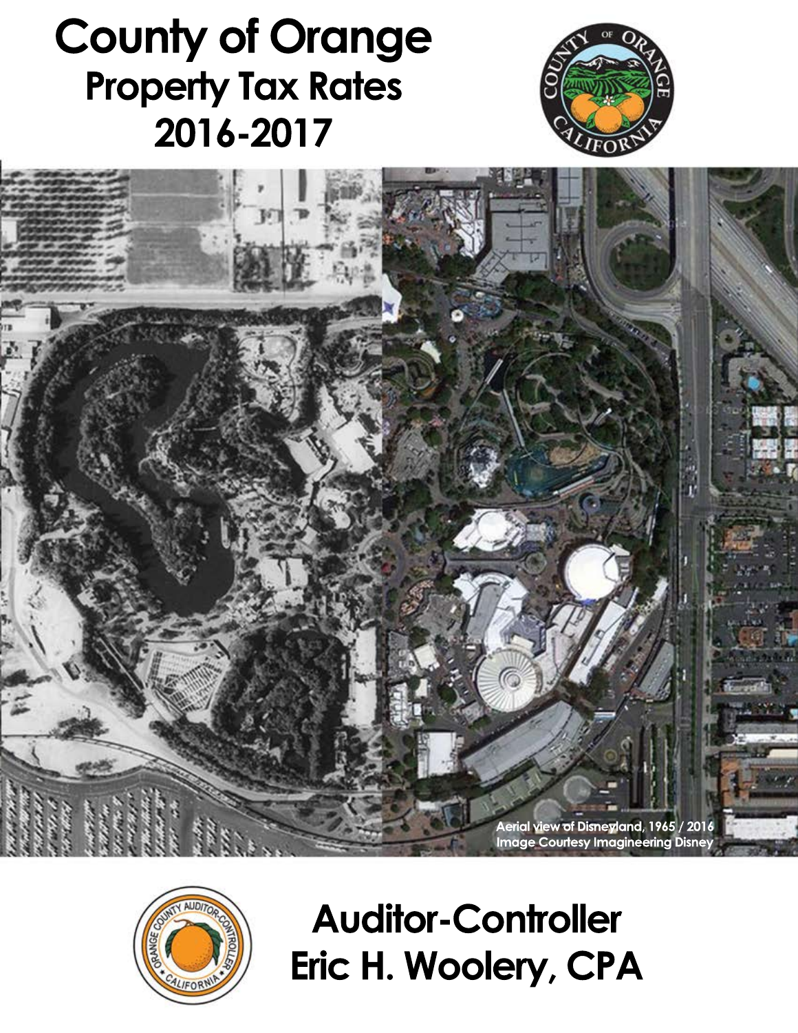# County of Orange
## Property Tax Rates
## 2016-2017

Aerial view of Disneyland, 1965 / 2016
Image Courtesy Imagineering Disney

## Auditor-Controller
## Eric H. Woolery, CPA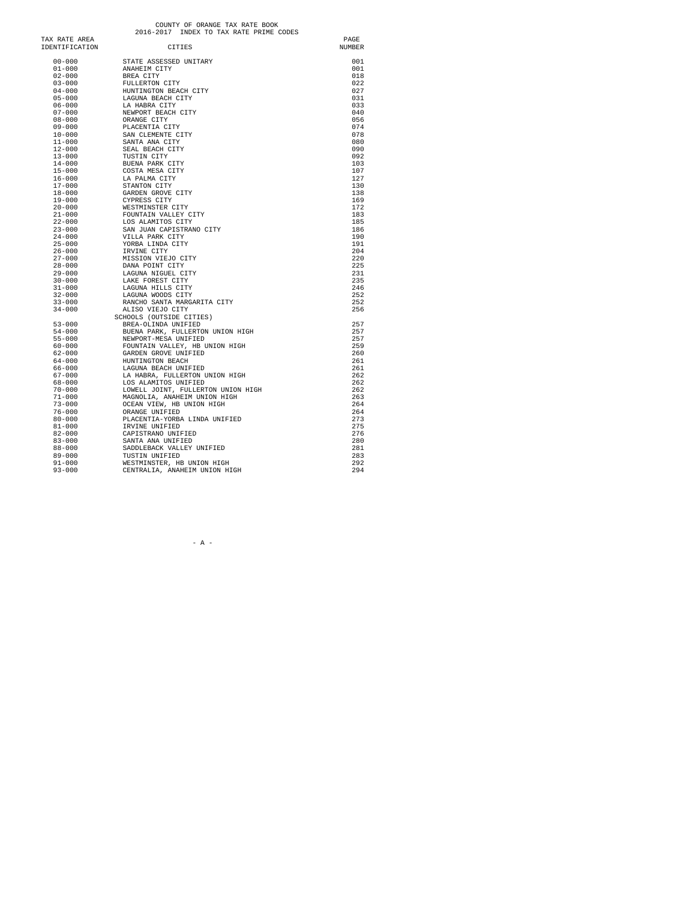# COUNTY OF ORANGE TAX RATE BOOK

## 2016-2017 INDEX TO TAX RATE PRIME CODES

| TAX RATE AREA IDENTIFICATION | CITIES | PAGE NUMBER |
|---|---|---|
| 00-000 | STATE ASSESSED UNITARY | 001 |
| 01-000 | ANAHEIM CITY | 001 |
| 02-000 | BREA CITY | 018 |
| 03-000 | FULLERTON CITY | 022 |
| 04-000 | HUNTINGTON BEACH CITY | 027 |
| 05-000 | LAGUNA BEACH CITY | 031 |
| 06-000 | LA HABRA CITY | 033 |
| 07-000 | NEWPORT BEACH CITY | 040 |
| 08-000 | ORANGE CITY | 056 |
| 09-000 | PLACENTIA CITY | 074 |
| 10-000 | SAN CLEMENTE CITY | 078 |
| 11-000 | SANTA ANA CITY | 080 |
| 12-000 | SEAL BEACH CITY | 090 |
| 13-000 | TUSTIN CITY | 092 |
| 14-000 | BUENA PARK CITY | 103 |
| 15-000 | COSTA MESA CITY | 107 |
| 16-000 | LA PALMA CITY | 127 |
| 17-000 | STANTON CITY | 130 |
| 18-000 | GARDEN GROVE CITY | 138 |
| 19-000 | CYPRESS CITY | 169 |
| 20-000 | WESTMINSTER CITY | 172 |
| 21-000 | FOUNTAIN VALLEY CITY | 183 |
| 22-000 | LOS ALAMITOS CITY | 185 |
| 23-000 | SAN JUAN CAPISTRANO CITY | 186 |
| 24-000 | VILLA PARK CITY | 190 |
| 25-000 | YORBA LINDA CITY | 191 |
| 26-000 | IRVINE CITY | 204 |
| 27-000 | MISSION VIEJO CITY | 220 |
| 28-000 | DANA POINT CITY | 225 |
| 29-000 | LAGUNA NIGUEL CITY | 231 |
| 30-000 | LAKE FOREST CITY | 235 |
| 31-000 | LAGUNA HILLS CITY | 246 |
| 32-000 | LAGUNA WOODS CITY | 252 |
| 33-000 | RANCHO SANTA MARGARITA CITY | 252 |
| 34-000 | ALISO VIEJO CITY | 256 |
| | SCHOOLS (OUTSIDE CITIES) | |
| 53-000 | BREA-OLINDA UNIFIED | 257 |
| 54-000 | BUENA PARK, FULLERTON UNION HIGH | 257 |
| 55-000 | NEWPORT-MESA UNIFIED | 257 |
| 60-000 | FOUNTAIN VALLEY, HB UNION HIGH | 259 |
| 62-000 | GARDEN GROVE UNIFIED | 260 |
| 64-000 | HUNTINGTON BEACH | 261 |
| 66-000 | LAGUNA BEACH UNIFIED | 261 |
| 67-000 | LA HABRA, FULLERTON UNION HIGH | 262 |
| 68-000 | LOS ALAMITOS UNIFIED | 262 |
| 70-000 | LOWELL JOINT, FULLERTON UNION HIGH | 262 |
| 71-000 | MAGNOLIA, ANAHEIM UNION HIGH | 263 |
| 73-000 | OCEAN VIEW, HB UNION HIGH | 264 |
| 76-000 | ORANGE UNIFIED | 264 |
| 80-000 | PLACENTIA-YORBA LINDA UNIFIED | 273 |
| 81-000 | IRVINE UNIFIED | 275 |
| 82-000 | CAPISTRANO UNIFIED | 276 |
| 83-000 | SANTA ANA UNIFIED | 280 |
| 88-000 | SADDLEBACK VALLEY UNIFIED | 281 |
| 89-000 | TUSTIN UNIFIED | 283 |
| 91-000 | WESTMINSTER, HB UNION HIGH | 292 |
| 93-000 | CENTRALIA, ANAHEIM UNION HIGH | 294 |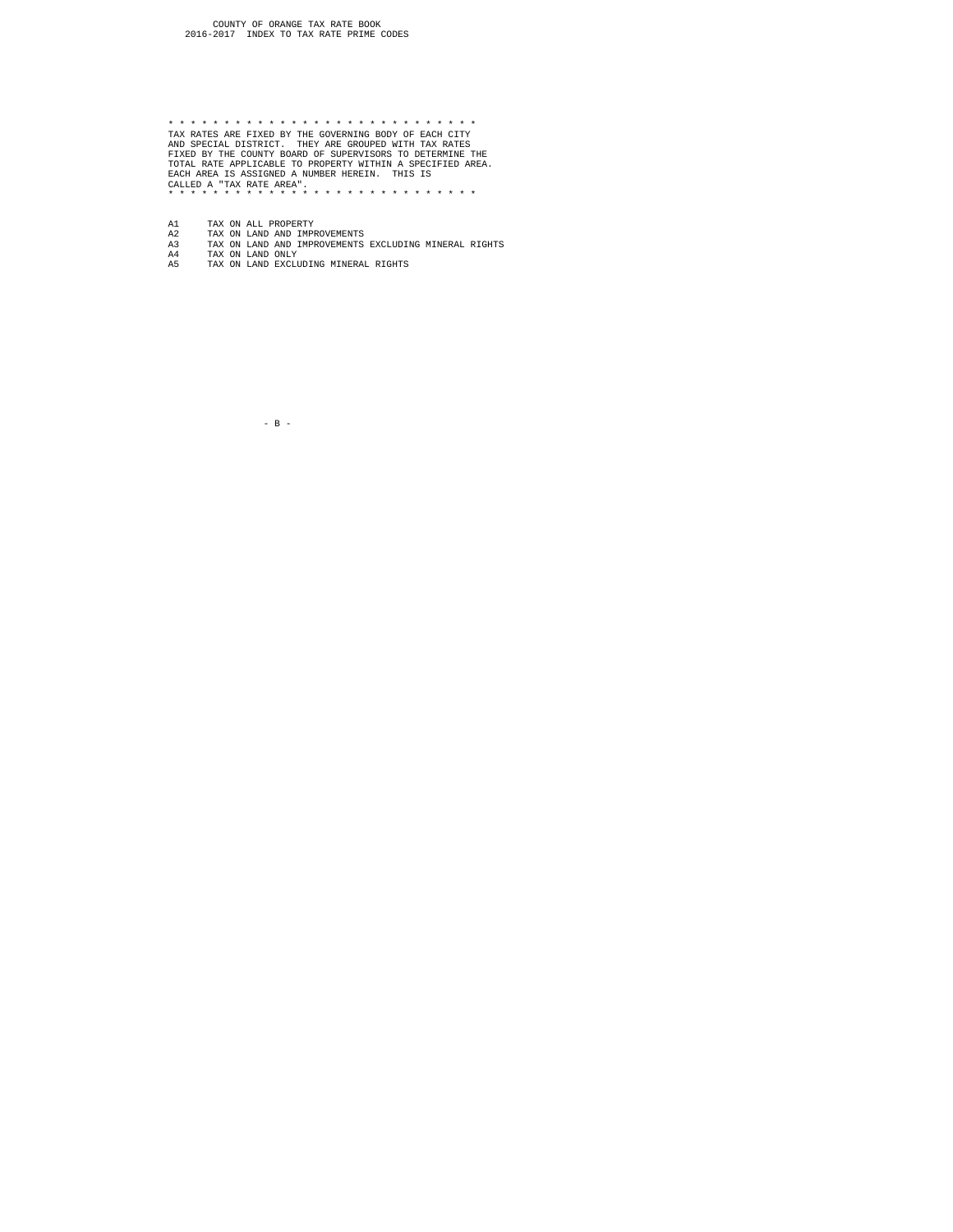COUNTY OF ORANGE TAX RATE BOOK
2016-2017 INDEX TO TAX RATE PRIME CODES

* * * * * * * * * * * * * * * * * * * * * * * * * * * * *
TAX RATES ARE FIXED BY THE GOVERNING BODY OF EACH CITY
AND SPECIAL DISTRICT. THEY ARE GROUPED WITH TAX RATES
FIXED BY THE COUNTY BOARD OF SUPERVISORS TO DETERMINE THE
TOTAL RATE APPLICABLE TO PROPERTY WITHIN A SPECIFIED AREA.
EACH AREA IS ASSIGNED A NUMBER HEREIN. THIS IS
CALLED A "TAX RATE AREA".
* * * * * * * * * * * * * * * * * * * * * * * * * * * * *

| | |
|---|---|
| A1 | TAX ON ALL PROPERTY |
| A2 | TAX ON LAND AND IMPROVEMENTS |
| A3 | TAX ON LAND AND IMPROVEMENTS EXCLUDING MINERAL RIGHTS |
| A4 | TAX ON LAND ONLY |
| A5 | TAX ON LAND EXCLUDING MINERAL RIGHTS |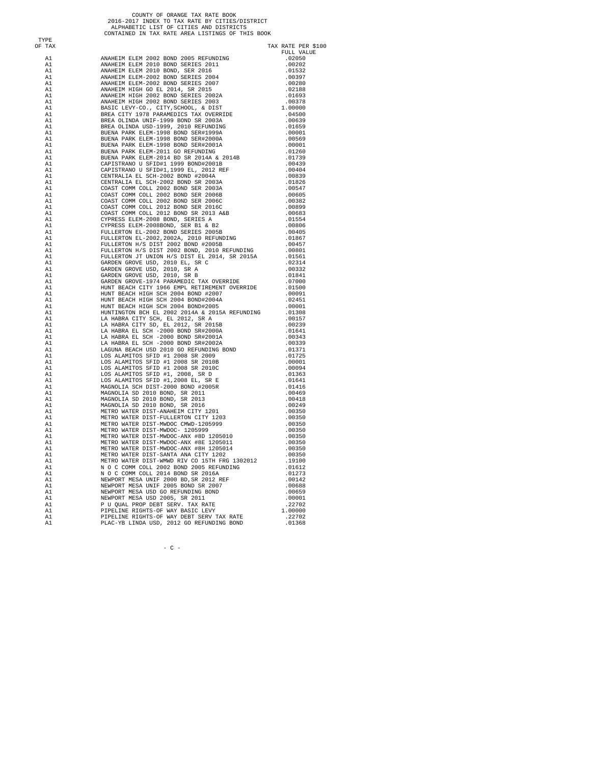COUNTY OF ORANGE TAX RATE BOOK
2016-2017 INDEX TO TAX RATE BY CITIES/DISTRICT
ALPHABETIC LIST OF CITIES AND DISTRICTS
CONTAINED IN TAX RATE AREA LISTINGS OF THIS BOOK

| TYPE OF TAX | | TAX RATE PER $100 FULL VALUE |
|---|---|---|
| A1 | ANAHEIM ELEM 2002 BOND 2005 REFUNDING | .02050 |
| A1 | ANAHEIM ELEM 2010 BOND SERIES 2011 | .00202 |
| A1 | ANAHEIM ELEM 2010 BOND, SER 2016 | .01532 |
| A1 | ANAHEIM ELEM-2002 BOND SERIES 2004 | .00397 |
| A1 | ANAHEIM ELEM-2002 BOND SERIES 2007 | .00280 |
| A1 | ANAHEIM HIGH GO EL 2014, SR 2015 | .02188 |
| A1 | ANAHEIM HIGH 2002 BOND SERIES 2002A | .01693 |
| A1 | ANAHEIM HIGH 2002 BOND SERIES 2003 | .00378 |
| A1 | BASIC LEVY-CO., CITY,SCHOOL, & DIST | 1.00000 |
| A1 | BREA CITY 1978 PARAMEDICS TAX OVERRIDE | .04500 |
| A1 | BREA OLINDA UNIF-1999 BOND SR 2003A | .00639 |
| A1 | BREA OLINDA USD-1999, 2010 REFUNDING | .01659 |
| A1 | BUENA PARK ELEM-1998 BOND SER#1999A | .00001 |
| A1 | BUENA PARK ELEM-1998 BOND SER#2000A | .00569 |
| A1 | BUENA PARK ELEM-1998 BOND SER#2001A | .00001 |
| A1 | BUENA PARK ELEM-2011 GO REFUNDING | .01260 |
| A1 | BUENA PARK ELEM-2014 BD SR 2014A & 2014B | .01739 |
| A1 | CAPISTRANO U SFID#1 1999 BOND#2001B | .00439 |
| A1 | CAPISTRANO U SFID#1,1999 EL, 2012 REF | .00404 |
| A1 | CENTRALIA EL SCH-2002 BOND #2004A | .00839 |
| A1 | CENTRALIA EL SCH-2002 BOND SR 2003A | .01826 |
| A1 | COAST COMM COLL 2002 BOND SER 2003A | .00547 |
| A1 | COAST COMM COLL 2002 BOND SER 2006B | .00605 |
| A1 | COAST COMM COLL 2002 BOND SER 2006C | .00382 |
| A1 | COAST COMM COLL 2012 BOND SER 2016C | .00899 |
| A1 | COAST COMM COLL 2012 BOND SR 2013 A&B | .00683 |
| A1 | CYPRESS ELEM-2008 BOND, SERIES A | .01554 |
| A1 | CYPRESS ELEM-2008BOND, SER B1 & B2 | .00806 |
| A1 | FULLERTON EL-2002 BOND SERIES 2005B | .00405 |
| A1 | FULLERTON EL-2002,2002A, 2010 REFUNDING | .01867 |
| A1 | FULLERTON H/S DIST 2002 BOND #2005B | .00457 |
| A1 | FULLERTON H/S DIST 2002 BOND, 2010 REFUNDING | .00801 |
| A1 | FULLERTON JT UNION H/S DIST EL 2014, SR 2015A | .01561 |
| A1 | GARDEN GROVE USD, 2010 EL, SR C | .02314 |
| A1 | GARDEN GROVE USD, 2010, SR A | .00332 |
| A1 | GARDEN GROVE USD, 2010, SR B | .01841 |
| A1 | GARDEN GROVE-1974 PARAMEDIC TAX OVERRIDE | .07000 |
| A1 | HUNT BEACH CITY 1966 EMPL RETIREMENT OVERRIDE | .01500 |
| A1 | HUNT BEACH HIGH SCH 2004 BOND #2007 | .00091 |
| A1 | HUNT BEACH HIGH SCH 2004 BOND#2004A | .02451 |
| A1 | HUNT BEACH HIGH SCH 2004 BOND#2005 | .00001 |
| A1 | HUNTINGTON BCH EL 2002 2014A & 2015A REFUNDING | .01308 |
| A1 | LA HABRA CITY SCH, EL 2012, SR A | .00157 |
| A1 | LA HABRA CITY SD, EL 2012, SR 2015B | .00239 |
| A1 | LA HABRA EL SCH -2000 BOND SR#2000A | .01641 |
| A1 | LA HABRA EL SCH -2000 BOND SR#2001A | .00343 |
| A1 | LA HABRA EL SCH -2000 BOND SR#2002A | .00339 |
| A1 | LAGUNA BEACH USD 2010 GO REFUNDING BOND | .01371 |
| A1 | LOS ALAMITOS SFID #1 2008 SR 2009 | .01725 |
| A1 | LOS ALAMITOS SFID #1 2008 SR 2010B | .00001 |
| A1 | LOS ALAMITOS SFID #1 2008 SR 2010C | .00094 |
| A1 | LOS ALAMITOS SFID #1, 2008, SR D | .01363 |
| A1 | LOS ALAMITOS SFID #1,2008 EL, SR E | .01641 |
| A1 | MAGNOLIA SCH DIST-2000 BOND #2005R | .01416 |
| A1 | MAGNOLIA SD 2010 BOND, SR 2011 | .00469 |
| A1 | MAGNOLIA SD 2010 BOND, SR 2013 | .00418 |
| A1 | MAGNOLIA SD 2010 BOND, SR 2016 | .00249 |
| A1 | METRO WATER DIST-ANAHEIM CITY 1201 | .00350 |
| A1 | METRO WATER DIST-FULLERTON CITY 1203 | .00350 |
| A1 | METRO WATER DIST-MWDOC CMWD-1205999 | .00350 |
| A1 | METRO WATER DIST-MWDOC- 1205999 | .00350 |
| A1 | METRO WATER DIST-MWDOC-ANX #8D 1205010 | .00350 |
| A1 | METRO WATER DIST-MWDOC-ANX #8E 1205011 | .00350 |
| A1 | METRO WATER DIST-MWDOC-ANX #8H 1205014 | .00350 |
| A1 | METRO WATER DIST-SANTA ANA CITY 1202 | .00350 |
| A1 | METRO WATER DIST-WMWD RIV CO 15TH FRG 1302012 | .19100 |
| A1 | N O C COMM COLL 2002 BOND 2005 REFUNDING | .01612 |
| A1 | N O C COMM COLL 2014 BOND SR 2016A | .01273 |
| A1 | NEWPORT MESA UNIF 2000 BD,SR 2012 REF | .00142 |
| A1 | NEWPORT MESA UNIF 2005 BOND SR 2007 | .00688 |
| A1 | NEWPORT MESA USD GO REFUNDING BOND | .00659 |
| A1 | NEWPORT MESA USD 2005, SR 2011 | .00001 |
| A1 | P U QUAL PROP DEBT SERV. TAX RATE | .22702 |
| A1 | PIPELINE RIGHTS-OF WAY BASIC LEVY | 1.00000 |
| A1 | PIPELINE RIGHTS-OF WAY DEBT SERV TAX RATE | .22702 |
| A1 | PLAC-YB LINDA USD, 2012 GO REFUNDING BOND | .01368 |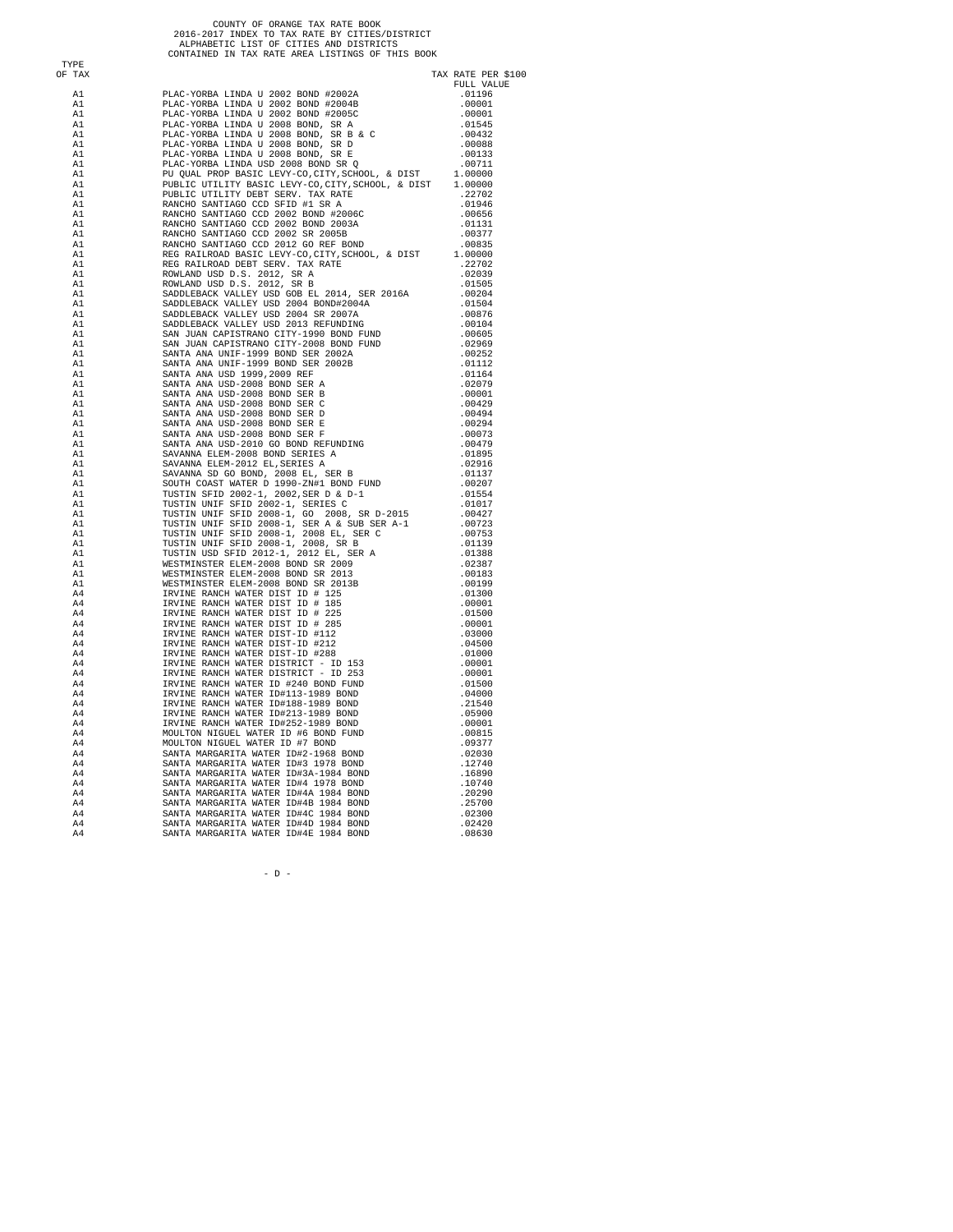COUNTY OF ORANGE TAX RATE BOOK
2016-2017 INDEX TO TAX RATE BY CITIES/DISTRICT
ALPHABETIC LIST OF CITIES AND DISTRICTS
CONTAINED IN TAX RATE AREA LISTINGS OF THIS BOOK

| TYPE OF TAX | | TAX RATE PER $100 FULL VALUE |
|---|---|---|
| A1 | PLAC-YORBA LINDA U 2002 BOND #2002A | .01196 |
| A1 | PLAC-YORBA LINDA U 2002 BOND #2004B | .00001 |
| A1 | PLAC-YORBA LINDA U 2002 BOND #2005C | .00001 |
| A1 | PLAC-YORBA LINDA U 2008 BOND, SR A | .01545 |
| A1 | PLAC-YORBA LINDA U 2008 BOND, SR B & C | .00432 |
| A1 | PLAC-YORBA LINDA U 2008 BOND, SR D | .00088 |
| A1 | PLAC-YORBA LINDA U 2008 BOND, SR E | .00133 |
| A1 | PLAC-YORBA LINDA USD 2008 BOND SR Q | .00711 |
| A1 | PU QUAL PROP BASIC LEVY-CO,CITY,SCHOOL, & DIST | 1.00000 |
| A1 | PUBLIC UTILITY BASIC LEVY-CO,CITY,SCHOOL, & DIST | 1.00000 |
| A1 | PUBLIC UTILITY DEBT SERV. TAX RATE | .22702 |
| A1 | RANCHO SANTIAGO CCD SFID #1 SR A | .01946 |
| A1 | RANCHO SANTIAGO CCD 2002 BOND #2006C | .00656 |
| A1 | RANCHO SANTIAGO CCD 2002 BOND 2003A | .01131 |
| A1 | RANCHO SANTIAGO CCD 2002 SR 2005B | .00377 |
| A1 | RANCHO SANTIAGO CCD 2012 GO REF BOND | .00835 |
| A1 | REG RAILROAD BASIC LEVY-CO,CITY,SCHOOL, & DIST | 1.00000 |
| A1 | REG RAILROAD DEBT SERV. TAX RATE | .22702 |
| A1 | ROWLAND USD D.S. 2012, SR A | .02039 |
| A1 | ROWLAND USD D.S. 2012, SR B | .01505 |
| A1 | SADDLEBACK VALLEY USD GOB EL 2014, SER 2016A | .00204 |
| A1 | SADDLEBACK VALLEY USD 2004 BOND#2004A | .01504 |
| A1 | SADDLEBACK VALLEY USD 2004 SR 2007A | .00876 |
| A1 | SADDLEBACK VALLEY USD 2013 REFUNDING | .00104 |
| A1 | SAN JUAN CAPISTRANO CITY-1990 BOND FUND | .00605 |
| A1 | SAN JUAN CAPISTRANO CITY-2008 BOND FUND | .02969 |
| A1 | SANTA ANA UNIF-1999 BOND SER 2002A | .00252 |
| A1 | SANTA ANA UNIF-1999 BOND SER 2002B | .01112 |
| A1 | SANTA ANA USD 1999,2009 REF | .01164 |
| A1 | SANTA ANA USD-2008 BOND SER A | .02079 |
| A1 | SANTA ANA USD-2008 BOND SER B | .00001 |
| A1 | SANTA ANA USD-2008 BOND SER C | .00429 |
| A1 | SANTA ANA USD-2008 BOND SER D | .00494 |
| A1 | SANTA ANA USD-2008 BOND SER E | .00294 |
| A1 | SANTA ANA USD-2008 BOND SER F | .00073 |
| A1 | SANTA ANA USD-2010 GO BOND REFUNDING | .00479 |
| A1 | SAVANNA ELEM-2008 BOND SERIES A | .01895 |
| A1 | SAVANNA ELEM-2012 EL,SERIES A | .02916 |
| A1 | SAVANNA SD GO BOND, 2008 EL, SER B | .01137 |
| A1 | SOUTH COAST WATER D 1990-ZN#1 BOND FUND | .00207 |
| A1 | TUSTIN SFID 2002-1, 2002,SER D & D-1 | .01554 |
| A1 | TUSTIN UNIF SFID 2002-1, SERIES C | .01017 |
| A1 | TUSTIN UNIF SFID 2008-1, GO 2008, SR D-2015 | .00427 |
| A1 | TUSTIN UNIF SFID 2008-1, SER A & SUB SER A-1 | .00723 |
| A1 | TUSTIN UNIF SFID 2008-1, 2008 EL, SER C | .00753 |
| A1 | TUSTIN UNIF SFID 2008-1, 2008, SR B | .01139 |
| A1 | TUSTIN USD SFID 2012-1, 2012 EL, SER A | .01388 |
| A1 | WESTMINSTER ELEM-2008 BOND SR 2009 | .02387 |
| A1 | WESTMINSTER ELEM-2008 BOND SR 2013 | .00183 |
| A1 | WESTMINSTER ELEM-2008 BOND SR 2013B | .00199 |
| A4 | IRVINE RANCH WATER DIST ID # 125 | .01300 |
| A4 | IRVINE RANCH WATER DIST ID # 185 | .00001 |
| A4 | IRVINE RANCH WATER DIST ID # 225 | .01500 |
| A4 | IRVINE RANCH WATER DIST ID # 285 | .00001 |
| A4 | IRVINE RANCH WATER DIST-ID #112 | .03000 |
| A4 | IRVINE RANCH WATER DIST-ID #212 | .04500 |
| A4 | IRVINE RANCH WATER DIST-ID #288 | .01000 |
| A4 | IRVINE RANCH WATER DISTRICT - ID 153 | .00001 |
| A4 | IRVINE RANCH WATER DISTRICT - ID 253 | .00001 |
| A4 | IRVINE RANCH WATER ID #240 BOND FUND | .01500 |
| A4 | IRVINE RANCH WATER ID#113-1989 BOND | .04000 |
| A4 | IRVINE RANCH WATER ID#188-1989 BOND | .21540 |
| A4 | IRVINE RANCH WATER ID#213-1989 BOND | .05900 |
| A4 | IRVINE RANCH WATER ID#252-1989 BOND | .00001 |
| A4 | MOULTON NIGUEL WATER ID #6 BOND FUND | .00815 |
| A4 | MOULTON NIGUEL WATER ID #7 BOND | .09377 |
| A4 | SANTA MARGARITA WATER ID#2-1968 BOND | .02030 |
| A4 | SANTA MARGARITA WATER ID#3 1978 BOND | .12740 |
| A4 | SANTA MARGARITA WATER ID#3A-1984 BOND | .16890 |
| A4 | SANTA MARGARITA WATER ID#4 1978 BOND | .10740 |
| A4 | SANTA MARGARITA WATER ID#4A 1984 BOND | .20290 |
| A4 | SANTA MARGARITA WATER ID#4B 1984 BOND | .25700 |
| A4 | SANTA MARGARITA WATER ID#4C 1984 BOND | .02300 |
| A4 | SANTA MARGARITA WATER ID#4D 1984 BOND | .02420 |
| A4 | SANTA MARGARITA WATER ID#4E 1984 BOND | .08630 |

- D -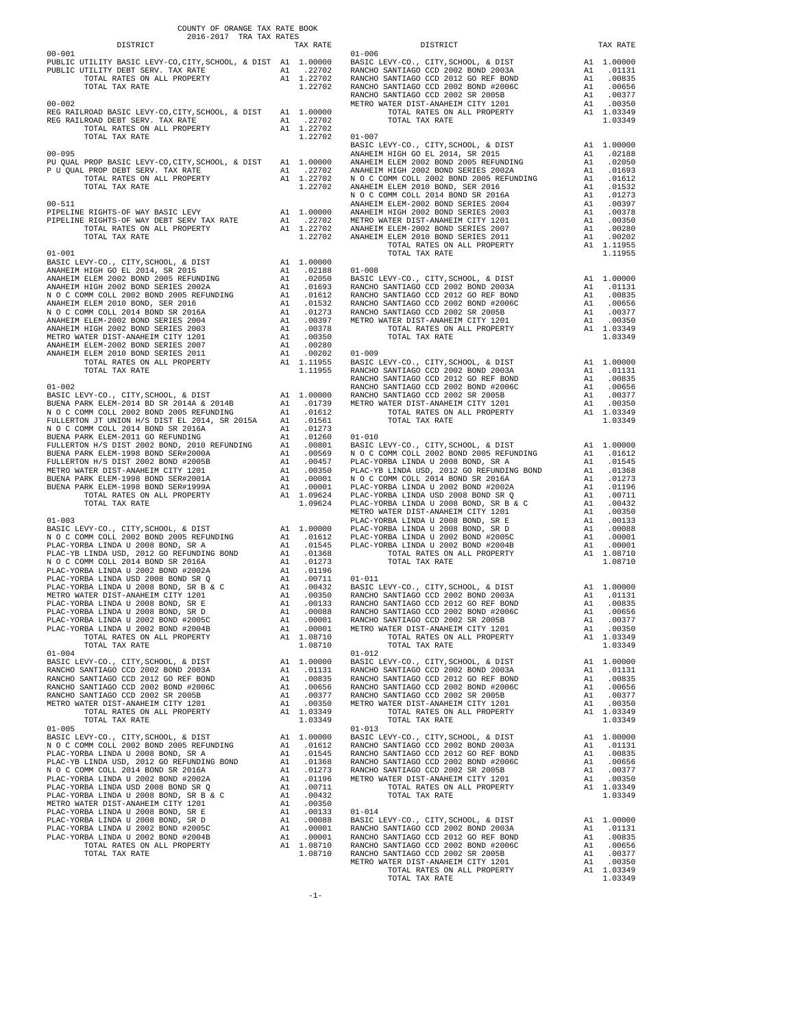COUNTY OF ORANGE TAX RATE BOOK
2016-2017 TRA TAX RATES

| DISTRICT | | TAX RATE |
|---|---|---|
| **00-001** | | |
| PUBLIC UTILITY BASIC LEVY-CO,CITY,SCHOOL, & DIST | A1 | 1.00000 |
| PUBLIC UTILITY DEBT SERV. TAX RATE | A1 | .22702 |
| TOTAL RATES ON ALL PROPERTY | A1 | 1.22702 |
| TOTAL TAX RATE | | 1.22702 |
| **00-002** | | |
| REG RAILROAD BASIC LEVY-CO,CITY,SCHOOL, & DIST | A1 | 1.00000 |
| REG RAILROAD DEBT SERV. TAX RATE | A1 | .22702 |
| TOTAL RATES ON ALL PROPERTY | A1 | 1.22702 |
| TOTAL TAX RATE | | 1.22702 |
| **00-095** | | |
| PU QUAL PROP BASIC LEVY-CO,CITY,SCHOOL, & DIST | A1 | 1.00000 |
| P U QUAL PROP DEBT SERV. TAX RATE | A1 | .22702 |
| TOTAL RATES ON ALL PROPERTY | A1 | 1.22702 |
| TOTAL TAX RATE | | 1.22702 |
| **00-511** | | |
| PIPELINE RIGHTS-OF WAY BASIC LEVY | A1 | 1.00000 |
| PIPELINE RIGHTS-OF WAY DEBT SERV TAX RATE | A1 | .22702 |
| TOTAL RATES ON ALL PROPERTY | A1 | 1.22702 |
| TOTAL TAX RATE | | 1.22702 |
| **01-001** | | |
| BASIC LEVY-CO., CITY,SCHOOL, & DIST | A1 | 1.00000 |
| ANAHEIM HIGH GO EL 2014, SR 2015 | A1 | .02188 |
| ANAHEIM ELEM 2002 BOND 2005 REFUNDING | A1 | .02050 |
| ANAHEIM HIGH 2002 BOND SERIES 2002A | A1 | .01693 |
| N O C COMM COLL 2002 BOND 2005 REFUNDING | A1 | .01612 |
| ANAHEIM ELEM 2010 BOND, SER 2016 | A1 | .01532 |
| N O C COMM COLL 2014 BOND SR 2016A | A1 | .01273 |
| ANAHEIM ELEM-2002 BOND SERIES 2004 | A1 | .00397 |
| ANAHEIM HIGH 2002 BOND SERIES 2003 | A1 | .00378 |
| METRO WATER DIST-ANAHEIM CITY 1201 | A1 | .00350 |
| ANAHEIM ELEM-2002 BOND SERIES 2007 | A1 | .00280 |
| ANAHEIM ELEM 2010 BOND SERIES 2011 | A1 | .00202 |
| TOTAL RATES ON ALL PROPERTY | A1 | 1.11955 |
| TOTAL TAX RATE | | 1.11955 |
| **01-002** | | |
| BASIC LEVY-CO., CITY,SCHOOL, & DIST | A1 | 1.00000 |
| BUENA PARK ELEM-2014 BD SR 2014A & 2014B | A1 | .01739 |
| N O C COMM COLL 2002 BOND 2005 REFUNDING | A1 | .01612 |
| FULLERTON JT UNION H/S DIST EL 2014, SR 2015A | A1 | .01561 |
| N O C COMM COLL 2014 BOND SR 2016A | A1 | .01273 |
| BUENA PARK ELEM-2011 GO REFUNDING | A1 | .01260 |
| FULLERTON H/S DIST 2002 BOND, 2010 REFUNDING | A1 | .00801 |
| BUENA PARK ELEM-1998 BOND SER#2000A | A1 | .00569 |
| FULLERTON H/S DIST 2002 BOND #2005B | A1 | .00457 |
| METRO WATER DIST-ANAHEIM CITY 1201 | A1 | .00350 |
| BUENA PARK ELEM-1998 BOND SER#2001A | A1 | .00001 |
| BUENA PARK ELEM-1998 BOND SER#1999A | A1 | .00001 |
| TOTAL RATES ON ALL PROPERTY | A1 | 1.09624 |
| TOTAL TAX RATE | | 1.09624 |
| **01-003** | | |
| BASIC LEVY-CO., CITY,SCHOOL, & DIST | A1 | 1.00000 |
| N O C COMM COLL 2002 BOND 2005 REFUNDING | A1 | .01612 |
| PLAC-YORBA LINDA U 2008 BOND, SR A | A1 | .01545 |
| PLAC-YB LINDA USD, 2012 GO REFUNDING BOND | A1 | .01368 |
| N O C COMM COLL 2014 BOND SR 2016A | A1 | .01273 |
| PLAC-YORBA LINDA U 2002 BOND #2002A | A1 | .01196 |
| PLAC-YORBA LINDA USD 2008 BOND SR Q | A1 | .00711 |
| PLAC-YORBA LINDA U 2008 BOND, SR B & C | A1 | .00432 |
| METRO WATER DIST-ANAHEIM CITY 1201 | A1 | .00350 |
| PLAC-YORBA LINDA U 2008 BOND, SR E | A1 | .00133 |
| PLAC-YORBA LINDA U 2008 BOND, SR D | A1 | .00088 |
| PLAC-YORBA LINDA U 2002 BOND #2005C | A1 | .00001 |
| PLAC-YORBA LINDA U 2002 BOND #2004B | A1 | .00001 |
| TOTAL RATES ON ALL PROPERTY | A1 | 1.08710 |
| TOTAL TAX RATE | | 1.08710 |
| **01-004** | | |
| BASIC LEVY-CO., CITY,SCHOOL, & DIST | A1 | 1.00000 |
| RANCHO SANTIAGO CCD 2002 BOND 2003A | A1 | .01131 |
| RANCHO SANTIAGO CCD 2012 GO REF BOND | A1 | .00835 |
| RANCHO SANTIAGO CCD 2002 BOND #2006C | A1 | .00656 |
| RANCHO SANTIAGO CCD 2002 SR 2005B | A1 | .00377 |
| METRO WATER DIST-ANAHEIM CITY 1201 | A1 | .00350 |
| TOTAL RATES ON ALL PROPERTY | A1 | 1.03349 |
| TOTAL TAX RATE | | 1.03349 |
| **01-005** | | |
| BASIC LEVY-CO., CITY,SCHOOL, & DIST | A1 | 1.00000 |
| N O C COMM COLL 2002 BOND 2005 REFUNDING | A1 | .01612 |
| PLAC-YORBA LINDA U 2008 BOND, SR A | A1 | .01545 |
| PLAC-YB LINDA USD, 2012 GO REFUNDING BOND | A1 | .01368 |
| N O C COMM COLL 2014 BOND SR 2016A | A1 | .01273 |
| PLAC-YORBA LINDA U 2002 BOND #2002A | A1 | .01196 |
| PLAC-YORBA LINDA USD 2008 BOND SR Q | A1 | .00711 |
| PLAC-YORBA LINDA U 2008 BOND, SR B & C | A1 | .00432 |
| METRO WATER DIST-ANAHEIM CITY 1201 | A1 | .00350 |
| PLAC-YORBA LINDA U 2008 BOND, SR E | A1 | .00133 |
| PLAC-YORBA LINDA U 2008 BOND, SR D | A1 | .00088 |
| PLAC-YORBA LINDA U 2002 BOND #2005C | A1 | .00001 |
| PLAC-YORBA LINDA U 2002 BOND #2004B | A1 | .00001 |
| TOTAL RATES ON ALL PROPERTY | A1 | 1.08710 |
| TOTAL TAX RATE | | 1.08710 |
| **01-006** | | |
| BASIC LEVY-CO., CITY,SCHOOL, & DIST | A1 | 1.00000 |
| RANCHO SANTIAGO CCD 2002 BOND 2003A | A1 | .01131 |
| RANCHO SANTIAGO CCD 2012 GO REF BOND | A1 | .00835 |
| RANCHO SANTIAGO CCD 2002 BOND #2006C | A1 | .00656 |
| RANCHO SANTIAGO CCD 2002 SR 2005B | A1 | .00377 |
| METRO WATER DIST-ANAHEIM CITY 1201 | A1 | .00350 |
| TOTAL RATES ON ALL PROPERTY | A1 | 1.03349 |
| TOTAL TAX RATE | | 1.03349 |
| **01-007** | | |
| BASIC LEVY-CO., CITY,SCHOOL, & DIST | A1 | 1.00000 |
| ANAHEIM HIGH GO EL 2014, SR 2015 | A1 | .02188 |
| ANAHEIM ELEM 2002 BOND 2005 REFUNDING | A1 | .02050 |
| ANAHEIM HIGH 2002 BOND SERIES 2002A | A1 | .01693 |
| N O C COMM COLL 2002 BOND 2005 REFUNDING | A1 | .01612 |
| ANAHEIM ELEM 2010 BOND, SER 2016 | A1 | .01532 |
| N O C COMM COLL 2014 BOND SR 2016A | A1 | .01273 |
| ANAHEIM ELEM-2002 BOND SERIES 2004 | A1 | .00397 |
| ANAHEIM HIGH 2002 BOND SERIES 2003 | A1 | .00378 |
| METRO WATER DIST-ANAHEIM CITY 1201 | A1 | .00350 |
| ANAHEIM ELEM-2002 BOND SERIES 2007 | A1 | .00280 |
| ANAHEIM ELEM 2010 BOND SERIES 2011 | A1 | .00202 |
| TOTAL RATES ON ALL PROPERTY | A1 | 1.11955 |
| TOTAL TAX RATE | | 1.11955 |
| **01-008** | | |
| BASIC LEVY-CO., CITY,SCHOOL, & DIST | A1 | 1.00000 |
| RANCHO SANTIAGO CCD 2002 BOND 2003A | A1 | .01131 |
| RANCHO SANTIAGO CCD 2012 GO REF BOND | A1 | .00835 |
| RANCHO SANTIAGO CCD 2002 BOND #2006C | A1 | .00656 |
| RANCHO SANTIAGO CCD 2002 SR 2005B | A1 | .00377 |
| METRO WATER DIST-ANAHEIM CITY 1201 | A1 | .00350 |
| TOTAL RATES ON ALL PROPERTY | A1 | 1.03349 |
| TOTAL TAX RATE | | 1.03349 |
| **01-009** | | |
| BASIC LEVY-CO., CITY,SCHOOL, & DIST | A1 | 1.00000 |
| RANCHO SANTIAGO CCD 2002 BOND 2003A | A1 | .01131 |
| RANCHO SANTIAGO CCD 2012 GO REF BOND | A1 | .00835 |
| RANCHO SANTIAGO CCD 2002 BOND #2006C | A1 | .00656 |
| RANCHO SANTIAGO CCD 2002 SR 2005B | A1 | .00377 |
| METRO WATER DIST-ANAHEIM CITY 1201 | A1 | .00350 |
| TOTAL RATES ON ALL PROPERTY | A1 | 1.03349 |
| TOTAL TAX RATE | | 1.03349 |
| **01-010** | | |
| BASIC LEVY-CO., CITY,SCHOOL, & DIST | A1 | 1.00000 |
| N O C COMM COLL 2002 BOND 2005 REFUNDING | A1 | .01612 |
| PLAC-YORBA LINDA U 2008 BOND, SR A | A1 | .01545 |
| PLAC-YB LINDA USD, 2012 GO REFUNDING BOND | A1 | .01368 |
| N O C COMM COLL 2014 BOND SR 2016A | A1 | .01273 |
| PLAC-YORBA LINDA U 2002 BOND #2002A | A1 | .01196 |
| PLAC-YORBA LINDA USD 2008 BOND SR Q | A1 | .00711 |
| PLAC-YORBA LINDA U 2008 BOND, SR B & C | A1 | .00432 |
| METRO WATER DIST-ANAHEIM CITY 1201 | A1 | .00350 |
| PLAC-YORBA LINDA U 2008 BOND, SR E | A1 | .00133 |
| PLAC-YORBA LINDA U 2008 BOND, SR D | A1 | .00088 |
| PLAC-YORBA LINDA U 2002 BOND #2005C | A1 | .00001 |
| PLAC-YORBA LINDA U 2002 BOND #2004B | A1 | .00001 |
| TOTAL RATES ON ALL PROPERTY | A1 | 1.08710 |
| TOTAL TAX RATE | | 1.08710 |
| **01-011** | | |
| BASIC LEVY-CO., CITY,SCHOOL, & DIST | A1 | 1.00000 |
| RANCHO SANTIAGO CCD 2002 BOND 2003A | A1 | .01131 |
| RANCHO SANTIAGO CCD 2012 GO REF BOND | A1 | .00835 |
| RANCHO SANTIAGO CCD 2002 BOND #2006C | A1 | .00656 |
| RANCHO SANTIAGO CCD 2002 SR 2005B | A1 | .00377 |
| METRO WATER DIST-ANAHEIM CITY 1201 | A1 | .00350 |
| TOTAL RATES ON ALL PROPERTY | A1 | 1.03349 |
| TOTAL TAX RATE | | 1.03349 |
| **01-012** | | |
| BASIC LEVY-CO., CITY,SCHOOL, & DIST | A1 | 1.00000 |
| RANCHO SANTIAGO CCD 2002 BOND 2003A | A1 | .01131 |
| RANCHO SANTIAGO CCD 2012 GO REF BOND | A1 | .00835 |
| RANCHO SANTIAGO CCD 2002 BOND #2006C | A1 | .00656 |
| RANCHO SANTIAGO CCD 2002 SR 2005B | A1 | .00377 |
| METRO WATER DIST-ANAHEIM CITY 1201 | A1 | .00350 |
| TOTAL RATES ON ALL PROPERTY | A1 | 1.03349 |
| TOTAL TAX RATE | | 1.03349 |
| **01-013** | | |
| BASIC LEVY-CO., CITY,SCHOOL, & DIST | A1 | 1.00000 |
| RANCHO SANTIAGO CCD 2002 BOND 2003A | A1 | .01131 |
| RANCHO SANTIAGO CCD 2012 GO REF BOND | A1 | .00835 |
| RANCHO SANTIAGO CCD 2002 BOND #2006C | A1 | .00656 |
| RANCHO SANTIAGO CCD 2002 SR 2005B | A1 | .00377 |
| METRO WATER DIST-ANAHEIM CITY 1201 | A1 | .00350 |
| TOTAL RATES ON ALL PROPERTY | A1 | 1.03349 |
| TOTAL TAX RATE | | 1.03349 |
| **01-014** | | |
| BASIC LEVY-CO., CITY,SCHOOL, & DIST | A1 | 1.00000 |
| RANCHO SANTIAGO CCD 2002 BOND 2003A | A1 | .01131 |
| RANCHO SANTIAGO CCD 2012 GO REF BOND | A1 | .00835 |
| RANCHO SANTIAGO CCD 2002 BOND #2006C | A1 | .00656 |
| RANCHO SANTIAGO CCD 2002 SR 2005B | A1 | .00377 |
| METRO WATER DIST-ANAHEIM CITY 1201 | A1 | .00350 |
| TOTAL RATES ON ALL PROPERTY | A1 | 1.03349 |
| TOTAL TAX RATE | | 1.03349 |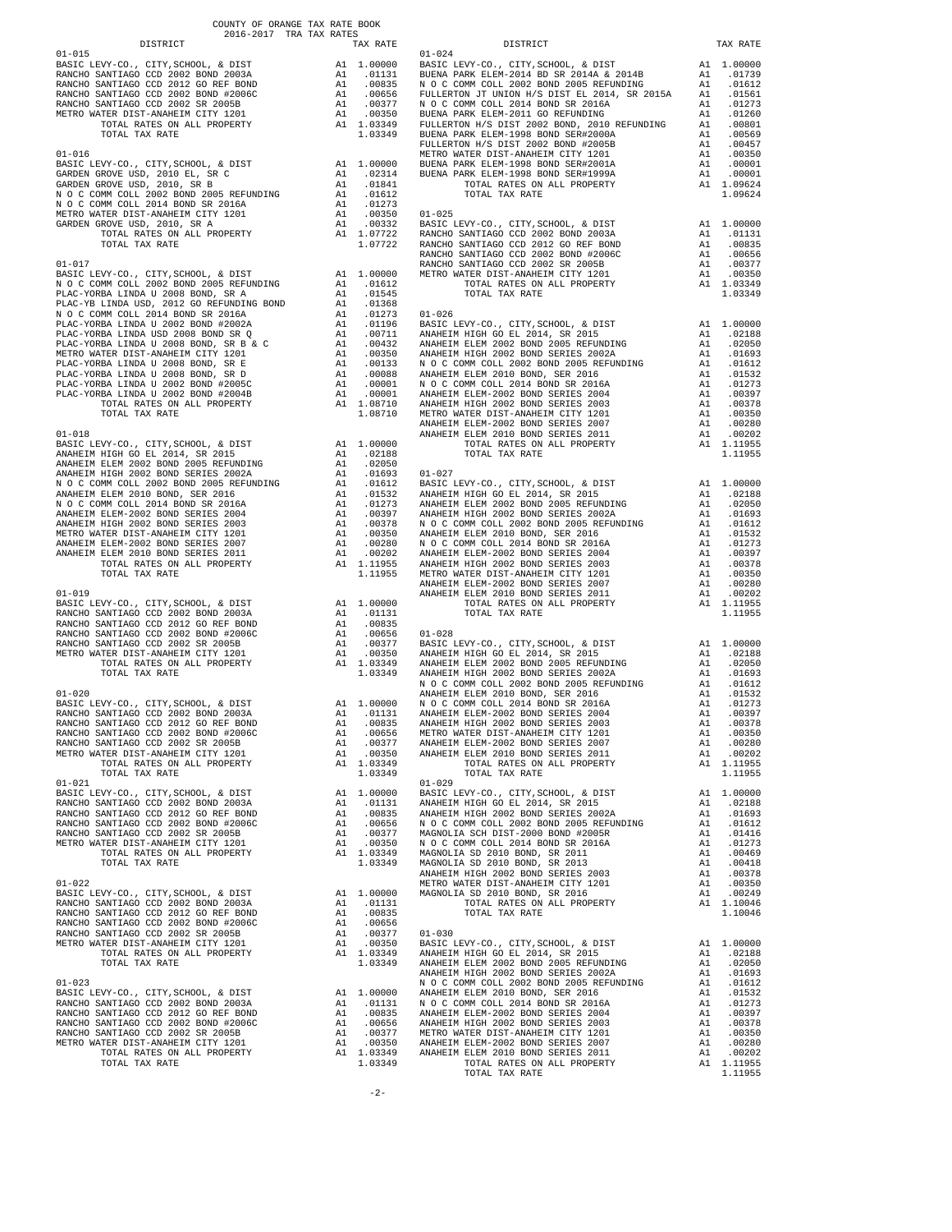COUNTY OF ORANGE TAX RATE BOOK
2016-2017 TRA TAX RATES

| DISTRICT | | TAX RATE |
|---|---|---|
| **01-015** | | |
| BASIC LEVY-CO., CITY,SCHOOL, & DIST | A1 | 1.00000 |
| RANCHO SANTIAGO CCD 2002 BOND 2003A | A1 | .01131 |
| RANCHO SANTIAGO CCD 2012 GO REF BOND | A1 | .00835 |
| RANCHO SANTIAGO CCD 2002 BOND #2006C | A1 | .00656 |
| RANCHO SANTIAGO CCD 2002 SR 2005B | A1 | .00377 |
| METRO WATER DIST-ANAHEIM CITY 1201 | A1 | .00350 |
| TOTAL RATES ON ALL PROPERTY | A1 | 1.03349 |
| TOTAL TAX RATE | | 1.03349 |
| **01-016** | | |
| BASIC LEVY-CO., CITY,SCHOOL, & DIST | A1 | 1.00000 |
| GARDEN GROVE USD, 2010 EL, SR C | A1 | .02314 |
| GARDEN GROVE USD, 2010, SR B | A1 | .01841 |
| N O C COMM COLL 2002 BOND 2005 REFUNDING | A1 | .01612 |
| N O C COMM COLL 2014 BOND SR 2016A | A1 | .01273 |
| METRO WATER DIST-ANAHEIM CITY 1201 | A1 | .00350 |
| GARDEN GROVE USD, 2010, SR A | A1 | .00332 |
| TOTAL RATES ON ALL PROPERTY | A1 | 1.07722 |
| TOTAL TAX RATE | | 1.07722 |
| **01-017** | | |
| BASIC LEVY-CO., CITY,SCHOOL, & DIST | A1 | 1.00000 |
| N O C COMM COLL 2002 BOND 2005 REFUNDING | A1 | .01612 |
| PLAC-YORBA LINDA U 2008 BOND, SR A | A1 | .01545 |
| PLAC-YB LINDA USD, 2012 GO REFUNDING BOND | A1 | .01368 |
| N O C COMM COLL 2014 BOND SR 2016A | A1 | .01273 |
| PLAC-YORBA LINDA U 2002 BOND #2002A | A1 | .01196 |
| PLAC-YORBA LINDA USD 2008 BOND SR Q | A1 | .00711 |
| PLAC-YORBA LINDA U 2008 BOND, SR B & C | A1 | .00432 |
| METRO WATER DIST-ANAHEIM CITY 1201 | A1 | .00350 |
| PLAC-YORBA LINDA U 2008 BOND, SR E | A1 | .00133 |
| PLAC-YORBA LINDA U 2008 BOND, SR D | A1 | .00088 |
| PLAC-YORBA LINDA U 2002 BOND #2005C | A1 | .00001 |
| PLAC-YORBA LINDA U 2002 BOND #2004B | A1 | .00001 |
| TOTAL RATES ON ALL PROPERTY | A1 | 1.08710 |
| TOTAL TAX RATE | | 1.08710 |
| **01-018** | | |
| BASIC LEVY-CO., CITY,SCHOOL, & DIST | A1 | 1.00000 |
| ANAHEIM HIGH GO EL 2014, SR 2015 | A1 | .02188 |
| ANAHEIM ELEM 2002 BOND 2005 REFUNDING | A1 | .02050 |
| ANAHEIM HIGH 2002 BOND SERIES 2002A | A1 | .01693 |
| N O C COMM COLL 2002 BOND 2005 REFUNDING | A1 | .01612 |
| ANAHEIM ELEM 2010 BOND, SER 2016 | A1 | .01532 |
| N O C COMM COLL 2014 BOND SR 2016A | A1 | .01273 |
| ANAHEIM ELEM-2002 BOND SERIES 2004 | A1 | .00397 |
| ANAHEIM HIGH 2002 BOND SERIES 2003 | A1 | .00378 |
| METRO WATER DIST-ANAHEIM CITY 1201 | A1 | .00350 |
| ANAHEIM ELEM-2002 BOND SERIES 2007 | A1 | .00280 |
| ANAHEIM ELEM 2010 BOND SERIES 2011 | A1 | .00202 |
| TOTAL RATES ON ALL PROPERTY | A1 | 1.11955 |
| TOTAL TAX RATE | | 1.11955 |
| **01-019** | | |
| BASIC LEVY-CO., CITY,SCHOOL, & DIST | A1 | 1.00000 |
| RANCHO SANTIAGO CCD 2002 BOND 2003A | A1 | .01131 |
| RANCHO SANTIAGO CCD 2012 GO REF BOND | A1 | .00835 |
| RANCHO SANTIAGO CCD 2002 BOND #2006C | A1 | .00656 |
| RANCHO SANTIAGO CCD 2002 SR 2005B | A1 | .00377 |
| METRO WATER DIST-ANAHEIM CITY 1201 | A1 | .00350 |
| TOTAL RATES ON ALL PROPERTY | A1 | 1.03349 |
| TOTAL TAX RATE | | 1.03349 |
| **01-020** | | |
| BASIC LEVY-CO., CITY,SCHOOL, & DIST | A1 | 1.00000 |
| RANCHO SANTIAGO CCD 2002 BOND 2003A | A1 | .01131 |
| RANCHO SANTIAGO CCD 2012 GO REF BOND | A1 | .00835 |
| RANCHO SANTIAGO CCD 2002 BOND #2006C | A1 | .00656 |
| RANCHO SANTIAGO CCD 2002 SR 2005B | A1 | .00377 |
| METRO WATER DIST-ANAHEIM CITY 1201 | A1 | .00350 |
| TOTAL RATES ON ALL PROPERTY | A1 | 1.03349 |
| TOTAL TAX RATE | | 1.03349 |
| **01-021** | | |
| BASIC LEVY-CO., CITY,SCHOOL, & DIST | A1 | 1.00000 |
| RANCHO SANTIAGO CCD 2002 BOND 2003A | A1 | .01131 |
| RANCHO SANTIAGO CCD 2012 GO REF BOND | A1 | .00835 |
| RANCHO SANTIAGO CCD 2002 BOND #2006C | A1 | .00656 |
| RANCHO SANTIAGO CCD 2002 SR 2005B | A1 | .00377 |
| METRO WATER DIST-ANAHEIM CITY 1201 | A1 | .00350 |
| TOTAL RATES ON ALL PROPERTY | A1 | 1.03349 |
| TOTAL TAX RATE | | 1.03349 |
| **01-022** | | |
| BASIC LEVY-CO., CITY,SCHOOL, & DIST | A1 | 1.00000 |
| RANCHO SANTIAGO CCD 2002 BOND 2003A | A1 | .01131 |
| RANCHO SANTIAGO CCD 2012 GO REF BOND | A1 | .00835 |
| RANCHO SANTIAGO CCD 2002 BOND #2006C | A1 | .00656 |
| RANCHO SANTIAGO CCD 2002 SR 2005B | A1 | .00377 |
| METRO WATER DIST-ANAHEIM CITY 1201 | A1 | .00350 |
| TOTAL RATES ON ALL PROPERTY | A1 | 1.03349 |
| TOTAL TAX RATE | | 1.03349 |
| **01-023** | | |
| BASIC LEVY-CO., CITY,SCHOOL, & DIST | A1 | 1.00000 |
| RANCHO SANTIAGO CCD 2002 BOND 2003A | A1 | .01131 |
| RANCHO SANTIAGO CCD 2012 GO REF BOND | A1 | .00835 |
| RANCHO SANTIAGO CCD 2002 BOND #2006C | A1 | .00656 |
| RANCHO SANTIAGO CCD 2002 SR 2005B | A1 | .00377 |
| METRO WATER DIST-ANAHEIM CITY 1201 | A1 | .00350 |
| TOTAL RATES ON ALL PROPERTY | A1 | 1.03349 |
| TOTAL TAX RATE | | 1.03349 |
| **01-024** | | |
| BASIC LEVY-CO., CITY,SCHOOL, & DIST | A1 | 1.00000 |
| BUENA PARK ELEM-2014 BD SR 2014A & 2014B | A1 | .01739 |
| N O C COMM COLL 2002 BOND 2005 REFUNDING | A1 | .01612 |
| FULLERTON JT UNION H/S DIST EL 2014, SR 2015A | A1 | .01561 |
| N O C COMM COLL 2014 BOND SR 2016A | A1 | .01273 |
| BUENA PARK ELEM-2011 GO REFUNDING | A1 | .01260 |
| FULLERTON H/S DIST 2002 BOND, 2010 REFUNDING | A1 | .00801 |
| BUENA PARK ELEM-1998 BOND SER#2000A | A1 | .00569 |
| FULLERTON H/S DIST 2002 BOND #2005B | A1 | .00457 |
| METRO WATER DIST-ANAHEIM CITY 1201 | A1 | .00350 |
| BUENA PARK ELEM-1998 BOND SER#2001A | A1 | .00001 |
| BUENA PARK ELEM-1998 BOND SER#1999A | A1 | .00001 |
| TOTAL RATES ON ALL PROPERTY | A1 | 1.09624 |
| TOTAL TAX RATE | | 1.09624 |
| **01-025** | | |
| BASIC LEVY-CO., CITY,SCHOOL, & DIST | A1 | 1.00000 |
| RANCHO SANTIAGO CCD 2002 BOND 2003A | A1 | .01131 |
| RANCHO SANTIAGO CCD 2012 GO REF BOND | A1 | .00835 |
| RANCHO SANTIAGO CCD 2002 BOND #2006C | A1 | .00656 |
| RANCHO SANTIAGO CCD 2002 SR 2005B | A1 | .00377 |
| METRO WATER DIST-ANAHEIM CITY 1201 | A1 | .00350 |
| TOTAL RATES ON ALL PROPERTY | A1 | 1.03349 |
| TOTAL TAX RATE | | 1.03349 |
| **01-026** | | |
| BASIC LEVY-CO., CITY,SCHOOL, & DIST | A1 | 1.00000 |
| ANAHEIM HIGH GO EL 2014, SR 2015 | A1 | .02188 |
| ANAHEIM ELEM 2002 BOND 2005 REFUNDING | A1 | .02050 |
| ANAHEIM HIGH 2002 BOND SERIES 2002A | A1 | .01693 |
| N O C COMM COLL 2002 BOND 2005 REFUNDING | A1 | .01612 |
| ANAHEIM ELEM 2010 BOND, SER 2016 | A1 | .01532 |
| N O C COMM COLL 2014 BOND SR 2016A | A1 | .01273 |
| ANAHEIM ELEM-2002 BOND SERIES 2004 | A1 | .00397 |
| ANAHEIM HIGH 2002 BOND SERIES 2003 | A1 | .00378 |
| METRO WATER DIST-ANAHEIM CITY 1201 | A1 | .00350 |
| ANAHEIM ELEM-2002 BOND SERIES 2007 | A1 | .00280 |
| ANAHEIM ELEM 2010 BOND SERIES 2011 | A1 | .00202 |
| TOTAL RATES ON ALL PROPERTY | A1 | 1.11955 |
| TOTAL TAX RATE | | 1.11955 |
| **01-027** | | |
| BASIC LEVY-CO., CITY,SCHOOL, & DIST | A1 | 1.00000 |
| ANAHEIM HIGH GO EL 2014, SR 2015 | A1 | .02188 |
| ANAHEIM ELEM 2002 BOND 2005 REFUNDING | A1 | .02050 |
| ANAHEIM HIGH 2002 BOND SERIES 2002A | A1 | .01693 |
| N O C COMM COLL 2002 BOND 2005 REFUNDING | A1 | .01612 |
| ANAHEIM ELEM 2010 BOND, SER 2016 | A1 | .01532 |
| N O C COMM COLL 2014 BOND SR 2016A | A1 | .01273 |
| ANAHEIM ELEM-2002 BOND SERIES 2004 | A1 | .00397 |
| ANAHEIM HIGH 2002 BOND SERIES 2003 | A1 | .00378 |
| METRO WATER DIST-ANAHEIM CITY 1201 | A1 | .00350 |
| ANAHEIM ELEM-2002 BOND SERIES 2007 | A1 | .00280 |
| ANAHEIM ELEM 2010 BOND SERIES 2011 | A1 | .00202 |
| TOTAL RATES ON ALL PROPERTY | A1 | 1.11955 |
| TOTAL TAX RATE | | 1.11955 |
| **01-028** | | |
| BASIC LEVY-CO., CITY,SCHOOL, & DIST | A1 | 1.00000 |
| ANAHEIM HIGH GO EL 2014, SR 2015 | A1 | .02188 |
| ANAHEIM ELEM 2002 BOND 2005 REFUNDING | A1 | .02050 |
| ANAHEIM HIGH 2002 BOND SERIES 2002A | A1 | .01693 |
| N O C COMM COLL 2002 BOND 2005 REFUNDING | A1 | .01612 |
| ANAHEIM ELEM 2010 BOND, SER 2016 | A1 | .01532 |
| N O C COMM COLL 2014 BOND SR 2016A | A1 | .01273 |
| ANAHEIM ELEM-2002 BOND SERIES 2004 | A1 | .00397 |
| ANAHEIM HIGH 2002 BOND SERIES 2003 | A1 | .00378 |
| METRO WATER DIST-ANAHEIM CITY 1201 | A1 | .00350 |
| ANAHEIM ELEM-2002 BOND SERIES 2007 | A1 | .00280 |
| ANAHEIM ELEM 2010 BOND SERIES 2011 | A1 | .00202 |
| TOTAL RATES ON ALL PROPERTY | A1 | 1.11955 |
| TOTAL TAX RATE | | 1.11955 |
| **01-029** | | |
| BASIC LEVY-CO., CITY,SCHOOL, & DIST | A1 | 1.00000 |
| ANAHEIM HIGH GO EL 2014, SR 2015 | A1 | .02188 |
| ANAHEIM HIGH 2002 BOND SERIES 2002A | A1 | .01693 |
| N O C COMM COLL 2002 BOND 2005 REFUNDING | A1 | .01612 |
| MAGNOLIA SCH DIST-2000 BOND #2005R | A1 | .01416 |
| N O C COMM COLL 2014 BOND SR 2016A | A1 | .01273 |
| MAGNOLIA SD 2010 BOND, SR 2011 | A1 | .00469 |
| MAGNOLIA SD 2010 BOND, SR 2013 | A1 | .00418 |
| ANAHEIM HIGH 2002 BOND SERIES 2003 | A1 | .00378 |
| METRO WATER DIST-ANAHEIM CITY 1201 | A1 | .00350 |
| MAGNOLIA SD 2010 BOND, SR 2016 | A1 | .00249 |
| TOTAL RATES ON ALL PROPERTY | A1 | 1.10046 |
| TOTAL TAX RATE | | 1.10046 |
| **01-030** | | |
| BASIC LEVY-CO., CITY,SCHOOL, & DIST | A1 | 1.00000 |
| ANAHEIM HIGH GO EL 2014, SR 2015 | A1 | .02188 |
| ANAHEIM ELEM 2002 BOND 2005 REFUNDING | A1 | .02050 |
| ANAHEIM HIGH 2002 BOND SERIES 2002A | A1 | .01693 |
| N O C COMM COLL 2002 BOND 2005 REFUNDING | A1 | .01612 |
| ANAHEIM ELEM 2010 BOND, SER 2016 | A1 | .01532 |
| N O C COMM COLL 2014 BOND SR 2016A | A1 | .01273 |
| ANAHEIM ELEM-2002 BOND SERIES 2004 | A1 | .00397 |
| ANAHEIM HIGH 2002 BOND SERIES 2003 | A1 | .00378 |
| METRO WATER DIST-ANAHEIM CITY 1201 | A1 | .00350 |
| ANAHEIM ELEM-2002 BOND SERIES 2007 | A1 | .00280 |
| ANAHEIM ELEM 2010 BOND SERIES 2011 | A1 | .00202 |
| TOTAL RATES ON ALL PROPERTY | A1 | 1.11955 |
| TOTAL TAX RATE | | 1.11955 |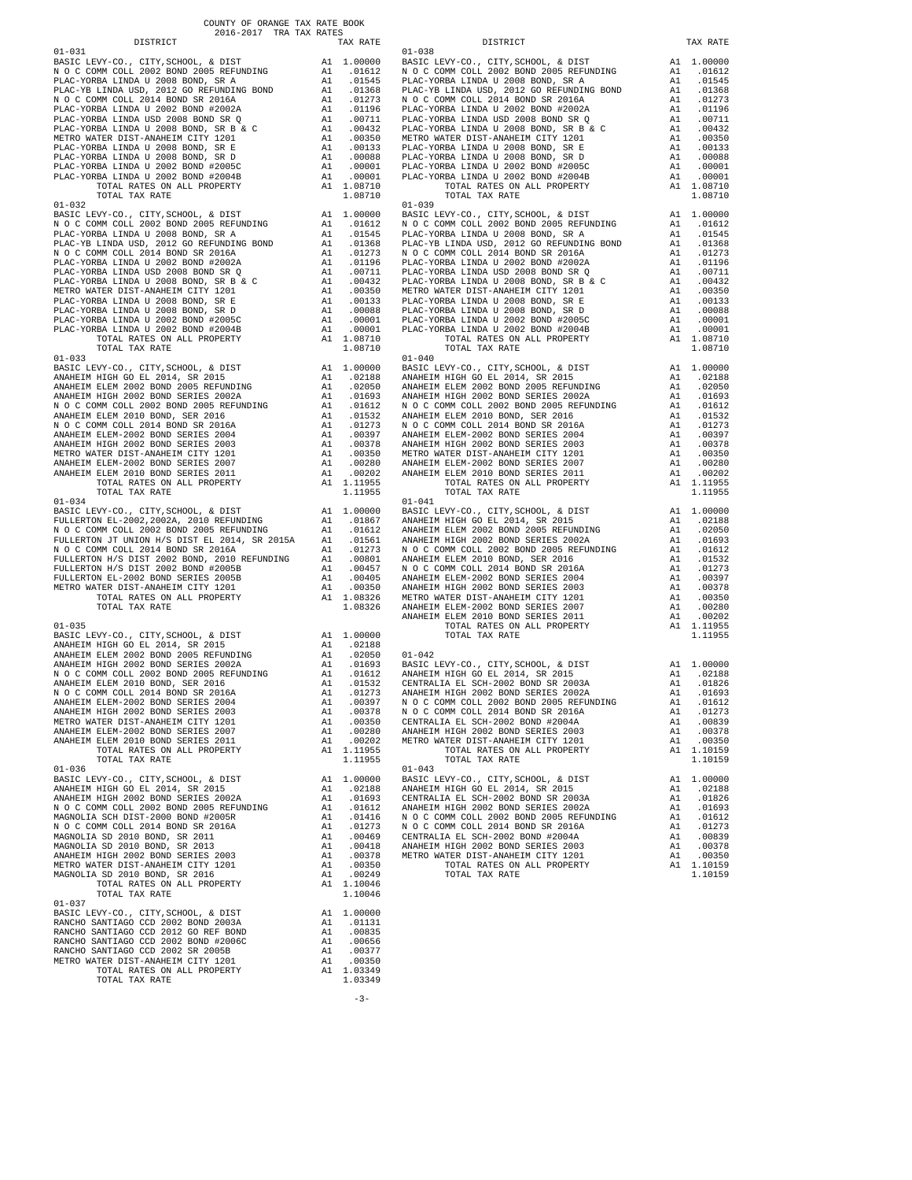COUNTY OF ORANGE TAX RATE BOOK
2016-2017 TRA TAX RATES

| DISTRICT | | TAX RATE |
|---|---|---|
| 01-031 | | |
| BASIC LEVY-CO., CITY,SCHOOL, & DIST | A1 | 1.00000 |
| N O C COMM COLL 2002 BOND 2005 REFUNDING | A1 | .01612 |
| PLAC-YORBA LINDA U 2008 BOND, SR A | A1 | .01545 |
| PLAC-YB LINDA USD, 2012 GO REFUNDING BOND | A1 | .01368 |
| N O C COMM COLL 2014 BOND SR 2016A | A1 | .01273 |
| PLAC-YORBA LINDA U 2002 BOND #2002A | A1 | .01196 |
| PLAC-YORBA LINDA USD 2008 BOND SR Q | A1 | .00711 |
| PLAC-YORBA LINDA U 2008 BOND, SR B & C | A1 | .00432 |
| METRO WATER DIST-ANAHEIM CITY 1201 | A1 | .00350 |
| PLAC-YORBA LINDA U 2008 BOND, SR E | A1 | .00133 |
| PLAC-YORBA LINDA U 2008 BOND, SR D | A1 | .00088 |
| PLAC-YORBA LINDA U 2002 BOND #2005C | A1 | .00001 |
| PLAC-YORBA LINDA U 2002 BOND #2004B | A1 | .00001 |
| TOTAL RATES ON ALL PROPERTY | A1 | 1.08710 |
| TOTAL TAX RATE | | 1.08710 |
| 01-032 | | |
| BASIC LEVY-CO., CITY,SCHOOL, & DIST | A1 | 1.00000 |
| N O C COMM COLL 2002 BOND 2005 REFUNDING | A1 | .01612 |
| PLAC-YORBA LINDA U 2008 BOND, SR A | A1 | .01545 |
| PLAC-YB LINDA USD, 2012 GO REFUNDING BOND | A1 | .01368 |
| N O C COMM COLL 2014 BOND SR 2016A | A1 | .01273 |
| PLAC-YORBA LINDA U 2002 BOND #2002A | A1 | .01196 |
| PLAC-YORBA LINDA USD 2008 BOND SR Q | A1 | .00711 |
| PLAC-YORBA LINDA U 2008 BOND, SR B & C | A1 | .00432 |
| METRO WATER DIST-ANAHEIM CITY 1201 | A1 | .00350 |
| PLAC-YORBA LINDA U 2008 BOND, SR E | A1 | .00133 |
| PLAC-YORBA LINDA U 2008 BOND, SR D | A1 | .00088 |
| PLAC-YORBA LINDA U 2002 BOND #2005C | A1 | .00001 |
| PLAC-YORBA LINDA U 2002 BOND #2004B | A1 | .00001 |
| TOTAL RATES ON ALL PROPERTY | A1 | 1.08710 |
| TOTAL TAX RATE | | 1.08710 |
| 01-033 | | |
| BASIC LEVY-CO., CITY,SCHOOL, & DIST | A1 | 1.00000 |
| ANAHEIM HIGH GO EL 2014, SR 2015 | A1 | .02188 |
| ANAHEIM ELEM 2002 BOND 2005 REFUNDING | A1 | .02050 |
| ANAHEIM HIGH 2002 BOND SERIES 2002A | A1 | .01693 |
| N O C COMM COLL 2002 BOND 2005 REFUNDING | A1 | .01612 |
| ANAHEIM ELEM 2010 BOND, SER 2016 | A1 | .01532 |
| N O C COMM COLL 2014 BOND SR 2016A | A1 | .01273 |
| ANAHEIM ELEM-2002 BOND SERIES 2004 | A1 | .00397 |
| ANAHEIM HIGH 2002 BOND SERIES 2003 | A1 | .00378 |
| METRO WATER DIST-ANAHEIM CITY 1201 | A1 | .00350 |
| ANAHEIM ELEM-2002 BOND SERIES 2007 | A1 | .00280 |
| ANAHEIM ELEM 2010 BOND SERIES 2011 | A1 | .00202 |
| TOTAL RATES ON ALL PROPERTY | A1 | 1.11955 |
| TOTAL TAX RATE | | 1.11955 |
| 01-034 | | |
| BASIC LEVY-CO., CITY,SCHOOL, & DIST | A1 | 1.00000 |
| FULLERTON EL-2002,2002A, 2010 REFUNDING | A1 | .01867 |
| N O C COMM COLL 2002 BOND 2005 REFUNDING | A1 | .01612 |
| FULLERTON JT UNION H/S DIST EL 2014, SR 2015A | A1 | .01561 |
| N O C COMM COLL 2014 BOND SR 2016A | A1 | .01273 |
| FULLERTON H/S DIST 2002 BOND, 2010 REFUNDING | A1 | .00801 |
| FULLERTON H/S DIST 2002 BOND #2005B | A1 | .00457 |
| FULLERTON EL-2002 BOND SERIES 2005B | A1 | .00405 |
| METRO WATER DIST-ANAHEIM CITY 1201 | A1 | .00350 |
| TOTAL RATES ON ALL PROPERTY | A1 | 1.08326 |
| TOTAL TAX RATE | | 1.08326 |
| 01-035 | | |
| BASIC LEVY-CO., CITY,SCHOOL, & DIST | A1 | 1.00000 |
| ANAHEIM HIGH GO EL 2014, SR 2015 | A1 | .02188 |
| ANAHEIM ELEM 2002 BOND 2005 REFUNDING | A1 | .02050 |
| ANAHEIM HIGH 2002 BOND SERIES 2002A | A1 | .01693 |
| N O C COMM COLL 2002 BOND 2005 REFUNDING | A1 | .01612 |
| ANAHEIM ELEM 2010 BOND, SER 2016 | A1 | .01532 |
| N O C COMM COLL 2014 BOND SR 2016A | A1 | .01273 |
| ANAHEIM ELEM-2002 BOND SERIES 2004 | A1 | .00397 |
| ANAHEIM HIGH 2002 BOND SERIES 2003 | A1 | .00378 |
| METRO WATER DIST-ANAHEIM CITY 1201 | A1 | .00350 |
| ANAHEIM ELEM-2002 BOND SERIES 2007 | A1 | .00280 |
| ANAHEIM ELEM 2010 BOND SERIES 2011 | A1 | .00202 |
| TOTAL RATES ON ALL PROPERTY | A1 | 1.11955 |
| TOTAL TAX RATE | | 1.11955 |
| 01-036 | | |
| BASIC LEVY-CO., CITY,SCHOOL, & DIST | A1 | 1.00000 |
| ANAHEIM HIGH GO EL 2014, SR 2015 | A1 | .02188 |
| ANAHEIM HIGH 2002 BOND SERIES 2002A | A1 | .01693 |
| N O C COMM COLL 2002 BOND 2005 REFUNDING | A1 | .01612 |
| MAGNOLIA SCH DIST-2000 BOND #2005R | A1 | .01416 |
| N O C COMM COLL 2014 BOND SR 2016A | A1 | .01273 |
| MAGNOLIA SD 2010 BOND, SR 2011 | A1 | .00469 |
| MAGNOLIA SD 2010 BOND, SR 2013 | A1 | .00418 |
| ANAHEIM HIGH 2002 BOND SERIES 2003 | A1 | .00378 |
| METRO WATER DIST-ANAHEIM CITY 1201 | A1 | .00350 |
| MAGNOLIA SD 2010 BOND, SR 2016 | A1 | .00249 |
| TOTAL RATES ON ALL PROPERTY | A1 | 1.10046 |
| TOTAL TAX RATE | | 1.10046 |
| 01-037 | | |
| BASIC LEVY-CO., CITY,SCHOOL, & DIST | A1 | 1.00000 |
| RANCHO SANTIAGO CCD 2002 BOND 2003A | A1 | .01131 |
| RANCHO SANTIAGO CCD 2012 GO REF BOND | A1 | .00835 |
| RANCHO SANTIAGO CCD 2002 BOND #2006C | A1 | .00656 |
| RANCHO SANTIAGO CCD 2002 SR 2005B | A1 | .00377 |
| METRO WATER DIST-ANAHEIM CITY 1201 | A1 | .00350 |
| TOTAL RATES ON ALL PROPERTY | A1 | 1.03349 |
| TOTAL TAX RATE | | 1.03349 |
| 01-038 | | |
| BASIC LEVY-CO., CITY,SCHOOL, & DIST | A1 | 1.00000 |
| N O C COMM COLL 2002 BOND 2005 REFUNDING | A1 | .01612 |
| PLAC-YORBA LINDA U 2008 BOND, SR A | A1 | .01545 |
| PLAC-YB LINDA USD, 2012 GO REFUNDING BOND | A1 | .01368 |
| N O C COMM COLL 2014 BOND SR 2016A | A1 | .01273 |
| PLAC-YORBA LINDA U 2002 BOND #2002A | A1 | .01196 |
| PLAC-YORBA LINDA USD 2008 BOND SR Q | A1 | .00711 |
| PLAC-YORBA LINDA U 2008 BOND, SR B & C | A1 | .00432 |
| METRO WATER DIST-ANAHEIM CITY 1201 | A1 | .00350 |
| PLAC-YORBA LINDA U 2008 BOND, SR E | A1 | .00133 |
| PLAC-YORBA LINDA U 2008 BOND, SR D | A1 | .00088 |
| PLAC-YORBA LINDA U 2002 BOND #2005C | A1 | .00001 |
| PLAC-YORBA LINDA U 2002 BOND #2004B | A1 | .00001 |
| TOTAL RATES ON ALL PROPERTY | A1 | 1.08710 |
| TOTAL TAX RATE | | 1.08710 |
| 01-039 | | |
| BASIC LEVY-CO., CITY,SCHOOL, & DIST | A1 | 1.00000 |
| N O C COMM COLL 2002 BOND 2005 REFUNDING | A1 | .01612 |
| PLAC-YORBA LINDA U 2008 BOND, SR A | A1 | .01545 |
| PLAC-YB LINDA USD, 2012 GO REFUNDING BOND | A1 | .01368 |
| N O C COMM COLL 2014 BOND SR 2016A | A1 | .01273 |
| PLAC-YORBA LINDA U 2002 BOND #2002A | A1 | .01196 |
| PLAC-YORBA LINDA USD 2008 BOND SR Q | A1 | .00711 |
| PLAC-YORBA LINDA U 2008 BOND, SR B & C | A1 | .00432 |
| METRO WATER DIST-ANAHEIM CITY 1201 | A1 | .00350 |
| PLAC-YORBA LINDA U 2008 BOND, SR E | A1 | .00133 |
| PLAC-YORBA LINDA U 2008 BOND, SR D | A1 | .00088 |
| PLAC-YORBA LINDA U 2002 BOND #2005C | A1 | .00001 |
| PLAC-YORBA LINDA U 2002 BOND #2004B | A1 | .00001 |
| TOTAL RATES ON ALL PROPERTY | A1 | 1.08710 |
| TOTAL TAX RATE | | 1.08710 |
| 01-040 | | |
| BASIC LEVY-CO., CITY,SCHOOL, & DIST | A1 | 1.00000 |
| ANAHEIM HIGH GO EL 2014, SR 2015 | A1 | .02188 |
| ANAHEIM ELEM 2002 BOND 2005 REFUNDING | A1 | .02050 |
| ANAHEIM HIGH 2002 BOND SERIES 2002A | A1 | .01693 |
| N O C COMM COLL 2002 BOND 2005 REFUNDING | A1 | .01612 |
| ANAHEIM ELEM 2010 BOND, SER 2016 | A1 | .01532 |
| N O C COMM COLL 2014 BOND SR 2016A | A1 | .01273 |
| ANAHEIM ELEM-2002 BOND SERIES 2004 | A1 | .00397 |
| ANAHEIM HIGH 2002 BOND SERIES 2003 | A1 | .00378 |
| METRO WATER DIST-ANAHEIM CITY 1201 | A1 | .00350 |
| ANAHEIM ELEM-2002 BOND SERIES 2007 | A1 | .00280 |
| ANAHEIM ELEM 2010 BOND SERIES 2011 | A1 | .00202 |
| TOTAL RATES ON ALL PROPERTY | A1 | 1.11955 |
| TOTAL TAX RATE | | 1.11955 |
| 01-041 | | |
| BASIC LEVY-CO., CITY,SCHOOL, & DIST | A1 | 1.00000 |
| ANAHEIM HIGH GO EL 2014, SR 2015 | A1 | .02188 |
| ANAHEIM ELEM 2002 BOND 2005 REFUNDING | A1 | .02050 |
| ANAHEIM HIGH 2002 BOND SERIES 2002A | A1 | .01693 |
| N O C COMM COLL 2002 BOND 2005 REFUNDING | A1 | .01612 |
| ANAHEIM ELEM 2010 BOND, SER 2016 | A1 | .01532 |
| N O C COMM COLL 2014 BOND SR 2016A | A1 | .01273 |
| ANAHEIM ELEM-2002 BOND SERIES 2004 | A1 | .00397 |
| ANAHEIM HIGH 2002 BOND SERIES 2003 | A1 | .00378 |
| METRO WATER DIST-ANAHEIM CITY 1201 | A1 | .00350 |
| ANAHEIM ELEM-2002 BOND SERIES 2007 | A1 | .00280 |
| ANAHEIM ELEM 2010 BOND SERIES 2011 | A1 | .00202 |
| TOTAL RATES ON ALL PROPERTY | A1 | 1.11955 |
| TOTAL TAX RATE | | 1.11955 |
| 01-042 | | |
| BASIC LEVY-CO., CITY,SCHOOL, & DIST | A1 | 1.00000 |
| ANAHEIM HIGH GO EL 2014, SR 2015 | A1 | .02188 |
| CENTRALIA EL SCH-2002 BOND SR 2003A | A1 | .01826 |
| ANAHEIM HIGH 2002 BOND SERIES 2002A | A1 | .01693 |
| N O C COMM COLL 2002 BOND 2005 REFUNDING | A1 | .01612 |
| N O C COMM COLL 2014 BOND SR 2016A | A1 | .01273 |
| CENTRALIA EL SCH-2002 BOND #2004A | A1 | .00839 |
| ANAHEIM HIGH 2002 BOND SERIES 2003 | A1 | .00378 |
| METRO WATER DIST-ANAHEIM CITY 1201 | A1 | .00350 |
| TOTAL RATES ON ALL PROPERTY | A1 | 1.10159 |
| TOTAL TAX RATE | | 1.10159 |
| 01-043 | | |
| BASIC LEVY-CO., CITY,SCHOOL, & DIST | A1 | 1.00000 |
| ANAHEIM HIGH GO EL 2014, SR 2015 | A1 | .02188 |
| CENTRALIA EL SCH-2002 BOND SR 2003A | A1 | .01826 |
| ANAHEIM HIGH 2002 BOND SERIES 2002A | A1 | .01693 |
| N O C COMM COLL 2002 BOND 2005 REFUNDING | A1 | .01612 |
| N O C COMM COLL 2014 BOND SR 2016A | A1 | .01273 |
| CENTRALIA EL SCH-2002 BOND #2004A | A1 | .00839 |
| ANAHEIM HIGH 2002 BOND SERIES 2003 | A1 | .00378 |
| METRO WATER DIST-ANAHEIM CITY 1201 | A1 | .00350 |
| TOTAL RATES ON ALL PROPERTY | A1 | 1.10159 |
| TOTAL TAX RATE | | 1.10159 |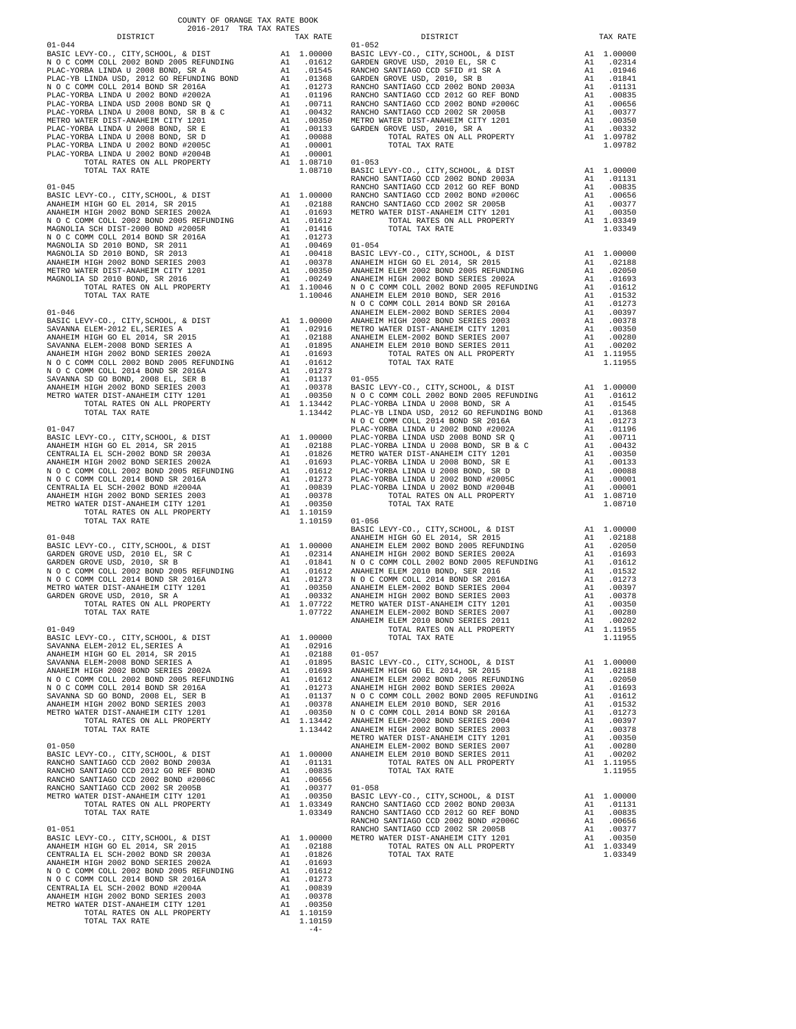COUNTY OF ORANGE TAX RATE BOOK
2016-2017 TRA TAX RATES

| DISTRICT | | TAX RATE |
|---|---|---|
| **01-044** | | |
| BASIC LEVY-CO., CITY,SCHOOL, & DIST | A1 | 1.00000 |
| N O C COMM COLL 2002 BOND 2005 REFUNDING | A1 | .01612 |
| PLAC-YORBA LINDA U 2008 BOND, SR A | A1 | .01545 |
| PLAC-YB LINDA USD, 2012 GO REFUNDING BOND | A1 | .01368 |
| N O C COMM COLL 2014 BOND SR 2016A | A1 | .01273 |
| PLAC-YORBA LINDA U 2002 BOND #2002A | A1 | .01196 |
| PLAC-YORBA LINDA USD 2008 BOND SR Q | A1 | .00711 |
| PLAC-YORBA LINDA U 2008 BOND, SR B & C | A1 | .00432 |
| METRO WATER DIST-ANAHEIM CITY 1201 | A1 | .00350 |
| PLAC-YORBA LINDA U 2008 BOND, SR E | A1 | .00133 |
| PLAC-YORBA LINDA U 2008 BOND, SR D | A1 | .00088 |
| PLAC-YORBA LINDA U 2002 BOND #2005C | A1 | .00001 |
| PLAC-YORBA LINDA U 2002 BOND #2004B | A1 | .00001 |
| TOTAL RATES ON ALL PROPERTY | A1 | 1.08710 |
| TOTAL TAX RATE | | 1.08710 |
| **01-045** | | |
| BASIC LEVY-CO., CITY,SCHOOL, & DIST | A1 | 1.00000 |
| ANAHEIM HIGH GO EL 2014, SR 2015 | A1 | .02188 |
| ANAHEIM HIGH 2002 BOND SERIES 2002A | A1 | .01693 |
| N O C COMM COLL 2002 BOND 2005 REFUNDING | A1 | .01612 |
| MAGNOLIA SCH DIST-2000 BOND #2005R | A1 | .01416 |
| N O C COMM COLL 2014 BOND SR 2016A | A1 | .01273 |
| MAGNOLIA SD 2010 BOND, SR 2011 | A1 | .00469 |
| MAGNOLIA SD 2010 BOND, SR 2013 | A1 | .00418 |
| ANAHEIM HIGH 2002 BOND SERIES 2003 | A1 | .00378 |
| METRO WATER DIST-ANAHEIM CITY 1201 | A1 | .00350 |
| MAGNOLIA SD 2010 BOND, SR 2016 | A1 | .00249 |
| TOTAL RATES ON ALL PROPERTY | A1 | 1.10046 |
| TOTAL TAX RATE | | 1.10046 |
| **01-046** | | |
| BASIC LEVY-CO., CITY,SCHOOL, & DIST | A1 | 1.00000 |
| SAVANNA ELEM-2012 EL,SERIES A | A1 | .02916 |
| ANAHEIM HIGH GO EL 2014, SR 2015 | A1 | .02188 |
| SAVANNA ELEM-2008 BOND SERIES A | A1 | .01895 |
| ANAHEIM HIGH 2002 BOND SERIES 2002A | A1 | .01693 |
| N O C COMM COLL 2002 BOND 2005 REFUNDING | A1 | .01612 |
| N O C COMM COLL 2014 BOND SR 2016A | A1 | .01273 |
| SAVANNA SD GO BOND, 2008 EL, SER B | A1 | .01137 |
| ANAHEIM HIGH 2002 BOND SERIES 2003 | A1 | .00378 |
| METRO WATER DIST-ANAHEIM CITY 1201 | A1 | .00350 |
| TOTAL RATES ON ALL PROPERTY | A1 | 1.13442 |
| TOTAL TAX RATE | | 1.13442 |
| **01-047** | | |
| BASIC LEVY-CO., CITY,SCHOOL, & DIST | A1 | 1.00000 |
| ANAHEIM HIGH GO EL 2014, SR 2015 | A1 | .02188 |
| CENTRALIA EL SCH-2002 BOND SR 2003A | A1 | .01826 |
| ANAHEIM HIGH 2002 BOND SERIES 2002A | A1 | .01693 |
| N O C COMM COLL 2002 BOND 2005 REFUNDING | A1 | .01612 |
| N O C COMM COLL 2014 BOND SR 2016A | A1 | .01273 |
| CENTRALIA EL SCH-2002 BOND #2004A | A1 | .00839 |
| ANAHEIM HIGH 2002 BOND SERIES 2003 | A1 | .00378 |
| METRO WATER DIST-ANAHEIM CITY 1201 | A1 | .00350 |
| TOTAL RATES ON ALL PROPERTY | A1 | 1.10159 |
| TOTAL TAX RATE | | 1.10159 |
| **01-048** | | |
| BASIC LEVY-CO., CITY,SCHOOL, & DIST | A1 | 1.00000 |
| GARDEN GROVE USD, 2010 EL, SR C | A1 | .02314 |
| GARDEN GROVE USD, 2010, SR B | A1 | .01841 |
| N O C COMM COLL 2002 BOND 2005 REFUNDING | A1 | .01612 |
| N O C COMM COLL 2014 BOND SR 2016A | A1 | .01273 |
| METRO WATER DIST-ANAHEIM CITY 1201 | A1 | .00350 |
| GARDEN GROVE USD, 2010, SR A | A1 | .00332 |
| TOTAL RATES ON ALL PROPERTY | A1 | 1.07722 |
| TOTAL TAX RATE | | 1.07722 |
| **01-049** | | |
| BASIC LEVY-CO., CITY,SCHOOL, & DIST | A1 | 1.00000 |
| SAVANNA ELEM-2012 EL,SERIES A | A1 | .02916 |
| ANAHEIM HIGH GO EL 2014, SR 2015 | A1 | .02188 |
| SAVANNA ELEM-2008 BOND SERIES A | A1 | .01895 |
| ANAHEIM HIGH 2002 BOND SERIES 2002A | A1 | .01693 |
| N O C COMM COLL 2002 BOND 2005 REFUNDING | A1 | .01612 |
| N O C COMM COLL 2014 BOND SR 2016A | A1 | .01273 |
| SAVANNA SD GO BOND, 2008 EL, SER B | A1 | .01137 |
| ANAHEIM HIGH 2002 BOND SERIES 2003 | A1 | .00378 |
| METRO WATER DIST-ANAHEIM CITY 1201 | A1 | .00350 |
| TOTAL RATES ON ALL PROPERTY | A1 | 1.13442 |
| TOTAL TAX RATE | | 1.13442 |
| **01-050** | | |
| BASIC LEVY-CO., CITY,SCHOOL, & DIST | A1 | 1.00000 |
| RANCHO SANTIAGO CCD 2002 BOND 2003A | A1 | .01131 |
| RANCHO SANTIAGO CCD 2012 GO REF BOND | A1 | .00835 |
| RANCHO SANTIAGO CCD 2002 BOND #2006C | A1 | .00656 |
| RANCHO SANTIAGO CCD 2002 SR 2005B | A1 | .00377 |
| METRO WATER DIST-ANAHEIM CITY 1201 | A1 | .00350 |
| TOTAL RATES ON ALL PROPERTY | A1 | 1.03349 |
| TOTAL TAX RATE | | 1.03349 |
| **01-051** | | |
| BASIC LEVY-CO., CITY,SCHOOL, & DIST | A1 | 1.00000 |
| ANAHEIM HIGH GO EL 2014, SR 2015 | A1 | .02188 |
| CENTRALIA EL SCH-2002 BOND SR 2003A | A1 | .01826 |
| ANAHEIM HIGH 2002 BOND SERIES 2002A | A1 | .01693 |
| N O C COMM COLL 2002 BOND 2005 REFUNDING | A1 | .01612 |
| N O C COMM COLL 2014 BOND SR 2016A | A1 | .01273 |
| CENTRALIA EL SCH-2002 BOND #2004A | A1 | .00839 |
| ANAHEIM HIGH 2002 BOND SERIES 2003 | A1 | .00378 |
| METRO WATER DIST-ANAHEIM CITY 1201 | A1 | .00350 |
| TOTAL RATES ON ALL PROPERTY | A1 | 1.10159 |
| TOTAL TAX RATE | | 1.10159 |
| **01-052** | | |
| BASIC LEVY-CO., CITY,SCHOOL, & DIST | A1 | 1.00000 |
| GARDEN GROVE USD, 2010 EL, SR C | A1 | .02314 |
| RANCHO SANTIAGO CCD SFID #1 SR A | A1 | .01946 |
| GARDEN GROVE USD, 2010, SR B | A1 | .01841 |
| RANCHO SANTIAGO CCD 2002 BOND 2003A | A1 | .01131 |
| RANCHO SANTIAGO CCD 2012 GO REF BOND | A1 | .00835 |
| RANCHO SANTIAGO CCD 2002 BOND #2006C | A1 | .00656 |
| RANCHO SANTIAGO CCD 2002 SR 2005B | A1 | .00377 |
| METRO WATER DIST-ANAHEIM CITY 1201 | A1 | .00350 |
| GARDEN GROVE USD, 2010, SR A | A1 | .00332 |
| TOTAL RATES ON ALL PROPERTY | A1 | 1.09782 |
| TOTAL TAX RATE | | 1.09782 |
| **01-053** | | |
| BASIC LEVY-CO., CITY,SCHOOL, & DIST | A1 | 1.00000 |
| RANCHO SANTIAGO CCD 2002 BOND 2003A | A1 | .01131 |
| RANCHO SANTIAGO CCD 2012 GO REF BOND | A1 | .00835 |
| RANCHO SANTIAGO CCD 2002 BOND #2006C | A1 | .00656 |
| RANCHO SANTIAGO CCD 2002 SR 2005B | A1 | .00377 |
| METRO WATER DIST-ANAHEIM CITY 1201 | A1 | .00350 |
| TOTAL RATES ON ALL PROPERTY | A1 | 1.03349 |
| TOTAL TAX RATE | | 1.03349 |
| **01-054** | | |
| BASIC LEVY-CO., CITY,SCHOOL, & DIST | A1 | 1.00000 |
| ANAHEIM HIGH GO EL 2014, SR 2015 | A1 | .02188 |
| ANAHEIM ELEM 2002 BOND 2005 REFUNDING | A1 | .02050 |
| ANAHEIM HIGH 2002 BOND SERIES 2002A | A1 | .01693 |
| N O C COMM COLL 2002 BOND 2005 REFUNDING | A1 | .01612 |
| ANAHEIM ELEM 2010 BOND, SER 2016 | A1 | .01532 |
| N O C COMM COLL 2014 BOND SR 2016A | A1 | .01273 |
| ANAHEIM ELEM-2002 BOND SERIES 2004 | A1 | .00397 |
| ANAHEIM HIGH 2002 BOND SERIES 2003 | A1 | .00378 |
| METRO WATER DIST-ANAHEIM CITY 1201 | A1 | .00350 |
| ANAHEIM ELEM-2002 BOND SERIES 2007 | A1 | .00280 |
| ANAHEIM ELEM 2010 BOND SERIES 2011 | A1 | .00202 |
| TOTAL RATES ON ALL PROPERTY | A1 | 1.11955 |
| TOTAL TAX RATE | | 1.11955 |
| **01-055** | | |
| BASIC LEVY-CO., CITY,SCHOOL, & DIST | A1 | 1.00000 |
| N O C COMM COLL 2002 BOND 2005 REFUNDING | A1 | .01612 |
| PLAC-YORBA LINDA U 2008 BOND, SR A | A1 | .01545 |
| PLAC-YB LINDA USD, 2012 GO REFUNDING BOND | A1 | .01368 |
| N O C COMM COLL 2014 BOND SR 2016A | A1 | .01273 |
| PLAC-YORBA LINDA U 2002 BOND #2002A | A1 | .01196 |
| PLAC-YORBA LINDA USD 2008 BOND SR Q | A1 | .00711 |
| PLAC-YORBA LINDA U 2008 BOND, SR B & C | A1 | .00432 |
| METRO WATER DIST-ANAHEIM CITY 1201 | A1 | .00350 |
| PLAC-YORBA LINDA U 2008 BOND, SR E | A1 | .00133 |
| PLAC-YORBA LINDA U 2008 BOND, SR D | A1 | .00088 |
| PLAC-YORBA LINDA U 2002 BOND #2005C | A1 | .00001 |
| PLAC-YORBA LINDA U 2002 BOND #2004B | A1 | .00001 |
| TOTAL RATES ON ALL PROPERTY | A1 | 1.08710 |
| TOTAL TAX RATE | | 1.08710 |
| **01-056** | | |
| BASIC LEVY-CO., CITY,SCHOOL, & DIST | A1 | 1.00000 |
| ANAHEIM HIGH GO EL 2014, SR 2015 | A1 | .02188 |
| ANAHEIM ELEM 2002 BOND 2005 REFUNDING | A1 | .02050 |
| ANAHEIM HIGH 2002 BOND SERIES 2002A | A1 | .01693 |
| N O C COMM COLL 2002 BOND 2005 REFUNDING | A1 | .01612 |
| ANAHEIM ELEM 2010 BOND, SER 2016 | A1 | .01532 |
| N O C COMM COLL 2014 BOND SR 2016A | A1 | .01273 |
| ANAHEIM ELEM-2002 BOND SERIES 2004 | A1 | .00397 |
| ANAHEIM HIGH 2002 BOND SERIES 2003 | A1 | .00378 |
| METRO WATER DIST-ANAHEIM CITY 1201 | A1 | .00350 |
| ANAHEIM ELEM-2002 BOND SERIES 2007 | A1 | .00280 |
| ANAHEIM ELEM 2010 BOND SERIES 2011 | A1 | .00202 |
| TOTAL RATES ON ALL PROPERTY | A1 | 1.11955 |
| TOTAL TAX RATE | | 1.11955 |
| **01-057** | | |
| BASIC LEVY-CO., CITY,SCHOOL, & DIST | A1 | 1.00000 |
| ANAHEIM HIGH GO EL 2014, SR 2015 | A1 | .02188 |
| ANAHEIM ELEM 2002 BOND 2005 REFUNDING | A1 | .02050 |
| ANAHEIM HIGH 2002 BOND SERIES 2002A | A1 | .01693 |
| N O C COMM COLL 2002 BOND 2005 REFUNDING | A1 | .01612 |
| ANAHEIM ELEM 2010 BOND, SER 2016 | A1 | .01532 |
| N O C COMM COLL 2014 BOND SR 2016A | A1 | .01273 |
| ANAHEIM ELEM-2002 BOND SERIES 2004 | A1 | .00397 |
| ANAHEIM HIGH 2002 BOND SERIES 2003 | A1 | .00378 |
| METRO WATER DIST-ANAHEIM CITY 1201 | A1 | .00350 |
| ANAHEIM ELEM-2002 BOND SERIES 2007 | A1 | .00280 |
| ANAHEIM ELEM 2010 BOND SERIES 2011 | A1 | .00202 |
| TOTAL RATES ON ALL PROPERTY | A1 | 1.11955 |
| TOTAL TAX RATE | | 1.11955 |
| **01-058** | | |
| BASIC LEVY-CO., CITY,SCHOOL, & DIST | A1 | 1.00000 |
| RANCHO SANTIAGO CCD 2002 BOND 2003A | A1 | .01131 |
| RANCHO SANTIAGO CCD 2012 GO REF BOND | A1 | .00835 |
| RANCHO SANTIAGO CCD 2002 BOND #2006C | A1 | .00656 |
| RANCHO SANTIAGO CCD 2002 SR 2005B | A1 | .00377 |
| METRO WATER DIST-ANAHEIM CITY 1201 | A1 | .00350 |
| TOTAL RATES ON ALL PROPERTY | A1 | 1.03349 |
| TOTAL TAX RATE | | 1.03349 |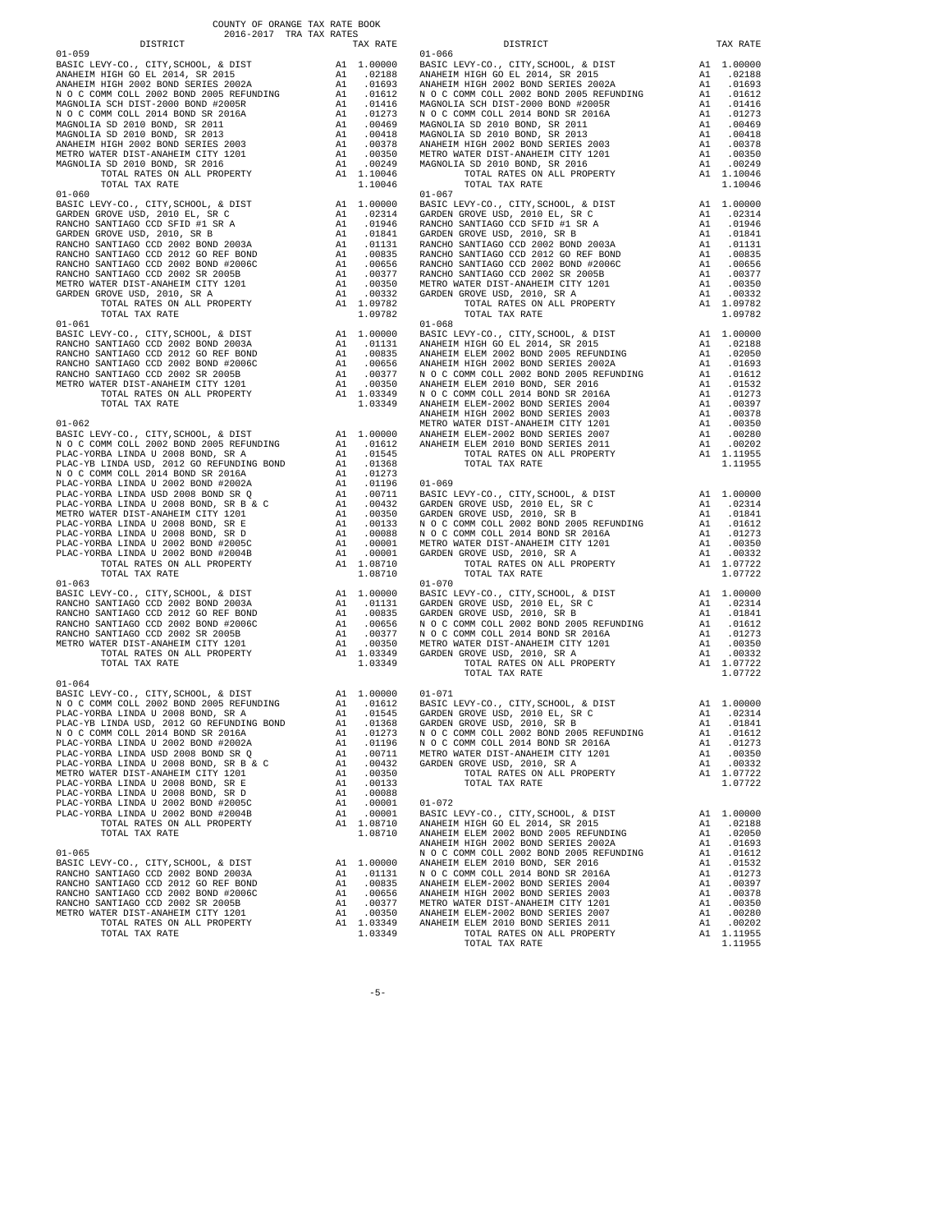COUNTY OF ORANGE TAX RATE BOOK
2016-2017 TRA TAX RATES

| DISTRICT | | TAX RATE |
|---|---|---|
| **01-059** | | |
| BASIC LEVY-CO., CITY,SCHOOL, & DIST | A1 | 1.00000 |
| ANAHEIM HIGH GO EL 2014, SR 2015 | A1 | .02188 |
| ANAHEIM HIGH 2002 BOND SERIES 2002A | A1 | .01693 |
| N O C COMM COLL 2002 BOND 2005 REFUNDING | A1 | .01612 |
| MAGNOLIA SCH DIST-2000 BOND #2005R | A1 | .01416 |
| N O C COMM COLL 2014 BOND SR 2016A | A1 | .01273 |
| MAGNOLIA SD 2010 BOND, SR 2011 | A1 | .00469 |
| MAGNOLIA SD 2010 BOND, SR 2013 | A1 | .00418 |
| ANAHEIM HIGH 2002 BOND SERIES 2003 | A1 | .00378 |
| METRO WATER DIST-ANAHEIM CITY 1201 | A1 | .00350 |
| MAGNOLIA SD 2010 BOND, SR 2016 | A1 | .00249 |
| TOTAL RATES ON ALL PROPERTY | A1 | 1.10046 |
| TOTAL TAX RATE | | 1.10046 |
| **01-060** | | |
| BASIC LEVY-CO., CITY,SCHOOL, & DIST | A1 | 1.00000 |
| GARDEN GROVE USD, 2010 EL, SR C | A1 | .02314 |
| RANCHO SANTIAGO CCD SFID #1 SR A | A1 | .01946 |
| GARDEN GROVE USD, 2010, SR B | A1 | .01841 |
| RANCHO SANTIAGO CCD 2002 BOND 2003A | A1 | .01131 |
| RANCHO SANTIAGO CCD 2012 GO REF BOND | A1 | .00835 |
| RANCHO SANTIAGO CCD 2002 BOND #2006C | A1 | .00656 |
| RANCHO SANTIAGO CCD 2002 SR 2005B | A1 | .00377 |
| METRO WATER DIST-ANAHEIM CITY 1201 | A1 | .00350 |
| GARDEN GROVE USD, 2010, SR A | A1 | .00332 |
| TOTAL RATES ON ALL PROPERTY | A1 | 1.09782 |
| TOTAL TAX RATE | | 1.09782 |
| **01-061** | | |
| BASIC LEVY-CO., CITY,SCHOOL, & DIST | A1 | 1.00000 |
| RANCHO SANTIAGO CCD 2002 BOND 2003A | A1 | .01131 |
| RANCHO SANTIAGO CCD 2012 GO REF BOND | A1 | .00835 |
| RANCHO SANTIAGO CCD 2002 BOND #2006C | A1 | .00656 |
| RANCHO SANTIAGO CCD 2002 SR 2005B | A1 | .00377 |
| METRO WATER DIST-ANAHEIM CITY 1201 | A1 | .00350 |
| TOTAL RATES ON ALL PROPERTY | A1 | 1.03349 |
| TOTAL TAX RATE | | 1.03349 |
| **01-062** | | |
| BASIC LEVY-CO., CITY,SCHOOL, & DIST | A1 | 1.00000 |
| N O C COMM COLL 2002 BOND 2005 REFUNDING | A1 | .01612 |
| PLAC-YORBA LINDA U 2008 BOND, SR A | A1 | .01545 |
| PLAC-YB LINDA USD, 2012 GO REFUNDING BOND | A1 | .01368 |
| N O C COMM COLL 2014 BOND SR 2016A | A1 | .01273 |
| PLAC-YORBA LINDA U 2002 BOND #2002A | A1 | .01196 |
| PLAC-YORBA LINDA USD 2008 BOND SR Q | A1 | .00711 |
| PLAC-YORBA LINDA U 2008 BOND, SR B & C | A1 | .00432 |
| METRO WATER DIST-ANAHEIM CITY 1201 | A1 | .00350 |
| PLAC-YORBA LINDA U 2008 BOND, SR E | A1 | .00133 |
| PLAC-YORBA LINDA U 2008 BOND, SR D | A1 | .00088 |
| PLAC-YORBA LINDA U 2002 BOND #2005C | A1 | .00001 |
| PLAC-YORBA LINDA U 2002 BOND #2004B | A1 | .00001 |
| TOTAL RATES ON ALL PROPERTY | A1 | 1.08710 |
| TOTAL TAX RATE | | 1.08710 |
| **01-063** | | |
| BASIC LEVY-CO., CITY,SCHOOL, & DIST | A1 | 1.00000 |
| RANCHO SANTIAGO CCD 2002 BOND 2003A | A1 | .01131 |
| RANCHO SANTIAGO CCD 2012 GO REF BOND | A1 | .00835 |
| RANCHO SANTIAGO CCD 2002 BOND #2006C | A1 | .00656 |
| RANCHO SANTIAGO CCD 2002 SR 2005B | A1 | .00377 |
| METRO WATER DIST-ANAHEIM CITY 1201 | A1 | .00350 |
| TOTAL RATES ON ALL PROPERTY | A1 | 1.03349 |
| TOTAL TAX RATE | | 1.03349 |
| **01-064** | | |
| BASIC LEVY-CO., CITY,SCHOOL, & DIST | A1 | 1.00000 |
| N O C COMM COLL 2002 BOND 2005 REFUNDING | A1 | .01612 |
| PLAC-YORBA LINDA U 2008 BOND, SR A | A1 | .01545 |
| PLAC-YB LINDA USD, 2012 GO REFUNDING BOND | A1 | .01368 |
| N O C COMM COLL 2014 BOND SR 2016A | A1 | .01273 |
| PLAC-YORBA LINDA U 2002 BOND #2002A | A1 | .01196 |
| PLAC-YORBA LINDA USD 2008 BOND SR Q | A1 | .00711 |
| PLAC-YORBA LINDA U 2008 BOND, SR B & C | A1 | .00432 |
| METRO WATER DIST-ANAHEIM CITY 1201 | A1 | .00350 |
| PLAC-YORBA LINDA U 2008 BOND, SR E | A1 | .00133 |
| PLAC-YORBA LINDA U 2008 BOND, SR D | A1 | .00088 |
| PLAC-YORBA LINDA U 2002 BOND #2005C | A1 | .00001 |
| PLAC-YORBA LINDA U 2002 BOND #2004B | A1 | .00001 |
| TOTAL RATES ON ALL PROPERTY | A1 | 1.08710 |
| TOTAL TAX RATE | | 1.08710 |
| **01-065** | | |
| BASIC LEVY-CO., CITY,SCHOOL, & DIST | A1 | 1.00000 |
| RANCHO SANTIAGO CCD 2002 BOND 2003A | A1 | .01131 |
| RANCHO SANTIAGO CCD 2012 GO REF BOND | A1 | .00835 |
| RANCHO SANTIAGO CCD 2002 BOND #2006C | A1 | .00656 |
| RANCHO SANTIAGO CCD 2002 SR 2005B | A1 | .00377 |
| METRO WATER DIST-ANAHEIM CITY 1201 | A1 | .00350 |
| TOTAL RATES ON ALL PROPERTY | A1 | 1.03349 |
| TOTAL TAX RATE | | 1.03349 |
| **01-066** | | |
| BASIC LEVY-CO., CITY,SCHOOL, & DIST | A1 | 1.00000 |
| ANAHEIM HIGH GO EL 2014, SR 2015 | A1 | .02188 |
| ANAHEIM HIGH 2002 BOND SERIES 2002A | A1 | .01693 |
| N O C COMM COLL 2002 BOND 2005 REFUNDING | A1 | .01612 |
| MAGNOLIA SCH DIST-2000 BOND #2005R | A1 | .01416 |
| N O C COMM COLL 2014 BOND SR 2016A | A1 | .01273 |
| MAGNOLIA SD 2010 BOND, SR 2011 | A1 | .00469 |
| MAGNOLIA SD 2010 BOND, SR 2013 | A1 | .00418 |
| ANAHEIM HIGH 2002 BOND SERIES 2003 | A1 | .00378 |
| METRO WATER DIST-ANAHEIM CITY 1201 | A1 | .00350 |
| MAGNOLIA SD 2010 BOND, SR 2016 | A1 | .00249 |
| TOTAL RATES ON ALL PROPERTY | A1 | 1.10046 |
| TOTAL TAX RATE | | 1.10046 |
| **01-067** | | |
| BASIC LEVY-CO., CITY,SCHOOL, & DIST | A1 | 1.00000 |
| GARDEN GROVE USD, 2010 EL, SR C | A1 | .02314 |
| RANCHO SANTIAGO CCD SFID #1 SR A | A1 | .01946 |
| GARDEN GROVE USD, 2010, SR B | A1 | .01841 |
| RANCHO SANTIAGO CCD 2002 BOND 2003A | A1 | .01131 |
| RANCHO SANTIAGO CCD 2012 GO REF BOND | A1 | .00835 |
| RANCHO SANTIAGO CCD 2002 BOND #2006C | A1 | .00656 |
| RANCHO SANTIAGO CCD 2002 SR 2005B | A1 | .00377 |
| METRO WATER DIST-ANAHEIM CITY 1201 | A1 | .00350 |
| GARDEN GROVE USD, 2010, SR A | A1 | .00332 |
| TOTAL RATES ON ALL PROPERTY | A1 | 1.09782 |
| TOTAL TAX RATE | | 1.09782 |
| **01-068** | | |
| BASIC LEVY-CO., CITY,SCHOOL, & DIST | A1 | 1.00000 |
| ANAHEIM HIGH GO EL 2014, SR 2015 | A1 | .02188 |
| ANAHEIM ELEM 2002 BOND 2005 REFUNDING | A1 | .02050 |
| ANAHEIM HIGH 2002 BOND SERIES 2002A | A1 | .01693 |
| N O C COMM COLL 2002 BOND 2005 REFUNDING | A1 | .01612 |
| ANAHEIM ELEM 2010 BOND, SER 2016 | A1 | .01532 |
| N O C COMM COLL 2014 BOND SR 2016A | A1 | .01273 |
| ANAHEIM ELEM-2002 BOND SERIES 2004 | A1 | .00397 |
| ANAHEIM HIGH 2002 BOND SERIES 2003 | A1 | .00378 |
| METRO WATER DIST-ANAHEIM CITY 1201 | A1 | .00350 |
| ANAHEIM ELEM-2002 BOND SERIES 2007 | A1 | .00280 |
| ANAHEIM ELEM 2010 BOND SERIES 2011 | A1 | .00202 |
| TOTAL RATES ON ALL PROPERTY | A1 | 1.11955 |
| TOTAL TAX RATE | | 1.11955 |
| **01-069** | | |
| BASIC LEVY-CO., CITY,SCHOOL, & DIST | A1 | 1.00000 |
| GARDEN GROVE USD, 2010 EL, SR C | A1 | .02314 |
| GARDEN GROVE USD, 2010, SR B | A1 | .01841 |
| N O C COMM COLL 2002 BOND 2005 REFUNDING | A1 | .01612 |
| N O C COMM COLL 2014 BOND SR 2016A | A1 | .01273 |
| METRO WATER DIST-ANAHEIM CITY 1201 | A1 | .00350 |
| GARDEN GROVE USD, 2010, SR A | A1 | .00332 |
| TOTAL RATES ON ALL PROPERTY | A1 | 1.07722 |
| TOTAL TAX RATE | | 1.07722 |
| **01-070** | | |
| BASIC LEVY-CO., CITY,SCHOOL, & DIST | A1 | 1.00000 |
| GARDEN GROVE USD, 2010 EL, SR C | A1 | .02314 |
| GARDEN GROVE USD, 2010, SR B | A1 | .01841 |
| N O C COMM COLL 2002 BOND 2005 REFUNDING | A1 | .01612 |
| N O C COMM COLL 2014 BOND SR 2016A | A1 | .01273 |
| METRO WATER DIST-ANAHEIM CITY 1201 | A1 | .00350 |
| GARDEN GROVE USD, 2010, SR A | A1 | .00332 |
| TOTAL RATES ON ALL PROPERTY | A1 | 1.07722 |
| TOTAL TAX RATE | | 1.07722 |
| **01-071** | | |
| BASIC LEVY-CO., CITY,SCHOOL, & DIST | A1 | 1.00000 |
| GARDEN GROVE USD, 2010 EL, SR C | A1 | .02314 |
| GARDEN GROVE USD, 2010, SR B | A1 | .01841 |
| N O C COMM COLL 2002 BOND 2005 REFUNDING | A1 | .01612 |
| N O C COMM COLL 2014 BOND SR 2016A | A1 | .01273 |
| METRO WATER DIST-ANAHEIM CITY 1201 | A1 | .00350 |
| GARDEN GROVE USD, 2010, SR A | A1 | .00332 |
| TOTAL RATES ON ALL PROPERTY | A1 | 1.07722 |
| TOTAL TAX RATE | | 1.07722 |
| **01-072** | | |
| BASIC LEVY-CO., CITY,SCHOOL, & DIST | A1 | 1.00000 |
| ANAHEIM HIGH GO EL 2014, SR 2015 | A1 | .02188 |
| ANAHEIM ELEM 2002 BOND 2005 REFUNDING | A1 | .02050 |
| ANAHEIM HIGH 2002 BOND SERIES 2002A | A1 | .01693 |
| N O C COMM COLL 2002 BOND 2005 REFUNDING | A1 | .01612 |
| ANAHEIM ELEM 2010 BOND, SER 2016 | A1 | .01532 |
| N O C COMM COLL 2014 BOND SR 2016A | A1 | .01273 |
| ANAHEIM ELEM-2002 BOND SERIES 2004 | A1 | .00397 |
| ANAHEIM HIGH 2002 BOND SERIES 2003 | A1 | .00378 |
| METRO WATER DIST-ANAHEIM CITY 1201 | A1 | .00350 |
| ANAHEIM ELEM-2002 BOND SERIES 2007 | A1 | .00280 |
| ANAHEIM ELEM 2010 BOND SERIES 2011 | A1 | .00202 |
| TOTAL RATES ON ALL PROPERTY | A1 | 1.11955 |
| TOTAL TAX RATE | | 1.11955 |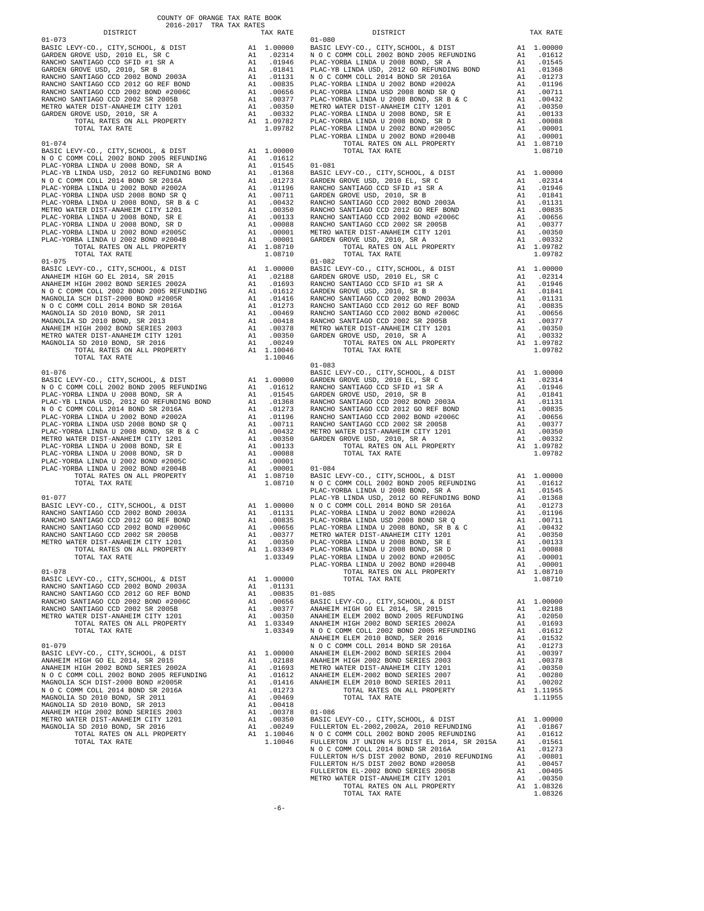COUNTY OF ORANGE TAX RATE BOOK
2016-2017 TRA TAX RATES

| DISTRICT | | TAX RATE |
|---|---|---|
| **01-073** | | |
| BASIC LEVY-CO., CITY,SCHOOL, & DIST | A1 | 1.00000 |
| GARDEN GROVE USD, 2010 EL, SR C | A1 | .02314 |
| RANCHO SANTIAGO CCD SFID #1 SR A | A1 | .01946 |
| GARDEN GROVE USD, 2010, SR B | A1 | .01841 |
| RANCHO SANTIAGO CCD 2002 BOND 2003A | A1 | .01131 |
| RANCHO SANTIAGO CCD 2012 GO REF BOND | A1 | .00835 |
| RANCHO SANTIAGO CCD 2002 BOND #2006C | A1 | .00656 |
| RANCHO SANTIAGO CCD 2002 SR 2005B | A1 | .00377 |
| METRO WATER DIST-ANAHEIM CITY 1201 | A1 | .00350 |
| GARDEN GROVE USD, 2010, SR A | A1 | .00332 |
| TOTAL RATES ON ALL PROPERTY | A1 | 1.09782 |
| TOTAL TAX RATE | | 1.09782 |
| **01-074** | | |
| BASIC LEVY-CO., CITY,SCHOOL, & DIST | A1 | 1.00000 |
| N O C COMM COLL 2002 BOND 2005 REFUNDING | A1 | .01612 |
| PLAC-YORBA LINDA U 2008 BOND, SR A | A1 | .01545 |
| PLAC-YB LINDA USD, 2012 GO REFUNDING BOND | A1 | .01368 |
| N O C COMM COLL 2014 BOND SR 2016A | A1 | .01273 |
| PLAC-YORBA LINDA U 2002 BOND #2002A | A1 | .01196 |
| PLAC-YORBA LINDA USD 2008 BOND SR Q | A1 | .00711 |
| PLAC-YORBA LINDA U 2008 BOND, SR B & C | A1 | .00432 |
| METRO WATER DIST-ANAHEIM CITY 1201 | A1 | .00350 |
| PLAC-YORBA LINDA U 2008 BOND, SR E | A1 | .00133 |
| PLAC-YORBA LINDA U 2008 BOND, SR D | A1 | .00088 |
| PLAC-YORBA LINDA U 2002 BOND #2005C | A1 | .00001 |
| PLAC-YORBA LINDA U 2002 BOND #2004B | A1 | .00001 |
| TOTAL RATES ON ALL PROPERTY | A1 | 1.08710 |
| TOTAL TAX RATE | | 1.08710 |
| **01-075** | | |
| BASIC LEVY-CO., CITY,SCHOOL, & DIST | A1 | 1.00000 |
| ANAHEIM HIGH GO EL 2014, SR 2015 | A1 | .02188 |
| ANAHEIM HIGH 2002 BOND SERIES 2002A | A1 | .01693 |
| N O C COMM COLL 2002 BOND 2005 REFUNDING | A1 | .01612 |
| MAGNOLIA SCH DIST-2000 BOND #2005R | A1 | .01416 |
| N O C COMM COLL 2014 BOND SR 2016A | A1 | .01273 |
| MAGNOLIA SD 2010 BOND, SR 2011 | A1 | .00469 |
| MAGNOLIA SD 2010 BOND, SR 2013 | A1 | .00418 |
| ANAHEIM HIGH 2002 BOND SERIES 2003 | A1 | .00378 |
| METRO WATER DIST-ANAHEIM CITY 1201 | A1 | .00350 |
| MAGNOLIA SD 2010 BOND, SR 2016 | A1 | .00249 |
| TOTAL RATES ON ALL PROPERTY | A1 | 1.10046 |
| TOTAL TAX RATE | | 1.10046 |
| **01-076** | | |
| BASIC LEVY-CO., CITY,SCHOOL, & DIST | A1 | 1.00000 |
| N O C COMM COLL 2002 BOND 2005 REFUNDING | A1 | .01612 |
| PLAC-YORBA LINDA U 2008 BOND, SR A | A1 | .01545 |
| PLAC-YB LINDA USD, 2012 GO REFUNDING BOND | A1 | .01368 |
| N O C COMM COLL 2014 BOND SR 2016A | A1 | .01273 |
| PLAC-YORBA LINDA U 2002 BOND #2002A | A1 | .01196 |
| PLAC-YORBA LINDA USD 2008 BOND SR Q | A1 | .00711 |
| PLAC-YORBA LINDA U 2008 BOND, SR B & C | A1 | .00432 |
| METRO WATER DIST-ANAHEIM CITY 1201 | A1 | .00350 |
| PLAC-YORBA LINDA U 2008 BOND, SR E | A1 | .00133 |
| PLAC-YORBA LINDA U 2008 BOND, SR D | A1 | .00088 |
| PLAC-YORBA LINDA U 2002 BOND #2005C | A1 | .00001 |
| PLAC-YORBA LINDA U 2002 BOND #2004B | A1 | .00001 |
| TOTAL RATES ON ALL PROPERTY | A1 | 1.08710 |
| TOTAL TAX RATE | | 1.08710 |
| **01-077** | | |
| BASIC LEVY-CO., CITY,SCHOOL, & DIST | A1 | 1.00000 |
| RANCHO SANTIAGO CCD 2002 BOND 2003A | A1 | .01131 |
| RANCHO SANTIAGO CCD 2012 GO REF BOND | A1 | .00835 |
| RANCHO SANTIAGO CCD 2002 BOND #2006C | A1 | .00656 |
| RANCHO SANTIAGO CCD 2002 SR 2005B | A1 | .00377 |
| METRO WATER DIST-ANAHEIM CITY 1201 | A1 | .00350 |
| TOTAL RATES ON ALL PROPERTY | A1 | 1.03349 |
| TOTAL TAX RATE | | 1.03349 |
| **01-078** | | |
| BASIC LEVY-CO., CITY,SCHOOL, & DIST | A1 | 1.00000 |
| RANCHO SANTIAGO CCD 2002 BOND 2003A | A1 | .01131 |
| RANCHO SANTIAGO CCD 2012 GO REF BOND | A1 | .00835 |
| RANCHO SANTIAGO CCD 2002 BOND #2006C | A1 | .00656 |
| RANCHO SANTIAGO CCD 2002 SR 2005B | A1 | .00377 |
| METRO WATER DIST-ANAHEIM CITY 1201 | A1 | .00350 |
| TOTAL RATES ON ALL PROPERTY | A1 | 1.03349 |
| TOTAL TAX RATE | | 1.03349 |
| **01-079** | | |
| BASIC LEVY-CO., CITY,SCHOOL, & DIST | A1 | 1.00000 |
| ANAHEIM HIGH GO EL 2014, SR 2015 | A1 | .02188 |
| ANAHEIM HIGH 2002 BOND SERIES 2002A | A1 | .01693 |
| N O C COMM COLL 2002 BOND 2005 REFUNDING | A1 | .01612 |
| MAGNOLIA SCH DIST-2000 BOND #2005R | A1 | .01416 |
| N O C COMM COLL 2014 BOND SR 2016A | A1 | .01273 |
| MAGNOLIA SD 2010 BOND, SR 2011 | A1 | .00469 |
| MAGNOLIA SD 2010 BOND, SR 2013 | A1 | .00418 |
| ANAHEIM HIGH 2002 BOND SERIES 2003 | A1 | .00378 |
| METRO WATER DIST-ANAHEIM CITY 1201 | A1 | .00350 |
| MAGNOLIA SD 2010 BOND, SR 2016 | A1 | .00249 |
| TOTAL RATES ON ALL PROPERTY | A1 | 1.10046 |
| TOTAL TAX RATE | | 1.10046 |
| **01-080** | | |
| BASIC LEVY-CO., CITY,SCHOOL, & DIST | A1 | 1.00000 |
| N O C COMM COLL 2002 BOND 2005 REFUNDING | A1 | .01612 |
| PLAC-YORBA LINDA U 2008 BOND, SR A | A1 | .01545 |
| PLAC-YB LINDA USD, 2012 GO REFUNDING BOND | A1 | .01368 |
| N O C COMM COLL 2014 BOND SR 2016A | A1 | .01273 |
| PLAC-YORBA LINDA U 2002 BOND #2002A | A1 | .01196 |
| PLAC-YORBA LINDA USD 2008 BOND SR Q | A1 | .00711 |
| PLAC-YORBA LINDA U 2008 BOND, SR B & C | A1 | .00432 |
| METRO WATER DIST-ANAHEIM CITY 1201 | A1 | .00350 |
| PLAC-YORBA LINDA U 2008 BOND, SR E | A1 | .00133 |
| PLAC-YORBA LINDA U 2008 BOND, SR D | A1 | .00088 |
| PLAC-YORBA LINDA U 2002 BOND #2005C | A1 | .00001 |
| PLAC-YORBA LINDA U 2002 BOND #2004B | A1 | .00001 |
| TOTAL RATES ON ALL PROPERTY | A1 | 1.08710 |
| TOTAL TAX RATE | | 1.08710 |
| **01-081** | | |
| BASIC LEVY-CO., CITY,SCHOOL, & DIST | A1 | 1.00000 |
| GARDEN GROVE USD, 2010 EL, SR C | A1 | .02314 |
| RANCHO SANTIAGO CCD SFID #1 SR A | A1 | .01946 |
| GARDEN GROVE USD, 2010, SR B | A1 | .01841 |
| RANCHO SANTIAGO CCD 2002 BOND 2003A | A1 | .01131 |
| RANCHO SANTIAGO CCD 2012 GO REF BOND | A1 | .00835 |
| RANCHO SANTIAGO CCD 2002 BOND #2006C | A1 | .00656 |
| RANCHO SANTIAGO CCD 2002 SR 2005B | A1 | .00377 |
| METRO WATER DIST-ANAHEIM CITY 1201 | A1 | .00350 |
| GARDEN GROVE USD, 2010, SR A | A1 | .00332 |
| TOTAL RATES ON ALL PROPERTY | A1 | 1.09782 |
| TOTAL TAX RATE | | 1.09782 |
| **01-082** | | |
| BASIC LEVY-CO., CITY,SCHOOL, & DIST | A1 | 1.00000 |
| GARDEN GROVE USD, 2010 EL, SR C | A1 | .02314 |
| RANCHO SANTIAGO CCD SFID #1 SR A | A1 | .01946 |
| GARDEN GROVE USD, 2010, SR B | A1 | .01841 |
| RANCHO SANTIAGO CCD 2002 BOND 2003A | A1 | .01131 |
| RANCHO SANTIAGO CCD 2012 GO REF BOND | A1 | .00835 |
| RANCHO SANTIAGO CCD 2002 BOND #2006C | A1 | .00656 |
| RANCHO SANTIAGO CCD 2002 SR 2005B | A1 | .00377 |
| METRO WATER DIST-ANAHEIM CITY 1201 | A1 | .00350 |
| GARDEN GROVE USD, 2010, SR A | A1 | .00332 |
| TOTAL RATES ON ALL PROPERTY | A1 | 1.09782 |
| TOTAL TAX RATE | | 1.09782 |
| **01-083** | | |
| BASIC LEVY-CO., CITY,SCHOOL, & DIST | A1 | 1.00000 |
| GARDEN GROVE USD, 2010 EL, SR C | A1 | .02314 |
| RANCHO SANTIAGO CCD SFID #1 SR A | A1 | .01946 |
| GARDEN GROVE USD, 2010, SR B | A1 | .01841 |
| RANCHO SANTIAGO CCD 2002 BOND 2003A | A1 | .01131 |
| RANCHO SANTIAGO CCD 2012 GO REF BOND | A1 | .00835 |
| RANCHO SANTIAGO CCD 2002 BOND #2006C | A1 | .00656 |
| RANCHO SANTIAGO CCD 2002 SR 2005B | A1 | .00377 |
| METRO WATER DIST-ANAHEIM CITY 1201 | A1 | .00350 |
| GARDEN GROVE USD, 2010, SR A | A1 | .00332 |
| TOTAL RATES ON ALL PROPERTY | A1 | 1.09782 |
| TOTAL TAX RATE | | 1.09782 |
| **01-084** | | |
| BASIC LEVY-CO., CITY,SCHOOL, & DIST | A1 | 1.00000 |
| N O C COMM COLL 2002 BOND 2005 REFUNDING | A1 | .01612 |
| PLAC-YORBA LINDA U 2008 BOND, SR A | A1 | .01545 |
| PLAC-YB LINDA USD, 2012 GO REFUNDING BOND | A1 | .01368 |
| N O C COMM COLL 2014 BOND SR 2016A | A1 | .01273 |
| PLAC-YORBA LINDA U 2002 BOND #2002A | A1 | .01196 |
| PLAC-YORBA LINDA USD 2008 BOND SR Q | A1 | .00711 |
| PLAC-YORBA LINDA U 2008 BOND, SR B & C | A1 | .00432 |
| METRO WATER DIST-ANAHEIM CITY 1201 | A1 | .00350 |
| PLAC-YORBA LINDA U 2008 BOND, SR E | A1 | .00133 |
| PLAC-YORBA LINDA U 2008 BOND, SR D | A1 | .00088 |
| PLAC-YORBA LINDA U 2002 BOND #2005C | A1 | .00001 |
| PLAC-YORBA LINDA U 2002 BOND #2004B | A1 | .00001 |
| TOTAL RATES ON ALL PROPERTY | A1 | 1.08710 |
| TOTAL TAX RATE | | 1.08710 |
| **01-085** | | |
| BASIC LEVY-CO., CITY,SCHOOL, & DIST | A1 | 1.00000 |
| ANAHEIM HIGH GO EL 2014, SR 2015 | A1 | .02188 |
| ANAHEIM ELEM 2002 BOND 2005 REFUNDING | A1 | .02050 |
| ANAHEIM HIGH 2002 BOND SERIES 2002A | A1 | .01693 |
| N O C COMM COLL 2002 BOND 2005 REFUNDING | A1 | .01612 |
| ANAHEIM ELEM 2010 BOND, SER 2016 | A1 | .01532 |
| N O C COMM COLL 2014 BOND SR 2016A | A1 | .01273 |
| ANAHEIM ELEM-2002 BOND SERIES 2004 | A1 | .00397 |
| ANAHEIM HIGH 2002 BOND SERIES 2003 | A1 | .00378 |
| METRO WATER DIST-ANAHEIM CITY 1201 | A1 | .00350 |
| ANAHEIM ELEM-2002 BOND SERIES 2007 | A1 | .00280 |
| ANAHEIM ELEM 2010 BOND, SERIES 2011 | A1 | .00202 |
| TOTAL RATES ON ALL PROPERTY | A1 | 1.11955 |
| TOTAL TAX RATE | | 1.11955 |
| **01-086** | | |
| BASIC LEVY-CO., CITY,SCHOOL, & DIST | A1 | 1.00000 |
| FULLERTON EL-2002,2002A, 2010 REFUNDING | A1 | .01867 |
| N O C COMM COLL 2002 BOND 2005 REFUNDING | A1 | .01612 |
| FULLERTON JT UNION H/S DIST EL 2014, SR 2015A | A1 | .01561 |
| N O C COMM COLL 2014 BOND SR 2016A | A1 | .01273 |
| FULLERTON H/S DIST 2002 BOND, 2010 REFUNDING | A1 | .00801 |
| FULLERTON H/S DIST 2002 BOND #2005B | A1 | .00457 |
| FULLERTON EL-2002 BOND SERIES 2005B | A1 | .00405 |
| METRO WATER DIST-ANAHEIM CITY 1201 | A1 | .00350 |
| TOTAL RATES ON ALL PROPERTY | A1 | 1.08326 |
| TOTAL TAX RATE | | 1.08326 |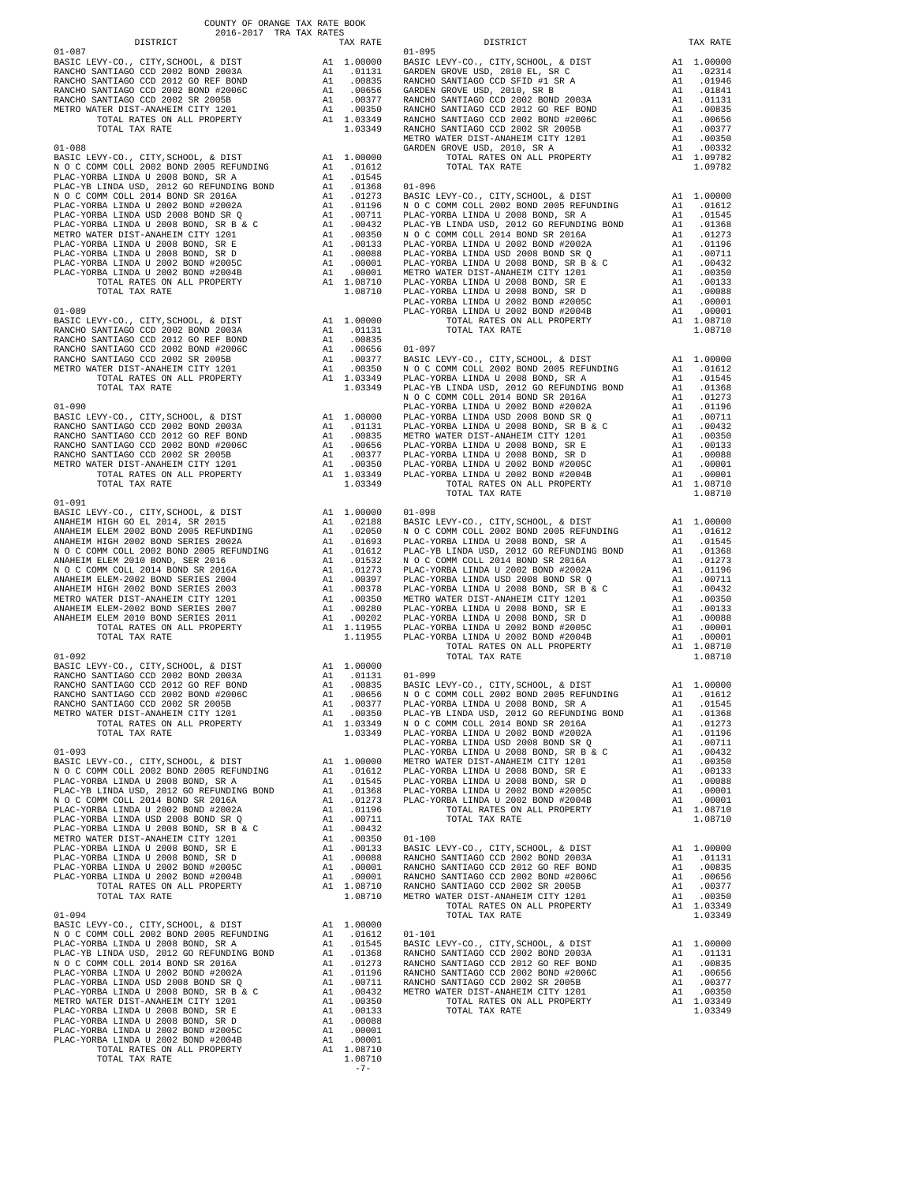COUNTY OF ORANGE TAX RATE BOOK
2016-2017 TRA TAX RATES

| DISTRICT | | TAX RATE |
|---|---|---|
| **01-087** | | |
| BASIC LEVY-CO., CITY,SCHOOL, & DIST | A1 | 1.00000 |
| RANCHO SANTIAGO CCD 2002 BOND 2003A | A1 | .01131 |
| RANCHO SANTIAGO CCD 2012 GO REF BOND | A1 | .00835 |
| RANCHO SANTIAGO CCD 2002 BOND #2006C | A1 | .00656 |
| RANCHO SANTIAGO CCD 2002 SR 2005B | A1 | .00377 |
| METRO WATER DIST-ANAHEIM CITY 1201 | A1 | .00350 |
| TOTAL RATES ON ALL PROPERTY | A1 | 1.03349 |
| TOTAL TAX RATE | | 1.03349 |
| **01-088** | | |
| BASIC LEVY-CO., CITY,SCHOOL, & DIST | A1 | 1.00000 |
| N O C COMM COLL 2002 BOND 2005 REFUNDING | A1 | .01612 |
| PLAC-YORBA LINDA U 2008 BOND, SR A | A1 | .01545 |
| PLAC-YB LINDA USD, 2012 GO REFUNDING BOND | A1 | .01368 |
| N O C COMM COLL 2014 BOND SR 2016A | A1 | .01273 |
| PLAC-YORBA LINDA U 2002 BOND #2002A | A1 | .01196 |
| PLAC-YORBA LINDA USD 2008 BOND SR Q | A1 | .00711 |
| PLAC-YORBA LINDA U 2008 BOND, SR B & C | A1 | .00432 |
| METRO WATER DIST-ANAHEIM CITY 1201 | A1 | .00350 |
| PLAC-YORBA LINDA U 2008 BOND, SR E | A1 | .00133 |
| PLAC-YORBA LINDA U 2008 BOND, SR D | A1 | .00088 |
| PLAC-YORBA LINDA U 2002 BOND #2005C | A1 | .00001 |
| PLAC-YORBA LINDA U 2002 BOND #2004B | A1 | .00001 |
| TOTAL RATES ON ALL PROPERTY | A1 | 1.08710 |
| TOTAL TAX RATE | | 1.08710 |
| **01-089** | | |
| BASIC LEVY-CO., CITY,SCHOOL, & DIST | A1 | 1.00000 |
| RANCHO SANTIAGO CCD 2002 BOND 2003A | A1 | .01131 |
| RANCHO SANTIAGO CCD 2012 GO REF BOND | A1 | .00835 |
| RANCHO SANTIAGO CCD 2002 BOND #2006C | A1 | .00656 |
| RANCHO SANTIAGO CCD 2002 SR 2005B | A1 | .00377 |
| METRO WATER DIST-ANAHEIM CITY 1201 | A1 | .00350 |
| TOTAL RATES ON ALL PROPERTY | A1 | 1.03349 |
| TOTAL TAX RATE | | 1.03349 |
| **01-090** | | |
| BASIC LEVY-CO., CITY,SCHOOL, & DIST | A1 | 1.00000 |
| RANCHO SANTIAGO CCD 2002 BOND 2003A | A1 | .01131 |
| RANCHO SANTIAGO CCD 2012 GO REF BOND | A1 | .00835 |
| RANCHO SANTIAGO CCD 2002 BOND #2006C | A1 | .00656 |
| RANCHO SANTIAGO CCD 2002 SR 2005B | A1 | .00377 |
| METRO WATER DIST-ANAHEIM CITY 1201 | A1 | .00350 |
| TOTAL RATES ON ALL PROPERTY | A1 | 1.03349 |
| TOTAL TAX RATE | | 1.03349 |
| **01-091** | | |
| BASIC LEVY-CO., CITY,SCHOOL, & DIST | A1 | 1.00000 |
| ANAHEIM HIGH GO EL 2014, SR 2015 | A1 | .02188 |
| ANAHEIM ELEM 2002 BOND 2005 REFUNDING | A1 | .02050 |
| ANAHEIM HIGH 2002 BOND SERIES 2002A | A1 | .01693 |
| N O C COMM COLL 2002 BOND 2005 REFUNDING | A1 | .01612 |
| ANAHEIM ELEM 2010 BOND, SER 2016 | A1 | .01532 |
| N O C COMM COLL 2014 BOND SR 2016A | A1 | .01273 |
| ANAHEIM ELEM-2002 BOND SERIES 2004 | A1 | .00397 |
| ANAHEIM HIGH 2002 BOND SERIES 2003 | A1 | .00378 |
| METRO WATER DIST-ANAHEIM CITY 1201 | A1 | .00350 |
| ANAHEIM ELEM-2002 BOND SERIES 2007 | A1 | .00280 |
| ANAHEIM ELEM 2010 BOND SERIES 2011 | A1 | .00202 |
| TOTAL RATES ON ALL PROPERTY | A1 | 1.11955 |
| TOTAL TAX RATE | | 1.11955 |
| **01-092** | | |
| BASIC LEVY-CO., CITY,SCHOOL, & DIST | A1 | 1.00000 |
| RANCHO SANTIAGO CCD 2002 BOND 2003A | A1 | .01131 |
| RANCHO SANTIAGO CCD 2012 GO REF BOND | A1 | .00835 |
| RANCHO SANTIAGO CCD 2002 BOND #2006C | A1 | .00656 |
| RANCHO SANTIAGO CCD 2002 SR 2005B | A1 | .00377 |
| METRO WATER DIST-ANAHEIM CITY 1201 | A1 | .00350 |
| TOTAL RATES ON ALL PROPERTY | A1 | 1.03349 |
| TOTAL TAX RATE | | 1.03349 |
| **01-093** | | |
| BASIC LEVY-CO., CITY,SCHOOL, & DIST | A1 | 1.00000 |
| N O C COMM COLL 2002 BOND 2005 REFUNDING | A1 | .01612 |
| PLAC-YORBA LINDA U 2008 BOND, SR A | A1 | .01545 |
| PLAC-YB LINDA USD, 2012 GO REFUNDING BOND | A1 | .01368 |
| N O C COMM COLL 2014 BOND SR 2016A | A1 | .01273 |
| PLAC-YORBA LINDA U 2002 BOND #2002A | A1 | .01196 |
| PLAC-YORBA LINDA USD 2008 BOND SR Q | A1 | .00711 |
| PLAC-YORBA LINDA U 2008 BOND, SR B & C | A1 | .00432 |
| METRO WATER DIST-ANAHEIM CITY 1201 | A1 | .00350 |
| PLAC-YORBA LINDA U 2008 BOND, SR E | A1 | .00133 |
| PLAC-YORBA LINDA U 2008 BOND, SR D | A1 | .00088 |
| PLAC-YORBA LINDA U 2002 BOND #2005C | A1 | .00001 |
| PLAC-YORBA LINDA U 2002 BOND #2004B | A1 | .00001 |
| TOTAL RATES ON ALL PROPERTY | A1 | 1.08710 |
| TOTAL TAX RATE | | 1.08710 |
| **01-094** | | |
| BASIC LEVY-CO., CITY,SCHOOL, & DIST | A1 | 1.00000 |
| N O C COMM COLL 2002 BOND 2005 REFUNDING | A1 | .01612 |
| PLAC-YORBA LINDA U 2008 BOND, SR A | A1 | .01545 |
| PLAC-YB LINDA USD, 2012 GO REFUNDING BOND | A1 | .01368 |
| N O C COMM COLL 2014 BOND SR 2016A | A1 | .01273 |
| PLAC-YORBA LINDA U 2002 BOND #2002A | A1 | .01196 |
| PLAC-YORBA LINDA USD 2008 BOND SR Q | A1 | .00711 |
| PLAC-YORBA LINDA U 2008 BOND, SR B & C | A1 | .00432 |
| METRO WATER DIST-ANAHEIM CITY 1201 | A1 | .00350 |
| PLAC-YORBA LINDA U 2008 BOND, SR E | A1 | .00133 |
| PLAC-YORBA LINDA U 2008 BOND, SR D | A1 | .00088 |
| PLAC-YORBA LINDA U 2002 BOND #2005C | A1 | .00001 |
| PLAC-YORBA LINDA U 2002 BOND #2004B | A1 | .00001 |
| TOTAL RATES ON ALL PROPERTY | A1 | 1.08710 |
| TOTAL TAX RATE | | 1.08710 |
| **01-095** | | |
| BASIC LEVY-CO., CITY,SCHOOL, & DIST | A1 | 1.00000 |
| GARDEN GROVE USD, 2010 EL, SR C | A1 | .02314 |
| RANCHO SANTIAGO CCD SFID #1 SR A | A1 | .01946 |
| GARDEN GROVE USD, 2010, SR B | A1 | .01841 |
| RANCHO SANTIAGO CCD 2002 BOND 2003A | A1 | .01131 |
| RANCHO SANTIAGO CCD 2012 GO REF BOND | A1 | .00835 |
| RANCHO SANTIAGO CCD 2002 BOND #2006C | A1 | .00656 |
| RANCHO SANTIAGO CCD 2002 SR 2005B | A1 | .00377 |
| METRO WATER DIST-ANAHEIM CITY 1201 | A1 | .00350 |
| GARDEN GROVE USD, 2010, SR A | A1 | .00332 |
| TOTAL RATES ON ALL PROPERTY | A1 | 1.09782 |
| TOTAL TAX RATE | | 1.09782 |
| **01-096** | | |
| BASIC LEVY-CO., CITY,SCHOOL, & DIST | A1 | 1.00000 |
| N O C COMM COLL 2002 BOND 2005 REFUNDING | A1 | .01612 |
| PLAC-YORBA LINDA U 2008 BOND, SR A | A1 | .01545 |
| PLAC-YB LINDA USD, 2012 GO REFUNDING BOND | A1 | .01368 |
| N O C COMM COLL 2014 BOND SR 2016A | A1 | .01273 |
| PLAC-YORBA LINDA U 2002 BOND #2002A | A1 | .01196 |
| PLAC-YORBA LINDA USD 2008 BOND SR Q | A1 | .00711 |
| PLAC-YORBA LINDA U 2008 BOND, SR B & C | A1 | .00432 |
| METRO WATER DIST-ANAHEIM CITY 1201 | A1 | .00350 |
| PLAC-YORBA LINDA U 2008 BOND, SR E | A1 | .00133 |
| PLAC-YORBA LINDA U 2008 BOND, SR D | A1 | .00088 |
| PLAC-YORBA LINDA U 2002 BOND #2005C | A1 | .00001 |
| PLAC-YORBA LINDA U 2002 BOND #2004B | A1 | .00001 |
| TOTAL RATES ON ALL PROPERTY | A1 | 1.08710 |
| TOTAL TAX RATE | | 1.08710 |
| **01-097** | | |
| BASIC LEVY-CO., CITY,SCHOOL, & DIST | A1 | 1.00000 |
| N O C COMM COLL 2002 BOND 2005 REFUNDING | A1 | .01612 |
| PLAC-YORBA LINDA U 2008 BOND, SR A | A1 | .01545 |
| PLAC-YB LINDA USD, 2012 GO REFUNDING BOND | A1 | .01368 |
| N O C COMM COLL 2014 BOND SR 2016A | A1 | .01273 |
| PLAC-YORBA LINDA U 2002 BOND #2002A | A1 | .01196 |
| PLAC-YORBA LINDA USD 2008 BOND SR Q | A1 | .00711 |
| PLAC-YORBA LINDA U 2008 BOND, SR B & C | A1 | .00432 |
| METRO WATER DIST-ANAHEIM CITY 1201 | A1 | .00350 |
| PLAC-YORBA LINDA U 2008 BOND, SR E | A1 | .00133 |
| PLAC-YORBA LINDA U 2008 BOND, SR D | A1 | .00088 |
| PLAC-YORBA LINDA U 2002 BOND #2005C | A1 | .00001 |
| PLAC-YORBA LINDA U 2002 BOND #2004B | A1 | .00001 |
| TOTAL RATES ON ALL PROPERTY | A1 | 1.08710 |
| TOTAL TAX RATE | | 1.08710 |
| **01-098** | | |
| BASIC LEVY-CO., CITY,SCHOOL, & DIST | A1 | 1.00000 |
| N O C COMM COLL 2002 BOND 2005 REFUNDING | A1 | .01612 |
| PLAC-YORBA LINDA U 2008 BOND, SR A | A1 | .01545 |
| PLAC-YB LINDA USD, 2012 GO REFUNDING BOND | A1 | .01368 |
| N O C COMM COLL 2014 BOND SR 2016A | A1 | .01273 |
| PLAC-YORBA LINDA U 2002 BOND #2002A | A1 | .01196 |
| PLAC-YORBA LINDA USD 2008 BOND SR Q | A1 | .00711 |
| PLAC-YORBA LINDA U 2008 BOND, SR B & C | A1 | .00432 |
| METRO WATER DIST-ANAHEIM CITY 1201 | A1 | .00350 |
| PLAC-YORBA LINDA U 2008 BOND, SR E | A1 | .00133 |
| PLAC-YORBA LINDA U 2008 BOND, SR D | A1 | .00088 |
| PLAC-YORBA LINDA U 2002 BOND #2005C | A1 | .00001 |
| PLAC-YORBA LINDA U 2002 BOND #2004B | A1 | .00001 |
| TOTAL RATES ON ALL PROPERTY | A1 | 1.08710 |
| TOTAL TAX RATE | | 1.08710 |
| **01-099** | | |
| BASIC LEVY-CO., CITY,SCHOOL, & DIST | A1 | 1.00000 |
| N O C COMM COLL 2002 BOND 2005 REFUNDING | A1 | .01612 |
| PLAC-YORBA LINDA U 2008 BOND, SR A | A1 | .01545 |
| PLAC-YB LINDA USD, 2012 GO REFUNDING BOND | A1 | .01368 |
| N O C COMM COLL 2014 BOND SR 2016A | A1 | .01273 |
| PLAC-YORBA LINDA U 2002 BOND #2002A | A1 | .01196 |
| PLAC-YORBA LINDA USD 2008 BOND SR Q | A1 | .00711 |
| PLAC-YORBA LINDA U 2008 BOND, SR B & C | A1 | .00432 |
| METRO WATER DIST-ANAHEIM CITY 1201 | A1 | .00350 |
| PLAC-YORBA LINDA U 2008 BOND, SR E | A1 | .00133 |
| PLAC-YORBA LINDA U 2008 BOND, SR D | A1 | .00088 |
| PLAC-YORBA LINDA U 2002 BOND #2005C | A1 | .00001 |
| PLAC-YORBA LINDA U 2002 BOND #2004B | A1 | .00001 |
| TOTAL RATES ON ALL PROPERTY | A1 | 1.08710 |
| TOTAL TAX RATE | | 1.08710 |
| **01-100** | | |
| BASIC LEVY-CO., CITY,SCHOOL, & DIST | A1 | 1.00000 |
| RANCHO SANTIAGO CCD 2002 BOND 2003A | A1 | .01131 |
| RANCHO SANTIAGO CCD 2012 GO REF BOND | A1 | .00835 |
| RANCHO SANTIAGO CCD 2002 BOND #2006C | A1 | .00656 |
| RANCHO SANTIAGO CCD 2002 SR 2005B | A1 | .00377 |
| METRO WATER DIST-ANAHEIM CITY 1201 | A1 | .00350 |
| TOTAL RATES ON ALL PROPERTY | A1 | 1.03349 |
| TOTAL TAX RATE | | 1.03349 |
| **01-101** | | |
| BASIC LEVY-CO., CITY,SCHOOL, & DIST | A1 | 1.00000 |
| RANCHO SANTIAGO CCD 2002 BOND 2003A | A1 | .01131 |
| RANCHO SANTIAGO CCD 2012 GO REF BOND | A1 | .00835 |
| RANCHO SANTIAGO CCD 2002 BOND #2006C | A1 | .00656 |
| RANCHO SANTIAGO CCD 2002 SR 2005B | A1 | .00377 |
| METRO WATER DIST-ANAHEIM CITY 1201 | A1 | .00350 |
| TOTAL RATES ON ALL PROPERTY | A1 | 1.03349 |
| TOTAL TAX RATE | | 1.03349 |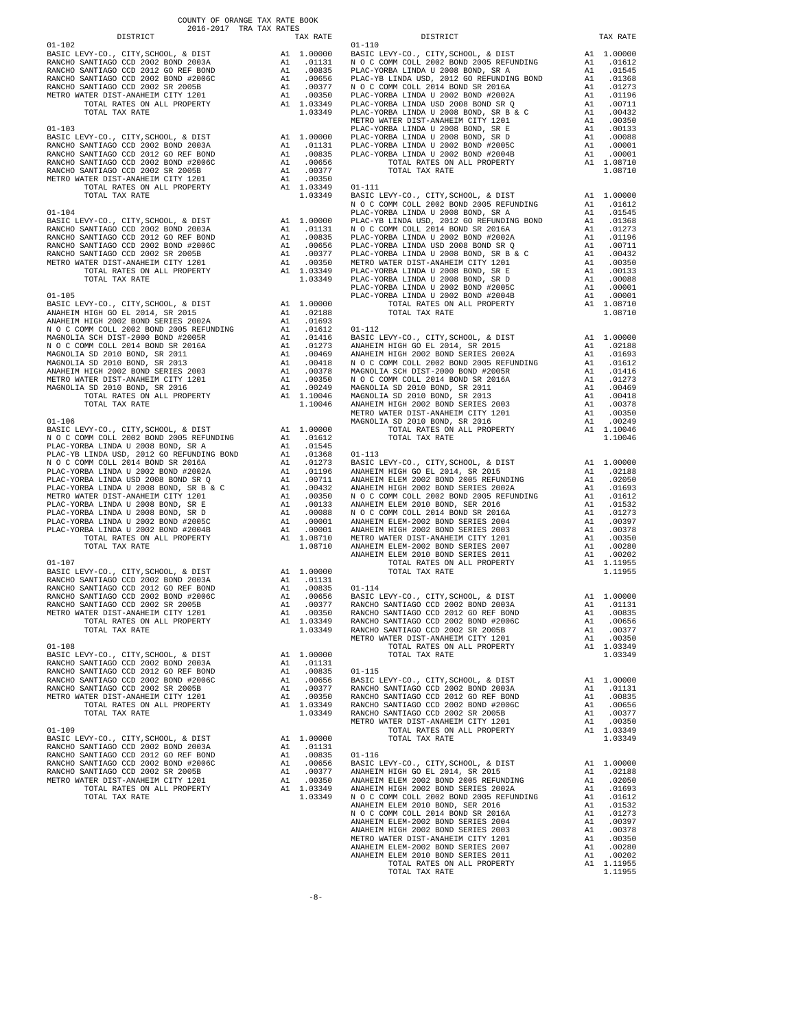COUNTY OF ORANGE TAX RATE BOOK
2016-2017 TRA TAX RATES

| DISTRICT | | TAX RATE |
|---|---|---|
| **01-102** | | |
| BASIC LEVY-CO., CITY,SCHOOL, & DIST | A1 | 1.00000 |
| RANCHO SANTIAGO CCD 2002 BOND 2003A | A1 | .01131 |
| RANCHO SANTIAGO CCD 2012 GO REF BOND | A1 | .00835 |
| RANCHO SANTIAGO CCD 2002 BOND #2006C | A1 | .00656 |
| RANCHO SANTIAGO CCD 2002 SR 2005B | A1 | .00377 |
| METRO WATER DIST-ANAHEIM CITY 1201 | A1 | .00350 |
| TOTAL RATES ON ALL PROPERTY | A1 | 1.03349 |
| TOTAL TAX RATE | | 1.03349 |
| **01-103** | | |
| BASIC LEVY-CO., CITY,SCHOOL, & DIST | A1 | 1.00000 |
| RANCHO SANTIAGO CCD 2002 BOND 2003A | A1 | .01131 |
| RANCHO SANTIAGO CCD 2012 GO REF BOND | A1 | .00835 |
| RANCHO SANTIAGO CCD 2002 BOND #2006C | A1 | .00656 |
| RANCHO SANTIAGO CCD 2002 SR 2005B | A1 | .00377 |
| METRO WATER DIST-ANAHEIM CITY 1201 | A1 | .00350 |
| TOTAL RATES ON ALL PROPERTY | A1 | 1.03349 |
| TOTAL TAX RATE | | 1.03349 |
| **01-104** | | |
| BASIC LEVY-CO., CITY,SCHOOL, & DIST | A1 | 1.00000 |
| RANCHO SANTIAGO CCD 2002 BOND 2003A | A1 | .01131 |
| RANCHO SANTIAGO CCD 2012 GO REF BOND | A1 | .00835 |
| RANCHO SANTIAGO CCD 2002 BOND #2006C | A1 | .00656 |
| RANCHO SANTIAGO CCD 2002 SR 2005B | A1 | .00377 |
| METRO WATER DIST-ANAHEIM CITY 1201 | A1 | .00350 |
| TOTAL RATES ON ALL PROPERTY | A1 | 1.03349 |
| TOTAL TAX RATE | | 1.03349 |
| **01-105** | | |
| BASIC LEVY-CO., CITY,SCHOOL, & DIST | A1 | 1.00000 |
| ANAHEIM HIGH GO EL 2014, SR 2015 | A1 | .02188 |
| ANAHEIM HIGH 2002 BOND SERIES 2002A | A1 | .01693 |
| N O C COMM COLL 2002 BOND 2005 REFUNDING | A1 | .01612 |
| MAGNOLIA SCH DIST-2000 BOND #2005R | A1 | .01416 |
| N O C COMM COLL 2014 BOND SR 2016A | A1 | .01273 |
| MAGNOLIA SD 2010 BOND, SR 2011 | A1 | .00469 |
| MAGNOLIA SD 2010 BOND, SR 2013 | A1 | .00418 |
| ANAHEIM HIGH 2002 BOND SERIES 2003 | A1 | .00378 |
| METRO WATER DIST-ANAHEIM CITY 1201 | A1 | .00350 |
| MAGNOLIA SD 2010 BOND, SR 2016 | A1 | .00249 |
| TOTAL RATES ON ALL PROPERTY | A1 | 1.10046 |
| TOTAL TAX RATE | | 1.10046 |
| **01-106** | | |
| BASIC LEVY-CO., CITY,SCHOOL, & DIST | A1 | 1.00000 |
| N O C COMM COLL 2002 BOND 2005 REFUNDING | A1 | .01612 |
| PLAC-YORBA LINDA U 2008 BOND, SR A | A1 | .01545 |
| PLAC-YB LINDA USD, 2012 GO REFUNDING BOND | A1 | .01368 |
| N O C COMM COLL 2014 BOND SR 2016A | A1 | .01273 |
| PLAC-YORBA LINDA U 2002 BOND #2002A | A1 | .01196 |
| PLAC-YORBA LINDA USD 2008 BOND SR Q | A1 | .00711 |
| PLAC-YORBA LINDA U 2008 BOND, SR B & C | A1 | .00432 |
| METRO WATER DIST-ANAHEIM CITY 1201 | A1 | .00350 |
| PLAC-YORBA LINDA U 2008 BOND, SR E | A1 | .00133 |
| PLAC-YORBA LINDA U 2008 BOND, SR D | A1 | .00088 |
| PLAC-YORBA LINDA U 2002 BOND #2005C | A1 | .00001 |
| PLAC-YORBA LINDA U 2002 BOND #2004B | A1 | .00001 |
| TOTAL RATES ON ALL PROPERTY | A1 | 1.08710 |
| TOTAL TAX RATE | | 1.08710 |
| **01-107** | | |
| BASIC LEVY-CO., CITY,SCHOOL, & DIST | A1 | 1.00000 |
| RANCHO SANTIAGO CCD 2002 BOND 2003A | A1 | .01131 |
| RANCHO SANTIAGO CCD 2012 GO REF BOND | A1 | .00835 |
| RANCHO SANTIAGO CCD 2002 BOND #2006C | A1 | .00656 |
| RANCHO SANTIAGO CCD 2002 SR 2005B | A1 | .00377 |
| METRO WATER DIST-ANAHEIM CITY 1201 | A1 | .00350 |
| TOTAL RATES ON ALL PROPERTY | A1 | 1.03349 |
| TOTAL TAX RATE | | 1.03349 |
| **01-108** | | |
| BASIC LEVY-CO., CITY,SCHOOL, & DIST | A1 | 1.00000 |
| RANCHO SANTIAGO CCD 2002 BOND 2003A | A1 | .01131 |
| RANCHO SANTIAGO CCD 2012 GO REF BOND | A1 | .00835 |
| RANCHO SANTIAGO CCD 2002 BOND #2006C | A1 | .00656 |
| RANCHO SANTIAGO CCD 2002 SR 2005B | A1 | .00377 |
| METRO WATER DIST-ANAHEIM CITY 1201 | A1 | .00350 |
| TOTAL RATES ON ALL PROPERTY | A1 | 1.03349 |
| TOTAL TAX RATE | | 1.03349 |
| **01-109** | | |
| BASIC LEVY-CO., CITY,SCHOOL, & DIST | A1 | 1.00000 |
| RANCHO SANTIAGO CCD 2002 BOND 2003A | A1 | .01131 |
| RANCHO SANTIAGO CCD 2012 GO REF BOND | A1 | .00835 |
| RANCHO SANTIAGO CCD 2002 BOND #2006C | A1 | .00656 |
| RANCHO SANTIAGO CCD 2002 SR 2005B | A1 | .00377 |
| METRO WATER DIST-ANAHEIM CITY 1201 | A1 | .00350 |
| TOTAL RATES ON ALL PROPERTY | A1 | 1.03349 |
| TOTAL TAX RATE | | 1.03349 |
| **01-110** | | |
| BASIC LEVY-CO., CITY,SCHOOL, & DIST | A1 | 1.00000 |
| N O C COMM COLL 2002 BOND 2005 REFUNDING | A1 | .01612 |
| PLAC-YORBA LINDA U 2008 BOND, SR A | A1 | .01545 |
| PLAC-YB LINDA USD, 2012 GO REFUNDING BOND | A1 | .01368 |
| N O C COMM COLL 2014 BOND SR 2016A | A1 | .01273 |
| PLAC-YORBA LINDA U 2002 BOND #2002A | A1 | .01196 |
| PLAC-YORBA LINDA USD 2008 BOND SR Q | A1 | .00711 |
| PLAC-YORBA LINDA U 2008 BOND, SR B & C | A1 | .00432 |
| METRO WATER DIST-ANAHEIM CITY 1201 | A1 | .00350 |
| PLAC-YORBA LINDA U 2008 BOND, SR E | A1 | .00133 |
| PLAC-YORBA LINDA U 2008 BOND, SR D | A1 | .00088 |
| PLAC-YORBA LINDA U 2002 BOND #2005C | A1 | .00001 |
| PLAC-YORBA LINDA U 2002 BOND #2004B | A1 | .00001 |
| TOTAL RATES ON ALL PROPERTY | A1 | 1.08710 |
| TOTAL TAX RATE | | 1.08710 |
| **01-111** | | |
| BASIC LEVY-CO., CITY,SCHOOL, & DIST | A1 | 1.00000 |
| N O C COMM COLL 2002 BOND 2005 REFUNDING | A1 | .01612 |
| PLAC-YORBA LINDA U 2008 BOND, SR A | A1 | .01545 |
| PLAC-YB LINDA USD, 2012 GO REFUNDING BOND | A1 | .01368 |
| N O C COMM COLL 2014 BOND SR 2016A | A1 | .01273 |
| PLAC-YORBA LINDA U 2002 BOND #2002A | A1 | .01196 |
| PLAC-YORBA LINDA USD 2008 BOND SR Q | A1 | .00711 |
| PLAC-YORBA LINDA U 2008 BOND, SR B & C | A1 | .00432 |
| METRO WATER DIST-ANAHEIM CITY 1201 | A1 | .00350 |
| PLAC-YORBA LINDA U 2008 BOND, SR E | A1 | .00133 |
| PLAC-YORBA LINDA U 2008 BOND, SR D | A1 | .00088 |
| PLAC-YORBA LINDA U 2002 BOND #2005C | A1 | .00001 |
| PLAC-YORBA LINDA U 2002 BOND #2004B | A1 | .00001 |
| TOTAL RATES ON ALL PROPERTY | A1 | 1.08710 |
| TOTAL TAX RATE | | 1.08710 |
| **01-112** | | |
| BASIC LEVY-CO., CITY,SCHOOL, & DIST | A1 | 1.00000 |
| ANAHEIM HIGH GO EL 2014, SR 2015 | A1 | .02188 |
| ANAHEIM HIGH 2002 BOND SERIES 2002A | A1 | .01693 |
| N O C COMM COLL 2002 BOND 2005 REFUNDING | A1 | .01612 |
| MAGNOLIA SCH DIST-2000 BOND #2005R | A1 | .01416 |
| N O C COMM COLL 2014 BOND SR 2016A | A1 | .01273 |
| MAGNOLIA SD 2010 BOND, SR 2011 | A1 | .00469 |
| MAGNOLIA SD 2010 BOND, SR 2013 | A1 | .00418 |
| ANAHEIM HIGH 2002 BOND SERIES 2003 | A1 | .00378 |
| METRO WATER DIST-ANAHEIM CITY 1201 | A1 | .00350 |
| MAGNOLIA SD 2010 BOND, SR 2016 | A1 | .00249 |
| TOTAL RATES ON ALL PROPERTY | A1 | 1.10046 |
| TOTAL TAX RATE | | 1.10046 |
| **01-113** | | |
| BASIC LEVY-CO., CITY,SCHOOL, & DIST | A1 | 1.00000 |
| ANAHEIM HIGH GO EL 2014, SR 2015 | A1 | .02188 |
| ANAHEIM ELEM 2002 BOND 2005 REFUNDING | A1 | .02050 |
| ANAHEIM HIGH 2002 BOND SERIES 2002A | A1 | .01693 |
| N O C COMM COLL 2002 BOND 2005 REFUNDING | A1 | .01612 |
| ANAHEIM ELEM 2010 BOND, SER 2016 | A1 | .01532 |
| N O C COMM COLL 2014 BOND SR 2016A | A1 | .01273 |
| ANAHEIM ELEM-2002 BOND SERIES 2004 | A1 | .00397 |
| ANAHEIM HIGH 2002 BOND SERIES 2003 | A1 | .00378 |
| METRO WATER DIST-ANAHEIM CITY 1201 | A1 | .00350 |
| ANAHEIM ELEM-2002 BOND SERIES 2007 | A1 | .00280 |
| ANAHEIM ELEM 2010 BOND SERIES 2011 | A1 | .00202 |
| TOTAL RATES ON ALL PROPERTY | A1 | 1.11955 |
| TOTAL TAX RATE | | 1.11955 |
| **01-114** | | |
| BASIC LEVY-CO., CITY,SCHOOL, & DIST | A1 | 1.00000 |
| RANCHO SANTIAGO CCD 2002 BOND 2003A | A1 | .01131 |
| RANCHO SANTIAGO CCD 2012 GO REF BOND | A1 | .00835 |
| RANCHO SANTIAGO CCD 2002 BOND #2006C | A1 | .00656 |
| RANCHO SANTIAGO CCD 2002 SR 2005B | A1 | .00377 |
| METRO WATER DIST-ANAHEIM CITY 1201 | A1 | .00350 |
| TOTAL RATES ON ALL PROPERTY | A1 | 1.03349 |
| TOTAL TAX RATE | | 1.03349 |
| **01-115** | | |
| BASIC LEVY-CO., CITY,SCHOOL, & DIST | A1 | 1.00000 |
| RANCHO SANTIAGO CCD 2002 BOND 2003A | A1 | .01131 |
| RANCHO SANTIAGO CCD 2012 GO REF BOND | A1 | .00835 |
| RANCHO SANTIAGO CCD 2002 BOND #2006C | A1 | .00656 |
| RANCHO SANTIAGO CCD 2002 SR 2005B | A1 | .00377 |
| METRO WATER DIST-ANAHEIM CITY 1201 | A1 | .00350 |
| TOTAL RATES ON ALL PROPERTY | A1 | 1.03349 |
| TOTAL TAX RATE | | 1.03349 |
| **01-116** | | |
| BASIC LEVY-CO., CITY,SCHOOL, & DIST | A1 | 1.00000 |
| ANAHEIM HIGH GO EL 2014, SR 2015 | A1 | .02188 |
| ANAHEIM ELEM 2002 BOND 2005 REFUNDING | A1 | .02050 |
| ANAHEIM HIGH 2002 BOND SERIES 2002A | A1 | .01693 |
| N O C COMM COLL 2002 BOND 2005 REFUNDING | A1 | .01612 |
| ANAHEIM ELEM 2010 BOND, SER 2016 | A1 | .01532 |
| N O C COMM COLL 2014 BOND SR 2016A | A1 | .01273 |
| ANAHEIM ELEM-2002 BOND SERIES 2004 | A1 | .00397 |
| ANAHEIM HIGH 2002 BOND SERIES 2003 | A1 | .00378 |
| METRO WATER DIST-ANAHEIM CITY 1201 | A1 | .00350 |
| ANAHEIM ELEM-2002 BOND SERIES 2007 | A1 | .00280 |
| ANAHEIM ELEM 2010 BOND SERIES 2011 | A1 | .00202 |
| TOTAL RATES ON ALL PROPERTY | A1 | 1.11955 |
| TOTAL TAX RATE | | 1.11955 |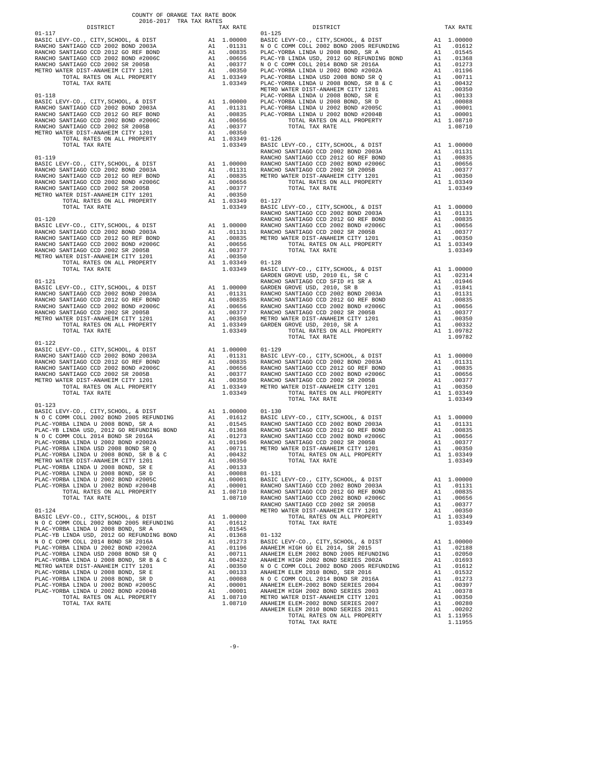COUNTY OF ORANGE TAX RATE BOOK
2016-2017 TRA TAX RATES

| DISTRICT | | TAX RATE |
|---|---|---|
| **01-117** | | |
| BASIC LEVY-CO., CITY,SCHOOL, & DIST | A1 | 1.00000 |
| RANCHO SANTIAGO CCD 2002 BOND 2003A | A1 | .01131 |
| RANCHO SANTIAGO CCD 2012 GO REF BOND | A1 | .00835 |
| RANCHO SANTIAGO CCD 2002 BOND #2006C | A1 | .00656 |
| RANCHO SANTIAGO CCD 2002 SR 2005B | A1 | .00377 |
| METRO WATER DIST-ANAHEIM CITY 1201 | A1 | .00350 |
| TOTAL RATES ON ALL PROPERTY | A1 | 1.03349 |
| TOTAL TAX RATE | | 1.03349 |
| **01-118** | | |
| BASIC LEVY-CO., CITY,SCHOOL, & DIST | A1 | 1.00000 |
| RANCHO SANTIAGO CCD 2002 BOND 2003A | A1 | .01131 |
| RANCHO SANTIAGO CCD 2012 GO REF BOND | A1 | .00835 |
| RANCHO SANTIAGO CCD 2002 BOND #2006C | A1 | .00656 |
| RANCHO SANTIAGO CCD 2002 SR 2005B | A1 | .00377 |
| METRO WATER DIST-ANAHEIM CITY 1201 | A1 | .00350 |
| TOTAL RATES ON ALL PROPERTY | A1 | 1.03349 |
| TOTAL TAX RATE | | 1.03349 |
| **01-119** | | |
| BASIC LEVY-CO., CITY,SCHOOL, & DIST | A1 | 1.00000 |
| RANCHO SANTIAGO CCD 2002 BOND 2003A | A1 | .01131 |
| RANCHO SANTIAGO CCD 2012 GO REF BOND | A1 | .00835 |
| RANCHO SANTIAGO CCD 2002 BOND #2006C | A1 | .00656 |
| RANCHO SANTIAGO CCD 2002 SR 2005B | A1 | .00377 |
| METRO WATER DIST-ANAHEIM CITY 1201 | A1 | .00350 |
| TOTAL RATES ON ALL PROPERTY | A1 | 1.03349 |
| TOTAL TAX RATE | | 1.03349 |
| **01-120** | | |
| BASIC LEVY-CO., CITY,SCHOOL, & DIST | A1 | 1.00000 |
| RANCHO SANTIAGO CCD 2002 BOND 2003A | A1 | .01131 |
| RANCHO SANTIAGO CCD 2012 GO REF BOND | A1 | .00835 |
| RANCHO SANTIAGO CCD 2002 BOND #2006C | A1 | .00656 |
| RANCHO SANTIAGO CCD 2002 SR 2005B | A1 | .00377 |
| METRO WATER DIST-ANAHEIM CITY 1201 | A1 | .00350 |
| TOTAL RATES ON ALL PROPERTY | A1 | 1.03349 |
| TOTAL TAX RATE | | 1.03349 |
| **01-121** | | |
| BASIC LEVY-CO., CITY,SCHOOL, & DIST | A1 | 1.00000 |
| RANCHO SANTIAGO CCD 2002 BOND 2003A | A1 | .01131 |
| RANCHO SANTIAGO CCD 2012 GO REF BOND | A1 | .00835 |
| RANCHO SANTIAGO CCD 2002 BOND #2006C | A1 | .00656 |
| RANCHO SANTIAGO CCD 2002 SR 2005B | A1 | .00377 |
| METRO WATER DIST-ANAHEIM CITY 1201 | A1 | .00350 |
| TOTAL RATES ON ALL PROPERTY | A1 | 1.03349 |
| TOTAL TAX RATE | | 1.03349 |
| **01-122** | | |
| BASIC LEVY-CO., CITY,SCHOOL, & DIST | A1 | 1.00000 |
| RANCHO SANTIAGO CCD 2002 BOND 2003A | A1 | .01131 |
| RANCHO SANTIAGO CCD 2012 GO REF BOND | A1 | .00835 |
| RANCHO SANTIAGO CCD 2002 BOND #2006C | A1 | .00656 |
| RANCHO SANTIAGO CCD 2002 SR 2005B | A1 | .00377 |
| METRO WATER DIST-ANAHEIM CITY 1201 | A1 | .00350 |
| TOTAL RATES ON ALL PROPERTY | A1 | 1.03349 |
| TOTAL TAX RATE | | 1.03349 |
| **01-123** | | |
| BASIC LEVY-CO., CITY,SCHOOL, & DIST | A1 | 1.00000 |
| N O C COMM COLL 2002 BOND 2005 REFUNDING | A1 | .01612 |
| PLAC-YORBA LINDA U 2008 BOND, SR A | A1 | .01545 |
| PLAC-YB LINDA USD, 2012 GO REFUNDING BOND | A1 | .01368 |
| N O C COMM COLL 2014 BOND SR 2016A | A1 | .01273 |
| PLAC-YORBA LINDA U 2002 BOND #2002A | A1 | .01196 |
| PLAC-YORBA LINDA USD 2008 BOND SR Q | A1 | .00711 |
| PLAC-YORBA LINDA U 2008 BOND, SR B & C | A1 | .00432 |
| METRO WATER DIST-ANAHEIM CITY 1201 | A1 | .00350 |
| PLAC-YORBA LINDA U 2008 BOND, SR E | A1 | .00133 |
| PLAC-YORBA LINDA U 2008 BOND, SR D | A1 | .00088 |
| PLAC-YORBA LINDA U 2002 BOND #2005C | A1 | .00001 |
| PLAC-YORBA LINDA U 2002 BOND #2004B | A1 | .00001 |
| TOTAL RATES ON ALL PROPERTY | A1 | 1.08710 |
| TOTAL TAX RATE | | 1.08710 |
| **01-124** | | |
| BASIC LEVY-CO., CITY,SCHOOL, & DIST | A1 | 1.00000 |
| N O C COMM COLL 2002 BOND 2005 REFUNDING | A1 | .01612 |
| PLAC-YORBA LINDA U 2008 BOND, SR A | A1 | .01545 |
| PLAC-YB LINDA USD, 2012 GO REFUNDING BOND | A1 | .01368 |
| N O C COMM COLL 2014 BOND SR 2016A | A1 | .01273 |
| PLAC-YORBA LINDA U 2002 BOND #2002A | A1 | .01196 |
| PLAC-YORBA LINDA USD 2008 BOND SR Q | A1 | .00711 |
| PLAC-YORBA LINDA U 2008 BOND, SR B & C | A1 | .00432 |
| METRO WATER DIST-ANAHEIM CITY 1201 | A1 | .00350 |
| PLAC-YORBA LINDA U 2008 BOND, SR E | A1 | .00133 |
| PLAC-YORBA LINDA U 2008 BOND, SR D | A1 | .00088 |
| PLAC-YORBA LINDA U 2002 BOND #2005C | A1 | .00001 |
| PLAC-YORBA LINDA U 2002 BOND #2004B | A1 | .00001 |
| TOTAL RATES ON ALL PROPERTY | A1 | 1.08710 |
| TOTAL TAX RATE | | 1.08710 |
| **01-125** | | |
| BASIC LEVY-CO., CITY,SCHOOL, & DIST | A1 | 1.00000 |
| N O C COMM COLL 2002 BOND 2005 REFUNDING | A1 | .01612 |
| PLAC-YORBA LINDA U 2008 BOND, SR A | A1 | .01545 |
| PLAC-YB LINDA USD, 2012 GO REFUNDING BOND | A1 | .01368 |
| N O C COMM COLL 2014 BOND SR 2016A | A1 | .01273 |
| PLAC-YORBA LINDA U 2002 BOND #2002A | A1 | .01196 |
| PLAC-YORBA LINDA USD 2008 BOND SR Q | A1 | .00711 |
| PLAC-YORBA LINDA U 2008 BOND, SR B & C | A1 | .00432 |
| METRO WATER DIST-ANAHEIM CITY 1201 | A1 | .00350 |
| PLAC-YORBA LINDA U 2008 BOND, SR E | A1 | .00133 |
| PLAC-YORBA LINDA U 2008 BOND, SR D | A1 | .00088 |
| PLAC-YORBA LINDA U 2002 BOND #2005C | A1 | .00001 |
| PLAC-YORBA LINDA U 2002 BOND #2004B | A1 | .00001 |
| TOTAL RATES ON ALL PROPERTY | A1 | 1.08710 |
| TOTAL TAX RATE | | 1.08710 |
| **01-126** | | |
| BASIC LEVY-CO., CITY,SCHOOL, & DIST | A1 | 1.00000 |
| RANCHO SANTIAGO CCD 2002 BOND 2003A | A1 | .01131 |
| RANCHO SANTIAGO CCD 2012 GO REF BOND | A1 | .00835 |
| RANCHO SANTIAGO CCD 2002 BOND #2006C | A1 | .00656 |
| RANCHO SANTIAGO CCD 2002 SR 2005B | A1 | .00377 |
| METRO WATER DIST-ANAHEIM CITY 1201 | A1 | .00350 |
| TOTAL RATES ON ALL PROPERTY | A1 | 1.03349 |
| TOTAL TAX RATE | | 1.03349 |
| **01-127** | | |
| BASIC LEVY-CO., CITY,SCHOOL, & DIST | A1 | 1.00000 |
| RANCHO SANTIAGO CCD 2002 BOND 2003A | A1 | .01131 |
| RANCHO SANTIAGO CCD 2012 GO REF BOND | A1 | .00835 |
| RANCHO SANTIAGO CCD 2002 BOND #2006C | A1 | .00656 |
| RANCHO SANTIAGO CCD 2002 SR 2005B | A1 | .00377 |
| METRO WATER DIST-ANAHEIM CITY 1201 | A1 | .00350 |
| TOTAL RATES ON ALL PROPERTY | A1 | 1.03349 |
| TOTAL TAX RATE | | 1.03349 |
| **01-128** | | |
| BASIC LEVY-CO., CITY,SCHOOL, & DIST | A1 | 1.00000 |
| GARDEN GROVE USD, 2010 EL, SR C | A1 | .02314 |
| RANCHO SANTIAGO CCD SFID #1 SR A | A1 | .01946 |
| GARDEN GROVE USD, 2010, SR B | A1 | .01841 |
| RANCHO SANTIAGO CCD 2002 BOND 2003A | A1 | .01131 |
| RANCHO SANTIAGO CCD 2012 GO REF BOND | A1 | .00835 |
| RANCHO SANTIAGO CCD 2002 BOND #2006C | A1 | .00656 |
| RANCHO SANTIAGO CCD 2002 SR 2005B | A1 | .00377 |
| METRO WATER DIST-ANAHEIM CITY 1201 | A1 | .00350 |
| GARDEN GROVE USD, 2010, SR A | A1 | .00332 |
| TOTAL RATES ON ALL PROPERTY | A1 | 1.09782 |
| TOTAL TAX RATE | | 1.09782 |
| **01-129** | | |
| BASIC LEVY-CO., CITY,SCHOOL, & DIST | A1 | 1.00000 |
| RANCHO SANTIAGO CCD 2002 BOND 2003A | A1 | .01131 |
| RANCHO SANTIAGO CCD 2012 GO REF BOND | A1 | .00835 |
| RANCHO SANTIAGO CCD 2002 BOND #2006C | A1 | .00656 |
| RANCHO SANTIAGO CCD 2002 SR 2005B | A1 | .00377 |
| METRO WATER DIST-ANAHEIM CITY 1201 | A1 | .00350 |
| TOTAL RATES ON ALL PROPERTY | A1 | 1.03349 |
| TOTAL TAX RATE | | 1.03349 |
| **01-130** | | |
| BASIC LEVY-CO., CITY,SCHOOL, & DIST | A1 | 1.00000 |
| RANCHO SANTIAGO CCD 2002 BOND 2003A | A1 | .01131 |
| RANCHO SANTIAGO CCD 2012 GO REF BOND | A1 | .00835 |
| RANCHO SANTIAGO CCD 2002 BOND #2006C | A1 | .00656 |
| RANCHO SANTIAGO CCD 2002 SR 2005B | A1 | .00377 |
| METRO WATER DIST-ANAHEIM CITY 1201 | A1 | .00350 |
| TOTAL RATES ON ALL PROPERTY | A1 | 1.03349 |
| TOTAL TAX RATE | | 1.03349 |
| **01-131** | | |
| BASIC LEVY-CO., CITY,SCHOOL, & DIST | A1 | 1.00000 |
| RANCHO SANTIAGO CCD 2002 BOND 2003A | A1 | .01131 |
| RANCHO SANTIAGO CCD 2012 GO REF BOND | A1 | .00835 |
| RANCHO SANTIAGO CCD 2002 BOND #2006C | A1 | .00656 |
| RANCHO SANTIAGO CCD 2002 SR 2005B | A1 | .00377 |
| METRO WATER DIST-ANAHEIM CITY 1201 | A1 | .00350 |
| TOTAL RATES ON ALL PROPERTY | A1 | 1.03349 |
| TOTAL TAX RATE | | 1.03349 |
| **01-132** | | |
| BASIC LEVY-CO., CITY,SCHOOL, & DIST | A1 | 1.00000 |
| ANAHEIM HIGH GO EL 2014, SR 2015 | A1 | .02188 |
| ANAHEIM ELEM 2002 BOND 2005 REFUNDING | A1 | .02050 |
| ANAHEIM HIGH 2002 BOND SERIES 2002A | A1 | .01693 |
| N O C COMM COLL 2002 BOND 2005 REFUNDING | A1 | .01612 |
| ANAHEIM ELEM 2010 BOND, SER 2016 | A1 | .01532 |
| N O C COMM COLL 2014 BOND SR 2016A | A1 | .01273 |
| ANAHEIM ELEM-2002 BOND SERIES 2004 | A1 | .00397 |
| ANAHEIM HIGH 2002 BOND SERIES 2003 | A1 | .00378 |
| METRO WATER DIST-ANAHEIM CITY 1201 | A1 | .00350 |
| ANAHEIM ELEM-2002 BOND SERIES 2007 | A1 | .00280 |
| ANAHEIM ELEM 2010 BOND SERIES 2011 | A1 | .00202 |
| TOTAL RATES ON ALL PROPERTY | A1 | 1.11955 |
| TOTAL TAX RATE | | 1.11955 |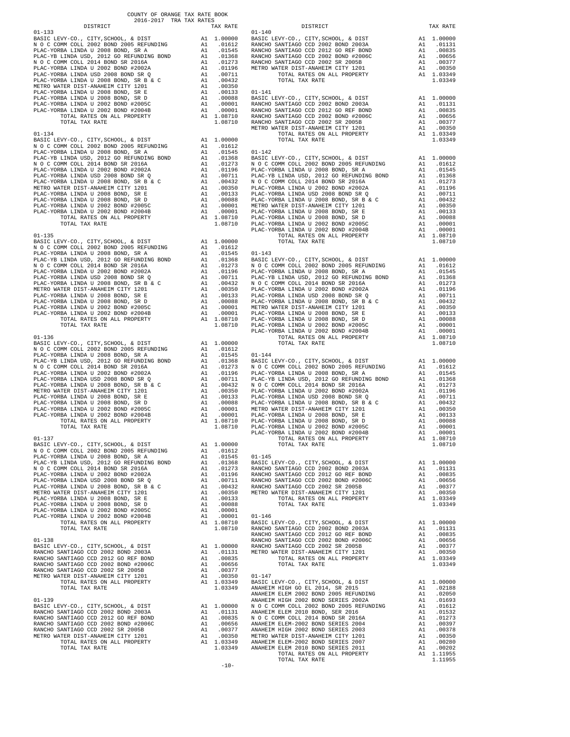COUNTY OF ORANGE TAX RATE BOOK
2016-2017 TRA TAX RATES

| DISTRICT | | TAX RATE |
|---|---|---|
| **01-133** | | |
| BASIC LEVY-CO., CITY,SCHOOL, & DIST | A1 | 1.00000 |
| N O C COMM COLL 2002 BOND 2005 REFUNDING | A1 | .01612 |
| PLAC-YORBA LINDA U 2008 BOND, SR A | A1 | .01545 |
| PLAC-YB LINDA USD, 2012 GO REFUNDING BOND | A1 | .01368 |
| N O C COMM COLL 2014 BOND SR 2016A | A1 | .01273 |
| PLAC-YORBA LINDA U 2002 BOND #2002A | A1 | .01196 |
| PLAC-YORBA LINDA USD 2008 BOND SR Q | A1 | .00711 |
| PLAC-YORBA LINDA U 2008 BOND, SR B & C | A1 | .00432 |
| METRO WATER DIST-ANAHEIM CITY 1201 | A1 | .00350 |
| PLAC-YORBA LINDA U 2008 BOND, SR E | A1 | .00133 |
| PLAC-YORBA LINDA U 2008 BOND, SR D | A1 | .00088 |
| PLAC-YORBA LINDA U 2002 BOND #2005C | A1 | .00001 |
| PLAC-YORBA LINDA U 2002 BOND #2004B | A1 | .00001 |
| TOTAL RATES ON ALL PROPERTY | A1 | 1.08710 |
| TOTAL TAX RATE | | 1.08710 |
| **01-134** | | |
| BASIC LEVY-CO., CITY,SCHOOL, & DIST | A1 | 1.00000 |
| N O C COMM COLL 2002 BOND 2005 REFUNDING | A1 | .01612 |
| PLAC-YORBA LINDA U 2008 BOND, SR A | A1 | .01545 |
| PLAC-YB LINDA USD, 2012 GO REFUNDING BOND | A1 | .01368 |
| N O C COMM COLL 2014 BOND SR 2016A | A1 | .01273 |
| PLAC-YORBA LINDA U 2002 BOND #2002A | A1 | .01196 |
| PLAC-YORBA LINDA USD 2008 BOND SR Q | A1 | .00711 |
| PLAC-YORBA LINDA U 2008 BOND, SR B & C | A1 | .00432 |
| METRO WATER DIST-ANAHEIM CITY 1201 | A1 | .00350 |
| PLAC-YORBA LINDA U 2008 BOND, SR E | A1 | .00133 |
| PLAC-YORBA LINDA U 2008 BOND, SR D | A1 | .00088 |
| PLAC-YORBA LINDA U 2002 BOND #2005C | A1 | .00001 |
| PLAC-YORBA LINDA U 2002 BOND #2004B | A1 | .00001 |
| TOTAL RATES ON ALL PROPERTY | A1 | 1.08710 |
| TOTAL TAX RATE | | 1.08710 |
| **01-135** | | |
| BASIC LEVY-CO., CITY,SCHOOL, & DIST | A1 | 1.00000 |
| N O C COMM COLL 2002 BOND 2005 REFUNDING | A1 | .01612 |
| PLAC-YORBA LINDA U 2008 BOND, SR A | A1 | .01545 |
| PLAC-YB LINDA USD, 2012 GO REFUNDING BOND | A1 | .01368 |
| N O C COMM COLL 2014 BOND SR 2016A | A1 | .01273 |
| PLAC-YORBA LINDA U 2002 BOND #2002A | A1 | .01196 |
| PLAC-YORBA LINDA USD 2008 BOND SR Q | A1 | .00711 |
| PLAC-YORBA LINDA U 2008 BOND, SR B & C | A1 | .00432 |
| METRO WATER DIST-ANAHEIM CITY 1201 | A1 | .00350 |
| PLAC-YORBA LINDA U 2008 BOND, SR E | A1 | .00133 |
| PLAC-YORBA LINDA U 2008 BOND, SR D | A1 | .00088 |
| PLAC-YORBA LINDA U 2002 BOND #2005C | A1 | .00001 |
| PLAC-YORBA LINDA U 2002 BOND #2004B | A1 | .00001 |
| TOTAL RATES ON ALL PROPERTY | A1 | 1.08710 |
| TOTAL TAX RATE | | 1.08710 |
| **01-136** | | |
| BASIC LEVY-CO., CITY,SCHOOL, & DIST | A1 | 1.00000 |
| N O C COMM COLL 2002 BOND 2005 REFUNDING | A1 | .01612 |
| PLAC-YORBA LINDA U 2008 BOND, SR A | A1 | .01545 |
| PLAC-YB LINDA USD, 2012 GO REFUNDING BOND | A1 | .01368 |
| N O C COMM COLL 2014 BOND SR 2016A | A1 | .01273 |
| PLAC-YORBA LINDA U 2002 BOND #2002A | A1 | .01196 |
| PLAC-YORBA LINDA USD 2008 BOND SR Q | A1 | .00711 |
| PLAC-YORBA LINDA U 2008 BOND, SR B & C | A1 | .00432 |
| METRO WATER DIST-ANAHEIM CITY 1201 | A1 | .00350 |
| PLAC-YORBA LINDA U 2008 BOND, SR E | A1 | .00133 |
| PLAC-YORBA LINDA U 2008 BOND, SR D | A1 | .00088 |
| PLAC-YORBA LINDA U 2002 BOND #2005C | A1 | .00001 |
| PLAC-YORBA LINDA U 2002 BOND #2004B | A1 | .00001 |
| TOTAL RATES ON ALL PROPERTY | A1 | 1.08710 |
| TOTAL TAX RATE | | 1.08710 |
| **01-137** | | |
| BASIC LEVY-CO., CITY,SCHOOL, & DIST | A1 | 1.00000 |
| N O C COMM COLL 2002 BOND 2005 REFUNDING | A1 | .01612 |
| PLAC-YORBA LINDA U 2008 BOND, SR A | A1 | .01545 |
| PLAC-YB LINDA USD, 2012 GO REFUNDING BOND | A1 | .01368 |
| N O C COMM COLL 2014 BOND SR 2016A | A1 | .01273 |
| PLAC-YORBA LINDA U 2002 BOND #2002A | A1 | .01196 |
| PLAC-YORBA LINDA USD 2008 BOND SR Q | A1 | .00711 |
| PLAC-YORBA LINDA U 2008 BOND, SR B & C | A1 | .00432 |
| METRO WATER DIST-ANAHEIM CITY 1201 | A1 | .00350 |
| PLAC-YORBA LINDA U 2008 BOND, SR E | A1 | .00133 |
| PLAC-YORBA LINDA U 2008 BOND, SR D | A1 | .00088 |
| PLAC-YORBA LINDA U 2002 BOND #2005C | A1 | .00001 |
| PLAC-YORBA LINDA U 2002 BOND #2004B | A1 | .00001 |
| TOTAL RATES ON ALL PROPERTY | A1 | 1.08710 |
| TOTAL TAX RATE | | 1.08710 |
| **01-138** | | |
| BASIC LEVY-CO., CITY,SCHOOL, & DIST | A1 | 1.00000 |
| RANCHO SANTIAGO CCD 2002 BOND 2003A | A1 | .01131 |
| RANCHO SANTIAGO CCD 2012 GO REF BOND | A1 | .00835 |
| RANCHO SANTIAGO CCD 2002 BOND #2006C | A1 | .00656 |
| RANCHO SANTIAGO CCD 2002 SR 2005B | A1 | .00377 |
| METRO WATER DIST-ANAHEIM CITY 1201 | A1 | .00350 |
| TOTAL RATES ON ALL PROPERTY | A1 | 1.03349 |
| TOTAL TAX RATE | | 1.03349 |
| **01-139** | | |
| BASIC LEVY-CO., CITY,SCHOOL, & DIST | A1 | 1.00000 |
| RANCHO SANTIAGO CCD 2002 BOND 2003A | A1 | .01131 |
| RANCHO SANTIAGO CCD 2012 GO REF BOND | A1 | .00835 |
| RANCHO SANTIAGO CCD 2002 BOND #2006C | A1 | .00656 |
| RANCHO SANTIAGO CCD 2002 SR 2005B | A1 | .00377 |
| METRO WATER DIST-ANAHEIM CITY 1201 | A1 | .00350 |
| TOTAL RATES ON ALL PROPERTY | A1 | 1.03349 |
| TOTAL TAX RATE | | 1.03349 |
| **01-140** | | |
| BASIC LEVY-CO., CITY,SCHOOL, & DIST | A1 | 1.00000 |
| RANCHO SANTIAGO CCD 2002 BOND 2003A | A1 | .01131 |
| RANCHO SANTIAGO CCD 2012 GO REF BOND | A1 | .00835 |
| RANCHO SANTIAGO CCD 2002 BOND #2006C | A1 | .00656 |
| RANCHO SANTIAGO CCD 2002 SR 2005B | A1 | .00377 |
| METRO WATER DIST-ANAHEIM CITY 1201 | A1 | .00350 |
| TOTAL RATES ON ALL PROPERTY | A1 | 1.03349 |
| TOTAL TAX RATE | | 1.03349 |
| **01-141** | | |
| BASIC LEVY-CO., CITY,SCHOOL, & DIST | A1 | 1.00000 |
| RANCHO SANTIAGO CCD 2002 BOND 2003A | A1 | .01131 |
| RANCHO SANTIAGO CCD 2012 GO REF BOND | A1 | .00835 |
| RANCHO SANTIAGO CCD 2002 BOND #2006C | A1 | .00656 |
| RANCHO SANTIAGO CCD 2002 SR 2005B | A1 | .00377 |
| METRO WATER DIST-ANAHEIM CITY 1201 | A1 | .00350 |
| TOTAL RATES ON ALL PROPERTY | A1 | 1.03349 |
| TOTAL TAX RATE | | 1.03349 |
| **01-142** | | |
| BASIC LEVY-CO., CITY,SCHOOL, & DIST | A1 | 1.00000 |
| N O C COMM COLL 2002 BOND 2005 REFUNDING | A1 | .01612 |
| PLAC-YORBA LINDA U 2008 BOND, SR A | A1 | .01545 |
| PLAC-YB LINDA USD, 2012 GO REFUNDING BOND | A1 | .01368 |
| N O C COMM COLL 2014 BOND SR 2016A | A1 | .01273 |
| PLAC-YORBA LINDA U 2002 BOND #2002A | A1 | .01196 |
| PLAC-YORBA LINDA USD 2008 BOND SR Q | A1 | .00711 |
| PLAC-YORBA LINDA U 2008 BOND, SR B & C | A1 | .00432 |
| METRO WATER DIST-ANAHEIM CITY 1201 | A1 | .00350 |
| PLAC-YORBA LINDA U 2008 BOND, SR E | A1 | .00133 |
| PLAC-YORBA LINDA U 2008 BOND, SR D | A1 | .00088 |
| PLAC-YORBA LINDA U 2002 BOND #2005C | A1 | .00001 |
| PLAC-YORBA LINDA U 2002 BOND #2004B | A1 | .00001 |
| TOTAL RATES ON ALL PROPERTY | A1 | 1.08710 |
| TOTAL TAX RATE | | 1.08710 |
| **01-143** | | |
| BASIC LEVY-CO., CITY,SCHOOL, & DIST | A1 | 1.00000 |
| N O C COMM COLL 2002 BOND 2005 REFUNDING | A1 | .01612 |
| PLAC-YORBA LINDA U 2008 BOND, SR A | A1 | .01545 |
| PLAC-YB LINDA USD, 2012 GO REFUNDING BOND | A1 | .01368 |
| N O C COMM COLL 2014 BOND SR 2016A | A1 | .01273 |
| PLAC-YORBA LINDA U 2002 BOND #2002A | A1 | .01196 |
| PLAC-YORBA LINDA USD 2008 BOND SR Q | A1 | .00711 |
| PLAC-YORBA LINDA U 2008 BOND, SR B & C | A1 | .00432 |
| METRO WATER DIST-ANAHEIM CITY 1201 | A1 | .00350 |
| PLAC-YORBA LINDA U 2008 BOND, SR E | A1 | .00133 |
| PLAC-YORBA LINDA U 2008 BOND, SR D | A1 | .00088 |
| PLAC-YORBA LINDA U 2002 BOND #2005C | A1 | .00001 |
| PLAC-YORBA LINDA U 2002 BOND #2004B | A1 | .00001 |
| TOTAL RATES ON ALL PROPERTY | A1 | 1.08710 |
| TOTAL TAX RATE | | 1.08710 |
| **01-144** | | |
| BASIC LEVY-CO., CITY,SCHOOL, & DIST | A1 | 1.00000 |
| N O C COMM COLL 2002 BOND 2005 REFUNDING | A1 | .01612 |
| PLAC-YORBA LINDA U 2008 BOND, SR A | A1 | .01545 |
| PLAC-YB LINDA USD, 2012 GO REFUNDING BOND | A1 | .01368 |
| N O C COMM COLL 2014 BOND SR 2016A | A1 | .01273 |
| PLAC-YORBA LINDA U 2002 BOND #2002A | A1 | .01196 |
| PLAC-YORBA LINDA USD 2008 BOND SR Q | A1 | .00711 |
| PLAC-YORBA LINDA U 2008 BOND, SR B & C | A1 | .00432 |
| METRO WATER DIST-ANAHEIM CITY 1201 | A1 | .00350 |
| PLAC-YORBA LINDA U 2008 BOND, SR E | A1 | .00133 |
| PLAC-YORBA LINDA U 2008 BOND, SR D | A1 | .00088 |
| PLAC-YORBA LINDA U 2002 BOND #2005C | A1 | .00001 |
| PLAC-YORBA LINDA U 2002 BOND #2004B | A1 | .00001 |
| TOTAL RATES ON ALL PROPERTY | A1 | 1.08710 |
| TOTAL TAX RATE | | 1.08710 |
| **01-145** | | |
| BASIC LEVY-CO., CITY,SCHOOL, & DIST | A1 | 1.00000 |
| RANCHO SANTIAGO CCD 2002 BOND 2003A | A1 | .01131 |
| RANCHO SANTIAGO CCD 2012 GO REF BOND | A1 | .00835 |
| RANCHO SANTIAGO CCD 2002 BOND #2006C | A1 | .00656 |
| RANCHO SANTIAGO CCD 2002 SR 2005B | A1 | .00377 |
| METRO WATER DIST-ANAHEIM CITY 1201 | A1 | .00350 |
| TOTAL RATES ON ALL PROPERTY | A1 | 1.03349 |
| TOTAL TAX RATE | | 1.03349 |
| **01-146** | | |
| BASIC LEVY-CO., CITY,SCHOOL, & DIST | A1 | 1.00000 |
| RANCHO SANTIAGO CCD 2002 BOND 2003A | A1 | .01131 |
| RANCHO SANTIAGO CCD 2012 GO REF BOND | A1 | .00835 |
| RANCHO SANTIAGO CCD 2002 BOND #2006C | A1 | .00656 |
| RANCHO SANTIAGO CCD 2002 SR 2005B | A1 | .00377 |
| METRO WATER DIST-ANAHEIM CITY 1201 | A1 | .00350 |
| TOTAL RATES ON ALL PROPERTY | A1 | 1.03349 |
| TOTAL TAX RATE | | 1.03349 |
| **01-147** | | |
| BASIC LEVY-CO., CITY,SCHOOL, & DIST | A1 | 1.00000 |
| ANAHEIM HIGH GO EL 2014, SR 2015 | A1 | .02188 |
| ANAHEIM ELEM 2002 BOND 2005 REFUNDING | A1 | .02050 |
| ANAHEIM HIGH 2002 BOND SERIES 2002A | A1 | .01693 |
| N O C COMM COLL 2002 BOND 2005 REFUNDING | A1 | .01612 |
| ANAHEIM ELEM 2010 BOND, SER 2016 | A1 | .01532 |
| N O C COMM COLL 2014 BOND SR 2016A | A1 | .01273 |
| ANAHEIM ELEM-2002 BOND SERIES 2004 | A1 | .00397 |
| ANAHEIM HIGH 2002 BOND SERIES 2003 | A1 | .00378 |
| METRO WATER DIST-ANAHEIM CITY 1201 | A1 | .00350 |
| ANAHEIM ELEM-2002 BOND SERIES 2007 | A1 | .00280 |
| ANAHEIM ELEM 2010 BOND SERIES 2011 | A1 | .00202 |
| TOTAL RATES ON ALL PROPERTY | A1 | 1.11955 |
| TOTAL TAX RATE | | 1.11955 |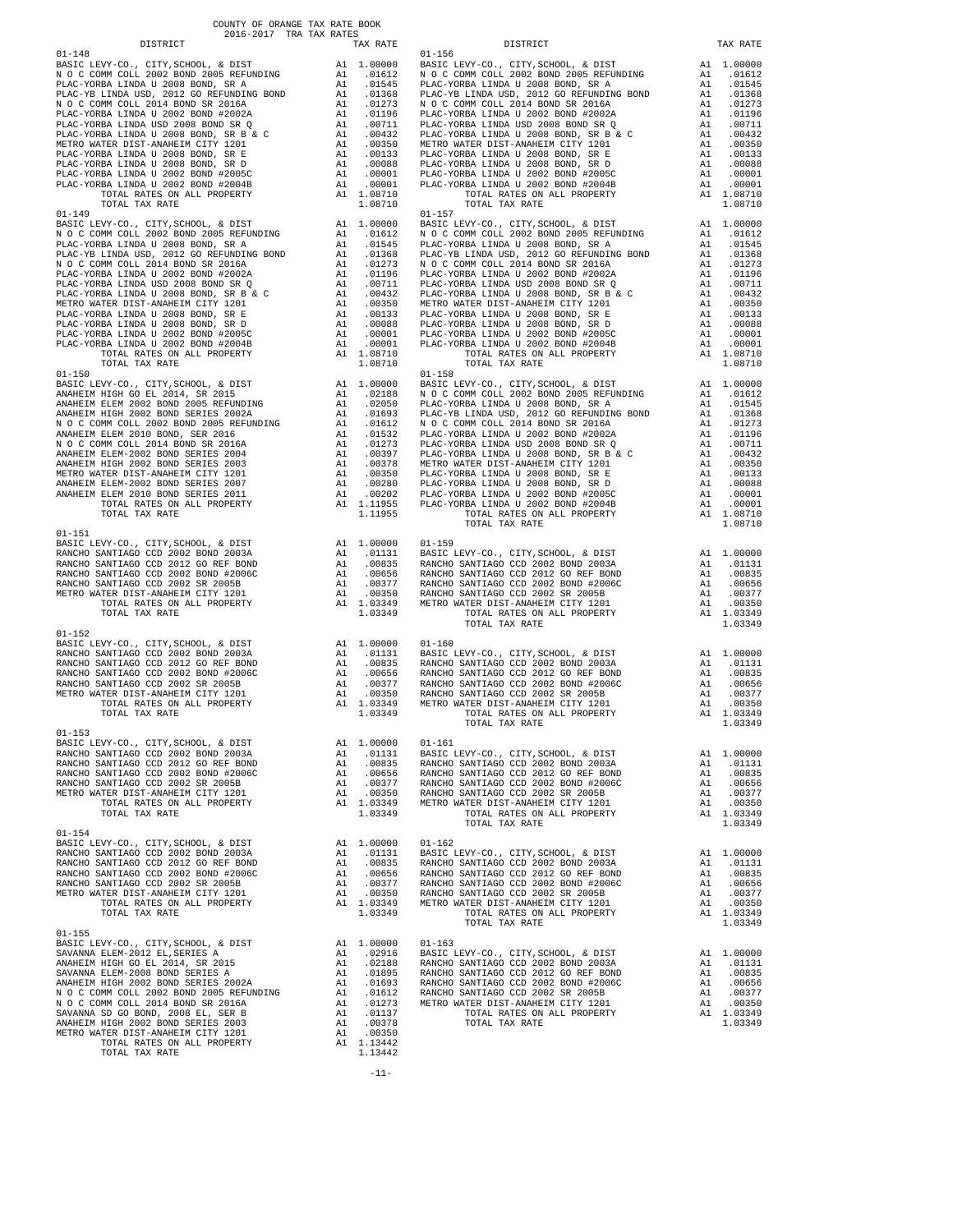COUNTY OF ORANGE TAX RATE BOOK
2016-2017 TRA TAX RATES

| DISTRICT | | TAX RATE |
|---|---|---|
| **01-148** | | |
| BASIC LEVY-CO., CITY,SCHOOL, & DIST | A1 | 1.00000 |
| N O C COMM COLL 2002 BOND 2005 REFUNDING | A1 | .01612 |
| PLAC-YORBA LINDA U 2008 BOND, SR A | A1 | .01545 |
| PLAC-YB LINDA USD, 2012 GO REFUNDING BOND | A1 | .01368 |
| N O C COMM COLL 2014 BOND SR 2016A | A1 | .01273 |
| PLAC-YORBA LINDA U 2002 BOND #2002A | A1 | .01196 |
| PLAC-YORBA LINDA USD 2008 BOND SR Q | A1 | .00711 |
| PLAC-YORBA LINDA U 2008 BOND, SR B & C | A1 | .00432 |
| METRO WATER DIST-ANAHEIM CITY 1201 | A1 | .00350 |
| PLAC-YORBA LINDA U 2008 BOND, SR E | A1 | .00133 |
| PLAC-YORBA LINDA U 2008 BOND, SR D | A1 | .00088 |
| PLAC-YORBA LINDA U 2002 BOND #2005C | A1 | .00001 |
| PLAC-YORBA LINDA U 2002 BOND #2004B | A1 | .00001 |
| TOTAL RATES ON ALL PROPERTY | A1 | 1.08710 |
| TOTAL TAX RATE | | 1.08710 |
| **01-149** | | |
| BASIC LEVY-CO., CITY,SCHOOL, & DIST | A1 | 1.00000 |
| N O C COMM COLL 2002 BOND 2005 REFUNDING | A1 | .01612 |
| PLAC-YORBA LINDA U 2008 BOND, SR A | A1 | .01545 |
| PLAC-YB LINDA USD, 2012 GO REFUNDING BOND | A1 | .01368 |
| N O C COMM COLL 2014 BOND SR 2016A | A1 | .01273 |
| PLAC-YORBA LINDA U 2002 BOND #2002A | A1 | .01196 |
| PLAC-YORBA LINDA USD 2008 BOND SR Q | A1 | .00711 |
| PLAC-YORBA LINDA U 2008 BOND, SR B & C | A1 | .00432 |
| METRO WATER DIST-ANAHEIM CITY 1201 | A1 | .00350 |
| PLAC-YORBA LINDA U 2008 BOND, SR E | A1 | .00133 |
| PLAC-YORBA LINDA U 2008 BOND, SR D | A1 | .00088 |
| PLAC-YORBA LINDA U 2002 BOND #2005C | A1 | .00001 |
| PLAC-YORBA LINDA U 2002 BOND #2004B | A1 | .00001 |
| TOTAL RATES ON ALL PROPERTY | A1 | 1.08710 |
| TOTAL TAX RATE | | 1.08710 |
| **01-150** | | |
| BASIC LEVY-CO., CITY,SCHOOL, & DIST | A1 | 1.00000 |
| ANAHEIM HIGH GO EL 2014, SR 2015 | A1 | .02188 |
| ANAHEIM ELEM 2002 BOND 2005 REFUNDING | A1 | .02050 |
| ANAHEIM HIGH 2002 BOND SERIES 2002A | A1 | .01693 |
| N O C COMM COLL 2002 BOND 2005 REFUNDING | A1 | .01612 |
| ANAHEIM ELEM 2010 BOND, SER 2016 | A1 | .01532 |
| N O C COMM COLL 2014 BOND SR 2016A | A1 | .01273 |
| ANAHEIM ELEM-2002 BOND SERIES 2004 | A1 | .00397 |
| ANAHEIM HIGH 2002 BOND SERIES 2003 | A1 | .00378 |
| METRO WATER DIST-ANAHEIM CITY 1201 | A1 | .00350 |
| ANAHEIM ELEM-2002 BOND SERIES 2007 | A1 | .00280 |
| ANAHEIM ELEM 2010 BOND SERIES 2011 | A1 | .00202 |
| TOTAL RATES ON ALL PROPERTY | A1 | 1.11955 |
| TOTAL TAX RATE | | 1.11955 |
| **01-151** | | |
| BASIC LEVY-CO., CITY,SCHOOL, & DIST | A1 | 1.00000 |
| RANCHO SANTIAGO CCD 2002 BOND 2003A | A1 | .01131 |
| RANCHO SANTIAGO CCD 2012 GO REF BOND | A1 | .00835 |
| RANCHO SANTIAGO CCD 2002 BOND #2006C | A1 | .00656 |
| RANCHO SANTIAGO CCD 2002 SR 2005B | A1 | .00377 |
| METRO WATER DIST-ANAHEIM CITY 1201 | A1 | .00350 |
| TOTAL RATES ON ALL PROPERTY | A1 | 1.03349 |
| TOTAL TAX RATE | | 1.03349 |
| **01-152** | | |
| BASIC LEVY-CO., CITY,SCHOOL, & DIST | A1 | 1.00000 |
| RANCHO SANTIAGO CCD 2002 BOND 2003A | A1 | .01131 |
| RANCHO SANTIAGO CCD 2012 GO REF BOND | A1 | .00835 |
| RANCHO SANTIAGO CCD 2002 BOND #2006C | A1 | .00656 |
| RANCHO SANTIAGO CCD 2002 SR 2005B | A1 | .00377 |
| METRO WATER DIST-ANAHEIM CITY 1201 | A1 | .00350 |
| TOTAL RATES ON ALL PROPERTY | A1 | 1.03349 |
| TOTAL TAX RATE | | 1.03349 |
| **01-153** | | |
| BASIC LEVY-CO., CITY,SCHOOL, & DIST | A1 | 1.00000 |
| RANCHO SANTIAGO CCD 2002 BOND 2003A | A1 | .01131 |
| RANCHO SANTIAGO CCD 2012 GO REF BOND | A1 | .00835 |
| RANCHO SANTIAGO CCD 2002 BOND #2006C | A1 | .00656 |
| RANCHO SANTIAGO CCD 2002 SR 2005B | A1 | .00377 |
| METRO WATER DIST-ANAHEIM CITY 1201 | A1 | .00350 |
| TOTAL RATES ON ALL PROPERTY | A1 | 1.03349 |
| TOTAL TAX RATE | | 1.03349 |
| **01-154** | | |
| BASIC LEVY-CO., CITY,SCHOOL, & DIST | A1 | 1.00000 |
| RANCHO SANTIAGO CCD 2002 BOND 2003A | A1 | .01131 |
| RANCHO SANTIAGO CCD 2012 GO REF BOND | A1 | .00835 |
| RANCHO SANTIAGO CCD 2002 BOND #2006C | A1 | .00656 |
| RANCHO SANTIAGO CCD 2002 SR 2005B | A1 | .00377 |
| METRO WATER DIST-ANAHEIM CITY 1201 | A1 | .00350 |
| TOTAL RATES ON ALL PROPERTY | A1 | 1.03349 |
| TOTAL TAX RATE | | 1.03349 |
| **01-155** | | |
| BASIC LEVY-CO., CITY,SCHOOL, & DIST | A1 | 1.00000 |
| SAVANNA ELEM-2012 EL,SERIES A | A1 | .02916 |
| ANAHEIM HIGH GO EL 2014, SR 2015 | A1 | .02188 |
| SAVANNA ELEM-2008 BOND SERIES A | A1 | .01895 |
| ANAHEIM HIGH 2002 BOND SERIES 2002A | A1 | .01693 |
| N O C COMM COLL 2002 BOND 2005 REFUNDING | A1 | .01612 |
| N O C COMM COLL 2014 BOND SR 2016A | A1 | .01273 |
| SAVANNA SD GO BOND, 2008 EL, SER B | A1 | .01137 |
| ANAHEIM HIGH 2002 BOND SERIES 2003 | A1 | .00378 |
| METRO WATER DIST-ANAHEIM CITY 1201 | A1 | .00350 |
| TOTAL RATES ON ALL PROPERTY | A1 | 1.13442 |
| TOTAL TAX RATE | | 1.13442 |
| **01-156** | | |
| BASIC LEVY-CO., CITY,SCHOOL, & DIST | A1 | 1.00000 |
| N O C COMM COLL 2002 BOND 2005 REFUNDING | A1 | .01612 |
| PLAC-YORBA LINDA U 2008 BOND, SR A | A1 | .01545 |
| PLAC-YB LINDA USD, 2012 GO REFUNDING BOND | A1 | .01368 |
| N O C COMM COLL 2014 BOND SR 2016A | A1 | .01273 |
| PLAC-YORBA LINDA U 2002 BOND #2002A | A1 | .01196 |
| PLAC-YORBA LINDA USD 2008 BOND SR Q | A1 | .00711 |
| PLAC-YORBA LINDA U 2008 BOND, SR B & C | A1 | .00432 |
| METRO WATER DIST-ANAHEIM CITY 1201 | A1 | .00350 |
| PLAC-YORBA LINDA U 2008 BOND, SR E | A1 | .00133 |
| PLAC-YORBA LINDA U 2008 BOND, SR D | A1 | .00088 |
| PLAC-YORBA LINDA U 2002 BOND #2005C | A1 | .00001 |
| PLAC-YORBA LINDA U 2002 BOND #2004B | A1 | .00001 |
| TOTAL RATES ON ALL PROPERTY | A1 | 1.08710 |
| TOTAL TAX RATE | | 1.08710 |
| **01-157** | | |
| BASIC LEVY-CO., CITY,SCHOOL, & DIST | A1 | 1.00000 |
| N O C COMM COLL 2002 BOND 2005 REFUNDING | A1 | .01612 |
| PLAC-YORBA LINDA U 2008 BOND, SR A | A1 | .01545 |
| PLAC-YB LINDA USD, 2012 GO REFUNDING BOND | A1 | .01368 |
| N O C COMM COLL 2014 BOND SR 2016A | A1 | .01273 |
| PLAC-YORBA LINDA U 2002 BOND #2002A | A1 | .01196 |
| PLAC-YORBA LINDA USD 2008 BOND SR Q | A1 | .00711 |
| PLAC-YORBA LINDA U 2008 BOND, SR B & C | A1 | .00432 |
| METRO WATER DIST-ANAHEIM CITY 1201 | A1 | .00350 |
| PLAC-YORBA LINDA U 2008 BOND, SR E | A1 | .00133 |
| PLAC-YORBA LINDA U 2008 BOND, SR D | A1 | .00088 |
| PLAC-YORBA LINDA U 2002 BOND #2005C | A1 | .00001 |
| PLAC-YORBA LINDA U 2002 BOND #2004B | A1 | .00001 |
| TOTAL RATES ON ALL PROPERTY | A1 | 1.08710 |
| TOTAL TAX RATE | | 1.08710 |
| **01-158** | | |
| BASIC LEVY-CO., CITY,SCHOOL, & DIST | A1 | 1.00000 |
| N O C COMM COLL 2002 BOND 2005 REFUNDING | A1 | .01612 |
| PLAC-YORBA LINDA U 2008 BOND, SR A | A1 | .01545 |
| PLAC-YB LINDA USD, 2012 GO REFUNDING BOND | A1 | .01368 |
| N O C COMM COLL 2014 BOND SR 2016A | A1 | .01273 |
| PLAC-YORBA LINDA U 2002 BOND #2002A | A1 | .01196 |
| PLAC-YORBA LINDA USD 2008 BOND SR Q | A1 | .00711 |
| PLAC-YORBA LINDA U 2008 BOND, SR B & C | A1 | .00432 |
| METRO WATER DIST-ANAHEIM CITY 1201 | A1 | .00350 |
| PLAC-YORBA LINDA U 2008 BOND, SR E | A1 | .00133 |
| PLAC-YORBA LINDA U 2008 BOND, SR D | A1 | .00088 |
| PLAC-YORBA LINDA U 2002 BOND #2005C | A1 | .00001 |
| PLAC-YORBA LINDA U 2002 BOND #2004B | A1 | .00001 |
| TOTAL RATES ON ALL PROPERTY | A1 | 1.08710 |
| TOTAL TAX RATE | | 1.08710 |
| **01-159** | | |
| BASIC LEVY-CO., CITY,SCHOOL, & DIST | A1 | 1.00000 |
| RANCHO SANTIAGO CCD 2002 BOND 2003A | A1 | .01131 |
| RANCHO SANTIAGO CCD 2012 GO REF BOND | A1 | .00835 |
| RANCHO SANTIAGO CCD 2002 BOND #2006C | A1 | .00656 |
| RANCHO SANTIAGO CCD 2002 SR 2005B | A1 | .00377 |
| METRO WATER DIST-ANAHEIM CITY 1201 | A1 | .00350 |
| TOTAL RATES ON ALL PROPERTY | A1 | 1.03349 |
| TOTAL TAX RATE | | 1.03349 |
| **01-160** | | |
| BASIC LEVY-CO., CITY,SCHOOL, & DIST | A1 | 1.00000 |
| RANCHO SANTIAGO CCD 2002 BOND 2003A | A1 | .01131 |
| RANCHO SANTIAGO CCD 2012 GO REF BOND | A1 | .00835 |
| RANCHO SANTIAGO CCD 2002 BOND #2006C | A1 | .00656 |
| RANCHO SANTIAGO CCD 2002 SR 2005B | A1 | .00377 |
| METRO WATER DIST-ANAHEIM CITY 1201 | A1 | .00350 |
| TOTAL RATES ON ALL PROPERTY | A1 | 1.03349 |
| TOTAL TAX RATE | | 1.03349 |
| **01-161** | | |
| BASIC LEVY-CO., CITY,SCHOOL, & DIST | A1 | 1.00000 |
| RANCHO SANTIAGO CCD 2002 BOND 2003A | A1 | .01131 |
| RANCHO SANTIAGO CCD 2012 GO REF BOND | A1 | .00835 |
| RANCHO SANTIAGO CCD 2002 BOND #2006C | A1 | .00656 |
| RANCHO SANTIAGO CCD 2002 SR 2005B | A1 | .00377 |
| METRO WATER DIST-ANAHEIM CITY 1201 | A1 | .00350 |
| TOTAL RATES ON ALL PROPERTY | A1 | 1.03349 |
| TOTAL TAX RATE | | 1.03349 |
| **01-162** | | |
| BASIC LEVY-CO., CITY,SCHOOL, & DIST | A1 | 1.00000 |
| RANCHO SANTIAGO CCD 2002 BOND 2003A | A1 | .01131 |
| RANCHO SANTIAGO CCD 2012 GO REF BOND | A1 | .00835 |
| RANCHO SANTIAGO CCD 2002 BOND #2006C | A1 | .00656 |
| RANCHO SANTIAGO CCD 2002 SR 2005B | A1 | .00377 |
| METRO WATER DIST-ANAHEIM CITY 1201 | A1 | .00350 |
| TOTAL RATES ON ALL PROPERTY | A1 | 1.03349 |
| TOTAL TAX RATE | | 1.03349 |
| **01-163** | | |
| BASIC LEVY-CO., CITY,SCHOOL, & DIST | A1 | 1.00000 |
| RANCHO SANTIAGO CCD 2002 BOND 2003A | A1 | .01131 |
| RANCHO SANTIAGO CCD 2012 GO REF BOND | A1 | .00835 |
| RANCHO SANTIAGO CCD 2002 BOND #2006C | A1 | .00656 |
| RANCHO SANTIAGO CCD 2002 SR 2005B | A1 | .00377 |
| METRO WATER DIST-ANAHEIM CITY 1201 | A1 | .00350 |
| TOTAL RATES ON ALL PROPERTY | A1 | 1.03349 |
| TOTAL TAX RATE | | 1.03349 |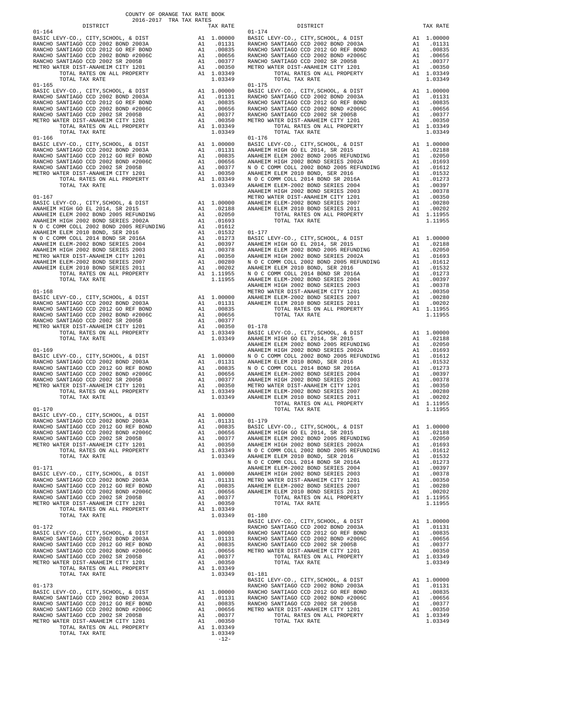COUNTY OF ORANGE TAX RATE BOOK
2016-2017 TRA TAX RATES

| DISTRICT | | TAX RATE |
|---|---|---|
| **01-164** | | |
| BASIC LEVY-CO., CITY,SCHOOL, & DIST | A1 | 1.00000 |
| RANCHO SANTIAGO CCD 2002 BOND 2003A | A1 | .01131 |
| RANCHO SANTIAGO CCD 2012 GO REF BOND | A1 | .00835 |
| RANCHO SANTIAGO CCD 2002 BOND #2006C | A1 | .00656 |
| RANCHO SANTIAGO CCD 2002 SR 2005B | A1 | .00377 |
| METRO WATER DIST-ANAHEIM CITY 1201 | A1 | .00350 |
| TOTAL RATES ON ALL PROPERTY | A1 | 1.03349 |
| TOTAL TAX RATE | | 1.03349 |
| **01-165** | | |
| BASIC LEVY-CO., CITY,SCHOOL, & DIST | A1 | 1.00000 |
| RANCHO SANTIAGO CCD 2002 BOND 2003A | A1 | .01131 |
| RANCHO SANTIAGO CCD 2012 GO REF BOND | A1 | .00835 |
| RANCHO SANTIAGO CCD 2002 BOND #2006C | A1 | .00656 |
| RANCHO SANTIAGO CCD 2002 SR 2005B | A1 | .00377 |
| METRO WATER DIST-ANAHEIM CITY 1201 | A1 | .00350 |
| TOTAL RATES ON ALL PROPERTY | A1 | 1.03349 |
| TOTAL TAX RATE | | 1.03349 |
| **01-166** | | |
| BASIC LEVY-CO., CITY,SCHOOL, & DIST | A1 | 1.00000 |
| RANCHO SANTIAGO CCD 2002 BOND 2003A | A1 | .01131 |
| RANCHO SANTIAGO CCD 2012 GO REF BOND | A1 | .00835 |
| RANCHO SANTIAGO CCD 2002 BOND #2006C | A1 | .00656 |
| RANCHO SANTIAGO CCD 2002 SR 2005B | A1 | .00377 |
| METRO WATER DIST-ANAHEIM CITY 1201 | A1 | .00350 |
| TOTAL RATES ON ALL PROPERTY | A1 | 1.03349 |
| TOTAL TAX RATE | | 1.03349 |
| **01-167** | | |
| BASIC LEVY-CO., CITY,SCHOOL, & DIST | A1 | 1.00000 |
| ANAHEIM HIGH GO EL 2014, SR 2015 | A1 | .02188 |
| ANAHEIM ELEM 2002 BOND 2005 REFUNDING | A1 | .02050 |
| ANAHEIM HIGH 2002 BOND SERIES 2002A | A1 | .01693 |
| N O C COMM COLL 2002 BOND 2005 REFUNDING | A1 | .01612 |
| ANAHEIM ELEM 2010 BOND, SER 2016 | A1 | .01532 |
| N O C COMM COLL 2014 BOND SR 2016A | A1 | .01273 |
| ANAHEIM ELEM-2002 BOND SERIES 2004 | A1 | .00397 |
| ANAHEIM HIGH 2002 BOND SERIES 2003 | A1 | .00378 |
| METRO WATER DIST-ANAHEIM CITY 1201 | A1 | .00350 |
| ANAHEIM ELEM-2002 BOND SERIES 2007 | A1 | .00280 |
| ANAHEIM ELEM 2010 BOND SERIES 2011 | A1 | .00202 |
| TOTAL RATES ON ALL PROPERTY | A1 | 1.11955 |
| TOTAL TAX RATE | | 1.11955 |
| **01-168** | | |
| BASIC LEVY-CO., CITY,SCHOOL, & DIST | A1 | 1.00000 |
| RANCHO SANTIAGO CCD 2002 BOND 2003A | A1 | .01131 |
| RANCHO SANTIAGO CCD 2012 GO REF BOND | A1 | .00835 |
| RANCHO SANTIAGO CCD 2002 BOND #2006C | A1 | .00656 |
| RANCHO SANTIAGO CCD 2002 SR 2005B | A1 | .00377 |
| METRO WATER DIST-ANAHEIM CITY 1201 | A1 | .00350 |
| TOTAL RATES ON ALL PROPERTY | A1 | 1.03349 |
| TOTAL TAX RATE | | 1.03349 |
| **01-169** | | |
| BASIC LEVY-CO., CITY,SCHOOL, & DIST | A1 | 1.00000 |
| RANCHO SANTIAGO CCD 2002 BOND 2003A | A1 | .01131 |
| RANCHO SANTIAGO CCD 2012 GO REF BOND | A1 | .00835 |
| RANCHO SANTIAGO CCD 2002 BOND #2006C | A1 | .00656 |
| RANCHO SANTIAGO CCD 2002 SR 2005B | A1 | .00377 |
| METRO WATER DIST-ANAHEIM CITY 1201 | A1 | .00350 |
| TOTAL RATES ON ALL PROPERTY | A1 | 1.03349 |
| TOTAL TAX RATE | | 1.03349 |
| **01-170** | | |
| BASIC LEVY-CO., CITY,SCHOOL, & DIST | A1 | 1.00000 |
| RANCHO SANTIAGO CCD 2002 BOND 2003A | A1 | .01131 |
| RANCHO SANTIAGO CCD 2012 GO REF BOND | A1 | .00835 |
| RANCHO SANTIAGO CCD 2002 BOND #2006C | A1 | .00656 |
| RANCHO SANTIAGO CCD 2002 SR 2005B | A1 | .00377 |
| METRO WATER DIST-ANAHEIM CITY 1201 | A1 | .00350 |
| TOTAL RATES ON ALL PROPERTY | A1 | 1.03349 |
| TOTAL TAX RATE | | 1.03349 |
| **01-171** | | |
| BASIC LEVY-CO., CITY,SCHOOL, & DIST | A1 | 1.00000 |
| RANCHO SANTIAGO CCD 2002 BOND 2003A | A1 | .01131 |
| RANCHO SANTIAGO CCD 2012 GO REF BOND | A1 | .00835 |
| RANCHO SANTIAGO CCD 2002 BOND #2006C | A1 | .00656 |
| RANCHO SANTIAGO CCD 2002 SR 2005B | A1 | .00377 |
| METRO WATER DIST-ANAHEIM CITY 1201 | A1 | .00350 |
| TOTAL RATES ON ALL PROPERTY | A1 | 1.03349 |
| TOTAL TAX RATE | | 1.03349 |
| **01-172** | | |
| BASIC LEVY-CO., CITY,SCHOOL, & DIST | A1 | 1.00000 |
| RANCHO SANTIAGO CCD 2002 BOND 2003A | A1 | .01131 |
| RANCHO SANTIAGO CCD 2012 GO REF BOND | A1 | .00835 |
| RANCHO SANTIAGO CCD 2002 BOND #2006C | A1 | .00656 |
| RANCHO SANTIAGO CCD 2002 SR 2005B | A1 | .00377 |
| METRO WATER DIST-ANAHEIM CITY 1201 | A1 | .00350 |
| TOTAL RATES ON ALL PROPERTY | A1 | 1.03349 |
| TOTAL TAX RATE | | 1.03349 |
| **01-173** | | |
| BASIC LEVY-CO., CITY,SCHOOL, & DIST | A1 | 1.00000 |
| RANCHO SANTIAGO CCD 2002 BOND 2003A | A1 | .01131 |
| RANCHO SANTIAGO CCD 2012 GO REF BOND | A1 | .00835 |
| RANCHO SANTIAGO CCD 2002 BOND #2006C | A1 | .00656 |
| RANCHO SANTIAGO CCD 2002 SR 2005B | A1 | .00377 |
| METRO WATER DIST-ANAHEIM CITY 1201 | A1 | .00350 |
| TOTAL RATES ON ALL PROPERTY | A1 | 1.03349 |
| TOTAL TAX RATE | | 1.03349 |
| **01-174** | | |
| BASIC LEVY-CO., CITY,SCHOOL, & DIST | A1 | 1.00000 |
| RANCHO SANTIAGO CCD 2002 BOND 2003A | A1 | .01131 |
| RANCHO SANTIAGO CCD 2012 GO REF BOND | A1 | .00835 |
| RANCHO SANTIAGO CCD 2002 BOND #2006C | A1 | .00656 |
| RANCHO SANTIAGO CCD 2002 SR 2005B | A1 | .00377 |
| METRO WATER DIST-ANAHEIM CITY 1201 | A1 | .00350 |
| TOTAL RATES ON ALL PROPERTY | A1 | 1.03349 |
| TOTAL TAX RATE | | 1.03349 |
| **01-175** | | |
| BASIC LEVY-CO., CITY,SCHOOL, & DIST | A1 | 1.00000 |
| RANCHO SANTIAGO CCD 2002 BOND 2003A | A1 | .01131 |
| RANCHO SANTIAGO CCD 2012 GO REF BOND | A1 | .00835 |
| RANCHO SANTIAGO CCD 2002 BOND #2006C | A1 | .00656 |
| RANCHO SANTIAGO CCD 2002 SR 2005B | A1 | .00377 |
| METRO WATER DIST-ANAHEIM CITY 1201 | A1 | .00350 |
| TOTAL RATES ON ALL PROPERTY | A1 | 1.03349 |
| TOTAL TAX RATE | | 1.03349 |
| **01-176** | | |
| BASIC LEVY-CO., CITY,SCHOOL, & DIST | A1 | 1.00000 |
| ANAHEIM HIGH GO EL 2014, SR 2015 | A1 | .02188 |
| ANAHEIM ELEM 2002 BOND 2005 REFUNDING | A1 | .02050 |
| ANAHEIM HIGH 2002 BOND SERIES 2002A | A1 | .01693 |
| N O C COMM COLL 2002 BOND 2005 REFUNDING | A1 | .01612 |
| ANAHEIM ELEM 2010 BOND, SER 2016 | A1 | .01532 |
| N O C COMM COLL 2014 BOND SR 2016A | A1 | .01273 |
| ANAHEIM ELEM-2002 BOND SERIES 2004 | A1 | .00397 |
| ANAHEIM HIGH 2002 BOND SERIES 2003 | A1 | .00378 |
| METRO WATER DIST-ANAHEIM CITY 1201 | A1 | .00350 |
| ANAHEIM ELEM-2002 BOND SERIES 2007 | A1 | .00280 |
| ANAHEIM ELEM 2010 BOND SERIES 2011 | A1 | .00202 |
| TOTAL RATES ON ALL PROPERTY | A1 | 1.11955 |
| TOTAL TAX RATE | | 1.11955 |
| **01-177** | | |
| BASIC LEVY-CO., CITY,SCHOOL, & DIST | A1 | 1.00000 |
| ANAHEIM HIGH GO EL 2014, SR 2015 | A1 | .02188 |
| ANAHEIM ELEM 2002 BOND 2005 REFUNDING | A1 | .02050 |
| ANAHEIM HIGH 2002 BOND SERIES 2002A | A1 | .01693 |
| N O C COMM COLL 2002 BOND 2005 REFUNDING | A1 | .01612 |
| ANAHEIM ELEM 2010 BOND, SER 2016 | A1 | .01532 |
| N O C COMM COLL 2014 BOND SR 2016A | A1 | .01273 |
| ANAHEIM ELEM-2002 BOND SERIES 2004 | A1 | .00397 |
| ANAHEIM HIGH 2002 BOND SERIES 2003 | A1 | .00378 |
| METRO WATER DIST-ANAHEIM CITY 1201 | A1 | .00350 |
| ANAHEIM ELEM-2002 BOND SERIES 2007 | A1 | .00280 |
| ANAHEIM ELEM 2010 BOND SERIES 2011 | A1 | .00202 |
| TOTAL RATES ON ALL PROPERTY | A1 | 1.11955 |
| TOTAL TAX RATE | | 1.11955 |
| **01-178** | | |
| BASIC LEVY-CO., CITY,SCHOOL, & DIST | A1 | 1.00000 |
| ANAHEIM HIGH GO EL 2014, SR 2015 | A1 | .02188 |
| ANAHEIM ELEM 2002 BOND 2005 REFUNDING | A1 | .02050 |
| ANAHEIM HIGH 2002 BOND SERIES 2002A | A1 | .01693 |
| N O C COMM COLL 2002 BOND 2005 REFUNDING | A1 | .01612 |
| ANAHEIM ELEM 2010 BOND, SER 2016 | A1 | .01532 |
| N O C COMM COLL 2014 BOND SR 2016A | A1 | .01273 |
| ANAHEIM ELEM-2002 BOND SERIES 2004 | A1 | .00397 |
| ANAHEIM HIGH 2002 BOND SERIES 2003 | A1 | .00378 |
| METRO WATER DIST-ANAHEIM CITY 1201 | A1 | .00350 |
| ANAHEIM ELEM-2002 BOND SERIES 2007 | A1 | .00280 |
| ANAHEIM ELEM 2010 BOND SERIES 2011 | A1 | .00202 |
| TOTAL RATES ON ALL PROPERTY | A1 | 1.11955 |
| TOTAL TAX RATE | | 1.11955 |
| **01-179** | | |
| BASIC LEVY-CO., CITY,SCHOOL, & DIST | A1 | 1.00000 |
| ANAHEIM HIGH GO EL 2014, SR 2015 | A1 | .02188 |
| ANAHEIM ELEM 2002 BOND 2005 REFUNDING | A1 | .02050 |
| ANAHEIM HIGH 2002 BOND SERIES 2002A | A1 | .01693 |
| N O C COMM COLL 2002 BOND 2005 REFUNDING | A1 | .01612 |
| ANAHEIM ELEM 2010 BOND, SER 2016 | A1 | .01532 |
| N O C COMM COLL 2014 BOND SR 2016A | A1 | .01273 |
| ANAHEIM ELEM-2002 BOND SERIES 2004 | A1 | .00397 |
| ANAHEIM HIGH 2002 BOND SERIES 2003 | A1 | .00378 |
| METRO WATER DIST-ANAHEIM CITY 1201 | A1 | .00350 |
| ANAHEIM ELEM-2002 BOND SERIES 2007 | A1 | .00280 |
| ANAHEIM ELEM 2010 BOND SERIES 2011 | A1 | .00202 |
| TOTAL RATES ON ALL PROPERTY | A1 | 1.11955 |
| TOTAL TAX RATE | | 1.11955 |
| **01-180** | | |
| BASIC LEVY-CO., CITY,SCHOOL, & DIST | A1 | 1.00000 |
| RANCHO SANTIAGO CCD 2002 BOND 2003A | A1 | .01131 |
| RANCHO SANTIAGO CCD 2012 GO REF BOND | A1 | .00835 |
| RANCHO SANTIAGO CCD 2002 BOND #2006C | A1 | .00656 |
| RANCHO SANTIAGO CCD 2002 SR 2005B | A1 | .00377 |
| METRO WATER DIST-ANAHEIM CITY 1201 | A1 | .00350 |
| TOTAL RATES ON ALL PROPERTY | A1 | 1.03349 |
| TOTAL TAX RATE | | 1.03349 |
| **01-181** | | |
| BASIC LEVY-CO., CITY,SCHOOL, & DIST | A1 | 1.00000 |
| RANCHO SANTIAGO CCD 2002 BOND 2003A | A1 | .01131 |
| RANCHO SANTIAGO CCD 2012 GO REF BOND | A1 | .00835 |
| RANCHO SANTIAGO CCD 2002 BOND #2006C | A1 | .00656 |
| RANCHO SANTIAGO CCD 2002 SR 2005B | A1 | .00377 |
| METRO WATER DIST-ANAHEIM CITY 1201 | A1 | .00350 |
| TOTAL RATES ON ALL PROPERTY | A1 | 1.03349 |
| TOTAL TAX RATE | | 1.03349 |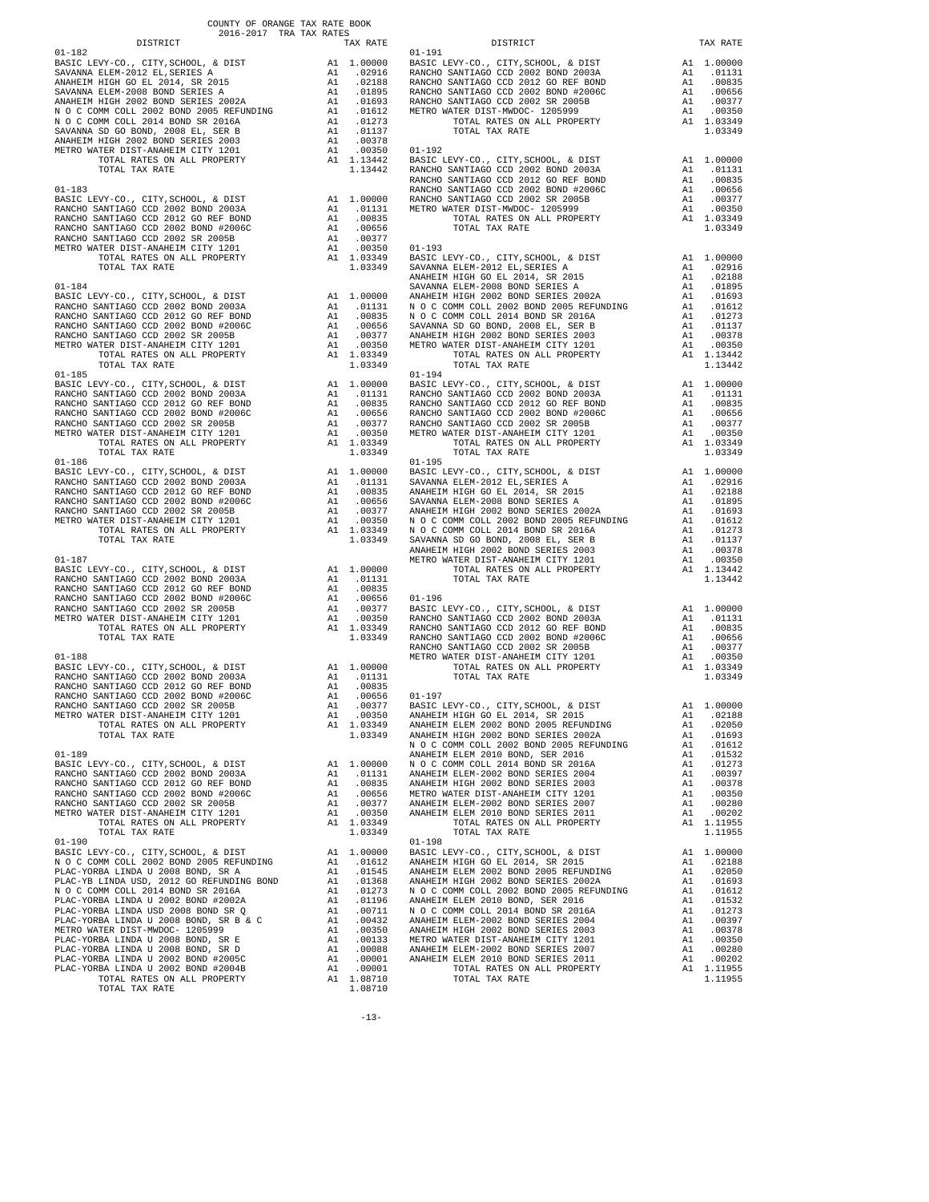COUNTY OF ORANGE TAX RATE BOOK
2016-2017 TRA TAX RATES

| DISTRICT | | TAX RATE |
|---|---|---|
| **01-182** | | |
| BASIC LEVY-CO., CITY,SCHOOL, & DIST | A1 | 1.00000 |
| SAVANNA ELEM-2012 EL,SERIES A | A1 | .02916 |
| ANAHEIM HIGH GO EL 2014, SR 2015 | A1 | .02188 |
| SAVANNA ELEM-2008 BOND SERIES A | A1 | .01895 |
| ANAHEIM HIGH 2002 BOND SERIES 2002A | A1 | .01693 |
| N O C COMM COLL 2002 BOND 2005 REFUNDING | A1 | .01612 |
| N O C COMM COLL 2014 BOND SR 2016A | A1 | .01273 |
| SAVANNA SD GO BOND, 2008 EL, SER B | A1 | .01137 |
| ANAHEIM HIGH 2002 BOND SERIES 2003 | A1 | .00378 |
| METRO WATER DIST-ANAHEIM CITY 1201 | A1 | .00350 |
| TOTAL RATES ON ALL PROPERTY | A1 | 1.13442 |
| TOTAL TAX RATE | | 1.13442 |
| **01-183** | | |
| BASIC LEVY-CO., CITY,SCHOOL, & DIST | A1 | 1.00000 |
| RANCHO SANTIAGO CCD 2002 BOND 2003A | A1 | .01131 |
| RANCHO SANTIAGO CCD 2012 GO REF BOND | A1 | .00835 |
| RANCHO SANTIAGO CCD 2002 BOND #2006C | A1 | .00656 |
| RANCHO SANTIAGO CCD 2002 SR 2005B | A1 | .00377 |
| METRO WATER DIST-ANAHEIM CITY 1201 | A1 | .00350 |
| TOTAL RATES ON ALL PROPERTY | A1 | 1.03349 |
| TOTAL TAX RATE | | 1.03349 |
| **01-184** | | |
| BASIC LEVY-CO., CITY,SCHOOL, & DIST | A1 | 1.00000 |
| RANCHO SANTIAGO CCD 2002 BOND 2003A | A1 | .01131 |
| RANCHO SANTIAGO CCD 2012 GO REF BOND | A1 | .00835 |
| RANCHO SANTIAGO CCD 2002 BOND #2006C | A1 | .00656 |
| RANCHO SANTIAGO CCD 2002 SR 2005B | A1 | .00377 |
| METRO WATER DIST-ANAHEIM CITY 1201 | A1 | .00350 |
| TOTAL RATES ON ALL PROPERTY | A1 | 1.03349 |
| TOTAL TAX RATE | | 1.03349 |
| **01-185** | | |
| BASIC LEVY-CO., CITY,SCHOOL, & DIST | A1 | 1.00000 |
| RANCHO SANTIAGO CCD 2002 BOND 2003A | A1 | .01131 |
| RANCHO SANTIAGO CCD 2012 GO REF BOND | A1 | .00835 |
| RANCHO SANTIAGO CCD 2002 BOND #2006C | A1 | .00656 |
| RANCHO SANTIAGO CCD 2002 SR 2005B | A1 | .00377 |
| METRO WATER DIST-ANAHEIM CITY 1201 | A1 | .00350 |
| TOTAL RATES ON ALL PROPERTY | A1 | 1.03349 |
| TOTAL TAX RATE | | 1.03349 |
| **01-186** | | |
| BASIC LEVY-CO., CITY,SCHOOL, & DIST | A1 | 1.00000 |
| RANCHO SANTIAGO CCD 2002 BOND 2003A | A1 | .01131 |
| RANCHO SANTIAGO CCD 2012 GO REF BOND | A1 | .00835 |
| RANCHO SANTIAGO CCD 2002 BOND #2006C | A1 | .00656 |
| RANCHO SANTIAGO CCD 2002 SR 2005B | A1 | .00377 |
| METRO WATER DIST-ANAHEIM CITY 1201 | A1 | .00350 |
| TOTAL RATES ON ALL PROPERTY | A1 | 1.03349 |
| TOTAL TAX RATE | | 1.03349 |
| **01-187** | | |
| BASIC LEVY-CO., CITY,SCHOOL, & DIST | A1 | 1.00000 |
| RANCHO SANTIAGO CCD 2002 BOND 2003A | A1 | .01131 |
| RANCHO SANTIAGO CCD 2012 GO REF BOND | A1 | .00835 |
| RANCHO SANTIAGO CCD 2002 BOND #2006C | A1 | .00656 |
| RANCHO SANTIAGO CCD 2002 SR 2005B | A1 | .00377 |
| METRO WATER DIST-ANAHEIM CITY 1201 | A1 | .00350 |
| TOTAL RATES ON ALL PROPERTY | A1 | 1.03349 |
| TOTAL TAX RATE | | 1.03349 |
| **01-188** | | |
| BASIC LEVY-CO., CITY,SCHOOL, & DIST | A1 | 1.00000 |
| RANCHO SANTIAGO CCD 2002 BOND 2003A | A1 | .01131 |
| RANCHO SANTIAGO CCD 2012 GO REF BOND | A1 | .00835 |
| RANCHO SANTIAGO CCD 2002 BOND #2006C | A1 | .00656 |
| RANCHO SANTIAGO CCD 2002 SR 2005B | A1 | .00377 |
| METRO WATER DIST-ANAHEIM CITY 1201 | A1 | .00350 |
| TOTAL RATES ON ALL PROPERTY | A1 | 1.03349 |
| TOTAL TAX RATE | | 1.03349 |
| **01-189** | | |
| BASIC LEVY-CO., CITY,SCHOOL, & DIST | A1 | 1.00000 |
| RANCHO SANTIAGO CCD 2002 BOND 2003A | A1 | .01131 |
| RANCHO SANTIAGO CCD 2012 GO REF BOND | A1 | .00835 |
| RANCHO SANTIAGO CCD 2002 BOND #2006C | A1 | .00656 |
| RANCHO SANTIAGO CCD 2002 SR 2005B | A1 | .00377 |
| METRO WATER DIST-ANAHEIM CITY 1201 | A1 | .00350 |
| TOTAL RATES ON ALL PROPERTY | A1 | 1.03349 |
| TOTAL TAX RATE | | 1.03349 |
| **01-190** | | |
| BASIC LEVY-CO., CITY,SCHOOL, & DIST | A1 | 1.00000 |
| N O C COMM COLL 2002 BOND 2005 REFUNDING | A1 | .01612 |
| PLAC-YORBA LINDA U 2008 BOND, SR A | A1 | .01545 |
| PLAC-YB LINDA USD, 2012 GO REFUNDING BOND | A1 | .01368 |
| N O C COMM COLL 2014 BOND SR 2016A | A1 | .01273 |
| PLAC-YORBA LINDA U 2002 BOND #2002A | A1 | .01196 |
| PLAC-YORBA LINDA USD 2008 BOND SR Q | A1 | .00711 |
| PLAC-YORBA LINDA U 2008 BOND, SR B & C | A1 | .00432 |
| METRO WATER DIST-MWDOC- 1205999 | A1 | .00350 |
| PLAC-YORBA LINDA U 2008 BOND, SR E | A1 | .00133 |
| PLAC-YORBA LINDA U 2008 BOND, SR D | A1 | .00088 |
| PLAC-YORBA LINDA U 2002 BOND #2005C | A1 | .00001 |
| PLAC-YORBA LINDA U 2002 BOND #2004B | A1 | .00001 |
| TOTAL RATES ON ALL PROPERTY | A1 | 1.08710 |
| TOTAL TAX RATE | | 1.08710 |
| **01-191** | | |
| BASIC LEVY-CO., CITY,SCHOOL, & DIST | A1 | 1.00000 |
| RANCHO SANTIAGO CCD 2002 BOND 2003A | A1 | .01131 |
| RANCHO SANTIAGO CCD 2012 GO REF BOND | A1 | .00835 |
| RANCHO SANTIAGO CCD 2002 BOND #2006C | A1 | .00656 |
| RANCHO SANTIAGO CCD 2002 SR 2005B | A1 | .00377 |
| METRO WATER DIST-MWDOC- 1205999 | A1 | .00350 |
| TOTAL RATES ON ALL PROPERTY | A1 | 1.03349 |
| TOTAL TAX RATE | | 1.03349 |
| **01-192** | | |
| BASIC LEVY-CO., CITY,SCHOOL, & DIST | A1 | 1.00000 |
| RANCHO SANTIAGO CCD 2002 BOND 2003A | A1 | .01131 |
| RANCHO SANTIAGO CCD 2012 GO REF BOND | A1 | .00835 |
| RANCHO SANTIAGO CCD 2002 BOND #2006C | A1 | .00656 |
| RANCHO SANTIAGO CCD 2002 SR 2005B | A1 | .00377 |
| METRO WATER DIST-MWDOC- 1205999 | A1 | .00350 |
| TOTAL RATES ON ALL PROPERTY | A1 | 1.03349 |
| TOTAL TAX RATE | | 1.03349 |
| **01-193** | | |
| BASIC LEVY-CO., CITY,SCHOOL, & DIST | A1 | 1.00000 |
| SAVANNA ELEM-2012 EL,SERIES A | A1 | .02916 |
| ANAHEIM HIGH GO EL 2014, SR 2015 | A1 | .02188 |
| SAVANNA ELEM-2008 BOND SERIES A | A1 | .01895 |
| ANAHEIM HIGH 2002 BOND SERIES 2002A | A1 | .01693 |
| N O C COMM COLL 2002 BOND 2005 REFUNDING | A1 | .01612 |
| N O C COMM COLL 2014 BOND SR 2016A | A1 | .01273 |
| SAVANNA SD GO BOND, 2008 EL, SER B | A1 | .01137 |
| ANAHEIM HIGH 2002 BOND SERIES 2003 | A1 | .00378 |
| METRO WATER DIST-ANAHEIM CITY 1201 | A1 | .00350 |
| TOTAL RATES ON ALL PROPERTY | A1 | 1.13442 |
| TOTAL TAX RATE | | 1.13442 |
| **01-194** | | |
| BASIC LEVY-CO., CITY,SCHOOL, & DIST | A1 | 1.00000 |
| RANCHO SANTIAGO CCD 2002 BOND 2003A | A1 | .01131 |
| RANCHO SANTIAGO CCD 2012 GO REF BOND | A1 | .00835 |
| RANCHO SANTIAGO CCD 2002 BOND #2006C | A1 | .00656 |
| RANCHO SANTIAGO CCD 2002 SR 2005B | A1 | .00377 |
| METRO WATER DIST-ANAHEIM CITY 1201 | A1 | .00350 |
| TOTAL RATES ON ALL PROPERTY | A1 | 1.03349 |
| TOTAL TAX RATE | | 1.03349 |
| **01-195** | | |
| BASIC LEVY-CO., CITY,SCHOOL, & DIST | A1 | 1.00000 |
| SAVANNA ELEM-2012 EL,SERIES A | A1 | .02916 |
| ANAHEIM HIGH GO EL 2014, SR 2015 | A1 | .02188 |
| SAVANNA ELEM-2008 BOND SERIES A | A1 | .01895 |
| ANAHEIM HIGH 2002 BOND SERIES 2002A | A1 | .01693 |
| N O C COMM COLL 2002 BOND 2005 REFUNDING | A1 | .01612 |
| N O C COMM COLL 2014 BOND SR 2016A | A1 | .01273 |
| SAVANNA SD GO BOND, 2008 EL, SER B | A1 | .01137 |
| ANAHEIM HIGH 2002 BOND SERIES 2003 | A1 | .00378 |
| METRO WATER DIST-ANAHEIM CITY 1201 | A1 | .00350 |
| TOTAL RATES ON ALL PROPERTY | A1 | 1.13442 |
| TOTAL TAX RATE | | 1.13442 |
| **01-196** | | |
| BASIC LEVY-CO., CITY,SCHOOL, & DIST | A1 | 1.00000 |
| RANCHO SANTIAGO CCD 2002 BOND 2003A | A1 | .01131 |
| RANCHO SANTIAGO CCD 2012 GO REF BOND | A1 | .00835 |
| RANCHO SANTIAGO CCD 2002 BOND #2006C | A1 | .00656 |
| RANCHO SANTIAGO CCD 2002 SR 2005B | A1 | .00377 |
| METRO WATER DIST-ANAHEIM CITY 1201 | A1 | .00350 |
| TOTAL RATES ON ALL PROPERTY | A1 | 1.03349 |
| TOTAL TAX RATE | | 1.03349 |
| **01-197** | | |
| BASIC LEVY-CO., CITY,SCHOOL, & DIST | A1 | 1.00000 |
| ANAHEIM HIGH GO EL 2014, SR 2015 | A1 | .02188 |
| ANAHEIM ELEM 2002 BOND 2005 REFUNDING | A1 | .02050 |
| ANAHEIM HIGH 2002 BOND SERIES 2002A | A1 | .01693 |
| N O C COMM COLL 2002 BOND 2005 REFUNDING | A1 | .01612 |
| ANAHEIM ELEM 2010 BOND, SER 2016 | A1 | .01532 |
| N O C COMM COLL 2014 BOND SR 2016A | A1 | .01273 |
| ANAHEIM ELEM-2002 BOND SERIES 2004 | A1 | .00397 |
| ANAHEIM HIGH 2002 BOND SERIES 2003 | A1 | .00378 |
| METRO WATER DIST-ANAHEIM CITY 1201 | A1 | .00350 |
| ANAHEIM ELEM-2002 BOND SERIES 2007 | A1 | .00280 |
| ANAHEIM ELEM 2010 BOND SERIES 2011 | A1 | .00202 |
| TOTAL RATES ON ALL PROPERTY | A1 | 1.11955 |
| TOTAL TAX RATE | | 1.11955 |
| **01-198** | | |
| BASIC LEVY-CO., CITY,SCHOOL, & DIST | A1 | 1.00000 |
| ANAHEIM HIGH GO EL 2014, SR 2015 | A1 | .02188 |
| ANAHEIM ELEM 2002 BOND 2005 REFUNDING | A1 | .02050 |
| ANAHEIM HIGH 2002 BOND SERIES 2002A | A1 | .01693 |
| N O C COMM COLL 2002 BOND 2005 REFUNDING | A1 | .01612 |
| ANAHEIM ELEM 2010 BOND, SER 2016 | A1 | .01532 |
| N O C COMM COLL 2014 BOND SR 2016A | A1 | .01273 |
| ANAHEIM ELEM-2002 BOND SERIES 2004 | A1 | .00397 |
| ANAHEIM HIGH 2002 BOND SERIES 2003 | A1 | .00378 |
| METRO WATER DIST-ANAHEIM CITY 1201 | A1 | .00350 |
| ANAHEIM ELEM-2002 BOND SERIES 2007 | A1 | .00280 |
| ANAHEIM ELEM 2010 BOND SERIES 2011 | A1 | .00202 |
| TOTAL RATES ON ALL PROPERTY | A1 | 1.11955 |
| TOTAL TAX RATE | | 1.11955 |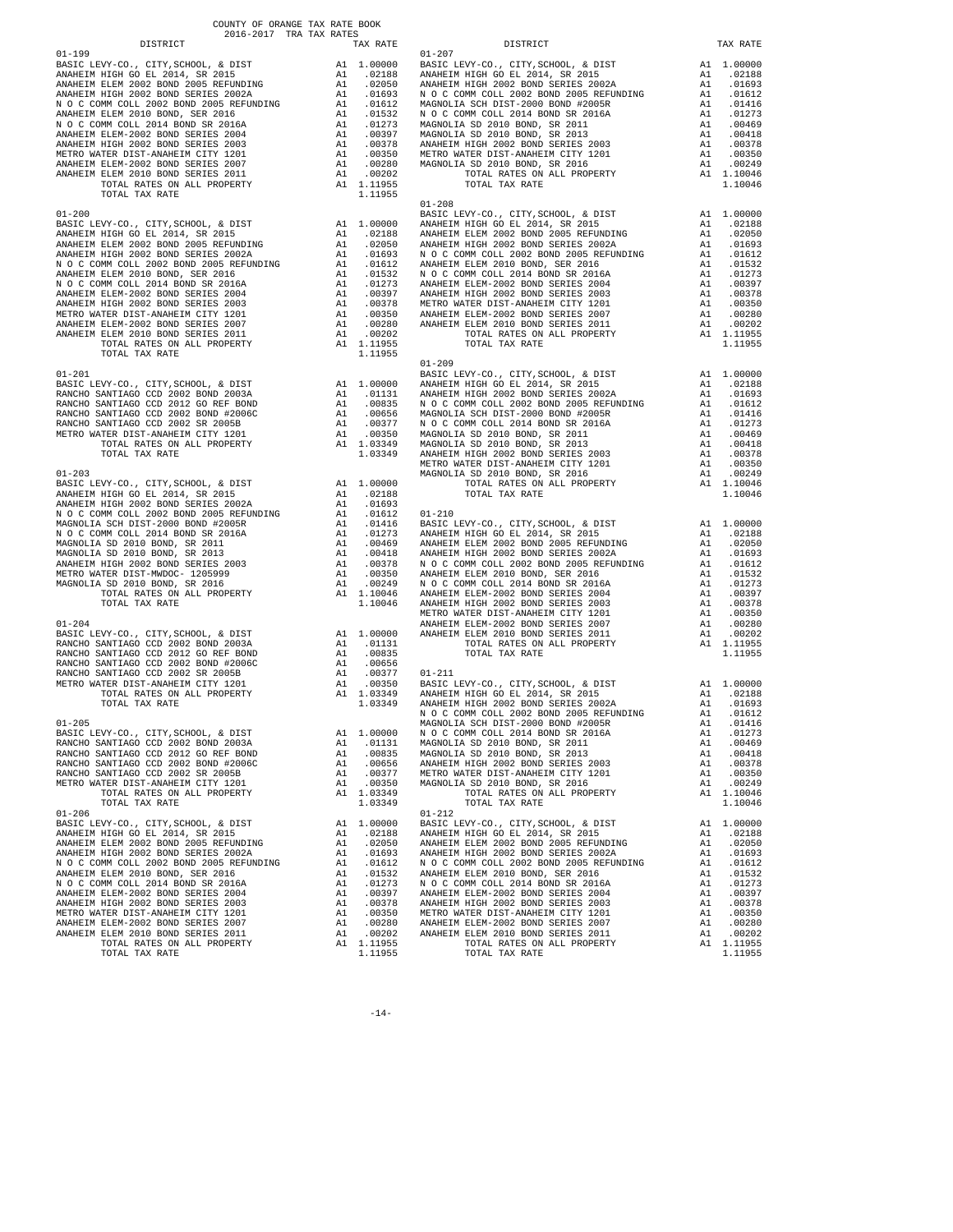COUNTY OF ORANGE TAX RATE BOOK
2016-2017 TRA TAX RATES

| DISTRICT | | TAX RATE |
|---|---|---|
| **01-199** | | |
| BASIC LEVY-CO., CITY,SCHOOL, & DIST | A1 | 1.00000 |
| ANAHEIM HIGH GO EL 2014, SR 2015 | A1 | .02188 |
| ANAHEIM ELEM 2002 BOND 2005 REFUNDING | A1 | .02050 |
| ANAHEIM HIGH 2002 BOND SERIES 2002A | A1 | .01693 |
| N O C COMM COLL 2002 BOND 2005 REFUNDING | A1 | .01612 |
| ANAHEIM ELEM 2010 BOND, SER 2016 | A1 | .01532 |
| N O C COMM COLL 2014 BOND SR 2016A | A1 | .01273 |
| ANAHEIM ELEM-2002 BOND SERIES 2004 | A1 | .00397 |
| ANAHEIM HIGH 2002 BOND SERIES 2003 | A1 | .00378 |
| METRO WATER DIST-ANAHEIM CITY 1201 | A1 | .00350 |
| ANAHEIM ELEM-2002 BOND SERIES 2007 | A1 | .00280 |
| ANAHEIM ELEM 2010 BOND SERIES 2011 | A1 | .00202 |
| TOTAL RATES ON ALL PROPERTY | A1 | 1.11955 |
| TOTAL TAX RATE | | 1.11955 |
| **01-200** | | |
| BASIC LEVY-CO., CITY,SCHOOL, & DIST | A1 | 1.00000 |
| ANAHEIM HIGH GO EL 2014, SR 2015 | A1 | .02188 |
| ANAHEIM ELEM 2002 BOND 2005 REFUNDING | A1 | .02050 |
| ANAHEIM HIGH 2002 BOND SERIES 2002A | A1 | .01693 |
| N O C COMM COLL 2002 BOND 2005 REFUNDING | A1 | .01612 |
| ANAHEIM ELEM 2010 BOND, SER 2016 | A1 | .01532 |
| N O C COMM COLL 2014 BOND SR 2016A | A1 | .01273 |
| ANAHEIM ELEM-2002 BOND SERIES 2004 | A1 | .00397 |
| ANAHEIM HIGH 2002 BOND SERIES 2003 | A1 | .00378 |
| METRO WATER DIST-ANAHEIM CITY 1201 | A1 | .00350 |
| ANAHEIM ELEM-2002 BOND SERIES 2007 | A1 | .00280 |
| ANAHEIM ELEM 2010 BOND SERIES 2011 | A1 | .00202 |
| TOTAL RATES ON ALL PROPERTY | A1 | 1.11955 |
| TOTAL TAX RATE | | 1.11955 |
| **01-201** | | |
| BASIC LEVY-CO., CITY,SCHOOL, & DIST | A1 | 1.00000 |
| RANCHO SANTIAGO CCD 2002 BOND 2003A | A1 | .01131 |
| RANCHO SANTIAGO CCD 2012 GO REF BOND | A1 | .00835 |
| RANCHO SANTIAGO CCD 2002 BOND #2006C | A1 | .00656 |
| RANCHO SANTIAGO CCD 2002 SR 2005B | A1 | .00377 |
| METRO WATER DIST-ANAHEIM CITY 1201 | A1 | .00350 |
| TOTAL RATES ON ALL PROPERTY | A1 | 1.03349 |
| TOTAL TAX RATE | | 1.03349 |
| **01-203** | | |
| BASIC LEVY-CO., CITY,SCHOOL, & DIST | A1 | 1.00000 |
| ANAHEIM HIGH GO EL 2014, SR 2015 | A1 | .02188 |
| ANAHEIM HIGH 2002 BOND SERIES 2002A | A1 | .01693 |
| N O C COMM COLL 2002 BOND 2005 REFUNDING | A1 | .01612 |
| MAGNOLIA SCH DIST-2000 BOND #2005R | A1 | .01416 |
| N O C COMM COLL 2014 BOND SR 2016A | A1 | .01273 |
| MAGNOLIA SD 2010 BOND, SR 2011 | A1 | .00469 |
| MAGNOLIA SD 2010 BOND, SR 2013 | A1 | .00418 |
| ANAHEIM HIGH 2002 BOND SERIES 2003 | A1 | .00378 |
| METRO WATER DIST-MWDOC- 1205999 | A1 | .00350 |
| MAGNOLIA SD 2010 BOND, SR 2016 | A1 | .00249 |
| TOTAL RATES ON ALL PROPERTY | A1 | 1.10046 |
| TOTAL TAX RATE | | 1.10046 |
| **01-204** | | |
| BASIC LEVY-CO., CITY,SCHOOL, & DIST | A1 | 1.00000 |
| RANCHO SANTIAGO CCD 2002 BOND 2003A | A1 | .01131 |
| RANCHO SANTIAGO CCD 2012 GO REF BOND | A1 | .00835 |
| RANCHO SANTIAGO CCD 2002 BOND #2006C | A1 | .00656 |
| RANCHO SANTIAGO CCD 2002 SR 2005B | A1 | .00377 |
| METRO WATER DIST-ANAHEIM CITY 1201 | A1 | .00350 |
| TOTAL RATES ON ALL PROPERTY | A1 | 1.03349 |
| TOTAL TAX RATE | | 1.03349 |
| **01-205** | | |
| BASIC LEVY-CO., CITY,SCHOOL, & DIST | A1 | 1.00000 |
| RANCHO SANTIAGO CCD 2002 BOND 2003A | A1 | .01131 |
| RANCHO SANTIAGO CCD 2012 GO REF BOND | A1 | .00835 |
| RANCHO SANTIAGO CCD 2002 BOND #2006C | A1 | .00656 |
| RANCHO SANTIAGO CCD 2002 SR 2005B | A1 | .00377 |
| METRO WATER DIST-ANAHEIM CITY 1201 | A1 | .00350 |
| TOTAL RATES ON ALL PROPERTY | A1 | 1.03349 |
| TOTAL TAX RATE | | 1.03349 |
| **01-206** | | |
| BASIC LEVY-CO., CITY,SCHOOL, & DIST | A1 | 1.00000 |
| ANAHEIM HIGH GO EL 2014, SR 2015 | A1 | .02188 |
| ANAHEIM ELEM 2002 BOND 2005 REFUNDING | A1 | .02050 |
| ANAHEIM HIGH 2002 BOND SERIES 2002A | A1 | .01693 |
| N O C COMM COLL 2002 BOND 2005 REFUNDING | A1 | .01612 |
| ANAHEIM ELEM 2010 BOND, SER 2016 | A1 | .01532 |
| N O C COMM COLL 2014 BOND SR 2016A | A1 | .01273 |
| ANAHEIM ELEM-2002 BOND SERIES 2004 | A1 | .00397 |
| ANAHEIM HIGH 2002 BOND SERIES 2003 | A1 | .00378 |
| METRO WATER DIST-ANAHEIM CITY 1201 | A1 | .00350 |
| ANAHEIM ELEM-2002 BOND SERIES 2007 | A1 | .00280 |
| ANAHEIM ELEM 2010 BOND SERIES 2011 | A1 | .00202 |
| TOTAL RATES ON ALL PROPERTY | A1 | 1.11955 |
| TOTAL TAX RATE | | 1.11955 |
| **01-207** | | |
| BASIC LEVY-CO., CITY,SCHOOL, & DIST | A1 | 1.00000 |
| ANAHEIM HIGH GO EL 2014, SR 2015 | A1 | .02188 |
| ANAHEIM HIGH 2002 BOND SERIES 2002A | A1 | .01693 |
| N O C COMM COLL 2002 BOND 2005 REFUNDING | A1 | .01612 |
| MAGNOLIA SCH DIST-2000 BOND #2005R | A1 | .01416 |
| N O C COMM COLL 2014 BOND SR 2016A | A1 | .01273 |
| MAGNOLIA SD 2010 BOND, SR 2011 | A1 | .00469 |
| MAGNOLIA SD 2010 BOND, SR 2013 | A1 | .00418 |
| ANAHEIM HIGH 2002 BOND SERIES 2003 | A1 | .00378 |
| METRO WATER DIST-ANAHEIM CITY 1201 | A1 | .00350 |
| MAGNOLIA SD 2010 BOND, SR 2016 | A1 | .00249 |
| TOTAL RATES ON ALL PROPERTY | A1 | 1.10046 |
| TOTAL TAX RATE | | 1.10046 |
| **01-208** | | |
| BASIC LEVY-CO., CITY,SCHOOL, & DIST | A1 | 1.00000 |
| ANAHEIM HIGH GO EL 2014, SR 2015 | A1 | .02188 |
| ANAHEIM ELEM 2002 BOND 2005 REFUNDING | A1 | .02050 |
| ANAHEIM HIGH 2002 BOND SERIES 2002A | A1 | .01693 |
| N O C COMM COLL 2002 BOND 2005 REFUNDING | A1 | .01612 |
| ANAHEIM ELEM 2010 BOND, SER 2016 | A1 | .01532 |
| N O C COMM COLL 2014 BOND SR 2016A | A1 | .01273 |
| ANAHEIM ELEM-2002 BOND SERIES 2004 | A1 | .00397 |
| ANAHEIM HIGH 2002 BOND SERIES 2003 | A1 | .00378 |
| METRO WATER DIST-ANAHEIM CITY 1201 | A1 | .00350 |
| ANAHEIM ELEM-2002 BOND SERIES 2007 | A1 | .00280 |
| ANAHEIM ELEM 2010 BOND SERIES 2011 | A1 | .00202 |
| TOTAL RATES ON ALL PROPERTY | A1 | 1.11955 |
| TOTAL TAX RATE | | 1.11955 |
| **01-209** | | |
| BASIC LEVY-CO., CITY,SCHOOL, & DIST | A1 | 1.00000 |
| ANAHEIM HIGH GO EL 2014, SR 2015 | A1 | .02188 |
| ANAHEIM HIGH 2002 BOND SERIES 2002A | A1 | .01693 |
| N O C COMM COLL 2002 BOND 2005 REFUNDING | A1 | .01612 |
| MAGNOLIA SCH DIST-2000 BOND #2005R | A1 | .01416 |
| N O C COMM COLL 2014 BOND SR 2016A | A1 | .01273 |
| MAGNOLIA SD 2010 BOND, SR 2011 | A1 | .00469 |
| MAGNOLIA SD 2010 BOND, SR 2013 | A1 | .00418 |
| ANAHEIM HIGH 2002 BOND SERIES 2003 | A1 | .00378 |
| METRO WATER DIST-ANAHEIM CITY 1201 | A1 | .00350 |
| MAGNOLIA SD 2010 BOND, SR 2016 | A1 | .00249 |
| TOTAL RATES ON ALL PROPERTY | A1 | 1.10046 |
| TOTAL TAX RATE | | 1.10046 |
| **01-210** | | |
| BASIC LEVY-CO., CITY,SCHOOL, & DIST | A1 | 1.00000 |
| ANAHEIM HIGH GO EL 2014, SR 2015 | A1 | .02188 |
| ANAHEIM ELEM 2002 BOND 2005 REFUNDING | A1 | .02050 |
| ANAHEIM HIGH 2002 BOND SERIES 2002A | A1 | .01693 |
| N O C COMM COLL 2002 BOND 2005 REFUNDING | A1 | .01612 |
| ANAHEIM ELEM 2010 BOND, SER 2016 | A1 | .01532 |
| N O C COMM COLL 2014 BOND SR 2016A | A1 | .01273 |
| ANAHEIM ELEM-2002 BOND SERIES 2004 | A1 | .00397 |
| ANAHEIM HIGH 2002 BOND SERIES 2003 | A1 | .00378 |
| METRO WATER DIST-ANAHEIM CITY 1201 | A1 | .00350 |
| ANAHEIM ELEM-2002 BOND SERIES 2007 | A1 | .00280 |
| ANAHEIM ELEM 2010 BOND SERIES 2011 | A1 | .00202 |
| TOTAL RATES ON ALL PROPERTY | A1 | 1.11955 |
| TOTAL TAX RATE | | 1.11955 |
| **01-211** | | |
| BASIC LEVY-CO., CITY,SCHOOL, & DIST | A1 | 1.00000 |
| ANAHEIM HIGH GO EL 2014, SR 2015 | A1 | .02188 |
| ANAHEIM HIGH 2002 BOND SERIES 2002A | A1 | .01693 |
| N O C COMM COLL 2002 BOND 2005 REFUNDING | A1 | .01612 |
| MAGNOLIA SCH DIST-2000 BOND #2005R | A1 | .01416 |
| N O C COMM COLL 2014 BOND SR 2016A | A1 | .01273 |
| MAGNOLIA SD 2010 BOND, SR 2011 | A1 | .00469 |
| MAGNOLIA SD 2010 BOND, SR 2013 | A1 | .00418 |
| ANAHEIM HIGH 2002 BOND SERIES 2003 | A1 | .00378 |
| METRO WATER DIST-ANAHEIM CITY 1201 | A1 | .00350 |
| MAGNOLIA SD 2010 BOND, SR 2016 | A1 | .00249 |
| TOTAL RATES ON ALL PROPERTY | A1 | 1.10046 |
| TOTAL TAX RATE | | 1.10046 |
| **01-212** | | |
| BASIC LEVY-CO., CITY,SCHOOL, & DIST | A1 | 1.00000 |
| ANAHEIM HIGH GO EL 2014, SR 2015 | A1 | .02188 |
| ANAHEIM ELEM 2002 BOND 2005 REFUNDING | A1 | .02050 |
| ANAHEIM HIGH 2002 BOND SERIES 2002A | A1 | .01693 |
| N O C COMM COLL 2002 BOND 2005 REFUNDING | A1 | .01612 |
| ANAHEIM ELEM 2010 BOND, SER 2016 | A1 | .01532 |
| N O C COMM COLL 2014 BOND SR 2016A | A1 | .01273 |
| ANAHEIM ELEM-2002 BOND SERIES 2004 | A1 | .00397 |
| ANAHEIM HIGH 2002 BOND SERIES 2003 | A1 | .00378 |
| METRO WATER DIST-ANAHEIM CITY 1201 | A1 | .00350 |
| ANAHEIM ELEM-2002 BOND SERIES 2007 | A1 | .00280 |
| ANAHEIM ELEM 2010 BOND SERIES 2011 | A1 | .00202 |
| TOTAL RATES ON ALL PROPERTY | A1 | 1.11955 |
| TOTAL TAX RATE | | 1.11955 |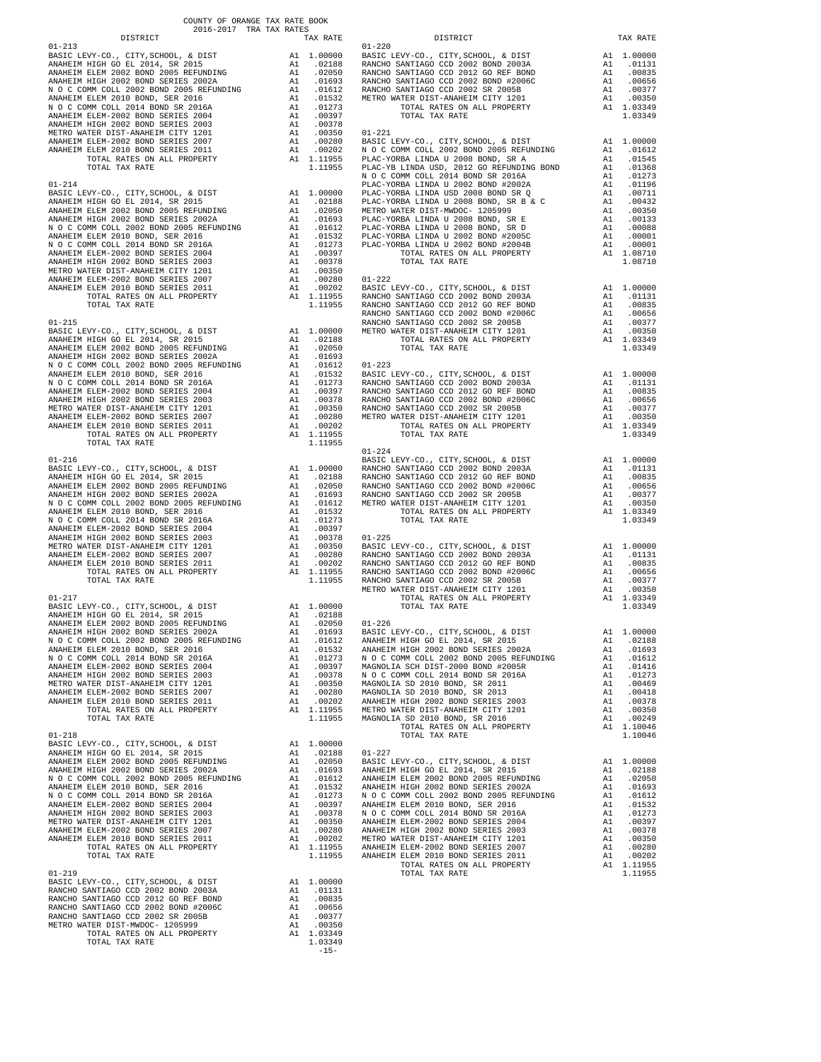COUNTY OF ORANGE TAX RATE BOOK
2016-2017 TRA TAX RATES

| DISTRICT | | TAX RATE |
|---|---|---|
| **01-213** | | |
| BASIC LEVY-CO., CITY,SCHOOL, & DIST | A1 | 1.00000 |
| ANAHEIM HIGH GO EL 2014, SR 2015 | A1 | .02188 |
| ANAHEIM ELEM 2002 BOND 2005 REFUNDING | A1 | .02050 |
| ANAHEIM HIGH 2002 BOND SERIES 2002A | A1 | .01693 |
| N O C COMM COLL 2002 BOND 2005 REFUNDING | A1 | .01612 |
| ANAHEIM ELEM 2010 BOND, SER 2016 | A1 | .01532 |
| N O C COMM COLL 2014 BOND SR 2016A | A1 | .01273 |
| ANAHEIM ELEM-2002 BOND SERIES 2004 | A1 | .00397 |
| ANAHEIM HIGH 2002 BOND SERIES 2003 | A1 | .00378 |
| METRO WATER DIST-ANAHEIM CITY 1201 | A1 | .00350 |
| ANAHEIM ELEM-2002 BOND SERIES 2007 | A1 | .00280 |
| ANAHEIM ELEM 2010 BOND SERIES 2011 | A1 | .00202 |
| TOTAL RATES ON ALL PROPERTY | A1 | 1.11955 |
| TOTAL TAX RATE | | 1.11955 |
| **01-214** | | |
| BASIC LEVY-CO., CITY,SCHOOL, & DIST | A1 | 1.00000 |
| ANAHEIM HIGH GO EL 2014, SR 2015 | A1 | .02188 |
| ANAHEIM ELEM 2002 BOND 2005 REFUNDING | A1 | .02050 |
| ANAHEIM HIGH 2002 BOND SERIES 2002A | A1 | .01693 |
| N O C COMM COLL 2002 BOND 2005 REFUNDING | A1 | .01612 |
| ANAHEIM ELEM 2010 BOND, SER 2016 | A1 | .01532 |
| N O C COMM COLL 2014 BOND SR 2016A | A1 | .01273 |
| ANAHEIM ELEM-2002 BOND SERIES 2004 | A1 | .00397 |
| ANAHEIM HIGH 2002 BOND SERIES 2003 | A1 | .00378 |
| METRO WATER DIST-ANAHEIM CITY 1201 | A1 | .00350 |
| ANAHEIM ELEM-2002 BOND SERIES 2007 | A1 | .00280 |
| ANAHEIM ELEM 2010 BOND SERIES 2011 | A1 | .00202 |
| TOTAL RATES ON ALL PROPERTY | A1 | 1.11955 |
| TOTAL TAX RATE | | 1.11955 |
| **01-215** | | |
| BASIC LEVY-CO., CITY,SCHOOL, & DIST | A1 | 1.00000 |
| ANAHEIM HIGH GO EL 2014, SR 2015 | A1 | .02188 |
| ANAHEIM ELEM 2002 BOND 2005 REFUNDING | A1 | .02050 |
| ANAHEIM HIGH 2002 BOND SERIES 2002A | A1 | .01693 |
| N O C COMM COLL 2002 BOND 2005 REFUNDING | A1 | .01612 |
| ANAHEIM ELEM 2010 BOND, SER 2016 | A1 | .01532 |
| N O C COMM COLL 2014 BOND SR 2016A | A1 | .01273 |
| ANAHEIM ELEM-2002 BOND SERIES 2004 | A1 | .00397 |
| ANAHEIM HIGH 2002 BOND SERIES 2003 | A1 | .00378 |
| METRO WATER DIST-ANAHEIM CITY 1201 | A1 | .00350 |
| ANAHEIM ELEM-2002 BOND SERIES 2007 | A1 | .00280 |
| ANAHEIM ELEM 2010 BOND SERIES 2011 | A1 | .00202 |
| TOTAL RATES ON ALL PROPERTY | A1 | 1.11955 |
| TOTAL TAX RATE | | 1.11955 |
| **01-216** | | |
| BASIC LEVY-CO., CITY,SCHOOL, & DIST | A1 | 1.00000 |
| ANAHEIM HIGH GO EL 2014, SR 2015 | A1 | .02188 |
| ANAHEIM ELEM 2002 BOND 2005 REFUNDING | A1 | .02050 |
| ANAHEIM HIGH 2002 BOND SERIES 2002A | A1 | .01693 |
| N O C COMM COLL 2002 BOND 2005 REFUNDING | A1 | .01612 |
| ANAHEIM ELEM 2010 BOND, SER 2016 | A1 | .01532 |
| N O C COMM COLL 2014 BOND SR 2016A | A1 | .01273 |
| ANAHEIM ELEM-2002 BOND SERIES 2004 | A1 | .00397 |
| ANAHEIM HIGH 2002 BOND SERIES 2003 | A1 | .00378 |
| METRO WATER DIST-ANAHEIM CITY 1201 | A1 | .00350 |
| ANAHEIM ELEM-2002 BOND SERIES 2007 | A1 | .00280 |
| ANAHEIM ELEM 2010 BOND SERIES 2011 | A1 | .00202 |
| TOTAL RATES ON ALL PROPERTY | A1 | 1.11955 |
| TOTAL TAX RATE | | 1.11955 |
| **01-217** | | |
| BASIC LEVY-CO., CITY,SCHOOL, & DIST | A1 | 1.00000 |
| ANAHEIM HIGH GO EL 2014, SR 2015 | A1 | .02188 |
| ANAHEIM ELEM 2002 BOND 2005 REFUNDING | A1 | .02050 |
| ANAHEIM HIGH 2002 BOND SERIES 2002A | A1 | .01693 |
| N O C COMM COLL 2002 BOND 2005 REFUNDING | A1 | .01612 |
| ANAHEIM ELEM 2010 BOND, SER 2016 | A1 | .01532 |
| N O C COMM COLL 2014 BOND SR 2016A | A1 | .01273 |
| ANAHEIM ELEM-2002 BOND SERIES 2004 | A1 | .00397 |
| ANAHEIM HIGH 2002 BOND SERIES 2003 | A1 | .00378 |
| METRO WATER DIST-ANAHEIM CITY 1201 | A1 | .00350 |
| ANAHEIM ELEM-2002 BOND SERIES 2007 | A1 | .00280 |
| ANAHEIM ELEM 2010 BOND SERIES 2011 | A1 | .00202 |
| TOTAL RATES ON ALL PROPERTY | A1 | 1.11955 |
| TOTAL TAX RATE | | 1.11955 |
| **01-218** | | |
| BASIC LEVY-CO., CITY,SCHOOL, & DIST | A1 | 1.00000 |
| ANAHEIM HIGH GO EL 2014, SR 2015 | A1 | .02188 |
| ANAHEIM ELEM 2002 BOND 2005 REFUNDING | A1 | .02050 |
| ANAHEIM HIGH 2002 BOND SERIES 2002A | A1 | .01693 |
| N O C COMM COLL 2002 BOND 2005 REFUNDING | A1 | .01612 |
| ANAHEIM ELEM 2010 BOND, SER 2016 | A1 | .01532 |
| N O C COMM COLL 2014 BOND SR 2016A | A1 | .01273 |
| ANAHEIM ELEM-2002 BOND SERIES 2004 | A1 | .00397 |
| ANAHEIM HIGH 2002 BOND SERIES 2003 | A1 | .00378 |
| METRO WATER DIST-ANAHEIM CITY 1201 | A1 | .00350 |
| ANAHEIM ELEM-2002 BOND SERIES 2007 | A1 | .00280 |
| ANAHEIM ELEM 2010 BOND SERIES 2011 | A1 | .00202 |
| TOTAL RATES ON ALL PROPERTY | A1 | 1.11955 |
| TOTAL TAX RATE | | 1.11955 |
| **01-219** | | |
| BASIC LEVY-CO., CITY,SCHOOL, & DIST | A1 | 1.00000 |
| RANCHO SANTIAGO CCD 2002 BOND 2003A | A1 | .01131 |
| RANCHO SANTIAGO CCD 2012 GO REF BOND | A1 | .00835 |
| RANCHO SANTIAGO CCD 2002 BOND #2006C | A1 | .00656 |
| RANCHO SANTIAGO CCD 2002 SR 2005B | A1 | .00377 |
| METRO WATER DIST-MWDOC- 1205999 | A1 | .00350 |
| TOTAL RATES ON ALL PROPERTY | A1 | 1.03349 |
| TOTAL TAX RATE | | 1.03349 |
| **01-220** | | |
| BASIC LEVY-CO., CITY,SCHOOL, & DIST | A1 | 1.00000 |
| RANCHO SANTIAGO CCD 2002 BOND 2003A | A1 | .01131 |
| RANCHO SANTIAGO CCD 2012 GO REF BOND | A1 | .00835 |
| RANCHO SANTIAGO CCD 2002 BOND #2006C | A1 | .00656 |
| RANCHO SANTIAGO CCD 2002 SR 2005B | A1 | .00377 |
| METRO WATER DIST-ANAHEIM CITY 1201 | A1 | .00350 |
| TOTAL RATES ON ALL PROPERTY | A1 | 1.03349 |
| TOTAL TAX RATE | | 1.03349 |
| **01-221** | | |
| BASIC LEVY-CO., CITY,SCHOOL, & DIST | A1 | 1.00000 |
| N O C COMM COLL 2002 BOND 2005 REFUNDING | A1 | .01612 |
| PLAC-YORBA LINDA U 2008 BOND, SR A | A1 | .01545 |
| PLAC-YB LINDA USD, 2012 GO REFUNDING BOND | A1 | .01368 |
| N O C COMM COLL 2014 BOND SR 2016A | A1 | .01273 |
| PLAC-YORBA LINDA U 2002 BOND #2002A | A1 | .01196 |
| PLAC-YORBA LINDA USD 2008 BOND SR Q | A1 | .00711 |
| PLAC-YORBA LINDA U 2008 BOND, SR B & C | A1 | .00432 |
| METRO WATER DIST-MWDOC- 1205999 | A1 | .00350 |
| PLAC-YORBA LINDA U 2008 BOND, SR E | A1 | .00133 |
| PLAC-YORBA LINDA U 2008 BOND, SR D | A1 | .00088 |
| PLAC-YORBA LINDA U 2002 BOND #2005C | A1 | .00001 |
| PLAC-YORBA LINDA U 2002 BOND #2004B | A1 | .00001 |
| TOTAL RATES ON ALL PROPERTY | A1 | 1.08710 |
| TOTAL TAX RATE | | 1.08710 |
| **01-222** | | |
| BASIC LEVY-CO., CITY,SCHOOL, & DIST | A1 | 1.00000 |
| RANCHO SANTIAGO CCD 2002 BOND 2003A | A1 | .01131 |
| RANCHO SANTIAGO CCD 2012 GO REF BOND | A1 | .00835 |
| RANCHO SANTIAGO CCD 2002 BOND #2006C | A1 | .00656 |
| RANCHO SANTIAGO CCD 2002 SR 2005B | A1 | .00377 |
| METRO WATER DIST-ANAHEIM CITY 1201 | A1 | .00350 |
| TOTAL RATES ON ALL PROPERTY | A1 | 1.03349 |
| TOTAL TAX RATE | | 1.03349 |
| **01-223** | | |
| BASIC LEVY-CO., CITY,SCHOOL, & DIST | A1 | 1.00000 |
| RANCHO SANTIAGO CCD 2002 BOND 2003A | A1 | .01131 |
| RANCHO SANTIAGO CCD 2012 GO REF BOND | A1 | .00835 |
| RANCHO SANTIAGO CCD 2002 BOND #2006C | A1 | .00656 |
| RANCHO SANTIAGO CCD 2002 SR 2005B | A1 | .00377 |
| METRO WATER DIST-ANAHEIM CITY 1201 | A1 | .00350 |
| TOTAL RATES ON ALL PROPERTY | A1 | 1.03349 |
| TOTAL TAX RATE | | 1.03349 |
| **01-224** | | |
| BASIC LEVY-CO., CITY,SCHOOL, & DIST | A1 | 1.00000 |
| RANCHO SANTIAGO CCD 2002 BOND 2003A | A1 | .01131 |
| RANCHO SANTIAGO CCD 2012 GO REF BOND | A1 | .00835 |
| RANCHO SANTIAGO CCD 2002 BOND #2006C | A1 | .00656 |
| RANCHO SANTIAGO CCD 2002 SR 2005B | A1 | .00377 |
| METRO WATER DIST-ANAHEIM CITY 1201 | A1 | .00350 |
| TOTAL RATES ON ALL PROPERTY | A1 | 1.03349 |
| TOTAL TAX RATE | | 1.03349 |
| **01-225** | | |
| BASIC LEVY-CO., CITY,SCHOOL, & DIST | A1 | 1.00000 |
| RANCHO SANTIAGO CCD 2002 BOND 2003A | A1 | .01131 |
| RANCHO SANTIAGO CCD 2012 GO REF BOND | A1 | .00835 |
| RANCHO SANTIAGO CCD 2002 BOND #2006C | A1 | .00656 |
| RANCHO SANTIAGO CCD 2002 SR 2005B | A1 | .00377 |
| METRO WATER DIST-ANAHEIM CITY 1201 | A1 | .00350 |
| TOTAL RATES ON ALL PROPERTY | A1 | 1.03349 |
| TOTAL TAX RATE | | 1.03349 |
| **01-226** | | |
| BASIC LEVY-CO., CITY,SCHOOL, & DIST | A1 | 1.00000 |
| ANAHEIM HIGH GO EL 2014, SR 2015 | A1 | .02188 |
| ANAHEIM HIGH 2002 BOND SERIES 2002A | A1 | .01693 |
| N O C COMM COLL 2002 BOND 2005 REFUNDING | A1 | .01612 |
| MAGNOLIA SCH DIST-2000 BOND #2005R | A1 | .01416 |
| N O C COMM COLL 2014 BOND SR 2016A | A1 | .01273 |
| MAGNOLIA SD 2010 BOND, SR 2011 | A1 | .00469 |
| MAGNOLIA SD 2010 BOND, SR 2013 | A1 | .00418 |
| ANAHEIM HIGH 2002 BOND SERIES 2003 | A1 | .00378 |
| METRO WATER DIST-ANAHEIM CITY 1201 | A1 | .00350 |
| MAGNOLIA SD 2010 BOND, SR 2016 | A1 | .00249 |
| TOTAL RATES ON ALL PROPERTY | A1 | 1.10046 |
| TOTAL TAX RATE | | 1.10046 |
| **01-227** | | |
| BASIC LEVY-CO., CITY,SCHOOL, & DIST | A1 | 1.00000 |
| ANAHEIM HIGH GO EL 2014, SR 2015 | A1 | .02188 |
| ANAHEIM ELEM 2002 BOND 2005 REFUNDING | A1 | .02050 |
| ANAHEIM HIGH 2002 BOND SERIES 2002A | A1 | .01693 |
| N O C COMM COLL 2002 BOND 2005 REFUNDING | A1 | .01612 |
| ANAHEIM ELEM 2010 BOND, SER 2016 | A1 | .01532 |
| N O C COMM COLL 2014 BOND SR 2016A | A1 | .01273 |
| ANAHEIM ELEM-2002 BOND SERIES 2004 | A1 | .00397 |
| ANAHEIM HIGH 2002 BOND SERIES 2003 | A1 | .00378 |
| METRO WATER DIST-ANAHEIM CITY 1201 | A1 | .00350 |
| ANAHEIM ELEM-2002 BOND SERIES 2007 | A1 | .00280 |
| ANAHEIM ELEM 2010 BOND SERIES 2011 | A1 | .00202 |
| TOTAL RATES ON ALL PROPERTY | A1 | 1.11955 |
| TOTAL TAX RATE | | 1.11955 |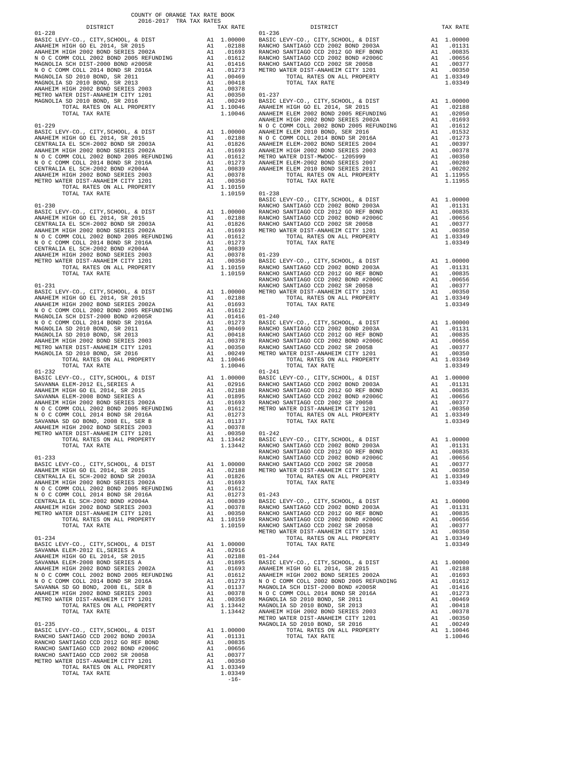COUNTY OF ORANGE TAX RATE BOOK
2016-2017 TRA TAX RATES

| DISTRICT | | TAX RATE |
|---|---|---|
| **01-228** | | |
| BASIC LEVY-CO., CITY,SCHOOL, & DIST | A1 | 1.00000 |
| ANAHEIM HIGH GO EL 2014, SR 2015 | A1 | .02188 |
| ANAHEIM HIGH 2002 BOND SERIES 2002A | A1 | .01693 |
| N O C COMM COLL 2002 BOND 2005 REFUNDING | A1 | .01612 |
| MAGNOLIA SCH DIST-2000 BOND #2005R | A1 | .01416 |
| N O C COMM COLL 2014 BOND SR 2016A | A1 | .01273 |
| MAGNOLIA SD 2010 BOND, SR 2011 | A1 | .00469 |
| MAGNOLIA SD 2010 BOND, SR 2013 | A1 | .00418 |
| ANAHEIM HIGH 2002 BOND SERIES 2003 | A1 | .00378 |
| METRO WATER DIST-ANAHEIM CITY 1201 | A1 | .00350 |
| MAGNOLIA SD 2010 BOND, SR 2016 | A1 | .00249 |
| TOTAL RATES ON ALL PROPERTY | A1 | 1.10046 |
| TOTAL TAX RATE | | 1.10046 |
| **01-229** | | |
| BASIC LEVY-CO., CITY,SCHOOL, & DIST | A1 | 1.00000 |
| ANAHEIM HIGH GO EL 2014, SR 2015 | A1 | .02188 |
| CENTRALIA EL SCH-2002 BOND SR 2003A | A1 | .01826 |
| ANAHEIM HIGH 2002 BOND SERIES 2002A | A1 | .01693 |
| N O C COMM COLL 2002 BOND 2005 REFUNDING | A1 | .01612 |
| N O C COMM COLL 2014 BOND SR 2016A | A1 | .01273 |
| CENTRALIA EL SCH-2002 BOND #2004A | A1 | .00839 |
| ANAHEIM HIGH 2002 BOND SERIES 2003 | A1 | .00378 |
| METRO WATER DIST-ANAHEIM CITY 1201 | A1 | .00350 |
| TOTAL RATES ON ALL PROPERTY | A1 | 1.10159 |
| TOTAL TAX RATE | | 1.10159 |
| **01-230** | | |
| BASIC LEVY-CO., CITY,SCHOOL, & DIST | A1 | 1.00000 |
| ANAHEIM HIGH GO EL 2014, SR 2015 | A1 | .02188 |
| CENTRALIA EL SCH-2002 BOND SR 2003A | A1 | .01826 |
| ANAHEIM HIGH 2002 BOND SERIES 2002A | A1 | .01693 |
| N O C COMM COLL 2002 BOND 2005 REFUNDING | A1 | .01612 |
| N O C COMM COLL 2014 BOND SR 2016A | A1 | .01273 |
| CENTRALIA EL SCH-2002 BOND #2004A | A1 | .00839 |
| ANAHEIM HIGH 2002 BOND SERIES 2003 | A1 | .00378 |
| METRO WATER DIST-ANAHEIM CITY 1201 | A1 | .00350 |
| TOTAL RATES ON ALL PROPERTY | A1 | 1.10159 |
| TOTAL TAX RATE | | 1.10159 |
| **01-231** | | |
| BASIC LEVY-CO., CITY,SCHOOL, & DIST | A1 | 1.00000 |
| ANAHEIM HIGH GO EL 2014, SR 2015 | A1 | .02188 |
| ANAHEIM HIGH 2002 BOND SERIES 2002A | A1 | .01693 |
| N O C COMM COLL 2002 BOND 2005 REFUNDING | A1 | .01612 |
| MAGNOLIA SCH DIST-2000 BOND #2005R | A1 | .01416 |
| N O C COMM COLL 2014 BOND SR 2016A | A1 | .01273 |
| MAGNOLIA SD 2010 BOND, SR 2011 | A1 | .00469 |
| MAGNOLIA SD 2010 BOND, SR 2013 | A1 | .00418 |
| ANAHEIM HIGH 2002 BOND SERIES 2003 | A1 | .00378 |
| METRO WATER DIST-ANAHEIM CITY 1201 | A1 | .00350 |
| MAGNOLIA SD 2010 BOND, SR 2016 | A1 | .00249 |
| TOTAL RATES ON ALL PROPERTY | A1 | 1.10046 |
| TOTAL TAX RATE | | 1.10046 |
| **01-232** | | |
| BASIC LEVY-CO., CITY,SCHOOL, & DIST | A1 | 1.00000 |
| SAVANNA ELEM-2012 EL,SERIES A | A1 | .02916 |
| ANAHEIM HIGH GO EL 2014, SR 2015 | A1 | .02188 |
| SAVANNA ELEM-2008 BOND SERIES A | A1 | .01895 |
| ANAHEIM HIGH 2002 BOND SERIES 2002A | A1 | .01693 |
| N O C COMM COLL 2002 BOND 2005 REFUNDING | A1 | .01612 |
| N O C COMM COLL 2014 BOND SR 2016A | A1 | .01273 |
| SAVANNA SD GO BOND, 2008 EL, SER B | A1 | .01137 |
| ANAHEIM HIGH 2002 BOND SERIES 2003 | A1 | .00378 |
| METRO WATER DIST-ANAHEIM CITY 1201 | A1 | .00350 |
| TOTAL RATES ON ALL PROPERTY | A1 | 1.13442 |
| TOTAL TAX RATE | | 1.13442 |
| **01-233** | | |
| BASIC LEVY-CO., CITY,SCHOOL, & DIST | A1 | 1.00000 |
| ANAHEIM HIGH GO EL 2014, SR 2015 | A1 | .02188 |
| CENTRALIA EL SCH-2002 BOND SR 2003A | A1 | .01826 |
| ANAHEIM HIGH 2002 BOND SERIES 2002A | A1 | .01693 |
| N O C COMM COLL 2002 BOND 2005 REFUNDING | A1 | .01612 |
| N O C COMM COLL 2014 BOND SR 2016A | A1 | .01273 |
| CENTRALIA EL SCH-2002 BOND #2004A | A1 | .00839 |
| ANAHEIM HIGH 2002 BOND SERIES 2003 | A1 | .00378 |
| METRO WATER DIST-ANAHEIM CITY 1201 | A1 | .00350 |
| TOTAL RATES ON ALL PROPERTY | A1 | 1.10159 |
| TOTAL TAX RATE | | 1.10159 |
| **01-234** | | |
| BASIC LEVY-CO., CITY,SCHOOL, & DIST | A1 | 1.00000 |
| SAVANNA ELEM-2012 EL,SERIES A | A1 | .02916 |
| ANAHEIM HIGH GO EL 2014, SR 2015 | A1 | .02188 |
| SAVANNA ELEM-2008 BOND SERIES A | A1 | .01895 |
| ANAHEIM HIGH 2002 BOND SERIES 2002A | A1 | .01693 |
| N O C COMM COLL 2002 BOND 2005 REFUNDING | A1 | .01612 |
| N O C COMM COLL 2014 BOND SR 2016A | A1 | .01273 |
| SAVANNA SD GO BOND, 2008 EL, SER B | A1 | .01137 |
| ANAHEIM HIGH 2002 BOND SERIES 2003 | A1 | .00378 |
| METRO WATER DIST-ANAHEIM CITY 1201 | A1 | .00350 |
| TOTAL RATES ON ALL PROPERTY | A1 | 1.13442 |
| TOTAL TAX RATE | | 1.13442 |
| **01-235** | | |
| BASIC LEVY-CO., CITY,SCHOOL, & DIST | A1 | 1.00000 |
| RANCHO SANTIAGO CCD 2002 BOND 2003A | A1 | .01131 |
| RANCHO SANTIAGO CCD 2012 GO REF BOND | A1 | .00835 |
| RANCHO SANTIAGO CCD 2002 BOND #2006C | A1 | .00656 |
| RANCHO SANTIAGO CCD 2002 SR 2005B | A1 | .00377 |
| METRO WATER DIST-ANAHEIM CITY 1201 | A1 | .00350 |
| TOTAL RATES ON ALL PROPERTY | A1 | 1.03349 |
| TOTAL TAX RATE | | 1.03349 |
| **01-236** | | |
| BASIC LEVY-CO., CITY,SCHOOL, & DIST | A1 | 1.00000 |
| RANCHO SANTIAGO CCD 2002 BOND 2003A | A1 | .01131 |
| RANCHO SANTIAGO CCD 2012 GO REF BOND | A1 | .00835 |
| RANCHO SANTIAGO CCD 2002 BOND #2006C | A1 | .00656 |
| RANCHO SANTIAGO CCD 2002 SR 2005B | A1 | .00377 |
| METRO WATER DIST-ANAHEIM CITY 1201 | A1 | .00350 |
| TOTAL RATES ON ALL PROPERTY | A1 | 1.03349 |
| TOTAL TAX RATE | | 1.03349 |
| **01-237** | | |
| BASIC LEVY-CO., CITY,SCHOOL, & DIST | A1 | 1.00000 |
| ANAHEIM HIGH GO EL 2014, SR 2015 | A1 | .02188 |
| ANAHEIM ELEM 2002 BOND 2005 REFUNDING | A1 | .02050 |
| ANAHEIM HIGH 2002 BOND SERIES 2002A | A1 | .01693 |
| N O C COMM COLL 2002 BOND 2005 REFUNDING | A1 | .01612 |
| ANAHEIM ELEM 2010 BOND, SER 2016 | A1 | .01532 |
| N O C COMM COLL 2014 BOND SR 2016A | A1 | .01273 |
| ANAHEIM ELEM-2002 BOND SERIES 2004 | A1 | .00397 |
| ANAHEIM HIGH 2002 BOND SERIES 2003 | A1 | .00378 |
| METRO WATER DIST-MWDOC- 1205999 | A1 | .00350 |
| ANAHEIM ELEM-2002 BOND SERIES 2007 | A1 | .00280 |
| ANAHEIM ELEM 2010 BOND SERIES 2011 | A1 | .00202 |
| TOTAL RATES ON ALL PROPERTY | A1 | 1.11955 |
| TOTAL TAX RATE | | 1.11955 |
| **01-238** | | |
| BASIC LEVY-CO., CITY,SCHOOL, & DIST | A1 | 1.00000 |
| RANCHO SANTIAGO CCD 2002 BOND 2003A | A1 | .01131 |
| RANCHO SANTIAGO CCD 2012 GO REF BOND | A1 | .00835 |
| RANCHO SANTIAGO CCD 2002 BOND #2006C | A1 | .00656 |
| RANCHO SANTIAGO CCD 2002 SR 2005B | A1 | .00377 |
| METRO WATER DIST-ANAHEIM CITY 1201 | A1 | .00350 |
| TOTAL RATES ON ALL PROPERTY | A1 | 1.03349 |
| TOTAL TAX RATE | | 1.03349 |
| **01-239** | | |
| BASIC LEVY-CO., CITY,SCHOOL, & DIST | A1 | 1.00000 |
| RANCHO SANTIAGO CCD 2002 BOND 2003A | A1 | .01131 |
| RANCHO SANTIAGO CCD 2012 GO REF BOND | A1 | .00835 |
| RANCHO SANTIAGO CCD 2002 BOND #2006C | A1 | .00656 |
| RANCHO SANTIAGO CCD 2002 SR 2005B | A1 | .00377 |
| METRO WATER DIST-ANAHEIM CITY 1201 | A1 | .00350 |
| TOTAL RATES ON ALL PROPERTY | A1 | 1.03349 |
| TOTAL TAX RATE | | 1.03349 |
| **01-240** | | |
| BASIC LEVY-CO., CITY,SCHOOL, & DIST | A1 | 1.00000 |
| RANCHO SANTIAGO CCD 2002 BOND 2003A | A1 | .01131 |
| RANCHO SANTIAGO CCD 2012 GO REF BOND | A1 | .00835 |
| RANCHO SANTIAGO CCD 2002 BOND #2006C | A1 | .00656 |
| RANCHO SANTIAGO CCD 2002 SR 2005B | A1 | .00377 |
| METRO WATER DIST-ANAHEIM CITY 1201 | A1 | .00350 |
| TOTAL RATES ON ALL PROPERTY | A1 | 1.03349 |
| TOTAL TAX RATE | | 1.03349 |
| **01-241** | | |
| BASIC LEVY-CO., CITY,SCHOOL, & DIST | A1 | 1.00000 |
| RANCHO SANTIAGO CCD 2002 BOND 2003A | A1 | .01131 |
| RANCHO SANTIAGO CCD 2012 GO REF BOND | A1 | .00835 |
| RANCHO SANTIAGO CCD 2002 BOND #2006C | A1 | .00656 |
| RANCHO SANTIAGO CCD 2002 SR 2005B | A1 | .00377 |
| METRO WATER DIST-ANAHEIM CITY 1201 | A1 | .00350 |
| TOTAL RATES ON ALL PROPERTY | A1 | 1.03349 |
| TOTAL TAX RATE | | 1.03349 |
| **01-242** | | |
| BASIC LEVY-CO., CITY,SCHOOL, & DIST | A1 | 1.00000 |
| RANCHO SANTIAGO CCD 2002 BOND 2003A | A1 | .01131 |
| RANCHO SANTIAGO CCD 2012 GO REF BOND | A1 | .00835 |
| RANCHO SANTIAGO CCD 2002 BOND #2006C | A1 | .00656 |
| RANCHO SANTIAGO CCD 2002 SR 2005B | A1 | .00377 |
| METRO WATER DIST-ANAHEIM CITY 1201 | A1 | .00350 |
| TOTAL RATES ON ALL PROPERTY | A1 | 1.03349 |
| TOTAL TAX RATE | | 1.03349 |
| **01-243** | | |
| BASIC LEVY-CO., CITY,SCHOOL, & DIST | A1 | 1.00000 |
| RANCHO SANTIAGO CCD 2002 BOND 2003A | A1 | .01131 |
| RANCHO SANTIAGO CCD 2012 GO REF BOND | A1 | .00835 |
| RANCHO SANTIAGO CCD 2002 BOND #2006C | A1 | .00656 |
| RANCHO SANTIAGO CCD 2002 SR 2005B | A1 | .00377 |
| METRO WATER DIST-ANAHEIM CITY 1201 | A1 | .00350 |
| TOTAL RATES ON ALL PROPERTY | A1 | 1.03349 |
| TOTAL TAX RATE | | 1.03349 |
| **01-244** | | |
| BASIC LEVY-CO., CITY,SCHOOL, & DIST | A1 | 1.00000 |
| ANAHEIM HIGH GO EL 2014, SR 2015 | A1 | .02188 |
| ANAHEIM HIGH 2002 BOND SERIES 2002A | A1 | .01693 |
| N O C COMM COLL 2002 BOND 2005 REFUNDING | A1 | .01612 |
| MAGNOLIA SCH DIST-2000 BOND #2005R | A1 | .01416 |
| N O C COMM COLL 2014 BOND SR 2016A | A1 | .01273 |
| MAGNOLIA SD 2010 BOND, SR 2011 | A1 | .00469 |
| MAGNOLIA SD 2010 BOND, SR 2013 | A1 | .00418 |
| ANAHEIM HIGH 2002 BOND SERIES 2003 | A1 | .00378 |
| METRO WATER DIST-ANAHEIM CITY 1201 | A1 | .00350 |
| MAGNOLIA SD 2010 BOND, SR 2016 | A1 | .00249 |
| TOTAL RATES ON ALL PROPERTY | A1 | 1.10046 |
| TOTAL TAX RATE | | 1.10046 |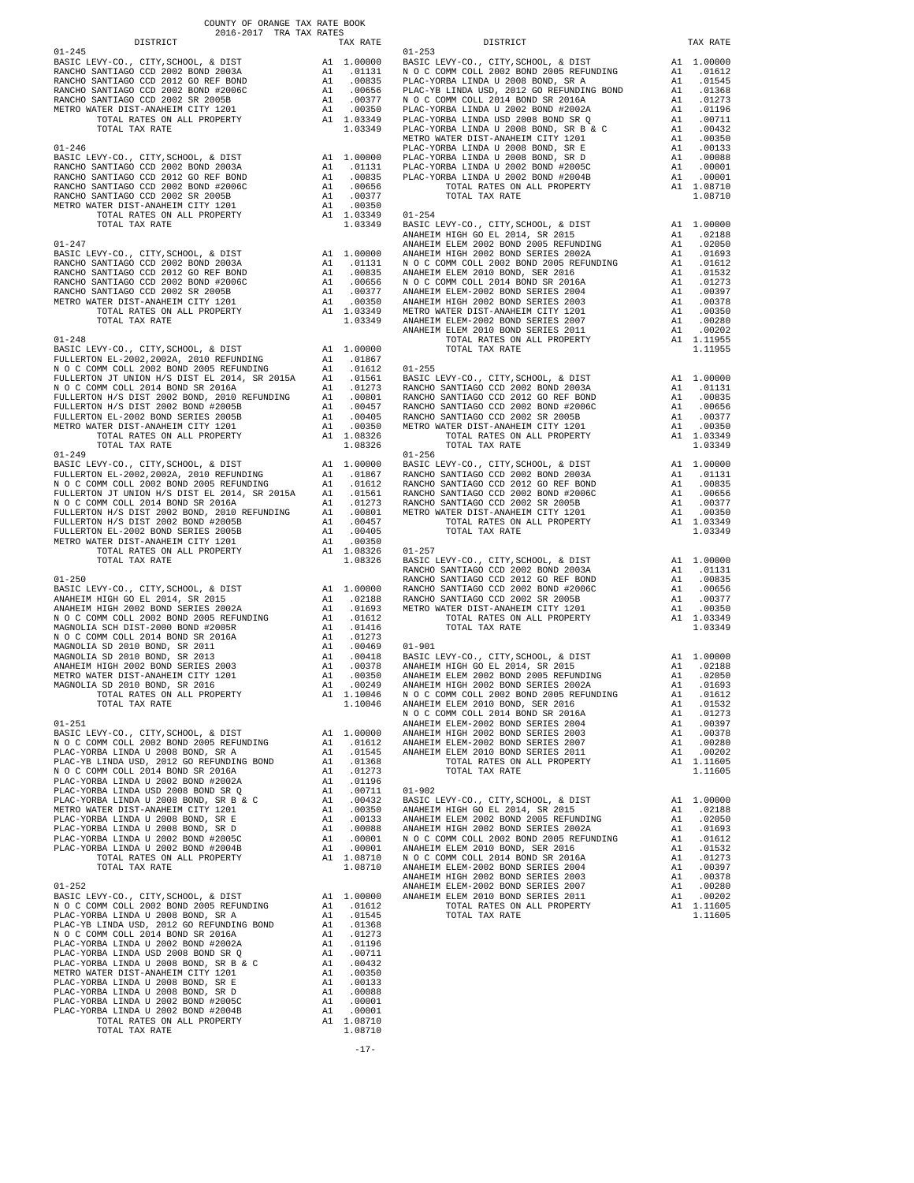COUNTY OF ORANGE TAX RATE BOOK
2016-2017 TRA TAX RATES

| DISTRICT | | TAX RATE |
|---|---|---|
| **01-245** | | |
| BASIC LEVY-CO., CITY,SCHOOL, & DIST | A1 | 1.00000 |
| RANCHO SANTIAGO CCD 2002 BOND 2003A | A1 | .01131 |
| RANCHO SANTIAGO CCD 2012 GO REF BOND | A1 | .00835 |
| RANCHO SANTIAGO CCD 2002 BOND #2006C | A1 | .00656 |
| RANCHO SANTIAGO CCD 2002 SR 2005B | A1 | .00377 |
| METRO WATER DIST-ANAHEIM CITY 1201 | A1 | .00350 |
| TOTAL RATES ON ALL PROPERTY | A1 | 1.03349 |
| TOTAL TAX RATE | | 1.03349 |
| **01-246** | | |
| BASIC LEVY-CO., CITY,SCHOOL, & DIST | A1 | 1.00000 |
| RANCHO SANTIAGO CCD 2002 BOND 2003A | A1 | .01131 |
| RANCHO SANTIAGO CCD 2012 GO REF BOND | A1 | .00835 |
| RANCHO SANTIAGO CCD 2002 BOND #2006C | A1 | .00656 |
| RANCHO SANTIAGO CCD 2002 SR 2005B | A1 | .00377 |
| METRO WATER DIST-ANAHEIM CITY 1201 | A1 | .00350 |
| TOTAL RATES ON ALL PROPERTY | A1 | 1.03349 |
| TOTAL TAX RATE | | 1.03349 |
| **01-247** | | |
| BASIC LEVY-CO., CITY,SCHOOL, & DIST | A1 | 1.00000 |
| RANCHO SANTIAGO CCD 2002 BOND 2003A | A1 | .01131 |
| RANCHO SANTIAGO CCD 2012 GO REF BOND | A1 | .00835 |
| RANCHO SANTIAGO CCD 2002 BOND #2006C | A1 | .00656 |
| RANCHO SANTIAGO CCD 2002 SR 2005B | A1 | .00377 |
| METRO WATER DIST-ANAHEIM CITY 1201 | A1 | .00350 |
| TOTAL RATES ON ALL PROPERTY | A1 | 1.03349 |
| TOTAL TAX RATE | | 1.03349 |
| **01-248** | | |
| BASIC LEVY-CO., CITY,SCHOOL, & DIST | A1 | 1.00000 |
| FULLERTON EL-2002,2002A, 2010 REFUNDING | A1 | .01867 |
| N O C COMM COLL 2002 BOND 2005 REFUNDING | A1 | .01612 |
| FULLERTON JT UNION H/S DIST EL 2014, SR 2015A | A1 | .01561 |
| N O C COMM COLL 2014 BOND SR 2016A | A1 | .01273 |
| FULLERTON H/S DIST 2002 BOND, 2010 REFUNDING | A1 | .00801 |
| FULLERTON H/S DIST 2002 BOND #2005B | A1 | .00457 |
| FULLERTON EL-2002 BOND SERIES 2005B | A1 | .00405 |
| METRO WATER DIST-ANAHEIM CITY 1201 | A1 | .00350 |
| TOTAL RATES ON ALL PROPERTY | A1 | 1.08326 |
| TOTAL TAX RATE | | 1.08326 |
| **01-249** | | |
| BASIC LEVY-CO., CITY,SCHOOL, & DIST | A1 | 1.00000 |
| FULLERTON EL-2002,2002A, 2010 REFUNDING | A1 | .01867 |
| N O C COMM COLL 2002 BOND 2005 REFUNDING | A1 | .01612 |
| FULLERTON JT UNION H/S DIST EL 2014, SR 2015A | A1 | .01561 |
| N O C COMM COLL 2014 BOND SR 2016A | A1 | .01273 |
| FULLERTON H/S DIST 2002 BOND, 2010 REFUNDING | A1 | .00801 |
| FULLERTON H/S DIST 2002 BOND #2005B | A1 | .00457 |
| FULLERTON EL-2002 BOND SERIES 2005B | A1 | .00405 |
| METRO WATER DIST-ANAHEIM CITY 1201 | A1 | .00350 |
| TOTAL RATES ON ALL PROPERTY | A1 | 1.08326 |
| TOTAL TAX RATE | | 1.08326 |
| **01-250** | | |
| BASIC LEVY-CO., CITY,SCHOOL, & DIST | A1 | 1.00000 |
| ANAHEIM HIGH GO EL 2014, SR 2015 | A1 | .02188 |
| ANAHEIM HIGH 2002 BOND SERIES 2002A | A1 | .01693 |
| N O C COMM COLL 2002 BOND 2005 REFUNDING | A1 | .01612 |
| MAGNOLIA SCH DIST-2000 BOND #2005R | A1 | .01416 |
| N O C COMM COLL 2014 BOND SR 2016A | A1 | .01273 |
| MAGNOLIA SD 2010 BOND, SR 2011 | A1 | .00469 |
| MAGNOLIA SD 2010 BOND, SR 2013 | A1 | .00418 |
| ANAHEIM HIGH 2002 BOND SERIES 2003 | A1 | .00378 |
| METRO WATER DIST-ANAHEIM CITY 1201 | A1 | .00350 |
| MAGNOLIA SD 2010 BOND, SR 2016 | A1 | .00249 |
| TOTAL RATES ON ALL PROPERTY | A1 | 1.10046 |
| TOTAL TAX RATE | | 1.10046 |
| **01-251** | | |
| BASIC LEVY-CO., CITY,SCHOOL, & DIST | A1 | 1.00000 |
| N O C COMM COLL 2002 BOND 2005 REFUNDING | A1 | .01612 |
| PLAC-YORBA LINDA U 2008 BOND, SR A | A1 | .01545 |
| PLAC-YB LINDA USD, 2012 GO REFUNDING BOND | A1 | .01368 |
| N O C COMM COLL 2014 BOND SR 2016A | A1 | .01273 |
| PLAC-YORBA LINDA U 2002 BOND #2002A | A1 | .01196 |
| PLAC-YORBA LINDA USD 2008 BOND SR Q | A1 | .00711 |
| PLAC-YORBA LINDA U 2008 BOND, SR B & C | A1 | .00432 |
| METRO WATER DIST-ANAHEIM CITY 1201 | A1 | .00350 |
| PLAC-YORBA LINDA U 2008 BOND, SR E | A1 | .00133 |
| PLAC-YORBA LINDA U 2008 BOND, SR D | A1 | .00088 |
| PLAC-YORBA LINDA U 2002 BOND #2005C | A1 | .00001 |
| PLAC-YORBA LINDA U 2002 BOND #2004B | A1 | .00001 |
| TOTAL RATES ON ALL PROPERTY | A1 | 1.08710 |
| TOTAL TAX RATE | | 1.08710 |
| **01-252** | | |
| BASIC LEVY-CO., CITY,SCHOOL, & DIST | A1 | 1.00000 |
| N O C COMM COLL 2002 BOND 2005 REFUNDING | A1 | .01612 |
| PLAC-YORBA LINDA U 2008 BOND, SR A | A1 | .01545 |
| PLAC-YB LINDA USD, 2012 GO REFUNDING BOND | A1 | .01368 |
| N O C COMM COLL 2014 BOND SR 2016A | A1 | .01273 |
| PLAC-YORBA LINDA U 2002 BOND #2002A | A1 | .01196 |
| PLAC-YORBA LINDA USD 2008 BOND SR Q | A1 | .00711 |
| PLAC-YORBA LINDA U 2008 BOND, SR B & C | A1 | .00432 |
| METRO WATER DIST-ANAHEIM CITY 1201 | A1 | .00350 |
| PLAC-YORBA LINDA U 2008 BOND, SR E | A1 | .00133 |
| PLAC-YORBA LINDA U 2008 BOND, SR D | A1 | .00088 |
| PLAC-YORBA LINDA U 2002 BOND #2005C | A1 | .00001 |
| PLAC-YORBA LINDA U 2002 BOND #2004B | A1 | .00001 |
| TOTAL RATES ON ALL PROPERTY | A1 | 1.08710 |
| TOTAL TAX RATE | | 1.08710 |
| **01-253** | | |
| BASIC LEVY-CO., CITY,SCHOOL, & DIST | A1 | 1.00000 |
| N O C COMM COLL 2002 BOND 2005 REFUNDING | A1 | .01612 |
| PLAC-YORBA LINDA U 2008 BOND, SR A | A1 | .01545 |
| PLAC-YB LINDA USD, 2012 GO REFUNDING BOND | A1 | .01368 |
| N O C COMM COLL 2014 BOND SR 2016A | A1 | .01273 |
| PLAC-YORBA LINDA U 2002 BOND #2002A | A1 | .01196 |
| PLAC-YORBA LINDA USD 2008 BOND SR Q | A1 | .00711 |
| PLAC-YORBA LINDA U 2008 BOND, SR B & C | A1 | .00432 |
| METRO WATER DIST-ANAHEIM CITY 1201 | A1 | .00350 |
| PLAC-YORBA LINDA U 2008 BOND, SR E | A1 | .00133 |
| PLAC-YORBA LINDA U 2008 BOND, SR D | A1 | .00088 |
| PLAC-YORBA LINDA U 2002 BOND #2005C | A1 | .00001 |
| PLAC-YORBA LINDA U 2002 BOND #2004B | A1 | .00001 |
| TOTAL RATES ON ALL PROPERTY | A1 | 1.08710 |
| TOTAL TAX RATE | | 1.08710 |
| **01-254** | | |
| BASIC LEVY-CO., CITY,SCHOOL, & DIST | A1 | 1.00000 |
| ANAHEIM HIGH GO EL 2014, SR 2015 | A1 | .02188 |
| ANAHEIM ELEM 2002 BOND 2005 REFUNDING | A1 | .02050 |
| ANAHEIM HIGH 2002 BOND SERIES 2002A | A1 | .01693 |
| N O C COMM COLL 2002 BOND 2005 REFUNDING | A1 | .01612 |
| ANAHEIM ELEM 2010 BOND, SER 2016 | A1 | .01532 |
| N O C COMM COLL 2014 BOND SR 2016A | A1 | .01273 |
| ANAHEIM ELEM-2002 BOND SERIES 2004 | A1 | .00397 |
| ANAHEIM HIGH 2002 BOND SERIES 2003 | A1 | .00378 |
| METRO WATER DIST-ANAHEIM CITY 1201 | A1 | .00350 |
| ANAHEIM ELEM-2002 BOND SERIES 2007 | A1 | .00280 |
| ANAHEIM ELEM 2010 BOND SERIES 2011 | A1 | .00202 |
| TOTAL RATES ON ALL PROPERTY | A1 | 1.11955 |
| TOTAL TAX RATE | | 1.11955 |
| **01-255** | | |
| BASIC LEVY-CO., CITY,SCHOOL, & DIST | A1 | 1.00000 |
| RANCHO SANTIAGO CCD 2002 BOND 2003A | A1 | .01131 |
| RANCHO SANTIAGO CCD 2012 GO REF BOND | A1 | .00835 |
| RANCHO SANTIAGO CCD 2002 BOND #2006C | A1 | .00656 |
| RANCHO SANTIAGO CCD 2002 SR 2005B | A1 | .00377 |
| METRO WATER DIST-ANAHEIM CITY 1201 | A1 | .00350 |
| TOTAL RATES ON ALL PROPERTY | A1 | 1.03349 |
| TOTAL TAX RATE | | 1.03349 |
| **01-256** | | |
| BASIC LEVY-CO., CITY,SCHOOL, & DIST | A1 | 1.00000 |
| RANCHO SANTIAGO CCD 2002 BOND 2003A | A1 | .01131 |
| RANCHO SANTIAGO CCD 2012 GO REF BOND | A1 | .00835 |
| RANCHO SANTIAGO CCD 2002 BOND #2006C | A1 | .00656 |
| RANCHO SANTIAGO CCD 2002 SR 2005B | A1 | .00377 |
| METRO WATER DIST-ANAHEIM CITY 1201 | A1 | .00350 |
| TOTAL RATES ON ALL PROPERTY | A1 | 1.03349 |
| TOTAL TAX RATE | | 1.03349 |
| **01-257** | | |
| BASIC LEVY-CO., CITY,SCHOOL, & DIST | A1 | 1.00000 |
| RANCHO SANTIAGO CCD 2002 BOND 2003A | A1 | .01131 |
| RANCHO SANTIAGO CCD 2012 GO REF BOND | A1 | .00835 |
| RANCHO SANTIAGO CCD 2002 BOND #2006C | A1 | .00656 |
| RANCHO SANTIAGO CCD 2002 SR 2005B | A1 | .00377 |
| METRO WATER DIST-ANAHEIM CITY 1201 | A1 | .00350 |
| TOTAL RATES ON ALL PROPERTY | A1 | 1.03349 |
| TOTAL TAX RATE | | 1.03349 |
| **01-901** | | |
| BASIC LEVY-CO., CITY,SCHOOL, & DIST | A1 | 1.00000 |
| ANAHEIM HIGH GO EL 2014, SR 2015 | A1 | .02188 |
| ANAHEIM ELEM 2002 BOND 2005 REFUNDING | A1 | .02050 |
| ANAHEIM HIGH 2002 BOND SERIES 2002A | A1 | .01693 |
| N O C COMM COLL 2002 BOND 2005 REFUNDING | A1 | .01612 |
| ANAHEIM ELEM 2010 BOND, SER 2016 | A1 | .01532 |
| N O C COMM COLL 2014 BOND SR 2016A | A1 | .01273 |
| ANAHEIM ELEM-2002 BOND SERIES 2004 | A1 | .00397 |
| ANAHEIM HIGH 2002 BOND SERIES 2003 | A1 | .00378 |
| ANAHEIM ELEM-2002 BOND SERIES 2007 | A1 | .00280 |
| ANAHEIM ELEM 2010 BOND SERIES 2011 | A1 | .00202 |
| TOTAL RATES ON ALL PROPERTY | A1 | 1.11605 |
| TOTAL TAX RATE | | 1.11605 |
| **01-902** | | |
| BASIC LEVY-CO., CITY,SCHOOL, & DIST | A1 | 1.00000 |
| ANAHEIM HIGH GO EL 2014, SR 2015 | A1 | .02188 |
| ANAHEIM ELEM 2002 BOND 2005 REFUNDING | A1 | .02050 |
| ANAHEIM HIGH 2002 BOND SERIES 2002A | A1 | .01693 |
| N O C COMM COLL 2002 BOND 2005 REFUNDING | A1 | .01612 |
| ANAHEIM ELEM 2010 BOND, SER 2016 | A1 | .01532 |
| N O C COMM COLL 2014 BOND SR 2016A | A1 | .01273 |
| ANAHEIM ELEM-2002 BOND SERIES 2004 | A1 | .00397 |
| ANAHEIM HIGH 2002 BOND SERIES 2003 | A1 | .00378 |
| ANAHEIM ELEM-2002 BOND SERIES 2007 | A1 | .00280 |
| ANAHEIM ELEM 2010 BOND SERIES 2011 | A1 | .00202 |
| TOTAL RATES ON ALL PROPERTY | A1 | 1.11605 |
| TOTAL TAX RATE | | 1.11605 |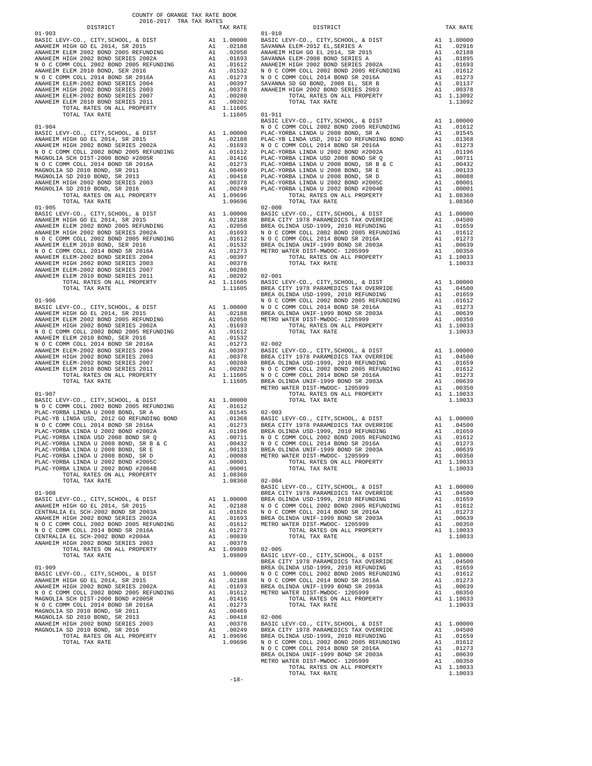COUNTY OF ORANGE TAX RATE BOOK
2016-2017 TRA TAX RATES

| DISTRICT | | TAX RATE |
|---|---|---|
| **01-903** | | |
| BASIC LEVY-CO., CITY,SCHOOL, & DIST | A1 | 1.00000 |
| ANAHEIM HIGH GO EL 2014, SR 2015 | A1 | .02188 |
| ANAHEIM ELEM 2002 BOND 2005 REFUNDING | A1 | .02050 |
| ANAHEIM HIGH 2002 BOND SERIES 2002A | A1 | .01693 |
| N O C COMM COLL 2002 BOND 2005 REFUNDING | A1 | .01612 |
| ANAHEIM ELEM 2010 BOND, SER 2016 | A1 | .01532 |
| N O C COMM COLL 2014 BOND SR 2016A | A1 | .01273 |
| ANAHEIM ELEM-2002 BOND SERIES 2004 | A1 | .00397 |
| ANAHEIM HIGH 2002 BOND SERIES 2003 | A1 | .00378 |
| ANAHEIM ELEM-2002 BOND SERIES 2007 | A1 | .00280 |
| ANAHEIM ELEM 2010 BOND SERIES 2011 | A1 | .00202 |
| TOTAL RATES ON ALL PROPERTY | A1 | 1.11605 |
| TOTAL TAX RATE | | 1.11605 |
| **01-904** | | |
| BASIC LEVY-CO., CITY,SCHOOL, & DIST | A1 | 1.00000 |
| ANAHEIM HIGH GO EL 2014, SR 2015 | A1 | .02188 |
| ANAHEIM HIGH 2002 BOND SERIES 2002A | A1 | .01693 |
| N O C COMM COLL 2002 BOND 2005 REFUNDING | A1 | .01612 |
| MAGNOLIA SCH DIST-2000 BOND #2005R | A1 | .01416 |
| N O C COMM COLL 2014 BOND SR 2016A | A1 | .01273 |
| MAGNOLIA SD 2010 BOND, SR 2011 | A1 | .00469 |
| MAGNOLIA SD 2010 BOND, SR 2013 | A1 | .00418 |
| ANAHEIM HIGH 2002 BOND SERIES 2003 | A1 | .00378 |
| MAGNOLIA SD 2010 BOND, SR 2016 | A1 | .00249 |
| TOTAL RATES ON ALL PROPERTY | A1 | 1.09696 |
| TOTAL TAX RATE | | 1.09696 |
| **01-905** | | |
| BASIC LEVY-CO., CITY,SCHOOL, & DIST | A1 | 1.00000 |
| ANAHEIM HIGH GO EL 2014, SR 2015 | A1 | .02188 |
| ANAHEIM ELEM 2002 BOND 2005 REFUNDING | A1 | .02050 |
| ANAHEIM HIGH 2002 BOND SERIES 2002A | A1 | .01693 |
| N O C COMM COLL 2002 BOND 2005 REFUNDING | A1 | .01612 |
| ANAHEIM ELEM 2010 BOND, SER 2016 | A1 | .01532 |
| N O C COMM COLL 2014 BOND SR 2016A | A1 | .01273 |
| ANAHEIM ELEM-2002 BOND SERIES 2004 | A1 | .00397 |
| ANAHEIM HIGH 2002 BOND SERIES 2003 | A1 | .00378 |
| ANAHEIM ELEM-2002 BOND SERIES 2007 | A1 | .00280 |
| ANAHEIM ELEM 2010 BOND SERIES 2011 | A1 | .00202 |
| TOTAL RATES ON ALL PROPERTY | A1 | 1.11605 |
| TOTAL TAX RATE | | 1.11605 |
| **01-906** | | |
| BASIC LEVY-CO., CITY,SCHOOL, & DIST | A1 | 1.00000 |
| ANAHEIM HIGH GO EL 2014, SR 2015 | A1 | .02188 |
| ANAHEIM ELEM 2002 BOND 2005 REFUNDING | A1 | .02050 |
| ANAHEIM HIGH 2002 BOND SERIES 2002A | A1 | .01693 |
| N O C COMM COLL 2002 BOND 2005 REFUNDING | A1 | .01612 |
| ANAHEIM ELEM 2010 BOND, SER 2016 | A1 | .01532 |
| N O C COMM COLL 2014 BOND SR 2016A | A1 | .01273 |
| ANAHEIM ELEM-2002 BOND SERIES 2004 | A1 | .00397 |
| ANAHEIM HIGH 2002 BOND SERIES 2003 | A1 | .00378 |
| ANAHEIM ELEM-2002 BOND SERIES 2007 | A1 | .00280 |
| ANAHEIM ELEM 2010 BOND SERIES 2011 | A1 | .00202 |
| TOTAL RATES ON ALL PROPERTY | A1 | 1.11605 |
| TOTAL TAX RATE | | 1.11605 |
| **01-907** | | |
| BASIC LEVY-CO., CITY,SCHOOL, & DIST | A1 | 1.00000 |
| N O C COMM COLL 2002 BOND 2005 REFUNDING | A1 | .01612 |
| PLAC-YORBA LINDA U 2008 BOND, SR A | A1 | .01545 |
| PLAC-YB LINDA USD, 2012 GO REFUNDING BOND | A1 | .01368 |
| N O C COMM COLL 2014 BOND SR 2016A | A1 | .01273 |
| PLAC-YORBA LINDA U 2002 BOND #2002A | A1 | .01196 |
| PLAC-YORBA LINDA USD 2008 BOND SR Q | A1 | .00711 |
| PLAC-YORBA LINDA U 2008 BOND, SR B & C | A1 | .00432 |
| PLAC-YORBA LINDA U 2008 BOND, SR E | A1 | .00133 |
| PLAC-YORBA LINDA U 2008 BOND, SR D | A1 | .00088 |
| PLAC-YORBA LINDA U 2002 BOND #2005C | A1 | .00001 |
| PLAC-YORBA LINDA U 2002 BOND #2004B | A1 | .00001 |
| TOTAL RATES ON ALL PROPERTY | A1 | 1.08360 |
| TOTAL TAX RATE | | 1.08360 |
| **01-908** | | |
| BASIC LEVY-CO., CITY,SCHOOL, & DIST | A1 | 1.00000 |
| ANAHEIM HIGH GO EL 2014, SR 2015 | A1 | .02188 |
| CENTRALIA EL SCH-2002 BOND SR 2003A | A1 | .01826 |
| ANAHEIM HIGH 2002 BOND SERIES 2002A | A1 | .01693 |
| N O C COMM COLL 2002 BOND 2005 REFUNDING | A1 | .01612 |
| N O C COMM COLL 2014 BOND SR 2016A | A1 | .01273 |
| CENTRALIA EL SCH-2002 BOND #2004A | A1 | .00839 |
| ANAHEIM HIGH 2002 BOND SERIES 2003 | A1 | .00378 |
| TOTAL RATES ON ALL PROPERTY | A1 | 1.09809 |
| TOTAL TAX RATE | | 1.09809 |
| **01-909** | | |
| BASIC LEVY-CO., CITY,SCHOOL, & DIST | A1 | 1.00000 |
| ANAHEIM HIGH GO EL 2014, SR 2015 | A1 | .02188 |
| ANAHEIM HIGH 2002 BOND SERIES 2002A | A1 | .01693 |
| N O C COMM COLL 2002 BOND 2005 REFUNDING | A1 | .01612 |
| MAGNOLIA SCH DIST-2000 BOND #2005R | A1 | .01416 |
| N O C COMM COLL 2014 BOND SR 2016A | A1 | .01273 |
| MAGNOLIA SD 2010 BOND, SR 2011 | A1 | .00469 |
| MAGNOLIA SD 2010 BOND, SR 2013 | A1 | .00418 |
| ANAHEIM HIGH 2002 BOND SERIES 2003 | A1 | .00378 |
| MAGNOLIA SD 2010 BOND, SR 2016 | A1 | .00249 |
| TOTAL RATES ON ALL PROPERTY | A1 | 1.09696 |
| TOTAL TAX RATE | | 1.09696 |
| **01-910** | | |
| BASIC LEVY-CO., CITY,SCHOOL, & DIST | A1 | 1.00000 |
| SAVANNA ELEM-2012 EL,SERIES A | A1 | .02916 |
| ANAHEIM HIGH GO EL 2014, SR 2015 | A1 | .02188 |
| SAVANNA ELEM-2008 BOND SERIES A | A1 | .01895 |
| ANAHEIM HIGH 2002 BOND SERIES 2002A | A1 | .01693 |
| N O C COMM COLL 2002 BOND 2005 REFUNDING | A1 | .01612 |
| N O C COMM COLL 2014 BOND SR 2016A | A1 | .01273 |
| SAVANNA SD GO BOND, 2008 EL, SER B | A1 | .01137 |
| ANAHEIM HIGH 2002 BOND SERIES 2003 | A1 | .00378 |
| TOTAL RATES ON ALL PROPERTY | A1 | 1.13092 |
| TOTAL TAX RATE | | 1.13092 |
| **01-911** | | |
| BASIC LEVY-CO., CITY,SCHOOL, & DIST | A1 | 1.00000 |
| N O C COMM COLL 2002 BOND 2005 REFUNDING | A1 | .01612 |
| PLAC-YORBA LINDA U 2008 BOND, SR A | A1 | .01545 |
| PLAC-YB LINDA USD, 2012 GO REFUNDING BOND | A1 | .01368 |
| N O C COMM COLL 2014 BOND SR 2016A | A1 | .01273 |
| PLAC-YORBA LINDA U 2002 BOND #2002A | A1 | .01196 |
| PLAC-YORBA LINDA USD 2008 BOND SR Q | A1 | .00711 |
| PLAC-YORBA LINDA U 2008 BOND, SR B & C | A1 | .00432 |
| PLAC-YORBA LINDA U 2008 BOND, SR E | A1 | .00133 |
| PLAC-YORBA LINDA U 2008 BOND, SR D | A1 | .00088 |
| PLAC-YORBA LINDA U 2002 BOND #2005C | A1 | .00001 |
| PLAC-YORBA LINDA U 2002 BOND #2004B | A1 | .00001 |
| TOTAL RATES ON ALL PROPERTY | A1 | 1.08360 |
| TOTAL TAX RATE | | 1.08360 |
| **02-000** | | |
| BASIC LEVY-CO., CITY,SCHOOL, & DIST | A1 | 1.00000 |
| BREA CITY 1978 PARAMEDICS TAX OVERRIDE | A1 | .04500 |
| BREA OLINDA USD-1999, 2010 REFUNDING | A1 | .01659 |
| N O C COMM COLL 2002 BOND 2005 REFUNDING | A1 | .01612 |
| N O C COMM COLL 2014 BOND SR 2016A | A1 | .01273 |
| BREA OLINDA UNIF-1999 BOND SR 2003A | A1 | .00639 |
| METRO WATER DIST-MWDOC- 1205999 | A1 | .00350 |
| TOTAL RATES ON ALL PROPERTY | A1 | 1.10033 |
| TOTAL TAX RATE | | 1.10033 |
| **02-001** | | |
| BASIC LEVY-CO., CITY,SCHOOL, & DIST | A1 | 1.00000 |
| BREA CITY 1978 PARAMEDICS TAX OVERRIDE | A1 | .04500 |
| BREA OLINDA USD-1999, 2010 REFUNDING | A1 | .01659 |
| N O C COMM COLL 2002 BOND 2005 REFUNDING | A1 | .01612 |
| N O C COMM COLL 2014 BOND SR 2016A | A1 | .01273 |
| BREA OLINDA UNIF-1999 BOND SR 2003A | A1 | .00639 |
| METRO WATER DIST-MWDOC- 1205999 | A1 | .00350 |
| TOTAL RATES ON ALL PROPERTY | A1 | 1.10033 |
| TOTAL TAX RATE | | 1.10033 |
| **02-002** | | |
| BASIC LEVY-CO., CITY,SCHOOL, & DIST | A1 | 1.00000 |
| BREA CITY 1978 PARAMEDICS TAX OVERRIDE | A1 | .04500 |
| BREA OLINDA USD-1999, 2010 REFUNDING | A1 | .01659 |
| N O C COMM COLL 2002 BOND 2005 REFUNDING | A1 | .01612 |
| N O C COMM COLL 2014 BOND SR 2016A | A1 | .01273 |
| BREA OLINDA UNIF-1999 BOND SR 2003A | A1 | .00639 |
| METRO WATER DIST-MWDOC- 1205999 | A1 | .00350 |
| TOTAL RATES ON ALL PROPERTY | A1 | 1.10033 |
| TOTAL TAX RATE | | 1.10033 |
| **02-003** | | |
| BASIC LEVY-CO., CITY,SCHOOL, & DIST | A1 | 1.00000 |
| BREA CITY 1978 PARAMEDICS TAX OVERRIDE | A1 | .04500 |
| BREA OLINDA USD-1999, 2010 REFUNDING | A1 | .01659 |
| N O C COMM COLL 2002 BOND 2005 REFUNDING | A1 | .01612 |
| N O C COMM COLL 2014 BOND SR 2016A | A1 | .01273 |
| BREA OLINDA UNIF-1999 BOND SR 2003A | A1 | .00639 |
| METRO WATER DIST-MWDOC- 1205999 | A1 | .00350 |
| TOTAL RATES ON ALL PROPERTY | A1 | 1.10033 |
| TOTAL TAX RATE | | 1.10033 |
| **02-004** | | |
| BASIC LEVY-CO., CITY,SCHOOL, & DIST | A1 | 1.00000 |
| BREA CITY 1978 PARAMEDICS TAX OVERRIDE | A1 | .04500 |
| BREA OLINDA USD-1999, 2010 REFUNDING | A1 | .01659 |
| N O C COMM COLL 2002 BOND 2005 REFUNDING | A1 | .01612 |
| N O C COMM COLL 2014 BOND SR 2016A | A1 | .01273 |
| BREA OLINDA UNIF-1999 BOND SR 2003A | A1 | .00639 |
| METRO WATER DIST-MWDOC- 1205999 | A1 | .00350 |
| TOTAL RATES ON ALL PROPERTY | A1 | 1.10033 |
| TOTAL TAX RATE | | 1.10033 |
| **02-005** | | |
| BASIC LEVY-CO., CITY,SCHOOL, & DIST | A1 | 1.00000 |
| BREA CITY 1978 PARAMEDICS TAX OVERRIDE | A1 | .04500 |
| BREA OLINDA USD-1999, 2010 REFUNDING | A1 | .01659 |
| N O C COMM COLL 2002 BOND 2005 REFUNDING | A1 | .01612 |
| N O C COMM COLL 2014 BOND SR 2016A | A1 | .01273 |
| BREA OLINDA UNIF-1999 BOND SR 2003A | A1 | .00639 |
| METRO WATER DIST-MWDOC- 1205999 | A1 | .00350 |
| TOTAL RATES ON ALL PROPERTY | A1 | 1.10033 |
| TOTAL TAX RATE | | 1.10033 |
| **02-006** | | |
| BASIC LEVY-CO., CITY,SCHOOL, & DIST | A1 | 1.00000 |
| BREA CITY 1978 PARAMEDICS TAX OVERRIDE | A1 | .04500 |
| BREA OLINDA USD-1999, 2010 REFUNDING | A1 | .01659 |
| N O C COMM COLL 2002 BOND 2005 REFUNDING | A1 | .01612 |
| N O C COMM COLL 2014 BOND SR 2016A | A1 | .01273 |
| BREA OLINDA UNIF-1999 BOND SR 2003A | A1 | .00639 |
| METRO WATER DIST-MWDOC- 1205999 | A1 | .00350 |
| TOTAL RATES ON ALL PROPERTY | A1 | 1.10033 |
| TOTAL TAX RATE | | 1.10033 |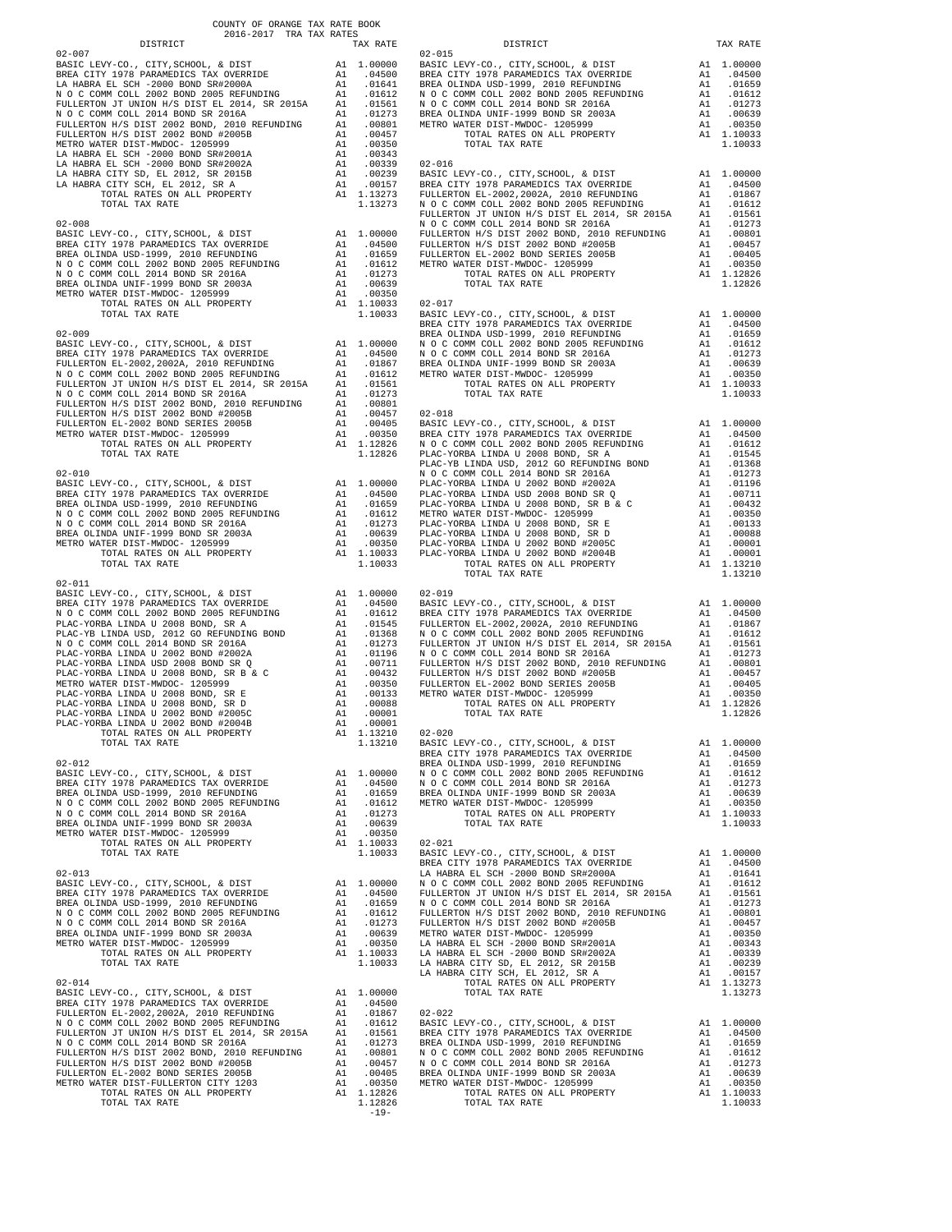COUNTY OF ORANGE TAX RATE BOOK
2016-2017 TRA TAX RATES

| DISTRICT | | TAX RATE |
|---|---|---|
| **02-007** | | |
| BASIC LEVY-CO., CITY,SCHOOL, & DIST | A1 | 1.00000 |
| BREA CITY 1978 PARAMEDICS TAX OVERRIDE | A1 | .04500 |
| LA HABRA EL SCH -2000 BOND SR#2000A | A1 | .01641 |
| N O C COMM COLL 2002 BOND 2005 REFUNDING | A1 | .01612 |
| FULLERTON JT UNION H/S DIST EL 2014, SR 2015A | A1 | .01561 |
| N O C COMM COLL 2014 BOND SR 2016A | A1 | .01273 |
| FULLERTON H/S DIST 2002 BOND, 2010 REFUNDING | A1 | .00801 |
| FULLERTON H/S DIST 2002 BOND #2005B | A1 | .00457 |
| METRO WATER DIST-MWDOC- 1205999 | A1 | .00350 |
| LA HABRA EL SCH -2000 BOND SR#2001A | A1 | .00343 |
| LA HABRA EL SCH -2000 BOND SR#2002A | A1 | .00339 |
| LA HABRA CITY SD, EL 2012, SR 2015B | A1 | .00239 |
| LA HABRA CITY SCH, EL 2012, SR A | A1 | .00157 |
| TOTAL RATES ON ALL PROPERTY | A1 | 1.13273 |
| TOTAL TAX RATE | | 1.13273 |
| **02-008** | | |
| BASIC LEVY-CO., CITY,SCHOOL, & DIST | A1 | 1.00000 |
| BREA CITY 1978 PARAMEDICS TAX OVERRIDE | A1 | .04500 |
| BREA OLINDA USD-1999, 2010 REFUNDING | A1 | .01659 |
| N O C COMM COLL 2002 BOND 2005 REFUNDING | A1 | .01612 |
| N O C COMM COLL 2014 BOND SR 2016A | A1 | .01273 |
| BREA OLINDA UNIF-1999 BOND SR 2003A | A1 | .00639 |
| METRO WATER DIST-MWDOC- 1205999 | A1 | .00350 |
| TOTAL RATES ON ALL PROPERTY | A1 | 1.10033 |
| TOTAL TAX RATE | | 1.10033 |
| **02-009** | | |
| BASIC LEVY-CO., CITY,SCHOOL, & DIST | A1 | 1.00000 |
| BREA CITY 1978 PARAMEDICS TAX OVERRIDE | A1 | .04500 |
| FULLERTON EL-2002,2002A, 2010 REFUNDING | A1 | .01867 |
| N O C COMM COLL 2002 BOND 2005 REFUNDING | A1 | .01612 |
| FULLERTON JT UNION H/S DIST EL 2014, SR 2015A | A1 | .01561 |
| N O C COMM COLL 2014 BOND SR 2016A | A1 | .01273 |
| FULLERTON H/S DIST 2002 BOND, 2010 REFUNDING | A1 | .00801 |
| FULLERTON H/S DIST 2002 BOND #2005B | A1 | .00457 |
| FULLERTON EL-2002 BOND SERIES 2005B | A1 | .00405 |
| METRO WATER DIST-MWDOC- 1205999 | A1 | .00350 |
| TOTAL RATES ON ALL PROPERTY | A1 | 1.12826 |
| TOTAL TAX RATE | | 1.12826 |
| **02-010** | | |
| BASIC LEVY-CO., CITY,SCHOOL, & DIST | A1 | 1.00000 |
| BREA CITY 1978 PARAMEDICS TAX OVERRIDE | A1 | .04500 |
| BREA OLINDA USD-1999, 2010 REFUNDING | A1 | .01659 |
| N O C COMM COLL 2002 BOND 2005 REFUNDING | A1 | .01612 |
| N O C COMM COLL 2014 BOND SR 2016A | A1 | .01273 |
| BREA OLINDA UNIF-1999 BOND SR 2003A | A1 | .00639 |
| METRO WATER DIST-MWDOC- 1205999 | A1 | .00350 |
| TOTAL RATES ON ALL PROPERTY | A1 | 1.10033 |
| TOTAL TAX RATE | | 1.10033 |
| **02-011** | | |
| BASIC LEVY-CO., CITY,SCHOOL, & DIST | A1 | 1.00000 |
| BREA CITY 1978 PARAMEDICS TAX OVERRIDE | A1 | .04500 |
| N O C COMM COLL 2002 BOND 2005 REFUNDING | A1 | .01612 |
| PLAC-YORBA LINDA U 2008 BOND, SR A | A1 | .01545 |
| PLAC-YB LINDA USD, 2012 GO REFUNDING BOND | A1 | .01368 |
| N O C COMM COLL 2014 BOND SR 2016A | A1 | .01273 |
| PLAC-YORBA LINDA U 2002 BOND #2002A | A1 | .01196 |
| PLAC-YORBA LINDA USD 2008 BOND SR Q | A1 | .00711 |
| PLAC-YORBA LINDA U 2008 BOND, SR B & C | A1 | .00432 |
| METRO WATER DIST-MWDOC- 1205999 | A1 | .00350 |
| PLAC-YORBA LINDA U 2008 BOND, SR E | A1 | .00133 |
| PLAC-YORBA LINDA U 2008 BOND, SR D | A1 | .00088 |
| PLAC-YORBA LINDA U 2002 BOND #2005C | A1 | .00001 |
| PLAC-YORBA LINDA U 2002 BOND #2004B | A1 | .00001 |
| TOTAL RATES ON ALL PROPERTY | A1 | 1.13210 |
| TOTAL TAX RATE | | 1.13210 |
| **02-012** | | |
| BASIC LEVY-CO., CITY,SCHOOL, & DIST | A1 | 1.00000 |
| BREA CITY 1978 PARAMEDICS TAX OVERRIDE | A1 | .04500 |
| BREA OLINDA USD-1999, 2010 REFUNDING | A1 | .01659 |
| N O C COMM COLL 2002 BOND 2005 REFUNDING | A1 | .01612 |
| N O C COMM COLL 2014 BOND SR 2016A | A1 | .01273 |
| BREA OLINDA UNIF-1999 BOND SR 2003A | A1 | .00639 |
| METRO WATER DIST-MWDOC- 1205999 | A1 | .00350 |
| TOTAL RATES ON ALL PROPERTY | A1 | 1.10033 |
| TOTAL TAX RATE | | 1.10033 |
| **02-013** | | |
| BASIC LEVY-CO., CITY,SCHOOL, & DIST | A1 | 1.00000 |
| BREA CITY 1978 PARAMEDICS TAX OVERRIDE | A1 | .04500 |
| BREA OLINDA USD-1999, 2010 REFUNDING | A1 | .01659 |
| N O C COMM COLL 2002 BOND 2005 REFUNDING | A1 | .01612 |
| N O C COMM COLL 2014 BOND SR 2016A | A1 | .01273 |
| BREA OLINDA UNIF-1999 BOND SR 2003A | A1 | .00639 |
| METRO WATER DIST-MWDOC- 1205999 | A1 | .00350 |
| TOTAL RATES ON ALL PROPERTY | A1 | 1.10033 |
| TOTAL TAX RATE | | 1.10033 |
| **02-014** | | |
| BASIC LEVY-CO., CITY,SCHOOL, & DIST | A1 | 1.00000 |
| BREA CITY 1978 PARAMEDICS TAX OVERRIDE | A1 | .04500 |
| FULLERTON EL-2002,2002A, 2010 REFUNDING | A1 | .01867 |
| N O C COMM COLL 2002 BOND 2005 REFUNDING | A1 | .01612 |
| FULLERTON JT UNION H/S DIST EL 2014, SR 2015A | A1 | .01561 |
| N O C COMM COLL 2014 BOND SR 2016A | A1 | .01273 |
| FULLERTON H/S DIST 2002 BOND, 2010 REFUNDING | A1 | .00801 |
| FULLERTON H/S DIST 2002 BOND #2005B | A1 | .00457 |
| FULLERTON EL-2002 BOND SERIES 2005B | A1 | .00405 |
| METRO WATER DIST-FULLERTON CITY 1203 | A1 | .00350 |
| TOTAL RATES ON ALL PROPERTY | A1 | 1.12826 |
| TOTAL TAX RATE | | 1.12826 |
| **02-015** | | |
| BASIC LEVY-CO., CITY,SCHOOL, & DIST | A1 | 1.00000 |
| BREA CITY 1978 PARAMEDICS TAX OVERRIDE | A1 | .04500 |
| BREA OLINDA USD-1999, 2010 REFUNDING | A1 | .01659 |
| N O C COMM COLL 2002 BOND 2005 REFUNDING | A1 | .01612 |
| N O C COMM COLL 2014 BOND SR 2016A | A1 | .01273 |
| BREA OLINDA UNIF-1999 BOND SR 2003A | A1 | .00639 |
| METRO WATER DIST-MWDOC- 1205999 | A1 | .00350 |
| TOTAL RATES ON ALL PROPERTY | A1 | 1.10033 |
| TOTAL TAX RATE | | 1.10033 |
| **02-016** | | |
| BASIC LEVY-CO., CITY,SCHOOL, & DIST | A1 | 1.00000 |
| BREA CITY 1978 PARAMEDICS TAX OVERRIDE | A1 | .04500 |
| FULLERTON EL-2002,2002A, 2010 REFUNDING | A1 | .01867 |
| N O C COMM COLL 2002 BOND 2005 REFUNDING | A1 | .01612 |
| FULLERTON JT UNION H/S DIST EL 2014, SR 2015A | A1 | .01561 |
| N O C COMM COLL 2014 BOND SR 2016A | A1 | .01273 |
| FULLERTON H/S DIST 2002 BOND, 2010 REFUNDING | A1 | .00801 |
| FULLERTON H/S DIST 2002 BOND #2005B | A1 | .00457 |
| FULLERTON EL-2002 BOND SERIES 2005B | A1 | .00405 |
| METRO WATER DIST-MWDOC- 1205999 | A1 | .00350 |
| TOTAL RATES ON ALL PROPERTY | A1 | 1.12826 |
| TOTAL TAX RATE | | 1.12826 |
| **02-017** | | |
| BASIC LEVY-CO., CITY,SCHOOL, & DIST | A1 | 1.00000 |
| BREA CITY 1978 PARAMEDICS TAX OVERRIDE | A1 | .04500 |
| BREA OLINDA USD-1999, 2010 REFUNDING | A1 | .01659 |
| N O C COMM COLL 2002 BOND 2005 REFUNDING | A1 | .01612 |
| N O C COMM COLL 2014 BOND SR 2016A | A1 | .01273 |
| BREA OLINDA UNIF-1999 BOND SR 2003A | A1 | .00639 |
| METRO WATER DIST-MWDOC- 1205999 | A1 | .00350 |
| TOTAL RATES ON ALL PROPERTY | A1 | 1.10033 |
| TOTAL TAX RATE | | 1.10033 |
| **02-018** | | |
| BASIC LEVY-CO., CITY,SCHOOL, & DIST | A1 | 1.00000 |
| BREA CITY 1978 PARAMEDICS TAX OVERRIDE | A1 | .04500 |
| N O C COMM COLL 2002 BOND 2005 REFUNDING | A1 | .01612 |
| PLAC-YORBA LINDA U 2008 BOND, SR A | A1 | .01545 |
| PLAC-YB LINDA USD, 2012 GO REFUNDING BOND | A1 | .01368 |
| N O C COMM COLL 2014 BOND SR 2016A | A1 | .01273 |
| PLAC-YORBA LINDA U 2002 BOND #2002A | A1 | .01196 |
| PLAC-YORBA LINDA USD 2008 BOND SR Q | A1 | .00711 |
| PLAC-YORBA LINDA U 2008 BOND, SR B & C | A1 | .00432 |
| METRO WATER DIST-MWDOC- 1205999 | A1 | .00350 |
| PLAC-YORBA LINDA U 2008 BOND, SR E | A1 | .00133 |
| PLAC-YORBA LINDA U 2008 BOND, SR D | A1 | .00088 |
| PLAC-YORBA LINDA U 2002 BOND #2005C | A1 | .00001 |
| PLAC-YORBA LINDA U 2002 BOND #2004B | A1 | .00001 |
| TOTAL RATES ON ALL PROPERTY | A1 | 1.13210 |
| TOTAL TAX RATE | | 1.13210 |
| **02-019** | | |
| BASIC LEVY-CO., CITY,SCHOOL, & DIST | A1 | 1.00000 |
| BREA CITY 1978 PARAMEDICS TAX OVERRIDE | A1 | .04500 |
| FULLERTON EL-2002,2002A, 2010 REFUNDING | A1 | .01867 |
| N O C COMM COLL 2002 BOND 2005 REFUNDING | A1 | .01612 |
| FULLERTON JT UNION H/S DIST EL 2014, SR 2015A | A1 | .01561 |
| N O C COMM COLL 2014 BOND SR 2016A | A1 | .01273 |
| FULLERTON H/S DIST 2002 BOND, 2010 REFUNDING | A1 | .00801 |
| FULLERTON H/S DIST 2002 BOND #2005B | A1 | .00457 |
| FULLERTON EL-2002 BOND SERIES 2005B | A1 | .00405 |
| METRO WATER DIST-MWDOC- 1205999 | A1 | .00350 |
| TOTAL RATES ON ALL PROPERTY | A1 | 1.12826 |
| TOTAL TAX RATE | | 1.12826 |
| **02-020** | | |
| BASIC LEVY-CO., CITY,SCHOOL, & DIST | A1 | 1.00000 |
| BREA CITY 1978 PARAMEDICS TAX OVERRIDE | A1 | .04500 |
| BREA OLINDA USD-1999, 2010 REFUNDING | A1 | .01659 |
| N O C COMM COLL 2002 BOND 2005 REFUNDING | A1 | .01612 |
| N O C COMM COLL 2014 BOND SR 2016A | A1 | .01273 |
| BREA OLINDA UNIF-1999 BOND SR 2003A | A1 | .00639 |
| METRO WATER DIST-MWDOC- 1205999 | A1 | .00350 |
| TOTAL RATES ON ALL PROPERTY | A1 | 1.10033 |
| TOTAL TAX RATE | | 1.10033 |
| **02-021** | | |
| BASIC LEVY-CO., CITY,SCHOOL, & DIST | A1 | 1.00000 |
| BREA CITY 1978 PARAMEDICS TAX OVERRIDE | A1 | .04500 |
| LA HABRA EL SCH -2000 BOND SR#2000A | A1 | .01641 |
| N O C COMM COLL 2002 BOND 2005 REFUNDING | A1 | .01612 |
| FULLERTON JT UNION H/S DIST EL 2014, SR 2015A | A1 | .01561 |
| N O C COMM COLL 2014 BOND SR 2016A | A1 | .01273 |
| FULLERTON H/S DIST 2002 BOND, 2010 REFUNDING | A1 | .00801 |
| FULLERTON H/S DIST 2002 BOND #2005B | A1 | .00457 |
| METRO WATER DIST-MWDOC- 1205999 | A1 | .00350 |
| LA HABRA EL SCH -2000 BOND SR#2001A | A1 | .00343 |
| LA HABRA EL SCH -2000 BOND SR#2002A | A1 | .00339 |
| LA HABRA CITY SD, EL 2012, SR 2015B | A1 | .00239 |
| LA HABRA CITY SCH, EL 2012, SR A | A1 | .00157 |
| TOTAL RATES ON ALL PROPERTY | A1 | 1.13273 |
| TOTAL TAX RATE | | 1.13273 |
| **02-022** | | |
| BASIC LEVY-CO., CITY,SCHOOL, & DIST | A1 | 1.00000 |
| BREA CITY 1978 PARAMEDICS TAX OVERRIDE | A1 | .04500 |
| BREA OLINDA USD-1999, 2010 REFUNDING | A1 | .01659 |
| N O C COMM COLL 2002 BOND 2005 REFUNDING | A1 | .01612 |
| N O C COMM COLL 2014 BOND SR 2016A | A1 | .01273 |
| BREA OLINDA UNIF-1999 BOND SR 2003A | A1 | .00639 |
| METRO WATER DIST-MWDOC- 1205999 | A1 | .00350 |
| TOTAL RATES ON ALL PROPERTY | A1 | 1.10033 |
| TOTAL TAX RATE | | 1.10033 |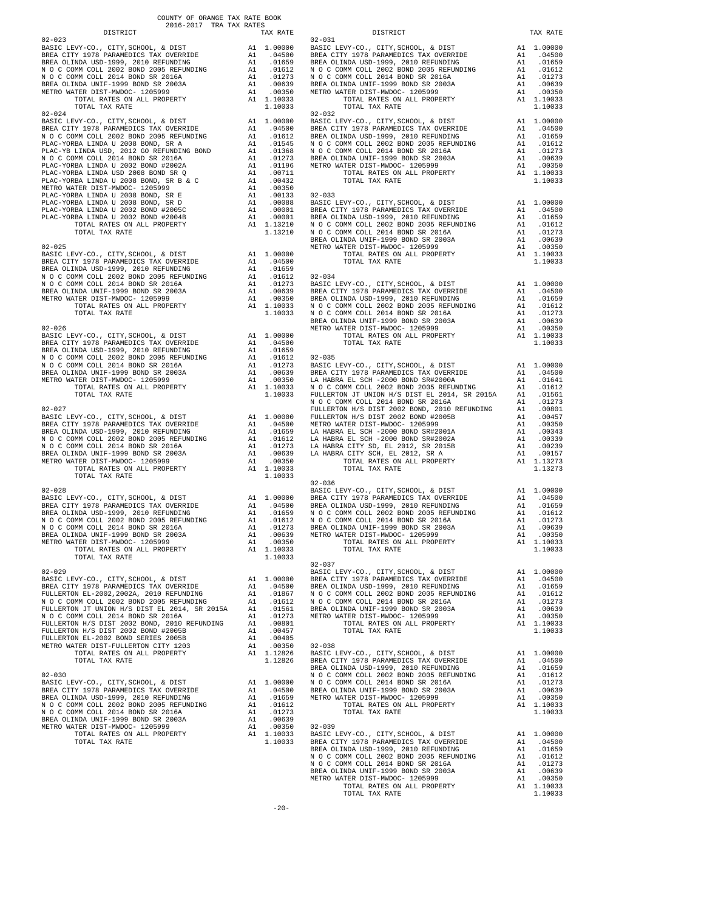COUNTY OF ORANGE TAX RATE BOOK
2016-2017 TRA TAX RATES

| DISTRICT | | TAX RATE |
|---|---|---|
| **02-023** | | |
| BASIC LEVY-CO., CITY,SCHOOL, & DIST | A1 | 1.00000 |
| BREA CITY 1978 PARAMEDICS TAX OVERRIDE | A1 | .04500 |
| BREA OLINDA USD-1999, 2010 REFUNDING | A1 | .01659 |
| N O C COMM COLL 2002 BOND 2005 REFUNDING | A1 | .01612 |
| N O C COMM COLL 2014 BOND SR 2016A | A1 | .01273 |
| BREA OLINDA UNIF-1999 BOND SR 2003A | A1 | .00639 |
| METRO WATER DIST-MWDOC- 1205999 | A1 | .00350 |
| TOTAL RATES ON ALL PROPERTY | A1 | 1.10033 |
| TOTAL TAX RATE | | 1.10033 |
| **02-024** | | |
| BASIC LEVY-CO., CITY,SCHOOL, & DIST | A1 | 1.00000 |
| BREA CITY 1978 PARAMEDICS TAX OVERRIDE | A1 | .04500 |
| N O C COMM COLL 2002 BOND 2005 REFUNDING | A1 | .01612 |
| PLAC-YORBA LINDA U 2008 BOND, SR A | A1 | .01545 |
| PLAC-YB LINDA USD, 2012 GO REFUNDING BOND | A1 | .01368 |
| N O C COMM COLL 2014 BOND SR 2016A | A1 | .01273 |
| PLAC-YORBA LINDA U 2002 BOND #2002A | A1 | .01196 |
| PLAC-YORBA LINDA USD 2008 BOND SR Q | A1 | .00711 |
| PLAC-YORBA LINDA U 2008 BOND, SR B & C | A1 | .00432 |
| METRO WATER DIST-MWDOC- 1205999 | A1 | .00350 |
| PLAC-YORBA LINDA U 2008 BOND, SR E | A1 | .00133 |
| PLAC-YORBA LINDA U 2008 BOND, SR D | A1 | .00088 |
| PLAC-YORBA LINDA U 2002 BOND #2005C | A1 | .00001 |
| PLAC-YORBA LINDA U 2002 BOND #2004B | A1 | .00001 |
| TOTAL RATES ON ALL PROPERTY | A1 | 1.13210 |
| TOTAL TAX RATE | | 1.13210 |
| **02-025** | | |
| BASIC LEVY-CO., CITY,SCHOOL, & DIST | A1 | 1.00000 |
| BREA CITY 1978 PARAMEDICS TAX OVERRIDE | A1 | .04500 |
| BREA OLINDA USD-1999, 2010 REFUNDING | A1 | .01659 |
| N O C COMM COLL 2002 BOND 2005 REFUNDING | A1 | .01612 |
| N O C COMM COLL 2014 BOND SR 2016A | A1 | .01273 |
| BREA OLINDA UNIF-1999 BOND SR 2003A | A1 | .00639 |
| METRO WATER DIST-MWDOC- 1205999 | A1 | .00350 |
| TOTAL RATES ON ALL PROPERTY | A1 | 1.10033 |
| TOTAL TAX RATE | | 1.10033 |
| **02-026** | | |
| BASIC LEVY-CO., CITY,SCHOOL, & DIST | A1 | 1.00000 |
| BREA CITY 1978 PARAMEDICS TAX OVERRIDE | A1 | .04500 |
| BREA OLINDA USD-1999, 2010 REFUNDING | A1 | .01659 |
| N O C COMM COLL 2002 BOND 2005 REFUNDING | A1 | .01612 |
| N O C COMM COLL 2014 BOND SR 2016A | A1 | .01273 |
| BREA OLINDA UNIF-1999 BOND SR 2003A | A1 | .00639 |
| METRO WATER DIST-MWDOC- 1205999 | A1 | .00350 |
| TOTAL RATES ON ALL PROPERTY | A1 | 1.10033 |
| TOTAL TAX RATE | | 1.10033 |
| **02-027** | | |
| BASIC LEVY-CO., CITY,SCHOOL, & DIST | A1 | 1.00000 |
| BREA CITY 1978 PARAMEDICS TAX OVERRIDE | A1 | .04500 |
| BREA OLINDA USD-1999, 2010 REFUNDING | A1 | .01659 |
| N O C COMM COLL 2002 BOND 2005 REFUNDING | A1 | .01612 |
| N O C COMM COLL 2014 BOND SR 2016A | A1 | .01273 |
| BREA OLINDA UNIF-1999 BOND SR 2003A | A1 | .00639 |
| METRO WATER DIST-MWDOC- 1205999 | A1 | .00350 |
| TOTAL RATES ON ALL PROPERTY | A1 | 1.10033 |
| TOTAL TAX RATE | | 1.10033 |
| **02-028** | | |
| BASIC LEVY-CO., CITY,SCHOOL, & DIST | A1 | 1.00000 |
| BREA CITY 1978 PARAMEDICS TAX OVERRIDE | A1 | .04500 |
| BREA OLINDA USD-1999, 2010 REFUNDING | A1 | .01659 |
| N O C COMM COLL 2002 BOND 2005 REFUNDING | A1 | .01612 |
| N O C COMM COLL 2014 BOND SR 2016A | A1 | .01273 |
| BREA OLINDA UNIF-1999 BOND SR 2003A | A1 | .00639 |
| METRO WATER DIST-MWDOC- 1205999 | A1 | .00350 |
| TOTAL RATES ON ALL PROPERTY | A1 | 1.10033 |
| TOTAL TAX RATE | | 1.10033 |
| **02-029** | | |
| BASIC LEVY-CO., CITY,SCHOOL, & DIST | A1 | 1.00000 |
| BREA CITY 1978 PARAMEDICS TAX OVERRIDE | A1 | .04500 |
| FULLERTON EL-2002,2002A, 2010 REFUNDING | A1 | .01867 |
| N O C COMM COLL 2002 BOND 2005 REFUNDING | A1 | .01612 |
| FULLERTON JT UNION H/S DIST EL 2014, SR 2015A | A1 | .01561 |
| N O C COMM COLL 2014 BOND SR 2016A | A1 | .01273 |
| FULLERTON H/S DIST 2002 BOND, 2010 REFUNDING | A1 | .00801 |
| FULLERTON H/S DIST 2002 BOND #2005B | A1 | .00457 |
| FULLERTON EL-2002 BOND SERIES 2005B | A1 | .00405 |
| METRO WATER DIST-FULLERTON CITY 1203 | A1 | .00350 |
| TOTAL RATES ON ALL PROPERTY | A1 | 1.12826 |
| TOTAL TAX RATE | | 1.12826 |
| **02-030** | | |
| BASIC LEVY-CO., CITY,SCHOOL, & DIST | A1 | 1.00000 |
| BREA CITY 1978 PARAMEDICS TAX OVERRIDE | A1 | .04500 |
| BREA OLINDA USD-1999, 2010 REFUNDING | A1 | .01659 |
| N O C COMM COLL 2002 BOND 2005 REFUNDING | A1 | .01612 |
| N O C COMM COLL 2014 BOND SR 2016A | A1 | .01273 |
| BREA OLINDA UNIF-1999 BOND SR 2003A | A1 | .00639 |
| METRO WATER DIST-MWDOC- 1205999 | A1 | .00350 |
| TOTAL RATES ON ALL PROPERTY | A1 | 1.10033 |
| TOTAL TAX RATE | | 1.10033 |
| **02-031** | | |
| BASIC LEVY-CO., CITY,SCHOOL, & DIST | A1 | 1.00000 |
| BREA CITY 1978 PARAMEDICS TAX OVERRIDE | A1 | .04500 |
| BREA OLINDA USD-1999, 2010 REFUNDING | A1 | .01659 |
| N O C COMM COLL 2002 BOND 2005 REFUNDING | A1 | .01612 |
| N O C COMM COLL 2014 BOND SR 2016A | A1 | .01273 |
| BREA OLINDA UNIF-1999 BOND SR 2003A | A1 | .00639 |
| METRO WATER DIST-MWDOC- 1205999 | A1 | .00350 |
| TOTAL RATES ON ALL PROPERTY | A1 | 1.10033 |
| TOTAL TAX RATE | | 1.10033 |
| **02-032** | | |
| BASIC LEVY-CO., CITY,SCHOOL, & DIST | A1 | 1.00000 |
| BREA CITY 1978 PARAMEDICS TAX OVERRIDE | A1 | .04500 |
| BREA OLINDA USD-1999, 2010 REFUNDING | A1 | .01659 |
| N O C COMM COLL 2002 BOND 2005 REFUNDING | A1 | .01612 |
| N O C COMM COLL 2014 BOND SR 2016A | A1 | .01273 |
| BREA OLINDA UNIF-1999 BOND SR 2003A | A1 | .00639 |
| METRO WATER DIST-MWDOC- 1205999 | A1 | .00350 |
| TOTAL RATES ON ALL PROPERTY | A1 | 1.10033 |
| TOTAL TAX RATE | | 1.10033 |
| **02-033** | | |
| BASIC LEVY-CO., CITY,SCHOOL, & DIST | A1 | 1.00000 |
| BREA CITY 1978 PARAMEDICS TAX OVERRIDE | A1 | .04500 |
| BREA OLINDA USD-1999, 2010 REFUNDING | A1 | .01659 |
| N O C COMM COLL 2002 BOND 2005 REFUNDING | A1 | .01612 |
| N O C COMM COLL 2014 BOND SR 2016A | A1 | .01273 |
| BREA OLINDA UNIF-1999 BOND SR 2003A | A1 | .00639 |
| METRO WATER DIST-MWDOC- 1205999 | A1 | .00350 |
| TOTAL RATES ON ALL PROPERTY | A1 | 1.10033 |
| TOTAL TAX RATE | | 1.10033 |
| **02-034** | | |
| BASIC LEVY-CO., CITY,SCHOOL, & DIST | A1 | 1.00000 |
| BREA CITY 1978 PARAMEDICS TAX OVERRIDE | A1 | .04500 |
| BREA OLINDA USD-1999, 2010 REFUNDING | A1 | .01659 |
| N O C COMM COLL 2002 BOND 2005 REFUNDING | A1 | .01612 |
| N O C COMM COLL 2014 BOND SR 2016A | A1 | .01273 |
| BREA OLINDA UNIF-1999 BOND SR 2003A | A1 | .00639 |
| METRO WATER DIST-MWDOC- 1205999 | A1 | .00350 |
| TOTAL RATES ON ALL PROPERTY | A1 | 1.10033 |
| TOTAL TAX RATE | | 1.10033 |
| **02-035** | | |
| BASIC LEVY-CO., CITY,SCHOOL, & DIST | A1 | 1.00000 |
| BREA CITY 1978 PARAMEDICS TAX OVERRIDE | A1 | .04500 |
| LA HABRA EL SCH -2000 BOND SR#2000A | A1 | .01641 |
| N O C COMM COLL 2002 BOND 2005 REFUNDING | A1 | .01612 |
| FULLERTON JT UNION H/S DIST EL 2014, SR 2015A | A1 | .01561 |
| N O C COMM COLL 2014 BOND SR 2016A | A1 | .01273 |
| FULLERTON H/S DIST 2002 BOND, 2010 REFUNDING | A1 | .00801 |
| FULLERTON H/S DIST 2002 BOND #2005B | A1 | .00457 |
| METRO WATER DIST-MWDOC- 1205999 | A1 | .00350 |
| LA HABRA EL SCH -2000 BOND SR#2001A | A1 | .00343 |
| LA HABRA EL SCH -2000 BOND SR#2002A | A1 | .00339 |
| LA HABRA CITY SD, EL 2012, SR 2015B | A1 | .00239 |
| LA HABRA CITY SCH, EL 2012, SR A | A1 | .00157 |
| TOTAL RATES ON ALL PROPERTY | A1 | 1.13273 |
| TOTAL TAX RATE | | 1.13273 |
| **02-036** | | |
| BASIC LEVY-CO., CITY,SCHOOL, & DIST | A1 | 1.00000 |
| BREA CITY 1978 PARAMEDICS TAX OVERRIDE | A1 | .04500 |
| BREA OLINDA USD-1999, 2010 REFUNDING | A1 | .01659 |
| N O C COMM COLL 2002 BOND 2005 REFUNDING | A1 | .01612 |
| N O C COMM COLL 2014 BOND SR 2016A | A1 | .01273 |
| BREA OLINDA UNIF-1999 BOND SR 2003A | A1 | .00639 |
| METRO WATER DIST-MWDOC- 1205999 | A1 | .00350 |
| TOTAL RATES ON ALL PROPERTY | A1 | 1.10033 |
| TOTAL TAX RATE | | 1.10033 |
| **02-037** | | |
| BASIC LEVY-CO., CITY,SCHOOL, & DIST | A1 | 1.00000 |
| BREA CITY 1978 PARAMEDICS TAX OVERRIDE | A1 | .04500 |
| BREA OLINDA USD-1999, 2010 REFUNDING | A1 | .01659 |
| N O C COMM COLL 2002 BOND 2005 REFUNDING | A1 | .01612 |
| N O C COMM COLL 2014 BOND SR 2016A | A1 | .01273 |
| BREA OLINDA UNIF-1999 BOND SR 2003A | A1 | .00639 |
| METRO WATER DIST-MWDOC- 1205999 | A1 | .00350 |
| TOTAL RATES ON ALL PROPERTY | A1 | 1.10033 |
| TOTAL TAX RATE | | 1.10033 |
| **02-038** | | |
| BASIC LEVY-CO., CITY,SCHOOL, & DIST | A1 | 1.00000 |
| BREA CITY 1978 PARAMEDICS TAX OVERRIDE | A1 | .04500 |
| BREA OLINDA USD-1999, 2010 REFUNDING | A1 | .01659 |
| N O C COMM COLL 2002 BOND 2005 REFUNDING | A1 | .01612 |
| N O C COMM COLL 2014 BOND SR 2016A | A1 | .01273 |
| BREA OLINDA UNIF-1999 BOND SR 2003A | A1 | .00639 |
| METRO WATER DIST-MWDOC- 1205999 | A1 | .00350 |
| TOTAL RATES ON ALL PROPERTY | A1 | 1.10033 |
| TOTAL TAX RATE | | 1.10033 |
| **02-039** | | |
| BASIC LEVY-CO., CITY,SCHOOL, & DIST | A1 | 1.00000 |
| BREA CITY 1978 PARAMEDICS TAX OVERRIDE | A1 | .04500 |
| BREA OLINDA USD-1999, 2010 REFUNDING | A1 | .01659 |
| N O C COMM COLL 2002 BOND 2005 REFUNDING | A1 | .01612 |
| N O C COMM COLL 2014 BOND SR 2016A | A1 | .01273 |
| BREA OLINDA UNIF-1999 BOND SR 2003A | A1 | .00639 |
| METRO WATER DIST-MWDOC- 1205999 | A1 | .00350 |
| TOTAL RATES ON ALL PROPERTY | A1 | 1.10033 |
| TOTAL TAX RATE | | 1.10033 |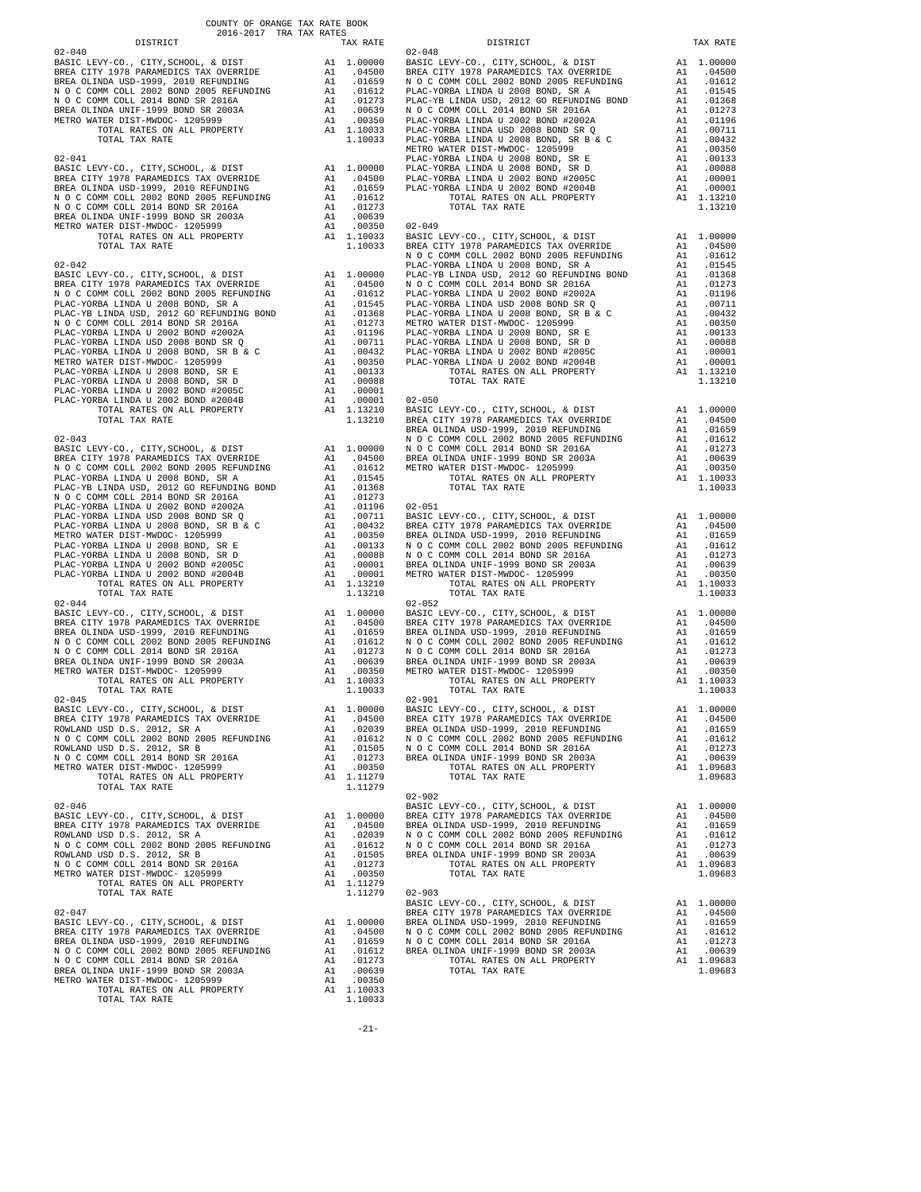COUNTY OF ORANGE TAX RATE BOOK
2016-2017 TRA TAX RATES

| DISTRICT | | TAX RATE |
|---|---|---|
| **02-040** | | |
| BASIC LEVY-CO., CITY,SCHOOL, & DIST | A1 | 1.00000 |
| BREA CITY 1978 PARAMEDICS TAX OVERRIDE | A1 | .04500 |
| BREA OLINDA USD-1999, 2010 REFUNDING | A1 | .01659 |
| N O C COMM COLL 2002 BOND 2005 REFUNDING | A1 | .01612 |
| N O C COMM COLL 2014 BOND SR 2016A | A1 | .01273 |
| BREA OLINDA UNIF-1999 BOND SR 2003A | A1 | .00639 |
| METRO WATER DIST-MWDOC- 1205999 | A1 | .00350 |
| TOTAL RATES ON ALL PROPERTY | A1 | 1.10033 |
| TOTAL TAX RATE | | 1.10033 |
| **02-041** | | |
| BASIC LEVY-CO., CITY,SCHOOL, & DIST | A1 | 1.00000 |
| BREA CITY 1978 PARAMEDICS TAX OVERRIDE | A1 | .04500 |
| BREA OLINDA USD-1999, 2010 REFUNDING | A1 | .01659 |
| N O C COMM COLL 2002 BOND 2005 REFUNDING | A1 | .01612 |
| N O C COMM COLL 2014 BOND SR 2016A | A1 | .01273 |
| BREA OLINDA UNIF-1999 BOND SR 2003A | A1 | .00639 |
| METRO WATER DIST-MWDOC- 1205999 | A1 | .00350 |
| TOTAL RATES ON ALL PROPERTY | A1 | 1.10033 |
| TOTAL TAX RATE | | 1.10033 |
| **02-042** | | |
| BASIC LEVY-CO., CITY,SCHOOL, & DIST | A1 | 1.00000 |
| BREA CITY 1978 PARAMEDICS TAX OVERRIDE | A1 | .04500 |
| N O C COMM COLL 2002 BOND 2005 REFUNDING | A1 | .01612 |
| PLAC-YORBA LINDA U 2008 BOND, SR A | A1 | .01545 |
| PLAC-YB LINDA USD, 2012 GO REFUNDING BOND | A1 | .01368 |
| N O C COMM COLL 2014 BOND SR 2016A | A1 | .01273 |
| PLAC-YORBA LINDA U 2002 BOND #2002A | A1 | .01196 |
| PLAC-YORBA LINDA USD 2008 BOND SR Q | A1 | .00711 |
| PLAC-YORBA LINDA U 2008 BOND, SR B & C | A1 | .00432 |
| METRO WATER DIST-MWDOC- 1205999 | A1 | .00350 |
| PLAC-YORBA LINDA U 2008 BOND, SR E | A1 | .00133 |
| PLAC-YORBA LINDA U 2008 BOND, SR D | A1 | .00088 |
| PLAC-YORBA LINDA U 2002 BOND #2005C | A1 | .00001 |
| PLAC-YORBA LINDA U 2002 BOND #2004B | A1 | .00001 |
| TOTAL RATES ON ALL PROPERTY | A1 | 1.13210 |
| TOTAL TAX RATE | | 1.13210 |
| **02-043** | | |
| BASIC LEVY-CO., CITY,SCHOOL, & DIST | A1 | 1.00000 |
| BREA CITY 1978 PARAMEDICS TAX OVERRIDE | A1 | .04500 |
| N O C COMM COLL 2002 BOND 2005 REFUNDING | A1 | .01612 |
| PLAC-YORBA LINDA U 2008 BOND, SR A | A1 | .01545 |
| PLAC-YB LINDA USD, 2012 GO REFUNDING BOND | A1 | .01368 |
| N O C COMM COLL 2014 BOND SR 2016A | A1 | .01273 |
| PLAC-YORBA LINDA U 2002 BOND #2002A | A1 | .01196 |
| PLAC-YORBA LINDA USD 2008 BOND SR Q | A1 | .00711 |
| PLAC-YORBA LINDA U 2008 BOND, SR B & C | A1 | .00432 |
| METRO WATER DIST-MWDOC- 1205999 | A1 | .00350 |
| PLAC-YORBA LINDA U 2008 BOND, SR E | A1 | .00133 |
| PLAC-YORBA LINDA U 2008 BOND, SR D | A1 | .00088 |
| PLAC-YORBA LINDA U 2002 BOND #2005C | A1 | .00001 |
| PLAC-YORBA LINDA U 2002 BOND #2004B | A1 | .00001 |
| TOTAL RATES ON ALL PROPERTY | A1 | 1.13210 |
| TOTAL TAX RATE | | 1.13210 |
| **02-044** | | |
| BASIC LEVY-CO., CITY,SCHOOL, & DIST | A1 | 1.00000 |
| BREA CITY 1978 PARAMEDICS TAX OVERRIDE | A1 | .04500 |
| BREA OLINDA USD-1999, 2010 REFUNDING | A1 | .01659 |
| N O C COMM COLL 2002 BOND 2005 REFUNDING | A1 | .01612 |
| N O C COMM COLL 2014 BOND SR 2016A | A1 | .01273 |
| BREA OLINDA UNIF-1999 BOND SR 2003A | A1 | .00639 |
| METRO WATER DIST-MWDOC- 1205999 | A1 | .00350 |
| TOTAL RATES ON ALL PROPERTY | A1 | 1.10033 |
| TOTAL TAX RATE | | 1.10033 |
| **02-045** | | |
| BASIC LEVY-CO., CITY,SCHOOL, & DIST | A1 | 1.00000 |
| BREA CITY 1978 PARAMEDICS TAX OVERRIDE | A1 | .04500 |
| ROWLAND USD D.S. 2012, SR A | A1 | .02039 |
| N O C COMM COLL 2002 BOND 2005 REFUNDING | A1 | .01612 |
| ROWLAND USD D.S. 2012, SR B | A1 | .01505 |
| N O C COMM COLL 2014 BOND SR 2016A | A1 | .01273 |
| METRO WATER DIST-MWDOC- 1205999 | A1 | .00350 |
| TOTAL RATES ON ALL PROPERTY | A1 | 1.11279 |
| TOTAL TAX RATE | | 1.11279 |
| **02-046** | | |
| BASIC LEVY-CO., CITY,SCHOOL, & DIST | A1 | 1.00000 |
| BREA CITY 1978 PARAMEDICS TAX OVERRIDE | A1 | .04500 |
| ROWLAND USD D.S. 2012, SR A | A1 | .02039 |
| N O C COMM COLL 2002 BOND 2005 REFUNDING | A1 | .01612 |
| ROWLAND USD D.S. 2012, SR B | A1 | .01505 |
| N O C COMM COLL 2014 BOND SR 2016A | A1 | .01273 |
| METRO WATER DIST-MWDOC- 1205999 | A1 | .00350 |
| TOTAL RATES ON ALL PROPERTY | A1 | 1.11279 |
| TOTAL TAX RATE | | 1.11279 |
| **02-047** | | |
| BASIC LEVY-CO., CITY,SCHOOL, & DIST | A1 | 1.00000 |
| BREA CITY 1978 PARAMEDICS TAX OVERRIDE | A1 | .04500 |
| BREA OLINDA USD-1999, 2010 REFUNDING | A1 | .01659 |
| N O C COMM COLL 2002 BOND 2005 REFUNDING | A1 | .01612 |
| N O C COMM COLL 2014 BOND SR 2016A | A1 | .01273 |
| BREA OLINDA UNIF-1999 BOND SR 2003A | A1 | .00639 |
| METRO WATER DIST-MWDOC- 1205999 | A1 | .00350 |
| TOTAL RATES ON ALL PROPERTY | A1 | 1.10033 |
| TOTAL TAX RATE | | 1.10033 |
| **02-048** | | |
| BASIC LEVY-CO., CITY,SCHOOL, & DIST | A1 | 1.00000 |
| BREA CITY 1978 PARAMEDICS TAX OVERRIDE | A1 | .04500 |
| N O C COMM COLL 2002 BOND 2005 REFUNDING | A1 | .01612 |
| PLAC-YORBA LINDA U 2008 BOND, SR A | A1 | .01545 |
| PLAC-YB LINDA USD, 2012 GO REFUNDING BOND | A1 | .01368 |
| N O C COMM COLL 2014 BOND SR 2016A | A1 | .01273 |
| PLAC-YORBA LINDA U 2002 BOND #2002A | A1 | .01196 |
| PLAC-YORBA LINDA USD 2008 BOND SR Q | A1 | .00711 |
| PLAC-YORBA LINDA U 2008 BOND, SR B & C | A1 | .00432 |
| METRO WATER DIST-MWDOC- 1205999 | A1 | .00350 |
| PLAC-YORBA LINDA U 2008 BOND, SR E | A1 | .00133 |
| PLAC-YORBA LINDA U 2008 BOND, SR D | A1 | .00088 |
| PLAC-YORBA LINDA U 2002 BOND #2005C | A1 | .00001 |
| PLAC-YORBA LINDA U 2002 BOND #2004B | A1 | .00001 |
| TOTAL RATES ON ALL PROPERTY | A1 | 1.13210 |
| TOTAL TAX RATE | | 1.13210 |
| **02-049** | | |
| BASIC LEVY-CO., CITY,SCHOOL, & DIST | A1 | 1.00000 |
| BREA CITY 1978 PARAMEDICS TAX OVERRIDE | A1 | .04500 |
| N O C COMM COLL 2002 BOND 2005 REFUNDING | A1 | .01612 |
| PLAC-YORBA LINDA U 2008 BOND, SR A | A1 | .01545 |
| PLAC-YB LINDA USD, 2012 GO REFUNDING BOND | A1 | .01368 |
| N O C COMM COLL 2014 BOND SR 2016A | A1 | .01273 |
| PLAC-YORBA LINDA U 2002 BOND #2002A | A1 | .01196 |
| PLAC-YORBA LINDA USD 2008 BOND SR Q | A1 | .00711 |
| PLAC-YORBA LINDA U 2008 BOND, SR B & C | A1 | .00432 |
| METRO WATER DIST-MWDOC- 1205999 | A1 | .00350 |
| PLAC-YORBA LINDA U 2008 BOND, SR E | A1 | .00133 |
| PLAC-YORBA LINDA U 2008 BOND, SR D | A1 | .00088 |
| PLAC-YORBA LINDA U 2002 BOND #2005C | A1 | .00001 |
| PLAC-YORBA LINDA U 2002 BOND #2004B | A1 | .00001 |
| TOTAL RATES ON ALL PROPERTY | A1 | 1.13210 |
| TOTAL TAX RATE | | 1.13210 |
| **02-050** | | |
| BASIC LEVY-CO., CITY,SCHOOL, & DIST | A1 | 1.00000 |
| BREA CITY 1978 PARAMEDICS TAX OVERRIDE | A1 | .04500 |
| BREA OLINDA USD-1999, 2010 REFUNDING | A1 | .01659 |
| N O C COMM COLL 2002 BOND 2005 REFUNDING | A1 | .01612 |
| N O C COMM COLL 2014 BOND SR 2016A | A1 | .01273 |
| BREA OLINDA UNIF-1999 BOND SR 2003A | A1 | .00639 |
| METRO WATER DIST-MWDOC- 1205999 | A1 | .00350 |
| TOTAL RATES ON ALL PROPERTY | A1 | 1.10033 |
| TOTAL TAX RATE | | 1.10033 |
| **02-051** | | |
| BASIC LEVY-CO., CITY,SCHOOL, & DIST | A1 | 1.00000 |
| BREA CITY 1978 PARAMEDICS TAX OVERRIDE | A1 | .04500 |
| BREA OLINDA USD-1999, 2010 REFUNDING | A1 | .01659 |
| N O C COMM COLL 2002 BOND 2005 REFUNDING | A1 | .01612 |
| N O C COMM COLL 2014 BOND SR 2016A | A1 | .01273 |
| BREA OLINDA UNIF-1999 BOND SR 2003A | A1 | .00639 |
| METRO WATER DIST-MWDOC- 1205999 | A1 | .00350 |
| TOTAL RATES ON ALL PROPERTY | A1 | 1.10033 |
| TOTAL TAX RATE | | 1.10033 |
| **02-052** | | |
| BASIC LEVY-CO., CITY,SCHOOL, & DIST | A1 | 1.00000 |
| BREA CITY 1978 PARAMEDICS TAX OVERRIDE | A1 | .04500 |
| BREA OLINDA USD-1999, 2010 REFUNDING | A1 | .01659 |
| N O C COMM COLL 2002 BOND 2005 REFUNDING | A1 | .01612 |
| N O C COMM COLL 2014 BOND SR 2016A | A1 | .01273 |
| BREA OLINDA UNIF-1999 BOND SR 2003A | A1 | .00639 |
| METRO WATER DIST-MWDOC- 1205999 | A1 | .00350 |
| TOTAL RATES ON ALL PROPERTY | A1 | 1.10033 |
| TOTAL TAX RATE | | 1.10033 |
| **02-901** | | |
| BASIC LEVY-CO., CITY,SCHOOL, & DIST | A1 | 1.00000 |
| BREA CITY 1978 PARAMEDICS TAX OVERRIDE | A1 | .04500 |
| BREA OLINDA USD-1999, 2010 REFUNDING | A1 | .01659 |
| N O C COMM COLL 2002 BOND 2005 REFUNDING | A1 | .01612 |
| N O C COMM COLL 2014 BOND SR 2016A | A1 | .01273 |
| BREA OLINDA UNIF-1999 BOND SR 2003A | A1 | .00639 |
| TOTAL RATES ON ALL PROPERTY | A1 | 1.09683 |
| TOTAL TAX RATE | | 1.09683 |
| **02-902** | | |
| BASIC LEVY-CO., CITY,SCHOOL, & DIST | A1 | 1.00000 |
| BREA CITY 1978 PARAMEDICS TAX OVERRIDE | A1 | .04500 |
| BREA OLINDA USD-1999, 2010 REFUNDING | A1 | .01659 |
| N O C COMM COLL 2002 BOND 2005 REFUNDING | A1 | .01612 |
| N O C COMM COLL 2014 BOND SR 2016A | A1 | .01273 |
| BREA OLINDA UNIF-1999 BOND SR 2003A | A1 | .00639 |
| TOTAL RATES ON ALL PROPERTY | A1 | 1.09683 |
| TOTAL TAX RATE | | 1.09683 |
| **02-903** | | |
| BASIC LEVY-CO., CITY,SCHOOL, & DIST | A1 | 1.00000 |
| BREA CITY 1978 PARAMEDICS TAX OVERRIDE | A1 | .04500 |
| BREA OLINDA USD-1999, 2010 REFUNDING | A1 | .01659 |
| N O C COMM COLL 2002 BOND 2005 REFUNDING | A1 | .01612 |
| N O C COMM COLL 2014 BOND SR 2016A | A1 | .01273 |
| BREA OLINDA UNIF-1999 BOND SR 2003A | A1 | .00639 |
| TOTAL RATES ON ALL PROPERTY | A1 | 1.09683 |
| TOTAL TAX RATE | | 1.09683 |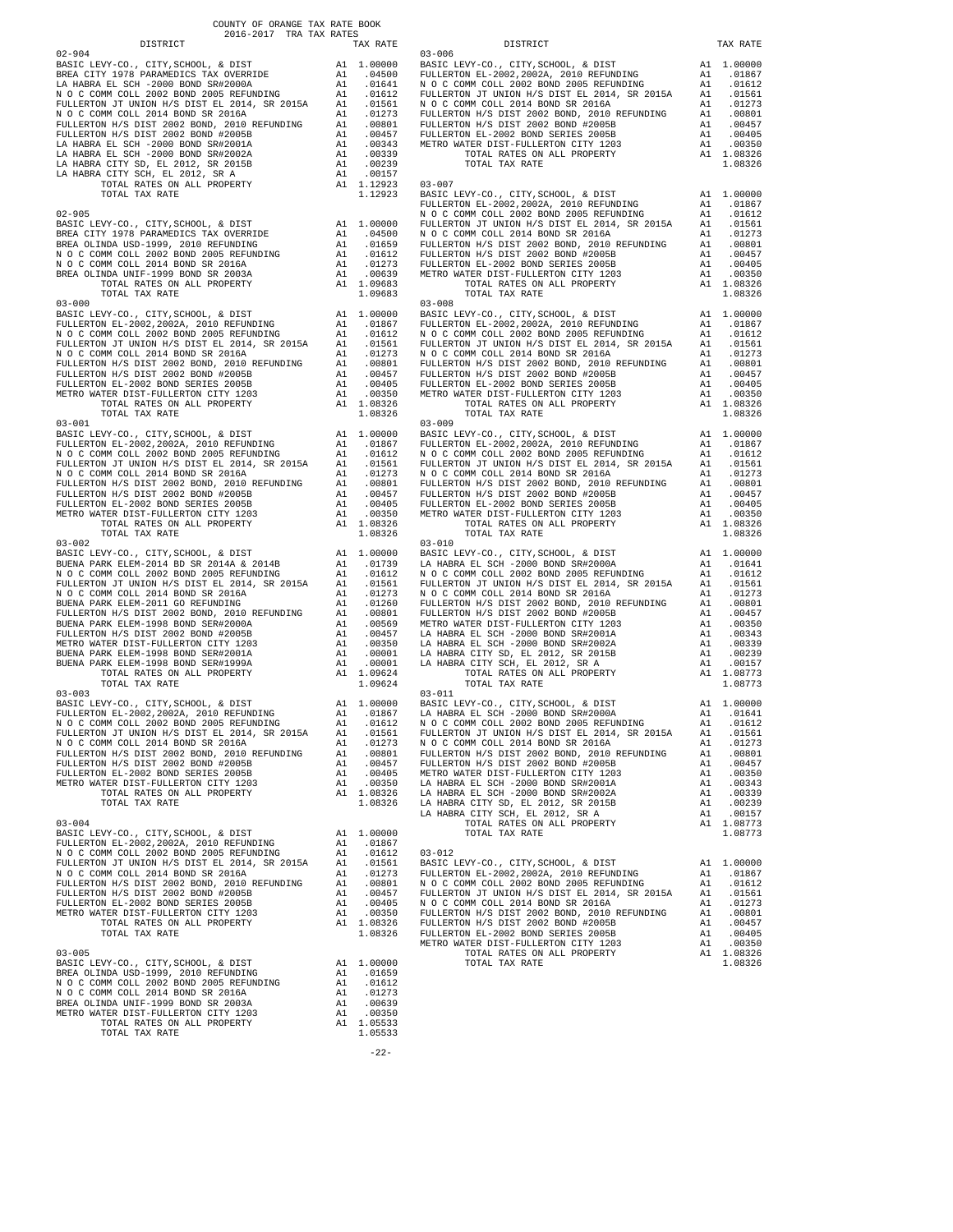COUNTY OF ORANGE TAX RATE BOOK
2016-2017 TRA TAX RATES

| DISTRICT | | TAX RATE |
|---|---|---|
| **02-904** | | |
| BASIC LEVY-CO., CITY,SCHOOL, & DIST | A1 | 1.00000 |
| BREA CITY 1978 PARAMEDICS TAX OVERRIDE | A1 | .04500 |
| LA HABRA EL SCH -2000 BOND SR#2000A | A1 | .01641 |
| N O C COMM COLL 2002 BOND 2005 REFUNDING | A1 | .01612 |
| FULLERTON JT UNION H/S DIST EL 2014, SR 2015A | A1 | .01561 |
| N O C COMM COLL 2014 BOND SR 2016A | A1 | .01273 |
| FULLERTON H/S DIST 2002 BOND, 2010 REFUNDING | A1 | .00801 |
| FULLERTON H/S DIST 2002 BOND #2005B | A1 | .00457 |
| LA HABRA EL SCH -2000 BOND SR#2001A | A1 | .00343 |
| LA HABRA EL SCH -2000 BOND SR#2002A | A1 | .00339 |
| LA HABRA CITY SD, EL 2012, SR 2015B | A1 | .00239 |
| LA HABRA CITY SCH, EL 2012, SR A | A1 | .00157 |
| TOTAL RATES ON ALL PROPERTY | A1 | 1.12923 |
| TOTAL TAX RATE | | 1.12923 |
| **02-905** | | |
| BASIC LEVY-CO., CITY,SCHOOL, & DIST | A1 | 1.00000 |
| BREA CITY 1978 PARAMEDICS TAX OVERRIDE | A1 | .04500 |
| BREA OLINDA USD-1999, 2010 REFUNDING | A1 | .01659 |
| N O C COMM COLL 2002 BOND 2005 REFUNDING | A1 | .01612 |
| N O C COMM COLL 2014 BOND SR 2016A | A1 | .01273 |
| BREA OLINDA UNIF-1999 BOND SR 2003A | A1 | .00639 |
| TOTAL RATES ON ALL PROPERTY | A1 | 1.09683 |
| TOTAL TAX RATE | | 1.09683 |
| **03-000** | | |
| BASIC LEVY-CO., CITY,SCHOOL, & DIST | A1 | 1.00000 |
| FULLERTON EL-2002,2002A, 2010 REFUNDING | A1 | .01867 |
| N O C COMM COLL 2002 BOND 2005 REFUNDING | A1 | .01612 |
| FULLERTON JT UNION H/S DIST EL 2014, SR 2015A | A1 | .01561 |
| N O C COMM COLL 2014 BOND SR 2016A | A1 | .01273 |
| FULLERTON H/S DIST 2002 BOND, 2010 REFUNDING | A1 | .00801 |
| FULLERTON H/S DIST 2002 BOND #2005B | A1 | .00457 |
| FULLERTON EL-2002 BOND SERIES 2005B | A1 | .00405 |
| METRO WATER DIST-FULLERTON CITY 1203 | A1 | .00350 |
| TOTAL RATES ON ALL PROPERTY | A1 | 1.08326 |
| TOTAL TAX RATE | | 1.08326 |
| **03-001** | | |
| BASIC LEVY-CO., CITY,SCHOOL, & DIST | A1 | 1.00000 |
| FULLERTON EL-2002,2002A, 2010 REFUNDING | A1 | .01867 |
| N O C COMM COLL 2002 BOND 2005 REFUNDING | A1 | .01612 |
| FULLERTON JT UNION H/S DIST EL 2014, SR 2015A | A1 | .01561 |
| N O C COMM COLL 2014 BOND SR 2016A | A1 | .01273 |
| FULLERTON H/S DIST 2002 BOND, 2010 REFUNDING | A1 | .00801 |
| FULLERTON H/S DIST 2002 BOND #2005B | A1 | .00457 |
| FULLERTON EL-2002 BOND SERIES 2005B | A1 | .00405 |
| METRO WATER DIST-FULLERTON CITY 1203 | A1 | .00350 |
| TOTAL RATES ON ALL PROPERTY | A1 | 1.08326 |
| TOTAL TAX RATE | | 1.08326 |
| **03-002** | | |
| BASIC LEVY-CO., CITY,SCHOOL, & DIST | A1 | 1.00000 |
| BUENA PARK ELEM-2014 BD SR 2014A & 2014B | A1 | .01739 |
| N O C COMM COLL 2002 BOND 2005 REFUNDING | A1 | .01612 |
| FULLERTON JT UNION H/S DIST EL 2014, SR 2015A | A1 | .01561 |
| N O C COMM COLL 2014 BOND SR 2016A | A1 | .01273 |
| BUENA PARK ELEM-2011 GO REFUNDING | A1 | .01260 |
| FULLERTON H/S DIST 2002 BOND, 2010 REFUNDING | A1 | .00801 |
| BUENA PARK ELEM-1998 BOND SER#2000A | A1 | .00569 |
| FULLERTON H/S DIST 2002 BOND #2005B | A1 | .00457 |
| METRO WATER DIST-FULLERTON CITY 1203 | A1 | .00350 |
| BUENA PARK ELEM-1998 BOND SER#2001A | A1 | .00001 |
| BUENA PARK ELEM-1998 BOND SER#1999A | A1 | .00001 |
| TOTAL RATES ON ALL PROPERTY | A1 | 1.09624 |
| TOTAL TAX RATE | | 1.09624 |
| **03-003** | | |
| BASIC LEVY-CO., CITY,SCHOOL, & DIST | A1 | 1.00000 |
| FULLERTON EL-2002,2002A, 2010 REFUNDING | A1 | .01867 |
| N O C COMM COLL 2002 BOND 2005 REFUNDING | A1 | .01612 |
| FULLERTON JT UNION H/S DIST EL 2014, SR 2015A | A1 | .01561 |
| N O C COMM COLL 2014 BOND SR 2016A | A1 | .01273 |
| FULLERTON H/S DIST 2002 BOND, 2010 REFUNDING | A1 | .00801 |
| FULLERTON H/S DIST 2002 BOND #2005B | A1 | .00457 |
| FULLERTON EL-2002 BOND SERIES 2005B | A1 | .00405 |
| METRO WATER DIST-FULLERTON CITY 1203 | A1 | .00350 |
| TOTAL RATES ON ALL PROPERTY | A1 | 1.08326 |
| TOTAL TAX RATE | | 1.08326 |
| **03-004** | | |
| BASIC LEVY-CO., CITY,SCHOOL, & DIST | A1 | 1.00000 |
| FULLERTON EL-2002,2002A, 2010 REFUNDING | A1 | .01867 |
| N O C COMM COLL 2002 BOND 2005 REFUNDING | A1 | .01612 |
| FULLERTON JT UNION H/S DIST EL 2014, SR 2015A | A1 | .01561 |
| N O C COMM COLL 2014 BOND SR 2016A | A1 | .01273 |
| FULLERTON H/S DIST 2002 BOND, 2010 REFUNDING | A1 | .00801 |
| FULLERTON H/S DIST 2002 BOND #2005B | A1 | .00457 |
| FULLERTON EL-2002 BOND SERIES 2005B | A1 | .00405 |
| METRO WATER DIST-FULLERTON CITY 1203 | A1 | .00350 |
| TOTAL RATES ON ALL PROPERTY | A1 | 1.08326 |
| TOTAL TAX RATE | | 1.08326 |
| **03-005** | | |
| BASIC LEVY-CO., CITY,SCHOOL, & DIST | A1 | 1.00000 |
| BREA OLINDA USD-1999, 2010 REFUNDING | A1 | .01659 |
| N O C COMM COLL 2002 BOND 2005 REFUNDING | A1 | .01612 |
| N O C COMM COLL 2014 BOND SR 2016A | A1 | .01273 |
| BREA OLINDA UNIF-1999 BOND SR 2003A | A1 | .00639 |
| METRO WATER DIST-FULLERTON CITY 1203 | A1 | .00350 |
| TOTAL RATES ON ALL PROPERTY | A1 | 1.05533 |
| TOTAL TAX RATE | | 1.05533 |
| **03-006** | | |
| BASIC LEVY-CO., CITY,SCHOOL, & DIST | A1 | 1.00000 |
| FULLERTON EL-2002,2002A, 2010 REFUNDING | A1 | .01867 |
| N O C COMM COLL 2002 BOND 2005 REFUNDING | A1 | .01612 |
| FULLERTON JT UNION H/S DIST EL 2014, SR 2015A | A1 | .01561 |
| N O C COMM COLL 2014 BOND SR 2016A | A1 | .01273 |
| FULLERTON H/S DIST 2002 BOND, 2010 REFUNDING | A1 | .00801 |
| FULLERTON H/S DIST 2002 BOND #2005B | A1 | .00457 |
| FULLERTON EL-2002 BOND SERIES 2005B | A1 | .00405 |
| METRO WATER DIST-FULLERTON CITY 1203 | A1 | .00350 |
| TOTAL RATES ON ALL PROPERTY | A1 | 1.08326 |
| TOTAL TAX RATE | | 1.08326 |
| **03-007** | | |
| BASIC LEVY-CO., CITY,SCHOOL, & DIST | A1 | 1.00000 |
| FULLERTON EL-2002,2002A, 2010 REFUNDING | A1 | .01867 |
| N O C COMM COLL 2002 BOND 2005 REFUNDING | A1 | .01612 |
| FULLERTON JT UNION H/S DIST EL 2014, SR 2015A | A1 | .01561 |
| N O C COMM COLL 2014 BOND SR 2016A | A1 | .01273 |
| FULLERTON H/S DIST 2002 BOND, 2010 REFUNDING | A1 | .00801 |
| FULLERTON H/S DIST 2002 BOND #2005B | A1 | .00457 |
| FULLERTON EL-2002 BOND SERIES 2005B | A1 | .00405 |
| METRO WATER DIST-FULLERTON CITY 1203 | A1 | .00350 |
| TOTAL RATES ON ALL PROPERTY | A1 | 1.08326 |
| TOTAL TAX RATE | | 1.08326 |
| **03-008** | | |
| BASIC LEVY-CO., CITY,SCHOOL, & DIST | A1 | 1.00000 |
| FULLERTON EL-2002,2002A, 2010 REFUNDING | A1 | .01867 |
| N O C COMM COLL 2002 BOND 2005 REFUNDING | A1 | .01612 |
| FULLERTON JT UNION H/S DIST EL 2014, SR 2015A | A1 | .01561 |
| N O C COMM COLL 2014 BOND SR 2016A | A1 | .01273 |
| FULLERTON H/S DIST 2002 BOND, 2010 REFUNDING | A1 | .00801 |
| FULLERTON H/S DIST 2002 BOND #2005B | A1 | .00457 |
| FULLERTON EL-2002 BOND SERIES 2005B | A1 | .00405 |
| METRO WATER DIST-FULLERTON CITY 1203 | A1 | .00350 |
| TOTAL RATES ON ALL PROPERTY | A1 | 1.08326 |
| TOTAL TAX RATE | | 1.08326 |
| **03-009** | | |
| BASIC LEVY-CO., CITY,SCHOOL, & DIST | A1 | 1.00000 |
| FULLERTON EL-2002,2002A, 2010 REFUNDING | A1 | .01867 |
| N O C COMM COLL 2002 BOND 2005 REFUNDING | A1 | .01612 |
| FULLERTON JT UNION H/S DIST EL 2014, SR 2015A | A1 | .01561 |
| N O C COMM COLL 2014 BOND SR 2016A | A1 | .01273 |
| FULLERTON H/S DIST 2002 BOND, 2010 REFUNDING | A1 | .00801 |
| FULLERTON H/S DIST 2002 BOND #2005B | A1 | .00457 |
| FULLERTON EL-2002 BOND SERIES 2005B | A1 | .00405 |
| METRO WATER DIST-FULLERTON CITY 1203 | A1 | .00350 |
| TOTAL RATES ON ALL PROPERTY | A1 | 1.08326 |
| TOTAL TAX RATE | | 1.08326 |
| **03-010** | | |
| BASIC LEVY-CO., CITY,SCHOOL, & DIST | A1 | 1.00000 |
| LA HABRA EL SCH -2000 BOND SR#2000A | A1 | .01641 |
| N O C COMM COLL 2002 BOND 2005 REFUNDING | A1 | .01612 |
| FULLERTON JT UNION H/S DIST EL 2014, SR 2015A | A1 | .01561 |
| N O C COMM COLL 2014 BOND SR 2016A | A1 | .01273 |
| FULLERTON H/S DIST 2002 BOND, 2010 REFUNDING | A1 | .00801 |
| FULLERTON H/S DIST 2002 BOND #2005B | A1 | .00457 |
| METRO WATER DIST-FULLERTON CITY 1203 | A1 | .00350 |
| LA HABRA EL SCH -2000 BOND SR#2001A | A1 | .00343 |
| LA HABRA EL SCH -2000 BOND SR#2002A | A1 | .00339 |
| LA HABRA CITY SD, EL 2012, SR 2015B | A1 | .00239 |
| LA HABRA CITY SCH, EL 2012, SR A | A1 | .00157 |
| TOTAL RATES ON ALL PROPERTY | A1 | 1.08773 |
| TOTAL TAX RATE | | 1.08773 |
| **03-011** | | |
| BASIC LEVY-CO., CITY,SCHOOL, & DIST | A1 | 1.00000 |
| LA HABRA EL SCH -2000 BOND SR#2000A | A1 | .01641 |
| N O C COMM COLL 2002 BOND 2005 REFUNDING | A1 | .01612 |
| FULLERTON JT UNION H/S DIST EL 2014, SR 2015A | A1 | .01561 |
| N O C COMM COLL 2014 BOND SR 2016A | A1 | .01273 |
| FULLERTON H/S DIST 2002 BOND, 2010 REFUNDING | A1 | .00801 |
| FULLERTON H/S DIST 2002 BOND #2005B | A1 | .00457 |
| METRO WATER DIST-FULLERTON CITY 1203 | A1 | .00350 |
| LA HABRA EL SCH -2000 BOND SR#2001A | A1 | .00343 |
| LA HABRA EL SCH -2000 BOND SR#2002A | A1 | .00339 |
| LA HABRA CITY SD, EL 2012, SR 2015B | A1 | .00239 |
| LA HABRA CITY SCH, EL 2012, SR A | A1 | .00157 |
| TOTAL RATES ON ALL PROPERTY | A1 | 1.08773 |
| TOTAL TAX RATE | | 1.08773 |
| **03-012** | | |
| BASIC LEVY-CO., CITY,SCHOOL, & DIST | A1 | 1.00000 |
| FULLERTON EL-2002,2002A, 2010 REFUNDING | A1 | .01867 |
| N O C COMM COLL 2002 BOND 2005 REFUNDING | A1 | .01612 |
| FULLERTON JT UNION H/S DIST EL 2014, SR 2015A | A1 | .01561 |
| N O C COMM COLL 2014 BOND SR 2016A | A1 | .01273 |
| FULLERTON H/S DIST 2002 BOND, 2010 REFUNDING | A1 | .00801 |
| FULLERTON H/S DIST 2002 BOND #2005B | A1 | .00457 |
| FULLERTON EL-2002 BOND SERIES 2005B | A1 | .00405 |
| METRO WATER DIST-FULLERTON CITY 1203 | A1 | .00350 |
| TOTAL RATES ON ALL PROPERTY | A1 | 1.08326 |
| TOTAL TAX RATE | | 1.08326 |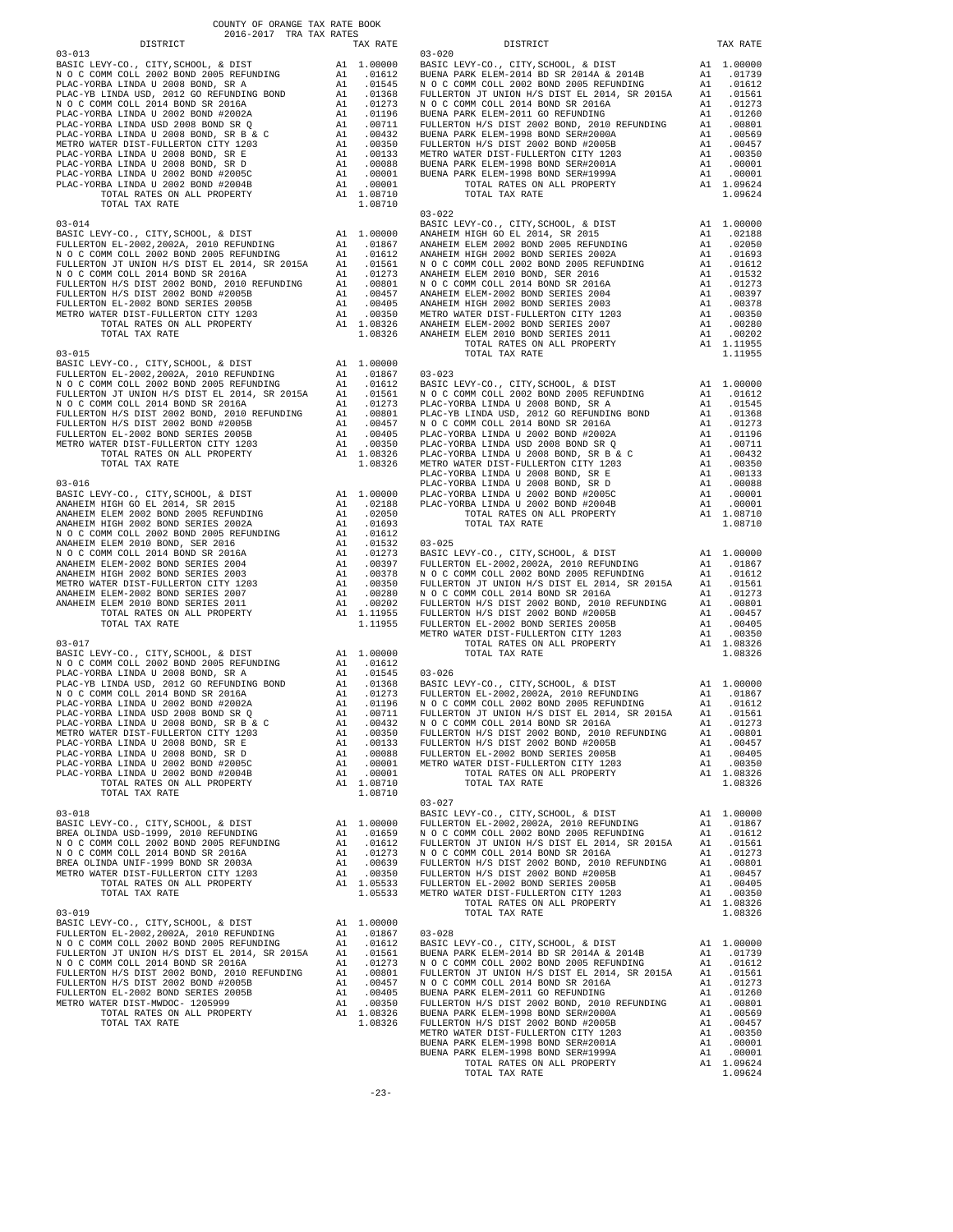COUNTY OF ORANGE TAX RATE BOOK
2016-2017 TRA TAX RATES

| DISTRICT | | TAX RATE |
|---|---|---|
| **03-013** | | |
| BASIC LEVY-CO., CITY,SCHOOL, & DIST | A1 | 1.00000 |
| N O C COMM COLL 2002 BOND 2005 REFUNDING | A1 | .01612 |
| PLAC-YORBA LINDA U 2008 BOND, SR A | A1 | .01545 |
| PLAC-YB LINDA USD, 2012 GO REFUNDING BOND | A1 | .01368 |
| N O C COMM COLL 2014 BOND SR 2016A | A1 | .01273 |
| PLAC-YORBA LINDA U 2002 BOND #2002A | A1 | .01196 |
| PLAC-YORBA LINDA USD 2008 BOND SR Q | A1 | .00711 |
| PLAC-YORBA LINDA U 2008 BOND, SR B & C | A1 | .00432 |
| METRO WATER DIST-FULLERTON CITY 1203 | A1 | .00350 |
| PLAC-YORBA LINDA U 2008 BOND, SR E | A1 | .00133 |
| PLAC-YORBA LINDA U 2008 BOND, SR D | A1 | .00088 |
| PLAC-YORBA LINDA U 2002 BOND #2005C | A1 | .00001 |
| PLAC-YORBA LINDA U 2002 BOND #2004B | A1 | .00001 |
| TOTAL RATES ON ALL PROPERTY | A1 | 1.08710 |
| TOTAL TAX RATE | | 1.08710 |
| **03-014** | | |
| BASIC LEVY-CO., CITY,SCHOOL, & DIST | A1 | 1.00000 |
| FULLERTON EL-2002,2002A, 2010 REFUNDING | A1 | .01867 |
| N O C COMM COLL 2002 BOND 2005 REFUNDING | A1 | .01612 |
| FULLERTON JT UNION H/S DIST EL 2014, SR 2015A | A1 | .01561 |
| N O C COMM COLL 2014 BOND SR 2016A | A1 | .01273 |
| FULLERTON H/S DIST 2002 BOND, 2010 REFUNDING | A1 | .00801 |
| FULLERTON H/S DIST 2002 BOND #2005B | A1 | .00457 |
| FULLERTON EL-2002 BOND SERIES 2005B | A1 | .00405 |
| METRO WATER DIST-FULLERTON CITY 1203 | A1 | .00350 |
| TOTAL RATES ON ALL PROPERTY | A1 | 1.08326 |
| TOTAL TAX RATE | | 1.08326 |
| **03-015** | | |
| BASIC LEVY-CO., CITY,SCHOOL, & DIST | A1 | 1.00000 |
| FULLERTON EL-2002,2002A, 2010 REFUNDING | A1 | .01867 |
| N O C COMM COLL 2002 BOND 2005 REFUNDING | A1 | .01612 |
| FULLERTON JT UNION H/S DIST EL 2014, SR 2015A | A1 | .01561 |
| N O C COMM COLL 2014 BOND SR 2016A | A1 | .01273 |
| FULLERTON H/S DIST 2002 BOND, 2010 REFUNDING | A1 | .00801 |
| FULLERTON H/S DIST 2002 BOND #2005B | A1 | .00457 |
| FULLERTON EL-2002 BOND SERIES 2005B | A1 | .00405 |
| METRO WATER DIST-FULLERTON CITY 1203 | A1 | .00350 |
| TOTAL RATES ON ALL PROPERTY | A1 | 1.08326 |
| TOTAL TAX RATE | | 1.08326 |
| **03-016** | | |
| BASIC LEVY-CO., CITY,SCHOOL, & DIST | A1 | 1.00000 |
| ANAHEIM HIGH GO EL 2014, SR 2015 | A1 | .02188 |
| ANAHEIM ELEM 2002 BOND 2005 REFUNDING | A1 | .02050 |
| ANAHEIM HIGH 2002 BOND SERIES 2002A | A1 | .01693 |
| N O C COMM COLL 2002 BOND 2005 REFUNDING | A1 | .01612 |
| ANAHEIM ELEM 2010 BOND, SER 2016 | A1 | .01532 |
| N O C COMM COLL 2014 BOND SR 2016A | A1 | .01273 |
| ANAHEIM ELEM-2002 BOND SERIES 2004 | A1 | .00397 |
| ANAHEIM HIGH 2002 BOND SERIES 2003 | A1 | .00378 |
| METRO WATER DIST-FULLERTON CITY 1203 | A1 | .00350 |
| ANAHEIM ELEM-2002 BOND SERIES 2007 | A1 | .00280 |
| ANAHEIM ELEM 2010 BOND SERIES 2011 | A1 | .00202 |
| TOTAL RATES ON ALL PROPERTY | A1 | 1.11955 |
| TOTAL TAX RATE | | 1.11955 |
| **03-017** | | |
| BASIC LEVY-CO., CITY,SCHOOL, & DIST | A1 | 1.00000 |
| N O C COMM COLL 2002 BOND 2005 REFUNDING | A1 | .01612 |
| PLAC-YORBA LINDA U 2008 BOND, SR A | A1 | .01545 |
| PLAC-YB LINDA USD, 2012 GO REFUNDING BOND | A1 | .01368 |
| N O C COMM COLL 2014 BOND SR 2016A | A1 | .01273 |
| PLAC-YORBA LINDA U 2002 BOND #2002A | A1 | .01196 |
| PLAC-YORBA LINDA USD 2008 BOND SR Q | A1 | .00711 |
| PLAC-YORBA LINDA U 2008 BOND, SR B & C | A1 | .00432 |
| METRO WATER DIST-FULLERTON CITY 1203 | A1 | .00350 |
| PLAC-YORBA LINDA U 2008 BOND, SR E | A1 | .00133 |
| PLAC-YORBA LINDA U 2008 BOND, SR D | A1 | .00088 |
| PLAC-YORBA LINDA U 2002 BOND #2005C | A1 | .00001 |
| PLAC-YORBA LINDA U 2002 BOND #2004B | A1 | .00001 |
| TOTAL RATES ON ALL PROPERTY | A1 | 1.08710 |
| TOTAL TAX RATE | | 1.08710 |
| **03-018** | | |
| BASIC LEVY-CO., CITY,SCHOOL, & DIST | A1 | 1.00000 |
| BREA OLINDA USD-1999, 2010 REFUNDING | A1 | .01659 |
| N O C COMM COLL 2002 BOND 2005 REFUNDING | A1 | .01612 |
| N O C COMM COLL 2014 BOND SR 2016A | A1 | .01273 |
| BREA OLINDA UNIF-1999 BOND SR 2003A | A1 | .00639 |
| METRO WATER DIST-FULLERTON CITY 1203 | A1 | .00350 |
| TOTAL RATES ON ALL PROPERTY | A1 | 1.05533 |
| TOTAL TAX RATE | | 1.05533 |
| **03-019** | | |
| BASIC LEVY-CO., CITY,SCHOOL, & DIST | A1 | 1.00000 |
| FULLERTON EL-2002,2002A, 2010 REFUNDING | A1 | .01867 |
| N O C COMM COLL 2002 BOND 2005 REFUNDING | A1 | .01612 |
| FULLERTON JT UNION H/S DIST EL 2014, SR 2015A | A1 | .01561 |
| N O C COMM COLL 2014 BOND SR 2016A | A1 | .01273 |
| FULLERTON H/S DIST 2002 BOND, 2010 REFUNDING | A1 | .00801 |
| FULLERTON H/S DIST 2002 BOND #2005B | A1 | .00457 |
| FULLERTON EL-2002 BOND SERIES 2005B | A1 | .00405 |
| METRO WATER DIST-MWDOC- 1205999 | A1 | .00350 |
| TOTAL RATES ON ALL PROPERTY | A1 | 1.08326 |
| TOTAL TAX RATE | | 1.08326 |
| **03-020** | | |
| BASIC LEVY-CO., CITY,SCHOOL, & DIST | A1 | 1.00000 |
| BUENA PARK ELEM-2014 BD SR 2014A & 2014B | A1 | .01739 |
| N O C COMM COLL 2002 BOND 2005 REFUNDING | A1 | .01612 |
| FULLERTON JT UNION H/S DIST EL 2014, SR 2015A | A1 | .01561 |
| N O C COMM COLL 2014 BOND SR 2016A | A1 | .01273 |
| BUENA PARK ELEM-2011 GO REFUNDING | A1 | .01260 |
| FULLERTON H/S DIST 2002 BOND, 2010 REFUNDING | A1 | .00801 |
| BUENA PARK ELEM-1998 BOND SER#2000A | A1 | .00569 |
| FULLERTON H/S DIST 2002 BOND #2005B | A1 | .00457 |
| METRO WATER DIST-FULLERTON CITY 1203 | A1 | .00350 |
| BUENA PARK ELEM-1998 BOND SER#2001A | A1 | .00001 |
| BUENA PARK ELEM-1998 BOND SER#1999A | A1 | .00001 |
| TOTAL RATES ON ALL PROPERTY | A1 | 1.09624 |
| TOTAL TAX RATE | | 1.09624 |
| **03-022** | | |
| BASIC LEVY-CO., CITY,SCHOOL, & DIST | A1 | 1.00000 |
| ANAHEIM HIGH GO EL 2014, SR 2015 | A1 | .02188 |
| ANAHEIM ELEM 2002 BOND 2005 REFUNDING | A1 | .02050 |
| ANAHEIM HIGH 2002 BOND SERIES 2002A | A1 | .01693 |
| N O C COMM COLL 2002 BOND 2005 REFUNDING | A1 | .01612 |
| ANAHEIM ELEM 2010 BOND, SER 2016 | A1 | .01532 |
| N O C COMM COLL 2014 BOND SR 2016A | A1 | .01273 |
| ANAHEIM ELEM-2002 BOND SERIES 2004 | A1 | .00397 |
| ANAHEIM HIGH 2002 BOND SERIES 2003 | A1 | .00378 |
| METRO WATER DIST-FULLERTON CITY 1203 | A1 | .00350 |
| ANAHEIM ELEM-2002 BOND SERIES 2007 | A1 | .00280 |
| ANAHEIM ELEM 2010 BOND SERIES 2011 | A1 | .00202 |
| TOTAL RATES ON ALL PROPERTY | A1 | 1.11955 |
| TOTAL TAX RATE | | 1.11955 |
| **03-023** | | |
| BASIC LEVY-CO., CITY,SCHOOL, & DIST | A1 | 1.00000 |
| N O C COMM COLL 2002 BOND 2005 REFUNDING | A1 | .01612 |
| PLAC-YORBA LINDA U 2008 BOND, SR A | A1 | .01545 |
| PLAC-YB LINDA USD, 2012 GO REFUNDING BOND | A1 | .01368 |
| N O C COMM COLL 2014 BOND SR 2016A | A1 | .01273 |
| PLAC-YORBA LINDA U 2002 BOND #2002A | A1 | .01196 |
| PLAC-YORBA LINDA USD 2008 BOND SR Q | A1 | .00711 |
| PLAC-YORBA LINDA U 2008 BOND, SR B & C | A1 | .00432 |
| METRO WATER DIST-FULLERTON CITY 1203 | A1 | .00350 |
| PLAC-YORBA LINDA U 2008 BOND, SR E | A1 | .00133 |
| PLAC-YORBA LINDA U 2008 BOND, SR D | A1 | .00088 |
| PLAC-YORBA LINDA U 2002 BOND #2005C | A1 | .00001 |
| PLAC-YORBA LINDA U 2002 BOND #2004B | A1 | .00001 |
| TOTAL RATES ON ALL PROPERTY | A1 | 1.08710 |
| TOTAL TAX RATE | | 1.08710 |
| **03-025** | | |
| BASIC LEVY-CO., CITY,SCHOOL, & DIST | A1 | 1.00000 |
| FULLERTON EL-2002,2002A, 2010 REFUNDING | A1 | .01867 |
| N O C COMM COLL 2002 BOND 2005 REFUNDING | A1 | .01612 |
| FULLERTON JT UNION H/S DIST EL 2014, SR 2015A | A1 | .01561 |
| N O C COMM COLL 2014 BOND SR 2016A | A1 | .01273 |
| FULLERTON H/S DIST 2002 BOND, 2010 REFUNDING | A1 | .00801 |
| FULLERTON H/S DIST 2002 BOND #2005B | A1 | .00457 |
| FULLERTON EL-2002 BOND SERIES 2005B | A1 | .00405 |
| METRO WATER DIST-FULLERTON CITY 1203 | A1 | .00350 |
| TOTAL RATES ON ALL PROPERTY | A1 | 1.08326 |
| TOTAL TAX RATE | | 1.08326 |
| **03-026** | | |
| BASIC LEVY-CO., CITY,SCHOOL, & DIST | A1 | 1.00000 |
| FULLERTON EL-2002,2002A, 2010 REFUNDING | A1 | .01867 |
| N O C COMM COLL 2002 BOND 2005 REFUNDING | A1 | .01612 |
| FULLERTON JT UNION H/S DIST EL 2014, SR 2015A | A1 | .01561 |
| N O C COMM COLL 2014 BOND SR 2016A | A1 | .01273 |
| FULLERTON H/S DIST 2002 BOND, 2010 REFUNDING | A1 | .00801 |
| FULLERTON H/S DIST 2002 BOND #2005B | A1 | .00457 |
| FULLERTON EL-2002 BOND SERIES 2005B | A1 | .00405 |
| METRO WATER DIST-FULLERTON CITY 1203 | A1 | .00350 |
| TOTAL RATES ON ALL PROPERTY | A1 | 1.08326 |
| TOTAL TAX RATE | | 1.08326 |
| **03-027** | | |
| BASIC LEVY-CO., CITY,SCHOOL, & DIST | A1 | 1.00000 |
| FULLERTON EL-2002,2002A, 2010 REFUNDING | A1 | .01867 |
| N O C COMM COLL 2002 BOND 2005 REFUNDING | A1 | .01612 |
| FULLERTON JT UNION H/S DIST EL 2014, SR 2015A | A1 | .01561 |
| N O C COMM COLL 2014 BOND SR 2016A | A1 | .01273 |
| FULLERTON H/S DIST 2002 BOND, 2010 REFUNDING | A1 | .00801 |
| FULLERTON H/S DIST 2002 BOND #2005B | A1 | .00457 |
| FULLERTON EL-2002 BOND SERIES 2005B | A1 | .00405 |
| METRO WATER DIST-FULLERTON CITY 1203 | A1 | .00350 |
| TOTAL RATES ON ALL PROPERTY | A1 | 1.08326 |
| TOTAL TAX RATE | | 1.08326 |
| **03-028** | | |
| BASIC LEVY-CO., CITY,SCHOOL, & DIST | A1 | 1.00000 |
| BUENA PARK ELEM-2014 BD SR 2014A & 2014B | A1 | .01739 |
| N O C COMM COLL 2002 BOND 2005 REFUNDING | A1 | .01612 |
| FULLERTON JT UNION H/S DIST EL 2014, SR 2015A | A1 | .01561 |
| N O C COMM COLL 2014 BOND SR 2016A | A1 | .01273 |
| BUENA PARK ELEM-2011 GO REFUNDING | A1 | .01260 |
| FULLERTON H/S DIST 2002 BOND, 2010 REFUNDING | A1 | .00801 |
| BUENA PARK ELEM-1998 BOND SER#2000A | A1 | .00569 |
| FULLERTON H/S DIST 2002 BOND #2005B | A1 | .00457 |
| METRO WATER DIST-FULLERTON CITY 1203 | A1 | .00350 |
| BUENA PARK ELEM-1998 BOND SER#2001A | A1 | .00001 |
| BUENA PARK ELEM-1998 BOND SER#1999A | A1 | .00001 |
| TOTAL RATES ON ALL PROPERTY | A1 | 1.09624 |
| TOTAL TAX RATE | | 1.09624 |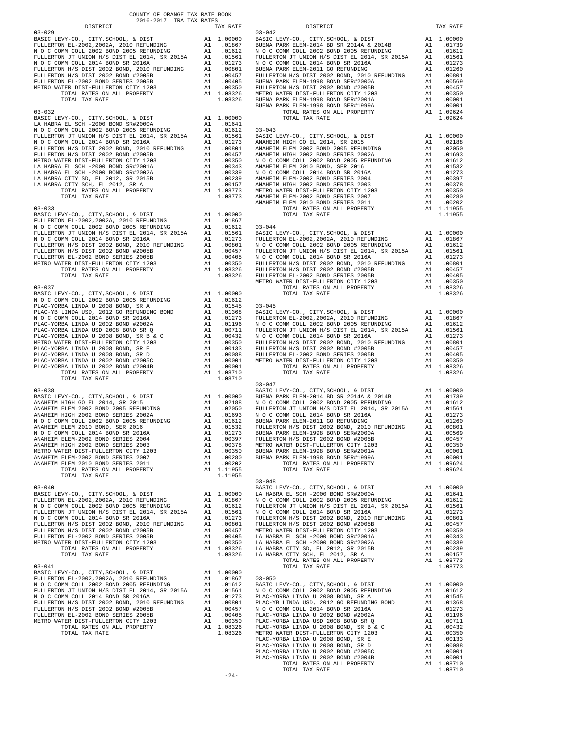COUNTY OF ORANGE TAX RATE BOOK
2016-2017 TRA TAX RATES

| DISTRICT | | TAX RATE |
|---|---|---|
| **03-029** | | |
| BASIC LEVY-CO., CITY,SCHOOL, & DIST | A1 | 1.00000 |
| FULLERTON EL-2002,2002A, 2010 REFUNDING | A1 | .01867 |
| N O C COMM COLL 2002 BOND 2005 REFUNDING | A1 | .01612 |
| FULLERTON JT UNION H/S DIST EL 2014, SR 2015A | A1 | .01561 |
| N O C COMM COLL 2014 BOND SR 2016A | A1 | .01273 |
| FULLERTON H/S DIST 2002 BOND, 2010 REFUNDING | A1 | .00801 |
| FULLERTON H/S DIST 2002 BOND #2005B | A1 | .00457 |
| FULLERTON EL-2002 BOND SERIES 2005B | A1 | .00405 |
| METRO WATER DIST-FULLERTON CITY 1203 | A1 | .00350 |
| TOTAL RATES ON ALL PROPERTY | A1 | 1.08326 |
| TOTAL TAX RATE | | 1.08326 |
| **03-032** | | |
| BASIC LEVY-CO., CITY,SCHOOL, & DIST | A1 | 1.00000 |
| LA HABRA EL SCH -2000 BOND SR#2000A | A1 | .01641 |
| N O C COMM COLL 2002 BOND 2005 REFUNDING | A1 | .01612 |
| FULLERTON JT UNION H/S DIST EL 2014, SR 2015A | A1 | .01561 |
| N O C COMM COLL 2014 BOND SR 2016A | A1 | .01273 |
| FULLERTON H/S DIST 2002 BOND, 2010 REFUNDING | A1 | .00801 |
| FULLERTON H/S DIST 2002 BOND #2005B | A1 | .00457 |
| METRO WATER DIST-FULLERTON CITY 1203 | A1 | .00350 |
| LA HABRA EL SCH -2000 BOND SR#2001A | A1 | .00343 |
| LA HABRA EL SCH -2000 BOND SR#2002A | A1 | .00339 |
| LA HABRA CITY SD, EL 2012, SR 2015B | A1 | .00239 |
| LA HABRA CITY SCH, EL 2012, SR A | A1 | .00157 |
| TOTAL RATES ON ALL PROPERTY | A1 | 1.08773 |
| TOTAL TAX RATE | | 1.08773 |
| **03-033** | | |
| BASIC LEVY-CO., CITY,SCHOOL, & DIST | A1 | 1.00000 |
| FULLERTON EL-2002,2002A, 2010 REFUNDING | A1 | .01867 |
| N O C COMM COLL 2002 BOND 2005 REFUNDING | A1 | .01612 |
| FULLERTON JT UNION H/S DIST EL 2014, SR 2015A | A1 | .01561 |
| N O C COMM COLL 2014 BOND SR 2016A | A1 | .01273 |
| FULLERTON H/S DIST 2002 BOND, 2010 REFUNDING | A1 | .00801 |
| FULLERTON H/S DIST 2002 BOND #2005B | A1 | .00457 |
| FULLERTON EL-2002 BOND SERIES 2005B | A1 | .00405 |
| METRO WATER DIST-FULLERTON CITY 1203 | A1 | .00350 |
| TOTAL RATES ON ALL PROPERTY | A1 | 1.08326 |
| TOTAL TAX RATE | | 1.08326 |
| **03-037** | | |
| BASIC LEVY-CO., CITY,SCHOOL, & DIST | A1 | 1.00000 |
| N O C COMM COLL 2002 BOND 2005 REFUNDING | A1 | .01612 |
| PLAC-YORBA LINDA U 2008 BOND, SR A | A1 | .01545 |
| PLAC-YB LINDA USD, 2012 GO REFUNDING BOND | A1 | .01368 |
| N O C COMM COLL 2014 BOND SR 2016A | A1 | .01273 |
| PLAC-YORBA LINDA U 2002 BOND #2002A | A1 | .01196 |
| PLAC-YORBA LINDA USD 2008 BOND SR Q | A1 | .00711 |
| PLAC-YORBA LINDA U 2008 BOND, SR B & C | A1 | .00432 |
| METRO WATER DIST-FULLERTON CITY 1203 | A1 | .00350 |
| PLAC-YORBA LINDA U 2008 BOND, SR E | A1 | .00133 |
| PLAC-YORBA LINDA U 2008 BOND, SR D | A1 | .00088 |
| PLAC-YORBA LINDA U 2002 BOND #2005C | A1 | .00001 |
| PLAC-YORBA LINDA U 2002 BOND #2004B | A1 | .00001 |
| TOTAL RATES ON ALL PROPERTY | A1 | 1.08710 |
| TOTAL TAX RATE | | 1.08710 |
| **03-038** | | |
| BASIC LEVY-CO., CITY,SCHOOL, & DIST | A1 | 1.00000 |
| ANAHEIM HIGH GO EL 2014, SR 2015 | A1 | .02188 |
| ANAHEIM ELEM 2002 BOND 2005 REFUNDING | A1 | .02050 |
| ANAHEIM HIGH 2002 BOND SERIES 2002A | A1 | .01693 |
| N O C COMM COLL 2002 BOND 2005 REFUNDING | A1 | .01612 |
| ANAHEIM ELEM 2010 BOND, SER 2016 | A1 | .01532 |
| N O C COMM COLL 2014 BOND SR 2016A | A1 | .01273 |
| ANAHEIM ELEM-2002 BOND SERIES 2004 | A1 | .00397 |
| ANAHEIM HIGH 2002 BOND SERIES 2003 | A1 | .00378 |
| METRO WATER DIST-FULLERTON CITY 1203 | A1 | .00350 |
| ANAHEIM ELEM-2002 BOND SERIES 2007 | A1 | .00280 |
| ANAHEIM ELEM 2010 BOND SERIES 2011 | A1 | .00202 |
| TOTAL RATES ON ALL PROPERTY | A1 | 1.11955 |
| TOTAL TAX RATE | | 1.11955 |
| **03-040** | | |
| BASIC LEVY-CO., CITY,SCHOOL, & DIST | A1 | 1.00000 |
| FULLERTON EL-2002,2002A, 2010 REFUNDING | A1 | .01867 |
| N O C COMM COLL 2002 BOND 2005 REFUNDING | A1 | .01612 |
| FULLERTON JT UNION H/S DIST EL 2014, SR 2015A | A1 | .01561 |
| N O C COMM COLL 2014 BOND SR 2016A | A1 | .01273 |
| FULLERTON H/S DIST 2002 BOND, 2010 REFUNDING | A1 | .00801 |
| FULLERTON H/S DIST 2002 BOND #2005B | A1 | .00457 |
| FULLERTON EL-2002 BOND SERIES 2005B | A1 | .00405 |
| METRO WATER DIST-FULLERTON CITY 1203 | A1 | .00350 |
| TOTAL RATES ON ALL PROPERTY | A1 | 1.08326 |
| TOTAL TAX RATE | | 1.08326 |
| **03-041** | | |
| BASIC LEVY-CO., CITY,SCHOOL, & DIST | A1 | 1.00000 |
| FULLERTON EL-2002,2002A, 2010 REFUNDING | A1 | .01867 |
| N O C COMM COLL 2002 BOND 2005 REFUNDING | A1 | .01612 |
| FULLERTON JT UNION H/S DIST EL 2014, SR 2015A | A1 | .01561 |
| N O C COMM COLL 2014 BOND SR 2016A | A1 | .01273 |
| FULLERTON H/S DIST 2002 BOND, 2010 REFUNDING | A1 | .00801 |
| FULLERTON H/S DIST 2002 BOND #2005B | A1 | .00457 |
| FULLERTON EL-2002 BOND SERIES 2005B | A1 | .00405 |
| METRO WATER DIST-FULLERTON CITY 1203 | A1 | .00350 |
| TOTAL RATES ON ALL PROPERTY | A1 | 1.08326 |
| TOTAL TAX RATE | | 1.08326 |
| **03-042** | | |
| BASIC LEVY-CO., CITY,SCHOOL, & DIST | A1 | 1.00000 |
| BUENA PARK ELEM-2014 BD SR 2014A & 2014B | A1 | .01739 |
| N O C COMM COLL 2002 BOND 2005 REFUNDING | A1 | .01612 |
| FULLERTON JT UNION H/S DIST EL 2014, SR 2015A | A1 | .01561 |
| N O C COMM COLL 2014 BOND SR 2016A | A1 | .01273 |
| BUENA PARK ELEM-2011 GO REFUNDING | A1 | .01260 |
| FULLERTON H/S DIST 2002 BOND, 2010 REFUNDING | A1 | .00801 |
| BUENA PARK ELEM-1998 BOND SER#2000A | A1 | .00569 |
| FULLERTON H/S DIST 2002 BOND #2005B | A1 | .00457 |
| METRO WATER DIST-FULLERTON CITY 1203 | A1 | .00350 |
| BUENA PARK ELEM-1998 BOND SER#2001A | A1 | .00001 |
| BUENA PARK ELEM-1998 BOND SER#1999A | A1 | .00001 |
| TOTAL RATES ON ALL PROPERTY | A1 | 1.09624 |
| TOTAL TAX RATE | | 1.09624 |
| **03-043** | | |
| BASIC LEVY-CO., CITY,SCHOOL, & DIST | A1 | 1.00000 |
| ANAHEIM HIGH GO EL 2014, SR 2015 | A1 | .02188 |
| ANAHEIM ELEM 2002 BOND 2005 REFUNDING | A1 | .02050 |
| ANAHEIM HIGH 2002 BOND SERIES 2002A | A1 | .01693 |
| N O C COMM COLL 2002 BOND 2005 REFUNDING | A1 | .01612 |
| ANAHEIM ELEM 2010 BOND, SER 2016 | A1 | .01532 |
| N O C COMM COLL 2014 BOND SR 2016A | A1 | .01273 |
| ANAHEIM ELEM-2002 BOND SERIES 2004 | A1 | .00397 |
| ANAHEIM HIGH 2002 BOND SERIES 2003 | A1 | .00378 |
| METRO WATER DIST-FULLERTON CITY 1203 | A1 | .00350 |
| ANAHEIM ELEM-2002 BOND SERIES 2007 | A1 | .00280 |
| ANAHEIM ELEM 2010 BOND SERIES 2011 | A1 | .00202 |
| TOTAL RATES ON ALL PROPERTY | A1 | 1.11955 |
| TOTAL TAX RATE | | 1.11955 |
| **03-044** | | |
| BASIC LEVY-CO., CITY,SCHOOL, & DIST | A1 | 1.00000 |
| FULLERTON EL-2002,2002A, 2010 REFUNDING | A1 | .01867 |
| N O C COMM COLL 2002 BOND 2005 REFUNDING | A1 | .01612 |
| FULLERTON JT UNION H/S DIST EL 2014, SR 2015A | A1 | .01561 |
| N O C COMM COLL 2014 BOND SR 2016A | A1 | .01273 |
| FULLERTON H/S DIST 2002 BOND, 2010 REFUNDING | A1 | .00801 |
| FULLERTON H/S DIST 2002 BOND #2005B | A1 | .00457 |
| FULLERTON EL-2002 BOND SERIES 2005B | A1 | .00405 |
| METRO WATER DIST-FULLERTON CITY 1203 | A1 | .00350 |
| TOTAL RATES ON ALL PROPERTY | A1 | 1.08326 |
| TOTAL TAX RATE | | 1.08326 |
| **03-045** | | |
| BASIC LEVY-CO., CITY,SCHOOL, & DIST | A1 | 1.00000 |
| FULLERTON EL-2002,2002A, 2010 REFUNDING | A1 | .01867 |
| N O C COMM COLL 2002 BOND 2005 REFUNDING | A1 | .01612 |
| FULLERTON JT UNION H/S DIST EL 2014, SR 2015A | A1 | .01561 |
| N O C COMM COLL 2014 BOND SR 2016A | A1 | .01273 |
| FULLERTON H/S DIST 2002 BOND, 2010 REFUNDING | A1 | .00801 |
| FULLERTON H/S DIST 2002 BOND #2005B | A1 | .00457 |
| FULLERTON EL-2002 BOND SERIES 2005B | A1 | .00405 |
| METRO WATER DIST-FULLERTON CITY 1203 | A1 | .00350 |
| TOTAL RATES ON ALL PROPERTY | A1 | 1.08326 |
| TOTAL TAX RATE | | 1.08326 |
| **03-047** | | |
| BASIC LEVY-CO., CITY,SCHOOL, & DIST | A1 | 1.00000 |
| BUENA PARK ELEM-2014 BD SR 2014A & 2014B | A1 | .01739 |
| N O C COMM COLL 2002 BOND 2005 REFUNDING | A1 | .01612 |
| FULLERTON JT UNION H/S DIST EL 2014, SR 2015A | A1 | .01561 |
| N O C COMM COLL 2014 BOND SR 2016A | A1 | .01273 |
| BUENA PARK ELEM-2011 GO REFUNDING | A1 | .01260 |
| FULLERTON H/S DIST 2002 BOND, 2010 REFUNDING | A1 | .00801 |
| BUENA PARK ELEM-1998 BOND SER#2000A | A1 | .00569 |
| FULLERTON H/S DIST 2002 BOND #2005B | A1 | .00457 |
| METRO WATER DIST-FULLERTON CITY 1203 | A1 | .00350 |
| BUENA PARK ELEM-1998 BOND SER#2001A | A1 | .00001 |
| BUENA PARK ELEM-1998 BOND SER#1999A | A1 | .00001 |
| TOTAL RATES ON ALL PROPERTY | A1 | 1.09624 |
| TOTAL TAX RATE | | 1.09624 |
| **03-048** | | |
| BASIC LEVY-CO., CITY,SCHOOL, & DIST | A1 | 1.00000 |
| LA HABRA EL SCH -2000 BOND SR#2000A | A1 | .01641 |
| N O C COMM COLL 2002 BOND 2005 REFUNDING | A1 | .01612 |
| FULLERTON JT UNION H/S DIST EL 2014, SR 2015A | A1 | .01561 |
| N O C COMM COLL 2014 BOND SR 2016A | A1 | .01273 |
| FULLERTON H/S DIST 2002 BOND, 2010 REFUNDING | A1 | .00801 |
| FULLERTON H/S DIST 2002 BOND #2005B | A1 | .00457 |
| METRO WATER DIST-FULLERTON CITY 1203 | A1 | .00350 |
| LA HABRA EL SCH -2000 BOND SR#2001A | A1 | .00343 |
| LA HABRA EL SCH -2000 BOND SR#2002A | A1 | .00339 |
| LA HABRA CITY SD, EL 2012, SR 2015B | A1 | .00239 |
| LA HABRA CITY SCH, EL 2012, SR A | A1 | .00157 |
| TOTAL RATES ON ALL PROPERTY | A1 | 1.08773 |
| TOTAL TAX RATE | | 1.08773 |
| **03-050** | | |
| BASIC LEVY-CO., CITY,SCHOOL, & DIST | A1 | 1.00000 |
| N O C COMM COLL 2002 BOND 2005 REFUNDING | A1 | .01612 |
| PLAC-YORBA LINDA U 2008 BOND, SR A | A1 | .01545 |
| PLAC-YB LINDA USD, 2012 GO REFUNDING BOND | A1 | .01368 |
| N O C COMM COLL 2014 BOND SR 2016A | A1 | .01273 |
| PLAC-YORBA LINDA U 2002 BOND #2002A | A1 | .01196 |
| PLAC-YORBA LINDA USD 2008 BOND SR Q | A1 | .00711 |
| PLAC-YORBA LINDA U 2008 BOND, SR B & C | A1 | .00432 |
| METRO WATER DIST-FULLERTON CITY 1203 | A1 | .00350 |
| PLAC-YORBA LINDA U 2008 BOND, SR E | A1 | .00133 |
| PLAC-YORBA LINDA U 2008 BOND, SR D | A1 | .00088 |
| PLAC-YORBA LINDA U 2002 BOND #2005C | A1 | .00001 |
| PLAC-YORBA LINDA U 2002 BOND #2004B | A1 | .00001 |
| TOTAL RATES ON ALL PROPERTY | A1 | 1.08710 |
| TOTAL TAX RATE | | 1.08710 |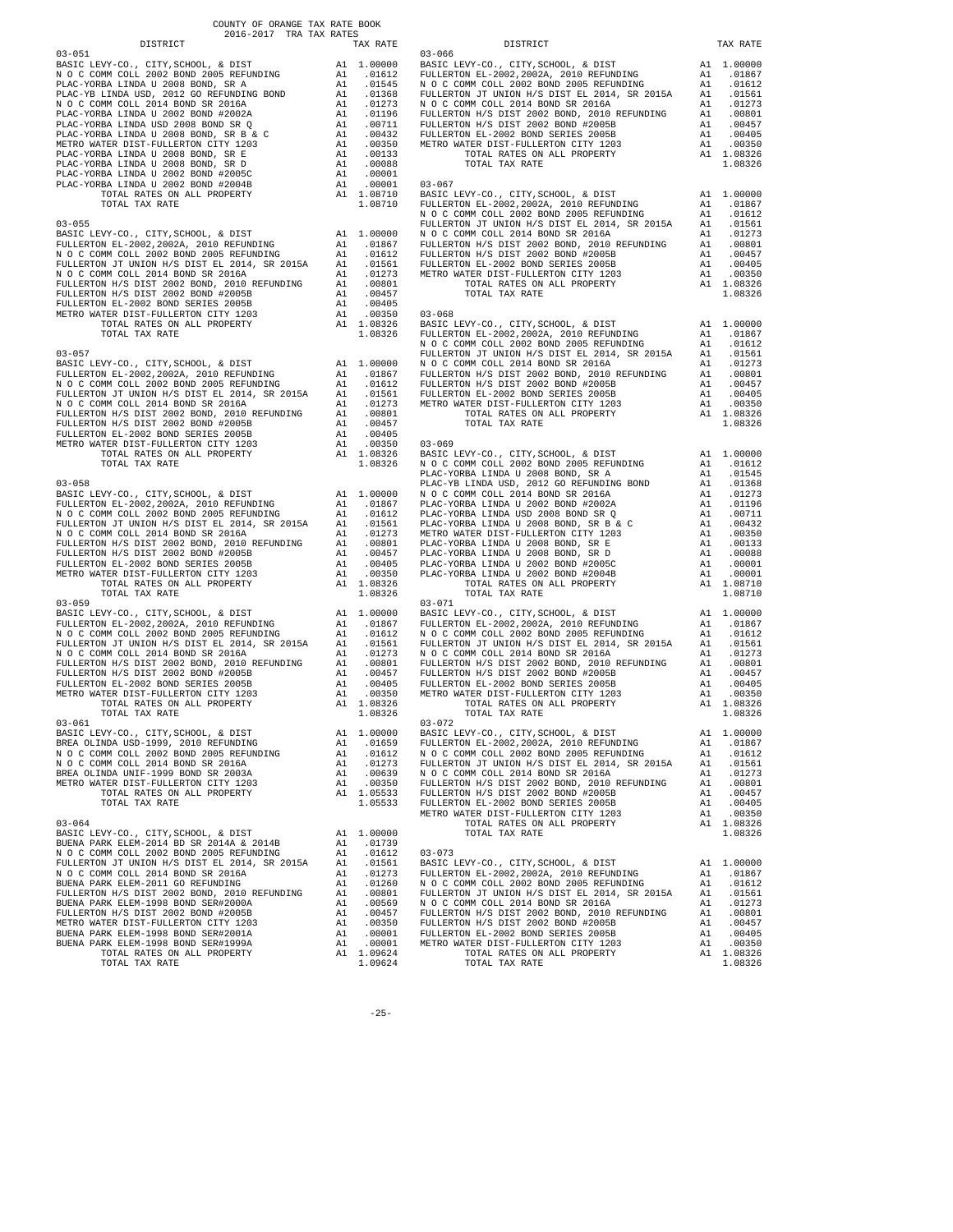# COUNTY OF ORANGE TAX RATE BOOK
## 2016-2017 TRA TAX RATES

| DISTRICT | | TAX RATE |
|---|---|---|
| **03-051** | | |
| BASIC LEVY-CO., CITY,SCHOOL, & DIST | A1 | 1.00000 |
| N O C COMM COLL 2002 BOND 2005 REFUNDING | A1 | .01612 |
| PLAC-YORBA LINDA U 2008 BOND, SR A | A1 | .01545 |
| PLAC-YB LINDA USD, 2012 GO REFUNDING BOND | A1 | .01368 |
| N O C COMM COLL 2014 BOND SR 2016A | A1 | .01273 |
| PLAC-YORBA LINDA U 2002 BOND #2002A | A1 | .01196 |
| PLAC-YORBA LINDA USD 2008 BOND SR Q | A1 | .00711 |
| PLAC-YORBA LINDA U 2008 BOND, SR B & C | A1 | .00432 |
| METRO WATER DIST-FULLERTON CITY 1203 | A1 | .00350 |
| PLAC-YORBA LINDA U 2008 BOND, SR E | A1 | .00133 |
| PLAC-YORBA LINDA U 2008 BOND, SR D | A1 | .00088 |
| PLAC-YORBA LINDA U 2002 BOND #2005C | A1 | .00001 |
| PLAC-YORBA LINDA U 2002 BOND #2004B | A1 | .00001 |
| TOTAL RATES ON ALL PROPERTY | A1 | 1.08710 |
| TOTAL TAX RATE | | 1.08710 |
| **03-055** | | |
| BASIC LEVY-CO., CITY,SCHOOL, & DIST | A1 | 1.00000 |
| FULLERTON EL-2002,2002A, 2010 REFUNDING | A1 | .01867 |
| N O C COMM COLL 2002 BOND 2005 REFUNDING | A1 | .01612 |
| FULLERTON JT UNION H/S DIST EL 2014, SR 2015A | A1 | .01561 |
| N O C COMM COLL 2014 BOND SR 2016A | A1 | .01273 |
| FULLERTON H/S DIST 2002 BOND, 2010 REFUNDING | A1 | .00801 |
| FULLERTON H/S DIST 2002 BOND #2005B | A1 | .00457 |
| FULLERTON EL-2002 BOND SERIES 2005B | A1 | .00405 |
| METRO WATER DIST-FULLERTON CITY 1203 | A1 | .00350 |
| TOTAL RATES ON ALL PROPERTY | A1 | 1.08326 |
| TOTAL TAX RATE | | 1.08326 |
| **03-057** | | |
| BASIC LEVY-CO., CITY,SCHOOL, & DIST | A1 | 1.00000 |
| FULLERTON EL-2002,2002A, 2010 REFUNDING | A1 | .01867 |
| N O C COMM COLL 2002 BOND 2005 REFUNDING | A1 | .01612 |
| FULLERTON JT UNION H/S DIST EL 2014, SR 2015A | A1 | .01561 |
| N O C COMM COLL 2014 BOND SR 2016A | A1 | .01273 |
| FULLERTON H/S DIST 2002 BOND, 2010 REFUNDING | A1 | .00801 |
| FULLERTON H/S DIST 2002 BOND #2005B | A1 | .00457 |
| FULLERTON EL-2002 BOND SERIES 2005B | A1 | .00405 |
| METRO WATER DIST-FULLERTON CITY 1203 | A1 | .00350 |
| TOTAL RATES ON ALL PROPERTY | A1 | 1.08326 |
| TOTAL TAX RATE | | 1.08326 |
| **03-058** | | |
| BASIC LEVY-CO., CITY,SCHOOL, & DIST | A1 | 1.00000 |
| FULLERTON EL-2002,2002A, 2010 REFUNDING | A1 | .01867 |
| N O C COMM COLL 2002 BOND 2005 REFUNDING | A1 | .01612 |
| FULLERTON JT UNION H/S DIST EL 2014, SR 2015A | A1 | .01561 |
| N O C COMM COLL 2014 BOND SR 2016A | A1 | .01273 |
| FULLERTON H/S DIST 2002 BOND, 2010 REFUNDING | A1 | .00801 |
| FULLERTON H/S DIST 2002 BOND #2005B | A1 | .00457 |
| FULLERTON EL-2002 BOND SERIES 2005B | A1 | .00405 |
| METRO WATER DIST-FULLERTON CITY 1203 | A1 | .00350 |
| TOTAL RATES ON ALL PROPERTY | A1 | 1.08326 |
| TOTAL TAX RATE | | 1.08326 |
| **03-059** | | |
| BASIC LEVY-CO., CITY,SCHOOL, & DIST | A1 | 1.00000 |
| FULLERTON EL-2002,2002A, 2010 REFUNDING | A1 | .01867 |
| N O C COMM COLL 2002 BOND 2005 REFUNDING | A1 | .01612 |
| FULLERTON JT UNION H/S DIST EL 2014, SR 2015A | A1 | .01561 |
| N O C COMM COLL 2014 BOND SR 2016A | A1 | .01273 |
| FULLERTON H/S DIST 2002 BOND, 2010 REFUNDING | A1 | .00801 |
| FULLERTON H/S DIST 2002 BOND #2005B | A1 | .00457 |
| FULLERTON EL-2002 BOND SERIES 2005B | A1 | .00405 |
| METRO WATER DIST-FULLERTON CITY 1203 | A1 | .00350 |
| TOTAL RATES ON ALL PROPERTY | A1 | 1.08326 |
| TOTAL TAX RATE | | 1.08326 |
| **03-061** | | |
| BASIC LEVY-CO., CITY,SCHOOL, & DIST | A1 | 1.00000 |
| BREA OLINDA USD-1999, 2010 REFUNDING | A1 | .01659 |
| N O C COMM COLL 2002 BOND 2005 REFUNDING | A1 | .01612 |
| N O C COMM COLL 2014 BOND SR 2016A | A1 | .01273 |
| BREA OLINDA UNIF-1999 BOND SR 2003A | A1 | .00639 |
| METRO WATER DIST-FULLERTON CITY 1203 | A1 | .00350 |
| TOTAL RATES ON ALL PROPERTY | A1 | 1.05533 |
| TOTAL TAX RATE | | 1.05533 |
| **03-064** | | |
| BASIC LEVY-CO., CITY,SCHOOL, & DIST | A1 | 1.00000 |
| BUENA PARK ELEM-2014 BD SR 2014A & 2014B | A1 | .01739 |
| N O C COMM COLL 2002 BOND 2005 REFUNDING | A1 | .01612 |
| FULLERTON JT UNION H/S DIST EL 2014, SR 2015A | A1 | .01561 |
| N O C COMM COLL 2014 BOND SR 2016A | A1 | .01273 |
| BUENA PARK ELEM-2011 GO REFUNDING | A1 | .01260 |
| FULLERTON H/S DIST 2002 BOND, 2010 REFUNDING | A1 | .00801 |
| BUENA PARK ELEM-1998 BOND SER#2000A | A1 | .00569 |
| FULLERTON H/S DIST 2002 BOND #2005B | A1 | .00457 |
| METRO WATER DIST-FULLERTON CITY 1203 | A1 | .00350 |
| BUENA PARK ELEM-1998 BOND SER#2001A | A1 | .00001 |
| BUENA PARK ELEM-1998 BOND SER#1999A | A1 | .00001 |
| TOTAL RATES ON ALL PROPERTY | A1 | 1.09624 |
| TOTAL TAX RATE | | 1.09624 |
| **03-066** | | |
| BASIC LEVY-CO., CITY,SCHOOL, & DIST | A1 | 1.00000 |
| FULLERTON EL-2002,2002A, 2010 REFUNDING | A1 | .01867 |
| N O C COMM COLL 2002 BOND 2005 REFUNDING | A1 | .01612 |
| FULLERTON JT UNION H/S DIST EL 2014, SR 2015A | A1 | .01561 |
| N O C COMM COLL 2014 BOND SR 2016A | A1 | .01273 |
| FULLERTON H/S DIST 2002 BOND, 2010 REFUNDING | A1 | .00801 |
| FULLERTON H/S DIST 2002 BOND #2005B | A1 | .00457 |
| FULLERTON EL-2002 BOND SERIES 2005B | A1 | .00405 |
| METRO WATER DIST-FULLERTON CITY 1203 | A1 | .00350 |
| TOTAL RATES ON ALL PROPERTY | A1 | 1.08326 |
| TOTAL TAX RATE | | 1.08326 |
| **03-067** | | |
| BASIC LEVY-CO., CITY,SCHOOL, & DIST | A1 | 1.00000 |
| FULLERTON EL-2002,2002A, 2010 REFUNDING | A1 | .01867 |
| N O C COMM COLL 2002 BOND 2005 REFUNDING | A1 | .01612 |
| FULLERTON JT UNION H/S DIST EL 2014, SR 2015A | A1 | .01561 |
| N O C COMM COLL 2014 BOND SR 2016A | A1 | .01273 |
| FULLERTON H/S DIST 2002 BOND, 2010 REFUNDING | A1 | .00801 |
| FULLERTON H/S DIST 2002 BOND #2005B | A1 | .00457 |
| FULLERTON EL-2002 BOND SERIES 2005B | A1 | .00405 |
| METRO WATER DIST-FULLERTON CITY 1203 | A1 | .00350 |
| TOTAL RATES ON ALL PROPERTY | A1 | 1.08326 |
| TOTAL TAX RATE | | 1.08326 |
| **03-068** | | |
| BASIC LEVY-CO., CITY,SCHOOL, & DIST | A1 | 1.00000 |
| FULLERTON EL-2002,2002A, 2010 REFUNDING | A1 | .01867 |
| N O C COMM COLL 2002 BOND 2005 REFUNDING | A1 | .01612 |
| FULLERTON JT UNION H/S DIST EL 2014, SR 2015A | A1 | .01561 |
| N O C COMM COLL 2014 BOND SR 2016A | A1 | .01273 |
| FULLERTON H/S DIST 2002 BOND, 2010 REFUNDING | A1 | .00801 |
| FULLERTON H/S DIST 2002 BOND #2005B | A1 | .00457 |
| FULLERTON EL-2002 BOND SERIES 2005B | A1 | .00405 |
| METRO WATER DIST-FULLERTON CITY 1203 | A1 | .00350 |
| TOTAL RATES ON ALL PROPERTY | A1 | 1.08326 |
| TOTAL TAX RATE | | 1.08326 |
| **03-069** | | |
| BASIC LEVY-CO., CITY,SCHOOL, & DIST | A1 | 1.00000 |
| N O C COMM COLL 2002 BOND 2005 REFUNDING | A1 | .01612 |
| PLAC-YORBA LINDA U 2008 BOND, SR A | A1 | .01545 |
| PLAC-YB LINDA USD, 2012 GO REFUNDING BOND | A1 | .01368 |
| N O C COMM COLL 2014 BOND SR 2016A | A1 | .01273 |
| PLAC-YORBA LINDA U 2002 BOND #2002A | A1 | .01196 |
| PLAC-YORBA LINDA USD 2008 BOND SR Q | A1 | .00711 |
| PLAC-YORBA LINDA U 2008 BOND, SR B & C | A1 | .00432 |
| METRO WATER DIST-FULLERTON CITY 1203 | A1 | .00350 |
| PLAC-YORBA LINDA U 2008 BOND, SR E | A1 | .00133 |
| PLAC-YORBA LINDA U 2008 BOND, SR D | A1 | .00088 |
| PLAC-YORBA LINDA U 2002 BOND #2005C | A1 | .00001 |
| PLAC-YORBA LINDA U 2002 BOND #2004B | A1 | .00001 |
| TOTAL RATES ON ALL PROPERTY | A1 | 1.08710 |
| TOTAL TAX RATE | | 1.08710 |
| **03-071** | | |
| BASIC LEVY-CO., CITY,SCHOOL, & DIST | A1 | 1.00000 |
| FULLERTON EL-2002,2002A, 2010 REFUNDING | A1 | .01867 |
| N O C COMM COLL 2002 BOND 2005 REFUNDING | A1 | .01612 |
| FULLERTON JT UNION H/S DIST EL 2014, SR 2015A | A1 | .01561 |
| N O C COMM COLL 2014 BOND SR 2016A | A1 | .01273 |
| FULLERTON H/S DIST 2002 BOND, 2010 REFUNDING | A1 | .00801 |
| FULLERTON H/S DIST 2002 BOND #2005B | A1 | .00457 |
| FULLERTON EL-2002 BOND SERIES 2005B | A1 | .00405 |
| METRO WATER DIST-FULLERTON CITY 1203 | A1 | .00350 |
| TOTAL RATES ON ALL PROPERTY | A1 | 1.08326 |
| TOTAL TAX RATE | | 1.08326 |
| **03-072** | | |
| BASIC LEVY-CO., CITY,SCHOOL, & DIST | A1 | 1.00000 |
| FULLERTON EL-2002,2002A, 2010 REFUNDING | A1 | .01867 |
| N O C COMM COLL 2002 BOND 2005 REFUNDING | A1 | .01612 |
| FULLERTON JT UNION H/S DIST EL 2014, SR 2015A | A1 | .01561 |
| N O C COMM COLL 2014 BOND SR 2016A | A1 | .01273 |
| FULLERTON H/S DIST 2002 BOND, 2010 REFUNDING | A1 | .00801 |
| FULLERTON H/S DIST 2002 BOND #2005B | A1 | .00457 |
| FULLERTON EL-2002 BOND SERIES 2005B | A1 | .00405 |
| METRO WATER DIST-FULLERTON CITY 1203 | A1 | .00350 |
| TOTAL RATES ON ALL PROPERTY | A1 | 1.08326 |
| TOTAL TAX RATE | | 1.08326 |
| **03-073** | | |
| BASIC LEVY-CO., CITY,SCHOOL, & DIST | A1 | 1.00000 |
| FULLERTON EL-2002,2002A, 2010 REFUNDING | A1 | .01867 |
| N O C COMM COLL 2002 BOND 2005 REFUNDING | A1 | .01612 |
| FULLERTON JT UNION H/S DIST EL 2014, SR 2015A | A1 | .01561 |
| N O C COMM COLL 2014 BOND SR 2016A | A1 | .01273 |
| FULLERTON H/S DIST 2002 BOND, 2010 REFUNDING | A1 | .00801 |
| FULLERTON H/S DIST 2002 BOND #2005B | A1 | .00457 |
| FULLERTON EL-2002 BOND SERIES 2005B | A1 | .00405 |
| METRO WATER DIST-FULLERTON CITY 1203 | A1 | .00350 |
| TOTAL RATES ON ALL PROPERTY | A1 | 1.08326 |
| TOTAL TAX RATE | | 1.08326 |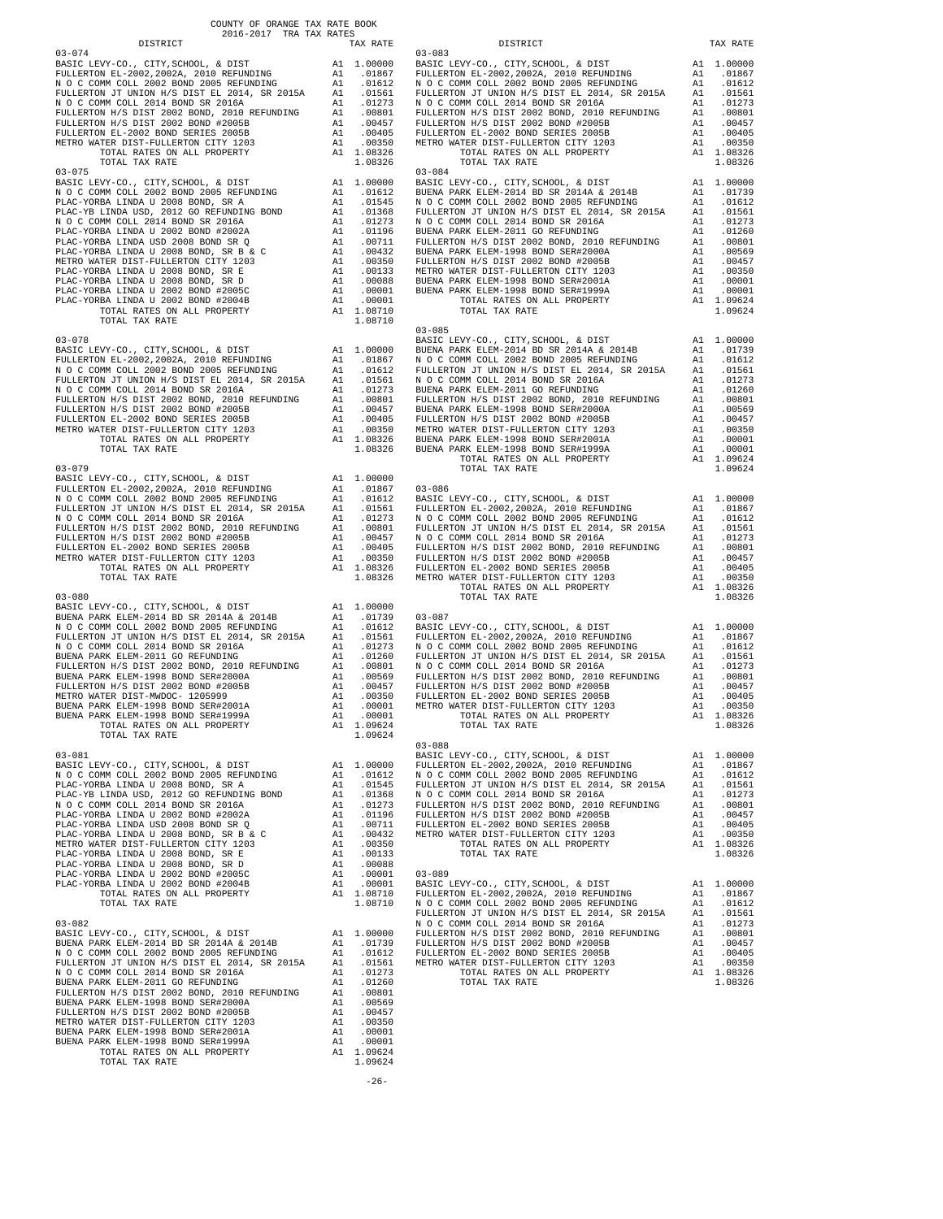COUNTY OF ORANGE TAX RATE BOOK
2016-2017 TRA TAX RATES

| DISTRICT | | TAX RATE |
|---|---|---|
| **03-074** | | |
| BASIC LEVY-CO., CITY,SCHOOL, & DIST | A1 | 1.00000 |
| FULLERTON EL-2002,2002A, 2010 REFUNDING | A1 | .01867 |
| N O C COMM COLL 2002 BOND 2005 REFUNDING | A1 | .01612 |
| FULLERTON JT UNION H/S DIST EL 2014, SR 2015A | A1 | .01561 |
| N O C COMM COLL 2014 BOND SR 2016A | A1 | .01273 |
| FULLERTON H/S DIST 2002 BOND, 2010 REFUNDING | A1 | .00801 |
| FULLERTON H/S DIST 2002 BOND #2005B | A1 | .00457 |
| FULLERTON EL-2002 BOND SERIES 2005B | A1 | .00405 |
| METRO WATER DIST-FULLERTON CITY 1203 | A1 | .00350 |
| TOTAL RATES ON ALL PROPERTY | A1 | 1.08326 |
| TOTAL TAX RATE | | 1.08326 |
| **03-075** | | |
| BASIC LEVY-CO., CITY,SCHOOL, & DIST | A1 | 1.00000 |
| N O C COMM COLL 2002 BOND 2005 REFUNDING | A1 | .01612 |
| PLAC-YORBA LINDA U 2008 BOND, SR A | A1 | .01545 |
| PLAC-YB LINDA USD, 2012 GO REFUNDING BOND | A1 | .01368 |
| N O C COMM COLL 2014 BOND SR 2016A | A1 | .01273 |
| PLAC-YORBA LINDA U 2002 BOND #2002A | A1 | .01196 |
| PLAC-YORBA LINDA USD 2008 BOND SR Q | A1 | .00711 |
| PLAC-YORBA LINDA U 2008 BOND, SR B & C | A1 | .00432 |
| METRO WATER DIST-FULLERTON CITY 1203 | A1 | .00350 |
| PLAC-YORBA LINDA U 2008 BOND, SR E | A1 | .00133 |
| PLAC-YORBA LINDA U 2008 BOND, SR D | A1 | .00088 |
| PLAC-YORBA LINDA U 2002 BOND #2005C | A1 | .00001 |
| PLAC-YORBA LINDA U 2002 BOND #2004B | A1 | .00001 |
| TOTAL RATES ON ALL PROPERTY | A1 | 1.08710 |
| TOTAL TAX RATE | | 1.08710 |
| **03-078** | | |
| BASIC LEVY-CO., CITY,SCHOOL, & DIST | A1 | 1.00000 |
| FULLERTON EL-2002,2002A, 2010 REFUNDING | A1 | .01867 |
| N O C COMM COLL 2002 BOND 2005 REFUNDING | A1 | .01612 |
| FULLERTON JT UNION H/S DIST EL 2014, SR 2015A | A1 | .01561 |
| N O C COMM COLL 2014 BOND SR 2016A | A1 | .01273 |
| FULLERTON H/S DIST 2002 BOND, 2010 REFUNDING | A1 | .00801 |
| FULLERTON H/S DIST 2002 BOND #2005B | A1 | .00457 |
| FULLERTON EL-2002 BOND SERIES 2005B | A1 | .00405 |
| METRO WATER DIST-FULLERTON CITY 1203 | A1 | .00350 |
| TOTAL RATES ON ALL PROPERTY | A1 | 1.08326 |
| TOTAL TAX RATE | | 1.08326 |
| **03-079** | | |
| BASIC LEVY-CO., CITY,SCHOOL, & DIST | A1 | 1.00000 |
| FULLERTON EL-2002,2002A, 2010 REFUNDING | A1 | .01867 |
| N O C COMM COLL 2002 BOND 2005 REFUNDING | A1 | .01612 |
| FULLERTON JT UNION H/S DIST EL 2014, SR 2015A | A1 | .01561 |
| N O C COMM COLL 2014 BOND SR 2016A | A1 | .01273 |
| FULLERTON H/S DIST 2002 BOND, 2010 REFUNDING | A1 | .00801 |
| FULLERTON H/S DIST 2002 BOND #2005B | A1 | .00457 |
| FULLERTON EL-2002 BOND SERIES 2005B | A1 | .00405 |
| METRO WATER DIST-FULLERTON CITY 1203 | A1 | .00350 |
| TOTAL RATES ON ALL PROPERTY | A1 | 1.08326 |
| TOTAL TAX RATE | | 1.08326 |
| **03-080** | | |
| BASIC LEVY-CO., CITY,SCHOOL, & DIST | A1 | 1.00000 |
| BUENA PARK ELEM-2014 BD SR 2014A & 2014B | A1 | .01739 |
| N O C COMM COLL 2002 BOND 2005 REFUNDING | A1 | .01612 |
| FULLERTON JT UNION H/S DIST EL 2014, SR 2015A | A1 | .01561 |
| N O C COMM COLL 2014 BOND SR 2016A | A1 | .01273 |
| BUENA PARK ELEM-2011 GO REFUNDING | A1 | .01260 |
| FULLERTON H/S DIST 2002 BOND, 2010 REFUNDING | A1 | .00801 |
| BUENA PARK ELEM-1998 BOND SER#2000A | A1 | .00569 |
| FULLERTON H/S DIST 2002 BOND #2005B | A1 | .00457 |
| METRO WATER DIST-MWDOC- 1205999 | A1 | .00350 |
| BUENA PARK ELEM-1998 BOND SER#2001A | A1 | .00001 |
| BUENA PARK ELEM-1998 BOND SER#1999A | A1 | .00001 |
| TOTAL RATES ON ALL PROPERTY | A1 | 1.09624 |
| TOTAL TAX RATE | | 1.09624 |
| **03-081** | | |
| BASIC LEVY-CO., CITY,SCHOOL, & DIST | A1 | 1.00000 |
| N O C COMM COLL 2002 BOND 2005 REFUNDING | A1 | .01612 |
| PLAC-YORBA LINDA U 2008 BOND, SR A | A1 | .01545 |
| PLAC-YB LINDA USD, 2012 GO REFUNDING BOND | A1 | .01368 |
| N O C COMM COLL 2014 BOND SR 2016A | A1 | .01273 |
| PLAC-YORBA LINDA U 2002 BOND #2002A | A1 | .01196 |
| PLAC-YORBA LINDA USD 2008 BOND SR Q | A1 | .00711 |
| PLAC-YORBA LINDA U 2008 BOND, SR B & C | A1 | .00432 |
| METRO WATER DIST-FULLERTON CITY 1203 | A1 | .00350 |
| PLAC-YORBA LINDA U 2008 BOND, SR E | A1 | .00133 |
| PLAC-YORBA LINDA U 2008 BOND, SR D | A1 | .00088 |
| PLAC-YORBA LINDA U 2002 BOND #2005C | A1 | .00001 |
| PLAC-YORBA LINDA U 2002 BOND #2004B | A1 | .00001 |
| TOTAL RATES ON ALL PROPERTY | A1 | 1.08710 |
| TOTAL TAX RATE | | 1.08710 |
| **03-082** | | |
| BASIC LEVY-CO., CITY,SCHOOL, & DIST | A1 | 1.00000 |
| BUENA PARK ELEM-2014 BD SR 2014A & 2014B | A1 | .01739 |
| N O C COMM COLL 2002 BOND 2005 REFUNDING | A1 | .01612 |
| FULLERTON JT UNION H/S DIST EL 2014, SR 2015A | A1 | .01561 |
| N O C COMM COLL 2014 BOND SR 2016A | A1 | .01273 |
| BUENA PARK ELEM-2011 GO REFUNDING | A1 | .01260 |
| FULLERTON H/S DIST 2002 BOND, 2010 REFUNDING | A1 | .00801 |
| BUENA PARK ELEM-1998 BOND SER#2000A | A1 | .00569 |
| FULLERTON H/S DIST 2002 BOND #2005B | A1 | .00457 |
| METRO WATER DIST-FULLERTON CITY 1203 | A1 | .00350 |
| BUENA PARK ELEM-1998 BOND SER#2001A | A1 | .00001 |
| BUENA PARK ELEM-1998 BOND SER#1999A | A1 | .00001 |
| TOTAL RATES ON ALL PROPERTY | A1 | 1.09624 |
| TOTAL TAX RATE | | 1.09624 |
| **03-083** | | |
| BASIC LEVY-CO., CITY,SCHOOL, & DIST | A1 | 1.00000 |
| FULLERTON EL-2002,2002A, 2010 REFUNDING | A1 | .01867 |
| N O C COMM COLL 2002 BOND 2005 REFUNDING | A1 | .01612 |
| FULLERTON JT UNION H/S DIST EL 2014, SR 2015A | A1 | .01561 |
| N O C COMM COLL 2014 BOND SR 2016A | A1 | .01273 |
| FULLERTON H/S DIST 2002 BOND, 2010 REFUNDING | A1 | .00801 |
| FULLERTON H/S DIST 2002 BOND #2005B | A1 | .00457 |
| FULLERTON EL-2002 BOND SERIES 2005B | A1 | .00405 |
| METRO WATER DIST-FULLERTON CITY 1203 | A1 | .00350 |
| TOTAL RATES ON ALL PROPERTY | A1 | 1.08326 |
| TOTAL TAX RATE | | 1.08326 |
| **03-084** | | |
| BASIC LEVY-CO., CITY,SCHOOL, & DIST | A1 | 1.00000 |
| BUENA PARK ELEM-2014 BD SR 2014A & 2014B | A1 | .01739 |
| N O C COMM COLL 2002 BOND 2005 REFUNDING | A1 | .01612 |
| FULLERTON JT UNION H/S DIST EL 2014, SR 2015A | A1 | .01561 |
| N O C COMM COLL 2014 BOND SR 2016A | A1 | .01273 |
| BUENA PARK ELEM-2011 GO REFUNDING | A1 | .01260 |
| FULLERTON H/S DIST 2002 BOND, 2010 REFUNDING | A1 | .00801 |
| BUENA PARK ELEM-1998 BOND SER#2000A | A1 | .00569 |
| FULLERTON H/S DIST 2002 BOND #2005B | A1 | .00457 |
| METRO WATER DIST-FULLERTON CITY 1203 | A1 | .00350 |
| BUENA PARK ELEM-1998 BOND SER#2001A | A1 | .00001 |
| BUENA PARK ELEM-1998 BOND SER#1999A | A1 | .00001 |
| TOTAL RATES ON ALL PROPERTY | A1 | 1.09624 |
| TOTAL TAX RATE | | 1.09624 |
| **03-085** | | |
| BASIC LEVY-CO., CITY,SCHOOL, & DIST | A1 | 1.00000 |
| BUENA PARK ELEM-2014 BD SR 2014A & 2014B | A1 | .01739 |
| N O C COMM COLL 2002 BOND 2005 REFUNDING | A1 | .01612 |
| FULLERTON JT UNION H/S DIST EL 2014, SR 2015A | A1 | .01561 |
| N O C COMM COLL 2014 BOND SR 2016A | A1 | .01273 |
| BUENA PARK ELEM-2011 GO REFUNDING | A1 | .01260 |
| FULLERTON H/S DIST 2002 BOND, 2010 REFUNDING | A1 | .00801 |
| BUENA PARK ELEM-1998 BOND SER#2000A | A1 | .00569 |
| FULLERTON H/S DIST 2002 BOND #2005B | A1 | .00457 |
| METRO WATER DIST-FULLERTON CITY 1203 | A1 | .00350 |
| BUENA PARK ELEM-1998 BOND SER#2001A | A1 | .00001 |
| BUENA PARK ELEM-1998 BOND SER#1999A | A1 | .00001 |
| TOTAL RATES ON ALL PROPERTY | A1 | 1.09624 |
| TOTAL TAX RATE | | 1.09624 |
| **03-086** | | |
| BASIC LEVY-CO., CITY,SCHOOL, & DIST | A1 | 1.00000 |
| FULLERTON EL-2002,2002A, 2010 REFUNDING | A1 | .01867 |
| N O C COMM COLL 2002 BOND 2005 REFUNDING | A1 | .01612 |
| FULLERTON JT UNION H/S DIST EL 2014, SR 2015A | A1 | .01561 |
| N O C COMM COLL 2014 BOND SR 2016A | A1 | .01273 |
| FULLERTON H/S DIST 2002 BOND, 2010 REFUNDING | A1 | .00801 |
| FULLERTON H/S DIST 2002 BOND #2005B | A1 | .00457 |
| FULLERTON EL-2002 BOND SERIES 2005B | A1 | .00405 |
| METRO WATER DIST-FULLERTON CITY 1203 | A1 | .00350 |
| TOTAL RATES ON ALL PROPERTY | A1 | 1.08326 |
| TOTAL TAX RATE | | 1.08326 |
| **03-087** | | |
| BASIC LEVY-CO., CITY,SCHOOL, & DIST | A1 | 1.00000 |
| FULLERTON EL-2002,2002A, 2010 REFUNDING | A1 | .01867 |
| N O C COMM COLL 2002 BOND 2005 REFUNDING | A1 | .01612 |
| FULLERTON JT UNION H/S DIST EL 2014, SR 2015A | A1 | .01561 |
| N O C COMM COLL 2014 BOND SR 2016A | A1 | .01273 |
| FULLERTON H/S DIST 2002 BOND, 2010 REFUNDING | A1 | .00801 |
| FULLERTON H/S DIST 2002 BOND #2005B | A1 | .00457 |
| FULLERTON EL-2002 BOND SERIES 2005B | A1 | .00405 |
| METRO WATER DIST-FULLERTON CITY 1203 | A1 | .00350 |
| TOTAL RATES ON ALL PROPERTY | A1 | 1.08326 |
| TOTAL TAX RATE | | 1.08326 |
| **03-088** | | |
| BASIC LEVY-CO., CITY,SCHOOL, & DIST | A1 | 1.00000 |
| FULLERTON EL-2002,2002A, 2010 REFUNDING | A1 | .01867 |
| N O C COMM COLL 2002 BOND 2005 REFUNDING | A1 | .01612 |
| FULLERTON JT UNION H/S DIST EL 2014, SR 2015A | A1 | .01561 |
| N O C COMM COLL 2014 BOND SR 2016A | A1 | .01273 |
| FULLERTON H/S DIST 2002 BOND, 2010 REFUNDING | A1 | .00801 |
| FULLERTON H/S DIST 2002 BOND #2005B | A1 | .00457 |
| FULLERTON EL-2002 BOND SERIES 2005B | A1 | .00405 |
| METRO WATER DIST-FULLERTON CITY 1203 | A1 | .00350 |
| TOTAL RATES ON ALL PROPERTY | A1 | 1.08326 |
| TOTAL TAX RATE | | 1.08326 |
| **03-089** | | |
| BASIC LEVY-CO., CITY,SCHOOL, & DIST | A1 | 1.00000 |
| FULLERTON EL-2002,2002A, 2010 REFUNDING | A1 | .01867 |
| N O C COMM COLL 2002 BOND 2005 REFUNDING | A1 | .01612 |
| FULLERTON JT UNION H/S DIST EL 2014, SR 2015A | A1 | .01561 |
| N O C COMM COLL 2014 BOND SR 2016A | A1 | .01273 |
| FULLERTON H/S DIST 2002 BOND, 2010 REFUNDING | A1 | .00801 |
| FULLERTON H/S DIST 2002 BOND #2005B | A1 | .00457 |
| FULLERTON EL-2002 BOND SERIES 2005B | A1 | .00405 |
| METRO WATER DIST-FULLERTON CITY 1203 | A1 | .00350 |
| TOTAL RATES ON ALL PROPERTY | A1 | 1.08326 |
| TOTAL TAX RATE | | 1.08326 |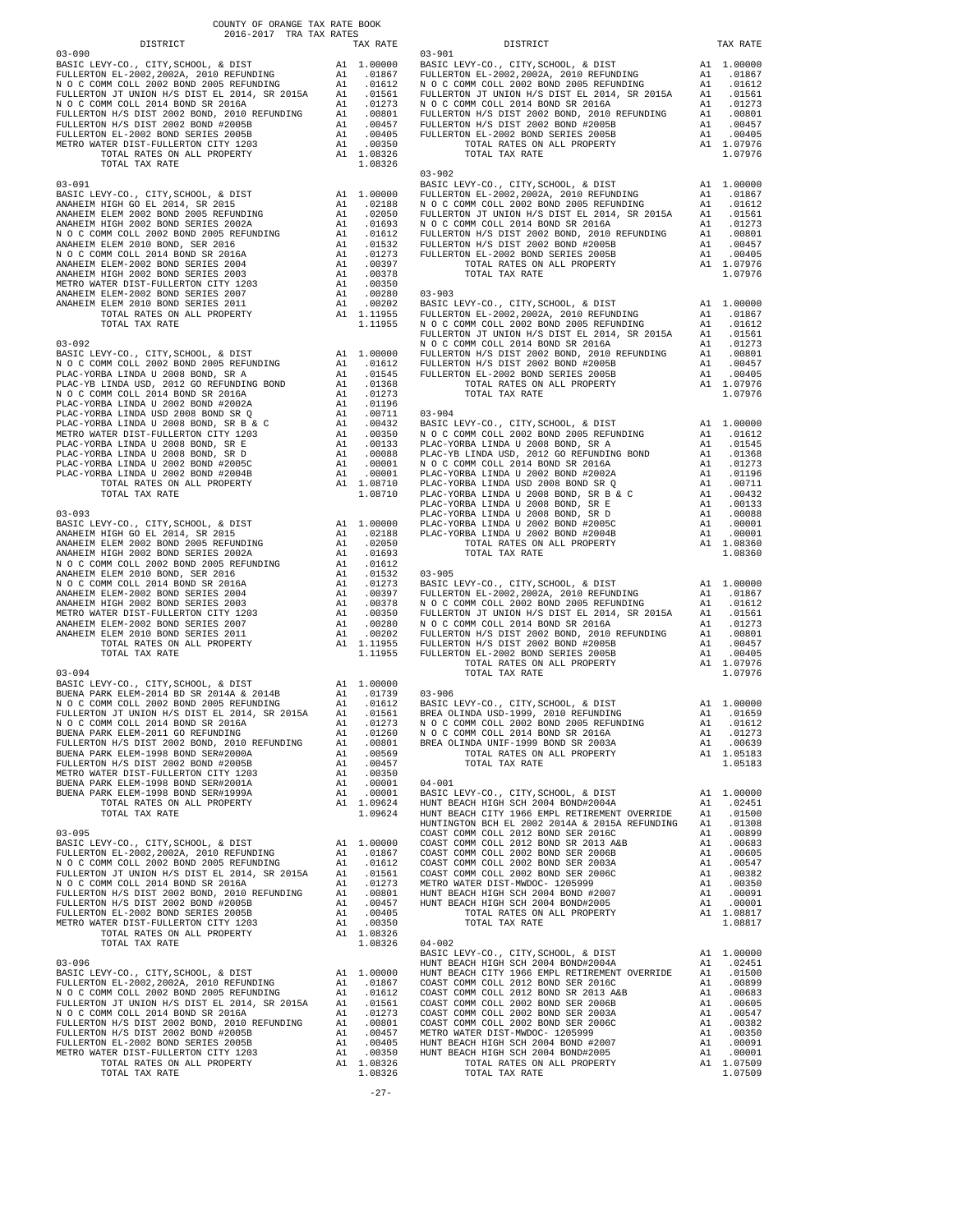COUNTY OF ORANGE TAX RATE BOOK
2016-2017 TRA TAX RATES

| DISTRICT | | TAX RATE |
|---|---|---|
| **03-090** | | |
| BASIC LEVY-CO., CITY,SCHOOL, & DIST | A1 | 1.00000 |
| FULLERTON EL-2002,2002A, 2010 REFUNDING | A1 | .01867 |
| N O C COMM COLL 2002 BOND 2005 REFUNDING | A1 | .01612 |
| FULLERTON JT UNION H/S DIST EL 2014, SR 2015A | A1 | .01561 |
| N O C COMM COLL 2014 BOND SR 2016A | A1 | .01273 |
| FULLERTON H/S DIST 2002 BOND, 2010 REFUNDING | A1 | .00801 |
| FULLERTON H/S DIST 2002 BOND #2005B | A1 | .00457 |
| FULLERTON EL-2002 BOND SERIES 2005B | A1 | .00405 |
| METRO WATER DIST-FULLERTON CITY 1203 | A1 | .00350 |
| TOTAL RATES ON ALL PROPERTY | A1 | 1.08326 |
| TOTAL TAX RATE | | 1.08326 |
| **03-091** | | |
| BASIC LEVY-CO., CITY,SCHOOL, & DIST | A1 | 1.00000 |
| ANAHEIM HIGH GO EL 2014, SR 2015 | A1 | .02188 |
| ANAHEIM ELEM 2002 BOND 2005 REFUNDING | A1 | .02050 |
| ANAHEIM HIGH 2002 BOND SERIES 2002A | A1 | .01693 |
| N O C COMM COLL 2002 BOND 2005 REFUNDING | A1 | .01612 |
| ANAHEIM ELEM 2010 BOND, SER 2016 | A1 | .01532 |
| N O C COMM COLL 2014 BOND SR 2016A | A1 | .01273 |
| ANAHEIM ELEM-2002 BOND SERIES 2004 | A1 | .00397 |
| ANAHEIM HIGH 2002 BOND SERIES 2003 | A1 | .00378 |
| METRO WATER DIST-FULLERTON CITY 1203 | A1 | .00350 |
| ANAHEIM ELEM-2002 BOND SERIES 2007 | A1 | .00280 |
| ANAHEIM ELEM 2010 BOND SERIES 2011 | A1 | .00202 |
| TOTAL RATES ON ALL PROPERTY | A1 | 1.11955 |
| TOTAL TAX RATE | | 1.11955 |
| **03-092** | | |
| BASIC LEVY-CO., CITY,SCHOOL, & DIST | A1 | 1.00000 |
| N O C COMM COLL 2002 BOND 2005 REFUNDING | A1 | .01612 |
| PLAC-YORBA LINDA U 2008 BOND, SR A | A1 | .01545 |
| PLAC-YB LINDA USD, 2012 GO REFUNDING BOND | A1 | .01368 |
| N O C COMM COLL 2014 BOND SR 2016A | A1 | .01273 |
| PLAC-YORBA LINDA U 2002 BOND #2002A | A1 | .01196 |
| PLAC-YORBA LINDA USD 2008 BOND SR Q | A1 | .00711 |
| PLAC-YORBA LINDA U 2008 BOND, SR B & C | A1 | .00432 |
| METRO WATER DIST-FULLERTON CITY 1203 | A1 | .00350 |
| PLAC-YORBA LINDA U 2008 BOND, SR E | A1 | .00133 |
| PLAC-YORBA LINDA U 2008 BOND, SR D | A1 | .00088 |
| PLAC-YORBA LINDA U 2002 BOND #2005C | A1 | .00001 |
| PLAC-YORBA LINDA U 2002 BOND #2004B | A1 | .00001 |
| TOTAL RATES ON ALL PROPERTY | A1 | 1.08710 |
| TOTAL TAX RATE | | 1.08710 |
| **03-093** | | |
| BASIC LEVY-CO., CITY,SCHOOL, & DIST | A1 | 1.00000 |
| ANAHEIM HIGH GO EL 2014, SR 2015 | A1 | .02188 |
| ANAHEIM ELEM 2002 BOND 2005 REFUNDING | A1 | .02050 |
| ANAHEIM HIGH 2002 BOND SERIES 2002A | A1 | .01693 |
| N O C COMM COLL 2002 BOND 2005 REFUNDING | A1 | .01612 |
| ANAHEIM ELEM 2010 BOND, SER 2016 | A1 | .01532 |
| N O C COMM COLL 2014 BOND SR 2016A | A1 | .01273 |
| ANAHEIM ELEM-2002 BOND SERIES 2004 | A1 | .00397 |
| ANAHEIM HIGH 2002 BOND SERIES 2003 | A1 | .00378 |
| METRO WATER DIST-FULLERTON CITY 1203 | A1 | .00350 |
| ANAHEIM ELEM-2002 BOND SERIES 2007 | A1 | .00280 |
| ANAHEIM ELEM 2010 BOND SERIES 2011 | A1 | .00202 |
| TOTAL RATES ON ALL PROPERTY | A1 | 1.11955 |
| TOTAL TAX RATE | | 1.11955 |
| **03-094** | | |
| BASIC LEVY-CO., CITY,SCHOOL, & DIST | A1 | 1.00000 |
| BUENA PARK ELEM-2014 BD SR 2014A & 2014B | A1 | .01739 |
| N O C COMM COLL 2002 BOND 2005 REFUNDING | A1 | .01612 |
| FULLERTON JT UNION H/S DIST EL 2014, SR 2015A | A1 | .01561 |
| N O C COMM COLL 2014 BOND SR 2016A | A1 | .01273 |
| BUENA PARK ELEM-2011 GO REFUNDING | A1 | .01260 |
| FULLERTON H/S DIST 2002 BOND, 2010 REFUNDING | A1 | .00801 |
| BUENA PARK ELEM-1998 BOND SER#2000A | A1 | .00569 |
| FULLERTON H/S DIST 2002 BOND #2005B | A1 | .00457 |
| METRO WATER DIST-FULLERTON CITY 1203 | A1 | .00350 |
| BUENA PARK ELEM-1998 BOND SER#2001A | A1 | .00001 |
| BUENA PARK ELEM-1998 BOND SER#1999A | A1 | .00001 |
| TOTAL RATES ON ALL PROPERTY | A1 | 1.09624 |
| TOTAL TAX RATE | | 1.09624 |
| **03-095** | | |
| BASIC LEVY-CO., CITY,SCHOOL, & DIST | A1 | 1.00000 |
| FULLERTON EL-2002,2002A, 2010 REFUNDING | A1 | .01867 |
| N O C COMM COLL 2002 BOND 2005 REFUNDING | A1 | .01612 |
| FULLERTON JT UNION H/S DIST EL 2014, SR 2015A | A1 | .01561 |
| N O C COMM COLL 2014 BOND SR 2016A | A1 | .01273 |
| FULLERTON H/S DIST 2002 BOND, 2010 REFUNDING | A1 | .00801 |
| FULLERTON H/S DIST 2002 BOND #2005B | A1 | .00457 |
| FULLERTON EL-2002 BOND SERIES 2005B | A1 | .00405 |
| METRO WATER DIST-FULLERTON CITY 1203 | A1 | .00350 |
| TOTAL RATES ON ALL PROPERTY | A1 | 1.08326 |
| TOTAL TAX RATE | | 1.08326 |
| **03-096** | | |
| BASIC LEVY-CO., CITY,SCHOOL, & DIST | A1 | 1.00000 |
| FULLERTON EL-2002,2002A, 2010 REFUNDING | A1 | .01867 |
| N O C COMM COLL 2002 BOND 2005 REFUNDING | A1 | .01612 |
| FULLERTON JT UNION H/S DIST EL 2014, SR 2015A | A1 | .01561 |
| N O C COMM COLL 2014 BOND SR 2016A | A1 | .01273 |
| FULLERTON H/S DIST 2002 BOND, 2010 REFUNDING | A1 | .00801 |
| FULLERTON H/S DIST 2002 BOND #2005B | A1 | .00457 |
| FULLERTON EL-2002 BOND SERIES 2005B | A1 | .00405 |
| METRO WATER DIST-FULLERTON CITY 1203 | A1 | .00350 |
| TOTAL RATES ON ALL PROPERTY | A1 | 1.08326 |
| TOTAL TAX RATE | | 1.08326 |

| DISTRICT | | TAX RATE |
|---|---|---|
| **03-901** | | |
| BASIC LEVY-CO., CITY,SCHOOL, & DIST | A1 | 1.00000 |
| FULLERTON EL-2002,2002A, 2010 REFUNDING | A1 | .01867 |
| N O C COMM COLL 2002 BOND 2005 REFUNDING | A1 | .01612 |
| FULLERTON JT UNION H/S DIST EL 2014, SR 2015A | A1 | .01561 |
| N O C COMM COLL 2014 BOND SR 2016A | A1 | .01273 |
| FULLERTON H/S DIST 2002 BOND, 2010 REFUNDING | A1 | .00801 |
| FULLERTON H/S DIST 2002 BOND #2005B | A1 | .00457 |
| FULLERTON EL-2002 BOND SERIES 2005B | A1 | .00405 |
| TOTAL RATES ON ALL PROPERTY | A1 | 1.07976 |
| TOTAL TAX RATE | | 1.07976 |
| **03-902** | | |
| BASIC LEVY-CO., CITY,SCHOOL, & DIST | A1 | 1.00000 |
| FULLERTON EL-2002,2002A, 2010 REFUNDING | A1 | .01867 |
| N O C COMM COLL 2002 BOND 2005 REFUNDING | A1 | .01612 |
| FULLERTON JT UNION H/S DIST EL 2014, SR 2015A | A1 | .01561 |
| N O C COMM COLL 2014 BOND SR 2016A | A1 | .01273 |
| FULLERTON H/S DIST 2002 BOND, 2010 REFUNDING | A1 | .00801 |
| FULLERTON H/S DIST 2002 BOND #2005B | A1 | .00457 |
| FULLERTON EL-2002 BOND SERIES 2005B | A1 | .00405 |
| TOTAL RATES ON ALL PROPERTY | A1 | 1.07976 |
| TOTAL TAX RATE | | 1.07976 |
| **03-903** | | |
| BASIC LEVY-CO., CITY,SCHOOL, & DIST | A1 | 1.00000 |
| FULLERTON EL-2002,2002A, 2010 REFUNDING | A1 | .01867 |
| N O C COMM COLL 2002 BOND 2005 REFUNDING | A1 | .01612 |
| FULLERTON JT UNION H/S DIST EL 2014, SR 2015A | A1 | .01561 |
| N O C COMM COLL 2014 BOND SR 2016A | A1 | .01273 |
| FULLERTON H/S DIST 2002 BOND, 2010 REFUNDING | A1 | .00801 |
| FULLERTON H/S DIST 2002 BOND #2005B | A1 | .00457 |
| FULLERTON EL-2002 BOND SERIES 2005B | A1 | .00405 |
| TOTAL RATES ON ALL PROPERTY | A1 | 1.07976 |
| TOTAL TAX RATE | | 1.07976 |
| **03-904** | | |
| BASIC LEVY-CO., CITY,SCHOOL, & DIST | A1 | 1.00000 |
| N O C COMM COLL 2002 BOND 2005 REFUNDING | A1 | .01612 |
| PLAC-YORBA LINDA U 2008 BOND, SR A | A1 | .01545 |
| PLAC-YB LINDA USD, 2012 GO REFUNDING BOND | A1 | .01368 |
| N O C COMM COLL 2014 BOND SR 2016A | A1 | .01273 |
| PLAC-YORBA LINDA U 2002 BOND #2002A | A1 | .01196 |
| PLAC-YORBA LINDA USD 2008 BOND SR Q | A1 | .00711 |
| PLAC-YORBA LINDA U 2008 BOND, SR B & C | A1 | .00432 |
| PLAC-YORBA LINDA U 2008 BOND, SR E | A1 | .00133 |
| PLAC-YORBA LINDA U 2008 BOND, SR D | A1 | .00088 |
| PLAC-YORBA LINDA U 2002 BOND #2005C | A1 | .00001 |
| PLAC-YORBA LINDA U 2002 BOND #2004B | A1 | .00001 |
| TOTAL RATES ON ALL PROPERTY | A1 | 1.08360 |
| TOTAL TAX RATE | | 1.08360 |
| **03-905** | | |
| BASIC LEVY-CO., CITY,SCHOOL, & DIST | A1 | 1.00000 |
| FULLERTON EL-2002,2002A, 2010 REFUNDING | A1 | .01867 |
| N O C COMM COLL 2002 BOND 2005 REFUNDING | A1 | .01612 |
| FULLERTON JT UNION H/S DIST EL 2014, SR 2015A | A1 | .01561 |
| N O C COMM COLL 2014 BOND SR 2016A | A1 | .01273 |
| FULLERTON H/S DIST 2002 BOND, 2010 REFUNDING | A1 | .00801 |
| FULLERTON H/S DIST 2002 BOND #2005B | A1 | .00457 |
| FULLERTON EL-2002 BOND SERIES 2005B | A1 | .00405 |
| TOTAL RATES ON ALL PROPERTY | A1 | 1.07976 |
| TOTAL TAX RATE | | 1.07976 |
| **03-906** | | |
| BASIC LEVY-CO., CITY,SCHOOL, & DIST | A1 | 1.00000 |
| BREA OLINDA USD-1999, 2010 REFUNDING | A1 | .01659 |
| N O C COMM COLL 2002 BOND 2005 REFUNDING | A1 | .01612 |
| N O C COMM COLL 2014 BOND SR 2016A | A1 | .01273 |
| BREA OLINDA UNIF-1999 BOND SR 2003A | A1 | .00639 |
| TOTAL RATES ON ALL PROPERTY | A1 | 1.05183 |
| TOTAL TAX RATE | | 1.05183 |
| **04-001** | | |
| BASIC LEVY-CO., CITY,SCHOOL, & DIST | A1 | 1.00000 |
| HUNT BEACH HIGH SCH 2004 BOND#2004A | A1 | .02451 |
| HUNT BEACH CITY 1966 EMPL RETIREMENT OVERRIDE | A1 | .01500 |
| HUNTINGTON BCH EL 2002 2014A & 2015A REFUNDING | A1 | .01308 |
| COAST COMM COLL 2012 BOND SER 2016C | A1 | .00899 |
| COAST COMM COLL 2012 BOND SR 2013 A&B | A1 | .00683 |
| COAST COMM COLL 2002 BOND SER 2006B | A1 | .00605 |
| COAST COMM COLL 2002 BOND SER 2003A | A1 | .00547 |
| COAST COMM COLL 2002 BOND SER 2006C | A1 | .00382 |
| METRO WATER DIST-MWDOC- 1205999 | A1 | .00350 |
| HUNT BEACH HIGH SCH 2004 BOND #2007 | A1 | .00091 |
| HUNT BEACH HIGH SCH 2004 BOND#2005 | A1 | .00001 |
| TOTAL RATES ON ALL PROPERTY | A1 | 1.08817 |
| TOTAL TAX RATE | | 1.08817 |
| **04-002** | | |
| BASIC LEVY-CO., CITY,SCHOOL, & DIST | A1 | 1.00000 |
| HUNT BEACH HIGH SCH 2004 BOND#2004A | A1 | .02451 |
| HUNT BEACH CITY 1966 EMPL RETIREMENT OVERRIDE | A1 | .01500 |
| COAST COMM COLL 2012 BOND SER 2016C | A1 | .00899 |
| COAST COMM COLL 2012 BOND SR 2013 A&B | A1 | .00683 |
| COAST COMM COLL 2002 BOND SER 2006B | A1 | .00605 |
| COAST COMM COLL 2002 BOND SER 2003A | A1 | .00547 |
| COAST COMM COLL 2002 BOND SER 2006C | A1 | .00382 |
| METRO WATER DIST-MWDOC- 1205999 | A1 | .00350 |
| HUNT BEACH HIGH SCH 2004 BOND #2007 | A1 | .00091 |
| HUNT BEACH HIGH SCH 2004 BOND#2005 | A1 | .00001 |
| TOTAL RATES ON ALL PROPERTY | A1 | 1.07509 |
| TOTAL TAX RATE | | 1.07509 |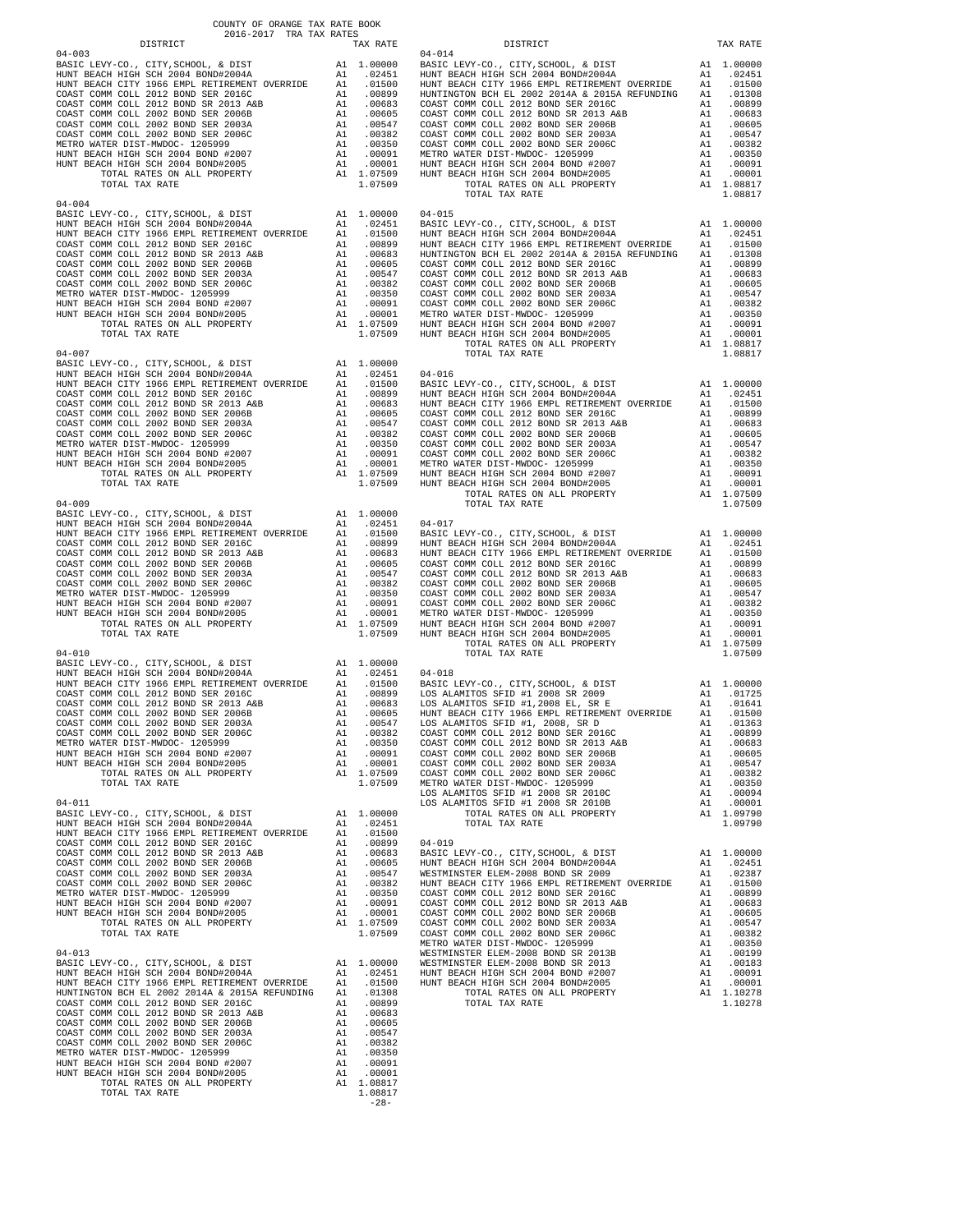COUNTY OF ORANGE TAX RATE BOOK
2016-2017 TRA TAX RATES

| DISTRICT | | TAX RATE |
|---|---|---|
| **04-003** | | |
| BASIC LEVY-CO., CITY,SCHOOL, & DIST | A1 | 1.00000 |
| HUNT BEACH HIGH SCH 2004 BOND#2004A | A1 | .02451 |
| HUNT BEACH CITY 1966 EMPL RETIREMENT OVERRIDE | A1 | .01500 |
| COAST COMM COLL 2012 BOND SER 2016C | A1 | .00899 |
| COAST COMM COLL 2012 BOND SR 2013 A&B | A1 | .00683 |
| COAST COMM COLL 2002 BOND SER 2006B | A1 | .00605 |
| COAST COMM COLL 2002 BOND SER 2003A | A1 | .00547 |
| COAST COMM COLL 2002 BOND SER 2006C | A1 | .00382 |
| METRO WATER DIST-MWDOC- 1205999 | A1 | .00350 |
| HUNT BEACH HIGH SCH 2004 BOND #2007 | A1 | .00091 |
| HUNT BEACH HIGH SCH 2004 BOND#2005 | A1 | .00001 |
| TOTAL RATES ON ALL PROPERTY | A1 | 1.07509 |
| TOTAL TAX RATE | | 1.07509 |
| **04-004** | | |
| BASIC LEVY-CO., CITY,SCHOOL, & DIST | A1 | 1.00000 |
| HUNT BEACH HIGH SCH 2004 BOND#2004A | A1 | .02451 |
| HUNT BEACH CITY 1966 EMPL RETIREMENT OVERRIDE | A1 | .01500 |
| COAST COMM COLL 2012 BOND SER 2016C | A1 | .00899 |
| COAST COMM COLL 2012 BOND SR 2013 A&B | A1 | .00683 |
| COAST COMM COLL 2002 BOND SER 2006B | A1 | .00605 |
| COAST COMM COLL 2002 BOND SER 2003A | A1 | .00547 |
| COAST COMM COLL 2002 BOND SER 2006C | A1 | .00382 |
| METRO WATER DIST-MWDOC- 1205999 | A1 | .00350 |
| HUNT BEACH HIGH SCH 2004 BOND #2007 | A1 | .00091 |
| HUNT BEACH HIGH SCH 2004 BOND#2005 | A1 | .00001 |
| TOTAL RATES ON ALL PROPERTY | A1 | 1.07509 |
| TOTAL TAX RATE | | 1.07509 |
| **04-007** | | |
| BASIC LEVY-CO., CITY,SCHOOL, & DIST | A1 | 1.00000 |
| HUNT BEACH HIGH SCH 2004 BOND#2004A | A1 | .02451 |
| HUNT BEACH CITY 1966 EMPL RETIREMENT OVERRIDE | A1 | .01500 |
| COAST COMM COLL 2012 BOND SER 2016C | A1 | .00899 |
| COAST COMM COLL 2012 BOND SR 2013 A&B | A1 | .00683 |
| COAST COMM COLL 2002 BOND SER 2006B | A1 | .00605 |
| COAST COMM COLL 2002 BOND SER 2003A | A1 | .00547 |
| COAST COMM COLL 2002 BOND SER 2006C | A1 | .00382 |
| METRO WATER DIST-MWDOC- 1205999 | A1 | .00350 |
| HUNT BEACH HIGH SCH 2004 BOND #2007 | A1 | .00091 |
| HUNT BEACH HIGH SCH 2004 BOND#2005 | A1 | .00001 |
| TOTAL RATES ON ALL PROPERTY | A1 | 1.07509 |
| TOTAL TAX RATE | | 1.07509 |
| **04-009** | | |
| BASIC LEVY-CO., CITY,SCHOOL, & DIST | A1 | 1.00000 |
| HUNT BEACH HIGH SCH 2004 BOND#2004A | A1 | .02451 |
| HUNT BEACH CITY 1966 EMPL RETIREMENT OVERRIDE | A1 | .01500 |
| COAST COMM COLL 2012 BOND SER 2016C | A1 | .00899 |
| COAST COMM COLL 2012 BOND SR 2013 A&B | A1 | .00683 |
| COAST COMM COLL 2002 BOND SER 2006B | A1 | .00605 |
| COAST COMM COLL 2002 BOND SER 2003A | A1 | .00547 |
| COAST COMM COLL 2002 BOND SER 2006C | A1 | .00382 |
| METRO WATER DIST-MWDOC- 1205999 | A1 | .00350 |
| HUNT BEACH HIGH SCH 2004 BOND #2007 | A1 | .00091 |
| HUNT BEACH HIGH SCH 2004 BOND#2005 | A1 | .00001 |
| TOTAL RATES ON ALL PROPERTY | A1 | 1.07509 |
| TOTAL TAX RATE | | 1.07509 |
| **04-010** | | |
| BASIC LEVY-CO., CITY,SCHOOL, & DIST | A1 | 1.00000 |
| HUNT BEACH HIGH SCH 2004 BOND#2004A | A1 | .02451 |
| HUNT BEACH CITY 1966 EMPL RETIREMENT OVERRIDE | A1 | .01500 |
| COAST COMM COLL 2012 BOND SER 2016C | A1 | .00899 |
| COAST COMM COLL 2012 BOND SR 2013 A&B | A1 | .00683 |
| COAST COMM COLL 2002 BOND SER 2006B | A1 | .00605 |
| COAST COMM COLL 2002 BOND SER 2003A | A1 | .00547 |
| COAST COMM COLL 2002 BOND SER 2006C | A1 | .00382 |
| METRO WATER DIST-MWDOC- 1205999 | A1 | .00350 |
| HUNT BEACH HIGH SCH 2004 BOND #2007 | A1 | .00091 |
| HUNT BEACH HIGH SCH 2004 BOND#2005 | A1 | .00001 |
| TOTAL RATES ON ALL PROPERTY | A1 | 1.07509 |
| TOTAL TAX RATE | | 1.07509 |
| **04-011** | | |
| BASIC LEVY-CO., CITY,SCHOOL, & DIST | A1 | 1.00000 |
| HUNT BEACH HIGH SCH 2004 BOND#2004A | A1 | .02451 |
| HUNT BEACH CITY 1966 EMPL RETIREMENT OVERRIDE | A1 | .01500 |
| COAST COMM COLL 2012 BOND SER 2016C | A1 | .00899 |
| COAST COMM COLL 2012 BOND SR 2013 A&B | A1 | .00683 |
| COAST COMM COLL 2002 BOND SER 2006B | A1 | .00605 |
| COAST COMM COLL 2002 BOND SER 2003A | A1 | .00547 |
| COAST COMM COLL 2002 BOND SER 2006C | A1 | .00382 |
| METRO WATER DIST-MWDOC- 1205999 | A1 | .00350 |
| HUNT BEACH HIGH SCH 2004 BOND #2007 | A1 | .00091 |
| HUNT BEACH HIGH SCH 2004 BOND#2005 | A1 | .00001 |
| TOTAL RATES ON ALL PROPERTY | A1 | 1.07509 |
| TOTAL TAX RATE | | 1.07509 |
| **04-013** | | |
| BASIC LEVY-CO., CITY,SCHOOL, & DIST | A1 | 1.00000 |
| HUNT BEACH HIGH SCH 2004 BOND#2004A | A1 | .02451 |
| HUNT BEACH CITY 1966 EMPL RETIREMENT OVERRIDE | A1 | .01500 |
| HUNTINGTON BCH EL 2002 2014A & 2015A REFUNDING | A1 | .01308 |
| COAST COMM COLL 2012 BOND SER 2016C | A1 | .00899 |
| COAST COMM COLL 2012 BOND SR 2013 A&B | A1 | .00683 |
| COAST COMM COLL 2002 BOND SER 2006B | A1 | .00605 |
| COAST COMM COLL 2002 BOND SER 2003A | A1 | .00547 |
| COAST COMM COLL 2002 BOND SER 2006C | A1 | .00382 |
| METRO WATER DIST-MWDOC- 1205999 | A1 | .00350 |
| HUNT BEACH HIGH SCH 2004 BOND #2007 | A1 | .00091 |
| HUNT BEACH HIGH SCH 2004 BOND#2005 | A1 | .00001 |
| TOTAL RATES ON ALL PROPERTY | A1 | 1.08817 |
| TOTAL TAX RATE | | 1.08817 |
| **04-014** | | |
| BASIC LEVY-CO., CITY,SCHOOL, & DIST | A1 | 1.00000 |
| HUNT BEACH HIGH SCH 2004 BOND#2004A | A1 | .02451 |
| HUNT BEACH CITY 1966 EMPL RETIREMENT OVERRIDE | A1 | .01500 |
| HUNTINGTON BCH EL 2002 2014A & 2015A REFUNDING | A1 | .01308 |
| COAST COMM COLL 2012 BOND SER 2016C | A1 | .00899 |
| COAST COMM COLL 2012 BOND SR 2013 A&B | A1 | .00683 |
| COAST COMM COLL 2002 BOND SER 2006B | A1 | .00605 |
| COAST COMM COLL 2002 BOND SER 2003A | A1 | .00547 |
| COAST COMM COLL 2002 BOND SER 2006C | A1 | .00382 |
| METRO WATER DIST-MWDOC- 1205999 | A1 | .00350 |
| HUNT BEACH HIGH SCH 2004 BOND #2007 | A1 | .00091 |
| HUNT BEACH HIGH SCH 2004 BOND#2005 | A1 | .00001 |
| TOTAL RATES ON ALL PROPERTY | A1 | 1.08817 |
| TOTAL TAX RATE | | 1.08817 |
| **04-015** | | |
| BASIC LEVY-CO., CITY,SCHOOL, & DIST | A1 | 1.00000 |
| HUNT BEACH HIGH SCH 2004 BOND#2004A | A1 | .02451 |
| HUNT BEACH CITY 1966 EMPL RETIREMENT OVERRIDE | A1 | .01500 |
| HUNTINGTON BCH EL 2002 2014A & 2015A REFUNDING | A1 | .01308 |
| COAST COMM COLL 2012 BOND SER 2016C | A1 | .00899 |
| COAST COMM COLL 2012 BOND SR 2013 A&B | A1 | .00683 |
| COAST COMM COLL 2002 BOND SER 2006B | A1 | .00605 |
| COAST COMM COLL 2002 BOND SER 2003A | A1 | .00547 |
| COAST COMM COLL 2002 BOND SER 2006C | A1 | .00382 |
| METRO WATER DIST-MWDOC- 1205999 | A1 | .00350 |
| HUNT BEACH HIGH SCH 2004 BOND #2007 | A1 | .00091 |
| HUNT BEACH HIGH SCH 2004 BOND#2005 | A1 | .00001 |
| TOTAL RATES ON ALL PROPERTY | A1 | 1.08817 |
| TOTAL TAX RATE | | 1.08817 |
| **04-016** | | |
| BASIC LEVY-CO., CITY,SCHOOL, & DIST | A1 | 1.00000 |
| HUNT BEACH HIGH SCH 2004 BOND#2004A | A1 | .02451 |
| HUNT BEACH CITY 1966 EMPL RETIREMENT OVERRIDE | A1 | .01500 |
| COAST COMM COLL 2012 BOND SER 2016C | A1 | .00899 |
| COAST COMM COLL 2012 BOND SR 2013 A&B | A1 | .00683 |
| COAST COMM COLL 2002 BOND SER 2006B | A1 | .00605 |
| COAST COMM COLL 2002 BOND SER 2003A | A1 | .00547 |
| COAST COMM COLL 2002 BOND SER 2006C | A1 | .00382 |
| METRO WATER DIST-MWDOC- 1205999 | A1 | .00350 |
| HUNT BEACH HIGH SCH 2004 BOND #2007 | A1 | .00091 |
| HUNT BEACH HIGH SCH 2004 BOND#2005 | A1 | .00001 |
| TOTAL RATES ON ALL PROPERTY | A1 | 1.07509 |
| TOTAL TAX RATE | | 1.07509 |
| **04-017** | | |
| BASIC LEVY-CO., CITY,SCHOOL, & DIST | A1 | 1.00000 |
| HUNT BEACH HIGH SCH 2004 BOND#2004A | A1 | .02451 |
| HUNT BEACH CITY 1966 EMPL RETIREMENT OVERRIDE | A1 | .01500 |
| COAST COMM COLL 2012 BOND SER 2016C | A1 | .00899 |
| COAST COMM COLL 2012 BOND SR 2013 A&B | A1 | .00683 |
| COAST COMM COLL 2002 BOND SER 2006B | A1 | .00605 |
| COAST COMM COLL 2002 BOND SER 2003A | A1 | .00547 |
| COAST COMM COLL 2002 BOND SER 2006C | A1 | .00382 |
| METRO WATER DIST-MWDOC- 1205999 | A1 | .00350 |
| HUNT BEACH HIGH SCH 2004 BOND #2007 | A1 | .00091 |
| HUNT BEACH HIGH SCH 2004 BOND#2005 | A1 | .00001 |
| TOTAL RATES ON ALL PROPERTY | A1 | 1.07509 |
| TOTAL TAX RATE | | 1.07509 |
| **04-018** | | |
| BASIC LEVY-CO., CITY,SCHOOL, & DIST | A1 | 1.00000 |
| LOS ALAMITOS SFID #1 2008 SR 2009 | A1 | .01725 |
| LOS ALAMITOS SFID #1,2008 EL, SR E | A1 | .01641 |
| HUNT BEACH CITY 1966 EMPL RETIREMENT OVERRIDE | A1 | .01500 |
| LOS ALAMITOS SFID #1, 2008, SR D | A1 | .01363 |
| COAST COMM COLL 2012 BOND SER 2016C | A1 | .00899 |
| COAST COMM COLL 2012 BOND SR 2013 A&B | A1 | .00683 |
| COAST COMM COLL 2002 BOND SER 2006B | A1 | .00605 |
| COAST COMM COLL 2002 BOND SER 2003A | A1 | .00547 |
| COAST COMM COLL 2002 BOND SER 2006C | A1 | .00382 |
| METRO WATER DIST-MWDOC- 1205999 | A1 | .00350 |
| LOS ALAMITOS SFID #1 2008 SR 2010C | A1 | .00094 |
| LOS ALAMITOS SFID #1 2008 SR 2010B | A1 | .00001 |
| TOTAL RATES ON ALL PROPERTY | A1 | 1.09790 |
| TOTAL TAX RATE | | 1.09790 |
| **04-019** | | |
| BASIC LEVY-CO., CITY,SCHOOL, & DIST | A1 | 1.00000 |
| HUNT BEACH HIGH SCH 2004 BOND#2004A | A1 | .02451 |
| WESTMINSTER ELEM-2008 BOND SR 2009 | A1 | .02387 |
| HUNT BEACH CITY 1966 EMPL RETIREMENT OVERRIDE | A1 | .01500 |
| COAST COMM COLL 2012 BOND SER 2016C | A1 | .00899 |
| COAST COMM COLL 2012 BOND SR 2013 A&B | A1 | .00683 |
| COAST COMM COLL 2002 BOND SER 2006B | A1 | .00605 |
| COAST COMM COLL 2002 BOND SER 2003A | A1 | .00547 |
| COAST COMM COLL 2002 BOND SER 2006C | A1 | .00382 |
| METRO WATER DIST-MWDOC- 1205999 | A1 | .00350 |
| WESTMINSTER ELEM-2008 BOND SR 2013B | A1 | .00199 |
| WESTMINSTER ELEM-2008 BOND SR 2013 | A1 | .00183 |
| HUNT BEACH HIGH SCH 2004 BOND #2007 | A1 | .00091 |
| HUNT BEACH HIGH SCH 2004 BOND#2005 | A1 | .00001 |
| TOTAL RATES ON ALL PROPERTY | A1 | 1.10278 |
| TOTAL TAX RATE | | 1.10278 |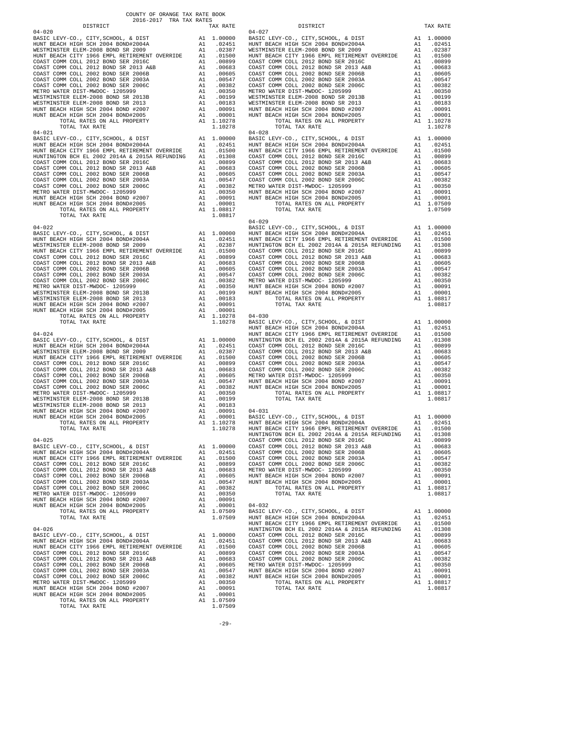COUNTY OF ORANGE TAX RATE BOOK
2016-2017 TRA TAX RATES

| DISTRICT | | TAX RATE |
|---|---|---|
| **04-020** | | |
| BASIC LEVY-CO., CITY,SCHOOL, & DIST | A1 | 1.00000 |
| HUNT BEACH HIGH SCH 2004 BOND#2004A | A1 | .02451 |
| WESTMINSTER ELEM-2008 BOND SR 2009 | A1 | .02387 |
| HUNT BEACH CITY 1966 EMPL RETIREMENT OVERRIDE | A1 | .01500 |
| COAST COMM COLL 2012 BOND SER 2016C | A1 | .00899 |
| COAST COMM COLL 2012 BOND SR 2013 A&B | A1 | .00683 |
| COAST COMM COLL 2002 BOND SER 2006B | A1 | .00605 |
| COAST COMM COLL 2002 BOND SER 2003A | A1 | .00547 |
| COAST COMM COLL 2002 BOND SER 2006C | A1 | .00382 |
| METRO WATER DIST-MWDOC- 1205999 | A1 | .00350 |
| WESTMINSTER ELEM-2008 BOND SR 2013B | A1 | .00199 |
| WESTMINSTER ELEM-2008 BOND SR 2013 | A1 | .00183 |
| HUNT BEACH HIGH SCH 2004 BOND #2007 | A1 | .00091 |
| HUNT BEACH HIGH SCH 2004 BOND#2005 | A1 | .00001 |
| TOTAL RATES ON ALL PROPERTY | A1 | 1.10278 |
| TOTAL TAX RATE | | 1.10278 |
| **04-021** | | |
| BASIC LEVY-CO., CITY,SCHOOL, & DIST | A1 | 1.00000 |
| HUNT BEACH HIGH SCH 2004 BOND#2004A | A1 | .02451 |
| HUNT BEACH CITY 1966 EMPL RETIREMENT OVERRIDE | A1 | .01500 |
| HUNTINGTON BCH EL 2002 2014A & 2015A REFUNDING | A1 | .01308 |
| COAST COMM COLL 2012 BOND SER 2016C | A1 | .00899 |
| COAST COMM COLL 2012 BOND SR 2013 A&B | A1 | .00683 |
| COAST COMM COLL 2002 BOND SER 2006B | A1 | .00605 |
| COAST COMM COLL 2002 BOND SER 2003A | A1 | .00547 |
| COAST COMM COLL 2002 BOND SER 2006C | A1 | .00382 |
| METRO WATER DIST-MWDOC- 1205999 | A1 | .00350 |
| HUNT BEACH HIGH SCH 2004 BOND #2007 | A1 | .00091 |
| HUNT BEACH HIGH SCH 2004 BOND#2005 | A1 | .00001 |
| TOTAL RATES ON ALL PROPERTY | A1 | 1.08817 |
| TOTAL TAX RATE | | 1.08817 |
| **04-022** | | |
| BASIC LEVY-CO., CITY,SCHOOL, & DIST | A1 | 1.00000 |
| HUNT BEACH HIGH SCH 2004 BOND#2004A | A1 | .02451 |
| WESTMINSTER ELEM-2008 BOND SR 2009 | A1 | .02387 |
| HUNT BEACH CITY 1966 EMPL RETIREMENT OVERRIDE | A1 | .01500 |
| COAST COMM COLL 2012 BOND SER 2016C | A1 | .00899 |
| COAST COMM COLL 2012 BOND SR 2013 A&B | A1 | .00683 |
| COAST COMM COLL 2002 BOND SER 2006B | A1 | .00605 |
| COAST COMM COLL 2002 BOND SER 2003A | A1 | .00547 |
| COAST COMM COLL 2002 BOND SER 2006C | A1 | .00382 |
| METRO WATER DIST-MWDOC- 1205999 | A1 | .00350 |
| WESTMINSTER ELEM-2008 BOND SR 2013B | A1 | .00199 |
| WESTMINSTER ELEM-2008 BOND SR 2013 | A1 | .00183 |
| HUNT BEACH HIGH SCH 2004 BOND #2007 | A1 | .00091 |
| HUNT BEACH HIGH SCH 2004 BOND#2005 | A1 | .00001 |
| TOTAL RATES ON ALL PROPERTY | A1 | 1.10278 |
| TOTAL TAX RATE | | 1.10278 |
| **04-024** | | |
| BASIC LEVY-CO., CITY,SCHOOL, & DIST | A1 | 1.00000 |
| HUNT BEACH HIGH SCH 2004 BOND#2004A | A1 | .02451 |
| WESTMINSTER ELEM-2008 BOND SR 2009 | A1 | .02387 |
| HUNT BEACH CITY 1966 EMPL RETIREMENT OVERRIDE | A1 | .01500 |
| COAST COMM COLL 2012 BOND SER 2016C | A1 | .00899 |
| COAST COMM COLL 2012 BOND SR 2013 A&B | A1 | .00683 |
| COAST COMM COLL 2002 BOND SER 2006B | A1 | .00605 |
| COAST COMM COLL 2002 BOND SER 2003A | A1 | .00547 |
| COAST COMM COLL 2002 BOND SER 2006C | A1 | .00382 |
| METRO WATER DIST-MWDOC- 1205999 | A1 | .00350 |
| WESTMINSTER ELEM-2008 BOND SR 2013B | A1 | .00199 |
| WESTMINSTER ELEM-2008 BOND SR 2013 | A1 | .00183 |
| HUNT BEACH HIGH SCH 2004 BOND #2007 | A1 | .00091 |
| HUNT BEACH HIGH SCH 2004 BOND#2005 | A1 | .00001 |
| TOTAL RATES ON ALL PROPERTY | A1 | 1.10278 |
| TOTAL TAX RATE | | 1.10278 |
| **04-025** | | |
| BASIC LEVY-CO., CITY,SCHOOL, & DIST | A1 | 1.00000 |
| HUNT BEACH HIGH SCH 2004 BOND#2004A | A1 | .02451 |
| HUNT BEACH CITY 1966 EMPL RETIREMENT OVERRIDE | A1 | .01500 |
| COAST COMM COLL 2012 BOND SER 2016C | A1 | .00899 |
| COAST COMM COLL 2012 BOND SR 2013 A&B | A1 | .00683 |
| COAST COMM COLL 2002 BOND SER 2006B | A1 | .00605 |
| COAST COMM COLL 2002 BOND SER 2003A | A1 | .00547 |
| COAST COMM COLL 2002 BOND SER 2006C | A1 | .00382 |
| METRO WATER DIST-MWDOC- 1205999 | A1 | .00350 |
| HUNT BEACH HIGH SCH 2004 BOND #2007 | A1 | .00091 |
| HUNT BEACH HIGH SCH 2004 BOND#2005 | A1 | .00001 |
| TOTAL RATES ON ALL PROPERTY | A1 | 1.07509 |
| TOTAL TAX RATE | | 1.07509 |
| **04-026** | | |
| BASIC LEVY-CO., CITY,SCHOOL, & DIST | A1 | 1.00000 |
| HUNT BEACH HIGH SCH 2004 BOND#2004A | A1 | .02451 |
| HUNT BEACH CITY 1966 EMPL RETIREMENT OVERRIDE | A1 | .01500 |
| COAST COMM COLL 2012 BOND SER 2016C | A1 | .00899 |
| COAST COMM COLL 2012 BOND SR 2013 A&B | A1 | .00683 |
| COAST COMM COLL 2002 BOND SER 2006B | A1 | .00605 |
| COAST COMM COLL 2002 BOND SER 2003A | A1 | .00547 |
| COAST COMM COLL 2002 BOND SER 2006C | A1 | .00382 |
| METRO WATER DIST-MWDOC- 1205999 | A1 | .00350 |
| HUNT BEACH HIGH SCH 2004 BOND #2007 | A1 | .00091 |
| HUNT BEACH HIGH SCH 2004 BOND#2005 | A1 | .00001 |
| TOTAL RATES ON ALL PROPERTY | A1 | 1.07509 |
| TOTAL TAX RATE | | 1.07509 |
| **04-027** | | |
| BASIC LEVY-CO., CITY,SCHOOL, & DIST | A1 | 1.00000 |
| HUNT BEACH HIGH SCH 2004 BOND#2004A | A1 | .02451 |
| WESTMINSTER ELEM-2008 BOND SR 2009 | A1 | .02387 |
| HUNT BEACH CITY 1966 EMPL RETIREMENT OVERRIDE | A1 | .01500 |
| COAST COMM COLL 2012 BOND SER 2016C | A1 | .00899 |
| COAST COMM COLL 2012 BOND SR 2013 A&B | A1 | .00683 |
| COAST COMM COLL 2002 BOND SER 2006B | A1 | .00605 |
| COAST COMM COLL 2002 BOND SER 2003A | A1 | .00547 |
| COAST COMM COLL 2002 BOND SER 2006C | A1 | .00382 |
| METRO WATER DIST-MWDOC- 1205999 | A1 | .00350 |
| WESTMINSTER ELEM-2008 BOND SR 2013B | A1 | .00199 |
| WESTMINSTER ELEM-2008 BOND SR 2013 | A1 | .00183 |
| HUNT BEACH HIGH SCH 2004 BOND #2007 | A1 | .00091 |
| HUNT BEACH HIGH SCH 2004 BOND#2005 | A1 | .00001 |
| TOTAL RATES ON ALL PROPERTY | A1 | 1.10278 |
| TOTAL TAX RATE | | 1.10278 |
| **04-028** | | |
| BASIC LEVY-CO., CITY,SCHOOL, & DIST | A1 | 1.00000 |
| HUNT BEACH HIGH SCH 2004 BOND#2004A | A1 | .02451 |
| HUNT BEACH CITY 1966 EMPL RETIREMENT OVERRIDE | A1 | .01500 |
| COAST COMM COLL 2012 BOND SER 2016C | A1 | .00899 |
| COAST COMM COLL 2012 BOND SR 2013 A&B | A1 | .00683 |
| COAST COMM COLL 2002 BOND SER 2006B | A1 | .00605 |
| COAST COMM COLL 2002 BOND SER 2003A | A1 | .00547 |
| COAST COMM COLL 2002 BOND SER 2006C | A1 | .00382 |
| METRO WATER DIST-MWDOC- 1205999 | A1 | .00350 |
| HUNT BEACH HIGH SCH 2004 BOND #2007 | A1 | .00091 |
| HUNT BEACH HIGH SCH 2004 BOND#2005 | A1 | .00001 |
| TOTAL RATES ON ALL PROPERTY | A1 | 1.07509 |
| TOTAL TAX RATE | | 1.07509 |
| **04-029** | | |
| BASIC LEVY-CO., CITY,SCHOOL, & DIST | A1 | 1.00000 |
| HUNT BEACH HIGH SCH 2004 BOND#2004A | A1 | .02451 |
| HUNT BEACH CITY 1966 EMPL RETIREMENT OVERRIDE | A1 | .01500 |
| HUNTINGTON BCH EL 2002 2014A & 2015A REFUNDING | A1 | .01308 |
| COAST COMM COLL 2012 BOND SER 2016C | A1 | .00899 |
| COAST COMM COLL 2012 BOND SR 2013 A&B | A1 | .00683 |
| COAST COMM COLL 2002 BOND SER 2006B | A1 | .00605 |
| COAST COMM COLL 2002 BOND SER 2003A | A1 | .00547 |
| COAST COMM COLL 2002 BOND SER 2006C | A1 | .00382 |
| METRO WATER DIST-MWDOC- 1205999 | A1 | .00350 |
| HUNT BEACH HIGH SCH 2004 BOND #2007 | A1 | .00091 |
| HUNT BEACH HIGH SCH 2004 BOND#2005 | A1 | .00001 |
| TOTAL RATES ON ALL PROPERTY | A1 | 1.08817 |
| TOTAL TAX RATE | | 1.08817 |
| **04-030** | | |
| BASIC LEVY-CO., CITY,SCHOOL, & DIST | A1 | 1.00000 |
| HUNT BEACH HIGH SCH 2004 BOND#2004A | A1 | .02451 |
| HUNT BEACH CITY 1966 EMPL RETIREMENT OVERRIDE | A1 | .01500 |
| HUNTINGTON BCH EL 2002 2014A & 2015A REFUNDING | A1 | .01308 |
| COAST COMM COLL 2012 BOND SER 2016C | A1 | .00899 |
| COAST COMM COLL 2012 BOND SR 2013 A&B | A1 | .00683 |
| COAST COMM COLL 2002 BOND SER 2006B | A1 | .00605 |
| COAST COMM COLL 2002 BOND SER 2003A | A1 | .00547 |
| COAST COMM COLL 2002 BOND SER 2006C | A1 | .00382 |
| METRO WATER DIST-MWDOC- 1205999 | A1 | .00350 |
| HUNT BEACH HIGH SCH 2004 BOND #2007 | A1 | .00091 |
| HUNT BEACH HIGH SCH 2004 BOND#2005 | A1 | .00001 |
| TOTAL RATES ON ALL PROPERTY | A1 | 1.08817 |
| TOTAL TAX RATE | | 1.08817 |
| **04-031** | | |
| BASIC LEVY-CO., CITY,SCHOOL, & DIST | A1 | 1.00000 |
| HUNT BEACH HIGH SCH 2004 BOND#2004A | A1 | .02451 |
| HUNT BEACH CITY 1966 EMPL RETIREMENT OVERRIDE | A1 | .01500 |
| HUNTINGTON BCH EL 2002 2014A & 2015A REFUNDING | A1 | .01308 |
| COAST COMM COLL 2012 BOND SER 2016C | A1 | .00899 |
| COAST COMM COLL 2012 BOND SR 2013 A&B | A1 | .00683 |
| COAST COMM COLL 2002 BOND SER 2006B | A1 | .00605 |
| COAST COMM COLL 2002 BOND SER 2003A | A1 | .00547 |
| COAST COMM COLL 2002 BOND SER 2006C | A1 | .00382 |
| METRO WATER DIST-MWDOC- 1205999 | A1 | .00350 |
| HUNT BEACH HIGH SCH 2004 BOND #2007 | A1 | .00091 |
| HUNT BEACH HIGH SCH 2004 BOND#2005 | A1 | .00001 |
| TOTAL RATES ON ALL PROPERTY | A1 | 1.08817 |
| TOTAL TAX RATE | | 1.08817 |
| **04-032** | | |
| BASIC LEVY-CO., CITY,SCHOOL, & DIST | A1 | 1.00000 |
| HUNT BEACH HIGH SCH 2004 BOND#2004A | A1 | .02451 |
| HUNT BEACH CITY 1966 EMPL RETIREMENT OVERRIDE | A1 | .01500 |
| HUNTINGTON BCH EL 2002 2014A & 2015A REFUNDING | A1 | .01308 |
| COAST COMM COLL 2012 BOND SER 2016C | A1 | .00899 |
| COAST COMM COLL 2012 BOND SR 2013 A&B | A1 | .00683 |
| COAST COMM COLL 2002 BOND SER 2006B | A1 | .00605 |
| COAST COMM COLL 2002 BOND SER 2003A | A1 | .00547 |
| COAST COMM COLL 2002 BOND SER 2006C | A1 | .00382 |
| METRO WATER DIST-MWDOC- 1205999 | A1 | .00350 |
| HUNT BEACH HIGH SCH 2004 BOND #2007 | A1 | .00091 |
| HUNT BEACH HIGH SCH 2004 BOND#2005 | A1 | .00001 |
| TOTAL RATES ON ALL PROPERTY | A1 | 1.08817 |
| TOTAL TAX RATE | | 1.08817 |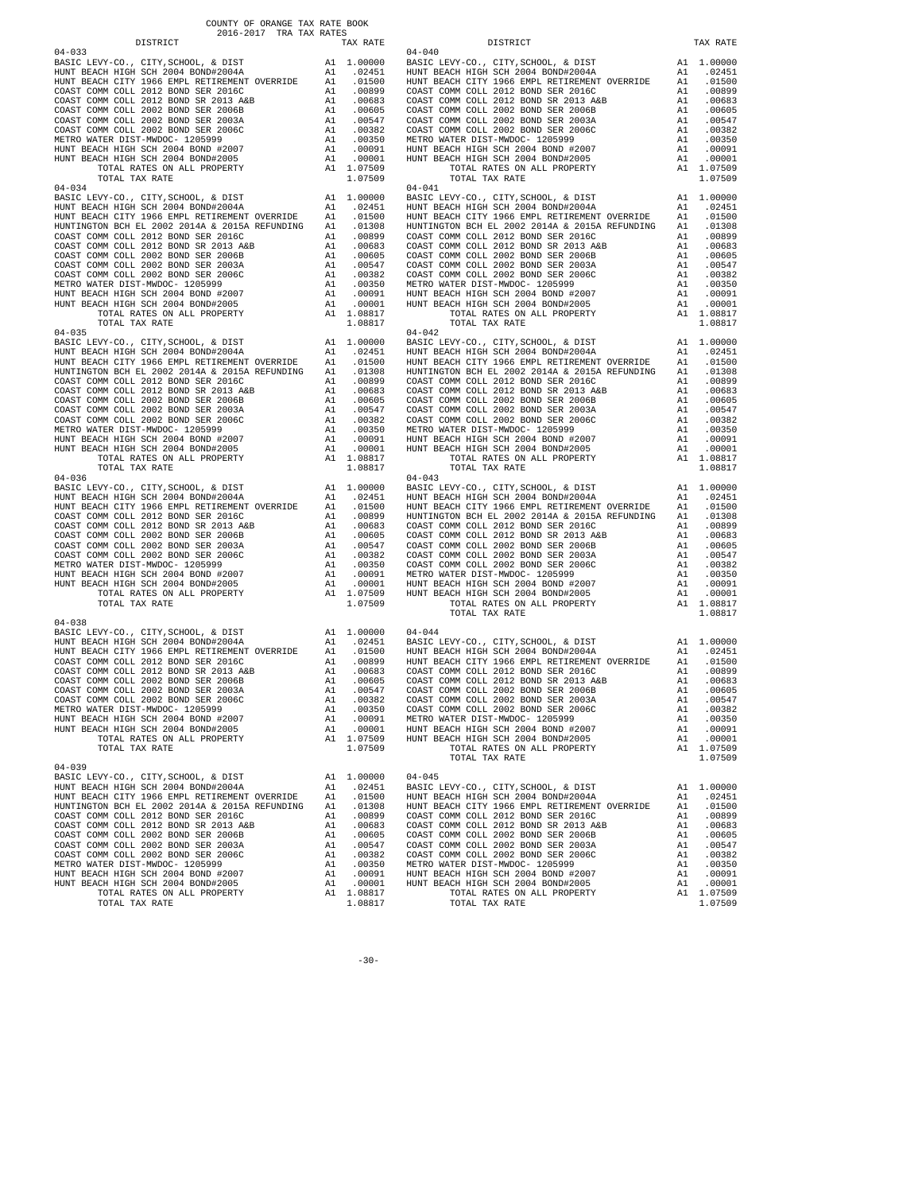COUNTY OF ORANGE TAX RATE BOOK
2016-2017 TRA TAX RATES

| DISTRICT | | TAX RATE |
|---|---|---|
| **04-033** | | |
| BASIC LEVY-CO., CITY,SCHOOL, & DIST | A1 | 1.00000 |
| HUNT BEACH HIGH SCH 2004 BOND#2004A | A1 | .02451 |
| HUNT BEACH CITY 1966 EMPL RETIREMENT OVERRIDE | A1 | .01500 |
| COAST COMM COLL 2012 BOND SER 2016C | A1 | .00899 |
| COAST COMM COLL 2012 BOND SR 2013 A&B | A1 | .00683 |
| COAST COMM COLL 2002 BOND SER 2006B | A1 | .00605 |
| COAST COMM COLL 2002 BOND SER 2003A | A1 | .00547 |
| COAST COMM COLL 2002 BOND SER 2006C | A1 | .00382 |
| METRO WATER DIST-MWDOC- 1205999 | A1 | .00350 |
| HUNT BEACH HIGH SCH 2004 BOND #2007 | A1 | .00091 |
| HUNT BEACH HIGH SCH 2004 BOND#2005 | A1 | .00001 |
| TOTAL RATES ON ALL PROPERTY | A1 | 1.07509 |
| TOTAL TAX RATE | | 1.07509 |
| **04-034** | | |
| BASIC LEVY-CO., CITY,SCHOOL, & DIST | A1 | 1.00000 |
| HUNT BEACH HIGH SCH 2004 BOND#2004A | A1 | .02451 |
| HUNT BEACH CITY 1966 EMPL RETIREMENT OVERRIDE | A1 | .01500 |
| HUNTINGTON BCH EL 2002 2014A & 2015A REFUNDING | A1 | .01308 |
| COAST COMM COLL 2012 BOND SER 2016C | A1 | .00899 |
| COAST COMM COLL 2012 BOND SR 2013 A&B | A1 | .00683 |
| COAST COMM COLL 2002 BOND SER 2006B | A1 | .00605 |
| COAST COMM COLL 2002 BOND SER 2003A | A1 | .00547 |
| COAST COMM COLL 2002 BOND SER 2006C | A1 | .00382 |
| METRO WATER DIST-MWDOC- 1205999 | A1 | .00350 |
| HUNT BEACH HIGH SCH 2004 BOND #2007 | A1 | .00091 |
| HUNT BEACH HIGH SCH 2004 BOND#2005 | A1 | .00001 |
| TOTAL RATES ON ALL PROPERTY | A1 | 1.08817 |
| TOTAL TAX RATE | | 1.08817 |
| **04-035** | | |
| BASIC LEVY-CO., CITY,SCHOOL, & DIST | A1 | 1.00000 |
| HUNT BEACH HIGH SCH 2004 BOND#2004A | A1 | .02451 |
| HUNT BEACH CITY 1966 EMPL RETIREMENT OVERRIDE | A1 | .01500 |
| HUNTINGTON BCH EL 2002 2014A & 2015A REFUNDING | A1 | .01308 |
| COAST COMM COLL 2012 BOND SER 2016C | A1 | .00899 |
| COAST COMM COLL 2012 BOND SR 2013 A&B | A1 | .00683 |
| COAST COMM COLL 2002 BOND SER 2006B | A1 | .00605 |
| COAST COMM COLL 2002 BOND SER 2003A | A1 | .00547 |
| COAST COMM COLL 2002 BOND SER 2006C | A1 | .00382 |
| METRO WATER DIST-MWDOC- 1205999 | A1 | .00350 |
| HUNT BEACH HIGH SCH 2004 BOND #2007 | A1 | .00091 |
| HUNT BEACH HIGH SCH 2004 BOND#2005 | A1 | .00001 |
| TOTAL RATES ON ALL PROPERTY | A1 | 1.08817 |
| TOTAL TAX RATE | | 1.08817 |
| **04-036** | | |
| BASIC LEVY-CO., CITY,SCHOOL, & DIST | A1 | 1.00000 |
| HUNT BEACH HIGH SCH 2004 BOND#2004A | A1 | .02451 |
| HUNT BEACH CITY 1966 EMPL RETIREMENT OVERRIDE | A1 | .01500 |
| COAST COMM COLL 2012 BOND SER 2016C | A1 | .00899 |
| COAST COMM COLL 2012 BOND SR 2013 A&B | A1 | .00683 |
| COAST COMM COLL 2002 BOND SER 2006B | A1 | .00605 |
| COAST COMM COLL 2002 BOND SER 2003A | A1 | .00547 |
| COAST COMM COLL 2002 BOND SER 2006C | A1 | .00382 |
| METRO WATER DIST-MWDOC- 1205999 | A1 | .00350 |
| HUNT BEACH HIGH SCH 2004 BOND #2007 | A1 | .00091 |
| HUNT BEACH HIGH SCH 2004 BOND#2005 | A1 | .00001 |
| TOTAL RATES ON ALL PROPERTY | A1 | 1.07509 |
| TOTAL TAX RATE | | 1.07509 |
| **04-038** | | |
| BASIC LEVY-CO., CITY,SCHOOL, & DIST | A1 | 1.00000 |
| HUNT BEACH HIGH SCH 2004 BOND#2004A | A1 | .02451 |
| HUNT BEACH CITY 1966 EMPL RETIREMENT OVERRIDE | A1 | .01500 |
| COAST COMM COLL 2012 BOND SER 2016C | A1 | .00899 |
| COAST COMM COLL 2012 BOND SR 2013 A&B | A1 | .00683 |
| COAST COMM COLL 2002 BOND SER 2006B | A1 | .00605 |
| COAST COMM COLL 2002 BOND SER 2003A | A1 | .00547 |
| COAST COMM COLL 2002 BOND SER 2006C | A1 | .00382 |
| METRO WATER DIST-MWDOC- 1205999 | A1 | .00350 |
| HUNT BEACH HIGH SCH 2004 BOND #2007 | A1 | .00091 |
| HUNT BEACH HIGH SCH 2004 BOND#2005 | A1 | .00001 |
| TOTAL RATES ON ALL PROPERTY | A1 | 1.07509 |
| TOTAL TAX RATE | | 1.07509 |
| **04-039** | | |
| BASIC LEVY-CO., CITY,SCHOOL, & DIST | A1 | 1.00000 |
| HUNT BEACH HIGH SCH 2004 BOND#2004A | A1 | .02451 |
| HUNT BEACH CITY 1966 EMPL RETIREMENT OVERRIDE | A1 | .01500 |
| HUNTINGTON BCH EL 2002 2014A & 2015A REFUNDING | A1 | .01308 |
| COAST COMM COLL 2012 BOND SER 2016C | A1 | .00899 |
| COAST COMM COLL 2012 BOND SR 2013 A&B | A1 | .00683 |
| COAST COMM COLL 2002 BOND SER 2006B | A1 | .00605 |
| COAST COMM COLL 2002 BOND SER 2003A | A1 | .00547 |
| COAST COMM COLL 2002 BOND SER 2006C | A1 | .00382 |
| METRO WATER DIST-MWDOC- 1205999 | A1 | .00350 |
| HUNT BEACH HIGH SCH 2004 BOND #2007 | A1 | .00091 |
| HUNT BEACH HIGH SCH 2004 BOND#2005 | A1 | .00001 |
| TOTAL RATES ON ALL PROPERTY | A1 | 1.08817 |
| TOTAL TAX RATE | | 1.08817 |

| DISTRICT | | TAX RATE |
|---|---|---|
| **04-040** | | |
| BASIC LEVY-CO., CITY,SCHOOL, & DIST | A1 | 1.00000 |
| HUNT BEACH HIGH SCH 2004 BOND#2004A | A1 | .02451 |
| HUNT BEACH CITY 1966 EMPL RETIREMENT OVERRIDE | A1 | .01500 |
| COAST COMM COLL 2012 BOND SER 2016C | A1 | .00899 |
| COAST COMM COLL 2012 BOND SR 2013 A&B | A1 | .00683 |
| COAST COMM COLL 2002 BOND SER 2006B | A1 | .00605 |
| COAST COMM COLL 2002 BOND SER 2003A | A1 | .00547 |
| COAST COMM COLL 2002 BOND SER 2006C | A1 | .00382 |
| METRO WATER DIST-MWDOC- 1205999 | A1 | .00350 |
| HUNT BEACH HIGH SCH 2004 BOND #2007 | A1 | .00091 |
| HUNT BEACH HIGH SCH 2004 BOND#2005 | A1 | .00001 |
| TOTAL RATES ON ALL PROPERTY | A1 | 1.07509 |
| TOTAL TAX RATE | | 1.07509 |
| **04-041** | | |
| BASIC LEVY-CO., CITY,SCHOOL, & DIST | A1 | 1.00000 |
| HUNT BEACH HIGH SCH 2004 BOND#2004A | A1 | .02451 |
| HUNT BEACH CITY 1966 EMPL RETIREMENT OVERRIDE | A1 | .01500 |
| HUNTINGTON BCH EL 2002 2014A & 2015A REFUNDING | A1 | .01308 |
| COAST COMM COLL 2012 BOND SER 2016C | A1 | .00899 |
| COAST COMM COLL 2012 BOND SR 2013 A&B | A1 | .00683 |
| COAST COMM COLL 2002 BOND SER 2006B | A1 | .00605 |
| COAST COMM COLL 2002 BOND SER 2003A | A1 | .00547 |
| COAST COMM COLL 2002 BOND SER 2006C | A1 | .00382 |
| METRO WATER DIST-MWDOC- 1205999 | A1 | .00350 |
| HUNT BEACH HIGH SCH 2004 BOND #2007 | A1 | .00091 |
| HUNT BEACH HIGH SCH 2004 BOND#2005 | A1 | .00001 |
| TOTAL RATES ON ALL PROPERTY | A1 | 1.08817 |
| TOTAL TAX RATE | | 1.08817 |
| **04-042** | | |
| BASIC LEVY-CO., CITY,SCHOOL, & DIST | A1 | 1.00000 |
| HUNT BEACH HIGH SCH 2004 BOND#2004A | A1 | .02451 |
| HUNT BEACH CITY 1966 EMPL RETIREMENT OVERRIDE | A1 | .01500 |
| HUNTINGTON BCH EL 2002 2014A & 2015A REFUNDING | A1 | .01308 |
| COAST COMM COLL 2012 BOND SER 2016C | A1 | .00899 |
| COAST COMM COLL 2012 BOND SR 2013 A&B | A1 | .00683 |
| COAST COMM COLL 2002 BOND SER 2006B | A1 | .00605 |
| COAST COMM COLL 2002 BOND SER 2003A | A1 | .00547 |
| COAST COMM COLL 2002 BOND SER 2006C | A1 | .00382 |
| METRO WATER DIST-MWDOC- 1205999 | A1 | .00350 |
| HUNT BEACH HIGH SCH 2004 BOND #2007 | A1 | .00091 |
| HUNT BEACH HIGH SCH 2004 BOND#2005 | A1 | .00001 |
| TOTAL RATES ON ALL PROPERTY | A1 | 1.08817 |
| TOTAL TAX RATE | | 1.08817 |
| **04-043** | | |
| BASIC LEVY-CO., CITY,SCHOOL, & DIST | A1 | 1.00000 |
| HUNT BEACH HIGH SCH 2004 BOND#2004A | A1 | .02451 |
| HUNT BEACH CITY 1966 EMPL RETIREMENT OVERRIDE | A1 | .01500 |
| HUNTINGTON BCH EL 2002 2014A & 2015A REFUNDING | A1 | .01308 |
| COAST COMM COLL 2012 BOND SER 2016C | A1 | .00899 |
| COAST COMM COLL 2012 BOND SR 2013 A&B | A1 | .00683 |
| COAST COMM COLL 2002 BOND SER 2006B | A1 | .00605 |
| COAST COMM COLL 2002 BOND SER 2003A | A1 | .00547 |
| COAST COMM COLL 2002 BOND SER 2006C | A1 | .00382 |
| METRO WATER DIST-MWDOC- 1205999 | A1 | .00350 |
| HUNT BEACH HIGH SCH 2004 BOND #2007 | A1 | .00091 |
| HUNT BEACH HIGH SCH 2004 BOND#2005 | A1 | .00001 |
| TOTAL RATES ON ALL PROPERTY | A1 | 1.08817 |
| TOTAL TAX RATE | | 1.08817 |
| **04-044** | | |
| BASIC LEVY-CO., CITY,SCHOOL, & DIST | A1 | 1.00000 |
| HUNT BEACH HIGH SCH 2004 BOND#2004A | A1 | .02451 |
| HUNT BEACH CITY 1966 EMPL RETIREMENT OVERRIDE | A1 | .01500 |
| COAST COMM COLL 2012 BOND SER 2016C | A1 | .00899 |
| COAST COMM COLL 2012 BOND SR 2013 A&B | A1 | .00683 |
| COAST COMM COLL 2002 BOND SER 2006B | A1 | .00605 |
| COAST COMM COLL 2002 BOND SER 2003A | A1 | .00547 |
| COAST COMM COLL 2002 BOND SER 2006C | A1 | .00382 |
| METRO WATER DIST-MWDOC- 1205999 | A1 | .00350 |
| HUNT BEACH HIGH SCH 2004 BOND #2007 | A1 | .00091 |
| HUNT BEACH HIGH SCH 2004 BOND#2005 | A1 | .00001 |
| TOTAL RATES ON ALL PROPERTY | A1 | 1.07509 |
| TOTAL TAX RATE | | 1.07509 |
| **04-045** | | |
| BASIC LEVY-CO., CITY,SCHOOL, & DIST | A1 | 1.00000 |
| HUNT BEACH HIGH SCH 2004 BOND#2004A | A1 | .02451 |
| HUNT BEACH CITY 1966 EMPL RETIREMENT OVERRIDE | A1 | .01500 |
| COAST COMM COLL 2012 BOND SER 2016C | A1 | .00899 |
| COAST COMM COLL 2012 BOND SR 2013 A&B | A1 | .00683 |
| COAST COMM COLL 2002 BOND SER 2006B | A1 | .00605 |
| COAST COMM COLL 2002 BOND SER 2003A | A1 | .00547 |
| COAST COMM COLL 2002 BOND SER 2006C | A1 | .00382 |
| METRO WATER DIST-MWDOC- 1205999 | A1 | .00350 |
| HUNT BEACH HIGH SCH 2004 BOND #2007 | A1 | .00091 |
| HUNT BEACH HIGH SCH 2004 BOND#2005 | A1 | .00001 |
| TOTAL RATES ON ALL PROPERTY | A1 | 1.07509 |
| TOTAL TAX RATE | | 1.07509 |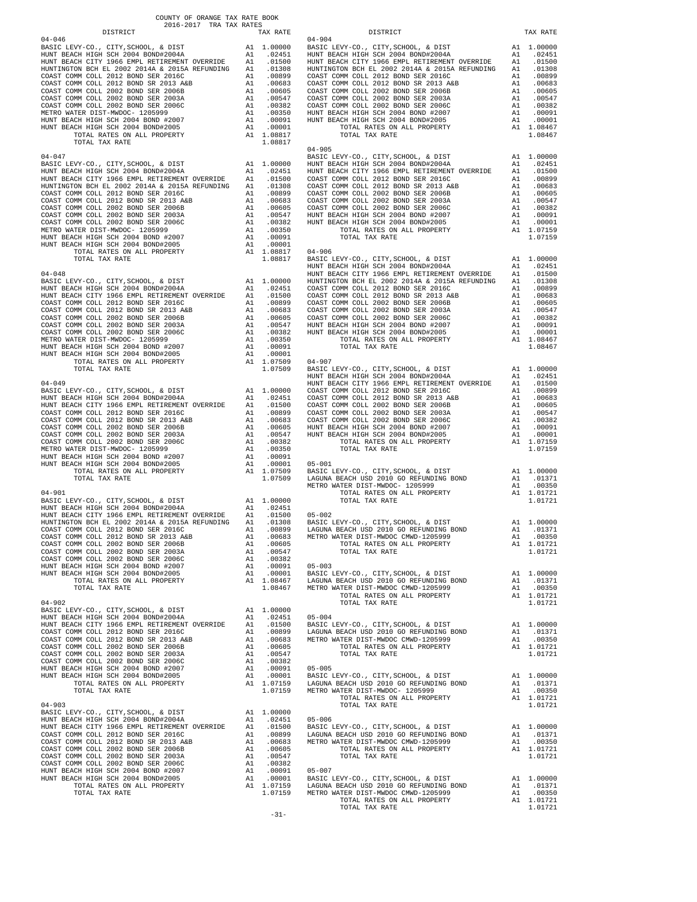COUNTY OF ORANGE TAX RATE BOOK
2016-2017 TRA TAX RATES

| DISTRICT | | TAX RATE |
|---|---|---|
| **04-046** | | |
| BASIC LEVY-CO., CITY,SCHOOL, & DIST | A1 | 1.00000 |
| HUNT BEACH HIGH SCH 2004 BOND#2004A | A1 | .02451 |
| HUNT BEACH CITY 1966 EMPL RETIREMENT OVERRIDE | A1 | .01500 |
| HUNTINGTON BCH EL 2002 2014A & 2015A REFUNDING | A1 | .01308 |
| COAST COMM COLL 2012 BOND SER 2016C | A1 | .00899 |
| COAST COMM COLL 2012 BOND SR 2013 A&B | A1 | .00683 |
| COAST COMM COLL 2002 BOND SER 2006B | A1 | .00605 |
| COAST COMM COLL 2002 BOND SER 2003A | A1 | .00547 |
| COAST COMM COLL 2002 BOND SER 2006C | A1 | .00382 |
| METRO WATER DIST-MWDOC- 1205999 | A1 | .00350 |
| HUNT BEACH HIGH SCH 2004 BOND #2007 | A1 | .00091 |
| HUNT BEACH HIGH SCH 2004 BOND#2005 | A1 | .00001 |
| TOTAL RATES ON ALL PROPERTY | A1 | 1.08817 |
| TOTAL TAX RATE | | 1.08817 |
| **04-047** | | |
| BASIC LEVY-CO., CITY,SCHOOL, & DIST | A1 | 1.00000 |
| HUNT BEACH HIGH SCH 2004 BOND#2004A | A1 | .02451 |
| HUNT BEACH CITY 1966 EMPL RETIREMENT OVERRIDE | A1 | .01500 |
| HUNTINGTON BCH EL 2002 2014A & 2015A REFUNDING | A1 | .01308 |
| COAST COMM COLL 2012 BOND SER 2016C | A1 | .00899 |
| COAST COMM COLL 2012 BOND SR 2013 A&B | A1 | .00683 |
| COAST COMM COLL 2002 BOND SER 2006B | A1 | .00605 |
| COAST COMM COLL 2002 BOND SER 2003A | A1 | .00547 |
| COAST COMM COLL 2002 BOND SER 2006C | A1 | .00382 |
| METRO WATER DIST-MWDOC- 1205999 | A1 | .00350 |
| HUNT BEACH HIGH SCH 2004 BOND #2007 | A1 | .00091 |
| HUNT BEACH HIGH SCH 2004 BOND#2005 | A1 | .00001 |
| TOTAL RATES ON ALL PROPERTY | A1 | 1.08817 |
| TOTAL TAX RATE | | 1.08817 |
| **04-048** | | |
| BASIC LEVY-CO., CITY,SCHOOL, & DIST | A1 | 1.00000 |
| HUNT BEACH HIGH SCH 2004 BOND#2004A | A1 | .02451 |
| HUNT BEACH CITY 1966 EMPL RETIREMENT OVERRIDE | A1 | .01500 |
| COAST COMM COLL 2012 BOND SER 2016C | A1 | .00899 |
| COAST COMM COLL 2012 BOND SR 2013 A&B | A1 | .00683 |
| COAST COMM COLL 2002 BOND SER 2006B | A1 | .00605 |
| COAST COMM COLL 2002 BOND SER 2003A | A1 | .00547 |
| COAST COMM COLL 2002 BOND SER 2006C | A1 | .00382 |
| METRO WATER DIST-MWDOC- 1205999 | A1 | .00350 |
| HUNT BEACH HIGH SCH 2004 BOND #2007 | A1 | .00091 |
| HUNT BEACH HIGH SCH 2004 BOND#2005 | A1 | .00001 |
| TOTAL RATES ON ALL PROPERTY | A1 | 1.07509 |
| TOTAL TAX RATE | | 1.07509 |
| **04-049** | | |
| BASIC LEVY-CO., CITY,SCHOOL, & DIST | A1 | 1.00000 |
| HUNT BEACH HIGH SCH 2004 BOND#2004A | A1 | .02451 |
| HUNT BEACH CITY 1966 EMPL RETIREMENT OVERRIDE | A1 | .01500 |
| COAST COMM COLL 2012 BOND SER 2016C | A1 | .00899 |
| COAST COMM COLL 2012 BOND SR 2013 A&B | A1 | .00683 |
| COAST COMM COLL 2002 BOND SER 2006B | A1 | .00605 |
| COAST COMM COLL 2002 BOND SER 2003A | A1 | .00547 |
| COAST COMM COLL 2002 BOND SER 2006C | A1 | .00382 |
| METRO WATER DIST-MWDOC- 1205999 | A1 | .00350 |
| HUNT BEACH HIGH SCH 2004 BOND #2007 | A1 | .00091 |
| HUNT BEACH HIGH SCH 2004 BOND#2005 | A1 | .00001 |
| TOTAL RATES ON ALL PROPERTY | A1 | 1.07509 |
| TOTAL TAX RATE | | 1.07509 |
| **04-901** | | |
| BASIC LEVY-CO., CITY,SCHOOL, & DIST | A1 | 1.00000 |
| HUNT BEACH HIGH SCH 2004 BOND#2004A | A1 | .02451 |
| HUNT BEACH CITY 1966 EMPL RETIREMENT OVERRIDE | A1 | .01500 |
| HUNTINGTON BCH EL 2002 2014A & 2015A REFUNDING | A1 | .01308 |
| COAST COMM COLL 2012 BOND SER 2016C | A1 | .00899 |
| COAST COMM COLL 2012 BOND SR 2013 A&B | A1 | .00683 |
| COAST COMM COLL 2002 BOND SER 2006B | A1 | .00605 |
| COAST COMM COLL 2002 BOND SER 2003A | A1 | .00547 |
| COAST COMM COLL 2002 BOND SER 2006C | A1 | .00382 |
| HUNT BEACH HIGH SCH 2004 BOND #2007 | A1 | .00091 |
| HUNT BEACH HIGH SCH 2004 BOND#2005 | A1 | .00001 |
| TOTAL RATES ON ALL PROPERTY | A1 | 1.08467 |
| TOTAL TAX RATE | | 1.08467 |
| **04-902** | | |
| BASIC LEVY-CO., CITY,SCHOOL, & DIST | A1 | 1.00000 |
| HUNT BEACH HIGH SCH 2004 BOND#2004A | A1 | .02451 |
| HUNT BEACH CITY 1966 EMPL RETIREMENT OVERRIDE | A1 | .01500 |
| COAST COMM COLL 2012 BOND SER 2016C | A1 | .00899 |
| COAST COMM COLL 2012 BOND SR 2013 A&B | A1 | .00683 |
| COAST COMM COLL 2002 BOND SER 2006B | A1 | .00605 |
| COAST COMM COLL 2002 BOND SER 2003A | A1 | .00547 |
| COAST COMM COLL 2002 BOND SER 2006C | A1 | .00382 |
| HUNT BEACH HIGH SCH 2004 BOND #2007 | A1 | .00091 |
| HUNT BEACH HIGH SCH 2004 BOND#2005 | A1 | .00001 |
| TOTAL RATES ON ALL PROPERTY | A1 | 1.07159 |
| TOTAL TAX RATE | | 1.07159 |
| **04-903** | | |
| BASIC LEVY-CO., CITY,SCHOOL, & DIST | A1 | 1.00000 |
| HUNT BEACH HIGH SCH 2004 BOND#2004A | A1 | .02451 |
| HUNT BEACH CITY 1966 EMPL RETIREMENT OVERRIDE | A1 | .01500 |
| COAST COMM COLL 2012 BOND SER 2016C | A1 | .00899 |
| COAST COMM COLL 2012 BOND SR 2013 A&B | A1 | .00683 |
| COAST COMM COLL 2002 BOND SER 2006B | A1 | .00605 |
| COAST COMM COLL 2002 BOND SER 2003A | A1 | .00547 |
| COAST COMM COLL 2002 BOND SER 2006C | A1 | .00382 |
| HUNT BEACH HIGH SCH 2004 BOND #2007 | A1 | .00091 |
| HUNT BEACH HIGH SCH 2004 BOND#2005 | A1 | .00001 |
| TOTAL RATES ON ALL PROPERTY | A1 | 1.07159 |
| TOTAL TAX RATE | | 1.07159 |
| **04-904** | | |
| BASIC LEVY-CO., CITY,SCHOOL, & DIST | A1 | 1.00000 |
| HUNT BEACH HIGH SCH 2004 BOND#2004A | A1 | .02451 |
| HUNT BEACH CITY 1966 EMPL RETIREMENT OVERRIDE | A1 | .01500 |
| HUNTINGTON BCH EL 2002 2014A & 2015A REFUNDING | A1 | .01308 |
| COAST COMM COLL 2012 BOND SER 2016C | A1 | .00899 |
| COAST COMM COLL 2012 BOND SR 2013 A&B | A1 | .00683 |
| COAST COMM COLL 2002 BOND SER 2006B | A1 | .00605 |
| COAST COMM COLL 2002 BOND SER 2003A | A1 | .00547 |
| COAST COMM COLL 2002 BOND SER 2006C | A1 | .00382 |
| HUNT BEACH HIGH SCH 2004 BOND #2007 | A1 | .00091 |
| HUNT BEACH HIGH SCH 2004 BOND#2005 | A1 | .00001 |
| TOTAL RATES ON ALL PROPERTY | A1 | 1.08467 |
| TOTAL TAX RATE | | 1.08467 |
| **04-905** | | |
| BASIC LEVY-CO., CITY,SCHOOL, & DIST | A1 | 1.00000 |
| HUNT BEACH HIGH SCH 2004 BOND#2004A | A1 | .02451 |
| HUNT BEACH CITY 1966 EMPL RETIREMENT OVERRIDE | A1 | .01500 |
| COAST COMM COLL 2012 BOND SER 2016C | A1 | .00899 |
| COAST COMM COLL 2012 BOND SR 2013 A&B | A1 | .00683 |
| COAST COMM COLL 2002 BOND SER 2006B | A1 | .00605 |
| COAST COMM COLL 2002 BOND SER 2003A | A1 | .00547 |
| COAST COMM COLL 2002 BOND SER 2006C | A1 | .00382 |
| HUNT BEACH HIGH SCH 2004 BOND #2007 | A1 | .00091 |
| HUNT BEACH HIGH SCH 2004 BOND#2005 | A1 | .00001 |
| TOTAL RATES ON ALL PROPERTY | A1 | 1.07159 |
| TOTAL TAX RATE | | 1.07159 |
| **04-906** | | |
| BASIC LEVY-CO., CITY,SCHOOL, & DIST | A1 | 1.00000 |
| HUNT BEACH HIGH SCH 2004 BOND#2004A | A1 | .02451 |
| HUNT BEACH CITY 1966 EMPL RETIREMENT OVERRIDE | A1 | .01500 |
| HUNTINGTON BCH EL 2002 2014A & 2015A REFUNDING | A1 | .01308 |
| COAST COMM COLL 2012 BOND SER 2016C | A1 | .00899 |
| COAST COMM COLL 2012 BOND SR 2013 A&B | A1 | .00683 |
| COAST COMM COLL 2002 BOND SER 2006B | A1 | .00605 |
| COAST COMM COLL 2002 BOND SER 2003A | A1 | .00547 |
| COAST COMM COLL 2002 BOND SER 2006C | A1 | .00382 |
| HUNT BEACH HIGH SCH 2004 BOND #2007 | A1 | .00091 |
| HUNT BEACH HIGH SCH 2004 BOND#2005 | A1 | .00001 |
| TOTAL RATES ON ALL PROPERTY | A1 | 1.08467 |
| TOTAL TAX RATE | | 1.08467 |
| **04-907** | | |
| BASIC LEVY-CO., CITY,SCHOOL, & DIST | A1 | 1.00000 |
| HUNT BEACH HIGH SCH 2004 BOND#2004A | A1 | .02451 |
| HUNT BEACH CITY 1966 EMPL RETIREMENT OVERRIDE | A1 | .01500 |
| COAST COMM COLL 2012 BOND SER 2016C | A1 | .00899 |
| COAST COMM COLL 2012 BOND SR 2013 A&B | A1 | .00683 |
| COAST COMM COLL 2002 BOND SER 2006B | A1 | .00605 |
| COAST COMM COLL 2002 BOND SER 2003A | A1 | .00547 |
| COAST COMM COLL 2002 BOND SER 2006C | A1 | .00382 |
| HUNT BEACH HIGH SCH 2004 BOND #2007 | A1 | .00091 |
| HUNT BEACH HIGH SCH 2004 BOND#2005 | A1 | .00001 |
| TOTAL RATES ON ALL PROPERTY | A1 | 1.07159 |
| TOTAL TAX RATE | | 1.07159 |
| **05-001** | | |
| BASIC LEVY-CO., CITY,SCHOOL, & DIST | A1 | 1.00000 |
| LAGUNA BEACH USD 2010 GO REFUNDING BOND | A1 | .01371 |
| METRO WATER DIST-MWDOC- 1205999 | A1 | .00350 |
| TOTAL RATES ON ALL PROPERTY | A1 | 1.01721 |
| TOTAL TAX RATE | | 1.01721 |
| **05-002** | | |
| BASIC LEVY-CO., CITY,SCHOOL, & DIST | A1 | 1.00000 |
| LAGUNA BEACH USD 2010 GO REFUNDING BOND | A1 | .01371 |
| METRO WATER DIST-MWDOC CMWD-1205999 | A1 | .00350 |
| TOTAL RATES ON ALL PROPERTY | A1 | 1.01721 |
| TOTAL TAX RATE | | 1.01721 |
| **05-003** | | |
| BASIC LEVY-CO., CITY,SCHOOL, & DIST | A1 | 1.00000 |
| LAGUNA BEACH USD 2010 GO REFUNDING BOND | A1 | .01371 |
| METRO WATER DIST-MWDOC CMWD-1205999 | A1 | .00350 |
| TOTAL RATES ON ALL PROPERTY | A1 | 1.01721 |
| TOTAL TAX RATE | | 1.01721 |
| **05-004** | | |
| BASIC LEVY-CO., CITY,SCHOOL, & DIST | A1 | 1.00000 |
| LAGUNA BEACH USD 2010 GO REFUNDING BOND | A1 | .01371 |
| METRO WATER DIST-MWDOC CMWD-1205999 | A1 | .00350 |
| TOTAL RATES ON ALL PROPERTY | A1 | 1.01721 |
| TOTAL TAX RATE | | 1.01721 |
| **05-005** | | |
| BASIC LEVY-CO., CITY,SCHOOL, & DIST | A1 | 1.00000 |
| LAGUNA BEACH USD 2010 GO REFUNDING BOND | A1 | .01371 |
| METRO WATER DIST-MWDOC- 1205999 | A1 | .00350 |
| TOTAL RATES ON ALL PROPERTY | A1 | 1.01721 |
| TOTAL TAX RATE | | 1.01721 |
| **05-006** | | |
| BASIC LEVY-CO., CITY,SCHOOL, & DIST | A1 | 1.00000 |
| LAGUNA BEACH USD 2010 GO REFUNDING BOND | A1 | .01371 |
| METRO WATER DIST-MWDOC CMWD-1205999 | A1 | .00350 |
| TOTAL RATES ON ALL PROPERTY | A1 | 1.01721 |
| TOTAL TAX RATE | | 1.01721 |
| **05-007** | | |
| BASIC LEVY-CO., CITY,SCHOOL, & DIST | A1 | 1.00000 |
| LAGUNA BEACH USD 2010 GO REFUNDING BOND | A1 | .01371 |
| METRO WATER DIST-MWDOC CMWD-1205999 | A1 | .00350 |
| TOTAL RATES ON ALL PROPERTY | A1 | 1.01721 |
| TOTAL TAX RATE | | 1.01721 |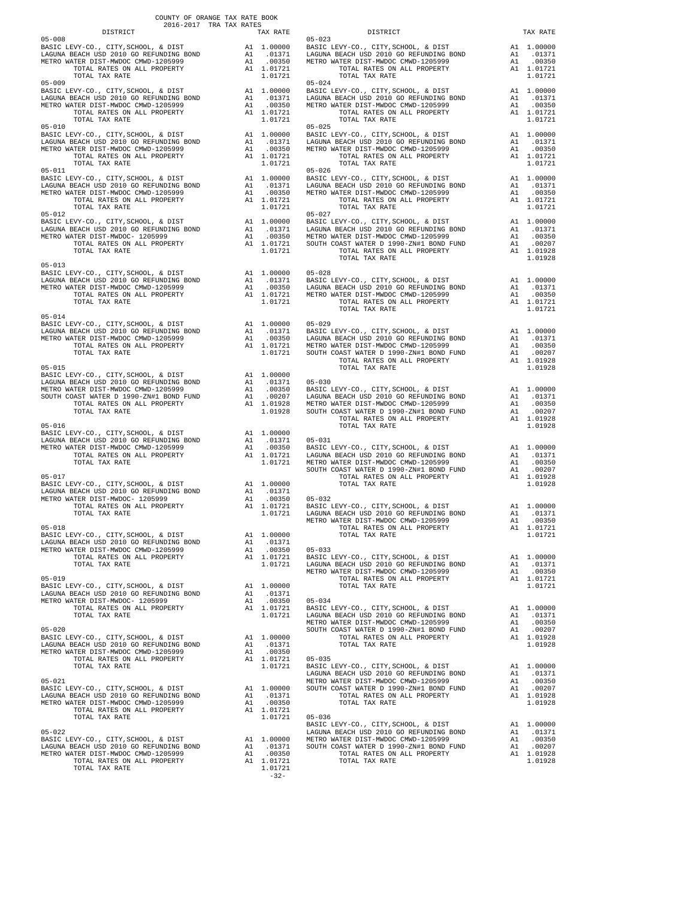COUNTY OF ORANGE TAX RATE BOOK
2016-2017 TRA TAX RATES

| DISTRICT | TAX RATE |
|---|---|
| **05-008** | |
| BASIC LEVY-CO., CITY,SCHOOL, & DIST | A1 1.00000 |
| LAGUNA BEACH USD 2010 GO REFUNDING BOND | A1 .01371 |
| METRO WATER DIST-MWDOC CMWD-1205999 | A1 .00350 |
| TOTAL RATES ON ALL PROPERTY | A1 1.01721 |
| TOTAL TAX RATE | 1.01721 |
| **05-009** | |
| BASIC LEVY-CO., CITY,SCHOOL, & DIST | A1 1.00000 |
| LAGUNA BEACH USD 2010 GO REFUNDING BOND | A1 .01371 |
| METRO WATER DIST-MWDOC CMWD-1205999 | A1 .00350 |
| TOTAL RATES ON ALL PROPERTY | A1 1.01721 |
| TOTAL TAX RATE | 1.01721 |
| **05-010** | |
| BASIC LEVY-CO., CITY,SCHOOL, & DIST | A1 1.00000 |
| LAGUNA BEACH USD 2010 GO REFUNDING BOND | A1 .01371 |
| METRO WATER DIST-MWDOC CMWD-1205999 | A1 .00350 |
| TOTAL RATES ON ALL PROPERTY | A1 1.01721 |
| TOTAL TAX RATE | 1.01721 |
| **05-011** | |
| BASIC LEVY-CO., CITY,SCHOOL, & DIST | A1 1.00000 |
| LAGUNA BEACH USD 2010 GO REFUNDING BOND | A1 .01371 |
| METRO WATER DIST-MWDOC CMWD-1205999 | A1 .00350 |
| TOTAL RATES ON ALL PROPERTY | A1 1.01721 |
| TOTAL TAX RATE | 1.01721 |
| **05-012** | |
| BASIC LEVY-CO., CITY,SCHOOL, & DIST | A1 1.00000 |
| LAGUNA BEACH USD 2010 GO REFUNDING BOND | A1 .01371 |
| METRO WATER DIST-MWDOC- 1205999 | A1 .00350 |
| TOTAL RATES ON ALL PROPERTY | A1 1.01721 |
| TOTAL TAX RATE | 1.01721 |
| **05-013** | |
| BASIC LEVY-CO., CITY,SCHOOL, & DIST | A1 1.00000 |
| LAGUNA BEACH USD 2010 GO REFUNDING BOND | A1 .01371 |
| METRO WATER DIST-MWDOC CMWD-1205999 | A1 .00350 |
| TOTAL RATES ON ALL PROPERTY | A1 1.01721 |
| TOTAL TAX RATE | 1.01721 |
| **05-014** | |
| BASIC LEVY-CO., CITY,SCHOOL, & DIST | A1 1.00000 |
| LAGUNA BEACH USD 2010 GO REFUNDING BOND | A1 .01371 |
| METRO WATER DIST-MWDOC CMWD-1205999 | A1 .00350 |
| TOTAL RATES ON ALL PROPERTY | A1 1.01721 |
| TOTAL TAX RATE | 1.01721 |
| **05-015** | |
| BASIC LEVY-CO., CITY,SCHOOL, & DIST | A1 1.00000 |
| LAGUNA BEACH USD 2010 GO REFUNDING BOND | A1 .01371 |
| METRO WATER DIST-MWDOC CMWD-1205999 | A1 .00350 |
| SOUTH COAST WATER D 1990-ZN#1 BOND FUND | A1 .00207 |
| TOTAL RATES ON ALL PROPERTY | A1 1.01928 |
| TOTAL TAX RATE | 1.01928 |
| **05-016** | |
| BASIC LEVY-CO., CITY,SCHOOL, & DIST | A1 1.00000 |
| LAGUNA BEACH USD 2010 GO REFUNDING BOND | A1 .01371 |
| METRO WATER DIST-MWDOC CMWD-1205999 | A1 .00350 |
| TOTAL RATES ON ALL PROPERTY | A1 1.01721 |
| TOTAL TAX RATE | 1.01721 |
| **05-017** | |
| BASIC LEVY-CO., CITY,SCHOOL, & DIST | A1 1.00000 |
| LAGUNA BEACH USD 2010 GO REFUNDING BOND | A1 .01371 |
| METRO WATER DIST-MWDOC- 1205999 | A1 .00350 |
| TOTAL RATES ON ALL PROPERTY | A1 1.01721 |
| TOTAL TAX RATE | 1.01721 |
| **05-018** | |
| BASIC LEVY-CO., CITY,SCHOOL, & DIST | A1 1.00000 |
| LAGUNA BEACH USD 2010 GO REFUNDING BOND | A1 .01371 |
| METRO WATER DIST-MWDOC CMWD-1205999 | A1 .00350 |
| TOTAL RATES ON ALL PROPERTY | A1 1.01721 |
| TOTAL TAX RATE | 1.01721 |
| **05-019** | |
| BASIC LEVY-CO., CITY,SCHOOL, & DIST | A1 1.00000 |
| LAGUNA BEACH USD 2010 GO REFUNDING BOND | A1 .01371 |
| METRO WATER DIST-MWDOC- 1205999 | A1 .00350 |
| TOTAL RATES ON ALL PROPERTY | A1 1.01721 |
| TOTAL TAX RATE | 1.01721 |
| **05-020** | |
| BASIC LEVY-CO., CITY,SCHOOL, & DIST | A1 1.00000 |
| LAGUNA BEACH USD 2010 GO REFUNDING BOND | A1 .01371 |
| METRO WATER DIST-MWDOC CMWD-1205999 | A1 .00350 |
| TOTAL RATES ON ALL PROPERTY | A1 1.01721 |
| TOTAL TAX RATE | 1.01721 |
| **05-021** | |
| BASIC LEVY-CO., CITY,SCHOOL, & DIST | A1 1.00000 |
| LAGUNA BEACH USD 2010 GO REFUNDING BOND | A1 .01371 |
| METRO WATER DIST-MWDOC CMWD-1205999 | A1 .00350 |
| TOTAL RATES ON ALL PROPERTY | A1 1.01721 |
| TOTAL TAX RATE | 1.01721 |
| **05-022** | |
| BASIC LEVY-CO., CITY,SCHOOL, & DIST | A1 1.00000 |
| LAGUNA BEACH USD 2010 GO REFUNDING BOND | A1 .01371 |
| METRO WATER DIST-MWDOC CMWD-1205999 | A1 .00350 |
| TOTAL RATES ON ALL PROPERTY | A1 1.01721 |
| TOTAL TAX RATE | 1.01721 |
| **05-023** | |
| BASIC LEVY-CO., CITY,SCHOOL, & DIST | A1 1.00000 |
| LAGUNA BEACH USD 2010 GO REFUNDING BOND | A1 .01371 |
| METRO WATER DIST-MWDOC CMWD-1205999 | A1 .00350 |
| TOTAL RATES ON ALL PROPERTY | A1 1.01721 |
| TOTAL TAX RATE | 1.01721 |
| **05-024** | |
| BASIC LEVY-CO., CITY,SCHOOL, & DIST | A1 1.00000 |
| LAGUNA BEACH USD 2010 GO REFUNDING BOND | A1 .01371 |
| METRO WATER DIST-MWDOC CMWD-1205999 | A1 .00350 |
| TOTAL RATES ON ALL PROPERTY | A1 1.01721 |
| TOTAL TAX RATE | 1.01721 |
| **05-025** | |
| BASIC LEVY-CO., CITY,SCHOOL, & DIST | A1 1.00000 |
| LAGUNA BEACH USD 2010 GO REFUNDING BOND | A1 .01371 |
| METRO WATER DIST-MWDOC CMWD-1205999 | A1 .00350 |
| TOTAL RATES ON ALL PROPERTY | A1 1.01721 |
| TOTAL TAX RATE | 1.01721 |
| **05-026** | |
| BASIC LEVY-CO., CITY,SCHOOL, & DIST | A1 1.00000 |
| LAGUNA BEACH USD 2010 GO REFUNDING BOND | A1 .01371 |
| METRO WATER DIST-MWDOC CMWD-1205999 | A1 .00350 |
| TOTAL RATES ON ALL PROPERTY | A1 1.01721 |
| TOTAL TAX RATE | 1.01721 |
| **05-027** | |
| BASIC LEVY-CO., CITY,SCHOOL, & DIST | A1 1.00000 |
| LAGUNA BEACH USD 2010 GO REFUNDING BOND | A1 .01371 |
| METRO WATER DIST-MWDOC CMWD-1205999 | A1 .00350 |
| SOUTH COAST WATER D 1990-ZN#1 BOND FUND | A1 .00207 |
| TOTAL RATES ON ALL PROPERTY | A1 1.01928 |
| TOTAL TAX RATE | 1.01928 |
| **05-028** | |
| BASIC LEVY-CO., CITY,SCHOOL, & DIST | A1 1.00000 |
| LAGUNA BEACH USD 2010 GO REFUNDING BOND | A1 .01371 |
| METRO WATER DIST-MWDOC CMWD-1205999 | A1 .00350 |
| TOTAL RATES ON ALL PROPERTY | A1 1.01721 |
| TOTAL TAX RATE | 1.01721 |
| **05-029** | |
| BASIC LEVY-CO., CITY,SCHOOL, & DIST | A1 1.00000 |
| LAGUNA BEACH USD 2010 GO REFUNDING BOND | A1 .01371 |
| METRO WATER DIST-MWDOC CMWD-1205999 | A1 .00350 |
| SOUTH COAST WATER D 1990-ZN#1 BOND FUND | A1 .00207 |
| TOTAL RATES ON ALL PROPERTY | A1 1.01928 |
| TOTAL TAX RATE | 1.01928 |
| **05-030** | |
| BASIC LEVY-CO., CITY,SCHOOL, & DIST | A1 1.00000 |
| LAGUNA BEACH USD 2010 GO REFUNDING BOND | A1 .01371 |
| METRO WATER DIST-MWDOC CMWD-1205999 | A1 .00350 |
| SOUTH COAST WATER D 1990-ZN#1 BOND FUND | A1 .00207 |
| TOTAL RATES ON ALL PROPERTY | A1 1.01928 |
| TOTAL TAX RATE | 1.01928 |
| **05-031** | |
| BASIC LEVY-CO., CITY,SCHOOL, & DIST | A1 1.00000 |
| LAGUNA BEACH USD 2010 GO REFUNDING BOND | A1 .01371 |
| METRO WATER DIST-MWDOC CMWD-1205999 | A1 .00350 |
| SOUTH COAST WATER D 1990-ZN#1 BOND FUND | A1 .00207 |
| TOTAL RATES ON ALL PROPERTY | A1 1.01928 |
| TOTAL TAX RATE | 1.01928 |
| **05-032** | |
| BASIC LEVY-CO., CITY,SCHOOL, & DIST | A1 1.00000 |
| LAGUNA BEACH USD 2010 GO REFUNDING BOND | A1 .01371 |
| METRO WATER DIST-MWDOC CMWD-1205999 | A1 .00350 |
| TOTAL RATES ON ALL PROPERTY | A1 1.01721 |
| TOTAL TAX RATE | 1.01721 |
| **05-033** | |
| BASIC LEVY-CO., CITY,SCHOOL, & DIST | A1 1.00000 |
| LAGUNA BEACH USD 2010 GO REFUNDING BOND | A1 .01371 |
| METRO WATER DIST-MWDOC CMWD-1205999 | A1 .00350 |
| TOTAL RATES ON ALL PROPERTY | A1 1.01721 |
| TOTAL TAX RATE | 1.01721 |
| **05-034** | |
| BASIC LEVY-CO., CITY,SCHOOL, & DIST | A1 1.00000 |
| LAGUNA BEACH USD 2010 GO REFUNDING BOND | A1 .01371 |
| METRO WATER DIST-MWDOC CMWD-1205999 | A1 .00350 |
| SOUTH COAST WATER D 1990-ZN#1 BOND FUND | A1 .00207 |
| TOTAL RATES ON ALL PROPERTY | A1 1.01928 |
| TOTAL TAX RATE | 1.01928 |
| **05-035** | |
| BASIC LEVY-CO., CITY,SCHOOL, & DIST | A1 1.00000 |
| LAGUNA BEACH USD 2010 GO REFUNDING BOND | A1 .01371 |
| METRO WATER DIST-MWDOC CMWD-1205999 | A1 .00350 |
| SOUTH COAST WATER D 1990-ZN#1 BOND FUND | A1 .00207 |
| TOTAL RATES ON ALL PROPERTY | A1 1.01928 |
| TOTAL TAX RATE | 1.01928 |
| **05-036** | |
| BASIC LEVY-CO., CITY,SCHOOL, & DIST | A1 1.00000 |
| LAGUNA BEACH USD 2010 GO REFUNDING BOND | A1 .01371 |
| METRO WATER DIST-MWDOC CMWD-1205999 | A1 .00350 |
| SOUTH COAST WATER D 1990-ZN#1 BOND FUND | A1 .00207 |
| TOTAL RATES ON ALL PROPERTY | A1 1.01928 |
| TOTAL TAX RATE | 1.01928 |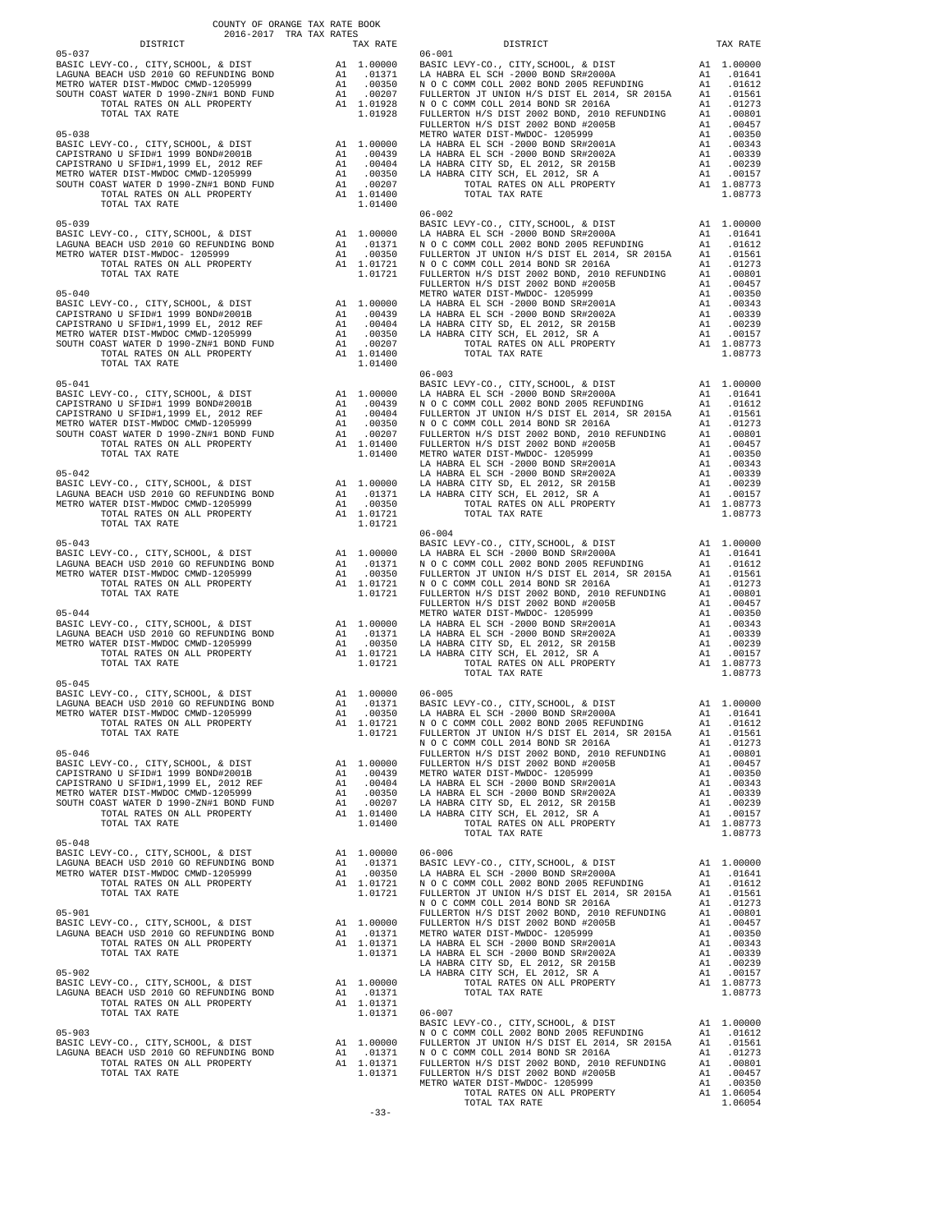COUNTY OF ORANGE TAX RATE BOOK
2016-2017 TRA TAX RATES

| DISTRICT | | TAX RATE |
|---|---|---|
| **05-037** | | |
| BASIC LEVY-CO., CITY,SCHOOL, & DIST | A1 | 1.00000 |
| LAGUNA BEACH USD 2010 GO REFUNDING BOND | A1 | .01371 |
| METRO WATER DIST-MWDOC CMWD-1205999 | A1 | .00350 |
| SOUTH COAST WATER D 1990-ZN#1 BOND FUND | A1 | .00207 |
| TOTAL RATES ON ALL PROPERTY | A1 | 1.01928 |
| TOTAL TAX RATE | | 1.01928 |
| **05-038** | | |
| BASIC LEVY-CO., CITY,SCHOOL, & DIST | A1 | 1.00000 |
| CAPISTRANO U SFID#1 1999 BOND#2001B | A1 | .00439 |
| CAPISTRANO U SFID#1,1999 EL, 2012 REF | A1 | .00404 |
| METRO WATER DIST-MWDOC CMWD-1205999 | A1 | .00350 |
| SOUTH COAST WATER D 1990-ZN#1 BOND FUND | A1 | .00207 |
| TOTAL RATES ON ALL PROPERTY | A1 | 1.01400 |
| TOTAL TAX RATE | | 1.01400 |
| **05-039** | | |
| BASIC LEVY-CO., CITY,SCHOOL, & DIST | A1 | 1.00000 |
| LAGUNA BEACH USD 2010 GO REFUNDING BOND | A1 | .01371 |
| METRO WATER DIST-MWDOC- 1205999 | A1 | .00350 |
| TOTAL RATES ON ALL PROPERTY | A1 | 1.01721 |
| TOTAL TAX RATE | | 1.01721 |
| **05-040** | | |
| BASIC LEVY-CO., CITY,SCHOOL, & DIST | A1 | 1.00000 |
| CAPISTRANO U SFID#1 1999 BOND#2001B | A1 | .00439 |
| CAPISTRANO U SFID#1,1999 EL, 2012 REF | A1 | .00404 |
| METRO WATER DIST-MWDOC CMWD-1205999 | A1 | .00350 |
| SOUTH COAST WATER D 1990-ZN#1 BOND FUND | A1 | .00207 |
| TOTAL RATES ON ALL PROPERTY | A1 | 1.01400 |
| TOTAL TAX RATE | | 1.01400 |
| **05-041** | | |
| BASIC LEVY-CO., CITY,SCHOOL, & DIST | A1 | 1.00000 |
| CAPISTRANO U SFID#1 1999 BOND#2001B | A1 | .00439 |
| CAPISTRANO U SFID#1,1999 EL, 2012 REF | A1 | .00404 |
| METRO WATER DIST-MWDOC CMWD-1205999 | A1 | .00350 |
| SOUTH COAST WATER D 1990-ZN#1 BOND FUND | A1 | .00207 |
| TOTAL RATES ON ALL PROPERTY | A1 | 1.01400 |
| TOTAL TAX RATE | | 1.01400 |
| **05-042** | | |
| BASIC LEVY-CO., CITY,SCHOOL, & DIST | A1 | 1.00000 |
| LAGUNA BEACH USD 2010 GO REFUNDING BOND | A1 | .01371 |
| METRO WATER DIST-MWDOC CMWD-1205999 | A1 | .00350 |
| TOTAL RATES ON ALL PROPERTY | A1 | 1.01721 |
| TOTAL TAX RATE | | 1.01721 |
| **05-043** | | |
| BASIC LEVY-CO., CITY,SCHOOL, & DIST | A1 | 1.00000 |
| LAGUNA BEACH USD 2010 GO REFUNDING BOND | A1 | .01371 |
| METRO WATER DIST-MWDOC CMWD-1205999 | A1 | .00350 |
| TOTAL RATES ON ALL PROPERTY | A1 | 1.01721 |
| TOTAL TAX RATE | | 1.01721 |
| **05-044** | | |
| BASIC LEVY-CO., CITY,SCHOOL, & DIST | A1 | 1.00000 |
| LAGUNA BEACH USD 2010 GO REFUNDING BOND | A1 | .01371 |
| METRO WATER DIST-MWDOC CMWD-1205999 | A1 | .00350 |
| TOTAL RATES ON ALL PROPERTY | A1 | 1.01721 |
| TOTAL TAX RATE | | 1.01721 |
| **05-045** | | |
| BASIC LEVY-CO., CITY,SCHOOL, & DIST | A1 | 1.00000 |
| LAGUNA BEACH USD 2010 GO REFUNDING BOND | A1 | .01371 |
| METRO WATER DIST-MWDOC CMWD-1205999 | A1 | .00350 |
| TOTAL RATES ON ALL PROPERTY | A1 | 1.01721 |
| TOTAL TAX RATE | | 1.01721 |
| **05-046** | | |
| BASIC LEVY-CO., CITY,SCHOOL, & DIST | A1 | 1.00000 |
| CAPISTRANO U SFID#1 1999 BOND#2001B | A1 | .00439 |
| CAPISTRANO U SFID#1,1999 EL, 2012 REF | A1 | .00404 |
| METRO WATER DIST-MWDOC CMWD-1205999 | A1 | .00350 |
| SOUTH COAST WATER D 1990-ZN#1 BOND FUND | A1 | .00207 |
| TOTAL RATES ON ALL PROPERTY | A1 | 1.01400 |
| TOTAL TAX RATE | | 1.01400 |
| **05-048** | | |
| BASIC LEVY-CO., CITY,SCHOOL, & DIST | A1 | 1.00000 |
| LAGUNA BEACH USD 2010 GO REFUNDING BOND | A1 | .01371 |
| METRO WATER DIST-MWDOC CMWD-1205999 | A1 | .00350 |
| TOTAL RATES ON ALL PROPERTY | A1 | 1.01721 |
| TOTAL TAX RATE | | 1.01721 |
| **05-901** | | |
| BASIC LEVY-CO., CITY,SCHOOL, & DIST | A1 | 1.00000 |
| LAGUNA BEACH USD 2010 GO REFUNDING BOND | A1 | .01371 |
| TOTAL RATES ON ALL PROPERTY | A1 | 1.01371 |
| TOTAL TAX RATE | | 1.01371 |
| **05-902** | | |
| BASIC LEVY-CO., CITY,SCHOOL, & DIST | A1 | 1.00000 |
| LAGUNA BEACH USD 2010 GO REFUNDING BOND | A1 | .01371 |
| TOTAL RATES ON ALL PROPERTY | A1 | 1.01371 |
| TOTAL TAX RATE | | 1.01371 |
| **05-903** | | |
| BASIC LEVY-CO., CITY,SCHOOL, & DIST | A1 | 1.00000 |
| LAGUNA BEACH USD 2010 GO REFUNDING BOND | A1 | .01371 |
| TOTAL RATES ON ALL PROPERTY | A1 | 1.01371 |
| TOTAL TAX RATE | | 1.01371 |

| DISTRICT | | TAX RATE |
|---|---|---|
| **06-001** | | |
| BASIC LEVY-CO., CITY,SCHOOL, & DIST | A1 | 1.00000 |
| LA HABRA EL SCH -2000 BOND SR#2000A | A1 | .01641 |
| N O C COMM COLL 2002 BOND 2005 REFUNDING | A1 | .01612 |
| FULLERTON JT UNION H/S DIST EL 2014, SR 2015A | A1 | .01561 |
| N O C COMM COLL 2014 BOND SR 2016A | A1 | .01273 |
| FULLERTON H/S DIST 2002 BOND, 2010 REFUNDING | A1 | .00801 |
| FULLERTON H/S DIST 2002 BOND #2005B | A1 | .00457 |
| METRO WATER DIST-MWDOC- 1205999 | A1 | .00350 |
| LA HABRA EL SCH -2000 BOND SR#2001A | A1 | .00343 |
| LA HABRA EL SCH -2000 BOND SR#2002A | A1 | .00339 |
| LA HABRA CITY SD, EL 2012, SR 2015B | A1 | .00239 |
| LA HABRA CITY SCH, EL 2012, SR A | A1 | .00157 |
| TOTAL RATES ON ALL PROPERTY | A1 | 1.08773 |
| TOTAL TAX RATE | | 1.08773 |
| **06-002** | | |
| BASIC LEVY-CO., CITY,SCHOOL, & DIST | A1 | 1.00000 |
| LA HABRA EL SCH -2000 BOND SR#2000A | A1 | .01641 |
| N O C COMM COLL 2002 BOND 2005 REFUNDING | A1 | .01612 |
| FULLERTON JT UNION H/S DIST EL 2014, SR 2015A | A1 | .01561 |
| N O C COMM COLL 2014 BOND SR 2016A | A1 | .01273 |
| FULLERTON H/S DIST 2002 BOND, 2010 REFUNDING | A1 | .00801 |
| FULLERTON H/S DIST 2002 BOND #2005B | A1 | .00457 |
| METRO WATER DIST-MWDOC- 1205999 | A1 | .00350 |
| LA HABRA EL SCH -2000 BOND SR#2001A | A1 | .00343 |
| LA HABRA EL SCH -2000 BOND SR#2002A | A1 | .00339 |
| LA HABRA CITY SD, EL 2012, SR 2015B | A1 | .00239 |
| LA HABRA CITY SCH, EL 2012, SR A | A1 | .00157 |
| TOTAL RATES ON ALL PROPERTY | A1 | 1.08773 |
| TOTAL TAX RATE | | 1.08773 |
| **06-003** | | |
| BASIC LEVY-CO., CITY,SCHOOL, & DIST | A1 | 1.00000 |
| LA HABRA EL SCH -2000 BOND SR#2000A | A1 | .01641 |
| N O C COMM COLL 2002 BOND 2005 REFUNDING | A1 | .01612 |
| FULLERTON JT UNION H/S DIST EL 2014, SR 2015A | A1 | .01561 |
| N O C COMM COLL 2014 BOND SR 2016A | A1 | .01273 |
| FULLERTON H/S DIST 2002 BOND, 2010 REFUNDING | A1 | .00801 |
| FULLERTON H/S DIST 2002 BOND #2005B | A1 | .00457 |
| METRO WATER DIST-MWDOC- 1205999 | A1 | .00350 |
| LA HABRA EL SCH -2000 BOND SR#2001A | A1 | .00343 |
| LA HABRA EL SCH -2000 BOND SR#2002A | A1 | .00339 |
| LA HABRA CITY SD, EL 2012, SR 2015B | A1 | .00239 |
| LA HABRA CITY SCH, EL 2012, SR A | A1 | .00157 |
| TOTAL RATES ON ALL PROPERTY | A1 | 1.08773 |
| TOTAL TAX RATE | | 1.08773 |
| **06-004** | | |
| BASIC LEVY-CO., CITY,SCHOOL, & DIST | A1 | 1.00000 |
| LA HABRA EL SCH -2000 BOND SR#2000A | A1 | .01641 |
| N O C COMM COLL 2002 BOND 2005 REFUNDING | A1 | .01612 |
| FULLERTON JT UNION H/S DIST EL 2014, SR 2015A | A1 | .01561 |
| N O C COMM COLL 2014 BOND SR 2016A | A1 | .01273 |
| FULLERTON H/S DIST 2002 BOND, 2010 REFUNDING | A1 | .00801 |
| FULLERTON H/S DIST 2002 BOND #2005B | A1 | .00457 |
| METRO WATER DIST-MWDOC- 1205999 | A1 | .00350 |
| LA HABRA EL SCH -2000 BOND SR#2001A | A1 | .00343 |
| LA HABRA EL SCH -2000 BOND SR#2002A | A1 | .00339 |
| LA HABRA CITY SD, EL 2012, SR 2015B | A1 | .00239 |
| LA HABRA CITY SCH, EL 2012, SR A | A1 | .00157 |
| TOTAL RATES ON ALL PROPERTY | A1 | 1.08773 |
| TOTAL TAX RATE | | 1.08773 |
| **06-005** | | |
| BASIC LEVY-CO., CITY,SCHOOL, & DIST | A1 | 1.00000 |
| LA HABRA EL SCH -2000 BOND SR#2000A | A1 | .01641 |
| N O C COMM COLL 2002 BOND 2005 REFUNDING | A1 | .01612 |
| FULLERTON JT UNION H/S DIST EL 2014, SR 2015A | A1 | .01561 |
| N O C COMM COLL 2014 BOND SR 2016A | A1 | .01273 |
| FULLERTON H/S DIST 2002 BOND, 2010 REFUNDING | A1 | .00801 |
| FULLERTON H/S DIST 2002 BOND #2005B | A1 | .00457 |
| METRO WATER DIST-MWDOC- 1205999 | A1 | .00350 |
| LA HABRA EL SCH -2000 BOND SR#2001A | A1 | .00343 |
| LA HABRA EL SCH -2000 BOND SR#2002A | A1 | .00339 |
| LA HABRA CITY SD, EL 2012, SR 2015B | A1 | .00239 |
| LA HABRA CITY SCH, EL 2012, SR A | A1 | .00157 |
| TOTAL RATES ON ALL PROPERTY | A1 | 1.08773 |
| TOTAL TAX RATE | | 1.08773 |
| **06-006** | | |
| BASIC LEVY-CO., CITY,SCHOOL, & DIST | A1 | 1.00000 |
| LA HABRA EL SCH -2000 BOND SR#2000A | A1 | .01641 |
| N O C COMM COLL 2002 BOND 2005 REFUNDING | A1 | .01612 |
| FULLERTON JT UNION H/S DIST EL 2014, SR 2015A | A1 | .01561 |
| N O C COMM COLL 2014 BOND SR 2016A | A1 | .01273 |
| FULLERTON H/S DIST 2002 BOND, 2010 REFUNDING | A1 | .00801 |
| FULLERTON H/S DIST 2002 BOND #2005B | A1 | .00457 |
| METRO WATER DIST-MWDOC- 1205999 | A1 | .00350 |
| LA HABRA EL SCH -2000 BOND SR#2001A | A1 | .00343 |
| LA HABRA EL SCH -2000 BOND SR#2002A | A1 | .00339 |
| LA HABRA CITY SD, EL 2012, SR 2015B | A1 | .00239 |
| LA HABRA CITY SCH, EL 2012, SR A | A1 | .00157 |
| TOTAL RATES ON ALL PROPERTY | A1 | 1.08773 |
| TOTAL TAX RATE | | 1.08773 |
| **06-007** | | |
| BASIC LEVY-CO., CITY,SCHOOL, & DIST | A1 | 1.00000 |
| N O C COMM COLL 2002 BOND 2005 REFUNDING | A1 | .01612 |
| FULLERTON JT UNION H/S DIST EL 2014, SR 2015A | A1 | .01561 |
| N O C COMM COLL 2014 BOND SR 2016A | A1 | .01273 |
| FULLERTON H/S DIST 2002 BOND, 2010 REFUNDING | A1 | .00801 |
| FULLERTON H/S DIST 2002 BOND #2005B | A1 | .00457 |
| METRO WATER DIST-MWDOC- 1205999 | A1 | .00350 |
| TOTAL RATES ON ALL PROPERTY | A1 | 1.06054 |
| TOTAL TAX RATE | | 1.06054 |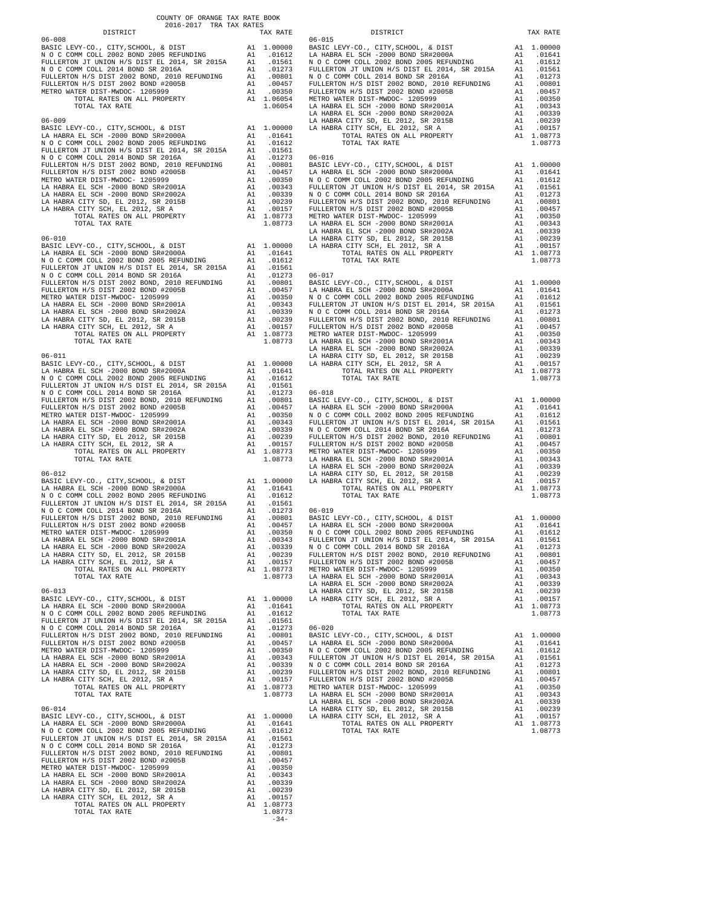COUNTY OF ORANGE TAX RATE BOOK
2016-2017 TRA TAX RATES

| DISTRICT | | TAX RATE |
|---|---|---|
| **06-008** | | |
| BASIC LEVY-CO., CITY,SCHOOL, & DIST | A1 | 1.00000 |
| N O C COMM COLL 2002 BOND 2005 REFUNDING | A1 | .01612 |
| FULLERTON JT UNION H/S DIST EL 2014, SR 2015A | A1 | .01561 |
| N O C COMM COLL 2014 BOND SR 2016A | A1 | .01273 |
| FULLERTON H/S DIST 2002 BOND, 2010 REFUNDING | A1 | .00801 |
| FULLERTON H/S DIST 2002 BOND #2005B | A1 | .00457 |
| METRO WATER DIST-MWDOC- 1205999 | A1 | .00350 |
| TOTAL RATES ON ALL PROPERTY | A1 | 1.06054 |
| TOTAL TAX RATE | | 1.06054 |
| **06-009** | | |
| BASIC LEVY-CO., CITY,SCHOOL, & DIST | A1 | 1.00000 |
| LA HABRA EL SCH -2000 BOND SR#2000A | A1 | .01641 |
| N O C COMM COLL 2002 BOND 2005 REFUNDING | A1 | .01612 |
| FULLERTON JT UNION H/S DIST EL 2014, SR 2015A | A1 | .01561 |
| N O C COMM COLL 2014 BOND SR 2016A | A1 | .01273 |
| FULLERTON H/S DIST 2002 BOND, 2010 REFUNDING | A1 | .00801 |
| FULLERTON H/S DIST 2002 BOND #2005B | A1 | .00457 |
| METRO WATER DIST-MWDOC- 1205999 | A1 | .00350 |
| LA HABRA EL SCH -2000 BOND SR#2001A | A1 | .00343 |
| LA HABRA EL SCH -2000 BOND SR#2002A | A1 | .00339 |
| LA HABRA CITY SD, EL 2012, SR 2015B | A1 | .00239 |
| LA HABRA CITY SCH, EL 2012, SR A | A1 | .00157 |
| TOTAL RATES ON ALL PROPERTY | A1 | 1.08773 |
| TOTAL TAX RATE | | 1.08773 |
| **06-010** | | |
| BASIC LEVY-CO., CITY,SCHOOL, & DIST | A1 | 1.00000 |
| LA HABRA EL SCH -2000 BOND SR#2000A | A1 | .01641 |
| N O C COMM COLL 2002 BOND 2005 REFUNDING | A1 | .01612 |
| FULLERTON JT UNION H/S DIST EL 2014, SR 2015A | A1 | .01561 |
| N O C COMM COLL 2014 BOND SR 2016A | A1 | .01273 |
| FULLERTON H/S DIST 2002 BOND, 2010 REFUNDING | A1 | .00801 |
| FULLERTON H/S DIST 2002 BOND #2005B | A1 | .00457 |
| METRO WATER DIST-MWDOC- 1205999 | A1 | .00350 |
| LA HABRA EL SCH -2000 BOND SR#2001A | A1 | .00343 |
| LA HABRA EL SCH -2000 BOND SR#2002A | A1 | .00339 |
| LA HABRA CITY SD, EL 2012, SR 2015B | A1 | .00239 |
| LA HABRA CITY SCH, EL 2012, SR A | A1 | .00157 |
| TOTAL RATES ON ALL PROPERTY | A1 | 1.08773 |
| TOTAL TAX RATE | | 1.08773 |
| **06-011** | | |
| BASIC LEVY-CO., CITY,SCHOOL, & DIST | A1 | 1.00000 |
| LA HABRA EL SCH -2000 BOND SR#2000A | A1 | .01641 |
| N O C COMM COLL 2002 BOND 2005 REFUNDING | A1 | .01612 |
| FULLERTON JT UNION H/S DIST EL 2014, SR 2015A | A1 | .01561 |
| N O C COMM COLL 2014 BOND SR 2016A | A1 | .01273 |
| FULLERTON H/S DIST 2002 BOND, 2010 REFUNDING | A1 | .00801 |
| FULLERTON H/S DIST 2002 BOND #2005B | A1 | .00457 |
| METRO WATER DIST-MWDOC- 1205999 | A1 | .00350 |
| LA HABRA EL SCH -2000 BOND SR#2001A | A1 | .00343 |
| LA HABRA EL SCH -2000 BOND SR#2002A | A1 | .00339 |
| LA HABRA CITY SD, EL 2012, SR 2015B | A1 | .00239 |
| LA HABRA CITY SCH, EL 2012, SR A | A1 | .00157 |
| TOTAL RATES ON ALL PROPERTY | A1 | 1.08773 |
| TOTAL TAX RATE | | 1.08773 |
| **06-012** | | |
| BASIC LEVY-CO., CITY,SCHOOL, & DIST | A1 | 1.00000 |
| LA HABRA EL SCH -2000 BOND SR#2000A | A1 | .01641 |
| N O C COMM COLL 2002 BOND 2005 REFUNDING | A1 | .01612 |
| FULLERTON JT UNION H/S DIST EL 2014, SR 2015A | A1 | .01561 |
| N O C COMM COLL 2014 BOND SR 2016A | A1 | .01273 |
| FULLERTON H/S DIST 2002 BOND, 2010 REFUNDING | A1 | .00801 |
| FULLERTON H/S DIST 2002 BOND #2005B | A1 | .00457 |
| METRO WATER DIST-MWDOC- 1205999 | A1 | .00350 |
| LA HABRA EL SCH -2000 BOND SR#2001A | A1 | .00343 |
| LA HABRA EL SCH -2000 BOND SR#2002A | A1 | .00339 |
| LA HABRA CITY SD, EL 2012, SR 2015B | A1 | .00239 |
| LA HABRA CITY SCH, EL 2012, SR A | A1 | .00157 |
| TOTAL RATES ON ALL PROPERTY | A1 | 1.08773 |
| TOTAL TAX RATE | | 1.08773 |
| **06-013** | | |
| BASIC LEVY-CO., CITY,SCHOOL, & DIST | A1 | 1.00000 |
| LA HABRA EL SCH -2000 BOND SR#2000A | A1 | .01641 |
| N O C COMM COLL 2002 BOND 2005 REFUNDING | A1 | .01612 |
| FULLERTON JT UNION H/S DIST EL 2014, SR 2015A | A1 | .01561 |
| N O C COMM COLL 2014 BOND SR 2016A | A1 | .01273 |
| FULLERTON H/S DIST 2002 BOND, 2010 REFUNDING | A1 | .00801 |
| FULLERTON H/S DIST 2002 BOND #2005B | A1 | .00457 |
| METRO WATER DIST-MWDOC- 1205999 | A1 | .00350 |
| LA HABRA EL SCH -2000 BOND SR#2001A | A1 | .00343 |
| LA HABRA EL SCH -2000 BOND SR#2002A | A1 | .00339 |
| LA HABRA CITY SD, EL 2012, SR 2015B | A1 | .00239 |
| LA HABRA CITY SCH, EL 2012, SR A | A1 | .00157 |
| TOTAL RATES ON ALL PROPERTY | A1 | 1.08773 |
| TOTAL TAX RATE | | 1.08773 |
| **06-014** | | |
| BASIC LEVY-CO., CITY,SCHOOL, & DIST | A1 | 1.00000 |
| LA HABRA EL SCH -2000 BOND SR#2000A | A1 | .01641 |
| N O C COMM COLL 2002 BOND 2005 REFUNDING | A1 | .01612 |
| FULLERTON JT UNION H/S DIST EL 2014, SR 2015A | A1 | .01561 |
| N O C COMM COLL 2014 BOND SR 2016A | A1 | .01273 |
| FULLERTON H/S DIST 2002 BOND, 2010 REFUNDING | A1 | .00801 |
| FULLERTON H/S DIST 2002 BOND #2005B | A1 | .00457 |
| METRO WATER DIST-MWDOC- 1205999 | A1 | .00350 |
| LA HABRA EL SCH -2000 BOND SR#2001A | A1 | .00343 |
| LA HABRA EL SCH -2000 BOND SR#2002A | A1 | .00339 |
| LA HABRA CITY SD, EL 2012, SR 2015B | A1 | .00239 |
| LA HABRA CITY SCH, EL 2012, SR A | A1 | .00157 |
| TOTAL RATES ON ALL PROPERTY | A1 | 1.08773 |
| TOTAL TAX RATE | | 1.08773 |
| **06-015** | | |
| BASIC LEVY-CO., CITY,SCHOOL, & DIST | A1 | 1.00000 |
| LA HABRA EL SCH -2000 BOND SR#2000A | A1 | .01641 |
| N O C COMM COLL 2002 BOND 2005 REFUNDING | A1 | .01612 |
| FULLERTON JT UNION H/S DIST EL 2014, SR 2015A | A1 | .01561 |
| N O C COMM COLL 2014 BOND SR 2016A | A1 | .01273 |
| FULLERTON H/S DIST 2002 BOND, 2010 REFUNDING | A1 | .00801 |
| FULLERTON H/S DIST 2002 BOND #2005B | A1 | .00457 |
| METRO WATER DIST-MWDOC- 1205999 | A1 | .00350 |
| LA HABRA EL SCH -2000 BOND SR#2001A | A1 | .00343 |
| LA HABRA EL SCH -2000 BOND SR#2002A | A1 | .00339 |
| LA HABRA CITY SD, EL 2012, SR 2015B | A1 | .00239 |
| LA HABRA CITY SCH, EL 2012, SR A | A1 | .00157 |
| TOTAL RATES ON ALL PROPERTY | A1 | 1.08773 |
| TOTAL TAX RATE | | 1.08773 |
| **06-016** | | |
| BASIC LEVY-CO., CITY,SCHOOL, & DIST | A1 | 1.00000 |
| LA HABRA EL SCH -2000 BOND SR#2000A | A1 | .01641 |
| N O C COMM COLL 2002 BOND 2005 REFUNDING | A1 | .01612 |
| FULLERTON JT UNION H/S DIST EL 2014, SR 2015A | A1 | .01561 |
| N O C COMM COLL 2014 BOND SR 2016A | A1 | .01273 |
| FULLERTON H/S DIST 2002 BOND, 2010 REFUNDING | A1 | .00801 |
| FULLERTON H/S DIST 2002 BOND #2005B | A1 | .00457 |
| METRO WATER DIST-MWDOC- 1205999 | A1 | .00350 |
| LA HABRA EL SCH -2000 BOND SR#2001A | A1 | .00343 |
| LA HABRA EL SCH -2000 BOND SR#2002A | A1 | .00339 |
| LA HABRA CITY SD, EL 2012, SR 2015B | A1 | .00239 |
| LA HABRA CITY SCH, EL 2012, SR A | A1 | .00157 |
| TOTAL RATES ON ALL PROPERTY | A1 | 1.08773 |
| TOTAL TAX RATE | | 1.08773 |
| **06-017** | | |
| BASIC LEVY-CO., CITY,SCHOOL, & DIST | A1 | 1.00000 |
| LA HABRA EL SCH -2000 BOND SR#2000A | A1 | .01641 |
| N O C COMM COLL 2002 BOND 2005 REFUNDING | A1 | .01612 |
| FULLERTON JT UNION H/S DIST EL 2014, SR 2015A | A1 | .01561 |
| N O C COMM COLL 2014 BOND SR 2016A | A1 | .01273 |
| FULLERTON H/S DIST 2002 BOND, 2010 REFUNDING | A1 | .00801 |
| FULLERTON H/S DIST 2002 BOND #2005B | A1 | .00457 |
| METRO WATER DIST-MWDOC- 1205999 | A1 | .00350 |
| LA HABRA EL SCH -2000 BOND SR#2001A | A1 | .00343 |
| LA HABRA EL SCH -2000 BOND SR#2002A | A1 | .00339 |
| LA HABRA CITY SD, EL 2012, SR 2015B | A1 | .00239 |
| LA HABRA CITY SCH, EL 2012, SR A | A1 | .00157 |
| TOTAL RATES ON ALL PROPERTY | A1 | 1.08773 |
| TOTAL TAX RATE | | 1.08773 |
| **06-018** | | |
| BASIC LEVY-CO., CITY,SCHOOL, & DIST | A1 | 1.00000 |
| LA HABRA EL SCH -2000 BOND SR#2000A | A1 | .01641 |
| N O C COMM COLL 2002 BOND 2005 REFUNDING | A1 | .01612 |
| FULLERTON JT UNION H/S DIST EL 2014, SR 2015A | A1 | .01561 |
| N O C COMM COLL 2014 BOND SR 2016A | A1 | .01273 |
| FULLERTON H/S DIST 2002 BOND, 2010 REFUNDING | A1 | .00801 |
| FULLERTON H/S DIST 2002 BOND #2005B | A1 | .00457 |
| METRO WATER DIST-MWDOC- 1205999 | A1 | .00350 |
| LA HABRA EL SCH -2000 BOND SR#2001A | A1 | .00343 |
| LA HABRA EL SCH -2000 BOND SR#2002A | A1 | .00339 |
| LA HABRA CITY SD, EL 2012, SR 2015B | A1 | .00239 |
| LA HABRA CITY SCH, EL 2012, SR A | A1 | .00157 |
| TOTAL RATES ON ALL PROPERTY | A1 | 1.08773 |
| TOTAL TAX RATE | | 1.08773 |
| **06-019** | | |
| BASIC LEVY-CO., CITY,SCHOOL, & DIST | A1 | 1.00000 |
| LA HABRA EL SCH -2000 BOND SR#2000A | A1 | .01641 |
| N O C COMM COLL 2002 BOND 2005 REFUNDING | A1 | .01612 |
| FULLERTON JT UNION H/S DIST EL 2014, SR 2015A | A1 | .01561 |
| N O C COMM COLL 2014 BOND SR 2016A | A1 | .01273 |
| FULLERTON H/S DIST 2002 BOND, 2010 REFUNDING | A1 | .00801 |
| FULLERTON H/S DIST 2002 BOND #2005B | A1 | .00457 |
| METRO WATER DIST-MWDOC- 1205999 | A1 | .00350 |
| LA HABRA EL SCH -2000 BOND SR#2001A | A1 | .00343 |
| LA HABRA EL SCH -2000 BOND SR#2002A | A1 | .00339 |
| LA HABRA CITY SD, EL 2012, SR 2015B | A1 | .00239 |
| LA HABRA CITY SCH, EL 2012, SR A | A1 | .00157 |
| TOTAL RATES ON ALL PROPERTY | A1 | 1.08773 |
| TOTAL TAX RATE | | 1.08773 |
| **06-020** | | |
| BASIC LEVY-CO., CITY,SCHOOL, & DIST | A1 | 1.00000 |
| LA HABRA EL SCH -2000 BOND SR#2000A | A1 | .01641 |
| N O C COMM COLL 2002 BOND 2005 REFUNDING | A1 | .01612 |
| FULLERTON JT UNION H/S DIST EL 2014, SR 2015A | A1 | .01561 |
| N O C COMM COLL 2014 BOND SR 2016A | A1 | .01273 |
| FULLERTON H/S DIST 2002 BOND, 2010 REFUNDING | A1 | .00801 |
| FULLERTON H/S DIST 2002 BOND #2005B | A1 | .00457 |
| METRO WATER DIST-MWDOC- 1205999 | A1 | .00350 |
| LA HABRA EL SCH -2000 BOND SR#2001A | A1 | .00343 |
| LA HABRA EL SCH -2000 BOND SR#2002A | A1 | .00339 |
| LA HABRA CITY SD, EL 2012, SR 2015B | A1 | .00239 |
| LA HABRA CITY SCH, EL 2012, SR A | A1 | .00157 |
| TOTAL RATES ON ALL PROPERTY | A1 | 1.08773 |
| TOTAL TAX RATE | | 1.08773 |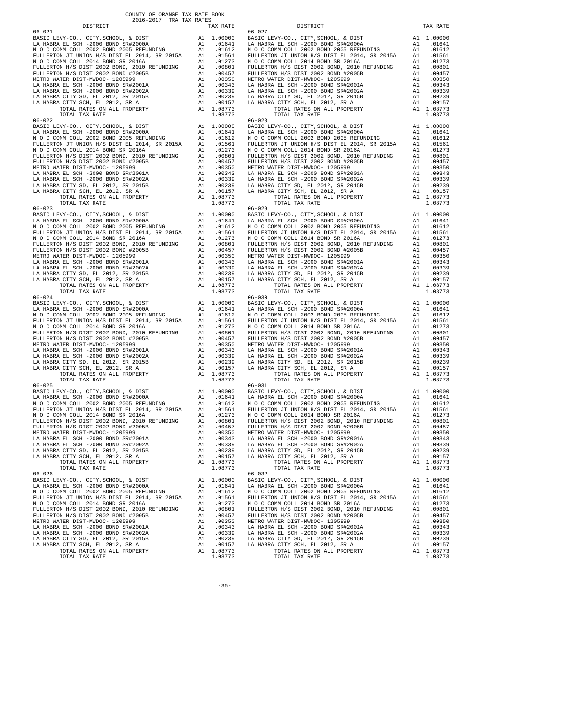COUNTY OF ORANGE TAX RATE BOOK
2016-2017 TRA TAX RATES

| DISTRICT | | TAX RATE |
|---|---|---|
| 06-021 | | |
| BASIC LEVY-CO., CITY,SCHOOL, & DIST | A1 | 1.00000 |
| LA HABRA EL SCH -2000 BOND SR#2000A | A1 | .01641 |
| N O C COMM COLL 2002 BOND 2005 REFUNDING | A1 | .01612 |
| FULLERTON JT UNION H/S DIST EL 2014, SR 2015A | A1 | .01561 |
| N O C COMM COLL 2014 BOND SR 2016A | A1 | .01273 |
| FULLERTON H/S DIST 2002 BOND, 2010 REFUNDING | A1 | .00801 |
| FULLERTON H/S DIST 2002 BOND #2005B | A1 | .00457 |
| METRO WATER DIST-MWDOC- 1205999 | A1 | .00350 |
| LA HABRA EL SCH -2000 BOND SR#2001A | A1 | .00343 |
| LA HABRA EL SCH -2000 BOND SR#2002A | A1 | .00339 |
| LA HABRA CITY SD, EL 2012, SR 2015B | A1 | .00239 |
| LA HABRA CITY SCH, EL 2012, SR A | A1 | .00157 |
| TOTAL RATES ON ALL PROPERTY | A1 | 1.08773 |
| TOTAL TAX RATE | | 1.08773 |
| 06-022 | | |
| BASIC LEVY-CO., CITY,SCHOOL, & DIST | A1 | 1.00000 |
| LA HABRA EL SCH -2000 BOND SR#2000A | A1 | .01641 |
| N O C COMM COLL 2002 BOND 2005 REFUNDING | A1 | .01612 |
| FULLERTON JT UNION H/S DIST EL 2014, SR 2015A | A1 | .01561 |
| N O C COMM COLL 2014 BOND SR 2016A | A1 | .01273 |
| FULLERTON H/S DIST 2002 BOND, 2010 REFUNDING | A1 | .00801 |
| FULLERTON H/S DIST 2002 BOND #2005B | A1 | .00457 |
| METRO WATER DIST-MWDOC- 1205999 | A1 | .00350 |
| LA HABRA EL SCH -2000 BOND SR#2001A | A1 | .00343 |
| LA HABRA EL SCH -2000 BOND SR#2002A | A1 | .00339 |
| LA HABRA CITY SD, EL 2012, SR 2015B | A1 | .00239 |
| LA HABRA CITY SCH, EL 2012, SR A | A1 | .00157 |
| TOTAL RATES ON ALL PROPERTY | A1 | 1.08773 |
| TOTAL TAX RATE | | 1.08773 |
| 06-023 | | |
| BASIC LEVY-CO., CITY,SCHOOL, & DIST | A1 | 1.00000 |
| LA HABRA EL SCH -2000 BOND SR#2000A | A1 | .01641 |
| N O C COMM COLL 2002 BOND 2005 REFUNDING | A1 | .01612 |
| FULLERTON JT UNION H/S DIST EL 2014, SR 2015A | A1 | .01561 |
| N O C COMM COLL 2014 BOND SR 2016A | A1 | .01273 |
| FULLERTON H/S DIST 2002 BOND, 2010 REFUNDING | A1 | .00801 |
| FULLERTON H/S DIST 2002 BOND #2005B | A1 | .00457 |
| METRO WATER DIST-MWDOC- 1205999 | A1 | .00350 |
| LA HABRA EL SCH -2000 BOND SR#2001A | A1 | .00343 |
| LA HABRA EL SCH -2000 BOND SR#2002A | A1 | .00339 |
| LA HABRA CITY SD, EL 2012, SR 2015B | A1 | .00239 |
| LA HABRA CITY SCH, EL 2012, SR A | A1 | .00157 |
| TOTAL RATES ON ALL PROPERTY | A1 | 1.08773 |
| TOTAL TAX RATE | | 1.08773 |
| 06-024 | | |
| BASIC LEVY-CO., CITY,SCHOOL, & DIST | A1 | 1.00000 |
| LA HABRA EL SCH -2000 BOND SR#2000A | A1 | .01641 |
| N O C COMM COLL 2002 BOND 2005 REFUNDING | A1 | .01612 |
| FULLERTON JT UNION H/S DIST EL 2014, SR 2015A | A1 | .01561 |
| N O C COMM COLL 2014 BOND SR 2016A | A1 | .01273 |
| FULLERTON H/S DIST 2002 BOND, 2010 REFUNDING | A1 | .00801 |
| FULLERTON H/S DIST 2002 BOND #2005B | A1 | .00457 |
| METRO WATER DIST-MWDOC- 1205999 | A1 | .00350 |
| LA HABRA EL SCH -2000 BOND SR#2001A | A1 | .00343 |
| LA HABRA EL SCH -2000 BOND SR#2002A | A1 | .00339 |
| LA HABRA CITY SD, EL 2012, SR 2015B | A1 | .00239 |
| LA HABRA CITY SCH, EL 2012, SR A | A1 | .00157 |
| TOTAL RATES ON ALL PROPERTY | A1 | 1.08773 |
| TOTAL TAX RATE | | 1.08773 |
| 06-025 | | |
| BASIC LEVY-CO., CITY,SCHOOL, & DIST | A1 | 1.00000 |
| LA HABRA EL SCH -2000 BOND SR#2000A | A1 | .01641 |
| N O C COMM COLL 2002 BOND 2005 REFUNDING | A1 | .01612 |
| FULLERTON JT UNION H/S DIST EL 2014, SR 2015A | A1 | .01561 |
| N O C COMM COLL 2014 BOND SR 2016A | A1 | .01273 |
| FULLERTON H/S DIST 2002 BOND, 2010 REFUNDING | A1 | .00801 |
| FULLERTON H/S DIST 2002 BOND #2005B | A1 | .00457 |
| METRO WATER DIST-MWDOC- 1205999 | A1 | .00350 |
| LA HABRA EL SCH -2000 BOND SR#2001A | A1 | .00343 |
| LA HABRA EL SCH -2000 BOND SR#2002A | A1 | .00339 |
| LA HABRA CITY SD, EL 2012, SR 2015B | A1 | .00239 |
| LA HABRA CITY SCH, EL 2012, SR A | A1 | .00157 |
| TOTAL RATES ON ALL PROPERTY | A1 | 1.08773 |
| TOTAL TAX RATE | | 1.08773 |
| 06-026 | | |
| BASIC LEVY-CO., CITY,SCHOOL, & DIST | A1 | 1.00000 |
| LA HABRA EL SCH -2000 BOND SR#2000A | A1 | .01641 |
| N O C COMM COLL 2002 BOND 2005 REFUNDING | A1 | .01612 |
| FULLERTON JT UNION H/S DIST EL 2014, SR 2015A | A1 | .01561 |
| N O C COMM COLL 2014 BOND SR 2016A | A1 | .01273 |
| FULLERTON H/S DIST 2002 BOND, 2010 REFUNDING | A1 | .00801 |
| FULLERTON H/S DIST 2002 BOND #2005B | A1 | .00457 |
| METRO WATER DIST-MWDOC- 1205999 | A1 | .00350 |
| LA HABRA EL SCH -2000 BOND SR#2001A | A1 | .00343 |
| LA HABRA EL SCH -2000 BOND SR#2002A | A1 | .00339 |
| LA HABRA CITY SD, EL 2012, SR 2015B | A1 | .00239 |
| LA HABRA CITY SCH, EL 2012, SR A | A1 | .00157 |
| TOTAL RATES ON ALL PROPERTY | A1 | 1.08773 |
| TOTAL TAX RATE | | 1.08773 |
| 06-027 | | |
| BASIC LEVY-CO., CITY,SCHOOL, & DIST | A1 | 1.00000 |
| LA HABRA EL SCH -2000 BOND SR#2000A | A1 | .01641 |
| N O C COMM COLL 2002 BOND 2005 REFUNDING | A1 | .01612 |
| FULLERTON JT UNION H/S DIST EL 2014, SR 2015A | A1 | .01561 |
| N O C COMM COLL 2014 BOND SR 2016A | A1 | .01273 |
| FULLERTON H/S DIST 2002 BOND, 2010 REFUNDING | A1 | .00801 |
| FULLERTON H/S DIST 2002 BOND #2005B | A1 | .00457 |
| METRO WATER DIST-MWDOC- 1205999 | A1 | .00350 |
| LA HABRA EL SCH -2000 BOND SR#2001A | A1 | .00343 |
| LA HABRA EL SCH -2000 BOND SR#2002A | A1 | .00339 |
| LA HABRA CITY SD, EL 2012, SR 2015B | A1 | .00239 |
| LA HABRA CITY SCH, EL 2012, SR A | A1 | .00157 |
| TOTAL RATES ON ALL PROPERTY | A1 | 1.08773 |
| TOTAL TAX RATE | | 1.08773 |
| 06-028 | | |
| BASIC LEVY-CO., CITY,SCHOOL, & DIST | A1 | 1.00000 |
| LA HABRA EL SCH -2000 BOND SR#2000A | A1 | .01641 |
| N O C COMM COLL 2002 BOND 2005 REFUNDING | A1 | .01612 |
| FULLERTON JT UNION H/S DIST EL 2014, SR 2015A | A1 | .01561 |
| N O C COMM COLL 2014 BOND SR 2016A | A1 | .01273 |
| FULLERTON H/S DIST 2002 BOND, 2010 REFUNDING | A1 | .00801 |
| FULLERTON H/S DIST 2002 BOND #2005B | A1 | .00457 |
| METRO WATER DIST-MWDOC- 1205999 | A1 | .00350 |
| LA HABRA EL SCH -2000 BOND SR#2001A | A1 | .00343 |
| LA HABRA EL SCH -2000 BOND SR#2002A | A1 | .00339 |
| LA HABRA CITY SD, EL 2012, SR 2015B | A1 | .00239 |
| LA HABRA CITY SCH, EL 2012, SR A | A1 | .00157 |
| TOTAL RATES ON ALL PROPERTY | A1 | 1.08773 |
| TOTAL TAX RATE | | 1.08773 |
| 06-029 | | |
| BASIC LEVY-CO., CITY,SCHOOL, & DIST | A1 | 1.00000 |
| LA HABRA EL SCH -2000 BOND SR#2000A | A1 | .01641 |
| N O C COMM COLL 2002 BOND 2005 REFUNDING | A1 | .01612 |
| FULLERTON JT UNION H/S DIST EL 2014, SR 2015A | A1 | .01561 |
| N O C COMM COLL 2014 BOND SR 2016A | A1 | .01273 |
| FULLERTON H/S DIST 2002 BOND, 2010 REFUNDING | A1 | .00801 |
| FULLERTON H/S DIST 2002 BOND #2005B | A1 | .00457 |
| METRO WATER DIST-MWDOC- 1205999 | A1 | .00350 |
| LA HABRA EL SCH -2000 BOND SR#2001A | A1 | .00343 |
| LA HABRA EL SCH -2000 BOND SR#2002A | A1 | .00339 |
| LA HABRA CITY SD, EL 2012, SR 2015B | A1 | .00239 |
| LA HABRA CITY SCH, EL 2012, SR A | A1 | .00157 |
| TOTAL RATES ON ALL PROPERTY | A1 | 1.08773 |
| TOTAL TAX RATE | | 1.08773 |
| 06-030 | | |
| BASIC LEVY-CO., CITY,SCHOOL, & DIST | A1 | 1.00000 |
| LA HABRA EL SCH -2000 BOND SR#2000A | A1 | .01641 |
| N O C COMM COLL 2002 BOND 2005 REFUNDING | A1 | .01612 |
| FULLERTON JT UNION H/S DIST EL 2014, SR 2015A | A1 | .01561 |
| N O C COMM COLL 2014 BOND SR 2016A | A1 | .01273 |
| FULLERTON H/S DIST 2002 BOND, 2010 REFUNDING | A1 | .00801 |
| FULLERTON H/S DIST 2002 BOND #2005B | A1 | .00457 |
| METRO WATER DIST-MWDOC- 1205999 | A1 | .00350 |
| LA HABRA EL SCH -2000 BOND SR#2001A | A1 | .00343 |
| LA HABRA EL SCH -2000 BOND SR#2002A | A1 | .00339 |
| LA HABRA CITY SD, EL 2012, SR 2015B | A1 | .00239 |
| LA HABRA CITY SCH, EL 2012, SR A | A1 | .00157 |
| TOTAL RATES ON ALL PROPERTY | A1 | 1.08773 |
| TOTAL TAX RATE | | 1.08773 |
| 06-031 | | |
| BASIC LEVY-CO., CITY,SCHOOL, & DIST | A1 | 1.00000 |
| LA HABRA EL SCH -2000 BOND SR#2000A | A1 | .01641 |
| N O C COMM COLL 2002 BOND 2005 REFUNDING | A1 | .01612 |
| FULLERTON JT UNION H/S DIST EL 2014, SR 2015A | A1 | .01561 |
| N O C COMM COLL 2014 BOND SR 2016A | A1 | .01273 |
| FULLERTON H/S DIST 2002 BOND, 2010 REFUNDING | A1 | .00801 |
| FULLERTON H/S DIST 2002 BOND #2005B | A1 | .00457 |
| METRO WATER DIST-MWDOC- 1205999 | A1 | .00350 |
| LA HABRA EL SCH -2000 BOND SR#2001A | A1 | .00343 |
| LA HABRA EL SCH -2000 BOND SR#2002A | A1 | .00339 |
| LA HABRA CITY SD, EL 2012, SR 2015B | A1 | .00239 |
| LA HABRA CITY SCH, EL 2012, SR A | A1 | .00157 |
| TOTAL RATES ON ALL PROPERTY | A1 | 1.08773 |
| TOTAL TAX RATE | | 1.08773 |
| 06-032 | | |
| BASIC LEVY-CO., CITY,SCHOOL, & DIST | A1 | 1.00000 |
| LA HABRA EL SCH -2000 BOND SR#2000A | A1 | .01641 |
| N O C COMM COLL 2002 BOND 2005 REFUNDING | A1 | .01612 |
| FULLERTON JT UNION H/S DIST EL 2014, SR 2015A | A1 | .01561 |
| N O C COMM COLL 2014 BOND SR 2016A | A1 | .01273 |
| FULLERTON H/S DIST 2002 BOND, 2010 REFUNDING | A1 | .00801 |
| FULLERTON H/S DIST 2002 BOND #2005B | A1 | .00457 |
| METRO WATER DIST-MWDOC- 1205999 | A1 | .00350 |
| LA HABRA EL SCH -2000 BOND SR#2001A | A1 | .00343 |
| LA HABRA EL SCH -2000 BOND SR#2002A | A1 | .00339 |
| LA HABRA CITY SD, EL 2012, SR 2015B | A1 | .00239 |
| LA HABRA CITY SCH, EL 2012, SR A | A1 | .00157 |
| TOTAL RATES ON ALL PROPERTY | A1 | 1.08773 |
| TOTAL TAX RATE | | 1.08773 |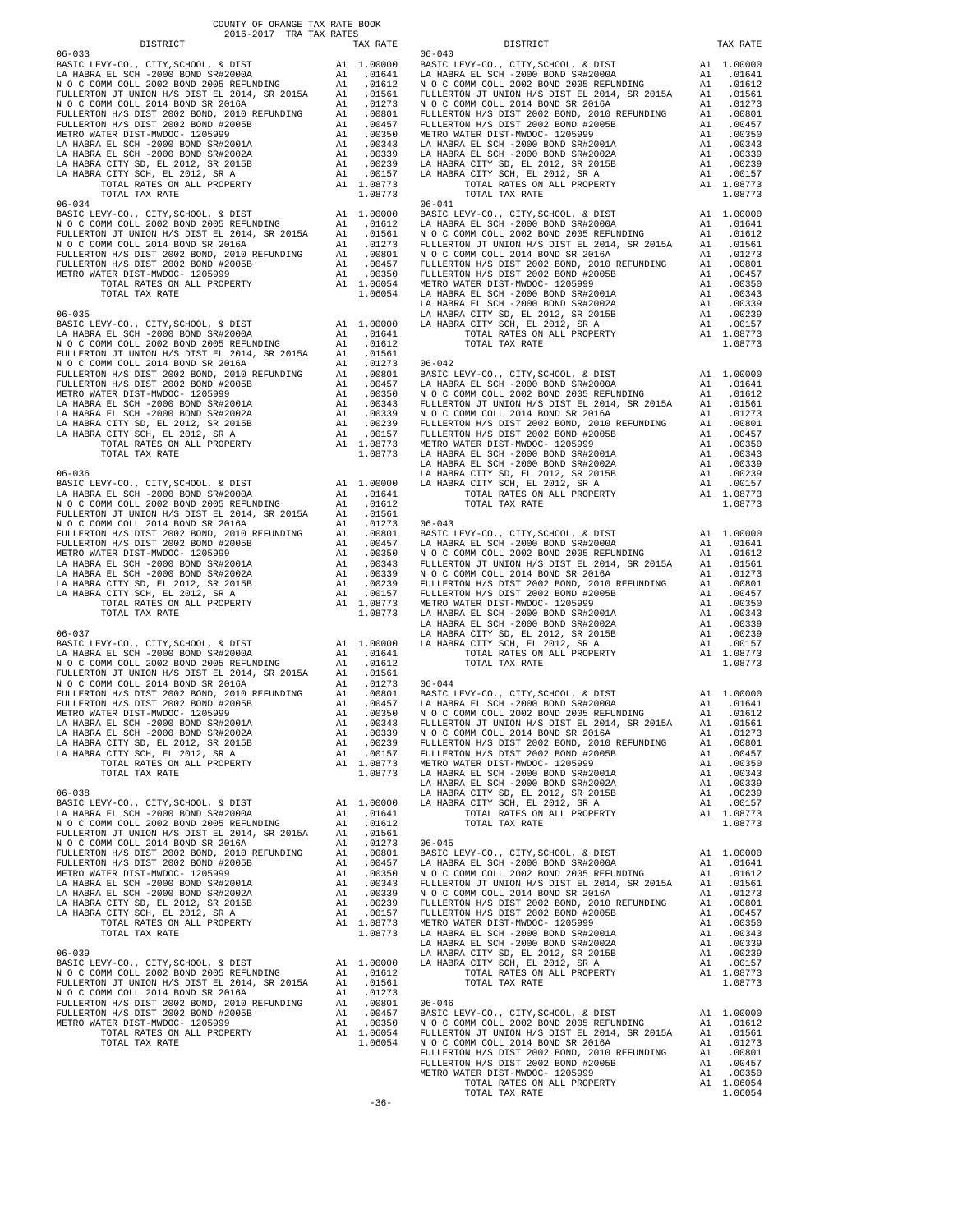COUNTY OF ORANGE TAX RATE BOOK
2016-2017 TRA TAX RATES

### 06-033

| DISTRICT | | TAX RATE |
|---|---|---|
| BASIC LEVY-CO., CITY,SCHOOL, & DIST | A1 | 1.00000 |
| LA HABRA EL SCH -2000 BOND SR#2000A | A1 | .01641 |
| N O C COMM COLL 2002 BOND 2005 REFUNDING | A1 | .01612 |
| FULLERTON JT UNION H/S DIST EL 2014, SR 2015A | A1 | .01561 |
| N O C COMM COLL 2014 BOND SR 2016A | A1 | .01273 |
| FULLERTON H/S DIST 2002 BOND, 2010 REFUNDING | A1 | .00801 |
| FULLERTON H/S DIST 2002 BOND #2005B | A1 | .00457 |
| METRO WATER DIST-MWDOC- 1205999 | A1 | .00350 |
| LA HABRA EL SCH -2000 BOND SR#2001A | A1 | .00343 |
| LA HABRA EL SCH -2000 BOND SR#2002A | A1 | .00339 |
| LA HABRA CITY SD, EL 2012, SR 2015B | A1 | .00239 |
| LA HABRA CITY SCH, EL 2012, SR A | A1 | .00157 |
| TOTAL RATES ON ALL PROPERTY | A1 | 1.08773 |
| TOTAL TAX RATE | | 1.08773 |

### 06-034

| DISTRICT | | TAX RATE |
|---|---|---|
| BASIC LEVY-CO., CITY,SCHOOL, & DIST | A1 | 1.00000 |
| N O C COMM COLL 2002 BOND 2005 REFUNDING | A1 | .01612 |
| FULLERTON JT UNION H/S DIST EL 2014, SR 2015A | A1 | .01561 |
| N O C COMM COLL 2014 BOND SR 2016A | A1 | .01273 |
| FULLERTON H/S DIST 2002 BOND, 2010 REFUNDING | A1 | .00801 |
| FULLERTON H/S DIST 2002 BOND #2005B | A1 | .00457 |
| METRO WATER DIST-MWDOC- 1205999 | A1 | .00350 |
| TOTAL RATES ON ALL PROPERTY | A1 | 1.06054 |
| TOTAL TAX RATE | | 1.06054 |

### 06-035

| DISTRICT | | TAX RATE |
|---|---|---|
| BASIC LEVY-CO., CITY,SCHOOL, & DIST | A1 | 1.00000 |
| LA HABRA EL SCH -2000 BOND SR#2000A | A1 | .01641 |
| N O C COMM COLL 2002 BOND 2005 REFUNDING | A1 | .01612 |
| FULLERTON JT UNION H/S DIST EL 2014, SR 2015A | A1 | .01561 |
| N O C COMM COLL 2014 BOND SR 2016A | A1 | .01273 |
| FULLERTON H/S DIST 2002 BOND, 2010 REFUNDING | A1 | .00801 |
| FULLERTON H/S DIST 2002 BOND #2005B | A1 | .00457 |
| METRO WATER DIST-MWDOC- 1205999 | A1 | .00350 |
| LA HABRA EL SCH -2000 BOND SR#2001A | A1 | .00343 |
| LA HABRA EL SCH -2000 BOND SR#2002A | A1 | .00339 |
| LA HABRA CITY SD, EL 2012, SR 2015B | A1 | .00239 |
| LA HABRA CITY SCH, EL 2012, SR A | A1 | .00157 |
| TOTAL RATES ON ALL PROPERTY | A1 | 1.08773 |
| TOTAL TAX RATE | | 1.08773 |

### 06-036

| DISTRICT | | TAX RATE |
|---|---|---|
| BASIC LEVY-CO., CITY,SCHOOL, & DIST | A1 | 1.00000 |
| LA HABRA EL SCH -2000 BOND SR#2000A | A1 | .01641 |
| N O C COMM COLL 2002 BOND 2005 REFUNDING | A1 | .01612 |
| FULLERTON JT UNION H/S DIST EL 2014, SR 2015A | A1 | .01561 |
| N O C COMM COLL 2014 BOND SR 2016A | A1 | .01273 |
| FULLERTON H/S DIST 2002 BOND, 2010 REFUNDING | A1 | .00801 |
| FULLERTON H/S DIST 2002 BOND #2005B | A1 | .00457 |
| METRO WATER DIST-MWDOC- 1205999 | A1 | .00350 |
| LA HABRA EL SCH -2000 BOND SR#2001A | A1 | .00343 |
| LA HABRA EL SCH -2000 BOND SR#2002A | A1 | .00339 |
| LA HABRA CITY SD, EL 2012, SR 2015B | A1 | .00239 |
| LA HABRA CITY SCH, EL 2012, SR A | A1 | .00157 |
| TOTAL RATES ON ALL PROPERTY | A1 | 1.08773 |
| TOTAL TAX RATE | | 1.08773 |

### 06-037

| DISTRICT | | TAX RATE |
|---|---|---|
| BASIC LEVY-CO., CITY,SCHOOL, & DIST | A1 | 1.00000 |
| LA HABRA EL SCH -2000 BOND SR#2000A | A1 | .01641 |
| N O C COMM COLL 2002 BOND 2005 REFUNDING | A1 | .01612 |
| FULLERTON JT UNION H/S DIST EL 2014, SR 2015A | A1 | .01561 |
| N O C COMM COLL 2014 BOND SR 2016A | A1 | .01273 |
| FULLERTON H/S DIST 2002 BOND, 2010 REFUNDING | A1 | .00801 |
| FULLERTON H/S DIST 2002 BOND #2005B | A1 | .00457 |
| METRO WATER DIST-MWDOC- 1205999 | A1 | .00350 |
| LA HABRA EL SCH -2000 BOND SR#2001A | A1 | .00343 |
| LA HABRA EL SCH -2000 BOND SR#2002A | A1 | .00339 |
| LA HABRA CITY SD, EL 2012, SR 2015B | A1 | .00239 |
| LA HABRA CITY SCH, EL 2012, SR A | A1 | .00157 |
| TOTAL RATES ON ALL PROPERTY | A1 | 1.08773 |
| TOTAL TAX RATE | | 1.08773 |

### 06-038

| DISTRICT | | TAX RATE |
|---|---|---|
| BASIC LEVY-CO., CITY,SCHOOL, & DIST | A1 | 1.00000 |
| LA HABRA EL SCH -2000 BOND SR#2000A | A1 | .01641 |
| N O C COMM COLL 2002 BOND 2005 REFUNDING | A1 | .01612 |
| FULLERTON JT UNION H/S DIST EL 2014, SR 2015A | A1 | .01561 |
| N O C COMM COLL 2014 BOND SR 2016A | A1 | .01273 |
| FULLERTON H/S DIST 2002 BOND, 2010 REFUNDING | A1 | .00801 |
| FULLERTON H/S DIST 2002 BOND #2005B | A1 | .00457 |
| METRO WATER DIST-MWDOC- 1205999 | A1 | .00350 |
| LA HABRA EL SCH -2000 BOND SR#2001A | A1 | .00343 |
| LA HABRA EL SCH -2000 BOND SR#2002A | A1 | .00339 |
| LA HABRA CITY SD, EL 2012, SR 2015B | A1 | .00239 |
| LA HABRA CITY SCH, EL 2012, SR A | A1 | .00157 |
| TOTAL RATES ON ALL PROPERTY | A1 | 1.08773 |
| TOTAL TAX RATE | | 1.08773 |

### 06-039

| DISTRICT | | TAX RATE |
|---|---|---|
| BASIC LEVY-CO., CITY,SCHOOL, & DIST | A1 | 1.00000 |
| N O C COMM COLL 2002 BOND 2005 REFUNDING | A1 | .01612 |
| FULLERTON JT UNION H/S DIST EL 2014, SR 2015A | A1 | .01561 |
| N O C COMM COLL 2014 BOND SR 2016A | A1 | .01273 |
| FULLERTON H/S DIST 2002 BOND, 2010 REFUNDING | A1 | .00801 |
| FULLERTON H/S DIST 2002 BOND #2005B | A1 | .00457 |
| METRO WATER DIST-MWDOC- 1205999 | A1 | .00350 |
| TOTAL RATES ON ALL PROPERTY | A1 | 1.06054 |
| TOTAL TAX RATE | | 1.06054 |

### 06-040

| DISTRICT | | TAX RATE |
|---|---|---|
| BASIC LEVY-CO., CITY,SCHOOL, & DIST | A1 | 1.00000 |
| LA HABRA EL SCH -2000 BOND SR#2000A | A1 | .01641 |
| N O C COMM COLL 2002 BOND 2005 REFUNDING | A1 | .01612 |
| FULLERTON JT UNION H/S DIST EL 2014, SR 2015A | A1 | .01561 |
| N O C COMM COLL 2014 BOND SR 2016A | A1 | .01273 |
| FULLERTON H/S DIST 2002 BOND, 2010 REFUNDING | A1 | .00801 |
| FULLERTON H/S DIST 2002 BOND #2005B | A1 | .00457 |
| METRO WATER DIST-MWDOC- 1205999 | A1 | .00350 |
| LA HABRA EL SCH -2000 BOND SR#2001A | A1 | .00343 |
| LA HABRA EL SCH -2000 BOND SR#2002A | A1 | .00339 |
| LA HABRA CITY SD, EL 2012, SR 2015B | A1 | .00239 |
| LA HABRA CITY SCH, EL 2012, SR A | A1 | .00157 |
| TOTAL RATES ON ALL PROPERTY | A1 | 1.08773 |
| TOTAL TAX RATE | | 1.08773 |

### 06-041

| DISTRICT | | TAX RATE |
|---|---|---|
| BASIC LEVY-CO., CITY,SCHOOL, & DIST | A1 | 1.00000 |
| LA HABRA EL SCH -2000 BOND SR#2000A | A1 | .01641 |
| N O C COMM COLL 2002 BOND 2005 REFUNDING | A1 | .01612 |
| FULLERTON JT UNION H/S DIST EL 2014, SR 2015A | A1 | .01561 |
| N O C COMM COLL 2014 BOND SR 2016A | A1 | .01273 |
| FULLERTON H/S DIST 2002 BOND, 2010 REFUNDING | A1 | .00801 |
| FULLERTON H/S DIST 2002 BOND #2005B | A1 | .00457 |
| METRO WATER DIST-MWDOC- 1205999 | A1 | .00350 |
| LA HABRA EL SCH -2000 BOND SR#2001A | A1 | .00343 |
| LA HABRA EL SCH -2000 BOND SR#2002A | A1 | .00339 |
| LA HABRA CITY SD, EL 2012, SR 2015B | A1 | .00239 |
| LA HABRA CITY SCH, EL 2012, SR A | A1 | .00157 |
| TOTAL RATES ON ALL PROPERTY | A1 | 1.08773 |
| TOTAL TAX RATE | | 1.08773 |

### 06-042

| DISTRICT | | TAX RATE |
|---|---|---|
| BASIC LEVY-CO., CITY,SCHOOL, & DIST | A1 | 1.00000 |
| LA HABRA EL SCH -2000 BOND SR#2000A | A1 | .01641 |
| N O C COMM COLL 2002 BOND 2005 REFUNDING | A1 | .01612 |
| FULLERTON JT UNION H/S DIST EL 2014, SR 2015A | A1 | .01561 |
| N O C COMM COLL 2014 BOND SR 2016A | A1 | .01273 |
| FULLERTON H/S DIST 2002 BOND, 2010 REFUNDING | A1 | .00801 |
| FULLERTON H/S DIST 2002 BOND #2005B | A1 | .00457 |
| METRO WATER DIST-MWDOC- 1205999 | A1 | .00350 |
| LA HABRA EL SCH -2000 BOND SR#2001A | A1 | .00343 |
| LA HABRA EL SCH -2000 BOND SR#2002A | A1 | .00339 |
| LA HABRA CITY SD, EL 2012, SR 2015B | A1 | .00239 |
| LA HABRA CITY SCH, EL 2012, SR A | A1 | .00157 |
| TOTAL RATES ON ALL PROPERTY | A1 | 1.08773 |
| TOTAL TAX RATE | | 1.08773 |

### 06-043

| DISTRICT | | TAX RATE |
|---|---|---|
| BASIC LEVY-CO., CITY,SCHOOL, & DIST | A1 | 1.00000 |
| LA HABRA EL SCH -2000 BOND SR#2000A | A1 | .01641 |
| N O C COMM COLL 2002 BOND 2005 REFUNDING | A1 | .01612 |
| FULLERTON JT UNION H/S DIST EL 2014, SR 2015A | A1 | .01561 |
| N O C COMM COLL 2014 BOND SR 2016A | A1 | .01273 |
| FULLERTON H/S DIST 2002 BOND, 2010 REFUNDING | A1 | .00801 |
| FULLERTON H/S DIST 2002 BOND #2005B | A1 | .00457 |
| METRO WATER DIST-MWDOC- 1205999 | A1 | .00350 |
| LA HABRA EL SCH -2000 BOND SR#2001A | A1 | .00343 |
| LA HABRA EL SCH -2000 BOND SR#2002A | A1 | .00339 |
| LA HABRA CITY SD, EL 2012, SR 2015B | A1 | .00239 |
| LA HABRA CITY SCH, EL 2012, SR A | A1 | .00157 |
| TOTAL RATES ON ALL PROPERTY | A1 | 1.08773 |
| TOTAL TAX RATE | | 1.08773 |

### 06-044

| DISTRICT | | TAX RATE |
|---|---|---|
| BASIC LEVY-CO., CITY,SCHOOL, & DIST | A1 | 1.00000 |
| LA HABRA EL SCH -2000 BOND SR#2000A | A1 | .01641 |
| N O C COMM COLL 2002 BOND 2005 REFUNDING | A1 | .01612 |
| FULLERTON JT UNION H/S DIST EL 2014, SR 2015A | A1 | .01561 |
| N O C COMM COLL 2014 BOND SR 2016A | A1 | .01273 |
| FULLERTON H/S DIST 2002 BOND, 2010 REFUNDING | A1 | .00801 |
| FULLERTON H/S DIST 2002 BOND #2005B | A1 | .00457 |
| METRO WATER DIST-MWDOC- 1205999 | A1 | .00350 |
| LA HABRA EL SCH -2000 BOND SR#2001A | A1 | .00343 |
| LA HABRA EL SCH -2000 BOND SR#2002A | A1 | .00339 |
| LA HABRA CITY SD, EL 2012, SR 2015B | A1 | .00239 |
| LA HABRA CITY SCH, EL 2012, SR A | A1 | .00157 |
| TOTAL RATES ON ALL PROPERTY | A1 | 1.08773 |
| TOTAL TAX RATE | | 1.08773 |

### 06-045

| DISTRICT | | TAX RATE |
|---|---|---|
| BASIC LEVY-CO., CITY,SCHOOL, & DIST | A1 | 1.00000 |
| LA HABRA EL SCH -2000 BOND SR#2000A | A1 | .01641 |
| N O C COMM COLL 2002 BOND 2005 REFUNDING | A1 | .01612 |
| FULLERTON JT UNION H/S DIST EL 2014, SR 2015A | A1 | .01561 |
| N O C COMM COLL 2014 BOND SR 2016A | A1 | .01273 |
| FULLERTON H/S DIST 2002 BOND, 2010 REFUNDING | A1 | .00801 |
| FULLERTON H/S DIST 2002 BOND #2005B | A1 | .00457 |
| METRO WATER DIST-MWDOC- 1205999 | A1 | .00350 |
| LA HABRA EL SCH -2000 BOND SR#2001A | A1 | .00343 |
| LA HABRA EL SCH -2000 BOND SR#2002A | A1 | .00339 |
| LA HABRA CITY SD, EL 2012, SR 2015B | A1 | .00239 |
| LA HABRA CITY SCH, EL 2012, SR A | A1 | .00157 |
| TOTAL RATES ON ALL PROPERTY | A1 | 1.08773 |
| TOTAL TAX RATE | | 1.08773 |

### 06-046

| DISTRICT | | TAX RATE |
|---|---|---|
| BASIC LEVY-CO., CITY,SCHOOL, & DIST | A1 | 1.00000 |
| N O C COMM COLL 2002 BOND 2005 REFUNDING | A1 | .01612 |
| FULLERTON JT UNION H/S DIST EL 2014, SR 2015A | A1 | .01561 |
| N O C COMM COLL 2014 BOND SR 2016A | A1 | .01273 |
| FULLERTON H/S DIST 2002 BOND, 2010 REFUNDING | A1 | .00801 |
| FULLERTON H/S DIST 2002 BOND #2005B | A1 | .00457 |
| METRO WATER DIST-MWDOC- 1205999 | A1 | .00350 |
| TOTAL RATES ON ALL PROPERTY | A1 | 1.06054 |
| TOTAL TAX RATE | | 1.06054 |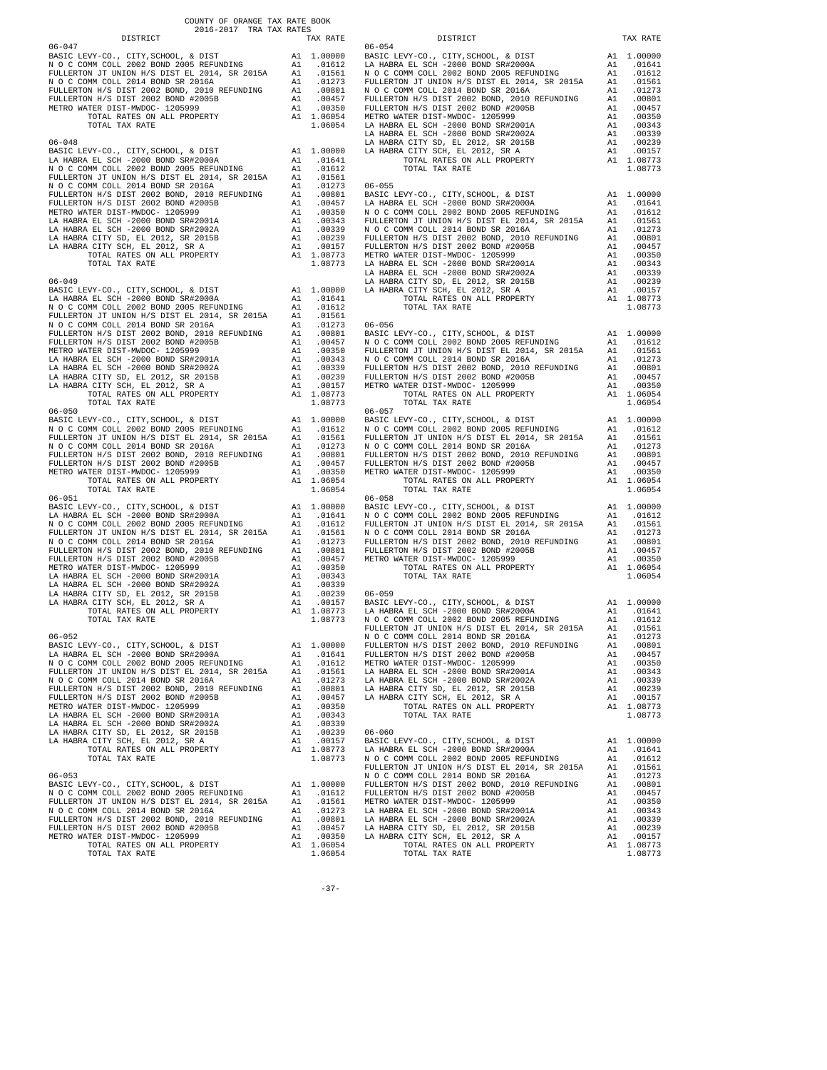COUNTY OF ORANGE TAX RATE BOOK
2016-2017 TRA TAX RATES

| DISTRICT | | TAX RATE |
|---|---|---|
| **06-047** | | |
| BASIC LEVY-CO., CITY,SCHOOL, & DIST | A1 | 1.00000 |
| N O C COMM COLL 2002 BOND 2005 REFUNDING | A1 | .01612 |
| FULLERTON JT UNION H/S DIST EL 2014, SR 2015A | A1 | .01561 |
| N O C COMM COLL 2014 BOND SR 2016A | A1 | .01273 |
| FULLERTON H/S DIST 2002 BOND, 2010 REFUNDING | A1 | .00801 |
| FULLERTON H/S DIST 2002 BOND #2005B | A1 | .00457 |
| METRO WATER DIST-MWDOC- 1205999 | A1 | .00350 |
| TOTAL RATES ON ALL PROPERTY | A1 | 1.06054 |
| TOTAL TAX RATE | | 1.06054 |
| **06-048** | | |
| BASIC LEVY-CO., CITY,SCHOOL, & DIST | A1 | 1.00000 |
| LA HABRA EL SCH -2000 BOND SR#2000A | A1 | .01641 |
| N O C COMM COLL 2002 BOND 2005 REFUNDING | A1 | .01612 |
| FULLERTON JT UNION H/S DIST EL 2014, SR 2015A | A1 | .01561 |
| N O C COMM COLL 2014 BOND SR 2016A | A1 | .01273 |
| FULLERTON H/S DIST 2002 BOND, 2010 REFUNDING | A1 | .00801 |
| FULLERTON H/S DIST 2002 BOND #2005B | A1 | .00457 |
| METRO WATER DIST-MWDOC- 1205999 | A1 | .00350 |
| LA HABRA EL SCH -2000 BOND SR#2001A | A1 | .00343 |
| LA HABRA EL SCH -2000 BOND SR#2002A | A1 | .00339 |
| LA HABRA CITY SD, EL 2012, SR 2015B | A1 | .00239 |
| LA HABRA CITY SCH, EL 2012, SR A | A1 | .00157 |
| TOTAL RATES ON ALL PROPERTY | A1 | 1.08773 |
| TOTAL TAX RATE | | 1.08773 |
| **06-049** | | |
| BASIC LEVY-CO., CITY,SCHOOL, & DIST | A1 | 1.00000 |
| LA HABRA EL SCH -2000 BOND SR#2000A | A1 | .01641 |
| N O C COMM COLL 2002 BOND 2005 REFUNDING | A1 | .01612 |
| FULLERTON JT UNION H/S DIST EL 2014, SR 2015A | A1 | .01561 |
| N O C COMM COLL 2014 BOND SR 2016A | A1 | .01273 |
| FULLERTON H/S DIST 2002 BOND, 2010 REFUNDING | A1 | .00801 |
| FULLERTON H/S DIST 2002 BOND #2005B | A1 | .00457 |
| METRO WATER DIST-MWDOC- 1205999 | A1 | .00350 |
| LA HABRA EL SCH -2000 BOND SR#2001A | A1 | .00343 |
| LA HABRA EL SCH -2000 BOND SR#2002A | A1 | .00339 |
| LA HABRA CITY SD, EL 2012, SR 2015B | A1 | .00239 |
| LA HABRA CITY SCH, EL 2012, SR A | A1 | .00157 |
| TOTAL RATES ON ALL PROPERTY | A1 | 1.08773 |
| TOTAL TAX RATE | | 1.08773 |
| **06-050** | | |
| BASIC LEVY-CO., CITY,SCHOOL, & DIST | A1 | 1.00000 |
| N O C COMM COLL 2002 BOND 2005 REFUNDING | A1 | .01612 |
| FULLERTON JT UNION H/S DIST EL 2014, SR 2015A | A1 | .01561 |
| N O C COMM COLL 2014 BOND SR 2016A | A1 | .01273 |
| FULLERTON H/S DIST 2002 BOND, 2010 REFUNDING | A1 | .00801 |
| FULLERTON H/S DIST 2002 BOND #2005B | A1 | .00457 |
| METRO WATER DIST-MWDOC- 1205999 | A1 | .00350 |
| TOTAL RATES ON ALL PROPERTY | A1 | 1.06054 |
| TOTAL TAX RATE | | 1.06054 |
| **06-051** | | |
| BASIC LEVY-CO., CITY,SCHOOL, & DIST | A1 | 1.00000 |
| LA HABRA EL SCH -2000 BOND SR#2000A | A1 | .01641 |
| N O C COMM COLL 2002 BOND 2005 REFUNDING | A1 | .01612 |
| FULLERTON JT UNION H/S DIST EL 2014, SR 2015A | A1 | .01561 |
| N O C COMM COLL 2014 BOND SR 2016A | A1 | .01273 |
| FULLERTON H/S DIST 2002 BOND, 2010 REFUNDING | A1 | .00801 |
| FULLERTON H/S DIST 2002 BOND #2005B | A1 | .00457 |
| METRO WATER DIST-MWDOC- 1205999 | A1 | .00350 |
| LA HABRA EL SCH -2000 BOND SR#2001A | A1 | .00343 |
| LA HABRA EL SCH -2000 BOND SR#2002A | A1 | .00339 |
| LA HABRA CITY SD, EL 2012, SR 2015B | A1 | .00239 |
| LA HABRA CITY SCH, EL 2012, SR A | A1 | .00157 |
| TOTAL RATES ON ALL PROPERTY | A1 | 1.08773 |
| TOTAL TAX RATE | | 1.08773 |
| **06-052** | | |
| BASIC LEVY-CO., CITY,SCHOOL, & DIST | A1 | 1.00000 |
| LA HABRA EL SCH -2000 BOND SR#2000A | A1 | .01641 |
| N O C COMM COLL 2002 BOND 2005 REFUNDING | A1 | .01612 |
| FULLERTON JT UNION H/S DIST EL 2014, SR 2015A | A1 | .01561 |
| N O C COMM COLL 2014 BOND SR 2016A | A1 | .01273 |
| FULLERTON H/S DIST 2002 BOND, 2010 REFUNDING | A1 | .00801 |
| FULLERTON H/S DIST 2002 BOND #2005B | A1 | .00457 |
| METRO WATER DIST-MWDOC- 1205999 | A1 | .00350 |
| LA HABRA EL SCH -2000 BOND SR#2001A | A1 | .00343 |
| LA HABRA EL SCH -2000 BOND SR#2002A | A1 | .00339 |
| LA HABRA CITY SD, EL 2012, SR 2015B | A1 | .00239 |
| LA HABRA CITY SCH, EL 2012, SR A | A1 | .00157 |
| TOTAL RATES ON ALL PROPERTY | A1 | 1.08773 |
| TOTAL TAX RATE | | 1.08773 |
| **06-053** | | |
| BASIC LEVY-CO., CITY,SCHOOL, & DIST | A1 | 1.00000 |
| N O C COMM COLL 2002 BOND 2005 REFUNDING | A1 | .01612 |
| FULLERTON JT UNION H/S DIST EL 2014, SR 2015A | A1 | .01561 |
| N O C COMM COLL 2014 BOND SR 2016A | A1 | .01273 |
| FULLERTON H/S DIST 2002 BOND, 2010 REFUNDING | A1 | .00801 |
| FULLERTON H/S DIST 2002 BOND #2005B | A1 | .00457 |
| METRO WATER DIST-MWDOC- 1205999 | A1 | .00350 |
| TOTAL RATES ON ALL PROPERTY | A1 | 1.06054 |
| TOTAL TAX RATE | | 1.06054 |
| **06-054** | | |
| BASIC LEVY-CO., CITY,SCHOOL, & DIST | A1 | 1.00000 |
| LA HABRA EL SCH -2000 BOND SR#2000A | A1 | .01641 |
| N O C COMM COLL 2002 BOND 2005 REFUNDING | A1 | .01612 |
| FULLERTON JT UNION H/S DIST EL 2014, SR 2015A | A1 | .01561 |
| N O C COMM COLL 2014 BOND SR 2016A | A1 | .01273 |
| FULLERTON H/S DIST 2002 BOND, 2010 REFUNDING | A1 | .00801 |
| FULLERTON H/S DIST 2002 BOND #2005B | A1 | .00457 |
| METRO WATER DIST-MWDOC- 1205999 | A1 | .00350 |
| LA HABRA EL SCH -2000 BOND SR#2001A | A1 | .00343 |
| LA HABRA EL SCH -2000 BOND SR#2002A | A1 | .00339 |
| LA HABRA CITY SD, EL 2012, SR 2015B | A1 | .00239 |
| LA HABRA CITY SCH, EL 2012, SR A | A1 | .00157 |
| TOTAL RATES ON ALL PROPERTY | A1 | 1.08773 |
| TOTAL TAX RATE | | 1.08773 |
| **06-055** | | |
| BASIC LEVY-CO., CITY,SCHOOL, & DIST | A1 | 1.00000 |
| LA HABRA EL SCH -2000 BOND SR#2000A | A1 | .01641 |
| N O C COMM COLL 2002 BOND 2005 REFUNDING | A1 | .01612 |
| FULLERTON JT UNION H/S DIST EL 2014, SR 2015A | A1 | .01561 |
| N O C COMM COLL 2014 BOND SR 2016A | A1 | .01273 |
| FULLERTON H/S DIST 2002 BOND, 2010 REFUNDING | A1 | .00801 |
| FULLERTON H/S DIST 2002 BOND #2005B | A1 | .00457 |
| METRO WATER DIST-MWDOC- 1205999 | A1 | .00350 |
| LA HABRA EL SCH -2000 BOND SR#2001A | A1 | .00343 |
| LA HABRA EL SCH -2000 BOND SR#2002A | A1 | .00339 |
| LA HABRA CITY SD, EL 2012, SR 2015B | A1 | .00239 |
| LA HABRA CITY SCH, EL 2012, SR A | A1 | .00157 |
| TOTAL RATES ON ALL PROPERTY | A1 | 1.08773 |
| TOTAL TAX RATE | | 1.08773 |
| **06-056** | | |
| BASIC LEVY-CO., CITY,SCHOOL, & DIST | A1 | 1.00000 |
| N O C COMM COLL 2002 BOND 2005 REFUNDING | A1 | .01612 |
| FULLERTON JT UNION H/S DIST EL 2014, SR 2015A | A1 | .01561 |
| N O C COMM COLL 2014 BOND SR 2016A | A1 | .01273 |
| FULLERTON H/S DIST 2002 BOND, 2010 REFUNDING | A1 | .00801 |
| FULLERTON H/S DIST 2002 BOND #2005B | A1 | .00457 |
| METRO WATER DIST-MWDOC- 1205999 | A1 | .00350 |
| TOTAL RATES ON ALL PROPERTY | A1 | 1.06054 |
| TOTAL TAX RATE | | 1.06054 |
| **06-057** | | |
| BASIC LEVY-CO., CITY,SCHOOL, & DIST | A1 | 1.00000 |
| N O C COMM COLL 2002 BOND 2005 REFUNDING | A1 | .01612 |
| FULLERTON JT UNION H/S DIST EL 2014, SR 2015A | A1 | .01561 |
| N O C COMM COLL 2014 BOND SR 2016A | A1 | .01273 |
| FULLERTON H/S DIST 2002 BOND, 2010 REFUNDING | A1 | .00801 |
| FULLERTON H/S DIST 2002 BOND #2005B | A1 | .00457 |
| METRO WATER DIST-MWDOC- 1205999 | A1 | .00350 |
| TOTAL RATES ON ALL PROPERTY | A1 | 1.06054 |
| TOTAL TAX RATE | | 1.06054 |
| **06-058** | | |
| BASIC LEVY-CO., CITY,SCHOOL, & DIST | A1 | 1.00000 |
| N O C COMM COLL 2002 BOND 2005 REFUNDING | A1 | .01612 |
| FULLERTON JT UNION H/S DIST EL 2014, SR 2015A | A1 | .01561 |
| N O C COMM COLL 2014 BOND SR 2016A | A1 | .01273 |
| FULLERTON H/S DIST 2002 BOND, 2010 REFUNDING | A1 | .00801 |
| FULLERTON H/S DIST 2002 BOND #2005B | A1 | .00457 |
| METRO WATER DIST-MWDOC- 1205999 | A1 | .00350 |
| TOTAL RATES ON ALL PROPERTY | A1 | 1.06054 |
| TOTAL TAX RATE | | 1.06054 |
| **06-059** | | |
| BASIC LEVY-CO., CITY,SCHOOL, & DIST | A1 | 1.00000 |
| LA HABRA EL SCH -2000 BOND SR#2000A | A1 | .01641 |
| N O C COMM COLL 2002 BOND 2005 REFUNDING | A1 | .01612 |
| FULLERTON JT UNION H/S DIST EL 2014, SR 2015A | A1 | .01561 |
| N O C COMM COLL 2014 BOND SR 2016A | A1 | .01273 |
| FULLERTON H/S DIST 2002 BOND, 2010 REFUNDING | A1 | .00801 |
| FULLERTON H/S DIST 2002 BOND #2005B | A1 | .00457 |
| METRO WATER DIST-MWDOC- 1205999 | A1 | .00350 |
| LA HABRA EL SCH -2000 BOND SR#2001A | A1 | .00343 |
| LA HABRA EL SCH -2000 BOND SR#2002A | A1 | .00339 |
| LA HABRA CITY SD, EL 2012, SR 2015B | A1 | .00239 |
| LA HABRA CITY SCH, EL 2012, SR A | A1 | .00157 |
| TOTAL RATES ON ALL PROPERTY | A1 | 1.08773 |
| TOTAL TAX RATE | | 1.08773 |
| **06-060** | | |
| BASIC LEVY-CO., CITY,SCHOOL, & DIST | A1 | 1.00000 |
| LA HABRA EL SCH -2000 BOND SR#2000A | A1 | .01641 |
| N O C COMM COLL 2002 BOND 2005 REFUNDING | A1 | .01612 |
| FULLERTON JT UNION H/S DIST EL 2014, SR 2015A | A1 | .01561 |
| N O C COMM COLL 2014 BOND SR 2016A | A1 | .01273 |
| FULLERTON H/S DIST 2002 BOND, 2010 REFUNDING | A1 | .00801 |
| FULLERTON H/S DIST 2002 BOND #2005B | A1 | .00457 |
| METRO WATER DIST-MWDOC- 1205999 | A1 | .00350 |
| LA HABRA EL SCH -2000 BOND SR#2001A | A1 | .00343 |
| LA HABRA EL SCH -2000 BOND SR#2002A | A1 | .00339 |
| LA HABRA CITY SD, EL 2012, SR 2015B | A1 | .00239 |
| LA HABRA CITY SCH, EL 2012, SR A | A1 | .00157 |
| TOTAL RATES ON ALL PROPERTY | A1 | 1.08773 |
| TOTAL TAX RATE | | 1.08773 |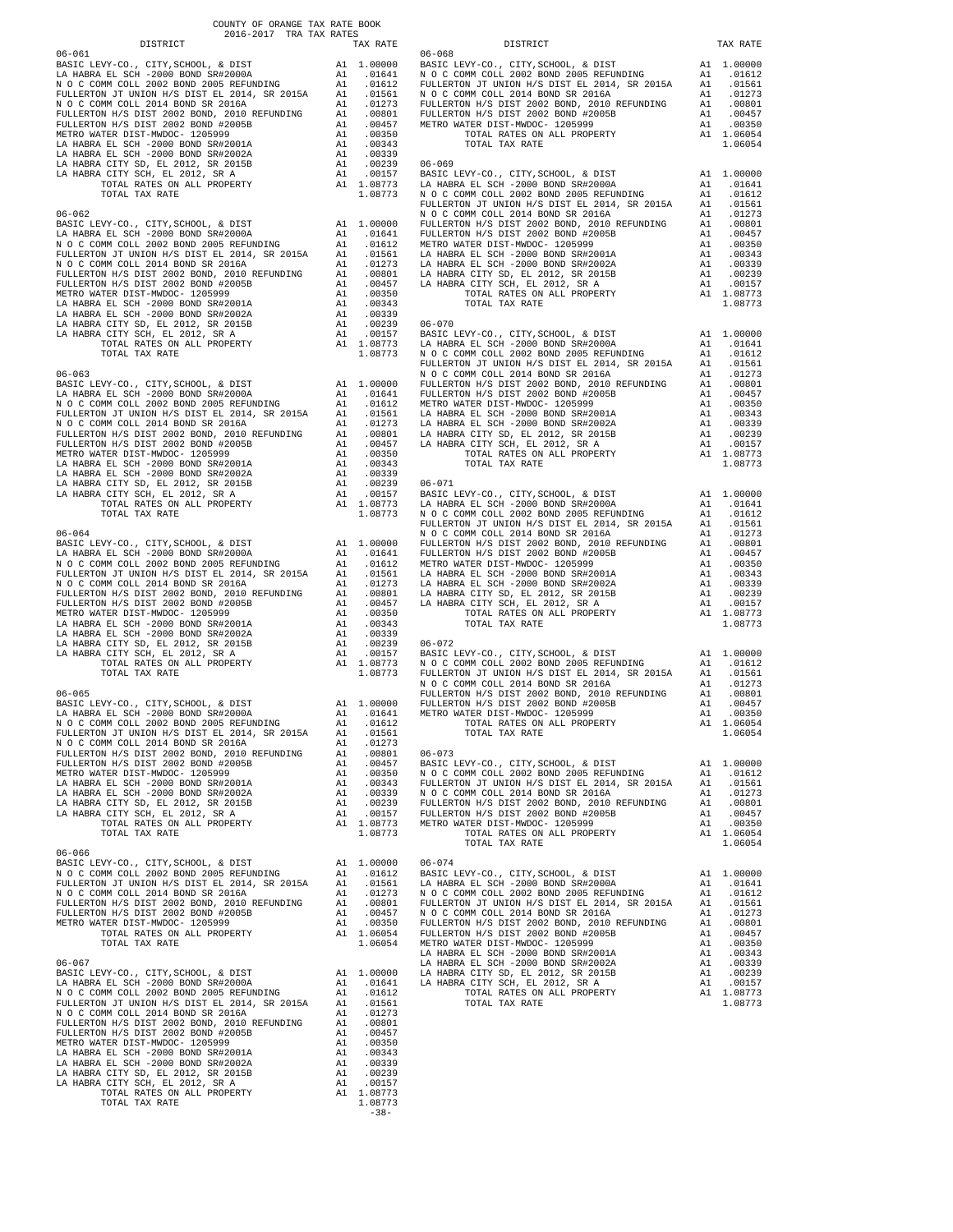COUNTY OF ORANGE TAX RATE BOOK
2016-2017 TRA TAX RATES

| DISTRICT | | TAX RATE |
|---|---|---|
| **06-061** | | |
| BASIC LEVY-CO., CITY,SCHOOL, & DIST | A1 | 1.00000 |
| LA HABRA EL SCH -2000 BOND SR#2000A | A1 | .01641 |
| N O C COMM COLL 2002 BOND 2005 REFUNDING | A1 | .01612 |
| FULLERTON JT UNION H/S DIST EL 2014, SR 2015A | A1 | .01561 |
| N O C COMM COLL 2014 BOND SR 2016A | A1 | .01273 |
| FULLERTON H/S DIST 2002 BOND, 2010 REFUNDING | A1 | .00801 |
| FULLERTON H/S DIST 2002 BOND #2005B | A1 | .00457 |
| METRO WATER DIST-MWDOC- 1205999 | A1 | .00350 |
| LA HABRA EL SCH -2000 BOND SR#2001A | A1 | .00343 |
| LA HABRA EL SCH -2000 BOND SR#2002A | A1 | .00339 |
| LA HABRA CITY SD, EL 2012, SR 2015B | A1 | .00239 |
| LA HABRA CITY SCH, EL 2012, SR A | A1 | .00157 |
| TOTAL RATES ON ALL PROPERTY | A1 | 1.08773 |
| TOTAL TAX RATE | | 1.08773 |
| **06-062** | | |
| BASIC LEVY-CO., CITY,SCHOOL, & DIST | A1 | 1.00000 |
| LA HABRA EL SCH -2000 BOND SR#2000A | A1 | .01641 |
| N O C COMM COLL 2002 BOND 2005 REFUNDING | A1 | .01612 |
| FULLERTON JT UNION H/S DIST EL 2014, SR 2015A | A1 | .01561 |
| N O C COMM COLL 2014 BOND SR 2016A | A1 | .01273 |
| FULLERTON H/S DIST 2002 BOND, 2010 REFUNDING | A1 | .00801 |
| FULLERTON H/S DIST 2002 BOND #2005B | A1 | .00457 |
| METRO WATER DIST-MWDOC- 1205999 | A1 | .00350 |
| LA HABRA EL SCH -2000 BOND SR#2001A | A1 | .00343 |
| LA HABRA EL SCH -2000 BOND SR#2002A | A1 | .00339 |
| LA HABRA CITY SD, EL 2012, SR 2015B | A1 | .00239 |
| LA HABRA CITY SCH, EL 2012, SR A | A1 | .00157 |
| TOTAL RATES ON ALL PROPERTY | A1 | 1.08773 |
| TOTAL TAX RATE | | 1.08773 |
| **06-063** | | |
| BASIC LEVY-CO., CITY,SCHOOL, & DIST | A1 | 1.00000 |
| LA HABRA EL SCH -2000 BOND SR#2000A | A1 | .01641 |
| N O C COMM COLL 2002 BOND 2005 REFUNDING | A1 | .01612 |
| FULLERTON JT UNION H/S DIST EL 2014, SR 2015A | A1 | .01561 |
| N O C COMM COLL 2014 BOND SR 2016A | A1 | .01273 |
| FULLERTON H/S DIST 2002 BOND, 2010 REFUNDING | A1 | .00801 |
| FULLERTON H/S DIST 2002 BOND #2005B | A1 | .00457 |
| METRO WATER DIST-MWDOC- 1205999 | A1 | .00350 |
| LA HABRA EL SCH -2000 BOND SR#2001A | A1 | .00343 |
| LA HABRA EL SCH -2000 BOND SR#2002A | A1 | .00339 |
| LA HABRA CITY SD, EL 2012, SR 2015B | A1 | .00239 |
| LA HABRA CITY SCH, EL 2012, SR A | A1 | .00157 |
| TOTAL RATES ON ALL PROPERTY | A1 | 1.08773 |
| TOTAL TAX RATE | | 1.08773 |
| **06-064** | | |
| BASIC LEVY-CO., CITY,SCHOOL, & DIST | A1 | 1.00000 |
| LA HABRA EL SCH -2000 BOND SR#2000A | A1 | .01641 |
| N O C COMM COLL 2002 BOND 2005 REFUNDING | A1 | .01612 |
| FULLERTON JT UNION H/S DIST EL 2014, SR 2015A | A1 | .01561 |
| N O C COMM COLL 2014 BOND SR 2016A | A1 | .01273 |
| FULLERTON H/S DIST 2002 BOND, 2010 REFUNDING | A1 | .00801 |
| FULLERTON H/S DIST 2002 BOND #2005B | A1 | .00457 |
| METRO WATER DIST-MWDOC- 1205999 | A1 | .00350 |
| LA HABRA EL SCH -2000 BOND SR#2001A | A1 | .00343 |
| LA HABRA EL SCH -2000 BOND SR#2002A | A1 | .00339 |
| LA HABRA CITY SD, EL 2012, SR 2015B | A1 | .00239 |
| LA HABRA CITY SCH, EL 2012, SR A | A1 | .00157 |
| TOTAL RATES ON ALL PROPERTY | A1 | 1.08773 |
| TOTAL TAX RATE | | 1.08773 |
| **06-065** | | |
| BASIC LEVY-CO., CITY,SCHOOL, & DIST | A1 | 1.00000 |
| LA HABRA EL SCH -2000 BOND SR#2000A | A1 | .01641 |
| N O C COMM COLL 2002 BOND 2005 REFUNDING | A1 | .01612 |
| FULLERTON JT UNION H/S DIST EL 2014, SR 2015A | A1 | .01561 |
| N O C COMM COLL 2014 BOND SR 2016A | A1 | .01273 |
| FULLERTON H/S DIST 2002 BOND, 2010 REFUNDING | A1 | .00801 |
| FULLERTON H/S DIST 2002 BOND #2005B | A1 | .00457 |
| METRO WATER DIST-MWDOC- 1205999 | A1 | .00350 |
| LA HABRA EL SCH -2000 BOND SR#2001A | A1 | .00343 |
| LA HABRA EL SCH -2000 BOND SR#2002A | A1 | .00339 |
| LA HABRA CITY SD, EL 2012, SR 2015B | A1 | .00239 |
| LA HABRA CITY SCH, EL 2012, SR A | A1 | .00157 |
| TOTAL RATES ON ALL PROPERTY | A1 | 1.08773 |
| TOTAL TAX RATE | | 1.08773 |
| **06-066** | | |
| BASIC LEVY-CO., CITY,SCHOOL, & DIST | A1 | 1.00000 |
| N O C COMM COLL 2002 BOND 2005 REFUNDING | A1 | .01612 |
| FULLERTON JT UNION H/S DIST EL 2014, SR 2015A | A1 | .01561 |
| N O C COMM COLL 2014 BOND SR 2016A | A1 | .01273 |
| FULLERTON H/S DIST 2002 BOND, 2010 REFUNDING | A1 | .00801 |
| FULLERTON H/S DIST 2002 BOND #2005B | A1 | .00457 |
| METRO WATER DIST-MWDOC- 1205999 | A1 | .00350 |
| TOTAL RATES ON ALL PROPERTY | A1 | 1.06054 |
| TOTAL TAX RATE | | 1.06054 |
| **06-067** | | |
| BASIC LEVY-CO., CITY,SCHOOL, & DIST | A1 | 1.00000 |
| LA HABRA EL SCH -2000 BOND SR#2000A | A1 | .01641 |
| N O C COMM COLL 2002 BOND 2005 REFUNDING | A1 | .01612 |
| FULLERTON JT UNION H/S DIST EL 2014, SR 2015A | A1 | .01561 |
| N O C COMM COLL 2014 BOND SR 2016A | A1 | .01273 |
| FULLERTON H/S DIST 2002 BOND, 2010 REFUNDING | A1 | .00801 |
| FULLERTON H/S DIST 2002 BOND #2005B | A1 | .00457 |
| METRO WATER DIST-MWDOC- 1205999 | A1 | .00350 |
| LA HABRA EL SCH -2000 BOND SR#2001A | A1 | .00343 |
| LA HABRA EL SCH -2000 BOND SR#2002A | A1 | .00339 |
| LA HABRA CITY SD, EL 2012, SR 2015B | A1 | .00239 |
| LA HABRA CITY SCH, EL 2012, SR A | A1 | .00157 |
| TOTAL RATES ON ALL PROPERTY | A1 | 1.08773 |
| TOTAL TAX RATE | | 1.08773 |
| **06-068** | | |
| BASIC LEVY-CO., CITY,SCHOOL, & DIST | A1 | 1.00000 |
| N O C COMM COLL 2002 BOND 2005 REFUNDING | A1 | .01612 |
| FULLERTON JT UNION H/S DIST EL 2014, SR 2015A | A1 | .01561 |
| N O C COMM COLL 2014 BOND SR 2016A | A1 | .01273 |
| FULLERTON H/S DIST 2002 BOND, 2010 REFUNDING | A1 | .00801 |
| FULLERTON H/S DIST 2002 BOND #2005B | A1 | .00457 |
| METRO WATER DIST-MWDOC- 1205999 | A1 | .00350 |
| TOTAL RATES ON ALL PROPERTY | A1 | 1.06054 |
| TOTAL TAX RATE | | 1.06054 |
| **06-069** | | |
| BASIC LEVY-CO., CITY,SCHOOL, & DIST | A1 | 1.00000 |
| LA HABRA EL SCH -2000 BOND SR#2000A | A1 | .01641 |
| N O C COMM COLL 2002 BOND 2005 REFUNDING | A1 | .01612 |
| FULLERTON JT UNION H/S DIST EL 2014, SR 2015A | A1 | .01561 |
| N O C COMM COLL 2014 BOND SR 2016A | A1 | .01273 |
| FULLERTON H/S DIST 2002 BOND, 2010 REFUNDING | A1 | .00801 |
| FULLERTON H/S DIST 2002 BOND #2005B | A1 | .00457 |
| METRO WATER DIST-MWDOC- 1205999 | A1 | .00350 |
| LA HABRA EL SCH -2000 BOND SR#2001A | A1 | .00343 |
| LA HABRA EL SCH -2000 BOND SR#2002A | A1 | .00339 |
| LA HABRA CITY SD, EL 2012, SR 2015B | A1 | .00239 |
| LA HABRA CITY SCH, EL 2012, SR A | A1 | .00157 |
| TOTAL RATES ON ALL PROPERTY | A1 | 1.08773 |
| TOTAL TAX RATE | | 1.08773 |
| **06-070** | | |
| BASIC LEVY-CO., CITY,SCHOOL, & DIST | A1 | 1.00000 |
| LA HABRA EL SCH -2000 BOND SR#2000A | A1 | .01641 |
| N O C COMM COLL 2002 BOND 2005 REFUNDING | A1 | .01612 |
| FULLERTON JT UNION H/S DIST EL 2014, SR 2015A | A1 | .01561 |
| N O C COMM COLL 2014 BOND SR 2016A | A1 | .01273 |
| FULLERTON H/S DIST 2002 BOND, 2010 REFUNDING | A1 | .00801 |
| FULLERTON H/S DIST 2002 BOND #2005B | A1 | .00457 |
| METRO WATER DIST-MWDOC- 1205999 | A1 | .00350 |
| LA HABRA EL SCH -2000 BOND SR#2001A | A1 | .00343 |
| LA HABRA EL SCH -2000 BOND SR#2002A | A1 | .00339 |
| LA HABRA CITY SD, EL 2012, SR 2015B | A1 | .00239 |
| LA HABRA CITY SCH, EL 2012, SR A | A1 | .00157 |
| TOTAL RATES ON ALL PROPERTY | A1 | 1.08773 |
| TOTAL TAX RATE | | 1.08773 |
| **06-071** | | |
| BASIC LEVY-CO., CITY,SCHOOL, & DIST | A1 | 1.00000 |
| LA HABRA EL SCH -2000 BOND SR#2000A | A1 | .01641 |
| N O C COMM COLL 2002 BOND 2005 REFUNDING | A1 | .01612 |
| FULLERTON JT UNION H/S DIST EL 2014, SR 2015A | A1 | .01561 |
| N O C COMM COLL 2014 BOND SR 2016A | A1 | .01273 |
| FULLERTON H/S DIST 2002 BOND, 2010 REFUNDING | A1 | .00801 |
| FULLERTON H/S DIST 2002 BOND #2005B | A1 | .00457 |
| METRO WATER DIST-MWDOC- 1205999 | A1 | .00350 |
| LA HABRA EL SCH -2000 BOND SR#2001A | A1 | .00343 |
| LA HABRA EL SCH -2000 BOND SR#2002A | A1 | .00339 |
| LA HABRA CITY SD, EL 2012, SR 2015B | A1 | .00239 |
| LA HABRA CITY SCH, EL 2012, SR A | A1 | .00157 |
| TOTAL RATES ON ALL PROPERTY | A1 | 1.08773 |
| TOTAL TAX RATE | | 1.08773 |
| **06-072** | | |
| BASIC LEVY-CO., CITY,SCHOOL, & DIST | A1 | 1.00000 |
| N O C COMM COLL 2002 BOND 2005 REFUNDING | A1 | .01612 |
| FULLERTON JT UNION H/S DIST EL 2014, SR 2015A | A1 | .01561 |
| N O C COMM COLL 2014 BOND SR 2016A | A1 | .01273 |
| FULLERTON H/S DIST 2002 BOND, 2010 REFUNDING | A1 | .00801 |
| FULLERTON H/S DIST 2002 BOND #2005B | A1 | .00457 |
| METRO WATER DIST-MWDOC- 1205999 | A1 | .00350 |
| TOTAL RATES ON ALL PROPERTY | A1 | 1.06054 |
| TOTAL TAX RATE | | 1.06054 |
| **06-073** | | |
| BASIC LEVY-CO., CITY,SCHOOL, & DIST | A1 | 1.00000 |
| N O C COMM COLL 2002 BOND 2005 REFUNDING | A1 | .01612 |
| FULLERTON JT UNION H/S DIST EL 2014, SR 2015A | A1 | .01561 |
| N O C COMM COLL 2014 BOND SR 2016A | A1 | .01273 |
| FULLERTON H/S DIST 2002 BOND, 2010 REFUNDING | A1 | .00801 |
| FULLERTON H/S DIST 2002 BOND #2005B | A1 | .00457 |
| METRO WATER DIST-MWDOC- 1205999 | A1 | .00350 |
| TOTAL RATES ON ALL PROPERTY | A1 | 1.06054 |
| TOTAL TAX RATE | | 1.06054 |
| **06-074** | | |
| BASIC LEVY-CO., CITY,SCHOOL, & DIST | A1 | 1.00000 |
| LA HABRA EL SCH -2000 BOND SR#2000A | A1 | .01641 |
| N O C COMM COLL 2002 BOND 2005 REFUNDING | A1 | .01612 |
| FULLERTON JT UNION H/S DIST EL 2014, SR 2015A | A1 | .01561 |
| N O C COMM COLL 2014 BOND SR 2016A | A1 | .01273 |
| FULLERTON H/S DIST 2002 BOND, 2010 REFUNDING | A1 | .00801 |
| FULLERTON H/S DIST 2002 BOND #2005B | A1 | .00457 |
| METRO WATER DIST-MWDOC- 1205999 | A1 | .00350 |
| LA HABRA EL SCH -2000 BOND SR#2001A | A1 | .00343 |
| LA HABRA EL SCH -2000 BOND SR#2002A | A1 | .00339 |
| LA HABRA CITY SD, EL 2012, SR 2015B | A1 | .00239 |
| LA HABRA CITY SCH, EL 2012, SR A | A1 | .00157 |
| TOTAL RATES ON ALL PROPERTY | A1 | 1.08773 |
| TOTAL TAX RATE | | 1.08773 |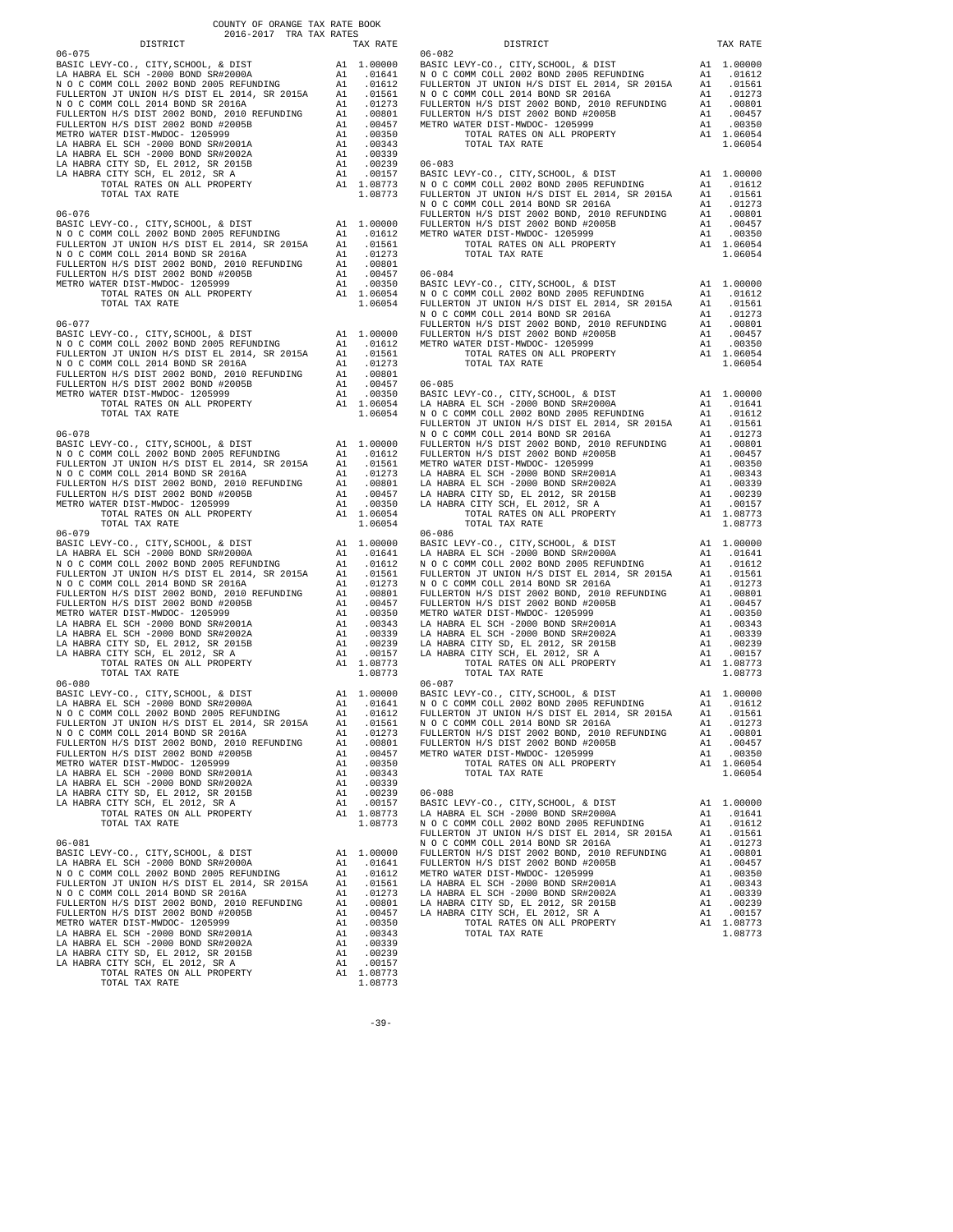COUNTY OF ORANGE TAX RATE BOOK
2016-2017 TRA TAX RATES

| DISTRICT | | TAX RATE |
|---|---|---|
| **06-075** | | |
| BASIC LEVY-CO., CITY,SCHOOL, & DIST | A1 | 1.00000 |
| LA HABRA EL SCH -2000 BOND SR#2000A | A1 | .01641 |
| N O C COMM COLL 2002 BOND 2005 REFUNDING | A1 | .01612 |
| FULLERTON JT UNION H/S DIST EL 2014, SR 2015A | A1 | .01561 |
| N O C COMM COLL 2014 BOND SR 2016A | A1 | .01273 |
| FULLERTON H/S DIST 2002 BOND, 2010 REFUNDING | A1 | .00801 |
| FULLERTON H/S DIST 2002 BOND #2005B | A1 | .00457 |
| METRO WATER DIST-MWDOC- 1205999 | A1 | .00350 |
| LA HABRA EL SCH -2000 BOND SR#2001A | A1 | .00343 |
| LA HABRA EL SCH -2000 BOND SR#2002A | A1 | .00339 |
| LA HABRA CITY SD, EL 2012, SR 2015B | A1 | .00239 |
| LA HABRA CITY SCH, EL 2012, SR A | A1 | .00157 |
| TOTAL RATES ON ALL PROPERTY | A1 | 1.08773 |
| TOTAL TAX RATE | | 1.08773 |
| **06-076** | | |
| BASIC LEVY-CO., CITY,SCHOOL, & DIST | A1 | 1.00000 |
| N O C COMM COLL 2002 BOND 2005 REFUNDING | A1 | .01612 |
| FULLERTON JT UNION H/S DIST EL 2014, SR 2015A | A1 | .01561 |
| N O C COMM COLL 2014 BOND SR 2016A | A1 | .01273 |
| FULLERTON H/S DIST 2002 BOND, 2010 REFUNDING | A1 | .00801 |
| FULLERTON H/S DIST 2002 BOND #2005B | A1 | .00457 |
| METRO WATER DIST-MWDOC- 1205999 | A1 | .00350 |
| TOTAL RATES ON ALL PROPERTY | A1 | 1.06054 |
| TOTAL TAX RATE | | 1.06054 |
| **06-077** | | |
| BASIC LEVY-CO., CITY,SCHOOL, & DIST | A1 | 1.00000 |
| N O C COMM COLL 2002 BOND 2005 REFUNDING | A1 | .01612 |
| FULLERTON JT UNION H/S DIST EL 2014, SR 2015A | A1 | .01561 |
| N O C COMM COLL 2014 BOND SR 2016A | A1 | .01273 |
| FULLERTON H/S DIST 2002 BOND, 2010 REFUNDING | A1 | .00801 |
| FULLERTON H/S DIST 2002 BOND #2005B | A1 | .00457 |
| METRO WATER DIST-MWDOC- 1205999 | A1 | .00350 |
| TOTAL RATES ON ALL PROPERTY | A1 | 1.06054 |
| TOTAL TAX RATE | | 1.06054 |
| **06-078** | | |
| BASIC LEVY-CO., CITY,SCHOOL, & DIST | A1 | 1.00000 |
| N O C COMM COLL 2002 BOND 2005 REFUNDING | A1 | .01612 |
| FULLERTON JT UNION H/S DIST EL 2014, SR 2015A | A1 | .01561 |
| N O C COMM COLL 2014 BOND SR 2016A | A1 | .01273 |
| FULLERTON H/S DIST 2002 BOND, 2010 REFUNDING | A1 | .00801 |
| FULLERTON H/S DIST 2002 BOND #2005B | A1 | .00457 |
| METRO WATER DIST-MWDOC- 1205999 | A1 | .00350 |
| TOTAL RATES ON ALL PROPERTY | A1 | 1.06054 |
| TOTAL TAX RATE | | 1.06054 |
| **06-079** | | |
| BASIC LEVY-CO., CITY,SCHOOL, & DIST | A1 | 1.00000 |
| LA HABRA EL SCH -2000 BOND SR#2000A | A1 | .01641 |
| N O C COMM COLL 2002 BOND 2005 REFUNDING | A1 | .01612 |
| FULLERTON JT UNION H/S DIST EL 2014, SR 2015A | A1 | .01561 |
| N O C COMM COLL 2014 BOND SR 2016A | A1 | .01273 |
| FULLERTON H/S DIST 2002 BOND, 2010 REFUNDING | A1 | .00801 |
| FULLERTON H/S DIST 2002 BOND #2005B | A1 | .00457 |
| METRO WATER DIST-MWDOC- 1205999 | A1 | .00350 |
| LA HABRA EL SCH -2000 BOND SR#2001A | A1 | .00343 |
| LA HABRA EL SCH -2000 BOND SR#2002A | A1 | .00339 |
| LA HABRA CITY SD, EL 2012, SR 2015B | A1 | .00239 |
| LA HABRA CITY SCH, EL 2012, SR A | A1 | .00157 |
| TOTAL RATES ON ALL PROPERTY | A1 | 1.08773 |
| TOTAL TAX RATE | | 1.08773 |
| **06-080** | | |
| BASIC LEVY-CO., CITY,SCHOOL, & DIST | A1 | 1.00000 |
| LA HABRA EL SCH -2000 BOND SR#2000A | A1 | .01641 |
| N O C COMM COLL 2002 BOND 2005 REFUNDING | A1 | .01612 |
| FULLERTON JT UNION H/S DIST EL 2014, SR 2015A | A1 | .01561 |
| N O C COMM COLL 2014 BOND SR 2016A | A1 | .01273 |
| FULLERTON H/S DIST 2002 BOND, 2010 REFUNDING | A1 | .00801 |
| FULLERTON H/S DIST 2002 BOND #2005B | A1 | .00457 |
| METRO WATER DIST-MWDOC- 1205999 | A1 | .00350 |
| LA HABRA EL SCH -2000 BOND SR#2001A | A1 | .00343 |
| LA HABRA EL SCH -2000 BOND SR#2002A | A1 | .00339 |
| LA HABRA CITY SD, EL 2012, SR 2015B | A1 | .00239 |
| LA HABRA CITY SCH, EL 2012, SR A | A1 | .00157 |
| TOTAL RATES ON ALL PROPERTY | A1 | 1.08773 |
| TOTAL TAX RATE | | 1.08773 |
| **06-081** | | |
| BASIC LEVY-CO., CITY,SCHOOL, & DIST | A1 | 1.00000 |
| LA HABRA EL SCH -2000 BOND SR#2000A | A1 | .01641 |
| N O C COMM COLL 2002 BOND 2005 REFUNDING | A1 | .01612 |
| FULLERTON JT UNION H/S DIST EL 2014, SR 2015A | A1 | .01561 |
| N O C COMM COLL 2014 BOND SR 2016A | A1 | .01273 |
| FULLERTON H/S DIST 2002 BOND, 2010 REFUNDING | A1 | .00801 |
| FULLERTON H/S DIST 2002 BOND #2005B | A1 | .00457 |
| METRO WATER DIST-MWDOC- 1205999 | A1 | .00350 |
| LA HABRA EL SCH -2000 BOND SR#2001A | A1 | .00343 |
| LA HABRA EL SCH -2000 BOND SR#2002A | A1 | .00339 |
| LA HABRA CITY SD, EL 2012, SR 2015B | A1 | .00239 |
| LA HABRA CITY SCH, EL 2012, SR A | A1 | .00157 |
| TOTAL RATES ON ALL PROPERTY | A1 | 1.08773 |
| TOTAL TAX RATE | | 1.08773 |
| **06-082** | | |
| BASIC LEVY-CO., CITY,SCHOOL, & DIST | A1 | 1.00000 |
| N O C COMM COLL 2002 BOND 2005 REFUNDING | A1 | .01612 |
| FULLERTON JT UNION H/S DIST EL 2014, SR 2015A | A1 | .01561 |
| N O C COMM COLL 2014 BOND SR 2016A | A1 | .01273 |
| FULLERTON H/S DIST 2002 BOND, 2010 REFUNDING | A1 | .00801 |
| FULLERTON H/S DIST 2002 BOND #2005B | A1 | .00457 |
| METRO WATER DIST-MWDOC- 1205999 | A1 | .00350 |
| TOTAL RATES ON ALL PROPERTY | A1 | 1.06054 |
| TOTAL TAX RATE | | 1.06054 |
| **06-083** | | |
| BASIC LEVY-CO., CITY,SCHOOL, & DIST | A1 | 1.00000 |
| N O C COMM COLL 2002 BOND 2005 REFUNDING | A1 | .01612 |
| FULLERTON JT UNION H/S DIST EL 2014, SR 2015A | A1 | .01561 |
| N O C COMM COLL 2014 BOND SR 2016A | A1 | .01273 |
| FULLERTON H/S DIST 2002 BOND, 2010 REFUNDING | A1 | .00801 |
| FULLERTON H/S DIST 2002 BOND #2005B | A1 | .00457 |
| METRO WATER DIST-MWDOC- 1205999 | A1 | .00350 |
| TOTAL RATES ON ALL PROPERTY | A1 | 1.06054 |
| TOTAL TAX RATE | | 1.06054 |
| **06-084** | | |
| BASIC LEVY-CO., CITY,SCHOOL, & DIST | A1 | 1.00000 |
| N O C COMM COLL 2002 BOND 2005 REFUNDING | A1 | .01612 |
| FULLERTON JT UNION H/S DIST EL 2014, SR 2015A | A1 | .01561 |
| N O C COMM COLL 2014 BOND SR 2016A | A1 | .01273 |
| FULLERTON H/S DIST 2002 BOND, 2010 REFUNDING | A1 | .00801 |
| FULLERTON H/S DIST 2002 BOND #2005B | A1 | .00457 |
| METRO WATER DIST-MWDOC- 1205999 | A1 | .00350 |
| TOTAL RATES ON ALL PROPERTY | A1 | 1.06054 |
| TOTAL TAX RATE | | 1.06054 |
| **06-085** | | |
| BASIC LEVY-CO., CITY,SCHOOL, & DIST | A1 | 1.00000 |
| LA HABRA EL SCH -2000 BOND SR#2000A | A1 | .01641 |
| N O C COMM COLL 2002 BOND 2005 REFUNDING | A1 | .01612 |
| FULLERTON JT UNION H/S DIST EL 2014, SR 2015A | A1 | .01561 |
| N O C COMM COLL 2014 BOND SR 2016A | A1 | .01273 |
| FULLERTON H/S DIST 2002 BOND, 2010 REFUNDING | A1 | .00801 |
| FULLERTON H/S DIST 2002 BOND #2005B | A1 | .00457 |
| METRO WATER DIST-MWDOC- 1205999 | A1 | .00350 |
| LA HABRA EL SCH -2000 BOND SR#2001A | A1 | .00343 |
| LA HABRA EL SCH -2000 BOND SR#2002A | A1 | .00339 |
| LA HABRA CITY SD, EL 2012, SR 2015B | A1 | .00239 |
| LA HABRA CITY SCH, EL 2012, SR A | A1 | .00157 |
| TOTAL RATES ON ALL PROPERTY | A1 | 1.08773 |
| TOTAL TAX RATE | | 1.08773 |
| **06-086** | | |
| BASIC LEVY-CO., CITY,SCHOOL, & DIST | A1 | 1.00000 |
| LA HABRA EL SCH -2000 BOND SR#2000A | A1 | .01641 |
| N O C COMM COLL 2002 BOND 2005 REFUNDING | A1 | .01612 |
| FULLERTON JT UNION H/S DIST EL 2014, SR 2015A | A1 | .01561 |
| N O C COMM COLL 2014 BOND SR 2016A | A1 | .01273 |
| FULLERTON H/S DIST 2002 BOND, 2010 REFUNDING | A1 | .00801 |
| FULLERTON H/S DIST 2002 BOND #2005B | A1 | .00457 |
| METRO WATER DIST-MWDOC- 1205999 | A1 | .00350 |
| LA HABRA EL SCH -2000 BOND SR#2001A | A1 | .00343 |
| LA HABRA EL SCH -2000 BOND SR#2002A | A1 | .00339 |
| LA HABRA CITY SD, EL 2012, SR 2015B | A1 | .00239 |
| LA HABRA CITY SCH, EL 2012, SR A | A1 | .00157 |
| TOTAL RATES ON ALL PROPERTY | A1 | 1.08773 |
| TOTAL TAX RATE | | 1.08773 |
| **06-087** | | |
| BASIC LEVY-CO., CITY,SCHOOL, & DIST | A1 | 1.00000 |
| N O C COMM COLL 2002 BOND 2005 REFUNDING | A1 | .01612 |
| FULLERTON JT UNION H/S DIST EL 2014, SR 2015A | A1 | .01561 |
| N O C COMM COLL 2014 BOND SR 2016A | A1 | .01273 |
| FULLERTON H/S DIST 2002 BOND, 2010 REFUNDING | A1 | .00801 |
| FULLERTON H/S DIST 2002 BOND #2005B | A1 | .00457 |
| METRO WATER DIST-MWDOC- 1205999 | A1 | .00350 |
| TOTAL RATES ON ALL PROPERTY | A1 | 1.06054 |
| TOTAL TAX RATE | | 1.06054 |
| **06-088** | | |
| BASIC LEVY-CO., CITY,SCHOOL, & DIST | A1 | 1.00000 |
| LA HABRA EL SCH -2000 BOND SR#2000A | A1 | .01641 |
| N O C COMM COLL 2002 BOND 2005 REFUNDING | A1 | .01612 |
| FULLERTON JT UNION H/S DIST EL 2014, SR 2015A | A1 | .01561 |
| N O C COMM COLL 2014 BOND SR 2016A | A1 | .01273 |
| FULLERTON H/S DIST 2002 BOND, 2010 REFUNDING | A1 | .00801 |
| FULLERTON H/S DIST 2002 BOND #2005B | A1 | .00457 |
| METRO WATER DIST-MWDOC- 1205999 | A1 | .00350 |
| LA HABRA EL SCH -2000 BOND SR#2001A | A1 | .00343 |
| LA HABRA EL SCH -2000 BOND SR#2002A | A1 | .00339 |
| LA HABRA CITY SD, EL 2012, SR 2015B | A1 | .00239 |
| LA HABRA CITY SCH, EL 2012, SR A | A1 | .00157 |
| TOTAL RATES ON ALL PROPERTY | A1 | 1.08773 |
| TOTAL TAX RATE | | 1.08773 |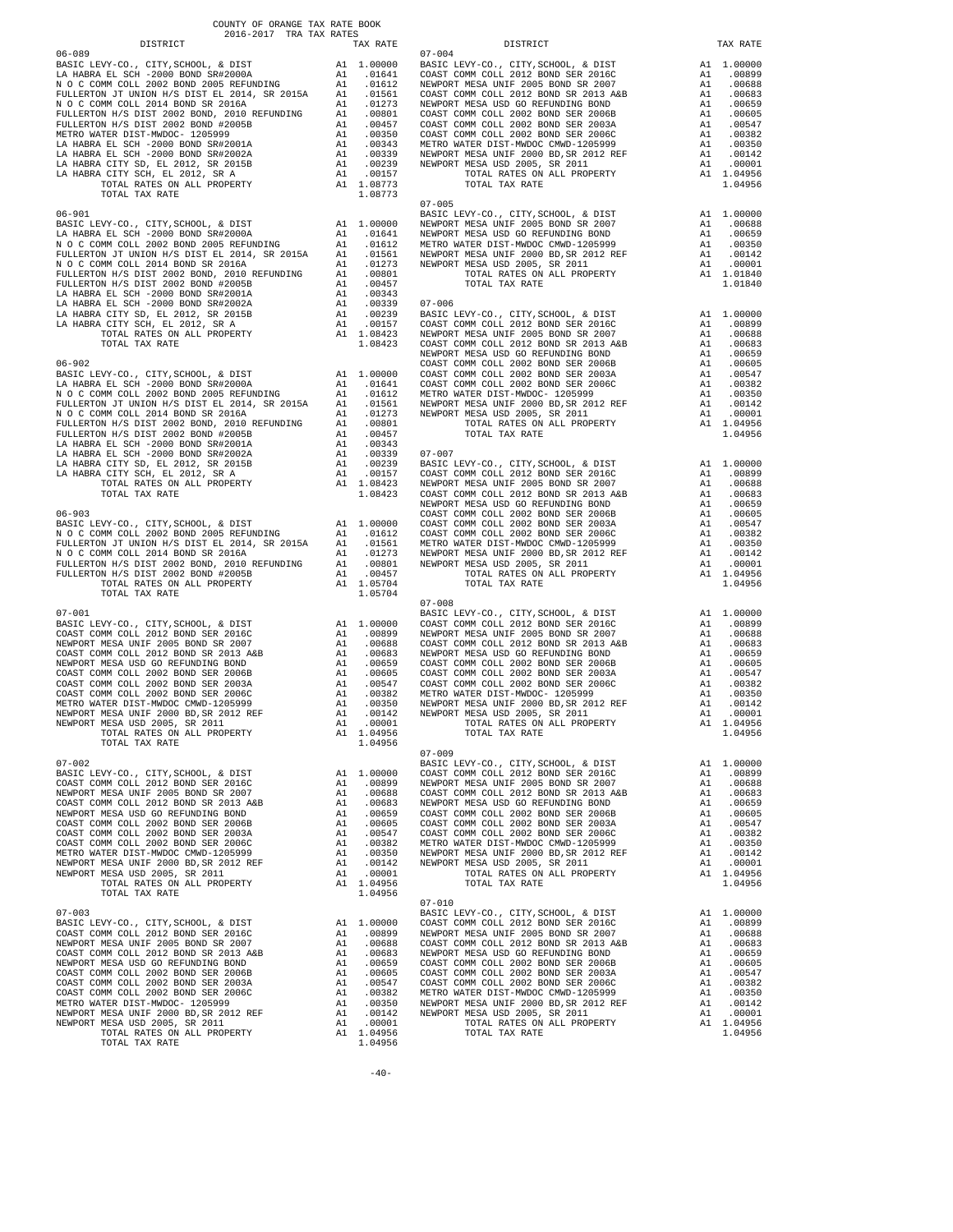COUNTY OF ORANGE TAX RATE BOOK
2016-2017 TRA TAX RATES

### 06-089

| DISTRICT | | TAX RATE |
|---|---|---|
| BASIC LEVY-CO., CITY,SCHOOL, & DIST | A1 | 1.00000 |
| LA HABRA EL SCH -2000 BOND SR#2000A | A1 | .01641 |
| N O C COMM COLL 2002 BOND 2005 REFUNDING | A1 | .01612 |
| FULLERTON JT UNION H/S DIST EL 2014, SR 2015A | A1 | .01561 |
| N O C COMM COLL 2014 BOND SR 2016A | A1 | .01273 |
| FULLERTON H/S DIST 2002 BOND, 2010 REFUNDING | A1 | .00801 |
| FULLERTON H/S DIST 2002 BOND #2005B | A1 | .00457 |
| METRO WATER DIST-MWDOC- 1205999 | A1 | .00350 |
| LA HABRA EL SCH -2000 BOND SR#2001A | A1 | .00343 |
| LA HABRA EL SCH -2000 BOND SR#2002A | A1 | .00339 |
| LA HABRA CITY SD, EL 2012, SR 2015B | A1 | .00239 |
| LA HABRA CITY SCH, EL 2012, SR A | A1 | .00157 |
| TOTAL RATES ON ALL PROPERTY | A1 | 1.08773 |
| TOTAL TAX RATE | | 1.08773 |

### 06-901

| DISTRICT | | TAX RATE |
|---|---|---|
| BASIC LEVY-CO., CITY,SCHOOL, & DIST | A1 | 1.00000 |
| LA HABRA EL SCH -2000 BOND SR#2000A | A1 | .01641 |
| N O C COMM COLL 2002 BOND 2005 REFUNDING | A1 | .01612 |
| FULLERTON JT UNION H/S DIST EL 2014, SR 2015A | A1 | .01561 |
| N O C COMM COLL 2014 BOND SR 2016A | A1 | .01273 |
| FULLERTON H/S DIST 2002 BOND, 2010 REFUNDING | A1 | .00801 |
| FULLERTON H/S DIST 2002 BOND #2005B | A1 | .00457 |
| LA HABRA EL SCH -2000 BOND SR#2001A | A1 | .00343 |
| LA HABRA EL SCH -2000 BOND SR#2002A | A1 | .00339 |
| LA HABRA CITY SD, EL 2012, SR 2015B | A1 | .00239 |
| LA HABRA CITY SCH, EL 2012, SR A | A1 | .00157 |
| TOTAL RATES ON ALL PROPERTY | A1 | 1.08423 |
| TOTAL TAX RATE | | 1.08423 |

### 06-902

| DISTRICT | | TAX RATE |
|---|---|---|
| BASIC LEVY-CO., CITY,SCHOOL, & DIST | A1 | 1.00000 |
| LA HABRA EL SCH -2000 BOND SR#2000A | A1 | .01641 |
| N O C COMM COLL 2002 BOND 2005 REFUNDING | A1 | .01612 |
| FULLERTON JT UNION H/S DIST EL 2014, SR 2015A | A1 | .01561 |
| N O C COMM COLL 2014 BOND SR 2016A | A1 | .01273 |
| FULLERTON H/S DIST 2002 BOND, 2010 REFUNDING | A1 | .00801 |
| FULLERTON H/S DIST 2002 BOND #2005B | A1 | .00457 |
| LA HABRA EL SCH -2000 BOND SR#2001A | A1 | .00343 |
| LA HABRA EL SCH -2000 BOND SR#2002A | A1 | .00339 |
| LA HABRA CITY SD, EL 2012, SR 2015B | A1 | .00239 |
| LA HABRA CITY SCH, EL 2012, SR A | A1 | .00157 |
| TOTAL RATES ON ALL PROPERTY | A1 | 1.08423 |
| TOTAL TAX RATE | | 1.08423 |

### 06-903

| DISTRICT | | TAX RATE |
|---|---|---|
| BASIC LEVY-CO., CITY,SCHOOL, & DIST | A1 | 1.00000 |
| N O C COMM COLL 2002 BOND 2005 REFUNDING | A1 | .01612 |
| FULLERTON JT UNION H/S DIST EL 2014, SR 2015A | A1 | .01561 |
| N O C COMM COLL 2014 BOND SR 2016A | A1 | .01273 |
| FULLERTON H/S DIST 2002 BOND, 2010 REFUNDING | A1 | .00801 |
| FULLERTON H/S DIST 2002 BOND #2005B | A1 | .00457 |
| TOTAL RATES ON ALL PROPERTY | A1 | 1.05704 |
| TOTAL TAX RATE | | 1.05704 |

### 07-001

| DISTRICT | | TAX RATE |
|---|---|---|
| BASIC LEVY-CO., CITY,SCHOOL, & DIST | A1 | 1.00000 |
| COAST COMM COLL 2012 BOND SER 2016C | A1 | .00899 |
| NEWPORT MESA UNIF 2005 BOND SR 2007 | A1 | .00688 |
| COAST COMM COLL 2012 BOND SR 2013 A&B | A1 | .00683 |
| NEWPORT MESA USD GO REFUNDING BOND | A1 | .00659 |
| COAST COMM COLL 2002 BOND SER 2006B | A1 | .00605 |
| COAST COMM COLL 2002 BOND SER 2003A | A1 | .00547 |
| COAST COMM COLL 2002 BOND SER 2006C | A1 | .00382 |
| METRO WATER DIST-MWDOC CMWD-1205999 | A1 | .00350 |
| NEWPORT MESA UNIF 2000 BD,SR 2012 REF | A1 | .00142 |
| NEWPORT MESA USD 2005, SR 2011 | A1 | .00001 |
| TOTAL RATES ON ALL PROPERTY | A1 | 1.04956 |
| TOTAL TAX RATE | | 1.04956 |

### 07-002

| DISTRICT | | TAX RATE |
|---|---|---|
| BASIC LEVY-CO., CITY,SCHOOL, & DIST | A1 | 1.00000 |
| COAST COMM COLL 2012 BOND SER 2016C | A1 | .00899 |
| NEWPORT MESA UNIF 2005 BOND SR 2007 | A1 | .00688 |
| COAST COMM COLL 2012 BOND SR 2013 A&B | A1 | .00683 |
| NEWPORT MESA USD GO REFUNDING BOND | A1 | .00659 |
| COAST COMM COLL 2002 BOND SER 2006B | A1 | .00605 |
| COAST COMM COLL 2002 BOND SER 2003A | A1 | .00547 |
| COAST COMM COLL 2002 BOND SER 2006C | A1 | .00382 |
| METRO WATER DIST-MWDOC CMWD-1205999 | A1 | .00350 |
| NEWPORT MESA UNIF 2000 BD,SR 2012 REF | A1 | .00142 |
| NEWPORT MESA USD 2005, SR 2011 | A1 | .00001 |
| TOTAL RATES ON ALL PROPERTY | A1 | 1.04956 |
| TOTAL TAX RATE | | 1.04956 |

### 07-003

| DISTRICT | | TAX RATE |
|---|---|---|
| BASIC LEVY-CO., CITY,SCHOOL, & DIST | A1 | 1.00000 |
| COAST COMM COLL 2012 BOND SER 2016C | A1 | .00899 |
| NEWPORT MESA UNIF 2005 BOND SR 2007 | A1 | .00688 |
| COAST COMM COLL 2012 BOND SR 2013 A&B | A1 | .00683 |
| NEWPORT MESA USD GO REFUNDING BOND | A1 | .00659 |
| COAST COMM COLL 2002 BOND SER 2006B | A1 | .00605 |
| COAST COMM COLL 2002 BOND SER 2003A | A1 | .00547 |
| COAST COMM COLL 2002 BOND SER 2006C | A1 | .00382 |
| METRO WATER DIST-MWDOC- 1205999 | A1 | .00350 |
| NEWPORT MESA UNIF 2000 BD,SR 2012 REF | A1 | .00142 |
| NEWPORT MESA USD 2005, SR 2011 | A1 | .00001 |
| TOTAL RATES ON ALL PROPERTY | A1 | 1.04956 |
| TOTAL TAX RATE | | 1.04956 |

### 07-004

| DISTRICT | | TAX RATE |
|---|---|---|
| BASIC LEVY-CO., CITY,SCHOOL, & DIST | A1 | 1.00000 |
| COAST COMM COLL 2012 BOND SER 2016C | A1 | .00899 |
| NEWPORT MESA UNIF 2005 BOND SR 2007 | A1 | .00688 |
| COAST COMM COLL 2012 BOND SR 2013 A&B | A1 | .00683 |
| NEWPORT MESA USD GO REFUNDING BOND | A1 | .00659 |
| COAST COMM COLL 2002 BOND SER 2006B | A1 | .00605 |
| COAST COMM COLL 2002 BOND SER 2003A | A1 | .00547 |
| COAST COMM COLL 2002 BOND SER 2006C | A1 | .00382 |
| METRO WATER DIST-MWDOC CMWD-1205999 | A1 | .00350 |
| NEWPORT MESA UNIF 2000 BD,SR 2012 REF | A1 | .00142 |
| NEWPORT MESA USD 2005, SR 2011 | A1 | .00001 |
| TOTAL RATES ON ALL PROPERTY | A1 | 1.04956 |
| TOTAL TAX RATE | | 1.04956 |

### 07-005

| DISTRICT | | TAX RATE |
|---|---|---|
| BASIC LEVY-CO., CITY,SCHOOL, & DIST | A1 | 1.00000 |
| NEWPORT MESA UNIF 2005 BOND SR 2007 | A1 | .00688 |
| NEWPORT MESA USD GO REFUNDING BOND | A1 | .00659 |
| METRO WATER DIST-MWDOC CMWD-1205999 | A1 | .00350 |
| NEWPORT MESA UNIF 2000 BD,SR 2012 REF | A1 | .00142 |
| NEWPORT MESA USD 2005, SR 2011 | A1 | .00001 |
| TOTAL RATES ON ALL PROPERTY | A1 | 1.01840 |
| TOTAL TAX RATE | | 1.01840 |

### 07-006

| DISTRICT | | TAX RATE |
|---|---|---|
| BASIC LEVY-CO., CITY,SCHOOL, & DIST | A1 | 1.00000 |
| COAST COMM COLL 2012 BOND SER 2016C | A1 | .00899 |
| NEWPORT MESA UNIF 2005 BOND SR 2007 | A1 | .00688 |
| COAST COMM COLL 2012 BOND SR 2013 A&B | A1 | .00683 |
| NEWPORT MESA USD GO REFUNDING BOND | A1 | .00659 |
| COAST COMM COLL 2002 BOND SER 2006B | A1 | .00605 |
| COAST COMM COLL 2002 BOND SER 2003A | A1 | .00547 |
| COAST COMM COLL 2002 BOND SER 2006C | A1 | .00382 |
| METRO WATER DIST-MWDOC- 1205999 | A1 | .00350 |
| NEWPORT MESA UNIF 2000 BD,SR 2012 REF | A1 | .00142 |
| NEWPORT MESA USD 2005, SR 2011 | A1 | .00001 |
| TOTAL RATES ON ALL PROPERTY | A1 | 1.04956 |
| TOTAL TAX RATE | | 1.04956 |

### 07-007

| DISTRICT | | TAX RATE |
|---|---|---|
| BASIC LEVY-CO., CITY,SCHOOL, & DIST | A1 | 1.00000 |
| COAST COMM COLL 2012 BOND SER 2016C | A1 | .00899 |
| NEWPORT MESA UNIF 2005 BOND SR 2007 | A1 | .00688 |
| COAST COMM COLL 2012 BOND SR 2013 A&B | A1 | .00683 |
| NEWPORT MESA USD GO REFUNDING BOND | A1 | .00659 |
| COAST COMM COLL 2002 BOND SER 2006B | A1 | .00605 |
| COAST COMM COLL 2002 BOND SER 2003A | A1 | .00547 |
| COAST COMM COLL 2002 BOND SER 2006C | A1 | .00382 |
| METRO WATER DIST-MWDOC CMWD-1205999 | A1 | .00350 |
| NEWPORT MESA UNIF 2000 BD,SR 2012 REF | A1 | .00142 |
| NEWPORT MESA USD 2005, SR 2011 | A1 | .00001 |
| TOTAL RATES ON ALL PROPERTY | A1 | 1.04956 |
| TOTAL TAX RATE | | 1.04956 |

### 07-008

| DISTRICT | | TAX RATE |
|---|---|---|
| BASIC LEVY-CO., CITY,SCHOOL, & DIST | A1 | 1.00000 |
| COAST COMM COLL 2012 BOND SER 2016C | A1 | .00899 |
| NEWPORT MESA UNIF 2005 BOND SR 2007 | A1 | .00688 |
| COAST COMM COLL 2012 BOND SR 2013 A&B | A1 | .00683 |
| NEWPORT MESA USD GO REFUNDING BOND | A1 | .00659 |
| COAST COMM COLL 2002 BOND SER 2006B | A1 | .00605 |
| COAST COMM COLL 2002 BOND SER 2003A | A1 | .00547 |
| COAST COMM COLL 2002 BOND SER 2006C | A1 | .00382 |
| METRO WATER DIST-MWDOC- 1205999 | A1 | .00350 |
| NEWPORT MESA UNIF 2000 BD,SR 2012 REF | A1 | .00142 |
| NEWPORT MESA USD 2005, SR 2011 | A1 | .00001 |
| TOTAL RATES ON ALL PROPERTY | A1 | 1.04956 |
| TOTAL TAX RATE | | 1.04956 |

### 07-009

| DISTRICT | | TAX RATE |
|---|---|---|
| BASIC LEVY-CO., CITY,SCHOOL, & DIST | A1 | 1.00000 |
| COAST COMM COLL 2012 BOND SER 2016C | A1 | .00899 |
| NEWPORT MESA UNIF 2005 BOND SR 2007 | A1 | .00688 |
| COAST COMM COLL 2012 BOND SR 2013 A&B | A1 | .00683 |
| NEWPORT MESA USD GO REFUNDING BOND | A1 | .00659 |
| COAST COMM COLL 2002 BOND SER 2006B | A1 | .00605 |
| COAST COMM COLL 2002 BOND SER 2003A | A1 | .00547 |
| COAST COMM COLL 2002 BOND SER 2006C | A1 | .00382 |
| METRO WATER DIST-MWDOC CMWD-1205999 | A1 | .00350 |
| NEWPORT MESA UNIF 2000 BD,SR 2012 REF | A1 | .00142 |
| NEWPORT MESA USD 2005, SR 2011 | A1 | .00001 |
| TOTAL RATES ON ALL PROPERTY | A1 | 1.04956 |
| TOTAL TAX RATE | | 1.04956 |

### 07-010

| DISTRICT | | TAX RATE |
|---|---|---|
| BASIC LEVY-CO., CITY,SCHOOL, & DIST | A1 | 1.00000 |
| COAST COMM COLL 2012 BOND SER 2016C | A1 | .00899 |
| NEWPORT MESA UNIF 2005 BOND SR 2007 | A1 | .00688 |
| COAST COMM COLL 2012 BOND SR 2013 A&B | A1 | .00683 |
| NEWPORT MESA USD GO REFUNDING BOND | A1 | .00659 |
| COAST COMM COLL 2002 BOND SER 2006B | A1 | .00605 |
| COAST COMM COLL 2002 BOND SER 2003A | A1 | .00547 |
| COAST COMM COLL 2002 BOND SER 2006C | A1 | .00382 |
| METRO WATER DIST-MWDOC CMWD-1205999 | A1 | .00350 |
| NEWPORT MESA UNIF 2000 BD,SR 2012 REF | A1 | .00142 |
| NEWPORT MESA USD 2005, SR 2011 | A1 | .00001 |
| TOTAL RATES ON ALL PROPERTY | A1 | 1.04956 |
| TOTAL TAX RATE | | 1.04956 |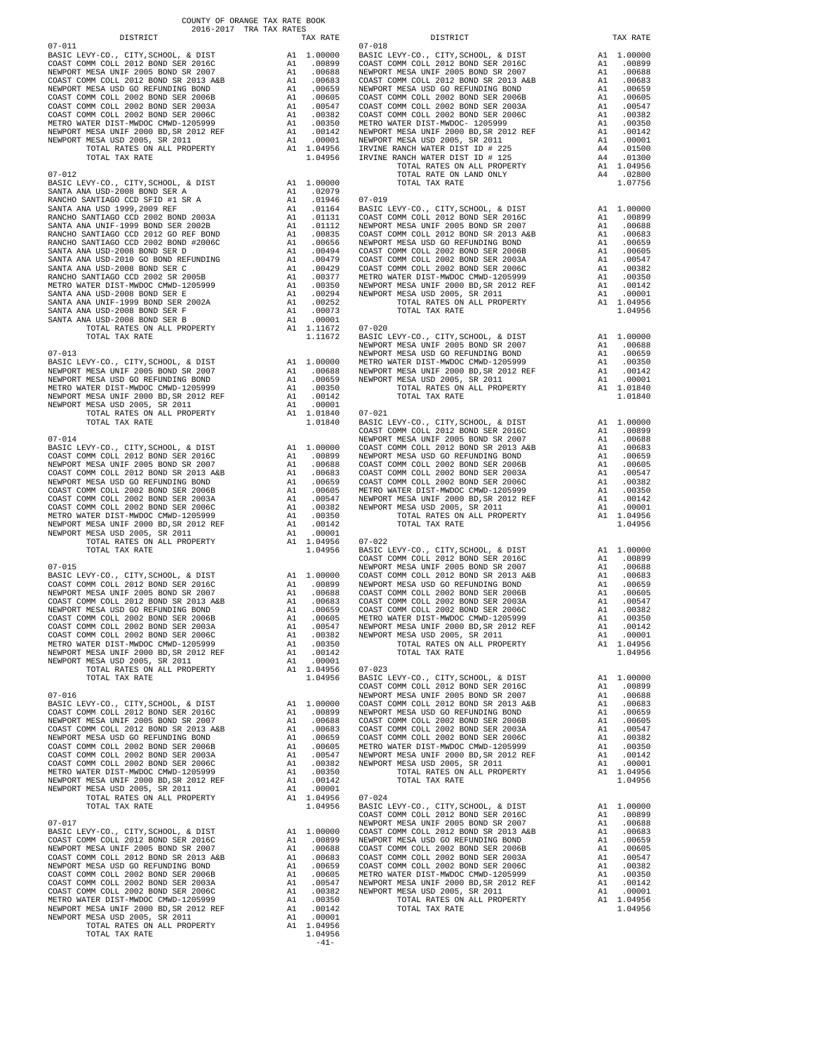COUNTY OF ORANGE TAX RATE BOOK
2016-2017 TRA TAX RATES

| DISTRICT | | TAX RATE |
|---|---|---|
| **07-011** | | |
| BASIC LEVY-CO., CITY,SCHOOL, & DIST | A1 | 1.00000 |
| COAST COMM COLL 2012 BOND SER 2016C | A1 | .00899 |
| NEWPORT MESA UNIF 2005 BOND SR 2007 | A1 | .00688 |
| COAST COMM COLL 2012 BOND SER 2013 A&B | A1 | .00683 |
| NEWPORT MESA USD GO REFUNDING BOND | A1 | .00659 |
| COAST COMM COLL 2002 BOND SER 2006B | A1 | .00605 |
| COAST COMM COLL 2002 BOND SER 2003A | A1 | .00547 |
| COAST COMM COLL 2002 BOND SER 2006C | A1 | .00382 |
| METRO WATER DIST-MWDOC CMWD-1205999 | A1 | .00350 |
| NEWPORT MESA UNIF 2000 BD,SR 2012 REF | A1 | .00142 |
| NEWPORT MESA USD 2005, SR 2011 | A1 | .00001 |
| TOTAL RATES ON ALL PROPERTY | A1 | 1.04956 |
| TOTAL TAX RATE | | 1.04956 |
| **07-012** | | |
| BASIC LEVY-CO., CITY,SCHOOL, & DIST | A1 | 1.00000 |
| SANTA ANA USD-2008 BOND SER A | A1 | .02079 |
| RANCHO SANTIAGO CCD SFID #1 SR A | A1 | .01946 |
| SANTA ANA USD 1999,2009 REF | A1 | .01164 |
| RANCHO SANTIAGO CCD 2002 BOND 2003A | A1 | .01131 |
| SANTA ANA UNIF-1999 BOND SER 2002B | A1 | .01112 |
| RANCHO SANTIAGO CCD 2012 GO REF BOND | A1 | .00835 |
| RANCHO SANTIAGO CCD 2002 BOND #2006C | A1 | .00656 |
| SANTA ANA USD-2008 BOND SER D | A1 | .00494 |
| SANTA ANA USD-2010 GO BOND REFUNDING | A1 | .00479 |
| SANTA ANA USD-2008 BOND SER C | A1 | .00429 |
| RANCHO SANTIAGO CCD 2002 SR 2005B | A1 | .00377 |
| METRO WATER DIST-MWDOC CMWD-1205999 | A1 | .00350 |
| SANTA ANA USD-2008 BOND SER E | A1 | .00294 |
| SANTA ANA UNIF-1999 BOND SER 2002A | A1 | .00252 |
| SANTA ANA USD-2008 BOND SER F | A1 | .00073 |
| SANTA ANA USD-2008 BOND SER B | A1 | .00001 |
| TOTAL RATES ON ALL PROPERTY | A1 | 1.11672 |
| TOTAL TAX RATE | | 1.11672 |
| **07-013** | | |
| BASIC LEVY-CO., CITY,SCHOOL, & DIST | A1 | 1.00000 |
| NEWPORT MESA UNIF 2005 BOND SR 2007 | A1 | .00688 |
| NEWPORT MESA USD GO REFUNDING BOND | A1 | .00659 |
| METRO WATER DIST-MWDOC CMWD-1205999 | A1 | .00350 |
| NEWPORT MESA UNIF 2000 BD,SR 2012 REF | A1 | .00142 |
| NEWPORT MESA USD 2005, SR 2011 | A1 | .00001 |
| TOTAL RATES ON ALL PROPERTY | A1 | 1.01840 |
| TOTAL TAX RATE | | 1.01840 |
| **07-014** | | |
| BASIC LEVY-CO., CITY,SCHOOL, & DIST | A1 | 1.00000 |
| COAST COMM COLL 2012 BOND SER 2016C | A1 | .00899 |
| NEWPORT MESA UNIF 2005 BOND SR 2007 | A1 | .00688 |
| COAST COMM COLL 2012 BOND SER 2013 A&B | A1 | .00683 |
| NEWPORT MESA USD GO REFUNDING BOND | A1 | .00659 |
| COAST COMM COLL 2002 BOND SER 2006B | A1 | .00605 |
| COAST COMM COLL 2002 BOND SER 2003A | A1 | .00547 |
| COAST COMM COLL 2002 BOND SER 2006C | A1 | .00382 |
| METRO WATER DIST-MWDOC CMWD-1205999 | A1 | .00350 |
| NEWPORT MESA UNIF 2000 BD,SR 2012 REF | A1 | .00142 |
| NEWPORT MESA USD 2005, SR 2011 | A1 | .00001 |
| TOTAL RATES ON ALL PROPERTY | A1 | 1.04956 |
| TOTAL TAX RATE | | 1.04956 |
| **07-015** | | |
| BASIC LEVY-CO., CITY,SCHOOL, & DIST | A1 | 1.00000 |
| COAST COMM COLL 2012 BOND SER 2016C | A1 | .00899 |
| NEWPORT MESA UNIF 2005 BOND SR 2007 | A1 | .00688 |
| COAST COMM COLL 2012 BOND SER 2013 A&B | A1 | .00683 |
| NEWPORT MESA USD GO REFUNDING BOND | A1 | .00659 |
| COAST COMM COLL 2002 BOND SER 2006B | A1 | .00605 |
| COAST COMM COLL 2002 BOND SER 2003A | A1 | .00547 |
| COAST COMM COLL 2002 BOND SER 2006C | A1 | .00382 |
| METRO WATER DIST-MWDOC CMWD-1205999 | A1 | .00350 |
| NEWPORT MESA UNIF 2000 BD,SR 2012 REF | A1 | .00142 |
| NEWPORT MESA USD 2005, SR 2011 | A1 | .00001 |
| TOTAL RATES ON ALL PROPERTY | A1 | 1.04956 |
| TOTAL TAX RATE | | 1.04956 |
| **07-016** | | |
| BASIC LEVY-CO., CITY,SCHOOL, & DIST | A1 | 1.00000 |
| COAST COMM COLL 2012 BOND SER 2016C | A1 | .00899 |
| NEWPORT MESA UNIF 2005 BOND SR 2007 | A1 | .00688 |
| COAST COMM COLL 2012 BOND SER 2013 A&B | A1 | .00683 |
| NEWPORT MESA USD GO REFUNDING BOND | A1 | .00659 |
| COAST COMM COLL 2002 BOND SER 2006B | A1 | .00605 |
| COAST COMM COLL 2002 BOND SER 2003A | A1 | .00547 |
| COAST COMM COLL 2002 BOND SER 2006C | A1 | .00382 |
| METRO WATER DIST-MWDOC CMWD-1205999 | A1 | .00350 |
| NEWPORT MESA UNIF 2000 BD,SR 2012 REF | A1 | .00142 |
| NEWPORT MESA USD 2005, SR 2011 | A1 | .00001 |
| TOTAL RATES ON ALL PROPERTY | A1 | 1.04956 |
| TOTAL TAX RATE | | 1.04956 |
| **07-017** | | |
| BASIC LEVY-CO., CITY,SCHOOL, & DIST | A1 | 1.00000 |
| COAST COMM COLL 2012 BOND SER 2016C | A1 | .00899 |
| NEWPORT MESA UNIF 2005 BOND SR 2007 | A1 | .00688 |
| COAST COMM COLL 2012 BOND SER 2013 A&B | A1 | .00683 |
| NEWPORT MESA USD GO REFUNDING BOND | A1 | .00659 |
| COAST COMM COLL 2002 BOND SER 2006B | A1 | .00605 |
| COAST COMM COLL 2002 BOND SER 2003A | A1 | .00547 |
| COAST COMM COLL 2002 BOND SER 2006C | A1 | .00382 |
| METRO WATER DIST-MWDOC CMWD-1205999 | A1 | .00350 |
| NEWPORT MESA UNIF 2000 BD,SR 2012 REF | A1 | .00142 |
| NEWPORT MESA USD 2005, SR 2011 | A1 | .00001 |
| TOTAL RATES ON ALL PROPERTY | A1 | 1.04956 |
| TOTAL TAX RATE | | 1.04956 |
| **07-018** | | |
| BASIC LEVY-CO., CITY,SCHOOL, & DIST | A1 | 1.00000 |
| COAST COMM COLL 2012 BOND SER 2016C | A1 | .00899 |
| NEWPORT MESA UNIF 2005 BOND SR 2007 | A1 | .00688 |
| COAST COMM COLL 2012 BOND SER 2013 A&B | A1 | .00683 |
| NEWPORT MESA USD GO REFUNDING BOND | A1 | .00659 |
| COAST COMM COLL 2002 BOND SER 2006B | A1 | .00605 |
| COAST COMM COLL 2002 BOND SER 2003A | A1 | .00547 |
| COAST COMM COLL 2002 BOND SER 2006C | A1 | .00382 |
| METRO WATER DIST-MWDOC- 1205999 | A1 | .00350 |
| NEWPORT MESA UNIF 2000 BD,SR 2012 REF | A1 | .00142 |
| NEWPORT MESA USD 2005, SR 2011 | A1 | .00001 |
| IRVINE RANCH WATER DIST ID # 225 | A4 | .01500 |
| IRVINE RANCH WATER DIST ID # 125 | A4 | .01300 |
| TOTAL RATES ON ALL PROPERTY | A1 | 1.04956 |
| TOTAL RATE ON LAND ONLY | A4 | .02800 |
| TOTAL TAX RATE | | 1.07756 |
| **07-019** | | |
| BASIC LEVY-CO., CITY,SCHOOL, & DIST | A1 | 1.00000 |
| COAST COMM COLL 2012 BOND SER 2016C | A1 | .00899 |
| NEWPORT MESA UNIF 2005 BOND SR 2007 | A1 | .00688 |
| COAST COMM COLL 2012 BOND SER 2013 A&B | A1 | .00683 |
| NEWPORT MESA USD GO REFUNDING BOND | A1 | .00659 |
| COAST COMM COLL 2002 BOND SER 2006B | A1 | .00605 |
| COAST COMM COLL 2002 BOND SER 2003A | A1 | .00547 |
| COAST COMM COLL 2002 BOND SER 2006C | A1 | .00382 |
| METRO WATER DIST-MWDOC CMWD-1205999 | A1 | .00350 |
| NEWPORT MESA UNIF 2000 BD,SR 2012 REF | A1 | .00142 |
| NEWPORT MESA USD 2005, SR 2011 | A1 | .00001 |
| TOTAL RATES ON ALL PROPERTY | A1 | 1.04956 |
| TOTAL TAX RATE | | 1.04956 |
| **07-020** | | |
| BASIC LEVY-CO., CITY,SCHOOL, & DIST | A1 | 1.00000 |
| NEWPORT MESA UNIF 2005 BOND SR 2007 | A1 | .00688 |
| NEWPORT MESA USD GO REFUNDING BOND | A1 | .00659 |
| METRO WATER DIST-MWDOC CMWD-1205999 | A1 | .00350 |
| NEWPORT MESA UNIF 2000 BD,SR 2012 REF | A1 | .00142 |
| NEWPORT MESA USD 2005, SR 2011 | A1 | .00001 |
| TOTAL RATES ON ALL PROPERTY | A1 | 1.01840 |
| TOTAL TAX RATE | | 1.01840 |
| **07-021** | | |
| BASIC LEVY-CO., CITY,SCHOOL, & DIST | A1 | 1.00000 |
| COAST COMM COLL 2012 BOND SER 2016C | A1 | .00899 |
| NEWPORT MESA UNIF 2005 BOND SR 2007 | A1 | .00688 |
| COAST COMM COLL 2012 BOND SER 2013 A&B | A1 | .00683 |
| NEWPORT MESA USD GO REFUNDING BOND | A1 | .00659 |
| COAST COMM COLL 2002 BOND SER 2006B | A1 | .00605 |
| COAST COMM COLL 2002 BOND SER 2003A | A1 | .00547 |
| COAST COMM COLL 2002 BOND SER 2006C | A1 | .00382 |
| METRO WATER DIST-MWDOC CMWD-1205999 | A1 | .00350 |
| NEWPORT MESA UNIF 2000 BD,SR 2012 REF | A1 | .00142 |
| NEWPORT MESA USD 2005, SR 2011 | A1 | .00001 |
| TOTAL RATES ON ALL PROPERTY | A1 | 1.04956 |
| TOTAL TAX RATE | | 1.04956 |
| **07-022** | | |
| BASIC LEVY-CO., CITY,SCHOOL, & DIST | A1 | 1.00000 |
| COAST COMM COLL 2012 BOND SER 2016C | A1 | .00899 |
| NEWPORT MESA UNIF 2005 BOND SR 2007 | A1 | .00688 |
| COAST COMM COLL 2012 BOND SER 2013 A&B | A1 | .00683 |
| NEWPORT MESA USD GO REFUNDING BOND | A1 | .00659 |
| COAST COMM COLL 2002 BOND SER 2006B | A1 | .00605 |
| COAST COMM COLL 2002 BOND SER 2003A | A1 | .00547 |
| COAST COMM COLL 2002 BOND SER 2006C | A1 | .00382 |
| METRO WATER DIST-MWDOC CMWD-1205999 | A1 | .00350 |
| NEWPORT MESA UNIF 2000 BD,SR 2012 REF | A1 | .00142 |
| NEWPORT MESA USD 2005, SR 2011 | A1 | .00001 |
| TOTAL RATES ON ALL PROPERTY | A1 | 1.04956 |
| TOTAL TAX RATE | | 1.04956 |
| **07-023** | | |
| BASIC LEVY-CO., CITY,SCHOOL, & DIST | A1 | 1.00000 |
| COAST COMM COLL 2012 BOND SER 2016C | A1 | .00899 |
| NEWPORT MESA UNIF 2005 BOND SR 2007 | A1 | .00688 |
| COAST COMM COLL 2012 BOND SER 2013 A&B | A1 | .00683 |
| NEWPORT MESA USD GO REFUNDING BOND | A1 | .00659 |
| COAST COMM COLL 2002 BOND SER 2006B | A1 | .00605 |
| COAST COMM COLL 2002 BOND SER 2003A | A1 | .00547 |
| COAST COMM COLL 2002 BOND SER 2006C | A1 | .00382 |
| METRO WATER DIST-MWDOC CMWD-1205999 | A1 | .00350 |
| NEWPORT MESA UNIF 2000 BD,SR 2012 REF | A1 | .00142 |
| NEWPORT MESA USD 2005, SR 2011 | A1 | .00001 |
| TOTAL RATES ON ALL PROPERTY | A1 | 1.04956 |
| TOTAL TAX RATE | | 1.04956 |
| **07-024** | | |
| BASIC LEVY-CO., CITY,SCHOOL, & DIST | A1 | 1.00000 |
| COAST COMM COLL 2012 BOND SER 2016C | A1 | .00899 |
| NEWPORT MESA UNIF 2005 BOND SR 2007 | A1 | .00688 |
| COAST COMM COLL 2012 BOND SER 2013 A&B | A1 | .00683 |
| NEWPORT MESA USD GO REFUNDING BOND | A1 | .00659 |
| COAST COMM COLL 2002 BOND SER 2006B | A1 | .00605 |
| COAST COMM COLL 2002 BOND SER 2003A | A1 | .00547 |
| COAST COMM COLL 2002 BOND SER 2006C | A1 | .00382 |
| METRO WATER DIST-MWDOC CMWD-1205999 | A1 | .00350 |
| NEWPORT MESA UNIF 2000 BD,SR 2012 REF | A1 | .00142 |
| NEWPORT MESA USD 2005, SR 2011 | A1 | .00001 |
| TOTAL RATES ON ALL PROPERTY | A1 | 1.04956 |
| TOTAL TAX RATE | | 1.04956 |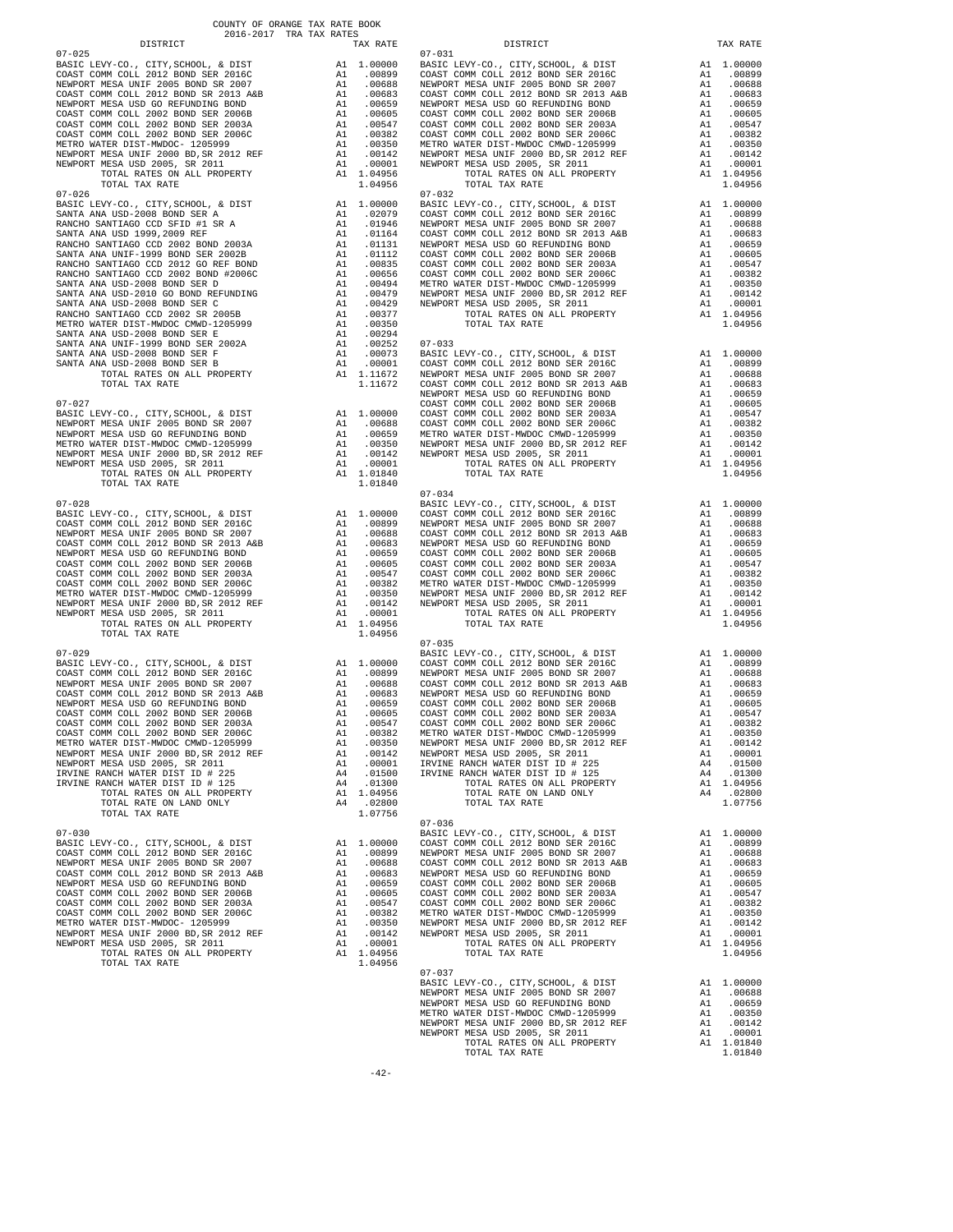COUNTY OF ORANGE TAX RATE BOOK
2016-2017 TRA TAX RATES

| DISTRICT | | TAX RATE |
|---|---|---|
| **07-025** | | |
| BASIC LEVY-CO., CITY,SCHOOL, & DIST | A1 | 1.00000 |
| COAST COMM COLL 2012 BOND SER 2016C | A1 | .00899 |
| NEWPORT MESA UNIF 2005 BOND SER 2007 | A1 | .00688 |
| COAST COMM COLL 2012 BOND SER 2013 A&B | A1 | .00683 |
| NEWPORT MESA USD GO REFUNDING BOND | A1 | .00659 |
| COAST COMM COLL 2002 BOND SER 2006B | A1 | .00605 |
| COAST COMM COLL 2002 BOND SER 2003A | A1 | .00547 |
| COAST COMM COLL 2002 BOND SER 2006C | A1 | .00382 |
| METRO WATER DIST-MWDOC- 1205999 | A1 | .00350 |
| NEWPORT MESA UNIF 2000 BD,SR 2012 REF | A1 | .00142 |
| NEWPORT MESA USD 2005, SR 2011 | A1 | .00001 |
| TOTAL RATES ON ALL PROPERTY | A1 | 1.04956 |
| TOTAL TAX RATE | | 1.04956 |
| **07-026** | | |
| BASIC LEVY-CO., CITY,SCHOOL, & DIST | A1 | 1.00000 |
| SANTA ANA USD-2008 BOND SER A | A1 | .02079 |
| RANCHO SANTIAGO CCD SFID #1 SR A | A1 | .01946 |
| SANTA ANA USD 1999,2009 REF | A1 | .01164 |
| RANCHO SANTIAGO CCD 2002 BOND 2003A | A1 | .01131 |
| SANTA ANA UNIF-1999 BOND SER 2002B | A1 | .01112 |
| RANCHO SANTIAGO CCD 2012 GO REF BOND | A1 | .00835 |
| RANCHO SANTIAGO CCD 2002 BOND #2006C | A1 | .00656 |
| SANTA ANA USD-2008 BOND SER D | A1 | .00494 |
| SANTA ANA USD-2010 GO BOND REFUNDING | A1 | .00479 |
| SANTA ANA USD-2008 BOND SER C | A1 | .00429 |
| RANCHO SANTIAGO CCD 2002 SR 2005B | A1 | .00377 |
| METRO WATER DIST-MWDOC CMWD-1205999 | A1 | .00350 |
| SANTA ANA USD-2008 BOND SER E | A1 | .00294 |
| SANTA ANA UNIF-1999 BOND SER 2002A | A1 | .00252 |
| SANTA ANA USD-2008 BOND SER F | A1 | .00073 |
| SANTA ANA USD-2008 BOND SER B | A1 | .00001 |
| TOTAL RATES ON ALL PROPERTY | A1 | 1.11672 |
| TOTAL TAX RATE | | 1.11672 |
| **07-027** | | |
| BASIC LEVY-CO., CITY,SCHOOL, & DIST | A1 | 1.00000 |
| NEWPORT MESA UNIF 2005 BOND SR 2007 | A1 | .00688 |
| NEWPORT MESA USD GO REFUNDING BOND | A1 | .00659 |
| METRO WATER DIST-MWDOC CMWD-1205999 | A1 | .00350 |
| NEWPORT MESA UNIF 2000 BD,SR 2012 REF | A1 | .00142 |
| NEWPORT MESA USD 2005, SR 2011 | A1 | .00001 |
| TOTAL RATES ON ALL PROPERTY | A1 | 1.01840 |
| TOTAL TAX RATE | | 1.01840 |
| **07-028** | | |
| BASIC LEVY-CO., CITY,SCHOOL, & DIST | A1 | 1.00000 |
| COAST COMM COLL 2012 BOND SER 2016C | A1 | .00899 |
| NEWPORT MESA UNIF 2005 BOND SR 2007 | A1 | .00688 |
| COAST COMM COLL 2012 BOND SER 2013 A&B | A1 | .00683 |
| NEWPORT MESA USD GO REFUNDING BOND | A1 | .00659 |
| COAST COMM COLL 2002 BOND SER 2006B | A1 | .00605 |
| COAST COMM COLL 2002 BOND SER 2003A | A1 | .00547 |
| COAST COMM COLL 2002 BOND SER 2006C | A1 | .00382 |
| METRO WATER DIST-MWDOC CMWD-1205999 | A1 | .00350 |
| NEWPORT MESA UNIF 2000 BD,SR 2012 REF | A1 | .00142 |
| NEWPORT MESA USD 2005, SR 2011 | A1 | .00001 |
| TOTAL RATES ON ALL PROPERTY | A1 | 1.04956 |
| TOTAL TAX RATE | | 1.04956 |
| **07-029** | | |
| BASIC LEVY-CO., CITY,SCHOOL, & DIST | A1 | 1.00000 |
| COAST COMM COLL 2012 BOND SER 2016C | A1 | .00899 |
| NEWPORT MESA UNIF 2005 BOND SR 2007 | A1 | .00688 |
| COAST COMM COLL 2012 BOND SER 2013 A&B | A1 | .00683 |
| NEWPORT MESA USD GO REFUNDING BOND | A1 | .00659 |
| COAST COMM COLL 2002 BOND SER 2006B | A1 | .00605 |
| COAST COMM COLL 2002 BOND SER 2003A | A1 | .00547 |
| COAST COMM COLL 2002 BOND SER 2006C | A1 | .00382 |
| METRO WATER DIST-MWDOC CMWD-1205999 | A1 | .00350 |
| NEWPORT MESA UNIF 2000 BD,SR 2012 REF | A1 | .00142 |
| NEWPORT MESA USD 2005, SR 2011 | A1 | .00001 |
| IRVINE RANCH WATER DIST ID # 225 | A4 | .01500 |
| IRVINE RANCH WATER DIST ID # 125 | A4 | .01300 |
| TOTAL RATES ON ALL PROPERTY | A1 | 1.04956 |
| TOTAL RATE ON LAND ONLY | A4 | .02800 |
| TOTAL TAX RATE | | 1.07756 |
| **07-030** | | |
| BASIC LEVY-CO., CITY,SCHOOL, & DIST | A1 | 1.00000 |
| COAST COMM COLL 2012 BOND SER 2016C | A1 | .00899 |
| NEWPORT MESA UNIF 2005 BOND SR 2007 | A1 | .00688 |
| COAST COMM COLL 2012 BOND SER 2013 A&B | A1 | .00683 |
| NEWPORT MESA USD GO REFUNDING BOND | A1 | .00659 |
| COAST COMM COLL 2002 BOND SER 2006B | A1 | .00605 |
| COAST COMM COLL 2002 BOND SER 2003A | A1 | .00547 |
| COAST COMM COLL 2002 BOND SER 2006C | A1 | .00382 |
| METRO WATER DIST-MWDOC- 1205999 | A1 | .00350 |
| NEWPORT MESA UNIF 2000 BD,SR 2012 REF | A1 | .00142 |
| NEWPORT MESA USD 2005, SR 2011 | A1 | .00001 |
| TOTAL RATES ON ALL PROPERTY | A1 | 1.04956 |
| TOTAL TAX RATE | | 1.04956 |
| **07-031** | | |
| BASIC LEVY-CO., CITY,SCHOOL, & DIST | A1 | 1.00000 |
| COAST COMM COLL 2012 BOND SER 2016C | A1 | .00899 |
| NEWPORT MESA UNIF 2005 BOND SER 2007 | A1 | .00688 |
| COAST COMM COLL 2012 BOND SER 2013 A&B | A1 | .00683 |
| NEWPORT MESA USD GO REFUNDING BOND | A1 | .00659 |
| COAST COMM COLL 2002 BOND SER 2006B | A1 | .00605 |
| COAST COMM COLL 2002 BOND SER 2003A | A1 | .00547 |
| COAST COMM COLL 2002 BOND SER 2006C | A1 | .00382 |
| METRO WATER DIST-MWDOC CMWD-1205999 | A1 | .00350 |
| NEWPORT MESA UNIF 2000 BD,SR 2012 REF | A1 | .00142 |
| NEWPORT MESA USD 2005, SR 2011 | A1 | .00001 |
| TOTAL RATES ON ALL PROPERTY | A1 | 1.04956 |
| TOTAL TAX RATE | | 1.04956 |
| **07-032** | | |
| BASIC LEVY-CO., CITY,SCHOOL, & DIST | A1 | 1.00000 |
| COAST COMM COLL 2012 BOND SER 2016C | A1 | .00899 |
| NEWPORT MESA UNIF 2005 BOND SR 2007 | A1 | .00688 |
| COAST COMM COLL 2012 BOND SER 2013 A&B | A1 | .00683 |
| NEWPORT MESA USD GO REFUNDING BOND | A1 | .00659 |
| COAST COMM COLL 2002 BOND SER 2006B | A1 | .00605 |
| COAST COMM COLL 2002 BOND SER 2003A | A1 | .00547 |
| COAST COMM COLL 2002 BOND SER 2006C | A1 | .00382 |
| METRO WATER DIST-MWDOC CMWD-1205999 | A1 | .00350 |
| NEWPORT MESA UNIF 2000 BD,SR 2012 REF | A1 | .00142 |
| NEWPORT MESA USD 2005, SR 2011 | A1 | .00001 |
| TOTAL RATES ON ALL PROPERTY | A1 | 1.04956 |
| TOTAL TAX RATE | | 1.04956 |
| **07-033** | | |
| BASIC LEVY-CO., CITY,SCHOOL, & DIST | A1 | 1.00000 |
| COAST COMM COLL 2012 BOND SER 2016C | A1 | .00899 |
| NEWPORT MESA UNIF 2005 BOND SR 2007 | A1 | .00688 |
| COAST COMM COLL 2012 BOND SER 2013 A&B | A1 | .00683 |
| NEWPORT MESA USD GO REFUNDING BOND | A1 | .00659 |
| COAST COMM COLL 2002 BOND SER 2006B | A1 | .00605 |
| COAST COMM COLL 2002 BOND SER 2003A | A1 | .00547 |
| COAST COMM COLL 2002 BOND SER 2006C | A1 | .00382 |
| METRO WATER DIST-MWDOC CMWD-1205999 | A1 | .00350 |
| NEWPORT MESA UNIF 2000 BD,SR 2012 REF | A1 | .00142 |
| NEWPORT MESA USD 2005, SR 2011 | A1 | .00001 |
| TOTAL RATES ON ALL PROPERTY | A1 | 1.04956 |
| TOTAL TAX RATE | | 1.04956 |
| **07-034** | | |
| BASIC LEVY-CO., CITY,SCHOOL, & DIST | A1 | 1.00000 |
| COAST COMM COLL 2012 BOND SER 2016C | A1 | .00899 |
| NEWPORT MESA UNIF 2005 BOND SR 2007 | A1 | .00688 |
| COAST COMM COLL 2012 BOND SER 2013 A&B | A1 | .00683 |
| NEWPORT MESA USD GO REFUNDING BOND | A1 | .00659 |
| COAST COMM COLL 2002 BOND SER 2006B | A1 | .00605 |
| COAST COMM COLL 2002 BOND SER 2003A | A1 | .00547 |
| COAST COMM COLL 2002 BOND SER 2006C | A1 | .00382 |
| METRO WATER DIST-MWDOC CMWD-1205999 | A1 | .00350 |
| NEWPORT MESA UNIF 2000 BD,SR 2012 REF | A1 | .00142 |
| NEWPORT MESA USD 2005, SR 2011 | A1 | .00001 |
| TOTAL RATES ON ALL PROPERTY | A1 | 1.04956 |
| TOTAL TAX RATE | | 1.04956 |
| **07-035** | | |
| BASIC LEVY-CO., CITY,SCHOOL, & DIST | A1 | 1.00000 |
| COAST COMM COLL 2012 BOND SER 2016C | A1 | .00899 |
| NEWPORT MESA UNIF 2005 BOND SR 2007 | A1 | .00688 |
| COAST COMM COLL 2012 BOND SER 2013 A&B | A1 | .00683 |
| NEWPORT MESA USD GO REFUNDING BOND | A1 | .00659 |
| COAST COMM COLL 2002 BOND SER 2006B | A1 | .00605 |
| COAST COMM COLL 2002 BOND SER 2003A | A1 | .00547 |
| COAST COMM COLL 2002 BOND SER 2006C | A1 | .00382 |
| METRO WATER DIST-MWDOC CMWD-1205999 | A1 | .00350 |
| NEWPORT MESA UNIF 2000 BD,SR 2012 REF | A1 | .00142 |
| NEWPORT MESA USD 2005, SR 2011 | A1 | .00001 |
| IRVINE RANCH WATER DIST ID # 225 | A4 | .01500 |
| IRVINE RANCH WATER DIST ID # 125 | A4 | .01300 |
| TOTAL RATES ON ALL PROPERTY | A1 | 1.04956 |
| TOTAL RATE ON LAND ONLY | A4 | .02800 |
| TOTAL TAX RATE | | 1.07756 |
| **07-036** | | |
| BASIC LEVY-CO., CITY,SCHOOL, & DIST | A1 | 1.00000 |
| COAST COMM COLL 2012 BOND SER 2016C | A1 | .00899 |
| NEWPORT MESA UNIF 2005 BOND SR 2007 | A1 | .00688 |
| COAST COMM COLL 2012 BOND SER 2013 A&B | A1 | .00683 |
| NEWPORT MESA USD GO REFUNDING BOND | A1 | .00659 |
| COAST COMM COLL 2002 BOND SER 2006B | A1 | .00605 |
| COAST COMM COLL 2002 BOND SER 2003A | A1 | .00547 |
| COAST COMM COLL 2002 BOND SER 2006C | A1 | .00382 |
| METRO WATER DIST-MWDOC CMWD-1205999 | A1 | .00350 |
| NEWPORT MESA UNIF 2000 BD,SR 2012 REF | A1 | .00142 |
| NEWPORT MESA USD 2005, SR 2011 | A1 | .00001 |
| TOTAL RATES ON ALL PROPERTY | A1 | 1.04956 |
| TOTAL TAX RATE | | 1.04956 |
| **07-037** | | |
| BASIC LEVY-CO., CITY,SCHOOL, & DIST | A1 | 1.00000 |
| NEWPORT MESA UNIF 2005 BOND SR 2007 | A1 | .00688 |
| NEWPORT MESA USD GO REFUNDING BOND | A1 | .00659 |
| METRO WATER DIST-MWDOC CMWD-1205999 | A1 | .00350 |
| NEWPORT MESA UNIF 2000 BD,SR 2012 REF | A1 | .00142 |
| NEWPORT MESA USD 2005, SR 2011 | A1 | .00001 |
| TOTAL RATES ON ALL PROPERTY | A1 | 1.01840 |
| TOTAL TAX RATE | | 1.01840 |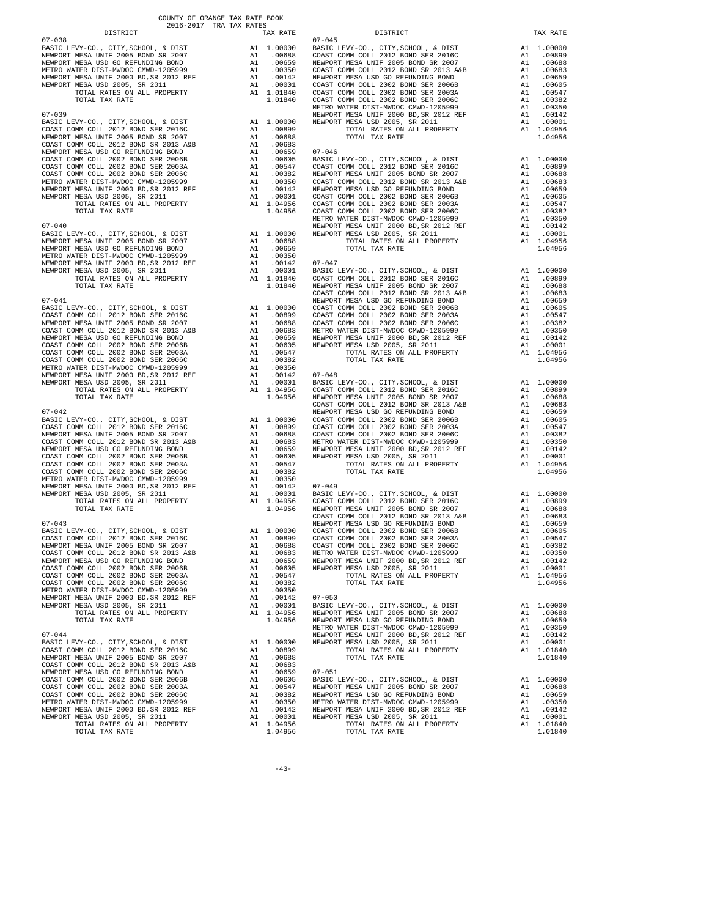COUNTY OF ORANGE TAX RATE BOOK
2016-2017 TRA TAX RATES

| DISTRICT | | TAX RATE |
|---|---|---|
| **07-038** | | |
| BASIC LEVY-CO., CITY,SCHOOL, & DIST | A1 | 1.00000 |
| NEWPORT MESA UNIF 2005 BOND SR 2007 | A1 | .00688 |
| NEWPORT MESA USD GO REFUNDING BOND | A1 | .00659 |
| METRO WATER DIST-MWDOC CMWD-1205999 | A1 | .00350 |
| NEWPORT MESA UNIF 2000 BD,SR 2012 REF | A1 | .00142 |
| NEWPORT MESA USD 2005, SR 2011 | A1 | .00001 |
| TOTAL RATES ON ALL PROPERTY | A1 | 1.01840 |
| TOTAL TAX RATE | | 1.01840 |
| **07-039** | | |
| BASIC LEVY-CO., CITY,SCHOOL, & DIST | A1 | 1.00000 |
| COAST COMM COLL 2012 BOND SER 2016C | A1 | .00899 |
| NEWPORT MESA UNIF 2005 BOND SR 2007 | A1 | .00688 |
| COAST COMM COLL 2012 BOND SR 2013 A&B | A1 | .00683 |
| NEWPORT MESA USD GO REFUNDING BOND | A1 | .00659 |
| COAST COMM COLL 2002 BOND SER 2006B | A1 | .00605 |
| COAST COMM COLL 2002 BOND SER 2003A | A1 | .00547 |
| COAST COMM COLL 2002 BOND SER 2006C | A1 | .00382 |
| METRO WATER DIST-MWDOC CMWD-1205999 | A1 | .00350 |
| NEWPORT MESA UNIF 2000 BD,SR 2012 REF | A1 | .00142 |
| NEWPORT MESA USD 2005, SR 2011 | A1 | .00001 |
| TOTAL RATES ON ALL PROPERTY | A1 | 1.04956 |
| TOTAL TAX RATE | | 1.04956 |
| **07-040** | | |
| BASIC LEVY-CO., CITY,SCHOOL, & DIST | A1 | 1.00000 |
| NEWPORT MESA UNIF 2005 BOND SR 2007 | A1 | .00688 |
| NEWPORT MESA USD GO REFUNDING BOND | A1 | .00659 |
| METRO WATER DIST-MWDOC CMWD-1205999 | A1 | .00350 |
| NEWPORT MESA UNIF 2000 BD,SR 2012 REF | A1 | .00142 |
| NEWPORT MESA USD 2005, SR 2011 | A1 | .00001 |
| TOTAL RATES ON ALL PROPERTY | A1 | 1.01840 |
| TOTAL TAX RATE | | 1.01840 |
| **07-041** | | |
| BASIC LEVY-CO., CITY,SCHOOL, & DIST | A1 | 1.00000 |
| COAST COMM COLL 2012 BOND SER 2016C | A1 | .00899 |
| NEWPORT MESA UNIF 2005 BOND SR 2007 | A1 | .00688 |
| COAST COMM COLL 2012 BOND SR 2013 A&B | A1 | .00683 |
| NEWPORT MESA USD GO REFUNDING BOND | A1 | .00659 |
| COAST COMM COLL 2002 BOND SER 2006B | A1 | .00605 |
| COAST COMM COLL 2002 BOND SER 2003A | A1 | .00547 |
| COAST COMM COLL 2002 BOND SER 2006C | A1 | .00382 |
| METRO WATER DIST-MWDOC CMWD-1205999 | A1 | .00350 |
| NEWPORT MESA UNIF 2000 BD,SR 2012 REF | A1 | .00142 |
| NEWPORT MESA USD 2005, SR 2011 | A1 | .00001 |
| TOTAL RATES ON ALL PROPERTY | A1 | 1.04956 |
| TOTAL TAX RATE | | 1.04956 |
| **07-042** | | |
| BASIC LEVY-CO., CITY,SCHOOL, & DIST | A1 | 1.00000 |
| COAST COMM COLL 2012 BOND SER 2016C | A1 | .00899 |
| NEWPORT MESA UNIF 2005 BOND SR 2007 | A1 | .00688 |
| COAST COMM COLL 2012 BOND SR 2013 A&B | A1 | .00683 |
| NEWPORT MESA USD GO REFUNDING BOND | A1 | .00659 |
| COAST COMM COLL 2002 BOND SER 2006B | A1 | .00605 |
| COAST COMM COLL 2002 BOND SER 2003A | A1 | .00547 |
| COAST COMM COLL 2002 BOND SER 2006C | A1 | .00382 |
| METRO WATER DIST-MWDOC CMWD-1205999 | A1 | .00350 |
| NEWPORT MESA UNIF 2000 BD,SR 2012 REF | A1 | .00142 |
| NEWPORT MESA USD 2005, SR 2011 | A1 | .00001 |
| TOTAL RATES ON ALL PROPERTY | A1 | 1.04956 |
| TOTAL TAX RATE | | 1.04956 |
| **07-043** | | |
| BASIC LEVY-CO., CITY,SCHOOL, & DIST | A1 | 1.00000 |
| COAST COMM COLL 2012 BOND SER 2016C | A1 | .00899 |
| NEWPORT MESA UNIF 2005 BOND SR 2007 | A1 | .00688 |
| COAST COMM COLL 2012 BOND SR 2013 A&B | A1 | .00683 |
| NEWPORT MESA USD GO REFUNDING BOND | A1 | .00659 |
| COAST COMM COLL 2002 BOND SER 2006B | A1 | .00605 |
| COAST COMM COLL 2002 BOND SER 2003A | A1 | .00547 |
| COAST COMM COLL 2002 BOND SER 2006C | A1 | .00382 |
| METRO WATER DIST-MWDOC CMWD-1205999 | A1 | .00350 |
| NEWPORT MESA UNIF 2000 BD,SR 2012 REF | A1 | .00142 |
| NEWPORT MESA USD 2005, SR 2011 | A1 | .00001 |
| TOTAL RATES ON ALL PROPERTY | A1 | 1.04956 |
| TOTAL TAX RATE | | 1.04956 |
| **07-044** | | |
| BASIC LEVY-CO., CITY,SCHOOL, & DIST | A1 | 1.00000 |
| COAST COMM COLL 2012 BOND SER 2016C | A1 | .00899 |
| NEWPORT MESA UNIF 2005 BOND SR 2007 | A1 | .00688 |
| COAST COMM COLL 2012 BOND SR 2013 A&B | A1 | .00683 |
| NEWPORT MESA USD GO REFUNDING BOND | A1 | .00659 |
| COAST COMM COLL 2002 BOND SER 2006B | A1 | .00605 |
| COAST COMM COLL 2002 BOND SER 2003A | A1 | .00547 |
| COAST COMM COLL 2002 BOND SER 2006C | A1 | .00382 |
| METRO WATER DIST-MWDOC CMWD-1205999 | A1 | .00350 |
| NEWPORT MESA UNIF 2000 BD,SR 2012 REF | A1 | .00142 |
| NEWPORT MESA USD 2005, SR 2011 | A1 | .00001 |
| TOTAL RATES ON ALL PROPERTY | A1 | 1.04956 |
| TOTAL TAX RATE | | 1.04956 |
| **07-045** | | |
| BASIC LEVY-CO., CITY,SCHOOL, & DIST | A1 | 1.00000 |
| COAST COMM COLL 2012 BOND SER 2016C | A1 | .00899 |
| NEWPORT MESA UNIF 2005 BOND SR 2007 | A1 | .00688 |
| COAST COMM COLL 2012 BOND SR 2013 A&B | A1 | .00683 |
| NEWPORT MESA USD GO REFUNDING BOND | A1 | .00659 |
| COAST COMM COLL 2002 BOND SER 2006B | A1 | .00605 |
| COAST COMM COLL 2002 BOND SER 2003A | A1 | .00547 |
| COAST COMM COLL 2002 BOND SER 2006C | A1 | .00382 |
| METRO WATER DIST-MWDOC CMWD-1205999 | A1 | .00350 |
| NEWPORT MESA UNIF 2000 BD,SR 2012 REF | A1 | .00142 |
| NEWPORT MESA USD 2005, SR 2011 | A1 | .00001 |
| TOTAL RATES ON ALL PROPERTY | A1 | 1.04956 |
| TOTAL TAX RATE | | 1.04956 |
| **07-046** | | |
| BASIC LEVY-CO., CITY,SCHOOL, & DIST | A1 | 1.00000 |
| COAST COMM COLL 2012 BOND SER 2016C | A1 | .00899 |
| NEWPORT MESA UNIF 2005 BOND SR 2007 | A1 | .00688 |
| COAST COMM COLL 2012 BOND SR 2013 A&B | A1 | .00683 |
| NEWPORT MESA USD GO REFUNDING BOND | A1 | .00659 |
| COAST COMM COLL 2002 BOND SER 2006B | A1 | .00605 |
| COAST COMM COLL 2002 BOND SER 2003A | A1 | .00547 |
| COAST COMM COLL 2002 BOND SER 2006C | A1 | .00382 |
| METRO WATER DIST-MWDOC CMWD-1205999 | A1 | .00350 |
| NEWPORT MESA UNIF 2000 BD,SR 2012 REF | A1 | .00142 |
| NEWPORT MESA USD 2005, SR 2011 | A1 | .00001 |
| TOTAL RATES ON ALL PROPERTY | A1 | 1.04956 |
| TOTAL TAX RATE | | 1.04956 |
| **07-047** | | |
| BASIC LEVY-CO., CITY,SCHOOL, & DIST | A1 | 1.00000 |
| COAST COMM COLL 2012 BOND SER 2016C | A1 | .00899 |
| NEWPORT MESA UNIF 2005 BOND SR 2007 | A1 | .00688 |
| COAST COMM COLL 2012 BOND SR 2013 A&B | A1 | .00683 |
| NEWPORT MESA USD GO REFUNDING BOND | A1 | .00659 |
| COAST COMM COLL 2002 BOND SER 2006B | A1 | .00605 |
| COAST COMM COLL 2002 BOND SER 2003A | A1 | .00547 |
| COAST COMM COLL 2002 BOND SER 2006C | A1 | .00382 |
| METRO WATER DIST-MWDOC CMWD-1205999 | A1 | .00350 |
| NEWPORT MESA UNIF 2000 BD,SR 2012 REF | A1 | .00142 |
| NEWPORT MESA USD 2005, SR 2011 | A1 | .00001 |
| TOTAL RATES ON ALL PROPERTY | A1 | 1.04956 |
| TOTAL TAX RATE | | 1.04956 |
| **07-048** | | |
| BASIC LEVY-CO., CITY,SCHOOL, & DIST | A1 | 1.00000 |
| COAST COMM COLL 2012 BOND SER 2016C | A1 | .00899 |
| NEWPORT MESA UNIF 2005 BOND SR 2007 | A1 | .00688 |
| COAST COMM COLL 2012 BOND SR 2013 A&B | A1 | .00683 |
| NEWPORT MESA USD GO REFUNDING BOND | A1 | .00659 |
| COAST COMM COLL 2002 BOND SER 2006B | A1 | .00605 |
| COAST COMM COLL 2002 BOND SER 2003A | A1 | .00547 |
| COAST COMM COLL 2002 BOND SER 2006C | A1 | .00382 |
| METRO WATER DIST-MWDOC CMWD-1205999 | A1 | .00350 |
| NEWPORT MESA UNIF 2000 BD,SR 2012 REF | A1 | .00142 |
| NEWPORT MESA USD 2005, SR 2011 | A1 | .00001 |
| TOTAL RATES ON ALL PROPERTY | A1 | 1.04956 |
| TOTAL TAX RATE | | 1.04956 |
| **07-049** | | |
| BASIC LEVY-CO., CITY,SCHOOL, & DIST | A1 | 1.00000 |
| COAST COMM COLL 2012 BOND SER 2016C | A1 | .00899 |
| NEWPORT MESA UNIF 2005 BOND SR 2007 | A1 | .00688 |
| COAST COMM COLL 2012 BOND SR 2013 A&B | A1 | .00683 |
| NEWPORT MESA USD GO REFUNDING BOND | A1 | .00659 |
| COAST COMM COLL 2002 BOND SER 2006B | A1 | .00605 |
| COAST COMM COLL 2002 BOND SER 2003A | A1 | .00547 |
| COAST COMM COLL 2002 BOND SER 2006C | A1 | .00382 |
| METRO WATER DIST-MWDOC CMWD-1205999 | A1 | .00350 |
| NEWPORT MESA UNIF 2000 BD,SR 2012 REF | A1 | .00142 |
| NEWPORT MESA USD 2005, SR 2011 | A1 | .00001 |
| TOTAL RATES ON ALL PROPERTY | A1 | 1.04956 |
| TOTAL TAX RATE | | 1.04956 |
| **07-050** | | |
| BASIC LEVY-CO., CITY,SCHOOL, & DIST | A1 | 1.00000 |
| NEWPORT MESA UNIF 2005 BOND SR 2007 | A1 | .00688 |
| NEWPORT MESA USD GO REFUNDING BOND | A1 | .00659 |
| METRO WATER DIST-MWDOC CMWD-1205999 | A1 | .00350 |
| NEWPORT MESA UNIF 2000 BD,SR 2012 REF | A1 | .00142 |
| NEWPORT MESA USD 2005, SR 2011 | A1 | .00001 |
| TOTAL RATES ON ALL PROPERTY | A1 | 1.01840 |
| TOTAL TAX RATE | | 1.01840 |
| **07-051** | | |
| BASIC LEVY-CO., CITY,SCHOOL, & DIST | A1 | 1.00000 |
| NEWPORT MESA UNIF 2005 BOND SR 2007 | A1 | .00688 |
| NEWPORT MESA USD GO REFUNDING BOND | A1 | .00659 |
| METRO WATER DIST-MWDOC CMWD-1205999 | A1 | .00350 |
| NEWPORT MESA UNIF 2000 BD,SR 2012 REF | A1 | .00142 |
| NEWPORT MESA USD 2005, SR 2011 | A1 | .00001 |
| TOTAL RATES ON ALL PROPERTY | A1 | 1.01840 |
| TOTAL TAX RATE | | 1.01840 |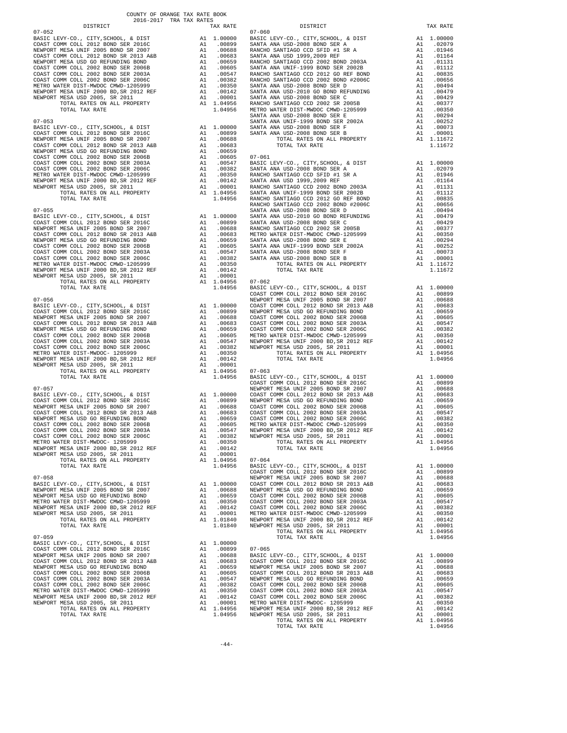COUNTY OF ORANGE TAX RATE BOOK
2016-2017 TRA TAX RATES

| DISTRICT | | TAX RATE |
|---|---|---|
| **07-052** | | |
| BASIC LEVY-CO., CITY,SCHOOL, & DIST | A1 | 1.00000 |
| COAST COMM COLL 2012 BOND SER 2016C | A1 | .00899 |
| NEWPORT MESA UNIF 2005 BOND SR 2007 | A1 | .00688 |
| COAST COMM COLL 2012 BOND SR 2013 A&B | A1 | .00683 |
| NEWPORT MESA USD GO REFUNDING BOND | A1 | .00659 |
| COAST COMM COLL 2002 BOND SER 2006B | A1 | .00605 |
| COAST COMM COLL 2002 BOND SER 2003A | A1 | .00547 |
| COAST COMM COLL 2002 BOND SER 2006C | A1 | .00382 |
| METRO WATER DIST-MWDOC CMWD-1205999 | A1 | .00350 |
| NEWPORT MESA UNIF 2000 BD,SR 2012 REF | A1 | .00142 |
| NEWPORT MESA USD 2005, SR 2011 | A1 | .00001 |
| TOTAL RATES ON ALL PROPERTY | A1 | 1.04956 |
| TOTAL TAX RATE | | 1.04956 |
| **07-053** | | |
| BASIC LEVY-CO., CITY,SCHOOL, & DIST | A1 | 1.00000 |
| COAST COMM COLL 2012 BOND SER 2016C | A1 | .00899 |
| NEWPORT MESA UNIF 2005 BOND SR 2007 | A1 | .00688 |
| COAST COMM COLL 2012 BOND SR 2013 A&B | A1 | .00683 |
| NEWPORT MESA USD GO REFUNDING BOND | A1 | .00659 |
| COAST COMM COLL 2002 BOND SER 2006B | A1 | .00605 |
| COAST COMM COLL 2002 BOND SER 2003A | A1 | .00547 |
| COAST COMM COLL 2002 BOND SER 2006C | A1 | .00382 |
| METRO WATER DIST-MWDOC CMWD-1205999 | A1 | .00350 |
| NEWPORT MESA UNIF 2000 BD,SR 2012 REF | A1 | .00142 |
| NEWPORT MESA USD 2005, SR 2011 | A1 | .00001 |
| TOTAL RATES ON ALL PROPERTY | A1 | 1.04956 |
| TOTAL TAX RATE | | 1.04956 |
| **07-055** | | |
| BASIC LEVY-CO., CITY,SCHOOL, & DIST | A1 | 1.00000 |
| COAST COMM COLL 2012 BOND SER 2016C | A1 | .00899 |
| NEWPORT MESA UNIF 2005 BOND SR 2007 | A1 | .00688 |
| COAST COMM COLL 2012 BOND SR 2013 A&B | A1 | .00683 |
| NEWPORT MESA USD GO REFUNDING BOND | A1 | .00659 |
| COAST COMM COLL 2002 BOND SER 2006B | A1 | .00605 |
| COAST COMM COLL 2002 BOND SER 2003A | A1 | .00547 |
| COAST COMM COLL 2002 BOND SER 2006C | A1 | .00382 |
| METRO WATER DIST-MWDOC CMWD-1205999 | A1 | .00350 |
| NEWPORT MESA UNIF 2000 BD,SR 2012 REF | A1 | .00142 |
| NEWPORT MESA USD 2005, SR 2011 | A1 | .00001 |
| TOTAL RATES ON ALL PROPERTY | A1 | 1.04956 |
| TOTAL TAX RATE | | 1.04956 |
| **07-056** | | |
| BASIC LEVY-CO., CITY,SCHOOL, & DIST | A1 | 1.00000 |
| COAST COMM COLL 2012 BOND SER 2016C | A1 | .00899 |
| NEWPORT MESA UNIF 2005 BOND SR 2007 | A1 | .00688 |
| COAST COMM COLL 2012 BOND SR 2013 A&B | A1 | .00683 |
| NEWPORT MESA USD GO REFUNDING BOND | A1 | .00659 |
| COAST COMM COLL 2002 BOND SER 2006B | A1 | .00605 |
| COAST COMM COLL 2002 BOND SER 2003A | A1 | .00547 |
| COAST COMM COLL 2002 BOND SER 2006C | A1 | .00382 |
| METRO WATER DIST-MWDOC- 1205999 | A1 | .00350 |
| NEWPORT MESA UNIF 2000 BD,SR 2012 REF | A1 | .00142 |
| NEWPORT MESA USD 2005, SR 2011 | A1 | .00001 |
| TOTAL RATES ON ALL PROPERTY | A1 | 1.04956 |
| TOTAL TAX RATE | | 1.04956 |
| **07-057** | | |
| BASIC LEVY-CO., CITY,SCHOOL, & DIST | A1 | 1.00000 |
| COAST COMM COLL 2012 BOND SER 2016C | A1 | .00899 |
| NEWPORT MESA UNIF 2005 BOND SR 2007 | A1 | .00688 |
| COAST COMM COLL 2012 BOND SR 2013 A&B | A1 | .00683 |
| NEWPORT MESA USD GO REFUNDING BOND | A1 | .00659 |
| COAST COMM COLL 2002 BOND SER 2006B | A1 | .00605 |
| COAST COMM COLL 2002 BOND SER 2003A | A1 | .00547 |
| COAST COMM COLL 2002 BOND SER 2006C | A1 | .00382 |
| METRO WATER DIST-MWDOC- 1205999 | A1 | .00350 |
| NEWPORT MESA UNIF 2000 BD,SR 2012 REF | A1 | .00142 |
| NEWPORT MESA USD 2005, SR 2011 | A1 | .00001 |
| TOTAL RATES ON ALL PROPERTY | A1 | 1.04956 |
| TOTAL TAX RATE | | 1.04956 |
| **07-058** | | |
| BASIC LEVY-CO., CITY,SCHOOL, & DIST | A1 | 1.00000 |
| NEWPORT MESA UNIF 2005 BOND SR 2007 | A1 | .00688 |
| NEWPORT MESA USD GO REFUNDING BOND | A1 | .00659 |
| METRO WATER DIST-MWDOC CMWD-1205999 | A1 | .00350 |
| NEWPORT MESA UNIF 2000 BD,SR 2012 REF | A1 | .00142 |
| NEWPORT MESA USD 2005, SR 2011 | A1 | .00001 |
| TOTAL RATES ON ALL PROPERTY | A1 | 1.01840 |
| TOTAL TAX RATE | | 1.01840 |
| **07-059** | | |
| BASIC LEVY-CO., CITY,SCHOOL, & DIST | A1 | 1.00000 |
| COAST COMM COLL 2012 BOND SER 2016C | A1 | .00899 |
| NEWPORT MESA UNIF 2005 BOND SR 2007 | A1 | .00688 |
| COAST COMM COLL 2012 BOND SR 2013 A&B | A1 | .00683 |
| NEWPORT MESA USD GO REFUNDING BOND | A1 | .00659 |
| COAST COMM COLL 2002 BOND SER 2006B | A1 | .00605 |
| COAST COMM COLL 2002 BOND SER 2003A | A1 | .00547 |
| COAST COMM COLL 2002 BOND SER 2006C | A1 | .00382 |
| METRO WATER DIST-MWDOC CMWD-1205999 | A1 | .00350 |
| NEWPORT MESA UNIF 2000 BD,SR 2012 REF | A1 | .00142 |
| NEWPORT MESA USD 2005, SR 2011 | A1 | .00001 |
| TOTAL RATES ON ALL PROPERTY | A1 | 1.04956 |
| TOTAL TAX RATE | | 1.04956 |
| **07-060** | | |
| BASIC LEVY-CO., CITY,SCHOOL, & DIST | A1 | 1.00000 |
| SANTA ANA USD-2008 BOND SER A | A1 | .02079 |
| RANCHO SANTIAGO CCD SFID #1 SR A | A1 | .01946 |
| SANTA ANA USD 1999,2009 REF | A1 | .01164 |
| RANCHO SANTIAGO CCD 2002 BOND 2003A | A1 | .01131 |
| SANTA ANA UNIF-1999 BOND SER 2002B | A1 | .01112 |
| RANCHO SANTIAGO CCD 2012 GO REF BOND | A1 | .00835 |
| RANCHO SANTIAGO CCD 2002 BOND #2006C | A1 | .00656 |
| SANTA ANA USD-2008 BOND SER D | A1 | .00494 |
| SANTA ANA USD-2010 GO BOND REFUNDING | A1 | .00479 |
| SANTA ANA USD-2008 BOND SER C | A1 | .00429 |
| RANCHO SANTIAGO CCD 2002 SR 2005B | A1 | .00377 |
| METRO WATER DIST-MWDOC CMWD-1205999 | A1 | .00350 |
| SANTA ANA USD-2008 BOND SER E | A1 | .00294 |
| SANTA ANA UNIF-1999 BOND SER 2002A | A1 | .00252 |
| SANTA ANA USD-2008 BOND SER F | A1 | .00073 |
| SANTA ANA USD-2008 BOND SER B | A1 | .00001 |
| TOTAL RATES ON ALL PROPERTY | A1 | 1.11672 |
| TOTAL TAX RATE | | 1.11672 |
| **07-061** | | |
| BASIC LEVY-CO., CITY,SCHOOL, & DIST | A1 | 1.00000 |
| SANTA ANA USD-2008 BOND SER A | A1 | .02079 |
| RANCHO SANTIAGO CCD SFID #1 SR A | A1 | .01946 |
| SANTA ANA USD 1999,2009 REF | A1 | .01164 |
| RANCHO SANTIAGO CCD 2002 BOND 2003A | A1 | .01131 |
| SANTA ANA UNIF-1999 BOND SER 2002B | A1 | .01112 |
| RANCHO SANTIAGO CCD 2012 GO REF BOND | A1 | .00835 |
| RANCHO SANTIAGO CCD 2002 BOND #2006C | A1 | .00656 |
| SANTA ANA USD-2008 BOND SER D | A1 | .00494 |
| SANTA ANA USD-2010 GO BOND REFUNDING | A1 | .00479 |
| SANTA ANA USD-2008 BOND SER C | A1 | .00429 |
| RANCHO SANTIAGO CCD 2002 SR 2005B | A1 | .00377 |
| METRO WATER DIST-MWDOC CMWD-1205999 | A1 | .00350 |
| SANTA ANA USD-2008 BOND SER E | A1 | .00294 |
| SANTA ANA UNIF-1999 BOND SER 2002A | A1 | .00252 |
| SANTA ANA USD-2008 BOND SER F | A1 | .00073 |
| SANTA ANA USD-2008 BOND SER B | A1 | .00001 |
| TOTAL RATES ON ALL PROPERTY | A1 | 1.11672 |
| TOTAL TAX RATE | | 1.11672 |
| **07-062** | | |
| BASIC LEVY-CO., CITY,SCHOOL, & DIST | A1 | 1.00000 |
| COAST COMM COLL 2012 BOND SER 2016C | A1 | .00899 |
| NEWPORT MESA UNIF 2005 BOND SR 2007 | A1 | .00688 |
| COAST COMM COLL 2012 BOND SR 2013 A&B | A1 | .00683 |
| NEWPORT MESA USD GO REFUNDING BOND | A1 | .00659 |
| COAST COMM COLL 2002 BOND SER 2006B | A1 | .00605 |
| COAST COMM COLL 2002 BOND SER 2003A | A1 | .00547 |
| COAST COMM COLL 2002 BOND SER 2006C | A1 | .00382 |
| METRO WATER DIST-MWDOC CMWD-1205999 | A1 | .00350 |
| NEWPORT MESA UNIF 2000 BD,SR 2012 REF | A1 | .00142 |
| NEWPORT MESA USD 2005, SR 2011 | A1 | .00001 |
| TOTAL RATES ON ALL PROPERTY | A1 | 1.04956 |
| TOTAL TAX RATE | | 1.04956 |
| **07-063** | | |
| BASIC LEVY-CO., CITY,SCHOOL, & DIST | A1 | 1.00000 |
| COAST COMM COLL 2012 BOND SER 2016C | A1 | .00899 |
| NEWPORT MESA UNIF 2005 BOND SR 2007 | A1 | .00688 |
| COAST COMM COLL 2012 BOND SR 2013 A&B | A1 | .00683 |
| NEWPORT MESA USD GO REFUNDING BOND | A1 | .00659 |
| COAST COMM COLL 2002 BOND SER 2006B | A1 | .00605 |
| COAST COMM COLL 2002 BOND SER 2003A | A1 | .00547 |
| COAST COMM COLL 2002 BOND SER 2006C | A1 | .00382 |
| METRO WATER DIST-MWDOC CMWD-1205999 | A1 | .00350 |
| NEWPORT MESA UNIF 2000 BD,SR 2012 REF | A1 | .00142 |
| NEWPORT MESA USD 2005, SR 2011 | A1 | .00001 |
| TOTAL RATES ON ALL PROPERTY | A1 | 1.04956 |
| TOTAL TAX RATE | | 1.04956 |
| **07-064** | | |
| BASIC LEVY-CO., CITY,SCHOOL, & DIST | A1 | 1.00000 |
| COAST COMM COLL 2012 BOND SER 2016C | A1 | .00899 |
| NEWPORT MESA UNIF 2005 BOND SR 2007 | A1 | .00688 |
| COAST COMM COLL 2012 BOND SR 2013 A&B | A1 | .00683 |
| NEWPORT MESA USD GO REFUNDING BOND | A1 | .00659 |
| COAST COMM COLL 2002 BOND SER 2006B | A1 | .00605 |
| COAST COMM COLL 2002 BOND SER 2003A | A1 | .00547 |
| COAST COMM COLL 2002 BOND SER 2006C | A1 | .00382 |
| METRO WATER DIST-MWDOC CMWD-1205999 | A1 | .00350 |
| NEWPORT MESA UNIF 2000 BD,SR 2012 REF | A1 | .00142 |
| NEWPORT MESA USD 2005, SR 2011 | A1 | .00001 |
| TOTAL RATES ON ALL PROPERTY | A1 | 1.04956 |
| TOTAL TAX RATE | | 1.04956 |
| **07-065** | | |
| BASIC LEVY-CO., CITY,SCHOOL, & DIST | A1 | 1.00000 |
| COAST COMM COLL 2012 BOND SER 2016C | A1 | .00899 |
| NEWPORT MESA UNIF 2005 BOND SR 2007 | A1 | .00688 |
| COAST COMM COLL 2012 BOND SR 2013 A&B | A1 | .00683 |
| NEWPORT MESA USD GO REFUNDING BOND | A1 | .00659 |
| COAST COMM COLL 2002 BOND SER 2006B | A1 | .00605 |
| COAST COMM COLL 2002 BOND SER 2003A | A1 | .00547 |
| COAST COMM COLL 2002 BOND SER 2006C | A1 | .00382 |
| METRO WATER DIST-MWDOC- 1205999 | A1 | .00350 |
| NEWPORT MESA UNIF 2000 BD,SR 2012 REF | A1 | .00142 |
| NEWPORT MESA USD 2005, SR 2011 | A1 | .00001 |
| TOTAL RATES ON ALL PROPERTY | A1 | 1.04956 |
| TOTAL TAX RATE | | 1.04956 |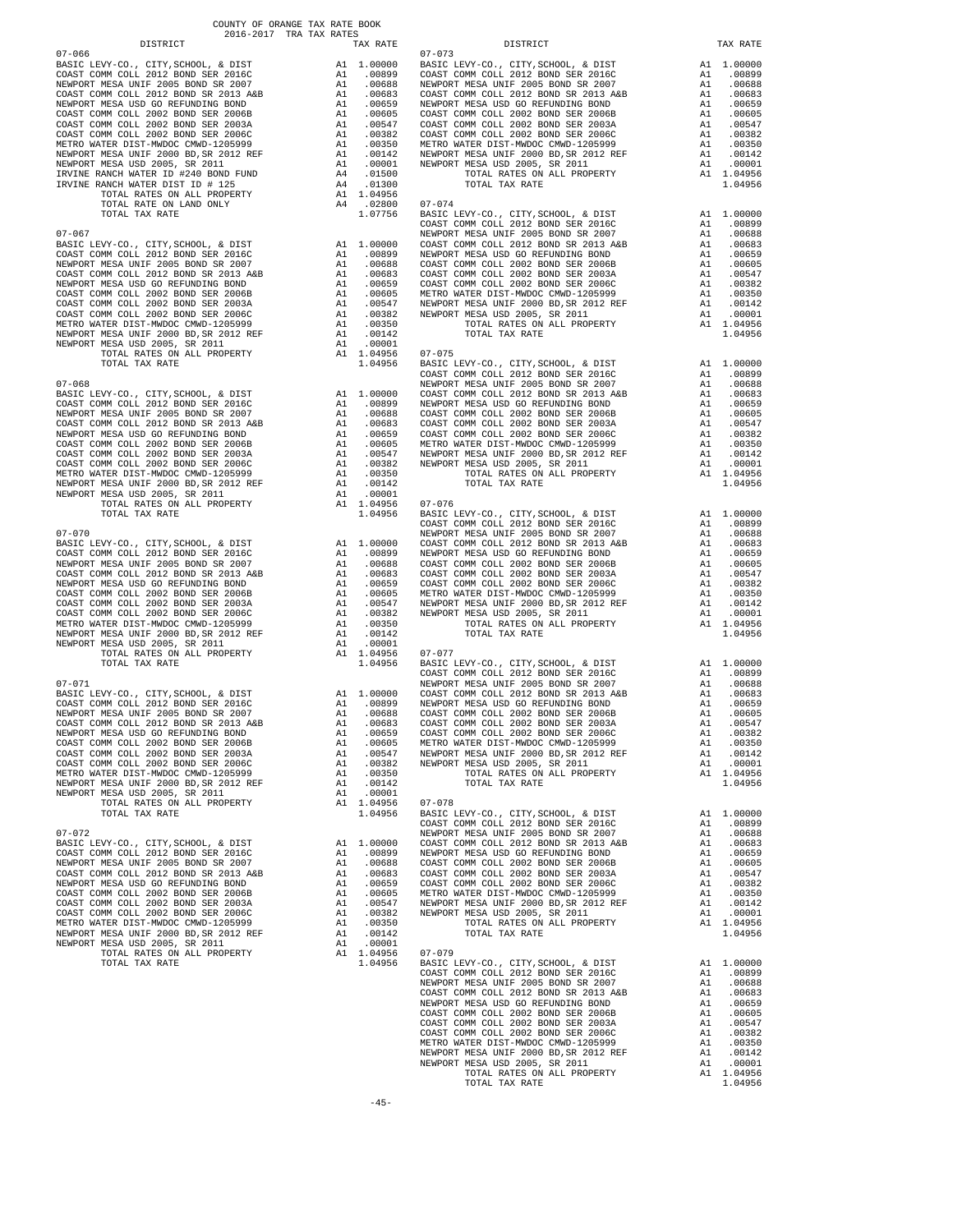COUNTY OF ORANGE TAX RATE BOOK
2016-2017 TRA TAX RATES

| DISTRICT | | TAX RATE |
|---|---|---|
| **07-066** | | |
| BASIC LEVY-CO., CITY,SCHOOL, & DIST | A1 | 1.00000 |
| COAST COMM COLL 2012 BOND SER 2016C | A1 | .00899 |
| NEWPORT MESA UNIF 2005 BOND SR 2007 | A1 | .00688 |
| COAST COMM COLL 2012 BOND SER 2013 A&B | A1 | .00683 |
| NEWPORT MESA USD GO REFUNDING BOND | A1 | .00659 |
| COAST COMM COLL 2002 BOND SER 2006B | A1 | .00605 |
| COAST COMM COLL 2002 BOND SER 2003A | A1 | .00547 |
| COAST COMM COLL 2002 BOND SER 2006C | A1 | .00382 |
| METRO WATER DIST-MWDOC CMWD-1205999 | A1 | .00350 |
| NEWPORT MESA UNIF 2000 BD,SR 2012 REF | A1 | .00142 |
| NEWPORT MESA USD 2005, SR 2011 | A1 | .00001 |
| IRVINE RANCH WATER ID #240 BOND FUND | A4 | .01500 |
| IRVINE RANCH WATER DIST ID # 125 | A4 | .01300 |
| TOTAL RATES ON ALL PROPERTY | A1 | 1.04956 |
| TOTAL RATE ON LAND ONLY | A4 | .02800 |
| TOTAL TAX RATE | | 1.07756 |
| **07-067** | | |
| BASIC LEVY-CO., CITY,SCHOOL, & DIST | A1 | 1.00000 |
| COAST COMM COLL 2012 BOND SER 2016C | A1 | .00899 |
| NEWPORT MESA UNIF 2005 BOND SR 2007 | A1 | .00688 |
| COAST COMM COLL 2012 BOND SER 2013 A&B | A1 | .00683 |
| NEWPORT MESA USD GO REFUNDING BOND | A1 | .00659 |
| COAST COMM COLL 2002 BOND SER 2006B | A1 | .00605 |
| COAST COMM COLL 2002 BOND SER 2003A | A1 | .00547 |
| COAST COMM COLL 2002 BOND SER 2006C | A1 | .00382 |
| METRO WATER DIST-MWDOC CMWD-1205999 | A1 | .00350 |
| NEWPORT MESA UNIF 2000 BD,SR 2012 REF | A1 | .00142 |
| NEWPORT MESA USD 2005, SR 2011 | A1 | .00001 |
| TOTAL RATES ON ALL PROPERTY | A1 | 1.04956 |
| TOTAL TAX RATE | | 1.04956 |
| **07-068** | | |
| BASIC LEVY-CO., CITY,SCHOOL, & DIST | A1 | 1.00000 |
| COAST COMM COLL 2012 BOND SER 2016C | A1 | .00899 |
| NEWPORT MESA UNIF 2005 BOND SR 2007 | A1 | .00688 |
| COAST COMM COLL 2012 BOND SER 2013 A&B | A1 | .00683 |
| NEWPORT MESA USD GO REFUNDING BOND | A1 | .00659 |
| COAST COMM COLL 2002 BOND SER 2006B | A1 | .00605 |
| COAST COMM COLL 2002 BOND SER 2003A | A1 | .00547 |
| COAST COMM COLL 2002 BOND SER 2006C | A1 | .00382 |
| METRO WATER DIST-MWDOC CMWD-1205999 | A1 | .00350 |
| NEWPORT MESA UNIF 2000 BD,SR 2012 REF | A1 | .00142 |
| NEWPORT MESA USD 2005, SR 2011 | A1 | .00001 |
| TOTAL RATES ON ALL PROPERTY | A1 | 1.04956 |
| TOTAL TAX RATE | | 1.04956 |
| **07-070** | | |
| BASIC LEVY-CO., CITY,SCHOOL, & DIST | A1 | 1.00000 |
| COAST COMM COLL 2012 BOND SER 2016C | A1 | .00899 |
| NEWPORT MESA UNIF 2005 BOND SR 2007 | A1 | .00688 |
| COAST COMM COLL 2012 BOND SER 2013 A&B | A1 | .00683 |
| NEWPORT MESA USD GO REFUNDING BOND | A1 | .00659 |
| COAST COMM COLL 2002 BOND SER 2006B | A1 | .00605 |
| COAST COMM COLL 2002 BOND SER 2003A | A1 | .00547 |
| COAST COMM COLL 2002 BOND SER 2006C | A1 | .00382 |
| METRO WATER DIST-MWDOC CMWD-1205999 | A1 | .00350 |
| NEWPORT MESA UNIF 2000 BD,SR 2012 REF | A1 | .00142 |
| NEWPORT MESA USD 2005, SR 2011 | A1 | .00001 |
| TOTAL RATES ON ALL PROPERTY | A1 | 1.04956 |
| TOTAL TAX RATE | | 1.04956 |
| **07-071** | | |
| BASIC LEVY-CO., CITY,SCHOOL, & DIST | A1 | 1.00000 |
| COAST COMM COLL 2012 BOND SER 2016C | A1 | .00899 |
| NEWPORT MESA UNIF 2005 BOND SR 2007 | A1 | .00688 |
| COAST COMM COLL 2012 BOND SER 2013 A&B | A1 | .00683 |
| NEWPORT MESA USD GO REFUNDING BOND | A1 | .00659 |
| COAST COMM COLL 2002 BOND SER 2006B | A1 | .00605 |
| COAST COMM COLL 2002 BOND SER 2003A | A1 | .00547 |
| COAST COMM COLL 2002 BOND SER 2006C | A1 | .00382 |
| METRO WATER DIST-MWDOC CMWD-1205999 | A1 | .00350 |
| NEWPORT MESA UNIF 2000 BD,SR 2012 REF | A1 | .00142 |
| NEWPORT MESA USD 2005, SR 2011 | A1 | .00001 |
| TOTAL RATES ON ALL PROPERTY | A1 | 1.04956 |
| TOTAL TAX RATE | | 1.04956 |
| **07-072** | | |
| BASIC LEVY-CO., CITY,SCHOOL, & DIST | A1 | 1.00000 |
| COAST COMM COLL 2012 BOND SER 2016C | A1 | .00899 |
| NEWPORT MESA UNIF 2005 BOND SR 2007 | A1 | .00688 |
| COAST COMM COLL 2012 BOND SER 2013 A&B | A1 | .00683 |
| NEWPORT MESA USD GO REFUNDING BOND | A1 | .00659 |
| COAST COMM COLL 2002 BOND SER 2006B | A1 | .00605 |
| COAST COMM COLL 2002 BOND SER 2003A | A1 | .00547 |
| COAST COMM COLL 2002 BOND SER 2006C | A1 | .00382 |
| METRO WATER DIST-MWDOC CMWD-1205999 | A1 | .00350 |
| NEWPORT MESA UNIF 2000 BD,SR 2012 REF | A1 | .00142 |
| NEWPORT MESA USD 2005, SR 2011 | A1 | .00001 |
| TOTAL RATES ON ALL PROPERTY | A1 | 1.04956 |
| TOTAL TAX RATE | | 1.04956 |
| **07-073** | | |
| BASIC LEVY-CO., CITY,SCHOOL, & DIST | A1 | 1.00000 |
| COAST COMM COLL 2012 BOND SER 2016C | A1 | .00899 |
| NEWPORT MESA UNIF 2005 BOND SR 2007 | A1 | .00688 |
| COAST COMM COLL 2012 BOND SER 2013 A&B | A1 | .00683 |
| NEWPORT MESA USD GO REFUNDING BOND | A1 | .00659 |
| COAST COMM COLL 2002 BOND SER 2006B | A1 | .00605 |
| COAST COMM COLL 2002 BOND SER 2003A | A1 | .00547 |
| COAST COMM COLL 2002 BOND SER 2006C | A1 | .00382 |
| METRO WATER DIST-MWDOC CMWD-1205999 | A1 | .00350 |
| NEWPORT MESA UNIF 2000 BD,SR 2012 REF | A1 | .00142 |
| NEWPORT MESA USD 2005, SR 2011 | A1 | .00001 |
| TOTAL RATES ON ALL PROPERTY | A1 | 1.04956 |
| TOTAL TAX RATE | | 1.04956 |
| **07-074** | | |
| BASIC LEVY-CO., CITY,SCHOOL, & DIST | A1 | 1.00000 |
| COAST COMM COLL 2012 BOND SER 2016C | A1 | .00899 |
| NEWPORT MESA UNIF 2005 BOND SR 2007 | A1 | .00688 |
| COAST COMM COLL 2012 BOND SER 2013 A&B | A1 | .00683 |
| NEWPORT MESA USD GO REFUNDING BOND | A1 | .00659 |
| COAST COMM COLL 2002 BOND SER 2006B | A1 | .00605 |
| COAST COMM COLL 2002 BOND SER 2003A | A1 | .00547 |
| COAST COMM COLL 2002 BOND SER 2006C | A1 | .00382 |
| METRO WATER DIST-MWDOC CMWD-1205999 | A1 | .00350 |
| NEWPORT MESA UNIF 2000 BD,SR 2012 REF | A1 | .00142 |
| NEWPORT MESA USD 2005, SR 2011 | A1 | .00001 |
| TOTAL RATES ON ALL PROPERTY | A1 | 1.04956 |
| TOTAL TAX RATE | | 1.04956 |
| **07-075** | | |
| BASIC LEVY-CO., CITY,SCHOOL, & DIST | A1 | 1.00000 |
| COAST COMM COLL 2012 BOND SER 2016C | A1 | .00899 |
| NEWPORT MESA UNIF 2005 BOND SR 2007 | A1 | .00688 |
| COAST COMM COLL 2012 BOND SER 2013 A&B | A1 | .00683 |
| NEWPORT MESA USD GO REFUNDING BOND | A1 | .00659 |
| COAST COMM COLL 2002 BOND SER 2006B | A1 | .00605 |
| COAST COMM COLL 2002 BOND SER 2003A | A1 | .00547 |
| COAST COMM COLL 2002 BOND SER 2006C | A1 | .00382 |
| METRO WATER DIST-MWDOC CMWD-1205999 | A1 | .00350 |
| NEWPORT MESA UNIF 2000 BD,SR 2012 REF | A1 | .00142 |
| NEWPORT MESA USD 2005, SR 2011 | A1 | .00001 |
| TOTAL RATES ON ALL PROPERTY | A1 | 1.04956 |
| TOTAL TAX RATE | | 1.04956 |
| **07-076** | | |
| BASIC LEVY-CO., CITY,SCHOOL, & DIST | A1 | 1.00000 |
| COAST COMM COLL 2012 BOND SER 2016C | A1 | .00899 |
| NEWPORT MESA UNIF 2005 BOND SR 2007 | A1 | .00688 |
| COAST COMM COLL 2012 BOND SER 2013 A&B | A1 | .00683 |
| NEWPORT MESA USD GO REFUNDING BOND | A1 | .00659 |
| COAST COMM COLL 2002 BOND SER 2006B | A1 | .00605 |
| COAST COMM COLL 2002 BOND SER 2003A | A1 | .00547 |
| COAST COMM COLL 2002 BOND SER 2006C | A1 | .00382 |
| METRO WATER DIST-MWDOC CMWD-1205999 | A1 | .00350 |
| NEWPORT MESA UNIF 2000 BD,SR 2012 REF | A1 | .00142 |
| NEWPORT MESA USD 2005, SR 2011 | A1 | .00001 |
| TOTAL RATES ON ALL PROPERTY | A1 | 1.04956 |
| TOTAL TAX RATE | | 1.04956 |
| **07-077** | | |
| BASIC LEVY-CO., CITY,SCHOOL, & DIST | A1 | 1.00000 |
| COAST COMM COLL 2012 BOND SER 2016C | A1 | .00899 |
| NEWPORT MESA UNIF 2005 BOND SR 2007 | A1 | .00688 |
| COAST COMM COLL 2012 BOND SER 2013 A&B | A1 | .00683 |
| NEWPORT MESA USD GO REFUNDING BOND | A1 | .00659 |
| COAST COMM COLL 2002 BOND SER 2006B | A1 | .00605 |
| COAST COMM COLL 2002 BOND SER 2003A | A1 | .00547 |
| COAST COMM COLL 2002 BOND SER 2006C | A1 | .00382 |
| METRO WATER DIST-MWDOC CMWD-1205999 | A1 | .00350 |
| NEWPORT MESA UNIF 2000 BD,SR 2012 REF | A1 | .00142 |
| NEWPORT MESA USD 2005, SR 2011 | A1 | .00001 |
| TOTAL RATES ON ALL PROPERTY | A1 | 1.04956 |
| TOTAL TAX RATE | | 1.04956 |
| **07-078** | | |
| BASIC LEVY-CO., CITY,SCHOOL, & DIST | A1 | 1.00000 |
| COAST COMM COLL 2012 BOND SER 2016C | A1 | .00899 |
| NEWPORT MESA UNIF 2005 BOND SR 2007 | A1 | .00688 |
| COAST COMM COLL 2012 BOND SER 2013 A&B | A1 | .00683 |
| NEWPORT MESA USD GO REFUNDING BOND | A1 | .00659 |
| COAST COMM COLL 2002 BOND SER 2006B | A1 | .00605 |
| COAST COMM COLL 2002 BOND SER 2003A | A1 | .00547 |
| COAST COMM COLL 2002 BOND SER 2006C | A1 | .00382 |
| METRO WATER DIST-MWDOC CMWD-1205999 | A1 | .00350 |
| NEWPORT MESA UNIF 2000 BD,SR 2012 REF | A1 | .00142 |
| NEWPORT MESA USD 2005, SR 2011 | A1 | .00001 |
| TOTAL RATES ON ALL PROPERTY | A1 | 1.04956 |
| TOTAL TAX RATE | | 1.04956 |
| **07-079** | | |
| BASIC LEVY-CO., CITY,SCHOOL, & DIST | A1 | 1.00000 |
| COAST COMM COLL 2012 BOND SER 2016C | A1 | .00899 |
| NEWPORT MESA UNIF 2005 BOND SR 2007 | A1 | .00688 |
| COAST COMM COLL 2012 BOND SER 2013 A&B | A1 | .00683 |
| NEWPORT MESA USD GO REFUNDING BOND | A1 | .00659 |
| COAST COMM COLL 2002 BOND SER 2006B | A1 | .00605 |
| COAST COMM COLL 2002 BOND SER 2003A | A1 | .00547 |
| COAST COMM COLL 2002 BOND SER 2006C | A1 | .00382 |
| METRO WATER DIST-MWDOC CMWD-1205999 | A1 | .00350 |
| NEWPORT MESA UNIF 2000 BD,SR 2012 REF | A1 | .00142 |
| NEWPORT MESA USD 2005, SR 2011 | A1 | .00001 |
| TOTAL RATES ON ALL PROPERTY | A1 | 1.04956 |
| TOTAL TAX RATE | | 1.04956 |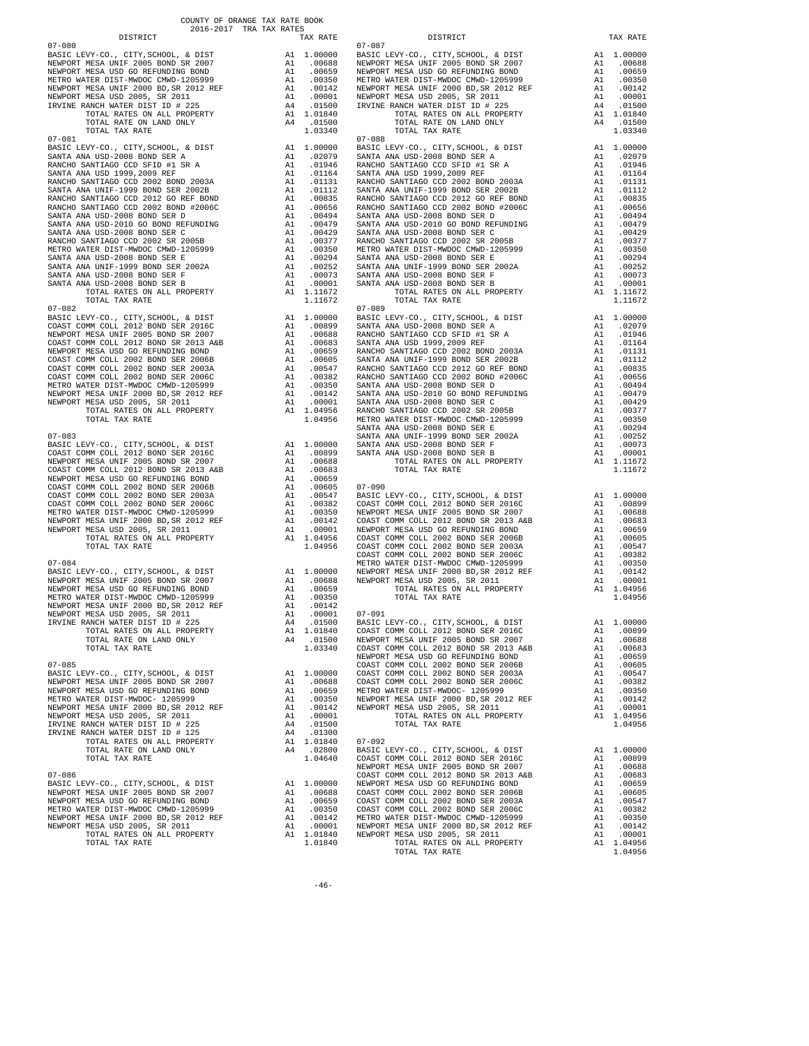COUNTY OF ORANGE TAX RATE BOOK
2016-2017 TRA TAX RATES

| DISTRICT | | TAX RATE |
|---|---|---|
| **07-080** | | |
| BASIC LEVY-CO., CITY,SCHOOL, & DIST | A1 | 1.00000 |
| NEWPORT MESA UNIF 2005 BOND SR 2007 | A1 | .00688 |
| NEWPORT MESA USD GO REFUNDING BOND | A1 | .00659 |
| METRO WATER DIST-MWDOC CMWD-1205999 | A1 | .00350 |
| NEWPORT MESA UNIF 2000 BD,SR 2012 REF | A1 | .00142 |
| NEWPORT MESA USD 2005, SR 2011 | A1 | .00001 |
| IRVINE RANCH WATER DIST ID # 225 | A4 | .01500 |
| TOTAL RATES ON ALL PROPERTY | A1 | 1.01840 |
| TOTAL RATE ON LAND ONLY | A4 | .01500 |
| TOTAL TAX RATE | | 1.03340 |
| **07-081** | | |
| BASIC LEVY-CO., CITY,SCHOOL, & DIST | A1 | 1.00000 |
| SANTA ANA USD-2008 BOND SER A | A1 | .02079 |
| RANCHO SANTIAGO CCD SFID #1 SR A | A1 | .01946 |
| SANTA ANA USD 1999,2009 REF | A1 | .01164 |
| RANCHO SANTIAGO CCD 2002 BOND 2003A | A1 | .01131 |
| SANTA ANA UNIF-1999 BOND SER 2002B | A1 | .01112 |
| RANCHO SANTIAGO CCD 2012 GO REF BOND | A1 | .00835 |
| RANCHO SANTIAGO CCD 2002 BOND #2006C | A1 | .00656 |
| SANTA ANA USD-2008 BOND SER D | A1 | .00494 |
| SANTA ANA USD-2010 GO BOND REFUNDING | A1 | .00479 |
| SANTA ANA USD-2008 BOND SER C | A1 | .00429 |
| RANCHO SANTIAGO CCD 2002 SR 2005B | A1 | .00377 |
| METRO WATER DIST-MWDOC CMWD-1205999 | A1 | .00350 |
| SANTA ANA USD-2008 BOND SER E | A1 | .00294 |
| SANTA ANA UNIF-1999 BOND SER 2002A | A1 | .00252 |
| SANTA ANA USD-2008 BOND SER F | A1 | .00073 |
| SANTA ANA USD-2008 BOND SER B | A1 | .00001 |
| TOTAL RATES ON ALL PROPERTY | A1 | 1.11672 |
| TOTAL TAX RATE | | 1.11672 |
| **07-082** | | |
| BASIC LEVY-CO., CITY,SCHOOL, & DIST | A1 | 1.00000 |
| COAST COMM COLL 2012 BOND SER 2016C | A1 | .00899 |
| NEWPORT MESA UNIF 2005 BOND SR 2007 | A1 | .00688 |
| COAST COMM COLL 2012 BOND SER 2013 A&B | A1 | .00683 |
| NEWPORT MESA USD GO REFUNDING BOND | A1 | .00659 |
| COAST COMM COLL 2002 BOND SER 2006B | A1 | .00605 |
| COAST COMM COLL 2002 BOND SER 2003A | A1 | .00547 |
| COAST COMM COLL 2002 BOND SER 2006C | A1 | .00382 |
| METRO WATER DIST-MWDOC CMWD-1205999 | A1 | .00350 |
| NEWPORT MESA UNIF 2000 BD,SR 2012 REF | A1 | .00142 |
| NEWPORT MESA USD 2005, SR 2011 | A1 | .00001 |
| TOTAL RATES ON ALL PROPERTY | A1 | 1.04956 |
| TOTAL TAX RATE | | 1.04956 |
| **07-083** | | |
| BASIC LEVY-CO., CITY,SCHOOL, & DIST | A1 | 1.00000 |
| COAST COMM COLL 2012 BOND SER 2016C | A1 | .00899 |
| NEWPORT MESA UNIF 2005 BOND SR 2007 | A1 | .00688 |
| COAST COMM COLL 2012 BOND SER 2013 A&B | A1 | .00683 |
| NEWPORT MESA USD GO REFUNDING BOND | A1 | .00659 |
| COAST COMM COLL 2002 BOND SER 2006B | A1 | .00605 |
| COAST COMM COLL 2002 BOND SER 2003A | A1 | .00547 |
| COAST COMM COLL 2002 BOND SER 2006C | A1 | .00382 |
| METRO WATER DIST-MWDOC CMWD-1205999 | A1 | .00350 |
| NEWPORT MESA UNIF 2000 BD,SR 2012 REF | A1 | .00142 |
| NEWPORT MESA USD 2005, SR 2011 | A1 | .00001 |
| TOTAL RATES ON ALL PROPERTY | A1 | 1.04956 |
| TOTAL TAX RATE | | 1.04956 |
| **07-084** | | |
| BASIC LEVY-CO., CITY,SCHOOL, & DIST | A1 | 1.00000 |
| NEWPORT MESA UNIF 2005 BOND SR 2007 | A1 | .00688 |
| NEWPORT MESA USD GO REFUNDING BOND | A1 | .00659 |
| METRO WATER DIST-MWDOC CMWD-1205999 | A1 | .00350 |
| NEWPORT MESA UNIF 2000 BD,SR 2012 REF | A1 | .00142 |
| NEWPORT MESA USD 2005, SR 2011 | A1 | .00001 |
| IRVINE RANCH WATER DIST ID # 225 | A4 | .01500 |
| TOTAL RATES ON ALL PROPERTY | A1 | 1.01840 |
| TOTAL RATE ON LAND ONLY | A4 | .01500 |
| TOTAL TAX RATE | | 1.03340 |
| **07-085** | | |
| BASIC LEVY-CO., CITY,SCHOOL, & DIST | A1 | 1.00000 |
| NEWPORT MESA UNIF 2005 BOND SR 2007 | A1 | .00688 |
| NEWPORT MESA USD GO REFUNDING BOND | A1 | .00659 |
| METRO WATER DIST-MWDOC- 1205999 | A1 | .00350 |
| NEWPORT MESA UNIF 2000 BD,SR 2012 REF | A1 | .00142 |
| NEWPORT MESA USD 2005, SR 2011 | A1 | .00001 |
| IRVINE RANCH WATER DIST ID # 225 | A4 | .01500 |
| IRVINE RANCH WATER DIST ID # 125 | A4 | .01300 |
| TOTAL RATES ON ALL PROPERTY | A1 | 1.01840 |
| TOTAL RATE ON LAND ONLY | A4 | .02800 |
| TOTAL TAX RATE | | 1.04640 |
| **07-086** | | |
| BASIC LEVY-CO., CITY,SCHOOL, & DIST | A1 | 1.00000 |
| NEWPORT MESA UNIF 2005 BOND SR 2007 | A1 | .00688 |
| NEWPORT MESA USD GO REFUNDING BOND | A1 | .00659 |
| METRO WATER DIST-MWDOC CMWD-1205999 | A1 | .00350 |
| NEWPORT MESA UNIF 2000 BD,SR 2012 REF | A1 | .00142 |
| NEWPORT MESA USD 2005, SR 2011 | A1 | .00001 |
| TOTAL RATES ON ALL PROPERTY | A1 | 1.01840 |
| TOTAL TAX RATE | | 1.01840 |
| **07-087** | | |
| BASIC LEVY-CO., CITY,SCHOOL, & DIST | A1 | 1.00000 |
| NEWPORT MESA UNIF 2005 BOND SR 2007 | A1 | .00688 |
| NEWPORT MESA USD GO REFUNDING BOND | A1 | .00659 |
| METRO WATER DIST-MWDOC CMWD-1205999 | A1 | .00350 |
| NEWPORT MESA UNIF 2000 BD,SR 2012 REF | A1 | .00142 |
| NEWPORT MESA USD 2005, SR 2011 | A1 | .00001 |
| IRVINE RANCH WATER DIST ID # 225 | A4 | .01500 |
| TOTAL RATES ON ALL PROPERTY | A1 | 1.01840 |
| TOTAL RATE ON LAND ONLY | A4 | .01500 |
| TOTAL TAX RATE | | 1.03340 |
| **07-088** | | |
| BASIC LEVY-CO., CITY,SCHOOL, & DIST | A1 | 1.00000 |
| SANTA ANA USD-2008 BOND SER A | A1 | .02079 |
| RANCHO SANTIAGO CCD SFID #1 SR A | A1 | .01946 |
| SANTA ANA USD 1999,2009 REF | A1 | .01164 |
| RANCHO SANTIAGO CCD 2002 BOND 2003A | A1 | .01131 |
| SANTA ANA UNIF-1999 BOND SER 2002B | A1 | .01112 |
| RANCHO SANTIAGO CCD 2012 GO REF BOND | A1 | .00835 |
| RANCHO SANTIAGO CCD 2002 BOND #2006C | A1 | .00656 |
| SANTA ANA USD-2008 BOND SER D | A1 | .00494 |
| SANTA ANA USD-2010 GO BOND REFUNDING | A1 | .00479 |
| SANTA ANA USD-2008 BOND SER C | A1 | .00429 |
| RANCHO SANTIAGO CCD 2002 SR 2005B | A1 | .00377 |
| METRO WATER DIST-MWDOC CMWD-1205999 | A1 | .00350 |
| SANTA ANA USD-2008 BOND SER E | A1 | .00294 |
| SANTA ANA UNIF-1999 BOND SER 2002A | A1 | .00252 |
| SANTA ANA USD-2008 BOND SER F | A1 | .00073 |
| SANTA ANA USD-2008 BOND SER B | A1 | .00001 |
| TOTAL RATES ON ALL PROPERTY | A1 | 1.11672 |
| TOTAL TAX RATE | | 1.11672 |
| **07-089** | | |
| BASIC LEVY-CO., CITY,SCHOOL, & DIST | A1 | 1.00000 |
| SANTA ANA USD-2008 BOND SER A | A1 | .02079 |
| RANCHO SANTIAGO CCD SFID #1 SR A | A1 | .01946 |
| SANTA ANA USD 1999,2009 REF | A1 | .01164 |
| RANCHO SANTIAGO CCD 2002 BOND 2003A | A1 | .01131 |
| SANTA ANA UNIF-1999 BOND SER 2002B | A1 | .01112 |
| RANCHO SANTIAGO CCD 2012 GO REF BOND | A1 | .00835 |
| RANCHO SANTIAGO CCD 2002 BOND #2006C | A1 | .00656 |
| SANTA ANA USD-2008 BOND SER D | A1 | .00494 |
| SANTA ANA USD-2010 GO BOND REFUNDING | A1 | .00479 |
| SANTA ANA USD-2008 BOND SER C | A1 | .00429 |
| RANCHO SANTIAGO CCD 2002 SR 2005B | A1 | .00377 |
| METRO WATER DIST-MWDOC CMWD-1205999 | A1 | .00350 |
| SANTA ANA USD-2008 BOND SER E | A1 | .00294 |
| SANTA ANA UNIF-1999 BOND SER 2002A | A1 | .00252 |
| SANTA ANA USD-2008 BOND SER F | A1 | .00073 |
| SANTA ANA USD-2008 BOND SER B | A1 | .00001 |
| TOTAL RATES ON ALL PROPERTY | A1 | 1.11672 |
| TOTAL TAX RATE | | 1.11672 |
| **07-090** | | |
| BASIC LEVY-CO., CITY,SCHOOL, & DIST | A1 | 1.00000 |
| COAST COMM COLL 2012 BOND SER 2016C | A1 | .00899 |
| NEWPORT MESA UNIF 2005 BOND SR 2007 | A1 | .00688 |
| COAST COMM COLL 2012 BOND SER 2013 A&B | A1 | .00683 |
| NEWPORT MESA USD GO REFUNDING BOND | A1 | .00659 |
| COAST COMM COLL 2002 BOND SER 2006B | A1 | .00605 |
| COAST COMM COLL 2002 BOND SER 2003A | A1 | .00547 |
| COAST COMM COLL 2002 BOND SER 2006C | A1 | .00382 |
| METRO WATER DIST-MWDOC CMWD-1205999 | A1 | .00350 |
| NEWPORT MESA UNIF 2000 BD,SR 2012 REF | A1 | .00142 |
| NEWPORT MESA USD 2005, SR 2011 | A1 | .00001 |
| TOTAL RATES ON ALL PROPERTY | A1 | 1.04956 |
| TOTAL TAX RATE | | 1.04956 |
| **07-091** | | |
| BASIC LEVY-CO., CITY,SCHOOL, & DIST | A1 | 1.00000 |
| COAST COMM COLL 2012 BOND SER 2016C | A1 | .00899 |
| NEWPORT MESA UNIF 2005 BOND SR 2007 | A1 | .00688 |
| COAST COMM COLL 2012 BOND SER 2013 A&B | A1 | .00683 |
| NEWPORT MESA USD GO REFUNDING BOND | A1 | .00659 |
| COAST COMM COLL 2002 BOND SER 2006B | A1 | .00605 |
| COAST COMM COLL 2002 BOND SER 2003A | A1 | .00547 |
| COAST COMM COLL 2002 BOND SER 2006C | A1 | .00382 |
| METRO WATER DIST-MWDOC- 1205999 | A1 | .00350 |
| NEWPORT MESA UNIF 2000 BD,SR 2012 REF | A1 | .00142 |
| NEWPORT MESA USD 2005, SR 2011 | A1 | .00001 |
| TOTAL RATES ON ALL PROPERTY | A1 | 1.04956 |
| TOTAL TAX RATE | | 1.04956 |
| **07-092** | | |
| BASIC LEVY-CO., CITY,SCHOOL, & DIST | A1 | 1.00000 |
| COAST COMM COLL 2012 BOND SER 2016C | A1 | .00899 |
| NEWPORT MESA UNIF 2005 BOND SR 2007 | A1 | .00688 |
| COAST COMM COLL 2012 BOND SER 2013 A&B | A1 | .00683 |
| NEWPORT MESA USD GO REFUNDING BOND | A1 | .00659 |
| COAST COMM COLL 2002 BOND SER 2006B | A1 | .00605 |
| COAST COMM COLL 2002 BOND SER 2003A | A1 | .00547 |
| COAST COMM COLL 2002 BOND SER 2006C | A1 | .00382 |
| METRO WATER DIST-MWDOC CMWD-1205999 | A1 | .00350 |
| NEWPORT MESA UNIF 2000 BD,SR 2012 REF | A1 | .00142 |
| NEWPORT MESA USD 2005, SR 2011 | A1 | .00001 |
| TOTAL RATES ON ALL PROPERTY | A1 | 1.04956 |
| TOTAL TAX RATE | | 1.04956 |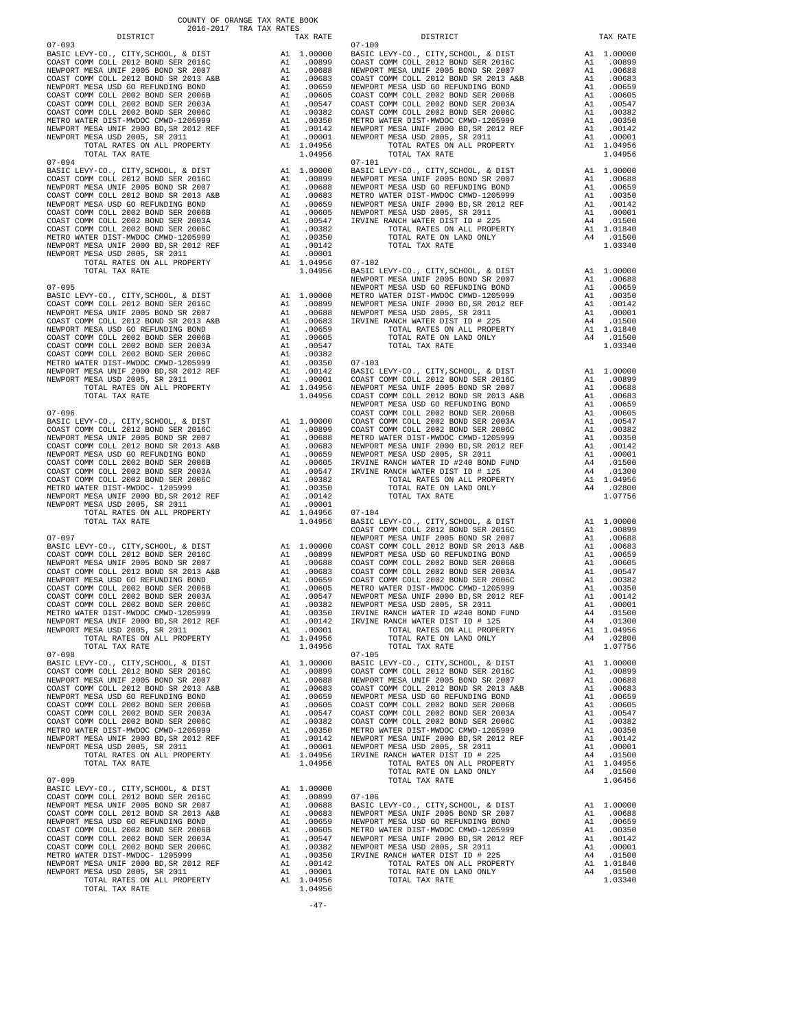COUNTY OF ORANGE TAX RATE BOOK
2016-2017 TRA TAX RATES

| DISTRICT | | TAX RATE |
|---|---|---|
| **07-093** | | |
| BASIC LEVY-CO., CITY,SCHOOL, & DIST | A1 | 1.00000 |
| COAST COMM COLL 2012 BOND SER 2016C | A1 | .00899 |
| NEWPORT MESA UNIF 2005 BOND SR 2007 | A1 | .00688 |
| COAST COMM COLL 2012 BOND SER 2013 A&B | A1 | .00683 |
| NEWPORT MESA USD GO REFUNDING BOND | A1 | .00659 |
| COAST COMM COLL 2002 BOND SER 2006B | A1 | .00605 |
| COAST COMM COLL 2002 BOND SER 2003A | A1 | .00547 |
| COAST COMM COLL 2002 BOND SER 2006C | A1 | .00382 |
| METRO WATER DIST-MWDOC CMWD-1205999 | A1 | .00350 |
| NEWPORT MESA UNIF 2000 BD,SR 2012 REF | A1 | .00142 |
| NEWPORT MESA USD 2005, SR 2011 | A1 | .00001 |
| TOTAL RATES ON ALL PROPERTY | A1 | 1.04956 |
| TOTAL TAX RATE | | 1.04956 |
| **07-094** | | |
| BASIC LEVY-CO., CITY,SCHOOL, & DIST | A1 | 1.00000 |
| COAST COMM COLL 2012 BOND SER 2016C | A1 | .00899 |
| NEWPORT MESA UNIF 2005 BOND SR 2007 | A1 | .00688 |
| COAST COMM COLL 2012 BOND SER 2013 A&B | A1 | .00683 |
| NEWPORT MESA USD GO REFUNDING BOND | A1 | .00659 |
| COAST COMM COLL 2002 BOND SER 2006B | A1 | .00605 |
| COAST COMM COLL 2002 BOND SER 2003A | A1 | .00547 |
| COAST COMM COLL 2002 BOND SER 2006C | A1 | .00382 |
| METRO WATER DIST-MWDOC CMWD-1205999 | A1 | .00350 |
| NEWPORT MESA UNIF 2000 BD,SR 2012 REF | A1 | .00142 |
| NEWPORT MESA USD 2005, SR 2011 | A1 | .00001 |
| TOTAL RATES ON ALL PROPERTY | A1 | 1.04956 |
| TOTAL TAX RATE | | 1.04956 |
| **07-095** | | |
| BASIC LEVY-CO., CITY,SCHOOL, & DIST | A1 | 1.00000 |
| COAST COMM COLL 2012 BOND SER 2016C | A1 | .00899 |
| NEWPORT MESA UNIF 2005 BOND SR 2007 | A1 | .00688 |
| COAST COMM COLL 2012 BOND SER 2013 A&B | A1 | .00683 |
| NEWPORT MESA USD GO REFUNDING BOND | A1 | .00659 |
| COAST COMM COLL 2002 BOND SER 2006B | A1 | .00605 |
| COAST COMM COLL 2002 BOND SER 2003A | A1 | .00547 |
| COAST COMM COLL 2002 BOND SER 2006C | A1 | .00382 |
| METRO WATER DIST-MWDOC CMWD-1205999 | A1 | .00350 |
| NEWPORT MESA UNIF 2000 BD,SR 2012 REF | A1 | .00142 |
| NEWPORT MESA USD 2005, SR 2011 | A1 | .00001 |
| TOTAL RATES ON ALL PROPERTY | A1 | 1.04956 |
| TOTAL TAX RATE | | 1.04956 |
| **07-096** | | |
| BASIC LEVY-CO., CITY,SCHOOL, & DIST | A1 | 1.00000 |
| COAST COMM COLL 2012 BOND SER 2016C | A1 | .00899 |
| NEWPORT MESA UNIF 2005 BOND SR 2007 | A1 | .00688 |
| COAST COMM COLL 2012 BOND SER 2013 A&B | A1 | .00683 |
| NEWPORT MESA USD GO REFUNDING BOND | A1 | .00659 |
| COAST COMM COLL 2002 BOND SER 2006B | A1 | .00605 |
| COAST COMM COLL 2002 BOND SER 2003A | A1 | .00547 |
| COAST COMM COLL 2002 BOND SER 2006C | A1 | .00382 |
| METRO WATER DIST-MWDOC- 1205999 | A1 | .00350 |
| NEWPORT MESA UNIF 2000 BD,SR 2012 REF | A1 | .00142 |
| NEWPORT MESA USD 2005, SR 2011 | A1 | .00001 |
| TOTAL RATES ON ALL PROPERTY | A1 | 1.04956 |
| TOTAL TAX RATE | | 1.04956 |
| **07-097** | | |
| BASIC LEVY-CO., CITY,SCHOOL, & DIST | A1 | 1.00000 |
| COAST COMM COLL 2012 BOND SER 2016C | A1 | .00899 |
| NEWPORT MESA UNIF 2005 BOND SR 2007 | A1 | .00688 |
| COAST COMM COLL 2012 BOND SER 2013 A&B | A1 | .00683 |
| NEWPORT MESA USD GO REFUNDING BOND | A1 | .00659 |
| COAST COMM COLL 2002 BOND SER 2006B | A1 | .00605 |
| COAST COMM COLL 2002 BOND SER 2003A | A1 | .00547 |
| COAST COMM COLL 2002 BOND SER 2006C | A1 | .00382 |
| METRO WATER DIST-MWDOC CMWD-1205999 | A1 | .00350 |
| NEWPORT MESA UNIF 2000 BD,SR 2012 REF | A1 | .00142 |
| NEWPORT MESA USD 2005, SR 2011 | A1 | .00001 |
| TOTAL RATES ON ALL PROPERTY | A1 | 1.04956 |
| TOTAL TAX RATE | | 1.04956 |
| **07-098** | | |
| BASIC LEVY-CO., CITY,SCHOOL, & DIST | A1 | 1.00000 |
| COAST COMM COLL 2012 BOND SER 2016C | A1 | .00899 |
| NEWPORT MESA UNIF 2005 BOND SR 2007 | A1 | .00688 |
| COAST COMM COLL 2012 BOND SER 2013 A&B | A1 | .00683 |
| NEWPORT MESA USD GO REFUNDING BOND | A1 | .00659 |
| COAST COMM COLL 2002 BOND SER 2006B | A1 | .00605 |
| COAST COMM COLL 2002 BOND SER 2003A | A1 | .00547 |
| COAST COMM COLL 2002 BOND SER 2006C | A1 | .00382 |
| METRO WATER DIST-MWDOC CMWD-1205999 | A1 | .00350 |
| NEWPORT MESA UNIF 2000 BD,SR 2012 REF | A1 | .00142 |
| NEWPORT MESA USD 2005, SR 2011 | A1 | .00001 |
| TOTAL RATES ON ALL PROPERTY | A1 | 1.04956 |
| TOTAL TAX RATE | | 1.04956 |
| **07-099** | | |
| BASIC LEVY-CO., CITY,SCHOOL, & DIST | A1 | 1.00000 |
| COAST COMM COLL 2012 BOND SER 2016C | A1 | .00899 |
| NEWPORT MESA UNIF 2005 BOND SR 2007 | A1 | .00688 |
| COAST COMM COLL 2012 BOND SER 2013 A&B | A1 | .00683 |
| NEWPORT MESA USD GO REFUNDING BOND | A1 | .00659 |
| COAST COMM COLL 2002 BOND SER 2006B | A1 | .00605 |
| COAST COMM COLL 2002 BOND SER 2003A | A1 | .00547 |
| COAST COMM COLL 2002 BOND SER 2006C | A1 | .00382 |
| METRO WATER DIST-MWDOC- 1205999 | A1 | .00350 |
| NEWPORT MESA UNIF 2000 BD,SR 2012 REF | A1 | .00142 |
| NEWPORT MESA USD 2005, SR 2011 | A1 | .00001 |
| TOTAL RATES ON ALL PROPERTY | A1 | 1.04956 |
| TOTAL TAX RATE | | 1.04956 |
| **07-100** | | |
| BASIC LEVY-CO., CITY,SCHOOL, & DIST | A1 | 1.00000 |
| COAST COMM COLL 2012 BOND SER 2016C | A1 | .00899 |
| NEWPORT MESA UNIF 2005 BOND SR 2007 | A1 | .00688 |
| COAST COMM COLL 2012 BOND SER 2013 A&B | A1 | .00683 |
| NEWPORT MESA USD GO REFUNDING BOND | A1 | .00659 |
| COAST COMM COLL 2002 BOND SER 2006B | A1 | .00605 |
| COAST COMM COLL 2002 BOND SER 2003A | A1 | .00547 |
| COAST COMM COLL 2002 BOND SER 2006C | A1 | .00382 |
| METRO WATER DIST-MWDOC CMWD-1205999 | A1 | .00350 |
| NEWPORT MESA UNIF 2000 BD,SR 2012 REF | A1 | .00142 |
| NEWPORT MESA USD 2005, SR 2011 | A1 | .00001 |
| TOTAL RATES ON ALL PROPERTY | A1 | 1.04956 |
| TOTAL TAX RATE | | 1.04956 |
| **07-101** | | |
| BASIC LEVY-CO., CITY,SCHOOL, & DIST | A1 | 1.00000 |
| NEWPORT MESA UNIF 2005 BOND SR 2007 | A1 | .00688 |
| NEWPORT MESA USD GO REFUNDING BOND | A1 | .00659 |
| METRO WATER DIST-MWDOC CMWD-1205999 | A1 | .00350 |
| NEWPORT MESA UNIF 2000 BD,SR 2012 REF | A1 | .00142 |
| NEWPORT MESA USD 2005, SR 2011 | A1 | .00001 |
| IRVINE RANCH WATER DIST ID # 225 | A4 | .01500 |
| TOTAL RATES ON ALL PROPERTY | A1 | 1.01840 |
| TOTAL RATE ON LAND ONLY | A4 | .01500 |
| TOTAL TAX RATE | | 1.03340 |
| **07-102** | | |
| BASIC LEVY-CO., CITY,SCHOOL, & DIST | A1 | 1.00000 |
| NEWPORT MESA UNIF 2005 BOND SR 2007 | A1 | .00688 |
| NEWPORT MESA USD GO REFUNDING BOND | A1 | .00659 |
| METRO WATER DIST-MWDOC CMWD-1205999 | A1 | .00350 |
| NEWPORT MESA UNIF 2000 BD,SR 2012 REF | A1 | .00142 |
| NEWPORT MESA USD 2005, SR 2011 | A1 | .00001 |
| IRVINE RANCH WATER DIST ID # 225 | A4 | .01500 |
| TOTAL RATES ON ALL PROPERTY | A1 | 1.01840 |
| TOTAL RATE ON LAND ONLY | A4 | .01500 |
| TOTAL TAX RATE | | 1.03340 |
| **07-103** | | |
| BASIC LEVY-CO., CITY,SCHOOL, & DIST | A1 | 1.00000 |
| COAST COMM COLL 2012 BOND SER 2016C | A1 | .00899 |
| NEWPORT MESA UNIF 2005 BOND SR 2007 | A1 | .00688 |
| COAST COMM COLL 2012 BOND SER 2013 A&B | A1 | .00683 |
| NEWPORT MESA USD GO REFUNDING BOND | A1 | .00659 |
| COAST COMM COLL 2002 BOND SER 2006B | A1 | .00605 |
| COAST COMM COLL 2002 BOND SER 2003A | A1 | .00547 |
| COAST COMM COLL 2002 BOND SER 2006C | A1 | .00382 |
| METRO WATER DIST-MWDOC CMWD-1205999 | A1 | .00350 |
| NEWPORT MESA UNIF 2000 BD,SR 2012 REF | A1 | .00142 |
| NEWPORT MESA USD 2005, SR 2011 | A1 | .00001 |
| IRVINE RANCH WATER ID #240 BOND FUND | A4 | .01500 |
| IRVINE RANCH WATER DIST ID # 125 | A4 | .01300 |
| TOTAL RATES ON ALL PROPERTY | A1 | 1.04956 |
| TOTAL RATE ON LAND ONLY | A4 | .02800 |
| TOTAL TAX RATE | | 1.07756 |
| **07-104** | | |
| BASIC LEVY-CO., CITY,SCHOOL, & DIST | A1 | 1.00000 |
| COAST COMM COLL 2012 BOND SER 2016C | A1 | .00899 |
| NEWPORT MESA UNIF 2005 BOND SR 2007 | A1 | .00688 |
| COAST COMM COLL 2012 BOND SER 2013 A&B | A1 | .00683 |
| NEWPORT MESA USD GO REFUNDING BOND | A1 | .00659 |
| COAST COMM COLL 2002 BOND SER 2006B | A1 | .00605 |
| COAST COMM COLL 2002 BOND SER 2003A | A1 | .00547 |
| COAST COMM COLL 2002 BOND SER 2006C | A1 | .00382 |
| METRO WATER DIST-MWDOC CMWD-1205999 | A1 | .00350 |
| NEWPORT MESA UNIF 2000 BD,SR 2012 REF | A1 | .00142 |
| NEWPORT MESA USD 2005, SR 2011 | A1 | .00001 |
| IRVINE RANCH WATER ID #240 BOND FUND | A4 | .01500 |
| IRVINE RANCH WATER DIST ID # 125 | A4 | .01300 |
| TOTAL RATES ON ALL PROPERTY | A1 | 1.04956 |
| TOTAL RATE ON LAND ONLY | A4 | .02800 |
| TOTAL TAX RATE | | 1.07756 |
| **07-105** | | |
| BASIC LEVY-CO., CITY,SCHOOL, & DIST | A1 | 1.00000 |
| COAST COMM COLL 2012 BOND SER 2016C | A1 | .00899 |
| NEWPORT MESA UNIF 2005 BOND SR 2007 | A1 | .00688 |
| COAST COMM COLL 2012 BOND SER 2013 A&B | A1 | .00683 |
| NEWPORT MESA USD GO REFUNDING BOND | A1 | .00659 |
| COAST COMM COLL 2002 BOND SER 2006B | A1 | .00605 |
| COAST COMM COLL 2002 BOND SER 2003A | A1 | .00547 |
| COAST COMM COLL 2002 BOND SER 2006C | A1 | .00382 |
| METRO WATER DIST-MWDOC CMWD-1205999 | A1 | .00350 |
| NEWPORT MESA UNIF 2000 BD,SR 2012 REF | A1 | .00142 |
| NEWPORT MESA USD 2005, SR 2011 | A1 | .00001 |
| IRVINE RANCH WATER DIST ID # 225 | A4 | .01500 |
| TOTAL RATES ON ALL PROPERTY | A1 | 1.04956 |
| TOTAL RATE ON LAND ONLY | A4 | .01500 |
| TOTAL TAX RATE | | 1.06456 |
| **07-106** | | |
| BASIC LEVY-CO., CITY,SCHOOL, & DIST | A1 | 1.00000 |
| NEWPORT MESA UNIF 2005 BOND SR 2007 | A1 | .00688 |
| NEWPORT MESA USD GO REFUNDING BOND | A1 | .00659 |
| METRO WATER DIST-MWDOC CMWD-1205999 | A1 | .00350 |
| NEWPORT MESA UNIF 2000 BD,SR 2012 REF | A1 | .00142 |
| NEWPORT MESA USD 2005, SR 2011 | A1 | .00001 |
| IRVINE RANCH WATER DIST ID # 225 | A4 | .01500 |
| TOTAL RATES ON ALL PROPERTY | A1 | 1.01840 |
| TOTAL RATE ON LAND ONLY | A4 | .01500 |
| TOTAL TAX RATE | | 1.03340 |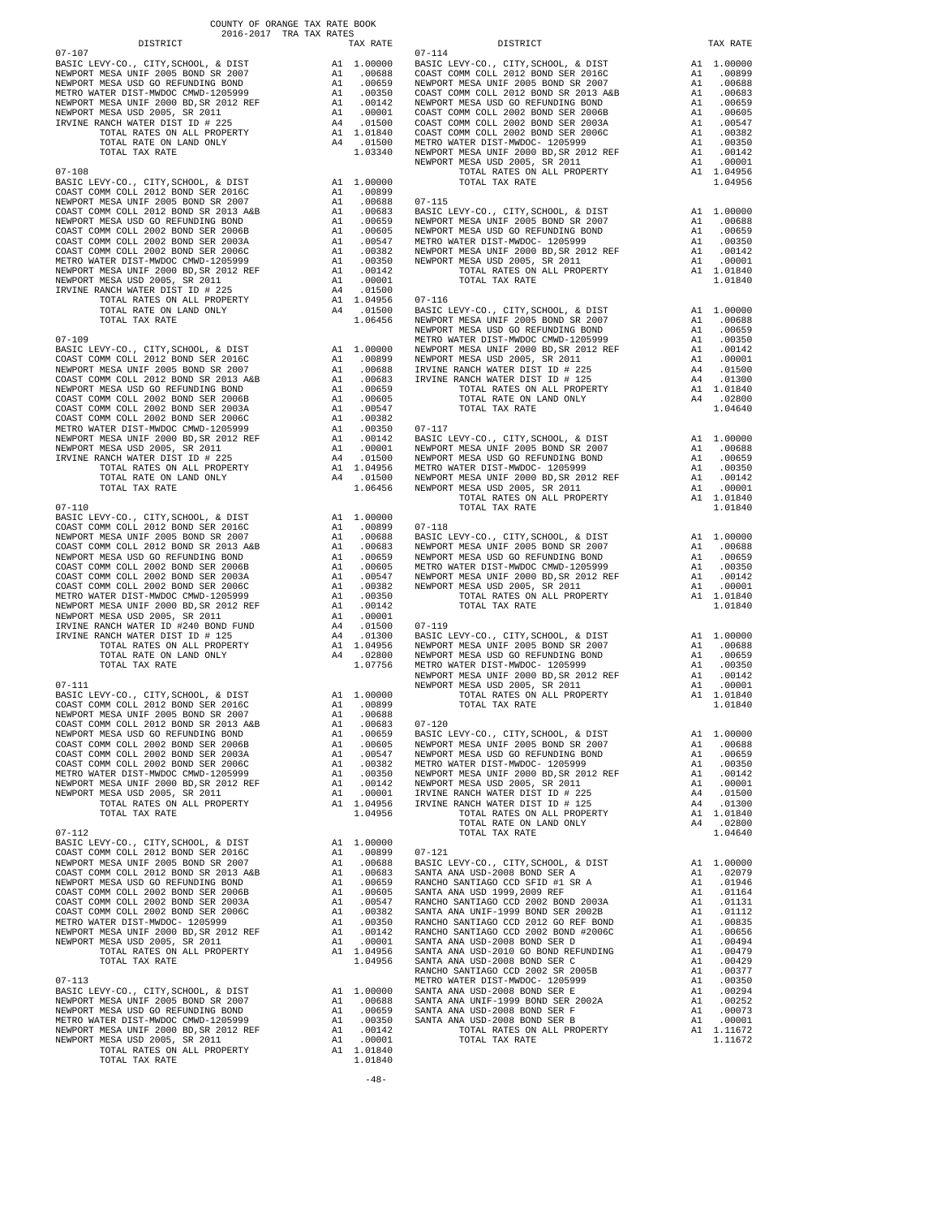COUNTY OF ORANGE TAX RATE BOOK
2016-2017 TRA TAX RATES

| DISTRICT | | TAX RATE |
|---|---|---|
| **07-107** | | |
| BASIC LEVY-CO., CITY,SCHOOL, & DIST | A1 | 1.00000 |
| NEWPORT MESA UNIF 2005 BOND SR 2007 | A1 | .00688 |
| NEWPORT MESA USD GO REFUNDING BOND | A1 | .00659 |
| METRO WATER DIST-MWDOC CMWD-1205999 | A1 | .00350 |
| NEWPORT MESA UNIF 2000 BD,SR 2012 REF | A1 | .00142 |
| NEWPORT MESA USD 2005, SR 2011 | A1 | .00001 |
| IRVINE RANCH WATER DIST ID # 225 | A4 | .01500 |
| TOTAL RATES ON ALL PROPERTY | A1 | 1.01840 |
| TOTAL RATE ON LAND ONLY | A4 | .01500 |
| TOTAL TAX RATE | | 1.03340 |
| **07-108** | | |
| BASIC LEVY-CO., CITY,SCHOOL, & DIST | A1 | 1.00000 |
| COAST COMM COLL 2012 BOND SER 2016C | A1 | .00899 |
| NEWPORT MESA UNIF 2005 BOND SR 2007 | A1 | .00688 |
| COAST COMM COLL 2012 BOND SER 2013 A&B | A1 | .00683 |
| NEWPORT MESA USD GO REFUNDING BOND | A1 | .00659 |
| COAST COMM COLL 2002 BOND SER 2006B | A1 | .00605 |
| COAST COMM COLL 2002 BOND SER 2003A | A1 | .00547 |
| COAST COMM COLL 2002 BOND SER 2006C | A1 | .00382 |
| METRO WATER DIST-MWDOC CMWD-1205999 | A1 | .00350 |
| NEWPORT MESA UNIF 2000 BD,SR 2012 REF | A1 | .00142 |
| NEWPORT MESA USD 2005, SR 2011 | A1 | .00001 |
| IRVINE RANCH WATER DIST ID # 225 | A4 | .01500 |
| TOTAL RATES ON ALL PROPERTY | A1 | 1.04956 |
| TOTAL RATE ON LAND ONLY | A4 | .01500 |
| TOTAL TAX RATE | | 1.06456 |
| **07-109** | | |
| BASIC LEVY-CO., CITY,SCHOOL, & DIST | A1 | 1.00000 |
| COAST COMM COLL 2012 BOND SER 2016C | A1 | .00899 |
| NEWPORT MESA UNIF 2005 BOND SR 2007 | A1 | .00688 |
| COAST COMM COLL 2012 BOND SER 2013 A&B | A1 | .00683 |
| NEWPORT MESA USD GO REFUNDING BOND | A1 | .00659 |
| COAST COMM COLL 2002 BOND SER 2006B | A1 | .00605 |
| COAST COMM COLL 2002 BOND SER 2003A | A1 | .00547 |
| COAST COMM COLL 2002 BOND SER 2006C | A1 | .00382 |
| METRO WATER DIST-MWDOC CMWD-1205999 | A1 | .00350 |
| NEWPORT MESA UNIF 2000 BD,SR 2012 REF | A1 | .00142 |
| NEWPORT MESA USD 2005, SR 2011 | A1 | .00001 |
| IRVINE RANCH WATER DIST ID # 225 | A4 | .01500 |
| TOTAL RATES ON ALL PROPERTY | A1 | 1.04956 |
| TOTAL RATE ON LAND ONLY | A4 | .01500 |
| TOTAL TAX RATE | | 1.06456 |
| **07-110** | | |
| BASIC LEVY-CO., CITY,SCHOOL, & DIST | A1 | 1.00000 |
| COAST COMM COLL 2012 BOND SER 2016C | A1 | .00899 |
| NEWPORT MESA UNIF 2005 BOND SR 2007 | A1 | .00688 |
| COAST COMM COLL 2012 BOND SER 2013 A&B | A1 | .00683 |
| NEWPORT MESA USD GO REFUNDING BOND | A1 | .00659 |
| COAST COMM COLL 2002 BOND SER 2006B | A1 | .00605 |
| COAST COMM COLL 2002 BOND SER 2003A | A1 | .00547 |
| COAST COMM COLL 2002 BOND SER 2006C | A1 | .00382 |
| METRO WATER DIST-MWDOC CMWD-1205999 | A1 | .00350 |
| NEWPORT MESA UNIF 2000 BD,SR 2012 REF | A1 | .00142 |
| NEWPORT MESA USD 2005, SR 2011 | A1 | .00001 |
| IRVINE RANCH WATER ID #240 BOND FUND | A4 | .01500 |
| IRVINE RANCH WATER DIST ID # 125 | A4 | .01300 |
| TOTAL RATES ON ALL PROPERTY | A1 | 1.04956 |
| TOTAL RATE ON LAND ONLY | A4 | .02800 |
| TOTAL TAX RATE | | 1.07756 |
| **07-111** | | |
| BASIC LEVY-CO., CITY,SCHOOL, & DIST | A1 | 1.00000 |
| COAST COMM COLL 2012 BOND SER 2016C | A1 | .00899 |
| NEWPORT MESA UNIF 2005 BOND SR 2007 | A1 | .00688 |
| COAST COMM COLL 2012 BOND SER 2013 A&B | A1 | .00683 |
| NEWPORT MESA USD GO REFUNDING BOND | A1 | .00659 |
| COAST COMM COLL 2002 BOND SER 2006B | A1 | .00605 |
| COAST COMM COLL 2002 BOND SER 2003A | A1 | .00547 |
| COAST COMM COLL 2002 BOND SER 2006C | A1 | .00382 |
| METRO WATER DIST-MWDOC CMWD-1205999 | A1 | .00350 |
| NEWPORT MESA UNIF 2000 BD,SR 2012 REF | A1 | .00142 |
| NEWPORT MESA USD 2005, SR 2011 | A1 | .00001 |
| TOTAL RATES ON ALL PROPERTY | A1 | 1.04956 |
| TOTAL TAX RATE | | 1.04956 |
| **07-112** | | |
| BASIC LEVY-CO., CITY,SCHOOL, & DIST | A1 | 1.00000 |
| COAST COMM COLL 2012 BOND SER 2016C | A1 | .00899 |
| NEWPORT MESA UNIF 2005 BOND SR 2007 | A1 | .00688 |
| COAST COMM COLL 2012 BOND SER 2013 A&B | A1 | .00683 |
| NEWPORT MESA USD GO REFUNDING BOND | A1 | .00659 |
| COAST COMM COLL 2002 BOND SER 2006B | A1 | .00605 |
| COAST COMM COLL 2002 BOND SER 2003A | A1 | .00547 |
| COAST COMM COLL 2002 BOND SER 2006C | A1 | .00382 |
| METRO WATER DIST-MWDOC- 1205999 | A1 | .00350 |
| NEWPORT MESA UNIF 2000 BD,SR 2012 REF | A1 | .00142 |
| NEWPORT MESA USD 2005, SR 2011 | A1 | .00001 |
| TOTAL RATES ON ALL PROPERTY | A1 | 1.04956 |
| TOTAL TAX RATE | | 1.04956 |
| **07-113** | | |
| BASIC LEVY-CO., CITY,SCHOOL, & DIST | A1 | 1.00000 |
| NEWPORT MESA UNIF 2005 BOND SR 2007 | A1 | .00688 |
| NEWPORT MESA USD GO REFUNDING BOND | A1 | .00659 |
| METRO WATER DIST-MWDOC CMWD-1205999 | A1 | .00350 |
| NEWPORT MESA UNIF 2000 BD,SR 2012 REF | A1 | .00142 |
| NEWPORT MESA USD 2005, SR 2011 | A1 | .00001 |
| TOTAL RATES ON ALL PROPERTY | A1 | 1.01840 |
| TOTAL TAX RATE | | 1.01840 |
| **07-114** | | |
| BASIC LEVY-CO., CITY,SCHOOL, & DIST | A1 | 1.00000 |
| COAST COMM COLL 2012 BOND SER 2016C | A1 | .00899 |
| NEWPORT MESA UNIF 2005 BOND SR 2007 | A1 | .00688 |
| COAST COMM COLL 2012 BOND SER 2013 A&B | A1 | .00683 |
| NEWPORT MESA USD GO REFUNDING BOND | A1 | .00659 |
| COAST COMM COLL 2002 BOND SER 2006B | A1 | .00605 |
| COAST COMM COLL 2002 BOND SER 2003A | A1 | .00547 |
| COAST COMM COLL 2002 BOND SER 2006C | A1 | .00382 |
| METRO WATER DIST-MWDOC- 1205999 | A1 | .00350 |
| NEWPORT MESA UNIF 2000 BD,SR 2012 REF | A1 | .00142 |
| NEWPORT MESA USD 2005, SR 2011 | A1 | .00001 |
| TOTAL RATES ON ALL PROPERTY | A1 | 1.04956 |
| TOTAL TAX RATE | | 1.04956 |
| **07-115** | | |
| BASIC LEVY-CO., CITY,SCHOOL, & DIST | A1 | 1.00000 |
| NEWPORT MESA UNIF 2005 BOND SR 2007 | A1 | .00688 |
| NEWPORT MESA USD GO REFUNDING BOND | A1 | .00659 |
| METRO WATER DIST-MWDOC- 1205999 | A1 | .00350 |
| NEWPORT MESA UNIF 2000 BD,SR 2012 REF | A1 | .00142 |
| NEWPORT MESA USD 2005, SR 2011 | A1 | .00001 |
| TOTAL RATES ON ALL PROPERTY | A1 | 1.01840 |
| TOTAL TAX RATE | | 1.01840 |
| **07-116** | | |
| BASIC LEVY-CO., CITY,SCHOOL, & DIST | A1 | 1.00000 |
| NEWPORT MESA UNIF 2005 BOND SR 2007 | A1 | .00688 |
| NEWPORT MESA USD GO REFUNDING BOND | A1 | .00659 |
| METRO WATER DIST-MWDOC CMWD-1205999 | A1 | .00350 |
| NEWPORT MESA UNIF 2000 BD,SR 2012 REF | A1 | .00142 |
| NEWPORT MESA USD 2005, SR 2011 | A1 | .00001 |
| IRVINE RANCH WATER DIST ID # 225 | A4 | .01500 |
| IRVINE RANCH WATER DIST ID # 125 | A4 | .01300 |
| TOTAL RATES ON ALL PROPERTY | A1 | 1.01840 |
| TOTAL RATE ON LAND ONLY | A4 | .02800 |
| TOTAL TAX RATE | | 1.04640 |
| **07-117** | | |
| BASIC LEVY-CO., CITY,SCHOOL, & DIST | A1 | 1.00000 |
| NEWPORT MESA UNIF 2005 BOND SR 2007 | A1 | .00688 |
| NEWPORT MESA USD GO REFUNDING BOND | A1 | .00659 |
| METRO WATER DIST-MWDOC- 1205999 | A1 | .00350 |
| NEWPORT MESA UNIF 2000 BD,SR 2012 REF | A1 | .00142 |
| NEWPORT MESA USD 2005, SR 2011 | A1 | .00001 |
| TOTAL RATES ON ALL PROPERTY | A1 | 1.01840 |
| TOTAL TAX RATE | | 1.01840 |
| **07-118** | | |
| BASIC LEVY-CO., CITY,SCHOOL, & DIST | A1 | 1.00000 |
| NEWPORT MESA UNIF 2005 BOND SR 2007 | A1 | .00688 |
| NEWPORT MESA USD GO REFUNDING BOND | A1 | .00659 |
| METRO WATER DIST-MWDOC CMWD-1205999 | A1 | .00350 |
| NEWPORT MESA UNIF 2000 BD,SR 2012 REF | A1 | .00142 |
| NEWPORT MESA USD 2005, SR 2011 | A1 | .00001 |
| TOTAL RATES ON ALL PROPERTY | A1 | 1.01840 |
| TOTAL TAX RATE | | 1.01840 |
| **07-119** | | |
| BASIC LEVY-CO., CITY,SCHOOL, & DIST | A1 | 1.00000 |
| NEWPORT MESA UNIF 2005 BOND SR 2007 | A1 | .00688 |
| NEWPORT MESA USD GO REFUNDING BOND | A1 | .00659 |
| METRO WATER DIST-MWDOC- 1205999 | A1 | .00350 |
| NEWPORT MESA UNIF 2000 BD,SR 2012 REF | A1 | .00142 |
| NEWPORT MESA USD 2005, SR 2011 | A1 | .00001 |
| TOTAL RATES ON ALL PROPERTY | A1 | 1.01840 |
| TOTAL TAX RATE | | 1.01840 |
| **07-120** | | |
| BASIC LEVY-CO., CITY,SCHOOL, & DIST | A1 | 1.00000 |
| NEWPORT MESA UNIF 2005 BOND SR 2007 | A1 | .00688 |
| NEWPORT MESA USD GO REFUNDING BOND | A1 | .00659 |
| METRO WATER DIST-MWDOC- 1205999 | A1 | .00350 |
| NEWPORT MESA UNIF 2000 BD,SR 2012 REF | A1 | .00142 |
| NEWPORT MESA USD 2005, SR 2011 | A1 | .00001 |
| IRVINE RANCH WATER DIST ID # 225 | A4 | .01500 |
| IRVINE RANCH WATER DIST ID # 125 | A4 | .01300 |
| TOTAL RATES ON ALL PROPERTY | A1 | 1.01840 |
| TOTAL RATE ON LAND ONLY | A4 | .02800 |
| TOTAL TAX RATE | | 1.04640 |
| **07-121** | | |
| BASIC LEVY-CO., CITY,SCHOOL, & DIST | A1 | 1.00000 |
| SANTA ANA USD-2008 BOND SER A | A1 | .02079 |
| RANCHO SANTIAGO CCD SFID #1 SR A | A1 | .01946 |
| SANTA ANA USD 1999,2009 REF | A1 | .01164 |
| RANCHO SANTIAGO CCD 2002 BOND 2003A | A1 | .01131 |
| SANTA ANA UNIF-1999 BOND SER 2002B | A1 | .01112 |
| RANCHO SANTIAGO CCD 2012 GO REF BOND | A1 | .00835 |
| RANCHO SANTIAGO CCD 2002 BOND #2006C | A1 | .00656 |
| SANTA ANA USD-2008 BOND SER D | A1 | .00494 |
| SANTA ANA USD-2010 GO BOND REFUNDING | A1 | .00479 |
| SANTA ANA USD-2008 BOND SER C | A1 | .00429 |
| RANCHO SANTIAGO CCD 2002 SR 2005B | A1 | .00377 |
| METRO WATER DIST-MWDOC- 1205999 | A1 | .00350 |
| SANTA ANA USD-2008 BOND SER E | A1 | .00294 |
| SANTA ANA UNIF-1999 BOND SER 2002A | A1 | .00252 |
| SANTA ANA USD-2008 BOND SER F | A1 | .00073 |
| SANTA ANA USD-2008 BOND SER B | A1 | .00001 |
| TOTAL RATES ON ALL PROPERTY | A1 | 1.11672 |
| TOTAL TAX RATE | | 1.11672 |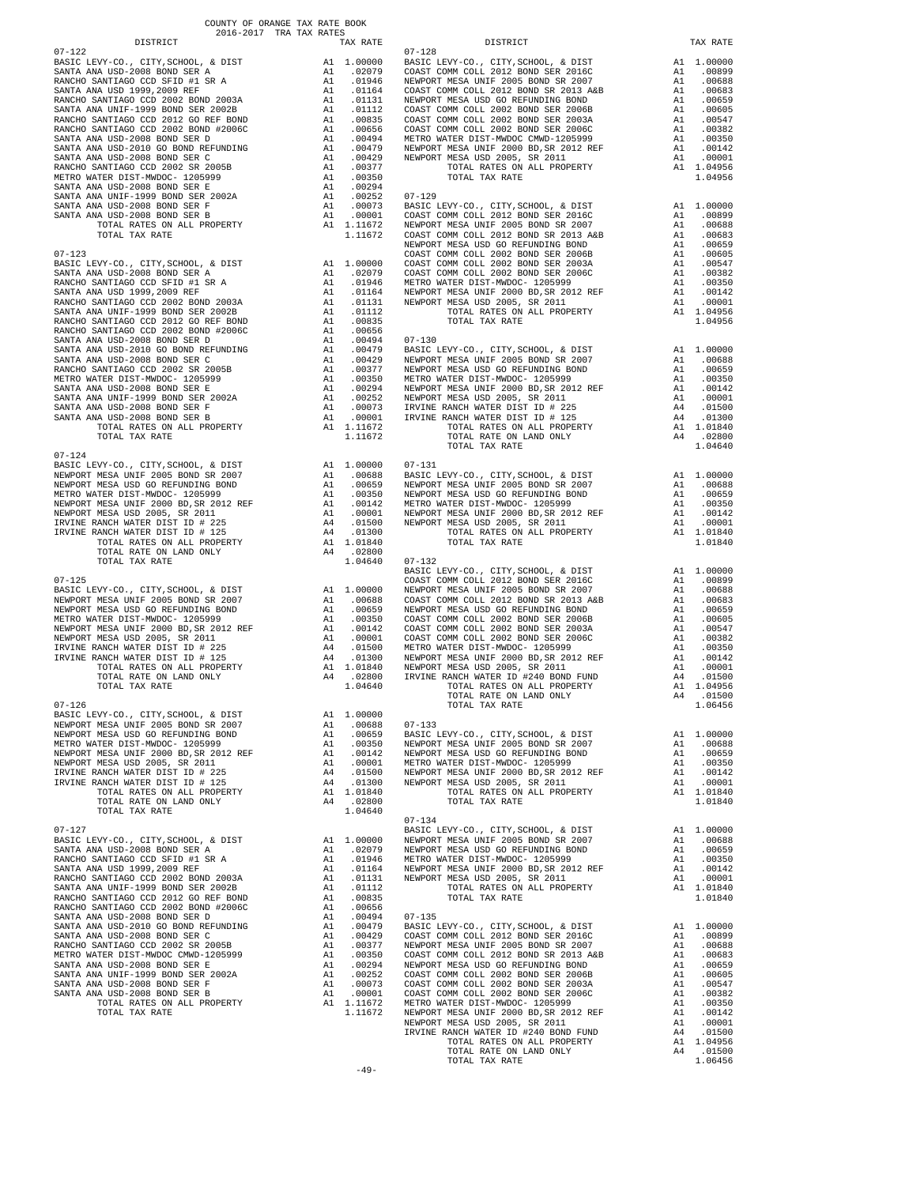COUNTY OF ORANGE TAX RATE BOOK
2016-2017 TRA TAX RATES

| DISTRICT | | TAX RATE |
|---|---|---|
| **07-122** | | |
| BASIC LEVY-CO., CITY,SCHOOL, & DIST | A1 | 1.00000 |
| SANTA ANA USD-2008 BOND SER A | A1 | .02079 |
| RANCHO SANTIAGO CCD SFID #1 SR A | A1 | .01946 |
| SANTA ANA USD 1999,2009 REF | A1 | .01164 |
| RANCHO SANTIAGO CCD 2002 BOND 2003A | A1 | .01131 |
| SANTA ANA UNIF-1999 BOND SER 2002B | A1 | .01112 |
| RANCHO SANTIAGO CCD 2012 GO REF BOND | A1 | .00835 |
| RANCHO SANTIAGO CCD 2002 BOND #2006C | A1 | .00656 |
| SANTA ANA USD-2008 BOND SER D | A1 | .00494 |
| SANTA ANA USD-2010 GO BOND REFUNDING | A1 | .00479 |
| SANTA ANA USD-2008 BOND SER C | A1 | .00429 |
| RANCHO SANTIAGO CCD 2002 SR 2005B | A1 | .00377 |
| METRO WATER DIST-MWDOC- 1205999 | A1 | .00350 |
| SANTA ANA USD-2008 BOND SER E | A1 | .00294 |
| SANTA ANA UNIF-1999 BOND SER 2002A | A1 | .00252 |
| SANTA ANA USD-2008 BOND SER F | A1 | .00073 |
| SANTA ANA USD-2008 BOND SER B | A1 | .00001 |
| TOTAL RATES ON ALL PROPERTY | A1 | 1.11672 |
| TOTAL TAX RATE | | 1.11672 |
| **07-123** | | |
| BASIC LEVY-CO., CITY,SCHOOL, & DIST | A1 | 1.00000 |
| SANTA ANA USD-2008 BOND SER A | A1 | .02079 |
| RANCHO SANTIAGO CCD SFID #1 SR A | A1 | .01946 |
| SANTA ANA USD 1999,2009 REF | A1 | .01164 |
| RANCHO SANTIAGO CCD 2002 BOND 2003A | A1 | .01131 |
| SANTA ANA UNIF-1999 BOND SER 2002B | A1 | .01112 |
| RANCHO SANTIAGO CCD 2012 GO REF BOND | A1 | .00835 |
| RANCHO SANTIAGO CCD 2002 BOND #2006C | A1 | .00656 |
| SANTA ANA USD-2008 BOND SER D | A1 | .00494 |
| SANTA ANA USD-2010 GO BOND REFUNDING | A1 | .00479 |
| SANTA ANA USD-2008 BOND SER C | A1 | .00429 |
| RANCHO SANTIAGO CCD 2002 SR 2005B | A1 | .00377 |
| METRO WATER DIST-MWDOC- 1205999 | A1 | .00350 |
| SANTA ANA USD-2008 BOND SER E | A1 | .00294 |
| SANTA ANA UNIF-1999 BOND SER 2002A | A1 | .00252 |
| SANTA ANA USD-2008 BOND SER F | A1 | .00073 |
| SANTA ANA USD-2008 BOND SER B | A1 | .00001 |
| TOTAL RATES ON ALL PROPERTY | A1 | 1.11672 |
| TOTAL TAX RATE | | 1.11672 |
| **07-124** | | |
| BASIC LEVY-CO., CITY,SCHOOL, & DIST | A1 | 1.00000 |
| NEWPORT MESA UNIF 2005 BOND SR 2007 | A1 | .00688 |
| NEWPORT MESA USD GO REFUNDING BOND | A1 | .00659 |
| METRO WATER DIST-MWDOC- 1205999 | A1 | .00350 |
| NEWPORT MESA UNIF 2000 BD,SR 2012 REF | A1 | .00142 |
| NEWPORT MESA USD 2005, SR 2011 | A1 | .00001 |
| IRVINE RANCH WATER DIST ID # 225 | A4 | .01500 |
| IRVINE RANCH WATER DIST ID # 125 | A4 | .01300 |
| TOTAL RATES ON ALL PROPERTY | A1 | 1.01840 |
| TOTAL RATE ON LAND ONLY | A4 | .02800 |
| TOTAL TAX RATE | | 1.04640 |
| **07-125** | | |
| BASIC LEVY-CO., CITY,SCHOOL, & DIST | A1 | 1.00000 |
| NEWPORT MESA UNIF 2005 BOND SR 2007 | A1 | .00688 |
| NEWPORT MESA USD GO REFUNDING BOND | A1 | .00659 |
| METRO WATER DIST-MWDOC- 1205999 | A1 | .00350 |
| NEWPORT MESA UNIF 2000 BD,SR 2012 REF | A1 | .00142 |
| NEWPORT MESA USD 2005, SR 2011 | A1 | .00001 |
| IRVINE RANCH WATER DIST ID # 225 | A4 | .01500 |
| IRVINE RANCH WATER DIST ID # 125 | A4 | .01300 |
| TOTAL RATES ON ALL PROPERTY | A1 | 1.01840 |
| TOTAL RATE ON LAND ONLY | A4 | .02800 |
| TOTAL TAX RATE | | 1.04640 |
| **07-126** | | |
| BASIC LEVY-CO., CITY,SCHOOL, & DIST | A1 | 1.00000 |
| NEWPORT MESA UNIF 2005 BOND SR 2007 | A1 | .00688 |
| NEWPORT MESA USD GO REFUNDING BOND | A1 | .00659 |
| METRO WATER DIST-MWDOC- 1205999 | A1 | .00350 |
| NEWPORT MESA UNIF 2000 BD,SR 2012 REF | A1 | .00142 |
| NEWPORT MESA USD 2005, SR 2011 | A1 | .00001 |
| IRVINE RANCH WATER DIST ID # 225 | A4 | .01500 |
| IRVINE RANCH WATER DIST ID # 125 | A4 | .01300 |
| TOTAL RATES ON ALL PROPERTY | A1 | 1.01840 |
| TOTAL RATE ON LAND ONLY | A4 | .02800 |
| TOTAL TAX RATE | | 1.04640 |
| **07-127** | | |
| BASIC LEVY-CO., CITY,SCHOOL, & DIST | A1 | 1.00000 |
| SANTA ANA USD-2008 BOND SER A | A1 | .02079 |
| RANCHO SANTIAGO CCD SFID #1 SR A | A1 | .01946 |
| SANTA ANA USD 1999,2009 REF | A1 | .01164 |
| RANCHO SANTIAGO CCD 2002 BOND 2003A | A1 | .01131 |
| SANTA ANA UNIF-1999 BOND SER 2002B | A1 | .01112 |
| RANCHO SANTIAGO CCD 2012 GO REF BOND | A1 | .00835 |
| RANCHO SANTIAGO CCD 2002 BOND #2006C | A1 | .00656 |
| SANTA ANA USD-2008 BOND SER D | A1 | .00494 |
| SANTA ANA USD-2010 GO BOND REFUNDING | A1 | .00479 |
| SANTA ANA USD-2008 BOND SER C | A1 | .00429 |
| RANCHO SANTIAGO CCD 2002 SR 2005B | A1 | .00377 |
| METRO WATER DIST-MWDOC CMWD-1205999 | A1 | .00350 |
| SANTA ANA USD-2008 BOND SER E | A1 | .00294 |
| SANTA ANA UNIF-1999 BOND SER 2002A | A1 | .00252 |
| SANTA ANA USD-2008 BOND SER F | A1 | .00073 |
| SANTA ANA USD-2008 BOND SER B | A1 | .00001 |
| TOTAL RATES ON ALL PROPERTY | A1 | 1.11672 |
| TOTAL TAX RATE | | 1.11672 |
| **07-128** | | |
| BASIC LEVY-CO., CITY,SCHOOL, & DIST | A1 | 1.00000 |
| COAST COMM COLL 2012 BOND SER 2016C | A1 | .00899 |
| NEWPORT MESA UNIF 2005 BOND SR 2007 | A1 | .00688 |
| COAST COMM COLL 2012 BOND SER 2013 A&B | A1 | .00683 |
| NEWPORT MESA USD GO REFUNDING BOND | A1 | .00659 |
| COAST COMM COLL 2002 BOND SER 2006B | A1 | .00605 |
| COAST COMM COLL 2002 BOND SER 2003A | A1 | .00547 |
| COAST COMM COLL 2002 BOND SER 2006C | A1 | .00382 |
| METRO WATER DIST-MWDOC CMWD-1205999 | A1 | .00350 |
| NEWPORT MESA UNIF 2000 BD,SR 2012 REF | A1 | .00142 |
| NEWPORT MESA USD 2005, SR 2011 | A1 | .00001 |
| TOTAL RATES ON ALL PROPERTY | A1 | 1.04956 |
| TOTAL TAX RATE | | 1.04956 |
| **07-129** | | |
| BASIC LEVY-CO., CITY,SCHOOL, & DIST | A1 | 1.00000 |
| COAST COMM COLL 2012 BOND SER 2016C | A1 | .00899 |
| NEWPORT MESA UNIF 2005 BOND SR 2007 | A1 | .00688 |
| COAST COMM COLL 2012 BOND SER 2013 A&B | A1 | .00683 |
| NEWPORT MESA USD GO REFUNDING BOND | A1 | .00659 |
| COAST COMM COLL 2002 BOND SER 2006B | A1 | .00605 |
| COAST COMM COLL 2002 BOND SER 2003A | A1 | .00547 |
| COAST COMM COLL 2002 BOND SER 2006C | A1 | .00382 |
| METRO WATER DIST-MWDOC- 1205999 | A1 | .00350 |
| NEWPORT MESA UNIF 2000 BD,SR 2012 REF | A1 | .00142 |
| NEWPORT MESA USD 2005, SR 2011 | A1 | .00001 |
| TOTAL RATES ON ALL PROPERTY | A1 | 1.04956 |
| TOTAL TAX RATE | | 1.04956 |
| **07-130** | | |
| BASIC LEVY-CO., CITY,SCHOOL, & DIST | A1 | 1.00000 |
| NEWPORT MESA UNIF 2005 BOND SR 2007 | A1 | .00688 |
| NEWPORT MESA USD GO REFUNDING BOND | A1 | .00659 |
| METRO WATER DIST-MWDOC- 1205999 | A1 | .00350 |
| NEWPORT MESA UNIF 2000 BD,SR 2012 REF | A1 | .00142 |
| NEWPORT MESA USD 2005, SR 2011 | A1 | .00001 |
| IRVINE RANCH WATER DIST ID # 225 | A4 | .01500 |
| IRVINE RANCH WATER DIST ID # 125 | A4 | .01300 |
| TOTAL RATES ON ALL PROPERTY | A1 | 1.01840 |
| TOTAL RATE ON LAND ONLY | A4 | .02800 |
| TOTAL TAX RATE | | 1.04640 |
| **07-131** | | |
| BASIC LEVY-CO., CITY,SCHOOL, & DIST | A1 | 1.00000 |
| NEWPORT MESA UNIF 2005 BOND SR 2007 | A1 | .00688 |
| NEWPORT MESA USD GO REFUNDING BOND | A1 | .00659 |
| METRO WATER DIST-MWDOC- 1205999 | A1 | .00350 |
| NEWPORT MESA UNIF 2000 BD,SR 2012 REF | A1 | .00142 |
| NEWPORT MESA USD 2005, SR 2011 | A1 | .00001 |
| TOTAL RATES ON ALL PROPERTY | A1 | 1.01840 |
| TOTAL TAX RATE | | 1.01840 |
| **07-132** | | |
| BASIC LEVY-CO., CITY,SCHOOL, & DIST | A1 | 1.00000 |
| COAST COMM COLL 2012 BOND SER 2016C | A1 | .00899 |
| NEWPORT MESA UNIF 2005 BOND SR 2007 | A1 | .00688 |
| COAST COMM COLL 2012 BOND SER 2013 A&B | A1 | .00683 |
| NEWPORT MESA USD GO REFUNDING BOND | A1 | .00659 |
| COAST COMM COLL 2002 BOND SER 2006B | A1 | .00605 |
| COAST COMM COLL 2002 BOND SER 2003A | A1 | .00547 |
| COAST COMM COLL 2002 BOND SER 2006C | A1 | .00382 |
| METRO WATER DIST-MWDOC- 1205999 | A1 | .00350 |
| NEWPORT MESA UNIF 2000 BD,SR 2012 REF | A1 | .00142 |
| NEWPORT MESA USD 2005, SR 2011 | A1 | .00001 |
| IRVINE RANCH WATER ID #240 BOND FUND | A4 | .01500 |
| TOTAL RATES ON ALL PROPERTY | A1 | 1.04956 |
| TOTAL RATE ON LAND ONLY | A4 | .01500 |
| TOTAL TAX RATE | | 1.06456 |
| **07-133** | | |
| BASIC LEVY-CO., CITY,SCHOOL, & DIST | A1 | 1.00000 |
| NEWPORT MESA UNIF 2005 BOND SR 2007 | A1 | .00688 |
| NEWPORT MESA USD GO REFUNDING BOND | A1 | .00659 |
| METRO WATER DIST-MWDOC- 1205999 | A1 | .00350 |
| NEWPORT MESA UNIF 2000 BD,SR 2012 REF | A1 | .00142 |
| NEWPORT MESA USD 2005, SR 2011 | A1 | .00001 |
| TOTAL RATES ON ALL PROPERTY | A1 | 1.01840 |
| TOTAL TAX RATE | | 1.01840 |
| **07-134** | | |
| BASIC LEVY-CO., CITY,SCHOOL, & DIST | A1 | 1.00000 |
| NEWPORT MESA UNIF 2005 BOND SR 2007 | A1 | .00688 |
| NEWPORT MESA USD GO REFUNDING BOND | A1 | .00659 |
| METRO WATER DIST-MWDOC- 1205999 | A1 | .00350 |
| NEWPORT MESA UNIF 2000 BD,SR 2012 REF | A1 | .00142 |
| NEWPORT MESA USD 2005, SR 2011 | A1 | .00001 |
| TOTAL RATES ON ALL PROPERTY | A1 | 1.01840 |
| TOTAL TAX RATE | | 1.01840 |
| **07-135** | | |
| BASIC LEVY-CO., CITY,SCHOOL, & DIST | A1 | 1.00000 |
| COAST COMM COLL 2012 BOND SER 2016C | A1 | .00899 |
| NEWPORT MESA UNIF 2005 BOND SR 2007 | A1 | .00688 |
| COAST COMM COLL 2012 BOND SER 2013 A&B | A1 | .00683 |
| NEWPORT MESA USD GO REFUNDING BOND | A1 | .00659 |
| COAST COMM COLL 2002 BOND SER 2006B | A1 | .00605 |
| COAST COMM COLL 2002 BOND SER 2003A | A1 | .00547 |
| COAST COMM COLL 2002 BOND SER 2006C | A1 | .00382 |
| METRO WATER DIST-MWDOC- 1205999 | A1 | .00350 |
| NEWPORT MESA UNIF 2000 BD,SR 2012 REF | A1 | .00142 |
| NEWPORT MESA USD 2005, SR 2011 | A1 | .00001 |
| IRVINE RANCH WATER ID #240 BOND FUND | A4 | .01500 |
| TOTAL RATES ON ALL PROPERTY | A1 | 1.04956 |
| TOTAL RATE ON LAND ONLY | A4 | .01500 |
| TOTAL TAX RATE | | 1.06456 |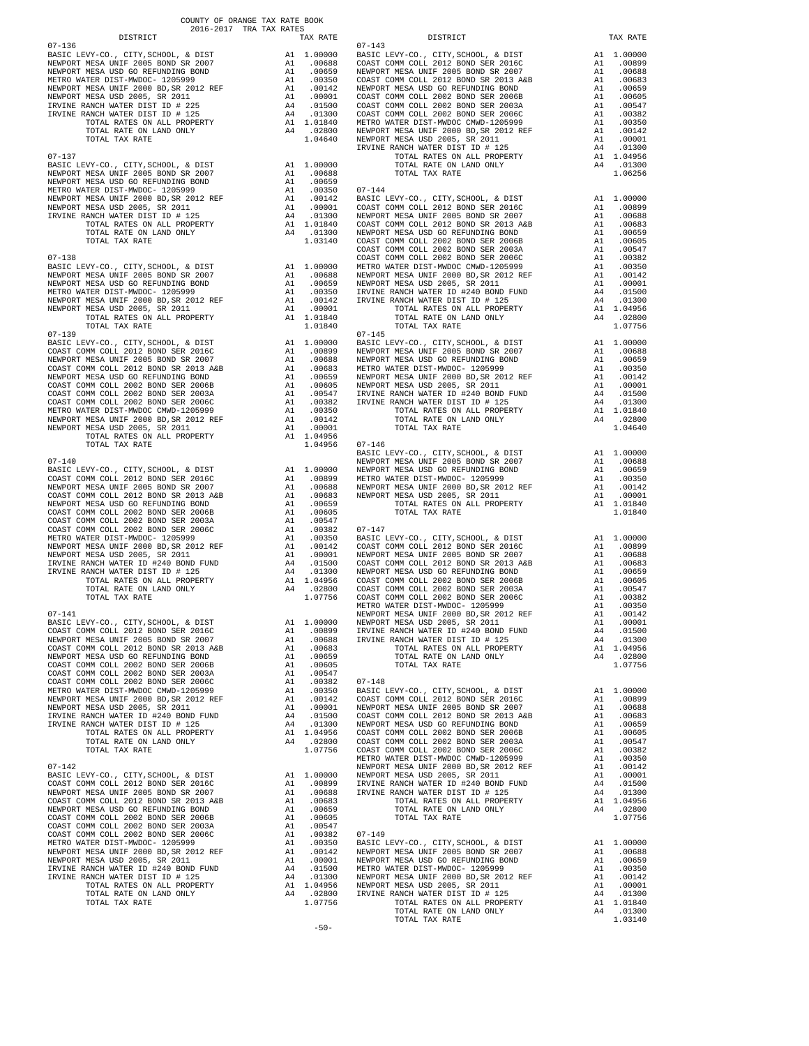COUNTY OF ORANGE TAX RATE BOOK
2016-2017 TRA TAX RATES

| DISTRICT | | TAX RATE |
|---|---|---|
| **07-136** | | |
| BASIC LEVY-CO., CITY,SCHOOL, & DIST | A1 | 1.00000 |
| NEWPORT MESA UNIF 2005 BOND SR 2007 | A1 | .00688 |
| NEWPORT MESA USD GO REFUNDING BOND | A1 | .00659 |
| METRO WATER DIST-MWDOC- 1205999 | A1 | .00350 |
| NEWPORT MESA UNIF 2000 BD,SR 2012 REF | A1 | .00142 |
| NEWPORT MESA USD 2005, SR 2011 | A1 | .00001 |
| IRVINE RANCH WATER DIST ID # 225 | A4 | .01500 |
| IRVINE RANCH WATER DIST ID # 125 | A4 | .01300 |
| TOTAL RATES ON ALL PROPERTY | A1 | 1.01840 |
| TOTAL RATE ON LAND ONLY | A4 | .02800 |
| TOTAL TAX RATE | | 1.04640 |
| **07-137** | | |
| BASIC LEVY-CO., CITY,SCHOOL, & DIST | A1 | 1.00000 |
| NEWPORT MESA UNIF 2005 BOND SR 2007 | A1 | .00688 |
| NEWPORT MESA USD GO REFUNDING BOND | A1 | .00659 |
| METRO WATER DIST-MWDOC- 1205999 | A1 | .00350 |
| NEWPORT MESA UNIF 2000 BD,SR 2012 REF | A1 | .00142 |
| NEWPORT MESA USD 2005, SR 2011 | A1 | .00001 |
| IRVINE RANCH WATER DIST ID # 125 | A4 | .01300 |
| TOTAL RATES ON ALL PROPERTY | A1 | 1.01840 |
| TOTAL RATE ON LAND ONLY | A4 | .01300 |
| TOTAL TAX RATE | | 1.03140 |
| **07-138** | | |
| BASIC LEVY-CO., CITY,SCHOOL, & DIST | A1 | 1.00000 |
| NEWPORT MESA UNIF 2005 BOND SR 2007 | A1 | .00688 |
| NEWPORT MESA USD GO REFUNDING BOND | A1 | .00659 |
| METRO WATER DIST-MWDOC- 1205999 | A1 | .00350 |
| NEWPORT MESA UNIF 2000 BD,SR 2012 REF | A1 | .00142 |
| NEWPORT MESA USD 2005, SR 2011 | A1 | .00001 |
| TOTAL RATES ON ALL PROPERTY | A1 | 1.01840 |
| TOTAL TAX RATE | | 1.01840 |
| **07-139** | | |
| BASIC LEVY-CO., CITY,SCHOOL, & DIST | A1 | 1.00000 |
| COAST COMM COLL 2012 BOND SER 2016C | A1 | .00899 |
| NEWPORT MESA UNIF 2005 BOND SR 2007 | A1 | .00688 |
| COAST COMM COLL 2012 BOND SER 2013 A&B | A1 | .00683 |
| NEWPORT MESA USD GO REFUNDING BOND | A1 | .00659 |
| COAST COMM COLL 2002 BOND SER 2006B | A1 | .00605 |
| COAST COMM COLL 2002 BOND SER 2003A | A1 | .00547 |
| COAST COMM COLL 2002 BOND SER 2006C | A1 | .00382 |
| METRO WATER DIST-MWDOC CMWD-1205999 | A1 | .00350 |
| NEWPORT MESA UNIF 2000 BD,SR 2012 REF | A1 | .00142 |
| NEWPORT MESA USD 2005, SR 2011 | A1 | .00001 |
| TOTAL RATES ON ALL PROPERTY | A1 | 1.04956 |
| TOTAL TAX RATE | | 1.04956 |
| **07-140** | | |
| BASIC LEVY-CO., CITY,SCHOOL, & DIST | A1 | 1.00000 |
| COAST COMM COLL 2012 BOND SER 2016C | A1 | .00899 |
| NEWPORT MESA UNIF 2005 BOND SR 2007 | A1 | .00688 |
| COAST COMM COLL 2012 BOND SER 2013 A&B | A1 | .00683 |
| NEWPORT MESA USD GO REFUNDING BOND | A1 | .00659 |
| COAST COMM COLL 2002 BOND SER 2006B | A1 | .00605 |
| COAST COMM COLL 2002 BOND SER 2003A | A1 | .00547 |
| COAST COMM COLL 2002 BOND SER 2006C | A1 | .00382 |
| METRO WATER DIST-MWDOC- 1205999 | A1 | .00350 |
| NEWPORT MESA UNIF 2000 BD,SR 2012 REF | A1 | .00142 |
| NEWPORT MESA USD 2005, SR 2011 | A1 | .00001 |
| IRVINE RANCH WATER ID #240 BOND FUND | A4 | .01500 |
| IRVINE RANCH WATER DIST ID # 125 | A4 | .01300 |
| TOTAL RATES ON ALL PROPERTY | A1 | 1.04956 |
| TOTAL RATE ON LAND ONLY | A4 | .02800 |
| TOTAL TAX RATE | | 1.07756 |
| **07-141** | | |
| BASIC LEVY-CO., CITY,SCHOOL, & DIST | A1 | 1.00000 |
| COAST COMM COLL 2012 BOND SER 2016C | A1 | .00899 |
| NEWPORT MESA UNIF 2005 BOND SR 2007 | A1 | .00688 |
| COAST COMM COLL 2012 BOND SER 2013 A&B | A1 | .00683 |
| NEWPORT MESA USD GO REFUNDING BOND | A1 | .00659 |
| COAST COMM COLL 2002 BOND SER 2006B | A1 | .00605 |
| COAST COMM COLL 2002 BOND SER 2003A | A1 | .00547 |
| COAST COMM COLL 2002 BOND SER 2006C | A1 | .00382 |
| METRO WATER DIST-MWDOC CMWD-1205999 | A1 | .00350 |
| NEWPORT MESA UNIF 2000 BD,SR 2012 REF | A1 | .00142 |
| NEWPORT MESA USD 2005, SR 2011 | A1 | .00001 |
| IRVINE RANCH WATER ID #240 BOND FUND | A4 | .01500 |
| IRVINE RANCH WATER DIST ID # 125 | A4 | .01300 |
| TOTAL RATES ON ALL PROPERTY | A1 | 1.04956 |
| TOTAL RATE ON LAND ONLY | A4 | .02800 |
| TOTAL TAX RATE | | 1.07756 |
| **07-142** | | |
| BASIC LEVY-CO., CITY,SCHOOL, & DIST | A1 | 1.00000 |
| COAST COMM COLL 2012 BOND SER 2016C | A1 | .00899 |
| NEWPORT MESA UNIF 2005 BOND SR 2007 | A1 | .00688 |
| COAST COMM COLL 2012 BOND SER 2013 A&B | A1 | .00683 |
| NEWPORT MESA USD GO REFUNDING BOND | A1 | .00659 |
| COAST COMM COLL 2002 BOND SER 2006B | A1 | .00605 |
| COAST COMM COLL 2002 BOND SER 2003A | A1 | .00547 |
| COAST COMM COLL 2002 BOND SER 2006C | A1 | .00382 |
| METRO WATER DIST-MWDOC- 1205999 | A1 | .00350 |
| NEWPORT MESA UNIF 2000 BD,SR 2012 REF | A1 | .00142 |
| NEWPORT MESA USD 2005, SR 2011 | A1 | .00001 |
| IRVINE RANCH WATER ID #240 BOND FUND | A4 | .01500 |
| IRVINE RANCH WATER DIST ID # 125 | A4 | .01300 |
| TOTAL RATES ON ALL PROPERTY | A1 | 1.04956 |
| TOTAL RATE ON LAND ONLY | A4 | .02800 |
| TOTAL TAX RATE | | 1.07756 |
| **07-143** | | |
| BASIC LEVY-CO., CITY,SCHOOL, & DIST | A1 | 1.00000 |
| COAST COMM COLL 2012 BOND SER 2016C | A1 | .00899 |
| NEWPORT MESA UNIF 2005 BOND SR 2007 | A1 | .00688 |
| COAST COMM COLL 2012 BOND SER 2013 A&B | A1 | .00683 |
| NEWPORT MESA USD GO REFUNDING BOND | A1 | .00659 |
| COAST COMM COLL 2002 BOND SER 2006B | A1 | .00605 |
| COAST COMM COLL 2002 BOND SER 2003A | A1 | .00547 |
| COAST COMM COLL 2002 BOND SER 2006C | A1 | .00382 |
| METRO WATER DIST-MWDOC CMWD-1205999 | A1 | .00350 |
| NEWPORT MESA UNIF 2000 BD,SR 2012 REF | A1 | .00142 |
| NEWPORT MESA USD 2005, SR 2011 | A1 | .00001 |
| IRVINE RANCH WATER DIST ID # 125 | A4 | .01300 |
| TOTAL RATES ON ALL PROPERTY | A1 | 1.04956 |
| TOTAL RATE ON LAND ONLY | A4 | .01300 |
| TOTAL TAX RATE | | 1.06256 |
| **07-144** | | |
| BASIC LEVY-CO., CITY,SCHOOL, & DIST | A1 | 1.00000 |
| COAST COMM COLL 2012 BOND SER 2016C | A1 | .00899 |
| NEWPORT MESA UNIF 2005 BOND SR 2007 | A1 | .00688 |
| COAST COMM COLL 2012 BOND SER 2013 A&B | A1 | .00683 |
| NEWPORT MESA USD GO REFUNDING BOND | A1 | .00659 |
| COAST COMM COLL 2002 BOND SER 2006B | A1 | .00605 |
| COAST COMM COLL 2002 BOND SER 2003A | A1 | .00547 |
| COAST COMM COLL 2002 BOND SER 2006C | A1 | .00382 |
| METRO WATER DIST-MWDOC CMWD-1205999 | A1 | .00350 |
| NEWPORT MESA UNIF 2000 BD,SR 2012 REF | A1 | .00142 |
| NEWPORT MESA USD 2005, SR 2011 | A1 | .00001 |
| IRVINE RANCH WATER ID #240 BOND FUND | A4 | .01500 |
| IRVINE RANCH WATER DIST ID # 125 | A4 | .01300 |
| TOTAL RATES ON ALL PROPERTY | A1 | 1.04956 |
| TOTAL RATE ON LAND ONLY | A4 | .02800 |
| TOTAL TAX RATE | | 1.07756 |
| **07-145** | | |
| BASIC LEVY-CO., CITY,SCHOOL, & DIST | A1 | 1.00000 |
| NEWPORT MESA UNIF 2005 BOND SR 2007 | A1 | .00688 |
| NEWPORT MESA USD GO REFUNDING BOND | A1 | .00659 |
| METRO WATER DIST-MWDOC- 1205999 | A1 | .00350 |
| NEWPORT MESA UNIF 2000 BD,SR 2012 REF | A1 | .00142 |
| NEWPORT MESA USD 2005, SR 2011 | A1 | .00001 |
| IRVINE RANCH WATER ID #240 BOND FUND | A4 | .01500 |
| IRVINE RANCH WATER DIST ID # 125 | A4 | .01300 |
| TOTAL RATES ON ALL PROPERTY | A1 | 1.01840 |
| TOTAL RATE ON LAND ONLY | A4 | .02800 |
| TOTAL TAX RATE | | 1.04640 |
| **07-146** | | |
| BASIC LEVY-CO., CITY,SCHOOL, & DIST | A1 | 1.00000 |
| NEWPORT MESA UNIF 2005 BOND SR 2007 | A1 | .00688 |
| NEWPORT MESA USD GO REFUNDING BOND | A1 | .00659 |
| METRO WATER DIST-MWDOC- 1205999 | A1 | .00350 |
| NEWPORT MESA UNIF 2000 BD,SR 2012 REF | A1 | .00142 |
| NEWPORT MESA USD 2005, SR 2011 | A1 | .00001 |
| TOTAL RATES ON ALL PROPERTY | A1 | 1.01840 |
| TOTAL TAX RATE | | 1.01840 |
| **07-147** | | |
| BASIC LEVY-CO., CITY,SCHOOL, & DIST | A1 | 1.00000 |
| COAST COMM COLL 2012 BOND SER 2016C | A1 | .00899 |
| NEWPORT MESA UNIF 2005 BOND SR 2007 | A1 | .00688 |
| COAST COMM COLL 2012 BOND SER 2013 A&B | A1 | .00683 |
| NEWPORT MESA USD GO REFUNDING BOND | A1 | .00659 |
| COAST COMM COLL 2002 BOND SER 2006B | A1 | .00605 |
| COAST COMM COLL 2002 BOND SER 2003A | A1 | .00547 |
| COAST COMM COLL 2002 BOND SER 2006C | A1 | .00382 |
| METRO WATER DIST-MWDOC- 1205999 | A1 | .00350 |
| NEWPORT MESA UNIF 2000 BD,SR 2012 REF | A1 | .00142 |
| NEWPORT MESA USD 2005, SR 2011 | A1 | .00001 |
| IRVINE RANCH WATER ID #240 BOND FUND | A4 | .01500 |
| IRVINE RANCH WATER DIST ID # 125 | A4 | .01300 |
| TOTAL RATES ON ALL PROPERTY | A1 | 1.04956 |
| TOTAL RATE ON LAND ONLY | A4 | .02800 |
| TOTAL TAX RATE | | 1.07756 |
| **07-148** | | |
| BASIC LEVY-CO., CITY,SCHOOL, & DIST | A1 | 1.00000 |
| COAST COMM COLL 2012 BOND SER 2016C | A1 | .00899 |
| NEWPORT MESA UNIF 2005 BOND SR 2007 | A1 | .00688 |
| COAST COMM COLL 2012 BOND SER 2013 A&B | A1 | .00683 |
| NEWPORT MESA USD GO REFUNDING BOND | A1 | .00659 |
| COAST COMM COLL 2002 BOND SER 2006B | A1 | .00605 |
| COAST COMM COLL 2002 BOND SER 2003A | A1 | .00547 |
| COAST COMM COLL 2002 BOND SER 2006C | A1 | .00382 |
| METRO WATER DIST-MWDOC CMWD-1205999 | A1 | .00350 |
| NEWPORT MESA UNIF 2000 BD,SR 2012 REF | A1 | .00142 |
| NEWPORT MESA USD 2005, SR 2011 | A1 | .00001 |
| IRVINE RANCH WATER ID #240 BOND FUND | A4 | .01500 |
| IRVINE RANCH WATER DIST ID # 125 | A4 | .01300 |
| TOTAL RATES ON ALL PROPERTY | A1 | 1.04956 |
| TOTAL RATE ON LAND ONLY | A4 | .02800 |
| TOTAL TAX RATE | | 1.07756 |
| **07-149** | | |
| BASIC LEVY-CO., CITY,SCHOOL, & DIST | A1 | 1.00000 |
| NEWPORT MESA UNIF 2005 BOND SR 2007 | A1 | .00688 |
| NEWPORT MESA USD GO REFUNDING BOND | A1 | .00659 |
| METRO WATER DIST-MWDOC- 1205999 | A1 | .00350 |
| NEWPORT MESA UNIF 2000 BD,SR 2012 REF | A1 | .00142 |
| NEWPORT MESA USD 2005, SR 2011 | A1 | .00001 |
| IRVINE RANCH WATER DIST ID # 125 | A4 | .01300 |
| TOTAL RATES ON ALL PROPERTY | A1 | 1.01840 |
| TOTAL RATE ON LAND ONLY | A4 | .01300 |
| TOTAL TAX RATE | | 1.03140 |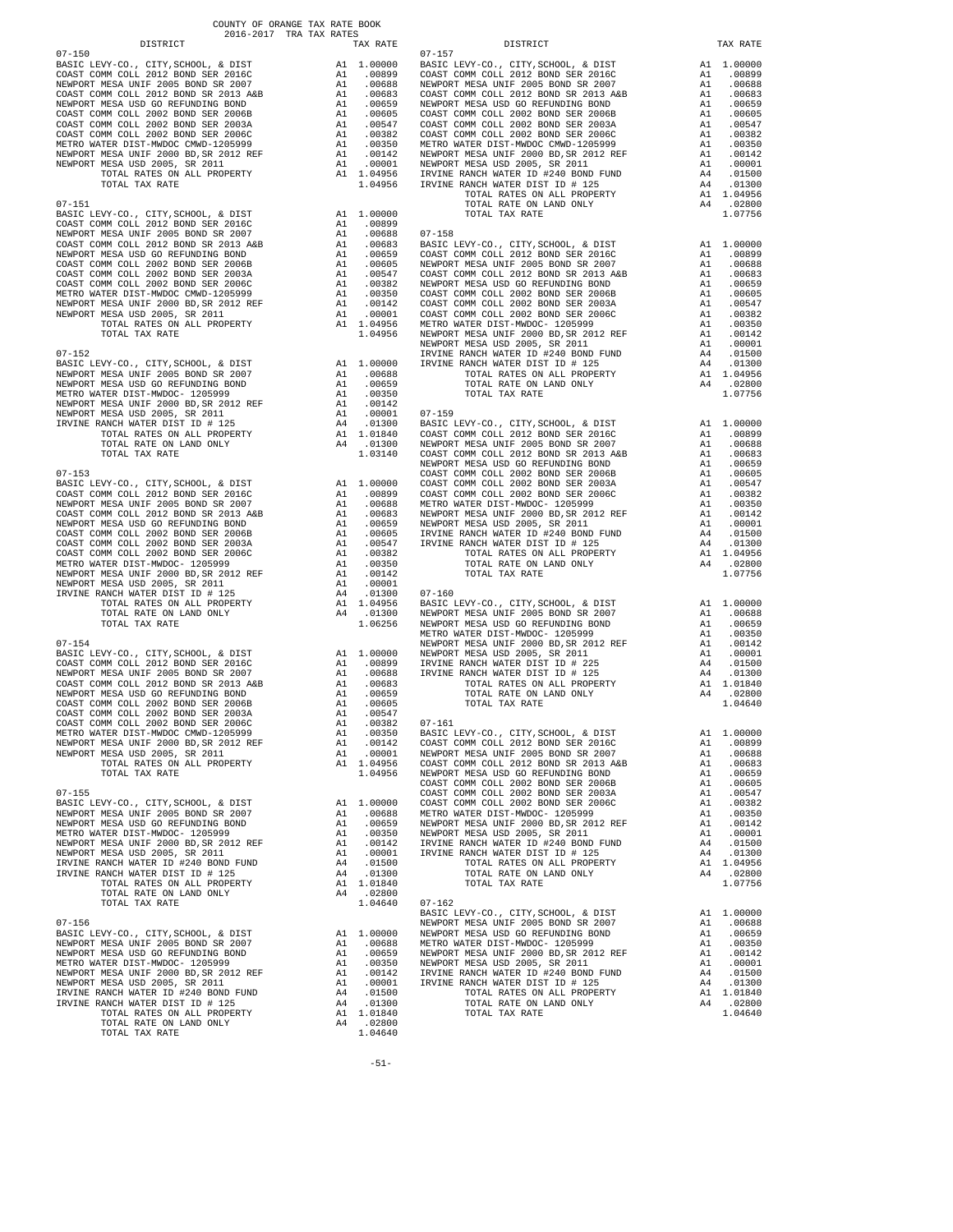COUNTY OF ORANGE TAX RATE BOOK
2016-2017 TRA TAX RATES

| DISTRICT | | TAX RATE |
|---|---|---|
| **07-150** | | |
| BASIC LEVY-CO., CITY,SCHOOL, & DIST | A1 | 1.00000 |
| COAST COMM COLL 2012 BOND SER 2016C | A1 | .00899 |
| NEWPORT MESA UNIF 2005 BOND SR 2007 | A1 | .00688 |
| COAST COMM COLL 2012 BOND SR 2013 A&B | A1 | .00683 |
| NEWPORT MESA USD GO REFUNDING BOND | A1 | .00659 |
| COAST COMM COLL 2002 BOND SER 2006B | A1 | .00605 |
| COAST COMM COLL 2002 BOND SER 2003A | A1 | .00547 |
| COAST COMM COLL 2002 BOND SER 2006C | A1 | .00382 |
| METRO WATER DIST-MWDOC CMWD-1205999 | A1 | .00350 |
| NEWPORT MESA UNIF 2000 BD,SR 2012 REF | A1 | .00142 |
| NEWPORT MESA USD 2005, SR 2011 | A1 | .00001 |
| TOTAL RATES ON ALL PROPERTY | A1 | 1.04956 |
| TOTAL TAX RATE | | 1.04956 |
| **07-151** | | |
| BASIC LEVY-CO., CITY,SCHOOL, & DIST | A1 | 1.00000 |
| COAST COMM COLL 2012 BOND SER 2016C | A1 | .00899 |
| NEWPORT MESA UNIF 2005 BOND SR 2007 | A1 | .00688 |
| COAST COMM COLL 2012 BOND SR 2013 A&B | A1 | .00683 |
| NEWPORT MESA USD GO REFUNDING BOND | A1 | .00659 |
| COAST COMM COLL 2002 BOND SER 2006B | A1 | .00605 |
| COAST COMM COLL 2002 BOND SER 2003A | A1 | .00547 |
| COAST COMM COLL 2002 BOND SER 2006C | A1 | .00382 |
| METRO WATER DIST-MWDOC CMWD-1205999 | A1 | .00350 |
| NEWPORT MESA UNIF 2000 BD,SR 2012 REF | A1 | .00142 |
| NEWPORT MESA USD 2005, SR 2011 | A1 | .00001 |
| TOTAL RATES ON ALL PROPERTY | A1 | 1.04956 |
| TOTAL TAX RATE | | 1.04956 |
| **07-152** | | |
| BASIC LEVY-CO., CITY,SCHOOL, & DIST | A1 | 1.00000 |
| NEWPORT MESA UNIF 2005 BOND SR 2007 | A1 | .00688 |
| NEWPORT MESA USD GO REFUNDING BOND | A1 | .00659 |
| METRO WATER DIST-MWDOC- 1205999 | A1 | .00350 |
| NEWPORT MESA UNIF 2000 BD,SR 2012 REF | A1 | .00142 |
| NEWPORT MESA USD 2005, SR 2011 | A1 | .00001 |
| IRVINE RANCH WATER DIST ID # 125 | A4 | .01300 |
| TOTAL RATES ON ALL PROPERTY | A1 | 1.01840 |
| TOTAL RATE ON LAND ONLY | A4 | .01300 |
| TOTAL TAX RATE | | 1.03140 |
| **07-153** | | |
| BASIC LEVY-CO., CITY,SCHOOL, & DIST | A1 | 1.00000 |
| COAST COMM COLL 2012 BOND SER 2016C | A1 | .00899 |
| NEWPORT MESA UNIF 2005 BOND SR 2007 | A1 | .00688 |
| COAST COMM COLL 2012 BOND SR 2013 A&B | A1 | .00683 |
| NEWPORT MESA USD GO REFUNDING BOND | A1 | .00659 |
| COAST COMM COLL 2002 BOND SER 2006B | A1 | .00605 |
| COAST COMM COLL 2002 BOND SER 2003A | A1 | .00547 |
| COAST COMM COLL 2002 BOND SER 2006C | A1 | .00382 |
| METRO WATER DIST-MWDOC- 1205999 | A1 | .00350 |
| NEWPORT MESA UNIF 2000 BD,SR 2012 REF | A1 | .00142 |
| NEWPORT MESA USD 2005, SR 2011 | A1 | .00001 |
| IRVINE RANCH WATER DIST ID # 125 | A4 | .01300 |
| TOTAL RATES ON ALL PROPERTY | A1 | 1.04956 |
| TOTAL RATE ON LAND ONLY | A4 | .01300 |
| TOTAL TAX RATE | | 1.06256 |
| **07-154** | | |
| BASIC LEVY-CO., CITY,SCHOOL, & DIST | A1 | 1.00000 |
| COAST COMM COLL 2012 BOND SER 2016C | A1 | .00899 |
| NEWPORT MESA UNIF 2005 BOND SR 2007 | A1 | .00688 |
| COAST COMM COLL 2012 BOND SR 2013 A&B | A1 | .00683 |
| NEWPORT MESA USD GO REFUNDING BOND | A1 | .00659 |
| COAST COMM COLL 2002 BOND SER 2006B | A1 | .00605 |
| COAST COMM COLL 2002 BOND SER 2003A | A1 | .00547 |
| COAST COMM COLL 2002 BOND SER 2006C | A1 | .00382 |
| METRO WATER DIST-MWDOC CMWD-1205999 | A1 | .00350 |
| NEWPORT MESA UNIF 2000 BD,SR 2012 REF | A1 | .00142 |
| NEWPORT MESA USD 2005, SR 2011 | A1 | .00001 |
| TOTAL RATES ON ALL PROPERTY | A1 | 1.04956 |
| TOTAL TAX RATE | | 1.04956 |
| **07-155** | | |
| BASIC LEVY-CO., CITY,SCHOOL, & DIST | A1 | 1.00000 |
| NEWPORT MESA UNIF 2005 BOND SR 2007 | A1 | .00688 |
| NEWPORT MESA USD GO REFUNDING BOND | A1 | .00659 |
| METRO WATER DIST-MWDOC- 1205999 | A1 | .00350 |
| NEWPORT MESA UNIF 2000 BD,SR 2012 REF | A1 | .00142 |
| NEWPORT MESA USD 2005, SR 2011 | A1 | .00001 |
| IRVINE RANCH WATER ID #240 BOND FUND | A4 | .01500 |
| IRVINE RANCH WATER DIST ID # 125 | A4 | .01300 |
| TOTAL RATES ON ALL PROPERTY | A1 | 1.01840 |
| TOTAL RATE ON LAND ONLY | A4 | .02800 |
| TOTAL TAX RATE | | 1.04640 |
| **07-156** | | |
| BASIC LEVY-CO., CITY,SCHOOL, & DIST | A1 | 1.00000 |
| NEWPORT MESA UNIF 2005 BOND SR 2007 | A1 | .00688 |
| NEWPORT MESA USD GO REFUNDING BOND | A1 | .00659 |
| METRO WATER DIST-MWDOC- 1205999 | A1 | .00350 |
| NEWPORT MESA UNIF 2000 BD,SR 2012 REF | A1 | .00142 |
| NEWPORT MESA USD 2005, SR 2011 | A1 | .00001 |
| IRVINE RANCH WATER ID #240 BOND FUND | A4 | .01500 |
| IRVINE RANCH WATER DIST ID # 125 | A4 | .01300 |
| TOTAL RATES ON ALL PROPERTY | A1 | 1.01840 |
| TOTAL RATE ON LAND ONLY | A4 | .02800 |
| TOTAL TAX RATE | | 1.04640 |
| **07-157** | | |
| BASIC LEVY-CO., CITY,SCHOOL, & DIST | A1 | 1.00000 |
| COAST COMM COLL 2012 BOND SER 2016C | A1 | .00899 |
| NEWPORT MESA UNIF 2005 BOND SR 2007 | A1 | .00688 |
| COAST COMM COLL 2012 BOND SR 2013 A&B | A1 | .00683 |
| NEWPORT MESA USD GO REFUNDING BOND | A1 | .00659 |
| COAST COMM COLL 2002 BOND SER 2006B | A1 | .00605 |
| COAST COMM COLL 2002 BOND SER 2003A | A1 | .00547 |
| COAST COMM COLL 2002 BOND SER 2006C | A1 | .00382 |
| METRO WATER DIST-MWDOC CMWD-1205999 | A1 | .00350 |
| NEWPORT MESA UNIF 2000 BD,SR 2012 REF | A1 | .00142 |
| NEWPORT MESA USD 2005, SR 2011 | A1 | .00001 |
| IRVINE RANCH WATER ID #240 BOND FUND | A4 | .01500 |
| IRVINE RANCH WATER DIST ID # 125 | A4 | .01300 |
| TOTAL RATES ON ALL PROPERTY | A1 | 1.04956 |
| TOTAL RATE ON LAND ONLY | A4 | .02800 |
| TOTAL TAX RATE | | 1.07756 |
| **07-158** | | |
| BASIC LEVY-CO., CITY,SCHOOL, & DIST | A1 | 1.00000 |
| COAST COMM COLL 2012 BOND SER 2016C | A1 | .00899 |
| NEWPORT MESA UNIF 2005 BOND SR 2007 | A1 | .00688 |
| COAST COMM COLL 2012 BOND SR 2013 A&B | A1 | .00683 |
| NEWPORT MESA USD GO REFUNDING BOND | A1 | .00659 |
| COAST COMM COLL 2002 BOND SER 2006B | A1 | .00605 |
| COAST COMM COLL 2002 BOND SER 2003A | A1 | .00547 |
| COAST COMM COLL 2002 BOND SER 2006C | A1 | .00382 |
| METRO WATER DIST-MWDOC- 1205999 | A1 | .00350 |
| NEWPORT MESA UNIF 2000 BD,SR 2012 REF | A1 | .00142 |
| NEWPORT MESA USD 2005, SR 2011 | A1 | .00001 |
| IRVINE RANCH WATER ID #240 BOND FUND | A4 | .01500 |
| IRVINE RANCH WATER DIST ID # 125 | A4 | .01300 |
| TOTAL RATES ON ALL PROPERTY | A1 | 1.04956 |
| TOTAL RATE ON LAND ONLY | A4 | .02800 |
| TOTAL TAX RATE | | 1.07756 |
| **07-159** | | |
| BASIC LEVY-CO., CITY,SCHOOL, & DIST | A1 | 1.00000 |
| COAST COMM COLL 2012 BOND SER 2016C | A1 | .00899 |
| NEWPORT MESA UNIF 2005 BOND SR 2007 | A1 | .00688 |
| COAST COMM COLL 2012 BOND SR 2013 A&B | A1 | .00683 |
| NEWPORT MESA USD GO REFUNDING BOND | A1 | .00659 |
| COAST COMM COLL 2002 BOND SER 2006B | A1 | .00605 |
| COAST COMM COLL 2002 BOND SER 2003A | A1 | .00547 |
| COAST COMM COLL 2002 BOND SER 2006C | A1 | .00382 |
| METRO WATER DIST-MWDOC- 1205999 | A1 | .00350 |
| NEWPORT MESA UNIF 2000 BD,SR 2012 REF | A1 | .00142 |
| NEWPORT MESA USD 2005, SR 2011 | A1 | .00001 |
| IRVINE RANCH WATER ID #240 BOND FUND | A4 | .01500 |
| IRVINE RANCH WATER DIST ID # 125 | A4 | .01300 |
| TOTAL RATES ON ALL PROPERTY | A1 | 1.04956 |
| TOTAL RATE ON LAND ONLY | A4 | .02800 |
| TOTAL TAX RATE | | 1.07756 |
| **07-160** | | |
| BASIC LEVY-CO., CITY,SCHOOL, & DIST | A1 | 1.00000 |
| NEWPORT MESA UNIF 2005 BOND SR 2007 | A1 | .00688 |
| NEWPORT MESA USD GO REFUNDING BOND | A1 | .00659 |
| METRO WATER DIST-MWDOC- 1205999 | A1 | .00350 |
| NEWPORT MESA UNIF 2000 BD,SR 2012 REF | A1 | .00142 |
| NEWPORT MESA USD 2005, SR 2011 | A1 | .00001 |
| IRVINE RANCH WATER DIST ID # 225 | A4 | .01500 |
| IRVINE RANCH WATER DIST ID # 125 | A4 | .01300 |
| TOTAL RATES ON ALL PROPERTY | A1 | 1.01840 |
| TOTAL RATE ON LAND ONLY | A4 | .02800 |
| TOTAL TAX RATE | | 1.04640 |
| **07-161** | | |
| BASIC LEVY-CO., CITY,SCHOOL, & DIST | A1 | 1.00000 |
| COAST COMM COLL 2012 BOND SER 2016C | A1 | .00899 |
| NEWPORT MESA UNIF 2005 BOND SR 2007 | A1 | .00688 |
| COAST COMM COLL 2012 BOND SR 2013 A&B | A1 | .00683 |
| NEWPORT MESA USD GO REFUNDING BOND | A1 | .00659 |
| COAST COMM COLL 2002 BOND SER 2006B | A1 | .00605 |
| COAST COMM COLL 2002 BOND SER 2003A | A1 | .00547 |
| COAST COMM COLL 2002 BOND SER 2006C | A1 | .00382 |
| METRO WATER DIST-MWDOC- 1205999 | A1 | .00350 |
| NEWPORT MESA UNIF 2000 BD,SR 2012 REF | A1 | .00142 |
| NEWPORT MESA USD 2005, SR 2011 | A1 | .00001 |
| IRVINE RANCH WATER ID #240 BOND FUND | A4 | .01500 |
| IRVINE RANCH WATER DIST ID # 125 | A4 | .01300 |
| TOTAL RATES ON ALL PROPERTY | A1 | 1.04956 |
| TOTAL RATE ON LAND ONLY | A4 | .02800 |
| TOTAL TAX RATE | | 1.07756 |
| **07-162** | | |
| BASIC LEVY-CO., CITY,SCHOOL, & DIST | A1 | 1.00000 |
| NEWPORT MESA UNIF 2005 BOND SR 2007 | A1 | .00688 |
| NEWPORT MESA USD GO REFUNDING BOND | A1 | .00659 |
| METRO WATER DIST-MWDOC- 1205999 | A1 | .00350 |
| NEWPORT MESA UNIF 2000 BD,SR 2012 REF | A1 | .00142 |
| NEWPORT MESA USD 2005, SR 2011 | A1 | .00001 |
| IRVINE RANCH WATER ID #240 BOND FUND | A4 | .01500 |
| IRVINE RANCH WATER DIST ID # 125 | A4 | .01300 |
| TOTAL RATES ON ALL PROPERTY | A1 | 1.01840 |
| TOTAL RATE ON LAND ONLY | A4 | .02800 |
| TOTAL TAX RATE | | 1.04640 |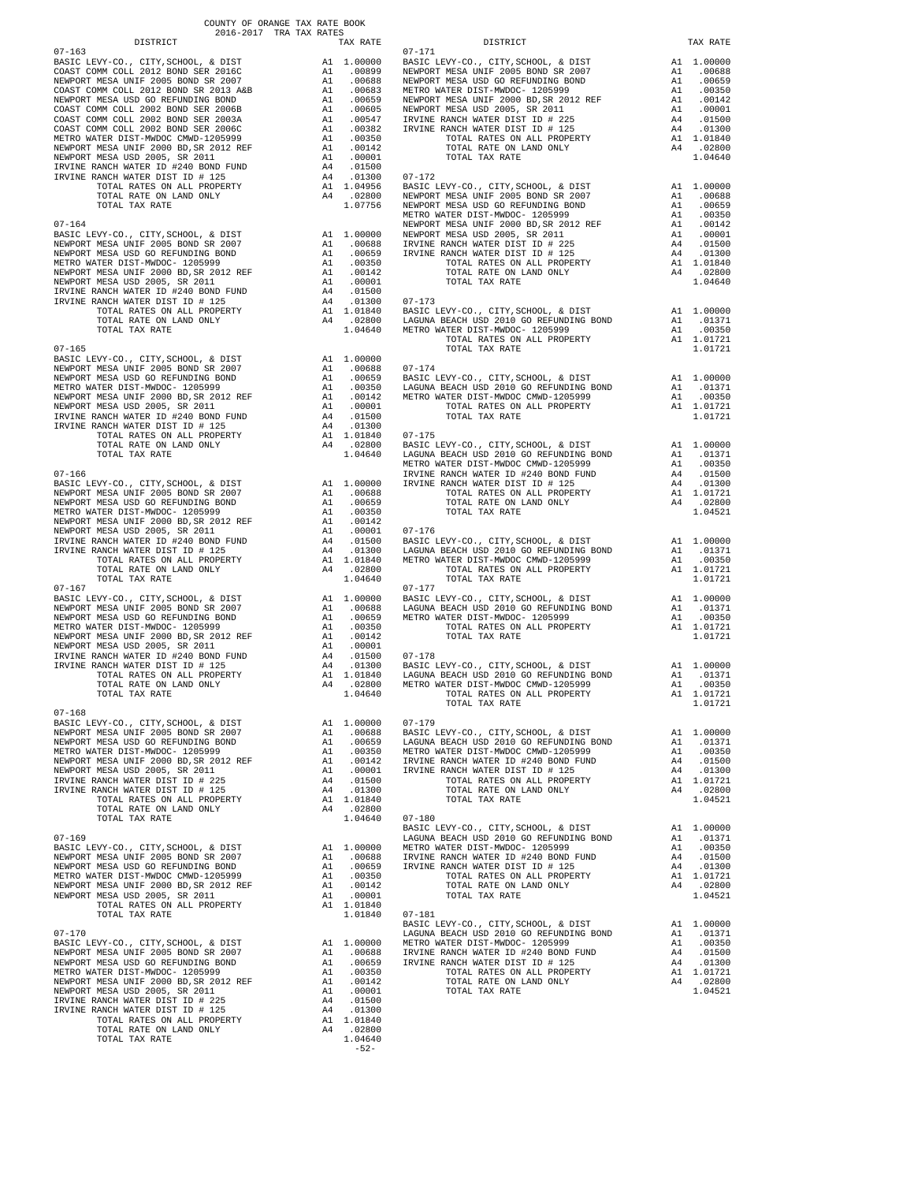COUNTY OF ORANGE TAX RATE BOOK
2016-2017 TRA TAX RATES

| DISTRICT | | TAX RATE |
|---|---|---|
| **07-163** | | |
| BASIC LEVY-CO., CITY,SCHOOL, & DIST | A1 | 1.00000 |
| COAST COMM COLL 2012 BOND SER 2016C | A1 | .00899 |
| NEWPORT MESA UNIF 2005 BOND SR 2007 | A1 | .00688 |
| COAST COMM COLL 2012 BOND SR 2013 A&B | A1 | .00683 |
| NEWPORT MESA USD GO REFUNDING BOND | A1 | .00659 |
| COAST COMM COLL 2002 BOND SER 2006B | A1 | .00605 |
| COAST COMM COLL 2002 BOND SER 2003A | A1 | .00547 |
| COAST COMM COLL 2002 BOND SER 2006C | A1 | .00382 |
| METRO WATER DIST-MWDOC CMWD-1205999 | A1 | .00350 |
| NEWPORT MESA UNIF 2000 BD,SR 2012 REF | A1 | .00142 |
| NEWPORT MESA USD 2005, SR 2011 | A1 | .00001 |
| IRVINE RANCH WATER ID #240 BOND FUND | A4 | .01500 |
| IRVINE RANCH WATER DIST ID # 125 | A4 | .01300 |
| TOTAL RATES ON ALL PROPERTY | A1 | 1.04956 |
| TOTAL RATE ON LAND ONLY | A4 | .02800 |
| TOTAL TAX RATE | | 1.07756 |
| **07-164** | | |
| BASIC LEVY-CO., CITY,SCHOOL, & DIST | A1 | 1.00000 |
| NEWPORT MESA UNIF 2005 BOND SR 2007 | A1 | .00688 |
| NEWPORT MESA USD GO REFUNDING BOND | A1 | .00659 |
| METRO WATER DIST-MWDOC- 1205999 | A1 | .00350 |
| NEWPORT MESA UNIF 2000 BD,SR 2012 REF | A1 | .00142 |
| NEWPORT MESA USD 2005, SR 2011 | A1 | .00001 |
| IRVINE RANCH WATER ID #240 BOND FUND | A4 | .01500 |
| IRVINE RANCH WATER DIST ID # 125 | A4 | .01300 |
| TOTAL RATES ON ALL PROPERTY | A1 | 1.01840 |
| TOTAL RATE ON LAND ONLY | A4 | .02800 |
| TOTAL TAX RATE | | 1.04640 |
| **07-165** | | |
| BASIC LEVY-CO., CITY,SCHOOL, & DIST | A1 | 1.00000 |
| NEWPORT MESA UNIF 2005 BOND SR 2007 | A1 | .00688 |
| NEWPORT MESA USD GO REFUNDING BOND | A1 | .00659 |
| METRO WATER DIST-MWDOC- 1205999 | A1 | .00350 |
| NEWPORT MESA UNIF 2000 BD,SR 2012 REF | A1 | .00142 |
| NEWPORT MESA USD 2005, SR 2011 | A1 | .00001 |
| IRVINE RANCH WATER ID #240 BOND FUND | A4 | .01500 |
| IRVINE RANCH WATER DIST ID # 125 | A4 | .01300 |
| TOTAL RATES ON ALL PROPERTY | A1 | 1.01840 |
| TOTAL RATE ON LAND ONLY | A4 | .02800 |
| TOTAL TAX RATE | | 1.04640 |
| **07-166** | | |
| BASIC LEVY-CO., CITY,SCHOOL, & DIST | A1 | 1.00000 |
| NEWPORT MESA UNIF 2005 BOND SR 2007 | A1 | .00688 |
| NEWPORT MESA USD GO REFUNDING BOND | A1 | .00659 |
| METRO WATER DIST-MWDOC- 1205999 | A1 | .00350 |
| NEWPORT MESA UNIF 2000 BD,SR 2012 REF | A1 | .00142 |
| NEWPORT MESA USD 2005, SR 2011 | A1 | .00001 |
| IRVINE RANCH WATER ID #240 BOND FUND | A4 | .01500 |
| IRVINE RANCH WATER DIST ID # 125 | A4 | .01300 |
| TOTAL RATES ON ALL PROPERTY | A1 | 1.01840 |
| TOTAL RATE ON LAND ONLY | A4 | .02800 |
| TOTAL TAX RATE | | 1.04640 |
| **07-167** | | |
| BASIC LEVY-CO., CITY,SCHOOL, & DIST | A1 | 1.00000 |
| NEWPORT MESA UNIF 2005 BOND SR 2007 | A1 | .00688 |
| NEWPORT MESA USD GO REFUNDING BOND | A1 | .00659 |
| METRO WATER DIST-MWDOC- 1205999 | A1 | .00350 |
| NEWPORT MESA UNIF 2000 BD,SR 2012 REF | A1 | .00142 |
| NEWPORT MESA USD 2005, SR 2011 | A1 | .00001 |
| IRVINE RANCH WATER ID #240 BOND FUND | A4 | .01500 |
| IRVINE RANCH WATER DIST ID # 125 | A4 | .01300 |
| TOTAL RATES ON ALL PROPERTY | A1 | 1.01840 |
| TOTAL RATE ON LAND ONLY | A4 | .02800 |
| TOTAL TAX RATE | | 1.04640 |
| **07-168** | | |
| BASIC LEVY-CO., CITY,SCHOOL, & DIST | A1 | 1.00000 |
| NEWPORT MESA UNIF 2005 BOND SR 2007 | A1 | .00688 |
| NEWPORT MESA USD GO REFUNDING BOND | A1 | .00659 |
| METRO WATER DIST-MWDOC- 1205999 | A1 | .00350 |
| NEWPORT MESA UNIF 2000 BD,SR 2012 REF | A1 | .00142 |
| NEWPORT MESA USD 2005, SR 2011 | A1 | .00001 |
| IRVINE RANCH WATER DIST ID # 225 | A4 | .01500 |
| IRVINE RANCH WATER DIST ID # 125 | A4 | .01300 |
| TOTAL RATES ON ALL PROPERTY | A1 | 1.01840 |
| TOTAL RATE ON LAND ONLY | A4 | .02800 |
| TOTAL TAX RATE | | 1.04640 |
| **07-169** | | |
| BASIC LEVY-CO., CITY,SCHOOL, & DIST | A1 | 1.00000 |
| NEWPORT MESA UNIF 2005 BOND SR 2007 | A1 | .00688 |
| NEWPORT MESA USD GO REFUNDING BOND | A1 | .00659 |
| METRO WATER DIST-MWDOC CMWD-1205999 | A1 | .00350 |
| NEWPORT MESA UNIF 2000 BD,SR 2012 REF | A1 | .00142 |
| NEWPORT MESA USD 2005, SR 2011 | A1 | .00001 |
| TOTAL RATES ON ALL PROPERTY | A1 | 1.01840 |
| TOTAL TAX RATE | | 1.01840 |
| **07-170** | | |
| BASIC LEVY-CO., CITY,SCHOOL, & DIST | A1 | 1.00000 |
| NEWPORT MESA UNIF 2005 BOND SR 2007 | A1 | .00688 |
| NEWPORT MESA USD GO REFUNDING BOND | A1 | .00659 |
| METRO WATER DIST-MWDOC- 1205999 | A1 | .00350 |
| NEWPORT MESA UNIF 2000 BD,SR 2012 REF | A1 | .00142 |
| NEWPORT MESA USD 2005, SR 2011 | A1 | .00001 |
| IRVINE RANCH WATER DIST ID # 225 | A4 | .01500 |
| IRVINE RANCH WATER DIST ID # 125 | A4 | .01300 |
| TOTAL RATES ON ALL PROPERTY | A1 | 1.01840 |
| TOTAL RATE ON LAND ONLY | A4 | .02800 |
| TOTAL TAX RATE | | 1.04640 |
| **07-171** | | |
| BASIC LEVY-CO., CITY,SCHOOL, & DIST | A1 | 1.00000 |
| NEWPORT MESA UNIF 2005 BOND SR 2007 | A1 | .00688 |
| NEWPORT MESA USD GO REFUNDING BOND | A1 | .00659 |
| METRO WATER DIST-MWDOC- 1205999 | A1 | .00350 |
| NEWPORT MESA UNIF 2000 BD,SR 2012 REF | A1 | .00142 |
| NEWPORT MESA USD 2005, SR 2011 | A1 | .00001 |
| IRVINE RANCH WATER DIST ID # 225 | A4 | .01500 |
| IRVINE RANCH WATER DIST ID # 125 | A4 | .01300 |
| TOTAL RATES ON ALL PROPERTY | A1 | 1.01840 |
| TOTAL RATE ON LAND ONLY | A4 | .02800 |
| TOTAL TAX RATE | | 1.04640 |
| **07-172** | | |
| BASIC LEVY-CO., CITY,SCHOOL, & DIST | A1 | 1.00000 |
| NEWPORT MESA UNIF 2005 BOND SR 2007 | A1 | .00688 |
| NEWPORT MESA USD GO REFUNDING BOND | A1 | .00659 |
| METRO WATER DIST-MWDOC- 1205999 | A1 | .00350 |
| NEWPORT MESA UNIF 2000 BD,SR 2012 REF | A1 | .00142 |
| NEWPORT MESA USD 2005, SR 2011 | A1 | .00001 |
| IRVINE RANCH WATER DIST ID # 225 | A4 | .01500 |
| IRVINE RANCH WATER DIST ID # 125 | A4 | .01300 |
| TOTAL RATES ON ALL PROPERTY | A1 | 1.01840 |
| TOTAL RATE ON LAND ONLY | A4 | .02800 |
| TOTAL TAX RATE | | 1.04640 |
| **07-173** | | |
| BASIC LEVY-CO., CITY,SCHOOL, & DIST | A1 | 1.00000 |
| LAGUNA BEACH USD 2010 GO REFUNDING BOND | A1 | .01371 |
| METRO WATER DIST-MWDOC- 1205999 | A1 | .00350 |
| TOTAL RATES ON ALL PROPERTY | A1 | 1.01721 |
| TOTAL TAX RATE | | 1.01721 |
| **07-174** | | |
| BASIC LEVY-CO., CITY,SCHOOL, & DIST | A1 | 1.00000 |
| LAGUNA BEACH USD 2010 GO REFUNDING BOND | A1 | .01371 |
| METRO WATER DIST-MWDOC CMWD-1205999 | A1 | .00350 |
| TOTAL RATES ON ALL PROPERTY | A1 | 1.01721 |
| TOTAL TAX RATE | | 1.01721 |
| **07-175** | | |
| BASIC LEVY-CO., CITY,SCHOOL, & DIST | A1 | 1.00000 |
| LAGUNA BEACH USD 2010 GO REFUNDING BOND | A1 | .01371 |
| METRO WATER DIST-MWDOC CMWD-1205999 | A1 | .00350 |
| IRVINE RANCH WATER ID #240 BOND FUND | A4 | .01500 |
| IRVINE RANCH WATER DIST ID # 125 | A4 | .01300 |
| TOTAL RATES ON ALL PROPERTY | A1 | 1.01721 |
| TOTAL RATE ON LAND ONLY | A4 | .02800 |
| TOTAL TAX RATE | | 1.04521 |
| **07-176** | | |
| BASIC LEVY-CO., CITY,SCHOOL, & DIST | A1 | 1.00000 |
| LAGUNA BEACH USD 2010 GO REFUNDING BOND | A1 | .01371 |
| METRO WATER DIST-MWDOC CMWD-1205999 | A1 | .00350 |
| TOTAL RATES ON ALL PROPERTY | A1 | 1.01721 |
| TOTAL TAX RATE | | 1.01721 |
| **07-177** | | |
| BASIC LEVY-CO., CITY,SCHOOL, & DIST | A1 | 1.00000 |
| LAGUNA BEACH USD 2010 GO REFUNDING BOND | A1 | .01371 |
| METRO WATER DIST-MWDOC- 1205999 | A1 | .00350 |
| TOTAL RATES ON ALL PROPERTY | A1 | 1.01721 |
| TOTAL TAX RATE | | 1.01721 |
| **07-178** | | |
| BASIC LEVY-CO., CITY,SCHOOL, & DIST | A1 | 1.00000 |
| LAGUNA BEACH USD 2010 GO REFUNDING BOND | A1 | .01371 |
| METRO WATER DIST-MWDOC CMWD-1205999 | A1 | .00350 |
| TOTAL RATES ON ALL PROPERTY | A1 | 1.01721 |
| TOTAL TAX RATE | | 1.01721 |
| **07-179** | | |
| BASIC LEVY-CO., CITY,SCHOOL, & DIST | A1 | 1.00000 |
| LAGUNA BEACH USD 2010 GO REFUNDING BOND | A1 | .01371 |
| METRO WATER DIST-MWDOC CMWD-1205999 | A1 | .00350 |
| IRVINE RANCH WATER ID #240 BOND FUND | A4 | .01500 |
| IRVINE RANCH WATER DIST ID # 125 | A4 | .01300 |
| TOTAL RATES ON ALL PROPERTY | A1 | 1.01721 |
| TOTAL RATE ON LAND ONLY | A4 | .02800 |
| TOTAL TAX RATE | | 1.04521 |
| **07-180** | | |
| BASIC LEVY-CO., CITY,SCHOOL, & DIST | A1 | 1.00000 |
| LAGUNA BEACH USD 2010 GO REFUNDING BOND | A1 | .01371 |
| METRO WATER DIST-MWDOC- 1205999 | A1 | .00350 |
| IRVINE RANCH WATER ID #240 BOND FUND | A4 | .01500 |
| IRVINE RANCH WATER DIST ID # 125 | A4 | .01300 |
| TOTAL RATES ON ALL PROPERTY | A1 | 1.01721 |
| TOTAL RATE ON LAND ONLY | A4 | .02800 |
| TOTAL TAX RATE | | 1.04521 |
| **07-181** | | |
| BASIC LEVY-CO., CITY,SCHOOL, & DIST | A1 | 1.00000 |
| LAGUNA BEACH USD 2010 GO REFUNDING BOND | A1 | .01371 |
| METRO WATER DIST-MWDOC- 1205999 | A1 | .00350 |
| IRVINE RANCH WATER ID #240 BOND FUND | A4 | .01500 |
| IRVINE RANCH WATER DIST ID # 125 | A4 | .01300 |
| TOTAL RATES ON ALL PROPERTY | A1 | 1.01721 |
| TOTAL RATE ON LAND ONLY | A4 | .02800 |
| TOTAL TAX RATE | | 1.04521 |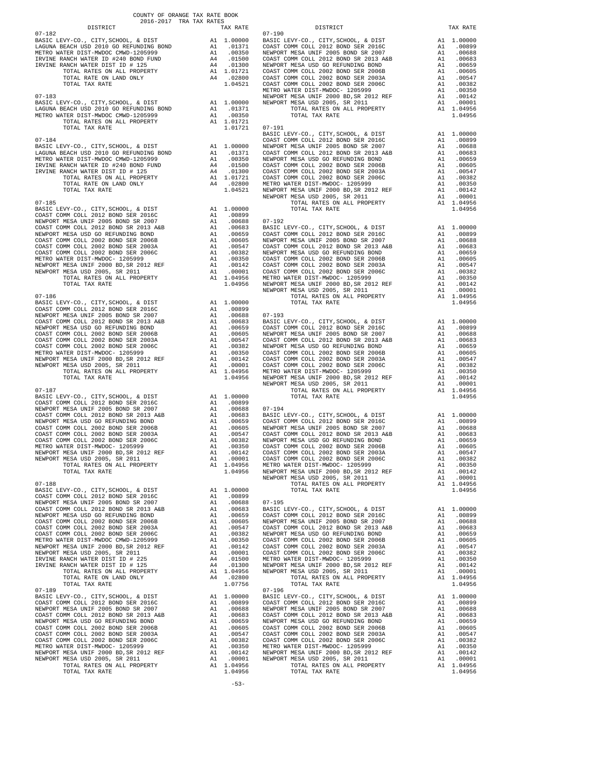COUNTY OF ORANGE TAX RATE BOOK
2016-2017 TRA TAX RATES

| DISTRICT | | TAX RATE |
|---|---|---|
| **07-182** | | |
| BASIC LEVY-CO., CITY,SCHOOL, & DIST | A1 | 1.00000 |
| LAGUNA BEACH USD 2010 GO REFUNDING BOND | A1 | .01371 |
| METRO WATER DIST-MWDOC CMWD-1205999 | A1 | .00350 |
| IRVINE RANCH WATER ID #240 BOND FUND | A4 | .01500 |
| IRVINE RANCH WATER DIST ID # 125 | A4 | .01300 |
| TOTAL RATES ON ALL PROPERTY | A1 | 1.01721 |
| TOTAL RATE ON LAND ONLY | A4 | .02800 |
| TOTAL TAX RATE | | 1.04521 |
| **07-183** | | |
| BASIC LEVY-CO., CITY,SCHOOL, & DIST | A1 | 1.00000 |
| LAGUNA BEACH USD 2010 GO REFUNDING BOND | A1 | .01371 |
| METRO WATER DIST-MWDOC CMWD-1205999 | A1 | .00350 |
| TOTAL RATES ON ALL PROPERTY | A1 | 1.01721 |
| TOTAL TAX RATE | | 1.01721 |
| **07-184** | | |
| BASIC LEVY-CO., CITY,SCHOOL, & DIST | A1 | 1.00000 |
| LAGUNA BEACH USD 2010 GO REFUNDING BOND | A1 | .01371 |
| METRO WATER DIST-MWDOC CMWD-1205999 | A1 | .00350 |
| IRVINE RANCH WATER ID #240 BOND FUND | A4 | .01500 |
| IRVINE RANCH WATER DIST ID # 125 | A4 | .01300 |
| TOTAL RATES ON ALL PROPERTY | A1 | 1.01721 |
| TOTAL RATE ON LAND ONLY | A4 | .02800 |
| TOTAL TAX RATE | | 1.04521 |
| **07-185** | | |
| BASIC LEVY-CO., CITY,SCHOOL, & DIST | A1 | 1.00000 |
| COAST COMM COLL 2012 BOND SER 2016C | A1 | .00899 |
| NEWPORT MESA UNIF 2005 BOND SR 2007 | A1 | .00688 |
| COAST COMM COLL 2012 BOND SER 2013 A&B | A1 | .00683 |
| NEWPORT MESA USD GO REFUNDING BOND | A1 | .00659 |
| COAST COMM COLL 2002 BOND SER 2006B | A1 | .00605 |
| COAST COMM COLL 2002 BOND SER 2003A | A1 | .00547 |
| COAST COMM COLL 2002 BOND SER 2006C | A1 | .00382 |
| METRO WATER DIST-MWDOC- 1205999 | A1 | .00350 |
| NEWPORT MESA UNIF 2000 BD,SR 2012 REF | A1 | .00142 |
| NEWPORT MESA USD 2005, SR 2011 | A1 | .00001 |
| TOTAL RATES ON ALL PROPERTY | A1 | 1.04956 |
| TOTAL TAX RATE | | 1.04956 |
| **07-186** | | |
| BASIC LEVY-CO., CITY,SCHOOL, & DIST | A1 | 1.00000 |
| COAST COMM COLL 2012 BOND SER 2016C | A1 | .00899 |
| NEWPORT MESA UNIF 2005 BOND SR 2007 | A1 | .00688 |
| COAST COMM COLL 2012 BOND SER 2013 A&B | A1 | .00683 |
| NEWPORT MESA USD GO REFUNDING BOND | A1 | .00659 |
| COAST COMM COLL 2002 BOND SER 2006B | A1 | .00605 |
| COAST COMM COLL 2002 BOND SER 2003A | A1 | .00547 |
| COAST COMM COLL 2002 BOND SER 2006C | A1 | .00382 |
| METRO WATER DIST-MWDOC- 1205999 | A1 | .00350 |
| NEWPORT MESA UNIF 2000 BD,SR 2012 REF | A1 | .00142 |
| NEWPORT MESA USD 2005, SR 2011 | A1 | .00001 |
| TOTAL RATES ON ALL PROPERTY | A1 | 1.04956 |
| TOTAL TAX RATE | | 1.04956 |
| **07-187** | | |
| BASIC LEVY-CO., CITY,SCHOOL, & DIST | A1 | 1.00000 |
| COAST COMM COLL 2012 BOND SER 2016C | A1 | .00899 |
| NEWPORT MESA UNIF 2005 BOND SR 2007 | A1 | .00688 |
| COAST COMM COLL 2012 BOND SER 2013 A&B | A1 | .00683 |
| NEWPORT MESA USD GO REFUNDING BOND | A1 | .00659 |
| COAST COMM COLL 2002 BOND SER 2006B | A1 | .00605 |
| COAST COMM COLL 2002 BOND SER 2003A | A1 | .00547 |
| COAST COMM COLL 2002 BOND SER 2006C | A1 | .00382 |
| METRO WATER DIST-MWDOC- 1205999 | A1 | .00350 |
| NEWPORT MESA UNIF 2000 BD,SR 2012 REF | A1 | .00142 |
| NEWPORT MESA USD 2005, SR 2011 | A1 | .00001 |
| TOTAL RATES ON ALL PROPERTY | A1 | 1.04956 |
| TOTAL TAX RATE | | 1.04956 |
| **07-188** | | |
| BASIC LEVY-CO., CITY,SCHOOL, & DIST | A1 | 1.00000 |
| COAST COMM COLL 2012 BOND SER 2016C | A1 | .00899 |
| NEWPORT MESA UNIF 2005 BOND SR 2007 | A1 | .00688 |
| COAST COMM COLL 2012 BOND SER 2013 A&B | A1 | .00683 |
| NEWPORT MESA USD GO REFUNDING BOND | A1 | .00659 |
| COAST COMM COLL 2002 BOND SER 2006B | A1 | .00605 |
| COAST COMM COLL 2002 BOND SER 2003A | A1 | .00547 |
| COAST COMM COLL 2002 BOND SER 2006C | A1 | .00382 |
| METRO WATER DIST-MWDOC CMWD-1205999 | A1 | .00350 |
| NEWPORT MESA UNIF 2000 BD,SR 2012 REF | A1 | .00142 |
| NEWPORT MESA USD 2005, SR 2011 | A1 | .00001 |
| IRVINE RANCH WATER DIST ID # 225 | A4 | .01500 |
| IRVINE RANCH WATER DIST ID # 125 | A4 | .01300 |
| TOTAL RATES ON ALL PROPERTY | A1 | 1.04956 |
| TOTAL RATE ON LAND ONLY | A4 | .02800 |
| TOTAL TAX RATE | | 1.07756 |
| **07-189** | | |
| BASIC LEVY-CO., CITY,SCHOOL, & DIST | A1 | 1.00000 |
| COAST COMM COLL 2012 BOND SER 2016C | A1 | .00899 |
| NEWPORT MESA UNIF 2005 BOND SR 2007 | A1 | .00688 |
| COAST COMM COLL 2012 BOND SER 2013 A&B | A1 | .00683 |
| NEWPORT MESA USD GO REFUNDING BOND | A1 | .00659 |
| COAST COMM COLL 2002 BOND SER 2006B | A1 | .00605 |
| COAST COMM COLL 2002 BOND SER 2003A | A1 | .00547 |
| COAST COMM COLL 2002 BOND SER 2006C | A1 | .00382 |
| METRO WATER DIST-MWDOC- 1205999 | A1 | .00350 |
| NEWPORT MESA UNIF 2000 BD,SR 2012 REF | A1 | .00142 |
| NEWPORT MESA USD 2005, SR 2011 | A1 | .00001 |
| TOTAL RATES ON ALL PROPERTY | A1 | 1.04956 |
| TOTAL TAX RATE | | 1.04956 |
| **07-190** | | |
| BASIC LEVY-CO., CITY,SCHOOL, & DIST | A1 | 1.00000 |
| COAST COMM COLL 2012 BOND SER 2016C | A1 | .00899 |
| NEWPORT MESA UNIF 2005 BOND SR 2007 | A1 | .00688 |
| COAST COMM COLL 2012 BOND SER 2013 A&B | A1 | .00683 |
| NEWPORT MESA USD GO REFUNDING BOND | A1 | .00659 |
| COAST COMM COLL 2002 BOND SER 2006B | A1 | .00605 |
| COAST COMM COLL 2002 BOND SER 2003A | A1 | .00547 |
| COAST COMM COLL 2002 BOND SER 2006C | A1 | .00382 |
| METRO WATER DIST-MWDOC- 1205999 | A1 | .00350 |
| NEWPORT MESA UNIF 2000 BD,SR 2012 REF | A1 | .00142 |
| NEWPORT MESA USD 2005, SR 2011 | A1 | .00001 |
| TOTAL RATES ON ALL PROPERTY | A1 | 1.04956 |
| TOTAL TAX RATE | | 1.04956 |
| **07-191** | | |
| BASIC LEVY-CO., CITY,SCHOOL, & DIST | A1 | 1.00000 |
| COAST COMM COLL 2012 BOND SER 2016C | A1 | .00899 |
| NEWPORT MESA UNIF 2005 BOND SR 2007 | A1 | .00688 |
| COAST COMM COLL 2012 BOND SER 2013 A&B | A1 | .00683 |
| NEWPORT MESA USD GO REFUNDING BOND | A1 | .00659 |
| COAST COMM COLL 2002 BOND SER 2006B | A1 | .00605 |
| COAST COMM COLL 2002 BOND SER 2003A | A1 | .00547 |
| COAST COMM COLL 2002 BOND SER 2006C | A1 | .00382 |
| METRO WATER DIST-MWDOC- 1205999 | A1 | .00350 |
| NEWPORT MESA UNIF 2000 BD,SR 2012 REF | A1 | .00142 |
| NEWPORT MESA USD 2005, SR 2011 | A1 | .00001 |
| TOTAL RATES ON ALL PROPERTY | A1 | 1.04956 |
| TOTAL TAX RATE | | 1.04956 |
| **07-192** | | |
| BASIC LEVY-CO., CITY,SCHOOL, & DIST | A1 | 1.00000 |
| COAST COMM COLL 2012 BOND SER 2016C | A1 | .00899 |
| NEWPORT MESA UNIF 2005 BOND SR 2007 | A1 | .00688 |
| COAST COMM COLL 2012 BOND SER 2013 A&B | A1 | .00683 |
| NEWPORT MESA USD GO REFUNDING BOND | A1 | .00659 |
| COAST COMM COLL 2002 BOND SER 2006B | A1 | .00605 |
| COAST COMM COLL 2002 BOND SER 2003A | A1 | .00547 |
| COAST COMM COLL 2002 BOND SER 2006C | A1 | .00382 |
| METRO WATER DIST-MWDOC- 1205999 | A1 | .00350 |
| NEWPORT MESA UNIF 2000 BD,SR 2012 REF | A1 | .00142 |
| NEWPORT MESA USD 2005, SR 2011 | A1 | .00001 |
| TOTAL RATES ON ALL PROPERTY | A1 | 1.04956 |
| TOTAL TAX RATE | | 1.04956 |
| **07-193** | | |
| BASIC LEVY-CO., CITY,SCHOOL, & DIST | A1 | 1.00000 |
| COAST COMM COLL 2012 BOND SER 2016C | A1 | .00899 |
| NEWPORT MESA UNIF 2005 BOND SR 2007 | A1 | .00688 |
| COAST COMM COLL 2012 BOND SER 2013 A&B | A1 | .00683 |
| NEWPORT MESA USD GO REFUNDING BOND | A1 | .00659 |
| COAST COMM COLL 2002 BOND SER 2006B | A1 | .00605 |
| COAST COMM COLL 2002 BOND SER 2003A | A1 | .00547 |
| COAST COMM COLL 2002 BOND SER 2006C | A1 | .00382 |
| METRO WATER DIST-MWDOC- 1205999 | A1 | .00350 |
| NEWPORT MESA UNIF 2000 BD,SR 2012 REF | A1 | .00142 |
| NEWPORT MESA USD 2005, SR 2011 | A1 | .00001 |
| TOTAL RATES ON ALL PROPERTY | A1 | 1.04956 |
| TOTAL TAX RATE | | 1.04956 |
| **07-194** | | |
| BASIC LEVY-CO., CITY,SCHOOL, & DIST | A1 | 1.00000 |
| COAST COMM COLL 2012 BOND SER 2016C | A1 | .00899 |
| NEWPORT MESA UNIF 2005 BOND SR 2007 | A1 | .00688 |
| COAST COMM COLL 2012 BOND SER 2013 A&B | A1 | .00683 |
| NEWPORT MESA USD GO REFUNDING BOND | A1 | .00659 |
| COAST COMM COLL 2002 BOND SER 2006B | A1 | .00605 |
| COAST COMM COLL 2002 BOND SER 2003A | A1 | .00547 |
| COAST COMM COLL 2002 BOND SER 2006C | A1 | .00382 |
| METRO WATER DIST-MWDOC- 1205999 | A1 | .00350 |
| NEWPORT MESA UNIF 2000 BD,SR 2012 REF | A1 | .00142 |
| NEWPORT MESA USD 2005, SR 2011 | A1 | .00001 |
| TOTAL RATES ON ALL PROPERTY | A1 | 1.04956 |
| TOTAL TAX RATE | | 1.04956 |
| **07-195** | | |
| BASIC LEVY-CO., CITY,SCHOOL, & DIST | A1 | 1.00000 |
| COAST COMM COLL 2012 BOND SER 2016C | A1 | .00899 |
| NEWPORT MESA UNIF 2005 BOND SR 2007 | A1 | .00688 |
| COAST COMM COLL 2012 BOND SER 2013 A&B | A1 | .00683 |
| NEWPORT MESA USD GO REFUNDING BOND | A1 | .00659 |
| COAST COMM COLL 2002 BOND SER 2006B | A1 | .00605 |
| COAST COMM COLL 2002 BOND SER 2003A | A1 | .00547 |
| COAST COMM COLL 2002 BOND SER 2006C | A1 | .00382 |
| METRO WATER DIST-MWDOC- 1205999 | A1 | .00350 |
| NEWPORT MESA UNIF 2000 BD,SR 2012 REF | A1 | .00142 |
| NEWPORT MESA USD 2005, SR 2011 | A1 | .00001 |
| TOTAL RATES ON ALL PROPERTY | A1 | 1.04956 |
| TOTAL TAX RATE | | 1.04956 |
| **07-196** | | |
| BASIC LEVY-CO., CITY,SCHOOL, & DIST | A1 | 1.00000 |
| COAST COMM COLL 2012 BOND SER 2016C | A1 | .00899 |
| NEWPORT MESA UNIF 2005 BOND SR 2007 | A1 | .00688 |
| COAST COMM COLL 2012 BOND SER 2013 A&B | A1 | .00683 |
| NEWPORT MESA USD GO REFUNDING BOND | A1 | .00659 |
| COAST COMM COLL 2002 BOND SER 2006B | A1 | .00605 |
| COAST COMM COLL 2002 BOND SER 2003A | A1 | .00547 |
| COAST COMM COLL 2002 BOND SER 2006C | A1 | .00382 |
| METRO WATER DIST-MWDOC- 1205999 | A1 | .00350 |
| NEWPORT MESA UNIF 2000 BD,SR 2012 REF | A1 | .00142 |
| NEWPORT MESA USD 2005, SR 2011 | A1 | .00001 |
| TOTAL RATES ON ALL PROPERTY | A1 | 1.04956 |
| TOTAL TAX RATE | | 1.04956 |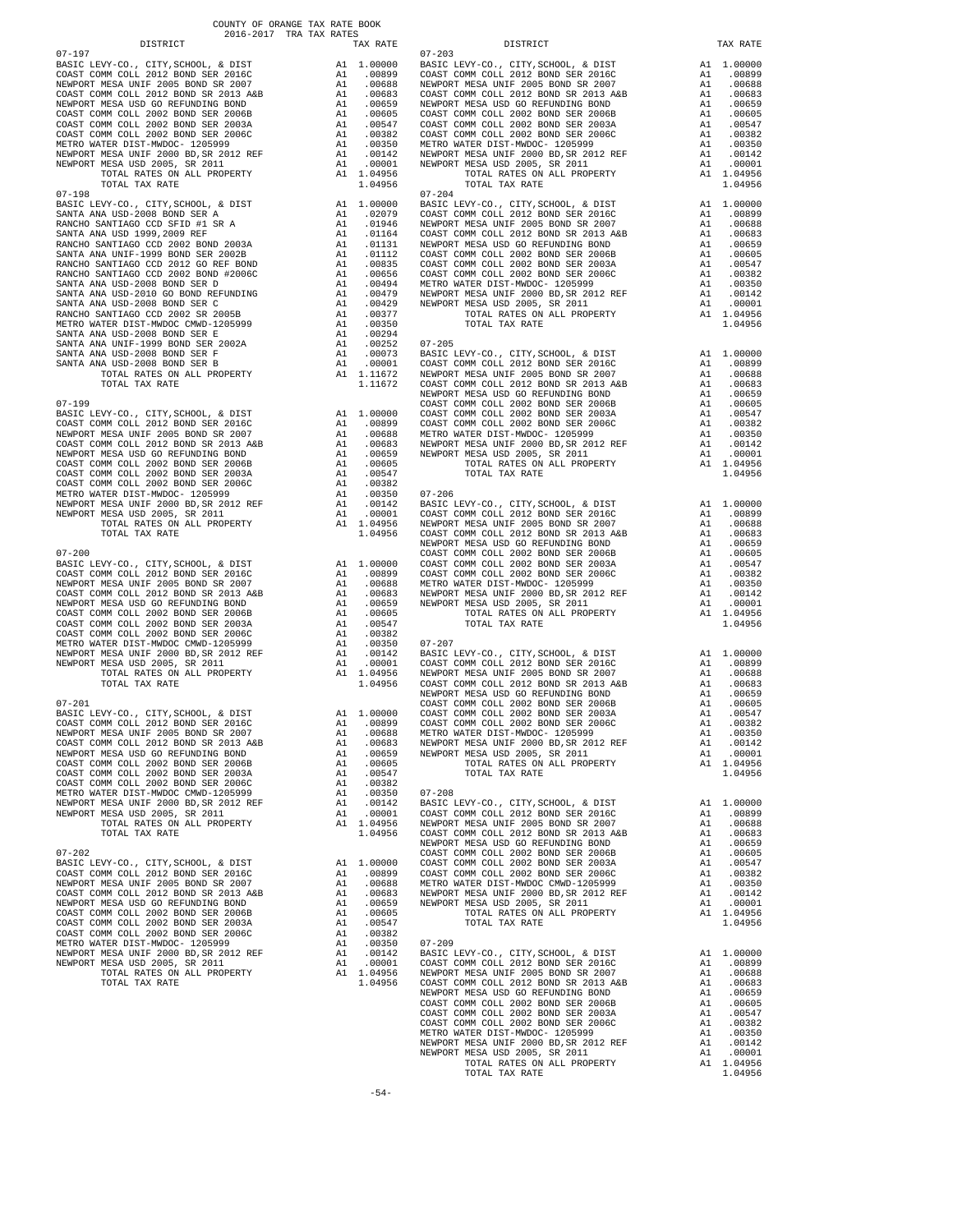COUNTY OF ORANGE TAX RATE BOOK
2016-2017 TRA TAX RATES

| DISTRICT | | TAX RATE |
|---|---|---|
| 07-197 | | |
| BASIC LEVY-CO., CITY,SCHOOL, & DIST | A1 | 1.00000 |
| COAST COMM COLL 2012 BOND SER 2016C | A1 | .00899 |
| NEWPORT MESA UNIF 2005 BOND SR 2007 | A1 | .00688 |
| COAST COMM COLL 2012 BOND SER 2013 A&B | A1 | .00683 |
| NEWPORT MESA USD GO REFUNDING BOND | A1 | .00659 |
| COAST COMM COLL 2002 BOND SER 2006B | A1 | .00605 |
| COAST COMM COLL 2002 BOND SER 2003A | A1 | .00547 |
| COAST COMM COLL 2002 BOND SER 2006C | A1 | .00382 |
| METRO WATER DIST-MWDOC- 1205999 | A1 | .00350 |
| NEWPORT MESA UNIF 2000 BD,SR 2012 REF | A1 | .00142 |
| NEWPORT MESA USD 2005, SR 2011 | A1 | .00001 |
| TOTAL RATES ON ALL PROPERTY | A1 | 1.04956 |
| TOTAL TAX RATE | | 1.04956 |
| 07-198 | | |
| BASIC LEVY-CO., CITY,SCHOOL, & DIST | A1 | 1.00000 |
| SANTA ANA USD-2008 BOND SER A | A1 | .02079 |
| RANCHO SANTIAGO CCD SFID #1 SR A | A1 | .01946 |
| SANTA ANA USD 1999,2009 REF | A1 | .01164 |
| RANCHO SANTIAGO CCD 2002 BOND 2003A | A1 | .01131 |
| SANTA ANA UNIF-1999 BOND SER 2002B | A1 | .01112 |
| RANCHO SANTIAGO CCD 2012 GO REF BOND | A1 | .00835 |
| RANCHO SANTIAGO CCD 2002 BOND #2006C | A1 | .00656 |
| SANTA ANA USD-2008 BOND SER D | A1 | .00494 |
| SANTA ANA USD-2010 GO BOND REFUNDING | A1 | .00479 |
| SANTA ANA USD-2008 BOND SER C | A1 | .00429 |
| RANCHO SANTIAGO CCD 2002 SR 2005B | A1 | .00377 |
| METRO WATER DIST-MWDOC CMWD-1205999 | A1 | .00350 |
| SANTA ANA USD-2008 BOND SER E | A1 | .00294 |
| SANTA ANA UNIF-1999 BOND SER 2002A | A1 | .00252 |
| SANTA ANA USD-2008 BOND SER F | A1 | .00073 |
| SANTA ANA USD-2008 BOND SER B | A1 | .00001 |
| TOTAL RATES ON ALL PROPERTY | A1 | 1.11672 |
| TOTAL TAX RATE | | 1.11672 |
| 07-199 | | |
| BASIC LEVY-CO., CITY,SCHOOL, & DIST | A1 | 1.00000 |
| COAST COMM COLL 2012 BOND SER 2016C | A1 | .00899 |
| NEWPORT MESA UNIF 2005 BOND SR 2007 | A1 | .00688 |
| COAST COMM COLL 2012 BOND SER 2013 A&B | A1 | .00683 |
| NEWPORT MESA USD GO REFUNDING BOND | A1 | .00659 |
| COAST COMM COLL 2002 BOND SER 2006B | A1 | .00605 |
| COAST COMM COLL 2002 BOND SER 2003A | A1 | .00547 |
| COAST COMM COLL 2002 BOND SER 2006C | A1 | .00382 |
| METRO WATER DIST-MWDOC- 1205999 | A1 | .00350 |
| NEWPORT MESA UNIF 2000 BD,SR 2012 REF | A1 | .00142 |
| NEWPORT MESA USD 2005, SR 2011 | A1 | .00001 |
| TOTAL RATES ON ALL PROPERTY | A1 | 1.04956 |
| TOTAL TAX RATE | | 1.04956 |
| 07-200 | | |
| BASIC LEVY-CO., CITY,SCHOOL, & DIST | A1 | 1.00000 |
| COAST COMM COLL 2012 BOND SER 2016C | A1 | .00899 |
| NEWPORT MESA UNIF 2005 BOND SR 2007 | A1 | .00688 |
| COAST COMM COLL 2012 BOND SER 2013 A&B | A1 | .00683 |
| NEWPORT MESA USD GO REFUNDING BOND | A1 | .00659 |
| COAST COMM COLL 2002 BOND SER 2006B | A1 | .00605 |
| COAST COMM COLL 2002 BOND SER 2003A | A1 | .00547 |
| COAST COMM COLL 2002 BOND SER 2006C | A1 | .00382 |
| METRO WATER DIST-MWDOC CMWD-1205999 | A1 | .00350 |
| NEWPORT MESA UNIF 2000 BD,SR 2012 REF | A1 | .00142 |
| NEWPORT MESA USD 2005, SR 2011 | A1 | .00001 |
| TOTAL RATES ON ALL PROPERTY | A1 | 1.04956 |
| TOTAL TAX RATE | | 1.04956 |
| 07-201 | | |
| BASIC LEVY-CO., CITY,SCHOOL, & DIST | A1 | 1.00000 |
| COAST COMM COLL 2012 BOND SER 2016C | A1 | .00899 |
| NEWPORT MESA UNIF 2005 BOND SR 2007 | A1 | .00688 |
| COAST COMM COLL 2012 BOND SER 2013 A&B | A1 | .00683 |
| NEWPORT MESA USD GO REFUNDING BOND | A1 | .00659 |
| COAST COMM COLL 2002 BOND SER 2006B | A1 | .00605 |
| COAST COMM COLL 2002 BOND SER 2003A | A1 | .00547 |
| COAST COMM COLL 2002 BOND SER 2006C | A1 | .00382 |
| METRO WATER DIST-MWDOC CMWD-1205999 | A1 | .00350 |
| NEWPORT MESA UNIF 2000 BD,SR 2012 REF | A1 | .00142 |
| NEWPORT MESA USD 2005, SR 2011 | A1 | .00001 |
| TOTAL RATES ON ALL PROPERTY | A1 | 1.04956 |
| TOTAL TAX RATE | | 1.04956 |
| 07-202 | | |
| BASIC LEVY-CO., CITY,SCHOOL, & DIST | A1 | 1.00000 |
| COAST COMM COLL 2012 BOND SER 2016C | A1 | .00899 |
| NEWPORT MESA UNIF 2005 BOND SR 2007 | A1 | .00688 |
| COAST COMM COLL 2012 BOND SER 2013 A&B | A1 | .00683 |
| NEWPORT MESA USD GO REFUNDING BOND | A1 | .00659 |
| COAST COMM COLL 2002 BOND SER 2006B | A1 | .00605 |
| COAST COMM COLL 2002 BOND SER 2003A | A1 | .00547 |
| COAST COMM COLL 2002 BOND SER 2006C | A1 | .00382 |
| METRO WATER DIST-MWDOC- 1205999 | A1 | .00350 |
| NEWPORT MESA UNIF 2000 BD,SR 2012 REF | A1 | .00142 |
| NEWPORT MESA USD 2005, SR 2011 | A1 | .00001 |
| TOTAL RATES ON ALL PROPERTY | A1 | 1.04956 |
| TOTAL TAX RATE | | 1.04956 |
| 07-203 | | |
| BASIC LEVY-CO., CITY,SCHOOL, & DIST | A1 | 1.00000 |
| COAST COMM COLL 2012 BOND SER 2016C | A1 | .00899 |
| NEWPORT MESA UNIF 2005 BOND SR 2007 | A1 | .00688 |
| COAST COMM COLL 2012 BOND SER 2013 A&B | A1 | .00683 |
| NEWPORT MESA USD GO REFUNDING BOND | A1 | .00659 |
| COAST COMM COLL 2002 BOND SER 2006B | A1 | .00605 |
| COAST COMM COLL 2002 BOND SER 2003A | A1 | .00547 |
| COAST COMM COLL 2002 BOND SER 2006C | A1 | .00382 |
| METRO WATER DIST-MWDOC- 1205999 | A1 | .00350 |
| NEWPORT MESA UNIF 2000 BD,SR 2012 REF | A1 | .00142 |
| NEWPORT MESA USD 2005, SR 2011 | A1 | .00001 |
| TOTAL RATES ON ALL PROPERTY | A1 | 1.04956 |
| TOTAL TAX RATE | | 1.04956 |
| 07-204 | | |
| BASIC LEVY-CO., CITY,SCHOOL, & DIST | A1 | 1.00000 |
| COAST COMM COLL 2012 BOND SER 2016C | A1 | .00899 |
| NEWPORT MESA UNIF 2005 BOND SR 2007 | A1 | .00688 |
| COAST COMM COLL 2012 BOND SER 2013 A&B | A1 | .00683 |
| NEWPORT MESA USD GO REFUNDING BOND | A1 | .00659 |
| COAST COMM COLL 2002 BOND SER 2006B | A1 | .00605 |
| COAST COMM COLL 2002 BOND SER 2003A | A1 | .00547 |
| COAST COMM COLL 2002 BOND SER 2006C | A1 | .00382 |
| METRO WATER DIST-MWDOC- 1205999 | A1 | .00350 |
| NEWPORT MESA UNIF 2000 BD,SR 2012 REF | A1 | .00142 |
| NEWPORT MESA USD 2005, SR 2011 | A1 | .00001 |
| TOTAL RATES ON ALL PROPERTY | A1 | 1.04956 |
| TOTAL TAX RATE | | 1.04956 |
| 07-205 | | |
| BASIC LEVY-CO., CITY,SCHOOL, & DIST | A1 | 1.00000 |
| COAST COMM COLL 2012 BOND SER 2016C | A1 | .00899 |
| NEWPORT MESA UNIF 2005 BOND SR 2007 | A1 | .00688 |
| COAST COMM COLL 2012 BOND SER 2013 A&B | A1 | .00683 |
| NEWPORT MESA USD GO REFUNDING BOND | A1 | .00659 |
| COAST COMM COLL 2002 BOND SER 2006B | A1 | .00605 |
| COAST COMM COLL 2002 BOND SER 2003A | A1 | .00547 |
| COAST COMM COLL 2002 BOND SER 2006C | A1 | .00382 |
| METRO WATER DIST-MWDOC- 1205999 | A1 | .00350 |
| NEWPORT MESA UNIF 2000 BD,SR 2012 REF | A1 | .00142 |
| NEWPORT MESA USD 2005, SR 2011 | A1 | .00001 |
| TOTAL RATES ON ALL PROPERTY | A1 | 1.04956 |
| TOTAL TAX RATE | | 1.04956 |
| 07-206 | | |
| BASIC LEVY-CO., CITY,SCHOOL, & DIST | A1 | 1.00000 |
| COAST COMM COLL 2012 BOND SER 2016C | A1 | .00899 |
| NEWPORT MESA UNIF 2005 BOND SR 2007 | A1 | .00688 |
| COAST COMM COLL 2012 BOND SER 2013 A&B | A1 | .00683 |
| NEWPORT MESA USD GO REFUNDING BOND | A1 | .00659 |
| COAST COMM COLL 2002 BOND SER 2006B | A1 | .00605 |
| COAST COMM COLL 2002 BOND SER 2003A | A1 | .00547 |
| COAST COMM COLL 2002 BOND SER 2006C | A1 | .00382 |
| METRO WATER DIST-MWDOC- 1205999 | A1 | .00350 |
| NEWPORT MESA UNIF 2000 BD,SR 2012 REF | A1 | .00142 |
| NEWPORT MESA USD 2005, SR 2011 | A1 | .00001 |
| TOTAL RATES ON ALL PROPERTY | A1 | 1.04956 |
| TOTAL TAX RATE | | 1.04956 |
| 07-207 | | |
| BASIC LEVY-CO., CITY,SCHOOL, & DIST | A1 | 1.00000 |
| COAST COMM COLL 2012 BOND SER 2016C | A1 | .00899 |
| NEWPORT MESA UNIF 2005 BOND SR 2007 | A1 | .00688 |
| COAST COMM COLL 2012 BOND SER 2013 A&B | A1 | .00683 |
| NEWPORT MESA USD GO REFUNDING BOND | A1 | .00659 |
| COAST COMM COLL 2002 BOND SER 2006B | A1 | .00605 |
| COAST COMM COLL 2002 BOND SER 2003A | A1 | .00547 |
| COAST COMM COLL 2002 BOND SER 2006C | A1 | .00382 |
| METRO WATER DIST-MWDOC- 1205999 | A1 | .00350 |
| NEWPORT MESA UNIF 2000 BD,SR 2012 REF | A1 | .00142 |
| NEWPORT MESA USD 2005, SR 2011 | A1 | .00001 |
| TOTAL RATES ON ALL PROPERTY | A1 | 1.04956 |
| TOTAL TAX RATE | | 1.04956 |
| 07-208 | | |
| BASIC LEVY-CO., CITY,SCHOOL, & DIST | A1 | 1.00000 |
| COAST COMM COLL 2012 BOND SER 2016C | A1 | .00899 |
| NEWPORT MESA UNIF 2005 BOND SR 2007 | A1 | .00688 |
| COAST COMM COLL 2012 BOND SER 2013 A&B | A1 | .00683 |
| NEWPORT MESA USD GO REFUNDING BOND | A1 | .00659 |
| COAST COMM COLL 2002 BOND SER 2006B | A1 | .00605 |
| COAST COMM COLL 2002 BOND SER 2003A | A1 | .00547 |
| COAST COMM COLL 2002 BOND SER 2006C | A1 | .00382 |
| METRO WATER DIST-MWDOC CMWD-1205999 | A1 | .00350 |
| NEWPORT MESA UNIF 2000 BD,SR 2012 REF | A1 | .00142 |
| NEWPORT MESA USD 2005, SR 2011 | A1 | .00001 |
| TOTAL RATES ON ALL PROPERTY | A1 | 1.04956 |
| TOTAL TAX RATE | | 1.04956 |
| 07-209 | | |
| BASIC LEVY-CO., CITY,SCHOOL, & DIST | A1 | 1.00000 |
| COAST COMM COLL 2012 BOND SER 2016C | A1 | .00899 |
| NEWPORT MESA UNIF 2005 BOND SR 2007 | A1 | .00688 |
| COAST COMM COLL 2012 BOND SER 2013 A&B | A1 | .00683 |
| NEWPORT MESA USD GO REFUNDING BOND | A1 | .00659 |
| COAST COMM COLL 2002 BOND SER 2006B | A1 | .00605 |
| COAST COMM COLL 2002 BOND SER 2003A | A1 | .00547 |
| COAST COMM COLL 2002 BOND SER 2006C | A1 | .00382 |
| METRO WATER DIST-MWDOC- 1205999 | A1 | .00350 |
| NEWPORT MESA UNIF 2000 BD,SR 2012 REF | A1 | .00142 |
| NEWPORT MESA USD 2005, SR 2011 | A1 | .00001 |
| TOTAL RATES ON ALL PROPERTY | A1 | 1.04956 |
| TOTAL TAX RATE | | 1.04956 |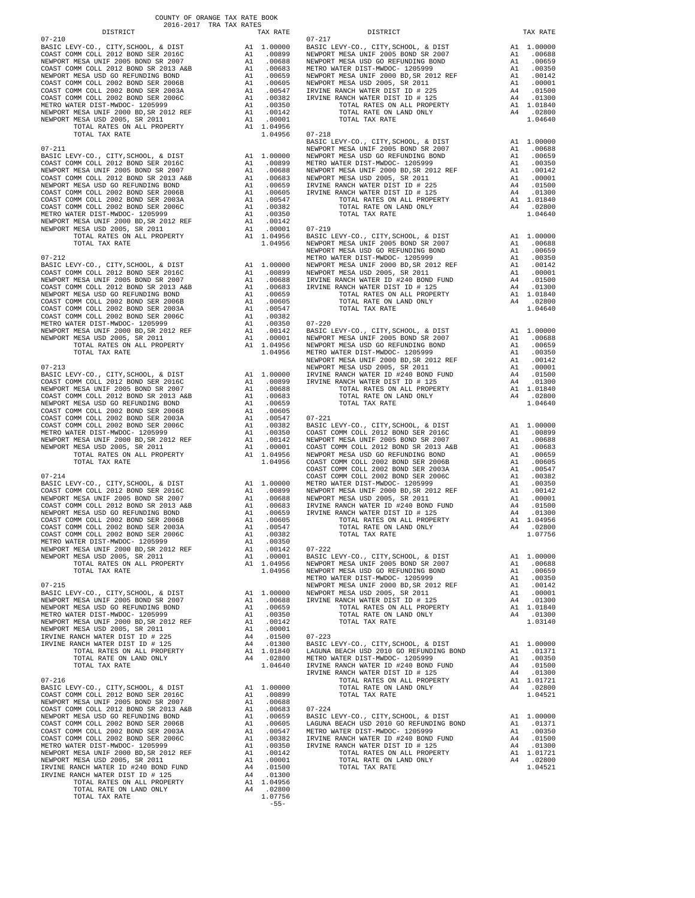COUNTY OF ORANGE TAX RATE BOOK
2016-2017 TRA TAX RATES

| DISTRICT | | TAX RATE |
|---|---|---|
| **07-210** | | |
| BASIC LEVY-CO., CITY,SCHOOL, & DIST | A1 | 1.00000 |
| COAST COMM COLL 2012 BOND SER 2016C | A1 | .00899 |
| NEWPORT MESA UNIF 2005 BOND SR 2007 | A1 | .00688 |
| COAST COMM COLL 2012 BOND SER 2013 A&B | A1 | .00683 |
| NEWPORT MESA USD GO REFUNDING BOND | A1 | .00659 |
| COAST COMM COLL 2002 BOND SER 2006B | A1 | .00605 |
| COAST COMM COLL 2002 BOND SER 2003A | A1 | .00547 |
| COAST COMM COLL 2002 BOND SER 2006C | A1 | .00382 |
| METRO WATER DIST-MWDOC- 1205999 | A1 | .00350 |
| NEWPORT MESA UNIF 2000 BD,SR 2012 REF | A1 | .00142 |
| NEWPORT MESA USD 2005, SR 2011 | A1 | .00001 |
| TOTAL RATES ON ALL PROPERTY | A1 | 1.04956 |
| TOTAL TAX RATE | | 1.04956 |
| **07-211** | | |
| BASIC LEVY-CO., CITY,SCHOOL, & DIST | A1 | 1.00000 |
| COAST COMM COLL 2012 BOND SER 2016C | A1 | .00899 |
| NEWPORT MESA UNIF 2005 BOND SR 2007 | A1 | .00688 |
| COAST COMM COLL 2012 BOND SER 2013 A&B | A1 | .00683 |
| NEWPORT MESA USD GO REFUNDING BOND | A1 | .00659 |
| COAST COMM COLL 2002 BOND SER 2006B | A1 | .00605 |
| COAST COMM COLL 2002 BOND SER 2003A | A1 | .00547 |
| COAST COMM COLL 2002 BOND SER 2006C | A1 | .00382 |
| METRO WATER DIST-MWDOC- 1205999 | A1 | .00350 |
| NEWPORT MESA UNIF 2000 BD,SR 2012 REF | A1 | .00142 |
| NEWPORT MESA USD 2005, SR 2011 | A1 | .00001 |
| TOTAL RATES ON ALL PROPERTY | A1 | 1.04956 |
| TOTAL TAX RATE | | 1.04956 |
| **07-212** | | |
| BASIC LEVY-CO., CITY,SCHOOL, & DIST | A1 | 1.00000 |
| COAST COMM COLL 2012 BOND SER 2016C | A1 | .00899 |
| NEWPORT MESA UNIF 2005 BOND SR 2007 | A1 | .00688 |
| COAST COMM COLL 2012 BOND SER 2013 A&B | A1 | .00683 |
| NEWPORT MESA USD GO REFUNDING BOND | A1 | .00659 |
| COAST COMM COLL 2002 BOND SER 2006B | A1 | .00605 |
| COAST COMM COLL 2002 BOND SER 2003A | A1 | .00547 |
| COAST COMM COLL 2002 BOND SER 2006C | A1 | .00382 |
| METRO WATER DIST-MWDOC- 1205999 | A1 | .00350 |
| NEWPORT MESA UNIF 2000 BD,SR 2012 REF | A1 | .00142 |
| NEWPORT MESA USD 2005, SR 2011 | A1 | .00001 |
| TOTAL RATES ON ALL PROPERTY | A1 | 1.04956 |
| TOTAL TAX RATE | | 1.04956 |
| **07-213** | | |
| BASIC LEVY-CO., CITY,SCHOOL, & DIST | A1 | 1.00000 |
| COAST COMM COLL 2012 BOND SER 2016C | A1 | .00899 |
| NEWPORT MESA UNIF 2005 BOND SR 2007 | A1 | .00688 |
| COAST COMM COLL 2012 BOND SER 2013 A&B | A1 | .00683 |
| NEWPORT MESA USD GO REFUNDING BOND | A1 | .00659 |
| COAST COMM COLL 2002 BOND SER 2006B | A1 | .00605 |
| COAST COMM COLL 2002 BOND SER 2003A | A1 | .00547 |
| COAST COMM COLL 2002 BOND SER 2006C | A1 | .00382 |
| METRO WATER DIST-MWDOC- 1205999 | A1 | .00350 |
| NEWPORT MESA UNIF 2000 BD,SR 2012 REF | A1 | .00142 |
| NEWPORT MESA USD 2005, SR 2011 | A1 | .00001 |
| TOTAL RATES ON ALL PROPERTY | A1 | 1.04956 |
| TOTAL TAX RATE | | 1.04956 |
| **07-214** | | |
| BASIC LEVY-CO., CITY,SCHOOL, & DIST | A1 | 1.00000 |
| COAST COMM COLL 2012 BOND SER 2016C | A1 | .00899 |
| NEWPORT MESA UNIF 2005 BOND SR 2007 | A1 | .00688 |
| COAST COMM COLL 2012 BOND SER 2013 A&B | A1 | .00683 |
| NEWPORT MESA USD GO REFUNDING BOND | A1 | .00659 |
| COAST COMM COLL 2002 BOND SER 2006B | A1 | .00605 |
| COAST COMM COLL 2002 BOND SER 2003A | A1 | .00547 |
| COAST COMM COLL 2002 BOND SER 2006C | A1 | .00382 |
| METRO WATER DIST-MWDOC- 1205999 | A1 | .00350 |
| NEWPORT MESA UNIF 2000 BD,SR 2012 REF | A1 | .00142 |
| NEWPORT MESA USD 2005, SR 2011 | A1 | .00001 |
| TOTAL RATES ON ALL PROPERTY | A1 | 1.04956 |
| TOTAL TAX RATE | | 1.04956 |
| **07-215** | | |
| BASIC LEVY-CO., CITY,SCHOOL, & DIST | A1 | 1.00000 |
| NEWPORT MESA UNIF 2005 BOND SR 2007 | A1 | .00688 |
| NEWPORT MESA USD GO REFUNDING BOND | A1 | .00659 |
| METRO WATER DIST-MWDOC- 1205999 | A1 | .00350 |
| NEWPORT MESA UNIF 2000 BD,SR 2012 REF | A1 | .00142 |
| NEWPORT MESA USD 2005, SR 2011 | A1 | .00001 |
| IRVINE RANCH WATER DIST ID # 225 | A4 | .01500 |
| IRVINE RANCH WATER DIST ID # 125 | A4 | .01300 |
| TOTAL RATES ON ALL PROPERTY | A1 | 1.01840 |
| TOTAL RATE ON LAND ONLY | A4 | .02800 |
| TOTAL TAX RATE | | 1.04640 |
| **07-216** | | |
| BASIC LEVY-CO., CITY,SCHOOL, & DIST | A1 | 1.00000 |
| COAST COMM COLL 2012 BOND SER 2016C | A1 | .00899 |
| NEWPORT MESA UNIF 2005 BOND SR 2007 | A1 | .00688 |
| COAST COMM COLL 2012 BOND SER 2013 A&B | A1 | .00683 |
| NEWPORT MESA USD GO REFUNDING BOND | A1 | .00659 |
| COAST COMM COLL 2002 BOND SER 2006B | A1 | .00605 |
| COAST COMM COLL 2002 BOND SER 2003A | A1 | .00547 |
| COAST COMM COLL 2002 BOND SER 2006C | A1 | .00382 |
| METRO WATER DIST-MWDOC- 1205999 | A1 | .00350 |
| NEWPORT MESA UNIF 2000 BD,SR 2012 REF | A1 | .00142 |
| NEWPORT MESA USD 2005, SR 2011 | A1 | .00001 |
| IRVINE RANCH WATER ID #240 BOND FUND | A4 | .01500 |
| IRVINE RANCH WATER DIST ID # 125 | A4 | .01300 |
| TOTAL RATES ON ALL PROPERTY | A1 | 1.04956 |
| TOTAL RATE ON LAND ONLY | A4 | .02800 |
| TOTAL TAX RATE | | 1.07756 |
| **07-217** | | |
| BASIC LEVY-CO., CITY,SCHOOL, & DIST | A1 | 1.00000 |
| NEWPORT MESA UNIF 2005 BOND SR 2007 | A1 | .00688 |
| NEWPORT MESA USD GO REFUNDING BOND | A1 | .00659 |
| METRO WATER DIST-MWDOC- 1205999 | A1 | .00350 |
| NEWPORT MESA UNIF 2000 BD,SR 2012 REF | A1 | .00142 |
| NEWPORT MESA USD 2005, SR 2011 | A1 | .00001 |
| IRVINE RANCH WATER DIST ID # 225 | A4 | .01500 |
| IRVINE RANCH WATER DIST ID # 125 | A4 | .01300 |
| TOTAL RATES ON ALL PROPERTY | A1 | 1.01840 |
| TOTAL RATE ON LAND ONLY | A4 | .02800 |
| TOTAL TAX RATE | | 1.04640 |
| **07-218** | | |
| BASIC LEVY-CO., CITY,SCHOOL, & DIST | A1 | 1.00000 |
| NEWPORT MESA UNIF 2005 BOND SR 2007 | A1 | .00688 |
| NEWPORT MESA USD GO REFUNDING BOND | A1 | .00659 |
| METRO WATER DIST-MWDOC- 1205999 | A1 | .00350 |
| NEWPORT MESA UNIF 2000 BD,SR 2012 REF | A1 | .00142 |
| NEWPORT MESA USD 2005, SR 2011 | A1 | .00001 |
| IRVINE RANCH WATER DIST ID # 225 | A4 | .01500 |
| IRVINE RANCH WATER DIST ID # 125 | A4 | .01300 |
| TOTAL RATES ON ALL PROPERTY | A1 | 1.01840 |
| TOTAL RATE ON LAND ONLY | A4 | .02800 |
| TOTAL TAX RATE | | 1.04640 |
| **07-219** | | |
| BASIC LEVY-CO., CITY,SCHOOL, & DIST | A1 | 1.00000 |
| NEWPORT MESA UNIF 2005 BOND SR 2007 | A1 | .00688 |
| NEWPORT MESA USD GO REFUNDING BOND | A1 | .00659 |
| METRO WATER DIST-MWDOC- 1205999 | A1 | .00350 |
| NEWPORT MESA UNIF 2000 BD,SR 2012 REF | A1 | .00142 |
| NEWPORT MESA USD 2005, SR 2011 | A1 | .00001 |
| IRVINE RANCH WATER ID #240 BOND FUND | A4 | .01500 |
| IRVINE RANCH WATER DIST ID # 125 | A4 | .01300 |
| TOTAL RATES ON ALL PROPERTY | A1 | 1.01840 |
| TOTAL RATE ON LAND ONLY | A4 | .02800 |
| TOTAL TAX RATE | | 1.04640 |
| **07-220** | | |
| BASIC LEVY-CO., CITY,SCHOOL, & DIST | A1 | 1.00000 |
| NEWPORT MESA UNIF 2005 BOND SR 2007 | A1 | .00688 |
| NEWPORT MESA USD GO REFUNDING BOND | A1 | .00659 |
| METRO WATER DIST-MWDOC- 1205999 | A1 | .00350 |
| NEWPORT MESA UNIF 2000 BD,SR 2012 REF | A1 | .00142 |
| NEWPORT MESA USD 2005, SR 2011 | A1 | .00001 |
| IRVINE RANCH WATER ID #240 BOND FUND | A4 | .01500 |
| IRVINE RANCH WATER DIST ID # 125 | A4 | .01300 |
| TOTAL RATES ON ALL PROPERTY | A1 | 1.01840 |
| TOTAL RATE ON LAND ONLY | A4 | .02800 |
| TOTAL TAX RATE | | 1.04640 |
| **07-221** | | |
| BASIC LEVY-CO., CITY,SCHOOL, & DIST | A1 | 1.00000 |
| COAST COMM COLL 2012 BOND SER 2016C | A1 | .00899 |
| NEWPORT MESA UNIF 2005 BOND SR 2007 | A1 | .00688 |
| COAST COMM COLL 2012 BOND SER 2013 A&B | A1 | .00683 |
| NEWPORT MESA USD GO REFUNDING BOND | A1 | .00659 |
| COAST COMM COLL 2002 BOND SER 2006B | A1 | .00605 |
| COAST COMM COLL 2002 BOND SER 2003A | A1 | .00547 |
| COAST COMM COLL 2002 BOND SER 2006C | A1 | .00382 |
| METRO WATER DIST-MWDOC- 1205999 | A1 | .00350 |
| NEWPORT MESA UNIF 2000 BD,SR 2012 REF | A1 | .00142 |
| NEWPORT MESA USD 2005, SR 2011 | A1 | .00001 |
| IRVINE RANCH WATER ID #240 BOND FUND | A4 | .01500 |
| IRVINE RANCH WATER DIST ID # 125 | A4 | .01300 |
| TOTAL RATES ON ALL PROPERTY | A1 | 1.04956 |
| TOTAL RATE ON LAND ONLY | A4 | .02800 |
| TOTAL TAX RATE | | 1.07756 |
| **07-222** | | |
| BASIC LEVY-CO., CITY,SCHOOL, & DIST | A1 | 1.00000 |
| NEWPORT MESA UNIF 2005 BOND SR 2007 | A1 | .00688 |
| NEWPORT MESA USD GO REFUNDING BOND | A1 | .00659 |
| METRO WATER DIST-MWDOC- 1205999 | A1 | .00350 |
| NEWPORT MESA UNIF 2000 BD,SR 2012 REF | A1 | .00142 |
| NEWPORT MESA USD 2005, SR 2011 | A1 | .00001 |
| IRVINE RANCH WATER DIST ID # 125 | A4 | .01300 |
| TOTAL RATES ON ALL PROPERTY | A1 | 1.01840 |
| TOTAL RATE ON LAND ONLY | A4 | .01300 |
| TOTAL TAX RATE | | 1.03140 |
| **07-223** | | |
| BASIC LEVY-CO., CITY,SCHOOL, & DIST | A1 | 1.00000 |
| LAGUNA BEACH USD 2010 GO REFUNDING BOND | A1 | .01371 |
| METRO WATER DIST-MWDOC- 1205999 | A1 | .00350 |
| IRVINE RANCH WATER ID #240 BOND FUND | A4 | .01500 |
| IRVINE RANCH WATER DIST ID # 125 | A4 | .01300 |
| TOTAL RATES ON ALL PROPERTY | A1 | 1.01721 |
| TOTAL RATE ON LAND ONLY | A4 | .02800 |
| TOTAL TAX RATE | | 1.04521 |
| **07-224** | | |
| BASIC LEVY-CO., CITY,SCHOOL, & DIST | A1 | 1.00000 |
| LAGUNA BEACH USD 2010 GO REFUNDING BOND | A1 | .01371 |
| METRO WATER DIST-MWDOC- 1205999 | A1 | .00350 |
| IRVINE RANCH WATER ID #240 BOND FUND | A4 | .01500 |
| IRVINE RANCH WATER DIST ID # 125 | A4 | .01300 |
| TOTAL RATES ON ALL PROPERTY | A1 | 1.01721 |
| TOTAL RATE ON LAND ONLY | A4 | .02800 |
| TOTAL TAX RATE | | 1.04521 |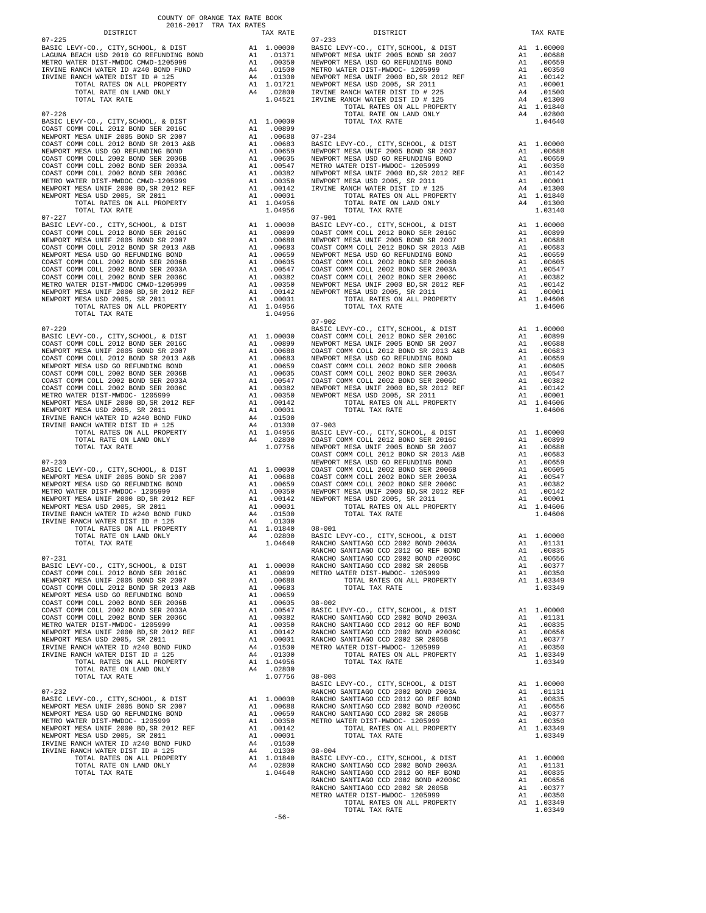COUNTY OF ORANGE TAX RATE BOOK
2016-2017 TRA TAX RATES

| DISTRICT | | TAX RATE |
|---|---|---|
| **07-225** | | |
| BASIC LEVY-CO., CITY,SCHOOL, & DIST | A1 | 1.00000 |
| LAGUNA BEACH USD 2010 GO REFUNDING BOND | A1 | .01371 |
| METRO WATER DIST-MWDOC CMWD-1205999 | A1 | .00350 |
| IRVINE RANCH WATER ID #240 BOND FUND | A4 | .01500 |
| IRVINE RANCH WATER DIST ID # 125 | A4 | .01300 |
| TOTAL RATES ON ALL PROPERTY | A1 | 1.01721 |
| TOTAL RATE ON LAND ONLY | A4 | .02800 |
| TOTAL TAX RATE | | 1.04521 |
| **07-226** | | |
| BASIC LEVY-CO., CITY,SCHOOL, & DIST | A1 | 1.00000 |
| COAST COMM COLL 2012 BOND SER 2016C | A1 | .00899 |
| NEWPORT MESA UNIF 2005 BOND SR 2007 | A1 | .00688 |
| COAST COMM COLL 2012 BOND SR 2013 A&B | A1 | .00683 |
| NEWPORT MESA USD GO REFUNDING BOND | A1 | .00659 |
| COAST COMM COLL 2002 BOND SER 2006B | A1 | .00605 |
| COAST COMM COLL 2002 BOND SER 2003A | A1 | .00547 |
| COAST COMM COLL 2002 BOND SER 2006C | A1 | .00382 |
| METRO WATER DIST-MWDOC CMWD-1205999 | A1 | .00350 |
| NEWPORT MESA UNIF 2000 BD,SR 2012 REF | A1 | .00142 |
| NEWPORT MESA USD 2005, SR 2011 | A1 | .00001 |
| TOTAL RATES ON ALL PROPERTY | A1 | 1.04956 |
| TOTAL TAX RATE | | 1.04956 |
| **07-227** | | |
| BASIC LEVY-CO., CITY,SCHOOL, & DIST | A1 | 1.00000 |
| COAST COMM COLL 2012 BOND SER 2016C | A1 | .00899 |
| NEWPORT MESA UNIF 2005 BOND SR 2007 | A1 | .00688 |
| COAST COMM COLL 2012 BOND SR 2013 A&B | A1 | .00683 |
| NEWPORT MESA USD GO REFUNDING BOND | A1 | .00659 |
| COAST COMM COLL 2002 BOND SER 2006B | A1 | .00605 |
| COAST COMM COLL 2002 BOND SER 2003A | A1 | .00547 |
| COAST COMM COLL 2002 BOND SER 2006C | A1 | .00382 |
| METRO WATER DIST-MWDOC CMWD-1205999 | A1 | .00350 |
| NEWPORT MESA UNIF 2000 BD,SR 2012 REF | A1 | .00142 |
| NEWPORT MESA USD 2005, SR 2011 | A1 | .00001 |
| TOTAL RATES ON ALL PROPERTY | A1 | 1.04956 |
| TOTAL TAX RATE | | 1.04956 |
| **07-229** | | |
| BASIC LEVY-CO., CITY,SCHOOL, & DIST | A1 | 1.00000 |
| COAST COMM COLL 2012 BOND SER 2016C | A1 | .00899 |
| NEWPORT MESA UNIF 2005 BOND SR 2007 | A1 | .00688 |
| COAST COMM COLL 2012 BOND SR 2013 A&B | A1 | .00683 |
| NEWPORT MESA USD GO REFUNDING BOND | A1 | .00659 |
| COAST COMM COLL 2002 BOND SER 2006B | A1 | .00605 |
| COAST COMM COLL 2002 BOND SER 2003A | A1 | .00547 |
| COAST COMM COLL 2002 BOND SER 2006C | A1 | .00382 |
| METRO WATER DIST-MWDOC- 1205999 | A1 | .00350 |
| NEWPORT MESA UNIF 2000 BD,SR 2012 REF | A1 | .00142 |
| NEWPORT MESA USD 2005, SR 2011 | A1 | .00001 |
| IRVINE RANCH WATER ID #240 BOND FUND | A4 | .01500 |
| IRVINE RANCH WATER DIST ID # 125 | A4 | .01300 |
| TOTAL RATES ON ALL PROPERTY | A1 | 1.04956 |
| TOTAL RATE ON LAND ONLY | A4 | .02800 |
| TOTAL TAX RATE | | 1.07756 |
| **07-230** | | |
| BASIC LEVY-CO., CITY,SCHOOL, & DIST | A1 | 1.00000 |
| NEWPORT MESA UNIF 2005 BOND SR 2007 | A1 | .00688 |
| NEWPORT MESA USD GO REFUNDING BOND | A1 | .00659 |
| METRO WATER DIST-MWDOC- 1205999 | A1 | .00350 |
| NEWPORT MESA UNIF 2000 BD,SR 2012 REF | A1 | .00142 |
| NEWPORT MESA USD 2005, SR 2011 | A1 | .00001 |
| IRVINE RANCH WATER ID #240 BOND FUND | A4 | .01500 |
| IRVINE RANCH WATER DIST ID # 125 | A4 | .01300 |
| TOTAL RATES ON ALL PROPERTY | A1 | 1.01840 |
| TOTAL RATE ON LAND ONLY | A4 | .02800 |
| TOTAL TAX RATE | | 1.04640 |
| **07-231** | | |
| BASIC LEVY-CO., CITY,SCHOOL, & DIST | A1 | 1.00000 |
| COAST COMM COLL 2012 BOND SER 2016C | A1 | .00899 |
| NEWPORT MESA UNIF 2005 BOND SR 2007 | A1 | .00688 |
| COAST COMM COLL 2012 BOND SR 2013 A&B | A1 | .00683 |
| NEWPORT MESA USD GO REFUNDING BOND | A1 | .00659 |
| COAST COMM COLL 2002 BOND SER 2006B | A1 | .00605 |
| COAST COMM COLL 2002 BOND SER 2003A | A1 | .00547 |
| COAST COMM COLL 2002 BOND SER 2006C | A1 | .00382 |
| METRO WATER DIST-MWDOC- 1205999 | A1 | .00350 |
| NEWPORT MESA UNIF 2000 BD,SR 2012 REF | A1 | .00142 |
| NEWPORT MESA USD 2005, SR 2011 | A1 | .00001 |
| IRVINE RANCH WATER ID #240 BOND FUND | A4 | .01500 |
| IRVINE RANCH WATER DIST ID # 125 | A4 | .01300 |
| TOTAL RATES ON ALL PROPERTY | A1 | 1.04956 |
| TOTAL RATE ON LAND ONLY | A4 | .02800 |
| TOTAL TAX RATE | | 1.07756 |
| **07-232** | | |
| BASIC LEVY-CO., CITY,SCHOOL, & DIST | A1 | 1.00000 |
| NEWPORT MESA UNIF 2005 BOND SR 2007 | A1 | .00688 |
| NEWPORT MESA USD GO REFUNDING BOND | A1 | .00659 |
| METRO WATER DIST-MWDOC- 1205999 | A1 | .00350 |
| NEWPORT MESA UNIF 2000 BD,SR 2012 REF | A1 | .00142 |
| NEWPORT MESA USD 2005, SR 2011 | A1 | .00001 |
| IRVINE RANCH WATER ID #240 BOND FUND | A4 | .01500 |
| IRVINE RANCH WATER DIST ID # 125 | A4 | .01300 |
| TOTAL RATES ON ALL PROPERTY | A1 | 1.01840 |
| TOTAL RATE ON LAND ONLY | A4 | .02800 |
| TOTAL TAX RATE | | 1.04640 |
| **07-233** | | |
| BASIC LEVY-CO., CITY,SCHOOL, & DIST | A1 | 1.00000 |
| NEWPORT MESA UNIF 2005 BOND SR 2007 | A1 | .00688 |
| NEWPORT MESA USD GO REFUNDING BOND | A1 | .00659 |
| METRO WATER DIST-MWDOC- 1205999 | A1 | .00350 |
| NEWPORT MESA UNIF 2000 BD,SR 2012 REF | A1 | .00142 |
| NEWPORT MESA USD 2005, SR 2011 | A1 | .00001 |
| IRVINE RANCH WATER DIST ID # 225 | A4 | .01500 |
| IRVINE RANCH WATER DIST ID # 125 | A4 | .01300 |
| TOTAL RATES ON ALL PROPERTY | A1 | 1.01840 |
| TOTAL RATE ON LAND ONLY | A4 | .02800 |
| TOTAL TAX RATE | | 1.04640 |
| **07-234** | | |
| BASIC LEVY-CO., CITY,SCHOOL, & DIST | A1 | 1.00000 |
| NEWPORT MESA UNIF 2005 BOND SR 2007 | A1 | .00688 |
| NEWPORT MESA USD GO REFUNDING BOND | A1 | .00659 |
| METRO WATER DIST-MWDOC- 1205999 | A1 | .00350 |
| NEWPORT MESA UNIF 2000 BD,SR 2012 REF | A1 | .00142 |
| NEWPORT MESA USD 2005, SR 2011 | A1 | .00001 |
| IRVINE RANCH WATER DIST ID # 125 | A4 | .01300 |
| TOTAL RATES ON ALL PROPERTY | A1 | 1.01840 |
| TOTAL RATE ON LAND ONLY | A4 | .01300 |
| TOTAL TAX RATE | | 1.03140 |
| **07-901** | | |
| BASIC LEVY-CO., CITY,SCHOOL, & DIST | A1 | 1.00000 |
| COAST COMM COLL 2012 BOND SER 2016C | A1 | .00899 |
| NEWPORT MESA UNIF 2005 BOND SR 2007 | A1 | .00688 |
| COAST COMM COLL 2012 BOND SR 2013 A&B | A1 | .00683 |
| NEWPORT MESA USD GO REFUNDING BOND | A1 | .00659 |
| COAST COMM COLL 2002 BOND SER 2006B | A1 | .00605 |
| COAST COMM COLL 2002 BOND SER 2003A | A1 | .00547 |
| COAST COMM COLL 2002 BOND SER 2006C | A1 | .00382 |
| NEWPORT MESA UNIF 2000 BD,SR 2012 REF | A1 | .00142 |
| NEWPORT MESA USD 2005, SR 2011 | A1 | .00001 |
| TOTAL RATES ON ALL PROPERTY | A1 | 1.04606 |
| TOTAL TAX RATE | | 1.04606 |
| **07-902** | | |
| BASIC LEVY-CO., CITY,SCHOOL, & DIST | A1 | 1.00000 |
| COAST COMM COLL 2012 BOND SER 2016C | A1 | .00899 |
| NEWPORT MESA UNIF 2005 BOND SR 2007 | A1 | .00688 |
| COAST COMM COLL 2012 BOND SR 2013 A&B | A1 | .00683 |
| NEWPORT MESA USD GO REFUNDING BOND | A1 | .00659 |
| COAST COMM COLL 2002 BOND SER 2006B | A1 | .00605 |
| COAST COMM COLL 2002 BOND SER 2003A | A1 | .00547 |
| COAST COMM COLL 2002 BOND SER 2006C | A1 | .00382 |
| NEWPORT MESA UNIF 2000 BD,SR 2012 REF | A1 | .00142 |
| NEWPORT MESA USD 2005, SR 2011 | A1 | .00001 |
| TOTAL RATES ON ALL PROPERTY | A1 | 1.04606 |
| TOTAL TAX RATE | | 1.04606 |
| **07-903** | | |
| BASIC LEVY-CO., CITY,SCHOOL, & DIST | A1 | 1.00000 |
| COAST COMM COLL 2012 BOND SER 2016C | A1 | .00899 |
| NEWPORT MESA UNIF 2005 BOND SR 2007 | A1 | .00688 |
| COAST COMM COLL 2012 BOND SR 2013 A&B | A1 | .00683 |
| NEWPORT MESA USD GO REFUNDING BOND | A1 | .00659 |
| COAST COMM COLL 2002 BOND SER 2006B | A1 | .00605 |
| COAST COMM COLL 2002 BOND SER 2003A | A1 | .00547 |
| COAST COMM COLL 2002 BOND SER 2006C | A1 | .00382 |
| NEWPORT MESA UNIF 2000 BD,SR 2012 REF | A1 | .00142 |
| NEWPORT MESA USD 2005, SR 2011 | A1 | .00001 |
| TOTAL RATES ON ALL PROPERTY | A1 | 1.04606 |
| TOTAL TAX RATE | | 1.04606 |
| **08-001** | | |
| BASIC LEVY-CO., CITY,SCHOOL, & DIST | A1 | 1.00000 |
| RANCHO SANTIAGO CCD 2002 BOND 2003A | A1 | .01131 |
| RANCHO SANTIAGO CCD 2012 GO REF BOND | A1 | .00835 |
| RANCHO SANTIAGO CCD 2002 BOND #2006C | A1 | .00656 |
| RANCHO SANTIAGO CCD 2002 SR 2005B | A1 | .00377 |
| METRO WATER DIST-MWDOC- 1205999 | A1 | .00350 |
| TOTAL RATES ON ALL PROPERTY | A1 | 1.03349 |
| TOTAL TAX RATE | | 1.03349 |
| **08-002** | | |
| BASIC LEVY-CO., CITY,SCHOOL, & DIST | A1 | 1.00000 |
| RANCHO SANTIAGO CCD 2002 BOND 2003A | A1 | .01131 |
| RANCHO SANTIAGO CCD 2012 GO REF BOND | A1 | .00835 |
| RANCHO SANTIAGO CCD 2002 BOND #2006C | A1 | .00656 |
| RANCHO SANTIAGO CCD 2002 SR 2005B | A1 | .00377 |
| METRO WATER DIST-MWDOC- 1205999 | A1 | .00350 |
| TOTAL RATES ON ALL PROPERTY | A1 | 1.03349 |
| TOTAL TAX RATE | | 1.03349 |
| **08-003** | | |
| BASIC LEVY-CO., CITY,SCHOOL, & DIST | A1 | 1.00000 |
| RANCHO SANTIAGO CCD 2002 BOND 2003A | A1 | .01131 |
| RANCHO SANTIAGO CCD 2012 GO REF BOND | A1 | .00835 |
| RANCHO SANTIAGO CCD 2002 BOND #2006C | A1 | .00656 |
| RANCHO SANTIAGO CCD 2002 SR 2005B | A1 | .00377 |
| METRO WATER DIST-MWDOC- 1205999 | A1 | .00350 |
| TOTAL RATES ON ALL PROPERTY | A1 | 1.03349 |
| TOTAL TAX RATE | | 1.03349 |
| **08-004** | | |
| BASIC LEVY-CO., CITY,SCHOOL, & DIST | A1 | 1.00000 |
| RANCHO SANTIAGO CCD 2002 BOND 2003A | A1 | .01131 |
| RANCHO SANTIAGO CCD 2012 GO REF BOND | A1 | .00835 |
| RANCHO SANTIAGO CCD 2002 BOND #2006C | A1 | .00656 |
| RANCHO SANTIAGO CCD 2002 SR 2005B | A1 | .00377 |
| METRO WATER DIST-MWDOC- 1205999 | A1 | .00350 |
| TOTAL RATES ON ALL PROPERTY | A1 | 1.03349 |
| TOTAL TAX RATE | | 1.03349 |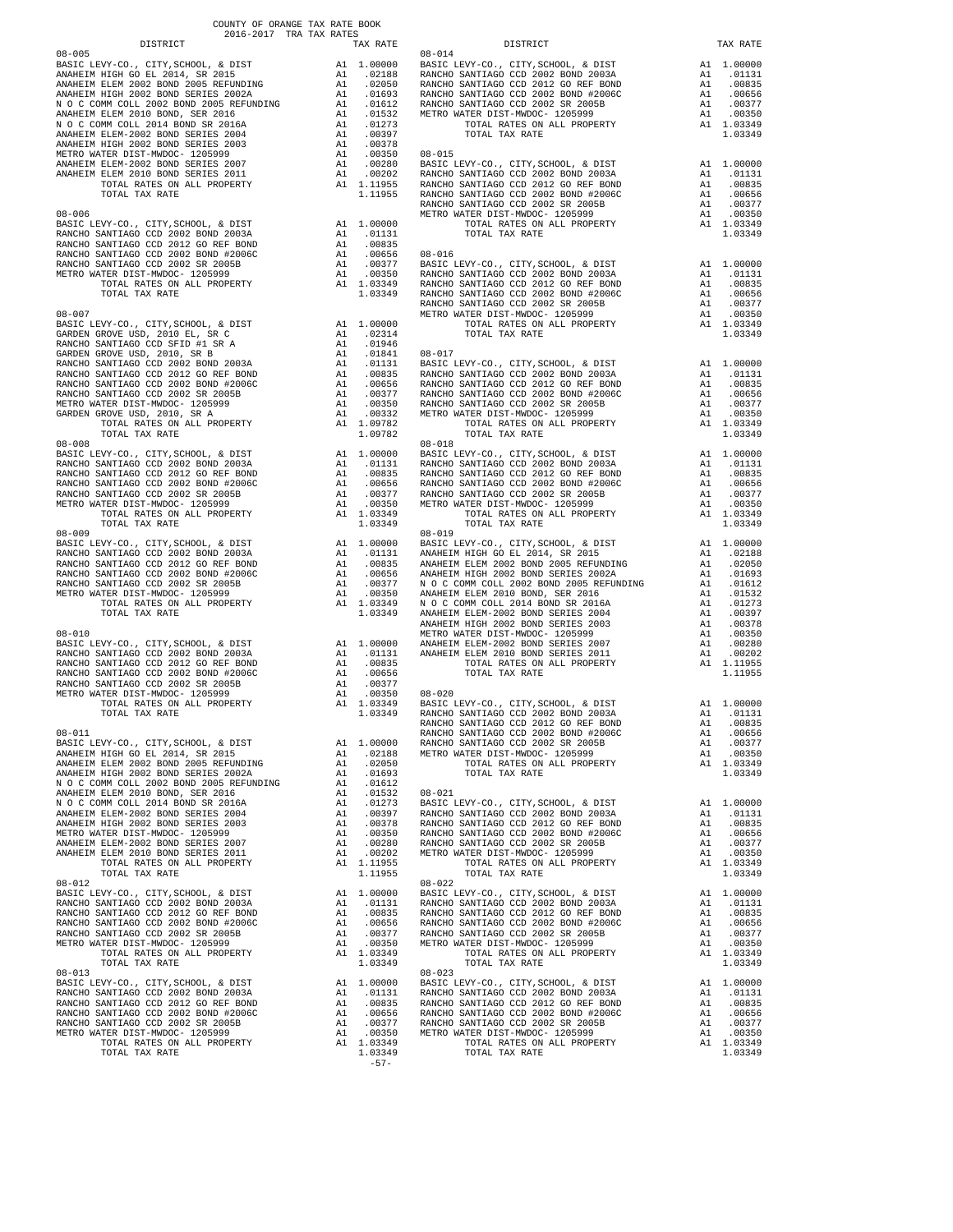COUNTY OF ORANGE TAX RATE BOOK
2016-2017 TRA TAX RATES

| DISTRICT | | TAX RATE |
|---|---|---|
| **08-005** | | |
| BASIC LEVY-CO., CITY,SCHOOL, & DIST | A1 | 1.00000 |
| ANAHEIM HIGH GO EL 2014, SR 2015 | A1 | .02188 |
| ANAHEIM ELEM 2002 BOND 2005 REFUNDING | A1 | .02050 |
| ANAHEIM HIGH 2002 BOND SERIES 2002A | A1 | .01693 |
| N O C COMM COLL 2002 BOND 2005 REFUNDING | A1 | .01612 |
| ANAHEIM ELEM 2010 BOND, SER 2016 | A1 | .01532 |
| N O C COMM COLL 2014 BOND SR 2016A | A1 | .01273 |
| ANAHEIM ELEM-2002 BOND SERIES 2004 | A1 | .00397 |
| ANAHEIM HIGH 2002 BOND SERIES 2003 | A1 | .00378 |
| METRO WATER DIST-MWDOC- 1205999 | A1 | .00350 |
| ANAHEIM ELEM-2002 BOND SERIES 2007 | A1 | .00280 |
| ANAHEIM ELEM 2010 BOND SERIES 2011 | A1 | .00202 |
| TOTAL RATES ON ALL PROPERTY | A1 | 1.11955 |
| TOTAL TAX RATE | | 1.11955 |
| **08-006** | | |
| BASIC LEVY-CO., CITY,SCHOOL, & DIST | A1 | 1.00000 |
| RANCHO SANTIAGO CCD 2002 BOND 2003A | A1 | .01131 |
| RANCHO SANTIAGO CCD 2012 GO REF BOND | A1 | .00835 |
| RANCHO SANTIAGO CCD 2002 BOND #2006C | A1 | .00656 |
| RANCHO SANTIAGO CCD 2002 SR 2005B | A1 | .00377 |
| METRO WATER DIST-MWDOC- 1205999 | A1 | .00350 |
| TOTAL RATES ON ALL PROPERTY | A1 | 1.03349 |
| TOTAL TAX RATE | | 1.03349 |
| **08-007** | | |
| BASIC LEVY-CO., CITY,SCHOOL, & DIST | A1 | 1.00000 |
| GARDEN GROVE USD, 2010 EL, SR C | A1 | .02314 |
| RANCHO SANTIAGO CCD SFID #1 SR A | A1 | .01946 |
| GARDEN GROVE USD, 2010, SR B | A1 | .01841 |
| RANCHO SANTIAGO CCD 2002 BOND 2003A | A1 | .01131 |
| RANCHO SANTIAGO CCD 2012 GO REF BOND | A1 | .00835 |
| RANCHO SANTIAGO CCD 2002 BOND #2006C | A1 | .00656 |
| RANCHO SANTIAGO CCD 2002 SR 2005B | A1 | .00377 |
| METRO WATER DIST-MWDOC- 1205999 | A1 | .00350 |
| GARDEN GROVE USD, 2010, SR A | A1 | .00332 |
| TOTAL RATES ON ALL PROPERTY | A1 | 1.09782 |
| TOTAL TAX RATE | | 1.09782 |
| **08-008** | | |
| BASIC LEVY-CO., CITY,SCHOOL, & DIST | A1 | 1.00000 |
| RANCHO SANTIAGO CCD 2002 BOND 2003A | A1 | .01131 |
| RANCHO SANTIAGO CCD 2012 GO REF BOND | A1 | .00835 |
| RANCHO SANTIAGO CCD 2002 BOND #2006C | A1 | .00656 |
| RANCHO SANTIAGO CCD 2002 SR 2005B | A1 | .00377 |
| METRO WATER DIST-MWDOC- 1205999 | A1 | .00350 |
| TOTAL RATES ON ALL PROPERTY | A1 | 1.03349 |
| TOTAL TAX RATE | | 1.03349 |
| **08-009** | | |
| BASIC LEVY-CO., CITY,SCHOOL, & DIST | A1 | 1.00000 |
| RANCHO SANTIAGO CCD 2002 BOND 2003A | A1 | .01131 |
| RANCHO SANTIAGO CCD 2012 GO REF BOND | A1 | .00835 |
| RANCHO SANTIAGO CCD 2002 BOND #2006C | A1 | .00656 |
| RANCHO SANTIAGO CCD 2002 SR 2005B | A1 | .00377 |
| METRO WATER DIST-MWDOC- 1205999 | A1 | .00350 |
| TOTAL RATES ON ALL PROPERTY | A1 | 1.03349 |
| TOTAL TAX RATE | | 1.03349 |
| **08-010** | | |
| BASIC LEVY-CO., CITY,SCHOOL, & DIST | A1 | 1.00000 |
| RANCHO SANTIAGO CCD 2002 BOND 2003A | A1 | .01131 |
| RANCHO SANTIAGO CCD 2012 GO REF BOND | A1 | .00835 |
| RANCHO SANTIAGO CCD 2002 BOND #2006C | A1 | .00656 |
| RANCHO SANTIAGO CCD 2002 SR 2005B | A1 | .00377 |
| METRO WATER DIST-MWDOC- 1205999 | A1 | .00350 |
| TOTAL RATES ON ALL PROPERTY | A1 | 1.03349 |
| TOTAL TAX RATE | | 1.03349 |
| **08-011** | | |
| BASIC LEVY-CO., CITY,SCHOOL, & DIST | A1 | 1.00000 |
| ANAHEIM HIGH GO EL 2014, SR 2015 | A1 | .02188 |
| ANAHEIM ELEM 2002 BOND 2005 REFUNDING | A1 | .02050 |
| ANAHEIM HIGH 2002 BOND SERIES 2002A | A1 | .01693 |
| N O C COMM COLL 2002 BOND 2005 REFUNDING | A1 | .01612 |
| ANAHEIM ELEM 2010 BOND, SER 2016 | A1 | .01532 |
| N O C COMM COLL 2014 BOND SR 2016A | A1 | .01273 |
| ANAHEIM ELEM-2002 BOND SERIES 2004 | A1 | .00397 |
| ANAHEIM HIGH 2002 BOND SERIES 2003 | A1 | .00378 |
| METRO WATER DIST-MWDOC- 1205999 | A1 | .00350 |
| ANAHEIM ELEM-2002 BOND SERIES 2007 | A1 | .00280 |
| ANAHEIM ELEM 2010 BOND SERIES 2011 | A1 | .00202 |
| TOTAL RATES ON ALL PROPERTY | A1 | 1.11955 |
| TOTAL TAX RATE | | 1.11955 |
| **08-012** | | |
| BASIC LEVY-CO., CITY,SCHOOL, & DIST | A1 | 1.00000 |
| RANCHO SANTIAGO CCD 2002 BOND 2003A | A1 | .01131 |
| RANCHO SANTIAGO CCD 2012 GO REF BOND | A1 | .00835 |
| RANCHO SANTIAGO CCD 2002 BOND #2006C | A1 | .00656 |
| RANCHO SANTIAGO CCD 2002 SR 2005B | A1 | .00377 |
| METRO WATER DIST-MWDOC- 1205999 | A1 | .00350 |
| TOTAL RATES ON ALL PROPERTY | A1 | 1.03349 |
| TOTAL TAX RATE | | 1.03349 |
| **08-013** | | |
| BASIC LEVY-CO., CITY,SCHOOL, & DIST | A1 | 1.00000 |
| RANCHO SANTIAGO CCD 2002 BOND 2003A | A1 | .01131 |
| RANCHO SANTIAGO CCD 2012 GO REF BOND | A1 | .00835 |
| RANCHO SANTIAGO CCD 2002 BOND #2006C | A1 | .00656 |
| RANCHO SANTIAGO CCD 2002 SR 2005B | A1 | .00377 |
| METRO WATER DIST-MWDOC- 1205999 | A1 | .00350 |
| TOTAL RATES ON ALL PROPERTY | A1 | 1.03349 |
| TOTAL TAX RATE | | 1.03349 |
| **08-014** | | |
| BASIC LEVY-CO., CITY,SCHOOL, & DIST | A1 | 1.00000 |
| RANCHO SANTIAGO CCD 2002 BOND 2003A | A1 | .01131 |
| RANCHO SANTIAGO CCD 2012 GO REF BOND | A1 | .00835 |
| RANCHO SANTIAGO CCD 2002 BOND #2006C | A1 | .00656 |
| RANCHO SANTIAGO CCD 2002 SR 2005B | A1 | .00377 |
| METRO WATER DIST-MWDOC- 1205999 | A1 | .00350 |
| TOTAL RATES ON ALL PROPERTY | A1 | 1.03349 |
| TOTAL TAX RATE | | 1.03349 |
| **08-015** | | |
| BASIC LEVY-CO., CITY,SCHOOL, & DIST | A1 | 1.00000 |
| RANCHO SANTIAGO CCD 2002 BOND 2003A | A1 | .01131 |
| RANCHO SANTIAGO CCD 2012 GO REF BOND | A1 | .00835 |
| RANCHO SANTIAGO CCD 2002 BOND #2006C | A1 | .00656 |
| RANCHO SANTIAGO CCD 2002 SR 2005B | A1 | .00377 |
| METRO WATER DIST-MWDOC- 1205999 | A1 | .00350 |
| TOTAL RATES ON ALL PROPERTY | A1 | 1.03349 |
| TOTAL TAX RATE | | 1.03349 |
| **08-016** | | |
| BASIC LEVY-CO., CITY,SCHOOL, & DIST | A1 | 1.00000 |
| RANCHO SANTIAGO CCD 2002 BOND 2003A | A1 | .01131 |
| RANCHO SANTIAGO CCD 2012 GO REF BOND | A1 | .00835 |
| RANCHO SANTIAGO CCD 2002 BOND #2006C | A1 | .00656 |
| RANCHO SANTIAGO CCD 2002 SR 2005B | A1 | .00377 |
| METRO WATER DIST-MWDOC- 1205999 | A1 | .00350 |
| TOTAL RATES ON ALL PROPERTY | A1 | 1.03349 |
| TOTAL TAX RATE | | 1.03349 |
| **08-017** | | |
| BASIC LEVY-CO., CITY,SCHOOL, & DIST | A1 | 1.00000 |
| RANCHO SANTIAGO CCD 2002 BOND 2003A | A1 | .01131 |
| RANCHO SANTIAGO CCD 2012 GO REF BOND | A1 | .00835 |
| RANCHO SANTIAGO CCD 2002 BOND #2006C | A1 | .00656 |
| RANCHO SANTIAGO CCD 2002 SR 2005B | A1 | .00377 |
| METRO WATER DIST-MWDOC- 1205999 | A1 | .00350 |
| TOTAL RATES ON ALL PROPERTY | A1 | 1.03349 |
| TOTAL TAX RATE | | 1.03349 |
| **08-018** | | |
| BASIC LEVY-CO., CITY,SCHOOL, & DIST | A1 | 1.00000 |
| RANCHO SANTIAGO CCD 2002 BOND 2003A | A1 | .01131 |
| RANCHO SANTIAGO CCD 2012 GO REF BOND | A1 | .00835 |
| RANCHO SANTIAGO CCD 2002 BOND #2006C | A1 | .00656 |
| RANCHO SANTIAGO CCD 2002 SR 2005B | A1 | .00377 |
| METRO WATER DIST-MWDOC- 1205999 | A1 | .00350 |
| TOTAL RATES ON ALL PROPERTY | A1 | 1.03349 |
| TOTAL TAX RATE | | 1.03349 |
| **08-019** | | |
| BASIC LEVY-CO., CITY,SCHOOL, & DIST | A1 | 1.00000 |
| ANAHEIM HIGH GO EL 2014, SR 2015 | A1 | .02188 |
| ANAHEIM ELEM 2002 BOND 2005 REFUNDING | A1 | .02050 |
| ANAHEIM HIGH 2002 BOND SERIES 2002A | A1 | .01693 |
| N O C COMM COLL 2002 BOND 2005 REFUNDING | A1 | .01612 |
| ANAHEIM ELEM 2010 BOND, SER 2016 | A1 | .01532 |
| N O C COMM COLL 2014 BOND SR 2016A | A1 | .01273 |
| ANAHEIM ELEM-2002 BOND SERIES 2004 | A1 | .00397 |
| ANAHEIM HIGH 2002 BOND SERIES 2003 | A1 | .00378 |
| METRO WATER DIST-MWDOC- 1205999 | A1 | .00350 |
| ANAHEIM ELEM-2002 BOND SERIES 2007 | A1 | .00280 |
| ANAHEIM ELEM 2010 BOND SERIES 2011 | A1 | .00202 |
| TOTAL RATES ON ALL PROPERTY | A1 | 1.11955 |
| TOTAL TAX RATE | | 1.11955 |
| **08-020** | | |
| BASIC LEVY-CO., CITY,SCHOOL, & DIST | A1 | 1.00000 |
| RANCHO SANTIAGO CCD 2002 BOND 2003A | A1 | .01131 |
| RANCHO SANTIAGO CCD 2012 GO REF BOND | A1 | .00835 |
| RANCHO SANTIAGO CCD 2002 BOND #2006C | A1 | .00656 |
| RANCHO SANTIAGO CCD 2002 SR 2005B | A1 | .00377 |
| METRO WATER DIST-MWDOC- 1205999 | A1 | .00350 |
| TOTAL RATES ON ALL PROPERTY | A1 | 1.03349 |
| TOTAL TAX RATE | | 1.03349 |
| **08-021** | | |
| BASIC LEVY-CO., CITY,SCHOOL, & DIST | A1 | 1.00000 |
| RANCHO SANTIAGO CCD 2002 BOND 2003A | A1 | .01131 |
| RANCHO SANTIAGO CCD 2012 GO REF BOND | A1 | .00835 |
| RANCHO SANTIAGO CCD 2002 BOND #2006C | A1 | .00656 |
| RANCHO SANTIAGO CCD 2002 SR 2005B | A1 | .00377 |
| METRO WATER DIST-MWDOC- 1205999 | A1 | .00350 |
| TOTAL RATES ON ALL PROPERTY | A1 | 1.03349 |
| TOTAL TAX RATE | | 1.03349 |
| **08-022** | | |
| BASIC LEVY-CO., CITY,SCHOOL, & DIST | A1 | 1.00000 |
| RANCHO SANTIAGO CCD 2002 BOND 2003A | A1 | .01131 |
| RANCHO SANTIAGO CCD 2012 GO REF BOND | A1 | .00835 |
| RANCHO SANTIAGO CCD 2002 BOND #2006C | A1 | .00656 |
| RANCHO SANTIAGO CCD 2002 SR 2005B | A1 | .00377 |
| METRO WATER DIST-MWDOC- 1205999 | A1 | .00350 |
| TOTAL RATES ON ALL PROPERTY | A1 | 1.03349 |
| TOTAL TAX RATE | | 1.03349 |
| **08-023** | | |
| BASIC LEVY-CO., CITY,SCHOOL, & DIST | A1 | 1.00000 |
| RANCHO SANTIAGO CCD 2002 BOND 2003A | A1 | .01131 |
| RANCHO SANTIAGO CCD 2012 GO REF BOND | A1 | .00835 |
| RANCHO SANTIAGO CCD 2002 BOND #2006C | A1 | .00656 |
| RANCHO SANTIAGO CCD 2002 SR 2005B | A1 | .00377 |
| METRO WATER DIST-MWDOC- 1205999 | A1 | .00350 |
| TOTAL RATES ON ALL PROPERTY | A1 | 1.03349 |
| TOTAL TAX RATE | | 1.03349 |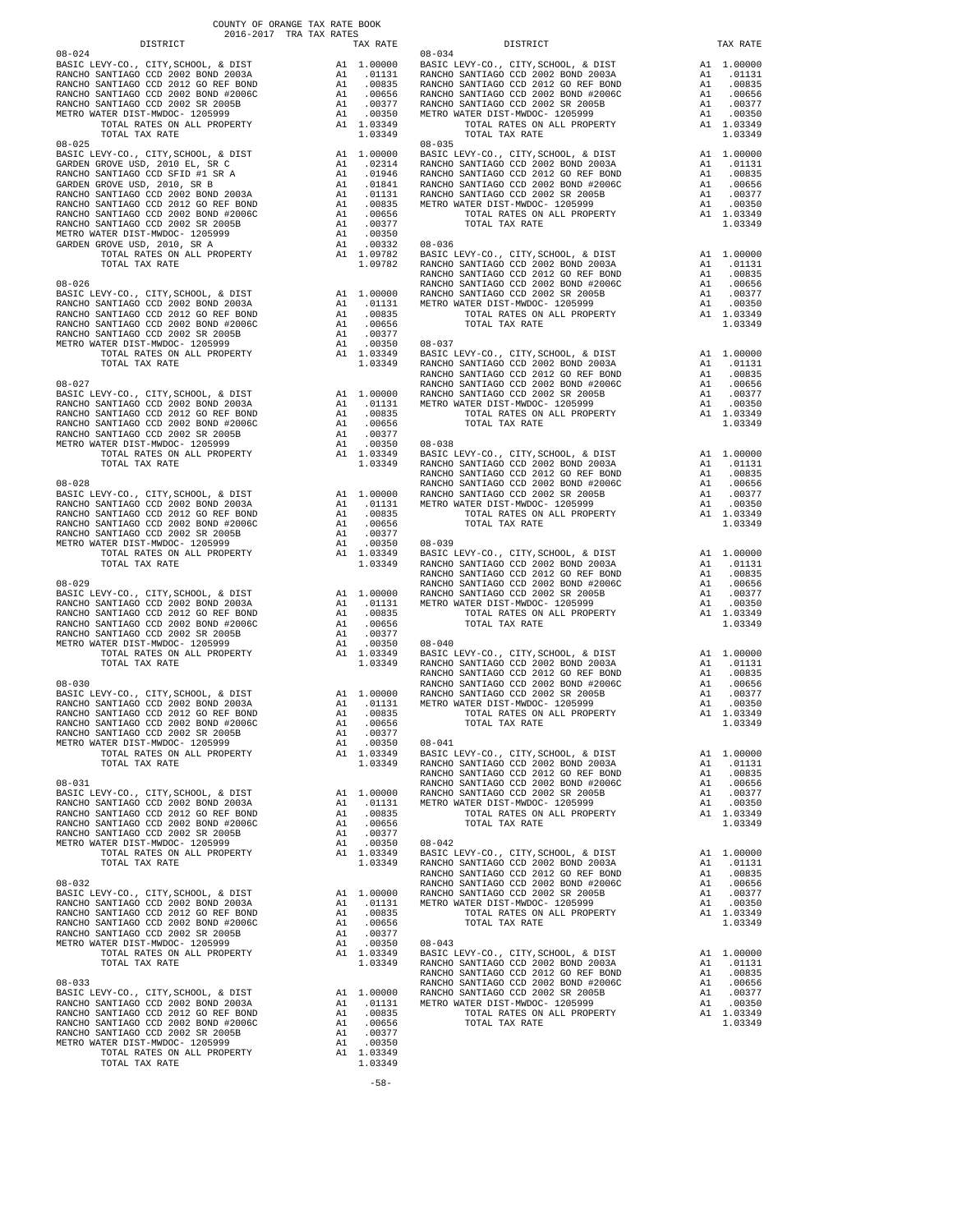COUNTY OF ORANGE TAX RATE BOOK
2016-2017 TRA TAX RATES

| DISTRICT | | TAX RATE |
|---|---|---|
| **08-024** | | |
| BASIC LEVY-CO., CITY,SCHOOL, & DIST | A1 | 1.00000 |
| RANCHO SANTIAGO CCD 2002 BOND 2003A | A1 | .01131 |
| RANCHO SANTIAGO CCD 2012 GO REF BOND | A1 | .00835 |
| RANCHO SANTIAGO CCD 2002 BOND #2006C | A1 | .00656 |
| RANCHO SANTIAGO CCD 2002 SR 2005B | A1 | .00377 |
| METRO WATER DIST-MWDOC- 1205999 | A1 | .00350 |
| TOTAL RATES ON ALL PROPERTY | A1 | 1.03349 |
| TOTAL TAX RATE | | 1.03349 |
| **08-025** | | |
| BASIC LEVY-CO., CITY,SCHOOL, & DIST | A1 | 1.00000 |
| GARDEN GROVE USD, 2010 EL, SR C | A1 | .02314 |
| RANCHO SANTIAGO CCD SFID #1 SR A | A1 | .01946 |
| GARDEN GROVE USD, 2010, SR B | A1 | .01841 |
| RANCHO SANTIAGO CCD 2002 BOND 2003A | A1 | .01131 |
| RANCHO SANTIAGO CCD 2012 GO REF BOND | A1 | .00835 |
| RANCHO SANTIAGO CCD 2002 BOND #2006C | A1 | .00656 |
| RANCHO SANTIAGO CCD 2002 SR 2005B | A1 | .00377 |
| METRO WATER DIST-MWDOC- 1205999 | A1 | .00350 |
| GARDEN GROVE USD, 2010, SR A | A1 | .00332 |
| TOTAL RATES ON ALL PROPERTY | A1 | 1.09782 |
| TOTAL TAX RATE | | 1.09782 |
| **08-026** | | |
| BASIC LEVY-CO., CITY,SCHOOL, & DIST | A1 | 1.00000 |
| RANCHO SANTIAGO CCD 2002 BOND 2003A | A1 | .01131 |
| RANCHO SANTIAGO CCD 2012 GO REF BOND | A1 | .00835 |
| RANCHO SANTIAGO CCD 2002 BOND #2006C | A1 | .00656 |
| RANCHO SANTIAGO CCD 2002 SR 2005B | A1 | .00377 |
| METRO WATER DIST-MWDOC- 1205999 | A1 | .00350 |
| TOTAL RATES ON ALL PROPERTY | A1 | 1.03349 |
| TOTAL TAX RATE | | 1.03349 |
| **08-027** | | |
| BASIC LEVY-CO., CITY,SCHOOL, & DIST | A1 | 1.00000 |
| RANCHO SANTIAGO CCD 2002 BOND 2003A | A1 | .01131 |
| RANCHO SANTIAGO CCD 2012 GO REF BOND | A1 | .00835 |
| RANCHO SANTIAGO CCD 2002 BOND #2006C | A1 | .00656 |
| RANCHO SANTIAGO CCD 2002 SR 2005B | A1 | .00377 |
| METRO WATER DIST-MWDOC- 1205999 | A1 | .00350 |
| TOTAL RATES ON ALL PROPERTY | A1 | 1.03349 |
| TOTAL TAX RATE | | 1.03349 |
| **08-028** | | |
| BASIC LEVY-CO., CITY,SCHOOL, & DIST | A1 | 1.00000 |
| RANCHO SANTIAGO CCD 2002 BOND 2003A | A1 | .01131 |
| RANCHO SANTIAGO CCD 2012 GO REF BOND | A1 | .00835 |
| RANCHO SANTIAGO CCD 2002 BOND #2006C | A1 | .00656 |
| RANCHO SANTIAGO CCD 2002 SR 2005B | A1 | .00377 |
| METRO WATER DIST-MWDOC- 1205999 | A1 | .00350 |
| TOTAL RATES ON ALL PROPERTY | A1 | 1.03349 |
| TOTAL TAX RATE | | 1.03349 |
| **08-029** | | |
| BASIC LEVY-CO., CITY,SCHOOL, & DIST | A1 | 1.00000 |
| RANCHO SANTIAGO CCD 2002 BOND 2003A | A1 | .01131 |
| RANCHO SANTIAGO CCD 2012 GO REF BOND | A1 | .00835 |
| RANCHO SANTIAGO CCD 2002 BOND #2006C | A1 | .00656 |
| RANCHO SANTIAGO CCD 2002 SR 2005B | A1 | .00377 |
| METRO WATER DIST-MWDOC- 1205999 | A1 | .00350 |
| TOTAL RATES ON ALL PROPERTY | A1 | 1.03349 |
| TOTAL TAX RATE | | 1.03349 |
| **08-030** | | |
| BASIC LEVY-CO., CITY,SCHOOL, & DIST | A1 | 1.00000 |
| RANCHO SANTIAGO CCD 2002 BOND 2003A | A1 | .01131 |
| RANCHO SANTIAGO CCD 2012 GO REF BOND | A1 | .00835 |
| RANCHO SANTIAGO CCD 2002 BOND #2006C | A1 | .00656 |
| RANCHO SANTIAGO CCD 2002 SR 2005B | A1 | .00377 |
| METRO WATER DIST-MWDOC- 1205999 | A1 | .00350 |
| TOTAL RATES ON ALL PROPERTY | A1 | 1.03349 |
| TOTAL TAX RATE | | 1.03349 |
| **08-031** | | |
| BASIC LEVY-CO., CITY,SCHOOL, & DIST | A1 | 1.00000 |
| RANCHO SANTIAGO CCD 2002 BOND 2003A | A1 | .01131 |
| RANCHO SANTIAGO CCD 2012 GO REF BOND | A1 | .00835 |
| RANCHO SANTIAGO CCD 2002 BOND #2006C | A1 | .00656 |
| RANCHO SANTIAGO CCD 2002 SR 2005B | A1 | .00377 |
| METRO WATER DIST-MWDOC- 1205999 | A1 | .00350 |
| TOTAL RATES ON ALL PROPERTY | A1 | 1.03349 |
| TOTAL TAX RATE | | 1.03349 |
| **08-032** | | |
| BASIC LEVY-CO., CITY,SCHOOL, & DIST | A1 | 1.00000 |
| RANCHO SANTIAGO CCD 2002 BOND 2003A | A1 | .01131 |
| RANCHO SANTIAGO CCD 2012 GO REF BOND | A1 | .00835 |
| RANCHO SANTIAGO CCD 2002 BOND #2006C | A1 | .00656 |
| RANCHO SANTIAGO CCD 2002 SR 2005B | A1 | .00377 |
| METRO WATER DIST-MWDOC- 1205999 | A1 | .00350 |
| TOTAL RATES ON ALL PROPERTY | A1 | 1.03349 |
| TOTAL TAX RATE | | 1.03349 |
| **08-033** | | |
| BASIC LEVY-CO., CITY,SCHOOL, & DIST | A1 | 1.00000 |
| RANCHO SANTIAGO CCD 2002 BOND 2003A | A1 | .01131 |
| RANCHO SANTIAGO CCD 2012 GO REF BOND | A1 | .00835 |
| RANCHO SANTIAGO CCD 2002 BOND #2006C | A1 | .00656 |
| RANCHO SANTIAGO CCD 2002 SR 2005B | A1 | .00377 |
| METRO WATER DIST-MWDOC- 1205999 | A1 | .00350 |
| TOTAL RATES ON ALL PROPERTY | A1 | 1.03349 |
| TOTAL TAX RATE | | 1.03349 |
| **08-034** | | |
| BASIC LEVY-CO., CITY,SCHOOL, & DIST | A1 | 1.00000 |
| RANCHO SANTIAGO CCD 2002 BOND 2003A | A1 | .01131 |
| RANCHO SANTIAGO CCD 2012 GO REF BOND | A1 | .00835 |
| RANCHO SANTIAGO CCD 2002 BOND #2006C | A1 | .00656 |
| RANCHO SANTIAGO CCD 2002 SR 2005B | A1 | .00377 |
| METRO WATER DIST-MWDOC- 1205999 | A1 | .00350 |
| TOTAL RATES ON ALL PROPERTY | A1 | 1.03349 |
| TOTAL TAX RATE | | 1.03349 |
| **08-035** | | |
| BASIC LEVY-CO., CITY,SCHOOL, & DIST | A1 | 1.00000 |
| RANCHO SANTIAGO CCD 2002 BOND 2003A | A1 | .01131 |
| RANCHO SANTIAGO CCD 2012 GO REF BOND | A1 | .00835 |
| RANCHO SANTIAGO CCD 2002 BOND #2006C | A1 | .00656 |
| RANCHO SANTIAGO CCD 2002 SR 2005B | A1 | .00377 |
| METRO WATER DIST-MWDOC- 1205999 | A1 | .00350 |
| TOTAL RATES ON ALL PROPERTY | A1 | 1.03349 |
| TOTAL TAX RATE | | 1.03349 |
| **08-036** | | |
| BASIC LEVY-CO., CITY,SCHOOL, & DIST | A1 | 1.00000 |
| RANCHO SANTIAGO CCD 2002 BOND 2003A | A1 | .01131 |
| RANCHO SANTIAGO CCD 2012 GO REF BOND | A1 | .00835 |
| RANCHO SANTIAGO CCD 2002 BOND #2006C | A1 | .00656 |
| RANCHO SANTIAGO CCD 2002 SR 2005B | A1 | .00377 |
| METRO WATER DIST-MWDOC- 1205999 | A1 | .00350 |
| TOTAL RATES ON ALL PROPERTY | A1 | 1.03349 |
| TOTAL TAX RATE | | 1.03349 |
| **08-037** | | |
| BASIC LEVY-CO., CITY,SCHOOL, & DIST | A1 | 1.00000 |
| RANCHO SANTIAGO CCD 2002 BOND 2003A | A1 | .01131 |
| RANCHO SANTIAGO CCD 2012 GO REF BOND | A1 | .00835 |
| RANCHO SANTIAGO CCD 2002 BOND #2006C | A1 | .00656 |
| RANCHO SANTIAGO CCD 2002 SR 2005B | A1 | .00377 |
| METRO WATER DIST-MWDOC- 1205999 | A1 | .00350 |
| TOTAL RATES ON ALL PROPERTY | A1 | 1.03349 |
| TOTAL TAX RATE | | 1.03349 |
| **08-038** | | |
| BASIC LEVY-CO., CITY,SCHOOL, & DIST | A1 | 1.00000 |
| RANCHO SANTIAGO CCD 2002 BOND 2003A | A1 | .01131 |
| RANCHO SANTIAGO CCD 2012 GO REF BOND | A1 | .00835 |
| RANCHO SANTIAGO CCD 2002 BOND #2006C | A1 | .00656 |
| RANCHO SANTIAGO CCD 2002 SR 2005B | A1 | .00377 |
| METRO WATER DIST-MWDOC- 1205999 | A1 | .00350 |
| TOTAL RATES ON ALL PROPERTY | A1 | 1.03349 |
| TOTAL TAX RATE | | 1.03349 |
| **08-039** | | |
| BASIC LEVY-CO., CITY,SCHOOL, & DIST | A1 | 1.00000 |
| RANCHO SANTIAGO CCD 2002 BOND 2003A | A1 | .01131 |
| RANCHO SANTIAGO CCD 2012 GO REF BOND | A1 | .00835 |
| RANCHO SANTIAGO CCD 2002 BOND #2006C | A1 | .00656 |
| RANCHO SANTIAGO CCD 2002 SR 2005B | A1 | .00377 |
| METRO WATER DIST-MWDOC- 1205999 | A1 | .00350 |
| TOTAL RATES ON ALL PROPERTY | A1 | 1.03349 |
| TOTAL TAX RATE | | 1.03349 |
| **08-040** | | |
| BASIC LEVY-CO., CITY,SCHOOL, & DIST | A1 | 1.00000 |
| RANCHO SANTIAGO CCD 2002 BOND 2003A | A1 | .01131 |
| RANCHO SANTIAGO CCD 2012 GO REF BOND | A1 | .00835 |
| RANCHO SANTIAGO CCD 2002 BOND #2006C | A1 | .00656 |
| RANCHO SANTIAGO CCD 2002 SR 2005B | A1 | .00377 |
| METRO WATER DIST-MWDOC- 1205999 | A1 | .00350 |
| TOTAL RATES ON ALL PROPERTY | A1 | 1.03349 |
| TOTAL TAX RATE | | 1.03349 |
| **08-041** | | |
| BASIC LEVY-CO., CITY,SCHOOL, & DIST | A1 | 1.00000 |
| RANCHO SANTIAGO CCD 2002 BOND 2003A | A1 | .01131 |
| RANCHO SANTIAGO CCD 2012 GO REF BOND | A1 | .00835 |
| RANCHO SANTIAGO CCD 2002 BOND #2006C | A1 | .00656 |
| RANCHO SANTIAGO CCD 2002 SR 2005B | A1 | .00377 |
| METRO WATER DIST-MWDOC- 1205999 | A1 | .00350 |
| TOTAL RATES ON ALL PROPERTY | A1 | 1.03349 |
| TOTAL TAX RATE | | 1.03349 |
| **08-042** | | |
| BASIC LEVY-CO., CITY,SCHOOL, & DIST | A1 | 1.00000 |
| RANCHO SANTIAGO CCD 2002 BOND 2003A | A1 | .01131 |
| RANCHO SANTIAGO CCD 2012 GO REF BOND | A1 | .00835 |
| RANCHO SANTIAGO CCD 2002 BOND #2006C | A1 | .00656 |
| RANCHO SANTIAGO CCD 2002 SR 2005B | A1 | .00377 |
| METRO WATER DIST-MWDOC- 1205999 | A1 | .00350 |
| TOTAL RATES ON ALL PROPERTY | A1 | 1.03349 |
| TOTAL TAX RATE | | 1.03349 |
| **08-043** | | |
| BASIC LEVY-CO., CITY,SCHOOL, & DIST | A1 | 1.00000 |
| RANCHO SANTIAGO CCD 2002 BOND 2003A | A1 | .01131 |
| RANCHO SANTIAGO CCD 2012 GO REF BOND | A1 | .00835 |
| RANCHO SANTIAGO CCD 2002 BOND #2006C | A1 | .00656 |
| RANCHO SANTIAGO CCD 2002 SR 2005B | A1 | .00377 |
| METRO WATER DIST-MWDOC- 1205999 | A1 | .00350 |
| TOTAL RATES ON ALL PROPERTY | A1 | 1.03349 |
| TOTAL TAX RATE | | 1.03349 |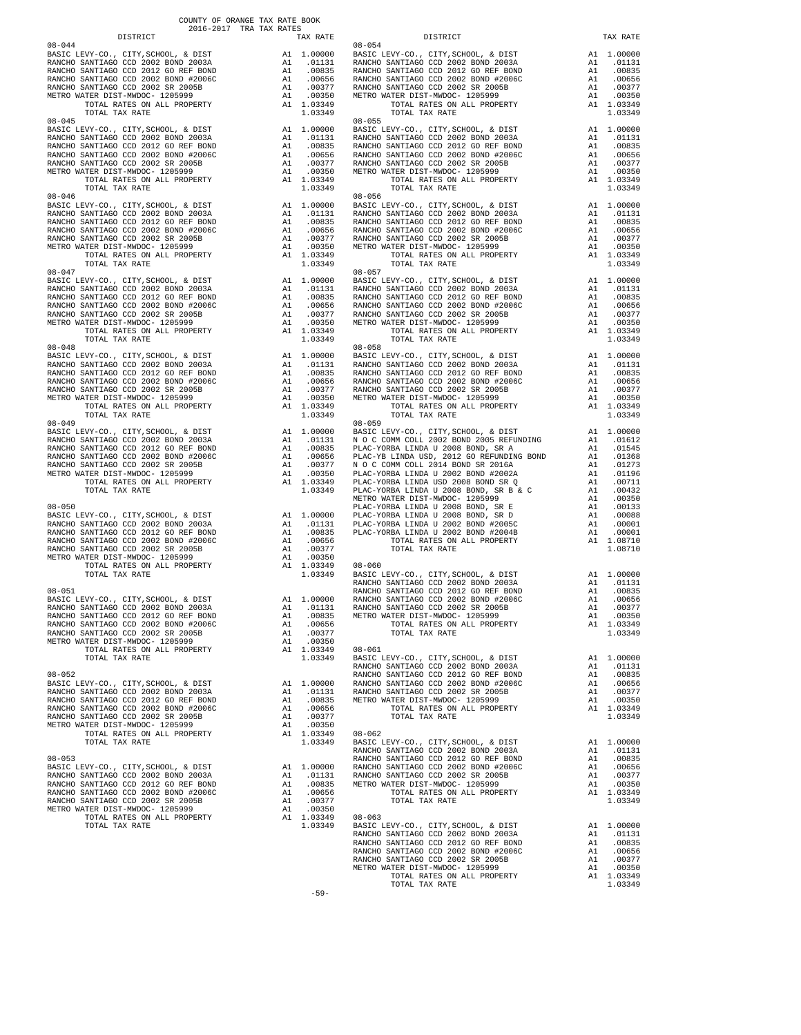COUNTY OF ORANGE TAX RATE BOOK
2016-2017 TRA TAX RATES

| DISTRICT | | TAX RATE |
|---|---|---|
| 08-044 | | |
| BASIC LEVY-CO., CITY,SCHOOL, & DIST | A1 | 1.00000 |
| RANCHO SANTIAGO CCD 2002 BOND 2003A | A1 | .01131 |
| RANCHO SANTIAGO CCD 2012 GO REF BOND | A1 | .00835 |
| RANCHO SANTIAGO CCD 2002 BOND #2006C | A1 | .00656 |
| RANCHO SANTIAGO CCD 2002 SR 2005B | A1 | .00377 |
| METRO WATER DIST-MWDOC- 1205999 | A1 | .00350 |
| TOTAL RATES ON ALL PROPERTY | A1 | 1.03349 |
| TOTAL TAX RATE | | 1.03349 |
| 08-045 | | |
| BASIC LEVY-CO., CITY,SCHOOL, & DIST | A1 | 1.00000 |
| RANCHO SANTIAGO CCD 2002 BOND 2003A | A1 | .01131 |
| RANCHO SANTIAGO CCD 2012 GO REF BOND | A1 | .00835 |
| RANCHO SANTIAGO CCD 2002 BOND #2006C | A1 | .00656 |
| RANCHO SANTIAGO CCD 2002 SR 2005B | A1 | .00377 |
| METRO WATER DIST-MWDOC- 1205999 | A1 | .00350 |
| TOTAL RATES ON ALL PROPERTY | A1 | 1.03349 |
| TOTAL TAX RATE | | 1.03349 |
| 08-046 | | |
| BASIC LEVY-CO., CITY,SCHOOL, & DIST | A1 | 1.00000 |
| RANCHO SANTIAGO CCD 2002 BOND 2003A | A1 | .01131 |
| RANCHO SANTIAGO CCD 2012 GO REF BOND | A1 | .00835 |
| RANCHO SANTIAGO CCD 2002 BOND #2006C | A1 | .00656 |
| RANCHO SANTIAGO CCD 2002 SR 2005B | A1 | .00377 |
| METRO WATER DIST-MWDOC- 1205999 | A1 | .00350 |
| TOTAL RATES ON ALL PROPERTY | A1 | 1.03349 |
| TOTAL TAX RATE | | 1.03349 |
| 08-047 | | |
| BASIC LEVY-CO., CITY,SCHOOL, & DIST | A1 | 1.00000 |
| RANCHO SANTIAGO CCD 2002 BOND 2003A | A1 | .01131 |
| RANCHO SANTIAGO CCD 2012 GO REF BOND | A1 | .00835 |
| RANCHO SANTIAGO CCD 2002 BOND #2006C | A1 | .00656 |
| RANCHO SANTIAGO CCD 2002 SR 2005B | A1 | .00377 |
| METRO WATER DIST-MWDOC- 1205999 | A1 | .00350 |
| TOTAL RATES ON ALL PROPERTY | A1 | 1.03349 |
| TOTAL TAX RATE | | 1.03349 |
| 08-048 | | |
| BASIC LEVY-CO., CITY,SCHOOL, & DIST | A1 | 1.00000 |
| RANCHO SANTIAGO CCD 2002 BOND 2003A | A1 | .01131 |
| RANCHO SANTIAGO CCD 2012 GO REF BOND | A1 | .00835 |
| RANCHO SANTIAGO CCD 2002 BOND #2006C | A1 | .00656 |
| RANCHO SANTIAGO CCD 2002 SR 2005B | A1 | .00377 |
| METRO WATER DIST-MWDOC- 1205999 | A1 | .00350 |
| TOTAL RATES ON ALL PROPERTY | A1 | 1.03349 |
| TOTAL TAX RATE | | 1.03349 |
| 08-049 | | |
| BASIC LEVY-CO., CITY,SCHOOL, & DIST | A1 | 1.00000 |
| RANCHO SANTIAGO CCD 2002 BOND 2003A | A1 | .01131 |
| RANCHO SANTIAGO CCD 2012 GO REF BOND | A1 | .00835 |
| RANCHO SANTIAGO CCD 2002 BOND #2006C | A1 | .00656 |
| RANCHO SANTIAGO CCD 2002 SR 2005B | A1 | .00377 |
| METRO WATER DIST-MWDOC- 1205999 | A1 | .00350 |
| TOTAL RATES ON ALL PROPERTY | A1 | 1.03349 |
| TOTAL TAX RATE | | 1.03349 |
| 08-050 | | |
| BASIC LEVY-CO., CITY,SCHOOL, & DIST | A1 | 1.00000 |
| RANCHO SANTIAGO CCD 2002 BOND 2003A | A1 | .01131 |
| RANCHO SANTIAGO CCD 2012 GO REF BOND | A1 | .00835 |
| RANCHO SANTIAGO CCD 2002 BOND #2006C | A1 | .00656 |
| RANCHO SANTIAGO CCD 2002 SR 2005B | A1 | .00377 |
| METRO WATER DIST-MWDOC- 1205999 | A1 | .00350 |
| TOTAL RATES ON ALL PROPERTY | A1 | 1.03349 |
| TOTAL TAX RATE | | 1.03349 |
| 08-051 | | |
| BASIC LEVY-CO., CITY,SCHOOL, & DIST | A1 | 1.00000 |
| RANCHO SANTIAGO CCD 2002 BOND 2003A | A1 | .01131 |
| RANCHO SANTIAGO CCD 2012 GO REF BOND | A1 | .00835 |
| RANCHO SANTIAGO CCD 2002 BOND #2006C | A1 | .00656 |
| RANCHO SANTIAGO CCD 2002 SR 2005B | A1 | .00377 |
| METRO WATER DIST-MWDOC- 1205999 | A1 | .00350 |
| TOTAL RATES ON ALL PROPERTY | A1 | 1.03349 |
| TOTAL TAX RATE | | 1.03349 |
| 08-052 | | |
| BASIC LEVY-CO., CITY,SCHOOL, & DIST | A1 | 1.00000 |
| RANCHO SANTIAGO CCD 2002 BOND 2003A | A1 | .01131 |
| RANCHO SANTIAGO CCD 2012 GO REF BOND | A1 | .00835 |
| RANCHO SANTIAGO CCD 2002 BOND #2006C | A1 | .00656 |
| RANCHO SANTIAGO CCD 2002 SR 2005B | A1 | .00377 |
| METRO WATER DIST-MWDOC- 1205999 | A1 | .00350 |
| TOTAL RATES ON ALL PROPERTY | A1 | 1.03349 |
| TOTAL TAX RATE | | 1.03349 |
| 08-053 | | |
| BASIC LEVY-CO., CITY,SCHOOL, & DIST | A1 | 1.00000 |
| RANCHO SANTIAGO CCD 2002 BOND 2003A | A1 | .01131 |
| RANCHO SANTIAGO CCD 2012 GO REF BOND | A1 | .00835 |
| RANCHO SANTIAGO CCD 2002 BOND #2006C | A1 | .00656 |
| RANCHO SANTIAGO CCD 2002 SR 2005B | A1 | .00377 |
| METRO WATER DIST-MWDOC- 1205999 | A1 | .00350 |
| TOTAL RATES ON ALL PROPERTY | A1 | 1.03349 |
| TOTAL TAX RATE | | 1.03349 |
| 08-054 | | |
| BASIC LEVY-CO., CITY,SCHOOL, & DIST | A1 | 1.00000 |
| RANCHO SANTIAGO CCD 2002 BOND 2003A | A1 | .01131 |
| RANCHO SANTIAGO CCD 2012 GO REF BOND | A1 | .00835 |
| RANCHO SANTIAGO CCD 2002 BOND #2006C | A1 | .00656 |
| RANCHO SANTIAGO CCD 2002 SR 2005B | A1 | .00377 |
| METRO WATER DIST-MWDOC- 1205999 | A1 | .00350 |
| TOTAL RATES ON ALL PROPERTY | A1 | 1.03349 |
| TOTAL TAX RATE | | 1.03349 |
| 08-055 | | |
| BASIC LEVY-CO., CITY,SCHOOL, & DIST | A1 | 1.00000 |
| RANCHO SANTIAGO CCD 2002 BOND 2003A | A1 | .01131 |
| RANCHO SANTIAGO CCD 2012 GO REF BOND | A1 | .00835 |
| RANCHO SANTIAGO CCD 2002 BOND #2006C | A1 | .00656 |
| RANCHO SANTIAGO CCD 2002 SR 2005B | A1 | .00377 |
| METRO WATER DIST-MWDOC- 1205999 | A1 | .00350 |
| TOTAL RATES ON ALL PROPERTY | A1 | 1.03349 |
| TOTAL TAX RATE | | 1.03349 |
| 08-056 | | |
| BASIC LEVY-CO., CITY,SCHOOL, & DIST | A1 | 1.00000 |
| RANCHO SANTIAGO CCD 2002 BOND 2003A | A1 | .01131 |
| RANCHO SANTIAGO CCD 2012 GO REF BOND | A1 | .00835 |
| RANCHO SANTIAGO CCD 2002 BOND #2006C | A1 | .00656 |
| RANCHO SANTIAGO CCD 2002 SR 2005B | A1 | .00377 |
| METRO WATER DIST-MWDOC- 1205999 | A1 | .00350 |
| TOTAL RATES ON ALL PROPERTY | A1 | 1.03349 |
| TOTAL TAX RATE | | 1.03349 |
| 08-057 | | |
| BASIC LEVY-CO., CITY,SCHOOL, & DIST | A1 | 1.00000 |
| RANCHO SANTIAGO CCD 2002 BOND 2003A | A1 | .01131 |
| RANCHO SANTIAGO CCD 2012 GO REF BOND | A1 | .00835 |
| RANCHO SANTIAGO CCD 2002 BOND #2006C | A1 | .00656 |
| RANCHO SANTIAGO CCD 2002 SR 2005B | A1 | .00377 |
| METRO WATER DIST-MWDOC- 1205999 | A1 | .00350 |
| TOTAL RATES ON ALL PROPERTY | A1 | 1.03349 |
| TOTAL TAX RATE | | 1.03349 |
| 08-058 | | |
| BASIC LEVY-CO., CITY,SCHOOL, & DIST | A1 | 1.00000 |
| RANCHO SANTIAGO CCD 2002 BOND 2003A | A1 | .01131 |
| RANCHO SANTIAGO CCD 2012 GO REF BOND | A1 | .00835 |
| RANCHO SANTIAGO CCD 2002 BOND #2006C | A1 | .00656 |
| RANCHO SANTIAGO CCD 2002 SR 2005B | A1 | .00377 |
| METRO WATER DIST-MWDOC- 1205999 | A1 | .00350 |
| TOTAL RATES ON ALL PROPERTY | A1 | 1.03349 |
| TOTAL TAX RATE | | 1.03349 |
| 08-059 | | |
| BASIC LEVY-CO., CITY,SCHOOL, & DIST | A1 | 1.00000 |
| N O C COMM COLL 2002 BOND 2005 REFUNDING | A1 | .01612 |
| PLAC-YORBA LINDA U 2008 BOND, SR A | A1 | .01545 |
| PLAC-YB LINDA USD, 2012 GO REFUNDING BOND | A1 | .01368 |
| N O C COMM COLL 2014 BOND SR 2016A | A1 | .01273 |
| PLAC-YORBA LINDA U 2002 BOND #2002A | A1 | .01196 |
| PLAC-YORBA LINDA USD 2008 BOND SR Q | A1 | .00711 |
| PLAC-YORBA LINDA U 2008 BOND, SR B & C | A1 | .00432 |
| METRO WATER DIST-MWDOC- 1205999 | A1 | .00350 |
| PLAC-YORBA LINDA U 2008 BOND, SR E | A1 | .00133 |
| PLAC-YORBA LINDA U 2008 BOND, SR D | A1 | .00088 |
| PLAC-YORBA LINDA U 2002 BOND #2005C | A1 | .00001 |
| PLAC-YORBA LINDA U 2002 BOND #2004B | A1 | .00001 |
| TOTAL RATES ON ALL PROPERTY | A1 | 1.08710 |
| TOTAL TAX RATE | | 1.08710 |
| 08-060 | | |
| BASIC LEVY-CO., CITY,SCHOOL, & DIST | A1 | 1.00000 |
| RANCHO SANTIAGO CCD 2002 BOND 2003A | A1 | .01131 |
| RANCHO SANTIAGO CCD 2012 GO REF BOND | A1 | .00835 |
| RANCHO SANTIAGO CCD 2002 BOND #2006C | A1 | .00656 |
| RANCHO SANTIAGO CCD 2002 SR 2005B | A1 | .00377 |
| METRO WATER DIST-MWDOC- 1205999 | A1 | .00350 |
| TOTAL RATES ON ALL PROPERTY | A1 | 1.03349 |
| TOTAL TAX RATE | | 1.03349 |
| 08-061 | | |
| BASIC LEVY-CO., CITY,SCHOOL, & DIST | A1 | 1.00000 |
| RANCHO SANTIAGO CCD 2002 BOND 2003A | A1 | .01131 |
| RANCHO SANTIAGO CCD 2012 GO REF BOND | A1 | .00835 |
| RANCHO SANTIAGO CCD 2002 BOND #2006C | A1 | .00656 |
| RANCHO SANTIAGO CCD 2002 SR 2005B | A1 | .00377 |
| METRO WATER DIST-MWDOC- 1205999 | A1 | .00350 |
| TOTAL RATES ON ALL PROPERTY | A1 | 1.03349 |
| TOTAL TAX RATE | | 1.03349 |
| 08-062 | | |
| BASIC LEVY-CO., CITY,SCHOOL, & DIST | A1 | 1.00000 |
| RANCHO SANTIAGO CCD 2002 BOND 2003A | A1 | .01131 |
| RANCHO SANTIAGO CCD 2012 GO REF BOND | A1 | .00835 |
| RANCHO SANTIAGO CCD 2002 BOND #2006C | A1 | .00656 |
| RANCHO SANTIAGO CCD 2002 SR 2005B | A1 | .00377 |
| METRO WATER DIST-MWDOC- 1205999 | A1 | .00350 |
| TOTAL RATES ON ALL PROPERTY | A1 | 1.03349 |
| TOTAL TAX RATE | | 1.03349 |
| 08-063 | | |
| BASIC LEVY-CO., CITY,SCHOOL, & DIST | A1 | 1.00000 |
| RANCHO SANTIAGO CCD 2002 BOND 2003A | A1 | .01131 |
| RANCHO SANTIAGO CCD 2012 GO REF BOND | A1 | .00835 |
| RANCHO SANTIAGO CCD 2002 BOND #2006C | A1 | .00656 |
| RANCHO SANTIAGO CCD 2002 SR 2005B | A1 | .00377 |
| METRO WATER DIST-MWDOC- 1205999 | A1 | .00350 |
| TOTAL RATES ON ALL PROPERTY | A1 | 1.03349 |
| TOTAL TAX RATE | | 1.03349 |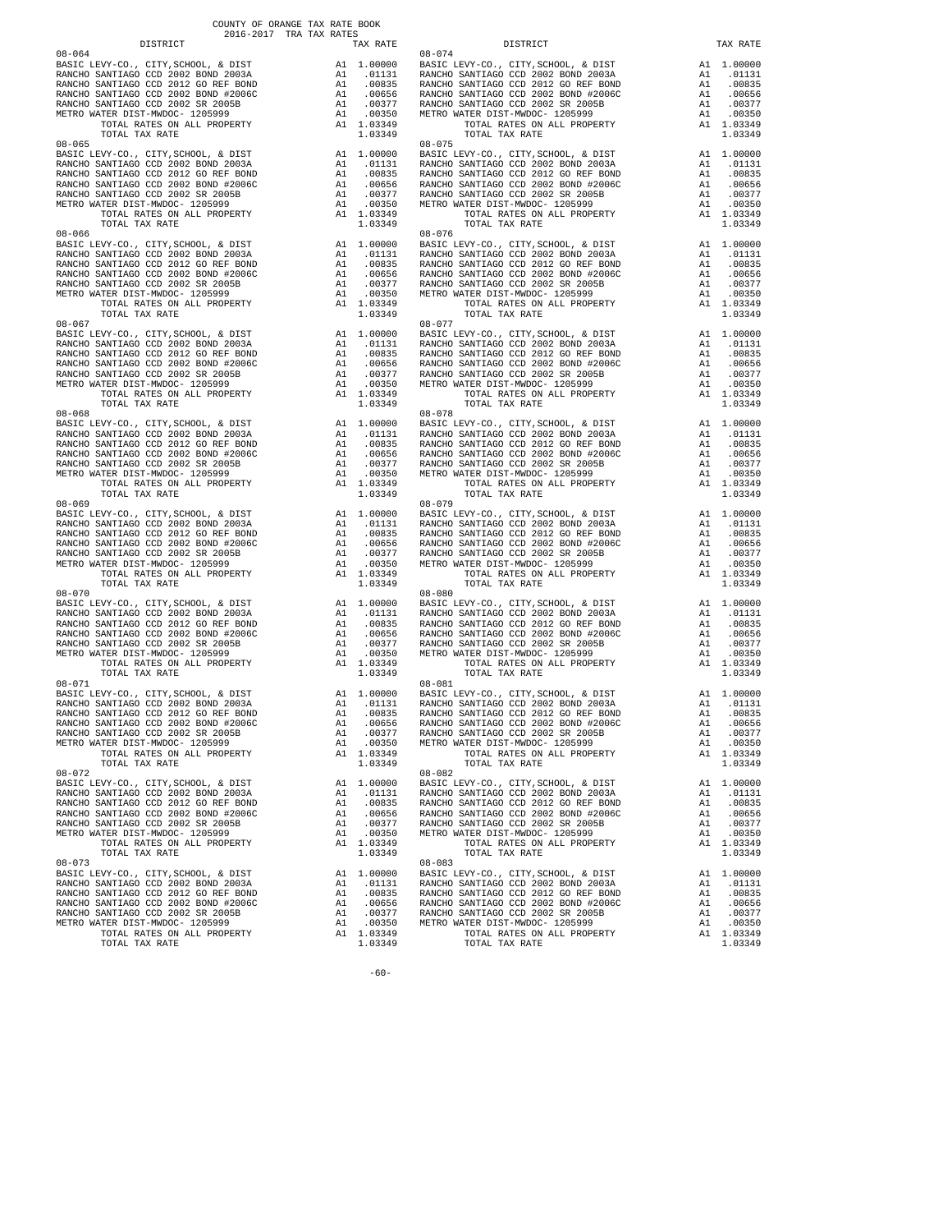COUNTY OF ORANGE TAX RATE BOOK
2016-2017 TRA TAX RATES

| DISTRICT | | TAX RATE |
|---|---|---|
| **08-064** | | |
| BASIC LEVY-CO., CITY,SCHOOL, & DIST | A1 | 1.00000 |
| RANCHO SANTIAGO CCD 2002 BOND 2003A | A1 | .01131 |
| RANCHO SANTIAGO CCD 2012 GO REF BOND | A1 | .00835 |
| RANCHO SANTIAGO CCD 2002 BOND #2006C | A1 | .00656 |
| RANCHO SANTIAGO CCD 2002 SR 2005B | A1 | .00377 |
| METRO WATER DIST-MWDOC- 1205999 | A1 | .00350 |
| TOTAL RATES ON ALL PROPERTY | A1 | 1.03349 |
| TOTAL TAX RATE | | 1.03349 |
| **08-065** | | |
| BASIC LEVY-CO., CITY,SCHOOL, & DIST | A1 | 1.00000 |
| RANCHO SANTIAGO CCD 2002 BOND 2003A | A1 | .01131 |
| RANCHO SANTIAGO CCD 2012 GO REF BOND | A1 | .00835 |
| RANCHO SANTIAGO CCD 2002 BOND #2006C | A1 | .00656 |
| RANCHO SANTIAGO CCD 2002 SR 2005B | A1 | .00377 |
| METRO WATER DIST-MWDOC- 1205999 | A1 | .00350 |
| TOTAL RATES ON ALL PROPERTY | A1 | 1.03349 |
| TOTAL TAX RATE | | 1.03349 |
| **08-066** | | |
| BASIC LEVY-CO., CITY,SCHOOL, & DIST | A1 | 1.00000 |
| RANCHO SANTIAGO CCD 2002 BOND 2003A | A1 | .01131 |
| RANCHO SANTIAGO CCD 2012 GO REF BOND | A1 | .00835 |
| RANCHO SANTIAGO CCD 2002 BOND #2006C | A1 | .00656 |
| RANCHO SANTIAGO CCD 2002 SR 2005B | A1 | .00377 |
| METRO WATER DIST-MWDOC- 1205999 | A1 | .00350 |
| TOTAL RATES ON ALL PROPERTY | A1 | 1.03349 |
| TOTAL TAX RATE | | 1.03349 |
| **08-067** | | |
| BASIC LEVY-CO., CITY,SCHOOL, & DIST | A1 | 1.00000 |
| RANCHO SANTIAGO CCD 2002 BOND 2003A | A1 | .01131 |
| RANCHO SANTIAGO CCD 2012 GO REF BOND | A1 | .00835 |
| RANCHO SANTIAGO CCD 2002 BOND #2006C | A1 | .00656 |
| RANCHO SANTIAGO CCD 2002 SR 2005B | A1 | .00377 |
| METRO WATER DIST-MWDOC- 1205999 | A1 | .00350 |
| TOTAL RATES ON ALL PROPERTY | A1 | 1.03349 |
| TOTAL TAX RATE | | 1.03349 |
| **08-068** | | |
| BASIC LEVY-CO., CITY,SCHOOL, & DIST | A1 | 1.00000 |
| RANCHO SANTIAGO CCD 2002 BOND 2003A | A1 | .01131 |
| RANCHO SANTIAGO CCD 2012 GO REF BOND | A1 | .00835 |
| RANCHO SANTIAGO CCD 2002 BOND #2006C | A1 | .00656 |
| RANCHO SANTIAGO CCD 2002 SR 2005B | A1 | .00377 |
| METRO WATER DIST-MWDOC- 1205999 | A1 | .00350 |
| TOTAL RATES ON ALL PROPERTY | A1 | 1.03349 |
| TOTAL TAX RATE | | 1.03349 |
| **08-069** | | |
| BASIC LEVY-CO., CITY,SCHOOL, & DIST | A1 | 1.00000 |
| RANCHO SANTIAGO CCD 2002 BOND 2003A | A1 | .01131 |
| RANCHO SANTIAGO CCD 2012 GO REF BOND | A1 | .00835 |
| RANCHO SANTIAGO CCD 2002 BOND #2006C | A1 | .00656 |
| RANCHO SANTIAGO CCD 2002 SR 2005B | A1 | .00377 |
| METRO WATER DIST-MWDOC- 1205999 | A1 | .00350 |
| TOTAL RATES ON ALL PROPERTY | A1 | 1.03349 |
| TOTAL TAX RATE | | 1.03349 |
| **08-070** | | |
| BASIC LEVY-CO., CITY,SCHOOL, & DIST | A1 | 1.00000 |
| RANCHO SANTIAGO CCD 2002 BOND 2003A | A1 | .01131 |
| RANCHO SANTIAGO CCD 2012 GO REF BOND | A1 | .00835 |
| RANCHO SANTIAGO CCD 2002 BOND #2006C | A1 | .00656 |
| RANCHO SANTIAGO CCD 2002 SR 2005B | A1 | .00377 |
| METRO WATER DIST-MWDOC- 1205999 | A1 | .00350 |
| TOTAL RATES ON ALL PROPERTY | A1 | 1.03349 |
| TOTAL TAX RATE | | 1.03349 |
| **08-071** | | |
| BASIC LEVY-CO., CITY,SCHOOL, & DIST | A1 | 1.00000 |
| RANCHO SANTIAGO CCD 2002 BOND 2003A | A1 | .01131 |
| RANCHO SANTIAGO CCD 2012 GO REF BOND | A1 | .00835 |
| RANCHO SANTIAGO CCD 2002 BOND #2006C | A1 | .00656 |
| RANCHO SANTIAGO CCD 2002 SR 2005B | A1 | .00377 |
| METRO WATER DIST-MWDOC- 1205999 | A1 | .00350 |
| TOTAL RATES ON ALL PROPERTY | A1 | 1.03349 |
| TOTAL TAX RATE | | 1.03349 |
| **08-072** | | |
| BASIC LEVY-CO., CITY,SCHOOL, & DIST | A1 | 1.00000 |
| RANCHO SANTIAGO CCD 2002 BOND 2003A | A1 | .01131 |
| RANCHO SANTIAGO CCD 2012 GO REF BOND | A1 | .00835 |
| RANCHO SANTIAGO CCD 2002 BOND #2006C | A1 | .00656 |
| RANCHO SANTIAGO CCD 2002 SR 2005B | A1 | .00377 |
| METRO WATER DIST-MWDOC- 1205999 | A1 | .00350 |
| TOTAL RATES ON ALL PROPERTY | A1 | 1.03349 |
| TOTAL TAX RATE | | 1.03349 |
| **08-073** | | |
| BASIC LEVY-CO., CITY,SCHOOL, & DIST | A1 | 1.00000 |
| RANCHO SANTIAGO CCD 2002 BOND 2003A | A1 | .01131 |
| RANCHO SANTIAGO CCD 2012 GO REF BOND | A1 | .00835 |
| RANCHO SANTIAGO CCD 2002 BOND #2006C | A1 | .00656 |
| RANCHO SANTIAGO CCD 2002 SR 2005B | A1 | .00377 |
| METRO WATER DIST-MWDOC- 1205999 | A1 | .00350 |
| TOTAL RATES ON ALL PROPERTY | A1 | 1.03349 |
| TOTAL TAX RATE | | 1.03349 |
| **08-074** | | |
| BASIC LEVY-CO., CITY,SCHOOL, & DIST | A1 | 1.00000 |
| RANCHO SANTIAGO CCD 2002 BOND 2003A | A1 | .01131 |
| RANCHO SANTIAGO CCD 2012 GO REF BOND | A1 | .00835 |
| RANCHO SANTIAGO CCD 2002 BOND #2006C | A1 | .00656 |
| RANCHO SANTIAGO CCD 2002 SR 2005B | A1 | .00377 |
| METRO WATER DIST-MWDOC- 1205999 | A1 | .00350 |
| TOTAL RATES ON ALL PROPERTY | A1 | 1.03349 |
| TOTAL TAX RATE | | 1.03349 |
| **08-075** | | |
| BASIC LEVY-CO., CITY,SCHOOL, & DIST | A1 | 1.00000 |
| RANCHO SANTIAGO CCD 2002 BOND 2003A | A1 | .01131 |
| RANCHO SANTIAGO CCD 2012 GO REF BOND | A1 | .00835 |
| RANCHO SANTIAGO CCD 2002 BOND #2006C | A1 | .00656 |
| RANCHO SANTIAGO CCD 2002 SR 2005B | A1 | .00377 |
| METRO WATER DIST-MWDOC- 1205999 | A1 | .00350 |
| TOTAL RATES ON ALL PROPERTY | A1 | 1.03349 |
| TOTAL TAX RATE | | 1.03349 |
| **08-076** | | |
| BASIC LEVY-CO., CITY,SCHOOL, & DIST | A1 | 1.00000 |
| RANCHO SANTIAGO CCD 2002 BOND 2003A | A1 | .01131 |
| RANCHO SANTIAGO CCD 2012 GO REF BOND | A1 | .00835 |
| RANCHO SANTIAGO CCD 2002 BOND #2006C | A1 | .00656 |
| RANCHO SANTIAGO CCD 2002 SR 2005B | A1 | .00377 |
| METRO WATER DIST-MWDOC- 1205999 | A1 | .00350 |
| TOTAL RATES ON ALL PROPERTY | A1 | 1.03349 |
| TOTAL TAX RATE | | 1.03349 |
| **08-077** | | |
| BASIC LEVY-CO., CITY,SCHOOL, & DIST | A1 | 1.00000 |
| RANCHO SANTIAGO CCD 2002 BOND 2003A | A1 | .01131 |
| RANCHO SANTIAGO CCD 2012 GO REF BOND | A1 | .00835 |
| RANCHO SANTIAGO CCD 2002 BOND #2006C | A1 | .00656 |
| RANCHO SANTIAGO CCD 2002 SR 2005B | A1 | .00377 |
| METRO WATER DIST-MWDOC- 1205999 | A1 | .00350 |
| TOTAL RATES ON ALL PROPERTY | A1 | 1.03349 |
| TOTAL TAX RATE | | 1.03349 |
| **08-078** | | |
| BASIC LEVY-CO., CITY,SCHOOL, & DIST | A1 | 1.00000 |
| RANCHO SANTIAGO CCD 2002 BOND 2003A | A1 | .01131 |
| RANCHO SANTIAGO CCD 2012 GO REF BOND | A1 | .00835 |
| RANCHO SANTIAGO CCD 2002 BOND #2006C | A1 | .00656 |
| RANCHO SANTIAGO CCD 2002 SR 2005B | A1 | .00377 |
| METRO WATER DIST-MWDOC- 1205999 | A1 | .00350 |
| TOTAL RATES ON ALL PROPERTY | A1 | 1.03349 |
| TOTAL TAX RATE | | 1.03349 |
| **08-079** | | |
| BASIC LEVY-CO., CITY,SCHOOL, & DIST | A1 | 1.00000 |
| RANCHO SANTIAGO CCD 2002 BOND 2003A | A1 | .01131 |
| RANCHO SANTIAGO CCD 2012 GO REF BOND | A1 | .00835 |
| RANCHO SANTIAGO CCD 2002 BOND #2006C | A1 | .00656 |
| RANCHO SANTIAGO CCD 2002 SR 2005B | A1 | .00377 |
| METRO WATER DIST-MWDOC- 1205999 | A1 | .00350 |
| TOTAL RATES ON ALL PROPERTY | A1 | 1.03349 |
| TOTAL TAX RATE | | 1.03349 |
| **08-080** | | |
| BASIC LEVY-CO., CITY,SCHOOL, & DIST | A1 | 1.00000 |
| RANCHO SANTIAGO CCD 2002 BOND 2003A | A1 | .01131 |
| RANCHO SANTIAGO CCD 2012 GO REF BOND | A1 | .00835 |
| RANCHO SANTIAGO CCD 2002 BOND #2006C | A1 | .00656 |
| RANCHO SANTIAGO CCD 2002 SR 2005B | A1 | .00377 |
| METRO WATER DIST-MWDOC- 1205999 | A1 | .00350 |
| TOTAL RATES ON ALL PROPERTY | A1 | 1.03349 |
| TOTAL TAX RATE | | 1.03349 |
| **08-081** | | |
| BASIC LEVY-CO., CITY,SCHOOL, & DIST | A1 | 1.00000 |
| RANCHO SANTIAGO CCD 2002 BOND 2003A | A1 | .01131 |
| RANCHO SANTIAGO CCD 2012 GO REF BOND | A1 | .00835 |
| RANCHO SANTIAGO CCD 2002 BOND #2006C | A1 | .00656 |
| RANCHO SANTIAGO CCD 2002 SR 2005B | A1 | .00377 |
| METRO WATER DIST-MWDOC- 1205999 | A1 | .00350 |
| TOTAL RATES ON ALL PROPERTY | A1 | 1.03349 |
| TOTAL TAX RATE | | 1.03349 |
| **08-082** | | |
| BASIC LEVY-CO., CITY,SCHOOL, & DIST | A1 | 1.00000 |
| RANCHO SANTIAGO CCD 2002 BOND 2003A | A1 | .01131 |
| RANCHO SANTIAGO CCD 2012 GO REF BOND | A1 | .00835 |
| RANCHO SANTIAGO CCD 2002 BOND #2006C | A1 | .00656 |
| RANCHO SANTIAGO CCD 2002 SR 2005B | A1 | .00377 |
| METRO WATER DIST-MWDOC- 1205999 | A1 | .00350 |
| TOTAL RATES ON ALL PROPERTY | A1 | 1.03349 |
| TOTAL TAX RATE | | 1.03349 |
| **08-083** | | |
| BASIC LEVY-CO., CITY,SCHOOL, & DIST | A1 | 1.00000 |
| RANCHO SANTIAGO CCD 2002 BOND 2003A | A1 | .01131 |
| RANCHO SANTIAGO CCD 2012 GO REF BOND | A1 | .00835 |
| RANCHO SANTIAGO CCD 2002 BOND #2006C | A1 | .00656 |
| RANCHO SANTIAGO CCD 2002 SR 2005B | A1 | .00377 |
| METRO WATER DIST-MWDOC- 1205999 | A1 | .00350 |
| TOTAL RATES ON ALL PROPERTY | A1 | 1.03349 |
| TOTAL TAX RATE | | 1.03349 |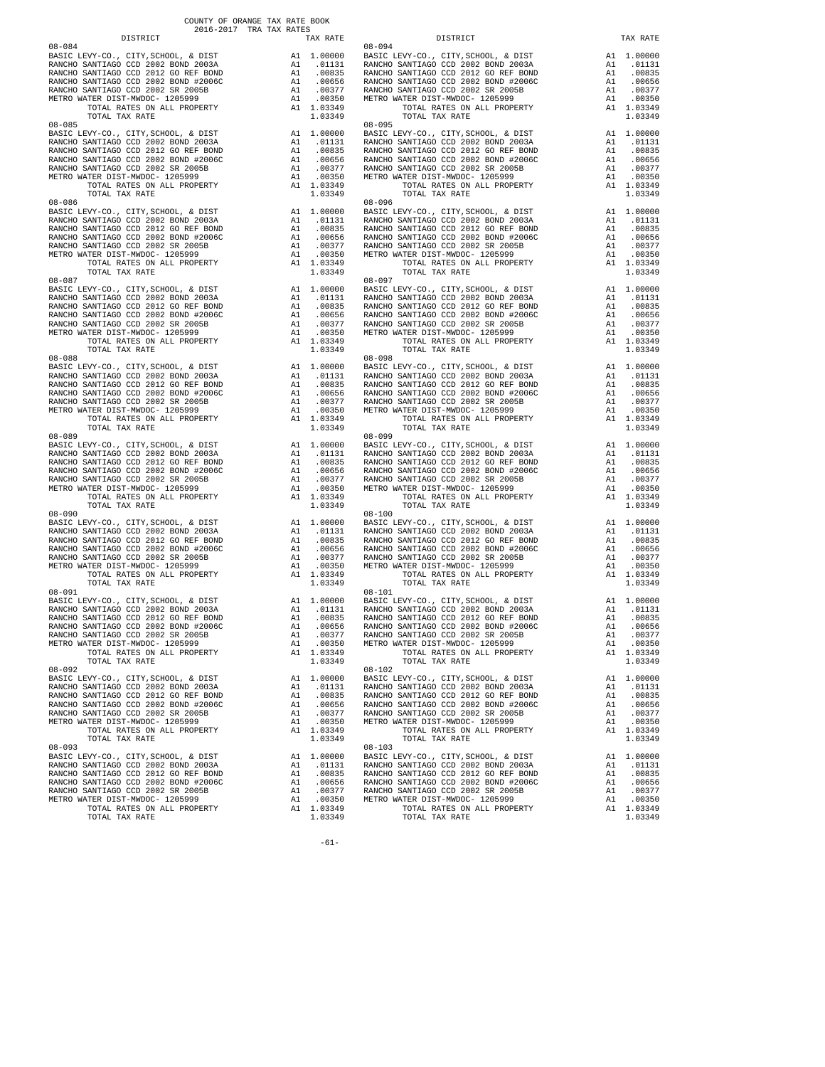COUNTY OF ORANGE TAX RATE BOOK
2016-2017 TRA TAX RATES

| DISTRICT | | TAX RATE |
|---|---|---|
| 08-084 | | |
| BASIC LEVY-CO., CITY,SCHOOL, & DIST | A1 | 1.00000 |
| RANCHO SANTIAGO CCD 2002 BOND 2003A | A1 | .01131 |
| RANCHO SANTIAGO CCD 2012 GO REF BOND | A1 | .00835 |
| RANCHO SANTIAGO CCD 2002 BOND #2006C | A1 | .00656 |
| RANCHO SANTIAGO CCD 2002 SR 2005B | A1 | .00377 |
| METRO WATER DIST-MWDOC- 1205999 | A1 | .00350 |
| TOTAL RATES ON ALL PROPERTY | A1 | 1.03349 |
| TOTAL TAX RATE | | 1.03349 |
| 08-085 | | |
| BASIC LEVY-CO., CITY,SCHOOL, & DIST | A1 | 1.00000 |
| RANCHO SANTIAGO CCD 2002 BOND 2003A | A1 | .01131 |
| RANCHO SANTIAGO CCD 2012 GO REF BOND | A1 | .00835 |
| RANCHO SANTIAGO CCD 2002 BOND #2006C | A1 | .00656 |
| RANCHO SANTIAGO CCD 2002 SR 2005B | A1 | .00377 |
| METRO WATER DIST-MWDOC- 1205999 | A1 | .00350 |
| TOTAL RATES ON ALL PROPERTY | A1 | 1.03349 |
| TOTAL TAX RATE | | 1.03349 |
| 08-086 | | |
| BASIC LEVY-CO., CITY,SCHOOL, & DIST | A1 | 1.00000 |
| RANCHO SANTIAGO CCD 2002 BOND 2003A | A1 | .01131 |
| RANCHO SANTIAGO CCD 2012 GO REF BOND | A1 | .00835 |
| RANCHO SANTIAGO CCD 2002 BOND #2006C | A1 | .00656 |
| RANCHO SANTIAGO CCD 2002 SR 2005B | A1 | .00377 |
| METRO WATER DIST-MWDOC- 1205999 | A1 | .00350 |
| TOTAL RATES ON ALL PROPERTY | A1 | 1.03349 |
| TOTAL TAX RATE | | 1.03349 |
| 08-087 | | |
| BASIC LEVY-CO., CITY,SCHOOL, & DIST | A1 | 1.00000 |
| RANCHO SANTIAGO CCD 2002 BOND 2003A | A1 | .01131 |
| RANCHO SANTIAGO CCD 2012 GO REF BOND | A1 | .00835 |
| RANCHO SANTIAGO CCD 2002 BOND #2006C | A1 | .00656 |
| RANCHO SANTIAGO CCD 2002 SR 2005B | A1 | .00377 |
| METRO WATER DIST-MWDOC- 1205999 | A1 | .00350 |
| TOTAL RATES ON ALL PROPERTY | A1 | 1.03349 |
| TOTAL TAX RATE | | 1.03349 |
| 08-088 | | |
| BASIC LEVY-CO., CITY,SCHOOL, & DIST | A1 | 1.00000 |
| RANCHO SANTIAGO CCD 2002 BOND 2003A | A1 | .01131 |
| RANCHO SANTIAGO CCD 2012 GO REF BOND | A1 | .00835 |
| RANCHO SANTIAGO CCD 2002 BOND #2006C | A1 | .00656 |
| RANCHO SANTIAGO CCD 2002 SR 2005B | A1 | .00377 |
| METRO WATER DIST-MWDOC- 1205999 | A1 | .00350 |
| TOTAL RATES ON ALL PROPERTY | A1 | 1.03349 |
| TOTAL TAX RATE | | 1.03349 |
| 08-089 | | |
| BASIC LEVY-CO., CITY,SCHOOL, & DIST | A1 | 1.00000 |
| RANCHO SANTIAGO CCD 2002 BOND 2003A | A1 | .01131 |
| RANCHO SANTIAGO CCD 2012 GO REF BOND | A1 | .00835 |
| RANCHO SANTIAGO CCD 2002 BOND #2006C | A1 | .00656 |
| RANCHO SANTIAGO CCD 2002 SR 2005B | A1 | .00377 |
| METRO WATER DIST-MWDOC- 1205999 | A1 | .00350 |
| TOTAL RATES ON ALL PROPERTY | A1 | 1.03349 |
| TOTAL TAX RATE | | 1.03349 |
| 08-090 | | |
| BASIC LEVY-CO., CITY,SCHOOL, & DIST | A1 | 1.00000 |
| RANCHO SANTIAGO CCD 2002 BOND 2003A | A1 | .01131 |
| RANCHO SANTIAGO CCD 2012 GO REF BOND | A1 | .00835 |
| RANCHO SANTIAGO CCD 2002 BOND #2006C | A1 | .00656 |
| RANCHO SANTIAGO CCD 2002 SR 2005B | A1 | .00377 |
| METRO WATER DIST-MWDOC- 1205999 | A1 | .00350 |
| TOTAL RATES ON ALL PROPERTY | A1 | 1.03349 |
| TOTAL TAX RATE | | 1.03349 |
| 08-091 | | |
| BASIC LEVY-CO., CITY,SCHOOL, & DIST | A1 | 1.00000 |
| RANCHO SANTIAGO CCD 2002 BOND 2003A | A1 | .01131 |
| RANCHO SANTIAGO CCD 2012 GO REF BOND | A1 | .00835 |
| RANCHO SANTIAGO CCD 2002 BOND #2006C | A1 | .00656 |
| RANCHO SANTIAGO CCD 2002 SR 2005B | A1 | .00377 |
| METRO WATER DIST-MWDOC- 1205999 | A1 | .00350 |
| TOTAL RATES ON ALL PROPERTY | A1 | 1.03349 |
| TOTAL TAX RATE | | 1.03349 |
| 08-092 | | |
| BASIC LEVY-CO., CITY,SCHOOL, & DIST | A1 | 1.00000 |
| RANCHO SANTIAGO CCD 2002 BOND 2003A | A1 | .01131 |
| RANCHO SANTIAGO CCD 2012 GO REF BOND | A1 | .00835 |
| RANCHO SANTIAGO CCD 2002 BOND #2006C | A1 | .00656 |
| RANCHO SANTIAGO CCD 2002 SR 2005B | A1 | .00377 |
| METRO WATER DIST-MWDOC- 1205999 | A1 | .00350 |
| TOTAL RATES ON ALL PROPERTY | A1 | 1.03349 |
| TOTAL TAX RATE | | 1.03349 |
| 08-093 | | |
| BASIC LEVY-CO., CITY,SCHOOL, & DIST | A1 | 1.00000 |
| RANCHO SANTIAGO CCD 2002 BOND 2003A | A1 | .01131 |
| RANCHO SANTIAGO CCD 2012 GO REF BOND | A1 | .00835 |
| RANCHO SANTIAGO CCD 2002 BOND #2006C | A1 | .00656 |
| RANCHO SANTIAGO CCD 2002 SR 2005B | A1 | .00377 |
| METRO WATER DIST-MWDOC- 1205999 | A1 | .00350 |
| TOTAL RATES ON ALL PROPERTY | A1 | 1.03349 |
| TOTAL TAX RATE | | 1.03349 |
| 08-094 | | |
| BASIC LEVY-CO., CITY,SCHOOL, & DIST | A1 | 1.00000 |
| RANCHO SANTIAGO CCD 2002 BOND 2003A | A1 | .01131 |
| RANCHO SANTIAGO CCD 2012 GO REF BOND | A1 | .00835 |
| RANCHO SANTIAGO CCD 2002 BOND #2006C | A1 | .00656 |
| RANCHO SANTIAGO CCD 2002 SR 2005B | A1 | .00377 |
| METRO WATER DIST-MWDOC- 1205999 | A1 | .00350 |
| TOTAL RATES ON ALL PROPERTY | A1 | 1.03349 |
| TOTAL TAX RATE | | 1.03349 |
| 08-095 | | |
| BASIC LEVY-CO., CITY,SCHOOL, & DIST | A1 | 1.00000 |
| RANCHO SANTIAGO CCD 2002 BOND 2003A | A1 | .01131 |
| RANCHO SANTIAGO CCD 2012 GO REF BOND | A1 | .00835 |
| RANCHO SANTIAGO CCD 2002 BOND #2006C | A1 | .00656 |
| RANCHO SANTIAGO CCD 2002 SR 2005B | A1 | .00377 |
| METRO WATER DIST-MWDOC- 1205999 | A1 | .00350 |
| TOTAL RATES ON ALL PROPERTY | A1 | 1.03349 |
| TOTAL TAX RATE | | 1.03349 |
| 08-096 | | |
| BASIC LEVY-CO., CITY,SCHOOL, & DIST | A1 | 1.00000 |
| RANCHO SANTIAGO CCD 2002 BOND 2003A | A1 | .01131 |
| RANCHO SANTIAGO CCD 2012 GO REF BOND | A1 | .00835 |
| RANCHO SANTIAGO CCD 2002 BOND #2006C | A1 | .00656 |
| RANCHO SANTIAGO CCD 2002 SR 2005B | A1 | .00377 |
| METRO WATER DIST-MWDOC- 1205999 | A1 | .00350 |
| TOTAL RATES ON ALL PROPERTY | A1 | 1.03349 |
| TOTAL TAX RATE | | 1.03349 |
| 08-097 | | |
| BASIC LEVY-CO., CITY,SCHOOL, & DIST | A1 | 1.00000 |
| RANCHO SANTIAGO CCD 2002 BOND 2003A | A1 | .01131 |
| RANCHO SANTIAGO CCD 2012 GO REF BOND | A1 | .00835 |
| RANCHO SANTIAGO CCD 2002 BOND #2006C | A1 | .00656 |
| RANCHO SANTIAGO CCD 2002 SR 2005B | A1 | .00377 |
| METRO WATER DIST-MWDOC- 1205999 | A1 | .00350 |
| TOTAL RATES ON ALL PROPERTY | A1 | 1.03349 |
| TOTAL TAX RATE | | 1.03349 |
| 08-098 | | |
| BASIC LEVY-CO., CITY,SCHOOL, & DIST | A1 | 1.00000 |
| RANCHO SANTIAGO CCD 2002 BOND 2003A | A1 | .01131 |
| RANCHO SANTIAGO CCD 2012 GO REF BOND | A1 | .00835 |
| RANCHO SANTIAGO CCD 2002 BOND #2006C | A1 | .00656 |
| RANCHO SANTIAGO CCD 2002 SR 2005B | A1 | .00377 |
| METRO WATER DIST-MWDOC- 1205999 | A1 | .00350 |
| TOTAL RATES ON ALL PROPERTY | A1 | 1.03349 |
| TOTAL TAX RATE | | 1.03349 |
| 08-099 | | |
| BASIC LEVY-CO., CITY,SCHOOL, & DIST | A1 | 1.00000 |
| RANCHO SANTIAGO CCD 2002 BOND 2003A | A1 | .01131 |
| RANCHO SANTIAGO CCD 2012 GO REF BOND | A1 | .00835 |
| RANCHO SANTIAGO CCD 2002 BOND #2006C | A1 | .00656 |
| RANCHO SANTIAGO CCD 2002 SR 2005B | A1 | .00377 |
| METRO WATER DIST-MWDOC- 1205999 | A1 | .00350 |
| TOTAL RATES ON ALL PROPERTY | A1 | 1.03349 |
| TOTAL TAX RATE | | 1.03349 |
| 08-100 | | |
| BASIC LEVY-CO., CITY,SCHOOL, & DIST | A1 | 1.00000 |
| RANCHO SANTIAGO CCD 2002 BOND 2003A | A1 | .01131 |
| RANCHO SANTIAGO CCD 2012 GO REF BOND | A1 | .00835 |
| RANCHO SANTIAGO CCD 2002 BOND #2006C | A1 | .00656 |
| RANCHO SANTIAGO CCD 2002 SR 2005B | A1 | .00377 |
| METRO WATER DIST-MWDOC- 1205999 | A1 | .00350 |
| TOTAL RATES ON ALL PROPERTY | A1 | 1.03349 |
| TOTAL TAX RATE | | 1.03349 |
| 08-101 | | |
| BASIC LEVY-CO., CITY,SCHOOL, & DIST | A1 | 1.00000 |
| RANCHO SANTIAGO CCD 2002 BOND 2003A | A1 | .01131 |
| RANCHO SANTIAGO CCD 2012 GO REF BOND | A1 | .00835 |
| RANCHO SANTIAGO CCD 2002 BOND #2006C | A1 | .00656 |
| RANCHO SANTIAGO CCD 2002 SR 2005B | A1 | .00377 |
| METRO WATER DIST-MWDOC- 1205999 | A1 | .00350 |
| TOTAL RATES ON ALL PROPERTY | A1 | 1.03349 |
| TOTAL TAX RATE | | 1.03349 |
| 08-102 | | |
| BASIC LEVY-CO., CITY,SCHOOL, & DIST | A1 | 1.00000 |
| RANCHO SANTIAGO CCD 2002 BOND 2003A | A1 | .01131 |
| RANCHO SANTIAGO CCD 2012 GO REF BOND | A1 | .00835 |
| RANCHO SANTIAGO CCD 2002 BOND #2006C | A1 | .00656 |
| RANCHO SANTIAGO CCD 2002 SR 2005B | A1 | .00377 |
| METRO WATER DIST-MWDOC- 1205999 | A1 | .00350 |
| TOTAL RATES ON ALL PROPERTY | A1 | 1.03349 |
| TOTAL TAX RATE | | 1.03349 |
| 08-103 | | |
| BASIC LEVY-CO., CITY,SCHOOL, & DIST | A1 | 1.00000 |
| RANCHO SANTIAGO CCD 2002 BOND 2003A | A1 | .01131 |
| RANCHO SANTIAGO CCD 2012 GO REF BOND | A1 | .00835 |
| RANCHO SANTIAGO CCD 2002 BOND #2006C | A1 | .00656 |
| RANCHO SANTIAGO CCD 2002 SR 2005B | A1 | .00377 |
| METRO WATER DIST-MWDOC- 1205999 | A1 | .00350 |
| TOTAL RATES ON ALL PROPERTY | A1 | 1.03349 |
| TOTAL TAX RATE | | 1.03349 |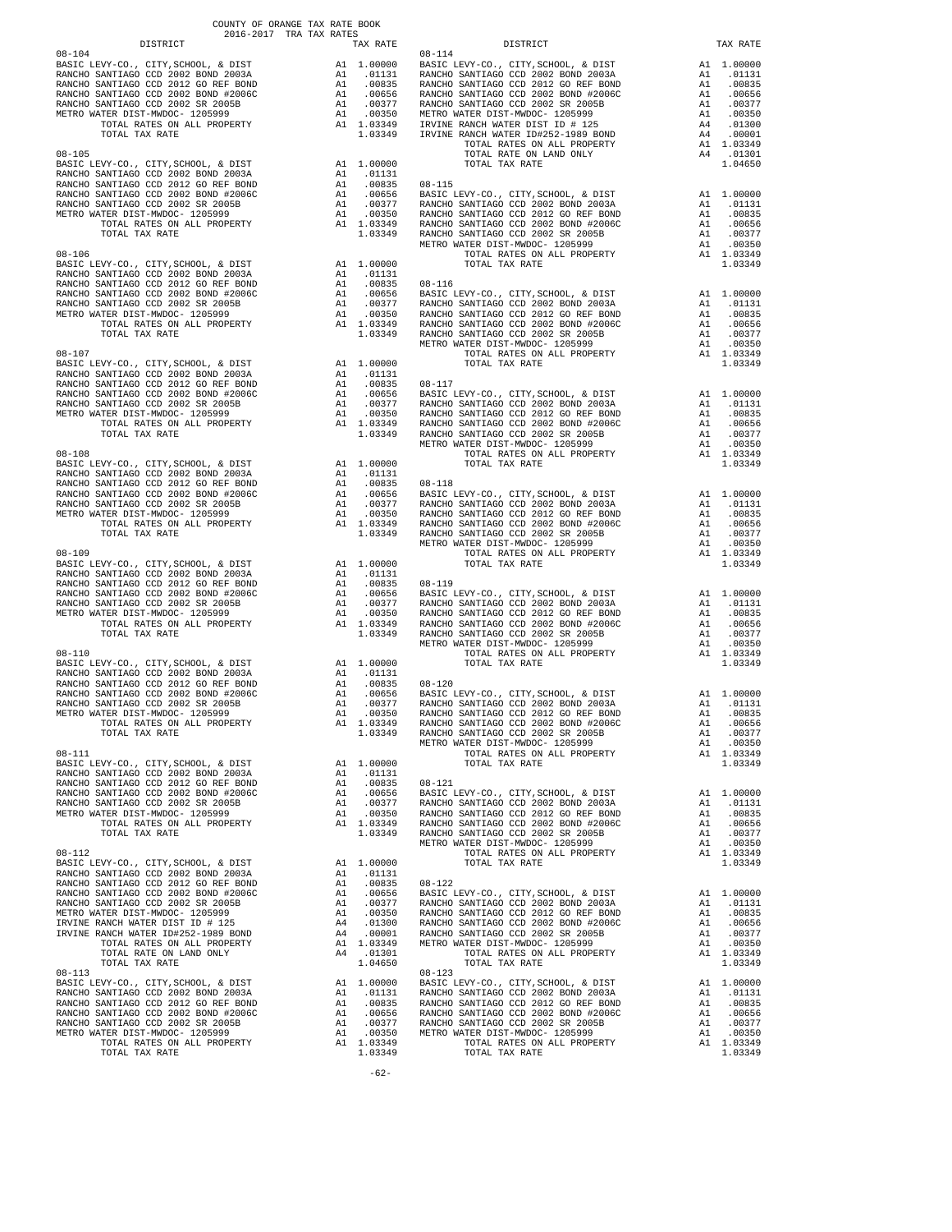COUNTY OF ORANGE TAX RATE BOOK
2016-2017 TRA TAX RATES

| DISTRICT | | TAX RATE |
|---|---|---|
| **08-104** | | |
| BASIC LEVY-CO., CITY,SCHOOL, & DIST | A1 | 1.00000 |
| RANCHO SANTIAGO CCD 2002 BOND 2003A | A1 | .01131 |
| RANCHO SANTIAGO CCD 2012 GO REF BOND | A1 | .00835 |
| RANCHO SANTIAGO CCD 2002 BOND #2006C | A1 | .00656 |
| RANCHO SANTIAGO CCD 2002 SR 2005B | A1 | .00377 |
| METRO WATER DIST-MWDOC- 1205999 | A1 | .00350 |
| TOTAL RATES ON ALL PROPERTY | A1 | 1.03349 |
| TOTAL TAX RATE | | 1.03349 |
| **08-105** | | |
| BASIC LEVY-CO., CITY,SCHOOL, & DIST | A1 | 1.00000 |
| RANCHO SANTIAGO CCD 2002 BOND 2003A | A1 | .01131 |
| RANCHO SANTIAGO CCD 2012 GO REF BOND | A1 | .00835 |
| RANCHO SANTIAGO CCD 2002 BOND #2006C | A1 | .00656 |
| RANCHO SANTIAGO CCD 2002 SR 2005B | A1 | .00377 |
| METRO WATER DIST-MWDOC- 1205999 | A1 | .00350 |
| TOTAL RATES ON ALL PROPERTY | A1 | 1.03349 |
| TOTAL TAX RATE | | 1.03349 |
| **08-106** | | |
| BASIC LEVY-CO., CITY,SCHOOL, & DIST | A1 | 1.00000 |
| RANCHO SANTIAGO CCD 2002 BOND 2003A | A1 | .01131 |
| RANCHO SANTIAGO CCD 2012 GO REF BOND | A1 | .00835 |
| RANCHO SANTIAGO CCD 2002 BOND #2006C | A1 | .00656 |
| RANCHO SANTIAGO CCD 2002 SR 2005B | A1 | .00377 |
| METRO WATER DIST-MWDOC- 1205999 | A1 | .00350 |
| TOTAL RATES ON ALL PROPERTY | A1 | 1.03349 |
| TOTAL TAX RATE | | 1.03349 |
| **08-107** | | |
| BASIC LEVY-CO., CITY,SCHOOL, & DIST | A1 | 1.00000 |
| RANCHO SANTIAGO CCD 2002 BOND 2003A | A1 | .01131 |
| RANCHO SANTIAGO CCD 2012 GO REF BOND | A1 | .00835 |
| RANCHO SANTIAGO CCD 2002 BOND #2006C | A1 | .00656 |
| RANCHO SANTIAGO CCD 2002 SR 2005B | A1 | .00377 |
| METRO WATER DIST-MWDOC- 1205999 | A1 | .00350 |
| TOTAL RATES ON ALL PROPERTY | A1 | 1.03349 |
| TOTAL TAX RATE | | 1.03349 |
| **08-108** | | |
| BASIC LEVY-CO., CITY,SCHOOL, & DIST | A1 | 1.00000 |
| RANCHO SANTIAGO CCD 2002 BOND 2003A | A1 | .01131 |
| RANCHO SANTIAGO CCD 2012 GO REF BOND | A1 | .00835 |
| RANCHO SANTIAGO CCD 2002 BOND #2006C | A1 | .00656 |
| RANCHO SANTIAGO CCD 2002 SR 2005B | A1 | .00377 |
| METRO WATER DIST-MWDOC- 1205999 | A1 | .00350 |
| TOTAL RATES ON ALL PROPERTY | A1 | 1.03349 |
| TOTAL TAX RATE | | 1.03349 |
| **08-109** | | |
| BASIC LEVY-CO., CITY,SCHOOL, & DIST | A1 | 1.00000 |
| RANCHO SANTIAGO CCD 2002 BOND 2003A | A1 | .01131 |
| RANCHO SANTIAGO CCD 2012 GO REF BOND | A1 | .00835 |
| RANCHO SANTIAGO CCD 2002 BOND #2006C | A1 | .00656 |
| RANCHO SANTIAGO CCD 2002 SR 2005B | A1 | .00377 |
| METRO WATER DIST-MWDOC- 1205999 | A1 | .00350 |
| TOTAL RATES ON ALL PROPERTY | A1 | 1.03349 |
| TOTAL TAX RATE | | 1.03349 |
| **08-110** | | |
| BASIC LEVY-CO., CITY,SCHOOL, & DIST | A1 | 1.00000 |
| RANCHO SANTIAGO CCD 2002 BOND 2003A | A1 | .01131 |
| RANCHO SANTIAGO CCD 2012 GO REF BOND | A1 | .00835 |
| RANCHO SANTIAGO CCD 2002 BOND #2006C | A1 | .00656 |
| RANCHO SANTIAGO CCD 2002 SR 2005B | A1 | .00377 |
| METRO WATER DIST-MWDOC- 1205999 | A1 | .00350 |
| TOTAL RATES ON ALL PROPERTY | A1 | 1.03349 |
| TOTAL TAX RATE | | 1.03349 |
| **08-111** | | |
| BASIC LEVY-CO., CITY,SCHOOL, & DIST | A1 | 1.00000 |
| RANCHO SANTIAGO CCD 2002 BOND 2003A | A1 | .01131 |
| RANCHO SANTIAGO CCD 2012 GO REF BOND | A1 | .00835 |
| RANCHO SANTIAGO CCD 2002 BOND #2006C | A1 | .00656 |
| RANCHO SANTIAGO CCD 2002 SR 2005B | A1 | .00377 |
| METRO WATER DIST-MWDOC- 1205999 | A1 | .00350 |
| TOTAL RATES ON ALL PROPERTY | A1 | 1.03349 |
| TOTAL TAX RATE | | 1.03349 |
| **08-112** | | |
| BASIC LEVY-CO., CITY,SCHOOL, & DIST | A1 | 1.00000 |
| RANCHO SANTIAGO CCD 2002 BOND 2003A | A1 | .01131 |
| RANCHO SANTIAGO CCD 2012 GO REF BOND | A1 | .00835 |
| RANCHO SANTIAGO CCD 2002 BOND #2006C | A1 | .00656 |
| RANCHO SANTIAGO CCD 2002 SR 2005B | A1 | .00377 |
| METRO WATER DIST-MWDOC- 1205999 | A1 | .00350 |
| IRVINE RANCH WATER DIST ID # 125 | A4 | .01300 |
| IRVINE RANCH WATER ID#252-1989 BOND | A4 | .00001 |
| TOTAL RATES ON ALL PROPERTY | A1 | 1.03349 |
| TOTAL RATE ON LAND ONLY | A4 | .01301 |
| TOTAL TAX RATE | | 1.04650 |
| **08-113** | | |
| BASIC LEVY-CO., CITY,SCHOOL, & DIST | A1 | 1.00000 |
| RANCHO SANTIAGO CCD 2002 BOND 2003A | A1 | .01131 |
| RANCHO SANTIAGO CCD 2012 GO REF BOND | A1 | .00835 |
| RANCHO SANTIAGO CCD 2002 BOND #2006C | A1 | .00656 |
| RANCHO SANTIAGO CCD 2002 SR 2005B | A1 | .00377 |
| METRO WATER DIST-MWDOC- 1205999 | A1 | .00350 |
| TOTAL RATES ON ALL PROPERTY | A1 | 1.03349 |
| TOTAL TAX RATE | | 1.03349 |
| **08-114** | | |
| BASIC LEVY-CO., CITY,SCHOOL, & DIST | A1 | 1.00000 |
| RANCHO SANTIAGO CCD 2002 BOND 2003A | A1 | .01131 |
| RANCHO SANTIAGO CCD 2012 GO REF BOND | A1 | .00835 |
| RANCHO SANTIAGO CCD 2002 BOND #2006C | A1 | .00656 |
| RANCHO SANTIAGO CCD 2002 SR 2005B | A1 | .00377 |
| METRO WATER DIST-MWDOC- 1205999 | A1 | .00350 |
| IRVINE RANCH WATER DIST ID # 125 | A4 | .01300 |
| IRVINE RANCH WATER ID#252-1989 BOND | A4 | .00001 |
| TOTAL RATES ON ALL PROPERTY | A1 | 1.03349 |
| TOTAL RATE ON LAND ONLY | A4 | .01301 |
| TOTAL TAX RATE | | 1.04650 |
| **08-115** | | |
| BASIC LEVY-CO., CITY,SCHOOL, & DIST | A1 | 1.00000 |
| RANCHO SANTIAGO CCD 2002 BOND 2003A | A1 | .01131 |
| RANCHO SANTIAGO CCD 2012 GO REF BOND | A1 | .00835 |
| RANCHO SANTIAGO CCD 2002 BOND #2006C | A1 | .00656 |
| RANCHO SANTIAGO CCD 2002 SR 2005B | A1 | .00377 |
| METRO WATER DIST-MWDOC- 1205999 | A1 | .00350 |
| TOTAL RATES ON ALL PROPERTY | A1 | 1.03349 |
| TOTAL TAX RATE | | 1.03349 |
| **08-116** | | |
| BASIC LEVY-CO., CITY,SCHOOL, & DIST | A1 | 1.00000 |
| RANCHO SANTIAGO CCD 2002 BOND 2003A | A1 | .01131 |
| RANCHO SANTIAGO CCD 2012 GO REF BOND | A1 | .00835 |
| RANCHO SANTIAGO CCD 2002 BOND #2006C | A1 | .00656 |
| RANCHO SANTIAGO CCD 2002 SR 2005B | A1 | .00377 |
| METRO WATER DIST-MWDOC- 1205999 | A1 | .00350 |
| TOTAL RATES ON ALL PROPERTY | A1 | 1.03349 |
| TOTAL TAX RATE | | 1.03349 |
| **08-117** | | |
| BASIC LEVY-CO., CITY,SCHOOL, & DIST | A1 | 1.00000 |
| RANCHO SANTIAGO CCD 2002 BOND 2003A | A1 | .01131 |
| RANCHO SANTIAGO CCD 2012 GO REF BOND | A1 | .00835 |
| RANCHO SANTIAGO CCD 2002 BOND #2006C | A1 | .00656 |
| RANCHO SANTIAGO CCD 2002 SR 2005B | A1 | .00377 |
| METRO WATER DIST-MWDOC- 1205999 | A1 | .00350 |
| TOTAL RATES ON ALL PROPERTY | A1 | 1.03349 |
| TOTAL TAX RATE | | 1.03349 |
| **08-118** | | |
| BASIC LEVY-CO., CITY,SCHOOL, & DIST | A1 | 1.00000 |
| RANCHO SANTIAGO CCD 2002 BOND 2003A | A1 | .01131 |
| RANCHO SANTIAGO CCD 2012 GO REF BOND | A1 | .00835 |
| RANCHO SANTIAGO CCD 2002 BOND #2006C | A1 | .00656 |
| RANCHO SANTIAGO CCD 2002 SR 2005B | A1 | .00377 |
| METRO WATER DIST-MWDOC- 1205999 | A1 | .00350 |
| TOTAL RATES ON ALL PROPERTY | A1 | 1.03349 |
| TOTAL TAX RATE | | 1.03349 |
| **08-119** | | |
| BASIC LEVY-CO., CITY,SCHOOL, & DIST | A1 | 1.00000 |
| RANCHO SANTIAGO CCD 2002 BOND 2003A | A1 | .01131 |
| RANCHO SANTIAGO CCD 2012 GO REF BOND | A1 | .00835 |
| RANCHO SANTIAGO CCD 2002 BOND #2006C | A1 | .00656 |
| RANCHO SANTIAGO CCD 2002 SR 2005B | A1 | .00377 |
| METRO WATER DIST-MWDOC- 1205999 | A1 | .00350 |
| TOTAL RATES ON ALL PROPERTY | A1 | 1.03349 |
| TOTAL TAX RATE | | 1.03349 |
| **08-120** | | |
| BASIC LEVY-CO., CITY,SCHOOL, & DIST | A1 | 1.00000 |
| RANCHO SANTIAGO CCD 2002 BOND 2003A | A1 | .01131 |
| RANCHO SANTIAGO CCD 2012 GO REF BOND | A1 | .00835 |
| RANCHO SANTIAGO CCD 2002 BOND #2006C | A1 | .00656 |
| RANCHO SANTIAGO CCD 2002 SR 2005B | A1 | .00377 |
| METRO WATER DIST-MWDOC- 1205999 | A1 | .00350 |
| TOTAL RATES ON ALL PROPERTY | A1 | 1.03349 |
| TOTAL TAX RATE | | 1.03349 |
| **08-121** | | |
| BASIC LEVY-CO., CITY,SCHOOL, & DIST | A1 | 1.00000 |
| RANCHO SANTIAGO CCD 2002 BOND 2003A | A1 | .01131 |
| RANCHO SANTIAGO CCD 2012 GO REF BOND | A1 | .00835 |
| RANCHO SANTIAGO CCD 2002 BOND #2006C | A1 | .00656 |
| RANCHO SANTIAGO CCD 2002 SR 2005B | A1 | .00377 |
| METRO WATER DIST-MWDOC- 1205999 | A1 | .00350 |
| TOTAL RATES ON ALL PROPERTY | A1 | 1.03349 |
| TOTAL TAX RATE | | 1.03349 |
| **08-122** | | |
| BASIC LEVY-CO., CITY,SCHOOL, & DIST | A1 | 1.00000 |
| RANCHO SANTIAGO CCD 2002 BOND 2003A | A1 | .01131 |
| RANCHO SANTIAGO CCD 2012 GO REF BOND | A1 | .00835 |
| RANCHO SANTIAGO CCD 2002 BOND #2006C | A1 | .00656 |
| RANCHO SANTIAGO CCD 2002 SR 2005B | A1 | .00377 |
| METRO WATER DIST-MWDOC- 1205999 | A1 | .00350 |
| TOTAL RATES ON ALL PROPERTY | A1 | 1.03349 |
| TOTAL TAX RATE | | 1.03349 |
| **08-123** | | |
| BASIC LEVY-CO., CITY,SCHOOL, & DIST | A1 | 1.00000 |
| RANCHO SANTIAGO CCD 2002 BOND 2003A | A1 | .01131 |
| RANCHO SANTIAGO CCD 2012 GO REF BOND | A1 | .00835 |
| RANCHO SANTIAGO CCD 2002 BOND #2006C | A1 | .00656 |
| RANCHO SANTIAGO CCD 2002 SR 2005B | A1 | .00377 |
| METRO WATER DIST-MWDOC- 1205999 | A1 | .00350 |
| TOTAL RATES ON ALL PROPERTY | A1 | 1.03349 |
| TOTAL TAX RATE | | 1.03349 |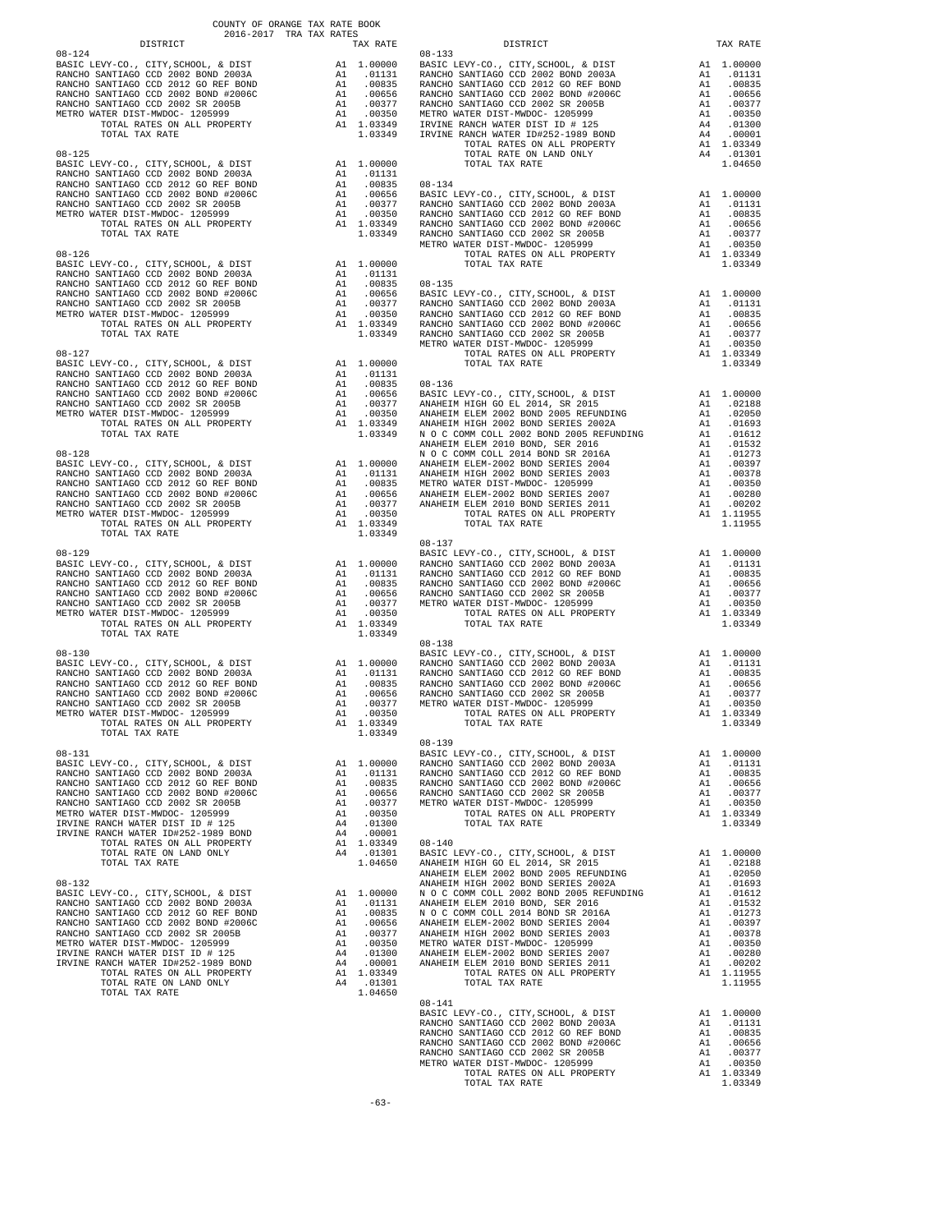COUNTY OF ORANGE TAX RATE BOOK
2016-2017 TRA TAX RATES

| DISTRICT | | TAX RATE |
|---|---|---|
| **08-124** | | |
| BASIC LEVY-CO., CITY,SCHOOL, & DIST | A1 | 1.00000 |
| RANCHO SANTIAGO CCD 2002 BOND 2003A | A1 | .01131 |
| RANCHO SANTIAGO CCD 2012 GO REF BOND | A1 | .00835 |
| RANCHO SANTIAGO CCD 2002 BOND #2006C | A1 | .00656 |
| RANCHO SANTIAGO CCD 2002 SR 2005B | A1 | .00377 |
| METRO WATER DIST-MWDOC- 1205999 | A1 | .00350 |
| TOTAL RATES ON ALL PROPERTY | A1 | 1.03349 |
| TOTAL TAX RATE | | 1.03349 |
| **08-125** | | |
| BASIC LEVY-CO., CITY,SCHOOL, & DIST | A1 | 1.00000 |
| RANCHO SANTIAGO CCD 2002 BOND 2003A | A1 | .01131 |
| RANCHO SANTIAGO CCD 2012 GO REF BOND | A1 | .00835 |
| RANCHO SANTIAGO CCD 2002 BOND #2006C | A1 | .00656 |
| RANCHO SANTIAGO CCD 2002 SR 2005B | A1 | .00377 |
| METRO WATER DIST-MWDOC- 1205999 | A1 | .00350 |
| TOTAL RATES ON ALL PROPERTY | A1 | 1.03349 |
| TOTAL TAX RATE | | 1.03349 |
| **08-126** | | |
| BASIC LEVY-CO., CITY,SCHOOL, & DIST | A1 | 1.00000 |
| RANCHO SANTIAGO CCD 2002 BOND 2003A | A1 | .01131 |
| RANCHO SANTIAGO CCD 2012 GO REF BOND | A1 | .00835 |
| RANCHO SANTIAGO CCD 2002 BOND #2006C | A1 | .00656 |
| RANCHO SANTIAGO CCD 2002 SR 2005B | A1 | .00377 |
| METRO WATER DIST-MWDOC- 1205999 | A1 | .00350 |
| TOTAL RATES ON ALL PROPERTY | A1 | 1.03349 |
| TOTAL TAX RATE | | 1.03349 |
| **08-127** | | |
| BASIC LEVY-CO., CITY,SCHOOL, & DIST | A1 | 1.00000 |
| RANCHO SANTIAGO CCD 2002 BOND 2003A | A1 | .01131 |
| RANCHO SANTIAGO CCD 2012 GO REF BOND | A1 | .00835 |
| RANCHO SANTIAGO CCD 2002 BOND #2006C | A1 | .00656 |
| RANCHO SANTIAGO CCD 2002 SR 2005B | A1 | .00377 |
| METRO WATER DIST-MWDOC- 1205999 | A1 | .00350 |
| TOTAL RATES ON ALL PROPERTY | A1 | 1.03349 |
| TOTAL TAX RATE | | 1.03349 |
| **08-128** | | |
| BASIC LEVY-CO., CITY,SCHOOL, & DIST | A1 | 1.00000 |
| RANCHO SANTIAGO CCD 2002 BOND 2003A | A1 | .01131 |
| RANCHO SANTIAGO CCD 2012 GO REF BOND | A1 | .00835 |
| RANCHO SANTIAGO CCD 2002 BOND #2006C | A1 | .00656 |
| RANCHO SANTIAGO CCD 2002 SR 2005B | A1 | .00377 |
| METRO WATER DIST-MWDOC- 1205999 | A1 | .00350 |
| TOTAL RATES ON ALL PROPERTY | A1 | 1.03349 |
| TOTAL TAX RATE | | 1.03349 |
| **08-129** | | |
| BASIC LEVY-CO., CITY,SCHOOL, & DIST | A1 | 1.00000 |
| RANCHO SANTIAGO CCD 2002 BOND 2003A | A1 | .01131 |
| RANCHO SANTIAGO CCD 2012 GO REF BOND | A1 | .00835 |
| RANCHO SANTIAGO CCD 2002 BOND #2006C | A1 | .00656 |
| RANCHO SANTIAGO CCD 2002 SR 2005B | A1 | .00377 |
| METRO WATER DIST-MWDOC- 1205999 | A1 | .00350 |
| TOTAL RATES ON ALL PROPERTY | A1 | 1.03349 |
| TOTAL TAX RATE | | 1.03349 |
| **08-130** | | |
| BASIC LEVY-CO., CITY,SCHOOL, & DIST | A1 | 1.00000 |
| RANCHO SANTIAGO CCD 2002 BOND 2003A | A1 | .01131 |
| RANCHO SANTIAGO CCD 2012 GO REF BOND | A1 | .00835 |
| RANCHO SANTIAGO CCD 2002 BOND #2006C | A1 | .00656 |
| RANCHO SANTIAGO CCD 2002 SR 2005B | A1 | .00377 |
| METRO WATER DIST-MWDOC- 1205999 | A1 | .00350 |
| TOTAL RATES ON ALL PROPERTY | A1 | 1.03349 |
| TOTAL TAX RATE | | 1.03349 |
| **08-131** | | |
| BASIC LEVY-CO., CITY,SCHOOL, & DIST | A1 | 1.00000 |
| RANCHO SANTIAGO CCD 2002 BOND 2003A | A1 | .01131 |
| RANCHO SANTIAGO CCD 2012 GO REF BOND | A1 | .00835 |
| RANCHO SANTIAGO CCD 2002 BOND #2006C | A1 | .00656 |
| RANCHO SANTIAGO CCD 2002 SR 2005B | A1 | .00377 |
| METRO WATER DIST-MWDOC- 1205999 | A1 | .00350 |
| IRVINE RANCH WATER DIST ID # 125 | A4 | .01300 |
| IRVINE RANCH WATER ID#252-1989 BOND | A4 | .00001 |
| TOTAL RATES ON ALL PROPERTY | A1 | 1.03349 |
| TOTAL RATE ON LAND ONLY | A4 | .01301 |
| TOTAL TAX RATE | | 1.04650 |
| **08-132** | | |
| BASIC LEVY-CO., CITY,SCHOOL, & DIST | A1 | 1.00000 |
| RANCHO SANTIAGO CCD 2002 BOND 2003A | A1 | .01131 |
| RANCHO SANTIAGO CCD 2012 GO REF BOND | A1 | .00835 |
| RANCHO SANTIAGO CCD 2002 BOND #2006C | A1 | .00656 |
| RANCHO SANTIAGO CCD 2002 SR 2005B | A1 | .00377 |
| METRO WATER DIST-MWDOC- 1205999 | A1 | .00350 |
| IRVINE RANCH WATER DIST ID # 125 | A4 | .01300 |
| IRVINE RANCH WATER ID#252-1989 BOND | A4 | .00001 |
| TOTAL RATES ON ALL PROPERTY | A1 | 1.03349 |
| TOTAL RATE ON LAND ONLY | A4 | .01301 |
| TOTAL TAX RATE | | 1.04650 |
| **08-133** | | |
| BASIC LEVY-CO., CITY,SCHOOL, & DIST | A1 | 1.00000 |
| RANCHO SANTIAGO CCD 2002 BOND 2003A | A1 | .01131 |
| RANCHO SANTIAGO CCD 2012 GO REF BOND | A1 | .00835 |
| RANCHO SANTIAGO CCD 2002 BOND #2006C | A1 | .00656 |
| RANCHO SANTIAGO CCD 2002 SR 2005B | A1 | .00377 |
| METRO WATER DIST-MWDOC- 1205999 | A1 | .00350 |
| IRVINE RANCH WATER DIST ID # 125 | A4 | .01300 |
| IRVINE RANCH WATER ID#252-1989 BOND | A4 | .00001 |
| TOTAL RATES ON ALL PROPERTY | A1 | 1.03349 |
| TOTAL RATE ON LAND ONLY | A4 | .01301 |
| TOTAL TAX RATE | | 1.04650 |
| **08-134** | | |
| BASIC LEVY-CO., CITY,SCHOOL, & DIST | A1 | 1.00000 |
| RANCHO SANTIAGO CCD 2002 BOND 2003A | A1 | .01131 |
| RANCHO SANTIAGO CCD 2012 GO REF BOND | A1 | .00835 |
| RANCHO SANTIAGO CCD 2002 BOND #2006C | A1 | .00656 |
| RANCHO SANTIAGO CCD 2002 SR 2005B | A1 | .00377 |
| METRO WATER DIST-MWDOC- 1205999 | A1 | .00350 |
| TOTAL RATES ON ALL PROPERTY | A1 | 1.03349 |
| TOTAL TAX RATE | | 1.03349 |
| **08-135** | | |
| BASIC LEVY-CO., CITY,SCHOOL, & DIST | A1 | 1.00000 |
| RANCHO SANTIAGO CCD 2002 BOND 2003A | A1 | .01131 |
| RANCHO SANTIAGO CCD 2012 GO REF BOND | A1 | .00835 |
| RANCHO SANTIAGO CCD 2002 BOND #2006C | A1 | .00656 |
| RANCHO SANTIAGO CCD 2002 SR 2005B | A1 | .00377 |
| METRO WATER DIST-MWDOC- 1205999 | A1 | .00350 |
| TOTAL RATES ON ALL PROPERTY | A1 | 1.03349 |
| TOTAL TAX RATE | | 1.03349 |
| **08-136** | | |
| BASIC LEVY-CO., CITY,SCHOOL, & DIST | A1 | 1.00000 |
| ANAHEIM HIGH GO EL 2014, SR 2015 | A1 | .02188 |
| ANAHEIM ELEM 2002 BOND 2005 REFUNDING | A1 | .02050 |
| ANAHEIM HIGH 2002 BOND SERIES 2002A | A1 | .01693 |
| N O C COMM COLL 2002 BOND 2005 REFUNDING | A1 | .01612 |
| ANAHEIM ELEM 2010 BOND, SER 2016 | A1 | .01532 |
| N O C COMM COLL 2014 BOND SR 2016A | A1 | .01273 |
| ANAHEIM ELEM-2002 BOND SERIES 2004 | A1 | .00397 |
| ANAHEIM HIGH 2002 BOND SERIES 2003 | A1 | .00378 |
| METRO WATER DIST-MWDOC- 1205999 | A1 | .00350 |
| ANAHEIM ELEM-2002 BOND SERIES 2007 | A1 | .00280 |
| ANAHEIM ELEM 2010 BOND SERIES 2011 | A1 | .00202 |
| TOTAL RATES ON ALL PROPERTY | A1 | 1.11955 |
| TOTAL TAX RATE | | 1.11955 |
| **08-137** | | |
| BASIC LEVY-CO., CITY,SCHOOL, & DIST | A1 | 1.00000 |
| RANCHO SANTIAGO CCD 2002 BOND 2003A | A1 | .01131 |
| RANCHO SANTIAGO CCD 2012 GO REF BOND | A1 | .00835 |
| RANCHO SANTIAGO CCD 2002 BOND #2006C | A1 | .00656 |
| RANCHO SANTIAGO CCD 2002 SR 2005B | A1 | .00377 |
| METRO WATER DIST-MWDOC- 1205999 | A1 | .00350 |
| TOTAL RATES ON ALL PROPERTY | A1 | 1.03349 |
| TOTAL TAX RATE | | 1.03349 |
| **08-138** | | |
| BASIC LEVY-CO., CITY,SCHOOL, & DIST | A1 | 1.00000 |
| RANCHO SANTIAGO CCD 2002 BOND 2003A | A1 | .01131 |
| RANCHO SANTIAGO CCD 2012 GO REF BOND | A1 | .00835 |
| RANCHO SANTIAGO CCD 2002 BOND #2006C | A1 | .00656 |
| RANCHO SANTIAGO CCD 2002 SR 2005B | A1 | .00377 |
| METRO WATER DIST-MWDOC- 1205999 | A1 | .00350 |
| TOTAL RATES ON ALL PROPERTY | A1 | 1.03349 |
| TOTAL TAX RATE | | 1.03349 |
| **08-139** | | |
| BASIC LEVY-CO., CITY,SCHOOL, & DIST | A1 | 1.00000 |
| RANCHO SANTIAGO CCD 2002 BOND 2003A | A1 | .01131 |
| RANCHO SANTIAGO CCD 2012 GO REF BOND | A1 | .00835 |
| RANCHO SANTIAGO CCD 2002 BOND #2006C | A1 | .00656 |
| RANCHO SANTIAGO CCD 2002 SR 2005B | A1 | .00377 |
| METRO WATER DIST-MWDOC- 1205999 | A1 | .00350 |
| TOTAL RATES ON ALL PROPERTY | A1 | 1.03349 |
| TOTAL TAX RATE | | 1.03349 |
| **08-140** | | |
| BASIC LEVY-CO., CITY,SCHOOL, & DIST | A1 | 1.00000 |
| ANAHEIM HIGH GO EL 2014, SR 2015 | A1 | .02188 |
| ANAHEIM ELEM 2002 BOND 2005 REFUNDING | A1 | .02050 |
| ANAHEIM HIGH 2002 BOND SERIES 2002A | A1 | .01693 |
| N O C COMM COLL 2002 BOND 2005 REFUNDING | A1 | .01612 |
| ANAHEIM ELEM 2010 BOND, SER 2016 | A1 | .01532 |
| N O C COMM COLL 2014 BOND SR 2016A | A1 | .01273 |
| ANAHEIM ELEM-2002 BOND SERIES 2004 | A1 | .00397 |
| ANAHEIM HIGH 2002 BOND SERIES 2003 | A1 | .00378 |
| METRO WATER DIST-MWDOC- 1205999 | A1 | .00350 |
| ANAHEIM ELEM-2002 BOND SERIES 2007 | A1 | .00280 |
| ANAHEIM ELEM 2010 BOND SERIES 2011 | A1 | .00202 |
| TOTAL RATES ON ALL PROPERTY | A1 | 1.11955 |
| TOTAL TAX RATE | | 1.11955 |
| **08-141** | | |
| BASIC LEVY-CO., CITY,SCHOOL, & DIST | A1 | 1.00000 |
| RANCHO SANTIAGO CCD 2002 BOND 2003A | A1 | .01131 |
| RANCHO SANTIAGO CCD 2012 GO REF BOND | A1 | .00835 |
| RANCHO SANTIAGO CCD 2002 BOND #2006C | A1 | .00656 |
| RANCHO SANTIAGO CCD 2002 SR 2005B | A1 | .00377 |
| METRO WATER DIST-MWDOC- 1205999 | A1 | .00350 |
| TOTAL RATES ON ALL PROPERTY | A1 | 1.03349 |
| TOTAL TAX RATE | | 1.03349 |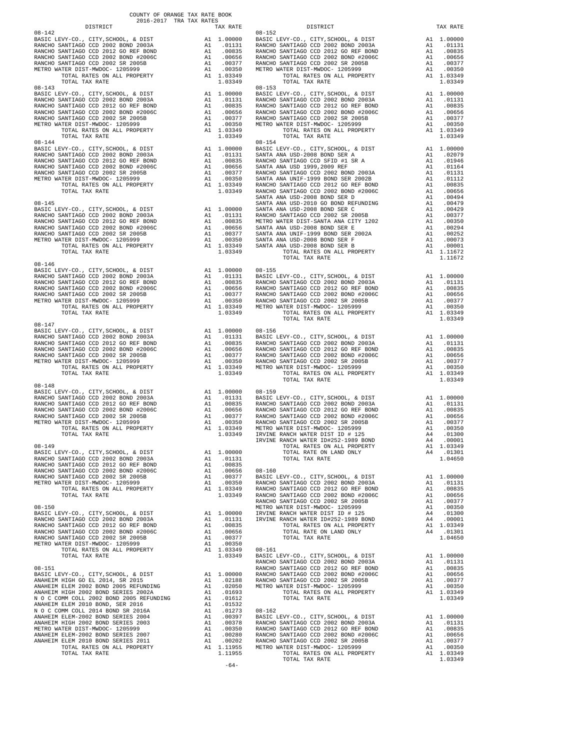COUNTY OF ORANGE TAX RATE BOOK
2016-2017 TRA TAX RATES

| DISTRICT | | TAX RATE |
|---|---|---|
| **08-142** | | |
| BASIC LEVY-CO., CITY,SCHOOL, & DIST | A1 | 1.00000 |
| RANCHO SANTIAGO CCD 2002 BOND 2003A | A1 | .01131 |
| RANCHO SANTIAGO CCD 2012 GO REF BOND | A1 | .00835 |
| RANCHO SANTIAGO CCD 2002 BOND #2006C | A1 | .00656 |
| RANCHO SANTIAGO CCD 2002 SR 2005B | A1 | .00377 |
| METRO WATER DIST-MWDOC- 1205999 | A1 | .00350 |
| TOTAL RATES ON ALL PROPERTY | A1 | 1.03349 |
| TOTAL TAX RATE | | 1.03349 |
| **08-143** | | |
| BASIC LEVY-CO., CITY,SCHOOL, & DIST | A1 | 1.00000 |
| RANCHO SANTIAGO CCD 2002 BOND 2003A | A1 | .01131 |
| RANCHO SANTIAGO CCD 2012 GO REF BOND | A1 | .00835 |
| RANCHO SANTIAGO CCD 2002 BOND #2006C | A1 | .00656 |
| RANCHO SANTIAGO CCD 2002 SR 2005B | A1 | .00377 |
| METRO WATER DIST-MWDOC- 1205999 | A1 | .00350 |
| TOTAL RATES ON ALL PROPERTY | A1 | 1.03349 |
| TOTAL TAX RATE | | 1.03349 |
| **08-144** | | |
| BASIC LEVY-CO., CITY,SCHOOL, & DIST | A1 | 1.00000 |
| RANCHO SANTIAGO CCD 2002 BOND 2003A | A1 | .01131 |
| RANCHO SANTIAGO CCD 2012 GO REF BOND | A1 | .00835 |
| RANCHO SANTIAGO CCD 2002 BOND #2006C | A1 | .00656 |
| RANCHO SANTIAGO CCD 2002 SR 2005B | A1 | .00377 |
| METRO WATER DIST-MWDOC- 1205999 | A1 | .00350 |
| TOTAL RATES ON ALL PROPERTY | A1 | 1.03349 |
| TOTAL TAX RATE | | 1.03349 |
| **08-145** | | |
| BASIC LEVY-CO., CITY,SCHOOL, & DIST | A1 | 1.00000 |
| RANCHO SANTIAGO CCD 2002 BOND 2003A | A1 | .01131 |
| RANCHO SANTIAGO CCD 2012 GO REF BOND | A1 | .00835 |
| RANCHO SANTIAGO CCD 2002 BOND #2006C | A1 | .00656 |
| RANCHO SANTIAGO CCD 2002 SR 2005B | A1 | .00377 |
| METRO WATER DIST-MWDOC- 1205999 | A1 | .00350 |
| TOTAL RATES ON ALL PROPERTY | A1 | 1.03349 |
| TOTAL TAX RATE | | 1.03349 |
| **08-146** | | |
| BASIC LEVY-CO., CITY,SCHOOL, & DIST | A1 | 1.00000 |
| RANCHO SANTIAGO CCD 2002 BOND 2003A | A1 | .01131 |
| RANCHO SANTIAGO CCD 2012 GO REF BOND | A1 | .00835 |
| RANCHO SANTIAGO CCD 2002 BOND #2006C | A1 | .00656 |
| RANCHO SANTIAGO CCD 2002 SR 2005B | A1 | .00377 |
| METRO WATER DIST-MWDOC- 1205999 | A1 | .00350 |
| TOTAL RATES ON ALL PROPERTY | A1 | 1.03349 |
| TOTAL TAX RATE | | 1.03349 |
| **08-147** | | |
| BASIC LEVY-CO., CITY,SCHOOL, & DIST | A1 | 1.00000 |
| RANCHO SANTIAGO CCD 2002 BOND 2003A | A1 | .01131 |
| RANCHO SANTIAGO CCD 2012 GO REF BOND | A1 | .00835 |
| RANCHO SANTIAGO CCD 2002 BOND #2006C | A1 | .00656 |
| RANCHO SANTIAGO CCD 2002 SR 2005B | A1 | .00377 |
| METRO WATER DIST-MWDOC- 1205999 | A1 | .00350 |
| TOTAL RATES ON ALL PROPERTY | A1 | 1.03349 |
| TOTAL TAX RATE | | 1.03349 |
| **08-148** | | |
| BASIC LEVY-CO., CITY,SCHOOL, & DIST | A1 | 1.00000 |
| RANCHO SANTIAGO CCD 2002 BOND 2003A | A1 | .01131 |
| RANCHO SANTIAGO CCD 2012 GO REF BOND | A1 | .00835 |
| RANCHO SANTIAGO CCD 2002 BOND #2006C | A1 | .00656 |
| RANCHO SANTIAGO CCD 2002 SR 2005B | A1 | .00377 |
| METRO WATER DIST-MWDOC- 1205999 | A1 | .00350 |
| TOTAL RATES ON ALL PROPERTY | A1 | 1.03349 |
| TOTAL TAX RATE | | 1.03349 |
| **08-149** | | |
| BASIC LEVY-CO., CITY,SCHOOL, & DIST | A1 | 1.00000 |
| RANCHO SANTIAGO CCD 2002 BOND 2003A | A1 | .01131 |
| RANCHO SANTIAGO CCD 2012 GO REF BOND | A1 | .00835 |
| RANCHO SANTIAGO CCD 2002 BOND #2006C | A1 | .00656 |
| RANCHO SANTIAGO CCD 2002 SR 2005B | A1 | .00377 |
| METRO WATER DIST-MWDOC- 1205999 | A1 | .00350 |
| TOTAL RATES ON ALL PROPERTY | A1 | 1.03349 |
| TOTAL TAX RATE | | 1.03349 |
| **08-150** | | |
| BASIC LEVY-CO., CITY,SCHOOL, & DIST | A1 | 1.00000 |
| RANCHO SANTIAGO CCD 2002 BOND 2003A | A1 | .01131 |
| RANCHO SANTIAGO CCD 2012 GO REF BOND | A1 | .00835 |
| RANCHO SANTIAGO CCD 2002 BOND #2006C | A1 | .00656 |
| RANCHO SANTIAGO CCD 2002 SR 2005B | A1 | .00377 |
| METRO WATER DIST-MWDOC- 1205999 | A1 | .00350 |
| TOTAL RATES ON ALL PROPERTY | A1 | 1.03349 |
| TOTAL TAX RATE | | 1.03349 |
| **08-151** | | |
| BASIC LEVY-CO., CITY,SCHOOL, & DIST | A1 | 1.00000 |
| ANAHEIM HIGH GO EL 2014, SR 2015 | A1 | .02188 |
| ANAHEIM ELEM 2002 BOND 2005 REFUNDING | A1 | .02050 |
| ANAHEIM HIGH 2002 BOND SERIES 2002A | A1 | .01693 |
| N O C COMM COLL 2002 BOND 2005 REFUNDING | A1 | .01612 |
| ANAHEIM ELEM 2010 BOND, SER 2016 | A1 | .01532 |
| N O C COMM COLL 2014 BOND SR 2016A | A1 | .01273 |
| ANAHEIM ELEM-2002 BOND SERIES 2004 | A1 | .00397 |
| ANAHEIM HIGH 2002 BOND SERIES 2003 | A1 | .00378 |
| METRO WATER DIST-MWDOC- 1205999 | A1 | .00350 |
| ANAHEIM ELEM-2002 BOND SERIES 2007 | A1 | .00280 |
| ANAHEIM ELEM 2010 BOND SERIES 2011 | A1 | .00202 |
| TOTAL RATES ON ALL PROPERTY | A1 | 1.11955 |
| TOTAL TAX RATE | | 1.11955 |
| **08-152** | | |
| BASIC LEVY-CO., CITY,SCHOOL, & DIST | A1 | 1.00000 |
| RANCHO SANTIAGO CCD 2002 BOND 2003A | A1 | .01131 |
| RANCHO SANTIAGO CCD 2012 GO REF BOND | A1 | .00835 |
| RANCHO SANTIAGO CCD 2002 BOND #2006C | A1 | .00656 |
| RANCHO SANTIAGO CCD 2002 SR 2005B | A1 | .00377 |
| METRO WATER DIST-MWDOC- 1205999 | A1 | .00350 |
| TOTAL RATES ON ALL PROPERTY | A1 | 1.03349 |
| TOTAL TAX RATE | | 1.03349 |
| **08-153** | | |
| BASIC LEVY-CO., CITY,SCHOOL, & DIST | A1 | 1.00000 |
| RANCHO SANTIAGO CCD 2002 BOND 2003A | A1 | .01131 |
| RANCHO SANTIAGO CCD 2012 GO REF BOND | A1 | .00835 |
| RANCHO SANTIAGO CCD 2002 BOND #2006C | A1 | .00656 |
| RANCHO SANTIAGO CCD 2002 SR 2005B | A1 | .00377 |
| METRO WATER DIST-MWDOC- 1205999 | A1 | .00350 |
| TOTAL RATES ON ALL PROPERTY | A1 | 1.03349 |
| TOTAL TAX RATE | | 1.03349 |
| **08-154** | | |
| BASIC LEVY-CO., CITY,SCHOOL, & DIST | A1 | 1.00000 |
| SANTA ANA USD-2008 BOND SER A | A1 | .02079 |
| RANCHO SANTIAGO CCD SFID #1 SR A | A1 | .01946 |
| SANTA ANA USD 1999,2009 REF | A1 | .01164 |
| RANCHO SANTIAGO CCD 2002 BOND 2003A | A1 | .01131 |
| SANTA ANA UNIF-1999 BOND SER 2002B | A1 | .01112 |
| RANCHO SANTIAGO CCD 2012 GO REF BOND | A1 | .00835 |
| RANCHO SANTIAGO CCD 2002 BOND #2006C | A1 | .00656 |
| SANTA ANA USD-2008 BOND SER D | A1 | .00494 |
| SANTA ANA USD-2010 GO BOND REFUNDING | A1 | .00479 |
| SANTA ANA USD-2008 BOND SER C | A1 | .00429 |
| RANCHO SANTIAGO CCD 2002 SR 2005B | A1 | .00377 |
| METRO WATER DIST-SANTA ANA CITY 1202 | A1 | .00350 |
| SANTA ANA USD-2008 BOND SER E | A1 | .00294 |
| SANTA ANA UNIF-1999 BOND SER 2002A | A1 | .00252 |
| SANTA ANA USD-2008 BOND SER F | A1 | .00073 |
| SANTA ANA USD-2008 BOND SER B | A1 | .00001 |
| TOTAL RATES ON ALL PROPERTY | A1 | 1.11672 |
| TOTAL TAX RATE | | 1.11672 |
| **08-155** | | |
| BASIC LEVY-CO., CITY,SCHOOL, & DIST | A1 | 1.00000 |
| RANCHO SANTIAGO CCD 2002 BOND 2003A | A1 | .01131 |
| RANCHO SANTIAGO CCD 2012 GO REF BOND | A1 | .00835 |
| RANCHO SANTIAGO CCD 2002 BOND #2006C | A1 | .00656 |
| RANCHO SANTIAGO CCD 2002 SR 2005B | A1 | .00377 |
| METRO WATER DIST-MWDOC- 1205999 | A1 | .00350 |
| TOTAL RATES ON ALL PROPERTY | A1 | 1.03349 |
| TOTAL TAX RATE | | 1.03349 |
| **08-156** | | |
| BASIC LEVY-CO., CITY,SCHOOL, & DIST | A1 | 1.00000 |
| RANCHO SANTIAGO CCD 2002 BOND 2003A | A1 | .01131 |
| RANCHO SANTIAGO CCD 2012 GO REF BOND | A1 | .00835 |
| RANCHO SANTIAGO CCD 2002 BOND #2006C | A1 | .00656 |
| RANCHO SANTIAGO CCD 2002 SR 2005B | A1 | .00377 |
| METRO WATER DIST-MWDOC- 1205999 | A1 | .00350 |
| TOTAL RATES ON ALL PROPERTY | A1 | 1.03349 |
| TOTAL TAX RATE | | 1.03349 |
| **08-159** | | |
| BASIC LEVY-CO., CITY,SCHOOL, & DIST | A1 | 1.00000 |
| RANCHO SANTIAGO CCD 2002 BOND 2003A | A1 | .01131 |
| RANCHO SANTIAGO CCD 2012 GO REF BOND | A1 | .00835 |
| RANCHO SANTIAGO CCD 2002 BOND #2006C | A1 | .00656 |
| RANCHO SANTIAGO CCD 2002 SR 2005B | A1 | .00377 |
| METRO WATER DIST-MWDOC- 1205999 | A1 | .00350 |
| IRVINE RANCH WATER DIST ID # 125 | A4 | .01300 |
| IRVINE RANCH WATER ID#252-1989 BOND | A4 | .00001 |
| TOTAL RATES ON ALL PROPERTY | A1 | 1.03349 |
| TOTAL RATE ON LAND ONLY | A4 | .01301 |
| TOTAL TAX RATE | | 1.04650 |
| **08-160** | | |
| BASIC LEVY-CO., CITY,SCHOOL, & DIST | A1 | 1.00000 |
| RANCHO SANTIAGO CCD 2002 BOND 2003A | A1 | .01131 |
| RANCHO SANTIAGO CCD 2012 GO REF BOND | A1 | .00835 |
| RANCHO SANTIAGO CCD 2002 BOND #2006C | A1 | .00656 |
| RANCHO SANTIAGO CCD 2002 SR 2005B | A1 | .00377 |
| METRO WATER DIST-MWDOC- 1205999 | A1 | .00350 |
| IRVINE RANCH WATER DIST ID # 125 | A4 | .01300 |
| IRVINE RANCH WATER ID#252-1989 BOND | A4 | .00001 |
| TOTAL RATES ON ALL PROPERTY | A1 | 1.03349 |
| TOTAL RATE ON LAND ONLY | A4 | .01301 |
| TOTAL TAX RATE | | 1.04650 |
| **08-161** | | |
| BASIC LEVY-CO., CITY,SCHOOL, & DIST | A1 | 1.00000 |
| RANCHO SANTIAGO CCD 2002 BOND 2003A | A1 | .01131 |
| RANCHO SANTIAGO CCD 2012 GO REF BOND | A1 | .00835 |
| RANCHO SANTIAGO CCD 2002 BOND #2006C | A1 | .00656 |
| RANCHO SANTIAGO CCD 2002 SR 2005B | A1 | .00377 |
| METRO WATER DIST-MWDOC- 1205999 | A1 | .00350 |
| TOTAL RATES ON ALL PROPERTY | A1 | 1.03349 |
| TOTAL TAX RATE | | 1.03349 |
| **08-162** | | |
| BASIC LEVY-CO., CITY,SCHOOL, & DIST | A1 | 1.00000 |
| RANCHO SANTIAGO CCD 2002 BOND 2003A | A1 | .01131 |
| RANCHO SANTIAGO CCD 2012 GO REF BOND | A1 | .00835 |
| RANCHO SANTIAGO CCD 2002 BOND #2006C | A1 | .00656 |
| RANCHO SANTIAGO CCD 2002 SR 2005B | A1 | .00377 |
| METRO WATER DIST-MWDOC- 1205999 | A1 | .00350 |
| TOTAL RATES ON ALL PROPERTY | A1 | 1.03349 |
| TOTAL TAX RATE | | 1.03349 |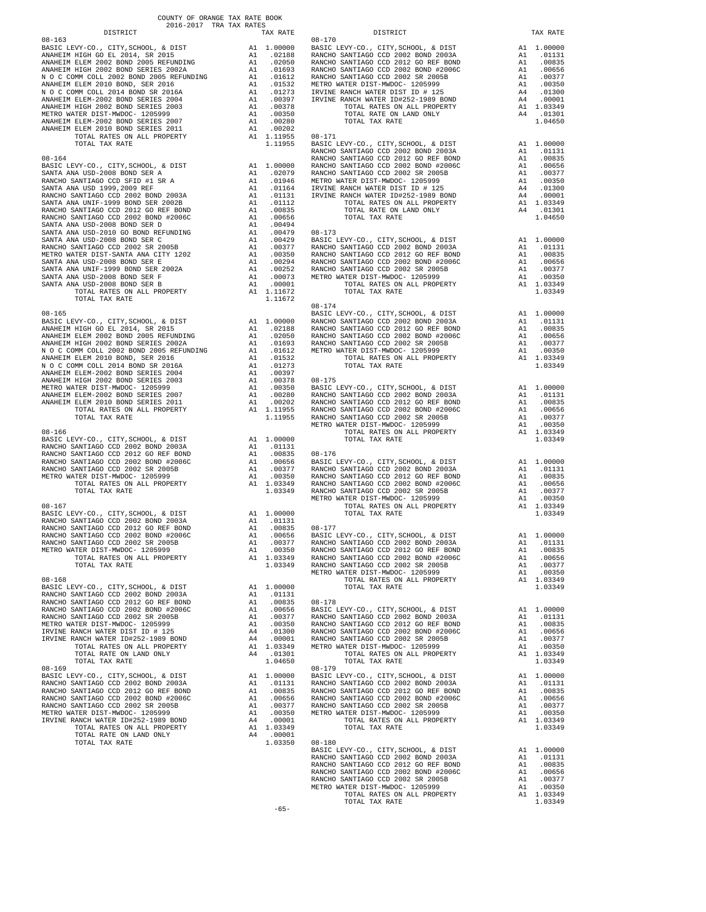COUNTY OF ORANGE TAX RATE BOOK
2016-2017 TRA TAX RATES

| DISTRICT | | TAX RATE |
|---|---|---|
| **08-163** | | |
| BASIC LEVY-CO., CITY,SCHOOL, & DIST | A1 | 1.00000 |
| ANAHEIM HIGH GO EL 2014, SR 2015 | A1 | .02188 |
| ANAHEIM ELEM 2002 BOND 2005 REFUNDING | A1 | .02050 |
| ANAHEIM HIGH 2002 BOND SERIES 2002A | A1 | .01693 |
| N O C COMM COLL 2002 BOND 2005 REFUNDING | A1 | .01612 |
| ANAHEIM ELEM 2010 BOND, SER 2016 | A1 | .01532 |
| N O C COMM COLL 2014 BOND SR 2016A | A1 | .01273 |
| ANAHEIM ELEM-2002 BOND SERIES 2004 | A1 | .00397 |
| ANAHEIM HIGH 2002 BOND SERIES 2003 | A1 | .00378 |
| METRO WATER DIST-MWDOC- 1205999 | A1 | .00350 |
| ANAHEIM ELEM-2002 BOND SERIES 2007 | A1 | .00280 |
| ANAHEIM ELEM 2010 BOND SERIES 2011 | A1 | .00202 |
| TOTAL RATES ON ALL PROPERTY | A1 | 1.11955 |
| TOTAL TAX RATE | | 1.11955 |
| **08-164** | | |
| BASIC LEVY-CO., CITY,SCHOOL, & DIST | A1 | 1.00000 |
| SANTA ANA USD-2008 BOND SER A | A1 | .02079 |
| RANCHO SANTIAGO CCD SFID #1 SR A | A1 | .01946 |
| SANTA ANA USD 1999,2009 REF | A1 | .01164 |
| RANCHO SANTIAGO CCD 2002 BOND 2003A | A1 | .01131 |
| SANTA ANA UNIF-1999 BOND SER 2002B | A1 | .01112 |
| RANCHO SANTIAGO CCD 2012 GO REF BOND | A1 | .00835 |
| RANCHO SANTIAGO CCD 2002 BOND #2006C | A1 | .00656 |
| SANTA ANA USD-2008 BOND SER D | A1 | .00494 |
| SANTA ANA USD-2010 GO BOND REFUNDING | A1 | .00479 |
| SANTA ANA USD-2008 BOND SER C | A1 | .00429 |
| RANCHO SANTIAGO CCD 2002 SR 2005B | A1 | .00377 |
| METRO WATER DIST-SANTA ANA CITY 1202 | A1 | .00350 |
| SANTA ANA USD-2008 BOND SER E | A1 | .00294 |
| SANTA ANA UNIF-1999 BOND SER 2002A | A1 | .00252 |
| SANTA ANA USD-2008 BOND SER F | A1 | .00073 |
| SANTA ANA USD-2008 BOND SER B | A1 | .00001 |
| TOTAL RATES ON ALL PROPERTY | A1 | 1.11672 |
| TOTAL TAX RATE | | 1.11672 |
| **08-165** | | |
| BASIC LEVY-CO., CITY,SCHOOL, & DIST | A1 | 1.00000 |
| ANAHEIM HIGH GO EL 2014, SR 2015 | A1 | .02188 |
| ANAHEIM ELEM 2002 BOND 2005 REFUNDING | A1 | .02050 |
| ANAHEIM HIGH 2002 BOND SERIES 2002A | A1 | .01693 |
| N O C COMM COLL 2002 BOND 2005 REFUNDING | A1 | .01612 |
| ANAHEIM ELEM 2010 BOND, SER 2016 | A1 | .01532 |
| N O C COMM COLL 2014 BOND SR 2016A | A1 | .01273 |
| ANAHEIM ELEM-2002 BOND SERIES 2004 | A1 | .00397 |
| ANAHEIM HIGH 2002 BOND SERIES 2003 | A1 | .00378 |
| METRO WATER DIST-MWDOC- 1205999 | A1 | .00350 |
| ANAHEIM ELEM-2002 BOND SERIES 2007 | A1 | .00280 |
| ANAHEIM ELEM 2010 BOND SERIES 2011 | A1 | .00202 |
| TOTAL RATES ON ALL PROPERTY | A1 | 1.11955 |
| TOTAL TAX RATE | | 1.11955 |
| **08-166** | | |
| BASIC LEVY-CO., CITY,SCHOOL, & DIST | A1 | 1.00000 |
| RANCHO SANTIAGO CCD 2002 BOND 2003A | A1 | .01131 |
| RANCHO SANTIAGO CCD 2012 GO REF BOND | A1 | .00835 |
| RANCHO SANTIAGO CCD 2002 BOND #2006C | A1 | .00656 |
| RANCHO SANTIAGO CCD 2002 SR 2005B | A1 | .00377 |
| METRO WATER DIST-MWDOC- 1205999 | A1 | .00350 |
| TOTAL RATES ON ALL PROPERTY | A1 | 1.03349 |
| TOTAL TAX RATE | | 1.03349 |
| **08-167** | | |
| BASIC LEVY-CO., CITY,SCHOOL, & DIST | A1 | 1.00000 |
| RANCHO SANTIAGO CCD 2002 BOND 2003A | A1 | .01131 |
| RANCHO SANTIAGO CCD 2012 GO REF BOND | A1 | .00835 |
| RANCHO SANTIAGO CCD 2002 BOND #2006C | A1 | .00656 |
| RANCHO SANTIAGO CCD 2002 SR 2005B | A1 | .00377 |
| METRO WATER DIST-MWDOC- 1205999 | A1 | .00350 |
| TOTAL RATES ON ALL PROPERTY | A1 | 1.03349 |
| TOTAL TAX RATE | | 1.03349 |
| **08-168** | | |
| BASIC LEVY-CO., CITY,SCHOOL, & DIST | A1 | 1.00000 |
| RANCHO SANTIAGO CCD 2002 BOND 2003A | A1 | .01131 |
| RANCHO SANTIAGO CCD 2012 GO REF BOND | A1 | .00835 |
| RANCHO SANTIAGO CCD 2002 BOND #2006C | A1 | .00656 |
| RANCHO SANTIAGO CCD 2002 SR 2005B | A1 | .00377 |
| METRO WATER DIST-MWDOC- 1205999 | A1 | .00350 |
| IRVINE RANCH WATER DIST ID # 125 | A4 | .01300 |
| IRVINE RANCH WATER ID#252-1989 BOND | A4 | .00001 |
| TOTAL RATES ON ALL PROPERTY | A1 | 1.03349 |
| TOTAL RATE ON LAND ONLY | A4 | .01301 |
| TOTAL TAX RATE | | 1.04650 |
| **08-169** | | |
| BASIC LEVY-CO., CITY,SCHOOL, & DIST | A1 | 1.00000 |
| RANCHO SANTIAGO CCD 2002 BOND 2003A | A1 | .01131 |
| RANCHO SANTIAGO CCD 2012 GO REF BOND | A1 | .00835 |
| RANCHO SANTIAGO CCD 2002 BOND #2006C | A1 | .00656 |
| RANCHO SANTIAGO CCD 2002 SR 2005B | A1 | .00377 |
| METRO WATER DIST-MWDOC- 1205999 | A1 | .00350 |
| IRVINE RANCH WATER ID#252-1989 BOND | A4 | .00001 |
| TOTAL RATES ON ALL PROPERTY | A1 | 1.03349 |
| TOTAL RATE ON LAND ONLY | A4 | .00001 |
| TOTAL TAX RATE | | 1.03350 |
| **08-170** | | |
| BASIC LEVY-CO., CITY,SCHOOL, & DIST | A1 | 1.00000 |
| RANCHO SANTIAGO CCD 2002 BOND 2003A | A1 | .01131 |
| RANCHO SANTIAGO CCD 2012 GO REF BOND | A1 | .00835 |
| RANCHO SANTIAGO CCD 2002 BOND #2006C | A1 | .00656 |
| RANCHO SANTIAGO CCD 2002 SR 2005B | A1 | .00377 |
| METRO WATER DIST-MWDOC- 1205999 | A1 | .00350 |
| IRVINE RANCH WATER DIST ID # 125 | A4 | .01300 |
| IRVINE RANCH WATER ID#252-1989 BOND | A4 | .00001 |
| TOTAL RATES ON ALL PROPERTY | A1 | 1.03349 |
| TOTAL RATE ON LAND ONLY | A4 | .01301 |
| TOTAL TAX RATE | | 1.04650 |
| **08-171** | | |
| BASIC LEVY-CO., CITY,SCHOOL, & DIST | A1 | 1.00000 |
| RANCHO SANTIAGO CCD 2002 BOND 2003A | A1 | .01131 |
| RANCHO SANTIAGO CCD 2012 GO REF BOND | A1 | .00835 |
| RANCHO SANTIAGO CCD 2002 BOND #2006C | A1 | .00656 |
| RANCHO SANTIAGO CCD 2002 SR 2005B | A1 | .00377 |
| METRO WATER DIST-MWDOC- 1205999 | A1 | .00350 |
| IRVINE RANCH WATER DIST ID # 125 | A4 | .01300 |
| IRVINE RANCH WATER ID#252-1989 BOND | A4 | .00001 |
| TOTAL RATES ON ALL PROPERTY | A1 | 1.03349 |
| TOTAL RATE ON LAND ONLY | A4 | .01301 |
| TOTAL TAX RATE | | 1.04650 |
| **08-173** | | |
| BASIC LEVY-CO., CITY,SCHOOL, & DIST | A1 | 1.00000 |
| RANCHO SANTIAGO CCD 2002 BOND 2003A | A1 | .01131 |
| RANCHO SANTIAGO CCD 2012 GO REF BOND | A1 | .00835 |
| RANCHO SANTIAGO CCD 2002 BOND #2006C | A1 | .00656 |
| RANCHO SANTIAGO CCD 2002 SR 2005B | A1 | .00377 |
| METRO WATER DIST-MWDOC- 1205999 | A1 | .00350 |
| TOTAL RATES ON ALL PROPERTY | A1 | 1.03349 |
| TOTAL TAX RATE | | 1.03349 |
| **08-174** | | |
| BASIC LEVY-CO., CITY,SCHOOL, & DIST | A1 | 1.00000 |
| RANCHO SANTIAGO CCD 2002 BOND 2003A | A1 | .01131 |
| RANCHO SANTIAGO CCD 2012 GO REF BOND | A1 | .00835 |
| RANCHO SANTIAGO CCD 2002 BOND #2006C | A1 | .00656 |
| RANCHO SANTIAGO CCD 2002 SR 2005B | A1 | .00377 |
| METRO WATER DIST-MWDOC- 1205999 | A1 | .00350 |
| TOTAL RATES ON ALL PROPERTY | A1 | 1.03349 |
| TOTAL TAX RATE | | 1.03349 |
| **08-175** | | |
| BASIC LEVY-CO., CITY,SCHOOL, & DIST | A1 | 1.00000 |
| RANCHO SANTIAGO CCD 2002 BOND 2003A | A1 | .01131 |
| RANCHO SANTIAGO CCD 2012 GO REF BOND | A1 | .00835 |
| RANCHO SANTIAGO CCD 2002 BOND #2006C | A1 | .00656 |
| RANCHO SANTIAGO CCD 2002 SR 2005B | A1 | .00377 |
| METRO WATER DIST-MWDOC- 1205999 | A1 | .00350 |
| TOTAL RATES ON ALL PROPERTY | A1 | 1.03349 |
| TOTAL TAX RATE | | 1.03349 |
| **08-176** | | |
| BASIC LEVY-CO., CITY,SCHOOL, & DIST | A1 | 1.00000 |
| RANCHO SANTIAGO CCD 2002 BOND 2003A | A1 | .01131 |
| RANCHO SANTIAGO CCD 2012 GO REF BOND | A1 | .00835 |
| RANCHO SANTIAGO CCD 2002 BOND #2006C | A1 | .00656 |
| RANCHO SANTIAGO CCD 2002 SR 2005B | A1 | .00377 |
| METRO WATER DIST-MWDOC- 1205999 | A1 | .00350 |
| TOTAL RATES ON ALL PROPERTY | A1 | 1.03349 |
| TOTAL TAX RATE | | 1.03349 |
| **08-177** | | |
| BASIC LEVY-CO., CITY,SCHOOL, & DIST | A1 | 1.00000 |
| RANCHO SANTIAGO CCD 2002 BOND 2003A | A1 | .01131 |
| RANCHO SANTIAGO CCD 2012 GO REF BOND | A1 | .00835 |
| RANCHO SANTIAGO CCD 2002 BOND #2006C | A1 | .00656 |
| RANCHO SANTIAGO CCD 2002 SR 2005B | A1 | .00377 |
| METRO WATER DIST-MWDOC- 1205999 | A1 | .00350 |
| TOTAL RATES ON ALL PROPERTY | A1 | 1.03349 |
| TOTAL TAX RATE | | 1.03349 |
| **08-178** | | |
| BASIC LEVY-CO., CITY,SCHOOL, & DIST | A1 | 1.00000 |
| RANCHO SANTIAGO CCD 2002 BOND 2003A | A1 | .01131 |
| RANCHO SANTIAGO CCD 2012 GO REF BOND | A1 | .00835 |
| RANCHO SANTIAGO CCD 2002 BOND #2006C | A1 | .00656 |
| RANCHO SANTIAGO CCD 2002 SR 2005B | A1 | .00377 |
| METRO WATER DIST-MWDOC- 1205999 | A1 | .00350 |
| TOTAL RATES ON ALL PROPERTY | A1 | 1.03349 |
| TOTAL TAX RATE | | 1.03349 |
| **08-179** | | |
| BASIC LEVY-CO., CITY,SCHOOL, & DIST | A1 | 1.00000 |
| RANCHO SANTIAGO CCD 2002 BOND 2003A | A1 | .01131 |
| RANCHO SANTIAGO CCD 2012 GO REF BOND | A1 | .00835 |
| RANCHO SANTIAGO CCD 2002 BOND #2006C | A1 | .00656 |
| RANCHO SANTIAGO CCD 2002 SR 2005B | A1 | .00377 |
| METRO WATER DIST-MWDOC- 1205999 | A1 | .00350 |
| TOTAL RATES ON ALL PROPERTY | A1 | 1.03349 |
| TOTAL TAX RATE | | 1.03349 |
| **08-180** | | |
| BASIC LEVY-CO., CITY,SCHOOL, & DIST | A1 | 1.00000 |
| RANCHO SANTIAGO CCD 2002 BOND 2003A | A1 | .01131 |
| RANCHO SANTIAGO CCD 2012 GO REF BOND | A1 | .00835 |
| RANCHO SANTIAGO CCD 2002 BOND #2006C | A1 | .00656 |
| RANCHO SANTIAGO CCD 2002 SR 2005B | A1 | .00377 |
| METRO WATER DIST-MWDOC- 1205999 | A1 | .00350 |
| TOTAL RATES ON ALL PROPERTY | A1 | 1.03349 |
| TOTAL TAX RATE | | 1.03349 |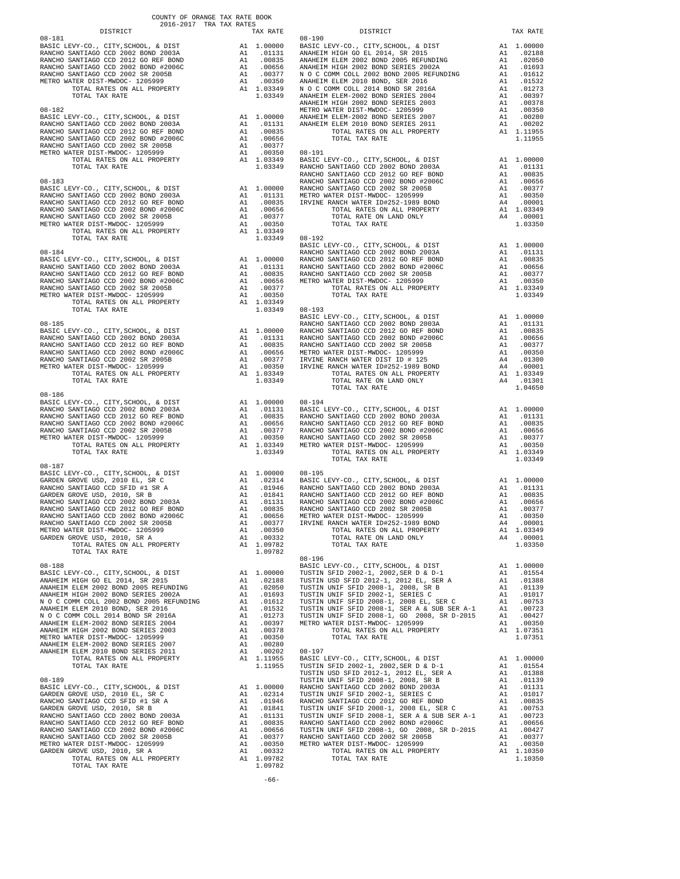COUNTY OF ORANGE TAX RATE BOOK
2016-2017 TRA TAX RATES

| DISTRICT | | TAX RATE |
|---|---|---|
| **08-181** | | |
| BASIC LEVY-CO., CITY,SCHOOL, & DIST | A1 | 1.00000 |
| RANCHO SANTIAGO CCD 2002 BOND 2003A | A1 | .01131 |
| RANCHO SANTIAGO CCD 2012 GO REF BOND | A1 | .00835 |
| RANCHO SANTIAGO CCD 2002 BOND #2006C | A1 | .00656 |
| RANCHO SANTIAGO CCD 2002 SR 2005B | A1 | .00377 |
| METRO WATER DIST-MWDOC- 1205999 | A1 | .00350 |
| TOTAL RATES ON ALL PROPERTY | A1 | 1.03349 |
| TOTAL TAX RATE | | 1.03349 |
| **08-182** | | |
| BASIC LEVY-CO., CITY,SCHOOL, & DIST | A1 | 1.00000 |
| RANCHO SANTIAGO CCD 2002 BOND 2003A | A1 | .01131 |
| RANCHO SANTIAGO CCD 2012 GO REF BOND | A1 | .00835 |
| RANCHO SANTIAGO CCD 2002 BOND #2006C | A1 | .00656 |
| RANCHO SANTIAGO CCD 2002 SR 2005B | A1 | .00377 |
| METRO WATER DIST-MWDOC- 1205999 | A1 | .00350 |
| TOTAL RATES ON ALL PROPERTY | A1 | 1.03349 |
| TOTAL TAX RATE | | 1.03349 |
| **08-183** | | |
| BASIC LEVY-CO., CITY,SCHOOL, & DIST | A1 | 1.00000 |
| RANCHO SANTIAGO CCD 2002 BOND 2003A | A1 | .01131 |
| RANCHO SANTIAGO CCD 2012 GO REF BOND | A1 | .00835 |
| RANCHO SANTIAGO CCD 2002 BOND #2006C | A1 | .00656 |
| RANCHO SANTIAGO CCD 2002 SR 2005B | A1 | .00377 |
| METRO WATER DIST-MWDOC- 1205999 | A1 | .00350 |
| TOTAL RATES ON ALL PROPERTY | A1 | 1.03349 |
| TOTAL TAX RATE | | 1.03349 |
| **08-184** | | |
| BASIC LEVY-CO., CITY,SCHOOL, & DIST | A1 | 1.00000 |
| RANCHO SANTIAGO CCD 2002 BOND 2003A | A1 | .01131 |
| RANCHO SANTIAGO CCD 2012 GO REF BOND | A1 | .00835 |
| RANCHO SANTIAGO CCD 2002 BOND #2006C | A1 | .00656 |
| RANCHO SANTIAGO CCD 2002 SR 2005B | A1 | .00377 |
| METRO WATER DIST-MWDOC- 1205999 | A1 | .00350 |
| TOTAL RATES ON ALL PROPERTY | A1 | 1.03349 |
| TOTAL TAX RATE | | 1.03349 |
| **08-185** | | |
| BASIC LEVY-CO., CITY,SCHOOL, & DIST | A1 | 1.00000 |
| RANCHO SANTIAGO CCD 2002 BOND 2003A | A1 | .01131 |
| RANCHO SANTIAGO CCD 2012 GO REF BOND | A1 | .00835 |
| RANCHO SANTIAGO CCD 2002 BOND #2006C | A1 | .00656 |
| RANCHO SANTIAGO CCD 2002 SR 2005B | A1 | .00377 |
| METRO WATER DIST-MWDOC- 1205999 | A1 | .00350 |
| TOTAL RATES ON ALL PROPERTY | A1 | 1.03349 |
| TOTAL TAX RATE | | 1.03349 |
| **08-186** | | |
| BASIC LEVY-CO., CITY,SCHOOL, & DIST | A1 | 1.00000 |
| RANCHO SANTIAGO CCD 2002 BOND 2003A | A1 | .01131 |
| RANCHO SANTIAGO CCD 2012 GO REF BOND | A1 | .00835 |
| RANCHO SANTIAGO CCD 2002 BOND #2006C | A1 | .00656 |
| RANCHO SANTIAGO CCD 2002 SR 2005B | A1 | .00377 |
| METRO WATER DIST-MWDOC- 1205999 | A1 | .00350 |
| TOTAL RATES ON ALL PROPERTY | A1 | 1.03349 |
| TOTAL TAX RATE | | 1.03349 |
| **08-187** | | |
| BASIC LEVY-CO., CITY,SCHOOL, & DIST | A1 | 1.00000 |
| GARDEN GROVE USD, 2010 EL, SR C | A1 | .02314 |
| RANCHO SANTIAGO CCD SFID #1 SR A | A1 | .01946 |
| GARDEN GROVE USD, 2010, SR B | A1 | .01841 |
| RANCHO SANTIAGO CCD 2002 BOND 2003A | A1 | .01131 |
| RANCHO SANTIAGO CCD 2012 GO REF BOND | A1 | .00835 |
| RANCHO SANTIAGO CCD 2002 BOND #2006C | A1 | .00656 |
| RANCHO SANTIAGO CCD 2002 SR 2005B | A1 | .00377 |
| METRO WATER DIST-MWDOC- 1205999 | A1 | .00350 |
| GARDEN GROVE USD, 2010, SR A | A1 | .00332 |
| TOTAL RATES ON ALL PROPERTY | A1 | 1.09782 |
| TOTAL TAX RATE | | 1.09782 |
| **08-188** | | |
| BASIC LEVY-CO., CITY,SCHOOL, & DIST | A1 | 1.00000 |
| ANAHEIM HIGH GO EL 2014, SR 2015 | A1 | .02188 |
| ANAHEIM ELEM 2002 BOND 2005 REFUNDING | A1 | .02050 |
| ANAHEIM HIGH 2002 BOND SERIES 2002A | A1 | .01693 |
| N O C COMM COLL 2002 BOND 2005 REFUNDING | A1 | .01612 |
| ANAHEIM ELEM 2010 BOND, SER 2016 | A1 | .01532 |
| N O C COMM COLL 2014 BOND SR 2016A | A1 | .01273 |
| ANAHEIM ELEM-2002 BOND SERIES 2004 | A1 | .00397 |
| ANAHEIM HIGH 2002 BOND SERIES 2003 | A1 | .00378 |
| METRO WATER DIST-MWDOC- 1205999 | A1 | .00350 |
| ANAHEIM ELEM-2002 BOND SERIES 2007 | A1 | .00280 |
| ANAHEIM ELEM 2010 BOND SERIES 2011 | A1 | .00202 |
| TOTAL RATES ON ALL PROPERTY | A1 | 1.11955 |
| TOTAL TAX RATE | | 1.11955 |
| **08-189** | | |
| BASIC LEVY-CO., CITY,SCHOOL, & DIST | A1 | 1.00000 |
| GARDEN GROVE USD, 2010 EL, SR C | A1 | .02314 |
| RANCHO SANTIAGO CCD SFID #1 SR A | A1 | .01946 |
| GARDEN GROVE USD, 2010, SR B | A1 | .01841 |
| RANCHO SANTIAGO CCD 2002 BOND 2003A | A1 | .01131 |
| RANCHO SANTIAGO CCD 2012 GO REF BOND | A1 | .00835 |
| RANCHO SANTIAGO CCD 2002 BOND #2006C | A1 | .00656 |
| RANCHO SANTIAGO CCD 2002 SR 2005B | A1 | .00377 |
| METRO WATER DIST-MWDOC- 1205999 | A1 | .00350 |
| GARDEN GROVE USD, 2010, SR A | A1 | .00332 |
| TOTAL RATES ON ALL PROPERTY | A1 | 1.09782 |
| TOTAL TAX RATE | | 1.09782 |
| **08-190** | | |
| BASIC LEVY-CO., CITY,SCHOOL, & DIST | A1 | 1.00000 |
| ANAHEIM HIGH GO EL 2014, SR 2015 | A1 | .02188 |
| ANAHEIM ELEM 2002 BOND 2005 REFUNDING | A1 | .02050 |
| ANAHEIM HIGH 2002 BOND SERIES 2002A | A1 | .01693 |
| N O C COMM COLL 2002 BOND 2005 REFUNDING | A1 | .01612 |
| ANAHEIM ELEM 2010 BOND, SER 2016 | A1 | .01532 |
| N O C COMM COLL 2014 BOND SR 2016A | A1 | .01273 |
| ANAHEIM ELEM-2002 BOND SERIES 2004 | A1 | .00397 |
| ANAHEIM HIGH 2002 BOND SERIES 2003 | A1 | .00378 |
| METRO WATER DIST-MWDOC- 1205999 | A1 | .00350 |
| ANAHEIM ELEM-2002 BOND SERIES 2007 | A1 | .00280 |
| ANAHEIM ELEM 2010 BOND SERIES 2011 | A1 | .00202 |
| TOTAL RATES ON ALL PROPERTY | A1 | 1.11955 |
| TOTAL TAX RATE | | 1.11955 |
| **08-191** | | |
| BASIC LEVY-CO., CITY,SCHOOL, & DIST | A1 | 1.00000 |
| RANCHO SANTIAGO CCD 2002 BOND 2003A | A1 | .01131 |
| RANCHO SANTIAGO CCD 2012 GO REF BOND | A1 | .00835 |
| RANCHO SANTIAGO CCD 2002 BOND #2006C | A1 | .00656 |
| RANCHO SANTIAGO CCD 2002 SR 2005B | A1 | .00377 |
| METRO WATER DIST-MWDOC- 1205999 | A1 | .00350 |
| IRVINE RANCH WATER ID#252-1989 BOND | A4 | .00001 |
| TOTAL RATES ON ALL PROPERTY | A1 | 1.03349 |
| TOTAL RATE ON LAND ONLY | A4 | .00001 |
| TOTAL TAX RATE | | 1.03350 |
| **08-192** | | |
| BASIC LEVY-CO., CITY,SCHOOL, & DIST | A1 | 1.00000 |
| RANCHO SANTIAGO CCD 2002 BOND 2003A | A1 | .01131 |
| RANCHO SANTIAGO CCD 2012 GO REF BOND | A1 | .00835 |
| RANCHO SANTIAGO CCD 2002 BOND #2006C | A1 | .00656 |
| RANCHO SANTIAGO CCD 2002 SR 2005B | A1 | .00377 |
| METRO WATER DIST-MWDOC- 1205999 | A1 | .00350 |
| TOTAL RATES ON ALL PROPERTY | A1 | 1.03349 |
| TOTAL TAX RATE | | 1.03349 |
| **08-193** | | |
| BASIC LEVY-CO., CITY,SCHOOL, & DIST | A1 | 1.00000 |
| RANCHO SANTIAGO CCD 2002 BOND 2003A | A1 | .01131 |
| RANCHO SANTIAGO CCD 2012 GO REF BOND | A1 | .00835 |
| RANCHO SANTIAGO CCD 2002 BOND #2006C | A1 | .00656 |
| RANCHO SANTIAGO CCD 2002 SR 2005B | A1 | .00377 |
| METRO WATER DIST-MWDOC- 1205999 | A1 | .00350 |
| IRVINE RANCH WATER DIST ID # 125 | A4 | .01300 |
| IRVINE RANCH WATER ID#252-1989 BOND | A4 | .00001 |
| TOTAL RATES ON ALL PROPERTY | A1 | 1.03349 |
| TOTAL RATE ON LAND ONLY | A4 | .01301 |
| TOTAL TAX RATE | | 1.04650 |
| **08-194** | | |
| BASIC LEVY-CO., CITY,SCHOOL, & DIST | A1 | 1.00000 |
| RANCHO SANTIAGO CCD 2002 BOND 2003A | A1 | .01131 |
| RANCHO SANTIAGO CCD 2012 GO REF BOND | A1 | .00835 |
| RANCHO SANTIAGO CCD 2002 BOND #2006C | A1 | .00656 |
| RANCHO SANTIAGO CCD 2002 SR 2005B | A1 | .00377 |
| METRO WATER DIST-MWDOC- 1205999 | A1 | .00350 |
| TOTAL RATES ON ALL PROPERTY | A1 | 1.03349 |
| TOTAL TAX RATE | | 1.03349 |
| **08-195** | | |
| BASIC LEVY-CO., CITY,SCHOOL, & DIST | A1 | 1.00000 |
| RANCHO SANTIAGO CCD 2002 BOND 2003A | A1 | .01131 |
| RANCHO SANTIAGO CCD 2012 GO REF BOND | A1 | .00835 |
| RANCHO SANTIAGO CCD 2002 BOND #2006C | A1 | .00656 |
| RANCHO SANTIAGO CCD 2002 SR 2005B | A1 | .00377 |
| METRO WATER DIST-MWDOC- 1205999 | A1 | .00350 |
| IRVINE RANCH WATER ID#252-1989 BOND | A4 | .00001 |
| TOTAL RATES ON ALL PROPERTY | A1 | 1.03349 |
| TOTAL RATE ON LAND ONLY | A4 | .00001 |
| TOTAL TAX RATE | | 1.03350 |
| **08-196** | | |
| BASIC LEVY-CO., CITY,SCHOOL, & DIST | A1 | 1.00000 |
| TUSTIN SFID 2002-1, 2002,SER D & D-1 | A1 | .01554 |
| TUSTIN USD SFID 2012-1, 2012 EL, SER A | A1 | .01388 |
| TUSTIN UNIF SFID 2008-1, 2008, SR B | A1 | .01139 |
| TUSTIN UNIF SFID 2002-1, SERIES C | A1 | .01017 |
| TUSTIN UNIF SFID 2008-1, 2008 EL, SER C | A1 | .00753 |
| TUSTIN UNIF SFID 2008-1, SER A & SUB SER A-1 | A1 | .00723 |
| TUSTIN UNIF SFID 2008-1, GO 2008, SR D-2015 | A1 | .00427 |
| METRO WATER DIST-MWDOC- 1205999 | A1 | .00350 |
| TOTAL RATES ON ALL PROPERTY | A1 | 1.07351 |
| TOTAL TAX RATE | | 1.07351 |
| **08-197** | | |
| BASIC LEVY-CO., CITY,SCHOOL, & DIST | A1 | 1.00000 |
| TUSTIN SFID 2002-1, 2002,SER D & D-1 | A1 | .01554 |
| TUSTIN USD SFID 2012-1, 2012 EL, SER A | A1 | .01388 |
| TUSTIN UNIF SFID 2008-1, 2008, SR B | A1 | .01139 |
| RANCHO SANTIAGO CCD 2002 BOND 2003A | A1 | .01131 |
| TUSTIN UNIF SFID 2002-1, SERIES C | A1 | .01017 |
| RANCHO SANTIAGO CCD 2012 GO REF BOND | A1 | .00835 |
| TUSTIN UNIF SFID 2008-1, 2008 EL, SER C | A1 | .00753 |
| TUSTIN UNIF SFID 2008-1, SER A & SUB SER A-1 | A1 | .00723 |
| RANCHO SANTIAGO CCD 2002 BOND #2006C | A1 | .00656 |
| TUSTIN UNIF SFID 2008-1, GO 2008, SR D-2015 | A1 | .00427 |
| RANCHO SANTIAGO CCD 2002 SR 2005B | A1 | .00377 |
| METRO WATER DIST-MWDOC- 1205999 | A1 | .00350 |
| TOTAL RATES ON ALL PROPERTY | A1 | 1.10350 |
| TOTAL TAX RATE | | 1.10350 |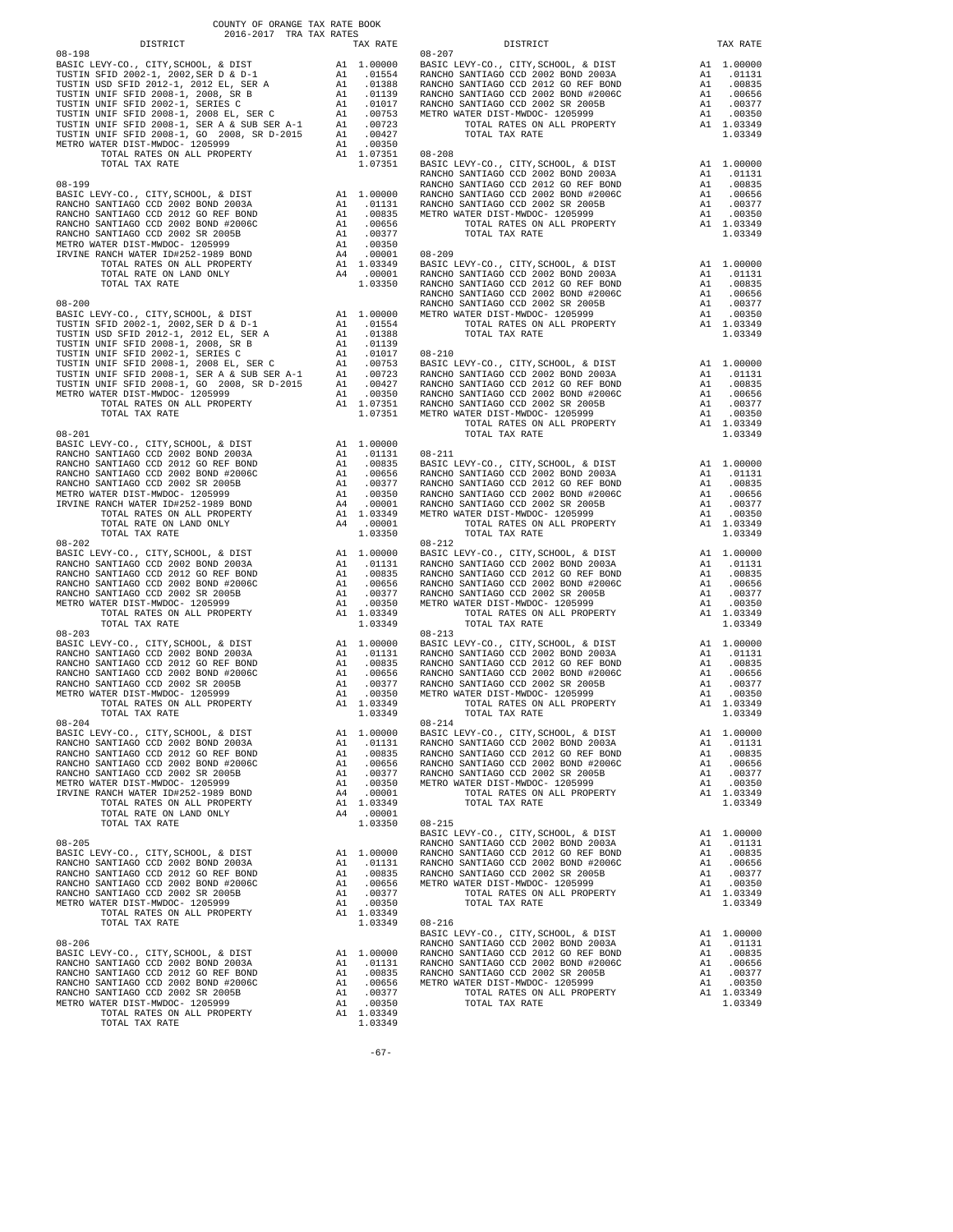COUNTY OF ORANGE TAX RATE BOOK
2016-2017 TRA TAX RATES

| DISTRICT | | TAX RATE |
|---|---|---|
| **08-198** | | |
| BASIC LEVY-CO., CITY,SCHOOL, & DIST | A1 | 1.00000 |
| TUSTIN SFID 2002-1, 2002,SER D & D-1 | A1 | .01554 |
| TUSTIN USD SFID 2012-1, 2012 EL, SER A | A1 | .01388 |
| TUSTIN UNIF SFID 2008-1, 2008, SR B | A1 | .01139 |
| TUSTIN UNIF SFID 2002-1, SERIES C | A1 | .01017 |
| TUSTIN UNIF SFID 2008-1, 2008 EL, SER C | A1 | .00753 |
| TUSTIN UNIF SFID 2008-1, SER A & SUB SER A-1 | A1 | .00723 |
| TUSTIN UNIF SFID 2008-1, GO 2008, SR D-2015 | A1 | .00427 |
| METRO WATER DIST-MWDOC- 1205999 | A1 | .00350 |
| TOTAL RATES ON ALL PROPERTY | A1 | 1.07351 |
| TOTAL TAX RATE | | 1.07351 |
| **08-199** | | |
| BASIC LEVY-CO., CITY,SCHOOL, & DIST | A1 | 1.00000 |
| RANCHO SANTIAGO CCD 2002 BOND 2003A | A1 | .01131 |
| RANCHO SANTIAGO CCD 2012 GO REF BOND | A1 | .00835 |
| RANCHO SANTIAGO CCD 2002 BOND #2006C | A1 | .00656 |
| RANCHO SANTIAGO CCD 2002 SR 2005B | A1 | .00377 |
| METRO WATER DIST-MWDOC- 1205999 | A1 | .00350 |
| IRVINE RANCH WATER ID#252-1989 BOND | A4 | .00001 |
| TOTAL RATES ON ALL PROPERTY | A1 | 1.03349 |
| TOTAL RATE ON LAND ONLY | A4 | .00001 |
| TOTAL TAX RATE | | 1.03350 |
| **08-200** | | |
| BASIC LEVY-CO., CITY,SCHOOL, & DIST | A1 | 1.00000 |
| TUSTIN SFID 2002-1, 2002,SER D & D-1 | A1 | .01554 |
| TUSTIN USD SFID 2012-1, 2012 EL, SER A | A1 | .01388 |
| TUSTIN UNIF SFID 2008-1, 2008, SR B | A1 | .01139 |
| TUSTIN UNIF SFID 2002-1, SERIES C | A1 | .01017 |
| TUSTIN UNIF SFID 2008-1, 2008 EL, SER C | A1 | .00753 |
| TUSTIN UNIF SFID 2008-1, SER A & SUB SER A-1 | A1 | .00723 |
| TUSTIN UNIF SFID 2008-1, GO 2008, SR D-2015 | A1 | .00427 |
| METRO WATER DIST-MWDOC- 1205999 | A1 | .00350 |
| TOTAL RATES ON ALL PROPERTY | A1 | 1.07351 |
| TOTAL TAX RATE | | 1.07351 |
| **08-201** | | |
| BASIC LEVY-CO., CITY,SCHOOL, & DIST | A1 | 1.00000 |
| RANCHO SANTIAGO CCD 2002 BOND 2003A | A1 | .01131 |
| RANCHO SANTIAGO CCD 2012 GO REF BOND | A1 | .00835 |
| RANCHO SANTIAGO CCD 2002 BOND #2006C | A1 | .00656 |
| RANCHO SANTIAGO CCD 2002 SR 2005B | A1 | .00377 |
| METRO WATER DIST-MWDOC- 1205999 | A1 | .00350 |
| IRVINE RANCH WATER ID#252-1989 BOND | A4 | .00001 |
| TOTAL RATES ON ALL PROPERTY | A1 | 1.03349 |
| TOTAL RATE ON LAND ONLY | A4 | .00001 |
| TOTAL TAX RATE | | 1.03350 |
| **08-202** | | |
| BASIC LEVY-CO., CITY,SCHOOL, & DIST | A1 | 1.00000 |
| RANCHO SANTIAGO CCD 2002 BOND 2003A | A1 | .01131 |
| RANCHO SANTIAGO CCD 2012 GO REF BOND | A1 | .00835 |
| RANCHO SANTIAGO CCD 2002 BOND #2006C | A1 | .00656 |
| RANCHO SANTIAGO CCD 2002 SR 2005B | A1 | .00377 |
| METRO WATER DIST-MWDOC- 1205999 | A1 | .00350 |
| TOTAL RATES ON ALL PROPERTY | A1 | 1.03349 |
| TOTAL TAX RATE | | 1.03349 |
| **08-203** | | |
| BASIC LEVY-CO., CITY,SCHOOL, & DIST | A1 | 1.00000 |
| RANCHO SANTIAGO CCD 2002 BOND 2003A | A1 | .01131 |
| RANCHO SANTIAGO CCD 2012 GO REF BOND | A1 | .00835 |
| RANCHO SANTIAGO CCD 2002 BOND #2006C | A1 | .00656 |
| RANCHO SANTIAGO CCD 2002 SR 2005B | A1 | .00377 |
| METRO WATER DIST-MWDOC- 1205999 | A1 | .00350 |
| TOTAL RATES ON ALL PROPERTY | A1 | 1.03349 |
| TOTAL TAX RATE | | 1.03349 |
| **08-204** | | |
| BASIC LEVY-CO., CITY,SCHOOL, & DIST | A1 | 1.00000 |
| RANCHO SANTIAGO CCD 2002 BOND 2003A | A1 | .01131 |
| RANCHO SANTIAGO CCD 2012 GO REF BOND | A1 | .00835 |
| RANCHO SANTIAGO CCD 2002 BOND #2006C | A1 | .00656 |
| RANCHO SANTIAGO CCD 2002 SR 2005B | A1 | .00377 |
| METRO WATER DIST-MWDOC- 1205999 | A1 | .00350 |
| IRVINE RANCH WATER ID#252-1989 BOND | A4 | .00001 |
| TOTAL RATES ON ALL PROPERTY | A1 | 1.03349 |
| TOTAL RATE ON LAND ONLY | A4 | .00001 |
| TOTAL TAX RATE | | 1.03350 |
| **08-205** | | |
| BASIC LEVY-CO., CITY,SCHOOL, & DIST | A1 | 1.00000 |
| RANCHO SANTIAGO CCD 2002 BOND 2003A | A1 | .01131 |
| RANCHO SANTIAGO CCD 2012 GO REF BOND | A1 | .00835 |
| RANCHO SANTIAGO CCD 2002 BOND #2006C | A1 | .00656 |
| RANCHO SANTIAGO CCD 2002 SR 2005B | A1 | .00377 |
| METRO WATER DIST-MWDOC- 1205999 | A1 | .00350 |
| TOTAL RATES ON ALL PROPERTY | A1 | 1.03349 |
| TOTAL TAX RATE | | 1.03349 |
| **08-206** | | |
| BASIC LEVY-CO., CITY,SCHOOL, & DIST | A1 | 1.00000 |
| RANCHO SANTIAGO CCD 2002 BOND 2003A | A1 | .01131 |
| RANCHO SANTIAGO CCD 2012 GO REF BOND | A1 | .00835 |
| RANCHO SANTIAGO CCD 2002 BOND #2006C | A1 | .00656 |
| RANCHO SANTIAGO CCD 2002 SR 2005B | A1 | .00377 |
| METRO WATER DIST-MWDOC- 1205999 | A1 | .00350 |
| TOTAL RATES ON ALL PROPERTY | A1 | 1.03349 |
| TOTAL TAX RATE | | 1.03349 |
| **08-207** | | |
| BASIC LEVY-CO., CITY,SCHOOL, & DIST | A1 | 1.00000 |
| RANCHO SANTIAGO CCD 2002 BOND 2003A | A1 | .01131 |
| RANCHO SANTIAGO CCD 2012 GO REF BOND | A1 | .00835 |
| RANCHO SANTIAGO CCD 2002 BOND #2006C | A1 | .00656 |
| RANCHO SANTIAGO CCD 2002 SR 2005B | A1 | .00377 |
| METRO WATER DIST-MWDOC- 1205999 | A1 | .00350 |
| TOTAL RATES ON ALL PROPERTY | A1 | 1.03349 |
| TOTAL TAX RATE | | 1.03349 |
| **08-208** | | |
| BASIC LEVY-CO., CITY,SCHOOL, & DIST | A1 | 1.00000 |
| RANCHO SANTIAGO CCD 2002 BOND 2003A | A1 | .01131 |
| RANCHO SANTIAGO CCD 2012 GO REF BOND | A1 | .00835 |
| RANCHO SANTIAGO CCD 2002 BOND #2006C | A1 | .00656 |
| RANCHO SANTIAGO CCD 2002 SR 2005B | A1 | .00377 |
| METRO WATER DIST-MWDOC- 1205999 | A1 | .00350 |
| TOTAL RATES ON ALL PROPERTY | A1 | 1.03349 |
| TOTAL TAX RATE | | 1.03349 |
| **08-209** | | |
| BASIC LEVY-CO., CITY,SCHOOL, & DIST | A1 | 1.00000 |
| RANCHO SANTIAGO CCD 2002 BOND 2003A | A1 | .01131 |
| RANCHO SANTIAGO CCD 2012 GO REF BOND | A1 | .00835 |
| RANCHO SANTIAGO CCD 2002 BOND #2006C | A1 | .00656 |
| RANCHO SANTIAGO CCD 2002 SR 2005B | A1 | .00377 |
| METRO WATER DIST-MWDOC- 1205999 | A1 | .00350 |
| TOTAL RATES ON ALL PROPERTY | A1 | 1.03349 |
| TOTAL TAX RATE | | 1.03349 |
| **08-210** | | |
| BASIC LEVY-CO., CITY,SCHOOL, & DIST | A1 | 1.00000 |
| RANCHO SANTIAGO CCD 2002 BOND 2003A | A1 | .01131 |
| RANCHO SANTIAGO CCD 2012 GO REF BOND | A1 | .00835 |
| RANCHO SANTIAGO CCD 2002 BOND #2006C | A1 | .00656 |
| RANCHO SANTIAGO CCD 2002 SR 2005B | A1 | .00377 |
| METRO WATER DIST-MWDOC- 1205999 | A1 | .00350 |
| TOTAL RATES ON ALL PROPERTY | A1 | 1.03349 |
| TOTAL TAX RATE | | 1.03349 |
| **08-211** | | |
| BASIC LEVY-CO., CITY,SCHOOL, & DIST | A1 | 1.00000 |
| RANCHO SANTIAGO CCD 2002 BOND 2003A | A1 | .01131 |
| RANCHO SANTIAGO CCD 2012 GO REF BOND | A1 | .00835 |
| RANCHO SANTIAGO CCD 2002 BOND #2006C | A1 | .00656 |
| RANCHO SANTIAGO CCD 2002 SR 2005B | A1 | .00377 |
| METRO WATER DIST-MWDOC- 1205999 | A1 | .00350 |
| TOTAL RATES ON ALL PROPERTY | A1 | 1.03349 |
| TOTAL TAX RATE | | 1.03349 |
| **08-212** | | |
| BASIC LEVY-CO., CITY,SCHOOL, & DIST | A1 | 1.00000 |
| RANCHO SANTIAGO CCD 2002 BOND 2003A | A1 | .01131 |
| RANCHO SANTIAGO CCD 2012 GO REF BOND | A1 | .00835 |
| RANCHO SANTIAGO CCD 2002 BOND #2006C | A1 | .00656 |
| RANCHO SANTIAGO CCD 2002 SR 2005B | A1 | .00377 |
| METRO WATER DIST-MWDOC- 1205999 | A1 | .00350 |
| TOTAL RATES ON ALL PROPERTY | A1 | 1.03349 |
| TOTAL TAX RATE | | 1.03349 |
| **08-213** | | |
| BASIC LEVY-CO., CITY,SCHOOL, & DIST | A1 | 1.00000 |
| RANCHO SANTIAGO CCD 2002 BOND 2003A | A1 | .01131 |
| RANCHO SANTIAGO CCD 2012 GO REF BOND | A1 | .00835 |
| RANCHO SANTIAGO CCD 2002 BOND #2006C | A1 | .00656 |
| RANCHO SANTIAGO CCD 2002 SR 2005B | A1 | .00377 |
| METRO WATER DIST-MWDOC- 1205999 | A1 | .00350 |
| TOTAL RATES ON ALL PROPERTY | A1 | 1.03349 |
| TOTAL TAX RATE | | 1.03349 |
| **08-214** | | |
| BASIC LEVY-CO., CITY,SCHOOL, & DIST | A1 | 1.00000 |
| RANCHO SANTIAGO CCD 2002 BOND 2003A | A1 | .01131 |
| RANCHO SANTIAGO CCD 2012 GO REF BOND | A1 | .00835 |
| RANCHO SANTIAGO CCD 2002 BOND #2006C | A1 | .00656 |
| RANCHO SANTIAGO CCD 2002 SR 2005B | A1 | .00377 |
| METRO WATER DIST-MWDOC- 1205999 | A1 | .00350 |
| TOTAL RATES ON ALL PROPERTY | A1 | 1.03349 |
| TOTAL TAX RATE | | 1.03349 |
| **08-215** | | |
| BASIC LEVY-CO., CITY,SCHOOL, & DIST | A1 | 1.00000 |
| RANCHO SANTIAGO CCD 2002 BOND 2003A | A1 | .01131 |
| RANCHO SANTIAGO CCD 2012 GO REF BOND | A1 | .00835 |
| RANCHO SANTIAGO CCD 2002 BOND #2006C | A1 | .00656 |
| RANCHO SANTIAGO CCD 2002 SR 2005B | A1 | .00377 |
| METRO WATER DIST-MWDOC- 1205999 | A1 | .00350 |
| TOTAL RATES ON ALL PROPERTY | A1 | 1.03349 |
| TOTAL TAX RATE | | 1.03349 |
| **08-216** | | |
| BASIC LEVY-CO., CITY,SCHOOL, & DIST | A1 | 1.00000 |
| RANCHO SANTIAGO CCD 2002 BOND 2003A | A1 | .01131 |
| RANCHO SANTIAGO CCD 2012 GO REF BOND | A1 | .00835 |
| RANCHO SANTIAGO CCD 2002 BOND #2006C | A1 | .00656 |
| RANCHO SANTIAGO CCD 2002 SR 2005B | A1 | .00377 |
| METRO WATER DIST-MWDOC- 1205999 | A1 | .00350 |
| TOTAL RATES ON ALL PROPERTY | A1 | 1.03349 |
| TOTAL TAX RATE | | 1.03349 |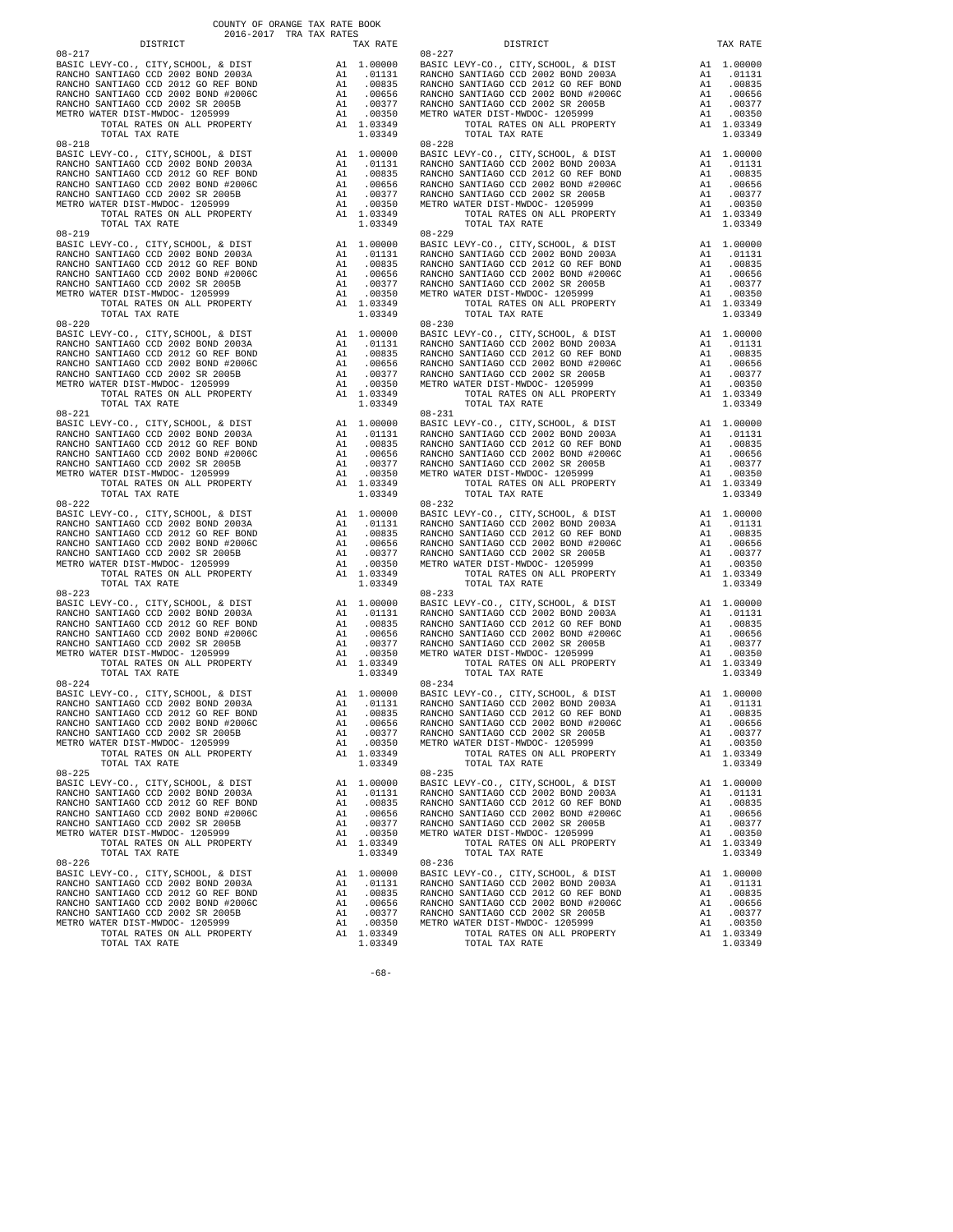COUNTY OF ORANGE TAX RATE BOOK
2016-2017 TRA TAX RATES

| DISTRICT | | TAX RATE |
|---|---|---|
| 08-217 | | |
| BASIC LEVY-CO., CITY,SCHOOL, & DIST | A1 | 1.00000 |
| RANCHO SANTIAGO CCD 2002 BOND 2003A | A1 | .01131 |
| RANCHO SANTIAGO CCD 2012 GO REF BOND | A1 | .00835 |
| RANCHO SANTIAGO CCD 2002 BOND #2006C | A1 | .00656 |
| RANCHO SANTIAGO CCD 2002 SR 2005B | A1 | .00377 |
| METRO WATER DIST-MWDOC- 1205999 | A1 | .00350 |
| TOTAL RATES ON ALL PROPERTY | A1 | 1.03349 |
| TOTAL TAX RATE | | 1.03349 |
| 08-218 | | |
| BASIC LEVY-CO., CITY,SCHOOL, & DIST | A1 | 1.00000 |
| RANCHO SANTIAGO CCD 2002 BOND 2003A | A1 | .01131 |
| RANCHO SANTIAGO CCD 2012 GO REF BOND | A1 | .00835 |
| RANCHO SANTIAGO CCD 2002 BOND #2006C | A1 | .00656 |
| RANCHO SANTIAGO CCD 2002 SR 2005B | A1 | .00377 |
| METRO WATER DIST-MWDOC- 1205999 | A1 | .00350 |
| TOTAL RATES ON ALL PROPERTY | A1 | 1.03349 |
| TOTAL TAX RATE | | 1.03349 |
| 08-219 | | |
| BASIC LEVY-CO., CITY,SCHOOL, & DIST | A1 | 1.00000 |
| RANCHO SANTIAGO CCD 2002 BOND 2003A | A1 | .01131 |
| RANCHO SANTIAGO CCD 2012 GO REF BOND | A1 | .00835 |
| RANCHO SANTIAGO CCD 2002 BOND #2006C | A1 | .00656 |
| RANCHO SANTIAGO CCD 2002 SR 2005B | A1 | .00377 |
| METRO WATER DIST-MWDOC- 1205999 | A1 | .00350 |
| TOTAL RATES ON ALL PROPERTY | A1 | 1.03349 |
| TOTAL TAX RATE | | 1.03349 |
| 08-220 | | |
| BASIC LEVY-CO., CITY,SCHOOL, & DIST | A1 | 1.00000 |
| RANCHO SANTIAGO CCD 2002 BOND 2003A | A1 | .01131 |
| RANCHO SANTIAGO CCD 2012 GO REF BOND | A1 | .00835 |
| RANCHO SANTIAGO CCD 2002 BOND #2006C | A1 | .00656 |
| RANCHO SANTIAGO CCD 2002 SR 2005B | A1 | .00377 |
| METRO WATER DIST-MWDOC- 1205999 | A1 | .00350 |
| TOTAL RATES ON ALL PROPERTY | A1 | 1.03349 |
| TOTAL TAX RATE | | 1.03349 |
| 08-221 | | |
| BASIC LEVY-CO., CITY,SCHOOL, & DIST | A1 | 1.00000 |
| RANCHO SANTIAGO CCD 2002 BOND 2003A | A1 | .01131 |
| RANCHO SANTIAGO CCD 2012 GO REF BOND | A1 | .00835 |
| RANCHO SANTIAGO CCD 2002 BOND #2006C | A1 | .00656 |
| RANCHO SANTIAGO CCD 2002 SR 2005B | A1 | .00377 |
| METRO WATER DIST-MWDOC- 1205999 | A1 | .00350 |
| TOTAL RATES ON ALL PROPERTY | A1 | 1.03349 |
| TOTAL TAX RATE | | 1.03349 |
| 08-222 | | |
| BASIC LEVY-CO., CITY,SCHOOL, & DIST | A1 | 1.00000 |
| RANCHO SANTIAGO CCD 2002 BOND 2003A | A1 | .01131 |
| RANCHO SANTIAGO CCD 2012 GO REF BOND | A1 | .00835 |
| RANCHO SANTIAGO CCD 2002 BOND #2006C | A1 | .00656 |
| RANCHO SANTIAGO CCD 2002 SR 2005B | A1 | .00377 |
| METRO WATER DIST-MWDOC- 1205999 | A1 | .00350 |
| TOTAL RATES ON ALL PROPERTY | A1 | 1.03349 |
| TOTAL TAX RATE | | 1.03349 |
| 08-223 | | |
| BASIC LEVY-CO., CITY,SCHOOL, & DIST | A1 | 1.00000 |
| RANCHO SANTIAGO CCD 2002 BOND 2003A | A1 | .01131 |
| RANCHO SANTIAGO CCD 2012 GO REF BOND | A1 | .00835 |
| RANCHO SANTIAGO CCD 2002 BOND #2006C | A1 | .00656 |
| RANCHO SANTIAGO CCD 2002 SR 2005B | A1 | .00377 |
| METRO WATER DIST-MWDOC- 1205999 | A1 | .00350 |
| TOTAL RATES ON ALL PROPERTY | A1 | 1.03349 |
| TOTAL TAX RATE | | 1.03349 |
| 08-224 | | |
| BASIC LEVY-CO., CITY,SCHOOL, & DIST | A1 | 1.00000 |
| RANCHO SANTIAGO CCD 2002 BOND 2003A | A1 | .01131 |
| RANCHO SANTIAGO CCD 2012 GO REF BOND | A1 | .00835 |
| RANCHO SANTIAGO CCD 2002 BOND #2006C | A1 | .00656 |
| RANCHO SANTIAGO CCD 2002 SR 2005B | A1 | .00377 |
| METRO WATER DIST-MWDOC- 1205999 | A1 | .00350 |
| TOTAL RATES ON ALL PROPERTY | A1 | 1.03349 |
| TOTAL TAX RATE | | 1.03349 |
| 08-225 | | |
| BASIC LEVY-CO., CITY,SCHOOL, & DIST | A1 | 1.00000 |
| RANCHO SANTIAGO CCD 2002 BOND 2003A | A1 | .01131 |
| RANCHO SANTIAGO CCD 2012 GO REF BOND | A1 | .00835 |
| RANCHO SANTIAGO CCD 2002 BOND #2006C | A1 | .00656 |
| RANCHO SANTIAGO CCD 2002 SR 2005B | A1 | .00377 |
| METRO WATER DIST-MWDOC- 1205999 | A1 | .00350 |
| TOTAL RATES ON ALL PROPERTY | A1 | 1.03349 |
| TOTAL TAX RATE | | 1.03349 |
| 08-226 | | |
| BASIC LEVY-CO., CITY,SCHOOL, & DIST | A1 | 1.00000 |
| RANCHO SANTIAGO CCD 2002 BOND 2003A | A1 | .01131 |
| RANCHO SANTIAGO CCD 2012 GO REF BOND | A1 | .00835 |
| RANCHO SANTIAGO CCD 2002 BOND #2006C | A1 | .00656 |
| RANCHO SANTIAGO CCD 2002 SR 2005B | A1 | .00377 |
| METRO WATER DIST-MWDOC- 1205999 | A1 | .00350 |
| TOTAL RATES ON ALL PROPERTY | A1 | 1.03349 |
| TOTAL TAX RATE | | 1.03349 |
| 08-227 | | |
| BASIC LEVY-CO., CITY,SCHOOL, & DIST | A1 | 1.00000 |
| RANCHO SANTIAGO CCD 2002 BOND 2003A | A1 | .01131 |
| RANCHO SANTIAGO CCD 2012 GO REF BOND | A1 | .00835 |
| RANCHO SANTIAGO CCD 2002 BOND #2006C | A1 | .00656 |
| RANCHO SANTIAGO CCD 2002 SR 2005B | A1 | .00377 |
| METRO WATER DIST-MWDOC- 1205999 | A1 | .00350 |
| TOTAL RATES ON ALL PROPERTY | A1 | 1.03349 |
| TOTAL TAX RATE | | 1.03349 |
| 08-228 | | |
| BASIC LEVY-CO., CITY,SCHOOL, & DIST | A1 | 1.00000 |
| RANCHO SANTIAGO CCD 2002 BOND 2003A | A1 | .01131 |
| RANCHO SANTIAGO CCD 2012 GO REF BOND | A1 | .00835 |
| RANCHO SANTIAGO CCD 2002 BOND #2006C | A1 | .00656 |
| RANCHO SANTIAGO CCD 2002 SR 2005B | A1 | .00377 |
| METRO WATER DIST-MWDOC- 1205999 | A1 | .00350 |
| TOTAL RATES ON ALL PROPERTY | A1 | 1.03349 |
| TOTAL TAX RATE | | 1.03349 |
| 08-229 | | |
| BASIC LEVY-CO., CITY,SCHOOL, & DIST | A1 | 1.00000 |
| RANCHO SANTIAGO CCD 2002 BOND 2003A | A1 | .01131 |
| RANCHO SANTIAGO CCD 2012 GO REF BOND | A1 | .00835 |
| RANCHO SANTIAGO CCD 2002 BOND #2006C | A1 | .00656 |
| RANCHO SANTIAGO CCD 2002 SR 2005B | A1 | .00377 |
| METRO WATER DIST-MWDOC- 1205999 | A1 | .00350 |
| TOTAL RATES ON ALL PROPERTY | A1 | 1.03349 |
| TOTAL TAX RATE | | 1.03349 |
| 08-230 | | |
| BASIC LEVY-CO., CITY,SCHOOL, & DIST | A1 | 1.00000 |
| RANCHO SANTIAGO CCD 2002 BOND 2003A | A1 | .01131 |
| RANCHO SANTIAGO CCD 2012 GO REF BOND | A1 | .00835 |
| RANCHO SANTIAGO CCD 2002 BOND #2006C | A1 | .00656 |
| RANCHO SANTIAGO CCD 2002 SR 2005B | A1 | .00377 |
| METRO WATER DIST-MWDOC- 1205999 | A1 | .00350 |
| TOTAL RATES ON ALL PROPERTY | A1 | 1.03349 |
| TOTAL TAX RATE | | 1.03349 |
| 08-231 | | |
| BASIC LEVY-CO., CITY,SCHOOL, & DIST | A1 | 1.00000 |
| RANCHO SANTIAGO CCD 2002 BOND 2003A | A1 | .01131 |
| RANCHO SANTIAGO CCD 2012 GO REF BOND | A1 | .00835 |
| RANCHO SANTIAGO CCD 2002 BOND #2006C | A1 | .00656 |
| RANCHO SANTIAGO CCD 2002 SR 2005B | A1 | .00377 |
| METRO WATER DIST-MWDOC- 1205999 | A1 | .00350 |
| TOTAL RATES ON ALL PROPERTY | A1 | 1.03349 |
| TOTAL TAX RATE | | 1.03349 |
| 08-232 | | |
| BASIC LEVY-CO., CITY,SCHOOL, & DIST | A1 | 1.00000 |
| RANCHO SANTIAGO CCD 2002 BOND 2003A | A1 | .01131 |
| RANCHO SANTIAGO CCD 2012 GO REF BOND | A1 | .00835 |
| RANCHO SANTIAGO CCD 2002 BOND #2006C | A1 | .00656 |
| RANCHO SANTIAGO CCD 2002 SR 2005B | A1 | .00377 |
| METRO WATER DIST-MWDOC- 1205999 | A1 | .00350 |
| TOTAL RATES ON ALL PROPERTY | A1 | 1.03349 |
| TOTAL TAX RATE | | 1.03349 |
| 08-233 | | |
| BASIC LEVY-CO., CITY,SCHOOL, & DIST | A1 | 1.00000 |
| RANCHO SANTIAGO CCD 2002 BOND 2003A | A1 | .01131 |
| RANCHO SANTIAGO CCD 2012 GO REF BOND | A1 | .00835 |
| RANCHO SANTIAGO CCD 2002 BOND #2006C | A1 | .00656 |
| RANCHO SANTIAGO CCD 2002 SR 2005B | A1 | .00377 |
| METRO WATER DIST-MWDOC- 1205999 | A1 | .00350 |
| TOTAL RATES ON ALL PROPERTY | A1 | 1.03349 |
| TOTAL TAX RATE | | 1.03349 |
| 08-234 | | |
| BASIC LEVY-CO., CITY,SCHOOL, & DIST | A1 | 1.00000 |
| RANCHO SANTIAGO CCD 2002 BOND 2003A | A1 | .01131 |
| RANCHO SANTIAGO CCD 2012 GO REF BOND | A1 | .00835 |
| RANCHO SANTIAGO CCD 2002 BOND #2006C | A1 | .00656 |
| RANCHO SANTIAGO CCD 2002 SR 2005B | A1 | .00377 |
| METRO WATER DIST-MWDOC- 1205999 | A1 | .00350 |
| TOTAL RATES ON ALL PROPERTY | A1 | 1.03349 |
| TOTAL TAX RATE | | 1.03349 |
| 08-235 | | |
| BASIC LEVY-CO., CITY,SCHOOL, & DIST | A1 | 1.00000 |
| RANCHO SANTIAGO CCD 2002 BOND 2003A | A1 | .01131 |
| RANCHO SANTIAGO CCD 2012 GO REF BOND | A1 | .00835 |
| RANCHO SANTIAGO CCD 2002 BOND #2006C | A1 | .00656 |
| RANCHO SANTIAGO CCD 2002 SR 2005B | A1 | .00377 |
| METRO WATER DIST-MWDOC- 1205999 | A1 | .00350 |
| TOTAL RATES ON ALL PROPERTY | A1 | 1.03349 |
| TOTAL TAX RATE | | 1.03349 |
| 08-236 | | |
| BASIC LEVY-CO., CITY,SCHOOL, & DIST | A1 | 1.00000 |
| RANCHO SANTIAGO CCD 2002 BOND 2003A | A1 | .01131 |
| RANCHO SANTIAGO CCD 2012 GO REF BOND | A1 | .00835 |
| RANCHO SANTIAGO CCD 2002 BOND #2006C | A1 | .00656 |
| RANCHO SANTIAGO CCD 2002 SR 2005B | A1 | .00377 |
| METRO WATER DIST-MWDOC- 1205999 | A1 | .00350 |
| TOTAL RATES ON ALL PROPERTY | A1 | 1.03349 |
| TOTAL TAX RATE | | 1.03349 |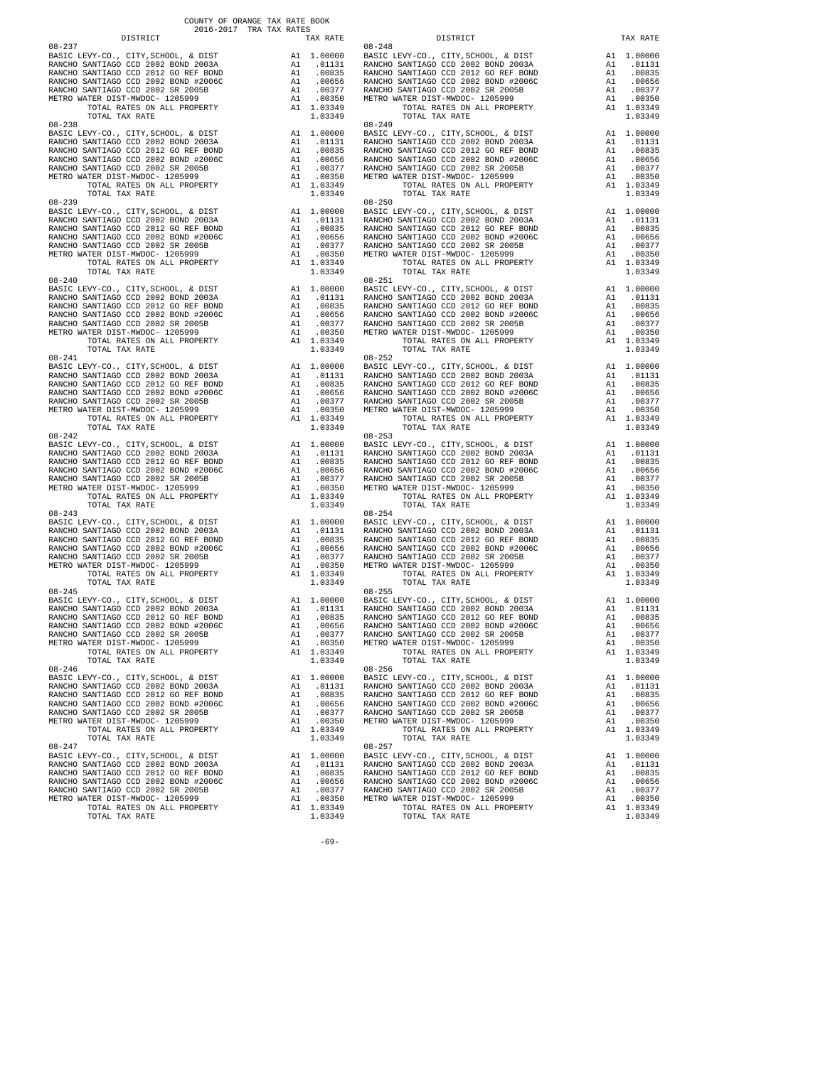COUNTY OF ORANGE TAX RATE BOOK
2016-2017 TRA TAX RATES

| DISTRICT | | TAX RATE |
|---|---|---|
| **08-237** | | |
| BASIC LEVY-CO., CITY,SCHOOL, & DIST | A1 | 1.00000 |
| RANCHO SANTIAGO CCD 2002 BOND 2003A | A1 | .01131 |
| RANCHO SANTIAGO CCD 2012 GO REF BOND | A1 | .00835 |
| RANCHO SANTIAGO CCD 2002 BOND #2006C | A1 | .00656 |
| RANCHO SANTIAGO CCD 2002 SR 2005B | A1 | .00377 |
| METRO WATER DIST-MWDOC- 1205999 | A1 | .00350 |
| TOTAL RATES ON ALL PROPERTY | A1 | 1.03349 |
| TOTAL TAX RATE | | 1.03349 |
| **08-238** | | |
| BASIC LEVY-CO., CITY,SCHOOL, & DIST | A1 | 1.00000 |
| RANCHO SANTIAGO CCD 2002 BOND 2003A | A1 | .01131 |
| RANCHO SANTIAGO CCD 2012 GO REF BOND | A1 | .00835 |
| RANCHO SANTIAGO CCD 2002 BOND #2006C | A1 | .00656 |
| RANCHO SANTIAGO CCD 2002 SR 2005B | A1 | .00377 |
| METRO WATER DIST-MWDOC- 1205999 | A1 | .00350 |
| TOTAL RATES ON ALL PROPERTY | A1 | 1.03349 |
| TOTAL TAX RATE | | 1.03349 |
| **08-239** | | |
| BASIC LEVY-CO., CITY,SCHOOL, & DIST | A1 | 1.00000 |
| RANCHO SANTIAGO CCD 2002 BOND 2003A | A1 | .01131 |
| RANCHO SANTIAGO CCD 2012 GO REF BOND | A1 | .00835 |
| RANCHO SANTIAGO CCD 2002 BOND #2006C | A1 | .00656 |
| RANCHO SANTIAGO CCD 2002 SR 2005B | A1 | .00377 |
| METRO WATER DIST-MWDOC- 1205999 | A1 | .00350 |
| TOTAL RATES ON ALL PROPERTY | A1 | 1.03349 |
| TOTAL TAX RATE | | 1.03349 |
| **08-240** | | |
| BASIC LEVY-CO., CITY,SCHOOL, & DIST | A1 | 1.00000 |
| RANCHO SANTIAGO CCD 2002 BOND 2003A | A1 | .01131 |
| RANCHO SANTIAGO CCD 2012 GO REF BOND | A1 | .00835 |
| RANCHO SANTIAGO CCD 2002 BOND #2006C | A1 | .00656 |
| RANCHO SANTIAGO CCD 2002 SR 2005B | A1 | .00377 |
| METRO WATER DIST-MWDOC- 1205999 | A1 | .00350 |
| TOTAL RATES ON ALL PROPERTY | A1 | 1.03349 |
| TOTAL TAX RATE | | 1.03349 |
| **08-241** | | |
| BASIC LEVY-CO., CITY,SCHOOL, & DIST | A1 | 1.00000 |
| RANCHO SANTIAGO CCD 2002 BOND 2003A | A1 | .01131 |
| RANCHO SANTIAGO CCD 2012 GO REF BOND | A1 | .00835 |
| RANCHO SANTIAGO CCD 2002 BOND #2006C | A1 | .00656 |
| RANCHO SANTIAGO CCD 2002 SR 2005B | A1 | .00377 |
| METRO WATER DIST-MWDOC- 1205999 | A1 | .00350 |
| TOTAL RATES ON ALL PROPERTY | A1 | 1.03349 |
| TOTAL TAX RATE | | 1.03349 |
| **08-242** | | |
| BASIC LEVY-CO., CITY,SCHOOL, & DIST | A1 | 1.00000 |
| RANCHO SANTIAGO CCD 2002 BOND 2003A | A1 | .01131 |
| RANCHO SANTIAGO CCD 2012 GO REF BOND | A1 | .00835 |
| RANCHO SANTIAGO CCD 2002 BOND #2006C | A1 | .00656 |
| RANCHO SANTIAGO CCD 2002 SR 2005B | A1 | .00377 |
| METRO WATER DIST-MWDOC- 1205999 | A1 | .00350 |
| TOTAL RATES ON ALL PROPERTY | A1 | 1.03349 |
| TOTAL TAX RATE | | 1.03349 |
| **08-243** | | |
| BASIC LEVY-CO., CITY,SCHOOL, & DIST | A1 | 1.00000 |
| RANCHO SANTIAGO CCD 2002 BOND 2003A | A1 | .01131 |
| RANCHO SANTIAGO CCD 2012 GO REF BOND | A1 | .00835 |
| RANCHO SANTIAGO CCD 2002 BOND #2006C | A1 | .00656 |
| RANCHO SANTIAGO CCD 2002 SR 2005B | A1 | .00377 |
| METRO WATER DIST-MWDOC- 1205999 | A1 | .00350 |
| TOTAL RATES ON ALL PROPERTY | A1 | 1.03349 |
| TOTAL TAX RATE | | 1.03349 |
| **08-245** | | |
| BASIC LEVY-CO., CITY,SCHOOL, & DIST | A1 | 1.00000 |
| RANCHO SANTIAGO CCD 2002 BOND 2003A | A1 | .01131 |
| RANCHO SANTIAGO CCD 2012 GO REF BOND | A1 | .00835 |
| RANCHO SANTIAGO CCD 2002 BOND #2006C | A1 | .00656 |
| RANCHO SANTIAGO CCD 2002 SR 2005B | A1 | .00377 |
| METRO WATER DIST-MWDOC- 1205999 | A1 | .00350 |
| TOTAL RATES ON ALL PROPERTY | A1 | 1.03349 |
| TOTAL TAX RATE | | 1.03349 |
| **08-246** | | |
| BASIC LEVY-CO., CITY,SCHOOL, & DIST | A1 | 1.00000 |
| RANCHO SANTIAGO CCD 2002 BOND 2003A | A1 | .01131 |
| RANCHO SANTIAGO CCD 2012 GO REF BOND | A1 | .00835 |
| RANCHO SANTIAGO CCD 2002 BOND #2006C | A1 | .00656 |
| RANCHO SANTIAGO CCD 2002 SR 2005B | A1 | .00377 |
| METRO WATER DIST-MWDOC- 1205999 | A1 | .00350 |
| TOTAL RATES ON ALL PROPERTY | A1 | 1.03349 |
| TOTAL TAX RATE | | 1.03349 |
| **08-247** | | |
| BASIC LEVY-CO., CITY,SCHOOL, & DIST | A1 | 1.00000 |
| RANCHO SANTIAGO CCD 2002 BOND 2003A | A1 | .01131 |
| RANCHO SANTIAGO CCD 2012 GO REF BOND | A1 | .00835 |
| RANCHO SANTIAGO CCD 2002 BOND #2006C | A1 | .00656 |
| RANCHO SANTIAGO CCD 2002 SR 2005B | A1 | .00377 |
| METRO WATER DIST-MWDOC- 1205999 | A1 | .00350 |
| TOTAL RATES ON ALL PROPERTY | A1 | 1.03349 |
| TOTAL TAX RATE | | 1.03349 |
| **08-248** | | |
| BASIC LEVY-CO., CITY,SCHOOL, & DIST | A1 | 1.00000 |
| RANCHO SANTIAGO CCD 2002 BOND 2003A | A1 | .01131 |
| RANCHO SANTIAGO CCD 2012 GO REF BOND | A1 | .00835 |
| RANCHO SANTIAGO CCD 2002 BOND #2006C | A1 | .00656 |
| RANCHO SANTIAGO CCD 2002 SR 2005B | A1 | .00377 |
| METRO WATER DIST-MWDOC- 1205999 | A1 | .00350 |
| TOTAL RATES ON ALL PROPERTY | A1 | 1.03349 |
| TOTAL TAX RATE | | 1.03349 |
| **08-249** | | |
| BASIC LEVY-CO., CITY,SCHOOL, & DIST | A1 | 1.00000 |
| RANCHO SANTIAGO CCD 2002 BOND 2003A | A1 | .01131 |
| RANCHO SANTIAGO CCD 2012 GO REF BOND | A1 | .00835 |
| RANCHO SANTIAGO CCD 2002 BOND #2006C | A1 | .00656 |
| RANCHO SANTIAGO CCD 2002 SR 2005B | A1 | .00377 |
| METRO WATER DIST-MWDOC- 1205999 | A1 | .00350 |
| TOTAL RATES ON ALL PROPERTY | A1 | 1.03349 |
| TOTAL TAX RATE | | 1.03349 |
| **08-250** | | |
| BASIC LEVY-CO., CITY,SCHOOL, & DIST | A1 | 1.00000 |
| RANCHO SANTIAGO CCD 2002 BOND 2003A | A1 | .01131 |
| RANCHO SANTIAGO CCD 2012 GO REF BOND | A1 | .00835 |
| RANCHO SANTIAGO CCD 2002 BOND #2006C | A1 | .00656 |
| RANCHO SANTIAGO CCD 2002 SR 2005B | A1 | .00377 |
| METRO WATER DIST-MWDOC- 1205999 | A1 | .00350 |
| TOTAL RATES ON ALL PROPERTY | A1 | 1.03349 |
| TOTAL TAX RATE | | 1.03349 |
| **08-251** | | |
| BASIC LEVY-CO., CITY,SCHOOL, & DIST | A1 | 1.00000 |
| RANCHO SANTIAGO CCD 2002 BOND 2003A | A1 | .01131 |
| RANCHO SANTIAGO CCD 2012 GO REF BOND | A1 | .00835 |
| RANCHO SANTIAGO CCD 2002 BOND #2006C | A1 | .00656 |
| RANCHO SANTIAGO CCD 2002 SR 2005B | A1 | .00377 |
| METRO WATER DIST-MWDOC- 1205999 | A1 | .00350 |
| TOTAL RATES ON ALL PROPERTY | A1 | 1.03349 |
| TOTAL TAX RATE | | 1.03349 |
| **08-252** | | |
| BASIC LEVY-CO., CITY,SCHOOL, & DIST | A1 | 1.00000 |
| RANCHO SANTIAGO CCD 2002 BOND 2003A | A1 | .01131 |
| RANCHO SANTIAGO CCD 2012 GO REF BOND | A1 | .00835 |
| RANCHO SANTIAGO CCD 2002 BOND #2006C | A1 | .00656 |
| RANCHO SANTIAGO CCD 2002 SR 2005B | A1 | .00377 |
| METRO WATER DIST-MWDOC- 1205999 | A1 | .00350 |
| TOTAL RATES ON ALL PROPERTY | A1 | 1.03349 |
| TOTAL TAX RATE | | 1.03349 |
| **08-253** | | |
| BASIC LEVY-CO., CITY,SCHOOL, & DIST | A1 | 1.00000 |
| RANCHO SANTIAGO CCD 2002 BOND 2003A | A1 | .01131 |
| RANCHO SANTIAGO CCD 2012 GO REF BOND | A1 | .00835 |
| RANCHO SANTIAGO CCD 2002 BOND #2006C | A1 | .00656 |
| RANCHO SANTIAGO CCD 2002 SR 2005B | A1 | .00377 |
| METRO WATER DIST-MWDOC- 1205999 | A1 | .00350 |
| TOTAL RATES ON ALL PROPERTY | A1 | 1.03349 |
| TOTAL TAX RATE | | 1.03349 |
| **08-254** | | |
| BASIC LEVY-CO., CITY,SCHOOL, & DIST | A1 | 1.00000 |
| RANCHO SANTIAGO CCD 2002 BOND 2003A | A1 | .01131 |
| RANCHO SANTIAGO CCD 2012 GO REF BOND | A1 | .00835 |
| RANCHO SANTIAGO CCD 2002 BOND #2006C | A1 | .00656 |
| RANCHO SANTIAGO CCD 2002 SR 2005B | A1 | .00377 |
| METRO WATER DIST-MWDOC- 1205999 | A1 | .00350 |
| TOTAL RATES ON ALL PROPERTY | A1 | 1.03349 |
| TOTAL TAX RATE | | 1.03349 |
| **08-255** | | |
| BASIC LEVY-CO., CITY,SCHOOL, & DIST | A1 | 1.00000 |
| RANCHO SANTIAGO CCD 2002 BOND 2003A | A1 | .01131 |
| RANCHO SANTIAGO CCD 2012 GO REF BOND | A1 | .00835 |
| RANCHO SANTIAGO CCD 2002 BOND #2006C | A1 | .00656 |
| RANCHO SANTIAGO CCD 2002 SR 2005B | A1 | .00377 |
| METRO WATER DIST-MWDOC- 1205999 | A1 | .00350 |
| TOTAL RATES ON ALL PROPERTY | A1 | 1.03349 |
| TOTAL TAX RATE | | 1.03349 |
| **08-256** | | |
| BASIC LEVY-CO., CITY,SCHOOL, & DIST | A1 | 1.00000 |
| RANCHO SANTIAGO CCD 2002 BOND 2003A | A1 | .01131 |
| RANCHO SANTIAGO CCD 2012 GO REF BOND | A1 | .00835 |
| RANCHO SANTIAGO CCD 2002 BOND #2006C | A1 | .00656 |
| RANCHO SANTIAGO CCD 2002 SR 2005B | A1 | .00377 |
| METRO WATER DIST-MWDOC- 1205999 | A1 | .00350 |
| TOTAL RATES ON ALL PROPERTY | A1 | 1.03349 |
| TOTAL TAX RATE | | 1.03349 |
| **08-257** | | |
| BASIC LEVY-CO., CITY,SCHOOL, & DIST | A1 | 1.00000 |
| RANCHO SANTIAGO CCD 2002 BOND 2003A | A1 | .01131 |
| RANCHO SANTIAGO CCD 2012 GO REF BOND | A1 | .00835 |
| RANCHO SANTIAGO CCD 2002 BOND #2006C | A1 | .00656 |
| RANCHO SANTIAGO CCD 2002 SR 2005B | A1 | .00377 |
| METRO WATER DIST-MWDOC- 1205999 | A1 | .00350 |
| TOTAL RATES ON ALL PROPERTY | A1 | 1.03349 |
| TOTAL TAX RATE | | 1.03349 |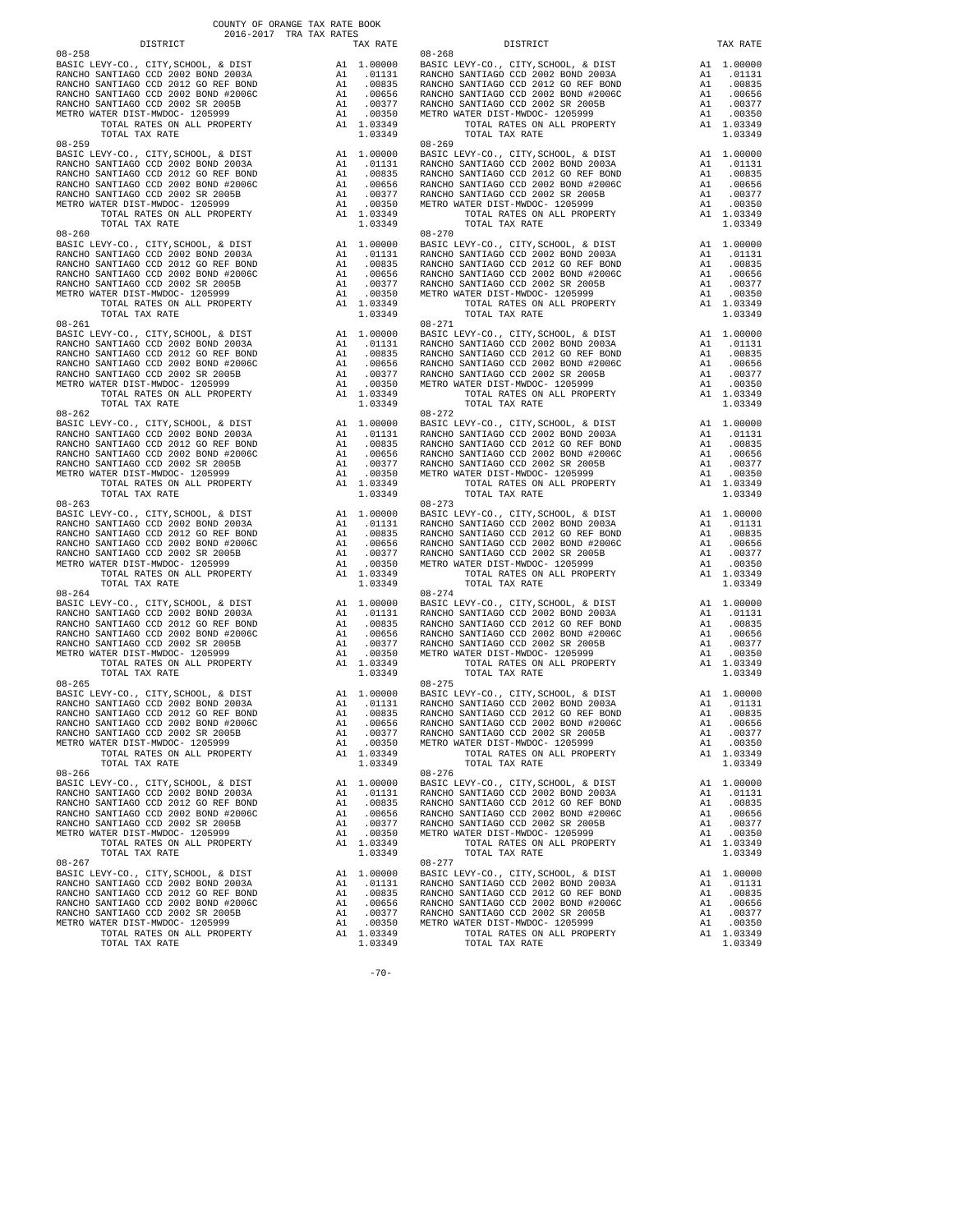COUNTY OF ORANGE TAX RATE BOOK
2016-2017 TRA TAX RATES

| DISTRICT | | TAX RATE |
|---|---|---|
| **08-258** | | |
| BASIC LEVY-CO., CITY,SCHOOL, & DIST | A1 | 1.00000 |
| RANCHO SANTIAGO CCD 2002 BOND 2003A | A1 | .01131 |
| RANCHO SANTIAGO CCD 2012 GO REF BOND | A1 | .00835 |
| RANCHO SANTIAGO CCD 2002 BOND #2006C | A1 | .00656 |
| RANCHO SANTIAGO CCD 2002 SR 2005B | A1 | .00377 |
| METRO WATER DIST-MWDOC- 1205999 | A1 | .00350 |
| TOTAL RATES ON ALL PROPERTY | A1 | 1.03349 |
| TOTAL TAX RATE | | 1.03349 |
| **08-259** | | |
| BASIC LEVY-CO., CITY,SCHOOL, & DIST | A1 | 1.00000 |
| RANCHO SANTIAGO CCD 2002 BOND 2003A | A1 | .01131 |
| RANCHO SANTIAGO CCD 2012 GO REF BOND | A1 | .00835 |
| RANCHO SANTIAGO CCD 2002 BOND #2006C | A1 | .00656 |
| RANCHO SANTIAGO CCD 2002 SR 2005B | A1 | .00377 |
| METRO WATER DIST-MWDOC- 1205999 | A1 | .00350 |
| TOTAL RATES ON ALL PROPERTY | A1 | 1.03349 |
| TOTAL TAX RATE | | 1.03349 |
| **08-260** | | |
| BASIC LEVY-CO., CITY,SCHOOL, & DIST | A1 | 1.00000 |
| RANCHO SANTIAGO CCD 2002 BOND 2003A | A1 | .01131 |
| RANCHO SANTIAGO CCD 2012 GO REF BOND | A1 | .00835 |
| RANCHO SANTIAGO CCD 2002 BOND #2006C | A1 | .00656 |
| RANCHO SANTIAGO CCD 2002 SR 2005B | A1 | .00377 |
| METRO WATER DIST-MWDOC- 1205999 | A1 | .00350 |
| TOTAL RATES ON ALL PROPERTY | A1 | 1.03349 |
| TOTAL TAX RATE | | 1.03349 |
| **08-261** | | |
| BASIC LEVY-CO., CITY,SCHOOL, & DIST | A1 | 1.00000 |
| RANCHO SANTIAGO CCD 2002 BOND 2003A | A1 | .01131 |
| RANCHO SANTIAGO CCD 2012 GO REF BOND | A1 | .00835 |
| RANCHO SANTIAGO CCD 2002 BOND #2006C | A1 | .00656 |
| RANCHO SANTIAGO CCD 2002 SR 2005B | A1 | .00377 |
| METRO WATER DIST-MWDOC- 1205999 | A1 | .00350 |
| TOTAL RATES ON ALL PROPERTY | A1 | 1.03349 |
| TOTAL TAX RATE | | 1.03349 |
| **08-262** | | |
| BASIC LEVY-CO., CITY,SCHOOL, & DIST | A1 | 1.00000 |
| RANCHO SANTIAGO CCD 2002 BOND 2003A | A1 | .01131 |
| RANCHO SANTIAGO CCD 2012 GO REF BOND | A1 | .00835 |
| RANCHO SANTIAGO CCD 2002 BOND #2006C | A1 | .00656 |
| RANCHO SANTIAGO CCD 2002 SR 2005B | A1 | .00377 |
| METRO WATER DIST-MWDOC- 1205999 | A1 | .00350 |
| TOTAL RATES ON ALL PROPERTY | A1 | 1.03349 |
| TOTAL TAX RATE | | 1.03349 |
| **08-263** | | |
| BASIC LEVY-CO., CITY,SCHOOL, & DIST | A1 | 1.00000 |
| RANCHO SANTIAGO CCD 2002 BOND 2003A | A1 | .01131 |
| RANCHO SANTIAGO CCD 2012 GO REF BOND | A1 | .00835 |
| RANCHO SANTIAGO CCD 2002 BOND #2006C | A1 | .00656 |
| RANCHO SANTIAGO CCD 2002 SR 2005B | A1 | .00377 |
| METRO WATER DIST-MWDOC- 1205999 | A1 | .00350 |
| TOTAL RATES ON ALL PROPERTY | A1 | 1.03349 |
| TOTAL TAX RATE | | 1.03349 |
| **08-264** | | |
| BASIC LEVY-CO., CITY,SCHOOL, & DIST | A1 | 1.00000 |
| RANCHO SANTIAGO CCD 2002 BOND 2003A | A1 | .01131 |
| RANCHO SANTIAGO CCD 2012 GO REF BOND | A1 | .00835 |
| RANCHO SANTIAGO CCD 2002 BOND #2006C | A1 | .00656 |
| RANCHO SANTIAGO CCD 2002 SR 2005B | A1 | .00377 |
| METRO WATER DIST-MWDOC- 1205999 | A1 | .00350 |
| TOTAL RATES ON ALL PROPERTY | A1 | 1.03349 |
| TOTAL TAX RATE | | 1.03349 |
| **08-265** | | |
| BASIC LEVY-CO., CITY,SCHOOL, & DIST | A1 | 1.00000 |
| RANCHO SANTIAGO CCD 2002 BOND 2003A | A1 | .01131 |
| RANCHO SANTIAGO CCD 2012 GO REF BOND | A1 | .00835 |
| RANCHO SANTIAGO CCD 2002 BOND #2006C | A1 | .00656 |
| RANCHO SANTIAGO CCD 2002 SR 2005B | A1 | .00377 |
| METRO WATER DIST-MWDOC- 1205999 | A1 | .00350 |
| TOTAL RATES ON ALL PROPERTY | A1 | 1.03349 |
| TOTAL TAX RATE | | 1.03349 |
| **08-266** | | |
| BASIC LEVY-CO., CITY,SCHOOL, & DIST | A1 | 1.00000 |
| RANCHO SANTIAGO CCD 2002 BOND 2003A | A1 | .01131 |
| RANCHO SANTIAGO CCD 2012 GO REF BOND | A1 | .00835 |
| RANCHO SANTIAGO CCD 2002 BOND #2006C | A1 | .00656 |
| RANCHO SANTIAGO CCD 2002 SR 2005B | A1 | .00377 |
| METRO WATER DIST-MWDOC- 1205999 | A1 | .00350 |
| TOTAL RATES ON ALL PROPERTY | A1 | 1.03349 |
| TOTAL TAX RATE | | 1.03349 |
| **08-267** | | |
| BASIC LEVY-CO., CITY,SCHOOL, & DIST | A1 | 1.00000 |
| RANCHO SANTIAGO CCD 2002 BOND 2003A | A1 | .01131 |
| RANCHO SANTIAGO CCD 2012 GO REF BOND | A1 | .00835 |
| RANCHO SANTIAGO CCD 2002 BOND #2006C | A1 | .00656 |
| RANCHO SANTIAGO CCD 2002 SR 2005B | A1 | .00377 |
| METRO WATER DIST-MWDOC- 1205999 | A1 | .00350 |
| TOTAL RATES ON ALL PROPERTY | A1 | 1.03349 |
| TOTAL TAX RATE | | 1.03349 |
| **08-268** | | |
| BASIC LEVY-CO., CITY,SCHOOL, & DIST | A1 | 1.00000 |
| RANCHO SANTIAGO CCD 2002 BOND 2003A | A1 | .01131 |
| RANCHO SANTIAGO CCD 2012 GO REF BOND | A1 | .00835 |
| RANCHO SANTIAGO CCD 2002 BOND #2006C | A1 | .00656 |
| RANCHO SANTIAGO CCD 2002 SR 2005B | A1 | .00377 |
| METRO WATER DIST-MWDOC- 1205999 | A1 | .00350 |
| TOTAL RATES ON ALL PROPERTY | A1 | 1.03349 |
| TOTAL TAX RATE | | 1.03349 |
| **08-269** | | |
| BASIC LEVY-CO., CITY,SCHOOL, & DIST | A1 | 1.00000 |
| RANCHO SANTIAGO CCD 2002 BOND 2003A | A1 | .01131 |
| RANCHO SANTIAGO CCD 2012 GO REF BOND | A1 | .00835 |
| RANCHO SANTIAGO CCD 2002 BOND #2006C | A1 | .00656 |
| RANCHO SANTIAGO CCD 2002 SR 2005B | A1 | .00377 |
| METRO WATER DIST-MWDOC- 1205999 | A1 | .00350 |
| TOTAL RATES ON ALL PROPERTY | A1 | 1.03349 |
| TOTAL TAX RATE | | 1.03349 |
| **08-270** | | |
| BASIC LEVY-CO., CITY,SCHOOL, & DIST | A1 | 1.00000 |
| RANCHO SANTIAGO CCD 2002 BOND 2003A | A1 | .01131 |
| RANCHO SANTIAGO CCD 2012 GO REF BOND | A1 | .00835 |
| RANCHO SANTIAGO CCD 2002 BOND #2006C | A1 | .00656 |
| RANCHO SANTIAGO CCD 2002 SR 2005B | A1 | .00377 |
| METRO WATER DIST-MWDOC- 1205999 | A1 | .00350 |
| TOTAL RATES ON ALL PROPERTY | A1 | 1.03349 |
| TOTAL TAX RATE | | 1.03349 |
| **08-271** | | |
| BASIC LEVY-CO., CITY,SCHOOL, & DIST | A1 | 1.00000 |
| RANCHO SANTIAGO CCD 2002 BOND 2003A | A1 | .01131 |
| RANCHO SANTIAGO CCD 2012 GO REF BOND | A1 | .00835 |
| RANCHO SANTIAGO CCD 2002 BOND #2006C | A1 | .00656 |
| RANCHO SANTIAGO CCD 2002 SR 2005B | A1 | .00377 |
| METRO WATER DIST-MWDOC- 1205999 | A1 | .00350 |
| TOTAL RATES ON ALL PROPERTY | A1 | 1.03349 |
| TOTAL TAX RATE | | 1.03349 |
| **08-272** | | |
| BASIC LEVY-CO., CITY,SCHOOL, & DIST | A1 | 1.00000 |
| RANCHO SANTIAGO CCD 2002 BOND 2003A | A1 | .01131 |
| RANCHO SANTIAGO CCD 2012 GO REF BOND | A1 | .00835 |
| RANCHO SANTIAGO CCD 2002 BOND #2006C | A1 | .00656 |
| RANCHO SANTIAGO CCD 2002 SR 2005B | A1 | .00377 |
| METRO WATER DIST-MWDOC- 1205999 | A1 | .00350 |
| TOTAL RATES ON ALL PROPERTY | A1 | 1.03349 |
| TOTAL TAX RATE | | 1.03349 |
| **08-273** | | |
| BASIC LEVY-CO., CITY,SCHOOL, & DIST | A1 | 1.00000 |
| RANCHO SANTIAGO CCD 2002 BOND 2003A | A1 | .01131 |
| RANCHO SANTIAGO CCD 2012 GO REF BOND | A1 | .00835 |
| RANCHO SANTIAGO CCD 2002 BOND #2006C | A1 | .00656 |
| RANCHO SANTIAGO CCD 2002 SR 2005B | A1 | .00377 |
| METRO WATER DIST-MWDOC- 1205999 | A1 | .00350 |
| TOTAL RATES ON ALL PROPERTY | A1 | 1.03349 |
| TOTAL TAX RATE | | 1.03349 |
| **08-274** | | |
| BASIC LEVY-CO., CITY,SCHOOL, & DIST | A1 | 1.00000 |
| RANCHO SANTIAGO CCD 2002 BOND 2003A | A1 | .01131 |
| RANCHO SANTIAGO CCD 2012 GO REF BOND | A1 | .00835 |
| RANCHO SANTIAGO CCD 2002 BOND #2006C | A1 | .00656 |
| RANCHO SANTIAGO CCD 2002 SR 2005B | A1 | .00377 |
| METRO WATER DIST-MWDOC- 1205999 | A1 | .00350 |
| TOTAL RATES ON ALL PROPERTY | A1 | 1.03349 |
| TOTAL TAX RATE | | 1.03349 |
| **08-275** | | |
| BASIC LEVY-CO., CITY,SCHOOL, & DIST | A1 | 1.00000 |
| RANCHO SANTIAGO CCD 2002 BOND 2003A | A1 | .01131 |
| RANCHO SANTIAGO CCD 2012 GO REF BOND | A1 | .00835 |
| RANCHO SANTIAGO CCD 2002 BOND #2006C | A1 | .00656 |
| RANCHO SANTIAGO CCD 2002 SR 2005B | A1 | .00377 |
| METRO WATER DIST-MWDOC- 1205999 | A1 | .00350 |
| TOTAL RATES ON ALL PROPERTY | A1 | 1.03349 |
| TOTAL TAX RATE | | 1.03349 |
| **08-276** | | |
| BASIC LEVY-CO., CITY,SCHOOL, & DIST | A1 | 1.00000 |
| RANCHO SANTIAGO CCD 2002 BOND 2003A | A1 | .01131 |
| RANCHO SANTIAGO CCD 2012 GO REF BOND | A1 | .00835 |
| RANCHO SANTIAGO CCD 2002 BOND #2006C | A1 | .00656 |
| RANCHO SANTIAGO CCD 2002 SR 2005B | A1 | .00377 |
| METRO WATER DIST-MWDOC- 1205999 | A1 | .00350 |
| TOTAL RATES ON ALL PROPERTY | A1 | 1.03349 |
| TOTAL TAX RATE | | 1.03349 |
| **08-277** | | |
| BASIC LEVY-CO., CITY,SCHOOL, & DIST | A1 | 1.00000 |
| RANCHO SANTIAGO CCD 2002 BOND 2003A | A1 | .01131 |
| RANCHO SANTIAGO CCD 2012 GO REF BOND | A1 | .00835 |
| RANCHO SANTIAGO CCD 2002 BOND #2006C | A1 | .00656 |
| RANCHO SANTIAGO CCD 2002 SR 2005B | A1 | .00377 |
| METRO WATER DIST-MWDOC- 1205999 | A1 | .00350 |
| TOTAL RATES ON ALL PROPERTY | A1 | 1.03349 |
| TOTAL TAX RATE | | 1.03349 |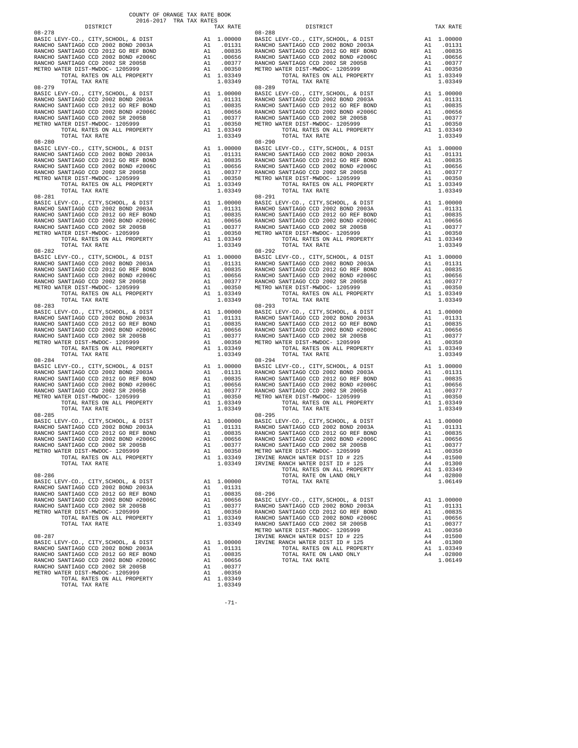COUNTY OF ORANGE TAX RATE BOOK
2016-2017 TRA TAX RATES

| DISTRICT | | TAX RATE |
|---|---|---|
| **08-278** | | |
| BASIC LEVY-CO., CITY,SCHOOL, & DIST | A1 | 1.00000 |
| RANCHO SANTIAGO CCD 2002 BOND 2003A | A1 | .01131 |
| RANCHO SANTIAGO CCD 2012 GO REF BOND | A1 | .00835 |
| RANCHO SANTIAGO CCD 2002 BOND #2006C | A1 | .00656 |
| RANCHO SANTIAGO CCD 2002 SR 2005B | A1 | .00377 |
| METRO WATER DIST-MWDOC- 1205999 | A1 | .00350 |
| TOTAL RATES ON ALL PROPERTY | A1 | 1.03349 |
| TOTAL TAX RATE | | 1.03349 |
| **08-279** | | |
| BASIC LEVY-CO., CITY,SCHOOL, & DIST | A1 | 1.00000 |
| RANCHO SANTIAGO CCD 2002 BOND 2003A | A1 | .01131 |
| RANCHO SANTIAGO CCD 2012 GO REF BOND | A1 | .00835 |
| RANCHO SANTIAGO CCD 2002 BOND #2006C | A1 | .00656 |
| RANCHO SANTIAGO CCD 2002 SR 2005B | A1 | .00377 |
| METRO WATER DIST-MWDOC- 1205999 | A1 | .00350 |
| TOTAL RATES ON ALL PROPERTY | A1 | 1.03349 |
| TOTAL TAX RATE | | 1.03349 |
| **08-280** | | |
| BASIC LEVY-CO., CITY,SCHOOL, & DIST | A1 | 1.00000 |
| RANCHO SANTIAGO CCD 2002 BOND 2003A | A1 | .01131 |
| RANCHO SANTIAGO CCD 2012 GO REF BOND | A1 | .00835 |
| RANCHO SANTIAGO CCD 2002 BOND #2006C | A1 | .00656 |
| RANCHO SANTIAGO CCD 2002 SR 2005B | A1 | .00377 |
| METRO WATER DIST-MWDOC- 1205999 | A1 | .00350 |
| TOTAL RATES ON ALL PROPERTY | A1 | 1.03349 |
| TOTAL TAX RATE | | 1.03349 |
| **08-281** | | |
| BASIC LEVY-CO., CITY,SCHOOL, & DIST | A1 | 1.00000 |
| RANCHO SANTIAGO CCD 2002 BOND 2003A | A1 | .01131 |
| RANCHO SANTIAGO CCD 2012 GO REF BOND | A1 | .00835 |
| RANCHO SANTIAGO CCD 2002 BOND #2006C | A1 | .00656 |
| RANCHO SANTIAGO CCD 2002 SR 2005B | A1 | .00377 |
| METRO WATER DIST-MWDOC- 1205999 | A1 | .00350 |
| TOTAL RATES ON ALL PROPERTY | A1 | 1.03349 |
| TOTAL TAX RATE | | 1.03349 |
| **08-282** | | |
| BASIC LEVY-CO., CITY,SCHOOL, & DIST | A1 | 1.00000 |
| RANCHO SANTIAGO CCD 2002 BOND 2003A | A1 | .01131 |
| RANCHO SANTIAGO CCD 2012 GO REF BOND | A1 | .00835 |
| RANCHO SANTIAGO CCD 2002 BOND #2006C | A1 | .00656 |
| RANCHO SANTIAGO CCD 2002 SR 2005B | A1 | .00377 |
| METRO WATER DIST-MWDOC- 1205999 | A1 | .00350 |
| TOTAL RATES ON ALL PROPERTY | A1 | 1.03349 |
| TOTAL TAX RATE | | 1.03349 |
| **08-283** | | |
| BASIC LEVY-CO., CITY,SCHOOL, & DIST | A1 | 1.00000 |
| RANCHO SANTIAGO CCD 2002 BOND 2003A | A1 | .01131 |
| RANCHO SANTIAGO CCD 2012 GO REF BOND | A1 | .00835 |
| RANCHO SANTIAGO CCD 2002 BOND #2006C | A1 | .00656 |
| RANCHO SANTIAGO CCD 2002 SR 2005B | A1 | .00377 |
| METRO WATER DIST-MWDOC- 1205999 | A1 | .00350 |
| TOTAL RATES ON ALL PROPERTY | A1 | 1.03349 |
| TOTAL TAX RATE | | 1.03349 |
| **08-284** | | |
| BASIC LEVY-CO., CITY,SCHOOL, & DIST | A1 | 1.00000 |
| RANCHO SANTIAGO CCD 2002 BOND 2003A | A1 | .01131 |
| RANCHO SANTIAGO CCD 2012 GO REF BOND | A1 | .00835 |
| RANCHO SANTIAGO CCD 2002 BOND #2006C | A1 | .00656 |
| RANCHO SANTIAGO CCD 2002 SR 2005B | A1 | .00377 |
| METRO WATER DIST-MWDOC- 1205999 | A1 | .00350 |
| TOTAL RATES ON ALL PROPERTY | A1 | 1.03349 |
| TOTAL TAX RATE | | 1.03349 |
| **08-285** | | |
| BASIC LEVY-CO., CITY,SCHOOL, & DIST | A1 | 1.00000 |
| RANCHO SANTIAGO CCD 2002 BOND 2003A | A1 | .01131 |
| RANCHO SANTIAGO CCD 2012 GO REF BOND | A1 | .00835 |
| RANCHO SANTIAGO CCD 2002 BOND #2006C | A1 | .00656 |
| RANCHO SANTIAGO CCD 2002 SR 2005B | A1 | .00377 |
| METRO WATER DIST-MWDOC- 1205999 | A1 | .00350 |
| TOTAL RATES ON ALL PROPERTY | A1 | 1.03349 |
| TOTAL TAX RATE | | 1.03349 |
| **08-286** | | |
| BASIC LEVY-CO., CITY,SCHOOL, & DIST | A1 | 1.00000 |
| RANCHO SANTIAGO CCD 2002 BOND 2003A | A1 | .01131 |
| RANCHO SANTIAGO CCD 2012 GO REF BOND | A1 | .00835 |
| RANCHO SANTIAGO CCD 2002 BOND #2006C | A1 | .00656 |
| RANCHO SANTIAGO CCD 2002 SR 2005B | A1 | .00377 |
| METRO WATER DIST-MWDOC- 1205999 | A1 | .00350 |
| TOTAL RATES ON ALL PROPERTY | A1 | 1.03349 |
| TOTAL TAX RATE | | 1.03349 |
| **08-287** | | |
| BASIC LEVY-CO., CITY,SCHOOL, & DIST | A1 | 1.00000 |
| RANCHO SANTIAGO CCD 2002 BOND 2003A | A1 | .01131 |
| RANCHO SANTIAGO CCD 2012 GO REF BOND | A1 | .00835 |
| RANCHO SANTIAGO CCD 2002 BOND #2006C | A1 | .00656 |
| RANCHO SANTIAGO CCD 2002 SR 2005B | A1 | .00377 |
| METRO WATER DIST-MWDOC- 1205999 | A1 | .00350 |
| TOTAL RATES ON ALL PROPERTY | A1 | 1.03349 |
| TOTAL TAX RATE | | 1.03349 |
| **08-288** | | |
| BASIC LEVY-CO., CITY,SCHOOL, & DIST | A1 | 1.00000 |
| RANCHO SANTIAGO CCD 2002 BOND 2003A | A1 | .01131 |
| RANCHO SANTIAGO CCD 2012 GO REF BOND | A1 | .00835 |
| RANCHO SANTIAGO CCD 2002 BOND #2006C | A1 | .00656 |
| RANCHO SANTIAGO CCD 2002 SR 2005B | A1 | .00377 |
| METRO WATER DIST-MWDOC- 1205999 | A1 | .00350 |
| TOTAL RATES ON ALL PROPERTY | A1 | 1.03349 |
| TOTAL TAX RATE | | 1.03349 |
| **08-289** | | |
| BASIC LEVY-CO., CITY,SCHOOL, & DIST | A1 | 1.00000 |
| RANCHO SANTIAGO CCD 2002 BOND 2003A | A1 | .01131 |
| RANCHO SANTIAGO CCD 2012 GO REF BOND | A1 | .00835 |
| RANCHO SANTIAGO CCD 2002 BOND #2006C | A1 | .00656 |
| RANCHO SANTIAGO CCD 2002 SR 2005B | A1 | .00377 |
| METRO WATER DIST-MWDOC- 1205999 | A1 | .00350 |
| TOTAL RATES ON ALL PROPERTY | A1 | 1.03349 |
| TOTAL TAX RATE | | 1.03349 |
| **08-290** | | |
| BASIC LEVY-CO., CITY,SCHOOL, & DIST | A1 | 1.00000 |
| RANCHO SANTIAGO CCD 2002 BOND 2003A | A1 | .01131 |
| RANCHO SANTIAGO CCD 2012 GO REF BOND | A1 | .00835 |
| RANCHO SANTIAGO CCD 2002 BOND #2006C | A1 | .00656 |
| RANCHO SANTIAGO CCD 2002 SR 2005B | A1 | .00377 |
| METRO WATER DIST-MWDOC- 1205999 | A1 | .00350 |
| TOTAL RATES ON ALL PROPERTY | A1 | 1.03349 |
| TOTAL TAX RATE | | 1.03349 |
| **08-291** | | |
| BASIC LEVY-CO., CITY,SCHOOL, & DIST | A1 | 1.00000 |
| RANCHO SANTIAGO CCD 2002 BOND 2003A | A1 | .01131 |
| RANCHO SANTIAGO CCD 2012 GO REF BOND | A1 | .00835 |
| RANCHO SANTIAGO CCD 2002 BOND #2006C | A1 | .00656 |
| RANCHO SANTIAGO CCD 2002 SR 2005B | A1 | .00377 |
| METRO WATER DIST-MWDOC- 1205999 | A1 | .00350 |
| TOTAL RATES ON ALL PROPERTY | A1 | 1.03349 |
| TOTAL TAX RATE | | 1.03349 |
| **08-292** | | |
| BASIC LEVY-CO., CITY,SCHOOL, & DIST | A1 | 1.00000 |
| RANCHO SANTIAGO CCD 2002 BOND 2003A | A1 | .01131 |
| RANCHO SANTIAGO CCD 2012 GO REF BOND | A1 | .00835 |
| RANCHO SANTIAGO CCD 2002 BOND #2006C | A1 | .00656 |
| RANCHO SANTIAGO CCD 2002 SR 2005B | A1 | .00377 |
| METRO WATER DIST-MWDOC- 1205999 | A1 | .00350 |
| TOTAL RATES ON ALL PROPERTY | A1 | 1.03349 |
| TOTAL TAX RATE | | 1.03349 |
| **08-293** | | |
| BASIC LEVY-CO., CITY,SCHOOL, & DIST | A1 | 1.00000 |
| RANCHO SANTIAGO CCD 2002 BOND 2003A | A1 | .01131 |
| RANCHO SANTIAGO CCD 2012 GO REF BOND | A1 | .00835 |
| RANCHO SANTIAGO CCD 2002 BOND #2006C | A1 | .00656 |
| RANCHO SANTIAGO CCD 2002 SR 2005B | A1 | .00377 |
| METRO WATER DIST-MWDOC- 1205999 | A1 | .00350 |
| TOTAL RATES ON ALL PROPERTY | A1 | 1.03349 |
| TOTAL TAX RATE | | 1.03349 |
| **08-294** | | |
| BASIC LEVY-CO., CITY,SCHOOL, & DIST | A1 | 1.00000 |
| RANCHO SANTIAGO CCD 2002 BOND 2003A | A1 | .01131 |
| RANCHO SANTIAGO CCD 2012 GO REF BOND | A1 | .00835 |
| RANCHO SANTIAGO CCD 2002 BOND #2006C | A1 | .00656 |
| RANCHO SANTIAGO CCD 2002 SR 2005B | A1 | .00377 |
| METRO WATER DIST-MWDOC- 1205999 | A1 | .00350 |
| TOTAL RATES ON ALL PROPERTY | A1 | 1.03349 |
| TOTAL TAX RATE | | 1.03349 |
| **08-295** | | |
| BASIC LEVY-CO., CITY,SCHOOL, & DIST | A1 | 1.00000 |
| RANCHO SANTIAGO CCD 2002 BOND 2003A | A1 | .01131 |
| RANCHO SANTIAGO CCD 2012 GO REF BOND | A1 | .00835 |
| RANCHO SANTIAGO CCD 2002 BOND #2006C | A1 | .00656 |
| RANCHO SANTIAGO CCD 2002 SR 2005B | A1 | .00377 |
| METRO WATER DIST-MWDOC- 1205999 | A1 | .00350 |
| IRVINE RANCH WATER DIST ID # 225 | A4 | .01500 |
| IRVINE RANCH WATER DIST ID # 125 | A4 | .01300 |
| TOTAL RATES ON ALL PROPERTY | A1 | 1.03349 |
| TOTAL RATE ON LAND ONLY | A4 | .02800 |
| TOTAL TAX RATE | | 1.06149 |
| **08-296** | | |
| BASIC LEVY-CO., CITY,SCHOOL, & DIST | A1 | 1.00000 |
| RANCHO SANTIAGO CCD 2002 BOND 2003A | A1 | .01131 |
| RANCHO SANTIAGO CCD 2012 GO REF BOND | A1 | .00835 |
| RANCHO SANTIAGO CCD 2002 BOND #2006C | A1 | .00656 |
| RANCHO SANTIAGO CCD 2002 SR 2005B | A1 | .00377 |
| METRO WATER DIST-MWDOC- 1205999 | A1 | .00350 |
| IRVINE RANCH WATER DIST ID # 225 | A4 | .01500 |
| IRVINE RANCH WATER DIST ID # 125 | A4 | .01300 |
| TOTAL RATES ON ALL PROPERTY | A1 | 1.03349 |
| TOTAL RATE ON LAND ONLY | A4 | .02800 |
| TOTAL TAX RATE | | 1.06149 |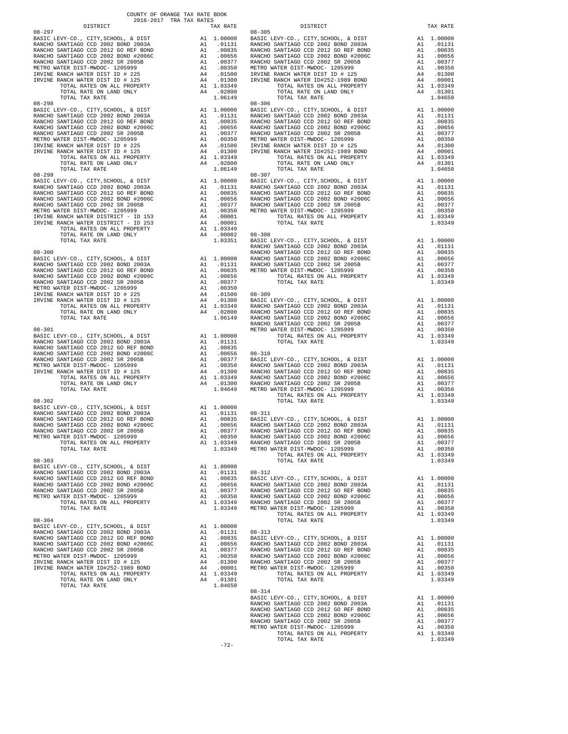COUNTY OF ORANGE TAX RATE BOOK
2016-2017 TRA TAX RATES

| DISTRICT | | TAX RATE |
|---|---|---|
| **08-297** | | |
| BASIC LEVY-CO., CITY,SCHOOL, & DIST | A1 | 1.00000 |
| RANCHO SANTIAGO CCD 2002 BOND 2003A | A1 | .01131 |
| RANCHO SANTIAGO CCD 2012 GO REF BOND | A1 | .00835 |
| RANCHO SANTIAGO CCD 2002 BOND #2006C | A1 | .00656 |
| RANCHO SANTIAGO CCD 2002 SR 2005B | A1 | .00377 |
| METRO WATER DIST-MWDOC- 1205999 | A1 | .00350 |
| IRVINE RANCH WATER DIST ID # 225 | A4 | .01500 |
| IRVINE RANCH WATER DIST ID # 125 | A4 | .01300 |
| TOTAL RATES ON ALL PROPERTY | A1 | 1.03349 |
| TOTAL RATE ON LAND ONLY | A4 | .02800 |
| TOTAL TAX RATE | | 1.06149 |
| **08-298** | | |
| BASIC LEVY-CO., CITY,SCHOOL, & DIST | A1 | 1.00000 |
| RANCHO SANTIAGO CCD 2002 BOND 2003A | A1 | .01131 |
| RANCHO SANTIAGO CCD 2012 GO REF BOND | A1 | .00835 |
| RANCHO SANTIAGO CCD 2002 BOND #2006C | A1 | .00656 |
| RANCHO SANTIAGO CCD 2002 SR 2005B | A1 | .00377 |
| METRO WATER DIST-MWDOC- 1205999 | A1 | .00350 |
| IRVINE RANCH WATER DIST ID # 225 | A4 | .01500 |
| IRVINE RANCH WATER DIST ID # 125 | A4 | .01300 |
| TOTAL RATES ON ALL PROPERTY | A1 | 1.03349 |
| TOTAL RATE ON LAND ONLY | A4 | .02800 |
| TOTAL TAX RATE | | 1.06149 |
| **08-299** | | |
| BASIC LEVY-CO., CITY,SCHOOL, & DIST | A1 | 1.00000 |
| RANCHO SANTIAGO CCD 2002 BOND 2003A | A1 | .01131 |
| RANCHO SANTIAGO CCD 2012 GO REF BOND | A1 | .00835 |
| RANCHO SANTIAGO CCD 2002 BOND #2006C | A1 | .00656 |
| RANCHO SANTIAGO CCD 2002 SR 2005B | A1 | .00377 |
| METRO WATER DIST-MWDOC- 1205999 | A1 | .00350 |
| IRVINE RANCH WATER DISTRICT - ID 153 | A4 | .00001 |
| IRVINE RANCH WATER DISTRICT - ID 253 | A4 | .00001 |
| TOTAL RATES ON ALL PROPERTY | A1 | 1.03349 |
| TOTAL RATE ON LAND ONLY | A4 | .00002 |
| TOTAL TAX RATE | | 1.03351 |
| **08-300** | | |
| BASIC LEVY-CO., CITY,SCHOOL, & DIST | A1 | 1.00000 |
| RANCHO SANTIAGO CCD 2002 BOND 2003A | A1 | .01131 |
| RANCHO SANTIAGO CCD 2012 GO REF BOND | A1 | .00835 |
| RANCHO SANTIAGO CCD 2002 BOND #2006C | A1 | .00656 |
| RANCHO SANTIAGO CCD 2002 SR 2005B | A1 | .00377 |
| METRO WATER DIST-MWDOC- 1205999 | A1 | .00350 |
| IRVINE RANCH WATER DIST ID # 225 | A4 | .01500 |
| IRVINE RANCH WATER DIST ID # 125 | A4 | .01300 |
| TOTAL RATES ON ALL PROPERTY | A1 | 1.03349 |
| TOTAL RATE ON LAND ONLY | A4 | .02800 |
| TOTAL TAX RATE | | 1.06149 |
| **08-301** | | |
| BASIC LEVY-CO., CITY,SCHOOL, & DIST | A1 | 1.00000 |
| RANCHO SANTIAGO CCD 2002 BOND 2003A | A1 | .01131 |
| RANCHO SANTIAGO CCD 2012 GO REF BOND | A1 | .00835 |
| RANCHO SANTIAGO CCD 2002 BOND #2006C | A1 | .00656 |
| RANCHO SANTIAGO CCD 2002 SR 2005B | A1 | .00377 |
| METRO WATER DIST-MWDOC- 1205999 | A1 | .00350 |
| IRVINE RANCH WATER DIST ID # 125 | A4 | .01300 |
| TOTAL RATES ON ALL PROPERTY | A1 | 1.03349 |
| TOTAL RATE ON LAND ONLY | A4 | .01300 |
| TOTAL TAX RATE | | 1.04649 |
| **08-302** | | |
| BASIC LEVY-CO., CITY,SCHOOL, & DIST | A1 | 1.00000 |
| RANCHO SANTIAGO CCD 2002 BOND 2003A | A1 | .01131 |
| RANCHO SANTIAGO CCD 2012 GO REF BOND | A1 | .00835 |
| RANCHO SANTIAGO CCD 2002 BOND #2006C | A1 | .00656 |
| RANCHO SANTIAGO CCD 2002 SR 2005B | A1 | .00377 |
| METRO WATER DIST-MWDOC- 1205999 | A1 | .00350 |
| TOTAL RATES ON ALL PROPERTY | A1 | 1.03349 |
| TOTAL TAX RATE | | 1.03349 |
| **08-303** | | |
| BASIC LEVY-CO., CITY,SCHOOL, & DIST | A1 | 1.00000 |
| RANCHO SANTIAGO CCD 2002 BOND 2003A | A1 | .01131 |
| RANCHO SANTIAGO CCD 2012 GO REF BOND | A1 | .00835 |
| RANCHO SANTIAGO CCD 2002 BOND #2006C | A1 | .00656 |
| RANCHO SANTIAGO CCD 2002 SR 2005B | A1 | .00377 |
| METRO WATER DIST-MWDOC- 1205999 | A1 | .00350 |
| TOTAL RATES ON ALL PROPERTY | A1 | 1.03349 |
| TOTAL TAX RATE | | 1.03349 |
| **08-304** | | |
| BASIC LEVY-CO., CITY,SCHOOL, & DIST | A1 | 1.00000 |
| RANCHO SANTIAGO CCD 2002 BOND 2003A | A1 | .01131 |
| RANCHO SANTIAGO CCD 2012 GO REF BOND | A1 | .00835 |
| RANCHO SANTIAGO CCD 2002 BOND #2006C | A1 | .00656 |
| RANCHO SANTIAGO CCD 2002 SR 2005B | A1 | .00377 |
| METRO WATER DIST-MWDOC- 1205999 | A1 | .00350 |
| IRVINE RANCH WATER DIST ID # 125 | A4 | .01300 |
| IRVINE RANCH WATER ID#252-1989 BOND | A4 | .00001 |
| TOTAL RATES ON ALL PROPERTY | A1 | 1.03349 |
| TOTAL RATE ON LAND ONLY | A4 | .01301 |
| TOTAL TAX RATE | | 1.04650 |
| **08-305** | | |
| BASIC LEVY-CO., CITY,SCHOOL, & DIST | A1 | 1.00000 |
| RANCHO SANTIAGO CCD 2002 BOND 2003A | A1 | .01131 |
| RANCHO SANTIAGO CCD 2012 GO REF BOND | A1 | .00835 |
| RANCHO SANTIAGO CCD 2002 BOND #2006C | A1 | .00656 |
| RANCHO SANTIAGO CCD 2002 SR 2005B | A1 | .00377 |
| METRO WATER DIST-MWDOC- 1205999 | A1 | .00350 |
| IRVINE RANCH WATER DIST ID # 125 | A4 | .01300 |
| IRVINE RANCH WATER ID#252-1989 BOND | A4 | .00001 |
| TOTAL RATES ON ALL PROPERTY | A1 | 1.03349 |
| TOTAL RATE ON LAND ONLY | A4 | .01301 |
| TOTAL TAX RATE | | 1.04650 |
| **08-306** | | |
| BASIC LEVY-CO., CITY,SCHOOL, & DIST | A1 | 1.00000 |
| RANCHO SANTIAGO CCD 2002 BOND 2003A | A1 | .01131 |
| RANCHO SANTIAGO CCD 2012 GO REF BOND | A1 | .00835 |
| RANCHO SANTIAGO CCD 2002 BOND #2006C | A1 | .00656 |
| RANCHO SANTIAGO CCD 2002 SR 2005B | A1 | .00377 |
| METRO WATER DIST-MWDOC- 1205999 | A1 | .00350 |
| IRVINE RANCH WATER DIST ID # 125 | A4 | .01300 |
| IRVINE RANCH WATER ID#252-1989 BOND | A4 | .00001 |
| TOTAL RATES ON ALL PROPERTY | A1 | 1.03349 |
| TOTAL RATE ON LAND ONLY | A4 | .01301 |
| TOTAL TAX RATE | | 1.04650 |
| **08-307** | | |
| BASIC LEVY-CO., CITY,SCHOOL, & DIST | A1 | 1.00000 |
| RANCHO SANTIAGO CCD 2002 BOND 2003A | A1 | .01131 |
| RANCHO SANTIAGO CCD 2012 GO REF BOND | A1 | .00835 |
| RANCHO SANTIAGO CCD 2002 BOND #2006C | A1 | .00656 |
| RANCHO SANTIAGO CCD 2002 SR 2005B | A1 | .00377 |
| METRO WATER DIST-MWDOC- 1205999 | A1 | .00350 |
| TOTAL RATES ON ALL PROPERTY | A1 | 1.03349 |
| TOTAL TAX RATE | | 1.03349 |
| **08-308** | | |
| BASIC LEVY-CO., CITY,SCHOOL, & DIST | A1 | 1.00000 |
| RANCHO SANTIAGO CCD 2002 BOND 2003A | A1 | .01131 |
| RANCHO SANTIAGO CCD 2012 GO REF BOND | A1 | .00835 |
| RANCHO SANTIAGO CCD 2002 BOND #2006C | A1 | .00656 |
| RANCHO SANTIAGO CCD 2002 SR 2005B | A1 | .00377 |
| METRO WATER DIST-MWDOC- 1205999 | A1 | .00350 |
| TOTAL RATES ON ALL PROPERTY | A1 | 1.03349 |
| TOTAL TAX RATE | | 1.03349 |
| **08-309** | | |
| BASIC LEVY-CO., CITY,SCHOOL, & DIST | A1 | 1.00000 |
| RANCHO SANTIAGO CCD 2002 BOND 2003A | A1 | .01131 |
| RANCHO SANTIAGO CCD 2012 GO REF BOND | A1 | .00835 |
| RANCHO SANTIAGO CCD 2002 BOND #2006C | A1 | .00656 |
| RANCHO SANTIAGO CCD 2002 SR 2005B | A1 | .00377 |
| METRO WATER DIST-MWDOC- 1205999 | A1 | .00350 |
| TOTAL RATES ON ALL PROPERTY | A1 | 1.03349 |
| TOTAL TAX RATE | | 1.03349 |
| **08-310** | | |
| BASIC LEVY-CO., CITY,SCHOOL, & DIST | A1 | 1.00000 |
| RANCHO SANTIAGO CCD 2002 BOND 2003A | A1 | .01131 |
| RANCHO SANTIAGO CCD 2012 GO REF BOND | A1 | .00835 |
| RANCHO SANTIAGO CCD 2002 BOND #2006C | A1 | .00656 |
| RANCHO SANTIAGO CCD 2002 SR 2005B | A1 | .00377 |
| METRO WATER DIST-MWDOC- 1205999 | A1 | .00350 |
| TOTAL RATES ON ALL PROPERTY | A1 | 1.03349 |
| TOTAL TAX RATE | | 1.03349 |
| **08-311** | | |
| BASIC LEVY-CO., CITY,SCHOOL, & DIST | A1 | 1.00000 |
| RANCHO SANTIAGO CCD 2002 BOND 2003A | A1 | .01131 |
| RANCHO SANTIAGO CCD 2012 GO REF BOND | A1 | .00835 |
| RANCHO SANTIAGO CCD 2002 BOND #2006C | A1 | .00656 |
| RANCHO SANTIAGO CCD 2002 SR 2005B | A1 | .00377 |
| METRO WATER DIST-MWDOC- 1205999 | A1 | .00350 |
| TOTAL RATES ON ALL PROPERTY | A1 | 1.03349 |
| TOTAL TAX RATE | | 1.03349 |
| **08-312** | | |
| BASIC LEVY-CO., CITY,SCHOOL, & DIST | A1 | 1.00000 |
| RANCHO SANTIAGO CCD 2002 BOND 2003A | A1 | .01131 |
| RANCHO SANTIAGO CCD 2012 GO REF BOND | A1 | .00835 |
| RANCHO SANTIAGO CCD 2002 BOND #2006C | A1 | .00656 |
| RANCHO SANTIAGO CCD 2002 SR 2005B | A1 | .00377 |
| METRO WATER DIST-MWDOC- 1205999 | A1 | .00350 |
| TOTAL RATES ON ALL PROPERTY | A1 | 1.03349 |
| TOTAL TAX RATE | | 1.03349 |
| **08-313** | | |
| BASIC LEVY-CO., CITY,SCHOOL, & DIST | A1 | 1.00000 |
| RANCHO SANTIAGO CCD 2002 BOND 2003A | A1 | .01131 |
| RANCHO SANTIAGO CCD 2012 GO REF BOND | A1 | .00835 |
| RANCHO SANTIAGO CCD 2002 BOND #2006C | A1 | .00656 |
| RANCHO SANTIAGO CCD 2002 SR 2005B | A1 | .00377 |
| METRO WATER DIST-MWDOC- 1205999 | A1 | .00350 |
| TOTAL RATES ON ALL PROPERTY | A1 | 1.03349 |
| TOTAL TAX RATE | | 1.03349 |
| **08-314** | | |
| BASIC LEVY-CO., CITY,SCHOOL, & DIST | A1 | 1.00000 |
| RANCHO SANTIAGO CCD 2002 BOND 2003A | A1 | .01131 |
| RANCHO SANTIAGO CCD 2012 GO REF BOND | A1 | .00835 |
| RANCHO SANTIAGO CCD 2002 BOND #2006C | A1 | .00656 |
| RANCHO SANTIAGO CCD 2002 SR 2005B | A1 | .00377 |
| METRO WATER DIST-MWDOC- 1205999 | A1 | .00350 |
| TOTAL RATES ON ALL PROPERTY | A1 | 1.03349 |
| TOTAL TAX RATE | | 1.03349 |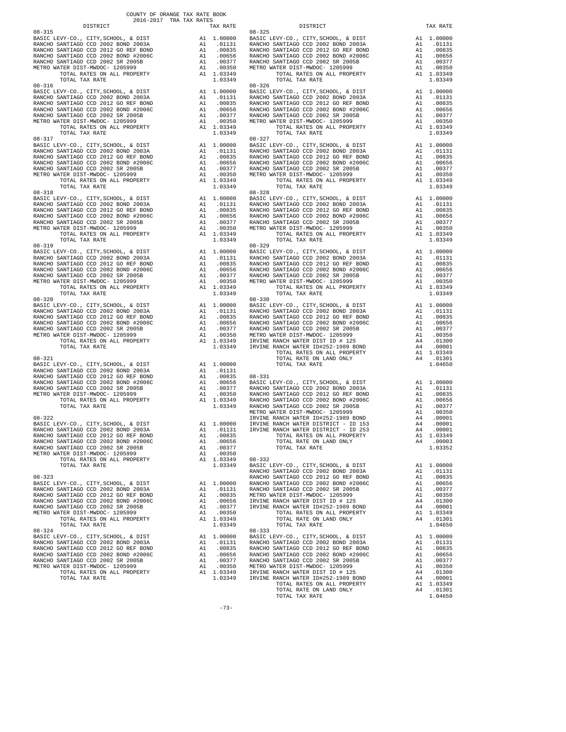COUNTY OF ORANGE TAX RATE BOOK
2016-2017 TRA TAX RATES

| DISTRICT | | TAX RATE |
|---|---|---|
| **08-315** | | |
| BASIC LEVY-CO., CITY,SCHOOL, & DIST | A1 | 1.00000 |
| RANCHO SANTIAGO CCD 2002 BOND 2003A | A1 | .01131 |
| RANCHO SANTIAGO CCD 2012 GO REF BOND | A1 | .00835 |
| RANCHO SANTIAGO CCD 2002 BOND #2006C | A1 | .00656 |
| RANCHO SANTIAGO CCD 2002 SR 2005B | A1 | .00377 |
| METRO WATER DIST-MWDOC- 1205999 | A1 | .00350 |
| TOTAL RATES ON ALL PROPERTY | A1 | 1.03349 |
| TOTAL TAX RATE | | 1.03349 |
| **08-316** | | |
| BASIC LEVY-CO., CITY,SCHOOL, & DIST | A1 | 1.00000 |
| RANCHO SANTIAGO CCD 2002 BOND 2003A | A1 | .01131 |
| RANCHO SANTIAGO CCD 2012 GO REF BOND | A1 | .00835 |
| RANCHO SANTIAGO CCD 2002 BOND #2006C | A1 | .00656 |
| RANCHO SANTIAGO CCD 2002 SR 2005B | A1 | .00377 |
| METRO WATER DIST-MWDOC- 1205999 | A1 | .00350 |
| TOTAL RATES ON ALL PROPERTY | A1 | 1.03349 |
| TOTAL TAX RATE | | 1.03349 |
| **08-317** | | |
| BASIC LEVY-CO., CITY,SCHOOL, & DIST | A1 | 1.00000 |
| RANCHO SANTIAGO CCD 2002 BOND 2003A | A1 | .01131 |
| RANCHO SANTIAGO CCD 2012 GO REF BOND | A1 | .00835 |
| RANCHO SANTIAGO CCD 2002 BOND #2006C | A1 | .00656 |
| RANCHO SANTIAGO CCD 2002 SR 2005B | A1 | .00377 |
| METRO WATER DIST-MWDOC- 1205999 | A1 | .00350 |
| TOTAL RATES ON ALL PROPERTY | A1 | 1.03349 |
| TOTAL TAX RATE | | 1.03349 |
| **08-318** | | |
| BASIC LEVY-CO., CITY,SCHOOL, & DIST | A1 | 1.00000 |
| RANCHO SANTIAGO CCD 2002 BOND 2003A | A1 | .01131 |
| RANCHO SANTIAGO CCD 2012 GO REF BOND | A1 | .00835 |
| RANCHO SANTIAGO CCD 2002 BOND #2006C | A1 | .00656 |
| RANCHO SANTIAGO CCD 2002 SR 2005B | A1 | .00377 |
| METRO WATER DIST-MWDOC- 1205999 | A1 | .00350 |
| TOTAL RATES ON ALL PROPERTY | A1 | 1.03349 |
| TOTAL TAX RATE | | 1.03349 |
| **08-319** | | |
| BASIC LEVY-CO., CITY,SCHOOL, & DIST | A1 | 1.00000 |
| RANCHO SANTIAGO CCD 2002 BOND 2003A | A1 | .01131 |
| RANCHO SANTIAGO CCD 2012 GO REF BOND | A1 | .00835 |
| RANCHO SANTIAGO CCD 2002 BOND #2006C | A1 | .00656 |
| RANCHO SANTIAGO CCD 2002 SR 2005B | A1 | .00377 |
| METRO WATER DIST-MWDOC- 1205999 | A1 | .00350 |
| TOTAL RATES ON ALL PROPERTY | A1 | 1.03349 |
| TOTAL TAX RATE | | 1.03349 |
| **08-320** | | |
| BASIC LEVY-CO., CITY,SCHOOL, & DIST | A1 | 1.00000 |
| RANCHO SANTIAGO CCD 2002 BOND 2003A | A1 | .01131 |
| RANCHO SANTIAGO CCD 2012 GO REF BOND | A1 | .00835 |
| RANCHO SANTIAGO CCD 2002 BOND #2006C | A1 | .00656 |
| RANCHO SANTIAGO CCD 2002 SR 2005B | A1 | .00377 |
| METRO WATER DIST-MWDOC- 1205999 | A1 | .00350 |
| TOTAL RATES ON ALL PROPERTY | A1 | 1.03349 |
| TOTAL TAX RATE | | 1.03349 |
| **08-321** | | |
| BASIC LEVY-CO., CITY,SCHOOL, & DIST | A1 | 1.00000 |
| RANCHO SANTIAGO CCD 2002 BOND 2003A | A1 | .01131 |
| RANCHO SANTIAGO CCD 2012 GO REF BOND | A1 | .00835 |
| RANCHO SANTIAGO CCD 2002 BOND #2006C | A1 | .00656 |
| RANCHO SANTIAGO CCD 2002 SR 2005B | A1 | .00377 |
| METRO WATER DIST-MWDOC- 1205999 | A1 | .00350 |
| TOTAL RATES ON ALL PROPERTY | A1 | 1.03349 |
| TOTAL TAX RATE | | 1.03349 |
| **08-322** | | |
| BASIC LEVY-CO., CITY,SCHOOL, & DIST | A1 | 1.00000 |
| RANCHO SANTIAGO CCD 2002 BOND 2003A | A1 | .01131 |
| RANCHO SANTIAGO CCD 2012 GO REF BOND | A1 | .00835 |
| RANCHO SANTIAGO CCD 2002 BOND #2006C | A1 | .00656 |
| RANCHO SANTIAGO CCD 2002 SR 2005B | A1 | .00377 |
| METRO WATER DIST-MWDOC- 1205999 | A1 | .00350 |
| TOTAL RATES ON ALL PROPERTY | A1 | 1.03349 |
| TOTAL TAX RATE | | 1.03349 |
| **08-323** | | |
| BASIC LEVY-CO., CITY,SCHOOL, & DIST | A1 | 1.00000 |
| RANCHO SANTIAGO CCD 2002 BOND 2003A | A1 | .01131 |
| RANCHO SANTIAGO CCD 2012 GO REF BOND | A1 | .00835 |
| RANCHO SANTIAGO CCD 2002 BOND #2006C | A1 | .00656 |
| RANCHO SANTIAGO CCD 2002 SR 2005B | A1 | .00377 |
| METRO WATER DIST-MWDOC- 1205999 | A1 | .00350 |
| TOTAL RATES ON ALL PROPERTY | A1 | 1.03349 |
| TOTAL TAX RATE | | 1.03349 |
| **08-324** | | |
| BASIC LEVY-CO., CITY,SCHOOL, & DIST | A1 | 1.00000 |
| RANCHO SANTIAGO CCD 2002 BOND 2003A | A1 | .01131 |
| RANCHO SANTIAGO CCD 2012 GO REF BOND | A1 | .00835 |
| RANCHO SANTIAGO CCD 2002 BOND #2006C | A1 | .00656 |
| RANCHO SANTIAGO CCD 2002 SR 2005B | A1 | .00377 |
| METRO WATER DIST-MWDOC- 1205999 | A1 | .00350 |
| TOTAL RATES ON ALL PROPERTY | A1 | 1.03349 |
| TOTAL TAX RATE | | 1.03349 |
| **08-325** | | |
| BASIC LEVY-CO., CITY,SCHOOL, & DIST | A1 | 1.00000 |
| RANCHO SANTIAGO CCD 2002 BOND 2003A | A1 | .01131 |
| RANCHO SANTIAGO CCD 2012 GO REF BOND | A1 | .00835 |
| RANCHO SANTIAGO CCD 2002 BOND #2006C | A1 | .00656 |
| RANCHO SANTIAGO CCD 2002 SR 2005B | A1 | .00377 |
| METRO WATER DIST-MWDOC- 1205999 | A1 | .00350 |
| TOTAL RATES ON ALL PROPERTY | A1 | 1.03349 |
| TOTAL TAX RATE | | 1.03349 |
| **08-326** | | |
| BASIC LEVY-CO., CITY,SCHOOL, & DIST | A1 | 1.00000 |
| RANCHO SANTIAGO CCD 2002 BOND 2003A | A1 | .01131 |
| RANCHO SANTIAGO CCD 2012 GO REF BOND | A1 | .00835 |
| RANCHO SANTIAGO CCD 2002 BOND #2006C | A1 | .00656 |
| RANCHO SANTIAGO CCD 2002 SR 2005B | A1 | .00377 |
| METRO WATER DIST-MWDOC- 1205999 | A1 | .00350 |
| TOTAL RATES ON ALL PROPERTY | A1 | 1.03349 |
| TOTAL TAX RATE | | 1.03349 |
| **08-327** | | |
| BASIC LEVY-CO., CITY,SCHOOL, & DIST | A1 | 1.00000 |
| RANCHO SANTIAGO CCD 2002 BOND 2003A | A1 | .01131 |
| RANCHO SANTIAGO CCD 2012 GO REF BOND | A1 | .00835 |
| RANCHO SANTIAGO CCD 2002 BOND #2006C | A1 | .00656 |
| RANCHO SANTIAGO CCD 2002 SR 2005B | A1 | .00377 |
| METRO WATER DIST-MWDOC- 1205999 | A1 | .00350 |
| TOTAL RATES ON ALL PROPERTY | A1 | 1.03349 |
| TOTAL TAX RATE | | 1.03349 |
| **08-328** | | |
| BASIC LEVY-CO., CITY,SCHOOL, & DIST | A1 | 1.00000 |
| RANCHO SANTIAGO CCD 2002 BOND 2003A | A1 | .01131 |
| RANCHO SANTIAGO CCD 2012 GO REF BOND | A1 | .00835 |
| RANCHO SANTIAGO CCD 2002 BOND #2006C | A1 | .00656 |
| RANCHO SANTIAGO CCD 2002 SR 2005B | A1 | .00377 |
| METRO WATER DIST-MWDOC- 1205999 | A1 | .00350 |
| TOTAL RATES ON ALL PROPERTY | A1 | 1.03349 |
| TOTAL TAX RATE | | 1.03349 |
| **08-329** | | |
| BASIC LEVY-CO., CITY,SCHOOL, & DIST | A1 | 1.00000 |
| RANCHO SANTIAGO CCD 2002 BOND 2003A | A1 | .01131 |
| RANCHO SANTIAGO CCD 2012 GO REF BOND | A1 | .00835 |
| RANCHO SANTIAGO CCD 2002 BOND #2006C | A1 | .00656 |
| RANCHO SANTIAGO CCD 2002 SR 2005B | A1 | .00377 |
| METRO WATER DIST-MWDOC- 1205999 | A1 | .00350 |
| TOTAL RATES ON ALL PROPERTY | A1 | 1.03349 |
| TOTAL TAX RATE | | 1.03349 |
| **08-330** | | |
| BASIC LEVY-CO., CITY,SCHOOL, & DIST | A1 | 1.00000 |
| RANCHO SANTIAGO CCD 2002 BOND 2003A | A1 | .01131 |
| RANCHO SANTIAGO CCD 2012 GO REF BOND | A1 | .00835 |
| RANCHO SANTIAGO CCD 2002 BOND #2006C | A1 | .00656 |
| RANCHO SANTIAGO CCD 2002 SR 2005B | A1 | .00377 |
| METRO WATER DIST-MWDOC- 1205999 | A1 | .00350 |
| IRVINE RANCH WATER DIST ID # 125 | A4 | .01300 |
| IRVINE RANCH WATER ID#252-1989 BOND | A4 | .00001 |
| TOTAL RATES ON ALL PROPERTY | A1 | 1.03349 |
| TOTAL RATE ON LAND ONLY | A4 | .01301 |
| TOTAL TAX RATE | | 1.04650 |
| **08-331** | | |
| BASIC LEVY-CO., CITY,SCHOOL, & DIST | A1 | 1.00000 |
| RANCHO SANTIAGO CCD 2002 BOND 2003A | A1 | .01131 |
| RANCHO SANTIAGO CCD 2012 GO REF BOND | A1 | .00835 |
| RANCHO SANTIAGO CCD 2002 BOND #2006C | A1 | .00656 |
| RANCHO SANTIAGO CCD 2002 SR 2005B | A1 | .00377 |
| METRO WATER DIST-MWDOC- 1205999 | A1 | .00350 |
| IRVINE RANCH WATER ID#252-1989 BOND | A4 | .00001 |
| IRVINE RANCH WATER DISTRICT - ID 153 | A4 | .00001 |
| IRVINE RANCH WATER DISTRICT - ID 253 | A4 | .00001 |
| TOTAL RATES ON ALL PROPERTY | A1 | 1.03349 |
| TOTAL RATE ON LAND ONLY | A4 | .00003 |
| TOTAL TAX RATE | | 1.03352 |
| **08-332** | | |
| BASIC LEVY-CO., CITY,SCHOOL, & DIST | A1 | 1.00000 |
| RANCHO SANTIAGO CCD 2002 BOND 2003A | A1 | .01131 |
| RANCHO SANTIAGO CCD 2012 GO REF BOND | A1 | .00835 |
| RANCHO SANTIAGO CCD 2002 BOND #2006C | A1 | .00656 |
| RANCHO SANTIAGO CCD 2002 SR 2005B | A1 | .00377 |
| METRO WATER DIST-MWDOC- 1205999 | A1 | .00350 |
| IRVINE RANCH WATER DIST ID # 125 | A4 | .01300 |
| IRVINE RANCH WATER ID#252-1989 BOND | A4 | .00001 |
| TOTAL RATES ON ALL PROPERTY | A1 | 1.03349 |
| TOTAL RATE ON LAND ONLY | A4 | .01301 |
| TOTAL TAX RATE | | 1.04650 |
| **08-333** | | |
| BASIC LEVY-CO., CITY,SCHOOL, & DIST | A1 | 1.00000 |
| RANCHO SANTIAGO CCD 2002 BOND 2003A | A1 | .01131 |
| RANCHO SANTIAGO CCD 2012 GO REF BOND | A1 | .00835 |
| RANCHO SANTIAGO CCD 2002 BOND #2006C | A1 | .00656 |
| RANCHO SANTIAGO CCD 2002 SR 2005B | A1 | .00377 |
| METRO WATER DIST-MWDOC- 1205999 | A1 | .00350 |
| IRVINE RANCH WATER DIST ID # 125 | A4 | .01300 |
| IRVINE RANCH WATER ID#252-1989 BOND | A4 | .00001 |
| TOTAL RATES ON ALL PROPERTY | A1 | 1.03349 |
| TOTAL RATE ON LAND ONLY | A4 | .01301 |
| TOTAL TAX RATE | | 1.04650 |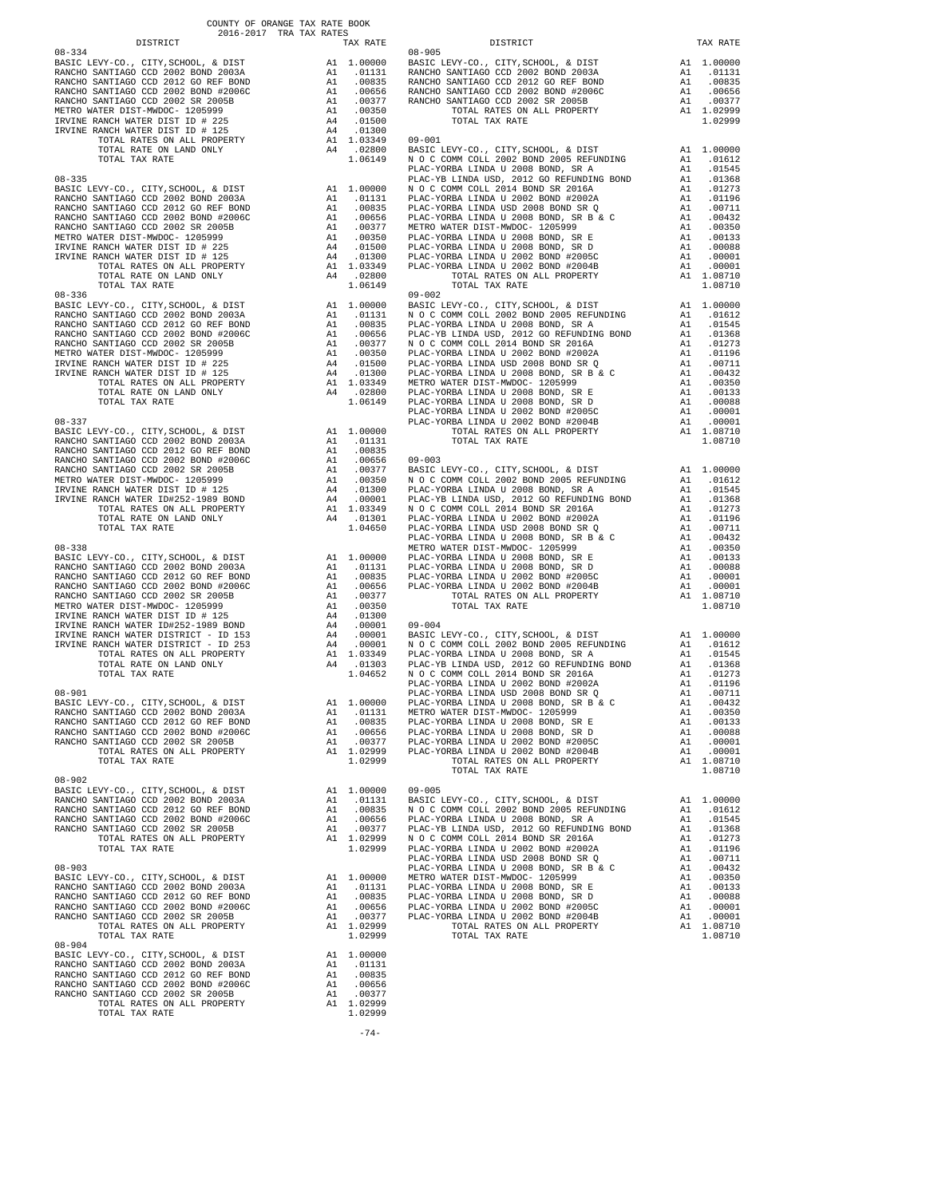COUNTY OF ORANGE TAX RATE BOOK
2016-2017 TRA TAX RATES

| DISTRICT | | TAX RATE |
|---|---|---|
| **08-334** | | |
| BASIC LEVY-CO., CITY,SCHOOL, & DIST | A1 | 1.00000 |
| RANCHO SANTIAGO CCD 2002 BOND 2003A | A1 | .01131 |
| RANCHO SANTIAGO CCD 2012 GO REF BOND | A1 | .00835 |
| RANCHO SANTIAGO CCD 2002 BOND #2006C | A1 | .00656 |
| RANCHO SANTIAGO CCD 2002 SR 2005B | A1 | .00377 |
| METRO WATER DIST-MWDOC- 1205999 | A1 | .00350 |
| IRVINE RANCH WATER DIST ID # 225 | A4 | .01500 |
| IRVINE RANCH WATER DIST ID # 125 | A4 | .01300 |
| TOTAL RATES ON ALL PROPERTY | A1 | 1.03349 |
| TOTAL RATE ON LAND ONLY | A4 | .02800 |
| TOTAL TAX RATE | | 1.06149 |
| **08-335** | | |
| BASIC LEVY-CO., CITY,SCHOOL, & DIST | A1 | 1.00000 |
| RANCHO SANTIAGO CCD 2002 BOND 2003A | A1 | .01131 |
| RANCHO SANTIAGO CCD 2012 GO REF BOND | A1 | .00835 |
| RANCHO SANTIAGO CCD 2002 BOND #2006C | A1 | .00656 |
| RANCHO SANTIAGO CCD 2002 SR 2005B | A1 | .00377 |
| METRO WATER DIST-MWDOC- 1205999 | A1 | .00350 |
| IRVINE RANCH WATER DIST ID # 225 | A4 | .01500 |
| IRVINE RANCH WATER DIST ID # 125 | A4 | .01300 |
| TOTAL RATES ON ALL PROPERTY | A1 | 1.03349 |
| TOTAL RATE ON LAND ONLY | A4 | .02800 |
| TOTAL TAX RATE | | 1.06149 |
| **08-336** | | |
| BASIC LEVY-CO., CITY,SCHOOL, & DIST | A1 | 1.00000 |
| RANCHO SANTIAGO CCD 2002 BOND 2003A | A1 | .01131 |
| RANCHO SANTIAGO CCD 2012 GO REF BOND | A1 | .00835 |
| RANCHO SANTIAGO CCD 2002 BOND #2006C | A1 | .00656 |
| RANCHO SANTIAGO CCD 2002 SR 2005B | A1 | .00377 |
| METRO WATER DIST-MWDOC- 1205999 | A1 | .00350 |
| IRVINE RANCH WATER DIST ID # 225 | A4 | .01500 |
| IRVINE RANCH WATER DIST ID # 125 | A4 | .01300 |
| TOTAL RATES ON ALL PROPERTY | A1 | 1.03349 |
| TOTAL RATE ON LAND ONLY | A4 | .02800 |
| TOTAL TAX RATE | | 1.06149 |
| **08-337** | | |
| BASIC LEVY-CO., CITY,SCHOOL, & DIST | A1 | 1.00000 |
| RANCHO SANTIAGO CCD 2002 BOND 2003A | A1 | .01131 |
| RANCHO SANTIAGO CCD 2012 GO REF BOND | A1 | .00835 |
| RANCHO SANTIAGO CCD 2002 BOND #2006C | A1 | .00656 |
| RANCHO SANTIAGO CCD 2002 SR 2005B | A1 | .00377 |
| METRO WATER DIST-MWDOC- 1205999 | A1 | .00350 |
| IRVINE RANCH WATER DIST ID # 125 | A4 | .01300 |
| IRVINE RANCH WATER ID#252-1989 BOND | A4 | .00001 |
| TOTAL RATES ON ALL PROPERTY | A1 | 1.03349 |
| TOTAL RATE ON LAND ONLY | A4 | .01301 |
| TOTAL TAX RATE | | 1.04650 |
| **08-338** | | |
| BASIC LEVY-CO., CITY,SCHOOL, & DIST | A1 | 1.00000 |
| RANCHO SANTIAGO CCD 2002 BOND 2003A | A1 | .01131 |
| RANCHO SANTIAGO CCD 2012 GO REF BOND | A1 | .00835 |
| RANCHO SANTIAGO CCD 2002 BOND #2006C | A1 | .00656 |
| RANCHO SANTIAGO CCD 2002 SR 2005B | A1 | .00377 |
| METRO WATER DIST-MWDOC- 1205999 | A1 | .00350 |
| IRVINE RANCH WATER DIST ID # 125 | A4 | .01300 |
| IRVINE RANCH WATER ID#252-1989 BOND | A4 | .00001 |
| IRVINE RANCH WATER DISTRICT - ID 153 | A4 | .00001 |
| IRVINE RANCH WATER DISTRICT - ID 253 | A4 | .00001 |
| TOTAL RATES ON ALL PROPERTY | A1 | 1.03349 |
| TOTAL RATE ON LAND ONLY | A4 | .01303 |
| TOTAL TAX RATE | | 1.04652 |
| **08-901** | | |
| BASIC LEVY-CO., CITY,SCHOOL, & DIST | A1 | 1.00000 |
| RANCHO SANTIAGO CCD 2002 BOND 2003A | A1 | .01131 |
| RANCHO SANTIAGO CCD 2012 GO REF BOND | A1 | .00835 |
| RANCHO SANTIAGO CCD 2002 BOND #2006C | A1 | .00656 |
| RANCHO SANTIAGO CCD 2002 SR 2005B | A1 | .00377 |
| TOTAL RATES ON ALL PROPERTY | A1 | 1.02999 |
| TOTAL TAX RATE | | 1.02999 |
| **08-902** | | |
| BASIC LEVY-CO., CITY,SCHOOL, & DIST | A1 | 1.00000 |
| RANCHO SANTIAGO CCD 2002 BOND 2003A | A1 | .01131 |
| RANCHO SANTIAGO CCD 2012 GO REF BOND | A1 | .00835 |
| RANCHO SANTIAGO CCD 2002 BOND #2006C | A1 | .00656 |
| RANCHO SANTIAGO CCD 2002 SR 2005B | A1 | .00377 |
| TOTAL RATES ON ALL PROPERTY | A1 | 1.02999 |
| TOTAL TAX RATE | | 1.02999 |
| **08-903** | | |
| BASIC LEVY-CO., CITY,SCHOOL, & DIST | A1 | 1.00000 |
| RANCHO SANTIAGO CCD 2002 BOND 2003A | A1 | .01131 |
| RANCHO SANTIAGO CCD 2012 GO REF BOND | A1 | .00835 |
| RANCHO SANTIAGO CCD 2002 BOND #2006C | A1 | .00656 |
| RANCHO SANTIAGO CCD 2002 SR 2005B | A1 | .00377 |
| TOTAL RATES ON ALL PROPERTY | A1 | 1.02999 |
| TOTAL TAX RATE | | 1.02999 |
| **08-904** | | |
| BASIC LEVY-CO., CITY,SCHOOL, & DIST | A1 | 1.00000 |
| RANCHO SANTIAGO CCD 2002 BOND 2003A | A1 | .01131 |
| RANCHO SANTIAGO CCD 2012 GO REF BOND | A1 | .00835 |
| RANCHO SANTIAGO CCD 2002 BOND #2006C | A1 | .00656 |
| RANCHO SANTIAGO CCD 2002 SR 2005B | A1 | .00377 |
| TOTAL RATES ON ALL PROPERTY | A1 | 1.02999 |
| TOTAL TAX RATE | | 1.02999 |
| **08-905** | | |
| BASIC LEVY-CO., CITY,SCHOOL, & DIST | A1 | 1.00000 |
| RANCHO SANTIAGO CCD 2002 BOND 2003A | A1 | .01131 |
| RANCHO SANTIAGO CCD 2012 GO REF BOND | A1 | .00835 |
| RANCHO SANTIAGO CCD 2002 BOND #2006C | A1 | .00656 |
| RANCHO SANTIAGO CCD 2002 SR 2005B | A1 | .00377 |
| TOTAL RATES ON ALL PROPERTY | A1 | 1.02999 |
| TOTAL TAX RATE | | 1.02999 |
| **09-001** | | |
| BASIC LEVY-CO., CITY,SCHOOL, & DIST | A1 | 1.00000 |
| N O C COMM COLL 2002 BOND 2005 REFUNDING | A1 | .01612 |
| PLAC-YORBA LINDA U 2008 BOND, SR A | A1 | .01545 |
| PLAC-YB LINDA USD, 2012 GO REFUNDING BOND | A1 | .01368 |
| N O C COMM COLL 2014 BOND SR 2016A | A1 | .01273 |
| PLAC-YORBA LINDA U 2002 BOND #2002A | A1 | .01196 |
| PLAC-YORBA LINDA USD 2008 BOND SR Q | A1 | .00711 |
| PLAC-YORBA LINDA U 2008 BOND, SR B & C | A1 | .00432 |
| METRO WATER DIST-MWDOC- 1205999 | A1 | .00350 |
| PLAC-YORBA LINDA U 2008 BOND, SR E | A1 | .00133 |
| PLAC-YORBA LINDA U 2008 BOND, SR D | A1 | .00088 |
| PLAC-YORBA LINDA U 2002 BOND #2005C | A1 | .00001 |
| PLAC-YORBA LINDA U 2002 BOND #2004B | A1 | .00001 |
| TOTAL RATES ON ALL PROPERTY | A1 | 1.08710 |
| TOTAL TAX RATE | | 1.08710 |
| **09-002** | | |
| BASIC LEVY-CO., CITY,SCHOOL, & DIST | A1 | 1.00000 |
| N O C COMM COLL 2002 BOND 2005 REFUNDING | A1 | .01612 |
| PLAC-YORBA LINDA U 2008 BOND, SR A | A1 | .01545 |
| PLAC-YB LINDA USD, 2012 GO REFUNDING BOND | A1 | .01368 |
| N O C COMM COLL 2014 BOND SR 2016A | A1 | .01273 |
| PLAC-YORBA LINDA U 2002 BOND #2002A | A1 | .01196 |
| PLAC-YORBA LINDA USD 2008 BOND SR Q | A1 | .00711 |
| PLAC-YORBA LINDA U 2008 BOND, SR B & C | A1 | .00432 |
| METRO WATER DIST-MWDOC- 1205999 | A1 | .00350 |
| PLAC-YORBA LINDA U 2008 BOND, SR E | A1 | .00133 |
| PLAC-YORBA LINDA U 2008 BOND, SR D | A1 | .00088 |
| PLAC-YORBA LINDA U 2002 BOND #2005C | A1 | .00001 |
| PLAC-YORBA LINDA U 2002 BOND #2004B | A1 | .00001 |
| TOTAL RATES ON ALL PROPERTY | A1 | 1.08710 |
| TOTAL TAX RATE | | 1.08710 |
| **09-003** | | |
| BASIC LEVY-CO., CITY,SCHOOL, & DIST | A1 | 1.00000 |
| N O C COMM COLL 2002 BOND 2005 REFUNDING | A1 | .01612 |
| PLAC-YORBA LINDA U 2008 BOND, SR A | A1 | .01545 |
| PLAC-YB LINDA USD, 2012 GO REFUNDING BOND | A1 | .01368 |
| N O C COMM COLL 2014 BOND SR 2016A | A1 | .01273 |
| PLAC-YORBA LINDA U 2002 BOND #2002A | A1 | .01196 |
| PLAC-YORBA LINDA USD 2008 BOND SR Q | A1 | .00711 |
| PLAC-YORBA LINDA U 2008 BOND, SR B & C | A1 | .00432 |
| METRO WATER DIST-MWDOC- 1205999 | A1 | .00350 |
| PLAC-YORBA LINDA U 2008 BOND, SR E | A1 | .00133 |
| PLAC-YORBA LINDA U 2008 BOND, SR D | A1 | .00088 |
| PLAC-YORBA LINDA U 2002 BOND #2005C | A1 | .00001 |
| PLAC-YORBA LINDA U 2002 BOND #2004B | A1 | .00001 |
| TOTAL RATES ON ALL PROPERTY | A1 | 1.08710 |
| TOTAL TAX RATE | | 1.08710 |
| **09-004** | | |
| BASIC LEVY-CO., CITY,SCHOOL, & DIST | A1 | 1.00000 |
| N O C COMM COLL 2002 BOND 2005 REFUNDING | A1 | .01612 |
| PLAC-YORBA LINDA U 2008 BOND, SR A | A1 | .01545 |
| PLAC-YB LINDA USD, 2012 GO REFUNDING BOND | A1 | .01368 |
| N O C COMM COLL 2014 BOND SR 2016A | A1 | .01273 |
| PLAC-YORBA LINDA U 2002 BOND #2002A | A1 | .01196 |
| PLAC-YORBA LINDA USD 2008 BOND SR Q | A1 | .00711 |
| PLAC-YORBA LINDA U 2008 BOND, SR B & C | A1 | .00432 |
| METRO WATER DIST-MWDOC- 1205999 | A1 | .00350 |
| PLAC-YORBA LINDA U 2008 BOND, SR E | A1 | .00133 |
| PLAC-YORBA LINDA U 2008 BOND, SR D | A1 | .00088 |
| PLAC-YORBA LINDA U 2002 BOND #2005C | A1 | .00001 |
| PLAC-YORBA LINDA U 2002 BOND #2004B | A1 | .00001 |
| TOTAL RATES ON ALL PROPERTY | A1 | 1.08710 |
| TOTAL TAX RATE | | 1.08710 |
| **09-005** | | |
| BASIC LEVY-CO., CITY,SCHOOL, & DIST | A1 | 1.00000 |
| N O C COMM COLL 2002 BOND 2005 REFUNDING | A1 | .01612 |
| PLAC-YORBA LINDA U 2008 BOND, SR A | A1 | .01545 |
| PLAC-YB LINDA USD, 2012 GO REFUNDING BOND | A1 | .01368 |
| N O C COMM COLL 2014 BOND SR 2016A | A1 | .01273 |
| PLAC-YORBA LINDA U 2002 BOND #2002A | A1 | .01196 |
| PLAC-YORBA LINDA USD 2008 BOND SR Q | A1 | .00711 |
| PLAC-YORBA LINDA U 2008 BOND, SR B & C | A1 | .00432 |
| METRO WATER DIST-MWDOC- 1205999 | A1 | .00350 |
| PLAC-YORBA LINDA U 2008 BOND, SR E | A1 | .00133 |
| PLAC-YORBA LINDA U 2008 BOND, SR D | A1 | .00088 |
| PLAC-YORBA LINDA U 2002 BOND #2005C | A1 | .00001 |
| PLAC-YORBA LINDA U 2002 BOND #2004B | A1 | .00001 |
| TOTAL RATES ON ALL PROPERTY | A1 | 1.08710 |
| TOTAL TAX RATE | | 1.08710 |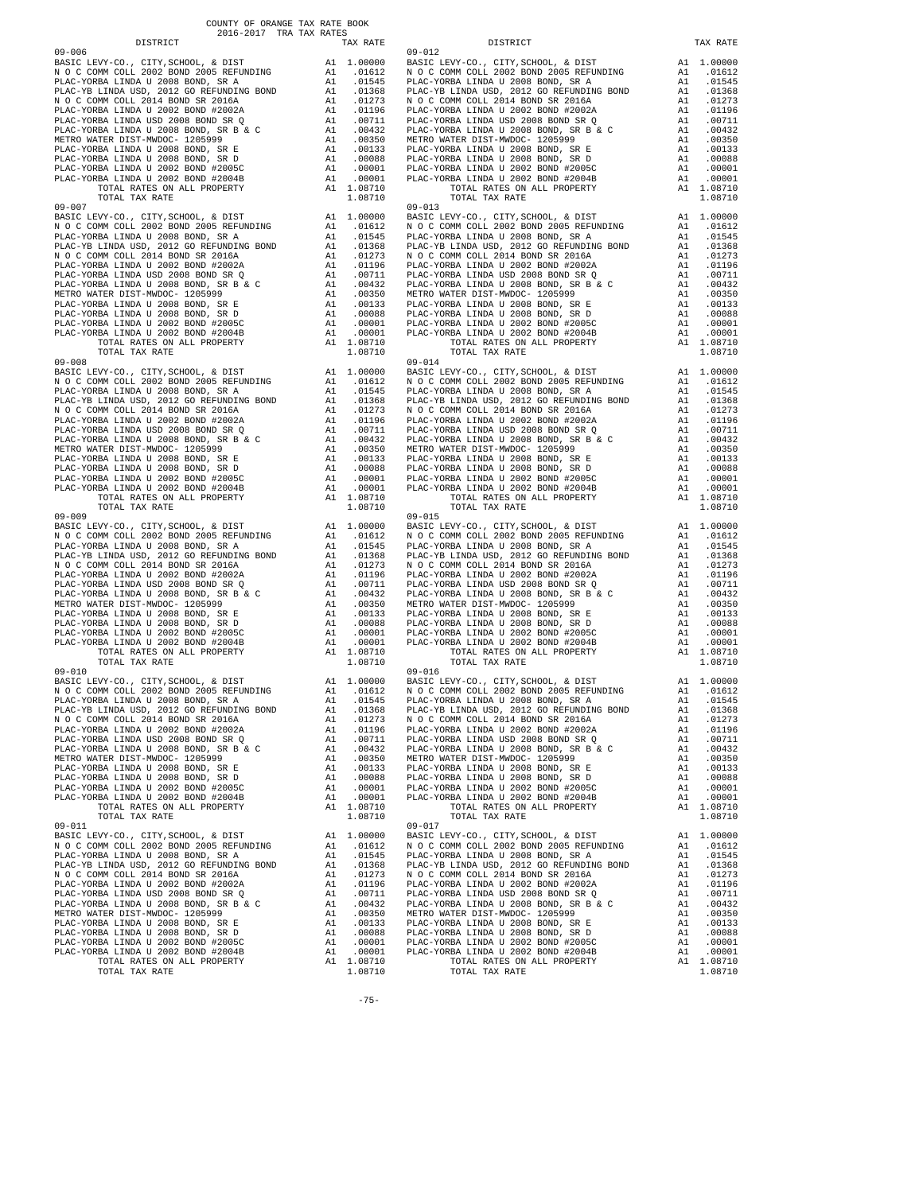COUNTY OF ORANGE TAX RATE BOOK
2016-2017 TRA TAX RATES

| DISTRICT | TAX RATE |
|---|---|
| 09-006 | |
| BASIC LEVY-CO., CITY,SCHOOL, & DIST | A1 1.00000 |
| N O C COMM COLL 2002 BOND 2005 REFUNDING | A1 .01612 |
| PLAC-YORBA LINDA U 2008 BOND, SR A | A1 .01545 |
| PLAC-YB LINDA USD, 2012 GO REFUNDING BOND | A1 .01368 |
| N O C COMM COLL 2014 BOND SR 2016A | A1 .01273 |
| PLAC-YORBA LINDA U 2002 BOND #2002A | A1 .01196 |
| PLAC-YORBA LINDA USD 2008 BOND SR Q | A1 .00711 |
| PLAC-YORBA LINDA U 2008 BOND, SR B & C | A1 .00432 |
| METRO WATER DIST-MWDOC- 1205999 | A1 .00350 |
| PLAC-YORBA LINDA U 2008 BOND, SR E | A1 .00133 |
| PLAC-YORBA LINDA U 2008 BOND, SR D | A1 .00088 |
| PLAC-YORBA LINDA U 2002 BOND #2005C | A1 .00001 |
| PLAC-YORBA LINDA U 2002 BOND #2004B | A1 .00001 |
| TOTAL RATES ON ALL PROPERTY | A1 1.08710 |
| TOTAL TAX RATE | 1.08710 |
| 09-007 | |
| BASIC LEVY-CO., CITY,SCHOOL, & DIST | A1 1.00000 |
| N O C COMM COLL 2002 BOND 2005 REFUNDING | A1 .01612 |
| PLAC-YORBA LINDA U 2008 BOND, SR A | A1 .01545 |
| PLAC-YB LINDA USD, 2012 GO REFUNDING BOND | A1 .01368 |
| N O C COMM COLL 2014 BOND SR 2016A | A1 .01273 |
| PLAC-YORBA LINDA U 2002 BOND #2002A | A1 .01196 |
| PLAC-YORBA LINDA USD 2008 BOND SR Q | A1 .00711 |
| PLAC-YORBA LINDA U 2008 BOND, SR B & C | A1 .00432 |
| METRO WATER DIST-MWDOC- 1205999 | A1 .00350 |
| PLAC-YORBA LINDA U 2008 BOND, SR E | A1 .00133 |
| PLAC-YORBA LINDA U 2008 BOND, SR D | A1 .00088 |
| PLAC-YORBA LINDA U 2002 BOND #2005C | A1 .00001 |
| PLAC-YORBA LINDA U 2002 BOND #2004B | A1 .00001 |
| TOTAL RATES ON ALL PROPERTY | A1 1.08710 |
| TOTAL TAX RATE | 1.08710 |
| 09-008 | |
| BASIC LEVY-CO., CITY,SCHOOL, & DIST | A1 1.00000 |
| N O C COMM COLL 2002 BOND 2005 REFUNDING | A1 .01612 |
| PLAC-YORBA LINDA U 2008 BOND, SR A | A1 .01545 |
| PLAC-YB LINDA USD, 2012 GO REFUNDING BOND | A1 .01368 |
| N O C COMM COLL 2014 BOND SR 2016A | A1 .01273 |
| PLAC-YORBA LINDA U 2002 BOND #2002A | A1 .01196 |
| PLAC-YORBA LINDA USD 2008 BOND SR Q | A1 .00711 |
| PLAC-YORBA LINDA U 2008 BOND, SR B & C | A1 .00432 |
| METRO WATER DIST-MWDOC- 1205999 | A1 .00350 |
| PLAC-YORBA LINDA U 2008 BOND, SR E | A1 .00133 |
| PLAC-YORBA LINDA U 2008 BOND, SR D | A1 .00088 |
| PLAC-YORBA LINDA U 2002 BOND #2005C | A1 .00001 |
| PLAC-YORBA LINDA U 2002 BOND #2004B | A1 .00001 |
| TOTAL RATES ON ALL PROPERTY | A1 1.08710 |
| TOTAL TAX RATE | 1.08710 |
| 09-009 | |
| BASIC LEVY-CO., CITY,SCHOOL, & DIST | A1 1.00000 |
| N O C COMM COLL 2002 BOND 2005 REFUNDING | A1 .01612 |
| PLAC-YORBA LINDA U 2008 BOND, SR A | A1 .01545 |
| PLAC-YB LINDA USD, 2012 GO REFUNDING BOND | A1 .01368 |
| N O C COMM COLL 2014 BOND SR 2016A | A1 .01273 |
| PLAC-YORBA LINDA U 2002 BOND #2002A | A1 .01196 |
| PLAC-YORBA LINDA USD 2008 BOND SR Q | A1 .00711 |
| PLAC-YORBA LINDA U 2008 BOND, SR B & C | A1 .00432 |
| METRO WATER DIST-MWDOC- 1205999 | A1 .00350 |
| PLAC-YORBA LINDA U 2008 BOND, SR E | A1 .00133 |
| PLAC-YORBA LINDA U 2008 BOND, SR D | A1 .00088 |
| PLAC-YORBA LINDA U 2002 BOND #2005C | A1 .00001 |
| PLAC-YORBA LINDA U 2002 BOND #2004B | A1 .00001 |
| TOTAL RATES ON ALL PROPERTY | A1 1.08710 |
| TOTAL TAX RATE | 1.08710 |
| 09-010 | |
| BASIC LEVY-CO., CITY,SCHOOL, & DIST | A1 1.00000 |
| N O C COMM COLL 2002 BOND 2005 REFUNDING | A1 .01612 |
| PLAC-YORBA LINDA U 2008 BOND, SR A | A1 .01545 |
| PLAC-YB LINDA USD, 2012 GO REFUNDING BOND | A1 .01368 |
| N O C COMM COLL 2014 BOND SR 2016A | A1 .01273 |
| PLAC-YORBA LINDA U 2002 BOND #2002A | A1 .01196 |
| PLAC-YORBA LINDA USD 2008 BOND SR Q | A1 .00711 |
| PLAC-YORBA LINDA U 2008 BOND, SR B & C | A1 .00432 |
| METRO WATER DIST-MWDOC- 1205999 | A1 .00350 |
| PLAC-YORBA LINDA U 2008 BOND, SR E | A1 .00133 |
| PLAC-YORBA LINDA U 2008 BOND, SR D | A1 .00088 |
| PLAC-YORBA LINDA U 2002 BOND #2005C | A1 .00001 |
| PLAC-YORBA LINDA U 2002 BOND #2004B | A1 .00001 |
| TOTAL RATES ON ALL PROPERTY | A1 1.08710 |
| TOTAL TAX RATE | 1.08710 |
| 09-011 | |
| BASIC LEVY-CO., CITY,SCHOOL, & DIST | A1 1.00000 |
| N O C COMM COLL 2002 BOND 2005 REFUNDING | A1 .01612 |
| PLAC-YORBA LINDA U 2008 BOND, SR A | A1 .01545 |
| PLAC-YB LINDA USD, 2012 GO REFUNDING BOND | A1 .01368 |
| N O C COMM COLL 2014 BOND SR 2016A | A1 .01273 |
| PLAC-YORBA LINDA U 2002 BOND #2002A | A1 .01196 |
| PLAC-YORBA LINDA USD 2008 BOND SR Q | A1 .00711 |
| PLAC-YORBA LINDA U 2008 BOND, SR B & C | A1 .00432 |
| METRO WATER DIST-MWDOC- 1205999 | A1 .00350 |
| PLAC-YORBA LINDA U 2008 BOND, SR E | A1 .00133 |
| PLAC-YORBA LINDA U 2008 BOND, SR D | A1 .00088 |
| PLAC-YORBA LINDA U 2002 BOND #2005C | A1 .00001 |
| PLAC-YORBA LINDA U 2002 BOND #2004B | A1 .00001 |
| TOTAL RATES ON ALL PROPERTY | A1 1.08710 |
| TOTAL TAX RATE | 1.08710 |
| 09-012 | |
| BASIC LEVY-CO., CITY,SCHOOL, & DIST | A1 1.00000 |
| N O C COMM COLL 2002 BOND 2005 REFUNDING | A1 .01612 |
| PLAC-YORBA LINDA U 2008 BOND, SR A | A1 .01545 |
| PLAC-YB LINDA USD, 2012 GO REFUNDING BOND | A1 .01368 |
| N O C COMM COLL 2014 BOND SR 2016A | A1 .01273 |
| PLAC-YORBA LINDA U 2002 BOND #2002A | A1 .01196 |
| PLAC-YORBA LINDA USD 2008 BOND SR Q | A1 .00711 |
| PLAC-YORBA LINDA U 2008 BOND, SR B & C | A1 .00432 |
| METRO WATER DIST-MWDOC- 1205999 | A1 .00350 |
| PLAC-YORBA LINDA U 2008 BOND, SR E | A1 .00133 |
| PLAC-YORBA LINDA U 2008 BOND, SR D | A1 .00088 |
| PLAC-YORBA LINDA U 2002 BOND #2005C | A1 .00001 |
| PLAC-YORBA LINDA U 2002 BOND #2004B | A1 .00001 |
| TOTAL RATES ON ALL PROPERTY | A1 1.08710 |
| TOTAL TAX RATE | 1.08710 |
| 09-013 | |
| BASIC LEVY-CO., CITY,SCHOOL, & DIST | A1 1.00000 |
| N O C COMM COLL 2002 BOND 2005 REFUNDING | A1 .01612 |
| PLAC-YORBA LINDA U 2008 BOND, SR A | A1 .01545 |
| PLAC-YB LINDA USD, 2012 GO REFUNDING BOND | A1 .01368 |
| N O C COMM COLL 2014 BOND SR 2016A | A1 .01273 |
| PLAC-YORBA LINDA U 2002 BOND #2002A | A1 .01196 |
| PLAC-YORBA LINDA USD 2008 BOND SR Q | A1 .00711 |
| PLAC-YORBA LINDA U 2008 BOND, SR B & C | A1 .00432 |
| METRO WATER DIST-MWDOC- 1205999 | A1 .00350 |
| PLAC-YORBA LINDA U 2008 BOND, SR E | A1 .00133 |
| PLAC-YORBA LINDA U 2008 BOND, SR D | A1 .00088 |
| PLAC-YORBA LINDA U 2002 BOND #2005C | A1 .00001 |
| PLAC-YORBA LINDA U 2002 BOND #2004B | A1 .00001 |
| TOTAL RATES ON ALL PROPERTY | A1 1.08710 |
| TOTAL TAX RATE | 1.08710 |
| 09-014 | |
| BASIC LEVY-CO., CITY,SCHOOL, & DIST | A1 1.00000 |
| N O C COMM COLL 2002 BOND 2005 REFUNDING | A1 .01612 |
| PLAC-YORBA LINDA U 2008 BOND, SR A | A1 .01545 |
| PLAC-YB LINDA USD, 2012 GO REFUNDING BOND | A1 .01368 |
| N O C COMM COLL 2014 BOND SR 2016A | A1 .01273 |
| PLAC-YORBA LINDA U 2002 BOND #2002A | A1 .01196 |
| PLAC-YORBA LINDA USD 2008 BOND SR Q | A1 .00711 |
| PLAC-YORBA LINDA U 2008 BOND, SR B & C | A1 .00432 |
| METRO WATER DIST-MWDOC- 1205999 | A1 .00350 |
| PLAC-YORBA LINDA U 2008 BOND, SR E | A1 .00133 |
| PLAC-YORBA LINDA U 2008 BOND, SR D | A1 .00088 |
| PLAC-YORBA LINDA U 2002 BOND #2005C | A1 .00001 |
| PLAC-YORBA LINDA U 2002 BOND #2004B | A1 .00001 |
| TOTAL RATES ON ALL PROPERTY | A1 1.08710 |
| TOTAL TAX RATE | 1.08710 |
| 09-015 | |
| BASIC LEVY-CO., CITY,SCHOOL, & DIST | A1 1.00000 |
| N O C COMM COLL 2002 BOND 2005 REFUNDING | A1 .01612 |
| PLAC-YORBA LINDA U 2008 BOND, SR A | A1 .01545 |
| PLAC-YB LINDA USD, 2012 GO REFUNDING BOND | A1 .01368 |
| N O C COMM COLL 2014 BOND SR 2016A | A1 .01273 |
| PLAC-YORBA LINDA U 2002 BOND #2002A | A1 .01196 |
| PLAC-YORBA LINDA USD 2008 BOND SR Q | A1 .00711 |
| PLAC-YORBA LINDA U 2008 BOND, SR B & C | A1 .00432 |
| METRO WATER DIST-MWDOC- 1205999 | A1 .00350 |
| PLAC-YORBA LINDA U 2008 BOND, SR E | A1 .00133 |
| PLAC-YORBA LINDA U 2008 BOND, SR D | A1 .00088 |
| PLAC-YORBA LINDA U 2002 BOND #2005C | A1 .00001 |
| PLAC-YORBA LINDA U 2002 BOND #2004B | A1 .00001 |
| TOTAL RATES ON ALL PROPERTY | A1 1.08710 |
| TOTAL TAX RATE | 1.08710 |
| 09-016 | |
| BASIC LEVY-CO., CITY,SCHOOL, & DIST | A1 1.00000 |
| N O C COMM COLL 2002 BOND 2005 REFUNDING | A1 .01612 |
| PLAC-YORBA LINDA U 2008 BOND, SR A | A1 .01545 |
| PLAC-YB LINDA USD, 2012 GO REFUNDING BOND | A1 .01368 |
| N O C COMM COLL 2014 BOND SR 2016A | A1 .01273 |
| PLAC-YORBA LINDA U 2002 BOND #2002A | A1 .01196 |
| PLAC-YORBA LINDA USD 2008 BOND SR Q | A1 .00711 |
| PLAC-YORBA LINDA U 2008 BOND, SR B & C | A1 .00432 |
| METRO WATER DIST-MWDOC- 1205999 | A1 .00350 |
| PLAC-YORBA LINDA U 2008 BOND, SR E | A1 .00133 |
| PLAC-YORBA LINDA U 2008 BOND, SR D | A1 .00088 |
| PLAC-YORBA LINDA U 2002 BOND #2005C | A1 .00001 |
| PLAC-YORBA LINDA U 2002 BOND #2004B | A1 .00001 |
| TOTAL RATES ON ALL PROPERTY | A1 1.08710 |
| TOTAL TAX RATE | 1.08710 |
| 09-017 | |
| BASIC LEVY-CO., CITY,SCHOOL, & DIST | A1 1.00000 |
| N O C COMM COLL 2002 BOND 2005 REFUNDING | A1 .01612 |
| PLAC-YORBA LINDA U 2008 BOND, SR A | A1 .01545 |
| PLAC-YB LINDA USD, 2012 GO REFUNDING BOND | A1 .01368 |
| N O C COMM COLL 2014 BOND SR 2016A | A1 .01273 |
| PLAC-YORBA LINDA U 2002 BOND #2002A | A1 .01196 |
| PLAC-YORBA LINDA USD 2008 BOND SR Q | A1 .00711 |
| PLAC-YORBA LINDA U 2008 BOND, SR B & C | A1 .00432 |
| METRO WATER DIST-MWDOC- 1205999 | A1 .00350 |
| PLAC-YORBA LINDA U 2008 BOND, SR E | A1 .00133 |
| PLAC-YORBA LINDA U 2008 BOND, SR D | A1 .00088 |
| PLAC-YORBA LINDA U 2002 BOND #2005C | A1 .00001 |
| PLAC-YORBA LINDA U 2002 BOND #2004B | A1 .00001 |
| TOTAL RATES ON ALL PROPERTY | A1 1.08710 |
| TOTAL TAX RATE | 1.08710 |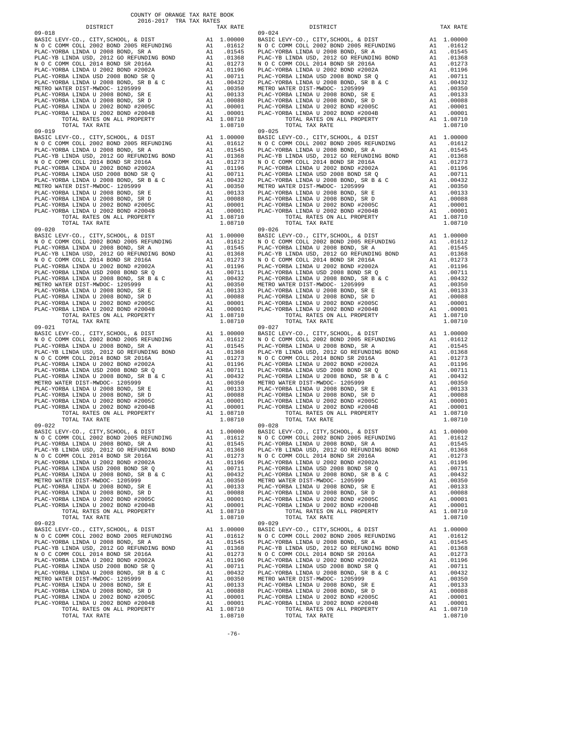COUNTY OF ORANGE TAX RATE BOOK
2016-2017 TRA TAX RATES

| DISTRICT | | TAX RATE |
|---|---|---|
| 09-018 | | |
| BASIC LEVY-CO., CITY,SCHOOL, & DIST | A1 | 1.00000 |
| N O C COMM COLL 2002 BOND 2005 REFUNDING | A1 | .01612 |
| PLAC-YORBA LINDA U 2008 BOND, SR A | A1 | .01545 |
| PLAC-YB LINDA USD, 2012 GO REFUNDING BOND | A1 | .01368 |
| N O C COMM COLL 2014 BOND SR 2016A | A1 | .01273 |
| PLAC-YORBA LINDA U 2002 BOND #2002A | A1 | .01196 |
| PLAC-YORBA LINDA USD 2008 BOND SR Q | A1 | .00711 |
| PLAC-YORBA LINDA U 2008 BOND, SR B & C | A1 | .00432 |
| METRO WATER DIST-MWDOC- 1205999 | A1 | .00350 |
| PLAC-YORBA LINDA U 2008 BOND, SR E | A1 | .00133 |
| PLAC-YORBA LINDA U 2008 BOND, SR D | A1 | .00088 |
| PLAC-YORBA LINDA U 2002 BOND #2005C | A1 | .00001 |
| PLAC-YORBA LINDA U 2002 BOND #2004B | A1 | .00001 |
| TOTAL RATES ON ALL PROPERTY | A1 | 1.08710 |
| TOTAL TAX RATE | | 1.08710 |
| 09-019 | | |
| BASIC LEVY-CO., CITY,SCHOOL, & DIST | A1 | 1.00000 |
| N O C COMM COLL 2002 BOND 2005 REFUNDING | A1 | .01612 |
| PLAC-YORBA LINDA U 2008 BOND, SR A | A1 | .01545 |
| PLAC-YB LINDA USD, 2012 GO REFUNDING BOND | A1 | .01368 |
| N O C COMM COLL 2014 BOND SR 2016A | A1 | .01273 |
| PLAC-YORBA LINDA U 2002 BOND #2002A | A1 | .01196 |
| PLAC-YORBA LINDA USD 2008 BOND SR Q | A1 | .00711 |
| PLAC-YORBA LINDA U 2008 BOND, SR B & C | A1 | .00432 |
| METRO WATER DIST-MWDOC- 1205999 | A1 | .00350 |
| PLAC-YORBA LINDA U 2008 BOND, SR E | A1 | .00133 |
| PLAC-YORBA LINDA U 2008 BOND, SR D | A1 | .00088 |
| PLAC-YORBA LINDA U 2002 BOND #2005C | A1 | .00001 |
| PLAC-YORBA LINDA U 2002 BOND #2004B | A1 | .00001 |
| TOTAL RATES ON ALL PROPERTY | A1 | 1.08710 |
| TOTAL TAX RATE | | 1.08710 |
| 09-020 | | |
| BASIC LEVY-CO., CITY,SCHOOL, & DIST | A1 | 1.00000 |
| N O C COMM COLL 2002 BOND 2005 REFUNDING | A1 | .01612 |
| PLAC-YORBA LINDA U 2008 BOND, SR A | A1 | .01545 |
| PLAC-YB LINDA USD, 2012 GO REFUNDING BOND | A1 | .01368 |
| N O C COMM COLL 2014 BOND SR 2016A | A1 | .01273 |
| PLAC-YORBA LINDA U 2002 BOND #2002A | A1 | .01196 |
| PLAC-YORBA LINDA USD 2008 BOND SR Q | A1 | .00711 |
| PLAC-YORBA LINDA U 2008 BOND, SR B & C | A1 | .00432 |
| METRO WATER DIST-MWDOC- 1205999 | A1 | .00350 |
| PLAC-YORBA LINDA U 2008 BOND, SR E | A1 | .00133 |
| PLAC-YORBA LINDA U 2008 BOND, SR D | A1 | .00088 |
| PLAC-YORBA LINDA U 2002 BOND #2005C | A1 | .00001 |
| PLAC-YORBA LINDA U 2002 BOND #2004B | A1 | .00001 |
| TOTAL RATES ON ALL PROPERTY | A1 | 1.08710 |
| TOTAL TAX RATE | | 1.08710 |
| 09-021 | | |
| BASIC LEVY-CO., CITY,SCHOOL, & DIST | A1 | 1.00000 |
| N O C COMM COLL 2002 BOND 2005 REFUNDING | A1 | .01612 |
| PLAC-YORBA LINDA U 2008 BOND, SR A | A1 | .01545 |
| PLAC-YB LINDA USD, 2012 GO REFUNDING BOND | A1 | .01368 |
| N O C COMM COLL 2014 BOND SR 2016A | A1 | .01273 |
| PLAC-YORBA LINDA U 2002 BOND #2002A | A1 | .01196 |
| PLAC-YORBA LINDA USD 2008 BOND SR Q | A1 | .00711 |
| PLAC-YORBA LINDA U 2008 BOND, SR B & C | A1 | .00432 |
| METRO WATER DIST-MWDOC- 1205999 | A1 | .00350 |
| PLAC-YORBA LINDA U 2008 BOND, SR E | A1 | .00133 |
| PLAC-YORBA LINDA U 2008 BOND, SR D | A1 | .00088 |
| PLAC-YORBA LINDA U 2002 BOND #2005C | A1 | .00001 |
| PLAC-YORBA LINDA U 2002 BOND #2004B | A1 | .00001 |
| TOTAL RATES ON ALL PROPERTY | A1 | 1.08710 |
| TOTAL TAX RATE | | 1.08710 |
| 09-022 | | |
| BASIC LEVY-CO., CITY,SCHOOL, & DIST | A1 | 1.00000 |
| N O C COMM COLL 2002 BOND 2005 REFUNDING | A1 | .01612 |
| PLAC-YORBA LINDA U 2008 BOND, SR A | A1 | .01545 |
| PLAC-YB LINDA USD, 2012 GO REFUNDING BOND | A1 | .01368 |
| N O C COMM COLL 2014 BOND SR 2016A | A1 | .01273 |
| PLAC-YORBA LINDA U 2002 BOND #2002A | A1 | .01196 |
| PLAC-YORBA LINDA USD 2008 BOND SR Q | A1 | .00711 |
| PLAC-YORBA LINDA U 2008 BOND, SR B & C | A1 | .00432 |
| METRO WATER DIST-MWDOC- 1205999 | A1 | .00350 |
| PLAC-YORBA LINDA U 2008 BOND, SR E | A1 | .00133 |
| PLAC-YORBA LINDA U 2008 BOND, SR D | A1 | .00088 |
| PLAC-YORBA LINDA U 2002 BOND #2005C | A1 | .00001 |
| PLAC-YORBA LINDA U 2002 BOND #2004B | A1 | .00001 |
| TOTAL RATES ON ALL PROPERTY | A1 | 1.08710 |
| TOTAL TAX RATE | | 1.08710 |
| 09-023 | | |
| BASIC LEVY-CO., CITY,SCHOOL, & DIST | A1 | 1.00000 |
| N O C COMM COLL 2002 BOND 2005 REFUNDING | A1 | .01612 |
| PLAC-YORBA LINDA U 2008 BOND, SR A | A1 | .01545 |
| PLAC-YB LINDA USD, 2012 GO REFUNDING BOND | A1 | .01368 |
| N O C COMM COLL 2014 BOND SR 2016A | A1 | .01273 |
| PLAC-YORBA LINDA U 2002 BOND #2002A | A1 | .01196 |
| PLAC-YORBA LINDA USD 2008 BOND SR Q | A1 | .00711 |
| PLAC-YORBA LINDA U 2008 BOND, SR B & C | A1 | .00432 |
| METRO WATER DIST-MWDOC- 1205999 | A1 | .00350 |
| PLAC-YORBA LINDA U 2008 BOND, SR E | A1 | .00133 |
| PLAC-YORBA LINDA U 2008 BOND, SR D | A1 | .00088 |
| PLAC-YORBA LINDA U 2002 BOND #2005C | A1 | .00001 |
| PLAC-YORBA LINDA U 2002 BOND #2004B | A1 | .00001 |
| TOTAL RATES ON ALL PROPERTY | A1 | 1.08710 |
| TOTAL TAX RATE | | 1.08710 |
| 09-024 | | |
| BASIC LEVY-CO., CITY,SCHOOL, & DIST | A1 | 1.00000 |
| N O C COMM COLL 2002 BOND 2005 REFUNDING | A1 | .01612 |
| PLAC-YORBA LINDA U 2008 BOND, SR A | A1 | .01545 |
| PLAC-YB LINDA USD, 2012 GO REFUNDING BOND | A1 | .01368 |
| N O C COMM COLL 2014 BOND SR 2016A | A1 | .01273 |
| PLAC-YORBA LINDA U 2002 BOND #2002A | A1 | .01196 |
| PLAC-YORBA LINDA USD 2008 BOND SR Q | A1 | .00711 |
| PLAC-YORBA LINDA U 2008 BOND, SR B & C | A1 | .00432 |
| METRO WATER DIST-MWDOC- 1205999 | A1 | .00350 |
| PLAC-YORBA LINDA U 2008 BOND, SR E | A1 | .00133 |
| PLAC-YORBA LINDA U 2008 BOND, SR D | A1 | .00088 |
| PLAC-YORBA LINDA U 2002 BOND #2005C | A1 | .00001 |
| PLAC-YORBA LINDA U 2002 BOND #2004B | A1 | .00001 |
| TOTAL RATES ON ALL PROPERTY | A1 | 1.08710 |
| TOTAL TAX RATE | | 1.08710 |
| 09-025 | | |
| BASIC LEVY-CO., CITY,SCHOOL, & DIST | A1 | 1.00000 |
| N O C COMM COLL 2002 BOND 2005 REFUNDING | A1 | .01612 |
| PLAC-YORBA LINDA U 2008 BOND, SR A | A1 | .01545 |
| PLAC-YB LINDA USD, 2012 GO REFUNDING BOND | A1 | .01368 |
| N O C COMM COLL 2014 BOND SR 2016A | A1 | .01273 |
| PLAC-YORBA LINDA U 2002 BOND #2002A | A1 | .01196 |
| PLAC-YORBA LINDA USD 2008 BOND SR Q | A1 | .00711 |
| PLAC-YORBA LINDA U 2008 BOND, SR B & C | A1 | .00432 |
| METRO WATER DIST-MWDOC- 1205999 | A1 | .00350 |
| PLAC-YORBA LINDA U 2008 BOND, SR E | A1 | .00133 |
| PLAC-YORBA LINDA U 2008 BOND, SR D | A1 | .00088 |
| PLAC-YORBA LINDA U 2002 BOND #2005C | A1 | .00001 |
| PLAC-YORBA LINDA U 2002 BOND #2004B | A1 | .00001 |
| TOTAL RATES ON ALL PROPERTY | A1 | 1.08710 |
| TOTAL TAX RATE | | 1.08710 |
| 09-026 | | |
| BASIC LEVY-CO., CITY,SCHOOL, & DIST | A1 | 1.00000 |
| N O C COMM COLL 2002 BOND 2005 REFUNDING | A1 | .01612 |
| PLAC-YORBA LINDA U 2008 BOND, SR A | A1 | .01545 |
| PLAC-YB LINDA USD, 2012 GO REFUNDING BOND | A1 | .01368 |
| N O C COMM COLL 2014 BOND SR 2016A | A1 | .01273 |
| PLAC-YORBA LINDA U 2002 BOND #2002A | A1 | .01196 |
| PLAC-YORBA LINDA USD 2008 BOND SR Q | A1 | .00711 |
| PLAC-YORBA LINDA U 2008 BOND, SR B & C | A1 | .00432 |
| METRO WATER DIST-MWDOC- 1205999 | A1 | .00350 |
| PLAC-YORBA LINDA U 2008 BOND, SR E | A1 | .00133 |
| PLAC-YORBA LINDA U 2008 BOND, SR D | A1 | .00088 |
| PLAC-YORBA LINDA U 2002 BOND #2005C | A1 | .00001 |
| PLAC-YORBA LINDA U 2002 BOND #2004B | A1 | .00001 |
| TOTAL RATES ON ALL PROPERTY | A1 | 1.08710 |
| TOTAL TAX RATE | | 1.08710 |
| 09-027 | | |
| BASIC LEVY-CO., CITY,SCHOOL, & DIST | A1 | 1.00000 |
| N O C COMM COLL 2002 BOND 2005 REFUNDING | A1 | .01612 |
| PLAC-YORBA LINDA U 2008 BOND, SR A | A1 | .01545 |
| PLAC-YB LINDA USD, 2012 GO REFUNDING BOND | A1 | .01368 |
| N O C COMM COLL 2014 BOND SR 2016A | A1 | .01273 |
| PLAC-YORBA LINDA U 2002 BOND #2002A | A1 | .01196 |
| PLAC-YORBA LINDA USD 2008 BOND SR Q | A1 | .00711 |
| PLAC-YORBA LINDA U 2008 BOND, SR B & C | A1 | .00432 |
| METRO WATER DIST-MWDOC- 1205999 | A1 | .00350 |
| PLAC-YORBA LINDA U 2008 BOND, SR E | A1 | .00133 |
| PLAC-YORBA LINDA U 2008 BOND, SR D | A1 | .00088 |
| PLAC-YORBA LINDA U 2002 BOND #2005C | A1 | .00001 |
| PLAC-YORBA LINDA U 2002 BOND #2004B | A1 | .00001 |
| TOTAL RATES ON ALL PROPERTY | A1 | 1.08710 |
| TOTAL TAX RATE | | 1.08710 |
| 09-028 | | |
| BASIC LEVY-CO., CITY,SCHOOL, & DIST | A1 | 1.00000 |
| N O C COMM COLL 2002 BOND 2005 REFUNDING | A1 | .01612 |
| PLAC-YORBA LINDA U 2008 BOND, SR A | A1 | .01545 |
| PLAC-YB LINDA USD, 2012 GO REFUNDING BOND | A1 | .01368 |
| N O C COMM COLL 2014 BOND SR 2016A | A1 | .01273 |
| PLAC-YORBA LINDA U 2002 BOND #2002A | A1 | .01196 |
| PLAC-YORBA LINDA USD 2008 BOND SR Q | A1 | .00711 |
| PLAC-YORBA LINDA U 2008 BOND, SR B & C | A1 | .00432 |
| METRO WATER DIST-MWDOC- 1205999 | A1 | .00350 |
| PLAC-YORBA LINDA U 2008 BOND, SR E | A1 | .00133 |
| PLAC-YORBA LINDA U 2008 BOND, SR D | A1 | .00088 |
| PLAC-YORBA LINDA U 2002 BOND #2005C | A1 | .00001 |
| PLAC-YORBA LINDA U 2002 BOND #2004B | A1 | .00001 |
| TOTAL RATES ON ALL PROPERTY | A1 | 1.08710 |
| TOTAL TAX RATE | | 1.08710 |
| 09-029 | | |
| BASIC LEVY-CO., CITY,SCHOOL, & DIST | A1 | 1.00000 |
| N O C COMM COLL 2002 BOND 2005 REFUNDING | A1 | .01612 |
| PLAC-YORBA LINDA U 2008 BOND, SR A | A1 | .01545 |
| PLAC-YB LINDA USD, 2012 GO REFUNDING BOND | A1 | .01368 |
| N O C COMM COLL 2014 BOND SR 2016A | A1 | .01273 |
| PLAC-YORBA LINDA U 2002 BOND #2002A | A1 | .01196 |
| PLAC-YORBA LINDA USD 2008 BOND SR Q | A1 | .00711 |
| PLAC-YORBA LINDA U 2008 BOND, SR B & C | A1 | .00432 |
| METRO WATER DIST-MWDOC- 1205999 | A1 | .00350 |
| PLAC-YORBA LINDA U 2008 BOND, SR E | A1 | .00133 |
| PLAC-YORBA LINDA U 2008 BOND, SR D | A1 | .00088 |
| PLAC-YORBA LINDA U 2002 BOND #2005C | A1 | .00001 |
| PLAC-YORBA LINDA U 2002 BOND #2004B | A1 | .00001 |
| TOTAL RATES ON ALL PROPERTY | A1 | 1.08710 |
| TOTAL TAX RATE | | 1.08710 |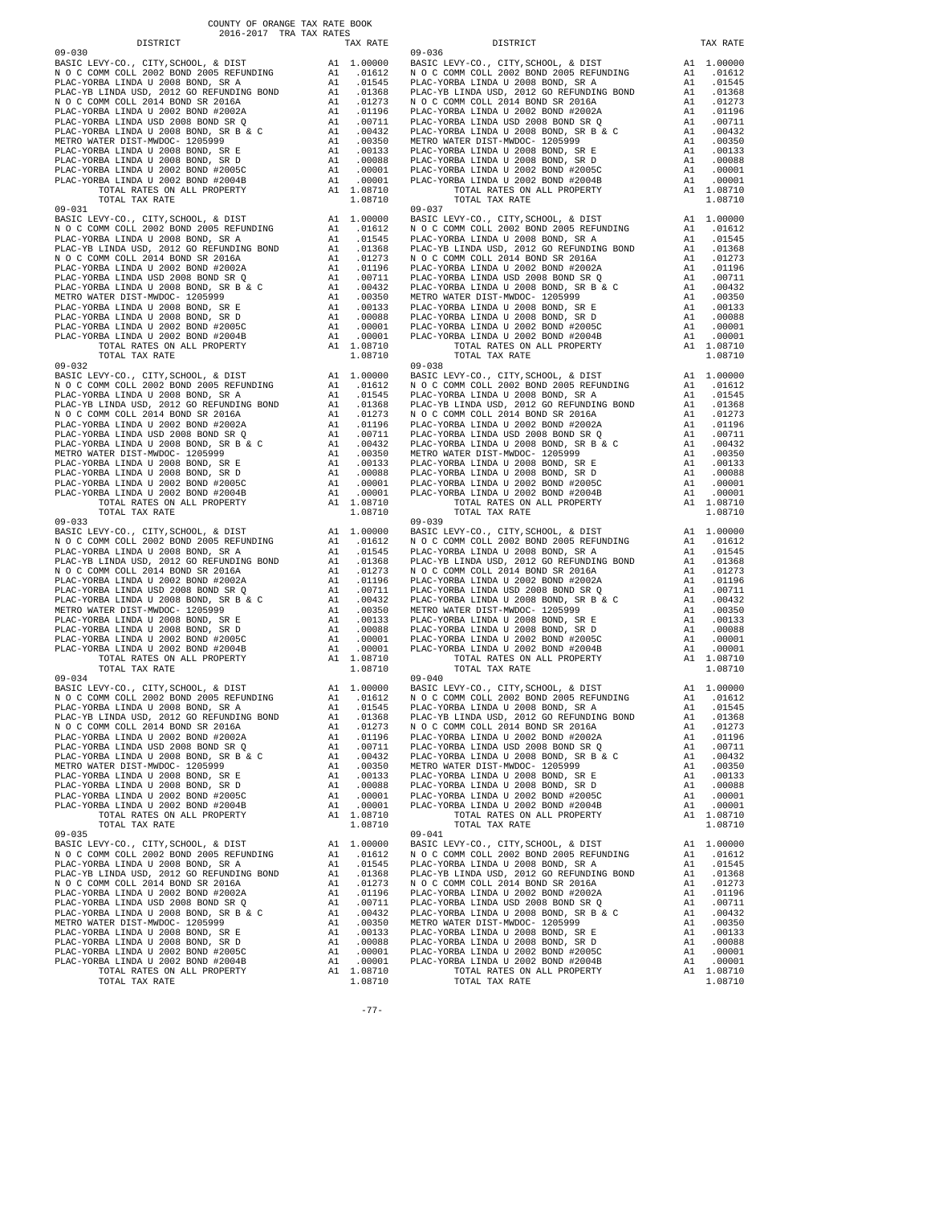COUNTY OF ORANGE TAX RATE BOOK
2016-2017 TRA TAX RATES

| DISTRICT | | TAX RATE |
|---|---|---|
| 09-030 | | |
| BASIC LEVY-CO., CITY,SCHOOL, & DIST | A1 | 1.00000 |
| N O C COMM COLL 2002 BOND 2005 REFUNDING | A1 | .01612 |
| PLAC-YORBA LINDA U 2008 BOND, SR A | A1 | .01545 |
| PLAC-YB LINDA USD, 2012 GO REFUNDING BOND | A1 | .01368 |
| N O C COMM COLL 2014 BOND SR 2016A | A1 | .01273 |
| PLAC-YORBA LINDA U 2002 BOND #2002A | A1 | .01196 |
| PLAC-YORBA LINDA USD 2008 BOND SR Q | A1 | .00711 |
| PLAC-YORBA LINDA U 2008 BOND, SR B & C | A1 | .00432 |
| METRO WATER DIST-MWDOC- 1205999 | A1 | .00350 |
| PLAC-YORBA LINDA U 2008 BOND, SR E | A1 | .00133 |
| PLAC-YORBA LINDA U 2008 BOND, SR D | A1 | .00088 |
| PLAC-YORBA LINDA U 2002 BOND #2005C | A1 | .00001 |
| PLAC-YORBA LINDA U 2002 BOND #2004B | A1 | .00001 |
| TOTAL RATES ON ALL PROPERTY | A1 | 1.08710 |
| TOTAL TAX RATE | | 1.08710 |
| 09-031 | | |
| BASIC LEVY-CO., CITY,SCHOOL, & DIST | A1 | 1.00000 |
| N O C COMM COLL 2002 BOND 2005 REFUNDING | A1 | .01612 |
| PLAC-YORBA LINDA U 2008 BOND, SR A | A1 | .01545 |
| PLAC-YB LINDA USD, 2012 GO REFUNDING BOND | A1 | .01368 |
| N O C COMM COLL 2014 BOND SR 2016A | A1 | .01273 |
| PLAC-YORBA LINDA U 2002 BOND #2002A | A1 | .01196 |
| PLAC-YORBA LINDA USD 2008 BOND SR Q | A1 | .00711 |
| PLAC-YORBA LINDA U 2008 BOND, SR B & C | A1 | .00432 |
| METRO WATER DIST-MWDOC- 1205999 | A1 | .00350 |
| PLAC-YORBA LINDA U 2008 BOND, SR E | A1 | .00133 |
| PLAC-YORBA LINDA U 2008 BOND, SR D | A1 | .00088 |
| PLAC-YORBA LINDA U 2002 BOND #2005C | A1 | .00001 |
| PLAC-YORBA LINDA U 2002 BOND #2004B | A1 | .00001 |
| TOTAL RATES ON ALL PROPERTY | A1 | 1.08710 |
| TOTAL TAX RATE | | 1.08710 |
| 09-032 | | |
| BASIC LEVY-CO., CITY,SCHOOL, & DIST | A1 | 1.00000 |
| N O C COMM COLL 2002 BOND 2005 REFUNDING | A1 | .01612 |
| PLAC-YORBA LINDA U 2008 BOND, SR A | A1 | .01545 |
| PLAC-YB LINDA USD, 2012 GO REFUNDING BOND | A1 | .01368 |
| N O C COMM COLL 2014 BOND SR 2016A | A1 | .01273 |
| PLAC-YORBA LINDA U 2002 BOND #2002A | A1 | .01196 |
| PLAC-YORBA LINDA USD 2008 BOND SR Q | A1 | .00711 |
| PLAC-YORBA LINDA U 2008 BOND, SR B & C | A1 | .00432 |
| METRO WATER DIST-MWDOC- 1205999 | A1 | .00350 |
| PLAC-YORBA LINDA U 2008 BOND, SR E | A1 | .00133 |
| PLAC-YORBA LINDA U 2008 BOND, SR D | A1 | .00088 |
| PLAC-YORBA LINDA U 2002 BOND #2005C | A1 | .00001 |
| PLAC-YORBA LINDA U 2002 BOND #2004B | A1 | .00001 |
| TOTAL RATES ON ALL PROPERTY | A1 | 1.08710 |
| TOTAL TAX RATE | | 1.08710 |
| 09-033 | | |
| BASIC LEVY-CO., CITY,SCHOOL, & DIST | A1 | 1.00000 |
| N O C COMM COLL 2002 BOND 2005 REFUNDING | A1 | .01612 |
| PLAC-YORBA LINDA U 2008 BOND, SR A | A1 | .01545 |
| PLAC-YB LINDA USD, 2012 GO REFUNDING BOND | A1 | .01368 |
| N O C COMM COLL 2014 BOND SR 2016A | A1 | .01273 |
| PLAC-YORBA LINDA U 2002 BOND #2002A | A1 | .01196 |
| PLAC-YORBA LINDA USD 2008 BOND SR Q | A1 | .00711 |
| PLAC-YORBA LINDA U 2008 BOND, SR B & C | A1 | .00432 |
| METRO WATER DIST-MWDOC- 1205999 | A1 | .00350 |
| PLAC-YORBA LINDA U 2008 BOND, SR E | A1 | .00133 |
| PLAC-YORBA LINDA U 2008 BOND, SR D | A1 | .00088 |
| PLAC-YORBA LINDA U 2002 BOND #2005C | A1 | .00001 |
| PLAC-YORBA LINDA U 2002 BOND #2004B | A1 | .00001 |
| TOTAL RATES ON ALL PROPERTY | A1 | 1.08710 |
| TOTAL TAX RATE | | 1.08710 |
| 09-034 | | |
| BASIC LEVY-CO., CITY,SCHOOL, & DIST | A1 | 1.00000 |
| N O C COMM COLL 2002 BOND 2005 REFUNDING | A1 | .01612 |
| PLAC-YORBA LINDA U 2008 BOND, SR A | A1 | .01545 |
| PLAC-YB LINDA USD, 2012 GO REFUNDING BOND | A1 | .01368 |
| N O C COMM COLL 2014 BOND SR 2016A | A1 | .01273 |
| PLAC-YORBA LINDA U 2002 BOND #2002A | A1 | .01196 |
| PLAC-YORBA LINDA USD 2008 BOND SR Q | A1 | .00711 |
| PLAC-YORBA LINDA U 2008 BOND, SR B & C | A1 | .00432 |
| METRO WATER DIST-MWDOC- 1205999 | A1 | .00350 |
| PLAC-YORBA LINDA U 2008 BOND, SR E | A1 | .00133 |
| PLAC-YORBA LINDA U 2008 BOND, SR D | A1 | .00088 |
| PLAC-YORBA LINDA U 2002 BOND #2005C | A1 | .00001 |
| PLAC-YORBA LINDA U 2002 BOND #2004B | A1 | .00001 |
| TOTAL RATES ON ALL PROPERTY | A1 | 1.08710 |
| TOTAL TAX RATE | | 1.08710 |
| 09-035 | | |
| BASIC LEVY-CO., CITY,SCHOOL, & DIST | A1 | 1.00000 |
| N O C COMM COLL 2002 BOND 2005 REFUNDING | A1 | .01612 |
| PLAC-YORBA LINDA U 2008 BOND, SR A | A1 | .01545 |
| PLAC-YB LINDA USD, 2012 GO REFUNDING BOND | A1 | .01368 |
| N O C COMM COLL 2014 BOND SR 2016A | A1 | .01273 |
| PLAC-YORBA LINDA U 2002 BOND #2002A | A1 | .01196 |
| PLAC-YORBA LINDA USD 2008 BOND SR Q | A1 | .00711 |
| PLAC-YORBA LINDA U 2008 BOND, SR B & C | A1 | .00432 |
| METRO WATER DIST-MWDOC- 1205999 | A1 | .00350 |
| PLAC-YORBA LINDA U 2008 BOND, SR E | A1 | .00133 |
| PLAC-YORBA LINDA U 2008 BOND, SR D | A1 | .00088 |
| PLAC-YORBA LINDA U 2002 BOND #2005C | A1 | .00001 |
| PLAC-YORBA LINDA U 2002 BOND #2004B | A1 | .00001 |
| TOTAL RATES ON ALL PROPERTY | A1 | 1.08710 |
| TOTAL TAX RATE | | 1.08710 |
| 09-036 | | |
| BASIC LEVY-CO., CITY,SCHOOL, & DIST | A1 | 1.00000 |
| N O C COMM COLL 2002 BOND 2005 REFUNDING | A1 | .01612 |
| PLAC-YORBA LINDA U 2008 BOND, SR A | A1 | .01545 |
| PLAC-YB LINDA USD, 2012 GO REFUNDING BOND | A1 | .01368 |
| N O C COMM COLL 2014 BOND SR 2016A | A1 | .01273 |
| PLAC-YORBA LINDA U 2002 BOND #2002A | A1 | .01196 |
| PLAC-YORBA LINDA USD 2008 BOND SR Q | A1 | .00711 |
| PLAC-YORBA LINDA U 2008 BOND, SR B & C | A1 | .00432 |
| METRO WATER DIST-MWDOC- 1205999 | A1 | .00350 |
| PLAC-YORBA LINDA U 2008 BOND, SR E | A1 | .00133 |
| PLAC-YORBA LINDA U 2008 BOND, SR D | A1 | .00088 |
| PLAC-YORBA LINDA U 2002 BOND #2005C | A1 | .00001 |
| PLAC-YORBA LINDA U 2002 BOND #2004B | A1 | .00001 |
| TOTAL RATES ON ALL PROPERTY | A1 | 1.08710 |
| TOTAL TAX RATE | | 1.08710 |
| 09-037 | | |
| BASIC LEVY-CO., CITY,SCHOOL, & DIST | A1 | 1.00000 |
| N O C COMM COLL 2002 BOND 2005 REFUNDING | A1 | .01612 |
| PLAC-YORBA LINDA U 2008 BOND, SR A | A1 | .01545 |
| PLAC-YB LINDA USD, 2012 GO REFUNDING BOND | A1 | .01368 |
| N O C COMM COLL 2014 BOND SR 2016A | A1 | .01273 |
| PLAC-YORBA LINDA U 2002 BOND #2002A | A1 | .01196 |
| PLAC-YORBA LINDA USD 2008 BOND SR Q | A1 | .00711 |
| PLAC-YORBA LINDA U 2008 BOND, SR B & C | A1 | .00432 |
| METRO WATER DIST-MWDOC- 1205999 | A1 | .00350 |
| PLAC-YORBA LINDA U 2008 BOND, SR E | A1 | .00133 |
| PLAC-YORBA LINDA U 2008 BOND, SR D | A1 | .00088 |
| PLAC-YORBA LINDA U 2002 BOND #2005C | A1 | .00001 |
| PLAC-YORBA LINDA U 2002 BOND #2004B | A1 | .00001 |
| TOTAL RATES ON ALL PROPERTY | A1 | 1.08710 |
| TOTAL TAX RATE | | 1.08710 |
| 09-038 | | |
| BASIC LEVY-CO., CITY,SCHOOL, & DIST | A1 | 1.00000 |
| N O C COMM COLL 2002 BOND 2005 REFUNDING | A1 | .01612 |
| PLAC-YORBA LINDA U 2008 BOND, SR A | A1 | .01545 |
| PLAC-YB LINDA USD, 2012 GO REFUNDING BOND | A1 | .01368 |
| N O C COMM COLL 2014 BOND SR 2016A | A1 | .01273 |
| PLAC-YORBA LINDA U 2002 BOND #2002A | A1 | .01196 |
| PLAC-YORBA LINDA USD 2008 BOND SR Q | A1 | .00711 |
| PLAC-YORBA LINDA U 2008 BOND, SR B & C | A1 | .00432 |
| METRO WATER DIST-MWDOC- 1205999 | A1 | .00350 |
| PLAC-YORBA LINDA U 2008 BOND, SR E | A1 | .00133 |
| PLAC-YORBA LINDA U 2008 BOND, SR D | A1 | .00088 |
| PLAC-YORBA LINDA U 2002 BOND #2005C | A1 | .00001 |
| PLAC-YORBA LINDA U 2002 BOND #2004B | A1 | .00001 |
| TOTAL RATES ON ALL PROPERTY | A1 | 1.08710 |
| TOTAL TAX RATE | | 1.08710 |
| 09-039 | | |
| BASIC LEVY-CO., CITY,SCHOOL, & DIST | A1 | 1.00000 |
| N O C COMM COLL 2002 BOND 2005 REFUNDING | A1 | .01612 |
| PLAC-YORBA LINDA U 2008 BOND, SR A | A1 | .01545 |
| PLAC-YB LINDA USD, 2012 GO REFUNDING BOND | A1 | .01368 |
| N O C COMM COLL 2014 BOND SR 2016A | A1 | .01273 |
| PLAC-YORBA LINDA U 2002 BOND #2002A | A1 | .01196 |
| PLAC-YORBA LINDA USD 2008 BOND SR Q | A1 | .00711 |
| PLAC-YORBA LINDA U 2008 BOND, SR B & C | A1 | .00432 |
| METRO WATER DIST-MWDOC- 1205999 | A1 | .00350 |
| PLAC-YORBA LINDA U 2008 BOND, SR E | A1 | .00133 |
| PLAC-YORBA LINDA U 2008 BOND, SR D | A1 | .00088 |
| PLAC-YORBA LINDA U 2002 BOND #2005C | A1 | .00001 |
| PLAC-YORBA LINDA U 2002 BOND #2004B | A1 | .00001 |
| TOTAL RATES ON ALL PROPERTY | A1 | 1.08710 |
| TOTAL TAX RATE | | 1.08710 |
| 09-040 | | |
| BASIC LEVY-CO., CITY,SCHOOL, & DIST | A1 | 1.00000 |
| N O C COMM COLL 2002 BOND 2005 REFUNDING | A1 | .01612 |
| PLAC-YORBA LINDA U 2008 BOND, SR A | A1 | .01545 |
| PLAC-YB LINDA USD, 2012 GO REFUNDING BOND | A1 | .01368 |
| N O C COMM COLL 2014 BOND SR 2016A | A1 | .01273 |
| PLAC-YORBA LINDA U 2002 BOND #2002A | A1 | .01196 |
| PLAC-YORBA LINDA USD 2008 BOND SR Q | A1 | .00711 |
| PLAC-YORBA LINDA U 2008 BOND, SR B & C | A1 | .00432 |
| METRO WATER DIST-MWDOC- 1205999 | A1 | .00350 |
| PLAC-YORBA LINDA U 2008 BOND, SR E | A1 | .00133 |
| PLAC-YORBA LINDA U 2008 BOND, SR D | A1 | .00088 |
| PLAC-YORBA LINDA U 2002 BOND #2005C | A1 | .00001 |
| PLAC-YORBA LINDA U 2002 BOND #2004B | A1 | .00001 |
| TOTAL RATES ON ALL PROPERTY | A1 | 1.08710 |
| TOTAL TAX RATE | | 1.08710 |
| 09-041 | | |
| BASIC LEVY-CO., CITY,SCHOOL, & DIST | A1 | 1.00000 |
| N O C COMM COLL 2002 BOND 2005 REFUNDING | A1 | .01612 |
| PLAC-YORBA LINDA U 2008 BOND, SR A | A1 | .01545 |
| PLAC-YB LINDA USD, 2012 GO REFUNDING BOND | A1 | .01368 |
| N O C COMM COLL 2014 BOND SR 2016A | A1 | .01273 |
| PLAC-YORBA LINDA U 2002 BOND #2002A | A1 | .01196 |
| PLAC-YORBA LINDA USD 2008 BOND SR Q | A1 | .00711 |
| PLAC-YORBA LINDA U 2008 BOND, SR B & C | A1 | .00432 |
| METRO WATER DIST-MWDOC- 1205999 | A1 | .00350 |
| PLAC-YORBA LINDA U 2008 BOND, SR E | A1 | .00133 |
| PLAC-YORBA LINDA U 2008 BOND, SR D | A1 | .00088 |
| PLAC-YORBA LINDA U 2002 BOND #2005C | A1 | .00001 |
| PLAC-YORBA LINDA U 2002 BOND #2004B | A1 | .00001 |
| TOTAL RATES ON ALL PROPERTY | A1 | 1.08710 |
| TOTAL TAX RATE | | 1.08710 |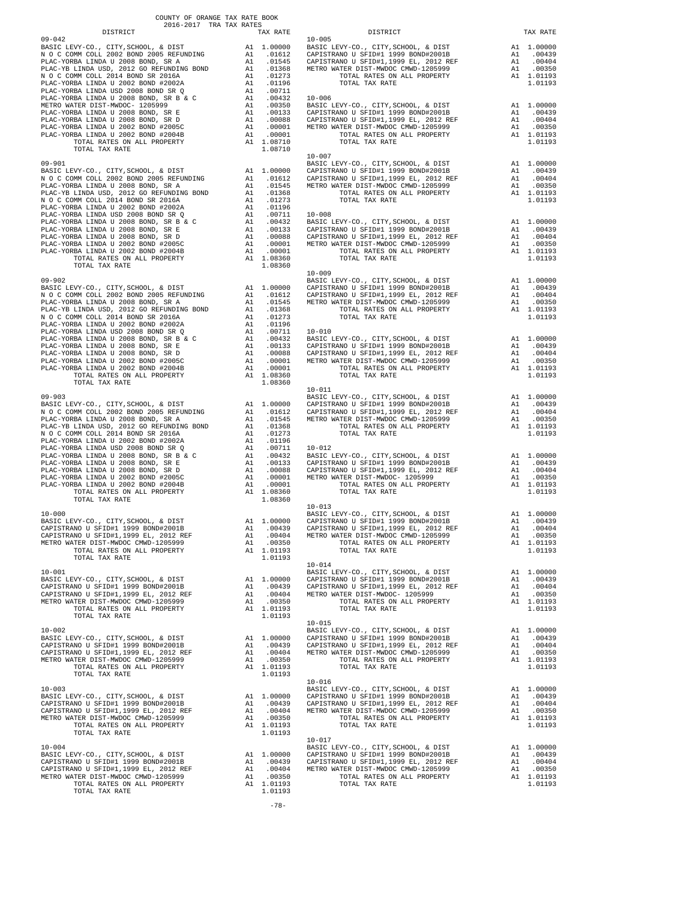COUNTY OF ORANGE TAX RATE BOOK
2016-2017 TRA TAX RATES

| DISTRICT | | TAX RATE |
|---|---|---|
| **09-042** | | |
| BASIC LEVY-CO., CITY,SCHOOL, & DIST | A1 | 1.00000 |
| N O C COMM COLL 2002 BOND 2005 REFUNDING | A1 | .01612 |
| PLAC-YORBA LINDA U 2008 BOND, SR A | A1 | .01545 |
| PLAC-YB LINDA USD, 2012 GO REFUNDING BOND | A1 | .01368 |
| N O C COMM COLL 2014 BOND SR 2016A | A1 | .01273 |
| PLAC-YORBA LINDA U 2002 BOND #2002A | A1 | .01196 |
| PLAC-YORBA LINDA USD 2008 BOND SR Q | A1 | .00711 |
| PLAC-YORBA LINDA U 2008 BOND, SR B & C | A1 | .00432 |
| METRO WATER DIST-MWDOC- 1205999 | A1 | .00350 |
| PLAC-YORBA LINDA U 2008 BOND, SR E | A1 | .00133 |
| PLAC-YORBA LINDA U 2008 BOND, SR D | A1 | .00088 |
| PLAC-YORBA LINDA U 2002 BOND #2005C | A1 | .00001 |
| PLAC-YORBA LINDA U 2002 BOND #2004B | A1 | .00001 |
| TOTAL RATES ON ALL PROPERTY | A1 | 1.08710 |
| TOTAL TAX RATE | | 1.08710 |
| **09-901** | | |
| BASIC LEVY-CO., CITY,SCHOOL, & DIST | A1 | 1.00000 |
| N O C COMM COLL 2002 BOND 2005 REFUNDING | A1 | .01612 |
| PLAC-YORBA LINDA U 2008 BOND, SR A | A1 | .01545 |
| PLAC-YB LINDA USD, 2012 GO REFUNDING BOND | A1 | .01368 |
| N O C COMM COLL 2014 BOND SR 2016A | A1 | .01273 |
| PLAC-YORBA LINDA U 2002 BOND #2002A | A1 | .01196 |
| PLAC-YORBA LINDA USD 2008 BOND SR Q | A1 | .00711 |
| PLAC-YORBA LINDA U 2008 BOND, SR B & C | A1 | .00432 |
| PLAC-YORBA LINDA U 2008 BOND, SR E | A1 | .00133 |
| PLAC-YORBA LINDA U 2008 BOND, SR D | A1 | .00088 |
| PLAC-YORBA LINDA U 2002 BOND #2005C | A1 | .00001 |
| PLAC-YORBA LINDA U 2002 BOND #2004B | A1 | .00001 |
| TOTAL RATES ON ALL PROPERTY | A1 | 1.08360 |
| TOTAL TAX RATE | | 1.08360 |
| **09-902** | | |
| BASIC LEVY-CO., CITY,SCHOOL, & DIST | A1 | 1.00000 |
| N O C COMM COLL 2002 BOND 2005 REFUNDING | A1 | .01612 |
| PLAC-YORBA LINDA U 2008 BOND, SR A | A1 | .01545 |
| PLAC-YB LINDA USD, 2012 GO REFUNDING BOND | A1 | .01368 |
| N O C COMM COLL 2014 BOND SR 2016A | A1 | .01273 |
| PLAC-YORBA LINDA U 2002 BOND #2002A | A1 | .01196 |
| PLAC-YORBA LINDA USD 2008 BOND SR Q | A1 | .00711 |
| PLAC-YORBA LINDA U 2008 BOND, SR B & C | A1 | .00432 |
| PLAC-YORBA LINDA U 2008 BOND, SR E | A1 | .00133 |
| PLAC-YORBA LINDA U 2008 BOND, SR D | A1 | .00088 |
| PLAC-YORBA LINDA U 2002 BOND #2005C | A1 | .00001 |
| PLAC-YORBA LINDA U 2002 BOND #2004B | A1 | .00001 |
| TOTAL RATES ON ALL PROPERTY | A1 | 1.08360 |
| TOTAL TAX RATE | | 1.08360 |
| **09-903** | | |
| BASIC LEVY-CO., CITY,SCHOOL, & DIST | A1 | 1.00000 |
| N O C COMM COLL 2002 BOND 2005 REFUNDING | A1 | .01612 |
| PLAC-YORBA LINDA U 2008 BOND, SR A | A1 | .01545 |
| PLAC-YB LINDA USD, 2012 GO REFUNDING BOND | A1 | .01368 |
| N O C COMM COLL 2014 BOND SR 2016A | A1 | .01273 |
| PLAC-YORBA LINDA U 2002 BOND #2002A | A1 | .01196 |
| PLAC-YORBA LINDA USD 2008 BOND SR Q | A1 | .00711 |
| PLAC-YORBA LINDA U 2008 BOND, SR B & C | A1 | .00432 |
| PLAC-YORBA LINDA U 2008 BOND, SR E | A1 | .00133 |
| PLAC-YORBA LINDA U 2008 BOND, SR D | A1 | .00088 |
| PLAC-YORBA LINDA U 2002 BOND #2005C | A1 | .00001 |
| PLAC-YORBA LINDA U 2002 BOND #2004B | A1 | .00001 |
| TOTAL RATES ON ALL PROPERTY | A1 | 1.08360 |
| TOTAL TAX RATE | | 1.08360 |
| **10-000** | | |
| BASIC LEVY-CO., CITY,SCHOOL, & DIST | A1 | 1.00000 |
| CAPISTRANO U SFID#1 1999 BOND#2001B | A1 | .00439 |
| CAPISTRANO U SFID#1,1999 EL, 2012 REF | A1 | .00404 |
| METRO WATER DIST-MWDOC CMWD-1205999 | A1 | .00350 |
| TOTAL RATES ON ALL PROPERTY | A1 | 1.01193 |
| TOTAL TAX RATE | | 1.01193 |
| **10-001** | | |
| BASIC LEVY-CO., CITY,SCHOOL, & DIST | A1 | 1.00000 |
| CAPISTRANO U SFID#1 1999 BOND#2001B | A1 | .00439 |
| CAPISTRANO U SFID#1,1999 EL, 2012 REF | A1 | .00404 |
| METRO WATER DIST-MWDOC CMWD-1205999 | A1 | .00350 |
| TOTAL RATES ON ALL PROPERTY | A1 | 1.01193 |
| TOTAL TAX RATE | | 1.01193 |
| **10-002** | | |
| BASIC LEVY-CO., CITY,SCHOOL, & DIST | A1 | 1.00000 |
| CAPISTRANO U SFID#1 1999 BOND#2001B | A1 | .00439 |
| CAPISTRANO U SFID#1,1999 EL, 2012 REF | A1 | .00404 |
| METRO WATER DIST-MWDOC CMWD-1205999 | A1 | .00350 |
| TOTAL RATES ON ALL PROPERTY | A1 | 1.01193 |
| TOTAL TAX RATE | | 1.01193 |
| **10-003** | | |
| BASIC LEVY-CO., CITY,SCHOOL, & DIST | A1 | 1.00000 |
| CAPISTRANO U SFID#1 1999 BOND#2001B | A1 | .00439 |
| CAPISTRANO U SFID#1,1999 EL, 2012 REF | A1 | .00404 |
| METRO WATER DIST-MWDOC CMWD-1205999 | A1 | .00350 |
| TOTAL RATES ON ALL PROPERTY | A1 | 1.01193 |
| TOTAL TAX RATE | | 1.01193 |
| **10-004** | | |
| BASIC LEVY-CO., CITY,SCHOOL, & DIST | A1 | 1.00000 |
| CAPISTRANO U SFID#1 1999 BOND#2001B | A1 | .00439 |
| CAPISTRANO U SFID#1,1999 EL, 2012 REF | A1 | .00404 |
| METRO WATER DIST-MWDOC CMWD-1205999 | A1 | .00350 |
| TOTAL RATES ON ALL PROPERTY | A1 | 1.01193 |
| TOTAL TAX RATE | | 1.01193 |
| **10-005** | | |
| BASIC LEVY-CO., CITY,SCHOOL, & DIST | A1 | 1.00000 |
| CAPISTRANO U SFID#1 1999 BOND#2001B | A1 | .00439 |
| CAPISTRANO U SFID#1,1999 EL, 2012 REF | A1 | .00404 |
| METRO WATER DIST-MWDOC CMWD-1205999 | A1 | .00350 |
| TOTAL RATES ON ALL PROPERTY | A1 | 1.01193 |
| TOTAL TAX RATE | | 1.01193 |
| **10-006** | | |
| BASIC LEVY-CO., CITY,SCHOOL, & DIST | A1 | 1.00000 |
| CAPISTRANO U SFID#1 1999 BOND#2001B | A1 | .00439 |
| CAPISTRANO U SFID#1,1999 EL, 2012 REF | A1 | .00404 |
| METRO WATER DIST-MWDOC CMWD-1205999 | A1 | .00350 |
| TOTAL RATES ON ALL PROPERTY | A1 | 1.01193 |
| TOTAL TAX RATE | | 1.01193 |
| **10-007** | | |
| BASIC LEVY-CO., CITY,SCHOOL, & DIST | A1 | 1.00000 |
| CAPISTRANO U SFID#1 1999 BOND#2001B | A1 | .00439 |
| CAPISTRANO U SFID#1,1999 EL, 2012 REF | A1 | .00404 |
| METRO WATER DIST-MWDOC CMWD-1205999 | A1 | .00350 |
| TOTAL RATES ON ALL PROPERTY | A1 | 1.01193 |
| TOTAL TAX RATE | | 1.01193 |
| **10-008** | | |
| BASIC LEVY-CO., CITY,SCHOOL, & DIST | A1 | 1.00000 |
| CAPISTRANO U SFID#1 1999 BOND#2001B | A1 | .00439 |
| CAPISTRANO U SFID#1,1999 EL, 2012 REF | A1 | .00404 |
| METRO WATER DIST-MWDOC CMWD-1205999 | A1 | .00350 |
| TOTAL RATES ON ALL PROPERTY | A1 | 1.01193 |
| TOTAL TAX RATE | | 1.01193 |
| **10-009** | | |
| BASIC LEVY-CO., CITY,SCHOOL, & DIST | A1 | 1.00000 |
| CAPISTRANO U SFID#1 1999 BOND#2001B | A1 | .00439 |
| CAPISTRANO U SFID#1,1999 EL, 2012 REF | A1 | .00404 |
| METRO WATER DIST-MWDOC CMWD-1205999 | A1 | .00350 |
| TOTAL RATES ON ALL PROPERTY | A1 | 1.01193 |
| TOTAL TAX RATE | | 1.01193 |
| **10-010** | | |
| BASIC LEVY-CO., CITY,SCHOOL, & DIST | A1 | 1.00000 |
| CAPISTRANO U SFID#1 1999 BOND#2001B | A1 | .00439 |
| CAPISTRANO U SFID#1,1999 EL, 2012 REF | A1 | .00404 |
| METRO WATER DIST-MWDOC CMWD-1205999 | A1 | .00350 |
| TOTAL RATES ON ALL PROPERTY | A1 | 1.01193 |
| TOTAL TAX RATE | | 1.01193 |
| **10-011** | | |
| BASIC LEVY-CO., CITY,SCHOOL, & DIST | A1 | 1.00000 |
| CAPISTRANO U SFID#1 1999 BOND#2001B | A1 | .00439 |
| CAPISTRANO U SFID#1,1999 EL, 2012 REF | A1 | .00404 |
| METRO WATER DIST-MWDOC CMWD-1205999 | A1 | .00350 |
| TOTAL RATES ON ALL PROPERTY | A1 | 1.01193 |
| TOTAL TAX RATE | | 1.01193 |
| **10-012** | | |
| BASIC LEVY-CO., CITY,SCHOOL, & DIST | A1 | 1.00000 |
| CAPISTRANO U SFID#1 1999 BOND#2001B | A1 | .00439 |
| CAPISTRANO U SFID#1,1999 EL, 2012 REF | A1 | .00404 |
| METRO WATER DIST-MWDOC- 1205999 | A1 | .00350 |
| TOTAL RATES ON ALL PROPERTY | A1 | 1.01193 |
| TOTAL TAX RATE | | 1.01193 |
| **10-013** | | |
| BASIC LEVY-CO., CITY,SCHOOL, & DIST | A1 | 1.00000 |
| CAPISTRANO U SFID#1 1999 BOND#2001B | A1 | .00439 |
| CAPISTRANO U SFID#1,1999 EL, 2012 REF | A1 | .00404 |
| METRO WATER DIST-MWDOC CMWD-1205999 | A1 | .00350 |
| TOTAL RATES ON ALL PROPERTY | A1 | 1.01193 |
| TOTAL TAX RATE | | 1.01193 |
| **10-014** | | |
| BASIC LEVY-CO., CITY,SCHOOL, & DIST | A1 | 1.00000 |
| CAPISTRANO U SFID#1 1999 BOND#2001B | A1 | .00439 |
| CAPISTRANO U SFID#1,1999 EL, 2012 REF | A1 | .00404 |
| METRO WATER DIST-MWDOC- 1205999 | A1 | .00350 |
| TOTAL RATES ON ALL PROPERTY | A1 | 1.01193 |
| TOTAL TAX RATE | | 1.01193 |
| **10-015** | | |
| BASIC LEVY-CO., CITY,SCHOOL, & DIST | A1 | 1.00000 |
| CAPISTRANO U SFID#1 1999 BOND#2001B | A1 | .00439 |
| CAPISTRANO U SFID#1,1999 EL, 2012 REF | A1 | .00404 |
| METRO WATER DIST-MWDOC CMWD-1205999 | A1 | .00350 |
| TOTAL RATES ON ALL PROPERTY | A1 | 1.01193 |
| TOTAL TAX RATE | | 1.01193 |
| **10-016** | | |
| BASIC LEVY-CO., CITY,SCHOOL, & DIST | A1 | 1.00000 |
| CAPISTRANO U SFID#1 1999 BOND#2001B | A1 | .00439 |
| CAPISTRANO U SFID#1,1999 EL, 2012 REF | A1 | .00404 |
| METRO WATER DIST-MWDOC CMWD-1205999 | A1 | .00350 |
| TOTAL RATES ON ALL PROPERTY | A1 | 1.01193 |
| TOTAL TAX RATE | | 1.01193 |
| **10-017** | | |
| BASIC LEVY-CO., CITY,SCHOOL, & DIST | A1 | 1.00000 |
| CAPISTRANO U SFID#1 1999 BOND#2001B | A1 | .00439 |
| CAPISTRANO U SFID#1,1999 EL, 2012 REF | A1 | .00404 |
| METRO WATER DIST-MWDOC CMWD-1205999 | A1 | .00350 |
| TOTAL RATES ON ALL PROPERTY | A1 | 1.01193 |
| TOTAL TAX RATE | | 1.01193 |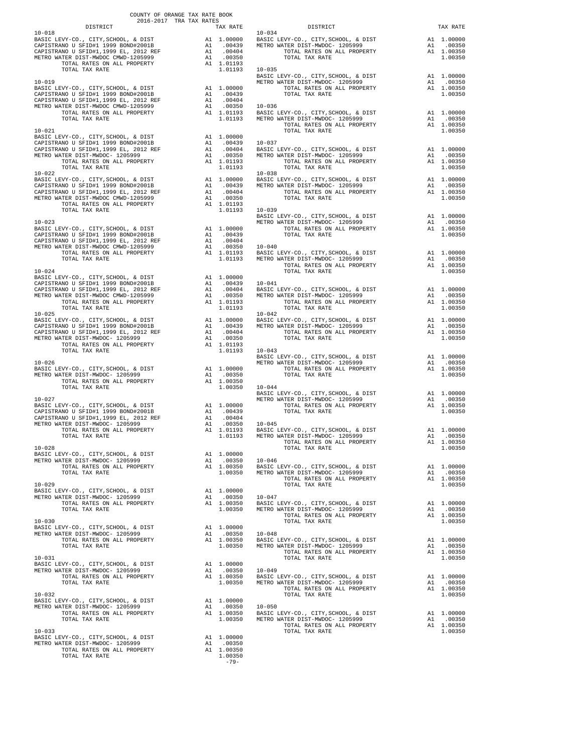COUNTY OF ORANGE TAX RATE BOOK
2016-2017 TRA TAX RATES

| DISTRICT | | TAX RATE |
|---|---|---|
| **10-018** | | |
| BASIC LEVY-CO., CITY,SCHOOL, & DIST | A1 | 1.00000 |
| CAPISTRANO U SFID#1 1999 BOND#2001B | A1 | .00439 |
| CAPISTRANO U SFID#1,1999 EL, 2012 REF | A1 | .00404 |
| METRO WATER DIST-MWDOC CMWD-1205999 | A1 | .00350 |
| TOTAL RATES ON ALL PROPERTY | A1 | 1.01193 |
| TOTAL TAX RATE | | 1.01193 |
| **10-019** | | |
| BASIC LEVY-CO., CITY,SCHOOL, & DIST | A1 | 1.00000 |
| CAPISTRANO U SFID#1 1999 BOND#2001B | A1 | .00439 |
| CAPISTRANO U SFID#1,1999 EL, 2012 REF | A1 | .00404 |
| METRO WATER DIST-MWDOC CMWD-1205999 | A1 | .00350 |
| TOTAL RATES ON ALL PROPERTY | A1 | 1.01193 |
| TOTAL TAX RATE | | 1.01193 |
| **10-021** | | |
| BASIC LEVY-CO., CITY,SCHOOL, & DIST | A1 | 1.00000 |
| CAPISTRANO U SFID#1 1999 BOND#2001B | A1 | .00439 |
| CAPISTRANO U SFID#1,1999 EL, 2012 REF | A1 | .00404 |
| METRO WATER DIST-MWDOC- 1205999 | A1 | .00350 |
| TOTAL RATES ON ALL PROPERTY | A1 | 1.01193 |
| TOTAL TAX RATE | | 1.01193 |
| **10-022** | | |
| BASIC LEVY-CO., CITY,SCHOOL, & DIST | A1 | 1.00000 |
| CAPISTRANO U SFID#1 1999 BOND#2001B | A1 | .00439 |
| CAPISTRANO U SFID#1,1999 EL, 2012 REF | A1 | .00404 |
| METRO WATER DIST-MWDOC CMWD-1205999 | A1 | .00350 |
| TOTAL RATES ON ALL PROPERTY | A1 | 1.01193 |
| TOTAL TAX RATE | | 1.01193 |
| **10-023** | | |
| BASIC LEVY-CO., CITY,SCHOOL, & DIST | A1 | 1.00000 |
| CAPISTRANO U SFID#1 1999 BOND#2001B | A1 | .00439 |
| CAPISTRANO U SFID#1,1999 EL, 2012 REF | A1 | .00404 |
| METRO WATER DIST-MWDOC CMWD-1205999 | A1 | .00350 |
| TOTAL RATES ON ALL PROPERTY | A1 | 1.01193 |
| TOTAL TAX RATE | | 1.01193 |
| **10-024** | | |
| BASIC LEVY-CO., CITY,SCHOOL, & DIST | A1 | 1.00000 |
| CAPISTRANO U SFID#1 1999 BOND#2001B | A1 | .00439 |
| CAPISTRANO U SFID#1,1999 EL, 2012 REF | A1 | .00404 |
| METRO WATER DIST-MWDOC CMWD-1205999 | A1 | .00350 |
| TOTAL RATES ON ALL PROPERTY | A1 | 1.01193 |
| TOTAL TAX RATE | | 1.01193 |
| **10-025** | | |
| BASIC LEVY-CO., CITY,SCHOOL, & DIST | A1 | 1.00000 |
| CAPISTRANO U SFID#1 1999 BOND#2001B | A1 | .00439 |
| CAPISTRANO U SFID#1,1999 EL, 2012 REF | A1 | .00404 |
| METRO WATER DIST-MWDOC- 1205999 | A1 | .00350 |
| TOTAL RATES ON ALL PROPERTY | A1 | 1.01193 |
| TOTAL TAX RATE | | 1.01193 |
| **10-026** | | |
| BASIC LEVY-CO., CITY,SCHOOL, & DIST | A1 | 1.00000 |
| METRO WATER DIST-MWDOC- 1205999 | A1 | .00350 |
| TOTAL RATES ON ALL PROPERTY | A1 | 1.00350 |
| TOTAL TAX RATE | | 1.00350 |
| **10-027** | | |
| BASIC LEVY-CO., CITY,SCHOOL, & DIST | A1 | 1.00000 |
| CAPISTRANO U SFID#1 1999 BOND#2001B | A1 | .00439 |
| CAPISTRANO U SFID#1,1999 EL, 2012 REF | A1 | .00404 |
| METRO WATER DIST-MWDOC- 1205999 | A1 | .00350 |
| TOTAL RATES ON ALL PROPERTY | A1 | 1.01193 |
| TOTAL TAX RATE | | 1.01193 |
| **10-028** | | |
| BASIC LEVY-CO., CITY,SCHOOL, & DIST | A1 | 1.00000 |
| METRO WATER DIST-MWDOC- 1205999 | A1 | .00350 |
| TOTAL RATES ON ALL PROPERTY | A1 | 1.00350 |
| TOTAL TAX RATE | | 1.00350 |
| **10-029** | | |
| BASIC LEVY-CO., CITY,SCHOOL, & DIST | A1 | 1.00000 |
| METRO WATER DIST-MWDOC- 1205999 | A1 | .00350 |
| TOTAL RATES ON ALL PROPERTY | A1 | 1.00350 |
| TOTAL TAX RATE | | 1.00350 |
| **10-030** | | |
| BASIC LEVY-CO., CITY,SCHOOL, & DIST | A1 | 1.00000 |
| METRO WATER DIST-MWDOC- 1205999 | A1 | .00350 |
| TOTAL RATES ON ALL PROPERTY | A1 | 1.00350 |
| TOTAL TAX RATE | | 1.00350 |
| **10-031** | | |
| BASIC LEVY-CO., CITY,SCHOOL, & DIST | A1 | 1.00000 |
| METRO WATER DIST-MWDOC- 1205999 | A1 | .00350 |
| TOTAL RATES ON ALL PROPERTY | A1 | 1.00350 |
| TOTAL TAX RATE | | 1.00350 |
| **10-032** | | |
| BASIC LEVY-CO., CITY,SCHOOL, & DIST | A1 | 1.00000 |
| METRO WATER DIST-MWDOC- 1205999 | A1 | .00350 |
| TOTAL RATES ON ALL PROPERTY | A1 | 1.00350 |
| TOTAL TAX RATE | | 1.00350 |
| **10-033** | | |
| BASIC LEVY-CO., CITY,SCHOOL, & DIST | A1 | 1.00000 |
| METRO WATER DIST-MWDOC- 1205999 | A1 | .00350 |
| TOTAL RATES ON ALL PROPERTY | A1 | 1.00350 |
| TOTAL TAX RATE | | 1.00350 |
| **10-034** | | |
| BASIC LEVY-CO., CITY,SCHOOL, & DIST | A1 | 1.00000 |
| METRO WATER DIST-MWDOC- 1205999 | A1 | .00350 |
| TOTAL RATES ON ALL PROPERTY | A1 | 1.00350 |
| TOTAL TAX RATE | | 1.00350 |
| **10-035** | | |
| BASIC LEVY-CO., CITY,SCHOOL, & DIST | A1 | 1.00000 |
| METRO WATER DIST-MWDOC- 1205999 | A1 | .00350 |
| TOTAL RATES ON ALL PROPERTY | A1 | 1.00350 |
| TOTAL TAX RATE | | 1.00350 |
| **10-036** | | |
| BASIC LEVY-CO., CITY,SCHOOL, & DIST | A1 | 1.00000 |
| METRO WATER DIST-MWDOC- 1205999 | A1 | .00350 |
| TOTAL RATES ON ALL PROPERTY | A1 | 1.00350 |
| TOTAL TAX RATE | | 1.00350 |
| **10-037** | | |
| BASIC LEVY-CO., CITY,SCHOOL, & DIST | A1 | 1.00000 |
| METRO WATER DIST-MWDOC- 1205999 | A1 | .00350 |
| TOTAL RATES ON ALL PROPERTY | A1 | 1.00350 |
| TOTAL TAX RATE | | 1.00350 |
| **10-038** | | |
| BASIC LEVY-CO., CITY,SCHOOL, & DIST | A1 | 1.00000 |
| METRO WATER DIST-MWDOC- 1205999 | A1 | .00350 |
| TOTAL RATES ON ALL PROPERTY | A1 | 1.00350 |
| TOTAL TAX RATE | | 1.00350 |
| **10-039** | | |
| BASIC LEVY-CO., CITY,SCHOOL, & DIST | A1 | 1.00000 |
| METRO WATER DIST-MWDOC- 1205999 | A1 | .00350 |
| TOTAL RATES ON ALL PROPERTY | A1 | 1.00350 |
| TOTAL TAX RATE | | 1.00350 |
| **10-040** | | |
| BASIC LEVY-CO., CITY,SCHOOL, & DIST | A1 | 1.00000 |
| METRO WATER DIST-MWDOC- 1205999 | A1 | .00350 |
| TOTAL RATES ON ALL PROPERTY | A1 | 1.00350 |
| TOTAL TAX RATE | | 1.00350 |
| **10-041** | | |
| BASIC LEVY-CO., CITY,SCHOOL, & DIST | A1 | 1.00000 |
| METRO WATER DIST-MWDOC- 1205999 | A1 | .00350 |
| TOTAL RATES ON ALL PROPERTY | A1 | 1.00350 |
| TOTAL TAX RATE | | 1.00350 |
| **10-042** | | |
| BASIC LEVY-CO., CITY,SCHOOL, & DIST | A1 | 1.00000 |
| METRO WATER DIST-MWDOC- 1205999 | A1 | .00350 |
| TOTAL RATES ON ALL PROPERTY | A1 | 1.00350 |
| TOTAL TAX RATE | | 1.00350 |
| **10-043** | | |
| BASIC LEVY-CO., CITY,SCHOOL, & DIST | A1 | 1.00000 |
| METRO WATER DIST-MWDOC- 1205999 | A1 | .00350 |
| TOTAL RATES ON ALL PROPERTY | A1 | 1.00350 |
| TOTAL TAX RATE | | 1.00350 |
| **10-044** | | |
| BASIC LEVY-CO., CITY,SCHOOL, & DIST | A1 | 1.00000 |
| METRO WATER DIST-MWDOC- 1205999 | A1 | .00350 |
| TOTAL RATES ON ALL PROPERTY | A1 | 1.00350 |
| TOTAL TAX RATE | | 1.00350 |
| **10-045** | | |
| BASIC LEVY-CO., CITY,SCHOOL, & DIST | A1 | 1.00000 |
| METRO WATER DIST-MWDOC- 1205999 | A1 | .00350 |
| TOTAL RATES ON ALL PROPERTY | A1 | 1.00350 |
| TOTAL TAX RATE | | 1.00350 |
| **10-046** | | |
| BASIC LEVY-CO., CITY,SCHOOL, & DIST | A1 | 1.00000 |
| METRO WATER DIST-MWDOC- 1205999 | A1 | .00350 |
| TOTAL RATES ON ALL PROPERTY | A1 | 1.00350 |
| TOTAL TAX RATE | | 1.00350 |
| **10-047** | | |
| BASIC LEVY-CO., CITY,SCHOOL, & DIST | A1 | 1.00000 |
| METRO WATER DIST-MWDOC- 1205999 | A1 | .00350 |
| TOTAL RATES ON ALL PROPERTY | A1 | 1.00350 |
| TOTAL TAX RATE | | 1.00350 |
| **10-048** | | |
| BASIC LEVY-CO., CITY,SCHOOL, & DIST | A1 | 1.00000 |
| METRO WATER DIST-MWDOC- 1205999 | A1 | .00350 |
| TOTAL RATES ON ALL PROPERTY | A1 | 1.00350 |
| TOTAL TAX RATE | | 1.00350 |
| **10-049** | | |
| BASIC LEVY-CO., CITY,SCHOOL, & DIST | A1 | 1.00000 |
| METRO WATER DIST-MWDOC- 1205999 | A1 | .00350 |
| TOTAL RATES ON ALL PROPERTY | A1 | 1.00350 |
| TOTAL TAX RATE | | 1.00350 |
| **10-050** | | |
| BASIC LEVY-CO., CITY,SCHOOL, & DIST | A1 | 1.00000 |
| METRO WATER DIST-MWDOC- 1205999 | A1 | .00350 |
| TOTAL RATES ON ALL PROPERTY | A1 | 1.00350 |
| TOTAL TAX RATE | | 1.00350 |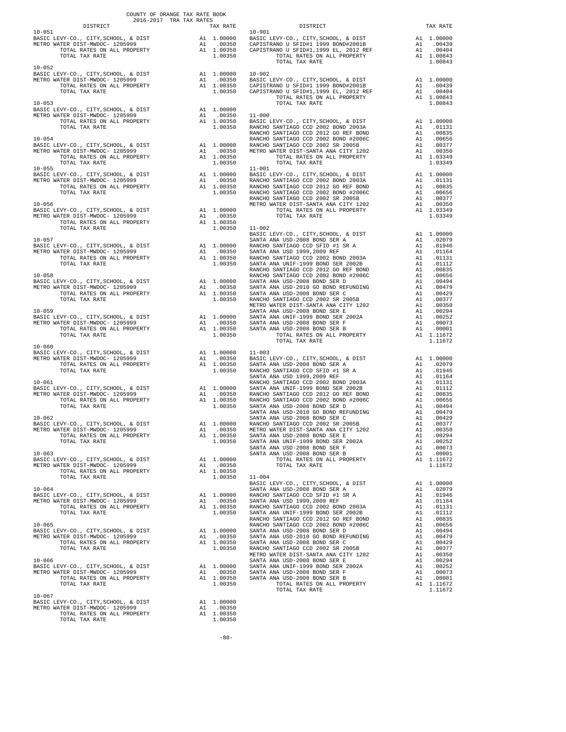COUNTY OF ORANGE TAX RATE BOOK
2016-2017 TRA TAX RATES

| DISTRICT | TAX RATE |
|---|---|
| 10-051 | |
| BASIC LEVY-CO., CITY,SCHOOL, & DIST | A1 1.00000 |
| METRO WATER DIST-MWDOC- 1205999 | A1 .00350 |
| TOTAL RATES ON ALL PROPERTY | A1 1.00350 |
| TOTAL TAX RATE | 1.00350 |
| 10-052 | |
| BASIC LEVY-CO., CITY,SCHOOL, & DIST | A1 1.00000 |
| METRO WATER DIST-MWDOC- 1205999 | A1 .00350 |
| TOTAL RATES ON ALL PROPERTY | A1 1.00350 |
| TOTAL TAX RATE | 1.00350 |
| 10-053 | |
| BASIC LEVY-CO., CITY,SCHOOL, & DIST | A1 1.00000 |
| METRO WATER DIST-MWDOC- 1205999 | A1 .00350 |
| TOTAL RATES ON ALL PROPERTY | A1 1.00350 |
| TOTAL TAX RATE | 1.00350 |
| 10-054 | |
| BASIC LEVY-CO., CITY,SCHOOL, & DIST | A1 1.00000 |
| METRO WATER DIST-MWDOC- 1205999 | A1 .00350 |
| TOTAL RATES ON ALL PROPERTY | A1 1.00350 |
| TOTAL TAX RATE | 1.00350 |
| 10-055 | |
| BASIC LEVY-CO., CITY,SCHOOL, & DIST | A1 1.00000 |
| METRO WATER DIST-MWDOC- 1205999 | A1 .00350 |
| TOTAL RATES ON ALL PROPERTY | A1 1.00350 |
| TOTAL TAX RATE | 1.00350 |
| 10-056 | |
| BASIC LEVY-CO., CITY,SCHOOL, & DIST | A1 1.00000 |
| METRO WATER DIST-MWDOC- 1205999 | A1 .00350 |
| TOTAL RATES ON ALL PROPERTY | A1 1.00350 |
| TOTAL TAX RATE | 1.00350 |
| 10-057 | |
| BASIC LEVY-CO., CITY,SCHOOL, & DIST | A1 1.00000 |
| METRO WATER DIST-MWDOC- 1205999 | A1 .00350 |
| TOTAL RATES ON ALL PROPERTY | A1 1.00350 |
| TOTAL TAX RATE | 1.00350 |
| 10-058 | |
| BASIC LEVY-CO., CITY,SCHOOL, & DIST | A1 1.00000 |
| METRO WATER DIST-MWDOC- 1205999 | A1 .00350 |
| TOTAL RATES ON ALL PROPERTY | A1 1.00350 |
| TOTAL TAX RATE | 1.00350 |
| 10-059 | |
| BASIC LEVY-CO., CITY,SCHOOL, & DIST | A1 1.00000 |
| METRO WATER DIST-MWDOC- 1205999 | A1 .00350 |
| TOTAL RATES ON ALL PROPERTY | A1 1.00350 |
| TOTAL TAX RATE | 1.00350 |
| 10-060 | |
| BASIC LEVY-CO., CITY,SCHOOL, & DIST | A1 1.00000 |
| METRO WATER DIST-MWDOC- 1205999 | A1 .00350 |
| TOTAL RATES ON ALL PROPERTY | A1 1.00350 |
| TOTAL TAX RATE | 1.00350 |
| 10-061 | |
| BASIC LEVY-CO., CITY,SCHOOL, & DIST | A1 1.00000 |
| METRO WATER DIST-MWDOC- 1205999 | A1 .00350 |
| TOTAL RATES ON ALL PROPERTY | A1 1.00350 |
| TOTAL TAX RATE | 1.00350 |
| 10-062 | |
| BASIC LEVY-CO., CITY,SCHOOL, & DIST | A1 1.00000 |
| METRO WATER DIST-MWDOC- 1205999 | A1 .00350 |
| TOTAL RATES ON ALL PROPERTY | A1 1.00350 |
| TOTAL TAX RATE | 1.00350 |
| 10-063 | |
| BASIC LEVY-CO., CITY,SCHOOL, & DIST | A1 1.00000 |
| METRO WATER DIST-MWDOC- 1205999 | A1 .00350 |
| TOTAL RATES ON ALL PROPERTY | A1 1.00350 |
| TOTAL TAX RATE | 1.00350 |
| 10-064 | |
| BASIC LEVY-CO., CITY,SCHOOL, & DIST | A1 1.00000 |
| METRO WATER DIST-MWDOC- 1205999 | A1 .00350 |
| TOTAL RATES ON ALL PROPERTY | A1 1.00350 |
| TOTAL TAX RATE | 1.00350 |
| 10-065 | |
| BASIC LEVY-CO., CITY,SCHOOL, & DIST | A1 1.00000 |
| METRO WATER DIST-MWDOC- 1205999 | A1 .00350 |
| TOTAL RATES ON ALL PROPERTY | A1 1.00350 |
| TOTAL TAX RATE | 1.00350 |
| 10-066 | |
| BASIC LEVY-CO., CITY,SCHOOL, & DIST | A1 1.00000 |
| METRO WATER DIST-MWDOC- 1205999 | A1 .00350 |
| TOTAL RATES ON ALL PROPERTY | A1 1.00350 |
| TOTAL TAX RATE | 1.00350 |
| 10-067 | |
| BASIC LEVY-CO., CITY,SCHOOL, & DIST | A1 1.00000 |
| METRO WATER DIST-MWDOC- 1205999 | A1 .00350 |
| TOTAL RATES ON ALL PROPERTY | A1 1.00350 |
| TOTAL TAX RATE | 1.00350 |

| DISTRICT | TAX RATE |
|---|---|
| 10-901 | |
| BASIC LEVY-CO., CITY,SCHOOL, & DIST | A1 1.00000 |
| CAPISTRANO U SFID#1 1999 BOND#2001B | A1 .00439 |
| CAPISTRANO U SFID#1,1999 EL, 2012 REF | A1 .00404 |
| TOTAL RATES ON ALL PROPERTY | A1 1.00843 |
| TOTAL TAX RATE | 1.00843 |
| 10-902 | |
| BASIC LEVY-CO., CITY,SCHOOL, & DIST | A1 1.00000 |
| CAPISTRANO U SFID#1 1999 BOND#2001B | A1 .00439 |
| CAPISTRANO U SFID#1,1999 EL, 2012 REF | A1 .00404 |
| TOTAL RATES ON ALL PROPERTY | A1 1.00843 |
| TOTAL TAX RATE | 1.00843 |
| 11-000 | |
| BASIC LEVY-CO., CITY,SCHOOL, & DIST | A1 1.00000 |
| RANCHO SANTIAGO CCD 2002 BOND 2003A | A1 .01131 |
| RANCHO SANTIAGO CCD 2012 GO REF BOND | A1 .00835 |
| RANCHO SANTIAGO CCD 2002 BOND #2006C | A1 .00656 |
| RANCHO SANTIAGO CCD 2002 SR 2005B | A1 .00377 |
| METRO WATER DIST-SANTA ANA CITY 1202 | A1 .00350 |
| TOTAL RATES ON ALL PROPERTY | A1 1.03349 |
| TOTAL TAX RATE | 1.03349 |
| 11-001 | |
| BASIC LEVY-CO., CITY,SCHOOL, & DIST | A1 1.00000 |
| RANCHO SANTIAGO CCD 2002 BOND 2003A | A1 .01131 |
| RANCHO SANTIAGO CCD 2012 GO REF BOND | A1 .00835 |
| RANCHO SANTIAGO CCD 2002 BOND #2006C | A1 .00656 |
| RANCHO SANTIAGO CCD 2002 SR 2005B | A1 .00377 |
| METRO WATER DIST-SANTA ANA CITY 1202 | A1 .00350 |
| TOTAL RATES ON ALL PROPERTY | A1 1.03349 |
| TOTAL TAX RATE | 1.03349 |
| 11-002 | |
| BASIC LEVY-CO., CITY,SCHOOL, & DIST | A1 1.00000 |
| SANTA ANA USD-2008 BOND SER A | A1 .02079 |
| RANCHO SANTIAGO CCD SFID #1 SR A | A1 .01946 |
| SANTA ANA USD 1999,2009 REF | A1 .01164 |
| RANCHO SANTIAGO CCD 2002 BOND 2003A | A1 .01131 |
| SANTA ANA UNIF-1999 BOND SER 2002B | A1 .01112 |
| RANCHO SANTIAGO CCD 2012 GO REF BOND | A1 .00835 |
| RANCHO SANTIAGO CCD 2002 BOND #2006C | A1 .00656 |
| SANTA ANA USD-2008 BOND SER D | A1 .00494 |
| SANTA ANA USD-2010 GO BOND REFUNDING | A1 .00479 |
| SANTA ANA USD-2008 BOND SER C | A1 .00429 |
| RANCHO SANTIAGO CCD 2002 SR 2005B | A1 .00377 |
| METRO WATER DIST-SANTA ANA CITY 1202 | A1 .00350 |
| SANTA ANA USD-2008 BOND SER E | A1 .00294 |
| SANTA ANA UNIF-1999 BOND SER 2002A | A1 .00252 |
| SANTA ANA USD-2008 BOND SER F | A1 .00073 |
| SANTA ANA USD-2008 BOND SER B | A1 .00001 |
| TOTAL RATES ON ALL PROPERTY | A1 1.11672 |
| TOTAL TAX RATE | 1.11672 |
| 11-003 | |
| BASIC LEVY-CO., CITY,SCHOOL, & DIST | A1 1.00000 |
| SANTA ANA USD-2008 BOND SER A | A1 .02079 |
| RANCHO SANTIAGO CCD SFID #1 SR A | A1 .01946 |
| SANTA ANA USD 1999,2009 REF | A1 .01164 |
| RANCHO SANTIAGO CCD 2002 BOND 2003A | A1 .01131 |
| SANTA ANA UNIF-1999 BOND SER 2002B | A1 .01112 |
| RANCHO SANTIAGO CCD 2012 GO REF BOND | A1 .00835 |
| RANCHO SANTIAGO CCD 2002 BOND #2006C | A1 .00656 |
| SANTA ANA USD-2008 BOND SER D | A1 .00494 |
| SANTA ANA USD-2010 GO BOND REFUNDING | A1 .00479 |
| SANTA ANA USD-2008 BOND SER C | A1 .00429 |
| RANCHO SANTIAGO CCD 2002 SR 2005B | A1 .00377 |
| METRO WATER DIST-SANTA ANA CITY 1202 | A1 .00350 |
| SANTA ANA USD-2008 BOND SER E | A1 .00294 |
| SANTA ANA UNIF-1999 BOND SER 2002A | A1 .00252 |
| SANTA ANA USD-2008 BOND SER F | A1 .00073 |
| SANTA ANA USD-2008 BOND SER B | A1 .00001 |
| TOTAL RATES ON ALL PROPERTY | A1 1.11672 |
| TOTAL TAX RATE | 1.11672 |
| 11-004 | |
| BASIC LEVY-CO., CITY,SCHOOL, & DIST | A1 1.00000 |
| SANTA ANA USD-2008 BOND SER A | A1 .02079 |
| RANCHO SANTIAGO CCD SFID #1 SR A | A1 .01946 |
| SANTA ANA USD 1999,2009 REF | A1 .01164 |
| RANCHO SANTIAGO CCD 2002 BOND 2003A | A1 .01131 |
| SANTA ANA UNIF-1999 BOND SER 2002B | A1 .01112 |
| RANCHO SANTIAGO CCD 2012 GO REF BOND | A1 .00835 |
| RANCHO SANTIAGO CCD 2002 BOND #2006C | A1 .00656 |
| SANTA ANA USD-2008 BOND SER D | A1 .00494 |
| SANTA ANA USD-2010 GO BOND REFUNDING | A1 .00479 |
| SANTA ANA USD-2008 BOND SER C | A1 .00429 |
| RANCHO SANTIAGO CCD 2002 SR 2005B | A1 .00377 |
| METRO WATER DIST-SANTA ANA CITY 1202 | A1 .00350 |
| SANTA ANA USD-2008 BOND SER E | A1 .00294 |
| SANTA ANA UNIF-1999 BOND SER 2002A | A1 .00252 |
| SANTA ANA USD-2008 BOND SER F | A1 .00073 |
| SANTA ANA USD-2008 BOND SER B | A1 .00001 |
| TOTAL RATES ON ALL PROPERTY | A1 1.11672 |
| TOTAL TAX RATE | 1.11672 |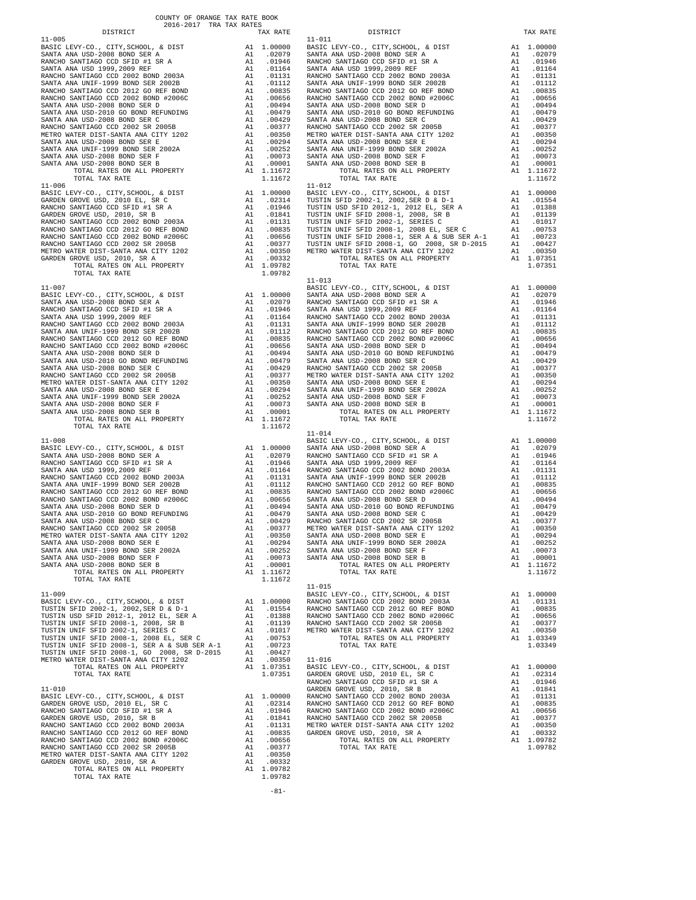COUNTY OF ORANGE TAX RATE BOOK
2016-2017 TRA TAX RATES

| DISTRICT | | TAX RATE |
|---|---|---|
| **11-005** | | |
| BASIC LEVY-CO., CITY,SCHOOL, & DIST | A1 | 1.00000 |
| SANTA ANA USD-2008 BOND SER A | A1 | .02079 |
| RANCHO SANTIAGO CCD SFID #1 SR A | A1 | .01946 |
| SANTA ANA USD 1999,2009 REF | A1 | .01164 |
| RANCHO SANTIAGO CCD 2002 BOND 2003A | A1 | .01131 |
| SANTA ANA UNIF-1999 BOND SER 2002B | A1 | .01112 |
| RANCHO SANTIAGO CCD 2012 GO REF BOND | A1 | .00835 |
| RANCHO SANTIAGO CCD 2002 BOND #2006C | A1 | .00656 |
| SANTA ANA USD-2008 BOND SER D | A1 | .00494 |
| SANTA ANA USD-2010 GO BOND REFUNDING | A1 | .00479 |
| SANTA ANA USD-2008 BOND SER C | A1 | .00429 |
| RANCHO SANTIAGO CCD 2002 SR 2005B | A1 | .00377 |
| METRO WATER DIST-SANTA ANA CITY 1202 | A1 | .00350 |
| SANTA ANA USD-2008 BOND SER E | A1 | .00294 |
| SANTA ANA UNIF-1999 BOND SER 2002A | A1 | .00252 |
| SANTA ANA USD-2008 BOND SER F | A1 | .00073 |
| SANTA ANA USD-2008 BOND SER B | A1 | .00001 |
| TOTAL RATES ON ALL PROPERTY | A1 | 1.11672 |
| TOTAL TAX RATE | | 1.11672 |
| **11-006** | | |
| BASIC LEVY-CO., CITY,SCHOOL, & DIST | A1 | 1.00000 |
| GARDEN GROVE USD, 2010 EL, SR C | A1 | .02314 |
| RANCHO SANTIAGO CCD SFID #1 SR A | A1 | .01946 |
| GARDEN GROVE USD, 2010, SR B | A1 | .01841 |
| RANCHO SANTIAGO CCD 2002 BOND 2003A | A1 | .01131 |
| RANCHO SANTIAGO CCD 2012 GO REF BOND | A1 | .00835 |
| RANCHO SANTIAGO CCD 2002 BOND #2006C | A1 | .00656 |
| RANCHO SANTIAGO CCD 2002 SR 2005B | A1 | .00377 |
| METRO WATER DIST-SANTA ANA CITY 1202 | A1 | .00350 |
| GARDEN GROVE USD, 2010, SR A | A1 | .00332 |
| TOTAL RATES ON ALL PROPERTY | A1 | 1.09782 |
| TOTAL TAX RATE | | 1.09782 |
| **11-007** | | |
| BASIC LEVY-CO., CITY,SCHOOL, & DIST | A1 | 1.00000 |
| SANTA ANA USD-2008 BOND SER A | A1 | .02079 |
| RANCHO SANTIAGO CCD SFID #1 SR A | A1 | .01946 |
| SANTA ANA USD 1999,2009 REF | A1 | .01164 |
| RANCHO SANTIAGO CCD 2002 BOND 2003A | A1 | .01131 |
| SANTA ANA UNIF-1999 BOND SER 2002B | A1 | .01112 |
| RANCHO SANTIAGO CCD 2012 GO REF BOND | A1 | .00835 |
| RANCHO SANTIAGO CCD 2002 BOND #2006C | A1 | .00656 |
| SANTA ANA USD-2008 BOND SER D | A1 | .00494 |
| SANTA ANA USD-2010 GO BOND REFUNDING | A1 | .00479 |
| SANTA ANA USD-2008 BOND SER C | A1 | .00429 |
| RANCHO SANTIAGO CCD 2002 SR 2005B | A1 | .00377 |
| METRO WATER DIST-SANTA ANA CITY 1202 | A1 | .00350 |
| SANTA ANA USD-2008 BOND SER E | A1 | .00294 |
| SANTA ANA UNIF-1999 BOND SER 2002A | A1 | .00252 |
| SANTA ANA USD-2008 BOND SER F | A1 | .00073 |
| SANTA ANA USD-2008 BOND SER B | A1 | .00001 |
| TOTAL RATES ON ALL PROPERTY | A1 | 1.11672 |
| TOTAL TAX RATE | | 1.11672 |
| **11-008** | | |
| BASIC LEVY-CO., CITY,SCHOOL, & DIST | A1 | 1.00000 |
| SANTA ANA USD-2008 BOND SER A | A1 | .02079 |
| RANCHO SANTIAGO CCD SFID #1 SR A | A1 | .01946 |
| SANTA ANA USD 1999,2009 REF | A1 | .01164 |
| RANCHO SANTIAGO CCD 2002 BOND 2003A | A1 | .01131 |
| SANTA ANA UNIF-1999 BOND SER 2002B | A1 | .01112 |
| RANCHO SANTIAGO CCD 2012 GO REF BOND | A1 | .00835 |
| RANCHO SANTIAGO CCD 2002 BOND #2006C | A1 | .00656 |
| SANTA ANA USD-2008 BOND SER D | A1 | .00494 |
| SANTA ANA USD-2010 GO BOND REFUNDING | A1 | .00479 |
| SANTA ANA USD-2008 BOND SER C | A1 | .00429 |
| RANCHO SANTIAGO CCD 2002 SR 2005B | A1 | .00377 |
| METRO WATER DIST-SANTA ANA CITY 1202 | A1 | .00350 |
| SANTA ANA USD-2008 BOND SER E | A1 | .00294 |
| SANTA ANA UNIF-1999 BOND SER 2002A | A1 | .00252 |
| SANTA ANA USD-2008 BOND SER F | A1 | .00073 |
| SANTA ANA USD-2008 BOND SER B | A1 | .00001 |
| TOTAL RATES ON ALL PROPERTY | A1 | 1.11672 |
| TOTAL TAX RATE | | 1.11672 |
| **11-009** | | |
| BASIC LEVY-CO., CITY,SCHOOL, & DIST | A1 | 1.00000 |
| TUSTIN SFID 2002-1, 2002,SER D & D-1 | A1 | .01554 |
| TUSTIN USD SFID 2012-1, 2012 EL, SER A | A1 | .01388 |
| TUSTIN UNIF SFID 2008-1, 2008, SR B | A1 | .01139 |
| TUSTIN UNIF SFID 2002-1, SERIES C | A1 | .01017 |
| TUSTIN UNIF SFID 2008-1, 2008 EL, SER C | A1 | .00753 |
| TUSTIN UNIF SFID 2008-1, SER A & SUB SER A-1 | A1 | .00723 |
| TUSTIN UNIF SFID 2008-1, GO 2008, SR D-2015 | A1 | .00427 |
| METRO WATER DIST-SANTA ANA CITY 1202 | A1 | .00350 |
| TOTAL RATES ON ALL PROPERTY | A1 | 1.07351 |
| TOTAL TAX RATE | | 1.07351 |
| **11-010** | | |
| BASIC LEVY-CO., CITY,SCHOOL, & DIST | A1 | 1.00000 |
| GARDEN GROVE USD, 2010 EL, SR C | A1 | .02314 |
| RANCHO SANTIAGO CCD SFID #1 SR A | A1 | .01946 |
| GARDEN GROVE USD, 2010, SR B | A1 | .01841 |
| RANCHO SANTIAGO CCD 2002 BOND 2003A | A1 | .01131 |
| RANCHO SANTIAGO CCD 2012 GO REF BOND | A1 | .00835 |
| RANCHO SANTIAGO CCD 2002 BOND #2006C | A1 | .00656 |
| RANCHO SANTIAGO CCD 2002 SR 2005B | A1 | .00377 |
| METRO WATER DIST-SANTA ANA CITY 1202 | A1 | .00350 |
| GARDEN GROVE USD, 2010, SR A | A1 | .00332 |
| TOTAL RATES ON ALL PROPERTY | A1 | 1.09782 |
| TOTAL TAX RATE | | 1.09782 |
| **11-011** | | |
| BASIC LEVY-CO., CITY,SCHOOL, & DIST | A1 | 1.00000 |
| SANTA ANA USD-2008 BOND SER A | A1 | .02079 |
| RANCHO SANTIAGO CCD SFID #1 SR A | A1 | .01946 |
| SANTA ANA USD 1999,2009 REF | A1 | .01164 |
| RANCHO SANTIAGO CCD 2002 BOND 2003A | A1 | .01131 |
| SANTA ANA UNIF-1999 BOND SER 2002B | A1 | .01112 |
| RANCHO SANTIAGO CCD 2012 GO REF BOND | A1 | .00835 |
| RANCHO SANTIAGO CCD 2002 BOND #2006C | A1 | .00656 |
| SANTA ANA USD-2008 BOND SER D | A1 | .00494 |
| SANTA ANA USD-2010 GO BOND REFUNDING | A1 | .00479 |
| SANTA ANA USD-2008 BOND SER C | A1 | .00429 |
| RANCHO SANTIAGO CCD 2002 SR 2005B | A1 | .00377 |
| METRO WATER DIST-SANTA ANA CITY 1202 | A1 | .00350 |
| SANTA ANA USD-2008 BOND SER E | A1 | .00294 |
| SANTA ANA UNIF-1999 BOND SER 2002A | A1 | .00252 |
| SANTA ANA USD-2008 BOND SER F | A1 | .00073 |
| SANTA ANA USD-2008 BOND SER B | A1 | .00001 |
| TOTAL RATES ON ALL PROPERTY | A1 | 1.11672 |
| TOTAL TAX RATE | | 1.11672 |
| **11-012** | | |
| BASIC LEVY-CO., CITY,SCHOOL, & DIST | A1 | 1.00000 |
| TUSTIN SFID 2002-1, 2002,SER D & D-1 | A1 | .01554 |
| TUSTIN USD SFID 2012-1, 2012 EL, SER A | A1 | .01388 |
| TUSTIN UNIF SFID 2008-1, 2008, SR B | A1 | .01139 |
| TUSTIN UNIF SFID 2002-1, SERIES C | A1 | .01017 |
| TUSTIN UNIF SFID 2008-1, 2008 EL, SER C | A1 | .00753 |
| TUSTIN UNIF SFID 2008-1, SER A & SUB SER A-1 | A1 | .00723 |
| TUSTIN UNIF SFID 2008-1, GO 2008, SR D-2015 | A1 | .00427 |
| METRO WATER DIST-SANTA ANA CITY 1202 | A1 | .00350 |
| TOTAL RATES ON ALL PROPERTY | A1 | 1.07351 |
| TOTAL TAX RATE | | 1.07351 |
| **11-013** | | |
| BASIC LEVY-CO., CITY,SCHOOL, & DIST | A1 | 1.00000 |
| SANTA ANA USD-2008 BOND SER A | A1 | .02079 |
| RANCHO SANTIAGO CCD SFID #1 SR A | A1 | .01946 |
| SANTA ANA USD 1999,2009 REF | A1 | .01164 |
| RANCHO SANTIAGO CCD 2002 BOND 2003A | A1 | .01131 |
| SANTA ANA UNIF-1999 BOND SER 2002B | A1 | .01112 |
| RANCHO SANTIAGO CCD 2012 GO REF BOND | A1 | .00835 |
| RANCHO SANTIAGO CCD 2002 BOND #2006C | A1 | .00656 |
| SANTA ANA USD-2008 BOND SER D | A1 | .00494 |
| SANTA ANA USD-2010 GO BOND REFUNDING | A1 | .00479 |
| SANTA ANA USD-2008 BOND SER C | A1 | .00429 |
| RANCHO SANTIAGO CCD 2002 SR 2005B | A1 | .00377 |
| METRO WATER DIST-SANTA ANA CITY 1202 | A1 | .00350 |
| SANTA ANA USD-2008 BOND SER E | A1 | .00294 |
| SANTA ANA UNIF-1999 BOND SER 2002A | A1 | .00252 |
| SANTA ANA USD-2008 BOND SER F | A1 | .00073 |
| SANTA ANA USD-2008 BOND SER B | A1 | .00001 |
| TOTAL RATES ON ALL PROPERTY | A1 | 1.11672 |
| TOTAL TAX RATE | | 1.11672 |
| **11-014** | | |
| BASIC LEVY-CO., CITY,SCHOOL, & DIST | A1 | 1.00000 |
| SANTA ANA USD-2008 BOND SER A | A1 | .02079 |
| RANCHO SANTIAGO CCD SFID #1 SR A | A1 | .01946 |
| SANTA ANA USD 1999,2009 REF | A1 | .01164 |
| RANCHO SANTIAGO CCD 2002 BOND 2003A | A1 | .01131 |
| SANTA ANA UNIF-1999 BOND SER 2002B | A1 | .01112 |
| RANCHO SANTIAGO CCD 2012 GO REF BOND | A1 | .00835 |
| RANCHO SANTIAGO CCD 2002 BOND #2006C | A1 | .00656 |
| SANTA ANA USD-2008 BOND SER D | A1 | .00494 |
| SANTA ANA USD-2010 GO BOND REFUNDING | A1 | .00479 |
| SANTA ANA USD-2008 BOND SER C | A1 | .00429 |
| RANCHO SANTIAGO CCD 2002 SR 2005B | A1 | .00377 |
| METRO WATER DIST-SANTA ANA CITY 1202 | A1 | .00350 |
| SANTA ANA USD-2008 BOND SER E | A1 | .00294 |
| SANTA ANA UNIF-1999 BOND SER 2002A | A1 | .00252 |
| SANTA ANA USD-2008 BOND SER F | A1 | .00073 |
| SANTA ANA USD-2008 BOND SER B | A1 | .00001 |
| TOTAL RATES ON ALL PROPERTY | A1 | 1.11672 |
| TOTAL TAX RATE | | 1.11672 |
| **11-015** | | |
| BASIC LEVY-CO., CITY,SCHOOL, & DIST | A1 | 1.00000 |
| RANCHO SANTIAGO CCD 2002 BOND 2003A | A1 | .01131 |
| RANCHO SANTIAGO CCD 2012 GO REF BOND | A1 | .00835 |
| RANCHO SANTIAGO CCD 2002 BOND #2006C | A1 | .00656 |
| RANCHO SANTIAGO CCD 2002 SR 2005B | A1 | .00377 |
| METRO WATER DIST-SANTA ANA CITY 1202 | A1 | .00350 |
| TOTAL RATES ON ALL PROPERTY | A1 | 1.03349 |
| TOTAL TAX RATE | | 1.03349 |
| **11-016** | | |
| BASIC LEVY-CO., CITY,SCHOOL, & DIST | A1 | 1.00000 |
| GARDEN GROVE USD, 2010 EL, SR C | A1 | .02314 |
| RANCHO SANTIAGO CCD SFID #1 SR A | A1 | .01946 |
| GARDEN GROVE USD, 2010, SR B | A1 | .01841 |
| RANCHO SANTIAGO CCD 2002 BOND 2003A | A1 | .01131 |
| RANCHO SANTIAGO CCD 2012 GO REF BOND | A1 | .00835 |
| RANCHO SANTIAGO CCD 2002 BOND #2006C | A1 | .00656 |
| RANCHO SANTIAGO CCD 2002 SR 2005B | A1 | .00377 |
| METRO WATER DIST-SANTA ANA CITY 1202 | A1 | .00350 |
| GARDEN GROVE USD, 2010, SR A | A1 | .00332 |
| TOTAL RATES ON ALL PROPERTY | A1 | 1.09782 |
| TOTAL TAX RATE | | 1.09782 |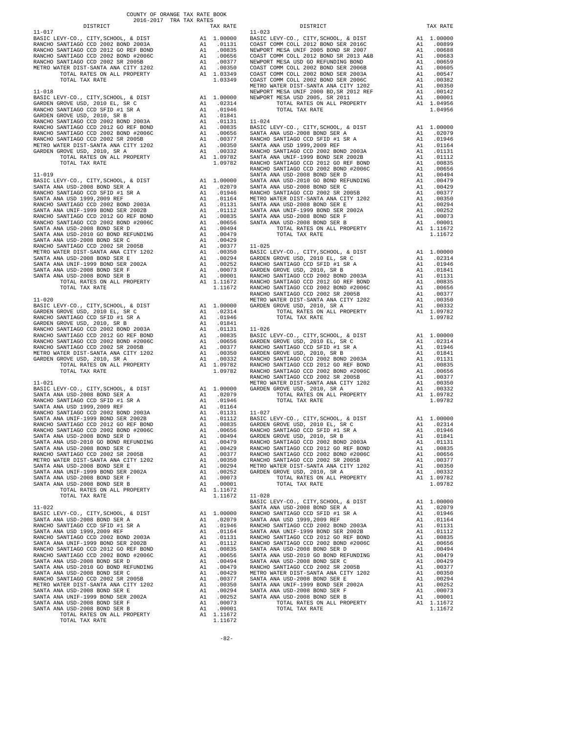COUNTY OF ORANGE TAX RATE BOOK
2016-2017 TRA TAX RATES

| DISTRICT | | TAX RATE |
|---|---|---|
| **11-017** | | |
| BASIC LEVY-CO., CITY,SCHOOL, & DIST | A1 | 1.00000 |
| RANCHO SANTIAGO CCD 2002 BOND 2003A | A1 | .01131 |
| RANCHO SANTIAGO CCD 2012 GO REF BOND | A1 | .00835 |
| RANCHO SANTIAGO CCD 2002 BOND #2006C | A1 | .00656 |
| RANCHO SANTIAGO CCD 2002 SR 2005B | A1 | .00377 |
| METRO WATER DIST-SANTA ANA CITY 1202 | A1 | .00350 |
| TOTAL RATES ON ALL PROPERTY | A1 | 1.03349 |
| TOTAL TAX RATE | | 1.03349 |
| **11-018** | | |
| BASIC LEVY-CO., CITY,SCHOOL, & DIST | A1 | 1.00000 |
| GARDEN GROVE USD, 2010 EL, SR C | A1 | .02314 |
| RANCHO SANTIAGO CCD SFID #1 SR A | A1 | .01946 |
| GARDEN GROVE USD, 2010, SR B | A1 | .01841 |
| RANCHO SANTIAGO CCD 2002 BOND 2003A | A1 | .01131 |
| RANCHO SANTIAGO CCD 2012 GO REF BOND | A1 | .00835 |
| RANCHO SANTIAGO CCD 2002 BOND #2006C | A1 | .00656 |
| RANCHO SANTIAGO CCD 2002 SR 2005B | A1 | .00377 |
| METRO WATER DIST-SANTA ANA CITY 1202 | A1 | .00350 |
| GARDEN GROVE USD, 2010, SR A | A1 | .00332 |
| TOTAL RATES ON ALL PROPERTY | A1 | 1.09782 |
| TOTAL TAX RATE | | 1.09782 |
| **11-019** | | |
| BASIC LEVY-CO., CITY,SCHOOL, & DIST | A1 | 1.00000 |
| SANTA ANA USD-2008 BOND SER A | A1 | .02079 |
| RANCHO SANTIAGO CCD SFID #1 SR A | A1 | .01946 |
| SANTA ANA USD 1999,2009 REF | A1 | .01164 |
| RANCHO SANTIAGO CCD 2002 BOND 2003A | A1 | .01131 |
| SANTA ANA UNIF-1999 BOND SER 2002B | A1 | .01112 |
| RANCHO SANTIAGO CCD 2012 GO REF BOND | A1 | .00835 |
| RANCHO SANTIAGO CCD 2002 BOND #2006C | A1 | .00656 |
| SANTA ANA USD-2008 BOND SER D | A1 | .00494 |
| SANTA ANA USD-2010 GO BOND REFUNDING | A1 | .00479 |
| SANTA ANA USD-2008 BOND SER C | A1 | .00429 |
| RANCHO SANTIAGO CCD 2002 SR 2005B | A1 | .00377 |
| METRO WATER DIST-SANTA ANA CITY 1202 | A1 | .00350 |
| SANTA ANA USD-2008 BOND SER E | A1 | .00294 |
| SANTA ANA UNIF-1999 BOND SER 2002A | A1 | .00252 |
| SANTA ANA USD-2008 BOND SER F | A1 | .00073 |
| SANTA ANA USD-2008 BOND SER B | A1 | .00001 |
| TOTAL RATES ON ALL PROPERTY | A1 | 1.11672 |
| TOTAL TAX RATE | | 1.11672 |
| **11-020** | | |
| BASIC LEVY-CO., CITY,SCHOOL, & DIST | A1 | 1.00000 |
| GARDEN GROVE USD, 2010 EL, SR C | A1 | .02314 |
| RANCHO SANTIAGO CCD SFID #1 SR A | A1 | .01946 |
| GARDEN GROVE USD, 2010, SR B | A1 | .01841 |
| RANCHO SANTIAGO CCD 2002 BOND 2003A | A1 | .01131 |
| RANCHO SANTIAGO CCD 2012 GO REF BOND | A1 | .00835 |
| RANCHO SANTIAGO CCD 2002 BOND #2006C | A1 | .00656 |
| RANCHO SANTIAGO CCD 2002 SR 2005B | A1 | .00377 |
| METRO WATER DIST-SANTA ANA CITY 1202 | A1 | .00350 |
| GARDEN GROVE USD, 2010, SR A | A1 | .00332 |
| TOTAL RATES ON ALL PROPERTY | A1 | 1.09782 |
| TOTAL TAX RATE | | 1.09782 |
| **11-021** | | |
| BASIC LEVY-CO., CITY,SCHOOL, & DIST | A1 | 1.00000 |
| SANTA ANA USD-2008 BOND SER A | A1 | .02079 |
| RANCHO SANTIAGO CCD SFID #1 SR A | A1 | .01946 |
| SANTA ANA USD 1999,2009 REF | A1 | .01164 |
| RANCHO SANTIAGO CCD 2002 BOND 2003A | A1 | .01131 |
| SANTA ANA UNIF-1999 BOND SER 2002B | A1 | .01112 |
| RANCHO SANTIAGO CCD 2012 GO REF BOND | A1 | .00835 |
| RANCHO SANTIAGO CCD 2002 BOND #2006C | A1 | .00656 |
| SANTA ANA USD-2008 BOND SER D | A1 | .00494 |
| SANTA ANA USD-2010 GO BOND REFUNDING | A1 | .00479 |
| SANTA ANA USD-2008 BOND SER C | A1 | .00429 |
| RANCHO SANTIAGO CCD 2002 SR 2005B | A1 | .00377 |
| METRO WATER DIST-SANTA ANA CITY 1202 | A1 | .00350 |
| SANTA ANA USD-2008 BOND SER E | A1 | .00294 |
| SANTA ANA UNIF-1999 BOND SER 2002A | A1 | .00252 |
| SANTA ANA USD-2008 BOND SER F | A1 | .00073 |
| SANTA ANA USD-2008 BOND SER B | A1 | .00001 |
| TOTAL RATES ON ALL PROPERTY | A1 | 1.11672 |
| TOTAL TAX RATE | | 1.11672 |
| **11-022** | | |
| BASIC LEVY-CO., CITY,SCHOOL, & DIST | A1 | 1.00000 |
| SANTA ANA USD-2008 BOND SER A | A1 | .02079 |
| RANCHO SANTIAGO CCD SFID #1 SR A | A1 | .01946 |
| SANTA ANA USD 1999,2009 REF | A1 | .01164 |
| RANCHO SANTIAGO CCD 2002 BOND 2003A | A1 | .01131 |
| SANTA ANA UNIF-1999 BOND SER 2002B | A1 | .01112 |
| RANCHO SANTIAGO CCD 2012 GO REF BOND | A1 | .00835 |
| RANCHO SANTIAGO CCD 2002 BOND #2006C | A1 | .00656 |
| SANTA ANA USD-2008 BOND SER D | A1 | .00494 |
| SANTA ANA USD-2010 GO BOND REFUNDING | A1 | .00479 |
| SANTA ANA USD-2008 BOND SER C | A1 | .00429 |
| RANCHO SANTIAGO CCD 2002 SR 2005B | A1 | .00377 |
| METRO WATER DIST-SANTA ANA CITY 1202 | A1 | .00350 |
| SANTA ANA USD-2008 BOND SER E | A1 | .00294 |
| SANTA ANA UNIF-1999 BOND SER 2002A | A1 | .00252 |
| SANTA ANA USD-2008 BOND SER F | A1 | .00073 |
| SANTA ANA USD-2008 BOND SER B | A1 | .00001 |
| TOTAL RATES ON ALL PROPERTY | A1 | 1.11672 |
| TOTAL TAX RATE | | 1.11672 |
| **11-023** | | |
| BASIC LEVY-CO., CITY,SCHOOL, & DIST | A1 | 1.00000 |
| COAST COMM COLL 2012 BOND SER 2016C | A1 | .00899 |
| NEWPORT MESA UNIF 2005 BOND SR 2007 | A1 | .00688 |
| COAST COMM COLL 2012 BOND SR 2013 A&B | A1 | .00683 |
| NEWPORT MESA USD GO REFUNDING BOND | A1 | .00659 |
| COAST COMM COLL 2002 BOND SER 2006B | A1 | .00605 |
| COAST COMM COLL 2002 BOND SER 2003A | A1 | .00547 |
| COAST COMM COLL 2002 BOND SER 2006C | A1 | .00382 |
| METRO WATER DIST-SANTA ANA CITY 1202 | A1 | .00350 |
| NEWPORT MESA UNIF 2000 BD,SR 2012 REF | A1 | .00142 |
| NEWPORT MESA USD 2005, SR 2011 | A1 | .00001 |
| TOTAL RATES ON ALL PROPERTY | A1 | 1.04956 |
| TOTAL TAX RATE | | 1.04956 |
| **11-024** | | |
| BASIC LEVY-CO., CITY,SCHOOL, & DIST | A1 | 1.00000 |
| SANTA ANA USD-2008 BOND SER A | A1 | .02079 |
| RANCHO SANTIAGO CCD SFID #1 SR A | A1 | .01946 |
| SANTA ANA USD 1999,2009 REF | A1 | .01164 |
| RANCHO SANTIAGO CCD 2002 BOND 2003A | A1 | .01131 |
| SANTA ANA UNIF-1999 BOND SER 2002B | A1 | .01112 |
| RANCHO SANTIAGO CCD 2012 GO REF BOND | A1 | .00835 |
| RANCHO SANTIAGO CCD 2002 BOND #2006C | A1 | .00656 |
| SANTA ANA USD-2008 BOND SER D | A1 | .00494 |
| SANTA ANA USD-2010 GO BOND REFUNDING | A1 | .00479 |
| SANTA ANA USD-2008 BOND SER C | A1 | .00429 |
| RANCHO SANTIAGO CCD 2002 SR 2005B | A1 | .00377 |
| METRO WATER DIST-SANTA ANA CITY 1202 | A1 | .00350 |
| SANTA ANA USD-2008 BOND SER E | A1 | .00294 |
| SANTA ANA UNIF-1999 BOND SER 2002A | A1 | .00252 |
| SANTA ANA USD-2008 BOND SER F | A1 | .00073 |
| SANTA ANA USD-2008 BOND SER B | A1 | .00001 |
| TOTAL RATES ON ALL PROPERTY | A1 | 1.11672 |
| TOTAL TAX RATE | | 1.11672 |
| **11-025** | | |
| BASIC LEVY-CO., CITY,SCHOOL, & DIST | A1 | 1.00000 |
| GARDEN GROVE USD, 2010 EL, SR C | A1 | .02314 |
| RANCHO SANTIAGO CCD SFID #1 SR A | A1 | .01946 |
| GARDEN GROVE USD, 2010, SR B | A1 | .01841 |
| RANCHO SANTIAGO CCD 2002 BOND 2003A | A1 | .01131 |
| RANCHO SANTIAGO CCD 2012 GO REF BOND | A1 | .00835 |
| RANCHO SANTIAGO CCD 2002 BOND #2006C | A1 | .00656 |
| RANCHO SANTIAGO CCD 2002 SR 2005B | A1 | .00377 |
| METRO WATER DIST-SANTA ANA CITY 1202 | A1 | .00350 |
| GARDEN GROVE USD, 2010, SR A | A1 | .00332 |
| TOTAL RATES ON ALL PROPERTY | A1 | 1.09782 |
| TOTAL TAX RATE | | 1.09782 |
| **11-026** | | |
| BASIC LEVY-CO., CITY,SCHOOL, & DIST | A1 | 1.00000 |
| GARDEN GROVE USD, 2010 EL, SR C | A1 | .02314 |
| RANCHO SANTIAGO CCD SFID #1 SR A | A1 | .01946 |
| GARDEN GROVE USD, 2010, SR B | A1 | .01841 |
| RANCHO SANTIAGO CCD 2002 BOND 2003A | A1 | .01131 |
| RANCHO SANTIAGO CCD 2012 GO REF BOND | A1 | .00835 |
| RANCHO SANTIAGO CCD 2002 BOND #2006C | A1 | .00656 |
| RANCHO SANTIAGO CCD 2002 SR 2005B | A1 | .00377 |
| METRO WATER DIST-SANTA ANA CITY 1202 | A1 | .00350 |
| GARDEN GROVE USD, 2010, SR A | A1 | .00332 |
| TOTAL RATES ON ALL PROPERTY | A1 | 1.09782 |
| TOTAL TAX RATE | | 1.09782 |
| **11-027** | | |
| BASIC LEVY-CO., CITY,SCHOOL, & DIST | A1 | 1.00000 |
| GARDEN GROVE USD, 2010 EL, SR C | A1 | .02314 |
| RANCHO SANTIAGO CCD SFID #1 SR A | A1 | .01946 |
| GARDEN GROVE USD, 2010, SR B | A1 | .01841 |
| RANCHO SANTIAGO CCD 2002 BOND 2003A | A1 | .01131 |
| RANCHO SANTIAGO CCD 2012 GO REF BOND | A1 | .00835 |
| RANCHO SANTIAGO CCD 2002 BOND #2006C | A1 | .00656 |
| RANCHO SANTIAGO CCD 2002 SR 2005B | A1 | .00377 |
| METRO WATER DIST-SANTA ANA CITY 1202 | A1 | .00350 |
| GARDEN GROVE USD, 2010, SR A | A1 | .00332 |
| TOTAL RATES ON ALL PROPERTY | A1 | 1.09782 |
| TOTAL TAX RATE | | 1.09782 |
| **11-028** | | |
| BASIC LEVY-CO., CITY,SCHOOL, & DIST | A1 | 1.00000 |
| SANTA ANA USD-2008 BOND SER A | A1 | .02079 |
| RANCHO SANTIAGO CCD SFID #1 SR A | A1 | .01946 |
| SANTA ANA USD 1999,2009 REF | A1 | .01164 |
| RANCHO SANTIAGO CCD 2002 BOND 2003A | A1 | .01131 |
| SANTA ANA UNIF-1999 BOND SER 2002B | A1 | .01112 |
| RANCHO SANTIAGO CCD 2012 GO REF BOND | A1 | .00835 |
| RANCHO SANTIAGO CCD 2002 BOND #2006C | A1 | .00656 |
| SANTA ANA USD-2008 BOND SER D | A1 | .00494 |
| SANTA ANA USD-2010 GO BOND REFUNDING | A1 | .00479 |
| SANTA ANA USD-2008 BOND SER C | A1 | .00429 |
| RANCHO SANTIAGO CCD 2002 SR 2005B | A1 | .00377 |
| METRO WATER DIST-SANTA ANA CITY 1202 | A1 | .00350 |
| SANTA ANA USD-2008 BOND SER E | A1 | .00294 |
| SANTA ANA UNIF-1999 BOND SER 2002A | A1 | .00252 |
| SANTA ANA USD-2008 BOND SER F | A1 | .00073 |
| SANTA ANA USD-2008 BOND SER B | A1 | .00001 |
| TOTAL RATES ON ALL PROPERTY | A1 | 1.11672 |
| TOTAL TAX RATE | | 1.11672 |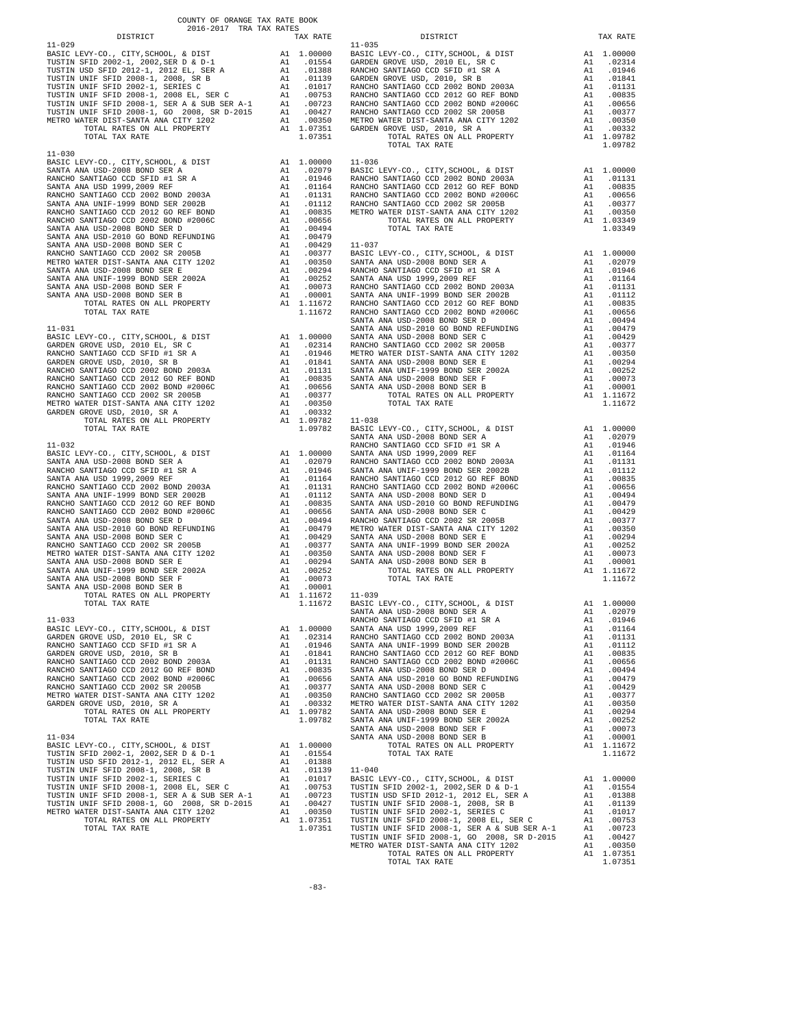COUNTY OF ORANGE TAX RATE BOOK
2016-2017 TRA TAX RATES

| DISTRICT | | TAX RATE |
|---|---|---|
| **11-029** | | |
| BASIC LEVY-CO., CITY,SCHOOL, & DIST | A1 | 1.00000 |
| TUSTIN SFID 2002-1, 2002,SER D & D-1 | A1 | .01554 |
| TUSTIN USD SFID 2012-1, 2012 EL, SER A | A1 | .01388 |
| TUSTIN UNIF SFID 2008-1, 2008, SR B | A1 | .01139 |
| TUSTIN UNIF SFID 2002-1, SERIES C | A1 | .01017 |
| TUSTIN UNIF SFID 2008-1, 2008 EL, SER C | A1 | .00753 |
| TUSTIN UNIF SFID 2008-1, SER A & SUB SER A-1 | A1 | .00723 |
| TUSTIN UNIF SFID 2008-1, GO 2008, SR D-2015 | A1 | .00427 |
| METRO WATER DIST-SANTA ANA CITY 1202 | A1 | .00350 |
| TOTAL RATES ON ALL PROPERTY | A1 | 1.07351 |
| TOTAL TAX RATE | | 1.07351 |
| **11-030** | | |
| BASIC LEVY-CO., CITY,SCHOOL, & DIST | A1 | 1.00000 |
| SANTA ANA USD-2008 BOND SER A | A1 | .02079 |
| RANCHO SANTIAGO CCD SFID #1 SR A | A1 | .01946 |
| SANTA ANA USD 1999,2009 REF | A1 | .01164 |
| RANCHO SANTIAGO CCD 2002 BOND 2003A | A1 | .01131 |
| SANTA ANA UNIF-1999 BOND SER 2002B | A1 | .01112 |
| RANCHO SANTIAGO CCD 2012 GO REF BOND | A1 | .00835 |
| RANCHO SANTIAGO CCD 2002 BOND #2006C | A1 | .00656 |
| SANTA ANA USD-2008 BOND SER D | A1 | .00494 |
| SANTA ANA USD-2010 GO BOND REFUNDING | A1 | .00479 |
| SANTA ANA USD-2008 BOND SER C | A1 | .00429 |
| RANCHO SANTIAGO CCD 2002 SR 2005B | A1 | .00377 |
| METRO WATER DIST-SANTA ANA CITY 1202 | A1 | .00350 |
| SANTA ANA USD-2008 BOND SER E | A1 | .00294 |
| SANTA ANA UNIF-1999 BOND SER 2002A | A1 | .00252 |
| SANTA ANA USD-2008 BOND SER F | A1 | .00073 |
| SANTA ANA USD-2008 BOND SER B | A1 | .00001 |
| TOTAL RATES ON ALL PROPERTY | A1 | 1.11672 |
| TOTAL TAX RATE | | 1.11672 |
| **11-031** | | |
| BASIC LEVY-CO., CITY,SCHOOL, & DIST | A1 | 1.00000 |
| GARDEN GROVE USD, 2010 EL, SR C | A1 | .02314 |
| RANCHO SANTIAGO CCD SFID #1 SR A | A1 | .01946 |
| GARDEN GROVE USD, 2010, SR B | A1 | .01841 |
| RANCHO SANTIAGO CCD 2002 BOND 2003A | A1 | .01131 |
| RANCHO SANTIAGO CCD 2012 GO REF BOND | A1 | .00835 |
| RANCHO SANTIAGO CCD 2002 BOND #2006C | A1 | .00656 |
| RANCHO SANTIAGO CCD 2002 SR 2005B | A1 | .00377 |
| METRO WATER DIST-SANTA ANA CITY 1202 | A1 | .00350 |
| GARDEN GROVE USD, 2010, SR A | A1 | .00332 |
| TOTAL RATES ON ALL PROPERTY | A1 | 1.09782 |
| TOTAL TAX RATE | | 1.09782 |
| **11-032** | | |
| BASIC LEVY-CO., CITY,SCHOOL, & DIST | A1 | 1.00000 |
| SANTA ANA USD-2008 BOND SER A | A1 | .02079 |
| RANCHO SANTIAGO CCD SFID #1 SR A | A1 | .01946 |
| SANTA ANA USD 1999,2009 REF | A1 | .01164 |
| RANCHO SANTIAGO CCD 2002 BOND 2003A | A1 | .01131 |
| SANTA ANA UNIF-1999 BOND SER 2002B | A1 | .01112 |
| RANCHO SANTIAGO CCD 2012 GO REF BOND | A1 | .00835 |
| RANCHO SANTIAGO CCD 2002 BOND #2006C | A1 | .00656 |
| SANTA ANA USD-2008 BOND SER D | A1 | .00494 |
| SANTA ANA USD-2010 GO BOND REFUNDING | A1 | .00479 |
| SANTA ANA USD-2008 BOND SER C | A1 | .00429 |
| RANCHO SANTIAGO CCD 2002 SR 2005B | A1 | .00377 |
| METRO WATER DIST-SANTA ANA CITY 1202 | A1 | .00350 |
| SANTA ANA USD-2008 BOND SER E | A1 | .00294 |
| SANTA ANA UNIF-1999 BOND SER 2002A | A1 | .00252 |
| SANTA ANA USD-2008 BOND SER F | A1 | .00073 |
| SANTA ANA USD-2008 BOND SER B | A1 | .00001 |
| TOTAL RATES ON ALL PROPERTY | A1 | 1.11672 |
| TOTAL TAX RATE | | 1.11672 |
| **11-033** | | |
| BASIC LEVY-CO., CITY,SCHOOL, & DIST | A1 | 1.00000 |
| GARDEN GROVE USD, 2010 EL, SR C | A1 | .02314 |
| RANCHO SANTIAGO CCD SFID #1 SR A | A1 | .01946 |
| GARDEN GROVE USD, 2010, SR B | A1 | .01841 |
| RANCHO SANTIAGO CCD 2002 BOND 2003A | A1 | .01131 |
| RANCHO SANTIAGO CCD 2012 GO REF BOND | A1 | .00835 |
| RANCHO SANTIAGO CCD 2002 BOND #2006C | A1 | .00656 |
| RANCHO SANTIAGO CCD 2002 SR 2005B | A1 | .00377 |
| METRO WATER DIST-SANTA ANA CITY 1202 | A1 | .00350 |
| GARDEN GROVE USD, 2010, SR A | A1 | .00332 |
| TOTAL RATES ON ALL PROPERTY | A1 | 1.09782 |
| TOTAL TAX RATE | | 1.09782 |
| **11-034** | | |
| BASIC LEVY-CO., CITY,SCHOOL, & DIST | A1 | 1.00000 |
| TUSTIN SFID 2002-1, 2002,SER D & D-1 | A1 | .01554 |
| TUSTIN USD SFID 2012-1, 2012 EL, SER A | A1 | .01388 |
| TUSTIN UNIF SFID 2008-1, 2008, SR B | A1 | .01139 |
| TUSTIN UNIF SFID 2002-1, SERIES C | A1 | .01017 |
| TUSTIN UNIF SFID 2008-1, 2008 EL, SER C | A1 | .00753 |
| TUSTIN UNIF SFID 2008-1, SER A & SUB SER A-1 | A1 | .00723 |
| TUSTIN UNIF SFID 2008-1, GO 2008, SR D-2015 | A1 | .00427 |
| METRO WATER DIST-SANTA ANA CITY 1202 | A1 | .00350 |
| TOTAL RATES ON ALL PROPERTY | A1 | 1.07351 |
| TOTAL TAX RATE | | 1.07351 |
| **11-035** | | |
| BASIC LEVY-CO., CITY,SCHOOL, & DIST | A1 | 1.00000 |
| GARDEN GROVE USD, 2010 EL, SR C | A1 | .02314 |
| RANCHO SANTIAGO CCD SFID #1 SR A | A1 | .01946 |
| GARDEN GROVE USD, 2010, SR B | A1 | .01841 |
| RANCHO SANTIAGO CCD 2002 BOND 2003A | A1 | .01131 |
| RANCHO SANTIAGO CCD 2012 GO REF BOND | A1 | .00835 |
| RANCHO SANTIAGO CCD 2002 BOND #2006C | A1 | .00656 |
| RANCHO SANTIAGO CCD 2002 SR 2005B | A1 | .00377 |
| METRO WATER DIST-SANTA ANA CITY 1202 | A1 | .00350 |
| GARDEN GROVE USD, 2010, SR A | A1 | .00332 |
| TOTAL RATES ON ALL PROPERTY | A1 | 1.09782 |
| TOTAL TAX RATE | | 1.09782 |
| **11-036** | | |
| BASIC LEVY-CO., CITY,SCHOOL, & DIST | A1 | 1.00000 |
| RANCHO SANTIAGO CCD 2002 BOND 2003A | A1 | .01131 |
| RANCHO SANTIAGO CCD 2012 GO REF BOND | A1 | .00835 |
| RANCHO SANTIAGO CCD 2002 BOND #2006C | A1 | .00656 |
| RANCHO SANTIAGO CCD 2002 SR 2005B | A1 | .00377 |
| METRO WATER DIST-SANTA ANA CITY 1202 | A1 | .00350 |
| TOTAL RATES ON ALL PROPERTY | A1 | 1.03349 |
| TOTAL TAX RATE | | 1.03349 |
| **11-037** | | |
| BASIC LEVY-CO., CITY,SCHOOL, & DIST | A1 | 1.00000 |
| SANTA ANA USD-2008 BOND SER A | A1 | .02079 |
| RANCHO SANTIAGO CCD SFID #1 SR A | A1 | .01946 |
| SANTA ANA USD 1999,2009 REF | A1 | .01164 |
| RANCHO SANTIAGO CCD 2002 BOND 2003A | A1 | .01131 |
| SANTA ANA UNIF-1999 BOND SER 2002B | A1 | .01112 |
| RANCHO SANTIAGO CCD 2012 GO REF BOND | A1 | .00835 |
| RANCHO SANTIAGO CCD 2002 BOND #2006C | A1 | .00656 |
| SANTA ANA USD-2008 BOND SER D | A1 | .00494 |
| SANTA ANA USD-2010 GO BOND REFUNDING | A1 | .00479 |
| SANTA ANA USD-2008 BOND SER C | A1 | .00429 |
| RANCHO SANTIAGO CCD 2002 SR 2005B | A1 | .00377 |
| METRO WATER DIST-SANTA ANA CITY 1202 | A1 | .00350 |
| SANTA ANA USD-2008 BOND SER E | A1 | .00294 |
| SANTA ANA UNIF-1999 BOND SER 2002A | A1 | .00252 |
| SANTA ANA USD-2008 BOND SER F | A1 | .00073 |
| SANTA ANA USD-2008 BOND SER B | A1 | .00001 |
| TOTAL RATES ON ALL PROPERTY | A1 | 1.11672 |
| TOTAL TAX RATE | | 1.11672 |
| **11-038** | | |
| BASIC LEVY-CO., CITY,SCHOOL, & DIST | A1 | 1.00000 |
| SANTA ANA USD-2008 BOND SER A | A1 | .02079 |
| RANCHO SANTIAGO CCD SFID #1 SR A | A1 | .01946 |
| SANTA ANA USD 1999,2009 REF | A1 | .01164 |
| RANCHO SANTIAGO CCD 2002 BOND 2003A | A1 | .01131 |
| SANTA ANA UNIF-1999 BOND SER 2002B | A1 | .01112 |
| RANCHO SANTIAGO CCD 2012 GO REF BOND | A1 | .00835 |
| RANCHO SANTIAGO CCD 2002 BOND #2006C | A1 | .00656 |
| SANTA ANA USD-2008 BOND SER D | A1 | .00494 |
| SANTA ANA USD-2010 GO BOND REFUNDING | A1 | .00479 |
| SANTA ANA USD-2008 BOND SER C | A1 | .00429 |
| RANCHO SANTIAGO CCD 2002 SR 2005B | A1 | .00377 |
| METRO WATER DIST-SANTA ANA CITY 1202 | A1 | .00350 |
| SANTA ANA USD-2008 BOND SER E | A1 | .00294 |
| SANTA ANA UNIF-1999 BOND SER 2002A | A1 | .00252 |
| SANTA ANA USD-2008 BOND SER F | A1 | .00073 |
| SANTA ANA USD-2008 BOND SER B | A1 | .00001 |
| TOTAL RATES ON ALL PROPERTY | A1 | 1.11672 |
| TOTAL TAX RATE | | 1.11672 |
| **11-039** | | |
| BASIC LEVY-CO., CITY,SCHOOL, & DIST | A1 | 1.00000 |
| SANTA ANA USD-2008 BOND SER A | A1 | .02079 |
| RANCHO SANTIAGO CCD SFID #1 SR A | A1 | .01946 |
| SANTA ANA USD 1999,2009 REF | A1 | .01164 |
| RANCHO SANTIAGO CCD 2002 BOND 2003A | A1 | .01131 |
| SANTA ANA UNIF-1999 BOND SER 2002B | A1 | .01112 |
| RANCHO SANTIAGO CCD 2012 GO REF BOND | A1 | .00835 |
| RANCHO SANTIAGO CCD 2002 BOND #2006C | A1 | .00656 |
| SANTA ANA USD-2008 BOND SER D | A1 | .00494 |
| SANTA ANA USD-2010 GO BOND REFUNDING | A1 | .00479 |
| SANTA ANA USD-2008 BOND SER C | A1 | .00429 |
| RANCHO SANTIAGO CCD 2002 SR 2005B | A1 | .00377 |
| METRO WATER DIST-SANTA ANA CITY 1202 | A1 | .00350 |
| SANTA ANA USD-2008 BOND SER E | A1 | .00294 |
| SANTA ANA UNIF-1999 BOND SER 2002A | A1 | .00252 |
| SANTA ANA USD-2008 BOND SER F | A1 | .00073 |
| SANTA ANA USD-2008 BOND SER B | A1 | .00001 |
| TOTAL RATES ON ALL PROPERTY | A1 | 1.11672 |
| TOTAL TAX RATE | | 1.11672 |
| **11-040** | | |
| BASIC LEVY-CO., CITY,SCHOOL, & DIST | A1 | 1.00000 |
| TUSTIN SFID 2002-1, 2002,SER D & D-1 | A1 | .01554 |
| TUSTIN USD SFID 2012-1, 2012 EL, SER A | A1 | .01388 |
| TUSTIN UNIF SFID 2008-1, 2008, SR B | A1 | .01139 |
| TUSTIN UNIF SFID 2002-1, SERIES C | A1 | .01017 |
| TUSTIN UNIF SFID 2008-1, 2008 EL, SER C | A1 | .00753 |
| TUSTIN UNIF SFID 2008-1, SER A & SUB SER A-1 | A1 | .00723 |
| TUSTIN UNIF SFID 2008-1, GO 2008, SR D-2015 | A1 | .00427 |
| METRO WATER DIST-SANTA ANA CITY 1202 | A1 | .00350 |
| TOTAL RATES ON ALL PROPERTY | A1 | 1.07351 |
| TOTAL TAX RATE | | 1.07351 |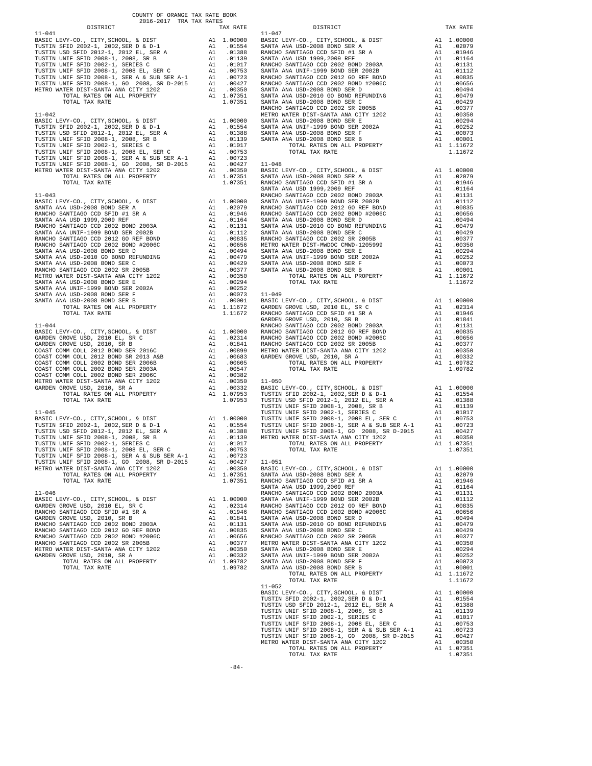COUNTY OF ORANGE TAX RATE BOOK
2016-2017 TRA TAX RATES

| DISTRICT | | TAX RATE |
|---|---|---|
| **11-041** | | |
| BASIC LEVY-CO., CITY,SCHOOL, & DIST | A1 | 1.00000 |
| TUSTIN SFID 2002-1, 2002,SER D & D-1 | A1 | .01554 |
| TUSTIN USD SFID 2012-1, 2012 EL, SER A | A1 | .01388 |
| TUSTIN UNIF SFID 2008-1, 2008, SR B | A1 | .01139 |
| TUSTIN UNIF SFID 2002-1, SERIES C | A1 | .01017 |
| TUSTIN UNIF SFID 2008-1, 2008 EL, SER C | A1 | .00753 |
| TUSTIN UNIF SFID 2008-1, SER A & SUB SER A-1 | A1 | .00723 |
| TUSTIN UNIF SFID 2008-1, GO 2008, SR D-2015 | A1 | .00427 |
| METRO WATER DIST-SANTA ANA CITY 1202 | A1 | .00350 |
| TOTAL RATES ON ALL PROPERTY | A1 | 1.07351 |
| TOTAL TAX RATE | | 1.07351 |
| **11-042** | | |
| BASIC LEVY-CO., CITY,SCHOOL, & DIST | A1 | 1.00000 |
| TUSTIN SFID 2002-1, 2002,SER D & D-1 | A1 | .01554 |
| TUSTIN USD SFID 2012-1, 2012 EL, SER A | A1 | .01388 |
| TUSTIN UNIF SFID 2008-1, 2008, SR B | A1 | .01139 |
| TUSTIN UNIF SFID 2002-1, SERIES C | A1 | .01017 |
| TUSTIN UNIF SFID 2008-1, 2008 EL, SER C | A1 | .00753 |
| TUSTIN UNIF SFID 2008-1, SER A & SUB SER A-1 | A1 | .00723 |
| TUSTIN UNIF SFID 2008-1, GO 2008, SR D-2015 | A1 | .00427 |
| METRO WATER DIST-SANTA ANA CITY 1202 | A1 | .00350 |
| TOTAL RATES ON ALL PROPERTY | A1 | 1.07351 |
| TOTAL TAX RATE | | 1.07351 |
| **11-043** | | |
| BASIC LEVY-CO., CITY,SCHOOL, & DIST | A1 | 1.00000 |
| SANTA ANA USD-2008 BOND SER A | A1 | .02079 |
| RANCHO SANTIAGO CCD SFID #1 SR A | A1 | .01946 |
| SANTA ANA USD 1999,2009 REF | A1 | .01164 |
| RANCHO SANTIAGO CCD 2002 BOND 2003A | A1 | .01131 |
| SANTA ANA UNIF-1999 BOND SER 2002B | A1 | .01112 |
| RANCHO SANTIAGO CCD 2012 GO REF BOND | A1 | .00835 |
| RANCHO SANTIAGO CCD 2002 BOND #2006C | A1 | .00656 |
| SANTA ANA USD-2008 BOND SER D | A1 | .00494 |
| SANTA ANA USD-2010 GO BOND REFUNDING | A1 | .00479 |
| SANTA ANA USD-2008 BOND SER C | A1 | .00429 |
| RANCHO SANTIAGO CCD 2002 SR 2005B | A1 | .00377 |
| METRO WATER DIST-SANTA ANA CITY 1202 | A1 | .00350 |
| SANTA ANA USD-2008 BOND SER E | A1 | .00294 |
| SANTA ANA UNIF-1999 BOND SER 2002A | A1 | .00252 |
| SANTA ANA USD-2008 BOND SER F | A1 | .00073 |
| SANTA ANA USD-2008 BOND SER B | A1 | .00001 |
| TOTAL RATES ON ALL PROPERTY | A1 | 1.11672 |
| TOTAL TAX RATE | | 1.11672 |
| **11-044** | | |
| BASIC LEVY-CO., CITY,SCHOOL, & DIST | A1 | 1.00000 |
| GARDEN GROVE USD, 2010 EL, SR C | A1 | .02314 |
| GARDEN GROVE USD, 2010, SR B | A1 | .01841 |
| COAST COMM COLL 2012 BOND SER 2016C | A1 | .00899 |
| COAST COMM COLL 2012 BOND SR 2013 A&B | A1 | .00683 |
| COAST COMM COLL 2002 BOND SER 2006B | A1 | .00605 |
| COAST COMM COLL 2002 BOND SER 2003A | A1 | .00547 |
| COAST COMM COLL 2002 BOND SER 2006C | A1 | .00382 |
| METRO WATER DIST-SANTA ANA CITY 1202 | A1 | .00350 |
| GARDEN GROVE USD, 2010, SR A | A1 | .00332 |
| TOTAL RATES ON ALL PROPERTY | A1 | 1.07953 |
| TOTAL TAX RATE | | 1.07953 |
| **11-045** | | |
| BASIC LEVY-CO., CITY,SCHOOL, & DIST | A1 | 1.00000 |
| TUSTIN SFID 2002-1, 2002,SER D & D-1 | A1 | .01554 |
| TUSTIN USD SFID 2012-1, 2012 EL, SER A | A1 | .01388 |
| TUSTIN UNIF SFID 2008-1, 2008, SR B | A1 | .01139 |
| TUSTIN UNIF SFID 2002-1, SERIES C | A1 | .01017 |
| TUSTIN UNIF SFID 2008-1, 2008 EL, SER C | A1 | .00753 |
| TUSTIN UNIF SFID 2008-1, SER A & SUB SER A-1 | A1 | .00723 |
| TUSTIN UNIF SFID 2008-1, GO 2008, SR D-2015 | A1 | .00427 |
| METRO WATER DIST-SANTA ANA CITY 1202 | A1 | .00350 |
| TOTAL RATES ON ALL PROPERTY | A1 | 1.07351 |
| TOTAL TAX RATE | | 1.07351 |
| **11-046** | | |
| BASIC LEVY-CO., CITY,SCHOOL, & DIST | A1 | 1.00000 |
| GARDEN GROVE USD, 2010 EL, SR C | A1 | .02314 |
| RANCHO SANTIAGO CCD SFID #1 SR A | A1 | .01946 |
| GARDEN GROVE USD, 2010, SR B | A1 | .01841 |
| RANCHO SANTIAGO CCD 2002 BOND 2003A | A1 | .01131 |
| RANCHO SANTIAGO CCD 2012 GO REF BOND | A1 | .00835 |
| RANCHO SANTIAGO CCD 2002 BOND #2006C | A1 | .00656 |
| RANCHO SANTIAGO CCD 2002 SR 2005B | A1 | .00377 |
| METRO WATER DIST-SANTA ANA CITY 1202 | A1 | .00350 |
| GARDEN GROVE USD, 2010, SR A | A1 | .00332 |
| TOTAL RATES ON ALL PROPERTY | A1 | 1.09782 |
| TOTAL TAX RATE | | 1.09782 |
| **11-047** | | |
| BASIC LEVY-CO., CITY,SCHOOL, & DIST | A1 | 1.00000 |
| SANTA ANA USD-2008 BOND SER A | A1 | .02079 |
| RANCHO SANTIAGO CCD SFID #1 SR A | A1 | .01946 |
| SANTA ANA USD 1999,2009 REF | A1 | .01164 |
| RANCHO SANTIAGO CCD 2002 BOND 2003A | A1 | .01131 |
| SANTA ANA UNIF-1999 BOND SER 2002B | A1 | .01112 |
| RANCHO SANTIAGO CCD 2012 GO REF BOND | A1 | .00835 |
| RANCHO SANTIAGO CCD 2002 BOND #2006C | A1 | .00656 |
| SANTA ANA USD-2008 BOND SER D | A1 | .00494 |
| SANTA ANA USD-2010 GO BOND REFUNDING | A1 | .00479 |
| SANTA ANA USD-2008 BOND SER C | A1 | .00429 |
| RANCHO SANTIAGO CCD 2002 SR 2005B | A1 | .00377 |
| METRO WATER DIST-SANTA ANA CITY 1202 | A1 | .00350 |
| SANTA ANA USD-2008 BOND SER E | A1 | .00294 |
| SANTA ANA UNIF-1999 BOND SER 2002A | A1 | .00252 |
| SANTA ANA USD-2008 BOND SER F | A1 | .00073 |
| SANTA ANA USD-2008 BOND SER B | A1 | .00001 |
| TOTAL RATES ON ALL PROPERTY | A1 | 1.11672 |
| TOTAL TAX RATE | | 1.11672 |
| **11-048** | | |
| BASIC LEVY-CO., CITY,SCHOOL, & DIST | A1 | 1.00000 |
| SANTA ANA USD-2008 BOND SER A | A1 | .02079 |
| RANCHO SANTIAGO CCD SFID #1 SR A | A1 | .01946 |
| SANTA ANA USD 1999,2009 REF | A1 | .01164 |
| RANCHO SANTIAGO CCD 2002 BOND 2003A | A1 | .01131 |
| SANTA ANA UNIF-1999 BOND SER 2002B | A1 | .01112 |
| RANCHO SANTIAGO CCD 2012 GO REF BOND | A1 | .00835 |
| RANCHO SANTIAGO CCD 2002 BOND #2006C | A1 | .00656 |
| SANTA ANA USD-2008 BOND SER D | A1 | .00494 |
| SANTA ANA USD-2010 GO BOND REFUNDING | A1 | .00479 |
| SANTA ANA USD-2008 BOND SER C | A1 | .00429 |
| RANCHO SANTIAGO CCD 2002 SR 2005B | A1 | .00377 |
| METRO WATER DIST-MWDOC CMWD-1205999 | A1 | .00350 |
| SANTA ANA USD-2008 BOND SER E | A1 | .00294 |
| SANTA ANA UNIF-1999 BOND SER 2002A | A1 | .00252 |
| SANTA ANA USD-2008 BOND SER F | A1 | .00073 |
| SANTA ANA USD-2008 BOND SER B | A1 | .00001 |
| TOTAL RATES ON ALL PROPERTY | A1 | 1.11672 |
| TOTAL TAX RATE | | 1.11672 |
| **11-049** | | |
| BASIC LEVY-CO., CITY,SCHOOL, & DIST | A1 | 1.00000 |
| GARDEN GROVE USD, 2010 EL, SR C | A1 | .02314 |
| RANCHO SANTIAGO CCD SFID #1 SR A | A1 | .01946 |
| GARDEN GROVE USD, 2010, SR B | A1 | .01841 |
| RANCHO SANTIAGO CCD 2002 BOND 2003A | A1 | .01131 |
| RANCHO SANTIAGO CCD 2012 GO REF BOND | A1 | .00835 |
| RANCHO SANTIAGO CCD 2002 BOND #2006C | A1 | .00656 |
| RANCHO SANTIAGO CCD 2002 SR 2005B | A1 | .00377 |
| METRO WATER DIST-SANTA ANA CITY 1202 | A1 | .00350 |
| GARDEN GROVE USD, 2010, SR A | A1 | .00332 |
| TOTAL RATES ON ALL PROPERTY | A1 | 1.09782 |
| TOTAL TAX RATE | | 1.09782 |
| **11-050** | | |
| BASIC LEVY-CO., CITY,SCHOOL, & DIST | A1 | 1.00000 |
| TUSTIN SFID 2002-1, 2002,SER D & D-1 | A1 | .01554 |
| TUSTIN USD SFID 2012-1, 2012 EL, SER A | A1 | .01388 |
| TUSTIN UNIF SFID 2008-1, 2008, SR B | A1 | .01139 |
| TUSTIN UNIF SFID 2002-1, SERIES C | A1 | .01017 |
| TUSTIN UNIF SFID 2008-1, 2008 EL, SER C | A1 | .00753 |
| TUSTIN UNIF SFID 2008-1, SER A & SUB SER A-1 | A1 | .00723 |
| TUSTIN UNIF SFID 2008-1, GO 2008, SR D-2015 | A1 | .00427 |
| METRO WATER DIST-SANTA ANA CITY 1202 | A1 | .00350 |
| TOTAL RATES ON ALL PROPERTY | A1 | 1.07351 |
| TOTAL TAX RATE | | 1.07351 |
| **11-051** | | |
| BASIC LEVY-CO., CITY,SCHOOL, & DIST | A1 | 1.00000 |
| SANTA ANA USD-2008 BOND SER A | A1 | .02079 |
| RANCHO SANTIAGO CCD SFID #1 SR A | A1 | .01946 |
| SANTA ANA USD 1999,2009 REF | A1 | .01164 |
| RANCHO SANTIAGO CCD 2002 BOND 2003A | A1 | .01131 |
| SANTA ANA UNIF-1999 BOND SER 2002B | A1 | .01112 |
| RANCHO SANTIAGO CCD 2012 GO REF BOND | A1 | .00835 |
| RANCHO SANTIAGO CCD 2002 BOND #2006C | A1 | .00656 |
| SANTA ANA USD-2008 BOND SER D | A1 | .00494 |
| SANTA ANA USD-2010 GO BOND REFUNDING | A1 | .00479 |
| SANTA ANA USD-2008 BOND SER C | A1 | .00429 |
| RANCHO SANTIAGO CCD 2002 SR 2005B | A1 | .00377 |
| METRO WATER DIST-SANTA ANA CITY 1202 | A1 | .00350 |
| SANTA ANA USD-2008 BOND SER E | A1 | .00294 |
| SANTA ANA UNIF-1999 BOND SER 2002A | A1 | .00252 |
| SANTA ANA USD-2008 BOND SER F | A1 | .00073 |
| SANTA ANA USD-2008 BOND SER B | A1 | .00001 |
| TOTAL RATES ON ALL PROPERTY | A1 | 1.11672 |
| TOTAL TAX RATE | | 1.11672 |
| **11-052** | | |
| BASIC LEVY-CO., CITY,SCHOOL, & DIST | A1 | 1.00000 |
| TUSTIN SFID 2002-1, 2002,SER D & D-1 | A1 | .01554 |
| TUSTIN USD SFID 2012-1, 2012 EL, SER A | A1 | .01388 |
| TUSTIN UNIF SFID 2008-1, 2008, SR B | A1 | .01139 |
| TUSTIN UNIF SFID 2002-1, SERIES C | A1 | .01017 |
| TUSTIN UNIF SFID 2008-1, 2008 EL, SER C | A1 | .00753 |
| TUSTIN UNIF SFID 2008-1, SER A & SUB SER A-1 | A1 | .00723 |
| TUSTIN UNIF SFID 2008-1, GO 2008, SR D-2015 | A1 | .00427 |
| METRO WATER DIST-SANTA ANA CITY 1202 | A1 | .00350 |
| TOTAL RATES ON ALL PROPERTY | A1 | 1.07351 |
| TOTAL TAX RATE | | 1.07351 |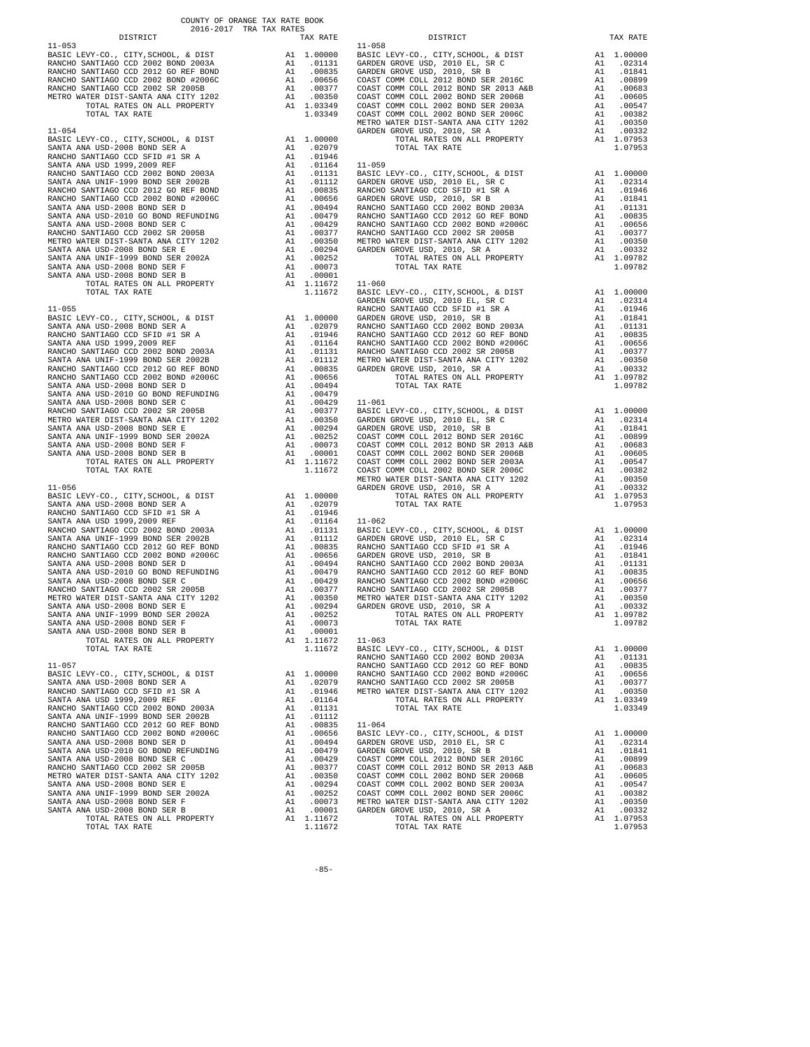COUNTY OF ORANGE TAX RATE BOOK
2016-2017 TRA TAX RATES

**11-053**

| DISTRICT | | TAX RATE |
|---|---|---|
| BASIC LEVY-CO., CITY,SCHOOL, & DIST | A1 | 1.00000 |
| RANCHO SANTIAGO CCD 2002 BOND 2003A | A1 | .01131 |
| RANCHO SANTIAGO CCD 2012 GO REF BOND | A1 | .00835 |
| RANCHO SANTIAGO CCD 2002 BOND #2006C | A1 | .00656 |
| RANCHO SANTIAGO CCD 2002 SR 2005B | A1 | .00377 |
| METRO WATER DIST-SANTA ANA CITY 1202 | A1 | .00350 |
| TOTAL RATES ON ALL PROPERTY | A1 | 1.03349 |
| TOTAL TAX RATE | | 1.03349 |

**11-054**

| DISTRICT | | TAX RATE |
|---|---|---|
| BASIC LEVY-CO., CITY,SCHOOL, & DIST | A1 | 1.00000 |
| SANTA ANA USD-2008 BOND SER A | A1 | .02079 |
| RANCHO SANTIAGO CCD SFID #1 SR A | A1 | .01946 |
| SANTA ANA USD 1999,2009 REF | A1 | .01164 |
| RANCHO SANTIAGO CCD 2002 BOND 2003A | A1 | .01131 |
| SANTA ANA UNIF-1999 BOND SER 2002B | A1 | .01112 |
| RANCHO SANTIAGO CCD 2012 GO REF BOND | A1 | .00835 |
| RANCHO SANTIAGO CCD 2002 BOND #2006C | A1 | .00656 |
| SANTA ANA USD-2008 BOND SER D | A1 | .00494 |
| SANTA ANA USD-2010 GO BOND REFUNDING | A1 | .00479 |
| SANTA ANA USD-2008 BOND SER C | A1 | .00429 |
| RANCHO SANTIAGO CCD 2002 SR 2005B | A1 | .00377 |
| METRO WATER DIST-SANTA ANA CITY 1202 | A1 | .00350 |
| SANTA ANA USD-2008 BOND SER E | A1 | .00294 |
| SANTA ANA UNIF-1999 BOND SER 2002A | A1 | .00252 |
| SANTA ANA USD-2008 BOND SER F | A1 | .00073 |
| SANTA ANA USD-2008 BOND SER B | A1 | .00001 |
| TOTAL RATES ON ALL PROPERTY | A1 | 1.11672 |
| TOTAL TAX RATE | | 1.11672 |

**11-055**

| DISTRICT | | TAX RATE |
|---|---|---|
| BASIC LEVY-CO., CITY,SCHOOL, & DIST | A1 | 1.00000 |
| SANTA ANA USD-2008 BOND SER A | A1 | .02079 |
| RANCHO SANTIAGO CCD SFID #1 SR A | A1 | .01946 |
| SANTA ANA USD 1999,2009 REF | A1 | .01164 |
| RANCHO SANTIAGO CCD 2002 BOND 2003A | A1 | .01131 |
| SANTA ANA UNIF-1999 BOND SER 2002B | A1 | .01112 |
| RANCHO SANTIAGO CCD 2012 GO REF BOND | A1 | .00835 |
| RANCHO SANTIAGO CCD 2002 BOND #2006C | A1 | .00656 |
| SANTA ANA USD-2008 BOND SER D | A1 | .00494 |
| SANTA ANA USD-2010 GO BOND REFUNDING | A1 | .00479 |
| SANTA ANA USD-2008 BOND SER C | A1 | .00429 |
| RANCHO SANTIAGO CCD 2002 SR 2005B | A1 | .00377 |
| METRO WATER DIST-SANTA ANA CITY 1202 | A1 | .00350 |
| SANTA ANA USD-2008 BOND SER E | A1 | .00294 |
| SANTA ANA UNIF-1999 BOND SER 2002A | A1 | .00252 |
| SANTA ANA USD-2008 BOND SER F | A1 | .00073 |
| SANTA ANA USD-2008 BOND SER B | A1 | .00001 |
| TOTAL RATES ON ALL PROPERTY | A1 | 1.11672 |
| TOTAL TAX RATE | | 1.11672 |

**11-056**

| DISTRICT | | TAX RATE |
|---|---|---|
| BASIC LEVY-CO., CITY,SCHOOL, & DIST | A1 | 1.00000 |
| SANTA ANA USD-2008 BOND SER A | A1 | .02079 |
| RANCHO SANTIAGO CCD SFID #1 SR A | A1 | .01946 |
| SANTA ANA USD 1999,2009 REF | A1 | .01164 |
| RANCHO SANTIAGO CCD 2002 BOND 2003A | A1 | .01131 |
| SANTA ANA UNIF-1999 BOND SER 2002B | A1 | .01112 |
| RANCHO SANTIAGO CCD 2012 GO REF BOND | A1 | .00835 |
| RANCHO SANTIAGO CCD 2002 BOND #2006C | A1 | .00656 |
| SANTA ANA USD-2008 BOND SER D | A1 | .00494 |
| SANTA ANA USD-2010 GO BOND REFUNDING | A1 | .00479 |
| SANTA ANA USD-2008 BOND SER C | A1 | .00429 |
| RANCHO SANTIAGO CCD 2002 SR 2005B | A1 | .00377 |
| METRO WATER DIST-SANTA ANA CITY 1202 | A1 | .00350 |
| SANTA ANA USD-2008 BOND SER E | A1 | .00294 |
| SANTA ANA UNIF-1999 BOND SER 2002A | A1 | .00252 |
| SANTA ANA USD-2008 BOND SER F | A1 | .00073 |
| SANTA ANA USD-2008 BOND SER B | A1 | .00001 |
| TOTAL RATES ON ALL PROPERTY | A1 | 1.11672 |
| TOTAL TAX RATE | | 1.11672 |

**11-057**

| DISTRICT | | TAX RATE |
|---|---|---|
| BASIC LEVY-CO., CITY,SCHOOL, & DIST | A1 | 1.00000 |
| SANTA ANA USD-2008 BOND SER A | A1 | .02079 |
| RANCHO SANTIAGO CCD SFID #1 SR A | A1 | .01946 |
| SANTA ANA USD 1999,2009 REF | A1 | .01164 |
| RANCHO SANTIAGO CCD 2002 BOND 2003A | A1 | .01131 |
| SANTA ANA UNIF-1999 BOND SER 2002B | A1 | .01112 |
| RANCHO SANTIAGO CCD 2012 GO REF BOND | A1 | .00835 |
| RANCHO SANTIAGO CCD 2002 BOND #2006C | A1 | .00656 |
| SANTA ANA USD-2008 BOND SER D | A1 | .00494 |
| SANTA ANA USD-2010 GO BOND REFUNDING | A1 | .00479 |
| SANTA ANA USD-2008 BOND SER C | A1 | .00429 |
| RANCHO SANTIAGO CCD 2002 SR 2005B | A1 | .00377 |
| METRO WATER DIST-SANTA ANA CITY 1202 | A1 | .00350 |
| SANTA ANA USD-2008 BOND SER E | A1 | .00294 |
| SANTA ANA UNIF-1999 BOND SER 2002A | A1 | .00252 |
| SANTA ANA USD-2008 BOND SER F | A1 | .00073 |
| SANTA ANA USD-2008 BOND SER B | A1 | .00001 |
| TOTAL RATES ON ALL PROPERTY | A1 | 1.11672 |
| TOTAL TAX RATE | | 1.11672 |

**11-058**

| DISTRICT | | TAX RATE |
|---|---|---|
| BASIC LEVY-CO., CITY,SCHOOL, & DIST | A1 | 1.00000 |
| GARDEN GROVE USD, 2010 EL, SR C | A1 | .02314 |
| GARDEN GROVE USD, 2010, SR B | A1 | .01841 |
| COAST COMM COLL 2012 BOND SER 2016C | A1 | .00899 |
| COAST COMM COLL 2012 BOND SR 2013 A&B | A1 | .00683 |
| COAST COMM COLL 2002 BOND SER 2006B | A1 | .00605 |
| COAST COMM COLL 2002 BOND SER 2003A | A1 | .00547 |
| COAST COMM COLL 2002 BOND SER 2006C | A1 | .00382 |
| METRO WATER DIST-SANTA ANA CITY 1202 | A1 | .00350 |
| GARDEN GROVE USD, 2010, SR A | A1 | .00332 |
| TOTAL RATES ON ALL PROPERTY | A1 | 1.07953 |
| TOTAL TAX RATE | | 1.07953 |

**11-059**

| DISTRICT | | TAX RATE |
|---|---|---|
| BASIC LEVY-CO., CITY,SCHOOL, & DIST | A1 | 1.00000 |
| GARDEN GROVE USD, 2010 EL, SR C | A1 | .02314 |
| RANCHO SANTIAGO CCD SFID #1 SR A | A1 | .01946 |
| GARDEN GROVE USD, 2010, SR B | A1 | .01841 |
| RANCHO SANTIAGO CCD 2002 BOND 2003A | A1 | .01131 |
| RANCHO SANTIAGO CCD 2012 GO REF BOND | A1 | .00835 |
| RANCHO SANTIAGO CCD 2002 BOND #2006C | A1 | .00656 |
| RANCHO SANTIAGO CCD 2002 SR 2005B | A1 | .00377 |
| METRO WATER DIST-SANTA ANA CITY 1202 | A1 | .00350 |
| GARDEN GROVE USD, 2010, SR A | A1 | .00332 |
| TOTAL RATES ON ALL PROPERTY | A1 | 1.09782 |
| TOTAL TAX RATE | | 1.09782 |

**11-060**

| DISTRICT | | TAX RATE |
|---|---|---|
| BASIC LEVY-CO., CITY,SCHOOL, & DIST | A1 | 1.00000 |
| GARDEN GROVE USD, 2010 EL, SR C | A1 | .02314 |
| RANCHO SANTIAGO CCD SFID #1 SR A | A1 | .01946 |
| GARDEN GROVE USD, 2010, SR B | A1 | .01841 |
| RANCHO SANTIAGO CCD 2002 BOND 2003A | A1 | .01131 |
| RANCHO SANTIAGO CCD 2012 GO REF BOND | A1 | .00835 |
| RANCHO SANTIAGO CCD 2002 BOND #2006C | A1 | .00656 |
| RANCHO SANTIAGO CCD 2002 SR 2005B | A1 | .00377 |
| METRO WATER DIST-SANTA ANA CITY 1202 | A1 | .00350 |
| GARDEN GROVE USD, 2010, SR A | A1 | .00332 |
| TOTAL RATES ON ALL PROPERTY | A1 | 1.09782 |
| TOTAL TAX RATE | | 1.09782 |

**11-061**

| DISTRICT | | TAX RATE |
|---|---|---|
| BASIC LEVY-CO., CITY,SCHOOL, & DIST | A1 | 1.00000 |
| GARDEN GROVE USD, 2010 EL, SR C | A1 | .02314 |
| GARDEN GROVE USD, 2010, SR B | A1 | .01841 |
| COAST COMM COLL 2012 BOND SER 2016C | A1 | .00899 |
| COAST COMM COLL 2012 BOND SR 2013 A&B | A1 | .00683 |
| COAST COMM COLL 2002 BOND SER 2006B | A1 | .00605 |
| COAST COMM COLL 2002 BOND SER 2003A | A1 | .00547 |
| COAST COMM COLL 2002 BOND SER 2006C | A1 | .00382 |
| METRO WATER DIST-SANTA ANA CITY 1202 | A1 | .00350 |
| GARDEN GROVE USD, 2010, SR A | A1 | .00332 |
| TOTAL RATES ON ALL PROPERTY | A1 | 1.07953 |
| TOTAL TAX RATE | | 1.07953 |

**11-062**

| DISTRICT | | TAX RATE |
|---|---|---|
| BASIC LEVY-CO., CITY,SCHOOL, & DIST | A1 | 1.00000 |
| GARDEN GROVE USD, 2010 EL, SR C | A1 | .02314 |
| RANCHO SANTIAGO CCD SFID #1 SR A | A1 | .01946 |
| GARDEN GROVE USD, 2010, SR B | A1 | .01841 |
| RANCHO SANTIAGO CCD 2002 BOND 2003A | A1 | .01131 |
| RANCHO SANTIAGO CCD 2012 GO REF BOND | A1 | .00835 |
| RANCHO SANTIAGO CCD 2002 BOND #2006C | A1 | .00656 |
| RANCHO SANTIAGO CCD 2002 SR 2005B | A1 | .00377 |
| METRO WATER DIST-SANTA ANA CITY 1202 | A1 | .00350 |
| GARDEN GROVE USD, 2010, SR A | A1 | .00332 |
| TOTAL RATES ON ALL PROPERTY | A1 | 1.09782 |
| TOTAL TAX RATE | | 1.09782 |

**11-063**

| DISTRICT | | TAX RATE |
|---|---|---|
| BASIC LEVY-CO., CITY,SCHOOL, & DIST | A1 | 1.00000 |
| RANCHO SANTIAGO CCD 2002 BOND 2003A | A1 | .01131 |
| RANCHO SANTIAGO CCD 2012 GO REF BOND | A1 | .00835 |
| RANCHO SANTIAGO CCD 2002 BOND #2006C | A1 | .00656 |
| RANCHO SANTIAGO CCD 2002 SR 2005B | A1 | .00377 |
| METRO WATER DIST-SANTA ANA CITY 1202 | A1 | .00350 |
| TOTAL RATES ON ALL PROPERTY | A1 | 1.03349 |
| TOTAL TAX RATE | | 1.03349 |

**11-064**

| DISTRICT | | TAX RATE |
|---|---|---|
| BASIC LEVY-CO., CITY,SCHOOL, & DIST | A1 | 1.00000 |
| GARDEN GROVE USD, 2010 EL, SR C | A1 | .02314 |
| GARDEN GROVE USD, 2010, SR B | A1 | .01841 |
| COAST COMM COLL 2012 BOND SER 2016C | A1 | .00899 |
| COAST COMM COLL 2012 BOND SR 2013 A&B | A1 | .00683 |
| COAST COMM COLL 2002 BOND SER 2006B | A1 | .00605 |
| COAST COMM COLL 2002 BOND SER 2003A | A1 | .00547 |
| COAST COMM COLL 2002 BOND SER 2006C | A1 | .00382 |
| METRO WATER DIST-SANTA ANA CITY 1202 | A1 | .00350 |
| GARDEN GROVE USD, 2010, SR A | A1 | .00332 |
| TOTAL RATES ON ALL PROPERTY | A1 | 1.07953 |
| TOTAL TAX RATE | | 1.07953 |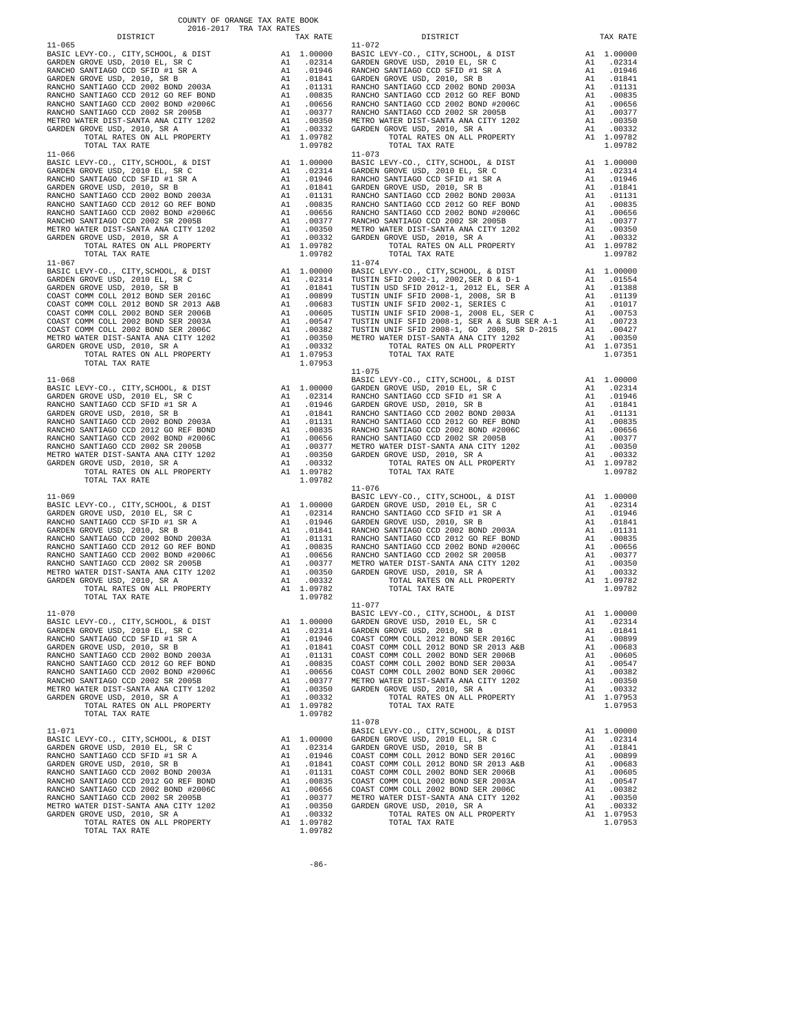COUNTY OF ORANGE TAX RATE BOOK
2016-2017 TRA TAX RATES

**11-065**

| DISTRICT | | TAX RATE |
|---|---|---|
| BASIC LEVY-CO., CITY,SCHOOL, & DIST | A1 | 1.00000 |
| GARDEN GROVE USD, 2010 EL, SR C | A1 | .02314 |
| RANCHO SANTIAGO CCD SFID #1 SR A | A1 | .01946 |
| GARDEN GROVE USD, 2010, SR B | A1 | .01841 |
| RANCHO SANTIAGO CCD 2002 BOND 2003A | A1 | .01131 |
| RANCHO SANTIAGO CCD 2012 GO REF BOND | A1 | .00835 |
| RANCHO SANTIAGO CCD 2002 BOND #2006C | A1 | .00656 |
| RANCHO SANTIAGO CCD 2002 SR 2005B | A1 | .00377 |
| METRO WATER DIST-SANTA ANA CITY 1202 | A1 | .00350 |
| GARDEN GROVE USD, 2010, SR A | A1 | .00332 |
| TOTAL RATES ON ALL PROPERTY | A1 | 1.09782 |
| TOTAL TAX RATE | | 1.09782 |

**11-066**

| DISTRICT | | TAX RATE |
|---|---|---|
| BASIC LEVY-CO., CITY,SCHOOL, & DIST | A1 | 1.00000 |
| GARDEN GROVE USD, 2010 EL, SR C | A1 | .02314 |
| RANCHO SANTIAGO CCD SFID #1 SR A | A1 | .01946 |
| GARDEN GROVE USD, 2010, SR B | A1 | .01841 |
| RANCHO SANTIAGO CCD 2002 BOND 2003A | A1 | .01131 |
| RANCHO SANTIAGO CCD 2012 GO REF BOND | A1 | .00835 |
| RANCHO SANTIAGO CCD 2002 BOND #2006C | A1 | .00656 |
| RANCHO SANTIAGO CCD 2002 SR 2005B | A1 | .00377 |
| METRO WATER DIST-SANTA ANA CITY 1202 | A1 | .00350 |
| GARDEN GROVE USD, 2010, SR A | A1 | .00332 |
| TOTAL RATES ON ALL PROPERTY | A1 | 1.09782 |
| TOTAL TAX RATE | | 1.09782 |

**11-067**

| DISTRICT | | TAX RATE |
|---|---|---|
| BASIC LEVY-CO., CITY,SCHOOL, & DIST | A1 | 1.00000 |
| GARDEN GROVE USD, 2010 EL, SR C | A1 | .02314 |
| GARDEN GROVE USD, 2010, SR B | A1 | .01841 |
| COAST COMM COLL 2012 BOND SER 2016C | A1 | .00899 |
| COAST COMM COLL 2012 BOND SR 2013 A&B | A1 | .00683 |
| COAST COMM COLL 2002 BOND SER 2006B | A1 | .00605 |
| COAST COMM COLL 2002 BOND SER 2003A | A1 | .00547 |
| COAST COMM COLL 2002 BOND SER 2006C | A1 | .00382 |
| METRO WATER DIST-SANTA ANA CITY 1202 | A1 | .00350 |
| GARDEN GROVE USD, 2010, SR A | A1 | .00332 |
| TOTAL RATES ON ALL PROPERTY | A1 | 1.07953 |
| TOTAL TAX RATE | | 1.07953 |

**11-068**

| DISTRICT | | TAX RATE |
|---|---|---|
| BASIC LEVY-CO., CITY,SCHOOL, & DIST | A1 | 1.00000 |
| GARDEN GROVE USD, 2010 EL, SR C | A1 | .02314 |
| RANCHO SANTIAGO CCD SFID #1 SR A | A1 | .01946 |
| GARDEN GROVE USD, 2010, SR B | A1 | .01841 |
| RANCHO SANTIAGO CCD 2002 BOND 2003A | A1 | .01131 |
| RANCHO SANTIAGO CCD 2012 GO REF BOND | A1 | .00835 |
| RANCHO SANTIAGO CCD 2002 BOND #2006C | A1 | .00656 |
| RANCHO SANTIAGO CCD 2002 SR 2005B | A1 | .00377 |
| METRO WATER DIST-SANTA ANA CITY 1202 | A1 | .00350 |
| GARDEN GROVE USD, 2010, SR A | A1 | .00332 |
| TOTAL RATES ON ALL PROPERTY | A1 | 1.09782 |
| TOTAL TAX RATE | | 1.09782 |

**11-069**

| DISTRICT | | TAX RATE |
|---|---|---|
| BASIC LEVY-CO., CITY,SCHOOL, & DIST | A1 | 1.00000 |
| GARDEN GROVE USD, 2010 EL, SR C | A1 | .02314 |
| RANCHO SANTIAGO CCD SFID #1 SR A | A1 | .01946 |
| GARDEN GROVE USD, 2010, SR B | A1 | .01841 |
| RANCHO SANTIAGO CCD 2002 BOND 2003A | A1 | .01131 |
| RANCHO SANTIAGO CCD 2012 GO REF BOND | A1 | .00835 |
| RANCHO SANTIAGO CCD 2002 BOND #2006C | A1 | .00656 |
| RANCHO SANTIAGO CCD 2002 SR 2005B | A1 | .00377 |
| METRO WATER DIST-SANTA ANA CITY 1202 | A1 | .00350 |
| GARDEN GROVE USD, 2010, SR A | A1 | .00332 |
| TOTAL RATES ON ALL PROPERTY | A1 | 1.09782 |
| TOTAL TAX RATE | | 1.09782 |

**11-070**

| DISTRICT | | TAX RATE |
|---|---|---|
| BASIC LEVY-CO., CITY,SCHOOL, & DIST | A1 | 1.00000 |
| GARDEN GROVE USD, 2010 EL, SR C | A1 | .02314 |
| RANCHO SANTIAGO CCD SFID #1 SR A | A1 | .01946 |
| GARDEN GROVE USD, 2010, SR B | A1 | .01841 |
| RANCHO SANTIAGO CCD 2002 BOND 2003A | A1 | .01131 |
| RANCHO SANTIAGO CCD 2012 GO REF BOND | A1 | .00835 |
| RANCHO SANTIAGO CCD 2002 BOND #2006C | A1 | .00656 |
| RANCHO SANTIAGO CCD 2002 SR 2005B | A1 | .00377 |
| METRO WATER DIST-SANTA ANA CITY 1202 | A1 | .00350 |
| GARDEN GROVE USD, 2010, SR A | A1 | .00332 |
| TOTAL RATES ON ALL PROPERTY | A1 | 1.09782 |
| TOTAL TAX RATE | | 1.09782 |

**11-071**

| DISTRICT | | TAX RATE |
|---|---|---|
| BASIC LEVY-CO., CITY,SCHOOL, & DIST | A1 | 1.00000 |
| GARDEN GROVE USD, 2010 EL, SR C | A1 | .02314 |
| RANCHO SANTIAGO CCD SFID #1 SR A | A1 | .01946 |
| GARDEN GROVE USD, 2010, SR B | A1 | .01841 |
| RANCHO SANTIAGO CCD 2002 BOND 2003A | A1 | .01131 |
| RANCHO SANTIAGO CCD 2012 GO REF BOND | A1 | .00835 |
| RANCHO SANTIAGO CCD 2002 BOND #2006C | A1 | .00656 |
| RANCHO SANTIAGO CCD 2002 SR 2005B | A1 | .00377 |
| METRO WATER DIST-SANTA ANA CITY 1202 | A1 | .00350 |
| GARDEN GROVE USD, 2010, SR A | A1 | .00332 |
| TOTAL RATES ON ALL PROPERTY | A1 | 1.09782 |
| TOTAL TAX RATE | | 1.09782 |

**11-072**

| DISTRICT | | TAX RATE |
|---|---|---|
| BASIC LEVY-CO., CITY,SCHOOL, & DIST | A1 | 1.00000 |
| GARDEN GROVE USD, 2010 EL, SR C | A1 | .02314 |
| RANCHO SANTIAGO CCD SFID #1 SR A | A1 | .01946 |
| GARDEN GROVE USD, 2010, SR B | A1 | .01841 |
| RANCHO SANTIAGO CCD 2002 BOND 2003A | A1 | .01131 |
| RANCHO SANTIAGO CCD 2012 GO REF BOND | A1 | .00835 |
| RANCHO SANTIAGO CCD 2002 BOND #2006C | A1 | .00656 |
| RANCHO SANTIAGO CCD 2002 SR 2005B | A1 | .00377 |
| METRO WATER DIST-SANTA ANA CITY 1202 | A1 | .00350 |
| GARDEN GROVE USD, 2010, SR A | A1 | .00332 |
| TOTAL RATES ON ALL PROPERTY | A1 | 1.09782 |
| TOTAL TAX RATE | | 1.09782 |

**11-073**

| DISTRICT | | TAX RATE |
|---|---|---|
| BASIC LEVY-CO., CITY,SCHOOL, & DIST | A1 | 1.00000 |
| GARDEN GROVE USD, 2010 EL, SR C | A1 | .02314 |
| RANCHO SANTIAGO CCD SFID #1 SR A | A1 | .01946 |
| GARDEN GROVE USD, 2010, SR B | A1 | .01841 |
| RANCHO SANTIAGO CCD 2002 BOND 2003A | A1 | .01131 |
| RANCHO SANTIAGO CCD 2012 GO REF BOND | A1 | .00835 |
| RANCHO SANTIAGO CCD 2002 BOND #2006C | A1 | .00656 |
| RANCHO SANTIAGO CCD 2002 SR 2005B | A1 | .00377 |
| METRO WATER DIST-SANTA ANA CITY 1202 | A1 | .00350 |
| GARDEN GROVE USD, 2010, SR A | A1 | .00332 |
| TOTAL RATES ON ALL PROPERTY | A1 | 1.09782 |
| TOTAL TAX RATE | | 1.09782 |

**11-074**

| DISTRICT | | TAX RATE |
|---|---|---|
| BASIC LEVY-CO., CITY,SCHOOL, & DIST | A1 | 1.00000 |
| TUSTIN SFID 2002-1, 2002,SER D & D-1 | A1 | .01554 |
| TUSTIN USD SFID 2012-1, 2012 EL, SER A | A1 | .01388 |
| TUSTIN UNIF SFID 2008-1, 2008, SR B | A1 | .01139 |
| TUSTIN UNIF SFID 2002-1, SERIES C | A1 | .01017 |
| TUSTIN UNIF SFID 2008-1, 2008 EL, SER C | A1 | .00753 |
| TUSTIN UNIF SFID 2008-1, SER A & SUB SER A-1 | A1 | .00723 |
| TUSTIN UNIF SFID 2008-1, GO 2008, SR D-2015 | A1 | .00427 |
| METRO WATER DIST-SANTA ANA CITY 1202 | A1 | .00350 |
| TOTAL RATES ON ALL PROPERTY | A1 | 1.07351 |
| TOTAL TAX RATE | | 1.07351 |

**11-075**

| DISTRICT | | TAX RATE |
|---|---|---|
| BASIC LEVY-CO., CITY,SCHOOL, & DIST | A1 | 1.00000 |
| GARDEN GROVE USD, 2010 EL, SR C | A1 | .02314 |
| RANCHO SANTIAGO CCD SFID #1 SR A | A1 | .01946 |
| GARDEN GROVE USD, 2010, SR B | A1 | .01841 |
| RANCHO SANTIAGO CCD 2002 BOND 2003A | A1 | .01131 |
| RANCHO SANTIAGO CCD 2012 GO REF BOND | A1 | .00835 |
| RANCHO SANTIAGO CCD 2002 BOND #2006C | A1 | .00656 |
| RANCHO SANTIAGO CCD 2002 SR 2005B | A1 | .00377 |
| METRO WATER DIST-SANTA ANA CITY 1202 | A1 | .00350 |
| GARDEN GROVE USD, 2010, SR A | A1 | .00332 |
| TOTAL RATES ON ALL PROPERTY | A1 | 1.09782 |
| TOTAL TAX RATE | | 1.09782 |

**11-076**

| DISTRICT | | TAX RATE |
|---|---|---|
| BASIC LEVY-CO., CITY,SCHOOL, & DIST | A1 | 1.00000 |
| GARDEN GROVE USD, 2010 EL, SR C | A1 | .02314 |
| RANCHO SANTIAGO CCD SFID #1 SR A | A1 | .01946 |
| GARDEN GROVE USD, 2010, SR B | A1 | .01841 |
| RANCHO SANTIAGO CCD 2002 BOND 2003A | A1 | .01131 |
| RANCHO SANTIAGO CCD 2012 GO REF BOND | A1 | .00835 |
| RANCHO SANTIAGO CCD 2002 BOND #2006C | A1 | .00656 |
| RANCHO SANTIAGO CCD 2002 SR 2005B | A1 | .00377 |
| METRO WATER DIST-SANTA ANA CITY 1202 | A1 | .00350 |
| GARDEN GROVE USD, 2010, SR A | A1 | .00332 |
| TOTAL RATES ON ALL PROPERTY | A1 | 1.09782 |
| TOTAL TAX RATE | | 1.09782 |

**11-077**

| DISTRICT | | TAX RATE |
|---|---|---|
| BASIC LEVY-CO., CITY,SCHOOL, & DIST | A1 | 1.00000 |
| GARDEN GROVE USD, 2010 EL, SR C | A1 | .02314 |
| GARDEN GROVE USD, 2010, SR B | A1 | .01841 |
| COAST COMM COLL 2012 BOND SER 2016C | A1 | .00899 |
| COAST COMM COLL 2012 BOND SR 2013 A&B | A1 | .00683 |
| COAST COMM COLL 2002 BOND SER 2006B | A1 | .00605 |
| COAST COMM COLL 2002 BOND SER 2003A | A1 | .00547 |
| COAST COMM COLL 2002 BOND SER 2006C | A1 | .00382 |
| METRO WATER DIST-SANTA ANA CITY 1202 | A1 | .00350 |
| GARDEN GROVE USD, 2010, SR A | A1 | .00332 |
| TOTAL RATES ON ALL PROPERTY | A1 | 1.07953 |
| TOTAL TAX RATE | | 1.07953 |

**11-078**

| DISTRICT | | TAX RATE |
|---|---|---|
| BASIC LEVY-CO., CITY,SCHOOL, & DIST | A1 | 1.00000 |
| GARDEN GROVE USD, 2010 EL, SR C | A1 | .02314 |
| GARDEN GROVE USD, 2010, SR B | A1 | .01841 |
| COAST COMM COLL 2012 BOND SER 2016C | A1 | .00899 |
| COAST COMM COLL 2012 BOND SR 2013 A&B | A1 | .00683 |
| COAST COMM COLL 2002 BOND SER 2006B | A1 | .00605 |
| COAST COMM COLL 2002 BOND SER 2003A | A1 | .00547 |
| COAST COMM COLL 2002 BOND SER 2006C | A1 | .00382 |
| METRO WATER DIST-SANTA ANA CITY 1202 | A1 | .00350 |
| GARDEN GROVE USD, 2010, SR A | A1 | .00332 |
| TOTAL RATES ON ALL PROPERTY | A1 | 1.07953 |
| TOTAL TAX RATE | | 1.07953 |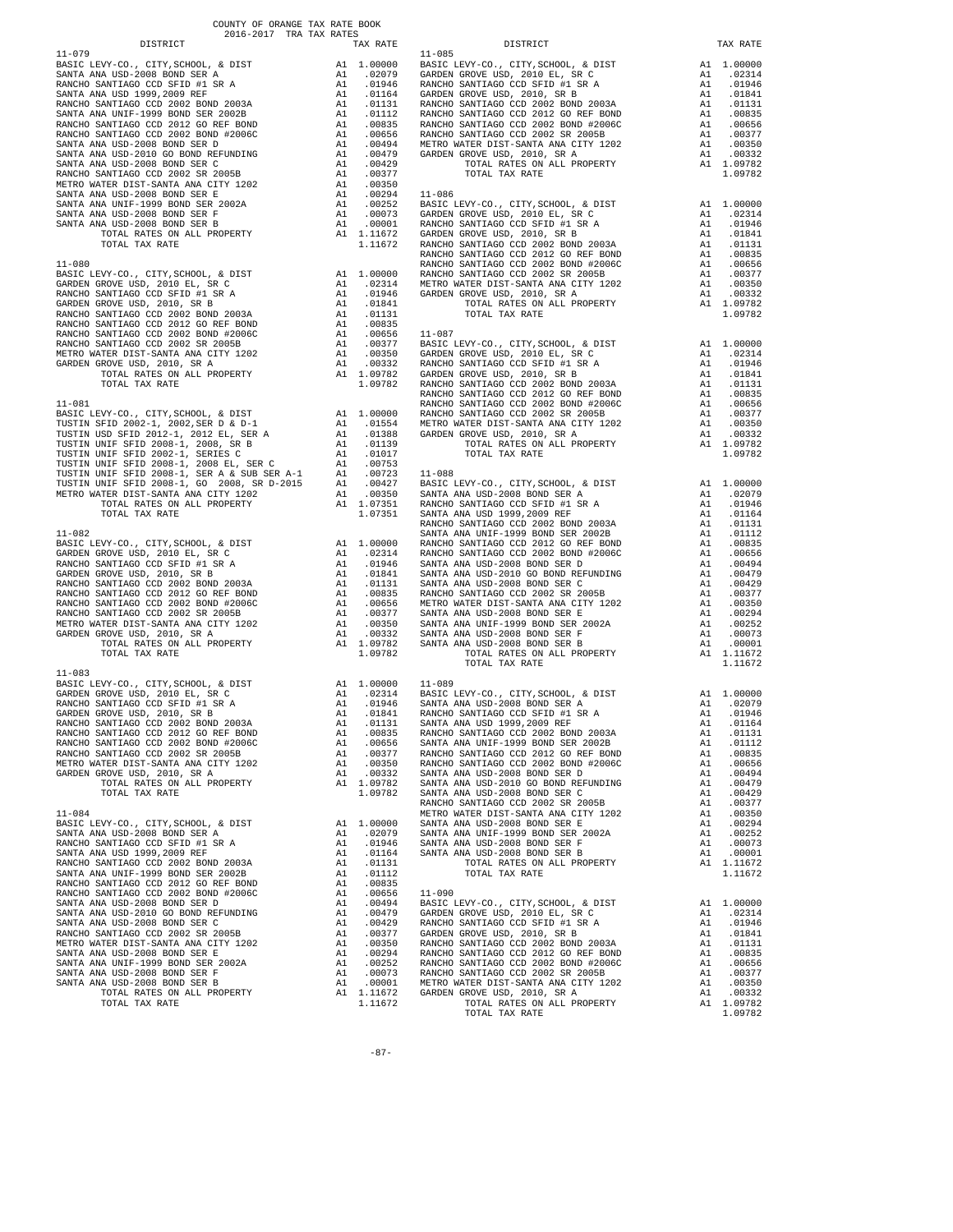COUNTY OF ORANGE TAX RATE BOOK
2016-2017 TRA TAX RATES

| DISTRICT | | TAX RATE |
|---|---|---|
| **11-079** | | |
| BASIC LEVY-CO., CITY,SCHOOL, & DIST | A1 | 1.00000 |
| SANTA ANA USD-2008 BOND SER A | A1 | .02079 |
| RANCHO SANTIAGO CCD SFID #1 SR A | A1 | .01946 |
| SANTA ANA USD 1999,2009 REF | A1 | .01164 |
| RANCHO SANTIAGO CCD 2002 BOND 2003A | A1 | .01131 |
| SANTA ANA UNIF-1999 BOND SER 2002B | A1 | .01112 |
| RANCHO SANTIAGO CCD 2012 GO REF BOND | A1 | .00835 |
| RANCHO SANTIAGO CCD 2002 BOND #2006C | A1 | .00656 |
| SANTA ANA USD-2008 BOND SER D | A1 | .00494 |
| SANTA ANA USD-2010 GO BOND REFUNDING | A1 | .00479 |
| SANTA ANA USD-2008 BOND SER C | A1 | .00429 |
| RANCHO SANTIAGO CCD 2002 SR 2005B | A1 | .00377 |
| METRO WATER DIST-SANTA ANA CITY 1202 | A1 | .00350 |
| SANTA ANA USD-2008 BOND SER E | A1 | .00294 |
| SANTA ANA UNIF-1999 BOND SER 2002A | A1 | .00252 |
| SANTA ANA USD-2008 BOND SER F | A1 | .00073 |
| SANTA ANA USD-2008 BOND SER B | A1 | .00001 |
| TOTAL RATES ON ALL PROPERTY | A1 | 1.11672 |
| TOTAL TAX RATE | | 1.11672 |
| **11-080** | | |
| BASIC LEVY-CO., CITY,SCHOOL, & DIST | A1 | 1.00000 |
| GARDEN GROVE USD, 2010 EL, SR C | A1 | .02314 |
| RANCHO SANTIAGO CCD SFID #1 SR A | A1 | .01946 |
| GARDEN GROVE USD, 2010, SR B | A1 | .01841 |
| RANCHO SANTIAGO CCD 2002 BOND 2003A | A1 | .01131 |
| RANCHO SANTIAGO CCD 2012 GO REF BOND | A1 | .00835 |
| RANCHO SANTIAGO CCD 2002 BOND #2006C | A1 | .00656 |
| RANCHO SANTIAGO CCD 2002 SR 2005B | A1 | .00377 |
| METRO WATER DIST-SANTA ANA CITY 1202 | A1 | .00350 |
| GARDEN GROVE USD, 2010, SR A | A1 | .00332 |
| TOTAL RATES ON ALL PROPERTY | A1 | 1.09782 |
| TOTAL TAX RATE | | 1.09782 |
| **11-081** | | |
| BASIC LEVY-CO., CITY,SCHOOL, & DIST | A1 | 1.00000 |
| TUSTIN SFID 2002-1, 2002,SER D & D-1 | A1 | .01554 |
| TUSTIN USD SFID 2012-1, 2012 EL, SER A | A1 | .01388 |
| TUSTIN UNIF SFID 2008-1, 2008, SR B | A1 | .01139 |
| TUSTIN UNIF SFID 2002-1, SERIES C | A1 | .01017 |
| TUSTIN UNIF SFID 2008-1, 2008 EL, SER C | A1 | .00753 |
| TUSTIN UNIF SFID 2008-1, SER A & SUB SER A-1 | A1 | .00723 |
| TUSTIN UNIF SFID 2008-1, GO 2008, SR D-2015 | A1 | .00427 |
| METRO WATER DIST-SANTA ANA CITY 1202 | A1 | .00350 |
| TOTAL RATES ON ALL PROPERTY | A1 | 1.07351 |
| TOTAL TAX RATE | | 1.07351 |
| **11-082** | | |
| BASIC LEVY-CO., CITY,SCHOOL, & DIST | A1 | 1.00000 |
| GARDEN GROVE USD, 2010 EL, SR C | A1 | .02314 |
| RANCHO SANTIAGO CCD SFID #1 SR A | A1 | .01946 |
| GARDEN GROVE USD, 2010, SR B | A1 | .01841 |
| RANCHO SANTIAGO CCD 2002 BOND 2003A | A1 | .01131 |
| RANCHO SANTIAGO CCD 2012 GO REF BOND | A1 | .00835 |
| RANCHO SANTIAGO CCD 2002 BOND #2006C | A1 | .00656 |
| RANCHO SANTIAGO CCD 2002 SR 2005B | A1 | .00377 |
| METRO WATER DIST-SANTA ANA CITY 1202 | A1 | .00350 |
| GARDEN GROVE USD, 2010, SR A | A1 | .00332 |
| TOTAL RATES ON ALL PROPERTY | A1 | 1.09782 |
| TOTAL TAX RATE | | 1.09782 |
| **11-083** | | |
| BASIC LEVY-CO., CITY,SCHOOL, & DIST | A1 | 1.00000 |
| GARDEN GROVE USD, 2010 EL, SR C | A1 | .02314 |
| RANCHO SANTIAGO CCD SFID #1 SR A | A1 | .01946 |
| GARDEN GROVE USD, 2010, SR B | A1 | .01841 |
| RANCHO SANTIAGO CCD 2002 BOND 2003A | A1 | .01131 |
| RANCHO SANTIAGO CCD 2012 GO REF BOND | A1 | .00835 |
| RANCHO SANTIAGO CCD 2002 BOND #2006C | A1 | .00656 |
| RANCHO SANTIAGO CCD 2002 SR 2005B | A1 | .00377 |
| METRO WATER DIST-SANTA ANA CITY 1202 | A1 | .00350 |
| GARDEN GROVE USD, 2010, SR A | A1 | .00332 |
| TOTAL RATES ON ALL PROPERTY | A1 | 1.09782 |
| TOTAL TAX RATE | | 1.09782 |
| **11-084** | | |
| BASIC LEVY-CO., CITY,SCHOOL, & DIST | A1 | 1.00000 |
| SANTA ANA USD-2008 BOND SER A | A1 | .02079 |
| RANCHO SANTIAGO CCD SFID #1 SR A | A1 | .01946 |
| SANTA ANA USD 1999,2009 REF | A1 | .01164 |
| RANCHO SANTIAGO CCD 2002 BOND 2003A | A1 | .01131 |
| SANTA ANA UNIF-1999 BOND SER 2002B | A1 | .01112 |
| RANCHO SANTIAGO CCD 2012 GO REF BOND | A1 | .00835 |
| RANCHO SANTIAGO CCD 2002 BOND #2006C | A1 | .00656 |
| SANTA ANA USD-2008 BOND SER D | A1 | .00494 |
| SANTA ANA USD-2010 GO BOND REFUNDING | A1 | .00479 |
| SANTA ANA USD-2008 BOND SER C | A1 | .00429 |
| RANCHO SANTIAGO CCD 2002 SR 2005B | A1 | .00377 |
| METRO WATER DIST-SANTA ANA CITY 1202 | A1 | .00350 |
| SANTA ANA USD-2008 BOND SER E | A1 | .00294 |
| SANTA ANA UNIF-1999 BOND SER 2002A | A1 | .00252 |
| SANTA ANA USD-2008 BOND SER F | A1 | .00073 |
| SANTA ANA USD-2008 BOND SER B | A1 | .00001 |
| TOTAL RATES ON ALL PROPERTY | A1 | 1.11672 |
| TOTAL TAX RATE | | 1.11672 |
| **11-085** | | |
| BASIC LEVY-CO., CITY,SCHOOL, & DIST | A1 | 1.00000 |
| GARDEN GROVE USD, 2010 EL, SR C | A1 | .02314 |
| RANCHO SANTIAGO CCD SFID #1 SR A | A1 | .01946 |
| GARDEN GROVE USD, 2010, SR B | A1 | .01841 |
| RANCHO SANTIAGO CCD 2002 BOND 2003A | A1 | .01131 |
| RANCHO SANTIAGO CCD 2012 GO REF BOND | A1 | .00835 |
| RANCHO SANTIAGO CCD 2002 BOND #2006C | A1 | .00656 |
| RANCHO SANTIAGO CCD 2002 SR 2005B | A1 | .00377 |
| METRO WATER DIST-SANTA ANA CITY 1202 | A1 | .00350 |
| GARDEN GROVE USD, 2010, SR A | A1 | .00332 |
| TOTAL RATES ON ALL PROPERTY | A1 | 1.09782 |
| TOTAL TAX RATE | | 1.09782 |
| **11-086** | | |
| BASIC LEVY-CO., CITY,SCHOOL, & DIST | A1 | 1.00000 |
| GARDEN GROVE USD, 2010 EL, SR C | A1 | .02314 |
| RANCHO SANTIAGO CCD SFID #1 SR A | A1 | .01946 |
| GARDEN GROVE USD, 2010, SR B | A1 | .01841 |
| RANCHO SANTIAGO CCD 2002 BOND 2003A | A1 | .01131 |
| RANCHO SANTIAGO CCD 2012 GO REF BOND | A1 | .00835 |
| RANCHO SANTIAGO CCD 2002 BOND #2006C | A1 | .00656 |
| RANCHO SANTIAGO CCD 2002 SR 2005B | A1 | .00377 |
| METRO WATER DIST-SANTA ANA CITY 1202 | A1 | .00350 |
| GARDEN GROVE USD, 2010, SR A | A1 | .00332 |
| TOTAL RATES ON ALL PROPERTY | A1 | 1.09782 |
| TOTAL TAX RATE | | 1.09782 |
| **11-087** | | |
| BASIC LEVY-CO., CITY,SCHOOL, & DIST | A1 | 1.00000 |
| GARDEN GROVE USD, 2010 EL, SR C | A1 | .02314 |
| RANCHO SANTIAGO CCD SFID #1 SR A | A1 | .01946 |
| GARDEN GROVE USD, 2010, SR B | A1 | .01841 |
| RANCHO SANTIAGO CCD 2002 BOND 2003A | A1 | .01131 |
| RANCHO SANTIAGO CCD 2012 GO REF BOND | A1 | .00835 |
| RANCHO SANTIAGO CCD 2002 BOND #2006C | A1 | .00656 |
| RANCHO SANTIAGO CCD 2002 SR 2005B | A1 | .00377 |
| METRO WATER DIST-SANTA ANA CITY 1202 | A1 | .00350 |
| GARDEN GROVE USD, 2010, SR A | A1 | .00332 |
| TOTAL RATES ON ALL PROPERTY | A1 | 1.09782 |
| TOTAL TAX RATE | | 1.09782 |
| **11-088** | | |
| BASIC LEVY-CO., CITY,SCHOOL, & DIST | A1 | 1.00000 |
| SANTA ANA USD-2008 BOND SER A | A1 | .02079 |
| RANCHO SANTIAGO CCD SFID #1 SR A | A1 | .01946 |
| SANTA ANA USD 1999,2009 REF | A1 | .01164 |
| RANCHO SANTIAGO CCD 2002 BOND 2003A | A1 | .01131 |
| SANTA ANA UNIF-1999 BOND SER 2002B | A1 | .01112 |
| RANCHO SANTIAGO CCD 2012 GO REF BOND | A1 | .00835 |
| RANCHO SANTIAGO CCD 2002 BOND #2006C | A1 | .00656 |
| SANTA ANA USD-2008 BOND SER D | A1 | .00494 |
| SANTA ANA USD-2010 GO BOND REFUNDING | A1 | .00479 |
| SANTA ANA USD-2008 BOND SER C | A1 | .00429 |
| RANCHO SANTIAGO CCD 2002 SR 2005B | A1 | .00377 |
| METRO WATER DIST-SANTA ANA CITY 1202 | A1 | .00350 |
| SANTA ANA USD-2008 BOND SER E | A1 | .00294 |
| SANTA ANA UNIF-1999 BOND SER 2002A | A1 | .00252 |
| SANTA ANA USD-2008 BOND SER F | A1 | .00073 |
| SANTA ANA USD-2008 BOND SER B | A1 | .00001 |
| TOTAL RATES ON ALL PROPERTY | A1 | 1.11672 |
| TOTAL TAX RATE | | 1.11672 |
| **11-089** | | |
| BASIC LEVY-CO., CITY,SCHOOL, & DIST | A1 | 1.00000 |
| SANTA ANA USD-2008 BOND SER A | A1 | .02079 |
| RANCHO SANTIAGO CCD SFID #1 SR A | A1 | .01946 |
| SANTA ANA USD 1999,2009 REF | A1 | .01164 |
| RANCHO SANTIAGO CCD 2002 BOND 2003A | A1 | .01131 |
| SANTA ANA UNIF-1999 BOND SER 2002B | A1 | .01112 |
| RANCHO SANTIAGO CCD 2012 GO REF BOND | A1 | .00835 |
| RANCHO SANTIAGO CCD 2002 BOND #2006C | A1 | .00656 |
| SANTA ANA USD-2008 BOND SER D | A1 | .00494 |
| SANTA ANA USD-2010 GO BOND REFUNDING | A1 | .00479 |
| SANTA ANA USD-2008 BOND SER C | A1 | .00429 |
| RANCHO SANTIAGO CCD 2002 SR 2005B | A1 | .00377 |
| METRO WATER DIST-SANTA ANA CITY 1202 | A1 | .00350 |
| SANTA ANA USD-2008 BOND SER E | A1 | .00294 |
| SANTA ANA UNIF-1999 BOND SER 2002A | A1 | .00252 |
| SANTA ANA USD-2008 BOND SER F | A1 | .00073 |
| SANTA ANA USD-2008 BOND SER B | A1 | .00001 |
| TOTAL RATES ON ALL PROPERTY | A1 | 1.11672 |
| TOTAL TAX RATE | | 1.11672 |
| **11-090** | | |
| BASIC LEVY-CO., CITY,SCHOOL, & DIST | A1 | 1.00000 |
| GARDEN GROVE USD, 2010 EL, SR C | A1 | .02314 |
| RANCHO SANTIAGO CCD SFID #1 SR A | A1 | .01946 |
| GARDEN GROVE USD, 2010, SR B | A1 | .01841 |
| RANCHO SANTIAGO CCD 2002 BOND 2003A | A1 | .01131 |
| RANCHO SANTIAGO CCD 2012 GO REF BOND | A1 | .00835 |
| RANCHO SANTIAGO CCD 2002 BOND #2006C | A1 | .00656 |
| RANCHO SANTIAGO CCD 2002 SR 2005B | A1 | .00377 |
| METRO WATER DIST-SANTA ANA CITY 1202 | A1 | .00350 |
| GARDEN GROVE USD, 2010, SR A | A1 | .00332 |
| TOTAL RATES ON ALL PROPERTY | A1 | 1.09782 |
| TOTAL TAX RATE | | 1.09782 |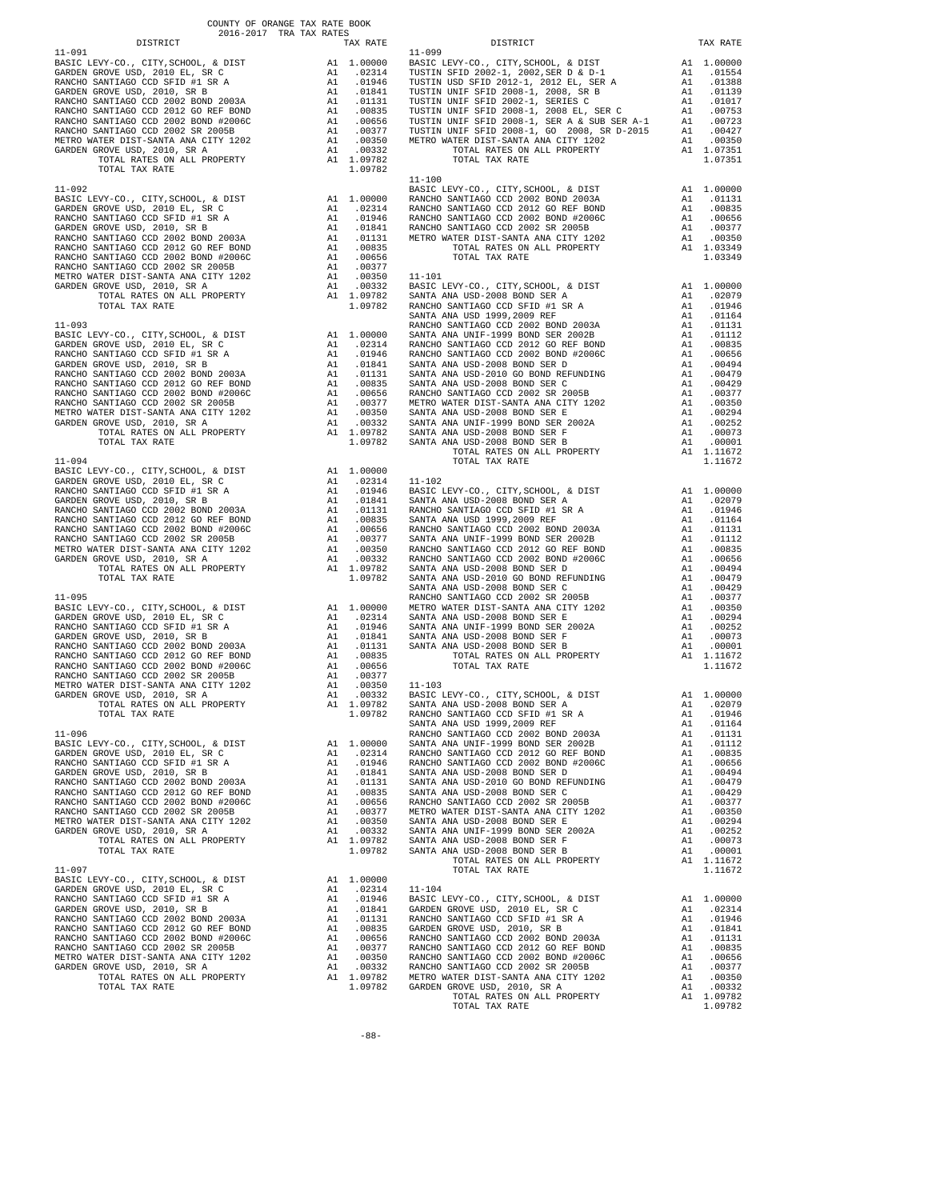COUNTY OF ORANGE TAX RATE BOOK
2016-2017 TRA TAX RATES

| DISTRICT | | TAX RATE |
|---|---|---|
| **11-091** | | |
| BASIC LEVY-CO., CITY,SCHOOL, & DIST | A1 | 1.00000 |
| GARDEN GROVE USD, 2010 EL, SR C | A1 | .02314 |
| RANCHO SANTIAGO CCD SFID #1 SR A | A1 | .01946 |
| GARDEN GROVE USD, 2010, SR B | A1 | .01841 |
| RANCHO SANTIAGO CCD 2002 BOND 2003A | A1 | .01131 |
| RANCHO SANTIAGO CCD 2012 GO REF BOND | A1 | .00835 |
| RANCHO SANTIAGO CCD 2002 BOND #2006C | A1 | .00656 |
| RANCHO SANTIAGO CCD 2002 SR 2005B | A1 | .00377 |
| METRO WATER DIST-SANTA ANA CITY 1202 | A1 | .00350 |
| GARDEN GROVE USD, 2010, SR A | A1 | .00332 |
| TOTAL RATES ON ALL PROPERTY | A1 | 1.09782 |
| TOTAL TAX RATE | | 1.09782 |
| **11-092** | | |
| BASIC LEVY-CO., CITY,SCHOOL, & DIST | A1 | 1.00000 |
| GARDEN GROVE USD, 2010 EL, SR C | A1 | .02314 |
| RANCHO SANTIAGO CCD SFID #1 SR A | A1 | .01946 |
| GARDEN GROVE USD, 2010, SR B | A1 | .01841 |
| RANCHO SANTIAGO CCD 2002 BOND 2003A | A1 | .01131 |
| RANCHO SANTIAGO CCD 2012 GO REF BOND | A1 | .00835 |
| RANCHO SANTIAGO CCD 2002 BOND #2006C | A1 | .00656 |
| RANCHO SANTIAGO CCD 2002 SR 2005B | A1 | .00377 |
| METRO WATER DIST-SANTA ANA CITY 1202 | A1 | .00350 |
| GARDEN GROVE USD, 2010, SR A | A1 | .00332 |
| TOTAL RATES ON ALL PROPERTY | A1 | 1.09782 |
| TOTAL TAX RATE | | 1.09782 |
| **11-093** | | |
| BASIC LEVY-CO., CITY,SCHOOL, & DIST | A1 | 1.00000 |
| GARDEN GROVE USD, 2010 EL, SR C | A1 | .02314 |
| RANCHO SANTIAGO CCD SFID #1 SR A | A1 | .01946 |
| GARDEN GROVE USD, 2010, SR B | A1 | .01841 |
| RANCHO SANTIAGO CCD 2002 BOND 2003A | A1 | .01131 |
| RANCHO SANTIAGO CCD 2012 GO REF BOND | A1 | .00835 |
| RANCHO SANTIAGO CCD 2002 BOND #2006C | A1 | .00656 |
| RANCHO SANTIAGO CCD 2002 SR 2005B | A1 | .00377 |
| METRO WATER DIST-SANTA ANA CITY 1202 | A1 | .00350 |
| GARDEN GROVE USD, 2010, SR A | A1 | .00332 |
| TOTAL RATES ON ALL PROPERTY | A1 | 1.09782 |
| TOTAL TAX RATE | | 1.09782 |
| **11-094** | | |
| BASIC LEVY-CO., CITY,SCHOOL, & DIST | A1 | 1.00000 |
| GARDEN GROVE USD, 2010 EL, SR C | A1 | .02314 |
| RANCHO SANTIAGO CCD SFID #1 SR A | A1 | .01946 |
| GARDEN GROVE USD, 2010, SR B | A1 | .01841 |
| RANCHO SANTIAGO CCD 2002 BOND 2003A | A1 | .01131 |
| RANCHO SANTIAGO CCD 2012 GO REF BOND | A1 | .00835 |
| RANCHO SANTIAGO CCD 2002 BOND #2006C | A1 | .00656 |
| RANCHO SANTIAGO CCD 2002 SR 2005B | A1 | .00377 |
| METRO WATER DIST-SANTA ANA CITY 1202 | A1 | .00350 |
| GARDEN GROVE USD, 2010, SR A | A1 | .00332 |
| TOTAL RATES ON ALL PROPERTY | A1 | 1.09782 |
| TOTAL TAX RATE | | 1.09782 |
| **11-095** | | |
| BASIC LEVY-CO., CITY,SCHOOL, & DIST | A1 | 1.00000 |
| GARDEN GROVE USD, 2010 EL, SR C | A1 | .02314 |
| RANCHO SANTIAGO CCD SFID #1 SR A | A1 | .01946 |
| GARDEN GROVE USD, 2010, SR B | A1 | .01841 |
| RANCHO SANTIAGO CCD 2002 BOND 2003A | A1 | .01131 |
| RANCHO SANTIAGO CCD 2012 GO REF BOND | A1 | .00835 |
| RANCHO SANTIAGO CCD 2002 BOND #2006C | A1 | .00656 |
| RANCHO SANTIAGO CCD 2002 SR 2005B | A1 | .00377 |
| METRO WATER DIST-SANTA ANA CITY 1202 | A1 | .00350 |
| GARDEN GROVE USD, 2010, SR A | A1 | .00332 |
| TOTAL RATES ON ALL PROPERTY | A1 | 1.09782 |
| TOTAL TAX RATE | | 1.09782 |
| **11-096** | | |
| BASIC LEVY-CO., CITY,SCHOOL, & DIST | A1 | 1.00000 |
| GARDEN GROVE USD, 2010 EL, SR C | A1 | .02314 |
| RANCHO SANTIAGO CCD SFID #1 SR A | A1 | .01946 |
| GARDEN GROVE USD, 2010, SR B | A1 | .01841 |
| RANCHO SANTIAGO CCD 2002 BOND 2003A | A1 | .01131 |
| RANCHO SANTIAGO CCD 2012 GO REF BOND | A1 | .00835 |
| RANCHO SANTIAGO CCD 2002 BOND #2006C | A1 | .00656 |
| RANCHO SANTIAGO CCD 2002 SR 2005B | A1 | .00377 |
| METRO WATER DIST-SANTA ANA CITY 1202 | A1 | .00350 |
| GARDEN GROVE USD, 2010, SR A | A1 | .00332 |
| TOTAL RATES ON ALL PROPERTY | A1 | 1.09782 |
| TOTAL TAX RATE | | 1.09782 |
| **11-097** | | |
| BASIC LEVY-CO., CITY,SCHOOL, & DIST | A1 | 1.00000 |
| GARDEN GROVE USD, 2010 EL, SR C | A1 | .02314 |
| RANCHO SANTIAGO CCD SFID #1 SR A | A1 | .01946 |
| GARDEN GROVE USD, 2010, SR B | A1 | .01841 |
| RANCHO SANTIAGO CCD 2002 BOND 2003A | A1 | .01131 |
| RANCHO SANTIAGO CCD 2012 GO REF BOND | A1 | .00835 |
| RANCHO SANTIAGO CCD 2002 BOND #2006C | A1 | .00656 |
| RANCHO SANTIAGO CCD 2002 SR 2005B | A1 | .00377 |
| METRO WATER DIST-SANTA ANA CITY 1202 | A1 | .00350 |
| GARDEN GROVE USD, 2010, SR A | A1 | .00332 |
| TOTAL RATES ON ALL PROPERTY | A1 | 1.09782 |
| TOTAL TAX RATE | | 1.09782 |
| **11-099** | | |
| BASIC LEVY-CO., CITY,SCHOOL, & DIST | A1 | 1.00000 |
| TUSTIN SFID 2002-1, 2002,SER D & D-1 | A1 | .01554 |
| TUSTIN USD SFID 2012-1, 2012 EL, SER A | A1 | .01388 |
| TUSTIN UNIF SFID 2008-1, 2008, SR B | A1 | .01139 |
| TUSTIN UNIF SFID 2002-1, SERIES C | A1 | .01017 |
| TUSTIN UNIF SFID 2008-1, 2008 EL, SER C | A1 | .00753 |
| TUSTIN UNIF SFID 2008-1, SER A & SUB SER A-1 | A1 | .00723 |
| TUSTIN UNIF SFID 2008-1, GO 2008, SR D-2015 | A1 | .00427 |
| METRO WATER DIST-SANTA ANA CITY 1202 | A1 | .00350 |
| TOTAL RATES ON ALL PROPERTY | A1 | 1.07351 |
| TOTAL TAX RATE | | 1.07351 |
| **11-100** | | |
| BASIC LEVY-CO., CITY,SCHOOL, & DIST | A1 | 1.00000 |
| RANCHO SANTIAGO CCD 2002 BOND 2003A | A1 | .01131 |
| RANCHO SANTIAGO CCD 2012 GO REF BOND | A1 | .00835 |
| RANCHO SANTIAGO CCD 2002 BOND #2006C | A1 | .00656 |
| RANCHO SANTIAGO CCD 2002 SR 2005B | A1 | .00377 |
| METRO WATER DIST-SANTA ANA CITY 1202 | A1 | .00350 |
| TOTAL RATES ON ALL PROPERTY | A1 | 1.03349 |
| TOTAL TAX RATE | | 1.03349 |
| **11-101** | | |
| BASIC LEVY-CO., CITY,SCHOOL, & DIST | A1 | 1.00000 |
| SANTA ANA USD-2008 BOND SER A | A1 | .02079 |
| RANCHO SANTIAGO CCD SFID #1 SR A | A1 | .01946 |
| SANTA ANA USD 1999,2009 REF | A1 | .01164 |
| RANCHO SANTIAGO CCD 2002 BOND 2003A | A1 | .01131 |
| SANTA ANA UNIF-1999 BOND SER 2002B | A1 | .01112 |
| RANCHO SANTIAGO CCD 2012 GO REF BOND | A1 | .00835 |
| RANCHO SANTIAGO CCD 2002 BOND #2006C | A1 | .00656 |
| SANTA ANA USD-2008 BOND SER D | A1 | .00494 |
| SANTA ANA USD-2010 GO BOND REFUNDING | A1 | .00479 |
| SANTA ANA USD-2008 BOND SER C | A1 | .00429 |
| RANCHO SANTIAGO CCD 2002 SR 2005B | A1 | .00377 |
| METRO WATER DIST-SANTA ANA CITY 1202 | A1 | .00350 |
| SANTA ANA USD-2008 BOND SER E | A1 | .00294 |
| SANTA ANA UNIF-1999 BOND SER 2002A | A1 | .00252 |
| SANTA ANA USD-2008 BOND SER F | A1 | .00073 |
| SANTA ANA USD-2008 BOND SER B | A1 | .00001 |
| TOTAL RATES ON ALL PROPERTY | A1 | 1.11672 |
| TOTAL TAX RATE | | 1.11672 |
| **11-102** | | |
| BASIC LEVY-CO., CITY,SCHOOL, & DIST | A1 | 1.00000 |
| SANTA ANA USD-2008 BOND SER A | A1 | .02079 |
| RANCHO SANTIAGO CCD SFID #1 SR A | A1 | .01946 |
| SANTA ANA USD 1999,2009 REF | A1 | .01164 |
| RANCHO SANTIAGO CCD 2002 BOND 2003A | A1 | .01131 |
| SANTA ANA UNIF-1999 BOND SER 2002B | A1 | .01112 |
| RANCHO SANTIAGO CCD 2012 GO REF BOND | A1 | .00835 |
| RANCHO SANTIAGO CCD 2002 BOND #2006C | A1 | .00656 |
| SANTA ANA USD-2008 BOND SER D | A1 | .00494 |
| SANTA ANA USD-2010 GO BOND REFUNDING | A1 | .00479 |
| SANTA ANA USD-2008 BOND SER C | A1 | .00429 |
| RANCHO SANTIAGO CCD 2002 SR 2005B | A1 | .00377 |
| METRO WATER DIST-SANTA ANA CITY 1202 | A1 | .00350 |
| SANTA ANA USD-2008 BOND SER E | A1 | .00294 |
| SANTA ANA UNIF-1999 BOND SER 2002A | A1 | .00252 |
| SANTA ANA USD-2008 BOND SER F | A1 | .00073 |
| SANTA ANA USD-2008 BOND SER B | A1 | .00001 |
| TOTAL RATES ON ALL PROPERTY | A1 | 1.11672 |
| TOTAL TAX RATE | | 1.11672 |
| **11-103** | | |
| BASIC LEVY-CO., CITY,SCHOOL, & DIST | A1 | 1.00000 |
| SANTA ANA USD-2008 BOND SER A | A1 | .02079 |
| RANCHO SANTIAGO CCD SFID #1 SR A | A1 | .01946 |
| SANTA ANA USD 1999,2009 REF | A1 | .01164 |
| RANCHO SANTIAGO CCD 2002 BOND 2003A | A1 | .01131 |
| SANTA ANA UNIF-1999 BOND SER 2002B | A1 | .01112 |
| RANCHO SANTIAGO CCD 2012 GO REF BOND | A1 | .00835 |
| RANCHO SANTIAGO CCD 2002 BOND #2006C | A1 | .00656 |
| SANTA ANA USD-2008 BOND SER D | A1 | .00494 |
| SANTA ANA USD-2010 GO BOND REFUNDING | A1 | .00479 |
| SANTA ANA USD-2008 BOND SER C | A1 | .00429 |
| RANCHO SANTIAGO CCD 2002 SR 2005B | A1 | .00377 |
| METRO WATER DIST-SANTA ANA CITY 1202 | A1 | .00350 |
| SANTA ANA USD-2008 BOND SER E | A1 | .00294 |
| SANTA ANA UNIF-1999 BOND SER 2002A | A1 | .00252 |
| SANTA ANA USD-2008 BOND SER F | A1 | .00073 |
| SANTA ANA USD-2008 BOND SER B | A1 | .00001 |
| TOTAL RATES ON ALL PROPERTY | A1 | 1.11672 |
| TOTAL TAX RATE | | 1.11672 |
| **11-104** | | |
| BASIC LEVY-CO., CITY,SCHOOL, & DIST | A1 | 1.00000 |
| GARDEN GROVE USD, 2010 EL, SR C | A1 | .02314 |
| RANCHO SANTIAGO CCD SFID #1 SR A | A1 | .01946 |
| GARDEN GROVE USD, 2010, SR B | A1 | .01841 |
| RANCHO SANTIAGO CCD 2002 BOND 2003A | A1 | .01131 |
| RANCHO SANTIAGO CCD 2012 GO REF BOND | A1 | .00835 |
| RANCHO SANTIAGO CCD 2002 BOND #2006C | A1 | .00656 |
| RANCHO SANTIAGO CCD 2002 SR 2005B | A1 | .00377 |
| METRO WATER DIST-SANTA ANA CITY 1202 | A1 | .00350 |
| GARDEN GROVE USD, 2010, SR A | A1 | .00332 |
| TOTAL RATES ON ALL PROPERTY | A1 | 1.09782 |
| TOTAL TAX RATE | | 1.09782 |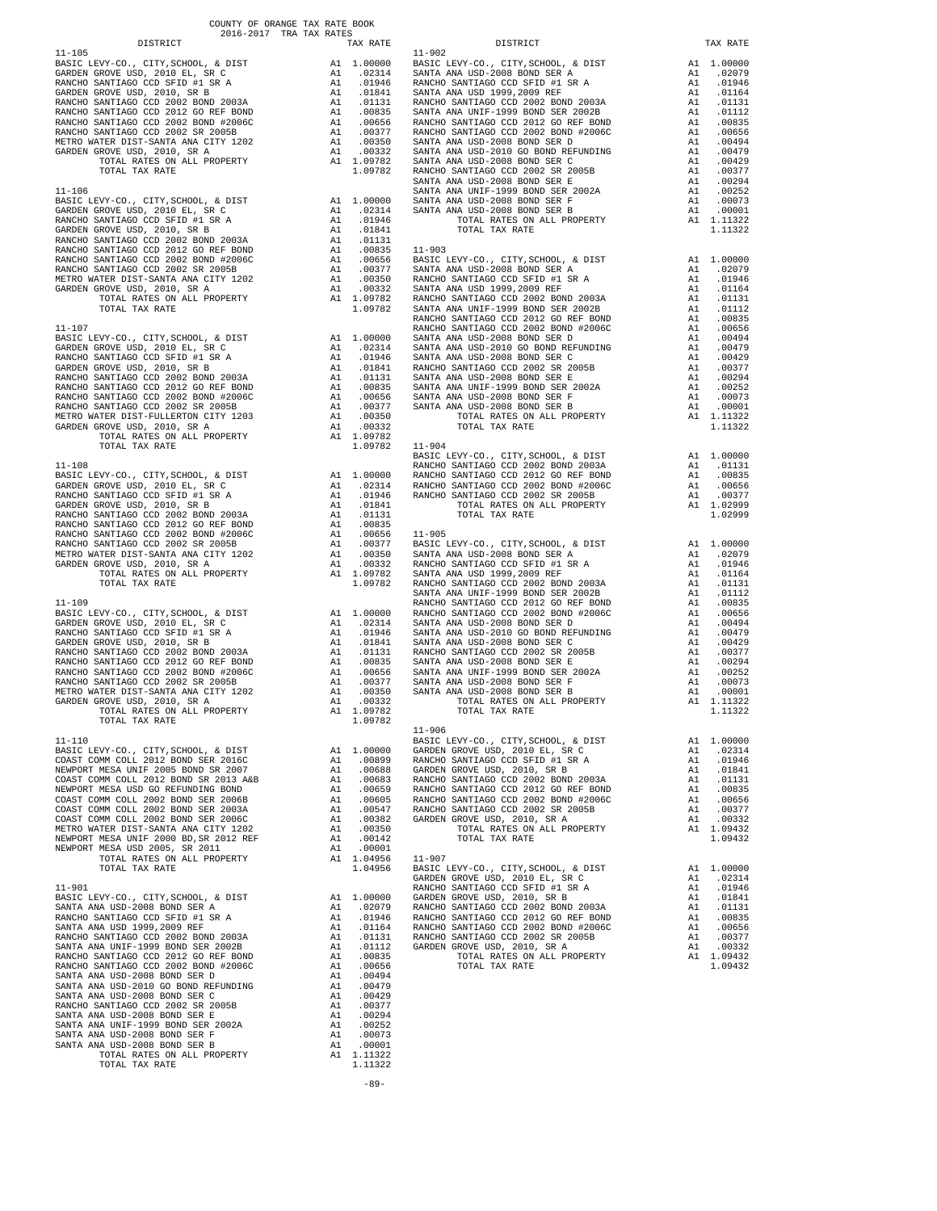COUNTY OF ORANGE TAX RATE BOOK
2016-2017 TRA TAX RATES

| DISTRICT | | TAX RATE |
|---|---|---|
| **11-105** | | |
| BASIC LEVY-CO., CITY,SCHOOL, & DIST | A1 | 1.00000 |
| GARDEN GROVE USD, 2010 EL, SR C | A1 | .02314 |
| RANCHO SANTIAGO CCD SFID #1 SR A | A1 | .01946 |
| GARDEN GROVE USD, 2010, SR B | A1 | .01841 |
| RANCHO SANTIAGO CCD 2002 BOND 2003A | A1 | .01131 |
| RANCHO SANTIAGO CCD 2012 GO REF BOND | A1 | .00835 |
| RANCHO SANTIAGO CCD 2002 BOND #2006C | A1 | .00656 |
| RANCHO SANTIAGO CCD 2002 SR 2005B | A1 | .00377 |
| METRO WATER DIST-SANTA ANA CITY 1202 | A1 | .00350 |
| GARDEN GROVE USD, 2010, SR A | A1 | .00332 |
| TOTAL RATES ON ALL PROPERTY | A1 | 1.09782 |
| TOTAL TAX RATE | | 1.09782 |
| **11-106** | | |
| BASIC LEVY-CO., CITY,SCHOOL, & DIST | A1 | 1.00000 |
| GARDEN GROVE USD, 2010 EL, SR C | A1 | .02314 |
| RANCHO SANTIAGO CCD SFID #1 SR A | A1 | .01946 |
| GARDEN GROVE USD, 2010, SR B | A1 | .01841 |
| RANCHO SANTIAGO CCD 2002 BOND 2003A | A1 | .01131 |
| RANCHO SANTIAGO CCD 2012 GO REF BOND | A1 | .00835 |
| RANCHO SANTIAGO CCD 2002 BOND #2006C | A1 | .00656 |
| RANCHO SANTIAGO CCD 2002 SR 2005B | A1 | .00377 |
| METRO WATER DIST-SANTA ANA CITY 1202 | A1 | .00350 |
| GARDEN GROVE USD, 2010, SR A | A1 | .00332 |
| TOTAL RATES ON ALL PROPERTY | A1 | 1.09782 |
| TOTAL TAX RATE | | 1.09782 |
| **11-107** | | |
| BASIC LEVY-CO., CITY,SCHOOL, & DIST | A1 | 1.00000 |
| GARDEN GROVE USD, 2010 EL, SR C | A1 | .02314 |
| RANCHO SANTIAGO CCD SFID #1 SR A | A1 | .01946 |
| GARDEN GROVE USD, 2010, SR B | A1 | .01841 |
| RANCHO SANTIAGO CCD 2002 BOND 2003A | A1 | .01131 |
| RANCHO SANTIAGO CCD 2012 GO REF BOND | A1 | .00835 |
| RANCHO SANTIAGO CCD 2002 BOND #2006C | A1 | .00656 |
| RANCHO SANTIAGO CCD 2002 SR 2005B | A1 | .00377 |
| METRO WATER DIST-FULLERTON CITY 1203 | A1 | .00350 |
| GARDEN GROVE USD, 2010, SR A | A1 | .00332 |
| TOTAL RATES ON ALL PROPERTY | A1 | 1.09782 |
| TOTAL TAX RATE | | 1.09782 |
| **11-108** | | |
| BASIC LEVY-CO., CITY,SCHOOL, & DIST | A1 | 1.00000 |
| GARDEN GROVE USD, 2010 EL, SR C | A1 | .02314 |
| RANCHO SANTIAGO CCD SFID #1 SR A | A1 | .01946 |
| GARDEN GROVE USD, 2010, SR B | A1 | .01841 |
| RANCHO SANTIAGO CCD 2002 BOND 2003A | A1 | .01131 |
| RANCHO SANTIAGO CCD 2012 GO REF BOND | A1 | .00835 |
| RANCHO SANTIAGO CCD 2002 BOND #2006C | A1 | .00656 |
| RANCHO SANTIAGO CCD 2002 SR 2005B | A1 | .00377 |
| METRO WATER DIST-SANTA ANA CITY 1202 | A1 | .00350 |
| GARDEN GROVE USD, 2010, SR A | A1 | .00332 |
| TOTAL RATES ON ALL PROPERTY | A1 | 1.09782 |
| TOTAL TAX RATE | | 1.09782 |
| **11-109** | | |
| BASIC LEVY-CO., CITY,SCHOOL, & DIST | A1 | 1.00000 |
| GARDEN GROVE USD, 2010 EL, SR C | A1 | .02314 |
| RANCHO SANTIAGO CCD SFID #1 SR A | A1 | .01946 |
| GARDEN GROVE USD, 2010, SR B | A1 | .01841 |
| RANCHO SANTIAGO CCD 2002 BOND 2003A | A1 | .01131 |
| RANCHO SANTIAGO CCD 2012 GO REF BOND | A1 | .00835 |
| RANCHO SANTIAGO CCD 2002 BOND #2006C | A1 | .00656 |
| RANCHO SANTIAGO CCD 2002 SR 2005B | A1 | .00377 |
| METRO WATER DIST-SANTA ANA CITY 1202 | A1 | .00350 |
| GARDEN GROVE USD, 2010, SR A | A1 | .00332 |
| TOTAL RATES ON ALL PROPERTY | A1 | 1.09782 |
| TOTAL TAX RATE | | 1.09782 |
| **11-110** | | |
| BASIC LEVY-CO., CITY,SCHOOL, & DIST | A1 | 1.00000 |
| COAST COMM COLL 2012 BOND SER 2016C | A1 | .00899 |
| NEWPORT MESA UNIF 2005 BOND SR 2007 | A1 | .00688 |
| COAST COMM COLL 2012 BOND SER 2013 A&B | A1 | .00683 |
| NEWPORT MESA USD GO REFUNDING BOND | A1 | .00659 |
| COAST COMM COLL 2002 BOND SER 2006B | A1 | .00605 |
| COAST COMM COLL 2002 BOND SER 2003A | A1 | .00547 |
| COAST COMM COLL 2002 BOND SER 2006C | A1 | .00382 |
| METRO WATER DIST-SANTA ANA CITY 1202 | A1 | .00350 |
| NEWPORT MESA UNIF 2000 BD,SR 2012 REF | A1 | .00142 |
| NEWPORT MESA USD 2005, SR 2011 | A1 | .00001 |
| TOTAL RATES ON ALL PROPERTY | A1 | 1.04956 |
| TOTAL TAX RATE | | 1.04956 |
| **11-901** | | |
| BASIC LEVY-CO., CITY,SCHOOL, & DIST | A1 | 1.00000 |
| SANTA ANA USD-2008 BOND SER A | A1 | .02079 |
| RANCHO SANTIAGO CCD SFID #1 SR A | A1 | .01946 |
| SANTA ANA USD 1999,2009 REF | A1 | .01164 |
| RANCHO SANTIAGO CCD 2002 BOND 2003A | A1 | .01131 |
| SANTA ANA UNIF-1999 BOND SER 2002B | A1 | .01112 |
| RANCHO SANTIAGO CCD 2012 GO REF BOND | A1 | .00835 |
| RANCHO SANTIAGO CCD 2002 BOND #2006C | A1 | .00656 |
| SANTA ANA USD-2008 BOND SER D | A1 | .00494 |
| SANTA ANA USD-2010 GO BOND REFUNDING | A1 | .00479 |
| SANTA ANA USD-2008 BOND SER C | A1 | .00429 |
| RANCHO SANTIAGO CCD 2002 SR 2005B | A1 | .00377 |
| SANTA ANA USD-2008 BOND SER E | A1 | .00294 |
| SANTA ANA UNIF-1999 BOND SER 2002A | A1 | .00252 |
| SANTA ANA USD-2008 BOND SER F | A1 | .00073 |
| SANTA ANA USD-2008 BOND SER B | A1 | .00001 |
| TOTAL RATES ON ALL PROPERTY | A1 | 1.11322 |
| TOTAL TAX RATE | | 1.11322 |
| **11-902** | | |
| BASIC LEVY-CO., CITY,SCHOOL, & DIST | A1 | 1.00000 |
| SANTA ANA USD-2008 BOND SER A | A1 | .02079 |
| RANCHO SANTIAGO CCD SFID #1 SR A | A1 | .01946 |
| SANTA ANA USD 1999,2009 REF | A1 | .01164 |
| RANCHO SANTIAGO CCD 2002 BOND 2003A | A1 | .01131 |
| SANTA ANA UNIF-1999 BOND SER 2002B | A1 | .01112 |
| RANCHO SANTIAGO CCD 2012 GO REF BOND | A1 | .00835 |
| RANCHO SANTIAGO CCD 2002 BOND #2006C | A1 | .00656 |
| SANTA ANA USD-2008 BOND SER D | A1 | .00494 |
| SANTA ANA USD-2010 GO BOND REFUNDING | A1 | .00479 |
| SANTA ANA USD-2008 BOND SER C | A1 | .00429 |
| RANCHO SANTIAGO CCD 2002 SR 2005B | A1 | .00377 |
| SANTA ANA USD-2008 BOND SER E | A1 | .00294 |
| SANTA ANA UNIF-1999 BOND SER 2002A | A1 | .00252 |
| SANTA ANA USD-2008 BOND SER F | A1 | .00073 |
| SANTA ANA USD-2008 BOND SER B | A1 | .00001 |
| TOTAL RATES ON ALL PROPERTY | A1 | 1.11322 |
| TOTAL TAX RATE | | 1.11322 |
| **11-903** | | |
| BASIC LEVY-CO., CITY,SCHOOL, & DIST | A1 | 1.00000 |
| SANTA ANA USD-2008 BOND SER A | A1 | .02079 |
| RANCHO SANTIAGO CCD SFID #1 SR A | A1 | .01946 |
| SANTA ANA USD 1999,2009 REF | A1 | .01164 |
| RANCHO SANTIAGO CCD 2002 BOND 2003A | A1 | .01131 |
| SANTA ANA UNIF-1999 BOND SER 2002B | A1 | .01112 |
| RANCHO SANTIAGO CCD 2012 GO REF BOND | A1 | .00835 |
| RANCHO SANTIAGO CCD 2002 BOND #2006C | A1 | .00656 |
| SANTA ANA USD-2008 BOND SER D | A1 | .00494 |
| SANTA ANA USD-2010 GO BOND REFUNDING | A1 | .00479 |
| SANTA ANA USD-2008 BOND SER C | A1 | .00429 |
| RANCHO SANTIAGO CCD 2002 SR 2005B | A1 | .00377 |
| SANTA ANA USD-2008 BOND SER E | A1 | .00294 |
| SANTA ANA UNIF-1999 BOND SER 2002A | A1 | .00252 |
| SANTA ANA USD-2008 BOND SER F | A1 | .00073 |
| SANTA ANA USD-2008 BOND SER B | A1 | .00001 |
| TOTAL RATES ON ALL PROPERTY | A1 | 1.11322 |
| TOTAL TAX RATE | | 1.11322 |
| **11-904** | | |
| BASIC LEVY-CO., CITY,SCHOOL, & DIST | A1 | 1.00000 |
| RANCHO SANTIAGO CCD 2002 BOND 2003A | A1 | .01131 |
| RANCHO SANTIAGO CCD 2012 GO REF BOND | A1 | .00835 |
| RANCHO SANTIAGO CCD 2002 BOND #2006C | A1 | .00656 |
| RANCHO SANTIAGO CCD 2002 SR 2005B | A1 | .00377 |
| TOTAL RATES ON ALL PROPERTY | A1 | 1.02999 |
| TOTAL TAX RATE | | 1.02999 |
| **11-905** | | |
| BASIC LEVY-CO., CITY,SCHOOL, & DIST | A1 | 1.00000 |
| SANTA ANA USD-2008 BOND SER A | A1 | .02079 |
| RANCHO SANTIAGO CCD SFID #1 SR A | A1 | .01946 |
| SANTA ANA USD 1999,2009 REF | A1 | .01164 |
| RANCHO SANTIAGO CCD 2002 BOND 2003A | A1 | .01131 |
| SANTA ANA UNIF-1999 BOND SER 2002B | A1 | .01112 |
| RANCHO SANTIAGO CCD 2012 GO REF BOND | A1 | .00835 |
| RANCHO SANTIAGO CCD 2002 BOND #2006C | A1 | .00656 |
| SANTA ANA USD-2008 BOND SER D | A1 | .00494 |
| SANTA ANA USD-2010 GO BOND REFUNDING | A1 | .00479 |
| SANTA ANA USD-2008 BOND SER C | A1 | .00429 |
| RANCHO SANTIAGO CCD 2002 SR 2005B | A1 | .00377 |
| SANTA ANA USD-2008 BOND SER E | A1 | .00294 |
| SANTA ANA UNIF-1999 BOND SER 2002A | A1 | .00252 |
| SANTA ANA USD-2008 BOND SER F | A1 | .00073 |
| SANTA ANA USD-2008 BOND SER B | A1 | .00001 |
| TOTAL RATES ON ALL PROPERTY | A1 | 1.11322 |
| TOTAL TAX RATE | | 1.11322 |
| **11-906** | | |
| BASIC LEVY-CO., CITY,SCHOOL, & DIST | A1 | 1.00000 |
| GARDEN GROVE USD, 2010 EL, SR C | A1 | .02314 |
| RANCHO SANTIAGO CCD SFID #1 SR A | A1 | .01946 |
| GARDEN GROVE USD, 2010, SR B | A1 | .01841 |
| RANCHO SANTIAGO CCD 2002 BOND 2003A | A1 | .01131 |
| RANCHO SANTIAGO CCD 2012 GO REF BOND | A1 | .00835 |
| RANCHO SANTIAGO CCD 2002 BOND #2006C | A1 | .00656 |
| RANCHO SANTIAGO CCD 2002 SR 2005B | A1 | .00377 |
| GARDEN GROVE USD, 2010, SR A | A1 | .00332 |
| TOTAL RATES ON ALL PROPERTY | A1 | 1.09432 |
| TOTAL TAX RATE | | 1.09432 |
| **11-907** | | |
| BASIC LEVY-CO., CITY,SCHOOL, & DIST | A1 | 1.00000 |
| GARDEN GROVE USD, 2010 EL, SR C | A1 | .02314 |
| RANCHO SANTIAGO CCD SFID #1 SR A | A1 | .01946 |
| GARDEN GROVE USD, 2010, SR B | A1 | .01841 |
| RANCHO SANTIAGO CCD 2002 BOND 2003A | A1 | .01131 |
| RANCHO SANTIAGO CCD 2012 GO REF BOND | A1 | .00835 |
| RANCHO SANTIAGO CCD 2002 BOND #2006C | A1 | .00656 |
| RANCHO SANTIAGO CCD 2002 SR 2005B | A1 | .00377 |
| GARDEN GROVE USD, 2010, SR A | A1 | .00332 |
| TOTAL RATES ON ALL PROPERTY | A1 | 1.09432 |
| TOTAL TAX RATE | | 1.09432 |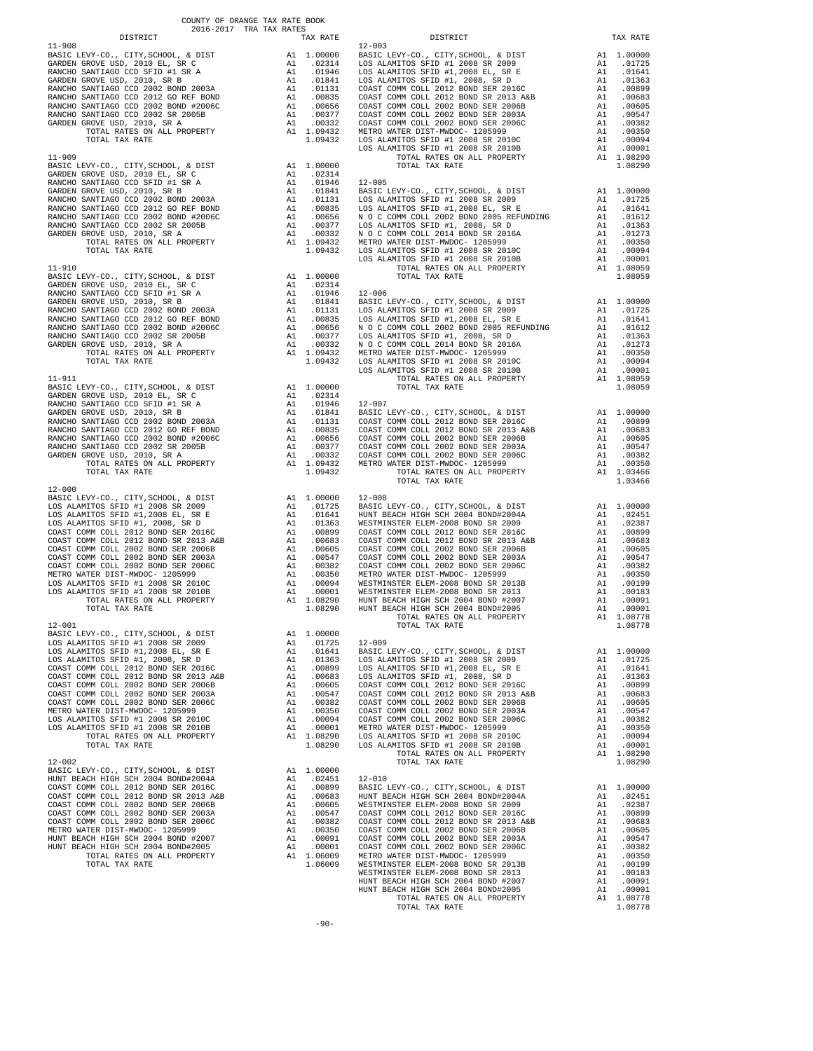COUNTY OF ORANGE TAX RATE BOOK
2016-2017 TRA TAX RATES

| DISTRICT | | TAX RATE |
|---|---|---|
| **11-908** | | |
| BASIC LEVY-CO., CITY,SCHOOL, & DIST | A1 | 1.00000 |
| GARDEN GROVE USD, 2010 EL, SR C | A1 | .02314 |
| RANCHO SANTIAGO CCD SFID #1 SR A | A1 | .01946 |
| GARDEN GROVE USD, 2010, SR B | A1 | .01841 |
| RANCHO SANTIAGO CCD 2002 BOND 2003A | A1 | .01131 |
| RANCHO SANTIAGO CCD 2012 GO REF BOND | A1 | .00835 |
| RANCHO SANTIAGO CCD 2002 BOND #2006C | A1 | .00656 |
| RANCHO SANTIAGO CCD 2002 SR 2005B | A1 | .00377 |
| GARDEN GROVE USD, 2010, SR A | A1 | .00332 |
| TOTAL RATES ON ALL PROPERTY | A1 | 1.09432 |
| TOTAL TAX RATE | | 1.09432 |
| **11-909** | | |
| BASIC LEVY-CO., CITY,SCHOOL, & DIST | A1 | 1.00000 |
| GARDEN GROVE USD, 2010 EL, SR C | A1 | .02314 |
| RANCHO SANTIAGO CCD SFID #1 SR A | A1 | .01946 |
| GARDEN GROVE USD, 2010, SR B | A1 | .01841 |
| RANCHO SANTIAGO CCD 2002 BOND 2003A | A1 | .01131 |
| RANCHO SANTIAGO CCD 2012 GO REF BOND | A1 | .00835 |
| RANCHO SANTIAGO CCD 2002 BOND #2006C | A1 | .00656 |
| RANCHO SANTIAGO CCD 2002 SR 2005B | A1 | .00377 |
| GARDEN GROVE USD, 2010, SR A | A1 | .00332 |
| TOTAL RATES ON ALL PROPERTY | A1 | 1.09432 |
| TOTAL TAX RATE | | 1.09432 |
| **11-910** | | |
| BASIC LEVY-CO., CITY,SCHOOL, & DIST | A1 | 1.00000 |
| GARDEN GROVE USD, 2010 EL, SR C | A1 | .02314 |
| RANCHO SANTIAGO CCD SFID #1 SR A | A1 | .01946 |
| GARDEN GROVE USD, 2010, SR B | A1 | .01841 |
| RANCHO SANTIAGO CCD 2002 BOND 2003A | A1 | .01131 |
| RANCHO SANTIAGO CCD 2012 GO REF BOND | A1 | .00835 |
| RANCHO SANTIAGO CCD 2002 BOND #2006C | A1 | .00656 |
| RANCHO SANTIAGO CCD 2002 SR 2005B | A1 | .00377 |
| GARDEN GROVE USD, 2010, SR A | A1 | .00332 |
| TOTAL RATES ON ALL PROPERTY | A1 | 1.09432 |
| TOTAL TAX RATE | | 1.09432 |
| **11-911** | | |
| BASIC LEVY-CO., CITY,SCHOOL, & DIST | A1 | 1.00000 |
| GARDEN GROVE USD, 2010 EL, SR C | A1 | .02314 |
| RANCHO SANTIAGO CCD SFID #1 SR A | A1 | .01946 |
| GARDEN GROVE USD, 2010, SR B | A1 | .01841 |
| RANCHO SANTIAGO CCD 2002 BOND 2003A | A1 | .01131 |
| RANCHO SANTIAGO CCD 2012 GO REF BOND | A1 | .00835 |
| RANCHO SANTIAGO CCD 2002 BOND #2006C | A1 | .00656 |
| RANCHO SANTIAGO CCD 2002 SR 2005B | A1 | .00377 |
| GARDEN GROVE USD, 2010, SR A | A1 | .00332 |
| TOTAL RATES ON ALL PROPERTY | A1 | 1.09432 |
| TOTAL TAX RATE | | 1.09432 |
| **12-000** | | |
| BASIC LEVY-CO., CITY,SCHOOL, & DIST | A1 | 1.00000 |
| LOS ALAMITOS SFID #1 2008 SR 2009 | A1 | .01725 |
| LOS ALAMITOS SFID #1,2008 EL, SR E | A1 | .01641 |
| LOS ALAMITOS SFID #1, 2008, SR D | A1 | .01363 |
| COAST COMM COLL 2012 BOND SER 2016C | A1 | .00899 |
| COAST COMM COLL 2012 BOND SR 2013 A&B | A1 | .00683 |
| COAST COMM COLL 2002 BOND SER 2006B | A1 | .00605 |
| COAST COMM COLL 2002 BOND SER 2003A | A1 | .00547 |
| COAST COMM COLL 2002 BOND SER 2006C | A1 | .00382 |
| METRO WATER DIST-MWDOC- 1205999 | A1 | .00350 |
| LOS ALAMITOS SFID #1 2008 SR 2010C | A1 | .00094 |
| LOS ALAMITOS SFID #1 2008 SR 2010B | A1 | .00001 |
| TOTAL RATES ON ALL PROPERTY | A1 | 1.08290 |
| TOTAL TAX RATE | | 1.08290 |
| **12-001** | | |
| BASIC LEVY-CO., CITY,SCHOOL, & DIST | A1 | 1.00000 |
| LOS ALAMITOS SFID #1 2008 SR 2009 | A1 | .01725 |
| LOS ALAMITOS SFID #1,2008 EL, SR E | A1 | .01641 |
| LOS ALAMITOS SFID #1, 2008, SR D | A1 | .01363 |
| COAST COMM COLL 2012 BOND SER 2016C | A1 | .00899 |
| COAST COMM COLL 2012 BOND SR 2013 A&B | A1 | .00683 |
| COAST COMM COLL 2002 BOND SER 2006B | A1 | .00605 |
| COAST COMM COLL 2002 BOND SER 2003A | A1 | .00547 |
| COAST COMM COLL 2002 BOND SER 2006C | A1 | .00382 |
| METRO WATER DIST-MWDOC- 1205999 | A1 | .00350 |
| LOS ALAMITOS SFID #1 2008 SR 2010C | A1 | .00094 |
| LOS ALAMITOS SFID #1 2008 SR 2010B | A1 | .00001 |
| TOTAL RATES ON ALL PROPERTY | A1 | 1.08290 |
| TOTAL TAX RATE | | 1.08290 |
| **12-002** | | |
| BASIC LEVY-CO., CITY,SCHOOL, & DIST | A1 | 1.00000 |
| HUNT BEACH HIGH SCH 2004 BOND#2004A | A1 | .02451 |
| COAST COMM COLL 2012 BOND SER 2016C | A1 | .00899 |
| COAST COMM COLL 2012 BOND SR 2013 A&B | A1 | .00683 |
| COAST COMM COLL 2002 BOND SER 2006B | A1 | .00605 |
| COAST COMM COLL 2002 BOND SER 2003A | A1 | .00547 |
| COAST COMM COLL 2002 BOND SER 2006C | A1 | .00382 |
| METRO WATER DIST-MWDOC- 1205999 | A1 | .00350 |
| HUNT BEACH HIGH SCH 2004 BOND #2007 | A1 | .00091 |
| HUNT BEACH HIGH SCH 2004 BOND#2005 | A1 | .00001 |
| TOTAL RATES ON ALL PROPERTY | A1 | 1.06009 |
| TOTAL TAX RATE | | 1.06009 |
| **12-003** | | |
| BASIC LEVY-CO., CITY,SCHOOL, & DIST | A1 | 1.00000 |
| LOS ALAMITOS SFID #1 2008 SR 2009 | A1 | .01725 |
| LOS ALAMITOS SFID #1,2008 EL, SR E | A1 | .01641 |
| LOS ALAMITOS SFID #1, 2008, SR D | A1 | .01363 |
| COAST COMM COLL 2012 BOND SER 2016C | A1 | .00899 |
| COAST COMM COLL 2012 BOND SR 2013 A&B | A1 | .00683 |
| COAST COMM COLL 2002 BOND SER 2006B | A1 | .00605 |
| COAST COMM COLL 2002 BOND SER 2003A | A1 | .00547 |
| COAST COMM COLL 2002 BOND SER 2006C | A1 | .00382 |
| METRO WATER DIST-MWDOC- 1205999 | A1 | .00350 |
| LOS ALAMITOS SFID #1 2008 SR 2010C | A1 | .00094 |
| LOS ALAMITOS SFID #1 2008 SR 2010B | A1 | .00001 |
| TOTAL RATES ON ALL PROPERTY | A1 | 1.08290 |
| TOTAL TAX RATE | | 1.08290 |
| **12-005** | | |
| BASIC LEVY-CO., CITY,SCHOOL, & DIST | A1 | 1.00000 |
| LOS ALAMITOS SFID #1 2008 SR 2009 | A1 | .01725 |
| LOS ALAMITOS SFID #1,2008 EL, SR E | A1 | .01641 |
| N O C COMM COLL 2002 BOND 2005 REFUNDING | A1 | .01612 |
| LOS ALAMITOS SFID #1, 2008, SR D | A1 | .01363 |
| N O C COMM COLL 2014 BOND SR 2016A | A1 | .01273 |
| METRO WATER DIST-MWDOC- 1205999 | A1 | .00350 |
| LOS ALAMITOS SFID #1 2008 SR 2010C | A1 | .00094 |
| LOS ALAMITOS SFID #1 2008 SR 2010B | A1 | .00001 |
| TOTAL RATES ON ALL PROPERTY | A1 | 1.08059 |
| TOTAL TAX RATE | | 1.08059 |
| **12-006** | | |
| BASIC LEVY-CO., CITY,SCHOOL, & DIST | A1 | 1.00000 |
| LOS ALAMITOS SFID #1 2008 SR 2009 | A1 | .01725 |
| LOS ALAMITOS SFID #1,2008 EL, SR E | A1 | .01641 |
| N O C COMM COLL 2002 BOND 2005 REFUNDING | A1 | .01612 |
| LOS ALAMITOS SFID #1, 2008, SR D | A1 | .01363 |
| N O C COMM COLL 2014 BOND SR 2016A | A1 | .01273 |
| METRO WATER DIST-MWDOC- 1205999 | A1 | .00350 |
| LOS ALAMITOS SFID #1 2008 SR 2010C | A1 | .00094 |
| LOS ALAMITOS SFID #1 2008 SR 2010B | A1 | .00001 |
| TOTAL RATES ON ALL PROPERTY | A1 | 1.08059 |
| TOTAL TAX RATE | | 1.08059 |
| **12-007** | | |
| BASIC LEVY-CO., CITY,SCHOOL, & DIST | A1 | 1.00000 |
| COAST COMM COLL 2012 BOND SER 2016C | A1 | .00899 |
| COAST COMM COLL 2012 BOND SR 2013 A&B | A1 | .00683 |
| COAST COMM COLL 2002 BOND SER 2006B | A1 | .00605 |
| COAST COMM COLL 2002 BOND SER 2003A | A1 | .00547 |
| COAST COMM COLL 2002 BOND SER 2006C | A1 | .00382 |
| METRO WATER DIST-MWDOC- 1205999 | A1 | .00350 |
| TOTAL RATES ON ALL PROPERTY | A1 | 1.03466 |
| TOTAL TAX RATE | | 1.03466 |
| **12-008** | | |
| BASIC LEVY-CO., CITY,SCHOOL, & DIST | A1 | 1.00000 |
| HUNT BEACH HIGH SCH 2004 BOND#2004A | A1 | .02451 |
| WESTMINSTER ELEM-2008 BOND SR 2009 | A1 | .02387 |
| COAST COMM COLL 2012 BOND SER 2016C | A1 | .00899 |
| COAST COMM COLL 2012 BOND SR 2013 A&B | A1 | .00683 |
| COAST COMM COLL 2002 BOND SER 2006B | A1 | .00605 |
| COAST COMM COLL 2002 BOND SER 2003A | A1 | .00547 |
| COAST COMM COLL 2002 BOND SER 2006C | A1 | .00382 |
| METRO WATER DIST-MWDOC- 1205999 | A1 | .00350 |
| WESTMINSTER ELEM-2008 BOND SR 2013B | A1 | .00199 |
| WESTMINSTER ELEM-2008 BOND SR 2013 | A1 | .00183 |
| HUNT BEACH HIGH SCH 2004 BOND #2007 | A1 | .00091 |
| HUNT BEACH HIGH SCH 2004 BOND#2005 | A1 | .00001 |
| TOTAL RATES ON ALL PROPERTY | A1 | 1.08778 |
| TOTAL TAX RATE | | 1.08778 |
| **12-009** | | |
| BASIC LEVY-CO., CITY,SCHOOL, & DIST | A1 | 1.00000 |
| LOS ALAMITOS SFID #1 2008 SR 2009 | A1 | .01725 |
| LOS ALAMITOS SFID #1,2008 EL, SR E | A1 | .01641 |
| LOS ALAMITOS SFID #1, 2008, SR D | A1 | .01363 |
| COAST COMM COLL 2012 BOND SER 2016C | A1 | .00899 |
| COAST COMM COLL 2012 BOND SR 2013 A&B | A1 | .00683 |
| COAST COMM COLL 2002 BOND SER 2006B | A1 | .00605 |
| COAST COMM COLL 2002 BOND SER 2003A | A1 | .00547 |
| COAST COMM COLL 2002 BOND SER 2006C | A1 | .00382 |
| METRO WATER DIST-MWDOC- 1205999 | A1 | .00350 |
| LOS ALAMITOS SFID #1 2008 SR 2010C | A1 | .00094 |
| LOS ALAMITOS SFID #1 2008 SR 2010B | A1 | .00001 |
| TOTAL RATES ON ALL PROPERTY | A1 | 1.08290 |
| TOTAL TAX RATE | | 1.08290 |
| **12-010** | | |
| BASIC LEVY-CO., CITY,SCHOOL, & DIST | A1 | 1.00000 |
| HUNT BEACH HIGH SCH 2004 BOND#2004A | A1 | .02451 |
| WESTMINSTER ELEM-2008 BOND SR 2009 | A1 | .02387 |
| COAST COMM COLL 2012 BOND SER 2016C | A1 | .00899 |
| COAST COMM COLL 2012 BOND SR 2013 A&B | A1 | .00683 |
| COAST COMM COLL 2002 BOND SER 2006B | A1 | .00605 |
| COAST COMM COLL 2002 BOND SER 2003A | A1 | .00547 |
| COAST COMM COLL 2002 BOND SER 2006C | A1 | .00382 |
| METRO WATER DIST-MWDOC- 1205999 | A1 | .00350 |
| WESTMINSTER ELEM-2008 BOND SR 2013B | A1 | .00199 |
| WESTMINSTER ELEM-2008 BOND SR 2013 | A1 | .00183 |
| HUNT BEACH HIGH SCH 2004 BOND #2007 | A1 | .00091 |
| HUNT BEACH HIGH SCH 2004 BOND#2005 | A1 | .00001 |
| TOTAL RATES ON ALL PROPERTY | A1 | 1.08778 |
| TOTAL TAX RATE | | 1.08778 |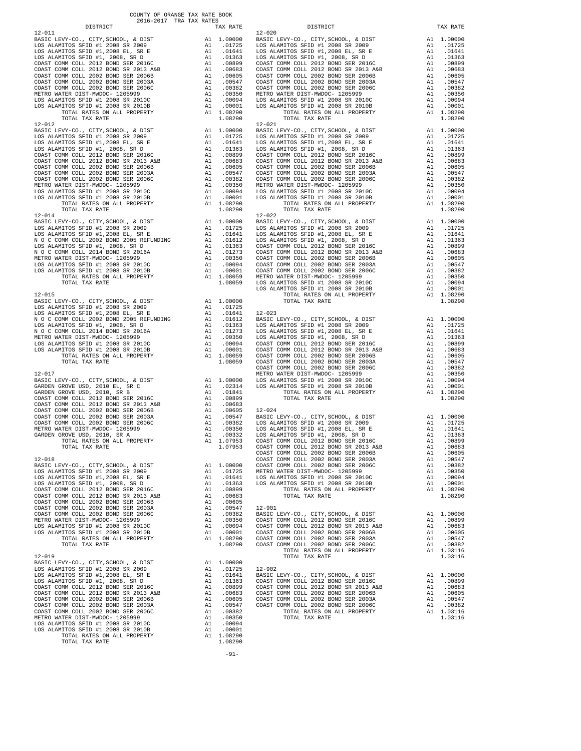COUNTY OF ORANGE TAX RATE BOOK
2016-2017 TRA TAX RATES

| DISTRICT | | TAX RATE |
|---|---|---|
| **12-011** | | |
| BASIC LEVY-CO., CITY,SCHOOL, & DIST | A1 | 1.00000 |
| LOS ALAMITOS SFID #1 2008 SR 2009 | A1 | .01725 |
| LOS ALAMITOS SFID #1,2008 EL, SR E | A1 | .01641 |
| LOS ALAMITOS SFID #1, 2008, SR D | A1 | .01363 |
| COAST COMM COLL 2012 BOND SER 2016C | A1 | .00899 |
| COAST COMM COLL 2012 BOND SR 2013 A&B | A1 | .00683 |
| COAST COMM COLL 2002 BOND SER 2006B | A1 | .00605 |
| COAST COMM COLL 2002 BOND SER 2003A | A1 | .00547 |
| COAST COMM COLL 2002 BOND SER 2006C | A1 | .00382 |
| METRO WATER DIST-MWDOC- 1205999 | A1 | .00350 |
| LOS ALAMITOS SFID #1 2008 SR 2010C | A1 | .00094 |
| LOS ALAMITOS SFID #1 2008 SR 2010B | A1 | .00001 |
| TOTAL RATES ON ALL PROPERTY | A1 | 1.08290 |
| TOTAL TAX RATE | | 1.08290 |
| **12-012** | | |
| BASIC LEVY-CO., CITY,SCHOOL, & DIST | A1 | 1.00000 |
| LOS ALAMITOS SFID #1 2008 SR 2009 | A1 | .01725 |
| LOS ALAMITOS SFID #1,2008 EL, SR E | A1 | .01641 |
| LOS ALAMITOS SFID #1, 2008, SR D | A1 | .01363 |
| COAST COMM COLL 2012 BOND SER 2016C | A1 | .00899 |
| COAST COMM COLL 2012 BOND SR 2013 A&B | A1 | .00683 |
| COAST COMM COLL 2002 BOND SER 2006B | A1 | .00605 |
| COAST COMM COLL 2002 BOND SER 2003A | A1 | .00547 |
| COAST COMM COLL 2002 BOND SER 2006C | A1 | .00382 |
| METRO WATER DIST-MWDOC- 1205999 | A1 | .00350 |
| LOS ALAMITOS SFID #1 2008 SR 2010C | A1 | .00094 |
| LOS ALAMITOS SFID #1 2008 SR 2010B | A1 | .00001 |
| TOTAL RATES ON ALL PROPERTY | A1 | 1.08290 |
| TOTAL TAX RATE | | 1.08290 |
| **12-014** | | |
| BASIC LEVY-CO., CITY,SCHOOL, & DIST | A1 | 1.00000 |
| LOS ALAMITOS SFID #1 2008 SR 2009 | A1 | .01725 |
| LOS ALAMITOS SFID #1,2008 EL, SR E | A1 | .01641 |
| N O C COMM COLL 2002 BOND 2005 REFUNDING | A1 | .01612 |
| LOS ALAMITOS SFID #1, 2008, SR D | A1 | .01363 |
| N O C COMM COLL 2014 BOND SR 2016A | A1 | .01273 |
| METRO WATER DIST-MWDOC- 1205999 | A1 | .00350 |
| LOS ALAMITOS SFID #1 2008 SR 2010C | A1 | .00094 |
| LOS ALAMITOS SFID #1 2008 SR 2010B | A1 | .00001 |
| TOTAL RATES ON ALL PROPERTY | A1 | 1.08059 |
| TOTAL TAX RATE | | 1.08059 |
| **12-015** | | |
| BASIC LEVY-CO., CITY,SCHOOL, & DIST | A1 | 1.00000 |
| LOS ALAMITOS SFID #1 2008 SR 2009 | A1 | .01725 |
| LOS ALAMITOS SFID #1,2008 EL, SR E | A1 | .01641 |
| N O C COMM COLL 2002 BOND 2005 REFUNDING | A1 | .01612 |
| LOS ALAMITOS SFID #1, 2008, SR D | A1 | .01363 |
| N O C COMM COLL 2014 BOND SR 2016A | A1 | .01273 |
| METRO WATER DIST-MWDOC- 1205999 | A1 | .00350 |
| LOS ALAMITOS SFID #1 2008 SR 2010C | A1 | .00094 |
| LOS ALAMITOS SFID #1 2008 SR 2010B | A1 | .00001 |
| TOTAL RATES ON ALL PROPERTY | A1 | 1.08059 |
| TOTAL TAX RATE | | 1.08059 |
| **12-017** | | |
| BASIC LEVY-CO., CITY,SCHOOL, & DIST | A1 | 1.00000 |
| GARDEN GROVE USD, 2010 EL, SR C | A1 | .02314 |
| GARDEN GROVE USD, 2010, SR B | A1 | .01841 |
| COAST COMM COLL 2012 BOND SER 2016C | A1 | .00899 |
| COAST COMM COLL 2012 BOND SR 2013 A&B | A1 | .00683 |
| COAST COMM COLL 2002 BOND SER 2006B | A1 | .00605 |
| COAST COMM COLL 2002 BOND SER 2003A | A1 | .00547 |
| COAST COMM COLL 2002 BOND SER 2006C | A1 | .00382 |
| METRO WATER DIST-MWDOC- 1205999 | A1 | .00350 |
| GARDEN GROVE USD, 2010, SR A | A1 | .00332 |
| TOTAL RATES ON ALL PROPERTY | A1 | 1.07953 |
| TOTAL TAX RATE | | 1.07953 |
| **12-018** | | |
| BASIC LEVY-CO., CITY,SCHOOL, & DIST | A1 | 1.00000 |
| LOS ALAMITOS SFID #1 2008 SR 2009 | A1 | .01725 |
| LOS ALAMITOS SFID #1,2008 EL, SR E | A1 | .01641 |
| LOS ALAMITOS SFID #1, 2008, SR D | A1 | .01363 |
| COAST COMM COLL 2012 BOND SER 2016C | A1 | .00899 |
| COAST COMM COLL 2012 BOND SR 2013 A&B | A1 | .00683 |
| COAST COMM COLL 2002 BOND SER 2006B | A1 | .00605 |
| COAST COMM COLL 2002 BOND SER 2003A | A1 | .00547 |
| COAST COMM COLL 2002 BOND SER 2006C | A1 | .00382 |
| METRO WATER DIST-MWDOC- 1205999 | A1 | .00350 |
| LOS ALAMITOS SFID #1 2008 SR 2010C | A1 | .00094 |
| LOS ALAMITOS SFID #1 2008 SR 2010B | A1 | .00001 |
| TOTAL RATES ON ALL PROPERTY | A1 | 1.08290 |
| TOTAL TAX RATE | | 1.08290 |
| **12-019** | | |
| BASIC LEVY-CO., CITY,SCHOOL, & DIST | A1 | 1.00000 |
| LOS ALAMITOS SFID #1 2008 SR 2009 | A1 | .01725 |
| LOS ALAMITOS SFID #1,2008 EL, SR E | A1 | .01641 |
| LOS ALAMITOS SFID #1, 2008, SR D | A1 | .01363 |
| COAST COMM COLL 2012 BOND SER 2016C | A1 | .00899 |
| COAST COMM COLL 2012 BOND SR 2013 A&B | A1 | .00683 |
| COAST COMM COLL 2002 BOND SER 2006B | A1 | .00605 |
| COAST COMM COLL 2002 BOND SER 2003A | A1 | .00547 |
| COAST COMM COLL 2002 BOND SER 2006C | A1 | .00382 |
| METRO WATER DIST-MWDOC- 1205999 | A1 | .00350 |
| LOS ALAMITOS SFID #1 2008 SR 2010C | A1 | .00094 |
| LOS ALAMITOS SFID #1 2008 SR 2010B | A1 | .00001 |
| TOTAL RATES ON ALL PROPERTY | A1 | 1.08290 |
| TOTAL TAX RATE | | 1.08290 |
| **12-020** | | |
| BASIC LEVY-CO., CITY,SCHOOL, & DIST | A1 | 1.00000 |
| LOS ALAMITOS SFID #1 2008 SR 2009 | A1 | .01725 |
| LOS ALAMITOS SFID #1,2008 EL, SR E | A1 | .01641 |
| LOS ALAMITOS SFID #1, 2008, SR D | A1 | .01363 |
| COAST COMM COLL 2012 BOND SER 2016C | A1 | .00899 |
| COAST COMM COLL 2012 BOND SR 2013 A&B | A1 | .00683 |
| COAST COMM COLL 2002 BOND SER 2006B | A1 | .00605 |
| COAST COMM COLL 2002 BOND SER 2003A | A1 | .00547 |
| COAST COMM COLL 2002 BOND SER 2006C | A1 | .00382 |
| METRO WATER DIST-MWDOC- 1205999 | A1 | .00350 |
| LOS ALAMITOS SFID #1 2008 SR 2010C | A1 | .00094 |
| LOS ALAMITOS SFID #1 2008 SR 2010B | A1 | .00001 |
| TOTAL RATES ON ALL PROPERTY | A1 | 1.08290 |
| TOTAL TAX RATE | | 1.08290 |
| **12-021** | | |
| BASIC LEVY-CO., CITY,SCHOOL, & DIST | A1 | 1.00000 |
| LOS ALAMITOS SFID #1 2008 SR 2009 | A1 | .01725 |
| LOS ALAMITOS SFID #1,2008 EL, SR E | A1 | .01641 |
| LOS ALAMITOS SFID #1, 2008, SR D | A1 | .01363 |
| COAST COMM COLL 2012 BOND SER 2016C | A1 | .00899 |
| COAST COMM COLL 2012 BOND SR 2013 A&B | A1 | .00683 |
| COAST COMM COLL 2002 BOND SER 2006B | A1 | .00605 |
| COAST COMM COLL 2002 BOND SER 2003A | A1 | .00547 |
| COAST COMM COLL 2002 BOND SER 2006C | A1 | .00382 |
| METRO WATER DIST-MWDOC- 1205999 | A1 | .00350 |
| LOS ALAMITOS SFID #1 2008 SR 2010C | A1 | .00094 |
| LOS ALAMITOS SFID #1 2008 SR 2010B | A1 | .00001 |
| TOTAL RATES ON ALL PROPERTY | A1 | 1.08290 |
| TOTAL TAX RATE | | 1.08290 |
| **12-022** | | |
| BASIC LEVY-CO., CITY,SCHOOL, & DIST | A1 | 1.00000 |
| LOS ALAMITOS SFID #1 2008 SR 2009 | A1 | .01725 |
| LOS ALAMITOS SFID #1,2008 EL, SR E | A1 | .01641 |
| LOS ALAMITOS SFID #1, 2008, SR D | A1 | .01363 |
| COAST COMM COLL 2012 BOND SER 2016C | A1 | .00899 |
| COAST COMM COLL 2012 BOND SR 2013 A&B | A1 | .00683 |
| COAST COMM COLL 2002 BOND SER 2006B | A1 | .00605 |
| COAST COMM COLL 2002 BOND SER 2003A | A1 | .00547 |
| COAST COMM COLL 2002 BOND SER 2006C | A1 | .00382 |
| METRO WATER DIST-MWDOC- 1205999 | A1 | .00350 |
| LOS ALAMITOS SFID #1 2008 SR 2010C | A1 | .00094 |
| LOS ALAMITOS SFID #1 2008 SR 2010B | A1 | .00001 |
| TOTAL RATES ON ALL PROPERTY | A1 | 1.08290 |
| TOTAL TAX RATE | | 1.08290 |
| **12-023** | | |
| BASIC LEVY-CO., CITY,SCHOOL, & DIST | A1 | 1.00000 |
| LOS ALAMITOS SFID #1 2008 SR 2009 | A1 | .01725 |
| LOS ALAMITOS SFID #1,2008 EL, SR E | A1 | .01641 |
| LOS ALAMITOS SFID #1, 2008, SR D | A1 | .01363 |
| COAST COMM COLL 2012 BOND SER 2016C | A1 | .00899 |
| COAST COMM COLL 2012 BOND SR 2013 A&B | A1 | .00683 |
| COAST COMM COLL 2002 BOND SER 2006B | A1 | .00605 |
| COAST COMM COLL 2002 BOND SER 2003A | A1 | .00547 |
| COAST COMM COLL 2002 BOND SER 2006C | A1 | .00382 |
| METRO WATER DIST-MWDOC- 1205999 | A1 | .00350 |
| LOS ALAMITOS SFID #1 2008 SR 2010C | A1 | .00094 |
| LOS ALAMITOS SFID #1 2008 SR 2010B | A1 | .00001 |
| TOTAL RATES ON ALL PROPERTY | A1 | 1.08290 |
| TOTAL TAX RATE | | 1.08290 |
| **12-024** | | |
| BASIC LEVY-CO., CITY,SCHOOL, & DIST | A1 | 1.00000 |
| LOS ALAMITOS SFID #1 2008 SR 2009 | A1 | .01725 |
| LOS ALAMITOS SFID #1,2008 EL, SR E | A1 | .01641 |
| LOS ALAMITOS SFID #1, 2008, SR D | A1 | .01363 |
| COAST COMM COLL 2012 BOND SER 2016C | A1 | .00899 |
| COAST COMM COLL 2012 BOND SR 2013 A&B | A1 | .00683 |
| COAST COMM COLL 2002 BOND SER 2006B | A1 | .00605 |
| COAST COMM COLL 2002 BOND SER 2003A | A1 | .00547 |
| COAST COMM COLL 2002 BOND SER 2006C | A1 | .00382 |
| METRO WATER DIST-MWDOC- 1205999 | A1 | .00350 |
| LOS ALAMITOS SFID #1 2008 SR 2010C | A1 | .00094 |
| LOS ALAMITOS SFID #1 2008 SR 2010B | A1 | .00001 |
| TOTAL RATES ON ALL PROPERTY | A1 | 1.08290 |
| TOTAL TAX RATE | | 1.08290 |
| **12-901** | | |
| BASIC LEVY-CO., CITY,SCHOOL, & DIST | A1 | 1.00000 |
| COAST COMM COLL 2012 BOND SER 2016C | A1 | .00899 |
| COAST COMM COLL 2012 BOND SR 2013 A&B | A1 | .00683 |
| COAST COMM COLL 2002 BOND SER 2006B | A1 | .00605 |
| COAST COMM COLL 2002 BOND SER 2003A | A1 | .00547 |
| COAST COMM COLL 2002 BOND SER 2006C | A1 | .00382 |
| TOTAL RATES ON ALL PROPERTY | A1 | 1.03116 |
| TOTAL TAX RATE | | 1.03116 |
| **12-902** | | |
| BASIC LEVY-CO., CITY,SCHOOL, & DIST | A1 | 1.00000 |
| COAST COMM COLL 2012 BOND SER 2016C | A1 | .00899 |
| COAST COMM COLL 2012 BOND SR 2013 A&B | A1 | .00683 |
| COAST COMM COLL 2002 BOND SER 2006B | A1 | .00605 |
| COAST COMM COLL 2002 BOND SER 2003A | A1 | .00547 |
| COAST COMM COLL 2002 BOND SER 2006C | A1 | .00382 |
| TOTAL RATES ON ALL PROPERTY | A1 | 1.03116 |
| TOTAL TAX RATE | | 1.03116 |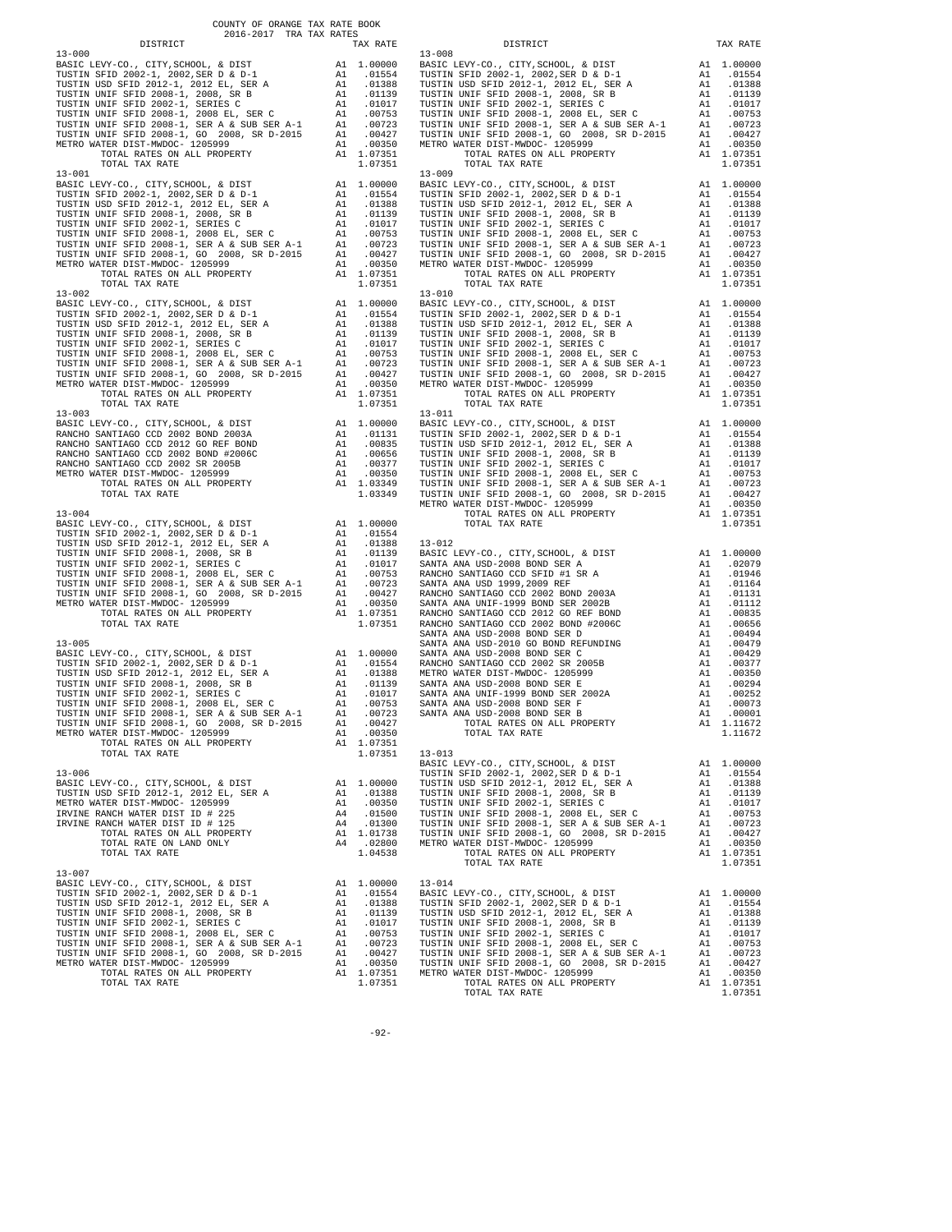COUNTY OF ORANGE TAX RATE BOOK
2016-2017 TRA TAX RATES

| DISTRICT | | TAX RATE |
|---|---|---|
| **13-000** | | |
| BASIC LEVY-CO., CITY,SCHOOL, & DIST | A1 | 1.00000 |
| TUSTIN SFID 2002-1, 2002,SER D & D-1 | A1 | .01554 |
| TUSTIN USD SFID 2012-1, 2012 EL, SER A | A1 | .01388 |
| TUSTIN UNIF SFID 2008-1, 2008, SR B | A1 | .01139 |
| TUSTIN UNIF SFID 2002-1, SERIES C | A1 | .01017 |
| TUSTIN UNIF SFID 2008-1, 2008 EL, SER C | A1 | .00753 |
| TUSTIN UNIF SFID 2008-1, SER A & SUB SER A-1 | A1 | .00723 |
| TUSTIN UNIF SFID 2008-1, GO 2008, SR D-2015 | A1 | .00427 |
| METRO WATER DIST-MWDOC- 1205999 | A1 | .00350 |
| TOTAL RATES ON ALL PROPERTY | A1 | 1.07351 |
| TOTAL TAX RATE | | 1.07351 |
| **13-001** | | |
| BASIC LEVY-CO., CITY,SCHOOL, & DIST | A1 | 1.00000 |
| TUSTIN SFID 2002-1, 2002,SER D & D-1 | A1 | .01554 |
| TUSTIN USD SFID 2012-1, 2012 EL, SER A | A1 | .01388 |
| TUSTIN UNIF SFID 2008-1, 2008, SR B | A1 | .01139 |
| TUSTIN UNIF SFID 2002-1, SERIES C | A1 | .01017 |
| TUSTIN UNIF SFID 2008-1, 2008 EL, SER C | A1 | .00753 |
| TUSTIN UNIF SFID 2008-1, SER A & SUB SER A-1 | A1 | .00723 |
| TUSTIN UNIF SFID 2008-1, GO 2008, SR D-2015 | A1 | .00427 |
| METRO WATER DIST-MWDOC- 1205999 | A1 | .00350 |
| TOTAL RATES ON ALL PROPERTY | A1 | 1.07351 |
| TOTAL TAX RATE | | 1.07351 |
| **13-002** | | |
| BASIC LEVY-CO., CITY,SCHOOL, & DIST | A1 | 1.00000 |
| TUSTIN SFID 2002-1, 2002,SER D & D-1 | A1 | .01554 |
| TUSTIN USD SFID 2012-1, 2012 EL, SER A | A1 | .01388 |
| TUSTIN UNIF SFID 2008-1, 2008, SR B | A1 | .01139 |
| TUSTIN UNIF SFID 2002-1, SERIES C | A1 | .01017 |
| TUSTIN UNIF SFID 2008-1, 2008 EL, SER C | A1 | .00753 |
| TUSTIN UNIF SFID 2008-1, SER A & SUB SER A-1 | A1 | .00723 |
| TUSTIN UNIF SFID 2008-1, GO 2008, SR D-2015 | A1 | .00427 |
| METRO WATER DIST-MWDOC- 1205999 | A1 | .00350 |
| TOTAL RATES ON ALL PROPERTY | A1 | 1.07351 |
| TOTAL TAX RATE | | 1.07351 |
| **13-003** | | |
| BASIC LEVY-CO., CITY,SCHOOL, & DIST | A1 | 1.00000 |
| RANCHO SANTIAGO CCD 2002 BOND 2003A | A1 | .01131 |
| RANCHO SANTIAGO CCD 2012 GO REF BOND | A1 | .00835 |
| RANCHO SANTIAGO CCD 2002 BOND #2006C | A1 | .00656 |
| RANCHO SANTIAGO CCD 2002 SR 2005B | A1 | .00377 |
| METRO WATER DIST-MWDOC- 1205999 | A1 | .00350 |
| TOTAL RATES ON ALL PROPERTY | A1 | 1.03349 |
| TOTAL TAX RATE | | 1.03349 |
| **13-004** | | |
| BASIC LEVY-CO., CITY,SCHOOL, & DIST | A1 | 1.00000 |
| TUSTIN SFID 2002-1, 2002,SER D & D-1 | A1 | .01554 |
| TUSTIN USD SFID 2012-1, 2012 EL, SER A | A1 | .01388 |
| TUSTIN UNIF SFID 2008-1, 2008, SR B | A1 | .01139 |
| TUSTIN UNIF SFID 2002-1, SERIES C | A1 | .01017 |
| TUSTIN UNIF SFID 2008-1, 2008 EL, SER C | A1 | .00753 |
| TUSTIN UNIF SFID 2008-1, SER A & SUB SER A-1 | A1 | .00723 |
| TUSTIN UNIF SFID 2008-1, GO 2008, SR D-2015 | A1 | .00427 |
| METRO WATER DIST-MWDOC- 1205999 | A1 | .00350 |
| TOTAL RATES ON ALL PROPERTY | A1 | 1.07351 |
| TOTAL TAX RATE | | 1.07351 |
| **13-005** | | |
| BASIC LEVY-CO., CITY,SCHOOL, & DIST | A1 | 1.00000 |
| TUSTIN SFID 2002-1, 2002,SER D & D-1 | A1 | .01554 |
| TUSTIN USD SFID 2012-1, 2012 EL, SER A | A1 | .01388 |
| TUSTIN UNIF SFID 2008-1, 2008, SR B | A1 | .01139 |
| TUSTIN UNIF SFID 2002-1, SERIES C | A1 | .01017 |
| TUSTIN UNIF SFID 2008-1, 2008 EL, SER C | A1 | .00753 |
| TUSTIN UNIF SFID 2008-1, SER A & SUB SER A-1 | A1 | .00723 |
| TUSTIN UNIF SFID 2008-1, GO 2008, SR D-2015 | A1 | .00427 |
| METRO WATER DIST-MWDOC- 1205999 | A1 | .00350 |
| TOTAL RATES ON ALL PROPERTY | A1 | 1.07351 |
| TOTAL TAX RATE | | 1.07351 |
| **13-006** | | |
| BASIC LEVY-CO., CITY,SCHOOL, & DIST | A1 | 1.00000 |
| TUSTIN USD SFID 2012-1, 2012 EL, SER A | A1 | .01388 |
| METRO WATER DIST-MWDOC- 1205999 | A1 | .00350 |
| IRVINE RANCH WATER DIST ID # 225 | A4 | .01500 |
| IRVINE RANCH WATER DIST ID # 125 | A4 | .01300 |
| TOTAL RATES ON ALL PROPERTY | A1 | 1.01738 |
| TOTAL RATE ON LAND ONLY | A4 | .02800 |
| TOTAL TAX RATE | | 1.04538 |
| **13-007** | | |
| BASIC LEVY-CO., CITY,SCHOOL, & DIST | A1 | 1.00000 |
| TUSTIN SFID 2002-1, 2002,SER D & D-1 | A1 | .01554 |
| TUSTIN USD SFID 2012-1, 2012 EL, SER A | A1 | .01388 |
| TUSTIN UNIF SFID 2008-1, 2008, SR B | A1 | .01139 |
| TUSTIN UNIF SFID 2002-1, SERIES C | A1 | .01017 |
| TUSTIN UNIF SFID 2008-1, 2008 EL, SER C | A1 | .00753 |
| TUSTIN UNIF SFID 2008-1, SER A & SUB SER A-1 | A1 | .00723 |
| TUSTIN UNIF SFID 2008-1, GO 2008, SR D-2015 | A1 | .00427 |
| METRO WATER DIST-MWDOC- 1205999 | A1 | .00350 |
| TOTAL RATES ON ALL PROPERTY | A1 | 1.07351 |
| TOTAL TAX RATE | | 1.07351 |
| **13-008** | | |
| BASIC LEVY-CO., CITY,SCHOOL, & DIST | A1 | 1.00000 |
| TUSTIN SFID 2002-1, 2002,SER D & D-1 | A1 | .01554 |
| TUSTIN USD SFID 2012-1, 2012 EL, SER A | A1 | .01388 |
| TUSTIN UNIF SFID 2008-1, 2008, SR B | A1 | .01139 |
| TUSTIN UNIF SFID 2002-1, SERIES C | A1 | .01017 |
| TUSTIN UNIF SFID 2008-1, 2008 EL, SER C | A1 | .00753 |
| TUSTIN UNIF SFID 2008-1, SER A & SUB SER A-1 | A1 | .00723 |
| TUSTIN UNIF SFID 2008-1, GO 2008, SR D-2015 | A1 | .00427 |
| METRO WATER DIST-MWDOC- 1205999 | A1 | .00350 |
| TOTAL RATES ON ALL PROPERTY | A1 | 1.07351 |
| TOTAL TAX RATE | | 1.07351 |
| **13-009** | | |
| BASIC LEVY-CO., CITY,SCHOOL, & DIST | A1 | 1.00000 |
| TUSTIN SFID 2002-1, 2002,SER D & D-1 | A1 | .01554 |
| TUSTIN USD SFID 2012-1, 2012 EL, SER A | A1 | .01388 |
| TUSTIN UNIF SFID 2008-1, 2008, SR B | A1 | .01139 |
| TUSTIN UNIF SFID 2002-1, SERIES C | A1 | .01017 |
| TUSTIN UNIF SFID 2008-1, 2008 EL, SER C | A1 | .00753 |
| TUSTIN UNIF SFID 2008-1, SER A & SUB SER A-1 | A1 | .00723 |
| TUSTIN UNIF SFID 2008-1, GO 2008, SR D-2015 | A1 | .00427 |
| METRO WATER DIST-MWDOC- 1205999 | A1 | .00350 |
| TOTAL RATES ON ALL PROPERTY | A1 | 1.07351 |
| TOTAL TAX RATE | | 1.07351 |
| **13-010** | | |
| BASIC LEVY-CO., CITY,SCHOOL, & DIST | A1 | 1.00000 |
| TUSTIN SFID 2002-1, 2002,SER D & D-1 | A1 | .01554 |
| TUSTIN USD SFID 2012-1, 2012 EL, SER A | A1 | .01388 |
| TUSTIN UNIF SFID 2008-1, 2008, SR B | A1 | .01139 |
| TUSTIN UNIF SFID 2002-1, SERIES C | A1 | .01017 |
| TUSTIN UNIF SFID 2008-1, 2008 EL, SER C | A1 | .00753 |
| TUSTIN UNIF SFID 2008-1, SER A & SUB SER A-1 | A1 | .00723 |
| TUSTIN UNIF SFID 2008-1, GO 2008, SR D-2015 | A1 | .00427 |
| METRO WATER DIST-MWDOC- 1205999 | A1 | .00350 |
| TOTAL RATES ON ALL PROPERTY | A1 | 1.07351 |
| TOTAL TAX RATE | | 1.07351 |
| **13-011** | | |
| BASIC LEVY-CO., CITY,SCHOOL, & DIST | A1 | 1.00000 |
| TUSTIN SFID 2002-1, 2002,SER D & D-1 | A1 | .01554 |
| TUSTIN USD SFID 2012-1, 2012 EL, SER A | A1 | .01388 |
| TUSTIN UNIF SFID 2008-1, 2008, SR B | A1 | .01139 |
| TUSTIN UNIF SFID 2002-1, SERIES C | A1 | .01017 |
| TUSTIN UNIF SFID 2008-1, 2008 EL, SER C | A1 | .00753 |
| TUSTIN UNIF SFID 2008-1, SER A & SUB SER A-1 | A1 | .00723 |
| TUSTIN UNIF SFID 2008-1, GO 2008, SR D-2015 | A1 | .00427 |
| METRO WATER DIST-MWDOC- 1205999 | A1 | .00350 |
| TOTAL RATES ON ALL PROPERTY | A1 | 1.07351 |
| TOTAL TAX RATE | | 1.07351 |
| **13-012** | | |
| BASIC LEVY-CO., CITY,SCHOOL, & DIST | A1 | 1.00000 |
| SANTA ANA USD-2008 BOND SER A | A1 | .02079 |
| RANCHO SANTIAGO CCD SFID #1 SR A | A1 | .01946 |
| SANTA ANA USD 1999,2009 REF | A1 | .01164 |
| RANCHO SANTIAGO CCD 2002 BOND 2003A | A1 | .01131 |
| SANTA ANA UNIF-1999 BOND SER 2002B | A1 | .01112 |
| RANCHO SANTIAGO CCD 2012 GO REF BOND | A1 | .00835 |
| RANCHO SANTIAGO CCD 2002 BOND #2006C | A1 | .00656 |
| SANTA ANA USD-2008 BOND SER D | A1 | .00494 |
| SANTA ANA USD-2010 GO BOND REFUNDING | A1 | .00479 |
| SANTA ANA USD-2008 BOND SER C | A1 | .00429 |
| RANCHO SANTIAGO CCD 2002 SR 2005B | A1 | .00377 |
| METRO WATER DIST-MWDOC- 1205999 | A1 | .00350 |
| SANTA ANA USD-2008 BOND SER E | A1 | .00294 |
| SANTA ANA UNIF-1999 BOND SER 2002A | A1 | .00252 |
| SANTA ANA USD-2008 BOND SER F | A1 | .00073 |
| SANTA ANA USD-2008 BOND SER B | A1 | .00001 |
| TOTAL RATES ON ALL PROPERTY | A1 | 1.11672 |
| TOTAL TAX RATE | | 1.11672 |
| **13-013** | | |
| BASIC LEVY-CO., CITY,SCHOOL, & DIST | A1 | 1.00000 |
| TUSTIN SFID 2002-1, 2002,SER D & D-1 | A1 | .01554 |
| TUSTIN USD SFID 2012-1, 2012 EL, SER A | A1 | .01388 |
| TUSTIN UNIF SFID 2008-1, 2008, SR B | A1 | .01139 |
| TUSTIN UNIF SFID 2002-1, SERIES C | A1 | .01017 |
| TUSTIN UNIF SFID 2008-1, 2008 EL, SER C | A1 | .00753 |
| TUSTIN UNIF SFID 2008-1, SER A & SUB SER A-1 | A1 | .00723 |
| TUSTIN UNIF SFID 2008-1, GO 2008, SR D-2015 | A1 | .00427 |
| METRO WATER DIST-MWDOC- 1205999 | A1 | .00350 |
| TOTAL RATES ON ALL PROPERTY | A1 | 1.07351 |
| TOTAL TAX RATE | | 1.07351 |
| **13-014** | | |
| BASIC LEVY-CO., CITY,SCHOOL, & DIST | A1 | 1.00000 |
| TUSTIN SFID 2002-1, 2002,SER D & D-1 | A1 | .01554 |
| TUSTIN USD SFID 2012-1, 2012 EL, SER A | A1 | .01388 |
| TUSTIN UNIF SFID 2008-1, 2008, SR B | A1 | .01139 |
| TUSTIN UNIF SFID 2002-1, SERIES C | A1 | .01017 |
| TUSTIN UNIF SFID 2008-1, 2008 EL, SER C | A1 | .00753 |
| TUSTIN UNIF SFID 2008-1, SER A & SUB SER A-1 | A1 | .00723 |
| TUSTIN UNIF SFID 2008-1, GO 2008, SR D-2015 | A1 | .00427 |
| METRO WATER DIST-MWDOC- 1205999 | A1 | .00350 |
| TOTAL RATES ON ALL PROPERTY | A1 | 1.07351 |
| TOTAL TAX RATE | | 1.07351 |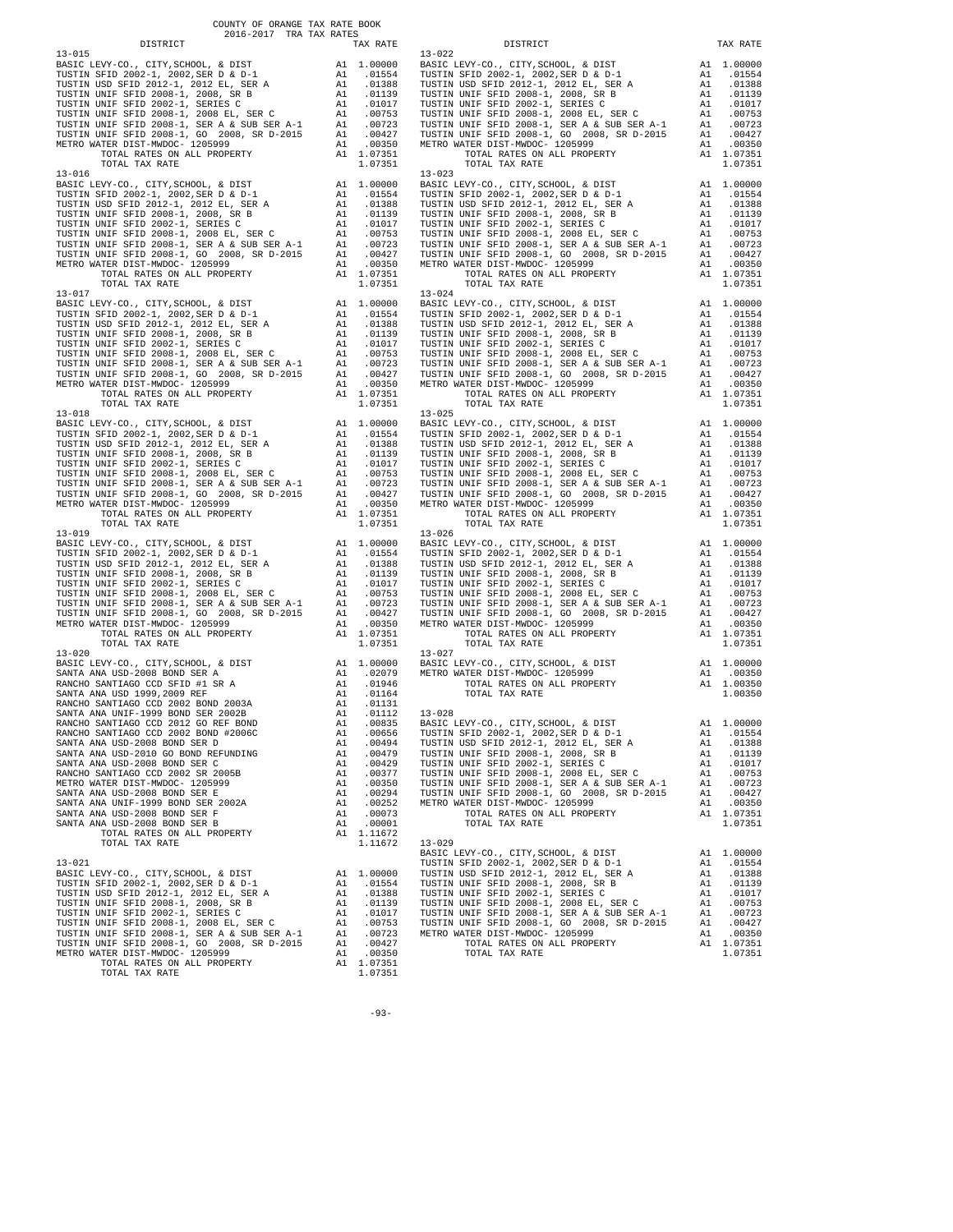COUNTY OF ORANGE TAX RATE BOOK
2016-2017 TRA TAX RATES

| DISTRICT | | TAX RATE |
|---|---|---|
| **13-015** | | |
| BASIC LEVY-CO., CITY,SCHOOL, & DIST | A1 | 1.00000 |
| TUSTIN SFID 2002-1, 2002,SER D & D-1 | A1 | .01554 |
| TUSTIN USD SFID 2012-1, 2012 EL, SER A | A1 | .01388 |
| TUSTIN UNIF SFID 2008-1, 2008, SR B | A1 | .01139 |
| TUSTIN UNIF SFID 2002-1, SERIES C | A1 | .01017 |
| TUSTIN UNIF SFID 2008-1, 2008 EL, SER C | A1 | .00753 |
| TUSTIN UNIF SFID 2008-1, SER A & SUB SER A-1 | A1 | .00723 |
| TUSTIN UNIF SFID 2008-1, GO 2008, SR D-2015 | A1 | .00427 |
| METRO WATER DIST-MWDOC- 1205999 | A1 | .00350 |
| TOTAL RATES ON ALL PROPERTY | A1 | 1.07351 |
| TOTAL TAX RATE | | 1.07351 |
| **13-016** | | |
| BASIC LEVY-CO., CITY,SCHOOL, & DIST | A1 | 1.00000 |
| TUSTIN SFID 2002-1, 2002,SER D & D-1 | A1 | .01554 |
| TUSTIN USD SFID 2012-1, 2012 EL, SER A | A1 | .01388 |
| TUSTIN UNIF SFID 2008-1, 2008, SR B | A1 | .01139 |
| TUSTIN UNIF SFID 2002-1, SERIES C | A1 | .01017 |
| TUSTIN UNIF SFID 2008-1, 2008 EL, SER C | A1 | .00753 |
| TUSTIN UNIF SFID 2008-1, SER A & SUB SER A-1 | A1 | .00723 |
| TUSTIN UNIF SFID 2008-1, GO 2008, SR D-2015 | A1 | .00427 |
| METRO WATER DIST-MWDOC- 1205999 | A1 | .00350 |
| TOTAL RATES ON ALL PROPERTY | A1 | 1.07351 |
| TOTAL TAX RATE | | 1.07351 |
| **13-017** | | |
| BASIC LEVY-CO., CITY,SCHOOL, & DIST | A1 | 1.00000 |
| TUSTIN SFID 2002-1, 2002,SER D & D-1 | A1 | .01554 |
| TUSTIN USD SFID 2012-1, 2012 EL, SER A | A1 | .01388 |
| TUSTIN UNIF SFID 2008-1, 2008, SR B | A1 | .01139 |
| TUSTIN UNIF SFID 2002-1, SERIES C | A1 | .01017 |
| TUSTIN UNIF SFID 2008-1, 2008 EL, SER C | A1 | .00753 |
| TUSTIN UNIF SFID 2008-1, SER A & SUB SER A-1 | A1 | .00723 |
| TUSTIN UNIF SFID 2008-1, GO 2008, SR D-2015 | A1 | .00427 |
| METRO WATER DIST-MWDOC- 1205999 | A1 | .00350 |
| TOTAL RATES ON ALL PROPERTY | A1 | 1.07351 |
| TOTAL TAX RATE | | 1.07351 |
| **13-018** | | |
| BASIC LEVY-CO., CITY,SCHOOL, & DIST | A1 | 1.00000 |
| TUSTIN SFID 2002-1, 2002,SER D & D-1 | A1 | .01554 |
| TUSTIN USD SFID 2012-1, 2012 EL, SER A | A1 | .01388 |
| TUSTIN UNIF SFID 2008-1, 2008, SR B | A1 | .01139 |
| TUSTIN UNIF SFID 2002-1, SERIES C | A1 | .01017 |
| TUSTIN UNIF SFID 2008-1, 2008 EL, SER C | A1 | .00753 |
| TUSTIN UNIF SFID 2008-1, SER A & SUB SER A-1 | A1 | .00723 |
| TUSTIN UNIF SFID 2008-1, GO 2008, SR D-2015 | A1 | .00427 |
| METRO WATER DIST-MWDOC- 1205999 | A1 | .00350 |
| TOTAL RATES ON ALL PROPERTY | A1 | 1.07351 |
| TOTAL TAX RATE | | 1.07351 |
| **13-019** | | |
| BASIC LEVY-CO., CITY,SCHOOL, & DIST | A1 | 1.00000 |
| TUSTIN SFID 2002-1, 2002,SER D & D-1 | A1 | .01554 |
| TUSTIN USD SFID 2012-1, 2012 EL, SER A | A1 | .01388 |
| TUSTIN UNIF SFID 2008-1, 2008, SR B | A1 | .01139 |
| TUSTIN UNIF SFID 2002-1, SERIES C | A1 | .01017 |
| TUSTIN UNIF SFID 2008-1, 2008 EL, SER C | A1 | .00753 |
| TUSTIN UNIF SFID 2008-1, SER A & SUB SER A-1 | A1 | .00723 |
| TUSTIN UNIF SFID 2008-1, GO 2008, SR D-2015 | A1 | .00427 |
| METRO WATER DIST-MWDOC- 1205999 | A1 | .00350 |
| TOTAL RATES ON ALL PROPERTY | A1 | 1.07351 |
| TOTAL TAX RATE | | 1.07351 |
| **13-020** | | |
| BASIC LEVY-CO., CITY,SCHOOL, & DIST | A1 | 1.00000 |
| SANTA ANA USD-2008 BOND SER A | A1 | .02079 |
| RANCHO SANTIAGO CCD SFID #1 SR A | A1 | .01946 |
| SANTA ANA USD 1999,2009 REF | A1 | .01164 |
| RANCHO SANTIAGO CCD 2002 BOND 2003A | A1 | .01131 |
| SANTA ANA UNIF-1999 BOND SER 2002B | A1 | .01112 |
| RANCHO SANTIAGO CCD 2012 GO REF BOND | A1 | .00835 |
| RANCHO SANTIAGO CCD 2002 BOND #2006C | A1 | .00656 |
| SANTA ANA USD-2008 BOND SER D | A1 | .00494 |
| SANTA ANA USD-2010 GO BOND REFUNDING | A1 | .00479 |
| SANTA ANA USD-2008 BOND SER C | A1 | .00429 |
| RANCHO SANTIAGO CCD 2002 SR 2005B | A1 | .00377 |
| METRO WATER DIST-MWDOC- 1205999 | A1 | .00350 |
| SANTA ANA USD-2008 BOND SER E | A1 | .00294 |
| SANTA ANA UNIF-1999 BOND SER 2002A | A1 | .00252 |
| SANTA ANA USD-2008 BOND SER F | A1 | .00073 |
| SANTA ANA USD-2008 BOND SER B | A1 | .00001 |
| TOTAL RATES ON ALL PROPERTY | A1 | 1.11672 |
| TOTAL TAX RATE | | 1.11672 |
| **13-021** | | |
| BASIC LEVY-CO., CITY,SCHOOL, & DIST | A1 | 1.00000 |
| TUSTIN SFID 2002-1, 2002,SER D & D-1 | A1 | .01554 |
| TUSTIN USD SFID 2012-1, 2012 EL, SER A | A1 | .01388 |
| TUSTIN UNIF SFID 2008-1, 2008, SR B | A1 | .01139 |
| TUSTIN UNIF SFID 2002-1, SERIES C | A1 | .01017 |
| TUSTIN UNIF SFID 2008-1, 2008 EL, SER C | A1 | .00753 |
| TUSTIN UNIF SFID 2008-1, SER A & SUB SER A-1 | A1 | .00723 |
| TUSTIN UNIF SFID 2008-1, GO 2008, SR D-2015 | A1 | .00427 |
| METRO WATER DIST-MWDOC- 1205999 | A1 | .00350 |
| TOTAL RATES ON ALL PROPERTY | A1 | 1.07351 |
| TOTAL TAX RATE | | 1.07351 |
| **13-022** | | |
| BASIC LEVY-CO., CITY,SCHOOL, & DIST | A1 | 1.00000 |
| TUSTIN SFID 2002-1, 2002,SER D & D-1 | A1 | .01554 |
| TUSTIN USD SFID 2012-1, 2012 EL, SER A | A1 | .01388 |
| TUSTIN UNIF SFID 2008-1, 2008, SR B | A1 | .01139 |
| TUSTIN UNIF SFID 2002-1, SERIES C | A1 | .01017 |
| TUSTIN UNIF SFID 2008-1, 2008 EL, SER C | A1 | .00753 |
| TUSTIN UNIF SFID 2008-1, SER A & SUB SER A-1 | A1 | .00723 |
| TUSTIN UNIF SFID 2008-1, GO 2008, SR D-2015 | A1 | .00427 |
| METRO WATER DIST-MWDOC- 1205999 | A1 | .00350 |
| TOTAL RATES ON ALL PROPERTY | A1 | 1.07351 |
| TOTAL TAX RATE | | 1.07351 |
| **13-023** | | |
| BASIC LEVY-CO., CITY,SCHOOL, & DIST | A1 | 1.00000 |
| TUSTIN SFID 2002-1, 2002,SER D & D-1 | A1 | .01554 |
| TUSTIN USD SFID 2012-1, 2012 EL, SER A | A1 | .01388 |
| TUSTIN UNIF SFID 2008-1, 2008, SR B | A1 | .01139 |
| TUSTIN UNIF SFID 2002-1, SERIES C | A1 | .01017 |
| TUSTIN UNIF SFID 2008-1, 2008 EL, SER C | A1 | .00753 |
| TUSTIN UNIF SFID 2008-1, SER A & SUB SER A-1 | A1 | .00723 |
| TUSTIN UNIF SFID 2008-1, GO 2008, SR D-2015 | A1 | .00427 |
| METRO WATER DIST-MWDOC- 1205999 | A1 | .00350 |
| TOTAL RATES ON ALL PROPERTY | A1 | 1.07351 |
| TOTAL TAX RATE | | 1.07351 |
| **13-024** | | |
| BASIC LEVY-CO., CITY,SCHOOL, & DIST | A1 | 1.00000 |
| TUSTIN SFID 2002-1, 2002,SER D & D-1 | A1 | .01554 |
| TUSTIN USD SFID 2012-1, 2012 EL, SER A | A1 | .01388 |
| TUSTIN UNIF SFID 2008-1, 2008, SR B | A1 | .01139 |
| TUSTIN UNIF SFID 2002-1, SERIES C | A1 | .01017 |
| TUSTIN UNIF SFID 2008-1, 2008 EL, SER C | A1 | .00753 |
| TUSTIN UNIF SFID 2008-1, SER A & SUB SER A-1 | A1 | .00723 |
| TUSTIN UNIF SFID 2008-1, GO 2008, SR D-2015 | A1 | .00427 |
| METRO WATER DIST-MWDOC- 1205999 | A1 | .00350 |
| TOTAL RATES ON ALL PROPERTY | A1 | 1.07351 |
| TOTAL TAX RATE | | 1.07351 |
| **13-025** | | |
| BASIC LEVY-CO., CITY,SCHOOL, & DIST | A1 | 1.00000 |
| TUSTIN SFID 2002-1, 2002,SER D & D-1 | A1 | .01554 |
| TUSTIN USD SFID 2012-1, 2012 EL, SER A | A1 | .01388 |
| TUSTIN UNIF SFID 2008-1, 2008, SR B | A1 | .01139 |
| TUSTIN UNIF SFID 2002-1, SERIES C | A1 | .01017 |
| TUSTIN UNIF SFID 2008-1, 2008 EL, SER C | A1 | .00753 |
| TUSTIN UNIF SFID 2008-1, SER A & SUB SER A-1 | A1 | .00723 |
| TUSTIN UNIF SFID 2008-1, GO 2008, SR D-2015 | A1 | .00427 |
| METRO WATER DIST-MWDOC- 1205999 | A1 | .00350 |
| TOTAL RATES ON ALL PROPERTY | A1 | 1.07351 |
| TOTAL TAX RATE | | 1.07351 |
| **13-026** | | |
| BASIC LEVY-CO., CITY,SCHOOL, & DIST | A1 | 1.00000 |
| TUSTIN SFID 2002-1, 2002,SER D & D-1 | A1 | .01554 |
| TUSTIN USD SFID 2012-1, 2012 EL, SER A | A1 | .01388 |
| TUSTIN UNIF SFID 2008-1, 2008, SR B | A1 | .01139 |
| TUSTIN UNIF SFID 2002-1, SERIES C | A1 | .01017 |
| TUSTIN UNIF SFID 2008-1, 2008 EL, SER C | A1 | .00753 |
| TUSTIN UNIF SFID 2008-1, SER A & SUB SER A-1 | A1 | .00723 |
| TUSTIN UNIF SFID 2008-1, GO 2008, SR D-2015 | A1 | .00427 |
| METRO WATER DIST-MWDOC- 1205999 | A1 | .00350 |
| TOTAL RATES ON ALL PROPERTY | A1 | 1.07351 |
| TOTAL TAX RATE | | 1.07351 |
| **13-027** | | |
| BASIC LEVY-CO., CITY,SCHOOL, & DIST | A1 | 1.00000 |
| METRO WATER DIST-MWDOC- 1205999 | A1 | .00350 |
| TOTAL RATES ON ALL PROPERTY | A1 | 1.00350 |
| TOTAL TAX RATE | | 1.00350 |
| **13-028** | | |
| BASIC LEVY-CO., CITY,SCHOOL, & DIST | A1 | 1.00000 |
| TUSTIN SFID 2002-1, 2002,SER D & D-1 | A1 | .01554 |
| TUSTIN USD SFID 2012-1, 2012 EL, SER A | A1 | .01388 |
| TUSTIN UNIF SFID 2008-1, 2008, SR B | A1 | .01139 |
| TUSTIN UNIF SFID 2002-1, SERIES C | A1 | .01017 |
| TUSTIN UNIF SFID 2008-1, 2008 EL, SER C | A1 | .00753 |
| TUSTIN UNIF SFID 2008-1, SER A & SUB SER A-1 | A1 | .00723 |
| TUSTIN UNIF SFID 2008-1, GO 2008, SR D-2015 | A1 | .00427 |
| METRO WATER DIST-MWDOC- 1205999 | A1 | .00350 |
| TOTAL RATES ON ALL PROPERTY | A1 | 1.07351 |
| TOTAL TAX RATE | | 1.07351 |
| **13-029** | | |
| BASIC LEVY-CO., CITY,SCHOOL, & DIST | A1 | 1.00000 |
| TUSTIN SFID 2002-1, 2002,SER D & D-1 | A1 | .01554 |
| TUSTIN USD SFID 2012-1, 2012 EL, SER A | A1 | .01388 |
| TUSTIN UNIF SFID 2008-1, 2008, SR B | A1 | .01139 |
| TUSTIN UNIF SFID 2002-1, SERIES C | A1 | .01017 |
| TUSTIN UNIF SFID 2008-1, 2008 EL, SER C | A1 | .00753 |
| TUSTIN UNIF SFID 2008-1, SER A & SUB SER A-1 | A1 | .00723 |
| TUSTIN UNIF SFID 2008-1, GO 2008, SR D-2015 | A1 | .00427 |
| METRO WATER DIST-MWDOC- 1205999 | A1 | .00350 |
| TOTAL RATES ON ALL PROPERTY | A1 | 1.07351 |
| TOTAL TAX RATE | | 1.07351 |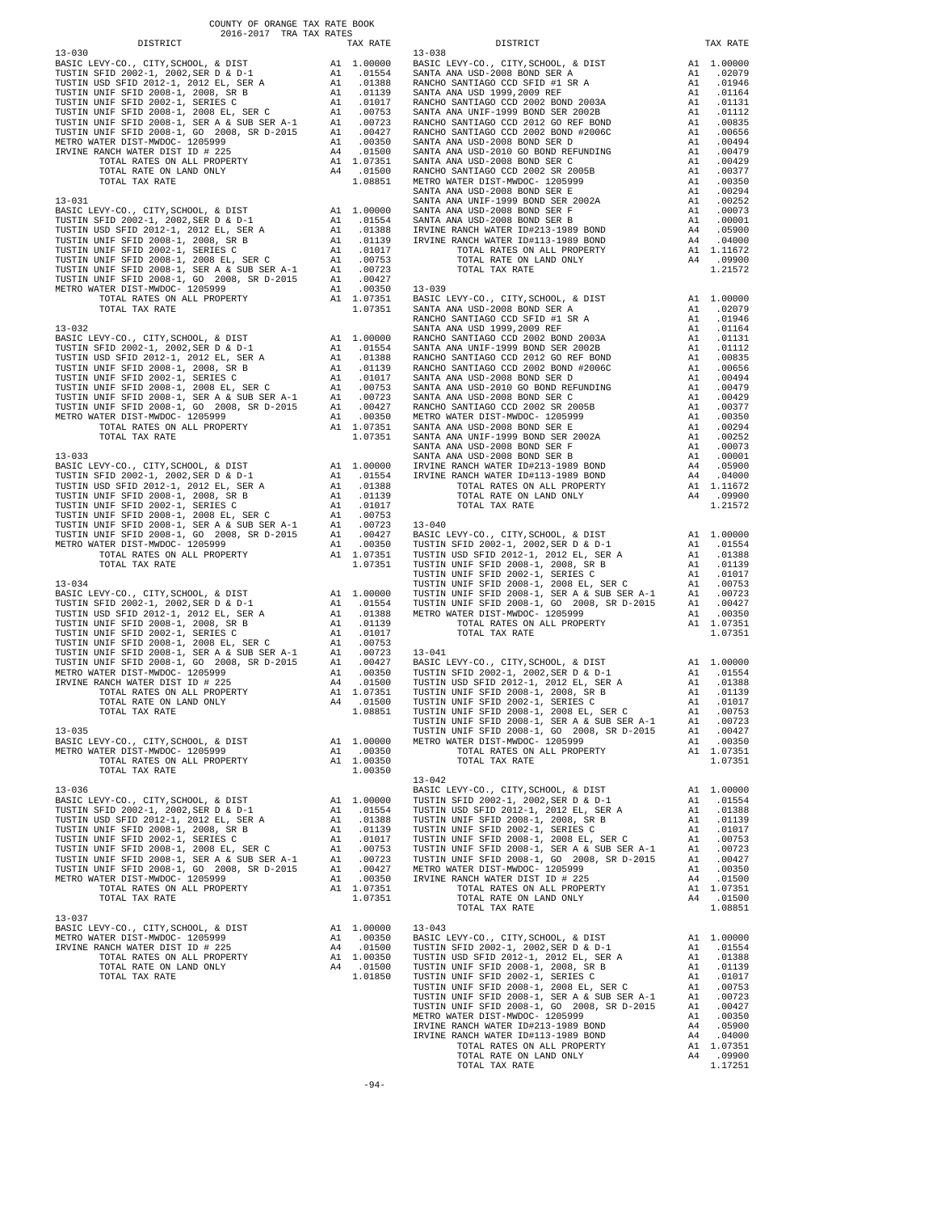COUNTY OF ORANGE TAX RATE BOOK
2016-2017 TRA TAX RATES

| DISTRICT | | TAX RATE |
|---|---|---|
| **13-030** | | |
| BASIC LEVY-CO., CITY,SCHOOL, & DIST | A1 | 1.00000 |
| TUSTIN SFID 2002-1, 2002,SER D & D-1 | A1 | .01554 |
| TUSTIN USD SFID 2012-1, 2012 EL, SER A | A1 | .01388 |
| TUSTIN UNIF SFID 2008-1, 2008, SR B | A1 | .01139 |
| TUSTIN UNIF SFID 2002-1, SERIES C | A1 | .01017 |
| TUSTIN UNIF SFID 2008-1, 2008 EL, SER C | A1 | .00753 |
| TUSTIN UNIF SFID 2008-1, SER A & SUB SER A-1 | A1 | .00723 |
| TUSTIN UNIF SFID 2008-1, GO 2008, SR D-2015 | A1 | .00427 |
| METRO WATER DIST-MWDOC- 1205999 | A1 | .00350 |
| IRVINE RANCH WATER DIST ID # 225 | A4 | .01500 |
| TOTAL RATES ON ALL PROPERTY | A1 | 1.07351 |
| TOTAL RATE ON LAND ONLY | A4 | .01500 |
| TOTAL TAX RATE | | 1.08851 |
| **13-031** | | |
| BASIC LEVY-CO., CITY,SCHOOL, & DIST | A1 | 1.00000 |
| TUSTIN SFID 2002-1, 2002,SER D & D-1 | A1 | .01554 |
| TUSTIN USD SFID 2012-1, 2012 EL, SER A | A1 | .01388 |
| TUSTIN UNIF SFID 2008-1, 2008, SR B | A1 | .01139 |
| TUSTIN UNIF SFID 2002-1, SERIES C | A1 | .01017 |
| TUSTIN UNIF SFID 2008-1, 2008 EL, SER C | A1 | .00753 |
| TUSTIN UNIF SFID 2008-1, SER A & SUB SER A-1 | A1 | .00723 |
| TUSTIN UNIF SFID 2008-1, GO 2008, SR D-2015 | A1 | .00427 |
| METRO WATER DIST-MWDOC- 1205999 | A1 | .00350 |
| TOTAL RATES ON ALL PROPERTY | A1 | 1.07351 |
| TOTAL TAX RATE | | 1.07351 |
| **13-032** | | |
| BASIC LEVY-CO., CITY,SCHOOL, & DIST | A1 | 1.00000 |
| TUSTIN SFID 2002-1, 2002,SER D & D-1 | A1 | .01554 |
| TUSTIN USD SFID 2012-1, 2012 EL, SER A | A1 | .01388 |
| TUSTIN UNIF SFID 2008-1, 2008, SR B | A1 | .01139 |
| TUSTIN UNIF SFID 2002-1, SERIES C | A1 | .01017 |
| TUSTIN UNIF SFID 2008-1, 2008 EL, SER C | A1 | .00753 |
| TUSTIN UNIF SFID 2008-1, SER A & SUB SER A-1 | A1 | .00723 |
| TUSTIN UNIF SFID 2008-1, GO 2008, SR D-2015 | A1 | .00427 |
| METRO WATER DIST-MWDOC- 1205999 | A1 | .00350 |
| TOTAL RATES ON ALL PROPERTY | A1 | 1.07351 |
| TOTAL TAX RATE | | 1.07351 |
| **13-033** | | |
| BASIC LEVY-CO., CITY,SCHOOL, & DIST | A1 | 1.00000 |
| TUSTIN SFID 2002-1, 2002,SER D & D-1 | A1 | .01554 |
| TUSTIN USD SFID 2012-1, 2012 EL, SER A | A1 | .01388 |
| TUSTIN UNIF SFID 2008-1, 2008, SR B | A1 | .01139 |
| TUSTIN UNIF SFID 2002-1, SERIES C | A1 | .01017 |
| TUSTIN UNIF SFID 2008-1, 2008 EL, SER C | A1 | .00753 |
| TUSTIN UNIF SFID 2008-1, SER A & SUB SER A-1 | A1 | .00723 |
| TUSTIN UNIF SFID 2008-1, GO 2008, SR D-2015 | A1 | .00427 |
| METRO WATER DIST-MWDOC- 1205999 | A1 | .00350 |
| TOTAL RATES ON ALL PROPERTY | A1 | 1.07351 |
| TOTAL TAX RATE | | 1.07351 |
| **13-034** | | |
| BASIC LEVY-CO., CITY,SCHOOL, & DIST | A1 | 1.00000 |
| TUSTIN SFID 2002-1, 2002,SER D & D-1 | A1 | .01554 |
| TUSTIN USD SFID 2012-1, 2012 EL, SER A | A1 | .01388 |
| TUSTIN UNIF SFID 2008-1, 2008, SR B | A1 | .01139 |
| TUSTIN UNIF SFID 2002-1, SERIES C | A1 | .01017 |
| TUSTIN UNIF SFID 2008-1, 2008 EL, SER C | A1 | .00753 |
| TUSTIN UNIF SFID 2008-1, SER A & SUB SER A-1 | A1 | .00723 |
| TUSTIN UNIF SFID 2008-1, GO 2008, SR D-2015 | A1 | .00427 |
| METRO WATER DIST-MWDOC- 1205999 | A1 | .00350 |
| IRVINE RANCH WATER DIST ID # 225 | A4 | .01500 |
| TOTAL RATES ON ALL PROPERTY | A1 | 1.07351 |
| TOTAL RATE ON LAND ONLY | A4 | .01500 |
| TOTAL TAX RATE | | 1.08851 |
| **13-035** | | |
| BASIC LEVY-CO., CITY,SCHOOL, & DIST | A1 | 1.00000 |
| METRO WATER DIST-MWDOC- 1205999 | A1 | .00350 |
| TOTAL RATES ON ALL PROPERTY | A1 | 1.00350 |
| TOTAL TAX RATE | | 1.00350 |
| **13-036** | | |
| BASIC LEVY-CO., CITY,SCHOOL, & DIST | A1 | 1.00000 |
| TUSTIN SFID 2002-1, 2002,SER D & D-1 | A1 | .01554 |
| TUSTIN USD SFID 2012-1, 2012 EL, SER A | A1 | .01388 |
| TUSTIN UNIF SFID 2008-1, 2008, SR B | A1 | .01139 |
| TUSTIN UNIF SFID 2002-1, SERIES C | A1 | .01017 |
| TUSTIN UNIF SFID 2008-1, 2008 EL, SER C | A1 | .00753 |
| TUSTIN UNIF SFID 2008-1, SER A & SUB SER A-1 | A1 | .00723 |
| TUSTIN UNIF SFID 2008-1, GO 2008, SR D-2015 | A1 | .00427 |
| METRO WATER DIST-MWDOC- 1205999 | A1 | .00350 |
| TOTAL RATES ON ALL PROPERTY | A1 | 1.07351 |
| TOTAL TAX RATE | | 1.07351 |
| **13-037** | | |
| BASIC LEVY-CO., CITY,SCHOOL, & DIST | A1 | 1.00000 |
| METRO WATER DIST-MWDOC- 1205999 | A1 | .00350 |
| IRVINE RANCH WATER DIST ID # 225 | A4 | .01500 |
| TOTAL RATES ON ALL PROPERTY | A1 | 1.00350 |
| TOTAL RATE ON LAND ONLY | A4 | .01500 |
| TOTAL TAX RATE | | 1.01850 |
| **13-038** | | |
| BASIC LEVY-CO., CITY,SCHOOL, & DIST | A1 | 1.00000 |
| SANTA ANA USD-2008 BOND SER A | A1 | .02079 |
| RANCHO SANTIAGO CCD SFID #1 SR A | A1 | .01946 |
| SANTA ANA USD 1999,2009 REF | A1 | .01164 |
| RANCHO SANTIAGO CCD 2002 BOND 2003A | A1 | .01131 |
| SANTA ANA UNIF-1999 BOND SER 2002B | A1 | .01112 |
| RANCHO SANTIAGO CCD 2012 GO REF BOND | A1 | .00835 |
| RANCHO SANTIAGO CCD 2002 BOND #2006C | A1 | .00656 |
| SANTA ANA USD-2008 BOND SER D | A1 | .00494 |
| SANTA ANA USD-2010 GO BOND REFUNDING | A1 | .00479 |
| SANTA ANA USD-2008 BOND SER C | A1 | .00429 |
| RANCHO SANTIAGO CCD 2002 SR 2005B | A1 | .00377 |
| METRO WATER DIST-MWDOC- 1205999 | A1 | .00350 |
| SANTA ANA USD-2008 BOND SER E | A1 | .00294 |
| SANTA ANA UNIF-1999 BOND SER 2002A | A1 | .00252 |
| SANTA ANA USD-2008 BOND SER F | A1 | .00073 |
| SANTA ANA USD-2008 BOND SER B | A1 | .00001 |
| IRVINE RANCH WATER ID#213-1989 BOND | A4 | .05900 |
| IRVINE RANCH WATER ID#113-1989 BOND | A4 | .04000 |
| TOTAL RATES ON ALL PROPERTY | A1 | 1.11672 |
| TOTAL RATE ON LAND ONLY | A4 | .09900 |
| TOTAL TAX RATE | | 1.21572 |
| **13-039** | | |
| BASIC LEVY-CO., CITY,SCHOOL, & DIST | A1 | 1.00000 |
| SANTA ANA USD-2008 BOND SER A | A1 | .02079 |
| RANCHO SANTIAGO CCD SFID #1 SR A | A1 | .01946 |
| SANTA ANA USD 1999,2009 REF | A1 | .01164 |
| RANCHO SANTIAGO CCD 2002 BOND 2003A | A1 | .01131 |
| SANTA ANA UNIF-1999 BOND SER 2002B | A1 | .01112 |
| RANCHO SANTIAGO CCD 2012 GO REF BOND | A1 | .00835 |
| RANCHO SANTIAGO CCD 2002 BOND #2006C | A1 | .00656 |
| SANTA ANA USD-2008 BOND SER D | A1 | .00494 |
| SANTA ANA USD-2010 GO BOND REFUNDING | A1 | .00479 |
| SANTA ANA USD-2008 BOND SER C | A1 | .00429 |
| RANCHO SANTIAGO CCD 2002 SR 2005B | A1 | .00377 |
| METRO WATER DIST-MWDOC- 1205999 | A1 | .00350 |
| SANTA ANA USD-2008 BOND SER E | A1 | .00294 |
| SANTA ANA UNIF-1999 BOND SER 2002A | A1 | .00252 |
| SANTA ANA USD-2008 BOND SER F | A1 | .00073 |
| SANTA ANA USD-2008 BOND SER B | A1 | .00001 |
| IRVINE RANCH WATER ID#213-1989 BOND | A4 | .05900 |
| IRVINE RANCH WATER ID#113-1989 BOND | A4 | .04000 |
| TOTAL RATES ON ALL PROPERTY | A1 | 1.11672 |
| TOTAL RATE ON LAND ONLY | A4 | .09900 |
| TOTAL TAX RATE | | 1.21572 |
| **13-040** | | |
| BASIC LEVY-CO., CITY,SCHOOL, & DIST | A1 | 1.00000 |
| TUSTIN SFID 2002-1, 2002,SER D & D-1 | A1 | .01554 |
| TUSTIN USD SFID 2012-1, 2012 EL, SER A | A1 | .01388 |
| TUSTIN UNIF SFID 2008-1, 2008, SR B | A1 | .01139 |
| TUSTIN UNIF SFID 2002-1, SERIES C | A1 | .01017 |
| TUSTIN UNIF SFID 2008-1, 2008 EL, SER C | A1 | .00753 |
| TUSTIN UNIF SFID 2008-1, SER A & SUB SER A-1 | A1 | .00723 |
| TUSTIN UNIF SFID 2008-1, GO 2008, SR D-2015 | A1 | .00427 |
| METRO WATER DIST-MWDOC- 1205999 | A1 | .00350 |
| TOTAL RATES ON ALL PROPERTY | A1 | 1.07351 |
| TOTAL TAX RATE | | 1.07351 |
| **13-041** | | |
| BASIC LEVY-CO., CITY,SCHOOL, & DIST | A1 | 1.00000 |
| TUSTIN SFID 2002-1, 2002,SER D & D-1 | A1 | .01554 |
| TUSTIN USD SFID 2012-1, 2012 EL, SER A | A1 | .01388 |
| TUSTIN UNIF SFID 2008-1, 2008, SR B | A1 | .01139 |
| TUSTIN UNIF SFID 2002-1, SERIES C | A1 | .01017 |
| TUSTIN UNIF SFID 2008-1, 2008 EL, SER C | A1 | .00753 |
| TUSTIN UNIF SFID 2008-1, SER A & SUB SER A-1 | A1 | .00723 |
| TUSTIN UNIF SFID 2008-1, GO 2008, SR D-2015 | A1 | .00427 |
| METRO WATER DIST-MWDOC- 1205999 | A1 | .00350 |
| TOTAL RATES ON ALL PROPERTY | A1 | 1.07351 |
| TOTAL TAX RATE | | 1.07351 |
| **13-042** | | |
| BASIC LEVY-CO., CITY,SCHOOL, & DIST | A1 | 1.00000 |
| TUSTIN SFID 2002-1, 2002,SER D & D-1 | A1 | .01554 |
| TUSTIN USD SFID 2012-1, 2012 EL, SER A | A1 | .01388 |
| TUSTIN UNIF SFID 2008-1, 2008, SR B | A1 | .01139 |
| TUSTIN UNIF SFID 2002-1, SERIES C | A1 | .01017 |
| TUSTIN UNIF SFID 2008-1, 2008 EL, SER C | A1 | .00753 |
| TUSTIN UNIF SFID 2008-1, SER A & SUB SER A-1 | A1 | .00723 |
| TUSTIN UNIF SFID 2008-1, GO 2008, SR D-2015 | A1 | .00427 |
| METRO WATER DIST-MWDOC- 1205999 | A1 | .00350 |
| IRVINE RANCH WATER DIST ID # 225 | A4 | .01500 |
| TOTAL RATES ON ALL PROPERTY | A1 | 1.07351 |
| TOTAL RATE ON LAND ONLY | A4 | .01500 |
| TOTAL TAX RATE | | 1.08851 |
| **13-043** | | |
| BASIC LEVY-CO., CITY,SCHOOL, & DIST | A1 | 1.00000 |
| TUSTIN SFID 2002-1, 2002,SER D & D-1 | A1 | .01554 |
| TUSTIN USD SFID 2012-1, 2012 EL, SER A | A1 | .01388 |
| TUSTIN UNIF SFID 2008-1, 2008, SR B | A1 | .01139 |
| TUSTIN UNIF SFID 2002-1, SERIES C | A1 | .01017 |
| TUSTIN UNIF SFID 2008-1, 2008 EL, SER C | A1 | .00753 |
| TUSTIN UNIF SFID 2008-1, SER A & SUB SER A-1 | A1 | .00723 |
| TUSTIN UNIF SFID 2008-1, GO 2008, SR D-2015 | A1 | .00427 |
| METRO WATER DIST-MWDOC- 1205999 | A1 | .00350 |
| IRVINE RANCH WATER ID#213-1989 BOND | A4 | .05900 |
| IRVINE RANCH WATER ID#113-1989 BOND | A4 | .04000 |
| TOTAL RATES ON ALL PROPERTY | A1 | 1.07351 |
| TOTAL RATE ON LAND ONLY | A4 | .09900 |
| TOTAL TAX RATE | | 1.17251 |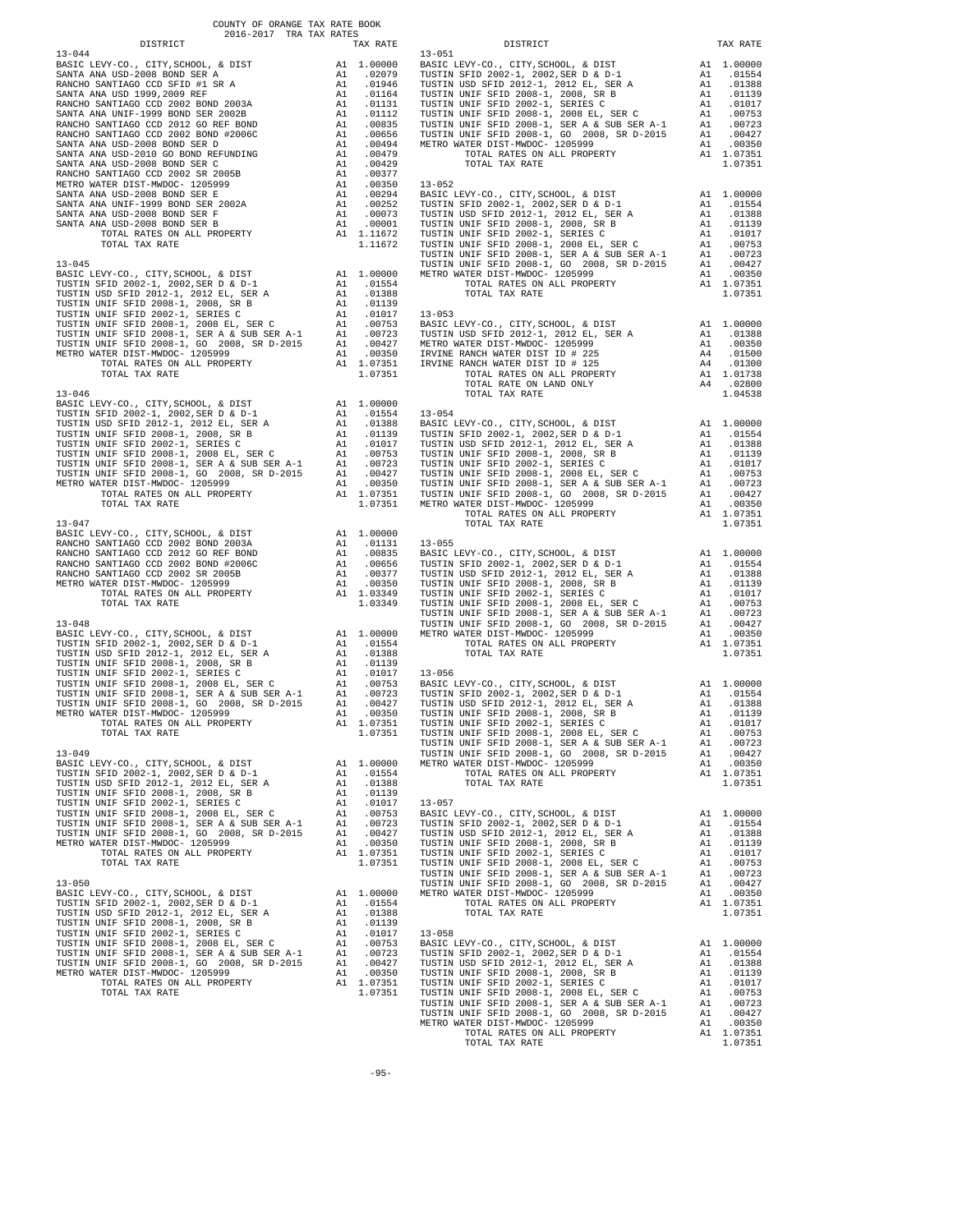COUNTY OF ORANGE TAX RATE BOOK
2016-2017 TRA TAX RATES

| DISTRICT | | TAX RATE |
|---|---|---|
| **13-044** | | |
| BASIC LEVY-CO., CITY,SCHOOL, & DIST | A1 | 1.00000 |
| SANTA ANA USD-2008 BOND SER A | A1 | .02079 |
| RANCHO SANTIAGO CCD SFID #1 SR A | A1 | .01946 |
| SANTA ANA USD 1999,2009 REF | A1 | .01164 |
| RANCHO SANTIAGO CCD 2002 BOND 2003A | A1 | .01131 |
| SANTA ANA UNIF-1999 BOND SER 2002B | A1 | .01112 |
| RANCHO SANTIAGO CCD 2012 GO REF BOND | A1 | .00835 |
| RANCHO SANTIAGO CCD 2002 BOND #2006C | A1 | .00656 |
| SANTA ANA USD-2008 BOND SER D | A1 | .00494 |
| SANTA ANA USD-2010 GO BOND REFUNDING | A1 | .00479 |
| SANTA ANA USD-2008 BOND SER C | A1 | .00429 |
| RANCHO SANTIAGO CCD 2002 SR 2005B | A1 | .00377 |
| METRO WATER DIST-MWDOC- 1205999 | A1 | .00350 |
| SANTA ANA USD-2008 BOND SER E | A1 | .00294 |
| SANTA ANA UNIF-1999 BOND SER 2002A | A1 | .00252 |
| SANTA ANA USD-2008 BOND SER F | A1 | .00073 |
| SANTA ANA USD-2008 BOND SER B | A1 | .00001 |
| TOTAL RATES ON ALL PROPERTY | A1 | 1.11672 |
| TOTAL TAX RATE | | 1.11672 |
| **13-045** | | |
| BASIC LEVY-CO., CITY,SCHOOL, & DIST | A1 | 1.00000 |
| TUSTIN SFID 2002-1, 2002,SER D & D-1 | A1 | .01554 |
| TUSTIN USD SFID 2012-1, 2012 EL, SER A | A1 | .01388 |
| TUSTIN UNIF SFID 2008-1, 2008, SR B | A1 | .01139 |
| TUSTIN UNIF SFID 2002-1, SERIES C | A1 | .01017 |
| TUSTIN UNIF SFID 2008-1, 2008 EL, SER C | A1 | .00753 |
| TUSTIN UNIF SFID 2008-1, SER A & SUB SER A-1 | A1 | .00723 |
| TUSTIN UNIF SFID 2008-1, GO 2008, SR D-2015 | A1 | .00427 |
| METRO WATER DIST-MWDOC- 1205999 | A1 | .00350 |
| TOTAL RATES ON ALL PROPERTY | A1 | 1.07351 |
| TOTAL TAX RATE | | 1.07351 |
| **13-046** | | |
| BASIC LEVY-CO., CITY,SCHOOL, & DIST | A1 | 1.00000 |
| TUSTIN SFID 2002-1, 2002,SER D & D-1 | A1 | .01554 |
| TUSTIN USD SFID 2012-1, 2012 EL, SER A | A1 | .01388 |
| TUSTIN UNIF SFID 2008-1, 2008, SR B | A1 | .01139 |
| TUSTIN UNIF SFID 2002-1, SERIES C | A1 | .01017 |
| TUSTIN UNIF SFID 2008-1, 2008 EL, SER C | A1 | .00753 |
| TUSTIN UNIF SFID 2008-1, SER A & SUB SER A-1 | A1 | .00723 |
| TUSTIN UNIF SFID 2008-1, GO 2008, SR D-2015 | A1 | .00427 |
| METRO WATER DIST-MWDOC- 1205999 | A1 | .00350 |
| TOTAL RATES ON ALL PROPERTY | A1 | 1.07351 |
| TOTAL TAX RATE | | 1.07351 |
| **13-047** | | |
| BASIC LEVY-CO., CITY,SCHOOL, & DIST | A1 | 1.00000 |
| RANCHO SANTIAGO CCD 2002 BOND 2003A | A1 | .01131 |
| RANCHO SANTIAGO CCD 2012 GO REF BOND | A1 | .00835 |
| RANCHO SANTIAGO CCD 2002 BOND #2006C | A1 | .00656 |
| RANCHO SANTIAGO CCD 2002 SR 2005B | A1 | .00377 |
| METRO WATER DIST-MWDOC- 1205999 | A1 | .00350 |
| TOTAL RATES ON ALL PROPERTY | A1 | 1.03349 |
| TOTAL TAX RATE | | 1.03349 |
| **13-048** | | |
| BASIC LEVY-CO., CITY,SCHOOL, & DIST | A1 | 1.00000 |
| TUSTIN SFID 2002-1, 2002,SER D & D-1 | A1 | .01554 |
| TUSTIN USD SFID 2012-1, 2012 EL, SER A | A1 | .01388 |
| TUSTIN UNIF SFID 2008-1, 2008, SR B | A1 | .01139 |
| TUSTIN UNIF SFID 2002-1, SERIES C | A1 | .01017 |
| TUSTIN UNIF SFID 2008-1, 2008 EL, SER C | A1 | .00753 |
| TUSTIN UNIF SFID 2008-1, SER A & SUB SER A-1 | A1 | .00723 |
| TUSTIN UNIF SFID 2008-1, GO 2008, SR D-2015 | A1 | .00427 |
| METRO WATER DIST-MWDOC- 1205999 | A1 | .00350 |
| TOTAL RATES ON ALL PROPERTY | A1 | 1.07351 |
| TOTAL TAX RATE | | 1.07351 |
| **13-049** | | |
| BASIC LEVY-CO., CITY,SCHOOL, & DIST | A1 | 1.00000 |
| TUSTIN SFID 2002-1, 2002,SER D & D-1 | A1 | .01554 |
| TUSTIN USD SFID 2012-1, 2012 EL, SER A | A1 | .01388 |
| TUSTIN UNIF SFID 2008-1, 2008, SR B | A1 | .01139 |
| TUSTIN UNIF SFID 2002-1, SERIES C | A1 | .01017 |
| TUSTIN UNIF SFID 2008-1, 2008 EL, SER C | A1 | .00753 |
| TUSTIN UNIF SFID 2008-1, SER A & SUB SER A-1 | A1 | .00723 |
| TUSTIN UNIF SFID 2008-1, GO 2008, SR D-2015 | A1 | .00427 |
| METRO WATER DIST-MWDOC- 1205999 | A1 | .00350 |
| TOTAL RATES ON ALL PROPERTY | A1 | 1.07351 |
| TOTAL TAX RATE | | 1.07351 |
| **13-050** | | |
| BASIC LEVY-CO., CITY,SCHOOL, & DIST | A1 | 1.00000 |
| TUSTIN SFID 2002-1, 2002,SER D & D-1 | A1 | .01554 |
| TUSTIN USD SFID 2012-1, 2012 EL, SER A | A1 | .01388 |
| TUSTIN UNIF SFID 2008-1, 2008, SR B | A1 | .01139 |
| TUSTIN UNIF SFID 2002-1, SERIES C | A1 | .01017 |
| TUSTIN UNIF SFID 2008-1, 2008 EL, SER C | A1 | .00753 |
| TUSTIN UNIF SFID 2008-1, SER A & SUB SER A-1 | A1 | .00723 |
| TUSTIN UNIF SFID 2008-1, GO 2008, SR D-2015 | A1 | .00427 |
| METRO WATER DIST-MWDOC- 1205999 | A1 | .00350 |
| TOTAL RATES ON ALL PROPERTY | A1 | 1.07351 |
| TOTAL TAX RATE | | 1.07351 |
| **13-051** | | |
| BASIC LEVY-CO., CITY,SCHOOL, & DIST | A1 | 1.00000 |
| TUSTIN SFID 2002-1, 2002,SER D & D-1 | A1 | .01554 |
| TUSTIN USD SFID 2012-1, 2012 EL, SER A | A1 | .01388 |
| TUSTIN UNIF SFID 2008-1, 2008, SR B | A1 | .01139 |
| TUSTIN UNIF SFID 2002-1, SERIES C | A1 | .01017 |
| TUSTIN UNIF SFID 2008-1, 2008 EL, SER C | A1 | .00753 |
| TUSTIN UNIF SFID 2008-1, SER A & SUB SER A-1 | A1 | .00723 |
| TUSTIN UNIF SFID 2008-1, GO 2008, SR D-2015 | A1 | .00427 |
| METRO WATER DIST-MWDOC- 1205999 | A1 | .00350 |
| TOTAL RATES ON ALL PROPERTY | A1 | 1.07351 |
| TOTAL TAX RATE | | 1.07351 |
| **13-052** | | |
| BASIC LEVY-CO., CITY,SCHOOL, & DIST | A1 | 1.00000 |
| TUSTIN SFID 2002-1, 2002,SER D & D-1 | A1 | .01554 |
| TUSTIN USD SFID 2012-1, 2012 EL, SER A | A1 | .01388 |
| TUSTIN UNIF SFID 2008-1, 2008, SR B | A1 | .01139 |
| TUSTIN UNIF SFID 2002-1, SERIES C | A1 | .01017 |
| TUSTIN UNIF SFID 2008-1, 2008 EL, SER C | A1 | .00753 |
| TUSTIN UNIF SFID 2008-1, SER A & SUB SER A-1 | A1 | .00723 |
| TUSTIN UNIF SFID 2008-1, GO 2008, SR D-2015 | A1 | .00427 |
| METRO WATER DIST-MWDOC- 1205999 | A1 | .00350 |
| TOTAL RATES ON ALL PROPERTY | A1 | 1.07351 |
| TOTAL TAX RATE | | 1.07351 |
| **13-053** | | |
| BASIC LEVY-CO., CITY,SCHOOL, & DIST | A1 | 1.00000 |
| TUSTIN USD SFID 2012-1, 2012 EL, SER A | A1 | .01388 |
| METRO WATER DIST-MWDOC- 1205999 | A1 | .00350 |
| IRVINE RANCH WATER DIST ID # 225 | A4 | .01500 |
| IRVINE RANCH WATER DIST ID # 125 | A4 | .01300 |
| TOTAL RATES ON ALL PROPERTY | A1 | 1.01738 |
| TOTAL RATE ON LAND ONLY | A4 | .02800 |
| TOTAL TAX RATE | | 1.04538 |
| **13-054** | | |
| BASIC LEVY-CO., CITY,SCHOOL, & DIST | A1 | 1.00000 |
| TUSTIN SFID 2002-1, 2002,SER D & D-1 | A1 | .01554 |
| TUSTIN USD SFID 2012-1, 2012 EL, SER A | A1 | .01388 |
| TUSTIN UNIF SFID 2008-1, 2008, SR B | A1 | .01139 |
| TUSTIN UNIF SFID 2002-1, SERIES C | A1 | .01017 |
| TUSTIN UNIF SFID 2008-1, 2008 EL, SER C | A1 | .00753 |
| TUSTIN UNIF SFID 2008-1, SER A & SUB SER A-1 | A1 | .00723 |
| TUSTIN UNIF SFID 2008-1, GO 2008, SR D-2015 | A1 | .00427 |
| METRO WATER DIST-MWDOC- 1205999 | A1 | .00350 |
| TOTAL RATES ON ALL PROPERTY | A1 | 1.07351 |
| TOTAL TAX RATE | | 1.07351 |
| **13-055** | | |
| BASIC LEVY-CO., CITY,SCHOOL, & DIST | A1 | 1.00000 |
| TUSTIN SFID 2002-1, 2002,SER D & D-1 | A1 | .01554 |
| TUSTIN USD SFID 2012-1, 2012 EL, SER A | A1 | .01388 |
| TUSTIN UNIF SFID 2008-1, 2008, SR B | A1 | .01139 |
| TUSTIN UNIF SFID 2002-1, SERIES C | A1 | .01017 |
| TUSTIN UNIF SFID 2008-1, 2008 EL, SER C | A1 | .00753 |
| TUSTIN UNIF SFID 2008-1, SER A & SUB SER A-1 | A1 | .00723 |
| TUSTIN UNIF SFID 2008-1, GO 2008, SR D-2015 | A1 | .00427 |
| METRO WATER DIST-MWDOC- 1205999 | A1 | .00350 |
| TOTAL RATES ON ALL PROPERTY | A1 | 1.07351 |
| TOTAL TAX RATE | | 1.07351 |
| **13-056** | | |
| BASIC LEVY-CO., CITY,SCHOOL, & DIST | A1 | 1.00000 |
| TUSTIN SFID 2002-1, 2002,SER D & D-1 | A1 | .01554 |
| TUSTIN USD SFID 2012-1, 2012 EL, SER A | A1 | .01388 |
| TUSTIN UNIF SFID 2008-1, 2008, SR B | A1 | .01139 |
| TUSTIN UNIF SFID 2002-1, SERIES C | A1 | .01017 |
| TUSTIN UNIF SFID 2008-1, 2008 EL, SER C | A1 | .00753 |
| TUSTIN UNIF SFID 2008-1, SER A & SUB SER A-1 | A1 | .00723 |
| TUSTIN UNIF SFID 2008-1, GO 2008, SR D-2015 | A1 | .00427 |
| METRO WATER DIST-MWDOC- 1205999 | A1 | .00350 |
| TOTAL RATES ON ALL PROPERTY | A1 | 1.07351 |
| TOTAL TAX RATE | | 1.07351 |
| **13-057** | | |
| BASIC LEVY-CO., CITY,SCHOOL, & DIST | A1 | 1.00000 |
| TUSTIN SFID 2002-1, 2002,SER D & D-1 | A1 | .01554 |
| TUSTIN USD SFID 2012-1, 2012 EL, SER A | A1 | .01388 |
| TUSTIN UNIF SFID 2008-1, 2008, SR B | A1 | .01139 |
| TUSTIN UNIF SFID 2002-1, SERIES C | A1 | .01017 |
| TUSTIN UNIF SFID 2008-1, 2008 EL, SER C | A1 | .00753 |
| TUSTIN UNIF SFID 2008-1, SER A & SUB SER A-1 | A1 | .00723 |
| TUSTIN UNIF SFID 2008-1, GO 2008, SR D-2015 | A1 | .00427 |
| METRO WATER DIST-MWDOC- 1205999 | A1 | .00350 |
| TOTAL RATES ON ALL PROPERTY | A1 | 1.07351 |
| TOTAL TAX RATE | | 1.07351 |
| **13-058** | | |
| BASIC LEVY-CO., CITY,SCHOOL, & DIST | A1 | 1.00000 |
| TUSTIN SFID 2002-1, 2002,SER D & D-1 | A1 | .01554 |
| TUSTIN USD SFID 2012-1, 2012 EL, SER A | A1 | .01388 |
| TUSTIN UNIF SFID 2008-1, 2008, SR B | A1 | .01139 |
| TUSTIN UNIF SFID 2002-1, SERIES C | A1 | .01017 |
| TUSTIN UNIF SFID 2008-1, 2008 EL, SER C | A1 | .00753 |
| TUSTIN UNIF SFID 2008-1, SER A & SUB SER A-1 | A1 | .00723 |
| TUSTIN UNIF SFID 2008-1, GO 2008, SR D-2015 | A1 | .00427 |
| METRO WATER DIST-MWDOC- 1205999 | A1 | .00350 |
| TOTAL RATES ON ALL PROPERTY | A1 | 1.07351 |
| TOTAL TAX RATE | | 1.07351 |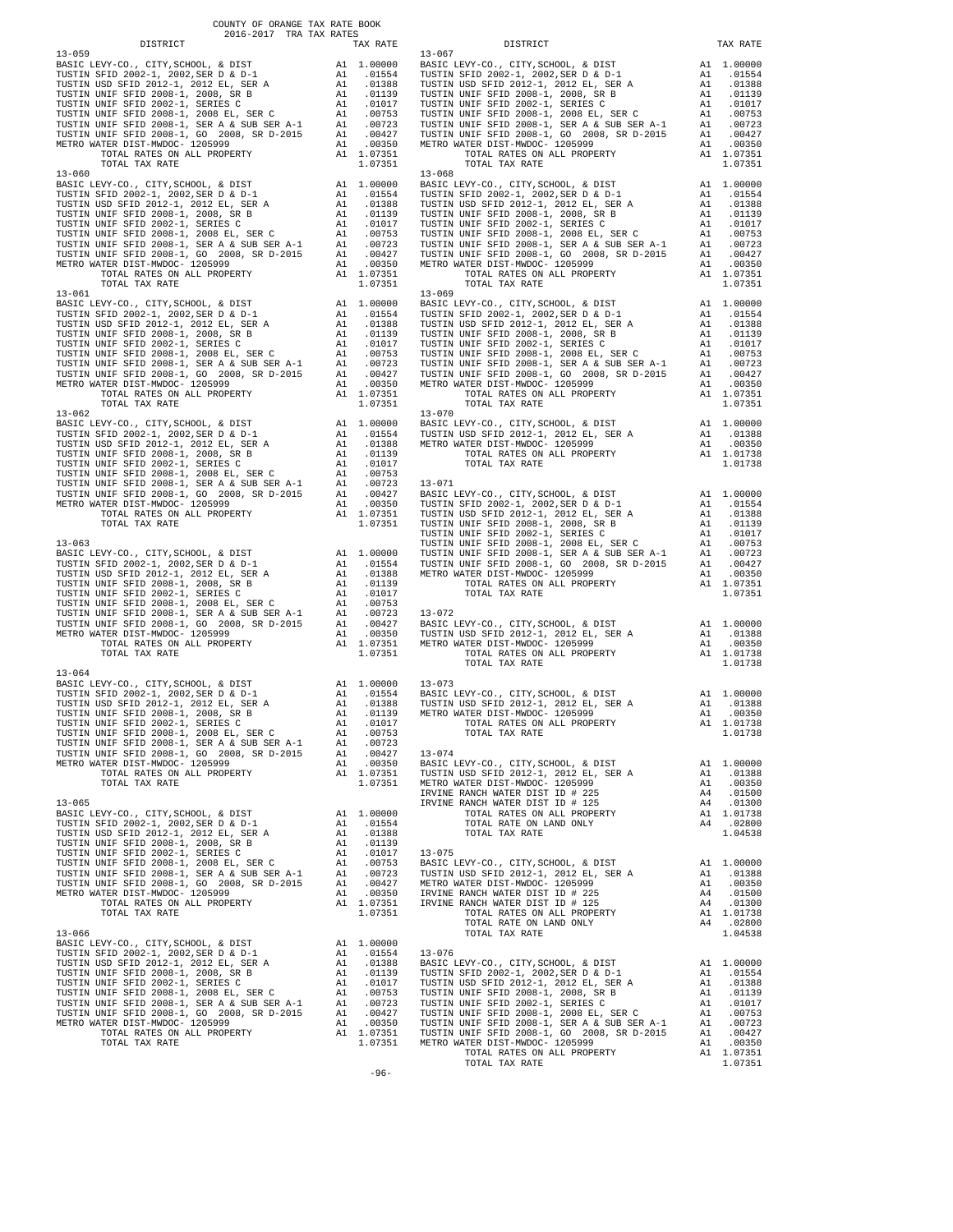COUNTY OF ORANGE TAX RATE BOOK
2016-2017 TRA TAX RATES

| DISTRICT | | TAX RATE |
|---|---|---|
| **13-059** | | |
| BASIC LEVY-CO., CITY,SCHOOL, & DIST | A1 | 1.00000 |
| TUSTIN SFID 2002-1, 2002,SER D & D-1 | A1 | .01554 |
| TUSTIN USD SFID 2012-1, 2012 EL, SER A | A1 | .01388 |
| TUSTIN UNIF SFID 2008-1, 2008, SR B | A1 | .01139 |
| TUSTIN UNIF SFID 2002-1, SERIES C | A1 | .01017 |
| TUSTIN UNIF SFID 2008-1, 2008 EL, SER C | A1 | .00753 |
| TUSTIN UNIF SFID 2008-1, SER A & SUB SER A-1 | A1 | .00723 |
| TUSTIN UNIF SFID 2008-1, GO 2008, SR D-2015 | A1 | .00427 |
| METRO WATER DIST-MWDOC- 1205999 | A1 | .00350 |
| TOTAL RATES ON ALL PROPERTY | A1 | 1.07351 |
| TOTAL TAX RATE | | 1.07351 |
| **13-060** | | |
| BASIC LEVY-CO., CITY,SCHOOL, & DIST | A1 | 1.00000 |
| TUSTIN SFID 2002-1, 2002,SER D & D-1 | A1 | .01554 |
| TUSTIN USD SFID 2012-1, 2012 EL, SER A | A1 | .01388 |
| TUSTIN UNIF SFID 2008-1, 2008, SR B | A1 | .01139 |
| TUSTIN UNIF SFID 2002-1, SERIES C | A1 | .01017 |
| TUSTIN UNIF SFID 2008-1, 2008 EL, SER C | A1 | .00753 |
| TUSTIN UNIF SFID 2008-1, SER A & SUB SER A-1 | A1 | .00723 |
| TUSTIN UNIF SFID 2008-1, GO 2008, SR D-2015 | A1 | .00427 |
| METRO WATER DIST-MWDOC- 1205999 | A1 | .00350 |
| TOTAL RATES ON ALL PROPERTY | A1 | 1.07351 |
| TOTAL TAX RATE | | 1.07351 |
| **13-061** | | |
| BASIC LEVY-CO., CITY,SCHOOL, & DIST | A1 | 1.00000 |
| TUSTIN SFID 2002-1, 2002,SER D & D-1 | A1 | .01554 |
| TUSTIN USD SFID 2012-1, 2012 EL, SER A | A1 | .01388 |
| TUSTIN UNIF SFID 2008-1, 2008, SR B | A1 | .01139 |
| TUSTIN UNIF SFID 2002-1, SERIES C | A1 | .01017 |
| TUSTIN UNIF SFID 2008-1, 2008 EL, SER C | A1 | .00753 |
| TUSTIN UNIF SFID 2008-1, SER A & SUB SER A-1 | A1 | .00723 |
| TUSTIN UNIF SFID 2008-1, GO 2008, SR D-2015 | A1 | .00427 |
| METRO WATER DIST-MWDOC- 1205999 | A1 | .00350 |
| TOTAL RATES ON ALL PROPERTY | A1 | 1.07351 |
| TOTAL TAX RATE | | 1.07351 |
| **13-062** | | |
| BASIC LEVY-CO., CITY,SCHOOL, & DIST | A1 | 1.00000 |
| TUSTIN SFID 2002-1, 2002,SER D & D-1 | A1 | .01554 |
| TUSTIN USD SFID 2012-1, 2012 EL, SER A | A1 | .01388 |
| TUSTIN UNIF SFID 2008-1, 2008, SR B | A1 | .01139 |
| TUSTIN UNIF SFID 2002-1, SERIES C | A1 | .01017 |
| TUSTIN UNIF SFID 2008-1, 2008 EL, SER C | A1 | .00753 |
| TUSTIN UNIF SFID 2008-1, SER A & SUB SER A-1 | A1 | .00723 |
| TUSTIN UNIF SFID 2008-1, GO 2008, SR D-2015 | A1 | .00427 |
| METRO WATER DIST-MWDOC- 1205999 | A1 | .00350 |
| TOTAL RATES ON ALL PROPERTY | A1 | 1.07351 |
| TOTAL TAX RATE | | 1.07351 |
| **13-063** | | |
| BASIC LEVY-CO., CITY,SCHOOL, & DIST | A1 | 1.00000 |
| TUSTIN SFID 2002-1, 2002,SER D & D-1 | A1 | .01554 |
| TUSTIN USD SFID 2012-1, 2012 EL, SER A | A1 | .01388 |
| TUSTIN UNIF SFID 2008-1, 2008, SR B | A1 | .01139 |
| TUSTIN UNIF SFID 2002-1, SERIES C | A1 | .01017 |
| TUSTIN UNIF SFID 2008-1, 2008 EL, SER C | A1 | .00753 |
| TUSTIN UNIF SFID 2008-1, SER A & SUB SER A-1 | A1 | .00723 |
| TUSTIN UNIF SFID 2008-1, GO 2008, SR D-2015 | A1 | .00427 |
| METRO WATER DIST-MWDOC- 1205999 | A1 | .00350 |
| TOTAL RATES ON ALL PROPERTY | A1 | 1.07351 |
| TOTAL TAX RATE | | 1.07351 |
| **13-064** | | |
| BASIC LEVY-CO., CITY,SCHOOL, & DIST | A1 | 1.00000 |
| TUSTIN SFID 2002-1, 2002,SER D & D-1 | A1 | .01554 |
| TUSTIN USD SFID 2012-1, 2012 EL, SER A | A1 | .01388 |
| TUSTIN UNIF SFID 2008-1, 2008, SR B | A1 | .01139 |
| TUSTIN UNIF SFID 2002-1, SERIES C | A1 | .01017 |
| TUSTIN UNIF SFID 2008-1, 2008 EL, SER C | A1 | .00753 |
| TUSTIN UNIF SFID 2008-1, SER A & SUB SER A-1 | A1 | .00723 |
| TUSTIN UNIF SFID 2008-1, GO 2008, SR D-2015 | A1 | .00427 |
| METRO WATER DIST-MWDOC- 1205999 | A1 | .00350 |
| TOTAL RATES ON ALL PROPERTY | A1 | 1.07351 |
| TOTAL TAX RATE | | 1.07351 |
| **13-065** | | |
| BASIC LEVY-CO., CITY,SCHOOL, & DIST | A1 | 1.00000 |
| TUSTIN SFID 2002-1, 2002,SER D & D-1 | A1 | .01554 |
| TUSTIN USD SFID 2012-1, 2012 EL, SER A | A1 | .01388 |
| TUSTIN UNIF SFID 2008-1, 2008, SR B | A1 | .01139 |
| TUSTIN UNIF SFID 2002-1, SERIES C | A1 | .01017 |
| TUSTIN UNIF SFID 2008-1, 2008 EL, SER C | A1 | .00753 |
| TUSTIN UNIF SFID 2008-1, SER A & SUB SER A-1 | A1 | .00723 |
| TUSTIN UNIF SFID 2008-1, GO 2008, SR D-2015 | A1 | .00427 |
| METRO WATER DIST-MWDOC- 1205999 | A1 | .00350 |
| TOTAL RATES ON ALL PROPERTY | A1 | 1.07351 |
| TOTAL TAX RATE | | 1.07351 |
| **13-066** | | |
| BASIC LEVY-CO., CITY,SCHOOL, & DIST | A1 | 1.00000 |
| TUSTIN SFID 2002-1, 2002,SER D & D-1 | A1 | .01554 |
| TUSTIN USD SFID 2012-1, 2012 EL, SER A | A1 | .01388 |
| TUSTIN UNIF SFID 2008-1, 2008, SR B | A1 | .01139 |
| TUSTIN UNIF SFID 2002-1, SERIES C | A1 | .01017 |
| TUSTIN UNIF SFID 2008-1, 2008 EL, SER C | A1 | .00753 |
| TUSTIN UNIF SFID 2008-1, SER A & SUB SER A-1 | A1 | .00723 |
| TUSTIN UNIF SFID 2008-1, GO 2008, SR D-2015 | A1 | .00427 |
| METRO WATER DIST-MWDOC- 1205999 | A1 | .00350 |
| TOTAL RATES ON ALL PROPERTY | A1 | 1.07351 |
| TOTAL TAX RATE | | 1.07351 |
| **13-067** | | |
| BASIC LEVY-CO., CITY,SCHOOL, & DIST | A1 | 1.00000 |
| TUSTIN SFID 2002-1, 2002,SER D & D-1 | A1 | .01554 |
| TUSTIN USD SFID 2012-1, 2012 EL, SER A | A1 | .01388 |
| TUSTIN UNIF SFID 2008-1, 2008, SR B | A1 | .01139 |
| TUSTIN UNIF SFID 2002-1, SERIES C | A1 | .01017 |
| TUSTIN UNIF SFID 2008-1, 2008 EL, SER C | A1 | .00753 |
| TUSTIN UNIF SFID 2008-1, SER A & SUB SER A-1 | A1 | .00723 |
| TUSTIN UNIF SFID 2008-1, GO 2008, SR D-2015 | A1 | .00427 |
| METRO WATER DIST-MWDOC- 1205999 | A1 | .00350 |
| TOTAL RATES ON ALL PROPERTY | A1 | 1.07351 |
| TOTAL TAX RATE | | 1.07351 |
| **13-068** | | |
| BASIC LEVY-CO., CITY,SCHOOL, & DIST | A1 | 1.00000 |
| TUSTIN SFID 2002-1, 2002,SER D & D-1 | A1 | .01554 |
| TUSTIN USD SFID 2012-1, 2012 EL, SER A | A1 | .01388 |
| TUSTIN UNIF SFID 2008-1, 2008, SR B | A1 | .01139 |
| TUSTIN UNIF SFID 2002-1, SERIES C | A1 | .01017 |
| TUSTIN UNIF SFID 2008-1, 2008 EL, SER C | A1 | .00753 |
| TUSTIN UNIF SFID 2008-1, SER A & SUB SER A-1 | A1 | .00723 |
| TUSTIN UNIF SFID 2008-1, GO 2008, SR D-2015 | A1 | .00427 |
| METRO WATER DIST-MWDOC- 1205999 | A1 | .00350 |
| TOTAL RATES ON ALL PROPERTY | A1 | 1.07351 |
| TOTAL TAX RATE | | 1.07351 |
| **13-069** | | |
| BASIC LEVY-CO., CITY,SCHOOL, & DIST | A1 | 1.00000 |
| TUSTIN SFID 2002-1, 2002,SER D & D-1 | A1 | .01554 |
| TUSTIN USD SFID 2012-1, 2012 EL, SER A | A1 | .01388 |
| TUSTIN UNIF SFID 2008-1, 2008, SR B | A1 | .01139 |
| TUSTIN UNIF SFID 2002-1, SERIES C | A1 | .01017 |
| TUSTIN UNIF SFID 2008-1, 2008 EL, SER C | A1 | .00753 |
| TUSTIN UNIF SFID 2008-1, SER A & SUB SER A-1 | A1 | .00723 |
| TUSTIN UNIF SFID 2008-1, GO 2008, SR D-2015 | A1 | .00427 |
| METRO WATER DIST-MWDOC- 1205999 | A1 | .00350 |
| TOTAL RATES ON ALL PROPERTY | A1 | 1.07351 |
| TOTAL TAX RATE | | 1.07351 |
| **13-070** | | |
| BASIC LEVY-CO., CITY,SCHOOL, & DIST | A1 | 1.00000 |
| TUSTIN USD SFID 2012-1, 2012 EL, SER A | A1 | .01388 |
| METRO WATER DIST-MWDOC- 1205999 | A1 | .00350 |
| TOTAL RATES ON ALL PROPERTY | A1 | 1.01738 |
| TOTAL TAX RATE | | 1.01738 |
| **13-071** | | |
| BASIC LEVY-CO., CITY,SCHOOL, & DIST | A1 | 1.00000 |
| TUSTIN SFID 2002-1, 2002,SER D & D-1 | A1 | .01554 |
| TUSTIN USD SFID 2012-1, 2012 EL, SER A | A1 | .01388 |
| TUSTIN UNIF SFID 2008-1, 2008, SR B | A1 | .01139 |
| TUSTIN UNIF SFID 2002-1, SERIES C | A1 | .01017 |
| TUSTIN UNIF SFID 2008-1, 2008 EL, SER C | A1 | .00753 |
| TUSTIN UNIF SFID 2008-1, SER A & SUB SER A-1 | A1 | .00723 |
| TUSTIN UNIF SFID 2008-1, GO 2008, SR D-2015 | A1 | .00427 |
| METRO WATER DIST-MWDOC- 1205999 | A1 | .00350 |
| TOTAL RATES ON ALL PROPERTY | A1 | 1.07351 |
| TOTAL TAX RATE | | 1.07351 |
| **13-072** | | |
| BASIC LEVY-CO., CITY,SCHOOL, & DIST | A1 | 1.00000 |
| TUSTIN USD SFID 2012-1, 2012 EL, SER A | A1 | .01388 |
| METRO WATER DIST-MWDOC- 1205999 | A1 | .00350 |
| TOTAL RATES ON ALL PROPERTY | A1 | 1.01738 |
| TOTAL TAX RATE | | 1.01738 |
| **13-073** | | |
| BASIC LEVY-CO., CITY,SCHOOL, & DIST | A1 | 1.00000 |
| TUSTIN USD SFID 2012-1, 2012 EL, SER A | A1 | .01388 |
| METRO WATER DIST-MWDOC- 1205999 | A1 | .00350 |
| TOTAL RATES ON ALL PROPERTY | A1 | 1.01738 |
| TOTAL TAX RATE | | 1.01738 |
| **13-074** | | |
| BASIC LEVY-CO., CITY,SCHOOL, & DIST | A1 | 1.00000 |
| TUSTIN USD SFID 2012-1, 2012 EL, SER A | A1 | .01388 |
| METRO WATER DIST-MWDOC- 1205999 | A1 | .00350 |
| IRVINE RANCH WATER DIST ID # 225 | A4 | .01500 |
| IRVINE RANCH WATER DIST ID # 125 | A4 | .01300 |
| TOTAL RATES ON ALL PROPERTY | A1 | 1.01738 |
| TOTAL RATE ON LAND ONLY | A4 | .02800 |
| TOTAL TAX RATE | | 1.04538 |
| **13-075** | | |
| BASIC LEVY-CO., CITY,SCHOOL, & DIST | A1 | 1.00000 |
| TUSTIN USD SFID 2012-1, 2012 EL, SER A | A1 | .01388 |
| METRO WATER DIST-MWDOC- 1205999 | A1 | .00350 |
| IRVINE RANCH WATER DIST ID # 225 | A4 | .01500 |
| IRVINE RANCH WATER DIST ID # 125 | A4 | .01300 |
| TOTAL RATES ON ALL PROPERTY | A1 | 1.01738 |
| TOTAL RATE ON LAND ONLY | A4 | .02800 |
| TOTAL TAX RATE | | 1.04538 |
| **13-076** | | |
| BASIC LEVY-CO., CITY,SCHOOL, & DIST | A1 | 1.00000 |
| TUSTIN SFID 2002-1, 2002,SER D & D-1 | A1 | .01554 |
| TUSTIN USD SFID 2012-1, 2012 EL, SER A | A1 | .01388 |
| TUSTIN UNIF SFID 2008-1, 2008, SR B | A1 | .01139 |
| TUSTIN UNIF SFID 2002-1, SERIES C | A1 | .01017 |
| TUSTIN UNIF SFID 2008-1, 2008 EL, SER C | A1 | .00753 |
| TUSTIN UNIF SFID 2008-1, SER A & SUB SER A-1 | A1 | .00723 |
| TUSTIN UNIF SFID 2008-1, GO 2008, SR D-2015 | A1 | .00427 |
| METRO WATER DIST-MWDOC- 1205999 | A1 | .00350 |
| TOTAL RATES ON ALL PROPERTY | A1 | 1.07351 |
| TOTAL TAX RATE | | 1.07351 |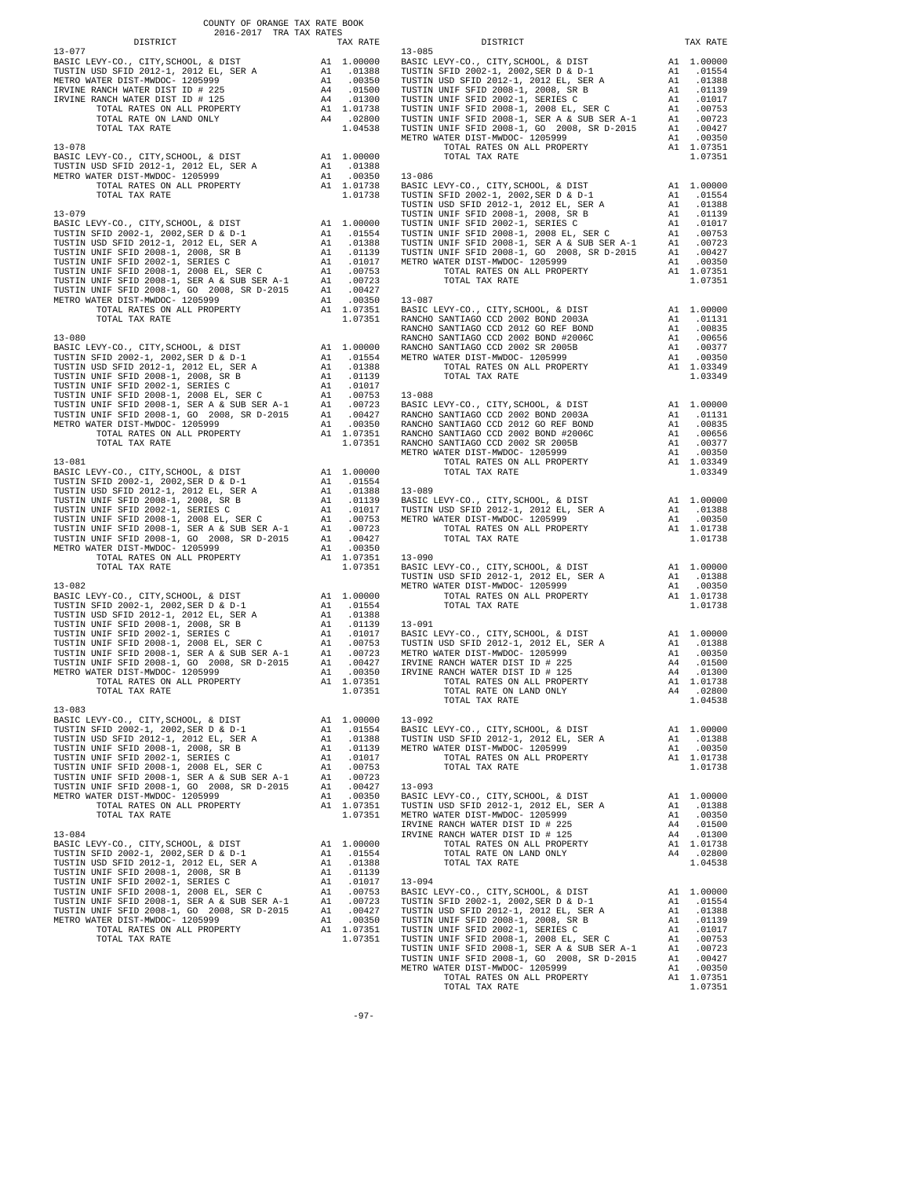COUNTY OF ORANGE TAX RATE BOOK
2016-2017 TRA TAX RATES

| DISTRICT | | TAX RATE |
|---|---|---|
| **13-077** | | |
| BASIC LEVY-CO., CITY,SCHOOL, & DIST | A1 | 1.00000 |
| TUSTIN USD SFID 2012-1, 2012 EL, SER A | A1 | .01388 |
| METRO WATER DIST-MWDOC- 1205999 | A1 | .00350 |
| IRVINE RANCH WATER DIST ID # 225 | A4 | .01500 |
| IRVINE RANCH WATER DIST ID # 125 | A4 | .01300 |
| TOTAL RATES ON ALL PROPERTY | A1 | 1.01738 |
| TOTAL RATE ON LAND ONLY | A4 | .02800 |
| TOTAL TAX RATE | | 1.04538 |
| **13-078** | | |
| BASIC LEVY-CO., CITY,SCHOOL, & DIST | A1 | 1.00000 |
| TUSTIN USD SFID 2012-1, 2012 EL, SER A | A1 | .01388 |
| METRO WATER DIST-MWDOC- 1205999 | A1 | .00350 |
| TOTAL RATES ON ALL PROPERTY | A1 | 1.01738 |
| TOTAL TAX RATE | | 1.01738 |
| **13-079** | | |
| BASIC LEVY-CO., CITY,SCHOOL, & DIST | A1 | 1.00000 |
| TUSTIN SFID 2002-1, 2002,SER D & D-1 | A1 | .01554 |
| TUSTIN USD SFID 2012-1, 2012 EL, SER A | A1 | .01388 |
| TUSTIN UNIF SFID 2008-1, 2008, SR B | A1 | .01139 |
| TUSTIN UNIF SFID 2002-1, SERIES C | A1 | .01017 |
| TUSTIN UNIF SFID 2008-1, 2008 EL, SER C | A1 | .00753 |
| TUSTIN UNIF SFID 2008-1, SER A & SUB SER A-1 | A1 | .00723 |
| TUSTIN UNIF SFID 2008-1, GO 2008, SR D-2015 | A1 | .00427 |
| METRO WATER DIST-MWDOC- 1205999 | A1 | .00350 |
| TOTAL RATES ON ALL PROPERTY | A1 | 1.07351 |
| TOTAL TAX RATE | | 1.07351 |
| **13-080** | | |
| BASIC LEVY-CO., CITY,SCHOOL, & DIST | A1 | 1.00000 |
| TUSTIN SFID 2002-1, 2002,SER D & D-1 | A1 | .01554 |
| TUSTIN USD SFID 2012-1, 2012 EL, SER A | A1 | .01388 |
| TUSTIN UNIF SFID 2008-1, 2008, SR B | A1 | .01139 |
| TUSTIN UNIF SFID 2002-1, SERIES C | A1 | .01017 |
| TUSTIN UNIF SFID 2008-1, 2008 EL, SER C | A1 | .00753 |
| TUSTIN UNIF SFID 2008-1, SER A & SUB SER A-1 | A1 | .00723 |
| TUSTIN UNIF SFID 2008-1, GO 2008, SR D-2015 | A1 | .00427 |
| METRO WATER DIST-MWDOC- 1205999 | A1 | .00350 |
| TOTAL RATES ON ALL PROPERTY | A1 | 1.07351 |
| TOTAL TAX RATE | | 1.07351 |
| **13-081** | | |
| BASIC LEVY-CO., CITY,SCHOOL, & DIST | A1 | 1.00000 |
| TUSTIN SFID 2002-1, 2002,SER D & D-1 | A1 | .01554 |
| TUSTIN USD SFID 2012-1, 2012 EL, SER A | A1 | .01388 |
| TUSTIN UNIF SFID 2008-1, 2008, SR B | A1 | .01139 |
| TUSTIN UNIF SFID 2002-1, SERIES C | A1 | .01017 |
| TUSTIN UNIF SFID 2008-1, 2008 EL, SER C | A1 | .00753 |
| TUSTIN UNIF SFID 2008-1, SER A & SUB SER A-1 | A1 | .00723 |
| TUSTIN UNIF SFID 2008-1, GO 2008, SR D-2015 | A1 | .00427 |
| METRO WATER DIST-MWDOC- 1205999 | A1 | .00350 |
| TOTAL RATES ON ALL PROPERTY | A1 | 1.07351 |
| TOTAL TAX RATE | | 1.07351 |
| **13-082** | | |
| BASIC LEVY-CO., CITY,SCHOOL, & DIST | A1 | 1.00000 |
| TUSTIN SFID 2002-1, 2002,SER D & D-1 | A1 | .01554 |
| TUSTIN USD SFID 2012-1, 2012 EL, SER A | A1 | .01388 |
| TUSTIN UNIF SFID 2008-1, 2008, SR B | A1 | .01139 |
| TUSTIN UNIF SFID 2002-1, SERIES C | A1 | .01017 |
| TUSTIN UNIF SFID 2008-1, 2008 EL, SER C | A1 | .00753 |
| TUSTIN UNIF SFID 2008-1, SER A & SUB SER A-1 | A1 | .00723 |
| TUSTIN UNIF SFID 2008-1, GO 2008, SR D-2015 | A1 | .00427 |
| METRO WATER DIST-MWDOC- 1205999 | A1 | .00350 |
| TOTAL RATES ON ALL PROPERTY | A1 | 1.07351 |
| TOTAL TAX RATE | | 1.07351 |
| **13-083** | | |
| BASIC LEVY-CO., CITY,SCHOOL, & DIST | A1 | 1.00000 |
| TUSTIN SFID 2002-1, 2002,SER D & D-1 | A1 | .01554 |
| TUSTIN USD SFID 2012-1, 2012 EL, SER A | A1 | .01388 |
| TUSTIN UNIF SFID 2008-1, 2008, SR B | A1 | .01139 |
| TUSTIN UNIF SFID 2002-1, SERIES C | A1 | .01017 |
| TUSTIN UNIF SFID 2008-1, 2008 EL, SER C | A1 | .00753 |
| TUSTIN UNIF SFID 2008-1, SER A & SUB SER A-1 | A1 | .00723 |
| TUSTIN UNIF SFID 2008-1, GO 2008, SR D-2015 | A1 | .00427 |
| METRO WATER DIST-MWDOC- 1205999 | A1 | .00350 |
| TOTAL RATES ON ALL PROPERTY | A1 | 1.07351 |
| TOTAL TAX RATE | | 1.07351 |
| **13-084** | | |
| BASIC LEVY-CO., CITY,SCHOOL, & DIST | A1 | 1.00000 |
| TUSTIN SFID 2002-1, 2002,SER D & D-1 | A1 | .01554 |
| TUSTIN USD SFID 2012-1, 2012 EL, SER A | A1 | .01388 |
| TUSTIN UNIF SFID 2008-1, 2008, SR B | A1 | .01139 |
| TUSTIN UNIF SFID 2002-1, SERIES C | A1 | .01017 |
| TUSTIN UNIF SFID 2008-1, 2008 EL, SER C | A1 | .00753 |
| TUSTIN UNIF SFID 2008-1, SER A & SUB SER A-1 | A1 | .00723 |
| TUSTIN UNIF SFID 2008-1, GO 2008, SR D-2015 | A1 | .00427 |
| METRO WATER DIST-MWDOC- 1205999 | A1 | .00350 |
| TOTAL RATES ON ALL PROPERTY | A1 | 1.07351 |
| TOTAL TAX RATE | | 1.07351 |
| **13-085** | | |
| BASIC LEVY-CO., CITY,SCHOOL, & DIST | A1 | 1.00000 |
| TUSTIN SFID 2002-1, 2002,SER D & D-1 | A1 | .01554 |
| TUSTIN USD SFID 2012-1, 2012 EL, SER A | A1 | .01388 |
| TUSTIN UNIF SFID 2008-1, 2008, SR B | A1 | .01139 |
| TUSTIN UNIF SFID 2002-1, SERIES C | A1 | .01017 |
| TUSTIN UNIF SFID 2008-1, 2008 EL, SER C | A1 | .00753 |
| TUSTIN UNIF SFID 2008-1, SER A & SUB SER A-1 | A1 | .00723 |
| TUSTIN UNIF SFID 2008-1, GO 2008, SR D-2015 | A1 | .00427 |
| METRO WATER DIST-MWDOC- 1205999 | A1 | .00350 |
| TOTAL RATES ON ALL PROPERTY | A1 | 1.07351 |
| TOTAL TAX RATE | | 1.07351 |
| **13-086** | | |
| BASIC LEVY-CO., CITY,SCHOOL, & DIST | A1 | 1.00000 |
| TUSTIN SFID 2002-1, 2002,SER D & D-1 | A1 | .01554 |
| TUSTIN USD SFID 2012-1, 2012 EL, SER A | A1 | .01388 |
| TUSTIN UNIF SFID 2008-1, 2008, SR B | A1 | .01139 |
| TUSTIN UNIF SFID 2002-1, SERIES C | A1 | .01017 |
| TUSTIN UNIF SFID 2008-1, 2008 EL, SER C | A1 | .00753 |
| TUSTIN UNIF SFID 2008-1, SER A & SUB SER A-1 | A1 | .00723 |
| TUSTIN UNIF SFID 2008-1, GO 2008, SR D-2015 | A1 | .00427 |
| METRO WATER DIST-MWDOC- 1205999 | A1 | .00350 |
| TOTAL RATES ON ALL PROPERTY | A1 | 1.07351 |
| TOTAL TAX RATE | | 1.07351 |
| **13-087** | | |
| BASIC LEVY-CO., CITY,SCHOOL, & DIST | A1 | 1.00000 |
| RANCHO SANTIAGO CCD 2002 BOND 2003A | A1 | .01131 |
| RANCHO SANTIAGO CCD 2012 GO REF BOND | A1 | .00835 |
| RANCHO SANTIAGO CCD 2002 BOND #2006C | A1 | .00656 |
| RANCHO SANTIAGO CCD 2002 SR 2005B | A1 | .00377 |
| METRO WATER DIST-MWDOC- 1205999 | A1 | .00350 |
| TOTAL RATES ON ALL PROPERTY | A1 | 1.03349 |
| TOTAL TAX RATE | | 1.03349 |
| **13-088** | | |
| BASIC LEVY-CO., CITY,SCHOOL, & DIST | A1 | 1.00000 |
| RANCHO SANTIAGO CCD 2002 BOND 2003A | A1 | .01131 |
| RANCHO SANTIAGO CCD 2012 GO REF BOND | A1 | .00835 |
| RANCHO SANTIAGO CCD 2002 BOND #2006C | A1 | .00656 |
| RANCHO SANTIAGO CCD 2002 SR 2005B | A1 | .00377 |
| METRO WATER DIST-MWDOC- 1205999 | A1 | .00350 |
| TOTAL RATES ON ALL PROPERTY | A1 | 1.03349 |
| TOTAL TAX RATE | | 1.03349 |
| **13-089** | | |
| BASIC LEVY-CO., CITY,SCHOOL, & DIST | A1 | 1.00000 |
| TUSTIN USD SFID 2012-1, 2012 EL, SER A | A1 | .01388 |
| METRO WATER DIST-MWDOC- 1205999 | A1 | .00350 |
| TOTAL RATES ON ALL PROPERTY | A1 | 1.01738 |
| TOTAL TAX RATE | | 1.01738 |
| **13-090** | | |
| BASIC LEVY-CO., CITY,SCHOOL, & DIST | A1 | 1.00000 |
| TUSTIN USD SFID 2012-1, 2012 EL, SER A | A1 | .01388 |
| METRO WATER DIST-MWDOC- 1205999 | A1 | .00350 |
| TOTAL RATES ON ALL PROPERTY | A1 | 1.01738 |
| TOTAL TAX RATE | | 1.01738 |
| **13-091** | | |
| BASIC LEVY-CO., CITY,SCHOOL, & DIST | A1 | 1.00000 |
| TUSTIN USD SFID 2012-1, 2012 EL, SER A | A1 | .01388 |
| METRO WATER DIST-MWDOC- 1205999 | A1 | .00350 |
| IRVINE RANCH WATER DIST ID # 225 | A4 | .01500 |
| IRVINE RANCH WATER DIST ID # 125 | A4 | .01300 |
| TOTAL RATES ON ALL PROPERTY | A1 | 1.01738 |
| TOTAL RATE ON LAND ONLY | A4 | .02800 |
| TOTAL TAX RATE | | 1.04538 |
| **13-092** | | |
| BASIC LEVY-CO., CITY,SCHOOL, & DIST | A1 | 1.00000 |
| TUSTIN USD SFID 2012-1, 2012 EL, SER A | A1 | .01388 |
| METRO WATER DIST-MWDOC- 1205999 | A1 | .00350 |
| TOTAL RATES ON ALL PROPERTY | A1 | 1.01738 |
| TOTAL TAX RATE | | 1.01738 |
| **13-093** | | |
| BASIC LEVY-CO., CITY,SCHOOL, & DIST | A1 | 1.00000 |
| TUSTIN USD SFID 2012-1, 2012 EL, SER A | A1 | .01388 |
| METRO WATER DIST-MWDOC- 1205999 | A1 | .00350 |
| IRVINE RANCH WATER DIST ID # 225 | A4 | .01500 |
| IRVINE RANCH WATER DIST ID # 125 | A4 | .01300 |
| TOTAL RATES ON ALL PROPERTY | A1 | 1.01738 |
| TOTAL RATE ON LAND ONLY | A4 | .02800 |
| TOTAL TAX RATE | | 1.04538 |
| **13-094** | | |
| BASIC LEVY-CO., CITY,SCHOOL, & DIST | A1 | 1.00000 |
| TUSTIN SFID 2002-1, 2002,SER D & D-1 | A1 | .01554 |
| TUSTIN USD SFID 2012-1, 2012 EL, SER A | A1 | .01388 |
| TUSTIN UNIF SFID 2008-1, 2008, SR B | A1 | .01139 |
| TUSTIN UNIF SFID 2002-1, SERIES C | A1 | .01017 |
| TUSTIN UNIF SFID 2008-1, 2008 EL, SER C | A1 | .00753 |
| TUSTIN UNIF SFID 2008-1, SER A & SUB SER A-1 | A1 | .00723 |
| TUSTIN UNIF SFID 2008-1, GO 2008, SR D-2015 | A1 | .00427 |
| METRO WATER DIST-MWDOC- 1205999 | A1 | .00350 |
| TOTAL RATES ON ALL PROPERTY | A1 | 1.07351 |
| TOTAL TAX RATE | | 1.07351 |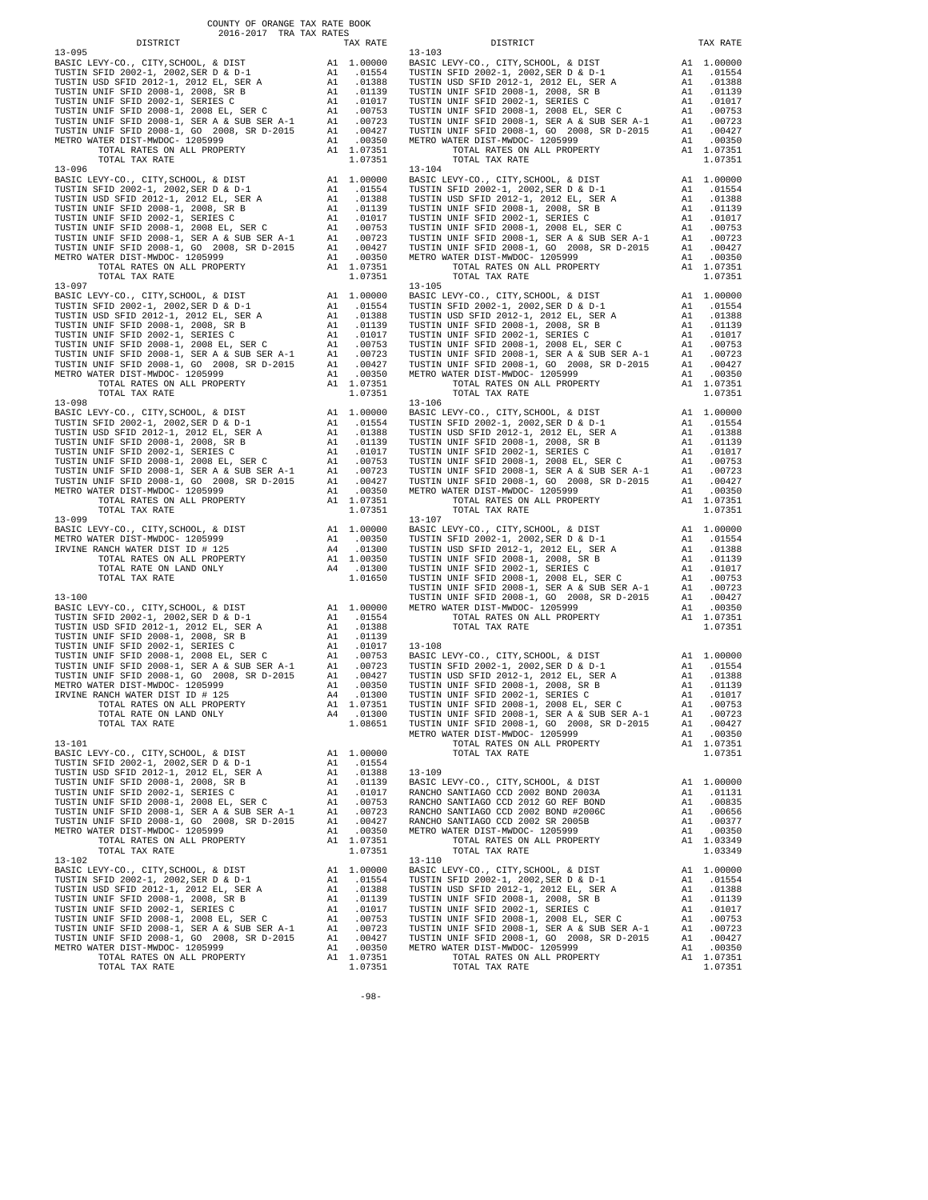COUNTY OF ORANGE TAX RATE BOOK
2016-2017 TRA TAX RATES

| DISTRICT | | TAX RATE |
|---|---|---|
| **13-095** | | |
| BASIC LEVY-CO., CITY,SCHOOL, & DIST | A1 | 1.00000 |
| TUSTIN SFID 2002-1, 2002,SER D & D-1 | A1 | .01554 |
| TUSTIN USD SFID 2012-1, 2012 EL, SER A | A1 | .01388 |
| TUSTIN UNIF SFID 2008-1, 2008, SR B | A1 | .01139 |
| TUSTIN UNIF SFID 2002-1, SERIES C | A1 | .01017 |
| TUSTIN UNIF SFID 2008-1, 2008 EL, SER C | A1 | .00753 |
| TUSTIN UNIF SFID 2008-1, SER A & SUB SER A-1 | A1 | .00723 |
| TUSTIN UNIF SFID 2008-1, GO 2008, SR D-2015 | A1 | .00427 |
| METRO WATER DIST-MWDOC- 1205999 | A1 | .00350 |
| TOTAL RATES ON ALL PROPERTY | A1 | 1.07351 |
| TOTAL TAX RATE | | 1.07351 |
| **13-096** | | |
| BASIC LEVY-CO., CITY,SCHOOL, & DIST | A1 | 1.00000 |
| TUSTIN SFID 2002-1, 2002,SER D & D-1 | A1 | .01554 |
| TUSTIN USD SFID 2012-1, 2012 EL, SER A | A1 | .01388 |
| TUSTIN UNIF SFID 2008-1, 2008, SR B | A1 | .01139 |
| TUSTIN UNIF SFID 2002-1, SERIES C | A1 | .01017 |
| TUSTIN UNIF SFID 2008-1, 2008 EL, SER C | A1 | .00753 |
| TUSTIN UNIF SFID 2008-1, SER A & SUB SER A-1 | A1 | .00723 |
| TUSTIN UNIF SFID 2008-1, GO 2008, SR D-2015 | A1 | .00427 |
| METRO WATER DIST-MWDOC- 1205999 | A1 | .00350 |
| TOTAL RATES ON ALL PROPERTY | A1 | 1.07351 |
| TOTAL TAX RATE | | 1.07351 |
| **13-097** | | |
| BASIC LEVY-CO., CITY,SCHOOL, & DIST | A1 | 1.00000 |
| TUSTIN SFID 2002-1, 2002,SER D & D-1 | A1 | .01554 |
| TUSTIN USD SFID 2012-1, 2012 EL, SER A | A1 | .01388 |
| TUSTIN UNIF SFID 2008-1, 2008, SR B | A1 | .01139 |
| TUSTIN UNIF SFID 2002-1, SERIES C | A1 | .01017 |
| TUSTIN UNIF SFID 2008-1, 2008 EL, SER C | A1 | .00753 |
| TUSTIN UNIF SFID 2008-1, SER A & SUB SER A-1 | A1 | .00723 |
| TUSTIN UNIF SFID 2008-1, GO 2008, SR D-2015 | A1 | .00427 |
| METRO WATER DIST-MWDOC- 1205999 | A1 | .00350 |
| TOTAL RATES ON ALL PROPERTY | A1 | 1.07351 |
| TOTAL TAX RATE | | 1.07351 |
| **13-098** | | |
| BASIC LEVY-CO., CITY,SCHOOL, & DIST | A1 | 1.00000 |
| TUSTIN SFID 2002-1, 2002,SER D & D-1 | A1 | .01554 |
| TUSTIN USD SFID 2012-1, 2012 EL, SER A | A1 | .01388 |
| TUSTIN UNIF SFID 2008-1, 2008, SR B | A1 | .01139 |
| TUSTIN UNIF SFID 2002-1, SERIES C | A1 | .01017 |
| TUSTIN UNIF SFID 2008-1, 2008 EL, SER C | A1 | .00753 |
| TUSTIN UNIF SFID 2008-1, SER A & SUB SER A-1 | A1 | .00723 |
| TUSTIN UNIF SFID 2008-1, GO 2008, SR D-2015 | A1 | .00427 |
| METRO WATER DIST-MWDOC- 1205999 | A1 | .00350 |
| TOTAL RATES ON ALL PROPERTY | A1 | 1.07351 |
| TOTAL TAX RATE | | 1.07351 |
| **13-099** | | |
| BASIC LEVY-CO., CITY,SCHOOL, & DIST | A1 | 1.00000 |
| METRO WATER DIST-MWDOC- 1205999 | A1 | .00350 |
| IRVINE RANCH WATER DIST ID # 125 | A4 | .01300 |
| TOTAL RATES ON ALL PROPERTY | A1 | 1.00350 |
| TOTAL RATE ON LAND ONLY | A4 | .01300 |
| TOTAL TAX RATE | | 1.01650 |
| **13-100** | | |
| BASIC LEVY-CO., CITY,SCHOOL, & DIST | A1 | 1.00000 |
| TUSTIN SFID 2002-1, 2002,SER D & D-1 | A1 | .01554 |
| TUSTIN USD SFID 2012-1, 2012 EL, SER A | A1 | .01388 |
| TUSTIN UNIF SFID 2008-1, 2008, SR B | A1 | .01139 |
| TUSTIN UNIF SFID 2002-1, SERIES C | A1 | .01017 |
| TUSTIN UNIF SFID 2008-1, 2008 EL, SER C | A1 | .00753 |
| TUSTIN UNIF SFID 2008-1, SER A & SUB SER A-1 | A1 | .00723 |
| TUSTIN UNIF SFID 2008-1, GO 2008, SR D-2015 | A1 | .00427 |
| METRO WATER DIST-MWDOC- 1205999 | A1 | .00350 |
| IRVINE RANCH WATER DIST ID # 125 | A4 | .01300 |
| TOTAL RATES ON ALL PROPERTY | A1 | 1.07351 |
| TOTAL RATE ON LAND ONLY | A4 | .01300 |
| TOTAL TAX RATE | | 1.08651 |
| **13-101** | | |
| BASIC LEVY-CO., CITY,SCHOOL, & DIST | A1 | 1.00000 |
| TUSTIN SFID 2002-1, 2002,SER D & D-1 | A1 | .01554 |
| TUSTIN USD SFID 2012-1, 2012 EL, SER A | A1 | .01388 |
| TUSTIN UNIF SFID 2008-1, 2008, SR B | A1 | .01139 |
| TUSTIN UNIF SFID 2002-1, SERIES C | A1 | .01017 |
| TUSTIN UNIF SFID 2008-1, 2008 EL, SER C | A1 | .00753 |
| TUSTIN UNIF SFID 2008-1, SER A & SUB SER A-1 | A1 | .00723 |
| TUSTIN UNIF SFID 2008-1, GO 2008, SR D-2015 | A1 | .00427 |
| METRO WATER DIST-MWDOC- 1205999 | A1 | .00350 |
| TOTAL RATES ON ALL PROPERTY | A1 | 1.07351 |
| TOTAL TAX RATE | | 1.07351 |
| **13-102** | | |
| BASIC LEVY-CO., CITY,SCHOOL, & DIST | A1 | 1.00000 |
| TUSTIN SFID 2002-1, 2002,SER D & D-1 | A1 | .01554 |
| TUSTIN USD SFID 2012-1, 2012 EL, SER A | A1 | .01388 |
| TUSTIN UNIF SFID 2008-1, 2008, SR B | A1 | .01139 |
| TUSTIN UNIF SFID 2002-1, SERIES C | A1 | .01017 |
| TUSTIN UNIF SFID 2008-1, 2008 EL, SER C | A1 | .00753 |
| TUSTIN UNIF SFID 2008-1, SER A & SUB SER A-1 | A1 | .00723 |
| TUSTIN UNIF SFID 2008-1, GO 2008, SR D-2015 | A1 | .00427 |
| METRO WATER DIST-MWDOC- 1205999 | A1 | .00350 |
| TOTAL RATES ON ALL PROPERTY | A1 | 1.07351 |
| TOTAL TAX RATE | | 1.07351 |
| **13-103** | | |
| BASIC LEVY-CO., CITY,SCHOOL, & DIST | A1 | 1.00000 |
| TUSTIN SFID 2002-1, 2002,SER D & D-1 | A1 | .01554 |
| TUSTIN USD SFID 2012-1, 2012 EL, SER A | A1 | .01388 |
| TUSTIN UNIF SFID 2008-1, 2008, SR B | A1 | .01139 |
| TUSTIN UNIF SFID 2002-1, SERIES C | A1 | .01017 |
| TUSTIN UNIF SFID 2008-1, 2008 EL, SER C | A1 | .00753 |
| TUSTIN UNIF SFID 2008-1, SER A & SUB SER A-1 | A1 | .00723 |
| TUSTIN UNIF SFID 2008-1, GO 2008, SR D-2015 | A1 | .00427 |
| METRO WATER DIST-MWDOC- 1205999 | A1 | .00350 |
| TOTAL RATES ON ALL PROPERTY | A1 | 1.07351 |
| TOTAL TAX RATE | | 1.07351 |
| **13-104** | | |
| BASIC LEVY-CO., CITY,SCHOOL, & DIST | A1 | 1.00000 |
| TUSTIN SFID 2002-1, 2002,SER D & D-1 | A1 | .01554 |
| TUSTIN USD SFID 2012-1, 2012 EL, SER A | A1 | .01388 |
| TUSTIN UNIF SFID 2008-1, 2008, SR B | A1 | .01139 |
| TUSTIN UNIF SFID 2002-1, SERIES C | A1 | .01017 |
| TUSTIN UNIF SFID 2008-1, 2008 EL, SER C | A1 | .00753 |
| TUSTIN UNIF SFID 2008-1, SER A & SUB SER A-1 | A1 | .00723 |
| TUSTIN UNIF SFID 2008-1, GO 2008, SR D-2015 | A1 | .00427 |
| METRO WATER DIST-MWDOC- 1205999 | A1 | .00350 |
| TOTAL RATES ON ALL PROPERTY | A1 | 1.07351 |
| TOTAL TAX RATE | | 1.07351 |
| **13-105** | | |
| BASIC LEVY-CO., CITY,SCHOOL, & DIST | A1 | 1.00000 |
| TUSTIN SFID 2002-1, 2002,SER D & D-1 | A1 | .01554 |
| TUSTIN USD SFID 2012-1, 2012 EL, SER A | A1 | .01388 |
| TUSTIN UNIF SFID 2008-1, 2008, SR B | A1 | .01139 |
| TUSTIN UNIF SFID 2002-1, SERIES C | A1 | .01017 |
| TUSTIN UNIF SFID 2008-1, 2008 EL, SER C | A1 | .00753 |
| TUSTIN UNIF SFID 2008-1, SER A & SUB SER A-1 | A1 | .00723 |
| TUSTIN UNIF SFID 2008-1, GO 2008, SR D-2015 | A1 | .00427 |
| METRO WATER DIST-MWDOC- 1205999 | A1 | .00350 |
| TOTAL RATES ON ALL PROPERTY | A1 | 1.07351 |
| TOTAL TAX RATE | | 1.07351 |
| **13-106** | | |
| BASIC LEVY-CO., CITY,SCHOOL, & DIST | A1 | 1.00000 |
| TUSTIN SFID 2002-1, 2002,SER D & D-1 | A1 | .01554 |
| TUSTIN USD SFID 2012-1, 2012 EL, SER A | A1 | .01388 |
| TUSTIN UNIF SFID 2008-1, 2008, SR B | A1 | .01139 |
| TUSTIN UNIF SFID 2002-1, SERIES C | A1 | .01017 |
| TUSTIN UNIF SFID 2008-1, 2008 EL, SER C | A1 | .00753 |
| TUSTIN UNIF SFID 2008-1, SER A & SUB SER A-1 | A1 | .00723 |
| TUSTIN UNIF SFID 2008-1, GO 2008, SR D-2015 | A1 | .00427 |
| METRO WATER DIST-MWDOC- 1205999 | A1 | .00350 |
| TOTAL RATES ON ALL PROPERTY | A1 | 1.07351 |
| TOTAL TAX RATE | | 1.07351 |
| **13-107** | | |
| BASIC LEVY-CO., CITY,SCHOOL, & DIST | A1 | 1.00000 |
| TUSTIN SFID 2002-1, 2002,SER D & D-1 | A1 | .01554 |
| TUSTIN USD SFID 2012-1, 2012 EL, SER A | A1 | .01388 |
| TUSTIN UNIF SFID 2008-1, 2008, SR B | A1 | .01139 |
| TUSTIN UNIF SFID 2002-1, SERIES C | A1 | .01017 |
| TUSTIN UNIF SFID 2008-1, 2008 EL, SER C | A1 | .00753 |
| TUSTIN UNIF SFID 2008-1, SER A & SUB SER A-1 | A1 | .00723 |
| TUSTIN UNIF SFID 2008-1, GO 2008, SR D-2015 | A1 | .00427 |
| METRO WATER DIST-MWDOC- 1205999 | A1 | .00350 |
| TOTAL RATES ON ALL PROPERTY | A1 | 1.07351 |
| TOTAL TAX RATE | | 1.07351 |
| **13-108** | | |
| BASIC LEVY-CO., CITY,SCHOOL, & DIST | A1 | 1.00000 |
| TUSTIN SFID 2002-1, 2002,SER D & D-1 | A1 | .01554 |
| TUSTIN USD SFID 2012-1, 2012 EL, SER A | A1 | .01388 |
| TUSTIN UNIF SFID 2008-1, 2008, SR B | A1 | .01139 |
| TUSTIN UNIF SFID 2002-1, SERIES C | A1 | .01017 |
| TUSTIN UNIF SFID 2008-1, 2008 EL, SER C | A1 | .00753 |
| TUSTIN UNIF SFID 2008-1, SER A & SUB SER A-1 | A1 | .00723 |
| TUSTIN UNIF SFID 2008-1, GO 2008, SR D-2015 | A1 | .00427 |
| METRO WATER DIST-MWDOC- 1205999 | A1 | .00350 |
| TOTAL RATES ON ALL PROPERTY | A1 | 1.07351 |
| TOTAL TAX RATE | | 1.07351 |
| **13-109** | | |
| BASIC LEVY-CO., CITY,SCHOOL, & DIST | A1 | 1.00000 |
| RANCHO SANTIAGO CCD 2002 BOND 2003A | A1 | .01131 |
| RANCHO SANTIAGO CCD 2012 GO REF BOND | A1 | .00835 |
| RANCHO SANTIAGO CCD 2002 BOND #2006C | A1 | .00656 |
| RANCHO SANTIAGO CCD 2002 SR 2005B | A1 | .00377 |
| METRO WATER DIST-MWDOC- 1205999 | A1 | .00350 |
| TOTAL RATES ON ALL PROPERTY | A1 | 1.03349 |
| TOTAL TAX RATE | | 1.03349 |
| **13-110** | | |
| BASIC LEVY-CO., CITY,SCHOOL, & DIST | A1 | 1.00000 |
| TUSTIN SFID 2002-1, 2002,SER D & D-1 | A1 | .01554 |
| TUSTIN USD SFID 2012-1, 2012 EL, SER A | A1 | .01388 |
| TUSTIN UNIF SFID 2008-1, 2008, SR B | A1 | .01139 |
| TUSTIN UNIF SFID 2002-1, SERIES C | A1 | .01017 |
| TUSTIN UNIF SFID 2008-1, 2008 EL, SER C | A1 | .00753 |
| TUSTIN UNIF SFID 2008-1, SER A & SUB SER A-1 | A1 | .00723 |
| TUSTIN UNIF SFID 2008-1, GO 2008, SR D-2015 | A1 | .00427 |
| METRO WATER DIST-MWDOC- 1205999 | A1 | .00350 |
| TOTAL RATES ON ALL PROPERTY | A1 | 1.07351 |
| TOTAL TAX RATE | | 1.07351 |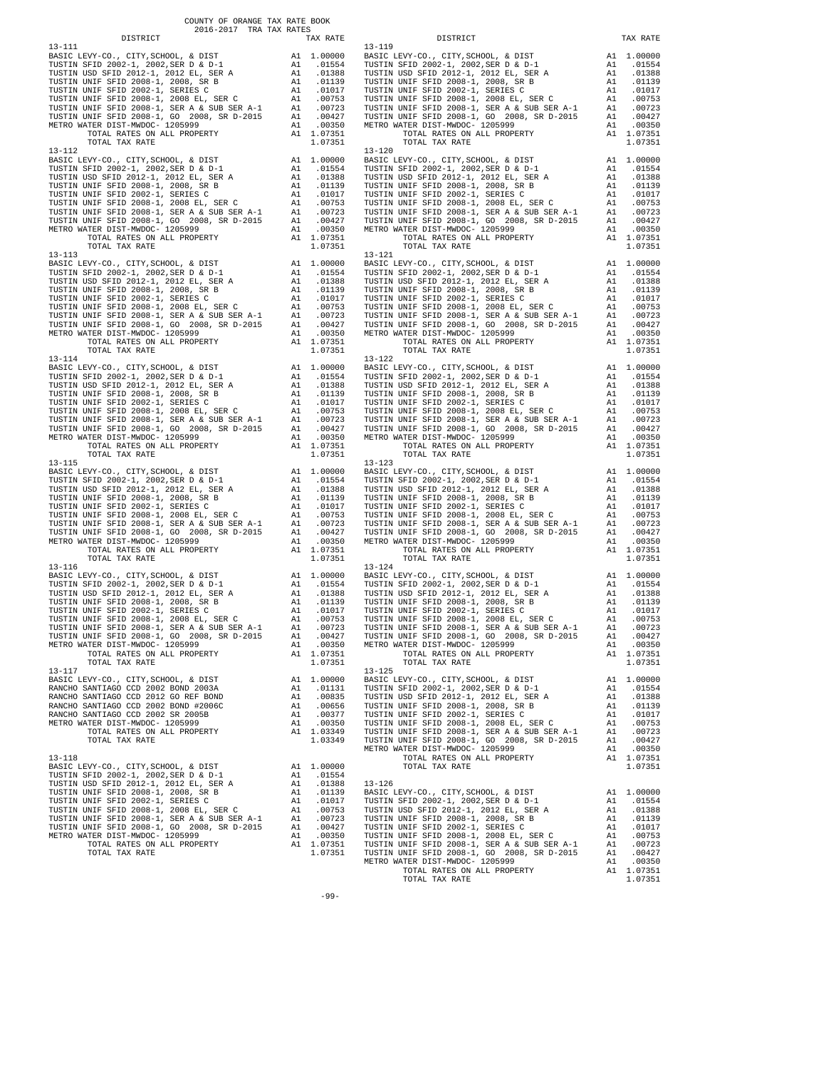COUNTY OF ORANGE TAX RATE BOOK
2016-2017 TRA TAX RATES

| DISTRICT | | TAX RATE |
|---|---|---|
| **13-111** | | |
| BASIC LEVY-CO., CITY,SCHOOL, & DIST | A1 | 1.00000 |
| TUSTIN SFID 2002-1, 2002,SER D & D-1 | A1 | .01554 |
| TUSTIN USD SFID 2012-1, 2012 EL, SER A | A1 | .01388 |
| TUSTIN UNIF SFID 2008-1, 2008, SR B | A1 | .01139 |
| TUSTIN UNIF SFID 2002-1, SERIES C | A1 | .01017 |
| TUSTIN UNIF SFID 2008-1, 2008 EL, SER C | A1 | .00753 |
| TUSTIN UNIF SFID 2008-1, SER A & SUB SER A-1 | A1 | .00723 |
| TUSTIN UNIF SFID 2008-1, GO 2008, SR D-2015 | A1 | .00427 |
| METRO WATER DIST-MWDOC- 1205999 | A1 | .00350 |
| TOTAL RATES ON ALL PROPERTY | A1 | 1.07351 |
| TOTAL TAX RATE | | 1.07351 |
| **13-112** | | |
| BASIC LEVY-CO., CITY,SCHOOL, & DIST | A1 | 1.00000 |
| TUSTIN SFID 2002-1, 2002,SER D & D-1 | A1 | .01554 |
| TUSTIN USD SFID 2012-1, 2012 EL, SER A | A1 | .01388 |
| TUSTIN UNIF SFID 2008-1, 2008, SR B | A1 | .01139 |
| TUSTIN UNIF SFID 2002-1, SERIES C | A1 | .01017 |
| TUSTIN UNIF SFID 2008-1, 2008 EL, SER C | A1 | .00753 |
| TUSTIN UNIF SFID 2008-1, SER A & SUB SER A-1 | A1 | .00723 |
| TUSTIN UNIF SFID 2008-1, GO 2008, SR D-2015 | A1 | .00427 |
| METRO WATER DIST-MWDOC- 1205999 | A1 | .00350 |
| TOTAL RATES ON ALL PROPERTY | A1 | 1.07351 |
| TOTAL TAX RATE | | 1.07351 |
| **13-113** | | |
| BASIC LEVY-CO., CITY,SCHOOL, & DIST | A1 | 1.00000 |
| TUSTIN SFID 2002-1, 2002,SER D & D-1 | A1 | .01554 |
| TUSTIN USD SFID 2012-1, 2012 EL, SER A | A1 | .01388 |
| TUSTIN UNIF SFID 2008-1, 2008, SR B | A1 | .01139 |
| TUSTIN UNIF SFID 2002-1, SERIES C | A1 | .01017 |
| TUSTIN UNIF SFID 2008-1, 2008 EL, SER C | A1 | .00753 |
| TUSTIN UNIF SFID 2008-1, SER A & SUB SER A-1 | A1 | .00723 |
| TUSTIN UNIF SFID 2008-1, GO 2008, SR D-2015 | A1 | .00427 |
| METRO WATER DIST-MWDOC- 1205999 | A1 | .00350 |
| TOTAL RATES ON ALL PROPERTY | A1 | 1.07351 |
| TOTAL TAX RATE | | 1.07351 |
| **13-114** | | |
| BASIC LEVY-CO., CITY,SCHOOL, & DIST | A1 | 1.00000 |
| TUSTIN SFID 2002-1, 2002,SER D & D-1 | A1 | .01554 |
| TUSTIN USD SFID 2012-1, 2012 EL, SER A | A1 | .01388 |
| TUSTIN UNIF SFID 2008-1, 2008, SR B | A1 | .01139 |
| TUSTIN UNIF SFID 2002-1, SERIES C | A1 | .01017 |
| TUSTIN UNIF SFID 2008-1, 2008 EL, SER C | A1 | .00753 |
| TUSTIN UNIF SFID 2008-1, SER A & SUB SER A-1 | A1 | .00723 |
| TUSTIN UNIF SFID 2008-1, GO 2008, SR D-2015 | A1 | .00427 |
| METRO WATER DIST-MWDOC- 1205999 | A1 | .00350 |
| TOTAL RATES ON ALL PROPERTY | A1 | 1.07351 |
| TOTAL TAX RATE | | 1.07351 |
| **13-115** | | |
| BASIC LEVY-CO., CITY,SCHOOL, & DIST | A1 | 1.00000 |
| TUSTIN SFID 2002-1, 2002,SER D & D-1 | A1 | .01554 |
| TUSTIN USD SFID 2012-1, 2012 EL, SER A | A1 | .01388 |
| TUSTIN UNIF SFID 2008-1, 2008, SR B | A1 | .01139 |
| TUSTIN UNIF SFID 2002-1, SERIES C | A1 | .01017 |
| TUSTIN UNIF SFID 2008-1, 2008 EL, SER C | A1 | .00753 |
| TUSTIN UNIF SFID 2008-1, SER A & SUB SER A-1 | A1 | .00723 |
| TUSTIN UNIF SFID 2008-1, GO 2008, SR D-2015 | A1 | .00427 |
| METRO WATER DIST-MWDOC- 1205999 | A1 | .00350 |
| TOTAL RATES ON ALL PROPERTY | A1 | 1.07351 |
| TOTAL TAX RATE | | 1.07351 |
| **13-116** | | |
| BASIC LEVY-CO., CITY,SCHOOL, & DIST | A1 | 1.00000 |
| TUSTIN SFID 2002-1, 2002,SER D & D-1 | A1 | .01554 |
| TUSTIN USD SFID 2012-1, 2012 EL, SER A | A1 | .01388 |
| TUSTIN UNIF SFID 2008-1, 2008, SR B | A1 | .01139 |
| TUSTIN UNIF SFID 2002-1, SERIES C | A1 | .01017 |
| TUSTIN UNIF SFID 2008-1, 2008 EL, SER C | A1 | .00753 |
| TUSTIN UNIF SFID 2008-1, SER A & SUB SER A-1 | A1 | .00723 |
| TUSTIN UNIF SFID 2008-1, GO 2008, SR D-2015 | A1 | .00427 |
| METRO WATER DIST-MWDOC- 1205999 | A1 | .00350 |
| TOTAL RATES ON ALL PROPERTY | A1 | 1.07351 |
| TOTAL TAX RATE | | 1.07351 |
| **13-117** | | |
| BASIC LEVY-CO., CITY,SCHOOL, & DIST | A1 | 1.00000 |
| RANCHO SANTIAGO CCD 2002 BOND 2003A | A1 | .01131 |
| RANCHO SANTIAGO CCD 2012 GO REF BOND | A1 | .00835 |
| RANCHO SANTIAGO CCD 2002 BOND #2006C | A1 | .00656 |
| RANCHO SANTIAGO CCD 2002 SR 2005B | A1 | .00377 |
| METRO WATER DIST-MWDOC- 1205999 | A1 | .00350 |
| TOTAL RATES ON ALL PROPERTY | A1 | 1.03349 |
| TOTAL TAX RATE | | 1.03349 |
| **13-118** | | |
| BASIC LEVY-CO., CITY,SCHOOL, & DIST | A1 | 1.00000 |
| TUSTIN SFID 2002-1, 2002,SER D & D-1 | A1 | .01554 |
| TUSTIN USD SFID 2012-1, 2012 EL, SER A | A1 | .01388 |
| TUSTIN UNIF SFID 2008-1, 2008, SR B | A1 | .01139 |
| TUSTIN UNIF SFID 2002-1, SERIES C | A1 | .01017 |
| TUSTIN UNIF SFID 2008-1, 2008 EL, SER C | A1 | .00753 |
| TUSTIN UNIF SFID 2008-1, SER A & SUB SER A-1 | A1 | .00723 |
| TUSTIN UNIF SFID 2008-1, GO 2008, SR D-2015 | A1 | .00427 |
| METRO WATER DIST-MWDOC- 1205999 | A1 | .00350 |
| TOTAL RATES ON ALL PROPERTY | A1 | 1.07351 |
| TOTAL TAX RATE | | 1.07351 |
| **13-119** | | |
| BASIC LEVY-CO., CITY,SCHOOL, & DIST | A1 | 1.00000 |
| TUSTIN SFID 2002-1, 2002,SER D & D-1 | A1 | .01554 |
| TUSTIN USD SFID 2012-1, 2012 EL, SER A | A1 | .01388 |
| TUSTIN UNIF SFID 2008-1, 2008, SR B | A1 | .01139 |
| TUSTIN UNIF SFID 2002-1, SERIES C | A1 | .01017 |
| TUSTIN UNIF SFID 2008-1, 2008 EL, SER C | A1 | .00753 |
| TUSTIN UNIF SFID 2008-1, SER A & SUB SER A-1 | A1 | .00723 |
| TUSTIN UNIF SFID 2008-1, GO 2008, SR D-2015 | A1 | .00427 |
| METRO WATER DIST-MWDOC- 1205999 | A1 | .00350 |
| TOTAL RATES ON ALL PROPERTY | A1 | 1.07351 |
| TOTAL TAX RATE | | 1.07351 |
| **13-120** | | |
| BASIC LEVY-CO., CITY,SCHOOL, & DIST | A1 | 1.00000 |
| TUSTIN SFID 2002-1, 2002,SER D & D-1 | A1 | .01554 |
| TUSTIN USD SFID 2012-1, 2012 EL, SER A | A1 | .01388 |
| TUSTIN UNIF SFID 2008-1, 2008, SR B | A1 | .01139 |
| TUSTIN UNIF SFID 2002-1, SERIES C | A1 | .01017 |
| TUSTIN UNIF SFID 2008-1, 2008 EL, SER C | A1 | .00753 |
| TUSTIN UNIF SFID 2008-1, SER A & SUB SER A-1 | A1 | .00723 |
| TUSTIN UNIF SFID 2008-1, GO 2008, SR D-2015 | A1 | .00427 |
| METRO WATER DIST-MWDOC- 1205999 | A1 | .00350 |
| TOTAL RATES ON ALL PROPERTY | A1 | 1.07351 |
| TOTAL TAX RATE | | 1.07351 |
| **13-121** | | |
| BASIC LEVY-CO., CITY,SCHOOL, & DIST | A1 | 1.00000 |
| TUSTIN SFID 2002-1, 2002,SER D & D-1 | A1 | .01554 |
| TUSTIN USD SFID 2012-1, 2012 EL, SER A | A1 | .01388 |
| TUSTIN UNIF SFID 2008-1, 2008, SR B | A1 | .01139 |
| TUSTIN UNIF SFID 2002-1, SERIES C | A1 | .01017 |
| TUSTIN UNIF SFID 2008-1, 2008 EL, SER C | A1 | .00753 |
| TUSTIN UNIF SFID 2008-1, SER A & SUB SER A-1 | A1 | .00723 |
| TUSTIN UNIF SFID 2008-1, GO 2008, SR D-2015 | A1 | .00427 |
| METRO WATER DIST-MWDOC- 1205999 | A1 | .00350 |
| TOTAL RATES ON ALL PROPERTY | A1 | 1.07351 |
| TOTAL TAX RATE | | 1.07351 |
| **13-122** | | |
| BASIC LEVY-CO., CITY,SCHOOL, & DIST | A1 | 1.00000 |
| TUSTIN SFID 2002-1, 2002,SER D & D-1 | A1 | .01554 |
| TUSTIN USD SFID 2012-1, 2012 EL, SER A | A1 | .01388 |
| TUSTIN UNIF SFID 2008-1, 2008, SR B | A1 | .01139 |
| TUSTIN UNIF SFID 2002-1, SERIES C | A1 | .01017 |
| TUSTIN UNIF SFID 2008-1, 2008 EL, SER C | A1 | .00753 |
| TUSTIN UNIF SFID 2008-1, SER A & SUB SER A-1 | A1 | .00723 |
| TUSTIN UNIF SFID 2008-1, GO 2008, SR D-2015 | A1 | .00427 |
| METRO WATER DIST-MWDOC- 1205999 | A1 | .00350 |
| TOTAL RATES ON ALL PROPERTY | A1 | 1.07351 |
| TOTAL TAX RATE | | 1.07351 |
| **13-123** | | |
| BASIC LEVY-CO., CITY,SCHOOL, & DIST | A1 | 1.00000 |
| TUSTIN SFID 2002-1, 2002,SER D & D-1 | A1 | .01554 |
| TUSTIN USD SFID 2012-1, 2012 EL, SER A | A1 | .01388 |
| TUSTIN UNIF SFID 2008-1, 2008, SR B | A1 | .01139 |
| TUSTIN UNIF SFID 2002-1, SERIES C | A1 | .01017 |
| TUSTIN UNIF SFID 2008-1, 2008 EL, SER C | A1 | .00753 |
| TUSTIN UNIF SFID 2008-1, SER A & SUB SER A-1 | A1 | .00723 |
| TUSTIN UNIF SFID 2008-1, GO 2008, SR D-2015 | A1 | .00427 |
| METRO WATER DIST-MWDOC- 1205999 | A1 | .00350 |
| TOTAL RATES ON ALL PROPERTY | A1 | 1.07351 |
| TOTAL TAX RATE | | 1.07351 |
| **13-124** | | |
| BASIC LEVY-CO., CITY,SCHOOL, & DIST | A1 | 1.00000 |
| TUSTIN SFID 2002-1, 2002,SER D & D-1 | A1 | .01554 |
| TUSTIN USD SFID 2012-1, 2012 EL, SER A | A1 | .01388 |
| TUSTIN UNIF SFID 2008-1, 2008, SR B | A1 | .01139 |
| TUSTIN UNIF SFID 2002-1, SERIES C | A1 | .01017 |
| TUSTIN UNIF SFID 2008-1, 2008 EL, SER C | A1 | .00753 |
| TUSTIN UNIF SFID 2008-1, SER A & SUB SER A-1 | A1 | .00723 |
| TUSTIN UNIF SFID 2008-1, GO 2008, SR D-2015 | A1 | .00427 |
| METRO WATER DIST-MWDOC- 1205999 | A1 | .00350 |
| TOTAL RATES ON ALL PROPERTY | A1 | 1.07351 |
| TOTAL TAX RATE | | 1.07351 |
| **13-125** | | |
| BASIC LEVY-CO., CITY,SCHOOL, & DIST | A1 | 1.00000 |
| TUSTIN SFID 2002-1, 2002,SER D & D-1 | A1 | .01554 |
| TUSTIN USD SFID 2012-1, 2012 EL, SER A | A1 | .01388 |
| TUSTIN UNIF SFID 2008-1, 2008, SR B | A1 | .01139 |
| TUSTIN UNIF SFID 2002-1, SERIES C | A1 | .01017 |
| TUSTIN UNIF SFID 2008-1, 2008 EL, SER C | A1 | .00753 |
| TUSTIN UNIF SFID 2008-1, SER A & SUB SER A-1 | A1 | .00723 |
| TUSTIN UNIF SFID 2008-1, GO 2008, SR D-2015 | A1 | .00427 |
| METRO WATER DIST-MWDOC- 1205999 | A1 | .00350 |
| TOTAL RATES ON ALL PROPERTY | A1 | 1.07351 |
| TOTAL TAX RATE | | 1.07351 |
| **13-126** | | |
| BASIC LEVY-CO., CITY,SCHOOL, & DIST | A1 | 1.00000 |
| TUSTIN SFID 2002-1, 2002,SER D & D-1 | A1 | .01554 |
| TUSTIN USD SFID 2012-1, 2012 EL, SER A | A1 | .01388 |
| TUSTIN UNIF SFID 2008-1, 2008, SR B | A1 | .01139 |
| TUSTIN UNIF SFID 2002-1, SERIES C | A1 | .01017 |
| TUSTIN UNIF SFID 2008-1, 2008 EL, SER C | A1 | .00753 |
| TUSTIN UNIF SFID 2008-1, SER A & SUB SER A-1 | A1 | .00723 |
| TUSTIN UNIF SFID 2008-1, GO 2008, SR D-2015 | A1 | .00427 |
| METRO WATER DIST-MWDOC- 1205999 | A1 | .00350 |
| TOTAL RATES ON ALL PROPERTY | A1 | 1.07351 |
| TOTAL TAX RATE | | 1.07351 |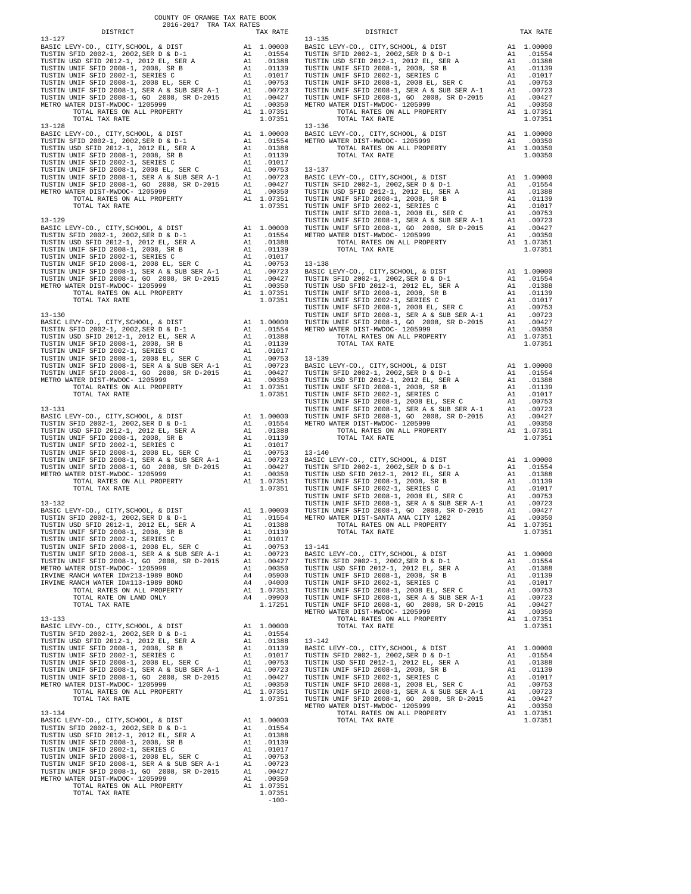COUNTY OF ORANGE TAX RATE BOOK
2016-2017 TRA TAX RATES

| DISTRICT | | TAX RATE |
|---|---|---|
| **13-127** | | |
| BASIC LEVY-CO., CITY,SCHOOL, & DIST | A1 | 1.00000 |
| TUSTIN SFID 2002-1, 2002,SER D & D-1 | A1 | .01554 |
| TUSTIN USD SFID 2012-1, 2012 EL, SER A | A1 | .01388 |
| TUSTIN UNIF SFID 2008-1, 2008, SR B | A1 | .01139 |
| TUSTIN UNIF SFID 2002-1, SERIES C | A1 | .01017 |
| TUSTIN UNIF SFID 2008-1, 2008 EL, SER C | A1 | .00753 |
| TUSTIN UNIF SFID 2008-1, SER A & SUB SER A-1 | A1 | .00723 |
| TUSTIN UNIF SFID 2008-1, GO 2008, SR D-2015 | A1 | .00427 |
| METRO WATER DIST-MWDOC- 1205999 | A1 | .00350 |
| TOTAL RATES ON ALL PROPERTY | A1 | 1.07351 |
| TOTAL TAX RATE | | 1.07351 |
| **13-128** | | |
| BASIC LEVY-CO., CITY,SCHOOL, & DIST | A1 | 1.00000 |
| TUSTIN SFID 2002-1, 2002,SER D & D-1 | A1 | .01554 |
| TUSTIN USD SFID 2012-1, 2012 EL, SER A | A1 | .01388 |
| TUSTIN UNIF SFID 2008-1, 2008, SR B | A1 | .01139 |
| TUSTIN UNIF SFID 2002-1, SERIES C | A1 | .01017 |
| TUSTIN UNIF SFID 2008-1, 2008 EL, SER C | A1 | .00753 |
| TUSTIN UNIF SFID 2008-1, SER A & SUB SER A-1 | A1 | .00723 |
| TUSTIN UNIF SFID 2008-1, GO 2008, SR D-2015 | A1 | .00427 |
| METRO WATER DIST-MWDOC- 1205999 | A1 | .00350 |
| TOTAL RATES ON ALL PROPERTY | A1 | 1.07351 |
| TOTAL TAX RATE | | 1.07351 |
| **13-129** | | |
| BASIC LEVY-CO., CITY,SCHOOL, & DIST | A1 | 1.00000 |
| TUSTIN SFID 2002-1, 2002,SER D & D-1 | A1 | .01554 |
| TUSTIN USD SFID 2012-1, 2012 EL, SER A | A1 | .01388 |
| TUSTIN UNIF SFID 2008-1, 2008, SR B | A1 | .01139 |
| TUSTIN UNIF SFID 2002-1, SERIES C | A1 | .01017 |
| TUSTIN UNIF SFID 2008-1, 2008 EL, SER C | A1 | .00753 |
| TUSTIN UNIF SFID 2008-1, SER A & SUB SER A-1 | A1 | .00723 |
| TUSTIN UNIF SFID 2008-1, GO 2008, SR D-2015 | A1 | .00427 |
| METRO WATER DIST-MWDOC- 1205999 | A1 | .00350 |
| TOTAL RATES ON ALL PROPERTY | A1 | 1.07351 |
| TOTAL TAX RATE | | 1.07351 |
| **13-130** | | |
| BASIC LEVY-CO., CITY,SCHOOL, & DIST | A1 | 1.00000 |
| TUSTIN SFID 2002-1, 2002,SER D & D-1 | A1 | .01554 |
| TUSTIN USD SFID 2012-1, 2012 EL, SER A | A1 | .01388 |
| TUSTIN UNIF SFID 2008-1, 2008, SR B | A1 | .01139 |
| TUSTIN UNIF SFID 2002-1, SERIES C | A1 | .01017 |
| TUSTIN UNIF SFID 2008-1, 2008 EL, SER C | A1 | .00753 |
| TUSTIN UNIF SFID 2008-1, SER A & SUB SER A-1 | A1 | .00723 |
| TUSTIN UNIF SFID 2008-1, GO 2008, SR D-2015 | A1 | .00427 |
| METRO WATER DIST-MWDOC- 1205999 | A1 | .00350 |
| TOTAL RATES ON ALL PROPERTY | A1 | 1.07351 |
| TOTAL TAX RATE | | 1.07351 |
| **13-131** | | |
| BASIC LEVY-CO., CITY,SCHOOL, & DIST | A1 | 1.00000 |
| TUSTIN SFID 2002-1, 2002,SER D & D-1 | A1 | .01554 |
| TUSTIN USD SFID 2012-1, 2012 EL, SER A | A1 | .01388 |
| TUSTIN UNIF SFID 2008-1, 2008, SR B | A1 | .01139 |
| TUSTIN UNIF SFID 2002-1, SERIES C | A1 | .01017 |
| TUSTIN UNIF SFID 2008-1, 2008 EL, SER C | A1 | .00753 |
| TUSTIN UNIF SFID 2008-1, SER A & SUB SER A-1 | A1 | .00723 |
| TUSTIN UNIF SFID 2008-1, GO 2008, SR D-2015 | A1 | .00427 |
| METRO WATER DIST-MWDOC- 1205999 | A1 | .00350 |
| TOTAL RATES ON ALL PROPERTY | A1 | 1.07351 |
| TOTAL TAX RATE | | 1.07351 |
| **13-132** | | |
| BASIC LEVY-CO., CITY,SCHOOL, & DIST | A1 | 1.00000 |
| TUSTIN SFID 2002-1, 2002,SER D & D-1 | A1 | .01554 |
| TUSTIN USD SFID 2012-1, 2012 EL, SER A | A1 | .01388 |
| TUSTIN UNIF SFID 2008-1, 2008, SR B | A1 | .01139 |
| TUSTIN UNIF SFID 2002-1, SERIES C | A1 | .01017 |
| TUSTIN UNIF SFID 2008-1, 2008 EL, SER C | A1 | .00753 |
| TUSTIN UNIF SFID 2008-1, SER A & SUB SER A-1 | A1 | .00723 |
| TUSTIN UNIF SFID 2008-1, GO 2008, SR D-2015 | A1 | .00427 |
| METRO WATER DIST-MWDOC- 1205999 | A1 | .00350 |
| IRVINE RANCH WATER ID#213-1989 BOND | A4 | .05900 |
| IRVINE RANCH WATER ID#113-1989 BOND | A4 | .04000 |
| TOTAL RATES ON ALL PROPERTY | A1 | 1.07351 |
| TOTAL RATE ON LAND ONLY | A4 | .09900 |
| TOTAL TAX RATE | | 1.17251 |
| **13-133** | | |
| BASIC LEVY-CO., CITY,SCHOOL, & DIST | A1 | 1.00000 |
| TUSTIN SFID 2002-1, 2002,SER D & D-1 | A1 | .01554 |
| TUSTIN USD SFID 2012-1, 2012 EL, SER A | A1 | .01388 |
| TUSTIN UNIF SFID 2008-1, 2008, SR B | A1 | .01139 |
| TUSTIN UNIF SFID 2002-1, SERIES C | A1 | .01017 |
| TUSTIN UNIF SFID 2008-1, 2008 EL, SER C | A1 | .00753 |
| TUSTIN UNIF SFID 2008-1, SER A & SUB SER A-1 | A1 | .00723 |
| TUSTIN UNIF SFID 2008-1, GO 2008, SR D-2015 | A1 | .00427 |
| METRO WATER DIST-MWDOC- 1205999 | A1 | .00350 |
| TOTAL RATES ON ALL PROPERTY | A1 | 1.07351 |
| TOTAL TAX RATE | | 1.07351 |
| **13-134** | | |
| BASIC LEVY-CO., CITY,SCHOOL, & DIST | A1 | 1.00000 |
| TUSTIN SFID 2002-1, 2002,SER D & D-1 | A1 | .01554 |
| TUSTIN USD SFID 2012-1, 2012 EL, SER A | A1 | .01388 |
| TUSTIN UNIF SFID 2008-1, 2008, SR B | A1 | .01139 |
| TUSTIN UNIF SFID 2002-1, SERIES C | A1 | .01017 |
| TUSTIN UNIF SFID 2008-1, 2008 EL, SER C | A1 | .00753 |
| TUSTIN UNIF SFID 2008-1, SER A & SUB SER A-1 | A1 | .00723 |
| TUSTIN UNIF SFID 2008-1, GO 2008, SR D-2015 | A1 | .00427 |
| METRO WATER DIST-MWDOC- 1205999 | A1 | .00350 |
| TOTAL RATES ON ALL PROPERTY | A1 | 1.07351 |
| TOTAL TAX RATE | | 1.07351 |
| **13-135** | | |
| BASIC LEVY-CO., CITY,SCHOOL, & DIST | A1 | 1.00000 |
| TUSTIN SFID 2002-1, 2002,SER D & D-1 | A1 | .01554 |
| TUSTIN USD SFID 2012-1, 2012 EL, SER A | A1 | .01388 |
| TUSTIN UNIF SFID 2008-1, 2008, SR B | A1 | .01139 |
| TUSTIN UNIF SFID 2002-1, SERIES C | A1 | .01017 |
| TUSTIN UNIF SFID 2008-1, 2008 EL, SER C | A1 | .00753 |
| TUSTIN UNIF SFID 2008-1, SER A & SUB SER A-1 | A1 | .00723 |
| TUSTIN UNIF SFID 2008-1, GO 2008, SR D-2015 | A1 | .00427 |
| METRO WATER DIST-MWDOC- 1205999 | A1 | .00350 |
| TOTAL RATES ON ALL PROPERTY | A1 | 1.07351 |
| TOTAL TAX RATE | | 1.07351 |
| **13-136** | | |
| BASIC LEVY-CO., CITY,SCHOOL, & DIST | A1 | 1.00000 |
| METRO WATER DIST-MWDOC- 1205999 | A1 | .00350 |
| TOTAL RATES ON ALL PROPERTY | A1 | 1.00350 |
| TOTAL TAX RATE | | 1.00350 |
| **13-137** | | |
| BASIC LEVY-CO., CITY,SCHOOL, & DIST | A1 | 1.00000 |
| TUSTIN SFID 2002-1, 2002,SER D & D-1 | A1 | .01554 |
| TUSTIN USD SFID 2012-1, 2012 EL, SER A | A1 | .01388 |
| TUSTIN UNIF SFID 2008-1, 2008, SR B | A1 | .01139 |
| TUSTIN UNIF SFID 2002-1, SERIES C | A1 | .01017 |
| TUSTIN UNIF SFID 2008-1, 2008 EL, SER C | A1 | .00753 |
| TUSTIN UNIF SFID 2008-1, SER A & SUB SER A-1 | A1 | .00723 |
| TUSTIN UNIF SFID 2008-1, GO 2008, SR D-2015 | A1 | .00427 |
| METRO WATER DIST-MWDOC- 1205999 | A1 | .00350 |
| TOTAL RATES ON ALL PROPERTY | A1 | 1.07351 |
| TOTAL TAX RATE | | 1.07351 |
| **13-138** | | |
| BASIC LEVY-CO., CITY,SCHOOL, & DIST | A1 | 1.00000 |
| TUSTIN SFID 2002-1, 2002,SER D & D-1 | A1 | .01554 |
| TUSTIN USD SFID 2012-1, 2012 EL, SER A | A1 | .01388 |
| TUSTIN UNIF SFID 2008-1, 2008, SR B | A1 | .01139 |
| TUSTIN UNIF SFID 2002-1, SERIES C | A1 | .01017 |
| TUSTIN UNIF SFID 2008-1, 2008 EL, SER C | A1 | .00753 |
| TUSTIN UNIF SFID 2008-1, SER A & SUB SER A-1 | A1 | .00723 |
| TUSTIN UNIF SFID 2008-1, GO 2008, SR D-2015 | A1 | .00427 |
| METRO WATER DIST-MWDOC- 1205999 | A1 | .00350 |
| TOTAL RATES ON ALL PROPERTY | A1 | 1.07351 |
| TOTAL TAX RATE | | 1.07351 |
| **13-139** | | |
| BASIC LEVY-CO., CITY,SCHOOL, & DIST | A1 | 1.00000 |
| TUSTIN SFID 2002-1, 2002,SER D & D-1 | A1 | .01554 |
| TUSTIN USD SFID 2012-1, 2012 EL, SER A | A1 | .01388 |
| TUSTIN UNIF SFID 2008-1, 2008, SR B | A1 | .01139 |
| TUSTIN UNIF SFID 2002-1, SERIES C | A1 | .01017 |
| TUSTIN UNIF SFID 2008-1, 2008 EL, SER C | A1 | .00753 |
| TUSTIN UNIF SFID 2008-1, SER A & SUB SER A-1 | A1 | .00723 |
| TUSTIN UNIF SFID 2008-1, GO 2008, SR D-2015 | A1 | .00427 |
| METRO WATER DIST-MWDOC- 1205999 | A1 | .00350 |
| TOTAL RATES ON ALL PROPERTY | A1 | 1.07351 |
| TOTAL TAX RATE | | 1.07351 |
| **13-140** | | |
| BASIC LEVY-CO., CITY,SCHOOL, & DIST | A1 | 1.00000 |
| TUSTIN SFID 2002-1, 2002,SER D & D-1 | A1 | .01554 |
| TUSTIN USD SFID 2012-1, 2012 EL, SER A | A1 | .01388 |
| TUSTIN UNIF SFID 2008-1, 2008, SR B | A1 | .01139 |
| TUSTIN UNIF SFID 2002-1, SERIES C | A1 | .01017 |
| TUSTIN UNIF SFID 2008-1, 2008 EL, SER C | A1 | .00753 |
| TUSTIN UNIF SFID 2008-1, SER A & SUB SER A-1 | A1 | .00723 |
| TUSTIN UNIF SFID 2008-1, GO 2008, SR D-2015 | A1 | .00427 |
| METRO WATER DIST-SANTA ANA CITY 1202 | A1 | .00350 |
| TOTAL RATES ON ALL PROPERTY | A1 | 1.07351 |
| TOTAL TAX RATE | | 1.07351 |
| **13-141** | | |
| BASIC LEVY-CO., CITY,SCHOOL, & DIST | A1 | 1.00000 |
| TUSTIN SFID 2002-1, 2002,SER D & D-1 | A1 | .01554 |
| TUSTIN USD SFID 2012-1, 2012 EL, SER A | A1 | .01388 |
| TUSTIN UNIF SFID 2008-1, 2008, SR B | A1 | .01139 |
| TUSTIN UNIF SFID 2002-1, SERIES C | A1 | .01017 |
| TUSTIN UNIF SFID 2008-1, 2008 EL, SER C | A1 | .00753 |
| TUSTIN UNIF SFID 2008-1, SER A & SUB SER A-1 | A1 | .00723 |
| TUSTIN UNIF SFID 2008-1, GO 2008, SR D-2015 | A1 | .00427 |
| METRO WATER DIST-MWDOC- 1205999 | A1 | .00350 |
| TOTAL RATES ON ALL PROPERTY | A1 | 1.07351 |
| TOTAL TAX RATE | | 1.07351 |
| **13-142** | | |
| BASIC LEVY-CO., CITY,SCHOOL, & DIST | A1 | 1.00000 |
| TUSTIN SFID 2002-1, 2002,SER D & D-1 | A1 | .01554 |
| TUSTIN USD SFID 2012-1, 2012 EL, SER A | A1 | .01388 |
| TUSTIN UNIF SFID 2008-1, 2008, SR B | A1 | .01139 |
| TUSTIN UNIF SFID 2002-1, SERIES C | A1 | .01017 |
| TUSTIN UNIF SFID 2008-1, 2008 EL, SER C | A1 | .00753 |
| TUSTIN UNIF SFID 2008-1, SER A & SUB SER A-1 | A1 | .00723 |
| TUSTIN UNIF SFID 2008-1, GO 2008, SR D-2015 | A1 | .00427 |
| METRO WATER DIST-MWDOC- 1205999 | A1 | .00350 |
| TOTAL RATES ON ALL PROPERTY | A1 | 1.07351 |
| TOTAL TAX RATE | | 1.07351 |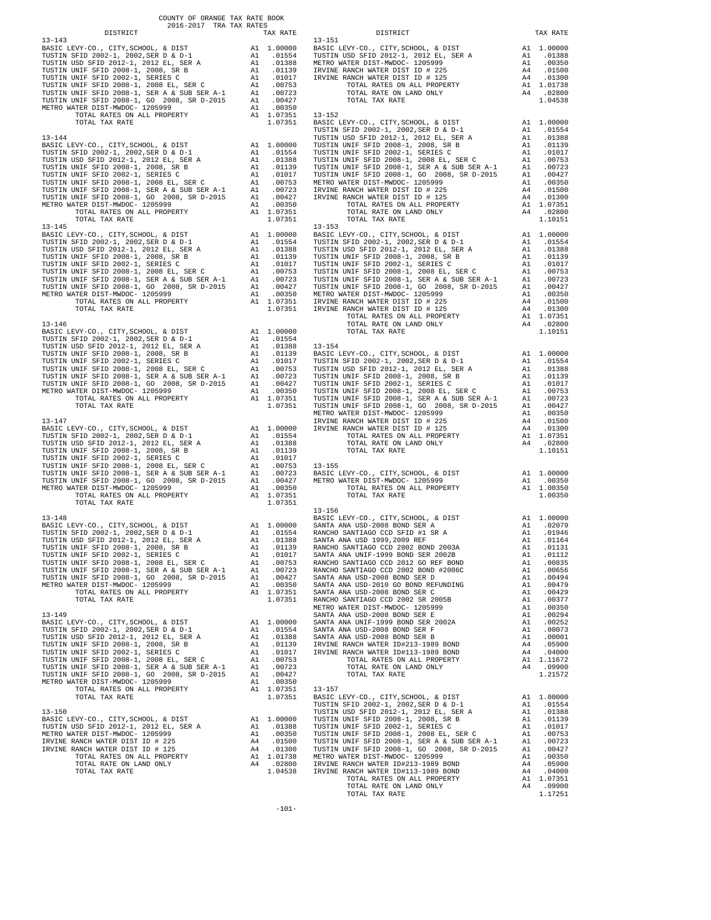COUNTY OF ORANGE TAX RATE BOOK
2016-2017 TRA TAX RATES

| DISTRICT | | TAX RATE |
|---|---|---|
| **13-143** | | |
| BASIC LEVY-CO., CITY,SCHOOL, & DIST | A1 | 1.00000 |
| TUSTIN SFID 2002-1, 2002,SER D & D-1 | A1 | .01554 |
| TUSTIN USD SFID 2012-1, 2012 EL, SER A | A1 | .01388 |
| TUSTIN UNIF SFID 2008-1, 2008, SR B | A1 | .01139 |
| TUSTIN UNIF SFID 2002-1, SERIES C | A1 | .01017 |
| TUSTIN UNIF SFID 2008-1, 2008 EL, SER C | A1 | .00753 |
| TUSTIN UNIF SFID 2008-1, SER A & SUB SER A-1 | A1 | .00723 |
| TUSTIN UNIF SFID 2008-1, GO 2008, SR D-2015 | A1 | .00427 |
| METRO WATER DIST-MWDOC- 1205999 | A1 | .00350 |
| TOTAL RATES ON ALL PROPERTY | A1 | 1.07351 |
| TOTAL TAX RATE | | 1.07351 |
| **13-144** | | |
| BASIC LEVY-CO., CITY,SCHOOL, & DIST | A1 | 1.00000 |
| TUSTIN SFID 2002-1, 2002,SER D & D-1 | A1 | .01554 |
| TUSTIN USD SFID 2012-1, 2012 EL, SER A | A1 | .01388 |
| TUSTIN UNIF SFID 2008-1, 2008, SR B | A1 | .01139 |
| TUSTIN UNIF SFID 2002-1, SERIES C | A1 | .01017 |
| TUSTIN UNIF SFID 2008-1, 2008 EL, SER C | A1 | .00753 |
| TUSTIN UNIF SFID 2008-1, SER A & SUB SER A-1 | A1 | .00723 |
| TUSTIN UNIF SFID 2008-1, GO 2008, SR D-2015 | A1 | .00427 |
| METRO WATER DIST-MWDOC- 1205999 | A1 | .00350 |
| TOTAL RATES ON ALL PROPERTY | A1 | 1.07351 |
| TOTAL TAX RATE | | 1.07351 |
| **13-145** | | |
| BASIC LEVY-CO., CITY,SCHOOL, & DIST | A1 | 1.00000 |
| TUSTIN SFID 2002-1, 2002,SER D & D-1 | A1 | .01554 |
| TUSTIN USD SFID 2012-1, 2012 EL, SER A | A1 | .01388 |
| TUSTIN UNIF SFID 2008-1, 2008, SR B | A1 | .01139 |
| TUSTIN UNIF SFID 2002-1, SERIES C | A1 | .01017 |
| TUSTIN UNIF SFID 2008-1, 2008 EL, SER C | A1 | .00753 |
| TUSTIN UNIF SFID 2008-1, SER A & SUB SER A-1 | A1 | .00723 |
| TUSTIN UNIF SFID 2008-1, GO 2008, SR D-2015 | A1 | .00427 |
| METRO WATER DIST-MWDOC- 1205999 | A1 | .00350 |
| TOTAL RATES ON ALL PROPERTY | A1 | 1.07351 |
| TOTAL TAX RATE | | 1.07351 |
| **13-146** | | |
| BASIC LEVY-CO., CITY,SCHOOL, & DIST | A1 | 1.00000 |
| TUSTIN SFID 2002-1, 2002,SER D & D-1 | A1 | .01554 |
| TUSTIN USD SFID 2012-1, 2012 EL, SER A | A1 | .01388 |
| TUSTIN UNIF SFID 2008-1, 2008, SR B | A1 | .01139 |
| TUSTIN UNIF SFID 2002-1, SERIES C | A1 | .01017 |
| TUSTIN UNIF SFID 2008-1, 2008 EL, SER C | A1 | .00753 |
| TUSTIN UNIF SFID 2008-1, SER A & SUB SER A-1 | A1 | .00723 |
| TUSTIN UNIF SFID 2008-1, GO 2008, SR D-2015 | A1 | .00427 |
| METRO WATER DIST-MWDOC- 1205999 | A1 | .00350 |
| TOTAL RATES ON ALL PROPERTY | A1 | 1.07351 |
| TOTAL TAX RATE | | 1.07351 |
| **13-147** | | |
| BASIC LEVY-CO., CITY,SCHOOL, & DIST | A1 | 1.00000 |
| TUSTIN SFID 2002-1, 2002,SER D & D-1 | A1 | .01554 |
| TUSTIN USD SFID 2012-1, 2012 EL, SER A | A1 | .01388 |
| TUSTIN UNIF SFID 2008-1, 2008, SR B | A1 | .01139 |
| TUSTIN UNIF SFID 2002-1, SERIES C | A1 | .01017 |
| TUSTIN UNIF SFID 2008-1, 2008 EL, SER C | A1 | .00753 |
| TUSTIN UNIF SFID 2008-1, SER A & SUB SER A-1 | A1 | .00723 |
| TUSTIN UNIF SFID 2008-1, GO 2008, SR D-2015 | A1 | .00427 |
| METRO WATER DIST-MWDOC- 1205999 | A1 | .00350 |
| TOTAL RATES ON ALL PROPERTY | A1 | 1.07351 |
| TOTAL TAX RATE | | 1.07351 |
| **13-148** | | |
| BASIC LEVY-CO., CITY,SCHOOL, & DIST | A1 | 1.00000 |
| TUSTIN SFID 2002-1, 2002,SER D & D-1 | A1 | .01554 |
| TUSTIN USD SFID 2012-1, 2012 EL, SER A | A1 | .01388 |
| TUSTIN UNIF SFID 2008-1, 2008, SR B | A1 | .01139 |
| TUSTIN UNIF SFID 2002-1, SERIES C | A1 | .01017 |
| TUSTIN UNIF SFID 2008-1, 2008 EL, SER C | A1 | .00753 |
| TUSTIN UNIF SFID 2008-1, SER A & SUB SER A-1 | A1 | .00723 |
| TUSTIN UNIF SFID 2008-1, GO 2008, SR D-2015 | A1 | .00427 |
| METRO WATER DIST-MWDOC- 1205999 | A1 | .00350 |
| TOTAL RATES ON ALL PROPERTY | A1 | 1.07351 |
| TOTAL TAX RATE | | 1.07351 |
| **13-149** | | |
| BASIC LEVY-CO., CITY,SCHOOL, & DIST | A1 | 1.00000 |
| TUSTIN SFID 2002-1, 2002,SER D & D-1 | A1 | .01554 |
| TUSTIN USD SFID 2012-1, 2012 EL, SER A | A1 | .01388 |
| TUSTIN UNIF SFID 2008-1, 2008, SR B | A1 | .01139 |
| TUSTIN UNIF SFID 2002-1, SERIES C | A1 | .01017 |
| TUSTIN UNIF SFID 2008-1, 2008 EL, SER C | A1 | .00753 |
| TUSTIN UNIF SFID 2008-1, SER A & SUB SER A-1 | A1 | .00723 |
| TUSTIN UNIF SFID 2008-1, GO 2008, SR D-2015 | A1 | .00427 |
| METRO WATER DIST-MWDOC- 1205999 | A1 | .00350 |
| TOTAL RATES ON ALL PROPERTY | A1 | 1.07351 |
| TOTAL TAX RATE | | 1.07351 |
| **13-150** | | |
| BASIC LEVY-CO., CITY,SCHOOL, & DIST | A1 | 1.00000 |
| TUSTIN USD SFID 2012-1, 2012 EL, SER A | A1 | .01388 |
| METRO WATER DIST-MWDOC- 1205999 | A1 | .00350 |
| IRVINE RANCH WATER DIST ID # 225 | A4 | .01500 |
| IRVINE RANCH WATER DIST ID # 125 | A4 | .01300 |
| TOTAL RATES ON ALL PROPERTY | A1 | 1.01738 |
| TOTAL RATE ON LAND ONLY | A4 | .02800 |
| TOTAL TAX RATE | | 1.04538 |
| **13-151** | | |
| BASIC LEVY-CO., CITY,SCHOOL, & DIST | A1 | 1.00000 |
| TUSTIN USD SFID 2012-1, 2012 EL, SER A | A1 | .01388 |
| METRO WATER DIST-MWDOC- 1205999 | A1 | .00350 |
| IRVINE RANCH WATER DIST ID # 225 | A4 | .01500 |
| IRVINE RANCH WATER DIST ID # 125 | A4 | .01300 |
| TOTAL RATES ON ALL PROPERTY | A1 | 1.01738 |
| TOTAL RATE ON LAND ONLY | A4 | .02800 |
| TOTAL TAX RATE | | 1.04538 |
| **13-152** | | |
| BASIC LEVY-CO., CITY,SCHOOL, & DIST | A1 | 1.00000 |
| TUSTIN SFID 2002-1, 2002,SER D & D-1 | A1 | .01554 |
| TUSTIN USD SFID 2012-1, 2012 EL, SER A | A1 | .01388 |
| TUSTIN UNIF SFID 2008-1, 2008, SR B | A1 | .01139 |
| TUSTIN UNIF SFID 2002-1, SERIES C | A1 | .01017 |
| TUSTIN UNIF SFID 2008-1, 2008 EL, SER C | A1 | .00753 |
| TUSTIN UNIF SFID 2008-1, SER A & SUB SER A-1 | A1 | .00723 |
| TUSTIN UNIF SFID 2008-1, GO 2008, SR D-2015 | A1 | .00427 |
| METRO WATER DIST-MWDOC- 1205999 | A1 | .00350 |
| IRVINE RANCH WATER DIST ID # 225 | A4 | .01500 |
| IRVINE RANCH WATER DIST ID # 125 | A4 | .01300 |
| TOTAL RATES ON ALL PROPERTY | A1 | 1.07351 |
| TOTAL RATE ON LAND ONLY | A4 | .02800 |
| TOTAL TAX RATE | | 1.10151 |
| **13-153** | | |
| BASIC LEVY-CO., CITY,SCHOOL, & DIST | A1 | 1.00000 |
| TUSTIN SFID 2002-1, 2002,SER D & D-1 | A1 | .01554 |
| TUSTIN USD SFID 2012-1, 2012 EL, SER A | A1 | .01388 |
| TUSTIN UNIF SFID 2008-1, 2008, SR B | A1 | .01139 |
| TUSTIN UNIF SFID 2002-1, SERIES C | A1 | .01017 |
| TUSTIN UNIF SFID 2008-1, 2008 EL, SER C | A1 | .00753 |
| TUSTIN UNIF SFID 2008-1, SER A & SUB SER A-1 | A1 | .00723 |
| TUSTIN UNIF SFID 2008-1, GO 2008, SR D-2015 | A1 | .00427 |
| METRO WATER DIST-MWDOC- 1205999 | A1 | .00350 |
| IRVINE RANCH WATER DIST ID # 225 | A4 | .01500 |
| IRVINE RANCH WATER DIST ID # 125 | A4 | .01300 |
| TOTAL RATES ON ALL PROPERTY | A1 | 1.07351 |
| TOTAL RATE ON LAND ONLY | A4 | .02800 |
| TOTAL TAX RATE | | 1.10151 |
| **13-154** | | |
| BASIC LEVY-CO., CITY,SCHOOL, & DIST | A1 | 1.00000 |
| TUSTIN SFID 2002-1, 2002,SER D & D-1 | A1 | .01554 |
| TUSTIN USD SFID 2012-1, 2012 EL, SER A | A1 | .01388 |
| TUSTIN UNIF SFID 2008-1, 2008, SR B | A1 | .01139 |
| TUSTIN UNIF SFID 2002-1, SERIES C | A1 | .01017 |
| TUSTIN UNIF SFID 2008-1, 2008 EL, SER C | A1 | .00753 |
| TUSTIN UNIF SFID 2008-1, SER A & SUB SER A-1 | A1 | .00723 |
| TUSTIN UNIF SFID 2008-1, GO 2008, SR D-2015 | A1 | .00427 |
| METRO WATER DIST-MWDOC- 1205999 | A1 | .00350 |
| IRVINE RANCH WATER DIST ID # 225 | A4 | .01500 |
| IRVINE RANCH WATER DIST ID # 125 | A4 | .01300 |
| TOTAL RATES ON ALL PROPERTY | A1 | 1.07351 |
| TOTAL RATE ON LAND ONLY | A4 | .02800 |
| TOTAL TAX RATE | | 1.10151 |
| **13-155** | | |
| BASIC LEVY-CO., CITY,SCHOOL, & DIST | A1 | 1.00000 |
| METRO WATER DIST-MWDOC- 1205999 | A1 | .00350 |
| TOTAL RATES ON ALL PROPERTY | A1 | 1.00350 |
| TOTAL TAX RATE | | 1.00350 |
| **13-156** | | |
| BASIC LEVY-CO., CITY,SCHOOL, & DIST | A1 | 1.00000 |
| SANTA ANA USD-2008 BOND SER A | A1 | .02079 |
| RANCHO SANTIAGO CCD SFID #1 SR A | A1 | .01946 |
| SANTA ANA USD 1999,2009 REF | A1 | .01164 |
| RANCHO SANTIAGO CCD 2002 BOND 2003A | A1 | .01131 |
| SANTA ANA UNIF-1999 BOND SER 2002B | A1 | .01112 |
| RANCHO SANTIAGO CCD 2012 GO REF BOND | A1 | .00835 |
| RANCHO SANTIAGO CCD 2002 BOND #2006C | A1 | .00656 |
| SANTA ANA USD-2008 BOND SER D | A1 | .00494 |
| SANTA ANA USD-2010 GO BOND REFUNDING | A1 | .00479 |
| SANTA ANA USD-2008 BOND SER C | A1 | .00429 |
| RANCHO SANTIAGO CCD 2002 SR 2005B | A1 | .00377 |
| METRO WATER DIST-MWDOC- 1205999 | A1 | .00350 |
| SANTA ANA USD-2008 BOND SER E | A1 | .00294 |
| SANTA ANA UNIF-1999 BOND SER 2002A | A1 | .00252 |
| SANTA ANA USD-2008 BOND SER F | A1 | .00073 |
| SANTA ANA USD-2008 BOND SER B | A1 | .00001 |
| IRVINE RANCH WATER ID#213-1989 BOND | A4 | .05900 |
| IRVINE RANCH WATER ID#113-1989 BOND | A4 | .04000 |
| TOTAL RATES ON ALL PROPERTY | A1 | 1.11672 |
| TOTAL RATE ON LAND ONLY | A4 | .09900 |
| TOTAL TAX RATE | | 1.21572 |
| **13-157** | | |
| BASIC LEVY-CO., CITY,SCHOOL, & DIST | A1 | 1.00000 |
| TUSTIN SFID 2002-1, 2002,SER D & D-1 | A1 | .01554 |
| TUSTIN USD SFID 2012-1, 2012 EL, SER A | A1 | .01388 |
| TUSTIN UNIF SFID 2008-1, 2008, SR B | A1 | .01139 |
| TUSTIN UNIF SFID 2002-1, SERIES C | A1 | .01017 |
| TUSTIN UNIF SFID 2008-1, 2008 EL, SER C | A1 | .00753 |
| TUSTIN UNIF SFID 2008-1, SER A & SUB SER A-1 | A1 | .00723 |
| TUSTIN UNIF SFID 2008-1, GO 2008, SR D-2015 | A1 | .00427 |
| METRO WATER DIST-MWDOC- 1205999 | A1 | .00350 |
| IRVINE RANCH WATER ID#213-1989 BOND | A4 | .05900 |
| IRVINE RANCH WATER ID#113-1989 BOND | A4 | .04000 |
| TOTAL RATES ON ALL PROPERTY | A1 | 1.07351 |
| TOTAL RATE ON LAND ONLY | A4 | .09900 |
| TOTAL TAX RATE | | 1.17251 |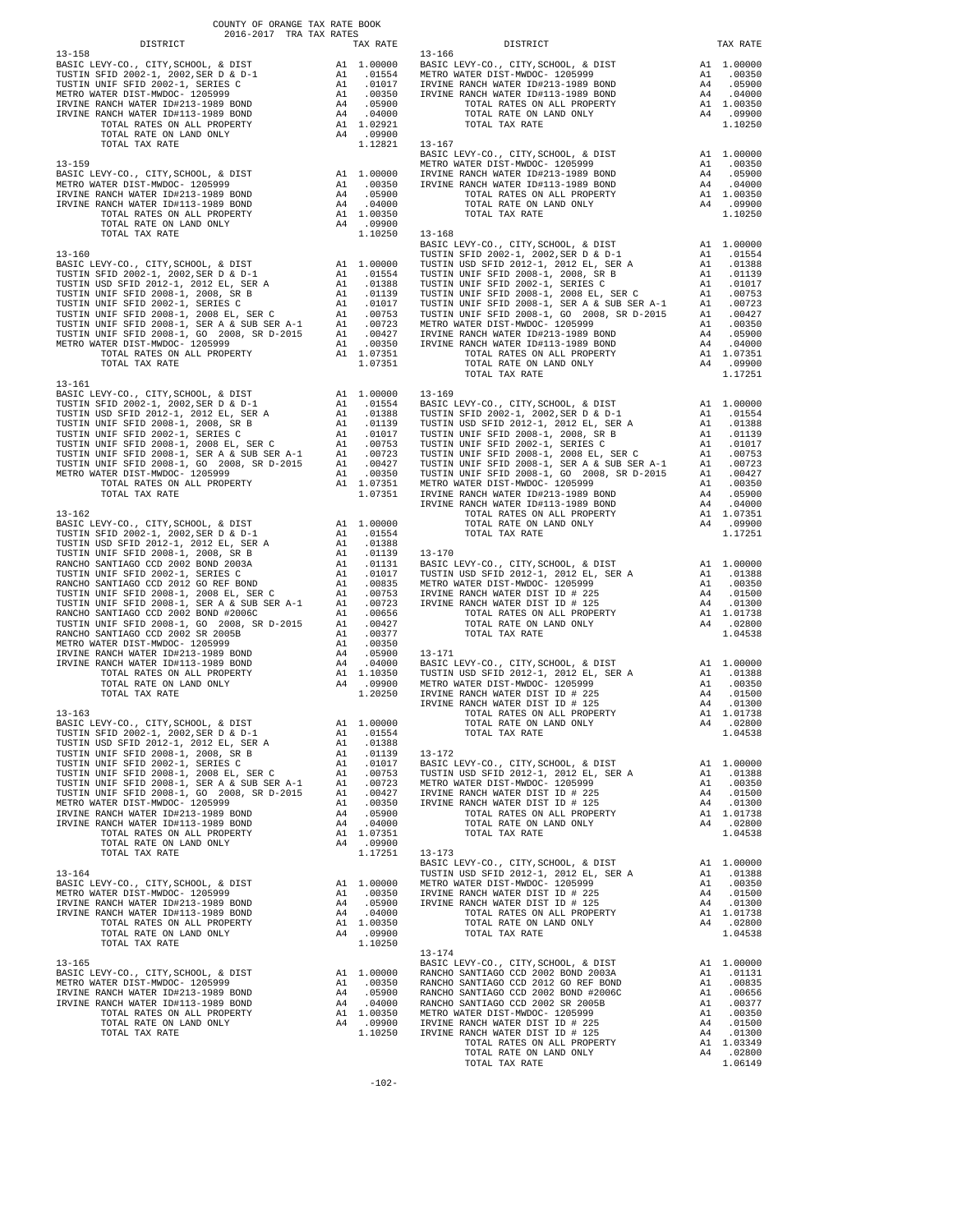COUNTY OF ORANGE TAX RATE BOOK
2016-2017 TRA TAX RATES

| DISTRICT | | TAX RATE |
|---|---|---|
| **13-158** | | |
| BASIC LEVY-CO., CITY,SCHOOL, & DIST | A1 | 1.00000 |
| TUSTIN SFID 2002-1, 2002,SER D & D-1 | A1 | .01554 |
| TUSTIN UNIF SFID 2002-1, SERIES C | A1 | .01017 |
| METRO WATER DIST-MWDOC- 1205999 | A1 | .00350 |
| IRVINE RANCH WATER ID#213-1989 BOND | A4 | .05900 |
| IRVINE RANCH WATER ID#113-1989 BOND | A4 | .04000 |
| TOTAL RATES ON ALL PROPERTY | A1 | 1.02921 |
| TOTAL RATE ON LAND ONLY | A4 | .09900 |
| TOTAL TAX RATE | | 1.12821 |
| **13-159** | | |
| BASIC LEVY-CO., CITY,SCHOOL, & DIST | A1 | 1.00000 |
| METRO WATER DIST-MWDOC- 1205999 | A1 | .00350 |
| IRVINE RANCH WATER ID#213-1989 BOND | A4 | .05900 |
| IRVINE RANCH WATER ID#113-1989 BOND | A4 | .04000 |
| TOTAL RATES ON ALL PROPERTY | A1 | 1.00350 |
| TOTAL RATE ON LAND ONLY | A4 | .09900 |
| TOTAL TAX RATE | | 1.10250 |
| **13-160** | | |
| BASIC LEVY-CO., CITY,SCHOOL, & DIST | A1 | 1.00000 |
| TUSTIN SFID 2002-1, 2002,SER D & D-1 | A1 | .01554 |
| TUSTIN USD SFID 2012-1, 2012 EL, SER A | A1 | .01388 |
| TUSTIN UNIF SFID 2008-1, 2008, SR B | A1 | .01139 |
| TUSTIN UNIF SFID 2002-1, SERIES C | A1 | .01017 |
| TUSTIN UNIF SFID 2008-1, 2008 EL, SER C | A1 | .00753 |
| TUSTIN UNIF SFID 2008-1, SER A & SUB SER A-1 | A1 | .00723 |
| TUSTIN UNIF SFID 2008-1, GO 2008, SR D-2015 | A1 | .00427 |
| METRO WATER DIST-MWDOC- 1205999 | A1 | .00350 |
| TOTAL RATES ON ALL PROPERTY | A1 | 1.07351 |
| TOTAL TAX RATE | | 1.07351 |
| **13-161** | | |
| BASIC LEVY-CO., CITY,SCHOOL, & DIST | A1 | 1.00000 |
| TUSTIN SFID 2002-1, 2002,SER D & D-1 | A1 | .01554 |
| TUSTIN USD SFID 2012-1, 2012 EL, SER A | A1 | .01388 |
| TUSTIN UNIF SFID 2008-1, 2008, SR B | A1 | .01139 |
| TUSTIN UNIF SFID 2002-1, SERIES C | A1 | .01017 |
| TUSTIN UNIF SFID 2008-1, 2008 EL, SER C | A1 | .00753 |
| TUSTIN UNIF SFID 2008-1, SER A & SUB SER A-1 | A1 | .00723 |
| TUSTIN UNIF SFID 2008-1, GO 2008, SR D-2015 | A1 | .00427 |
| METRO WATER DIST-MWDOC- 1205999 | A1 | .00350 |
| TOTAL RATES ON ALL PROPERTY | A1 | 1.07351 |
| TOTAL TAX RATE | | 1.07351 |
| **13-162** | | |
| BASIC LEVY-CO., CITY,SCHOOL, & DIST | A1 | 1.00000 |
| TUSTIN SFID 2002-1, 2002,SER D & D-1 | A1 | .01554 |
| TUSTIN USD SFID 2012-1, 2012 EL, SER A | A1 | .01388 |
| TUSTIN UNIF SFID 2008-1, 2008, SR B | A1 | .01139 |
| RANCHO SANTIAGO CCD 2002 BOND 2003A | A1 | .01131 |
| TUSTIN UNIF SFID 2002-1, SERIES C | A1 | .01017 |
| RANCHO SANTIAGO CCD 2012 GO REF BOND | A1 | .00835 |
| TUSTIN UNIF SFID 2008-1, 2008 EL, SER C | A1 | .00753 |
| TUSTIN UNIF SFID 2008-1, SER A & SUB SER A-1 | A1 | .00723 |
| RANCHO SANTIAGO CCD 2002 BOND #2006C | A1 | .00656 |
| TUSTIN UNIF SFID 2008-1, GO 2008, SR D-2015 | A1 | .00427 |
| RANCHO SANTIAGO CCD 2002 SR 2005B | A1 | .00377 |
| METRO WATER DIST-MWDOC- 1205999 | A1 | .00350 |
| IRVINE RANCH WATER ID#213-1989 BOND | A4 | .05900 |
| IRVINE RANCH WATER ID#113-1989 BOND | A4 | .04000 |
| TOTAL RATES ON ALL PROPERTY | A1 | 1.10350 |
| TOTAL RATE ON LAND ONLY | A4 | .09900 |
| TOTAL TAX RATE | | 1.20250 |
| **13-163** | | |
| BASIC LEVY-CO., CITY,SCHOOL, & DIST | A1 | 1.00000 |
| TUSTIN SFID 2002-1, 2002,SER D & D-1 | A1 | .01554 |
| TUSTIN USD SFID 2012-1, 2012 EL, SER A | A1 | .01388 |
| TUSTIN UNIF SFID 2008-1, 2008, SR B | A1 | .01139 |
| TUSTIN UNIF SFID 2002-1, SERIES C | A1 | .01017 |
| TUSTIN UNIF SFID 2008-1, 2008 EL, SER C | A1 | .00753 |
| TUSTIN UNIF SFID 2008-1, SER A & SUB SER A-1 | A1 | .00723 |
| TUSTIN UNIF SFID 2008-1, GO 2008, SR D-2015 | A1 | .00427 |
| METRO WATER DIST-MWDOC- 1205999 | A1 | .00350 |
| IRVINE RANCH WATER ID#213-1989 BOND | A4 | .05900 |
| IRVINE RANCH WATER ID#113-1989 BOND | A4 | .04000 |
| TOTAL RATES ON ALL PROPERTY | A1 | 1.07351 |
| TOTAL RATE ON LAND ONLY | A4 | .09900 |
| TOTAL TAX RATE | | 1.17251 |
| **13-164** | | |
| BASIC LEVY-CO., CITY,SCHOOL, & DIST | A1 | 1.00000 |
| METRO WATER DIST-MWDOC- 1205999 | A1 | .00350 |
| IRVINE RANCH WATER ID#213-1989 BOND | A4 | .05900 |
| IRVINE RANCH WATER ID#113-1989 BOND | A4 | .04000 |
| TOTAL RATES ON ALL PROPERTY | A1 | 1.00350 |
| TOTAL RATE ON LAND ONLY | A4 | .09900 |
| TOTAL TAX RATE | | 1.10250 |
| **13-165** | | |
| BASIC LEVY-CO., CITY,SCHOOL, & DIST | A1 | 1.00000 |
| METRO WATER DIST-MWDOC- 1205999 | A1 | .00350 |
| IRVINE RANCH WATER ID#213-1989 BOND | A4 | .05900 |
| IRVINE RANCH WATER ID#113-1989 BOND | A4 | .04000 |
| TOTAL RATES ON ALL PROPERTY | A1 | 1.00350 |
| TOTAL RATE ON LAND ONLY | A4 | .09900 |
| TOTAL TAX RATE | | 1.10250 |
| **13-166** | | |
| BASIC LEVY-CO., CITY,SCHOOL, & DIST | A1 | 1.00000 |
| METRO WATER DIST-MWDOC- 1205999 | A1 | .00350 |
| IRVINE RANCH WATER ID#213-1989 BOND | A4 | .05900 |
| IRVINE RANCH WATER ID#113-1989 BOND | A4 | .04000 |
| TOTAL RATES ON ALL PROPERTY | A1 | 1.00350 |
| TOTAL RATE ON LAND ONLY | A4 | .09900 |
| TOTAL TAX RATE | | 1.10250 |
| **13-167** | | |
| BASIC LEVY-CO., CITY,SCHOOL, & DIST | A1 | 1.00000 |
| METRO WATER DIST-MWDOC- 1205999 | A1 | .00350 |
| IRVINE RANCH WATER ID#213-1989 BOND | A4 | .05900 |
| IRVINE RANCH WATER ID#113-1989 BOND | A4 | .04000 |
| TOTAL RATES ON ALL PROPERTY | A1 | 1.00350 |
| TOTAL RATE ON LAND ONLY | A4 | .09900 |
| TOTAL TAX RATE | | 1.10250 |
| **13-168** | | |
| BASIC LEVY-CO., CITY,SCHOOL, & DIST | A1 | 1.00000 |
| TUSTIN SFID 2002-1, 2002,SER D & D-1 | A1 | .01554 |
| TUSTIN USD SFID 2012-1, 2012 EL, SER A | A1 | .01388 |
| TUSTIN UNIF SFID 2008-1, 2008, SR B | A1 | .01139 |
| TUSTIN UNIF SFID 2002-1, SERIES C | A1 | .01017 |
| TUSTIN UNIF SFID 2008-1, 2008 EL, SER C | A1 | .00753 |
| TUSTIN UNIF SFID 2008-1, SER A & SUB SER A-1 | A1 | .00723 |
| TUSTIN UNIF SFID 2008-1, GO 2008, SR D-2015 | A1 | .00427 |
| METRO WATER DIST-MWDOC- 1205999 | A1 | .00350 |
| IRVINE RANCH WATER ID#213-1989 BOND | A4 | .05900 |
| IRVINE RANCH WATER ID#113-1989 BOND | A4 | .04000 |
| TOTAL RATES ON ALL PROPERTY | A1 | 1.07351 |
| TOTAL RATE ON LAND ONLY | A4 | .09900 |
| TOTAL TAX RATE | | 1.17251 |
| **13-169** | | |
| BASIC LEVY-CO., CITY,SCHOOL, & DIST | A1 | 1.00000 |
| TUSTIN SFID 2002-1, 2002,SER D & D-1 | A1 | .01554 |
| TUSTIN USD SFID 2012-1, 2012 EL, SER A | A1 | .01388 |
| TUSTIN UNIF SFID 2008-1, 2008, SR B | A1 | .01139 |
| TUSTIN UNIF SFID 2002-1, SERIES C | A1 | .01017 |
| TUSTIN UNIF SFID 2008-1, 2008 EL, SER C | A1 | .00753 |
| TUSTIN UNIF SFID 2008-1, SER A & SUB SER A-1 | A1 | .00723 |
| TUSTIN UNIF SFID 2008-1, GO 2008, SR D-2015 | A1 | .00427 |
| METRO WATER DIST-MWDOC- 1205999 | A1 | .00350 |
| IRVINE RANCH WATER ID#213-1989 BOND | A4 | .05900 |
| IRVINE RANCH WATER ID#113-1989 BOND | A4 | .04000 |
| TOTAL RATES ON ALL PROPERTY | A1 | 1.07351 |
| TOTAL RATE ON LAND ONLY | A4 | .09900 |
| TOTAL TAX RATE | | 1.17251 |
| **13-170** | | |
| BASIC LEVY-CO., CITY,SCHOOL, & DIST | A1 | 1.00000 |
| TUSTIN USD SFID 2012-1, 2012 EL, SER A | A1 | .01388 |
| METRO WATER DIST-MWDOC- 1205999 | A1 | .00350 |
| IRVINE RANCH WATER DIST ID # 225 | A4 | .01500 |
| IRVINE RANCH WATER DIST ID # 125 | A4 | .01300 |
| TOTAL RATES ON ALL PROPERTY | A1 | 1.01738 |
| TOTAL RATE ON LAND ONLY | A4 | .02800 |
| TOTAL TAX RATE | | 1.04538 |
| **13-171** | | |
| BASIC LEVY-CO., CITY,SCHOOL, & DIST | A1 | 1.00000 |
| TUSTIN USD SFID 2012-1, 2012 EL, SER A | A1 | .01388 |
| METRO WATER DIST-MWDOC- 1205999 | A1 | .00350 |
| IRVINE RANCH WATER DIST ID # 225 | A4 | .01500 |
| IRVINE RANCH WATER DIST ID # 125 | A4 | .01300 |
| TOTAL RATES ON ALL PROPERTY | A1 | 1.01738 |
| TOTAL RATE ON LAND ONLY | A4 | .02800 |
| TOTAL TAX RATE | | 1.04538 |
| **13-172** | | |
| BASIC LEVY-CO., CITY,SCHOOL, & DIST | A1 | 1.00000 |
| TUSTIN USD SFID 2012-1, 2012 EL, SER A | A1 | .01388 |
| METRO WATER DIST-MWDOC- 1205999 | A1 | .00350 |
| IRVINE RANCH WATER DIST ID # 225 | A4 | .01500 |
| IRVINE RANCH WATER DIST ID # 125 | A4 | .01300 |
| TOTAL RATES ON ALL PROPERTY | A1 | 1.01738 |
| TOTAL RATE ON LAND ONLY | A4 | .02800 |
| TOTAL TAX RATE | | 1.04538 |
| **13-173** | | |
| BASIC LEVY-CO., CITY,SCHOOL, & DIST | A1 | 1.00000 |
| TUSTIN USD SFID 2012-1, 2012 EL, SER A | A1 | .01388 |
| METRO WATER DIST-MWDOC- 1205999 | A1 | .00350 |
| IRVINE RANCH WATER DIST ID # 225 | A4 | .01500 |
| IRVINE RANCH WATER DIST ID # 125 | A4 | .01300 |
| TOTAL RATES ON ALL PROPERTY | A1 | 1.01738 |
| TOTAL RATE ON LAND ONLY | A4 | .02800 |
| TOTAL TAX RATE | | 1.04538 |
| **13-174** | | |
| BASIC LEVY-CO., CITY,SCHOOL, & DIST | A1 | 1.00000 |
| RANCHO SANTIAGO CCD 2002 BOND 2003A | A1 | .01131 |
| RANCHO SANTIAGO CCD 2012 GO REF BOND | A1 | .00835 |
| RANCHO SANTIAGO CCD 2002 BOND #2006C | A1 | .00656 |
| RANCHO SANTIAGO CCD 2002 SR 2005B | A1 | .00377 |
| METRO WATER DIST-MWDOC- 1205999 | A1 | .00350 |
| IRVINE RANCH WATER DIST ID # 225 | A4 | .01500 |
| IRVINE RANCH WATER DIST ID # 125 | A4 | .01300 |
| TOTAL RATES ON ALL PROPERTY | A1 | 1.03349 |
| TOTAL RATE ON LAND ONLY | A4 | .02800 |
| TOTAL TAX RATE | | 1.06149 |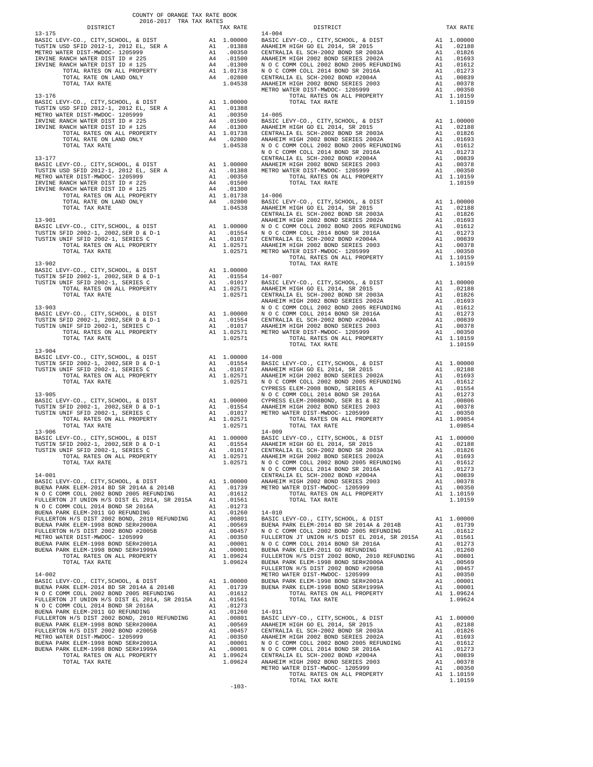COUNTY OF ORANGE TAX RATE BOOK
2016-2017 TRA TAX RATES

| DISTRICT | | TAX RATE |
|---|---|---|
| **13-175** | | |
| BASIC LEVY-CO., CITY,SCHOOL, & DIST | A1 | 1.00000 |
| TUSTIN USD SFID 2012-1, 2012 EL, SER A | A1 | .01388 |
| METRO WATER DIST-MWDOC- 1205999 | A1 | .00350 |
| IRVINE RANCH WATER DIST ID # 225 | A4 | .01500 |
| IRVINE RANCH WATER DIST ID # 125 | A4 | .01300 |
| TOTAL RATES ON ALL PROPERTY | A1 | 1.01738 |
| TOTAL RATE ON LAND ONLY | A4 | .02800 |
| TOTAL TAX RATE | | 1.04538 |
| **13-176** | | |
| BASIC LEVY-CO., CITY,SCHOOL, & DIST | A1 | 1.00000 |
| TUSTIN USD SFID 2012-1, 2012 EL, SER A | A1 | .01388 |
| METRO WATER DIST-MWDOC- 1205999 | A1 | .00350 |
| IRVINE RANCH WATER DIST ID # 225 | A4 | .01500 |
| IRVINE RANCH WATER DIST ID # 125 | A4 | .01300 |
| TOTAL RATES ON ALL PROPERTY | A1 | 1.01738 |
| TOTAL RATE ON LAND ONLY | A4 | .02800 |
| TOTAL TAX RATE | | 1.04538 |
| **13-177** | | |
| BASIC LEVY-CO., CITY,SCHOOL, & DIST | A1 | 1.00000 |
| TUSTIN USD SFID 2012-1, 2012 EL, SER A | A1 | .01388 |
| METRO WATER DIST-MWDOC- 1205999 | A1 | .00350 |
| IRVINE RANCH WATER DIST ID # 225 | A4 | .01500 |
| IRVINE RANCH WATER DIST ID # 125 | A4 | .01300 |
| TOTAL RATES ON ALL PROPERTY | A1 | 1.01738 |
| TOTAL RATE ON LAND ONLY | A4 | .02800 |
| TOTAL TAX RATE | | 1.04538 |
| **13-901** | | |
| BASIC LEVY-CO., CITY,SCHOOL, & DIST | A1 | 1.00000 |
| TUSTIN SFID 2002-1, 2002,SER D & D-1 | A1 | .01554 |
| TUSTIN UNIF SFID 2002-1, SERIES C | A1 | .01017 |
| TOTAL RATES ON ALL PROPERTY | A1 | 1.02571 |
| TOTAL TAX RATE | | 1.02571 |
| **13-902** | | |
| BASIC LEVY-CO., CITY,SCHOOL, & DIST | A1 | 1.00000 |
| TUSTIN SFID 2002-1, 2002,SER D & D-1 | A1 | .01554 |
| TUSTIN UNIF SFID 2002-1, SERIES C | A1 | .01017 |
| TOTAL RATES ON ALL PROPERTY | A1 | 1.02571 |
| TOTAL TAX RATE | | 1.02571 |
| **13-903** | | |
| BASIC LEVY-CO., CITY,SCHOOL, & DIST | A1 | 1.00000 |
| TUSTIN SFID 2002-1, 2002,SER D & D-1 | A1 | .01554 |
| TUSTIN UNIF SFID 2002-1, SERIES C | A1 | .01017 |
| TOTAL RATES ON ALL PROPERTY | A1 | 1.02571 |
| TOTAL TAX RATE | | 1.02571 |
| **13-904** | | |
| BASIC LEVY-CO., CITY,SCHOOL, & DIST | A1 | 1.00000 |
| TUSTIN SFID 2002-1, 2002,SER D & D-1 | A1 | .01554 |
| TUSTIN UNIF SFID 2002-1, SERIES C | A1 | .01017 |
| TOTAL RATES ON ALL PROPERTY | A1 | 1.02571 |
| TOTAL TAX RATE | | 1.02571 |
| **13-905** | | |
| BASIC LEVY-CO., CITY,SCHOOL, & DIST | A1 | 1.00000 |
| TUSTIN SFID 2002-1, 2002,SER D & D-1 | A1 | .01554 |
| TUSTIN UNIF SFID 2002-1, SERIES C | A1 | .01017 |
| TOTAL RATES ON ALL PROPERTY | A1 | 1.02571 |
| TOTAL TAX RATE | | 1.02571 |
| **13-906** | | |
| BASIC LEVY-CO., CITY,SCHOOL, & DIST | A1 | 1.00000 |
| TUSTIN SFID 2002-1, 2002,SER D & D-1 | A1 | .01554 |
| TUSTIN UNIF SFID 2002-1, SERIES C | A1 | .01017 |
| TOTAL RATES ON ALL PROPERTY | A1 | 1.02571 |
| TOTAL TAX RATE | | 1.02571 |
| **14-001** | | |
| BASIC LEVY-CO., CITY,SCHOOL, & DIST | A1 | 1.00000 |
| BUENA PARK ELEM-2014 BD SR 2014A & 2014B | A1 | .01739 |
| N O C COMM COLL 2002 BOND 2005 REFUNDING | A1 | .01612 |
| FULLERTON JT UNION H/S DIST EL 2014, SR 2015A | A1 | .01561 |
| N O C COMM COLL 2014 BOND SR 2016A | A1 | .01273 |
| BUENA PARK ELEM-2011 GO REFUNDING | A1 | .01260 |
| FULLERTON H/S DIST 2002 BOND, 2010 REFUNDING | A1 | .00801 |
| BUENA PARK ELEM-1998 BOND SER#2000A | A1 | .00569 |
| FULLERTON H/S DIST 2002 BOND #2005B | A1 | .00457 |
| METRO WATER DIST-MWDOC- 1205999 | A1 | .00350 |
| BUENA PARK ELEM-1998 BOND SER#2001A | A1 | .00001 |
| BUENA PARK ELEM-1998 BOND SER#1999A | A1 | .00001 |
| TOTAL RATES ON ALL PROPERTY | A1 | 1.09624 |
| TOTAL TAX RATE | | 1.09624 |
| **14-002** | | |
| BASIC LEVY-CO., CITY,SCHOOL, & DIST | A1 | 1.00000 |
| BUENA PARK ELEM-2014 BD SR 2014A & 2014B | A1 | .01739 |
| N O C COMM COLL 2002 BOND 2005 REFUNDING | A1 | .01612 |
| FULLERTON JT UNION H/S DIST EL 2014, SR 2015A | A1 | .01561 |
| N O C COMM COLL 2014 BOND SR 2016A | A1 | .01273 |
| BUENA PARK ELEM-2011 GO REFUNDING | A1 | .01260 |
| FULLERTON H/S DIST 2002 BOND, 2010 REFUNDING | A1 | .00801 |
| BUENA PARK ELEM-1998 BOND SER#2000A | A1 | .00569 |
| FULLERTON H/S DIST 2002 BOND #2005B | A1 | .00457 |
| METRO WATER DIST-MWDOC- 1205999 | A1 | .00350 |
| BUENA PARK ELEM-1998 BOND SER#2001A | A1 | .00001 |
| BUENA PARK ELEM-1998 BOND SER#1999A | A1 | .00001 |
| TOTAL RATES ON ALL PROPERTY | A1 | 1.09624 |
| TOTAL TAX RATE | | 1.09624 |
| **14-004** | | |
| BASIC LEVY-CO., CITY,SCHOOL, & DIST | A1 | 1.00000 |
| ANAHEIM HIGH GO EL 2014, SR 2015 | A1 | .02188 |
| CENTRALIA EL SCH-2002 BOND SR 2003A | A1 | .01826 |
| ANAHEIM HIGH 2002 BOND SERIES 2002A | A1 | .01693 |
| N O C COMM COLL 2002 BOND 2005 REFUNDING | A1 | .01612 |
| N O C COMM COLL 2014 BOND SR 2016A | A1 | .01273 |
| CENTRALIA EL SCH-2002 BOND #2004A | A1 | .00839 |
| ANAHEIM HIGH 2002 BOND SERIES 2003 | A1 | .00378 |
| METRO WATER DIST-MWDOC- 1205999 | A1 | .00350 |
| TOTAL RATES ON ALL PROPERTY | A1 | 1.10159 |
| TOTAL TAX RATE | | 1.10159 |
| **14-005** | | |
| BASIC LEVY-CO., CITY,SCHOOL, & DIST | A1 | 1.00000 |
| ANAHEIM HIGH GO EL 2014, SR 2015 | A1 | .02188 |
| CENTRALIA EL SCH-2002 BOND SR 2003A | A1 | .01826 |
| ANAHEIM HIGH 2002 BOND SERIES 2002A | A1 | .01693 |
| N O C COMM COLL 2002 BOND 2005 REFUNDING | A1 | .01612 |
| N O C COMM COLL 2014 BOND SR 2016A | A1 | .01273 |
| CENTRALIA EL SCH-2002 BOND #2004A | A1 | .00839 |
| ANAHEIM HIGH 2002 BOND SERIES 2003 | A1 | .00378 |
| METRO WATER DIST-MWDOC- 1205999 | A1 | .00350 |
| TOTAL RATES ON ALL PROPERTY | A1 | 1.10159 |
| TOTAL TAX RATE | | 1.10159 |
| **14-006** | | |
| BASIC LEVY-CO., CITY,SCHOOL, & DIST | A1 | 1.00000 |
| ANAHEIM HIGH GO EL 2014, SR 2015 | A1 | .02188 |
| CENTRALIA EL SCH-2002 BOND SR 2003A | A1 | .01826 |
| ANAHEIM HIGH 2002 BOND SERIES 2002A | A1 | .01693 |
| N O C COMM COLL 2002 BOND 2005 REFUNDING | A1 | .01612 |
| N O C COMM COLL 2014 BOND SR 2016A | A1 | .01273 |
| CENTRALIA EL SCH-2002 BOND #2004A | A1 | .00839 |
| ANAHEIM HIGH 2002 BOND SERIES 2003 | A1 | .00378 |
| METRO WATER DIST-MWDOC- 1205999 | A1 | .00350 |
| TOTAL RATES ON ALL PROPERTY | A1 | 1.10159 |
| TOTAL TAX RATE | | 1.10159 |
| **14-007** | | |
| BASIC LEVY-CO., CITY,SCHOOL, & DIST | A1 | 1.00000 |
| ANAHEIM HIGH GO EL 2014, SR 2015 | A1 | .02188 |
| CENTRALIA EL SCH-2002 BOND SR 2003A | A1 | .01826 |
| ANAHEIM HIGH 2002 BOND SERIES 2002A | A1 | .01693 |
| N O C COMM COLL 2002 BOND 2005 REFUNDING | A1 | .01612 |
| N O C COMM COLL 2014 BOND SR 2016A | A1 | .01273 |
| CENTRALIA EL SCH-2002 BOND #2004A | A1 | .00839 |
| ANAHEIM HIGH 2002 BOND SERIES 2003 | A1 | .00378 |
| METRO WATER DIST-MWDOC- 1205999 | A1 | .00350 |
| TOTAL RATES ON ALL PROPERTY | A1 | 1.10159 |
| TOTAL TAX RATE | | 1.10159 |
| **14-008** | | |
| BASIC LEVY-CO., CITY,SCHOOL, & DIST | A1 | 1.00000 |
| ANAHEIM HIGH GO EL 2014, SR 2015 | A1 | .02188 |
| ANAHEIM HIGH 2002 BOND SERIES 2002A | A1 | .01693 |
| N O C COMM COLL 2002 BOND 2005 REFUNDING | A1 | .01612 |
| CYPRESS ELEM-2008 BOND, SERIES A | A1 | .01554 |
| N O C COMM COLL 2014 BOND SR 2016A | A1 | .01273 |
| CYPRESS ELEM-2008BOND, SER B1 & B2 | A1 | .00806 |
| ANAHEIM HIGH 2002 BOND SERIES 2003 | A1 | .00378 |
| METRO WATER DIST-MWDOC- 1205999 | A1 | .00350 |
| TOTAL RATES ON ALL PROPERTY | A1 | 1.09854 |
| TOTAL TAX RATE | | 1.09854 |
| **14-009** | | |
| BASIC LEVY-CO., CITY,SCHOOL, & DIST | A1 | 1.00000 |
| ANAHEIM HIGH GO EL 2014, SR 2015 | A1 | .02188 |
| CENTRALIA EL SCH-2002 BOND SR 2003A | A1 | .01826 |
| ANAHEIM HIGH 2002 BOND SERIES 2002A | A1 | .01693 |
| N O C COMM COLL 2002 BOND 2005 REFUNDING | A1 | .01612 |
| N O C COMM COLL 2014 BOND SR 2016A | A1 | .01273 |
| CENTRALIA EL SCH-2002 BOND #2004A | A1 | .00839 |
| ANAHEIM HIGH 2002 BOND SERIES 2003 | A1 | .00378 |
| METRO WATER DIST-MWDOC- 1205999 | A1 | .00350 |
| TOTAL RATES ON ALL PROPERTY | A1 | 1.10159 |
| TOTAL TAX RATE | | 1.10159 |
| **14-010** | | |
| BASIC LEVY-CO., CITY,SCHOOL, & DIST | A1 | 1.00000 |
| BUENA PARK ELEM-2014 BD SR 2014A & 2014B | A1 | .01739 |
| N O C COMM COLL 2002 BOND 2005 REFUNDING | A1 | .01612 |
| FULLERTON JT UNION H/S DIST EL 2014, SR 2015A | A1 | .01561 |
| N O C COMM COLL 2014 BOND SR 2016A | A1 | .01273 |
| BUENA PARK ELEM-2011 GO REFUNDING | A1 | .01260 |
| FULLERTON H/S DIST 2002 BOND, 2010 REFUNDING | A1 | .00801 |
| BUENA PARK ELEM-1998 BOND SER#2000A | A1 | .00569 |
| FULLERTON H/S DIST 2002 BOND #2005B | A1 | .00457 |
| METRO WATER DIST-MWDOC- 1205999 | A1 | .00350 |
| BUENA PARK ELEM-1998 BOND SER#2001A | A1 | .00001 |
| BUENA PARK ELEM-1998 BOND SER#1999A | A1 | .00001 |
| TOTAL RATES ON ALL PROPERTY | A1 | 1.09624 |
| TOTAL TAX RATE | | 1.09624 |
| **14-011** | | |
| BASIC LEVY-CO., CITY,SCHOOL, & DIST | A1 | 1.00000 |
| ANAHEIM HIGH GO EL 2014, SR 2015 | A1 | .02188 |
| CENTRALIA EL SCH-2002 BOND SR 2003A | A1 | .01826 |
| ANAHEIM HIGH 2002 BOND SERIES 2002A | A1 | .01693 |
| N O C COMM COLL 2002 BOND 2005 REFUNDING | A1 | .01612 |
| N O C COMM COLL 2014 BOND SR 2016A | A1 | .01273 |
| CENTRALIA EL SCH-2002 BOND #2004A | A1 | .00839 |
| ANAHEIM HIGH 2002 BOND SERIES 2003 | A1 | .00378 |
| METRO WATER DIST-MWDOC- 1205999 | A1 | .00350 |
| TOTAL RATES ON ALL PROPERTY | A1 | 1.10159 |
| TOTAL TAX RATE | | 1.10159 |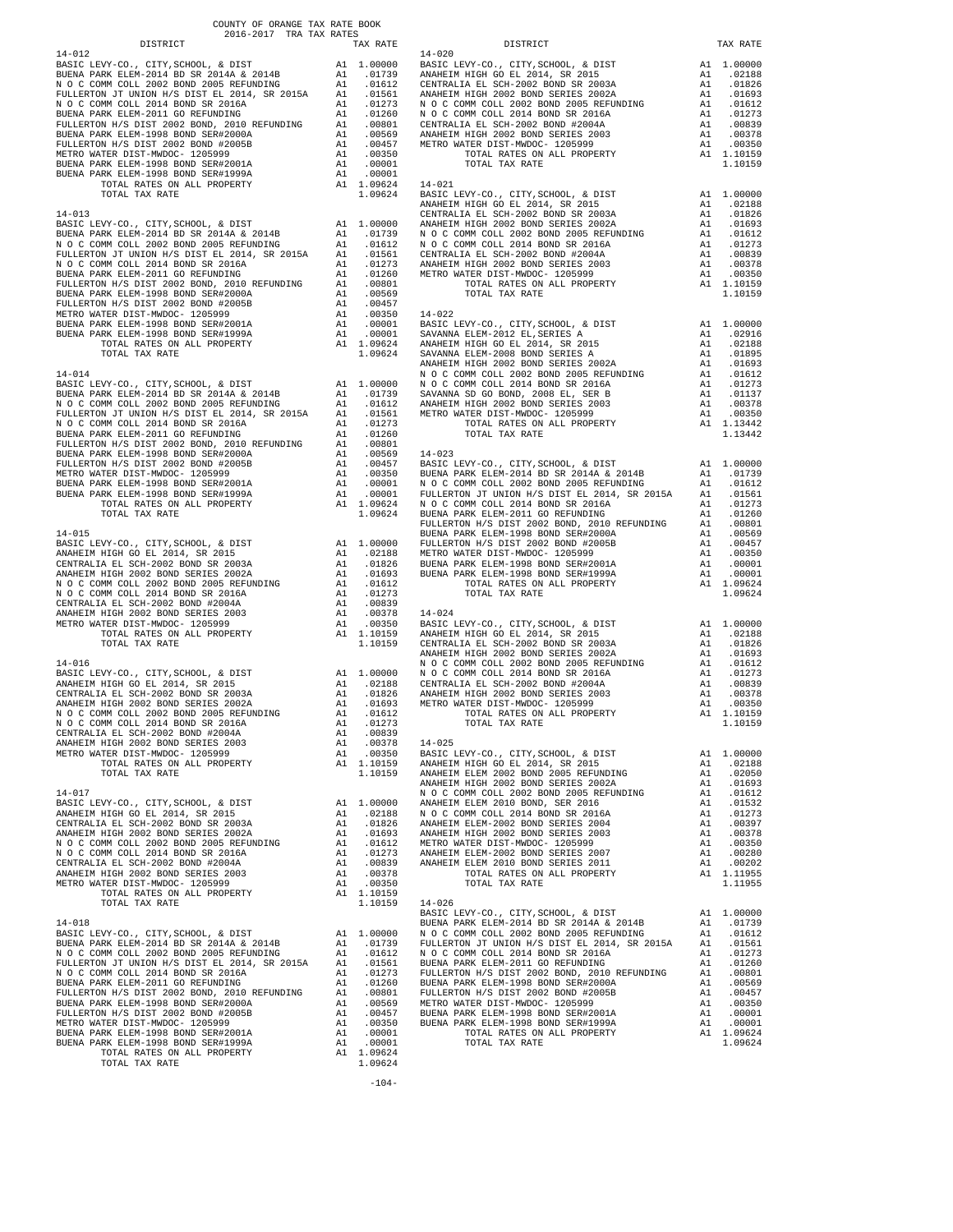COUNTY OF ORANGE TAX RATE BOOK
2016-2017 TRA TAX RATES

| DISTRICT | | TAX RATE |
|---|---|---|
| **14-012** | | |
| BASIC LEVY-CO., CITY,SCHOOL, & DIST | A1 | 1.00000 |
| BUENA PARK ELEM-2014 BD SR 2014A & 2014B | A1 | .01739 |
| N O C COMM COLL 2002 BOND 2005 REFUNDING | A1 | .01612 |
| FULLERTON JT UNION H/S DIST EL 2014, SR 2015A | A1 | .01561 |
| N O C COMM COLL 2014 BOND SR 2016A | A1 | .01273 |
| BUENA PARK ELEM-2011 GO REFUNDING | A1 | .01260 |
| FULLERTON H/S DIST 2002 BOND, 2010 REFUNDING | A1 | .00801 |
| BUENA PARK ELEM-1998 BOND SER#2000A | A1 | .00569 |
| FULLERTON H/S DIST 2002 BOND #2005B | A1 | .00457 |
| METRO WATER DIST-MWDOC- 1205999 | A1 | .00350 |
| BUENA PARK ELEM-1998 BOND SER#2001A | A1 | .00001 |
| BUENA PARK ELEM-1998 BOND SER#1999A | A1 | .00001 |
| TOTAL RATES ON ALL PROPERTY | A1 | 1.09624 |
| TOTAL TAX RATE | | 1.09624 |
| **14-013** | | |
| BASIC LEVY-CO., CITY,SCHOOL, & DIST | A1 | 1.00000 |
| BUENA PARK ELEM-2014 BD SR 2014A & 2014B | A1 | .01739 |
| N O C COMM COLL 2002 BOND 2005 REFUNDING | A1 | .01612 |
| FULLERTON JT UNION H/S DIST EL 2014, SR 2015A | A1 | .01561 |
| N O C COMM COLL 2014 BOND SR 2016A | A1 | .01273 |
| BUENA PARK ELEM-2011 GO REFUNDING | A1 | .01260 |
| FULLERTON H/S DIST 2002 BOND, 2010 REFUNDING | A1 | .00801 |
| BUENA PARK ELEM-1998 BOND SER#2000A | A1 | .00569 |
| FULLERTON H/S DIST 2002 BOND #2005B | A1 | .00457 |
| METRO WATER DIST-MWDOC- 1205999 | A1 | .00350 |
| BUENA PARK ELEM-1998 BOND SER#2001A | A1 | .00001 |
| BUENA PARK ELEM-1998 BOND SER#1999A | A1 | .00001 |
| TOTAL RATES ON ALL PROPERTY | A1 | 1.09624 |
| TOTAL TAX RATE | | 1.09624 |
| **14-014** | | |
| BASIC LEVY-CO., CITY,SCHOOL, & DIST | A1 | 1.00000 |
| BUENA PARK ELEM-2014 BD SR 2014A & 2014B | A1 | .01739 |
| N O C COMM COLL 2002 BOND 2005 REFUNDING | A1 | .01612 |
| FULLERTON JT UNION H/S DIST EL 2014, SR 2015A | A1 | .01561 |
| N O C COMM COLL 2014 BOND SR 2016A | A1 | .01273 |
| BUENA PARK ELEM-2011 GO REFUNDING | A1 | .01260 |
| FULLERTON H/S DIST 2002 BOND, 2010 REFUNDING | A1 | .00801 |
| BUENA PARK ELEM-1998 BOND SER#2000A | A1 | .00569 |
| FULLERTON H/S DIST 2002 BOND #2005B | A1 | .00457 |
| METRO WATER DIST-MWDOC- 1205999 | A1 | .00350 |
| BUENA PARK ELEM-1998 BOND SER#2001A | A1 | .00001 |
| BUENA PARK ELEM-1998 BOND SER#1999A | A1 | .00001 |
| TOTAL RATES ON ALL PROPERTY | A1 | 1.09624 |
| TOTAL TAX RATE | | 1.09624 |
| **14-015** | | |
| BASIC LEVY-CO., CITY,SCHOOL, & DIST | A1 | 1.00000 |
| ANAHEIM HIGH GO EL 2014, SR 2015 | A1 | .02188 |
| CENTRALIA EL SCH-2002 BOND SR 2003A | A1 | .01826 |
| ANAHEIM HIGH 2002 BOND SERIES 2002A | A1 | .01693 |
| N O C COMM COLL 2002 BOND 2005 REFUNDING | A1 | .01612 |
| N O C COMM COLL 2014 BOND SR 2016A | A1 | .01273 |
| CENTRALIA EL SCH-2002 BOND #2004A | A1 | .00839 |
| ANAHEIM HIGH 2002 BOND SERIES 2003 | A1 | .00378 |
| METRO WATER DIST-MWDOC- 1205999 | A1 | .00350 |
| TOTAL RATES ON ALL PROPERTY | A1 | 1.10159 |
| TOTAL TAX RATE | | 1.10159 |
| **14-016** | | |
| BASIC LEVY-CO., CITY,SCHOOL, & DIST | A1 | 1.00000 |
| ANAHEIM HIGH GO EL 2014, SR 2015 | A1 | .02188 |
| CENTRALIA EL SCH-2002 BOND SR 2003A | A1 | .01826 |
| ANAHEIM HIGH 2002 BOND SERIES 2002A | A1 | .01693 |
| N O C COMM COLL 2002 BOND 2005 REFUNDING | A1 | .01612 |
| N O C COMM COLL 2014 BOND SR 2016A | A1 | .01273 |
| CENTRALIA EL SCH-2002 BOND #2004A | A1 | .00839 |
| ANAHEIM HIGH 2002 BOND SERIES 2003 | A1 | .00378 |
| METRO WATER DIST-MWDOC- 1205999 | A1 | .00350 |
| TOTAL RATES ON ALL PROPERTY | A1 | 1.10159 |
| TOTAL TAX RATE | | 1.10159 |
| **14-017** | | |
| BASIC LEVY-CO., CITY,SCHOOL, & DIST | A1 | 1.00000 |
| ANAHEIM HIGH GO EL 2014, SR 2015 | A1 | .02188 |
| CENTRALIA EL SCH-2002 BOND SR 2003A | A1 | .01826 |
| ANAHEIM HIGH 2002 BOND SERIES 2002A | A1 | .01693 |
| N O C COMM COLL 2002 BOND 2005 REFUNDING | A1 | .01612 |
| N O C COMM COLL 2014 BOND SR 2016A | A1 | .01273 |
| CENTRALIA EL SCH-2002 BOND #2004A | A1 | .00839 |
| ANAHEIM HIGH 2002 BOND SERIES 2003 | A1 | .00378 |
| METRO WATER DIST-MWDOC- 1205999 | A1 | .00350 |
| TOTAL RATES ON ALL PROPERTY | A1 | 1.10159 |
| TOTAL TAX RATE | | 1.10159 |
| **14-018** | | |
| BASIC LEVY-CO., CITY,SCHOOL, & DIST | A1 | 1.00000 |
| BUENA PARK ELEM-2014 BD SR 2014A & 2014B | A1 | .01739 |
| N O C COMM COLL 2002 BOND 2005 REFUNDING | A1 | .01612 |
| FULLERTON JT UNION H/S DIST EL 2014, SR 2015A | A1 | .01561 |
| N O C COMM COLL 2014 BOND SR 2016A | A1 | .01273 |
| BUENA PARK ELEM-2011 GO REFUNDING | A1 | .01260 |
| FULLERTON H/S DIST 2002 BOND, 2010 REFUNDING | A1 | .00801 |
| BUENA PARK ELEM-1998 BOND SER#2000A | A1 | .00569 |
| FULLERTON H/S DIST 2002 BOND #2005B | A1 | .00457 |
| METRO WATER DIST-MWDOC- 1205999 | A1 | .00350 |
| BUENA PARK ELEM-1998 BOND SER#2001A | A1 | .00001 |
| BUENA PARK ELEM-1998 BOND SER#1999A | A1 | .00001 |
| TOTAL RATES ON ALL PROPERTY | A1 | 1.09624 |
| TOTAL TAX RATE | | 1.09624 |
| **14-020** | | |
| BASIC LEVY-CO., CITY,SCHOOL, & DIST | A1 | 1.00000 |
| ANAHEIM HIGH GO EL 2014, SR 2015 | A1 | .02188 |
| CENTRALIA EL SCH-2002 BOND SR 2003A | A1 | .01826 |
| ANAHEIM HIGH 2002 BOND SERIES 2002A | A1 | .01693 |
| N O C COMM COLL 2002 BOND 2005 REFUNDING | A1 | .01612 |
| N O C COMM COLL 2014 BOND SR 2016A | A1 | .01273 |
| CENTRALIA EL SCH-2002 BOND #2004A | A1 | .00839 |
| ANAHEIM HIGH 2002 BOND SERIES 2003 | A1 | .00378 |
| METRO WATER DIST-MWDOC- 1205999 | A1 | .00350 |
| TOTAL RATES ON ALL PROPERTY | A1 | 1.10159 |
| TOTAL TAX RATE | | 1.10159 |
| **14-021** | | |
| BASIC LEVY-CO., CITY,SCHOOL, & DIST | A1 | 1.00000 |
| ANAHEIM HIGH GO EL 2014, SR 2015 | A1 | .02188 |
| CENTRALIA EL SCH-2002 BOND SR 2003A | A1 | .01826 |
| ANAHEIM HIGH 2002 BOND SERIES 2002A | A1 | .01693 |
| N O C COMM COLL 2002 BOND 2005 REFUNDING | A1 | .01612 |
| N O C COMM COLL 2014 BOND SR 2016A | A1 | .01273 |
| CENTRALIA EL SCH-2002 BOND #2004A | A1 | .00839 |
| ANAHEIM HIGH 2002 BOND SERIES 2003 | A1 | .00378 |
| METRO WATER DIST-MWDOC- 1205999 | A1 | .00350 |
| TOTAL RATES ON ALL PROPERTY | A1 | 1.10159 |
| TOTAL TAX RATE | | 1.10159 |
| **14-022** | | |
| BASIC LEVY-CO., CITY,SCHOOL, & DIST | A1 | 1.00000 |
| SAVANNA ELEM-2012 EL,SERIES A | A1 | .02916 |
| ANAHEIM HIGH GO EL 2014, SR 2015 | A1 | .02188 |
| SAVANNA ELEM-2008 BOND SERIES A | A1 | .01895 |
| ANAHEIM HIGH 2002 BOND SERIES 2002A | A1 | .01693 |
| N O C COMM COLL 2002 BOND 2005 REFUNDING | A1 | .01612 |
| N O C COMM COLL 2014 BOND SR 2016A | A1 | .01273 |
| SAVANNA SD GO BOND, 2008 EL, SER B | A1 | .01137 |
| ANAHEIM HIGH 2002 BOND SERIES 2003 | A1 | .00378 |
| METRO WATER DIST-MWDOC- 1205999 | A1 | .00350 |
| TOTAL RATES ON ALL PROPERTY | A1 | 1.13442 |
| TOTAL TAX RATE | | 1.13442 |
| **14-023** | | |
| BASIC LEVY-CO., CITY,SCHOOL, & DIST | A1 | 1.00000 |
| BUENA PARK ELEM-2014 BD SR 2014A & 2014B | A1 | .01739 |
| N O C COMM COLL 2002 BOND 2005 REFUNDING | A1 | .01612 |
| FULLERTON JT UNION H/S DIST EL 2014, SR 2015A | A1 | .01561 |
| N O C COMM COLL 2014 BOND SR 2016A | A1 | .01273 |
| BUENA PARK ELEM-2011 GO REFUNDING | A1 | .01260 |
| FULLERTON H/S DIST 2002 BOND, 2010 REFUNDING | A1 | .00801 |
| BUENA PARK ELEM-1998 BOND SER#2000A | A1 | .00569 |
| FULLERTON H/S DIST 2002 BOND #2005B | A1 | .00457 |
| METRO WATER DIST-MWDOC- 1205999 | A1 | .00350 |
| BUENA PARK ELEM-1998 BOND SER#2001A | A1 | .00001 |
| BUENA PARK ELEM-1998 BOND SER#1999A | A1 | .00001 |
| TOTAL RATES ON ALL PROPERTY | A1 | 1.09624 |
| TOTAL TAX RATE | | 1.09624 |
| **14-024** | | |
| BASIC LEVY-CO., CITY,SCHOOL, & DIST | A1 | 1.00000 |
| ANAHEIM HIGH GO EL 2014, SR 2015 | A1 | .02188 |
| CENTRALIA EL SCH-2002 BOND SR 2003A | A1 | .01826 |
| ANAHEIM HIGH 2002 BOND SERIES 2002A | A1 | .01693 |
| N O C COMM COLL 2002 BOND 2005 REFUNDING | A1 | .01612 |
| N O C COMM COLL 2014 BOND SR 2016A | A1 | .01273 |
| CENTRALIA EL SCH-2002 BOND #2004A | A1 | .00839 |
| ANAHEIM HIGH 2002 BOND SERIES 2003 | A1 | .00378 |
| METRO WATER DIST-MWDOC- 1205999 | A1 | .00350 |
| TOTAL RATES ON ALL PROPERTY | A1 | 1.10159 |
| TOTAL TAX RATE | | 1.10159 |
| **14-025** | | |
| BASIC LEVY-CO., CITY,SCHOOL, & DIST | A1 | 1.00000 |
| ANAHEIM HIGH GO EL 2014, SR 2015 | A1 | .02188 |
| ANAHEIM ELEM 2002 BOND 2005 REFUNDING | A1 | .02050 |
| ANAHEIM HIGH 2002 BOND SERIES 2002A | A1 | .01693 |
| N O C COMM COLL 2002 BOND 2005 REFUNDING | A1 | .01612 |
| ANAHEIM ELEM 2010 BOND, SER 2016 | A1 | .01532 |
| N O C COMM COLL 2014 BOND SR 2016A | A1 | .01273 |
| ANAHEIM ELEM-2002 BOND SERIES 2004 | A1 | .00397 |
| ANAHEIM HIGH 2002 BOND SERIES 2003 | A1 | .00378 |
| METRO WATER DIST-MWDOC- 1205999 | A1 | .00350 |
| ANAHEIM ELEM-2002 BOND SERIES 2007 | A1 | .00280 |
| ANAHEIM ELEM 2010 BOND SERIES 2011 | A1 | .00202 |
| TOTAL RATES ON ALL PROPERTY | A1 | 1.11955 |
| TOTAL TAX RATE | | 1.11955 |
| **14-026** | | |
| BASIC LEVY-CO., CITY,SCHOOL, & DIST | A1 | 1.00000 |
| BUENA PARK ELEM-2014 BD SR 2014A & 2014B | A1 | .01739 |
| N O C COMM COLL 2002 BOND 2005 REFUNDING | A1 | .01612 |
| FULLERTON JT UNION H/S DIST EL 2014, SR 2015A | A1 | .01561 |
| N O C COMM COLL 2014 BOND SR 2016A | A1 | .01273 |
| BUENA PARK ELEM-2011 GO REFUNDING | A1 | .01260 |
| FULLERTON H/S DIST 2002 BOND, 2010 REFUNDING | A1 | .00801 |
| BUENA PARK ELEM-1998 BOND SER#2000A | A1 | .00569 |
| FULLERTON H/S DIST 2002 BOND #2005B | A1 | .00457 |
| METRO WATER DIST-MWDOC- 1205999 | A1 | .00350 |
| BUENA PARK ELEM-1998 BOND SER#2001A | A1 | .00001 |
| BUENA PARK ELEM-1998 BOND SER#1999A | A1 | .00001 |
| TOTAL RATES ON ALL PROPERTY | A1 | 1.09624 |
| TOTAL TAX RATE | | 1.09624 |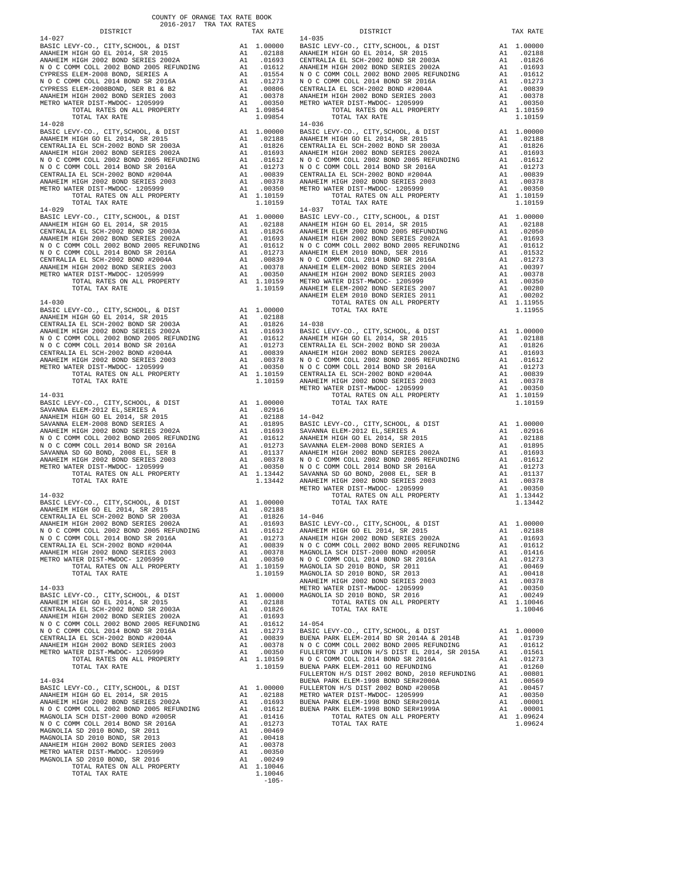COUNTY OF ORANGE TAX RATE BOOK
2016-2017 TRA TAX RATES

| DISTRICT | | TAX RATE |
|---|---|---|
| **14-027** | | |
| BASIC LEVY-CO., CITY,SCHOOL, & DIST | A1 | 1.00000 |
| ANAHEIM HIGH GO EL 2014, SR 2015 | A1 | .02188 |
| ANAHEIM HIGH 2002 BOND SERIES 2002A | A1 | .01693 |
| N O C COMM COLL 2002 BOND 2005 REFUNDING | A1 | .01612 |
| CYPRESS ELEM-2008 BOND, SERIES A | A1 | .01554 |
| N O C COMM COLL 2014 BOND SR 2016A | A1 | .01273 |
| CYPRESS ELEM-2008BOND, SER B1 & B2 | A1 | .00806 |
| ANAHEIM HIGH 2002 BOND SERIES 2003 | A1 | .00378 |
| METRO WATER DIST-MWDOC- 1205999 | A1 | .00350 |
| TOTAL RATES ON ALL PROPERTY | A1 | 1.09854 |
| TOTAL TAX RATE | | 1.09854 |
| **14-028** | | |
| BASIC LEVY-CO., CITY,SCHOOL, & DIST | A1 | 1.00000 |
| ANAHEIM HIGH GO EL 2014, SR 2015 | A1 | .02188 |
| CENTRALIA EL SCH-2002 BOND SR 2003A | A1 | .01826 |
| ANAHEIM HIGH 2002 BOND SERIES 2002A | A1 | .01693 |
| N O C COMM COLL 2002 BOND 2005 REFUNDING | A1 | .01612 |
| N O C COMM COLL 2014 BOND SR 2016A | A1 | .01273 |
| CENTRALIA EL SCH-2002 BOND #2004A | A1 | .00839 |
| ANAHEIM HIGH 2002 BOND SERIES 2003 | A1 | .00378 |
| METRO WATER DIST-MWDOC- 1205999 | A1 | .00350 |
| TOTAL RATES ON ALL PROPERTY | A1 | 1.10159 |
| TOTAL TAX RATE | | 1.10159 |
| **14-029** | | |
| BASIC LEVY-CO., CITY,SCHOOL, & DIST | A1 | 1.00000 |
| ANAHEIM HIGH GO EL 2014, SR 2015 | A1 | .02188 |
| CENTRALIA EL SCH-2002 BOND SR 2003A | A1 | .01826 |
| ANAHEIM HIGH 2002 BOND SERIES 2002A | A1 | .01693 |
| N O C COMM COLL 2002 BOND 2005 REFUNDING | A1 | .01612 |
| N O C COMM COLL 2014 BOND SR 2016A | A1 | .01273 |
| CENTRALIA EL SCH-2002 BOND #2004A | A1 | .00839 |
| ANAHEIM HIGH 2002 BOND SERIES 2003 | A1 | .00378 |
| METRO WATER DIST-MWDOC- 1205999 | A1 | .00350 |
| TOTAL RATES ON ALL PROPERTY | A1 | 1.10159 |
| TOTAL TAX RATE | | 1.10159 |
| **14-030** | | |
| BASIC LEVY-CO., CITY,SCHOOL, & DIST | A1 | 1.00000 |
| ANAHEIM HIGH GO EL 2014, SR 2015 | A1 | .02188 |
| CENTRALIA EL SCH-2002 BOND SR 2003A | A1 | .01826 |
| ANAHEIM HIGH 2002 BOND SERIES 2002A | A1 | .01693 |
| N O C COMM COLL 2002 BOND 2005 REFUNDING | A1 | .01612 |
| N O C COMM COLL 2014 BOND SR 2016A | A1 | .01273 |
| CENTRALIA EL SCH-2002 BOND #2004A | A1 | .00839 |
| ANAHEIM HIGH 2002 BOND SERIES 2003 | A1 | .00378 |
| METRO WATER DIST-MWDOC- 1205999 | A1 | .00350 |
| TOTAL RATES ON ALL PROPERTY | A1 | 1.10159 |
| TOTAL TAX RATE | | 1.10159 |
| **14-031** | | |
| BASIC LEVY-CO., CITY,SCHOOL, & DIST | A1 | 1.00000 |
| SAVANNA ELEM-2012 EL,SERIES A | A1 | .02916 |
| ANAHEIM HIGH GO EL 2014, SR 2015 | A1 | .02188 |
| SAVANNA ELEM-2008 BOND SERIES A | A1 | .01895 |
| ANAHEIM HIGH 2002 BOND SERIES 2002A | A1 | .01693 |
| N O C COMM COLL 2002 BOND 2005 REFUNDING | A1 | .01612 |
| N O C COMM COLL 2014 BOND SR 2016A | A1 | .01273 |
| SAVANNA SD GO BOND, 2008 EL, SER B | A1 | .01137 |
| ANAHEIM HIGH 2002 BOND SERIES 2003 | A1 | .00378 |
| METRO WATER DIST-MWDOC- 1205999 | A1 | .00350 |
| TOTAL RATES ON ALL PROPERTY | A1 | 1.13442 |
| TOTAL TAX RATE | | 1.13442 |
| **14-032** | | |
| BASIC LEVY-CO., CITY,SCHOOL, & DIST | A1 | 1.00000 |
| ANAHEIM HIGH GO EL 2014, SR 2015 | A1 | .02188 |
| CENTRALIA EL SCH-2002 BOND SR 2003A | A1 | .01826 |
| ANAHEIM HIGH 2002 BOND SERIES 2002A | A1 | .01693 |
| N O C COMM COLL 2002 BOND 2005 REFUNDING | A1 | .01612 |
| N O C COMM COLL 2014 BOND SR 2016A | A1 | .01273 |
| CENTRALIA EL SCH-2002 BOND #2004A | A1 | .00839 |
| ANAHEIM HIGH 2002 BOND SERIES 2003 | A1 | .00378 |
| METRO WATER DIST-MWDOC- 1205999 | A1 | .00350 |
| TOTAL RATES ON ALL PROPERTY | A1 | 1.10159 |
| TOTAL TAX RATE | | 1.10159 |
| **14-033** | | |
| BASIC LEVY-CO., CITY,SCHOOL, & DIST | A1 | 1.00000 |
| ANAHEIM HIGH GO EL 2014, SR 2015 | A1 | .02188 |
| CENTRALIA EL SCH-2002 BOND SR 2003A | A1 | .01826 |
| ANAHEIM HIGH 2002 BOND SERIES 2002A | A1 | .01693 |
| N O C COMM COLL 2002 BOND 2005 REFUNDING | A1 | .01612 |
| N O C COMM COLL 2014 BOND SR 2016A | A1 | .01273 |
| CENTRALIA EL SCH-2002 BOND #2004A | A1 | .00839 |
| ANAHEIM HIGH 2002 BOND SERIES 2003 | A1 | .00378 |
| METRO WATER DIST-MWDOC- 1205999 | A1 | .00350 |
| TOTAL RATES ON ALL PROPERTY | A1 | 1.10159 |
| TOTAL TAX RATE | | 1.10159 |
| **14-034** | | |
| BASIC LEVY-CO., CITY,SCHOOL, & DIST | A1 | 1.00000 |
| ANAHEIM HIGH GO EL 2014, SR 2015 | A1 | .02188 |
| ANAHEIM HIGH 2002 BOND SERIES 2002A | A1 | .01693 |
| N O C COMM COLL 2002 BOND 2005 REFUNDING | A1 | .01612 |
| MAGNOLIA SCH DIST-2000 BOND #2005R | A1 | .01416 |
| N O C COMM COLL 2014 BOND SR 2016A | A1 | .01273 |
| MAGNOLIA SD 2010 BOND, SR 2011 | A1 | .00469 |
| MAGNOLIA SD 2010 BOND, SR 2013 | A1 | .00418 |
| ANAHEIM HIGH 2002 BOND SERIES 2003 | A1 | .00378 |
| METRO WATER DIST-MWDOC- 1205999 | A1 | .00350 |
| MAGNOLIA SD 2010 BOND, SR 2016 | A1 | .00249 |
| TOTAL RATES ON ALL PROPERTY | A1 | 1.10046 |
| TOTAL TAX RATE | | 1.10046 |
| **14-035** | | |
| BASIC LEVY-CO., CITY,SCHOOL, & DIST | A1 | 1.00000 |
| ANAHEIM HIGH GO EL 2014, SR 2015 | A1 | .02188 |
| CENTRALIA EL SCH-2002 BOND SR 2003A | A1 | .01826 |
| ANAHEIM HIGH 2002 BOND SERIES 2002A | A1 | .01693 |
| N O C COMM COLL 2002 BOND 2005 REFUNDING | A1 | .01612 |
| N O C COMM COLL 2014 BOND SR 2016A | A1 | .01273 |
| CENTRALIA EL SCH-2002 BOND #2004A | A1 | .00839 |
| ANAHEIM HIGH 2002 BOND SERIES 2003 | A1 | .00378 |
| METRO WATER DIST-MWDOC- 1205999 | A1 | .00350 |
| TOTAL RATES ON ALL PROPERTY | A1 | 1.10159 |
| TOTAL TAX RATE | | 1.10159 |
| **14-036** | | |
| BASIC LEVY-CO., CITY,SCHOOL, & DIST | A1 | 1.00000 |
| ANAHEIM HIGH GO EL 2014, SR 2015 | A1 | .02188 |
| CENTRALIA EL SCH-2002 BOND SR 2003A | A1 | .01826 |
| ANAHEIM HIGH 2002 BOND SERIES 2002A | A1 | .01693 |
| N O C COMM COLL 2002 BOND 2005 REFUNDING | A1 | .01612 |
| N O C COMM COLL 2014 BOND SR 2016A | A1 | .01273 |
| CENTRALIA EL SCH-2002 BOND #2004A | A1 | .00839 |
| ANAHEIM HIGH 2002 BOND SERIES 2003 | A1 | .00378 |
| METRO WATER DIST-MWDOC- 1205999 | A1 | .00350 |
| TOTAL RATES ON ALL PROPERTY | A1 | 1.10159 |
| TOTAL TAX RATE | | 1.10159 |
| **14-037** | | |
| BASIC LEVY-CO., CITY,SCHOOL, & DIST | A1 | 1.00000 |
| ANAHEIM HIGH GO EL 2014, SR 2015 | A1 | .02188 |
| ANAHEIM ELEM 2002 BOND 2005 REFUNDING | A1 | .02050 |
| ANAHEIM HIGH 2002 BOND SERIES 2002A | A1 | .01693 |
| N O C COMM COLL 2002 BOND 2005 REFUNDING | A1 | .01612 |
| ANAHEIM ELEM 2010 BOND, SER 2016 | A1 | .01532 |
| N O C COMM COLL 2014 BOND SR 2016A | A1 | .01273 |
| ANAHEIM ELEM-2002 BOND SERIES 2004 | A1 | .00397 |
| ANAHEIM HIGH 2002 BOND SERIES 2003 | A1 | .00378 |
| METRO WATER DIST-MWDOC- 1205999 | A1 | .00350 |
| ANAHEIM ELEM-2002 BOND SERIES 2007 | A1 | .00280 |
| ANAHEIM ELEM 2010 BOND SERIES 2011 | A1 | .00202 |
| TOTAL RATES ON ALL PROPERTY | A1 | 1.11955 |
| TOTAL TAX RATE | | 1.11955 |
| **14-038** | | |
| BASIC LEVY-CO., CITY,SCHOOL, & DIST | A1 | 1.00000 |
| ANAHEIM HIGH GO EL 2014, SR 2015 | A1 | .02188 |
| CENTRALIA EL SCH-2002 BOND SR 2003A | A1 | .01826 |
| ANAHEIM HIGH 2002 BOND SERIES 2002A | A1 | .01693 |
| N O C COMM COLL 2002 BOND 2005 REFUNDING | A1 | .01612 |
| N O C COMM COLL 2014 BOND SR 2016A | A1 | .01273 |
| CENTRALIA EL SCH-2002 BOND #2004A | A1 | .00839 |
| ANAHEIM HIGH 2002 BOND SERIES 2003 | A1 | .00378 |
| METRO WATER DIST-MWDOC- 1205999 | A1 | .00350 |
| TOTAL RATES ON ALL PROPERTY | A1 | 1.10159 |
| TOTAL TAX RATE | | 1.10159 |
| **14-042** | | |
| BASIC LEVY-CO., CITY,SCHOOL, & DIST | A1 | 1.00000 |
| SAVANNA ELEM-2012 EL,SERIES A | A1 | .02916 |
| ANAHEIM HIGH GO EL 2014, SR 2015 | A1 | .02188 |
| SAVANNA ELEM-2008 BOND SERIES A | A1 | .01895 |
| ANAHEIM HIGH 2002 BOND SERIES 2002A | A1 | .01693 |
| N O C COMM COLL 2002 BOND 2005 REFUNDING | A1 | .01612 |
| N O C COMM COLL 2014 BOND SR 2016A | A1 | .01273 |
| SAVANNA SD GO BOND, 2008 EL, SER B | A1 | .01137 |
| ANAHEIM HIGH 2002 BOND SERIES 2003 | A1 | .00378 |
| METRO WATER DIST-MWDOC- 1205999 | A1 | .00350 |
| TOTAL RATES ON ALL PROPERTY | A1 | 1.13442 |
| TOTAL TAX RATE | | 1.13442 |
| **14-046** | | |
| BASIC LEVY-CO., CITY,SCHOOL, & DIST | A1 | 1.00000 |
| ANAHEIM HIGH GO EL 2014, SR 2015 | A1 | .02188 |
| ANAHEIM HIGH 2002 BOND SERIES 2002A | A1 | .01693 |
| N O C COMM COLL 2002 BOND 2005 REFUNDING | A1 | .01612 |
| MAGNOLIA SCH DIST-2000 BOND #2005R | A1 | .01416 |
| N O C COMM COLL 2014 BOND SR 2016A | A1 | .01273 |
| MAGNOLIA SD 2010 BOND, SR 2011 | A1 | .00469 |
| MAGNOLIA SD 2010 BOND, SR 2013 | A1 | .00418 |
| ANAHEIM HIGH 2002 BOND SERIES 2003 | A1 | .00378 |
| METRO WATER DIST-MWDOC- 1205999 | A1 | .00350 |
| MAGNOLIA SD 2010 BOND, SR 2016 | A1 | .00249 |
| TOTAL RATES ON ALL PROPERTY | A1 | 1.10046 |
| TOTAL TAX RATE | | 1.10046 |
| **14-054** | | |
| BASIC LEVY-CO., CITY,SCHOOL, & DIST | A1 | 1.00000 |
| BUENA PARK ELEM-2014 BD SR 2014A & 2014B | A1 | .01739 |
| N O C COMM COLL 2002 BOND 2005 REFUNDING | A1 | .01612 |
| FULLERTON JT UNION H/S DIST EL 2014, SR 2015A | A1 | .01561 |
| N O C COMM COLL 2014 BOND SR 2016A | A1 | .01273 |
| BUENA PARK ELEM-2011 GO REFUNDING | A1 | .01260 |
| FULLERTON H/S DIST 2002 BOND, 2010 REFUNDING | A1 | .00801 |
| BUENA PARK ELEM-1998 BOND SER#2000A | A1 | .00569 |
| FULLERTON H/S DIST 2002 BOND #2005B | A1 | .00457 |
| METRO WATER DIST-MWDOC- 1205999 | A1 | .00350 |
| BUENA PARK ELEM-1998 BOND SER#2001A | A1 | .00001 |
| BUENA PARK ELEM-1998 BOND SER#1999A | A1 | .00001 |
| TOTAL RATES ON ALL PROPERTY | A1 | 1.09624 |
| TOTAL TAX RATE | | 1.09624 |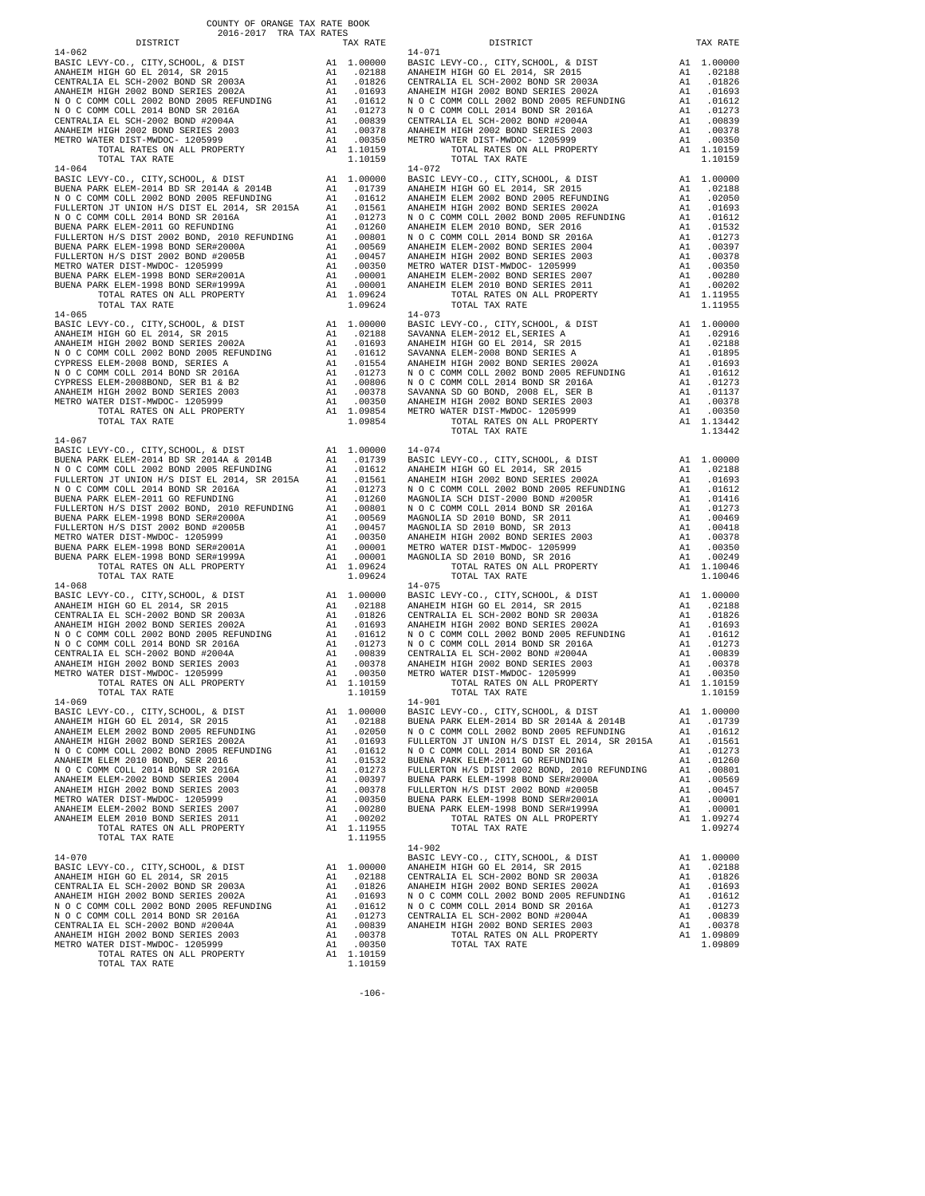COUNTY OF ORANGE TAX RATE BOOK
2016-2017 TRA TAX RATES

| DISTRICT | | TAX RATE |
|---|---|---|
| **14-062** | | |
| BASIC LEVY-CO., CITY,SCHOOL, & DIST | A1 | 1.00000 |
| ANAHEIM HIGH GO EL 2014, SR 2015 | A1 | .02188 |
| CENTRALIA EL SCH-2002 BOND SR 2003A | A1 | .01826 |
| ANAHEIM HIGH 2002 BOND SERIES 2002A | A1 | .01693 |
| N O C COMM COLL 2002 BOND 2005 REFUNDING | A1 | .01612 |
| N O C COMM COLL 2014 BOND SR 2016A | A1 | .01273 |
| CENTRALIA EL SCH-2002 BOND #2004A | A1 | .00839 |
| ANAHEIM HIGH 2002 BOND SERIES 2003 | A1 | .00378 |
| METRO WATER DIST-MWDOC- 1205999 | A1 | .00350 |
| TOTAL RATES ON ALL PROPERTY | A1 | 1.10159 |
| TOTAL TAX RATE | | 1.10159 |
| **14-064** | | |
| BASIC LEVY-CO., CITY,SCHOOL, & DIST | A1 | 1.00000 |
| BUENA PARK ELEM-2014 BD SR 2014A & 2014B | A1 | .01739 |
| N O C COMM COLL 2002 BOND 2005 REFUNDING | A1 | .01612 |
| FULLERTON JT UNION H/S DIST EL 2014, SR 2015A | A1 | .01561 |
| N O C COMM COLL 2014 BOND SR 2016A | A1 | .01273 |
| BUENA PARK ELEM-2011 GO REFUNDING | A1 | .01260 |
| FULLERTON H/S DIST 2002 BOND, 2010 REFUNDING | A1 | .00801 |
| BUENA PARK ELEM-1998 BOND SER#2000A | A1 | .00569 |
| FULLERTON H/S DIST 2002 BOND #2005B | A1 | .00457 |
| METRO WATER DIST-MWDOC- 1205999 | A1 | .00350 |
| BUENA PARK ELEM-1998 BOND SER#2001A | A1 | .00001 |
| BUENA PARK ELEM-1998 BOND SER#1999A | A1 | .00001 |
| TOTAL RATES ON ALL PROPERTY | A1 | 1.09624 |
| TOTAL TAX RATE | | 1.09624 |
| **14-065** | | |
| BASIC LEVY-CO., CITY,SCHOOL, & DIST | A1 | 1.00000 |
| ANAHEIM HIGH GO EL 2014, SR 2015 | A1 | .02188 |
| ANAHEIM HIGH 2002 BOND SERIES 2002A | A1 | .01693 |
| N O C COMM COLL 2002 BOND 2005 REFUNDING | A1 | .01612 |
| CYPRESS ELEM-2008 BOND, SERIES A | A1 | .01554 |
| N O C COMM COLL 2014 BOND SR 2016A | A1 | .01273 |
| CYPRESS ELEM-2008BOND, SER B1 & B2 | A1 | .00806 |
| ANAHEIM HIGH 2002 BOND SERIES 2003 | A1 | .00378 |
| METRO WATER DIST-MWDOC- 1205999 | A1 | .00350 |
| TOTAL RATES ON ALL PROPERTY | A1 | 1.09854 |
| TOTAL TAX RATE | | 1.09854 |
| **14-067** | | |
| BASIC LEVY-CO., CITY,SCHOOL, & DIST | A1 | 1.00000 |
| BUENA PARK ELEM-2014 BD SR 2014A & 2014B | A1 | .01739 |
| N O C COMM COLL 2002 BOND 2005 REFUNDING | A1 | .01612 |
| FULLERTON JT UNION H/S DIST EL 2014, SR 2015A | A1 | .01561 |
| N O C COMM COLL 2014 BOND SR 2016A | A1 | .01273 |
| BUENA PARK ELEM-2011 GO REFUNDING | A1 | .01260 |
| FULLERTON H/S DIST 2002 BOND, 2010 REFUNDING | A1 | .00801 |
| BUENA PARK ELEM-1998 BOND SER#2000A | A1 | .00569 |
| FULLERTON H/S DIST 2002 BOND #2005B | A1 | .00457 |
| METRO WATER DIST-MWDOC- 1205999 | A1 | .00350 |
| BUENA PARK ELEM-1998 BOND SER#2001A | A1 | .00001 |
| BUENA PARK ELEM-1998 BOND SER#1999A | A1 | .00001 |
| TOTAL RATES ON ALL PROPERTY | A1 | 1.09624 |
| TOTAL TAX RATE | | 1.09624 |
| **14-068** | | |
| BASIC LEVY-CO., CITY,SCHOOL, & DIST | A1 | 1.00000 |
| ANAHEIM HIGH GO EL 2014, SR 2015 | A1 | .02188 |
| CENTRALIA EL SCH-2002 BOND SR 2003A | A1 | .01826 |
| ANAHEIM HIGH 2002 BOND SERIES 2002A | A1 | .01693 |
| N O C COMM COLL 2002 BOND 2005 REFUNDING | A1 | .01612 |
| N O C COMM COLL 2014 BOND SR 2016A | A1 | .01273 |
| CENTRALIA EL SCH-2002 BOND #2004A | A1 | .00839 |
| ANAHEIM HIGH 2002 BOND SERIES 2003 | A1 | .00378 |
| METRO WATER DIST-MWDOC- 1205999 | A1 | .00350 |
| TOTAL RATES ON ALL PROPERTY | A1 | 1.10159 |
| TOTAL TAX RATE | | 1.10159 |
| **14-069** | | |
| BASIC LEVY-CO., CITY,SCHOOL, & DIST | A1 | 1.00000 |
| ANAHEIM HIGH GO EL 2014, SR 2015 | A1 | .02188 |
| ANAHEIM ELEM 2002 BOND 2005 REFUNDING | A1 | .02050 |
| ANAHEIM HIGH 2002 BOND SERIES 2002A | A1 | .01693 |
| N O C COMM COLL 2002 BOND 2005 REFUNDING | A1 | .01612 |
| ANAHEIM ELEM 2010 BOND, SER 2016 | A1 | .01532 |
| N O C COMM COLL 2014 BOND SR 2016A | A1 | .01273 |
| ANAHEIM ELEM-2002 BOND SERIES 2004 | A1 | .00397 |
| ANAHEIM HIGH 2002 BOND SERIES 2003 | A1 | .00378 |
| METRO WATER DIST-MWDOC- 1205999 | A1 | .00350 |
| ANAHEIM ELEM-2002 BOND SERIES 2007 | A1 | .00280 |
| ANAHEIM ELEM 2010 BOND SERIES 2011 | A1 | .00202 |
| TOTAL RATES ON ALL PROPERTY | A1 | 1.11955 |
| TOTAL TAX RATE | | 1.11955 |
| **14-070** | | |
| BASIC LEVY-CO., CITY,SCHOOL, & DIST | A1 | 1.00000 |
| ANAHEIM HIGH GO EL 2014, SR 2015 | A1 | .02188 |
| CENTRALIA EL SCH-2002 BOND SR 2003A | A1 | .01826 |
| ANAHEIM HIGH 2002 BOND SERIES 2002A | A1 | .01693 |
| N O C COMM COLL 2002 BOND 2005 REFUNDING | A1 | .01612 |
| N O C COMM COLL 2014 BOND SR 2016A | A1 | .01273 |
| CENTRALIA EL SCH-2002 BOND #2004A | A1 | .00839 |
| ANAHEIM HIGH 2002 BOND SERIES 2003 | A1 | .00378 |
| METRO WATER DIST-MWDOC- 1205999 | A1 | .00350 |
| TOTAL RATES ON ALL PROPERTY | A1 | 1.10159 |
| TOTAL TAX RATE | | 1.10159 |
| **14-071** | | |
| BASIC LEVY-CO., CITY,SCHOOL, & DIST | A1 | 1.00000 |
| ANAHEIM HIGH GO EL 2014, SR 2015 | A1 | .02188 |
| CENTRALIA EL SCH-2002 BOND SR 2003A | A1 | .01826 |
| ANAHEIM HIGH 2002 BOND SERIES 2002A | A1 | .01693 |
| N O C COMM COLL 2002 BOND 2005 REFUNDING | A1 | .01612 |
| N O C COMM COLL 2014 BOND SR 2016A | A1 | .01273 |
| CENTRALIA EL SCH-2002 BOND #2004A | A1 | .00839 |
| ANAHEIM HIGH 2002 BOND SERIES 2003 | A1 | .00378 |
| METRO WATER DIST-MWDOC- 1205999 | A1 | .00350 |
| TOTAL RATES ON ALL PROPERTY | A1 | 1.10159 |
| TOTAL TAX RATE | | 1.10159 |
| **14-072** | | |
| BASIC LEVY-CO., CITY,SCHOOL, & DIST | A1 | 1.00000 |
| ANAHEIM HIGH GO EL 2014, SR 2015 | A1 | .02188 |
| ANAHEIM ELEM 2002 BOND 2005 REFUNDING | A1 | .02050 |
| ANAHEIM HIGH 2002 BOND SERIES 2002A | A1 | .01693 |
| N O C COMM COLL 2002 BOND 2005 REFUNDING | A1 | .01612 |
| ANAHEIM ELEM 2010 BOND, SER 2016 | A1 | .01532 |
| N O C COMM COLL 2014 BOND SR 2016A | A1 | .01273 |
| ANAHEIM ELEM-2002 BOND SERIES 2004 | A1 | .00397 |
| ANAHEIM HIGH 2002 BOND SERIES 2003 | A1 | .00378 |
| METRO WATER DIST-MWDOC- 1205999 | A1 | .00350 |
| ANAHEIM ELEM-2002 BOND SERIES 2007 | A1 | .00280 |
| ANAHEIM ELEM 2010 BOND SERIES 2011 | A1 | .00202 |
| TOTAL RATES ON ALL PROPERTY | A1 | 1.11955 |
| TOTAL TAX RATE | | 1.11955 |
| **14-073** | | |
| BASIC LEVY-CO., CITY,SCHOOL, & DIST | A1 | 1.00000 |
| SAVANNA ELEM-2012 EL,SERIES A | A1 | .02916 |
| ANAHEIM HIGH GO EL 2014, SR 2015 | A1 | .02188 |
| SAVANNA ELEM-2008 BOND SERIES A | A1 | .01895 |
| ANAHEIM HIGH 2002 BOND SERIES 2002A | A1 | .01693 |
| N O C COMM COLL 2002 BOND 2005 REFUNDING | A1 | .01612 |
| N O C COMM COLL 2014 BOND SR 2016A | A1 | .01273 |
| SAVANNA SD GO BOND, 2008 EL, SER B | A1 | .01137 |
| ANAHEIM HIGH 2002 BOND SERIES 2003 | A1 | .00378 |
| METRO WATER DIST-MWDOC- 1205999 | A1 | .00350 |
| TOTAL RATES ON ALL PROPERTY | A1 | 1.13442 |
| TOTAL TAX RATE | | 1.13442 |
| **14-074** | | |
| BASIC LEVY-CO., CITY,SCHOOL, & DIST | A1 | 1.00000 |
| ANAHEIM HIGH GO EL 2014, SR 2015 | A1 | .02188 |
| ANAHEIM HIGH 2002 BOND SERIES 2002A | A1 | .01693 |
| N O C COMM COLL 2002 BOND 2005 REFUNDING | A1 | .01612 |
| MAGNOLIA SCH DIST-2000 BOND #2005R | A1 | .01416 |
| N O C COMM COLL 2014 BOND SR 2016A | A1 | .01273 |
| MAGNOLIA SD 2010 BOND, SR 2011 | A1 | .00469 |
| MAGNOLIA SD 2010 BOND, SR 2013 | A1 | .00418 |
| ANAHEIM HIGH 2002 BOND SERIES 2003 | A1 | .00378 |
| METRO WATER DIST-MWDOC- 1205999 | A1 | .00350 |
| MAGNOLIA SD 2010 BOND, SR 2016 | A1 | .00249 |
| TOTAL RATES ON ALL PROPERTY | A1 | 1.10046 |
| TOTAL TAX RATE | | 1.10046 |
| **14-075** | | |
| BASIC LEVY-CO., CITY,SCHOOL, & DIST | A1 | 1.00000 |
| ANAHEIM HIGH GO EL 2014, SR 2015 | A1 | .02188 |
| CENTRALIA EL SCH-2002 BOND SR 2003A | A1 | .01826 |
| ANAHEIM HIGH 2002 BOND SERIES 2002A | A1 | .01693 |
| N O C COMM COLL 2002 BOND 2005 REFUNDING | A1 | .01612 |
| N O C COMM COLL 2014 BOND SR 2016A | A1 | .01273 |
| CENTRALIA EL SCH-2002 BOND #2004A | A1 | .00839 |
| ANAHEIM HIGH 2002 BOND SERIES 2003 | A1 | .00378 |
| METRO WATER DIST-MWDOC- 1205999 | A1 | .00350 |
| TOTAL RATES ON ALL PROPERTY | A1 | 1.10159 |
| TOTAL TAX RATE | | 1.10159 |
| **14-901** | | |
| BASIC LEVY-CO., CITY,SCHOOL, & DIST | A1 | 1.00000 |
| BUENA PARK ELEM-2014 BD SR 2014A & 2014B | A1 | .01739 |
| N O C COMM COLL 2002 BOND 2005 REFUNDING | A1 | .01612 |
| FULLERTON JT UNION H/S DIST EL 2014, SR 2015A | A1 | .01561 |
| N O C COMM COLL 2014 BOND SR 2016A | A1 | .01273 |
| BUENA PARK ELEM-2011 GO REFUNDING | A1 | .01260 |
| FULLERTON H/S DIST 2002 BOND, 2010 REFUNDING | A1 | .00801 |
| BUENA PARK ELEM-1998 BOND SER#2000A | A1 | .00569 |
| FULLERTON H/S DIST 2002 BOND #2005B | A1 | .00457 |
| BUENA PARK ELEM-1998 BOND SER#2001A | A1 | .00001 |
| BUENA PARK ELEM-1998 BOND SER#1999A | A1 | .00001 |
| TOTAL RATES ON ALL PROPERTY | A1 | 1.09274 |
| TOTAL TAX RATE | | 1.09274 |
| **14-902** | | |
| BASIC LEVY-CO., CITY,SCHOOL, & DIST | A1 | 1.00000 |
| ANAHEIM HIGH GO EL 2014, SR 2015 | A1 | .02188 |
| CENTRALIA EL SCH-2002 BOND SR 2003A | A1 | .01826 |
| ANAHEIM HIGH 2002 BOND SERIES 2002A | A1 | .01693 |
| N O C COMM COLL 2002 BOND 2005 REFUNDING | A1 | .01612 |
| N O C COMM COLL 2014 BOND SR 2016A | A1 | .01273 |
| CENTRALIA EL SCH-2002 BOND #2004A | A1 | .00839 |
| ANAHEIM HIGH 2002 BOND SERIES 2003 | A1 | .00378 |
| TOTAL RATES ON ALL PROPERTY | A1 | 1.09809 |
| TOTAL TAX RATE | | 1.09809 |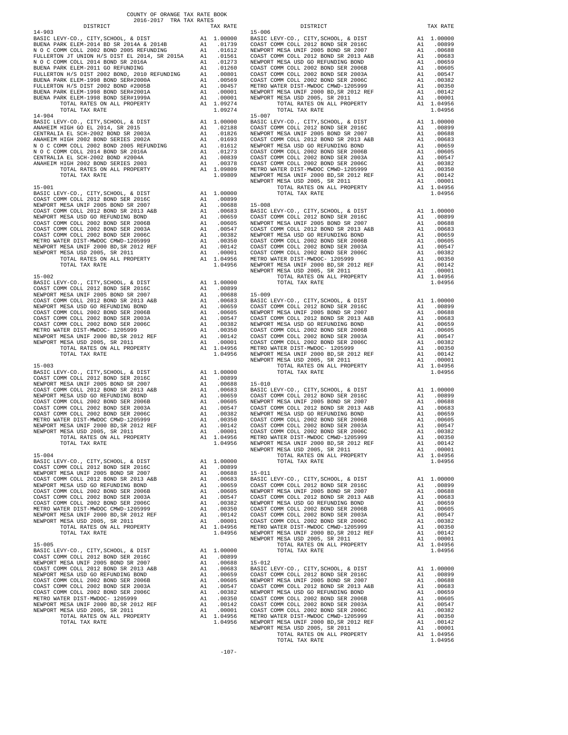COUNTY OF ORANGE TAX RATE BOOK
2016-2017 TRA TAX RATES

| DISTRICT | | TAX RATE |
|---|---|---|
| **14-903** | | |
| BASIC LEVY-CO., CITY,SCHOOL, & DIST | A1 | 1.00000 |
| BUENA PARK ELEM-2014 BD SER 2014A & 2014B | A1 | .01739 |
| N O C COMM COLL 2002 BOND 2005 REFUNDING | A1 | .01612 |
| FULLERTON JT UNION H/S DIST EL 2014, SR 2015A | A1 | .01561 |
| N O C COMM COLL 2014 BOND SR 2016A | A1 | .01273 |
| BUENA PARK ELEM-2011 GO REFUNDING | A1 | .01260 |
| FULLERTON H/S DIST 2002 BOND, 2010 REFUNDING | A1 | .00801 |
| BUENA PARK ELEM-1998 BOND SER#2000A | A1 | .00569 |
| FULLERTON H/S DIST 2002 BOND #2005B | A1 | .00457 |
| BUENA PARK ELEM-1998 BOND SER#2001A | A1 | .00001 |
| BUENA PARK ELEM-1998 BOND SER#1999A | A1 | .00001 |
| TOTAL RATES ON ALL PROPERTY | A1 | 1.09274 |
| TOTAL TAX RATE | | 1.09274 |
| **14-904** | | |
| BASIC LEVY-CO., CITY,SCHOOL, & DIST | A1 | 1.00000 |
| ANAHEIM HIGH GO EL 2014, SR 2015 | A1 | .02188 |
| CENTRALIA EL SCH-2002 BOND SER 2003A | A1 | .01826 |
| ANAHEIM HIGH 2002 BOND SERIES 2002A | A1 | .01693 |
| N O C COMM COLL 2002 BOND 2005 REFUNDING | A1 | .01612 |
| N O C COMM COLL 2014 BOND SR 2016A | A1 | .01273 |
| CENTRALIA EL SCH-2002 BOND #2004A | A1 | .00839 |
| ANAHEIM HIGH 2002 BOND SERIES 2003 | A1 | .00378 |
| TOTAL RATES ON ALL PROPERTY | A1 | 1.09809 |
| TOTAL TAX RATE | | 1.09809 |
| **15-001** | | |
| BASIC LEVY-CO., CITY,SCHOOL, & DIST | A1 | 1.00000 |
| COAST COMM COLL 2012 BOND SER 2016C | A1 | .00899 |
| NEWPORT MESA UNIF 2005 BOND SR 2007 | A1 | .00688 |
| COAST COMM COLL 2012 BOND SR 2013 A&B | A1 | .00683 |
| NEWPORT MESA USD GO REFUNDING BOND | A1 | .00659 |
| COAST COMM COLL 2002 BOND SER 2006B | A1 | .00605 |
| COAST COMM COLL 2002 BOND SER 2003A | A1 | .00547 |
| COAST COMM COLL 2002 BOND SER 2006C | A1 | .00382 |
| METRO WATER DIST-MWDOC CMWD-1205999 | A1 | .00350 |
| NEWPORT MESA UNIF 2000 BD,SR 2012 REF | A1 | .00142 |
| NEWPORT MESA USD 2005, SR 2011 | A1 | .00001 |
| TOTAL RATES ON ALL PROPERTY | A1 | 1.04956 |
| TOTAL TAX RATE | | 1.04956 |
| **15-002** | | |
| BASIC LEVY-CO., CITY,SCHOOL, & DIST | A1 | 1.00000 |
| COAST COMM COLL 2012 BOND SER 2016C | A1 | .00899 |
| NEWPORT MESA UNIF 2005 BOND SR 2007 | A1 | .00688 |
| COAST COMM COLL 2012 BOND SR 2013 A&B | A1 | .00683 |
| NEWPORT MESA USD GO REFUNDING BOND | A1 | .00659 |
| COAST COMM COLL 2002 BOND SER 2006B | A1 | .00605 |
| COAST COMM COLL 2002 BOND SER 2003A | A1 | .00547 |
| COAST COMM COLL 2002 BOND SER 2006C | A1 | .00382 |
| METRO WATER DIST-MWDOC- 1205999 | A1 | .00350 |
| NEWPORT MESA UNIF 2000 BD,SR 2012 REF | A1 | .00142 |
| NEWPORT MESA USD 2005, SR 2011 | A1 | .00001 |
| TOTAL RATES ON ALL PROPERTY | A1 | 1.04956 |
| TOTAL TAX RATE | | 1.04956 |
| **15-003** | | |
| BASIC LEVY-CO., CITY,SCHOOL, & DIST | A1 | 1.00000 |
| COAST COMM COLL 2012 BOND SER 2016C | A1 | .00899 |
| NEWPORT MESA UNIF 2005 BOND SR 2007 | A1 | .00688 |
| COAST COMM COLL 2012 BOND SR 2013 A&B | A1 | .00683 |
| NEWPORT MESA USD GO REFUNDING BOND | A1 | .00659 |
| COAST COMM COLL 2002 BOND SER 2006B | A1 | .00605 |
| COAST COMM COLL 2002 BOND SER 2003A | A1 | .00547 |
| COAST COMM COLL 2002 BOND SER 2006C | A1 | .00382 |
| METRO WATER DIST-MWDOC CMWD-1205999 | A1 | .00350 |
| NEWPORT MESA UNIF 2000 BD,SR 2012 REF | A1 | .00142 |
| NEWPORT MESA USD 2005, SR 2011 | A1 | .00001 |
| TOTAL RATES ON ALL PROPERTY | A1 | 1.04956 |
| TOTAL TAX RATE | | 1.04956 |
| **15-004** | | |
| BASIC LEVY-CO., CITY,SCHOOL, & DIST | A1 | 1.00000 |
| COAST COMM COLL 2012 BOND SER 2016C | A1 | .00899 |
| NEWPORT MESA UNIF 2005 BOND SR 2007 | A1 | .00688 |
| COAST COMM COLL 2012 BOND SR 2013 A&B | A1 | .00683 |
| NEWPORT MESA USD GO REFUNDING BOND | A1 | .00659 |
| COAST COMM COLL 2002 BOND SER 2006B | A1 | .00605 |
| COAST COMM COLL 2002 BOND SER 2003A | A1 | .00547 |
| COAST COMM COLL 2002 BOND SER 2006C | A1 | .00382 |
| METRO WATER DIST-MWDOC CMWD-1205999 | A1 | .00350 |
| NEWPORT MESA UNIF 2000 BD,SR 2012 REF | A1 | .00142 |
| NEWPORT MESA USD 2005, SR 2011 | A1 | .00001 |
| TOTAL RATES ON ALL PROPERTY | A1 | 1.04956 |
| TOTAL TAX RATE | | 1.04956 |
| **15-005** | | |
| BASIC LEVY-CO., CITY,SCHOOL, & DIST | A1 | 1.00000 |
| COAST COMM COLL 2012 BOND SER 2016C | A1 | .00899 |
| NEWPORT MESA UNIF 2005 BOND SR 2007 | A1 | .00688 |
| COAST COMM COLL 2012 BOND SR 2013 A&B | A1 | .00683 |
| NEWPORT MESA USD GO REFUNDING BOND | A1 | .00659 |
| COAST COMM COLL 2002 BOND SER 2006B | A1 | .00605 |
| COAST COMM COLL 2002 BOND SER 2003A | A1 | .00547 |
| COAST COMM COLL 2002 BOND SER 2006C | A1 | .00382 |
| METRO WATER DIST-MWDOC- 1205999 | A1 | .00350 |
| NEWPORT MESA UNIF 2000 BD,SR 2012 REF | A1 | .00142 |
| NEWPORT MESA USD 2005, SR 2011 | A1 | .00001 |
| TOTAL RATES ON ALL PROPERTY | A1 | 1.04956 |
| TOTAL TAX RATE | | 1.04956 |
| **15-006** | | |
| BASIC LEVY-CO., CITY,SCHOOL, & DIST | A1 | 1.00000 |
| COAST COMM COLL 2012 BOND SER 2016C | A1 | .00899 |
| NEWPORT MESA UNIF 2005 BOND SR 2007 | A1 | .00688 |
| COAST COMM COLL 2012 BOND SR 2013 A&B | A1 | .00683 |
| NEWPORT MESA USD GO REFUNDING BOND | A1 | .00659 |
| COAST COMM COLL 2002 BOND SER 2006B | A1 | .00605 |
| COAST COMM COLL 2002 BOND SER 2003A | A1 | .00547 |
| COAST COMM COLL 2002 BOND SER 2006C | A1 | .00382 |
| METRO WATER DIST-MWDOC CMWD-1205999 | A1 | .00350 |
| NEWPORT MESA UNIF 2000 BD,SR 2012 REF | A1 | .00142 |
| NEWPORT MESA USD 2005, SR 2011 | A1 | .00001 |
| TOTAL RATES ON ALL PROPERTY | A1 | 1.04956 |
| TOTAL TAX RATE | | 1.04956 |
| **15-007** | | |
| BASIC LEVY-CO., CITY,SCHOOL, & DIST | A1 | 1.00000 |
| COAST COMM COLL 2012 BOND SER 2016C | A1 | .00899 |
| NEWPORT MESA UNIF 2005 BOND SR 2007 | A1 | .00688 |
| COAST COMM COLL 2012 BOND SR 2013 A&B | A1 | .00683 |
| NEWPORT MESA USD GO REFUNDING BOND | A1 | .00659 |
| COAST COMM COLL 2002 BOND SER 2006B | A1 | .00605 |
| COAST COMM COLL 2002 BOND SER 2003A | A1 | .00547 |
| COAST COMM COLL 2002 BOND SER 2006C | A1 | .00382 |
| METRO WATER DIST-MWDOC CMWD-1205999 | A1 | .00350 |
| NEWPORT MESA UNIF 2000 BD,SR 2012 REF | A1 | .00142 |
| NEWPORT MESA USD 2005, SR 2011 | A1 | .00001 |
| TOTAL RATES ON ALL PROPERTY | A1 | 1.04956 |
| TOTAL TAX RATE | | 1.04956 |
| **15-008** | | |
| BASIC LEVY-CO., CITY,SCHOOL, & DIST | A1 | 1.00000 |
| COAST COMM COLL 2012 BOND SER 2016C | A1 | .00899 |
| NEWPORT MESA UNIF 2005 BOND SR 2007 | A1 | .00688 |
| COAST COMM COLL 2012 BOND SR 2013 A&B | A1 | .00683 |
| NEWPORT MESA USD GO REFUNDING BOND | A1 | .00659 |
| COAST COMM COLL 2002 BOND SER 2006B | A1 | .00605 |
| COAST COMM COLL 2002 BOND SER 2003A | A1 | .00547 |
| COAST COMM COLL 2002 BOND SER 2006C | A1 | .00382 |
| METRO WATER DIST-MWDOC- 1205999 | A1 | .00350 |
| NEWPORT MESA UNIF 2000 BD,SR 2012 REF | A1 | .00142 |
| NEWPORT MESA USD 2005, SR 2011 | A1 | .00001 |
| TOTAL RATES ON ALL PROPERTY | A1 | 1.04956 |
| TOTAL TAX RATE | | 1.04956 |
| **15-009** | | |
| BASIC LEVY-CO., CITY,SCHOOL, & DIST | A1 | 1.00000 |
| COAST COMM COLL 2012 BOND SER 2016C | A1 | .00899 |
| NEWPORT MESA UNIF 2005 BOND SR 2007 | A1 | .00688 |
| COAST COMM COLL 2012 BOND SR 2013 A&B | A1 | .00683 |
| NEWPORT MESA USD GO REFUNDING BOND | A1 | .00659 |
| COAST COMM COLL 2002 BOND SER 2006B | A1 | .00605 |
| COAST COMM COLL 2002 BOND SER 2003A | A1 | .00547 |
| COAST COMM COLL 2002 BOND SER 2006C | A1 | .00382 |
| METRO WATER DIST-MWDOC- 1205999 | A1 | .00350 |
| NEWPORT MESA UNIF 2000 BD,SR 2012 REF | A1 | .00142 |
| NEWPORT MESA USD 2005, SR 2011 | A1 | .00001 |
| TOTAL RATES ON ALL PROPERTY | A1 | 1.04956 |
| TOTAL TAX RATE | | 1.04956 |
| **15-010** | | |
| BASIC LEVY-CO., CITY,SCHOOL, & DIST | A1 | 1.00000 |
| COAST COMM COLL 2012 BOND SER 2016C | A1 | .00899 |
| NEWPORT MESA UNIF 2005 BOND SR 2007 | A1 | .00688 |
| COAST COMM COLL 2012 BOND SR 2013 A&B | A1 | .00683 |
| NEWPORT MESA USD GO REFUNDING BOND | A1 | .00659 |
| COAST COMM COLL 2002 BOND SER 2006B | A1 | .00605 |
| COAST COMM COLL 2002 BOND SER 2003A | A1 | .00547 |
| COAST COMM COLL 2002 BOND SER 2006C | A1 | .00382 |
| METRO WATER DIST-MWDOC CMWD-1205999 | A1 | .00350 |
| NEWPORT MESA UNIF 2000 BD,SR 2012 REF | A1 | .00142 |
| NEWPORT MESA USD 2005, SR 2011 | A1 | .00001 |
| TOTAL RATES ON ALL PROPERTY | A1 | 1.04956 |
| TOTAL TAX RATE | | 1.04956 |
| **15-011** | | |
| BASIC LEVY-CO., CITY,SCHOOL, & DIST | A1 | 1.00000 |
| COAST COMM COLL 2012 BOND SER 2016C | A1 | .00899 |
| NEWPORT MESA UNIF 2005 BOND SR 2007 | A1 | .00688 |
| COAST COMM COLL 2012 BOND SR 2013 A&B | A1 | .00683 |
| NEWPORT MESA USD GO REFUNDING BOND | A1 | .00659 |
| COAST COMM COLL 2002 BOND SER 2006B | A1 | .00605 |
| COAST COMM COLL 2002 BOND SER 2003A | A1 | .00547 |
| COAST COMM COLL 2002 BOND SER 2006C | A1 | .00382 |
| METRO WATER DIST-MWDOC CMWD-1205999 | A1 | .00350 |
| NEWPORT MESA UNIF 2000 BD,SR 2012 REF | A1 | .00142 |
| NEWPORT MESA USD 2005, SR 2011 | A1 | .00001 |
| TOTAL RATES ON ALL PROPERTY | A1 | 1.04956 |
| TOTAL TAX RATE | | 1.04956 |
| **15-012** | | |
| BASIC LEVY-CO., CITY,SCHOOL, & DIST | A1 | 1.00000 |
| COAST COMM COLL 2012 BOND SER 2016C | A1 | .00899 |
| NEWPORT MESA UNIF 2005 BOND SR 2007 | A1 | .00688 |
| COAST COMM COLL 2012 BOND SR 2013 A&B | A1 | .00683 |
| NEWPORT MESA USD GO REFUNDING BOND | A1 | .00659 |
| COAST COMM COLL 2002 BOND SER 2006B | A1 | .00605 |
| COAST COMM COLL 2002 BOND SER 2003A | A1 | .00547 |
| COAST COMM COLL 2002 BOND SER 2006C | A1 | .00382 |
| METRO WATER DIST-MWDOC CMWD-1205999 | A1 | .00350 |
| NEWPORT MESA UNIF 2000 BD,SR 2012 REF | A1 | .00142 |
| NEWPORT MESA USD 2005, SR 2011 | A1 | .00001 |
| TOTAL RATES ON ALL PROPERTY | A1 | 1.04956 |
| TOTAL TAX RATE | | 1.04956 |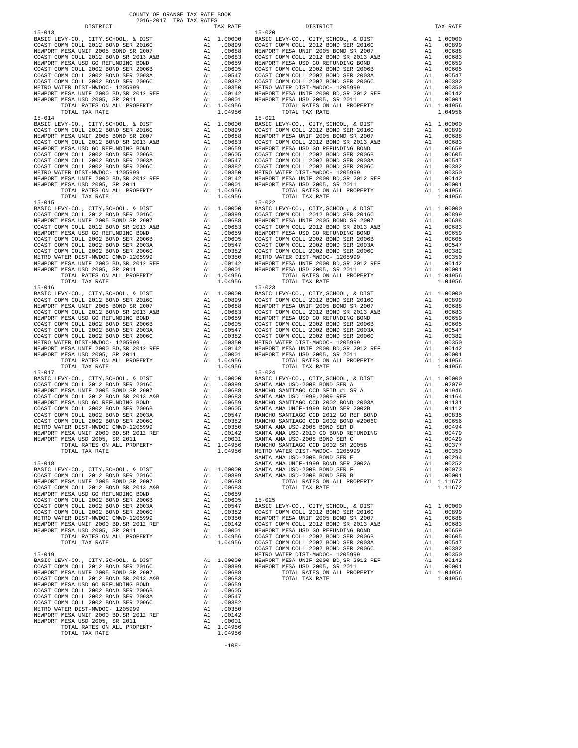COUNTY OF ORANGE TAX RATE BOOK
2016-2017 TRA TAX RATES

| DISTRICT | | TAX RATE |
|---|---|---|
| **15-013** | | |
| BASIC LEVY-CO., CITY,SCHOOL, & DIST | A1 | 1.00000 |
| COAST COMM COLL 2012 BOND SER 2016C | A1 | .00899 |
| NEWPORT MESA UNIF 2005 BOND SR 2007 | A1 | .00688 |
| COAST COMM COLL 2012 BOND SR 2013 A&B | A1 | .00683 |
| NEWPORT MESA USD GO REFUNDING BOND | A1 | .00659 |
| COAST COMM COLL 2002 BOND SER 2006B | A1 | .00605 |
| COAST COMM COLL 2002 BOND SER 2003A | A1 | .00547 |
| COAST COMM COLL 2002 BOND SER 2006C | A1 | .00382 |
| METRO WATER DIST-MWDOC- 1205999 | A1 | .00350 |
| NEWPORT MESA UNIF 2000 BD,SR 2012 REF | A1 | .00142 |
| NEWPORT MESA USD 2005, SR 2011 | A1 | .00001 |
| TOTAL RATES ON ALL PROPERTY | A1 | 1.04956 |
| TOTAL TAX RATE | | 1.04956 |
| **15-014** | | |
| BASIC LEVY-CO., CITY,SCHOOL, & DIST | A1 | 1.00000 |
| COAST COMM COLL 2012 BOND SER 2016C | A1 | .00899 |
| NEWPORT MESA UNIF 2005 BOND SR 2007 | A1 | .00688 |
| COAST COMM COLL 2012 BOND SR 2013 A&B | A1 | .00683 |
| NEWPORT MESA USD GO REFUNDING BOND | A1 | .00659 |
| COAST COMM COLL 2002 BOND SER 2006B | A1 | .00605 |
| COAST COMM COLL 2002 BOND SER 2003A | A1 | .00547 |
| COAST COMM COLL 2002 BOND SER 2006C | A1 | .00382 |
| METRO WATER DIST-MWDOC- 1205999 | A1 | .00350 |
| NEWPORT MESA UNIF 2000 BD,SR 2012 REF | A1 | .00142 |
| NEWPORT MESA USD 2005, SR 2011 | A1 | .00001 |
| TOTAL RATES ON ALL PROPERTY | A1 | 1.04956 |
| TOTAL TAX RATE | | 1.04956 |
| **15-015** | | |
| BASIC LEVY-CO., CITY,SCHOOL, & DIST | A1 | 1.00000 |
| COAST COMM COLL 2012 BOND SER 2016C | A1 | .00899 |
| NEWPORT MESA UNIF 2005 BOND SR 2007 | A1 | .00688 |
| COAST COMM COLL 2012 BOND SR 2013 A&B | A1 | .00683 |
| NEWPORT MESA USD GO REFUNDING BOND | A1 | .00659 |
| COAST COMM COLL 2002 BOND SER 2006B | A1 | .00605 |
| COAST COMM COLL 2002 BOND SER 2003A | A1 | .00547 |
| COAST COMM COLL 2002 BOND SER 2006C | A1 | .00382 |
| METRO WATER DIST-MWDOC CMWD-1205999 | A1 | .00350 |
| NEWPORT MESA UNIF 2000 BD,SR 2012 REF | A1 | .00142 |
| NEWPORT MESA USD 2005, SR 2011 | A1 | .00001 |
| TOTAL RATES ON ALL PROPERTY | A1 | 1.04956 |
| TOTAL TAX RATE | | 1.04956 |
| **15-016** | | |
| BASIC LEVY-CO., CITY,SCHOOL, & DIST | A1 | 1.00000 |
| COAST COMM COLL 2012 BOND SER 2016C | A1 | .00899 |
| NEWPORT MESA UNIF 2005 BOND SR 2007 | A1 | .00688 |
| COAST COMM COLL 2012 BOND SR 2013 A&B | A1 | .00683 |
| NEWPORT MESA USD GO REFUNDING BOND | A1 | .00659 |
| COAST COMM COLL 2002 BOND SER 2006B | A1 | .00605 |
| COAST COMM COLL 2002 BOND SER 2003A | A1 | .00547 |
| COAST COMM COLL 2002 BOND SER 2006C | A1 | .00382 |
| METRO WATER DIST-MWDOC- 1205999 | A1 | .00350 |
| NEWPORT MESA UNIF 2000 BD,SR 2012 REF | A1 | .00142 |
| NEWPORT MESA USD 2005, SR 2011 | A1 | .00001 |
| TOTAL RATES ON ALL PROPERTY | A1 | 1.04956 |
| TOTAL TAX RATE | | 1.04956 |
| **15-017** | | |
| BASIC LEVY-CO., CITY,SCHOOL, & DIST | A1 | 1.00000 |
| COAST COMM COLL 2012 BOND SER 2016C | A1 | .00899 |
| NEWPORT MESA UNIF 2005 BOND SR 2007 | A1 | .00688 |
| COAST COMM COLL 2012 BOND SR 2013 A&B | A1 | .00683 |
| NEWPORT MESA USD GO REFUNDING BOND | A1 | .00659 |
| COAST COMM COLL 2002 BOND SER 2006B | A1 | .00605 |
| COAST COMM COLL 2002 BOND SER 2003A | A1 | .00547 |
| COAST COMM COLL 2002 BOND SER 2006C | A1 | .00382 |
| METRO WATER DIST-MWDOC CMWD-1205999 | A1 | .00350 |
| NEWPORT MESA UNIF 2000 BD,SR 2012 REF | A1 | .00142 |
| NEWPORT MESA USD 2005, SR 2011 | A1 | .00001 |
| TOTAL RATES ON ALL PROPERTY | A1 | 1.04956 |
| TOTAL TAX RATE | | 1.04956 |
| **15-018** | | |
| BASIC LEVY-CO., CITY,SCHOOL, & DIST | A1 | 1.00000 |
| COAST COMM COLL 2012 BOND SER 2016C | A1 | .00899 |
| NEWPORT MESA UNIF 2005 BOND SR 2007 | A1 | .00688 |
| COAST COMM COLL 2012 BOND SR 2013 A&B | A1 | .00683 |
| NEWPORT MESA USD GO REFUNDING BOND | A1 | .00659 |
| COAST COMM COLL 2002 BOND SER 2006B | A1 | .00605 |
| COAST COMM COLL 2002 BOND SER 2003A | A1 | .00547 |
| COAST COMM COLL 2002 BOND SER 2006C | A1 | .00382 |
| METRO WATER DIST-MWDOC CMWD-1205999 | A1 | .00350 |
| NEWPORT MESA UNIF 2000 BD,SR 2012 REF | A1 | .00142 |
| NEWPORT MESA USD 2005, SR 2011 | A1 | .00001 |
| TOTAL RATES ON ALL PROPERTY | A1 | 1.04956 |
| TOTAL TAX RATE | | 1.04956 |
| **15-019** | | |
| BASIC LEVY-CO., CITY,SCHOOL, & DIST | A1 | 1.00000 |
| COAST COMM COLL 2012 BOND SER 2016C | A1 | .00899 |
| NEWPORT MESA UNIF 2005 BOND SR 2007 | A1 | .00688 |
| COAST COMM COLL 2012 BOND SR 2013 A&B | A1 | .00683 |
| NEWPORT MESA USD GO REFUNDING BOND | A1 | .00659 |
| COAST COMM COLL 2002 BOND SER 2006B | A1 | .00605 |
| COAST COMM COLL 2002 BOND SER 2003A | A1 | .00547 |
| COAST COMM COLL 2002 BOND SER 2006C | A1 | .00382 |
| METRO WATER DIST-MWDOC- 1205999 | A1 | .00350 |
| NEWPORT MESA UNIF 2000 BD,SR 2012 REF | A1 | .00142 |
| NEWPORT MESA USD 2005, SR 2011 | A1 | .00001 |
| TOTAL RATES ON ALL PROPERTY | A1 | 1.04956 |
| TOTAL TAX RATE | | 1.04956 |
| **15-020** | | |
| BASIC LEVY-CO., CITY,SCHOOL, & DIST | A1 | 1.00000 |
| COAST COMM COLL 2012 BOND SER 2016C | A1 | .00899 |
| NEWPORT MESA UNIF 2005 BOND SR 2007 | A1 | .00688 |
| COAST COMM COLL 2012 BOND SR 2013 A&B | A1 | .00683 |
| NEWPORT MESA USD GO REFUNDING BOND | A1 | .00659 |
| COAST COMM COLL 2002 BOND SER 2006B | A1 | .00605 |
| COAST COMM COLL 2002 BOND SER 2003A | A1 | .00547 |
| COAST COMM COLL 2002 BOND SER 2006C | A1 | .00382 |
| METRO WATER DIST-MWDOC- 1205999 | A1 | .00350 |
| NEWPORT MESA UNIF 2000 BD,SR 2012 REF | A1 | .00142 |
| NEWPORT MESA USD 2005, SR 2011 | A1 | .00001 |
| TOTAL RATES ON ALL PROPERTY | A1 | 1.04956 |
| TOTAL TAX RATE | | 1.04956 |
| **15-021** | | |
| BASIC LEVY-CO., CITY,SCHOOL, & DIST | A1 | 1.00000 |
| COAST COMM COLL 2012 BOND SER 2016C | A1 | .00899 |
| NEWPORT MESA UNIF 2005 BOND SR 2007 | A1 | .00688 |
| COAST COMM COLL 2012 BOND SR 2013 A&B | A1 | .00683 |
| NEWPORT MESA USD GO REFUNDING BOND | A1 | .00659 |
| COAST COMM COLL 2002 BOND SER 2006B | A1 | .00605 |
| COAST COMM COLL 2002 BOND SER 2003A | A1 | .00547 |
| COAST COMM COLL 2002 BOND SER 2006C | A1 | .00382 |
| METRO WATER DIST-MWDOC- 1205999 | A1 | .00350 |
| NEWPORT MESA UNIF 2000 BD,SR 2012 REF | A1 | .00142 |
| NEWPORT MESA USD 2005, SR 2011 | A1 | .00001 |
| TOTAL RATES ON ALL PROPERTY | A1 | 1.04956 |
| TOTAL TAX RATE | | 1.04956 |
| **15-022** | | |
| BASIC LEVY-CO., CITY,SCHOOL, & DIST | A1 | 1.00000 |
| COAST COMM COLL 2012 BOND SER 2016C | A1 | .00899 |
| NEWPORT MESA UNIF 2005 BOND SR 2007 | A1 | .00688 |
| COAST COMM COLL 2012 BOND SR 2013 A&B | A1 | .00683 |
| NEWPORT MESA USD GO REFUNDING BOND | A1 | .00659 |
| COAST COMM COLL 2002 BOND SER 2006B | A1 | .00605 |
| COAST COMM COLL 2002 BOND SER 2003A | A1 | .00547 |
| COAST COMM COLL 2002 BOND SER 2006C | A1 | .00382 |
| METRO WATER DIST-MWDOC- 1205999 | A1 | .00350 |
| NEWPORT MESA UNIF 2000 BD,SR 2012 REF | A1 | .00142 |
| NEWPORT MESA USD 2005, SR 2011 | A1 | .00001 |
| TOTAL RATES ON ALL PROPERTY | A1 | 1.04956 |
| TOTAL TAX RATE | | 1.04956 |
| **15-023** | | |
| BASIC LEVY-CO., CITY,SCHOOL, & DIST | A1 | 1.00000 |
| COAST COMM COLL 2012 BOND SER 2016C | A1 | .00899 |
| NEWPORT MESA UNIF 2005 BOND SR 2007 | A1 | .00688 |
| COAST COMM COLL 2012 BOND SR 2013 A&B | A1 | .00683 |
| NEWPORT MESA USD GO REFUNDING BOND | A1 | .00659 |
| COAST COMM COLL 2002 BOND SER 2006B | A1 | .00605 |
| COAST COMM COLL 2002 BOND SER 2003A | A1 | .00547 |
| COAST COMM COLL 2002 BOND SER 2006C | A1 | .00382 |
| METRO WATER DIST-MWDOC- 1205999 | A1 | .00350 |
| NEWPORT MESA UNIF 2000 BD,SR 2012 REF | A1 | .00142 |
| NEWPORT MESA USD 2005, SR 2011 | A1 | .00001 |
| TOTAL RATES ON ALL PROPERTY | A1 | 1.04956 |
| TOTAL TAX RATE | | 1.04956 |
| **15-024** | | |
| BASIC LEVY-CO., CITY,SCHOOL, & DIST | A1 | 1.00000 |
| SANTA ANA USD-2008 BOND SER A | A1 | .02079 |
| RANCHO SANTIAGO CCD SFID #1 SR A | A1 | .01946 |
| SANTA ANA USD 1999,2009 REF | A1 | .01164 |
| RANCHO SANTIAGO CCD 2002 BOND 2003A | A1 | .01131 |
| SANTA ANA UNIF-1999 BOND SER 2002B | A1 | .01112 |
| RANCHO SANTIAGO CCD 2012 GO REF BOND | A1 | .00835 |
| RANCHO SANTIAGO CCD 2002 BOND #2006C | A1 | .00656 |
| SANTA ANA USD-2008 BOND SER D | A1 | .00494 |
| SANTA ANA USD-2010 GO BOND REFUNDING | A1 | .00479 |
| SANTA ANA USD-2008 BOND SER C | A1 | .00429 |
| RANCHO SANTIAGO CCD 2002 SR 2005B | A1 | .00377 |
| METRO WATER DIST-MWDOC- 1205999 | A1 | .00350 |
| SANTA ANA USD-2008 BOND SER E | A1 | .00294 |
| SANTA ANA UNIF-1999 BOND SER 2002A | A1 | .00252 |
| SANTA ANA USD-2008 BOND SER F | A1 | .00073 |
| SANTA ANA USD-2008 BOND SER B | A1 | .00001 |
| TOTAL RATES ON ALL PROPERTY | A1 | 1.11672 |
| TOTAL TAX RATE | | 1.11672 |
| **15-025** | | |
| BASIC LEVY-CO., CITY,SCHOOL, & DIST | A1 | 1.00000 |
| COAST COMM COLL 2012 BOND SER 2016C | A1 | .00899 |
| NEWPORT MESA UNIF 2005 BOND SR 2007 | A1 | .00688 |
| COAST COMM COLL 2012 BOND SR 2013 A&B | A1 | .00683 |
| NEWPORT MESA USD GO REFUNDING BOND | A1 | .00659 |
| COAST COMM COLL 2002 BOND SER 2006B | A1 | .00605 |
| COAST COMM COLL 2002 BOND SER 2003A | A1 | .00547 |
| COAST COMM COLL 2002 BOND SER 2006C | A1 | .00382 |
| METRO WATER DIST-MWDOC- 1205999 | A1 | .00350 |
| NEWPORT MESA UNIF 2000 BD,SR 2012 REF | A1 | .00142 |
| NEWPORT MESA USD 2005, SR 2011 | A1 | .00001 |
| TOTAL RATES ON ALL PROPERTY | A1 | 1.04956 |
| TOTAL TAX RATE | | 1.04956 |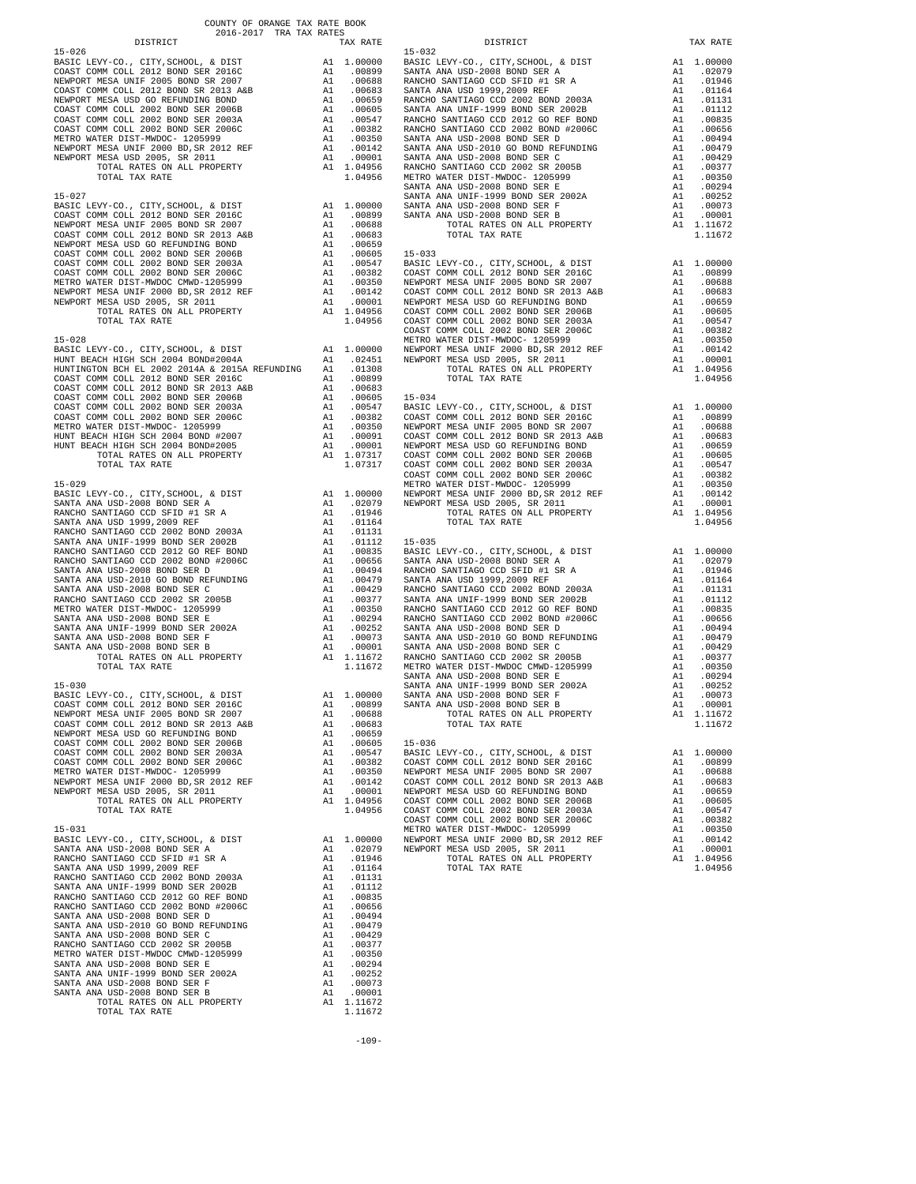COUNTY OF ORANGE TAX RATE BOOK
2016-2017 TRA TAX RATES

| DISTRICT | | TAX RATE |
|---|---|---|
| **15-026** | | |
| BASIC LEVY-CO., CITY,SCHOOL, & DIST | A1 | 1.00000 |
| COAST COMM COLL 2012 BOND SER 2016C | A1 | .00899 |
| NEWPORT MESA UNIF 2005 BOND SR 2007 | A1 | .00688 |
| COAST COMM COLL 2012 BOND SR 2013 A&B | A1 | .00683 |
| NEWPORT MESA USD GO REFUNDING BOND | A1 | .00659 |
| COAST COMM COLL 2002 BOND SER 2006B | A1 | .00605 |
| COAST COMM COLL 2002 BOND SER 2003A | A1 | .00547 |
| COAST COMM COLL 2002 BOND SER 2006C | A1 | .00382 |
| METRO WATER DIST-MWDOC- 1205999 | A1 | .00350 |
| NEWPORT MESA UNIF 2000 BD,SR 2012 REF | A1 | .00142 |
| NEWPORT MESA USD 2005, SR 2011 | A1 | .00001 |
| TOTAL RATES ON ALL PROPERTY | A1 | 1.04956 |
| TOTAL TAX RATE | | 1.04956 |
| **15-027** | | |
| BASIC LEVY-CO., CITY,SCHOOL, & DIST | A1 | 1.00000 |
| COAST COMM COLL 2012 BOND SER 2016C | A1 | .00899 |
| NEWPORT MESA UNIF 2005 BOND SR 2007 | A1 | .00688 |
| COAST COMM COLL 2012 BOND SR 2013 A&B | A1 | .00683 |
| NEWPORT MESA USD GO REFUNDING BOND | A1 | .00659 |
| COAST COMM COLL 2002 BOND SER 2006B | A1 | .00605 |
| COAST COMM COLL 2002 BOND SER 2003A | A1 | .00547 |
| COAST COMM COLL 2002 BOND SER 2006C | A1 | .00382 |
| METRO WATER DIST-MWDOC CMWD-1205999 | A1 | .00350 |
| NEWPORT MESA UNIF 2000 BD,SR 2012 REF | A1 | .00142 |
| NEWPORT MESA USD 2005, SR 2011 | A1 | .00001 |
| TOTAL RATES ON ALL PROPERTY | A1 | 1.04956 |
| TOTAL TAX RATE | | 1.04956 |
| **15-028** | | |
| BASIC LEVY-CO., CITY,SCHOOL, & DIST | A1 | 1.00000 |
| HUNT BEACH HIGH SCH 2004 BOND#2004A | A1 | .02451 |
| HUNTINGTON BCH EL 2002 2014A & 2015A REFUNDING | A1 | .01308 |
| COAST COMM COLL 2012 BOND SER 2016C | A1 | .00899 |
| COAST COMM COLL 2012 BOND SR 2013 A&B | A1 | .00683 |
| COAST COMM COLL 2002 BOND SER 2006B | A1 | .00605 |
| COAST COMM COLL 2002 BOND SER 2003A | A1 | .00547 |
| COAST COMM COLL 2002 BOND SER 2006C | A1 | .00382 |
| METRO WATER DIST-MWDOC- 1205999 | A1 | .00350 |
| HUNT BEACH HIGH SCH 2004 BOND #2007 | A1 | .00091 |
| HUNT BEACH HIGH SCH 2004 BOND#2005 | A1 | .00001 |
| TOTAL RATES ON ALL PROPERTY | A1 | 1.07317 |
| TOTAL TAX RATE | | 1.07317 |
| **15-029** | | |
| BASIC LEVY-CO., CITY,SCHOOL, & DIST | A1 | 1.00000 |
| SANTA ANA USD-2008 BOND SER A | A1 | .02079 |
| RANCHO SANTIAGO CCD SFID #1 SR A | A1 | .01946 |
| SANTA ANA USD 1999,2009 REF | A1 | .01164 |
| RANCHO SANTIAGO CCD 2002 BOND 2003A | A1 | .01131 |
| SANTA ANA UNIF-1999 BOND SER 2002B | A1 | .01112 |
| RANCHO SANTIAGO CCD 2012 GO REF BOND | A1 | .00835 |
| RANCHO SANTIAGO CCD 2002 BOND #2006C | A1 | .00656 |
| SANTA ANA USD-2008 BOND SER D | A1 | .00494 |
| SANTA ANA USD-2010 GO BOND REFUNDING | A1 | .00479 |
| SANTA ANA USD-2008 BOND SER C | A1 | .00429 |
| RANCHO SANTIAGO CCD 2002 SR 2005B | A1 | .00377 |
| METRO WATER DIST-MWDOC- 1205999 | A1 | .00350 |
| SANTA ANA USD-2008 BOND SER E | A1 | .00294 |
| SANTA ANA UNIF-1999 BOND SER 2002A | A1 | .00252 |
| SANTA ANA USD-2008 BOND SER F | A1 | .00073 |
| SANTA ANA USD-2008 BOND SER B | A1 | .00001 |
| TOTAL RATES ON ALL PROPERTY | A1 | 1.11672 |
| TOTAL TAX RATE | | 1.11672 |
| **15-030** | | |
| BASIC LEVY-CO., CITY,SCHOOL, & DIST | A1 | 1.00000 |
| COAST COMM COLL 2012 BOND SER 2016C | A1 | .00899 |
| NEWPORT MESA UNIF 2005 BOND SR 2007 | A1 | .00688 |
| COAST COMM COLL 2012 BOND SR 2013 A&B | A1 | .00683 |
| NEWPORT MESA USD GO REFUNDING BOND | A1 | .00659 |
| COAST COMM COLL 2002 BOND SER 2006B | A1 | .00605 |
| COAST COMM COLL 2002 BOND SER 2003A | A1 | .00547 |
| COAST COMM COLL 2002 BOND SER 2006C | A1 | .00382 |
| METRO WATER DIST-MWDOC- 1205999 | A1 | .00350 |
| NEWPORT MESA UNIF 2000 BD,SR 2012 REF | A1 | .00142 |
| NEWPORT MESA USD 2005, SR 2011 | A1 | .00001 |
| TOTAL RATES ON ALL PROPERTY | A1 | 1.04956 |
| TOTAL TAX RATE | | 1.04956 |
| **15-031** | | |
| BASIC LEVY-CO., CITY,SCHOOL, & DIST | A1 | 1.00000 |
| SANTA ANA USD-2008 BOND SER A | A1 | .02079 |
| RANCHO SANTIAGO CCD SFID #1 SR A | A1 | .01946 |
| SANTA ANA USD 1999,2009 REF | A1 | .01164 |
| RANCHO SANTIAGO CCD 2002 BOND 2003A | A1 | .01131 |
| SANTA ANA UNIF-1999 BOND SER 2002B | A1 | .01112 |
| RANCHO SANTIAGO CCD 2012 GO REF BOND | A1 | .00835 |
| RANCHO SANTIAGO CCD 2002 BOND #2006C | A1 | .00656 |
| SANTA ANA USD-2008 BOND SER D | A1 | .00494 |
| SANTA ANA USD-2010 GO BOND REFUNDING | A1 | .00479 |
| SANTA ANA USD-2008 BOND SER C | A1 | .00429 |
| RANCHO SANTIAGO CCD 2002 SR 2005B | A1 | .00377 |
| METRO WATER DIST-MWDOC CMWD-1205999 | A1 | .00350 |
| SANTA ANA USD-2008 BOND SER E | A1 | .00294 |
| SANTA ANA UNIF-1999 BOND SER 2002A | A1 | .00252 |
| SANTA ANA USD-2008 BOND SER F | A1 | .00073 |
| SANTA ANA USD-2008 BOND SER B | A1 | .00001 |
| TOTAL RATES ON ALL PROPERTY | A1 | 1.11672 |
| TOTAL TAX RATE | | 1.11672 |
| **15-032** | | |
| BASIC LEVY-CO., CITY,SCHOOL, & DIST | A1 | 1.00000 |
| SANTA ANA USD-2008 BOND SER A | A1 | .02079 |
| RANCHO SANTIAGO CCD SFID #1 SR A | A1 | .01946 |
| SANTA ANA USD 1999,2009 REF | A1 | .01164 |
| RANCHO SANTIAGO CCD 2002 BOND 2003A | A1 | .01131 |
| SANTA ANA UNIF-1999 BOND SER 2002B | A1 | .01112 |
| RANCHO SANTIAGO CCD 2012 GO REF BOND | A1 | .00835 |
| RANCHO SANTIAGO CCD 2002 BOND #2006C | A1 | .00656 |
| SANTA ANA USD-2008 BOND SER D | A1 | .00494 |
| SANTA ANA USD-2010 GO BOND REFUNDING | A1 | .00479 |
| SANTA ANA USD-2008 BOND SER C | A1 | .00429 |
| RANCHO SANTIAGO CCD 2002 SR 2005B | A1 | .00377 |
| METRO WATER DIST-MWDOC- 1205999 | A1 | .00350 |
| SANTA ANA USD-2008 BOND SER E | A1 | .00294 |
| SANTA ANA UNIF-1999 BOND SER 2002A | A1 | .00252 |
| SANTA ANA USD-2008 BOND SER F | A1 | .00073 |
| SANTA ANA USD-2008 BOND SER B | A1 | .00001 |
| TOTAL RATES ON ALL PROPERTY | A1 | 1.11672 |
| TOTAL TAX RATE | | 1.11672 |
| **15-033** | | |
| BASIC LEVY-CO., CITY,SCHOOL, & DIST | A1 | 1.00000 |
| COAST COMM COLL 2012 BOND SER 2016C | A1 | .00899 |
| NEWPORT MESA UNIF 2005 BOND SR 2007 | A1 | .00688 |
| COAST COMM COLL 2012 BOND SR 2013 A&B | A1 | .00683 |
| NEWPORT MESA USD GO REFUNDING BOND | A1 | .00659 |
| COAST COMM COLL 2002 BOND SER 2006B | A1 | .00605 |
| COAST COMM COLL 2002 BOND SER 2003A | A1 | .00547 |
| COAST COMM COLL 2002 BOND SER 2006C | A1 | .00382 |
| METRO WATER DIST-MWDOC- 1205999 | A1 | .00350 |
| NEWPORT MESA UNIF 2000 BD,SR 2012 REF | A1 | .00142 |
| NEWPORT MESA USD 2005, SR 2011 | A1 | .00001 |
| TOTAL RATES ON ALL PROPERTY | A1 | 1.04956 |
| TOTAL TAX RATE | | 1.04956 |
| **15-034** | | |
| BASIC LEVY-CO., CITY,SCHOOL, & DIST | A1 | 1.00000 |
| COAST COMM COLL 2012 BOND SER 2016C | A1 | .00899 |
| NEWPORT MESA UNIF 2005 BOND SR 2007 | A1 | .00688 |
| COAST COMM COLL 2012 BOND SR 2013 A&B | A1 | .00683 |
| NEWPORT MESA USD GO REFUNDING BOND | A1 | .00659 |
| COAST COMM COLL 2002 BOND SER 2006B | A1 | .00605 |
| COAST COMM COLL 2002 BOND SER 2003A | A1 | .00547 |
| COAST COMM COLL 2002 BOND SER 2006C | A1 | .00382 |
| METRO WATER DIST-MWDOC- 1205999 | A1 | .00350 |
| NEWPORT MESA UNIF 2000 BD,SR 2012 REF | A1 | .00142 |
| NEWPORT MESA USD 2005, SR 2011 | A1 | .00001 |
| TOTAL RATES ON ALL PROPERTY | A1 | 1.04956 |
| TOTAL TAX RATE | | 1.04956 |
| **15-035** | | |
| BASIC LEVY-CO., CITY,SCHOOL, & DIST | A1 | 1.00000 |
| SANTA ANA USD-2008 BOND SER A | A1 | .02079 |
| RANCHO SANTIAGO CCD SFID #1 SR A | A1 | .01946 |
| SANTA ANA USD 1999,2009 REF | A1 | .01164 |
| RANCHO SANTIAGO CCD 2002 BOND 2003A | A1 | .01131 |
| SANTA ANA UNIF-1999 BOND SER 2002B | A1 | .01112 |
| RANCHO SANTIAGO CCD 2012 GO REF BOND | A1 | .00835 |
| RANCHO SANTIAGO CCD 2002 BOND #2006C | A1 | .00656 |
| SANTA ANA USD-2008 BOND SER D | A1 | .00494 |
| SANTA ANA USD-2010 GO BOND REFUNDING | A1 | .00479 |
| SANTA ANA USD-2008 BOND SER C | A1 | .00429 |
| RANCHO SANTIAGO CCD 2002 SR 2005B | A1 | .00377 |
| METRO WATER DIST-MWDOC CMWD-1205999 | A1 | .00350 |
| SANTA ANA USD-2008 BOND SER E | A1 | .00294 |
| SANTA ANA UNIF-1999 BOND SER 2002A | A1 | .00252 |
| SANTA ANA USD-2008 BOND SER F | A1 | .00073 |
| SANTA ANA USD-2008 BOND SER B | A1 | .00001 |
| TOTAL RATES ON ALL PROPERTY | A1 | 1.11672 |
| TOTAL TAX RATE | | 1.11672 |
| **15-036** | | |
| BASIC LEVY-CO., CITY,SCHOOL, & DIST | A1 | 1.00000 |
| COAST COMM COLL 2012 BOND SER 2016C | A1 | .00899 |
| NEWPORT MESA UNIF 2005 BOND SR 2007 | A1 | .00688 |
| COAST COMM COLL 2012 BOND SR 2013 A&B | A1 | .00683 |
| NEWPORT MESA USD GO REFUNDING BOND | A1 | .00659 |
| COAST COMM COLL 2002 BOND SER 2006B | A1 | .00605 |
| COAST COMM COLL 2002 BOND SER 2003A | A1 | .00547 |
| COAST COMM COLL 2002 BOND SER 2006C | A1 | .00382 |
| METRO WATER DIST-MWDOC- 1205999 | A1 | .00350 |
| NEWPORT MESA UNIF 2000 BD,SR 2012 REF | A1 | .00142 |
| NEWPORT MESA USD 2005, SR 2011 | A1 | .00001 |
| TOTAL RATES ON ALL PROPERTY | A1 | 1.04956 |
| TOTAL TAX RATE | | 1.04956 |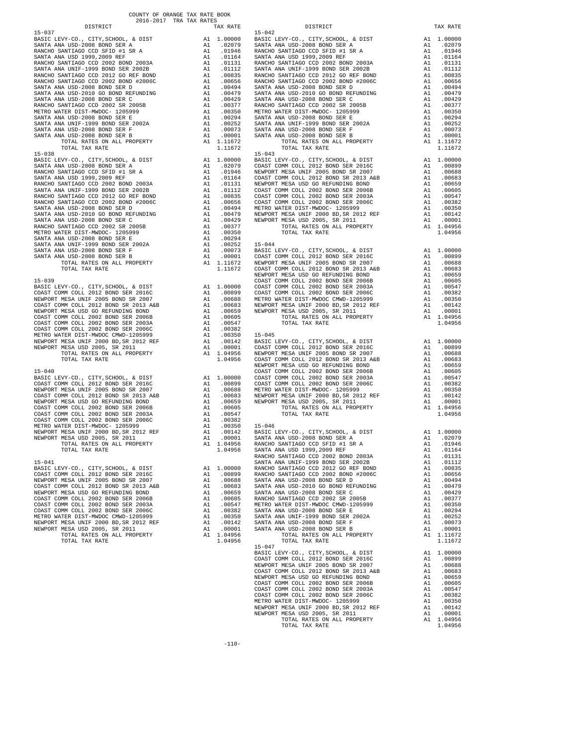COUNTY OF ORANGE TAX RATE BOOK
2016-2017 TRA TAX RATES

| DISTRICT | | TAX RATE |
|---|---|---|
| **15-037** | | |
| BASIC LEVY-CO., CITY,SCHOOL, & DIST | A1 | 1.00000 |
| SANTA ANA USD-2008 BOND SER A | A1 | .02079 |
| RANCHO SANTIAGO CCD SFID #1 SR A | A1 | .01946 |
| SANTA ANA USD 1999,2009 REF | A1 | .01164 |
| RANCHO SANTIAGO CCD 2002 BOND 2003A | A1 | .01131 |
| SANTA ANA UNIF-1999 BOND SER 2002B | A1 | .01112 |
| RANCHO SANTIAGO CCD 2012 GO REF BOND | A1 | .00835 |
| RANCHO SANTIAGO CCD 2002 BOND #2006C | A1 | .00656 |
| SANTA ANA USD-2008 BOND SER D | A1 | .00494 |
| SANTA ANA USD-2010 GO BOND REFUNDING | A1 | .00479 |
| SANTA ANA USD-2008 BOND SER C | A1 | .00429 |
| RANCHO SANTIAGO CCD 2002 SR 2005B | A1 | .00377 |
| METRO WATER DIST-MWDOC- 1205999 | A1 | .00350 |
| SANTA ANA USD-2008 BOND SER E | A1 | .00294 |
| SANTA ANA UNIF-1999 BOND SER 2002A | A1 | .00252 |
| SANTA ANA USD-2008 BOND SER F | A1 | .00073 |
| SANTA ANA USD-2008 BOND SER B | A1 | .00001 |
| TOTAL RATES ON ALL PROPERTY | A1 | 1.11672 |
| TOTAL TAX RATE | | 1.11672 |
| **15-038** | | |
| BASIC LEVY-CO., CITY,SCHOOL, & DIST | A1 | 1.00000 |
| SANTA ANA USD-2008 BOND SER A | A1 | .02079 |
| RANCHO SANTIAGO CCD SFID #1 SR A | A1 | .01946 |
| SANTA ANA USD 1999,2009 REF | A1 | .01164 |
| RANCHO SANTIAGO CCD 2002 BOND 2003A | A1 | .01131 |
| SANTA ANA UNIF-1999 BOND SER 2002B | A1 | .01112 |
| RANCHO SANTIAGO CCD 2012 GO REF BOND | A1 | .00835 |
| RANCHO SANTIAGO CCD 2002 BOND #2006C | A1 | .00656 |
| SANTA ANA USD-2008 BOND SER D | A1 | .00494 |
| SANTA ANA USD-2010 GO BOND REFUNDING | A1 | .00479 |
| SANTA ANA USD-2008 BOND SER C | A1 | .00429 |
| RANCHO SANTIAGO CCD 2002 SR 2005B | A1 | .00377 |
| METRO WATER DIST-MWDOC- 1205999 | A1 | .00350 |
| SANTA ANA USD-2008 BOND SER E | A1 | .00294 |
| SANTA ANA UNIF-1999 BOND SER 2002A | A1 | .00252 |
| SANTA ANA USD-2008 BOND SER F | A1 | .00073 |
| SANTA ANA USD-2008 BOND SER B | A1 | .00001 |
| TOTAL RATES ON ALL PROPERTY | A1 | 1.11672 |
| TOTAL TAX RATE | | 1.11672 |
| **15-039** | | |
| BASIC LEVY-CO., CITY,SCHOOL, & DIST | A1 | 1.00000 |
| COAST COMM COLL 2012 BOND SER 2016C | A1 | .00899 |
| NEWPORT MESA UNIF 2005 BOND SR 2007 | A1 | .00688 |
| COAST COMM COLL 2012 BOND SR 2013 A&B | A1 | .00683 |
| NEWPORT MESA USD GO REFUNDING BOND | A1 | .00659 |
| COAST COMM COLL 2002 BOND SER 2006B | A1 | .00605 |
| COAST COMM COLL 2002 BOND SER 2003A | A1 | .00547 |
| COAST COMM COLL 2002 BOND SER 2006C | A1 | .00382 |
| METRO WATER DIST-MWDOC CMWD-1205999 | A1 | .00350 |
| NEWPORT MESA UNIF 2000 BD,SR 2012 REF | A1 | .00142 |
| NEWPORT MESA USD 2005, SR 2011 | A1 | .00001 |
| TOTAL RATES ON ALL PROPERTY | A1 | 1.04956 |
| TOTAL TAX RATE | | 1.04956 |
| **15-040** | | |
| BASIC LEVY-CO., CITY,SCHOOL, & DIST | A1 | 1.00000 |
| COAST COMM COLL 2012 BOND SER 2016C | A1 | .00899 |
| NEWPORT MESA UNIF 2005 BOND SR 2007 | A1 | .00688 |
| COAST COMM COLL 2012 BOND SR 2013 A&B | A1 | .00683 |
| NEWPORT MESA USD GO REFUNDING BOND | A1 | .00659 |
| COAST COMM COLL 2002 BOND SER 2006B | A1 | .00605 |
| COAST COMM COLL 2002 BOND SER 2003A | A1 | .00547 |
| COAST COMM COLL 2002 BOND SER 2006C | A1 | .00382 |
| METRO WATER DIST-MWDOC- 1205999 | A1 | .00350 |
| NEWPORT MESA UNIF 2000 BD,SR 2012 REF | A1 | .00142 |
| NEWPORT MESA USD 2005, SR 2011 | A1 | .00001 |
| TOTAL RATES ON ALL PROPERTY | A1 | 1.04956 |
| TOTAL TAX RATE | | 1.04956 |
| **15-041** | | |
| BASIC LEVY-CO., CITY,SCHOOL, & DIST | A1 | 1.00000 |
| COAST COMM COLL 2012 BOND SER 2016C | A1 | .00899 |
| NEWPORT MESA UNIF 2005 BOND SR 2007 | A1 | .00688 |
| COAST COMM COLL 2012 BOND SR 2013 A&B | A1 | .00683 |
| NEWPORT MESA USD GO REFUNDING BOND | A1 | .00659 |
| COAST COMM COLL 2002 BOND SER 2006B | A1 | .00605 |
| COAST COMM COLL 2002 BOND SER 2003A | A1 | .00547 |
| COAST COMM COLL 2002 BOND SER 2006C | A1 | .00382 |
| METRO WATER DIST-MWDOC CMWD-1205999 | A1 | .00350 |
| NEWPORT MESA UNIF 2000 BD,SR 2012 REF | A1 | .00142 |
| NEWPORT MESA USD 2005, SR 2011 | A1 | .00001 |
| TOTAL RATES ON ALL PROPERTY | A1 | 1.04956 |
| TOTAL TAX RATE | | 1.04956 |
| **15-042** | | |
| BASIC LEVY-CO., CITY,SCHOOL, & DIST | A1 | 1.00000 |
| SANTA ANA USD-2008 BOND SER A | A1 | .02079 |
| RANCHO SANTIAGO CCD SFID #1 SR A | A1 | .01946 |
| SANTA ANA USD 1999,2009 REF | A1 | .01164 |
| RANCHO SANTIAGO CCD 2002 BOND 2003A | A1 | .01131 |
| SANTA ANA UNIF-1999 BOND SER 2002B | A1 | .01112 |
| RANCHO SANTIAGO CCD 2012 GO REF BOND | A1 | .00835 |
| RANCHO SANTIAGO CCD 2002 BOND #2006C | A1 | .00656 |
| SANTA ANA USD-2008 BOND SER D | A1 | .00494 |
| SANTA ANA USD-2010 GO BOND REFUNDING | A1 | .00479 |
| SANTA ANA USD-2008 BOND SER C | A1 | .00429 |
| RANCHO SANTIAGO CCD 2002 SR 2005B | A1 | .00377 |
| METRO WATER DIST-MWDOC- 1205999 | A1 | .00350 |
| SANTA ANA USD-2008 BOND SER E | A1 | .00294 |
| SANTA ANA UNIF-1999 BOND SER 2002A | A1 | .00252 |
| SANTA ANA USD-2008 BOND SER F | A1 | .00073 |
| SANTA ANA USD-2008 BOND SER B | A1 | .00001 |
| TOTAL RATES ON ALL PROPERTY | A1 | 1.11672 |
| TOTAL TAX RATE | | 1.11672 |
| **15-043** | | |
| BASIC LEVY-CO., CITY,SCHOOL, & DIST | A1 | 1.00000 |
| COAST COMM COLL 2012 BOND SER 2016C | A1 | .00899 |
| NEWPORT MESA UNIF 2005 BOND SR 2007 | A1 | .00688 |
| COAST COMM COLL 2012 BOND SR 2013 A&B | A1 | .00683 |
| NEWPORT MESA USD GO REFUNDING BOND | A1 | .00659 |
| COAST COMM COLL 2002 BOND SER 2006B | A1 | .00605 |
| COAST COMM COLL 2002 BOND SER 2003A | A1 | .00547 |
| COAST COMM COLL 2002 BOND SER 2006C | A1 | .00382 |
| METRO WATER DIST-MWDOC- 1205999 | A1 | .00350 |
| NEWPORT MESA UNIF 2000 BD,SR 2012 REF | A1 | .00142 |
| NEWPORT MESA USD 2005, SR 2011 | A1 | .00001 |
| TOTAL RATES ON ALL PROPERTY | A1 | 1.04956 |
| TOTAL TAX RATE | | 1.04956 |
| **15-044** | | |
| BASIC LEVY-CO., CITY,SCHOOL, & DIST | A1 | 1.00000 |
| COAST COMM COLL 2012 BOND SER 2016C | A1 | .00899 |
| NEWPORT MESA UNIF 2005 BOND SR 2007 | A1 | .00688 |
| COAST COMM COLL 2012 BOND SR 2013 A&B | A1 | .00683 |
| NEWPORT MESA USD GO REFUNDING BOND | A1 | .00659 |
| COAST COMM COLL 2002 BOND SER 2006B | A1 | .00605 |
| COAST COMM COLL 2002 BOND SER 2003A | A1 | .00547 |
| COAST COMM COLL 2002 BOND SER 2006C | A1 | .00382 |
| METRO WATER DIST-MWDOC CMWD-1205999 | A1 | .00350 |
| NEWPORT MESA UNIF 2000 BD,SR 2012 REF | A1 | .00142 |
| NEWPORT MESA USD 2005, SR 2011 | A1 | .00001 |
| TOTAL RATES ON ALL PROPERTY | A1 | 1.04956 |
| TOTAL TAX RATE | | 1.04956 |
| **15-045** | | |
| BASIC LEVY-CO., CITY,SCHOOL, & DIST | A1 | 1.00000 |
| COAST COMM COLL 2012 BOND SER 2016C | A1 | .00899 |
| NEWPORT MESA UNIF 2005 BOND SR 2007 | A1 | .00688 |
| COAST COMM COLL 2012 BOND SR 2013 A&B | A1 | .00683 |
| NEWPORT MESA USD GO REFUNDING BOND | A1 | .00659 |
| COAST COMM COLL 2002 BOND SER 2006B | A1 | .00605 |
| COAST COMM COLL 2002 BOND SER 2003A | A1 | .00547 |
| COAST COMM COLL 2002 BOND SER 2006C | A1 | .00382 |
| METRO WATER DIST-MWDOC- 1205999 | A1 | .00350 |
| NEWPORT MESA UNIF 2000 BD,SR 2012 REF | A1 | .00142 |
| NEWPORT MESA USD 2005, SR 2011 | A1 | .00001 |
| TOTAL RATES ON ALL PROPERTY | A1 | 1.04956 |
| TOTAL TAX RATE | | 1.04956 |
| **15-046** | | |
| BASIC LEVY-CO., CITY,SCHOOL, & DIST | A1 | 1.00000 |
| SANTA ANA USD-2008 BOND SER A | A1 | .02079 |
| RANCHO SANTIAGO CCD SFID #1 SR A | A1 | .01946 |
| SANTA ANA USD 1999,2009 REF | A1 | .01164 |
| RANCHO SANTIAGO CCD 2002 BOND 2003A | A1 | .01131 |
| SANTA ANA UNIF-1999 BOND SER 2002B | A1 | .01112 |
| RANCHO SANTIAGO CCD 2012 GO REF BOND | A1 | .00835 |
| RANCHO SANTIAGO CCD 2002 BOND #2006C | A1 | .00656 |
| SANTA ANA USD-2008 BOND SER D | A1 | .00494 |
| SANTA ANA USD-2010 GO BOND REFUNDING | A1 | .00479 |
| SANTA ANA USD-2008 BOND SER C | A1 | .00429 |
| RANCHO SANTIAGO CCD 2002 SR 2005B | A1 | .00377 |
| METRO WATER DIST-MWDOC CMWD-1205999 | A1 | .00350 |
| SANTA ANA USD-2008 BOND SER E | A1 | .00294 |
| SANTA ANA UNIF-1999 BOND SER 2002A | A1 | .00252 |
| SANTA ANA USD-2008 BOND SER F | A1 | .00073 |
| SANTA ANA USD-2008 BOND SER B | A1 | .00001 |
| TOTAL RATES ON ALL PROPERTY | A1 | 1.11672 |
| TOTAL TAX RATE | | 1.11672 |
| **15-047** | | |
| BASIC LEVY-CO., CITY,SCHOOL, & DIST | A1 | 1.00000 |
| COAST COMM COLL 2012 BOND SER 2016C | A1 | .00899 |
| NEWPORT MESA UNIF 2005 BOND SR 2007 | A1 | .00688 |
| COAST COMM COLL 2012 BOND SR 2013 A&B | A1 | .00683 |
| NEWPORT MESA USD GO REFUNDING BOND | A1 | .00659 |
| COAST COMM COLL 2002 BOND SER 2006B | A1 | .00605 |
| COAST COMM COLL 2002 BOND SER 2003A | A1 | .00547 |
| COAST COMM COLL 2002 BOND SER 2006C | A1 | .00382 |
| METRO WATER DIST-MWDOC- 1205999 | A1 | .00350 |
| NEWPORT MESA UNIF 2000 BD,SR 2012 REF | A1 | .00142 |
| NEWPORT MESA USD 2005, SR 2011 | A1 | .00001 |
| TOTAL RATES ON ALL PROPERTY | A1 | 1.04956 |
| TOTAL TAX RATE | | 1.04956 |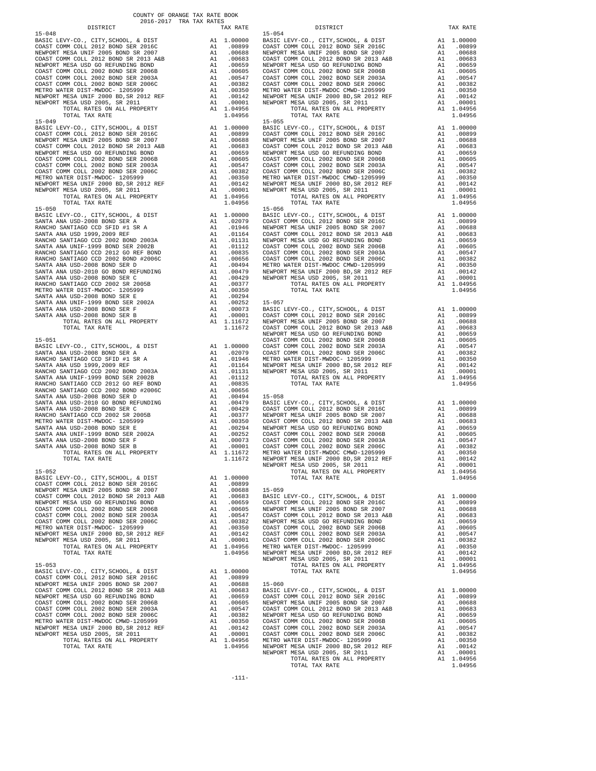COUNTY OF ORANGE TAX RATE BOOK
2016-2017 TRA TAX RATES

| DISTRICT | | TAX RATE |
|---|---|---|
| **15-048** | | |
| BASIC LEVY-CO., CITY,SCHOOL, & DIST | A1 | 1.00000 |
| COAST COMM COLL 2012 BOND SER 2016C | A1 | .00899 |
| NEWPORT MESA UNIF 2005 BOND SER 2007 | A1 | .00688 |
| COAST COMM COLL 2012 BOND SR 2013 A&B | A1 | .00683 |
| NEWPORT MESA USD GO REFUNDING BOND | A1 | .00659 |
| COAST COMM COLL 2002 BOND SER 2006B | A1 | .00605 |
| COAST COMM COLL 2002 BOND SER 2003A | A1 | .00547 |
| COAST COMM COLL 2002 BOND SER 2006C | A1 | .00382 |
| METRO WATER DIST-MWDOC- 1205999 | A1 | .00350 |
| NEWPORT MESA UNIF 2000 BD,SR 2012 REF | A1 | .00142 |
| NEWPORT MESA USD 2005, SR 2011 | A1 | .00001 |
| TOTAL RATES ON ALL PROPERTY | A1 | 1.04956 |
| TOTAL TAX RATE | | 1.04956 |
| **15-049** | | |
| BASIC LEVY-CO., CITY,SCHOOL, & DIST | A1 | 1.00000 |
| COAST COMM COLL 2012 BOND SER 2016C | A1 | .00899 |
| NEWPORT MESA UNIF 2005 BOND SER 2007 | A1 | .00688 |
| COAST COMM COLL 2012 BOND SR 2013 A&B | A1 | .00683 |
| NEWPORT MESA USD GO REFUNDING BOND | A1 | .00659 |
| COAST COMM COLL 2002 BOND SER 2006B | A1 | .00605 |
| COAST COMM COLL 2002 BOND SER 2003A | A1 | .00547 |
| COAST COMM COLL 2002 BOND SER 2006C | A1 | .00382 |
| METRO WATER DIST-MWDOC- 1205999 | A1 | .00350 |
| NEWPORT MESA UNIF 2000 BD,SR 2012 REF | A1 | .00142 |
| NEWPORT MESA USD 2005, SR 2011 | A1 | .00001 |
| TOTAL RATES ON ALL PROPERTY | A1 | 1.04956 |
| TOTAL TAX RATE | | 1.04956 |
| **15-050** | | |
| BASIC LEVY-CO., CITY,SCHOOL, & DIST | A1 | 1.00000 |
| SANTA ANA USD-2008 BOND SER A | A1 | .02079 |
| RANCHO SANTIAGO CCD SFID #1 SR A | A1 | .01946 |
| SANTA ANA USD 1999,2009 REF | A1 | .01164 |
| RANCHO SANTIAGO CCD 2002 BOND 2003A | A1 | .01131 |
| SANTA ANA UNIF-1999 BOND SER 2002B | A1 | .01112 |
| RANCHO SANTIAGO CCD 2012 GO REF BOND | A1 | .00835 |
| RANCHO SANTIAGO CCD 2002 BOND #2006C | A1 | .00656 |
| SANTA ANA USD-2008 BOND SER D | A1 | .00494 |
| SANTA ANA USD-2010 GO BOND REFUNDING | A1 | .00479 |
| SANTA ANA USD-2008 BOND SER C | A1 | .00429 |
| RANCHO SANTIAGO CCD 2002 SR 2005B | A1 | .00377 |
| METRO WATER DIST-MWDOC- 1205999 | A1 | .00350 |
| SANTA ANA USD-2008 BOND SER E | A1 | .00294 |
| SANTA ANA UNIF-1999 BOND SER 2002A | A1 | .00252 |
| SANTA ANA USD-2008 BOND SER F | A1 | .00073 |
| SANTA ANA USD-2008 BOND SER B | A1 | .00001 |
| TOTAL RATES ON ALL PROPERTY | A1 | 1.11672 |
| TOTAL TAX RATE | | 1.11672 |
| **15-051** | | |
| BASIC LEVY-CO., CITY,SCHOOL, & DIST | A1 | 1.00000 |
| SANTA ANA USD-2008 BOND SER A | A1 | .02079 |
| RANCHO SANTIAGO CCD SFID #1 SR A | A1 | .01946 |
| SANTA ANA USD 1999,2009 REF | A1 | .01164 |
| RANCHO SANTIAGO CCD 2002 BOND 2003A | A1 | .01131 |
| SANTA ANA UNIF-1999 BOND SER 2002B | A1 | .01112 |
| RANCHO SANTIAGO CCD 2012 GO REF BOND | A1 | .00835 |
| RANCHO SANTIAGO CCD 2002 BOND #2006C | A1 | .00656 |
| SANTA ANA USD-2008 BOND SER D | A1 | .00494 |
| SANTA ANA USD-2010 GO BOND REFUNDING | A1 | .00479 |
| SANTA ANA USD-2008 BOND SER C | A1 | .00429 |
| RANCHO SANTIAGO CCD 2002 SR 2005B | A1 | .00377 |
| METRO WATER DIST-MWDOC- 1205999 | A1 | .00350 |
| SANTA ANA USD-2008 BOND SER E | A1 | .00294 |
| SANTA ANA UNIF-1999 BOND SER 2002A | A1 | .00252 |
| SANTA ANA USD-2008 BOND SER F | A1 | .00073 |
| SANTA ANA USD-2008 BOND SER B | A1 | .00001 |
| TOTAL RATES ON ALL PROPERTY | A1 | 1.11672 |
| TOTAL TAX RATE | | 1.11672 |
| **15-052** | | |
| BASIC LEVY-CO., CITY,SCHOOL, & DIST | A1 | 1.00000 |
| COAST COMM COLL 2012 BOND SER 2016C | A1 | .00899 |
| NEWPORT MESA UNIF 2005 BOND SER 2007 | A1 | .00688 |
| COAST COMM COLL 2012 BOND SR 2013 A&B | A1 | .00683 |
| NEWPORT MESA USD GO REFUNDING BOND | A1 | .00659 |
| COAST COMM COLL 2002 BOND SER 2006B | A1 | .00605 |
| COAST COMM COLL 2002 BOND SER 2003A | A1 | .00547 |
| COAST COMM COLL 2002 BOND SER 2006C | A1 | .00382 |
| METRO WATER DIST-MWDOC- 1205999 | A1 | .00350 |
| NEWPORT MESA UNIF 2000 BD,SR 2012 REF | A1 | .00142 |
| NEWPORT MESA USD 2005, SR 2011 | A1 | .00001 |
| TOTAL RATES ON ALL PROPERTY | A1 | 1.04956 |
| TOTAL TAX RATE | | 1.04956 |
| **15-053** | | |
| BASIC LEVY-CO., CITY,SCHOOL, & DIST | A1 | 1.00000 |
| COAST COMM COLL 2012 BOND SER 2016C | A1 | .00899 |
| NEWPORT MESA UNIF 2005 BOND SER 2007 | A1 | .00688 |
| COAST COMM COLL 2012 BOND SR 2013 A&B | A1 | .00683 |
| NEWPORT MESA USD GO REFUNDING BOND | A1 | .00659 |
| COAST COMM COLL 2002 BOND SER 2006B | A1 | .00605 |
| COAST COMM COLL 2002 BOND SER 2003A | A1 | .00547 |
| COAST COMM COLL 2002 BOND SER 2006C | A1 | .00382 |
| METRO WATER DIST-MWDOC CMWD-1205999 | A1 | .00350 |
| NEWPORT MESA UNIF 2000 BD,SR 2012 REF | A1 | .00142 |
| NEWPORT MESA USD 2005, SR 2011 | A1 | .00001 |
| TOTAL RATES ON ALL PROPERTY | A1 | 1.04956 |
| TOTAL TAX RATE | | 1.04956 |
| **15-054** | | |
| BASIC LEVY-CO., CITY,SCHOOL, & DIST | A1 | 1.00000 |
| COAST COMM COLL 2012 BOND SER 2016C | A1 | .00899 |
| NEWPORT MESA UNIF 2005 BOND SER 2007 | A1 | .00688 |
| COAST COMM COLL 2012 BOND SR 2013 A&B | A1 | .00683 |
| NEWPORT MESA USD GO REFUNDING BOND | A1 | .00659 |
| COAST COMM COLL 2002 BOND SER 2006B | A1 | .00605 |
| COAST COMM COLL 2002 BOND SER 2003A | A1 | .00547 |
| COAST COMM COLL 2002 BOND SER 2006C | A1 | .00382 |
| METRO WATER DIST-MWDOC CMWD-1205999 | A1 | .00350 |
| NEWPORT MESA UNIF 2000 BD,SR 2012 REF | A1 | .00142 |
| NEWPORT MESA USD 2005, SR 2011 | A1 | .00001 |
| TOTAL RATES ON ALL PROPERTY | A1 | 1.04956 |
| TOTAL TAX RATE | | 1.04956 |
| **15-055** | | |
| BASIC LEVY-CO., CITY,SCHOOL, & DIST | A1 | 1.00000 |
| COAST COMM COLL 2012 BOND SER 2016C | A1 | .00899 |
| NEWPORT MESA UNIF 2005 BOND SER 2007 | A1 | .00688 |
| COAST COMM COLL 2012 BOND SR 2013 A&B | A1 | .00683 |
| NEWPORT MESA USD GO REFUNDING BOND | A1 | .00659 |
| COAST COMM COLL 2002 BOND SER 2006B | A1 | .00605 |
| COAST COMM COLL 2002 BOND SER 2003A | A1 | .00547 |
| COAST COMM COLL 2002 BOND SER 2006C | A1 | .00382 |
| METRO WATER DIST-MWDOC CMWD-1205999 | A1 | .00350 |
| NEWPORT MESA UNIF 2000 BD,SR 2012 REF | A1 | .00142 |
| NEWPORT MESA USD 2005, SR 2011 | A1 | .00001 |
| TOTAL RATES ON ALL PROPERTY | A1 | 1.04956 |
| TOTAL TAX RATE | | 1.04956 |
| **15-056** | | |
| BASIC LEVY-CO., CITY,SCHOOL, & DIST | A1 | 1.00000 |
| COAST COMM COLL 2012 BOND SER 2016C | A1 | .00899 |
| NEWPORT MESA UNIF 2005 BOND SER 2007 | A1 | .00688 |
| COAST COMM COLL 2012 BOND SR 2013 A&B | A1 | .00683 |
| NEWPORT MESA USD GO REFUNDING BOND | A1 | .00659 |
| COAST COMM COLL 2002 BOND SER 2006B | A1 | .00605 |
| COAST COMM COLL 2002 BOND SER 2003A | A1 | .00547 |
| COAST COMM COLL 2002 BOND SER 2006C | A1 | .00382 |
| METRO WATER DIST-MWDOC CMWD-1205999 | A1 | .00350 |
| NEWPORT MESA UNIF 2000 BD,SR 2012 REF | A1 | .00142 |
| NEWPORT MESA USD 2005, SR 2011 | A1 | .00001 |
| TOTAL RATES ON ALL PROPERTY | A1 | 1.04956 |
| TOTAL TAX RATE | | 1.04956 |
| **15-057** | | |
| BASIC LEVY-CO., CITY,SCHOOL, & DIST | A1 | 1.00000 |
| COAST COMM COLL 2012 BOND SER 2016C | A1 | .00899 |
| NEWPORT MESA UNIF 2005 BOND SER 2007 | A1 | .00688 |
| COAST COMM COLL 2012 BOND SR 2013 A&B | A1 | .00683 |
| NEWPORT MESA USD GO REFUNDING BOND | A1 | .00659 |
| COAST COMM COLL 2002 BOND SER 2006B | A1 | .00605 |
| COAST COMM COLL 2002 BOND SER 2003A | A1 | .00547 |
| COAST COMM COLL 2002 BOND SER 2006C | A1 | .00382 |
| METRO WATER DIST-MWDOC- 1205999 | A1 | .00350 |
| NEWPORT MESA UNIF 2000 BD,SR 2012 REF | A1 | .00142 |
| NEWPORT MESA USD 2005, SR 2011 | A1 | .00001 |
| TOTAL RATES ON ALL PROPERTY | A1 | 1.04956 |
| TOTAL TAX RATE | | 1.04956 |
| **15-058** | | |
| BASIC LEVY-CO., CITY,SCHOOL, & DIST | A1 | 1.00000 |
| COAST COMM COLL 2012 BOND SER 2016C | A1 | .00899 |
| NEWPORT MESA UNIF 2005 BOND SER 2007 | A1 | .00688 |
| COAST COMM COLL 2012 BOND SR 2013 A&B | A1 | .00683 |
| NEWPORT MESA USD GO REFUNDING BOND | A1 | .00659 |
| COAST COMM COLL 2002 BOND SER 2006B | A1 | .00605 |
| COAST COMM COLL 2002 BOND SER 2003A | A1 | .00547 |
| COAST COMM COLL 2002 BOND SER 2006C | A1 | .00382 |
| METRO WATER DIST-MWDOC CMWD-1205999 | A1 | .00350 |
| NEWPORT MESA UNIF 2000 BD,SR 2012 REF | A1 | .00142 |
| NEWPORT MESA USD 2005, SR 2011 | A1 | .00001 |
| TOTAL RATES ON ALL PROPERTY | A1 | 1.04956 |
| TOTAL TAX RATE | | 1.04956 |
| **15-059** | | |
| BASIC LEVY-CO., CITY,SCHOOL, & DIST | A1 | 1.00000 |
| COAST COMM COLL 2012 BOND SER 2016C | A1 | .00899 |
| NEWPORT MESA UNIF 2005 BOND SER 2007 | A1 | .00688 |
| COAST COMM COLL 2012 BOND SR 2013 A&B | A1 | .00683 |
| NEWPORT MESA USD GO REFUNDING BOND | A1 | .00659 |
| COAST COMM COLL 2002 BOND SER 2006B | A1 | .00605 |
| COAST COMM COLL 2002 BOND SER 2003A | A1 | .00547 |
| COAST COMM COLL 2002 BOND SER 2006C | A1 | .00382 |
| METRO WATER DIST-MWDOC- 1205999 | A1 | .00350 |
| NEWPORT MESA UNIF 2000 BD,SR 2012 REF | A1 | .00142 |
| NEWPORT MESA USD 2005, SR 2011 | A1 | .00001 |
| TOTAL RATES ON ALL PROPERTY | A1 | 1.04956 |
| TOTAL TAX RATE | | 1.04956 |
| **15-060** | | |
| BASIC LEVY-CO., CITY,SCHOOL, & DIST | A1 | 1.00000 |
| COAST COMM COLL 2012 BOND SER 2016C | A1 | .00899 |
| NEWPORT MESA UNIF 2005 BOND SER 2007 | A1 | .00688 |
| COAST COMM COLL 2012 BOND SR 2013 A&B | A1 | .00683 |
| NEWPORT MESA USD GO REFUNDING BOND | A1 | .00659 |
| COAST COMM COLL 2002 BOND SER 2006B | A1 | .00605 |
| COAST COMM COLL 2002 BOND SER 2003A | A1 | .00547 |
| COAST COMM COLL 2002 BOND SER 2006C | A1 | .00382 |
| METRO WATER DIST-MWDOC- 1205999 | A1 | .00350 |
| NEWPORT MESA UNIF 2000 BD,SR 2012 REF | A1 | .00142 |
| NEWPORT MESA USD 2005, SR 2011 | A1 | .00001 |
| TOTAL RATES ON ALL PROPERTY | A1 | 1.04956 |
| TOTAL TAX RATE | | 1.04956 |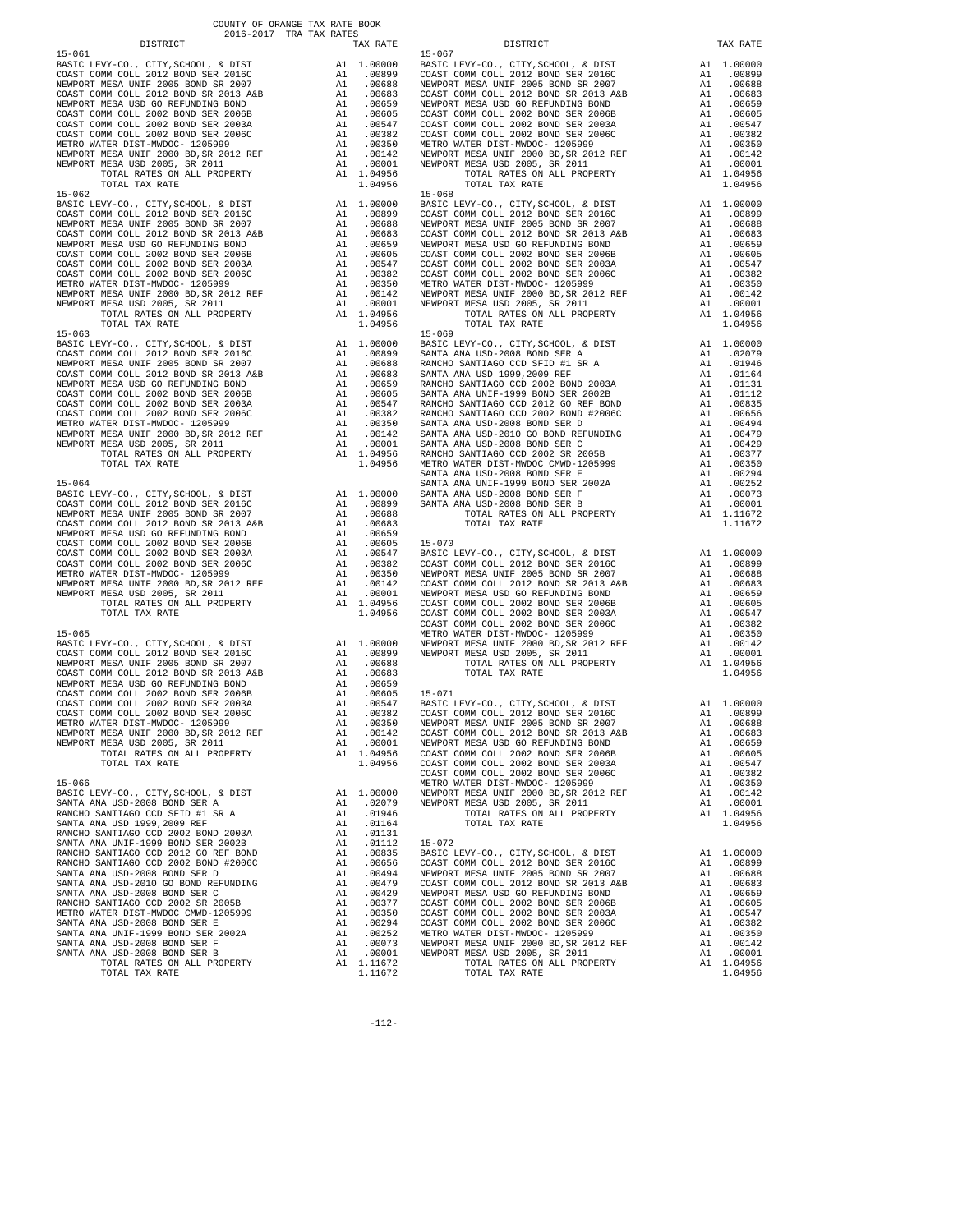COUNTY OF ORANGE TAX RATE BOOK
2016-2017 TRA TAX RATES

| DISTRICT | | TAX RATE |
|---|---|---|
| **15-061** | | |
| BASIC LEVY-CO., CITY,SCHOOL, & DIST | A1 | 1.00000 |
| COAST COMM COLL 2012 BOND SER 2016C | A1 | .00899 |
| NEWPORT MESA UNIF 2005 BOND SR 2007 | A1 | .00688 |
| COAST COMM COLL 2012 BOND SR 2013 A&B | A1 | .00683 |
| NEWPORT MESA USD GO REFUNDING BOND | A1 | .00659 |
| COAST COMM COLL 2002 BOND SER 2006B | A1 | .00605 |
| COAST COMM COLL 2002 BOND SER 2003A | A1 | .00547 |
| COAST COMM COLL 2002 BOND SER 2006C | A1 | .00382 |
| METRO WATER DIST-MWDOC- 1205999 | A1 | .00350 |
| NEWPORT MESA UNIF 2000 BD,SR 2012 REF | A1 | .00142 |
| NEWPORT MESA USD 2005, SR 2011 | A1 | .00001 |
| TOTAL RATES ON ALL PROPERTY | A1 | 1.04956 |
| TOTAL TAX RATE | | 1.04956 |
| **15-062** | | |
| BASIC LEVY-CO., CITY,SCHOOL, & DIST | A1 | 1.00000 |
| COAST COMM COLL 2012 BOND SER 2016C | A1 | .00899 |
| NEWPORT MESA UNIF 2005 BOND SR 2007 | A1 | .00688 |
| COAST COMM COLL 2012 BOND SR 2013 A&B | A1 | .00683 |
| NEWPORT MESA USD GO REFUNDING BOND | A1 | .00659 |
| COAST COMM COLL 2002 BOND SER 2006B | A1 | .00605 |
| COAST COMM COLL 2002 BOND SER 2003A | A1 | .00547 |
| COAST COMM COLL 2002 BOND SER 2006C | A1 | .00382 |
| METRO WATER DIST-MWDOC- 1205999 | A1 | .00350 |
| NEWPORT MESA UNIF 2000 BD,SR 2012 REF | A1 | .00142 |
| NEWPORT MESA USD 2005, SR 2011 | A1 | .00001 |
| TOTAL RATES ON ALL PROPERTY | A1 | 1.04956 |
| TOTAL TAX RATE | | 1.04956 |
| **15-063** | | |
| BASIC LEVY-CO., CITY,SCHOOL, & DIST | A1 | 1.00000 |
| COAST COMM COLL 2012 BOND SER 2016C | A1 | .00899 |
| NEWPORT MESA UNIF 2005 BOND SR 2007 | A1 | .00688 |
| COAST COMM COLL 2012 BOND SR 2013 A&B | A1 | .00683 |
| NEWPORT MESA USD GO REFUNDING BOND | A1 | .00659 |
| COAST COMM COLL 2002 BOND SER 2006B | A1 | .00605 |
| COAST COMM COLL 2002 BOND SER 2003A | A1 | .00547 |
| COAST COMM COLL 2002 BOND SER 2006C | A1 | .00382 |
| METRO WATER DIST-MWDOC- 1205999 | A1 | .00350 |
| NEWPORT MESA UNIF 2000 BD,SR 2012 REF | A1 | .00142 |
| NEWPORT MESA USD 2005, SR 2011 | A1 | .00001 |
| TOTAL RATES ON ALL PROPERTY | A1 | 1.04956 |
| TOTAL TAX RATE | | 1.04956 |
| **15-064** | | |
| BASIC LEVY-CO., CITY,SCHOOL, & DIST | A1 | 1.00000 |
| COAST COMM COLL 2012 BOND SER 2016C | A1 | .00899 |
| NEWPORT MESA UNIF 2005 BOND SR 2007 | A1 | .00688 |
| COAST COMM COLL 2012 BOND SR 2013 A&B | A1 | .00683 |
| NEWPORT MESA USD GO REFUNDING BOND | A1 | .00659 |
| COAST COMM COLL 2002 BOND SER 2006B | A1 | .00605 |
| COAST COMM COLL 2002 BOND SER 2003A | A1 | .00547 |
| COAST COMM COLL 2002 BOND SER 2006C | A1 | .00382 |
| METRO WATER DIST-MWDOC- 1205999 | A1 | .00350 |
| NEWPORT MESA UNIF 2000 BD,SR 2012 REF | A1 | .00142 |
| NEWPORT MESA USD 2005, SR 2011 | A1 | .00001 |
| TOTAL RATES ON ALL PROPERTY | A1 | 1.04956 |
| TOTAL TAX RATE | | 1.04956 |
| **15-065** | | |
| BASIC LEVY-CO., CITY,SCHOOL, & DIST | A1 | 1.00000 |
| COAST COMM COLL 2012 BOND SER 2016C | A1 | .00899 |
| NEWPORT MESA UNIF 2005 BOND SR 2007 | A1 | .00688 |
| COAST COMM COLL 2012 BOND SR 2013 A&B | A1 | .00683 |
| NEWPORT MESA USD GO REFUNDING BOND | A1 | .00659 |
| COAST COMM COLL 2002 BOND SER 2006B | A1 | .00605 |
| COAST COMM COLL 2002 BOND SER 2003A | A1 | .00547 |
| COAST COMM COLL 2002 BOND SER 2006C | A1 | .00382 |
| METRO WATER DIST-MWDOC- 1205999 | A1 | .00350 |
| NEWPORT MESA UNIF 2000 BD,SR 2012 REF | A1 | .00142 |
| NEWPORT MESA USD 2005, SR 2011 | A1 | .00001 |
| TOTAL RATES ON ALL PROPERTY | A1 | 1.04956 |
| TOTAL TAX RATE | | 1.04956 |
| **15-066** | | |
| BASIC LEVY-CO., CITY,SCHOOL, & DIST | A1 | 1.00000 |
| SANTA ANA USD-2008 BOND SER A | A1 | .02079 |
| RANCHO SANTIAGO CCD SFID #1 SR A | A1 | .01946 |
| SANTA ANA USD 1999,2009 REF | A1 | .01164 |
| RANCHO SANTIAGO CCD 2002 BOND 2003A | A1 | .01131 |
| SANTA ANA UNIF-1999 BOND SER 2002B | A1 | .01112 |
| RANCHO SANTIAGO CCD 2012 GO REF BOND | A1 | .00835 |
| RANCHO SANTIAGO CCD 2002 BOND #2006C | A1 | .00656 |
| SANTA ANA USD-2008 BOND SER D | A1 | .00494 |
| SANTA ANA USD-2010 GO BOND REFUNDING | A1 | .00479 |
| SANTA ANA USD-2008 BOND SER C | A1 | .00429 |
| RANCHO SANTIAGO CCD 2002 SR 2005B | A1 | .00377 |
| METRO WATER DIST-MWDOC CMWD-1205999 | A1 | .00350 |
| SANTA ANA USD-2008 BOND SER E | A1 | .00294 |
| SANTA ANA UNIF-1999 BOND SER 2002A | A1 | .00252 |
| SANTA ANA USD-2008 BOND SER F | A1 | .00073 |
| SANTA ANA USD-2008 BOND SER B | A1 | .00001 |
| TOTAL RATES ON ALL PROPERTY | A1 | 1.11672 |
| TOTAL TAX RATE | | 1.11672 |
| **15-067** | | |
| BASIC LEVY-CO., CITY,SCHOOL, & DIST | A1 | 1.00000 |
| COAST COMM COLL 2012 BOND SER 2016C | A1 | .00899 |
| NEWPORT MESA UNIF 2005 BOND SR 2007 | A1 | .00688 |
| COAST COMM COLL 2012 BOND SR 2013 A&B | A1 | .00683 |
| NEWPORT MESA USD GO REFUNDING BOND | A1 | .00659 |
| COAST COMM COLL 2002 BOND SER 2006B | A1 | .00605 |
| COAST COMM COLL 2002 BOND SER 2003A | A1 | .00547 |
| COAST COMM COLL 2002 BOND SER 2006C | A1 | .00382 |
| METRO WATER DIST-MWDOC- 1205999 | A1 | .00350 |
| NEWPORT MESA UNIF 2000 BD,SR 2012 REF | A1 | .00142 |
| NEWPORT MESA USD 2005, SR 2011 | A1 | .00001 |
| TOTAL RATES ON ALL PROPERTY | A1 | 1.04956 |
| TOTAL TAX RATE | | 1.04956 |
| **15-068** | | |
| BASIC LEVY-CO., CITY,SCHOOL, & DIST | A1 | 1.00000 |
| COAST COMM COLL 2012 BOND SER 2016C | A1 | .00899 |
| NEWPORT MESA UNIF 2005 BOND SR 2007 | A1 | .00688 |
| COAST COMM COLL 2012 BOND SR 2013 A&B | A1 | .00683 |
| NEWPORT MESA USD GO REFUNDING BOND | A1 | .00659 |
| COAST COMM COLL 2002 BOND SER 2006B | A1 | .00605 |
| COAST COMM COLL 2002 BOND SER 2003A | A1 | .00547 |
| COAST COMM COLL 2002 BOND SER 2006C | A1 | .00382 |
| METRO WATER DIST-MWDOC- 1205999 | A1 | .00350 |
| NEWPORT MESA UNIF 2000 BD,SR 2012 REF | A1 | .00142 |
| NEWPORT MESA USD 2005, SR 2011 | A1 | .00001 |
| TOTAL RATES ON ALL PROPERTY | A1 | 1.04956 |
| TOTAL TAX RATE | | 1.04956 |
| **15-069** | | |
| BASIC LEVY-CO., CITY,SCHOOL, & DIST | A1 | 1.00000 |
| SANTA ANA USD-2008 BOND SER A | A1 | .02079 |
| RANCHO SANTIAGO CCD SFID #1 SR A | A1 | .01946 |
| SANTA ANA USD 1999,2009 REF | A1 | .01164 |
| RANCHO SANTIAGO CCD 2002 BOND 2003A | A1 | .01131 |
| SANTA ANA UNIF-1999 BOND SER 2002B | A1 | .01112 |
| RANCHO SANTIAGO CCD 2012 GO REF BOND | A1 | .00835 |
| RANCHO SANTIAGO CCD 2002 BOND #2006C | A1 | .00656 |
| SANTA ANA USD-2008 BOND SER D | A1 | .00494 |
| SANTA ANA USD-2010 GO BOND REFUNDING | A1 | .00479 |
| SANTA ANA USD-2008 BOND SER C | A1 | .00429 |
| RANCHO SANTIAGO CCD 2002 SR 2005B | A1 | .00377 |
| METRO WATER DIST-MWDOC CMWD-1205999 | A1 | .00350 |
| SANTA ANA USD-2008 BOND SER E | A1 | .00294 |
| SANTA ANA UNIF-1999 BOND SER 2002A | A1 | .00252 |
| SANTA ANA USD-2008 BOND SER F | A1 | .00073 |
| SANTA ANA USD-2008 BOND SER B | A1 | .00001 |
| TOTAL RATES ON ALL PROPERTY | A1 | 1.11672 |
| TOTAL TAX RATE | | 1.11672 |
| **15-070** | | |
| BASIC LEVY-CO., CITY,SCHOOL, & DIST | A1 | 1.00000 |
| COAST COMM COLL 2012 BOND SER 2016C | A1 | .00899 |
| NEWPORT MESA UNIF 2005 BOND SR 2007 | A1 | .00688 |
| COAST COMM COLL 2012 BOND SR 2013 A&B | A1 | .00683 |
| NEWPORT MESA USD GO REFUNDING BOND | A1 | .00659 |
| COAST COMM COLL 2002 BOND SER 2006B | A1 | .00605 |
| COAST COMM COLL 2002 BOND SER 2003A | A1 | .00547 |
| COAST COMM COLL 2002 BOND SER 2006C | A1 | .00382 |
| METRO WATER DIST-MWDOC- 1205999 | A1 | .00350 |
| NEWPORT MESA UNIF 2000 BD,SR 2012 REF | A1 | .00142 |
| NEWPORT MESA USD 2005, SR 2011 | A1 | .00001 |
| TOTAL RATES ON ALL PROPERTY | A1 | 1.04956 |
| TOTAL TAX RATE | | 1.04956 |
| **15-071** | | |
| BASIC LEVY-CO., CITY,SCHOOL, & DIST | A1 | 1.00000 |
| COAST COMM COLL 2012 BOND SER 2016C | A1 | .00899 |
| NEWPORT MESA UNIF 2005 BOND SR 2007 | A1 | .00688 |
| COAST COMM COLL 2012 BOND SR 2013 A&B | A1 | .00683 |
| NEWPORT MESA USD GO REFUNDING BOND | A1 | .00659 |
| COAST COMM COLL 2002 BOND SER 2006B | A1 | .00605 |
| COAST COMM COLL 2002 BOND SER 2003A | A1 | .00547 |
| COAST COMM COLL 2002 BOND SER 2006C | A1 | .00382 |
| METRO WATER DIST-MWDOC- 1205999 | A1 | .00350 |
| NEWPORT MESA UNIF 2000 BD,SR 2012 REF | A1 | .00142 |
| NEWPORT MESA USD 2005, SR 2011 | A1 | .00001 |
| TOTAL RATES ON ALL PROPERTY | A1 | 1.04956 |
| TOTAL TAX RATE | | 1.04956 |
| **15-072** | | |
| BASIC LEVY-CO., CITY,SCHOOL, & DIST | A1 | 1.00000 |
| COAST COMM COLL 2012 BOND SER 2016C | A1 | .00899 |
| NEWPORT MESA UNIF 2005 BOND SR 2007 | A1 | .00688 |
| COAST COMM COLL 2012 BOND SR 2013 A&B | A1 | .00683 |
| NEWPORT MESA USD GO REFUNDING BOND | A1 | .00659 |
| COAST COMM COLL 2002 BOND SER 2006B | A1 | .00605 |
| COAST COMM COLL 2002 BOND SER 2003A | A1 | .00547 |
| COAST COMM COLL 2002 BOND SER 2006C | A1 | .00382 |
| METRO WATER DIST-MWDOC- 1205999 | A1 | .00350 |
| NEWPORT MESA UNIF 2000 BD,SR 2012 REF | A1 | .00142 |
| NEWPORT MESA USD 2005, SR 2011 | A1 | .00001 |
| TOTAL RATES ON ALL PROPERTY | A1 | 1.04956 |
| TOTAL TAX RATE | | 1.04956 |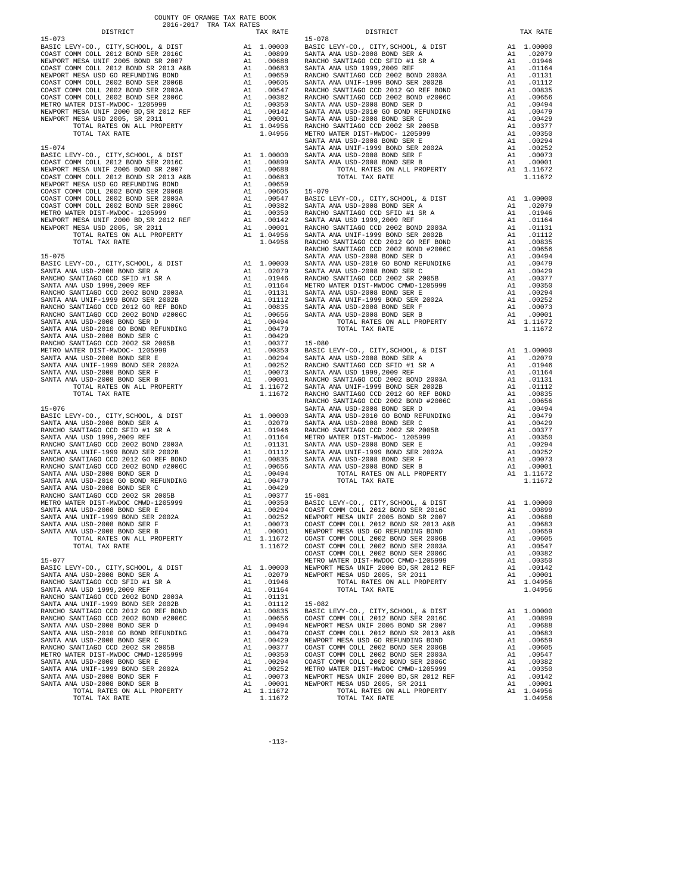COUNTY OF ORANGE TAX RATE BOOK
2016-2017 TRA TAX RATES

| DISTRICT | | TAX RATE |
|---|---|---|
| **15-073** | | |
| BASIC LEVY-CO., CITY,SCHOOL, & DIST | A1 | 1.00000 |
| COAST COMM COLL 2012 BOND SER 2016C | A1 | .00899 |
| NEWPORT MESA UNIF 2005 BOND SR 2007 | A1 | .00688 |
| COAST COMM COLL 2012 BOND SR 2013 A&B | A1 | .00683 |
| NEWPORT MESA USD GO REFUNDING BOND | A1 | .00659 |
| COAST COMM COLL 2002 BOND SER 2006B | A1 | .00605 |
| COAST COMM COLL 2002 BOND SER 2003A | A1 | .00547 |
| COAST COMM COLL 2002 BOND SER 2006C | A1 | .00382 |
| METRO WATER DIST-MWDOC- 1205999 | A1 | .00350 |
| NEWPORT MESA UNIF 2000 BD,SR 2012 REF | A1 | .00142 |
| NEWPORT MESA USD 2005, SR 2011 | A1 | .00001 |
| TOTAL RATES ON ALL PROPERTY | A1 | 1.04956 |
| TOTAL TAX RATE | | 1.04956 |
| **15-074** | | |
| BASIC LEVY-CO., CITY,SCHOOL, & DIST | A1 | 1.00000 |
| COAST COMM COLL 2012 BOND SER 2016C | A1 | .00899 |
| NEWPORT MESA UNIF 2005 BOND SR 2007 | A1 | .00688 |
| COAST COMM COLL 2012 BOND SR 2013 A&B | A1 | .00683 |
| NEWPORT MESA USD GO REFUNDING BOND | A1 | .00659 |
| COAST COMM COLL 2002 BOND SER 2006B | A1 | .00605 |
| COAST COMM COLL 2002 BOND SER 2003A | A1 | .00547 |
| COAST COMM COLL 2002 BOND SER 2006C | A1 | .00382 |
| METRO WATER DIST-MWDOC- 1205999 | A1 | .00350 |
| NEWPORT MESA UNIF 2000 BD,SR 2012 REF | A1 | .00142 |
| NEWPORT MESA USD 2005, SR 2011 | A1 | .00001 |
| TOTAL RATES ON ALL PROPERTY | A1 | 1.04956 |
| TOTAL TAX RATE | | 1.04956 |
| **15-075** | | |
| BASIC LEVY-CO., CITY,SCHOOL, & DIST | A1 | 1.00000 |
| SANTA ANA USD-2008 BOND SER A | A1 | .02079 |
| RANCHO SANTIAGO CCD SFID #1 SR A | A1 | .01946 |
| SANTA ANA USD 1999,2009 REF | A1 | .01164 |
| RANCHO SANTIAGO CCD 2002 BOND 2003A | A1 | .01131 |
| SANTA ANA UNIF-1999 BOND SER 2002B | A1 | .01112 |
| RANCHO SANTIAGO CCD 2012 GO REF BOND | A1 | .00835 |
| RANCHO SANTIAGO CCD 2002 BOND #2006C | A1 | .00656 |
| SANTA ANA USD-2008 BOND SER D | A1 | .00494 |
| SANTA ANA USD-2010 GO BOND REFUNDING | A1 | .00479 |
| SANTA ANA USD-2008 BOND SER C | A1 | .00429 |
| RANCHO SANTIAGO CCD 2002 SR 2005B | A1 | .00377 |
| METRO WATER DIST-MWDOC- 1205999 | A1 | .00350 |
| SANTA ANA USD-2008 BOND SER E | A1 | .00294 |
| SANTA ANA UNIF-1999 BOND SER 2002A | A1 | .00252 |
| SANTA ANA USD-2008 BOND SER F | A1 | .00073 |
| SANTA ANA USD-2008 BOND SER B | A1 | .00001 |
| TOTAL RATES ON ALL PROPERTY | A1 | 1.11672 |
| TOTAL TAX RATE | | 1.11672 |
| **15-076** | | |
| BASIC LEVY-CO., CITY,SCHOOL, & DIST | A1 | 1.00000 |
| SANTA ANA USD-2008 BOND SER A | A1 | .02079 |
| RANCHO SANTIAGO CCD SFID #1 SR A | A1 | .01946 |
| SANTA ANA USD 1999,2009 REF | A1 | .01164 |
| RANCHO SANTIAGO CCD 2002 BOND 2003A | A1 | .01131 |
| SANTA ANA UNIF-1999 BOND SER 2002B | A1 | .01112 |
| RANCHO SANTIAGO CCD 2012 GO REF BOND | A1 | .00835 |
| RANCHO SANTIAGO CCD 2002 BOND #2006C | A1 | .00656 |
| SANTA ANA USD-2008 BOND SER D | A1 | .00494 |
| SANTA ANA USD-2010 GO BOND REFUNDING | A1 | .00479 |
| SANTA ANA USD-2008 BOND SER C | A1 | .00429 |
| RANCHO SANTIAGO CCD 2002 SR 2005B | A1 | .00377 |
| METRO WATER DIST-MWDOC CMWD-1205999 | A1 | .00350 |
| SANTA ANA USD-2008 BOND SER E | A1 | .00294 |
| SANTA ANA UNIF-1999 BOND SER 2002A | A1 | .00252 |
| SANTA ANA USD-2008 BOND SER F | A1 | .00073 |
| SANTA ANA USD-2008 BOND SER B | A1 | .00001 |
| TOTAL RATES ON ALL PROPERTY | A1 | 1.11672 |
| TOTAL TAX RATE | | 1.11672 |
| **15-077** | | |
| BASIC LEVY-CO., CITY,SCHOOL, & DIST | A1 | 1.00000 |
| SANTA ANA USD-2008 BOND SER A | A1 | .02079 |
| RANCHO SANTIAGO CCD SFID #1 SR A | A1 | .01946 |
| SANTA ANA USD 1999,2009 REF | A1 | .01164 |
| RANCHO SANTIAGO CCD 2002 BOND 2003A | A1 | .01131 |
| SANTA ANA UNIF-1999 BOND SER 2002B | A1 | .01112 |
| RANCHO SANTIAGO CCD 2012 GO REF BOND | A1 | .00835 |
| RANCHO SANTIAGO CCD 2002 BOND #2006C | A1 | .00656 |
| SANTA ANA USD-2008 BOND SER D | A1 | .00494 |
| SANTA ANA USD-2010 GO BOND REFUNDING | A1 | .00479 |
| SANTA ANA USD-2008 BOND SER C | A1 | .00429 |
| RANCHO SANTIAGO CCD 2002 SR 2005B | A1 | .00377 |
| METRO WATER DIST-MWDOC CMWD-1205999 | A1 | .00350 |
| SANTA ANA USD-2008 BOND SER E | A1 | .00294 |
| SANTA ANA UNIF-1999 BOND SER 2002A | A1 | .00252 |
| SANTA ANA USD-2008 BOND SER F | A1 | .00073 |
| SANTA ANA USD-2008 BOND SER B | A1 | .00001 |
| TOTAL RATES ON ALL PROPERTY | A1 | 1.11672 |
| TOTAL TAX RATE | | 1.11672 |
| **15-078** | | |
| BASIC LEVY-CO., CITY,SCHOOL, & DIST | A1 | 1.00000 |
| SANTA ANA USD-2008 BOND SER A | A1 | .02079 |
| RANCHO SANTIAGO CCD SFID #1 SR A | A1 | .01946 |
| SANTA ANA USD 1999,2009 REF | A1 | .01164 |
| RANCHO SANTIAGO CCD 2002 BOND 2003A | A1 | .01131 |
| SANTA ANA UNIF-1999 BOND SER 2002B | A1 | .01112 |
| RANCHO SANTIAGO CCD 2012 GO REF BOND | A1 | .00835 |
| RANCHO SANTIAGO CCD 2002 BOND #2006C | A1 | .00656 |
| SANTA ANA USD-2008 BOND SER D | A1 | .00494 |
| SANTA ANA USD-2010 GO BOND REFUNDING | A1 | .00479 |
| SANTA ANA USD-2008 BOND SER C | A1 | .00429 |
| RANCHO SANTIAGO CCD 2002 SR 2005B | A1 | .00377 |
| METRO WATER DIST-MWDOC- 1205999 | A1 | .00350 |
| SANTA ANA USD-2008 BOND SER E | A1 | .00294 |
| SANTA ANA UNIF-1999 BOND SER 2002A | A1 | .00252 |
| SANTA ANA USD-2008 BOND SER F | A1 | .00073 |
| SANTA ANA USD-2008 BOND SER B | A1 | .00001 |
| TOTAL RATES ON ALL PROPERTY | A1 | 1.11672 |
| TOTAL TAX RATE | | 1.11672 |
| **15-079** | | |
| BASIC LEVY-CO., CITY,SCHOOL, & DIST | A1 | 1.00000 |
| SANTA ANA USD-2008 BOND SER A | A1 | .02079 |
| RANCHO SANTIAGO CCD SFID #1 SR A | A1 | .01946 |
| SANTA ANA USD 1999,2009 REF | A1 | .01164 |
| RANCHO SANTIAGO CCD 2002 BOND 2003A | A1 | .01131 |
| SANTA ANA UNIF-1999 BOND SER 2002B | A1 | .01112 |
| RANCHO SANTIAGO CCD 2012 GO REF BOND | A1 | .00835 |
| RANCHO SANTIAGO CCD 2002 BOND #2006C | A1 | .00656 |
| SANTA ANA USD-2008 BOND SER D | A1 | .00494 |
| SANTA ANA USD-2010 GO BOND REFUNDING | A1 | .00479 |
| SANTA ANA USD-2008 BOND SER C | A1 | .00429 |
| RANCHO SANTIAGO CCD 2002 SR 2005B | A1 | .00377 |
| METRO WATER DIST-MWDOC CMWD-1205999 | A1 | .00350 |
| SANTA ANA USD-2008 BOND SER E | A1 | .00294 |
| SANTA ANA UNIF-1999 BOND SER 2002A | A1 | .00252 |
| SANTA ANA USD-2008 BOND SER F | A1 | .00073 |
| SANTA ANA USD-2008 BOND SER B | A1 | .00001 |
| TOTAL RATES ON ALL PROPERTY | A1 | 1.11672 |
| TOTAL TAX RATE | | 1.11672 |
| **15-080** | | |
| BASIC LEVY-CO., CITY,SCHOOL, & DIST | A1 | 1.00000 |
| SANTA ANA USD-2008 BOND SER A | A1 | .02079 |
| RANCHO SANTIAGO CCD SFID #1 SR A | A1 | .01946 |
| SANTA ANA USD 1999,2009 REF | A1 | .01164 |
| RANCHO SANTIAGO CCD 2002 BOND 2003A | A1 | .01131 |
| SANTA ANA UNIF-1999 BOND SER 2002B | A1 | .01112 |
| RANCHO SANTIAGO CCD 2012 GO REF BOND | A1 | .00835 |
| RANCHO SANTIAGO CCD 2002 BOND #2006C | A1 | .00656 |
| SANTA ANA USD-2008 BOND SER D | A1 | .00494 |
| SANTA ANA USD-2010 GO BOND REFUNDING | A1 | .00479 |
| SANTA ANA USD-2008 BOND SER C | A1 | .00429 |
| RANCHO SANTIAGO CCD 2002 SR 2005B | A1 | .00377 |
| METRO WATER DIST-MWDOC- 1205999 | A1 | .00350 |
| SANTA ANA USD-2008 BOND SER E | A1 | .00294 |
| SANTA ANA UNIF-1999 BOND SER 2002A | A1 | .00252 |
| SANTA ANA USD-2008 BOND SER F | A1 | .00073 |
| SANTA ANA USD-2008 BOND SER B | A1 | .00001 |
| TOTAL RATES ON ALL PROPERTY | A1 | 1.11672 |
| TOTAL TAX RATE | | 1.11672 |
| **15-081** | | |
| BASIC LEVY-CO., CITY,SCHOOL, & DIST | A1 | 1.00000 |
| COAST COMM COLL 2012 BOND SER 2016C | A1 | .00899 |
| NEWPORT MESA UNIF 2005 BOND SR 2007 | A1 | .00688 |
| COAST COMM COLL 2012 BOND SR 2013 A&B | A1 | .00683 |
| NEWPORT MESA USD GO REFUNDING BOND | A1 | .00659 |
| COAST COMM COLL 2002 BOND SER 2006B | A1 | .00605 |
| COAST COMM COLL 2002 BOND SER 2003A | A1 | .00547 |
| COAST COMM COLL 2002 BOND SER 2006C | A1 | .00382 |
| METRO WATER DIST-MWDOC CMWD-1205999 | A1 | .00350 |
| NEWPORT MESA UNIF 2000 BD,SR 2012 REF | A1 | .00142 |
| NEWPORT MESA USD 2005, SR 2011 | A1 | .00001 |
| TOTAL RATES ON ALL PROPERTY | A1 | 1.04956 |
| TOTAL TAX RATE | | 1.04956 |
| **15-082** | | |
| BASIC LEVY-CO., CITY,SCHOOL, & DIST | A1 | 1.00000 |
| COAST COMM COLL 2012 BOND SER 2016C | A1 | .00899 |
| NEWPORT MESA UNIF 2005 BOND SR 2007 | A1 | .00688 |
| COAST COMM COLL 2012 BOND SR 2013 A&B | A1 | .00683 |
| NEWPORT MESA USD GO REFUNDING BOND | A1 | .00659 |
| COAST COMM COLL 2002 BOND SER 2006B | A1 | .00605 |
| COAST COMM COLL 2002 BOND SER 2003A | A1 | .00547 |
| COAST COMM COLL 2002 BOND SER 2006C | A1 | .00382 |
| METRO WATER DIST-MWDOC CMWD-1205999 | A1 | .00350 |
| NEWPORT MESA UNIF 2000 BD,SR 2012 REF | A1 | .00142 |
| NEWPORT MESA USD 2005, SR 2011 | A1 | .00001 |
| TOTAL RATES ON ALL PROPERTY | A1 | 1.04956 |
| TOTAL TAX RATE | | 1.04956 |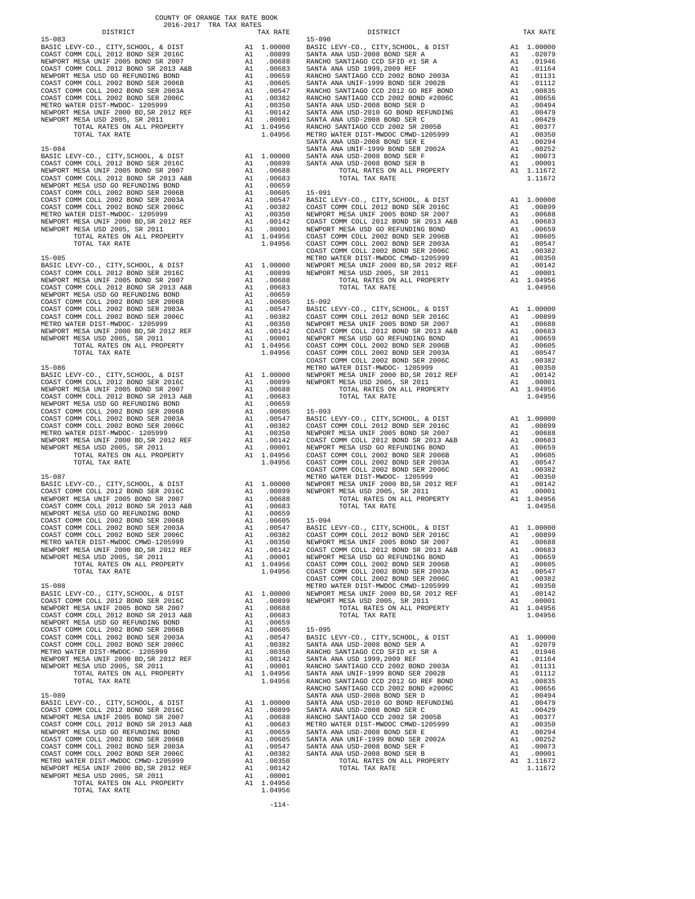# COUNTY OF ORANGE TAX RATE BOOK
## 2016-2017 TRA TAX RATES

### 15-083

| DISTRICT | | TAX RATE |
|---|---|---|
| BASIC LEVY-CO., CITY,SCHOOL, & DIST | A1 | 1.00000 |
| COAST COMM COLL 2012 BOND SER 2016C | A1 | .00899 |
| NEWPORT MESA UNIF 2005 BOND SR 2007 | A1 | .00688 |
| COAST COMM COLL 2012 BOND SR 2013 A&B | A1 | .00683 |
| NEWPORT MESA USD GO REFUNDING BOND | A1 | .00659 |
| COAST COMM COLL 2002 BOND SER 2006B | A1 | .00605 |
| COAST COMM COLL 2002 BOND SER 2003A | A1 | .00547 |
| COAST COMM COLL 2002 BOND SER 2006C | A1 | .00382 |
| METRO WATER DIST-MWDOC- 1205999 | A1 | .00350 |
| NEWPORT MESA UNIF 2000 BD,SR 2012 REF | A1 | .00142 |
| NEWPORT MESA USD 2005, SR 2011 | A1 | .00001 |
| TOTAL RATES ON ALL PROPERTY | A1 | 1.04956 |
| TOTAL TAX RATE | | 1.04956 |

### 15-084

| DISTRICT | | TAX RATE |
|---|---|---|
| BASIC LEVY-CO., CITY,SCHOOL, & DIST | A1 | 1.00000 |
| COAST COMM COLL 2012 BOND SER 2016C | A1 | .00899 |
| NEWPORT MESA UNIF 2005 BOND SR 2007 | A1 | .00688 |
| COAST COMM COLL 2012 BOND SR 2013 A&B | A1 | .00683 |
| NEWPORT MESA USD GO REFUNDING BOND | A1 | .00659 |
| COAST COMM COLL 2002 BOND SER 2006B | A1 | .00605 |
| COAST COMM COLL 2002 BOND SER 2003A | A1 | .00547 |
| COAST COMM COLL 2002 BOND SER 2006C | A1 | .00382 |
| METRO WATER DIST-MWDOC- 1205999 | A1 | .00350 |
| NEWPORT MESA UNIF 2000 BD,SR 2012 REF | A1 | .00142 |
| NEWPORT MESA USD 2005, SR 2011 | A1 | .00001 |
| TOTAL RATES ON ALL PROPERTY | A1 | 1.04956 |
| TOTAL TAX RATE | | 1.04956 |

### 15-085

| DISTRICT | | TAX RATE |
|---|---|---|
| BASIC LEVY-CO., CITY,SCHOOL, & DIST | A1 | 1.00000 |
| COAST COMM COLL 2012 BOND SER 2016C | A1 | .00899 |
| NEWPORT MESA UNIF 2005 BOND SR 2007 | A1 | .00688 |
| COAST COMM COLL 2012 BOND SR 2013 A&B | A1 | .00683 |
| NEWPORT MESA USD GO REFUNDING BOND | A1 | .00659 |
| COAST COMM COLL 2002 BOND SER 2006B | A1 | .00605 |
| COAST COMM COLL 2002 BOND SER 2003A | A1 | .00547 |
| COAST COMM COLL 2002 BOND SER 2006C | A1 | .00382 |
| METRO WATER DIST-MWDOC- 1205999 | A1 | .00350 |
| NEWPORT MESA UNIF 2000 BD,SR 2012 REF | A1 | .00142 |
| NEWPORT MESA USD 2005, SR 2011 | A1 | .00001 |
| TOTAL RATES ON ALL PROPERTY | A1 | 1.04956 |
| TOTAL TAX RATE | | 1.04956 |

### 15-086

| DISTRICT | | TAX RATE |
|---|---|---|
| BASIC LEVY-CO., CITY,SCHOOL, & DIST | A1 | 1.00000 |
| COAST COMM COLL 2012 BOND SER 2016C | A1 | .00899 |
| NEWPORT MESA UNIF 2005 BOND SR 2007 | A1 | .00688 |
| COAST COMM COLL 2012 BOND SR 2013 A&B | A1 | .00683 |
| NEWPORT MESA USD GO REFUNDING BOND | A1 | .00659 |
| COAST COMM COLL 2002 BOND SER 2006B | A1 | .00605 |
| COAST COMM COLL 2002 BOND SER 2003A | A1 | .00547 |
| COAST COMM COLL 2002 BOND SER 2006C | A1 | .00382 |
| METRO WATER DIST-MWDOC- 1205999 | A1 | .00350 |
| NEWPORT MESA UNIF 2000 BD,SR 2012 REF | A1 | .00142 |
| NEWPORT MESA USD 2005, SR 2011 | A1 | .00001 |
| TOTAL RATES ON ALL PROPERTY | A1 | 1.04956 |
| TOTAL TAX RATE | | 1.04956 |

### 15-087

| DISTRICT | | TAX RATE |
|---|---|---|
| BASIC LEVY-CO., CITY,SCHOOL, & DIST | A1 | 1.00000 |
| COAST COMM COLL 2012 BOND SER 2016C | A1 | .00899 |
| NEWPORT MESA UNIF 2005 BOND SR 2007 | A1 | .00688 |
| COAST COMM COLL 2012 BOND SR 2013 A&B | A1 | .00683 |
| NEWPORT MESA USD GO REFUNDING BOND | A1 | .00659 |
| COAST COMM COLL 2002 BOND SER 2006B | A1 | .00605 |
| COAST COMM COLL 2002 BOND SER 2003A | A1 | .00547 |
| COAST COMM COLL 2002 BOND SER 2006C | A1 | .00382 |
| METRO WATER DIST-MWDOC CMWD-1205999 | A1 | .00350 |
| NEWPORT MESA UNIF 2000 BD,SR 2012 REF | A1 | .00142 |
| NEWPORT MESA USD 2005, SR 2011 | A1 | .00001 |
| TOTAL RATES ON ALL PROPERTY | A1 | 1.04956 |
| TOTAL TAX RATE | | 1.04956 |

### 15-088

| DISTRICT | | TAX RATE |
|---|---|---|
| BASIC LEVY-CO., CITY,SCHOOL, & DIST | A1 | 1.00000 |
| COAST COMM COLL 2012 BOND SER 2016C | A1 | .00899 |
| NEWPORT MESA UNIF 2005 BOND SR 2007 | A1 | .00688 |
| COAST COMM COLL 2012 BOND SR 2013 A&B | A1 | .00683 |
| NEWPORT MESA USD GO REFUNDING BOND | A1 | .00659 |
| COAST COMM COLL 2002 BOND SER 2006B | A1 | .00605 |
| COAST COMM COLL 2002 BOND SER 2003A | A1 | .00547 |
| COAST COMM COLL 2002 BOND SER 2006C | A1 | .00382 |
| METRO WATER DIST-MWDOC- 1205999 | A1 | .00350 |
| NEWPORT MESA UNIF 2000 BD,SR 2012 REF | A1 | .00142 |
| NEWPORT MESA USD 2005, SR 2011 | A1 | .00001 |
| TOTAL RATES ON ALL PROPERTY | A1 | 1.04956 |
| TOTAL TAX RATE | | 1.04956 |

### 15-089

| DISTRICT | | TAX RATE |
|---|---|---|
| BASIC LEVY-CO., CITY,SCHOOL, & DIST | A1 | 1.00000 |
| COAST COMM COLL 2012 BOND SER 2016C | A1 | .00899 |
| NEWPORT MESA UNIF 2005 BOND SR 2007 | A1 | .00688 |
| COAST COMM COLL 2012 BOND SR 2013 A&B | A1 | .00683 |
| NEWPORT MESA USD GO REFUNDING BOND | A1 | .00659 |
| COAST COMM COLL 2002 BOND SER 2006B | A1 | .00605 |
| COAST COMM COLL 2002 BOND SER 2003A | A1 | .00547 |
| COAST COMM COLL 2002 BOND SER 2006C | A1 | .00382 |
| METRO WATER DIST-MWDOC CMWD-1205999 | A1 | .00350 |
| NEWPORT MESA UNIF 2000 BD,SR 2012 REF | A1 | .00142 |
| NEWPORT MESA USD 2005, SR 2011 | A1 | .00001 |
| TOTAL RATES ON ALL PROPERTY | A1 | 1.04956 |
| TOTAL TAX RATE | | 1.04956 |

### 15-090

| DISTRICT | | TAX RATE |
|---|---|---|
| BASIC LEVY-CO., CITY,SCHOOL, & DIST | A1 | 1.00000 |
| SANTA ANA USD-2008 BOND SER A | A1 | .02079 |
| RANCHO SANTIAGO CCD SFID #1 SR A | A1 | .01946 |
| SANTA ANA USD 1999,2009 REF | A1 | .01164 |
| RANCHO SANTIAGO CCD 2002 BOND 2003A | A1 | .01131 |
| SANTA ANA UNIF-1999 BOND SER 2002B | A1 | .01112 |
| RANCHO SANTIAGO CCD 2012 GO REF BOND | A1 | .00835 |
| RANCHO SANTIAGO CCD 2002 BOND #2006C | A1 | .00656 |
| SANTA ANA USD-2008 BOND SER D | A1 | .00494 |
| SANTA ANA USD-2010 GO BOND REFUNDING | A1 | .00479 |
| SANTA ANA USD-2008 BOND SER C | A1 | .00429 |
| RANCHO SANTIAGO CCD 2002 SR 2005B | A1 | .00377 |
| METRO WATER DIST-MWDOC CMWD-1205999 | A1 | .00350 |
| SANTA ANA USD-2008 BOND SER E | A1 | .00294 |
| SANTA ANA UNIF-1999 BOND SER 2002A | A1 | .00252 |
| SANTA ANA USD-2008 BOND SER F | A1 | .00073 |
| SANTA ANA USD-2008 BOND SER B | A1 | .00001 |
| TOTAL RATES ON ALL PROPERTY | A1 | 1.11672 |
| TOTAL TAX RATE | | 1.11672 |

### 15-091

| DISTRICT | | TAX RATE |
|---|---|---|
| BASIC LEVY-CO., CITY,SCHOOL, & DIST | A1 | 1.00000 |
| COAST COMM COLL 2012 BOND SER 2016C | A1 | .00899 |
| NEWPORT MESA UNIF 2005 BOND SR 2007 | A1 | .00688 |
| COAST COMM COLL 2012 BOND SR 2013 A&B | A1 | .00683 |
| NEWPORT MESA USD GO REFUNDING BOND | A1 | .00659 |
| COAST COMM COLL 2002 BOND SER 2006B | A1 | .00605 |
| COAST COMM COLL 2002 BOND SER 2003A | A1 | .00547 |
| COAST COMM COLL 2002 BOND SER 2006C | A1 | .00382 |
| METRO WATER DIST-MWDOC CMWD-1205999 | A1 | .00350 |
| NEWPORT MESA UNIF 2000 BD,SR 2012 REF | A1 | .00142 |
| NEWPORT MESA USD 2005, SR 2011 | A1 | .00001 |
| TOTAL RATES ON ALL PROPERTY | A1 | 1.04956 |
| TOTAL TAX RATE | | 1.04956 |

### 15-092

| DISTRICT | | TAX RATE |
|---|---|---|
| BASIC LEVY-CO., CITY,SCHOOL, & DIST | A1 | 1.00000 |
| COAST COMM COLL 2012 BOND SER 2016C | A1 | .00899 |
| NEWPORT MESA UNIF 2005 BOND SR 2007 | A1 | .00688 |
| COAST COMM COLL 2012 BOND SR 2013 A&B | A1 | .00683 |
| NEWPORT MESA USD GO REFUNDING BOND | A1 | .00659 |
| COAST COMM COLL 2002 BOND SER 2006B | A1 | .00605 |
| COAST COMM COLL 2002 BOND SER 2003A | A1 | .00547 |
| COAST COMM COLL 2002 BOND SER 2006C | A1 | .00382 |
| METRO WATER DIST-MWDOC- 1205999 | A1 | .00350 |
| NEWPORT MESA UNIF 2000 BD,SR 2012 REF | A1 | .00142 |
| NEWPORT MESA USD 2005, SR 2011 | A1 | .00001 |
| TOTAL RATES ON ALL PROPERTY | A1 | 1.04956 |
| TOTAL TAX RATE | | 1.04956 |

### 15-093

| DISTRICT | | TAX RATE |
|---|---|---|
| BASIC LEVY-CO., CITY,SCHOOL, & DIST | A1 | 1.00000 |
| COAST COMM COLL 2012 BOND SER 2016C | A1 | .00899 |
| NEWPORT MESA UNIF 2005 BOND SR 2007 | A1 | .00688 |
| COAST COMM COLL 2012 BOND SR 2013 A&B | A1 | .00683 |
| NEWPORT MESA USD GO REFUNDING BOND | A1 | .00659 |
| COAST COMM COLL 2002 BOND SER 2006B | A1 | .00605 |
| COAST COMM COLL 2002 BOND SER 2003A | A1 | .00547 |
| COAST COMM COLL 2002 BOND SER 2006C | A1 | .00382 |
| METRO WATER DIST-MWDOC- 1205999 | A1 | .00350 |
| NEWPORT MESA UNIF 2000 BD,SR 2012 REF | A1 | .00142 |
| NEWPORT MESA USD 2005, SR 2011 | A1 | .00001 |
| TOTAL RATES ON ALL PROPERTY | A1 | 1.04956 |
| TOTAL TAX RATE | | 1.04956 |

### 15-094

| DISTRICT | | TAX RATE |
|---|---|---|
| BASIC LEVY-CO., CITY,SCHOOL, & DIST | A1 | 1.00000 |
| COAST COMM COLL 2012 BOND SER 2016C | A1 | .00899 |
| NEWPORT MESA UNIF 2005 BOND SR 2007 | A1 | .00688 |
| COAST COMM COLL 2012 BOND SR 2013 A&B | A1 | .00683 |
| NEWPORT MESA USD GO REFUNDING BOND | A1 | .00659 |
| COAST COMM COLL 2002 BOND SER 2006B | A1 | .00605 |
| COAST COMM COLL 2002 BOND SER 2003A | A1 | .00547 |
| COAST COMM COLL 2002 BOND SER 2006C | A1 | .00382 |
| METRO WATER DIST-MWDOC CMWD-1205999 | A1 | .00350 |
| NEWPORT MESA UNIF 2000 BD,SR 2012 REF | A1 | .00142 |
| NEWPORT MESA USD 2005, SR 2011 | A1 | .00001 |
| TOTAL RATES ON ALL PROPERTY | A1 | 1.04956 |
| TOTAL TAX RATE | | 1.04956 |

### 15-095

| DISTRICT | | TAX RATE |
|---|---|---|
| BASIC LEVY-CO., CITY,SCHOOL, & DIST | A1 | 1.00000 |
| SANTA ANA USD-2008 BOND SER A | A1 | .02079 |
| RANCHO SANTIAGO CCD SFID #1 SR A | A1 | .01946 |
| SANTA ANA USD 1999,2009 REF | A1 | .01164 |
| RANCHO SANTIAGO CCD 2002 BOND 2003A | A1 | .01131 |
| SANTA ANA UNIF-1999 BOND SER 2002B | A1 | .01112 |
| RANCHO SANTIAGO CCD 2012 GO REF BOND | A1 | .00835 |
| RANCHO SANTIAGO CCD 2002 BOND #2006C | A1 | .00656 |
| SANTA ANA USD-2008 BOND SER D | A1 | .00494 |
| SANTA ANA USD-2010 GO BOND REFUNDING | A1 | .00479 |
| SANTA ANA USD-2008 BOND SER C | A1 | .00429 |
| RANCHO SANTIAGO CCD 2002 SR 2005B | A1 | .00377 |
| METRO WATER DIST-MWDOC CMWD-1205999 | A1 | .00350 |
| SANTA ANA USD-2008 BOND SER E | A1 | .00294 |
| SANTA ANA UNIF-1999 BOND SER 2002A | A1 | .00252 |
| SANTA ANA USD-2008 BOND SER F | A1 | .00073 |
| SANTA ANA USD-2008 BOND SER B | A1 | .00001 |
| TOTAL RATES ON ALL PROPERTY | A1 | 1.11672 |
| TOTAL TAX RATE | | 1.11672 |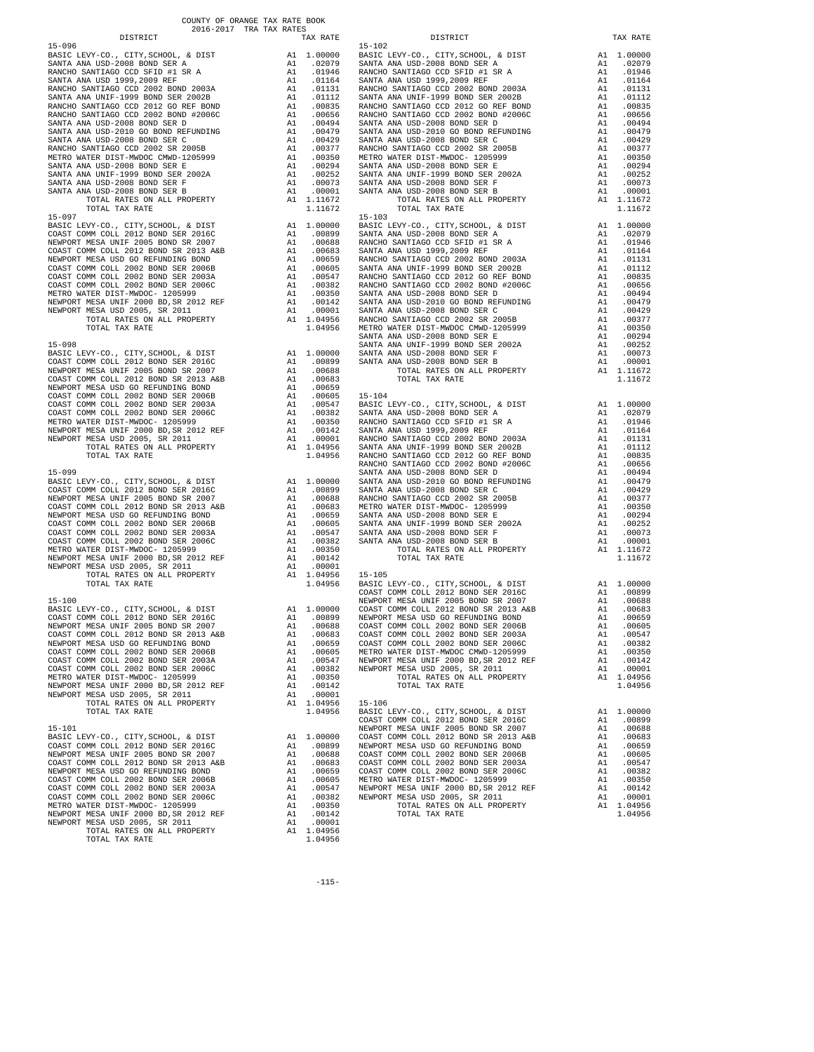COUNTY OF ORANGE TAX RATE BOOK
2016-2017 TRA TAX RATES

| DISTRICT | | TAX RATE |
|---|---|---|
| 15-096 | | |
| BASIC LEVY-CO., CITY,SCHOOL, & DIST | A1 | 1.00000 |
| SANTA ANA USD-2008 BOND SER A | A1 | .02079 |
| RANCHO SANTIAGO CCD SFID #1 SR A | A1 | .01946 |
| SANTA ANA USD 1999,2009 REF | A1 | .01164 |
| RANCHO SANTIAGO CCD 2002 BOND 2003A | A1 | .01131 |
| SANTA ANA UNIF-1999 BOND SER 2002B | A1 | .01112 |
| RANCHO SANTIAGO CCD 2012 GO REF BOND | A1 | .00835 |
| RANCHO SANTIAGO CCD 2002 BOND #2006C | A1 | .00656 |
| SANTA ANA USD-2008 BOND SER D | A1 | .00494 |
| SANTA ANA USD-2010 GO BOND REFUNDING | A1 | .00479 |
| SANTA ANA USD-2008 BOND SER C | A1 | .00429 |
| RANCHO SANTIAGO CCD 2002 SR 2005B | A1 | .00377 |
| METRO WATER DIST-MWDOC CMWD-1205999 | A1 | .00350 |
| SANTA ANA USD-2008 BOND SER E | A1 | .00294 |
| SANTA ANA UNIF-1999 BOND SER 2002A | A1 | .00252 |
| SANTA ANA USD-2008 BOND SER F | A1 | .00073 |
| SANTA ANA USD-2008 BOND SER B | A1 | .00001 |
| TOTAL RATES ON ALL PROPERTY | A1 | 1.11672 |
| TOTAL TAX RATE | | 1.11672 |
| 15-097 | | |
| BASIC LEVY-CO., CITY,SCHOOL, & DIST | A1 | 1.00000 |
| COAST COMM COLL 2012 BOND SER 2016C | A1 | .00899 |
| NEWPORT MESA UNIF 2005 BOND SR 2007 | A1 | .00688 |
| COAST COMM COLL 2012 BOND SR 2013 A&B | A1 | .00683 |
| NEWPORT MESA USD GO REFUNDING BOND | A1 | .00659 |
| COAST COMM COLL 2002 BOND SER 2006B | A1 | .00605 |
| COAST COMM COLL 2002 BOND SER 2003A | A1 | .00547 |
| COAST COMM COLL 2002 BOND SER 2006C | A1 | .00382 |
| METRO WATER DIST-MWDOC- 1205999 | A1 | .00350 |
| NEWPORT MESA UNIF 2000 BD,SR 2012 REF | A1 | .00142 |
| NEWPORT MESA USD 2005, SR 2011 | A1 | .00001 |
| TOTAL RATES ON ALL PROPERTY | A1 | 1.04956 |
| TOTAL TAX RATE | | 1.04956 |
| 15-098 | | |
| BASIC LEVY-CO., CITY,SCHOOL, & DIST | A1 | 1.00000 |
| COAST COMM COLL 2012 BOND SER 2016C | A1 | .00899 |
| NEWPORT MESA UNIF 2005 BOND SR 2007 | A1 | .00688 |
| COAST COMM COLL 2012 BOND SR 2013 A&B | A1 | .00683 |
| NEWPORT MESA USD GO REFUNDING BOND | A1 | .00659 |
| COAST COMM COLL 2002 BOND SER 2006B | A1 | .00605 |
| COAST COMM COLL 2002 BOND SER 2003A | A1 | .00547 |
| COAST COMM COLL 2002 BOND SER 2006C | A1 | .00382 |
| METRO WATER DIST-MWDOC- 1205999 | A1 | .00350 |
| NEWPORT MESA UNIF 2000 BD,SR 2012 REF | A1 | .00142 |
| NEWPORT MESA USD 2005, SR 2011 | A1 | .00001 |
| TOTAL RATES ON ALL PROPERTY | A1 | 1.04956 |
| TOTAL TAX RATE | | 1.04956 |
| 15-099 | | |
| BASIC LEVY-CO., CITY,SCHOOL, & DIST | A1 | 1.00000 |
| COAST COMM COLL 2012 BOND SER 2016C | A1 | .00899 |
| NEWPORT MESA UNIF 2005 BOND SR 2007 | A1 | .00688 |
| COAST COMM COLL 2012 BOND SR 2013 A&B | A1 | .00683 |
| NEWPORT MESA USD GO REFUNDING BOND | A1 | .00659 |
| COAST COMM COLL 2002 BOND SER 2006B | A1 | .00605 |
| COAST COMM COLL 2002 BOND SER 2003A | A1 | .00547 |
| COAST COMM COLL 2002 BOND SER 2006C | A1 | .00382 |
| METRO WATER DIST-MWDOC- 1205999 | A1 | .00350 |
| NEWPORT MESA UNIF 2000 BD,SR 2012 REF | A1 | .00142 |
| NEWPORT MESA USD 2005, SR 2011 | A1 | .00001 |
| TOTAL RATES ON ALL PROPERTY | A1 | 1.04956 |
| TOTAL TAX RATE | | 1.04956 |
| 15-100 | | |
| BASIC LEVY-CO., CITY,SCHOOL, & DIST | A1 | 1.00000 |
| COAST COMM COLL 2012 BOND SER 2016C | A1 | .00899 |
| NEWPORT MESA UNIF 2005 BOND SR 2007 | A1 | .00688 |
| COAST COMM COLL 2012 BOND SR 2013 A&B | A1 | .00683 |
| NEWPORT MESA USD GO REFUNDING BOND | A1 | .00659 |
| COAST COMM COLL 2002 BOND SER 2006B | A1 | .00605 |
| COAST COMM COLL 2002 BOND SER 2003A | A1 | .00547 |
| COAST COMM COLL 2002 BOND SER 2006C | A1 | .00382 |
| METRO WATER DIST-MWDOC- 1205999 | A1 | .00350 |
| NEWPORT MESA UNIF 2000 BD,SR 2012 REF | A1 | .00142 |
| NEWPORT MESA USD 2005, SR 2011 | A1 | .00001 |
| TOTAL RATES ON ALL PROPERTY | A1 | 1.04956 |
| TOTAL TAX RATE | | 1.04956 |
| 15-101 | | |
| BASIC LEVY-CO., CITY,SCHOOL, & DIST | A1 | 1.00000 |
| COAST COMM COLL 2012 BOND SER 2016C | A1 | .00899 |
| NEWPORT MESA UNIF 2005 BOND SR 2007 | A1 | .00688 |
| COAST COMM COLL 2012 BOND SR 2013 A&B | A1 | .00683 |
| NEWPORT MESA USD GO REFUNDING BOND | A1 | .00659 |
| COAST COMM COLL 2002 BOND SER 2006B | A1 | .00605 |
| COAST COMM COLL 2002 BOND SER 2003A | A1 | .00547 |
| COAST COMM COLL 2002 BOND SER 2006C | A1 | .00382 |
| METRO WATER DIST-MWDOC- 1205999 | A1 | .00350 |
| NEWPORT MESA UNIF 2000 BD,SR 2012 REF | A1 | .00142 |
| NEWPORT MESA USD 2005, SR 2011 | A1 | .00001 |
| TOTAL RATES ON ALL PROPERTY | A1 | 1.04956 |
| TOTAL TAX RATE | | 1.04956 |
| 15-102 | | |
| BASIC LEVY-CO., CITY,SCHOOL, & DIST | A1 | 1.00000 |
| SANTA ANA USD-2008 BOND SER A | A1 | .02079 |
| RANCHO SANTIAGO CCD SFID #1 SR A | A1 | .01946 |
| SANTA ANA USD 1999,2009 REF | A1 | .01164 |
| RANCHO SANTIAGO CCD 2002 BOND 2003A | A1 | .01131 |
| SANTA ANA UNIF-1999 BOND SER 2002B | A1 | .01112 |
| RANCHO SANTIAGO CCD 2012 GO REF BOND | A1 | .00835 |
| RANCHO SANTIAGO CCD 2002 BOND #2006C | A1 | .00656 |
| SANTA ANA USD-2008 BOND SER D | A1 | .00494 |
| SANTA ANA USD-2010 GO BOND REFUNDING | A1 | .00479 |
| SANTA ANA USD-2008 BOND SER C | A1 | .00429 |
| RANCHO SANTIAGO CCD 2002 SR 2005B | A1 | .00377 |
| METRO WATER DIST-MWDOC- 1205999 | A1 | .00350 |
| SANTA ANA USD-2008 BOND SER E | A1 | .00294 |
| SANTA ANA UNIF-1999 BOND SER 2002A | A1 | .00252 |
| SANTA ANA USD-2008 BOND SER F | A1 | .00073 |
| SANTA ANA USD-2008 BOND SER B | A1 | .00001 |
| TOTAL RATES ON ALL PROPERTY | A1 | 1.11672 |
| TOTAL TAX RATE | | 1.11672 |
| 15-103 | | |
| BASIC LEVY-CO., CITY,SCHOOL, & DIST | A1 | 1.00000 |
| SANTA ANA USD-2008 BOND SER A | A1 | .02079 |
| RANCHO SANTIAGO CCD SFID #1 SR A | A1 | .01946 |
| SANTA ANA USD 1999,2009 REF | A1 | .01164 |
| RANCHO SANTIAGO CCD 2002 BOND 2003A | A1 | .01131 |
| SANTA ANA UNIF-1999 BOND SER 2002B | A1 | .01112 |
| RANCHO SANTIAGO CCD 2012 GO REF BOND | A1 | .00835 |
| RANCHO SANTIAGO CCD 2002 BOND #2006C | A1 | .00656 |
| SANTA ANA USD-2008 BOND SER D | A1 | .00494 |
| SANTA ANA USD-2010 GO BOND REFUNDING | A1 | .00479 |
| SANTA ANA USD-2008 BOND SER C | A1 | .00429 |
| RANCHO SANTIAGO CCD 2002 SR 2005B | A1 | .00377 |
| METRO WATER DIST-MWDOC CMWD-1205999 | A1 | .00350 |
| SANTA ANA USD-2008 BOND SER E | A1 | .00294 |
| SANTA ANA UNIF-1999 BOND SER 2002A | A1 | .00252 |
| SANTA ANA USD-2008 BOND SER F | A1 | .00073 |
| SANTA ANA USD-2008 BOND SER B | A1 | .00001 |
| TOTAL RATES ON ALL PROPERTY | A1 | 1.11672 |
| TOTAL TAX RATE | | 1.11672 |
| 15-104 | | |
| BASIC LEVY-CO., CITY,SCHOOL, & DIST | A1 | 1.00000 |
| SANTA ANA USD-2008 BOND SER A | A1 | .02079 |
| RANCHO SANTIAGO CCD SFID #1 SR A | A1 | .01946 |
| SANTA ANA USD 1999,2009 REF | A1 | .01164 |
| RANCHO SANTIAGO CCD 2002 BOND 2003A | A1 | .01131 |
| SANTA ANA UNIF-1999 BOND SER 2002B | A1 | .01112 |
| RANCHO SANTIAGO CCD 2012 GO REF BOND | A1 | .00835 |
| RANCHO SANTIAGO CCD 2002 BOND #2006C | A1 | .00656 |
| SANTA ANA USD-2008 BOND SER D | A1 | .00494 |
| SANTA ANA USD-2010 GO BOND REFUNDING | A1 | .00479 |
| SANTA ANA USD-2008 BOND SER C | A1 | .00429 |
| RANCHO SANTIAGO CCD 2002 SR 2005B | A1 | .00377 |
| METRO WATER DIST-MWDOC- 1205999 | A1 | .00350 |
| SANTA ANA USD-2008 BOND SER E | A1 | .00294 |
| SANTA ANA UNIF-1999 BOND SER 2002A | A1 | .00252 |
| SANTA ANA USD-2008 BOND SER F | A1 | .00073 |
| SANTA ANA USD-2008 BOND SER B | A1 | .00001 |
| TOTAL RATES ON ALL PROPERTY | A1 | 1.11672 |
| TOTAL TAX RATE | | 1.11672 |
| 15-105 | | |
| BASIC LEVY-CO., CITY,SCHOOL, & DIST | A1 | 1.00000 |
| COAST COMM COLL 2012 BOND SER 2016C | A1 | .00899 |
| NEWPORT MESA UNIF 2005 BOND SR 2007 | A1 | .00688 |
| COAST COMM COLL 2012 BOND SR 2013 A&B | A1 | .00683 |
| NEWPORT MESA USD GO REFUNDING BOND | A1 | .00659 |
| COAST COMM COLL 2002 BOND SER 2006B | A1 | .00605 |
| COAST COMM COLL 2002 BOND SER 2003A | A1 | .00547 |
| COAST COMM COLL 2002 BOND SER 2006C | A1 | .00382 |
| METRO WATER DIST-MWDOC CMWD-1205999 | A1 | .00350 |
| NEWPORT MESA UNIF 2000 BD,SR 2012 REF | A1 | .00142 |
| NEWPORT MESA USD 2005, SR 2011 | A1 | .00001 |
| TOTAL RATES ON ALL PROPERTY | A1 | 1.04956 |
| TOTAL TAX RATE | | 1.04956 |
| 15-106 | | |
| BASIC LEVY-CO., CITY,SCHOOL, & DIST | A1 | 1.00000 |
| COAST COMM COLL 2012 BOND SER 2016C | A1 | .00899 |
| NEWPORT MESA UNIF 2005 BOND SR 2007 | A1 | .00688 |
| COAST COMM COLL 2012 BOND SR 2013 A&B | A1 | .00683 |
| NEWPORT MESA USD GO REFUNDING BOND | A1 | .00659 |
| COAST COMM COLL 2002 BOND SER 2006B | A1 | .00605 |
| COAST COMM COLL 2002 BOND SER 2003A | A1 | .00547 |
| COAST COMM COLL 2002 BOND SER 2006C | A1 | .00382 |
| METRO WATER DIST-MWDOC- 1205999 | A1 | .00350 |
| NEWPORT MESA UNIF 2000 BD,SR 2012 REF | A1 | .00142 |
| NEWPORT MESA USD 2005, SR 2011 | A1 | .00001 |
| TOTAL RATES ON ALL PROPERTY | A1 | 1.04956 |
| TOTAL TAX RATE | | 1.04956 |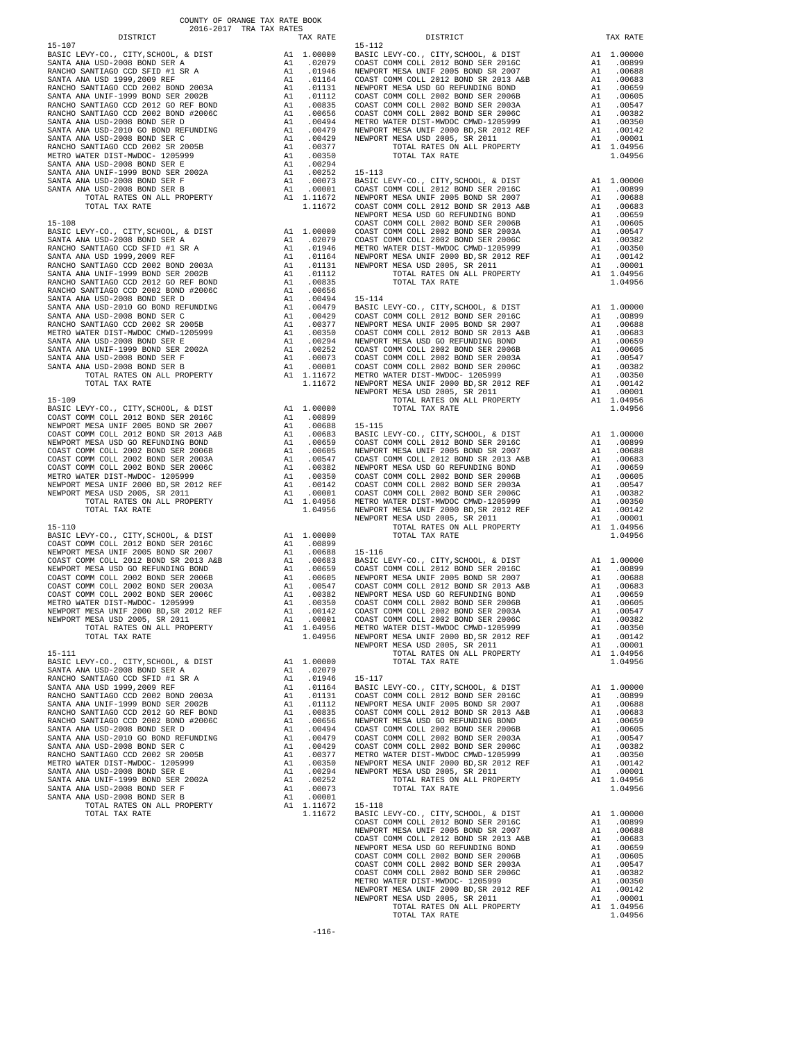COUNTY OF ORANGE TAX RATE BOOK
2016-2017 TRA TAX RATES

| DISTRICT | | TAX RATE |
|---|---|---|
| **15-107** | | |
| BASIC LEVY-CO., CITY,SCHOOL, & DIST | A1 | 1.00000 |
| SANTA ANA USD-2008 BOND SER A | A1 | .02079 |
| RANCHO SANTIAGO CCD SFID #1 SR A | A1 | .01946 |
| SANTA ANA USD 1999,2009 REF | A1 | .01164 |
| RANCHO SANTIAGO CCD 2002 BOND 2003A | A1 | .01131 |
| SANTA ANA UNIF-1999 BOND SER 2002B | A1 | .01112 |
| RANCHO SANTIAGO CCD 2012 GO REF BOND | A1 | .00835 |
| RANCHO SANTIAGO CCD 2002 BOND #2006C | A1 | .00656 |
| SANTA ANA USD-2008 BOND SER D | A1 | .00494 |
| SANTA ANA USD-2010 GO BOND REFUNDING | A1 | .00479 |
| SANTA ANA USD-2008 BOND SER C | A1 | .00429 |
| RANCHO SANTIAGO CCD 2002 SR 2005B | A1 | .00377 |
| METRO WATER DIST-MWDOC- 1205999 | A1 | .00350 |
| SANTA ANA USD-2008 BOND SER E | A1 | .00294 |
| SANTA ANA UNIF-1999 BOND SER 2002A | A1 | .00252 |
| SANTA ANA USD-2008 BOND SER F | A1 | .00073 |
| SANTA ANA USD-2008 BOND SER B | A1 | .00001 |
| TOTAL RATES ON ALL PROPERTY | A1 | 1.11672 |
| TOTAL TAX RATE | | 1.11672 |
| **15-108** | | |
| BASIC LEVY-CO., CITY,SCHOOL, & DIST | A1 | 1.00000 |
| SANTA ANA USD-2008 BOND SER A | A1 | .02079 |
| RANCHO SANTIAGO CCD SFID #1 SR A | A1 | .01946 |
| SANTA ANA USD 1999,2009 REF | A1 | .01164 |
| RANCHO SANTIAGO CCD 2002 BOND 2003A | A1 | .01131 |
| SANTA ANA UNIF-1999 BOND SER 2002B | A1 | .01112 |
| RANCHO SANTIAGO CCD 2012 GO REF BOND | A1 | .00835 |
| RANCHO SANTIAGO CCD 2002 BOND #2006C | A1 | .00656 |
| SANTA ANA USD-2008 BOND SER D | A1 | .00494 |
| SANTA ANA USD-2010 GO BOND REFUNDING | A1 | .00479 |
| SANTA ANA USD-2008 BOND SER C | A1 | .00429 |
| RANCHO SANTIAGO CCD 2002 SR 2005B | A1 | .00377 |
| METRO WATER DIST-MWDOC CMWD-1205999 | A1 | .00350 |
| SANTA ANA USD-2008 BOND SER E | A1 | .00294 |
| SANTA ANA UNIF-1999 BOND SER 2002A | A1 | .00252 |
| SANTA ANA USD-2008 BOND SER F | A1 | .00073 |
| SANTA ANA USD-2008 BOND SER B | A1 | .00001 |
| TOTAL RATES ON ALL PROPERTY | A1 | 1.11672 |
| TOTAL TAX RATE | | 1.11672 |
| **15-109** | | |
| BASIC LEVY-CO., CITY,SCHOOL, & DIST | A1 | 1.00000 |
| COAST COMM COLL 2012 BOND SER 2016C | A1 | .00899 |
| NEWPORT MESA UNIF 2005 BOND SR 2007 | A1 | .00688 |
| COAST COMM COLL 2012 BOND SR 2013 A&B | A1 | .00683 |
| NEWPORT MESA USD GO REFUNDING BOND | A1 | .00659 |
| COAST COMM COLL 2002 BOND SER 2006B | A1 | .00605 |
| COAST COMM COLL 2002 BOND SER 2003A | A1 | .00547 |
| COAST COMM COLL 2002 BOND SER 2006C | A1 | .00382 |
| METRO WATER DIST-MWDOC- 1205999 | A1 | .00350 |
| NEWPORT MESA UNIF 2000 BD,SR 2012 REF | A1 | .00142 |
| NEWPORT MESA USD 2005, SR 2011 | A1 | .00001 |
| TOTAL RATES ON ALL PROPERTY | A1 | 1.04956 |
| TOTAL TAX RATE | | 1.04956 |
| **15-110** | | |
| BASIC LEVY-CO., CITY,SCHOOL, & DIST | A1 | 1.00000 |
| COAST COMM COLL 2012 BOND SER 2016C | A1 | .00899 |
| NEWPORT MESA UNIF 2005 BOND SR 2007 | A1 | .00688 |
| COAST COMM COLL 2012 BOND SR 2013 A&B | A1 | .00683 |
| NEWPORT MESA USD GO REFUNDING BOND | A1 | .00659 |
| COAST COMM COLL 2002 BOND SER 2006B | A1 | .00605 |
| COAST COMM COLL 2002 BOND SER 2003A | A1 | .00547 |
| COAST COMM COLL 2002 BOND SER 2006C | A1 | .00382 |
| METRO WATER DIST-MWDOC- 1205999 | A1 | .00350 |
| NEWPORT MESA UNIF 2000 BD,SR 2012 REF | A1 | .00142 |
| NEWPORT MESA USD 2005, SR 2011 | A1 | .00001 |
| TOTAL RATES ON ALL PROPERTY | A1 | 1.04956 |
| TOTAL TAX RATE | | 1.04956 |
| **15-111** | | |
| BASIC LEVY-CO., CITY,SCHOOL, & DIST | A1 | 1.00000 |
| SANTA ANA USD-2008 BOND SER A | A1 | .02079 |
| RANCHO SANTIAGO CCD SFID #1 SR A | A1 | .01946 |
| SANTA ANA USD 1999,2009 REF | A1 | .01164 |
| RANCHO SANTIAGO CCD 2002 BOND 2003A | A1 | .01131 |
| SANTA ANA UNIF-1999 BOND SER 2002B | A1 | .01112 |
| RANCHO SANTIAGO CCD 2012 GO REF BOND | A1 | .00835 |
| RANCHO SANTIAGO CCD 2002 BOND #2006C | A1 | .00656 |
| SANTA ANA USD-2008 BOND SER D | A1 | .00494 |
| SANTA ANA USD-2010 GO BOND REFUNDING | A1 | .00479 |
| SANTA ANA USD-2008 BOND SER C | A1 | .00429 |
| RANCHO SANTIAGO CCD 2002 SR 2005B | A1 | .00377 |
| METRO WATER DIST-MWDOC- 1205999 | A1 | .00350 |
| SANTA ANA USD-2008 BOND SER E | A1 | .00294 |
| SANTA ANA UNIF-1999 BOND SER 2002A | A1 | .00252 |
| SANTA ANA USD-2008 BOND SER F | A1 | .00073 |
| SANTA ANA USD-2008 BOND SER B | A1 | .00001 |
| TOTAL RATES ON ALL PROPERTY | A1 | 1.11672 |
| TOTAL TAX RATE | | 1.11672 |
| **15-112** | | |
| BASIC LEVY-CO., CITY,SCHOOL, & DIST | A1 | 1.00000 |
| COAST COMM COLL 2012 BOND SER 2016C | A1 | .00899 |
| NEWPORT MESA UNIF 2005 BOND SR 2007 | A1 | .00688 |
| COAST COMM COLL 2012 BOND SR 2013 A&B | A1 | .00683 |
| NEWPORT MESA USD GO REFUNDING BOND | A1 | .00659 |
| COAST COMM COLL 2002 BOND SER 2006B | A1 | .00605 |
| COAST COMM COLL 2002 BOND SER 2003A | A1 | .00547 |
| COAST COMM COLL 2002 BOND SER 2006C | A1 | .00382 |
| METRO WATER DIST-MWDOC CMWD-1205999 | A1 | .00350 |
| NEWPORT MESA UNIF 2000 BD,SR 2012 REF | A1 | .00142 |
| NEWPORT MESA USD 2005, SR 2011 | A1 | .00001 |
| TOTAL RATES ON ALL PROPERTY | A1 | 1.04956 |
| TOTAL TAX RATE | | 1.04956 |
| **15-113** | | |
| BASIC LEVY-CO., CITY,SCHOOL, & DIST | A1 | 1.00000 |
| COAST COMM COLL 2012 BOND SER 2016C | A1 | .00899 |
| NEWPORT MESA UNIF 2005 BOND SR 2007 | A1 | .00688 |
| COAST COMM COLL 2012 BOND SR 2013 A&B | A1 | .00683 |
| NEWPORT MESA USD GO REFUNDING BOND | A1 | .00659 |
| COAST COMM COLL 2002 BOND SER 2006B | A1 | .00605 |
| COAST COMM COLL 2002 BOND SER 2003A | A1 | .00547 |
| COAST COMM COLL 2002 BOND SER 2006C | A1 | .00382 |
| METRO WATER DIST-MWDOC CMWD-1205999 | A1 | .00350 |
| NEWPORT MESA UNIF 2000 BD,SR 2012 REF | A1 | .00142 |
| NEWPORT MESA USD 2005, SR 2011 | A1 | .00001 |
| TOTAL RATES ON ALL PROPERTY | A1 | 1.04956 |
| TOTAL TAX RATE | | 1.04956 |
| **15-114** | | |
| BASIC LEVY-CO., CITY,SCHOOL, & DIST | A1 | 1.00000 |
| COAST COMM COLL 2012 BOND SER 2016C | A1 | .00899 |
| NEWPORT MESA UNIF 2005 BOND SR 2007 | A1 | .00688 |
| COAST COMM COLL 2012 BOND SR 2013 A&B | A1 | .00683 |
| NEWPORT MESA USD GO REFUNDING BOND | A1 | .00659 |
| COAST COMM COLL 2002 BOND SER 2006B | A1 | .00605 |
| COAST COMM COLL 2002 BOND SER 2003A | A1 | .00547 |
| COAST COMM COLL 2002 BOND SER 2006C | A1 | .00382 |
| METRO WATER DIST-MWDOC- 1205999 | A1 | .00350 |
| NEWPORT MESA UNIF 2000 BD,SR 2012 REF | A1 | .00142 |
| NEWPORT MESA USD 2005, SR 2011 | A1 | .00001 |
| TOTAL RATES ON ALL PROPERTY | A1 | 1.04956 |
| TOTAL TAX RATE | | 1.04956 |
| **15-115** | | |
| BASIC LEVY-CO., CITY,SCHOOL, & DIST | A1 | 1.00000 |
| COAST COMM COLL 2012 BOND SER 2016C | A1 | .00899 |
| NEWPORT MESA UNIF 2005 BOND SR 2007 | A1 | .00688 |
| COAST COMM COLL 2012 BOND SR 2013 A&B | A1 | .00683 |
| NEWPORT MESA USD GO REFUNDING BOND | A1 | .00659 |
| COAST COMM COLL 2002 BOND SER 2006B | A1 | .00605 |
| COAST COMM COLL 2002 BOND SER 2003A | A1 | .00547 |
| COAST COMM COLL 2002 BOND SER 2006C | A1 | .00382 |
| METRO WATER DIST-MWDOC CMWD-1205999 | A1 | .00350 |
| NEWPORT MESA UNIF 2000 BD,SR 2012 REF | A1 | .00142 |
| NEWPORT MESA USD 2005, SR 2011 | A1 | .00001 |
| TOTAL RATES ON ALL PROPERTY | A1 | 1.04956 |
| TOTAL TAX RATE | | 1.04956 |
| **15-116** | | |
| BASIC LEVY-CO., CITY,SCHOOL, & DIST | A1 | 1.00000 |
| COAST COMM COLL 2012 BOND SER 2016C | A1 | .00899 |
| NEWPORT MESA UNIF 2005 BOND SR 2007 | A1 | .00688 |
| COAST COMM COLL 2012 BOND SR 2013 A&B | A1 | .00683 |
| NEWPORT MESA USD GO REFUNDING BOND | A1 | .00659 |
| COAST COMM COLL 2002 BOND SER 2006B | A1 | .00605 |
| COAST COMM COLL 2002 BOND SER 2003A | A1 | .00547 |
| COAST COMM COLL 2002 BOND SER 2006C | A1 | .00382 |
| METRO WATER DIST-MWDOC CMWD-1205999 | A1 | .00350 |
| NEWPORT MESA UNIF 2000 BD,SR 2012 REF | A1 | .00142 |
| NEWPORT MESA USD 2005, SR 2011 | A1 | .00001 |
| TOTAL RATES ON ALL PROPERTY | A1 | 1.04956 |
| TOTAL TAX RATE | | 1.04956 |
| **15-117** | | |
| BASIC LEVY-CO., CITY,SCHOOL, & DIST | A1 | 1.00000 |
| COAST COMM COLL 2012 BOND SER 2016C | A1 | .00899 |
| NEWPORT MESA UNIF 2005 BOND SR 2007 | A1 | .00688 |
| COAST COMM COLL 2012 BOND SR 2013 A&B | A1 | .00683 |
| NEWPORT MESA USD GO REFUNDING BOND | A1 | .00659 |
| COAST COMM COLL 2002 BOND SER 2006B | A1 | .00605 |
| COAST COMM COLL 2002 BOND SER 2003A | A1 | .00547 |
| COAST COMM COLL 2002 BOND SER 2006C | A1 | .00382 |
| METRO WATER DIST-MWDOC CMWD-1205999 | A1 | .00350 |
| NEWPORT MESA UNIF 2000 BD,SR 2012 REF | A1 | .00142 |
| NEWPORT MESA USD 2005, SR 2011 | A1 | .00001 |
| TOTAL RATES ON ALL PROPERTY | A1 | 1.04956 |
| TOTAL TAX RATE | | 1.04956 |
| **15-118** | | |
| BASIC LEVY-CO., CITY,SCHOOL, & DIST | A1 | 1.00000 |
| COAST COMM COLL 2012 BOND SER 2016C | A1 | .00899 |
| NEWPORT MESA UNIF 2005 BOND SR 2007 | A1 | .00688 |
| COAST COMM COLL 2012 BOND SR 2013 A&B | A1 | .00683 |
| NEWPORT MESA USD GO REFUNDING BOND | A1 | .00659 |
| COAST COMM COLL 2002 BOND SER 2006B | A1 | .00605 |
| COAST COMM COLL 2002 BOND SER 2003A | A1 | .00547 |
| COAST COMM COLL 2002 BOND SER 2006C | A1 | .00382 |
| METRO WATER DIST-MWDOC- 1205999 | A1 | .00350 |
| NEWPORT MESA UNIF 2000 BD,SR 2012 REF | A1 | .00142 |
| NEWPORT MESA USD 2005, SR 2011 | A1 | .00001 |
| TOTAL RATES ON ALL PROPERTY | A1 | 1.04956 |
| TOTAL TAX RATE | | 1.04956 |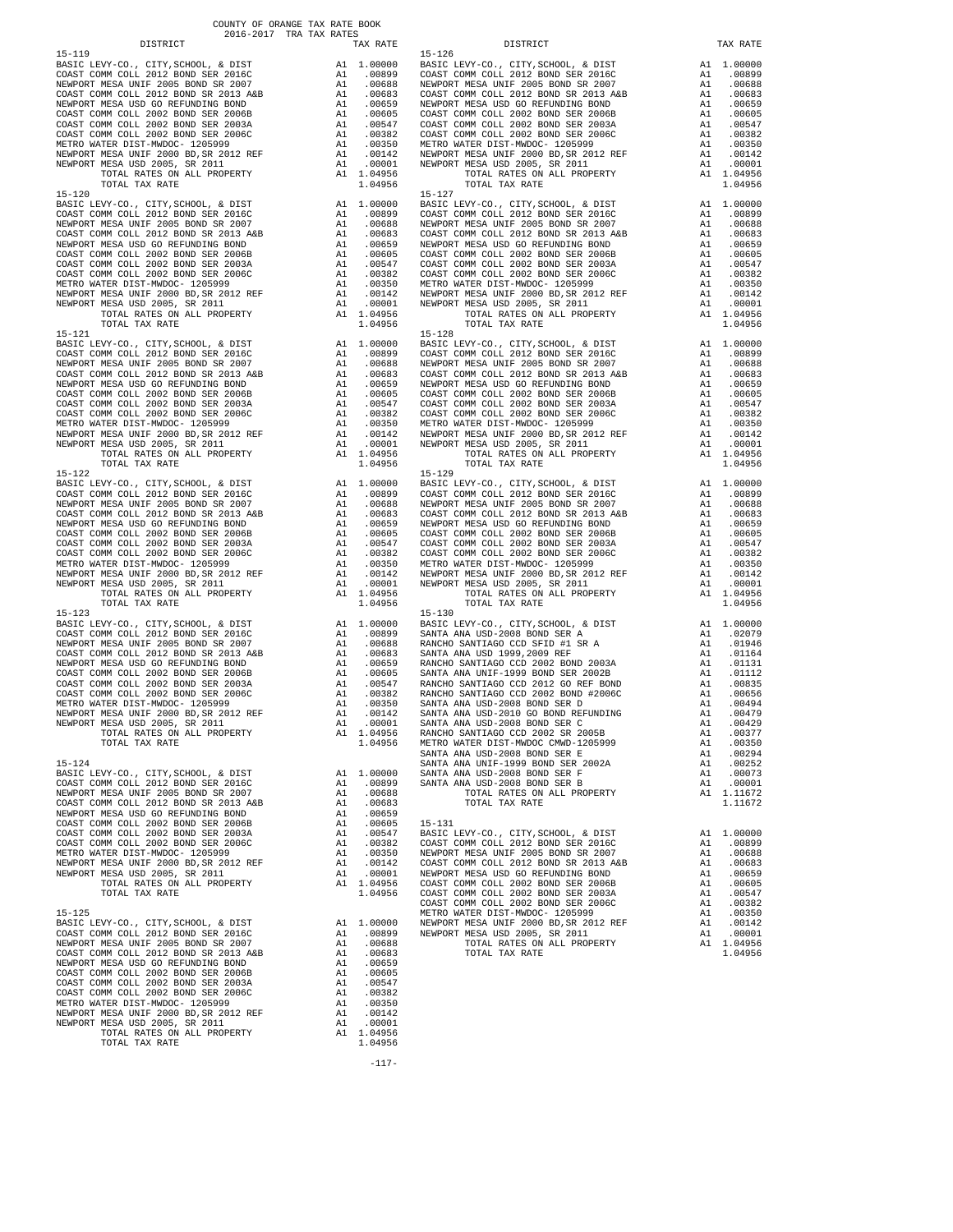COUNTY OF ORANGE TAX RATE BOOK
2016-2017 TRA TAX RATES

| DISTRICT | | TAX RATE |
|---|---|---|
| **15-119** | | |
| BASIC LEVY-CO., CITY,SCHOOL, & DIST | A1 | 1.00000 |
| COAST COMM COLL 2012 BOND SER 2016C | A1 | .00899 |
| NEWPORT MESA UNIF 2005 BOND SR 2007 | A1 | .00688 |
| COAST COMM COLL 2012 BOND SR 2013 A&B | A1 | .00683 |
| NEWPORT MESA USD GO REFUNDING BOND | A1 | .00659 |
| COAST COMM COLL 2002 BOND SER 2006B | A1 | .00605 |
| COAST COMM COLL 2002 BOND SER 2003A | A1 | .00547 |
| COAST COMM COLL 2002 BOND SER 2006C | A1 | .00382 |
| METRO WATER DIST-MWDOC- 1205999 | A1 | .00350 |
| NEWPORT MESA UNIF 2000 BD,SR 2012 REF | A1 | .00142 |
| NEWPORT MESA USD 2005, SR 2011 | A1 | .00001 |
| TOTAL RATES ON ALL PROPERTY | A1 | 1.04956 |
| TOTAL TAX RATE | | 1.04956 |
| **15-120** | | |
| BASIC LEVY-CO., CITY,SCHOOL, & DIST | A1 | 1.00000 |
| COAST COMM COLL 2012 BOND SER 2016C | A1 | .00899 |
| NEWPORT MESA UNIF 2005 BOND SR 2007 | A1 | .00688 |
| COAST COMM COLL 2012 BOND SR 2013 A&B | A1 | .00683 |
| NEWPORT MESA USD GO REFUNDING BOND | A1 | .00659 |
| COAST COMM COLL 2002 BOND SER 2006B | A1 | .00605 |
| COAST COMM COLL 2002 BOND SER 2003A | A1 | .00547 |
| COAST COMM COLL 2002 BOND SER 2006C | A1 | .00382 |
| METRO WATER DIST-MWDOC- 1205999 | A1 | .00350 |
| NEWPORT MESA UNIF 2000 BD,SR 2012 REF | A1 | .00142 |
| NEWPORT MESA USD 2005, SR 2011 | A1 | .00001 |
| TOTAL RATES ON ALL PROPERTY | A1 | 1.04956 |
| TOTAL TAX RATE | | 1.04956 |
| **15-121** | | |
| BASIC LEVY-CO., CITY,SCHOOL, & DIST | A1 | 1.00000 |
| COAST COMM COLL 2012 BOND SER 2016C | A1 | .00899 |
| NEWPORT MESA UNIF 2005 BOND SR 2007 | A1 | .00688 |
| COAST COMM COLL 2012 BOND SR 2013 A&B | A1 | .00683 |
| NEWPORT MESA USD GO REFUNDING BOND | A1 | .00659 |
| COAST COMM COLL 2002 BOND SER 2006B | A1 | .00605 |
| COAST COMM COLL 2002 BOND SER 2003A | A1 | .00547 |
| COAST COMM COLL 2002 BOND SER 2006C | A1 | .00382 |
| METRO WATER DIST-MWDOC- 1205999 | A1 | .00350 |
| NEWPORT MESA UNIF 2000 BD,SR 2012 REF | A1 | .00142 |
| NEWPORT MESA USD 2005, SR 2011 | A1 | .00001 |
| TOTAL RATES ON ALL PROPERTY | A1 | 1.04956 |
| TOTAL TAX RATE | | 1.04956 |
| **15-122** | | |
| BASIC LEVY-CO., CITY,SCHOOL, & DIST | A1 | 1.00000 |
| COAST COMM COLL 2012 BOND SER 2016C | A1 | .00899 |
| NEWPORT MESA UNIF 2005 BOND SR 2007 | A1 | .00688 |
| COAST COMM COLL 2012 BOND SR 2013 A&B | A1 | .00683 |
| NEWPORT MESA USD GO REFUNDING BOND | A1 | .00659 |
| COAST COMM COLL 2002 BOND SER 2006B | A1 | .00605 |
| COAST COMM COLL 2002 BOND SER 2003A | A1 | .00547 |
| COAST COMM COLL 2002 BOND SER 2006C | A1 | .00382 |
| METRO WATER DIST-MWDOC- 1205999 | A1 | .00350 |
| NEWPORT MESA UNIF 2000 BD,SR 2012 REF | A1 | .00142 |
| NEWPORT MESA USD 2005, SR 2011 | A1 | .00001 |
| TOTAL RATES ON ALL PROPERTY | A1 | 1.04956 |
| TOTAL TAX RATE | | 1.04956 |
| **15-123** | | |
| BASIC LEVY-CO., CITY,SCHOOL, & DIST | A1 | 1.00000 |
| COAST COMM COLL 2012 BOND SER 2016C | A1 | .00899 |
| NEWPORT MESA UNIF 2005 BOND SR 2007 | A1 | .00688 |
| COAST COMM COLL 2012 BOND SR 2013 A&B | A1 | .00683 |
| NEWPORT MESA USD GO REFUNDING BOND | A1 | .00659 |
| COAST COMM COLL 2002 BOND SER 2006B | A1 | .00605 |
| COAST COMM COLL 2002 BOND SER 2003A | A1 | .00547 |
| COAST COMM COLL 2002 BOND SER 2006C | A1 | .00382 |
| METRO WATER DIST-MWDOC- 1205999 | A1 | .00350 |
| NEWPORT MESA UNIF 2000 BD,SR 2012 REF | A1 | .00142 |
| NEWPORT MESA USD 2005, SR 2011 | A1 | .00001 |
| TOTAL RATES ON ALL PROPERTY | A1 | 1.04956 |
| TOTAL TAX RATE | | 1.04956 |
| **15-124** | | |
| BASIC LEVY-CO., CITY,SCHOOL, & DIST | A1 | 1.00000 |
| COAST COMM COLL 2012 BOND SER 2016C | A1 | .00899 |
| NEWPORT MESA UNIF 2005 BOND SR 2007 | A1 | .00688 |
| COAST COMM COLL 2012 BOND SR 2013 A&B | A1 | .00683 |
| NEWPORT MESA USD GO REFUNDING BOND | A1 | .00659 |
| COAST COMM COLL 2002 BOND SER 2006B | A1 | .00605 |
| COAST COMM COLL 2002 BOND SER 2003A | A1 | .00547 |
| COAST COMM COLL 2002 BOND SER 2006C | A1 | .00382 |
| METRO WATER DIST-MWDOC- 1205999 | A1 | .00350 |
| NEWPORT MESA UNIF 2000 BD,SR 2012 REF | A1 | .00142 |
| NEWPORT MESA USD 2005, SR 2011 | A1 | .00001 |
| TOTAL RATES ON ALL PROPERTY | A1 | 1.04956 |
| TOTAL TAX RATE | | 1.04956 |
| **15-125** | | |
| BASIC LEVY-CO., CITY,SCHOOL, & DIST | A1 | 1.00000 |
| COAST COMM COLL 2012 BOND SER 2016C | A1 | .00899 |
| NEWPORT MESA UNIF 2005 BOND SR 2007 | A1 | .00688 |
| COAST COMM COLL 2012 BOND SR 2013 A&B | A1 | .00683 |
| NEWPORT MESA USD GO REFUNDING BOND | A1 | .00659 |
| COAST COMM COLL 2002 BOND SER 2006B | A1 | .00605 |
| COAST COMM COLL 2002 BOND SER 2003A | A1 | .00547 |
| COAST COMM COLL 2002 BOND SER 2006C | A1 | .00382 |
| METRO WATER DIST-MWDOC- 1205999 | A1 | .00350 |
| NEWPORT MESA UNIF 2000 BD,SR 2012 REF | A1 | .00142 |
| NEWPORT MESA USD 2005, SR 2011 | A1 | .00001 |
| TOTAL RATES ON ALL PROPERTY | A1 | 1.04956 |
| TOTAL TAX RATE | | 1.04956 |
| **15-126** | | |
| BASIC LEVY-CO., CITY,SCHOOL, & DIST | A1 | 1.00000 |
| COAST COMM COLL 2012 BOND SER 2016C | A1 | .00899 |
| NEWPORT MESA UNIF 2005 BOND SR 2007 | A1 | .00688 |
| COAST COMM COLL 2012 BOND SR 2013 A&B | A1 | .00683 |
| NEWPORT MESA USD GO REFUNDING BOND | A1 | .00659 |
| COAST COMM COLL 2002 BOND SER 2006B | A1 | .00605 |
| COAST COMM COLL 2002 BOND SER 2003A | A1 | .00547 |
| COAST COMM COLL 2002 BOND SER 2006C | A1 | .00382 |
| METRO WATER DIST-MWDOC- 1205999 | A1 | .00350 |
| NEWPORT MESA UNIF 2000 BD,SR 2012 REF | A1 | .00142 |
| NEWPORT MESA USD 2005, SR 2011 | A1 | .00001 |
| TOTAL RATES ON ALL PROPERTY | A1 | 1.04956 |
| TOTAL TAX RATE | | 1.04956 |
| **15-127** | | |
| BASIC LEVY-CO., CITY,SCHOOL, & DIST | A1 | 1.00000 |
| COAST COMM COLL 2012 BOND SER 2016C | A1 | .00899 |
| NEWPORT MESA UNIF 2005 BOND SR 2007 | A1 | .00688 |
| COAST COMM COLL 2012 BOND SR 2013 A&B | A1 | .00683 |
| NEWPORT MESA USD GO REFUNDING BOND | A1 | .00659 |
| COAST COMM COLL 2002 BOND SER 2006B | A1 | .00605 |
| COAST COMM COLL 2002 BOND SER 2003A | A1 | .00547 |
| COAST COMM COLL 2002 BOND SER 2006C | A1 | .00382 |
| METRO WATER DIST-MWDOC- 1205999 | A1 | .00350 |
| NEWPORT MESA UNIF 2000 BD,SR 2012 REF | A1 | .00142 |
| NEWPORT MESA USD 2005, SR 2011 | A1 | .00001 |
| TOTAL RATES ON ALL PROPERTY | A1 | 1.04956 |
| TOTAL TAX RATE | | 1.04956 |
| **15-128** | | |
| BASIC LEVY-CO., CITY,SCHOOL, & DIST | A1 | 1.00000 |
| COAST COMM COLL 2012 BOND SER 2016C | A1 | .00899 |
| NEWPORT MESA UNIF 2005 BOND SR 2007 | A1 | .00688 |
| COAST COMM COLL 2012 BOND SR 2013 A&B | A1 | .00683 |
| NEWPORT MESA USD GO REFUNDING BOND | A1 | .00659 |
| COAST COMM COLL 2002 BOND SER 2006B | A1 | .00605 |
| COAST COMM COLL 2002 BOND SER 2003A | A1 | .00547 |
| COAST COMM COLL 2002 BOND SER 2006C | A1 | .00382 |
| METRO WATER DIST-MWDOC- 1205999 | A1 | .00350 |
| NEWPORT MESA UNIF 2000 BD,SR 2012 REF | A1 | .00142 |
| NEWPORT MESA USD 2005, SR 2011 | A1 | .00001 |
| TOTAL RATES ON ALL PROPERTY | A1 | 1.04956 |
| TOTAL TAX RATE | | 1.04956 |
| **15-129** | | |
| BASIC LEVY-CO., CITY,SCHOOL, & DIST | A1 | 1.00000 |
| COAST COMM COLL 2012 BOND SER 2016C | A1 | .00899 |
| NEWPORT MESA UNIF 2005 BOND SR 2007 | A1 | .00688 |
| COAST COMM COLL 2012 BOND SR 2013 A&B | A1 | .00683 |
| NEWPORT MESA USD GO REFUNDING BOND | A1 | .00659 |
| COAST COMM COLL 2002 BOND SER 2006B | A1 | .00605 |
| COAST COMM COLL 2002 BOND SER 2003A | A1 | .00547 |
| COAST COMM COLL 2002 BOND SER 2006C | A1 | .00382 |
| METRO WATER DIST-MWDOC- 1205999 | A1 | .00350 |
| NEWPORT MESA UNIF 2000 BD,SR 2012 REF | A1 | .00142 |
| NEWPORT MESA USD 2005, SR 2011 | A1 | .00001 |
| TOTAL RATES ON ALL PROPERTY | A1 | 1.04956 |
| TOTAL TAX RATE | | 1.04956 |
| **15-130** | | |
| BASIC LEVY-CO., CITY,SCHOOL, & DIST | A1 | 1.00000 |
| SANTA ANA USD-2008 BOND SER A | A1 | .02079 |
| RANCHO SANTIAGO CCD SFID #1 SR A | A1 | .01946 |
| SANTA ANA USD 1999,2009 REF | A1 | .01164 |
| RANCHO SANTIAGO CCD 2002 BOND 2003A | A1 | .01131 |
| SANTA ANA UNIF-1999 BOND SER 2002B | A1 | .01112 |
| RANCHO SANTIAGO CCD 2012 GO REF BOND | A1 | .00835 |
| RANCHO SANTIAGO CCD 2002 BOND #2006C | A1 | .00656 |
| SANTA ANA USD-2008 BOND SER D | A1 | .00494 |
| SANTA ANA USD-2010 GO BOND REFUNDING | A1 | .00479 |
| SANTA ANA USD-2008 BOND SER C | A1 | .00429 |
| RANCHO SANTIAGO CCD 2002 SR 2005B | A1 | .00377 |
| METRO WATER DIST-MWDOC CMWD-1205999 | A1 | .00350 |
| SANTA ANA USD-2008 BOND SER E | A1 | .00294 |
| SANTA ANA UNIF-1999 BOND SER 2002A | A1 | .00252 |
| SANTA ANA USD-2008 BOND SER F | A1 | .00073 |
| SANTA ANA USD-2008 BOND SER B | A1 | .00001 |
| TOTAL RATES ON ALL PROPERTY | A1 | 1.11672 |
| TOTAL TAX RATE | | 1.11672 |
| **15-131** | | |
| BASIC LEVY-CO., CITY,SCHOOL, & DIST | A1 | 1.00000 |
| COAST COMM COLL 2012 BOND SER 2016C | A1 | .00899 |
| NEWPORT MESA UNIF 2005 BOND SR 2007 | A1 | .00688 |
| COAST COMM COLL 2012 BOND SR 2013 A&B | A1 | .00683 |
| NEWPORT MESA USD GO REFUNDING BOND | A1 | .00659 |
| COAST COMM COLL 2002 BOND SER 2006B | A1 | .00605 |
| COAST COMM COLL 2002 BOND SER 2003A | A1 | .00547 |
| COAST COMM COLL 2002 BOND SER 2006C | A1 | .00382 |
| METRO WATER DIST-MWDOC- 1205999 | A1 | .00350 |
| NEWPORT MESA UNIF 2000 BD,SR 2012 REF | A1 | .00142 |
| NEWPORT MESA USD 2005, SR 2011 | A1 | .00001 |
| TOTAL RATES ON ALL PROPERTY | A1 | 1.04956 |
| TOTAL TAX RATE | | 1.04956 |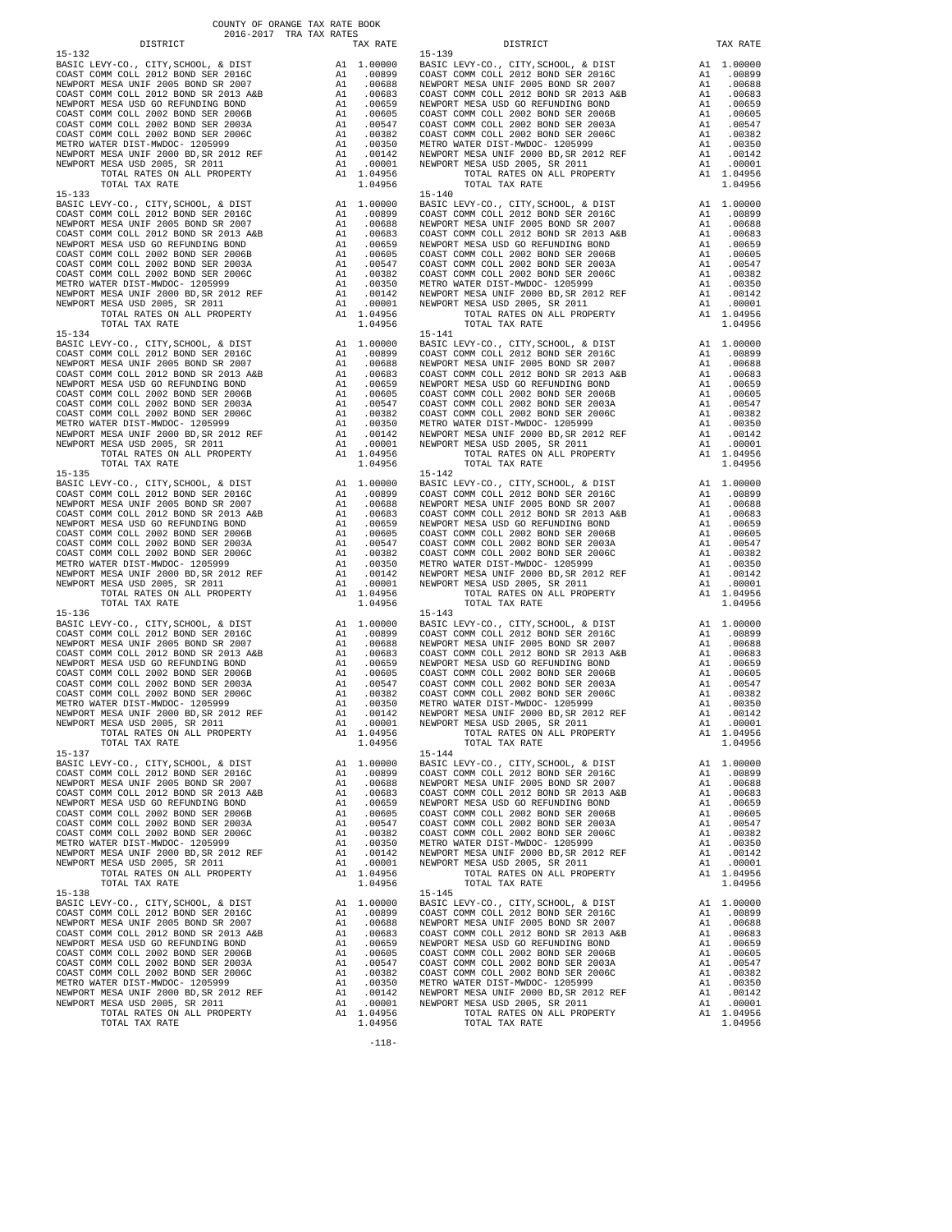COUNTY OF ORANGE TAX RATE BOOK
2016-2017 TRA TAX RATES

| DISTRICT | | TAX RATE |
|---|---|---|
| **15-132** | | |
| BASIC LEVY-CO., CITY,SCHOOL, & DIST | A1 | 1.00000 |
| COAST COMM COLL 2012 BOND SER 2016C | A1 | .00899 |
| NEWPORT MESA UNIF 2005 BOND SR 2007 | A1 | .00688 |
| COAST COMM COLL 2012 BOND SR 2013 A&B | A1 | .00683 |
| NEWPORT MESA USD GO REFUNDING BOND | A1 | .00659 |
| COAST COMM COLL 2002 BOND SER 2006B | A1 | .00605 |
| COAST COMM COLL 2002 BOND SER 2003A | A1 | .00547 |
| COAST COMM COLL 2002 BOND SER 2006C | A1 | .00382 |
| METRO WATER DIST-MWDOC- 1205999 | A1 | .00350 |
| NEWPORT MESA UNIF 2000 BD,SR 2012 REF | A1 | .00142 |
| NEWPORT MESA USD 2005, SR 2011 | A1 | .00001 |
| TOTAL RATES ON ALL PROPERTY | A1 | 1.04956 |
| TOTAL TAX RATE | | 1.04956 |
| **15-133** | | |
| BASIC LEVY-CO., CITY,SCHOOL, & DIST | A1 | 1.00000 |
| COAST COMM COLL 2012 BOND SER 2016C | A1 | .00899 |
| NEWPORT MESA UNIF 2005 BOND SR 2007 | A1 | .00688 |
| COAST COMM COLL 2012 BOND SR 2013 A&B | A1 | .00683 |
| NEWPORT MESA USD GO REFUNDING BOND | A1 | .00659 |
| COAST COMM COLL 2002 BOND SER 2006B | A1 | .00605 |
| COAST COMM COLL 2002 BOND SER 2003A | A1 | .00547 |
| COAST COMM COLL 2002 BOND SER 2006C | A1 | .00382 |
| METRO WATER DIST-MWDOC- 1205999 | A1 | .00350 |
| NEWPORT MESA UNIF 2000 BD,SR 2012 REF | A1 | .00142 |
| NEWPORT MESA USD 2005, SR 2011 | A1 | .00001 |
| TOTAL RATES ON ALL PROPERTY | A1 | 1.04956 |
| TOTAL TAX RATE | | 1.04956 |
| **15-134** | | |
| BASIC LEVY-CO., CITY,SCHOOL, & DIST | A1 | 1.00000 |
| COAST COMM COLL 2012 BOND SER 2016C | A1 | .00899 |
| NEWPORT MESA UNIF 2005 BOND SR 2007 | A1 | .00688 |
| COAST COMM COLL 2012 BOND SR 2013 A&B | A1 | .00683 |
| NEWPORT MESA USD GO REFUNDING BOND | A1 | .00659 |
| COAST COMM COLL 2002 BOND SER 2006B | A1 | .00605 |
| COAST COMM COLL 2002 BOND SER 2003A | A1 | .00547 |
| COAST COMM COLL 2002 BOND SER 2006C | A1 | .00382 |
| METRO WATER DIST-MWDOC- 1205999 | A1 | .00350 |
| NEWPORT MESA UNIF 2000 BD,SR 2012 REF | A1 | .00142 |
| NEWPORT MESA USD 2005, SR 2011 | A1 | .00001 |
| TOTAL RATES ON ALL PROPERTY | A1 | 1.04956 |
| TOTAL TAX RATE | | 1.04956 |
| **15-135** | | |
| BASIC LEVY-CO., CITY,SCHOOL, & DIST | A1 | 1.00000 |
| COAST COMM COLL 2012 BOND SER 2016C | A1 | .00899 |
| NEWPORT MESA UNIF 2005 BOND SR 2007 | A1 | .00688 |
| COAST COMM COLL 2012 BOND SR 2013 A&B | A1 | .00683 |
| NEWPORT MESA USD GO REFUNDING BOND | A1 | .00659 |
| COAST COMM COLL 2002 BOND SER 2006B | A1 | .00605 |
| COAST COMM COLL 2002 BOND SER 2003A | A1 | .00547 |
| COAST COMM COLL 2002 BOND SER 2006C | A1 | .00382 |
| METRO WATER DIST-MWDOC- 1205999 | A1 | .00350 |
| NEWPORT MESA UNIF 2000 BD,SR 2012 REF | A1 | .00142 |
| NEWPORT MESA USD 2005, SR 2011 | A1 | .00001 |
| TOTAL RATES ON ALL PROPERTY | A1 | 1.04956 |
| TOTAL TAX RATE | | 1.04956 |
| **15-136** | | |
| BASIC LEVY-CO., CITY,SCHOOL, & DIST | A1 | 1.00000 |
| COAST COMM COLL 2012 BOND SER 2016C | A1 | .00899 |
| NEWPORT MESA UNIF 2005 BOND SR 2007 | A1 | .00688 |
| COAST COMM COLL 2012 BOND SR 2013 A&B | A1 | .00683 |
| NEWPORT MESA USD GO REFUNDING BOND | A1 | .00659 |
| COAST COMM COLL 2002 BOND SER 2006B | A1 | .00605 |
| COAST COMM COLL 2002 BOND SER 2003A | A1 | .00547 |
| COAST COMM COLL 2002 BOND SER 2006C | A1 | .00382 |
| METRO WATER DIST-MWDOC- 1205999 | A1 | .00350 |
| NEWPORT MESA UNIF 2000 BD,SR 2012 REF | A1 | .00142 |
| NEWPORT MESA USD 2005, SR 2011 | A1 | .00001 |
| TOTAL RATES ON ALL PROPERTY | A1 | 1.04956 |
| TOTAL TAX RATE | | 1.04956 |
| **15-137** | | |
| BASIC LEVY-CO., CITY,SCHOOL, & DIST | A1 | 1.00000 |
| COAST COMM COLL 2012 BOND SER 2016C | A1 | .00899 |
| NEWPORT MESA UNIF 2005 BOND SR 2007 | A1 | .00688 |
| COAST COMM COLL 2012 BOND SR 2013 A&B | A1 | .00683 |
| NEWPORT MESA USD GO REFUNDING BOND | A1 | .00659 |
| COAST COMM COLL 2002 BOND SER 2006B | A1 | .00605 |
| COAST COMM COLL 2002 BOND SER 2003A | A1 | .00547 |
| COAST COMM COLL 2002 BOND SER 2006C | A1 | .00382 |
| METRO WATER DIST-MWDOC- 1205999 | A1 | .00350 |
| NEWPORT MESA UNIF 2000 BD,SR 2012 REF | A1 | .00142 |
| NEWPORT MESA USD 2005, SR 2011 | A1 | .00001 |
| TOTAL RATES ON ALL PROPERTY | A1 | 1.04956 |
| TOTAL TAX RATE | | 1.04956 |
| **15-138** | | |
| BASIC LEVY-CO., CITY,SCHOOL, & DIST | A1 | 1.00000 |
| COAST COMM COLL 2012 BOND SER 2016C | A1 | .00899 |
| NEWPORT MESA UNIF 2005 BOND SR 2007 | A1 | .00688 |
| COAST COMM COLL 2012 BOND SR 2013 A&B | A1 | .00683 |
| NEWPORT MESA USD GO REFUNDING BOND | A1 | .00659 |
| COAST COMM COLL 2002 BOND SER 2006B | A1 | .00605 |
| COAST COMM COLL 2002 BOND SER 2003A | A1 | .00547 |
| COAST COMM COLL 2002 BOND SER 2006C | A1 | .00382 |
| METRO WATER DIST-MWDOC- 1205999 | A1 | .00350 |
| NEWPORT MESA UNIF 2000 BD,SR 2012 REF | A1 | .00142 |
| NEWPORT MESA USD 2005, SR 2011 | A1 | .00001 |
| TOTAL RATES ON ALL PROPERTY | A1 | 1.04956 |
| TOTAL TAX RATE | | 1.04956 |
| **15-139** | | |
| BASIC LEVY-CO., CITY,SCHOOL, & DIST | A1 | 1.00000 |
| COAST COMM COLL 2012 BOND SER 2016C | A1 | .00899 |
| NEWPORT MESA UNIF 2005 BOND SR 2007 | A1 | .00688 |
| COAST COMM COLL 2012 BOND SR 2013 A&B | A1 | .00683 |
| NEWPORT MESA USD GO REFUNDING BOND | A1 | .00659 |
| COAST COMM COLL 2002 BOND SER 2006B | A1 | .00605 |
| COAST COMM COLL 2002 BOND SER 2003A | A1 | .00547 |
| COAST COMM COLL 2002 BOND SER 2006C | A1 | .00382 |
| METRO WATER DIST-MWDOC- 1205999 | A1 | .00350 |
| NEWPORT MESA UNIF 2000 BD,SR 2012 REF | A1 | .00142 |
| NEWPORT MESA USD 2005, SR 2011 | A1 | .00001 |
| TOTAL RATES ON ALL PROPERTY | A1 | 1.04956 |
| TOTAL TAX RATE | | 1.04956 |
| **15-140** | | |
| BASIC LEVY-CO., CITY,SCHOOL, & DIST | A1 | 1.00000 |
| COAST COMM COLL 2012 BOND SER 2016C | A1 | .00899 |
| NEWPORT MESA UNIF 2005 BOND SR 2007 | A1 | .00688 |
| COAST COMM COLL 2012 BOND SR 2013 A&B | A1 | .00683 |
| NEWPORT MESA USD GO REFUNDING BOND | A1 | .00659 |
| COAST COMM COLL 2002 BOND SER 2006B | A1 | .00605 |
| COAST COMM COLL 2002 BOND SER 2003A | A1 | .00547 |
| COAST COMM COLL 2002 BOND SER 2006C | A1 | .00382 |
| METRO WATER DIST-MWDOC- 1205999 | A1 | .00350 |
| NEWPORT MESA UNIF 2000 BD,SR 2012 REF | A1 | .00142 |
| NEWPORT MESA USD 2005, SR 2011 | A1 | .00001 |
| TOTAL RATES ON ALL PROPERTY | A1 | 1.04956 |
| TOTAL TAX RATE | | 1.04956 |
| **15-141** | | |
| BASIC LEVY-CO., CITY,SCHOOL, & DIST | A1 | 1.00000 |
| COAST COMM COLL 2012 BOND SER 2016C | A1 | .00899 |
| NEWPORT MESA UNIF 2005 BOND SR 2007 | A1 | .00688 |
| COAST COMM COLL 2012 BOND SR 2013 A&B | A1 | .00683 |
| NEWPORT MESA USD GO REFUNDING BOND | A1 | .00659 |
| COAST COMM COLL 2002 BOND SER 2006B | A1 | .00605 |
| COAST COMM COLL 2002 BOND SER 2003A | A1 | .00547 |
| COAST COMM COLL 2002 BOND SER 2006C | A1 | .00382 |
| METRO WATER DIST-MWDOC- 1205999 | A1 | .00350 |
| NEWPORT MESA UNIF 2000 BD,SR 2012 REF | A1 | .00142 |
| NEWPORT MESA USD 2005, SR 2011 | A1 | .00001 |
| TOTAL RATES ON ALL PROPERTY | A1 | 1.04956 |
| TOTAL TAX RATE | | 1.04956 |
| **15-142** | | |
| BASIC LEVY-CO., CITY,SCHOOL, & DIST | A1 | 1.00000 |
| COAST COMM COLL 2012 BOND SER 2016C | A1 | .00899 |
| NEWPORT MESA UNIF 2005 BOND SR 2007 | A1 | .00688 |
| COAST COMM COLL 2012 BOND SR 2013 A&B | A1 | .00683 |
| NEWPORT MESA USD GO REFUNDING BOND | A1 | .00659 |
| COAST COMM COLL 2002 BOND SER 2006B | A1 | .00605 |
| COAST COMM COLL 2002 BOND SER 2003A | A1 | .00547 |
| COAST COMM COLL 2002 BOND SER 2006C | A1 | .00382 |
| METRO WATER DIST-MWDOC- 1205999 | A1 | .00350 |
| NEWPORT MESA UNIF 2000 BD,SR 2012 REF | A1 | .00142 |
| NEWPORT MESA USD 2005, SR 2011 | A1 | .00001 |
| TOTAL RATES ON ALL PROPERTY | A1 | 1.04956 |
| TOTAL TAX RATE | | 1.04956 |
| **15-143** | | |
| BASIC LEVY-CO., CITY,SCHOOL, & DIST | A1 | 1.00000 |
| COAST COMM COLL 2012 BOND SER 2016C | A1 | .00899 |
| NEWPORT MESA UNIF 2005 BOND SR 2007 | A1 | .00688 |
| COAST COMM COLL 2012 BOND SR 2013 A&B | A1 | .00683 |
| NEWPORT MESA USD GO REFUNDING BOND | A1 | .00659 |
| COAST COMM COLL 2002 BOND SER 2006B | A1 | .00605 |
| COAST COMM COLL 2002 BOND SER 2003A | A1 | .00547 |
| COAST COMM COLL 2002 BOND SER 2006C | A1 | .00382 |
| METRO WATER DIST-MWDOC- 1205999 | A1 | .00350 |
| NEWPORT MESA UNIF 2000 BD,SR 2012 REF | A1 | .00142 |
| NEWPORT MESA USD 2005, SR 2011 | A1 | .00001 |
| TOTAL RATES ON ALL PROPERTY | A1 | 1.04956 |
| TOTAL TAX RATE | | 1.04956 |
| **15-144** | | |
| BASIC LEVY-CO., CITY,SCHOOL, & DIST | A1 | 1.00000 |
| COAST COMM COLL 2012 BOND SER 2016C | A1 | .00899 |
| NEWPORT MESA UNIF 2005 BOND SR 2007 | A1 | .00688 |
| COAST COMM COLL 2012 BOND SR 2013 A&B | A1 | .00683 |
| NEWPORT MESA USD GO REFUNDING BOND | A1 | .00659 |
| COAST COMM COLL 2002 BOND SER 2006B | A1 | .00605 |
| COAST COMM COLL 2002 BOND SER 2003A | A1 | .00547 |
| COAST COMM COLL 2002 BOND SER 2006C | A1 | .00382 |
| METRO WATER DIST-MWDOC- 1205999 | A1 | .00350 |
| NEWPORT MESA UNIF 2000 BD,SR 2012 REF | A1 | .00142 |
| NEWPORT MESA USD 2005, SR 2011 | A1 | .00001 |
| TOTAL RATES ON ALL PROPERTY | A1 | 1.04956 |
| TOTAL TAX RATE | | 1.04956 |
| **15-145** | | |
| BASIC LEVY-CO., CITY,SCHOOL, & DIST | A1 | 1.00000 |
| COAST COMM COLL 2012 BOND SER 2016C | A1 | .00899 |
| NEWPORT MESA UNIF 2005 BOND SR 2007 | A1 | .00688 |
| COAST COMM COLL 2012 BOND SR 2013 A&B | A1 | .00683 |
| NEWPORT MESA USD GO REFUNDING BOND | A1 | .00659 |
| COAST COMM COLL 2002 BOND SER 2006B | A1 | .00605 |
| COAST COMM COLL 2002 BOND SER 2003A | A1 | .00547 |
| COAST COMM COLL 2002 BOND SER 2006C | A1 | .00382 |
| METRO WATER DIST-MWDOC- 1205999 | A1 | .00350 |
| NEWPORT MESA UNIF 2000 BD,SR 2012 REF | A1 | .00142 |
| NEWPORT MESA USD 2005, SR 2011 | A1 | .00001 |
| TOTAL RATES ON ALL PROPERTY | A1 | 1.04956 |
| TOTAL TAX RATE | | 1.04956 |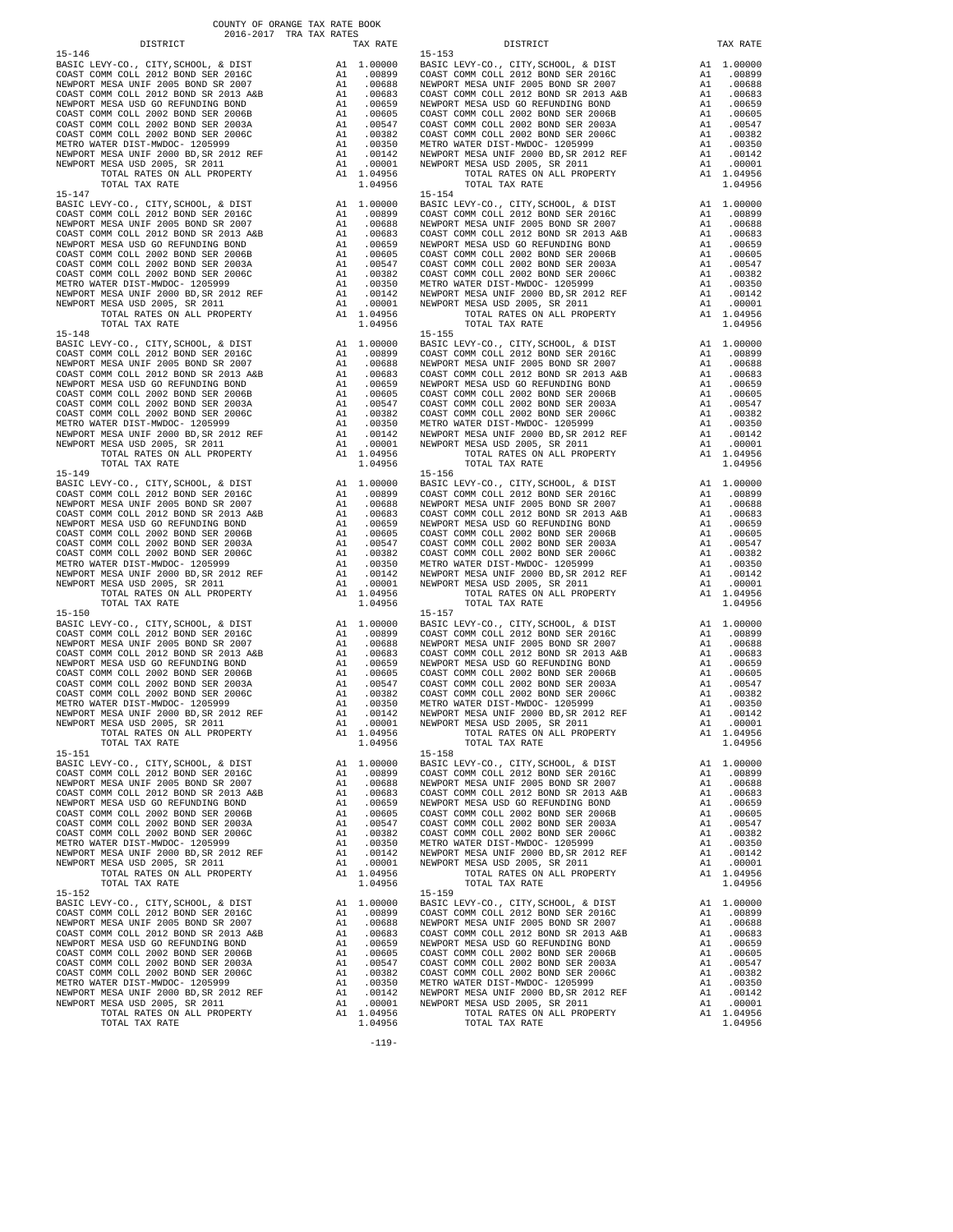COUNTY OF ORANGE TAX RATE BOOK
2016-2017 TRA TAX RATES

| DISTRICT | | TAX RATE | DISTRICT | | TAX RATE |
|---|---|---|---|---|---|
| 15-146 | | | 15-153 | | |
| BASIC LEVY-CO., CITY,SCHOOL, & DIST | A1 | 1.00000 | BASIC LEVY-CO., CITY,SCHOOL, & DIST | A1 | 1.00000 |
| COAST COMM COLL 2012 BOND SER 2016C | A1 | .00899 | COAST COMM COLL 2012 BOND SER 2016C | A1 | .00899 |
| NEWPORT MESA UNIF 2005 BOND SR 2007 | A1 | .00688 | NEWPORT MESA UNIF 2005 BOND SR 2007 | A1 | .00688 |
| COAST COMM COLL 2012 BOND SR 2013 A&B | A1 | .00683 | COAST COMM COLL 2012 BOND SR 2013 A&B | A1 | .00683 |
| NEWPORT MESA USD GO REFUNDING BOND | A1 | .00659 | NEWPORT MESA USD GO REFUNDING BOND | A1 | .00659 |
| COAST COMM COLL 2002 BOND SER 2006B | A1 | .00605 | COAST COMM COLL 2002 BOND SER 2006B | A1 | .00605 |
| COAST COMM COLL 2002 BOND SER 2003A | A1 | .00547 | COAST COMM COLL 2002 BOND SER 2003A | A1 | .00547 |
| COAST COMM COLL 2002 BOND SER 2006C | A1 | .00382 | COAST COMM COLL 2002 BOND SER 2006C | A1 | .00382 |
| METRO WATER DIST-MWDOC- 1205999 | A1 | .00350 | METRO WATER DIST-MWDOC- 1205999 | A1 | .00350 |
| NEWPORT MESA UNIF 2000 BD,SR 2012 REF | A1 | .00142 | NEWPORT MESA UNIF 2000 BD,SR 2012 REF | A1 | .00142 |
| NEWPORT MESA USD 2005, SR 2011 | A1 | .00001 | NEWPORT MESA USD 2005, SR 2011 | A1 | .00001 |
| TOTAL RATES ON ALL PROPERTY | A1 | 1.04956 | TOTAL RATES ON ALL PROPERTY | A1 | 1.04956 |
| TOTAL TAX RATE | | 1.04956 | TOTAL TAX RATE | | 1.04956 |
| 15-147 | | | 15-154 | | |
| BASIC LEVY-CO., CITY,SCHOOL, & DIST | A1 | 1.00000 | BASIC LEVY-CO., CITY,SCHOOL, & DIST | A1 | 1.00000 |
| COAST COMM COLL 2012 BOND SER 2016C | A1 | .00899 | COAST COMM COLL 2012 BOND SER 2016C | A1 | .00899 |
| NEWPORT MESA UNIF 2005 BOND SR 2007 | A1 | .00688 | NEWPORT MESA UNIF 2005 BOND SR 2007 | A1 | .00688 |
| COAST COMM COLL 2012 BOND SR 2013 A&B | A1 | .00683 | COAST COMM COLL 2012 BOND SR 2013 A&B | A1 | .00683 |
| NEWPORT MESA USD GO REFUNDING BOND | A1 | .00659 | NEWPORT MESA USD GO REFUNDING BOND | A1 | .00659 |
| COAST COMM COLL 2002 BOND SER 2006B | A1 | .00605 | COAST COMM COLL 2002 BOND SER 2006B | A1 | .00605 |
| COAST COMM COLL 2002 BOND SER 2003A | A1 | .00547 | COAST COMM COLL 2002 BOND SER 2003A | A1 | .00547 |
| COAST COMM COLL 2002 BOND SER 2006C | A1 | .00382 | COAST COMM COLL 2002 BOND SER 2006C | A1 | .00382 |
| METRO WATER DIST-MWDOC- 1205999 | A1 | .00350 | METRO WATER DIST-MWDOC- 1205999 | A1 | .00350 |
| NEWPORT MESA UNIF 2000 BD,SR 2012 REF | A1 | .00142 | NEWPORT MESA UNIF 2000 BD,SR 2012 REF | A1 | .00142 |
| NEWPORT MESA USD 2005, SR 2011 | A1 | .00001 | NEWPORT MESA USD 2005, SR 2011 | A1 | .00001 |
| TOTAL RATES ON ALL PROPERTY | A1 | 1.04956 | TOTAL RATES ON ALL PROPERTY | A1 | 1.04956 |
| TOTAL TAX RATE | | 1.04956 | TOTAL TAX RATE | | 1.04956 |
| 15-148 | | | 15-155 | | |
| BASIC LEVY-CO., CITY,SCHOOL, & DIST | A1 | 1.00000 | BASIC LEVY-CO., CITY,SCHOOL, & DIST | A1 | 1.00000 |
| COAST COMM COLL 2012 BOND SER 2016C | A1 | .00899 | COAST COMM COLL 2012 BOND SER 2016C | A1 | .00899 |
| NEWPORT MESA UNIF 2005 BOND SR 2007 | A1 | .00688 | NEWPORT MESA UNIF 2005 BOND SR 2007 | A1 | .00688 |
| COAST COMM COLL 2012 BOND SR 2013 A&B | A1 | .00683 | COAST COMM COLL 2012 BOND SR 2013 A&B | A1 | .00683 |
| NEWPORT MESA USD GO REFUNDING BOND | A1 | .00659 | NEWPORT MESA USD GO REFUNDING BOND | A1 | .00659 |
| COAST COMM COLL 2002 BOND SER 2006B | A1 | .00605 | COAST COMM COLL 2002 BOND SER 2006B | A1 | .00605 |
| COAST COMM COLL 2002 BOND SER 2003A | A1 | .00547 | COAST COMM COLL 2002 BOND SER 2003A | A1 | .00547 |
| COAST COMM COLL 2002 BOND SER 2006C | A1 | .00382 | COAST COMM COLL 2002 BOND SER 2006C | A1 | .00382 |
| METRO WATER DIST-MWDOC- 1205999 | A1 | .00350 | METRO WATER DIST-MWDOC- 1205999 | A1 | .00350 |
| NEWPORT MESA UNIF 2000 BD,SR 2012 REF | A1 | .00142 | NEWPORT MESA UNIF 2000 BD,SR 2012 REF | A1 | .00142 |
| NEWPORT MESA USD 2005, SR 2011 | A1 | .00001 | NEWPORT MESA USD 2005, SR 2011 | A1 | .00001 |
| TOTAL RATES ON ALL PROPERTY | A1 | 1.04956 | TOTAL RATES ON ALL PROPERTY | A1 | 1.04956 |
| TOTAL TAX RATE | | 1.04956 | TOTAL TAX RATE | | 1.04956 |
| 15-149 | | | 15-156 | | |
| BASIC LEVY-CO., CITY,SCHOOL, & DIST | A1 | 1.00000 | BASIC LEVY-CO., CITY,SCHOOL, & DIST | A1 | 1.00000 |
| COAST COMM COLL 2012 BOND SER 2016C | A1 | .00899 | COAST COMM COLL 2012 BOND SER 2016C | A1 | .00899 |
| NEWPORT MESA UNIF 2005 BOND SR 2007 | A1 | .00688 | NEWPORT MESA UNIF 2005 BOND SR 2007 | A1 | .00688 |
| COAST COMM COLL 2012 BOND SR 2013 A&B | A1 | .00683 | COAST COMM COLL 2012 BOND SR 2013 A&B | A1 | .00683 |
| NEWPORT MESA USD GO REFUNDING BOND | A1 | .00659 | NEWPORT MESA USD GO REFUNDING BOND | A1 | .00659 |
| COAST COMM COLL 2002 BOND SER 2006B | A1 | .00605 | COAST COMM COLL 2002 BOND SER 2006B | A1 | .00605 |
| COAST COMM COLL 2002 BOND SER 2003A | A1 | .00547 | COAST COMM COLL 2002 BOND SER 2003A | A1 | .00547 |
| COAST COMM COLL 2002 BOND SER 2006C | A1 | .00382 | COAST COMM COLL 2002 BOND SER 2006C | A1 | .00382 |
| METRO WATER DIST-MWDOC- 1205999 | A1 | .00350 | METRO WATER DIST-MWDOC- 1205999 | A1 | .00350 |
| NEWPORT MESA UNIF 2000 BD,SR 2012 REF | A1 | .00142 | NEWPORT MESA UNIF 2000 BD,SR 2012 REF | A1 | .00142 |
| NEWPORT MESA USD 2005, SR 2011 | A1 | .00001 | NEWPORT MESA USD 2005, SR 2011 | A1 | .00001 |
| TOTAL RATES ON ALL PROPERTY | A1 | 1.04956 | TOTAL RATES ON ALL PROPERTY | A1 | 1.04956 |
| TOTAL TAX RATE | | 1.04956 | TOTAL TAX RATE | | 1.04956 |
| 15-150 | | | 15-157 | | |
| BASIC LEVY-CO., CITY,SCHOOL, & DIST | A1 | 1.00000 | BASIC LEVY-CO., CITY,SCHOOL, & DIST | A1 | 1.00000 |
| COAST COMM COLL 2012 BOND SER 2016C | A1 | .00899 | COAST COMM COLL 2012 BOND SER 2016C | A1 | .00899 |
| NEWPORT MESA UNIF 2005 BOND SR 2007 | A1 | .00688 | NEWPORT MESA UNIF 2005 BOND SR 2007 | A1 | .00688 |
| COAST COMM COLL 2012 BOND SR 2013 A&B | A1 | .00683 | COAST COMM COLL 2012 BOND SR 2013 A&B | A1 | .00683 |
| NEWPORT MESA USD GO REFUNDING BOND | A1 | .00659 | NEWPORT MESA USD GO REFUNDING BOND | A1 | .00659 |
| COAST COMM COLL 2002 BOND SER 2006B | A1 | .00605 | COAST COMM COLL 2002 BOND SER 2006B | A1 | .00605 |
| COAST COMM COLL 2002 BOND SER 2003A | A1 | .00547 | COAST COMM COLL 2002 BOND SER 2003A | A1 | .00547 |
| COAST COMM COLL 2002 BOND SER 2006C | A1 | .00382 | COAST COMM COLL 2002 BOND SER 2006C | A1 | .00382 |
| METRO WATER DIST-MWDOC- 1205999 | A1 | .00350 | METRO WATER DIST-MWDOC- 1205999 | A1 | .00350 |
| NEWPORT MESA UNIF 2000 BD,SR 2012 REF | A1 | .00142 | NEWPORT MESA UNIF 2000 BD,SR 2012 REF | A1 | .00142 |
| NEWPORT MESA USD 2005, SR 2011 | A1 | .00001 | NEWPORT MESA USD 2005, SR 2011 | A1 | .00001 |
| TOTAL RATES ON ALL PROPERTY | A1 | 1.04956 | TOTAL RATES ON ALL PROPERTY | A1 | 1.04956 |
| TOTAL TAX RATE | | 1.04956 | TOTAL TAX RATE | | 1.04956 |
| 15-151 | | | 15-158 | | |
| BASIC LEVY-CO., CITY,SCHOOL, & DIST | A1 | 1.00000 | BASIC LEVY-CO., CITY,SCHOOL, & DIST | A1 | 1.00000 |
| COAST COMM COLL 2012 BOND SER 2016C | A1 | .00899 | COAST COMM COLL 2012 BOND SER 2016C | A1 | .00899 |
| NEWPORT MESA UNIF 2005 BOND SR 2007 | A1 | .00688 | NEWPORT MESA UNIF 2005 BOND SR 2007 | A1 | .00688 |
| COAST COMM COLL 2012 BOND SR 2013 A&B | A1 | .00683 | COAST COMM COLL 2012 BOND SR 2013 A&B | A1 | .00683 |
| NEWPORT MESA USD GO REFUNDING BOND | A1 | .00659 | NEWPORT MESA USD GO REFUNDING BOND | A1 | .00659 |
| COAST COMM COLL 2002 BOND SER 2006B | A1 | .00605 | COAST COMM COLL 2002 BOND SER 2006B | A1 | .00605 |
| COAST COMM COLL 2002 BOND SER 2003A | A1 | .00547 | COAST COMM COLL 2002 BOND SER 2003A | A1 | .00547 |
| COAST COMM COLL 2002 BOND SER 2006C | A1 | .00382 | COAST COMM COLL 2002 BOND SER 2006C | A1 | .00382 |
| METRO WATER DIST-MWDOC- 1205999 | A1 | .00350 | METRO WATER DIST-MWDOC- 1205999 | A1 | .00350 |
| NEWPORT MESA UNIF 2000 BD,SR 2012 REF | A1 | .00142 | NEWPORT MESA UNIF 2000 BD,SR 2012 REF | A1 | .00142 |
| NEWPORT MESA USD 2005, SR 2011 | A1 | .00001 | NEWPORT MESA USD 2005, SR 2011 | A1 | .00001 |
| TOTAL RATES ON ALL PROPERTY | A1 | 1.04956 | TOTAL RATES ON ALL PROPERTY | A1 | 1.04956 |
| TOTAL TAX RATE | | 1.04956 | TOTAL TAX RATE | | 1.04956 |
| 15-152 | | | 15-159 | | |
| BASIC LEVY-CO., CITY,SCHOOL, & DIST | A1 | 1.00000 | BASIC LEVY-CO., CITY,SCHOOL, & DIST | A1 | 1.00000 |
| COAST COMM COLL 2012 BOND SER 2016C | A1 | .00899 | COAST COMM COLL 2012 BOND SER 2016C | A1 | .00899 |
| NEWPORT MESA UNIF 2005 BOND SR 2007 | A1 | .00688 | NEWPORT MESA UNIF 2005 BOND SR 2007 | A1 | .00688 |
| COAST COMM COLL 2012 BOND SR 2013 A&B | A1 | .00683 | COAST COMM COLL 2012 BOND SR 2013 A&B | A1 | .00683 |
| NEWPORT MESA USD GO REFUNDING BOND | A1 | .00659 | NEWPORT MESA USD GO REFUNDING BOND | A1 | .00659 |
| COAST COMM COLL 2002 BOND SER 2006B | A1 | .00605 | COAST COMM COLL 2002 BOND SER 2006B | A1 | .00605 |
| COAST COMM COLL 2002 BOND SER 2003A | A1 | .00547 | COAST COMM COLL 2002 BOND SER 2003A | A1 | .00547 |
| COAST COMM COLL 2002 BOND SER 2006C | A1 | .00382 | COAST COMM COLL 2002 BOND SER 2006C | A1 | .00382 |
| METRO WATER DIST-MWDOC- 1205999 | A1 | .00350 | METRO WATER DIST-MWDOC- 1205999 | A1 | .00350 |
| NEWPORT MESA UNIF 2000 BD,SR 2012 REF | A1 | .00142 | NEWPORT MESA UNIF 2000 BD,SR 2012 REF | A1 | .00142 |
| NEWPORT MESA USD 2005, SR 2011 | A1 | .00001 | NEWPORT MESA USD 2005, SR 2011 | A1 | .00001 |
| TOTAL RATES ON ALL PROPERTY | A1 | 1.04956 | TOTAL RATES ON ALL PROPERTY | A1 | 1.04956 |
| TOTAL TAX RATE | | 1.04956 | TOTAL TAX RATE | | 1.04956 |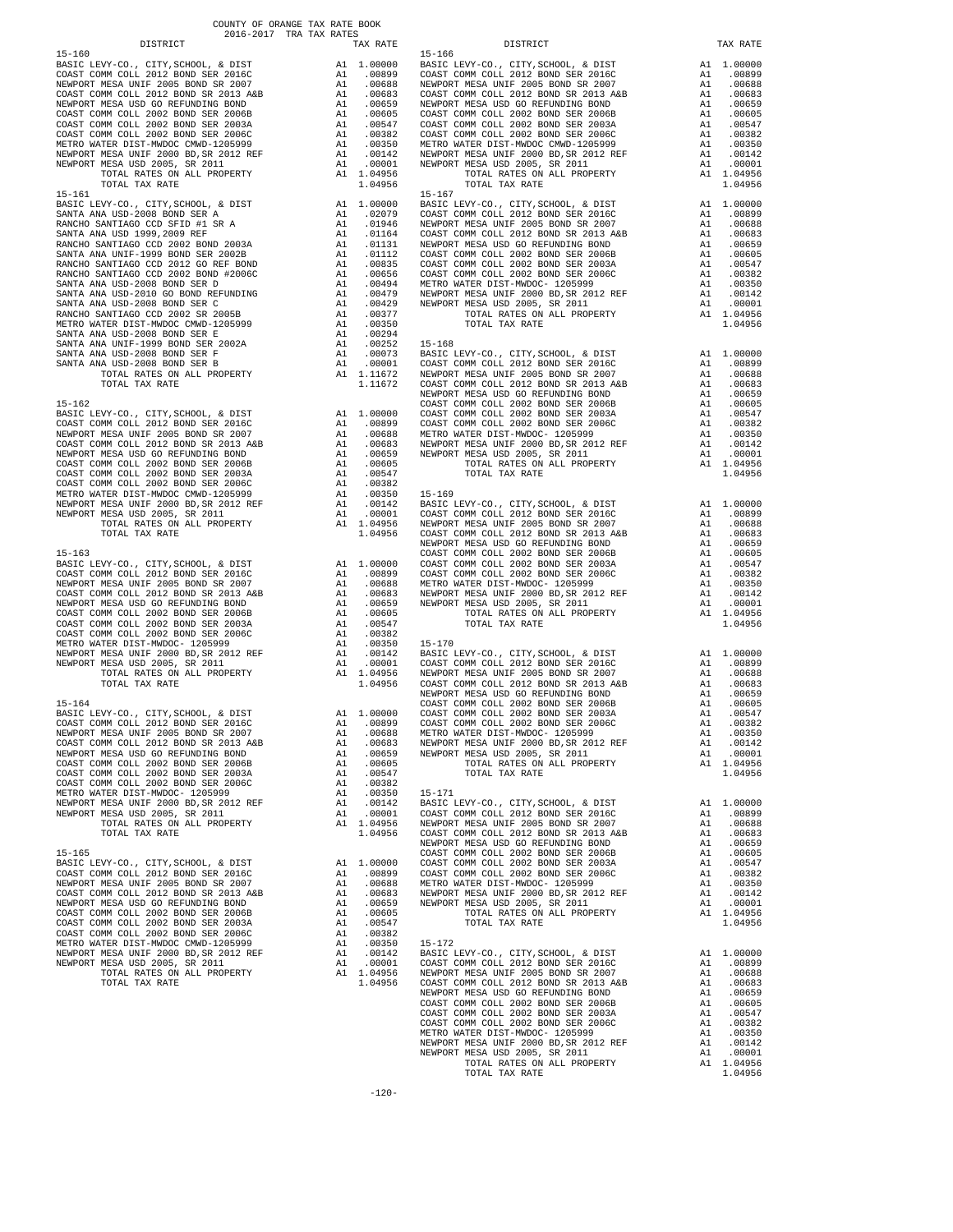COUNTY OF ORANGE TAX RATE BOOK
2016-2017 TRA TAX RATES

| DISTRICT | | TAX RATE |
|---|---|---|
| **15-160** | | |
| BASIC LEVY-CO., CITY,SCHOOL, & DIST | A1 | 1.00000 |
| COAST COMM COLL 2012 BOND SER 2016C | A1 | .00899 |
| NEWPORT MESA UNIF 2005 BOND SR 2007 | A1 | .00688 |
| COAST COMM COLL 2012 BOND SER 2013 A&B | A1 | .00683 |
| NEWPORT MESA USD GO REFUNDING BOND | A1 | .00659 |
| COAST COMM COLL 2002 BOND SER 2006B | A1 | .00605 |
| COAST COMM COLL 2002 BOND SER 2003A | A1 | .00547 |
| COAST COMM COLL 2002 BOND SER 2006C | A1 | .00382 |
| METRO WATER DIST-MWDOC CMWD-1205999 | A1 | .00350 |
| NEWPORT MESA UNIF 2000 BD,SR 2012 REF | A1 | .00142 |
| NEWPORT MESA USD 2005, SR 2011 | A1 | .00001 |
| TOTAL RATES ON ALL PROPERTY | A1 | 1.04956 |
| TOTAL TAX RATE | | 1.04956 |
| **15-161** | | |
| BASIC LEVY-CO., CITY,SCHOOL, & DIST | A1 | 1.00000 |
| SANTA ANA USD-2008 BOND SER A | A1 | .02079 |
| RANCHO SANTIAGO CCD SFID #1 SR A | A1 | .01946 |
| SANTA ANA USD 1999,2009 REF | A1 | .01164 |
| RANCHO SANTIAGO CCD 2002 BOND 2003A | A1 | .01131 |
| SANTA ANA UNIF-1999 BOND SER 2002B | A1 | .01112 |
| RANCHO SANTIAGO CCD 2012 GO REF BOND | A1 | .00835 |
| RANCHO SANTIAGO CCD 2002 BOND #2006C | A1 | .00656 |
| SANTA ANA USD-2008 BOND SER D | A1 | .00494 |
| SANTA ANA USD-2010 GO BOND REFUNDING | A1 | .00479 |
| SANTA ANA USD-2008 BOND SER C | A1 | .00429 |
| RANCHO SANTIAGO CCD 2002 SR 2005B | A1 | .00377 |
| METRO WATER DIST-MWDOC CMWD-1205999 | A1 | .00350 |
| SANTA ANA USD-2008 BOND SER E | A1 | .00294 |
| SANTA ANA UNIF-1999 BOND SER 2002A | A1 | .00252 |
| SANTA ANA USD-2008 BOND SER F | A1 | .00073 |
| SANTA ANA USD-2008 BOND SER B | A1 | .00001 |
| TOTAL RATES ON ALL PROPERTY | A1 | 1.11672 |
| TOTAL TAX RATE | | 1.11672 |
| **15-162** | | |
| BASIC LEVY-CO., CITY,SCHOOL, & DIST | A1 | 1.00000 |
| COAST COMM COLL 2012 BOND SER 2016C | A1 | .00899 |
| NEWPORT MESA UNIF 2005 BOND SR 2007 | A1 | .00688 |
| COAST COMM COLL 2012 BOND SER 2013 A&B | A1 | .00683 |
| NEWPORT MESA USD GO REFUNDING BOND | A1 | .00659 |
| COAST COMM COLL 2002 BOND SER 2006B | A1 | .00605 |
| COAST COMM COLL 2002 BOND SER 2003A | A1 | .00547 |
| COAST COMM COLL 2002 BOND SER 2006C | A1 | .00382 |
| METRO WATER DIST-MWDOC CMWD-1205999 | A1 | .00350 |
| NEWPORT MESA UNIF 2000 BD,SR 2012 REF | A1 | .00142 |
| NEWPORT MESA USD 2005, SR 2011 | A1 | .00001 |
| TOTAL RATES ON ALL PROPERTY | A1 | 1.04956 |
| TOTAL TAX RATE | | 1.04956 |
| **15-163** | | |
| BASIC LEVY-CO., CITY,SCHOOL, & DIST | A1 | 1.00000 |
| COAST COMM COLL 2012 BOND SER 2016C | A1 | .00899 |
| NEWPORT MESA UNIF 2005 BOND SR 2007 | A1 | .00688 |
| COAST COMM COLL 2012 BOND SER 2013 A&B | A1 | .00683 |
| NEWPORT MESA USD GO REFUNDING BOND | A1 | .00659 |
| COAST COMM COLL 2002 BOND SER 2006B | A1 | .00605 |
| COAST COMM COLL 2002 BOND SER 2003A | A1 | .00547 |
| COAST COMM COLL 2002 BOND SER 2006C | A1 | .00382 |
| METRO WATER DIST-MWDOC- 1205999 | A1 | .00350 |
| NEWPORT MESA UNIF 2000 BD,SR 2012 REF | A1 | .00142 |
| NEWPORT MESA USD 2005, SR 2011 | A1 | .00001 |
| TOTAL RATES ON ALL PROPERTY | A1 | 1.04956 |
| TOTAL TAX RATE | | 1.04956 |
| **15-164** | | |
| BASIC LEVY-CO., CITY,SCHOOL, & DIST | A1 | 1.00000 |
| COAST COMM COLL 2012 BOND SER 2016C | A1 | .00899 |
| NEWPORT MESA UNIF 2005 BOND SR 2007 | A1 | .00688 |
| COAST COMM COLL 2012 BOND SER 2013 A&B | A1 | .00683 |
| NEWPORT MESA USD GO REFUNDING BOND | A1 | .00659 |
| COAST COMM COLL 2002 BOND SER 2006B | A1 | .00605 |
| COAST COMM COLL 2002 BOND SER 2003A | A1 | .00547 |
| COAST COMM COLL 2002 BOND SER 2006C | A1 | .00382 |
| METRO WATER DIST-MWDOC- 1205999 | A1 | .00350 |
| NEWPORT MESA UNIF 2000 BD,SR 2012 REF | A1 | .00142 |
| NEWPORT MESA USD 2005, SR 2011 | A1 | .00001 |
| TOTAL RATES ON ALL PROPERTY | A1 | 1.04956 |
| TOTAL TAX RATE | | 1.04956 |
| **15-165** | | |
| BASIC LEVY-CO., CITY,SCHOOL, & DIST | A1 | 1.00000 |
| COAST COMM COLL 2012 BOND SER 2016C | A1 | .00899 |
| NEWPORT MESA UNIF 2005 BOND SR 2007 | A1 | .00688 |
| COAST COMM COLL 2012 BOND SER 2013 A&B | A1 | .00683 |
| NEWPORT MESA USD GO REFUNDING BOND | A1 | .00659 |
| COAST COMM COLL 2002 BOND SER 2006B | A1 | .00605 |
| COAST COMM COLL 2002 BOND SER 2003A | A1 | .00547 |
| COAST COMM COLL 2002 BOND SER 2006C | A1 | .00382 |
| METRO WATER DIST-MWDOC CMWD-1205999 | A1 | .00350 |
| NEWPORT MESA UNIF 2000 BD,SR 2012 REF | A1 | .00142 |
| NEWPORT MESA USD 2005, SR 2011 | A1 | .00001 |
| TOTAL RATES ON ALL PROPERTY | A1 | 1.04956 |
| TOTAL TAX RATE | | 1.04956 |
| **15-166** | | |
| BASIC LEVY-CO., CITY,SCHOOL, & DIST | A1 | 1.00000 |
| COAST COMM COLL 2012 BOND SER 2016C | A1 | .00899 |
| NEWPORT MESA UNIF 2005 BOND SR 2007 | A1 | .00688 |
| COAST COMM COLL 2012 BOND SER 2013 A&B | A1 | .00683 |
| NEWPORT MESA USD GO REFUNDING BOND | A1 | .00659 |
| COAST COMM COLL 2002 BOND SER 2006B | A1 | .00605 |
| COAST COMM COLL 2002 BOND SER 2003A | A1 | .00547 |
| COAST COMM COLL 2002 BOND SER 2006C | A1 | .00382 |
| METRO WATER DIST-MWDOC CMWD-1205999 | A1 | .00350 |
| NEWPORT MESA UNIF 2000 BD,SR 2012 REF | A1 | .00142 |
| NEWPORT MESA USD 2005, SR 2011 | A1 | .00001 |
| TOTAL RATES ON ALL PROPERTY | A1 | 1.04956 |
| TOTAL TAX RATE | | 1.04956 |
| **15-167** | | |
| BASIC LEVY-CO., CITY,SCHOOL, & DIST | A1 | 1.00000 |
| COAST COMM COLL 2012 BOND SER 2016C | A1 | .00899 |
| NEWPORT MESA UNIF 2005 BOND SR 2007 | A1 | .00688 |
| COAST COMM COLL 2012 BOND SER 2013 A&B | A1 | .00683 |
| NEWPORT MESA USD GO REFUNDING BOND | A1 | .00659 |
| COAST COMM COLL 2002 BOND SER 2006B | A1 | .00605 |
| COAST COMM COLL 2002 BOND SER 2003A | A1 | .00547 |
| COAST COMM COLL 2002 BOND SER 2006C | A1 | .00382 |
| METRO WATER DIST-MWDOC- 1205999 | A1 | .00350 |
| NEWPORT MESA UNIF 2000 BD,SR 2012 REF | A1 | .00142 |
| NEWPORT MESA USD 2005, SR 2011 | A1 | .00001 |
| TOTAL RATES ON ALL PROPERTY | A1 | 1.04956 |
| TOTAL TAX RATE | | 1.04956 |
| **15-168** | | |
| BASIC LEVY-CO., CITY,SCHOOL, & DIST | A1 | 1.00000 |
| COAST COMM COLL 2012 BOND SER 2016C | A1 | .00899 |
| NEWPORT MESA UNIF 2005 BOND SR 2007 | A1 | .00688 |
| COAST COMM COLL 2012 BOND SER 2013 A&B | A1 | .00683 |
| NEWPORT MESA USD GO REFUNDING BOND | A1 | .00659 |
| COAST COMM COLL 2002 BOND SER 2006B | A1 | .00605 |
| COAST COMM COLL 2002 BOND SER 2003A | A1 | .00547 |
| COAST COMM COLL 2002 BOND SER 2006C | A1 | .00382 |
| METRO WATER DIST-MWDOC- 1205999 | A1 | .00350 |
| NEWPORT MESA UNIF 2000 BD,SR 2012 REF | A1 | .00142 |
| NEWPORT MESA USD 2005, SR 2011 | A1 | .00001 |
| TOTAL RATES ON ALL PROPERTY | A1 | 1.04956 |
| TOTAL TAX RATE | | 1.04956 |
| **15-169** | | |
| BASIC LEVY-CO., CITY,SCHOOL, & DIST | A1 | 1.00000 |
| COAST COMM COLL 2012 BOND SER 2016C | A1 | .00899 |
| NEWPORT MESA UNIF 2005 BOND SR 2007 | A1 | .00688 |
| COAST COMM COLL 2012 BOND SER 2013 A&B | A1 | .00683 |
| NEWPORT MESA USD GO REFUNDING BOND | A1 | .00659 |
| COAST COMM COLL 2002 BOND SER 2006B | A1 | .00605 |
| COAST COMM COLL 2002 BOND SER 2003A | A1 | .00547 |
| COAST COMM COLL 2002 BOND SER 2006C | A1 | .00382 |
| METRO WATER DIST-MWDOC- 1205999 | A1 | .00350 |
| NEWPORT MESA UNIF 2000 BD,SR 2012 REF | A1 | .00142 |
| NEWPORT MESA USD 2005, SR 2011 | A1 | .00001 |
| TOTAL RATES ON ALL PROPERTY | A1 | 1.04956 |
| TOTAL TAX RATE | | 1.04956 |
| **15-170** | | |
| BASIC LEVY-CO., CITY,SCHOOL, & DIST | A1 | 1.00000 |
| COAST COMM COLL 2012 BOND SER 2016C | A1 | .00899 |
| NEWPORT MESA UNIF 2005 BOND SR 2007 | A1 | .00688 |
| COAST COMM COLL 2012 BOND SER 2013 A&B | A1 | .00683 |
| NEWPORT MESA USD GO REFUNDING BOND | A1 | .00659 |
| COAST COMM COLL 2002 BOND SER 2006B | A1 | .00605 |
| COAST COMM COLL 2002 BOND SER 2003A | A1 | .00547 |
| COAST COMM COLL 2002 BOND SER 2006C | A1 | .00382 |
| METRO WATER DIST-MWDOC- 1205999 | A1 | .00350 |
| NEWPORT MESA UNIF 2000 BD,SR 2012 REF | A1 | .00142 |
| NEWPORT MESA USD 2005, SR 2011 | A1 | .00001 |
| TOTAL RATES ON ALL PROPERTY | A1 | 1.04956 |
| TOTAL TAX RATE | | 1.04956 |
| **15-171** | | |
| BASIC LEVY-CO., CITY,SCHOOL, & DIST | A1 | 1.00000 |
| COAST COMM COLL 2012 BOND SER 2016C | A1 | .00899 |
| NEWPORT MESA UNIF 2005 BOND SR 2007 | A1 | .00688 |
| COAST COMM COLL 2012 BOND SER 2013 A&B | A1 | .00683 |
| NEWPORT MESA USD GO REFUNDING BOND | A1 | .00659 |
| COAST COMM COLL 2002 BOND SER 2006B | A1 | .00605 |
| COAST COMM COLL 2002 BOND SER 2003A | A1 | .00547 |
| COAST COMM COLL 2002 BOND SER 2006C | A1 | .00382 |
| METRO WATER DIST-MWDOC- 1205999 | A1 | .00350 |
| NEWPORT MESA UNIF 2000 BD,SR 2012 REF | A1 | .00142 |
| NEWPORT MESA USD 2005, SR 2011 | A1 | .00001 |
| TOTAL RATES ON ALL PROPERTY | A1 | 1.04956 |
| TOTAL TAX RATE | | 1.04956 |
| **15-172** | | |
| BASIC LEVY-CO., CITY,SCHOOL, & DIST | A1 | 1.00000 |
| COAST COMM COLL 2012 BOND SER 2016C | A1 | .00899 |
| NEWPORT MESA UNIF 2005 BOND SR 2007 | A1 | .00688 |
| COAST COMM COLL 2012 BOND SER 2013 A&B | A1 | .00683 |
| NEWPORT MESA USD GO REFUNDING BOND | A1 | .00659 |
| COAST COMM COLL 2002 BOND SER 2006B | A1 | .00605 |
| COAST COMM COLL 2002 BOND SER 2003A | A1 | .00547 |
| COAST COMM COLL 2002 BOND SER 2006C | A1 | .00382 |
| METRO WATER DIST-MWDOC- 1205999 | A1 | .00350 |
| NEWPORT MESA UNIF 2000 BD,SR 2012 REF | A1 | .00142 |
| NEWPORT MESA USD 2005, SR 2011 | A1 | .00001 |
| TOTAL RATES ON ALL PROPERTY | A1 | 1.04956 |
| TOTAL TAX RATE | | 1.04956 |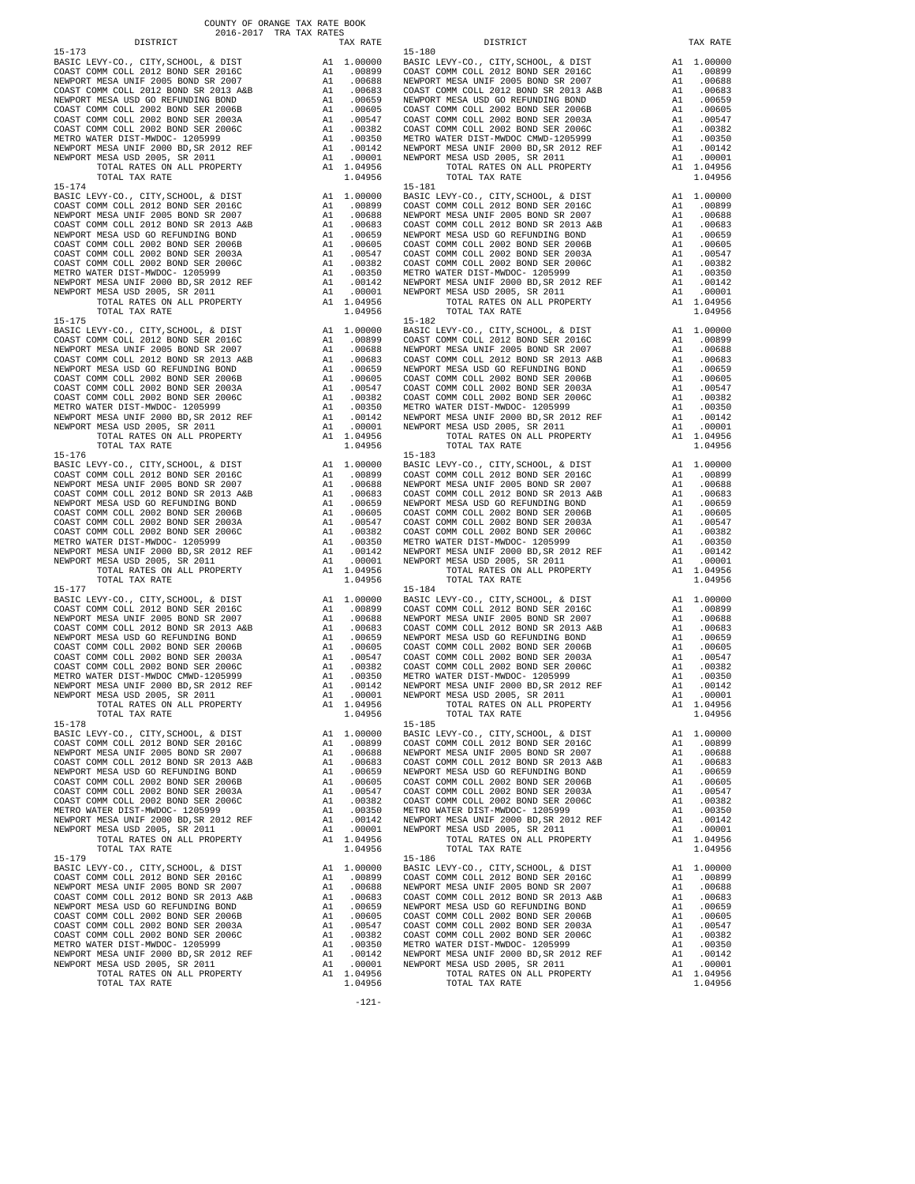COUNTY OF ORANGE TAX RATE BOOK
2016-2017 TRA TAX RATES

| DISTRICT | | TAX RATE |
|---|---|---|
| 15-173 | | |
| BASIC LEVY-CO., CITY,SCHOOL, & DIST | A1 | 1.00000 |
| COAST COMM COLL 2012 BOND SER 2016C | A1 | .00899 |
| NEWPORT MESA UNIF 2005 BOND SR 2007 | A1 | .00688 |
| COAST COMM COLL 2012 BOND SR 2013 A&B | A1 | .00683 |
| NEWPORT MESA USD GO REFUNDING BOND | A1 | .00659 |
| COAST COMM COLL 2002 BOND SER 2006B | A1 | .00605 |
| COAST COMM COLL 2002 BOND SER 2003A | A1 | .00547 |
| COAST COMM COLL 2002 BOND SER 2006C | A1 | .00382 |
| METRO WATER DIST-MWDOC- 1205999 | A1 | .00350 |
| NEWPORT MESA UNIF 2000 BD,SR 2012 REF | A1 | .00142 |
| NEWPORT MESA USD 2005, SR 2011 | A1 | .00001 |
| TOTAL RATES ON ALL PROPERTY | A1 | 1.04956 |
| TOTAL TAX RATE | | 1.04956 |
| 15-174 | | |
| BASIC LEVY-CO., CITY,SCHOOL, & DIST | A1 | 1.00000 |
| COAST COMM COLL 2012 BOND SER 2016C | A1 | .00899 |
| NEWPORT MESA UNIF 2005 BOND SR 2007 | A1 | .00688 |
| COAST COMM COLL 2012 BOND SR 2013 A&B | A1 | .00683 |
| NEWPORT MESA USD GO REFUNDING BOND | A1 | .00659 |
| COAST COMM COLL 2002 BOND SER 2006B | A1 | .00605 |
| COAST COMM COLL 2002 BOND SER 2003A | A1 | .00547 |
| COAST COMM COLL 2002 BOND SER 2006C | A1 | .00382 |
| METRO WATER DIST-MWDOC- 1205999 | A1 | .00350 |
| NEWPORT MESA UNIF 2000 BD,SR 2012 REF | A1 | .00142 |
| NEWPORT MESA USD 2005, SR 2011 | A1 | .00001 |
| TOTAL RATES ON ALL PROPERTY | A1 | 1.04956 |
| TOTAL TAX RATE | | 1.04956 |
| 15-175 | | |
| BASIC LEVY-CO., CITY,SCHOOL, & DIST | A1 | 1.00000 |
| COAST COMM COLL 2012 BOND SER 2016C | A1 | .00899 |
| NEWPORT MESA UNIF 2005 BOND SR 2007 | A1 | .00688 |
| COAST COMM COLL 2012 BOND SR 2013 A&B | A1 | .00683 |
| NEWPORT MESA USD GO REFUNDING BOND | A1 | .00659 |
| COAST COMM COLL 2002 BOND SER 2006B | A1 | .00605 |
| COAST COMM COLL 2002 BOND SER 2003A | A1 | .00547 |
| COAST COMM COLL 2002 BOND SER 2006C | A1 | .00382 |
| METRO WATER DIST-MWDOC- 1205999 | A1 | .00350 |
| NEWPORT MESA UNIF 2000 BD,SR 2012 REF | A1 | .00142 |
| NEWPORT MESA USD 2005, SR 2011 | A1 | .00001 |
| TOTAL RATES ON ALL PROPERTY | A1 | 1.04956 |
| TOTAL TAX RATE | | 1.04956 |
| 15-176 | | |
| BASIC LEVY-CO., CITY,SCHOOL, & DIST | A1 | 1.00000 |
| COAST COMM COLL 2012 BOND SER 2016C | A1 | .00899 |
| NEWPORT MESA UNIF 2005 BOND SR 2007 | A1 | .00688 |
| COAST COMM COLL 2012 BOND SR 2013 A&B | A1 | .00683 |
| NEWPORT MESA USD GO REFUNDING BOND | A1 | .00659 |
| COAST COMM COLL 2002 BOND SER 2006B | A1 | .00605 |
| COAST COMM COLL 2002 BOND SER 2003A | A1 | .00547 |
| COAST COMM COLL 2002 BOND SER 2006C | A1 | .00382 |
| METRO WATER DIST-MWDOC- 1205999 | A1 | .00350 |
| NEWPORT MESA UNIF 2000 BD,SR 2012 REF | A1 | .00142 |
| NEWPORT MESA USD 2005, SR 2011 | A1 | .00001 |
| TOTAL RATES ON ALL PROPERTY | A1 | 1.04956 |
| TOTAL TAX RATE | | 1.04956 |
| 15-177 | | |
| BASIC LEVY-CO., CITY,SCHOOL, & DIST | A1 | 1.00000 |
| COAST COMM COLL 2012 BOND SER 2016C | A1 | .00899 |
| NEWPORT MESA UNIF 2005 BOND SR 2007 | A1 | .00688 |
| COAST COMM COLL 2012 BOND SR 2013 A&B | A1 | .00683 |
| NEWPORT MESA USD GO REFUNDING BOND | A1 | .00659 |
| COAST COMM COLL 2002 BOND SER 2006B | A1 | .00605 |
| COAST COMM COLL 2002 BOND SER 2003A | A1 | .00547 |
| COAST COMM COLL 2002 BOND SER 2006C | A1 | .00382 |
| METRO WATER DIST-MWDOC CMWD-1205999 | A1 | .00350 |
| NEWPORT MESA UNIF 2000 BD,SR 2012 REF | A1 | .00142 |
| NEWPORT MESA USD 2005, SR 2011 | A1 | .00001 |
| TOTAL RATES ON ALL PROPERTY | A1 | 1.04956 |
| TOTAL TAX RATE | | 1.04956 |
| 15-178 | | |
| BASIC LEVY-CO., CITY,SCHOOL, & DIST | A1 | 1.00000 |
| COAST COMM COLL 2012 BOND SER 2016C | A1 | .00899 |
| NEWPORT MESA UNIF 2005 BOND SR 2007 | A1 | .00688 |
| COAST COMM COLL 2012 BOND SR 2013 A&B | A1 | .00683 |
| NEWPORT MESA USD GO REFUNDING BOND | A1 | .00659 |
| COAST COMM COLL 2002 BOND SER 2006B | A1 | .00605 |
| COAST COMM COLL 2002 BOND SER 2003A | A1 | .00547 |
| COAST COMM COLL 2002 BOND SER 2006C | A1 | .00382 |
| METRO WATER DIST-MWDOC- 1205999 | A1 | .00350 |
| NEWPORT MESA UNIF 2000 BD,SR 2012 REF | A1 | .00142 |
| NEWPORT MESA USD 2005, SR 2011 | A1 | .00001 |
| TOTAL RATES ON ALL PROPERTY | A1 | 1.04956 |
| TOTAL TAX RATE | | 1.04956 |
| 15-179 | | |
| BASIC LEVY-CO., CITY,SCHOOL, & DIST | A1 | 1.00000 |
| COAST COMM COLL 2012 BOND SER 2016C | A1 | .00899 |
| NEWPORT MESA UNIF 2005 BOND SR 2007 | A1 | .00688 |
| COAST COMM COLL 2012 BOND SR 2013 A&B | A1 | .00683 |
| NEWPORT MESA USD GO REFUNDING BOND | A1 | .00659 |
| COAST COMM COLL 2002 BOND SER 2006B | A1 | .00605 |
| COAST COMM COLL 2002 BOND SER 2003A | A1 | .00547 |
| COAST COMM COLL 2002 BOND SER 2006C | A1 | .00382 |
| METRO WATER DIST-MWDOC- 1205999 | A1 | .00350 |
| NEWPORT MESA UNIF 2000 BD,SR 2012 REF | A1 | .00142 |
| NEWPORT MESA USD 2005, SR 2011 | A1 | .00001 |
| TOTAL RATES ON ALL PROPERTY | A1 | 1.04956 |
| TOTAL TAX RATE | | 1.04956 |
| 15-180 | | |
| BASIC LEVY-CO., CITY,SCHOOL, & DIST | A1 | 1.00000 |
| COAST COMM COLL 2012 BOND SER 2016C | A1 | .00899 |
| NEWPORT MESA UNIF 2005 BOND SR 2007 | A1 | .00688 |
| COAST COMM COLL 2012 BOND SR 2013 A&B | A1 | .00683 |
| NEWPORT MESA USD GO REFUNDING BOND | A1 | .00659 |
| COAST COMM COLL 2002 BOND SER 2006B | A1 | .00605 |
| COAST COMM COLL 2002 BOND SER 2003A | A1 | .00547 |
| COAST COMM COLL 2002 BOND SER 2006C | A1 | .00382 |
| METRO WATER DIST-MWDOC CMWD-1205999 | A1 | .00350 |
| NEWPORT MESA UNIF 2000 BD,SR 2012 REF | A1 | .00142 |
| NEWPORT MESA USD 2005, SR 2011 | A1 | .00001 |
| TOTAL RATES ON ALL PROPERTY | A1 | 1.04956 |
| TOTAL TAX RATE | | 1.04956 |
| 15-181 | | |
| BASIC LEVY-CO., CITY,SCHOOL, & DIST | A1 | 1.00000 |
| COAST COMM COLL 2012 BOND SER 2016C | A1 | .00899 |
| NEWPORT MESA UNIF 2005 BOND SR 2007 | A1 | .00688 |
| COAST COMM COLL 2012 BOND SR 2013 A&B | A1 | .00683 |
| NEWPORT MESA USD GO REFUNDING BOND | A1 | .00659 |
| COAST COMM COLL 2002 BOND SER 2006B | A1 | .00605 |
| COAST COMM COLL 2002 BOND SER 2003A | A1 | .00547 |
| COAST COMM COLL 2002 BOND SER 2006C | A1 | .00382 |
| METRO WATER DIST-MWDOC- 1205999 | A1 | .00350 |
| NEWPORT MESA UNIF 2000 BD,SR 2012 REF | A1 | .00142 |
| NEWPORT MESA USD 2005, SR 2011 | A1 | .00001 |
| TOTAL RATES ON ALL PROPERTY | A1 | 1.04956 |
| TOTAL TAX RATE | | 1.04956 |
| 15-182 | | |
| BASIC LEVY-CO., CITY,SCHOOL, & DIST | A1 | 1.00000 |
| COAST COMM COLL 2012 BOND SER 2016C | A1 | .00899 |
| NEWPORT MESA UNIF 2005 BOND SR 2007 | A1 | .00688 |
| COAST COMM COLL 2012 BOND SR 2013 A&B | A1 | .00683 |
| NEWPORT MESA USD GO REFUNDING BOND | A1 | .00659 |
| COAST COMM COLL 2002 BOND SER 2006B | A1 | .00605 |
| COAST COMM COLL 2002 BOND SER 2003A | A1 | .00547 |
| COAST COMM COLL 2002 BOND SER 2006C | A1 | .00382 |
| METRO WATER DIST-MWDOC- 1205999 | A1 | .00350 |
| NEWPORT MESA UNIF 2000 BD,SR 2012 REF | A1 | .00142 |
| NEWPORT MESA USD 2005, SR 2011 | A1 | .00001 |
| TOTAL RATES ON ALL PROPERTY | A1 | 1.04956 |
| TOTAL TAX RATE | | 1.04956 |
| 15-183 | | |
| BASIC LEVY-CO., CITY,SCHOOL, & DIST | A1 | 1.00000 |
| COAST COMM COLL 2012 BOND SER 2016C | A1 | .00899 |
| NEWPORT MESA UNIF 2005 BOND SR 2007 | A1 | .00688 |
| COAST COMM COLL 2012 BOND SR 2013 A&B | A1 | .00683 |
| NEWPORT MESA USD GO REFUNDING BOND | A1 | .00659 |
| COAST COMM COLL 2002 BOND SER 2006B | A1 | .00605 |
| COAST COMM COLL 2002 BOND SER 2003A | A1 | .00547 |
| COAST COMM COLL 2002 BOND SER 2006C | A1 | .00382 |
| METRO WATER DIST-MWDOC- 1205999 | A1 | .00350 |
| NEWPORT MESA UNIF 2000 BD,SR 2012 REF | A1 | .00142 |
| NEWPORT MESA USD 2005, SR 2011 | A1 | .00001 |
| TOTAL RATES ON ALL PROPERTY | A1 | 1.04956 |
| TOTAL TAX RATE | | 1.04956 |
| 15-184 | | |
| BASIC LEVY-CO., CITY,SCHOOL, & DIST | A1 | 1.00000 |
| COAST COMM COLL 2012 BOND SER 2016C | A1 | .00899 |
| NEWPORT MESA UNIF 2005 BOND SR 2007 | A1 | .00688 |
| COAST COMM COLL 2012 BOND SR 2013 A&B | A1 | .00683 |
| NEWPORT MESA USD GO REFUNDING BOND | A1 | .00659 |
| COAST COMM COLL 2002 BOND SER 2006B | A1 | .00605 |
| COAST COMM COLL 2002 BOND SER 2003A | A1 | .00547 |
| COAST COMM COLL 2002 BOND SER 2006C | A1 | .00382 |
| METRO WATER DIST-MWDOC- 1205999 | A1 | .00350 |
| NEWPORT MESA UNIF 2000 BD,SR 2012 REF | A1 | .00142 |
| NEWPORT MESA USD 2005, SR 2011 | A1 | .00001 |
| TOTAL RATES ON ALL PROPERTY | A1 | 1.04956 |
| TOTAL TAX RATE | | 1.04956 |
| 15-185 | | |
| BASIC LEVY-CO., CITY,SCHOOL, & DIST | A1 | 1.00000 |
| COAST COMM COLL 2012 BOND SER 2016C | A1 | .00899 |
| NEWPORT MESA UNIF 2005 BOND SR 2007 | A1 | .00688 |
| COAST COMM COLL 2012 BOND SR 2013 A&B | A1 | .00683 |
| NEWPORT MESA USD GO REFUNDING BOND | A1 | .00659 |
| COAST COMM COLL 2002 BOND SER 2006B | A1 | .00605 |
| COAST COMM COLL 2002 BOND SER 2003A | A1 | .00547 |
| COAST COMM COLL 2002 BOND SER 2006C | A1 | .00382 |
| METRO WATER DIST-MWDOC- 1205999 | A1 | .00350 |
| NEWPORT MESA UNIF 2000 BD,SR 2012 REF | A1 | .00142 |
| NEWPORT MESA USD 2005, SR 2011 | A1 | .00001 |
| TOTAL RATES ON ALL PROPERTY | A1 | 1.04956 |
| TOTAL TAX RATE | | 1.04956 |
| 15-186 | | |
| BASIC LEVY-CO., CITY,SCHOOL, & DIST | A1 | 1.00000 |
| COAST COMM COLL 2012 BOND SER 2016C | A1 | .00899 |
| NEWPORT MESA UNIF 2005 BOND SR 2007 | A1 | .00688 |
| COAST COMM COLL 2012 BOND SR 2013 A&B | A1 | .00683 |
| NEWPORT MESA USD GO REFUNDING BOND | A1 | .00659 |
| COAST COMM COLL 2002 BOND SER 2006B | A1 | .00605 |
| COAST COMM COLL 2002 BOND SER 2003A | A1 | .00547 |
| COAST COMM COLL 2002 BOND SER 2006C | A1 | .00382 |
| METRO WATER DIST-MWDOC- 1205999 | A1 | .00350 |
| NEWPORT MESA UNIF 2000 BD,SR 2012 REF | A1 | .00142 |
| NEWPORT MESA USD 2005, SR 2011 | A1 | .00001 |
| TOTAL RATES ON ALL PROPERTY | A1 | 1.04956 |
| TOTAL TAX RATE | | 1.04956 |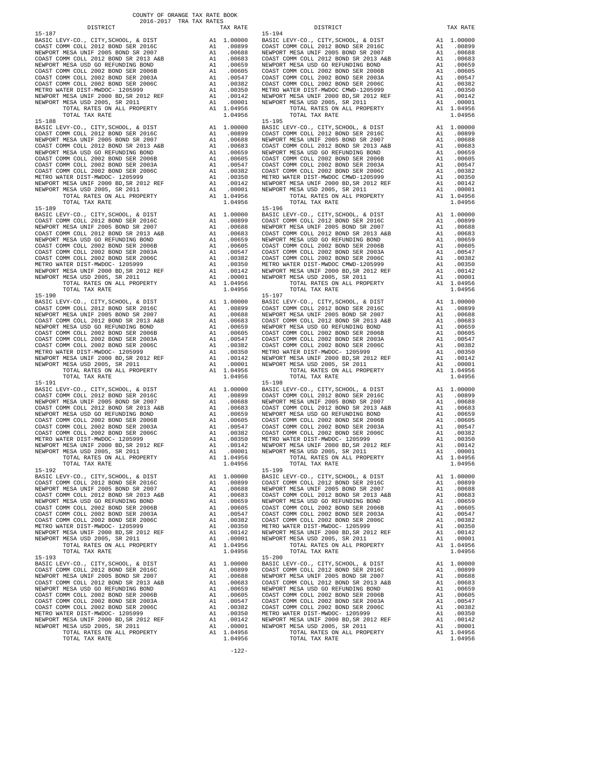COUNTY OF ORANGE TAX RATE BOOK
2016-2017 TRA TAX RATES

| DISTRICT | | TAX RATE |
|---|---|---|
| 15-187 | | |
| BASIC LEVY-CO., CITY,SCHOOL, & DIST | A1 | 1.00000 |
| COAST COMM COLL 2012 BOND SER 2016C | A1 | .00899 |
| NEWPORT MESA UNIF 2005 BOND SR 2007 | A1 | .00688 |
| COAST COMM COLL 2012 BOND SR 2013 A&B | A1 | .00683 |
| NEWPORT MESA USD GO REFUNDING BOND | A1 | .00659 |
| COAST COMM COLL 2002 BOND SER 2006B | A1 | .00605 |
| COAST COMM COLL 2002 BOND SER 2003A | A1 | .00547 |
| COAST COMM COLL 2002 BOND SER 2006C | A1 | .00382 |
| METRO WATER DIST-MWDOC- 1205999 | A1 | .00350 |
| NEWPORT MESA UNIF 2000 BD,SR 2012 REF | A1 | .00142 |
| NEWPORT MESA USD 2005, SR 2011 | A1 | .00001 |
| TOTAL RATES ON ALL PROPERTY | A1 | 1.04956 |
| TOTAL TAX RATE | | 1.04956 |
| 15-188 | | |
| BASIC LEVY-CO., CITY,SCHOOL, & DIST | A1 | 1.00000 |
| COAST COMM COLL 2012 BOND SER 2016C | A1 | .00899 |
| NEWPORT MESA UNIF 2005 BOND SR 2007 | A1 | .00688 |
| COAST COMM COLL 2012 BOND SR 2013 A&B | A1 | .00683 |
| NEWPORT MESA USD GO REFUNDING BOND | A1 | .00659 |
| COAST COMM COLL 2002 BOND SER 2006B | A1 | .00605 |
| COAST COMM COLL 2002 BOND SER 2003A | A1 | .00547 |
| COAST COMM COLL 2002 BOND SER 2006C | A1 | .00382 |
| METRO WATER DIST-MWDOC- 1205999 | A1 | .00350 |
| NEWPORT MESA UNIF 2000 BD,SR 2012 REF | A1 | .00142 |
| NEWPORT MESA USD 2005, SR 2011 | A1 | .00001 |
| TOTAL RATES ON ALL PROPERTY | A1 | 1.04956 |
| TOTAL TAX RATE | | 1.04956 |
| 15-189 | | |
| BASIC LEVY-CO., CITY,SCHOOL, & DIST | A1 | 1.00000 |
| COAST COMM COLL 2012 BOND SER 2016C | A1 | .00899 |
| NEWPORT MESA UNIF 2005 BOND SR 2007 | A1 | .00688 |
| COAST COMM COLL 2012 BOND SR 2013 A&B | A1 | .00683 |
| NEWPORT MESA USD GO REFUNDING BOND | A1 | .00659 |
| COAST COMM COLL 2002 BOND SER 2006B | A1 | .00605 |
| COAST COMM COLL 2002 BOND SER 2003A | A1 | .00547 |
| COAST COMM COLL 2002 BOND SER 2006C | A1 | .00382 |
| METRO WATER DIST-MWDOC- 1205999 | A1 | .00350 |
| NEWPORT MESA UNIF 2000 BD,SR 2012 REF | A1 | .00142 |
| NEWPORT MESA USD 2005, SR 2011 | A1 | .00001 |
| TOTAL RATES ON ALL PROPERTY | A1 | 1.04956 |
| TOTAL TAX RATE | | 1.04956 |
| 15-190 | | |
| BASIC LEVY-CO., CITY,SCHOOL, & DIST | A1 | 1.00000 |
| COAST COMM COLL 2012 BOND SER 2016C | A1 | .00899 |
| NEWPORT MESA UNIF 2005 BOND SR 2007 | A1 | .00688 |
| COAST COMM COLL 2012 BOND SR 2013 A&B | A1 | .00683 |
| NEWPORT MESA USD GO REFUNDING BOND | A1 | .00659 |
| COAST COMM COLL 2002 BOND SER 2006B | A1 | .00605 |
| COAST COMM COLL 2002 BOND SER 2003A | A1 | .00547 |
| COAST COMM COLL 2002 BOND SER 2006C | A1 | .00382 |
| METRO WATER DIST-MWDOC- 1205999 | A1 | .00350 |
| NEWPORT MESA UNIF 2000 BD,SR 2012 REF | A1 | .00142 |
| NEWPORT MESA USD 2005, SR 2011 | A1 | .00001 |
| TOTAL RATES ON ALL PROPERTY | A1 | 1.04956 |
| TOTAL TAX RATE | | 1.04956 |
| 15-191 | | |
| BASIC LEVY-CO., CITY,SCHOOL, & DIST | A1 | 1.00000 |
| COAST COMM COLL 2012 BOND SER 2016C | A1 | .00899 |
| NEWPORT MESA UNIF 2005 BOND SR 2007 | A1 | .00688 |
| COAST COMM COLL 2012 BOND SR 2013 A&B | A1 | .00683 |
| NEWPORT MESA USD GO REFUNDING BOND | A1 | .00659 |
| COAST COMM COLL 2002 BOND SER 2006B | A1 | .00605 |
| COAST COMM COLL 2002 BOND SER 2003A | A1 | .00547 |
| COAST COMM COLL 2002 BOND SER 2006C | A1 | .00382 |
| METRO WATER DIST-MWDOC- 1205999 | A1 | .00350 |
| NEWPORT MESA UNIF 2000 BD,SR 2012 REF | A1 | .00142 |
| NEWPORT MESA USD 2005, SR 2011 | A1 | .00001 |
| TOTAL RATES ON ALL PROPERTY | A1 | 1.04956 |
| TOTAL TAX RATE | | 1.04956 |
| 15-192 | | |
| BASIC LEVY-CO., CITY,SCHOOL, & DIST | A1 | 1.00000 |
| COAST COMM COLL 2012 BOND SER 2016C | A1 | .00899 |
| NEWPORT MESA UNIF 2005 BOND SR 2007 | A1 | .00688 |
| COAST COMM COLL 2012 BOND SR 2013 A&B | A1 | .00683 |
| NEWPORT MESA USD GO REFUNDING BOND | A1 | .00659 |
| COAST COMM COLL 2002 BOND SER 2006B | A1 | .00605 |
| COAST COMM COLL 2002 BOND SER 2003A | A1 | .00547 |
| COAST COMM COLL 2002 BOND SER 2006C | A1 | .00382 |
| METRO WATER DIST-MWDOC- 1205999 | A1 | .00350 |
| NEWPORT MESA UNIF 2000 BD,SR 2012 REF | A1 | .00142 |
| NEWPORT MESA USD 2005, SR 2011 | A1 | .00001 |
| TOTAL RATES ON ALL PROPERTY | A1 | 1.04956 |
| TOTAL TAX RATE | | 1.04956 |
| 15-193 | | |
| BASIC LEVY-CO., CITY,SCHOOL, & DIST | A1 | 1.00000 |
| COAST COMM COLL 2012 BOND SER 2016C | A1 | .00899 |
| NEWPORT MESA UNIF 2005 BOND SR 2007 | A1 | .00688 |
| COAST COMM COLL 2012 BOND SR 2013 A&B | A1 | .00683 |
| NEWPORT MESA USD GO REFUNDING BOND | A1 | .00659 |
| COAST COMM COLL 2002 BOND SER 2006B | A1 | .00605 |
| COAST COMM COLL 2002 BOND SER 2003A | A1 | .00547 |
| COAST COMM COLL 2002 BOND SER 2006C | A1 | .00382 |
| METRO WATER DIST-MWDOC- 1205999 | A1 | .00350 |
| NEWPORT MESA UNIF 2000 BD,SR 2012 REF | A1 | .00142 |
| NEWPORT MESA USD 2005, SR 2011 | A1 | .00001 |
| TOTAL RATES ON ALL PROPERTY | A1 | 1.04956 |
| TOTAL TAX RATE | | 1.04956 |
| 15-194 | | |
| BASIC LEVY-CO., CITY,SCHOOL, & DIST | A1 | 1.00000 |
| COAST COMM COLL 2012 BOND SER 2016C | A1 | .00899 |
| NEWPORT MESA UNIF 2005 BOND SR 2007 | A1 | .00688 |
| COAST COMM COLL 2012 BOND SR 2013 A&B | A1 | .00683 |
| NEWPORT MESA USD GO REFUNDING BOND | A1 | .00659 |
| COAST COMM COLL 2002 BOND SER 2006B | A1 | .00605 |
| COAST COMM COLL 2002 BOND SER 2003A | A1 | .00547 |
| COAST COMM COLL 2002 BOND SER 2006C | A1 | .00382 |
| METRO WATER DIST-MWDOC CMWD-1205999 | A1 | .00350 |
| NEWPORT MESA UNIF 2000 BD,SR 2012 REF | A1 | .00142 |
| NEWPORT MESA USD 2005, SR 2011 | A1 | .00001 |
| TOTAL RATES ON ALL PROPERTY | A1 | 1.04956 |
| TOTAL TAX RATE | | 1.04956 |
| 15-195 | | |
| BASIC LEVY-CO., CITY,SCHOOL, & DIST | A1 | 1.00000 |
| COAST COMM COLL 2012 BOND SER 2016C | A1 | .00899 |
| NEWPORT MESA UNIF 2005 BOND SR 2007 | A1 | .00688 |
| COAST COMM COLL 2012 BOND SR 2013 A&B | A1 | .00683 |
| NEWPORT MESA USD GO REFUNDING BOND | A1 | .00659 |
| COAST COMM COLL 2002 BOND SER 2006B | A1 | .00605 |
| COAST COMM COLL 2002 BOND SER 2003A | A1 | .00547 |
| COAST COMM COLL 2002 BOND SER 2006C | A1 | .00382 |
| METRO WATER DIST-MWDOC CMWD-1205999 | A1 | .00350 |
| NEWPORT MESA UNIF 2000 BD,SR 2012 REF | A1 | .00142 |
| NEWPORT MESA USD 2005, SR 2011 | A1 | .00001 |
| TOTAL RATES ON ALL PROPERTY | A1 | 1.04956 |
| TOTAL TAX RATE | | 1.04956 |
| 15-196 | | |
| BASIC LEVY-CO., CITY,SCHOOL, & DIST | A1 | 1.00000 |
| COAST COMM COLL 2012 BOND SER 2016C | A1 | .00899 |
| NEWPORT MESA UNIF 2005 BOND SR 2007 | A1 | .00688 |
| COAST COMM COLL 2012 BOND SR 2013 A&B | A1 | .00683 |
| NEWPORT MESA USD GO REFUNDING BOND | A1 | .00659 |
| COAST COMM COLL 2002 BOND SER 2006B | A1 | .00605 |
| COAST COMM COLL 2002 BOND SER 2003A | A1 | .00547 |
| COAST COMM COLL 2002 BOND SER 2006C | A1 | .00382 |
| METRO WATER DIST-MWDOC CMWD-1205999 | A1 | .00350 |
| NEWPORT MESA UNIF 2000 BD,SR 2012 REF | A1 | .00142 |
| NEWPORT MESA USD 2005, SR 2011 | A1 | .00001 |
| TOTAL RATES ON ALL PROPERTY | A1 | 1.04956 |
| TOTAL TAX RATE | | 1.04956 |
| 15-197 | | |
| BASIC LEVY-CO., CITY,SCHOOL, & DIST | A1 | 1.00000 |
| COAST COMM COLL 2012 BOND SER 2016C | A1 | .00899 |
| NEWPORT MESA UNIF 2005 BOND SR 2007 | A1 | .00688 |
| COAST COMM COLL 2012 BOND SR 2013 A&B | A1 | .00683 |
| NEWPORT MESA USD GO REFUNDING BOND | A1 | .00659 |
| COAST COMM COLL 2002 BOND SER 2006B | A1 | .00605 |
| COAST COMM COLL 2002 BOND SER 2003A | A1 | .00547 |
| COAST COMM COLL 2002 BOND SER 2006C | A1 | .00382 |
| METRO WATER DIST-MWDOC- 1205999 | A1 | .00350 |
| NEWPORT MESA UNIF 2000 BD,SR 2012 REF | A1 | .00142 |
| NEWPORT MESA USD 2005, SR 2011 | A1 | .00001 |
| TOTAL RATES ON ALL PROPERTY | A1 | 1.04956 |
| TOTAL TAX RATE | | 1.04956 |
| 15-198 | | |
| BASIC LEVY-CO., CITY,SCHOOL, & DIST | A1 | 1.00000 |
| COAST COMM COLL 2012 BOND SER 2016C | A1 | .00899 |
| NEWPORT MESA UNIF 2005 BOND SR 2007 | A1 | .00688 |
| COAST COMM COLL 2012 BOND SR 2013 A&B | A1 | .00683 |
| NEWPORT MESA USD GO REFUNDING BOND | A1 | .00659 |
| COAST COMM COLL 2002 BOND SER 2006B | A1 | .00605 |
| COAST COMM COLL 2002 BOND SER 2003A | A1 | .00547 |
| COAST COMM COLL 2002 BOND SER 2006C | A1 | .00382 |
| METRO WATER DIST-MWDOC- 1205999 | A1 | .00350 |
| NEWPORT MESA UNIF 2000 BD,SR 2012 REF | A1 | .00142 |
| NEWPORT MESA USD 2005, SR 2011 | A1 | .00001 |
| TOTAL RATES ON ALL PROPERTY | A1 | 1.04956 |
| TOTAL TAX RATE | | 1.04956 |
| 15-199 | | |
| BASIC LEVY-CO., CITY,SCHOOL, & DIST | A1 | 1.00000 |
| COAST COMM COLL 2012 BOND SER 2016C | A1 | .00899 |
| NEWPORT MESA UNIF 2005 BOND SR 2007 | A1 | .00688 |
| COAST COMM COLL 2012 BOND SR 2013 A&B | A1 | .00683 |
| NEWPORT MESA USD GO REFUNDING BOND | A1 | .00659 |
| COAST COMM COLL 2002 BOND SER 2006B | A1 | .00605 |
| COAST COMM COLL 2002 BOND SER 2003A | A1 | .00547 |
| COAST COMM COLL 2002 BOND SER 2006C | A1 | .00382 |
| METRO WATER DIST-MWDOC- 1205999 | A1 | .00350 |
| NEWPORT MESA UNIF 2000 BD,SR 2012 REF | A1 | .00142 |
| NEWPORT MESA USD 2005, SR 2011 | A1 | .00001 |
| TOTAL RATES ON ALL PROPERTY | A1 | 1.04956 |
| TOTAL TAX RATE | | 1.04956 |
| 15-200 | | |
| BASIC LEVY-CO., CITY,SCHOOL, & DIST | A1 | 1.00000 |
| COAST COMM COLL 2012 BOND SER 2016C | A1 | .00899 |
| NEWPORT MESA UNIF 2005 BOND SR 2007 | A1 | .00688 |
| COAST COMM COLL 2012 BOND SR 2013 A&B | A1 | .00683 |
| NEWPORT MESA USD GO REFUNDING BOND | A1 | .00659 |
| COAST COMM COLL 2002 BOND SER 2006B | A1 | .00605 |
| COAST COMM COLL 2002 BOND SER 2003A | A1 | .00547 |
| COAST COMM COLL 2002 BOND SER 2006C | A1 | .00382 |
| METRO WATER DIST-MWDOC- 1205999 | A1 | .00350 |
| NEWPORT MESA UNIF 2000 BD,SR 2012 REF | A1 | .00142 |
| NEWPORT MESA USD 2005, SR 2011 | A1 | .00001 |
| TOTAL RATES ON ALL PROPERTY | A1 | 1.04956 |
| TOTAL TAX RATE | | 1.04956 |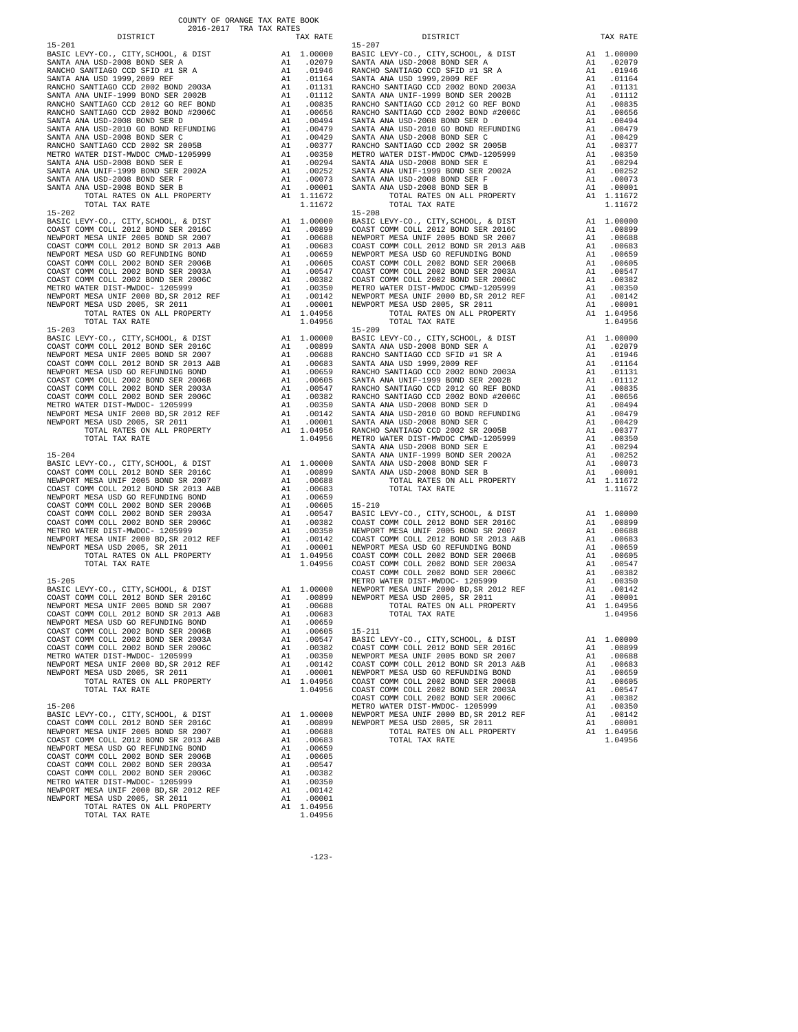COUNTY OF ORANGE TAX RATE BOOK
2016-2017 TRA TAX RATES

| DISTRICT | | TAX RATE |
|---|---|---|
| **15-201** | | |
| BASIC LEVY-CO., CITY,SCHOOL, & DIST | A1 | 1.00000 |
| SANTA ANA USD-2008 BOND SER A | A1 | .02079 |
| RANCHO SANTIAGO CCD SFID #1 SR A | A1 | .01946 |
| SANTA ANA USD 1999,2009 REF | A1 | .01164 |
| RANCHO SANTIAGO CCD 2002 BOND 2003A | A1 | .01131 |
| SANTA ANA UNIF-1999 BOND SER 2002B | A1 | .01112 |
| RANCHO SANTIAGO CCD 2012 GO REF BOND | A1 | .00835 |
| RANCHO SANTIAGO CCD 2002 BOND #2006C | A1 | .00656 |
| SANTA ANA USD-2008 BOND SER D | A1 | .00494 |
| SANTA ANA USD-2010 GO BOND REFUNDING | A1 | .00479 |
| SANTA ANA USD-2008 BOND SER C | A1 | .00429 |
| RANCHO SANTIAGO CCD 2002 SR 2005B | A1 | .00377 |
| METRO WATER DIST-MWDOC CMWD-1205999 | A1 | .00350 |
| SANTA ANA USD-2008 BOND SER E | A1 | .00294 |
| SANTA ANA UNIF-1999 BOND SER 2002A | A1 | .00252 |
| SANTA ANA USD-2008 BOND SER F | A1 | .00073 |
| SANTA ANA USD-2008 BOND SER B | A1 | .00001 |
| TOTAL RATES ON ALL PROPERTY | A1 | 1.11672 |
| TOTAL TAX RATE | | 1.11672 |
| **15-202** | | |
| BASIC LEVY-CO., CITY,SCHOOL, & DIST | A1 | 1.00000 |
| COAST COMM COLL 2012 BOND SER 2016C | A1 | .00899 |
| NEWPORT MESA UNIF 2005 BOND SR 2007 | A1 | .00688 |
| COAST COMM COLL 2012 BOND SR 2013 A&B | A1 | .00683 |
| NEWPORT MESA USD GO REFUNDING BOND | A1 | .00659 |
| COAST COMM COLL 2002 BOND SER 2006B | A1 | .00605 |
| COAST COMM COLL 2002 BOND SER 2003A | A1 | .00547 |
| COAST COMM COLL 2002 BOND SER 2006C | A1 | .00382 |
| METRO WATER DIST-MWDOC- 1205999 | A1 | .00350 |
| NEWPORT MESA UNIF 2000 BD,SR 2012 REF | A1 | .00142 |
| NEWPORT MESA USD 2005, SR 2011 | A1 | .00001 |
| TOTAL RATES ON ALL PROPERTY | A1 | 1.04956 |
| TOTAL TAX RATE | | 1.04956 |
| **15-203** | | |
| BASIC LEVY-CO., CITY,SCHOOL, & DIST | A1 | 1.00000 |
| COAST COMM COLL 2012 BOND SER 2016C | A1 | .00899 |
| NEWPORT MESA UNIF 2005 BOND SR 2007 | A1 | .00688 |
| COAST COMM COLL 2012 BOND SR 2013 A&B | A1 | .00683 |
| NEWPORT MESA USD GO REFUNDING BOND | A1 | .00659 |
| COAST COMM COLL 2002 BOND SER 2006B | A1 | .00605 |
| COAST COMM COLL 2002 BOND SER 2003A | A1 | .00547 |
| COAST COMM COLL 2002 BOND SER 2006C | A1 | .00382 |
| METRO WATER DIST-MWDOC- 1205999 | A1 | .00350 |
| NEWPORT MESA UNIF 2000 BD,SR 2012 REF | A1 | .00142 |
| NEWPORT MESA USD 2005, SR 2011 | A1 | .00001 |
| TOTAL RATES ON ALL PROPERTY | A1 | 1.04956 |
| TOTAL TAX RATE | | 1.04956 |
| **15-204** | | |
| BASIC LEVY-CO., CITY,SCHOOL, & DIST | A1 | 1.00000 |
| COAST COMM COLL 2012 BOND SER 2016C | A1 | .00899 |
| NEWPORT MESA UNIF 2005 BOND SR 2007 | A1 | .00688 |
| COAST COMM COLL 2012 BOND SR 2013 A&B | A1 | .00683 |
| NEWPORT MESA USD GO REFUNDING BOND | A1 | .00659 |
| COAST COMM COLL 2002 BOND SER 2006B | A1 | .00605 |
| COAST COMM COLL 2002 BOND SER 2003A | A1 | .00547 |
| COAST COMM COLL 2002 BOND SER 2006C | A1 | .00382 |
| METRO WATER DIST-MWDOC- 1205999 | A1 | .00350 |
| NEWPORT MESA UNIF 2000 BD,SR 2012 REF | A1 | .00142 |
| NEWPORT MESA USD 2005, SR 2011 | A1 | .00001 |
| TOTAL RATES ON ALL PROPERTY | A1 | 1.04956 |
| TOTAL TAX RATE | | 1.04956 |
| **15-205** | | |
| BASIC LEVY-CO., CITY,SCHOOL, & DIST | A1 | 1.00000 |
| COAST COMM COLL 2012 BOND SER 2016C | A1 | .00899 |
| NEWPORT MESA UNIF 2005 BOND SR 2007 | A1 | .00688 |
| COAST COMM COLL 2012 BOND SR 2013 A&B | A1 | .00683 |
| NEWPORT MESA USD GO REFUNDING BOND | A1 | .00659 |
| COAST COMM COLL 2002 BOND SER 2006B | A1 | .00605 |
| COAST COMM COLL 2002 BOND SER 2003A | A1 | .00547 |
| COAST COMM COLL 2002 BOND SER 2006C | A1 | .00382 |
| METRO WATER DIST-MWDOC- 1205999 | A1 | .00350 |
| NEWPORT MESA UNIF 2000 BD,SR 2012 REF | A1 | .00142 |
| NEWPORT MESA USD 2005, SR 2011 | A1 | .00001 |
| TOTAL RATES ON ALL PROPERTY | A1 | 1.04956 |
| TOTAL TAX RATE | | 1.04956 |
| **15-206** | | |
| BASIC LEVY-CO., CITY,SCHOOL, & DIST | A1 | 1.00000 |
| COAST COMM COLL 2012 BOND SER 2016C | A1 | .00899 |
| NEWPORT MESA UNIF 2005 BOND SR 2007 | A1 | .00688 |
| COAST COMM COLL 2012 BOND SR 2013 A&B | A1 | .00683 |
| NEWPORT MESA USD GO REFUNDING BOND | A1 | .00659 |
| COAST COMM COLL 2002 BOND SER 2006B | A1 | .00605 |
| COAST COMM COLL 2002 BOND SER 2003A | A1 | .00547 |
| COAST COMM COLL 2002 BOND SER 2006C | A1 | .00382 |
| METRO WATER DIST-MWDOC- 1205999 | A1 | .00350 |
| NEWPORT MESA UNIF 2000 BD,SR 2012 REF | A1 | .00142 |
| NEWPORT MESA USD 2005, SR 2011 | A1 | .00001 |
| TOTAL RATES ON ALL PROPERTY | A1 | 1.04956 |
| TOTAL TAX RATE | | 1.04956 |
| **15-207** | | |
| BASIC LEVY-CO., CITY,SCHOOL, & DIST | A1 | 1.00000 |
| SANTA ANA USD-2008 BOND SER A | A1 | .02079 |
| RANCHO SANTIAGO CCD SFID #1 SR A | A1 | .01946 |
| SANTA ANA USD 1999,2009 REF | A1 | .01164 |
| RANCHO SANTIAGO CCD 2002 BOND 2003A | A1 | .01131 |
| SANTA ANA UNIF-1999 BOND SER 2002B | A1 | .01112 |
| RANCHO SANTIAGO CCD 2012 GO REF BOND | A1 | .00835 |
| RANCHO SANTIAGO CCD 2002 BOND #2006C | A1 | .00656 |
| SANTA ANA USD-2008 BOND SER D | A1 | .00494 |
| SANTA ANA USD-2010 GO BOND REFUNDING | A1 | .00479 |
| SANTA ANA USD-2008 BOND SER C | A1 | .00429 |
| RANCHO SANTIAGO CCD 2002 SR 2005B | A1 | .00377 |
| METRO WATER DIST-MWDOC CMWD-1205999 | A1 | .00350 |
| SANTA ANA USD-2008 BOND SER E | A1 | .00294 |
| SANTA ANA UNIF-1999 BOND SER 2002A | A1 | .00252 |
| SANTA ANA USD-2008 BOND SER F | A1 | .00073 |
| SANTA ANA USD-2008 BOND SER B | A1 | .00001 |
| TOTAL RATES ON ALL PROPERTY | A1 | 1.11672 |
| TOTAL TAX RATE | | 1.11672 |
| **15-208** | | |
| BASIC LEVY-CO., CITY,SCHOOL, & DIST | A1 | 1.00000 |
| COAST COMM COLL 2012 BOND SER 2016C | A1 | .00899 |
| NEWPORT MESA UNIF 2005 BOND SR 2007 | A1 | .00688 |
| COAST COMM COLL 2012 BOND SR 2013 A&B | A1 | .00683 |
| NEWPORT MESA USD GO REFUNDING BOND | A1 | .00659 |
| COAST COMM COLL 2002 BOND SER 2006B | A1 | .00605 |
| COAST COMM COLL 2002 BOND SER 2003A | A1 | .00547 |
| COAST COMM COLL 2002 BOND SER 2006C | A1 | .00382 |
| METRO WATER DIST-MWDOC CMWD-1205999 | A1 | .00350 |
| NEWPORT MESA UNIF 2000 BD,SR 2012 REF | A1 | .00142 |
| NEWPORT MESA USD 2005, SR 2011 | A1 | .00001 |
| TOTAL RATES ON ALL PROPERTY | A1 | 1.04956 |
| TOTAL TAX RATE | | 1.04956 |
| **15-209** | | |
| BASIC LEVY-CO., CITY,SCHOOL, & DIST | A1 | 1.00000 |
| SANTA ANA USD-2008 BOND SER A | A1 | .02079 |
| RANCHO SANTIAGO CCD SFID #1 SR A | A1 | .01946 |
| SANTA ANA USD 1999,2009 REF | A1 | .01164 |
| RANCHO SANTIAGO CCD 2002 BOND 2003A | A1 | .01131 |
| SANTA ANA UNIF-1999 BOND SER 2002B | A1 | .01112 |
| RANCHO SANTIAGO CCD 2012 GO REF BOND | A1 | .00835 |
| RANCHO SANTIAGO CCD 2002 BOND #2006C | A1 | .00656 |
| SANTA ANA USD-2008 BOND SER D | A1 | .00494 |
| SANTA ANA USD-2010 GO BOND REFUNDING | A1 | .00479 |
| SANTA ANA USD-2008 BOND SER C | A1 | .00429 |
| RANCHO SANTIAGO CCD 2002 SR 2005B | A1 | .00377 |
| METRO WATER DIST-MWDOC CMWD-1205999 | A1 | .00350 |
| SANTA ANA USD-2008 BOND SER E | A1 | .00294 |
| SANTA ANA UNIF-1999 BOND SER 2002A | A1 | .00252 |
| SANTA ANA USD-2008 BOND SER F | A1 | .00073 |
| SANTA ANA USD-2008 BOND SER B | A1 | .00001 |
| TOTAL RATES ON ALL PROPERTY | A1 | 1.11672 |
| TOTAL TAX RATE | | 1.11672 |
| **15-210** | | |
| BASIC LEVY-CO., CITY,SCHOOL, & DIST | A1 | 1.00000 |
| COAST COMM COLL 2012 BOND SER 2016C | A1 | .00899 |
| NEWPORT MESA UNIF 2005 BOND SR 2007 | A1 | .00688 |
| COAST COMM COLL 2012 BOND SR 2013 A&B | A1 | .00683 |
| NEWPORT MESA USD GO REFUNDING BOND | A1 | .00659 |
| COAST COMM COLL 2002 BOND SER 2006B | A1 | .00605 |
| COAST COMM COLL 2002 BOND SER 2003A | A1 | .00547 |
| COAST COMM COLL 2002 BOND SER 2006C | A1 | .00382 |
| METRO WATER DIST-MWDOC- 1205999 | A1 | .00350 |
| NEWPORT MESA UNIF 2000 BD,SR 2012 REF | A1 | .00142 |
| NEWPORT MESA USD 2005, SR 2011 | A1 | .00001 |
| TOTAL RATES ON ALL PROPERTY | A1 | 1.04956 |
| TOTAL TAX RATE | | 1.04956 |
| **15-211** | | |
| BASIC LEVY-CO., CITY,SCHOOL, & DIST | A1 | 1.00000 |
| COAST COMM COLL 2012 BOND SER 2016C | A1 | .00899 |
| NEWPORT MESA UNIF 2005 BOND SR 2007 | A1 | .00688 |
| COAST COMM COLL 2012 BOND SR 2013 A&B | A1 | .00683 |
| NEWPORT MESA USD GO REFUNDING BOND | A1 | .00659 |
| COAST COMM COLL 2002 BOND SER 2006B | A1 | .00605 |
| COAST COMM COLL 2002 BOND SER 2003A | A1 | .00547 |
| COAST COMM COLL 2002 BOND SER 2006C | A1 | .00382 |
| METRO WATER DIST-MWDOC- 1205999 | A1 | .00350 |
| NEWPORT MESA UNIF 2000 BD,SR 2012 REF | A1 | .00142 |
| NEWPORT MESA USD 2005, SR 2011 | A1 | .00001 |
| TOTAL RATES ON ALL PROPERTY | A1 | 1.04956 |
| TOTAL TAX RATE | | 1.04956 |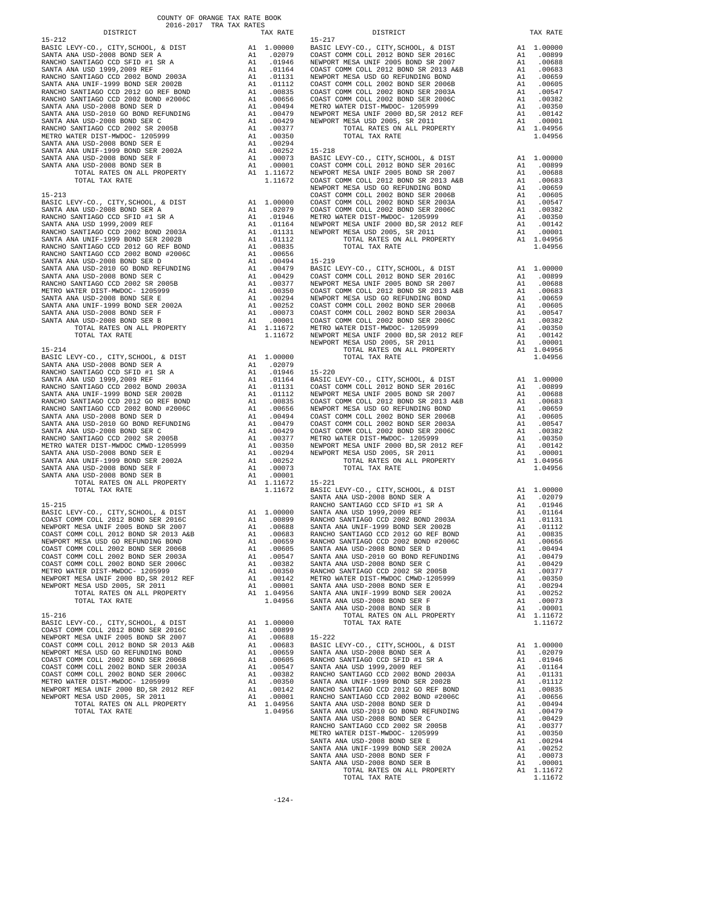COUNTY OF ORANGE TAX RATE BOOK
2016-2017 TRA TAX RATES

| DISTRICT | | TAX RATE |
|---|---|---|
| **15-212** | | |
| BASIC LEVY-CO., CITY,SCHOOL, & DIST | A1 | 1.00000 |
| SANTA ANA USD-2008 BOND SER A | A1 | .02079 |
| RANCHO SANTIAGO CCD SFID #1 SR A | A1 | .01946 |
| SANTA ANA USD 1999,2009 REF | A1 | .01164 |
| RANCHO SANTIAGO CCD 2002 BOND 2003A | A1 | .01131 |
| SANTA ANA UNIF-1999 BOND SER 2002B | A1 | .01112 |
| RANCHO SANTIAGO CCD 2012 GO REF BOND | A1 | .00835 |
| RANCHO SANTIAGO CCD 2002 BOND #2006C | A1 | .00656 |
| SANTA ANA USD-2008 BOND SER D | A1 | .00494 |
| SANTA ANA USD-2010 GO BOND REFUNDING | A1 | .00479 |
| SANTA ANA USD-2008 BOND SER C | A1 | .00429 |
| RANCHO SANTIAGO CCD 2002 SR 2005B | A1 | .00377 |
| METRO WATER DIST-MWDOC- 1205999 | A1 | .00350 |
| SANTA ANA USD-2008 BOND SER E | A1 | .00294 |
| SANTA ANA UNIF-1999 BOND SER 2002A | A1 | .00252 |
| SANTA ANA USD-2008 BOND SER F | A1 | .00073 |
| SANTA ANA USD-2008 BOND SER B | A1 | .00001 |
| TOTAL RATES ON ALL PROPERTY | A1 | 1.11672 |
| TOTAL TAX RATE | | 1.11672 |
| **15-213** | | |
| BASIC LEVY-CO., CITY,SCHOOL, & DIST | A1 | 1.00000 |
| SANTA ANA USD-2008 BOND SER A | A1 | .02079 |
| RANCHO SANTIAGO CCD SFID #1 SR A | A1 | .01946 |
| SANTA ANA USD 1999,2009 REF | A1 | .01164 |
| RANCHO SANTIAGO CCD 2002 BOND 2003A | A1 | .01131 |
| SANTA ANA UNIF-1999 BOND SER 2002B | A1 | .01112 |
| RANCHO SANTIAGO CCD 2012 GO REF BOND | A1 | .00835 |
| RANCHO SANTIAGO CCD 2002 BOND #2006C | A1 | .00656 |
| SANTA ANA USD-2008 BOND SER D | A1 | .00494 |
| SANTA ANA USD-2010 GO BOND REFUNDING | A1 | .00479 |
| SANTA ANA USD-2008 BOND SER C | A1 | .00429 |
| RANCHO SANTIAGO CCD 2002 SR 2005B | A1 | .00377 |
| METRO WATER DIST-MWDOC- 1205999 | A1 | .00350 |
| SANTA ANA USD-2008 BOND SER E | A1 | .00294 |
| SANTA ANA UNIF-1999 BOND SER 2002A | A1 | .00252 |
| SANTA ANA USD-2008 BOND SER F | A1 | .00073 |
| SANTA ANA USD-2008 BOND SER B | A1 | .00001 |
| TOTAL RATES ON ALL PROPERTY | A1 | 1.11672 |
| TOTAL TAX RATE | | 1.11672 |
| **15-214** | | |
| BASIC LEVY-CO., CITY,SCHOOL, & DIST | A1 | 1.00000 |
| SANTA ANA USD-2008 BOND SER A | A1 | .02079 |
| RANCHO SANTIAGO CCD SFID #1 SR A | A1 | .01946 |
| SANTA ANA USD 1999,2009 REF | A1 | .01164 |
| RANCHO SANTIAGO CCD 2002 BOND 2003A | A1 | .01131 |
| SANTA ANA UNIF-1999 BOND SER 2002B | A1 | .01112 |
| RANCHO SANTIAGO CCD 2012 GO REF BOND | A1 | .00835 |
| RANCHO SANTIAGO CCD 2002 BOND #2006C | A1 | .00656 |
| SANTA ANA USD-2008 BOND SER D | A1 | .00494 |
| SANTA ANA USD-2010 GO BOND REFUNDING | A1 | .00479 |
| SANTA ANA USD-2008 BOND SER C | A1 | .00429 |
| RANCHO SANTIAGO CCD 2002 SR 2005B | A1 | .00377 |
| METRO WATER DIST-MWDOC CMWD-1205999 | A1 | .00350 |
| SANTA ANA USD-2008 BOND SER E | A1 | .00294 |
| SANTA ANA UNIF-1999 BOND SER 2002A | A1 | .00252 |
| SANTA ANA USD-2008 BOND SER F | A1 | .00073 |
| SANTA ANA USD-2008 BOND SER B | A1 | .00001 |
| TOTAL RATES ON ALL PROPERTY | A1 | 1.11672 |
| TOTAL TAX RATE | | 1.11672 |
| **15-215** | | |
| BASIC LEVY-CO., CITY,SCHOOL, & DIST | A1 | 1.00000 |
| COAST COMM COLL 2012 BOND SER 2016C | A1 | .00899 |
| NEWPORT MESA UNIF 2005 BOND SR 2007 | A1 | .00688 |
| COAST COMM COLL 2012 BOND SR 2013 A&B | A1 | .00683 |
| NEWPORT MESA USD GO REFUNDING BOND | A1 | .00659 |
| COAST COMM COLL 2002 BOND SER 2006B | A1 | .00605 |
| COAST COMM COLL 2002 BOND SER 2003A | A1 | .00547 |
| COAST COMM COLL 2002 BOND SER 2006C | A1 | .00382 |
| METRO WATER DIST-MWDOC- 1205999 | A1 | .00350 |
| NEWPORT MESA UNIF 2000 BD,SR 2012 REF | A1 | .00142 |
| NEWPORT MESA USD 2005, SR 2011 | A1 | .00001 |
| TOTAL RATES ON ALL PROPERTY | A1 | 1.04956 |
| TOTAL TAX RATE | | 1.04956 |
| **15-216** | | |
| BASIC LEVY-CO., CITY,SCHOOL, & DIST | A1 | 1.00000 |
| COAST COMM COLL 2012 BOND SER 2016C | A1 | .00899 |
| NEWPORT MESA UNIF 2005 BOND SR 2007 | A1 | .00688 |
| COAST COMM COLL 2012 BOND SR 2013 A&B | A1 | .00683 |
| NEWPORT MESA USD GO REFUNDING BOND | A1 | .00659 |
| COAST COMM COLL 2002 BOND SER 2006B | A1 | .00605 |
| COAST COMM COLL 2002 BOND SER 2003A | A1 | .00547 |
| COAST COMM COLL 2002 BOND SER 2006C | A1 | .00382 |
| METRO WATER DIST-MWDOC- 1205999 | A1 | .00350 |
| NEWPORT MESA UNIF 2000 BD,SR 2012 REF | A1 | .00142 |
| NEWPORT MESA USD 2005, SR 2011 | A1 | .00001 |
| TOTAL RATES ON ALL PROPERTY | A1 | 1.04956 |
| TOTAL TAX RATE | | 1.04956 |
| **15-217** | | |
| BASIC LEVY-CO., CITY,SCHOOL, & DIST | A1 | 1.00000 |
| COAST COMM COLL 2012 BOND SER 2016C | A1 | .00899 |
| NEWPORT MESA UNIF 2005 BOND SR 2007 | A1 | .00688 |
| COAST COMM COLL 2012 BOND SR 2013 A&B | A1 | .00683 |
| NEWPORT MESA USD GO REFUNDING BOND | A1 | .00659 |
| COAST COMM COLL 2002 BOND SER 2006B | A1 | .00605 |
| COAST COMM COLL 2002 BOND SER 2003A | A1 | .00547 |
| COAST COMM COLL 2002 BOND SER 2006C | A1 | .00382 |
| METRO WATER DIST-MWDOC- 1205999 | A1 | .00350 |
| NEWPORT MESA UNIF 2000 BD,SR 2012 REF | A1 | .00142 |
| NEWPORT MESA USD 2005, SR 2011 | A1 | .00001 |
| TOTAL RATES ON ALL PROPERTY | A1 | 1.04956 |
| TOTAL TAX RATE | | 1.04956 |
| **15-218** | | |
| BASIC LEVY-CO., CITY,SCHOOL, & DIST | A1 | 1.00000 |
| COAST COMM COLL 2012 BOND SER 2016C | A1 | .00899 |
| NEWPORT MESA UNIF 2005 BOND SR 2007 | A1 | .00688 |
| COAST COMM COLL 2012 BOND SR 2013 A&B | A1 | .00683 |
| NEWPORT MESA USD GO REFUNDING BOND | A1 | .00659 |
| COAST COMM COLL 2002 BOND SER 2006B | A1 | .00605 |
| COAST COMM COLL 2002 BOND SER 2003A | A1 | .00547 |
| COAST COMM COLL 2002 BOND SER 2006C | A1 | .00382 |
| METRO WATER DIST-MWDOC- 1205999 | A1 | .00350 |
| NEWPORT MESA UNIF 2000 BD,SR 2012 REF | A1 | .00142 |
| NEWPORT MESA USD 2005, SR 2011 | A1 | .00001 |
| TOTAL RATES ON ALL PROPERTY | A1 | 1.04956 |
| TOTAL TAX RATE | | 1.04956 |
| **15-219** | | |
| BASIC LEVY-CO., CITY,SCHOOL, & DIST | A1 | 1.00000 |
| COAST COMM COLL 2012 BOND SER 2016C | A1 | .00899 |
| NEWPORT MESA UNIF 2005 BOND SR 2007 | A1 | .00688 |
| COAST COMM COLL 2012 BOND SR 2013 A&B | A1 | .00683 |
| NEWPORT MESA USD GO REFUNDING BOND | A1 | .00659 |
| COAST COMM COLL 2002 BOND SER 2006B | A1 | .00605 |
| COAST COMM COLL 2002 BOND SER 2003A | A1 | .00547 |
| COAST COMM COLL 2002 BOND SER 2006C | A1 | .00382 |
| METRO WATER DIST-MWDOC- 1205999 | A1 | .00350 |
| NEWPORT MESA UNIF 2000 BD,SR 2012 REF | A1 | .00142 |
| NEWPORT MESA USD 2005, SR 2011 | A1 | .00001 |
| TOTAL RATES ON ALL PROPERTY | A1 | 1.04956 |
| TOTAL TAX RATE | | 1.04956 |
| **15-220** | | |
| BASIC LEVY-CO., CITY,SCHOOL, & DIST | A1 | 1.00000 |
| COAST COMM COLL 2012 BOND SER 2016C | A1 | .00899 |
| NEWPORT MESA UNIF 2005 BOND SR 2007 | A1 | .00688 |
| COAST COMM COLL 2012 BOND SR 2013 A&B | A1 | .00683 |
| NEWPORT MESA USD GO REFUNDING BOND | A1 | .00659 |
| COAST COMM COLL 2002 BOND SER 2006B | A1 | .00605 |
| COAST COMM COLL 2002 BOND SER 2003A | A1 | .00547 |
| COAST COMM COLL 2002 BOND SER 2006C | A1 | .00382 |
| METRO WATER DIST-MWDOC- 1205999 | A1 | .00350 |
| NEWPORT MESA UNIF 2000 BD,SR 2012 REF | A1 | .00142 |
| NEWPORT MESA USD 2005, SR 2011 | A1 | .00001 |
| TOTAL RATES ON ALL PROPERTY | A1 | 1.04956 |
| TOTAL TAX RATE | | 1.04956 |
| **15-221** | | |
| BASIC LEVY-CO., CITY,SCHOOL, & DIST | A1 | 1.00000 |
| SANTA ANA USD-2008 BOND SER A | A1 | .02079 |
| RANCHO SANTIAGO CCD SFID #1 SR A | A1 | .01946 |
| SANTA ANA USD 1999,2009 REF | A1 | .01164 |
| RANCHO SANTIAGO CCD 2002 BOND 2003A | A1 | .01131 |
| SANTA ANA UNIF-1999 BOND SER 2002B | A1 | .01112 |
| RANCHO SANTIAGO CCD 2012 GO REF BOND | A1 | .00835 |
| RANCHO SANTIAGO CCD 2002 BOND #2006C | A1 | .00656 |
| SANTA ANA USD-2008 BOND SER D | A1 | .00494 |
| SANTA ANA USD-2010 GO BOND REFUNDING | A1 | .00479 |
| SANTA ANA USD-2008 BOND SER C | A1 | .00429 |
| RANCHO SANTIAGO CCD 2002 SR 2005B | A1 | .00377 |
| METRO WATER DIST-MWDOC CMWD-1205999 | A1 | .00350 |
| SANTA ANA USD-2008 BOND SER E | A1 | .00294 |
| SANTA ANA UNIF-1999 BOND SER 2002A | A1 | .00252 |
| SANTA ANA USD-2008 BOND SER F | A1 | .00073 |
| SANTA ANA USD-2008 BOND SER B | A1 | .00001 |
| TOTAL RATES ON ALL PROPERTY | A1 | 1.11672 |
| TOTAL TAX RATE | | 1.11672 |
| **15-222** | | |
| BASIC LEVY-CO., CITY,SCHOOL, & DIST | A1 | 1.00000 |
| SANTA ANA USD-2008 BOND SER A | A1 | .02079 |
| RANCHO SANTIAGO CCD SFID #1 SR A | A1 | .01946 |
| SANTA ANA USD 1999,2009 REF | A1 | .01164 |
| RANCHO SANTIAGO CCD 2002 BOND 2003A | A1 | .01131 |
| SANTA ANA UNIF-1999 BOND SER 2002B | A1 | .01112 |
| RANCHO SANTIAGO CCD 2012 GO REF BOND | A1 | .00835 |
| RANCHO SANTIAGO CCD 2002 BOND #2006C | A1 | .00656 |
| SANTA ANA USD-2008 BOND SER D | A1 | .00494 |
| SANTA ANA USD-2010 GO BOND REFUNDING | A1 | .00479 |
| SANTA ANA USD-2008 BOND SER C | A1 | .00429 |
| RANCHO SANTIAGO CCD 2002 SR 2005B | A1 | .00377 |
| METRO WATER DIST-MWDOC- 1205999 | A1 | .00350 |
| SANTA ANA USD-2008 BOND SER E | A1 | .00294 |
| SANTA ANA UNIF-1999 BOND SER 2002A | A1 | .00252 |
| SANTA ANA USD-2008 BOND SER F | A1 | .00073 |
| SANTA ANA USD-2008 BOND SER B | A1 | .00001 |
| TOTAL RATES ON ALL PROPERTY | A1 | 1.11672 |
| TOTAL TAX RATE | | 1.11672 |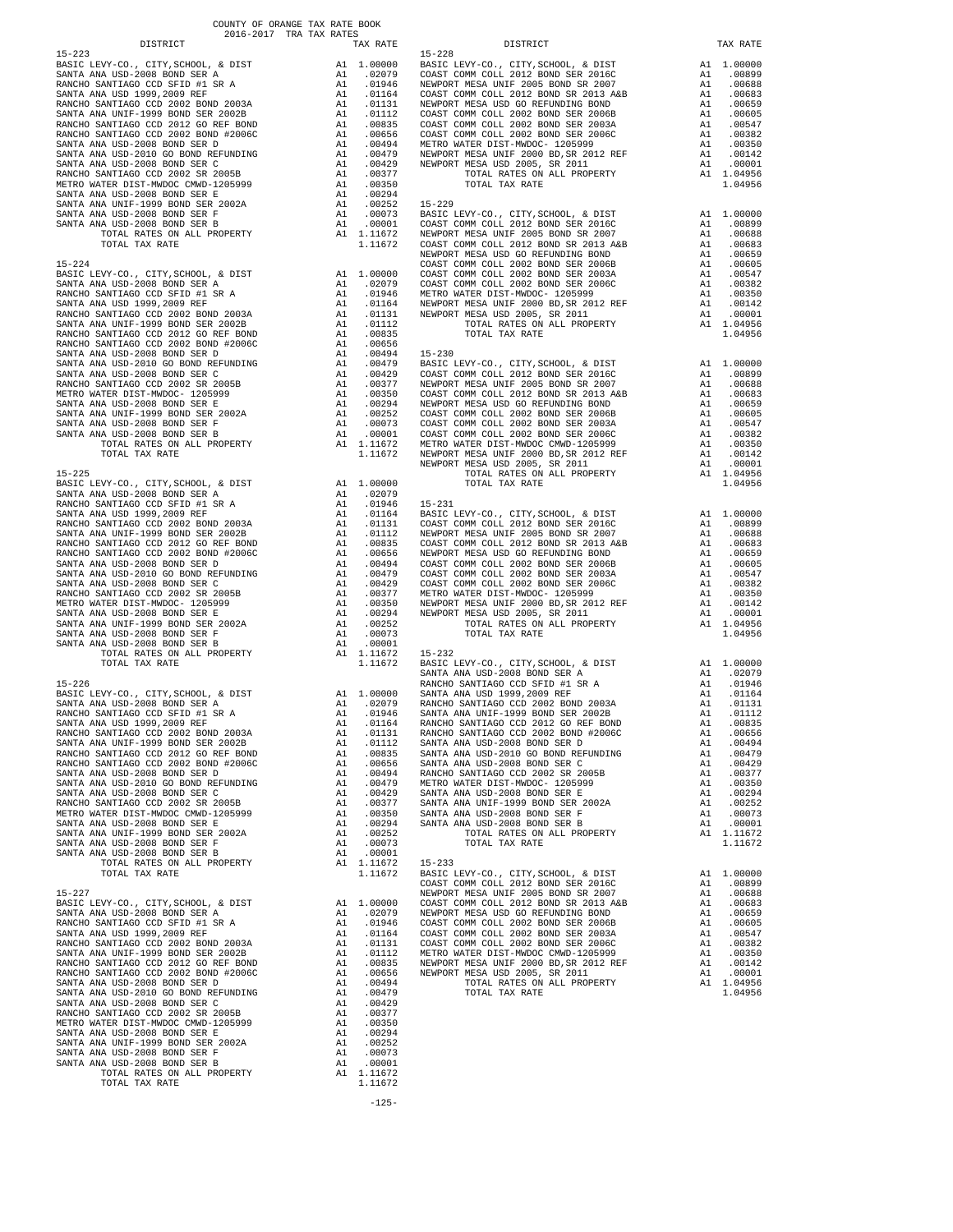COUNTY OF ORANGE TAX RATE BOOK
2016-2017 TRA TAX RATES

| DISTRICT | | TAX RATE |
|---|---|---|
| **15-223** | | |
| BASIC LEVY-CO., CITY,SCHOOL, & DIST | A1 | 1.00000 |
| SANTA ANA USD-2008 BOND SER A | A1 | .02079 |
| RANCHO SANTIAGO CCD SFID #1 SR A | A1 | .01946 |
| SANTA ANA USD 1999,2009 REF | A1 | .01164 |
| RANCHO SANTIAGO CCD 2002 BOND 2003A | A1 | .01131 |
| SANTA ANA UNIF-1999 BOND SER 2002B | A1 | .01112 |
| RANCHO SANTIAGO CCD 2012 GO REF BOND | A1 | .00835 |
| RANCHO SANTIAGO CCD 2002 BOND #2006C | A1 | .00656 |
| SANTA ANA USD-2008 BOND SER D | A1 | .00494 |
| SANTA ANA USD-2010 GO BOND REFUNDING | A1 | .00479 |
| SANTA ANA USD-2008 BOND SER C | A1 | .00429 |
| RANCHO SANTIAGO CCD 2002 SR 2005B | A1 | .00377 |
| METRO WATER DIST-MWDOC CMWD-1205999 | A1 | .00350 |
| SANTA ANA USD-2008 BOND SER E | A1 | .00294 |
| SANTA ANA UNIF-1999 BOND SER 2002A | A1 | .00252 |
| SANTA ANA USD-2008 BOND SER F | A1 | .00073 |
| SANTA ANA USD-2008 BOND SER B | A1 | .00001 |
| TOTAL RATES ON ALL PROPERTY | A1 | 1.11672 |
| TOTAL TAX RATE | | 1.11672 |
| **15-224** | | |
| BASIC LEVY-CO., CITY,SCHOOL, & DIST | A1 | 1.00000 |
| SANTA ANA USD-2008 BOND SER A | A1 | .02079 |
| RANCHO SANTIAGO CCD SFID #1 SR A | A1 | .01946 |
| SANTA ANA USD 1999,2009 REF | A1 | .01164 |
| RANCHO SANTIAGO CCD 2002 BOND 2003A | A1 | .01131 |
| SANTA ANA UNIF-1999 BOND SER 2002B | A1 | .01112 |
| RANCHO SANTIAGO CCD 2012 GO REF BOND | A1 | .00835 |
| RANCHO SANTIAGO CCD 2002 BOND #2006C | A1 | .00656 |
| SANTA ANA USD-2008 BOND SER D | A1 | .00494 |
| SANTA ANA USD-2010 GO BOND REFUNDING | A1 | .00479 |
| SANTA ANA USD-2008 BOND SER C | A1 | .00429 |
| RANCHO SANTIAGO CCD 2002 SR 2005B | A1 | .00377 |
| METRO WATER DIST-MWDOC- 1205999 | A1 | .00350 |
| SANTA ANA USD-2008 BOND SER E | A1 | .00294 |
| SANTA ANA UNIF-1999 BOND SER 2002A | A1 | .00252 |
| SANTA ANA USD-2008 BOND SER F | A1 | .00073 |
| SANTA ANA USD-2008 BOND SER B | A1 | .00001 |
| TOTAL RATES ON ALL PROPERTY | A1 | 1.11672 |
| TOTAL TAX RATE | | 1.11672 |
| **15-225** | | |
| BASIC LEVY-CO., CITY,SCHOOL, & DIST | A1 | 1.00000 |
| SANTA ANA USD-2008 BOND SER A | A1 | .02079 |
| RANCHO SANTIAGO CCD SFID #1 SR A | A1 | .01946 |
| SANTA ANA USD 1999,2009 REF | A1 | .01164 |
| RANCHO SANTIAGO CCD 2002 BOND 2003A | A1 | .01131 |
| SANTA ANA UNIF-1999 BOND SER 2002B | A1 | .01112 |
| RANCHO SANTIAGO CCD 2012 GO REF BOND | A1 | .00835 |
| RANCHO SANTIAGO CCD 2002 BOND #2006C | A1 | .00656 |
| SANTA ANA USD-2008 BOND SER D | A1 | .00494 |
| SANTA ANA USD-2010 GO BOND REFUNDING | A1 | .00479 |
| SANTA ANA USD-2008 BOND SER C | A1 | .00429 |
| RANCHO SANTIAGO CCD 2002 SR 2005B | A1 | .00377 |
| METRO WATER DIST-MWDOC- 1205999 | A1 | .00350 |
| SANTA ANA USD-2008 BOND SER E | A1 | .00294 |
| SANTA ANA UNIF-1999 BOND SER 2002A | A1 | .00252 |
| SANTA ANA USD-2008 BOND SER F | A1 | .00073 |
| SANTA ANA USD-2008 BOND SER B | A1 | .00001 |
| TOTAL RATES ON ALL PROPERTY | A1 | 1.11672 |
| TOTAL TAX RATE | | 1.11672 |
| **15-226** | | |
| BASIC LEVY-CO., CITY,SCHOOL, & DIST | A1 | 1.00000 |
| SANTA ANA USD-2008 BOND SER A | A1 | .02079 |
| RANCHO SANTIAGO CCD SFID #1 SR A | A1 | .01946 |
| SANTA ANA USD 1999,2009 REF | A1 | .01164 |
| RANCHO SANTIAGO CCD 2002 BOND 2003A | A1 | .01131 |
| SANTA ANA UNIF-1999 BOND SER 2002B | A1 | .01112 |
| RANCHO SANTIAGO CCD 2012 GO REF BOND | A1 | .00835 |
| RANCHO SANTIAGO CCD 2002 BOND #2006C | A1 | .00656 |
| SANTA ANA USD-2008 BOND SER D | A1 | .00494 |
| SANTA ANA USD-2010 GO BOND REFUNDING | A1 | .00479 |
| SANTA ANA USD-2008 BOND SER C | A1 | .00429 |
| RANCHO SANTIAGO CCD 2002 SR 2005B | A1 | .00377 |
| METRO WATER DIST-MWDOC CMWD-1205999 | A1 | .00350 |
| SANTA ANA USD-2008 BOND SER E | A1 | .00294 |
| SANTA ANA UNIF-1999 BOND SER 2002A | A1 | .00252 |
| SANTA ANA USD-2008 BOND SER F | A1 | .00073 |
| SANTA ANA USD-2008 BOND SER B | A1 | .00001 |
| TOTAL RATES ON ALL PROPERTY | A1 | 1.11672 |
| TOTAL TAX RATE | | 1.11672 |
| **15-227** | | |
| BASIC LEVY-CO., CITY,SCHOOL, & DIST | A1 | 1.00000 |
| SANTA ANA USD-2008 BOND SER A | A1 | .02079 |
| RANCHO SANTIAGO CCD SFID #1 SR A | A1 | .01946 |
| SANTA ANA USD 1999,2009 REF | A1 | .01164 |
| RANCHO SANTIAGO CCD 2002 BOND 2003A | A1 | .01131 |
| SANTA ANA UNIF-1999 BOND SER 2002B | A1 | .01112 |
| RANCHO SANTIAGO CCD 2012 GO REF BOND | A1 | .00835 |
| RANCHO SANTIAGO CCD 2002 BOND #2006C | A1 | .00656 |
| SANTA ANA USD-2008 BOND SER D | A1 | .00494 |
| SANTA ANA USD-2010 GO BOND REFUNDING | A1 | .00479 |
| SANTA ANA USD-2008 BOND SER C | A1 | .00429 |
| RANCHO SANTIAGO CCD 2002 SR 2005B | A1 | .00377 |
| METRO WATER DIST-MWDOC CMWD-1205999 | A1 | .00350 |
| SANTA ANA USD-2008 BOND SER E | A1 | .00294 |
| SANTA ANA UNIF-1999 BOND SER 2002A | A1 | .00252 |
| SANTA ANA USD-2008 BOND SER F | A1 | .00073 |
| SANTA ANA USD-2008 BOND SER B | A1 | .00001 |
| TOTAL RATES ON ALL PROPERTY | A1 | 1.11672 |
| TOTAL TAX RATE | | 1.11672 |
| **15-228** | | |
| BASIC LEVY-CO., CITY,SCHOOL, & DIST | A1 | 1.00000 |
| COAST COMM COLL 2012 BOND SER 2016C | A1 | .00899 |
| NEWPORT MESA UNIF 2005 BOND SR 2007 | A1 | .00688 |
| COAST COMM COLL 2012 BOND SR 2013 A&B | A1 | .00683 |
| NEWPORT MESA USD GO REFUNDING BOND | A1 | .00659 |
| COAST COMM COLL 2002 BOND SER 2006B | A1 | .00605 |
| COAST COMM COLL 2002 BOND SER 2003A | A1 | .00547 |
| COAST COMM COLL 2002 BOND SER 2006C | A1 | .00382 |
| METRO WATER DIST-MWDOC- 1205999 | A1 | .00350 |
| NEWPORT MESA UNIF 2000 BD,SR 2012 REF | A1 | .00142 |
| NEWPORT MESA USD 2005, SR 2011 | A1 | .00001 |
| TOTAL RATES ON ALL PROPERTY | A1 | 1.04956 |
| TOTAL TAX RATE | | 1.04956 |
| **15-229** | | |
| BASIC LEVY-CO., CITY,SCHOOL, & DIST | A1 | 1.00000 |
| COAST COMM COLL 2012 BOND SER 2016C | A1 | .00899 |
| NEWPORT MESA UNIF 2005 BOND SR 2007 | A1 | .00688 |
| COAST COMM COLL 2012 BOND SR 2013 A&B | A1 | .00683 |
| NEWPORT MESA USD GO REFUNDING BOND | A1 | .00659 |
| COAST COMM COLL 2002 BOND SER 2006B | A1 | .00605 |
| COAST COMM COLL 2002 BOND SER 2003A | A1 | .00547 |
| COAST COMM COLL 2002 BOND SER 2006C | A1 | .00382 |
| METRO WATER DIST-MWDOC- 1205999 | A1 | .00350 |
| NEWPORT MESA UNIF 2000 BD,SR 2012 REF | A1 | .00142 |
| NEWPORT MESA USD 2005, SR 2011 | A1 | .00001 |
| TOTAL RATES ON ALL PROPERTY | A1 | 1.04956 |
| TOTAL TAX RATE | | 1.04956 |
| **15-230** | | |
| BASIC LEVY-CO., CITY,SCHOOL, & DIST | A1 | 1.00000 |
| COAST COMM COLL 2012 BOND SER 2016C | A1 | .00899 |
| NEWPORT MESA UNIF 2005 BOND SR 2007 | A1 | .00688 |
| COAST COMM COLL 2012 BOND SR 2013 A&B | A1 | .00683 |
| NEWPORT MESA USD GO REFUNDING BOND | A1 | .00659 |
| COAST COMM COLL 2002 BOND SER 2006B | A1 | .00605 |
| COAST COMM COLL 2002 BOND SER 2003A | A1 | .00547 |
| COAST COMM COLL 2002 BOND SER 2006C | A1 | .00382 |
| METRO WATER DIST-MWDOC CMWD-1205999 | A1 | .00350 |
| NEWPORT MESA UNIF 2000 BD,SR 2012 REF | A1 | .00142 |
| NEWPORT MESA USD 2005, SR 2011 | A1 | .00001 |
| TOTAL RATES ON ALL PROPERTY | A1 | 1.04956 |
| TOTAL TAX RATE | | 1.04956 |
| **15-231** | | |
| BASIC LEVY-CO., CITY,SCHOOL, & DIST | A1 | 1.00000 |
| COAST COMM COLL 2012 BOND SER 2016C | A1 | .00899 |
| NEWPORT MESA UNIF 2005 BOND SR 2007 | A1 | .00688 |
| COAST COMM COLL 2012 BOND SR 2013 A&B | A1 | .00683 |
| NEWPORT MESA USD GO REFUNDING BOND | A1 | .00659 |
| COAST COMM COLL 2002 BOND SER 2006B | A1 | .00605 |
| COAST COMM COLL 2002 BOND SER 2003A | A1 | .00547 |
| COAST COMM COLL 2002 BOND SER 2006C | A1 | .00382 |
| METRO WATER DIST-MWDOC- 1205999 | A1 | .00350 |
| NEWPORT MESA UNIF 2000 BD,SR 2012 REF | A1 | .00142 |
| NEWPORT MESA USD 2005, SR 2011 | A1 | .00001 |
| TOTAL RATES ON ALL PROPERTY | A1 | 1.04956 |
| TOTAL TAX RATE | | 1.04956 |
| **15-232** | | |
| BASIC LEVY-CO., CITY,SCHOOL, & DIST | A1 | 1.00000 |
| SANTA ANA USD-2008 BOND SER A | A1 | .02079 |
| RANCHO SANTIAGO CCD SFID #1 SR A | A1 | .01946 |
| SANTA ANA USD 1999,2009 REF | A1 | .01164 |
| RANCHO SANTIAGO CCD 2002 BOND 2003A | A1 | .01131 |
| SANTA ANA UNIF-1999 BOND SER 2002B | A1 | .01112 |
| RANCHO SANTIAGO CCD 2012 GO REF BOND | A1 | .00835 |
| RANCHO SANTIAGO CCD 2002 BOND #2006C | A1 | .00656 |
| SANTA ANA USD-2008 BOND SER D | A1 | .00494 |
| SANTA ANA USD-2010 GO BOND REFUNDING | A1 | .00479 |
| SANTA ANA USD-2008 BOND SER C | A1 | .00429 |
| RANCHO SANTIAGO CCD 2002 SR 2005B | A1 | .00377 |
| METRO WATER DIST-MWDOC- 1205999 | A1 | .00350 |
| SANTA ANA USD-2008 BOND SER E | A1 | .00294 |
| SANTA ANA UNIF-1999 BOND SER 2002A | A1 | .00252 |
| SANTA ANA USD-2008 BOND SER F | A1 | .00073 |
| SANTA ANA USD-2008 BOND SER B | A1 | .00001 |
| TOTAL RATES ON ALL PROPERTY | A1 | 1.11672 |
| TOTAL TAX RATE | | 1.11672 |
| **15-233** | | |
| BASIC LEVY-CO., CITY,SCHOOL, & DIST | A1 | 1.00000 |
| COAST COMM COLL 2012 BOND SER 2016C | A1 | .00899 |
| NEWPORT MESA UNIF 2005 BOND SR 2007 | A1 | .00688 |
| COAST COMM COLL 2012 BOND SR 2013 A&B | A1 | .00683 |
| NEWPORT MESA USD GO REFUNDING BOND | A1 | .00659 |
| COAST COMM COLL 2002 BOND SER 2006B | A1 | .00605 |
| COAST COMM COLL 2002 BOND SER 2003A | A1 | .00547 |
| COAST COMM COLL 2002 BOND SER 2006C | A1 | .00382 |
| METRO WATER DIST-MWDOC CMWD-1205999 | A1 | .00350 |
| NEWPORT MESA UNIF 2000 BD,SR 2012 REF | A1 | .00142 |
| NEWPORT MESA USD 2005, SR 2011 | A1 | .00001 |
| TOTAL RATES ON ALL PROPERTY | A1 | 1.04956 |
| TOTAL TAX RATE | | 1.04956 |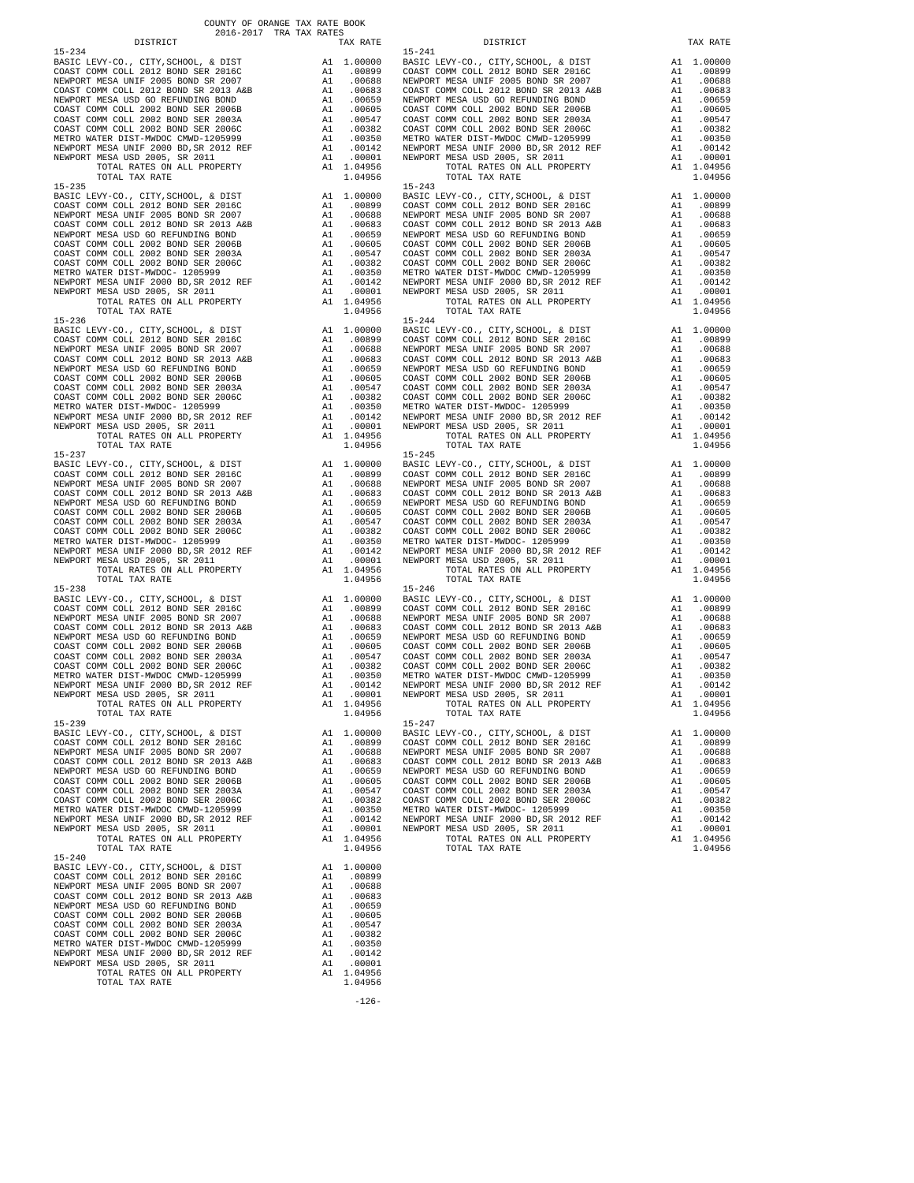COUNTY OF ORANGE TAX RATE BOOK
2016-2017 TRA TAX RATES

| DISTRICT | | TAX RATE |
|---|---|---|
| **15-234** | | |
| BASIC LEVY-CO., CITY,SCHOOL, & DIST | A1 | 1.00000 |
| COAST COMM COLL 2012 BOND SER 2016C | A1 | .00899 |
| NEWPORT MESA UNIF 2005 BOND SR 2007 | A1 | .00688 |
| COAST COMM COLL 2012 BOND SR 2013 A&B | A1 | .00683 |
| NEWPORT MESA USD GO REFUNDING BOND | A1 | .00659 |
| COAST COMM COLL 2002 BOND SER 2006B | A1 | .00605 |
| COAST COMM COLL 2002 BOND SER 2003A | A1 | .00547 |
| COAST COMM COLL 2002 BOND SER 2006C | A1 | .00382 |
| METRO WATER DIST-MWDOC CMWD-1205999 | A1 | .00350 |
| NEWPORT MESA UNIF 2000 BD,SR 2012 REF | A1 | .00142 |
| NEWPORT MESA USD 2005, SR 2011 | A1 | .00001 |
| TOTAL RATES ON ALL PROPERTY | A1 | 1.04956 |
| TOTAL TAX RATE | | 1.04956 |
| **15-235** | | |
| BASIC LEVY-CO., CITY,SCHOOL, & DIST | A1 | 1.00000 |
| COAST COMM COLL 2012 BOND SER 2016C | A1 | .00899 |
| NEWPORT MESA UNIF 2005 BOND SR 2007 | A1 | .00688 |
| COAST COMM COLL 2012 BOND SR 2013 A&B | A1 | .00683 |
| NEWPORT MESA USD GO REFUNDING BOND | A1 | .00659 |
| COAST COMM COLL 2002 BOND SER 2006B | A1 | .00605 |
| COAST COMM COLL 2002 BOND SER 2003A | A1 | .00547 |
| COAST COMM COLL 2002 BOND SER 2006C | A1 | .00382 |
| METRO WATER DIST-MWDOC- 1205999 | A1 | .00350 |
| NEWPORT MESA UNIF 2000 BD,SR 2012 REF | A1 | .00142 |
| NEWPORT MESA USD 2005, SR 2011 | A1 | .00001 |
| TOTAL RATES ON ALL PROPERTY | A1 | 1.04956 |
| TOTAL TAX RATE | | 1.04956 |
| **15-236** | | |
| BASIC LEVY-CO., CITY,SCHOOL, & DIST | A1 | 1.00000 |
| COAST COMM COLL 2012 BOND SER 2016C | A1 | .00899 |
| NEWPORT MESA UNIF 2005 BOND SR 2007 | A1 | .00688 |
| COAST COMM COLL 2012 BOND SR 2013 A&B | A1 | .00683 |
| NEWPORT MESA USD GO REFUNDING BOND | A1 | .00659 |
| COAST COMM COLL 2002 BOND SER 2006B | A1 | .00605 |
| COAST COMM COLL 2002 BOND SER 2003A | A1 | .00547 |
| COAST COMM COLL 2002 BOND SER 2006C | A1 | .00382 |
| METRO WATER DIST-MWDOC- 1205999 | A1 | .00350 |
| NEWPORT MESA UNIF 2000 BD,SR 2012 REF | A1 | .00142 |
| NEWPORT MESA USD 2005, SR 2011 | A1 | .00001 |
| TOTAL RATES ON ALL PROPERTY | A1 | 1.04956 |
| TOTAL TAX RATE | | 1.04956 |
| **15-237** | | |
| BASIC LEVY-CO., CITY,SCHOOL, & DIST | A1 | 1.00000 |
| COAST COMM COLL 2012 BOND SER 2016C | A1 | .00899 |
| NEWPORT MESA UNIF 2005 BOND SR 2007 | A1 | .00688 |
| COAST COMM COLL 2012 BOND SR 2013 A&B | A1 | .00683 |
| NEWPORT MESA USD GO REFUNDING BOND | A1 | .00659 |
| COAST COMM COLL 2002 BOND SER 2006B | A1 | .00605 |
| COAST COMM COLL 2002 BOND SER 2003A | A1 | .00547 |
| COAST COMM COLL 2002 BOND SER 2006C | A1 | .00382 |
| METRO WATER DIST-MWDOC- 1205999 | A1 | .00350 |
| NEWPORT MESA UNIF 2000 BD,SR 2012 REF | A1 | .00142 |
| NEWPORT MESA USD 2005, SR 2011 | A1 | .00001 |
| TOTAL RATES ON ALL PROPERTY | A1 | 1.04956 |
| TOTAL TAX RATE | | 1.04956 |
| **15-238** | | |
| BASIC LEVY-CO., CITY,SCHOOL, & DIST | A1 | 1.00000 |
| COAST COMM COLL 2012 BOND SER 2016C | A1 | .00899 |
| NEWPORT MESA UNIF 2005 BOND SR 2007 | A1 | .00688 |
| COAST COMM COLL 2012 BOND SR 2013 A&B | A1 | .00683 |
| NEWPORT MESA USD GO REFUNDING BOND | A1 | .00659 |
| COAST COMM COLL 2002 BOND SER 2006B | A1 | .00605 |
| COAST COMM COLL 2002 BOND SER 2003A | A1 | .00547 |
| COAST COMM COLL 2002 BOND SER 2006C | A1 | .00382 |
| METRO WATER DIST-MWDOC CMWD-1205999 | A1 | .00350 |
| NEWPORT MESA UNIF 2000 BD,SR 2012 REF | A1 | .00142 |
| NEWPORT MESA USD 2005, SR 2011 | A1 | .00001 |
| TOTAL RATES ON ALL PROPERTY | A1 | 1.04956 |
| TOTAL TAX RATE | | 1.04956 |
| **15-239** | | |
| BASIC LEVY-CO., CITY,SCHOOL, & DIST | A1 | 1.00000 |
| COAST COMM COLL 2012 BOND SER 2016C | A1 | .00899 |
| NEWPORT MESA UNIF 2005 BOND SR 2007 | A1 | .00688 |
| COAST COMM COLL 2012 BOND SR 2013 A&B | A1 | .00683 |
| NEWPORT MESA USD GO REFUNDING BOND | A1 | .00659 |
| COAST COMM COLL 2002 BOND SER 2006B | A1 | .00605 |
| COAST COMM COLL 2002 BOND SER 2003A | A1 | .00547 |
| COAST COMM COLL 2002 BOND SER 2006C | A1 | .00382 |
| METRO WATER DIST-MWDOC CMWD-1205999 | A1 | .00350 |
| NEWPORT MESA UNIF 2000 BD,SR 2012 REF | A1 | .00142 |
| NEWPORT MESA USD 2005, SR 2011 | A1 | .00001 |
| TOTAL RATES ON ALL PROPERTY | A1 | 1.04956 |
| TOTAL TAX RATE | | 1.04956 |
| **15-240** | | |
| BASIC LEVY-CO., CITY,SCHOOL, & DIST | A1 | 1.00000 |
| COAST COMM COLL 2012 BOND SER 2016C | A1 | .00899 |
| NEWPORT MESA UNIF 2005 BOND SR 2007 | A1 | .00688 |
| COAST COMM COLL 2012 BOND SR 2013 A&B | A1 | .00683 |
| NEWPORT MESA USD GO REFUNDING BOND | A1 | .00659 |
| COAST COMM COLL 2002 BOND SER 2006B | A1 | .00605 |
| COAST COMM COLL 2002 BOND SER 2003A | A1 | .00547 |
| COAST COMM COLL 2002 BOND SER 2006C | A1 | .00382 |
| METRO WATER DIST-MWDOC CMWD-1205999 | A1 | .00350 |
| NEWPORT MESA UNIF 2000 BD,SR 2012 REF | A1 | .00142 |
| NEWPORT MESA USD 2005, SR 2011 | A1 | .00001 |
| TOTAL RATES ON ALL PROPERTY | A1 | 1.04956 |
| TOTAL TAX RATE | | 1.04956 |
| **15-241** | | |
| BASIC LEVY-CO., CITY,SCHOOL, & DIST | A1 | 1.00000 |
| COAST COMM COLL 2012 BOND SER 2016C | A1 | .00899 |
| NEWPORT MESA UNIF 2005 BOND SR 2007 | A1 | .00688 |
| COAST COMM COLL 2012 BOND SR 2013 A&B | A1 | .00683 |
| NEWPORT MESA USD GO REFUNDING BOND | A1 | .00659 |
| COAST COMM COLL 2002 BOND SER 2006B | A1 | .00605 |
| COAST COMM COLL 2002 BOND SER 2003A | A1 | .00547 |
| COAST COMM COLL 2002 BOND SER 2006C | A1 | .00382 |
| METRO WATER DIST-MWDOC CMWD-1205999 | A1 | .00350 |
| NEWPORT MESA UNIF 2000 BD,SR 2012 REF | A1 | .00142 |
| NEWPORT MESA USD 2005, SR 2011 | A1 | .00001 |
| TOTAL RATES ON ALL PROPERTY | A1 | 1.04956 |
| TOTAL TAX RATE | | 1.04956 |
| **15-243** | | |
| BASIC LEVY-CO., CITY,SCHOOL, & DIST | A1 | 1.00000 |
| COAST COMM COLL 2012 BOND SER 2016C | A1 | .00899 |
| NEWPORT MESA UNIF 2005 BOND SR 2007 | A1 | .00688 |
| COAST COMM COLL 2012 BOND SR 2013 A&B | A1 | .00683 |
| NEWPORT MESA USD GO REFUNDING BOND | A1 | .00659 |
| COAST COMM COLL 2002 BOND SER 2006B | A1 | .00605 |
| COAST COMM COLL 2002 BOND SER 2003A | A1 | .00547 |
| COAST COMM COLL 2002 BOND SER 2006C | A1 | .00382 |
| METRO WATER DIST-MWDOC CMWD-1205999 | A1 | .00350 |
| NEWPORT MESA UNIF 2000 BD,SR 2012 REF | A1 | .00142 |
| NEWPORT MESA USD 2005, SR 2011 | A1 | .00001 |
| TOTAL RATES ON ALL PROPERTY | A1 | 1.04956 |
| TOTAL TAX RATE | | 1.04956 |
| **15-244** | | |
| BASIC LEVY-CO., CITY,SCHOOL, & DIST | A1 | 1.00000 |
| COAST COMM COLL 2012 BOND SER 2016C | A1 | .00899 |
| NEWPORT MESA UNIF 2005 BOND SR 2007 | A1 | .00688 |
| COAST COMM COLL 2012 BOND SR 2013 A&B | A1 | .00683 |
| NEWPORT MESA USD GO REFUNDING BOND | A1 | .00659 |
| COAST COMM COLL 2002 BOND SER 2006B | A1 | .00605 |
| COAST COMM COLL 2002 BOND SER 2003A | A1 | .00547 |
| COAST COMM COLL 2002 BOND SER 2006C | A1 | .00382 |
| METRO WATER DIST-MWDOC- 1205999 | A1 | .00350 |
| NEWPORT MESA UNIF 2000 BD,SR 2012 REF | A1 | .00142 |
| NEWPORT MESA USD 2005, SR 2011 | A1 | .00001 |
| TOTAL RATES ON ALL PROPERTY | A1 | 1.04956 |
| TOTAL TAX RATE | | 1.04956 |
| **15-245** | | |
| BASIC LEVY-CO., CITY,SCHOOL, & DIST | A1 | 1.00000 |
| COAST COMM COLL 2012 BOND SER 2016C | A1 | .00899 |
| NEWPORT MESA UNIF 2005 BOND SR 2007 | A1 | .00688 |
| COAST COMM COLL 2012 BOND SR 2013 A&B | A1 | .00683 |
| NEWPORT MESA USD GO REFUNDING BOND | A1 | .00659 |
| COAST COMM COLL 2002 BOND SER 2006B | A1 | .00605 |
| COAST COMM COLL 2002 BOND SER 2003A | A1 | .00547 |
| COAST COMM COLL 2002 BOND SER 2006C | A1 | .00382 |
| METRO WATER DIST-MWDOC- 1205999 | A1 | .00350 |
| NEWPORT MESA UNIF 2000 BD,SR 2012 REF | A1 | .00142 |
| NEWPORT MESA USD 2005, SR 2011 | A1 | .00001 |
| TOTAL RATES ON ALL PROPERTY | A1 | 1.04956 |
| TOTAL TAX RATE | | 1.04956 |
| **15-246** | | |
| BASIC LEVY-CO., CITY,SCHOOL, & DIST | A1 | 1.00000 |
| COAST COMM COLL 2012 BOND SER 2016C | A1 | .00899 |
| NEWPORT MESA UNIF 2005 BOND SR 2007 | A1 | .00688 |
| COAST COMM COLL 2012 BOND SR 2013 A&B | A1 | .00683 |
| NEWPORT MESA USD GO REFUNDING BOND | A1 | .00659 |
| COAST COMM COLL 2002 BOND SER 2006B | A1 | .00605 |
| COAST COMM COLL 2002 BOND SER 2003A | A1 | .00547 |
| COAST COMM COLL 2002 BOND SER 2006C | A1 | .00382 |
| METRO WATER DIST-MWDOC CMWD-1205999 | A1 | .00350 |
| NEWPORT MESA UNIF 2000 BD,SR 2012 REF | A1 | .00142 |
| NEWPORT MESA USD 2005, SR 2011 | A1 | .00001 |
| TOTAL RATES ON ALL PROPERTY | A1 | 1.04956 |
| TOTAL TAX RATE | | 1.04956 |
| **15-247** | | |
| BASIC LEVY-CO., CITY,SCHOOL, & DIST | A1 | 1.00000 |
| COAST COMM COLL 2012 BOND SER 2016C | A1 | .00899 |
| NEWPORT MESA UNIF 2005 BOND SR 2007 | A1 | .00688 |
| COAST COMM COLL 2012 BOND SR 2013 A&B | A1 | .00683 |
| NEWPORT MESA USD GO REFUNDING BOND | A1 | .00659 |
| COAST COMM COLL 2002 BOND SER 2006B | A1 | .00605 |
| COAST COMM COLL 2002 BOND SER 2003A | A1 | .00547 |
| COAST COMM COLL 2002 BOND SER 2006C | A1 | .00382 |
| METRO WATER DIST-MWDOC- 1205999 | A1 | .00350 |
| NEWPORT MESA UNIF 2000 BD,SR 2012 REF | A1 | .00142 |
| NEWPORT MESA USD 2005, SR 2011 | A1 | .00001 |
| TOTAL RATES ON ALL PROPERTY | A1 | 1.04956 |
| TOTAL TAX RATE | | 1.04956 |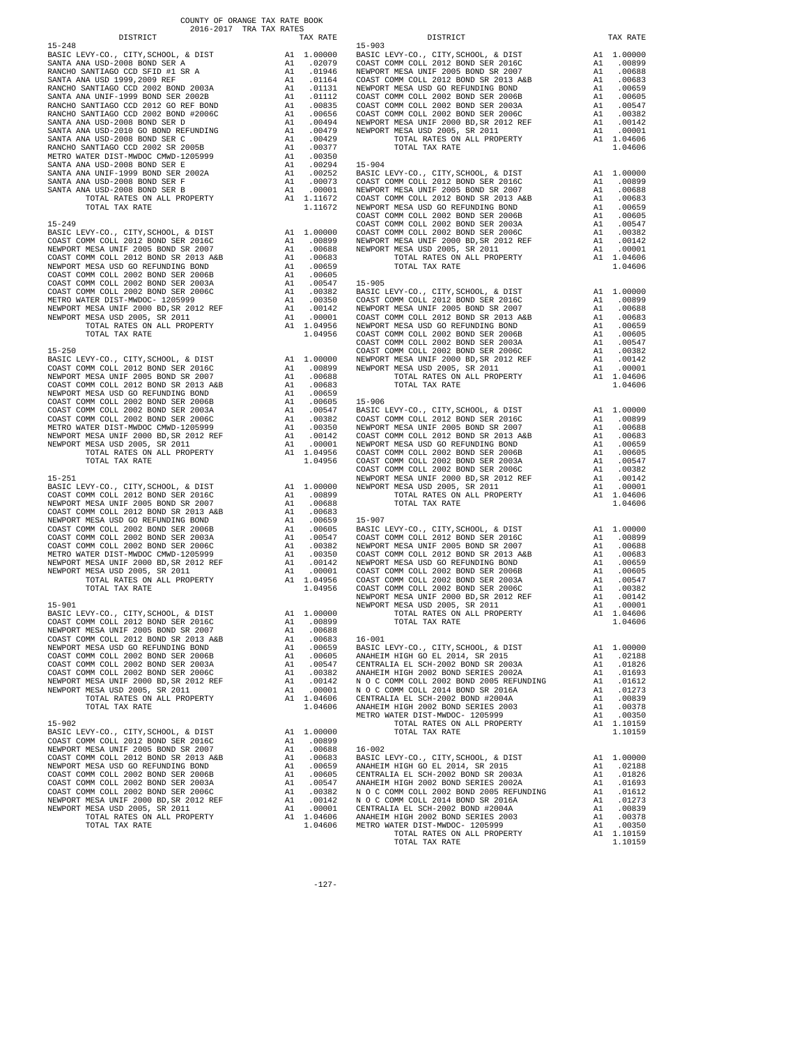COUNTY OF ORANGE TAX RATE BOOK
2016-2017 TRA TAX RATES

| DISTRICT | | TAX RATE |
|---|---|---|
| 15-248 | | |
| BASIC LEVY-CO., CITY,SCHOOL, & DIST | A1 | 1.00000 |
| SANTA ANA USD-2008 BOND SER A | A1 | .02079 |
| RANCHO SANTIAGO CCD SFID #1 SR A | A1 | .01946 |
| SANTA ANA USD 1999,2009 REF | A1 | .01164 |
| RANCHO SANTIAGO CCD 2002 BOND 2003A | A1 | .01131 |
| SANTA ANA UNIF-1999 BOND SER 2002B | A1 | .01112 |
| RANCHO SANTIAGO CCD 2012 GO REF BOND | A1 | .00835 |
| RANCHO SANTIAGO CCD 2002 BOND #2006C | A1 | .00656 |
| SANTA ANA USD-2008 BOND SER D | A1 | .00494 |
| SANTA ANA USD-2010 GO BOND REFUNDING | A1 | .00479 |
| SANTA ANA USD-2008 BOND SER C | A1 | .00429 |
| RANCHO SANTIAGO CCD 2002 SR 2005B | A1 | .00377 |
| METRO WATER DIST-MWDOC CMWD-1205999 | A1 | .00350 |
| SANTA ANA USD-2008 BOND SER E | A1 | .00294 |
| SANTA ANA UNIF-1999 BOND SER 2002A | A1 | .00252 |
| SANTA ANA USD-2008 BOND SER F | A1 | .00073 |
| SANTA ANA USD-2008 BOND SER B | A1 | .00001 |
| TOTAL RATES ON ALL PROPERTY | A1 | 1.11672 |
| TOTAL TAX RATE | | 1.11672 |
| 15-249 | | |
| BASIC LEVY-CO., CITY,SCHOOL, & DIST | A1 | 1.00000 |
| COAST COMM COLL 2012 BOND SER 2016C | A1 | .00899 |
| NEWPORT MESA UNIF 2005 BOND SR 2007 | A1 | .00688 |
| COAST COMM COLL 2012 BOND SR 2013 A&B | A1 | .00683 |
| NEWPORT MESA USD GO REFUNDING BOND | A1 | .00659 |
| COAST COMM COLL 2002 BOND SER 2006B | A1 | .00605 |
| COAST COMM COLL 2002 BOND SER 2003A | A1 | .00547 |
| COAST COMM COLL 2002 BOND SER 2006C | A1 | .00382 |
| METRO WATER DIST-MWDOC- 1205999 | A1 | .00350 |
| NEWPORT MESA UNIF 2000 BD,SR 2012 REF | A1 | .00142 |
| NEWPORT MESA USD 2005, SR 2011 | A1 | .00001 |
| TOTAL RATES ON ALL PROPERTY | A1 | 1.04956 |
| TOTAL TAX RATE | | 1.04956 |
| 15-250 | | |
| BASIC LEVY-CO., CITY,SCHOOL, & DIST | A1 | 1.00000 |
| COAST COMM COLL 2012 BOND SER 2016C | A1 | .00899 |
| NEWPORT MESA UNIF 2005 BOND SR 2007 | A1 | .00688 |
| COAST COMM COLL 2012 BOND SR 2013 A&B | A1 | .00683 |
| NEWPORT MESA USD GO REFUNDING BOND | A1 | .00659 |
| COAST COMM COLL 2002 BOND SER 2006B | A1 | .00605 |
| COAST COMM COLL 2002 BOND SER 2003A | A1 | .00547 |
| COAST COMM COLL 2002 BOND SER 2006C | A1 | .00382 |
| METRO WATER DIST-MWDOC CMWD-1205999 | A1 | .00350 |
| NEWPORT MESA UNIF 2000 BD,SR 2012 REF | A1 | .00142 |
| NEWPORT MESA USD 2005, SR 2011 | A1 | .00001 |
| TOTAL RATES ON ALL PROPERTY | A1 | 1.04956 |
| TOTAL TAX RATE | | 1.04956 |
| 15-251 | | |
| BASIC LEVY-CO., CITY,SCHOOL, & DIST | A1 | 1.00000 |
| COAST COMM COLL 2012 BOND SER 2016C | A1 | .00899 |
| NEWPORT MESA UNIF 2005 BOND SR 2007 | A1 | .00688 |
| COAST COMM COLL 2012 BOND SR 2013 A&B | A1 | .00683 |
| NEWPORT MESA USD GO REFUNDING BOND | A1 | .00659 |
| COAST COMM COLL 2002 BOND SER 2006B | A1 | .00605 |
| COAST COMM COLL 2002 BOND SER 2003A | A1 | .00547 |
| COAST COMM COLL 2002 BOND SER 2006C | A1 | .00382 |
| METRO WATER DIST-MWDOC CMWD-1205999 | A1 | .00350 |
| NEWPORT MESA UNIF 2000 BD,SR 2012 REF | A1 | .00142 |
| NEWPORT MESA USD 2005, SR 2011 | A1 | .00001 |
| TOTAL RATES ON ALL PROPERTY | A1 | 1.04956 |
| TOTAL TAX RATE | | 1.04956 |
| 15-901 | | |
| BASIC LEVY-CO., CITY,SCHOOL, & DIST | A1 | 1.00000 |
| COAST COMM COLL 2012 BOND SER 2016C | A1 | .00899 |
| NEWPORT MESA UNIF 2005 BOND SR 2007 | A1 | .00688 |
| COAST COMM COLL 2012 BOND SR 2013 A&B | A1 | .00683 |
| NEWPORT MESA USD GO REFUNDING BOND | A1 | .00659 |
| COAST COMM COLL 2002 BOND SER 2006B | A1 | .00605 |
| COAST COMM COLL 2002 BOND SER 2003A | A1 | .00547 |
| COAST COMM COLL 2002 BOND SER 2006C | A1 | .00382 |
| NEWPORT MESA UNIF 2000 BD,SR 2012 REF | A1 | .00142 |
| NEWPORT MESA USD 2005, SR 2011 | A1 | .00001 |
| TOTAL RATES ON ALL PROPERTY | A1 | 1.04606 |
| TOTAL TAX RATE | | 1.04606 |
| 15-902 | | |
| BASIC LEVY-CO., CITY,SCHOOL, & DIST | A1 | 1.00000 |
| COAST COMM COLL 2012 BOND SER 2016C | A1 | .00899 |
| NEWPORT MESA UNIF 2005 BOND SR 2007 | A1 | .00688 |
| COAST COMM COLL 2012 BOND SR 2013 A&B | A1 | .00683 |
| NEWPORT MESA USD GO REFUNDING BOND | A1 | .00659 |
| COAST COMM COLL 2002 BOND SER 2006B | A1 | .00605 |
| COAST COMM COLL 2002 BOND SER 2003A | A1 | .00547 |
| COAST COMM COLL 2002 BOND SER 2006C | A1 | .00382 |
| NEWPORT MESA UNIF 2000 BD,SR 2012 REF | A1 | .00142 |
| NEWPORT MESA USD 2005, SR 2011 | A1 | .00001 |
| TOTAL RATES ON ALL PROPERTY | A1 | 1.04606 |
| TOTAL TAX RATE | | 1.04606 |
| 15-903 | | |
| BASIC LEVY-CO., CITY,SCHOOL, & DIST | A1 | 1.00000 |
| COAST COMM COLL 2012 BOND SER 2016C | A1 | .00899 |
| NEWPORT MESA UNIF 2005 BOND SR 2007 | A1 | .00688 |
| COAST COMM COLL 2012 BOND SR 2013 A&B | A1 | .00683 |
| NEWPORT MESA USD GO REFUNDING BOND | A1 | .00659 |
| COAST COMM COLL 2002 BOND SER 2006B | A1 | .00605 |
| COAST COMM COLL 2002 BOND SER 2003A | A1 | .00547 |
| COAST COMM COLL 2002 BOND SER 2006C | A1 | .00382 |
| NEWPORT MESA UNIF 2000 BD,SR 2012 REF | A1 | .00142 |
| NEWPORT MESA USD 2005, SR 2011 | A1 | .00001 |
| TOTAL RATES ON ALL PROPERTY | A1 | 1.04606 |
| TOTAL TAX RATE | | 1.04606 |
| 15-904 | | |
| BASIC LEVY-CO., CITY,SCHOOL, & DIST | A1 | 1.00000 |
| COAST COMM COLL 2012 BOND SER 2016C | A1 | .00899 |
| NEWPORT MESA UNIF 2005 BOND SR 2007 | A1 | .00688 |
| COAST COMM COLL 2012 BOND SR 2013 A&B | A1 | .00683 |
| NEWPORT MESA USD GO REFUNDING BOND | A1 | .00659 |
| COAST COMM COLL 2002 BOND SER 2006B | A1 | .00605 |
| COAST COMM COLL 2002 BOND SER 2003A | A1 | .00547 |
| COAST COMM COLL 2002 BOND SER 2006C | A1 | .00382 |
| NEWPORT MESA UNIF 2000 BD,SR 2012 REF | A1 | .00142 |
| NEWPORT MESA USD 2005, SR 2011 | A1 | .00001 |
| TOTAL RATES ON ALL PROPERTY | A1 | 1.04606 |
| TOTAL TAX RATE | | 1.04606 |
| 15-905 | | |
| BASIC LEVY-CO., CITY,SCHOOL, & DIST | A1 | 1.00000 |
| COAST COMM COLL 2012 BOND SER 2016C | A1 | .00899 |
| NEWPORT MESA UNIF 2005 BOND SR 2007 | A1 | .00688 |
| COAST COMM COLL 2012 BOND SR 2013 A&B | A1 | .00683 |
| NEWPORT MESA USD GO REFUNDING BOND | A1 | .00659 |
| COAST COMM COLL 2002 BOND SER 2006B | A1 | .00605 |
| COAST COMM COLL 2002 BOND SER 2003A | A1 | .00547 |
| COAST COMM COLL 2002 BOND SER 2006C | A1 | .00382 |
| NEWPORT MESA UNIF 2000 BD,SR 2012 REF | A1 | .00142 |
| NEWPORT MESA USD 2005, SR 2011 | A1 | .00001 |
| TOTAL RATES ON ALL PROPERTY | A1 | 1.04606 |
| TOTAL TAX RATE | | 1.04606 |
| 15-906 | | |
| BASIC LEVY-CO., CITY,SCHOOL, & DIST | A1 | 1.00000 |
| COAST COMM COLL 2012 BOND SER 2016C | A1 | .00899 |
| NEWPORT MESA UNIF 2005 BOND SR 2007 | A1 | .00688 |
| COAST COMM COLL 2012 BOND SR 2013 A&B | A1 | .00683 |
| NEWPORT MESA USD GO REFUNDING BOND | A1 | .00659 |
| COAST COMM COLL 2002 BOND SER 2006B | A1 | .00605 |
| COAST COMM COLL 2002 BOND SER 2003A | A1 | .00547 |
| COAST COMM COLL 2002 BOND SER 2006C | A1 | .00382 |
| NEWPORT MESA UNIF 2000 BD,SR 2012 REF | A1 | .00142 |
| NEWPORT MESA USD 2005, SR 2011 | A1 | .00001 |
| TOTAL RATES ON ALL PROPERTY | A1 | 1.04606 |
| TOTAL TAX RATE | | 1.04606 |
| 15-907 | | |
| BASIC LEVY-CO., CITY,SCHOOL, & DIST | A1 | 1.00000 |
| COAST COMM COLL 2012 BOND SER 2016C | A1 | .00899 |
| NEWPORT MESA UNIF 2005 BOND SR 2007 | A1 | .00688 |
| COAST COMM COLL 2012 BOND SR 2013 A&B | A1 | .00683 |
| NEWPORT MESA USD GO REFUNDING BOND | A1 | .00659 |
| COAST COMM COLL 2002 BOND SER 2006B | A1 | .00605 |
| COAST COMM COLL 2002 BOND SER 2003A | A1 | .00547 |
| COAST COMM COLL 2002 BOND SER 2006C | A1 | .00382 |
| NEWPORT MESA UNIF 2000 BD,SR 2012 REF | A1 | .00142 |
| NEWPORT MESA USD 2005, SR 2011 | A1 | .00001 |
| TOTAL RATES ON ALL PROPERTY | A1 | 1.04606 |
| TOTAL TAX RATE | | 1.04606 |
| 16-001 | | |
| BASIC LEVY-CO., CITY,SCHOOL, & DIST | A1 | 1.00000 |
| ANAHEIM HIGH GO EL 2014, SR 2015 | A1 | .02188 |
| CENTRALIA EL SCH-2002 BOND SR 2003A | A1 | .01826 |
| ANAHEIM HIGH 2002 BOND SERIES 2002A | A1 | .01693 |
| N O C COMM COLL 2002 BOND 2005 REFUNDING | A1 | .01612 |
| N O C COMM COLL 2014 BOND SR 2016A | A1 | .01273 |
| CENTRALIA EL SCH-2002 BOND #2004A | A1 | .00839 |
| ANAHEIM HIGH 2002 BOND SERIES 2003 | A1 | .00378 |
| METRO WATER DIST-MWDOC- 1205999 | A1 | .00350 |
| TOTAL RATES ON ALL PROPERTY | A1 | 1.10159 |
| TOTAL TAX RATE | | 1.10159 |
| 16-002 | | |
| BASIC LEVY-CO., CITY,SCHOOL, & DIST | A1 | 1.00000 |
| ANAHEIM HIGH GO EL 2014, SR 2015 | A1 | .02188 |
| CENTRALIA EL SCH-2002 BOND SR 2003A | A1 | .01826 |
| ANAHEIM HIGH 2002 BOND SERIES 2002A | A1 | .01693 |
| N O C COMM COLL 2002 BOND 2005 REFUNDING | A1 | .01612 |
| N O C COMM COLL 2014 BOND SR 2016A | A1 | .01273 |
| CENTRALIA EL SCH-2002 BOND #2004A | A1 | .00839 |
| ANAHEIM HIGH 2002 BOND SERIES 2003 | A1 | .00378 |
| METRO WATER DIST-MWDOC- 1205999 | A1 | .00350 |
| TOTAL RATES ON ALL PROPERTY | A1 | 1.10159 |
| TOTAL TAX RATE | | 1.10159 |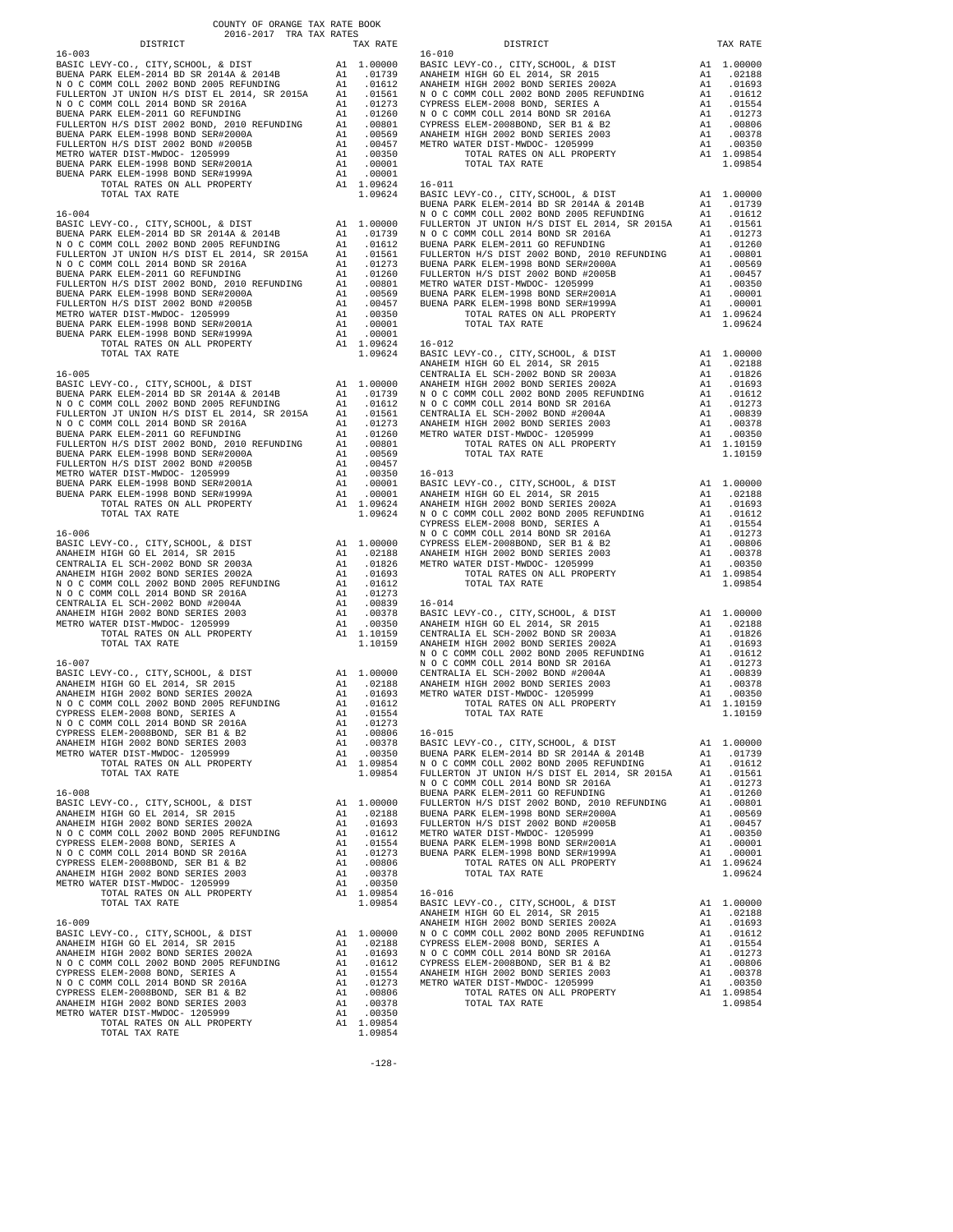COUNTY OF ORANGE TAX RATE BOOK
2016-2017 TRA TAX RATES

| DISTRICT | | TAX RATE |
|---|---|---|
| **16-003** | | |
| BASIC LEVY-CO., CITY,SCHOOL, & DIST | A1 | 1.00000 |
| BUENA PARK ELEM-2014 BD SR 2014A & 2014B | A1 | .01739 |
| N O C COMM COLL 2002 BOND 2005 REFUNDING | A1 | .01612 |
| FULLERTON JT UNION H/S DIST EL 2014, SR 2015A | A1 | .01561 |
| N O C COMM COLL 2014 BOND SR 2016A | A1 | .01273 |
| BUENA PARK ELEM-2011 GO REFUNDING | A1 | .01260 |
| FULLERTON H/S DIST 2002 BOND, 2010 REFUNDING | A1 | .00801 |
| BUENA PARK ELEM-1998 BOND SER#2000A | A1 | .00569 |
| FULLERTON H/S DIST 2002 BOND #2005B | A1 | .00457 |
| METRO WATER DIST-MWDOC- 1205999 | A1 | .00350 |
| BUENA PARK ELEM-1998 BOND SER#2001A | A1 | .00001 |
| BUENA PARK ELEM-1998 BOND SER#1999A | A1 | .00001 |
| TOTAL RATES ON ALL PROPERTY | A1 | 1.09624 |
| TOTAL TAX RATE | | 1.09624 |
| **16-004** | | |
| BASIC LEVY-CO., CITY,SCHOOL, & DIST | A1 | 1.00000 |
| BUENA PARK ELEM-2014 BD SR 2014A & 2014B | A1 | .01739 |
| N O C COMM COLL 2002 BOND 2005 REFUNDING | A1 | .01612 |
| FULLERTON JT UNION H/S DIST EL 2014, SR 2015A | A1 | .01561 |
| N O C COMM COLL 2014 BOND SR 2016A | A1 | .01273 |
| BUENA PARK ELEM-2011 GO REFUNDING | A1 | .01260 |
| FULLERTON H/S DIST 2002 BOND, 2010 REFUNDING | A1 | .00801 |
| BUENA PARK ELEM-1998 BOND SER#2000A | A1 | .00569 |
| FULLERTON H/S DIST 2002 BOND #2005B | A1 | .00457 |
| METRO WATER DIST-MWDOC- 1205999 | A1 | .00350 |
| BUENA PARK ELEM-1998 BOND SER#2001A | A1 | .00001 |
| BUENA PARK ELEM-1998 BOND SER#1999A | A1 | .00001 |
| TOTAL RATES ON ALL PROPERTY | A1 | 1.09624 |
| TOTAL TAX RATE | | 1.09624 |
| **16-005** | | |
| BASIC LEVY-CO., CITY,SCHOOL, & DIST | A1 | 1.00000 |
| BUENA PARK ELEM-2014 BD SR 2014A & 2014B | A1 | .01739 |
| N O C COMM COLL 2002 BOND 2005 REFUNDING | A1 | .01612 |
| FULLERTON JT UNION H/S DIST EL 2014, SR 2015A | A1 | .01561 |
| N O C COMM COLL 2014 BOND SR 2016A | A1 | .01273 |
| BUENA PARK ELEM-2011 GO REFUNDING | A1 | .01260 |
| FULLERTON H/S DIST 2002 BOND, 2010 REFUNDING | A1 | .00801 |
| BUENA PARK ELEM-1998 BOND SER#2000A | A1 | .00569 |
| FULLERTON H/S DIST 2002 BOND #2005B | A1 | .00457 |
| METRO WATER DIST-MWDOC- 1205999 | A1 | .00350 |
| BUENA PARK ELEM-1998 BOND SER#2001A | A1 | .00001 |
| BUENA PARK ELEM-1998 BOND SER#1999A | A1 | .00001 |
| TOTAL RATES ON ALL PROPERTY | A1 | 1.09624 |
| TOTAL TAX RATE | | 1.09624 |
| **16-006** | | |
| BASIC LEVY-CO., CITY,SCHOOL, & DIST | A1 | 1.00000 |
| ANAHEIM HIGH GO EL 2014, SR 2015 | A1 | .02188 |
| CENTRALIA EL SCH-2002 BOND SR 2003A | A1 | .01826 |
| ANAHEIM HIGH 2002 BOND SERIES 2002A | A1 | .01693 |
| N O C COMM COLL 2002 BOND 2005 REFUNDING | A1 | .01612 |
| N O C COMM COLL 2014 BOND SR 2016A | A1 | .01273 |
| CENTRALIA EL SCH-2002 BOND #2004A | A1 | .00839 |
| ANAHEIM HIGH 2002 BOND SERIES 2003 | A1 | .00378 |
| METRO WATER DIST-MWDOC- 1205999 | A1 | .00350 |
| TOTAL RATES ON ALL PROPERTY | A1 | 1.10159 |
| TOTAL TAX RATE | | 1.10159 |
| **16-007** | | |
| BASIC LEVY-CO., CITY,SCHOOL, & DIST | A1 | 1.00000 |
| ANAHEIM HIGH GO EL 2014, SR 2015 | A1 | .02188 |
| ANAHEIM HIGH 2002 BOND SERIES 2002A | A1 | .01693 |
| N O C COMM COLL 2002 BOND 2005 REFUNDING | A1 | .01612 |
| CYPRESS ELEM-2008 BOND, SERIES A | A1 | .01554 |
| N O C COMM COLL 2014 BOND SR 2016A | A1 | .01273 |
| CYPRESS ELEM-2008BOND, SER B1 & B2 | A1 | .00806 |
| ANAHEIM HIGH 2002 BOND SERIES 2003 | A1 | .00378 |
| METRO WATER DIST-MWDOC- 1205999 | A1 | .00350 |
| TOTAL RATES ON ALL PROPERTY | A1 | 1.09854 |
| TOTAL TAX RATE | | 1.09854 |
| **16-008** | | |
| BASIC LEVY-CO., CITY,SCHOOL, & DIST | A1 | 1.00000 |
| ANAHEIM HIGH GO EL 2014, SR 2015 | A1 | .02188 |
| ANAHEIM HIGH 2002 BOND SERIES 2002A | A1 | .01693 |
| N O C COMM COLL 2002 BOND 2005 REFUNDING | A1 | .01612 |
| CYPRESS ELEM-2008 BOND, SERIES A | A1 | .01554 |
| N O C COMM COLL 2014 BOND SR 2016A | A1 | .01273 |
| CYPRESS ELEM-2008BOND, SER B1 & B2 | A1 | .00806 |
| ANAHEIM HIGH 2002 BOND SERIES 2003 | A1 | .00378 |
| METRO WATER DIST-MWDOC- 1205999 | A1 | .00350 |
| TOTAL RATES ON ALL PROPERTY | A1 | 1.09854 |
| TOTAL TAX RATE | | 1.09854 |
| **16-009** | | |
| BASIC LEVY-CO., CITY,SCHOOL, & DIST | A1 | 1.00000 |
| ANAHEIM HIGH GO EL 2014, SR 2015 | A1 | .02188 |
| ANAHEIM HIGH 2002 BOND SERIES 2002A | A1 | .01693 |
| N O C COMM COLL 2002 BOND 2005 REFUNDING | A1 | .01612 |
| CYPRESS ELEM-2008 BOND, SERIES A | A1 | .01554 |
| N O C COMM COLL 2014 BOND SR 2016A | A1 | .01273 |
| CYPRESS ELEM-2008BOND, SER B1 & B2 | A1 | .00806 |
| ANAHEIM HIGH 2002 BOND SERIES 2003 | A1 | .00378 |
| METRO WATER DIST-MWDOC- 1205999 | A1 | .00350 |
| TOTAL RATES ON ALL PROPERTY | A1 | 1.09854 |
| TOTAL TAX RATE | | 1.09854 |
| **16-010** | | |
| BASIC LEVY-CO., CITY,SCHOOL, & DIST | A1 | 1.00000 |
| ANAHEIM HIGH GO EL 2014, SR 2015 | A1 | .02188 |
| ANAHEIM HIGH 2002 BOND SERIES 2002A | A1 | .01693 |
| N O C COMM COLL 2002 BOND 2005 REFUNDING | A1 | .01612 |
| CYPRESS ELEM-2008 BOND, SERIES A | A1 | .01554 |
| N O C COMM COLL 2014 BOND SR 2016A | A1 | .01273 |
| CYPRESS ELEM-2008BOND, SER B1 & B2 | A1 | .00806 |
| ANAHEIM HIGH 2002 BOND SERIES 2003 | A1 | .00378 |
| METRO WATER DIST-MWDOC- 1205999 | A1 | .00350 |
| TOTAL RATES ON ALL PROPERTY | A1 | 1.09854 |
| TOTAL TAX RATE | | 1.09854 |
| **16-011** | | |
| BASIC LEVY-CO., CITY,SCHOOL, & DIST | A1 | 1.00000 |
| BUENA PARK ELEM-2014 BD SR 2014A & 2014B | A1 | .01739 |
| N O C COMM COLL 2002 BOND 2005 REFUNDING | A1 | .01612 |
| FULLERTON JT UNION H/S DIST EL 2014, SR 2015A | A1 | .01561 |
| N O C COMM COLL 2014 BOND SR 2016A | A1 | .01273 |
| BUENA PARK ELEM-2011 GO REFUNDING | A1 | .01260 |
| FULLERTON H/S DIST 2002 BOND, 2010 REFUNDING | A1 | .00801 |
| BUENA PARK ELEM-1998 BOND SER#2000A | A1 | .00569 |
| FULLERTON H/S DIST 2002 BOND #2005B | A1 | .00457 |
| METRO WATER DIST-MWDOC- 1205999 | A1 | .00350 |
| BUENA PARK ELEM-1998 BOND SER#2001A | A1 | .00001 |
| BUENA PARK ELEM-1998 BOND SER#1999A | A1 | .00001 |
| TOTAL RATES ON ALL PROPERTY | A1 | 1.09624 |
| TOTAL TAX RATE | | 1.09624 |
| **16-012** | | |
| BASIC LEVY-CO., CITY,SCHOOL, & DIST | A1 | 1.00000 |
| ANAHEIM HIGH GO EL 2014, SR 2015 | A1 | .02188 |
| CENTRALIA EL SCH-2002 BOND SR 2003A | A1 | .01826 |
| ANAHEIM HIGH 2002 BOND SERIES 2002A | A1 | .01693 |
| N O C COMM COLL 2002 BOND 2005 REFUNDING | A1 | .01612 |
| N O C COMM COLL 2014 BOND SR 2016A | A1 | .01273 |
| CENTRALIA EL SCH-2002 BOND #2004A | A1 | .00839 |
| ANAHEIM HIGH 2002 BOND SERIES 2003 | A1 | .00378 |
| METRO WATER DIST-MWDOC- 1205999 | A1 | .00350 |
| TOTAL RATES ON ALL PROPERTY | A1 | 1.10159 |
| TOTAL TAX RATE | | 1.10159 |
| **16-013** | | |
| BASIC LEVY-CO., CITY,SCHOOL, & DIST | A1 | 1.00000 |
| ANAHEIM HIGH GO EL 2014, SR 2015 | A1 | .02188 |
| ANAHEIM HIGH 2002 BOND SERIES 2002A | A1 | .01693 |
| N O C COMM COLL 2002 BOND 2005 REFUNDING | A1 | .01612 |
| CYPRESS ELEM-2008 BOND, SERIES A | A1 | .01554 |
| N O C COMM COLL 2014 BOND SR 2016A | A1 | .01273 |
| CYPRESS ELEM-2008BOND, SER B1 & B2 | A1 | .00806 |
| ANAHEIM HIGH 2002 BOND SERIES 2003 | A1 | .00378 |
| METRO WATER DIST-MWDOC- 1205999 | A1 | .00350 |
| TOTAL RATES ON ALL PROPERTY | A1 | 1.09854 |
| TOTAL TAX RATE | | 1.09854 |
| **16-014** | | |
| BASIC LEVY-CO., CITY,SCHOOL, & DIST | A1 | 1.00000 |
| ANAHEIM HIGH GO EL 2014, SR 2015 | A1 | .02188 |
| CENTRALIA EL SCH-2002 BOND SR 2003A | A1 | .01826 |
| ANAHEIM HIGH 2002 BOND SERIES 2002A | A1 | .01693 |
| N O C COMM COLL 2002 BOND 2005 REFUNDING | A1 | .01612 |
| N O C COMM COLL 2014 BOND SR 2016A | A1 | .01273 |
| CENTRALIA EL SCH-2002 BOND #2004A | A1 | .00839 |
| ANAHEIM HIGH 2002 BOND SERIES 2003 | A1 | .00378 |
| METRO WATER DIST-MWDOC- 1205999 | A1 | .00350 |
| TOTAL RATES ON ALL PROPERTY | A1 | 1.10159 |
| TOTAL TAX RATE | | 1.10159 |
| **16-015** | | |
| BASIC LEVY-CO., CITY,SCHOOL, & DIST | A1 | 1.00000 |
| BUENA PARK ELEM-2014 BD SR 2014A & 2014B | A1 | .01739 |
| N O C COMM COLL 2002 BOND 2005 REFUNDING | A1 | .01612 |
| FULLERTON JT UNION H/S DIST EL 2014, SR 2015A | A1 | .01561 |
| N O C COMM COLL 2014 BOND SR 2016A | A1 | .01273 |
| BUENA PARK ELEM-2011 GO REFUNDING | A1 | .01260 |
| FULLERTON H/S DIST 2002 BOND, 2010 REFUNDING | A1 | .00801 |
| BUENA PARK ELEM-1998 BOND SER#2000A | A1 | .00569 |
| FULLERTON H/S DIST 2002 BOND #2005B | A1 | .00457 |
| METRO WATER DIST-MWDOC- 1205999 | A1 | .00350 |
| BUENA PARK ELEM-1998 BOND SER#2001A | A1 | .00001 |
| BUENA PARK ELEM-1998 BOND SER#1999A | A1 | .00001 |
| TOTAL RATES ON ALL PROPERTY | A1 | 1.09624 |
| TOTAL TAX RATE | | 1.09624 |
| **16-016** | | |
| BASIC LEVY-CO., CITY,SCHOOL, & DIST | A1 | 1.00000 |
| ANAHEIM HIGH GO EL 2014, SR 2015 | A1 | .02188 |
| ANAHEIM HIGH 2002 BOND SERIES 2002A | A1 | .01693 |
| N O C COMM COLL 2002 BOND 2005 REFUNDING | A1 | .01612 |
| CYPRESS ELEM-2008 BOND, SERIES A | A1 | .01554 |
| N O C COMM COLL 2014 BOND SR 2016A | A1 | .01273 |
| CYPRESS ELEM-2008BOND, SER B1 & B2 | A1 | .00806 |
| ANAHEIM HIGH 2002 BOND SERIES 2003 | A1 | .00378 |
| METRO WATER DIST-MWDOC- 1205999 | A1 | .00350 |
| TOTAL RATES ON ALL PROPERTY | A1 | 1.09854 |
| TOTAL TAX RATE | | 1.09854 |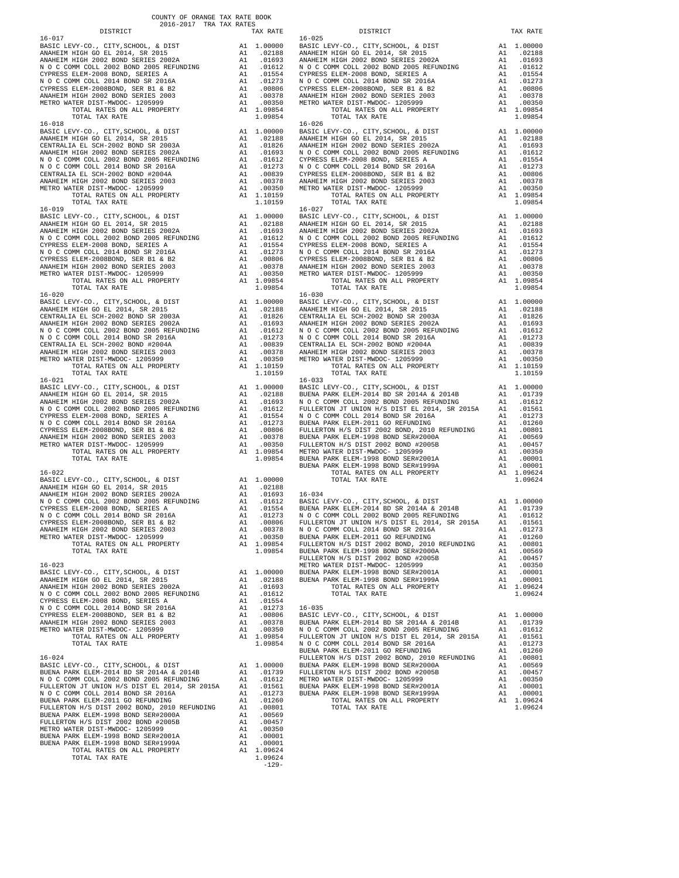COUNTY OF ORANGE TAX RATE BOOK
2016-2017 TRA TAX RATES

| DISTRICT | | TAX RATE |
|---|---|---|
| **16-017** | | |
| BASIC LEVY-CO., CITY,SCHOOL, & DIST | A1 | 1.00000 |
| ANAHEIM HIGH GO EL 2014, SR 2015 | A1 | .02188 |
| ANAHEIM HIGH 2002 BOND SERIES 2002A | A1 | .01693 |
| N O C COMM COLL 2002 BOND 2005 REFUNDING | A1 | .01612 |
| CYPRESS ELEM-2008 BOND, SERIES A | A1 | .01554 |
| N O C COMM COLL 2014 BOND SR 2016A | A1 | .01273 |
| CYPRESS ELEM-2008BOND, SER B1 & B2 | A1 | .00806 |
| ANAHEIM HIGH 2002 BOND SERIES 2003 | A1 | .00378 |
| METRO WATER DIST-MWDOC- 1205999 | A1 | .00350 |
| TOTAL RATES ON ALL PROPERTY | A1 | 1.09854 |
| TOTAL TAX RATE | | 1.09854 |
| **16-018** | | |
| BASIC LEVY-CO., CITY,SCHOOL, & DIST | A1 | 1.00000 |
| ANAHEIM HIGH GO EL 2014, SR 2015 | A1 | .02188 |
| CENTRALIA EL SCH-2002 BOND SR 2003A | A1 | .01826 |
| ANAHEIM HIGH 2002 BOND SERIES 2002A | A1 | .01693 |
| N O C COMM COLL 2002 BOND 2005 REFUNDING | A1 | .01612 |
| N O C COMM COLL 2014 BOND SR 2016A | A1 | .01273 |
| CENTRALIA EL SCH-2002 BOND #2004A | A1 | .00839 |
| ANAHEIM HIGH 2002 BOND SERIES 2003 | A1 | .00378 |
| METRO WATER DIST-MWDOC- 1205999 | A1 | .00350 |
| TOTAL RATES ON ALL PROPERTY | A1 | 1.10159 |
| TOTAL TAX RATE | | 1.10159 |
| **16-019** | | |
| BASIC LEVY-CO., CITY,SCHOOL, & DIST | A1 | 1.00000 |
| ANAHEIM HIGH GO EL 2014, SR 2015 | A1 | .02188 |
| ANAHEIM HIGH 2002 BOND SERIES 2002A | A1 | .01693 |
| N O C COMM COLL 2002 BOND 2005 REFUNDING | A1 | .01612 |
| CYPRESS ELEM-2008 BOND, SERIES A | A1 | .01554 |
| N O C COMM COLL 2014 BOND SR 2016A | A1 | .01273 |
| CYPRESS ELEM-2008BOND, SER B1 & B2 | A1 | .00806 |
| ANAHEIM HIGH 2002 BOND SERIES 2003 | A1 | .00378 |
| METRO WATER DIST-MWDOC- 1205999 | A1 | .00350 |
| TOTAL RATES ON ALL PROPERTY | A1 | 1.09854 |
| TOTAL TAX RATE | | 1.09854 |
| **16-020** | | |
| BASIC LEVY-CO., CITY,SCHOOL, & DIST | A1 | 1.00000 |
| ANAHEIM HIGH GO EL 2014, SR 2015 | A1 | .02188 |
| CENTRALIA EL SCH-2002 BOND SR 2003A | A1 | .01826 |
| ANAHEIM HIGH 2002 BOND SERIES 2002A | A1 | .01693 |
| N O C COMM COLL 2002 BOND 2005 REFUNDING | A1 | .01612 |
| N O C COMM COLL 2014 BOND SR 2016A | A1 | .01273 |
| CENTRALIA EL SCH-2002 BOND #2004A | A1 | .00839 |
| ANAHEIM HIGH 2002 BOND SERIES 2003 | A1 | .00378 |
| METRO WATER DIST-MWDOC- 1205999 | A1 | .00350 |
| TOTAL RATES ON ALL PROPERTY | A1 | 1.10159 |
| TOTAL TAX RATE | | 1.10159 |
| **16-021** | | |
| BASIC LEVY-CO., CITY,SCHOOL, & DIST | A1 | 1.00000 |
| ANAHEIM HIGH GO EL 2014, SR 2015 | A1 | .02188 |
| ANAHEIM HIGH 2002 BOND SERIES 2002A | A1 | .01693 |
| N O C COMM COLL 2002 BOND 2005 REFUNDING | A1 | .01612 |
| CYPRESS ELEM-2008 BOND, SERIES A | A1 | .01554 |
| N O C COMM COLL 2014 BOND SR 2016A | A1 | .01273 |
| CYPRESS ELEM-2008BOND, SER B1 & B2 | A1 | .00806 |
| ANAHEIM HIGH 2002 BOND SERIES 2003 | A1 | .00378 |
| METRO WATER DIST-MWDOC- 1205999 | A1 | .00350 |
| TOTAL RATES ON ALL PROPERTY | A1 | 1.09854 |
| TOTAL TAX RATE | | 1.09854 |
| **16-022** | | |
| BASIC LEVY-CO., CITY,SCHOOL, & DIST | A1 | 1.00000 |
| ANAHEIM HIGH GO EL 2014, SR 2015 | A1 | .02188 |
| ANAHEIM HIGH 2002 BOND SERIES 2002A | A1 | .01693 |
| N O C COMM COLL 2002 BOND 2005 REFUNDING | A1 | .01612 |
| CYPRESS ELEM-2008 BOND, SERIES A | A1 | .01554 |
| N O C COMM COLL 2014 BOND SR 2016A | A1 | .01273 |
| CYPRESS ELEM-2008BOND, SER B1 & B2 | A1 | .00806 |
| ANAHEIM HIGH 2002 BOND SERIES 2003 | A1 | .00378 |
| METRO WATER DIST-MWDOC- 1205999 | A1 | .00350 |
| TOTAL RATES ON ALL PROPERTY | A1 | 1.09854 |
| TOTAL TAX RATE | | 1.09854 |
| **16-023** | | |
| BASIC LEVY-CO., CITY,SCHOOL, & DIST | A1 | 1.00000 |
| ANAHEIM HIGH GO EL 2014, SR 2015 | A1 | .02188 |
| ANAHEIM HIGH 2002 BOND SERIES 2002A | A1 | .01693 |
| N O C COMM COLL 2002 BOND 2005 REFUNDING | A1 | .01612 |
| CYPRESS ELEM-2008 BOND, SERIES A | A1 | .01554 |
| N O C COMM COLL 2014 BOND SR 2016A | A1 | .01273 |
| CYPRESS ELEM-2008BOND, SER B1 & B2 | A1 | .00806 |
| ANAHEIM HIGH 2002 BOND SERIES 2003 | A1 | .00378 |
| METRO WATER DIST-MWDOC- 1205999 | A1 | .00350 |
| TOTAL RATES ON ALL PROPERTY | A1 | 1.09854 |
| TOTAL TAX RATE | | 1.09854 |
| **16-024** | | |
| BASIC LEVY-CO., CITY,SCHOOL, & DIST | A1 | 1.00000 |
| BUENA PARK ELEM-2014 BD SR 2014A & 2014B | A1 | .01739 |
| N O C COMM COLL 2002 BOND 2005 REFUNDING | A1 | .01612 |
| FULLERTON JT UNION H/S DIST EL 2014, SR 2015A | A1 | .01561 |
| N O C COMM COLL 2014 BOND SR 2016A | A1 | .01273 |
| BUENA PARK ELEM-2011 GO REFUNDING | A1 | .01260 |
| FULLERTON H/S DIST 2002 BOND, 2010 REFUNDING | A1 | .00801 |
| BUENA PARK ELEM-1998 BOND SER#2000A | A1 | .00569 |
| FULLERTON H/S DIST 2002 BOND #2005B | A1 | .00457 |
| METRO WATER DIST-MWDOC- 1205999 | A1 | .00350 |
| BUENA PARK ELEM-1998 BOND SER#2001A | A1 | .00001 |
| BUENA PARK ELEM-1998 BOND SER#1999A | A1 | .00001 |
| TOTAL RATES ON ALL PROPERTY | A1 | 1.09624 |
| TOTAL TAX RATE | | 1.09624 |
| **16-025** | | |
| BASIC LEVY-CO., CITY,SCHOOL, & DIST | A1 | 1.00000 |
| ANAHEIM HIGH GO EL 2014, SR 2015 | A1 | .02188 |
| ANAHEIM HIGH 2002 BOND SERIES 2002A | A1 | .01693 |
| N O C COMM COLL 2002 BOND 2005 REFUNDING | A1 | .01612 |
| CYPRESS ELEM-2008 BOND, SERIES A | A1 | .01554 |
| N O C COMM COLL 2014 BOND SR 2016A | A1 | .01273 |
| CYPRESS ELEM-2008BOND, SER B1 & B2 | A1 | .00806 |
| ANAHEIM HIGH 2002 BOND SERIES 2003 | A1 | .00378 |
| METRO WATER DIST-MWDOC- 1205999 | A1 | .00350 |
| TOTAL RATES ON ALL PROPERTY | A1 | 1.09854 |
| TOTAL TAX RATE | | 1.09854 |
| **16-026** | | |
| BASIC LEVY-CO., CITY,SCHOOL, & DIST | A1 | 1.00000 |
| ANAHEIM HIGH GO EL 2014, SR 2015 | A1 | .02188 |
| ANAHEIM HIGH 2002 BOND SERIES 2002A | A1 | .01693 |
| N O C COMM COLL 2002 BOND 2005 REFUNDING | A1 | .01612 |
| CYPRESS ELEM-2008 BOND, SERIES A | A1 | .01554 |
| N O C COMM COLL 2014 BOND SR 2016A | A1 | .01273 |
| CYPRESS ELEM-2008BOND, SER B1 & B2 | A1 | .00806 |
| ANAHEIM HIGH 2002 BOND SERIES 2003 | A1 | .00378 |
| METRO WATER DIST-MWDOC- 1205999 | A1 | .00350 |
| TOTAL RATES ON ALL PROPERTY | A1 | 1.09854 |
| TOTAL TAX RATE | | 1.09854 |
| **16-027** | | |
| BASIC LEVY-CO., CITY,SCHOOL, & DIST | A1 | 1.00000 |
| ANAHEIM HIGH GO EL 2014, SR 2015 | A1 | .02188 |
| ANAHEIM HIGH 2002 BOND SERIES 2002A | A1 | .01693 |
| N O C COMM COLL 2002 BOND 2005 REFUNDING | A1 | .01612 |
| CYPRESS ELEM-2008 BOND, SERIES A | A1 | .01554 |
| N O C COMM COLL 2014 BOND SR 2016A | A1 | .01273 |
| CYPRESS ELEM-2008BOND, SER B1 & B2 | A1 | .00806 |
| ANAHEIM HIGH 2002 BOND SERIES 2003 | A1 | .00378 |
| METRO WATER DIST-MWDOC- 1205999 | A1 | .00350 |
| TOTAL RATES ON ALL PROPERTY | A1 | 1.09854 |
| TOTAL TAX RATE | | 1.09854 |
| **16-030** | | |
| BASIC LEVY-CO., CITY,SCHOOL, & DIST | A1 | 1.00000 |
| ANAHEIM HIGH GO EL 2014, SR 2015 | A1 | .02188 |
| CENTRALIA EL SCH-2002 BOND SR 2003A | A1 | .01826 |
| ANAHEIM HIGH 2002 BOND SERIES 2002A | A1 | .01693 |
| N O C COMM COLL 2002 BOND 2005 REFUNDING | A1 | .01612 |
| N O C COMM COLL 2014 BOND SR 2016A | A1 | .01273 |
| CENTRALIA EL SCH-2002 BOND #2004A | A1 | .00839 |
| ANAHEIM HIGH 2002 BOND SERIES 2003 | A1 | .00378 |
| METRO WATER DIST-MWDOC- 1205999 | A1 | .00350 |
| TOTAL RATES ON ALL PROPERTY | A1 | 1.10159 |
| TOTAL TAX RATE | | 1.10159 |
| **16-033** | | |
| BASIC LEVY-CO., CITY,SCHOOL, & DIST | A1 | 1.00000 |
| BUENA PARK ELEM-2014 BD SR 2014A & 2014B | A1 | .01739 |
| N O C COMM COLL 2002 BOND 2005 REFUNDING | A1 | .01612 |
| FULLERTON JT UNION H/S DIST EL 2014, SR 2015A | A1 | .01561 |
| N O C COMM COLL 2014 BOND SR 2016A | A1 | .01273 |
| BUENA PARK ELEM-2011 GO REFUNDING | A1 | .01260 |
| FULLERTON H/S DIST 2002 BOND, 2010 REFUNDING | A1 | .00801 |
| BUENA PARK ELEM-1998 BOND SER#2000A | A1 | .00569 |
| FULLERTON H/S DIST 2002 BOND #2005B | A1 | .00457 |
| METRO WATER DIST-MWDOC- 1205999 | A1 | .00350 |
| BUENA PARK ELEM-1998 BOND SER#2001A | A1 | .00001 |
| BUENA PARK ELEM-1998 BOND SER#1999A | A1 | .00001 |
| TOTAL RATES ON ALL PROPERTY | A1 | 1.09624 |
| TOTAL TAX RATE | | 1.09624 |
| **16-034** | | |
| BASIC LEVY-CO., CITY,SCHOOL, & DIST | A1 | 1.00000 |
| BUENA PARK ELEM-2014 BD SR 2014A & 2014B | A1 | .01739 |
| N O C COMM COLL 2002 BOND 2005 REFUNDING | A1 | .01612 |
| FULLERTON JT UNION H/S DIST EL 2014, SR 2015A | A1 | .01561 |
| N O C COMM COLL 2014 BOND SR 2016A | A1 | .01273 |
| BUENA PARK ELEM-2011 GO REFUNDING | A1 | .01260 |
| FULLERTON H/S DIST 2002 BOND, 2010 REFUNDING | A1 | .00801 |
| BUENA PARK ELEM-1998 BOND SER#2000A | A1 | .00569 |
| FULLERTON H/S DIST 2002 BOND #2005B | A1 | .00457 |
| METRO WATER DIST-MWDOC- 1205999 | A1 | .00350 |
| BUENA PARK ELEM-1998 BOND SER#2001A | A1 | .00001 |
| BUENA PARK ELEM-1998 BOND SER#1999A | A1 | .00001 |
| TOTAL RATES ON ALL PROPERTY | A1 | 1.09624 |
| TOTAL TAX RATE | | 1.09624 |
| **16-035** | | |
| BASIC LEVY-CO., CITY,SCHOOL, & DIST | A1 | 1.00000 |
| BUENA PARK ELEM-2014 BD SR 2014A & 2014B | A1 | .01739 |
| N O C COMM COLL 2002 BOND 2005 REFUNDING | A1 | .01612 |
| FULLERTON JT UNION H/S DIST EL 2014, SR 2015A | A1 | .01561 |
| N O C COMM COLL 2014 BOND SR 2016A | A1 | .01273 |
| BUENA PARK ELEM-2011 GO REFUNDING | A1 | .01260 |
| FULLERTON H/S DIST 2002 BOND, 2010 REFUNDING | A1 | .00801 |
| BUENA PARK ELEM-1998 BOND SER#2000A | A1 | .00569 |
| FULLERTON H/S DIST 2002 BOND #2005B | A1 | .00457 |
| METRO WATER DIST-MWDOC- 1205999 | A1 | .00350 |
| BUENA PARK ELEM-1998 BOND SER#2001A | A1 | .00001 |
| BUENA PARK ELEM-1998 BOND SER#1999A | A1 | .00001 |
| TOTAL RATES ON ALL PROPERTY | A1 | 1.09624 |
| TOTAL TAX RATE | | 1.09624 |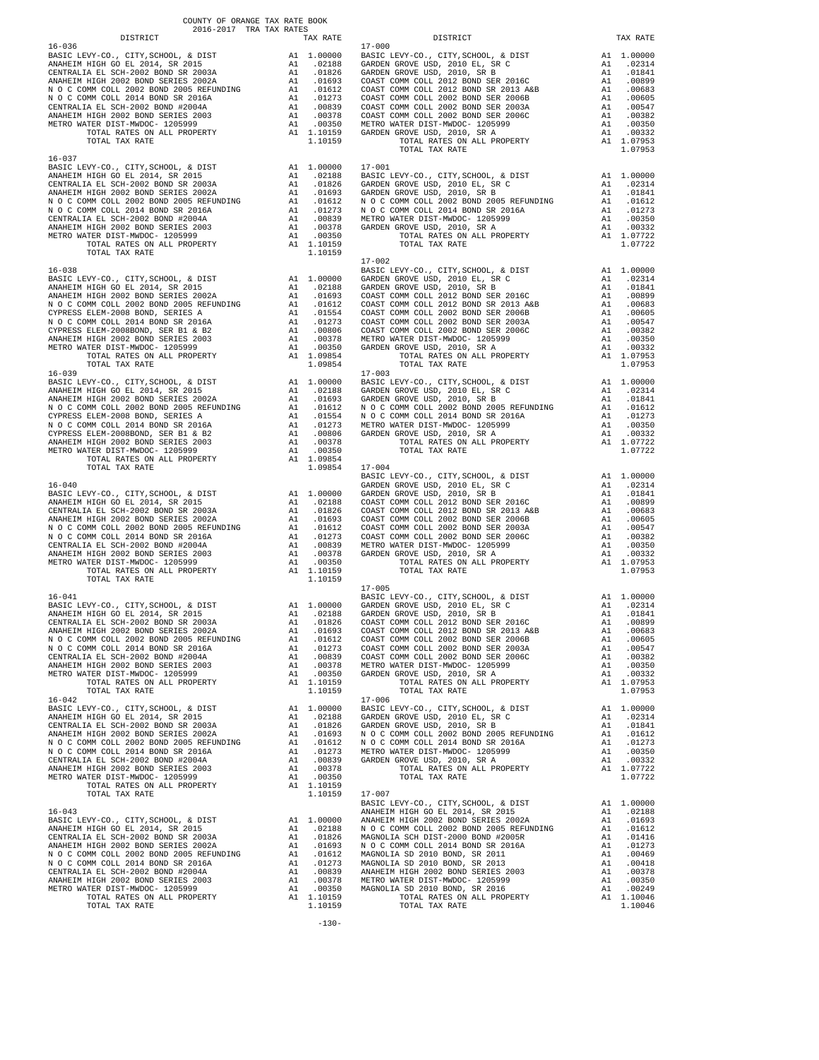COUNTY OF ORANGE TAX RATE BOOK
2016-2017 TRA TAX RATES

| DISTRICT | | TAX RATE |
|---|---|---|
| **16-036** | | |
| BASIC LEVY-CO., CITY,SCHOOL, & DIST | A1 | 1.00000 |
| ANAHEIM HIGH GO EL 2014, SR 2015 | A1 | .02188 |
| CENTRALIA EL SCH-2002 BOND SR 2003A | A1 | .01826 |
| ANAHEIM HIGH 2002 BOND SERIES 2002A | A1 | .01693 |
| N O C COMM COLL 2002 BOND 2005 REFUNDING | A1 | .01612 |
| N O C COMM COLL 2014 BOND SR 2016A | A1 | .01273 |
| CENTRALIA EL SCH-2002 BOND #2004A | A1 | .00839 |
| ANAHEIM HIGH 2002 BOND SERIES 2003 | A1 | .00378 |
| METRO WATER DIST-MWDOC- 1205999 | A1 | .00350 |
| TOTAL RATES ON ALL PROPERTY | A1 | 1.10159 |
| TOTAL TAX RATE | | 1.10159 |
| **16-037** | | |
| BASIC LEVY-CO., CITY,SCHOOL, & DIST | A1 | 1.00000 |
| ANAHEIM HIGH GO EL 2014, SR 2015 | A1 | .02188 |
| CENTRALIA EL SCH-2002 BOND SR 2003A | A1 | .01826 |
| ANAHEIM HIGH 2002 BOND SERIES 2002A | A1 | .01693 |
| N O C COMM COLL 2002 BOND 2005 REFUNDING | A1 | .01612 |
| N O C COMM COLL 2014 BOND SR 2016A | A1 | .01273 |
| CENTRALIA EL SCH-2002 BOND #2004A | A1 | .00839 |
| ANAHEIM HIGH 2002 BOND SERIES 2003 | A1 | .00378 |
| METRO WATER DIST-MWDOC- 1205999 | A1 | .00350 |
| TOTAL RATES ON ALL PROPERTY | A1 | 1.10159 |
| TOTAL TAX RATE | | 1.10159 |
| **16-038** | | |
| BASIC LEVY-CO., CITY,SCHOOL, & DIST | A1 | 1.00000 |
| ANAHEIM HIGH GO EL 2014, SR 2015 | A1 | .02188 |
| ANAHEIM HIGH 2002 BOND SERIES 2002A | A1 | .01693 |
| N O C COMM COLL 2002 BOND 2005 REFUNDING | A1 | .01612 |
| CYPRESS ELEM-2008 BOND, SERIES A | A1 | .01554 |
| N O C COMM COLL 2014 BOND SR 2016A | A1 | .01273 |
| CYPRESS ELEM-2008BOND, SER B1 & B2 | A1 | .00806 |
| ANAHEIM HIGH 2002 BOND SERIES 2003 | A1 | .00378 |
| METRO WATER DIST-MWDOC- 1205999 | A1 | .00350 |
| TOTAL RATES ON ALL PROPERTY | A1 | 1.09854 |
| TOTAL TAX RATE | | 1.09854 |
| **16-039** | | |
| BASIC LEVY-CO., CITY,SCHOOL, & DIST | A1 | 1.00000 |
| ANAHEIM HIGH GO EL 2014, SR 2015 | A1 | .02188 |
| ANAHEIM HIGH 2002 BOND SERIES 2002A | A1 | .01693 |
| N O C COMM COLL 2002 BOND 2005 REFUNDING | A1 | .01612 |
| CYPRESS ELEM-2008 BOND, SERIES A | A1 | .01554 |
| N O C COMM COLL 2014 BOND SR 2016A | A1 | .01273 |
| CYPRESS ELEM-2008BOND, SER B1 & B2 | A1 | .00806 |
| ANAHEIM HIGH 2002 BOND SERIES 2003 | A1 | .00378 |
| METRO WATER DIST-MWDOC- 1205999 | A1 | .00350 |
| TOTAL RATES ON ALL PROPERTY | A1 | 1.09854 |
| TOTAL TAX RATE | | 1.09854 |
| **16-040** | | |
| BASIC LEVY-CO., CITY,SCHOOL, & DIST | A1 | 1.00000 |
| ANAHEIM HIGH GO EL 2014, SR 2015 | A1 | .02188 |
| CENTRALIA EL SCH-2002 BOND SR 2003A | A1 | .01826 |
| ANAHEIM HIGH 2002 BOND SERIES 2002A | A1 | .01693 |
| N O C COMM COLL 2002 BOND 2005 REFUNDING | A1 | .01612 |
| N O C COMM COLL 2014 BOND SR 2016A | A1 | .01273 |
| CENTRALIA EL SCH-2002 BOND #2004A | A1 | .00839 |
| ANAHEIM HIGH 2002 BOND SERIES 2003 | A1 | .00378 |
| METRO WATER DIST-MWDOC- 1205999 | A1 | .00350 |
| TOTAL RATES ON ALL PROPERTY | A1 | 1.10159 |
| TOTAL TAX RATE | | 1.10159 |
| **16-041** | | |
| BASIC LEVY-CO., CITY,SCHOOL, & DIST | A1 | 1.00000 |
| ANAHEIM HIGH GO EL 2014, SR 2015 | A1 | .02188 |
| CENTRALIA EL SCH-2002 BOND SR 2003A | A1 | .01826 |
| ANAHEIM HIGH 2002 BOND SERIES 2002A | A1 | .01693 |
| N O C COMM COLL 2002 BOND 2005 REFUNDING | A1 | .01612 |
| N O C COMM COLL 2014 BOND SR 2016A | A1 | .01273 |
| CENTRALIA EL SCH-2002 BOND #2004A | A1 | .00839 |
| ANAHEIM HIGH 2002 BOND SERIES 2003 | A1 | .00378 |
| METRO WATER DIST-MWDOC- 1205999 | A1 | .00350 |
| TOTAL RATES ON ALL PROPERTY | A1 | 1.10159 |
| TOTAL TAX RATE | | 1.10159 |
| **16-042** | | |
| BASIC LEVY-CO., CITY,SCHOOL, & DIST | A1 | 1.00000 |
| ANAHEIM HIGH GO EL 2014, SR 2015 | A1 | .02188 |
| CENTRALIA EL SCH-2002 BOND SR 2003A | A1 | .01826 |
| ANAHEIM HIGH 2002 BOND SERIES 2002A | A1 | .01693 |
| N O C COMM COLL 2002 BOND 2005 REFUNDING | A1 | .01612 |
| N O C COMM COLL 2014 BOND SR 2016A | A1 | .01273 |
| CENTRALIA EL SCH-2002 BOND #2004A | A1 | .00839 |
| ANAHEIM HIGH 2002 BOND SERIES 2003 | A1 | .00378 |
| METRO WATER DIST-MWDOC- 1205999 | A1 | .00350 |
| TOTAL RATES ON ALL PROPERTY | A1 | 1.10159 |
| TOTAL TAX RATE | | 1.10159 |
| **16-043** | | |
| BASIC LEVY-CO., CITY,SCHOOL, & DIST | A1 | 1.00000 |
| ANAHEIM HIGH GO EL 2014, SR 2015 | A1 | .02188 |
| CENTRALIA EL SCH-2002 BOND SR 2003A | A1 | .01826 |
| ANAHEIM HIGH 2002 BOND SERIES 2002A | A1 | .01693 |
| N O C COMM COLL 2002 BOND 2005 REFUNDING | A1 | .01612 |
| N O C COMM COLL 2014 BOND SR 2016A | A1 | .01273 |
| CENTRALIA EL SCH-2002 BOND #2004A | A1 | .00839 |
| ANAHEIM HIGH 2002 BOND SERIES 2003 | A1 | .00378 |
| METRO WATER DIST-MWDOC- 1205999 | A1 | .00350 |
| TOTAL RATES ON ALL PROPERTY | A1 | 1.10159 |
| TOTAL TAX RATE | | 1.10159 |
| **17-000** | | |
| BASIC LEVY-CO., CITY,SCHOOL, & DIST | A1 | 1.00000 |
| GARDEN GROVE USD, 2010 EL, SR C | A1 | .02314 |
| GARDEN GROVE USD, 2010, SR B | A1 | .01841 |
| COAST COMM COLL 2012 BOND SER 2016C | A1 | .00899 |
| COAST COMM COLL 2012 BOND SER 2013 A&B | A1 | .00683 |
| COAST COMM COLL 2002 BOND SER 2006B | A1 | .00605 |
| COAST COMM COLL 2002 BOND SER 2003A | A1 | .00547 |
| COAST COMM COLL 2002 BOND SER 2006C | A1 | .00382 |
| METRO WATER DIST-MWDOC- 1205999 | A1 | .00350 |
| GARDEN GROVE USD, 2010, SR A | A1 | .00332 |
| TOTAL RATES ON ALL PROPERTY | A1 | 1.07953 |
| TOTAL TAX RATE | | 1.07953 |
| **17-001** | | |
| BASIC LEVY-CO., CITY,SCHOOL, & DIST | A1 | 1.00000 |
| GARDEN GROVE USD, 2010 EL, SR C | A1 | .02314 |
| GARDEN GROVE USD, 2010, SR B | A1 | .01841 |
| N O C COMM COLL 2002 BOND 2005 REFUNDING | A1 | .01612 |
| N O C COMM COLL 2014 BOND SR 2016A | A1 | .01273 |
| METRO WATER DIST-MWDOC- 1205999 | A1 | .00350 |
| GARDEN GROVE USD, 2010, SR A | A1 | .00332 |
| TOTAL RATES ON ALL PROPERTY | A1 | 1.07722 |
| TOTAL TAX RATE | | 1.07722 |
| **17-002** | | |
| BASIC LEVY-CO., CITY,SCHOOL, & DIST | A1 | 1.00000 |
| GARDEN GROVE USD, 2010 EL, SR C | A1 | .02314 |
| GARDEN GROVE USD, 2010, SR B | A1 | .01841 |
| COAST COMM COLL 2012 BOND SER 2016C | A1 | .00899 |
| COAST COMM COLL 2012 BOND SER 2013 A&B | A1 | .00683 |
| COAST COMM COLL 2002 BOND SER 2006B | A1 | .00605 |
| COAST COMM COLL 2002 BOND SER 2003A | A1 | .00547 |
| COAST COMM COLL 2002 BOND SER 2006C | A1 | .00382 |
| METRO WATER DIST-MWDOC- 1205999 | A1 | .00350 |
| GARDEN GROVE USD, 2010, SR A | A1 | .00332 |
| TOTAL RATES ON ALL PROPERTY | A1 | 1.07953 |
| TOTAL TAX RATE | | 1.07953 |
| **17-003** | | |
| BASIC LEVY-CO., CITY,SCHOOL, & DIST | A1 | 1.00000 |
| GARDEN GROVE USD, 2010 EL, SR C | A1 | .02314 |
| GARDEN GROVE USD, 2010, SR B | A1 | .01841 |
| N O C COMM COLL 2002 BOND 2005 REFUNDING | A1 | .01612 |
| N O C COMM COLL 2014 BOND SR 2016A | A1 | .01273 |
| METRO WATER DIST-MWDOC- 1205999 | A1 | .00350 |
| GARDEN GROVE USD, 2010, SR A | A1 | .00332 |
| TOTAL RATES ON ALL PROPERTY | A1 | 1.07722 |
| TOTAL TAX RATE | | 1.07722 |
| **17-004** | | |
| BASIC LEVY-CO., CITY,SCHOOL, & DIST | A1 | 1.00000 |
| GARDEN GROVE USD, 2010 EL, SR C | A1 | .02314 |
| GARDEN GROVE USD, 2010, SR B | A1 | .01841 |
| COAST COMM COLL 2012 BOND SER 2016C | A1 | .00899 |
| COAST COMM COLL 2012 BOND SER 2013 A&B | A1 | .00683 |
| COAST COMM COLL 2002 BOND SER 2006B | A1 | .00605 |
| COAST COMM COLL 2002 BOND SER 2003A | A1 | .00547 |
| COAST COMM COLL 2002 BOND SER 2006C | A1 | .00382 |
| METRO WATER DIST-MWDOC- 1205999 | A1 | .00350 |
| GARDEN GROVE USD, 2010, SR A | A1 | .00332 |
| TOTAL RATES ON ALL PROPERTY | A1 | 1.07953 |
| TOTAL TAX RATE | | 1.07953 |
| **17-005** | | |
| BASIC LEVY-CO., CITY,SCHOOL, & DIST | A1 | 1.00000 |
| GARDEN GROVE USD, 2010 EL, SR C | A1 | .02314 |
| GARDEN GROVE USD, 2010, SR B | A1 | .01841 |
| COAST COMM COLL 2012 BOND SER 2016C | A1 | .00899 |
| COAST COMM COLL 2012 BOND SER 2013 A&B | A1 | .00683 |
| COAST COMM COLL 2002 BOND SER 2006B | A1 | .00605 |
| COAST COMM COLL 2002 BOND SER 2003A | A1 | .00547 |
| COAST COMM COLL 2002 BOND SER 2006C | A1 | .00382 |
| METRO WATER DIST-MWDOC- 1205999 | A1 | .00350 |
| GARDEN GROVE USD, 2010, SR A | A1 | .00332 |
| TOTAL RATES ON ALL PROPERTY | A1 | 1.07953 |
| TOTAL TAX RATE | | 1.07953 |
| **17-006** | | |
| BASIC LEVY-CO., CITY,SCHOOL, & DIST | A1 | 1.00000 |
| GARDEN GROVE USD, 2010 EL, SR C | A1 | .02314 |
| GARDEN GROVE USD, 2010, SR B | A1 | .01841 |
| N O C COMM COLL 2002 BOND 2005 REFUNDING | A1 | .01612 |
| N O C COMM COLL 2014 BOND SR 2016A | A1 | .01273 |
| METRO WATER DIST-MWDOC- 1205999 | A1 | .00350 |
| GARDEN GROVE USD, 2010, SR A | A1 | .00332 |
| TOTAL RATES ON ALL PROPERTY | A1 | 1.07722 |
| TOTAL TAX RATE | | 1.07722 |
| **17-007** | | |
| BASIC LEVY-CO., CITY,SCHOOL, & DIST | A1 | 1.00000 |
| ANAHEIM HIGH GO EL 2014, SR 2015 | A1 | .02188 |
| ANAHEIM HIGH 2002 BOND SERIES 2002A | A1 | .01693 |
| N O C COMM COLL 2002 BOND 2005 REFUNDING | A1 | .01612 |
| MAGNOLIA SCH DIST-2000 BOND #2005R | A1 | .01416 |
| N O C COMM COLL 2014 BOND SR 2016A | A1 | .01273 |
| MAGNOLIA SD 2010 BOND, SR 2011 | A1 | .00469 |
| MAGNOLIA SD 2010 BOND, SR 2013 | A1 | .00418 |
| ANAHEIM HIGH 2002 BOND SERIES 2003 | A1 | .00378 |
| METRO WATER DIST-MWDOC- 1205999 | A1 | .00350 |
| MAGNOLIA SD 2010 BOND, SR 2016 | A1 | .00249 |
| TOTAL RATES ON ALL PROPERTY | A1 | 1.10046 |
| TOTAL TAX RATE | | 1.10046 |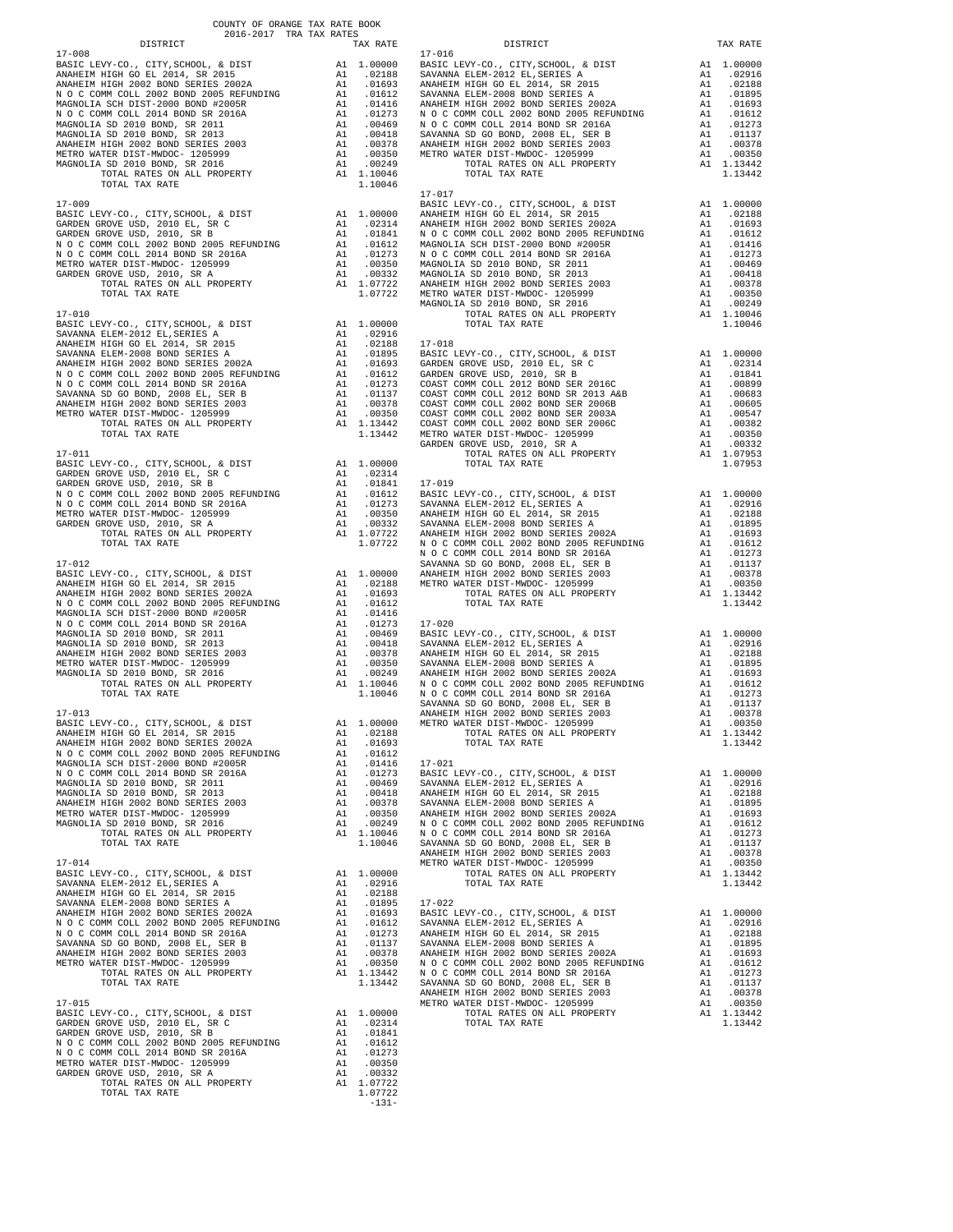COUNTY OF ORANGE TAX RATE BOOK
2016-2017 TRA TAX RATES

| DISTRICT | | TAX RATE |
|---|---|---|
| **17-008** | | |
| BASIC LEVY-CO., CITY,SCHOOL, & DIST | A1 | 1.00000 |
| ANAHEIM HIGH GO EL 2014, SR 2015 | A1 | .02188 |
| ANAHEIM HIGH 2002 BOND SERIES 2002A | A1 | .01693 |
| N O C COMM COLL 2002 BOND 2005 REFUNDING | A1 | .01612 |
| MAGNOLIA SCH DIST-2000 BOND #2005R | A1 | .01416 |
| N O C COMM COLL 2014 BOND SR 2016A | A1 | .01273 |
| MAGNOLIA SD 2010 BOND, SR 2011 | A1 | .00469 |
| MAGNOLIA SD 2010 BOND, SR 2013 | A1 | .00418 |
| ANAHEIM HIGH 2002 BOND SERIES 2003 | A1 | .00378 |
| METRO WATER DIST-MWDOC- 1205999 | A1 | .00350 |
| MAGNOLIA SD 2010 BOND, SR 2016 | A1 | .00249 |
| TOTAL RATES ON ALL PROPERTY | A1 | 1.10046 |
| TOTAL TAX RATE | | 1.10046 |
| **17-009** | | |
| BASIC LEVY-CO., CITY,SCHOOL, & DIST | A1 | 1.00000 |
| GARDEN GROVE USD, 2010 EL, SR C | A1 | .02314 |
| GARDEN GROVE USD, 2010, SR B | A1 | .01841 |
| N O C COMM COLL 2002 BOND 2005 REFUNDING | A1 | .01612 |
| N O C COMM COLL 2014 BOND SR 2016A | A1 | .01273 |
| METRO WATER DIST-MWDOC- 1205999 | A1 | .00350 |
| GARDEN GROVE USD, 2010, SR A | A1 | .00332 |
| TOTAL RATES ON ALL PROPERTY | A1 | 1.07722 |
| TOTAL TAX RATE | | 1.07722 |
| **17-010** | | |
| BASIC LEVY-CO., CITY,SCHOOL, & DIST | A1 | 1.00000 |
| SAVANNA ELEM-2012 EL,SERIES A | A1 | .02916 |
| ANAHEIM HIGH GO EL 2014, SR 2015 | A1 | .02188 |
| SAVANNA ELEM-2008 BOND SERIES A | A1 | .01895 |
| ANAHEIM HIGH 2002 BOND SERIES 2002A | A1 | .01693 |
| N O C COMM COLL 2002 BOND 2005 REFUNDING | A1 | .01612 |
| N O C COMM COLL 2014 BOND SR 2016A | A1 | .01273 |
| SAVANNA SD GO BOND, 2008 EL, SER B | A1 | .01137 |
| ANAHEIM HIGH 2002 BOND SERIES 2003 | A1 | .00378 |
| METRO WATER DIST-MWDOC- 1205999 | A1 | .00350 |
| TOTAL RATES ON ALL PROPERTY | A1 | 1.13442 |
| TOTAL TAX RATE | | 1.13442 |
| **17-011** | | |
| BASIC LEVY-CO., CITY,SCHOOL, & DIST | A1 | 1.00000 |
| GARDEN GROVE USD, 2010 EL, SR C | A1 | .02314 |
| GARDEN GROVE USD, 2010, SR B | A1 | .01841 |
| N O C COMM COLL 2002 BOND 2005 REFUNDING | A1 | .01612 |
| N O C COMM COLL 2014 BOND SR 2016A | A1 | .01273 |
| METRO WATER DIST-MWDOC- 1205999 | A1 | .00350 |
| GARDEN GROVE USD, 2010, SR A | A1 | .00332 |
| TOTAL RATES ON ALL PROPERTY | A1 | 1.07722 |
| TOTAL TAX RATE | | 1.07722 |
| **17-012** | | |
| BASIC LEVY-CO., CITY,SCHOOL, & DIST | A1 | 1.00000 |
| ANAHEIM HIGH GO EL 2014, SR 2015 | A1 | .02188 |
| ANAHEIM HIGH 2002 BOND SERIES 2002A | A1 | .01693 |
| N O C COMM COLL 2002 BOND 2005 REFUNDING | A1 | .01612 |
| MAGNOLIA SCH DIST-2000 BOND #2005R | A1 | .01416 |
| N O C COMM COLL 2014 BOND SR 2016A | A1 | .01273 |
| MAGNOLIA SD 2010 BOND, SR 2011 | A1 | .00469 |
| MAGNOLIA SD 2010 BOND, SR 2013 | A1 | .00418 |
| ANAHEIM HIGH 2002 BOND SERIES 2003 | A1 | .00378 |
| METRO WATER DIST-MWDOC- 1205999 | A1 | .00350 |
| MAGNOLIA SD 2010 BOND, SR 2016 | A1 | .00249 |
| TOTAL RATES ON ALL PROPERTY | A1 | 1.10046 |
| TOTAL TAX RATE | | 1.10046 |
| **17-013** | | |
| BASIC LEVY-CO., CITY,SCHOOL, & DIST | A1 | 1.00000 |
| ANAHEIM HIGH GO EL 2014, SR 2015 | A1 | .02188 |
| ANAHEIM HIGH 2002 BOND SERIES 2002A | A1 | .01693 |
| N O C COMM COLL 2002 BOND 2005 REFUNDING | A1 | .01612 |
| MAGNOLIA SCH DIST-2000 BOND #2005R | A1 | .01416 |
| N O C COMM COLL 2014 BOND SR 2016A | A1 | .01273 |
| MAGNOLIA SD 2010 BOND, SR 2011 | A1 | .00469 |
| MAGNOLIA SD 2010 BOND, SR 2013 | A1 | .00418 |
| ANAHEIM HIGH 2002 BOND SERIES 2003 | A1 | .00378 |
| METRO WATER DIST-MWDOC- 1205999 | A1 | .00350 |
| MAGNOLIA SD 2010 BOND, SR 2016 | A1 | .00249 |
| TOTAL RATES ON ALL PROPERTY | A1 | 1.10046 |
| TOTAL TAX RATE | | 1.10046 |
| **17-014** | | |
| BASIC LEVY-CO., CITY,SCHOOL, & DIST | A1 | 1.00000 |
| SAVANNA ELEM-2012 EL,SERIES A | A1 | .02916 |
| ANAHEIM HIGH GO EL 2014, SR 2015 | A1 | .02188 |
| SAVANNA ELEM-2008 BOND SERIES A | A1 | .01895 |
| ANAHEIM HIGH 2002 BOND SERIES 2002A | A1 | .01693 |
| N O C COMM COLL 2002 BOND 2005 REFUNDING | A1 | .01612 |
| N O C COMM COLL 2014 BOND SR 2016A | A1 | .01273 |
| SAVANNA SD GO BOND, 2008 EL, SER B | A1 | .01137 |
| ANAHEIM HIGH 2002 BOND SERIES 2003 | A1 | .00378 |
| METRO WATER DIST-MWDOC- 1205999 | A1 | .00350 |
| TOTAL RATES ON ALL PROPERTY | A1 | 1.13442 |
| TOTAL TAX RATE | | 1.13442 |
| **17-015** | | |
| BASIC LEVY-CO., CITY,SCHOOL, & DIST | A1 | 1.00000 |
| GARDEN GROVE USD, 2010 EL, SR C | A1 | .02314 |
| GARDEN GROVE USD, 2010, SR B | A1 | .01841 |
| N O C COMM COLL 2002 BOND 2005 REFUNDING | A1 | .01612 |
| N O C COMM COLL 2014 BOND SR 2016A | A1 | .01273 |
| METRO WATER DIST-MWDOC- 1205999 | A1 | .00350 |
| GARDEN GROVE USD, 2010, SR A | A1 | .00332 |
| TOTAL RATES ON ALL PROPERTY | A1 | 1.07722 |
| TOTAL TAX RATE | | 1.07722 |
| **17-016** | | |
| BASIC LEVY-CO., CITY,SCHOOL, & DIST | A1 | 1.00000 |
| SAVANNA ELEM-2012 EL,SERIES A | A1 | .02916 |
| ANAHEIM HIGH GO EL 2014, SR 2015 | A1 | .02188 |
| SAVANNA ELEM-2008 BOND SERIES A | A1 | .01895 |
| ANAHEIM HIGH 2002 BOND SERIES 2002A | A1 | .01693 |
| N O C COMM COLL 2002 BOND 2005 REFUNDING | A1 | .01612 |
| N O C COMM COLL 2014 BOND SR 2016A | A1 | .01273 |
| SAVANNA SD GO BOND, 2008 EL, SER B | A1 | .01137 |
| ANAHEIM HIGH 2002 BOND SERIES 2003 | A1 | .00378 |
| METRO WATER DIST-MWDOC- 1205999 | A1 | .00350 |
| TOTAL RATES ON ALL PROPERTY | A1 | 1.13442 |
| TOTAL TAX RATE | | 1.13442 |
| **17-017** | | |
| BASIC LEVY-CO., CITY,SCHOOL, & DIST | A1 | 1.00000 |
| ANAHEIM HIGH GO EL 2014, SR 2015 | A1 | .02188 |
| ANAHEIM HIGH 2002 BOND SERIES 2002A | A1 | .01693 |
| N O C COMM COLL 2002 BOND 2005 REFUNDING | A1 | .01612 |
| MAGNOLIA SCH DIST-2000 BOND #2005R | A1 | .01416 |
| N O C COMM COLL 2014 BOND SR 2016A | A1 | .01273 |
| MAGNOLIA SD 2010 BOND, SR 2011 | A1 | .00469 |
| MAGNOLIA SD 2010 BOND, SR 2013 | A1 | .00418 |
| ANAHEIM HIGH 2002 BOND SERIES 2003 | A1 | .00378 |
| METRO WATER DIST-MWDOC- 1205999 | A1 | .00350 |
| MAGNOLIA SD 2010 BOND, SR 2016 | A1 | .00249 |
| TOTAL RATES ON ALL PROPERTY | A1 | 1.10046 |
| TOTAL TAX RATE | | 1.10046 |
| **17-018** | | |
| BASIC LEVY-CO., CITY,SCHOOL, & DIST | A1 | 1.00000 |
| GARDEN GROVE USD, 2010 EL, SR C | A1 | .02314 |
| GARDEN GROVE USD, 2010, SR B | A1 | .01841 |
| COAST COMM COLL 2012 BOND SER 2016C | A1 | .00899 |
| COAST COMM COLL 2012 BOND SER 2013 A&B | A1 | .00683 |
| COAST COMM COLL 2002 BOND SER 2006B | A1 | .00605 |
| COAST COMM COLL 2002 BOND SER 2003A | A1 | .00547 |
| COAST COMM COLL 2002 BOND SER 2006C | A1 | .00382 |
| METRO WATER DIST-MWDOC- 1205999 | A1 | .00350 |
| GARDEN GROVE USD, 2010, SR A | A1 | .00332 |
| TOTAL RATES ON ALL PROPERTY | A1 | 1.07953 |
| TOTAL TAX RATE | | 1.07953 |
| **17-019** | | |
| BASIC LEVY-CO., CITY,SCHOOL, & DIST | A1 | 1.00000 |
| SAVANNA ELEM-2012 EL,SERIES A | A1 | .02916 |
| ANAHEIM HIGH GO EL 2014, SR 2015 | A1 | .02188 |
| SAVANNA ELEM-2008 BOND SERIES A | A1 | .01895 |
| ANAHEIM HIGH 2002 BOND SERIES 2002A | A1 | .01693 |
| N O C COMM COLL 2002 BOND 2005 REFUNDING | A1 | .01612 |
| N O C COMM COLL 2014 BOND SR 2016A | A1 | .01273 |
| SAVANNA SD GO BOND, 2008 EL, SER B | A1 | .01137 |
| ANAHEIM HIGH 2002 BOND SERIES 2003 | A1 | .00378 |
| METRO WATER DIST-MWDOC- 1205999 | A1 | .00350 |
| TOTAL RATES ON ALL PROPERTY | A1 | 1.13442 |
| TOTAL TAX RATE | | 1.13442 |
| **17-020** | | |
| BASIC LEVY-CO., CITY,SCHOOL, & DIST | A1 | 1.00000 |
| SAVANNA ELEM-2012 EL,SERIES A | A1 | .02916 |
| ANAHEIM HIGH GO EL 2014, SR 2015 | A1 | .02188 |
| SAVANNA ELEM-2008 BOND SERIES A | A1 | .01895 |
| ANAHEIM HIGH 2002 BOND SERIES 2002A | A1 | .01693 |
| N O C COMM COLL 2002 BOND 2005 REFUNDING | A1 | .01612 |
| N O C COMM COLL 2014 BOND SR 2016A | A1 | .01273 |
| SAVANNA SD GO BOND, 2008 EL, SER B | A1 | .01137 |
| ANAHEIM HIGH 2002 BOND SERIES 2003 | A1 | .00378 |
| METRO WATER DIST-MWDOC- 1205999 | A1 | .00350 |
| TOTAL RATES ON ALL PROPERTY | A1 | 1.13442 |
| TOTAL TAX RATE | | 1.13442 |
| **17-021** | | |
| BASIC LEVY-CO., CITY,SCHOOL, & DIST | A1 | 1.00000 |
| SAVANNA ELEM-2012 EL,SERIES A | A1 | .02916 |
| ANAHEIM HIGH GO EL 2014, SR 2015 | A1 | .02188 |
| SAVANNA ELEM-2008 BOND SERIES A | A1 | .01895 |
| ANAHEIM HIGH 2002 BOND SERIES 2002A | A1 | .01693 |
| N O C COMM COLL 2002 BOND 2005 REFUNDING | A1 | .01612 |
| N O C COMM COLL 2014 BOND SR 2016A | A1 | .01273 |
| SAVANNA SD GO BOND, 2008 EL, SER B | A1 | .01137 |
| ANAHEIM HIGH 2002 BOND SERIES 2003 | A1 | .00378 |
| METRO WATER DIST-MWDOC- 1205999 | A1 | .00350 |
| TOTAL RATES ON ALL PROPERTY | A1 | 1.13442 |
| TOTAL TAX RATE | | 1.13442 |
| **17-022** | | |
| BASIC LEVY-CO., CITY,SCHOOL, & DIST | A1 | 1.00000 |
| SAVANNA ELEM-2012 EL,SERIES A | A1 | .02916 |
| ANAHEIM HIGH GO EL 2014, SR 2015 | A1 | .02188 |
| SAVANNA ELEM-2008 BOND SERIES A | A1 | .01895 |
| ANAHEIM HIGH 2002 BOND SERIES 2002A | A1 | .01693 |
| N O C COMM COLL 2002 BOND 2005 REFUNDING | A1 | .01612 |
| N O C COMM COLL 2014 BOND SR 2016A | A1 | .01273 |
| SAVANNA SD GO BOND, 2008 EL, SER B | A1 | .01137 |
| ANAHEIM HIGH 2002 BOND SERIES 2003 | A1 | .00378 |
| METRO WATER DIST-MWDOC- 1205999 | A1 | .00350 |
| TOTAL RATES ON ALL PROPERTY | A1 | 1.13442 |
| TOTAL TAX RATE | | 1.13442 |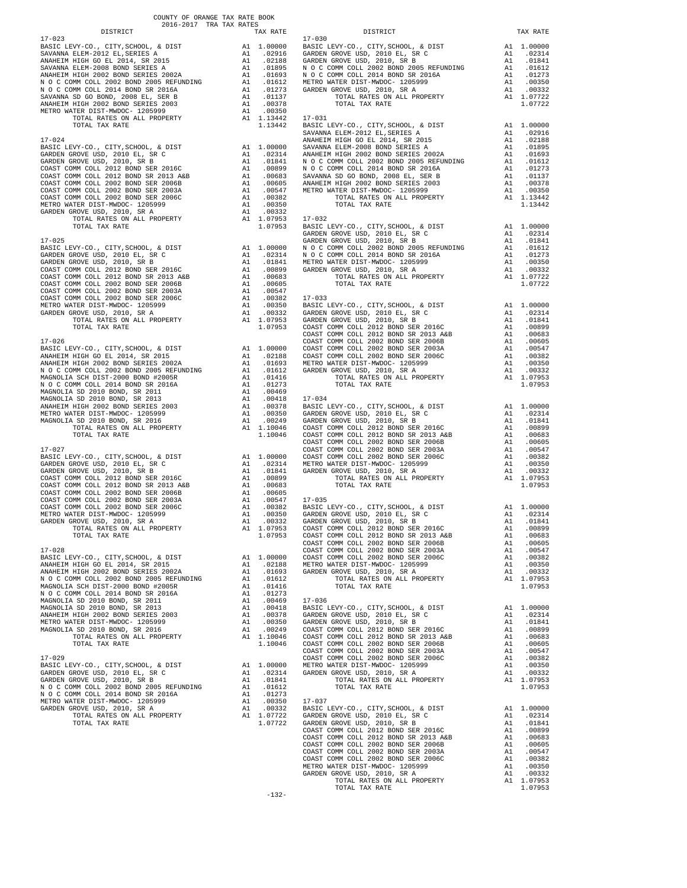COUNTY OF ORANGE TAX RATE BOOK
2016-2017 TRA TAX RATES

| DISTRICT | | TAX RATE |
|---|---|---|
| **17-023** | | |
| BASIC LEVY-CO., CITY,SCHOOL, & DIST | A1 | 1.00000 |
| SAVANNA ELEM-2012 EL,SERIES A | A1 | .02916 |
| ANAHEIM HIGH GO EL 2014, SR 2015 | A1 | .02188 |
| SAVANNA ELEM-2008 BOND SERIES A | A1 | .01895 |
| ANAHEIM HIGH 2002 BOND SERIES 2002A | A1 | .01693 |
| N O C COMM COLL 2002 BOND 2005 REFUNDING | A1 | .01612 |
| N O C COMM COLL 2014 BOND SR 2016A | A1 | .01273 |
| SAVANNA SD GO BOND, 2008 EL, SER B | A1 | .01137 |
| ANAHEIM HIGH 2002 BOND SERIES 2003 | A1 | .00378 |
| METRO WATER DIST-MWDOC- 1205999 | A1 | .00350 |
| TOTAL RATES ON ALL PROPERTY | A1 | 1.13442 |
| TOTAL TAX RATE | | 1.13442 |
| **17-024** | | |
| BASIC LEVY-CO., CITY,SCHOOL, & DIST | A1 | 1.00000 |
| GARDEN GROVE USD, 2010 EL, SR C | A1 | .02314 |
| GARDEN GROVE USD, 2010, SR B | A1 | .01841 |
| COAST COMM COLL 2012 BOND SER 2016C | A1 | .00899 |
| COAST COMM COLL 2012 BOND SR 2013 A&B | A1 | .00683 |
| COAST COMM COLL 2002 BOND SER 2006B | A1 | .00605 |
| COAST COMM COLL 2002 BOND SER 2003A | A1 | .00547 |
| COAST COMM COLL 2002 BOND SER 2006C | A1 | .00382 |
| METRO WATER DIST-MWDOC- 1205999 | A1 | .00350 |
| GARDEN GROVE USD, 2010, SR A | A1 | .00332 |
| TOTAL RATES ON ALL PROPERTY | A1 | 1.07953 |
| TOTAL TAX RATE | | 1.07953 |
| **17-025** | | |
| BASIC LEVY-CO., CITY,SCHOOL, & DIST | A1 | 1.00000 |
| GARDEN GROVE USD, 2010 EL, SR C | A1 | .02314 |
| GARDEN GROVE USD, 2010, SR B | A1 | .01841 |
| COAST COMM COLL 2012 BOND SER 2016C | A1 | .00899 |
| COAST COMM COLL 2012 BOND SR 2013 A&B | A1 | .00683 |
| COAST COMM COLL 2002 BOND SER 2006B | A1 | .00605 |
| COAST COMM COLL 2002 BOND SER 2003A | A1 | .00547 |
| COAST COMM COLL 2002 BOND SER 2006C | A1 | .00382 |
| METRO WATER DIST-MWDOC- 1205999 | A1 | .00350 |
| GARDEN GROVE USD, 2010, SR A | A1 | .00332 |
| TOTAL RATES ON ALL PROPERTY | A1 | 1.07953 |
| TOTAL TAX RATE | | 1.07953 |
| **17-026** | | |
| BASIC LEVY-CO., CITY,SCHOOL, & DIST | A1 | 1.00000 |
| ANAHEIM HIGH GO EL 2014, SR 2015 | A1 | .02188 |
| ANAHEIM HIGH 2002 BOND SERIES 2002A | A1 | .01693 |
| N O C COMM COLL 2002 BOND 2005 REFUNDING | A1 | .01612 |
| MAGNOLIA SCH DIST-2000 BOND #2005R | A1 | .01416 |
| N O C COMM COLL 2014 BOND SR 2016A | A1 | .01273 |
| MAGNOLIA SD 2010 BOND, SR 2011 | A1 | .00469 |
| MAGNOLIA SD 2010 BOND, SR 2013 | A1 | .00418 |
| ANAHEIM HIGH 2002 BOND SERIES 2003 | A1 | .00378 |
| METRO WATER DIST-MWDOC- 1205999 | A1 | .00350 |
| MAGNOLIA SD 2010 BOND, SR 2016 | A1 | .00249 |
| TOTAL RATES ON ALL PROPERTY | A1 | 1.10046 |
| TOTAL TAX RATE | | 1.10046 |
| **17-027** | | |
| BASIC LEVY-CO., CITY,SCHOOL, & DIST | A1 | 1.00000 |
| GARDEN GROVE USD, 2010 EL, SR C | A1 | .02314 |
| GARDEN GROVE USD, 2010, SR B | A1 | .01841 |
| COAST COMM COLL 2012 BOND SER 2016C | A1 | .00899 |
| COAST COMM COLL 2012 BOND SR 2013 A&B | A1 | .00683 |
| COAST COMM COLL 2002 BOND SER 2006B | A1 | .00605 |
| COAST COMM COLL 2002 BOND SER 2003A | A1 | .00547 |
| COAST COMM COLL 2002 BOND SER 2006C | A1 | .00382 |
| METRO WATER DIST-MWDOC- 1205999 | A1 | .00350 |
| GARDEN GROVE USD, 2010, SR A | A1 | .00332 |
| TOTAL RATES ON ALL PROPERTY | A1 | 1.07953 |
| TOTAL TAX RATE | | 1.07953 |
| **17-028** | | |
| BASIC LEVY-CO., CITY,SCHOOL, & DIST | A1 | 1.00000 |
| ANAHEIM HIGH GO EL 2014, SR 2015 | A1 | .02188 |
| ANAHEIM HIGH 2002 BOND SERIES 2002A | A1 | .01693 |
| N O C COMM COLL 2002 BOND 2005 REFUNDING | A1 | .01612 |
| MAGNOLIA SCH DIST-2000 BOND #2005R | A1 | .01416 |
| N O C COMM COLL 2014 BOND SR 2016A | A1 | .01273 |
| MAGNOLIA SD 2010 BOND, SR 2011 | A1 | .00469 |
| MAGNOLIA SD 2010 BOND, SR 2013 | A1 | .00418 |
| ANAHEIM HIGH 2002 BOND SERIES 2003 | A1 | .00378 |
| METRO WATER DIST-MWDOC- 1205999 | A1 | .00350 |
| MAGNOLIA SD 2010 BOND, SR 2016 | A1 | .00249 |
| TOTAL RATES ON ALL PROPERTY | A1 | 1.10046 |
| TOTAL TAX RATE | | 1.10046 |
| **17-029** | | |
| BASIC LEVY-CO., CITY,SCHOOL, & DIST | A1 | 1.00000 |
| GARDEN GROVE USD, 2010 EL, SR C | A1 | .02314 |
| GARDEN GROVE USD, 2010, SR B | A1 | .01841 |
| N O C COMM COLL 2002 BOND 2005 REFUNDING | A1 | .01612 |
| N O C COMM COLL 2014 BOND SR 2016A | A1 | .01273 |
| METRO WATER DIST-MWDOC- 1205999 | A1 | .00350 |
| GARDEN GROVE USD, 2010, SR A | A1 | .00332 |
| TOTAL RATES ON ALL PROPERTY | A1 | 1.07722 |
| TOTAL TAX RATE | | 1.07722 |
| **17-030** | | |
| BASIC LEVY-CO., CITY,SCHOOL, & DIST | A1 | 1.00000 |
| GARDEN GROVE USD, 2010 EL, SR C | A1 | .02314 |
| GARDEN GROVE USD, 2010, SR B | A1 | .01841 |
| N O C COMM COLL 2002 BOND 2005 REFUNDING | A1 | .01612 |
| N O C COMM COLL 2014 BOND SR 2016A | A1 | .01273 |
| METRO WATER DIST-MWDOC- 1205999 | A1 | .00350 |
| GARDEN GROVE USD, 2010, SR A | A1 | .00332 |
| TOTAL RATES ON ALL PROPERTY | A1 | 1.07722 |
| TOTAL TAX RATE | | 1.07722 |
| **17-031** | | |
| BASIC LEVY-CO., CITY,SCHOOL, & DIST | A1 | 1.00000 |
| SAVANNA ELEM-2012 EL,SERIES A | A1 | .02916 |
| ANAHEIM HIGH GO EL 2014, SR 2015 | A1 | .02188 |
| SAVANNA ELEM-2008 BOND SERIES A | A1 | .01895 |
| ANAHEIM HIGH 2002 BOND SERIES 2002A | A1 | .01693 |
| N O C COMM COLL 2002 BOND 2005 REFUNDING | A1 | .01612 |
| N O C COMM COLL 2014 BOND SR 2016A | A1 | .01273 |
| SAVANNA SD GO BOND, 2008 EL, SER B | A1 | .01137 |
| ANAHEIM HIGH 2002 BOND SERIES 2003 | A1 | .00378 |
| METRO WATER DIST-MWDOC- 1205999 | A1 | .00350 |
| TOTAL RATES ON ALL PROPERTY | A1 | 1.13442 |
| TOTAL TAX RATE | | 1.13442 |
| **17-032** | | |
| BASIC LEVY-CO., CITY,SCHOOL, & DIST | A1 | 1.00000 |
| GARDEN GROVE USD, 2010 EL, SR C | A1 | .02314 |
| GARDEN GROVE USD, 2010, SR B | A1 | .01841 |
| N O C COMM COLL 2002 BOND 2005 REFUNDING | A1 | .01612 |
| N O C COMM COLL 2014 BOND SR 2016A | A1 | .01273 |
| METRO WATER DIST-MWDOC- 1205999 | A1 | .00350 |
| GARDEN GROVE USD, 2010, SR A | A1 | .00332 |
| TOTAL RATES ON ALL PROPERTY | A1 | 1.07722 |
| TOTAL TAX RATE | | 1.07722 |
| **17-033** | | |
| BASIC LEVY-CO., CITY,SCHOOL, & DIST | A1 | 1.00000 |
| GARDEN GROVE USD, 2010 EL, SR C | A1 | .02314 |
| GARDEN GROVE USD, 2010, SR B | A1 | .01841 |
| COAST COMM COLL 2012 BOND SER 2016C | A1 | .00899 |
| COAST COMM COLL 2012 BOND SR 2013 A&B | A1 | .00683 |
| COAST COMM COLL 2002 BOND SER 2006B | A1 | .00605 |
| COAST COMM COLL 2002 BOND SER 2003A | A1 | .00547 |
| COAST COMM COLL 2002 BOND SER 2006C | A1 | .00382 |
| METRO WATER DIST-MWDOC- 1205999 | A1 | .00350 |
| GARDEN GROVE USD, 2010, SR A | A1 | .00332 |
| TOTAL RATES ON ALL PROPERTY | A1 | 1.07953 |
| TOTAL TAX RATE | | 1.07953 |
| **17-034** | | |
| BASIC LEVY-CO., CITY,SCHOOL, & DIST | A1 | 1.00000 |
| GARDEN GROVE USD, 2010 EL, SR C | A1 | .02314 |
| GARDEN GROVE USD, 2010, SR B | A1 | .01841 |
| COAST COMM COLL 2012 BOND SER 2016C | A1 | .00899 |
| COAST COMM COLL 2012 BOND SR 2013 A&B | A1 | .00683 |
| COAST COMM COLL 2002 BOND SER 2006B | A1 | .00605 |
| COAST COMM COLL 2002 BOND SER 2003A | A1 | .00547 |
| COAST COMM COLL 2002 BOND SER 2006C | A1 | .00382 |
| METRO WATER DIST-MWDOC- 1205999 | A1 | .00350 |
| GARDEN GROVE USD, 2010, SR A | A1 | .00332 |
| TOTAL RATES ON ALL PROPERTY | A1 | 1.07953 |
| TOTAL TAX RATE | | 1.07953 |
| **17-035** | | |
| BASIC LEVY-CO., CITY,SCHOOL, & DIST | A1 | 1.00000 |
| GARDEN GROVE USD, 2010 EL, SR C | A1 | .02314 |
| GARDEN GROVE USD, 2010, SR B | A1 | .01841 |
| COAST COMM COLL 2012 BOND SER 2016C | A1 | .00899 |
| COAST COMM COLL 2012 BOND SR 2013 A&B | A1 | .00683 |
| COAST COMM COLL 2002 BOND SER 2006B | A1 | .00605 |
| COAST COMM COLL 2002 BOND SER 2003A | A1 | .00547 |
| COAST COMM COLL 2002 BOND SER 2006C | A1 | .00382 |
| METRO WATER DIST-MWDOC- 1205999 | A1 | .00350 |
| GARDEN GROVE USD, 2010, SR A | A1 | .00332 |
| TOTAL RATES ON ALL PROPERTY | A1 | 1.07953 |
| TOTAL TAX RATE | | 1.07953 |
| **17-036** | | |
| BASIC LEVY-CO., CITY,SCHOOL, & DIST | A1 | 1.00000 |
| GARDEN GROVE USD, 2010 EL, SR C | A1 | .02314 |
| GARDEN GROVE USD, 2010, SR B | A1 | .01841 |
| COAST COMM COLL 2012 BOND SER 2016C | A1 | .00899 |
| COAST COMM COLL 2012 BOND SR 2013 A&B | A1 | .00683 |
| COAST COMM COLL 2002 BOND SER 2006B | A1 | .00605 |
| COAST COMM COLL 2002 BOND SER 2003A | A1 | .00547 |
| COAST COMM COLL 2002 BOND SER 2006C | A1 | .00382 |
| METRO WATER DIST-MWDOC- 1205999 | A1 | .00350 |
| GARDEN GROVE USD, 2010, SR A | A1 | .00332 |
| TOTAL RATES ON ALL PROPERTY | A1 | 1.07953 |
| TOTAL TAX RATE | | 1.07953 |
| **17-037** | | |
| BASIC LEVY-CO., CITY,SCHOOL, & DIST | A1 | 1.00000 |
| GARDEN GROVE USD, 2010 EL, SR C | A1 | .02314 |
| GARDEN GROVE USD, 2010, SR B | A1 | .01841 |
| COAST COMM COLL 2012 BOND SER 2016C | A1 | .00899 |
| COAST COMM COLL 2012 BOND SR 2013 A&B | A1 | .00683 |
| COAST COMM COLL 2002 BOND SER 2006B | A1 | .00605 |
| COAST COMM COLL 2002 BOND SER 2003A | A1 | .00547 |
| COAST COMM COLL 2002 BOND SER 2006C | A1 | .00382 |
| METRO WATER DIST-MWDOC- 1205999 | A1 | .00350 |
| GARDEN GROVE USD, 2010, SR A | A1 | .00332 |
| TOTAL RATES ON ALL PROPERTY | A1 | 1.07953 |
| TOTAL TAX RATE | | 1.07953 |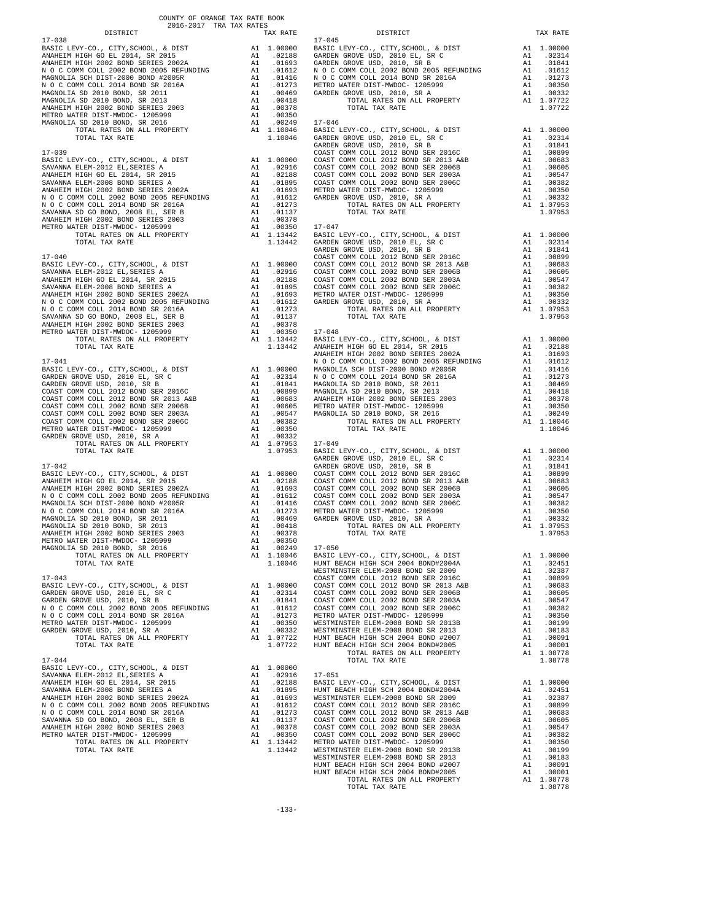COUNTY OF ORANGE TAX RATE BOOK
2016-2017 TRA TAX RATES

| DISTRICT | | TAX RATE |
|---|---|---|
| **17-038** | | |
| BASIC LEVY-CO., CITY,SCHOOL, & DIST | A1 | 1.00000 |
| ANAHEIM HIGH GO EL 2014, SR 2015 | A1 | .02188 |
| ANAHEIM HIGH 2002 BOND SERIES 2002A | A1 | .01693 |
| N O C COMM COLL 2002 BOND 2005 REFUNDING | A1 | .01612 |
| MAGNOLIA SCH DIST-2000 BOND #2005R | A1 | .01416 |
| N O C COMM COLL 2014 BOND SR 2016A | A1 | .01273 |
| MAGNOLIA SD 2010 BOND, SR 2011 | A1 | .00469 |
| MAGNOLIA SD 2010 BOND, SR 2013 | A1 | .00418 |
| ANAHEIM HIGH 2002 BOND SERIES 2003 | A1 | .00378 |
| METRO WATER DIST-MWDOC- 1205999 | A1 | .00350 |
| MAGNOLIA SD 2010 BOND, SR 2016 | A1 | .00249 |
| TOTAL RATES ON ALL PROPERTY | A1 | 1.10046 |
| TOTAL TAX RATE | | 1.10046 |
| **17-039** | | |
| BASIC LEVY-CO., CITY,SCHOOL, & DIST | A1 | 1.00000 |
| SAVANNA ELEM-2012 EL,SERIES A | A1 | .02916 |
| ANAHEIM HIGH GO EL 2014, SR 2015 | A1 | .02188 |
| SAVANNA ELEM-2008 BOND SERIES A | A1 | .01895 |
| ANAHEIM HIGH 2002 BOND SERIES 2002A | A1 | .01693 |
| N O C COMM COLL 2002 BOND 2005 REFUNDING | A1 | .01612 |
| N O C COMM COLL 2014 BOND SR 2016A | A1 | .01273 |
| SAVANNA SD GO BOND, 2008 EL, SER B | A1 | .01137 |
| ANAHEIM HIGH 2002 BOND SERIES 2003 | A1 | .00378 |
| METRO WATER DIST-MWDOC- 1205999 | A1 | .00350 |
| TOTAL RATES ON ALL PROPERTY | A1 | 1.13442 |
| TOTAL TAX RATE | | 1.13442 |
| **17-040** | | |
| BASIC LEVY-CO., CITY,SCHOOL, & DIST | A1 | 1.00000 |
| SAVANNA ELEM-2012 EL,SERIES A | A1 | .02916 |
| ANAHEIM HIGH GO EL 2014, SR 2015 | A1 | .02188 |
| SAVANNA ELEM-2008 BOND SERIES A | A1 | .01895 |
| ANAHEIM HIGH 2002 BOND SERIES 2002A | A1 | .01693 |
| N O C COMM COLL 2002 BOND 2005 REFUNDING | A1 | .01612 |
| N O C COMM COLL 2014 BOND SR 2016A | A1 | .01273 |
| SAVANNA SD GO BOND, 2008 EL, SER B | A1 | .01137 |
| ANAHEIM HIGH 2002 BOND SERIES 2003 | A1 | .00378 |
| METRO WATER DIST-MWDOC- 1205999 | A1 | .00350 |
| TOTAL RATES ON ALL PROPERTY | A1 | 1.13442 |
| TOTAL TAX RATE | | 1.13442 |
| **17-041** | | |
| BASIC LEVY-CO., CITY,SCHOOL, & DIST | A1 | 1.00000 |
| GARDEN GROVE USD, 2010 EL, SR C | A1 | .02314 |
| GARDEN GROVE USD, 2010, SR B | A1 | .01841 |
| COAST COMM COLL 2012 BOND SER 2016C | A1 | .00899 |
| COAST COMM COLL 2012 BOND SR 2013 A&B | A1 | .00683 |
| COAST COMM COLL 2002 BOND SER 2006B | A1 | .00605 |
| COAST COMM COLL 2002 BOND SER 2003A | A1 | .00547 |
| COAST COMM COLL 2002 BOND SER 2006C | A1 | .00382 |
| METRO WATER DIST-MWDOC- 1205999 | A1 | .00350 |
| GARDEN GROVE USD, 2010, SR A | A1 | .00332 |
| TOTAL RATES ON ALL PROPERTY | A1 | 1.07953 |
| TOTAL TAX RATE | | 1.07953 |
| **17-042** | | |
| BASIC LEVY-CO., CITY,SCHOOL, & DIST | A1 | 1.00000 |
| ANAHEIM HIGH GO EL 2014, SR 2015 | A1 | .02188 |
| ANAHEIM HIGH 2002 BOND SERIES 2002A | A1 | .01693 |
| N O C COMM COLL 2002 BOND 2005 REFUNDING | A1 | .01612 |
| MAGNOLIA SCH DIST-2000 BOND #2005R | A1 | .01416 |
| N O C COMM COLL 2014 BOND SR 2016A | A1 | .01273 |
| MAGNOLIA SD 2010 BOND, SR 2011 | A1 | .00469 |
| MAGNOLIA SD 2010 BOND, SR 2013 | A1 | .00418 |
| ANAHEIM HIGH 2002 BOND SERIES 2003 | A1 | .00378 |
| METRO WATER DIST-MWDOC- 1205999 | A1 | .00350 |
| MAGNOLIA SD 2010 BOND, SR 2016 | A1 | .00249 |
| TOTAL RATES ON ALL PROPERTY | A1 | 1.10046 |
| TOTAL TAX RATE | | 1.10046 |
| **17-043** | | |
| BASIC LEVY-CO., CITY,SCHOOL, & DIST | A1 | 1.00000 |
| GARDEN GROVE USD, 2010 EL, SR C | A1 | .02314 |
| GARDEN GROVE USD, 2010, SR B | A1 | .01841 |
| N O C COMM COLL 2002 BOND 2005 REFUNDING | A1 | .01612 |
| N O C COMM COLL 2014 BOND SR 2016A | A1 | .01273 |
| METRO WATER DIST-MWDOC- 1205999 | A1 | .00350 |
| GARDEN GROVE USD, 2010, SR A | A1 | .00332 |
| TOTAL RATES ON ALL PROPERTY | A1 | 1.07722 |
| TOTAL TAX RATE | | 1.07722 |
| **17-044** | | |
| BASIC LEVY-CO., CITY,SCHOOL, & DIST | A1 | 1.00000 |
| SAVANNA ELEM-2012 EL,SERIES A | A1 | .02916 |
| ANAHEIM HIGH GO EL 2014, SR 2015 | A1 | .02188 |
| SAVANNA ELEM-2008 BOND SERIES A | A1 | .01895 |
| ANAHEIM HIGH 2002 BOND SERIES 2002A | A1 | .01693 |
| N O C COMM COLL 2002 BOND 2005 REFUNDING | A1 | .01612 |
| N O C COMM COLL 2014 BOND SR 2016A | A1 | .01273 |
| SAVANNA SD GO BOND, 2008 EL, SER B | A1 | .01137 |
| ANAHEIM HIGH 2002 BOND SERIES 2003 | A1 | .00378 |
| METRO WATER DIST-MWDOC- 1205999 | A1 | .00350 |
| TOTAL RATES ON ALL PROPERTY | A1 | 1.13442 |
| TOTAL TAX RATE | | 1.13442 |
| **17-045** | | |
| BASIC LEVY-CO., CITY,SCHOOL, & DIST | A1 | 1.00000 |
| GARDEN GROVE USD, 2010 EL, SR C | A1 | .02314 |
| GARDEN GROVE USD, 2010, SR B | A1 | .01841 |
| N O C COMM COLL 2002 BOND 2005 REFUNDING | A1 | .01612 |
| N O C COMM COLL 2014 BOND SR 2016A | A1 | .01273 |
| METRO WATER DIST-MWDOC- 1205999 | A1 | .00350 |
| GARDEN GROVE USD, 2010, SR A | A1 | .00332 |
| TOTAL RATES ON ALL PROPERTY | A1 | 1.07722 |
| TOTAL TAX RATE | | 1.07722 |
| **17-046** | | |
| BASIC LEVY-CO., CITY,SCHOOL, & DIST | A1 | 1.00000 |
| GARDEN GROVE USD, 2010 EL, SR C | A1 | .02314 |
| GARDEN GROVE USD, 2010, SR B | A1 | .01841 |
| COAST COMM COLL 2012 BOND SER 2016C | A1 | .00899 |
| COAST COMM COLL 2012 BOND SR 2013 A&B | A1 | .00683 |
| COAST COMM COLL 2002 BOND SER 2006B | A1 | .00605 |
| COAST COMM COLL 2002 BOND SER 2003A | A1 | .00547 |
| COAST COMM COLL 2002 BOND SER 2006C | A1 | .00382 |
| METRO WATER DIST-MWDOC- 1205999 | A1 | .00350 |
| GARDEN GROVE USD, 2010, SR A | A1 | .00332 |
| TOTAL RATES ON ALL PROPERTY | A1 | 1.07953 |
| TOTAL TAX RATE | | 1.07953 |
| **17-047** | | |
| BASIC LEVY-CO., CITY,SCHOOL, & DIST | A1 | 1.00000 |
| GARDEN GROVE USD, 2010 EL, SR C | A1 | .02314 |
| GARDEN GROVE USD, 2010, SR B | A1 | .01841 |
| COAST COMM COLL 2012 BOND SER 2016C | A1 | .00899 |
| COAST COMM COLL 2012 BOND SR 2013 A&B | A1 | .00683 |
| COAST COMM COLL 2002 BOND SER 2006B | A1 | .00605 |
| COAST COMM COLL 2002 BOND SER 2003A | A1 | .00547 |
| COAST COMM COLL 2002 BOND SER 2006C | A1 | .00382 |
| METRO WATER DIST-MWDOC- 1205999 | A1 | .00350 |
| GARDEN GROVE USD, 2010, SR A | A1 | .00332 |
| TOTAL RATES ON ALL PROPERTY | A1 | 1.07953 |
| TOTAL TAX RATE | | 1.07953 |
| **17-048** | | |
| BASIC LEVY-CO., CITY,SCHOOL, & DIST | A1 | 1.00000 |
| ANAHEIM HIGH GO EL 2014, SR 2015 | A1 | .02188 |
| ANAHEIM HIGH 2002 BOND SERIES 2002A | A1 | .01693 |
| N O C COMM COLL 2002 BOND 2005 REFUNDING | A1 | .01612 |
| MAGNOLIA SCH DIST-2000 BOND #2005R | A1 | .01416 |
| N O C COMM COLL 2014 BOND SR 2016A | A1 | .01273 |
| MAGNOLIA SD 2010 BOND, SR 2011 | A1 | .00469 |
| MAGNOLIA SD 2010 BOND, SR 2013 | A1 | .00418 |
| ANAHEIM HIGH 2002 BOND SERIES 2003 | A1 | .00378 |
| METRO WATER DIST-MWDOC- 1205999 | A1 | .00350 |
| MAGNOLIA SD 2010 BOND, SR 2016 | A1 | .00249 |
| TOTAL RATES ON ALL PROPERTY | A1 | 1.10046 |
| TOTAL TAX RATE | | 1.10046 |
| **17-049** | | |
| BASIC LEVY-CO., CITY,SCHOOL, & DIST | A1 | 1.00000 |
| GARDEN GROVE USD, 2010 EL, SR C | A1 | .02314 |
| GARDEN GROVE USD, 2010, SR B | A1 | .01841 |
| COAST COMM COLL 2012 BOND SER 2016C | A1 | .00899 |
| COAST COMM COLL 2012 BOND SR 2013 A&B | A1 | .00683 |
| COAST COMM COLL 2002 BOND SER 2006B | A1 | .00605 |
| COAST COMM COLL 2002 BOND SER 2003A | A1 | .00547 |
| COAST COMM COLL 2002 BOND SER 2006C | A1 | .00382 |
| METRO WATER DIST-MWDOC- 1205999 | A1 | .00350 |
| GARDEN GROVE USD, 2010, SR A | A1 | .00332 |
| TOTAL RATES ON ALL PROPERTY | A1 | 1.07953 |
| TOTAL TAX RATE | | 1.07953 |
| **17-050** | | |
| BASIC LEVY-CO., CITY,SCHOOL, & DIST | A1 | 1.00000 |
| HUNT BEACH HIGH SCH 2004 BOND#2004A | A1 | .02451 |
| WESTMINSTER ELEM-2008 BOND SR 2009 | A1 | .02387 |
| COAST COMM COLL 2012 BOND SER 2016C | A1 | .00899 |
| COAST COMM COLL 2012 BOND SR 2013 A&B | A1 | .00683 |
| COAST COMM COLL 2002 BOND SER 2006B | A1 | .00605 |
| COAST COMM COLL 2002 BOND SER 2003A | A1 | .00547 |
| COAST COMM COLL 2002 BOND SER 2006C | A1 | .00382 |
| METRO WATER DIST-MWDOC- 1205999 | A1 | .00350 |
| WESTMINSTER ELEM-2008 BOND SR 2013B | A1 | .00199 |
| WESTMINSTER ELEM-2008 BOND SR 2013 | A1 | .00183 |
| HUNT BEACH HIGH SCH 2004 BOND #2007 | A1 | .00091 |
| HUNT BEACH HIGH SCH 2004 BOND#2005 | A1 | .00001 |
| TOTAL RATES ON ALL PROPERTY | A1 | 1.08778 |
| TOTAL TAX RATE | | 1.08778 |
| **17-051** | | |
| BASIC LEVY-CO., CITY,SCHOOL, & DIST | A1 | 1.00000 |
| HUNT BEACH HIGH SCH 2004 BOND#2004A | A1 | .02451 |
| WESTMINSTER ELEM-2008 BOND SR 2009 | A1 | .02387 |
| COAST COMM COLL 2012 BOND SER 2016C | A1 | .00899 |
| COAST COMM COLL 2012 BOND SR 2013 A&B | A1 | .00683 |
| COAST COMM COLL 2002 BOND SER 2006B | A1 | .00605 |
| COAST COMM COLL 2002 BOND SER 2003A | A1 | .00547 |
| COAST COMM COLL 2002 BOND SER 2006C | A1 | .00382 |
| METRO WATER DIST-MWDOC- 1205999 | A1 | .00350 |
| WESTMINSTER ELEM-2008 BOND SR 2013B | A1 | .00199 |
| WESTMINSTER ELEM-2008 BOND SR 2013 | A1 | .00183 |
| HUNT BEACH HIGH SCH 2004 BOND #2007 | A1 | .00091 |
| HUNT BEACH HIGH SCH 2004 BOND#2005 | A1 | .00001 |
| TOTAL RATES ON ALL PROPERTY | A1 | 1.08778 |
| TOTAL TAX RATE | | 1.08778 |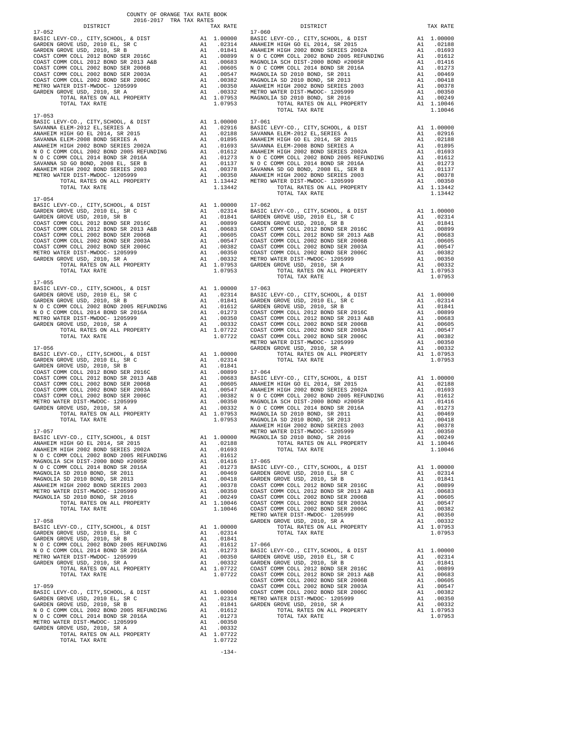COUNTY OF ORANGE TAX RATE BOOK
2016-2017 TRA TAX RATES

| DISTRICT | | TAX RATE |
|---|---|---|
| **17-052** | | |
| BASIC LEVY-CO., CITY,SCHOOL, & DIST | A1 | 1.00000 |
| GARDEN GROVE USD, 2010 EL, SR C | A1 | .02314 |
| GARDEN GROVE USD, 2010, SR B | A1 | .01841 |
| COAST COMM COLL 2012 BOND SER 2016C | A1 | .00899 |
| COAST COMM COLL 2012 BOND SR 2013 A&B | A1 | .00683 |
| COAST COMM COLL 2002 BOND SER 2006B | A1 | .00605 |
| COAST COMM COLL 2002 BOND SER 2003A | A1 | .00547 |
| COAST COMM COLL 2002 BOND SER 2006C | A1 | .00382 |
| METRO WATER DIST-MWDOC- 1205999 | A1 | .00350 |
| GARDEN GROVE USD, 2010, SR A | A1 | .00332 |
| TOTAL RATES ON ALL PROPERTY | A1 | 1.07953 |
| TOTAL TAX RATE | | 1.07953 |
| **17-053** | | |
| BASIC LEVY-CO., CITY,SCHOOL, & DIST | A1 | 1.00000 |
| SAVANNA ELEM-2012 EL,SERIES A | A1 | .02916 |
| ANAHEIM HIGH GO EL 2014, SR 2015 | A1 | .02188 |
| SAVANNA ELEM-2008 BOND SERIES A | A1 | .01895 |
| ANAHEIM HIGH 2002 BOND SERIES 2002A | A1 | .01693 |
| N O C COMM COLL 2002 BOND 2005 REFUNDING | A1 | .01612 |
| N O C COMM COLL 2014 BOND SR 2016A | A1 | .01273 |
| SAVANNA SD GO BOND, 2008 EL, SER B | A1 | .01137 |
| ANAHEIM HIGH 2002 BOND SERIES 2003 | A1 | .00378 |
| METRO WATER DIST-MWDOC- 1205999 | A1 | .00350 |
| TOTAL RATES ON ALL PROPERTY | A1 | 1.13442 |
| TOTAL TAX RATE | | 1.13442 |
| **17-054** | | |
| BASIC LEVY-CO., CITY,SCHOOL, & DIST | A1 | 1.00000 |
| GARDEN GROVE USD, 2010 EL, SR C | A1 | .02314 |
| GARDEN GROVE USD, 2010, SR B | A1 | .01841 |
| COAST COMM COLL 2012 BOND SER 2016C | A1 | .00899 |
| COAST COMM COLL 2012 BOND SR 2013 A&B | A1 | .00683 |
| COAST COMM COLL 2002 BOND SER 2006B | A1 | .00605 |
| COAST COMM COLL 2002 BOND SER 2003A | A1 | .00547 |
| COAST COMM COLL 2002 BOND SER 2006C | A1 | .00382 |
| METRO WATER DIST-MWDOC- 1205999 | A1 | .00350 |
| GARDEN GROVE USD, 2010, SR A | A1 | .00332 |
| TOTAL RATES ON ALL PROPERTY | A1 | 1.07953 |
| TOTAL TAX RATE | | 1.07953 |
| **17-055** | | |
| BASIC LEVY-CO., CITY,SCHOOL, & DIST | A1 | 1.00000 |
| GARDEN GROVE USD, 2010 EL, SR C | A1 | .02314 |
| GARDEN GROVE USD, 2010, SR B | A1 | .01841 |
| N O C COMM COLL 2002 BOND 2005 REFUNDING | A1 | .01612 |
| N O C COMM COLL 2014 BOND SR 2016A | A1 | .01273 |
| METRO WATER DIST-MWDOC- 1205999 | A1 | .00350 |
| GARDEN GROVE USD, 2010, SR A | A1 | .00332 |
| TOTAL RATES ON ALL PROPERTY | A1 | 1.07722 |
| TOTAL TAX RATE | | 1.07722 |
| **17-056** | | |
| BASIC LEVY-CO., CITY,SCHOOL, & DIST | A1 | 1.00000 |
| GARDEN GROVE USD, 2010 EL, SR C | A1 | .02314 |
| GARDEN GROVE USD, 2010, SR B | A1 | .01841 |
| COAST COMM COLL 2012 BOND SER 2016C | A1 | .00899 |
| COAST COMM COLL 2012 BOND SR 2013 A&B | A1 | .00683 |
| COAST COMM COLL 2002 BOND SER 2006B | A1 | .00605 |
| COAST COMM COLL 2002 BOND SER 2003A | A1 | .00547 |
| COAST COMM COLL 2002 BOND SER 2006C | A1 | .00382 |
| METRO WATER DIST-MWDOC- 1205999 | A1 | .00350 |
| GARDEN GROVE USD, 2010, SR A | A1 | .00332 |
| TOTAL RATES ON ALL PROPERTY | A1 | 1.07953 |
| TOTAL TAX RATE | | 1.07953 |
| **17-057** | | |
| BASIC LEVY-CO., CITY,SCHOOL, & DIST | A1 | 1.00000 |
| ANAHEIM HIGH GO EL 2014, SR 2015 | A1 | .02188 |
| ANAHEIM HIGH 2002 BOND SERIES 2002A | A1 | .01693 |
| N O C COMM COLL 2002 BOND 2005 REFUNDING | A1 | .01612 |
| MAGNOLIA SCH DIST-2000 BOND #2005R | A1 | .01416 |
| N O C COMM COLL 2014 BOND SR 2016A | A1 | .01273 |
| MAGNOLIA SD 2010 BOND, SR 2011 | A1 | .00469 |
| MAGNOLIA SD 2010 BOND, SR 2013 | A1 | .00418 |
| ANAHEIM HIGH 2002 BOND SERIES 2003 | A1 | .00378 |
| METRO WATER DIST-MWDOC- 1205999 | A1 | .00350 |
| MAGNOLIA SD 2010 BOND, SR 2016 | A1 | .00249 |
| TOTAL RATES ON ALL PROPERTY | A1 | 1.10046 |
| TOTAL TAX RATE | | 1.10046 |
| **17-058** | | |
| BASIC LEVY-CO., CITY,SCHOOL, & DIST | A1 | 1.00000 |
| GARDEN GROVE USD, 2010 EL, SR C | A1 | .02314 |
| GARDEN GROVE USD, 2010, SR B | A1 | .01841 |
| N O C COMM COLL 2002 BOND 2005 REFUNDING | A1 | .01612 |
| N O C COMM COLL 2014 BOND SR 2016A | A1 | .01273 |
| METRO WATER DIST-MWDOC- 1205999 | A1 | .00350 |
| GARDEN GROVE USD, 2010, SR A | A1 | .00332 |
| TOTAL RATES ON ALL PROPERTY | A1 | 1.07722 |
| TOTAL TAX RATE | | 1.07722 |
| **17-059** | | |
| BASIC LEVY-CO., CITY,SCHOOL, & DIST | A1 | 1.00000 |
| GARDEN GROVE USD, 2010 EL, SR C | A1 | .02314 |
| GARDEN GROVE USD, 2010, SR B | A1 | .01841 |
| N O C COMM COLL 2002 BOND 2005 REFUNDING | A1 | .01612 |
| N O C COMM COLL 2014 BOND SR 2016A | A1 | .01273 |
| METRO WATER DIST-MWDOC- 1205999 | A1 | .00350 |
| GARDEN GROVE USD, 2010, SR A | A1 | .00332 |
| TOTAL RATES ON ALL PROPERTY | A1 | 1.07722 |
| TOTAL TAX RATE | | 1.07722 |
| **17-060** | | |
| BASIC LEVY-CO., CITY,SCHOOL, & DIST | A1 | 1.00000 |
| ANAHEIM HIGH GO EL 2014, SR 2015 | A1 | .02188 |
| ANAHEIM HIGH 2002 BOND SERIES 2002A | A1 | .01693 |
| N O C COMM COLL 2002 BOND 2005 REFUNDING | A1 | .01612 |
| MAGNOLIA SCH DIST-2000 BOND #2005R | A1 | .01416 |
| N O C COMM COLL 2014 BOND SR 2016A | A1 | .01273 |
| MAGNOLIA SD 2010 BOND, SR 2011 | A1 | .00469 |
| MAGNOLIA SD 2010 BOND, SR 2013 | A1 | .00418 |
| ANAHEIM HIGH 2002 BOND SERIES 2003 | A1 | .00378 |
| METRO WATER DIST-MWDOC- 1205999 | A1 | .00350 |
| MAGNOLIA SD 2010 BOND, SR 2016 | A1 | .00249 |
| TOTAL RATES ON ALL PROPERTY | A1 | 1.10046 |
| TOTAL TAX RATE | | 1.10046 |
| **17-061** | | |
| BASIC LEVY-CO., CITY,SCHOOL, & DIST | A1 | 1.00000 |
| SAVANNA ELEM-2012 EL,SERIES A | A1 | .02916 |
| ANAHEIM HIGH GO EL 2014, SR 2015 | A1 | .02188 |
| SAVANNA ELEM-2008 BOND SERIES A | A1 | .01895 |
| ANAHEIM HIGH 2002 BOND SERIES 2002A | A1 | .01693 |
| N O C COMM COLL 2002 BOND 2005 REFUNDING | A1 | .01612 |
| N O C COMM COLL 2014 BOND SR 2016A | A1 | .01273 |
| SAVANNA SD GO BOND, 2008 EL, SER B | A1 | .01137 |
| ANAHEIM HIGH 2002 BOND SERIES 2003 | A1 | .00378 |
| METRO WATER DIST-MWDOC- 1205999 | A1 | .00350 |
| TOTAL RATES ON ALL PROPERTY | A1 | 1.13442 |
| TOTAL TAX RATE | | 1.13442 |
| **17-062** | | |
| BASIC LEVY-CO., CITY,SCHOOL, & DIST | A1 | 1.00000 |
| GARDEN GROVE USD, 2010 EL, SR C | A1 | .02314 |
| GARDEN GROVE USD, 2010, SR B | A1 | .01841 |
| COAST COMM COLL 2012 BOND SER 2016C | A1 | .00899 |
| COAST COMM COLL 2012 BOND SR 2013 A&B | A1 | .00683 |
| COAST COMM COLL 2002 BOND SER 2006B | A1 | .00605 |
| COAST COMM COLL 2002 BOND SER 2003A | A1 | .00547 |
| COAST COMM COLL 2002 BOND SER 2006C | A1 | .00382 |
| METRO WATER DIST-MWDOC- 1205999 | A1 | .00350 |
| GARDEN GROVE USD, 2010, SR A | A1 | .00332 |
| TOTAL RATES ON ALL PROPERTY | A1 | 1.07953 |
| TOTAL TAX RATE | | 1.07953 |
| **17-063** | | |
| BASIC LEVY-CO., CITY,SCHOOL, & DIST | A1 | 1.00000 |
| GARDEN GROVE USD, 2010 EL, SR C | A1 | .02314 |
| GARDEN GROVE USD, 2010, SR B | A1 | .01841 |
| COAST COMM COLL 2012 BOND SER 2016C | A1 | .00899 |
| COAST COMM COLL 2012 BOND SR 2013 A&B | A1 | .00683 |
| COAST COMM COLL 2002 BOND SER 2006B | A1 | .00605 |
| COAST COMM COLL 2002 BOND SER 2003A | A1 | .00547 |
| COAST COMM COLL 2002 BOND SER 2006C | A1 | .00382 |
| METRO WATER DIST-MWDOC- 1205999 | A1 | .00350 |
| GARDEN GROVE USD, 2010, SR A | A1 | .00332 |
| TOTAL RATES ON ALL PROPERTY | A1 | 1.07953 |
| TOTAL TAX RATE | | 1.07953 |
| **17-064** | | |
| BASIC LEVY-CO., CITY,SCHOOL, & DIST | A1 | 1.00000 |
| ANAHEIM HIGH GO EL 2014, SR 2015 | A1 | .02188 |
| ANAHEIM HIGH 2002 BOND SERIES 2002A | A1 | .01693 |
| N O C COMM COLL 2002 BOND 2005 REFUNDING | A1 | .01612 |
| MAGNOLIA SCH DIST-2000 BOND #2005R | A1 | .01416 |
| N O C COMM COLL 2014 BOND SR 2016A | A1 | .01273 |
| MAGNOLIA SD 2010 BOND, SR 2011 | A1 | .00469 |
| MAGNOLIA SD 2010 BOND, SR 2013 | A1 | .00418 |
| ANAHEIM HIGH 2002 BOND SERIES 2003 | A1 | .00378 |
| METRO WATER DIST-MWDOC- 1205999 | A1 | .00350 |
| MAGNOLIA SD 2010 BOND, SR 2016 | A1 | .00249 |
| TOTAL RATES ON ALL PROPERTY | A1 | 1.10046 |
| TOTAL TAX RATE | | 1.10046 |
| **17-065** | | |
| BASIC LEVY-CO., CITY,SCHOOL, & DIST | A1 | 1.00000 |
| GARDEN GROVE USD, 2010 EL, SR C | A1 | .02314 |
| GARDEN GROVE USD, 2010, SR B | A1 | .01841 |
| COAST COMM COLL 2012 BOND SER 2016C | A1 | .00899 |
| COAST COMM COLL 2012 BOND SR 2013 A&B | A1 | .00683 |
| COAST COMM COLL 2002 BOND SER 2006B | A1 | .00605 |
| COAST COMM COLL 2002 BOND SER 2003A | A1 | .00547 |
| COAST COMM COLL 2002 BOND SER 2006C | A1 | .00382 |
| METRO WATER DIST-MWDOC- 1205999 | A1 | .00350 |
| GARDEN GROVE USD, 2010, SR A | A1 | .00332 |
| TOTAL RATES ON ALL PROPERTY | A1 | 1.07953 |
| TOTAL TAX RATE | | 1.07953 |
| **17-066** | | |
| BASIC LEVY-CO., CITY,SCHOOL, & DIST | A1 | 1.00000 |
| GARDEN GROVE USD, 2010 EL, SR C | A1 | .02314 |
| GARDEN GROVE USD, 2010, SR B | A1 | .01841 |
| COAST COMM COLL 2012 BOND SER 2016C | A1 | .00899 |
| COAST COMM COLL 2012 BOND SR 2013 A&B | A1 | .00683 |
| COAST COMM COLL 2002 BOND SER 2006B | A1 | .00605 |
| COAST COMM COLL 2002 BOND SER 2003A | A1 | .00547 |
| COAST COMM COLL 2002 BOND SER 2006C | A1 | .00382 |
| METRO WATER DIST-MWDOC- 1205999 | A1 | .00350 |
| GARDEN GROVE USD, 2010, SR A | A1 | .00332 |
| TOTAL RATES ON ALL PROPERTY | A1 | 1.07953 |
| TOTAL TAX RATE | | 1.07953 |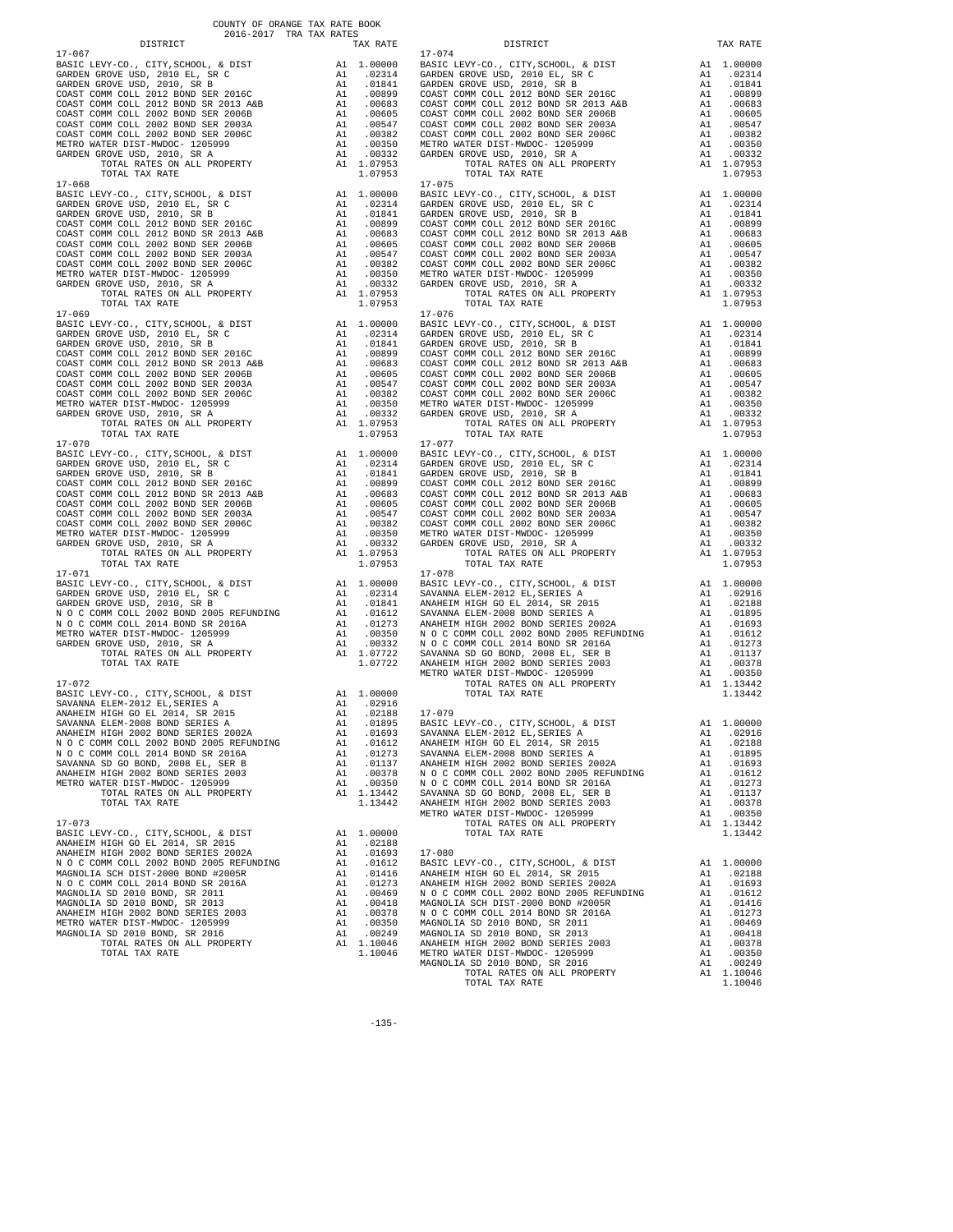COUNTY OF ORANGE TAX RATE BOOK
2016-2017 TRA TAX RATES

| DISTRICT | | TAX RATE |
|---|---|---|
| **17-067** | | |
| BASIC LEVY-CO., CITY,SCHOOL, & DIST | A1 | 1.00000 |
| GARDEN GROVE USD, 2010 EL, SR C | A1 | .02314 |
| GARDEN GROVE USD, 2010, SR B | A1 | .01841 |
| COAST COMM COLL 2012 BOND SER 2016C | A1 | .00899 |
| COAST COMM COLL 2012 BOND SR 2013 A&B | A1 | .00683 |
| COAST COMM COLL 2002 BOND SER 2006B | A1 | .00605 |
| COAST COMM COLL 2002 BOND SER 2003A | A1 | .00547 |
| COAST COMM COLL 2002 BOND SER 2006C | A1 | .00382 |
| METRO WATER DIST-MWDOC- 1205999 | A1 | .00350 |
| GARDEN GROVE USD, 2010, SR A | A1 | .00332 |
| TOTAL RATES ON ALL PROPERTY | A1 | 1.07953 |
| TOTAL TAX RATE | | 1.07953 |
| **17-068** | | |
| BASIC LEVY-CO., CITY,SCHOOL, & DIST | A1 | 1.00000 |
| GARDEN GROVE USD, 2010 EL, SR C | A1 | .02314 |
| GARDEN GROVE USD, 2010, SR B | A1 | .01841 |
| COAST COMM COLL 2012 BOND SER 2016C | A1 | .00899 |
| COAST COMM COLL 2012 BOND SR 2013 A&B | A1 | .00683 |
| COAST COMM COLL 2002 BOND SER 2006B | A1 | .00605 |
| COAST COMM COLL 2002 BOND SER 2003A | A1 | .00547 |
| COAST COMM COLL 2002 BOND SER 2006C | A1 | .00382 |
| METRO WATER DIST-MWDOC- 1205999 | A1 | .00350 |
| GARDEN GROVE USD, 2010, SR A | A1 | .00332 |
| TOTAL RATES ON ALL PROPERTY | A1 | 1.07953 |
| TOTAL TAX RATE | | 1.07953 |
| **17-069** | | |
| BASIC LEVY-CO., CITY,SCHOOL, & DIST | A1 | 1.00000 |
| GARDEN GROVE USD, 2010 EL, SR C | A1 | .02314 |
| GARDEN GROVE USD, 2010, SR B | A1 | .01841 |
| COAST COMM COLL 2012 BOND SER 2016C | A1 | .00899 |
| COAST COMM COLL 2012 BOND SR 2013 A&B | A1 | .00683 |
| COAST COMM COLL 2002 BOND SER 2006B | A1 | .00605 |
| COAST COMM COLL 2002 BOND SER 2003A | A1 | .00547 |
| COAST COMM COLL 2002 BOND SER 2006C | A1 | .00382 |
| METRO WATER DIST-MWDOC- 1205999 | A1 | .00350 |
| GARDEN GROVE USD, 2010, SR A | A1 | .00332 |
| TOTAL RATES ON ALL PROPERTY | A1 | 1.07953 |
| TOTAL TAX RATE | | 1.07953 |
| **17-070** | | |
| BASIC LEVY-CO., CITY,SCHOOL, & DIST | A1 | 1.00000 |
| GARDEN GROVE USD, 2010 EL, SR C | A1 | .02314 |
| GARDEN GROVE USD, 2010, SR B | A1 | .01841 |
| COAST COMM COLL 2012 BOND SER 2016C | A1 | .00899 |
| COAST COMM COLL 2012 BOND SR 2013 A&B | A1 | .00683 |
| COAST COMM COLL 2002 BOND SER 2006B | A1 | .00605 |
| COAST COMM COLL 2002 BOND SER 2003A | A1 | .00547 |
| COAST COMM COLL 2002 BOND SER 2006C | A1 | .00382 |
| METRO WATER DIST-MWDOC- 1205999 | A1 | .00350 |
| GARDEN GROVE USD, 2010, SR A | A1 | .00332 |
| TOTAL RATES ON ALL PROPERTY | A1 | 1.07953 |
| TOTAL TAX RATE | | 1.07953 |
| **17-071** | | |
| BASIC LEVY-CO., CITY,SCHOOL, & DIST | A1 | 1.00000 |
| GARDEN GROVE USD, 2010 EL, SR C | A1 | .02314 |
| GARDEN GROVE USD, 2010, SR B | A1 | .01841 |
| N O C COMM COLL 2002 BOND 2005 REFUNDING | A1 | .01612 |
| N O C COMM COLL 2014 BOND SR 2016A | A1 | .01273 |
| METRO WATER DIST-MWDOC- 1205999 | A1 | .00350 |
| GARDEN GROVE USD, 2010, SR A | A1 | .00332 |
| TOTAL RATES ON ALL PROPERTY | A1 | 1.07722 |
| TOTAL TAX RATE | | 1.07722 |
| **17-072** | | |
| BASIC LEVY-CO., CITY,SCHOOL, & DIST | A1 | 1.00000 |
| SAVANNA ELEM-2012 EL,SERIES A | A1 | .02916 |
| ANAHEIM HIGH GO EL 2014, SR 2015 | A1 | .02188 |
| SAVANNA ELEM-2008 BOND SERIES A | A1 | .01895 |
| ANAHEIM HIGH 2002 BOND SERIES 2002A | A1 | .01693 |
| N O C COMM COLL 2002 BOND 2005 REFUNDING | A1 | .01612 |
| N O C COMM COLL 2014 BOND SR 2016A | A1 | .01273 |
| SAVANNA SD GO BOND, 2008 EL, SER B | A1 | .01137 |
| ANAHEIM HIGH 2002 BOND SERIES 2003 | A1 | .00378 |
| METRO WATER DIST-MWDOC- 1205999 | A1 | .00350 |
| TOTAL RATES ON ALL PROPERTY | A1 | 1.13442 |
| TOTAL TAX RATE | | 1.13442 |
| **17-073** | | |
| BASIC LEVY-CO., CITY,SCHOOL, & DIST | A1 | 1.00000 |
| ANAHEIM HIGH GO EL 2014, SR 2015 | A1 | .02188 |
| ANAHEIM HIGH 2002 BOND SERIES 2002A | A1 | .01693 |
| N O C COMM COLL 2002 BOND 2005 REFUNDING | A1 | .01612 |
| MAGNOLIA SCH DIST-2000 BOND #2005R | A1 | .01416 |
| N O C COMM COLL 2014 BOND SR 2016A | A1 | .01273 |
| MAGNOLIA SD 2010 BOND, SR 2011 | A1 | .00469 |
| MAGNOLIA SD 2010 BOND, SR 2013 | A1 | .00418 |
| ANAHEIM HIGH 2002 BOND SERIES 2003 | A1 | .00378 |
| METRO WATER DIST-MWDOC- 1205999 | A1 | .00350 |
| MAGNOLIA SD 2010 BOND, SR 2016 | A1 | .00249 |
| TOTAL RATES ON ALL PROPERTY | A1 | 1.10046 |
| TOTAL TAX RATE | | 1.10046 |
| **17-074** | | |
| BASIC LEVY-CO., CITY,SCHOOL, & DIST | A1 | 1.00000 |
| GARDEN GROVE USD, 2010 EL, SR C | A1 | .02314 |
| GARDEN GROVE USD, 2010, SR B | A1 | .01841 |
| COAST COMM COLL 2012 BOND SER 2016C | A1 | .00899 |
| COAST COMM COLL 2012 BOND SR 2013 A&B | A1 | .00683 |
| COAST COMM COLL 2002 BOND SER 2006B | A1 | .00605 |
| COAST COMM COLL 2002 BOND SER 2003A | A1 | .00547 |
| COAST COMM COLL 2002 BOND SER 2006C | A1 | .00382 |
| METRO WATER DIST-MWDOC- 1205999 | A1 | .00350 |
| GARDEN GROVE USD, 2010, SR A | A1 | .00332 |
| TOTAL RATES ON ALL PROPERTY | A1 | 1.07953 |
| TOTAL TAX RATE | | 1.07953 |
| **17-075** | | |
| BASIC LEVY-CO., CITY,SCHOOL, & DIST | A1 | 1.00000 |
| GARDEN GROVE USD, 2010 EL, SR C | A1 | .02314 |
| GARDEN GROVE USD, 2010, SR B | A1 | .01841 |
| COAST COMM COLL 2012 BOND SER 2016C | A1 | .00899 |
| COAST COMM COLL 2012 BOND SR 2013 A&B | A1 | .00683 |
| COAST COMM COLL 2002 BOND SER 2006B | A1 | .00605 |
| COAST COMM COLL 2002 BOND SER 2003A | A1 | .00547 |
| COAST COMM COLL 2002 BOND SER 2006C | A1 | .00382 |
| METRO WATER DIST-MWDOC- 1205999 | A1 | .00350 |
| GARDEN GROVE USD, 2010, SR A | A1 | .00332 |
| TOTAL RATES ON ALL PROPERTY | A1 | 1.07953 |
| TOTAL TAX RATE | | 1.07953 |
| **17-076** | | |
| BASIC LEVY-CO., CITY,SCHOOL, & DIST | A1 | 1.00000 |
| GARDEN GROVE USD, 2010 EL, SR C | A1 | .02314 |
| GARDEN GROVE USD, 2010, SR B | A1 | .01841 |
| COAST COMM COLL 2012 BOND SER 2016C | A1 | .00899 |
| COAST COMM COLL 2012 BOND SR 2013 A&B | A1 | .00683 |
| COAST COMM COLL 2002 BOND SER 2006B | A1 | .00605 |
| COAST COMM COLL 2002 BOND SER 2003A | A1 | .00547 |
| COAST COMM COLL 2002 BOND SER 2006C | A1 | .00382 |
| METRO WATER DIST-MWDOC- 1205999 | A1 | .00350 |
| GARDEN GROVE USD, 2010, SR A | A1 | .00332 |
| TOTAL RATES ON ALL PROPERTY | A1 | 1.07953 |
| TOTAL TAX RATE | | 1.07953 |
| **17-077** | | |
| BASIC LEVY-CO., CITY,SCHOOL, & DIST | A1 | 1.00000 |
| GARDEN GROVE USD, 2010 EL, SR C | A1 | .02314 |
| GARDEN GROVE USD, 2010, SR B | A1 | .01841 |
| COAST COMM COLL 2012 BOND SER 2016C | A1 | .00899 |
| COAST COMM COLL 2012 BOND SR 2013 A&B | A1 | .00683 |
| COAST COMM COLL 2002 BOND SER 2006B | A1 | .00605 |
| COAST COMM COLL 2002 BOND SER 2003A | A1 | .00547 |
| COAST COMM COLL 2002 BOND SER 2006C | A1 | .00382 |
| METRO WATER DIST-MWDOC- 1205999 | A1 | .00350 |
| GARDEN GROVE USD, 2010, SR A | A1 | .00332 |
| TOTAL RATES ON ALL PROPERTY | A1 | 1.07953 |
| TOTAL TAX RATE | | 1.07953 |
| **17-078** | | |
| BASIC LEVY-CO., CITY,SCHOOL, & DIST | A1 | 1.00000 |
| SAVANNA ELEM-2012 EL,SERIES A | A1 | .02916 |
| ANAHEIM HIGH GO EL 2014, SR 2015 | A1 | .02188 |
| SAVANNA ELEM-2008 BOND SERIES A | A1 | .01895 |
| ANAHEIM HIGH 2002 BOND SERIES 2002A | A1 | .01693 |
| N O C COMM COLL 2002 BOND 2005 REFUNDING | A1 | .01612 |
| N O C COMM COLL 2014 BOND SR 2016A | A1 | .01273 |
| SAVANNA SD GO BOND, 2008 EL, SER B | A1 | .01137 |
| ANAHEIM HIGH 2002 BOND SERIES 2003 | A1 | .00378 |
| METRO WATER DIST-MWDOC- 1205999 | A1 | .00350 |
| TOTAL RATES ON ALL PROPERTY | A1 | 1.13442 |
| TOTAL TAX RATE | | 1.13442 |
| **17-079** | | |
| BASIC LEVY-CO., CITY,SCHOOL, & DIST | A1 | 1.00000 |
| SAVANNA ELEM-2012 EL,SERIES A | A1 | .02916 |
| ANAHEIM HIGH GO EL 2014, SR 2015 | A1 | .02188 |
| SAVANNA ELEM-2008 BOND SERIES A | A1 | .01895 |
| ANAHEIM HIGH 2002 BOND SERIES 2002A | A1 | .01693 |
| N O C COMM COLL 2002 BOND 2005 REFUNDING | A1 | .01612 |
| N O C COMM COLL 2014 BOND SR 2016A | A1 | .01273 |
| SAVANNA SD GO BOND, 2008 EL, SER B | A1 | .01137 |
| ANAHEIM HIGH 2002 BOND SERIES 2003 | A1 | .00378 |
| METRO WATER DIST-MWDOC- 1205999 | A1 | .00350 |
| TOTAL RATES ON ALL PROPERTY | A1 | 1.13442 |
| TOTAL TAX RATE | | 1.13442 |
| **17-080** | | |
| BASIC LEVY-CO., CITY,SCHOOL, & DIST | A1 | 1.00000 |
| ANAHEIM HIGH GO EL 2014, SR 2015 | A1 | .02188 |
| ANAHEIM HIGH 2002 BOND SERIES 2002A | A1 | .01693 |
| N O C COMM COLL 2002 BOND 2005 REFUNDING | A1 | .01612 |
| MAGNOLIA SCH DIST-2000 BOND #2005R | A1 | .01416 |
| N O C COMM COLL 2014 BOND SR 2016A | A1 | .01273 |
| MAGNOLIA SD 2010 BOND, SR 2011 | A1 | .00469 |
| MAGNOLIA SD 2010 BOND, SR 2013 | A1 | .00418 |
| ANAHEIM HIGH 2002 BOND SERIES 2003 | A1 | .00378 |
| METRO WATER DIST-MWDOC- 1205999 | A1 | .00350 |
| MAGNOLIA SD 2010 BOND, SR 2016 | A1 | .00249 |
| TOTAL RATES ON ALL PROPERTY | A1 | 1.10046 |
| TOTAL TAX RATE | | 1.10046 |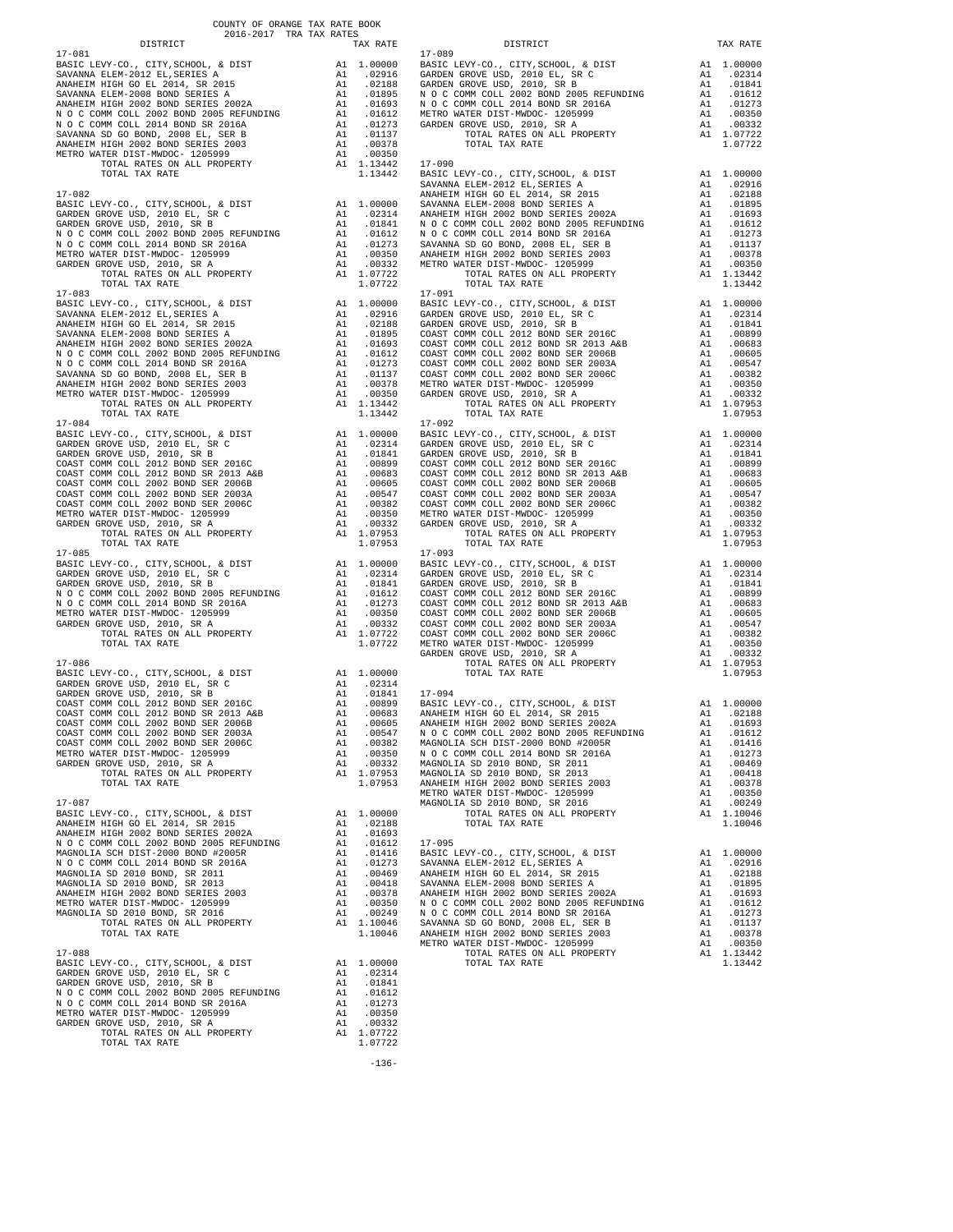COUNTY OF ORANGE TAX RATE BOOK
2016-2017 TRA TAX RATES

### 17-081

| DISTRICT | | TAX RATE |
|---|---|---|
| BASIC LEVY-CO., CITY,SCHOOL, & DIST | A1 | 1.00000 |
| SAVANNA ELEM-2012 EL,SERIES A | A1 | .02916 |
| ANAHEIM HIGH GO EL 2014, SR 2015 | A1 | .02188 |
| SAVANNA ELEM-2008 BOND SERIES A | A1 | .01895 |
| ANAHEIM HIGH 2002 BOND SERIES 2002A | A1 | .01693 |
| N O C COMM COLL 2002 BOND 2005 REFUNDING | A1 | .01612 |
| N O C COMM COLL 2014 BOND SR 2016A | A1 | .01273 |
| SAVANNA SD GO BOND, 2008 EL, SER B | A1 | .01137 |
| ANAHEIM HIGH 2002 BOND SERIES 2003 | A1 | .00378 |
| METRO WATER DIST-MWDOC- 1205999 | A1 | .00350 |
| TOTAL RATES ON ALL PROPERTY | A1 | 1.13442 |
| TOTAL TAX RATE | | 1.13442 |

### 17-082

| DISTRICT | | TAX RATE |
|---|---|---|
| BASIC LEVY-CO., CITY,SCHOOL, & DIST | A1 | 1.00000 |
| GARDEN GROVE USD, 2010 EL, SR C | A1 | .02314 |
| GARDEN GROVE USD, 2010, SR B | A1 | .01841 |
| N O C COMM COLL 2002 BOND 2005 REFUNDING | A1 | .01612 |
| N O C COMM COLL 2014 BOND SR 2016A | A1 | .01273 |
| METRO WATER DIST-MWDOC- 1205999 | A1 | .00350 |
| GARDEN GROVE USD, 2010, SR A | A1 | .00332 |
| TOTAL RATES ON ALL PROPERTY | A1 | 1.07722 |
| TOTAL TAX RATE | | 1.07722 |

### 17-083

| DISTRICT | | TAX RATE |
|---|---|---|
| BASIC LEVY-CO., CITY,SCHOOL, & DIST | A1 | 1.00000 |
| SAVANNA ELEM-2012 EL,SERIES A | A1 | .02916 |
| ANAHEIM HIGH GO EL 2014, SR 2015 | A1 | .02188 |
| SAVANNA ELEM-2008 BOND SERIES A | A1 | .01895 |
| ANAHEIM HIGH 2002 BOND SERIES 2002A | A1 | .01693 |
| N O C COMM COLL 2002 BOND 2005 REFUNDING | A1 | .01612 |
| N O C COMM COLL 2014 BOND SR 2016A | A1 | .01273 |
| SAVANNA SD GO BOND, 2008 EL, SER B | A1 | .01137 |
| ANAHEIM HIGH 2002 BOND SERIES 2003 | A1 | .00378 |
| METRO WATER DIST-MWDOC- 1205999 | A1 | .00350 |
| TOTAL RATES ON ALL PROPERTY | A1 | 1.13442 |
| TOTAL TAX RATE | | 1.13442 |

### 17-084

| DISTRICT | | TAX RATE |
|---|---|---|
| BASIC LEVY-CO., CITY,SCHOOL, & DIST | A1 | 1.00000 |
| GARDEN GROVE USD, 2010 EL, SR C | A1 | .02314 |
| GARDEN GROVE USD, 2010, SR B | A1 | .01841 |
| COAST COMM COLL 2012 BOND SER 2016C | A1 | .00899 |
| COAST COMM COLL 2012 BOND SR 2013 A&B | A1 | .00683 |
| COAST COMM COLL 2002 BOND SER 2006B | A1 | .00605 |
| COAST COMM COLL 2002 BOND SER 2003A | A1 | .00547 |
| COAST COMM COLL 2002 BOND SER 2006C | A1 | .00382 |
| METRO WATER DIST-MWDOC- 1205999 | A1 | .00350 |
| GARDEN GROVE USD, 2010, SR A | A1 | .00332 |
| TOTAL RATES ON ALL PROPERTY | A1 | 1.07953 |
| TOTAL TAX RATE | | 1.07953 |

### 17-085

| DISTRICT | | TAX RATE |
|---|---|---|
| BASIC LEVY-CO., CITY,SCHOOL, & DIST | A1 | 1.00000 |
| GARDEN GROVE USD, 2010 EL, SR C | A1 | .02314 |
| GARDEN GROVE USD, 2010, SR B | A1 | .01841 |
| N O C COMM COLL 2002 BOND 2005 REFUNDING | A1 | .01612 |
| N O C COMM COLL 2014 BOND SR 2016A | A1 | .01273 |
| METRO WATER DIST-MWDOC- 1205999 | A1 | .00350 |
| GARDEN GROVE USD, 2010, SR A | A1 | .00332 |
| TOTAL RATES ON ALL PROPERTY | A1 | 1.07722 |
| TOTAL TAX RATE | | 1.07722 |

### 17-086

| DISTRICT | | TAX RATE |
|---|---|---|
| BASIC LEVY-CO., CITY,SCHOOL, & DIST | A1 | 1.00000 |
| GARDEN GROVE USD, 2010 EL, SR C | A1 | .02314 |
| GARDEN GROVE USD, 2010, SR B | A1 | .01841 |
| COAST COMM COLL 2012 BOND SER 2016C | A1 | .00899 |
| COAST COMM COLL 2012 BOND SR 2013 A&B | A1 | .00683 |
| COAST COMM COLL 2002 BOND SER 2006B | A1 | .00605 |
| COAST COMM COLL 2002 BOND SER 2003A | A1 | .00547 |
| COAST COMM COLL 2002 BOND SER 2006C | A1 | .00382 |
| METRO WATER DIST-MWDOC- 1205999 | A1 | .00350 |
| GARDEN GROVE USD, 2010, SR A | A1 | .00332 |
| TOTAL RATES ON ALL PROPERTY | A1 | 1.07953 |
| TOTAL TAX RATE | | 1.07953 |

### 17-087

| DISTRICT | | TAX RATE |
|---|---|---|
| BASIC LEVY-CO., CITY,SCHOOL, & DIST | A1 | 1.00000 |
| ANAHEIM HIGH GO EL 2014, SR 2015 | A1 | .02188 |
| ANAHEIM HIGH 2002 BOND SERIES 2002A | A1 | .01693 |
| N O C COMM COLL 2002 BOND 2005 REFUNDING | A1 | .01612 |
| MAGNOLIA SCH DIST-2000 BOND #2005R | A1 | .01416 |
| N O C COMM COLL 2014 BOND SR 2016A | A1 | .01273 |
| MAGNOLIA SD 2010 BOND, SR 2011 | A1 | .00469 |
| MAGNOLIA SD 2010 BOND, SR 2013 | A1 | .00418 |
| ANAHEIM HIGH 2002 BOND SERIES 2003 | A1 | .00378 |
| METRO WATER DIST-MWDOC- 1205999 | A1 | .00350 |
| MAGNOLIA SD 2010 BOND, SR 2016 | A1 | .00249 |
| TOTAL RATES ON ALL PROPERTY | A1 | 1.10046 |
| TOTAL TAX RATE | | 1.10046 |

### 17-088

| DISTRICT | | TAX RATE |
|---|---|---|
| BASIC LEVY-CO., CITY,SCHOOL, & DIST | A1 | 1.00000 |
| GARDEN GROVE USD, 2010 EL, SR C | A1 | .02314 |
| GARDEN GROVE USD, 2010, SR B | A1 | .01841 |
| N O C COMM COLL 2002 BOND 2005 REFUNDING | A1 | .01612 |
| N O C COMM COLL 2014 BOND SR 2016A | A1 | .01273 |
| METRO WATER DIST-MWDOC- 1205999 | A1 | .00350 |
| GARDEN GROVE USD, 2010, SR A | A1 | .00332 |
| TOTAL RATES ON ALL PROPERTY | A1 | 1.07722 |
| TOTAL TAX RATE | | 1.07722 |

### 17-089

| DISTRICT | | TAX RATE |
|---|---|---|
| BASIC LEVY-CO., CITY,SCHOOL, & DIST | A1 | 1.00000 |
| GARDEN GROVE USD, 2010 EL, SR C | A1 | .02314 |
| GARDEN GROVE USD, 2010, SR B | A1 | .01841 |
| N O C COMM COLL 2002 BOND 2005 REFUNDING | A1 | .01612 |
| N O C COMM COLL 2014 BOND SR 2016A | A1 | .01273 |
| METRO WATER DIST-MWDOC- 1205999 | A1 | .00350 |
| GARDEN GROVE USD, 2010, SR A | A1 | .00332 |
| TOTAL RATES ON ALL PROPERTY | A1 | 1.07722 |
| TOTAL TAX RATE | | 1.07722 |

### 17-090

| DISTRICT | | TAX RATE |
|---|---|---|
| BASIC LEVY-CO., CITY,SCHOOL, & DIST | A1 | 1.00000 |
| SAVANNA ELEM-2012 EL,SERIES A | A1 | .02916 |
| ANAHEIM HIGH GO EL 2014, SR 2015 | A1 | .02188 |
| SAVANNA ELEM-2008 BOND SERIES A | A1 | .01895 |
| ANAHEIM HIGH 2002 BOND SERIES 2002A | A1 | .01693 |
| N O C COMM COLL 2002 BOND 2005 REFUNDING | A1 | .01612 |
| N O C COMM COLL 2014 BOND SR 2016A | A1 | .01273 |
| SAVANNA SD GO BOND, 2008 EL, SER B | A1 | .01137 |
| ANAHEIM HIGH 2002 BOND SERIES 2003 | A1 | .00378 |
| METRO WATER DIST-MWDOC- 1205999 | A1 | .00350 |
| TOTAL RATES ON ALL PROPERTY | A1 | 1.13442 |
| TOTAL TAX RATE | | 1.13442 |

### 17-091

| DISTRICT | | TAX RATE |
|---|---|---|
| BASIC LEVY-CO., CITY,SCHOOL, & DIST | A1 | 1.00000 |
| GARDEN GROVE USD, 2010 EL, SR C | A1 | .02314 |
| GARDEN GROVE USD, 2010, SR B | A1 | .01841 |
| COAST COMM COLL 2012 BOND SER 2016C | A1 | .00899 |
| COAST COMM COLL 2012 BOND SR 2013 A&B | A1 | .00683 |
| COAST COMM COLL 2002 BOND SER 2006B | A1 | .00605 |
| COAST COMM COLL 2002 BOND SER 2003A | A1 | .00547 |
| COAST COMM COLL 2002 BOND SER 2006C | A1 | .00382 |
| METRO WATER DIST-MWDOC- 1205999 | A1 | .00350 |
| GARDEN GROVE USD, 2010, SR A | A1 | .00332 |
| TOTAL RATES ON ALL PROPERTY | A1 | 1.07953 |
| TOTAL TAX RATE | | 1.07953 |

### 17-092

| DISTRICT | | TAX RATE |
|---|---|---|
| BASIC LEVY-CO., CITY,SCHOOL, & DIST | A1 | 1.00000 |
| GARDEN GROVE USD, 2010 EL, SR C | A1 | .02314 |
| GARDEN GROVE USD, 2010, SR B | A1 | .01841 |
| COAST COMM COLL 2012 BOND SER 2016C | A1 | .00899 |
| COAST COMM COLL 2012 BOND SR 2013 A&B | A1 | .00683 |
| COAST COMM COLL 2002 BOND SER 2006B | A1 | .00605 |
| COAST COMM COLL 2002 BOND SER 2003A | A1 | .00547 |
| COAST COMM COLL 2002 BOND SER 2006C | A1 | .00382 |
| METRO WATER DIST-MWDOC- 1205999 | A1 | .00350 |
| GARDEN GROVE USD, 2010, SR A | A1 | .00332 |
| TOTAL RATES ON ALL PROPERTY | A1 | 1.07953 |
| TOTAL TAX RATE | | 1.07953 |

### 17-093

| DISTRICT | | TAX RATE |
|---|---|---|
| BASIC LEVY-CO., CITY,SCHOOL, & DIST | A1 | 1.00000 |
| GARDEN GROVE USD, 2010 EL, SR C | A1 | .02314 |
| GARDEN GROVE USD, 2010, SR B | A1 | .01841 |
| COAST COMM COLL 2012 BOND SER 2016C | A1 | .00899 |
| COAST COMM COLL 2012 BOND SR 2013 A&B | A1 | .00683 |
| COAST COMM COLL 2002 BOND SER 2006B | A1 | .00605 |
| COAST COMM COLL 2002 BOND SER 2003A | A1 | .00547 |
| COAST COMM COLL 2002 BOND SER 2006C | A1 | .00382 |
| METRO WATER DIST-MWDOC- 1205999 | A1 | .00350 |
| GARDEN GROVE USD, 2010, SR A | A1 | .00332 |
| TOTAL RATES ON ALL PROPERTY | A1 | 1.07953 |
| TOTAL TAX RATE | | 1.07953 |

### 17-094

| DISTRICT | | TAX RATE |
|---|---|---|
| BASIC LEVY-CO., CITY,SCHOOL, & DIST | A1 | 1.00000 |
| ANAHEIM HIGH GO EL 2014, SR 2015 | A1 | .02188 |
| ANAHEIM HIGH 2002 BOND SERIES 2002A | A1 | .01693 |
| N O C COMM COLL 2002 BOND 2005 REFUNDING | A1 | .01612 |
| MAGNOLIA SCH DIST-2000 BOND #2005R | A1 | .01416 |
| N O C COMM COLL 2014 BOND SR 2016A | A1 | .01273 |
| MAGNOLIA SD 2010 BOND, SR 2011 | A1 | .00469 |
| MAGNOLIA SD 2010 BOND, SR 2013 | A1 | .00418 |
| ANAHEIM HIGH 2002 BOND SERIES 2003 | A1 | .00378 |
| METRO WATER DIST-MWDOC- 1205999 | A1 | .00350 |
| MAGNOLIA SD 2010 BOND, SR 2016 | A1 | .00249 |
| TOTAL RATES ON ALL PROPERTY | A1 | 1.10046 |
| TOTAL TAX RATE | | 1.10046 |

### 17-095

| DISTRICT | | TAX RATE |
|---|---|---|
| BASIC LEVY-CO., CITY,SCHOOL, & DIST | A1 | 1.00000 |
| SAVANNA ELEM-2012 EL,SERIES A | A1 | .02916 |
| ANAHEIM HIGH GO EL 2014, SR 2015 | A1 | .02188 |
| SAVANNA ELEM-2008 BOND SERIES A | A1 | .01895 |
| ANAHEIM HIGH 2002 BOND SERIES 2002A | A1 | .01693 |
| N O C COMM COLL 2002 BOND 2005 REFUNDING | A1 | .01612 |
| N O C COMM COLL 2014 BOND SR 2016A | A1 | .01273 |
| SAVANNA SD GO BOND, 2008 EL, SER B | A1 | .01137 |
| ANAHEIM HIGH 2002 BOND SERIES 2003 | A1 | .00378 |
| METRO WATER DIST-MWDOC- 1205999 | A1 | .00350 |
| TOTAL RATES ON ALL PROPERTY | A1 | 1.13442 |
| TOTAL TAX RATE | | 1.13442 |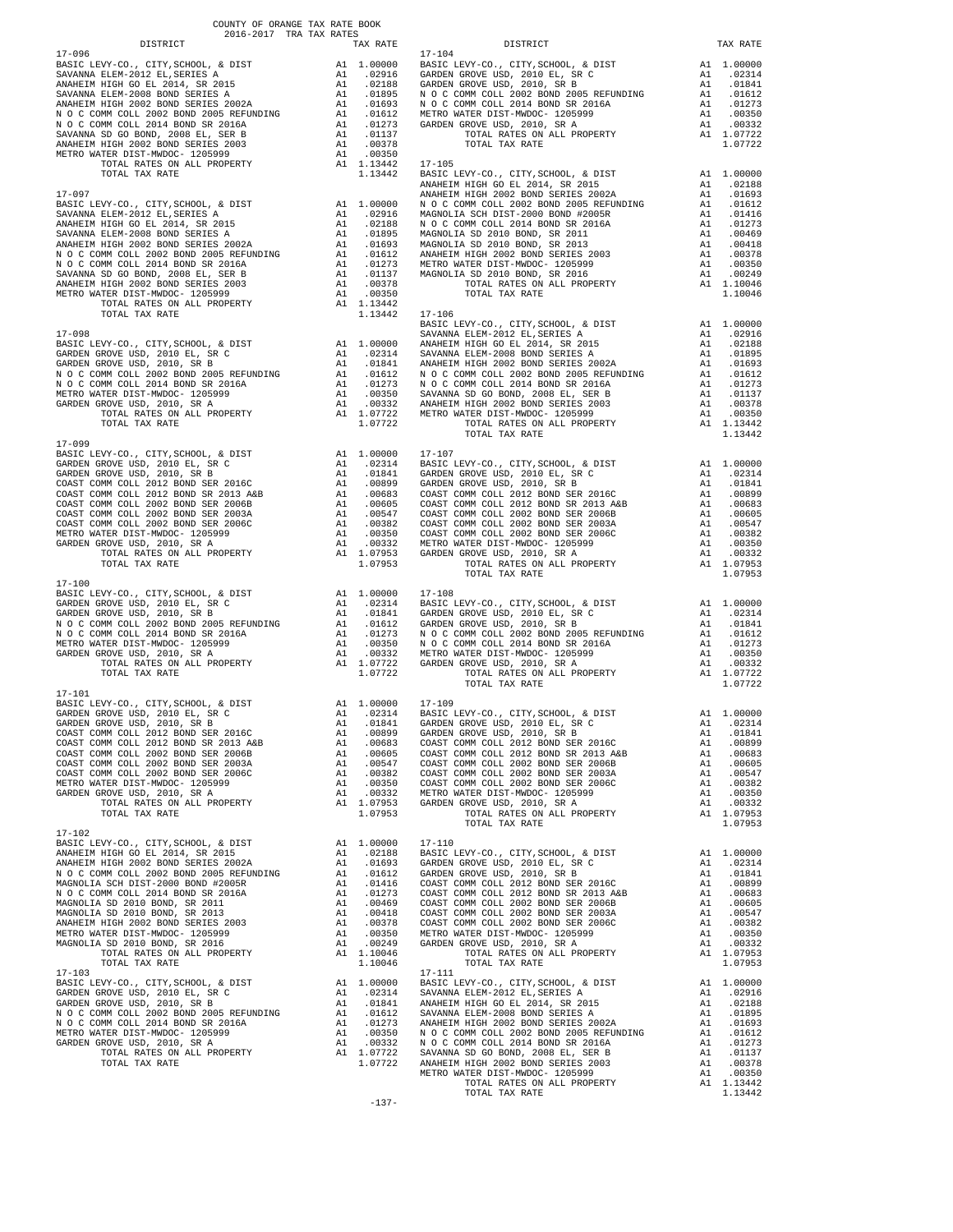COUNTY OF ORANGE TAX RATE BOOK
2016-2017 TRA TAX RATES

| DISTRICT | | TAX RATE |
|---|---|---|
| **17-096** | | |
| BASIC LEVY-CO., CITY,SCHOOL, & DIST | A1 | 1.00000 |
| SAVANNA ELEM-2012 EL,SERIES A | A1 | .02916 |
| ANAHEIM HIGH GO EL 2014, SR 2015 | A1 | .02188 |
| SAVANNA ELEM-2008 BOND SERIES A | A1 | .01895 |
| ANAHEIM HIGH 2002 BOND SERIES 2002A | A1 | .01693 |
| N O C COMM COLL 2002 BOND 2005 REFUNDING | A1 | .01612 |
| N O C COMM COLL 2014 BOND SR 2016A | A1 | .01273 |
| SAVANNA SD GO BOND, 2008 EL, SER B | A1 | .01137 |
| ANAHEIM HIGH 2002 BOND SERIES 2003 | A1 | .00378 |
| METRO WATER DIST-MWDOC- 1205999 | A1 | .00350 |
| TOTAL RATES ON ALL PROPERTY | A1 | 1.13442 |
| TOTAL TAX RATE | | 1.13442 |
| **17-097** | | |
| BASIC LEVY-CO., CITY,SCHOOL, & DIST | A1 | 1.00000 |
| SAVANNA ELEM-2012 EL,SERIES A | A1 | .02916 |
| ANAHEIM HIGH GO EL 2014, SR 2015 | A1 | .02188 |
| SAVANNA ELEM-2008 BOND SERIES A | A1 | .01895 |
| ANAHEIM HIGH 2002 BOND SERIES 2002A | A1 | .01693 |
| N O C COMM COLL 2002 BOND 2005 REFUNDING | A1 | .01612 |
| N O C COMM COLL 2014 BOND SR 2016A | A1 | .01273 |
| SAVANNA SD GO BOND, 2008 EL, SER B | A1 | .01137 |
| ANAHEIM HIGH 2002 BOND SERIES 2003 | A1 | .00378 |
| METRO WATER DIST-MWDOC- 1205999 | A1 | .00350 |
| TOTAL RATES ON ALL PROPERTY | A1 | 1.13442 |
| TOTAL TAX RATE | | 1.13442 |
| **17-098** | | |
| BASIC LEVY-CO., CITY,SCHOOL, & DIST | A1 | 1.00000 |
| GARDEN GROVE USD, 2010 EL, SR C | A1 | .02314 |
| GARDEN GROVE USD, 2010, SR B | A1 | .01841 |
| N O C COMM COLL 2002 BOND 2005 REFUNDING | A1 | .01612 |
| N O C COMM COLL 2014 BOND SR 2016A | A1 | .01273 |
| METRO WATER DIST-MWDOC- 1205999 | A1 | .00350 |
| GARDEN GROVE USD, 2010, SR A | A1 | .00332 |
| TOTAL RATES ON ALL PROPERTY | A1 | 1.07722 |
| TOTAL TAX RATE | | 1.07722 |
| **17-099** | | |
| BASIC LEVY-CO., CITY,SCHOOL, & DIST | A1 | 1.00000 |
| GARDEN GROVE USD, 2010 EL, SR C | A1 | .02314 |
| GARDEN GROVE USD, 2010, SR B | A1 | .01841 |
| COAST COMM COLL 2012 BOND SER 2016C | A1 | .00899 |
| COAST COMM COLL 2012 BOND SER 2013 A&B | A1 | .00683 |
| COAST COMM COLL 2002 BOND SER 2006B | A1 | .00605 |
| COAST COMM COLL 2002 BOND SER 2003A | A1 | .00547 |
| COAST COMM COLL 2002 BOND SER 2006C | A1 | .00382 |
| METRO WATER DIST-MWDOC- 1205999 | A1 | .00350 |
| GARDEN GROVE USD, 2010, SR A | A1 | .00332 |
| TOTAL RATES ON ALL PROPERTY | A1 | 1.07953 |
| TOTAL TAX RATE | | 1.07953 |
| **17-100** | | |
| BASIC LEVY-CO., CITY,SCHOOL, & DIST | A1 | 1.00000 |
| GARDEN GROVE USD, 2010 EL, SR C | A1 | .02314 |
| GARDEN GROVE USD, 2010, SR B | A1 | .01841 |
| N O C COMM COLL 2002 BOND 2005 REFUNDING | A1 | .01612 |
| N O C COMM COLL 2014 BOND SR 2016A | A1 | .01273 |
| METRO WATER DIST-MWDOC- 1205999 | A1 | .00350 |
| GARDEN GROVE USD, 2010, SR A | A1 | .00332 |
| TOTAL RATES ON ALL PROPERTY | A1 | 1.07722 |
| TOTAL TAX RATE | | 1.07722 |
| **17-101** | | |
| BASIC LEVY-CO., CITY,SCHOOL, & DIST | A1 | 1.00000 |
| GARDEN GROVE USD, 2010 EL, SR C | A1 | .02314 |
| GARDEN GROVE USD, 2010, SR B | A1 | .01841 |
| COAST COMM COLL 2012 BOND SER 2016C | A1 | .00899 |
| COAST COMM COLL 2012 BOND SER 2013 A&B | A1 | .00683 |
| COAST COMM COLL 2002 BOND SER 2006B | A1 | .00605 |
| COAST COMM COLL 2002 BOND SER 2003A | A1 | .00547 |
| COAST COMM COLL 2002 BOND SER 2006C | A1 | .00382 |
| METRO WATER DIST-MWDOC- 1205999 | A1 | .00350 |
| GARDEN GROVE USD, 2010, SR A | A1 | .00332 |
| TOTAL RATES ON ALL PROPERTY | A1 | 1.07953 |
| TOTAL TAX RATE | | 1.07953 |
| **17-102** | | |
| BASIC LEVY-CO., CITY,SCHOOL, & DIST | A1 | 1.00000 |
| ANAHEIM HIGH GO EL 2014, SR 2015 | A1 | .02188 |
| ANAHEIM HIGH 2002 BOND SERIES 2002A | A1 | .01693 |
| N O C COMM COLL 2002 BOND 2005 REFUNDING | A1 | .01612 |
| MAGNOLIA SCH DIST-2000 BOND #2005R | A1 | .01416 |
| N O C COMM COLL 2014 BOND SR 2016A | A1 | .01273 |
| MAGNOLIA SD 2010 BOND, SR 2011 | A1 | .00469 |
| MAGNOLIA SD 2010 BOND, SR 2013 | A1 | .00418 |
| ANAHEIM HIGH 2002 BOND SERIES 2003 | A1 | .00378 |
| METRO WATER DIST-MWDOC- 1205999 | A1 | .00350 |
| MAGNOLIA SD 2010 BOND, SR 2016 | A1 | .00249 |
| TOTAL RATES ON ALL PROPERTY | A1 | 1.10046 |
| TOTAL TAX RATE | | 1.10046 |
| **17-103** | | |
| BASIC LEVY-CO., CITY,SCHOOL, & DIST | A1 | 1.00000 |
| GARDEN GROVE USD, 2010 EL, SR C | A1 | .02314 |
| GARDEN GROVE USD, 2010, SR B | A1 | .01841 |
| N O C COMM COLL 2002 BOND 2005 REFUNDING | A1 | .01612 |
| N O C COMM COLL 2014 BOND SR 2016A | A1 | .01273 |
| METRO WATER DIST-MWDOC- 1205999 | A1 | .00350 |
| GARDEN GROVE USD, 2010, SR A | A1 | .00332 |
| TOTAL RATES ON ALL PROPERTY | A1 | 1.07722 |
| TOTAL TAX RATE | | 1.07722 |
| **17-104** | | |
| BASIC LEVY-CO., CITY,SCHOOL, & DIST | A1 | 1.00000 |
| GARDEN GROVE USD, 2010 EL, SR C | A1 | .02314 |
| GARDEN GROVE USD, 2010, SR B | A1 | .01841 |
| N O C COMM COLL 2002 BOND 2005 REFUNDING | A1 | .01612 |
| N O C COMM COLL 2014 BOND SR 2016A | A1 | .01273 |
| METRO WATER DIST-MWDOC- 1205999 | A1 | .00350 |
| GARDEN GROVE USD, 2010, SR A | A1 | .00332 |
| TOTAL RATES ON ALL PROPERTY | A1 | 1.07722 |
| TOTAL TAX RATE | | 1.07722 |
| **17-105** | | |
| BASIC LEVY-CO., CITY,SCHOOL, & DIST | A1 | 1.00000 |
| ANAHEIM HIGH GO EL 2014, SR 2015 | A1 | .02188 |
| ANAHEIM HIGH 2002 BOND SERIES 2002A | A1 | .01693 |
| N O C COMM COLL 2002 BOND 2005 REFUNDING | A1 | .01612 |
| MAGNOLIA SCH DIST-2000 BOND #2005R | A1 | .01416 |
| N O C COMM COLL 2014 BOND SR 2016A | A1 | .01273 |
| MAGNOLIA SD 2010 BOND, SR 2011 | A1 | .00469 |
| MAGNOLIA SD 2010 BOND, SR 2013 | A1 | .00418 |
| ANAHEIM HIGH 2002 BOND SERIES 2003 | A1 | .00378 |
| METRO WATER DIST-MWDOC- 1205999 | A1 | .00350 |
| MAGNOLIA SD 2010 BOND, SR 2016 | A1 | .00249 |
| TOTAL RATES ON ALL PROPERTY | A1 | 1.10046 |
| TOTAL TAX RATE | | 1.10046 |
| **17-106** | | |
| BASIC LEVY-CO., CITY,SCHOOL, & DIST | A1 | 1.00000 |
| SAVANNA ELEM-2012 EL,SERIES A | A1 | .02916 |
| ANAHEIM HIGH GO EL 2014, SR 2015 | A1 | .02188 |
| SAVANNA ELEM-2008 BOND SERIES A | A1 | .01895 |
| ANAHEIM HIGH 2002 BOND SERIES 2002A | A1 | .01693 |
| N O C COMM COLL 2002 BOND 2005 REFUNDING | A1 | .01612 |
| N O C COMM COLL 2014 BOND SR 2016A | A1 | .01273 |
| SAVANNA SD GO BOND, 2008 EL, SER B | A1 | .01137 |
| ANAHEIM HIGH 2002 BOND SERIES 2003 | A1 | .00378 |
| METRO WATER DIST-MWDOC- 1205999 | A1 | .00350 |
| TOTAL RATES ON ALL PROPERTY | A1 | 1.13442 |
| TOTAL TAX RATE | | 1.13442 |
| **17-107** | | |
| BASIC LEVY-CO., CITY,SCHOOL, & DIST | A1 | 1.00000 |
| GARDEN GROVE USD, 2010 EL, SR C | A1 | .02314 |
| GARDEN GROVE USD, 2010, SR B | A1 | .01841 |
| COAST COMM COLL 2012 BOND SER 2016C | A1 | .00899 |
| COAST COMM COLL 2012 BOND SER 2013 A&B | A1 | .00683 |
| COAST COMM COLL 2002 BOND SER 2006B | A1 | .00605 |
| COAST COMM COLL 2002 BOND SER 2003A | A1 | .00547 |
| COAST COMM COLL 2002 BOND SER 2006C | A1 | .00382 |
| METRO WATER DIST-MWDOC- 1205999 | A1 | .00350 |
| GARDEN GROVE USD, 2010, SR A | A1 | .00332 |
| TOTAL RATES ON ALL PROPERTY | A1 | 1.07953 |
| TOTAL TAX RATE | | 1.07953 |
| **17-108** | | |
| BASIC LEVY-CO., CITY,SCHOOL, & DIST | A1 | 1.00000 |
| GARDEN GROVE USD, 2010 EL, SR C | A1 | .02314 |
| GARDEN GROVE USD, 2010, SR B | A1 | .01841 |
| N O C COMM COLL 2002 BOND 2005 REFUNDING | A1 | .01612 |
| N O C COMM COLL 2014 BOND SR 2016A | A1 | .01273 |
| METRO WATER DIST-MWDOC- 1205999 | A1 | .00350 |
| GARDEN GROVE USD, 2010, SR A | A1 | .00332 |
| TOTAL RATES ON ALL PROPERTY | A1 | 1.07722 |
| TOTAL TAX RATE | | 1.07722 |
| **17-109** | | |
| BASIC LEVY-CO., CITY,SCHOOL, & DIST | A1 | 1.00000 |
| GARDEN GROVE USD, 2010 EL, SR C | A1 | .02314 |
| GARDEN GROVE USD, 2010, SR B | A1 | .01841 |
| COAST COMM COLL 2012 BOND SER 2016C | A1 | .00899 |
| COAST COMM COLL 2012 BOND SER 2013 A&B | A1 | .00683 |
| COAST COMM COLL 2002 BOND SER 2006B | A1 | .00605 |
| COAST COMM COLL 2002 BOND SER 2003A | A1 | .00547 |
| COAST COMM COLL 2002 BOND SER 2006C | A1 | .00382 |
| METRO WATER DIST-MWDOC- 1205999 | A1 | .00350 |
| GARDEN GROVE USD, 2010, SR A | A1 | .00332 |
| TOTAL RATES ON ALL PROPERTY | A1 | 1.07953 |
| TOTAL TAX RATE | | 1.07953 |
| **17-110** | | |
| BASIC LEVY-CO., CITY,SCHOOL, & DIST | A1 | 1.00000 |
| GARDEN GROVE USD, 2010 EL, SR C | A1 | .02314 |
| GARDEN GROVE USD, 2010, SR B | A1 | .01841 |
| COAST COMM COLL 2012 BOND SER 2016C | A1 | .00899 |
| COAST COMM COLL 2012 BOND SER 2013 A&B | A1 | .00683 |
| COAST COMM COLL 2002 BOND SER 2006B | A1 | .00605 |
| COAST COMM COLL 2002 BOND SER 2003A | A1 | .00547 |
| COAST COMM COLL 2002 BOND SER 2006C | A1 | .00382 |
| METRO WATER DIST-MWDOC- 1205999 | A1 | .00350 |
| GARDEN GROVE USD, 2010, SR A | A1 | .00332 |
| TOTAL RATES ON ALL PROPERTY | A1 | 1.07953 |
| TOTAL TAX RATE | | 1.07953 |
| **17-111** | | |
| BASIC LEVY-CO., CITY,SCHOOL, & DIST | A1 | 1.00000 |
| SAVANNA ELEM-2012 EL,SERIES A | A1 | .02916 |
| ANAHEIM HIGH GO EL 2014, SR 2015 | A1 | .02188 |
| SAVANNA ELEM-2008 BOND SERIES A | A1 | .01895 |
| ANAHEIM HIGH 2002 BOND SERIES 2002A | A1 | .01693 |
| N O C COMM COLL 2002 BOND 2005 REFUNDING | A1 | .01612 |
| N O C COMM COLL 2014 BOND SR 2016A | A1 | .01273 |
| SAVANNA SD GO BOND, 2008 EL, SER B | A1 | .01137 |
| ANAHEIM HIGH 2002 BOND SERIES 2003 | A1 | .00378 |
| METRO WATER DIST-MWDOC- 1205999 | A1 | .00350 |
| TOTAL RATES ON ALL PROPERTY | A1 | 1.13442 |
| TOTAL TAX RATE | | 1.13442 |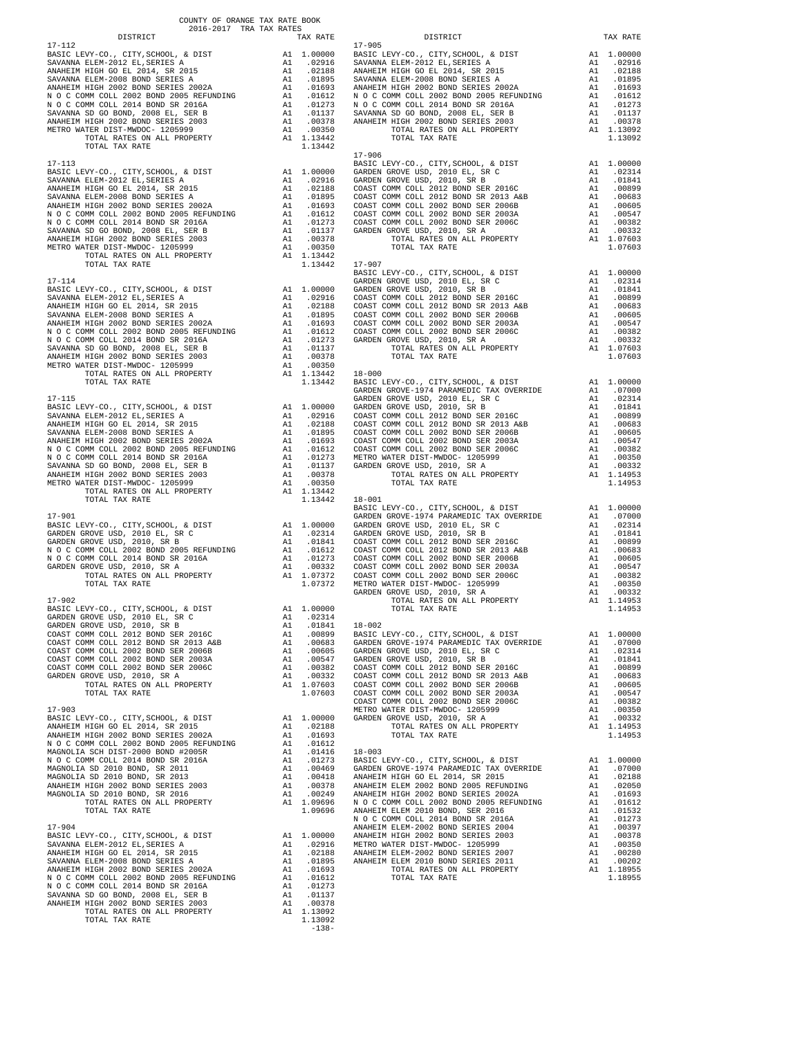COUNTY OF ORANGE TAX RATE BOOK
2016-2017 TRA TAX RATES

| DISTRICT | | TAX RATE |
|---|---|---|
| **17-112** | | |
| BASIC LEVY-CO., CITY,SCHOOL, & DIST | A1 | 1.00000 |
| SAVANNA ELEM-2012 EL,SERIES A | A1 | .02916 |
| ANAHEIM HIGH GO EL 2014, SR 2015 | A1 | .02188 |
| SAVANNA ELEM-2008 BOND SERIES A | A1 | .01895 |
| ANAHEIM HIGH 2002 BOND SERIES 2002A | A1 | .01693 |
| N O C COMM COLL 2002 BOND 2005 REFUNDING | A1 | .01612 |
| N O C COMM COLL 2014 BOND SR 2016A | A1 | .01273 |
| SAVANNA SD GO BOND, 2008 EL, SER B | A1 | .01137 |
| ANAHEIM HIGH 2002 BOND SERIES 2003 | A1 | .00378 |
| METRO WATER DIST-MWDOC- 1205999 | A1 | .00350 |
| TOTAL RATES ON ALL PROPERTY | A1 | 1.13442 |
| TOTAL TAX RATE | | 1.13442 |
| **17-113** | | |
| BASIC LEVY-CO., CITY,SCHOOL, & DIST | A1 | 1.00000 |
| SAVANNA ELEM-2012 EL,SERIES A | A1 | .02916 |
| ANAHEIM HIGH GO EL 2014, SR 2015 | A1 | .02188 |
| SAVANNA ELEM-2008 BOND SERIES A | A1 | .01895 |
| ANAHEIM HIGH 2002 BOND SERIES 2002A | A1 | .01693 |
| N O C COMM COLL 2002 BOND 2005 REFUNDING | A1 | .01612 |
| N O C COMM COLL 2014 BOND SR 2016A | A1 | .01273 |
| SAVANNA SD GO BOND, 2008 EL, SER B | A1 | .01137 |
| ANAHEIM HIGH 2002 BOND SERIES 2003 | A1 | .00378 |
| METRO WATER DIST-MWDOC- 1205999 | A1 | .00350 |
| TOTAL RATES ON ALL PROPERTY | A1 | 1.13442 |
| TOTAL TAX RATE | | 1.13442 |
| **17-114** | | |
| BASIC LEVY-CO., CITY,SCHOOL, & DIST | A1 | 1.00000 |
| SAVANNA ELEM-2012 EL,SERIES A | A1 | .02916 |
| ANAHEIM HIGH GO EL 2014, SR 2015 | A1 | .02188 |
| SAVANNA ELEM-2008 BOND SERIES A | A1 | .01895 |
| ANAHEIM HIGH 2002 BOND SERIES 2002A | A1 | .01693 |
| N O C COMM COLL 2002 BOND 2005 REFUNDING | A1 | .01612 |
| N O C COMM COLL 2014 BOND SR 2016A | A1 | .01273 |
| SAVANNA SD GO BOND, 2008 EL, SER B | A1 | .01137 |
| ANAHEIM HIGH 2002 BOND SERIES 2003 | A1 | .00378 |
| METRO WATER DIST-MWDOC- 1205999 | A1 | .00350 |
| TOTAL RATES ON ALL PROPERTY | A1 | 1.13442 |
| TOTAL TAX RATE | | 1.13442 |
| **17-115** | | |
| BASIC LEVY-CO., CITY,SCHOOL, & DIST | A1 | 1.00000 |
| SAVANNA ELEM-2012 EL,SERIES A | A1 | .02916 |
| ANAHEIM HIGH GO EL 2014, SR 2015 | A1 | .02188 |
| SAVANNA ELEM-2008 BOND SERIES A | A1 | .01895 |
| ANAHEIM HIGH 2002 BOND SERIES 2002A | A1 | .01693 |
| N O C COMM COLL 2002 BOND 2005 REFUNDING | A1 | .01612 |
| N O C COMM COLL 2014 BOND SR 2016A | A1 | .01273 |
| SAVANNA SD GO BOND, 2008 EL, SER B | A1 | .01137 |
| ANAHEIM HIGH 2002 BOND SERIES 2003 | A1 | .00378 |
| METRO WATER DIST-MWDOC- 1205999 | A1 | .00350 |
| TOTAL RATES ON ALL PROPERTY | A1 | 1.13442 |
| TOTAL TAX RATE | | 1.13442 |
| **17-901** | | |
| BASIC LEVY-CO., CITY,SCHOOL, & DIST | A1 | 1.00000 |
| GARDEN GROVE USD, 2010 EL, SR C | A1 | .02314 |
| GARDEN GROVE USD, 2010, SR B | A1 | .01841 |
| N O C COMM COLL 2002 BOND 2005 REFUNDING | A1 | .01612 |
| N O C COMM COLL 2014 BOND SR 2016A | A1 | .01273 |
| GARDEN GROVE USD, 2010, SR A | A1 | .00332 |
| TOTAL RATES ON ALL PROPERTY | A1 | 1.07372 |
| TOTAL TAX RATE | | 1.07372 |
| **17-902** | | |
| BASIC LEVY-CO., CITY,SCHOOL, & DIST | A1 | 1.00000 |
| GARDEN GROVE USD, 2010 EL, SR C | A1 | .02314 |
| GARDEN GROVE USD, 2010, SR B | A1 | .01841 |
| COAST COMM COLL 2012 BOND SER 2016C | A1 | .00899 |
| COAST COMM COLL 2012 BOND SR 2013 A&B | A1 | .00683 |
| COAST COMM COLL 2002 BOND SER 2006B | A1 | .00605 |
| COAST COMM COLL 2002 BOND SER 2003A | A1 | .00547 |
| COAST COMM COLL 2002 BOND SER 2006C | A1 | .00382 |
| GARDEN GROVE USD, 2010, SR A | A1 | .00332 |
| TOTAL RATES ON ALL PROPERTY | A1 | 1.07603 |
| TOTAL TAX RATE | | 1.07603 |
| **17-903** | | |
| BASIC LEVY-CO., CITY,SCHOOL, & DIST | A1 | 1.00000 |
| ANAHEIM HIGH GO EL 2014, SR 2015 | A1 | .02188 |
| ANAHEIM HIGH 2002 BOND SERIES 2002A | A1 | .01693 |
| N O C COMM COLL 2002 BOND 2005 REFUNDING | A1 | .01612 |
| MAGNOLIA SCH DIST-2000 BOND #2005R | A1 | .01416 |
| N O C COMM COLL 2014 BOND SR 2016A | A1 | .01273 |
| MAGNOLIA SD 2010 BOND, SR 2011 | A1 | .00469 |
| MAGNOLIA SD 2010 BOND, SR 2013 | A1 | .00418 |
| ANAHEIM HIGH 2002 BOND SERIES 2003 | A1 | .00378 |
| MAGNOLIA SD 2010 BOND, SR 2016 | A1 | .00249 |
| TOTAL RATES ON ALL PROPERTY | A1 | 1.09696 |
| TOTAL TAX RATE | | 1.09696 |
| **17-904** | | |
| BASIC LEVY-CO., CITY,SCHOOL, & DIST | A1 | 1.00000 |
| SAVANNA ELEM-2012 EL,SERIES A | A1 | .02916 |
| ANAHEIM HIGH GO EL 2014, SR 2015 | A1 | .02188 |
| SAVANNA ELEM-2008 BOND SERIES A | A1 | .01895 |
| ANAHEIM HIGH 2002 BOND SERIES 2002A | A1 | .01693 |
| N O C COMM COLL 2002 BOND 2005 REFUNDING | A1 | .01612 |
| N O C COMM COLL 2014 BOND SR 2016A | A1 | .01273 |
| SAVANNA SD GO BOND, 2008 EL, SER B | A1 | .01137 |
| ANAHEIM HIGH 2002 BOND SERIES 2003 | A1 | .00378 |
| TOTAL RATES ON ALL PROPERTY | A1 | 1.13092 |
| TOTAL TAX RATE | | 1.13092 |
| **17-905** | | |
| BASIC LEVY-CO., CITY,SCHOOL, & DIST | A1 | 1.00000 |
| SAVANNA ELEM-2012 EL,SERIES A | A1 | .02916 |
| ANAHEIM HIGH GO EL 2014, SR 2015 | A1 | .02188 |
| SAVANNA ELEM-2008 BOND SERIES A | A1 | .01895 |
| ANAHEIM HIGH 2002 BOND SERIES 2002A | A1 | .01693 |
| N O C COMM COLL 2002 BOND 2005 REFUNDING | A1 | .01612 |
| N O C COMM COLL 2014 BOND SR 2016A | A1 | .01273 |
| SAVANNA SD GO BOND, 2008 EL, SER B | A1 | .01137 |
| ANAHEIM HIGH 2002 BOND SERIES 2003 | A1 | .00378 |
| TOTAL RATES ON ALL PROPERTY | A1 | 1.13092 |
| TOTAL TAX RATE | | 1.13092 |
| **17-906** | | |
| BASIC LEVY-CO., CITY,SCHOOL, & DIST | A1 | 1.00000 |
| GARDEN GROVE USD, 2010 EL, SR C | A1 | .02314 |
| GARDEN GROVE USD, 2010, SR B | A1 | .01841 |
| COAST COMM COLL 2012 BOND SER 2016C | A1 | .00899 |
| COAST COMM COLL 2012 BOND SR 2013 A&B | A1 | .00683 |
| COAST COMM COLL 2002 BOND SER 2006B | A1 | .00605 |
| COAST COMM COLL 2002 BOND SER 2003A | A1 | .00547 |
| COAST COMM COLL 2002 BOND SER 2006C | A1 | .00382 |
| GARDEN GROVE USD, 2010, SR A | A1 | .00332 |
| TOTAL RATES ON ALL PROPERTY | A1 | 1.07603 |
| TOTAL TAX RATE | | 1.07603 |
| **17-907** | | |
| BASIC LEVY-CO., CITY,SCHOOL, & DIST | A1 | 1.00000 |
| GARDEN GROVE USD, 2010 EL, SR C | A1 | .02314 |
| GARDEN GROVE USD, 2010, SR B | A1 | .01841 |
| COAST COMM COLL 2012 BOND SER 2016C | A1 | .00899 |
| COAST COMM COLL 2012 BOND SR 2013 A&B | A1 | .00683 |
| COAST COMM COLL 2002 BOND SER 2006B | A1 | .00605 |
| COAST COMM COLL 2002 BOND SER 2003A | A1 | .00547 |
| COAST COMM COLL 2002 BOND SER 2006C | A1 | .00382 |
| GARDEN GROVE USD, 2010, SR A | A1 | .00332 |
| TOTAL RATES ON ALL PROPERTY | A1 | 1.07603 |
| TOTAL TAX RATE | | 1.07603 |
| **18-000** | | |
| BASIC LEVY-CO., CITY,SCHOOL, & DIST | A1 | 1.00000 |
| GARDEN GROVE-1974 PARAMEDIC TAX OVERRIDE | A1 | .07000 |
| GARDEN GROVE USD, 2010 EL, SR C | A1 | .02314 |
| GARDEN GROVE USD, 2010, SR B | A1 | .01841 |
| COAST COMM COLL 2012 BOND SER 2016C | A1 | .00899 |
| COAST COMM COLL 2012 BOND SR 2013 A&B | A1 | .00683 |
| COAST COMM COLL 2002 BOND SER 2006B | A1 | .00605 |
| COAST COMM COLL 2002 BOND SER 2003A | A1 | .00547 |
| COAST COMM COLL 2002 BOND SER 2006C | A1 | .00382 |
| METRO WATER DIST-MWDOC- 1205999 | A1 | .00350 |
| GARDEN GROVE USD, 2010, SR A | A1 | .00332 |
| TOTAL RATES ON ALL PROPERTY | A1 | 1.14953 |
| TOTAL TAX RATE | | 1.14953 |
| **18-001** | | |
| BASIC LEVY-CO., CITY,SCHOOL, & DIST | A1 | 1.00000 |
| GARDEN GROVE-1974 PARAMEDIC TAX OVERRIDE | A1 | .07000 |
| GARDEN GROVE USD, 2010 EL, SR C | A1 | .02314 |
| GARDEN GROVE USD, 2010, SR B | A1 | .01841 |
| COAST COMM COLL 2012 BOND SER 2016C | A1 | .00899 |
| COAST COMM COLL 2012 BOND SR 2013 A&B | A1 | .00683 |
| COAST COMM COLL 2002 BOND SER 2006B | A1 | .00605 |
| COAST COMM COLL 2002 BOND SER 2003A | A1 | .00547 |
| COAST COMM COLL 2002 BOND SER 2006C | A1 | .00382 |
| METRO WATER DIST-MWDOC- 1205999 | A1 | .00350 |
| GARDEN GROVE USD, 2010, SR A | A1 | .00332 |
| TOTAL RATES ON ALL PROPERTY | A1 | 1.14953 |
| TOTAL TAX RATE | | 1.14953 |
| **18-002** | | |
| BASIC LEVY-CO., CITY,SCHOOL, & DIST | A1 | 1.00000 |
| GARDEN GROVE-1974 PARAMEDIC TAX OVERRIDE | A1 | .07000 |
| GARDEN GROVE USD, 2010 EL, SR C | A1 | .02314 |
| GARDEN GROVE USD, 2010, SR B | A1 | .01841 |
| COAST COMM COLL 2012 BOND SER 2016C | A1 | .00899 |
| COAST COMM COLL 2012 BOND SR 2013 A&B | A1 | .00683 |
| COAST COMM COLL 2002 BOND SER 2006B | A1 | .00605 |
| COAST COMM COLL 2002 BOND SER 2003A | A1 | .00547 |
| COAST COMM COLL 2002 BOND SER 2006C | A1 | .00382 |
| METRO WATER DIST-MWDOC- 1205999 | A1 | .00350 |
| GARDEN GROVE USD, 2010, SR A | A1 | .00332 |
| TOTAL RATES ON ALL PROPERTY | A1 | 1.14953 |
| TOTAL TAX RATE | | 1.14953 |
| **18-003** | | |
| BASIC LEVY-CO., CITY,SCHOOL, & DIST | A1 | 1.00000 |
| GARDEN GROVE-1974 PARAMEDIC TAX OVERRIDE | A1 | .07000 |
| ANAHEIM HIGH GO EL 2014, SR 2015 | A1 | .02188 |
| ANAHEIM ELEM 2002 BOND 2005 REFUNDING | A1 | .02050 |
| ANAHEIM HIGH 2002 BOND SERIES 2002A | A1 | .01693 |
| N O C COMM COLL 2002 BOND 2005 REFUNDING | A1 | .01612 |
| ANAHEIM ELEM 2010 BOND, SER 2016 | A1 | .01532 |
| N O C COMM COLL 2014 BOND SR 2016A | A1 | .01273 |
| ANAHEIM ELEM-2002 BOND SERIES 2004 | A1 | .00397 |
| ANAHEIM HIGH 2002 BOND SERIES 2003 | A1 | .00378 |
| METRO WATER DIST-MWDOC- 1205999 | A1 | .00350 |
| ANAHEIM ELEM-2002 BOND SERIES 2007 | A1 | .00280 |
| ANAHEIM ELEM 2010 BOND SERIES 2011 | A1 | .00202 |
| TOTAL RATES ON ALL PROPERTY | A1 | 1.18955 |
| TOTAL TAX RATE | | 1.18955 |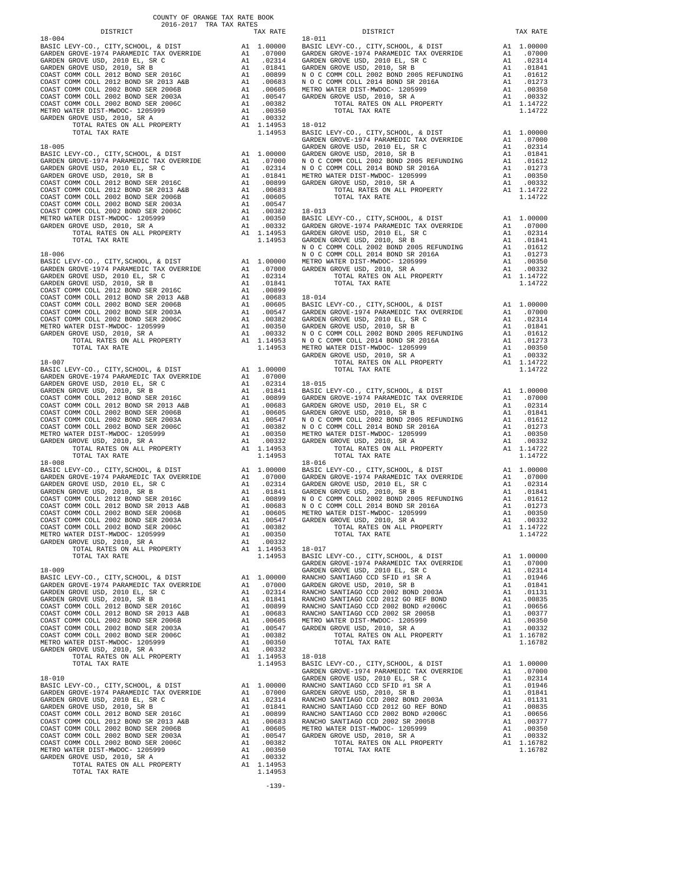COUNTY OF ORANGE TAX RATE BOOK
2016-2017 TRA TAX RATES

| DISTRICT | | TAX RATE |
|---|---|---|
| **18-004** | | |
| BASIC LEVY-CO., CITY,SCHOOL, & DIST | A1 | 1.00000 |
| GARDEN GROVE-1974 PARAMEDIC TAX OVERRIDE | A1 | .07000 |
| GARDEN GROVE USD, 2010 EL, SR C | A1 | .02314 |
| GARDEN GROVE USD, 2010, SR B | A1 | .01841 |
| COAST COMM COLL 2012 BOND SER 2016C | A1 | .00899 |
| COAST COMM COLL 2012 BOND SR 2013 A&B | A1 | .00683 |
| COAST COMM COLL 2002 BOND SER 2006B | A1 | .00605 |
| COAST COMM COLL 2002 BOND SER 2003A | A1 | .00547 |
| COAST COMM COLL 2002 BOND SER 2006C | A1 | .00382 |
| METRO WATER DIST-MWDOC- 1205999 | A1 | .00350 |
| GARDEN GROVE USD, 2010, SR A | A1 | .00332 |
| TOTAL RATES ON ALL PROPERTY | A1 | 1.14953 |
| TOTAL TAX RATE | | 1.14953 |
| **18-005** | | |
| BASIC LEVY-CO., CITY,SCHOOL, & DIST | A1 | 1.00000 |
| GARDEN GROVE-1974 PARAMEDIC TAX OVERRIDE | A1 | .07000 |
| GARDEN GROVE USD, 2010 EL, SR C | A1 | .02314 |
| GARDEN GROVE USD, 2010, SR B | A1 | .01841 |
| COAST COMM COLL 2012 BOND SER 2016C | A1 | .00899 |
| COAST COMM COLL 2012 BOND SR 2013 A&B | A1 | .00683 |
| COAST COMM COLL 2002 BOND SER 2006B | A1 | .00605 |
| COAST COMM COLL 2002 BOND SER 2003A | A1 | .00547 |
| COAST COMM COLL 2002 BOND SER 2006C | A1 | .00382 |
| METRO WATER DIST-MWDOC- 1205999 | A1 | .00350 |
| GARDEN GROVE USD, 2010, SR A | A1 | .00332 |
| TOTAL RATES ON ALL PROPERTY | A1 | 1.14953 |
| TOTAL TAX RATE | | 1.14953 |
| **18-006** | | |
| BASIC LEVY-CO., CITY,SCHOOL, & DIST | A1 | 1.00000 |
| GARDEN GROVE-1974 PARAMEDIC TAX OVERRIDE | A1 | .07000 |
| GARDEN GROVE USD, 2010 EL, SR C | A1 | .02314 |
| GARDEN GROVE USD, 2010, SR B | A1 | .01841 |
| COAST COMM COLL 2012 BOND SER 2016C | A1 | .00899 |
| COAST COMM COLL 2012 BOND SR 2013 A&B | A1 | .00683 |
| COAST COMM COLL 2002 BOND SER 2006B | A1 | .00605 |
| COAST COMM COLL 2002 BOND SER 2003A | A1 | .00547 |
| COAST COMM COLL 2002 BOND SER 2006C | A1 | .00382 |
| METRO WATER DIST-MWDOC- 1205999 | A1 | .00350 |
| GARDEN GROVE USD, 2010, SR A | A1 | .00332 |
| TOTAL RATES ON ALL PROPERTY | A1 | 1.14953 |
| TOTAL TAX RATE | | 1.14953 |
| **18-007** | | |
| BASIC LEVY-CO., CITY,SCHOOL, & DIST | A1 | 1.00000 |
| GARDEN GROVE-1974 PARAMEDIC TAX OVERRIDE | A1 | .07000 |
| GARDEN GROVE USD, 2010 EL, SR C | A1 | .02314 |
| GARDEN GROVE USD, 2010, SR B | A1 | .01841 |
| COAST COMM COLL 2012 BOND SER 2016C | A1 | .00899 |
| COAST COMM COLL 2012 BOND SR 2013 A&B | A1 | .00683 |
| COAST COMM COLL 2002 BOND SER 2006B | A1 | .00605 |
| COAST COMM COLL 2002 BOND SER 2003A | A1 | .00547 |
| COAST COMM COLL 2002 BOND SER 2006C | A1 | .00382 |
| METRO WATER DIST-MWDOC- 1205999 | A1 | .00350 |
| GARDEN GROVE USD, 2010, SR A | A1 | .00332 |
| TOTAL RATES ON ALL PROPERTY | A1 | 1.14953 |
| TOTAL TAX RATE | | 1.14953 |
| **18-008** | | |
| BASIC LEVY-CO., CITY,SCHOOL, & DIST | A1 | 1.00000 |
| GARDEN GROVE-1974 PARAMEDIC TAX OVERRIDE | A1 | .07000 |
| GARDEN GROVE USD, 2010 EL, SR C | A1 | .02314 |
| GARDEN GROVE USD, 2010, SR B | A1 | .01841 |
| COAST COMM COLL 2012 BOND SER 2016C | A1 | .00899 |
| COAST COMM COLL 2012 BOND SR 2013 A&B | A1 | .00683 |
| COAST COMM COLL 2002 BOND SER 2006B | A1 | .00605 |
| COAST COMM COLL 2002 BOND SER 2003A | A1 | .00547 |
| COAST COMM COLL 2002 BOND SER 2006C | A1 | .00382 |
| METRO WATER DIST-MWDOC- 1205999 | A1 | .00350 |
| GARDEN GROVE USD, 2010, SR A | A1 | .00332 |
| TOTAL RATES ON ALL PROPERTY | A1 | 1.14953 |
| TOTAL TAX RATE | | 1.14953 |
| **18-009** | | |
| BASIC LEVY-CO., CITY,SCHOOL, & DIST | A1 | 1.00000 |
| GARDEN GROVE-1974 PARAMEDIC TAX OVERRIDE | A1 | .07000 |
| GARDEN GROVE USD, 2010 EL, SR C | A1 | .02314 |
| GARDEN GROVE USD, 2010, SR B | A1 | .01841 |
| COAST COMM COLL 2012 BOND SER 2016C | A1 | .00899 |
| COAST COMM COLL 2012 BOND SR 2013 A&B | A1 | .00683 |
| COAST COMM COLL 2002 BOND SER 2006B | A1 | .00605 |
| COAST COMM COLL 2002 BOND SER 2003A | A1 | .00547 |
| COAST COMM COLL 2002 BOND SER 2006C | A1 | .00382 |
| METRO WATER DIST-MWDOC- 1205999 | A1 | .00350 |
| GARDEN GROVE USD, 2010, SR A | A1 | .00332 |
| TOTAL RATES ON ALL PROPERTY | A1 | 1.14953 |
| TOTAL TAX RATE | | 1.14953 |
| **18-010** | | |
| BASIC LEVY-CO., CITY,SCHOOL, & DIST | A1 | 1.00000 |
| GARDEN GROVE-1974 PARAMEDIC TAX OVERRIDE | A1 | .07000 |
| GARDEN GROVE USD, 2010 EL, SR C | A1 | .02314 |
| GARDEN GROVE USD, 2010, SR B | A1 | .01841 |
| COAST COMM COLL 2012 BOND SER 2016C | A1 | .00899 |
| COAST COMM COLL 2012 BOND SR 2013 A&B | A1 | .00683 |
| COAST COMM COLL 2002 BOND SER 2006B | A1 | .00605 |
| COAST COMM COLL 2002 BOND SER 2003A | A1 | .00547 |
| COAST COMM COLL 2002 BOND SER 2006C | A1 | .00382 |
| METRO WATER DIST-MWDOC- 1205999 | A1 | .00350 |
| GARDEN GROVE USD, 2010, SR A | A1 | .00332 |
| TOTAL RATES ON ALL PROPERTY | A1 | 1.14953 |
| TOTAL TAX RATE | | 1.14953 |
| **18-011** | | |
| BASIC LEVY-CO., CITY,SCHOOL, & DIST | A1 | 1.00000 |
| GARDEN GROVE-1974 PARAMEDIC TAX OVERRIDE | A1 | .07000 |
| GARDEN GROVE USD, 2010 EL, SR C | A1 | .02314 |
| GARDEN GROVE USD, 2010, SR B | A1 | .01841 |
| N O C COMM COLL 2002 BOND 2005 REFUNDING | A1 | .01612 |
| N O C COMM COLL 2014 BOND SR 2016A | A1 | .01273 |
| METRO WATER DIST-MWDOC- 1205999 | A1 | .00350 |
| GARDEN GROVE USD, 2010, SR A | A1 | .00332 |
| TOTAL RATES ON ALL PROPERTY | A1 | 1.14722 |
| TOTAL TAX RATE | | 1.14722 |
| **18-012** | | |
| BASIC LEVY-CO., CITY,SCHOOL, & DIST | A1 | 1.00000 |
| GARDEN GROVE-1974 PARAMEDIC TAX OVERRIDE | A1 | .07000 |
| GARDEN GROVE USD, 2010 EL, SR C | A1 | .02314 |
| GARDEN GROVE USD, 2010, SR B | A1 | .01841 |
| N O C COMM COLL 2002 BOND 2005 REFUNDING | A1 | .01612 |
| N O C COMM COLL 2014 BOND SR 2016A | A1 | .01273 |
| METRO WATER DIST-MWDOC- 1205999 | A1 | .00350 |
| GARDEN GROVE USD, 2010, SR A | A1 | .00332 |
| TOTAL RATES ON ALL PROPERTY | A1 | 1.14722 |
| TOTAL TAX RATE | | 1.14722 |
| **18-013** | | |
| BASIC LEVY-CO., CITY,SCHOOL, & DIST | A1 | 1.00000 |
| GARDEN GROVE-1974 PARAMEDIC TAX OVERRIDE | A1 | .07000 |
| GARDEN GROVE USD, 2010 EL, SR C | A1 | .02314 |
| GARDEN GROVE USD, 2010, SR B | A1 | .01841 |
| N O C COMM COLL 2002 BOND 2005 REFUNDING | A1 | .01612 |
| N O C COMM COLL 2014 BOND SR 2016A | A1 | .01273 |
| METRO WATER DIST-MWDOC- 1205999 | A1 | .00350 |
| GARDEN GROVE USD, 2010, SR A | A1 | .00332 |
| TOTAL RATES ON ALL PROPERTY | A1 | 1.14722 |
| TOTAL TAX RATE | | 1.14722 |
| **18-014** | | |
| BASIC LEVY-CO., CITY,SCHOOL, & DIST | A1 | 1.00000 |
| GARDEN GROVE-1974 PARAMEDIC TAX OVERRIDE | A1 | .07000 |
| GARDEN GROVE USD, 2010 EL, SR C | A1 | .02314 |
| GARDEN GROVE USD, 2010, SR B | A1 | .01841 |
| N O C COMM COLL 2002 BOND 2005 REFUNDING | A1 | .01612 |
| N O C COMM COLL 2014 BOND SR 2016A | A1 | .01273 |
| METRO WATER DIST-MWDOC- 1205999 | A1 | .00350 |
| GARDEN GROVE USD, 2010, SR A | A1 | .00332 |
| TOTAL RATES ON ALL PROPERTY | A1 | 1.14722 |
| TOTAL TAX RATE | | 1.14722 |
| **18-015** | | |
| BASIC LEVY-CO., CITY,SCHOOL, & DIST | A1 | 1.00000 |
| GARDEN GROVE-1974 PARAMEDIC TAX OVERRIDE | A1 | .07000 |
| GARDEN GROVE USD, 2010 EL, SR C | A1 | .02314 |
| GARDEN GROVE USD, 2010, SR B | A1 | .01841 |
| N O C COMM COLL 2002 BOND 2005 REFUNDING | A1 | .01612 |
| N O C COMM COLL 2014 BOND SR 2016A | A1 | .01273 |
| METRO WATER DIST-MWDOC- 1205999 | A1 | .00350 |
| GARDEN GROVE USD, 2010, SR A | A1 | .00332 |
| TOTAL RATES ON ALL PROPERTY | A1 | 1.14722 |
| TOTAL TAX RATE | | 1.14722 |
| **18-016** | | |
| BASIC LEVY-CO., CITY,SCHOOL, & DIST | A1 | 1.00000 |
| GARDEN GROVE-1974 PARAMEDIC TAX OVERRIDE | A1 | .07000 |
| GARDEN GROVE USD, 2010 EL, SR C | A1 | .02314 |
| GARDEN GROVE USD, 2010, SR B | A1 | .01841 |
| N O C COMM COLL 2002 BOND 2005 REFUNDING | A1 | .01612 |
| N O C COMM COLL 2014 BOND SR 2016A | A1 | .01273 |
| METRO WATER DIST-MWDOC- 1205999 | A1 | .00350 |
| GARDEN GROVE USD, 2010, SR A | A1 | .00332 |
| TOTAL RATES ON ALL PROPERTY | A1 | 1.14722 |
| TOTAL TAX RATE | | 1.14722 |
| **18-017** | | |
| BASIC LEVY-CO., CITY,SCHOOL, & DIST | A1 | 1.00000 |
| GARDEN GROVE-1974 PARAMEDIC TAX OVERRIDE | A1 | .07000 |
| GARDEN GROVE USD, 2010 EL, SR C | A1 | .02314 |
| RANCHO SANTIAGO CCD SFID #1 SR A | A1 | .01946 |
| GARDEN GROVE USD, 2010, SR B | A1 | .01841 |
| RANCHO SANTIAGO CCD 2002 BOND 2003A | A1 | .01131 |
| RANCHO SANTIAGO CCD 2012 GO REF BOND | A1 | .00835 |
| RANCHO SANTIAGO CCD 2002 BOND #2006C | A1 | .00656 |
| RANCHO SANTIAGO CCD 2002 SR 2005B | A1 | .00377 |
| METRO WATER DIST-MWDOC- 1205999 | A1 | .00350 |
| GARDEN GROVE USD, 2010, SR A | A1 | .00332 |
| TOTAL RATES ON ALL PROPERTY | A1 | 1.16782 |
| TOTAL TAX RATE | | 1.16782 |
| **18-018** | | |
| BASIC LEVY-CO., CITY,SCHOOL, & DIST | A1 | 1.00000 |
| GARDEN GROVE-1974 PARAMEDIC TAX OVERRIDE | A1 | .07000 |
| GARDEN GROVE USD, 2010 EL, SR C | A1 | .02314 |
| RANCHO SANTIAGO CCD SFID #1 SR A | A1 | .01946 |
| GARDEN GROVE USD, 2010, SR B | A1 | .01841 |
| RANCHO SANTIAGO CCD 2002 BOND 2003A | A1 | .01131 |
| RANCHO SANTIAGO CCD 2012 GO REF BOND | A1 | .00835 |
| RANCHO SANTIAGO CCD 2002 BOND #2006C | A1 | .00656 |
| RANCHO SANTIAGO CCD 2002 SR 2005B | A1 | .00377 |
| METRO WATER DIST-MWDOC- 1205999 | A1 | .00350 |
| GARDEN GROVE USD, 2010, SR A | A1 | .00332 |
| TOTAL RATES ON ALL PROPERTY | A1 | 1.16782 |
| TOTAL TAX RATE | | 1.16782 |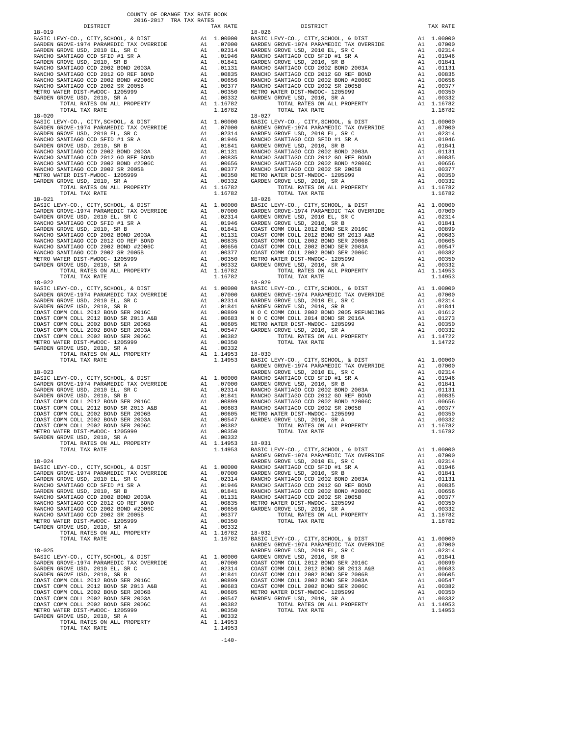COUNTY OF ORANGE TAX RATE BOOK
2016-2017 TRA TAX RATES

| DISTRICT | | TAX RATE |
|---|---|---|
| **18-019** | | |
| BASIC LEVY-CO., CITY,SCHOOL, & DIST | A1 | 1.00000 |
| GARDEN GROVE-1974 PARAMEDIC TAX OVERRIDE | A1 | .07000 |
| GARDEN GROVE USD, 2010 EL, SR C | A1 | .02314 |
| RANCHO SANTIAGO CCD SFID #1 SR A | A1 | .01946 |
| GARDEN GROVE USD, 2010, SR B | A1 | .01841 |
| RANCHO SANTIAGO CCD 2002 BOND 2003A | A1 | .01131 |
| RANCHO SANTIAGO CCD 2012 GO REF BOND | A1 | .00835 |
| RANCHO SANTIAGO CCD 2002 BOND #2006C | A1 | .00656 |
| RANCHO SANTIAGO CCD 2002 SR 2005B | A1 | .00377 |
| METRO WATER DIST-MWDOC- 1205999 | A1 | .00350 |
| GARDEN GROVE USD, 2010, SR A | A1 | .00332 |
| TOTAL RATES ON ALL PROPERTY | A1 | 1.16782 |
| TOTAL TAX RATE | | 1.16782 |
| **18-020** | | |
| BASIC LEVY-CO., CITY,SCHOOL, & DIST | A1 | 1.00000 |
| GARDEN GROVE-1974 PARAMEDIC TAX OVERRIDE | A1 | .07000 |
| GARDEN GROVE USD, 2010 EL, SR C | A1 | .02314 |
| RANCHO SANTIAGO CCD SFID #1 SR A | A1 | .01946 |
| GARDEN GROVE USD, 2010, SR B | A1 | .01841 |
| RANCHO SANTIAGO CCD 2002 BOND 2003A | A1 | .01131 |
| RANCHO SANTIAGO CCD 2012 GO REF BOND | A1 | .00835 |
| RANCHO SANTIAGO CCD 2002 BOND #2006C | A1 | .00656 |
| RANCHO SANTIAGO CCD 2002 SR 2005B | A1 | .00377 |
| METRO WATER DIST-MWDOC- 1205999 | A1 | .00350 |
| GARDEN GROVE USD, 2010, SR A | A1 | .00332 |
| TOTAL RATES ON ALL PROPERTY | A1 | 1.16782 |
| TOTAL TAX RATE | | 1.16782 |
| **18-021** | | |
| BASIC LEVY-CO., CITY,SCHOOL, & DIST | A1 | 1.00000 |
| GARDEN GROVE-1974 PARAMEDIC TAX OVERRIDE | A1 | .07000 |
| GARDEN GROVE USD, 2010 EL, SR C | A1 | .02314 |
| RANCHO SANTIAGO CCD SFID #1 SR A | A1 | .01946 |
| GARDEN GROVE USD, 2010, SR B | A1 | .01841 |
| RANCHO SANTIAGO CCD 2002 BOND 2003A | A1 | .01131 |
| RANCHO SANTIAGO CCD 2012 GO REF BOND | A1 | .00835 |
| RANCHO SANTIAGO CCD 2002 BOND #2006C | A1 | .00656 |
| RANCHO SANTIAGO CCD 2002 SR 2005B | A1 | .00377 |
| METRO WATER DIST-MWDOC- 1205999 | A1 | .00350 |
| GARDEN GROVE USD, 2010, SR A | A1 | .00332 |
| TOTAL RATES ON ALL PROPERTY | A1 | 1.16782 |
| TOTAL TAX RATE | | 1.16782 |
| **18-022** | | |
| BASIC LEVY-CO., CITY,SCHOOL, & DIST | A1 | 1.00000 |
| GARDEN GROVE-1974 PARAMEDIC TAX OVERRIDE | A1 | .07000 |
| GARDEN GROVE USD, 2010 EL, SR C | A1 | .02314 |
| GARDEN GROVE USD, 2010, SR B | A1 | .01841 |
| COAST COMM COLL 2012 BOND SER 2016C | A1 | .00899 |
| COAST COMM COLL 2012 BOND SR 2013 A&B | A1 | .00683 |
| COAST COMM COLL 2002 BOND SER 2006B | A1 | .00605 |
| COAST COMM COLL 2002 BOND SER 2003A | A1 | .00547 |
| COAST COMM COLL 2002 BOND SER 2006C | A1 | .00382 |
| METRO WATER DIST-MWDOC- 1205999 | A1 | .00350 |
| GARDEN GROVE USD, 2010, SR A | A1 | .00332 |
| TOTAL RATES ON ALL PROPERTY | A1 | 1.14953 |
| TOTAL TAX RATE | | 1.14953 |
| **18-023** | | |
| BASIC LEVY-CO., CITY,SCHOOL, & DIST | A1 | 1.00000 |
| GARDEN GROVE-1974 PARAMEDIC TAX OVERRIDE | A1 | .07000 |
| GARDEN GROVE USD, 2010 EL, SR C | A1 | .02314 |
| GARDEN GROVE USD, 2010, SR B | A1 | .01841 |
| COAST COMM COLL 2012 BOND SER 2016C | A1 | .00899 |
| COAST COMM COLL 2012 BOND SR 2013 A&B | A1 | .00683 |
| COAST COMM COLL 2002 BOND SER 2006B | A1 | .00605 |
| COAST COMM COLL 2002 BOND SER 2003A | A1 | .00547 |
| COAST COMM COLL 2002 BOND SER 2006C | A1 | .00382 |
| METRO WATER DIST-MWDOC- 1205999 | A1 | .00350 |
| GARDEN GROVE USD, 2010, SR A | A1 | .00332 |
| TOTAL RATES ON ALL PROPERTY | A1 | 1.14953 |
| TOTAL TAX RATE | | 1.14953 |
| **18-024** | | |
| BASIC LEVY-CO., CITY,SCHOOL, & DIST | A1 | 1.00000 |
| GARDEN GROVE-1974 PARAMEDIC TAX OVERRIDE | A1 | .07000 |
| GARDEN GROVE USD, 2010 EL, SR C | A1 | .02314 |
| RANCHO SANTIAGO CCD SFID #1 SR A | A1 | .01946 |
| GARDEN GROVE USD, 2010, SR B | A1 | .01841 |
| RANCHO SANTIAGO CCD 2002 BOND 2003A | A1 | .01131 |
| RANCHO SANTIAGO CCD 2012 GO REF BOND | A1 | .00835 |
| RANCHO SANTIAGO CCD 2002 BOND #2006C | A1 | .00656 |
| RANCHO SANTIAGO CCD 2002 SR 2005B | A1 | .00377 |
| METRO WATER DIST-MWDOC- 1205999 | A1 | .00350 |
| GARDEN GROVE USD, 2010, SR A | A1 | .00332 |
| TOTAL RATES ON ALL PROPERTY | A1 | 1.16782 |
| TOTAL TAX RATE | | 1.16782 |
| **18-025** | | |
| BASIC LEVY-CO., CITY,SCHOOL, & DIST | A1 | 1.00000 |
| GARDEN GROVE-1974 PARAMEDIC TAX OVERRIDE | A1 | .07000 |
| GARDEN GROVE USD, 2010 EL, SR C | A1 | .02314 |
| GARDEN GROVE USD, 2010, SR B | A1 | .01841 |
| COAST COMM COLL 2012 BOND SER 2016C | A1 | .00899 |
| COAST COMM COLL 2012 BOND SR 2013 A&B | A1 | .00683 |
| COAST COMM COLL 2002 BOND SER 2006B | A1 | .00605 |
| COAST COMM COLL 2002 BOND SER 2003A | A1 | .00547 |
| COAST COMM COLL 2002 BOND SER 2006C | A1 | .00382 |
| METRO WATER DIST-MWDOC- 1205999 | A1 | .00350 |
| GARDEN GROVE USD, 2010, SR A | A1 | .00332 |
| TOTAL RATES ON ALL PROPERTY | A1 | 1.14953 |
| TOTAL TAX RATE | | 1.14953 |
| **18-026** | | |
| BASIC LEVY-CO., CITY,SCHOOL, & DIST | A1 | 1.00000 |
| GARDEN GROVE-1974 PARAMEDIC TAX OVERRIDE | A1 | .07000 |
| GARDEN GROVE USD, 2010 EL, SR C | A1 | .02314 |
| RANCHO SANTIAGO CCD SFID #1 SR A | A1 | .01946 |
| GARDEN GROVE USD, 2010, SR B | A1 | .01841 |
| RANCHO SANTIAGO CCD 2002 BOND 2003A | A1 | .01131 |
| RANCHO SANTIAGO CCD 2012 GO REF BOND | A1 | .00835 |
| RANCHO SANTIAGO CCD 2002 BOND #2006C | A1 | .00656 |
| RANCHO SANTIAGO CCD 2002 SR 2005B | A1 | .00377 |
| METRO WATER DIST-MWDOC- 1205999 | A1 | .00350 |
| GARDEN GROVE USD, 2010, SR A | A1 | .00332 |
| TOTAL RATES ON ALL PROPERTY | A1 | 1.16782 |
| TOTAL TAX RATE | | 1.16782 |
| **18-027** | | |
| BASIC LEVY-CO., CITY,SCHOOL, & DIST | A1 | 1.00000 |
| GARDEN GROVE-1974 PARAMEDIC TAX OVERRIDE | A1 | .07000 |
| GARDEN GROVE USD, 2010 EL, SR C | A1 | .02314 |
| RANCHO SANTIAGO CCD SFID #1 SR A | A1 | .01946 |
| GARDEN GROVE USD, 2010, SR B | A1 | .01841 |
| RANCHO SANTIAGO CCD 2002 BOND 2003A | A1 | .01131 |
| RANCHO SANTIAGO CCD 2012 GO REF BOND | A1 | .00835 |
| RANCHO SANTIAGO CCD 2002 BOND #2006C | A1 | .00656 |
| RANCHO SANTIAGO CCD 2002 SR 2005B | A1 | .00377 |
| METRO WATER DIST-MWDOC- 1205999 | A1 | .00350 |
| GARDEN GROVE USD, 2010, SR A | A1 | .00332 |
| TOTAL RATES ON ALL PROPERTY | A1 | 1.16782 |
| TOTAL TAX RATE | | 1.16782 |
| **18-028** | | |
| BASIC LEVY-CO., CITY,SCHOOL, & DIST | A1 | 1.00000 |
| GARDEN GROVE-1974 PARAMEDIC TAX OVERRIDE | A1 | .07000 |
| GARDEN GROVE USD, 2010 EL, SR C | A1 | .02314 |
| GARDEN GROVE USD, 2010, SR B | A1 | .01841 |
| COAST COMM COLL 2012 BOND SER 2016C | A1 | .00899 |
| COAST COMM COLL 2012 BOND SR 2013 A&B | A1 | .00683 |
| COAST COMM COLL 2002 BOND SER 2006B | A1 | .00605 |
| COAST COMM COLL 2002 BOND SER 2003A | A1 | .00547 |
| COAST COMM COLL 2002 BOND SER 2006C | A1 | .00382 |
| METRO WATER DIST-MWDOC- 1205999 | A1 | .00350 |
| GARDEN GROVE USD, 2010, SR A | A1 | .00332 |
| TOTAL RATES ON ALL PROPERTY | A1 | 1.14953 |
| TOTAL TAX RATE | | 1.14953 |
| **18-029** | | |
| BASIC LEVY-CO., CITY,SCHOOL, & DIST | A1 | 1.00000 |
| GARDEN GROVE-1974 PARAMEDIC TAX OVERRIDE | A1 | .07000 |
| GARDEN GROVE USD, 2010 EL, SR C | A1 | .02314 |
| GARDEN GROVE USD, 2010, SR B | A1 | .01841 |
| N O C COMM COLL 2002 BOND 2005 REFUNDING | A1 | .01612 |
| N O C COMM COLL 2014 BOND SR 2016A | A1 | .01273 |
| METRO WATER DIST-MWDOC- 1205999 | A1 | .00350 |
| GARDEN GROVE USD, 2010, SR A | A1 | .00332 |
| TOTAL RATES ON ALL PROPERTY | A1 | 1.14722 |
| TOTAL TAX RATE | | 1.14722 |
| **18-030** | | |
| BASIC LEVY-CO., CITY,SCHOOL, & DIST | A1 | 1.00000 |
| GARDEN GROVE-1974 PARAMEDIC TAX OVERRIDE | A1 | .07000 |
| GARDEN GROVE USD, 2010 EL, SR C | A1 | .02314 |
| RANCHO SANTIAGO CCD SFID #1 SR A | A1 | .01946 |
| GARDEN GROVE USD, 2010, SR B | A1 | .01841 |
| RANCHO SANTIAGO CCD 2002 BOND 2003A | A1 | .01131 |
| RANCHO SANTIAGO CCD 2012 GO REF BOND | A1 | .00835 |
| RANCHO SANTIAGO CCD 2002 BOND #2006C | A1 | .00656 |
| RANCHO SANTIAGO CCD 2002 SR 2005B | A1 | .00377 |
| METRO WATER DIST-MWDOC- 1205999 | A1 | .00350 |
| GARDEN GROVE USD, 2010, SR A | A1 | .00332 |
| TOTAL RATES ON ALL PROPERTY | A1 | 1.16782 |
| TOTAL TAX RATE | | 1.16782 |
| **18-031** | | |
| BASIC LEVY-CO., CITY,SCHOOL, & DIST | A1 | 1.00000 |
| GARDEN GROVE-1974 PARAMEDIC TAX OVERRIDE | A1 | .07000 |
| GARDEN GROVE USD, 2010 EL, SR C | A1 | .02314 |
| RANCHO SANTIAGO CCD SFID #1 SR A | A1 | .01946 |
| GARDEN GROVE USD, 2010, SR B | A1 | .01841 |
| RANCHO SANTIAGO CCD 2002 BOND 2003A | A1 | .01131 |
| RANCHO SANTIAGO CCD 2012 GO REF BOND | A1 | .00835 |
| RANCHO SANTIAGO CCD 2002 BOND #2006C | A1 | .00656 |
| RANCHO SANTIAGO CCD 2002 SR 2005B | A1 | .00377 |
| METRO WATER DIST-MWDOC- 1205999 | A1 | .00350 |
| GARDEN GROVE USD, 2010, SR A | A1 | .00332 |
| TOTAL RATES ON ALL PROPERTY | A1 | 1.16782 |
| TOTAL TAX RATE | | 1.16782 |
| **18-032** | | |
| BASIC LEVY-CO., CITY,SCHOOL, & DIST | A1 | 1.00000 |
| GARDEN GROVE-1974 PARAMEDIC TAX OVERRIDE | A1 | .07000 |
| GARDEN GROVE USD, 2010 EL, SR C | A1 | .02314 |
| GARDEN GROVE USD, 2010, SR B | A1 | .01841 |
| COAST COMM COLL 2012 BOND SER 2016C | A1 | .00899 |
| COAST COMM COLL 2012 BOND SR 2013 A&B | A1 | .00683 |
| COAST COMM COLL 2002 BOND SER 2006B | A1 | .00605 |
| COAST COMM COLL 2002 BOND SER 2003A | A1 | .00547 |
| COAST COMM COLL 2002 BOND SER 2006C | A1 | .00382 |
| METRO WATER DIST-MWDOC- 1205999 | A1 | .00350 |
| GARDEN GROVE USD, 2010, SR A | A1 | .00332 |
| TOTAL RATES ON ALL PROPERTY | A1 | 1.14953 |
| TOTAL TAX RATE | | 1.14953 |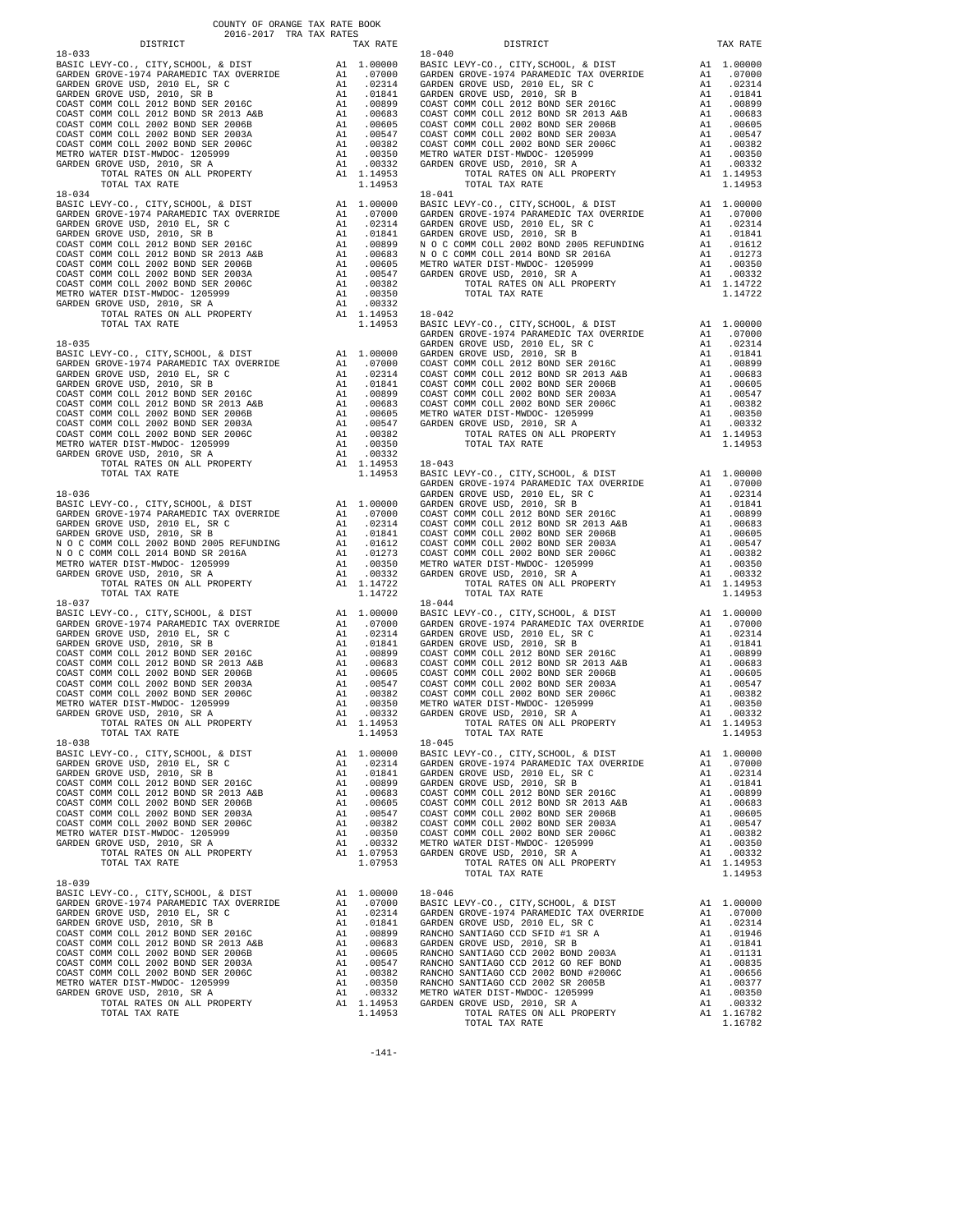COUNTY OF ORANGE TAX RATE BOOK
2016-2017 TRA TAX RATES

| DISTRICT | | TAX RATE |
|---|---|---|
| **18-033** | | |
| BASIC LEVY-CO., CITY,SCHOOL, & DIST | A1 | 1.00000 |
| GARDEN GROVE-1974 PARAMEDIC TAX OVERRIDE | A1 | .07000 |
| GARDEN GROVE USD, 2010 EL, SR C | A1 | .02314 |
| GARDEN GROVE USD, 2010, SR B | A1 | .01841 |
| COAST COMM COLL 2012 BOND SER 2016C | A1 | .00899 |
| COAST COMM COLL 2012 BOND SR 2013 A&B | A1 | .00683 |
| COAST COMM COLL 2002 BOND SER 2006B | A1 | .00605 |
| COAST COMM COLL 2002 BOND SER 2003A | A1 | .00547 |
| COAST COMM COLL 2002 BOND SER 2006C | A1 | .00382 |
| METRO WATER DIST-MWDOC- 1205999 | A1 | .00350 |
| GARDEN GROVE USD, 2010, SR A | A1 | .00332 |
| TOTAL RATES ON ALL PROPERTY | A1 | 1.14953 |
| TOTAL TAX RATE | | 1.14953 |
| **18-034** | | |
| BASIC LEVY-CO., CITY,SCHOOL, & DIST | A1 | 1.00000 |
| GARDEN GROVE-1974 PARAMEDIC TAX OVERRIDE | A1 | .07000 |
| GARDEN GROVE USD, 2010 EL, SR C | A1 | .02314 |
| GARDEN GROVE USD, 2010, SR B | A1 | .01841 |
| COAST COMM COLL 2012 BOND SER 2016C | A1 | .00899 |
| COAST COMM COLL 2012 BOND SR 2013 A&B | A1 | .00683 |
| COAST COMM COLL 2002 BOND SER 2006B | A1 | .00605 |
| COAST COMM COLL 2002 BOND SER 2003A | A1 | .00547 |
| COAST COMM COLL 2002 BOND SER 2006C | A1 | .00382 |
| METRO WATER DIST-MWDOC- 1205999 | A1 | .00350 |
| GARDEN GROVE USD, 2010, SR A | A1 | .00332 |
| TOTAL RATES ON ALL PROPERTY | A1 | 1.14953 |
| TOTAL TAX RATE | | 1.14953 |
| **18-035** | | |
| BASIC LEVY-CO., CITY,SCHOOL, & DIST | A1 | 1.00000 |
| GARDEN GROVE-1974 PARAMEDIC TAX OVERRIDE | A1 | .07000 |
| GARDEN GROVE USD, 2010 EL, SR C | A1 | .02314 |
| GARDEN GROVE USD, 2010, SR B | A1 | .01841 |
| COAST COMM COLL 2012 BOND SER 2016C | A1 | .00899 |
| COAST COMM COLL 2012 BOND SR 2013 A&B | A1 | .00683 |
| COAST COMM COLL 2002 BOND SER 2006B | A1 | .00605 |
| COAST COMM COLL 2002 BOND SER 2003A | A1 | .00547 |
| COAST COMM COLL 2002 BOND SER 2006C | A1 | .00382 |
| METRO WATER DIST-MWDOC- 1205999 | A1 | .00350 |
| GARDEN GROVE USD, 2010, SR A | A1 | .00332 |
| TOTAL RATES ON ALL PROPERTY | A1 | 1.14953 |
| TOTAL TAX RATE | | 1.14953 |
| **18-036** | | |
| BASIC LEVY-CO., CITY,SCHOOL, & DIST | A1 | 1.00000 |
| GARDEN GROVE-1974 PARAMEDIC TAX OVERRIDE | A1 | .07000 |
| GARDEN GROVE USD, 2010 EL, SR C | A1 | .02314 |
| GARDEN GROVE USD, 2010, SR B | A1 | .01841 |
| N O C COMM COLL 2002 BOND 2005 REFUNDING | A1 | .01612 |
| N O C COMM COLL 2014 BOND SR 2016A | A1 | .01273 |
| METRO WATER DIST-MWDOC- 1205999 | A1 | .00350 |
| GARDEN GROVE USD, 2010, SR A | A1 | .00332 |
| TOTAL RATES ON ALL PROPERTY | A1 | 1.14722 |
| TOTAL TAX RATE | | 1.14722 |
| **18-037** | | |
| BASIC LEVY-CO., CITY,SCHOOL, & DIST | A1 | 1.00000 |
| GARDEN GROVE-1974 PARAMEDIC TAX OVERRIDE | A1 | .07000 |
| GARDEN GROVE USD, 2010 EL, SR C | A1 | .02314 |
| GARDEN GROVE USD, 2010, SR B | A1 | .01841 |
| COAST COMM COLL 2012 BOND SER 2016C | A1 | .00899 |
| COAST COMM COLL 2012 BOND SR 2013 A&B | A1 | .00683 |
| COAST COMM COLL 2002 BOND SER 2006B | A1 | .00605 |
| COAST COMM COLL 2002 BOND SER 2003A | A1 | .00547 |
| COAST COMM COLL 2002 BOND SER 2006C | A1 | .00382 |
| METRO WATER DIST-MWDOC- 1205999 | A1 | .00350 |
| GARDEN GROVE USD, 2010, SR A | A1 | .00332 |
| TOTAL RATES ON ALL PROPERTY | A1 | 1.14953 |
| TOTAL TAX RATE | | 1.14953 |
| **18-038** | | |
| BASIC LEVY-CO., CITY,SCHOOL, & DIST | A1 | 1.00000 |
| GARDEN GROVE USD, 2010 EL, SR C | A1 | .02314 |
| GARDEN GROVE USD, 2010, SR B | A1 | .01841 |
| COAST COMM COLL 2012 BOND SER 2016C | A1 | .00899 |
| COAST COMM COLL 2012 BOND SR 2013 A&B | A1 | .00683 |
| COAST COMM COLL 2002 BOND SER 2006B | A1 | .00605 |
| COAST COMM COLL 2002 BOND SER 2003A | A1 | .00547 |
| COAST COMM COLL 2002 BOND SER 2006C | A1 | .00382 |
| METRO WATER DIST-MWDOC- 1205999 | A1 | .00350 |
| GARDEN GROVE USD, 2010, SR A | A1 | .00332 |
| TOTAL RATES ON ALL PROPERTY | A1 | 1.07953 |
| TOTAL TAX RATE | | 1.07953 |
| **18-039** | | |
| BASIC LEVY-CO., CITY,SCHOOL, & DIST | A1 | 1.00000 |
| GARDEN GROVE-1974 PARAMEDIC TAX OVERRIDE | A1 | .07000 |
| GARDEN GROVE USD, 2010 EL, SR C | A1 | .02314 |
| GARDEN GROVE USD, 2010, SR B | A1 | .01841 |
| COAST COMM COLL 2012 BOND SER 2016C | A1 | .00899 |
| COAST COMM COLL 2012 BOND SR 2013 A&B | A1 | .00683 |
| COAST COMM COLL 2002 BOND SER 2006B | A1 | .00605 |
| COAST COMM COLL 2002 BOND SER 2003A | A1 | .00547 |
| COAST COMM COLL 2002 BOND SER 2006C | A1 | .00382 |
| METRO WATER DIST-MWDOC- 1205999 | A1 | .00350 |
| GARDEN GROVE USD, 2010, SR A | A1 | .00332 |
| TOTAL RATES ON ALL PROPERTY | A1 | 1.14953 |
| TOTAL TAX RATE | | 1.14953 |
| **18-040** | | |
| BASIC LEVY-CO., CITY,SCHOOL, & DIST | A1 | 1.00000 |
| GARDEN GROVE-1974 PARAMEDIC TAX OVERRIDE | A1 | .07000 |
| GARDEN GROVE USD, 2010 EL, SR C | A1 | .02314 |
| GARDEN GROVE USD, 2010, SR B | A1 | .01841 |
| COAST COMM COLL 2012 BOND SER 2016C | A1 | .00899 |
| COAST COMM COLL 2012 BOND SR 2013 A&B | A1 | .00683 |
| COAST COMM COLL 2002 BOND SER 2006B | A1 | .00605 |
| COAST COMM COLL 2002 BOND SER 2003A | A1 | .00547 |
| COAST COMM COLL 2002 BOND SER 2006C | A1 | .00382 |
| METRO WATER DIST-MWDOC- 1205999 | A1 | .00350 |
| GARDEN GROVE USD, 2010, SR A | A1 | .00332 |
| TOTAL RATES ON ALL PROPERTY | A1 | 1.14953 |
| TOTAL TAX RATE | | 1.14953 |
| **18-041** | | |
| BASIC LEVY-CO., CITY,SCHOOL, & DIST | A1 | 1.00000 |
| GARDEN GROVE-1974 PARAMEDIC TAX OVERRIDE | A1 | .07000 |
| GARDEN GROVE USD, 2010 EL, SR C | A1 | .02314 |
| GARDEN GROVE USD, 2010, SR B | A1 | .01841 |
| N O C COMM COLL 2002 BOND 2005 REFUNDING | A1 | .01612 |
| N O C COMM COLL 2014 BOND SR 2016A | A1 | .01273 |
| METRO WATER DIST-MWDOC- 1205999 | A1 | .00350 |
| GARDEN GROVE USD, 2010, SR A | A1 | .00332 |
| TOTAL RATES ON ALL PROPERTY | A1 | 1.14722 |
| TOTAL TAX RATE | | 1.14722 |
| **18-042** | | |
| BASIC LEVY-CO., CITY,SCHOOL, & DIST | A1 | 1.00000 |
| GARDEN GROVE-1974 PARAMEDIC TAX OVERRIDE | A1 | .07000 |
| GARDEN GROVE USD, 2010 EL, SR C | A1 | .02314 |
| GARDEN GROVE USD, 2010, SR B | A1 | .01841 |
| COAST COMM COLL 2012 BOND SER 2016C | A1 | .00899 |
| COAST COMM COLL 2012 BOND SR 2013 A&B | A1 | .00683 |
| COAST COMM COLL 2002 BOND SER 2006B | A1 | .00605 |
| COAST COMM COLL 2002 BOND SER 2003A | A1 | .00547 |
| COAST COMM COLL 2002 BOND SER 2006C | A1 | .00382 |
| METRO WATER DIST-MWDOC- 1205999 | A1 | .00350 |
| GARDEN GROVE USD, 2010, SR A | A1 | .00332 |
| TOTAL RATES ON ALL PROPERTY | A1 | 1.14953 |
| TOTAL TAX RATE | | 1.14953 |
| **18-043** | | |
| BASIC LEVY-CO., CITY,SCHOOL, & DIST | A1 | 1.00000 |
| GARDEN GROVE-1974 PARAMEDIC TAX OVERRIDE | A1 | .07000 |
| GARDEN GROVE USD, 2010 EL, SR C | A1 | .02314 |
| GARDEN GROVE USD, 2010, SR B | A1 | .01841 |
| COAST COMM COLL 2012 BOND SER 2016C | A1 | .00899 |
| COAST COMM COLL 2012 BOND SR 2013 A&B | A1 | .00683 |
| COAST COMM COLL 2002 BOND SER 2006B | A1 | .00605 |
| COAST COMM COLL 2002 BOND SER 2003A | A1 | .00547 |
| COAST COMM COLL 2002 BOND SER 2006C | A1 | .00382 |
| METRO WATER DIST-MWDOC- 1205999 | A1 | .00350 |
| GARDEN GROVE USD, 2010, SR A | A1 | .00332 |
| TOTAL RATES ON ALL PROPERTY | A1 | 1.14953 |
| TOTAL TAX RATE | | 1.14953 |
| **18-044** | | |
| BASIC LEVY-CO., CITY,SCHOOL, & DIST | A1 | 1.00000 |
| GARDEN GROVE-1974 PARAMEDIC TAX OVERRIDE | A1 | .07000 |
| GARDEN GROVE USD, 2010 EL, SR C | A1 | .02314 |
| GARDEN GROVE USD, 2010, SR B | A1 | .01841 |
| COAST COMM COLL 2012 BOND SER 2016C | A1 | .00899 |
| COAST COMM COLL 2012 BOND SR 2013 A&B | A1 | .00683 |
| COAST COMM COLL 2002 BOND SER 2006B | A1 | .00605 |
| COAST COMM COLL 2002 BOND SER 2003A | A1 | .00547 |
| COAST COMM COLL 2002 BOND SER 2006C | A1 | .00382 |
| METRO WATER DIST-MWDOC- 1205999 | A1 | .00350 |
| GARDEN GROVE USD, 2010, SR A | A1 | .00332 |
| TOTAL RATES ON ALL PROPERTY | A1 | 1.14953 |
| TOTAL TAX RATE | | 1.14953 |
| **18-045** | | |
| BASIC LEVY-CO., CITY,SCHOOL, & DIST | A1 | 1.00000 |
| GARDEN GROVE-1974 PARAMEDIC TAX OVERRIDE | A1 | .07000 |
| GARDEN GROVE USD, 2010 EL, SR C | A1 | .02314 |
| GARDEN GROVE USD, 2010, SR B | A1 | .01841 |
| COAST COMM COLL 2012 BOND SER 2016C | A1 | .00899 |
| COAST COMM COLL 2012 BOND SR 2013 A&B | A1 | .00683 |
| COAST COMM COLL 2002 BOND SER 2006B | A1 | .00605 |
| COAST COMM COLL 2002 BOND SER 2003A | A1 | .00547 |
| COAST COMM COLL 2002 BOND SER 2006C | A1 | .00382 |
| METRO WATER DIST-MWDOC- 1205999 | A1 | .00350 |
| GARDEN GROVE USD, 2010, SR A | A1 | .00332 |
| TOTAL RATES ON ALL PROPERTY | A1 | 1.14953 |
| TOTAL TAX RATE | | 1.14953 |
| **18-046** | | |
| BASIC LEVY-CO., CITY,SCHOOL, & DIST | A1 | 1.00000 |
| GARDEN GROVE-1974 PARAMEDIC TAX OVERRIDE | A1 | .07000 |
| GARDEN GROVE USD, 2010 EL, SR C | A1 | .02314 |
| RANCHO SANTIAGO CCD SFID #1 SR A | A1 | .01946 |
| GARDEN GROVE USD, 2010, SR B | A1 | .01841 |
| RANCHO SANTIAGO CCD 2002 BOND 2003A | A1 | .01131 |
| RANCHO SANTIAGO CCD 2012 GO REF BOND | A1 | .00835 |
| RANCHO SANTIAGO CCD 2002 BOND #2006C | A1 | .00656 |
| RANCHO SANTIAGO CCD 2002 SR 2005B | A1 | .00377 |
| METRO WATER DIST-MWDOC- 1205999 | A1 | .00350 |
| GARDEN GROVE USD, 2010, SR A | A1 | .00332 |
| TOTAL RATES ON ALL PROPERTY | A1 | 1.16782 |
| TOTAL TAX RATE | | 1.16782 |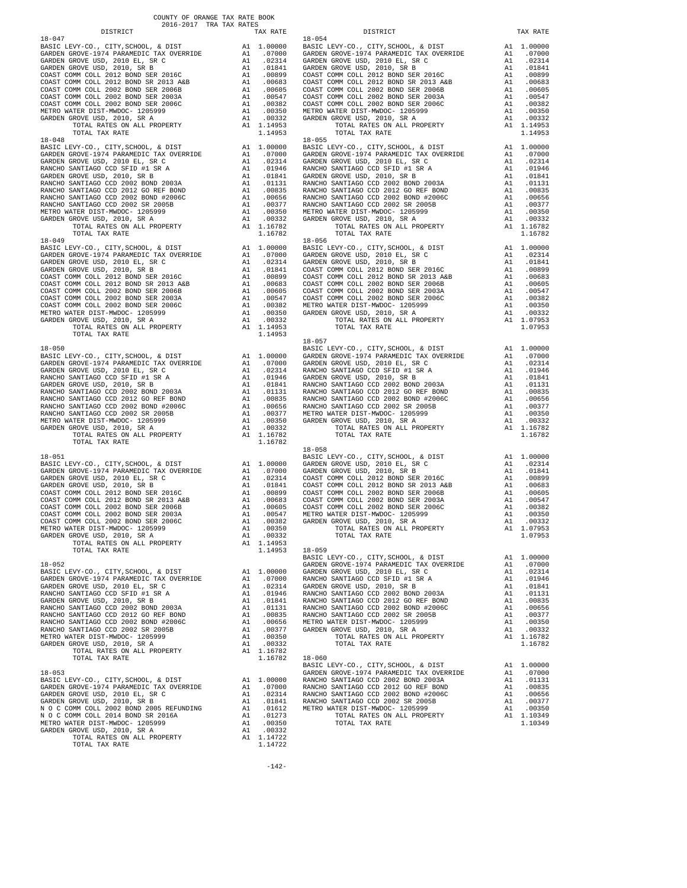COUNTY OF ORANGE TAX RATE BOOK
2016-2017 TRA TAX RATES

| DISTRICT | | TAX RATE |
|---|---|---|
| **18-047** | | |
| BASIC LEVY-CO., CITY,SCHOOL, & DIST | A1 | 1.00000 |
| GARDEN GROVE-1974 PARAMEDIC TAX OVERRIDE | A1 | .07000 |
| GARDEN GROVE USD, 2010 EL, SR C | A1 | .02314 |
| GARDEN GROVE USD, 2010, SR B | A1 | .01841 |
| COAST COMM COLL 2012 BOND SER 2016C | A1 | .00899 |
| COAST COMM COLL 2012 BOND SR 2013 A&B | A1 | .00683 |
| COAST COMM COLL 2002 BOND SER 2006B | A1 | .00605 |
| COAST COMM COLL 2002 BOND SER 2003A | A1 | .00547 |
| COAST COMM COLL 2002 BOND SER 2006C | A1 | .00382 |
| METRO WATER DIST-MWDOC- 1205999 | A1 | .00350 |
| GARDEN GROVE USD, 2010, SR A | A1 | .00332 |
| TOTAL RATES ON ALL PROPERTY | A1 | 1.14953 |
| TOTAL TAX RATE | | 1.14953 |
| **18-048** | | |
| BASIC LEVY-CO., CITY,SCHOOL, & DIST | A1 | 1.00000 |
| GARDEN GROVE-1974 PARAMEDIC TAX OVERRIDE | A1 | .07000 |
| GARDEN GROVE USD, 2010 EL, SR C | A1 | .02314 |
| RANCHO SANTIAGO CCD SFID #1 SR A | A1 | .01946 |
| GARDEN GROVE USD, 2010, SR B | A1 | .01841 |
| RANCHO SANTIAGO CCD 2002 BOND 2003A | A1 | .01131 |
| RANCHO SANTIAGO CCD 2012 GO REF BOND | A1 | .00835 |
| RANCHO SANTIAGO CCD 2002 BOND #2006C | A1 | .00656 |
| RANCHO SANTIAGO CCD 2002 SR 2005B | A1 | .00377 |
| METRO WATER DIST-MWDOC- 1205999 | A1 | .00350 |
| GARDEN GROVE USD, 2010, SR A | A1 | .00332 |
| TOTAL RATES ON ALL PROPERTY | A1 | 1.16782 |
| TOTAL TAX RATE | | 1.16782 |
| **18-049** | | |
| BASIC LEVY-CO., CITY,SCHOOL, & DIST | A1 | 1.00000 |
| GARDEN GROVE-1974 PARAMEDIC TAX OVERRIDE | A1 | .07000 |
| GARDEN GROVE USD, 2010 EL, SR C | A1 | .02314 |
| GARDEN GROVE USD, 2010, SR B | A1 | .01841 |
| COAST COMM COLL 2012 BOND SER 2016C | A1 | .00899 |
| COAST COMM COLL 2012 BOND SR 2013 A&B | A1 | .00683 |
| COAST COMM COLL 2002 BOND SER 2006B | A1 | .00605 |
| COAST COMM COLL 2002 BOND SER 2003A | A1 | .00547 |
| COAST COMM COLL 2002 BOND SER 2006C | A1 | .00382 |
| METRO WATER DIST-MWDOC- 1205999 | A1 | .00350 |
| GARDEN GROVE USD, 2010, SR A | A1 | .00332 |
| TOTAL RATES ON ALL PROPERTY | A1 | 1.14953 |
| TOTAL TAX RATE | | 1.14953 |
| **18-050** | | |
| BASIC LEVY-CO., CITY,SCHOOL, & DIST | A1 | 1.00000 |
| GARDEN GROVE-1974 PARAMEDIC TAX OVERRIDE | A1 | .07000 |
| GARDEN GROVE USD, 2010 EL, SR C | A1 | .02314 |
| RANCHO SANTIAGO CCD SFID #1 SR A | A1 | .01946 |
| GARDEN GROVE USD, 2010, SR B | A1 | .01841 |
| RANCHO SANTIAGO CCD 2002 BOND 2003A | A1 | .01131 |
| RANCHO SANTIAGO CCD 2012 GO REF BOND | A1 | .00835 |
| RANCHO SANTIAGO CCD 2002 BOND #2006C | A1 | .00656 |
| RANCHO SANTIAGO CCD 2002 SR 2005B | A1 | .00377 |
| METRO WATER DIST-MWDOC- 1205999 | A1 | .00350 |
| GARDEN GROVE USD, 2010, SR A | A1 | .00332 |
| TOTAL RATES ON ALL PROPERTY | A1 | 1.16782 |
| TOTAL TAX RATE | | 1.16782 |
| **18-051** | | |
| BASIC LEVY-CO., CITY,SCHOOL, & DIST | A1 | 1.00000 |
| GARDEN GROVE-1974 PARAMEDIC TAX OVERRIDE | A1 | .07000 |
| GARDEN GROVE USD, 2010 EL, SR C | A1 | .02314 |
| GARDEN GROVE USD, 2010, SR B | A1 | .01841 |
| COAST COMM COLL 2012 BOND SER 2016C | A1 | .00899 |
| COAST COMM COLL 2012 BOND SR 2013 A&B | A1 | .00683 |
| COAST COMM COLL 2002 BOND SER 2006B | A1 | .00605 |
| COAST COMM COLL 2002 BOND SER 2003A | A1 | .00547 |
| COAST COMM COLL 2002 BOND SER 2006C | A1 | .00382 |
| METRO WATER DIST-MWDOC- 1205999 | A1 | .00350 |
| GARDEN GROVE USD, 2010, SR A | A1 | .00332 |
| TOTAL RATES ON ALL PROPERTY | A1 | 1.14953 |
| TOTAL TAX RATE | | 1.14953 |
| **18-052** | | |
| BASIC LEVY-CO., CITY,SCHOOL, & DIST | A1 | 1.00000 |
| GARDEN GROVE-1974 PARAMEDIC TAX OVERRIDE | A1 | .07000 |
| GARDEN GROVE USD, 2010 EL, SR C | A1 | .02314 |
| RANCHO SANTIAGO CCD SFID #1 SR A | A1 | .01946 |
| GARDEN GROVE USD, 2010, SR B | A1 | .01841 |
| RANCHO SANTIAGO CCD 2002 BOND 2003A | A1 | .01131 |
| RANCHO SANTIAGO CCD 2012 GO REF BOND | A1 | .00835 |
| RANCHO SANTIAGO CCD 2002 BOND #2006C | A1 | .00656 |
| RANCHO SANTIAGO CCD 2002 SR 2005B | A1 | .00377 |
| METRO WATER DIST-MWDOC- 1205999 | A1 | .00350 |
| GARDEN GROVE USD, 2010, SR A | A1 | .00332 |
| TOTAL RATES ON ALL PROPERTY | A1 | 1.16782 |
| TOTAL TAX RATE | | 1.16782 |
| **18-053** | | |
| BASIC LEVY-CO., CITY,SCHOOL, & DIST | A1 | 1.00000 |
| GARDEN GROVE-1974 PARAMEDIC TAX OVERRIDE | A1 | .07000 |
| GARDEN GROVE USD, 2010 EL, SR C | A1 | .02314 |
| GARDEN GROVE USD, 2010, SR B | A1 | .01841 |
| N O C COMM COLL 2002 BOND 2005 REFUNDING | A1 | .01612 |
| N O C COMM COLL 2014 BOND SR 2016A | A1 | .01273 |
| METRO WATER DIST-MWDOC- 1205999 | A1 | .00350 |
| GARDEN GROVE USD, 2010, SR A | A1 | .00332 |
| TOTAL RATES ON ALL PROPERTY | A1 | 1.14722 |
| TOTAL TAX RATE | | 1.14722 |
| **18-054** | | |
| BASIC LEVY-CO., CITY,SCHOOL, & DIST | A1 | 1.00000 |
| GARDEN GROVE-1974 PARAMEDIC TAX OVERRIDE | A1 | .07000 |
| GARDEN GROVE USD, 2010 EL, SR C | A1 | .02314 |
| GARDEN GROVE USD, 2010, SR B | A1 | .01841 |
| COAST COMM COLL 2012 BOND SER 2016C | A1 | .00899 |
| COAST COMM COLL 2012 BOND SR 2013 A&B | A1 | .00683 |
| COAST COMM COLL 2002 BOND SER 2006B | A1 | .00605 |
| COAST COMM COLL 2002 BOND SER 2003A | A1 | .00547 |
| COAST COMM COLL 2002 BOND SER 2006C | A1 | .00382 |
| METRO WATER DIST-MWDOC- 1205999 | A1 | .00350 |
| GARDEN GROVE USD, 2010, SR A | A1 | .00332 |
| TOTAL RATES ON ALL PROPERTY | A1 | 1.14953 |
| TOTAL TAX RATE | | 1.14953 |
| **18-055** | | |
| BASIC LEVY-CO., CITY,SCHOOL, & DIST | A1 | 1.00000 |
| GARDEN GROVE-1974 PARAMEDIC TAX OVERRIDE | A1 | .07000 |
| GARDEN GROVE USD, 2010 EL, SR C | A1 | .02314 |
| RANCHO SANTIAGO CCD SFID #1 SR A | A1 | .01946 |
| GARDEN GROVE USD, 2010, SR B | A1 | .01841 |
| RANCHO SANTIAGO CCD 2002 BOND 2003A | A1 | .01131 |
| RANCHO SANTIAGO CCD 2012 GO REF BOND | A1 | .00835 |
| RANCHO SANTIAGO CCD 2002 BOND #2006C | A1 | .00656 |
| RANCHO SANTIAGO CCD 2002 SR 2005B | A1 | .00377 |
| METRO WATER DIST-MWDOC- 1205999 | A1 | .00350 |
| GARDEN GROVE USD, 2010, SR A | A1 | .00332 |
| TOTAL RATES ON ALL PROPERTY | A1 | 1.16782 |
| TOTAL TAX RATE | | 1.16782 |
| **18-056** | | |
| BASIC LEVY-CO., CITY,SCHOOL, & DIST | A1 | 1.00000 |
| GARDEN GROVE USD, 2010 EL, SR C | A1 | .02314 |
| GARDEN GROVE USD, 2010, SR B | A1 | .01841 |
| COAST COMM COLL 2012 BOND SER 2016C | A1 | .00899 |
| COAST COMM COLL 2012 BOND SR 2013 A&B | A1 | .00683 |
| COAST COMM COLL 2002 BOND SER 2006B | A1 | .00605 |
| COAST COMM COLL 2002 BOND SER 2003A | A1 | .00547 |
| COAST COMM COLL 2002 BOND SER 2006C | A1 | .00382 |
| METRO WATER DIST-MWDOC- 1205999 | A1 | .00350 |
| GARDEN GROVE USD, 2010, SR A | A1 | .00332 |
| TOTAL RATES ON ALL PROPERTY | A1 | 1.07953 |
| TOTAL TAX RATE | | 1.07953 |
| **18-057** | | |
| BASIC LEVY-CO., CITY,SCHOOL, & DIST | A1 | 1.00000 |
| GARDEN GROVE-1974 PARAMEDIC TAX OVERRIDE | A1 | .07000 |
| GARDEN GROVE USD, 2010 EL, SR C | A1 | .02314 |
| RANCHO SANTIAGO CCD SFID #1 SR A | A1 | .01946 |
| GARDEN GROVE USD, 2010, SR B | A1 | .01841 |
| RANCHO SANTIAGO CCD 2002 BOND 2003A | A1 | .01131 |
| RANCHO SANTIAGO CCD 2012 GO REF BOND | A1 | .00835 |
| RANCHO SANTIAGO CCD 2002 BOND #2006C | A1 | .00656 |
| RANCHO SANTIAGO CCD 2002 SR 2005B | A1 | .00377 |
| METRO WATER DIST-MWDOC- 1205999 | A1 | .00350 |
| GARDEN GROVE USD, 2010, SR A | A1 | .00332 |
| TOTAL RATES ON ALL PROPERTY | A1 | 1.16782 |
| TOTAL TAX RATE | | 1.16782 |
| **18-058** | | |
| BASIC LEVY-CO., CITY,SCHOOL, & DIST | A1 | 1.00000 |
| GARDEN GROVE USD, 2010 EL, SR C | A1 | .02314 |
| GARDEN GROVE USD, 2010, SR B | A1 | .01841 |
| COAST COMM COLL 2012 BOND SER 2016C | A1 | .00899 |
| COAST COMM COLL 2012 BOND SR 2013 A&B | A1 | .00683 |
| COAST COMM COLL 2002 BOND SER 2006B | A1 | .00605 |
| COAST COMM COLL 2002 BOND SER 2003A | A1 | .00547 |
| COAST COMM COLL 2002 BOND SER 2006C | A1 | .00382 |
| METRO WATER DIST-MWDOC- 1205999 | A1 | .00350 |
| GARDEN GROVE USD, 2010, SR A | A1 | .00332 |
| TOTAL RATES ON ALL PROPERTY | A1 | 1.07953 |
| TOTAL TAX RATE | | 1.07953 |
| **18-059** | | |
| BASIC LEVY-CO., CITY,SCHOOL, & DIST | A1 | 1.00000 |
| GARDEN GROVE-1974 PARAMEDIC TAX OVERRIDE | A1 | .07000 |
| GARDEN GROVE USD, 2010 EL, SR C | A1 | .02314 |
| RANCHO SANTIAGO CCD SFID #1 SR A | A1 | .01946 |
| GARDEN GROVE USD, 2010, SR B | A1 | .01841 |
| RANCHO SANTIAGO CCD 2002 BOND 2003A | A1 | .01131 |
| RANCHO SANTIAGO CCD 2012 GO REF BOND | A1 | .00835 |
| RANCHO SANTIAGO CCD 2002 BOND #2006C | A1 | .00656 |
| RANCHO SANTIAGO CCD 2002 SR 2005B | A1 | .00377 |
| METRO WATER DIST-MWDOC- 1205999 | A1 | .00350 |
| GARDEN GROVE USD, 2010, SR A | A1 | .00332 |
| TOTAL RATES ON ALL PROPERTY | A1 | 1.16782 |
| TOTAL TAX RATE | | 1.16782 |
| **18-060** | | |
| BASIC LEVY-CO., CITY,SCHOOL, & DIST | A1 | 1.00000 |
| GARDEN GROVE-1974 PARAMEDIC TAX OVERRIDE | A1 | .07000 |
| RANCHO SANTIAGO CCD 2002 BOND 2003A | A1 | .01131 |
| RANCHO SANTIAGO CCD 2012 GO REF BOND | A1 | .00835 |
| RANCHO SANTIAGO CCD 2002 BOND #2006C | A1 | .00656 |
| RANCHO SANTIAGO CCD 2002 SR 2005B | A1 | .00377 |
| METRO WATER DIST-MWDOC- 1205999 | A1 | .00350 |
| TOTAL RATES ON ALL PROPERTY | A1 | 1.10349 |
| TOTAL TAX RATE | | 1.10349 |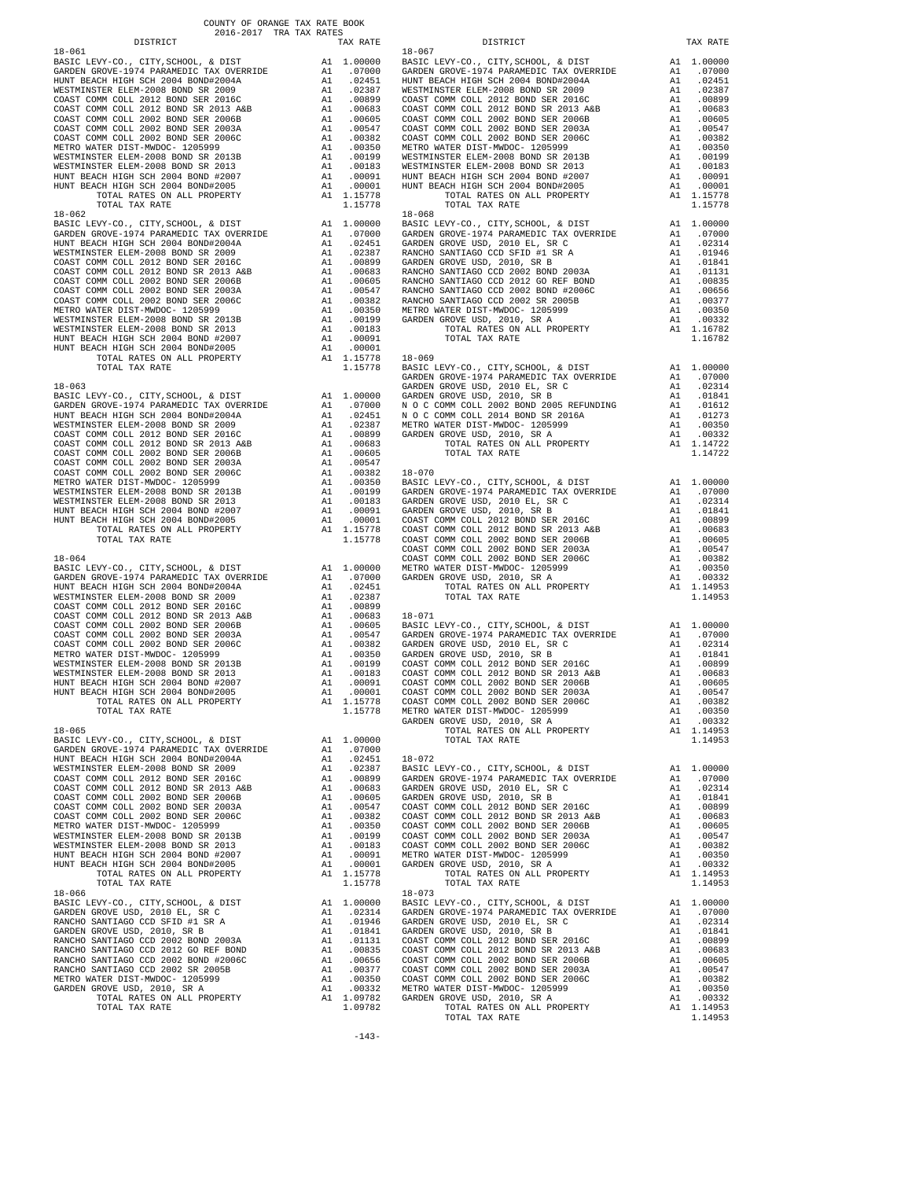COUNTY OF ORANGE TAX RATE BOOK
2016-2017 TRA TAX RATES

| DISTRICT | | TAX RATE |
|---|---|---|
| **18-061** | | |
| BASIC LEVY-CO., CITY,SCHOOL, & DIST | A1 | 1.00000 |
| GARDEN GROVE-1974 PARAMEDIC TAX OVERRIDE | A1 | .07000 |
| HUNT BEACH HIGH SCH 2004 BOND#2004A | A1 | .02451 |
| WESTMINSTER ELEM-2008 BOND SR 2009 | A1 | .02387 |
| COAST COMM COLL 2012 BOND SER 2016C | A1 | .00899 |
| COAST COMM COLL 2012 BOND SR 2013 A&B | A1 | .00683 |
| COAST COMM COLL 2002 BOND SER 2006B | A1 | .00605 |
| COAST COMM COLL 2002 BOND SER 2003A | A1 | .00547 |
| COAST COMM COLL 2002 BOND SER 2006C | A1 | .00382 |
| METRO WATER DIST-MWDOC- 1205999 | A1 | .00350 |
| WESTMINSTER ELEM-2008 BOND SR 2013B | A1 | .00199 |
| WESTMINSTER ELEM-2008 BOND SR 2013 | A1 | .00183 |
| HUNT BEACH HIGH SCH 2004 BOND #2007 | A1 | .00091 |
| HUNT BEACH HIGH SCH 2004 BOND#2005 | A1 | .00001 |
| TOTAL RATES ON ALL PROPERTY | A1 | 1.15778 |
| TOTAL TAX RATE | | 1.15778 |
| **18-062** | | |
| BASIC LEVY-CO., CITY,SCHOOL, & DIST | A1 | 1.00000 |
| GARDEN GROVE-1974 PARAMEDIC TAX OVERRIDE | A1 | .07000 |
| HUNT BEACH HIGH SCH 2004 BOND#2004A | A1 | .02451 |
| WESTMINSTER ELEM-2008 BOND SR 2009 | A1 | .02387 |
| COAST COMM COLL 2012 BOND SER 2016C | A1 | .00899 |
| COAST COMM COLL 2012 BOND SR 2013 A&B | A1 | .00683 |
| COAST COMM COLL 2002 BOND SER 2006B | A1 | .00605 |
| COAST COMM COLL 2002 BOND SER 2003A | A1 | .00547 |
| COAST COMM COLL 2002 BOND SER 2006C | A1 | .00382 |
| METRO WATER DIST-MWDOC- 1205999 | A1 | .00350 |
| WESTMINSTER ELEM-2008 BOND SR 2013B | A1 | .00199 |
| WESTMINSTER ELEM-2008 BOND SR 2013 | A1 | .00183 |
| HUNT BEACH HIGH SCH 2004 BOND #2007 | A1 | .00091 |
| HUNT BEACH HIGH SCH 2004 BOND#2005 | A1 | .00001 |
| TOTAL RATES ON ALL PROPERTY | A1 | 1.15778 |
| TOTAL TAX RATE | | 1.15778 |
| **18-063** | | |
| BASIC LEVY-CO., CITY,SCHOOL, & DIST | A1 | 1.00000 |
| GARDEN GROVE-1974 PARAMEDIC TAX OVERRIDE | A1 | .07000 |
| HUNT BEACH HIGH SCH 2004 BOND#2004A | A1 | .02451 |
| WESTMINSTER ELEM-2008 BOND SR 2009 | A1 | .02387 |
| COAST COMM COLL 2012 BOND SER 2016C | A1 | .00899 |
| COAST COMM COLL 2012 BOND SR 2013 A&B | A1 | .00683 |
| COAST COMM COLL 2002 BOND SER 2006B | A1 | .00605 |
| COAST COMM COLL 2002 BOND SER 2003A | A1 | .00547 |
| COAST COMM COLL 2002 BOND SER 2006C | A1 | .00382 |
| METRO WATER DIST-MWDOC- 1205999 | A1 | .00350 |
| WESTMINSTER ELEM-2008 BOND SR 2013B | A1 | .00199 |
| WESTMINSTER ELEM-2008 BOND SR 2013 | A1 | .00183 |
| HUNT BEACH HIGH SCH 2004 BOND #2007 | A1 | .00091 |
| HUNT BEACH HIGH SCH 2004 BOND#2005 | A1 | .00001 |
| TOTAL RATES ON ALL PROPERTY | A1 | 1.15778 |
| TOTAL TAX RATE | | 1.15778 |
| **18-064** | | |
| BASIC LEVY-CO., CITY,SCHOOL, & DIST | A1 | 1.00000 |
| GARDEN GROVE-1974 PARAMEDIC TAX OVERRIDE | A1 | .07000 |
| HUNT BEACH HIGH SCH 2004 BOND#2004A | A1 | .02451 |
| WESTMINSTER ELEM-2008 BOND SR 2009 | A1 | .02387 |
| COAST COMM COLL 2012 BOND SER 2016C | A1 | .00899 |
| COAST COMM COLL 2012 BOND SR 2013 A&B | A1 | .00683 |
| COAST COMM COLL 2002 BOND SER 2006B | A1 | .00605 |
| COAST COMM COLL 2002 BOND SER 2003A | A1 | .00547 |
| COAST COMM COLL 2002 BOND SER 2006C | A1 | .00382 |
| METRO WATER DIST-MWDOC- 1205999 | A1 | .00350 |
| WESTMINSTER ELEM-2008 BOND SR 2013B | A1 | .00199 |
| WESTMINSTER ELEM-2008 BOND SR 2013 | A1 | .00183 |
| HUNT BEACH HIGH SCH 2004 BOND #2007 | A1 | .00091 |
| HUNT BEACH HIGH SCH 2004 BOND#2005 | A1 | .00001 |
| TOTAL RATES ON ALL PROPERTY | A1 | 1.15778 |
| TOTAL TAX RATE | | 1.15778 |
| **18-065** | | |
| BASIC LEVY-CO., CITY,SCHOOL, & DIST | A1 | 1.00000 |
| GARDEN GROVE-1974 PARAMEDIC TAX OVERRIDE | A1 | .07000 |
| HUNT BEACH HIGH SCH 2004 BOND#2004A | A1 | .02451 |
| WESTMINSTER ELEM-2008 BOND SR 2009 | A1 | .02387 |
| COAST COMM COLL 2012 BOND SER 2016C | A1 | .00899 |
| COAST COMM COLL 2012 BOND SR 2013 A&B | A1 | .00683 |
| COAST COMM COLL 2002 BOND SER 2006B | A1 | .00605 |
| COAST COMM COLL 2002 BOND SER 2003A | A1 | .00547 |
| COAST COMM COLL 2002 BOND SER 2006C | A1 | .00382 |
| METRO WATER DIST-MWDOC- 1205999 | A1 | .00350 |
| WESTMINSTER ELEM-2008 BOND SR 2013B | A1 | .00199 |
| WESTMINSTER ELEM-2008 BOND SR 2013 | A1 | .00183 |
| HUNT BEACH HIGH SCH 2004 BOND #2007 | A1 | .00091 |
| HUNT BEACH HIGH SCH 2004 BOND#2005 | A1 | .00001 |
| TOTAL RATES ON ALL PROPERTY | A1 | 1.15778 |
| TOTAL TAX RATE | | 1.15778 |
| **18-066** | | |
| BASIC LEVY-CO., CITY,SCHOOL, & DIST | A1 | 1.00000 |
| GARDEN GROVE USD, 2010 EL, SR C | A1 | .02314 |
| RANCHO SANTIAGO CCD SFID #1 SR A | A1 | .01946 |
| GARDEN GROVE USD, 2010, SR B | A1 | .01841 |
| RANCHO SANTIAGO CCD 2002 BOND 2003A | A1 | .01131 |
| RANCHO SANTIAGO CCD 2012 GO REF BOND | A1 | .00835 |
| RANCHO SANTIAGO CCD 2002 BOND #2006C | A1 | .00656 |
| RANCHO SANTIAGO CCD 2002 SR 2005B | A1 | .00377 |
| METRO WATER DIST-MWDOC- 1205999 | A1 | .00350 |
| GARDEN GROVE USD, 2010, SR A | A1 | .00332 |
| TOTAL RATES ON ALL PROPERTY | A1 | 1.09782 |
| TOTAL TAX RATE | | 1.09782 |
| **18-067** | | |
| BASIC LEVY-CO., CITY,SCHOOL, & DIST | A1 | 1.00000 |
| GARDEN GROVE-1974 PARAMEDIC TAX OVERRIDE | A1 | .07000 |
| HUNT BEACH HIGH SCH 2004 BOND#2004A | A1 | .02451 |
| WESTMINSTER ELEM-2008 BOND SR 2009 | A1 | .02387 |
| COAST COMM COLL 2012 BOND SER 2016C | A1 | .00899 |
| COAST COMM COLL 2012 BOND SR 2013 A&B | A1 | .00683 |
| COAST COMM COLL 2002 BOND SER 2006B | A1 | .00605 |
| COAST COMM COLL 2002 BOND SER 2003A | A1 | .00547 |
| COAST COMM COLL 2002 BOND SER 2006C | A1 | .00382 |
| METRO WATER DIST-MWDOC- 1205999 | A1 | .00350 |
| WESTMINSTER ELEM-2008 BOND SR 2013B | A1 | .00199 |
| WESTMINSTER ELEM-2008 BOND SR 2013 | A1 | .00183 |
| HUNT BEACH HIGH SCH 2004 BOND #2007 | A1 | .00091 |
| HUNT BEACH HIGH SCH 2004 BOND#2005 | A1 | .00001 |
| TOTAL RATES ON ALL PROPERTY | A1 | 1.15778 |
| TOTAL TAX RATE | | 1.15778 |
| **18-068** | | |
| BASIC LEVY-CO., CITY,SCHOOL, & DIST | A1 | 1.00000 |
| GARDEN GROVE-1974 PARAMEDIC TAX OVERRIDE | A1 | .07000 |
| GARDEN GROVE USD, 2010 EL, SR C | A1 | .02314 |
| RANCHO SANTIAGO CCD SFID #1 SR A | A1 | .01946 |
| GARDEN GROVE USD, 2010, SR B | A1 | .01841 |
| RANCHO SANTIAGO CCD 2002 BOND 2003A | A1 | .01131 |
| RANCHO SANTIAGO CCD 2012 GO REF BOND | A1 | .00835 |
| RANCHO SANTIAGO CCD 2002 BOND #2006C | A1 | .00656 |
| RANCHO SANTIAGO CCD 2002 SR 2005B | A1 | .00377 |
| METRO WATER DIST-MWDOC- 1205999 | A1 | .00350 |
| GARDEN GROVE USD, 2010, SR A | A1 | .00332 |
| TOTAL RATES ON ALL PROPERTY | A1 | 1.16782 |
| TOTAL TAX RATE | | 1.16782 |
| **18-069** | | |
| BASIC LEVY-CO., CITY,SCHOOL, & DIST | A1 | 1.00000 |
| GARDEN GROVE-1974 PARAMEDIC TAX OVERRIDE | A1 | .07000 |
| GARDEN GROVE USD, 2010 EL, SR C | A1 | .02314 |
| GARDEN GROVE USD, 2010, SR B | A1 | .01841 |
| N O C COMM COLL 2002 BOND 2005 REFUNDING | A1 | .01612 |
| N O C COMM COLL 2014 BOND SR 2016A | A1 | .01273 |
| METRO WATER DIST-MWDOC- 1205999 | A1 | .00350 |
| GARDEN GROVE USD, 2010, SR A | A1 | .00332 |
| TOTAL RATES ON ALL PROPERTY | A1 | 1.14722 |
| TOTAL TAX RATE | | 1.14722 |
| **18-070** | | |
| BASIC LEVY-CO., CITY,SCHOOL, & DIST | A1 | 1.00000 |
| GARDEN GROVE-1974 PARAMEDIC TAX OVERRIDE | A1 | .07000 |
| GARDEN GROVE USD, 2010 EL, SR C | A1 | .02314 |
| GARDEN GROVE USD, 2010, SR B | A1 | .01841 |
| COAST COMM COLL 2012 BOND SER 2016C | A1 | .00899 |
| COAST COMM COLL 2012 BOND SR 2013 A&B | A1 | .00683 |
| COAST COMM COLL 2002 BOND SER 2006B | A1 | .00605 |
| COAST COMM COLL 2002 BOND SER 2003A | A1 | .00547 |
| COAST COMM COLL 2002 BOND SER 2006C | A1 | .00382 |
| METRO WATER DIST-MWDOC- 1205999 | A1 | .00350 |
| GARDEN GROVE USD, 2010, SR A | A1 | .00332 |
| TOTAL RATES ON ALL PROPERTY | A1 | 1.14953 |
| TOTAL TAX RATE | | 1.14953 |
| **18-071** | | |
| BASIC LEVY-CO., CITY,SCHOOL, & DIST | A1 | 1.00000 |
| GARDEN GROVE-1974 PARAMEDIC TAX OVERRIDE | A1 | .07000 |
| GARDEN GROVE USD, 2010 EL, SR C | A1 | .02314 |
| GARDEN GROVE USD, 2010, SR B | A1 | .01841 |
| COAST COMM COLL 2012 BOND SER 2016C | A1 | .00899 |
| COAST COMM COLL 2012 BOND SR 2013 A&B | A1 | .00683 |
| COAST COMM COLL 2002 BOND SER 2006B | A1 | .00605 |
| COAST COMM COLL 2002 BOND SER 2003A | A1 | .00547 |
| COAST COMM COLL 2002 BOND SER 2006C | A1 | .00382 |
| METRO WATER DIST-MWDOC- 1205999 | A1 | .00350 |
| GARDEN GROVE USD, 2010, SR A | A1 | .00332 |
| TOTAL RATES ON ALL PROPERTY | A1 | 1.14953 |
| TOTAL TAX RATE | | 1.14953 |
| **18-072** | | |
| BASIC LEVY-CO., CITY,SCHOOL, & DIST | A1 | 1.00000 |
| GARDEN GROVE-1974 PARAMEDIC TAX OVERRIDE | A1 | .07000 |
| GARDEN GROVE USD, 2010 EL, SR C | A1 | .02314 |
| GARDEN GROVE USD, 2010, SR B | A1 | .01841 |
| COAST COMM COLL 2012 BOND SER 2016C | A1 | .00899 |
| COAST COMM COLL 2012 BOND SR 2013 A&B | A1 | .00683 |
| COAST COMM COLL 2002 BOND SER 2006B | A1 | .00605 |
| COAST COMM COLL 2002 BOND SER 2003A | A1 | .00547 |
| COAST COMM COLL 2002 BOND SER 2006C | A1 | .00382 |
| METRO WATER DIST-MWDOC- 1205999 | A1 | .00350 |
| GARDEN GROVE USD, 2010, SR A | A1 | .00332 |
| TOTAL RATES ON ALL PROPERTY | A1 | 1.14953 |
| TOTAL TAX RATE | | 1.14953 |
| **18-073** | | |
| BASIC LEVY-CO., CITY,SCHOOL, & DIST | A1 | 1.00000 |
| GARDEN GROVE-1974 PARAMEDIC TAX OVERRIDE | A1 | .07000 |
| GARDEN GROVE USD, 2010 EL, SR C | A1 | .02314 |
| GARDEN GROVE USD, 2010, SR B | A1 | .01841 |
| COAST COMM COLL 2012 BOND SER 2016C | A1 | .00899 |
| COAST COMM COLL 2012 BOND SR 2013 A&B | A1 | .00683 |
| COAST COMM COLL 2002 BOND SER 2006B | A1 | .00605 |
| COAST COMM COLL 2002 BOND SER 2003A | A1 | .00547 |
| COAST COMM COLL 2002 BOND SER 2006C | A1 | .00382 |
| METRO WATER DIST-MWDOC- 1205999 | A1 | .00350 |
| GARDEN GROVE USD, 2010, SR A | A1 | .00332 |
| TOTAL RATES ON ALL PROPERTY | A1 | 1.14953 |
| TOTAL TAX RATE | | 1.14953 |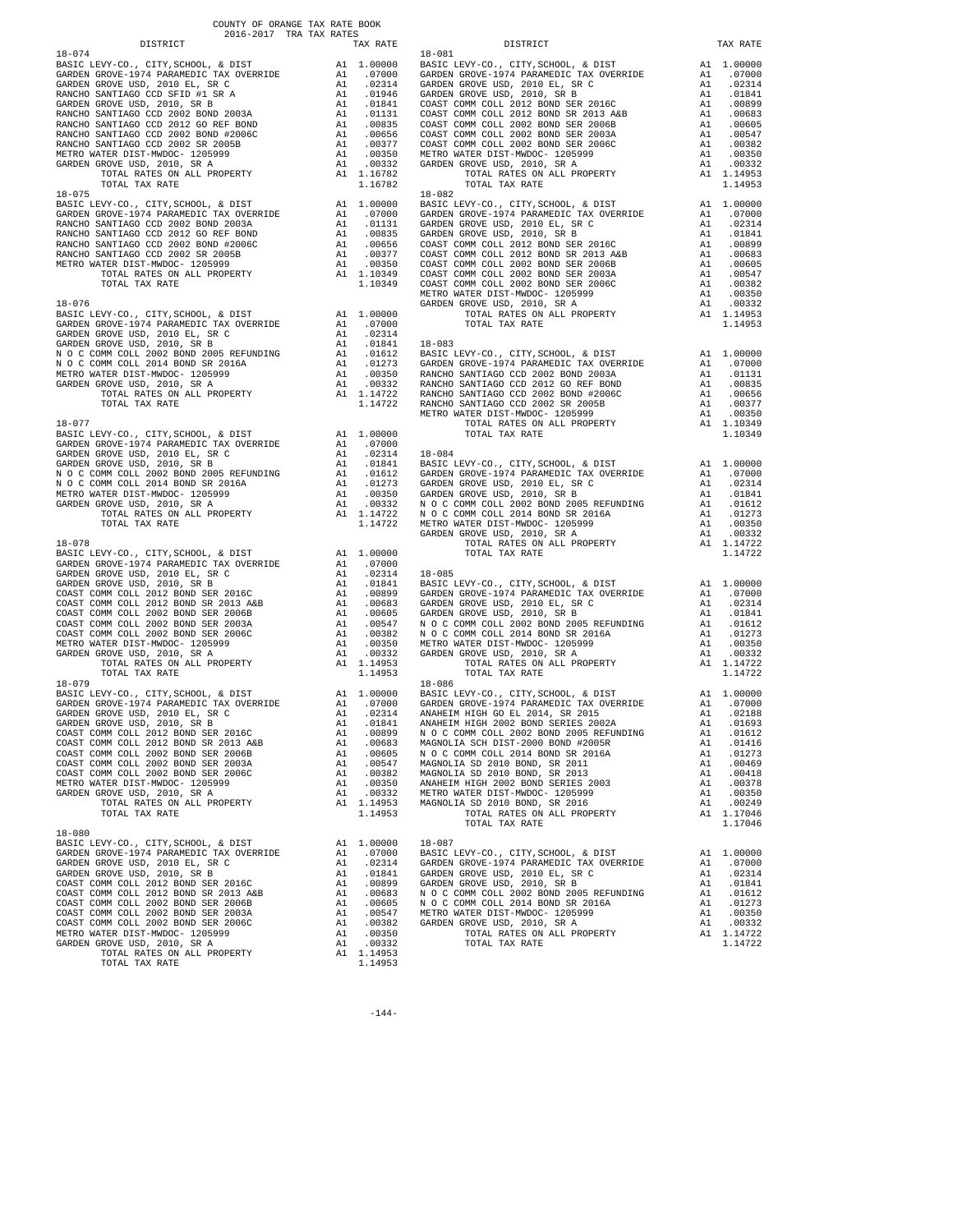COUNTY OF ORANGE TAX RATE BOOK
2016-2017 TRA TAX RATES

| DISTRICT | | TAX RATE |
|---|---|---|
| **18-074** | | |
| BASIC LEVY-CO., CITY,SCHOOL, & DIST | A1 | 1.00000 |
| GARDEN GROVE-1974 PARAMEDIC TAX OVERRIDE | A1 | .07000 |
| GARDEN GROVE USD, 2010 EL, SR C | A1 | .02314 |
| RANCHO SANTIAGO CCD SFID #1 SR A | A1 | .01946 |
| GARDEN GROVE USD, 2010, SR B | A1 | .01841 |
| RANCHO SANTIAGO CCD 2002 BOND 2003A | A1 | .01131 |
| RANCHO SANTIAGO CCD 2012 GO REF BOND | A1 | .00835 |
| RANCHO SANTIAGO CCD 2002 BOND #2006C | A1 | .00656 |
| RANCHO SANTIAGO CCD 2002 SR 2005B | A1 | .00377 |
| METRO WATER DIST-MWDOC- 1205999 | A1 | .00350 |
| GARDEN GROVE USD, 2010, SR A | A1 | .00332 |
| TOTAL RATES ON ALL PROPERTY | A1 | 1.16782 |
| TOTAL TAX RATE | | 1.16782 |
| **18-075** | | |
| BASIC LEVY-CO., CITY,SCHOOL, & DIST | A1 | 1.00000 |
| GARDEN GROVE-1974 PARAMEDIC TAX OVERRIDE | A1 | .07000 |
| RANCHO SANTIAGO CCD 2002 BOND 2003A | A1 | .01131 |
| RANCHO SANTIAGO CCD 2012 GO REF BOND | A1 | .00835 |
| RANCHO SANTIAGO CCD 2002 BOND #2006C | A1 | .00656 |
| RANCHO SANTIAGO CCD 2002 SR 2005B | A1 | .00377 |
| METRO WATER DIST-MWDOC- 1205999 | A1 | .00350 |
| TOTAL RATES ON ALL PROPERTY | A1 | 1.10349 |
| TOTAL TAX RATE | | 1.10349 |
| **18-076** | | |
| BASIC LEVY-CO., CITY,SCHOOL, & DIST | A1 | 1.00000 |
| GARDEN GROVE-1974 PARAMEDIC TAX OVERRIDE | A1 | .07000 |
| GARDEN GROVE USD, 2010 EL, SR C | A1 | .02314 |
| GARDEN GROVE USD, 2010, SR B | A1 | .01841 |
| N O C COMM COLL 2002 BOND 2005 REFUNDING | A1 | .01612 |
| N O C COMM COLL 2014 BOND SR 2016A | A1 | .01273 |
| METRO WATER DIST-MWDOC- 1205999 | A1 | .00350 |
| GARDEN GROVE USD, 2010, SR A | A1 | .00332 |
| TOTAL RATES ON ALL PROPERTY | A1 | 1.14722 |
| TOTAL TAX RATE | | 1.14722 |
| **18-077** | | |
| BASIC LEVY-CO., CITY,SCHOOL, & DIST | A1 | 1.00000 |
| GARDEN GROVE-1974 PARAMEDIC TAX OVERRIDE | A1 | .07000 |
| GARDEN GROVE USD, 2010 EL, SR C | A1 | .02314 |
| GARDEN GROVE USD, 2010, SR B | A1 | .01841 |
| N O C COMM COLL 2002 BOND 2005 REFUNDING | A1 | .01612 |
| N O C COMM COLL 2014 BOND SR 2016A | A1 | .01273 |
| METRO WATER DIST-MWDOC- 1205999 | A1 | .00350 |
| GARDEN GROVE USD, 2010, SR A | A1 | .00332 |
| TOTAL RATES ON ALL PROPERTY | A1 | 1.14722 |
| TOTAL TAX RATE | | 1.14722 |
| **18-078** | | |
| BASIC LEVY-CO., CITY,SCHOOL, & DIST | A1 | 1.00000 |
| GARDEN GROVE-1974 PARAMEDIC TAX OVERRIDE | A1 | .07000 |
| GARDEN GROVE USD, 2010 EL, SR C | A1 | .02314 |
| GARDEN GROVE USD, 2010, SR B | A1 | .01841 |
| COAST COMM COLL 2012 BOND SER 2016C | A1 | .00899 |
| COAST COMM COLL 2012 BOND SR 2013 A&B | A1 | .00683 |
| COAST COMM COLL 2002 BOND SER 2006B | A1 | .00605 |
| COAST COMM COLL 2002 BOND SER 2003A | A1 | .00547 |
| COAST COMM COLL 2002 BOND SER 2006C | A1 | .00382 |
| METRO WATER DIST-MWDOC- 1205999 | A1 | .00350 |
| GARDEN GROVE USD, 2010, SR A | A1 | .00332 |
| TOTAL RATES ON ALL PROPERTY | A1 | 1.14953 |
| TOTAL TAX RATE | | 1.14953 |
| **18-079** | | |
| BASIC LEVY-CO., CITY,SCHOOL, & DIST | A1 | 1.00000 |
| GARDEN GROVE-1974 PARAMEDIC TAX OVERRIDE | A1 | .07000 |
| GARDEN GROVE USD, 2010 EL, SR C | A1 | .02314 |
| GARDEN GROVE USD, 2010, SR B | A1 | .01841 |
| COAST COMM COLL 2012 BOND SER 2016C | A1 | .00899 |
| COAST COMM COLL 2012 BOND SR 2013 A&B | A1 | .00683 |
| COAST COMM COLL 2002 BOND SER 2006B | A1 | .00605 |
| COAST COMM COLL 2002 BOND SER 2003A | A1 | .00547 |
| COAST COMM COLL 2002 BOND SER 2006C | A1 | .00382 |
| METRO WATER DIST-MWDOC- 1205999 | A1 | .00350 |
| GARDEN GROVE USD, 2010, SR A | A1 | .00332 |
| TOTAL RATES ON ALL PROPERTY | A1 | 1.14953 |
| TOTAL TAX RATE | | 1.14953 |
| **18-080** | | |
| BASIC LEVY-CO., CITY,SCHOOL, & DIST | A1 | 1.00000 |
| GARDEN GROVE-1974 PARAMEDIC TAX OVERRIDE | A1 | .07000 |
| GARDEN GROVE USD, 2010 EL, SR C | A1 | .02314 |
| GARDEN GROVE USD, 2010, SR B | A1 | .01841 |
| COAST COMM COLL 2012 BOND SER 2016C | A1 | .00899 |
| COAST COMM COLL 2012 BOND SR 2013 A&B | A1 | .00683 |
| COAST COMM COLL 2002 BOND SER 2006B | A1 | .00605 |
| COAST COMM COLL 2002 BOND SER 2003A | A1 | .00547 |
| COAST COMM COLL 2002 BOND SER 2006C | A1 | .00382 |
| METRO WATER DIST-MWDOC- 1205999 | A1 | .00350 |
| GARDEN GROVE USD, 2010, SR A | A1 | .00332 |
| TOTAL RATES ON ALL PROPERTY | A1 | 1.14953 |
| TOTAL TAX RATE | | 1.14953 |
| **18-081** | | |
| BASIC LEVY-CO., CITY,SCHOOL, & DIST | A1 | 1.00000 |
| GARDEN GROVE-1974 PARAMEDIC TAX OVERRIDE | A1 | .07000 |
| GARDEN GROVE USD, 2010 EL, SR C | A1 | .02314 |
| GARDEN GROVE USD, 2010, SR B | A1 | .01841 |
| COAST COMM COLL 2012 BOND SER 2016C | A1 | .00899 |
| COAST COMM COLL 2012 BOND SR 2013 A&B | A1 | .00683 |
| COAST COMM COLL 2002 BOND SER 2006B | A1 | .00605 |
| COAST COMM COLL 2002 BOND SER 2003A | A1 | .00547 |
| COAST COMM COLL 2002 BOND SER 2006C | A1 | .00382 |
| METRO WATER DIST-MWDOC- 1205999 | A1 | .00350 |
| GARDEN GROVE USD, 2010, SR A | A1 | .00332 |
| TOTAL RATES ON ALL PROPERTY | A1 | 1.14953 |
| TOTAL TAX RATE | | 1.14953 |
| **18-082** | | |
| BASIC LEVY-CO., CITY,SCHOOL, & DIST | A1 | 1.00000 |
| GARDEN GROVE-1974 PARAMEDIC TAX OVERRIDE | A1 | .07000 |
| GARDEN GROVE USD, 2010 EL, SR C | A1 | .02314 |
| GARDEN GROVE USD, 2010, SR B | A1 | .01841 |
| COAST COMM COLL 2012 BOND SER 2016C | A1 | .00899 |
| COAST COMM COLL 2012 BOND SR 2013 A&B | A1 | .00683 |
| COAST COMM COLL 2002 BOND SER 2006B | A1 | .00605 |
| COAST COMM COLL 2002 BOND SER 2003A | A1 | .00547 |
| COAST COMM COLL 2002 BOND SER 2006C | A1 | .00382 |
| METRO WATER DIST-MWDOC- 1205999 | A1 | .00350 |
| GARDEN GROVE USD, 2010, SR A | A1 | .00332 |
| TOTAL RATES ON ALL PROPERTY | A1 | 1.14953 |
| TOTAL TAX RATE | | 1.14953 |
| **18-083** | | |
| BASIC LEVY-CO., CITY,SCHOOL, & DIST | A1 | 1.00000 |
| GARDEN GROVE-1974 PARAMEDIC TAX OVERRIDE | A1 | .07000 |
| RANCHO SANTIAGO CCD 2002 BOND 2003A | A1 | .01131 |
| RANCHO SANTIAGO CCD 2012 GO REF BOND | A1 | .00835 |
| RANCHO SANTIAGO CCD 2002 BOND #2006C | A1 | .00656 |
| RANCHO SANTIAGO CCD 2002 SR 2005B | A1 | .00377 |
| METRO WATER DIST-MWDOC- 1205999 | A1 | .00350 |
| TOTAL RATES ON ALL PROPERTY | A1 | 1.10349 |
| TOTAL TAX RATE | | 1.10349 |
| **18-084** | | |
| BASIC LEVY-CO., CITY,SCHOOL, & DIST | A1 | 1.00000 |
| GARDEN GROVE-1974 PARAMEDIC TAX OVERRIDE | A1 | .07000 |
| GARDEN GROVE USD, 2010 EL, SR C | A1 | .02314 |
| GARDEN GROVE USD, 2010, SR B | A1 | .01841 |
| N O C COMM COLL 2002 BOND 2005 REFUNDING | A1 | .01612 |
| N O C COMM COLL 2014 BOND SR 2016A | A1 | .01273 |
| METRO WATER DIST-MWDOC- 1205999 | A1 | .00350 |
| GARDEN GROVE USD, 2010, SR A | A1 | .00332 |
| TOTAL RATES ON ALL PROPERTY | A1 | 1.14722 |
| TOTAL TAX RATE | | 1.14722 |
| **18-085** | | |
| BASIC LEVY-CO., CITY,SCHOOL, & DIST | A1 | 1.00000 |
| GARDEN GROVE-1974 PARAMEDIC TAX OVERRIDE | A1 | .07000 |
| GARDEN GROVE USD, 2010 EL, SR C | A1 | .02314 |
| GARDEN GROVE USD, 2010, SR B | A1 | .01841 |
| N O C COMM COLL 2002 BOND 2005 REFUNDING | A1 | .01612 |
| N O C COMM COLL 2014 BOND SR 2016A | A1 | .01273 |
| METRO WATER DIST-MWDOC- 1205999 | A1 | .00350 |
| GARDEN GROVE USD, 2010, SR A | A1 | .00332 |
| TOTAL RATES ON ALL PROPERTY | A1 | 1.14722 |
| TOTAL TAX RATE | | 1.14722 |
| **18-086** | | |
| BASIC LEVY-CO., CITY,SCHOOL, & DIST | A1 | 1.00000 |
| GARDEN GROVE-1974 PARAMEDIC TAX OVERRIDE | A1 | .07000 |
| ANAHEIM HIGH GO EL 2014, SR 2015 | A1 | .02188 |
| ANAHEIM HIGH 2002 BOND SERIES 2002A | A1 | .01693 |
| N O C COMM COLL 2002 BOND 2005 REFUNDING | A1 | .01612 |
| MAGNOLIA SCH DIST-2000 BOND #2005R | A1 | .01416 |
| N O C COMM COLL 2014 BOND SR 2016A | A1 | .01273 |
| MAGNOLIA SD 2010 BOND, SR 2011 | A1 | .00469 |
| MAGNOLIA SD 2010 BOND, SR 2013 | A1 | .00418 |
| ANAHEIM HIGH 2002 BOND SERIES 2003 | A1 | .00378 |
| METRO WATER DIST-MWDOC- 1205999 | A1 | .00350 |
| MAGNOLIA SD 2010 BOND, SR 2016 | A1 | .00249 |
| TOTAL RATES ON ALL PROPERTY | A1 | 1.17046 |
| TOTAL TAX RATE | | 1.17046 |
| **18-087** | | |
| BASIC LEVY-CO., CITY,SCHOOL, & DIST | A1 | 1.00000 |
| GARDEN GROVE-1974 PARAMEDIC TAX OVERRIDE | A1 | .07000 |
| GARDEN GROVE USD, 2010 EL, SR C | A1 | .02314 |
| GARDEN GROVE USD, 2010, SR B | A1 | .01841 |
| N O C COMM COLL 2002 BOND 2005 REFUNDING | A1 | .01612 |
| N O C COMM COLL 2014 BOND SR 2016A | A1 | .01273 |
| METRO WATER DIST-MWDOC- 1205999 | A1 | .00350 |
| GARDEN GROVE USD, 2010, SR A | A1 | .00332 |
| TOTAL RATES ON ALL PROPERTY | A1 | 1.14722 |
| TOTAL TAX RATE | | 1.14722 |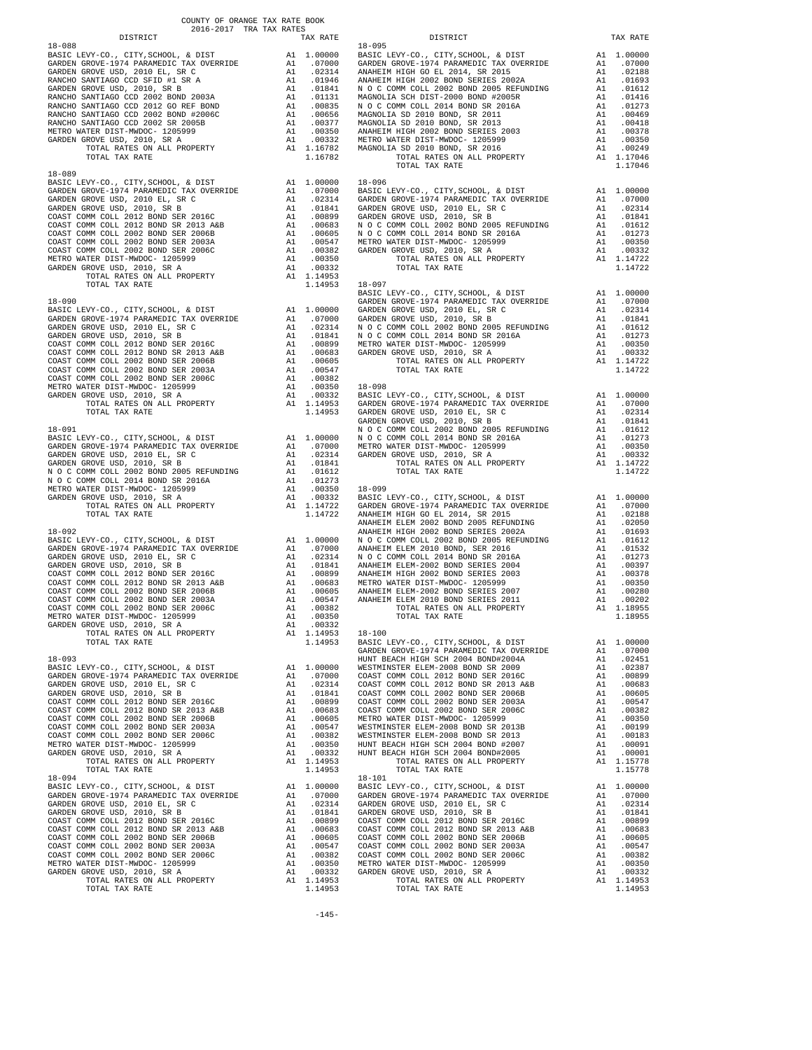COUNTY OF ORANGE TAX RATE BOOK
2016-2017 TRA TAX RATES

| DISTRICT | | TAX RATE |
|---|---|---|
| **18-088** | | |
| BASIC LEVY-CO., CITY,SCHOOL, & DIST | A1 | 1.00000 |
| GARDEN GROVE-1974 PARAMEDIC TAX OVERRIDE | A1 | .07000 |
| GARDEN GROVE USD, 2010 EL, SR C | A1 | .02314 |
| RANCHO SANTIAGO CCD SFID #1 SR A | A1 | .01946 |
| GARDEN GROVE USD, 2010, SR B | A1 | .01841 |
| RANCHO SANTIAGO CCD 2002 BOND 2003A | A1 | .01131 |
| RANCHO SANTIAGO CCD 2012 GO REF BOND | A1 | .00835 |
| RANCHO SANTIAGO CCD 2002 BOND #2006C | A1 | .00656 |
| RANCHO SANTIAGO CCD 2002 SR 2005B | A1 | .00377 |
| METRO WATER DIST-MWDOC- 1205999 | A1 | .00350 |
| GARDEN GROVE USD, 2010, SR A | A1 | .00332 |
| TOTAL RATES ON ALL PROPERTY | A1 | 1.16782 |
| TOTAL TAX RATE | | 1.16782 |
| **18-089** | | |
| BASIC LEVY-CO., CITY,SCHOOL, & DIST | A1 | 1.00000 |
| GARDEN GROVE-1974 PARAMEDIC TAX OVERRIDE | A1 | .07000 |
| GARDEN GROVE USD, 2010 EL, SR C | A1 | .02314 |
| GARDEN GROVE USD, 2010, SR B | A1 | .01841 |
| COAST COMM COLL 2012 BOND SER 2016C | A1 | .00899 |
| COAST COMM COLL 2012 BOND SR 2013 A&B | A1 | .00683 |
| COAST COMM COLL 2002 BOND SER 2006B | A1 | .00605 |
| COAST COMM COLL 2002 BOND SER 2003A | A1 | .00547 |
| COAST COMM COLL 2002 BOND SER 2006C | A1 | .00382 |
| METRO WATER DIST-MWDOC- 1205999 | A1 | .00350 |
| GARDEN GROVE USD, 2010, SR A | A1 | .00332 |
| TOTAL RATES ON ALL PROPERTY | A1 | 1.14953 |
| TOTAL TAX RATE | | 1.14953 |
| **18-090** | | |
| BASIC LEVY-CO., CITY,SCHOOL, & DIST | A1 | 1.00000 |
| GARDEN GROVE-1974 PARAMEDIC TAX OVERRIDE | A1 | .07000 |
| GARDEN GROVE USD, 2010 EL, SR C | A1 | .02314 |
| GARDEN GROVE USD, 2010, SR B | A1 | .01841 |
| COAST COMM COLL 2012 BOND SER 2016C | A1 | .00899 |
| COAST COMM COLL 2012 BOND SR 2013 A&B | A1 | .00683 |
| COAST COMM COLL 2002 BOND SER 2006B | A1 | .00605 |
| COAST COMM COLL 2002 BOND SER 2003A | A1 | .00547 |
| COAST COMM COLL 2002 BOND SER 2006C | A1 | .00382 |
| METRO WATER DIST-MWDOC- 1205999 | A1 | .00350 |
| GARDEN GROVE USD, 2010, SR A | A1 | .00332 |
| TOTAL RATES ON ALL PROPERTY | A1 | 1.14953 |
| TOTAL TAX RATE | | 1.14953 |
| **18-091** | | |
| BASIC LEVY-CO., CITY,SCHOOL, & DIST | A1 | 1.00000 |
| GARDEN GROVE-1974 PARAMEDIC TAX OVERRIDE | A1 | .07000 |
| GARDEN GROVE USD, 2010 EL, SR C | A1 | .02314 |
| GARDEN GROVE USD, 2010, SR B | A1 | .01841 |
| N O C COMM COLL 2002 BOND 2005 REFUNDING | A1 | .01612 |
| N O C COMM COLL 2014 BOND SR 2016A | A1 | .01273 |
| METRO WATER DIST-MWDOC- 1205999 | A1 | .00350 |
| GARDEN GROVE USD, 2010, SR A | A1 | .00332 |
| TOTAL RATES ON ALL PROPERTY | A1 | 1.14722 |
| TOTAL TAX RATE | | 1.14722 |
| **18-092** | | |
| BASIC LEVY-CO., CITY,SCHOOL, & DIST | A1 | 1.00000 |
| GARDEN GROVE-1974 PARAMEDIC TAX OVERRIDE | A1 | .07000 |
| GARDEN GROVE USD, 2010 EL, SR C | A1 | .02314 |
| GARDEN GROVE USD, 2010, SR B | A1 | .01841 |
| COAST COMM COLL 2012 BOND SER 2016C | A1 | .00899 |
| COAST COMM COLL 2012 BOND SR 2013 A&B | A1 | .00683 |
| COAST COMM COLL 2002 BOND SER 2006B | A1 | .00605 |
| COAST COMM COLL 2002 BOND SER 2003A | A1 | .00547 |
| COAST COMM COLL 2002 BOND SER 2006C | A1 | .00382 |
| METRO WATER DIST-MWDOC- 1205999 | A1 | .00350 |
| GARDEN GROVE USD, 2010, SR A | A1 | .00332 |
| TOTAL RATES ON ALL PROPERTY | A1 | 1.14953 |
| TOTAL TAX RATE | | 1.14953 |
| **18-093** | | |
| BASIC LEVY-CO., CITY,SCHOOL, & DIST | A1 | 1.00000 |
| GARDEN GROVE-1974 PARAMEDIC TAX OVERRIDE | A1 | .07000 |
| GARDEN GROVE USD, 2010 EL, SR C | A1 | .02314 |
| GARDEN GROVE USD, 2010, SR B | A1 | .01841 |
| COAST COMM COLL 2012 BOND SER 2016C | A1 | .00899 |
| COAST COMM COLL 2012 BOND SR 2013 A&B | A1 | .00683 |
| COAST COMM COLL 2002 BOND SER 2006B | A1 | .00605 |
| COAST COMM COLL 2002 BOND SER 2003A | A1 | .00547 |
| COAST COMM COLL 2002 BOND SER 2006C | A1 | .00382 |
| METRO WATER DIST-MWDOC- 1205999 | A1 | .00350 |
| GARDEN GROVE USD, 2010, SR A | A1 | .00332 |
| TOTAL RATES ON ALL PROPERTY | A1 | 1.14953 |
| TOTAL TAX RATE | | 1.14953 |
| **18-094** | | |
| BASIC LEVY-CO., CITY,SCHOOL, & DIST | A1 | 1.00000 |
| GARDEN GROVE-1974 PARAMEDIC TAX OVERRIDE | A1 | .07000 |
| GARDEN GROVE USD, 2010 EL, SR C | A1 | .02314 |
| GARDEN GROVE USD, 2010, SR B | A1 | .01841 |
| COAST COMM COLL 2012 BOND SER 2016C | A1 | .00899 |
| COAST COMM COLL 2012 BOND SR 2013 A&B | A1 | .00683 |
| COAST COMM COLL 2002 BOND SER 2006B | A1 | .00605 |
| COAST COMM COLL 2002 BOND SER 2003A | A1 | .00547 |
| COAST COMM COLL 2002 BOND SER 2006C | A1 | .00382 |
| METRO WATER DIST-MWDOC- 1205999 | A1 | .00350 |
| GARDEN GROVE USD, 2010, SR A | A1 | .00332 |
| TOTAL RATES ON ALL PROPERTY | A1 | 1.14953 |
| TOTAL TAX RATE | | 1.14953 |
| **18-095** | | |
| BASIC LEVY-CO., CITY,SCHOOL, & DIST | A1 | 1.00000 |
| GARDEN GROVE-1974 PARAMEDIC TAX OVERRIDE | A1 | .07000 |
| ANAHEIM HIGH GO EL 2014, SR 2015 | A1 | .02188 |
| ANAHEIM HIGH 2002 BOND SERIES 2002A | A1 | .01693 |
| N O C COMM COLL 2002 BOND 2005 REFUNDING | A1 | .01612 |
| MAGNOLIA SCH DIST-2000 BOND #2005R | A1 | .01416 |
| N O C COMM COLL 2014 BOND SR 2016A | A1 | .01273 |
| MAGNOLIA SD 2010 BOND, SR 2011 | A1 | .00469 |
| MAGNOLIA SD 2010 BOND, SR 2013 | A1 | .00418 |
| ANAHEIM HIGH 2002 BOND SERIES 2003 | A1 | .00378 |
| METRO WATER DIST-MWDOC- 1205999 | A1 | .00350 |
| MAGNOLIA SD 2010 BOND, SR 2016 | A1 | .00249 |
| TOTAL RATES ON ALL PROPERTY | A1 | 1.17046 |
| TOTAL TAX RATE | | 1.17046 |
| **18-096** | | |
| BASIC LEVY-CO., CITY,SCHOOL, & DIST | A1 | 1.00000 |
| GARDEN GROVE-1974 PARAMEDIC TAX OVERRIDE | A1 | .07000 |
| GARDEN GROVE USD, 2010 EL, SR C | A1 | .02314 |
| GARDEN GROVE USD, 2010, SR B | A1 | .01841 |
| N O C COMM COLL 2002 BOND 2005 REFUNDING | A1 | .01612 |
| N O C COMM COLL 2014 BOND SR 2016A | A1 | .01273 |
| METRO WATER DIST-MWDOC- 1205999 | A1 | .00350 |
| GARDEN GROVE USD, 2010, SR A | A1 | .00332 |
| TOTAL RATES ON ALL PROPERTY | A1 | 1.14722 |
| TOTAL TAX RATE | | 1.14722 |
| **18-097** | | |
| BASIC LEVY-CO., CITY,SCHOOL, & DIST | A1 | 1.00000 |
| GARDEN GROVE-1974 PARAMEDIC TAX OVERRIDE | A1 | .07000 |
| GARDEN GROVE USD, 2010 EL, SR C | A1 | .02314 |
| GARDEN GROVE USD, 2010, SR B | A1 | .01841 |
| N O C COMM COLL 2002 BOND 2005 REFUNDING | A1 | .01612 |
| N O C COMM COLL 2014 BOND SR 2016A | A1 | .01273 |
| METRO WATER DIST-MWDOC- 1205999 | A1 | .00350 |
| GARDEN GROVE USD, 2010, SR A | A1 | .00332 |
| TOTAL RATES ON ALL PROPERTY | A1 | 1.14722 |
| TOTAL TAX RATE | | 1.14722 |
| **18-098** | | |
| BASIC LEVY-CO., CITY,SCHOOL, & DIST | A1 | 1.00000 |
| GARDEN GROVE-1974 PARAMEDIC TAX OVERRIDE | A1 | .07000 |
| GARDEN GROVE USD, 2010 EL, SR C | A1 | .02314 |
| GARDEN GROVE USD, 2010, SR B | A1 | .01841 |
| N O C COMM COLL 2002 BOND 2005 REFUNDING | A1 | .01612 |
| N O C COMM COLL 2014 BOND SR 2016A | A1 | .01273 |
| METRO WATER DIST-MWDOC- 1205999 | A1 | .00350 |
| GARDEN GROVE USD, 2010, SR A | A1 | .00332 |
| TOTAL RATES ON ALL PROPERTY | A1 | 1.14722 |
| TOTAL TAX RATE | | 1.14722 |
| **18-099** | | |
| BASIC LEVY-CO., CITY,SCHOOL, & DIST | A1 | 1.00000 |
| GARDEN GROVE-1974 PARAMEDIC TAX OVERRIDE | A1 | .07000 |
| ANAHEIM HIGH GO EL 2014, SR 2015 | A1 | .02188 |
| ANAHEIM ELEM 2002 BOND 2005 REFUNDING | A1 | .02050 |
| ANAHEIM HIGH 2002 BOND SERIES 2002A | A1 | .01693 |
| N O C COMM COLL 2002 BOND 2005 REFUNDING | A1 | .01612 |
| ANAHEIM ELEM 2010 BOND, SER 2016 | A1 | .01532 |
| N O C COMM COLL 2014 BOND SR 2016A | A1 | .01273 |
| ANAHEIM ELEM-2002 BOND SERIES 2004 | A1 | .00397 |
| ANAHEIM HIGH 2002 BOND SERIES 2003 | A1 | .00378 |
| METRO WATER DIST-MWDOC- 1205999 | A1 | .00350 |
| ANAHEIM ELEM-2002 BOND SERIES 2007 | A1 | .00280 |
| ANAHEIM ELEM 2010 BOND SERIES 2011 | A1 | .00202 |
| TOTAL RATES ON ALL PROPERTY | A1 | 1.18955 |
| TOTAL TAX RATE | | 1.18955 |
| **18-100** | | |
| BASIC LEVY-CO., CITY,SCHOOL, & DIST | A1 | 1.00000 |
| GARDEN GROVE-1974 PARAMEDIC TAX OVERRIDE | A1 | .07000 |
| HUNT BEACH HIGH SCH 2004 BOND#2004A | A1 | .02451 |
| WESTMINSTER ELEM-2008 BOND SR 2009 | A1 | .02387 |
| COAST COMM COLL 2012 BOND SER 2016C | A1 | .00899 |
| COAST COMM COLL 2012 BOND SR 2013 A&B | A1 | .00683 |
| COAST COMM COLL 2002 BOND SER 2006B | A1 | .00605 |
| COAST COMM COLL 2002 BOND SER 2003A | A1 | .00547 |
| COAST COMM COLL 2002 BOND SER 2006C | A1 | .00382 |
| METRO WATER DIST-MWDOC- 1205999 | A1 | .00350 |
| WESTMINSTER ELEM-2008 BOND SR 2013B | A1 | .00199 |
| WESTMINSTER ELEM-2008 BOND SR 2013 | A1 | .00183 |
| HUNT BEACH HIGH SCH 2004 BOND #2007 | A1 | .00091 |
| HUNT BEACH HIGH SCH 2004 BOND#2005 | A1 | .00001 |
| TOTAL RATES ON ALL PROPERTY | A1 | 1.15778 |
| TOTAL TAX RATE | | 1.15778 |
| **18-101** | | |
| BASIC LEVY-CO., CITY,SCHOOL, & DIST | A1 | 1.00000 |
| GARDEN GROVE-1974 PARAMEDIC TAX OVERRIDE | A1 | .07000 |
| GARDEN GROVE USD, 2010 EL, SR C | A1 | .02314 |
| GARDEN GROVE USD, 2010, SR B | A1 | .01841 |
| COAST COMM COLL 2012 BOND SER 2016C | A1 | .00899 |
| COAST COMM COLL 2012 BOND SR 2013 A&B | A1 | .00683 |
| COAST COMM COLL 2002 BOND SER 2006B | A1 | .00605 |
| COAST COMM COLL 2002 BOND SER 2003A | A1 | .00547 |
| COAST COMM COLL 2002 BOND SER 2006C | A1 | .00382 |
| METRO WATER DIST-MWDOC- 1205999 | A1 | .00350 |
| GARDEN GROVE USD, 2010, SR A | A1 | .00332 |
| TOTAL RATES ON ALL PROPERTY | A1 | 1.14953 |
| TOTAL TAX RATE | | 1.14953 |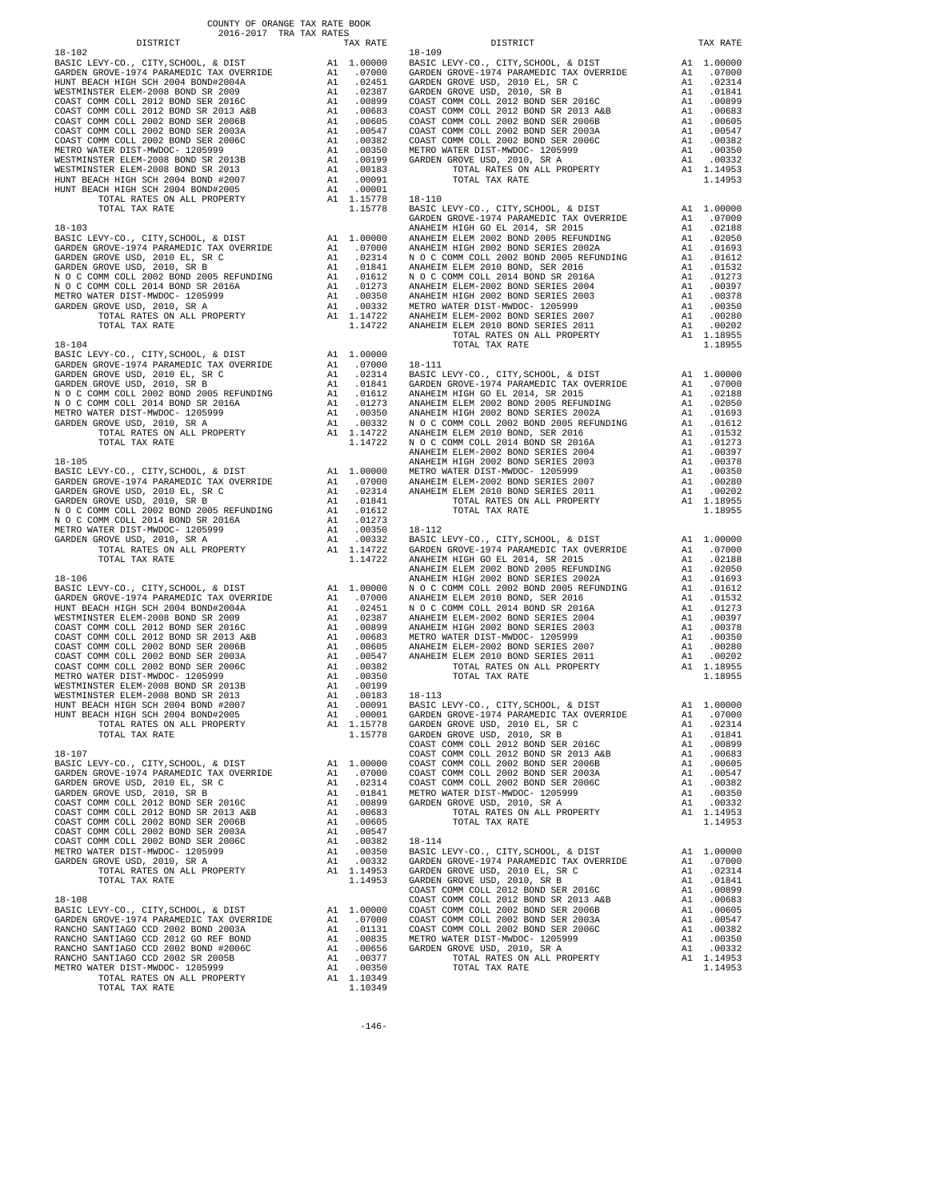COUNTY OF ORANGE TAX RATE BOOK
2016-2017 TRA TAX RATES

| DISTRICT | | TAX RATE |
|---|---|---|
| **18-102** | | |
| BASIC LEVY-CO., CITY,SCHOOL, & DIST | A1 | 1.00000 |
| GARDEN GROVE-1974 PARAMEDIC TAX OVERRIDE | A1 | .07000 |
| HUNT BEACH HIGH SCH 2004 BOND#2004A | A1 | .02451 |
| WESTMINSTER ELEM-2008 BOND SR 2009 | A1 | .02387 |
| COAST COMM COLL 2012 BOND SER 2016C | A1 | .00899 |
| COAST COMM COLL 2012 BOND SR 2013 A&B | A1 | .00683 |
| COAST COMM COLL 2002 BOND SER 2006B | A1 | .00605 |
| COAST COMM COLL 2002 BOND SER 2003A | A1 | .00547 |
| COAST COMM COLL 2002 BOND SER 2006C | A1 | .00382 |
| METRO WATER DIST-MWDOC- 1205999 | A1 | .00350 |
| WESTMINSTER ELEM-2008 BOND SR 2013B | A1 | .00199 |
| WESTMINSTER ELEM-2008 BOND SR 2013 | A1 | .00183 |
| HUNT BEACH HIGH SCH 2004 BOND #2007 | A1 | .00091 |
| HUNT BEACH HIGH SCH 2004 BOND#2005 | A1 | .00001 |
| TOTAL RATES ON ALL PROPERTY | A1 | 1.15778 |
| TOTAL TAX RATE | | 1.15778 |
| **18-103** | | |
| BASIC LEVY-CO., CITY,SCHOOL, & DIST | A1 | 1.00000 |
| GARDEN GROVE-1974 PARAMEDIC TAX OVERRIDE | A1 | .07000 |
| GARDEN GROVE USD, 2010 EL, SR C | A1 | .02314 |
| GARDEN GROVE USD, 2010, SR B | A1 | .01841 |
| N O C COMM COLL 2002 BOND 2005 REFUNDING | A1 | .01612 |
| N O C COMM COLL 2014 BOND SR 2016A | A1 | .01273 |
| METRO WATER DIST-MWDOC- 1205999 | A1 | .00350 |
| GARDEN GROVE USD, 2010, SR A | A1 | .00332 |
| TOTAL RATES ON ALL PROPERTY | A1 | 1.14722 |
| TOTAL TAX RATE | | 1.14722 |
| **18-104** | | |
| BASIC LEVY-CO., CITY,SCHOOL, & DIST | A1 | 1.00000 |
| GARDEN GROVE-1974 PARAMEDIC TAX OVERRIDE | A1 | .07000 |
| GARDEN GROVE USD, 2010 EL, SR C | A1 | .02314 |
| GARDEN GROVE USD, 2010, SR B | A1 | .01841 |
| N O C COMM COLL 2002 BOND 2005 REFUNDING | A1 | .01612 |
| N O C COMM COLL 2014 BOND SR 2016A | A1 | .01273 |
| METRO WATER DIST-MWDOC- 1205999 | A1 | .00350 |
| GARDEN GROVE USD, 2010, SR A | A1 | .00332 |
| TOTAL RATES ON ALL PROPERTY | A1 | 1.14722 |
| TOTAL TAX RATE | | 1.14722 |
| **18-105** | | |
| BASIC LEVY-CO., CITY,SCHOOL, & DIST | A1 | 1.00000 |
| GARDEN GROVE-1974 PARAMEDIC TAX OVERRIDE | A1 | .07000 |
| GARDEN GROVE USD, 2010 EL, SR C | A1 | .02314 |
| GARDEN GROVE USD, 2010, SR B | A1 | .01841 |
| N O C COMM COLL 2002 BOND 2005 REFUNDING | A1 | .01612 |
| N O C COMM COLL 2014 BOND SR 2016A | A1 | .01273 |
| METRO WATER DIST-MWDOC- 1205999 | A1 | .00350 |
| GARDEN GROVE USD, 2010, SR A | A1 | .00332 |
| TOTAL RATES ON ALL PROPERTY | A1 | 1.14722 |
| TOTAL TAX RATE | | 1.14722 |
| **18-106** | | |
| BASIC LEVY-CO., CITY,SCHOOL, & DIST | A1 | 1.00000 |
| GARDEN GROVE-1974 PARAMEDIC TAX OVERRIDE | A1 | .07000 |
| HUNT BEACH HIGH SCH 2004 BOND#2004A | A1 | .02451 |
| WESTMINSTER ELEM-2008 BOND SR 2009 | A1 | .02387 |
| COAST COMM COLL 2012 BOND SER 2016C | A1 | .00899 |
| COAST COMM COLL 2012 BOND SR 2013 A&B | A1 | .00683 |
| COAST COMM COLL 2002 BOND SER 2006B | A1 | .00605 |
| COAST COMM COLL 2002 BOND SER 2003A | A1 | .00547 |
| COAST COMM COLL 2002 BOND SER 2006C | A1 | .00382 |
| METRO WATER DIST-MWDOC- 1205999 | A1 | .00350 |
| WESTMINSTER ELEM-2008 BOND SR 2013B | A1 | .00199 |
| WESTMINSTER ELEM-2008 BOND SR 2013 | A1 | .00183 |
| HUNT BEACH HIGH SCH 2004 BOND #2007 | A1 | .00091 |
| HUNT BEACH HIGH SCH 2004 BOND#2005 | A1 | .00001 |
| TOTAL RATES ON ALL PROPERTY | A1 | 1.15778 |
| TOTAL TAX RATE | | 1.15778 |
| **18-107** | | |
| BASIC LEVY-CO., CITY,SCHOOL, & DIST | A1 | 1.00000 |
| GARDEN GROVE-1974 PARAMEDIC TAX OVERRIDE | A1 | .07000 |
| GARDEN GROVE USD, 2010 EL, SR C | A1 | .02314 |
| GARDEN GROVE USD, 2010, SR B | A1 | .01841 |
| COAST COMM COLL 2012 BOND SER 2016C | A1 | .00899 |
| COAST COMM COLL 2012 BOND SR 2013 A&B | A1 | .00683 |
| COAST COMM COLL 2002 BOND SER 2006B | A1 | .00605 |
| COAST COMM COLL 2002 BOND SER 2003A | A1 | .00547 |
| COAST COMM COLL 2002 BOND SER 2006C | A1 | .00382 |
| METRO WATER DIST-MWDOC- 1205999 | A1 | .00350 |
| GARDEN GROVE USD, 2010, SR A | A1 | .00332 |
| TOTAL RATES ON ALL PROPERTY | A1 | 1.14953 |
| TOTAL TAX RATE | | 1.14953 |
| **18-108** | | |
| BASIC LEVY-CO., CITY,SCHOOL, & DIST | A1 | 1.00000 |
| GARDEN GROVE-1974 PARAMEDIC TAX OVERRIDE | A1 | .07000 |
| RANCHO SANTIAGO CCD 2002 BOND 2003A | A1 | .01131 |
| RANCHO SANTIAGO CCD 2012 GO REF BOND | A1 | .00835 |
| RANCHO SANTIAGO CCD 2002 BOND #2006C | A1 | .00656 |
| RANCHO SANTIAGO CCD 2002 SR 2005B | A1 | .00377 |
| METRO WATER DIST-MWDOC- 1205999 | A1 | .00350 |
| TOTAL RATES ON ALL PROPERTY | A1 | 1.10349 |
| TOTAL TAX RATE | | 1.10349 |
| **18-109** | | |
| BASIC LEVY-CO., CITY,SCHOOL, & DIST | A1 | 1.00000 |
| GARDEN GROVE-1974 PARAMEDIC TAX OVERRIDE | A1 | .07000 |
| GARDEN GROVE USD, 2010 EL, SR C | A1 | .02314 |
| GARDEN GROVE USD, 2010, SR B | A1 | .01841 |
| COAST COMM COLL 2012 BOND SER 2016C | A1 | .00899 |
| COAST COMM COLL 2012 BOND SR 2013 A&B | A1 | .00683 |
| COAST COMM COLL 2002 BOND SER 2006B | A1 | .00605 |
| COAST COMM COLL 2002 BOND SER 2003A | A1 | .00547 |
| COAST COMM COLL 2002 BOND SER 2006C | A1 | .00382 |
| METRO WATER DIST-MWDOC- 1205999 | A1 | .00350 |
| GARDEN GROVE USD, 2010, SR A | A1 | .00332 |
| TOTAL RATES ON ALL PROPERTY | A1 | 1.14953 |
| TOTAL TAX RATE | | 1.14953 |
| **18-110** | | |
| BASIC LEVY-CO., CITY,SCHOOL, & DIST | A1 | 1.00000 |
| GARDEN GROVE-1974 PARAMEDIC TAX OVERRIDE | A1 | .07000 |
| ANAHEIM HIGH GO EL 2014, SR 2015 | A1 | .02188 |
| ANAHEIM ELEM 2002 BOND 2005 REFUNDING | A1 | .02050 |
| ANAHEIM HIGH 2002 BOND SERIES 2002A | A1 | .01693 |
| N O C COMM COLL 2002 BOND 2005 REFUNDING | A1 | .01612 |
| ANAHEIM ELEM 2010 BOND, SER 2016 | A1 | .01532 |
| N O C COMM COLL 2014 BOND SR 2016A | A1 | .01273 |
| ANAHEIM ELEM-2002 BOND SERIES 2004 | A1 | .00397 |
| ANAHEIM HIGH 2002 BOND SERIES 2003 | A1 | .00378 |
| METRO WATER DIST-MWDOC- 1205999 | A1 | .00350 |
| ANAHEIM ELEM-2002 BOND SERIES 2007 | A1 | .00280 |
| ANAHEIM ELEM 2010 BOND SERIES 2011 | A1 | .00202 |
| TOTAL RATES ON ALL PROPERTY | A1 | 1.18955 |
| TOTAL TAX RATE | | 1.18955 |
| **18-111** | | |
| BASIC LEVY-CO., CITY,SCHOOL, & DIST | A1 | 1.00000 |
| GARDEN GROVE-1974 PARAMEDIC TAX OVERRIDE | A1 | .07000 |
| ANAHEIM HIGH GO EL 2014, SR 2015 | A1 | .02188 |
| ANAHEIM ELEM 2002 BOND 2005 REFUNDING | A1 | .02050 |
| ANAHEIM HIGH 2002 BOND SERIES 2002A | A1 | .01693 |
| N O C COMM COLL 2002 BOND 2005 REFUNDING | A1 | .01612 |
| ANAHEIM ELEM 2010 BOND, SER 2016 | A1 | .01532 |
| N O C COMM COLL 2014 BOND SR 2016A | A1 | .01273 |
| ANAHEIM ELEM-2002 BOND SERIES 2004 | A1 | .00397 |
| ANAHEIM HIGH 2002 BOND SERIES 2003 | A1 | .00378 |
| METRO WATER DIST-MWDOC- 1205999 | A1 | .00350 |
| ANAHEIM ELEM-2002 BOND SERIES 2007 | A1 | .00280 |
| ANAHEIM ELEM 2010 BOND SERIES 2011 | A1 | .00202 |
| TOTAL RATES ON ALL PROPERTY | A1 | 1.18955 |
| TOTAL TAX RATE | | 1.18955 |
| **18-112** | | |
| BASIC LEVY-CO., CITY,SCHOOL, & DIST | A1 | 1.00000 |
| GARDEN GROVE-1974 PARAMEDIC TAX OVERRIDE | A1 | .07000 |
| ANAHEIM HIGH GO EL 2014, SR 2015 | A1 | .02188 |
| ANAHEIM ELEM 2002 BOND 2005 REFUNDING | A1 | .02050 |
| ANAHEIM HIGH 2002 BOND SERIES 2002A | A1 | .01693 |
| N O C COMM COLL 2002 BOND 2005 REFUNDING | A1 | .01612 |
| ANAHEIM ELEM 2010 BOND, SER 2016 | A1 | .01532 |
| N O C COMM COLL 2014 BOND SR 2016A | A1 | .01273 |
| ANAHEIM ELEM-2002 BOND SERIES 2004 | A1 | .00397 |
| ANAHEIM HIGH 2002 BOND SERIES 2003 | A1 | .00378 |
| METRO WATER DIST-MWDOC- 1205999 | A1 | .00350 |
| ANAHEIM ELEM-2002 BOND SERIES 2007 | A1 | .00280 |
| ANAHEIM ELEM 2010 BOND SERIES 2011 | A1 | .00202 |
| TOTAL RATES ON ALL PROPERTY | A1 | 1.18955 |
| TOTAL TAX RATE | | 1.18955 |
| **18-113** | | |
| BASIC LEVY-CO., CITY,SCHOOL, & DIST | A1 | 1.00000 |
| GARDEN GROVE-1974 PARAMEDIC TAX OVERRIDE | A1 | .07000 |
| GARDEN GROVE USD, 2010 EL, SR C | A1 | .02314 |
| GARDEN GROVE USD, 2010, SR B | A1 | .01841 |
| COAST COMM COLL 2012 BOND SER 2016C | A1 | .00899 |
| COAST COMM COLL 2012 BOND SR 2013 A&B | A1 | .00683 |
| COAST COMM COLL 2002 BOND SER 2006B | A1 | .00605 |
| COAST COMM COLL 2002 BOND SER 2003A | A1 | .00547 |
| COAST COMM COLL 2002 BOND SER 2006C | A1 | .00382 |
| METRO WATER DIST-MWDOC- 1205999 | A1 | .00350 |
| GARDEN GROVE USD, 2010, SR A | A1 | .00332 |
| TOTAL RATES ON ALL PROPERTY | A1 | 1.14953 |
| TOTAL TAX RATE | | 1.14953 |
| **18-114** | | |
| BASIC LEVY-CO., CITY,SCHOOL, & DIST | A1 | 1.00000 |
| GARDEN GROVE-1974 PARAMEDIC TAX OVERRIDE | A1 | .07000 |
| GARDEN GROVE USD, 2010 EL, SR C | A1 | .02314 |
| GARDEN GROVE USD, 2010, SR B | A1 | .01841 |
| COAST COMM COLL 2012 BOND SER 2016C | A1 | .00899 |
| COAST COMM COLL 2012 BOND SR 2013 A&B | A1 | .00683 |
| COAST COMM COLL 2002 BOND SER 2006B | A1 | .00605 |
| COAST COMM COLL 2002 BOND SER 2003A | A1 | .00547 |
| COAST COMM COLL 2002 BOND SER 2006C | A1 | .00382 |
| METRO WATER DIST-MWDOC- 1205999 | A1 | .00350 |
| GARDEN GROVE USD, 2010, SR A | A1 | .00332 |
| TOTAL RATES ON ALL PROPERTY | A1 | 1.14953 |
| TOTAL TAX RATE | | 1.14953 |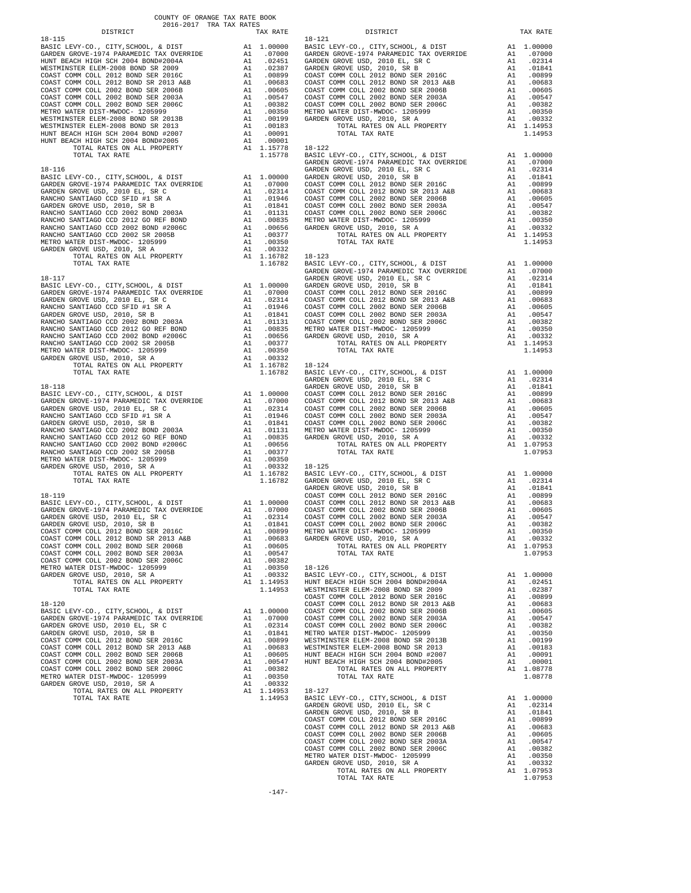COUNTY OF ORANGE TAX RATE BOOK
2016-2017 TRA TAX RATES

| DISTRICT | | TAX RATE |
|---|---|---|
| **18-115** | | |
| BASIC LEVY-CO., CITY,SCHOOL, & DIST | A1 | 1.00000 |
| GARDEN GROVE-1974 PARAMEDIC TAX OVERRIDE | A1 | .07000 |
| HUNT BEACH HIGH SCH 2004 BOND#2004A | A1 | .02451 |
| WESTMINSTER ELEM-2008 BOND SR 2009 | A1 | .02387 |
| COAST COMM COLL 2012 BOND SER 2016C | A1 | .00899 |
| COAST COMM COLL 2012 BOND SR 2013 A&B | A1 | .00683 |
| COAST COMM COLL 2002 BOND SER 2006B | A1 | .00605 |
| COAST COMM COLL 2002 BOND SER 2003A | A1 | .00547 |
| COAST COMM COLL 2002 BOND SER 2006C | A1 | .00382 |
| METRO WATER DIST-MWDOC- 1205999 | A1 | .00350 |
| WESTMINSTER ELEM-2008 BOND SR 2013B | A1 | .00199 |
| WESTMINSTER ELEM-2008 BOND SR 2013 | A1 | .00183 |
| HUNT BEACH HIGH SCH 2004 BOND #2007 | A1 | .00091 |
| HUNT BEACH HIGH SCH 2004 BOND#2005 | A1 | .00001 |
| TOTAL RATES ON ALL PROPERTY | A1 | 1.15778 |
| TOTAL TAX RATE | | 1.15778 |
| **18-116** | | |
| BASIC LEVY-CO., CITY,SCHOOL, & DIST | A1 | 1.00000 |
| GARDEN GROVE-1974 PARAMEDIC TAX OVERRIDE | A1 | .07000 |
| GARDEN GROVE USD, 2010 EL, SR C | A1 | .02314 |
| RANCHO SANTIAGO CCD SFID #1 SR A | A1 | .01946 |
| GARDEN GROVE USD, 2010, SR B | A1 | .01841 |
| RANCHO SANTIAGO CCD 2002 BOND 2003A | A1 | .01131 |
| RANCHO SANTIAGO CCD 2012 GO REF BOND | A1 | .00835 |
| RANCHO SANTIAGO CCD 2002 BOND #2006C | A1 | .00656 |
| RANCHO SANTIAGO CCD 2002 SR 2005B | A1 | .00377 |
| METRO WATER DIST-MWDOC- 1205999 | A1 | .00350 |
| GARDEN GROVE USD, 2010, SR A | A1 | .00332 |
| TOTAL RATES ON ALL PROPERTY | A1 | 1.16782 |
| TOTAL TAX RATE | | 1.16782 |
| **18-117** | | |
| BASIC LEVY-CO., CITY,SCHOOL, & DIST | A1 | 1.00000 |
| GARDEN GROVE-1974 PARAMEDIC TAX OVERRIDE | A1 | .07000 |
| GARDEN GROVE USD, 2010 EL, SR C | A1 | .02314 |
| RANCHO SANTIAGO CCD SFID #1 SR A | A1 | .01946 |
| GARDEN GROVE USD, 2010, SR B | A1 | .01841 |
| RANCHO SANTIAGO CCD 2002 BOND 2003A | A1 | .01131 |
| RANCHO SANTIAGO CCD 2012 GO REF BOND | A1 | .00835 |
| RANCHO SANTIAGO CCD 2002 BOND #2006C | A1 | .00656 |
| RANCHO SANTIAGO CCD 2002 SR 2005B | A1 | .00377 |
| METRO WATER DIST-MWDOC- 1205999 | A1 | .00350 |
| GARDEN GROVE USD, 2010, SR A | A1 | .00332 |
| TOTAL RATES ON ALL PROPERTY | A1 | 1.16782 |
| TOTAL TAX RATE | | 1.16782 |
| **18-118** | | |
| BASIC LEVY-CO., CITY,SCHOOL, & DIST | A1 | 1.00000 |
| GARDEN GROVE-1974 PARAMEDIC TAX OVERRIDE | A1 | .07000 |
| GARDEN GROVE USD, 2010 EL, SR C | A1 | .02314 |
| RANCHO SANTIAGO CCD SFID #1 SR A | A1 | .01946 |
| GARDEN GROVE USD, 2010, SR B | A1 | .01841 |
| RANCHO SANTIAGO CCD 2002 BOND 2003A | A1 | .01131 |
| RANCHO SANTIAGO CCD 2012 GO REF BOND | A1 | .00835 |
| RANCHO SANTIAGO CCD 2002 BOND #2006C | A1 | .00656 |
| RANCHO SANTIAGO CCD 2002 SR 2005B | A1 | .00377 |
| METRO WATER DIST-MWDOC- 1205999 | A1 | .00350 |
| GARDEN GROVE USD, 2010, SR A | A1 | .00332 |
| TOTAL RATES ON ALL PROPERTY | A1 | 1.16782 |
| TOTAL TAX RATE | | 1.16782 |
| **18-119** | | |
| BASIC LEVY-CO., CITY,SCHOOL, & DIST | A1 | 1.00000 |
| GARDEN GROVE-1974 PARAMEDIC TAX OVERRIDE | A1 | .07000 |
| GARDEN GROVE USD, 2010 EL, SR C | A1 | .02314 |
| GARDEN GROVE USD, 2010, SR B | A1 | .01841 |
| COAST COMM COLL 2012 BOND SER 2016C | A1 | .00899 |
| COAST COMM COLL 2012 BOND SR 2013 A&B | A1 | .00683 |
| COAST COMM COLL 2002 BOND SER 2006B | A1 | .00605 |
| COAST COMM COLL 2002 BOND SER 2003A | A1 | .00547 |
| COAST COMM COLL 2002 BOND SER 2006C | A1 | .00382 |
| METRO WATER DIST-MWDOC- 1205999 | A1 | .00350 |
| GARDEN GROVE USD, 2010, SR A | A1 | .00332 |
| TOTAL RATES ON ALL PROPERTY | A1 | 1.14953 |
| TOTAL TAX RATE | | 1.14953 |
| **18-120** | | |
| BASIC LEVY-CO., CITY,SCHOOL, & DIST | A1 | 1.00000 |
| GARDEN GROVE-1974 PARAMEDIC TAX OVERRIDE | A1 | .07000 |
| GARDEN GROVE USD, 2010 EL, SR C | A1 | .02314 |
| GARDEN GROVE USD, 2010, SR B | A1 | .01841 |
| COAST COMM COLL 2012 BOND SER 2016C | A1 | .00899 |
| COAST COMM COLL 2012 BOND SR 2013 A&B | A1 | .00683 |
| COAST COMM COLL 2002 BOND SER 2006B | A1 | .00605 |
| COAST COMM COLL 2002 BOND SER 2003A | A1 | .00547 |
| COAST COMM COLL 2002 BOND SER 2006C | A1 | .00382 |
| METRO WATER DIST-MWDOC- 1205999 | A1 | .00350 |
| GARDEN GROVE USD, 2010, SR A | A1 | .00332 |
| TOTAL RATES ON ALL PROPERTY | A1 | 1.14953 |
| TOTAL TAX RATE | | 1.14953 |
| **18-121** | | |
| BASIC LEVY-CO., CITY,SCHOOL, & DIST | A1 | 1.00000 |
| GARDEN GROVE-1974 PARAMEDIC TAX OVERRIDE | A1 | .07000 |
| GARDEN GROVE USD, 2010 EL, SR C | A1 | .02314 |
| GARDEN GROVE USD, 2010, SR B | A1 | .01841 |
| COAST COMM COLL 2012 BOND SER 2016C | A1 | .00899 |
| COAST COMM COLL 2012 BOND SR 2013 A&B | A1 | .00683 |
| COAST COMM COLL 2002 BOND SER 2006B | A1 | .00605 |
| COAST COMM COLL 2002 BOND SER 2003A | A1 | .00547 |
| COAST COMM COLL 2002 BOND SER 2006C | A1 | .00382 |
| METRO WATER DIST-MWDOC- 1205999 | A1 | .00350 |
| GARDEN GROVE USD, 2010, SR A | A1 | .00332 |
| TOTAL RATES ON ALL PROPERTY | A1 | 1.14953 |
| TOTAL TAX RATE | | 1.14953 |
| **18-122** | | |
| BASIC LEVY-CO., CITY,SCHOOL, & DIST | A1 | 1.00000 |
| GARDEN GROVE-1974 PARAMEDIC TAX OVERRIDE | A1 | .07000 |
| GARDEN GROVE USD, 2010 EL, SR C | A1 | .02314 |
| GARDEN GROVE USD, 2010, SR B | A1 | .01841 |
| COAST COMM COLL 2012 BOND SER 2016C | A1 | .00899 |
| COAST COMM COLL 2012 BOND SR 2013 A&B | A1 | .00683 |
| COAST COMM COLL 2002 BOND SER 2006B | A1 | .00605 |
| COAST COMM COLL 2002 BOND SER 2003A | A1 | .00547 |
| COAST COMM COLL 2002 BOND SER 2006C | A1 | .00382 |
| METRO WATER DIST-MWDOC- 1205999 | A1 | .00350 |
| GARDEN GROVE USD, 2010, SR A | A1 | .00332 |
| TOTAL RATES ON ALL PROPERTY | A1 | 1.14953 |
| TOTAL TAX RATE | | 1.14953 |
| **18-123** | | |
| BASIC LEVY-CO., CITY,SCHOOL, & DIST | A1 | 1.00000 |
| GARDEN GROVE-1974 PARAMEDIC TAX OVERRIDE | A1 | .07000 |
| GARDEN GROVE USD, 2010 EL, SR C | A1 | .02314 |
| GARDEN GROVE USD, 2010, SR B | A1 | .01841 |
| COAST COMM COLL 2012 BOND SER 2016C | A1 | .00899 |
| COAST COMM COLL 2012 BOND SR 2013 A&B | A1 | .00683 |
| COAST COMM COLL 2002 BOND SER 2006B | A1 | .00605 |
| COAST COMM COLL 2002 BOND SER 2003A | A1 | .00547 |
| COAST COMM COLL 2002 BOND SER 2006C | A1 | .00382 |
| METRO WATER DIST-MWDOC- 1205999 | A1 | .00350 |
| GARDEN GROVE USD, 2010, SR A | A1 | .00332 |
| TOTAL RATES ON ALL PROPERTY | A1 | 1.14953 |
| TOTAL TAX RATE | | 1.14953 |
| **18-124** | | |
| BASIC LEVY-CO., CITY,SCHOOL, & DIST | A1 | 1.00000 |
| GARDEN GROVE USD, 2010 EL, SR C | A1 | .02314 |
| GARDEN GROVE USD, 2010, SR B | A1 | .01841 |
| COAST COMM COLL 2012 BOND SER 2016C | A1 | .00899 |
| COAST COMM COLL 2012 BOND SR 2013 A&B | A1 | .00683 |
| COAST COMM COLL 2002 BOND SER 2006B | A1 | .00605 |
| COAST COMM COLL 2002 BOND SER 2003A | A1 | .00547 |
| COAST COMM COLL 2002 BOND SER 2006C | A1 | .00382 |
| METRO WATER DIST-MWDOC- 1205999 | A1 | .00350 |
| GARDEN GROVE USD, 2010, SR A | A1 | .00332 |
| TOTAL RATES ON ALL PROPERTY | A1 | 1.07953 |
| TOTAL TAX RATE | | 1.07953 |
| **18-125** | | |
| BASIC LEVY-CO., CITY,SCHOOL, & DIST | A1 | 1.00000 |
| GARDEN GROVE USD, 2010 EL, SR C | A1 | .02314 |
| GARDEN GROVE USD, 2010, SR B | A1 | .01841 |
| COAST COMM COLL 2012 BOND SER 2016C | A1 | .00899 |
| COAST COMM COLL 2012 BOND SR 2013 A&B | A1 | .00683 |
| COAST COMM COLL 2002 BOND SER 2006B | A1 | .00605 |
| COAST COMM COLL 2002 BOND SER 2003A | A1 | .00547 |
| COAST COMM COLL 2002 BOND SER 2006C | A1 | .00382 |
| METRO WATER DIST-MWDOC- 1205999 | A1 | .00350 |
| GARDEN GROVE USD, 2010, SR A | A1 | .00332 |
| TOTAL RATES ON ALL PROPERTY | A1 | 1.07953 |
| TOTAL TAX RATE | | 1.07953 |
| **18-126** | | |
| BASIC LEVY-CO., CITY,SCHOOL, & DIST | A1 | 1.00000 |
| HUNT BEACH HIGH SCH 2004 BOND#2004A | A1 | .02451 |
| WESTMINSTER ELEM-2008 BOND SR 2009 | A1 | .02387 |
| COAST COMM COLL 2012 BOND SER 2016C | A1 | .00899 |
| COAST COMM COLL 2012 BOND SR 2013 A&B | A1 | .00683 |
| COAST COMM COLL 2002 BOND SER 2006B | A1 | .00605 |
| COAST COMM COLL 2002 BOND SER 2003A | A1 | .00547 |
| COAST COMM COLL 2002 BOND SER 2006C | A1 | .00382 |
| METRO WATER DIST-MWDOC- 1205999 | A1 | .00350 |
| WESTMINSTER ELEM-2008 BOND SR 2013B | A1 | .00199 |
| WESTMINSTER ELEM-2008 BOND SR 2013 | A1 | .00183 |
| HUNT BEACH HIGH SCH 2004 BOND #2007 | A1 | .00091 |
| HUNT BEACH HIGH SCH 2004 BOND#2005 | A1 | .00001 |
| TOTAL RATES ON ALL PROPERTY | A1 | 1.08778 |
| TOTAL TAX RATE | | 1.08778 |
| **18-127** | | |
| BASIC LEVY-CO., CITY,SCHOOL, & DIST | A1 | 1.00000 |
| GARDEN GROVE USD, 2010 EL, SR C | A1 | .02314 |
| GARDEN GROVE USD, 2010, SR B | A1 | .01841 |
| COAST COMM COLL 2012 BOND SER 2016C | A1 | .00899 |
| COAST COMM COLL 2012 BOND SR 2013 A&B | A1 | .00683 |
| COAST COMM COLL 2002 BOND SER 2006B | A1 | .00605 |
| COAST COMM COLL 2002 BOND SER 2003A | A1 | .00547 |
| COAST COMM COLL 2002 BOND SER 2006C | A1 | .00382 |
| METRO WATER DIST-MWDOC- 1205999 | A1 | .00350 |
| GARDEN GROVE USD, 2010, SR A | A1 | .00332 |
| TOTAL RATES ON ALL PROPERTY | A1 | 1.07953 |
| TOTAL TAX RATE | | 1.07953 |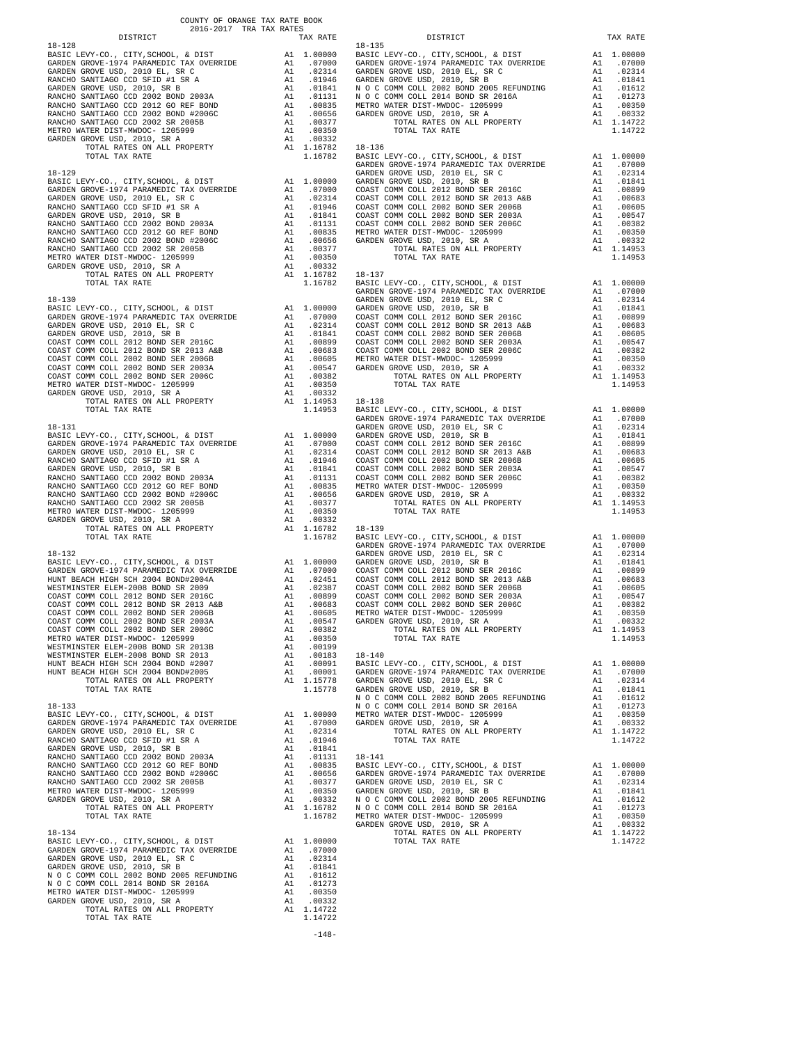COUNTY OF ORANGE TAX RATE BOOK
2016-2017 TRA TAX RATES

| DISTRICT | | TAX RATE |
|---|---|---|
| **18-128** | | |
| BASIC LEVY-CO., CITY,SCHOOL, & DIST | A1 | 1.00000 |
| GARDEN GROVE-1974 PARAMEDIC TAX OVERRIDE | A1 | .07000 |
| GARDEN GROVE USD, 2010 EL, SR C | A1 | .02314 |
| RANCHO SANTIAGO CCD SFID #1 SR A | A1 | .01946 |
| GARDEN GROVE USD, 2010, SR B | A1 | .01841 |
| RANCHO SANTIAGO CCD 2002 BOND 2003A | A1 | .01131 |
| RANCHO SANTIAGO CCD 2012 GO REF BOND | A1 | .00835 |
| RANCHO SANTIAGO CCD 2002 BOND #2006C | A1 | .00656 |
| RANCHO SANTIAGO CCD 2002 SR 2005B | A1 | .00377 |
| METRO WATER DIST-MWDOC- 1205999 | A1 | .00350 |
| GARDEN GROVE USD, 2010, SR A | A1 | .00332 |
| TOTAL RATES ON ALL PROPERTY | A1 | 1.16782 |
| TOTAL TAX RATE | | 1.16782 |
| **18-129** | | |
| BASIC LEVY-CO., CITY,SCHOOL, & DIST | A1 | 1.00000 |
| GARDEN GROVE-1974 PARAMEDIC TAX OVERRIDE | A1 | .07000 |
| GARDEN GROVE USD, 2010 EL, SR C | A1 | .02314 |
| RANCHO SANTIAGO CCD SFID #1 SR A | A1 | .01946 |
| GARDEN GROVE USD, 2010, SR B | A1 | .01841 |
| RANCHO SANTIAGO CCD 2002 BOND 2003A | A1 | .01131 |
| RANCHO SANTIAGO CCD 2012 GO REF BOND | A1 | .00835 |
| RANCHO SANTIAGO CCD 2002 BOND #2006C | A1 | .00656 |
| RANCHO SANTIAGO CCD 2002 SR 2005B | A1 | .00377 |
| METRO WATER DIST-MWDOC- 1205999 | A1 | .00350 |
| GARDEN GROVE USD, 2010, SR A | A1 | .00332 |
| TOTAL RATES ON ALL PROPERTY | A1 | 1.16782 |
| TOTAL TAX RATE | | 1.16782 |
| **18-130** | | |
| BASIC LEVY-CO., CITY,SCHOOL, & DIST | A1 | 1.00000 |
| GARDEN GROVE-1974 PARAMEDIC TAX OVERRIDE | A1 | .07000 |
| GARDEN GROVE USD, 2010 EL, SR C | A1 | .02314 |
| GARDEN GROVE USD, 2010, SR B | A1 | .01841 |
| COAST COMM COLL 2012 BOND SER 2016C | A1 | .00899 |
| COAST COMM COLL 2012 BOND SR 2013 A&B | A1 | .00683 |
| COAST COMM COLL 2002 BOND SER 2006B | A1 | .00605 |
| COAST COMM COLL 2002 BOND SER 2003A | A1 | .00547 |
| COAST COMM COLL 2002 BOND SER 2006C | A1 | .00382 |
| METRO WATER DIST-MWDOC- 1205999 | A1 | .00350 |
| GARDEN GROVE USD, 2010, SR A | A1 | .00332 |
| TOTAL RATES ON ALL PROPERTY | A1 | 1.14953 |
| TOTAL TAX RATE | | 1.14953 |
| **18-131** | | |
| BASIC LEVY-CO., CITY,SCHOOL, & DIST | A1 | 1.00000 |
| GARDEN GROVE-1974 PARAMEDIC TAX OVERRIDE | A1 | .07000 |
| GARDEN GROVE USD, 2010 EL, SR C | A1 | .02314 |
| RANCHO SANTIAGO CCD SFID #1 SR A | A1 | .01946 |
| GARDEN GROVE USD, 2010, SR B | A1 | .01841 |
| RANCHO SANTIAGO CCD 2002 BOND 2003A | A1 | .01131 |
| RANCHO SANTIAGO CCD 2012 GO REF BOND | A1 | .00835 |
| RANCHO SANTIAGO CCD 2002 BOND #2006C | A1 | .00656 |
| RANCHO SANTIAGO CCD 2002 SR 2005B | A1 | .00377 |
| METRO WATER DIST-MWDOC- 1205999 | A1 | .00350 |
| GARDEN GROVE USD, 2010, SR A | A1 | .00332 |
| TOTAL RATES ON ALL PROPERTY | A1 | 1.16782 |
| TOTAL TAX RATE | | 1.16782 |
| **18-132** | | |
| BASIC LEVY-CO., CITY,SCHOOL, & DIST | A1 | 1.00000 |
| GARDEN GROVE-1974 PARAMEDIC TAX OVERRIDE | A1 | .07000 |
| HUNT BEACH HIGH SCH 2004 BOND#2004A | A1 | .02451 |
| WESTMINSTER ELEM-2008 BOND SR 2009 | A1 | .02387 |
| COAST COMM COLL 2012 BOND SER 2016C | A1 | .00899 |
| COAST COMM COLL 2012 BOND SR 2013 A&B | A1 | .00683 |
| COAST COMM COLL 2002 BOND SER 2006B | A1 | .00605 |
| COAST COMM COLL 2002 BOND SER 2003A | A1 | .00547 |
| COAST COMM COLL 2002 BOND SER 2006C | A1 | .00382 |
| METRO WATER DIST-MWDOC- 1205999 | A1 | .00350 |
| WESTMINSTER ELEM-2008 BOND SR 2013B | A1 | .00199 |
| WESTMINSTER ELEM-2008 BOND SR 2013 | A1 | .00183 |
| HUNT BEACH HIGH SCH 2004 BOND #2007 | A1 | .00091 |
| HUNT BEACH HIGH SCH 2004 BOND#2005 | A1 | .00001 |
| TOTAL RATES ON ALL PROPERTY | A1 | 1.15778 |
| TOTAL TAX RATE | | 1.15778 |
| **18-133** | | |
| BASIC LEVY-CO., CITY,SCHOOL, & DIST | A1 | 1.00000 |
| GARDEN GROVE-1974 PARAMEDIC TAX OVERRIDE | A1 | .07000 |
| GARDEN GROVE USD, 2010 EL, SR C | A1 | .02314 |
| RANCHO SANTIAGO CCD SFID #1 SR A | A1 | .01946 |
| GARDEN GROVE USD, 2010, SR B | A1 | .01841 |
| RANCHO SANTIAGO CCD 2002 BOND 2003A | A1 | .01131 |
| RANCHO SANTIAGO CCD 2012 GO REF BOND | A1 | .00835 |
| RANCHO SANTIAGO CCD 2002 BOND #2006C | A1 | .00656 |
| RANCHO SANTIAGO CCD 2002 SR 2005B | A1 | .00377 |
| METRO WATER DIST-MWDOC- 1205999 | A1 | .00350 |
| GARDEN GROVE USD, 2010, SR A | A1 | .00332 |
| TOTAL RATES ON ALL PROPERTY | A1 | 1.16782 |
| TOTAL TAX RATE | | 1.16782 |
| **18-134** | | |
| BASIC LEVY-CO., CITY,SCHOOL, & DIST | A1 | 1.00000 |
| GARDEN GROVE-1974 PARAMEDIC TAX OVERRIDE | A1 | .07000 |
| GARDEN GROVE USD, 2010 EL, SR C | A1 | .02314 |
| GARDEN GROVE USD, 2010, SR B | A1 | .01841 |
| N O C COMM COLL 2002 BOND 2005 REFUNDING | A1 | .01612 |
| N O C COMM COLL 2014 BOND SR 2016A | A1 | .01273 |
| METRO WATER DIST-MWDOC- 1205999 | A1 | .00350 |
| GARDEN GROVE USD, 2010, SR A | A1 | .00332 |
| TOTAL RATES ON ALL PROPERTY | A1 | 1.14722 |
| TOTAL TAX RATE | | 1.14722 |
| **18-135** | | |
| BASIC LEVY-CO., CITY,SCHOOL, & DIST | A1 | 1.00000 |
| GARDEN GROVE-1974 PARAMEDIC TAX OVERRIDE | A1 | .07000 |
| GARDEN GROVE USD, 2010 EL, SR C | A1 | .02314 |
| GARDEN GROVE USD, 2010, SR B | A1 | .01841 |
| N O C COMM COLL 2002 BOND 2005 REFUNDING | A1 | .01612 |
| N O C COMM COLL 2014 BOND SR 2016A | A1 | .01273 |
| METRO WATER DIST-MWDOC- 1205999 | A1 | .00350 |
| GARDEN GROVE USD, 2010, SR A | A1 | .00332 |
| TOTAL RATES ON ALL PROPERTY | A1 | 1.14722 |
| TOTAL TAX RATE | | 1.14722 |
| **18-136** | | |
| BASIC LEVY-CO., CITY,SCHOOL, & DIST | A1 | 1.00000 |
| GARDEN GROVE-1974 PARAMEDIC TAX OVERRIDE | A1 | .07000 |
| GARDEN GROVE USD, 2010 EL, SR C | A1 | .02314 |
| GARDEN GROVE USD, 2010, SR B | A1 | .01841 |
| COAST COMM COLL 2012 BOND SER 2016C | A1 | .00899 |
| COAST COMM COLL 2012 BOND SR 2013 A&B | A1 | .00683 |
| COAST COMM COLL 2002 BOND SER 2006B | A1 | .00605 |
| COAST COMM COLL 2002 BOND SER 2003A | A1 | .00547 |
| COAST COMM COLL 2002 BOND SER 2006C | A1 | .00382 |
| METRO WATER DIST-MWDOC- 1205999 | A1 | .00350 |
| GARDEN GROVE USD, 2010, SR A | A1 | .00332 |
| TOTAL RATES ON ALL PROPERTY | A1 | 1.14953 |
| TOTAL TAX RATE | | 1.14953 |
| **18-137** | | |
| BASIC LEVY-CO., CITY,SCHOOL, & DIST | A1 | 1.00000 |
| GARDEN GROVE-1974 PARAMEDIC TAX OVERRIDE | A1 | .07000 |
| GARDEN GROVE USD, 2010 EL, SR C | A1 | .02314 |
| GARDEN GROVE USD, 2010, SR B | A1 | .01841 |
| COAST COMM COLL 2012 BOND SER 2016C | A1 | .00899 |
| COAST COMM COLL 2012 BOND SR 2013 A&B | A1 | .00683 |
| COAST COMM COLL 2002 BOND SER 2006B | A1 | .00605 |
| COAST COMM COLL 2002 BOND SER 2003A | A1 | .00547 |
| COAST COMM COLL 2002 BOND SER 2006C | A1 | .00382 |
| METRO WATER DIST-MWDOC- 1205999 | A1 | .00350 |
| GARDEN GROVE USD, 2010, SR A | A1 | .00332 |
| TOTAL RATES ON ALL PROPERTY | A1 | 1.14953 |
| TOTAL TAX RATE | | 1.14953 |
| **18-138** | | |
| BASIC LEVY-CO., CITY,SCHOOL, & DIST | A1 | 1.00000 |
| GARDEN GROVE-1974 PARAMEDIC TAX OVERRIDE | A1 | .07000 |
| GARDEN GROVE USD, 2010 EL, SR C | A1 | .02314 |
| GARDEN GROVE USD, 2010, SR B | A1 | .01841 |
| COAST COMM COLL 2012 BOND SER 2016C | A1 | .00899 |
| COAST COMM COLL 2012 BOND SR 2013 A&B | A1 | .00683 |
| COAST COMM COLL 2002 BOND SER 2006B | A1 | .00605 |
| COAST COMM COLL 2002 BOND SER 2003A | A1 | .00547 |
| COAST COMM COLL 2002 BOND SER 2006C | A1 | .00382 |
| METRO WATER DIST-MWDOC- 1205999 | A1 | .00350 |
| GARDEN GROVE USD, 2010, SR A | A1 | .00332 |
| TOTAL RATES ON ALL PROPERTY | A1 | 1.14953 |
| TOTAL TAX RATE | | 1.14953 |
| **18-139** | | |
| BASIC LEVY-CO., CITY,SCHOOL, & DIST | A1 | 1.00000 |
| GARDEN GROVE-1974 PARAMEDIC TAX OVERRIDE | A1 | .07000 |
| GARDEN GROVE USD, 2010 EL, SR C | A1 | .02314 |
| GARDEN GROVE USD, 2010, SR B | A1 | .01841 |
| COAST COMM COLL 2012 BOND SER 2016C | A1 | .00899 |
| COAST COMM COLL 2012 BOND SR 2013 A&B | A1 | .00683 |
| COAST COMM COLL 2002 BOND SER 2006B | A1 | .00605 |
| COAST COMM COLL 2002 BOND SER 2003A | A1 | .00547 |
| COAST COMM COLL 2002 BOND SER 2006C | A1 | .00382 |
| METRO WATER DIST-MWDOC- 1205999 | A1 | .00350 |
| GARDEN GROVE USD, 2010, SR A | A1 | .00332 |
| TOTAL RATES ON ALL PROPERTY | A1 | 1.14953 |
| TOTAL TAX RATE | | 1.14953 |
| **18-140** | | |
| BASIC LEVY-CO., CITY,SCHOOL, & DIST | A1 | 1.00000 |
| GARDEN GROVE-1974 PARAMEDIC TAX OVERRIDE | A1 | .07000 |
| GARDEN GROVE USD, 2010 EL, SR C | A1 | .02314 |
| GARDEN GROVE USD, 2010, SR B | A1 | .01841 |
| N O C COMM COLL 2002 BOND 2005 REFUNDING | A1 | .01612 |
| N O C COMM COLL 2014 BOND SR 2016A | A1 | .01273 |
| METRO WATER DIST-MWDOC- 1205999 | A1 | .00350 |
| GARDEN GROVE USD, 2010, SR A | A1 | .00332 |
| TOTAL RATES ON ALL PROPERTY | A1 | 1.14722 |
| TOTAL TAX RATE | | 1.14722 |
| **18-141** | | |
| BASIC LEVY-CO., CITY,SCHOOL, & DIST | A1 | 1.00000 |
| GARDEN GROVE-1974 PARAMEDIC TAX OVERRIDE | A1 | .07000 |
| GARDEN GROVE USD, 2010 EL, SR C | A1 | .02314 |
| GARDEN GROVE USD, 2010, SR B | A1 | .01841 |
| N O C COMM COLL 2002 BOND 2005 REFUNDING | A1 | .01612 |
| N O C COMM COLL 2014 BOND SR 2016A | A1 | .01273 |
| METRO WATER DIST-MWDOC- 1205999 | A1 | .00350 |
| GARDEN GROVE USD, 2010, SR A | A1 | .00332 |
| TOTAL RATES ON ALL PROPERTY | A1 | 1.14722 |
| TOTAL TAX RATE | | 1.14722 |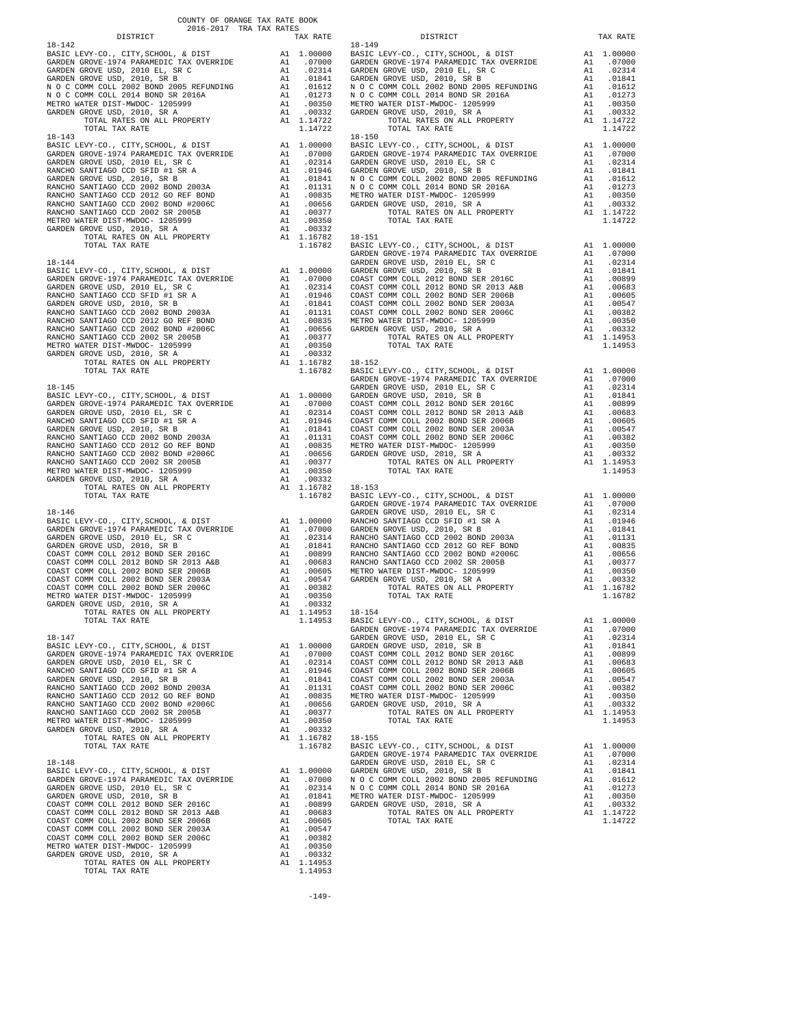COUNTY OF ORANGE TAX RATE BOOK
2016-2017 TRA TAX RATES

| DISTRICT | | TAX RATE |
|---|---|---|
| **18-142** | | |
| BASIC LEVY-CO., CITY,SCHOOL, & DIST | A1 | 1.00000 |
| GARDEN GROVE-1974 PARAMEDIC TAX OVERRIDE | A1 | .07000 |
| GARDEN GROVE USD, 2010 EL, SR C | A1 | .02314 |
| GARDEN GROVE USD, 2010, SR B | A1 | .01841 |
| N O C COMM COLL 2002 BOND 2005 REFUNDING | A1 | .01612 |
| N O C COMM COLL 2014 BOND SR 2016A | A1 | .01273 |
| METRO WATER DIST-MWDOC- 1205999 | A1 | .00350 |
| GARDEN GROVE USD, 2010, SR A | A1 | .00332 |
| TOTAL RATES ON ALL PROPERTY | A1 | 1.14722 |
| TOTAL TAX RATE | | 1.14722 |
| **18-143** | | |
| BASIC LEVY-CO., CITY,SCHOOL, & DIST | A1 | 1.00000 |
| GARDEN GROVE-1974 PARAMEDIC TAX OVERRIDE | A1 | .07000 |
| GARDEN GROVE USD, 2010 EL, SR C | A1 | .02314 |
| RANCHO SANTIAGO CCD SFID #1 SR A | A1 | .01946 |
| GARDEN GROVE USD, 2010, SR B | A1 | .01841 |
| RANCHO SANTIAGO CCD 2002 BOND 2003A | A1 | .01131 |
| RANCHO SANTIAGO CCD 2012 GO REF BOND | A1 | .00835 |
| RANCHO SANTIAGO CCD 2002 BOND #2006C | A1 | .00656 |
| RANCHO SANTIAGO CCD 2002 SR 2005B | A1 | .00377 |
| METRO WATER DIST-MWDOC- 1205999 | A1 | .00350 |
| GARDEN GROVE USD, 2010, SR A | A1 | .00332 |
| TOTAL RATES ON ALL PROPERTY | A1 | 1.16782 |
| TOTAL TAX RATE | | 1.16782 |
| **18-144** | | |
| BASIC LEVY-CO., CITY,SCHOOL, & DIST | A1 | 1.00000 |
| GARDEN GROVE-1974 PARAMEDIC TAX OVERRIDE | A1 | .07000 |
| GARDEN GROVE USD, 2010 EL, SR C | A1 | .02314 |
| RANCHO SANTIAGO CCD SFID #1 SR A | A1 | .01946 |
| GARDEN GROVE USD, 2010, SR B | A1 | .01841 |
| RANCHO SANTIAGO CCD 2002 BOND 2003A | A1 | .01131 |
| RANCHO SANTIAGO CCD 2012 GO REF BOND | A1 | .00835 |
| RANCHO SANTIAGO CCD 2002 BOND #2006C | A1 | .00656 |
| RANCHO SANTIAGO CCD 2002 SR 2005B | A1 | .00377 |
| METRO WATER DIST-MWDOC- 1205999 | A1 | .00350 |
| GARDEN GROVE USD, 2010, SR A | A1 | .00332 |
| TOTAL RATES ON ALL PROPERTY | A1 | 1.16782 |
| TOTAL TAX RATE | | 1.16782 |
| **18-145** | | |
| BASIC LEVY-CO., CITY,SCHOOL, & DIST | A1 | 1.00000 |
| GARDEN GROVE-1974 PARAMEDIC TAX OVERRIDE | A1 | .07000 |
| GARDEN GROVE USD, 2010 EL, SR C | A1 | .02314 |
| RANCHO SANTIAGO CCD SFID #1 SR A | A1 | .01946 |
| GARDEN GROVE USD, 2010, SR B | A1 | .01841 |
| RANCHO SANTIAGO CCD 2002 BOND 2003A | A1 | .01131 |
| RANCHO SANTIAGO CCD 2012 GO REF BOND | A1 | .00835 |
| RANCHO SANTIAGO CCD 2002 BOND #2006C | A1 | .00656 |
| RANCHO SANTIAGO CCD 2002 SR 2005B | A1 | .00377 |
| METRO WATER DIST-MWDOC- 1205999 | A1 | .00350 |
| GARDEN GROVE USD, 2010, SR A | A1 | .00332 |
| TOTAL RATES ON ALL PROPERTY | A1 | 1.16782 |
| TOTAL TAX RATE | | 1.16782 |
| **18-146** | | |
| BASIC LEVY-CO., CITY,SCHOOL, & DIST | A1 | 1.00000 |
| GARDEN GROVE-1974 PARAMEDIC TAX OVERRIDE | A1 | .07000 |
| GARDEN GROVE USD, 2010 EL, SR C | A1 | .02314 |
| GARDEN GROVE USD, 2010, SR B | A1 | .01841 |
| COAST COMM COLL 2012 BOND SER 2016C | A1 | .00899 |
| COAST COMM COLL 2012 BOND SR 2013 A&B | A1 | .00683 |
| COAST COMM COLL 2002 BOND SER 2006B | A1 | .00605 |
| COAST COMM COLL 2002 BOND SER 2003A | A1 | .00547 |
| COAST COMM COLL 2002 BOND SER 2006C | A1 | .00382 |
| METRO WATER DIST-MWDOC- 1205999 | A1 | .00350 |
| GARDEN GROVE USD, 2010, SR A | A1 | .00332 |
| TOTAL RATES ON ALL PROPERTY | A1 | 1.14953 |
| TOTAL TAX RATE | | 1.14953 |
| **18-147** | | |
| BASIC LEVY-CO., CITY,SCHOOL, & DIST | A1 | 1.00000 |
| GARDEN GROVE-1974 PARAMEDIC TAX OVERRIDE | A1 | .07000 |
| GARDEN GROVE USD, 2010 EL, SR C | A1 | .02314 |
| RANCHO SANTIAGO CCD SFID #1 SR A | A1 | .01946 |
| GARDEN GROVE USD, 2010, SR B | A1 | .01841 |
| RANCHO SANTIAGO CCD 2002 BOND 2003A | A1 | .01131 |
| RANCHO SANTIAGO CCD 2012 GO REF BOND | A1 | .00835 |
| RANCHO SANTIAGO CCD 2002 BOND #2006C | A1 | .00656 |
| RANCHO SANTIAGO CCD 2002 SR 2005B | A1 | .00377 |
| METRO WATER DIST-MWDOC- 1205999 | A1 | .00350 |
| GARDEN GROVE USD, 2010, SR A | A1 | .00332 |
| TOTAL RATES ON ALL PROPERTY | A1 | 1.16782 |
| TOTAL TAX RATE | | 1.16782 |
| **18-148** | | |
| BASIC LEVY-CO., CITY,SCHOOL, & DIST | A1 | 1.00000 |
| GARDEN GROVE-1974 PARAMEDIC TAX OVERRIDE | A1 | .07000 |
| GARDEN GROVE USD, 2010 EL, SR C | A1 | .02314 |
| GARDEN GROVE USD, 2010, SR B | A1 | .01841 |
| COAST COMM COLL 2012 BOND SER 2016C | A1 | .00899 |
| COAST COMM COLL 2012 BOND SR 2013 A&B | A1 | .00683 |
| COAST COMM COLL 2002 BOND SER 2006B | A1 | .00605 |
| COAST COMM COLL 2002 BOND SER 2003A | A1 | .00547 |
| COAST COMM COLL 2002 BOND SER 2006C | A1 | .00382 |
| METRO WATER DIST-MWDOC- 1205999 | A1 | .00350 |
| GARDEN GROVE USD, 2010, SR A | A1 | .00332 |
| TOTAL RATES ON ALL PROPERTY | A1 | 1.14953 |
| TOTAL TAX RATE | | 1.14953 |
| **18-149** | | |
| BASIC LEVY-CO., CITY,SCHOOL, & DIST | A1 | 1.00000 |
| GARDEN GROVE-1974 PARAMEDIC TAX OVERRIDE | A1 | .07000 |
| GARDEN GROVE USD, 2010 EL, SR C | A1 | .02314 |
| GARDEN GROVE USD, 2010, SR B | A1 | .01841 |
| N O C COMM COLL 2002 BOND 2005 REFUNDING | A1 | .01612 |
| N O C COMM COLL 2014 BOND SR 2016A | A1 | .01273 |
| METRO WATER DIST-MWDOC- 1205999 | A1 | .00350 |
| GARDEN GROVE USD, 2010, SR A | A1 | .00332 |
| TOTAL RATES ON ALL PROPERTY | A1 | 1.14722 |
| TOTAL TAX RATE | | 1.14722 |
| **18-150** | | |
| BASIC LEVY-CO., CITY,SCHOOL, & DIST | A1 | 1.00000 |
| GARDEN GROVE-1974 PARAMEDIC TAX OVERRIDE | A1 | .07000 |
| GARDEN GROVE USD, 2010 EL, SR C | A1 | .02314 |
| GARDEN GROVE USD, 2010, SR B | A1 | .01841 |
| N O C COMM COLL 2002 BOND 2005 REFUNDING | A1 | .01612 |
| N O C COMM COLL 2014 BOND SR 2016A | A1 | .01273 |
| METRO WATER DIST-MWDOC- 1205999 | A1 | .00350 |
| GARDEN GROVE USD, 2010, SR A | A1 | .00332 |
| TOTAL RATES ON ALL PROPERTY | A1 | 1.14722 |
| TOTAL TAX RATE | | 1.14722 |
| **18-151** | | |
| BASIC LEVY-CO., CITY,SCHOOL, & DIST | A1 | 1.00000 |
| GARDEN GROVE-1974 PARAMEDIC TAX OVERRIDE | A1 | .07000 |
| GARDEN GROVE USD, 2010 EL, SR C | A1 | .02314 |
| GARDEN GROVE USD, 2010, SR B | A1 | .01841 |
| COAST COMM COLL 2012 BOND SER 2016C | A1 | .00899 |
| COAST COMM COLL 2012 BOND SR 2013 A&B | A1 | .00683 |
| COAST COMM COLL 2002 BOND SER 2006B | A1 | .00605 |
| COAST COMM COLL 2002 BOND SER 2003A | A1 | .00547 |
| COAST COMM COLL 2002 BOND SER 2006C | A1 | .00382 |
| METRO WATER DIST-MWDOC- 1205999 | A1 | .00350 |
| GARDEN GROVE USD, 2010, SR A | A1 | .00332 |
| TOTAL RATES ON ALL PROPERTY | A1 | 1.14953 |
| TOTAL TAX RATE | | 1.14953 |
| **18-152** | | |
| BASIC LEVY-CO., CITY,SCHOOL, & DIST | A1 | 1.00000 |
| GARDEN GROVE-1974 PARAMEDIC TAX OVERRIDE | A1 | .07000 |
| GARDEN GROVE USD, 2010 EL, SR C | A1 | .02314 |
| GARDEN GROVE USD, 2010, SR B | A1 | .01841 |
| COAST COMM COLL 2012 BOND SER 2016C | A1 | .00899 |
| COAST COMM COLL 2012 BOND SR 2013 A&B | A1 | .00683 |
| COAST COMM COLL 2002 BOND SER 2006B | A1 | .00605 |
| COAST COMM COLL 2002 BOND SER 2003A | A1 | .00547 |
| COAST COMM COLL 2002 BOND SER 2006C | A1 | .00382 |
| METRO WATER DIST-MWDOC- 1205999 | A1 | .00350 |
| GARDEN GROVE USD, 2010, SR A | A1 | .00332 |
| TOTAL RATES ON ALL PROPERTY | A1 | 1.14953 |
| TOTAL TAX RATE | | 1.14953 |
| **18-153** | | |
| BASIC LEVY-CO., CITY,SCHOOL, & DIST | A1 | 1.00000 |
| GARDEN GROVE-1974 PARAMEDIC TAX OVERRIDE | A1 | .07000 |
| GARDEN GROVE USD, 2010 EL, SR C | A1 | .02314 |
| RANCHO SANTIAGO CCD SFID #1 SR A | A1 | .01946 |
| GARDEN GROVE USD, 2010, SR B | A1 | .01841 |
| RANCHO SANTIAGO CCD 2002 BOND 2003A | A1 | .01131 |
| RANCHO SANTIAGO CCD 2012 GO REF BOND | A1 | .00835 |
| RANCHO SANTIAGO CCD 2002 BOND #2006C | A1 | .00656 |
| RANCHO SANTIAGO CCD 2002 SR 2005B | A1 | .00377 |
| METRO WATER DIST-MWDOC- 1205999 | A1 | .00350 |
| GARDEN GROVE USD, 2010, SR A | A1 | .00332 |
| TOTAL RATES ON ALL PROPERTY | A1 | 1.16782 |
| TOTAL TAX RATE | | 1.16782 |
| **18-154** | | |
| BASIC LEVY-CO., CITY,SCHOOL, & DIST | A1 | 1.00000 |
| GARDEN GROVE-1974 PARAMEDIC TAX OVERRIDE | A1 | .07000 |
| GARDEN GROVE USD, 2010 EL, SR C | A1 | .02314 |
| GARDEN GROVE USD, 2010, SR B | A1 | .01841 |
| COAST COMM COLL 2012 BOND SER 2016C | A1 | .00899 |
| COAST COMM COLL 2012 BOND SR 2013 A&B | A1 | .00683 |
| COAST COMM COLL 2002 BOND SER 2006B | A1 | .00605 |
| COAST COMM COLL 2002 BOND SER 2003A | A1 | .00547 |
| COAST COMM COLL 2002 BOND SER 2006C | A1 | .00382 |
| METRO WATER DIST-MWDOC- 1205999 | A1 | .00350 |
| GARDEN GROVE USD, 2010, SR A | A1 | .00332 |
| TOTAL RATES ON ALL PROPERTY | A1 | 1.14953 |
| TOTAL TAX RATE | | 1.14953 |
| **18-155** | | |
| BASIC LEVY-CO., CITY,SCHOOL, & DIST | A1 | 1.00000 |
| GARDEN GROVE-1974 PARAMEDIC TAX OVERRIDE | A1 | .07000 |
| GARDEN GROVE USD, 2010 EL, SR C | A1 | .02314 |
| GARDEN GROVE USD, 2010, SR B | A1 | .01841 |
| N O C COMM COLL 2002 BOND 2005 REFUNDING | A1 | .01612 |
| N O C COMM COLL 2014 BOND SR 2016A | A1 | .01273 |
| METRO WATER DIST-MWDOC- 1205999 | A1 | .00350 |
| GARDEN GROVE USD, 2010, SR A | A1 | .00332 |
| TOTAL RATES ON ALL PROPERTY | A1 | 1.14722 |
| TOTAL TAX RATE | | 1.14722 |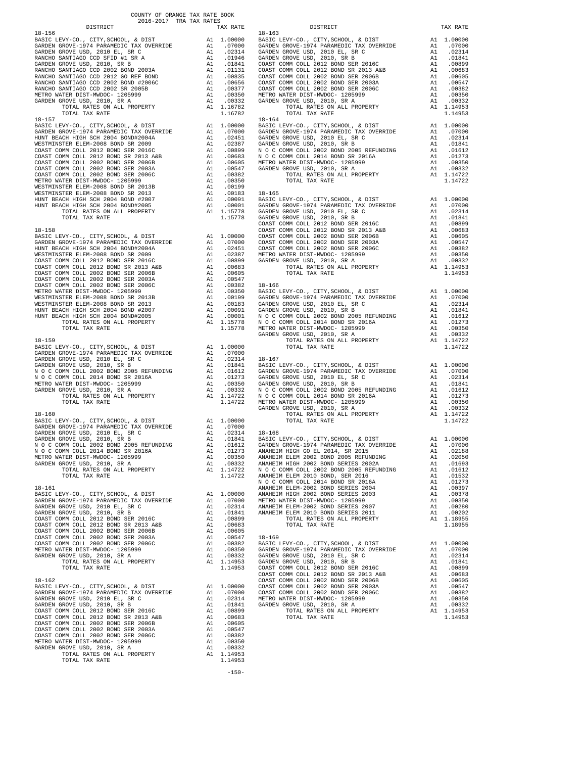COUNTY OF ORANGE TAX RATE BOOK
2016-2017 TRA TAX RATES

| DISTRICT | | TAX RATE |
|---|---|---|
| **18-156** | | |
| BASIC LEVY-CO., CITY,SCHOOL, & DIST | A1 | 1.00000 |
| GARDEN GROVE-1974 PARAMEDIC TAX OVERRIDE | A1 | .07000 |
| GARDEN GROVE USD, 2010 EL, SR C | A1 | .02314 |
| RANCHO SANTIAGO CCD SFID #1 SR A | A1 | .01946 |
| GARDEN GROVE USD, 2010, SR B | A1 | .01841 |
| RANCHO SANTIAGO CCD 2002 BOND 2003A | A1 | .01131 |
| RANCHO SANTIAGO CCD 2012 GO REF BOND | A1 | .00835 |
| RANCHO SANTIAGO CCD 2002 BOND #2006C | A1 | .00656 |
| RANCHO SANTIAGO CCD 2002 SER 2005B | A1 | .00377 |
| METRO WATER DIST-MWDOC- 1205999 | A1 | .00350 |
| GARDEN GROVE USD, 2010, SR A | A1 | .00332 |
| TOTAL RATES ON ALL PROPERTY | A1 | 1.16782 |
| TOTAL TAX RATE | | 1.16782 |
| **18-157** | | |
| BASIC LEVY-CO., CITY,SCHOOL, & DIST | A1 | 1.00000 |
| GARDEN GROVE-1974 PARAMEDIC TAX OVERRIDE | A1 | .07000 |
| HUNT BEACH HIGH SCH 2004 BOND#2004A | A1 | .02451 |
| WESTMINSTER ELEM-2008 BOND SR 2009 | A1 | .02387 |
| COAST COMM COLL 2012 BOND SER 2016C | A1 | .00899 |
| COAST COMM COLL 2012 BOND SR 2013 A&B | A1 | .00683 |
| COAST COMM COLL 2002 BOND SER 2006B | A1 | .00605 |
| COAST COMM COLL 2002 BOND SER 2003A | A1 | .00547 |
| COAST COMM COLL 2002 BOND SER 2006C | A1 | .00382 |
| METRO WATER DIST-MWDOC- 1205999 | A1 | .00350 |
| WESTMINSTER ELEM-2008 BOND SR 2013B | A1 | .00199 |
| WESTMINSTER ELEM-2008 BOND SR 2013 | A1 | .00183 |
| HUNT BEACH HIGH SCH 2004 BOND #2007 | A1 | .00091 |
| HUNT BEACH HIGH SCH 2004 BOND#2005 | A1 | .00001 |
| TOTAL RATES ON ALL PROPERTY | A1 | 1.15778 |
| TOTAL TAX RATE | | 1.15778 |
| **18-158** | | |
| BASIC LEVY-CO., CITY,SCHOOL, & DIST | A1 | 1.00000 |
| GARDEN GROVE-1974 PARAMEDIC TAX OVERRIDE | A1 | .07000 |
| HUNT BEACH HIGH SCH 2004 BOND#2004A | A1 | .02451 |
| WESTMINSTER ELEM-2008 BOND SR 2009 | A1 | .02387 |
| COAST COMM COLL 2012 BOND SER 2016C | A1 | .00899 |
| COAST COMM COLL 2012 BOND SR 2013 A&B | A1 | .00683 |
| COAST COMM COLL 2002 BOND SER 2006B | A1 | .00605 |
| COAST COMM COLL 2002 BOND SER 2003A | A1 | .00547 |
| COAST COMM COLL 2002 BOND SER 2006C | A1 | .00382 |
| METRO WATER DIST-MWDOC- 1205999 | A1 | .00350 |
| WESTMINSTER ELEM-2008 BOND SR 2013B | A1 | .00199 |
| WESTMINSTER ELEM-2008 BOND SR 2013 | A1 | .00183 |
| HUNT BEACH HIGH SCH 2004 BOND #2007 | A1 | .00091 |
| HUNT BEACH HIGH SCH 2004 BOND#2005 | A1 | .00001 |
| TOTAL RATES ON ALL PROPERTY | A1 | 1.15778 |
| TOTAL TAX RATE | | 1.15778 |
| **18-159** | | |
| BASIC LEVY-CO., CITY,SCHOOL, & DIST | A1 | 1.00000 |
| GARDEN GROVE-1974 PARAMEDIC TAX OVERRIDE | A1 | .07000 |
| GARDEN GROVE USD, 2010 EL, SR C | A1 | .02314 |
| GARDEN GROVE USD, 2010, SR B | A1 | .01841 |
| N O C COMM COLL 2002 BOND 2005 REFUNDING | A1 | .01612 |
| N O C COMM COLL 2014 BOND SR 2016A | A1 | .01273 |
| METRO WATER DIST-MWDOC- 1205999 | A1 | .00350 |
| GARDEN GROVE USD, 2010, SR A | A1 | .00332 |
| TOTAL RATES ON ALL PROPERTY | A1 | 1.14722 |
| TOTAL TAX RATE | | 1.14722 |
| **18-160** | | |
| BASIC LEVY-CO., CITY,SCHOOL, & DIST | A1 | 1.00000 |
| GARDEN GROVE-1974 PARAMEDIC TAX OVERRIDE | A1 | .07000 |
| GARDEN GROVE USD, 2010 EL, SR C | A1 | .02314 |
| GARDEN GROVE USD, 2010, SR B | A1 | .01841 |
| N O C COMM COLL 2002 BOND 2005 REFUNDING | A1 | .01612 |
| N O C COMM COLL 2014 BOND SR 2016A | A1 | .01273 |
| METRO WATER DIST-MWDOC- 1205999 | A1 | .00350 |
| GARDEN GROVE USD, 2010, SR A | A1 | .00332 |
| TOTAL RATES ON ALL PROPERTY | A1 | 1.14722 |
| TOTAL TAX RATE | | 1.14722 |
| **18-161** | | |
| BASIC LEVY-CO., CITY,SCHOOL, & DIST | A1 | 1.00000 |
| GARDEN GROVE-1974 PARAMEDIC TAX OVERRIDE | A1 | .07000 |
| GARDEN GROVE USD, 2010 EL, SR C | A1 | .02314 |
| GARDEN GROVE USD, 2010, SR B | A1 | .01841 |
| COAST COMM COLL 2012 BOND SER 2016C | A1 | .00899 |
| COAST COMM COLL 2012 BOND SR 2013 A&B | A1 | .00683 |
| COAST COMM COLL 2002 BOND SER 2006B | A1 | .00605 |
| COAST COMM COLL 2002 BOND SER 2003A | A1 | .00547 |
| COAST COMM COLL 2002 BOND SER 2006C | A1 | .00382 |
| METRO WATER DIST-MWDOC- 1205999 | A1 | .00350 |
| GARDEN GROVE USD, 2010, SR A | A1 | .00332 |
| TOTAL RATES ON ALL PROPERTY | A1 | 1.14953 |
| TOTAL TAX RATE | | 1.14953 |
| **18-162** | | |
| BASIC LEVY-CO., CITY,SCHOOL, & DIST | A1 | 1.00000 |
| GARDEN GROVE-1974 PARAMEDIC TAX OVERRIDE | A1 | .07000 |
| GARDEN GROVE USD, 2010 EL, SR C | A1 | .02314 |
| GARDEN GROVE USD, 2010, SR B | A1 | .01841 |
| COAST COMM COLL 2012 BOND SER 2016C | A1 | .00899 |
| COAST COMM COLL 2012 BOND SR 2013 A&B | A1 | .00683 |
| COAST COMM COLL 2002 BOND SER 2006B | A1 | .00605 |
| COAST COMM COLL 2002 BOND SER 2003A | A1 | .00547 |
| COAST COMM COLL 2002 BOND SER 2006C | A1 | .00382 |
| METRO WATER DIST-MWDOC- 1205999 | A1 | .00350 |
| GARDEN GROVE USD, 2010, SR A | A1 | .00332 |
| TOTAL RATES ON ALL PROPERTY | A1 | 1.14953 |
| TOTAL TAX RATE | | 1.14953 |
| **18-163** | | |
| BASIC LEVY-CO., CITY,SCHOOL, & DIST | A1 | 1.00000 |
| GARDEN GROVE-1974 PARAMEDIC TAX OVERRIDE | A1 | .07000 |
| GARDEN GROVE USD, 2010 EL, SR C | A1 | .02314 |
| GARDEN GROVE USD, 2010, SR B | A1 | .01841 |
| COAST COMM COLL 2012 BOND SER 2016C | A1 | .00899 |
| COAST COMM COLL 2012 BOND SR 2013 A&B | A1 | .00683 |
| COAST COMM COLL 2002 BOND SER 2006B | A1 | .00605 |
| COAST COMM COLL 2002 BOND SER 2003A | A1 | .00547 |
| COAST COMM COLL 2002 BOND SER 2006C | A1 | .00382 |
| METRO WATER DIST-MWDOC- 1205999 | A1 | .00350 |
| GARDEN GROVE USD, 2010, SR A | A1 | .00332 |
| TOTAL RATES ON ALL PROPERTY | A1 | 1.14953 |
| TOTAL TAX RATE | | 1.14953 |
| **18-164** | | |
| BASIC LEVY-CO., CITY,SCHOOL, & DIST | A1 | 1.00000 |
| GARDEN GROVE-1974 PARAMEDIC TAX OVERRIDE | A1 | .07000 |
| GARDEN GROVE USD, 2010 EL, SR C | A1 | .02314 |
| GARDEN GROVE USD, 2010, SR B | A1 | .01841 |
| N O C COMM COLL 2002 BOND 2005 REFUNDING | A1 | .01612 |
| N O C COMM COLL 2014 BOND SR 2016A | A1 | .01273 |
| METRO WATER DIST-MWDOC- 1205999 | A1 | .00350 |
| GARDEN GROVE USD, 2010, SR A | A1 | .00332 |
| TOTAL RATES ON ALL PROPERTY | A1 | 1.14722 |
| TOTAL TAX RATE | | 1.14722 |
| **18-165** | | |
| BASIC LEVY-CO., CITY,SCHOOL, & DIST | A1 | 1.00000 |
| GARDEN GROVE-1974 PARAMEDIC TAX OVERRIDE | A1 | .07000 |
| GARDEN GROVE USD, 2010 EL, SR C | A1 | .02314 |
| GARDEN GROVE USD, 2010, SR B | A1 | .01841 |
| COAST COMM COLL 2012 BOND SER 2016C | A1 | .00899 |
| COAST COMM COLL 2012 BOND SR 2013 A&B | A1 | .00683 |
| COAST COMM COLL 2002 BOND SER 2006B | A1 | .00605 |
| COAST COMM COLL 2002 BOND SER 2003A | A1 | .00547 |
| COAST COMM COLL 2002 BOND SER 2006C | A1 | .00382 |
| METRO WATER DIST-MWDOC- 1205999 | A1 | .00350 |
| GARDEN GROVE USD, 2010, SR A | A1 | .00332 |
| TOTAL RATES ON ALL PROPERTY | A1 | 1.14953 |
| TOTAL TAX RATE | | 1.14953 |
| **18-166** | | |
| BASIC LEVY-CO., CITY,SCHOOL, & DIST | A1 | 1.00000 |
| GARDEN GROVE-1974 PARAMEDIC TAX OVERRIDE | A1 | .07000 |
| GARDEN GROVE USD, 2010 EL, SR C | A1 | .02314 |
| GARDEN GROVE USD, 2010, SR B | A1 | .01841 |
| N O C COMM COLL 2002 BOND 2005 REFUNDING | A1 | .01612 |
| N O C COMM COLL 2014 BOND SR 2016A | A1 | .01273 |
| METRO WATER DIST-MWDOC- 1205999 | A1 | .00350 |
| GARDEN GROVE USD, 2010, SR A | A1 | .00332 |
| TOTAL RATES ON ALL PROPERTY | A1 | 1.14722 |
| TOTAL TAX RATE | | 1.14722 |
| **18-167** | | |
| BASIC LEVY-CO., CITY,SCHOOL, & DIST | A1 | 1.00000 |
| GARDEN GROVE-1974 PARAMEDIC TAX OVERRIDE | A1 | .07000 |
| GARDEN GROVE USD, 2010 EL, SR C | A1 | .02314 |
| GARDEN GROVE USD, 2010, SR B | A1 | .01841 |
| N O C COMM COLL 2002 BOND 2005 REFUNDING | A1 | .01612 |
| N O C COMM COLL 2014 BOND SR 2016A | A1 | .01273 |
| METRO WATER DIST-MWDOC- 1205999 | A1 | .00350 |
| GARDEN GROVE USD, 2010, SR A | A1 | .00332 |
| TOTAL RATES ON ALL PROPERTY | A1 | 1.14722 |
| TOTAL TAX RATE | | 1.14722 |
| **18-168** | | |
| BASIC LEVY-CO., CITY,SCHOOL, & DIST | A1 | 1.00000 |
| GARDEN GROVE-1974 PARAMEDIC TAX OVERRIDE | A1 | .07000 |
| ANAHEIM HIGH GO EL 2014, SR 2015 | A1 | .02188 |
| ANAHEIM ELEM 2002 BOND 2005 REFUNDING | A1 | .02050 |
| ANAHEIM HIGH 2002 BOND SERIES 2002A | A1 | .01693 |
| N O C COMM COLL 2002 BOND 2005 REFUNDING | A1 | .01612 |
| ANAHEIM ELEM 2010 BOND, SER 2016 | A1 | .01532 |
| N O C COMM COLL 2014 BOND SR 2016A | A1 | .01273 |
| ANAHEIM ELEM-2002 BOND SERIES 2004 | A1 | .00397 |
| ANAHEIM HIGH 2002 BOND SERIES 2003 | A1 | .00378 |
| METRO WATER DIST-MWDOC- 1205999 | A1 | .00350 |
| ANAHEIM ELEM-2002 BOND SERIES 2007 | A1 | .00280 |
| ANAHEIM ELEM 2010 BOND SERIES 2011 | A1 | .00202 |
| TOTAL RATES ON ALL PROPERTY | A1 | 1.18955 |
| TOTAL TAX RATE | | 1.18955 |
| **18-169** | | |
| BASIC LEVY-CO., CITY,SCHOOL, & DIST | A1 | 1.00000 |
| GARDEN GROVE-1974 PARAMEDIC TAX OVERRIDE | A1 | .07000 |
| GARDEN GROVE USD, 2010 EL, SR C | A1 | .02314 |
| GARDEN GROVE USD, 2010, SR B | A1 | .01841 |
| COAST COMM COLL 2012 BOND SER 2016C | A1 | .00899 |
| COAST COMM COLL 2012 BOND SR 2013 A&B | A1 | .00683 |
| COAST COMM COLL 2002 BOND SER 2006B | A1 | .00605 |
| COAST COMM COLL 2002 BOND SER 2003A | A1 | .00547 |
| COAST COMM COLL 2002 BOND SER 2006C | A1 | .00382 |
| METRO WATER DIST-MWDOC- 1205999 | A1 | .00350 |
| GARDEN GROVE USD, 2010, SR A | A1 | .00332 |
| TOTAL RATES ON ALL PROPERTY | A1 | 1.14953 |
| TOTAL TAX RATE | | 1.14953 |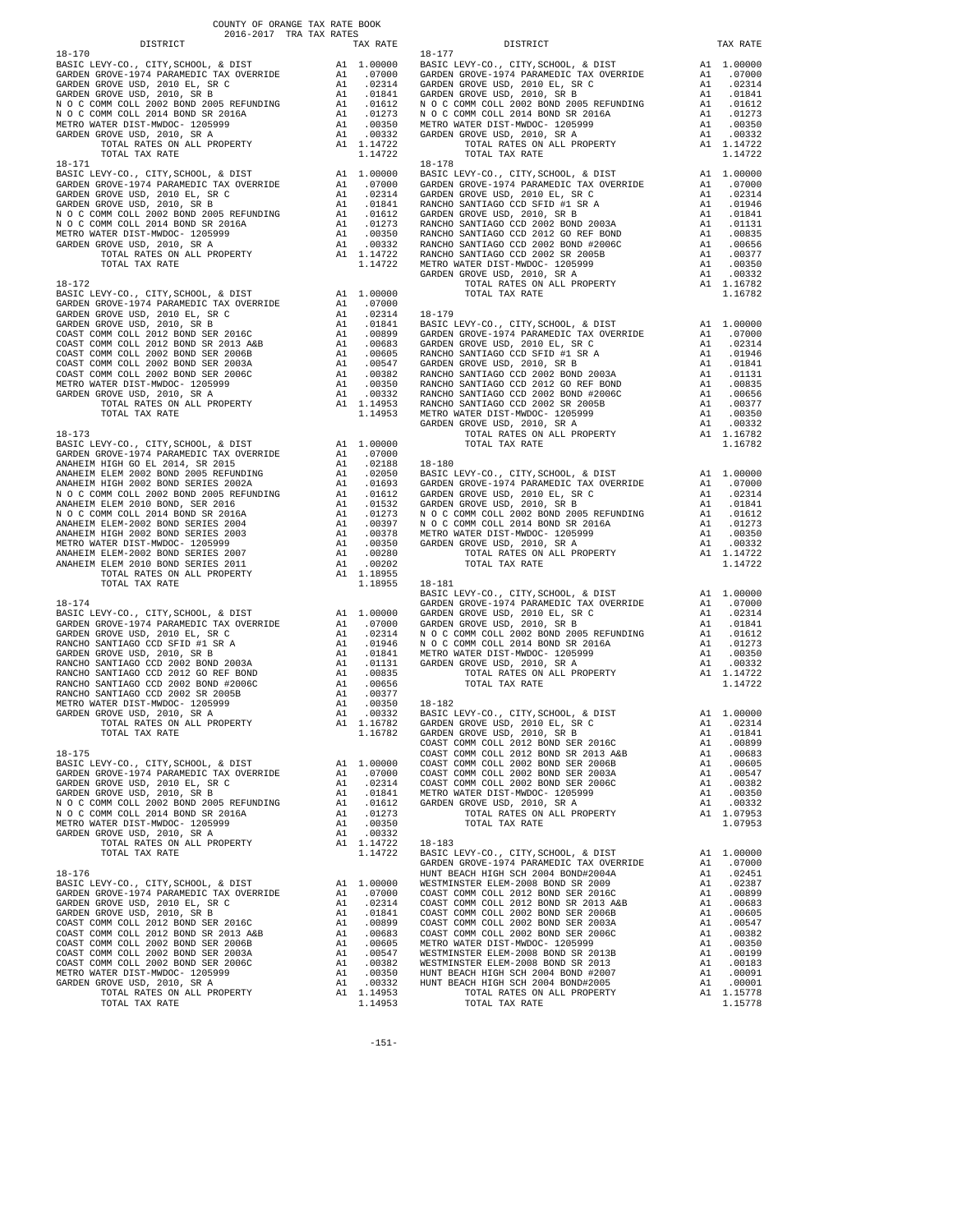COUNTY OF ORANGE TAX RATE BOOK
2016-2017 TRA TAX RATES

| DISTRICT | | TAX RATE |
|---|---|---|
| **18-170** | | |
| BASIC LEVY-CO., CITY,SCHOOL, & DIST | A1 | 1.00000 |
| GARDEN GROVE-1974 PARAMEDIC TAX OVERRIDE | A1 | .07000 |
| GARDEN GROVE USD, 2010 EL, SR C | A1 | .02314 |
| GARDEN GROVE USD, 2010, SR B | A1 | .01841 |
| N O C COMM COLL 2002 BOND 2005 REFUNDING | A1 | .01612 |
| N O C COMM COLL 2014 BOND SR 2016A | A1 | .01273 |
| METRO WATER DIST-MWDOC- 1205999 | A1 | .00350 |
| GARDEN GROVE USD, 2010, SR A | A1 | .00332 |
| TOTAL RATES ON ALL PROPERTY | A1 | 1.14722 |
| TOTAL TAX RATE | | 1.14722 |
| **18-171** | | |
| BASIC LEVY-CO., CITY,SCHOOL, & DIST | A1 | 1.00000 |
| GARDEN GROVE-1974 PARAMEDIC TAX OVERRIDE | A1 | .07000 |
| GARDEN GROVE USD, 2010 EL, SR C | A1 | .02314 |
| GARDEN GROVE USD, 2010, SR B | A1 | .01841 |
| N O C COMM COLL 2002 BOND 2005 REFUNDING | A1 | .01612 |
| N O C COMM COLL 2014 BOND SR 2016A | A1 | .01273 |
| METRO WATER DIST-MWDOC- 1205999 | A1 | .00350 |
| GARDEN GROVE USD, 2010, SR A | A1 | .00332 |
| TOTAL RATES ON ALL PROPERTY | A1 | 1.14722 |
| TOTAL TAX RATE | | 1.14722 |
| **18-172** | | |
| BASIC LEVY-CO., CITY,SCHOOL, & DIST | A1 | 1.00000 |
| GARDEN GROVE-1974 PARAMEDIC TAX OVERRIDE | A1 | .07000 |
| GARDEN GROVE USD, 2010 EL, SR C | A1 | .02314 |
| GARDEN GROVE USD, 2010, SR B | A1 | .01841 |
| COAST COMM COLL 2012 BOND SER 2016C | A1 | .00899 |
| COAST COMM COLL 2012 BOND SR 2013 A&B | A1 | .00683 |
| COAST COMM COLL 2002 BOND SER 2006B | A1 | .00605 |
| COAST COMM COLL 2002 BOND SER 2003A | A1 | .00547 |
| COAST COMM COLL 2002 BOND SER 2006C | A1 | .00382 |
| METRO WATER DIST-MWDOC- 1205999 | A1 | .00350 |
| GARDEN GROVE USD, 2010, SR A | A1 | .00332 |
| TOTAL RATES ON ALL PROPERTY | A1 | 1.14953 |
| TOTAL TAX RATE | | 1.14953 |
| **18-173** | | |
| BASIC LEVY-CO., CITY,SCHOOL, & DIST | A1 | 1.00000 |
| GARDEN GROVE-1974 PARAMEDIC TAX OVERRIDE | A1 | .07000 |
| ANAHEIM HIGH GO EL 2014, SR 2015 | A1 | .02188 |
| ANAHEIM ELEM 2002 BOND 2005 REFUNDING | A1 | .02050 |
| ANAHEIM HIGH 2002 BOND SERIES 2002A | A1 | .01693 |
| N O C COMM COLL 2002 BOND 2005 REFUNDING | A1 | .01612 |
| ANAHEIM ELEM 2010 BOND, SER 2016 | A1 | .01532 |
| N O C COMM COLL 2014 BOND SR 2016A | A1 | .01273 |
| ANAHEIM ELEM-2002 BOND SERIES 2004 | A1 | .00397 |
| ANAHEIM HIGH 2002 BOND SERIES 2003 | A1 | .00378 |
| METRO WATER DIST-MWDOC- 1205999 | A1 | .00350 |
| ANAHEIM ELEM-2002 BOND SERIES 2007 | A1 | .00280 |
| ANAHEIM ELEM 2010 BOND SERIES 2011 | A1 | .00202 |
| TOTAL RATES ON ALL PROPERTY | A1 | 1.18955 |
| TOTAL TAX RATE | | 1.18955 |
| **18-174** | | |
| BASIC LEVY-CO., CITY,SCHOOL, & DIST | A1 | 1.00000 |
| GARDEN GROVE-1974 PARAMEDIC TAX OVERRIDE | A1 | .07000 |
| GARDEN GROVE USD, 2010 EL, SR C | A1 | .02314 |
| RANCHO SANTIAGO CCD SFID #1 SR A | A1 | .01946 |
| GARDEN GROVE USD, 2010, SR B | A1 | .01841 |
| RANCHO SANTIAGO CCD 2002 BOND 2003A | A1 | .01131 |
| RANCHO SANTIAGO CCD 2012 GO REF BOND | A1 | .00835 |
| RANCHO SANTIAGO CCD 2002 BOND #2006C | A1 | .00656 |
| RANCHO SANTIAGO CCD 2002 SR 2005B | A1 | .00377 |
| METRO WATER DIST-MWDOC- 1205999 | A1 | .00350 |
| GARDEN GROVE USD, 2010, SR A | A1 | .00332 |
| TOTAL RATES ON ALL PROPERTY | A1 | 1.16782 |
| TOTAL TAX RATE | | 1.16782 |
| **18-175** | | |
| BASIC LEVY-CO., CITY,SCHOOL, & DIST | A1 | 1.00000 |
| GARDEN GROVE-1974 PARAMEDIC TAX OVERRIDE | A1 | .07000 |
| GARDEN GROVE USD, 2010 EL, SR C | A1 | .02314 |
| GARDEN GROVE USD, 2010, SR B | A1 | .01841 |
| N O C COMM COLL 2002 BOND 2005 REFUNDING | A1 | .01612 |
| N O C COMM COLL 2014 BOND SR 2016A | A1 | .01273 |
| METRO WATER DIST-MWDOC- 1205999 | A1 | .00350 |
| GARDEN GROVE USD, 2010, SR A | A1 | .00332 |
| TOTAL RATES ON ALL PROPERTY | A1 | 1.14722 |
| TOTAL TAX RATE | | 1.14722 |
| **18-176** | | |
| BASIC LEVY-CO., CITY,SCHOOL, & DIST | A1 | 1.00000 |
| GARDEN GROVE-1974 PARAMEDIC TAX OVERRIDE | A1 | .07000 |
| GARDEN GROVE USD, 2010 EL, SR C | A1 | .02314 |
| GARDEN GROVE USD, 2010, SR B | A1 | .01841 |
| COAST COMM COLL 2012 BOND SER 2016C | A1 | .00899 |
| COAST COMM COLL 2012 BOND SR 2013 A&B | A1 | .00683 |
| COAST COMM COLL 2002 BOND SER 2006B | A1 | .00605 |
| COAST COMM COLL 2002 BOND SER 2003A | A1 | .00547 |
| COAST COMM COLL 2002 BOND SER 2006C | A1 | .00382 |
| METRO WATER DIST-MWDOC- 1205999 | A1 | .00350 |
| GARDEN GROVE USD, 2010, SR A | A1 | .00332 |
| TOTAL RATES ON ALL PROPERTY | A1 | 1.14953 |
| TOTAL TAX RATE | | 1.14953 |
| **18-177** | | |
| BASIC LEVY-CO., CITY,SCHOOL, & DIST | A1 | 1.00000 |
| GARDEN GROVE-1974 PARAMEDIC TAX OVERRIDE | A1 | .07000 |
| GARDEN GROVE USD, 2010 EL, SR C | A1 | .02314 |
| GARDEN GROVE USD, 2010, SR B | A1 | .01841 |
| N O C COMM COLL 2002 BOND 2005 REFUNDING | A1 | .01612 |
| N O C COMM COLL 2014 BOND SR 2016A | A1 | .01273 |
| METRO WATER DIST-MWDOC- 1205999 | A1 | .00350 |
| GARDEN GROVE USD, 2010, SR A | A1 | .00332 |
| TOTAL RATES ON ALL PROPERTY | A1 | 1.14722 |
| TOTAL TAX RATE | | 1.14722 |
| **18-178** | | |
| BASIC LEVY-CO., CITY,SCHOOL, & DIST | A1 | 1.00000 |
| GARDEN GROVE-1974 PARAMEDIC TAX OVERRIDE | A1 | .07000 |
| GARDEN GROVE USD, 2010 EL, SR C | A1 | .02314 |
| RANCHO SANTIAGO CCD SFID #1 SR A | A1 | .01946 |
| GARDEN GROVE USD, 2010, SR B | A1 | .01841 |
| RANCHO SANTIAGO CCD 2002 BOND 2003A | A1 | .01131 |
| RANCHO SANTIAGO CCD 2012 GO REF BOND | A1 | .00835 |
| RANCHO SANTIAGO CCD 2002 BOND #2006C | A1 | .00656 |
| RANCHO SANTIAGO CCD 2002 SR 2005B | A1 | .00377 |
| METRO WATER DIST-MWDOC- 1205999 | A1 | .00350 |
| GARDEN GROVE USD, 2010, SR A | A1 | .00332 |
| TOTAL RATES ON ALL PROPERTY | A1 | 1.16782 |
| TOTAL TAX RATE | | 1.16782 |
| **18-179** | | |
| BASIC LEVY-CO., CITY,SCHOOL, & DIST | A1 | 1.00000 |
| GARDEN GROVE-1974 PARAMEDIC TAX OVERRIDE | A1 | .07000 |
| GARDEN GROVE USD, 2010 EL, SR C | A1 | .02314 |
| RANCHO SANTIAGO CCD SFID #1 SR A | A1 | .01946 |
| GARDEN GROVE USD, 2010, SR B | A1 | .01841 |
| RANCHO SANTIAGO CCD 2002 BOND 2003A | A1 | .01131 |
| RANCHO SANTIAGO CCD 2012 GO REF BOND | A1 | .00835 |
| RANCHO SANTIAGO CCD 2002 BOND #2006C | A1 | .00656 |
| RANCHO SANTIAGO CCD 2002 SR 2005B | A1 | .00377 |
| METRO WATER DIST-MWDOC- 1205999 | A1 | .00350 |
| GARDEN GROVE USD, 2010, SR A | A1 | .00332 |
| TOTAL RATES ON ALL PROPERTY | A1 | 1.16782 |
| TOTAL TAX RATE | | 1.16782 |
| **18-180** | | |
| BASIC LEVY-CO., CITY,SCHOOL, & DIST | A1 | 1.00000 |
| GARDEN GROVE-1974 PARAMEDIC TAX OVERRIDE | A1 | .07000 |
| GARDEN GROVE USD, 2010 EL, SR C | A1 | .02314 |
| GARDEN GROVE USD, 2010, SR B | A1 | .01841 |
| N O C COMM COLL 2002 BOND 2005 REFUNDING | A1 | .01612 |
| N O C COMM COLL 2014 BOND SR 2016A | A1 | .01273 |
| METRO WATER DIST-MWDOC- 1205999 | A1 | .00350 |
| GARDEN GROVE USD, 2010, SR A | A1 | .00332 |
| TOTAL RATES ON ALL PROPERTY | A1 | 1.14722 |
| TOTAL TAX RATE | | 1.14722 |
| **18-181** | | |
| BASIC LEVY-CO., CITY,SCHOOL, & DIST | A1 | 1.00000 |
| GARDEN GROVE-1974 PARAMEDIC TAX OVERRIDE | A1 | .07000 |
| GARDEN GROVE USD, 2010 EL, SR C | A1 | .02314 |
| GARDEN GROVE USD, 2010, SR B | A1 | .01841 |
| N O C COMM COLL 2002 BOND 2005 REFUNDING | A1 | .01612 |
| N O C COMM COLL 2014 BOND SR 2016A | A1 | .01273 |
| METRO WATER DIST-MWDOC- 1205999 | A1 | .00350 |
| GARDEN GROVE USD, 2010, SR A | A1 | .00332 |
| TOTAL RATES ON ALL PROPERTY | A1 | 1.14722 |
| TOTAL TAX RATE | | 1.14722 |
| **18-182** | | |
| BASIC LEVY-CO., CITY,SCHOOL, & DIST | A1 | 1.00000 |
| GARDEN GROVE USD, 2010 EL, SR C | A1 | .02314 |
| GARDEN GROVE USD, 2010, SR B | A1 | .01841 |
| COAST COMM COLL 2012 BOND SER 2016C | A1 | .00899 |
| COAST COMM COLL 2012 BOND SR 2013 A&B | A1 | .00683 |
| COAST COMM COLL 2002 BOND SER 2006B | A1 | .00605 |
| COAST COMM COLL 2002 BOND SER 2003A | A1 | .00547 |
| COAST COMM COLL 2002 BOND SER 2006C | A1 | .00382 |
| METRO WATER DIST-MWDOC- 1205999 | A1 | .00350 |
| GARDEN GROVE USD, 2010, SR A | A1 | .00332 |
| TOTAL RATES ON ALL PROPERTY | A1 | 1.07953 |
| TOTAL TAX RATE | | 1.07953 |
| **18-183** | | |
| BASIC LEVY-CO., CITY,SCHOOL, & DIST | A1 | 1.00000 |
| GARDEN GROVE-1974 PARAMEDIC TAX OVERRIDE | A1 | .07000 |
| HUNT BEACH HIGH SCH 2004 BOND#2004A | A1 | .02451 |
| WESTMINSTER ELEM-2008 BOND SER 2009 | A1 | .02387 |
| COAST COMM COLL 2012 BOND SER 2016C | A1 | .00899 |
| COAST COMM COLL 2012 BOND SR 2013 A&B | A1 | .00683 |
| COAST COMM COLL 2002 BOND SER 2006B | A1 | .00605 |
| COAST COMM COLL 2002 BOND SER 2003A | A1 | .00547 |
| COAST COMM COLL 2002 BOND SER 2006C | A1 | .00382 |
| METRO WATER DIST-MWDOC- 1205999 | A1 | .00350 |
| WESTMINSTER ELEM-2008 BOND SER 2013B | A1 | .00199 |
| WESTMINSTER ELEM-2008 BOND SER 2013 | A1 | .00183 |
| HUNT BEACH HIGH SCH 2004 BOND #2007 | A1 | .00091 |
| HUNT BEACH HIGH SCH 2004 BOND#2005 | A1 | .00001 |
| TOTAL RATES ON ALL PROPERTY | A1 | 1.15778 |
| TOTAL TAX RATE | | 1.15778 |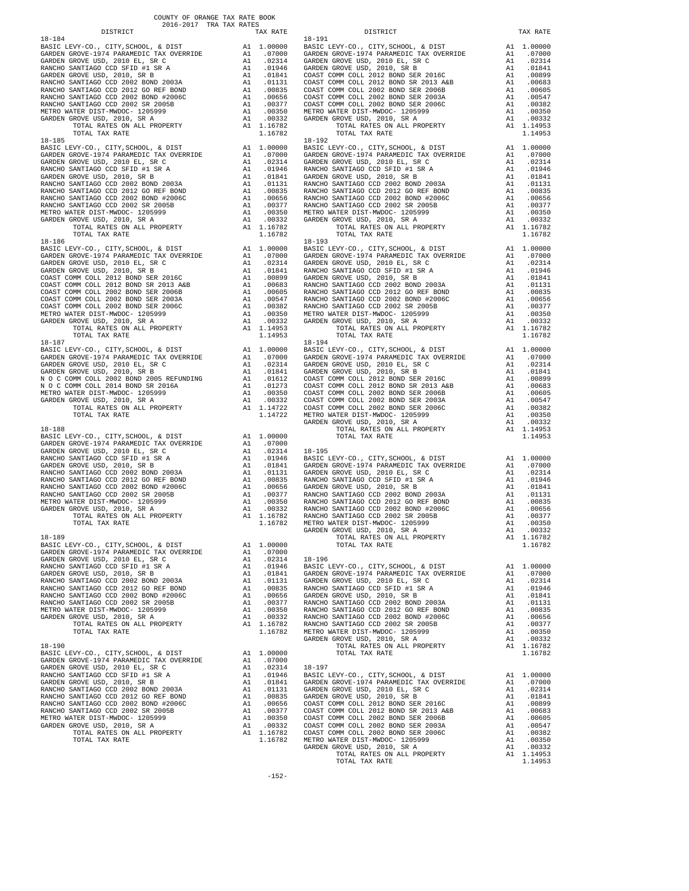COUNTY OF ORANGE TAX RATE BOOK
2016-2017 TRA TAX RATES

| DISTRICT | | TAX RATE |
|---|---|---|
| **18-184** | | |
| BASIC LEVY-CO., CITY,SCHOOL, & DIST | A1 | 1.00000 |
| GARDEN GROVE-1974 PARAMEDIC TAX OVERRIDE | A1 | .07000 |
| GARDEN GROVE USD, 2010 EL, SR C | A1 | .02314 |
| RANCHO SANTIAGO CCD SFID #1 SR A | A1 | .01946 |
| GARDEN GROVE USD, 2010, SR B | A1 | .01841 |
| RANCHO SANTIAGO CCD 2002 BOND 2003A | A1 | .01131 |
| RANCHO SANTIAGO CCD 2012 GO REF BOND | A1 | .00835 |
| RANCHO SANTIAGO CCD 2002 BOND #2006C | A1 | .00656 |
| RANCHO SANTIAGO CCD 2002 SR 2005B | A1 | .00377 |
| METRO WATER DIST-MWDOC- 1205999 | A1 | .00350 |
| GARDEN GROVE USD, 2010, SR A | A1 | .00332 |
| TOTAL RATES ON ALL PROPERTY | A1 | 1.16782 |
| TOTAL TAX RATE | | 1.16782 |
| **18-185** | | |
| BASIC LEVY-CO., CITY,SCHOOL, & DIST | A1 | 1.00000 |
| GARDEN GROVE-1974 PARAMEDIC TAX OVERRIDE | A1 | .07000 |
| GARDEN GROVE USD, 2010 EL, SR C | A1 | .02314 |
| RANCHO SANTIAGO CCD SFID #1 SR A | A1 | .01946 |
| GARDEN GROVE USD, 2010, SR B | A1 | .01841 |
| RANCHO SANTIAGO CCD 2002 BOND 2003A | A1 | .01131 |
| RANCHO SANTIAGO CCD 2012 GO REF BOND | A1 | .00835 |
| RANCHO SANTIAGO CCD 2002 BOND #2006C | A1 | .00656 |
| RANCHO SANTIAGO CCD 2002 SR 2005B | A1 | .00377 |
| METRO WATER DIST-MWDOC- 1205999 | A1 | .00350 |
| GARDEN GROVE USD, 2010, SR A | A1 | .00332 |
| TOTAL RATES ON ALL PROPERTY | A1 | 1.16782 |
| TOTAL TAX RATE | | 1.16782 |
| **18-186** | | |
| BASIC LEVY-CO., CITY,SCHOOL, & DIST | A1 | 1.00000 |
| GARDEN GROVE-1974 PARAMEDIC TAX OVERRIDE | A1 | .07000 |
| GARDEN GROVE USD, 2010 EL, SR C | A1 | .02314 |
| GARDEN GROVE USD, 2010, SR B | A1 | .01841 |
| COAST COMM COLL 2012 BOND SER 2016C | A1 | .00899 |
| COAST COMM COLL 2012 BOND SER 2013 A&B | A1 | .00683 |
| COAST COMM COLL 2002 BOND SER 2006B | A1 | .00605 |
| COAST COMM COLL 2002 BOND SER 2003A | A1 | .00547 |
| COAST COMM COLL 2002 BOND SER 2006C | A1 | .00382 |
| METRO WATER DIST-MWDOC- 1205999 | A1 | .00350 |
| GARDEN GROVE USD, 2010, SR A | A1 | .00332 |
| TOTAL RATES ON ALL PROPERTY | A1 | 1.14953 |
| TOTAL TAX RATE | | 1.14953 |
| **18-187** | | |
| BASIC LEVY-CO., CITY,SCHOOL, & DIST | A1 | 1.00000 |
| GARDEN GROVE-1974 PARAMEDIC TAX OVERRIDE | A1 | .07000 |
| GARDEN GROVE USD, 2010 EL, SR C | A1 | .02314 |
| GARDEN GROVE USD, 2010, SR B | A1 | .01841 |
| N O C COMM COLL 2002 BOND 2005 REFUNDING | A1 | .01612 |
| N O C COMM COLL 2014 BOND SR 2016A | A1 | .01273 |
| METRO WATER DIST-MWDOC- 1205999 | A1 | .00350 |
| GARDEN GROVE USD, 2010, SR A | A1 | .00332 |
| TOTAL RATES ON ALL PROPERTY | A1 | 1.14722 |
| TOTAL TAX RATE | | 1.14722 |
| **18-188** | | |
| BASIC LEVY-CO., CITY,SCHOOL, & DIST | A1 | 1.00000 |
| GARDEN GROVE-1974 PARAMEDIC TAX OVERRIDE | A1 | .07000 |
| GARDEN GROVE USD, 2010 EL, SR C | A1 | .02314 |
| RANCHO SANTIAGO CCD SFID #1 SR A | A1 | .01946 |
| GARDEN GROVE USD, 2010, SR B | A1 | .01841 |
| RANCHO SANTIAGO CCD 2002 BOND 2003A | A1 | .01131 |
| RANCHO SANTIAGO CCD 2012 GO REF BOND | A1 | .00835 |
| RANCHO SANTIAGO CCD 2002 BOND #2006C | A1 | .00656 |
| RANCHO SANTIAGO CCD 2002 SR 2005B | A1 | .00377 |
| METRO WATER DIST-MWDOC- 1205999 | A1 | .00350 |
| GARDEN GROVE USD, 2010, SR A | A1 | .00332 |
| TOTAL RATES ON ALL PROPERTY | A1 | 1.16782 |
| TOTAL TAX RATE | | 1.16782 |
| **18-189** | | |
| BASIC LEVY-CO., CITY,SCHOOL, & DIST | A1 | 1.00000 |
| GARDEN GROVE-1974 PARAMEDIC TAX OVERRIDE | A1 | .07000 |
| GARDEN GROVE USD, 2010 EL, SR C | A1 | .02314 |
| RANCHO SANTIAGO CCD SFID #1 SR A | A1 | .01946 |
| GARDEN GROVE USD, 2010, SR B | A1 | .01841 |
| RANCHO SANTIAGO CCD 2002 BOND 2003A | A1 | .01131 |
| RANCHO SANTIAGO CCD 2012 GO REF BOND | A1 | .00835 |
| RANCHO SANTIAGO CCD 2002 BOND #2006C | A1 | .00656 |
| RANCHO SANTIAGO CCD 2002 SR 2005B | A1 | .00377 |
| METRO WATER DIST-MWDOC- 1205999 | A1 | .00350 |
| GARDEN GROVE USD, 2010, SR A | A1 | .00332 |
| TOTAL RATES ON ALL PROPERTY | A1 | 1.16782 |
| TOTAL TAX RATE | | 1.16782 |
| **18-190** | | |
| BASIC LEVY-CO., CITY,SCHOOL, & DIST | A1 | 1.00000 |
| GARDEN GROVE-1974 PARAMEDIC TAX OVERRIDE | A1 | .07000 |
| GARDEN GROVE USD, 2010 EL, SR C | A1 | .02314 |
| RANCHO SANTIAGO CCD SFID #1 SR A | A1 | .01946 |
| GARDEN GROVE USD, 2010, SR B | A1 | .01841 |
| RANCHO SANTIAGO CCD 2002 BOND 2003A | A1 | .01131 |
| RANCHO SANTIAGO CCD 2012 GO REF BOND | A1 | .00835 |
| RANCHO SANTIAGO CCD 2002 BOND #2006C | A1 | .00656 |
| RANCHO SANTIAGO CCD 2002 SR 2005B | A1 | .00377 |
| METRO WATER DIST-MWDOC- 1205999 | A1 | .00350 |
| GARDEN GROVE USD, 2010, SR A | A1 | .00332 |
| TOTAL RATES ON ALL PROPERTY | A1 | 1.16782 |
| TOTAL TAX RATE | | 1.16782 |
| **18-191** | | |
| BASIC LEVY-CO., CITY,SCHOOL, & DIST | A1 | 1.00000 |
| GARDEN GROVE-1974 PARAMEDIC TAX OVERRIDE | A1 | .07000 |
| GARDEN GROVE USD, 2010 EL, SR C | A1 | .02314 |
| GARDEN GROVE USD, 2010, SR B | A1 | .01841 |
| COAST COMM COLL 2012 BOND SER 2016C | A1 | .00899 |
| COAST COMM COLL 2012 BOND SER 2013 A&B | A1 | .00683 |
| COAST COMM COLL 2002 BOND SER 2006B | A1 | .00605 |
| COAST COMM COLL 2002 BOND SER 2003A | A1 | .00547 |
| COAST COMM COLL 2002 BOND SER 2006C | A1 | .00382 |
| METRO WATER DIST-MWDOC- 1205999 | A1 | .00350 |
| GARDEN GROVE USD, 2010, SR A | A1 | .00332 |
| TOTAL RATES ON ALL PROPERTY | A1 | 1.14953 |
| TOTAL TAX RATE | | 1.14953 |
| **18-192** | | |
| BASIC LEVY-CO., CITY,SCHOOL, & DIST | A1 | 1.00000 |
| GARDEN GROVE-1974 PARAMEDIC TAX OVERRIDE | A1 | .07000 |
| GARDEN GROVE USD, 2010 EL, SR C | A1 | .02314 |
| RANCHO SANTIAGO CCD SFID #1 SR A | A1 | .01946 |
| GARDEN GROVE USD, 2010, SR B | A1 | .01841 |
| RANCHO SANTIAGO CCD 2002 BOND 2003A | A1 | .01131 |
| RANCHO SANTIAGO CCD 2012 GO REF BOND | A1 | .00835 |
| RANCHO SANTIAGO CCD 2002 BOND #2006C | A1 | .00656 |
| RANCHO SANTIAGO CCD 2002 SR 2005B | A1 | .00377 |
| METRO WATER DIST-MWDOC- 1205999 | A1 | .00350 |
| GARDEN GROVE USD, 2010, SR A | A1 | .00332 |
| TOTAL RATES ON ALL PROPERTY | A1 | 1.16782 |
| TOTAL TAX RATE | | 1.16782 |
| **18-193** | | |
| BASIC LEVY-CO., CITY,SCHOOL, & DIST | A1 | 1.00000 |
| GARDEN GROVE-1974 PARAMEDIC TAX OVERRIDE | A1 | .07000 |
| GARDEN GROVE USD, 2010 EL, SR C | A1 | .02314 |
| RANCHO SANTIAGO CCD SFID #1 SR A | A1 | .01946 |
| GARDEN GROVE USD, 2010, SR B | A1 | .01841 |
| RANCHO SANTIAGO CCD 2002 BOND 2003A | A1 | .01131 |
| RANCHO SANTIAGO CCD 2012 GO REF BOND | A1 | .00835 |
| RANCHO SANTIAGO CCD 2002 BOND #2006C | A1 | .00656 |
| RANCHO SANTIAGO CCD 2002 SR 2005B | A1 | .00377 |
| METRO WATER DIST-MWDOC- 1205999 | A1 | .00350 |
| GARDEN GROVE USD, 2010, SR A | A1 | .00332 |
| TOTAL RATES ON ALL PROPERTY | A1 | 1.16782 |
| TOTAL TAX RATE | | 1.16782 |
| **18-194** | | |
| BASIC LEVY-CO., CITY,SCHOOL, & DIST | A1 | 1.00000 |
| GARDEN GROVE-1974 PARAMEDIC TAX OVERRIDE | A1 | .07000 |
| GARDEN GROVE USD, 2010 EL, SR C | A1 | .02314 |
| GARDEN GROVE USD, 2010, SR B | A1 | .01841 |
| COAST COMM COLL 2012 BOND SER 2016C | A1 | .00899 |
| COAST COMM COLL 2012 BOND SER 2013 A&B | A1 | .00683 |
| COAST COMM COLL 2002 BOND SER 2006B | A1 | .00605 |
| COAST COMM COLL 2002 BOND SER 2003A | A1 | .00547 |
| COAST COMM COLL 2002 BOND SER 2006C | A1 | .00382 |
| METRO WATER DIST-MWDOC- 1205999 | A1 | .00350 |
| GARDEN GROVE USD, 2010, SR A | A1 | .00332 |
| TOTAL RATES ON ALL PROPERTY | A1 | 1.14953 |
| TOTAL TAX RATE | | 1.14953 |
| **18-195** | | |
| BASIC LEVY-CO., CITY,SCHOOL, & DIST | A1 | 1.00000 |
| GARDEN GROVE-1974 PARAMEDIC TAX OVERRIDE | A1 | .07000 |
| GARDEN GROVE USD, 2010 EL, SR C | A1 | .02314 |
| RANCHO SANTIAGO CCD SFID #1 SR A | A1 | .01946 |
| GARDEN GROVE USD, 2010, SR B | A1 | .01841 |
| RANCHO SANTIAGO CCD 2002 BOND 2003A | A1 | .01131 |
| RANCHO SANTIAGO CCD 2012 GO REF BOND | A1 | .00835 |
| RANCHO SANTIAGO CCD 2002 BOND #2006C | A1 | .00656 |
| RANCHO SANTIAGO CCD 2002 SR 2005B | A1 | .00377 |
| METRO WATER DIST-MWDOC- 1205999 | A1 | .00350 |
| GARDEN GROVE USD, 2010, SR A | A1 | .00332 |
| TOTAL RATES ON ALL PROPERTY | A1 | 1.16782 |
| TOTAL TAX RATE | | 1.16782 |
| **18-196** | | |
| BASIC LEVY-CO., CITY,SCHOOL, & DIST | A1 | 1.00000 |
| GARDEN GROVE-1974 PARAMEDIC TAX OVERRIDE | A1 | .07000 |
| GARDEN GROVE USD, 2010 EL, SR C | A1 | .02314 |
| RANCHO SANTIAGO CCD SFID #1 SR A | A1 | .01946 |
| GARDEN GROVE USD, 2010, SR B | A1 | .01841 |
| RANCHO SANTIAGO CCD 2002 BOND 2003A | A1 | .01131 |
| RANCHO SANTIAGO CCD 2012 GO REF BOND | A1 | .00835 |
| RANCHO SANTIAGO CCD 2002 BOND #2006C | A1 | .00656 |
| RANCHO SANTIAGO CCD 2002 SR 2005B | A1 | .00377 |
| METRO WATER DIST-MWDOC- 1205999 | A1 | .00350 |
| GARDEN GROVE USD, 2010, SR A | A1 | .00332 |
| TOTAL RATES ON ALL PROPERTY | A1 | 1.16782 |
| TOTAL TAX RATE | | 1.16782 |
| **18-197** | | |
| BASIC LEVY-CO., CITY,SCHOOL, & DIST | A1 | 1.00000 |
| GARDEN GROVE-1974 PARAMEDIC TAX OVERRIDE | A1 | .07000 |
| GARDEN GROVE USD, 2010 EL, SR C | A1 | .02314 |
| GARDEN GROVE USD, 2010, SR B | A1 | .01841 |
| COAST COMM COLL 2012 BOND SER 2016C | A1 | .00899 |
| COAST COMM COLL 2012 BOND SER 2013 A&B | A1 | .00683 |
| COAST COMM COLL 2002 BOND SER 2006B | A1 | .00605 |
| COAST COMM COLL 2002 BOND SER 2003A | A1 | .00547 |
| COAST COMM COLL 2002 BOND SER 2006C | A1 | .00382 |
| METRO WATER DIST-MWDOC- 1205999 | A1 | .00350 |
| GARDEN GROVE USD, 2010, SR A | A1 | .00332 |
| TOTAL RATES ON ALL PROPERTY | A1 | 1.14953 |
| TOTAL TAX RATE | | 1.14953 |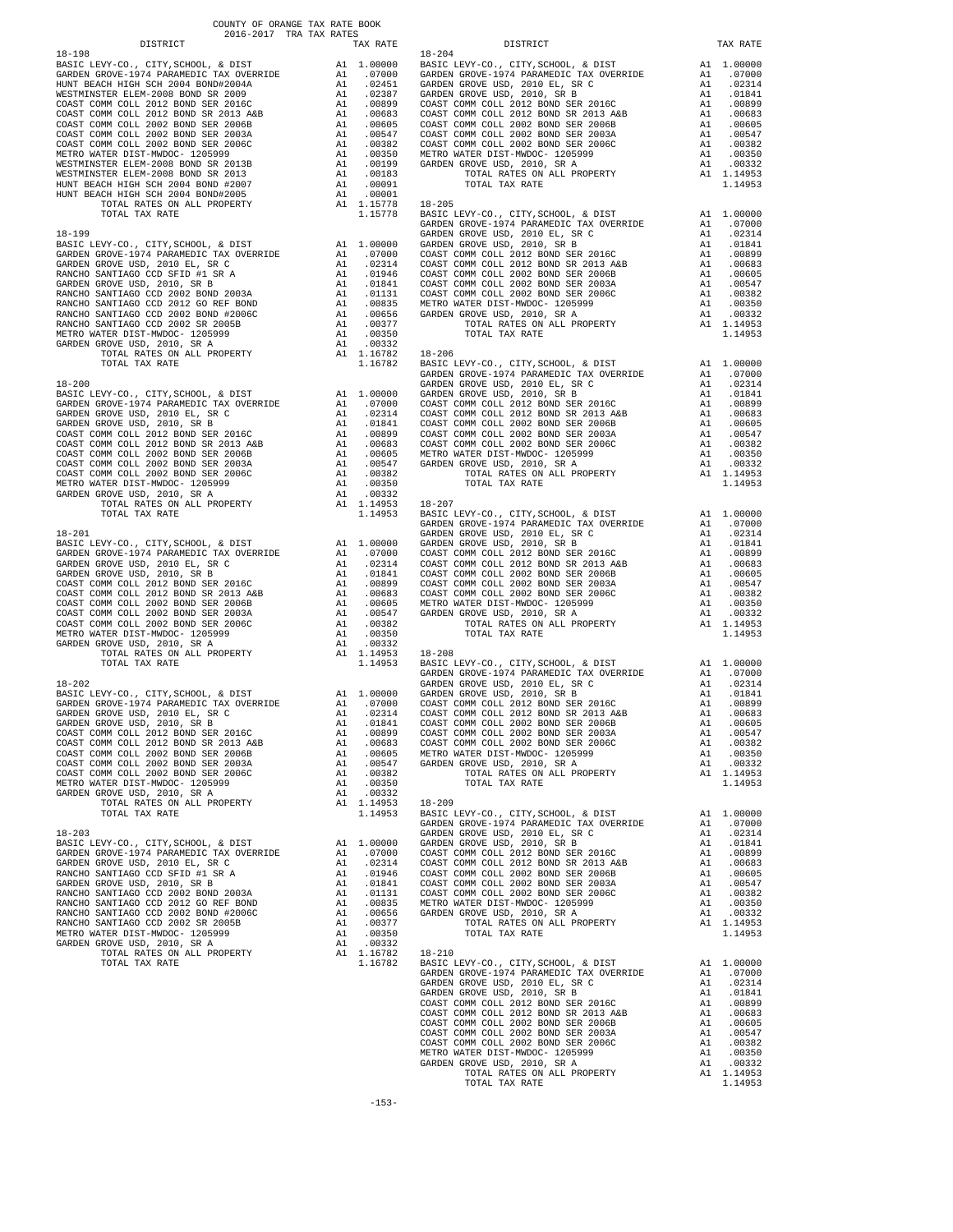COUNTY OF ORANGE TAX RATE BOOK
2016-2017 TRA TAX RATES

| DISTRICT | | TAX RATE |
|---|---|---|
| **18-198** | | |
| BASIC LEVY-CO., CITY,SCHOOL, & DIST | A1 | 1.00000 |
| GARDEN GROVE-1974 PARAMEDIC TAX OVERRIDE | A1 | .07000 |
| HUNT BEACH HIGH SCH 2004 BOND#2004A | A1 | .02451 |
| WESTMINSTER ELEM-2008 BOND SR 2009 | A1 | .02387 |
| COAST COMM COLL 2012 BOND SER 2016C | A1 | .00899 |
| COAST COMM COLL 2012 BOND SR 2013 A&B | A1 | .00683 |
| COAST COMM COLL 2002 BOND SER 2006B | A1 | .00605 |
| COAST COMM COLL 2002 BOND SER 2003A | A1 | .00547 |
| COAST COMM COLL 2002 BOND SER 2006C | A1 | .00382 |
| METRO WATER DIST-MWDOC- 1205999 | A1 | .00350 |
| WESTMINSTER ELEM-2008 BOND SR 2013B | A1 | .00199 |
| WESTMINSTER ELEM-2008 BOND SER 2013 | A1 | .00183 |
| HUNT BEACH HIGH SCH 2004 BOND #2007 | A1 | .00091 |
| HUNT BEACH HIGH SCH 2004 BOND#2005 | A1 | .00001 |
| TOTAL RATES ON ALL PROPERTY | A1 | 1.15778 |
| TOTAL TAX RATE | | 1.15778 |
| **18-199** | | |
| BASIC LEVY-CO., CITY,SCHOOL, & DIST | A1 | 1.00000 |
| GARDEN GROVE-1974 PARAMEDIC TAX OVERRIDE | A1 | .07000 |
| GARDEN GROVE USD, 2010 EL, SR C | A1 | .02314 |
| RANCHO SANTIAGO CCD SFID #1 SR A | A1 | .01946 |
| GARDEN GROVE USD, 2010, SR B | A1 | .01841 |
| RANCHO SANTIAGO CCD 2002 BOND 2003A | A1 | .01131 |
| RANCHO SANTIAGO CCD 2012 GO REF BOND | A1 | .00835 |
| RANCHO SANTIAGO CCD 2002 BOND #2006C | A1 | .00656 |
| RANCHO SANTIAGO CCD 2002 SR 2005B | A1 | .00377 |
| METRO WATER DIST-MWDOC- 1205999 | A1 | .00350 |
| GARDEN GROVE USD, 2010, SR A | A1 | .00332 |
| TOTAL RATES ON ALL PROPERTY | A1 | 1.16782 |
| TOTAL TAX RATE | | 1.16782 |
| **18-200** | | |
| BASIC LEVY-CO., CITY,SCHOOL, & DIST | A1 | 1.00000 |
| GARDEN GROVE-1974 PARAMEDIC TAX OVERRIDE | A1 | .07000 |
| GARDEN GROVE USD, 2010 EL, SR C | A1 | .02314 |
| GARDEN GROVE USD, 2010, SR B | A1 | .01841 |
| COAST COMM COLL 2012 BOND SER 2016C | A1 | .00899 |
| COAST COMM COLL 2012 BOND SR 2013 A&B | A1 | .00683 |
| COAST COMM COLL 2002 BOND SER 2006B | A1 | .00605 |
| COAST COMM COLL 2002 BOND SER 2003A | A1 | .00547 |
| COAST COMM COLL 2002 BOND SER 2006C | A1 | .00382 |
| METRO WATER DIST-MWDOC- 1205999 | A1 | .00350 |
| GARDEN GROVE USD, 2010, SR A | A1 | .00332 |
| TOTAL RATES ON ALL PROPERTY | A1 | 1.14953 |
| TOTAL TAX RATE | | 1.14953 |
| **18-201** | | |
| BASIC LEVY-CO., CITY,SCHOOL, & DIST | A1 | 1.00000 |
| GARDEN GROVE-1974 PARAMEDIC TAX OVERRIDE | A1 | .07000 |
| GARDEN GROVE USD, 2010 EL, SR C | A1 | .02314 |
| GARDEN GROVE USD, 2010, SR B | A1 | .01841 |
| COAST COMM COLL 2012 BOND SER 2016C | A1 | .00899 |
| COAST COMM COLL 2012 BOND SR 2013 A&B | A1 | .00683 |
| COAST COMM COLL 2002 BOND SER 2006B | A1 | .00605 |
| COAST COMM COLL 2002 BOND SER 2003A | A1 | .00547 |
| COAST COMM COLL 2002 BOND SER 2006C | A1 | .00382 |
| METRO WATER DIST-MWDOC- 1205999 | A1 | .00350 |
| GARDEN GROVE USD, 2010, SR A | A1 | .00332 |
| TOTAL RATES ON ALL PROPERTY | A1 | 1.14953 |
| TOTAL TAX RATE | | 1.14953 |
| **18-202** | | |
| BASIC LEVY-CO., CITY,SCHOOL, & DIST | A1 | 1.00000 |
| GARDEN GROVE-1974 PARAMEDIC TAX OVERRIDE | A1 | .07000 |
| GARDEN GROVE USD, 2010 EL, SR C | A1 | .02314 |
| GARDEN GROVE USD, 2010, SR B | A1 | .01841 |
| COAST COMM COLL 2012 BOND SER 2016C | A1 | .00899 |
| COAST COMM COLL 2012 BOND SR 2013 A&B | A1 | .00683 |
| COAST COMM COLL 2002 BOND SER 2006B | A1 | .00605 |
| COAST COMM COLL 2002 BOND SER 2003A | A1 | .00547 |
| COAST COMM COLL 2002 BOND SER 2006C | A1 | .00382 |
| METRO WATER DIST-MWDOC- 1205999 | A1 | .00350 |
| GARDEN GROVE USD, 2010, SR A | A1 | .00332 |
| TOTAL RATES ON ALL PROPERTY | A1 | 1.14953 |
| TOTAL TAX RATE | | 1.14953 |
| **18-203** | | |
| BASIC LEVY-CO., CITY,SCHOOL, & DIST | A1 | 1.00000 |
| GARDEN GROVE-1974 PARAMEDIC TAX OVERRIDE | A1 | .07000 |
| GARDEN GROVE USD, 2010 EL, SR C | A1 | .02314 |
| RANCHO SANTIAGO CCD SFID #1 SR A | A1 | .01946 |
| GARDEN GROVE USD, 2010, SR B | A1 | .01841 |
| RANCHO SANTIAGO CCD 2002 BOND 2003A | A1 | .01131 |
| RANCHO SANTIAGO CCD 2012 GO REF BOND | A1 | .00835 |
| RANCHO SANTIAGO CCD 2002 BOND #2006C | A1 | .00656 |
| RANCHO SANTIAGO CCD 2002 SR 2005B | A1 | .00377 |
| METRO WATER DIST-MWDOC- 1205999 | A1 | .00350 |
| GARDEN GROVE USD, 2010, SR A | A1 | .00332 |
| TOTAL RATES ON ALL PROPERTY | A1 | 1.16782 |
| TOTAL TAX RATE | | 1.16782 |
| **18-204** | | |
| BASIC LEVY-CO., CITY,SCHOOL, & DIST | A1 | 1.00000 |
| GARDEN GROVE-1974 PARAMEDIC TAX OVERRIDE | A1 | .07000 |
| GARDEN GROVE USD, 2010 EL, SR C | A1 | .02314 |
| GARDEN GROVE USD, 2010, SR B | A1 | .01841 |
| COAST COMM COLL 2012 BOND SER 2016C | A1 | .00899 |
| COAST COMM COLL 2012 BOND SR 2013 A&B | A1 | .00683 |
| COAST COMM COLL 2002 BOND SER 2006B | A1 | .00605 |
| COAST COMM COLL 2002 BOND SER 2003A | A1 | .00547 |
| COAST COMM COLL 2002 BOND SER 2006C | A1 | .00382 |
| METRO WATER DIST-MWDOC- 1205999 | A1 | .00350 |
| GARDEN GROVE USD, 2010, SR A | A1 | .00332 |
| TOTAL RATES ON ALL PROPERTY | A1 | 1.14953 |
| TOTAL TAX RATE | | 1.14953 |
| **18-205** | | |
| BASIC LEVY-CO., CITY,SCHOOL, & DIST | A1 | 1.00000 |
| GARDEN GROVE-1974 PARAMEDIC TAX OVERRIDE | A1 | .07000 |
| GARDEN GROVE USD, 2010 EL, SR C | A1 | .02314 |
| GARDEN GROVE USD, 2010, SR B | A1 | .01841 |
| COAST COMM COLL 2012 BOND SER 2016C | A1 | .00899 |
| COAST COMM COLL 2012 BOND SR 2013 A&B | A1 | .00683 |
| COAST COMM COLL 2002 BOND SER 2006B | A1 | .00605 |
| COAST COMM COLL 2002 BOND SER 2003A | A1 | .00547 |
| COAST COMM COLL 2002 BOND SER 2006C | A1 | .00382 |
| METRO WATER DIST-MWDOC- 1205999 | A1 | .00350 |
| GARDEN GROVE USD, 2010, SR A | A1 | .00332 |
| TOTAL RATES ON ALL PROPERTY | A1 | 1.14953 |
| TOTAL TAX RATE | | 1.14953 |
| **18-206** | | |
| BASIC LEVY-CO., CITY,SCHOOL, & DIST | A1 | 1.00000 |
| GARDEN GROVE-1974 PARAMEDIC TAX OVERRIDE | A1 | .07000 |
| GARDEN GROVE USD, 2010 EL, SR C | A1 | .02314 |
| GARDEN GROVE USD, 2010, SR B | A1 | .01841 |
| COAST COMM COLL 2012 BOND SER 2016C | A1 | .00899 |
| COAST COMM COLL 2012 BOND SR 2013 A&B | A1 | .00683 |
| COAST COMM COLL 2002 BOND SER 2006B | A1 | .00605 |
| COAST COMM COLL 2002 BOND SER 2003A | A1 | .00547 |
| COAST COMM COLL 2002 BOND SER 2006C | A1 | .00382 |
| METRO WATER DIST-MWDOC- 1205999 | A1 | .00350 |
| GARDEN GROVE USD, 2010, SR A | A1 | .00332 |
| TOTAL RATES ON ALL PROPERTY | A1 | 1.14953 |
| TOTAL TAX RATE | | 1.14953 |
| **18-207** | | |
| BASIC LEVY-CO., CITY,SCHOOL, & DIST | A1 | 1.00000 |
| GARDEN GROVE-1974 PARAMEDIC TAX OVERRIDE | A1 | .07000 |
| GARDEN GROVE USD, 2010 EL, SR C | A1 | .02314 |
| GARDEN GROVE USD, 2010, SR B | A1 | .01841 |
| COAST COMM COLL 2012 BOND SER 2016C | A1 | .00899 |
| COAST COMM COLL 2012 BOND SR 2013 A&B | A1 | .00683 |
| COAST COMM COLL 2002 BOND SER 2006B | A1 | .00605 |
| COAST COMM COLL 2002 BOND SER 2003A | A1 | .00547 |
| COAST COMM COLL 2002 BOND SER 2006C | A1 | .00382 |
| METRO WATER DIST-MWDOC- 1205999 | A1 | .00350 |
| GARDEN GROVE USD, 2010, SR A | A1 | .00332 |
| TOTAL RATES ON ALL PROPERTY | A1 | 1.14953 |
| TOTAL TAX RATE | | 1.14953 |
| **18-208** | | |
| BASIC LEVY-CO., CITY,SCHOOL, & DIST | A1 | 1.00000 |
| GARDEN GROVE-1974 PARAMEDIC TAX OVERRIDE | A1 | .07000 |
| GARDEN GROVE USD, 2010 EL, SR C | A1 | .02314 |
| GARDEN GROVE USD, 2010, SR B | A1 | .01841 |
| COAST COMM COLL 2012 BOND SER 2016C | A1 | .00899 |
| COAST COMM COLL 2012 BOND SR 2013 A&B | A1 | .00683 |
| COAST COMM COLL 2002 BOND SER 2006B | A1 | .00605 |
| COAST COMM COLL 2002 BOND SER 2003A | A1 | .00547 |
| COAST COMM COLL 2002 BOND SER 2006C | A1 | .00382 |
| METRO WATER DIST-MWDOC- 1205999 | A1 | .00350 |
| GARDEN GROVE USD, 2010, SR A | A1 | .00332 |
| TOTAL RATES ON ALL PROPERTY | A1 | 1.14953 |
| TOTAL TAX RATE | | 1.14953 |
| **18-209** | | |
| BASIC LEVY-CO., CITY,SCHOOL, & DIST | A1 | 1.00000 |
| GARDEN GROVE-1974 PARAMEDIC TAX OVERRIDE | A1 | .07000 |
| GARDEN GROVE USD, 2010 EL, SR C | A1 | .02314 |
| GARDEN GROVE USD, 2010, SR B | A1 | .01841 |
| COAST COMM COLL 2012 BOND SER 2016C | A1 | .00899 |
| COAST COMM COLL 2012 BOND SR 2013 A&B | A1 | .00683 |
| COAST COMM COLL 2002 BOND SER 2006B | A1 | .00605 |
| COAST COMM COLL 2002 BOND SER 2003A | A1 | .00547 |
| COAST COMM COLL 2002 BOND SER 2006C | A1 | .00382 |
| METRO WATER DIST-MWDOC- 1205999 | A1 | .00350 |
| GARDEN GROVE USD, 2010, SR A | A1 | .00332 |
| TOTAL RATES ON ALL PROPERTY | A1 | 1.14953 |
| TOTAL TAX RATE | | 1.14953 |
| **18-210** | | |
| BASIC LEVY-CO., CITY,SCHOOL, & DIST | A1 | 1.00000 |
| GARDEN GROVE-1974 PARAMEDIC TAX OVERRIDE | A1 | .07000 |
| GARDEN GROVE USD, 2010 EL, SR C | A1 | .02314 |
| GARDEN GROVE USD, 2010, SR B | A1 | .01841 |
| COAST COMM COLL 2012 BOND SER 2016C | A1 | .00899 |
| COAST COMM COLL 2012 BOND SR 2013 A&B | A1 | .00683 |
| COAST COMM COLL 2002 BOND SER 2006B | A1 | .00605 |
| COAST COMM COLL 2002 BOND SER 2003A | A1 | .00547 |
| COAST COMM COLL 2002 BOND SER 2006C | A1 | .00382 |
| METRO WATER DIST-MWDOC- 1205999 | A1 | .00350 |
| GARDEN GROVE USD, 2010, SR A | A1 | .00332 |
| TOTAL RATES ON ALL PROPERTY | A1 | 1.14953 |
| TOTAL TAX RATE | | 1.14953 |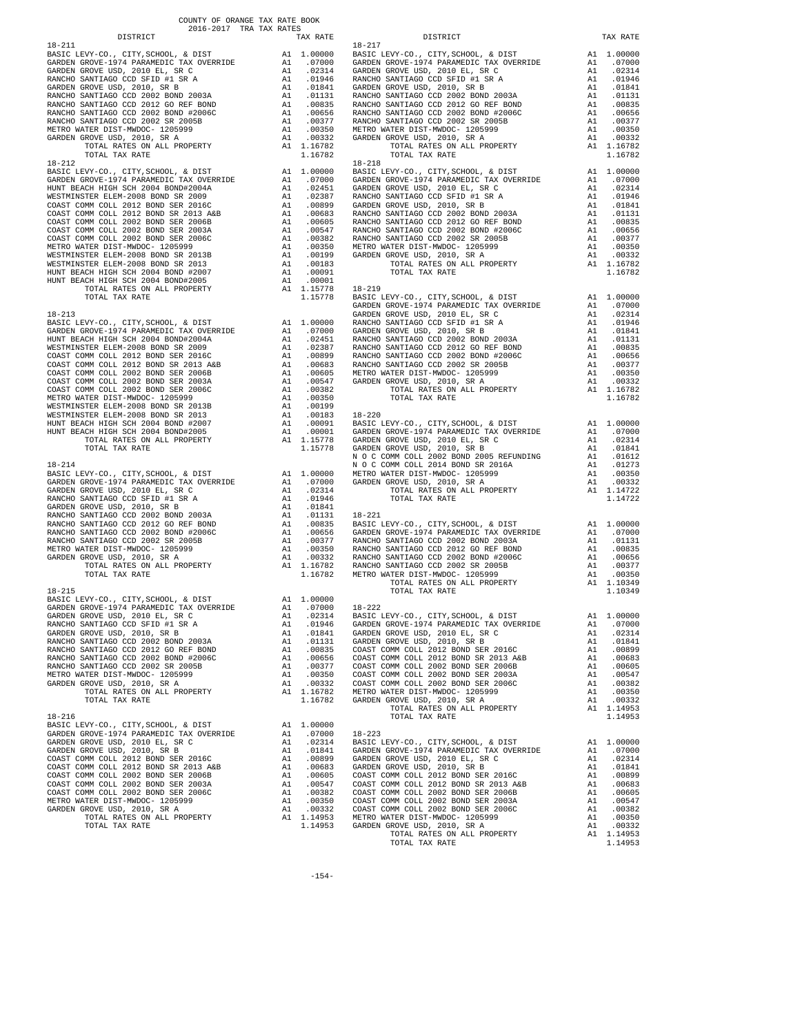COUNTY OF ORANGE TAX RATE BOOK
2016-2017 TRA TAX RATES

| DISTRICT | | TAX RATE |
|---|---|---|
| **18-211** | | |
| BASIC LEVY-CO., CITY,SCHOOL, & DIST | A1 | 1.00000 |
| GARDEN GROVE-1974 PARAMEDIC TAX OVERRIDE | A1 | .07000 |
| GARDEN GROVE USD, 2010 EL, SR C | A1 | .02314 |
| RANCHO SANTIAGO CCD SFID #1 SR A | A1 | .01946 |
| GARDEN GROVE USD, 2010, SR B | A1 | .01841 |
| RANCHO SANTIAGO CCD 2002 BOND 2003A | A1 | .01131 |
| RANCHO SANTIAGO CCD 2012 GO REF BOND | A1 | .00835 |
| RANCHO SANTIAGO CCD 2002 BOND #2006C | A1 | .00656 |
| RANCHO SANTIAGO CCD 2002 SR 2005B | A1 | .00377 |
| METRO WATER DIST-MWDOC- 1205999 | A1 | .00350 |
| GARDEN GROVE USD, 2010, SR A | A1 | .00332 |
| TOTAL RATES ON ALL PROPERTY | A1 | 1.16782 |
| TOTAL TAX RATE | | 1.16782 |
| **18-212** | | |
| BASIC LEVY-CO., CITY,SCHOOL, & DIST | A1 | 1.00000 |
| GARDEN GROVE-1974 PARAMEDIC TAX OVERRIDE | A1 | .07000 |
| HUNT BEACH HIGH SCH 2004 BOND#2004A | A1 | .02451 |
| WESTMINSTER ELEM-2008 BOND SR 2009 | A1 | .02387 |
| COAST COMM COLL 2012 BOND SR 2016C | A1 | .00899 |
| COAST COMM COLL 2012 BOND SR 2013 A&B | A1 | .00683 |
| COAST COMM COLL 2002 BOND SER 2006B | A1 | .00605 |
| COAST COMM COLL 2002 BOND SER 2003A | A1 | .00547 |
| COAST COMM COLL 2002 BOND SER 2006C | A1 | .00382 |
| METRO WATER DIST-MWDOC- 1205999 | A1 | .00350 |
| WESTMINSTER ELEM-2008 BOND SR 2013B | A1 | .00199 |
| WESTMINSTER ELEM-2008 BOND SR 2013 | A1 | .00183 |
| HUNT BEACH HIGH SCH 2004 BOND #2007 | A1 | .00091 |
| HUNT BEACH HIGH SCH 2004 BOND#2005 | A1 | .00001 |
| TOTAL RATES ON ALL PROPERTY | A1 | 1.15778 |
| TOTAL TAX RATE | | 1.15778 |
| **18-213** | | |
| BASIC LEVY-CO., CITY,SCHOOL, & DIST | A1 | 1.00000 |
| GARDEN GROVE-1974 PARAMEDIC TAX OVERRIDE | A1 | .07000 |
| HUNT BEACH HIGH SCH 2004 BOND#2004A | A1 | .02451 |
| WESTMINSTER ELEM-2008 BOND SR 2009 | A1 | .02387 |
| COAST COMM COLL 2012 BOND SR 2016C | A1 | .00899 |
| COAST COMM COLL 2012 BOND SR 2013 A&B | A1 | .00683 |
| COAST COMM COLL 2002 BOND SER 2006B | A1 | .00605 |
| COAST COMM COLL 2002 BOND SER 2003A | A1 | .00547 |
| COAST COMM COLL 2002 BOND SER 2006C | A1 | .00382 |
| METRO WATER DIST-MWDOC- 1205999 | A1 | .00350 |
| WESTMINSTER ELEM-2008 BOND SR 2013B | A1 | .00199 |
| WESTMINSTER ELEM-2008 BOND SR 2013 | A1 | .00183 |
| HUNT BEACH HIGH SCH 2004 BOND #2007 | A1 | .00091 |
| HUNT BEACH HIGH SCH 2004 BOND#2005 | A1 | .00001 |
| TOTAL RATES ON ALL PROPERTY | A1 | 1.15778 |
| TOTAL TAX RATE | | 1.15778 |
| **18-214** | | |
| BASIC LEVY-CO., CITY,SCHOOL, & DIST | A1 | 1.00000 |
| GARDEN GROVE-1974 PARAMEDIC TAX OVERRIDE | A1 | .07000 |
| GARDEN GROVE USD, 2010 EL, SR C | A1 | .02314 |
| RANCHO SANTIAGO CCD SFID #1 SR A | A1 | .01946 |
| GARDEN GROVE USD, 2010, SR B | A1 | .01841 |
| RANCHO SANTIAGO CCD 2002 BOND 2003A | A1 | .01131 |
| RANCHO SANTIAGO CCD 2012 GO REF BOND | A1 | .00835 |
| RANCHO SANTIAGO CCD 2002 BOND #2006C | A1 | .00656 |
| RANCHO SANTIAGO CCD 2002 SR 2005B | A1 | .00377 |
| METRO WATER DIST-MWDOC- 1205999 | A1 | .00350 |
| GARDEN GROVE USD, 2010, SR A | A1 | .00332 |
| TOTAL RATES ON ALL PROPERTY | A1 | 1.16782 |
| TOTAL TAX RATE | | 1.16782 |
| **18-215** | | |
| BASIC LEVY-CO., CITY,SCHOOL, & DIST | A1 | 1.00000 |
| GARDEN GROVE-1974 PARAMEDIC TAX OVERRIDE | A1 | .07000 |
| GARDEN GROVE USD, 2010 EL, SR C | A1 | .02314 |
| RANCHO SANTIAGO CCD SFID #1 SR A | A1 | .01946 |
| GARDEN GROVE USD, 2010, SR B | A1 | .01841 |
| RANCHO SANTIAGO CCD 2002 BOND 2003A | A1 | .01131 |
| RANCHO SANTIAGO CCD 2012 GO REF BOND | A1 | .00835 |
| RANCHO SANTIAGO CCD 2002 BOND #2006C | A1 | .00656 |
| RANCHO SANTIAGO CCD 2002 SR 2005B | A1 | .00377 |
| METRO WATER DIST-MWDOC- 1205999 | A1 | .00350 |
| GARDEN GROVE USD, 2010, SR A | A1 | .00332 |
| TOTAL RATES ON ALL PROPERTY | A1 | 1.16782 |
| TOTAL TAX RATE | | 1.16782 |
| **18-216** | | |
| BASIC LEVY-CO., CITY,SCHOOL, & DIST | A1 | 1.00000 |
| GARDEN GROVE-1974 PARAMEDIC TAX OVERRIDE | A1 | .07000 |
| GARDEN GROVE USD, 2010 EL, SR C | A1 | .02314 |
| GARDEN GROVE USD, 2010, SR B | A1 | .01841 |
| COAST COMM COLL 2012 BOND SER 2016C | A1 | .00899 |
| COAST COMM COLL 2012 BOND SR 2013 A&B | A1 | .00683 |
| COAST COMM COLL 2002 BOND SER 2006B | A1 | .00605 |
| COAST COMM COLL 2002 BOND SER 2003A | A1 | .00547 |
| COAST COMM COLL 2002 BOND SER 2006C | A1 | .00382 |
| METRO WATER DIST-MWDOC- 1205999 | A1 | .00350 |
| GARDEN GROVE USD, 2010, SR A | A1 | .00332 |
| TOTAL RATES ON ALL PROPERTY | A1 | 1.14953 |
| TOTAL TAX RATE | | 1.14953 |
| **18-217** | | |
| BASIC LEVY-CO., CITY,SCHOOL, & DIST | A1 | 1.00000 |
| GARDEN GROVE-1974 PARAMEDIC TAX OVERRIDE | A1 | .07000 |
| GARDEN GROVE USD, 2010 EL, SR C | A1 | .02314 |
| RANCHO SANTIAGO CCD SFID #1 SR A | A1 | .01946 |
| GARDEN GROVE USD, 2010, SR B | A1 | .01841 |
| RANCHO SANTIAGO CCD 2002 BOND 2003A | A1 | .01131 |
| RANCHO SANTIAGO CCD 2012 GO REF BOND | A1 | .00835 |
| RANCHO SANTIAGO CCD 2002 BOND #2006C | A1 | .00656 |
| RANCHO SANTIAGO CCD 2002 SR 2005B | A1 | .00377 |
| METRO WATER DIST-MWDOC- 1205999 | A1 | .00350 |
| GARDEN GROVE USD, 2010, SR A | A1 | .00332 |
| TOTAL RATES ON ALL PROPERTY | A1 | 1.16782 |
| TOTAL TAX RATE | | 1.16782 |
| **18-218** | | |
| BASIC LEVY-CO., CITY,SCHOOL, & DIST | A1 | 1.00000 |
| GARDEN GROVE-1974 PARAMEDIC TAX OVERRIDE | A1 | .07000 |
| GARDEN GROVE USD, 2010 EL, SR C | A1 | .02314 |
| RANCHO SANTIAGO CCD SFID #1 SR A | A1 | .01946 |
| GARDEN GROVE USD, 2010, SR B | A1 | .01841 |
| RANCHO SANTIAGO CCD 2002 BOND 2003A | A1 | .01131 |
| RANCHO SANTIAGO CCD 2012 GO REF BOND | A1 | .00835 |
| RANCHO SANTIAGO CCD 2002 BOND #2006C | A1 | .00656 |
| RANCHO SANTIAGO CCD 2002 SR 2005B | A1 | .00377 |
| METRO WATER DIST-MWDOC- 1205999 | A1 | .00350 |
| GARDEN GROVE USD, 2010, SR A | A1 | .00332 |
| TOTAL RATES ON ALL PROPERTY | A1 | 1.16782 |
| TOTAL TAX RATE | | 1.16782 |
| **18-219** | | |
| BASIC LEVY-CO., CITY,SCHOOL, & DIST | A1 | 1.00000 |
| GARDEN GROVE-1974 PARAMEDIC TAX OVERRIDE | A1 | .07000 |
| GARDEN GROVE USD, 2010 EL, SR C | A1 | .02314 |
| RANCHO SANTIAGO CCD SFID #1 SR A | A1 | .01946 |
| GARDEN GROVE USD, 2010, SR B | A1 | .01841 |
| RANCHO SANTIAGO CCD 2002 BOND 2003A | A1 | .01131 |
| RANCHO SANTIAGO CCD 2012 GO REF BOND | A1 | .00835 |
| RANCHO SANTIAGO CCD 2002 BOND #2006C | A1 | .00656 |
| RANCHO SANTIAGO CCD 2002 SR 2005B | A1 | .00377 |
| METRO WATER DIST-MWDOC- 1205999 | A1 | .00350 |
| GARDEN GROVE USD, 2010, SR A | A1 | .00332 |
| TOTAL RATES ON ALL PROPERTY | A1 | 1.16782 |
| TOTAL TAX RATE | | 1.16782 |
| **18-220** | | |
| BASIC LEVY-CO., CITY,SCHOOL, & DIST | A1 | 1.00000 |
| GARDEN GROVE-1974 PARAMEDIC TAX OVERRIDE | A1 | .07000 |
| GARDEN GROVE USD, 2010 EL, SR C | A1 | .02314 |
| GARDEN GROVE USD, 2010, SR B | A1 | .01841 |
| N O C COMM COLL 2002 BOND 2005 REFUNDING | A1 | .01612 |
| N O C COMM COLL 2014 BOND SR 2016A | A1 | .01273 |
| METRO WATER DIST-MWDOC- 1205999 | A1 | .00350 |
| GARDEN GROVE USD, 2010, SR A | A1 | .00332 |
| TOTAL RATES ON ALL PROPERTY | A1 | 1.14722 |
| TOTAL TAX RATE | | 1.14722 |
| **18-221** | | |
| BASIC LEVY-CO., CITY,SCHOOL, & DIST | A1 | 1.00000 |
| GARDEN GROVE-1974 PARAMEDIC TAX OVERRIDE | A1 | .07000 |
| RANCHO SANTIAGO CCD 2002 BOND 2003A | A1 | .01131 |
| RANCHO SANTIAGO CCD 2012 GO REF BOND | A1 | .00835 |
| RANCHO SANTIAGO CCD 2002 BOND #2006C | A1 | .00656 |
| RANCHO SANTIAGO CCD 2002 SR 2005B | A1 | .00377 |
| METRO WATER DIST-MWDOC- 1205999 | A1 | .00350 |
| TOTAL RATES ON ALL PROPERTY | A1 | 1.10349 |
| TOTAL TAX RATE | | 1.10349 |
| **18-222** | | |
| BASIC LEVY-CO., CITY,SCHOOL, & DIST | A1 | 1.00000 |
| GARDEN GROVE-1974 PARAMEDIC TAX OVERRIDE | A1 | .07000 |
| GARDEN GROVE USD, 2010 EL, SR C | A1 | .02314 |
| GARDEN GROVE USD, 2010, SR B | A1 | .01841 |
| COAST COMM COLL 2012 BOND SER 2016C | A1 | .00899 |
| COAST COMM COLL 2012 BOND SR 2013 A&B | A1 | .00683 |
| COAST COMM COLL 2002 BOND SER 2006B | A1 | .00605 |
| COAST COMM COLL 2002 BOND SER 2003A | A1 | .00547 |
| COAST COMM COLL 2002 BOND SER 2006C | A1 | .00382 |
| METRO WATER DIST-MWDOC- 1205999 | A1 | .00350 |
| GARDEN GROVE USD, 2010, SR A | A1 | .00332 |
| TOTAL RATES ON ALL PROPERTY | A1 | 1.14953 |
| TOTAL TAX RATE | | 1.14953 |
| **18-223** | | |
| BASIC LEVY-CO., CITY,SCHOOL, & DIST | A1 | 1.00000 |
| GARDEN GROVE-1974 PARAMEDIC TAX OVERRIDE | A1 | .07000 |
| GARDEN GROVE USD, 2010 EL, SR C | A1 | .02314 |
| GARDEN GROVE USD, 2010, SR B | A1 | .01841 |
| COAST COMM COLL 2012 BOND SER 2016C | A1 | .00899 |
| COAST COMM COLL 2012 BOND SR 2013 A&B | A1 | .00683 |
| COAST COMM COLL 2002 BOND SER 2006B | A1 | .00605 |
| COAST COMM COLL 2002 BOND SER 2003A | A1 | .00547 |
| COAST COMM COLL 2002 BOND SER 2006C | A1 | .00382 |
| METRO WATER DIST-MWDOC- 1205999 | A1 | .00350 |
| GARDEN GROVE USD, 2010, SR A | A1 | .00332 |
| TOTAL RATES ON ALL PROPERTY | A1 | 1.14953 |
| TOTAL TAX RATE | | 1.14953 |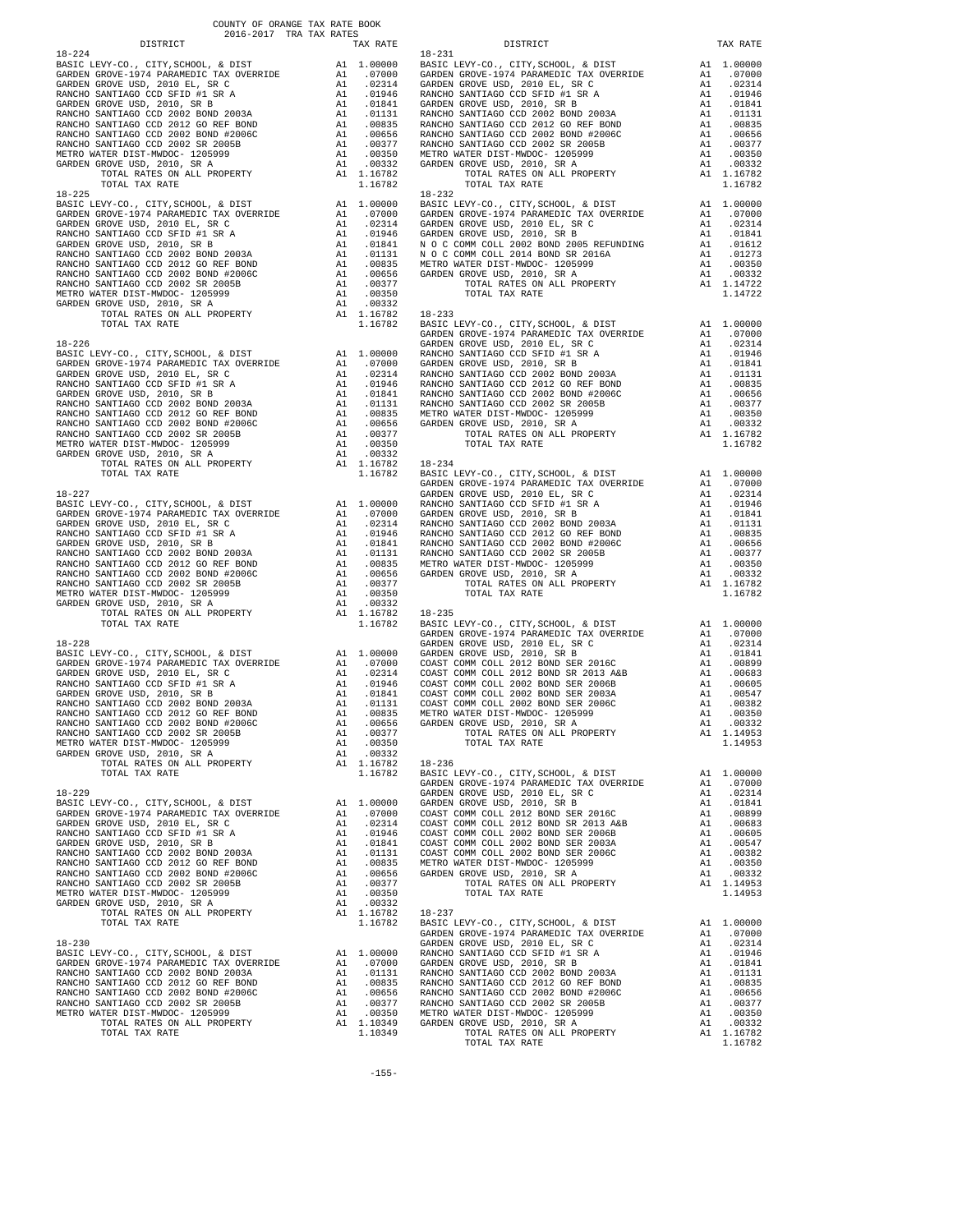COUNTY OF ORANGE TAX RATE BOOK
2016-2017 TRA TAX RATES

### 18-224

| DISTRICT | | TAX RATE |
|---|---|---|
| BASIC LEVY-CO., CITY,SCHOOL, & DIST | A1 | 1.00000 |
| GARDEN GROVE-1974 PARAMEDIC TAX OVERRIDE | A1 | .07000 |
| GARDEN GROVE USD, 2010 EL, SR C | A1 | .02314 |
| RANCHO SANTIAGO CCD SFID #1 SR A | A1 | .01946 |
| GARDEN GROVE USD, 2010, SR B | A1 | .01841 |
| RANCHO SANTIAGO CCD 2002 BOND 2003A | A1 | .01131 |
| RANCHO SANTIAGO CCD 2012 GO REF BOND | A1 | .00835 |
| RANCHO SANTIAGO CCD 2002 BOND #2006C | A1 | .00656 |
| RANCHO SANTIAGO CCD 2002 SR 2005B | A1 | .00377 |
| METRO WATER DIST-MWDOC- 1205999 | A1 | .00350 |
| GARDEN GROVE USD, 2010, SR A | A1 | .00332 |
| TOTAL RATES ON ALL PROPERTY | A1 | 1.16782 |
| TOTAL TAX RATE | | 1.16782 |

### 18-225

| DISTRICT | | TAX RATE |
|---|---|---|
| BASIC LEVY-CO., CITY,SCHOOL, & DIST | A1 | 1.00000 |
| GARDEN GROVE-1974 PARAMEDIC TAX OVERRIDE | A1 | .07000 |
| GARDEN GROVE USD, 2010 EL, SR C | A1 | .02314 |
| RANCHO SANTIAGO CCD SFID #1 SR A | A1 | .01946 |
| GARDEN GROVE USD, 2010, SR B | A1 | .01841 |
| RANCHO SANTIAGO CCD 2002 BOND 2003A | A1 | .01131 |
| RANCHO SANTIAGO CCD 2012 GO REF BOND | A1 | .00835 |
| RANCHO SANTIAGO CCD 2002 BOND #2006C | A1 | .00656 |
| RANCHO SANTIAGO CCD 2002 SR 2005B | A1 | .00377 |
| METRO WATER DIST-MWDOC- 1205999 | A1 | .00350 |
| GARDEN GROVE USD, 2010, SR A | A1 | .00332 |
| TOTAL RATES ON ALL PROPERTY | A1 | 1.16782 |
| TOTAL TAX RATE | | 1.16782 |

### 18-226

| DISTRICT | | TAX RATE |
|---|---|---|
| BASIC LEVY-CO., CITY,SCHOOL, & DIST | A1 | 1.00000 |
| GARDEN GROVE-1974 PARAMEDIC TAX OVERRIDE | A1 | .07000 |
| GARDEN GROVE USD, 2010 EL, SR C | A1 | .02314 |
| RANCHO SANTIAGO CCD SFID #1 SR A | A1 | .01946 |
| GARDEN GROVE USD, 2010, SR B | A1 | .01841 |
| RANCHO SANTIAGO CCD 2002 BOND 2003A | A1 | .01131 |
| RANCHO SANTIAGO CCD 2012 GO REF BOND | A1 | .00835 |
| RANCHO SANTIAGO CCD 2002 BOND #2006C | A1 | .00656 |
| RANCHO SANTIAGO CCD 2002 SR 2005B | A1 | .00377 |
| METRO WATER DIST-MWDOC- 1205999 | A1 | .00350 |
| GARDEN GROVE USD, 2010, SR A | A1 | .00332 |
| TOTAL RATES ON ALL PROPERTY | A1 | 1.16782 |
| TOTAL TAX RATE | | 1.16782 |

### 18-227

| DISTRICT | | TAX RATE |
|---|---|---|
| BASIC LEVY-CO., CITY,SCHOOL, & DIST | A1 | 1.00000 |
| GARDEN GROVE-1974 PARAMEDIC TAX OVERRIDE | A1 | .07000 |
| GARDEN GROVE USD, 2010 EL, SR C | A1 | .02314 |
| RANCHO SANTIAGO CCD SFID #1 SR A | A1 | .01946 |
| GARDEN GROVE USD, 2010, SR B | A1 | .01841 |
| RANCHO SANTIAGO CCD 2002 BOND 2003A | A1 | .01131 |
| RANCHO SANTIAGO CCD 2012 GO REF BOND | A1 | .00835 |
| RANCHO SANTIAGO CCD 2002 BOND #2006C | A1 | .00656 |
| RANCHO SANTIAGO CCD 2002 SR 2005B | A1 | .00377 |
| METRO WATER DIST-MWDOC- 1205999 | A1 | .00350 |
| GARDEN GROVE USD, 2010, SR A | A1 | .00332 |
| TOTAL RATES ON ALL PROPERTY | A1 | 1.16782 |
| TOTAL TAX RATE | | 1.16782 |

### 18-228

| DISTRICT | | TAX RATE |
|---|---|---|
| BASIC LEVY-CO., CITY,SCHOOL, & DIST | A1 | 1.00000 |
| GARDEN GROVE-1974 PARAMEDIC TAX OVERRIDE | A1 | .07000 |
| GARDEN GROVE USD, 2010 EL, SR C | A1 | .02314 |
| RANCHO SANTIAGO CCD SFID #1 SR A | A1 | .01946 |
| GARDEN GROVE USD, 2010, SR B | A1 | .01841 |
| RANCHO SANTIAGO CCD 2002 BOND 2003A | A1 | .01131 |
| RANCHO SANTIAGO CCD 2012 GO REF BOND | A1 | .00835 |
| RANCHO SANTIAGO CCD 2002 BOND #2006C | A1 | .00656 |
| RANCHO SANTIAGO CCD 2002 SR 2005B | A1 | .00377 |
| METRO WATER DIST-MWDOC- 1205999 | A1 | .00350 |
| GARDEN GROVE USD, 2010, SR A | A1 | .00332 |
| TOTAL RATES ON ALL PROPERTY | A1 | 1.16782 |
| TOTAL TAX RATE | | 1.16782 |

### 18-229

| DISTRICT | | TAX RATE |
|---|---|---|
| BASIC LEVY-CO., CITY,SCHOOL, & DIST | A1 | 1.00000 |
| GARDEN GROVE-1974 PARAMEDIC TAX OVERRIDE | A1 | .07000 |
| GARDEN GROVE USD, 2010 EL, SR C | A1 | .02314 |
| RANCHO SANTIAGO CCD SFID #1 SR A | A1 | .01946 |
| GARDEN GROVE USD, 2010, SR B | A1 | .01841 |
| RANCHO SANTIAGO CCD 2002 BOND 2003A | A1 | .01131 |
| RANCHO SANTIAGO CCD 2012 GO REF BOND | A1 | .00835 |
| RANCHO SANTIAGO CCD 2002 BOND #2006C | A1 | .00656 |
| RANCHO SANTIAGO CCD 2002 SR 2005B | A1 | .00377 |
| METRO WATER DIST-MWDOC- 1205999 | A1 | .00350 |
| GARDEN GROVE USD, 2010, SR A | A1 | .00332 |
| TOTAL RATES ON ALL PROPERTY | A1 | 1.16782 |
| TOTAL TAX RATE | | 1.16782 |

### 18-230

| DISTRICT | | TAX RATE |
|---|---|---|
| BASIC LEVY-CO., CITY,SCHOOL, & DIST | A1 | 1.00000 |
| GARDEN GROVE-1974 PARAMEDIC TAX OVERRIDE | A1 | .07000 |
| RANCHO SANTIAGO CCD 2002 BOND 2003A | A1 | .01131 |
| RANCHO SANTIAGO CCD 2012 GO REF BOND | A1 | .00835 |
| RANCHO SANTIAGO CCD 2002 BOND #2006C | A1 | .00656 |
| RANCHO SANTIAGO CCD 2002 SR 2005B | A1 | .00377 |
| METRO WATER DIST-MWDOC- 1205999 | A1 | .00350 |
| TOTAL RATES ON ALL PROPERTY | A1 | 1.10349 |
| TOTAL TAX RATE | | 1.10349 |

### 18-231

| DISTRICT | | TAX RATE |
|---|---|---|
| BASIC LEVY-CO., CITY,SCHOOL, & DIST | A1 | 1.00000 |
| GARDEN GROVE-1974 PARAMEDIC TAX OVERRIDE | A1 | .07000 |
| GARDEN GROVE USD, 2010 EL, SR C | A1 | .02314 |
| RANCHO SANTIAGO CCD SFID #1 SR A | A1 | .01946 |
| GARDEN GROVE USD, 2010, SR B | A1 | .01841 |
| RANCHO SANTIAGO CCD 2002 BOND 2003A | A1 | .01131 |
| RANCHO SANTIAGO CCD 2012 GO REF BOND | A1 | .00835 |
| RANCHO SANTIAGO CCD 2002 BOND #2006C | A1 | .00656 |
| RANCHO SANTIAGO CCD 2002 SR 2005B | A1 | .00377 |
| METRO WATER DIST-MWDOC- 1205999 | A1 | .00350 |
| GARDEN GROVE USD, 2010, SR A | A1 | .00332 |
| TOTAL RATES ON ALL PROPERTY | A1 | 1.16782 |
| TOTAL TAX RATE | | 1.16782 |

### 18-232

| DISTRICT | | TAX RATE |
|---|---|---|
| BASIC LEVY-CO., CITY,SCHOOL, & DIST | A1 | 1.00000 |
| GARDEN GROVE-1974 PARAMEDIC TAX OVERRIDE | A1 | .07000 |
| GARDEN GROVE USD, 2010 EL, SR C | A1 | .02314 |
| GARDEN GROVE USD, 2010, SR B | A1 | .01841 |
| N O C COMM COLL 2002 BOND 2005 REFUNDING | A1 | .01612 |
| N O C COMM COLL 2014 BOND SR 2016A | A1 | .01273 |
| METRO WATER DIST-MWDOC- 1205999 | A1 | .00350 |
| GARDEN GROVE USD, 2010, SR A | A1 | .00332 |
| TOTAL RATES ON ALL PROPERTY | A1 | 1.14722 |
| TOTAL TAX RATE | | 1.14722 |

### 18-233

| DISTRICT | | TAX RATE |
|---|---|---|
| BASIC LEVY-CO., CITY,SCHOOL, & DIST | A1 | 1.00000 |
| GARDEN GROVE-1974 PARAMEDIC TAX OVERRIDE | A1 | .07000 |
| GARDEN GROVE USD, 2010 EL, SR C | A1 | .02314 |
| RANCHO SANTIAGO CCD SFID #1 SR A | A1 | .01946 |
| GARDEN GROVE USD, 2010, SR B | A1 | .01841 |
| RANCHO SANTIAGO CCD 2002 BOND 2003A | A1 | .01131 |
| RANCHO SANTIAGO CCD 2012 GO REF BOND | A1 | .00835 |
| RANCHO SANTIAGO CCD 2002 BOND #2006C | A1 | .00656 |
| RANCHO SANTIAGO CCD 2002 SR 2005B | A1 | .00377 |
| METRO WATER DIST-MWDOC- 1205999 | A1 | .00350 |
| GARDEN GROVE USD, 2010, SR A | A1 | .00332 |
| TOTAL RATES ON ALL PROPERTY | A1 | 1.16782 |
| TOTAL TAX RATE | | 1.16782 |

### 18-234

| DISTRICT | | TAX RATE |
|---|---|---|
| BASIC LEVY-CO., CITY,SCHOOL, & DIST | A1 | 1.00000 |
| GARDEN GROVE-1974 PARAMEDIC TAX OVERRIDE | A1 | .07000 |
| GARDEN GROVE USD, 2010 EL, SR C | A1 | .02314 |
| RANCHO SANTIAGO CCD SFID #1 SR A | A1 | .01946 |
| GARDEN GROVE USD, 2010, SR B | A1 | .01841 |
| RANCHO SANTIAGO CCD 2002 BOND 2003A | A1 | .01131 |
| RANCHO SANTIAGO CCD 2012 GO REF BOND | A1 | .00835 |
| RANCHO SANTIAGO CCD 2002 BOND #2006C | A1 | .00656 |
| RANCHO SANTIAGO CCD 2002 SR 2005B | A1 | .00377 |
| METRO WATER DIST-MWDOC- 1205999 | A1 | .00350 |
| GARDEN GROVE USD, 2010, SR A | A1 | .00332 |
| TOTAL RATES ON ALL PROPERTY | A1 | 1.16782 |
| TOTAL TAX RATE | | 1.16782 |

### 18-235

| DISTRICT | | TAX RATE |
|---|---|---|
| BASIC LEVY-CO., CITY,SCHOOL, & DIST | A1 | 1.00000 |
| GARDEN GROVE-1974 PARAMEDIC TAX OVERRIDE | A1 | .07000 |
| GARDEN GROVE USD, 2010 EL, SR C | A1 | .02314 |
| GARDEN GROVE USD, 2010, SR B | A1 | .01841 |
| COAST COMM COLL 2012 BOND SER 2016C | A1 | .00899 |
| COAST COMM COLL 2012 BOND SR 2013 A&B | A1 | .00683 |
| COAST COMM COLL 2002 BOND SER 2006B | A1 | .00605 |
| COAST COMM COLL 2002 BOND SER 2003A | A1 | .00547 |
| COAST COMM COLL 2002 BOND SER 2006C | A1 | .00382 |
| METRO WATER DIST-MWDOC- 1205999 | A1 | .00350 |
| GARDEN GROVE USD, 2010, SR A | A1 | .00332 |
| TOTAL RATES ON ALL PROPERTY | A1 | 1.14953 |
| TOTAL TAX RATE | | 1.14953 |

### 18-236

| DISTRICT | | TAX RATE |
|---|---|---|
| BASIC LEVY-CO., CITY,SCHOOL, & DIST | A1 | 1.00000 |
| GARDEN GROVE-1974 PARAMEDIC TAX OVERRIDE | A1 | .07000 |
| GARDEN GROVE USD, 2010 EL, SR C | A1 | .02314 |
| GARDEN GROVE USD, 2010, SR B | A1 | .01841 |
| COAST COMM COLL 2012 BOND SER 2016C | A1 | .00899 |
| COAST COMM COLL 2012 BOND SR 2013 A&B | A1 | .00683 |
| COAST COMM COLL 2002 BOND SER 2006B | A1 | .00605 |
| COAST COMM COLL 2002 BOND SER 2003A | A1 | .00547 |
| COAST COMM COLL 2002 BOND SER 2006C | A1 | .00382 |
| METRO WATER DIST-MWDOC- 1205999 | A1 | .00350 |
| GARDEN GROVE USD, 2010, SR A | A1 | .00332 |
| TOTAL RATES ON ALL PROPERTY | A1 | 1.14953 |
| TOTAL TAX RATE | | 1.14953 |

### 18-237

| DISTRICT | | TAX RATE |
|---|---|---|
| BASIC LEVY-CO., CITY,SCHOOL, & DIST | A1 | 1.00000 |
| GARDEN GROVE-1974 PARAMEDIC TAX OVERRIDE | A1 | .07000 |
| GARDEN GROVE USD, 2010 EL, SR C | A1 | .02314 |
| RANCHO SANTIAGO CCD SFID #1 SR A | A1 | .01946 |
| GARDEN GROVE USD, 2010, SR B | A1 | .01841 |
| RANCHO SANTIAGO CCD 2002 BOND 2003A | A1 | .01131 |
| RANCHO SANTIAGO CCD 2012 GO REF BOND | A1 | .00835 |
| RANCHO SANTIAGO CCD 2002 BOND #2006C | A1 | .00656 |
| RANCHO SANTIAGO CCD 2002 SR 2005B | A1 | .00377 |
| METRO WATER DIST-MWDOC- 1205999 | A1 | .00350 |
| GARDEN GROVE USD, 2010, SR A | A1 | .00332 |
| TOTAL RATES ON ALL PROPERTY | A1 | 1.16782 |
| TOTAL TAX RATE | | 1.16782 |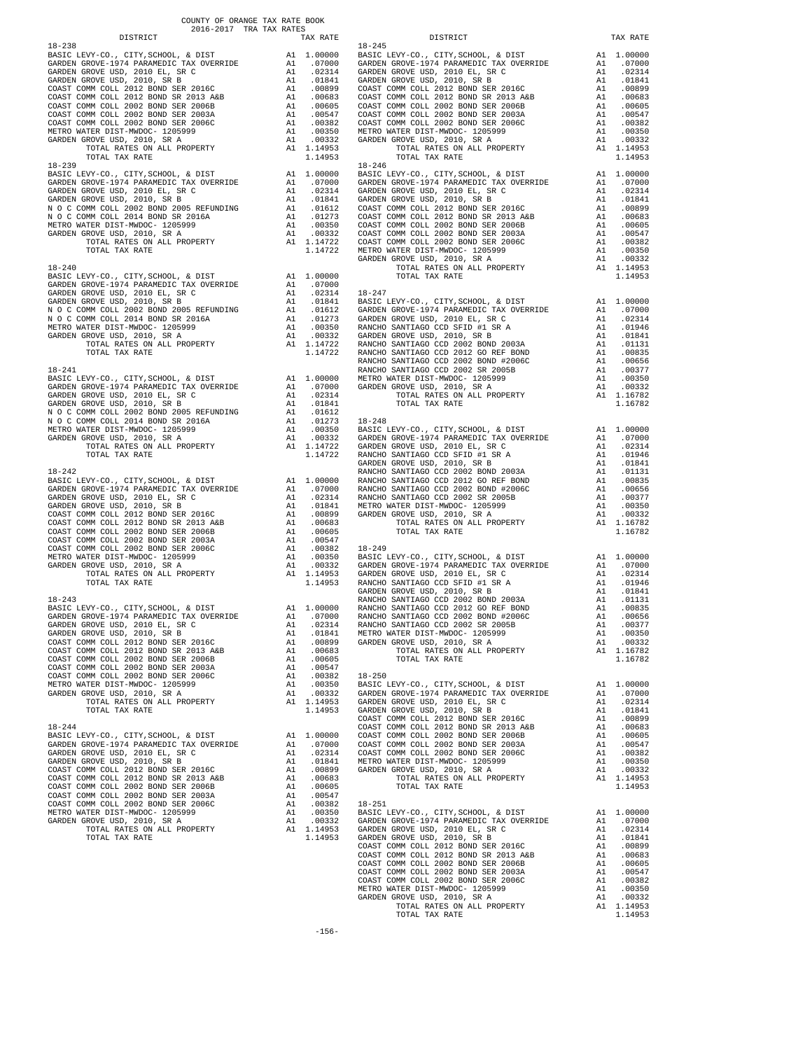COUNTY OF ORANGE TAX RATE BOOK
2016-2017 TRA TAX RATES

| DISTRICT | | TAX RATE |
|---|---|---|
| **18-238** | | |
| BASIC LEVY-CO., CITY,SCHOOL, & DIST | A1 | 1.00000 |
| GARDEN GROVE-1974 PARAMEDIC TAX OVERRIDE | A1 | .07000 |
| GARDEN GROVE USD, 2010 EL, SR C | A1 | .02314 |
| GARDEN GROVE USD, 2010, SR B | A1 | .01841 |
| COAST COMM COLL 2012 BOND SER 2016C | A1 | .00899 |
| COAST COMM COLL 2012 BOND SR 2013 A&B | A1 | .00683 |
| COAST COMM COLL 2002 BOND SER 2006B | A1 | .00605 |
| COAST COMM COLL 2002 BOND SER 2003A | A1 | .00547 |
| COAST COMM COLL 2002 BOND SER 2006C | A1 | .00382 |
| METRO WATER DIST-MWDOC- 1205999 | A1 | .00350 |
| GARDEN GROVE USD, 2010, SR A | A1 | .00332 |
| TOTAL RATES ON ALL PROPERTY | A1 | 1.14953 |
| TOTAL TAX RATE | | 1.14953 |
| **18-239** | | |
| BASIC LEVY-CO., CITY,SCHOOL, & DIST | A1 | 1.00000 |
| GARDEN GROVE-1974 PARAMEDIC TAX OVERRIDE | A1 | .07000 |
| GARDEN GROVE USD, 2010 EL, SR C | A1 | .02314 |
| GARDEN GROVE USD, 2010, SR B | A1 | .01841 |
| N O C COMM COLL 2002 BOND 2005 REFUNDING | A1 | .01612 |
| N O C COMM COLL 2014 BOND SR 2016A | A1 | .01273 |
| METRO WATER DIST-MWDOC- 1205999 | A1 | .00350 |
| GARDEN GROVE USD, 2010, SR A | A1 | .00332 |
| TOTAL RATES ON ALL PROPERTY | A1 | 1.14722 |
| TOTAL TAX RATE | | 1.14722 |
| **18-240** | | |
| BASIC LEVY-CO., CITY,SCHOOL, & DIST | A1 | 1.00000 |
| GARDEN GROVE-1974 PARAMEDIC TAX OVERRIDE | A1 | .07000 |
| GARDEN GROVE USD, 2010 EL, SR C | A1 | .02314 |
| GARDEN GROVE USD, 2010, SR B | A1 | .01841 |
| N O C COMM COLL 2002 BOND 2005 REFUNDING | A1 | .01612 |
| N O C COMM COLL 2014 BOND SR 2016A | A1 | .01273 |
| METRO WATER DIST-MWDOC- 1205999 | A1 | .00350 |
| GARDEN GROVE USD, 2010, SR A | A1 | .00332 |
| TOTAL RATES ON ALL PROPERTY | A1 | 1.14722 |
| TOTAL TAX RATE | | 1.14722 |
| **18-241** | | |
| BASIC LEVY-CO., CITY,SCHOOL, & DIST | A1 | 1.00000 |
| GARDEN GROVE-1974 PARAMEDIC TAX OVERRIDE | A1 | .07000 |
| GARDEN GROVE USD, 2010 EL, SR C | A1 | .02314 |
| GARDEN GROVE USD, 2010, SR B | A1 | .01841 |
| N O C COMM COLL 2002 BOND 2005 REFUNDING | A1 | .01612 |
| N O C COMM COLL 2014 BOND SR 2016A | A1 | .01273 |
| METRO WATER DIST-MWDOC- 1205999 | A1 | .00350 |
| GARDEN GROVE USD, 2010, SR A | A1 | .00332 |
| TOTAL RATES ON ALL PROPERTY | A1 | 1.14722 |
| TOTAL TAX RATE | | 1.14722 |
| **18-242** | | |
| BASIC LEVY-CO., CITY,SCHOOL, & DIST | A1 | 1.00000 |
| GARDEN GROVE-1974 PARAMEDIC TAX OVERRIDE | A1 | .07000 |
| GARDEN GROVE USD, 2010 EL, SR C | A1 | .02314 |
| GARDEN GROVE USD, 2010, SR B | A1 | .01841 |
| COAST COMM COLL 2012 BOND SER 2016C | A1 | .00899 |
| COAST COMM COLL 2012 BOND SR 2013 A&B | A1 | .00683 |
| COAST COMM COLL 2002 BOND SER 2006B | A1 | .00605 |
| COAST COMM COLL 2002 BOND SER 2003A | A1 | .00547 |
| COAST COMM COLL 2002 BOND SER 2006C | A1 | .00382 |
| METRO WATER DIST-MWDOC- 1205999 | A1 | .00350 |
| GARDEN GROVE USD, 2010, SR A | A1 | .00332 |
| TOTAL RATES ON ALL PROPERTY | A1 | 1.14953 |
| TOTAL TAX RATE | | 1.14953 |
| **18-243** | | |
| BASIC LEVY-CO., CITY,SCHOOL, & DIST | A1 | 1.00000 |
| GARDEN GROVE-1974 PARAMEDIC TAX OVERRIDE | A1 | .07000 |
| GARDEN GROVE USD, 2010 EL, SR C | A1 | .02314 |
| GARDEN GROVE USD, 2010, SR B | A1 | .01841 |
| COAST COMM COLL 2012 BOND SER 2016C | A1 | .00899 |
| COAST COMM COLL 2012 BOND SR 2013 A&B | A1 | .00683 |
| COAST COMM COLL 2002 BOND SER 2006B | A1 | .00605 |
| COAST COMM COLL 2002 BOND SER 2003A | A1 | .00547 |
| COAST COMM COLL 2002 BOND SER 2006C | A1 | .00382 |
| METRO WATER DIST-MWDOC- 1205999 | A1 | .00350 |
| GARDEN GROVE USD, 2010, SR A | A1 | .00332 |
| TOTAL RATES ON ALL PROPERTY | A1 | 1.14953 |
| TOTAL TAX RATE | | 1.14953 |
| **18-244** | | |
| BASIC LEVY-CO., CITY,SCHOOL, & DIST | A1 | 1.00000 |
| GARDEN GROVE-1974 PARAMEDIC TAX OVERRIDE | A1 | .07000 |
| GARDEN GROVE USD, 2010 EL, SR C | A1 | .02314 |
| GARDEN GROVE USD, 2010, SR B | A1 | .01841 |
| COAST COMM COLL 2012 BOND SER 2016C | A1 | .00899 |
| COAST COMM COLL 2012 BOND SR 2013 A&B | A1 | .00683 |
| COAST COMM COLL 2002 BOND SER 2006B | A1 | .00605 |
| COAST COMM COLL 2002 BOND SER 2003A | A1 | .00547 |
| COAST COMM COLL 2002 BOND SER 2006C | A1 | .00382 |
| METRO WATER DIST-MWDOC- 1205999 | A1 | .00350 |
| GARDEN GROVE USD, 2010, SR A | A1 | .00332 |
| TOTAL RATES ON ALL PROPERTY | A1 | 1.14953 |
| TOTAL TAX RATE | | 1.14953 |
| **18-245** | | |
| BASIC LEVY-CO., CITY,SCHOOL, & DIST | A1 | 1.00000 |
| GARDEN GROVE-1974 PARAMEDIC TAX OVERRIDE | A1 | .07000 |
| GARDEN GROVE USD, 2010 EL, SR C | A1 | .02314 |
| GARDEN GROVE USD, 2010, SR B | A1 | .01841 |
| COAST COMM COLL 2012 BOND SER 2016C | A1 | .00899 |
| COAST COMM COLL 2012 BOND SR 2013 A&B | A1 | .00683 |
| COAST COMM COLL 2002 BOND SER 2006B | A1 | .00605 |
| COAST COMM COLL 2002 BOND SER 2003A | A1 | .00547 |
| COAST COMM COLL 2002 BOND SER 2006C | A1 | .00382 |
| METRO WATER DIST-MWDOC- 1205999 | A1 | .00350 |
| GARDEN GROVE USD, 2010, SR A | A1 | .00332 |
| TOTAL RATES ON ALL PROPERTY | A1 | 1.14953 |
| TOTAL TAX RATE | | 1.14953 |
| **18-246** | | |
| BASIC LEVY-CO., CITY,SCHOOL, & DIST | A1 | 1.00000 |
| GARDEN GROVE-1974 PARAMEDIC TAX OVERRIDE | A1 | .07000 |
| GARDEN GROVE USD, 2010 EL, SR C | A1 | .02314 |
| GARDEN GROVE USD, 2010, SR B | A1 | .01841 |
| COAST COMM COLL 2012 BOND SER 2016C | A1 | .00899 |
| COAST COMM COLL 2012 BOND SR 2013 A&B | A1 | .00683 |
| COAST COMM COLL 2002 BOND SER 2006B | A1 | .00605 |
| COAST COMM COLL 2002 BOND SER 2003A | A1 | .00547 |
| COAST COMM COLL 2002 BOND SER 2006C | A1 | .00382 |
| METRO WATER DIST-MWDOC- 1205999 | A1 | .00350 |
| GARDEN GROVE USD, 2010, SR A | A1 | .00332 |
| TOTAL RATES ON ALL PROPERTY | A1 | 1.14953 |
| TOTAL TAX RATE | | 1.14953 |
| **18-247** | | |
| BASIC LEVY-CO., CITY,SCHOOL, & DIST | A1 | 1.00000 |
| GARDEN GROVE-1974 PARAMEDIC TAX OVERRIDE | A1 | .07000 |
| GARDEN GROVE USD, 2010 EL, SR C | A1 | .02314 |
| RANCHO SANTIAGO CCD SFID #1 SR A | A1 | .01946 |
| GARDEN GROVE USD, 2010, SR B | A1 | .01841 |
| RANCHO SANTIAGO CCD 2002 BOND 2003A | A1 | .01131 |
| RANCHO SANTIAGO CCD 2012 GO REF BOND | A1 | .00835 |
| RANCHO SANTIAGO CCD 2002 BOND #2006C | A1 | .00656 |
| RANCHO SANTIAGO CCD 2002 SR 2005B | A1 | .00377 |
| METRO WATER DIST-MWDOC- 1205999 | A1 | .00350 |
| GARDEN GROVE USD, 2010, SR A | A1 | .00332 |
| TOTAL RATES ON ALL PROPERTY | A1 | 1.16782 |
| TOTAL TAX RATE | | 1.16782 |
| **18-248** | | |
| BASIC LEVY-CO., CITY,SCHOOL, & DIST | A1 | 1.00000 |
| GARDEN GROVE-1974 PARAMEDIC TAX OVERRIDE | A1 | .07000 |
| GARDEN GROVE USD, 2010 EL, SR C | A1 | .02314 |
| RANCHO SANTIAGO CCD SFID #1 SR A | A1 | .01946 |
| GARDEN GROVE USD, 2010, SR B | A1 | .01841 |
| RANCHO SANTIAGO CCD 2002 BOND 2003A | A1 | .01131 |
| RANCHO SANTIAGO CCD 2012 GO REF BOND | A1 | .00835 |
| RANCHO SANTIAGO CCD 2002 BOND #2006C | A1 | .00656 |
| RANCHO SANTIAGO CCD 2002 SR 2005B | A1 | .00377 |
| METRO WATER DIST-MWDOC- 1205999 | A1 | .00350 |
| GARDEN GROVE USD, 2010, SR A | A1 | .00332 |
| TOTAL RATES ON ALL PROPERTY | A1 | 1.16782 |
| TOTAL TAX RATE | | 1.16782 |
| **18-249** | | |
| BASIC LEVY-CO., CITY,SCHOOL, & DIST | A1 | 1.00000 |
| GARDEN GROVE-1974 PARAMEDIC TAX OVERRIDE | A1 | .07000 |
| GARDEN GROVE USD, 2010 EL, SR C | A1 | .02314 |
| RANCHO SANTIAGO CCD SFID #1 SR A | A1 | .01946 |
| GARDEN GROVE USD, 2010, SR B | A1 | .01841 |
| RANCHO SANTIAGO CCD 2002 BOND 2003A | A1 | .01131 |
| RANCHO SANTIAGO CCD 2012 GO REF BOND | A1 | .00835 |
| RANCHO SANTIAGO CCD 2002 BOND #2006C | A1 | .00656 |
| RANCHO SANTIAGO CCD 2002 SR 2005B | A1 | .00377 |
| METRO WATER DIST-MWDOC- 1205999 | A1 | .00350 |
| GARDEN GROVE USD, 2010, SR A | A1 | .00332 |
| TOTAL RATES ON ALL PROPERTY | A1 | 1.16782 |
| TOTAL TAX RATE | | 1.16782 |
| **18-250** | | |
| BASIC LEVY-CO., CITY,SCHOOL, & DIST | A1 | 1.00000 |
| GARDEN GROVE-1974 PARAMEDIC TAX OVERRIDE | A1 | .07000 |
| GARDEN GROVE USD, 2010 EL, SR C | A1 | .02314 |
| GARDEN GROVE USD, 2010, SR B | A1 | .01841 |
| COAST COMM COLL 2012 BOND SER 2016C | A1 | .00899 |
| COAST COMM COLL 2012 BOND SR 2013 A&B | A1 | .00683 |
| COAST COMM COLL 2002 BOND SER 2006B | A1 | .00605 |
| COAST COMM COLL 2002 BOND SER 2003A | A1 | .00547 |
| COAST COMM COLL 2002 BOND SER 2006C | A1 | .00382 |
| METRO WATER DIST-MWDOC- 1205999 | A1 | .00350 |
| GARDEN GROVE USD, 2010, SR A | A1 | .00332 |
| TOTAL RATES ON ALL PROPERTY | A1 | 1.14953 |
| TOTAL TAX RATE | | 1.14953 |
| **18-251** | | |
| BASIC LEVY-CO., CITY,SCHOOL, & DIST | A1 | 1.00000 |
| GARDEN GROVE-1974 PARAMEDIC TAX OVERRIDE | A1 | .07000 |
| GARDEN GROVE USD, 2010 EL, SR C | A1 | .02314 |
| GARDEN GROVE USD, 2010, SR B | A1 | .01841 |
| COAST COMM COLL 2012 BOND SER 2016C | A1 | .00899 |
| COAST COMM COLL 2012 BOND SR 2013 A&B | A1 | .00683 |
| COAST COMM COLL 2002 BOND SER 2006B | A1 | .00605 |
| COAST COMM COLL 2002 BOND SER 2003A | A1 | .00547 |
| COAST COMM COLL 2002 BOND SER 2006C | A1 | .00382 |
| METRO WATER DIST-MWDOC- 1205999 | A1 | .00350 |
| GARDEN GROVE USD, 2010, SR A | A1 | .00332 |
| TOTAL RATES ON ALL PROPERTY | A1 | 1.14953 |
| TOTAL TAX RATE | | 1.14953 |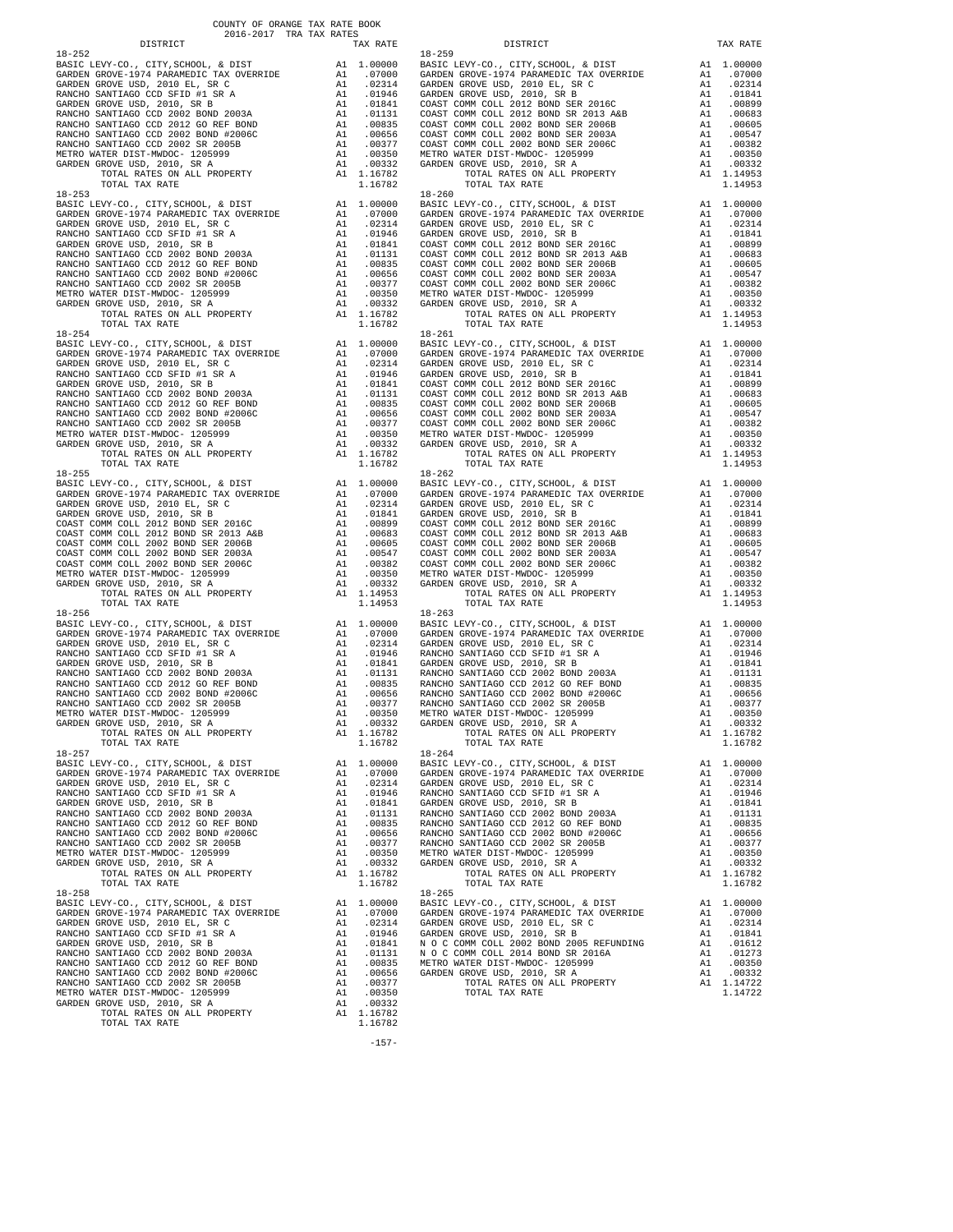COUNTY OF ORANGE TAX RATE BOOK
2016-2017 TRA TAX RATES

| DISTRICT | | TAX RATE |
|---|---|---|
| **18-252** | | |
| BASIC LEVY-CO., CITY,SCHOOL, & DIST | A1 | 1.00000 |
| GARDEN GROVE-1974 PARAMEDIC TAX OVERRIDE | A1 | .07000 |
| GARDEN GROVE USD, 2010 EL, SR C | A1 | .02314 |
| RANCHO SANTIAGO CCD SFID #1 SR A | A1 | .01946 |
| GARDEN GROVE USD, 2010, SR B | A1 | .01841 |
| RANCHO SANTIAGO CCD 2002 BOND 2003A | A1 | .01131 |
| RANCHO SANTIAGO CCD 2012 GO REF BOND | A1 | .00835 |
| RANCHO SANTIAGO CCD 2002 BOND #2006C | A1 | .00656 |
| RANCHO SANTIAGO CCD 2002 SR 2005B | A1 | .00377 |
| METRO WATER DIST-MWDOC- 1205999 | A1 | .00350 |
| GARDEN GROVE USD, 2010, SR A | A1 | .00332 |
| TOTAL RATES ON ALL PROPERTY | A1 | 1.16782 |
| TOTAL TAX RATE | | 1.16782 |
| **18-253** | | |
| BASIC LEVY-CO., CITY,SCHOOL, & DIST | A1 | 1.00000 |
| GARDEN GROVE-1974 PARAMEDIC TAX OVERRIDE | A1 | .07000 |
| GARDEN GROVE USD, 2010 EL, SR C | A1 | .02314 |
| RANCHO SANTIAGO CCD SFID #1 SR A | A1 | .01946 |
| GARDEN GROVE USD, 2010, SR B | A1 | .01841 |
| RANCHO SANTIAGO CCD 2002 BOND 2003A | A1 | .01131 |
| RANCHO SANTIAGO CCD 2012 GO REF BOND | A1 | .00835 |
| RANCHO SANTIAGO CCD 2002 BOND #2006C | A1 | .00656 |
| RANCHO SANTIAGO CCD 2002 SR 2005B | A1 | .00377 |
| METRO WATER DIST-MWDOC- 1205999 | A1 | .00350 |
| GARDEN GROVE USD, 2010, SR A | A1 | .00332 |
| TOTAL RATES ON ALL PROPERTY | A1 | 1.16782 |
| TOTAL TAX RATE | | 1.16782 |
| **18-254** | | |
| BASIC LEVY-CO., CITY,SCHOOL, & DIST | A1 | 1.00000 |
| GARDEN GROVE-1974 PARAMEDIC TAX OVERRIDE | A1 | .07000 |
| GARDEN GROVE USD, 2010 EL, SR C | A1 | .02314 |
| RANCHO SANTIAGO CCD SFID #1 SR A | A1 | .01946 |
| GARDEN GROVE USD, 2010, SR B | A1 | .01841 |
| RANCHO SANTIAGO CCD 2002 BOND 2003A | A1 | .01131 |
| RANCHO SANTIAGO CCD 2012 GO REF BOND | A1 | .00835 |
| RANCHO SANTIAGO CCD 2002 BOND #2006C | A1 | .00656 |
| RANCHO SANTIAGO CCD 2002 SR 2005B | A1 | .00377 |
| METRO WATER DIST-MWDOC- 1205999 | A1 | .00350 |
| GARDEN GROVE USD, 2010, SR A | A1 | .00332 |
| TOTAL RATES ON ALL PROPERTY | A1 | 1.16782 |
| TOTAL TAX RATE | | 1.16782 |
| **18-255** | | |
| BASIC LEVY-CO., CITY,SCHOOL, & DIST | A1 | 1.00000 |
| GARDEN GROVE-1974 PARAMEDIC TAX OVERRIDE | A1 | .07000 |
| GARDEN GROVE USD, 2010 EL, SR C | A1 | .02314 |
| GARDEN GROVE USD, 2010, SR B | A1 | .01841 |
| COAST COMM COLL 2012 BOND SER 2016C | A1 | .00899 |
| COAST COMM COLL 2012 BOND SR 2013 A&B | A1 | .00683 |
| COAST COMM COLL 2002 BOND SER 2006B | A1 | .00605 |
| COAST COMM COLL 2002 BOND SER 2003A | A1 | .00547 |
| COAST COMM COLL 2002 BOND SER 2006C | A1 | .00382 |
| METRO WATER DIST-MWDOC- 1205999 | A1 | .00350 |
| GARDEN GROVE USD, 2010, SR A | A1 | .00332 |
| TOTAL RATES ON ALL PROPERTY | A1 | 1.14953 |
| TOTAL TAX RATE | | 1.14953 |
| **18-256** | | |
| BASIC LEVY-CO., CITY,SCHOOL, & DIST | A1 | 1.00000 |
| GARDEN GROVE-1974 PARAMEDIC TAX OVERRIDE | A1 | .07000 |
| GARDEN GROVE USD, 2010 EL, SR C | A1 | .02314 |
| RANCHO SANTIAGO CCD SFID #1 SR A | A1 | .01946 |
| GARDEN GROVE USD, 2010, SR B | A1 | .01841 |
| RANCHO SANTIAGO CCD 2002 BOND 2003A | A1 | .01131 |
| RANCHO SANTIAGO CCD 2012 GO REF BOND | A1 | .00835 |
| RANCHO SANTIAGO CCD 2002 BOND #2006C | A1 | .00656 |
| RANCHO SANTIAGO CCD 2002 SR 2005B | A1 | .00377 |
| METRO WATER DIST-MWDOC- 1205999 | A1 | .00350 |
| GARDEN GROVE USD, 2010, SR A | A1 | .00332 |
| TOTAL RATES ON ALL PROPERTY | A1 | 1.16782 |
| TOTAL TAX RATE | | 1.16782 |
| **18-257** | | |
| BASIC LEVY-CO., CITY,SCHOOL, & DIST | A1 | 1.00000 |
| GARDEN GROVE-1974 PARAMEDIC TAX OVERRIDE | A1 | .07000 |
| GARDEN GROVE USD, 2010 EL, SR C | A1 | .02314 |
| RANCHO SANTIAGO CCD SFID #1 SR A | A1 | .01946 |
| GARDEN GROVE USD, 2010, SR B | A1 | .01841 |
| RANCHO SANTIAGO CCD 2002 BOND 2003A | A1 | .01131 |
| RANCHO SANTIAGO CCD 2012 GO REF BOND | A1 | .00835 |
| RANCHO SANTIAGO CCD 2002 BOND #2006C | A1 | .00656 |
| RANCHO SANTIAGO CCD 2002 SR 2005B | A1 | .00377 |
| METRO WATER DIST-MWDOC- 1205999 | A1 | .00350 |
| GARDEN GROVE USD, 2010, SR A | A1 | .00332 |
| TOTAL RATES ON ALL PROPERTY | A1 | 1.16782 |
| TOTAL TAX RATE | | 1.16782 |
| **18-258** | | |
| BASIC LEVY-CO., CITY,SCHOOL, & DIST | A1 | 1.00000 |
| GARDEN GROVE-1974 PARAMEDIC TAX OVERRIDE | A1 | .07000 |
| GARDEN GROVE USD, 2010 EL, SR C | A1 | .02314 |
| RANCHO SANTIAGO CCD SFID #1 SR A | A1 | .01946 |
| GARDEN GROVE USD, 2010, SR B | A1 | .01841 |
| RANCHO SANTIAGO CCD 2002 BOND 2003A | A1 | .01131 |
| RANCHO SANTIAGO CCD 2012 GO REF BOND | A1 | .00835 |
| RANCHO SANTIAGO CCD 2002 BOND #2006C | A1 | .00656 |
| RANCHO SANTIAGO CCD 2002 SR 2005B | A1 | .00377 |
| METRO WATER DIST-MWDOC- 1205999 | A1 | .00350 |
| GARDEN GROVE USD, 2010, SR A | A1 | .00332 |
| TOTAL RATES ON ALL PROPERTY | A1 | 1.16782 |
| TOTAL TAX RATE | | 1.16782 |
| **18-259** | | |
| BASIC LEVY-CO., CITY,SCHOOL, & DIST | A1 | 1.00000 |
| GARDEN GROVE-1974 PARAMEDIC TAX OVERRIDE | A1 | .07000 |
| GARDEN GROVE USD, 2010 EL, SR C | A1 | .02314 |
| GARDEN GROVE USD, 2010, SR B | A1 | .01841 |
| COAST COMM COLL 2012 BOND SER 2016C | A1 | .00899 |
| COAST COMM COLL 2012 BOND SR 2013 A&B | A1 | .00683 |
| COAST COMM COLL 2002 BOND SER 2006B | A1 | .00605 |
| COAST COMM COLL 2002 BOND SER 2003A | A1 | .00547 |
| COAST COMM COLL 2002 BOND SER 2006C | A1 | .00382 |
| METRO WATER DIST-MWDOC- 1205999 | A1 | .00350 |
| GARDEN GROVE USD, 2010, SR A | A1 | .00332 |
| TOTAL RATES ON ALL PROPERTY | A1 | 1.14953 |
| TOTAL TAX RATE | | 1.14953 |
| **18-260** | | |
| BASIC LEVY-CO., CITY,SCHOOL, & DIST | A1 | 1.00000 |
| GARDEN GROVE-1974 PARAMEDIC TAX OVERRIDE | A1 | .07000 |
| GARDEN GROVE USD, 2010 EL, SR C | A1 | .02314 |
| GARDEN GROVE USD, 2010, SR B | A1 | .01841 |
| COAST COMM COLL 2012 BOND SER 2016C | A1 | .00899 |
| COAST COMM COLL 2012 BOND SR 2013 A&B | A1 | .00683 |
| COAST COMM COLL 2002 BOND SER 2006B | A1 | .00605 |
| COAST COMM COLL 2002 BOND SER 2003A | A1 | .00547 |
| COAST COMM COLL 2002 BOND SER 2006C | A1 | .00382 |
| METRO WATER DIST-MWDOC- 1205999 | A1 | .00350 |
| GARDEN GROVE USD, 2010, SR A | A1 | .00332 |
| TOTAL RATES ON ALL PROPERTY | A1 | 1.14953 |
| TOTAL TAX RATE | | 1.14953 |
| **18-261** | | |
| BASIC LEVY-CO., CITY,SCHOOL, & DIST | A1 | 1.00000 |
| GARDEN GROVE-1974 PARAMEDIC TAX OVERRIDE | A1 | .07000 |
| GARDEN GROVE USD, 2010 EL, SR C | A1 | .02314 |
| GARDEN GROVE USD, 2010, SR B | A1 | .01841 |
| COAST COMM COLL 2012 BOND SER 2016C | A1 | .00899 |
| COAST COMM COLL 2012 BOND SR 2013 A&B | A1 | .00683 |
| COAST COMM COLL 2002 BOND SER 2006B | A1 | .00605 |
| COAST COMM COLL 2002 BOND SER 2003A | A1 | .00547 |
| COAST COMM COLL 2002 BOND SER 2006C | A1 | .00382 |
| METRO WATER DIST-MWDOC- 1205999 | A1 | .00350 |
| GARDEN GROVE USD, 2010, SR A | A1 | .00332 |
| TOTAL RATES ON ALL PROPERTY | A1 | 1.14953 |
| TOTAL TAX RATE | | 1.14953 |
| **18-262** | | |
| BASIC LEVY-CO., CITY,SCHOOL, & DIST | A1 | 1.00000 |
| GARDEN GROVE-1974 PARAMEDIC TAX OVERRIDE | A1 | .07000 |
| GARDEN GROVE USD, 2010 EL, SR C | A1 | .02314 |
| GARDEN GROVE USD, 2010, SR B | A1 | .01841 |
| COAST COMM COLL 2012 BOND SER 2016C | A1 | .00899 |
| COAST COMM COLL 2012 BOND SR 2013 A&B | A1 | .00683 |
| COAST COMM COLL 2002 BOND SER 2006B | A1 | .00605 |
| COAST COMM COLL 2002 BOND SER 2003A | A1 | .00547 |
| COAST COMM COLL 2002 BOND SER 2006C | A1 | .00382 |
| METRO WATER DIST-MWDOC- 1205999 | A1 | .00350 |
| GARDEN GROVE USD, 2010, SR A | A1 | .00332 |
| TOTAL RATES ON ALL PROPERTY | A1 | 1.14953 |
| TOTAL TAX RATE | | 1.14953 |
| **18-263** | | |
| BASIC LEVY-CO., CITY,SCHOOL, & DIST | A1 | 1.00000 |
| GARDEN GROVE-1974 PARAMEDIC TAX OVERRIDE | A1 | .07000 |
| GARDEN GROVE USD, 2010 EL, SR C | A1 | .02314 |
| RANCHO SANTIAGO CCD SFID #1 SR A | A1 | .01946 |
| GARDEN GROVE USD, 2010, SR B | A1 | .01841 |
| RANCHO SANTIAGO CCD 2002 BOND 2003A | A1 | .01131 |
| RANCHO SANTIAGO CCD 2012 GO REF BOND | A1 | .00835 |
| RANCHO SANTIAGO CCD 2002 BOND #2006C | A1 | .00656 |
| RANCHO SANTIAGO CCD 2002 SR 2005B | A1 | .00377 |
| METRO WATER DIST-MWDOC- 1205999 | A1 | .00350 |
| GARDEN GROVE USD, 2010, SR A | A1 | .00332 |
| TOTAL RATES ON ALL PROPERTY | A1 | 1.16782 |
| TOTAL TAX RATE | | 1.16782 |
| **18-264** | | |
| BASIC LEVY-CO., CITY,SCHOOL, & DIST | A1 | 1.00000 |
| GARDEN GROVE-1974 PARAMEDIC TAX OVERRIDE | A1 | .07000 |
| GARDEN GROVE USD, 2010 EL, SR C | A1 | .02314 |
| RANCHO SANTIAGO CCD SFID #1 SR A | A1 | .01946 |
| GARDEN GROVE USD, 2010, SR B | A1 | .01841 |
| RANCHO SANTIAGO CCD 2002 BOND 2003A | A1 | .01131 |
| RANCHO SANTIAGO CCD 2012 GO REF BOND | A1 | .00835 |
| RANCHO SANTIAGO CCD 2002 BOND #2006C | A1 | .00656 |
| RANCHO SANTIAGO CCD 2002 SR 2005B | A1 | .00377 |
| METRO WATER DIST-MWDOC- 1205999 | A1 | .00350 |
| GARDEN GROVE USD, 2010, SR A | A1 | .00332 |
| TOTAL RATES ON ALL PROPERTY | A1 | 1.16782 |
| TOTAL TAX RATE | | 1.16782 |
| **18-265** | | |
| BASIC LEVY-CO., CITY,SCHOOL, & DIST | A1 | 1.00000 |
| GARDEN GROVE-1974 PARAMEDIC TAX OVERRIDE | A1 | .07000 |
| GARDEN GROVE USD, 2010 EL, SR C | A1 | .02314 |
| GARDEN GROVE USD, 2010, SR B | A1 | .01841 |
| N O C COMM COLL 2002 BOND 2005 REFUNDING | A1 | .01612 |
| N O C COMM COLL 2014 BOND SR 2016A | A1 | .01273 |
| METRO WATER DIST-MWDOC- 1205999 | A1 | .00350 |
| GARDEN GROVE USD, 2010, SR A | A1 | .00332 |
| TOTAL RATES ON ALL PROPERTY | A1 | 1.14722 |
| TOTAL TAX RATE | | 1.14722 |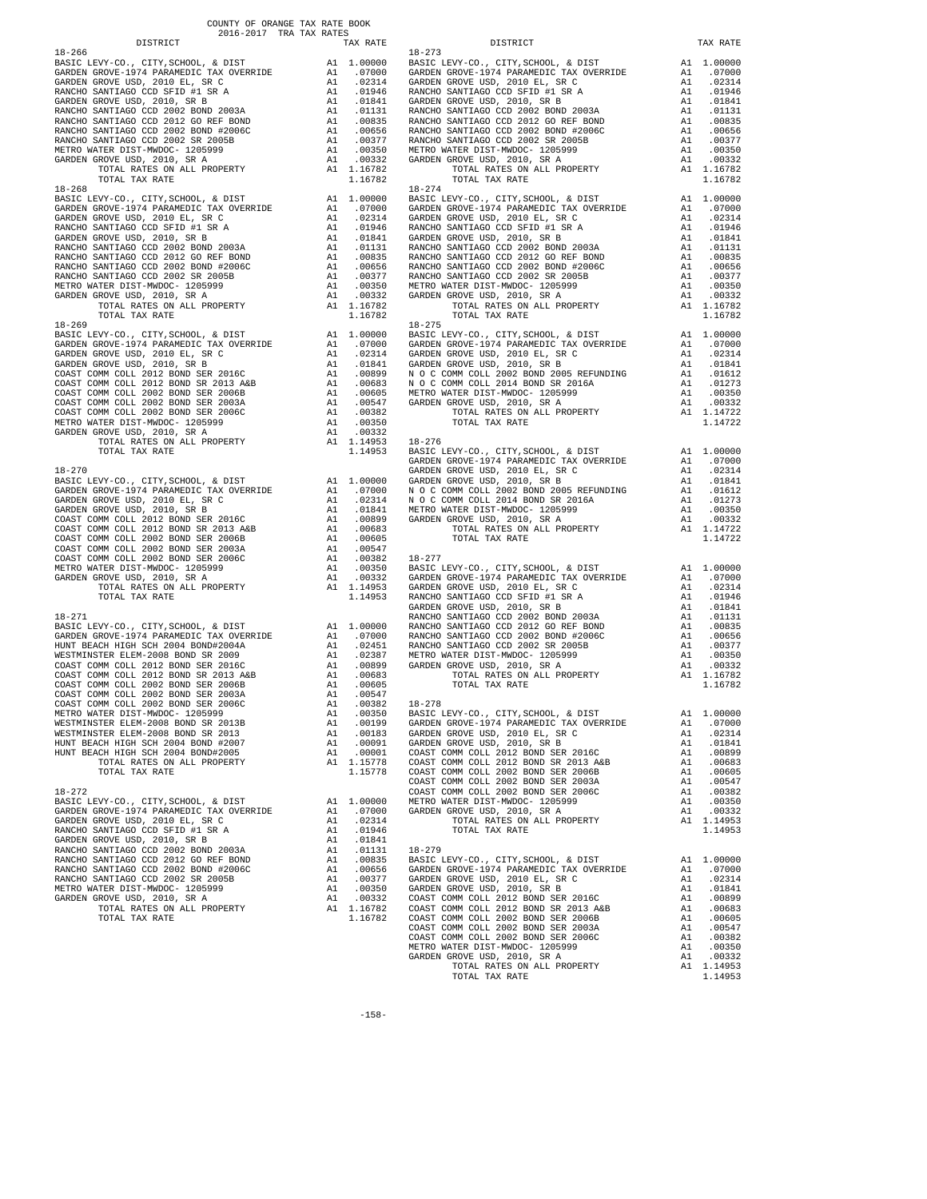COUNTY OF ORANGE TAX RATE BOOK
2016-2017 TRA TAX RATES

| DISTRICT | | TAX RATE |
|---|---|---|
| **18-266** | | |
| BASIC LEVY-CO., CITY,SCHOOL, & DIST | A1 | 1.00000 |
| GARDEN GROVE-1974 PARAMEDIC TAX OVERRIDE | A1 | .07000 |
| GARDEN GROVE USD, 2010 EL, SR C | A1 | .02314 |
| RANCHO SANTIAGO CCD SFID #1 SR A | A1 | .01946 |
| GARDEN GROVE USD, 2010, SR B | A1 | .01841 |
| RANCHO SANTIAGO CCD 2002 BOND 2003A | A1 | .01131 |
| RANCHO SANTIAGO CCD 2012 GO REF BOND | A1 | .00835 |
| RANCHO SANTIAGO CCD 2002 BOND #2006C | A1 | .00656 |
| RANCHO SANTIAGO CCD 2002 SR 2005B | A1 | .00377 |
| METRO WATER DIST-MWDOC- 1205999 | A1 | .00350 |
| GARDEN GROVE USD, 2010, SR A | A1 | .00332 |
| TOTAL RATES ON ALL PROPERTY | A1 | 1.16782 |
| TOTAL TAX RATE | | 1.16782 |
| **18-268** | | |
| BASIC LEVY-CO., CITY,SCHOOL, & DIST | A1 | 1.00000 |
| GARDEN GROVE-1974 PARAMEDIC TAX OVERRIDE | A1 | .07000 |
| GARDEN GROVE USD, 2010 EL, SR C | A1 | .02314 |
| RANCHO SANTIAGO CCD SFID #1 SR A | A1 | .01946 |
| GARDEN GROVE USD, 2010, SR B | A1 | .01841 |
| RANCHO SANTIAGO CCD 2002 BOND 2003A | A1 | .01131 |
| RANCHO SANTIAGO CCD 2012 GO REF BOND | A1 | .00835 |
| RANCHO SANTIAGO CCD 2002 BOND #2006C | A1 | .00656 |
| RANCHO SANTIAGO CCD 2002 SR 2005B | A1 | .00377 |
| METRO WATER DIST-MWDOC- 1205999 | A1 | .00350 |
| GARDEN GROVE USD, 2010, SR A | A1 | .00332 |
| TOTAL RATES ON ALL PROPERTY | A1 | 1.16782 |
| TOTAL TAX RATE | | 1.16782 |
| **18-269** | | |
| BASIC LEVY-CO., CITY,SCHOOL, & DIST | A1 | 1.00000 |
| GARDEN GROVE-1974 PARAMEDIC TAX OVERRIDE | A1 | .07000 |
| GARDEN GROVE USD, 2010 EL, SR C | A1 | .02314 |
| GARDEN GROVE USD, 2010, SR B | A1 | .01841 |
| COAST COMM COLL 2012 BOND SER 2016C | A1 | .00899 |
| COAST COMM COLL 2012 BOND SR 2013 A&B | A1 | .00683 |
| COAST COMM COLL 2002 BOND SER 2006B | A1 | .00605 |
| COAST COMM COLL 2002 BOND SER 2003A | A1 | .00547 |
| COAST COMM COLL 2002 BOND SER 2006C | A1 | .00382 |
| METRO WATER DIST-MWDOC- 1205999 | A1 | .00350 |
| GARDEN GROVE USD, 2010, SR A | A1 | .00332 |
| TOTAL RATES ON ALL PROPERTY | A1 | 1.14953 |
| TOTAL TAX RATE | | 1.14953 |
| **18-270** | | |
| BASIC LEVY-CO., CITY,SCHOOL, & DIST | A1 | 1.00000 |
| GARDEN GROVE-1974 PARAMEDIC TAX OVERRIDE | A1 | .07000 |
| GARDEN GROVE USD, 2010 EL, SR C | A1 | .02314 |
| GARDEN GROVE USD, 2010, SR B | A1 | .01841 |
| COAST COMM COLL 2012 BOND SER 2016C | A1 | .00899 |
| COAST COMM COLL 2012 BOND SR 2013 A&B | A1 | .00683 |
| COAST COMM COLL 2002 BOND SER 2006B | A1 | .00605 |
| COAST COMM COLL 2002 BOND SER 2003A | A1 | .00547 |
| COAST COMM COLL 2002 BOND SER 2006C | A1 | .00382 |
| METRO WATER DIST-MWDOC- 1205999 | A1 | .00350 |
| GARDEN GROVE USD, 2010, SR A | A1 | .00332 |
| TOTAL RATES ON ALL PROPERTY | A1 | 1.14953 |
| TOTAL TAX RATE | | 1.14953 |
| **18-271** | | |
| BASIC LEVY-CO., CITY,SCHOOL, & DIST | A1 | 1.00000 |
| GARDEN GROVE-1974 PARAMEDIC TAX OVERRIDE | A1 | .07000 |
| HUNT BEACH HIGH SCH 2004 BOND#2004A | A1 | .02451 |
| WESTMINSTER ELEM-2008 BOND SR 2009 | A1 | .02387 |
| COAST COMM COLL 2012 BOND SER 2016C | A1 | .00899 |
| COAST COMM COLL 2012 BOND SR 2013 A&B | A1 | .00683 |
| COAST COMM COLL 2002 BOND SER 2006B | A1 | .00605 |
| COAST COMM COLL 2002 BOND SER 2003A | A1 | .00547 |
| COAST COMM COLL 2002 BOND SER 2006C | A1 | .00382 |
| METRO WATER DIST-MWDOC- 1205999 | A1 | .00350 |
| WESTMINSTER ELEM-2008 BOND SR 2013B | A1 | .00199 |
| WESTMINSTER ELEM-2008 BOND SR 2013 | A1 | .00183 |
| HUNT BEACH HIGH SCH 2004 BOND #2007 | A1 | .00091 |
| HUNT BEACH HIGH SCH 2004 BOND#2005 | A1 | .00001 |
| TOTAL RATES ON ALL PROPERTY | A1 | 1.15778 |
| TOTAL TAX RATE | | 1.15778 |
| **18-272** | | |
| BASIC LEVY-CO., CITY,SCHOOL, & DIST | A1 | 1.00000 |
| GARDEN GROVE-1974 PARAMEDIC TAX OVERRIDE | A1 | .07000 |
| GARDEN GROVE USD, 2010 EL, SR C | A1 | .02314 |
| RANCHO SANTIAGO CCD SFID #1 SR A | A1 | .01946 |
| GARDEN GROVE USD, 2010, SR B | A1 | .01841 |
| RANCHO SANTIAGO CCD 2002 BOND 2003A | A1 | .01131 |
| RANCHO SANTIAGO CCD 2012 GO REF BOND | A1 | .00835 |
| RANCHO SANTIAGO CCD 2002 BOND #2006C | A1 | .00656 |
| RANCHO SANTIAGO CCD 2002 SR 2005B | A1 | .00377 |
| METRO WATER DIST-MWDOC- 1205999 | A1 | .00350 |
| GARDEN GROVE USD, 2010, SR A | A1 | .00332 |
| TOTAL RATES ON ALL PROPERTY | A1 | 1.16782 |
| TOTAL TAX RATE | | 1.16782 |
| **18-273** | | |
| BASIC LEVY-CO., CITY,SCHOOL, & DIST | A1 | 1.00000 |
| GARDEN GROVE-1974 PARAMEDIC TAX OVERRIDE | A1 | .07000 |
| GARDEN GROVE USD, 2010 EL, SR C | A1 | .02314 |
| RANCHO SANTIAGO CCD SFID #1 SR A | A1 | .01946 |
| GARDEN GROVE USD, 2010, SR B | A1 | .01841 |
| RANCHO SANTIAGO CCD 2002 BOND 2003A | A1 | .01131 |
| RANCHO SANTIAGO CCD 2012 GO REF BOND | A1 | .00835 |
| RANCHO SANTIAGO CCD 2002 BOND #2006C | A1 | .00656 |
| RANCHO SANTIAGO CCD 2002 SR 2005B | A1 | .00377 |
| METRO WATER DIST-MWDOC- 1205999 | A1 | .00350 |
| GARDEN GROVE USD, 2010, SR A | A1 | .00332 |
| TOTAL RATES ON ALL PROPERTY | A1 | 1.16782 |
| TOTAL TAX RATE | | 1.16782 |
| **18-274** | | |
| BASIC LEVY-CO., CITY,SCHOOL, & DIST | A1 | 1.00000 |
| GARDEN GROVE-1974 PARAMEDIC TAX OVERRIDE | A1 | .07000 |
| GARDEN GROVE USD, 2010 EL, SR C | A1 | .02314 |
| RANCHO SANTIAGO CCD SFID #1 SR A | A1 | .01946 |
| GARDEN GROVE USD, 2010, SR B | A1 | .01841 |
| RANCHO SANTIAGO CCD 2002 BOND 2003A | A1 | .01131 |
| RANCHO SANTIAGO CCD 2012 GO REF BOND | A1 | .00835 |
| RANCHO SANTIAGO CCD 2002 BOND #2006C | A1 | .00656 |
| RANCHO SANTIAGO CCD 2002 SR 2005B | A1 | .00377 |
| METRO WATER DIST-MWDOC- 1205999 | A1 | .00350 |
| GARDEN GROVE USD, 2010, SR A | A1 | .00332 |
| TOTAL RATES ON ALL PROPERTY | A1 | 1.16782 |
| TOTAL TAX RATE | | 1.16782 |
| **18-275** | | |
| BASIC LEVY-CO., CITY,SCHOOL, & DIST | A1 | 1.00000 |
| GARDEN GROVE-1974 PARAMEDIC TAX OVERRIDE | A1 | .07000 |
| GARDEN GROVE USD, 2010 EL, SR C | A1 | .02314 |
| GARDEN GROVE USD, 2010, SR B | A1 | .01841 |
| N O C COMM COLL 2002 BOND 2005 REFUNDING | A1 | .01612 |
| N O C COMM COLL 2014 BOND SR 2016A | A1 | .01273 |
| METRO WATER DIST-MWDOC- 1205999 | A1 | .00350 |
| GARDEN GROVE USD, 2010, SR A | A1 | .00332 |
| TOTAL RATES ON ALL PROPERTY | A1 | 1.14722 |
| TOTAL TAX RATE | | 1.14722 |
| **18-276** | | |
| BASIC LEVY-CO., CITY,SCHOOL, & DIST | A1 | 1.00000 |
| GARDEN GROVE-1974 PARAMEDIC TAX OVERRIDE | A1 | .07000 |
| GARDEN GROVE USD, 2010 EL, SR C | A1 | .02314 |
| GARDEN GROVE USD, 2010, SR B | A1 | .01841 |
| N O C COMM COLL 2002 BOND 2005 REFUNDING | A1 | .01612 |
| N O C COMM COLL 2014 BOND SR 2016A | A1 | .01273 |
| METRO WATER DIST-MWDOC- 1205999 | A1 | .00350 |
| GARDEN GROVE USD, 2010, SR A | A1 | .00332 |
| TOTAL RATES ON ALL PROPERTY | A1 | 1.14722 |
| TOTAL TAX RATE | | 1.14722 |
| **18-277** | | |
| BASIC LEVY-CO., CITY,SCHOOL, & DIST | A1 | 1.00000 |
| GARDEN GROVE-1974 PARAMEDIC TAX OVERRIDE | A1 | .07000 |
| GARDEN GROVE USD, 2010 EL, SR C | A1 | .02314 |
| RANCHO SANTIAGO CCD SFID #1 SR A | A1 | .01946 |
| GARDEN GROVE USD, 2010, SR B | A1 | .01841 |
| RANCHO SANTIAGO CCD 2002 BOND 2003A | A1 | .01131 |
| RANCHO SANTIAGO CCD 2012 GO REF BOND | A1 | .00835 |
| RANCHO SANTIAGO CCD 2002 BOND #2006C | A1 | .00656 |
| RANCHO SANTIAGO CCD 2002 SR 2005B | A1 | .00377 |
| METRO WATER DIST-MWDOC- 1205999 | A1 | .00350 |
| GARDEN GROVE USD, 2010, SR A | A1 | .00332 |
| TOTAL RATES ON ALL PROPERTY | A1 | 1.16782 |
| TOTAL TAX RATE | | 1.16782 |
| **18-278** | | |
| BASIC LEVY-CO., CITY,SCHOOL, & DIST | A1 | 1.00000 |
| GARDEN GROVE-1974 PARAMEDIC TAX OVERRIDE | A1 | .07000 |
| GARDEN GROVE USD, 2010 EL, SR C | A1 | .02314 |
| GARDEN GROVE USD, 2010, SR B | A1 | .01841 |
| COAST COMM COLL 2012 BOND SER 2016C | A1 | .00899 |
| COAST COMM COLL 2012 BOND SR 2013 A&B | A1 | .00683 |
| COAST COMM COLL 2002 BOND SER 2006B | A1 | .00605 |
| COAST COMM COLL 2002 BOND SER 2003A | A1 | .00547 |
| COAST COMM COLL 2002 BOND SER 2006C | A1 | .00382 |
| METRO WATER DIST-MWDOC- 1205999 | A1 | .00350 |
| GARDEN GROVE USD, 2010, SR A | A1 | .00332 |
| TOTAL RATES ON ALL PROPERTY | A1 | 1.14953 |
| TOTAL TAX RATE | | 1.14953 |
| **18-279** | | |
| BASIC LEVY-CO., CITY,SCHOOL, & DIST | A1 | 1.00000 |
| GARDEN GROVE-1974 PARAMEDIC TAX OVERRIDE | A1 | .07000 |
| GARDEN GROVE USD, 2010 EL, SR C | A1 | .02314 |
| GARDEN GROVE USD, 2010, SR B | A1 | .01841 |
| COAST COMM COLL 2012 BOND SER 2016C | A1 | .00899 |
| COAST COMM COLL 2012 BOND SR 2013 A&B | A1 | .00683 |
| COAST COMM COLL 2002 BOND SER 2006B | A1 | .00605 |
| COAST COMM COLL 2002 BOND SER 2003A | A1 | .00547 |
| COAST COMM COLL 2002 BOND SER 2006C | A1 | .00382 |
| METRO WATER DIST-MWDOC- 1205999 | A1 | .00350 |
| GARDEN GROVE USD, 2010, SR A | A1 | .00332 |
| TOTAL RATES ON ALL PROPERTY | A1 | 1.14953 |
| TOTAL TAX RATE | | 1.14953 |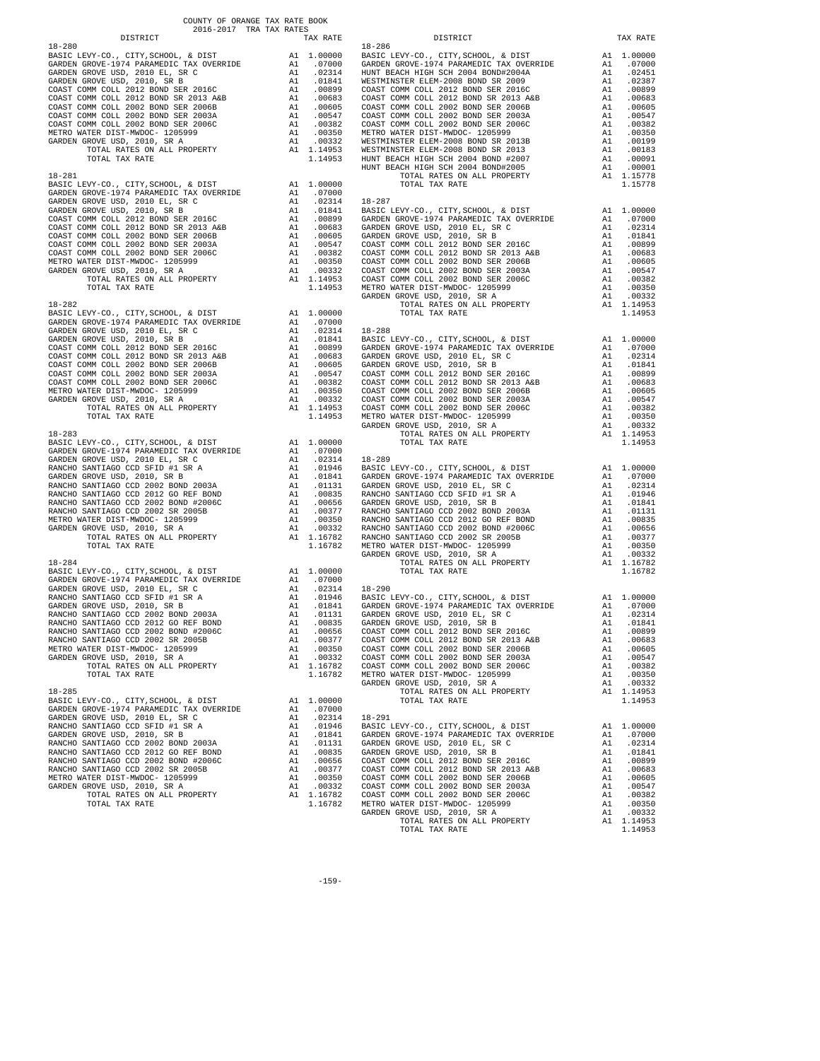COUNTY OF ORANGE TAX RATE BOOK
2016-2017 TRA TAX RATES

| DISTRICT | | TAX RATE |
|---|---|---|
| **18-280** | | |
| BASIC LEVY-CO., CITY,SCHOOL, & DIST | A1 | 1.00000 |
| GARDEN GROVE-1974 PARAMEDIC TAX OVERRIDE | A1 | .07000 |
| GARDEN GROVE USD, 2010 EL, SR C | A1 | .02314 |
| GARDEN GROVE USD, 2010, SR B | A1 | .01841 |
| COAST COMM COLL 2012 BOND SER 2016C | A1 | .00899 |
| COAST COMM COLL 2012 BOND SR 2013 A&B | A1 | .00683 |
| COAST COMM COLL 2002 BOND SER 2006B | A1 | .00605 |
| COAST COMM COLL 2002 BOND SER 2003A | A1 | .00547 |
| COAST COMM COLL 2002 BOND SER 2006C | A1 | .00382 |
| METRO WATER DIST-MWDOC- 1205999 | A1 | .00350 |
| GARDEN GROVE USD, 2010, SR A | A1 | .00332 |
| TOTAL RATES ON ALL PROPERTY | A1 | 1.14953 |
| TOTAL TAX RATE | | 1.14953 |
| **18-281** | | |
| BASIC LEVY-CO., CITY,SCHOOL, & DIST | A1 | 1.00000 |
| GARDEN GROVE-1974 PARAMEDIC TAX OVERRIDE | A1 | .07000 |
| GARDEN GROVE USD, 2010 EL, SR C | A1 | .02314 |
| GARDEN GROVE USD, 2010, SR B | A1 | .01841 |
| COAST COMM COLL 2012 BOND SER 2016C | A1 | .00899 |
| COAST COMM COLL 2012 BOND SR 2013 A&B | A1 | .00683 |
| COAST COMM COLL 2002 BOND SER 2006B | A1 | .00605 |
| COAST COMM COLL 2002 BOND SER 2003A | A1 | .00547 |
| COAST COMM COLL 2002 BOND SER 2006C | A1 | .00382 |
| METRO WATER DIST-MWDOC- 1205999 | A1 | .00350 |
| GARDEN GROVE USD, 2010, SR A | A1 | .00332 |
| TOTAL RATES ON ALL PROPERTY | A1 | 1.14953 |
| TOTAL TAX RATE | | 1.14953 |
| **18-282** | | |
| BASIC LEVY-CO., CITY,SCHOOL, & DIST | A1 | 1.00000 |
| GARDEN GROVE-1974 PARAMEDIC TAX OVERRIDE | A1 | .07000 |
| GARDEN GROVE USD, 2010 EL, SR C | A1 | .02314 |
| GARDEN GROVE USD, 2010, SR B | A1 | .01841 |
| COAST COMM COLL 2012 BOND SER 2016C | A1 | .00899 |
| COAST COMM COLL 2012 BOND SR 2013 A&B | A1 | .00683 |
| COAST COMM COLL 2002 BOND SER 2006B | A1 | .00605 |
| COAST COMM COLL 2002 BOND SER 2003A | A1 | .00547 |
| COAST COMM COLL 2002 BOND SER 2006C | A1 | .00382 |
| METRO WATER DIST-MWDOC- 1205999 | A1 | .00350 |
| GARDEN GROVE USD, 2010, SR A | A1 | .00332 |
| TOTAL RATES ON ALL PROPERTY | A1 | 1.14953 |
| TOTAL TAX RATE | | 1.14953 |
| **18-283** | | |
| BASIC LEVY-CO., CITY,SCHOOL, & DIST | A1 | 1.00000 |
| GARDEN GROVE-1974 PARAMEDIC TAX OVERRIDE | A1 | .07000 |
| GARDEN GROVE USD, 2010 EL, SR C | A1 | .02314 |
| RANCHO SANTIAGO CCD SFID #1 SR A | A1 | .01946 |
| GARDEN GROVE USD, 2010, SR B | A1 | .01841 |
| RANCHO SANTIAGO CCD 2002 BOND 2003A | A1 | .01131 |
| RANCHO SANTIAGO CCD 2012 GO REF BOND | A1 | .00835 |
| RANCHO SANTIAGO CCD 2002 BOND #2006C | A1 | .00656 |
| RANCHO SANTIAGO CCD 2002 SR 2005B | A1 | .00377 |
| METRO WATER DIST-MWDOC- 1205999 | A1 | .00350 |
| GARDEN GROVE USD, 2010, SR A | A1 | .00332 |
| TOTAL RATES ON ALL PROPERTY | A1 | 1.16782 |
| TOTAL TAX RATE | | 1.16782 |
| **18-284** | | |
| BASIC LEVY-CO., CITY,SCHOOL, & DIST | A1 | 1.00000 |
| GARDEN GROVE-1974 PARAMEDIC TAX OVERRIDE | A1 | .07000 |
| GARDEN GROVE USD, 2010 EL, SR C | A1 | .02314 |
| RANCHO SANTIAGO CCD SFID #1 SR A | A1 | .01946 |
| GARDEN GROVE USD, 2010, SR B | A1 | .01841 |
| RANCHO SANTIAGO CCD 2002 BOND 2003A | A1 | .01131 |
| RANCHO SANTIAGO CCD 2012 GO REF BOND | A1 | .00835 |
| RANCHO SANTIAGO CCD 2002 BOND #2006C | A1 | .00656 |
| RANCHO SANTIAGO CCD 2002 SR 2005B | A1 | .00377 |
| METRO WATER DIST-MWDOC- 1205999 | A1 | .00350 |
| GARDEN GROVE USD, 2010, SR A | A1 | .00332 |
| TOTAL RATES ON ALL PROPERTY | A1 | 1.16782 |
| TOTAL TAX RATE | | 1.16782 |
| **18-285** | | |
| BASIC LEVY-CO., CITY,SCHOOL, & DIST | A1 | 1.00000 |
| GARDEN GROVE-1974 PARAMEDIC TAX OVERRIDE | A1 | .07000 |
| GARDEN GROVE USD, 2010 EL, SR C | A1 | .02314 |
| RANCHO SANTIAGO CCD SFID #1 SR A | A1 | .01946 |
| GARDEN GROVE USD, 2010, SR B | A1 | .01841 |
| RANCHO SANTIAGO CCD 2002 BOND 2003A | A1 | .01131 |
| RANCHO SANTIAGO CCD 2012 GO REF BOND | A1 | .00835 |
| RANCHO SANTIAGO CCD 2002 BOND #2006C | A1 | .00656 |
| RANCHO SANTIAGO CCD 2002 SR 2005B | A1 | .00377 |
| METRO WATER DIST-MWDOC- 1205999 | A1 | .00350 |
| GARDEN GROVE USD, 2010, SR A | A1 | .00332 |
| TOTAL RATES ON ALL PROPERTY | A1 | 1.16782 |
| TOTAL TAX RATE | | 1.16782 |
| **18-286** | | |
| BASIC LEVY-CO., CITY,SCHOOL, & DIST | A1 | 1.00000 |
| GARDEN GROVE-1974 PARAMEDIC TAX OVERRIDE | A1 | .07000 |
| HUNT BEACH HIGH SCH 2004 BOND#2004A | A1 | .02451 |
| WESTMINSTER ELEM-2008 BOND SR 2009 | A1 | .02387 |
| COAST COMM COLL 2012 BOND SER 2016C | A1 | .00899 |
| COAST COMM COLL 2012 BOND SR 2013 A&B | A1 | .00683 |
| COAST COMM COLL 2002 BOND SER 2006B | A1 | .00605 |
| COAST COMM COLL 2002 BOND SER 2003A | A1 | .00547 |
| COAST COMM COLL 2002 BOND SER 2006C | A1 | .00382 |
| METRO WATER DIST-MWDOC- 1205999 | A1 | .00350 |
| WESTMINSTER ELEM-2008 BOND SR 2013B | A1 | .00199 |
| WESTMINSTER ELEM-2008 BOND SR 2013 | A1 | .00183 |
| HUNT BEACH HIGH SCH 2004 BOND #2007 | A1 | .00091 |
| HUNT BEACH HIGH SCH 2004 BOND#2005 | A1 | .00001 |
| TOTAL RATES ON ALL PROPERTY | A1 | 1.15778 |
| TOTAL TAX RATE | | 1.15778 |
| **18-287** | | |
| BASIC LEVY-CO., CITY,SCHOOL, & DIST | A1 | 1.00000 |
| GARDEN GROVE-1974 PARAMEDIC TAX OVERRIDE | A1 | .07000 |
| GARDEN GROVE USD, 2010 EL, SR C | A1 | .02314 |
| GARDEN GROVE USD, 2010, SR B | A1 | .01841 |
| COAST COMM COLL 2012 BOND SER 2016C | A1 | .00899 |
| COAST COMM COLL 2012 BOND SR 2013 A&B | A1 | .00683 |
| COAST COMM COLL 2002 BOND SER 2006B | A1 | .00605 |
| COAST COMM COLL 2002 BOND SER 2003A | A1 | .00547 |
| COAST COMM COLL 2002 BOND SER 2006C | A1 | .00382 |
| METRO WATER DIST-MWDOC- 1205999 | A1 | .00350 |
| GARDEN GROVE USD, 2010, SR A | A1 | .00332 |
| TOTAL RATES ON ALL PROPERTY | A1 | 1.14953 |
| TOTAL TAX RATE | | 1.14953 |
| **18-288** | | |
| BASIC LEVY-CO., CITY,SCHOOL, & DIST | A1 | 1.00000 |
| GARDEN GROVE-1974 PARAMEDIC TAX OVERRIDE | A1 | .07000 |
| GARDEN GROVE USD, 2010 EL, SR C | A1 | .02314 |
| GARDEN GROVE USD, 2010, SR B | A1 | .01841 |
| COAST COMM COLL 2012 BOND SER 2016C | A1 | .00899 |
| COAST COMM COLL 2012 BOND SR 2013 A&B | A1 | .00683 |
| COAST COMM COLL 2002 BOND SER 2006B | A1 | .00605 |
| COAST COMM COLL 2002 BOND SER 2003A | A1 | .00547 |
| COAST COMM COLL 2002 BOND SER 2006C | A1 | .00382 |
| METRO WATER DIST-MWDOC- 1205999 | A1 | .00350 |
| GARDEN GROVE USD, 2010, SR A | A1 | .00332 |
| TOTAL RATES ON ALL PROPERTY | A1 | 1.14953 |
| TOTAL TAX RATE | | 1.14953 |
| **18-289** | | |
| BASIC LEVY-CO., CITY,SCHOOL, & DIST | A1 | 1.00000 |
| GARDEN GROVE-1974 PARAMEDIC TAX OVERRIDE | A1 | .07000 |
| GARDEN GROVE USD, 2010 EL, SR C | A1 | .02314 |
| RANCHO SANTIAGO CCD SFID #1 SR A | A1 | .01946 |
| GARDEN GROVE USD, 2010, SR B | A1 | .01841 |
| RANCHO SANTIAGO CCD 2002 BOND 2003A | A1 | .01131 |
| RANCHO SANTIAGO CCD 2012 GO REF BOND | A1 | .00835 |
| RANCHO SANTIAGO CCD 2002 BOND #2006C | A1 | .00656 |
| RANCHO SANTIAGO CCD 2002 SR 2005B | A1 | .00377 |
| METRO WATER DIST-MWDOC- 1205999 | A1 | .00350 |
| GARDEN GROVE USD, 2010, SR A | A1 | .00332 |
| TOTAL RATES ON ALL PROPERTY | A1 | 1.16782 |
| TOTAL TAX RATE | | 1.16782 |
| **18-290** | | |
| BASIC LEVY-CO., CITY,SCHOOL, & DIST | A1 | 1.00000 |
| GARDEN GROVE-1974 PARAMEDIC TAX OVERRIDE | A1 | .07000 |
| GARDEN GROVE USD, 2010 EL, SR C | A1 | .02314 |
| GARDEN GROVE USD, 2010, SR B | A1 | .01841 |
| COAST COMM COLL 2012 BOND SER 2016C | A1 | .00899 |
| COAST COMM COLL 2012 BOND SR 2013 A&B | A1 | .00683 |
| COAST COMM COLL 2002 BOND SER 2006B | A1 | .00605 |
| COAST COMM COLL 2002 BOND SER 2003A | A1 | .00547 |
| COAST COMM COLL 2002 BOND SER 2006C | A1 | .00382 |
| METRO WATER DIST-MWDOC- 1205999 | A1 | .00350 |
| GARDEN GROVE USD, 2010, SR A | A1 | .00332 |
| TOTAL RATES ON ALL PROPERTY | A1 | 1.14953 |
| TOTAL TAX RATE | | 1.14953 |
| **18-291** | | |
| BASIC LEVY-CO., CITY,SCHOOL, & DIST | A1 | 1.00000 |
| GARDEN GROVE-1974 PARAMEDIC TAX OVERRIDE | A1 | .07000 |
| GARDEN GROVE USD, 2010 EL, SR C | A1 | .02314 |
| GARDEN GROVE USD, 2010, SR B | A1 | .01841 |
| COAST COMM COLL 2012 BOND SER 2016C | A1 | .00899 |
| COAST COMM COLL 2012 BOND SR 2013 A&B | A1 | .00683 |
| COAST COMM COLL 2002 BOND SER 2006B | A1 | .00605 |
| COAST COMM COLL 2002 BOND SER 2003A | A1 | .00547 |
| COAST COMM COLL 2002 BOND SER 2006C | A1 | .00382 |
| METRO WATER DIST-MWDOC- 1205999 | A1 | .00350 |
| GARDEN GROVE USD, 2010, SR A | A1 | .00332 |
| TOTAL RATES ON ALL PROPERTY | A1 | 1.14953 |
| TOTAL TAX RATE | | 1.14953 |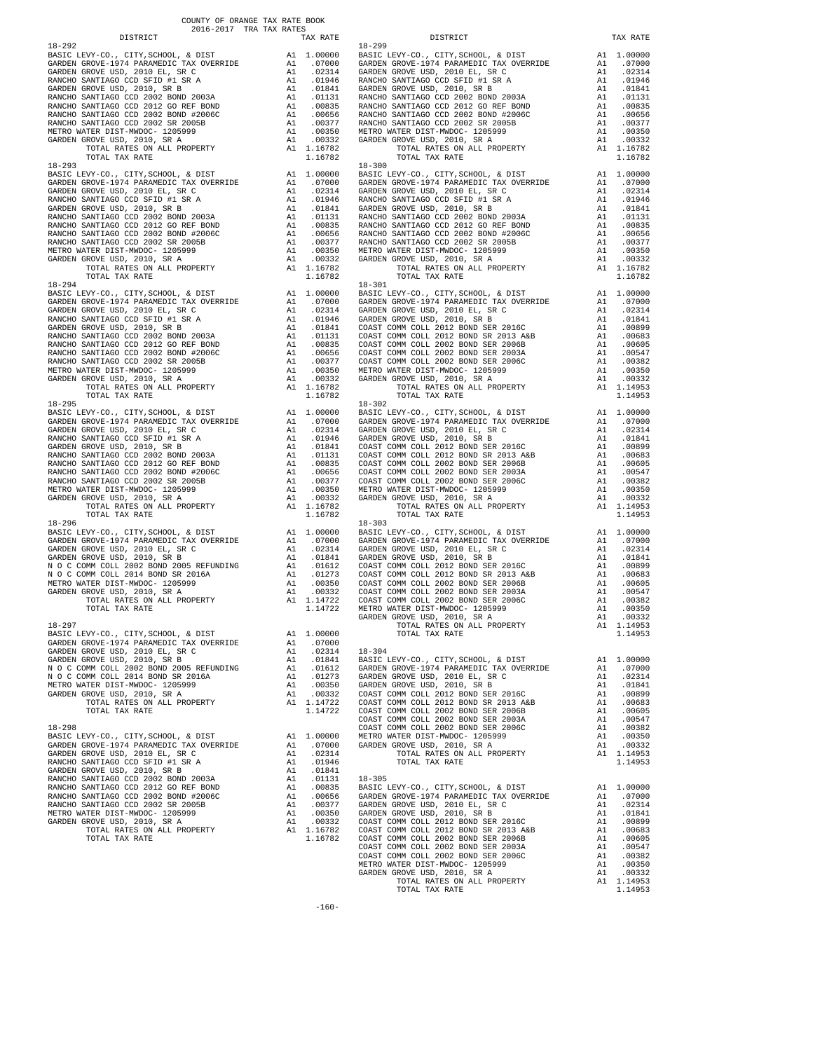COUNTY OF ORANGE TAX RATE BOOK
2016-2017 TRA TAX RATES

| DISTRICT | | TAX RATE |
|---|---|---|
| **18-292** | | |
| BASIC LEVY-CO., CITY,SCHOOL, & DIST | A1 | 1.00000 |
| GARDEN GROVE-1974 PARAMEDIC TAX OVERRIDE | A1 | .07000 |
| GARDEN GROVE USD, 2010 EL, SR C | A1 | .02314 |
| RANCHO SANTIAGO CCD SFID #1 SR A | A1 | .01946 |
| GARDEN GROVE USD, 2010, SR B | A1 | .01841 |
| RANCHO SANTIAGO CCD 2002 BOND 2003A | A1 | .01131 |
| RANCHO SANTIAGO CCD 2012 GO REF BOND | A1 | .00835 |
| RANCHO SANTIAGO CCD 2002 BOND #2006C | A1 | .00656 |
| RANCHO SANTIAGO CCD 2002 SR 2005B | A1 | .00377 |
| METRO WATER DIST-MWDOC- 1205999 | A1 | .00350 |
| GARDEN GROVE USD, 2010, SR A | A1 | .00332 |
| TOTAL RATES ON ALL PROPERTY | A1 | 1.16782 |
| TOTAL TAX RATE | | 1.16782 |
| **18-293** | | |
| BASIC LEVY-CO., CITY,SCHOOL, & DIST | A1 | 1.00000 |
| GARDEN GROVE-1974 PARAMEDIC TAX OVERRIDE | A1 | .07000 |
| GARDEN GROVE USD, 2010 EL, SR C | A1 | .02314 |
| RANCHO SANTIAGO CCD SFID #1 SR A | A1 | .01946 |
| GARDEN GROVE USD, 2010, SR B | A1 | .01841 |
| RANCHO SANTIAGO CCD 2002 BOND 2003A | A1 | .01131 |
| RANCHO SANTIAGO CCD 2012 GO REF BOND | A1 | .00835 |
| RANCHO SANTIAGO CCD 2002 BOND #2006C | A1 | .00656 |
| RANCHO SANTIAGO CCD 2002 SR 2005B | A1 | .00377 |
| METRO WATER DIST-MWDOC- 1205999 | A1 | .00350 |
| GARDEN GROVE USD, 2010, SR A | A1 | .00332 |
| TOTAL RATES ON ALL PROPERTY | A1 | 1.16782 |
| TOTAL TAX RATE | | 1.16782 |
| **18-294** | | |
| BASIC LEVY-CO., CITY,SCHOOL, & DIST | A1 | 1.00000 |
| GARDEN GROVE-1974 PARAMEDIC TAX OVERRIDE | A1 | .07000 |
| GARDEN GROVE USD, 2010 EL, SR C | A1 | .02314 |
| RANCHO SANTIAGO CCD SFID #1 SR A | A1 | .01946 |
| GARDEN GROVE USD, 2010, SR B | A1 | .01841 |
| RANCHO SANTIAGO CCD 2002 BOND 2003A | A1 | .01131 |
| RANCHO SANTIAGO CCD 2012 GO REF BOND | A1 | .00835 |
| RANCHO SANTIAGO CCD 2002 BOND #2006C | A1 | .00656 |
| RANCHO SANTIAGO CCD 2002 SR 2005B | A1 | .00377 |
| METRO WATER DIST-MWDOC- 1205999 | A1 | .00350 |
| GARDEN GROVE USD, 2010, SR A | A1 | .00332 |
| TOTAL RATES ON ALL PROPERTY | A1 | 1.16782 |
| TOTAL TAX RATE | | 1.16782 |
| **18-295** | | |
| BASIC LEVY-CO., CITY,SCHOOL, & DIST | A1 | 1.00000 |
| GARDEN GROVE-1974 PARAMEDIC TAX OVERRIDE | A1 | .07000 |
| GARDEN GROVE USD, 2010 EL, SR C | A1 | .02314 |
| RANCHO SANTIAGO CCD SFID #1 SR A | A1 | .01946 |
| GARDEN GROVE USD, 2010, SR B | A1 | .01841 |
| RANCHO SANTIAGO CCD 2002 BOND 2003A | A1 | .01131 |
| RANCHO SANTIAGO CCD 2012 GO REF BOND | A1 | .00835 |
| RANCHO SANTIAGO CCD 2002 BOND #2006C | A1 | .00656 |
| RANCHO SANTIAGO CCD 2002 SR 2005B | A1 | .00377 |
| METRO WATER DIST-MWDOC- 1205999 | A1 | .00350 |
| GARDEN GROVE USD, 2010, SR A | A1 | .00332 |
| TOTAL RATES ON ALL PROPERTY | A1 | 1.16782 |
| TOTAL TAX RATE | | 1.16782 |
| **18-296** | | |
| BASIC LEVY-CO., CITY,SCHOOL, & DIST | A1 | 1.00000 |
| GARDEN GROVE-1974 PARAMEDIC TAX OVERRIDE | A1 | .07000 |
| GARDEN GROVE USD, 2010 EL, SR C | A1 | .02314 |
| GARDEN GROVE USD, 2010, SR B | A1 | .01841 |
| N O C COMM COLL 2002 BOND 2005 REFUNDING | A1 | .01612 |
| N O C COMM COLL 2014 BOND SR 2016A | A1 | .01273 |
| METRO WATER DIST-MWDOC- 1205999 | A1 | .00350 |
| GARDEN GROVE USD, 2010, SR A | A1 | .00332 |
| TOTAL RATES ON ALL PROPERTY | A1 | 1.14722 |
| TOTAL TAX RATE | | 1.14722 |
| **18-297** | | |
| BASIC LEVY-CO., CITY,SCHOOL, & DIST | A1 | 1.00000 |
| GARDEN GROVE-1974 PARAMEDIC TAX OVERRIDE | A1 | .07000 |
| GARDEN GROVE USD, 2010 EL, SR C | A1 | .02314 |
| GARDEN GROVE USD, 2010, SR B | A1 | .01841 |
| N O C COMM COLL 2002 BOND 2005 REFUNDING | A1 | .01612 |
| N O C COMM COLL 2014 BOND SR 2016A | A1 | .01273 |
| METRO WATER DIST-MWDOC- 1205999 | A1 | .00350 |
| GARDEN GROVE USD, 2010, SR A | A1 | .00332 |
| TOTAL RATES ON ALL PROPERTY | A1 | 1.14722 |
| TOTAL TAX RATE | | 1.14722 |
| **18-298** | | |
| BASIC LEVY-CO., CITY,SCHOOL, & DIST | A1 | 1.00000 |
| GARDEN GROVE-1974 PARAMEDIC TAX OVERRIDE | A1 | .07000 |
| GARDEN GROVE USD, 2010 EL, SR C | A1 | .02314 |
| RANCHO SANTIAGO CCD SFID #1 SR A | A1 | .01946 |
| GARDEN GROVE USD, 2010, SR B | A1 | .01841 |
| RANCHO SANTIAGO CCD 2002 BOND 2003A | A1 | .01131 |
| RANCHO SANTIAGO CCD 2012 GO REF BOND | A1 | .00835 |
| RANCHO SANTIAGO CCD 2002 BOND #2006C | A1 | .00656 |
| RANCHO SANTIAGO CCD 2002 SR 2005B | A1 | .00377 |
| METRO WATER DIST-MWDOC- 1205999 | A1 | .00350 |
| GARDEN GROVE USD, 2010, SR A | A1 | .00332 |
| TOTAL RATES ON ALL PROPERTY | A1 | 1.16782 |
| TOTAL TAX RATE | | 1.16782 |
| **18-299** | | |
| BASIC LEVY-CO., CITY,SCHOOL, & DIST | A1 | 1.00000 |
| GARDEN GROVE-1974 PARAMEDIC TAX OVERRIDE | A1 | .07000 |
| GARDEN GROVE USD, 2010 EL, SR C | A1 | .02314 |
| RANCHO SANTIAGO CCD SFID #1 SR A | A1 | .01946 |
| GARDEN GROVE USD, 2010, SR B | A1 | .01841 |
| RANCHO SANTIAGO CCD 2002 BOND 2003A | A1 | .01131 |
| RANCHO SANTIAGO CCD 2012 GO REF BOND | A1 | .00835 |
| RANCHO SANTIAGO CCD 2002 BOND #2006C | A1 | .00656 |
| RANCHO SANTIAGO CCD 2002 SR 2005B | A1 | .00377 |
| METRO WATER DIST-MWDOC- 1205999 | A1 | .00350 |
| GARDEN GROVE USD, 2010, SR A | A1 | .00332 |
| TOTAL RATES ON ALL PROPERTY | A1 | 1.16782 |
| TOTAL TAX RATE | | 1.16782 |
| **18-300** | | |
| BASIC LEVY-CO., CITY,SCHOOL, & DIST | A1 | 1.00000 |
| GARDEN GROVE-1974 PARAMEDIC TAX OVERRIDE | A1 | .07000 |
| GARDEN GROVE USD, 2010 EL, SR C | A1 | .02314 |
| RANCHO SANTIAGO CCD SFID #1 SR A | A1 | .01946 |
| GARDEN GROVE USD, 2010, SR B | A1 | .01841 |
| RANCHO SANTIAGO CCD 2002 BOND 2003A | A1 | .01131 |
| RANCHO SANTIAGO CCD 2012 GO REF BOND | A1 | .00835 |
| RANCHO SANTIAGO CCD 2002 BOND #2006C | A1 | .00656 |
| RANCHO SANTIAGO CCD 2002 SR 2005B | A1 | .00377 |
| METRO WATER DIST-MWDOC- 1205999 | A1 | .00350 |
| GARDEN GROVE USD, 2010, SR A | A1 | .00332 |
| TOTAL RATES ON ALL PROPERTY | A1 | 1.16782 |
| TOTAL TAX RATE | | 1.16782 |
| **18-301** | | |
| BASIC LEVY-CO., CITY,SCHOOL, & DIST | A1 | 1.00000 |
| GARDEN GROVE-1974 PARAMEDIC TAX OVERRIDE | A1 | .07000 |
| GARDEN GROVE USD, 2010 EL, SR C | A1 | .02314 |
| GARDEN GROVE USD, 2010, SR B | A1 | .01841 |
| COAST COMM COLL 2012 BOND SER 2016C | A1 | .00899 |
| COAST COMM COLL 2012 BOND SR 2013 A&B | A1 | .00683 |
| COAST COMM COLL 2002 BOND SER 2006B | A1 | .00605 |
| COAST COMM COLL 2002 BOND SER 2003A | A1 | .00547 |
| COAST COMM COLL 2002 BOND SER 2006C | A1 | .00382 |
| METRO WATER DIST-MWDOC- 1205999 | A1 | .00350 |
| GARDEN GROVE USD, 2010, SR A | A1 | .00332 |
| TOTAL RATES ON ALL PROPERTY | A1 | 1.14953 |
| TOTAL TAX RATE | | 1.14953 |
| **18-302** | | |
| BASIC LEVY-CO., CITY,SCHOOL, & DIST | A1 | 1.00000 |
| GARDEN GROVE-1974 PARAMEDIC TAX OVERRIDE | A1 | .07000 |
| GARDEN GROVE USD, 2010 EL, SR C | A1 | .02314 |
| GARDEN GROVE USD, 2010, SR B | A1 | .01841 |
| COAST COMM COLL 2012 BOND SER 2016C | A1 | .00899 |
| COAST COMM COLL 2012 BOND SR 2013 A&B | A1 | .00683 |
| COAST COMM COLL 2002 BOND SER 2006B | A1 | .00605 |
| COAST COMM COLL 2002 BOND SER 2003A | A1 | .00547 |
| COAST COMM COLL 2002 BOND SER 2006C | A1 | .00382 |
| METRO WATER DIST-MWDOC- 1205999 | A1 | .00350 |
| GARDEN GROVE USD, 2010, SR A | A1 | .00332 |
| TOTAL RATES ON ALL PROPERTY | A1 | 1.14953 |
| TOTAL TAX RATE | | 1.14953 |
| **18-303** | | |
| BASIC LEVY-CO., CITY,SCHOOL, & DIST | A1 | 1.00000 |
| GARDEN GROVE-1974 PARAMEDIC TAX OVERRIDE | A1 | .07000 |
| GARDEN GROVE USD, 2010 EL, SR C | A1 | .02314 |
| GARDEN GROVE USD, 2010, SR B | A1 | .01841 |
| COAST COMM COLL 2012 BOND SER 2016C | A1 | .00899 |
| COAST COMM COLL 2012 BOND SR 2013 A&B | A1 | .00683 |
| COAST COMM COLL 2002 BOND SER 2006B | A1 | .00605 |
| COAST COMM COLL 2002 BOND SER 2003A | A1 | .00547 |
| COAST COMM COLL 2002 BOND SER 2006C | A1 | .00382 |
| METRO WATER DIST-MWDOC- 1205999 | A1 | .00350 |
| GARDEN GROVE USD, 2010, SR A | A1 | .00332 |
| TOTAL RATES ON ALL PROPERTY | A1 | 1.14953 |
| TOTAL TAX RATE | | 1.14953 |
| **18-304** | | |
| BASIC LEVY-CO., CITY,SCHOOL, & DIST | A1 | 1.00000 |
| GARDEN GROVE-1974 PARAMEDIC TAX OVERRIDE | A1 | .07000 |
| GARDEN GROVE USD, 2010 EL, SR C | A1 | .02314 |
| GARDEN GROVE USD, 2010, SR B | A1 | .01841 |
| COAST COMM COLL 2012 BOND SER 2016C | A1 | .00899 |
| COAST COMM COLL 2012 BOND SR 2013 A&B | A1 | .00683 |
| COAST COMM COLL 2002 BOND SER 2006B | A1 | .00605 |
| COAST COMM COLL 2002 BOND SER 2003A | A1 | .00547 |
| COAST COMM COLL 2002 BOND SER 2006C | A1 | .00382 |
| METRO WATER DIST-MWDOC- 1205999 | A1 | .00350 |
| GARDEN GROVE USD, 2010, SR A | A1 | .00332 |
| TOTAL RATES ON ALL PROPERTY | A1 | 1.14953 |
| TOTAL TAX RATE | | 1.14953 |
| **18-305** | | |
| BASIC LEVY-CO., CITY,SCHOOL, & DIST | A1 | 1.00000 |
| GARDEN GROVE-1974 PARAMEDIC TAX OVERRIDE | A1 | .07000 |
| GARDEN GROVE USD, 2010 EL, SR C | A1 | .02314 |
| GARDEN GROVE USD, 2010, SR B | A1 | .01841 |
| COAST COMM COLL 2012 BOND SER 2016C | A1 | .00899 |
| COAST COMM COLL 2012 BOND SR 2013 A&B | A1 | .00683 |
| COAST COMM COLL 2002 BOND SER 2006B | A1 | .00605 |
| COAST COMM COLL 2002 BOND SER 2003A | A1 | .00547 |
| COAST COMM COLL 2002 BOND SER 2006C | A1 | .00382 |
| METRO WATER DIST-MWDOC- 1205999 | A1 | .00350 |
| GARDEN GROVE USD, 2010, SR A | A1 | .00332 |
| TOTAL RATES ON ALL PROPERTY | A1 | 1.14953 |
| TOTAL TAX RATE | | 1.14953 |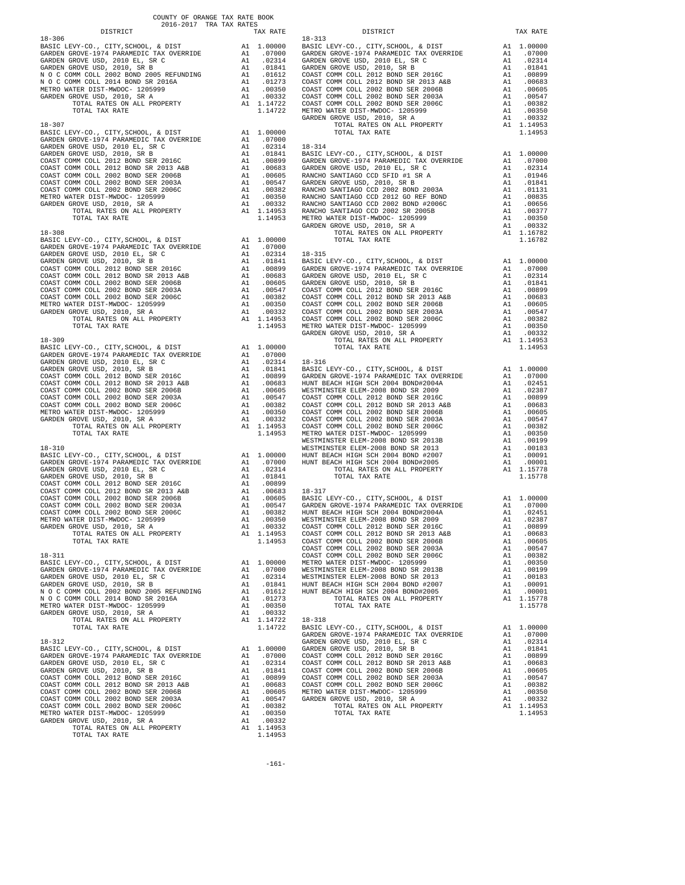COUNTY OF ORANGE TAX RATE BOOK
2016-2017 TRA TAX RATES

| DISTRICT | | TAX RATE |
|---|---|---|
| **18-306** | | |
| BASIC LEVY-CO., CITY,SCHOOL, & DIST | A1 | 1.00000 |
| GARDEN GROVE-1974 PARAMEDIC TAX OVERRIDE | A1 | .07000 |
| GARDEN GROVE USD, 2010 EL, SR C | A1 | .02314 |
| GARDEN GROVE USD, 2010, SR B | A1 | .01841 |
| N O C COMM COLL 2002 BOND 2005 REFUNDING | A1 | .01612 |
| N O C COMM COLL 2014 BOND SR 2016A | A1 | .01273 |
| METRO WATER DIST-MWDOC- 1205999 | A1 | .00350 |
| GARDEN GROVE USD, 2010, SR A | A1 | .00332 |
| TOTAL RATES ON ALL PROPERTY | A1 | 1.14722 |
| TOTAL TAX RATE | | 1.14722 |
| **18-307** | | |
| BASIC LEVY-CO., CITY,SCHOOL, & DIST | A1 | 1.00000 |
| GARDEN GROVE-1974 PARAMEDIC TAX OVERRIDE | A1 | .07000 |
| GARDEN GROVE USD, 2010 EL, SR C | A1 | .02314 |
| GARDEN GROVE USD, 2010, SR B | A1 | .01841 |
| COAST COMM COLL 2012 BOND SER 2016C | A1 | .00899 |
| COAST COMM COLL 2012 BOND SR 2013 A&B | A1 | .00683 |
| COAST COMM COLL 2002 BOND SER 2006B | A1 | .00605 |
| COAST COMM COLL 2002 BOND SER 2003A | A1 | .00547 |
| COAST COMM COLL 2002 BOND SER 2006C | A1 | .00382 |
| METRO WATER DIST-MWDOC- 1205999 | A1 | .00350 |
| GARDEN GROVE USD, 2010, SR A | A1 | .00332 |
| TOTAL RATES ON ALL PROPERTY | A1 | 1.14953 |
| TOTAL TAX RATE | | 1.14953 |
| **18-308** | | |
| BASIC LEVY-CO., CITY,SCHOOL, & DIST | A1 | 1.00000 |
| GARDEN GROVE-1974 PARAMEDIC TAX OVERRIDE | A1 | .07000 |
| GARDEN GROVE USD, 2010 EL, SR C | A1 | .02314 |
| GARDEN GROVE USD, 2010, SR B | A1 | .01841 |
| COAST COMM COLL 2012 BOND SER 2016C | A1 | .00899 |
| COAST COMM COLL 2012 BOND SR 2013 A&B | A1 | .00683 |
| COAST COMM COLL 2002 BOND SER 2006B | A1 | .00605 |
| COAST COMM COLL 2002 BOND SER 2003A | A1 | .00547 |
| COAST COMM COLL 2002 BOND SER 2006C | A1 | .00382 |
| METRO WATER DIST-MWDOC- 1205999 | A1 | .00350 |
| GARDEN GROVE USD, 2010, SR A | A1 | .00332 |
| TOTAL RATES ON ALL PROPERTY | A1 | 1.14953 |
| TOTAL TAX RATE | | 1.14953 |
| **18-309** | | |
| BASIC LEVY-CO., CITY,SCHOOL, & DIST | A1 | 1.00000 |
| GARDEN GROVE-1974 PARAMEDIC TAX OVERRIDE | A1 | .07000 |
| GARDEN GROVE USD, 2010 EL, SR C | A1 | .02314 |
| GARDEN GROVE USD, 2010, SR B | A1 | .01841 |
| COAST COMM COLL 2012 BOND SER 2016C | A1 | .00899 |
| COAST COMM COLL 2012 BOND SR 2013 A&B | A1 | .00683 |
| COAST COMM COLL 2002 BOND SER 2006B | A1 | .00605 |
| COAST COMM COLL 2002 BOND SER 2003A | A1 | .00547 |
| COAST COMM COLL 2002 BOND SER 2006C | A1 | .00382 |
| METRO WATER DIST-MWDOC- 1205999 | A1 | .00350 |
| GARDEN GROVE USD, 2010, SR A | A1 | .00332 |
| TOTAL RATES ON ALL PROPERTY | A1 | 1.14953 |
| TOTAL TAX RATE | | 1.14953 |
| **18-310** | | |
| BASIC LEVY-CO., CITY,SCHOOL, & DIST | A1 | 1.00000 |
| GARDEN GROVE-1974 PARAMEDIC TAX OVERRIDE | A1 | .07000 |
| GARDEN GROVE USD, 2010 EL, SR C | A1 | .02314 |
| GARDEN GROVE USD, 2010, SR B | A1 | .01841 |
| COAST COMM COLL 2012 BOND SER 2016C | A1 | .00899 |
| COAST COMM COLL 2012 BOND SR 2013 A&B | A1 | .00683 |
| COAST COMM COLL 2002 BOND SER 2006B | A1 | .00605 |
| COAST COMM COLL 2002 BOND SER 2003A | A1 | .00547 |
| COAST COMM COLL 2002 BOND SER 2006C | A1 | .00382 |
| METRO WATER DIST-MWDOC- 1205999 | A1 | .00350 |
| GARDEN GROVE USD, 2010, SR A | A1 | .00332 |
| TOTAL RATES ON ALL PROPERTY | A1 | 1.14953 |
| TOTAL TAX RATE | | 1.14953 |
| **18-311** | | |
| BASIC LEVY-CO., CITY,SCHOOL, & DIST | A1 | 1.00000 |
| GARDEN GROVE-1974 PARAMEDIC TAX OVERRIDE | A1 | .07000 |
| GARDEN GROVE USD, 2010 EL, SR C | A1 | .02314 |
| GARDEN GROVE USD, 2010, SR B | A1 | .01841 |
| N O C COMM COLL 2002 BOND 2005 REFUNDING | A1 | .01612 |
| N O C COMM COLL 2014 BOND SR 2016A | A1 | .01273 |
| METRO WATER DIST-MWDOC- 1205999 | A1 | .00350 |
| GARDEN GROVE USD, 2010, SR A | A1 | .00332 |
| TOTAL RATES ON ALL PROPERTY | A1 | 1.14722 |
| TOTAL TAX RATE | | 1.14722 |
| **18-312** | | |
| BASIC LEVY-CO., CITY,SCHOOL, & DIST | A1 | 1.00000 |
| GARDEN GROVE-1974 PARAMEDIC TAX OVERRIDE | A1 | .07000 |
| GARDEN GROVE USD, 2010 EL, SR C | A1 | .02314 |
| GARDEN GROVE USD, 2010, SR B | A1 | .01841 |
| COAST COMM COLL 2012 BOND SER 2016C | A1 | .00899 |
| COAST COMM COLL 2012 BOND SR 2013 A&B | A1 | .00683 |
| COAST COMM COLL 2002 BOND SER 2006B | A1 | .00605 |
| COAST COMM COLL 2002 BOND SER 2003A | A1 | .00547 |
| COAST COMM COLL 2002 BOND SER 2006C | A1 | .00382 |
| METRO WATER DIST-MWDOC- 1205999 | A1 | .00350 |
| GARDEN GROVE USD, 2010, SR A | A1 | .00332 |
| TOTAL RATES ON ALL PROPERTY | A1 | 1.14953 |
| TOTAL TAX RATE | | 1.14953 |
| **18-313** | | |
| BASIC LEVY-CO., CITY,SCHOOL, & DIST | A1 | 1.00000 |
| GARDEN GROVE-1974 PARAMEDIC TAX OVERRIDE | A1 | .07000 |
| GARDEN GROVE USD, 2010 EL, SR C | A1 | .02314 |
| GARDEN GROVE USD, 2010, SR B | A1 | .01841 |
| COAST COMM COLL 2012 BOND SER 2016C | A1 | .00899 |
| COAST COMM COLL 2012 BOND SR 2013 A&B | A1 | .00683 |
| COAST COMM COLL 2002 BOND SER 2006B | A1 | .00605 |
| COAST COMM COLL 2002 BOND SER 2003A | A1 | .00547 |
| COAST COMM COLL 2002 BOND SER 2006C | A1 | .00382 |
| METRO WATER DIST-MWDOC- 1205999 | A1 | .00350 |
| GARDEN GROVE USD, 2010, SR A | A1 | .00332 |
| TOTAL RATES ON ALL PROPERTY | A1 | 1.14953 |
| TOTAL TAX RATE | | 1.14953 |
| **18-314** | | |
| BASIC LEVY-CO., CITY,SCHOOL, & DIST | A1 | 1.00000 |
| GARDEN GROVE-1974 PARAMEDIC TAX OVERRIDE | A1 | .07000 |
| GARDEN GROVE USD, 2010 EL, SR C | A1 | .02314 |
| RANCHO SANTIAGO CCD SFID #1 SR A | A1 | .01946 |
| GARDEN GROVE USD, 2010, SR B | A1 | .01841 |
| RANCHO SANTIAGO CCD 2002 BOND 2003A | A1 | .01131 |
| RANCHO SANTIAGO CCD 2012 GO REF BOND | A1 | .00835 |
| RANCHO SANTIAGO CCD 2002 BOND #2006C | A1 | .00656 |
| RANCHO SANTIAGO CCD 2002 SR 2005B | A1 | .00377 |
| METRO WATER DIST-MWDOC- 1205999 | A1 | .00350 |
| GARDEN GROVE USD, 2010, SR A | A1 | .00332 |
| TOTAL RATES ON ALL PROPERTY | A1 | 1.16782 |
| TOTAL TAX RATE | | 1.16782 |
| **18-315** | | |
| BASIC LEVY-CO., CITY,SCHOOL, & DIST | A1 | 1.00000 |
| GARDEN GROVE-1974 PARAMEDIC TAX OVERRIDE | A1 | .07000 |
| GARDEN GROVE USD, 2010 EL, SR C | A1 | .02314 |
| GARDEN GROVE USD, 2010, SR B | A1 | .01841 |
| COAST COMM COLL 2012 BOND SER 2016C | A1 | .00899 |
| COAST COMM COLL 2012 BOND SR 2013 A&B | A1 | .00683 |
| COAST COMM COLL 2002 BOND SER 2006B | A1 | .00605 |
| COAST COMM COLL 2002 BOND SER 2003A | A1 | .00547 |
| COAST COMM COLL 2002 BOND SER 2006C | A1 | .00382 |
| METRO WATER DIST-MWDOC- 1205999 | A1 | .00350 |
| GARDEN GROVE USD, 2010, SR A | A1 | .00332 |
| TOTAL RATES ON ALL PROPERTY | A1 | 1.14953 |
| TOTAL TAX RATE | | 1.14953 |
| **18-316** | | |
| BASIC LEVY-CO., CITY,SCHOOL, & DIST | A1 | 1.00000 |
| GARDEN GROVE-1974 PARAMEDIC TAX OVERRIDE | A1 | .07000 |
| HUNT BEACH HIGH SCH 2004 BOND#2004A | A1 | .02451 |
| WESTMINSTER ELEM-2008 BOND SR 2009 | A1 | .02387 |
| COAST COMM COLL 2012 BOND SER 2016C | A1 | .00899 |
| COAST COMM COLL 2012 BOND SR 2013 A&B | A1 | .00683 |
| COAST COMM COLL 2002 BOND SER 2006B | A1 | .00605 |
| COAST COMM COLL 2002 BOND SER 2003A | A1 | .00547 |
| COAST COMM COLL 2002 BOND SER 2006C | A1 | .00382 |
| METRO WATER DIST-MWDOC- 1205999 | A1 | .00350 |
| WESTMINSTER ELEM-2008 BOND SR 2013B | A1 | .00199 |
| WESTMINSTER ELEM-2008 BOND SR 2013 | A1 | .00183 |
| HUNT BEACH HIGH SCH 2004 BOND #2007 | A1 | .00091 |
| HUNT BEACH HIGH SCH 2004 BOND#2005 | A1 | .00001 |
| TOTAL RATES ON ALL PROPERTY | A1 | 1.15778 |
| TOTAL TAX RATE | | 1.15778 |
| **18-317** | | |
| BASIC LEVY-CO., CITY,SCHOOL, & DIST | A1 | 1.00000 |
| GARDEN GROVE-1974 PARAMEDIC TAX OVERRIDE | A1 | .07000 |
| HUNT BEACH HIGH SCH 2004 BOND#2004A | A1 | .02451 |
| WESTMINSTER ELEM-2008 BOND SR 2009 | A1 | .02387 |
| COAST COMM COLL 2012 BOND SER 2016C | A1 | .00899 |
| COAST COMM COLL 2012 BOND SR 2013 A&B | A1 | .00683 |
| COAST COMM COLL 2002 BOND SER 2006B | A1 | .00605 |
| COAST COMM COLL 2002 BOND SER 2003A | A1 | .00547 |
| COAST COMM COLL 2002 BOND SER 2006C | A1 | .00382 |
| METRO WATER DIST-MWDOC- 1205999 | A1 | .00350 |
| WESTMINSTER ELEM-2008 BOND SR 2013B | A1 | .00199 |
| WESTMINSTER ELEM-2008 BOND SR 2013 | A1 | .00183 |
| HUNT BEACH HIGH SCH 2004 BOND #2007 | A1 | .00091 |
| HUNT BEACH HIGH SCH 2004 BOND#2005 | A1 | .00001 |
| TOTAL RATES ON ALL PROPERTY | A1 | 1.15778 |
| TOTAL TAX RATE | | 1.15778 |
| **18-318** | | |
| BASIC LEVY-CO., CITY,SCHOOL, & DIST | A1 | 1.00000 |
| GARDEN GROVE-1974 PARAMEDIC TAX OVERRIDE | A1 | .07000 |
| GARDEN GROVE USD, 2010 EL, SR C | A1 | .02314 |
| GARDEN GROVE USD, 2010, SR B | A1 | .01841 |
| COAST COMM COLL 2012 BOND SER 2016C | A1 | .00899 |
| COAST COMM COLL 2012 BOND SR 2013 A&B | A1 | .00683 |
| COAST COMM COLL 2002 BOND SER 2006B | A1 | .00605 |
| COAST COMM COLL 2002 BOND SER 2003A | A1 | .00547 |
| COAST COMM COLL 2002 BOND SER 2006C | A1 | .00382 |
| METRO WATER DIST-MWDOC- 1205999 | A1 | .00350 |
| GARDEN GROVE USD, 2010, SR A | A1 | .00332 |
| TOTAL RATES ON ALL PROPERTY | A1 | 1.14953 |
| TOTAL TAX RATE | | 1.14953 |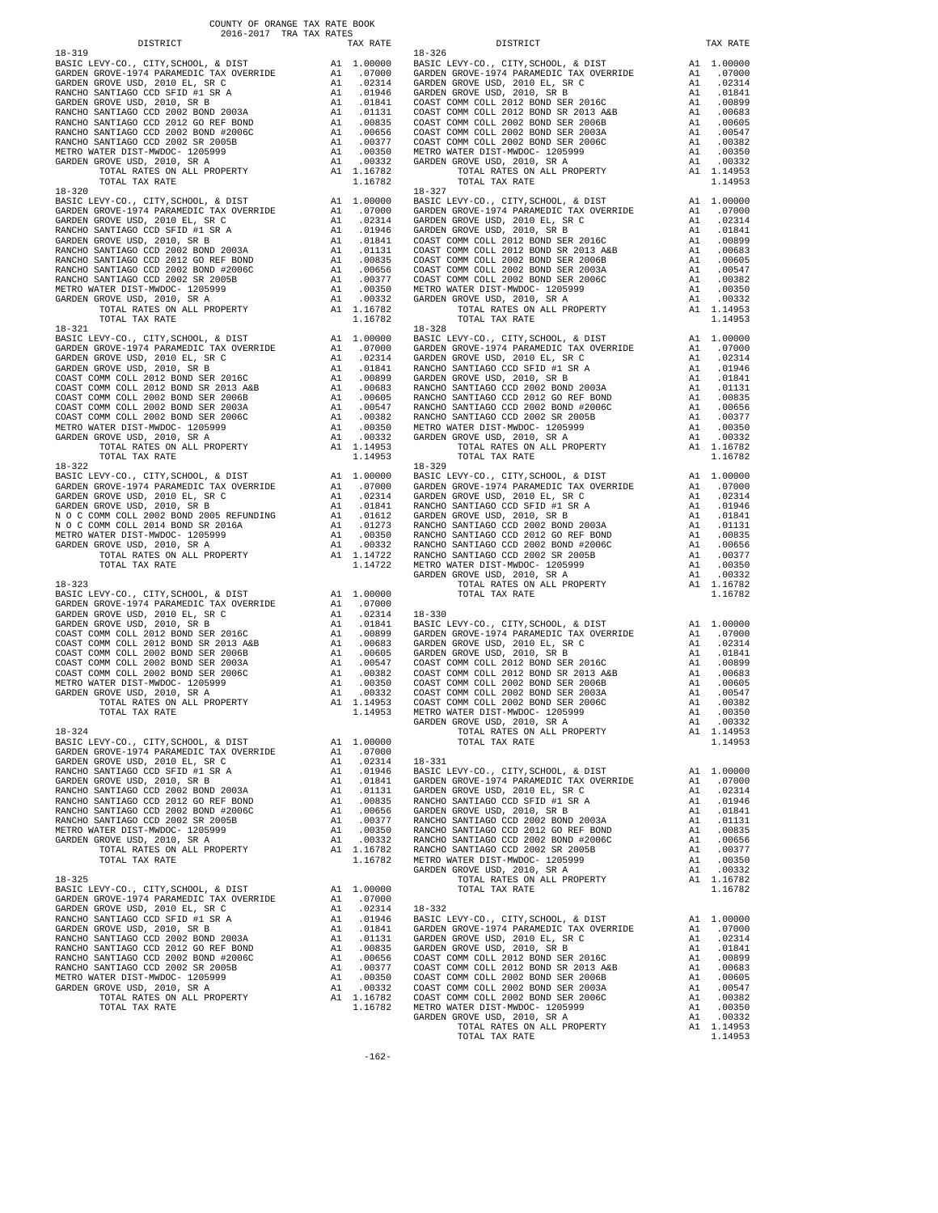COUNTY OF ORANGE TAX RATE BOOK
2016-2017 TRA TAX RATES

| DISTRICT | | TAX RATE |
|---|---|---|
| **18-319** | | |
| BASIC LEVY-CO., CITY,SCHOOL, & DIST | A1 | 1.00000 |
| GARDEN GROVE-1974 PARAMEDIC TAX OVERRIDE | A1 | .07000 |
| GARDEN GROVE USD, 2010 EL, SR C | A1 | .02314 |
| RANCHO SANTIAGO CCD SFID #1 SR A | A1 | .01946 |
| GARDEN GROVE USD, 2010, SR B | A1 | .01841 |
| RANCHO SANTIAGO CCD 2002 BOND 2003A | A1 | .01131 |
| RANCHO SANTIAGO CCD 2012 GO REF BOND | A1 | .00835 |
| RANCHO SANTIAGO CCD 2002 BOND #2006C | A1 | .00656 |
| RANCHO SANTIAGO CCD 2002 SR 2005B | A1 | .00377 |
| METRO WATER DIST-MWDOC- 1205999 | A1 | .00350 |
| GARDEN GROVE USD, 2010, SR A | A1 | .00332 |
| TOTAL RATES ON ALL PROPERTY | A1 | 1.16782 |
| TOTAL TAX RATE | | 1.16782 |
| **18-320** | | |
| BASIC LEVY-CO., CITY,SCHOOL, & DIST | A1 | 1.00000 |
| GARDEN GROVE-1974 PARAMEDIC TAX OVERRIDE | A1 | .07000 |
| GARDEN GROVE USD, 2010 EL, SR C | A1 | .02314 |
| RANCHO SANTIAGO CCD SFID #1 SR A | A1 | .01946 |
| GARDEN GROVE USD, 2010, SR B | A1 | .01841 |
| RANCHO SANTIAGO CCD 2002 BOND 2003A | A1 | .01131 |
| RANCHO SANTIAGO CCD 2012 GO REF BOND | A1 | .00835 |
| RANCHO SANTIAGO CCD 2002 BOND #2006C | A1 | .00656 |
| RANCHO SANTIAGO CCD 2002 SR 2005B | A1 | .00377 |
| METRO WATER DIST-MWDOC- 1205999 | A1 | .00350 |
| GARDEN GROVE USD, 2010, SR A | A1 | .00332 |
| TOTAL RATES ON ALL PROPERTY | A1 | 1.16782 |
| TOTAL TAX RATE | | 1.16782 |
| **18-321** | | |
| BASIC LEVY-CO., CITY,SCHOOL, & DIST | A1 | 1.00000 |
| GARDEN GROVE-1974 PARAMEDIC TAX OVERRIDE | A1 | .07000 |
| GARDEN GROVE USD, 2010 EL, SR C | A1 | .02314 |
| GARDEN GROVE USD, 2010, SR B | A1 | .01841 |
| COAST COMM COLL 2012 BOND SER 2016C | A1 | .00899 |
| COAST COMM COLL 2012 BOND SER 2013 A&B | A1 | .00683 |
| COAST COMM COLL 2002 BOND SER 2006B | A1 | .00605 |
| COAST COMM COLL 2002 BOND SER 2003A | A1 | .00547 |
| COAST COMM COLL 2002 BOND SER 2006C | A1 | .00382 |
| METRO WATER DIST-MWDOC- 1205999 | A1 | .00350 |
| GARDEN GROVE USD, 2010, SR A | A1 | .00332 |
| TOTAL RATES ON ALL PROPERTY | A1 | 1.14953 |
| TOTAL TAX RATE | | 1.14953 |
| **18-322** | | |
| BASIC LEVY-CO., CITY,SCHOOL, & DIST | A1 | 1.00000 |
| GARDEN GROVE-1974 PARAMEDIC TAX OVERRIDE | A1 | .07000 |
| GARDEN GROVE USD, 2010 EL, SR C | A1 | .02314 |
| GARDEN GROVE USD, 2010, SR B | A1 | .01841 |
| N O C COMM COLL 2002 BOND 2005 REFUNDING | A1 | .01612 |
| N O C COMM COLL 2014 BOND SER 2016A | A1 | .01273 |
| METRO WATER DIST-MWDOC- 1205999 | A1 | .00350 |
| GARDEN GROVE USD, 2010, SR A | A1 | .00332 |
| TOTAL RATES ON ALL PROPERTY | A1 | 1.14722 |
| TOTAL TAX RATE | | 1.14722 |
| **18-323** | | |
| BASIC LEVY-CO., CITY,SCHOOL, & DIST | A1 | 1.00000 |
| GARDEN GROVE-1974 PARAMEDIC TAX OVERRIDE | A1 | .07000 |
| GARDEN GROVE USD, 2010 EL, SR C | A1 | .02314 |
| GARDEN GROVE USD, 2010, SR B | A1 | .01841 |
| COAST COMM COLL 2012 BOND SER 2016C | A1 | .00899 |
| COAST COMM COLL 2012 BOND SER 2013 A&B | A1 | .00683 |
| COAST COMM COLL 2002 BOND SER 2006B | A1 | .00605 |
| COAST COMM COLL 2002 BOND SER 2003A | A1 | .00547 |
| COAST COMM COLL 2002 BOND SER 2006C | A1 | .00382 |
| METRO WATER DIST-MWDOC- 1205999 | A1 | .00350 |
| GARDEN GROVE USD, 2010, SR A | A1 | .00332 |
| TOTAL RATES ON ALL PROPERTY | A1 | 1.14953 |
| TOTAL TAX RATE | | 1.14953 |
| **18-324** | | |
| BASIC LEVY-CO., CITY,SCHOOL, & DIST | A1 | 1.00000 |
| GARDEN GROVE-1974 PARAMEDIC TAX OVERRIDE | A1 | .07000 |
| GARDEN GROVE USD, 2010 EL, SR C | A1 | .02314 |
| RANCHO SANTIAGO CCD SFID #1 SR A | A1 | .01946 |
| GARDEN GROVE USD, 2010, SR B | A1 | .01841 |
| RANCHO SANTIAGO CCD 2002 BOND 2003A | A1 | .01131 |
| RANCHO SANTIAGO CCD 2012 GO REF BOND | A1 | .00835 |
| RANCHO SANTIAGO CCD 2002 BOND #2006C | A1 | .00656 |
| RANCHO SANTIAGO CCD 2002 SR 2005B | A1 | .00377 |
| METRO WATER DIST-MWDOC- 1205999 | A1 | .00350 |
| GARDEN GROVE USD, 2010, SR A | A1 | .00332 |
| TOTAL RATES ON ALL PROPERTY | A1 | 1.16782 |
| TOTAL TAX RATE | | 1.16782 |
| **18-325** | | |
| BASIC LEVY-CO., CITY,SCHOOL, & DIST | A1 | 1.00000 |
| GARDEN GROVE-1974 PARAMEDIC TAX OVERRIDE | A1 | .07000 |
| GARDEN GROVE USD, 2010 EL, SR C | A1 | .02314 |
| RANCHO SANTIAGO CCD SFID #1 SR A | A1 | .01946 |
| GARDEN GROVE USD, 2010, SR B | A1 | .01841 |
| RANCHO SANTIAGO CCD 2002 BOND 2003A | A1 | .01131 |
| RANCHO SANTIAGO CCD 2012 GO REF BOND | A1 | .00835 |
| RANCHO SANTIAGO CCD 2002 BOND #2006C | A1 | .00656 |
| RANCHO SANTIAGO CCD 2002 SR 2005B | A1 | .00377 |
| METRO WATER DIST-MWDOC- 1205999 | A1 | .00350 |
| GARDEN GROVE USD, 2010, SR A | A1 | .00332 |
| TOTAL RATES ON ALL PROPERTY | A1 | 1.16782 |
| TOTAL TAX RATE | | 1.16782 |
| **18-326** | | |
| BASIC LEVY-CO., CITY,SCHOOL, & DIST | A1 | 1.00000 |
| GARDEN GROVE-1974 PARAMEDIC TAX OVERRIDE | A1 | .07000 |
| GARDEN GROVE USD, 2010 EL, SR C | A1 | .02314 |
| GARDEN GROVE USD, 2010, SR B | A1 | .01841 |
| COAST COMM COLL 2012 BOND SER 2016C | A1 | .00899 |
| COAST COMM COLL 2012 BOND SER 2013 A&B | A1 | .00683 |
| COAST COMM COLL 2002 BOND SER 2006B | A1 | .00605 |
| COAST COMM COLL 2002 BOND SER 2003A | A1 | .00547 |
| COAST COMM COLL 2002 BOND SER 2006C | A1 | .00382 |
| METRO WATER DIST-MWDOC- 1205999 | A1 | .00350 |
| GARDEN GROVE USD, 2010, SR A | A1 | .00332 |
| TOTAL RATES ON ALL PROPERTY | A1 | 1.14953 |
| TOTAL TAX RATE | | 1.14953 |
| **18-327** | | |
| BASIC LEVY-CO., CITY,SCHOOL, & DIST | A1 | 1.00000 |
| GARDEN GROVE-1974 PARAMEDIC TAX OVERRIDE | A1 | .07000 |
| GARDEN GROVE USD, 2010 EL, SR C | A1 | .02314 |
| GARDEN GROVE USD, 2010, SR B | A1 | .01841 |
| COAST COMM COLL 2012 BOND SER 2016C | A1 | .00899 |
| COAST COMM COLL 2012 BOND SER 2013 A&B | A1 | .00683 |
| COAST COMM COLL 2002 BOND SER 2006B | A1 | .00605 |
| COAST COMM COLL 2002 BOND SER 2003A | A1 | .00547 |
| COAST COMM COLL 2002 BOND SER 2006C | A1 | .00382 |
| METRO WATER DIST-MWDOC- 1205999 | A1 | .00350 |
| GARDEN GROVE USD, 2010, SR A | A1 | .00332 |
| TOTAL RATES ON ALL PROPERTY | A1 | 1.14953 |
| TOTAL TAX RATE | | 1.14953 |
| **18-328** | | |
| BASIC LEVY-CO., CITY,SCHOOL, & DIST | A1 | 1.00000 |
| GARDEN GROVE-1974 PARAMEDIC TAX OVERRIDE | A1 | .07000 |
| GARDEN GROVE USD, 2010 EL, SR C | A1 | .02314 |
| RANCHO SANTIAGO CCD SFID #1 SR A | A1 | .01946 |
| GARDEN GROVE USD, 2010, SR B | A1 | .01841 |
| RANCHO SANTIAGO CCD 2002 BOND 2003A | A1 | .01131 |
| RANCHO SANTIAGO CCD 2012 GO REF BOND | A1 | .00835 |
| RANCHO SANTIAGO CCD 2002 BOND #2006C | A1 | .00656 |
| RANCHO SANTIAGO CCD 2002 SR 2005B | A1 | .00377 |
| METRO WATER DIST-MWDOC- 1205999 | A1 | .00350 |
| GARDEN GROVE USD, 2010, SR A | A1 | .00332 |
| TOTAL RATES ON ALL PROPERTY | A1 | 1.16782 |
| TOTAL TAX RATE | | 1.16782 |
| **18-329** | | |
| BASIC LEVY-CO., CITY,SCHOOL, & DIST | A1 | 1.00000 |
| GARDEN GROVE-1974 PARAMEDIC TAX OVERRIDE | A1 | .07000 |
| GARDEN GROVE USD, 2010 EL, SR C | A1 | .02314 |
| RANCHO SANTIAGO CCD SFID #1 SR A | A1 | .01946 |
| GARDEN GROVE USD, 2010, SR B | A1 | .01841 |
| RANCHO SANTIAGO CCD 2002 BOND 2003A | A1 | .01131 |
| RANCHO SANTIAGO CCD 2012 GO REF BOND | A1 | .00835 |
| RANCHO SANTIAGO CCD 2002 BOND #2006C | A1 | .00656 |
| RANCHO SANTIAGO CCD 2002 SR 2005B | A1 | .00377 |
| METRO WATER DIST-MWDOC- 1205999 | A1 | .00350 |
| GARDEN GROVE USD, 2010, SR A | A1 | .00332 |
| TOTAL RATES ON ALL PROPERTY | A1 | 1.16782 |
| TOTAL TAX RATE | | 1.16782 |
| **18-330** | | |
| BASIC LEVY-CO., CITY,SCHOOL, & DIST | A1 | 1.00000 |
| GARDEN GROVE-1974 PARAMEDIC TAX OVERRIDE | A1 | .07000 |
| GARDEN GROVE USD, 2010 EL, SR C | A1 | .02314 |
| GARDEN GROVE USD, 2010, SR B | A1 | .01841 |
| COAST COMM COLL 2012 BOND SER 2016C | A1 | .00899 |
| COAST COMM COLL 2012 BOND SER 2013 A&B | A1 | .00683 |
| COAST COMM COLL 2002 BOND SER 2006B | A1 | .00605 |
| COAST COMM COLL 2002 BOND SER 2003A | A1 | .00547 |
| COAST COMM COLL 2002 BOND SER 2006C | A1 | .00382 |
| METRO WATER DIST-MWDOC- 1205999 | A1 | .00350 |
| GARDEN GROVE USD, 2010, SR A | A1 | .00332 |
| TOTAL RATES ON ALL PROPERTY | A1 | 1.14953 |
| TOTAL TAX RATE | | 1.14953 |
| **18-331** | | |
| BASIC LEVY-CO., CITY,SCHOOL, & DIST | A1 | 1.00000 |
| GARDEN GROVE-1974 PARAMEDIC TAX OVERRIDE | A1 | .07000 |
| GARDEN GROVE USD, 2010 EL, SR C | A1 | .02314 |
| RANCHO SANTIAGO CCD SFID #1 SR A | A1 | .01946 |
| GARDEN GROVE USD, 2010, SR B | A1 | .01841 |
| RANCHO SANTIAGO CCD 2002 BOND 2003A | A1 | .01131 |
| RANCHO SANTIAGO CCD 2012 GO REF BOND | A1 | .00835 |
| RANCHO SANTIAGO CCD 2002 BOND #2006C | A1 | .00656 |
| RANCHO SANTIAGO CCD 2002 SR 2005B | A1 | .00377 |
| METRO WATER DIST-MWDOC- 1205999 | A1 | .00350 |
| GARDEN GROVE USD, 2010, SR A | A1 | .00332 |
| TOTAL RATES ON ALL PROPERTY | A1 | 1.16782 |
| TOTAL TAX RATE | | 1.16782 |
| **18-332** | | |
| BASIC LEVY-CO., CITY,SCHOOL, & DIST | A1 | 1.00000 |
| GARDEN GROVE-1974 PARAMEDIC TAX OVERRIDE | A1 | .07000 |
| GARDEN GROVE USD, 2010 EL, SR C | A1 | .02314 |
| GARDEN GROVE USD, 2010, SR B | A1 | .01841 |
| COAST COMM COLL 2012 BOND SER 2016C | A1 | .00899 |
| COAST COMM COLL 2012 BOND SER 2013 A&B | A1 | .00683 |
| COAST COMM COLL 2002 BOND SER 2006B | A1 | .00605 |
| COAST COMM COLL 2002 BOND SER 2003A | A1 | .00547 |
| COAST COMM COLL 2002 BOND SER 2006C | A1 | .00382 |
| METRO WATER DIST-MWDOC- 1205999 | A1 | .00350 |
| GARDEN GROVE USD, 2010, SR A | A1 | .00332 |
| TOTAL RATES ON ALL PROPERTY | A1 | 1.14953 |
| TOTAL TAX RATE | | 1.14953 |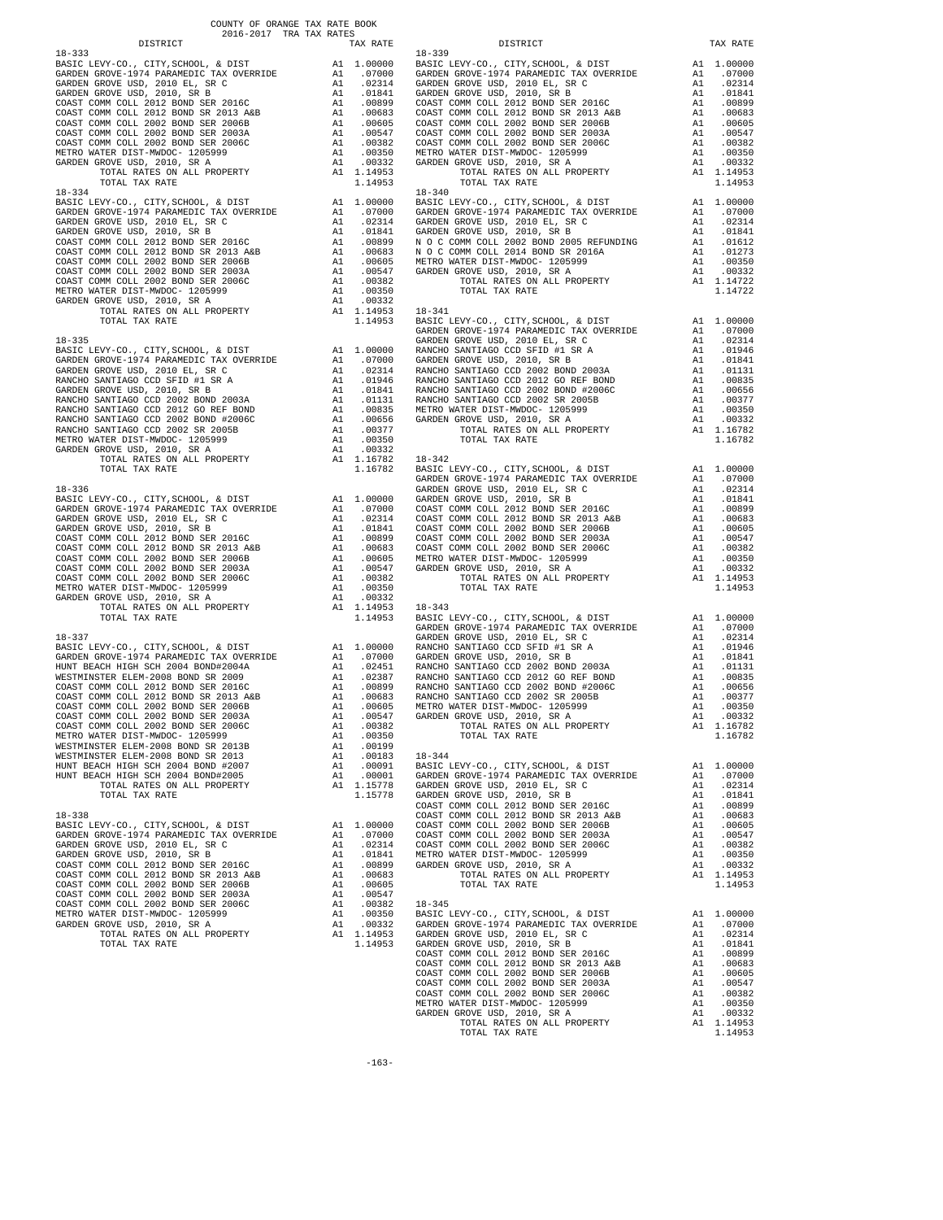COUNTY OF ORANGE TAX RATE BOOK
2016-2017 TRA TAX RATES

| DISTRICT | | TAX RATE |
|---|---|---|
| **18-333** | | |
| BASIC LEVY-CO., CITY,SCHOOL, & DIST | A1 | 1.00000 |
| GARDEN GROVE-1974 PARAMEDIC TAX OVERRIDE | A1 | .07000 |
| GARDEN GROVE USD, 2010 EL, SR C | A1 | .02314 |
| GARDEN GROVE USD, 2010, SR B | A1 | .01841 |
| COAST COMM COLL 2012 BOND SER 2016C | A1 | .00899 |
| COAST COMM COLL 2012 BOND SR 2013 A&B | A1 | .00683 |
| COAST COMM COLL 2002 BOND SER 2006B | A1 | .00605 |
| COAST COMM COLL 2002 BOND SER 2003A | A1 | .00547 |
| COAST COMM COLL 2002 BOND SER 2006C | A1 | .00382 |
| METRO WATER DIST-MWDOC- 1205999 | A1 | .00350 |
| GARDEN GROVE USD, 2010, SR A | A1 | .00332 |
| TOTAL RATES ON ALL PROPERTY | A1 | 1.14953 |
| TOTAL TAX RATE | | 1.14953 |
| **18-334** | | |
| BASIC LEVY-CO., CITY,SCHOOL, & DIST | A1 | 1.00000 |
| GARDEN GROVE-1974 PARAMEDIC TAX OVERRIDE | A1 | .07000 |
| GARDEN GROVE USD, 2010 EL, SR C | A1 | .02314 |
| GARDEN GROVE USD, 2010, SR B | A1 | .01841 |
| COAST COMM COLL 2012 BOND SER 2016C | A1 | .00899 |
| COAST COMM COLL 2012 BOND SR 2013 A&B | A1 | .00683 |
| COAST COMM COLL 2002 BOND SER 2006B | A1 | .00605 |
| COAST COMM COLL 2002 BOND SER 2003A | A1 | .00547 |
| COAST COMM COLL 2002 BOND SER 2006C | A1 | .00382 |
| METRO WATER DIST-MWDOC- 1205999 | A1 | .00350 |
| GARDEN GROVE USD, 2010, SR A | A1 | .00332 |
| TOTAL RATES ON ALL PROPERTY | A1 | 1.14953 |
| TOTAL TAX RATE | | 1.14953 |
| **18-335** | | |
| BASIC LEVY-CO., CITY,SCHOOL, & DIST | A1 | 1.00000 |
| GARDEN GROVE-1974 PARAMEDIC TAX OVERRIDE | A1 | .07000 |
| GARDEN GROVE USD, 2010 EL, SR C | A1 | .02314 |
| RANCHO SANTIAGO CCD SFID #1 SR A | A1 | .01946 |
| GARDEN GROVE USD, 2010, SR B | A1 | .01841 |
| RANCHO SANTIAGO CCD 2002 BOND 2003A | A1 | .01131 |
| RANCHO SANTIAGO CCD 2012 GO REF BOND | A1 | .00835 |
| RANCHO SANTIAGO CCD 2002 BOND #2006C | A1 | .00656 |
| RANCHO SANTIAGO CCD 2002 SR 2005B | A1 | .00377 |
| METRO WATER DIST-MWDOC- 1205999 | A1 | .00350 |
| GARDEN GROVE USD, 2010, SR A | A1 | .00332 |
| TOTAL RATES ON ALL PROPERTY | A1 | 1.16782 |
| TOTAL TAX RATE | | 1.16782 |
| **18-336** | | |
| BASIC LEVY-CO., CITY,SCHOOL, & DIST | A1 | 1.00000 |
| GARDEN GROVE-1974 PARAMEDIC TAX OVERRIDE | A1 | .07000 |
| GARDEN GROVE USD, 2010 EL, SR C | A1 | .02314 |
| GARDEN GROVE USD, 2010, SR B | A1 | .01841 |
| COAST COMM COLL 2012 BOND SER 2016C | A1 | .00899 |
| COAST COMM COLL 2012 BOND SR 2013 A&B | A1 | .00683 |
| COAST COMM COLL 2002 BOND SER 2006B | A1 | .00605 |
| COAST COMM COLL 2002 BOND SER 2003A | A1 | .00547 |
| COAST COMM COLL 2002 BOND SER 2006C | A1 | .00382 |
| METRO WATER DIST-MWDOC- 1205999 | A1 | .00350 |
| GARDEN GROVE USD, 2010, SR A | A1 | .00332 |
| TOTAL RATES ON ALL PROPERTY | A1 | 1.14953 |
| TOTAL TAX RATE | | 1.14953 |
| **18-337** | | |
| BASIC LEVY-CO., CITY,SCHOOL, & DIST | A1 | 1.00000 |
| GARDEN GROVE-1974 PARAMEDIC TAX OVERRIDE | A1 | .07000 |
| HUNT BEACH HIGH SCH 2004 BOND#2004A | A1 | .02451 |
| WESTMINSTER ELEM-2008 BOND SR 2009 | A1 | .02387 |
| COAST COMM COLL 2012 BOND SER 2016C | A1 | .00899 |
| COAST COMM COLL 2012 BOND SR 2013 A&B | A1 | .00683 |
| COAST COMM COLL 2002 BOND SER 2006B | A1 | .00605 |
| COAST COMM COLL 2002 BOND SER 2003A | A1 | .00547 |
| COAST COMM COLL 2002 BOND SER 2006C | A1 | .00382 |
| METRO WATER DIST-MWDOC- 1205999 | A1 | .00350 |
| WESTMINSTER ELEM-2008 BOND SR 2013B | A1 | .00199 |
| WESTMINSTER ELEM-2008 BOND SR 2013 | A1 | .00183 |
| HUNT BEACH HIGH SCH 2004 BOND #2007 | A1 | .00091 |
| HUNT BEACH HIGH SCH 2004 BOND#2005 | A1 | .00001 |
| TOTAL RATES ON ALL PROPERTY | A1 | 1.15778 |
| TOTAL TAX RATE | | 1.15778 |
| **18-338** | | |
| BASIC LEVY-CO., CITY,SCHOOL, & DIST | A1 | 1.00000 |
| GARDEN GROVE-1974 PARAMEDIC TAX OVERRIDE | A1 | .07000 |
| GARDEN GROVE USD, 2010 EL, SR C | A1 | .02314 |
| GARDEN GROVE USD, 2010, SR B | A1 | .01841 |
| COAST COMM COLL 2012 BOND SER 2016C | A1 | .00899 |
| COAST COMM COLL 2012 BOND SR 2013 A&B | A1 | .00683 |
| COAST COMM COLL 2002 BOND SER 2006B | A1 | .00605 |
| COAST COMM COLL 2002 BOND SER 2003A | A1 | .00547 |
| COAST COMM COLL 2002 BOND SER 2006C | A1 | .00382 |
| METRO WATER DIST-MWDOC- 1205999 | A1 | .00350 |
| GARDEN GROVE USD, 2010, SR A | A1 | .00332 |
| TOTAL RATES ON ALL PROPERTY | A1 | 1.14953 |
| TOTAL TAX RATE | | 1.14953 |
| **18-339** | | |
| BASIC LEVY-CO., CITY,SCHOOL, & DIST | A1 | 1.00000 |
| GARDEN GROVE-1974 PARAMEDIC TAX OVERRIDE | A1 | .07000 |
| GARDEN GROVE USD, 2010 EL, SR C | A1 | .02314 |
| GARDEN GROVE USD, 2010, SR B | A1 | .01841 |
| COAST COMM COLL 2012 BOND SER 2016C | A1 | .00899 |
| COAST COMM COLL 2012 BOND SR 2013 A&B | A1 | .00683 |
| COAST COMM COLL 2002 BOND SER 2006B | A1 | .00605 |
| COAST COMM COLL 2002 BOND SER 2003A | A1 | .00547 |
| COAST COMM COLL 2002 BOND SER 2006C | A1 | .00382 |
| METRO WATER DIST-MWDOC- 1205999 | A1 | .00350 |
| GARDEN GROVE USD, 2010, SR A | A1 | .00332 |
| TOTAL RATES ON ALL PROPERTY | A1 | 1.14953 |
| TOTAL TAX RATE | | 1.14953 |
| **18-340** | | |
| BASIC LEVY-CO., CITY,SCHOOL, & DIST | A1 | 1.00000 |
| GARDEN GROVE-1974 PARAMEDIC TAX OVERRIDE | A1 | .07000 |
| GARDEN GROVE USD, 2010 EL, SR C | A1 | .02314 |
| GARDEN GROVE USD, 2010, SR B | A1 | .01841 |
| N O C COMM COLL 2002 BOND 2005 REFUNDING | A1 | .01612 |
| N O C COMM COLL 2014 BOND SR 2016A | A1 | .01273 |
| METRO WATER DIST-MWDOC- 1205999 | A1 | .00350 |
| GARDEN GROVE USD, 2010, SR A | A1 | .00332 |
| TOTAL RATES ON ALL PROPERTY | A1 | 1.14722 |
| TOTAL TAX RATE | | 1.14722 |
| **18-341** | | |
| BASIC LEVY-CO., CITY,SCHOOL, & DIST | A1 | 1.00000 |
| GARDEN GROVE-1974 PARAMEDIC TAX OVERRIDE | A1 | .07000 |
| GARDEN GROVE USD, 2010 EL, SR C | A1 | .02314 |
| RANCHO SANTIAGO CCD SFID #1 SR A | A1 | .01946 |
| GARDEN GROVE USD, 2010, SR B | A1 | .01841 |
| RANCHO SANTIAGO CCD 2002 BOND 2003A | A1 | .01131 |
| RANCHO SANTIAGO CCD 2012 GO REF BOND | A1 | .00835 |
| RANCHO SANTIAGO CCD 2002 BOND #2006C | A1 | .00656 |
| RANCHO SANTIAGO CCD 2002 SR 2005B | A1 | .00377 |
| METRO WATER DIST-MWDOC- 1205999 | A1 | .00350 |
| GARDEN GROVE USD, 2010, SR A | A1 | .00332 |
| TOTAL RATES ON ALL PROPERTY | A1 | 1.16782 |
| TOTAL TAX RATE | | 1.16782 |
| **18-342** | | |
| BASIC LEVY-CO., CITY,SCHOOL, & DIST | A1 | 1.00000 |
| GARDEN GROVE-1974 PARAMEDIC TAX OVERRIDE | A1 | .07000 |
| GARDEN GROVE USD, 2010 EL, SR C | A1 | .02314 |
| GARDEN GROVE USD, 2010, SR B | A1 | .01841 |
| COAST COMM COLL 2012 BOND SER 2016C | A1 | .00899 |
| COAST COMM COLL 2012 BOND SR 2013 A&B | A1 | .00683 |
| COAST COMM COLL 2002 BOND SER 2006B | A1 | .00605 |
| COAST COMM COLL 2002 BOND SER 2003A | A1 | .00547 |
| COAST COMM COLL 2002 BOND SER 2006C | A1 | .00382 |
| METRO WATER DIST-MWDOC- 1205999 | A1 | .00350 |
| GARDEN GROVE USD, 2010, SR A | A1 | .00332 |
| TOTAL RATES ON ALL PROPERTY | A1 | 1.14953 |
| TOTAL TAX RATE | | 1.14953 |
| **18-343** | | |
| BASIC LEVY-CO., CITY,SCHOOL, & DIST | A1 | 1.00000 |
| GARDEN GROVE-1974 PARAMEDIC TAX OVERRIDE | A1 | .07000 |
| GARDEN GROVE USD, 2010 EL, SR C | A1 | .02314 |
| RANCHO SANTIAGO CCD SFID #1 SR A | A1 | .01946 |
| GARDEN GROVE USD, 2010, SR B | A1 | .01841 |
| RANCHO SANTIAGO CCD 2002 BOND 2003A | A1 | .01131 |
| RANCHO SANTIAGO CCD 2012 GO REF BOND | A1 | .00835 |
| RANCHO SANTIAGO CCD 2002 BOND #2006C | A1 | .00656 |
| RANCHO SANTIAGO CCD 2002 SR 2005B | A1 | .00377 |
| METRO WATER DIST-MWDOC- 1205999 | A1 | .00350 |
| GARDEN GROVE USD, 2010, SR A | A1 | .00332 |
| TOTAL RATES ON ALL PROPERTY | A1 | 1.16782 |
| TOTAL TAX RATE | | 1.16782 |
| **18-344** | | |
| BASIC LEVY-CO., CITY,SCHOOL, & DIST | A1 | 1.00000 |
| GARDEN GROVE-1974 PARAMEDIC TAX OVERRIDE | A1 | .07000 |
| GARDEN GROVE USD, 2010 EL, SR C | A1 | .02314 |
| GARDEN GROVE USD, 2010, SR B | A1 | .01841 |
| COAST COMM COLL 2012 BOND SER 2016C | A1 | .00899 |
| COAST COMM COLL 2012 BOND SR 2013 A&B | A1 | .00683 |
| COAST COMM COLL 2002 BOND SER 2006B | A1 | .00605 |
| COAST COMM COLL 2002 BOND SER 2003A | A1 | .00547 |
| COAST COMM COLL 2002 BOND SER 2006C | A1 | .00382 |
| METRO WATER DIST-MWDOC- 1205999 | A1 | .00350 |
| GARDEN GROVE USD, 2010, SR A | A1 | .00332 |
| TOTAL RATES ON ALL PROPERTY | A1 | 1.14953 |
| TOTAL TAX RATE | | 1.14953 |
| **18-345** | | |
| BASIC LEVY-CO., CITY,SCHOOL, & DIST | A1 | 1.00000 |
| GARDEN GROVE-1974 PARAMEDIC TAX OVERRIDE | A1 | .07000 |
| GARDEN GROVE USD, 2010 EL, SR C | A1 | .02314 |
| GARDEN GROVE USD, 2010, SR B | A1 | .01841 |
| COAST COMM COLL 2012 BOND SER 2016C | A1 | .00899 |
| COAST COMM COLL 2012 BOND SR 2013 A&B | A1 | .00683 |
| COAST COMM COLL 2002 BOND SER 2006B | A1 | .00605 |
| COAST COMM COLL 2002 BOND SER 2003A | A1 | .00547 |
| COAST COMM COLL 2002 BOND SER 2006C | A1 | .00382 |
| METRO WATER DIST-MWDOC- 1205999 | A1 | .00350 |
| GARDEN GROVE USD, 2010, SR A | A1 | .00332 |
| TOTAL RATES ON ALL PROPERTY | A1 | 1.14953 |
| TOTAL TAX RATE | | 1.14953 |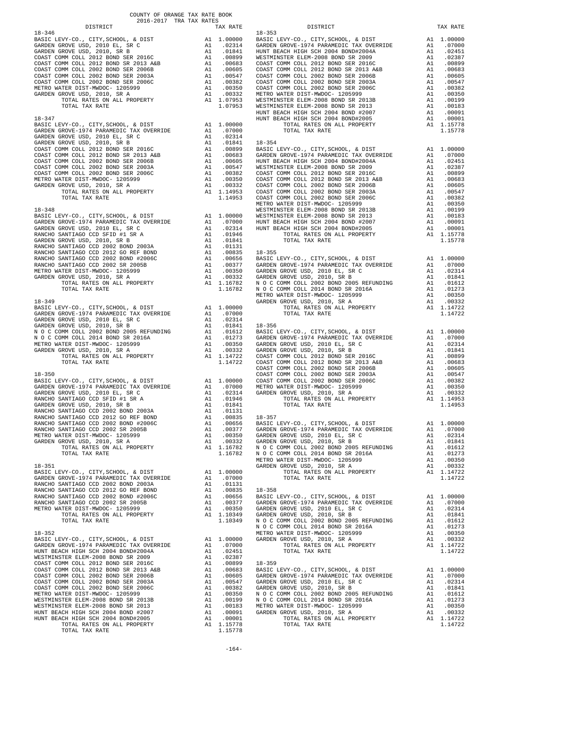COUNTY OF ORANGE TAX RATE BOOK
2016-2017 TRA TAX RATES

| DISTRICT | | TAX RATE |
|---|---|---|
| **18-346** | | |
| BASIC LEVY-CO., CITY,SCHOOL, & DIST | A1 | 1.00000 |
| GARDEN GROVE USD, 2010 EL, SR C | A1 | .02314 |
| GARDEN GROVE USD, 2010, SR B | A1 | .01841 |
| COAST COMM COLL 2012 BOND SER 2016C | A1 | .00899 |
| COAST COMM COLL 2012 BOND SR 2013 A&B | A1 | .00683 |
| COAST COMM COLL 2002 BOND SER 2006B | A1 | .00605 |
| COAST COMM COLL 2002 BOND SER 2003A | A1 | .00547 |
| COAST COMM COLL 2002 BOND SER 2006C | A1 | .00382 |
| METRO WATER DIST-MWDOC- 1205999 | A1 | .00350 |
| GARDEN GROVE USD, 2010, SR A | A1 | .00332 |
| TOTAL RATES ON ALL PROPERTY | A1 | 1.07953 |
| TOTAL TAX RATE | | 1.07953 |
| **18-347** | | |
| BASIC LEVY-CO., CITY,SCHOOL, & DIST | A1 | 1.00000 |
| GARDEN GROVE-1974 PARAMEDIC TAX OVERRIDE | A1 | .07000 |
| GARDEN GROVE USD, 2010 EL, SR C | A1 | .02314 |
| GARDEN GROVE USD, 2010, SR B | A1 | .01841 |
| COAST COMM COLL 2012 BOND SER 2016C | A1 | .00899 |
| COAST COMM COLL 2012 BOND SR 2013 A&B | A1 | .00683 |
| COAST COMM COLL 2002 BOND SER 2006B | A1 | .00605 |
| COAST COMM COLL 2002 BOND SER 2003A | A1 | .00547 |
| COAST COMM COLL 2002 BOND SER 2006C | A1 | .00382 |
| METRO WATER DIST-MWDOC- 1205999 | A1 | .00350 |
| GARDEN GROVE USD, 2010, SR A | A1 | .00332 |
| TOTAL RATES ON ALL PROPERTY | A1 | 1.14953 |
| TOTAL TAX RATE | | 1.14953 |
| **18-348** | | |
| BASIC LEVY-CO., CITY,SCHOOL, & DIST | A1 | 1.00000 |
| GARDEN GROVE-1974 PARAMEDIC TAX OVERRIDE | A1 | .07000 |
| GARDEN GROVE USD, 2010 EL, SR C | A1 | .02314 |
| RANCHO SANTIAGO CCD SFID #1 SR A | A1 | .01946 |
| GARDEN GROVE USD, 2010, SR B | A1 | .01841 |
| RANCHO SANTIAGO CCD 2002 BOND 2003A | A1 | .01131 |
| RANCHO SANTIAGO CCD 2012 GO REF BOND | A1 | .00835 |
| RANCHO SANTIAGO CCD 2002 BOND #2006C | A1 | .00656 |
| RANCHO SANTIAGO CCD 2002 SR 2005B | A1 | .00377 |
| METRO WATER DIST-MWDOC- 1205999 | A1 | .00350 |
| GARDEN GROVE USD, 2010, SR A | A1 | .00332 |
| TOTAL RATES ON ALL PROPERTY | A1 | 1.16782 |
| TOTAL TAX RATE | | 1.16782 |
| **18-349** | | |
| BASIC LEVY-CO., CITY,SCHOOL, & DIST | A1 | 1.00000 |
| GARDEN GROVE-1974 PARAMEDIC TAX OVERRIDE | A1 | .07000 |
| GARDEN GROVE USD, 2010 EL, SR C | A1 | .02314 |
| GARDEN GROVE USD, 2010, SR B | A1 | .01841 |
| N O C COMM COLL 2002 BOND 2005 REFUNDING | A1 | .01612 |
| N O C COMM COLL 2014 BOND SR 2016A | A1 | .01273 |
| METRO WATER DIST-MWDOC- 1205999 | A1 | .00350 |
| GARDEN GROVE USD, 2010, SR A | A1 | .00332 |
| TOTAL RATES ON ALL PROPERTY | A1 | 1.14722 |
| TOTAL TAX RATE | | 1.14722 |
| **18-350** | | |
| BASIC LEVY-CO., CITY,SCHOOL, & DIST | A1 | 1.00000 |
| GARDEN GROVE-1974 PARAMEDIC TAX OVERRIDE | A1 | .07000 |
| GARDEN GROVE USD, 2010 EL, SR C | A1 | .02314 |
| RANCHO SANTIAGO CCD SFID #1 SR A | A1 | .01946 |
| GARDEN GROVE USD, 2010, SR B | A1 | .01841 |
| RANCHO SANTIAGO CCD 2002 BOND 2003A | A1 | .01131 |
| RANCHO SANTIAGO CCD 2012 GO REF BOND | A1 | .00835 |
| RANCHO SANTIAGO CCD 2002 BOND #2006C | A1 | .00656 |
| RANCHO SANTIAGO CCD 2002 SR 2005B | A1 | .00377 |
| METRO WATER DIST-MWDOC- 1205999 | A1 | .00350 |
| GARDEN GROVE USD, 2010, SR A | A1 | .00332 |
| TOTAL RATES ON ALL PROPERTY | A1 | 1.16782 |
| TOTAL TAX RATE | | 1.16782 |
| **18-351** | | |
| BASIC LEVY-CO., CITY,SCHOOL, & DIST | A1 | 1.00000 |
| GARDEN GROVE-1974 PARAMEDIC TAX OVERRIDE | A1 | .07000 |
| RANCHO SANTIAGO CCD 2002 BOND 2003A | A1 | .01131 |
| RANCHO SANTIAGO CCD 2012 GO REF BOND | A1 | .00835 |
| RANCHO SANTIAGO CCD 2002 BOND #2006C | A1 | .00656 |
| RANCHO SANTIAGO CCD 2002 SR 2005B | A1 | .00377 |
| METRO WATER DIST-MWDOC- 1205999 | A1 | .00350 |
| TOTAL RATES ON ALL PROPERTY | A1 | 1.10349 |
| TOTAL TAX RATE | | 1.10349 |
| **18-352** | | |
| BASIC LEVY-CO., CITY,SCHOOL, & DIST | A1 | 1.00000 |
| GARDEN GROVE-1974 PARAMEDIC TAX OVERRIDE | A1 | .07000 |
| HUNT BEACH HIGH SCH 2004 BOND#2004A | A1 | .02451 |
| WESTMINSTER ELEM-2008 BOND SR 2009 | A1 | .02387 |
| COAST COMM COLL 2012 BOND SER 2016C | A1 | .00899 |
| COAST COMM COLL 2012 BOND SR 2013 A&B | A1 | .00683 |
| COAST COMM COLL 2002 BOND SER 2006B | A1 | .00605 |
| COAST COMM COLL 2002 BOND SER 2003A | A1 | .00547 |
| COAST COMM COLL 2002 BOND SER 2006C | A1 | .00382 |
| METRO WATER DIST-MWDOC- 1205999 | A1 | .00350 |
| WESTMINSTER ELEM-2008 BOND SR 2013B | A1 | .00199 |
| WESTMINSTER ELEM-2008 BOND SR 2013 | A1 | .00183 |
| HUNT BEACH HIGH SCH 2004 BOND #2007 | A1 | .00091 |
| HUNT BEACH HIGH SCH 2004 BOND#2005 | A1 | .00001 |
| TOTAL RATES ON ALL PROPERTY | A1 | 1.15778 |
| TOTAL TAX RATE | | 1.15778 |
| **18-353** | | |
| BASIC LEVY-CO., CITY,SCHOOL, & DIST | A1 | 1.00000 |
| GARDEN GROVE-1974 PARAMEDIC TAX OVERRIDE | A1 | .07000 |
| HUNT BEACH HIGH SCH 2004 BOND#2004A | A1 | .02451 |
| WESTMINSTER ELEM-2008 BOND SR 2009 | A1 | .02387 |
| COAST COMM COLL 2012 BOND SER 2016C | A1 | .00899 |
| COAST COMM COLL 2012 BOND SR 2013 A&B | A1 | .00683 |
| COAST COMM COLL 2002 BOND SER 2006B | A1 | .00605 |
| COAST COMM COLL 2002 BOND SER 2003A | A1 | .00547 |
| COAST COMM COLL 2002 BOND SER 2006C | A1 | .00382 |
| METRO WATER DIST-MWDOC- 1205999 | A1 | .00350 |
| WESTMINSTER ELEM-2008 BOND SR 2013B | A1 | .00199 |
| WESTMINSTER ELEM-2008 BOND SR 2013 | A1 | .00183 |
| HUNT BEACH HIGH SCH 2004 BOND #2007 | A1 | .00091 |
| HUNT BEACH HIGH SCH 2004 BOND#2005 | A1 | .00001 |
| TOTAL RATES ON ALL PROPERTY | A1 | 1.15778 |
| TOTAL TAX RATE | | 1.15778 |
| **18-354** | | |
| BASIC LEVY-CO., CITY,SCHOOL, & DIST | A1 | 1.00000 |
| GARDEN GROVE-1974 PARAMEDIC TAX OVERRIDE | A1 | .07000 |
| HUNT BEACH HIGH SCH 2004 BOND#2004A | A1 | .02451 |
| WESTMINSTER ELEM-2008 BOND SR 2009 | A1 | .02387 |
| COAST COMM COLL 2012 BOND SER 2016C | A1 | .00899 |
| COAST COMM COLL 2012 BOND SR 2013 A&B | A1 | .00683 |
| COAST COMM COLL 2002 BOND SER 2006B | A1 | .00605 |
| COAST COMM COLL 2002 BOND SER 2003A | A1 | .00547 |
| COAST COMM COLL 2002 BOND SER 2006C | A1 | .00382 |
| METRO WATER DIST-MWDOC- 1205999 | A1 | .00350 |
| WESTMINSTER ELEM-2008 BOND SR 2013B | A1 | .00199 |
| WESTMINSTER ELEM-2008 BOND SR 2013 | A1 | .00183 |
| HUNT BEACH HIGH SCH 2004 BOND #2007 | A1 | .00091 |
| HUNT BEACH HIGH SCH 2004 BOND#2005 | A1 | .00001 |
| TOTAL RATES ON ALL PROPERTY | A1 | 1.15778 |
| TOTAL TAX RATE | | 1.15778 |
| **18-355** | | |
| BASIC LEVY-CO., CITY,SCHOOL, & DIST | A1 | 1.00000 |
| GARDEN GROVE-1974 PARAMEDIC TAX OVERRIDE | A1 | .07000 |
| GARDEN GROVE USD, 2010 EL, SR C | A1 | .02314 |
| GARDEN GROVE USD, 2010, SR B | A1 | .01841 |
| N O C COMM COLL 2002 BOND 2005 REFUNDING | A1 | .01612 |
| N O C COMM COLL 2014 BOND SR 2016A | A1 | .01273 |
| METRO WATER DIST-MWDOC- 1205999 | A1 | .00350 |
| GARDEN GROVE USD, 2010, SR A | A1 | .00332 |
| TOTAL RATES ON ALL PROPERTY | A1 | 1.14722 |
| TOTAL TAX RATE | | 1.14722 |
| **18-356** | | |
| BASIC LEVY-CO., CITY,SCHOOL, & DIST | A1 | 1.00000 |
| GARDEN GROVE-1974 PARAMEDIC TAX OVERRIDE | A1 | .07000 |
| GARDEN GROVE USD, 2010 EL, SR C | A1 | .02314 |
| GARDEN GROVE USD, 2010, SR B | A1 | .01841 |
| COAST COMM COLL 2012 BOND SER 2016C | A1 | .00899 |
| COAST COMM COLL 2012 BOND SR 2013 A&B | A1 | .00683 |
| COAST COMM COLL 2002 BOND SER 2006B | A1 | .00605 |
| COAST COMM COLL 2002 BOND SER 2003A | A1 | .00547 |
| COAST COMM COLL 2002 BOND SER 2006C | A1 | .00382 |
| METRO WATER DIST-MWDOC- 1205999 | A1 | .00350 |
| GARDEN GROVE USD, 2010, SR A | A1 | .00332 |
| TOTAL RATES ON ALL PROPERTY | A1 | 1.14953 |
| TOTAL TAX RATE | | 1.14953 |
| **18-357** | | |
| BASIC LEVY-CO., CITY,SCHOOL, & DIST | A1 | 1.00000 |
| GARDEN GROVE-1974 PARAMEDIC TAX OVERRIDE | A1 | .07000 |
| GARDEN GROVE USD, 2010 EL, SR C | A1 | .02314 |
| GARDEN GROVE USD, 2010, SR B | A1 | .01841 |
| N O C COMM COLL 2002 BOND 2005 REFUNDING | A1 | .01612 |
| N O C COMM COLL 2014 BOND SR 2016A | A1 | .01273 |
| METRO WATER DIST-MWDOC- 1205999 | A1 | .00350 |
| GARDEN GROVE USD, 2010, SR A | A1 | .00332 |
| TOTAL RATES ON ALL PROPERTY | A1 | 1.14722 |
| TOTAL TAX RATE | | 1.14722 |
| **18-358** | | |
| BASIC LEVY-CO., CITY,SCHOOL, & DIST | A1 | 1.00000 |
| GARDEN GROVE-1974 PARAMEDIC TAX OVERRIDE | A1 | .07000 |
| GARDEN GROVE USD, 2010 EL, SR C | A1 | .02314 |
| GARDEN GROVE USD, 2010, SR B | A1 | .01841 |
| N O C COMM COLL 2002 BOND 2005 REFUNDING | A1 | .01612 |
| N O C COMM COLL 2014 BOND SR 2016A | A1 | .01273 |
| METRO WATER DIST-MWDOC- 1205999 | A1 | .00350 |
| GARDEN GROVE USD, 2010, SR A | A1 | .00332 |
| TOTAL RATES ON ALL PROPERTY | A1 | 1.14722 |
| TOTAL TAX RATE | | 1.14722 |
| **18-359** | | |
| BASIC LEVY-CO., CITY,SCHOOL, & DIST | A1 | 1.00000 |
| GARDEN GROVE-1974 PARAMEDIC TAX OVERRIDE | A1 | .07000 |
| GARDEN GROVE USD, 2010 EL, SR C | A1 | .02314 |
| GARDEN GROVE USD, 2010, SR B | A1 | .01841 |
| N O C COMM COLL 2002 BOND 2005 REFUNDING | A1 | .01612 |
| N O C COMM COLL 2014 BOND SR 2016A | A1 | .01273 |
| METRO WATER DIST-MWDOC- 1205999 | A1 | .00350 |
| GARDEN GROVE USD, 2010, SR A | A1 | .00332 |
| TOTAL RATES ON ALL PROPERTY | A1 | 1.14722 |
| TOTAL TAX RATE | | 1.14722 |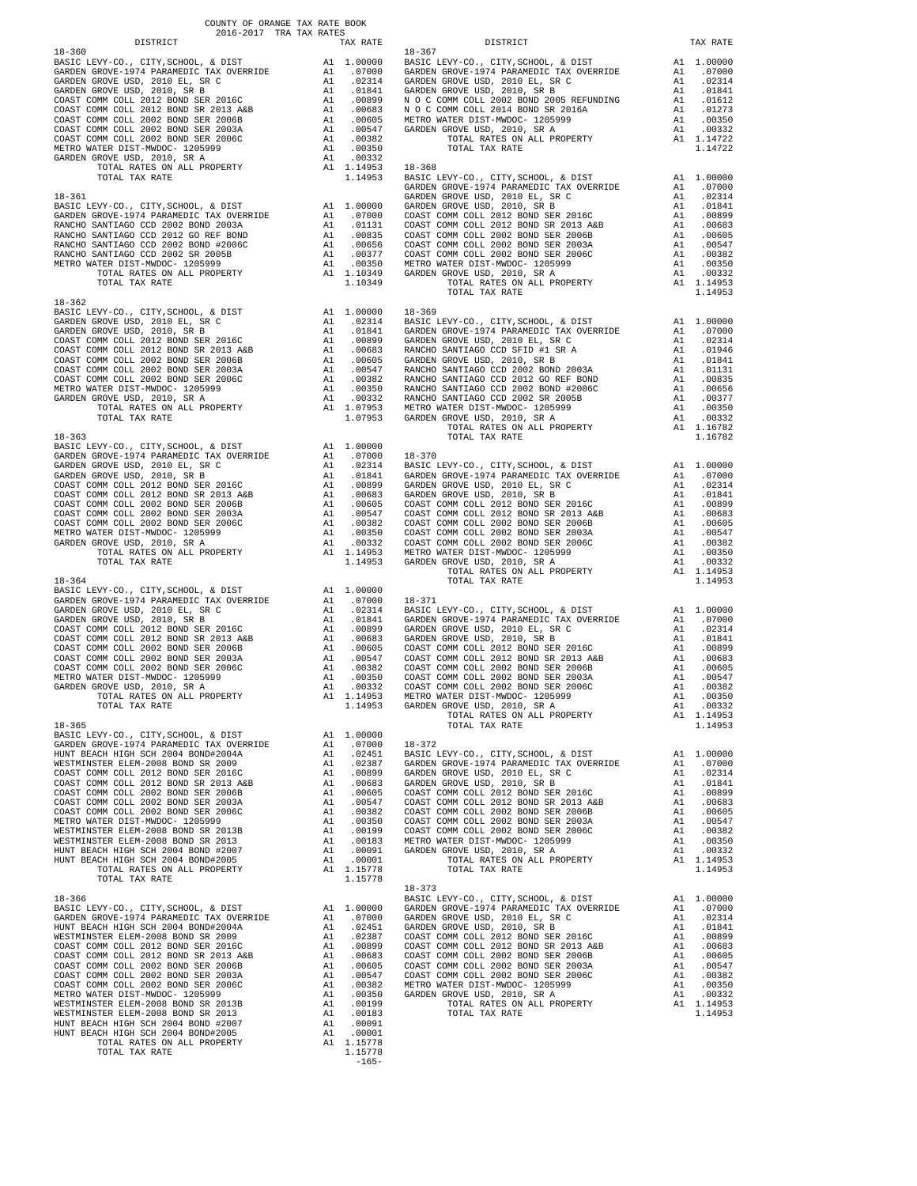COUNTY OF ORANGE TAX RATE BOOK
2016-2017 TRA TAX RATES

| DISTRICT | | TAX RATE |
|---|---|---|
| **18-360** | | |
| BASIC LEVY-CO., CITY,SCHOOL, & DIST | A1 | 1.00000 |
| GARDEN GROVE-1974 PARAMEDIC TAX OVERRIDE | A1 | .07000 |
| GARDEN GROVE USD, 2010 EL, SR C | A1 | .02314 |
| GARDEN GROVE USD, 2010, SR B | A1 | .01841 |
| COAST COMM COLL 2012 BOND SER 2016C | A1 | .00899 |
| COAST COMM COLL 2012 BOND SR 2013 A&B | A1 | .00683 |
| COAST COMM COLL 2002 BOND SER 2006B | A1 | .00605 |
| COAST COMM COLL 2002 BOND SER 2003A | A1 | .00547 |
| COAST COMM COLL 2002 BOND SER 2006C | A1 | .00382 |
| METRO WATER DIST-MWDOC- 1205999 | A1 | .00350 |
| GARDEN GROVE USD, 2010, SR A | A1 | .00332 |
| TOTAL RATES ON ALL PROPERTY | A1 | 1.14953 |
| TOTAL TAX RATE | | 1.14953 |
| **18-361** | | |
| BASIC LEVY-CO., CITY,SCHOOL, & DIST | A1 | 1.00000 |
| GARDEN GROVE-1974 PARAMEDIC TAX OVERRIDE | A1 | .07000 |
| RANCHO SANTIAGO CCD 2002 BOND 2003A | A1 | .01131 |
| RANCHO SANTIAGO CCD 2012 GO REF BOND | A1 | .00835 |
| RANCHO SANTIAGO CCD 2002 BOND #2006C | A1 | .00656 |
| RANCHO SANTIAGO CCD 2002 SR 2005B | A1 | .00377 |
| METRO WATER DIST-MWDOC- 1205999 | A1 | .00350 |
| TOTAL RATES ON ALL PROPERTY | A1 | 1.10349 |
| TOTAL TAX RATE | | 1.10349 |
| **18-362** | | |
| BASIC LEVY-CO., CITY,SCHOOL, & DIST | A1 | 1.00000 |
| GARDEN GROVE USD, 2010 EL, SR C | A1 | .02314 |
| GARDEN GROVE USD, 2010, SR B | A1 | .01841 |
| COAST COMM COLL 2012 BOND SER 2016C | A1 | .00899 |
| COAST COMM COLL 2012 BOND SR 2013 A&B | A1 | .00683 |
| COAST COMM COLL 2002 BOND SER 2006B | A1 | .00605 |
| COAST COMM COLL 2002 BOND SER 2003A | A1 | .00547 |
| COAST COMM COLL 2002 BOND SER 2006C | A1 | .00382 |
| METRO WATER DIST-MWDOC- 1205999 | A1 | .00350 |
| GARDEN GROVE USD, 2010, SR A | A1 | .00332 |
| TOTAL RATES ON ALL PROPERTY | A1 | 1.07953 |
| TOTAL TAX RATE | | 1.07953 |
| **18-363** | | |
| BASIC LEVY-CO., CITY,SCHOOL, & DIST | A1 | 1.00000 |
| GARDEN GROVE-1974 PARAMEDIC TAX OVERRIDE | A1 | .07000 |
| GARDEN GROVE USD, 2010 EL, SR C | A1 | .02314 |
| GARDEN GROVE USD, 2010, SR B | A1 | .01841 |
| COAST COMM COLL 2012 BOND SER 2016C | A1 | .00899 |
| COAST COMM COLL 2012 BOND SR 2013 A&B | A1 | .00683 |
| COAST COMM COLL 2002 BOND SER 2006B | A1 | .00605 |
| COAST COMM COLL 2002 BOND SER 2003A | A1 | .00547 |
| COAST COMM COLL 2002 BOND SER 2006C | A1 | .00382 |
| METRO WATER DIST-MWDOC- 1205999 | A1 | .00350 |
| GARDEN GROVE USD, 2010, SR A | A1 | .00332 |
| TOTAL RATES ON ALL PROPERTY | A1 | 1.14953 |
| TOTAL TAX RATE | | 1.14953 |
| **18-364** | | |
| BASIC LEVY-CO., CITY,SCHOOL, & DIST | A1 | 1.00000 |
| GARDEN GROVE-1974 PARAMEDIC TAX OVERRIDE | A1 | .07000 |
| GARDEN GROVE USD, 2010 EL, SR C | A1 | .02314 |
| GARDEN GROVE USD, 2010, SR B | A1 | .01841 |
| COAST COMM COLL 2012 BOND SER 2016C | A1 | .00899 |
| COAST COMM COLL 2012 BOND SR 2013 A&B | A1 | .00683 |
| COAST COMM COLL 2002 BOND SER 2006B | A1 | .00605 |
| COAST COMM COLL 2002 BOND SER 2003A | A1 | .00547 |
| COAST COMM COLL 2002 BOND SER 2006C | A1 | .00382 |
| METRO WATER DIST-MWDOC- 1205999 | A1 | .00350 |
| GARDEN GROVE USD, 2010, SR A | A1 | .00332 |
| TOTAL RATES ON ALL PROPERTY | A1 | 1.14953 |
| TOTAL TAX RATE | | 1.14953 |
| **18-365** | | |
| BASIC LEVY-CO., CITY,SCHOOL, & DIST | A1 | 1.00000 |
| GARDEN GROVE-1974 PARAMEDIC TAX OVERRIDE | A1 | .07000 |
| HUNT BEACH HIGH SCH 2004 BOND#2004A | A1 | .02451 |
| WESTMINSTER ELEM-2008 BOND SR 2009 | A1 | .02387 |
| COAST COMM COLL 2012 BOND SER 2016C | A1 | .00899 |
| COAST COMM COLL 2012 BOND SR 2013 A&B | A1 | .00683 |
| COAST COMM COLL 2002 BOND SER 2006B | A1 | .00605 |
| COAST COMM COLL 2002 BOND SER 2003A | A1 | .00547 |
| COAST COMM COLL 2002 BOND SER 2006C | A1 | .00382 |
| METRO WATER DIST-MWDOC- 1205999 | A1 | .00350 |
| WESTMINSTER ELEM-2008 BOND SR 2013B | A1 | .00199 |
| WESTMINSTER ELEM-2008 BOND SR 2013 | A1 | .00183 |
| HUNT BEACH HIGH SCH 2004 BOND #2007 | A1 | .00091 |
| HUNT BEACH HIGH SCH 2004 BOND#2005 | A1 | .00001 |
| TOTAL RATES ON ALL PROPERTY | A1 | 1.15778 |
| TOTAL TAX RATE | | 1.15778 |
| **18-366** | | |
| BASIC LEVY-CO., CITY,SCHOOL, & DIST | A1 | 1.00000 |
| GARDEN GROVE-1974 PARAMEDIC TAX OVERRIDE | A1 | .07000 |
| HUNT BEACH HIGH SCH 2004 BOND#2004A | A1 | .02451 |
| WESTMINSTER ELEM-2008 BOND SR 2009 | A1 | .02387 |
| COAST COMM COLL 2012 BOND SER 2016C | A1 | .00899 |
| COAST COMM COLL 2012 BOND SR 2013 A&B | A1 | .00683 |
| COAST COMM COLL 2002 BOND SER 2006B | A1 | .00605 |
| COAST COMM COLL 2002 BOND SER 2003A | A1 | .00547 |
| COAST COMM COLL 2002 BOND SER 2006C | A1 | .00382 |
| METRO WATER DIST-MWDOC- 1205999 | A1 | .00350 |
| WESTMINSTER ELEM-2008 BOND SR 2013B | A1 | .00199 |
| WESTMINSTER ELEM-2008 BOND SR 2013 | A1 | .00183 |
| HUNT BEACH HIGH SCH 2004 BOND #2007 | A1 | .00091 |
| HUNT BEACH HIGH SCH 2004 BOND#2005 | A1 | .00001 |
| TOTAL RATES ON ALL PROPERTY | A1 | 1.15778 |
| TOTAL TAX RATE | | 1.15778 |
| **18-367** | | |
| BASIC LEVY-CO., CITY,SCHOOL, & DIST | A1 | 1.00000 |
| GARDEN GROVE-1974 PARAMEDIC TAX OVERRIDE | A1 | .07000 |
| GARDEN GROVE USD, 2010 EL, SR C | A1 | .02314 |
| GARDEN GROVE USD, 2010, SR B | A1 | .01841 |
| N O C COMM COLL 2002 BOND 2005 REFUNDING | A1 | .01612 |
| N O C COMM COLL 2014 BOND SR 2016A | A1 | .01273 |
| METRO WATER DIST-MWDOC- 1205999 | A1 | .00350 |
| GARDEN GROVE USD, 2010, SR A | A1 | .00332 |
| TOTAL RATES ON ALL PROPERTY | A1 | 1.14722 |
| TOTAL TAX RATE | | 1.14722 |
| **18-368** | | |
| BASIC LEVY-CO., CITY,SCHOOL, & DIST | A1 | 1.00000 |
| GARDEN GROVE-1974 PARAMEDIC TAX OVERRIDE | A1 | .07000 |
| GARDEN GROVE USD, 2010 EL, SR C | A1 | .02314 |
| GARDEN GROVE USD, 2010, SR B | A1 | .01841 |
| COAST COMM COLL 2012 BOND SER 2016C | A1 | .00899 |
| COAST COMM COLL 2012 BOND SR 2013 A&B | A1 | .00683 |
| COAST COMM COLL 2002 BOND SER 2006B | A1 | .00605 |
| COAST COMM COLL 2002 BOND SER 2003A | A1 | .00547 |
| COAST COMM COLL 2002 BOND SER 2006C | A1 | .00382 |
| METRO WATER DIST-MWDOC- 1205999 | A1 | .00350 |
| GARDEN GROVE USD, 2010, SR A | A1 | .00332 |
| TOTAL RATES ON ALL PROPERTY | A1 | 1.14953 |
| TOTAL TAX RATE | | 1.14953 |
| **18-369** | | |
| BASIC LEVY-CO., CITY,SCHOOL, & DIST | A1 | 1.00000 |
| GARDEN GROVE-1974 PARAMEDIC TAX OVERRIDE | A1 | .07000 |
| GARDEN GROVE USD, 2010 EL, SR C | A1 | .02314 |
| RANCHO SANTIAGO CCD SFID #1 SR A | A1 | .01946 |
| GARDEN GROVE USD, 2010, SR B | A1 | .01841 |
| RANCHO SANTIAGO CCD 2002 BOND 2003A | A1 | .01131 |
| RANCHO SANTIAGO CCD 2012 GO REF BOND | A1 | .00835 |
| RANCHO SANTIAGO CCD 2002 BOND #2006C | A1 | .00656 |
| RANCHO SANTIAGO CCD 2002 SR 2005B | A1 | .00377 |
| METRO WATER DIST-MWDOC- 1205999 | A1 | .00350 |
| GARDEN GROVE USD, 2010, SR A | A1 | .00332 |
| TOTAL RATES ON ALL PROPERTY | A1 | 1.16782 |
| TOTAL TAX RATE | | 1.16782 |
| **18-370** | | |
| BASIC LEVY-CO., CITY,SCHOOL, & DIST | A1 | 1.00000 |
| GARDEN GROVE-1974 PARAMEDIC TAX OVERRIDE | A1 | .07000 |
| GARDEN GROVE USD, 2010 EL, SR C | A1 | .02314 |
| GARDEN GROVE USD, 2010, SR B | A1 | .01841 |
| COAST COMM COLL 2012 BOND SER 2016C | A1 | .00899 |
| COAST COMM COLL 2012 BOND SR 2013 A&B | A1 | .00683 |
| COAST COMM COLL 2002 BOND SER 2006B | A1 | .00605 |
| COAST COMM COLL 2002 BOND SER 2003A | A1 | .00547 |
| COAST COMM COLL 2002 BOND SER 2006C | A1 | .00382 |
| METRO WATER DIST-MWDOC- 1205999 | A1 | .00350 |
| GARDEN GROVE USD, 2010, SR A | A1 | .00332 |
| TOTAL RATES ON ALL PROPERTY | A1 | 1.14953 |
| TOTAL TAX RATE | | 1.14953 |
| **18-371** | | |
| BASIC LEVY-CO., CITY,SCHOOL, & DIST | A1 | 1.00000 |
| GARDEN GROVE-1974 PARAMEDIC TAX OVERRIDE | A1 | .07000 |
| GARDEN GROVE USD, 2010 EL, SR C | A1 | .02314 |
| GARDEN GROVE USD, 2010, SR B | A1 | .01841 |
| COAST COMM COLL 2012 BOND SER 2016C | A1 | .00899 |
| COAST COMM COLL 2012 BOND SR 2013 A&B | A1 | .00683 |
| COAST COMM COLL 2002 BOND SER 2006B | A1 | .00605 |
| COAST COMM COLL 2002 BOND SER 2003A | A1 | .00547 |
| COAST COMM COLL 2002 BOND SER 2006C | A1 | .00382 |
| METRO WATER DIST-MWDOC- 1205999 | A1 | .00350 |
| GARDEN GROVE USD, 2010, SR A | A1 | .00332 |
| TOTAL RATES ON ALL PROPERTY | A1 | 1.14953 |
| TOTAL TAX RATE | | 1.14953 |
| **18-372** | | |
| BASIC LEVY-CO., CITY,SCHOOL, & DIST | A1 | 1.00000 |
| GARDEN GROVE-1974 PARAMEDIC TAX OVERRIDE | A1 | .07000 |
| GARDEN GROVE USD, 2010 EL, SR C | A1 | .02314 |
| GARDEN GROVE USD, 2010, SR B | A1 | .01841 |
| COAST COMM COLL 2012 BOND SER 2016C | A1 | .00899 |
| COAST COMM COLL 2012 BOND SR 2013 A&B | A1 | .00683 |
| COAST COMM COLL 2002 BOND SER 2006B | A1 | .00605 |
| COAST COMM COLL 2002 BOND SER 2003A | A1 | .00547 |
| COAST COMM COLL 2002 BOND SER 2006C | A1 | .00382 |
| METRO WATER DIST-MWDOC- 1205999 | A1 | .00350 |
| GARDEN GROVE USD, 2010, SR A | A1 | .00332 |
| TOTAL RATES ON ALL PROPERTY | A1 | 1.14953 |
| TOTAL TAX RATE | | 1.14953 |
| **18-373** | | |
| BASIC LEVY-CO., CITY,SCHOOL, & DIST | A1 | 1.00000 |
| GARDEN GROVE-1974 PARAMEDIC TAX OVERRIDE | A1 | .07000 |
| GARDEN GROVE USD, 2010 EL, SR C | A1 | .02314 |
| GARDEN GROVE USD, 2010, SR B | A1 | .01841 |
| COAST COMM COLL 2012 BOND SER 2016C | A1 | .00899 |
| COAST COMM COLL 2012 BOND SR 2013 A&B | A1 | .00683 |
| COAST COMM COLL 2002 BOND SER 2006B | A1 | .00605 |
| COAST COMM COLL 2002 BOND SER 2003A | A1 | .00547 |
| COAST COMM COLL 2002 BOND SER 2006C | A1 | .00382 |
| METRO WATER DIST-MWDOC- 1205999 | A1 | .00350 |
| GARDEN GROVE USD, 2010, SR A | A1 | .00332 |
| TOTAL RATES ON ALL PROPERTY | A1 | 1.14953 |
| TOTAL TAX RATE | | 1.14953 |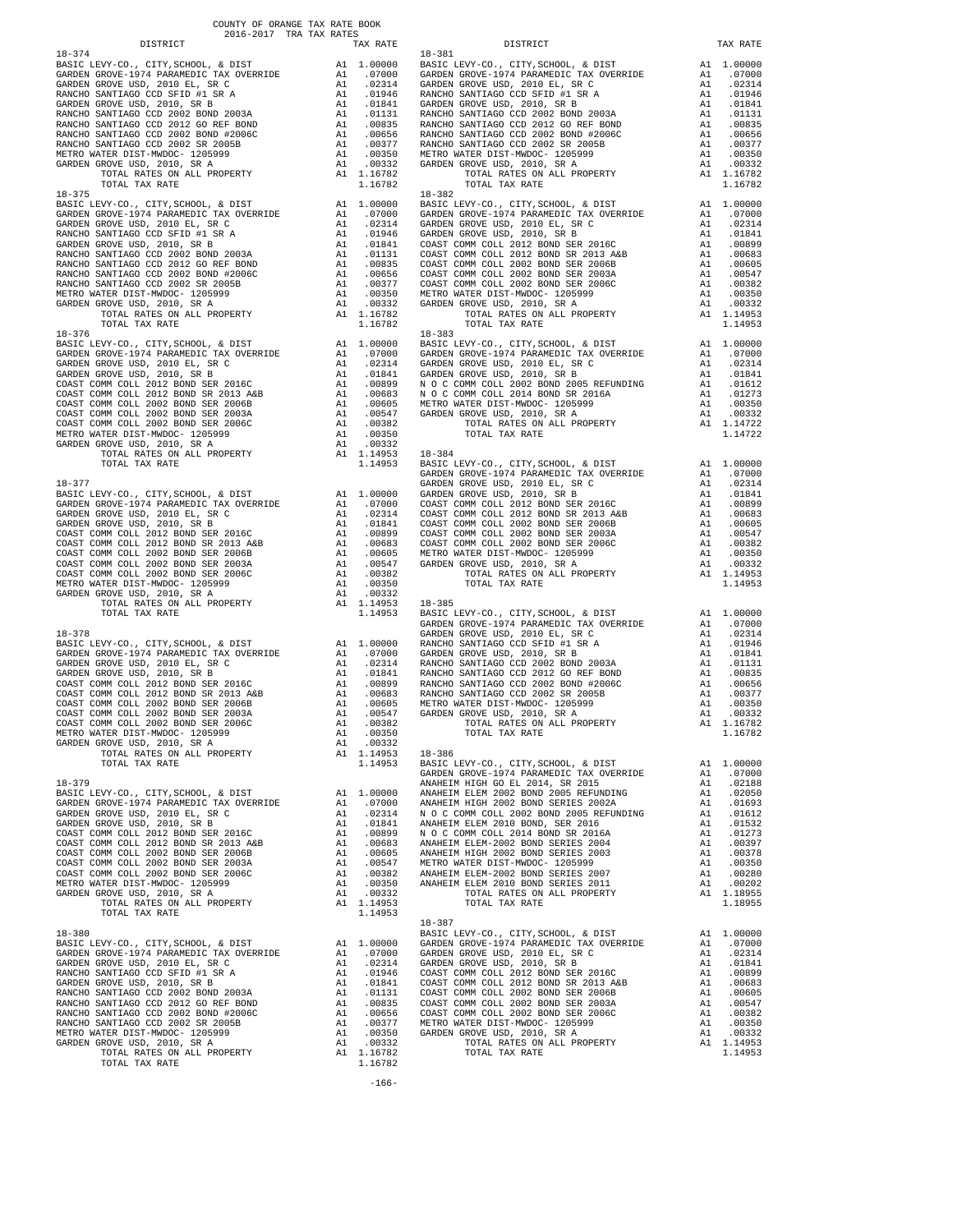COUNTY OF ORANGE TAX RATE BOOK
2016-2017 TRA TAX RATES

| DISTRICT | | TAX RATE |
|---|---|---|
| **18-374** | | |
| BASIC LEVY-CO., CITY,SCHOOL, & DIST | A1 | 1.00000 |
| GARDEN GROVE-1974 PARAMEDIC TAX OVERRIDE | A1 | .07000 |
| GARDEN GROVE USD, 2010 EL, SR C | A1 | .02314 |
| RANCHO SANTIAGO CCD SFID #1 SR A | A1 | .01946 |
| GARDEN GROVE USD, 2010, SR B | A1 | .01841 |
| RANCHO SANTIAGO CCD 2002 BOND 2003A | A1 | .01131 |
| RANCHO SANTIAGO CCD 2012 GO REF BOND | A1 | .00835 |
| RANCHO SANTIAGO CCD 2002 BOND #2006C | A1 | .00656 |
| RANCHO SANTIAGO CCD 2002 SR 2005B | A1 | .00377 |
| METRO WATER DIST-MWDOC- 1205999 | A1 | .00350 |
| GARDEN GROVE USD, 2010, SR A | A1 | .00332 |
| TOTAL RATES ON ALL PROPERTY | A1 | 1.16782 |
| TOTAL TAX RATE | | 1.16782 |
| **18-375** | | |
| BASIC LEVY-CO., CITY,SCHOOL, & DIST | A1 | 1.00000 |
| GARDEN GROVE-1974 PARAMEDIC TAX OVERRIDE | A1 | .07000 |
| GARDEN GROVE USD, 2010 EL, SR C | A1 | .02314 |
| RANCHO SANTIAGO CCD SFID #1 SR A | A1 | .01946 |
| GARDEN GROVE USD, 2010, SR B | A1 | .01841 |
| RANCHO SANTIAGO CCD 2002 BOND 2003A | A1 | .01131 |
| RANCHO SANTIAGO CCD 2012 GO REF BOND | A1 | .00835 |
| RANCHO SANTIAGO CCD 2002 BOND #2006C | A1 | .00656 |
| RANCHO SANTIAGO CCD 2002 SR 2005B | A1 | .00377 |
| METRO WATER DIST-MWDOC- 1205999 | A1 | .00350 |
| GARDEN GROVE USD, 2010, SR A | A1 | .00332 |
| TOTAL RATES ON ALL PROPERTY | A1 | 1.16782 |
| TOTAL TAX RATE | | 1.16782 |
| **18-376** | | |
| BASIC LEVY-CO., CITY,SCHOOL, & DIST | A1 | 1.00000 |
| GARDEN GROVE-1974 PARAMEDIC TAX OVERRIDE | A1 | .07000 |
| GARDEN GROVE USD, 2010 EL, SR C | A1 | .02314 |
| GARDEN GROVE USD, 2010, SR B | A1 | .01841 |
| COAST COMM COLL 2012 BOND SER 2016C | A1 | .00899 |
| COAST COMM COLL 2012 BOND SER 2013 A&B | A1 | .00683 |
| COAST COMM COLL 2002 BOND SER 2006B | A1 | .00605 |
| COAST COMM COLL 2002 BOND SER 2003A | A1 | .00547 |
| COAST COMM COLL 2002 BOND SER 2006C | A1 | .00382 |
| METRO WATER DIST-MWDOC- 1205999 | A1 | .00350 |
| GARDEN GROVE USD, 2010, SR A | A1 | .00332 |
| TOTAL RATES ON ALL PROPERTY | A1 | 1.14953 |
| TOTAL TAX RATE | | 1.14953 |
| **18-377** | | |
| BASIC LEVY-CO., CITY,SCHOOL, & DIST | A1 | 1.00000 |
| GARDEN GROVE-1974 PARAMEDIC TAX OVERRIDE | A1 | .07000 |
| GARDEN GROVE USD, 2010 EL, SR C | A1 | .02314 |
| GARDEN GROVE USD, 2010, SR B | A1 | .01841 |
| COAST COMM COLL 2012 BOND SER 2016C | A1 | .00899 |
| COAST COMM COLL 2012 BOND SER 2013 A&B | A1 | .00683 |
| COAST COMM COLL 2002 BOND SER 2006B | A1 | .00605 |
| COAST COMM COLL 2002 BOND SER 2003A | A1 | .00547 |
| COAST COMM COLL 2002 BOND SER 2006C | A1 | .00382 |
| METRO WATER DIST-MWDOC- 1205999 | A1 | .00350 |
| GARDEN GROVE USD, 2010, SR A | A1 | .00332 |
| TOTAL RATES ON ALL PROPERTY | A1 | 1.14953 |
| TOTAL TAX RATE | | 1.14953 |
| **18-378** | | |
| BASIC LEVY-CO., CITY,SCHOOL, & DIST | A1 | 1.00000 |
| GARDEN GROVE-1974 PARAMEDIC TAX OVERRIDE | A1 | .07000 |
| GARDEN GROVE USD, 2010 EL, SR C | A1 | .02314 |
| GARDEN GROVE USD, 2010, SR B | A1 | .01841 |
| COAST COMM COLL 2012 BOND SER 2016C | A1 | .00899 |
| COAST COMM COLL 2012 BOND SER 2013 A&B | A1 | .00683 |
| COAST COMM COLL 2002 BOND SER 2006B | A1 | .00605 |
| COAST COMM COLL 2002 BOND SER 2003A | A1 | .00547 |
| COAST COMM COLL 2002 BOND SER 2006C | A1 | .00382 |
| METRO WATER DIST-MWDOC- 1205999 | A1 | .00350 |
| GARDEN GROVE USD, 2010, SR A | A1 | .00332 |
| TOTAL RATES ON ALL PROPERTY | A1 | 1.14953 |
| TOTAL TAX RATE | | 1.14953 |
| **18-379** | | |
| BASIC LEVY-CO., CITY,SCHOOL, & DIST | A1 | 1.00000 |
| GARDEN GROVE-1974 PARAMEDIC TAX OVERRIDE | A1 | .07000 |
| GARDEN GROVE USD, 2010 EL, SR C | A1 | .02314 |
| GARDEN GROVE USD, 2010, SR B | A1 | .01841 |
| COAST COMM COLL 2012 BOND SER 2016C | A1 | .00899 |
| COAST COMM COLL 2012 BOND SER 2013 A&B | A1 | .00683 |
| COAST COMM COLL 2002 BOND SER 2006B | A1 | .00605 |
| COAST COMM COLL 2002 BOND SER 2003A | A1 | .00547 |
| COAST COMM COLL 2002 BOND SER 2006C | A1 | .00382 |
| METRO WATER DIST-MWDOC- 1205999 | A1 | .00350 |
| GARDEN GROVE USD, 2010, SR A | A1 | .00332 |
| TOTAL RATES ON ALL PROPERTY | A1 | 1.14953 |
| TOTAL TAX RATE | | 1.14953 |
| **18-380** | | |
| BASIC LEVY-CO., CITY,SCHOOL, & DIST | A1 | 1.00000 |
| GARDEN GROVE-1974 PARAMEDIC TAX OVERRIDE | A1 | .07000 |
| GARDEN GROVE USD, 2010 EL, SR C | A1 | .02314 |
| RANCHO SANTIAGO CCD SFID #1 SR A | A1 | .01946 |
| GARDEN GROVE USD, 2010, SR B | A1 | .01841 |
| RANCHO SANTIAGO CCD 2002 BOND 2003A | A1 | .01131 |
| RANCHO SANTIAGO CCD 2012 GO REF BOND | A1 | .00835 |
| RANCHO SANTIAGO CCD 2002 BOND #2006C | A1 | .00656 |
| RANCHO SANTIAGO CCD 2002 SR 2005B | A1 | .00377 |
| METRO WATER DIST-MWDOC- 1205999 | A1 | .00350 |
| GARDEN GROVE USD, 2010, SR A | A1 | .00332 |
| TOTAL RATES ON ALL PROPERTY | A1 | 1.16782 |
| TOTAL TAX RATE | | 1.16782 |
| **18-381** | | |
| BASIC LEVY-CO., CITY,SCHOOL, & DIST | A1 | 1.00000 |
| GARDEN GROVE-1974 PARAMEDIC TAX OVERRIDE | A1 | .07000 |
| GARDEN GROVE USD, 2010 EL, SR C | A1 | .02314 |
| RANCHO SANTIAGO CCD SFID #1 SR A | A1 | .01946 |
| GARDEN GROVE USD, 2010, SR B | A1 | .01841 |
| RANCHO SANTIAGO CCD 2002 BOND 2003A | A1 | .01131 |
| RANCHO SANTIAGO CCD 2012 GO REF BOND | A1 | .00835 |
| RANCHO SANTIAGO CCD 2002 BOND #2006C | A1 | .00656 |
| RANCHO SANTIAGO CCD 2002 SR 2005B | A1 | .00377 |
| METRO WATER DIST-MWDOC- 1205999 | A1 | .00350 |
| GARDEN GROVE USD, 2010, SR A | A1 | .00332 |
| TOTAL RATES ON ALL PROPERTY | A1 | 1.16782 |
| TOTAL TAX RATE | | 1.16782 |
| **18-382** | | |
| BASIC LEVY-CO., CITY,SCHOOL, & DIST | A1 | 1.00000 |
| GARDEN GROVE-1974 PARAMEDIC TAX OVERRIDE | A1 | .07000 |
| GARDEN GROVE USD, 2010 EL, SR C | A1 | .02314 |
| GARDEN GROVE USD, 2010, SR B | A1 | .01841 |
| COAST COMM COLL 2012 BOND SER 2016C | A1 | .00899 |
| COAST COMM COLL 2012 BOND SER 2013 A&B | A1 | .00683 |
| COAST COMM COLL 2002 BOND SER 2006B | A1 | .00605 |
| COAST COMM COLL 2002 BOND SER 2003A | A1 | .00547 |
| COAST COMM COLL 2002 BOND SER 2006C | A1 | .00382 |
| METRO WATER DIST-MWDOC- 1205999 | A1 | .00350 |
| GARDEN GROVE USD, 2010, SR A | A1 | .00332 |
| TOTAL RATES ON ALL PROPERTY | A1 | 1.14953 |
| TOTAL TAX RATE | | 1.14953 |
| **18-383** | | |
| BASIC LEVY-CO., CITY,SCHOOL, & DIST | A1 | 1.00000 |
| GARDEN GROVE-1974 PARAMEDIC TAX OVERRIDE | A1 | .07000 |
| GARDEN GROVE USD, 2010 EL, SR C | A1 | .02314 |
| GARDEN GROVE USD, 2010, SR B | A1 | .01841 |
| N O C COMM COLL 2002 BOND 2005 REFUNDING | A1 | .01612 |
| N O C COMM COLL 2014 BOND SR 2016A | A1 | .01273 |
| METRO WATER DIST-MWDOC- 1205999 | A1 | .00350 |
| GARDEN GROVE USD, 2010, SR A | A1 | .00332 |
| TOTAL RATES ON ALL PROPERTY | A1 | 1.14722 |
| TOTAL TAX RATE | | 1.14722 |
| **18-384** | | |
| BASIC LEVY-CO., CITY,SCHOOL, & DIST | A1 | 1.00000 |
| GARDEN GROVE-1974 PARAMEDIC TAX OVERRIDE | A1 | .07000 |
| GARDEN GROVE USD, 2010 EL, SR C | A1 | .02314 |
| GARDEN GROVE USD, 2010, SR B | A1 | .01841 |
| COAST COMM COLL 2012 BOND SER 2016C | A1 | .00899 |
| COAST COMM COLL 2012 BOND SER 2013 A&B | A1 | .00683 |
| COAST COMM COLL 2002 BOND SER 2006B | A1 | .00605 |
| COAST COMM COLL 2002 BOND SER 2003A | A1 | .00547 |
| COAST COMM COLL 2002 BOND SER 2006C | A1 | .00382 |
| METRO WATER DIST-MWDOC- 1205999 | A1 | .00350 |
| GARDEN GROVE USD, 2010, SR A | A1 | .00332 |
| TOTAL RATES ON ALL PROPERTY | A1 | 1.14953 |
| TOTAL TAX RATE | | 1.14953 |
| **18-385** | | |
| BASIC LEVY-CO., CITY,SCHOOL, & DIST | A1 | 1.00000 |
| GARDEN GROVE-1974 PARAMEDIC TAX OVERRIDE | A1 | .07000 |
| GARDEN GROVE USD, 2010 EL, SR C | A1 | .02314 |
| RANCHO SANTIAGO CCD SFID #1 SR A | A1 | .01946 |
| GARDEN GROVE USD, 2010, SR B | A1 | .01841 |
| RANCHO SANTIAGO CCD 2002 BOND 2003A | A1 | .01131 |
| RANCHO SANTIAGO CCD 2012 GO REF BOND | A1 | .00835 |
| RANCHO SANTIAGO CCD 2002 BOND #2006C | A1 | .00656 |
| RANCHO SANTIAGO CCD 2002 SR 2005B | A1 | .00377 |
| METRO WATER DIST-MWDOC- 1205999 | A1 | .00350 |
| GARDEN GROVE USD, 2010, SR A | A1 | .00332 |
| TOTAL RATES ON ALL PROPERTY | A1 | 1.16782 |
| TOTAL TAX RATE | | 1.16782 |
| **18-386** | | |
| BASIC LEVY-CO., CITY,SCHOOL, & DIST | A1 | 1.00000 |
| GARDEN GROVE-1974 PARAMEDIC TAX OVERRIDE | A1 | .07000 |
| ANAHEIM HIGH GO EL 2014, SR 2015 | A1 | .02188 |
| ANAHEIM ELEM 2002 BOND 2005 REFUNDING | A1 | .02050 |
| ANAHEIM HIGH 2002 BOND SERIES 2002A | A1 | .01693 |
| N O C COMM COLL 2002 BOND 2005 REFUNDING | A1 | .01612 |
| ANAHEIM ELEM 2010 BOND, SER 2016 | A1 | .01532 |
| N O C COMM COLL 2014 BOND SR 2016A | A1 | .01273 |
| ANAHEIM ELEM-2002 BOND SERIES 2004 | A1 | .00397 |
| ANAHEIM HIGH 2002 BOND SERIES 2003 | A1 | .00378 |
| METRO WATER DIST-MWDOC- 1205999 | A1 | .00350 |
| ANAHEIM ELEM-2002 BOND SERIES 2007 | A1 | .00280 |
| ANAHEIM ELEM 2010 BOND SERIES 2011 | A1 | .00202 |
| TOTAL RATES ON ALL PROPERTY | A1 | 1.18955 |
| TOTAL TAX RATE | | 1.18955 |
| **18-387** | | |
| BASIC LEVY-CO., CITY,SCHOOL, & DIST | A1 | 1.00000 |
| GARDEN GROVE-1974 PARAMEDIC TAX OVERRIDE | A1 | .07000 |
| GARDEN GROVE USD, 2010 EL, SR C | A1 | .02314 |
| GARDEN GROVE USD, 2010, SR B | A1 | .01841 |
| COAST COMM COLL 2012 BOND SER 2016C | A1 | .00899 |
| COAST COMM COLL 2012 BOND SER 2013 A&B | A1 | .00683 |
| COAST COMM COLL 2002 BOND SER 2006B | A1 | .00605 |
| COAST COMM COLL 2002 BOND SER 2003A | A1 | .00547 |
| COAST COMM COLL 2002 BOND SER 2006C | A1 | .00382 |
| METRO WATER DIST-MWDOC- 1205999 | A1 | .00350 |
| GARDEN GROVE USD, 2010, SR A | A1 | .00332 |
| TOTAL RATES ON ALL PROPERTY | A1 | 1.14953 |
| TOTAL TAX RATE | | 1.14953 |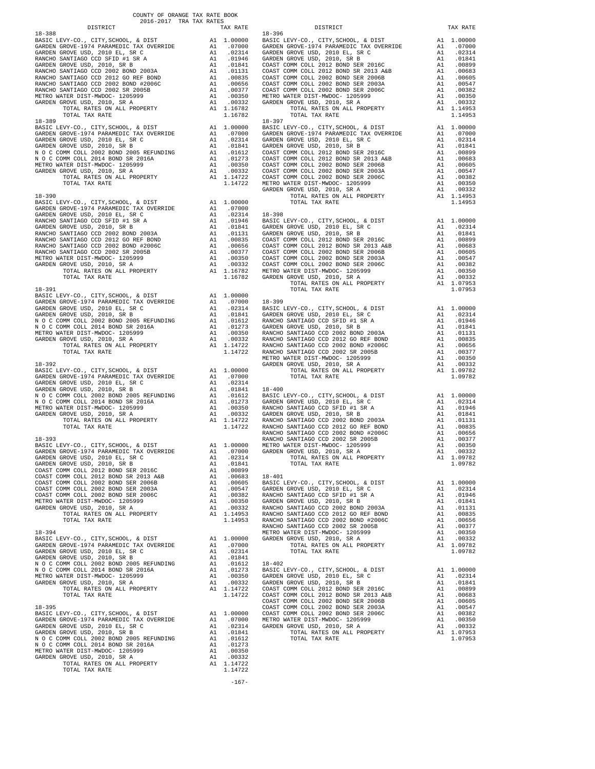COUNTY OF ORANGE TAX RATE BOOK
2016-2017 TRA TAX RATES

| DISTRICT | | TAX RATE |
|---|---|---|
| **18-388** | | |
| BASIC LEVY-CO., CITY,SCHOOL, & DIST | A1 | 1.00000 |
| GARDEN GROVE-1974 PARAMEDIC TAX OVERRIDE | A1 | .07000 |
| GARDEN GROVE USD, 2010 EL, SR C | A1 | .02314 |
| RANCHO SANTIAGO CCD SFID #1 SR A | A1 | .01946 |
| GARDEN GROVE USD, 2010, SR B | A1 | .01841 |
| RANCHO SANTIAGO CCD 2002 BOND 2003A | A1 | .01131 |
| RANCHO SANTIAGO CCD 2012 GO REF BOND | A1 | .00835 |
| RANCHO SANTIAGO CCD 2002 BOND #2006C | A1 | .00656 |
| RANCHO SANTIAGO CCD 2002 SR 2005B | A1 | .00377 |
| METRO WATER DIST-MWDOC- 1205999 | A1 | .00350 |
| GARDEN GROVE USD, 2010, SR A | A1 | .00332 |
| TOTAL RATES ON ALL PROPERTY | A1 | 1.16782 |
| TOTAL TAX RATE | | 1.16782 |
| **18-389** | | |
| BASIC LEVY-CO., CITY,SCHOOL, & DIST | A1 | 1.00000 |
| GARDEN GROVE-1974 PARAMEDIC TAX OVERRIDE | A1 | .07000 |
| GARDEN GROVE USD, 2010 EL, SR C | A1 | .02314 |
| GARDEN GROVE USD, 2010, SR B | A1 | .01841 |
| N O C COMM COLL 2002 BOND 2005 REFUNDING | A1 | .01612 |
| N O C COMM COLL 2014 BOND SR 2016A | A1 | .01273 |
| METRO WATER DIST-MWDOC- 1205999 | A1 | .00350 |
| GARDEN GROVE USD, 2010, SR A | A1 | .00332 |
| TOTAL RATES ON ALL PROPERTY | A1 | 1.14722 |
| TOTAL TAX RATE | | 1.14722 |
| **18-390** | | |
| BASIC LEVY-CO., CITY,SCHOOL, & DIST | A1 | 1.00000 |
| GARDEN GROVE-1974 PARAMEDIC TAX OVERRIDE | A1 | .07000 |
| GARDEN GROVE USD, 2010 EL, SR C | A1 | .02314 |
| RANCHO SANTIAGO CCD SFID #1 SR A | A1 | .01946 |
| GARDEN GROVE USD, 2010, SR B | A1 | .01841 |
| RANCHO SANTIAGO CCD 2002 BOND 2003A | A1 | .01131 |
| RANCHO SANTIAGO CCD 2012 GO REF BOND | A1 | .00835 |
| RANCHO SANTIAGO CCD 2002 BOND #2006C | A1 | .00656 |
| RANCHO SANTIAGO CCD 2002 SR 2005B | A1 | .00377 |
| METRO WATER DIST-MWDOC- 1205999 | A1 | .00350 |
| GARDEN GROVE USD, 2010, SR A | A1 | .00332 |
| TOTAL RATES ON ALL PROPERTY | A1 | 1.16782 |
| TOTAL TAX RATE | | 1.16782 |
| **18-391** | | |
| BASIC LEVY-CO., CITY,SCHOOL, & DIST | A1 | 1.00000 |
| GARDEN GROVE-1974 PARAMEDIC TAX OVERRIDE | A1 | .07000 |
| GARDEN GROVE USD, 2010 EL, SR C | A1 | .02314 |
| GARDEN GROVE USD, 2010, SR B | A1 | .01841 |
| N O C COMM COLL 2002 BOND 2005 REFUNDING | A1 | .01612 |
| N O C COMM COLL 2014 BOND SR 2016A | A1 | .01273 |
| METRO WATER DIST-MWDOC- 1205999 | A1 | .00350 |
| GARDEN GROVE USD, 2010, SR A | A1 | .00332 |
| TOTAL RATES ON ALL PROPERTY | A1 | 1.14722 |
| TOTAL TAX RATE | | 1.14722 |
| **18-392** | | |
| BASIC LEVY-CO., CITY,SCHOOL, & DIST | A1 | 1.00000 |
| GARDEN GROVE-1974 PARAMEDIC TAX OVERRIDE | A1 | .07000 |
| GARDEN GROVE USD, 2010 EL, SR C | A1 | .02314 |
| GARDEN GROVE USD, 2010, SR B | A1 | .01841 |
| N O C COMM COLL 2002 BOND 2005 REFUNDING | A1 | .01612 |
| N O C COMM COLL 2014 BOND SR 2016A | A1 | .01273 |
| METRO WATER DIST-MWDOC- 1205999 | A1 | .00350 |
| GARDEN GROVE USD, 2010, SR A | A1 | .00332 |
| TOTAL RATES ON ALL PROPERTY | A1 | 1.14722 |
| TOTAL TAX RATE | | 1.14722 |
| **18-393** | | |
| BASIC LEVY-CO., CITY,SCHOOL, & DIST | A1 | 1.00000 |
| GARDEN GROVE-1974 PARAMEDIC TAX OVERRIDE | A1 | .07000 |
| GARDEN GROVE USD, 2010 EL, SR C | A1 | .02314 |
| GARDEN GROVE USD, 2010, SR B | A1 | .01841 |
| COAST COMM COLL 2012 BOND SER 2016C | A1 | .00899 |
| COAST COMM COLL 2012 BOND SR 2013 A&B | A1 | .00683 |
| COAST COMM COLL 2002 BOND SER 2006B | A1 | .00605 |
| COAST COMM COLL 2002 BOND SER 2003A | A1 | .00547 |
| COAST COMM COLL 2002 BOND SER 2006C | A1 | .00382 |
| METRO WATER DIST-MWDOC- 1205999 | A1 | .00350 |
| GARDEN GROVE USD, 2010, SR A | A1 | .00332 |
| TOTAL RATES ON ALL PROPERTY | A1 | 1.14953 |
| TOTAL TAX RATE | | 1.14953 |
| **18-394** | | |
| BASIC LEVY-CO., CITY,SCHOOL, & DIST | A1 | 1.00000 |
| GARDEN GROVE-1974 PARAMEDIC TAX OVERRIDE | A1 | .07000 |
| GARDEN GROVE USD, 2010 EL, SR C | A1 | .02314 |
| GARDEN GROVE USD, 2010, SR B | A1 | .01841 |
| N O C COMM COLL 2002 BOND 2005 REFUNDING | A1 | .01612 |
| N O C COMM COLL 2014 BOND SR 2016A | A1 | .01273 |
| METRO WATER DIST-MWDOC- 1205999 | A1 | .00350 |
| GARDEN GROVE USD, 2010, SR A | A1 | .00332 |
| TOTAL RATES ON ALL PROPERTY | A1 | 1.14722 |
| TOTAL TAX RATE | | 1.14722 |
| **18-395** | | |
| BASIC LEVY-CO., CITY,SCHOOL, & DIST | A1 | 1.00000 |
| GARDEN GROVE-1974 PARAMEDIC TAX OVERRIDE | A1 | .07000 |
| GARDEN GROVE USD, 2010 EL, SR C | A1 | .02314 |
| GARDEN GROVE USD, 2010, SR B | A1 | .01841 |
| N O C COMM COLL 2002 BOND 2005 REFUNDING | A1 | .01612 |
| N O C COMM COLL 2014 BOND SR 2016A | A1 | .01273 |
| METRO WATER DIST-MWDOC- 1205999 | A1 | .00350 |
| GARDEN GROVE USD, 2010, SR A | A1 | .00332 |
| TOTAL RATES ON ALL PROPERTY | A1 | 1.14722 |
| TOTAL TAX RATE | | 1.14722 |
| **18-396** | | |
| BASIC LEVY-CO., CITY,SCHOOL, & DIST | A1 | 1.00000 |
| GARDEN GROVE-1974 PARAMEDIC TAX OVERRIDE | A1 | .07000 |
| GARDEN GROVE USD, 2010 EL, SR C | A1 | .02314 |
| GARDEN GROVE USD, 2010, SR B | A1 | .01841 |
| COAST COMM COLL 2012 BOND SER 2016C | A1 | .00899 |
| COAST COMM COLL 2012 BOND SR 2013 A&B | A1 | .00683 |
| COAST COMM COLL 2002 BOND SER 2006B | A1 | .00605 |
| COAST COMM COLL 2002 BOND SER 2003A | A1 | .00547 |
| COAST COMM COLL 2002 BOND SER 2006C | A1 | .00382 |
| METRO WATER DIST-MWDOC- 1205999 | A1 | .00350 |
| GARDEN GROVE USD, 2010, SR A | A1 | .00332 |
| TOTAL RATES ON ALL PROPERTY | A1 | 1.14953 |
| TOTAL TAX RATE | | 1.14953 |
| **18-397** | | |
| BASIC LEVY-CO., CITY,SCHOOL, & DIST | A1 | 1.00000 |
| GARDEN GROVE-1974 PARAMEDIC TAX OVERRIDE | A1 | .07000 |
| GARDEN GROVE USD, 2010 EL, SR C | A1 | .02314 |
| GARDEN GROVE USD, 2010, SR B | A1 | .01841 |
| COAST COMM COLL 2012 BOND SER 2016C | A1 | .00899 |
| COAST COMM COLL 2012 BOND SR 2013 A&B | A1 | .00683 |
| COAST COMM COLL 2002 BOND SER 2006B | A1 | .00605 |
| COAST COMM COLL 2002 BOND SER 2003A | A1 | .00547 |
| COAST COMM COLL 2002 BOND SER 2006C | A1 | .00382 |
| METRO WATER DIST-MWDOC- 1205999 | A1 | .00350 |
| GARDEN GROVE USD, 2010, SR A | A1 | .00332 |
| TOTAL RATES ON ALL PROPERTY | A1 | 1.14953 |
| TOTAL TAX RATE | | 1.14953 |
| **18-398** | | |
| BASIC LEVY-CO., CITY,SCHOOL, & DIST | A1 | 1.00000 |
| GARDEN GROVE USD, 2010 EL, SR C | A1 | .02314 |
| GARDEN GROVE USD, 2010, SR B | A1 | .01841 |
| COAST COMM COLL 2012 BOND SER 2016C | A1 | .00899 |
| COAST COMM COLL 2012 BOND SR 2013 A&B | A1 | .00683 |
| COAST COMM COLL 2002 BOND SER 2006B | A1 | .00605 |
| COAST COMM COLL 2002 BOND SER 2003A | A1 | .00547 |
| COAST COMM COLL 2002 BOND SER 2006C | A1 | .00382 |
| METRO WATER DIST-MWDOC- 1205999 | A1 | .00350 |
| GARDEN GROVE USD, 2010, SR A | A1 | .00332 |
| TOTAL RATES ON ALL PROPERTY | A1 | 1.07953 |
| TOTAL TAX RATE | | 1.07953 |
| **18-399** | | |
| BASIC LEVY-CO., CITY,SCHOOL, & DIST | A1 | 1.00000 |
| GARDEN GROVE USD, 2010 EL, SR C | A1 | .02314 |
| RANCHO SANTIAGO CCD SFID #1 SR A | A1 | .01946 |
| GARDEN GROVE USD, 2010, SR B | A1 | .01841 |
| RANCHO SANTIAGO CCD 2002 BOND 2003A | A1 | .01131 |
| RANCHO SANTIAGO CCD 2012 GO REF BOND | A1 | .00835 |
| RANCHO SANTIAGO CCD 2002 BOND #2006C | A1 | .00656 |
| RANCHO SANTIAGO CCD 2002 SR 2005B | A1 | .00377 |
| METRO WATER DIST-MWDOC- 1205999 | A1 | .00350 |
| GARDEN GROVE USD, 2010, SR A | A1 | .00332 |
| TOTAL RATES ON ALL PROPERTY | A1 | 1.09782 |
| TOTAL TAX RATE | | 1.09782 |
| **18-400** | | |
| BASIC LEVY-CO., CITY,SCHOOL, & DIST | A1 | 1.00000 |
| GARDEN GROVE USD, 2010 EL, SR C | A1 | .02314 |
| RANCHO SANTIAGO CCD SFID #1 SR A | A1 | .01946 |
| GARDEN GROVE USD, 2010, SR B | A1 | .01841 |
| RANCHO SANTIAGO CCD 2002 BOND 2003A | A1 | .01131 |
| RANCHO SANTIAGO CCD 2012 GO REF BOND | A1 | .00835 |
| RANCHO SANTIAGO CCD 2002 BOND #2006C | A1 | .00656 |
| RANCHO SANTIAGO CCD 2002 SR 2005B | A1 | .00377 |
| METRO WATER DIST-MWDOC- 1205999 | A1 | .00350 |
| GARDEN GROVE USD, 2010, SR A | A1 | .00332 |
| TOTAL RATES ON ALL PROPERTY | A1 | 1.09782 |
| TOTAL TAX RATE | | 1.09782 |
| **18-401** | | |
| BASIC LEVY-CO., CITY,SCHOOL, & DIST | A1 | 1.00000 |
| GARDEN GROVE USD, 2010 EL, SR C | A1 | .02314 |
| RANCHO SANTIAGO CCD SFID #1 SR A | A1 | .01946 |
| GARDEN GROVE USD, 2010, SR B | A1 | .01841 |
| RANCHO SANTIAGO CCD 2002 BOND 2003A | A1 | .01131 |
| RANCHO SANTIAGO CCD 2012 GO REF BOND | A1 | .00835 |
| RANCHO SANTIAGO CCD 2002 BOND #2006C | A1 | .00656 |
| RANCHO SANTIAGO CCD 2002 SR 2005B | A1 | .00377 |
| METRO WATER DIST-MWDOC- 1205999 | A1 | .00350 |
| GARDEN GROVE USD, 2010, SR A | A1 | .00332 |
| TOTAL RATES ON ALL PROPERTY | A1 | 1.09782 |
| TOTAL TAX RATE | | 1.09782 |
| **18-402** | | |
| BASIC LEVY-CO., CITY,SCHOOL, & DIST | A1 | 1.00000 |
| GARDEN GROVE USD, 2010 EL, SR C | A1 | .02314 |
| GARDEN GROVE USD, 2010, SR B | A1 | .01841 |
| COAST COMM COLL 2012 BOND SER 2016C | A1 | .00899 |
| COAST COMM COLL 2012 BOND SR 2013 A&B | A1 | .00683 |
| COAST COMM COLL 2002 BOND SER 2006B | A1 | .00605 |
| COAST COMM COLL 2002 BOND SER 2003A | A1 | .00547 |
| COAST COMM COLL 2002 BOND SER 2006C | A1 | .00382 |
| METRO WATER DIST-MWDOC- 1205999 | A1 | .00350 |
| GARDEN GROVE USD, 2010, SR A | A1 | .00332 |
| TOTAL RATES ON ALL PROPERTY | A1 | 1.07953 |
| TOTAL TAX RATE | | 1.07953 |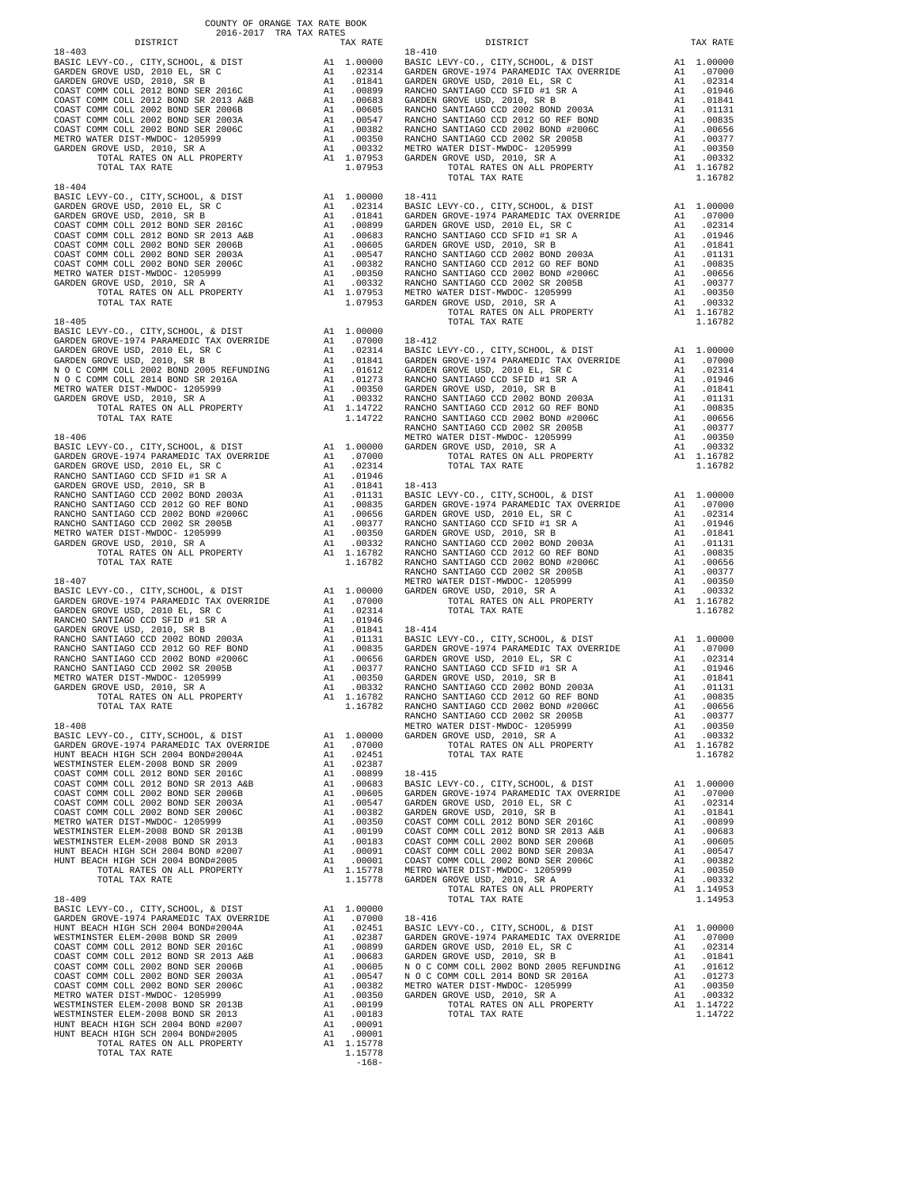COUNTY OF ORANGE TAX RATE BOOK
2016-2017 TRA TAX RATES

| DISTRICT | | TAX RATE |
|---|---|---|
| **18-403** | | |
| BASIC LEVY-CO., CITY,SCHOOL, & DIST | A1 | 1.00000 |
| GARDEN GROVE USD, 2010 EL, SR C | A1 | .02314 |
| GARDEN GROVE USD, 2010, SR B | A1 | .01841 |
| COAST COMM COLL 2012 BOND SER 2016C | A1 | .00899 |
| COAST COMM COLL 2012 BOND SER 2013 A&B | A1 | .00683 |
| COAST COMM COLL 2002 BOND SER 2006B | A1 | .00605 |
| COAST COMM COLL 2002 BOND SER 2003A | A1 | .00547 |
| COAST COMM COLL 2002 BOND SER 2006C | A1 | .00382 |
| METRO WATER DIST-MWDOC- 1205999 | A1 | .00350 |
| GARDEN GROVE USD, 2010, SR A | A1 | .00332 |
| TOTAL RATES ON ALL PROPERTY | A1 | 1.07953 |
| TOTAL TAX RATE | | 1.07953 |
| **18-404** | | |
| BASIC LEVY-CO., CITY,SCHOOL, & DIST | A1 | 1.00000 |
| GARDEN GROVE USD, 2010 EL, SR C | A1 | .02314 |
| GARDEN GROVE USD, 2010, SR B | A1 | .01841 |
| COAST COMM COLL 2012 BOND SER 2016C | A1 | .00899 |
| COAST COMM COLL 2012 BOND SER 2013 A&B | A1 | .00683 |
| COAST COMM COLL 2002 BOND SER 2006B | A1 | .00605 |
| COAST COMM COLL 2002 BOND SER 2003A | A1 | .00547 |
| COAST COMM COLL 2002 BOND SER 2006C | A1 | .00382 |
| METRO WATER DIST-MWDOC- 1205999 | A1 | .00350 |
| GARDEN GROVE USD, 2010, SR A | A1 | .00332 |
| TOTAL RATES ON ALL PROPERTY | A1 | 1.07953 |
| TOTAL TAX RATE | | 1.07953 |
| **18-405** | | |
| BASIC LEVY-CO., CITY,SCHOOL, & DIST | A1 | 1.00000 |
| GARDEN GROVE-1974 PARAMEDIC TAX OVERRIDE | A1 | .07000 |
| GARDEN GROVE USD, 2010 EL, SR C | A1 | .02314 |
| GARDEN GROVE USD, 2010, SR B | A1 | .01841 |
| N O C COMM COLL 2002 BOND 2005 REFUNDING | A1 | .01612 |
| N O C COMM COLL 2014 BOND SR 2016A | A1 | .01273 |
| METRO WATER DIST-MWDOC- 1205999 | A1 | .00350 |
| GARDEN GROVE USD, 2010, SR A | A1 | .00332 |
| TOTAL RATES ON ALL PROPERTY | A1 | 1.14722 |
| TOTAL TAX RATE | | 1.14722 |
| **18-406** | | |
| BASIC LEVY-CO., CITY,SCHOOL, & DIST | A1 | 1.00000 |
| GARDEN GROVE-1974 PARAMEDIC TAX OVERRIDE | A1 | .07000 |
| GARDEN GROVE USD, 2010 EL, SR C | A1 | .02314 |
| RANCHO SANTIAGO CCD SFID #1 SR A | A1 | .01946 |
| GARDEN GROVE USD, 2010, SR B | A1 | .01841 |
| RANCHO SANTIAGO CCD 2002 BOND 2003A | A1 | .01131 |
| RANCHO SANTIAGO CCD 2012 GO REF BOND | A1 | .00835 |
| RANCHO SANTIAGO CCD 2002 BOND #2006C | A1 | .00656 |
| RANCHO SANTIAGO CCD 2002 SR 2005B | A1 | .00377 |
| METRO WATER DIST-MWDOC- 1205999 | A1 | .00350 |
| GARDEN GROVE USD, 2010, SR A | A1 | .00332 |
| TOTAL RATES ON ALL PROPERTY | A1 | 1.16782 |
| TOTAL TAX RATE | | 1.16782 |
| **18-407** | | |
| BASIC LEVY-CO., CITY,SCHOOL, & DIST | A1 | 1.00000 |
| GARDEN GROVE-1974 PARAMEDIC TAX OVERRIDE | A1 | .07000 |
| GARDEN GROVE USD, 2010 EL, SR C | A1 | .02314 |
| RANCHO SANTIAGO CCD SFID #1 SR A | A1 | .01946 |
| GARDEN GROVE USD, 2010, SR B | A1 | .01841 |
| RANCHO SANTIAGO CCD 2002 BOND 2003A | A1 | .01131 |
| RANCHO SANTIAGO CCD 2012 GO REF BOND | A1 | .00835 |
| RANCHO SANTIAGO CCD 2002 BOND #2006C | A1 | .00656 |
| RANCHO SANTIAGO CCD 2002 SR 2005B | A1 | .00377 |
| METRO WATER DIST-MWDOC- 1205999 | A1 | .00350 |
| GARDEN GROVE USD, 2010, SR A | A1 | .00332 |
| TOTAL RATES ON ALL PROPERTY | A1 | 1.16782 |
| TOTAL TAX RATE | | 1.16782 |
| **18-408** | | |
| BASIC LEVY-CO., CITY,SCHOOL, & DIST | A1 | 1.00000 |
| GARDEN GROVE-1974 PARAMEDIC TAX OVERRIDE | A1 | .07000 |
| HUNT BEACH HIGH SCH 2004 BOND#2004A | A1 | .02451 |
| WESTMINSTER ELEM-2008 BOND SR 2009 | A1 | .02387 |
| COAST COMM COLL 2012 BOND SER 2016C | A1 | .00899 |
| COAST COMM COLL 2012 BOND SER 2013 A&B | A1 | .00683 |
| COAST COMM COLL 2002 BOND SER 2006B | A1 | .00605 |
| COAST COMM COLL 2002 BOND SER 2003A | A1 | .00547 |
| COAST COMM COLL 2002 BOND SER 2006C | A1 | .00382 |
| METRO WATER DIST-MWDOC- 1205999 | A1 | .00350 |
| WESTMINSTER ELEM-2008 BOND SR 2013B | A1 | .00199 |
| WESTMINSTER ELEM-2008 BOND SR 2013 | A1 | .00183 |
| HUNT BEACH HIGH SCH 2004 BOND #2007 | A1 | .00091 |
| HUNT BEACH HIGH SCH 2004 BOND#2005 | A1 | .00001 |
| TOTAL RATES ON ALL PROPERTY | A1 | 1.15778 |
| TOTAL TAX RATE | | 1.15778 |
| **18-409** | | |
| BASIC LEVY-CO., CITY,SCHOOL, & DIST | A1 | 1.00000 |
| GARDEN GROVE-1974 PARAMEDIC TAX OVERRIDE | A1 | .07000 |
| HUNT BEACH HIGH SCH 2004 BOND#2004A | A1 | .02451 |
| WESTMINSTER ELEM-2008 BOND SR 2009 | A1 | .02387 |
| COAST COMM COLL 2012 BOND SER 2016C | A1 | .00899 |
| COAST COMM COLL 2012 BOND SER 2013 A&B | A1 | .00683 |
| COAST COMM COLL 2002 BOND SER 2006B | A1 | .00605 |
| COAST COMM COLL 2002 BOND SER 2003A | A1 | .00547 |
| COAST COMM COLL 2002 BOND SER 2006C | A1 | .00382 |
| METRO WATER DIST-MWDOC- 1205999 | A1 | .00350 |
| WESTMINSTER ELEM-2008 BOND SR 2013B | A1 | .00199 |
| WESTMINSTER ELEM-2008 BOND SR 2013 | A1 | .00183 |
| HUNT BEACH HIGH SCH 2004 BOND #2007 | A1 | .00091 |
| HUNT BEACH HIGH SCH 2004 BOND#2005 | A1 | .00001 |
| TOTAL RATES ON ALL PROPERTY | A1 | 1.15778 |
| TOTAL TAX RATE | | 1.15778 |
| **18-410** | | |
| BASIC LEVY-CO., CITY,SCHOOL, & DIST | A1 | 1.00000 |
| GARDEN GROVE-1974 PARAMEDIC TAX OVERRIDE | A1 | .07000 |
| GARDEN GROVE USD, 2010 EL, SR C | A1 | .02314 |
| RANCHO SANTIAGO CCD SFID #1 SR A | A1 | .01946 |
| GARDEN GROVE USD, 2010, SR B | A1 | .01841 |
| RANCHO SANTIAGO CCD 2002 BOND 2003A | A1 | .01131 |
| RANCHO SANTIAGO CCD 2012 GO REF BOND | A1 | .00835 |
| RANCHO SANTIAGO CCD 2002 BOND #2006C | A1 | .00656 |
| RANCHO SANTIAGO CCD 2002 SR 2005B | A1 | .00377 |
| METRO WATER DIST-MWDOC- 1205999 | A1 | .00350 |
| GARDEN GROVE USD, 2010, SR A | A1 | .00332 |
| TOTAL RATES ON ALL PROPERTY | A1 | 1.16782 |
| TOTAL TAX RATE | | 1.16782 |
| **18-411** | | |
| BASIC LEVY-CO., CITY,SCHOOL, & DIST | A1 | 1.00000 |
| GARDEN GROVE-1974 PARAMEDIC TAX OVERRIDE | A1 | .07000 |
| GARDEN GROVE USD, 2010 EL, SR C | A1 | .02314 |
| RANCHO SANTIAGO CCD SFID #1 SR A | A1 | .01946 |
| GARDEN GROVE USD, 2010, SR B | A1 | .01841 |
| RANCHO SANTIAGO CCD 2002 BOND 2003A | A1 | .01131 |
| RANCHO SANTIAGO CCD 2012 GO REF BOND | A1 | .00835 |
| RANCHO SANTIAGO CCD 2002 BOND #2006C | A1 | .00656 |
| RANCHO SANTIAGO CCD 2002 SR 2005B | A1 | .00377 |
| METRO WATER DIST-MWDOC- 1205999 | A1 | .00350 |
| GARDEN GROVE USD, 2010, SR A | A1 | .00332 |
| TOTAL RATES ON ALL PROPERTY | A1 | 1.16782 |
| TOTAL TAX RATE | | 1.16782 |
| **18-412** | | |
| BASIC LEVY-CO., CITY,SCHOOL, & DIST | A1 | 1.00000 |
| GARDEN GROVE-1974 PARAMEDIC TAX OVERRIDE | A1 | .07000 |
| GARDEN GROVE USD, 2010 EL, SR C | A1 | .02314 |
| RANCHO SANTIAGO CCD SFID #1 SR A | A1 | .01946 |
| GARDEN GROVE USD, 2010, SR B | A1 | .01841 |
| RANCHO SANTIAGO CCD 2002 BOND 2003A | A1 | .01131 |
| RANCHO SANTIAGO CCD 2012 GO REF BOND | A1 | .00835 |
| RANCHO SANTIAGO CCD 2002 BOND #2006C | A1 | .00656 |
| RANCHO SANTIAGO CCD 2002 SR 2005B | A1 | .00377 |
| METRO WATER DIST-MWDOC- 1205999 | A1 | .00350 |
| GARDEN GROVE USD, 2010, SR A | A1 | .00332 |
| TOTAL RATES ON ALL PROPERTY | A1 | 1.16782 |
| TOTAL TAX RATE | | 1.16782 |
| **18-413** | | |
| BASIC LEVY-CO., CITY,SCHOOL, & DIST | A1 | 1.00000 |
| GARDEN GROVE-1974 PARAMEDIC TAX OVERRIDE | A1 | .07000 |
| GARDEN GROVE USD, 2010 EL, SR C | A1 | .02314 |
| RANCHO SANTIAGO CCD SFID #1 SR A | A1 | .01946 |
| GARDEN GROVE USD, 2010, SR B | A1 | .01841 |
| RANCHO SANTIAGO CCD 2002 BOND 2003A | A1 | .01131 |
| RANCHO SANTIAGO CCD 2012 GO REF BOND | A1 | .00835 |
| RANCHO SANTIAGO CCD 2002 BOND #2006C | A1 | .00656 |
| RANCHO SANTIAGO CCD 2002 SR 2005B | A1 | .00377 |
| METRO WATER DIST-MWDOC- 1205999 | A1 | .00350 |
| GARDEN GROVE USD, 2010, SR A | A1 | .00332 |
| TOTAL RATES ON ALL PROPERTY | A1 | 1.16782 |
| TOTAL TAX RATE | | 1.16782 |
| **18-414** | | |
| BASIC LEVY-CO., CITY,SCHOOL, & DIST | A1 | 1.00000 |
| GARDEN GROVE-1974 PARAMEDIC TAX OVERRIDE | A1 | .07000 |
| GARDEN GROVE USD, 2010 EL, SR C | A1 | .02314 |
| RANCHO SANTIAGO CCD SFID #1 SR A | A1 | .01946 |
| GARDEN GROVE USD, 2010, SR B | A1 | .01841 |
| RANCHO SANTIAGO CCD 2002 BOND 2003A | A1 | .01131 |
| RANCHO SANTIAGO CCD 2012 GO REF BOND | A1 | .00835 |
| RANCHO SANTIAGO CCD 2002 BOND #2006C | A1 | .00656 |
| RANCHO SANTIAGO CCD 2002 SR 2005B | A1 | .00377 |
| METRO WATER DIST-MWDOC- 1205999 | A1 | .00350 |
| GARDEN GROVE USD, 2010, SR A | A1 | .00332 |
| TOTAL RATES ON ALL PROPERTY | A1 | 1.16782 |
| TOTAL TAX RATE | | 1.16782 |
| **18-415** | | |
| BASIC LEVY-CO., CITY,SCHOOL, & DIST | A1 | 1.00000 |
| GARDEN GROVE-1974 PARAMEDIC TAX OVERRIDE | A1 | .07000 |
| GARDEN GROVE USD, 2010 EL, SR C | A1 | .02314 |
| GARDEN GROVE USD, 2010, SR B | A1 | .01841 |
| COAST COMM COLL 2012 BOND SER 2016C | A1 | .00899 |
| COAST COMM COLL 2012 BOND SER 2013 A&B | A1 | .00683 |
| COAST COMM COLL 2002 BOND SER 2006B | A1 | .00605 |
| COAST COMM COLL 2002 BOND SER 2003A | A1 | .00547 |
| COAST COMM COLL 2002 BOND SER 2006C | A1 | .00382 |
| METRO WATER DIST-MWDOC- 1205999 | A1 | .00350 |
| GARDEN GROVE USD, 2010, SR A | A1 | .00332 |
| TOTAL RATES ON ALL PROPERTY | A1 | 1.14953 |
| TOTAL TAX RATE | | 1.14953 |
| **18-416** | | |
| BASIC LEVY-CO., CITY,SCHOOL, & DIST | A1 | 1.00000 |
| GARDEN GROVE-1974 PARAMEDIC TAX OVERRIDE | A1 | .07000 |
| GARDEN GROVE USD, 2010 EL, SR C | A1 | .02314 |
| GARDEN GROVE USD, 2010, SR B | A1 | .01841 |
| N O C COMM COLL 2002 BOND 2005 REFUNDING | A1 | .01612 |
| N O C COMM COLL 2014 BOND SR 2016A | A1 | .01273 |
| METRO WATER DIST-MWDOC- 1205999 | A1 | .00350 |
| GARDEN GROVE USD, 2010, SR A | A1 | .00332 |
| TOTAL RATES ON ALL PROPERTY | A1 | 1.14722 |
| TOTAL TAX RATE | | 1.14722 |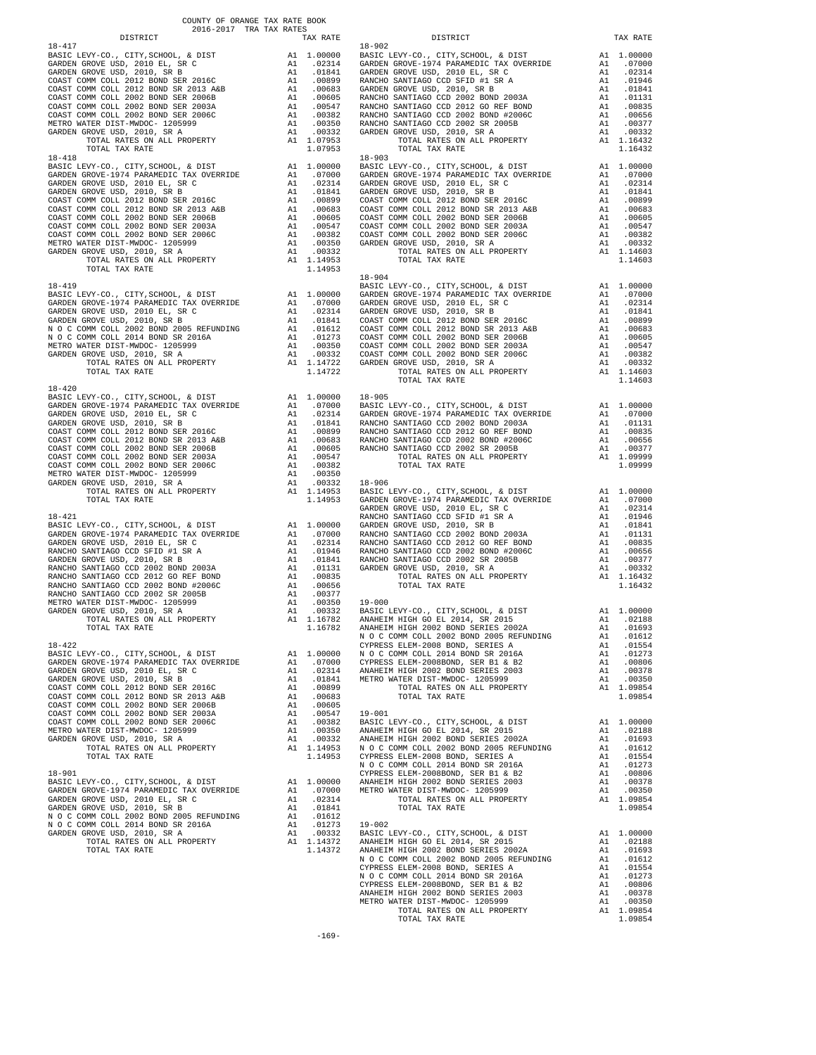COUNTY OF ORANGE TAX RATE BOOK
2016-2017 TRA TAX RATES

| DISTRICT | | TAX RATE |
|---|---|---|
| **18-417** | | |
| BASIC LEVY-CO., CITY,SCHOOL, & DIST | A1 | 1.00000 |
| GARDEN GROVE USD, 2010 EL, SR C | A1 | .02314 |
| GARDEN GROVE USD, 2010, SR B | A1 | .01841 |
| COAST COMM COLL 2012 BOND SER 2016C | A1 | .00899 |
| COAST COMM COLL 2012 BOND SR 2013 A&B | A1 | .00683 |
| COAST COMM COLL 2002 BOND SER 2006B | A1 | .00605 |
| COAST COMM COLL 2002 BOND SER 2003A | A1 | .00547 |
| COAST COMM COLL 2002 BOND SER 2006C | A1 | .00382 |
| METRO WATER DIST-MWDOC- 1205999 | A1 | .00350 |
| GARDEN GROVE USD, 2010, SR A | A1 | .00332 |
| TOTAL RATES ON ALL PROPERTY | A1 | 1.07953 |
| TOTAL TAX RATE | | 1.07953 |
| **18-418** | | |
| BASIC LEVY-CO., CITY,SCHOOL, & DIST | A1 | 1.00000 |
| GARDEN GROVE-1974 PARAMEDIC TAX OVERRIDE | A1 | .07000 |
| GARDEN GROVE USD, 2010 EL, SR C | A1 | .02314 |
| GARDEN GROVE USD, 2010, SR B | A1 | .01841 |
| COAST COMM COLL 2012 BOND SER 2016C | A1 | .00899 |
| COAST COMM COLL 2012 BOND SR 2013 A&B | A1 | .00683 |
| COAST COMM COLL 2002 BOND SER 2006B | A1 | .00605 |
| COAST COMM COLL 2002 BOND SER 2003A | A1 | .00547 |
| COAST COMM COLL 2002 BOND SER 2006C | A1 | .00382 |
| METRO WATER DIST-MWDOC- 1205999 | A1 | .00350 |
| GARDEN GROVE USD, 2010, SR A | A1 | .00332 |
| TOTAL RATES ON ALL PROPERTY | A1 | 1.14953 |
| TOTAL TAX RATE | | 1.14953 |
| **18-419** | | |
| BASIC LEVY-CO., CITY,SCHOOL, & DIST | A1 | 1.00000 |
| GARDEN GROVE-1974 PARAMEDIC TAX OVERRIDE | A1 | .07000 |
| GARDEN GROVE USD, 2010 EL, SR C | A1 | .02314 |
| GARDEN GROVE USD, 2010, SR B | A1 | .01841 |
| N O C COMM COLL 2002 BOND 2005 REFUNDING | A1 | .01612 |
| N O C COMM COLL 2014 BOND SR 2016A | A1 | .01273 |
| METRO WATER DIST-MWDOC- 1205999 | A1 | .00350 |
| GARDEN GROVE USD, 2010, SR A | A1 | .00332 |
| TOTAL RATES ON ALL PROPERTY | A1 | 1.14722 |
| TOTAL TAX RATE | | 1.14722 |
| **18-420** | | |
| BASIC LEVY-CO., CITY,SCHOOL, & DIST | A1 | 1.00000 |
| GARDEN GROVE-1974 PARAMEDIC TAX OVERRIDE | A1 | .07000 |
| GARDEN GROVE USD, 2010 EL, SR C | A1 | .02314 |
| GARDEN GROVE USD, 2010, SR B | A1 | .01841 |
| COAST COMM COLL 2012 BOND SER 2016C | A1 | .00899 |
| COAST COMM COLL 2012 BOND SR 2013 A&B | A1 | .00683 |
| COAST COMM COLL 2002 BOND SER 2006B | A1 | .00605 |
| COAST COMM COLL 2002 BOND SER 2003A | A1 | .00547 |
| COAST COMM COLL 2002 BOND SER 2006C | A1 | .00382 |
| METRO WATER DIST-MWDOC- 1205999 | A1 | .00350 |
| GARDEN GROVE USD, 2010, SR A | A1 | .00332 |
| TOTAL RATES ON ALL PROPERTY | A1 | 1.14953 |
| TOTAL TAX RATE | | 1.14953 |
| **18-421** | | |
| BASIC LEVY-CO., CITY,SCHOOL, & DIST | A1 | 1.00000 |
| GARDEN GROVE-1974 PARAMEDIC TAX OVERRIDE | A1 | .07000 |
| GARDEN GROVE USD, 2010 EL, SR C | A1 | .02314 |
| RANCHO SANTIAGO CCD SFID #1 SR A | A1 | .01946 |
| GARDEN GROVE USD, 2010, SR B | A1 | .01841 |
| RANCHO SANTIAGO CCD 2002 BOND 2003A | A1 | .01131 |
| RANCHO SANTIAGO CCD 2012 GO REF BOND | A1 | .00835 |
| RANCHO SANTIAGO CCD 2002 BOND #2006C | A1 | .00656 |
| RANCHO SANTIAGO CCD 2002 SR 2005B | A1 | .00377 |
| METRO WATER DIST-MWDOC- 1205999 | A1 | .00350 |
| GARDEN GROVE USD, 2010, SR A | A1 | .00332 |
| TOTAL RATES ON ALL PROPERTY | A1 | 1.16782 |
| TOTAL TAX RATE | | 1.16782 |
| **18-422** | | |
| BASIC LEVY-CO., CITY,SCHOOL, & DIST | A1 | 1.00000 |
| GARDEN GROVE-1974 PARAMEDIC TAX OVERRIDE | A1 | .07000 |
| GARDEN GROVE USD, 2010 EL, SR C | A1 | .02314 |
| GARDEN GROVE USD, 2010, SR B | A1 | .01841 |
| COAST COMM COLL 2012 BOND SER 2016C | A1 | .00899 |
| COAST COMM COLL 2012 BOND SR 2013 A&B | A1 | .00683 |
| COAST COMM COLL 2002 BOND SER 2006B | A1 | .00605 |
| COAST COMM COLL 2002 BOND SER 2003A | A1 | .00547 |
| COAST COMM COLL 2002 BOND SER 2006C | A1 | .00382 |
| METRO WATER DIST-MWDOC- 1205999 | A1 | .00350 |
| GARDEN GROVE USD, 2010, SR A | A1 | .00332 |
| TOTAL RATES ON ALL PROPERTY | A1 | 1.14953 |
| TOTAL TAX RATE | | 1.14953 |
| **18-901** | | |
| BASIC LEVY-CO., CITY,SCHOOL, & DIST | A1 | 1.00000 |
| GARDEN GROVE-1974 PARAMEDIC TAX OVERRIDE | A1 | .07000 |
| GARDEN GROVE USD, 2010 EL, SR C | A1 | .02314 |
| GARDEN GROVE USD, 2010, SR B | A1 | .01841 |
| N O C COMM COLL 2002 BOND 2005 REFUNDING | A1 | .01612 |
| N O C COMM COLL 2014 BOND SR 2016A | A1 | .01273 |
| GARDEN GROVE USD, 2010, SR A | A1 | .00332 |
| TOTAL RATES ON ALL PROPERTY | A1 | 1.14372 |
| TOTAL TAX RATE | | 1.14372 |
| **18-902** | | |
| BASIC LEVY-CO., CITY,SCHOOL, & DIST | A1 | 1.00000 |
| GARDEN GROVE-1974 PARAMEDIC TAX OVERRIDE | A1 | .07000 |
| GARDEN GROVE USD, 2010 EL, SR C | A1 | .02314 |
| RANCHO SANTIAGO CCD SFID #1 SR A | A1 | .01946 |
| GARDEN GROVE USD, 2010, SR B | A1 | .01841 |
| RANCHO SANTIAGO CCD 2002 BOND 2003A | A1 | .01131 |
| RANCHO SANTIAGO CCD 2012 GO REF BOND | A1 | .00835 |
| RANCHO SANTIAGO CCD 2002 BOND #2006C | A1 | .00656 |
| RANCHO SANTIAGO CCD 2002 SR 2005B | A1 | .00377 |
| GARDEN GROVE USD, 2010, SR A | A1 | .00332 |
| TOTAL RATES ON ALL PROPERTY | A1 | 1.16432 |
| TOTAL TAX RATE | | 1.16432 |
| **18-903** | | |
| BASIC LEVY-CO., CITY,SCHOOL, & DIST | A1 | 1.00000 |
| GARDEN GROVE-1974 PARAMEDIC TAX OVERRIDE | A1 | .07000 |
| GARDEN GROVE USD, 2010 EL, SR C | A1 | .02314 |
| GARDEN GROVE USD, 2010, SR B | A1 | .01841 |
| COAST COMM COLL 2012 BOND SER 2016C | A1 | .00899 |
| COAST COMM COLL 2012 BOND SR 2013 A&B | A1 | .00683 |
| COAST COMM COLL 2002 BOND SER 2006B | A1 | .00605 |
| COAST COMM COLL 2002 BOND SER 2003A | A1 | .00547 |
| COAST COMM COLL 2002 BOND SER 2006C | A1 | .00382 |
| GARDEN GROVE USD, 2010, SR A | A1 | .00332 |
| TOTAL RATES ON ALL PROPERTY | A1 | 1.14603 |
| TOTAL TAX RATE | | 1.14603 |
| **18-904** | | |
| BASIC LEVY-CO., CITY,SCHOOL, & DIST | A1 | 1.00000 |
| GARDEN GROVE-1974 PARAMEDIC TAX OVERRIDE | A1 | .07000 |
| GARDEN GROVE USD, 2010 EL, SR C | A1 | .02314 |
| GARDEN GROVE USD, 2010, SR B | A1 | .01841 |
| COAST COMM COLL 2012 BOND SER 2016C | A1 | .00899 |
| COAST COMM COLL 2012 BOND SR 2013 A&B | A1 | .00683 |
| COAST COMM COLL 2002 BOND SER 2006B | A1 | .00605 |
| COAST COMM COLL 2002 BOND SER 2003A | A1 | .00547 |
| COAST COMM COLL 2002 BOND SER 2006C | A1 | .00382 |
| GARDEN GROVE USD, 2010, SR A | A1 | .00332 |
| TOTAL RATES ON ALL PROPERTY | A1 | 1.14603 |
| TOTAL TAX RATE | | 1.14603 |
| **18-905** | | |
| BASIC LEVY-CO., CITY,SCHOOL, & DIST | A1 | 1.00000 |
| GARDEN GROVE-1974 PARAMEDIC TAX OVERRIDE | A1 | .07000 |
| RANCHO SANTIAGO CCD 2002 BOND 2003A | A1 | .01131 |
| RANCHO SANTIAGO CCD 2012 GO REF BOND | A1 | .00835 |
| RANCHO SANTIAGO CCD 2002 BOND #2006C | A1 | .00656 |
| RANCHO SANTIAGO CCD 2002 SR 2005B | A1 | .00377 |
| TOTAL RATES ON ALL PROPERTY | A1 | 1.09999 |
| TOTAL TAX RATE | | 1.09999 |
| **18-906** | | |
| BASIC LEVY-CO., CITY,SCHOOL, & DIST | A1 | 1.00000 |
| GARDEN GROVE-1974 PARAMEDIC TAX OVERRIDE | A1 | .07000 |
| GARDEN GROVE USD, 2010 EL, SR C | A1 | .02314 |
| RANCHO SANTIAGO CCD SFID #1 SR A | A1 | .01946 |
| GARDEN GROVE USD, 2010, SR B | A1 | .01841 |
| RANCHO SANTIAGO CCD 2002 BOND 2003A | A1 | .01131 |
| RANCHO SANTIAGO CCD 2012 GO REF BOND | A1 | .00835 |
| RANCHO SANTIAGO CCD 2002 BOND #2006C | A1 | .00656 |
| RANCHO SANTIAGO CCD 2002 SR 2005B | A1 | .00377 |
| GARDEN GROVE USD, 2010, SR A | A1 | .00332 |
| TOTAL RATES ON ALL PROPERTY | A1 | 1.16432 |
| TOTAL TAX RATE | | 1.16432 |
| **19-000** | | |
| BASIC LEVY-CO., CITY,SCHOOL, & DIST | A1 | 1.00000 |
| ANAHEIM HIGH GO EL 2014, SR 2015 | A1 | .02188 |
| ANAHEIM HIGH 2002 BOND SERIES 2002A | A1 | .01693 |
| N O C COMM COLL 2002 BOND 2005 REFUNDING | A1 | .01612 |
| CYPRESS ELEM-2008 BOND, SERIES A | A1 | .01554 |
| N O C COMM COLL 2014 BOND SR 2016A | A1 | .01273 |
| CYPRESS ELEM-2008BOND, SER B1 & B2 | A1 | .00806 |
| ANAHEIM HIGH 2002 BOND SERIES 2003 | A1 | .00378 |
| METRO WATER DIST-MWDOC- 1205999 | A1 | .00350 |
| TOTAL RATES ON ALL PROPERTY | A1 | 1.09854 |
| TOTAL TAX RATE | | 1.09854 |
| **19-001** | | |
| BASIC LEVY-CO., CITY,SCHOOL, & DIST | A1 | 1.00000 |
| ANAHEIM HIGH GO EL 2014, SR 2015 | A1 | .02188 |
| ANAHEIM HIGH 2002 BOND SERIES 2002A | A1 | .01693 |
| N O C COMM COLL 2002 BOND 2005 REFUNDING | A1 | .01612 |
| CYPRESS ELEM-2008 BOND, SERIES A | A1 | .01554 |
| N O C COMM COLL 2014 BOND SR 2016A | A1 | .01273 |
| CYPRESS ELEM-2008BOND, SER B1 & B2 | A1 | .00806 |
| ANAHEIM HIGH 2002 BOND SERIES 2003 | A1 | .00378 |
| METRO WATER DIST-MWDOC- 1205999 | A1 | .00350 |
| TOTAL RATES ON ALL PROPERTY | A1 | 1.09854 |
| TOTAL TAX RATE | | 1.09854 |
| **19-002** | | |
| BASIC LEVY-CO., CITY,SCHOOL, & DIST | A1 | 1.00000 |
| ANAHEIM HIGH GO EL 2014, SR 2015 | A1 | .02188 |
| ANAHEIM HIGH 2002 BOND SERIES 2002A | A1 | .01693 |
| N O C COMM COLL 2002 BOND 2005 REFUNDING | A1 | .01612 |
| CYPRESS ELEM-2008 BOND, SERIES A | A1 | .01554 |
| N O C COMM COLL 2014 BOND SR 2016A | A1 | .01273 |
| CYPRESS ELEM-2008BOND, SER B1 & B2 | A1 | .00806 |
| ANAHEIM HIGH 2002 BOND SERIES 2003 | A1 | .00378 |
| METRO WATER DIST-MWDOC- 1205999 | A1 | .00350 |
| TOTAL RATES ON ALL PROPERTY | A1 | 1.09854 |
| TOTAL TAX RATE | | 1.09854 |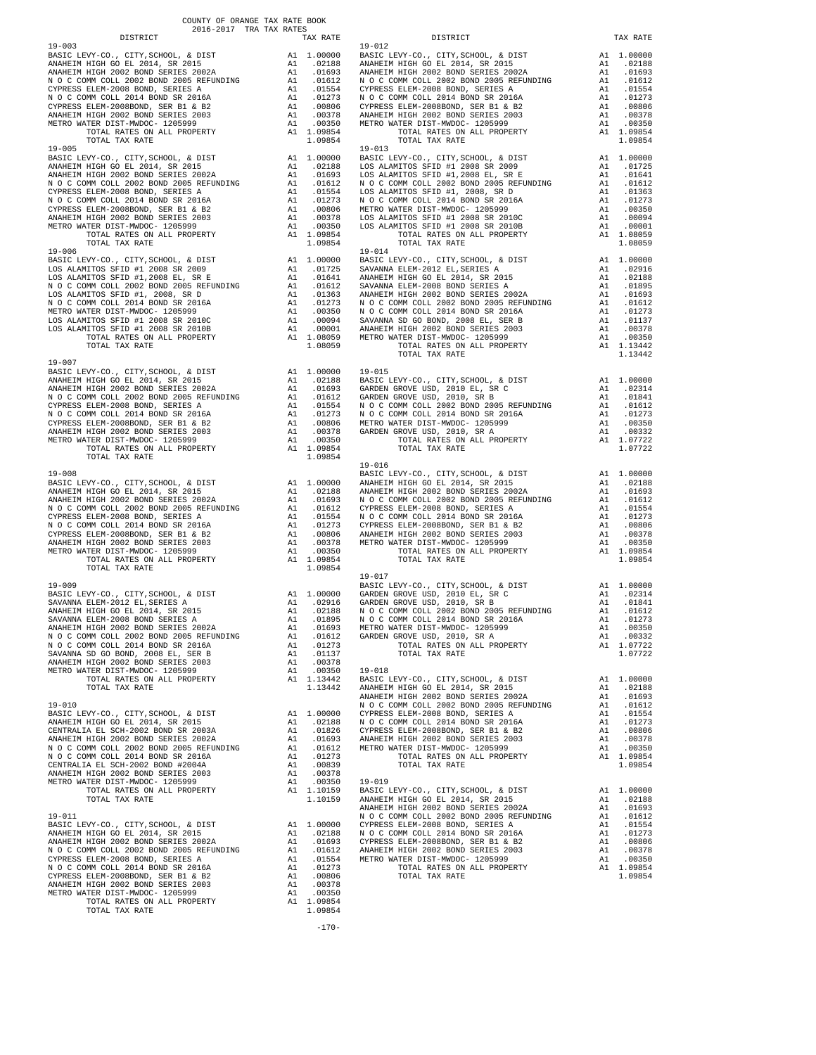COUNTY OF ORANGE TAX RATE BOOK
2016-2017 TRA TAX RATES

| DISTRICT | | TAX RATE |
|---|---|---|
| **19-003** | | |
| BASIC LEVY-CO., CITY,SCHOOL, & DIST | A1 | 1.00000 |
| ANAHEIM HIGH GO EL 2014, SR 2015 | A1 | .02188 |
| ANAHEIM HIGH 2002 BOND SERIES 2002A | A1 | .01693 |
| N O C COMM COLL 2002 BOND 2005 REFUNDING | A1 | .01612 |
| CYPRESS ELEM-2008 BOND, SERIES A | A1 | .01554 |
| N O C COMM COLL 2014 BOND SR 2016A | A1 | .01273 |
| CYPRESS ELEM-2008BOND, SER B1 & B2 | A1 | .00806 |
| ANAHEIM HIGH 2002 BOND SERIES 2003 | A1 | .00378 |
| METRO WATER DIST-MWDOC- 1205999 | A1 | .00350 |
| TOTAL RATES ON ALL PROPERTY | A1 | 1.09854 |
| TOTAL TAX RATE | | 1.09854 |
| **19-005** | | |
| BASIC LEVY-CO., CITY,SCHOOL, & DIST | A1 | 1.00000 |
| ANAHEIM HIGH GO EL 2014, SR 2015 | A1 | .02188 |
| ANAHEIM HIGH 2002 BOND SERIES 2002A | A1 | .01693 |
| N O C COMM COLL 2002 BOND 2005 REFUNDING | A1 | .01612 |
| CYPRESS ELEM-2008 BOND, SERIES A | A1 | .01554 |
| N O C COMM COLL 2014 BOND SR 2016A | A1 | .01273 |
| CYPRESS ELEM-2008BOND, SER B1 & B2 | A1 | .00806 |
| ANAHEIM HIGH 2002 BOND SERIES 2003 | A1 | .00378 |
| METRO WATER DIST-MWDOC- 1205999 | A1 | .00350 |
| TOTAL RATES ON ALL PROPERTY | A1 | 1.09854 |
| TOTAL TAX RATE | | 1.09854 |
| **19-006** | | |
| BASIC LEVY-CO., CITY,SCHOOL, & DIST | A1 | 1.00000 |
| LOS ALAMITOS SFID #1 2008 SR 2009 | A1 | .01725 |
| LOS ALAMITOS SFID #1,2008 EL, SR E | A1 | .01641 |
| N O C COMM COLL 2002 BOND 2005 REFUNDING | A1 | .01612 |
| LOS ALAMITOS SFID #1, 2008, SR D | A1 | .01363 |
| N O C COMM COLL 2014 BOND SR 2016A | A1 | .01273 |
| METRO WATER DIST-MWDOC- 1205999 | A1 | .00350 |
| LOS ALAMITOS SFID #1 2008 SR 2010C | A1 | .00094 |
| LOS ALAMITOS SFID #1 2008 SR 2010B | A1 | .00001 |
| TOTAL RATES ON ALL PROPERTY | A1 | 1.08059 |
| TOTAL TAX RATE | | 1.08059 |
| **19-007** | | |
| BASIC LEVY-CO., CITY,SCHOOL, & DIST | A1 | 1.00000 |
| ANAHEIM HIGH GO EL 2014, SR 2015 | A1 | .02188 |
| ANAHEIM HIGH 2002 BOND SERIES 2002A | A1 | .01693 |
| N O C COMM COLL 2002 BOND 2005 REFUNDING | A1 | .01612 |
| CYPRESS ELEM-2008 BOND, SERIES A | A1 | .01554 |
| N O C COMM COLL 2014 BOND SR 2016A | A1 | .01273 |
| CYPRESS ELEM-2008BOND, SER B1 & B2 | A1 | .00806 |
| ANAHEIM HIGH 2002 BOND SERIES 2003 | A1 | .00378 |
| METRO WATER DIST-MWDOC- 1205999 | A1 | .00350 |
| TOTAL RATES ON ALL PROPERTY | A1 | 1.09854 |
| TOTAL TAX RATE | | 1.09854 |
| **19-008** | | |
| BASIC LEVY-CO., CITY,SCHOOL, & DIST | A1 | 1.00000 |
| ANAHEIM HIGH GO EL 2014, SR 2015 | A1 | .02188 |
| ANAHEIM HIGH 2002 BOND SERIES 2002A | A1 | .01693 |
| N O C COMM COLL 2002 BOND 2005 REFUNDING | A1 | .01612 |
| CYPRESS ELEM-2008 BOND, SERIES A | A1 | .01554 |
| N O C COMM COLL 2014 BOND SR 2016A | A1 | .01273 |
| CYPRESS ELEM-2008BOND, SER B1 & B2 | A1 | .00806 |
| ANAHEIM HIGH 2002 BOND SERIES 2003 | A1 | .00378 |
| METRO WATER DIST-MWDOC- 1205999 | A1 | .00350 |
| TOTAL RATES ON ALL PROPERTY | A1 | 1.09854 |
| TOTAL TAX RATE | | 1.09854 |
| **19-009** | | |
| BASIC LEVY-CO., CITY,SCHOOL, & DIST | A1 | 1.00000 |
| SAVANNA ELEM-2012 EL,SERIES A | A1 | .02916 |
| ANAHEIM HIGH GO EL 2014, SR 2015 | A1 | .02188 |
| SAVANNA ELEM-2008 BOND SERIES A | A1 | .01895 |
| ANAHEIM HIGH 2002 BOND SERIES 2002A | A1 | .01693 |
| N O C COMM COLL 2002 BOND 2005 REFUNDING | A1 | .01612 |
| N O C COMM COLL 2014 BOND SR 2016A | A1 | .01273 |
| SAVANNA SD GO BOND, 2008 EL, SER B | A1 | .01137 |
| ANAHEIM HIGH 2002 BOND SERIES 2003 | A1 | .00378 |
| METRO WATER DIST-MWDOC- 1205999 | A1 | .00350 |
| TOTAL RATES ON ALL PROPERTY | A1 | 1.13442 |
| TOTAL TAX RATE | | 1.13442 |
| **19-010** | | |
| BASIC LEVY-CO., CITY,SCHOOL, & DIST | A1 | 1.00000 |
| ANAHEIM HIGH GO EL 2014, SR 2015 | A1 | .02188 |
| CENTRALIA EL SCH-2002 BOND SR 2003A | A1 | .01826 |
| ANAHEIM HIGH 2002 BOND SERIES 2002A | A1 | .01693 |
| N O C COMM COLL 2002 BOND 2005 REFUNDING | A1 | .01612 |
| N O C COMM COLL 2014 BOND SR 2016A | A1 | .01273 |
| CENTRALIA EL SCH-2002 BOND #2004A | A1 | .00839 |
| ANAHEIM HIGH 2002 BOND SERIES 2003 | A1 | .00378 |
| METRO WATER DIST-MWDOC- 1205999 | A1 | .00350 |
| TOTAL RATES ON ALL PROPERTY | A1 | 1.10159 |
| TOTAL TAX RATE | | 1.10159 |
| **19-011** | | |
| BASIC LEVY-CO., CITY,SCHOOL, & DIST | A1 | 1.00000 |
| ANAHEIM HIGH GO EL 2014, SR 2015 | A1 | .02188 |
| ANAHEIM HIGH 2002 BOND SERIES 2002A | A1 | .01693 |
| N O C COMM COLL 2002 BOND 2005 REFUNDING | A1 | .01612 |
| CYPRESS ELEM-2008 BOND, SERIES A | A1 | .01554 |
| N O C COMM COLL 2014 BOND SR 2016A | A1 | .01273 |
| CYPRESS ELEM-2008BOND, SER B1 & B2 | A1 | .00806 |
| ANAHEIM HIGH 2002 BOND SERIES 2003 | A1 | .00378 |
| METRO WATER DIST-MWDOC- 1205999 | A1 | .00350 |
| TOTAL RATES ON ALL PROPERTY | A1 | 1.09854 |
| TOTAL TAX RATE | | 1.09854 |
| **19-012** | | |
| BASIC LEVY-CO., CITY,SCHOOL, & DIST | A1 | 1.00000 |
| ANAHEIM HIGH GO EL 2014, SR 2015 | A1 | .02188 |
| ANAHEIM HIGH 2002 BOND SERIES 2002A | A1 | .01693 |
| N O C COMM COLL 2002 BOND 2005 REFUNDING | A1 | .01612 |
| CYPRESS ELEM-2008 BOND, SERIES A | A1 | .01554 |
| N O C COMM COLL 2014 BOND SR 2016A | A1 | .01273 |
| CYPRESS ELEM-2008BOND, SER B1 & B2 | A1 | .00806 |
| ANAHEIM HIGH 2002 BOND SERIES 2003 | A1 | .00378 |
| METRO WATER DIST-MWDOC- 1205999 | A1 | .00350 |
| TOTAL RATES ON ALL PROPERTY | A1 | 1.09854 |
| TOTAL TAX RATE | | 1.09854 |
| **19-013** | | |
| BASIC LEVY-CO., CITY,SCHOOL, & DIST | A1 | 1.00000 |
| LOS ALAMITOS SFID #1 2008 SR 2009 | A1 | .01725 |
| LOS ALAMITOS SFID #1,2008 EL, SR E | A1 | .01641 |
| N O C COMM COLL 2002 BOND 2005 REFUNDING | A1 | .01612 |
| LOS ALAMITOS SFID #1, 2008, SR D | A1 | .01363 |
| N O C COMM COLL 2014 BOND SR 2016A | A1 | .01273 |
| METRO WATER DIST-MWDOC- 1205999 | A1 | .00350 |
| LOS ALAMITOS SFID #1 2008 SR 2010C | A1 | .00094 |
| LOS ALAMITOS SFID #1 2008 SR 2010B | A1 | .00001 |
| TOTAL RATES ON ALL PROPERTY | A1 | 1.08059 |
| TOTAL TAX RATE | | 1.08059 |
| **19-014** | | |
| BASIC LEVY-CO., CITY,SCHOOL, & DIST | A1 | 1.00000 |
| SAVANNA ELEM-2012 EL,SERIES A | A1 | .02916 |
| ANAHEIM HIGH GO EL 2014, SR 2015 | A1 | .02188 |
| SAVANNA ELEM-2008 BOND SERIES A | A1 | .01895 |
| ANAHEIM HIGH 2002 BOND SERIES 2002A | A1 | .01693 |
| N O C COMM COLL 2002 BOND 2005 REFUNDING | A1 | .01612 |
| N O C COMM COLL 2014 BOND SR 2016A | A1 | .01273 |
| SAVANNA SD GO BOND, 2008 EL, SER B | A1 | .01137 |
| ANAHEIM HIGH 2002 BOND SERIES 2003 | A1 | .00378 |
| METRO WATER DIST-MWDOC- 1205999 | A1 | .00350 |
| TOTAL RATES ON ALL PROPERTY | A1 | 1.13442 |
| TOTAL TAX RATE | | 1.13442 |
| **19-015** | | |
| BASIC LEVY-CO., CITY,SCHOOL, & DIST | A1 | 1.00000 |
| GARDEN GROVE USD, 2010 EL, SR C | A1 | .02314 |
| GARDEN GROVE USD, 2010, SR B | A1 | .01841 |
| N O C COMM COLL 2002 BOND 2005 REFUNDING | A1 | .01612 |
| N O C COMM COLL 2014 BOND SR 2016A | A1 | .01273 |
| METRO WATER DIST-MWDOC- 1205999 | A1 | .00350 |
| GARDEN GROVE USD, 2010, SR A | A1 | .00332 |
| TOTAL RATES ON ALL PROPERTY | A1 | 1.07722 |
| TOTAL TAX RATE | | 1.07722 |
| **19-016** | | |
| BASIC LEVY-CO., CITY,SCHOOL, & DIST | A1 | 1.00000 |
| ANAHEIM HIGH GO EL 2014, SR 2015 | A1 | .02188 |
| ANAHEIM HIGH 2002 BOND SERIES 2002A | A1 | .01693 |
| N O C COMM COLL 2002 BOND 2005 REFUNDING | A1 | .01612 |
| CYPRESS ELEM-2008 BOND, SERIES A | A1 | .01554 |
| N O C COMM COLL 2014 BOND SR 2016A | A1 | .01273 |
| CYPRESS ELEM-2008BOND, SER B1 & B2 | A1 | .00806 |
| ANAHEIM HIGH 2002 BOND SERIES 2003 | A1 | .00378 |
| METRO WATER DIST-MWDOC- 1205999 | A1 | .00350 |
| TOTAL RATES ON ALL PROPERTY | A1 | 1.09854 |
| TOTAL TAX RATE | | 1.09854 |
| **19-017** | | |
| BASIC LEVY-CO., CITY,SCHOOL, & DIST | A1 | 1.00000 |
| GARDEN GROVE USD, 2010 EL, SR C | A1 | .02314 |
| GARDEN GROVE USD, 2010, SR B | A1 | .01841 |
| N O C COMM COLL 2002 BOND 2005 REFUNDING | A1 | .01612 |
| N O C COMM COLL 2014 BOND SR 2016A | A1 | .01273 |
| METRO WATER DIST-MWDOC- 1205999 | A1 | .00350 |
| GARDEN GROVE USD, 2010, SR A | A1 | .00332 |
| TOTAL RATES ON ALL PROPERTY | A1 | 1.07722 |
| TOTAL TAX RATE | | 1.07722 |
| **19-018** | | |
| BASIC LEVY-CO., CITY,SCHOOL, & DIST | A1 | 1.00000 |
| ANAHEIM HIGH GO EL 2014, SR 2015 | A1 | .02188 |
| ANAHEIM HIGH 2002 BOND SERIES 2002A | A1 | .01693 |
| N O C COMM COLL 2002 BOND 2005 REFUNDING | A1 | .01612 |
| CYPRESS ELEM-2008 BOND, SERIES A | A1 | .01554 |
| N O C COMM COLL 2014 BOND SR 2016A | A1 | .01273 |
| CYPRESS ELEM-2008BOND, SER B1 & B2 | A1 | .00806 |
| ANAHEIM HIGH 2002 BOND SERIES 2003 | A1 | .00378 |
| METRO WATER DIST-MWDOC- 1205999 | A1 | .00350 |
| TOTAL RATES ON ALL PROPERTY | A1 | 1.09854 |
| TOTAL TAX RATE | | 1.09854 |
| **19-019** | | |
| BASIC LEVY-CO., CITY,SCHOOL, & DIST | A1 | 1.00000 |
| ANAHEIM HIGH GO EL 2014, SR 2015 | A1 | .02188 |
| ANAHEIM HIGH 2002 BOND SERIES 2002A | A1 | .01693 |
| N O C COMM COLL 2002 BOND 2005 REFUNDING | A1 | .01612 |
| CYPRESS ELEM-2008 BOND, SERIES A | A1 | .01554 |
| N O C COMM COLL 2014 BOND SR 2016A | A1 | .01273 |
| CYPRESS ELEM-2008BOND, SER B1 & B2 | A1 | .00806 |
| ANAHEIM HIGH 2002 BOND SERIES 2003 | A1 | .00378 |
| METRO WATER DIST-MWDOC- 1205999 | A1 | .00350 |
| TOTAL RATES ON ALL PROPERTY | A1 | 1.09854 |
| TOTAL TAX RATE | | 1.09854 |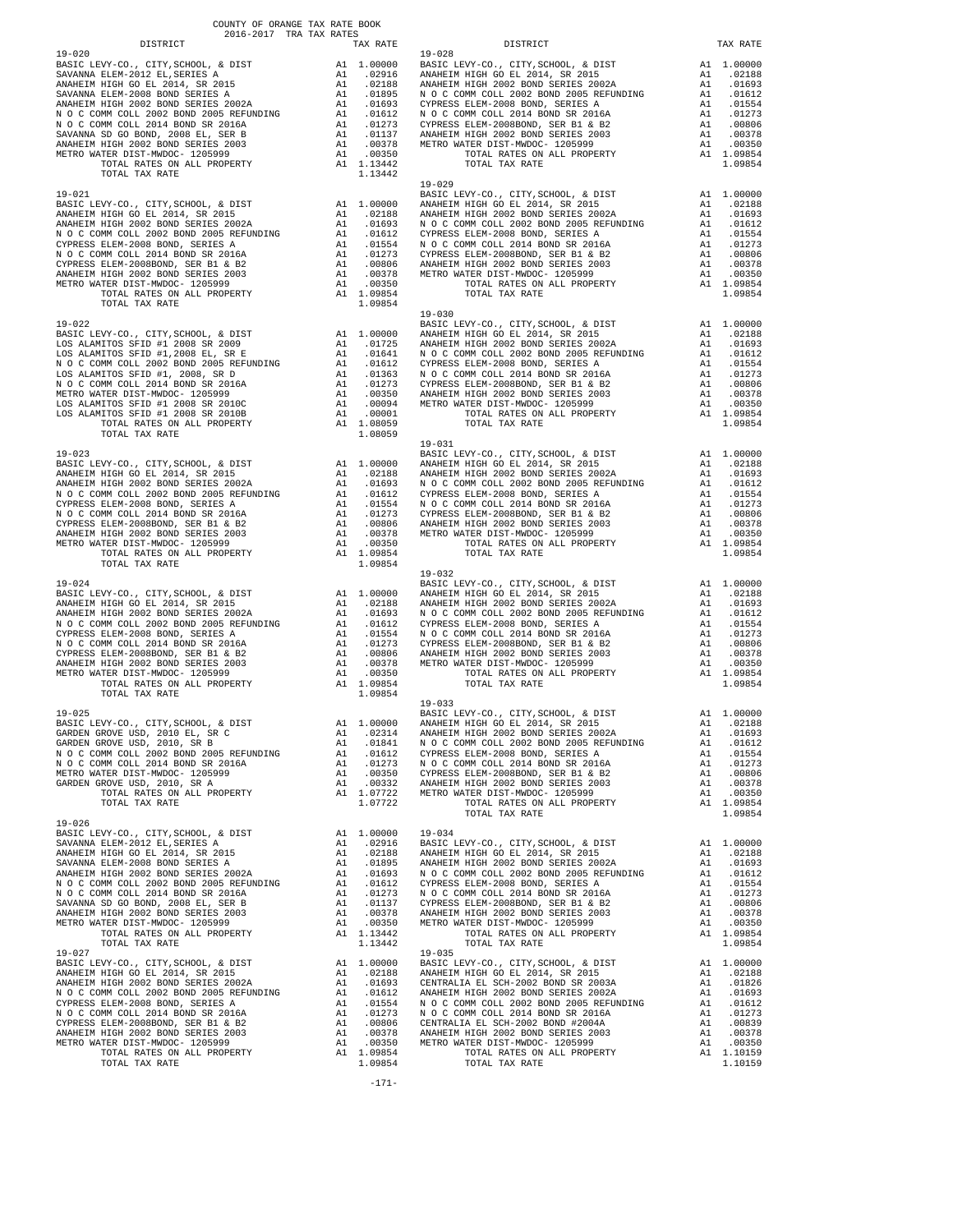COUNTY OF ORANGE TAX RATE BOOK
2016-2017 TRA TAX RATES

| DISTRICT | | TAX RATE |
|---|---|---|
| **19-020** | | |
| BASIC LEVY-CO., CITY,SCHOOL, & DIST | A1 | 1.00000 |
| SAVANNA ELEM-2012 EL,SERIES A | A1 | .02916 |
| ANAHEIM HIGH GO EL 2014, SR 2015 | A1 | .02188 |
| SAVANNA ELEM-2008 BOND SERIES A | A1 | .01895 |
| ANAHEIM HIGH 2002 BOND SERIES 2002A | A1 | .01693 |
| N O C COMM COLL 2002 BOND 2005 REFUNDING | A1 | .01612 |
| N O C COMM COLL 2014 BOND SR 2016A | A1 | .01273 |
| SAVANNA SD GO BOND, 2008 EL, SER B | A1 | .01137 |
| ANAHEIM HIGH 2002 BOND SERIES 2003 | A1 | .00378 |
| METRO WATER DIST-MWDOC- 1205999 | A1 | .00350 |
| TOTAL RATES ON ALL PROPERTY | A1 | 1.13442 |
| TOTAL TAX RATE | | 1.13442 |
| **19-021** | | |
| BASIC LEVY-CO., CITY,SCHOOL, & DIST | A1 | 1.00000 |
| ANAHEIM HIGH GO EL 2014, SR 2015 | A1 | .02188 |
| ANAHEIM HIGH 2002 BOND SERIES 2002A | A1 | .01693 |
| N O C COMM COLL 2002 BOND 2005 REFUNDING | A1 | .01612 |
| CYPRESS ELEM-2008 BOND, SERIES A | A1 | .01554 |
| N O C COMM COLL 2014 BOND SR 2016A | A1 | .01273 |
| CYPRESS ELEM-2008BOND, SER B1 & B2 | A1 | .00806 |
| ANAHEIM HIGH 2002 BOND SERIES 2003 | A1 | .00378 |
| METRO WATER DIST-MWDOC- 1205999 | A1 | .00350 |
| TOTAL RATES ON ALL PROPERTY | A1 | 1.09854 |
| TOTAL TAX RATE | | 1.09854 |
| **19-022** | | |
| BASIC LEVY-CO., CITY,SCHOOL, & DIST | A1 | 1.00000 |
| LOS ALAMITOS SFID #1 2008 SR 2009 | A1 | .01725 |
| LOS ALAMITOS SFID #1,2008 EL, SR E | A1 | .01641 |
| N O C COMM COLL 2002 BOND 2005 REFUNDING | A1 | .01612 |
| LOS ALAMITOS SFID #1, 2008, SR D | A1 | .01363 |
| N O C COMM COLL 2014 BOND SR 2016A | A1 | .01273 |
| METRO WATER DIST-MWDOC- 1205999 | A1 | .00350 |
| LOS ALAMITOS SFID #1 2008 SR 2010C | A1 | .00094 |
| LOS ALAMITOS SFID #1 2008 SR 2010B | A1 | .00001 |
| TOTAL RATES ON ALL PROPERTY | A1 | 1.08059 |
| TOTAL TAX RATE | | 1.08059 |
| **19-023** | | |
| BASIC LEVY-CO., CITY,SCHOOL, & DIST | A1 | 1.00000 |
| ANAHEIM HIGH GO EL 2014, SR 2015 | A1 | .02188 |
| ANAHEIM HIGH 2002 BOND SERIES 2002A | A1 | .01693 |
| N O C COMM COLL 2002 BOND 2005 REFUNDING | A1 | .01612 |
| CYPRESS ELEM-2008 BOND, SERIES A | A1 | .01554 |
| N O C COMM COLL 2014 BOND SR 2016A | A1 | .01273 |
| CYPRESS ELEM-2008BOND, SER B1 & B2 | A1 | .00806 |
| ANAHEIM HIGH 2002 BOND SERIES 2003 | A1 | .00378 |
| METRO WATER DIST-MWDOC- 1205999 | A1 | .00350 |
| TOTAL RATES ON ALL PROPERTY | A1 | 1.09854 |
| TOTAL TAX RATE | | 1.09854 |
| **19-024** | | |
| BASIC LEVY-CO., CITY,SCHOOL, & DIST | A1 | 1.00000 |
| ANAHEIM HIGH GO EL 2014, SR 2015 | A1 | .02188 |
| ANAHEIM HIGH 2002 BOND SERIES 2002A | A1 | .01693 |
| N O C COMM COLL 2002 BOND 2005 REFUNDING | A1 | .01612 |
| CYPRESS ELEM-2008 BOND, SERIES A | A1 | .01554 |
| N O C COMM COLL 2014 BOND SR 2016A | A1 | .01273 |
| CYPRESS ELEM-2008BOND, SER B1 & B2 | A1 | .00806 |
| ANAHEIM HIGH 2002 BOND SERIES 2003 | A1 | .00378 |
| METRO WATER DIST-MWDOC- 1205999 | A1 | .00350 |
| TOTAL RATES ON ALL PROPERTY | A1 | 1.09854 |
| TOTAL TAX RATE | | 1.09854 |
| **19-025** | | |
| BASIC LEVY-CO., CITY,SCHOOL, & DIST | A1 | 1.00000 |
| GARDEN GROVE USD, 2010 EL, SR C | A1 | .02314 |
| GARDEN GROVE USD, 2010, SR B | A1 | .01841 |
| N O C COMM COLL 2002 BOND 2005 REFUNDING | A1 | .01612 |
| N O C COMM COLL 2014 BOND SR 2016A | A1 | .01273 |
| METRO WATER DIST-MWDOC- 1205999 | A1 | .00350 |
| GARDEN GROVE USD, 2010, SR A | A1 | .00332 |
| TOTAL RATES ON ALL PROPERTY | A1 | 1.07722 |
| TOTAL TAX RATE | | 1.07722 |
| **19-026** | | |
| BASIC LEVY-CO., CITY,SCHOOL, & DIST | A1 | 1.00000 |
| SAVANNA ELEM-2012 EL,SERIES A | A1 | .02916 |
| ANAHEIM HIGH GO EL 2014, SR 2015 | A1 | .02188 |
| SAVANNA ELEM-2008 BOND SERIES A | A1 | .01895 |
| ANAHEIM HIGH 2002 BOND SERIES 2002A | A1 | .01693 |
| N O C COMM COLL 2002 BOND 2005 REFUNDING | A1 | .01612 |
| N O C COMM COLL 2014 BOND SR 2016A | A1 | .01273 |
| SAVANNA SD GO BOND, 2008 EL, SER B | A1 | .01137 |
| ANAHEIM HIGH 2002 BOND SERIES 2003 | A1 | .00378 |
| METRO WATER DIST-MWDOC- 1205999 | A1 | .00350 |
| TOTAL RATES ON ALL PROPERTY | A1 | 1.13442 |
| TOTAL TAX RATE | | 1.13442 |
| **19-027** | | |
| BASIC LEVY-CO., CITY,SCHOOL, & DIST | A1 | 1.00000 |
| ANAHEIM HIGH GO EL 2014, SR 2015 | A1 | .02188 |
| ANAHEIM HIGH 2002 BOND SERIES 2002A | A1 | .01693 |
| N O C COMM COLL 2002 BOND 2005 REFUNDING | A1 | .01612 |
| CYPRESS ELEM-2008 BOND, SERIES A | A1 | .01554 |
| N O C COMM COLL 2014 BOND SR 2016A | A1 | .01273 |
| CYPRESS ELEM-2008BOND, SER B1 & B2 | A1 | .00806 |
| ANAHEIM HIGH 2002 BOND SERIES 2003 | A1 | .00378 |
| METRO WATER DIST-MWDOC- 1205999 | A1 | .00350 |
| TOTAL RATES ON ALL PROPERTY | A1 | 1.09854 |
| TOTAL TAX RATE | | 1.09854 |
| **19-028** | | |
| BASIC LEVY-CO., CITY,SCHOOL, & DIST | A1 | 1.00000 |
| ANAHEIM HIGH GO EL 2014, SR 2015 | A1 | .02188 |
| ANAHEIM HIGH 2002 BOND SERIES 2002A | A1 | .01693 |
| N O C COMM COLL 2002 BOND 2005 REFUNDING | A1 | .01612 |
| CYPRESS ELEM-2008 BOND, SERIES A | A1 | .01554 |
| N O C COMM COLL 2014 BOND SR 2016A | A1 | .01273 |
| CYPRESS ELEM-2008BOND, SER B1 & B2 | A1 | .00806 |
| ANAHEIM HIGH 2002 BOND SERIES 2003 | A1 | .00378 |
| METRO WATER DIST-MWDOC- 1205999 | A1 | .00350 |
| TOTAL RATES ON ALL PROPERTY | A1 | 1.09854 |
| TOTAL TAX RATE | | 1.09854 |
| **19-029** | | |
| BASIC LEVY-CO., CITY,SCHOOL, & DIST | A1 | 1.00000 |
| ANAHEIM HIGH GO EL 2014, SR 2015 | A1 | .02188 |
| ANAHEIM HIGH 2002 BOND SERIES 2002A | A1 | .01693 |
| N O C COMM COLL 2002 BOND 2005 REFUNDING | A1 | .01612 |
| CYPRESS ELEM-2008 BOND, SERIES A | A1 | .01554 |
| N O C COMM COLL 2014 BOND SR 2016A | A1 | .01273 |
| CYPRESS ELEM-2008BOND, SER B1 & B2 | A1 | .00806 |
| ANAHEIM HIGH 2002 BOND SERIES 2003 | A1 | .00378 |
| METRO WATER DIST-MWDOC- 1205999 | A1 | .00350 |
| TOTAL RATES ON ALL PROPERTY | A1 | 1.09854 |
| TOTAL TAX RATE | | 1.09854 |
| **19-030** | | |
| BASIC LEVY-CO., CITY,SCHOOL, & DIST | A1 | 1.00000 |
| ANAHEIM HIGH GO EL 2014, SR 2015 | A1 | .02188 |
| ANAHEIM HIGH 2002 BOND SERIES 2002A | A1 | .01693 |
| N O C COMM COLL 2002 BOND 2005 REFUNDING | A1 | .01612 |
| CYPRESS ELEM-2008 BOND, SERIES A | A1 | .01554 |
| N O C COMM COLL 2014 BOND SR 2016A | A1 | .01273 |
| CYPRESS ELEM-2008BOND, SER B1 & B2 | A1 | .00806 |
| ANAHEIM HIGH 2002 BOND SERIES 2003 | A1 | .00378 |
| METRO WATER DIST-MWDOC- 1205999 | A1 | .00350 |
| TOTAL RATES ON ALL PROPERTY | A1 | 1.09854 |
| TOTAL TAX RATE | | 1.09854 |
| **19-031** | | |
| BASIC LEVY-CO., CITY,SCHOOL, & DIST | A1 | 1.00000 |
| ANAHEIM HIGH GO EL 2014, SR 2015 | A1 | .02188 |
| ANAHEIM HIGH 2002 BOND SERIES 2002A | A1 | .01693 |
| N O C COMM COLL 2002 BOND 2005 REFUNDING | A1 | .01612 |
| CYPRESS ELEM-2008 BOND, SERIES A | A1 | .01554 |
| N O C COMM COLL 2014 BOND SR 2016A | A1 | .01273 |
| CYPRESS ELEM-2008BOND, SER B1 & B2 | A1 | .00806 |
| ANAHEIM HIGH 2002 BOND SERIES 2003 | A1 | .00378 |
| METRO WATER DIST-MWDOC- 1205999 | A1 | .00350 |
| TOTAL RATES ON ALL PROPERTY | A1 | 1.09854 |
| TOTAL TAX RATE | | 1.09854 |
| **19-032** | | |
| BASIC LEVY-CO., CITY,SCHOOL, & DIST | A1 | 1.00000 |
| ANAHEIM HIGH GO EL 2014, SR 2015 | A1 | .02188 |
| ANAHEIM HIGH 2002 BOND SERIES 2002A | A1 | .01693 |
| N O C COMM COLL 2002 BOND 2005 REFUNDING | A1 | .01612 |
| CYPRESS ELEM-2008 BOND, SERIES A | A1 | .01554 |
| N O C COMM COLL 2014 BOND SR 2016A | A1 | .01273 |
| CYPRESS ELEM-2008BOND, SER B1 & B2 | A1 | .00806 |
| ANAHEIM HIGH 2002 BOND SERIES 2003 | A1 | .00378 |
| METRO WATER DIST-MWDOC- 1205999 | A1 | .00350 |
| TOTAL RATES ON ALL PROPERTY | A1 | 1.09854 |
| TOTAL TAX RATE | | 1.09854 |
| **19-033** | | |
| BASIC LEVY-CO., CITY,SCHOOL, & DIST | A1 | 1.00000 |
| ANAHEIM HIGH GO EL 2014, SR 2015 | A1 | .02188 |
| ANAHEIM HIGH 2002 BOND SERIES 2002A | A1 | .01693 |
| N O C COMM COLL 2002 BOND 2005 REFUNDING | A1 | .01612 |
| CYPRESS ELEM-2008 BOND, SERIES A | A1 | .01554 |
| N O C COMM COLL 2014 BOND SR 2016A | A1 | .01273 |
| CYPRESS ELEM-2008BOND, SER B1 & B2 | A1 | .00806 |
| ANAHEIM HIGH 2002 BOND SERIES 2003 | A1 | .00378 |
| METRO WATER DIST-MWDOC- 1205999 | A1 | .00350 |
| TOTAL RATES ON ALL PROPERTY | A1 | 1.09854 |
| TOTAL TAX RATE | | 1.09854 |
| **19-034** | | |
| BASIC LEVY-CO., CITY,SCHOOL, & DIST | A1 | 1.00000 |
| ANAHEIM HIGH GO EL 2014, SR 2015 | A1 | .02188 |
| ANAHEIM HIGH 2002 BOND SERIES 2002A | A1 | .01693 |
| N O C COMM COLL 2002 BOND 2005 REFUNDING | A1 | .01612 |
| CYPRESS ELEM-2008 BOND, SERIES A | A1 | .01554 |
| N O C COMM COLL 2014 BOND SR 2016A | A1 | .01273 |
| CYPRESS ELEM-2008BOND, SER B1 & B2 | A1 | .00806 |
| ANAHEIM HIGH 2002 BOND SERIES 2003 | A1 | .00378 |
| METRO WATER DIST-MWDOC- 1205999 | A1 | .00350 |
| TOTAL RATES ON ALL PROPERTY | A1 | 1.09854 |
| TOTAL TAX RATE | | 1.09854 |
| **19-035** | | |
| BASIC LEVY-CO., CITY,SCHOOL, & DIST | A1 | 1.00000 |
| ANAHEIM HIGH GO EL 2014, SR 2015 | A1 | .02188 |
| CENTRALIA EL SCH-2002 BOND SR 2003A | A1 | .01826 |
| ANAHEIM HIGH 2002 BOND SERIES 2002A | A1 | .01693 |
| N O C COMM COLL 2002 BOND 2005 REFUNDING | A1 | .01612 |
| N O C COMM COLL 2014 BOND SR 2016A | A1 | .01273 |
| CENTRALIA EL SCH-2002 BOND #2004A | A1 | .00839 |
| ANAHEIM HIGH 2002 BOND SERIES 2003 | A1 | .00378 |
| METRO WATER DIST-MWDOC- 1205999 | A1 | .00350 |
| TOTAL RATES ON ALL PROPERTY | A1 | 1.10159 |
| TOTAL TAX RATE | | 1.10159 |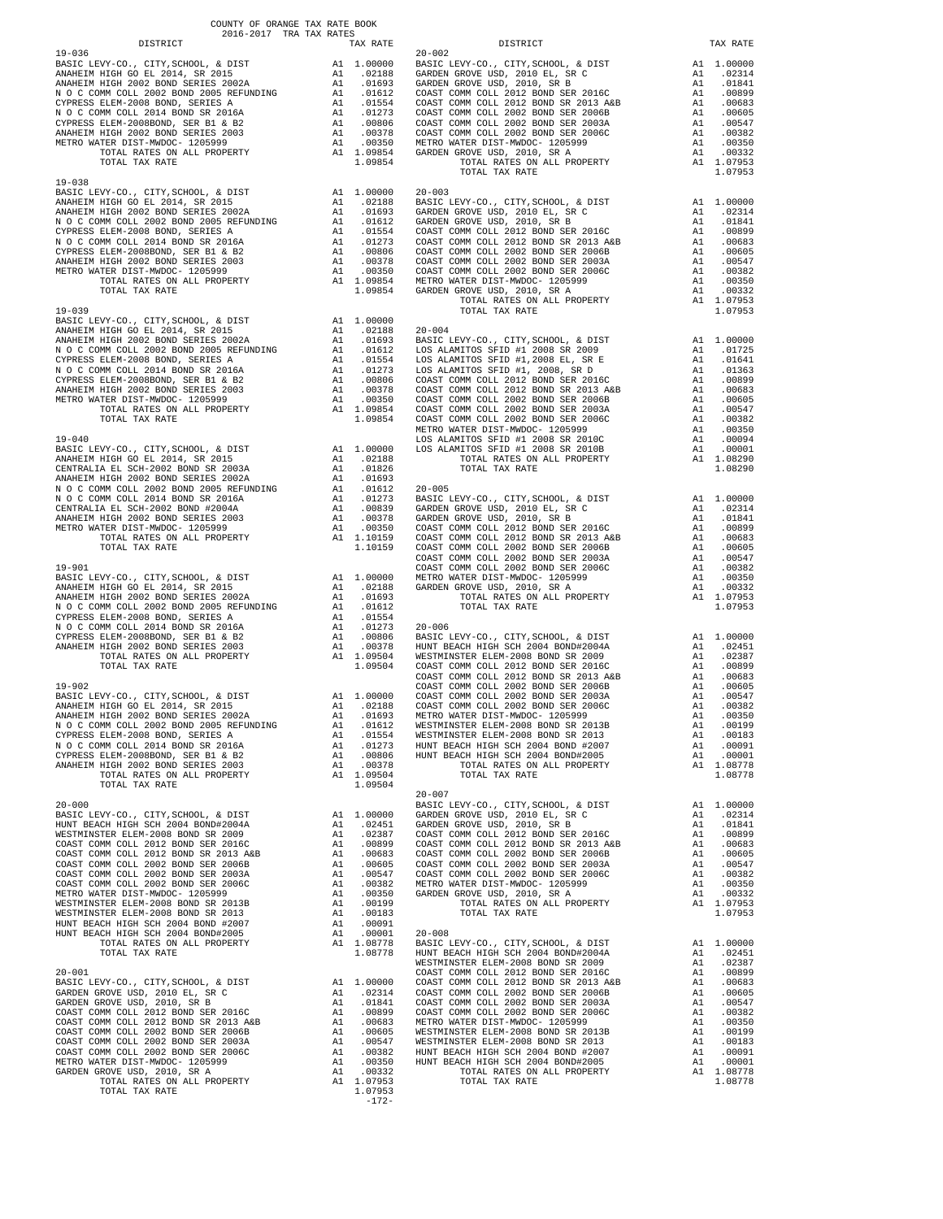COUNTY OF ORANGE TAX RATE BOOK
2016-2017 TRA TAX RATES

| DISTRICT | | TAX RATE |
|---|---|---|
| **19-036** | | |
| BASIC LEVY-CO., CITY,SCHOOL, & DIST | A1 | 1.00000 |
| ANAHEIM HIGH GO EL 2014, SR 2015 | A1 | .02188 |
| ANAHEIM HIGH 2002 BOND SERIES 2002A | A1 | .01693 |
| N O C COMM COLL 2002 BOND 2005 REFUNDING | A1 | .01612 |
| CYPRESS ELEM-2008 BOND, SERIES A | A1 | .01554 |
| N O C COMM COLL 2014 BOND SR 2016A | A1 | .01273 |
| CYPRESS ELEM-2008BOND, SER B1 & B2 | A1 | .00806 |
| ANAHEIM HIGH 2002 BOND SERIES 2003 | A1 | .00378 |
| METRO WATER DIST-MWDOC- 1205999 | A1 | .00350 |
| TOTAL RATES ON ALL PROPERTY | A1 | 1.09854 |
| TOTAL TAX RATE | | 1.09854 |
| **19-038** | | |
| BASIC LEVY-CO., CITY,SCHOOL, & DIST | A1 | 1.00000 |
| ANAHEIM HIGH GO EL 2014, SR 2015 | A1 | .02188 |
| ANAHEIM HIGH 2002 BOND SERIES 2002A | A1 | .01693 |
| N O C COMM COLL 2002 BOND 2005 REFUNDING | A1 | .01612 |
| CYPRESS ELEM-2008 BOND, SERIES A | A1 | .01554 |
| N O C COMM COLL 2014 BOND SR 2016A | A1 | .01273 |
| CYPRESS ELEM-2008BOND, SER B1 & B2 | A1 | .00806 |
| ANAHEIM HIGH 2002 BOND SERIES 2003 | A1 | .00378 |
| METRO WATER DIST-MWDOC- 1205999 | A1 | .00350 |
| TOTAL RATES ON ALL PROPERTY | A1 | 1.09854 |
| TOTAL TAX RATE | | 1.09854 |
| **19-039** | | |
| BASIC LEVY-CO., CITY,SCHOOL, & DIST | A1 | 1.00000 |
| ANAHEIM HIGH GO EL 2014, SR 2015 | A1 | .02188 |
| ANAHEIM HIGH 2002 BOND SERIES 2002A | A1 | .01693 |
| N O C COMM COLL 2002 BOND 2005 REFUNDING | A1 | .01612 |
| CYPRESS ELEM-2008 BOND, SERIES A | A1 | .01554 |
| N O C COMM COLL 2014 BOND SR 2016A | A1 | .01273 |
| CYPRESS ELEM-2008BOND, SER B1 & B2 | A1 | .00806 |
| ANAHEIM HIGH 2002 BOND SERIES 2003 | A1 | .00378 |
| METRO WATER DIST-MWDOC- 1205999 | A1 | .00350 |
| TOTAL RATES ON ALL PROPERTY | A1 | 1.09854 |
| TOTAL TAX RATE | | 1.09854 |
| **19-040** | | |
| BASIC LEVY-CO., CITY,SCHOOL, & DIST | A1 | 1.00000 |
| ANAHEIM HIGH GO EL 2014, SR 2015 | A1 | .02188 |
| CENTRALIA EL SCH-2002 BOND SER 2003A | A1 | .01826 |
| ANAHEIM HIGH 2002 BOND SERIES 2002A | A1 | .01693 |
| N O C COMM COLL 2002 BOND 2005 REFUNDING | A1 | .01612 |
| N O C COMM COLL 2014 BOND SR 2016A | A1 | .01273 |
| CENTRALIA EL SCH-2002 BOND #2004A | A1 | .00839 |
| ANAHEIM HIGH 2002 BOND SERIES 2003 | A1 | .00378 |
| METRO WATER DIST-MWDOC- 1205999 | A1 | .00350 |
| TOTAL RATES ON ALL PROPERTY | A1 | 1.10159 |
| TOTAL TAX RATE | | 1.10159 |
| **19-901** | | |
| BASIC LEVY-CO., CITY,SCHOOL, & DIST | A1 | 1.00000 |
| ANAHEIM HIGH GO EL 2014, SR 2015 | A1 | .02188 |
| ANAHEIM HIGH 2002 BOND SERIES 2002A | A1 | .01693 |
| N O C COMM COLL 2002 BOND 2005 REFUNDING | A1 | .01612 |
| CYPRESS ELEM-2008 BOND, SERIES A | A1 | .01554 |
| N O C COMM COLL 2014 BOND SR 2016A | A1 | .01273 |
| CYPRESS ELEM-2008BOND, SER B1 & B2 | A1 | .00806 |
| ANAHEIM HIGH 2002 BOND SERIES 2003 | A1 | .00378 |
| TOTAL RATES ON ALL PROPERTY | A1 | 1.09504 |
| TOTAL TAX RATE | | 1.09504 |
| **19-902** | | |
| BASIC LEVY-CO., CITY,SCHOOL, & DIST | A1 | 1.00000 |
| ANAHEIM HIGH GO EL 2014, SR 2015 | A1 | .02188 |
| ANAHEIM HIGH 2002 BOND SERIES 2002A | A1 | .01693 |
| N O C COMM COLL 2002 BOND 2005 REFUNDING | A1 | .01612 |
| CYPRESS ELEM-2008 BOND, SERIES A | A1 | .01554 |
| N O C COMM COLL 2014 BOND SR 2016A | A1 | .01273 |
| CYPRESS ELEM-2008BOND, SER B1 & B2 | A1 | .00806 |
| ANAHEIM HIGH 2002 BOND SERIES 2003 | A1 | .00378 |
| TOTAL RATES ON ALL PROPERTY | A1 | 1.09504 |
| TOTAL TAX RATE | | 1.09504 |
| **20-000** | | |
| BASIC LEVY-CO., CITY,SCHOOL, & DIST | A1 | 1.00000 |
| HUNT BEACH HIGH SCH 2004 BOND#2004A | A1 | .02451 |
| WESTMINSTER ELEM-2008 BOND SR 2009 | A1 | .02387 |
| COAST COMM COLL 2012 BOND SER 2016C | A1 | .00899 |
| COAST COMM COLL 2012 BOND SR 2013 A&B | A1 | .00683 |
| COAST COMM COLL 2002 BOND SER 2006B | A1 | .00605 |
| COAST COMM COLL 2002 BOND SER 2003A | A1 | .00547 |
| COAST COMM COLL 2002 BOND SER 2006C | A1 | .00382 |
| METRO WATER DIST-MWDOC- 1205999 | A1 | .00350 |
| WESTMINSTER ELEM-2008 BOND SR 2013B | A1 | .00199 |
| WESTMINSTER ELEM-2008 BOND SR 2013 | A1 | .00183 |
| HUNT BEACH HIGH SCH 2004 BOND #2007 | A1 | .00091 |
| HUNT BEACH HIGH SCH 2004 BOND#2005 | A1 | .00001 |
| TOTAL RATES ON ALL PROPERTY | A1 | 1.08778 |
| TOTAL TAX RATE | | 1.08778 |
| **20-001** | | |
| BASIC LEVY-CO., CITY,SCHOOL, & DIST | A1 | 1.00000 |
| GARDEN GROVE USD, 2010 EL, SR C | A1 | .02314 |
| GARDEN GROVE USD, 2010, SR B | A1 | .01841 |
| COAST COMM COLL 2012 BOND SER 2016C | A1 | .00899 |
| COAST COMM COLL 2012 BOND SR 2013 A&B | A1 | .00683 |
| COAST COMM COLL 2002 BOND SER 2006B | A1 | .00605 |
| COAST COMM COLL 2002 BOND SER 2003A | A1 | .00547 |
| COAST COMM COLL 2002 BOND SER 2006C | A1 | .00382 |
| METRO WATER DIST-MWDOC- 1205999 | A1 | .00350 |
| GARDEN GROVE USD, 2010, SR A | A1 | .00332 |
| TOTAL RATES ON ALL PROPERTY | A1 | 1.07953 |
| TOTAL TAX RATE | | 1.07953 |
| **20-002** | | |
| BASIC LEVY-CO., CITY,SCHOOL, & DIST | A1 | 1.00000 |
| GARDEN GROVE USD, 2010 EL, SR C | A1 | .02314 |
| GARDEN GROVE USD, 2010, SR B | A1 | .01841 |
| COAST COMM COLL 2012 BOND SER 2016C | A1 | .00899 |
| COAST COMM COLL 2012 BOND SR 2013 A&B | A1 | .00683 |
| COAST COMM COLL 2002 BOND SER 2006B | A1 | .00605 |
| COAST COMM COLL 2002 BOND SER 2003A | A1 | .00547 |
| COAST COMM COLL 2002 BOND SER 2006C | A1 | .00382 |
| METRO WATER DIST-MWDOC- 1205999 | A1 | .00350 |
| GARDEN GROVE USD, 2010, SR A | A1 | .00332 |
| TOTAL RATES ON ALL PROPERTY | A1 | 1.07953 |
| TOTAL TAX RATE | | 1.07953 |
| **20-003** | | |
| BASIC LEVY-CO., CITY,SCHOOL, & DIST | A1 | 1.00000 |
| GARDEN GROVE USD, 2010 EL, SR C | A1 | .02314 |
| GARDEN GROVE USD, 2010, SR B | A1 | .01841 |
| COAST COMM COLL 2012 BOND SER 2016C | A1 | .00899 |
| COAST COMM COLL 2012 BOND SR 2013 A&B | A1 | .00683 |
| COAST COMM COLL 2002 BOND SER 2006B | A1 | .00605 |
| COAST COMM COLL 2002 BOND SER 2003A | A1 | .00547 |
| COAST COMM COLL 2002 BOND SER 2006C | A1 | .00382 |
| METRO WATER DIST-MWDOC- 1205999 | A1 | .00350 |
| GARDEN GROVE USD, 2010, SR A | A1 | .00332 |
| TOTAL RATES ON ALL PROPERTY | A1 | 1.07953 |
| TOTAL TAX RATE | | 1.07953 |
| **20-004** | | |
| BASIC LEVY-CO., CITY,SCHOOL, & DIST | A1 | 1.00000 |
| LOS ALAMITOS SFID #1 2008 SR 2009 | A1 | .01725 |
| LOS ALAMITOS SFID #1,2008 EL, SR E | A1 | .01641 |
| LOS ALAMITOS SFID #1, 2008, SR D | A1 | .01363 |
| COAST COMM COLL 2012 BOND SER 2016C | A1 | .00899 |
| COAST COMM COLL 2012 BOND SR 2013 A&B | A1 | .00683 |
| COAST COMM COLL 2002 BOND SER 2006B | A1 | .00605 |
| COAST COMM COLL 2002 BOND SER 2003A | A1 | .00547 |
| COAST COMM COLL 2002 BOND SER 2006C | A1 | .00382 |
| METRO WATER DIST-MWDOC- 1205999 | A1 | .00350 |
| LOS ALAMITOS SFID #1 2008 SR 2010C | A1 | .00094 |
| LOS ALAMITOS SFID #1 2008 SR 2010B | A1 | .00001 |
| TOTAL RATES ON ALL PROPERTY | A1 | 1.08290 |
| TOTAL TAX RATE | | 1.08290 |
| **20-005** | | |
| BASIC LEVY-CO., CITY,SCHOOL, & DIST | A1 | 1.00000 |
| GARDEN GROVE USD, 2010 EL, SR C | A1 | .02314 |
| GARDEN GROVE USD, 2010, SR B | A1 | .01841 |
| COAST COMM COLL 2012 BOND SER 2016C | A1 | .00899 |
| COAST COMM COLL 2012 BOND SR 2013 A&B | A1 | .00683 |
| COAST COMM COLL 2002 BOND SER 2006B | A1 | .00605 |
| COAST COMM COLL 2002 BOND SER 2003A | A1 | .00547 |
| COAST COMM COLL 2002 BOND SER 2006C | A1 | .00382 |
| METRO WATER DIST-MWDOC- 1205999 | A1 | .00350 |
| GARDEN GROVE USD, 2010, SR A | A1 | .00332 |
| TOTAL RATES ON ALL PROPERTY | A1 | 1.07953 |
| TOTAL TAX RATE | | 1.07953 |
| **20-006** | | |
| BASIC LEVY-CO., CITY,SCHOOL, & DIST | A1 | 1.00000 |
| HUNT BEACH HIGH SCH 2004 BOND#2004A | A1 | .02451 |
| WESTMINSTER ELEM-2008 BOND SR 2009 | A1 | .02387 |
| COAST COMM COLL 2012 BOND SER 2016C | A1 | .00899 |
| COAST COMM COLL 2012 BOND SR 2013 A&B | A1 | .00683 |
| COAST COMM COLL 2002 BOND SER 2006B | A1 | .00605 |
| COAST COMM COLL 2002 BOND SER 2003A | A1 | .00547 |
| COAST COMM COLL 2002 BOND SER 2006C | A1 | .00382 |
| METRO WATER DIST-MWDOC- 1205999 | A1 | .00350 |
| WESTMINSTER ELEM-2008 BOND SR 2013B | A1 | .00199 |
| WESTMINSTER ELEM-2008 BOND SR 2013 | A1 | .00183 |
| HUNT BEACH HIGH SCH 2004 BOND #2007 | A1 | .00091 |
| HUNT BEACH HIGH SCH 2004 BOND#2005 | A1 | .00001 |
| TOTAL RATES ON ALL PROPERTY | A1 | 1.08778 |
| TOTAL TAX RATE | | 1.08778 |
| **20-007** | | |
| BASIC LEVY-CO., CITY,SCHOOL, & DIST | A1 | 1.00000 |
| GARDEN GROVE USD, 2010 EL, SR C | A1 | .02314 |
| GARDEN GROVE USD, 2010, SR B | A1 | .01841 |
| COAST COMM COLL 2012 BOND SER 2016C | A1 | .00899 |
| COAST COMM COLL 2012 BOND SR 2013 A&B | A1 | .00683 |
| COAST COMM COLL 2002 BOND SER 2006B | A1 | .00605 |
| COAST COMM COLL 2002 BOND SER 2003A | A1 | .00547 |
| COAST COMM COLL 2002 BOND SER 2006C | A1 | .00382 |
| METRO WATER DIST-MWDOC- 1205999 | A1 | .00350 |
| GARDEN GROVE USD, 2010, SR A | A1 | .00332 |
| TOTAL RATES ON ALL PROPERTY | A1 | 1.07953 |
| TOTAL TAX RATE | | 1.07953 |
| **20-008** | | |
| BASIC LEVY-CO., CITY,SCHOOL, & DIST | A1 | 1.00000 |
| HUNT BEACH HIGH SCH 2004 BOND#2004A | A1 | .02451 |
| WESTMINSTER ELEM-2008 BOND SR 2009 | A1 | .02387 |
| COAST COMM COLL 2012 BOND SER 2016C | A1 | .00899 |
| COAST COMM COLL 2012 BOND SR 2013 A&B | A1 | .00683 |
| COAST COMM COLL 2002 BOND SER 2006B | A1 | .00605 |
| COAST COMM COLL 2002 BOND SER 2003A | A1 | .00547 |
| COAST COMM COLL 2002 BOND SER 2006C | A1 | .00382 |
| METRO WATER DIST-MWDOC- 1205999 | A1 | .00350 |
| WESTMINSTER ELEM-2008 BOND SR 2013B | A1 | .00199 |
| WESTMINSTER ELEM-2008 BOND SR 2013 | A1 | .00183 |
| HUNT BEACH HIGH SCH 2004 BOND #2007 | A1 | .00091 |
| HUNT BEACH HIGH SCH 2004 BOND#2005 | A1 | .00001 |
| TOTAL RATES ON ALL PROPERTY | A1 | 1.08778 |
| TOTAL TAX RATE | | 1.08778 |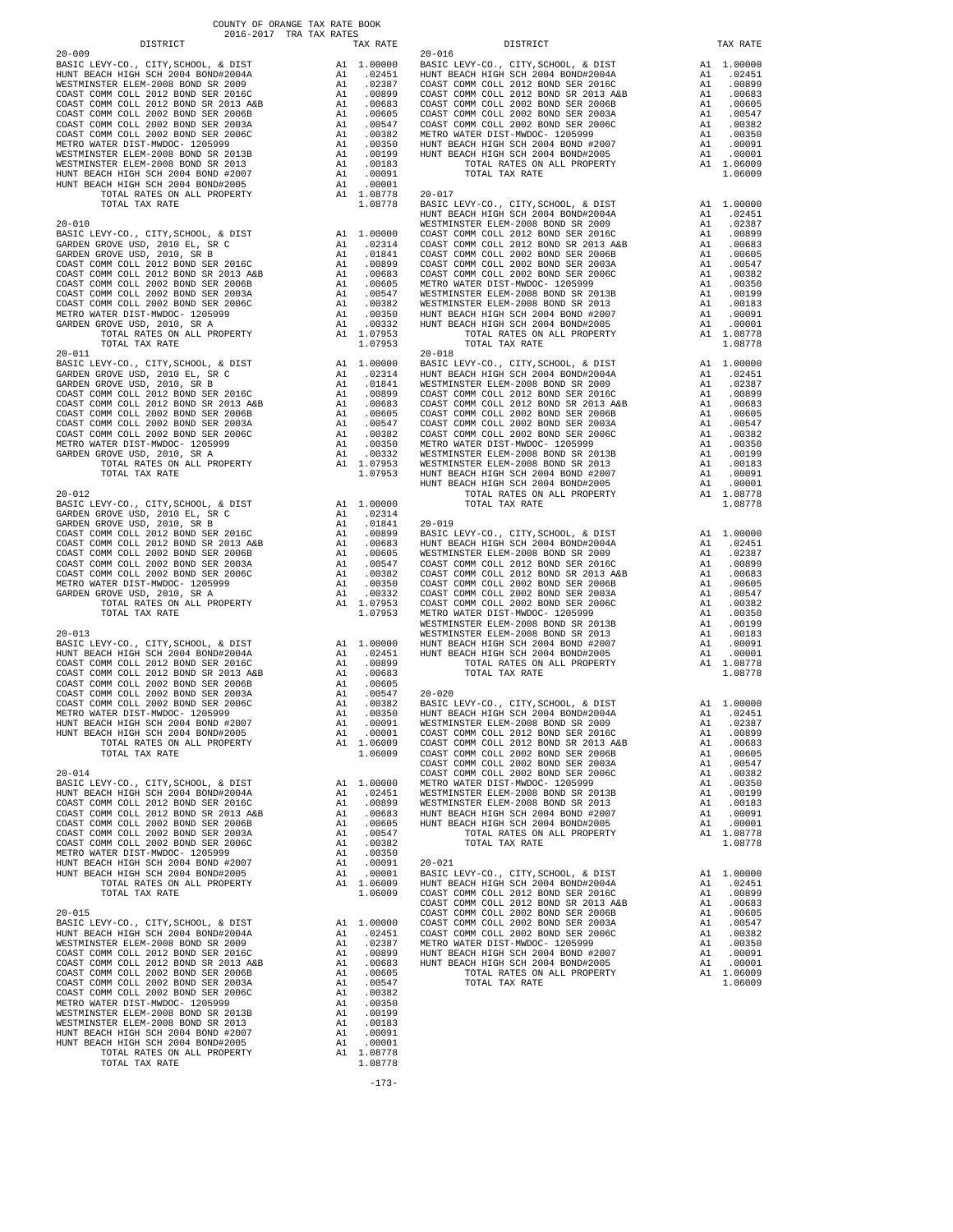COUNTY OF ORANGE TAX RATE BOOK
2016-2017 TRA TAX RATES

| DISTRICT | | TAX RATE |
|---|---|---|
| **20-009** | | |
| BASIC LEVY-CO., CITY,SCHOOL, & DIST | A1 | 1.00000 |
| HUNT BEACH HIGH SCH 2004 BOND#2004A | A1 | .02451 |
| WESTMINSTER ELEM-2008 BOND SR 2009 | A1 | .02387 |
| COAST COMM COLL 2012 BOND SER 2016C | A1 | .00899 |
| COAST COMM COLL 2012 BOND SR 2013 A&B | A1 | .00683 |
| COAST COMM COLL 2002 BOND SER 2006B | A1 | .00605 |
| COAST COMM COLL 2002 BOND SER 2003A | A1 | .00547 |
| COAST COMM COLL 2002 BOND SER 2006C | A1 | .00382 |
| METRO WATER DIST-MWDOC- 1205999 | A1 | .00350 |
| WESTMINSTER ELEM-2008 BOND SR 2013B | A1 | .00199 |
| WESTMINSTER ELEM-2008 BOND SR 2013 | A1 | .00183 |
| HUNT BEACH HIGH SCH 2004 BOND #2007 | A1 | .00091 |
| HUNT BEACH HIGH SCH 2004 BOND#2005 | A1 | .00001 |
| TOTAL RATES ON ALL PROPERTY | A1 | 1.08778 |
| TOTAL TAX RATE | | 1.08778 |
| **20-010** | | |
| BASIC LEVY-CO., CITY,SCHOOL, & DIST | A1 | 1.00000 |
| GARDEN GROVE USD, 2010 EL, SR C | A1 | .02314 |
| GARDEN GROVE USD, 2010, SR B | A1 | .01841 |
| COAST COMM COLL 2012 BOND SER 2016C | A1 | .00899 |
| COAST COMM COLL 2012 BOND SR 2013 A&B | A1 | .00683 |
| COAST COMM COLL 2002 BOND SER 2006B | A1 | .00605 |
| COAST COMM COLL 2002 BOND SER 2003A | A1 | .00547 |
| COAST COMM COLL 2002 BOND SER 2006C | A1 | .00382 |
| METRO WATER DIST-MWDOC- 1205999 | A1 | .00350 |
| GARDEN GROVE USD, 2010, SR A | A1 | .00332 |
| TOTAL RATES ON ALL PROPERTY | A1 | 1.07953 |
| TOTAL TAX RATE | | 1.07953 |
| **20-011** | | |
| BASIC LEVY-CO., CITY,SCHOOL, & DIST | A1 | 1.00000 |
| GARDEN GROVE USD, 2010 EL, SR C | A1 | .02314 |
| GARDEN GROVE USD, 2010, SR B | A1 | .01841 |
| COAST COMM COLL 2012 BOND SER 2016C | A1 | .00899 |
| COAST COMM COLL 2012 BOND SR 2013 A&B | A1 | .00683 |
| COAST COMM COLL 2002 BOND SER 2006B | A1 | .00605 |
| COAST COMM COLL 2002 BOND SER 2003A | A1 | .00547 |
| COAST COMM COLL 2002 BOND SER 2006C | A1 | .00382 |
| METRO WATER DIST-MWDOC- 1205999 | A1 | .00350 |
| GARDEN GROVE USD, 2010, SR A | A1 | .00332 |
| TOTAL RATES ON ALL PROPERTY | A1 | 1.07953 |
| TOTAL TAX RATE | | 1.07953 |
| **20-012** | | |
| BASIC LEVY-CO., CITY,SCHOOL, & DIST | A1 | 1.00000 |
| GARDEN GROVE USD, 2010 EL, SR C | A1 | .02314 |
| GARDEN GROVE USD, 2010, SR B | A1 | .01841 |
| COAST COMM COLL 2012 BOND SER 2016C | A1 | .00899 |
| COAST COMM COLL 2012 BOND SR 2013 A&B | A1 | .00683 |
| COAST COMM COLL 2002 BOND SER 2006B | A1 | .00605 |
| COAST COMM COLL 2002 BOND SER 2003A | A1 | .00547 |
| COAST COMM COLL 2002 BOND SER 2006C | A1 | .00382 |
| METRO WATER DIST-MWDOC- 1205999 | A1 | .00350 |
| GARDEN GROVE USD, 2010, SR A | A1 | .00332 |
| TOTAL RATES ON ALL PROPERTY | A1 | 1.07953 |
| TOTAL TAX RATE | | 1.07953 |
| **20-013** | | |
| BASIC LEVY-CO., CITY,SCHOOL, & DIST | A1 | 1.00000 |
| HUNT BEACH HIGH SCH 2004 BOND#2004A | A1 | .02451 |
| COAST COMM COLL 2012 BOND SER 2016C | A1 | .00899 |
| COAST COMM COLL 2012 BOND SR 2013 A&B | A1 | .00683 |
| COAST COMM COLL 2002 BOND SER 2006B | A1 | .00605 |
| COAST COMM COLL 2002 BOND SER 2003A | A1 | .00547 |
| COAST COMM COLL 2002 BOND SER 2006C | A1 | .00382 |
| METRO WATER DIST-MWDOC- 1205999 | A1 | .00350 |
| HUNT BEACH HIGH SCH 2004 BOND #2007 | A1 | .00091 |
| HUNT BEACH HIGH SCH 2004 BOND#2005 | A1 | .00001 |
| TOTAL RATES ON ALL PROPERTY | A1 | 1.06009 |
| TOTAL TAX RATE | | 1.06009 |
| **20-014** | | |
| BASIC LEVY-CO., CITY,SCHOOL, & DIST | A1 | 1.00000 |
| HUNT BEACH HIGH SCH 2004 BOND#2004A | A1 | .02451 |
| COAST COMM COLL 2012 BOND SER 2016C | A1 | .00899 |
| COAST COMM COLL 2012 BOND SR 2013 A&B | A1 | .00683 |
| COAST COMM COLL 2002 BOND SER 2006B | A1 | .00605 |
| COAST COMM COLL 2002 BOND SER 2003A | A1 | .00547 |
| COAST COMM COLL 2002 BOND SER 2006C | A1 | .00382 |
| METRO WATER DIST-MWDOC- 1205999 | A1 | .00350 |
| HUNT BEACH HIGH SCH 2004 BOND #2007 | A1 | .00091 |
| HUNT BEACH HIGH SCH 2004 BOND#2005 | A1 | .00001 |
| TOTAL RATES ON ALL PROPERTY | A1 | 1.06009 |
| TOTAL TAX RATE | | 1.06009 |
| **20-015** | | |
| BASIC LEVY-CO., CITY,SCHOOL, & DIST | A1 | 1.00000 |
| HUNT BEACH HIGH SCH 2004 BOND#2004A | A1 | .02451 |
| WESTMINSTER ELEM-2008 BOND SR 2009 | A1 | .02387 |
| COAST COMM COLL 2012 BOND SER 2016C | A1 | .00899 |
| COAST COMM COLL 2012 BOND SR 2013 A&B | A1 | .00683 |
| COAST COMM COLL 2002 BOND SER 2006B | A1 | .00605 |
| COAST COMM COLL 2002 BOND SER 2003A | A1 | .00547 |
| COAST COMM COLL 2002 BOND SER 2006C | A1 | .00382 |
| METRO WATER DIST-MWDOC- 1205999 | A1 | .00350 |
| WESTMINSTER ELEM-2008 BOND SR 2013B | A1 | .00199 |
| WESTMINSTER ELEM-2008 BOND SR 2013 | A1 | .00183 |
| HUNT BEACH HIGH SCH 2004 BOND #2007 | A1 | .00091 |
| HUNT BEACH HIGH SCH 2004 BOND#2005 | A1 | .00001 |
| TOTAL RATES ON ALL PROPERTY | A1 | 1.08778 |
| TOTAL TAX RATE | | 1.08778 |
| **20-016** | | |
| BASIC LEVY-CO., CITY,SCHOOL, & DIST | A1 | 1.00000 |
| HUNT BEACH HIGH SCH 2004 BOND#2004A | A1 | .02451 |
| COAST COMM COLL 2012 BOND SER 2016C | A1 | .00899 |
| COAST COMM COLL 2012 BOND SR 2013 A&B | A1 | .00683 |
| COAST COMM COLL 2002 BOND SER 2006B | A1 | .00605 |
| COAST COMM COLL 2002 BOND SER 2003A | A1 | .00547 |
| COAST COMM COLL 2002 BOND SER 2006C | A1 | .00382 |
| METRO WATER DIST-MWDOC- 1205999 | A1 | .00350 |
| HUNT BEACH HIGH SCH 2004 BOND #2007 | A1 | .00091 |
| HUNT BEACH HIGH SCH 2004 BOND#2005 | A1 | .00001 |
| TOTAL RATES ON ALL PROPERTY | A1 | 1.06009 |
| TOTAL TAX RATE | | 1.06009 |
| **20-017** | | |
| BASIC LEVY-CO., CITY,SCHOOL, & DIST | A1 | 1.00000 |
| HUNT BEACH HIGH SCH 2004 BOND#2004A | A1 | .02451 |
| WESTMINSTER ELEM-2008 BOND SR 2009 | A1 | .02387 |
| COAST COMM COLL 2012 BOND SER 2016C | A1 | .00899 |
| COAST COMM COLL 2012 BOND SR 2013 A&B | A1 | .00683 |
| COAST COMM COLL 2002 BOND SER 2006B | A1 | .00605 |
| COAST COMM COLL 2002 BOND SER 2003A | A1 | .00547 |
| COAST COMM COLL 2002 BOND SER 2006C | A1 | .00382 |
| METRO WATER DIST-MWDOC- 1205999 | A1 | .00350 |
| WESTMINSTER ELEM-2008 BOND SR 2013B | A1 | .00199 |
| WESTMINSTER ELEM-2008 BOND SR 2013 | A1 | .00183 |
| HUNT BEACH HIGH SCH 2004 BOND #2007 | A1 | .00091 |
| HUNT BEACH HIGH SCH 2004 BOND#2005 | A1 | .00001 |
| TOTAL RATES ON ALL PROPERTY | A1 | 1.08778 |
| TOTAL TAX RATE | | 1.08778 |
| **20-018** | | |
| BASIC LEVY-CO., CITY,SCHOOL, & DIST | A1 | 1.00000 |
| HUNT BEACH HIGH SCH 2004 BOND#2004A | A1 | .02451 |
| WESTMINSTER ELEM-2008 BOND SR 2009 | A1 | .02387 |
| COAST COMM COLL 2012 BOND SER 2016C | A1 | .00899 |
| COAST COMM COLL 2012 BOND SR 2013 A&B | A1 | .00683 |
| COAST COMM COLL 2002 BOND SER 2006B | A1 | .00605 |
| COAST COMM COLL 2002 BOND SER 2003A | A1 | .00547 |
| COAST COMM COLL 2002 BOND SER 2006C | A1 | .00382 |
| METRO WATER DIST-MWDOC- 1205999 | A1 | .00350 |
| WESTMINSTER ELEM-2008 BOND SR 2013B | A1 | .00199 |
| WESTMINSTER ELEM-2008 BOND SR 2013 | A1 | .00183 |
| HUNT BEACH HIGH SCH 2004 BOND #2007 | A1 | .00091 |
| HUNT BEACH HIGH SCH 2004 BOND#2005 | A1 | .00001 |
| TOTAL RATES ON ALL PROPERTY | A1 | 1.08778 |
| TOTAL TAX RATE | | 1.08778 |
| **20-019** | | |
| BASIC LEVY-CO., CITY,SCHOOL, & DIST | A1 | 1.00000 |
| HUNT BEACH HIGH SCH 2004 BOND#2004A | A1 | .02451 |
| WESTMINSTER ELEM-2008 BOND SR 2009 | A1 | .02387 |
| COAST COMM COLL 2012 BOND SER 2016C | A1 | .00899 |
| COAST COMM COLL 2012 BOND SR 2013 A&B | A1 | .00683 |
| COAST COMM COLL 2002 BOND SER 2006B | A1 | .00605 |
| COAST COMM COLL 2002 BOND SER 2003A | A1 | .00547 |
| COAST COMM COLL 2002 BOND SER 2006C | A1 | .00382 |
| METRO WATER DIST-MWDOC- 1205999 | A1 | .00350 |
| WESTMINSTER ELEM-2008 BOND SR 2013B | A1 | .00199 |
| WESTMINSTER ELEM-2008 BOND SR 2013 | A1 | .00183 |
| HUNT BEACH HIGH SCH 2004 BOND #2007 | A1 | .00091 |
| HUNT BEACH HIGH SCH 2004 BOND#2005 | A1 | .00001 |
| TOTAL RATES ON ALL PROPERTY | A1 | 1.08778 |
| TOTAL TAX RATE | | 1.08778 |
| **20-020** | | |
| BASIC LEVY-CO., CITY,SCHOOL, & DIST | A1 | 1.00000 |
| HUNT BEACH HIGH SCH 2004 BOND#2004A | A1 | .02451 |
| WESTMINSTER ELEM-2008 BOND SR 2009 | A1 | .02387 |
| COAST COMM COLL 2012 BOND SER 2016C | A1 | .00899 |
| COAST COMM COLL 2012 BOND SR 2013 A&B | A1 | .00683 |
| COAST COMM COLL 2002 BOND SER 2006B | A1 | .00605 |
| COAST COMM COLL 2002 BOND SER 2003A | A1 | .00547 |
| COAST COMM COLL 2002 BOND SER 2006C | A1 | .00382 |
| METRO WATER DIST-MWDOC- 1205999 | A1 | .00350 |
| WESTMINSTER ELEM-2008 BOND SR 2013B | A1 | .00199 |
| WESTMINSTER ELEM-2008 BOND SR 2013 | A1 | .00183 |
| HUNT BEACH HIGH SCH 2004 BOND #2007 | A1 | .00091 |
| HUNT BEACH HIGH SCH 2004 BOND#2005 | A1 | .00001 |
| TOTAL RATES ON ALL PROPERTY | A1 | 1.08778 |
| TOTAL TAX RATE | | 1.08778 |
| **20-021** | | |
| BASIC LEVY-CO., CITY,SCHOOL, & DIST | A1 | 1.00000 |
| HUNT BEACH HIGH SCH 2004 BOND#2004A | A1 | .02451 |
| COAST COMM COLL 2012 BOND SER 2016C | A1 | .00899 |
| COAST COMM COLL 2012 BOND SR 2013 A&B | A1 | .00683 |
| COAST COMM COLL 2002 BOND SER 2006B | A1 | .00605 |
| COAST COMM COLL 2002 BOND SER 2003A | A1 | .00547 |
| COAST COMM COLL 2002 BOND SER 2006C | A1 | .00382 |
| METRO WATER DIST-MWDOC- 1205999 | A1 | .00350 |
| HUNT BEACH HIGH SCH 2004 BOND #2007 | A1 | .00091 |
| HUNT BEACH HIGH SCH 2004 BOND#2005 | A1 | .00001 |
| TOTAL RATES ON ALL PROPERTY | A1 | 1.06009 |
| TOTAL TAX RATE | | 1.06009 |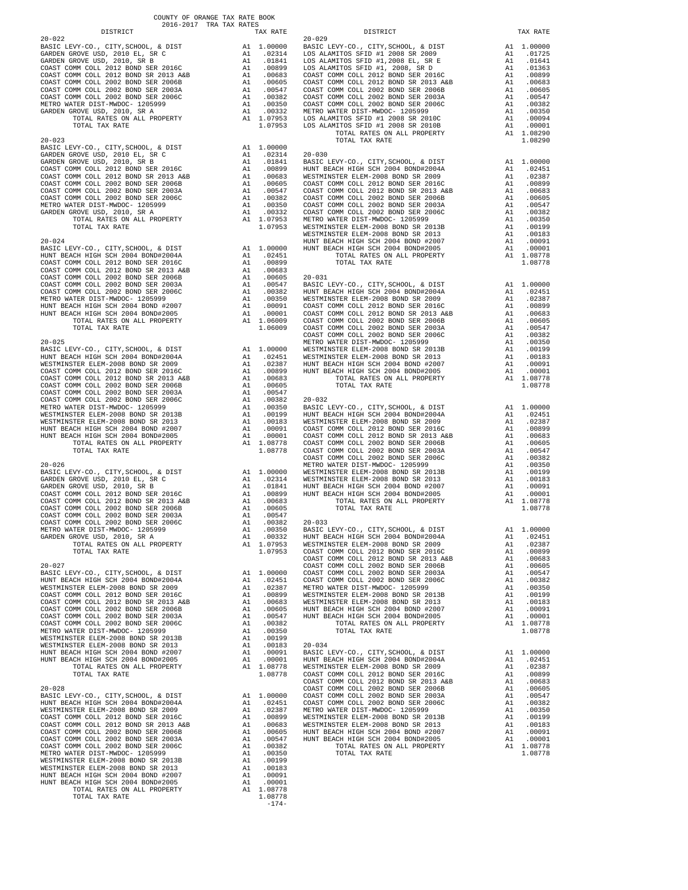COUNTY OF ORANGE TAX RATE BOOK
2016-2017 TRA TAX RATES

| DISTRICT | | TAX RATE |
|---|---|---|
| **20-022** | | |
| BASIC LEVY-CO., CITY,SCHOOL, & DIST | A1 | 1.00000 |
| GARDEN GROVE USD, 2010 EL, SR C | A1 | .02314 |
| GARDEN GROVE USD, 2010, SR B | A1 | .01841 |
| COAST COMM COLL 2012 BOND SER 2016C | A1 | .00899 |
| COAST COMM COLL 2012 BOND SR 2013 A&B | A1 | .00683 |
| COAST COMM COLL 2002 BOND SER 2006B | A1 | .00605 |
| COAST COMM COLL 2002 BOND SER 2003A | A1 | .00547 |
| COAST COMM COLL 2002 BOND SER 2006C | A1 | .00382 |
| METRO WATER DIST-MWDOC- 1205999 | A1 | .00350 |
| GARDEN GROVE USD, 2010, SR A | A1 | .00332 |
| TOTAL RATES ON ALL PROPERTY | A1 | 1.07953 |
| TOTAL TAX RATE | | 1.07953 |
| **20-023** | | |
| BASIC LEVY-CO., CITY,SCHOOL, & DIST | A1 | 1.00000 |
| GARDEN GROVE USD, 2010 EL, SR C | A1 | .02314 |
| GARDEN GROVE USD, 2010, SR B | A1 | .01841 |
| COAST COMM COLL 2012 BOND SER 2016C | A1 | .00899 |
| COAST COMM COLL 2012 BOND SR 2013 A&B | A1 | .00683 |
| COAST COMM COLL 2002 BOND SER 2006B | A1 | .00605 |
| COAST COMM COLL 2002 BOND SER 2003A | A1 | .00547 |
| COAST COMM COLL 2002 BOND SER 2006C | A1 | .00382 |
| METRO WATER DIST-MWDOC- 1205999 | A1 | .00350 |
| GARDEN GROVE USD, 2010, SR A | A1 | .00332 |
| TOTAL RATES ON ALL PROPERTY | A1 | 1.07953 |
| TOTAL TAX RATE | | 1.07953 |
| **20-024** | | |
| BASIC LEVY-CO., CITY,SCHOOL, & DIST | A1 | 1.00000 |
| HUNT BEACH HIGH SCH 2004 BOND#2004A | A1 | .02451 |
| COAST COMM COLL 2012 BOND SER 2016C | A1 | .00899 |
| COAST COMM COLL 2012 BOND SR 2013 A&B | A1 | .00683 |
| COAST COMM COLL 2002 BOND SER 2006B | A1 | .00605 |
| COAST COMM COLL 2002 BOND SER 2003A | A1 | .00547 |
| COAST COMM COLL 2002 BOND SER 2006C | A1 | .00382 |
| METRO WATER DIST-MWDOC- 1205999 | A1 | .00350 |
| HUNT BEACH HIGH SCH 2004 BOND #2007 | A1 | .00091 |
| HUNT BEACH HIGH SCH 2004 BOND#2005 | A1 | .00001 |
| TOTAL RATES ON ALL PROPERTY | A1 | 1.06009 |
| TOTAL TAX RATE | | 1.06009 |
| **20-025** | | |
| BASIC LEVY-CO., CITY,SCHOOL, & DIST | A1 | 1.00000 |
| HUNT BEACH HIGH SCH 2004 BOND#2004A | A1 | .02451 |
| WESTMINSTER ELEM-2008 BOND SR 2009 | A1 | .02387 |
| COAST COMM COLL 2012 BOND SER 2016C | A1 | .00899 |
| COAST COMM COLL 2012 BOND SR 2013 A&B | A1 | .00683 |
| COAST COMM COLL 2002 BOND SER 2006B | A1 | .00605 |
| COAST COMM COLL 2002 BOND SER 2003A | A1 | .00547 |
| COAST COMM COLL 2002 BOND SER 2006C | A1 | .00382 |
| METRO WATER DIST-MWDOC- 1205999 | A1 | .00350 |
| WESTMINSTER ELEM-2008 BOND SR 2013B | A1 | .00199 |
| WESTMINSTER ELEM-2008 BOND SR 2013 | A1 | .00183 |
| HUNT BEACH HIGH SCH 2004 BOND #2007 | A1 | .00091 |
| HUNT BEACH HIGH SCH 2004 BOND#2005 | A1 | .00001 |
| TOTAL RATES ON ALL PROPERTY | A1 | 1.08778 |
| TOTAL TAX RATE | | 1.08778 |
| **20-026** | | |
| BASIC LEVY-CO., CITY,SCHOOL, & DIST | A1 | 1.00000 |
| GARDEN GROVE USD, 2010 EL, SR C | A1 | .02314 |
| GARDEN GROVE USD, 2010, SR B | A1 | .01841 |
| COAST COMM COLL 2012 BOND SER 2016C | A1 | .00899 |
| COAST COMM COLL 2012 BOND SR 2013 A&B | A1 | .00683 |
| COAST COMM COLL 2002 BOND SER 2006B | A1 | .00605 |
| COAST COMM COLL 2002 BOND SER 2003A | A1 | .00547 |
| COAST COMM COLL 2002 BOND SER 2006C | A1 | .00382 |
| METRO WATER DIST-MWDOC- 1205999 | A1 | .00350 |
| GARDEN GROVE USD, 2010, SR A | A1 | .00332 |
| TOTAL RATES ON ALL PROPERTY | A1 | 1.07953 |
| TOTAL TAX RATE | | 1.07953 |
| **20-027** | | |
| BASIC LEVY-CO., CITY,SCHOOL, & DIST | A1 | 1.00000 |
| HUNT BEACH HIGH SCH 2004 BOND#2004A | A1 | .02451 |
| WESTMINSTER ELEM-2008 BOND SR 2009 | A1 | .02387 |
| COAST COMM COLL 2012 BOND SER 2016C | A1 | .00899 |
| COAST COMM COLL 2012 BOND SR 2013 A&B | A1 | .00683 |
| COAST COMM COLL 2002 BOND SER 2006B | A1 | .00605 |
| COAST COMM COLL 2002 BOND SER 2003A | A1 | .00547 |
| COAST COMM COLL 2002 BOND SER 2006C | A1 | .00382 |
| METRO WATER DIST-MWDOC- 1205999 | A1 | .00350 |
| WESTMINSTER ELEM-2008 BOND SR 2013B | A1 | .00199 |
| WESTMINSTER ELEM-2008 BOND SR 2013 | A1 | .00183 |
| HUNT BEACH HIGH SCH 2004 BOND #2007 | A1 | .00091 |
| HUNT BEACH HIGH SCH 2004 BOND#2005 | A1 | .00001 |
| TOTAL RATES ON ALL PROPERTY | A1 | 1.08778 |
| TOTAL TAX RATE | | 1.08778 |
| **20-028** | | |
| BASIC LEVY-CO., CITY,SCHOOL, & DIST | A1 | 1.00000 |
| HUNT BEACH HIGH SCH 2004 BOND#2004A | A1 | .02451 |
| WESTMINSTER ELEM-2008 BOND SR 2009 | A1 | .02387 |
| COAST COMM COLL 2012 BOND SER 2016C | A1 | .00899 |
| COAST COMM COLL 2012 BOND SR 2013 A&B | A1 | .00683 |
| COAST COMM COLL 2002 BOND SER 2006B | A1 | .00605 |
| COAST COMM COLL 2002 BOND SER 2003A | A1 | .00547 |
| COAST COMM COLL 2002 BOND SER 2006C | A1 | .00382 |
| METRO WATER DIST-MWDOC- 1205999 | A1 | .00350 |
| WESTMINSTER ELEM-2008 BOND SR 2013B | A1 | .00199 |
| WESTMINSTER ELEM-2008 BOND SR 2013 | A1 | .00183 |
| HUNT BEACH HIGH SCH 2004 BOND #2007 | A1 | .00091 |
| HUNT BEACH HIGH SCH 2004 BOND#2005 | A1 | .00001 |
| TOTAL RATES ON ALL PROPERTY | A1 | 1.08778 |
| TOTAL TAX RATE | | 1.08778 |
| **20-029** | | |
| BASIC LEVY-CO., CITY,SCHOOL, & DIST | A1 | 1.00000 |
| LOS ALAMITOS SFID #1 2008 SR 2009 | A1 | .01725 |
| LOS ALAMITOS SFID #1,2008 EL, SR E | A1 | .01641 |
| LOS ALAMITOS SFID #1, 2008, SR D | A1 | .01363 |
| COAST COMM COLL 2012 BOND SER 2016C | A1 | .00899 |
| COAST COMM COLL 2012 BOND SR 2013 A&B | A1 | .00683 |
| COAST COMM COLL 2002 BOND SER 2006B | A1 | .00605 |
| COAST COMM COLL 2002 BOND SER 2003A | A1 | .00547 |
| COAST COMM COLL 2002 BOND SER 2006C | A1 | .00382 |
| METRO WATER DIST-MWDOC- 1205999 | A1 | .00350 |
| LOS ALAMITOS SFID #1 2008 SR 2010C | A1 | .00094 |
| LOS ALAMITOS SFID #1 2008 SR 2010B | A1 | .00001 |
| TOTAL RATES ON ALL PROPERTY | A1 | 1.08290 |
| TOTAL TAX RATE | | 1.08290 |
| **20-030** | | |
| BASIC LEVY-CO., CITY,SCHOOL, & DIST | A1 | 1.00000 |
| HUNT BEACH HIGH SCH 2004 BOND#2004A | A1 | .02451 |
| WESTMINSTER ELEM-2008 BOND SR 2009 | A1 | .02387 |
| COAST COMM COLL 2012 BOND SER 2016C | A1 | .00899 |
| COAST COMM COLL 2012 BOND SR 2013 A&B | A1 | .00683 |
| COAST COMM COLL 2002 BOND SER 2006B | A1 | .00605 |
| COAST COMM COLL 2002 BOND SER 2003A | A1 | .00547 |
| COAST COMM COLL 2002 BOND SER 2006C | A1 | .00382 |
| METRO WATER DIST-MWDOC- 1205999 | A1 | .00350 |
| WESTMINSTER ELEM-2008 BOND SR 2013B | A1 | .00199 |
| WESTMINSTER ELEM-2008 BOND SR 2013 | A1 | .00183 |
| HUNT BEACH HIGH SCH 2004 BOND #2007 | A1 | .00091 |
| HUNT BEACH HIGH SCH 2004 BOND#2005 | A1 | .00001 |
| TOTAL RATES ON ALL PROPERTY | A1 | 1.08778 |
| TOTAL TAX RATE | | 1.08778 |
| **20-031** | | |
| BASIC LEVY-CO., CITY,SCHOOL, & DIST | A1 | 1.00000 |
| HUNT BEACH HIGH SCH 2004 BOND#2004A | A1 | .02451 |
| WESTMINSTER ELEM-2008 BOND SR 2009 | A1 | .02387 |
| COAST COMM COLL 2012 BOND SER 2016C | A1 | .00899 |
| COAST COMM COLL 2012 BOND SR 2013 A&B | A1 | .00683 |
| COAST COMM COLL 2002 BOND SER 2006B | A1 | .00605 |
| COAST COMM COLL 2002 BOND SER 2003A | A1 | .00547 |
| COAST COMM COLL 2002 BOND SER 2006C | A1 | .00382 |
| METRO WATER DIST-MWDOC- 1205999 | A1 | .00350 |
| WESTMINSTER ELEM-2008 BOND SR 2013B | A1 | .00199 |
| WESTMINSTER ELEM-2008 BOND SR 2013 | A1 | .00183 |
| HUNT BEACH HIGH SCH 2004 BOND #2007 | A1 | .00091 |
| HUNT BEACH HIGH SCH 2004 BOND#2005 | A1 | .00001 |
| TOTAL RATES ON ALL PROPERTY | A1 | 1.08778 |
| TOTAL TAX RATE | | 1.08778 |
| **20-032** | | |
| BASIC LEVY-CO., CITY,SCHOOL, & DIST | A1 | 1.00000 |
| HUNT BEACH HIGH SCH 2004 BOND#2004A | A1 | .02451 |
| WESTMINSTER ELEM-2008 BOND SR 2009 | A1 | .02387 |
| COAST COMM COLL 2012 BOND SER 2016C | A1 | .00899 |
| COAST COMM COLL 2012 BOND SR 2013 A&B | A1 | .00683 |
| COAST COMM COLL 2002 BOND SER 2006B | A1 | .00605 |
| COAST COMM COLL 2002 BOND SER 2003A | A1 | .00547 |
| COAST COMM COLL 2002 BOND SER 2006C | A1 | .00382 |
| METRO WATER DIST-MWDOC- 1205999 | A1 | .00350 |
| WESTMINSTER ELEM-2008 BOND SR 2013B | A1 | .00199 |
| WESTMINSTER ELEM-2008 BOND SR 2013 | A1 | .00183 |
| HUNT BEACH HIGH SCH 2004 BOND #2007 | A1 | .00091 |
| HUNT BEACH HIGH SCH 2004 BOND#2005 | A1 | .00001 |
| TOTAL RATES ON ALL PROPERTY | A1 | 1.08778 |
| TOTAL TAX RATE | | 1.08778 |
| **20-033** | | |
| BASIC LEVY-CO., CITY,SCHOOL, & DIST | A1 | 1.00000 |
| HUNT BEACH HIGH SCH 2004 BOND#2004A | A1 | .02451 |
| WESTMINSTER ELEM-2008 BOND SR 2009 | A1 | .02387 |
| COAST COMM COLL 2012 BOND SER 2016C | A1 | .00899 |
| COAST COMM COLL 2012 BOND SR 2013 A&B | A1 | .00683 |
| COAST COMM COLL 2002 BOND SER 2006B | A1 | .00605 |
| COAST COMM COLL 2002 BOND SER 2003A | A1 | .00547 |
| COAST COMM COLL 2002 BOND SER 2006C | A1 | .00382 |
| METRO WATER DIST-MWDOC- 1205999 | A1 | .00350 |
| WESTMINSTER ELEM-2008 BOND SR 2013B | A1 | .00199 |
| WESTMINSTER ELEM-2008 BOND SR 2013 | A1 | .00183 |
| HUNT BEACH HIGH SCH 2004 BOND #2007 | A1 | .00091 |
| HUNT BEACH HIGH SCH 2004 BOND#2005 | A1 | .00001 |
| TOTAL RATES ON ALL PROPERTY | A1 | 1.08778 |
| TOTAL TAX RATE | | 1.08778 |
| **20-034** | | |
| BASIC LEVY-CO., CITY,SCHOOL, & DIST | A1 | 1.00000 |
| HUNT BEACH HIGH SCH 2004 BOND#2004A | A1 | .02451 |
| WESTMINSTER ELEM-2008 BOND SR 2009 | A1 | .02387 |
| COAST COMM COLL 2012 BOND SER 2016C | A1 | .00899 |
| COAST COMM COLL 2012 BOND SR 2013 A&B | A1 | .00683 |
| COAST COMM COLL 2002 BOND SER 2006B | A1 | .00605 |
| COAST COMM COLL 2002 BOND SER 2003A | A1 | .00547 |
| COAST COMM COLL 2002 BOND SER 2006C | A1 | .00382 |
| METRO WATER DIST-MWDOC- 1205999 | A1 | .00350 |
| WESTMINSTER ELEM-2008 BOND SR 2013B | A1 | .00199 |
| WESTMINSTER ELEM-2008 BOND SR 2013 | A1 | .00183 |
| HUNT BEACH HIGH SCH 2004 BOND #2007 | A1 | .00091 |
| HUNT BEACH HIGH SCH 2004 BOND#2005 | A1 | .00001 |
| TOTAL RATES ON ALL PROPERTY | A1 | 1.08778 |
| TOTAL TAX RATE | | 1.08778 |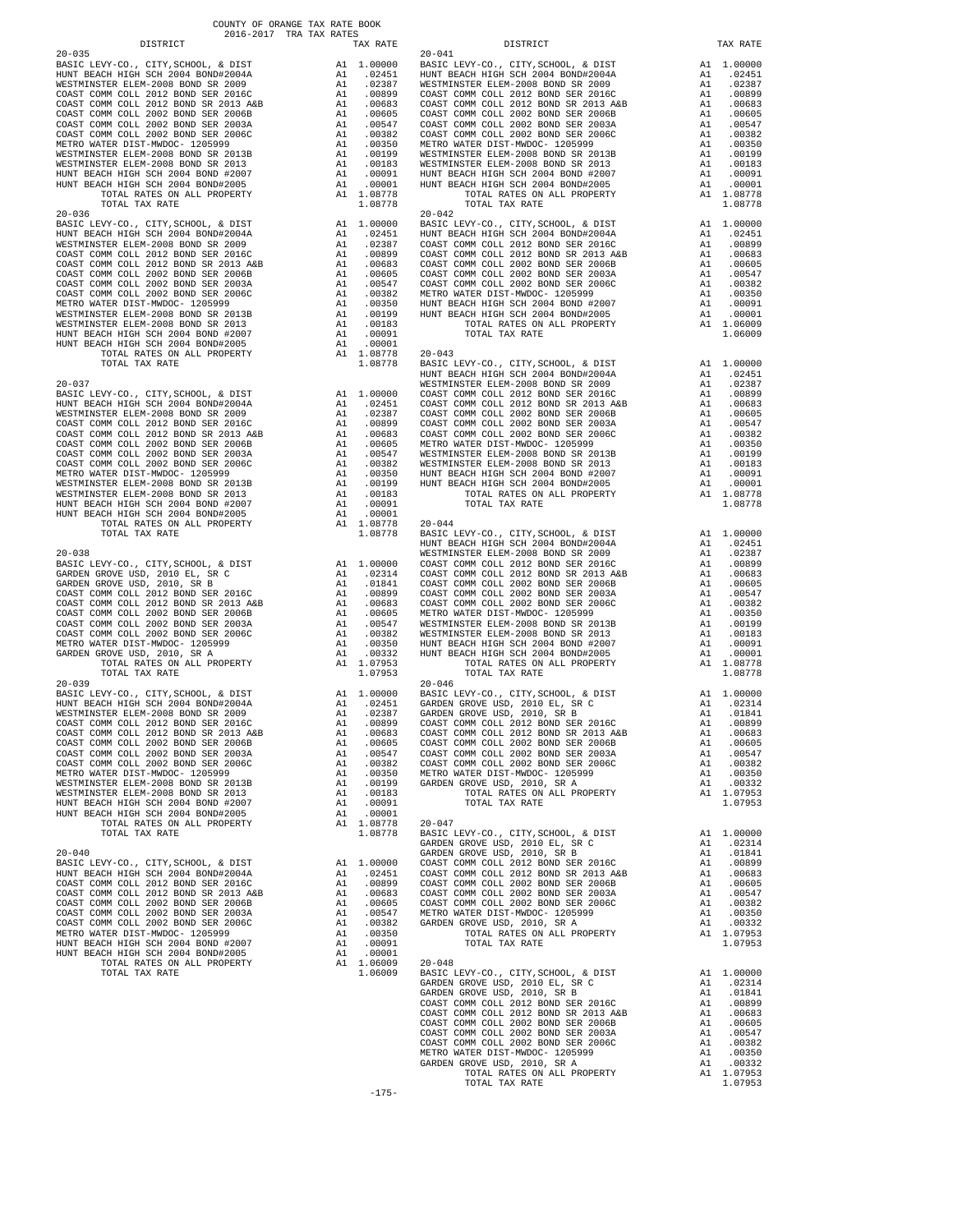COUNTY OF ORANGE TAX RATE BOOK
2016-2017 TRA TAX RATES

| DISTRICT | | TAX RATE |
|---|---|---|
| **20-035** | | |
| BASIC LEVY-CO., CITY,SCHOOL, & DIST | A1 | 1.00000 |
| HUNT BEACH HIGH SCH 2004 BOND#2004A | A1 | .02451 |
| WESTMINSTER ELEM-2008 BOND SR 2009 | A1 | .02387 |
| COAST COMM COLL 2012 BOND SER 2016C | A1 | .00899 |
| COAST COMM COLL 2012 BOND SR 2013 A&B | A1 | .00683 |
| COAST COMM COLL 2002 BOND SER 2006B | A1 | .00605 |
| COAST COMM COLL 2002 BOND SER 2003A | A1 | .00547 |
| COAST COMM COLL 2002 BOND SER 2006C | A1 | .00382 |
| METRO WATER DIST-MWDOC- 1205999 | A1 | .00350 |
| WESTMINSTER ELEM-2008 BOND SR 2013B | A1 | .00199 |
| WESTMINSTER ELEM-2008 BOND SR 2013 | A1 | .00183 |
| HUNT BEACH HIGH SCH 2004 BOND #2007 | A1 | .00091 |
| HUNT BEACH HIGH SCH 2004 BOND#2005 | A1 | .00001 |
| TOTAL RATES ON ALL PROPERTY | A1 | 1.08778 |
| TOTAL TAX RATE | | 1.08778 |
| **20-036** | | |
| BASIC LEVY-CO., CITY,SCHOOL, & DIST | A1 | 1.00000 |
| HUNT BEACH HIGH SCH 2004 BOND#2004A | A1 | .02451 |
| WESTMINSTER ELEM-2008 BOND SR 2009 | A1 | .02387 |
| COAST COMM COLL 2012 BOND SER 2016C | A1 | .00899 |
| COAST COMM COLL 2012 BOND SR 2013 A&B | A1 | .00683 |
| COAST COMM COLL 2002 BOND SER 2006B | A1 | .00605 |
| COAST COMM COLL 2002 BOND SER 2003A | A1 | .00547 |
| COAST COMM COLL 2002 BOND SER 2006C | A1 | .00382 |
| METRO WATER DIST-MWDOC- 1205999 | A1 | .00350 |
| WESTMINSTER ELEM-2008 BOND SR 2013B | A1 | .00199 |
| WESTMINSTER ELEM-2008 BOND SR 2013 | A1 | .00183 |
| HUNT BEACH HIGH SCH 2004 BOND #2007 | A1 | .00091 |
| HUNT BEACH HIGH SCH 2004 BOND#2005 | A1 | .00001 |
| TOTAL RATES ON ALL PROPERTY | A1 | 1.08778 |
| TOTAL TAX RATE | | 1.08778 |
| **20-037** | | |
| BASIC LEVY-CO., CITY,SCHOOL, & DIST | A1 | 1.00000 |
| HUNT BEACH HIGH SCH 2004 BOND#2004A | A1 | .02451 |
| WESTMINSTER ELEM-2008 BOND SR 2009 | A1 | .02387 |
| COAST COMM COLL 2012 BOND SER 2016C | A1 | .00899 |
| COAST COMM COLL 2012 BOND SR 2013 A&B | A1 | .00683 |
| COAST COMM COLL 2002 BOND SER 2006B | A1 | .00605 |
| COAST COMM COLL 2002 BOND SER 2003A | A1 | .00547 |
| COAST COMM COLL 2002 BOND SER 2006C | A1 | .00382 |
| METRO WATER DIST-MWDOC- 1205999 | A1 | .00350 |
| WESTMINSTER ELEM-2008 BOND SR 2013B | A1 | .00199 |
| WESTMINSTER ELEM-2008 BOND SR 2013 | A1 | .00183 |
| HUNT BEACH HIGH SCH 2004 BOND #2007 | A1 | .00091 |
| HUNT BEACH HIGH SCH 2004 BOND#2005 | A1 | .00001 |
| TOTAL RATES ON ALL PROPERTY | A1 | 1.08778 |
| TOTAL TAX RATE | | 1.08778 |
| **20-038** | | |
| BASIC LEVY-CO., CITY,SCHOOL, & DIST | A1 | 1.00000 |
| GARDEN GROVE USD, 2010 EL, SR C | A1 | .02314 |
| GARDEN GROVE USD, 2010, SR B | A1 | .01841 |
| COAST COMM COLL 2012 BOND SER 2016C | A1 | .00899 |
| COAST COMM COLL 2012 BOND SR 2013 A&B | A1 | .00683 |
| COAST COMM COLL 2002 BOND SER 2006B | A1 | .00605 |
| COAST COMM COLL 2002 BOND SER 2003A | A1 | .00547 |
| COAST COMM COLL 2002 BOND SER 2006C | A1 | .00382 |
| METRO WATER DIST-MWDOC- 1205999 | A1 | .00350 |
| GARDEN GROVE USD, 2010, SR A | A1 | .00332 |
| TOTAL RATES ON ALL PROPERTY | A1 | 1.07953 |
| TOTAL TAX RATE | | 1.07953 |
| **20-039** | | |
| BASIC LEVY-CO., CITY,SCHOOL, & DIST | A1 | 1.00000 |
| HUNT BEACH HIGH SCH 2004 BOND#2004A | A1 | .02451 |
| WESTMINSTER ELEM-2008 BOND SR 2009 | A1 | .02387 |
| COAST COMM COLL 2012 BOND SER 2016C | A1 | .00899 |
| COAST COMM COLL 2012 BOND SR 2013 A&B | A1 | .00683 |
| COAST COMM COLL 2002 BOND SER 2006B | A1 | .00605 |
| COAST COMM COLL 2002 BOND SER 2003A | A1 | .00547 |
| COAST COMM COLL 2002 BOND SER 2006C | A1 | .00382 |
| METRO WATER DIST-MWDOC- 1205999 | A1 | .00350 |
| WESTMINSTER ELEM-2008 BOND SR 2013B | A1 | .00199 |
| WESTMINSTER ELEM-2008 BOND SR 2013 | A1 | .00183 |
| HUNT BEACH HIGH SCH 2004 BOND #2007 | A1 | .00091 |
| HUNT BEACH HIGH SCH 2004 BOND#2005 | A1 | .00001 |
| TOTAL RATES ON ALL PROPERTY | A1 | 1.08778 |
| TOTAL TAX RATE | | 1.08778 |
| **20-040** | | |
| BASIC LEVY-CO., CITY,SCHOOL, & DIST | A1 | 1.00000 |
| HUNT BEACH HIGH SCH 2004 BOND#2004A | A1 | .02451 |
| COAST COMM COLL 2012 BOND SER 2016C | A1 | .00899 |
| COAST COMM COLL 2012 BOND SR 2013 A&B | A1 | .00683 |
| COAST COMM COLL 2002 BOND SER 2006B | A1 | .00605 |
| COAST COMM COLL 2002 BOND SER 2003A | A1 | .00547 |
| COAST COMM COLL 2002 BOND SER 2006C | A1 | .00382 |
| METRO WATER DIST-MWDOC- 1205999 | A1 | .00350 |
| HUNT BEACH HIGH SCH 2004 BOND #2007 | A1 | .00091 |
| HUNT BEACH HIGH SCH 2004 BOND#2005 | A1 | .00001 |
| TOTAL RATES ON ALL PROPERTY | A1 | 1.06009 |
| TOTAL TAX RATE | | 1.06009 |
| **20-041** | | |
| BASIC LEVY-CO., CITY,SCHOOL, & DIST | A1 | 1.00000 |
| HUNT BEACH HIGH SCH 2004 BOND#2004A | A1 | .02451 |
| WESTMINSTER ELEM-2008 BOND SR 2009 | A1 | .02387 |
| COAST COMM COLL 2012 BOND SER 2016C | A1 | .00899 |
| COAST COMM COLL 2012 BOND SR 2013 A&B | A1 | .00683 |
| COAST COMM COLL 2002 BOND SER 2006B | A1 | .00605 |
| COAST COMM COLL 2002 BOND SER 2003A | A1 | .00547 |
| COAST COMM COLL 2002 BOND SER 2006C | A1 | .00382 |
| METRO WATER DIST-MWDOC- 1205999 | A1 | .00350 |
| WESTMINSTER ELEM-2008 BOND SR 2013B | A1 | .00199 |
| WESTMINSTER ELEM-2008 BOND SR 2013 | A1 | .00183 |
| HUNT BEACH HIGH SCH 2004 BOND #2007 | A1 | .00091 |
| HUNT BEACH HIGH SCH 2004 BOND#2005 | A1 | .00001 |
| TOTAL RATES ON ALL PROPERTY | A1 | 1.08778 |
| TOTAL TAX RATE | | 1.08778 |
| **20-042** | | |
| BASIC LEVY-CO., CITY,SCHOOL, & DIST | A1 | 1.00000 |
| HUNT BEACH HIGH SCH 2004 BOND#2004A | A1 | .02451 |
| COAST COMM COLL 2012 BOND SER 2016C | A1 | .00899 |
| COAST COMM COLL 2012 BOND SR 2013 A&B | A1 | .00683 |
| COAST COMM COLL 2002 BOND SER 2006B | A1 | .00605 |
| COAST COMM COLL 2002 BOND SER 2003A | A1 | .00547 |
| COAST COMM COLL 2002 BOND SER 2006C | A1 | .00382 |
| METRO WATER DIST-MWDOC- 1205999 | A1 | .00350 |
| HUNT BEACH HIGH SCH 2004 BOND #2007 | A1 | .00091 |
| HUNT BEACH HIGH SCH 2004 BOND#2005 | A1 | .00001 |
| TOTAL RATES ON ALL PROPERTY | A1 | 1.06009 |
| TOTAL TAX RATE | | 1.06009 |
| **20-043** | | |
| BASIC LEVY-CO., CITY,SCHOOL, & DIST | A1 | 1.00000 |
| HUNT BEACH HIGH SCH 2004 BOND#2004A | A1 | .02451 |
| WESTMINSTER ELEM-2008 BOND SR 2009 | A1 | .02387 |
| COAST COMM COLL 2012 BOND SER 2016C | A1 | .00899 |
| COAST COMM COLL 2012 BOND SR 2013 A&B | A1 | .00683 |
| COAST COMM COLL 2002 BOND SER 2006B | A1 | .00605 |
| COAST COMM COLL 2002 BOND SER 2003A | A1 | .00547 |
| COAST COMM COLL 2002 BOND SER 2006C | A1 | .00382 |
| METRO WATER DIST-MWDOC- 1205999 | A1 | .00350 |
| WESTMINSTER ELEM-2008 BOND SR 2013B | A1 | .00199 |
| WESTMINSTER ELEM-2008 BOND SR 2013 | A1 | .00183 |
| HUNT BEACH HIGH SCH 2004 BOND #2007 | A1 | .00091 |
| HUNT BEACH HIGH SCH 2004 BOND#2005 | A1 | .00001 |
| TOTAL RATES ON ALL PROPERTY | A1 | 1.08778 |
| TOTAL TAX RATE | | 1.08778 |
| **20-044** | | |
| BASIC LEVY-CO., CITY,SCHOOL, & DIST | A1 | 1.00000 |
| HUNT BEACH HIGH SCH 2004 BOND#2004A | A1 | .02451 |
| WESTMINSTER ELEM-2008 BOND SR 2009 | A1 | .02387 |
| COAST COMM COLL 2012 BOND SER 2016C | A1 | .00899 |
| COAST COMM COLL 2012 BOND SR 2013 A&B | A1 | .00683 |
| COAST COMM COLL 2002 BOND SER 2006B | A1 | .00605 |
| COAST COMM COLL 2002 BOND SER 2003A | A1 | .00547 |
| COAST COMM COLL 2002 BOND SER 2006C | A1 | .00382 |
| METRO WATER DIST-MWDOC- 1205999 | A1 | .00350 |
| WESTMINSTER ELEM-2008 BOND SR 2013B | A1 | .00199 |
| WESTMINSTER ELEM-2008 BOND SR 2013 | A1 | .00183 |
| HUNT BEACH HIGH SCH 2004 BOND #2007 | A1 | .00091 |
| HUNT BEACH HIGH SCH 2004 BOND#2005 | A1 | .00001 |
| TOTAL RATES ON ALL PROPERTY | A1 | 1.08778 |
| TOTAL TAX RATE | | 1.08778 |
| **20-046** | | |
| BASIC LEVY-CO., CITY,SCHOOL, & DIST | A1 | 1.00000 |
| GARDEN GROVE USD, 2010 EL, SR C | A1 | .02314 |
| GARDEN GROVE USD, 2010, SR B | A1 | .01841 |
| COAST COMM COLL 2012 BOND SER 2016C | A1 | .00899 |
| COAST COMM COLL 2012 BOND SR 2013 A&B | A1 | .00683 |
| COAST COMM COLL 2002 BOND SER 2006B | A1 | .00605 |
| COAST COMM COLL 2002 BOND SER 2003A | A1 | .00547 |
| COAST COMM COLL 2002 BOND SER 2006C | A1 | .00382 |
| METRO WATER DIST-MWDOC- 1205999 | A1 | .00350 |
| GARDEN GROVE USD, 2010, SR A | A1 | .00332 |
| TOTAL RATES ON ALL PROPERTY | A1 | 1.07953 |
| TOTAL TAX RATE | | 1.07953 |
| **20-047** | | |
| BASIC LEVY-CO., CITY,SCHOOL, & DIST | A1 | 1.00000 |
| GARDEN GROVE USD, 2010 EL, SR C | A1 | .02314 |
| GARDEN GROVE USD, 2010, SR B | A1 | .01841 |
| COAST COMM COLL 2012 BOND SER 2016C | A1 | .00899 |
| COAST COMM COLL 2012 BOND SR 2013 A&B | A1 | .00683 |
| COAST COMM COLL 2002 BOND SER 2006B | A1 | .00605 |
| COAST COMM COLL 2002 BOND SER 2003A | A1 | .00547 |
| COAST COMM COLL 2002 BOND SER 2006C | A1 | .00382 |
| METRO WATER DIST-MWDOC- 1205999 | A1 | .00350 |
| GARDEN GROVE USD, 2010, SR A | A1 | .00332 |
| TOTAL RATES ON ALL PROPERTY | A1 | 1.07953 |
| TOTAL TAX RATE | | 1.07953 |
| **20-048** | | |
| BASIC LEVY-CO., CITY,SCHOOL, & DIST | A1 | 1.00000 |
| GARDEN GROVE USD, 2010 EL, SR C | A1 | .02314 |
| GARDEN GROVE USD, 2010, SR B | A1 | .01841 |
| COAST COMM COLL 2012 BOND SER 2016C | A1 | .00899 |
| COAST COMM COLL 2012 BOND SR 2013 A&B | A1 | .00683 |
| COAST COMM COLL 2002 BOND SER 2006B | A1 | .00605 |
| COAST COMM COLL 2002 BOND SER 2003A | A1 | .00547 |
| COAST COMM COLL 2002 BOND SER 2006C | A1 | .00382 |
| METRO WATER DIST-MWDOC- 1205999 | A1 | .00350 |
| GARDEN GROVE USD, 2010, SR A | A1 | .00332 |
| TOTAL RATES ON ALL PROPERTY | A1 | 1.07953 |
| TOTAL TAX RATE | | 1.07953 |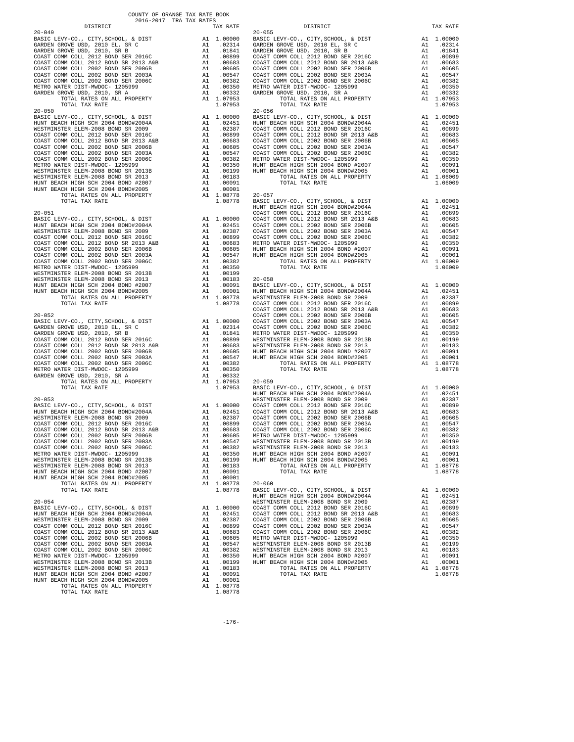COUNTY OF ORANGE TAX RATE BOOK
2016-2017 TRA TAX RATES

| DISTRICT | | TAX RATE |
|---|---|---|
| **20-049** | | |
| BASIC LEVY-CO., CITY,SCHOOL, & DIST | A1 | 1.00000 |
| GARDEN GROVE USD, 2010 EL, SR C | A1 | .02314 |
| GARDEN GROVE USD, 2010, SR B | A1 | .01841 |
| COAST COMM COLL 2012 BOND SER 2016C | A1 | .00899 |
| COAST COMM COLL 2012 BOND SR 2013 A&B | A1 | .00683 |
| COAST COMM COLL 2002 BOND SER 2006B | A1 | .00605 |
| COAST COMM COLL 2002 BOND SER 2003A | A1 | .00547 |
| COAST COMM COLL 2002 BOND SER 2006C | A1 | .00382 |
| METRO WATER DIST-MWDOC- 1205999 | A1 | .00350 |
| GARDEN GROVE USD, 2010, SR A | A1 | .00332 |
| TOTAL RATES ON ALL PROPERTY | A1 | 1.07953 |
| TOTAL TAX RATE | | 1.07953 |
| **20-050** | | |
| BASIC LEVY-CO., CITY,SCHOOL, & DIST | A1 | 1.00000 |
| HUNT BEACH HIGH SCH 2004 BOND#2004A | A1 | .02451 |
| WESTMINSTER ELEM-2008 BOND SR 2009 | A1 | .02387 |
| COAST COMM COLL 2012 BOND SER 2016C | A1 | .00899 |
| COAST COMM COLL 2012 BOND SR 2013 A&B | A1 | .00683 |
| COAST COMM COLL 2002 BOND SER 2006B | A1 | .00605 |
| COAST COMM COLL 2002 BOND SER 2003A | A1 | .00547 |
| COAST COMM COLL 2002 BOND SER 2006C | A1 | .00382 |
| METRO WATER DIST-MWDOC- 1205999 | A1 | .00350 |
| WESTMINSTER ELEM-2008 BOND SR 2013B | A1 | .00199 |
| WESTMINSTER ELEM-2008 BOND SR 2013 | A1 | .00183 |
| HUNT BEACH HIGH SCH 2004 BOND #2007 | A1 | .00091 |
| HUNT BEACH HIGH SCH 2004 BOND#2005 | A1 | .00001 |
| TOTAL RATES ON ALL PROPERTY | A1 | 1.08778 |
| TOTAL TAX RATE | | 1.08778 |
| **20-051** | | |
| BASIC LEVY-CO., CITY,SCHOOL, & DIST | A1 | 1.00000 |
| HUNT BEACH HIGH SCH 2004 BOND#2004A | A1 | .02451 |
| WESTMINSTER ELEM-2008 BOND SR 2009 | A1 | .02387 |
| COAST COMM COLL 2012 BOND SER 2016C | A1 | .00899 |
| COAST COMM COLL 2012 BOND SR 2013 A&B | A1 | .00683 |
| COAST COMM COLL 2002 BOND SER 2006B | A1 | .00605 |
| COAST COMM COLL 2002 BOND SER 2003A | A1 | .00547 |
| COAST COMM COLL 2002 BOND SER 2006C | A1 | .00382 |
| METRO WATER DIST-MWDOC- 1205999 | A1 | .00350 |
| WESTMINSTER ELEM-2008 BOND SR 2013B | A1 | .00199 |
| WESTMINSTER ELEM-2008 BOND SR 2013 | A1 | .00183 |
| HUNT BEACH HIGH SCH 2004 BOND #2007 | A1 | .00091 |
| HUNT BEACH HIGH SCH 2004 BOND#2005 | A1 | .00001 |
| TOTAL RATES ON ALL PROPERTY | A1 | 1.08778 |
| TOTAL TAX RATE | | 1.08778 |
| **20-052** | | |
| BASIC LEVY-CO., CITY,SCHOOL, & DIST | A1 | 1.00000 |
| GARDEN GROVE USD, 2010 EL, SR C | A1 | .02314 |
| GARDEN GROVE USD, 2010, SR B | A1 | .01841 |
| COAST COMM COLL 2012 BOND SER 2016C | A1 | .00899 |
| COAST COMM COLL 2012 BOND SR 2013 A&B | A1 | .00683 |
| COAST COMM COLL 2002 BOND SER 2006B | A1 | .00605 |
| COAST COMM COLL 2002 BOND SER 2003A | A1 | .00547 |
| COAST COMM COLL 2002 BOND SER 2006C | A1 | .00382 |
| METRO WATER DIST-MWDOC- 1205999 | A1 | .00350 |
| GARDEN GROVE USD, 2010, SR A | A1 | .00332 |
| TOTAL RATES ON ALL PROPERTY | A1 | 1.07953 |
| TOTAL TAX RATE | | 1.07953 |
| **20-053** | | |
| BASIC LEVY-CO., CITY,SCHOOL, & DIST | A1 | 1.00000 |
| HUNT BEACH HIGH SCH 2004 BOND#2004A | A1 | .02451 |
| WESTMINSTER ELEM-2008 BOND SR 2009 | A1 | .02387 |
| COAST COMM COLL 2012 BOND SER 2016C | A1 | .00899 |
| COAST COMM COLL 2012 BOND SR 2013 A&B | A1 | .00683 |
| COAST COMM COLL 2002 BOND SER 2006B | A1 | .00605 |
| COAST COMM COLL 2002 BOND SER 2003A | A1 | .00547 |
| COAST COMM COLL 2002 BOND SER 2006C | A1 | .00382 |
| METRO WATER DIST-MWDOC- 1205999 | A1 | .00350 |
| WESTMINSTER ELEM-2008 BOND SR 2013B | A1 | .00199 |
| WESTMINSTER ELEM-2008 BOND SR 2013 | A1 | .00183 |
| HUNT BEACH HIGH SCH 2004 BOND #2007 | A1 | .00091 |
| HUNT BEACH HIGH SCH 2004 BOND#2005 | A1 | .00001 |
| TOTAL RATES ON ALL PROPERTY | A1 | 1.08778 |
| TOTAL TAX RATE | | 1.08778 |
| **20-054** | | |
| BASIC LEVY-CO., CITY,SCHOOL, & DIST | A1 | 1.00000 |
| HUNT BEACH HIGH SCH 2004 BOND#2004A | A1 | .02451 |
| WESTMINSTER ELEM-2008 BOND SR 2009 | A1 | .02387 |
| COAST COMM COLL 2012 BOND SER 2016C | A1 | .00899 |
| COAST COMM COLL 2012 BOND SR 2013 A&B | A1 | .00683 |
| COAST COMM COLL 2002 BOND SER 2006B | A1 | .00605 |
| COAST COMM COLL 2002 BOND SER 2003A | A1 | .00547 |
| COAST COMM COLL 2002 BOND SER 2006C | A1 | .00382 |
| METRO WATER DIST-MWDOC- 1205999 | A1 | .00350 |
| WESTMINSTER ELEM-2008 BOND SR 2013B | A1 | .00199 |
| WESTMINSTER ELEM-2008 BOND SR 2013 | A1 | .00183 |
| HUNT BEACH HIGH SCH 2004 BOND #2007 | A1 | .00091 |
| HUNT BEACH HIGH SCH 2004 BOND#2005 | A1 | .00001 |
| TOTAL RATES ON ALL PROPERTY | A1 | 1.08778 |
| TOTAL TAX RATE | | 1.08778 |
| **20-055** | | |
| BASIC LEVY-CO., CITY,SCHOOL, & DIST | A1 | 1.00000 |
| GARDEN GROVE USD, 2010 EL, SR C | A1 | .02314 |
| GARDEN GROVE USD, 2010, SR B | A1 | .01841 |
| COAST COMM COLL 2012 BOND SER 2016C | A1 | .00899 |
| COAST COMM COLL 2012 BOND SR 2013 A&B | A1 | .00683 |
| COAST COMM COLL 2002 BOND SER 2006B | A1 | .00605 |
| COAST COMM COLL 2002 BOND SER 2003A | A1 | .00547 |
| COAST COMM COLL 2002 BOND SER 2006C | A1 | .00382 |
| METRO WATER DIST-MWDOC- 1205999 | A1 | .00350 |
| GARDEN GROVE USD, 2010, SR A | A1 | .00332 |
| TOTAL RATES ON ALL PROPERTY | A1 | 1.07953 |
| TOTAL TAX RATE | | 1.07953 |
| **20-056** | | |
| BASIC LEVY-CO., CITY,SCHOOL, & DIST | A1 | 1.00000 |
| HUNT BEACH HIGH SCH 2004 BOND#2004A | A1 | .02451 |
| COAST COMM COLL 2012 BOND SER 2016C | A1 | .00899 |
| COAST COMM COLL 2012 BOND SR 2013 A&B | A1 | .00683 |
| COAST COMM COLL 2002 BOND SER 2006B | A1 | .00605 |
| COAST COMM COLL 2002 BOND SER 2003A | A1 | .00547 |
| COAST COMM COLL 2002 BOND SER 2006C | A1 | .00382 |
| METRO WATER DIST-MWDOC- 1205999 | A1 | .00350 |
| HUNT BEACH HIGH SCH 2004 BOND #2007 | A1 | .00091 |
| HUNT BEACH HIGH SCH 2004 BOND#2005 | A1 | .00001 |
| TOTAL RATES ON ALL PROPERTY | A1 | 1.06009 |
| TOTAL TAX RATE | | 1.06009 |
| **20-057** | | |
| BASIC LEVY-CO., CITY,SCHOOL, & DIST | A1 | 1.00000 |
| HUNT BEACH HIGH SCH 2004 BOND#2004A | A1 | .02451 |
| COAST COMM COLL 2012 BOND SER 2016C | A1 | .00899 |
| COAST COMM COLL 2012 BOND SR 2013 A&B | A1 | .00683 |
| COAST COMM COLL 2002 BOND SER 2006B | A1 | .00605 |
| COAST COMM COLL 2002 BOND SER 2003A | A1 | .00547 |
| COAST COMM COLL 2002 BOND SER 2006C | A1 | .00382 |
| METRO WATER DIST-MWDOC- 1205999 | A1 | .00350 |
| HUNT BEACH HIGH SCH 2004 BOND #2007 | A1 | .00091 |
| HUNT BEACH HIGH SCH 2004 BOND#2005 | A1 | .00001 |
| TOTAL RATES ON ALL PROPERTY | A1 | 1.06009 |
| TOTAL TAX RATE | | 1.06009 |
| **20-058** | | |
| BASIC LEVY-CO., CITY,SCHOOL, & DIST | A1 | 1.00000 |
| HUNT BEACH HIGH SCH 2004 BOND#2004A | A1 | .02451 |
| WESTMINSTER ELEM-2008 BOND SR 2009 | A1 | .02387 |
| COAST COMM COLL 2012 BOND SER 2016C | A1 | .00899 |
| COAST COMM COLL 2012 BOND SR 2013 A&B | A1 | .00683 |
| COAST COMM COLL 2002 BOND SER 2006B | A1 | .00605 |
| COAST COMM COLL 2002 BOND SER 2003A | A1 | .00547 |
| COAST COMM COLL 2002 BOND SER 2006C | A1 | .00382 |
| METRO WATER DIST-MWDOC- 1205999 | A1 | .00350 |
| WESTMINSTER ELEM-2008 BOND SR 2013B | A1 | .00199 |
| WESTMINSTER ELEM-2008 BOND SR 2013 | A1 | .00183 |
| HUNT BEACH HIGH SCH 2004 BOND #2007 | A1 | .00091 |
| HUNT BEACH HIGH SCH 2004 BOND#2005 | A1 | .00001 |
| TOTAL RATES ON ALL PROPERTY | A1 | 1.08778 |
| TOTAL TAX RATE | | 1.08778 |
| **20-059** | | |
| BASIC LEVY-CO., CITY,SCHOOL, & DIST | A1 | 1.00000 |
| HUNT BEACH HIGH SCH 2004 BOND#2004A | A1 | .02451 |
| WESTMINSTER ELEM-2008 BOND SR 2009 | A1 | .02387 |
| COAST COMM COLL 2012 BOND SER 2016C | A1 | .00899 |
| COAST COMM COLL 2012 BOND SR 2013 A&B | A1 | .00683 |
| COAST COMM COLL 2002 BOND SER 2006B | A1 | .00605 |
| COAST COMM COLL 2002 BOND SER 2003A | A1 | .00547 |
| COAST COMM COLL 2002 BOND SER 2006C | A1 | .00382 |
| METRO WATER DIST-MWDOC- 1205999 | A1 | .00350 |
| WESTMINSTER ELEM-2008 BOND SR 2013B | A1 | .00199 |
| WESTMINSTER ELEM-2008 BOND SR 2013 | A1 | .00183 |
| HUNT BEACH HIGH SCH 2004 BOND #2007 | A1 | .00091 |
| HUNT BEACH HIGH SCH 2004 BOND#2005 | A1 | .00001 |
| TOTAL RATES ON ALL PROPERTY | A1 | 1.08778 |
| TOTAL TAX RATE | | 1.08778 |
| **20-060** | | |
| BASIC LEVY-CO., CITY,SCHOOL, & DIST | A1 | 1.00000 |
| HUNT BEACH HIGH SCH 2004 BOND#2004A | A1 | .02451 |
| WESTMINSTER ELEM-2008 BOND SR 2009 | A1 | .02387 |
| COAST COMM COLL 2012 BOND SER 2016C | A1 | .00899 |
| COAST COMM COLL 2012 BOND SR 2013 A&B | A1 | .00683 |
| COAST COMM COLL 2002 BOND SER 2006B | A1 | .00605 |
| COAST COMM COLL 2002 BOND SER 2003A | A1 | .00547 |
| COAST COMM COLL 2002 BOND SER 2006C | A1 | .00382 |
| METRO WATER DIST-MWDOC- 1205999 | A1 | .00350 |
| WESTMINSTER ELEM-2008 BOND SR 2013B | A1 | .00199 |
| WESTMINSTER ELEM-2008 BOND SR 2013 | A1 | .00183 |
| HUNT BEACH HIGH SCH 2004 BOND #2007 | A1 | .00091 |
| HUNT BEACH HIGH SCH 2004 BOND#2005 | A1 | .00001 |
| TOTAL RATES ON ALL PROPERTY | A1 | 1.08778 |
| TOTAL TAX RATE | | 1.08778 |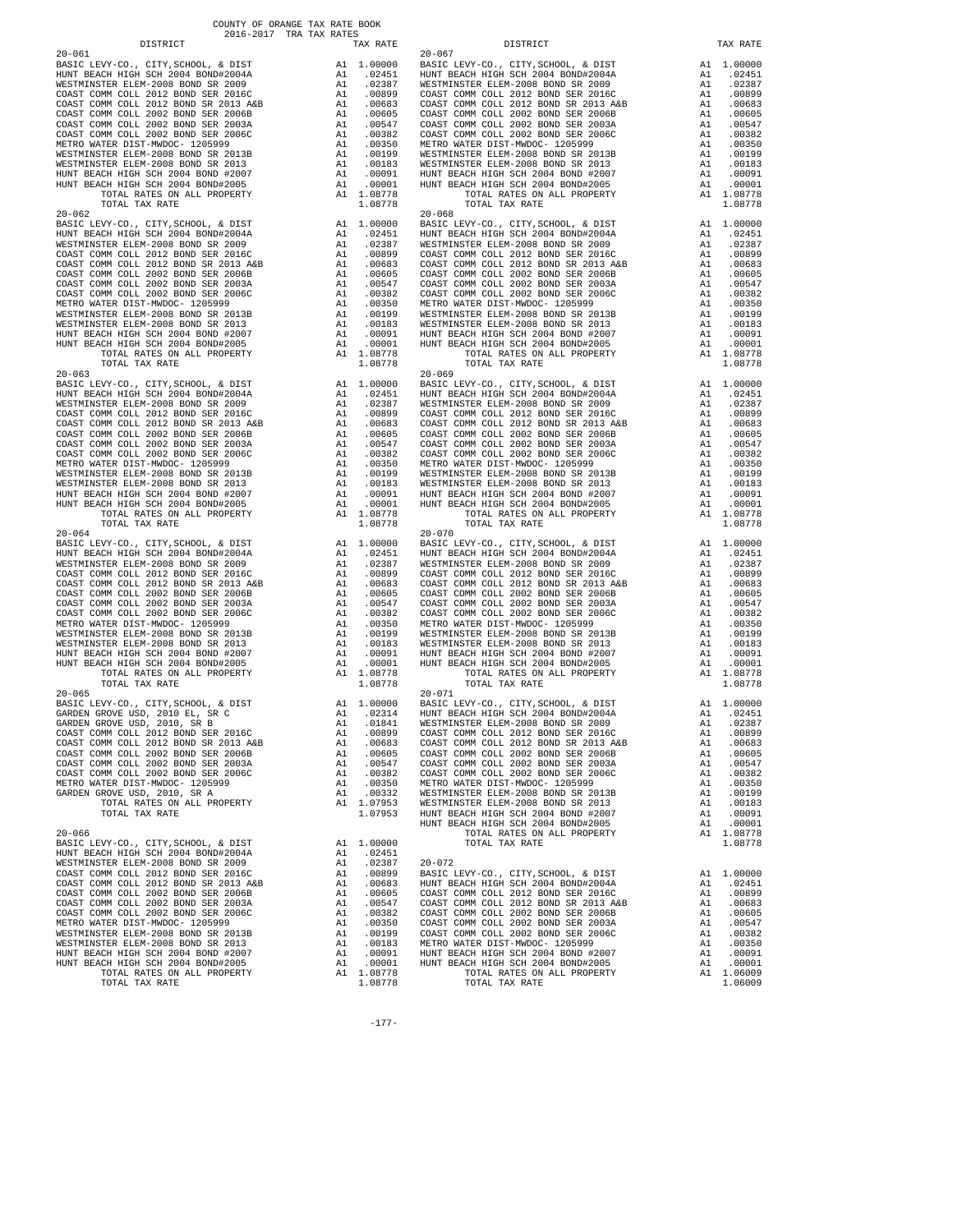COUNTY OF ORANGE TAX RATE BOOK
2016-2017 TRA TAX RATES

| DISTRICT | | TAX RATE |
|---|---|---|
| **20-061** | | |
| BASIC LEVY-CO., CITY,SCHOOL, & DIST | A1 | 1.00000 |
| HUNT BEACH HIGH SCH 2004 BOND#2004A | A1 | .02451 |
| WESTMINSTER ELEM-2008 BOND SR 2009 | A1 | .02387 |
| COAST COMM COLL 2012 BOND SER 2016C | A1 | .00899 |
| COAST COMM COLL 2012 BOND SR 2013 A&B | A1 | .00683 |
| COAST COMM COLL 2002 BOND SER 2006B | A1 | .00605 |
| COAST COMM COLL 2002 BOND SER 2003A | A1 | .00547 |
| COAST COMM COLL 2002 BOND SER 2006C | A1 | .00382 |
| METRO WATER DIST-MWDOC- 1205999 | A1 | .00350 |
| WESTMINSTER ELEM-2008 BOND SR 2013B | A1 | .00199 |
| WESTMINSTER ELEM-2008 BOND SR 2013 | A1 | .00183 |
| HUNT BEACH HIGH SCH 2004 BOND #2007 | A1 | .00091 |
| HUNT BEACH HIGH SCH 2004 BOND#2005 | A1 | .00001 |
| TOTAL RATES ON ALL PROPERTY | A1 | 1.08778 |
| TOTAL TAX RATE | | 1.08778 |
| **20-062** | | |
| BASIC LEVY-CO., CITY,SCHOOL, & DIST | A1 | 1.00000 |
| HUNT BEACH HIGH SCH 2004 BOND#2004A | A1 | .02451 |
| WESTMINSTER ELEM-2008 BOND SR 2009 | A1 | .02387 |
| COAST COMM COLL 2012 BOND SER 2016C | A1 | .00899 |
| COAST COMM COLL 2012 BOND SR 2013 A&B | A1 | .00683 |
| COAST COMM COLL 2002 BOND SER 2006B | A1 | .00605 |
| COAST COMM COLL 2002 BOND SER 2003A | A1 | .00547 |
| COAST COMM COLL 2002 BOND SER 2006C | A1 | .00382 |
| METRO WATER DIST-MWDOC- 1205999 | A1 | .00350 |
| WESTMINSTER ELEM-2008 BOND SR 2013B | A1 | .00199 |
| WESTMINSTER ELEM-2008 BOND SR 2013 | A1 | .00183 |
| HUNT BEACH HIGH SCH 2004 BOND #2007 | A1 | .00091 |
| HUNT BEACH HIGH SCH 2004 BOND#2005 | A1 | .00001 |
| TOTAL RATES ON ALL PROPERTY | A1 | 1.08778 |
| TOTAL TAX RATE | | 1.08778 |
| **20-063** | | |
| BASIC LEVY-CO., CITY,SCHOOL, & DIST | A1 | 1.00000 |
| HUNT BEACH HIGH SCH 2004 BOND#2004A | A1 | .02451 |
| WESTMINSTER ELEM-2008 BOND SR 2009 | A1 | .02387 |
| COAST COMM COLL 2012 BOND SER 2016C | A1 | .00899 |
| COAST COMM COLL 2012 BOND SR 2013 A&B | A1 | .00683 |
| COAST COMM COLL 2002 BOND SER 2006B | A1 | .00605 |
| COAST COMM COLL 2002 BOND SER 2003A | A1 | .00547 |
| COAST COMM COLL 2002 BOND SER 2006C | A1 | .00382 |
| METRO WATER DIST-MWDOC- 1205999 | A1 | .00350 |
| WESTMINSTER ELEM-2008 BOND SR 2013B | A1 | .00199 |
| WESTMINSTER ELEM-2008 BOND SR 2013 | A1 | .00183 |
| HUNT BEACH HIGH SCH 2004 BOND #2007 | A1 | .00091 |
| HUNT BEACH HIGH SCH 2004 BOND#2005 | A1 | .00001 |
| TOTAL RATES ON ALL PROPERTY | A1 | 1.08778 |
| TOTAL TAX RATE | | 1.08778 |
| **20-064** | | |
| BASIC LEVY-CO., CITY,SCHOOL, & DIST | A1 | 1.00000 |
| HUNT BEACH HIGH SCH 2004 BOND#2004A | A1 | .02451 |
| WESTMINSTER ELEM-2008 BOND SR 2009 | A1 | .02387 |
| COAST COMM COLL 2012 BOND SER 2016C | A1 | .00899 |
| COAST COMM COLL 2012 BOND SR 2013 A&B | A1 | .00683 |
| COAST COMM COLL 2002 BOND SER 2006B | A1 | .00605 |
| COAST COMM COLL 2002 BOND SER 2003A | A1 | .00547 |
| COAST COMM COLL 2002 BOND SER 2006C | A1 | .00382 |
| METRO WATER DIST-MWDOC- 1205999 | A1 | .00350 |
| WESTMINSTER ELEM-2008 BOND SR 2013B | A1 | .00199 |
| WESTMINSTER ELEM-2008 BOND SR 2013 | A1 | .00183 |
| HUNT BEACH HIGH SCH 2004 BOND #2007 | A1 | .00091 |
| HUNT BEACH HIGH SCH 2004 BOND#2005 | A1 | .00001 |
| TOTAL RATES ON ALL PROPERTY | A1 | 1.08778 |
| TOTAL TAX RATE | | 1.08778 |
| **20-065** | | |
| BASIC LEVY-CO., CITY,SCHOOL, & DIST | A1 | 1.00000 |
| GARDEN GROVE USD, 2010 EL, SR C | A1 | .02314 |
| GARDEN GROVE USD, 2010, SR B | A1 | .01841 |
| COAST COMM COLL 2012 BOND SER 2016C | A1 | .00899 |
| COAST COMM COLL 2012 BOND SR 2013 A&B | A1 | .00683 |
| COAST COMM COLL 2002 BOND SER 2006B | A1 | .00605 |
| COAST COMM COLL 2002 BOND SER 2003A | A1 | .00547 |
| COAST COMM COLL 2002 BOND SER 2006C | A1 | .00382 |
| METRO WATER DIST-MWDOC- 1205999 | A1 | .00350 |
| GARDEN GROVE USD, 2010, SR A | A1 | .00332 |
| TOTAL RATES ON ALL PROPERTY | A1 | 1.07953 |
| TOTAL TAX RATE | | 1.07953 |
| **20-066** | | |
| BASIC LEVY-CO., CITY,SCHOOL, & DIST | A1 | 1.00000 |
| HUNT BEACH HIGH SCH 2004 BOND#2004A | A1 | .02451 |
| WESTMINSTER ELEM-2008 BOND SR 2009 | A1 | .02387 |
| COAST COMM COLL 2012 BOND SER 2016C | A1 | .00899 |
| COAST COMM COLL 2012 BOND SR 2013 A&B | A1 | .00683 |
| COAST COMM COLL 2002 BOND SER 2006B | A1 | .00605 |
| COAST COMM COLL 2002 BOND SER 2003A | A1 | .00547 |
| COAST COMM COLL 2002 BOND SER 2006C | A1 | .00382 |
| METRO WATER DIST-MWDOC- 1205999 | A1 | .00350 |
| WESTMINSTER ELEM-2008 BOND SR 2013B | A1 | .00199 |
| WESTMINSTER ELEM-2008 BOND SR 2013 | A1 | .00183 |
| HUNT BEACH HIGH SCH 2004 BOND #2007 | A1 | .00091 |
| HUNT BEACH HIGH SCH 2004 BOND#2005 | A1 | .00001 |
| TOTAL RATES ON ALL PROPERTY | A1 | 1.08778 |
| TOTAL TAX RATE | | 1.08778 |
| **20-067** | | |
| BASIC LEVY-CO., CITY,SCHOOL, & DIST | A1 | 1.00000 |
| HUNT BEACH HIGH SCH 2004 BOND#2004A | A1 | .02451 |
| WESTMINSTER ELEM-2008 BOND SR 2009 | A1 | .02387 |
| COAST COMM COLL 2012 BOND SER 2016C | A1 | .00899 |
| COAST COMM COLL 2012 BOND SR 2013 A&B | A1 | .00683 |
| COAST COMM COLL 2002 BOND SER 2006B | A1 | .00605 |
| COAST COMM COLL 2002 BOND SER 2003A | A1 | .00547 |
| COAST COMM COLL 2002 BOND SER 2006C | A1 | .00382 |
| METRO WATER DIST-MWDOC- 1205999 | A1 | .00350 |
| WESTMINSTER ELEM-2008 BOND SR 2013B | A1 | .00199 |
| WESTMINSTER ELEM-2008 BOND SR 2013 | A1 | .00183 |
| HUNT BEACH HIGH SCH 2004 BOND #2007 | A1 | .00091 |
| HUNT BEACH HIGH SCH 2004 BOND#2005 | A1 | .00001 |
| TOTAL RATES ON ALL PROPERTY | A1 | 1.08778 |
| TOTAL TAX RATE | | 1.08778 |
| **20-068** | | |
| BASIC LEVY-CO., CITY,SCHOOL, & DIST | A1 | 1.00000 |
| HUNT BEACH HIGH SCH 2004 BOND#2004A | A1 | .02451 |
| WESTMINSTER ELEM-2008 BOND SR 2009 | A1 | .02387 |
| COAST COMM COLL 2012 BOND SER 2016C | A1 | .00899 |
| COAST COMM COLL 2012 BOND SR 2013 A&B | A1 | .00683 |
| COAST COMM COLL 2002 BOND SER 2006B | A1 | .00605 |
| COAST COMM COLL 2002 BOND SER 2003A | A1 | .00547 |
| COAST COMM COLL 2002 BOND SER 2006C | A1 | .00382 |
| METRO WATER DIST-MWDOC- 1205999 | A1 | .00350 |
| WESTMINSTER ELEM-2008 BOND SR 2013B | A1 | .00199 |
| WESTMINSTER ELEM-2008 BOND SR 2013 | A1 | .00183 |
| HUNT BEACH HIGH SCH 2004 BOND #2007 | A1 | .00091 |
| HUNT BEACH HIGH SCH 2004 BOND#2005 | A1 | .00001 |
| TOTAL RATES ON ALL PROPERTY | A1 | 1.08778 |
| TOTAL TAX RATE | | 1.08778 |
| **20-069** | | |
| BASIC LEVY-CO., CITY,SCHOOL, & DIST | A1 | 1.00000 |
| HUNT BEACH HIGH SCH 2004 BOND#2004A | A1 | .02451 |
| WESTMINSTER ELEM-2008 BOND SR 2009 | A1 | .02387 |
| COAST COMM COLL 2012 BOND SER 2016C | A1 | .00899 |
| COAST COMM COLL 2012 BOND SR 2013 A&B | A1 | .00683 |
| COAST COMM COLL 2002 BOND SER 2006B | A1 | .00605 |
| COAST COMM COLL 2002 BOND SER 2003A | A1 | .00547 |
| COAST COMM COLL 2002 BOND SER 2006C | A1 | .00382 |
| METRO WATER DIST-MWDOC- 1205999 | A1 | .00350 |
| WESTMINSTER ELEM-2008 BOND SR 2013B | A1 | .00199 |
| WESTMINSTER ELEM-2008 BOND SR 2013 | A1 | .00183 |
| HUNT BEACH HIGH SCH 2004 BOND #2007 | A1 | .00091 |
| HUNT BEACH HIGH SCH 2004 BOND#2005 | A1 | .00001 |
| TOTAL RATES ON ALL PROPERTY | A1 | 1.08778 |
| TOTAL TAX RATE | | 1.08778 |
| **20-070** | | |
| BASIC LEVY-CO., CITY,SCHOOL, & DIST | A1 | 1.00000 |
| HUNT BEACH HIGH SCH 2004 BOND#2004A | A1 | .02451 |
| WESTMINSTER ELEM-2008 BOND SR 2009 | A1 | .02387 |
| COAST COMM COLL 2012 BOND SER 2016C | A1 | .00899 |
| COAST COMM COLL 2012 BOND SR 2013 A&B | A1 | .00683 |
| COAST COMM COLL 2002 BOND SER 2006B | A1 | .00605 |
| COAST COMM COLL 2002 BOND SER 2003A | A1 | .00547 |
| COAST COMM COLL 2002 BOND SER 2006C | A1 | .00382 |
| METRO WATER DIST-MWDOC- 1205999 | A1 | .00350 |
| WESTMINSTER ELEM-2008 BOND SR 2013B | A1 | .00199 |
| WESTMINSTER ELEM-2008 BOND SR 2013 | A1 | .00183 |
| HUNT BEACH HIGH SCH 2004 BOND #2007 | A1 | .00091 |
| HUNT BEACH HIGH SCH 2004 BOND#2005 | A1 | .00001 |
| TOTAL RATES ON ALL PROPERTY | A1 | 1.08778 |
| TOTAL TAX RATE | | 1.08778 |
| **20-071** | | |
| BASIC LEVY-CO., CITY,SCHOOL, & DIST | A1 | 1.00000 |
| HUNT BEACH HIGH SCH 2004 BOND#2004A | A1 | .02451 |
| WESTMINSTER ELEM-2008 BOND SR 2009 | A1 | .02387 |
| COAST COMM COLL 2012 BOND SER 2016C | A1 | .00899 |
| COAST COMM COLL 2012 BOND SR 2013 A&B | A1 | .00683 |
| COAST COMM COLL 2002 BOND SER 2006B | A1 | .00605 |
| COAST COMM COLL 2002 BOND SER 2003A | A1 | .00547 |
| COAST COMM COLL 2002 BOND SER 2006C | A1 | .00382 |
| METRO WATER DIST-MWDOC- 1205999 | A1 | .00350 |
| WESTMINSTER ELEM-2008 BOND SR 2013B | A1 | .00199 |
| WESTMINSTER ELEM-2008 BOND SR 2013 | A1 | .00183 |
| HUNT BEACH HIGH SCH 2004 BOND #2007 | A1 | .00091 |
| HUNT BEACH HIGH SCH 2004 BOND#2005 | A1 | .00001 |
| TOTAL RATES ON ALL PROPERTY | A1 | 1.08778 |
| TOTAL TAX RATE | | 1.08778 |
| **20-072** | | |
| BASIC LEVY-CO., CITY,SCHOOL, & DIST | A1 | 1.00000 |
| HUNT BEACH HIGH SCH 2004 BOND#2004A | A1 | .02451 |
| COAST COMM COLL 2012 BOND SER 2016C | A1 | .00899 |
| COAST COMM COLL 2012 BOND SR 2013 A&B | A1 | .00683 |
| COAST COMM COLL 2002 BOND SER 2006B | A1 | .00605 |
| COAST COMM COLL 2002 BOND SER 2003A | A1 | .00547 |
| COAST COMM COLL 2002 BOND SER 2006C | A1 | .00382 |
| METRO WATER DIST-MWDOC- 1205999 | A1 | .00350 |
| HUNT BEACH HIGH SCH 2004 BOND #2007 | A1 | .00091 |
| HUNT BEACH HIGH SCH 2004 BOND#2005 | A1 | .00001 |
| TOTAL RATES ON ALL PROPERTY | A1 | 1.06009 |
| TOTAL TAX RATE | | 1.06009 |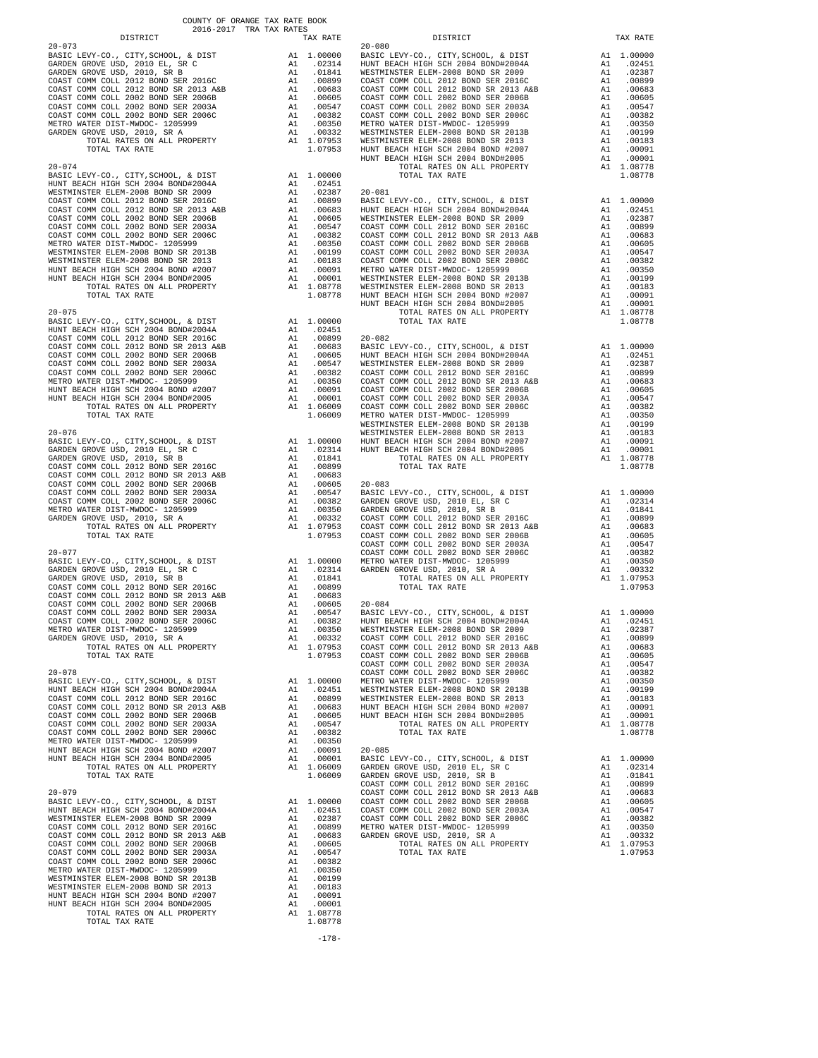COUNTY OF ORANGE TAX RATE BOOK
2016-2017 TRA TAX RATES

| DISTRICT | | TAX RATE |
|---|---|---|
| **20-073** | | |
| BASIC LEVY-CO., CITY,SCHOOL, & DIST | A1 | 1.00000 |
| GARDEN GROVE USD, 2010 EL, SR C | A1 | .02314 |
| GARDEN GROVE USD, 2010, SR B | A1 | .01841 |
| COAST COMM COLL 2012 BOND SER 2016C | A1 | .00899 |
| COAST COMM COLL 2012 BOND SR 2013 A&B | A1 | .00683 |
| COAST COMM COLL 2002 BOND SER 2006B | A1 | .00605 |
| COAST COMM COLL 2002 BOND SER 2003A | A1 | .00547 |
| COAST COMM COLL 2002 BOND SER 2006C | A1 | .00382 |
| METRO WATER DIST-MWDOC- 1205999 | A1 | .00350 |
| GARDEN GROVE USD, 2010, SR A | A1 | .00332 |
| TOTAL RATES ON ALL PROPERTY | A1 | 1.07953 |
| TOTAL TAX RATE | | 1.07953 |
| **20-074** | | |
| BASIC LEVY-CO., CITY,SCHOOL, & DIST | A1 | 1.00000 |
| HUNT BEACH HIGH SCH 2004 BOND#2004A | A1 | .02451 |
| WESTMINSTER ELEM-2008 BOND SR 2009 | A1 | .02387 |
| COAST COMM COLL 2012 BOND SER 2016C | A1 | .00899 |
| COAST COMM COLL 2012 BOND SR 2013 A&B | A1 | .00683 |
| COAST COMM COLL 2002 BOND SER 2006B | A1 | .00605 |
| COAST COMM COLL 2002 BOND SER 2003A | A1 | .00547 |
| COAST COMM COLL 2002 BOND SER 2006C | A1 | .00382 |
| METRO WATER DIST-MWDOC- 1205999 | A1 | .00350 |
| WESTMINSTER ELEM-2008 BOND SR 2013B | A1 | .00199 |
| WESTMINSTER ELEM-2008 BOND SR 2013 | A1 | .00183 |
| HUNT BEACH HIGH SCH 2004 BOND #2007 | A1 | .00091 |
| HUNT BEACH HIGH SCH 2004 BOND#2005 | A1 | .00001 |
| TOTAL RATES ON ALL PROPERTY | A1 | 1.08778 |
| TOTAL TAX RATE | | 1.08778 |
| **20-075** | | |
| BASIC LEVY-CO., CITY,SCHOOL, & DIST | A1 | 1.00000 |
| HUNT BEACH HIGH SCH 2004 BOND#2004A | A1 | .02451 |
| COAST COMM COLL 2012 BOND SER 2016C | A1 | .00899 |
| COAST COMM COLL 2012 BOND SR 2013 A&B | A1 | .00683 |
| COAST COMM COLL 2002 BOND SER 2006B | A1 | .00605 |
| COAST COMM COLL 2002 BOND SER 2003A | A1 | .00547 |
| COAST COMM COLL 2002 BOND SER 2006C | A1 | .00382 |
| METRO WATER DIST-MWDOC- 1205999 | A1 | .00350 |
| HUNT BEACH HIGH SCH 2004 BOND #2007 | A1 | .00091 |
| HUNT BEACH HIGH SCH 2004 BOND#2005 | A1 | .00001 |
| TOTAL RATES ON ALL PROPERTY | A1 | 1.06009 |
| TOTAL TAX RATE | | 1.06009 |
| **20-076** | | |
| BASIC LEVY-CO., CITY,SCHOOL, & DIST | A1 | 1.00000 |
| GARDEN GROVE USD, 2010 EL, SR C | A1 | .02314 |
| GARDEN GROVE USD, 2010, SR B | A1 | .01841 |
| COAST COMM COLL 2012 BOND SER 2016C | A1 | .00899 |
| COAST COMM COLL 2012 BOND SR 2013 A&B | A1 | .00683 |
| COAST COMM COLL 2002 BOND SER 2006B | A1 | .00605 |
| COAST COMM COLL 2002 BOND SER 2003A | A1 | .00547 |
| COAST COMM COLL 2002 BOND SER 2006C | A1 | .00382 |
| METRO WATER DIST-MWDOC- 1205999 | A1 | .00350 |
| GARDEN GROVE USD, 2010, SR A | A1 | .00332 |
| TOTAL RATES ON ALL PROPERTY | A1 | 1.07953 |
| TOTAL TAX RATE | | 1.07953 |
| **20-077** | | |
| BASIC LEVY-CO., CITY,SCHOOL, & DIST | A1 | 1.00000 |
| GARDEN GROVE USD, 2010 EL, SR C | A1 | .02314 |
| GARDEN GROVE USD, 2010, SR B | A1 | .01841 |
| COAST COMM COLL 2012 BOND SER 2016C | A1 | .00899 |
| COAST COMM COLL 2012 BOND SR 2013 A&B | A1 | .00683 |
| COAST COMM COLL 2002 BOND SER 2006B | A1 | .00605 |
| COAST COMM COLL 2002 BOND SER 2003A | A1 | .00547 |
| COAST COMM COLL 2002 BOND SER 2006C | A1 | .00382 |
| METRO WATER DIST-MWDOC- 1205999 | A1 | .00350 |
| GARDEN GROVE USD, 2010, SR A | A1 | .00332 |
| TOTAL RATES ON ALL PROPERTY | A1 | 1.07953 |
| TOTAL TAX RATE | | 1.07953 |
| **20-078** | | |
| BASIC LEVY-CO., CITY,SCHOOL, & DIST | A1 | 1.00000 |
| HUNT BEACH HIGH SCH 2004 BOND#2004A | A1 | .02451 |
| COAST COMM COLL 2012 BOND SER 2016C | A1 | .00899 |
| COAST COMM COLL 2012 BOND SR 2013 A&B | A1 | .00683 |
| COAST COMM COLL 2002 BOND SER 2006B | A1 | .00605 |
| COAST COMM COLL 2002 BOND SER 2003A | A1 | .00547 |
| COAST COMM COLL 2002 BOND SER 2006C | A1 | .00382 |
| METRO WATER DIST-MWDOC- 1205999 | A1 | .00350 |
| HUNT BEACH HIGH SCH 2004 BOND #2007 | A1 | .00091 |
| HUNT BEACH HIGH SCH 2004 BOND#2005 | A1 | .00001 |
| TOTAL RATES ON ALL PROPERTY | A1 | 1.06009 |
| TOTAL TAX RATE | | 1.06009 |
| **20-079** | | |
| BASIC LEVY-CO., CITY,SCHOOL, & DIST | A1 | 1.00000 |
| HUNT BEACH HIGH SCH 2004 BOND#2004A | A1 | .02451 |
| WESTMINSTER ELEM-2008 BOND SR 2009 | A1 | .02387 |
| COAST COMM COLL 2012 BOND SER 2016C | A1 | .00899 |
| COAST COMM COLL 2012 BOND SR 2013 A&B | A1 | .00683 |
| COAST COMM COLL 2002 BOND SER 2006B | A1 | .00605 |
| COAST COMM COLL 2002 BOND SER 2003A | A1 | .00547 |
| COAST COMM COLL 2002 BOND SER 2006C | A1 | .00382 |
| METRO WATER DIST-MWDOC- 1205999 | A1 | .00350 |
| WESTMINSTER ELEM-2008 BOND SR 2013B | A1 | .00199 |
| WESTMINSTER ELEM-2008 BOND SR 2013 | A1 | .00183 |
| HUNT BEACH HIGH SCH 2004 BOND #2007 | A1 | .00091 |
| HUNT BEACH HIGH SCH 2004 BOND#2005 | A1 | .00001 |
| TOTAL RATES ON ALL PROPERTY | A1 | 1.08778 |
| TOTAL TAX RATE | | 1.08778 |
| **20-080** | | |
| BASIC LEVY-CO., CITY,SCHOOL, & DIST | A1 | 1.00000 |
| HUNT BEACH HIGH SCH 2004 BOND#2004A | A1 | .02451 |
| WESTMINSTER ELEM-2008 BOND SR 2009 | A1 | .02387 |
| COAST COMM COLL 2012 BOND SER 2016C | A1 | .00899 |
| COAST COMM COLL 2012 BOND SR 2013 A&B | A1 | .00683 |
| COAST COMM COLL 2002 BOND SER 2006B | A1 | .00605 |
| COAST COMM COLL 2002 BOND SER 2003A | A1 | .00547 |
| COAST COMM COLL 2002 BOND SER 2006C | A1 | .00382 |
| METRO WATER DIST-MWDOC- 1205999 | A1 | .00350 |
| WESTMINSTER ELEM-2008 BOND SR 2013B | A1 | .00199 |
| WESTMINSTER ELEM-2008 BOND SR 2013 | A1 | .00183 |
| HUNT BEACH HIGH SCH 2004 BOND #2007 | A1 | .00091 |
| HUNT BEACH HIGH SCH 2004 BOND#2005 | A1 | .00001 |
| TOTAL RATES ON ALL PROPERTY | A1 | 1.08778 |
| TOTAL TAX RATE | | 1.08778 |
| **20-081** | | |
| BASIC LEVY-CO., CITY,SCHOOL, & DIST | A1 | 1.00000 |
| HUNT BEACH HIGH SCH 2004 BOND#2004A | A1 | .02451 |
| WESTMINSTER ELEM-2008 BOND SR 2009 | A1 | .02387 |
| COAST COMM COLL 2012 BOND SER 2016C | A1 | .00899 |
| COAST COMM COLL 2012 BOND SR 2013 A&B | A1 | .00683 |
| COAST COMM COLL 2002 BOND SER 2006B | A1 | .00605 |
| COAST COMM COLL 2002 BOND SER 2003A | A1 | .00547 |
| COAST COMM COLL 2002 BOND SER 2006C | A1 | .00382 |
| METRO WATER DIST-MWDOC- 1205999 | A1 | .00350 |
| WESTMINSTER ELEM-2008 BOND SR 2013B | A1 | .00199 |
| WESTMINSTER ELEM-2008 BOND SR 2013 | A1 | .00183 |
| HUNT BEACH HIGH SCH 2004 BOND #2007 | A1 | .00091 |
| HUNT BEACH HIGH SCH 2004 BOND#2005 | A1 | .00001 |
| TOTAL RATES ON ALL PROPERTY | A1 | 1.08778 |
| TOTAL TAX RATE | | 1.08778 |
| **20-082** | | |
| BASIC LEVY-CO., CITY,SCHOOL, & DIST | A1 | 1.00000 |
| HUNT BEACH HIGH SCH 2004 BOND#2004A | A1 | .02451 |
| WESTMINSTER ELEM-2008 BOND SR 2009 | A1 | .02387 |
| COAST COMM COLL 2012 BOND SER 2016C | A1 | .00899 |
| COAST COMM COLL 2012 BOND SR 2013 A&B | A1 | .00683 |
| COAST COMM COLL 2002 BOND SER 2006B | A1 | .00605 |
| COAST COMM COLL 2002 BOND SER 2003A | A1 | .00547 |
| COAST COMM COLL 2002 BOND SER 2006C | A1 | .00382 |
| METRO WATER DIST-MWDOC- 1205999 | A1 | .00350 |
| WESTMINSTER ELEM-2008 BOND SR 2013B | A1 | .00199 |
| WESTMINSTER ELEM-2008 BOND SR 2013 | A1 | .00183 |
| HUNT BEACH HIGH SCH 2004 BOND #2007 | A1 | .00091 |
| HUNT BEACH HIGH SCH 2004 BOND#2005 | A1 | .00001 |
| TOTAL RATES ON ALL PROPERTY | A1 | 1.08778 |
| TOTAL TAX RATE | | 1.08778 |
| **20-083** | | |
| BASIC LEVY-CO., CITY,SCHOOL, & DIST | A1 | 1.00000 |
| GARDEN GROVE USD, 2010 EL, SR C | A1 | .02314 |
| GARDEN GROVE USD, 2010, SR B | A1 | .01841 |
| COAST COMM COLL 2012 BOND SER 2016C | A1 | .00899 |
| COAST COMM COLL 2012 BOND SR 2013 A&B | A1 | .00683 |
| COAST COMM COLL 2002 BOND SER 2006B | A1 | .00605 |
| COAST COMM COLL 2002 BOND SER 2003A | A1 | .00547 |
| COAST COMM COLL 2002 BOND SER 2006C | A1 | .00382 |
| METRO WATER DIST-MWDOC- 1205999 | A1 | .00350 |
| GARDEN GROVE USD, 2010, SR A | A1 | .00332 |
| TOTAL RATES ON ALL PROPERTY | A1 | 1.07953 |
| TOTAL TAX RATE | | 1.07953 |
| **20-084** | | |
| BASIC LEVY-CO., CITY,SCHOOL, & DIST | A1 | 1.00000 |
| HUNT BEACH HIGH SCH 2004 BOND#2004A | A1 | .02451 |
| WESTMINSTER ELEM-2008 BOND SR 2009 | A1 | .02387 |
| COAST COMM COLL 2012 BOND SER 2016C | A1 | .00899 |
| COAST COMM COLL 2012 BOND SR 2013 A&B | A1 | .00683 |
| COAST COMM COLL 2002 BOND SER 2006B | A1 | .00605 |
| COAST COMM COLL 2002 BOND SER 2003A | A1 | .00547 |
| COAST COMM COLL 2002 BOND SER 2006C | A1 | .00382 |
| METRO WATER DIST-MWDOC- 1205999 | A1 | .00350 |
| WESTMINSTER ELEM-2008 BOND SR 2013B | A1 | .00199 |
| WESTMINSTER ELEM-2008 BOND SR 2013 | A1 | .00183 |
| HUNT BEACH HIGH SCH 2004 BOND #2007 | A1 | .00091 |
| HUNT BEACH HIGH SCH 2004 BOND#2005 | A1 | .00001 |
| TOTAL RATES ON ALL PROPERTY | A1 | 1.08778 |
| TOTAL TAX RATE | | 1.08778 |
| **20-085** | | |
| BASIC LEVY-CO., CITY,SCHOOL, & DIST | A1 | 1.00000 |
| GARDEN GROVE USD, 2010 EL, SR C | A1 | .02314 |
| GARDEN GROVE USD, 2010, SR B | A1 | .01841 |
| COAST COMM COLL 2012 BOND SER 2016C | A1 | .00899 |
| COAST COMM COLL 2012 BOND SR 2013 A&B | A1 | .00683 |
| COAST COMM COLL 2002 BOND SER 2006B | A1 | .00605 |
| COAST COMM COLL 2002 BOND SER 2003A | A1 | .00547 |
| COAST COMM COLL 2002 BOND SER 2006C | A1 | .00382 |
| METRO WATER DIST-MWDOC- 1205999 | A1 | .00350 |
| GARDEN GROVE USD, 2010, SR A | A1 | .00332 |
| TOTAL RATES ON ALL PROPERTY | A1 | 1.07953 |
| TOTAL TAX RATE | | 1.07953 |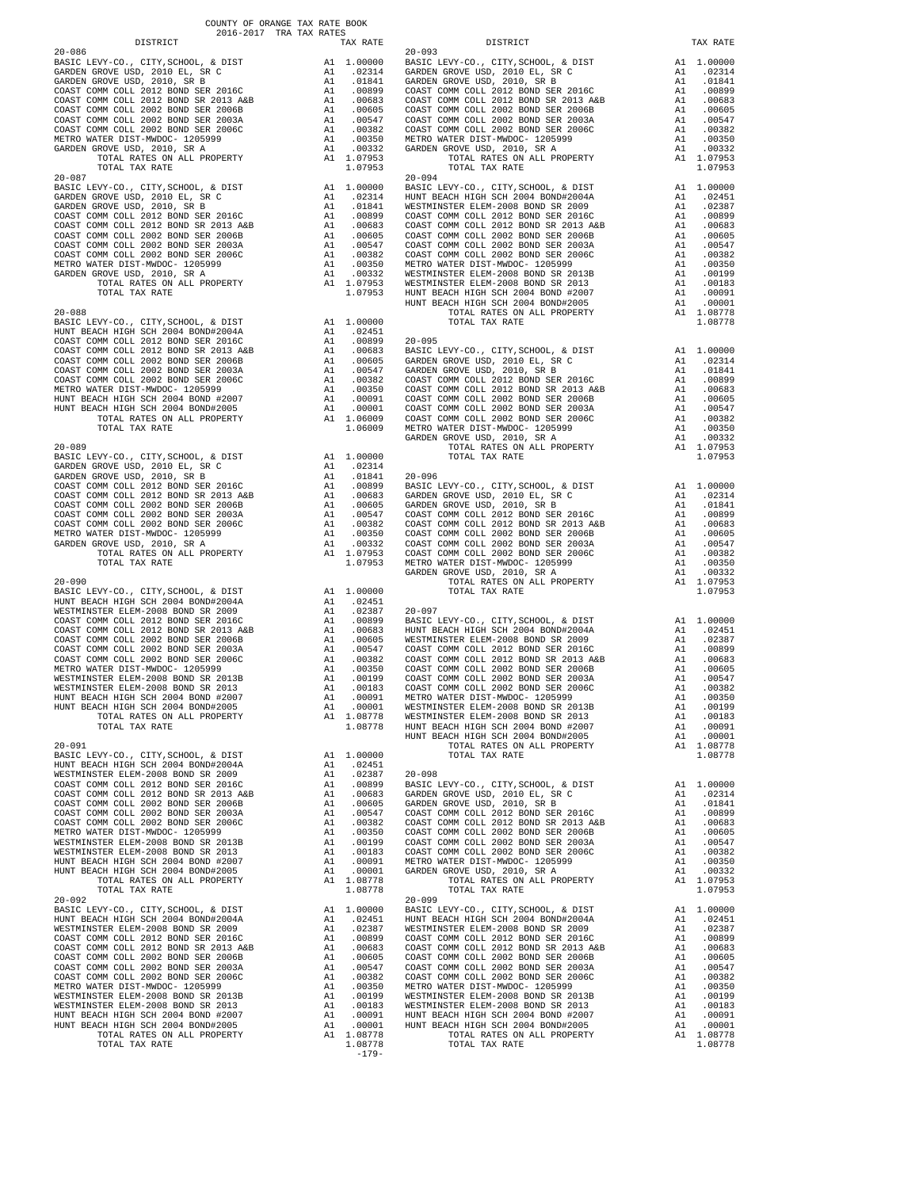COUNTY OF ORANGE TAX RATE BOOK
2016-2017 TRA TAX RATES

| DISTRICT | | TAX RATE |
|---|---|---|
| **20-086** | | |
| BASIC LEVY-CO., CITY,SCHOOL, & DIST | A1 | 1.00000 |
| GARDEN GROVE USD, 2010 EL, SR C | A1 | .02314 |
| GARDEN GROVE USD, 2010, SR B | A1 | .01841 |
| COAST COMM COLL 2012 BOND SER 2016C | A1 | .00899 |
| COAST COMM COLL 2012 BOND SR 2013 A&B | A1 | .00683 |
| COAST COMM COLL 2002 BOND SER 2006B | A1 | .00605 |
| COAST COMM COLL 2002 BOND SER 2003A | A1 | .00547 |
| COAST COMM COLL 2002 BOND SER 2006C | A1 | .00382 |
| METRO WATER DIST-MWDOC- 1205999 | A1 | .00350 |
| GARDEN GROVE USD, 2010, SR A | A1 | .00332 |
| TOTAL RATES ON ALL PROPERTY | A1 | 1.07953 |
| TOTAL TAX RATE | | 1.07953 |
| **20-087** | | |
| BASIC LEVY-CO., CITY,SCHOOL, & DIST | A1 | 1.00000 |
| GARDEN GROVE USD, 2010 EL, SR C | A1 | .02314 |
| GARDEN GROVE USD, 2010, SR B | A1 | .01841 |
| COAST COMM COLL 2012 BOND SER 2016C | A1 | .00899 |
| COAST COMM COLL 2012 BOND SR 2013 A&B | A1 | .00683 |
| COAST COMM COLL 2002 BOND SER 2006B | A1 | .00605 |
| COAST COMM COLL 2002 BOND SER 2003A | A1 | .00547 |
| COAST COMM COLL 2002 BOND SER 2006C | A1 | .00382 |
| METRO WATER DIST-MWDOC- 1205999 | A1 | .00350 |
| GARDEN GROVE USD, 2010, SR A | A1 | .00332 |
| TOTAL RATES ON ALL PROPERTY | A1 | 1.07953 |
| TOTAL TAX RATE | | 1.07953 |
| **20-088** | | |
| BASIC LEVY-CO., CITY,SCHOOL, & DIST | A1 | 1.00000 |
| HUNT BEACH HIGH SCH 2004 BOND#2004A | A1 | .02451 |
| COAST COMM COLL 2012 BOND SER 2016C | A1 | .00899 |
| COAST COMM COLL 2012 BOND SR 2013 A&B | A1 | .00683 |
| COAST COMM COLL 2002 BOND SER 2006B | A1 | .00605 |
| COAST COMM COLL 2002 BOND SER 2003A | A1 | .00547 |
| COAST COMM COLL 2002 BOND SER 2006C | A1 | .00382 |
| METRO WATER DIST-MWDOC- 1205999 | A1 | .00350 |
| HUNT BEACH HIGH SCH 2004 BOND #2007 | A1 | .00091 |
| HUNT BEACH HIGH SCH 2004 BOND#2005 | A1 | .00001 |
| TOTAL RATES ON ALL PROPERTY | A1 | 1.06009 |
| TOTAL TAX RATE | | 1.06009 |
| **20-089** | | |
| BASIC LEVY-CO., CITY,SCHOOL, & DIST | A1 | 1.00000 |
| GARDEN GROVE USD, 2010 EL, SR C | A1 | .02314 |
| GARDEN GROVE USD, 2010, SR B | A1 | .01841 |
| COAST COMM COLL 2012 BOND SER 2016C | A1 | .00899 |
| COAST COMM COLL 2012 BOND SR 2013 A&B | A1 | .00683 |
| COAST COMM COLL 2002 BOND SER 2006B | A1 | .00605 |
| COAST COMM COLL 2002 BOND SER 2003A | A1 | .00547 |
| COAST COMM COLL 2002 BOND SER 2006C | A1 | .00382 |
| METRO WATER DIST-MWDOC- 1205999 | A1 | .00350 |
| GARDEN GROVE USD, 2010, SR A | A1 | .00332 |
| TOTAL RATES ON ALL PROPERTY | A1 | 1.07953 |
| TOTAL TAX RATE | | 1.07953 |
| **20-090** | | |
| BASIC LEVY-CO., CITY,SCHOOL, & DIST | A1 | 1.00000 |
| HUNT BEACH HIGH SCH 2004 BOND#2004A | A1 | .02451 |
| WESTMINSTER ELEM-2008 BOND SR 2009 | A1 | .02387 |
| COAST COMM COLL 2012 BOND SER 2016C | A1 | .00899 |
| COAST COMM COLL 2012 BOND SR 2013 A&B | A1 | .00683 |
| COAST COMM COLL 2002 BOND SER 2006B | A1 | .00605 |
| COAST COMM COLL 2002 BOND SER 2003A | A1 | .00547 |
| COAST COMM COLL 2002 BOND SER 2006C | A1 | .00382 |
| METRO WATER DIST-MWDOC- 1205999 | A1 | .00350 |
| WESTMINSTER ELEM-2008 BOND SR 2013B | A1 | .00199 |
| WESTMINSTER ELEM-2008 BOND SR 2013 | A1 | .00183 |
| HUNT BEACH HIGH SCH 2004 BOND #2007 | A1 | .00091 |
| HUNT BEACH HIGH SCH 2004 BOND#2005 | A1 | .00001 |
| TOTAL RATES ON ALL PROPERTY | A1 | 1.08778 |
| TOTAL TAX RATE | | 1.08778 |
| **20-091** | | |
| BASIC LEVY-CO., CITY,SCHOOL, & DIST | A1 | 1.00000 |
| HUNT BEACH HIGH SCH 2004 BOND#2004A | A1 | .02451 |
| WESTMINSTER ELEM-2008 BOND SR 2009 | A1 | .02387 |
| COAST COMM COLL 2012 BOND SER 2016C | A1 | .00899 |
| COAST COMM COLL 2012 BOND SR 2013 A&B | A1 | .00683 |
| COAST COMM COLL 2002 BOND SER 2006B | A1 | .00605 |
| COAST COMM COLL 2002 BOND SER 2003A | A1 | .00547 |
| COAST COMM COLL 2002 BOND SER 2006C | A1 | .00382 |
| METRO WATER DIST-MWDOC- 1205999 | A1 | .00350 |
| WESTMINSTER ELEM-2008 BOND SR 2013B | A1 | .00199 |
| WESTMINSTER ELEM-2008 BOND SR 2013 | A1 | .00183 |
| HUNT BEACH HIGH SCH 2004 BOND #2007 | A1 | .00091 |
| HUNT BEACH HIGH SCH 2004 BOND#2005 | A1 | .00001 |
| TOTAL RATES ON ALL PROPERTY | A1 | 1.08778 |
| TOTAL TAX RATE | | 1.08778 |
| **20-092** | | |
| BASIC LEVY-CO., CITY,SCHOOL, & DIST | A1 | 1.00000 |
| HUNT BEACH HIGH SCH 2004 BOND#2004A | A1 | .02451 |
| WESTMINSTER ELEM-2008 BOND SR 2009 | A1 | .02387 |
| COAST COMM COLL 2012 BOND SER 2016C | A1 | .00899 |
| COAST COMM COLL 2012 BOND SR 2013 A&B | A1 | .00683 |
| COAST COMM COLL 2002 BOND SER 2006B | A1 | .00605 |
| COAST COMM COLL 2002 BOND SER 2003A | A1 | .00547 |
| COAST COMM COLL 2002 BOND SER 2006C | A1 | .00382 |
| METRO WATER DIST-MWDOC- 1205999 | A1 | .00350 |
| WESTMINSTER ELEM-2008 BOND SR 2013B | A1 | .00199 |
| WESTMINSTER ELEM-2008 BOND SR 2013 | A1 | .00183 |
| HUNT BEACH HIGH SCH 2004 BOND #2007 | A1 | .00091 |
| HUNT BEACH HIGH SCH 2004 BOND#2005 | A1 | .00001 |
| TOTAL RATES ON ALL PROPERTY | A1 | 1.08778 |
| TOTAL TAX RATE | | 1.08778 |
| **20-093** | | |
| BASIC LEVY-CO., CITY,SCHOOL, & DIST | A1 | 1.00000 |
| GARDEN GROVE USD, 2010 EL, SR C | A1 | .02314 |
| GARDEN GROVE USD, 2010, SR B | A1 | .01841 |
| COAST COMM COLL 2012 BOND SER 2016C | A1 | .00899 |
| COAST COMM COLL 2012 BOND SR 2013 A&B | A1 | .00683 |
| COAST COMM COLL 2002 BOND SER 2006B | A1 | .00605 |
| COAST COMM COLL 2002 BOND SER 2003A | A1 | .00547 |
| COAST COMM COLL 2002 BOND SER 2006C | A1 | .00382 |
| METRO WATER DIST-MWDOC- 1205999 | A1 | .00350 |
| GARDEN GROVE USD, 2010, SR A | A1 | .00332 |
| TOTAL RATES ON ALL PROPERTY | A1 | 1.07953 |
| TOTAL TAX RATE | | 1.07953 |
| **20-094** | | |
| BASIC LEVY-CO., CITY,SCHOOL, & DIST | A1 | 1.00000 |
| HUNT BEACH HIGH SCH 2004 BOND#2004A | A1 | .02451 |
| WESTMINSTER ELEM-2008 BOND SR 2009 | A1 | .02387 |
| COAST COMM COLL 2012 BOND SER 2016C | A1 | .00899 |
| COAST COMM COLL 2012 BOND SR 2013 A&B | A1 | .00683 |
| COAST COMM COLL 2002 BOND SER 2006B | A1 | .00605 |
| COAST COMM COLL 2002 BOND SER 2003A | A1 | .00547 |
| COAST COMM COLL 2002 BOND SER 2006C | A1 | .00382 |
| METRO WATER DIST-MWDOC- 1205999 | A1 | .00350 |
| WESTMINSTER ELEM-2008 BOND SR 2013B | A1 | .00199 |
| WESTMINSTER ELEM-2008 BOND SR 2013 | A1 | .00183 |
| HUNT BEACH HIGH SCH 2004 BOND #2007 | A1 | .00091 |
| HUNT BEACH HIGH SCH 2004 BOND#2005 | A1 | .00001 |
| TOTAL RATES ON ALL PROPERTY | A1 | 1.08778 |
| TOTAL TAX RATE | | 1.08778 |
| **20-095** | | |
| BASIC LEVY-CO., CITY,SCHOOL, & DIST | A1 | 1.00000 |
| GARDEN GROVE USD, 2010 EL, SR C | A1 | .02314 |
| GARDEN GROVE USD, 2010, SR B | A1 | .01841 |
| COAST COMM COLL 2012 BOND SER 2016C | A1 | .00899 |
| COAST COMM COLL 2012 BOND SR 2013 A&B | A1 | .00683 |
| COAST COMM COLL 2002 BOND SER 2006B | A1 | .00605 |
| COAST COMM COLL 2002 BOND SER 2003A | A1 | .00547 |
| COAST COMM COLL 2002 BOND SER 2006C | A1 | .00382 |
| METRO WATER DIST-MWDOC- 1205999 | A1 | .00350 |
| GARDEN GROVE USD, 2010, SR A | A1 | .00332 |
| TOTAL RATES ON ALL PROPERTY | A1 | 1.07953 |
| TOTAL TAX RATE | | 1.07953 |
| **20-096** | | |
| BASIC LEVY-CO., CITY,SCHOOL, & DIST | A1 | 1.00000 |
| GARDEN GROVE USD, 2010 EL, SR C | A1 | .02314 |
| GARDEN GROVE USD, 2010, SR B | A1 | .01841 |
| COAST COMM COLL 2012 BOND SER 2016C | A1 | .00899 |
| COAST COMM COLL 2012 BOND SR 2013 A&B | A1 | .00683 |
| COAST COMM COLL 2002 BOND SER 2006B | A1 | .00605 |
| COAST COMM COLL 2002 BOND SER 2003A | A1 | .00547 |
| COAST COMM COLL 2002 BOND SER 2006C | A1 | .00382 |
| METRO WATER DIST-MWDOC- 1205999 | A1 | .00350 |
| GARDEN GROVE USD, 2010, SR A | A1 | .00332 |
| TOTAL RATES ON ALL PROPERTY | A1 | 1.07953 |
| TOTAL TAX RATE | | 1.07953 |
| **20-097** | | |
| BASIC LEVY-CO., CITY,SCHOOL, & DIST | A1 | 1.00000 |
| HUNT BEACH HIGH SCH 2004 BOND#2004A | A1 | .02451 |
| WESTMINSTER ELEM-2008 BOND SR 2009 | A1 | .02387 |
| COAST COMM COLL 2012 BOND SER 2016C | A1 | .00899 |
| COAST COMM COLL 2012 BOND SR 2013 A&B | A1 | .00683 |
| COAST COMM COLL 2002 BOND SER 2006B | A1 | .00605 |
| COAST COMM COLL 2002 BOND SER 2003A | A1 | .00547 |
| COAST COMM COLL 2002 BOND SER 2006C | A1 | .00382 |
| METRO WATER DIST-MWDOC- 1205999 | A1 | .00350 |
| WESTMINSTER ELEM-2008 BOND SR 2013B | A1 | .00199 |
| WESTMINSTER ELEM-2008 BOND SR 2013 | A1 | .00183 |
| HUNT BEACH HIGH SCH 2004 BOND #2007 | A1 | .00091 |
| HUNT BEACH HIGH SCH 2004 BOND#2005 | A1 | .00001 |
| TOTAL RATES ON ALL PROPERTY | A1 | 1.08778 |
| TOTAL TAX RATE | | 1.08778 |
| **20-098** | | |
| BASIC LEVY-CO., CITY,SCHOOL, & DIST | A1 | 1.00000 |
| GARDEN GROVE USD, 2010 EL, SR C | A1 | .02314 |
| GARDEN GROVE USD, 2010, SR B | A1 | .01841 |
| COAST COMM COLL 2012 BOND SER 2016C | A1 | .00899 |
| COAST COMM COLL 2012 BOND SR 2013 A&B | A1 | .00683 |
| COAST COMM COLL 2002 BOND SER 2006B | A1 | .00605 |
| COAST COMM COLL 2002 BOND SER 2003A | A1 | .00547 |
| COAST COMM COLL 2002 BOND SER 2006C | A1 | .00382 |
| METRO WATER DIST-MWDOC- 1205999 | A1 | .00350 |
| GARDEN GROVE USD, 2010, SR A | A1 | .00332 |
| TOTAL RATES ON ALL PROPERTY | A1 | 1.07953 |
| TOTAL TAX RATE | | 1.07953 |
| **20-099** | | |
| BASIC LEVY-CO., CITY,SCHOOL, & DIST | A1 | 1.00000 |
| HUNT BEACH HIGH SCH 2004 BOND#2004A | A1 | .02451 |
| WESTMINSTER ELEM-2008 BOND SR 2009 | A1 | .02387 |
| COAST COMM COLL 2012 BOND SER 2016C | A1 | .00899 |
| COAST COMM COLL 2012 BOND SR 2013 A&B | A1 | .00683 |
| COAST COMM COLL 2002 BOND SER 2006B | A1 | .00605 |
| COAST COMM COLL 2002 BOND SER 2003A | A1 | .00547 |
| COAST COMM COLL 2002 BOND SER 2006C | A1 | .00382 |
| METRO WATER DIST-MWDOC- 1205999 | A1 | .00350 |
| WESTMINSTER ELEM-2008 BOND SR 2013B | A1 | .00199 |
| WESTMINSTER ELEM-2008 BOND SR 2013 | A1 | .00183 |
| HUNT BEACH HIGH SCH 2004 BOND #2007 | A1 | .00091 |
| HUNT BEACH HIGH SCH 2004 BOND#2005 | A1 | .00001 |
| TOTAL RATES ON ALL PROPERTY | A1 | 1.08778 |
| TOTAL TAX RATE | | 1.08778 |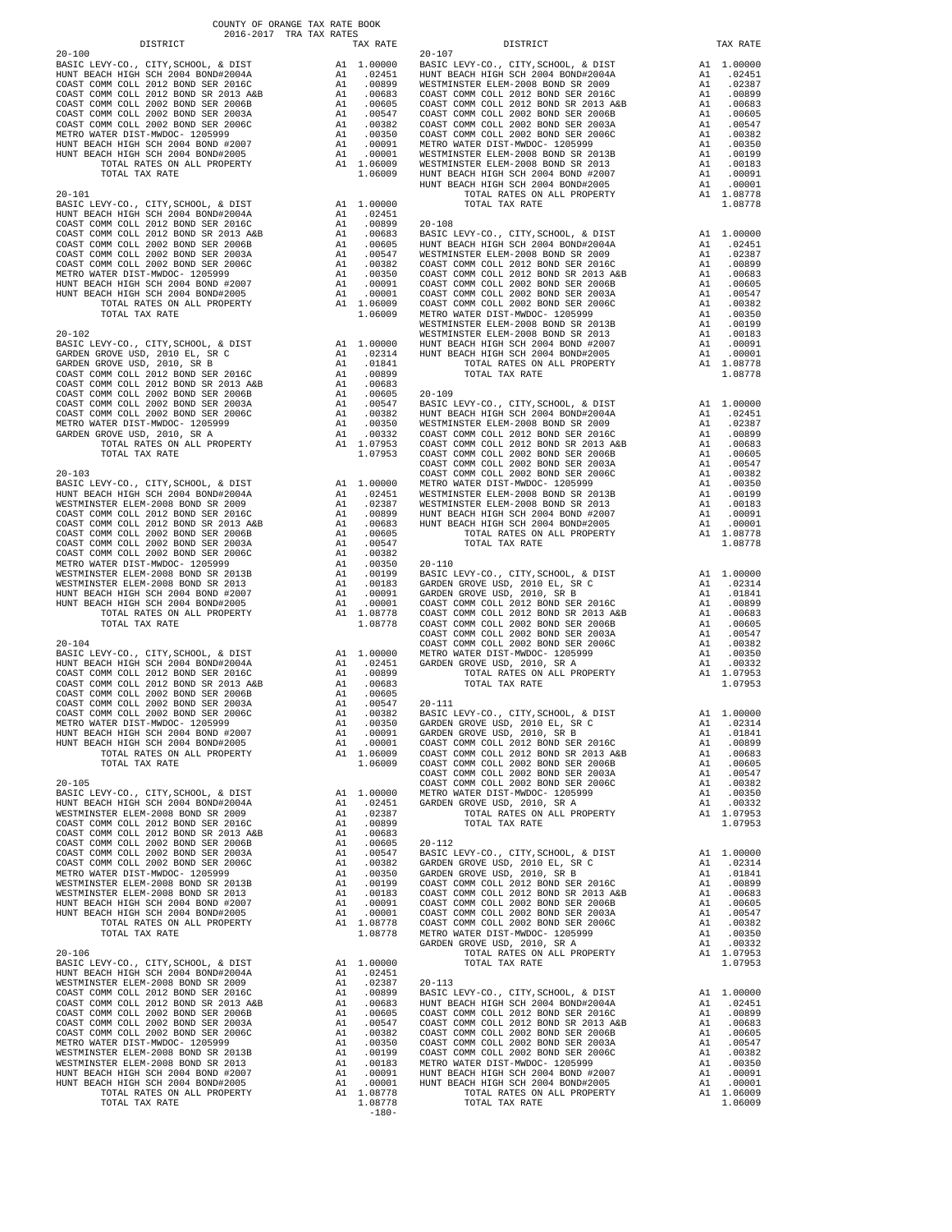COUNTY OF ORANGE TAX RATE BOOK
2016-2017 TRA TAX RATES

| DISTRICT | | TAX RATE |
|---|---|---|
| **20-100** | | |
| BASIC LEVY-CO., CITY,SCHOOL, & DIST | A1 | 1.00000 |
| HUNT BEACH HIGH SCH 2004 BOND#2004A | A1 | .02451 |
| COAST COMM COLL 2012 BOND SER 2016C | A1 | .00899 |
| COAST COMM COLL 2012 BOND SR 2013 A&B | A1 | .00683 |
| COAST COMM COLL 2002 BOND SER 2006B | A1 | .00605 |
| COAST COMM COLL 2002 BOND SER 2003A | A1 | .00547 |
| COAST COMM COLL 2002 BOND SER 2006C | A1 | .00382 |
| METRO WATER DIST-MWDOC- 1205999 | A1 | .00350 |
| HUNT BEACH HIGH SCH 2004 BOND #2007 | A1 | .00091 |
| HUNT BEACH HIGH SCH 2004 BOND#2005 | A1 | .00001 |
| TOTAL RATES ON ALL PROPERTY | A1 | 1.06009 |
| TOTAL TAX RATE | | 1.06009 |
| **20-101** | | |
| BASIC LEVY-CO., CITY,SCHOOL, & DIST | A1 | 1.00000 |
| HUNT BEACH HIGH SCH 2004 BOND#2004A | A1 | .02451 |
| COAST COMM COLL 2012 BOND SER 2016C | A1 | .00899 |
| COAST COMM COLL 2012 BOND SR 2013 A&B | A1 | .00683 |
| COAST COMM COLL 2002 BOND SER 2006B | A1 | .00605 |
| COAST COMM COLL 2002 BOND SER 2003A | A1 | .00547 |
| COAST COMM COLL 2002 BOND SER 2006C | A1 | .00382 |
| METRO WATER DIST-MWDOC- 1205999 | A1 | .00350 |
| HUNT BEACH HIGH SCH 2004 BOND #2007 | A1 | .00091 |
| HUNT BEACH HIGH SCH 2004 BOND#2005 | A1 | .00001 |
| TOTAL RATES ON ALL PROPERTY | A1 | 1.06009 |
| TOTAL TAX RATE | | 1.06009 |
| **20-102** | | |
| BASIC LEVY-CO., CITY,SCHOOL, & DIST | A1 | 1.00000 |
| GARDEN GROVE USD, 2010 EL, SR C | A1 | .02314 |
| GARDEN GROVE USD, 2010, SR B | A1 | .01841 |
| COAST COMM COLL 2012 BOND SER 2016C | A1 | .00899 |
| COAST COMM COLL 2012 BOND SR 2013 A&B | A1 | .00683 |
| COAST COMM COLL 2002 BOND SER 2006B | A1 | .00605 |
| COAST COMM COLL 2002 BOND SER 2003A | A1 | .00547 |
| COAST COMM COLL 2002 BOND SER 2006C | A1 | .00382 |
| METRO WATER DIST-MWDOC- 1205999 | A1 | .00350 |
| GARDEN GROVE USD, 2010, SR A | A1 | .00332 |
| TOTAL RATES ON ALL PROPERTY | A1 | 1.07953 |
| TOTAL TAX RATE | | 1.07953 |
| **20-103** | | |
| BASIC LEVY-CO., CITY,SCHOOL, & DIST | A1 | 1.00000 |
| HUNT BEACH HIGH SCH 2004 BOND#2004A | A1 | .02451 |
| WESTMINSTER ELEM-2008 BOND SR 2009 | A1 | .02387 |
| COAST COMM COLL 2012 BOND SER 2016C | A1 | .00899 |
| COAST COMM COLL 2012 BOND SR 2013 A&B | A1 | .00683 |
| COAST COMM COLL 2002 BOND SER 2006B | A1 | .00605 |
| COAST COMM COLL 2002 BOND SER 2003A | A1 | .00547 |
| COAST COMM COLL 2002 BOND SER 2006C | A1 | .00382 |
| METRO WATER DIST-MWDOC- 1205999 | A1 | .00350 |
| WESTMINSTER ELEM-2008 BOND SR 2013B | A1 | .00199 |
| WESTMINSTER ELEM-2008 BOND SR 2013 | A1 | .00183 |
| HUNT BEACH HIGH SCH 2004 BOND #2007 | A1 | .00091 |
| HUNT BEACH HIGH SCH 2004 BOND#2005 | A1 | .00001 |
| TOTAL RATES ON ALL PROPERTY | A1 | 1.08778 |
| TOTAL TAX RATE | | 1.08778 |
| **20-104** | | |
| BASIC LEVY-CO., CITY,SCHOOL, & DIST | A1 | 1.00000 |
| HUNT BEACH HIGH SCH 2004 BOND#2004A | A1 | .02451 |
| COAST COMM COLL 2012 BOND SER 2016C | A1 | .00899 |
| COAST COMM COLL 2012 BOND SR 2013 A&B | A1 | .00683 |
| COAST COMM COLL 2002 BOND SER 2006B | A1 | .00605 |
| COAST COMM COLL 2002 BOND SER 2003A | A1 | .00547 |
| COAST COMM COLL 2002 BOND SER 2006C | A1 | .00382 |
| METRO WATER DIST-MWDOC- 1205999 | A1 | .00350 |
| HUNT BEACH HIGH SCH 2004 BOND #2007 | A1 | .00091 |
| HUNT BEACH HIGH SCH 2004 BOND#2005 | A1 | .00001 |
| TOTAL RATES ON ALL PROPERTY | A1 | 1.06009 |
| TOTAL TAX RATE | | 1.06009 |
| **20-105** | | |
| BASIC LEVY-CO., CITY,SCHOOL, & DIST | A1 | 1.00000 |
| HUNT BEACH HIGH SCH 2004 BOND#2004A | A1 | .02451 |
| WESTMINSTER ELEM-2008 BOND SR 2009 | A1 | .02387 |
| COAST COMM COLL 2012 BOND SER 2016C | A1 | .00899 |
| COAST COMM COLL 2012 BOND SR 2013 A&B | A1 | .00683 |
| COAST COMM COLL 2002 BOND SER 2006B | A1 | .00605 |
| COAST COMM COLL 2002 BOND SER 2003A | A1 | .00547 |
| COAST COMM COLL 2002 BOND SER 2006C | A1 | .00382 |
| METRO WATER DIST-MWDOC- 1205999 | A1 | .00350 |
| WESTMINSTER ELEM-2008 BOND SR 2013B | A1 | .00199 |
| WESTMINSTER ELEM-2008 BOND SR 2013 | A1 | .00183 |
| HUNT BEACH HIGH SCH 2004 BOND #2007 | A1 | .00091 |
| HUNT BEACH HIGH SCH 2004 BOND#2005 | A1 | .00001 |
| TOTAL RATES ON ALL PROPERTY | A1 | 1.08778 |
| TOTAL TAX RATE | | 1.08778 |
| **20-106** | | |
| BASIC LEVY-CO., CITY,SCHOOL, & DIST | A1 | 1.00000 |
| HUNT BEACH HIGH SCH 2004 BOND#2004A | A1 | .02451 |
| WESTMINSTER ELEM-2008 BOND SR 2009 | A1 | .02387 |
| COAST COMM COLL 2012 BOND SER 2016C | A1 | .00899 |
| COAST COMM COLL 2012 BOND SR 2013 A&B | A1 | .00683 |
| COAST COMM COLL 2002 BOND SER 2006B | A1 | .00605 |
| COAST COMM COLL 2002 BOND SER 2003A | A1 | .00547 |
| COAST COMM COLL 2002 BOND SER 2006C | A1 | .00382 |
| METRO WATER DIST-MWDOC- 1205999 | A1 | .00350 |
| WESTMINSTER ELEM-2008 BOND SR 2013B | A1 | .00199 |
| WESTMINSTER ELEM-2008 BOND SR 2013 | A1 | .00183 |
| HUNT BEACH HIGH SCH 2004 BOND #2007 | A1 | .00091 |
| HUNT BEACH HIGH SCH 2004 BOND#2005 | A1 | .00001 |
| TOTAL RATES ON ALL PROPERTY | A1 | 1.08778 |
| TOTAL TAX RATE | | 1.08778 |
| **20-107** | | |
| BASIC LEVY-CO., CITY,SCHOOL, & DIST | A1 | 1.00000 |
| HUNT BEACH HIGH SCH 2004 BOND#2004A | A1 | .02451 |
| WESTMINSTER ELEM-2008 BOND SR 2009 | A1 | .02387 |
| COAST COMM COLL 2012 BOND SER 2016C | A1 | .00899 |
| COAST COMM COLL 2012 BOND SR 2013 A&B | A1 | .00683 |
| COAST COMM COLL 2002 BOND SER 2006B | A1 | .00605 |
| COAST COMM COLL 2002 BOND SER 2003A | A1 | .00547 |
| COAST COMM COLL 2002 BOND SER 2006C | A1 | .00382 |
| METRO WATER DIST-MWDOC- 1205999 | A1 | .00350 |
| WESTMINSTER ELEM-2008 BOND SR 2013B | A1 | .00199 |
| WESTMINSTER ELEM-2008 BOND SR 2013 | A1 | .00183 |
| HUNT BEACH HIGH SCH 2004 BOND #2007 | A1 | .00091 |
| HUNT BEACH HIGH SCH 2004 BOND#2005 | A1 | .00001 |
| TOTAL RATES ON ALL PROPERTY | A1 | 1.08778 |
| TOTAL TAX RATE | | 1.08778 |
| **20-108** | | |
| BASIC LEVY-CO., CITY,SCHOOL, & DIST | A1 | 1.00000 |
| HUNT BEACH HIGH SCH 2004 BOND#2004A | A1 | .02451 |
| WESTMINSTER ELEM-2008 BOND SR 2009 | A1 | .02387 |
| COAST COMM COLL 2012 BOND SER 2016C | A1 | .00899 |
| COAST COMM COLL 2012 BOND SR 2013 A&B | A1 | .00683 |
| COAST COMM COLL 2002 BOND SER 2006B | A1 | .00605 |
| COAST COMM COLL 2002 BOND SER 2003A | A1 | .00547 |
| COAST COMM COLL 2002 BOND SER 2006C | A1 | .00382 |
| METRO WATER DIST-MWDOC- 1205999 | A1 | .00350 |
| WESTMINSTER ELEM-2008 BOND SR 2013B | A1 | .00199 |
| WESTMINSTER ELEM-2008 BOND SR 2013 | A1 | .00183 |
| HUNT BEACH HIGH SCH 2004 BOND #2007 | A1 | .00091 |
| HUNT BEACH HIGH SCH 2004 BOND#2005 | A1 | .00001 |
| TOTAL RATES ON ALL PROPERTY | A1 | 1.08778 |
| TOTAL TAX RATE | | 1.08778 |
| **20-109** | | |
| BASIC LEVY-CO., CITY,SCHOOL, & DIST | A1 | 1.00000 |
| HUNT BEACH HIGH SCH 2004 BOND#2004A | A1 | .02451 |
| WESTMINSTER ELEM-2008 BOND SR 2009 | A1 | .02387 |
| COAST COMM COLL 2012 BOND SER 2016C | A1 | .00899 |
| COAST COMM COLL 2012 BOND SR 2013 A&B | A1 | .00683 |
| COAST COMM COLL 2002 BOND SER 2006B | A1 | .00605 |
| COAST COMM COLL 2002 BOND SER 2003A | A1 | .00547 |
| COAST COMM COLL 2002 BOND SER 2006C | A1 | .00382 |
| METRO WATER DIST-MWDOC- 1205999 | A1 | .00350 |
| WESTMINSTER ELEM-2008 BOND SR 2013B | A1 | .00199 |
| WESTMINSTER ELEM-2008 BOND SR 2013 | A1 | .00183 |
| HUNT BEACH HIGH SCH 2004 BOND #2007 | A1 | .00091 |
| HUNT BEACH HIGH SCH 2004 BOND#2005 | A1 | .00001 |
| TOTAL RATES ON ALL PROPERTY | A1 | 1.08778 |
| TOTAL TAX RATE | | 1.08778 |
| **20-110** | | |
| BASIC LEVY-CO., CITY,SCHOOL, & DIST | A1 | 1.00000 |
| GARDEN GROVE USD, 2010 EL, SR C | A1 | .02314 |
| GARDEN GROVE USD, 2010, SR B | A1 | .01841 |
| COAST COMM COLL 2012 BOND SER 2016C | A1 | .00899 |
| COAST COMM COLL 2012 BOND SR 2013 A&B | A1 | .00683 |
| COAST COMM COLL 2002 BOND SER 2006B | A1 | .00605 |
| COAST COMM COLL 2002 BOND SER 2003A | A1 | .00547 |
| COAST COMM COLL 2002 BOND SER 2006C | A1 | .00382 |
| METRO WATER DIST-MWDOC- 1205999 | A1 | .00350 |
| GARDEN GROVE USD, 2010, SR A | A1 | .00332 |
| TOTAL RATES ON ALL PROPERTY | A1 | 1.07953 |
| TOTAL TAX RATE | | 1.07953 |
| **20-111** | | |
| BASIC LEVY-CO., CITY,SCHOOL, & DIST | A1 | 1.00000 |
| GARDEN GROVE USD, 2010 EL, SR C | A1 | .02314 |
| GARDEN GROVE USD, 2010, SR B | A1 | .01841 |
| COAST COMM COLL 2012 BOND SER 2016C | A1 | .00899 |
| COAST COMM COLL 2012 BOND SR 2013 A&B | A1 | .00683 |
| COAST COMM COLL 2002 BOND SER 2006B | A1 | .00605 |
| COAST COMM COLL 2002 BOND SER 2003A | A1 | .00547 |
| COAST COMM COLL 2002 BOND SER 2006C | A1 | .00382 |
| METRO WATER DIST-MWDOC- 1205999 | A1 | .00350 |
| GARDEN GROVE USD, 2010, SR A | A1 | .00332 |
| TOTAL RATES ON ALL PROPERTY | A1 | 1.07953 |
| TOTAL TAX RATE | | 1.07953 |
| **20-112** | | |
| BASIC LEVY-CO., CITY,SCHOOL, & DIST | A1 | 1.00000 |
| GARDEN GROVE USD, 2010 EL, SR C | A1 | .02314 |
| GARDEN GROVE USD, 2010, SR B | A1 | .01841 |
| COAST COMM COLL 2012 BOND SER 2016C | A1 | .00899 |
| COAST COMM COLL 2012 BOND SR 2013 A&B | A1 | .00683 |
| COAST COMM COLL 2002 BOND SER 2006B | A1 | .00605 |
| COAST COMM COLL 2002 BOND SER 2003A | A1 | .00547 |
| COAST COMM COLL 2002 BOND SER 2006C | A1 | .00382 |
| METRO WATER DIST-MWDOC- 1205999 | A1 | .00350 |
| GARDEN GROVE USD, 2010, SR A | A1 | .00332 |
| TOTAL RATES ON ALL PROPERTY | A1 | 1.07953 |
| TOTAL TAX RATE | | 1.07953 |
| **20-113** | | |
| BASIC LEVY-CO., CITY,SCHOOL, & DIST | A1 | 1.00000 |
| HUNT BEACH HIGH SCH 2004 BOND#2004A | A1 | .02451 |
| COAST COMM COLL 2012 BOND SER 2016C | A1 | .00899 |
| COAST COMM COLL 2012 BOND SR 2013 A&B | A1 | .00683 |
| COAST COMM COLL 2002 BOND SER 2006B | A1 | .00605 |
| COAST COMM COLL 2002 BOND SER 2003A | A1 | .00547 |
| COAST COMM COLL 2002 BOND SER 2006C | A1 | .00382 |
| METRO WATER DIST-MWDOC- 1205999 | A1 | .00350 |
| HUNT BEACH HIGH SCH 2004 BOND #2007 | A1 | .00091 |
| HUNT BEACH HIGH SCH 2004 BOND#2005 | A1 | .00001 |
| TOTAL RATES ON ALL PROPERTY | A1 | 1.06009 |
| TOTAL TAX RATE | | 1.06009 |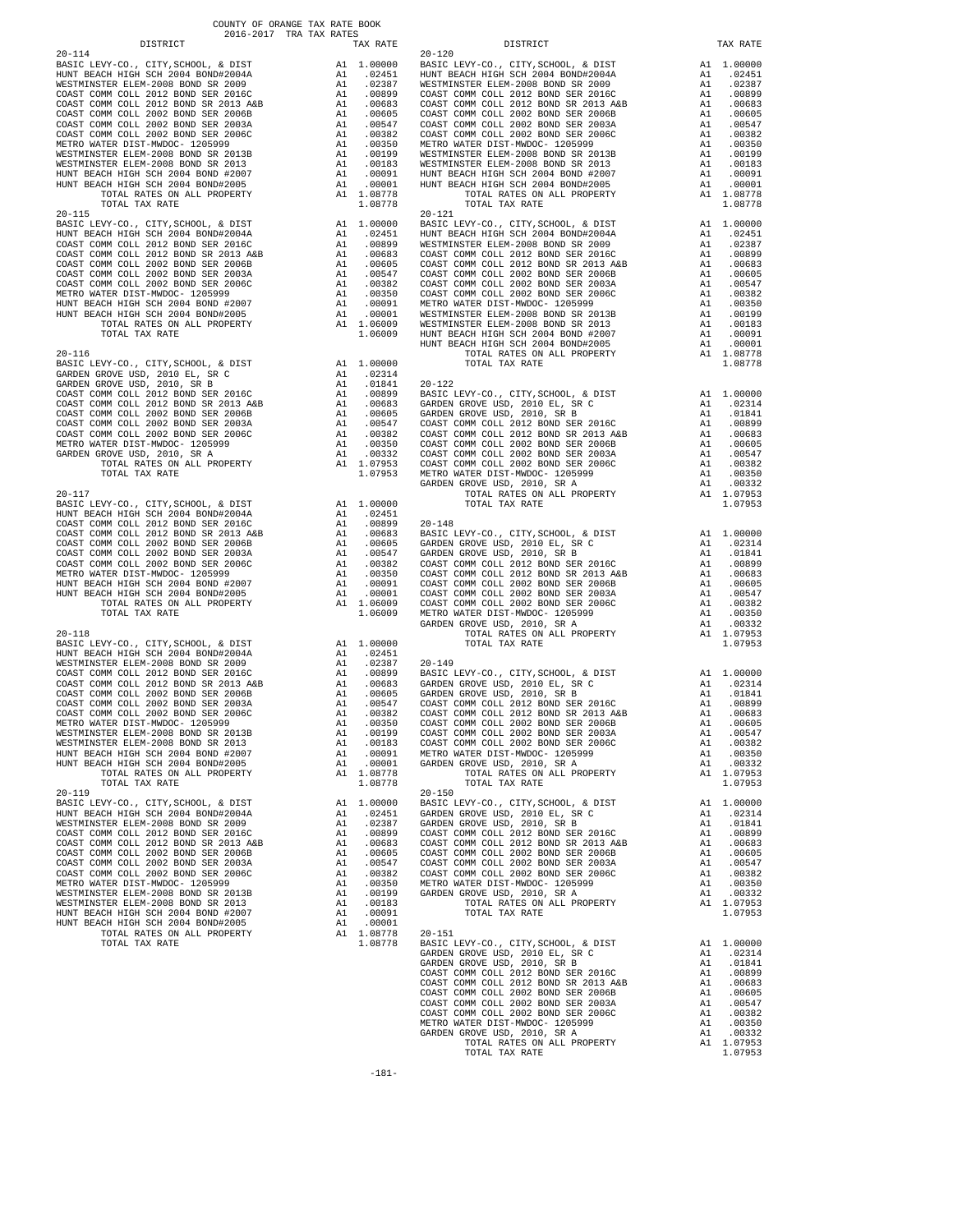COUNTY OF ORANGE TAX RATE BOOK
2016-2017 TRA TAX RATES

| DISTRICT | | TAX RATE |
|---|---|---|
| **20-114** | | |
| BASIC LEVY-CO., CITY,SCHOOL, & DIST | A1 | 1.00000 |
| HUNT BEACH HIGH SCH 2004 BOND#2004A | A1 | .02451 |
| WESTMINSTER ELEM-2008 BOND SR 2009 | A1 | .02387 |
| COAST COMM COLL 2012 BOND SER 2016C | A1 | .00899 |
| COAST COMM COLL 2012 BOND SR 2013 A&B | A1 | .00683 |
| COAST COMM COLL 2002 BOND SER 2006B | A1 | .00605 |
| COAST COMM COLL 2002 BOND SER 2003A | A1 | .00547 |
| COAST COMM COLL 2002 BOND SER 2006C | A1 | .00382 |
| METRO WATER DIST-MWDOC- 1205999 | A1 | .00350 |
| WESTMINSTER ELEM-2008 BOND SR 2013B | A1 | .00199 |
| WESTMINSTER ELEM-2008 BOND SR 2013 | A1 | .00183 |
| HUNT BEACH HIGH SCH 2004 BOND #2007 | A1 | .00091 |
| HUNT BEACH HIGH SCH 2004 BOND#2005 | A1 | .00001 |
| TOTAL RATES ON ALL PROPERTY | A1 | 1.08778 |
| TOTAL TAX RATE | | 1.08778 |
| **20-115** | | |
| BASIC LEVY-CO., CITY,SCHOOL, & DIST | A1 | 1.00000 |
| HUNT BEACH HIGH SCH 2004 BOND#2004A | A1 | .02451 |
| COAST COMM COLL 2012 BOND SER 2016C | A1 | .00899 |
| COAST COMM COLL 2012 BOND SR 2013 A&B | A1 | .00683 |
| COAST COMM COLL 2002 BOND SER 2006B | A1 | .00605 |
| COAST COMM COLL 2002 BOND SER 2003A | A1 | .00547 |
| COAST COMM COLL 2002 BOND SER 2006C | A1 | .00382 |
| METRO WATER DIST-MWDOC- 1205999 | A1 | .00350 |
| HUNT BEACH HIGH SCH 2004 BOND #2007 | A1 | .00091 |
| HUNT BEACH HIGH SCH 2004 BOND#2005 | A1 | .00001 |
| TOTAL RATES ON ALL PROPERTY | A1 | 1.06009 |
| TOTAL TAX RATE | | 1.06009 |
| **20-116** | | |
| BASIC LEVY-CO., CITY,SCHOOL, & DIST | A1 | 1.00000 |
| GARDEN GROVE USD, 2010 EL, SR C | A1 | .02314 |
| GARDEN GROVE USD, 2010, SR B | A1 | .01841 |
| COAST COMM COLL 2012 BOND SER 2016C | A1 | .00899 |
| COAST COMM COLL 2012 BOND SR 2013 A&B | A1 | .00683 |
| COAST COMM COLL 2002 BOND SER 2006B | A1 | .00605 |
| COAST COMM COLL 2002 BOND SER 2003A | A1 | .00547 |
| COAST COMM COLL 2002 BOND SER 2006C | A1 | .00382 |
| METRO WATER DIST-MWDOC- 1205999 | A1 | .00350 |
| GARDEN GROVE USD, 2010, SR A | A1 | .00332 |
| TOTAL RATES ON ALL PROPERTY | A1 | 1.07953 |
| TOTAL TAX RATE | | 1.07953 |
| **20-117** | | |
| BASIC LEVY-CO., CITY,SCHOOL, & DIST | A1 | 1.00000 |
| HUNT BEACH HIGH SCH 2004 BOND#2004A | A1 | .02451 |
| COAST COMM COLL 2012 BOND SER 2016C | A1 | .00899 |
| COAST COMM COLL 2012 BOND SR 2013 A&B | A1 | .00683 |
| COAST COMM COLL 2002 BOND SER 2006B | A1 | .00605 |
| COAST COMM COLL 2002 BOND SER 2003A | A1 | .00547 |
| COAST COMM COLL 2002 BOND SER 2006C | A1 | .00382 |
| METRO WATER DIST-MWDOC- 1205999 | A1 | .00350 |
| HUNT BEACH HIGH SCH 2004 BOND #2007 | A1 | .00091 |
| HUNT BEACH HIGH SCH 2004 BOND#2005 | A1 | .00001 |
| TOTAL RATES ON ALL PROPERTY | A1 | 1.06009 |
| TOTAL TAX RATE | | 1.06009 |
| **20-118** | | |
| BASIC LEVY-CO., CITY,SCHOOL, & DIST | A1 | 1.00000 |
| HUNT BEACH HIGH SCH 2004 BOND#2004A | A1 | .02451 |
| WESTMINSTER ELEM-2008 BOND SR 2009 | A1 | .02387 |
| COAST COMM COLL 2012 BOND SER 2016C | A1 | .00899 |
| COAST COMM COLL 2012 BOND SR 2013 A&B | A1 | .00683 |
| COAST COMM COLL 2002 BOND SER 2006B | A1 | .00605 |
| COAST COMM COLL 2002 BOND SER 2003A | A1 | .00547 |
| COAST COMM COLL 2002 BOND SER 2006C | A1 | .00382 |
| METRO WATER DIST-MWDOC- 1205999 | A1 | .00350 |
| WESTMINSTER ELEM-2008 BOND SR 2013B | A1 | .00199 |
| WESTMINSTER ELEM-2008 BOND SR 2013 | A1 | .00183 |
| HUNT BEACH HIGH SCH 2004 BOND #2007 | A1 | .00091 |
| HUNT BEACH HIGH SCH 2004 BOND#2005 | A1 | .00001 |
| TOTAL RATES ON ALL PROPERTY | A1 | 1.08778 |
| TOTAL TAX RATE | | 1.08778 |
| **20-119** | | |
| BASIC LEVY-CO., CITY,SCHOOL, & DIST | A1 | 1.00000 |
| HUNT BEACH HIGH SCH 2004 BOND#2004A | A1 | .02451 |
| WESTMINSTER ELEM-2008 BOND SR 2009 | A1 | .02387 |
| COAST COMM COLL 2012 BOND SER 2016C | A1 | .00899 |
| COAST COMM COLL 2012 BOND SR 2013 A&B | A1 | .00683 |
| COAST COMM COLL 2002 BOND SER 2006B | A1 | .00605 |
| COAST COMM COLL 2002 BOND SER 2003A | A1 | .00547 |
| COAST COMM COLL 2002 BOND SER 2006C | A1 | .00382 |
| METRO WATER DIST-MWDOC- 1205999 | A1 | .00350 |
| WESTMINSTER ELEM-2008 BOND SR 2013B | A1 | .00199 |
| WESTMINSTER ELEM-2008 BOND SR 2013 | A1 | .00183 |
| HUNT BEACH HIGH SCH 2004 BOND #2007 | A1 | .00091 |
| HUNT BEACH HIGH SCH 2004 BOND#2005 | A1 | .00001 |
| TOTAL RATES ON ALL PROPERTY | A1 | 1.08778 |
| TOTAL TAX RATE | | 1.08778 |
| **20-120** | | |
| BASIC LEVY-CO., CITY,SCHOOL, & DIST | A1 | 1.00000 |
| HUNT BEACH HIGH SCH 2004 BOND#2004A | A1 | .02451 |
| WESTMINSTER ELEM-2008 BOND SR 2009 | A1 | .02387 |
| COAST COMM COLL 2012 BOND SER 2016C | A1 | .00899 |
| COAST COMM COLL 2012 BOND SR 2013 A&B | A1 | .00683 |
| COAST COMM COLL 2002 BOND SER 2006B | A1 | .00605 |
| COAST COMM COLL 2002 BOND SER 2003A | A1 | .00547 |
| COAST COMM COLL 2002 BOND SER 2006C | A1 | .00382 |
| METRO WATER DIST-MWDOC- 1205999 | A1 | .00350 |
| WESTMINSTER ELEM-2008 BOND SR 2013B | A1 | .00199 |
| WESTMINSTER ELEM-2008 BOND SR 2013 | A1 | .00183 |
| HUNT BEACH HIGH SCH 2004 BOND #2007 | A1 | .00091 |
| HUNT BEACH HIGH SCH 2004 BOND#2005 | A1 | .00001 |
| TOTAL RATES ON ALL PROPERTY | A1 | 1.08778 |
| TOTAL TAX RATE | | 1.08778 |
| **20-121** | | |
| BASIC LEVY-CO., CITY,SCHOOL, & DIST | A1 | 1.00000 |
| HUNT BEACH HIGH SCH 2004 BOND#2004A | A1 | .02451 |
| WESTMINSTER ELEM-2008 BOND SR 2009 | A1 | .02387 |
| COAST COMM COLL 2012 BOND SER 2016C | A1 | .00899 |
| COAST COMM COLL 2012 BOND SR 2013 A&B | A1 | .00683 |
| COAST COMM COLL 2002 BOND SER 2006B | A1 | .00605 |
| COAST COMM COLL 2002 BOND SER 2003A | A1 | .00547 |
| COAST COMM COLL 2002 BOND SER 2006C | A1 | .00382 |
| METRO WATER DIST-MWDOC- 1205999 | A1 | .00350 |
| WESTMINSTER ELEM-2008 BOND SR 2013B | A1 | .00199 |
| WESTMINSTER ELEM-2008 BOND SR 2013 | A1 | .00183 |
| HUNT BEACH HIGH SCH 2004 BOND #2007 | A1 | .00091 |
| HUNT BEACH HIGH SCH 2004 BOND#2005 | A1 | .00001 |
| TOTAL RATES ON ALL PROPERTY | A1 | 1.08778 |
| TOTAL TAX RATE | | 1.08778 |
| **20-122** | | |
| BASIC LEVY-CO., CITY,SCHOOL, & DIST | A1 | 1.00000 |
| GARDEN GROVE USD, 2010 EL, SR C | A1 | .02314 |
| GARDEN GROVE USD, 2010, SR B | A1 | .01841 |
| COAST COMM COLL 2012 BOND SER 2016C | A1 | .00899 |
| COAST COMM COLL 2012 BOND SR 2013 A&B | A1 | .00683 |
| COAST COMM COLL 2002 BOND SER 2006B | A1 | .00605 |
| COAST COMM COLL 2002 BOND SER 2003A | A1 | .00547 |
| COAST COMM COLL 2002 BOND SER 2006C | A1 | .00382 |
| METRO WATER DIST-MWDOC- 1205999 | A1 | .00350 |
| GARDEN GROVE USD, 2010, SR A | A1 | .00332 |
| TOTAL RATES ON ALL PROPERTY | A1 | 1.07953 |
| TOTAL TAX RATE | | 1.07953 |
| **20-148** | | |
| BASIC LEVY-CO., CITY,SCHOOL, & DIST | A1 | 1.00000 |
| GARDEN GROVE USD, 2010 EL, SR C | A1 | .02314 |
| GARDEN GROVE USD, 2010, SR B | A1 | .01841 |
| COAST COMM COLL 2012 BOND SER 2016C | A1 | .00899 |
| COAST COMM COLL 2012 BOND SR 2013 A&B | A1 | .00683 |
| COAST COMM COLL 2002 BOND SER 2006B | A1 | .00605 |
| COAST COMM COLL 2002 BOND SER 2003A | A1 | .00547 |
| COAST COMM COLL 2002 BOND SER 2006C | A1 | .00382 |
| METRO WATER DIST-MWDOC- 1205999 | A1 | .00350 |
| GARDEN GROVE USD, 2010, SR A | A1 | .00332 |
| TOTAL RATES ON ALL PROPERTY | A1 | 1.07953 |
| TOTAL TAX RATE | | 1.07953 |
| **20-149** | | |
| BASIC LEVY-CO., CITY,SCHOOL, & DIST | A1 | 1.00000 |
| GARDEN GROVE USD, 2010 EL, SR C | A1 | .02314 |
| GARDEN GROVE USD, 2010, SR B | A1 | .01841 |
| COAST COMM COLL 2012 BOND SER 2016C | A1 | .00899 |
| COAST COMM COLL 2012 BOND SR 2013 A&B | A1 | .00683 |
| COAST COMM COLL 2002 BOND SER 2006B | A1 | .00605 |
| COAST COMM COLL 2002 BOND SER 2003A | A1 | .00547 |
| COAST COMM COLL 2002 BOND SER 2006C | A1 | .00382 |
| METRO WATER DIST-MWDOC- 1205999 | A1 | .00350 |
| GARDEN GROVE USD, 2010, SR A | A1 | .00332 |
| TOTAL RATES ON ALL PROPERTY | A1 | 1.07953 |
| TOTAL TAX RATE | | 1.07953 |
| **20-150** | | |
| BASIC LEVY-CO., CITY,SCHOOL, & DIST | A1 | 1.00000 |
| GARDEN GROVE USD, 2010 EL, SR C | A1 | .02314 |
| GARDEN GROVE USD, 2010, SR B | A1 | .01841 |
| COAST COMM COLL 2012 BOND SER 2016C | A1 | .00899 |
| COAST COMM COLL 2012 BOND SR 2013 A&B | A1 | .00683 |
| COAST COMM COLL 2002 BOND SER 2006B | A1 | .00605 |
| COAST COMM COLL 2002 BOND SER 2003A | A1 | .00547 |
| COAST COMM COLL 2002 BOND SER 2006C | A1 | .00382 |
| METRO WATER DIST-MWDOC- 1205999 | A1 | .00350 |
| GARDEN GROVE USD, 2010, SR A | A1 | .00332 |
| TOTAL RATES ON ALL PROPERTY | A1 | 1.07953 |
| TOTAL TAX RATE | | 1.07953 |
| **20-151** | | |
| BASIC LEVY-CO., CITY,SCHOOL, & DIST | A1 | 1.00000 |
| GARDEN GROVE USD, 2010 EL, SR C | A1 | .02314 |
| GARDEN GROVE USD, 2010, SR B | A1 | .01841 |
| COAST COMM COLL 2012 BOND SER 2016C | A1 | .00899 |
| COAST COMM COLL 2012 BOND SR 2013 A&B | A1 | .00683 |
| COAST COMM COLL 2002 BOND SER 2006B | A1 | .00605 |
| COAST COMM COLL 2002 BOND SER 2003A | A1 | .00547 |
| COAST COMM COLL 2002 BOND SER 2006C | A1 | .00382 |
| METRO WATER DIST-MWDOC- 1205999 | A1 | .00350 |
| GARDEN GROVE USD, 2010, SR A | A1 | .00332 |
| TOTAL RATES ON ALL PROPERTY | A1 | 1.07953 |
| TOTAL TAX RATE | | 1.07953 |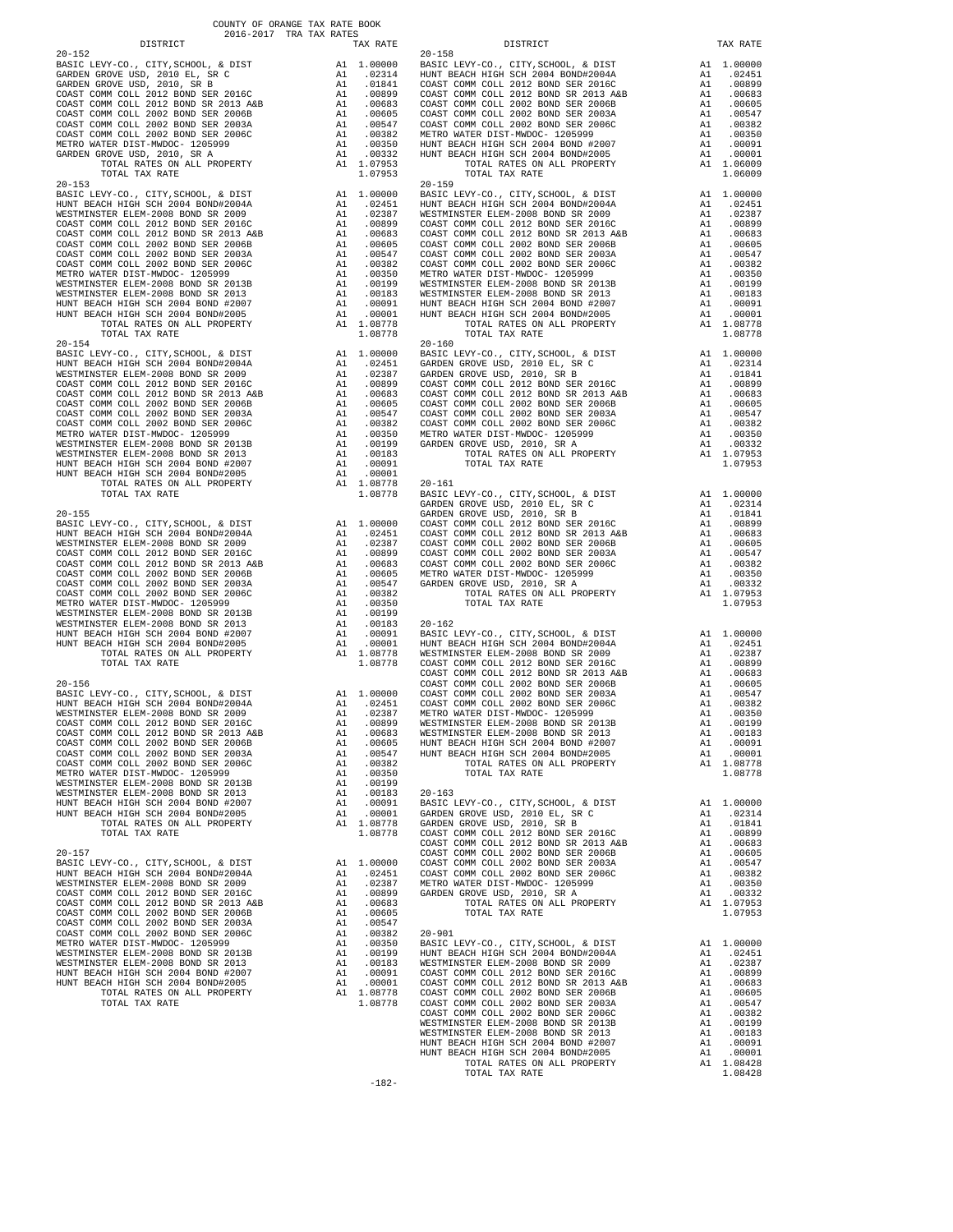COUNTY OF ORANGE TAX RATE BOOK
2016-2017 TRA TAX RATES

| DISTRICT | | TAX RATE |
|---|---|---|
| **20-152** | | |
| BASIC LEVY-CO., CITY,SCHOOL, & DIST | A1 | 1.00000 |
| GARDEN GROVE USD, 2010 EL, SR C | A1 | .02314 |
| GARDEN GROVE USD, 2010, SR B | A1 | .01841 |
| COAST COMM COLL 2012 BOND SER 2016C | A1 | .00899 |
| COAST COMM COLL 2012 BOND SR 2013 A&B | A1 | .00683 |
| COAST COMM COLL 2002 BOND SER 2006B | A1 | .00605 |
| COAST COMM COLL 2002 BOND SER 2003A | A1 | .00547 |
| COAST COMM COLL 2002 BOND SER 2006C | A1 | .00382 |
| METRO WATER DIST-MWDOC- 1205999 | A1 | .00350 |
| GARDEN GROVE USD, 2010, SR A | A1 | .00332 |
| TOTAL RATES ON ALL PROPERTY | A1 | 1.07953 |
| TOTAL TAX RATE | | 1.07953 |
| **20-153** | | |
| BASIC LEVY-CO., CITY,SCHOOL, & DIST | A1 | 1.00000 |
| HUNT BEACH HIGH SCH 2004 BOND#2004A | A1 | .02451 |
| WESTMINSTER ELEM-2008 BOND SR 2009 | A1 | .02387 |
| COAST COMM COLL 2012 BOND SER 2016C | A1 | .00899 |
| COAST COMM COLL 2012 BOND SR 2013 A&B | A1 | .00683 |
| COAST COMM COLL 2002 BOND SER 2006B | A1 | .00605 |
| COAST COMM COLL 2002 BOND SER 2003A | A1 | .00547 |
| COAST COMM COLL 2002 BOND SER 2006C | A1 | .00382 |
| METRO WATER DIST-MWDOC- 1205999 | A1 | .00350 |
| WESTMINSTER ELEM-2008 BOND SR 2013B | A1 | .00199 |
| WESTMINSTER ELEM-2008 BOND SR 2013 | A1 | .00183 |
| HUNT BEACH HIGH SCH 2004 BOND #2007 | A1 | .00091 |
| HUNT BEACH HIGH SCH 2004 BOND#2005 | A1 | .00001 |
| TOTAL RATES ON ALL PROPERTY | A1 | 1.08778 |
| TOTAL TAX RATE | | 1.08778 |
| **20-154** | | |
| BASIC LEVY-CO., CITY,SCHOOL, & DIST | A1 | 1.00000 |
| HUNT BEACH HIGH SCH 2004 BOND#2004A | A1 | .02451 |
| WESTMINSTER ELEM-2008 BOND SR 2009 | A1 | .02387 |
| COAST COMM COLL 2012 BOND SER 2016C | A1 | .00899 |
| COAST COMM COLL 2012 BOND SR 2013 A&B | A1 | .00683 |
| COAST COMM COLL 2002 BOND SER 2006B | A1 | .00605 |
| COAST COMM COLL 2002 BOND SER 2003A | A1 | .00547 |
| COAST COMM COLL 2002 BOND SER 2006C | A1 | .00382 |
| METRO WATER DIST-MWDOC- 1205999 | A1 | .00350 |
| WESTMINSTER ELEM-2008 BOND SR 2013B | A1 | .00199 |
| WESTMINSTER ELEM-2008 BOND SR 2013 | A1 | .00183 |
| HUNT BEACH HIGH SCH 2004 BOND #2007 | A1 | .00091 |
| HUNT BEACH HIGH SCH 2004 BOND#2005 | A1 | .00001 |
| TOTAL RATES ON ALL PROPERTY | A1 | 1.08778 |
| TOTAL TAX RATE | | 1.08778 |
| **20-155** | | |
| BASIC LEVY-CO., CITY,SCHOOL, & DIST | A1 | 1.00000 |
| HUNT BEACH HIGH SCH 2004 BOND#2004A | A1 | .02451 |
| WESTMINSTER ELEM-2008 BOND SR 2009 | A1 | .02387 |
| COAST COMM COLL 2012 BOND SER 2016C | A1 | .00899 |
| COAST COMM COLL 2012 BOND SR 2013 A&B | A1 | .00683 |
| COAST COMM COLL 2002 BOND SER 2006B | A1 | .00605 |
| COAST COMM COLL 2002 BOND SER 2003A | A1 | .00547 |
| COAST COMM COLL 2002 BOND SER 2006C | A1 | .00382 |
| METRO WATER DIST-MWDOC- 1205999 | A1 | .00350 |
| WESTMINSTER ELEM-2008 BOND SR 2013B | A1 | .00199 |
| WESTMINSTER ELEM-2008 BOND SR 2013 | A1 | .00183 |
| HUNT BEACH HIGH SCH 2004 BOND #2007 | A1 | .00091 |
| HUNT BEACH HIGH SCH 2004 BOND#2005 | A1 | .00001 |
| TOTAL RATES ON ALL PROPERTY | A1 | 1.08778 |
| TOTAL TAX RATE | | 1.08778 |
| **20-156** | | |
| BASIC LEVY-CO., CITY,SCHOOL, & DIST | A1 | 1.00000 |
| HUNT BEACH HIGH SCH 2004 BOND#2004A | A1 | .02451 |
| WESTMINSTER ELEM-2008 BOND SR 2009 | A1 | .02387 |
| COAST COMM COLL 2012 BOND SER 2016C | A1 | .00899 |
| COAST COMM COLL 2012 BOND SR 2013 A&B | A1 | .00683 |
| COAST COMM COLL 2002 BOND SER 2006B | A1 | .00605 |
| COAST COMM COLL 2002 BOND SER 2003A | A1 | .00547 |
| COAST COMM COLL 2002 BOND SER 2006C | A1 | .00382 |
| METRO WATER DIST-MWDOC- 1205999 | A1 | .00350 |
| WESTMINSTER ELEM-2008 BOND SR 2013B | A1 | .00199 |
| WESTMINSTER ELEM-2008 BOND SR 2013 | A1 | .00183 |
| HUNT BEACH HIGH SCH 2004 BOND #2007 | A1 | .00091 |
| HUNT BEACH HIGH SCH 2004 BOND#2005 | A1 | .00001 |
| TOTAL RATES ON ALL PROPERTY | A1 | 1.08778 |
| TOTAL TAX RATE | | 1.08778 |
| **20-157** | | |
| BASIC LEVY-CO., CITY,SCHOOL, & DIST | A1 | 1.00000 |
| HUNT BEACH HIGH SCH 2004 BOND#2004A | A1 | .02451 |
| WESTMINSTER ELEM-2008 BOND SR 2009 | A1 | .02387 |
| COAST COMM COLL 2012 BOND SER 2016C | A1 | .00899 |
| COAST COMM COLL 2012 BOND SR 2013 A&B | A1 | .00683 |
| COAST COMM COLL 2002 BOND SER 2006B | A1 | .00605 |
| COAST COMM COLL 2002 BOND SER 2003A | A1 | .00547 |
| COAST COMM COLL 2002 BOND SER 2006C | A1 | .00382 |
| METRO WATER DIST-MWDOC- 1205999 | A1 | .00350 |
| WESTMINSTER ELEM-2008 BOND SR 2013B | A1 | .00199 |
| WESTMINSTER ELEM-2008 BOND SR 2013 | A1 | .00183 |
| HUNT BEACH HIGH SCH 2004 BOND #2007 | A1 | .00091 |
| HUNT BEACH HIGH SCH 2004 BOND#2005 | A1 | .00001 |
| TOTAL RATES ON ALL PROPERTY | A1 | 1.08778 |
| TOTAL TAX RATE | | 1.08778 |
| **20-158** | | |
| BASIC LEVY-CO., CITY,SCHOOL, & DIST | A1 | 1.00000 |
| HUNT BEACH HIGH SCH 2004 BOND#2004A | A1 | .02451 |
| COAST COMM COLL 2012 BOND SER 2016C | A1 | .00899 |
| COAST COMM COLL 2012 BOND SR 2013 A&B | A1 | .00683 |
| COAST COMM COLL 2002 BOND SER 2006B | A1 | .00605 |
| COAST COMM COLL 2002 BOND SER 2003A | A1 | .00547 |
| COAST COMM COLL 2002 BOND SER 2006C | A1 | .00382 |
| METRO WATER DIST-MWDOC- 1205999 | A1 | .00350 |
| HUNT BEACH HIGH SCH 2004 BOND #2007 | A1 | .00091 |
| HUNT BEACH HIGH SCH 2004 BOND#2005 | A1 | .00001 |
| TOTAL RATES ON ALL PROPERTY | A1 | 1.06009 |
| TOTAL TAX RATE | | 1.06009 |
| **20-159** | | |
| BASIC LEVY-CO., CITY,SCHOOL, & DIST | A1 | 1.00000 |
| HUNT BEACH HIGH SCH 2004 BOND#2004A | A1 | .02451 |
| WESTMINSTER ELEM-2008 BOND SR 2009 | A1 | .02387 |
| COAST COMM COLL 2012 BOND SER 2016C | A1 | .00899 |
| COAST COMM COLL 2012 BOND SR 2013 A&B | A1 | .00683 |
| COAST COMM COLL 2002 BOND SER 2006B | A1 | .00605 |
| COAST COMM COLL 2002 BOND SER 2003A | A1 | .00547 |
| COAST COMM COLL 2002 BOND SER 2006C | A1 | .00382 |
| METRO WATER DIST-MWDOC- 1205999 | A1 | .00350 |
| WESTMINSTER ELEM-2008 BOND SR 2013B | A1 | .00199 |
| WESTMINSTER ELEM-2008 BOND SR 2013 | A1 | .00183 |
| HUNT BEACH HIGH SCH 2004 BOND #2007 | A1 | .00091 |
| HUNT BEACH HIGH SCH 2004 BOND#2005 | A1 | .00001 |
| TOTAL RATES ON ALL PROPERTY | A1 | 1.08778 |
| TOTAL TAX RATE | | 1.08778 |
| **20-160** | | |
| BASIC LEVY-CO., CITY,SCHOOL, & DIST | A1 | 1.00000 |
| GARDEN GROVE USD, 2010 EL, SR C | A1 | .02314 |
| GARDEN GROVE USD, 2010, SR B | A1 | .01841 |
| COAST COMM COLL 2012 BOND SER 2016C | A1 | .00899 |
| COAST COMM COLL 2012 BOND SR 2013 A&B | A1 | .00683 |
| COAST COMM COLL 2002 BOND SER 2006B | A1 | .00605 |
| COAST COMM COLL 2002 BOND SER 2003A | A1 | .00547 |
| COAST COMM COLL 2002 BOND SER 2006C | A1 | .00382 |
| METRO WATER DIST-MWDOC- 1205999 | A1 | .00350 |
| GARDEN GROVE USD, 2010, SR A | A1 | .00332 |
| TOTAL RATES ON ALL PROPERTY | A1 | 1.07953 |
| TOTAL TAX RATE | | 1.07953 |
| **20-161** | | |
| BASIC LEVY-CO., CITY,SCHOOL, & DIST | A1 | 1.00000 |
| GARDEN GROVE USD, 2010 EL, SR C | A1 | .02314 |
| GARDEN GROVE USD, 2010, SR B | A1 | .01841 |
| COAST COMM COLL 2012 BOND SER 2016C | A1 | .00899 |
| COAST COMM COLL 2012 BOND SR 2013 A&B | A1 | .00683 |
| COAST COMM COLL 2002 BOND SER 2006B | A1 | .00605 |
| COAST COMM COLL 2002 BOND SER 2003A | A1 | .00547 |
| COAST COMM COLL 2002 BOND SER 2006C | A1 | .00382 |
| METRO WATER DIST-MWDOC- 1205999 | A1 | .00350 |
| GARDEN GROVE USD, 2010, SR A | A1 | .00332 |
| TOTAL RATES ON ALL PROPERTY | A1 | 1.07953 |
| TOTAL TAX RATE | | 1.07953 |
| **20-162** | | |
| BASIC LEVY-CO., CITY,SCHOOL, & DIST | A1 | 1.00000 |
| HUNT BEACH HIGH SCH 2004 BOND#2004A | A1 | .02451 |
| WESTMINSTER ELEM-2008 BOND SR 2009 | A1 | .02387 |
| COAST COMM COLL 2012 BOND SER 2016C | A1 | .00899 |
| COAST COMM COLL 2012 BOND SR 2013 A&B | A1 | .00683 |
| COAST COMM COLL 2002 BOND SER 2006B | A1 | .00605 |
| COAST COMM COLL 2002 BOND SER 2003A | A1 | .00547 |
| COAST COMM COLL 2002 BOND SER 2006C | A1 | .00382 |
| METRO WATER DIST-MWDOC- 1205999 | A1 | .00350 |
| WESTMINSTER ELEM-2008 BOND SR 2013B | A1 | .00199 |
| WESTMINSTER ELEM-2008 BOND SR 2013 | A1 | .00183 |
| HUNT BEACH HIGH SCH 2004 BOND #2007 | A1 | .00091 |
| HUNT BEACH HIGH SCH 2004 BOND#2005 | A1 | .00001 |
| TOTAL RATES ON ALL PROPERTY | A1 | 1.08778 |
| TOTAL TAX RATE | | 1.08778 |
| **20-163** | | |
| BASIC LEVY-CO., CITY,SCHOOL, & DIST | A1 | 1.00000 |
| GARDEN GROVE USD, 2010 EL, SR C | A1 | .02314 |
| GARDEN GROVE USD, 2010, SR B | A1 | .01841 |
| COAST COMM COLL 2012 BOND SER 2016C | A1 | .00899 |
| COAST COMM COLL 2012 BOND SR 2013 A&B | A1 | .00683 |
| COAST COMM COLL 2002 BOND SER 2006B | A1 | .00605 |
| COAST COMM COLL 2002 BOND SER 2003A | A1 | .00547 |
| COAST COMM COLL 2002 BOND SER 2006C | A1 | .00382 |
| METRO WATER DIST-MWDOC- 1205999 | A1 | .00350 |
| GARDEN GROVE USD, 2010, SR A | A1 | .00332 |
| TOTAL RATES ON ALL PROPERTY | A1 | 1.07953 |
| TOTAL TAX RATE | | 1.07953 |
| **20-901** | | |
| BASIC LEVY-CO., CITY,SCHOOL, & DIST | A1 | 1.00000 |
| HUNT BEACH HIGH SCH 2004 BOND#2004A | A1 | .02451 |
| WESTMINSTER ELEM-2008 BOND SR 2009 | A1 | .02387 |
| COAST COMM COLL 2012 BOND SER 2016C | A1 | .00899 |
| COAST COMM COLL 2012 BOND SR 2013 A&B | A1 | .00683 |
| COAST COMM COLL 2002 BOND SER 2006B | A1 | .00605 |
| COAST COMM COLL 2002 BOND SER 2003A | A1 | .00547 |
| COAST COMM COLL 2002 BOND SER 2006C | A1 | .00382 |
| WESTMINSTER ELEM-2008 BOND SR 2013B | A1 | .00199 |
| WESTMINSTER ELEM-2008 BOND SR 2013 | A1 | .00183 |
| HUNT BEACH HIGH SCH 2004 BOND #2007 | A1 | .00091 |
| HUNT BEACH HIGH SCH 2004 BOND#2005 | A1 | .00001 |
| TOTAL RATES ON ALL PROPERTY | A1 | 1.08428 |
| TOTAL TAX RATE | | 1.08428 |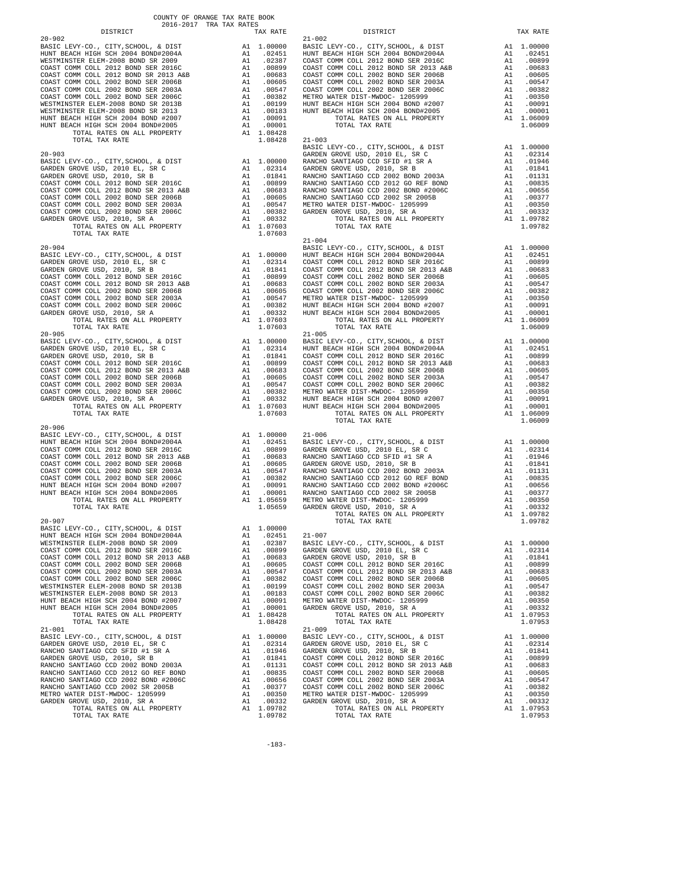COUNTY OF ORANGE TAX RATE BOOK
2016-2017 TRA TAX RATES

| DISTRICT | | TAX RATE |
|---|---|---|
| **20-902** | | |
| BASIC LEVY-CO., CITY,SCHOOL, & DIST | A1 | 1.00000 |
| HUNT BEACH HIGH SCH 2004 BOND#2004A | A1 | .02451 |
| WESTMINSTER ELEM-2008 BOND SR 2009 | A1 | .02387 |
| COAST COMM COLL 2012 BOND SER 2016C | A1 | .00899 |
| COAST COMM COLL 2012 BOND SR 2013 A&B | A1 | .00683 |
| COAST COMM COLL 2002 BOND SER 2006B | A1 | .00605 |
| COAST COMM COLL 2002 BOND SER 2003A | A1 | .00547 |
| COAST COMM COLL 2002 BOND SER 2006C | A1 | .00382 |
| WESTMINSTER ELEM-2008 BOND SR 2013B | A1 | .00199 |
| WESTMINSTER ELEM-2008 BOND SR 2013 | A1 | .00183 |
| HUNT BEACH HIGH SCH 2004 BOND #2007 | A1 | .00091 |
| HUNT BEACH HIGH SCH 2004 BOND#2005 | A1 | .00001 |
| TOTAL RATES ON ALL PROPERTY | A1 | 1.08428 |
| TOTAL TAX RATE | | 1.08428 |
| **20-903** | | |
| BASIC LEVY-CO., CITY,SCHOOL, & DIST | A1 | 1.00000 |
| GARDEN GROVE USD, 2010 EL, SR C | A1 | .02314 |
| GARDEN GROVE USD, 2010, SR B | A1 | .01841 |
| COAST COMM COLL 2012 BOND SER 2016C | A1 | .00899 |
| COAST COMM COLL 2012 BOND SR 2013 A&B | A1 | .00683 |
| COAST COMM COLL 2002 BOND SER 2006B | A1 | .00605 |
| COAST COMM COLL 2002 BOND SER 2003A | A1 | .00547 |
| COAST COMM COLL 2002 BOND SER 2006C | A1 | .00382 |
| GARDEN GROVE USD, 2010, SR A | A1 | .00332 |
| TOTAL RATES ON ALL PROPERTY | A1 | 1.07603 |
| TOTAL TAX RATE | | 1.07603 |
| **20-904** | | |
| BASIC LEVY-CO., CITY,SCHOOL, & DIST | A1 | 1.00000 |
| GARDEN GROVE USD, 2010 EL, SR C | A1 | .02314 |
| GARDEN GROVE USD, 2010, SR B | A1 | .01841 |
| COAST COMM COLL 2012 BOND SER 2016C | A1 | .00899 |
| COAST COMM COLL 2012 BOND SR 2013 A&B | A1 | .00683 |
| COAST COMM COLL 2002 BOND SER 2006B | A1 | .00605 |
| COAST COMM COLL 2002 BOND SER 2003A | A1 | .00547 |
| COAST COMM COLL 2002 BOND SER 2006C | A1 | .00382 |
| GARDEN GROVE USD, 2010, SR A | A1 | .00332 |
| TOTAL RATES ON ALL PROPERTY | A1 | 1.07603 |
| TOTAL TAX RATE | | 1.07603 |
| **20-905** | | |
| BASIC LEVY-CO., CITY,SCHOOL, & DIST | A1 | 1.00000 |
| GARDEN GROVE USD, 2010 EL, SR C | A1 | .02314 |
| GARDEN GROVE USD, 2010, SR B | A1 | .01841 |
| COAST COMM COLL 2012 BOND SER 2016C | A1 | .00899 |
| COAST COMM COLL 2012 BOND SR 2013 A&B | A1 | .00683 |
| COAST COMM COLL 2002 BOND SER 2006B | A1 | .00605 |
| COAST COMM COLL 2002 BOND SER 2003A | A1 | .00547 |
| COAST COMM COLL 2002 BOND SER 2006C | A1 | .00382 |
| GARDEN GROVE USD, 2010, SR A | A1 | .00332 |
| TOTAL RATES ON ALL PROPERTY | A1 | 1.07603 |
| TOTAL TAX RATE | | 1.07603 |
| **20-906** | | |
| BASIC LEVY-CO., CITY,SCHOOL, & DIST | A1 | 1.00000 |
| HUNT BEACH HIGH SCH 2004 BOND#2004A | A1 | .02451 |
| COAST COMM COLL 2012 BOND SER 2016C | A1 | .00899 |
| COAST COMM COLL 2012 BOND SR 2013 A&B | A1 | .00683 |
| COAST COMM COLL 2002 BOND SER 2006B | A1 | .00605 |
| COAST COMM COLL 2002 BOND SER 2003A | A1 | .00547 |
| COAST COMM COLL 2002 BOND SER 2006C | A1 | .00382 |
| HUNT BEACH HIGH SCH 2004 BOND #2007 | A1 | .00091 |
| HUNT BEACH HIGH SCH 2004 BOND#2005 | A1 | .00001 |
| TOTAL RATES ON ALL PROPERTY | A1 | 1.05659 |
| TOTAL TAX RATE | | 1.05659 |
| **20-907** | | |
| BASIC LEVY-CO., CITY,SCHOOL, & DIST | A1 | 1.00000 |
| HUNT BEACH HIGH SCH 2004 BOND#2004A | A1 | .02451 |
| WESTMINSTER ELEM-2008 BOND SR 2009 | A1 | .02387 |
| COAST COMM COLL 2012 BOND SER 2016C | A1 | .00899 |
| COAST COMM COLL 2012 BOND SR 2013 A&B | A1 | .00683 |
| COAST COMM COLL 2002 BOND SER 2006B | A1 | .00605 |
| COAST COMM COLL 2002 BOND SER 2003A | A1 | .00547 |
| COAST COMM COLL 2002 BOND SER 2006C | A1 | .00382 |
| WESTMINSTER ELEM-2008 BOND SR 2013B | A1 | .00199 |
| WESTMINSTER ELEM-2008 BOND SR 2013 | A1 | .00183 |
| HUNT BEACH HIGH SCH 2004 BOND #2007 | A1 | .00091 |
| HUNT BEACH HIGH SCH 2004 BOND#2005 | A1 | .00001 |
| TOTAL RATES ON ALL PROPERTY | A1 | 1.08428 |
| TOTAL TAX RATE | | 1.08428 |
| **21-001** | | |
| BASIC LEVY-CO., CITY,SCHOOL, & DIST | A1 | 1.00000 |
| GARDEN GROVE USD, 2010 EL, SR C | A1 | .02314 |
| RANCHO SANTIAGO CCD SFID #1 SR A | A1 | .01946 |
| GARDEN GROVE USD, 2010, SR B | A1 | .01841 |
| RANCHO SANTIAGO CCD 2002 BOND 2003A | A1 | .01131 |
| RANCHO SANTIAGO CCD 2012 GO REF BOND | A1 | .00835 |
| RANCHO SANTIAGO CCD 2002 BOND #2006C | A1 | .00656 |
| RANCHO SANTIAGO CCD 2002 SR 2005B | A1 | .00377 |
| METRO WATER DIST-MWDOC- 1205999 | A1 | .00350 |
| GARDEN GROVE USD, 2010, SR A | A1 | .00332 |
| TOTAL RATES ON ALL PROPERTY | A1 | 1.09782 |
| TOTAL TAX RATE | | 1.09782 |
| **21-002** | | |
| BASIC LEVY-CO., CITY,SCHOOL, & DIST | A1 | 1.00000 |
| HUNT BEACH HIGH SCH 2004 BOND#2004A | A1 | .02451 |
| COAST COMM COLL 2012 BOND SER 2016C | A1 | .00899 |
| COAST COMM COLL 2012 BOND SR 2013 A&B | A1 | .00683 |
| COAST COMM COLL 2002 BOND SER 2006B | A1 | .00605 |
| COAST COMM COLL 2002 BOND SER 2003A | A1 | .00547 |
| COAST COMM COLL 2002 BOND SER 2006C | A1 | .00382 |
| METRO WATER DIST-MWDOC- 1205999 | A1 | .00350 |
| HUNT BEACH HIGH SCH 2004 BOND #2007 | A1 | .00091 |
| HUNT BEACH HIGH SCH 2004 BOND#2005 | A1 | .00001 |
| TOTAL RATES ON ALL PROPERTY | A1 | 1.06009 |
| TOTAL TAX RATE | | 1.06009 |
| **21-003** | | |
| BASIC LEVY-CO., CITY,SCHOOL, & DIST | A1 | 1.00000 |
| GARDEN GROVE USD, 2010 EL, SR C | A1 | .02314 |
| RANCHO SANTIAGO CCD SFID #1 SR A | A1 | .01946 |
| GARDEN GROVE USD, 2010, SR B | A1 | .01841 |
| RANCHO SANTIAGO CCD 2002 BOND 2003A | A1 | .01131 |
| RANCHO SANTIAGO CCD 2012 GO REF BOND | A1 | .00835 |
| RANCHO SANTIAGO CCD 2002 BOND #2006C | A1 | .00656 |
| RANCHO SANTIAGO CCD 2002 SR 2005B | A1 | .00377 |
| METRO WATER DIST-MWDOC- 1205999 | A1 | .00350 |
| GARDEN GROVE USD, 2010, SR A | A1 | .00332 |
| TOTAL RATES ON ALL PROPERTY | A1 | 1.09782 |
| TOTAL TAX RATE | | 1.09782 |
| **21-004** | | |
| BASIC LEVY-CO., CITY,SCHOOL, & DIST | A1 | 1.00000 |
| HUNT BEACH HIGH SCH 2004 BOND#2004A | A1 | .02451 |
| COAST COMM COLL 2012 BOND SER 2016C | A1 | .00899 |
| COAST COMM COLL 2012 BOND SR 2013 A&B | A1 | .00683 |
| COAST COMM COLL 2002 BOND SER 2006B | A1 | .00605 |
| COAST COMM COLL 2002 BOND SER 2003A | A1 | .00547 |
| COAST COMM COLL 2002 BOND SER 2006C | A1 | .00382 |
| METRO WATER DIST-MWDOC- 1205999 | A1 | .00350 |
| HUNT BEACH HIGH SCH 2004 BOND #2007 | A1 | .00091 |
| HUNT BEACH HIGH SCH 2004 BOND#2005 | A1 | .00001 |
| TOTAL RATES ON ALL PROPERTY | A1 | 1.06009 |
| TOTAL TAX RATE | | 1.06009 |
| **21-005** | | |
| BASIC LEVY-CO., CITY,SCHOOL, & DIST | A1 | 1.00000 |
| HUNT BEACH HIGH SCH 2004 BOND#2004A | A1 | .02451 |
| COAST COMM COLL 2012 BOND SER 2016C | A1 | .00899 |
| COAST COMM COLL 2012 BOND SR 2013 A&B | A1 | .00683 |
| COAST COMM COLL 2002 BOND SER 2006B | A1 | .00605 |
| COAST COMM COLL 2002 BOND SER 2003A | A1 | .00547 |
| COAST COMM COLL 2002 BOND SER 2006C | A1 | .00382 |
| METRO WATER DIST-MWDOC- 1205999 | A1 | .00350 |
| HUNT BEACH HIGH SCH 2004 BOND #2007 | A1 | .00091 |
| HUNT BEACH HIGH SCH 2004 BOND#2005 | A1 | .00001 |
| TOTAL RATES ON ALL PROPERTY | A1 | 1.06009 |
| TOTAL TAX RATE | | 1.06009 |
| **21-006** | | |
| BASIC LEVY-CO., CITY,SCHOOL, & DIST | A1 | 1.00000 |
| GARDEN GROVE USD, 2010 EL, SR C | A1 | .02314 |
| RANCHO SANTIAGO CCD SFID #1 SR A | A1 | .01946 |
| GARDEN GROVE USD, 2010, SR B | A1 | .01841 |
| RANCHO SANTIAGO CCD 2002 BOND 2003A | A1 | .01131 |
| RANCHO SANTIAGO CCD 2012 GO REF BOND | A1 | .00835 |
| RANCHO SANTIAGO CCD 2002 BOND #2006C | A1 | .00656 |
| RANCHO SANTIAGO CCD 2002 SR 2005B | A1 | .00377 |
| METRO WATER DIST-MWDOC- 1205999 | A1 | .00350 |
| GARDEN GROVE USD, 2010, SR A | A1 | .00332 |
| TOTAL RATES ON ALL PROPERTY | A1 | 1.09782 |
| TOTAL TAX RATE | | 1.09782 |
| **21-007** | | |
| BASIC LEVY-CO., CITY,SCHOOL, & DIST | A1 | 1.00000 |
| GARDEN GROVE USD, 2010 EL, SR C | A1 | .02314 |
| GARDEN GROVE USD, 2010, SR B | A1 | .01841 |
| COAST COMM COLL 2012 BOND SER 2016C | A1 | .00899 |
| COAST COMM COLL 2012 BOND SR 2013 A&B | A1 | .00683 |
| COAST COMM COLL 2002 BOND SER 2006B | A1 | .00605 |
| COAST COMM COLL 2002 BOND SER 2003A | A1 | .00547 |
| COAST COMM COLL 2002 BOND SER 2006C | A1 | .00382 |
| METRO WATER DIST-MWDOC- 1205999 | A1 | .00350 |
| GARDEN GROVE USD, 2010, SR A | A1 | .00332 |
| TOTAL RATES ON ALL PROPERTY | A1 | 1.07953 |
| TOTAL TAX RATE | | 1.07953 |
| **21-009** | | |
| BASIC LEVY-CO., CITY,SCHOOL, & DIST | A1 | 1.00000 |
| GARDEN GROVE USD, 2010 EL, SR C | A1 | .02314 |
| GARDEN GROVE USD, 2010, SR B | A1 | .01841 |
| COAST COMM COLL 2012 BOND SER 2016C | A1 | .00899 |
| COAST COMM COLL 2012 BOND SR 2013 A&B | A1 | .00683 |
| COAST COMM COLL 2002 BOND SER 2006B | A1 | .00605 |
| COAST COMM COLL 2002 BOND SER 2003A | A1 | .00547 |
| COAST COMM COLL 2002 BOND SER 2006C | A1 | .00382 |
| METRO WATER DIST-MWDOC- 1205999 | A1 | .00350 |
| GARDEN GROVE USD, 2010, SR A | A1 | .00332 |
| TOTAL RATES ON ALL PROPERTY | A1 | 1.07953 |
| TOTAL TAX RATE | | 1.07953 |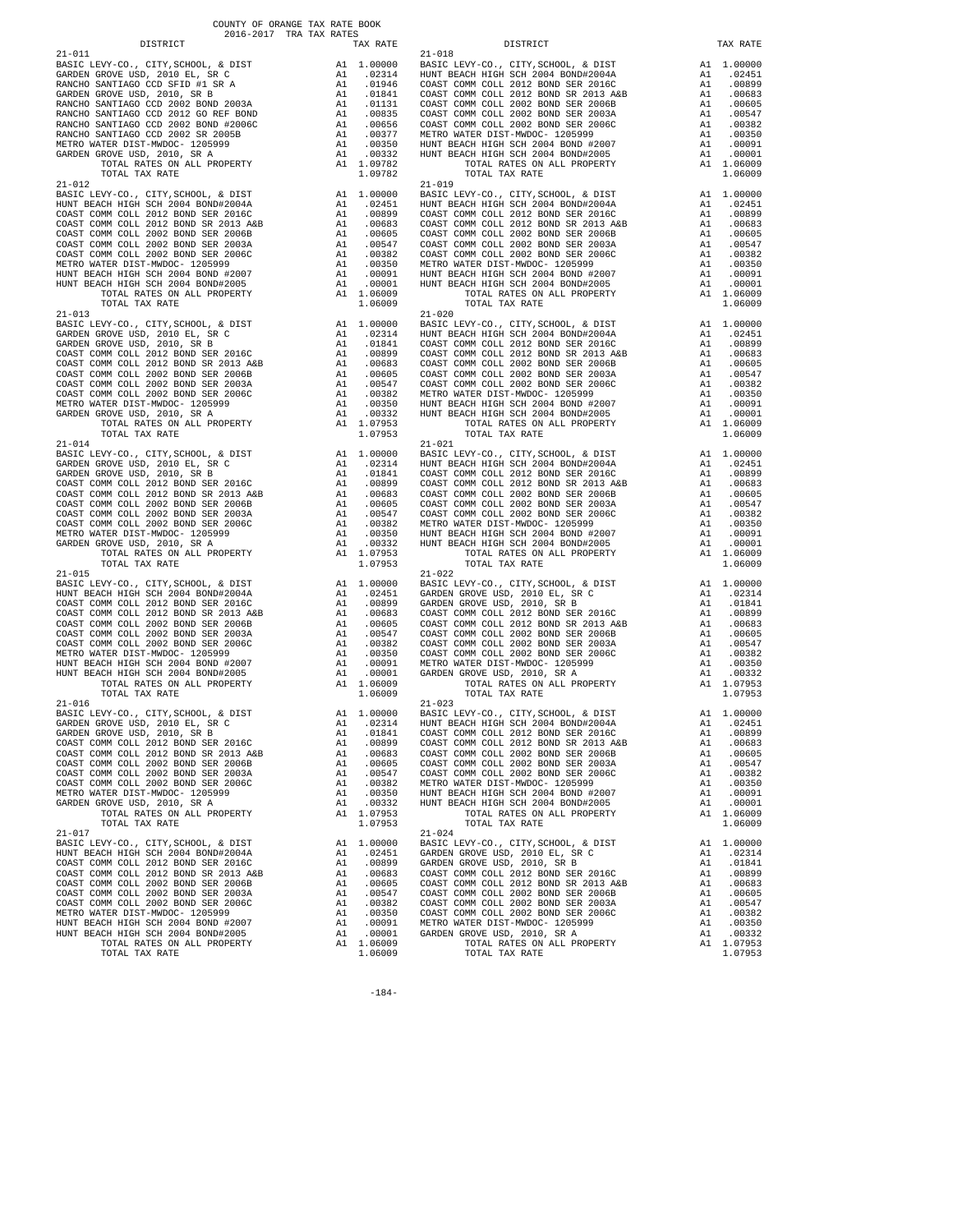COUNTY OF ORANGE TAX RATE BOOK
2016-2017 TRA TAX RATES

| DISTRICT | | TAX RATE |
|---|---|---|
| **21-011** | | |
| BASIC LEVY-CO., CITY,SCHOOL, & DIST | A1 | 1.00000 |
| GARDEN GROVE USD, 2010 EL, SR C | A1 | .02314 |
| RANCHO SANTIAGO CCD SFID #1 SR A | A1 | .01946 |
| GARDEN GROVE USD, 2010, SR B | A1 | .01841 |
| RANCHO SANTIAGO CCD 2002 BOND 2003A | A1 | .01131 |
| RANCHO SANTIAGO CCD 2012 GO REF BOND | A1 | .00835 |
| RANCHO SANTIAGO CCD 2002 BOND #2006C | A1 | .00656 |
| RANCHO SANTIAGO CCD 2002 SR 2005B | A1 | .00377 |
| METRO WATER DIST-MWDOC- 1205999 | A1 | .00350 |
| GARDEN GROVE USD, 2010, SR A | A1 | .00332 |
| TOTAL RATES ON ALL PROPERTY | A1 | 1.09782 |
| TOTAL TAX RATE | | 1.09782 |
| **21-012** | | |
| BASIC LEVY-CO., CITY,SCHOOL, & DIST | A1 | 1.00000 |
| HUNT BEACH HIGH SCH 2004 BOND#2004A | A1 | .02451 |
| COAST COMM COLL 2012 BOND SER 2016C | A1 | .00899 |
| COAST COMM COLL 2012 BOND SR 2013 A&B | A1 | .00683 |
| COAST COMM COLL 2002 BOND SER 2006B | A1 | .00605 |
| COAST COMM COLL 2002 BOND SER 2003A | A1 | .00547 |
| COAST COMM COLL 2002 BOND SER 2006C | A1 | .00382 |
| METRO WATER DIST-MWDOC- 1205999 | A1 | .00350 |
| HUNT BEACH HIGH SCH 2004 BOND #2007 | A1 | .00091 |
| HUNT BEACH HIGH SCH 2004 BOND#2005 | A1 | .00001 |
| TOTAL RATES ON ALL PROPERTY | A1 | 1.06009 |
| TOTAL TAX RATE | | 1.06009 |
| **21-013** | | |
| BASIC LEVY-CO., CITY,SCHOOL, & DIST | A1 | 1.00000 |
| GARDEN GROVE USD, 2010 EL, SR C | A1 | .02314 |
| GARDEN GROVE USD, 2010, SR B | A1 | .01841 |
| COAST COMM COLL 2012 BOND SER 2016C | A1 | .00899 |
| COAST COMM COLL 2012 BOND SR 2013 A&B | A1 | .00683 |
| COAST COMM COLL 2002 BOND SER 2006B | A1 | .00605 |
| COAST COMM COLL 2002 BOND SER 2003A | A1 | .00547 |
| COAST COMM COLL 2002 BOND SER 2006C | A1 | .00382 |
| METRO WATER DIST-MWDOC- 1205999 | A1 | .00350 |
| GARDEN GROVE USD, 2010, SR A | A1 | .00332 |
| TOTAL RATES ON ALL PROPERTY | A1 | 1.07953 |
| TOTAL TAX RATE | | 1.07953 |
| **21-014** | | |
| BASIC LEVY-CO., CITY,SCHOOL, & DIST | A1 | 1.00000 |
| GARDEN GROVE USD, 2010 EL, SR C | A1 | .02314 |
| GARDEN GROVE USD, 2010, SR B | A1 | .01841 |
| COAST COMM COLL 2012 BOND SER 2016C | A1 | .00899 |
| COAST COMM COLL 2012 BOND SR 2013 A&B | A1 | .00683 |
| COAST COMM COLL 2002 BOND SER 2006B | A1 | .00605 |
| COAST COMM COLL 2002 BOND SER 2003A | A1 | .00547 |
| COAST COMM COLL 2002 BOND SER 2006C | A1 | .00382 |
| METRO WATER DIST-MWDOC- 1205999 | A1 | .00350 |
| GARDEN GROVE USD, 2010, SR A | A1 | .00332 |
| TOTAL RATES ON ALL PROPERTY | A1 | 1.07953 |
| TOTAL TAX RATE | | 1.07953 |
| **21-015** | | |
| BASIC LEVY-CO., CITY,SCHOOL, & DIST | A1 | 1.00000 |
| HUNT BEACH HIGH SCH 2004 BOND#2004A | A1 | .02451 |
| COAST COMM COLL 2012 BOND SER 2016C | A1 | .00899 |
| COAST COMM COLL 2012 BOND SR 2013 A&B | A1 | .00683 |
| COAST COMM COLL 2002 BOND SER 2006B | A1 | .00605 |
| COAST COMM COLL 2002 BOND SER 2003A | A1 | .00547 |
| COAST COMM COLL 2002 BOND SER 2006C | A1 | .00382 |
| METRO WATER DIST-MWDOC- 1205999 | A1 | .00350 |
| HUNT BEACH HIGH SCH 2004 BOND #2007 | A1 | .00091 |
| HUNT BEACH HIGH SCH 2004 BOND#2005 | A1 | .00001 |
| TOTAL RATES ON ALL PROPERTY | A1 | 1.06009 |
| TOTAL TAX RATE | | 1.06009 |
| **21-016** | | |
| BASIC LEVY-CO., CITY,SCHOOL, & DIST | A1 | 1.00000 |
| GARDEN GROVE USD, 2010 EL, SR C | A1 | .02314 |
| GARDEN GROVE USD, 2010, SR B | A1 | .01841 |
| COAST COMM COLL 2012 BOND SER 2016C | A1 | .00899 |
| COAST COMM COLL 2012 BOND SR 2013 A&B | A1 | .00683 |
| COAST COMM COLL 2002 BOND SER 2006B | A1 | .00605 |
| COAST COMM COLL 2002 BOND SER 2003A | A1 | .00547 |
| COAST COMM COLL 2002 BOND SER 2006C | A1 | .00382 |
| METRO WATER DIST-MWDOC- 1205999 | A1 | .00350 |
| GARDEN GROVE USD, 2010, SR A | A1 | .00332 |
| TOTAL RATES ON ALL PROPERTY | A1 | 1.07953 |
| TOTAL TAX RATE | | 1.07953 |
| **21-017** | | |
| BASIC LEVY-CO., CITY,SCHOOL, & DIST | A1 | 1.00000 |
| HUNT BEACH HIGH SCH 2004 BOND#2004A | A1 | .02451 |
| COAST COMM COLL 2012 BOND SER 2016C | A1 | .00899 |
| COAST COMM COLL 2012 BOND SR 2013 A&B | A1 | .00683 |
| COAST COMM COLL 2002 BOND SER 2006B | A1 | .00605 |
| COAST COMM COLL 2002 BOND SER 2003A | A1 | .00547 |
| COAST COMM COLL 2002 BOND SER 2006C | A1 | .00382 |
| METRO WATER DIST-MWDOC- 1205999 | A1 | .00350 |
| HUNT BEACH HIGH SCH 2004 BOND #2007 | A1 | .00091 |
| HUNT BEACH HIGH SCH 2004 BOND#2005 | A1 | .00001 |
| TOTAL RATES ON ALL PROPERTY | A1 | 1.06009 |
| TOTAL TAX RATE | | 1.06009 |
| **21-018** | | |
| BASIC LEVY-CO., CITY,SCHOOL, & DIST | A1 | 1.00000 |
| HUNT BEACH HIGH SCH 2004 BOND#2004A | A1 | .02451 |
| COAST COMM COLL 2012 BOND SER 2016C | A1 | .00899 |
| COAST COMM COLL 2012 BOND SR 2013 A&B | A1 | .00683 |
| COAST COMM COLL 2002 BOND SER 2006B | A1 | .00605 |
| COAST COMM COLL 2002 BOND SER 2003A | A1 | .00547 |
| COAST COMM COLL 2002 BOND SER 2006C | A1 | .00382 |
| METRO WATER DIST-MWDOC- 1205999 | A1 | .00350 |
| HUNT BEACH HIGH SCH 2004 BOND #2007 | A1 | .00091 |
| HUNT BEACH HIGH SCH 2004 BOND#2005 | A1 | .00001 |
| TOTAL RATES ON ALL PROPERTY | A1 | 1.06009 |
| TOTAL TAX RATE | | 1.06009 |
| **21-019** | | |
| BASIC LEVY-CO., CITY,SCHOOL, & DIST | A1 | 1.00000 |
| HUNT BEACH HIGH SCH 2004 BOND#2004A | A1 | .02451 |
| COAST COMM COLL 2012 BOND SER 2016C | A1 | .00899 |
| COAST COMM COLL 2012 BOND SR 2013 A&B | A1 | .00683 |
| COAST COMM COLL 2002 BOND SER 2006B | A1 | .00605 |
| COAST COMM COLL 2002 BOND SER 2003A | A1 | .00547 |
| COAST COMM COLL 2002 BOND SER 2006C | A1 | .00382 |
| METRO WATER DIST-MWDOC- 1205999 | A1 | .00350 |
| HUNT BEACH HIGH SCH 2004 BOND #2007 | A1 | .00091 |
| HUNT BEACH HIGH SCH 2004 BOND#2005 | A1 | .00001 |
| TOTAL RATES ON ALL PROPERTY | A1 | 1.06009 |
| TOTAL TAX RATE | | 1.06009 |
| **21-020** | | |
| BASIC LEVY-CO., CITY,SCHOOL, & DIST | A1 | 1.00000 |
| HUNT BEACH HIGH SCH 2004 BOND#2004A | A1 | .02451 |
| COAST COMM COLL 2012 BOND SER 2016C | A1 | .00899 |
| COAST COMM COLL 2012 BOND SR 2013 A&B | A1 | .00683 |
| COAST COMM COLL 2002 BOND SER 2006B | A1 | .00605 |
| COAST COMM COLL 2002 BOND SER 2003A | A1 | .00547 |
| COAST COMM COLL 2002 BOND SER 2006C | A1 | .00382 |
| METRO WATER DIST-MWDOC- 1205999 | A1 | .00350 |
| HUNT BEACH HIGH SCH 2004 BOND #2007 | A1 | .00091 |
| HUNT BEACH HIGH SCH 2004 BOND#2005 | A1 | .00001 |
| TOTAL RATES ON ALL PROPERTY | A1 | 1.06009 |
| TOTAL TAX RATE | | 1.06009 |
| **21-021** | | |
| BASIC LEVY-CO., CITY,SCHOOL, & DIST | A1 | 1.00000 |
| HUNT BEACH HIGH SCH 2004 BOND#2004A | A1 | .02451 |
| COAST COMM COLL 2012 BOND SER 2016C | A1 | .00899 |
| COAST COMM COLL 2012 BOND SR 2013 A&B | A1 | .00683 |
| COAST COMM COLL 2002 BOND SER 2006B | A1 | .00605 |
| COAST COMM COLL 2002 BOND SER 2003A | A1 | .00547 |
| COAST COMM COLL 2002 BOND SER 2006C | A1 | .00382 |
| METRO WATER DIST-MWDOC- 1205999 | A1 | .00350 |
| HUNT BEACH HIGH SCH 2004 BOND #2007 | A1 | .00091 |
| HUNT BEACH HIGH SCH 2004 BOND#2005 | A1 | .00001 |
| TOTAL RATES ON ALL PROPERTY | A1 | 1.06009 |
| TOTAL TAX RATE | | 1.06009 |
| **21-022** | | |
| BASIC LEVY-CO., CITY,SCHOOL, & DIST | A1 | 1.00000 |
| GARDEN GROVE USD, 2010 EL, SR C | A1 | .02314 |
| GARDEN GROVE USD, 2010, SR B | A1 | .01841 |
| COAST COMM COLL 2012 BOND SER 2016C | A1 | .00899 |
| COAST COMM COLL 2012 BOND SR 2013 A&B | A1 | .00683 |
| COAST COMM COLL 2002 BOND SER 2006B | A1 | .00605 |
| COAST COMM COLL 2002 BOND SER 2003A | A1 | .00547 |
| COAST COMM COLL 2002 BOND SER 2006C | A1 | .00382 |
| METRO WATER DIST-MWDOC- 1205999 | A1 | .00350 |
| GARDEN GROVE USD, 2010, SR A | A1 | .00332 |
| TOTAL RATES ON ALL PROPERTY | A1 | 1.07953 |
| TOTAL TAX RATE | | 1.07953 |
| **21-023** | | |
| BASIC LEVY-CO., CITY,SCHOOL, & DIST | A1 | 1.00000 |
| HUNT BEACH HIGH SCH 2004 BOND#2004A | A1 | .02451 |
| COAST COMM COLL 2012 BOND SER 2016C | A1 | .00899 |
| COAST COMM COLL 2012 BOND SR 2013 A&B | A1 | .00683 |
| COAST COMM COLL 2002 BOND SER 2006B | A1 | .00605 |
| COAST COMM COLL 2002 BOND SER 2003A | A1 | .00547 |
| COAST COMM COLL 2002 BOND SER 2006C | A1 | .00382 |
| METRO WATER DIST-MWDOC- 1205999 | A1 | .00350 |
| HUNT BEACH HIGH SCH 2004 BOND #2007 | A1 | .00091 |
| HUNT BEACH HIGH SCH 2004 BOND#2005 | A1 | .00001 |
| TOTAL RATES ON ALL PROPERTY | A1 | 1.06009 |
| TOTAL TAX RATE | | 1.06009 |
| **21-024** | | |
| BASIC LEVY-CO., CITY,SCHOOL, & DIST | A1 | 1.00000 |
| GARDEN GROVE USD, 2010 EL, SR C | A1 | .02314 |
| GARDEN GROVE USD, 2010, SR B | A1 | .01841 |
| COAST COMM COLL 2012 BOND SER 2016C | A1 | .00899 |
| COAST COMM COLL 2012 BOND SR 2013 A&B | A1 | .00683 |
| COAST COMM COLL 2002 BOND SER 2006B | A1 | .00605 |
| COAST COMM COLL 2002 BOND SER 2003A | A1 | .00547 |
| COAST COMM COLL 2002 BOND SER 2006C | A1 | .00382 |
| METRO WATER DIST-MWDOC- 1205999 | A1 | .00350 |
| GARDEN GROVE USD, 2010, SR A | A1 | .00332 |
| TOTAL RATES ON ALL PROPERTY | A1 | 1.07953 |
| TOTAL TAX RATE | | 1.07953 |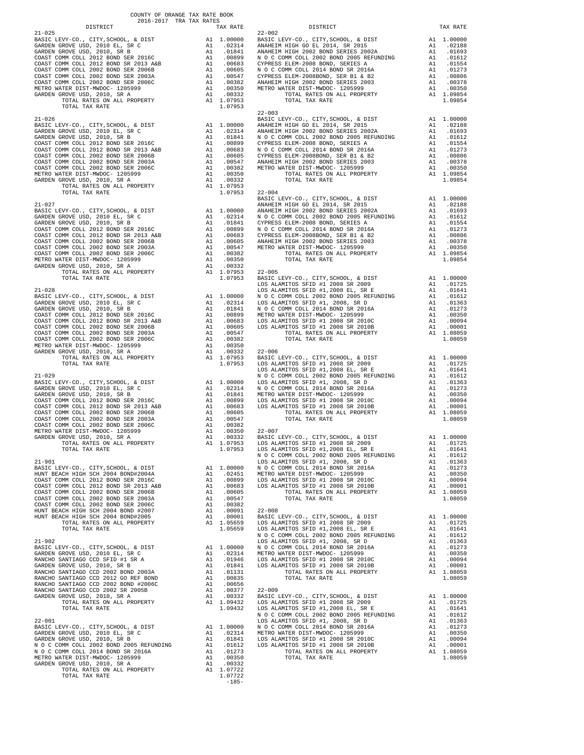COUNTY OF ORANGE TAX RATE BOOK
2016-2017 TRA TAX RATES

### 21-025

| DISTRICT | | TAX RATE |
|---|---|---|
| BASIC LEVY-CO., CITY,SCHOOL, & DIST | A1 | 1.00000 |
| GARDEN GROVE USD, 2010 EL, SR C | A1 | .02314 |
| GARDEN GROVE USD, 2010, SR B | A1 | .01841 |
| COAST COMM COLL 2012 BOND SER 2016C | A1 | .00899 |
| COAST COMM COLL 2012 BOND SR 2013 A&B | A1 | .00683 |
| COAST COMM COLL 2002 BOND SER 2006B | A1 | .00605 |
| COAST COMM COLL 2002 BOND SER 2003A | A1 | .00547 |
| COAST COMM COLL 2002 BOND SER 2006C | A1 | .00382 |
| METRO WATER DIST-MWDOC- 1205999 | A1 | .00350 |
| GARDEN GROVE USD, 2010, SR A | A1 | .00332 |
| TOTAL RATES ON ALL PROPERTY | A1 | 1.07953 |
| TOTAL TAX RATE | | 1.07953 |

### 21-026

| DISTRICT | | TAX RATE |
|---|---|---|
| BASIC LEVY-CO., CITY,SCHOOL, & DIST | A1 | 1.00000 |
| GARDEN GROVE USD, 2010 EL, SR C | A1 | .02314 |
| GARDEN GROVE USD, 2010, SR B | A1 | .01841 |
| COAST COMM COLL 2012 BOND SER 2016C | A1 | .00899 |
| COAST COMM COLL 2012 BOND SR 2013 A&B | A1 | .00683 |
| COAST COMM COLL 2002 BOND SER 2006B | A1 | .00605 |
| COAST COMM COLL 2002 BOND SER 2003A | A1 | .00547 |
| COAST COMM COLL 2002 BOND SER 2006C | A1 | .00382 |
| METRO WATER DIST-MWDOC- 1205999 | A1 | .00350 |
| GARDEN GROVE USD, 2010, SR A | A1 | .00332 |
| TOTAL RATES ON ALL PROPERTY | A1 | 1.07953 |
| TOTAL TAX RATE | | 1.07953 |

### 21-027

| DISTRICT | | TAX RATE |
|---|---|---|
| BASIC LEVY-CO., CITY,SCHOOL, & DIST | A1 | 1.00000 |
| GARDEN GROVE USD, 2010 EL, SR C | A1 | .02314 |
| GARDEN GROVE USD, 2010, SR B | A1 | .01841 |
| COAST COMM COLL 2012 BOND SER 2016C | A1 | .00899 |
| COAST COMM COLL 2012 BOND SR 2013 A&B | A1 | .00683 |
| COAST COMM COLL 2002 BOND SER 2006B | A1 | .00605 |
| COAST COMM COLL 2002 BOND SER 2003A | A1 | .00547 |
| COAST COMM COLL 2002 BOND SER 2006C | A1 | .00382 |
| METRO WATER DIST-MWDOC- 1205999 | A1 | .00350 |
| GARDEN GROVE USD, 2010, SR A | A1 | .00332 |
| TOTAL RATES ON ALL PROPERTY | A1 | 1.07953 |
| TOTAL TAX RATE | | 1.07953 |

### 21-028

| DISTRICT | | TAX RATE |
|---|---|---|
| BASIC LEVY-CO., CITY,SCHOOL, & DIST | A1 | 1.00000 |
| GARDEN GROVE USD, 2010 EL, SR C | A1 | .02314 |
| GARDEN GROVE USD, 2010, SR B | A1 | .01841 |
| COAST COMM COLL 2012 BOND SER 2016C | A1 | .00899 |
| COAST COMM COLL 2012 BOND SR 2013 A&B | A1 | .00683 |
| COAST COMM COLL 2002 BOND SER 2006B | A1 | .00605 |
| COAST COMM COLL 2002 BOND SER 2003A | A1 | .00547 |
| COAST COMM COLL 2002 BOND SER 2006C | A1 | .00382 |
| METRO WATER DIST-MWDOC- 1205999 | A1 | .00350 |
| GARDEN GROVE USD, 2010, SR A | A1 | .00332 |
| TOTAL RATES ON ALL PROPERTY | A1 | 1.07953 |
| TOTAL TAX RATE | | 1.07953 |

### 21-029

| DISTRICT | | TAX RATE |
|---|---|---|
| BASIC LEVY-CO., CITY,SCHOOL, & DIST | A1 | 1.00000 |
| GARDEN GROVE USD, 2010 EL, SR C | A1 | .02314 |
| GARDEN GROVE USD, 2010, SR B | A1 | .01841 |
| COAST COMM COLL 2012 BOND SER 2016C | A1 | .00899 |
| COAST COMM COLL 2012 BOND SR 2013 A&B | A1 | .00683 |
| COAST COMM COLL 2002 BOND SER 2006B | A1 | .00605 |
| COAST COMM COLL 2002 BOND SER 2003A | A1 | .00547 |
| COAST COMM COLL 2002 BOND SER 2006C | A1 | .00382 |
| METRO WATER DIST-MWDOC- 1205999 | A1 | .00350 |
| GARDEN GROVE USD, 2010, SR A | A1 | .00332 |
| TOTAL RATES ON ALL PROPERTY | A1 | 1.07953 |
| TOTAL TAX RATE | | 1.07953 |

### 21-901

| DISTRICT | | TAX RATE |
|---|---|---|
| BASIC LEVY-CO., CITY,SCHOOL, & DIST | A1 | 1.00000 |
| HUNT BEACH HIGH SCH 2004 BOND#2004A | A1 | .02451 |
| COAST COMM COLL 2012 BOND SER 2016C | A1 | .00899 |
| COAST COMM COLL 2012 BOND SR 2013 A&B | A1 | .00683 |
| COAST COMM COLL 2002 BOND SER 2006B | A1 | .00605 |
| COAST COMM COLL 2002 BOND SER 2003A | A1 | .00547 |
| COAST COMM COLL 2002 BOND SER 2006C | A1 | .00382 |
| HUNT BEACH HIGH SCH 2004 BOND #2007 | A1 | .00091 |
| HUNT BEACH HIGH SCH 2004 BOND#2005 | A1 | .00001 |
| TOTAL RATES ON ALL PROPERTY | A1 | 1.05659 |
| TOTAL TAX RATE | | 1.05659 |

### 21-902

| DISTRICT | | TAX RATE |
|---|---|---|
| BASIC LEVY-CO., CITY,SCHOOL, & DIST | A1 | 1.00000 |
| GARDEN GROVE USD, 2010 EL, SR C | A1 | .02314 |
| RANCHO SANTIAGO CCD SFID #1 SR A | A1 | .01946 |
| GARDEN GROVE USD, 2010, SR B | A1 | .01841 |
| RANCHO SANTIAGO CCD 2002 BOND 2003A | A1 | .01131 |
| RANCHO SANTIAGO CCD 2012 GO REF BOND | A1 | .00835 |
| RANCHO SANTIAGO CCD 2002 BOND #2006C | A1 | .00656 |
| RANCHO SANTIAGO CCD 2002 SR 2005B | A1 | .00377 |
| GARDEN GROVE USD, 2010, SR A | A1 | .00332 |
| TOTAL RATES ON ALL PROPERTY | A1 | 1.09432 |
| TOTAL TAX RATE | | 1.09432 |

### 22-001

| DISTRICT | | TAX RATE |
|---|---|---|
| BASIC LEVY-CO., CITY,SCHOOL, & DIST | A1 | 1.00000 |
| GARDEN GROVE USD, 2010 EL, SR C | A1 | .02314 |
| GARDEN GROVE USD, 2010, SR B | A1 | .01841 |
| N O C COMM COLL 2002 BOND 2005 REFUNDING | A1 | .01612 |
| N O C COMM COLL 2014 BOND SR 2016A | A1 | .01273 |
| METRO WATER DIST-MWDOC- 1205999 | A1 | .00350 |
| GARDEN GROVE USD, 2010, SR A | A1 | .00332 |
| TOTAL RATES ON ALL PROPERTY | A1 | 1.07722 |
| TOTAL TAX RATE | | 1.07722 |

### 22-002

| DISTRICT | | TAX RATE |
|---|---|---|
| BASIC LEVY-CO., CITY,SCHOOL, & DIST | A1 | 1.00000 |
| ANAHEIM HIGH GO EL 2014, SR 2015 | A1 | .02188 |
| ANAHEIM HIGH 2002 BOND SERIES 2002A | A1 | .01693 |
| N O C COMM COLL 2002 BOND 2005 REFUNDING | A1 | .01612 |
| CYPRESS ELEM-2008 BOND, SERIES A | A1 | .01554 |
| N O C COMM COLL 2014 BOND SR 2016A | A1 | .01273 |
| CYPRESS ELEM-2008BOND, SER B1 & B2 | A1 | .00806 |
| ANAHEIM HIGH 2002 BOND SERIES 2003 | A1 | .00378 |
| METRO WATER DIST-MWDOC- 1205999 | A1 | .00350 |
| TOTAL RATES ON ALL PROPERTY | A1 | 1.09854 |
| TOTAL TAX RATE | | 1.09854 |

### 22-003

| DISTRICT | | TAX RATE |
|---|---|---|
| BASIC LEVY-CO., CITY,SCHOOL, & DIST | A1 | 1.00000 |
| ANAHEIM HIGH GO EL 2014, SR 2015 | A1 | .02188 |
| ANAHEIM HIGH 2002 BOND SERIES 2002A | A1 | .01693 |
| N O C COMM COLL 2002 BOND 2005 REFUNDING | A1 | .01612 |
| CYPRESS ELEM-2008 BOND, SERIES A | A1 | .01554 |
| N O C COMM COLL 2014 BOND SR 2016A | A1 | .01273 |
| CYPRESS ELEM-2008BOND, SER B1 & B2 | A1 | .00806 |
| ANAHEIM HIGH 2002 BOND SERIES 2003 | A1 | .00378 |
| METRO WATER DIST-MWDOC- 1205999 | A1 | .00350 |
| TOTAL RATES ON ALL PROPERTY | A1 | 1.09854 |
| TOTAL TAX RATE | | 1.09854 |

### 22-004

| DISTRICT | | TAX RATE |
|---|---|---|
| BASIC LEVY-CO., CITY,SCHOOL, & DIST | A1 | 1.00000 |
| ANAHEIM HIGH GO EL 2014, SR 2015 | A1 | .02188 |
| ANAHEIM HIGH 2002 BOND SERIES 2002A | A1 | .01693 |
| N O C COMM COLL 2002 BOND 2005 REFUNDING | A1 | .01612 |
| CYPRESS ELEM-2008 BOND, SERIES A | A1 | .01554 |
| N O C COMM COLL 2014 BOND SR 2016A | A1 | .01273 |
| CYPRESS ELEM-2008BOND, SER B1 & B2 | A1 | .00806 |
| ANAHEIM HIGH 2002 BOND SERIES 2003 | A1 | .00378 |
| METRO WATER DIST-MWDOC- 1205999 | A1 | .00350 |
| TOTAL RATES ON ALL PROPERTY | A1 | 1.09854 |
| TOTAL TAX RATE | | 1.09854 |

### 22-005

| DISTRICT | | TAX RATE |
|---|---|---|
| BASIC LEVY-CO., CITY,SCHOOL, & DIST | A1 | 1.00000 |
| LOS ALAMITOS SFID #1 2008 SR 2009 | A1 | .01725 |
| LOS ALAMITOS SFID #1,2008 EL, SR E | A1 | .01641 |
| N O C COMM COLL 2002 BOND 2005 REFUNDING | A1 | .01612 |
| LOS ALAMITOS SFID #1, 2008, SR D | A1 | .01363 |
| N O C COMM COLL 2014 BOND SR 2016A | A1 | .01273 |
| METRO WATER DIST-MWDOC- 1205999 | A1 | .00350 |
| LOS ALAMITOS SFID #1 2008 SR 2010C | A1 | .00094 |
| LOS ALAMITOS SFID #1 2008 SR 2010B | A1 | .00001 |
| TOTAL RATES ON ALL PROPERTY | A1 | 1.08059 |
| TOTAL TAX RATE | | 1.08059 |

### 22-006

| DISTRICT | | TAX RATE |
|---|---|---|
| BASIC LEVY-CO., CITY,SCHOOL, & DIST | A1 | 1.00000 |
| LOS ALAMITOS SFID #1 2008 SR 2009 | A1 | .01725 |
| LOS ALAMITOS SFID #1,2008 EL, SR E | A1 | .01641 |
| N O C COMM COLL 2002 BOND 2005 REFUNDING | A1 | .01612 |
| LOS ALAMITOS SFID #1, 2008, SR D | A1 | .01363 |
| N O C COMM COLL 2014 BOND SR 2016A | A1 | .01273 |
| METRO WATER DIST-MWDOC- 1205999 | A1 | .00350 |
| LOS ALAMITOS SFID #1 2008 SR 2010C | A1 | .00094 |
| LOS ALAMITOS SFID #1 2008 SR 2010B | A1 | .00001 |
| TOTAL RATES ON ALL PROPERTY | A1 | 1.08059 |
| TOTAL TAX RATE | | 1.08059 |

### 22-007

| DISTRICT | | TAX RATE |
|---|---|---|
| BASIC LEVY-CO., CITY,SCHOOL, & DIST | A1 | 1.00000 |
| LOS ALAMITOS SFID #1 2008 SR 2009 | A1 | .01725 |
| LOS ALAMITOS SFID #1,2008 EL, SR E | A1 | .01641 |
| N O C COMM COLL 2002 BOND 2005 REFUNDING | A1 | .01612 |
| LOS ALAMITOS SFID #1, 2008, SR D | A1 | .01363 |
| N O C COMM COLL 2014 BOND SR 2016A | A1 | .01273 |
| METRO WATER DIST-MWDOC- 1205999 | A1 | .00350 |
| LOS ALAMITOS SFID #1 2008 SR 2010C | A1 | .00094 |
| LOS ALAMITOS SFID #1 2008 SR 2010B | A1 | .00001 |
| TOTAL RATES ON ALL PROPERTY | A1 | 1.08059 |
| TOTAL TAX RATE | | 1.08059 |

### 22-008

| DISTRICT | | TAX RATE |
|---|---|---|
| BASIC LEVY-CO., CITY,SCHOOL, & DIST | A1 | 1.00000 |
| LOS ALAMITOS SFID #1 2008 SR 2009 | A1 | .01725 |
| LOS ALAMITOS SFID #1,2008 EL, SR E | A1 | .01641 |
| N O C COMM COLL 2002 BOND 2005 REFUNDING | A1 | .01612 |
| LOS ALAMITOS SFID #1, 2008, SR D | A1 | .01363 |
| N O C COMM COLL 2014 BOND SR 2016A | A1 | .01273 |
| METRO WATER DIST-MWDOC- 1205999 | A1 | .00350 |
| LOS ALAMITOS SFID #1 2008 SR 2010C | A1 | .00094 |
| LOS ALAMITOS SFID #1 2008 SR 2010B | A1 | .00001 |
| TOTAL RATES ON ALL PROPERTY | A1 | 1.08059 |
| TOTAL TAX RATE | | 1.08059 |

### 22-009

| DISTRICT | | TAX RATE |
|---|---|---|
| BASIC LEVY-CO., CITY,SCHOOL, & DIST | A1 | 1.00000 |
| LOS ALAMITOS SFID #1 2008 SR 2009 | A1 | .01725 |
| LOS ALAMITOS SFID #1,2008 EL, SR E | A1 | .01641 |
| N O C COMM COLL 2002 BOND 2005 REFUNDING | A1 | .01612 |
| LOS ALAMITOS SFID #1, 2008, SR D | A1 | .01363 |
| N O C COMM COLL 2014 BOND SR 2016A | A1 | .01273 |
| METRO WATER DIST-MWDOC- 1205999 | A1 | .00350 |
| LOS ALAMITOS SFID #1 2008 SR 2010C | A1 | .00094 |
| LOS ALAMITOS SFID #1 2008 SR 2010B | A1 | .00001 |
| TOTAL RATES ON ALL PROPERTY | A1 | 1.08059 |
| TOTAL TAX RATE | | 1.08059 |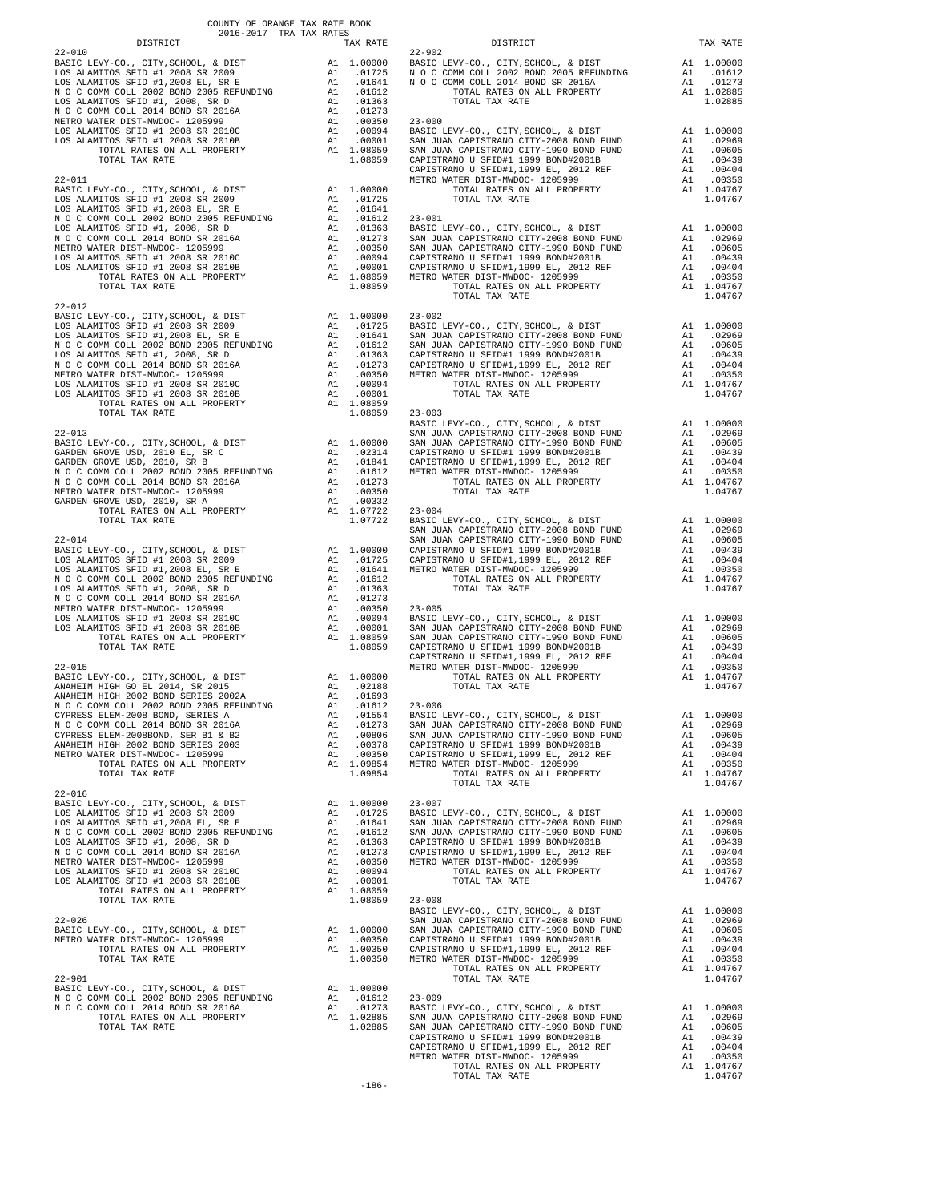COUNTY OF ORANGE TAX RATE BOOK
2016-2017 TRA TAX RATES

| DISTRICT | | TAX RATE |
|---|---|---|
| **22-010** | | |
| BASIC LEVY-CO., CITY,SCHOOL, & DIST | A1 | 1.00000 |
| LOS ALAMITOS SFID #1 2008 SR 2009 | A1 | .01725 |
| LOS ALAMITOS SFID #1,2008 EL, SR E | A1 | .01641 |
| N O C COMM COLL 2002 BOND 2005 REFUNDING | A1 | .01612 |
| LOS ALAMITOS SFID #1, 2008, SR D | A1 | .01363 |
| N O C COMM COLL 2014 BOND SR 2016A | A1 | .01273 |
| METRO WATER DIST-MWDOC- 1205999 | A1 | .00350 |
| LOS ALAMITOS SFID #1 2008 SR 2010C | A1 | .00094 |
| LOS ALAMITOS SFID #1 2008 SR 2010B | A1 | .00001 |
| TOTAL RATES ON ALL PROPERTY | A1 | 1.08059 |
| TOTAL TAX RATE | | 1.08059 |
| **22-011** | | |
| BASIC LEVY-CO., CITY,SCHOOL, & DIST | A1 | 1.00000 |
| LOS ALAMITOS SFID #1 2008 SR 2009 | A1 | .01725 |
| LOS ALAMITOS SFID #1,2008 EL, SR E | A1 | .01641 |
| N O C COMM COLL 2002 BOND 2005 REFUNDING | A1 | .01612 |
| LOS ALAMITOS SFID #1, 2008, SR D | A1 | .01363 |
| N O C COMM COLL 2014 BOND SR 2016A | A1 | .01273 |
| METRO WATER DIST-MWDOC- 1205999 | A1 | .00350 |
| LOS ALAMITOS SFID #1 2008 SR 2010C | A1 | .00094 |
| LOS ALAMITOS SFID #1 2008 SR 2010B | A1 | .00001 |
| TOTAL RATES ON ALL PROPERTY | A1 | 1.08059 |
| TOTAL TAX RATE | | 1.08059 |
| **22-012** | | |
| BASIC LEVY-CO., CITY,SCHOOL, & DIST | A1 | 1.00000 |
| LOS ALAMITOS SFID #1 2008 SR 2009 | A1 | .01725 |
| LOS ALAMITOS SFID #1,2008 EL, SR E | A1 | .01641 |
| N O C COMM COLL 2002 BOND 2005 REFUNDING | A1 | .01612 |
| LOS ALAMITOS SFID #1, 2008, SR D | A1 | .01363 |
| N O C COMM COLL 2014 BOND SR 2016A | A1 | .01273 |
| METRO WATER DIST-MWDOC- 1205999 | A1 | .00350 |
| LOS ALAMITOS SFID #1 2008 SR 2010C | A1 | .00094 |
| LOS ALAMITOS SFID #1 2008 SR 2010B | A1 | .00001 |
| TOTAL RATES ON ALL PROPERTY | A1 | 1.08059 |
| TOTAL TAX RATE | | 1.08059 |
| **22-013** | | |
| BASIC LEVY-CO., CITY,SCHOOL, & DIST | A1 | 1.00000 |
| GARDEN GROVE USD, 2010 EL, SR C | A1 | .02314 |
| GARDEN GROVE USD, 2010, SR B | A1 | .01841 |
| N O C COMM COLL 2002 BOND 2005 REFUNDING | A1 | .01612 |
| N O C COMM COLL 2014 BOND SR 2016A | A1 | .01273 |
| METRO WATER DIST-MWDOC- 1205999 | A1 | .00350 |
| GARDEN GROVE USD, 2010, SR A | A1 | .00332 |
| TOTAL RATES ON ALL PROPERTY | A1 | 1.07722 |
| TOTAL TAX RATE | | 1.07722 |
| **22-014** | | |
| BASIC LEVY-CO., CITY,SCHOOL, & DIST | A1 | 1.00000 |
| LOS ALAMITOS SFID #1 2008 SR 2009 | A1 | .01725 |
| LOS ALAMITOS SFID #1,2008 EL, SR E | A1 | .01641 |
| N O C COMM COLL 2002 BOND 2005 REFUNDING | A1 | .01612 |
| LOS ALAMITOS SFID #1, 2008, SR D | A1 | .01363 |
| N O C COMM COLL 2014 BOND SR 2016A | A1 | .01273 |
| METRO WATER DIST-MWDOC- 1205999 | A1 | .00350 |
| LOS ALAMITOS SFID #1 2008 SR 2010C | A1 | .00094 |
| LOS ALAMITOS SFID #1 2008 SR 2010B | A1 | .00001 |
| TOTAL RATES ON ALL PROPERTY | A1 | 1.08059 |
| TOTAL TAX RATE | | 1.08059 |
| **22-015** | | |
| BASIC LEVY-CO., CITY,SCHOOL, & DIST | A1 | 1.00000 |
| ANAHEIM HIGH GO EL 2014, SR 2015 | A1 | .02188 |
| ANAHEIM HIGH 2002 BOND SERIES 2002A | A1 | .01693 |
| N O C COMM COLL 2002 BOND 2005 REFUNDING | A1 | .01612 |
| CYPRESS ELEM-2008 BOND, SERIES A | A1 | .01554 |
| N O C COMM COLL 2014 BOND SR 2016A | A1 | .01273 |
| CYPRESS ELEM-2008BOND, SER B1 & B2 | A1 | .00806 |
| ANAHEIM HIGH 2002 BOND SERIES 2003 | A1 | .00378 |
| METRO WATER DIST-MWDOC- 1205999 | A1 | .00350 |
| TOTAL RATES ON ALL PROPERTY | A1 | 1.09854 |
| TOTAL TAX RATE | | 1.09854 |
| **22-016** | | |
| BASIC LEVY-CO., CITY,SCHOOL, & DIST | A1 | 1.00000 |
| LOS ALAMITOS SFID #1 2008 SR 2009 | A1 | .01725 |
| LOS ALAMITOS SFID #1,2008 EL, SR E | A1 | .01641 |
| N O C COMM COLL 2002 BOND 2005 REFUNDING | A1 | .01612 |
| LOS ALAMITOS SFID #1, 2008, SR D | A1 | .01363 |
| N O C COMM COLL 2014 BOND SR 2016A | A1 | .01273 |
| METRO WATER DIST-MWDOC- 1205999 | A1 | .00350 |
| LOS ALAMITOS SFID #1 2008 SR 2010C | A1 | .00094 |
| LOS ALAMITOS SFID #1 2008 SR 2010B | A1 | .00001 |
| TOTAL RATES ON ALL PROPERTY | A1 | 1.08059 |
| TOTAL TAX RATE | | 1.08059 |
| **22-026** | | |
| BASIC LEVY-CO., CITY,SCHOOL, & DIST | A1 | 1.00000 |
| METRO WATER DIST-MWDOC- 1205999 | A1 | .00350 |
| TOTAL RATES ON ALL PROPERTY | A1 | 1.00350 |
| TOTAL TAX RATE | | 1.00350 |
| **22-901** | | |
| BASIC LEVY-CO., CITY,SCHOOL, & DIST | A1 | 1.00000 |
| N O C COMM COLL 2002 BOND 2005 REFUNDING | A1 | .01612 |
| N O C COMM COLL 2014 BOND SR 2016A | A1 | .01273 |
| TOTAL RATES ON ALL PROPERTY | A1 | 1.02885 |
| TOTAL TAX RATE | | 1.02885 |
| **22-902** | | |
| BASIC LEVY-CO., CITY,SCHOOL, & DIST | A1 | 1.00000 |
| N O C COMM COLL 2002 BOND 2005 REFUNDING | A1 | .01612 |
| N O C COMM COLL 2014 BOND SR 2016A | A1 | .01273 |
| TOTAL RATES ON ALL PROPERTY | A1 | 1.02885 |
| TOTAL TAX RATE | | 1.02885 |
| **23-000** | | |
| BASIC LEVY-CO., CITY,SCHOOL, & DIST | A1 | 1.00000 |
| SAN JUAN CAPISTRANO CITY-2008 BOND FUND | A1 | .02969 |
| SAN JUAN CAPISTRANO CITY-1990 BOND FUND | A1 | .00605 |
| CAPISTRANO U SFID#1 1999 BOND#2001B | A1 | .00439 |
| CAPISTRANO U SFID#1,1999 EL, 2012 REF | A1 | .00404 |
| METRO WATER DIST-MWDOC- 1205999 | A1 | .00350 |
| TOTAL RATES ON ALL PROPERTY | A1 | 1.04767 |
| TOTAL TAX RATE | | 1.04767 |
| **23-001** | | |
| BASIC LEVY-CO., CITY,SCHOOL, & DIST | A1 | 1.00000 |
| SAN JUAN CAPISTRANO CITY-2008 BOND FUND | A1 | .02969 |
| SAN JUAN CAPISTRANO CITY-1990 BOND FUND | A1 | .00605 |
| CAPISTRANO U SFID#1 1999 BOND#2001B | A1 | .00439 |
| CAPISTRANO U SFID#1,1999 EL, 2012 REF | A1 | .00404 |
| METRO WATER DIST-MWDOC- 1205999 | A1 | .00350 |
| TOTAL RATES ON ALL PROPERTY | A1 | 1.04767 |
| TOTAL TAX RATE | | 1.04767 |
| **23-002** | | |
| BASIC LEVY-CO., CITY,SCHOOL, & DIST | A1 | 1.00000 |
| SAN JUAN CAPISTRANO CITY-2008 BOND FUND | A1 | .02969 |
| SAN JUAN CAPISTRANO CITY-1990 BOND FUND | A1 | .00605 |
| CAPISTRANO U SFID#1 1999 BOND#2001B | A1 | .00439 |
| CAPISTRANO U SFID#1,1999 EL, 2012 REF | A1 | .00404 |
| METRO WATER DIST-MWDOC- 1205999 | A1 | .00350 |
| TOTAL RATES ON ALL PROPERTY | A1 | 1.04767 |
| TOTAL TAX RATE | | 1.04767 |
| **23-003** | | |
| BASIC LEVY-CO., CITY,SCHOOL, & DIST | A1 | 1.00000 |
| SAN JUAN CAPISTRANO CITY-2008 BOND FUND | A1 | .02969 |
| SAN JUAN CAPISTRANO CITY-1990 BOND FUND | A1 | .00605 |
| CAPISTRANO U SFID#1 1999 BOND#2001B | A1 | .00439 |
| CAPISTRANO U SFID#1,1999 EL, 2012 REF | A1 | .00404 |
| METRO WATER DIST-MWDOC- 1205999 | A1 | .00350 |
| TOTAL RATES ON ALL PROPERTY | A1 | 1.04767 |
| TOTAL TAX RATE | | 1.04767 |
| **23-004** | | |
| BASIC LEVY-CO., CITY,SCHOOL, & DIST | A1 | 1.00000 |
| SAN JUAN CAPISTRANO CITY-2008 BOND FUND | A1 | .02969 |
| SAN JUAN CAPISTRANO CITY-1990 BOND FUND | A1 | .00605 |
| CAPISTRANO U SFID#1 1999 BOND#2001B | A1 | .00439 |
| CAPISTRANO U SFID#1,1999 EL, 2012 REF | A1 | .00404 |
| METRO WATER DIST-MWDOC- 1205999 | A1 | .00350 |
| TOTAL RATES ON ALL PROPERTY | A1 | 1.04767 |
| TOTAL TAX RATE | | 1.04767 |
| **23-005** | | |
| BASIC LEVY-CO., CITY,SCHOOL, & DIST | A1 | 1.00000 |
| SAN JUAN CAPISTRANO CITY-2008 BOND FUND | A1 | .02969 |
| SAN JUAN CAPISTRANO CITY-1990 BOND FUND | A1 | .00605 |
| CAPISTRANO U SFID#1 1999 BOND#2001B | A1 | .00439 |
| CAPISTRANO U SFID#1,1999 EL, 2012 REF | A1 | .00404 |
| METRO WATER DIST-MWDOC- 1205999 | A1 | .00350 |
| TOTAL RATES ON ALL PROPERTY | A1 | 1.04767 |
| TOTAL TAX RATE | | 1.04767 |
| **23-006** | | |
| BASIC LEVY-CO., CITY,SCHOOL, & DIST | A1 | 1.00000 |
| SAN JUAN CAPISTRANO CITY-2008 BOND FUND | A1 | .02969 |
| SAN JUAN CAPISTRANO CITY-1990 BOND FUND | A1 | .00605 |
| CAPISTRANO U SFID#1 1999 BOND#2001B | A1 | .00439 |
| CAPISTRANO U SFID#1,1999 EL, 2012 REF | A1 | .00404 |
| METRO WATER DIST-MWDOC- 1205999 | A1 | .00350 |
| TOTAL RATES ON ALL PROPERTY | A1 | 1.04767 |
| TOTAL TAX RATE | | 1.04767 |
| **23-007** | | |
| BASIC LEVY-CO., CITY,SCHOOL, & DIST | A1 | 1.00000 |
| SAN JUAN CAPISTRANO CITY-2008 BOND FUND | A1 | .02969 |
| SAN JUAN CAPISTRANO CITY-1990 BOND FUND | A1 | .00605 |
| CAPISTRANO U SFID#1 1999 BOND#2001B | A1 | .00439 |
| CAPISTRANO U SFID#1,1999 EL, 2012 REF | A1 | .00404 |
| METRO WATER DIST-MWDOC- 1205999 | A1 | .00350 |
| TOTAL RATES ON ALL PROPERTY | A1 | 1.04767 |
| TOTAL TAX RATE | | 1.04767 |
| **23-008** | | |
| BASIC LEVY-CO., CITY,SCHOOL, & DIST | A1 | 1.00000 |
| SAN JUAN CAPISTRANO CITY-2008 BOND FUND | A1 | .02969 |
| SAN JUAN CAPISTRANO CITY-1990 BOND FUND | A1 | .00605 |
| CAPISTRANO U SFID#1 1999 BOND#2001B | A1 | .00439 |
| CAPISTRANO U SFID#1,1999 EL, 2012 REF | A1 | .00404 |
| METRO WATER DIST-MWDOC- 1205999 | A1 | .00350 |
| TOTAL RATES ON ALL PROPERTY | A1 | 1.04767 |
| TOTAL TAX RATE | | 1.04767 |
| **23-009** | | |
| BASIC LEVY-CO., CITY,SCHOOL, & DIST | A1 | 1.00000 |
| SAN JUAN CAPISTRANO CITY-2008 BOND FUND | A1 | .02969 |
| SAN JUAN CAPISTRANO CITY-1990 BOND FUND | A1 | .00605 |
| CAPISTRANO U SFID#1 1999 BOND#2001B | A1 | .00439 |
| CAPISTRANO U SFID#1,1999 EL, 2012 REF | A1 | .00404 |
| METRO WATER DIST-MWDOC- 1205999 | A1 | .00350 |
| TOTAL RATES ON ALL PROPERTY | A1 | 1.04767 |
| TOTAL TAX RATE | | 1.04767 |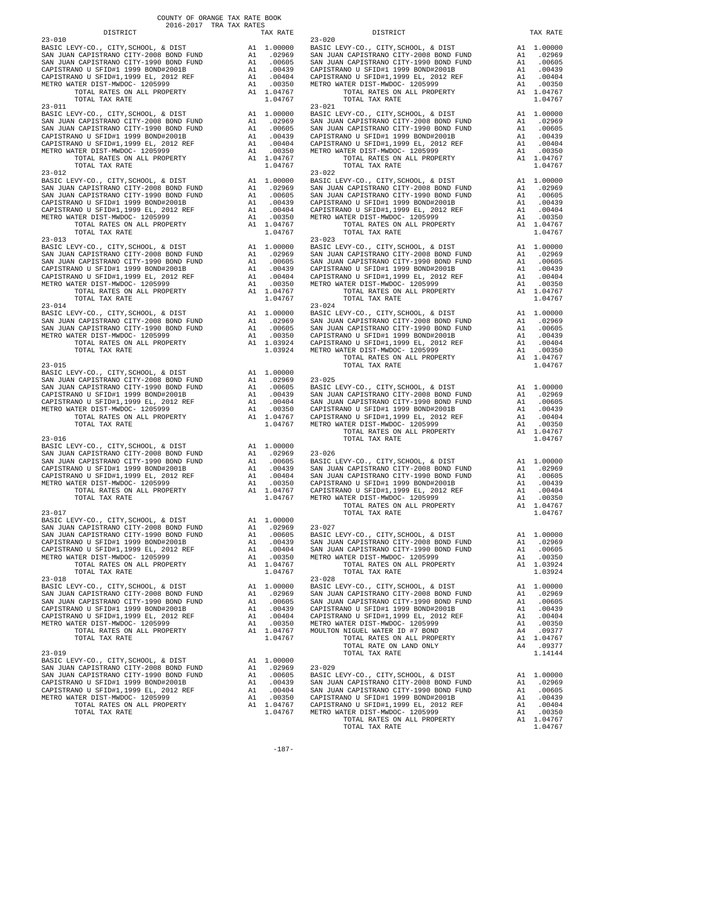COUNTY OF ORANGE TAX RATE BOOK
2016-2017 TRA TAX RATES

| DISTRICT | | TAX RATE |
|---|---|---|
| **23-010** | | |
| BASIC LEVY-CO., CITY,SCHOOL, & DIST | A1 | 1.00000 |
| SAN JUAN CAPISTRANO CITY-2008 BOND FUND | A1 | .02969 |
| SAN JUAN CAPISTRANO CITY-1990 BOND FUND | A1 | .00605 |
| CAPISTRANO U SFID#1 1999 BOND#2001B | A1 | .00439 |
| CAPISTRANO U SFID#1,1999 EL, 2012 REF | A1 | .00404 |
| METRO WATER DIST-MWDOC- 1205999 | A1 | .00350 |
| TOTAL RATES ON ALL PROPERTY | A1 | 1.04767 |
| TOTAL TAX RATE | | 1.04767 |
| **23-011** | | |
| BASIC LEVY-CO., CITY,SCHOOL, & DIST | A1 | 1.00000 |
| SAN JUAN CAPISTRANO CITY-2008 BOND FUND | A1 | .02969 |
| SAN JUAN CAPISTRANO CITY-1990 BOND FUND | A1 | .00605 |
| CAPISTRANO U SFID#1 1999 BOND#2001B | A1 | .00439 |
| CAPISTRANO U SFID#1,1999 EL, 2012 REF | A1 | .00404 |
| METRO WATER DIST-MWDOC- 1205999 | A1 | .00350 |
| TOTAL RATES ON ALL PROPERTY | A1 | 1.04767 |
| TOTAL TAX RATE | | 1.04767 |
| **23-012** | | |
| BASIC LEVY-CO., CITY,SCHOOL, & DIST | A1 | 1.00000 |
| SAN JUAN CAPISTRANO CITY-2008 BOND FUND | A1 | .02969 |
| SAN JUAN CAPISTRANO CITY-1990 BOND FUND | A1 | .00605 |
| CAPISTRANO U SFID#1 1999 BOND#2001B | A1 | .00439 |
| CAPISTRANO U SFID#1,1999 EL, 2012 REF | A1 | .00404 |
| METRO WATER DIST-MWDOC- 1205999 | A1 | .00350 |
| TOTAL RATES ON ALL PROPERTY | A1 | 1.04767 |
| TOTAL TAX RATE | | 1.04767 |
| **23-013** | | |
| BASIC LEVY-CO., CITY,SCHOOL, & DIST | A1 | 1.00000 |
| SAN JUAN CAPISTRANO CITY-2008 BOND FUND | A1 | .02969 |
| SAN JUAN CAPISTRANO CITY-1990 BOND FUND | A1 | .00605 |
| CAPISTRANO U SFID#1 1999 BOND#2001B | A1 | .00439 |
| CAPISTRANO U SFID#1,1999 EL, 2012 REF | A1 | .00404 |
| METRO WATER DIST-MWDOC- 1205999 | A1 | .00350 |
| TOTAL RATES ON ALL PROPERTY | A1 | 1.04767 |
| TOTAL TAX RATE | | 1.04767 |
| **23-014** | | |
| BASIC LEVY-CO., CITY,SCHOOL, & DIST | A1 | 1.00000 |
| SAN JUAN CAPISTRANO CITY-2008 BOND FUND | A1 | .02969 |
| SAN JUAN CAPISTRANO CITY-1990 BOND FUND | A1 | .00605 |
| METRO WATER DIST-MWDOC- 1205999 | A1 | .00350 |
| TOTAL RATES ON ALL PROPERTY | A1 | 1.03924 |
| TOTAL TAX RATE | | 1.03924 |
| **23-015** | | |
| BASIC LEVY-CO., CITY,SCHOOL, & DIST | A1 | 1.00000 |
| SAN JUAN CAPISTRANO CITY-2008 BOND FUND | A1 | .02969 |
| SAN JUAN CAPISTRANO CITY-1990 BOND FUND | A1 | .00605 |
| CAPISTRANO U SFID#1 1999 BOND#2001B | A1 | .00439 |
| CAPISTRANO U SFID#1,1999 EL, 2012 REF | A1 | .00404 |
| METRO WATER DIST-MWDOC- 1205999 | A1 | .00350 |
| TOTAL RATES ON ALL PROPERTY | A1 | 1.04767 |
| TOTAL TAX RATE | | 1.04767 |
| **23-016** | | |
| BASIC LEVY-CO., CITY,SCHOOL, & DIST | A1 | 1.00000 |
| SAN JUAN CAPISTRANO CITY-2008 BOND FUND | A1 | .02969 |
| SAN JUAN CAPISTRANO CITY-1990 BOND FUND | A1 | .00605 |
| CAPISTRANO U SFID#1 1999 BOND#2001B | A1 | .00439 |
| CAPISTRANO U SFID#1,1999 EL, 2012 REF | A1 | .00404 |
| METRO WATER DIST-MWDOC- 1205999 | A1 | .00350 |
| TOTAL RATES ON ALL PROPERTY | A1 | 1.04767 |
| TOTAL TAX RATE | | 1.04767 |
| **23-017** | | |
| BASIC LEVY-CO., CITY,SCHOOL, & DIST | A1 | 1.00000 |
| SAN JUAN CAPISTRANO CITY-2008 BOND FUND | A1 | .02969 |
| SAN JUAN CAPISTRANO CITY-1990 BOND FUND | A1 | .00605 |
| CAPISTRANO U SFID#1 1999 BOND#2001B | A1 | .00439 |
| CAPISTRANO U SFID#1,1999 EL, 2012 REF | A1 | .00404 |
| METRO WATER DIST-MWDOC- 1205999 | A1 | .00350 |
| TOTAL RATES ON ALL PROPERTY | A1 | 1.04767 |
| TOTAL TAX RATE | | 1.04767 |
| **23-018** | | |
| BASIC LEVY-CO., CITY,SCHOOL, & DIST | A1 | 1.00000 |
| SAN JUAN CAPISTRANO CITY-2008 BOND FUND | A1 | .02969 |
| SAN JUAN CAPISTRANO CITY-1990 BOND FUND | A1 | .00605 |
| CAPISTRANO U SFID#1 1999 BOND#2001B | A1 | .00439 |
| CAPISTRANO U SFID#1,1999 EL, 2012 REF | A1 | .00404 |
| METRO WATER DIST-MWDOC- 1205999 | A1 | .00350 |
| TOTAL RATES ON ALL PROPERTY | A1 | 1.04767 |
| TOTAL TAX RATE | | 1.04767 |
| **23-019** | | |
| BASIC LEVY-CO., CITY,SCHOOL, & DIST | A1 | 1.00000 |
| SAN JUAN CAPISTRANO CITY-2008 BOND FUND | A1 | .02969 |
| SAN JUAN CAPISTRANO CITY-1990 BOND FUND | A1 | .00605 |
| CAPISTRANO U SFID#1 1999 BOND#2001B | A1 | .00439 |
| CAPISTRANO U SFID#1,1999 EL, 2012 REF | A1 | .00404 |
| METRO WATER DIST-MWDOC- 1205999 | A1 | .00350 |
| TOTAL RATES ON ALL PROPERTY | A1 | 1.04767 |
| TOTAL TAX RATE | | 1.04767 |
| **23-020** | | |
| BASIC LEVY-CO., CITY,SCHOOL, & DIST | A1 | 1.00000 |
| SAN JUAN CAPISTRANO CITY-2008 BOND FUND | A1 | .02969 |
| SAN JUAN CAPISTRANO CITY-1990 BOND FUND | A1 | .00605 |
| CAPISTRANO U SFID#1 1999 BOND#2001B | A1 | .00439 |
| CAPISTRANO U SFID#1,1999 EL, 2012 REF | A1 | .00404 |
| METRO WATER DIST-MWDOC- 1205999 | A1 | .00350 |
| TOTAL RATES ON ALL PROPERTY | A1 | 1.04767 |
| TOTAL TAX RATE | | 1.04767 |
| **23-021** | | |
| BASIC LEVY-CO., CITY,SCHOOL, & DIST | A1 | 1.00000 |
| SAN JUAN CAPISTRANO CITY-2008 BOND FUND | A1 | .02969 |
| SAN JUAN CAPISTRANO CITY-1990 BOND FUND | A1 | .00605 |
| CAPISTRANO U SFID#1 1999 BOND#2001B | A1 | .00439 |
| CAPISTRANO U SFID#1,1999 EL, 2012 REF | A1 | .00404 |
| METRO WATER DIST-MWDOC- 1205999 | A1 | .00350 |
| TOTAL RATES ON ALL PROPERTY | A1 | 1.04767 |
| TOTAL TAX RATE | | 1.04767 |
| **23-022** | | |
| BASIC LEVY-CO., CITY,SCHOOL, & DIST | A1 | 1.00000 |
| SAN JUAN CAPISTRANO CITY-2008 BOND FUND | A1 | .02969 |
| SAN JUAN CAPISTRANO CITY-1990 BOND FUND | A1 | .00605 |
| CAPISTRANO U SFID#1 1999 BOND#2001B | A1 | .00439 |
| CAPISTRANO U SFID#1,1999 EL, 2012 REF | A1 | .00404 |
| METRO WATER DIST-MWDOC- 1205999 | A1 | .00350 |
| TOTAL RATES ON ALL PROPERTY | A1 | 1.04767 |
| TOTAL TAX RATE | | 1.04767 |
| **23-023** | | |
| BASIC LEVY-CO., CITY,SCHOOL, & DIST | A1 | 1.00000 |
| SAN JUAN CAPISTRANO CITY-2008 BOND FUND | A1 | .02969 |
| SAN JUAN CAPISTRANO CITY-1990 BOND FUND | A1 | .00605 |
| CAPISTRANO U SFID#1 1999 BOND#2001B | A1 | .00439 |
| CAPISTRANO U SFID#1,1999 EL, 2012 REF | A1 | .00404 |
| METRO WATER DIST-MWDOC- 1205999 | A1 | .00350 |
| TOTAL RATES ON ALL PROPERTY | A1 | 1.04767 |
| TOTAL TAX RATE | | 1.04767 |
| **23-024** | | |
| BASIC LEVY-CO., CITY,SCHOOL, & DIST | A1 | 1.00000 |
| SAN JUAN CAPISTRANO CITY-2008 BOND FUND | A1 | .02969 |
| SAN JUAN CAPISTRANO CITY-1990 BOND FUND | A1 | .00605 |
| CAPISTRANO U SFID#1 1999 BOND#2001B | A1 | .00439 |
| CAPISTRANO U SFID#1,1999 EL, 2012 REF | A1 | .00404 |
| METRO WATER DIST-MWDOC- 1205999 | A1 | .00350 |
| TOTAL RATES ON ALL PROPERTY | A1 | 1.04767 |
| TOTAL TAX RATE | | 1.04767 |
| **23-025** | | |
| BASIC LEVY-CO., CITY,SCHOOL, & DIST | A1 | 1.00000 |
| SAN JUAN CAPISTRANO CITY-2008 BOND FUND | A1 | .02969 |
| SAN JUAN CAPISTRANO CITY-1990 BOND FUND | A1 | .00605 |
| CAPISTRANO U SFID#1 1999 BOND#2001B | A1 | .00439 |
| CAPISTRANO U SFID#1,1999 EL, 2012 REF | A1 | .00404 |
| METRO WATER DIST-MWDOC- 1205999 | A1 | .00350 |
| TOTAL RATES ON ALL PROPERTY | A1 | 1.04767 |
| TOTAL TAX RATE | | 1.04767 |
| **23-026** | | |
| BASIC LEVY-CO., CITY,SCHOOL, & DIST | A1 | 1.00000 |
| SAN JUAN CAPISTRANO CITY-2008 BOND FUND | A1 | .02969 |
| SAN JUAN CAPISTRANO CITY-1990 BOND FUND | A1 | .00605 |
| CAPISTRANO U SFID#1 1999 BOND#2001B | A1 | .00439 |
| CAPISTRANO U SFID#1,1999 EL, 2012 REF | A1 | .00404 |
| METRO WATER DIST-MWDOC- 1205999 | A1 | .00350 |
| TOTAL RATES ON ALL PROPERTY | A1 | 1.04767 |
| TOTAL TAX RATE | | 1.04767 |
| **23-027** | | |
| BASIC LEVY-CO., CITY,SCHOOL, & DIST | A1 | 1.00000 |
| SAN JUAN CAPISTRANO CITY-2008 BOND FUND | A1 | .02969 |
| SAN JUAN CAPISTRANO CITY-1990 BOND FUND | A1 | .00605 |
| METRO WATER DIST-MWDOC- 1205999 | A1 | .00350 |
| TOTAL RATES ON ALL PROPERTY | A1 | 1.03924 |
| TOTAL TAX RATE | | 1.03924 |
| **23-028** | | |
| BASIC LEVY-CO., CITY,SCHOOL, & DIST | A1 | 1.00000 |
| SAN JUAN CAPISTRANO CITY-2008 BOND FUND | A1 | .02969 |
| SAN JUAN CAPISTRANO CITY-1990 BOND FUND | A1 | .00605 |
| CAPISTRANO U SFID#1 1999 BOND#2001B | A1 | .00439 |
| CAPISTRANO U SFID#1,1999 EL, 2012 REF | A1 | .00404 |
| METRO WATER DIST-MWDOC- 1205999 | A1 | .00350 |
| MOULTON NIGUEL WATER ID #7 BOND | A4 | .09377 |
| TOTAL RATES ON ALL PROPERTY | A1 | 1.04767 |
| TOTAL RATE ON LAND ONLY | A4 | .09377 |
| TOTAL TAX RATE | | 1.14144 |
| **23-029** | | |
| BASIC LEVY-CO., CITY,SCHOOL, & DIST | A1 | 1.00000 |
| SAN JUAN CAPISTRANO CITY-2008 BOND FUND | A1 | .02969 |
| SAN JUAN CAPISTRANO CITY-1990 BOND FUND | A1 | .00605 |
| CAPISTRANO U SFID#1 1999 BOND#2001B | A1 | .00439 |
| CAPISTRANO U SFID#1,1999 EL, 2012 REF | A1 | .00404 |
| METRO WATER DIST-MWDOC- 1205999 | A1 | .00350 |
| TOTAL RATES ON ALL PROPERTY | A1 | 1.04767 |
| TOTAL TAX RATE | | 1.04767 |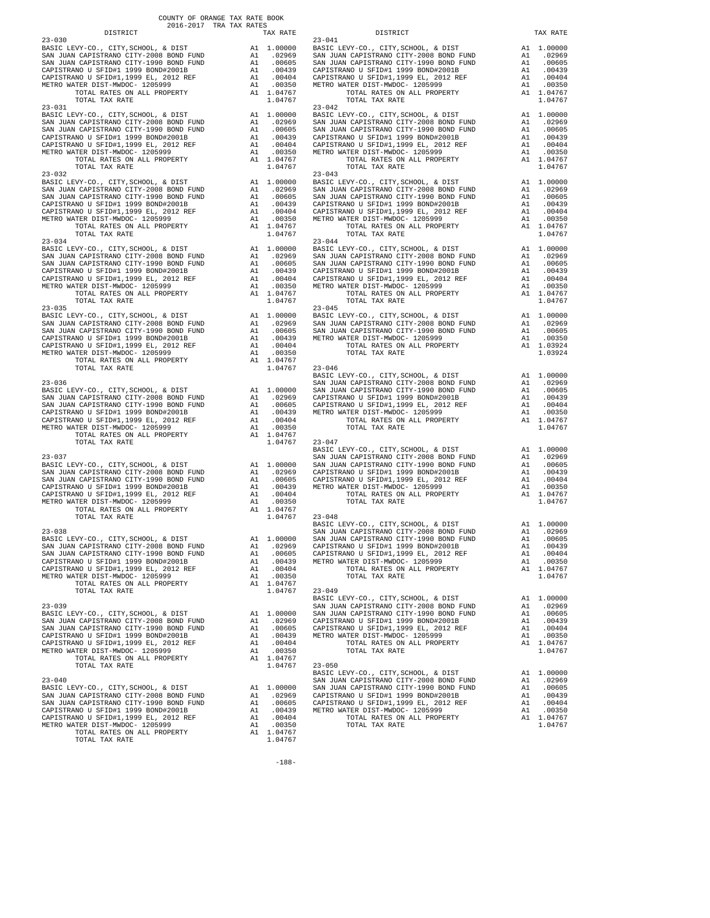COUNTY OF ORANGE TAX RATE BOOK
2016-2017 TRA TAX RATES

| DISTRICT | | TAX RATE |
|---|---|---|
| **23-030** | | |
| BASIC LEVY-CO., CITY,SCHOOL, & DIST | A1 | 1.00000 |
| SAN JUAN CAPISTRANO CITY-2008 BOND FUND | A1 | .02969 |
| SAN JUAN CAPISTRANO CITY-1990 BOND FUND | A1 | .00605 |
| CAPISTRANO U SFID#1 1999 BOND#2001B | A1 | .00439 |
| CAPISTRANO U SFID#1,1999 EL, 2012 REF | A1 | .00404 |
| METRO WATER DIST-MWDOC- 1205999 | A1 | .00350 |
| TOTAL RATES ON ALL PROPERTY | A1 | 1.04767 |
| TOTAL TAX RATE | | 1.04767 |
| **23-031** | | |
| BASIC LEVY-CO., CITY,SCHOOL, & DIST | A1 | 1.00000 |
| SAN JUAN CAPISTRANO CITY-2008 BOND FUND | A1 | .02969 |
| SAN JUAN CAPISTRANO CITY-1990 BOND FUND | A1 | .00605 |
| CAPISTRANO U SFID#1 1999 BOND#2001B | A1 | .00439 |
| CAPISTRANO U SFID#1,1999 EL, 2012 REF | A1 | .00404 |
| METRO WATER DIST-MWDOC- 1205999 | A1 | .00350 |
| TOTAL RATES ON ALL PROPERTY | A1 | 1.04767 |
| TOTAL TAX RATE | | 1.04767 |
| **23-032** | | |
| BASIC LEVY-CO., CITY,SCHOOL, & DIST | A1 | 1.00000 |
| SAN JUAN CAPISTRANO CITY-2008 BOND FUND | A1 | .02969 |
| SAN JUAN CAPISTRANO CITY-1990 BOND FUND | A1 | .00605 |
| CAPISTRANO U SFID#1 1999 BOND#2001B | A1 | .00439 |
| CAPISTRANO U SFID#1,1999 EL, 2012 REF | A1 | .00404 |
| METRO WATER DIST-MWDOC- 1205999 | A1 | .00350 |
| TOTAL RATES ON ALL PROPERTY | A1 | 1.04767 |
| TOTAL TAX RATE | | 1.04767 |
| **23-034** | | |
| BASIC LEVY-CO., CITY,SCHOOL, & DIST | A1 | 1.00000 |
| SAN JUAN CAPISTRANO CITY-2008 BOND FUND | A1 | .02969 |
| SAN JUAN CAPISTRANO CITY-1990 BOND FUND | A1 | .00605 |
| CAPISTRANO U SFID#1 1999 BOND#2001B | A1 | .00439 |
| CAPISTRANO U SFID#1,1999 EL, 2012 REF | A1 | .00404 |
| METRO WATER DIST-MWDOC- 1205999 | A1 | .00350 |
| TOTAL RATES ON ALL PROPERTY | A1 | 1.04767 |
| TOTAL TAX RATE | | 1.04767 |
| **23-035** | | |
| BASIC LEVY-CO., CITY,SCHOOL, & DIST | A1 | 1.00000 |
| SAN JUAN CAPISTRANO CITY-2008 BOND FUND | A1 | .02969 |
| SAN JUAN CAPISTRANO CITY-1990 BOND FUND | A1 | .00605 |
| CAPISTRANO U SFID#1 1999 BOND#2001B | A1 | .00439 |
| CAPISTRANO U SFID#1,1999 EL, 2012 REF | A1 | .00404 |
| METRO WATER DIST-MWDOC- 1205999 | A1 | .00350 |
| TOTAL RATES ON ALL PROPERTY | A1 | 1.04767 |
| TOTAL TAX RATE | | 1.04767 |
| **23-036** | | |
| BASIC LEVY-CO., CITY,SCHOOL, & DIST | A1 | 1.00000 |
| SAN JUAN CAPISTRANO CITY-2008 BOND FUND | A1 | .02969 |
| SAN JUAN CAPISTRANO CITY-1990 BOND FUND | A1 | .00605 |
| CAPISTRANO U SFID#1 1999 BOND#2001B | A1 | .00439 |
| CAPISTRANO U SFID#1,1999 EL, 2012 REF | A1 | .00404 |
| METRO WATER DIST-MWDOC- 1205999 | A1 | .00350 |
| TOTAL RATES ON ALL PROPERTY | A1 | 1.04767 |
| TOTAL TAX RATE | | 1.04767 |
| **23-037** | | |
| BASIC LEVY-CO., CITY,SCHOOL, & DIST | A1 | 1.00000 |
| SAN JUAN CAPISTRANO CITY-2008 BOND FUND | A1 | .02969 |
| SAN JUAN CAPISTRANO CITY-1990 BOND FUND | A1 | .00605 |
| CAPISTRANO U SFID#1 1999 BOND#2001B | A1 | .00439 |
| CAPISTRANO U SFID#1,1999 EL, 2012 REF | A1 | .00404 |
| METRO WATER DIST-MWDOC- 1205999 | A1 | .00350 |
| TOTAL RATES ON ALL PROPERTY | A1 | 1.04767 |
| TOTAL TAX RATE | | 1.04767 |
| **23-038** | | |
| BASIC LEVY-CO., CITY,SCHOOL, & DIST | A1 | 1.00000 |
| SAN JUAN CAPISTRANO CITY-2008 BOND FUND | A1 | .02969 |
| SAN JUAN CAPISTRANO CITY-1990 BOND FUND | A1 | .00605 |
| CAPISTRANO U SFID#1 1999 BOND#2001B | A1 | .00439 |
| CAPISTRANO U SFID#1,1999 EL, 2012 REF | A1 | .00404 |
| METRO WATER DIST-MWDOC- 1205999 | A1 | .00350 |
| TOTAL RATES ON ALL PROPERTY | A1 | 1.04767 |
| TOTAL TAX RATE | | 1.04767 |
| **23-039** | | |
| BASIC LEVY-CO., CITY,SCHOOL, & DIST | A1 | 1.00000 |
| SAN JUAN CAPISTRANO CITY-2008 BOND FUND | A1 | .02969 |
| SAN JUAN CAPISTRANO CITY-1990 BOND FUND | A1 | .00605 |
| CAPISTRANO U SFID#1 1999 BOND#2001B | A1 | .00439 |
| CAPISTRANO U SFID#1,1999 EL, 2012 REF | A1 | .00404 |
| METRO WATER DIST-MWDOC- 1205999 | A1 | .00350 |
| TOTAL RATES ON ALL PROPERTY | A1 | 1.04767 |
| TOTAL TAX RATE | | 1.04767 |
| **23-040** | | |
| BASIC LEVY-CO., CITY,SCHOOL, & DIST | A1 | 1.00000 |
| SAN JUAN CAPISTRANO CITY-2008 BOND FUND | A1 | .02969 |
| SAN JUAN CAPISTRANO CITY-1990 BOND FUND | A1 | .00605 |
| CAPISTRANO U SFID#1 1999 BOND#2001B | A1 | .00439 |
| CAPISTRANO U SFID#1,1999 EL, 2012 REF | A1 | .00404 |
| METRO WATER DIST-MWDOC- 1205999 | A1 | .00350 |
| TOTAL RATES ON ALL PROPERTY | A1 | 1.04767 |
| TOTAL TAX RATE | | 1.04767 |
| **23-041** | | |
| BASIC LEVY-CO., CITY,SCHOOL, & DIST | A1 | 1.00000 |
| SAN JUAN CAPISTRANO CITY-2008 BOND FUND | A1 | .02969 |
| SAN JUAN CAPISTRANO CITY-1990 BOND FUND | A1 | .00605 |
| CAPISTRANO U SFID#1 1999 BOND#2001B | A1 | .00439 |
| CAPISTRANO U SFID#1,1999 EL, 2012 REF | A1 | .00404 |
| METRO WATER DIST-MWDOC- 1205999 | A1 | .00350 |
| TOTAL RATES ON ALL PROPERTY | A1 | 1.04767 |
| TOTAL TAX RATE | | 1.04767 |
| **23-042** | | |
| BASIC LEVY-CO., CITY,SCHOOL, & DIST | A1 | 1.00000 |
| SAN JUAN CAPISTRANO CITY-2008 BOND FUND | A1 | .02969 |
| SAN JUAN CAPISTRANO CITY-1990 BOND FUND | A1 | .00605 |
| CAPISTRANO U SFID#1 1999 BOND#2001B | A1 | .00439 |
| CAPISTRANO U SFID#1,1999 EL, 2012 REF | A1 | .00404 |
| METRO WATER DIST-MWDOC- 1205999 | A1 | .00350 |
| TOTAL RATES ON ALL PROPERTY | A1 | 1.04767 |
| TOTAL TAX RATE | | 1.04767 |
| **23-043** | | |
| BASIC LEVY-CO., CITY,SCHOOL, & DIST | A1 | 1.00000 |
| SAN JUAN CAPISTRANO CITY-2008 BOND FUND | A1 | .02969 |
| SAN JUAN CAPISTRANO CITY-1990 BOND FUND | A1 | .00605 |
| CAPISTRANO U SFID#1 1999 BOND#2001B | A1 | .00439 |
| CAPISTRANO U SFID#1,1999 EL, 2012 REF | A1 | .00404 |
| METRO WATER DIST-MWDOC- 1205999 | A1 | .00350 |
| TOTAL RATES ON ALL PROPERTY | A1 | 1.04767 |
| TOTAL TAX RATE | | 1.04767 |
| **23-044** | | |
| BASIC LEVY-CO., CITY,SCHOOL, & DIST | A1 | 1.00000 |
| SAN JUAN CAPISTRANO CITY-2008 BOND FUND | A1 | .02969 |
| SAN JUAN CAPISTRANO CITY-1990 BOND FUND | A1 | .00605 |
| CAPISTRANO U SFID#1 1999 BOND#2001B | A1 | .00439 |
| CAPISTRANO U SFID#1,1999 EL, 2012 REF | A1 | .00404 |
| METRO WATER DIST-MWDOC- 1205999 | A1 | .00350 |
| TOTAL RATES ON ALL PROPERTY | A1 | 1.04767 |
| TOTAL TAX RATE | | 1.04767 |
| **23-045** | | |
| BASIC LEVY-CO., CITY,SCHOOL, & DIST | A1 | 1.00000 |
| SAN JUAN CAPISTRANO CITY-2008 BOND FUND | A1 | .02969 |
| SAN JUAN CAPISTRANO CITY-1990 BOND FUND | A1 | .00605 |
| METRO WATER DIST-MWDOC- 1205999 | A1 | .00350 |
| TOTAL RATES ON ALL PROPERTY | A1 | 1.03924 |
| TOTAL TAX RATE | | 1.03924 |
| **23-046** | | |
| BASIC LEVY-CO., CITY,SCHOOL, & DIST | A1 | 1.00000 |
| SAN JUAN CAPISTRANO CITY-2008 BOND FUND | A1 | .02969 |
| SAN JUAN CAPISTRANO CITY-1990 BOND FUND | A1 | .00605 |
| CAPISTRANO U SFID#1 1999 BOND#2001B | A1 | .00439 |
| CAPISTRANO U SFID#1,1999 EL, 2012 REF | A1 | .00404 |
| METRO WATER DIST-MWDOC- 1205999 | A1 | .00350 |
| TOTAL RATES ON ALL PROPERTY | A1 | 1.04767 |
| TOTAL TAX RATE | | 1.04767 |
| **23-047** | | |
| BASIC LEVY-CO., CITY,SCHOOL, & DIST | A1 | 1.00000 |
| SAN JUAN CAPISTRANO CITY-2008 BOND FUND | A1 | .02969 |
| SAN JUAN CAPISTRANO CITY-1990 BOND FUND | A1 | .00605 |
| CAPISTRANO U SFID#1 1999 BOND#2001B | A1 | .00439 |
| CAPISTRANO U SFID#1,1999 EL, 2012 REF | A1 | .00404 |
| METRO WATER DIST-MWDOC- 1205999 | A1 | .00350 |
| TOTAL RATES ON ALL PROPERTY | A1 | 1.04767 |
| TOTAL TAX RATE | | 1.04767 |
| **23-048** | | |
| BASIC LEVY-CO., CITY,SCHOOL, & DIST | A1 | 1.00000 |
| SAN JUAN CAPISTRANO CITY-2008 BOND FUND | A1 | .02969 |
| SAN JUAN CAPISTRANO CITY-1990 BOND FUND | A1 | .00605 |
| CAPISTRANO U SFID#1 1999 BOND#2001B | A1 | .00439 |
| CAPISTRANO U SFID#1,1999 EL, 2012 REF | A1 | .00404 |
| METRO WATER DIST-MWDOC- 1205999 | A1 | .00350 |
| TOTAL RATES ON ALL PROPERTY | A1 | 1.04767 |
| TOTAL TAX RATE | | 1.04767 |
| **23-049** | | |
| BASIC LEVY-CO., CITY,SCHOOL, & DIST | A1 | 1.00000 |
| SAN JUAN CAPISTRANO CITY-2008 BOND FUND | A1 | .02969 |
| SAN JUAN CAPISTRANO CITY-1990 BOND FUND | A1 | .00605 |
| CAPISTRANO U SFID#1 1999 BOND#2001B | A1 | .00439 |
| CAPISTRANO U SFID#1,1999 EL, 2012 REF | A1 | .00404 |
| METRO WATER DIST-MWDOC- 1205999 | A1 | .00350 |
| TOTAL RATES ON ALL PROPERTY | A1 | 1.04767 |
| TOTAL TAX RATE | | 1.04767 |
| **23-050** | | |
| BASIC LEVY-CO., CITY,SCHOOL, & DIST | A1 | 1.00000 |
| SAN JUAN CAPISTRANO CITY-2008 BOND FUND | A1 | .02969 |
| SAN JUAN CAPISTRANO CITY-1990 BOND FUND | A1 | .00605 |
| CAPISTRANO U SFID#1 1999 BOND#2001B | A1 | .00439 |
| CAPISTRANO U SFID#1,1999 EL, 2012 REF | A1 | .00404 |
| METRO WATER DIST-MWDOC- 1205999 | A1 | .00350 |
| TOTAL RATES ON ALL PROPERTY | A1 | 1.04767 |
| TOTAL TAX RATE | | 1.04767 |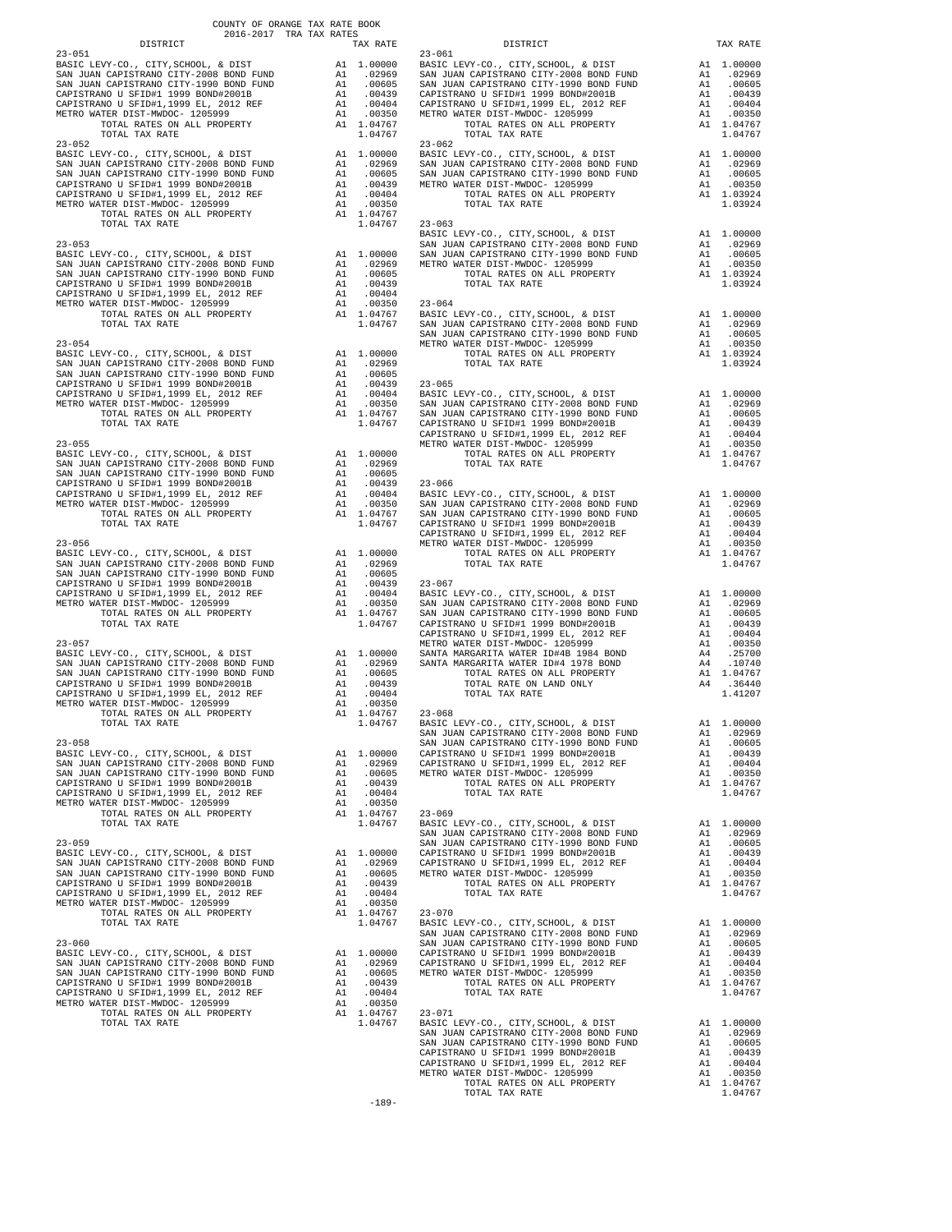COUNTY OF ORANGE TAX RATE BOOK
2016-2017 TRA TAX RATES

| DISTRICT | | TAX RATE |
|---|---|---|
| **23-051** | | |
| BASIC LEVY-CO., CITY,SCHOOL, & DIST | A1 | 1.00000 |
| SAN JUAN CAPISTRANO CITY-2008 BOND FUND | A1 | .02969 |
| SAN JUAN CAPISTRANO CITY-1990 BOND FUND | A1 | .00605 |
| CAPISTRANO U SFID#1 1999 BOND#2001B | A1 | .00439 |
| CAPISTRANO U SFID#1,1999 EL, 2012 REF | A1 | .00404 |
| METRO WATER DIST-MWDOC- 1205999 | A1 | .00350 |
| TOTAL RATES ON ALL PROPERTY | A1 | 1.04767 |
| TOTAL TAX RATE | | 1.04767 |
| **23-052** | | |
| BASIC LEVY-CO., CITY,SCHOOL, & DIST | A1 | 1.00000 |
| SAN JUAN CAPISTRANO CITY-2008 BOND FUND | A1 | .02969 |
| SAN JUAN CAPISTRANO CITY-1990 BOND FUND | A1 | .00605 |
| CAPISTRANO U SFID#1 1999 BOND#2001B | A1 | .00439 |
| CAPISTRANO U SFID#1,1999 EL, 2012 REF | A1 | .00404 |
| METRO WATER DIST-MWDOC- 1205999 | A1 | .00350 |
| TOTAL RATES ON ALL PROPERTY | A1 | 1.04767 |
| TOTAL TAX RATE | | 1.04767 |
| **23-053** | | |
| BASIC LEVY-CO., CITY,SCHOOL, & DIST | A1 | 1.00000 |
| SAN JUAN CAPISTRANO CITY-2008 BOND FUND | A1 | .02969 |
| SAN JUAN CAPISTRANO CITY-1990 BOND FUND | A1 | .00605 |
| CAPISTRANO U SFID#1 1999 BOND#2001B | A1 | .00439 |
| CAPISTRANO U SFID#1,1999 EL, 2012 REF | A1 | .00404 |
| METRO WATER DIST-MWDOC- 1205999 | A1 | .00350 |
| TOTAL RATES ON ALL PROPERTY | A1 | 1.04767 |
| TOTAL TAX RATE | | 1.04767 |
| **23-054** | | |
| BASIC LEVY-CO., CITY,SCHOOL, & DIST | A1 | 1.00000 |
| SAN JUAN CAPISTRANO CITY-2008 BOND FUND | A1 | .02969 |
| SAN JUAN CAPISTRANO CITY-1990 BOND FUND | A1 | .00605 |
| CAPISTRANO U SFID#1 1999 BOND#2001B | A1 | .00439 |
| CAPISTRANO U SFID#1,1999 EL, 2012 REF | A1 | .00404 |
| METRO WATER DIST-MWDOC- 1205999 | A1 | .00350 |
| TOTAL RATES ON ALL PROPERTY | A1 | 1.04767 |
| TOTAL TAX RATE | | 1.04767 |
| **23-055** | | |
| BASIC LEVY-CO., CITY,SCHOOL, & DIST | A1 | 1.00000 |
| SAN JUAN CAPISTRANO CITY-2008 BOND FUND | A1 | .02969 |
| SAN JUAN CAPISTRANO CITY-1990 BOND FUND | A1 | .00605 |
| CAPISTRANO U SFID#1 1999 BOND#2001B | A1 | .00439 |
| CAPISTRANO U SFID#1,1999 EL, 2012 REF | A1 | .00404 |
| METRO WATER DIST-MWDOC- 1205999 | A1 | .00350 |
| TOTAL RATES ON ALL PROPERTY | A1 | 1.04767 |
| TOTAL TAX RATE | | 1.04767 |
| **23-056** | | |
| BASIC LEVY-CO., CITY,SCHOOL, & DIST | A1 | 1.00000 |
| SAN JUAN CAPISTRANO CITY-2008 BOND FUND | A1 | .02969 |
| SAN JUAN CAPISTRANO CITY-1990 BOND FUND | A1 | .00605 |
| CAPISTRANO U SFID#1 1999 BOND#2001B | A1 | .00439 |
| CAPISTRANO U SFID#1,1999 EL, 2012 REF | A1 | .00404 |
| METRO WATER DIST-MWDOC- 1205999 | A1 | .00350 |
| TOTAL RATES ON ALL PROPERTY | A1 | 1.04767 |
| TOTAL TAX RATE | | 1.04767 |
| **23-057** | | |
| BASIC LEVY-CO., CITY,SCHOOL, & DIST | A1 | 1.00000 |
| SAN JUAN CAPISTRANO CITY-2008 BOND FUND | A1 | .02969 |
| SAN JUAN CAPISTRANO CITY-1990 BOND FUND | A1 | .00605 |
| CAPISTRANO U SFID#1 1999 BOND#2001B | A1 | .00439 |
| CAPISTRANO U SFID#1,1999 EL, 2012 REF | A1 | .00404 |
| METRO WATER DIST-MWDOC- 1205999 | A1 | .00350 |
| TOTAL RATES ON ALL PROPERTY | A1 | 1.04767 |
| TOTAL TAX RATE | | 1.04767 |
| **23-058** | | |
| BASIC LEVY-CO., CITY,SCHOOL, & DIST | A1 | 1.00000 |
| SAN JUAN CAPISTRANO CITY-2008 BOND FUND | A1 | .02969 |
| SAN JUAN CAPISTRANO CITY-1990 BOND FUND | A1 | .00605 |
| CAPISTRANO U SFID#1 1999 BOND#2001B | A1 | .00439 |
| CAPISTRANO U SFID#1,1999 EL, 2012 REF | A1 | .00404 |
| METRO WATER DIST-MWDOC- 1205999 | A1 | .00350 |
| TOTAL RATES ON ALL PROPERTY | A1 | 1.04767 |
| TOTAL TAX RATE | | 1.04767 |
| **23-059** | | |
| BASIC LEVY-CO., CITY,SCHOOL, & DIST | A1 | 1.00000 |
| SAN JUAN CAPISTRANO CITY-2008 BOND FUND | A1 | .02969 |
| SAN JUAN CAPISTRANO CITY-1990 BOND FUND | A1 | .00605 |
| CAPISTRANO U SFID#1 1999 BOND#2001B | A1 | .00439 |
| CAPISTRANO U SFID#1,1999 EL, 2012 REF | A1 | .00404 |
| METRO WATER DIST-MWDOC- 1205999 | A1 | .00350 |
| TOTAL RATES ON ALL PROPERTY | A1 | 1.04767 |
| TOTAL TAX RATE | | 1.04767 |
| **23-060** | | |
| BASIC LEVY-CO., CITY,SCHOOL, & DIST | A1 | 1.00000 |
| SAN JUAN CAPISTRANO CITY-2008 BOND FUND | A1 | .02969 |
| SAN JUAN CAPISTRANO CITY-1990 BOND FUND | A1 | .00605 |
| CAPISTRANO U SFID#1 1999 BOND#2001B | A1 | .00439 |
| CAPISTRANO U SFID#1,1999 EL, 2012 REF | A1 | .00404 |
| METRO WATER DIST-MWDOC- 1205999 | A1 | .00350 |
| TOTAL RATES ON ALL PROPERTY | A1 | 1.04767 |
| TOTAL TAX RATE | | 1.04767 |
| **23-061** | | |
| BASIC LEVY-CO., CITY,SCHOOL, & DIST | A1 | 1.00000 |
| SAN JUAN CAPISTRANO CITY-2008 BOND FUND | A1 | .02969 |
| SAN JUAN CAPISTRANO CITY-1990 BOND FUND | A1 | .00605 |
| CAPISTRANO U SFID#1 1999 BOND#2001B | A1 | .00439 |
| CAPISTRANO U SFID#1,1999 EL, 2012 REF | A1 | .00404 |
| METRO WATER DIST-MWDOC- 1205999 | A1 | .00350 |
| TOTAL RATES ON ALL PROPERTY | A1 | 1.04767 |
| TOTAL TAX RATE | | 1.04767 |
| **23-062** | | |
| BASIC LEVY-CO., CITY,SCHOOL, & DIST | A1 | 1.00000 |
| SAN JUAN CAPISTRANO CITY-2008 BOND FUND | A1 | .02969 |
| SAN JUAN CAPISTRANO CITY-1990 BOND FUND | A1 | .00605 |
| METRO WATER DIST-MWDOC- 1205999 | A1 | .00350 |
| TOTAL RATES ON ALL PROPERTY | A1 | 1.03924 |
| TOTAL TAX RATE | | 1.03924 |
| **23-063** | | |
| BASIC LEVY-CO., CITY,SCHOOL, & DIST | A1 | 1.00000 |
| SAN JUAN CAPISTRANO CITY-2008 BOND FUND | A1 | .02969 |
| SAN JUAN CAPISTRANO CITY-1990 BOND FUND | A1 | .00605 |
| METRO WATER DIST-MWDOC- 1205999 | A1 | .00350 |
| TOTAL RATES ON ALL PROPERTY | A1 | 1.03924 |
| TOTAL TAX RATE | | 1.03924 |
| **23-064** | | |
| BASIC LEVY-CO., CITY,SCHOOL, & DIST | A1 | 1.00000 |
| SAN JUAN CAPISTRANO CITY-2008 BOND FUND | A1 | .02969 |
| SAN JUAN CAPISTRANO CITY-1990 BOND FUND | A1 | .00605 |
| METRO WATER DIST-MWDOC- 1205999 | A1 | .00350 |
| TOTAL RATES ON ALL PROPERTY | A1 | 1.03924 |
| TOTAL TAX RATE | | 1.03924 |
| **23-065** | | |
| BASIC LEVY-CO., CITY,SCHOOL, & DIST | A1 | 1.00000 |
| SAN JUAN CAPISTRANO CITY-2008 BOND FUND | A1 | .02969 |
| SAN JUAN CAPISTRANO CITY-1990 BOND FUND | A1 | .00605 |
| CAPISTRANO U SFID#1 1999 BOND#2001B | A1 | .00439 |
| CAPISTRANO U SFID#1,1999 EL, 2012 REF | A1 | .00404 |
| METRO WATER DIST-MWDOC- 1205999 | A1 | .00350 |
| TOTAL RATES ON ALL PROPERTY | A1 | 1.04767 |
| TOTAL TAX RATE | | 1.04767 |
| **23-066** | | |
| BASIC LEVY-CO., CITY,SCHOOL, & DIST | A1 | 1.00000 |
| SAN JUAN CAPISTRANO CITY-2008 BOND FUND | A1 | .02969 |
| SAN JUAN CAPISTRANO CITY-1990 BOND FUND | A1 | .00605 |
| CAPISTRANO U SFID#1 1999 BOND#2001B | A1 | .00439 |
| CAPISTRANO U SFID#1,1999 EL, 2012 REF | A1 | .00404 |
| METRO WATER DIST-MWDOC- 1205999 | A1 | .00350 |
| TOTAL RATES ON ALL PROPERTY | A1 | 1.04767 |
| TOTAL TAX RATE | | 1.04767 |
| **23-067** | | |
| BASIC LEVY-CO., CITY,SCHOOL, & DIST | A1 | 1.00000 |
| SAN JUAN CAPISTRANO CITY-2008 BOND FUND | A1 | .02969 |
| SAN JUAN CAPISTRANO CITY-1990 BOND FUND | A1 | .00605 |
| CAPISTRANO U SFID#1 1999 BOND#2001B | A1 | .00439 |
| CAPISTRANO U SFID#1,1999 EL, 2012 REF | A1 | .00404 |
| METRO WATER DIST-MWDOC- 1205999 | A1 | .00350 |
| SANTA MARGARITA WATER ID#4B 1984 BOND | A4 | .25700 |
| SANTA MARGARITA WATER ID#4 1978 BOND | A4 | .10740 |
| TOTAL RATES ON ALL PROPERTY | A1 | 1.04767 |
| TOTAL RATE ON LAND ONLY | A4 | .36440 |
| TOTAL TAX RATE | | 1.41207 |
| **23-068** | | |
| BASIC LEVY-CO., CITY,SCHOOL, & DIST | A1 | 1.00000 |
| SAN JUAN CAPISTRANO CITY-2008 BOND FUND | A1 | .02969 |
| SAN JUAN CAPISTRANO CITY-1990 BOND FUND | A1 | .00605 |
| CAPISTRANO U SFID#1 1999 BOND#2001B | A1 | .00439 |
| CAPISTRANO U SFID#1,1999 EL, 2012 REF | A1 | .00404 |
| METRO WATER DIST-MWDOC- 1205999 | A1 | .00350 |
| TOTAL RATES ON ALL PROPERTY | A1 | 1.04767 |
| TOTAL TAX RATE | | 1.04767 |
| **23-069** | | |
| BASIC LEVY-CO., CITY,SCHOOL, & DIST | A1 | 1.00000 |
| SAN JUAN CAPISTRANO CITY-2008 BOND FUND | A1 | .02969 |
| SAN JUAN CAPISTRANO CITY-1990 BOND FUND | A1 | .00605 |
| CAPISTRANO U SFID#1 1999 BOND#2001B | A1 | .00439 |
| CAPISTRANO U SFID#1,1999 EL, 2012 REF | A1 | .00404 |
| METRO WATER DIST-MWDOC- 1205999 | A1 | .00350 |
| TOTAL RATES ON ALL PROPERTY | A1 | 1.04767 |
| TOTAL TAX RATE | | 1.04767 |
| **23-070** | | |
| BASIC LEVY-CO., CITY,SCHOOL, & DIST | A1 | 1.00000 |
| SAN JUAN CAPISTRANO CITY-2008 BOND FUND | A1 | .02969 |
| SAN JUAN CAPISTRANO CITY-1990 BOND FUND | A1 | .00605 |
| CAPISTRANO U SFID#1 1999 BOND#2001B | A1 | .00439 |
| CAPISTRANO U SFID#1,1999 EL, 2012 REF | A1 | .00404 |
| METRO WATER DIST-MWDOC- 1205999 | A1 | .00350 |
| TOTAL RATES ON ALL PROPERTY | A1 | 1.04767 |
| TOTAL TAX RATE | | 1.04767 |
| **23-071** | | |
| BASIC LEVY-CO., CITY,SCHOOL, & DIST | A1 | 1.00000 |
| SAN JUAN CAPISTRANO CITY-2008 BOND FUND | A1 | .02969 |
| SAN JUAN CAPISTRANO CITY-1990 BOND FUND | A1 | .00605 |
| CAPISTRANO U SFID#1 1999 BOND#2001B | A1 | .00439 |
| CAPISTRANO U SFID#1,1999 EL, 2012 REF | A1 | .00404 |
| METRO WATER DIST-MWDOC- 1205999 | A1 | .00350 |
| TOTAL RATES ON ALL PROPERTY | A1 | 1.04767 |
| TOTAL TAX RATE | | 1.04767 |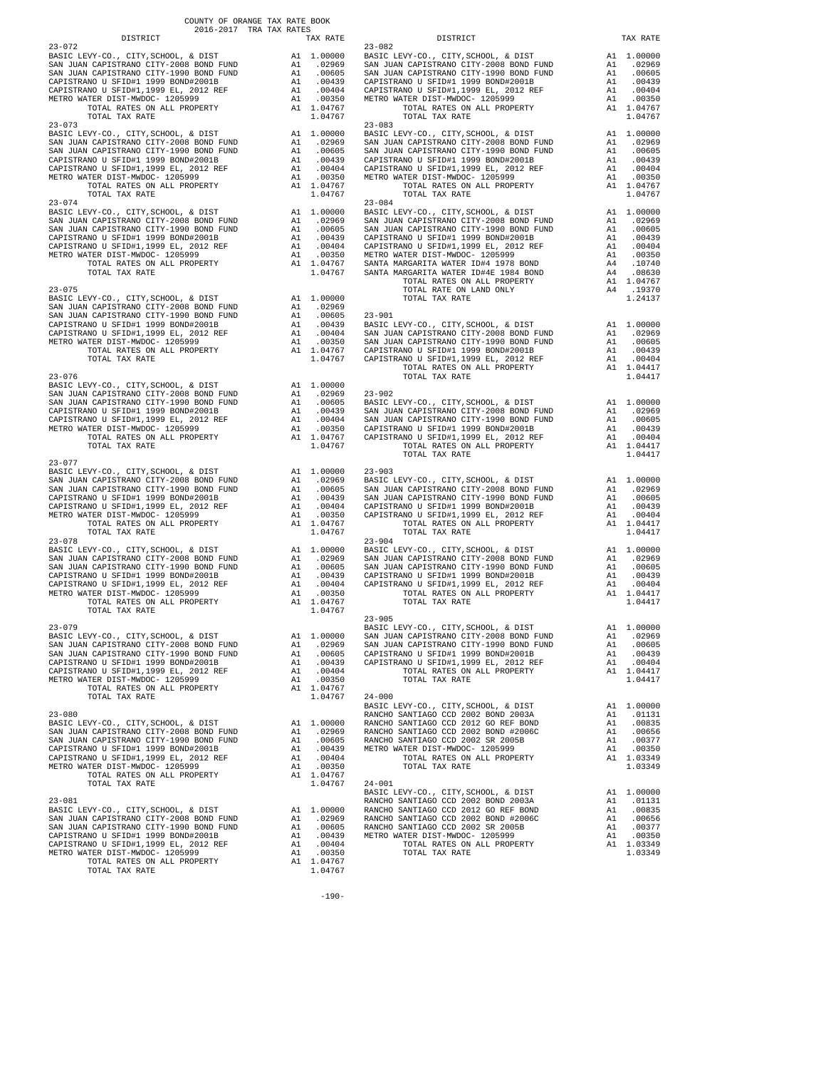COUNTY OF ORANGE TAX RATE BOOK
2016-2017 TRA TAX RATES

| DISTRICT | | TAX RATE |
|---|---|---|
| **23-072** | | |
| BASIC LEVY-CO., CITY,SCHOOL, & DIST | A1 | 1.00000 |
| SAN JUAN CAPISTRANO CITY-2008 BOND FUND | A1 | .02969 |
| SAN JUAN CAPISTRANO CITY-1990 BOND FUND | A1 | .00605 |
| CAPISTRANO U SFID#1 1999 BOND#2001B | A1 | .00439 |
| CAPISTRANO U SFID#1,1999 EL, 2012 REF | A1 | .00404 |
| METRO WATER DIST-MWDOC- 1205999 | A1 | .00350 |
| TOTAL RATES ON ALL PROPERTY | A1 | 1.04767 |
| TOTAL TAX RATE | | 1.04767 |
| **23-073** | | |
| BASIC LEVY-CO., CITY,SCHOOL, & DIST | A1 | 1.00000 |
| SAN JUAN CAPISTRANO CITY-2008 BOND FUND | A1 | .02969 |
| SAN JUAN CAPISTRANO CITY-1990 BOND FUND | A1 | .00605 |
| CAPISTRANO U SFID#1 1999 BOND#2001B | A1 | .00439 |
| CAPISTRANO U SFID#1,1999 EL, 2012 REF | A1 | .00404 |
| METRO WATER DIST-MWDOC- 1205999 | A1 | .00350 |
| TOTAL RATES ON ALL PROPERTY | A1 | 1.04767 |
| TOTAL TAX RATE | | 1.04767 |
| **23-074** | | |
| BASIC LEVY-CO., CITY,SCHOOL, & DIST | A1 | 1.00000 |
| SAN JUAN CAPISTRANO CITY-2008 BOND FUND | A1 | .02969 |
| SAN JUAN CAPISTRANO CITY-1990 BOND FUND | A1 | .00605 |
| CAPISTRANO U SFID#1 1999 BOND#2001B | A1 | .00439 |
| CAPISTRANO U SFID#1,1999 EL, 2012 REF | A1 | .00404 |
| METRO WATER DIST-MWDOC- 1205999 | A1 | .00350 |
| TOTAL RATES ON ALL PROPERTY | A1 | 1.04767 |
| TOTAL TAX RATE | | 1.04767 |
| **23-075** | | |
| BASIC LEVY-CO., CITY,SCHOOL, & DIST | A1 | 1.00000 |
| SAN JUAN CAPISTRANO CITY-2008 BOND FUND | A1 | .02969 |
| SAN JUAN CAPISTRANO CITY-1990 BOND FUND | A1 | .00605 |
| CAPISTRANO U SFID#1 1999 BOND#2001B | A1 | .00439 |
| CAPISTRANO U SFID#1,1999 EL, 2012 REF | A1 | .00404 |
| METRO WATER DIST-MWDOC- 1205999 | A1 | .00350 |
| TOTAL RATES ON ALL PROPERTY | A1 | 1.04767 |
| TOTAL TAX RATE | | 1.04767 |
| **23-076** | | |
| BASIC LEVY-CO., CITY,SCHOOL, & DIST | A1 | 1.00000 |
| SAN JUAN CAPISTRANO CITY-2008 BOND FUND | A1 | .02969 |
| SAN JUAN CAPISTRANO CITY-1990 BOND FUND | A1 | .00605 |
| CAPISTRANO U SFID#1 1999 BOND#2001B | A1 | .00439 |
| CAPISTRANO U SFID#1,1999 EL, 2012 REF | A1 | .00404 |
| METRO WATER DIST-MWDOC- 1205999 | A1 | .00350 |
| TOTAL RATES ON ALL PROPERTY | A1 | 1.04767 |
| TOTAL TAX RATE | | 1.04767 |
| **23-077** | | |
| BASIC LEVY-CO., CITY,SCHOOL, & DIST | A1 | 1.00000 |
| SAN JUAN CAPISTRANO CITY-2008 BOND FUND | A1 | .02969 |
| SAN JUAN CAPISTRANO CITY-1990 BOND FUND | A1 | .00605 |
| CAPISTRANO U SFID#1 1999 BOND#2001B | A1 | .00439 |
| CAPISTRANO U SFID#1,1999 EL, 2012 REF | A1 | .00404 |
| METRO WATER DIST-MWDOC- 1205999 | A1 | .00350 |
| TOTAL RATES ON ALL PROPERTY | A1 | 1.04767 |
| TOTAL TAX RATE | | 1.04767 |
| **23-078** | | |
| BASIC LEVY-CO., CITY,SCHOOL, & DIST | A1 | 1.00000 |
| SAN JUAN CAPISTRANO CITY-2008 BOND FUND | A1 | .02969 |
| SAN JUAN CAPISTRANO CITY-1990 BOND FUND | A1 | .00605 |
| CAPISTRANO U SFID#1 1999 BOND#2001B | A1 | .00439 |
| CAPISTRANO U SFID#1,1999 EL, 2012 REF | A1 | .00404 |
| METRO WATER DIST-MWDOC- 1205999 | A1 | .00350 |
| TOTAL RATES ON ALL PROPERTY | A1 | 1.04767 |
| TOTAL TAX RATE | | 1.04767 |
| **23-079** | | |
| BASIC LEVY-CO., CITY,SCHOOL, & DIST | A1 | 1.00000 |
| SAN JUAN CAPISTRANO CITY-2008 BOND FUND | A1 | .02969 |
| SAN JUAN CAPISTRANO CITY-1990 BOND FUND | A1 | .00605 |
| CAPISTRANO U SFID#1 1999 BOND#2001B | A1 | .00439 |
| CAPISTRANO U SFID#1,1999 EL, 2012 REF | A1 | .00404 |
| METRO WATER DIST-MWDOC- 1205999 | A1 | .00350 |
| TOTAL RATES ON ALL PROPERTY | A1 | 1.04767 |
| TOTAL TAX RATE | | 1.04767 |
| **23-080** | | |
| BASIC LEVY-CO., CITY,SCHOOL, & DIST | A1 | 1.00000 |
| SAN JUAN CAPISTRANO CITY-2008 BOND FUND | A1 | .02969 |
| SAN JUAN CAPISTRANO CITY-1990 BOND FUND | A1 | .00605 |
| CAPISTRANO U SFID#1 1999 BOND#2001B | A1 | .00439 |
| CAPISTRANO U SFID#1,1999 EL, 2012 REF | A1 | .00404 |
| METRO WATER DIST-MWDOC- 1205999 | A1 | .00350 |
| TOTAL RATES ON ALL PROPERTY | A1 | 1.04767 |
| TOTAL TAX RATE | | 1.04767 |
| **23-081** | | |
| BASIC LEVY-CO., CITY,SCHOOL, & DIST | A1 | 1.00000 |
| SAN JUAN CAPISTRANO CITY-2008 BOND FUND | A1 | .02969 |
| SAN JUAN CAPISTRANO CITY-1990 BOND FUND | A1 | .00605 |
| CAPISTRANO U SFID#1 1999 BOND#2001B | A1 | .00439 |
| CAPISTRANO U SFID#1,1999 EL, 2012 REF | A1 | .00404 |
| METRO WATER DIST-MWDOC- 1205999 | A1 | .00350 |
| TOTAL RATES ON ALL PROPERTY | A1 | 1.04767 |
| TOTAL TAX RATE | | 1.04767 |
| **23-082** | | |
| BASIC LEVY-CO., CITY,SCHOOL, & DIST | A1 | 1.00000 |
| SAN JUAN CAPISTRANO CITY-2008 BOND FUND | A1 | .02969 |
| SAN JUAN CAPISTRANO CITY-1990 BOND FUND | A1 | .00605 |
| CAPISTRANO U SFID#1 1999 BOND#2001B | A1 | .00439 |
| CAPISTRANO U SFID#1,1999 EL, 2012 REF | A1 | .00404 |
| METRO WATER DIST-MWDOC- 1205999 | A1 | .00350 |
| TOTAL RATES ON ALL PROPERTY | A1 | 1.04767 |
| TOTAL TAX RATE | | 1.04767 |
| **23-083** | | |
| BASIC LEVY-CO., CITY,SCHOOL, & DIST | A1 | 1.00000 |
| SAN JUAN CAPISTRANO CITY-2008 BOND FUND | A1 | .02969 |
| SAN JUAN CAPISTRANO CITY-1990 BOND FUND | A1 | .00605 |
| CAPISTRANO U SFID#1 1999 BOND#2001B | A1 | .00439 |
| CAPISTRANO U SFID#1,1999 EL, 2012 REF | A1 | .00404 |
| METRO WATER DIST-MWDOC- 1205999 | A1 | .00350 |
| TOTAL RATES ON ALL PROPERTY | A1 | 1.04767 |
| TOTAL TAX RATE | | 1.04767 |
| **23-084** | | |
| BASIC LEVY-CO., CITY,SCHOOL, & DIST | A1 | 1.00000 |
| SAN JUAN CAPISTRANO CITY-2008 BOND FUND | A1 | .02969 |
| SAN JUAN CAPISTRANO CITY-1990 BOND FUND | A1 | .00605 |
| CAPISTRANO U SFID#1 1999 BOND#2001B | A1 | .00439 |
| CAPISTRANO U SFID#1,1999 EL, 2012 REF | A1 | .00404 |
| METRO WATER DIST-MWDOC- 1205999 | A1 | .00350 |
| SANTA MARGARITA WATER ID#4 1978 BOND | A4 | .10740 |
| SANTA MARGARITA WATER ID#4E 1984 BOND | A4 | .08630 |
| TOTAL RATES ON ALL PROPERTY | A1 | 1.04767 |
| TOTAL RATE ON LAND ONLY | A4 | .19370 |
| TOTAL TAX RATE | | 1.24137 |
| **23-901** | | |
| BASIC LEVY-CO., CITY,SCHOOL, & DIST | A1 | 1.00000 |
| SAN JUAN CAPISTRANO CITY-2008 BOND FUND | A1 | .02969 |
| SAN JUAN CAPISTRANO CITY-1990 BOND FUND | A1 | .00605 |
| CAPISTRANO U SFID#1 1999 BOND#2001B | A1 | .00439 |
| CAPISTRANO U SFID#1,1999 EL, 2012 REF | A1 | .00404 |
| TOTAL RATES ON ALL PROPERTY | A1 | 1.04417 |
| TOTAL TAX RATE | | 1.04417 |
| **23-902** | | |
| BASIC LEVY-CO., CITY,SCHOOL, & DIST | A1 | 1.00000 |
| SAN JUAN CAPISTRANO CITY-2008 BOND FUND | A1 | .02969 |
| SAN JUAN CAPISTRANO CITY-1990 BOND FUND | A1 | .00605 |
| CAPISTRANO U SFID#1 1999 BOND#2001B | A1 | .00439 |
| CAPISTRANO U SFID#1,1999 EL, 2012 REF | A1 | .00404 |
| TOTAL RATES ON ALL PROPERTY | A1 | 1.04417 |
| TOTAL TAX RATE | | 1.04417 |
| **23-903** | | |
| BASIC LEVY-CO., CITY,SCHOOL, & DIST | A1 | 1.00000 |
| SAN JUAN CAPISTRANO CITY-2008 BOND FUND | A1 | .02969 |
| SAN JUAN CAPISTRANO CITY-1990 BOND FUND | A1 | .00605 |
| CAPISTRANO U SFID#1 1999 BOND#2001B | A1 | .00439 |
| CAPISTRANO U SFID#1,1999 EL, 2012 REF | A1 | .00404 |
| TOTAL RATES ON ALL PROPERTY | A1 | 1.04417 |
| TOTAL TAX RATE | | 1.04417 |
| **23-904** | | |
| BASIC LEVY-CO., CITY,SCHOOL, & DIST | A1 | 1.00000 |
| SAN JUAN CAPISTRANO CITY-2008 BOND FUND | A1 | .02969 |
| SAN JUAN CAPISTRANO CITY-1990 BOND FUND | A1 | .00605 |
| CAPISTRANO U SFID#1 1999 BOND#2001B | A1 | .00439 |
| CAPISTRANO U SFID#1,1999 EL, 2012 REF | A1 | .00404 |
| TOTAL RATES ON ALL PROPERTY | A1 | 1.04417 |
| TOTAL TAX RATE | | 1.04417 |
| **23-905** | | |
| BASIC LEVY-CO., CITY,SCHOOL, & DIST | A1 | 1.00000 |
| SAN JUAN CAPISTRANO CITY-2008 BOND FUND | A1 | .02969 |
| SAN JUAN CAPISTRANO CITY-1990 BOND FUND | A1 | .00605 |
| CAPISTRANO U SFID#1 1999 BOND#2001B | A1 | .00439 |
| CAPISTRANO U SFID#1,1999 EL, 2012 REF | A1 | .00404 |
| TOTAL RATES ON ALL PROPERTY | A1 | 1.04417 |
| TOTAL TAX RATE | | 1.04417 |
| **24-000** | | |
| BASIC LEVY-CO., CITY,SCHOOL, & DIST | A1 | 1.00000 |
| RANCHO SANTIAGO CCD 2002 BOND 2003A | A1 | .01131 |
| RANCHO SANTIAGO CCD 2012 GO REF BOND | A1 | .00835 |
| RANCHO SANTIAGO CCD 2002 BOND #2006C | A1 | .00656 |
| RANCHO SANTIAGO CCD 2002 SR 2005B | A1 | .00377 |
| METRO WATER DIST-MWDOC- 1205999 | A1 | .00350 |
| TOTAL RATES ON ALL PROPERTY | A1 | 1.03349 |
| TOTAL TAX RATE | | 1.03349 |
| **24-001** | | |
| BASIC LEVY-CO., CITY,SCHOOL, & DIST | A1 | 1.00000 |
| RANCHO SANTIAGO CCD 2002 BOND 2003A | A1 | .01131 |
| RANCHO SANTIAGO CCD 2012 GO REF BOND | A1 | .00835 |
| RANCHO SANTIAGO CCD 2002 BOND #2006C | A1 | .00656 |
| RANCHO SANTIAGO CCD 2002 SR 2005B | A1 | .00377 |
| METRO WATER DIST-MWDOC- 1205999 | A1 | .00350 |
| TOTAL RATES ON ALL PROPERTY | A1 | 1.03349 |
| TOTAL TAX RATE | | 1.03349 |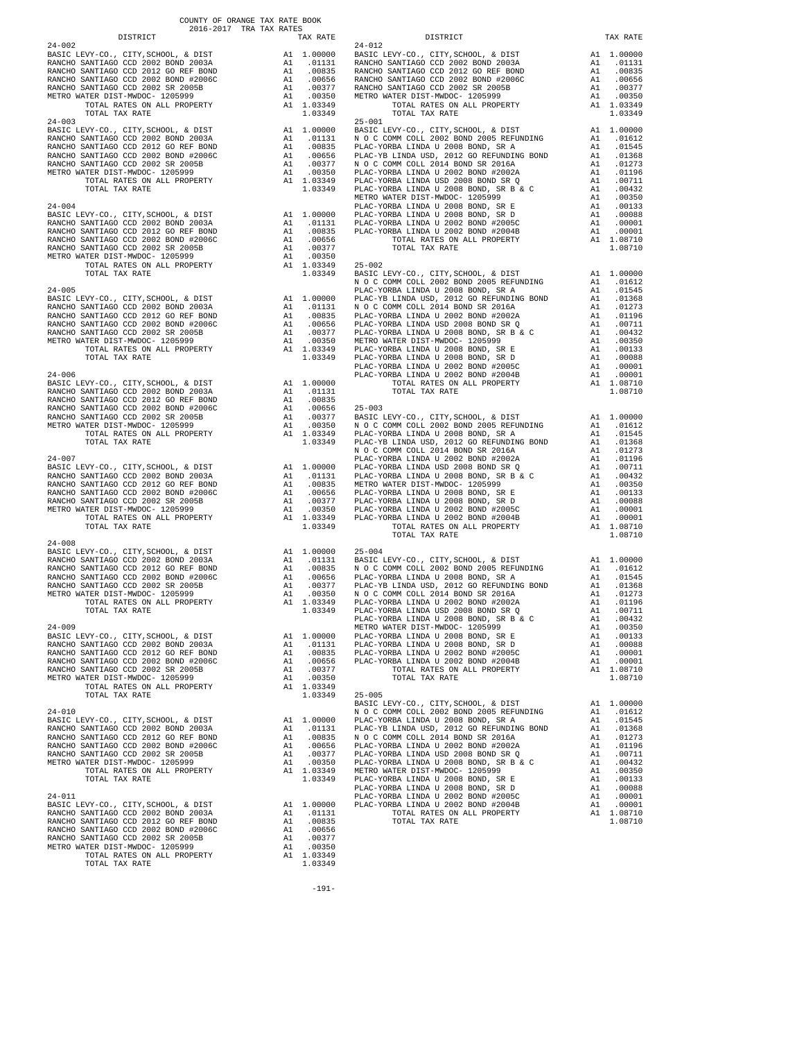COUNTY OF ORANGE TAX RATE BOOK
2016-2017 TRA TAX RATES

| DISTRICT | | TAX RATE |
|---|---|---|
| 24-002 | | |
| BASIC LEVY-CO., CITY,SCHOOL, & DIST | A1 | 1.00000 |
| RANCHO SANTIAGO CCD 2002 BOND 2003A | A1 | .01131 |
| RANCHO SANTIAGO CCD 2012 GO REF BOND | A1 | .00835 |
| RANCHO SANTIAGO CCD 2002 BOND #2006C | A1 | .00656 |
| RANCHO SANTIAGO CCD 2002 SR 2005B | A1 | .00377 |
| METRO WATER DIST-MWDOC- 1205999 | A1 | .00350 |
| TOTAL RATES ON ALL PROPERTY | A1 | 1.03349 |
| TOTAL TAX RATE | | 1.03349 |
| 24-003 | | |
| BASIC LEVY-CO., CITY,SCHOOL, & DIST | A1 | 1.00000 |
| RANCHO SANTIAGO CCD 2002 BOND 2003A | A1 | .01131 |
| RANCHO SANTIAGO CCD 2012 GO REF BOND | A1 | .00835 |
| RANCHO SANTIAGO CCD 2002 BOND #2006C | A1 | .00656 |
| RANCHO SANTIAGO CCD 2002 SR 2005B | A1 | .00377 |
| METRO WATER DIST-MWDOC- 1205999 | A1 | .00350 |
| TOTAL RATES ON ALL PROPERTY | A1 | 1.03349 |
| TOTAL TAX RATE | | 1.03349 |
| 24-004 | | |
| BASIC LEVY-CO., CITY,SCHOOL, & DIST | A1 | 1.00000 |
| RANCHO SANTIAGO CCD 2002 BOND 2003A | A1 | .01131 |
| RANCHO SANTIAGO CCD 2012 GO REF BOND | A1 | .00835 |
| RANCHO SANTIAGO CCD 2002 BOND #2006C | A1 | .00656 |
| RANCHO SANTIAGO CCD 2002 SR 2005B | A1 | .00377 |
| METRO WATER DIST-MWDOC- 1205999 | A1 | .00350 |
| TOTAL RATES ON ALL PROPERTY | A1 | 1.03349 |
| TOTAL TAX RATE | | 1.03349 |
| 24-005 | | |
| BASIC LEVY-CO., CITY,SCHOOL, & DIST | A1 | 1.00000 |
| RANCHO SANTIAGO CCD 2002 BOND 2003A | A1 | .01131 |
| RANCHO SANTIAGO CCD 2012 GO REF BOND | A1 | .00835 |
| RANCHO SANTIAGO CCD 2002 BOND #2006C | A1 | .00656 |
| RANCHO SANTIAGO CCD 2002 SR 2005B | A1 | .00377 |
| METRO WATER DIST-MWDOC- 1205999 | A1 | .00350 |
| TOTAL RATES ON ALL PROPERTY | A1 | 1.03349 |
| TOTAL TAX RATE | | 1.03349 |
| 24-006 | | |
| BASIC LEVY-CO., CITY,SCHOOL, & DIST | A1 | 1.00000 |
| RANCHO SANTIAGO CCD 2002 BOND 2003A | A1 | .01131 |
| RANCHO SANTIAGO CCD 2012 GO REF BOND | A1 | .00835 |
| RANCHO SANTIAGO CCD 2002 BOND #2006C | A1 | .00656 |
| RANCHO SANTIAGO CCD 2002 SR 2005B | A1 | .00377 |
| METRO WATER DIST-MWDOC- 1205999 | A1 | .00350 |
| TOTAL RATES ON ALL PROPERTY | A1 | 1.03349 |
| TOTAL TAX RATE | | 1.03349 |
| 24-007 | | |
| BASIC LEVY-CO., CITY,SCHOOL, & DIST | A1 | 1.00000 |
| RANCHO SANTIAGO CCD 2002 BOND 2003A | A1 | .01131 |
| RANCHO SANTIAGO CCD 2012 GO REF BOND | A1 | .00835 |
| RANCHO SANTIAGO CCD 2002 BOND #2006C | A1 | .00656 |
| RANCHO SANTIAGO CCD 2002 SR 2005B | A1 | .00377 |
| METRO WATER DIST-MWDOC- 1205999 | A1 | .00350 |
| TOTAL RATES ON ALL PROPERTY | A1 | 1.03349 |
| TOTAL TAX RATE | | 1.03349 |
| 24-008 | | |
| BASIC LEVY-CO., CITY,SCHOOL, & DIST | A1 | 1.00000 |
| RANCHO SANTIAGO CCD 2002 BOND 2003A | A1 | .01131 |
| RANCHO SANTIAGO CCD 2012 GO REF BOND | A1 | .00835 |
| RANCHO SANTIAGO CCD 2002 BOND #2006C | A1 | .00656 |
| RANCHO SANTIAGO CCD 2002 SR 2005B | A1 | .00377 |
| METRO WATER DIST-MWDOC- 1205999 | A1 | .00350 |
| TOTAL RATES ON ALL PROPERTY | A1 | 1.03349 |
| TOTAL TAX RATE | | 1.03349 |
| 24-009 | | |
| BASIC LEVY-CO., CITY,SCHOOL, & DIST | A1 | 1.00000 |
| RANCHO SANTIAGO CCD 2002 BOND 2003A | A1 | .01131 |
| RANCHO SANTIAGO CCD 2012 GO REF BOND | A1 | .00835 |
| RANCHO SANTIAGO CCD 2002 BOND #2006C | A1 | .00656 |
| RANCHO SANTIAGO CCD 2002 SR 2005B | A1 | .00377 |
| METRO WATER DIST-MWDOC- 1205999 | A1 | .00350 |
| TOTAL RATES ON ALL PROPERTY | A1 | 1.03349 |
| TOTAL TAX RATE | | 1.03349 |
| 24-010 | | |
| BASIC LEVY-CO., CITY,SCHOOL, & DIST | A1 | 1.00000 |
| RANCHO SANTIAGO CCD 2002 BOND 2003A | A1 | .01131 |
| RANCHO SANTIAGO CCD 2012 GO REF BOND | A1 | .00835 |
| RANCHO SANTIAGO CCD 2002 BOND #2006C | A1 | .00656 |
| RANCHO SANTIAGO CCD 2002 SR 2005B | A1 | .00377 |
| METRO WATER DIST-MWDOC- 1205999 | A1 | .00350 |
| TOTAL RATES ON ALL PROPERTY | A1 | 1.03349 |
| TOTAL TAX RATE | | 1.03349 |
| 24-011 | | |
| BASIC LEVY-CO., CITY,SCHOOL, & DIST | A1 | 1.00000 |
| RANCHO SANTIAGO CCD 2002 BOND 2003A | A1 | .01131 |
| RANCHO SANTIAGO CCD 2012 GO REF BOND | A1 | .00835 |
| RANCHO SANTIAGO CCD 2002 BOND #2006C | A1 | .00656 |
| RANCHO SANTIAGO CCD 2002 SR 2005B | A1 | .00377 |
| METRO WATER DIST-MWDOC- 1205999 | A1 | .00350 |
| TOTAL RATES ON ALL PROPERTY | A1 | 1.03349 |
| TOTAL TAX RATE | | 1.03349 |
| 24-012 | | |
| BASIC LEVY-CO., CITY,SCHOOL, & DIST | A1 | 1.00000 |
| RANCHO SANTIAGO CCD 2002 BOND 2003A | A1 | .01131 |
| RANCHO SANTIAGO CCD 2012 GO REF BOND | A1 | .00835 |
| RANCHO SANTIAGO CCD 2002 BOND #2006C | A1 | .00656 |
| RANCHO SANTIAGO CCD 2002 SR 2005B | A1 | .00377 |
| METRO WATER DIST-MWDOC- 1205999 | A1 | .00350 |
| TOTAL RATES ON ALL PROPERTY | A1 | 1.03349 |
| TOTAL TAX RATE | | 1.03349 |
| 25-001 | | |
| BASIC LEVY-CO., CITY,SCHOOL, & DIST | A1 | 1.00000 |
| N O C COMM COLL 2002 BOND 2005 REFUNDING | A1 | .01612 |
| PLAC-YORBA LINDA U 2008 BOND, SR A | A1 | .01545 |
| PLAC-YB LINDA USD, 2012 GO REFUNDING BOND | A1 | .01368 |
| N O C COMM COLL 2014 BOND SR 2016A | A1 | .01273 |
| PLAC-YORBA LINDA U 2002 BOND #2002A | A1 | .01196 |
| PLAC-YORBA LINDA USD 2008 BOND SR Q | A1 | .00711 |
| PLAC-YORBA LINDA U 2008 BOND, SR B & C | A1 | .00432 |
| METRO WATER DIST-MWDOC- 1205999 | A1 | .00350 |
| PLAC-YORBA LINDA U 2008 BOND, SR E | A1 | .00133 |
| PLAC-YORBA LINDA U 2008 BOND, SR D | A1 | .00088 |
| PLAC-YORBA LINDA U 2002 BOND #2005C | A1 | .00001 |
| PLAC-YORBA LINDA U 2002 BOND #2004B | A1 | .00001 |
| TOTAL RATES ON ALL PROPERTY | A1 | 1.08710 |
| TOTAL TAX RATE | | 1.08710 |
| 25-002 | | |
| BASIC LEVY-CO., CITY,SCHOOL, & DIST | A1 | 1.00000 |
| N O C COMM COLL 2002 BOND 2005 REFUNDING | A1 | .01612 |
| PLAC-YORBA LINDA U 2008 BOND, SR A | A1 | .01545 |
| PLAC-YB LINDA USD, 2012 GO REFUNDING BOND | A1 | .01368 |
| N O C COMM COLL 2014 BOND SR 2016A | A1 | .01273 |
| PLAC-YORBA LINDA U 2002 BOND #2002A | A1 | .01196 |
| PLAC-YORBA LINDA USD 2008 BOND SR Q | A1 | .00711 |
| PLAC-YORBA LINDA U 2008 BOND, SR B & C | A1 | .00432 |
| METRO WATER DIST-MWDOC- 1205999 | A1 | .00350 |
| PLAC-YORBA LINDA U 2008 BOND, SR E | A1 | .00133 |
| PLAC-YORBA LINDA U 2008 BOND, SR D | A1 | .00088 |
| PLAC-YORBA LINDA U 2002 BOND #2005C | A1 | .00001 |
| PLAC-YORBA LINDA U 2002 BOND #2004B | A1 | .00001 |
| TOTAL RATES ON ALL PROPERTY | A1 | 1.08710 |
| TOTAL TAX RATE | | 1.08710 |
| 25-003 | | |
| BASIC LEVY-CO., CITY,SCHOOL, & DIST | A1 | 1.00000 |
| N O C COMM COLL 2002 BOND 2005 REFUNDING | A1 | .01612 |
| PLAC-YORBA LINDA U 2008 BOND, SR A | A1 | .01545 |
| PLAC-YB LINDA USD, 2012 GO REFUNDING BOND | A1 | .01368 |
| N O C COMM COLL 2014 BOND SR 2016A | A1 | .01273 |
| PLAC-YORBA LINDA U 2002 BOND #2002A | A1 | .01196 |
| PLAC-YORBA LINDA USD 2008 BOND SR Q | A1 | .00711 |
| PLAC-YORBA LINDA U 2008 BOND, SR B & C | A1 | .00432 |
| METRO WATER DIST-MWDOC- 1205999 | A1 | .00350 |
| PLAC-YORBA LINDA U 2008 BOND, SR E | A1 | .00133 |
| PLAC-YORBA LINDA U 2008 BOND, SR D | A1 | .00088 |
| PLAC-YORBA LINDA U 2002 BOND #2005C | A1 | .00001 |
| PLAC-YORBA LINDA U 2002 BOND #2004B | A1 | .00001 |
| TOTAL RATES ON ALL PROPERTY | A1 | 1.08710 |
| TOTAL TAX RATE | | 1.08710 |
| 25-004 | | |
| BASIC LEVY-CO., CITY,SCHOOL, & DIST | A1 | 1.00000 |
| N O C COMM COLL 2002 BOND 2005 REFUNDING | A1 | .01612 |
| PLAC-YORBA LINDA U 2008 BOND, SR A | A1 | .01545 |
| PLAC-YB LINDA USD, 2012 GO REFUNDING BOND | A1 | .01368 |
| N O C COMM COLL 2014 BOND SR 2016A | A1 | .01273 |
| PLAC-YORBA LINDA U 2002 BOND #2002A | A1 | .01196 |
| PLAC-YORBA LINDA USD 2008 BOND SR Q | A1 | .00711 |
| PLAC-YORBA LINDA U 2008 BOND, SR B & C | A1 | .00432 |
| METRO WATER DIST-MWDOC- 1205999 | A1 | .00350 |
| PLAC-YORBA LINDA U 2008 BOND, SR E | A1 | .00133 |
| PLAC-YORBA LINDA U 2008 BOND, SR D | A1 | .00088 |
| PLAC-YORBA LINDA U 2002 BOND #2005C | A1 | .00001 |
| PLAC-YORBA LINDA U 2002 BOND #2004B | A1 | .00001 |
| TOTAL RATES ON ALL PROPERTY | A1 | 1.08710 |
| TOTAL TAX RATE | | 1.08710 |
| 25-005 | | |
| BASIC LEVY-CO., CITY,SCHOOL, & DIST | A1 | 1.00000 |
| N O C COMM COLL 2002 BOND 2005 REFUNDING | A1 | .01612 |
| PLAC-YORBA LINDA U 2008 BOND, SR A | A1 | .01545 |
| PLAC-YB LINDA USD, 2012 GO REFUNDING BOND | A1 | .01368 |
| N O C COMM COLL 2014 BOND SR 2016A | A1 | .01273 |
| PLAC-YORBA LINDA U 2002 BOND #2002A | A1 | .01196 |
| PLAC-YORBA LINDA USD 2008 BOND SR Q | A1 | .00711 |
| PLAC-YORBA LINDA U 2008 BOND, SR B & C | A1 | .00432 |
| METRO WATER DIST-MWDOC- 1205999 | A1 | .00350 |
| PLAC-YORBA LINDA U 2008 BOND, SR E | A1 | .00133 |
| PLAC-YORBA LINDA U 2008 BOND, SR D | A1 | .00088 |
| PLAC-YORBA LINDA U 2002 BOND #2005C | A1 | .00001 |
| PLAC-YORBA LINDA U 2002 BOND #2004B | A1 | .00001 |
| TOTAL RATES ON ALL PROPERTY | A1 | 1.08710 |
| TOTAL TAX RATE | | 1.08710 |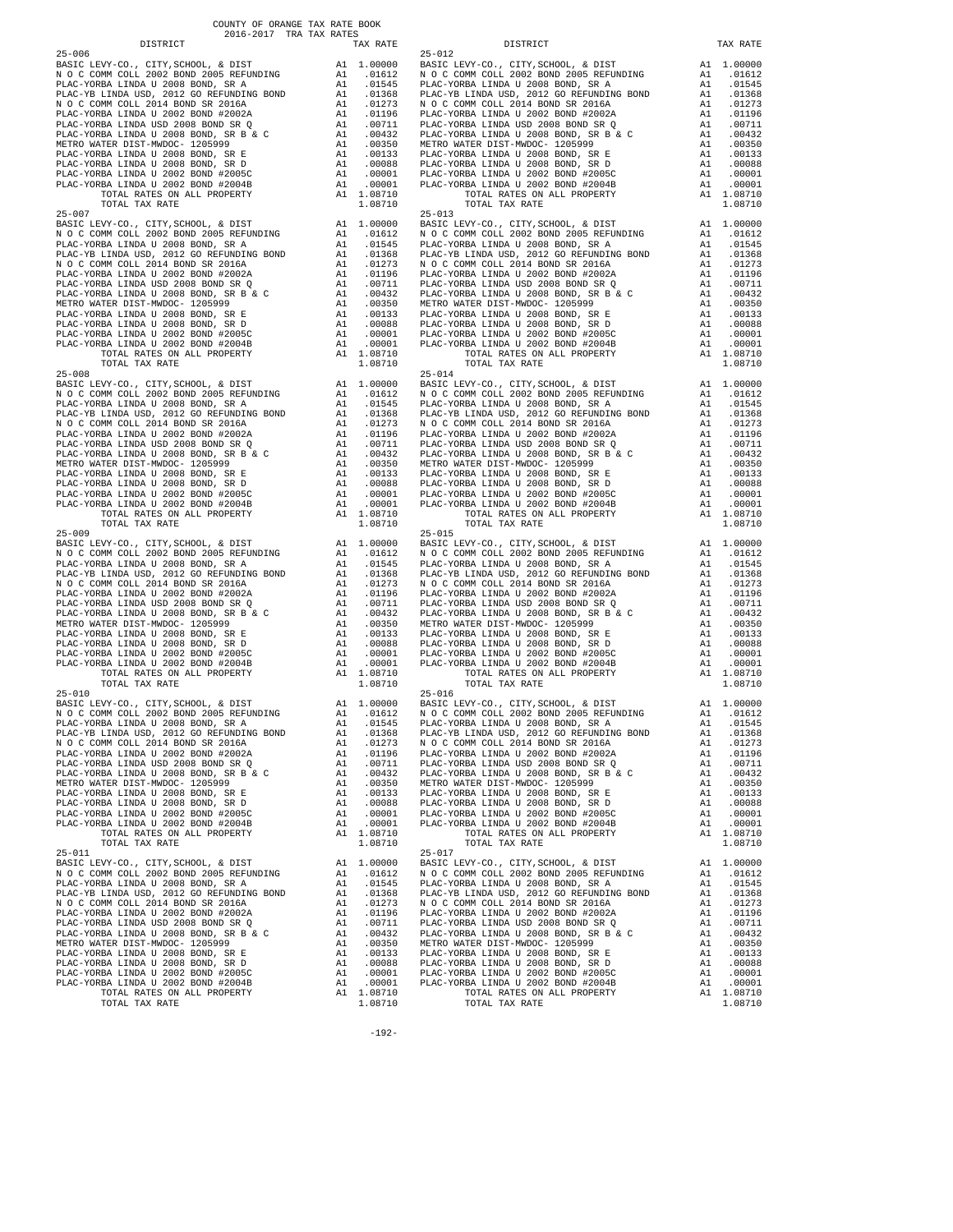COUNTY OF ORANGE TAX RATE BOOK
2016-2017 TRA TAX RATES

| DISTRICT | | TAX RATE |
|---|---|---|
| 25-006 | | |
| BASIC LEVY-CO., CITY,SCHOOL, & DIST | A1 | 1.00000 |
| N O C COMM COLL 2002 BOND 2005 REFUNDING | A1 | .01612 |
| PLAC-YORBA LINDA U 2008 BOND, SR A | A1 | .01545 |
| PLAC-YB LINDA USD, 2012 GO REFUNDING BOND | A1 | .01368 |
| N O C COMM COLL 2014 BOND SR 2016A | A1 | .01273 |
| PLAC-YORBA LINDA U 2002 BOND #2002A | A1 | .01196 |
| PLAC-YORBA LINDA USD 2008 BOND SR Q | A1 | .00711 |
| PLAC-YORBA LINDA U 2008 BOND, SR B & C | A1 | .00432 |
| METRO WATER DIST-MWDOC- 1205999 | A1 | .00350 |
| PLAC-YORBA LINDA U 2008 BOND, SR E | A1 | .00133 |
| PLAC-YORBA LINDA U 2008 BOND, SR D | A1 | .00088 |
| PLAC-YORBA LINDA U 2002 BOND #2005C | A1 | .00001 |
| PLAC-YORBA LINDA U 2002 BOND #2004B | A1 | .00001 |
| TOTAL RATES ON ALL PROPERTY | A1 | 1.08710 |
| TOTAL TAX RATE | | 1.08710 |
| 25-007 | | |
| BASIC LEVY-CO., CITY,SCHOOL, & DIST | A1 | 1.00000 |
| N O C COMM COLL 2002 BOND 2005 REFUNDING | A1 | .01612 |
| PLAC-YORBA LINDA U 2008 BOND, SR A | A1 | .01545 |
| PLAC-YB LINDA USD, 2012 GO REFUNDING BOND | A1 | .01368 |
| N O C COMM COLL 2014 BOND SR 2016A | A1 | .01273 |
| PLAC-YORBA LINDA U 2002 BOND #2002A | A1 | .01196 |
| PLAC-YORBA LINDA USD 2008 BOND SR Q | A1 | .00711 |
| PLAC-YORBA LINDA U 2008 BOND, SR B & C | A1 | .00432 |
| METRO WATER DIST-MWDOC- 1205999 | A1 | .00350 |
| PLAC-YORBA LINDA U 2008 BOND, SR E | A1 | .00133 |
| PLAC-YORBA LINDA U 2008 BOND, SR D | A1 | .00088 |
| PLAC-YORBA LINDA U 2002 BOND #2005C | A1 | .00001 |
| PLAC-YORBA LINDA U 2002 BOND #2004B | A1 | .00001 |
| TOTAL RATES ON ALL PROPERTY | A1 | 1.08710 |
| TOTAL TAX RATE | | 1.08710 |
| 25-008 | | |
| BASIC LEVY-CO., CITY,SCHOOL, & DIST | A1 | 1.00000 |
| N O C COMM COLL 2002 BOND 2005 REFUNDING | A1 | .01612 |
| PLAC-YORBA LINDA U 2008 BOND, SR A | A1 | .01545 |
| PLAC-YB LINDA USD, 2012 GO REFUNDING BOND | A1 | .01368 |
| N O C COMM COLL 2014 BOND SR 2016A | A1 | .01273 |
| PLAC-YORBA LINDA U 2002 BOND #2002A | A1 | .01196 |
| PLAC-YORBA LINDA USD 2008 BOND SR Q | A1 | .00711 |
| PLAC-YORBA LINDA U 2008 BOND, SR B & C | A1 | .00432 |
| METRO WATER DIST-MWDOC- 1205999 | A1 | .00350 |
| PLAC-YORBA LINDA U 2008 BOND, SR E | A1 | .00133 |
| PLAC-YORBA LINDA U 2008 BOND, SR D | A1 | .00088 |
| PLAC-YORBA LINDA U 2002 BOND #2005C | A1 | .00001 |
| PLAC-YORBA LINDA U 2002 BOND #2004B | A1 | .00001 |
| TOTAL RATES ON ALL PROPERTY | A1 | 1.08710 |
| TOTAL TAX RATE | | 1.08710 |
| 25-009 | | |
| BASIC LEVY-CO., CITY,SCHOOL, & DIST | A1 | 1.00000 |
| N O C COMM COLL 2002 BOND 2005 REFUNDING | A1 | .01612 |
| PLAC-YORBA LINDA U 2008 BOND, SR A | A1 | .01545 |
| PLAC-YB LINDA USD, 2012 GO REFUNDING BOND | A1 | .01368 |
| N O C COMM COLL 2014 BOND SR 2016A | A1 | .01273 |
| PLAC-YORBA LINDA U 2002 BOND #2002A | A1 | .01196 |
| PLAC-YORBA LINDA USD 2008 BOND SR Q | A1 | .00711 |
| PLAC-YORBA LINDA U 2008 BOND, SR B & C | A1 | .00432 |
| METRO WATER DIST-MWDOC- 1205999 | A1 | .00350 |
| PLAC-YORBA LINDA U 2008 BOND, SR E | A1 | .00133 |
| PLAC-YORBA LINDA U 2008 BOND, SR D | A1 | .00088 |
| PLAC-YORBA LINDA U 2002 BOND #2005C | A1 | .00001 |
| PLAC-YORBA LINDA U 2002 BOND #2004B | A1 | .00001 |
| TOTAL RATES ON ALL PROPERTY | A1 | 1.08710 |
| TOTAL TAX RATE | | 1.08710 |
| 25-010 | | |
| BASIC LEVY-CO., CITY,SCHOOL, & DIST | A1 | 1.00000 |
| N O C COMM COLL 2002 BOND 2005 REFUNDING | A1 | .01612 |
| PLAC-YORBA LINDA U 2008 BOND, SR A | A1 | .01545 |
| PLAC-YB LINDA USD, 2012 GO REFUNDING BOND | A1 | .01368 |
| N O C COMM COLL 2014 BOND SR 2016A | A1 | .01273 |
| PLAC-YORBA LINDA U 2002 BOND #2002A | A1 | .01196 |
| PLAC-YORBA LINDA USD 2008 BOND SR Q | A1 | .00711 |
| PLAC-YORBA LINDA U 2008 BOND, SR B & C | A1 | .00432 |
| METRO WATER DIST-MWDOC- 1205999 | A1 | .00350 |
| PLAC-YORBA LINDA U 2008 BOND, SR E | A1 | .00133 |
| PLAC-YORBA LINDA U 2008 BOND, SR D | A1 | .00088 |
| PLAC-YORBA LINDA U 2002 BOND #2005C | A1 | .00001 |
| PLAC-YORBA LINDA U 2002 BOND #2004B | A1 | .00001 |
| TOTAL RATES ON ALL PROPERTY | A1 | 1.08710 |
| TOTAL TAX RATE | | 1.08710 |
| 25-011 | | |
| BASIC LEVY-CO., CITY,SCHOOL, & DIST | A1 | 1.00000 |
| N O C COMM COLL 2002 BOND 2005 REFUNDING | A1 | .01612 |
| PLAC-YORBA LINDA U 2008 BOND, SR A | A1 | .01545 |
| PLAC-YB LINDA USD, 2012 GO REFUNDING BOND | A1 | .01368 |
| N O C COMM COLL 2014 BOND SR 2016A | A1 | .01273 |
| PLAC-YORBA LINDA U 2002 BOND #2002A | A1 | .01196 |
| PLAC-YORBA LINDA USD 2008 BOND SR Q | A1 | .00711 |
| PLAC-YORBA LINDA U 2008 BOND, SR B & C | A1 | .00432 |
| METRO WATER DIST-MWDOC- 1205999 | A1 | .00350 |
| PLAC-YORBA LINDA U 2008 BOND, SR E | A1 | .00133 |
| PLAC-YORBA LINDA U 2008 BOND, SR D | A1 | .00088 |
| PLAC-YORBA LINDA U 2002 BOND #2005C | A1 | .00001 |
| PLAC-YORBA LINDA U 2002 BOND #2004B | A1 | .00001 |
| TOTAL RATES ON ALL PROPERTY | A1 | 1.08710 |
| TOTAL TAX RATE | | 1.08710 |
| 25-012 | | |
| BASIC LEVY-CO., CITY,SCHOOL, & DIST | A1 | 1.00000 |
| N O C COMM COLL 2002 BOND 2005 REFUNDING | A1 | .01612 |
| PLAC-YORBA LINDA U 2008 BOND, SR A | A1 | .01545 |
| PLAC-YB LINDA USD, 2012 GO REFUNDING BOND | A1 | .01368 |
| N O C COMM COLL 2014 BOND SR 2016A | A1 | .01273 |
| PLAC-YORBA LINDA U 2002 BOND #2002A | A1 | .01196 |
| PLAC-YORBA LINDA USD 2008 BOND SR Q | A1 | .00711 |
| PLAC-YORBA LINDA U 2008 BOND, SR B & C | A1 | .00432 |
| METRO WATER DIST-MWDOC- 1205999 | A1 | .00350 |
| PLAC-YORBA LINDA U 2008 BOND, SR E | A1 | .00133 |
| PLAC-YORBA LINDA U 2008 BOND, SR D | A1 | .00088 |
| PLAC-YORBA LINDA U 2002 BOND #2005C | A1 | .00001 |
| PLAC-YORBA LINDA U 2002 BOND #2004B | A1 | .00001 |
| TOTAL RATES ON ALL PROPERTY | A1 | 1.08710 |
| TOTAL TAX RATE | | 1.08710 |
| 25-013 | | |
| BASIC LEVY-CO., CITY,SCHOOL, & DIST | A1 | 1.00000 |
| N O C COMM COLL 2002 BOND 2005 REFUNDING | A1 | .01612 |
| PLAC-YORBA LINDA U 2008 BOND, SR A | A1 | .01545 |
| PLAC-YB LINDA USD, 2012 GO REFUNDING BOND | A1 | .01368 |
| N O C COMM COLL 2014 BOND SR 2016A | A1 | .01273 |
| PLAC-YORBA LINDA U 2002 BOND #2002A | A1 | .01196 |
| PLAC-YORBA LINDA USD 2008 BOND SR Q | A1 | .00711 |
| PLAC-YORBA LINDA U 2008 BOND, SR B & C | A1 | .00432 |
| METRO WATER DIST-MWDOC- 1205999 | A1 | .00350 |
| PLAC-YORBA LINDA U 2008 BOND, SR E | A1 | .00133 |
| PLAC-YORBA LINDA U 2008 BOND, SR D | A1 | .00088 |
| PLAC-YORBA LINDA U 2002 BOND #2005C | A1 | .00001 |
| PLAC-YORBA LINDA U 2002 BOND #2004B | A1 | .00001 |
| TOTAL RATES ON ALL PROPERTY | A1 | 1.08710 |
| TOTAL TAX RATE | | 1.08710 |
| 25-014 | | |
| BASIC LEVY-CO., CITY,SCHOOL, & DIST | A1 | 1.00000 |
| N O C COMM COLL 2002 BOND 2005 REFUNDING | A1 | .01612 |
| PLAC-YORBA LINDA U 2008 BOND, SR A | A1 | .01545 |
| PLAC-YB LINDA USD, 2012 GO REFUNDING BOND | A1 | .01368 |
| N O C COMM COLL 2014 BOND SR 2016A | A1 | .01273 |
| PLAC-YORBA LINDA U 2002 BOND #2002A | A1 | .01196 |
| PLAC-YORBA LINDA USD 2008 BOND SR Q | A1 | .00711 |
| PLAC-YORBA LINDA U 2008 BOND, SR B & C | A1 | .00432 |
| METRO WATER DIST-MWDOC- 1205999 | A1 | .00350 |
| PLAC-YORBA LINDA U 2008 BOND, SR E | A1 | .00133 |
| PLAC-YORBA LINDA U 2008 BOND, SR D | A1 | .00088 |
| PLAC-YORBA LINDA U 2002 BOND #2005C | A1 | .00001 |
| PLAC-YORBA LINDA U 2002 BOND #2004B | A1 | .00001 |
| TOTAL RATES ON ALL PROPERTY | A1 | 1.08710 |
| TOTAL TAX RATE | | 1.08710 |
| 25-015 | | |
| BASIC LEVY-CO., CITY,SCHOOL, & DIST | A1 | 1.00000 |
| N O C COMM COLL 2002 BOND 2005 REFUNDING | A1 | .01612 |
| PLAC-YORBA LINDA U 2008 BOND, SR A | A1 | .01545 |
| PLAC-YB LINDA USD, 2012 GO REFUNDING BOND | A1 | .01368 |
| N O C COMM COLL 2014 BOND SR 2016A | A1 | .01273 |
| PLAC-YORBA LINDA U 2002 BOND #2002A | A1 | .01196 |
| PLAC-YORBA LINDA USD 2008 BOND SR Q | A1 | .00711 |
| PLAC-YORBA LINDA U 2008 BOND, SR B & C | A1 | .00432 |
| METRO WATER DIST-MWDOC- 1205999 | A1 | .00350 |
| PLAC-YORBA LINDA U 2008 BOND, SR E | A1 | .00133 |
| PLAC-YORBA LINDA U 2008 BOND, SR D | A1 | .00088 |
| PLAC-YORBA LINDA U 2002 BOND #2005C | A1 | .00001 |
| PLAC-YORBA LINDA U 2002 BOND #2004B | A1 | .00001 |
| TOTAL RATES ON ALL PROPERTY | A1 | 1.08710 |
| TOTAL TAX RATE | | 1.08710 |
| 25-016 | | |
| BASIC LEVY-CO., CITY,SCHOOL, & DIST | A1 | 1.00000 |
| N O C COMM COLL 2002 BOND 2005 REFUNDING | A1 | .01612 |
| PLAC-YORBA LINDA U 2008 BOND, SR A | A1 | .01545 |
| PLAC-YB LINDA USD, 2012 GO REFUNDING BOND | A1 | .01368 |
| N O C COMM COLL 2014 BOND SR 2016A | A1 | .01273 |
| PLAC-YORBA LINDA U 2002 BOND #2002A | A1 | .01196 |
| PLAC-YORBA LINDA USD 2008 BOND SR Q | A1 | .00711 |
| PLAC-YORBA LINDA U 2008 BOND, SR B & C | A1 | .00432 |
| METRO WATER DIST-MWDOC- 1205999 | A1 | .00350 |
| PLAC-YORBA LINDA U 2008 BOND, SR E | A1 | .00133 |
| PLAC-YORBA LINDA U 2008 BOND, SR D | A1 | .00088 |
| PLAC-YORBA LINDA U 2002 BOND #2005C | A1 | .00001 |
| PLAC-YORBA LINDA U 2002 BOND #2004B | A1 | .00001 |
| TOTAL RATES ON ALL PROPERTY | A1 | 1.08710 |
| TOTAL TAX RATE | | 1.08710 |
| 25-017 | | |
| BASIC LEVY-CO., CITY,SCHOOL, & DIST | A1 | 1.00000 |
| N O C COMM COLL 2002 BOND 2005 REFUNDING | A1 | .01612 |
| PLAC-YORBA LINDA U 2008 BOND, SR A | A1 | .01545 |
| PLAC-YB LINDA USD, 2012 GO REFUNDING BOND | A1 | .01368 |
| N O C COMM COLL 2014 BOND SR 2016A | A1 | .01273 |
| PLAC-YORBA LINDA U 2002 BOND #2002A | A1 | .01196 |
| PLAC-YORBA LINDA USD 2008 BOND SR Q | A1 | .00711 |
| PLAC-YORBA LINDA U 2008 BOND, SR B & C | A1 | .00432 |
| METRO WATER DIST-MWDOC- 1205999 | A1 | .00350 |
| PLAC-YORBA LINDA U 2008 BOND, SR E | A1 | .00133 |
| PLAC-YORBA LINDA U 2008 BOND, SR D | A1 | .00088 |
| PLAC-YORBA LINDA U 2002 BOND #2005C | A1 | .00001 |
| PLAC-YORBA LINDA U 2002 BOND #2004B | A1 | .00001 |
| TOTAL RATES ON ALL PROPERTY | A1 | 1.08710 |
| TOTAL TAX RATE | | 1.08710 |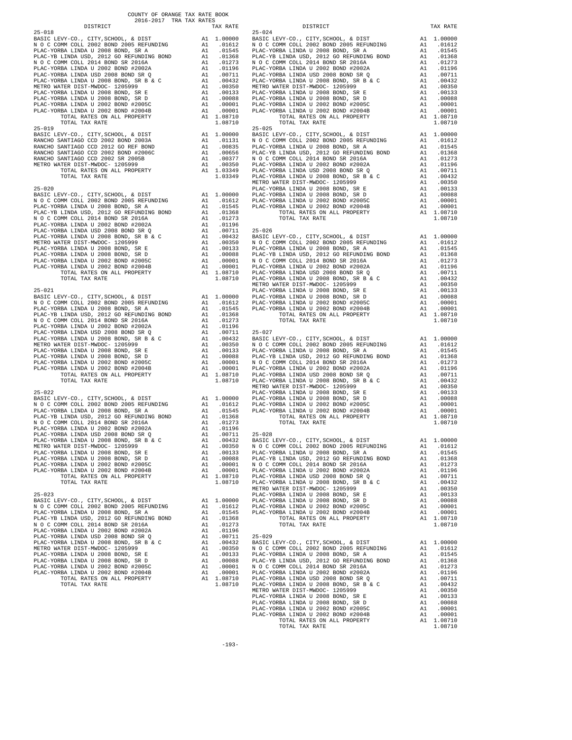COUNTY OF ORANGE TAX RATE BOOK
2016-2017 TRA TAX RATES

| DISTRICT | | TAX RATE |
|---|---|---|
| **25-018** | | |
| BASIC LEVY-CO., CITY,SCHOOL, & DIST | A1 | 1.00000 |
| N O C COMM COLL 2002 BOND 2005 REFUNDING | A1 | .01612 |
| PLAC-YORBA LINDA U 2008 BOND, SR A | A1 | .01545 |
| PLAC-YB LINDA USD, 2012 GO REFUNDING BOND | A1 | .01368 |
| N O C COMM COLL 2014 BOND SR 2016A | A1 | .01273 |
| PLAC-YORBA LINDA U 2002 BOND #2002A | A1 | .01196 |
| PLAC-YORBA LINDA USD 2008 BOND SR Q | A1 | .00711 |
| PLAC-YORBA LINDA U 2008 BOND, SR B & C | A1 | .00432 |
| METRO WATER DIST-MWDOC- 1205999 | A1 | .00350 |
| PLAC-YORBA LINDA U 2008 BOND, SR E | A1 | .00133 |
| PLAC-YORBA LINDA U 2008 BOND, SR D | A1 | .00088 |
| PLAC-YORBA LINDA U 2002 BOND #2005C | A1 | .00001 |
| PLAC-YORBA LINDA U 2002 BOND #2004B | A1 | .00001 |
| TOTAL RATES ON ALL PROPERTY | A1 | 1.08710 |
| TOTAL TAX RATE | | 1.08710 |
| **25-019** | | |
| BASIC LEVY-CO., CITY,SCHOOL, & DIST | A1 | 1.00000 |
| RANCHO SANTIAGO CCD 2002 BOND 2003A | A1 | .01131 |
| RANCHO SANTIAGO CCD 2012 GO REF BOND | A1 | .00835 |
| RANCHO SANTIAGO CCD 2002 BOND #2006C | A1 | .00656 |
| RANCHO SANTIAGO CCD 2002 SR 2005B | A1 | .00377 |
| METRO WATER DIST-MWDOC- 1205999 | A1 | .00350 |
| TOTAL RATES ON ALL PROPERTY | A1 | 1.03349 |
| TOTAL TAX RATE | | 1.03349 |
| **25-020** | | |
| BASIC LEVY-CO., CITY,SCHOOL, & DIST | A1 | 1.00000 |
| N O C COMM COLL 2002 BOND 2005 REFUNDING | A1 | .01612 |
| PLAC-YORBA LINDA U 2008 BOND, SR A | A1 | .01545 |
| PLAC-YB LINDA USD, 2012 GO REFUNDING BOND | A1 | .01368 |
| N O C COMM COLL 2014 BOND SR 2016A | A1 | .01273 |
| PLAC-YORBA LINDA U 2002 BOND #2002A | A1 | .01196 |
| PLAC-YORBA LINDA USD 2008 BOND SR Q | A1 | .00711 |
| PLAC-YORBA LINDA U 2008 BOND, SR B & C | A1 | .00432 |
| METRO WATER DIST-MWDOC- 1205999 | A1 | .00350 |
| PLAC-YORBA LINDA U 2008 BOND, SR E | A1 | .00133 |
| PLAC-YORBA LINDA U 2008 BOND, SR D | A1 | .00088 |
| PLAC-YORBA LINDA U 2002 BOND #2005C | A1 | .00001 |
| PLAC-YORBA LINDA U 2002 BOND #2004B | A1 | .00001 |
| TOTAL RATES ON ALL PROPERTY | A1 | 1.08710 |
| TOTAL TAX RATE | | 1.08710 |
| **25-021** | | |
| BASIC LEVY-CO., CITY,SCHOOL, & DIST | A1 | 1.00000 |
| N O C COMM COLL 2002 BOND 2005 REFUNDING | A1 | .01612 |
| PLAC-YORBA LINDA U 2008 BOND, SR A | A1 | .01545 |
| PLAC-YB LINDA USD, 2012 GO REFUNDING BOND | A1 | .01368 |
| N O C COMM COLL 2014 BOND SR 2016A | A1 | .01273 |
| PLAC-YORBA LINDA U 2002 BOND #2002A | A1 | .01196 |
| PLAC-YORBA LINDA USD 2008 BOND SR Q | A1 | .00711 |
| PLAC-YORBA LINDA U 2008 BOND, SR B & C | A1 | .00432 |
| METRO WATER DIST-MWDOC- 1205999 | A1 | .00350 |
| PLAC-YORBA LINDA U 2008 BOND, SR E | A1 | .00133 |
| PLAC-YORBA LINDA U 2008 BOND, SR D | A1 | .00088 |
| PLAC-YORBA LINDA U 2002 BOND #2005C | A1 | .00001 |
| PLAC-YORBA LINDA U 2002 BOND #2004B | A1 | .00001 |
| TOTAL RATES ON ALL PROPERTY | A1 | 1.08710 |
| TOTAL TAX RATE | | 1.08710 |
| **25-022** | | |
| BASIC LEVY-CO., CITY,SCHOOL, & DIST | A1 | 1.00000 |
| N O C COMM COLL 2002 BOND 2005 REFUNDING | A1 | .01612 |
| PLAC-YORBA LINDA U 2008 BOND, SR A | A1 | .01545 |
| PLAC-YB LINDA USD, 2012 GO REFUNDING BOND | A1 | .01368 |
| N O C COMM COLL 2014 BOND SR 2016A | A1 | .01273 |
| PLAC-YORBA LINDA U 2002 BOND #2002A | A1 | .01196 |
| PLAC-YORBA LINDA USD 2008 BOND SR Q | A1 | .00711 |
| PLAC-YORBA LINDA U 2008 BOND, SR B & C | A1 | .00432 |
| METRO WATER DIST-MWDOC- 1205999 | A1 | .00350 |
| PLAC-YORBA LINDA U 2008 BOND, SR E | A1 | .00133 |
| PLAC-YORBA LINDA U 2008 BOND, SR D | A1 | .00088 |
| PLAC-YORBA LINDA U 2002 BOND #2005C | A1 | .00001 |
| PLAC-YORBA LINDA U 2002 BOND #2004B | A1 | .00001 |
| TOTAL RATES ON ALL PROPERTY | A1 | 1.08710 |
| TOTAL TAX RATE | | 1.08710 |
| **25-023** | | |
| BASIC LEVY-CO., CITY,SCHOOL, & DIST | A1 | 1.00000 |
| N O C COMM COLL 2002 BOND 2005 REFUNDING | A1 | .01612 |
| PLAC-YORBA LINDA U 2008 BOND, SR A | A1 | .01545 |
| PLAC-YB LINDA USD, 2012 GO REFUNDING BOND | A1 | .01368 |
| N O C COMM COLL 2014 BOND SR 2016A | A1 | .01273 |
| PLAC-YORBA LINDA U 2002 BOND #2002A | A1 | .01196 |
| PLAC-YORBA LINDA USD 2008 BOND SR Q | A1 | .00711 |
| PLAC-YORBA LINDA U 2008 BOND, SR B & C | A1 | .00432 |
| METRO WATER DIST-MWDOC- 1205999 | A1 | .00350 |
| PLAC-YORBA LINDA U 2008 BOND, SR E | A1 | .00133 |
| PLAC-YORBA LINDA U 2008 BOND, SR D | A1 | .00088 |
| PLAC-YORBA LINDA U 2002 BOND #2005C | A1 | .00001 |
| PLAC-YORBA LINDA U 2002 BOND #2004B | A1 | .00001 |
| TOTAL RATES ON ALL PROPERTY | A1 | 1.08710 |
| TOTAL TAX RATE | | 1.08710 |
| **25-024** | | |
| BASIC LEVY-CO., CITY,SCHOOL, & DIST | A1 | 1.00000 |
| N O C COMM COLL 2002 BOND 2005 REFUNDING | A1 | .01612 |
| PLAC-YORBA LINDA U 2008 BOND, SR A | A1 | .01545 |
| PLAC-YB LINDA USD, 2012 GO REFUNDING BOND | A1 | .01368 |
| N O C COMM COLL 2014 BOND SR 2016A | A1 | .01273 |
| PLAC-YORBA LINDA U 2002 BOND #2002A | A1 | .01196 |
| PLAC-YORBA LINDA USD 2008 BOND SR Q | A1 | .00711 |
| PLAC-YORBA LINDA U 2008 BOND, SR B & C | A1 | .00432 |
| METRO WATER DIST-MWDOC- 1205999 | A1 | .00350 |
| PLAC-YORBA LINDA U 2008 BOND, SR E | A1 | .00133 |
| PLAC-YORBA LINDA U 2008 BOND, SR D | A1 | .00088 |
| PLAC-YORBA LINDA U 2002 BOND #2005C | A1 | .00001 |
| PLAC-YORBA LINDA U 2002 BOND #2004B | A1 | .00001 |
| TOTAL RATES ON ALL PROPERTY | A1 | 1.08710 |
| TOTAL TAX RATE | | 1.08710 |
| **25-025** | | |
| BASIC LEVY-CO., CITY,SCHOOL, & DIST | A1 | 1.00000 |
| N O C COMM COLL 2002 BOND 2005 REFUNDING | A1 | .01612 |
| PLAC-YORBA LINDA U 2008 BOND, SR A | A1 | .01545 |
| PLAC-YB LINDA USD, 2012 GO REFUNDING BOND | A1 | .01368 |
| N O C COMM COLL 2014 BOND SR 2016A | A1 | .01273 |
| PLAC-YORBA LINDA U 2002 BOND #2002A | A1 | .01196 |
| PLAC-YORBA LINDA USD 2008 BOND SR Q | A1 | .00711 |
| PLAC-YORBA LINDA U 2008 BOND, SR B & C | A1 | .00432 |
| METRO WATER DIST-MWDOC- 1205999 | A1 | .00350 |
| PLAC-YORBA LINDA U 2008 BOND, SR E | A1 | .00133 |
| PLAC-YORBA LINDA U 2008 BOND, SR D | A1 | .00088 |
| PLAC-YORBA LINDA U 2002 BOND #2005C | A1 | .00001 |
| PLAC-YORBA LINDA U 2002 BOND #2004B | A1 | .00001 |
| TOTAL RATES ON ALL PROPERTY | A1 | 1.08710 |
| TOTAL TAX RATE | | 1.08710 |
| **25-026** | | |
| BASIC LEVY-CO., CITY,SCHOOL, & DIST | A1 | 1.00000 |
| N O C COMM COLL 2002 BOND 2005 REFUNDING | A1 | .01612 |
| PLAC-YORBA LINDA U 2008 BOND, SR A | A1 | .01545 |
| PLAC-YB LINDA USD, 2012 GO REFUNDING BOND | A1 | .01368 |
| N O C COMM COLL 2014 BOND SR 2016A | A1 | .01273 |
| PLAC-YORBA LINDA U 2002 BOND #2002A | A1 | .01196 |
| PLAC-YORBA LINDA USD 2008 BOND SR Q | A1 | .00711 |
| PLAC-YORBA LINDA U 2008 BOND, SR B & C | A1 | .00432 |
| METRO WATER DIST-MWDOC- 1205999 | A1 | .00350 |
| PLAC-YORBA LINDA U 2008 BOND, SR E | A1 | .00133 |
| PLAC-YORBA LINDA U 2008 BOND, SR D | A1 | .00088 |
| PLAC-YORBA LINDA U 2002 BOND #2005C | A1 | .00001 |
| PLAC-YORBA LINDA U 2002 BOND #2004B | A1 | .00001 |
| TOTAL RATES ON ALL PROPERTY | A1 | 1.08710 |
| TOTAL TAX RATE | | 1.08710 |
| **25-027** | | |
| BASIC LEVY-CO., CITY,SCHOOL, & DIST | A1 | 1.00000 |
| N O C COMM COLL 2002 BOND 2005 REFUNDING | A1 | .01612 |
| PLAC-YORBA LINDA U 2008 BOND, SR A | A1 | .01545 |
| PLAC-YB LINDA USD, 2012 GO REFUNDING BOND | A1 | .01368 |
| N O C COMM COLL 2014 BOND SR 2016A | A1 | .01273 |
| PLAC-YORBA LINDA U 2002 BOND #2002A | A1 | .01196 |
| PLAC-YORBA LINDA USD 2008 BOND SR Q | A1 | .00711 |
| PLAC-YORBA LINDA U 2008 BOND, SR B & C | A1 | .00432 |
| METRO WATER DIST-MWDOC- 1205999 | A1 | .00350 |
| PLAC-YORBA LINDA U 2008 BOND, SR E | A1 | .00133 |
| PLAC-YORBA LINDA U 2008 BOND, SR D | A1 | .00088 |
| PLAC-YORBA LINDA U 2002 BOND #2005C | A1 | .00001 |
| PLAC-YORBA LINDA U 2002 BOND #2004B | A1 | .00001 |
| TOTAL RATES ON ALL PROPERTY | A1 | 1.08710 |
| TOTAL TAX RATE | | 1.08710 |
| **25-028** | | |
| BASIC LEVY-CO., CITY,SCHOOL, & DIST | A1 | 1.00000 |
| N O C COMM COLL 2002 BOND 2005 REFUNDING | A1 | .01612 |
| PLAC-YORBA LINDA U 2008 BOND, SR A | A1 | .01545 |
| PLAC-YB LINDA USD, 2012 GO REFUNDING BOND | A1 | .01368 |
| N O C COMM COLL 2014 BOND SR 2016A | A1 | .01273 |
| PLAC-YORBA LINDA U 2002 BOND #2002A | A1 | .01196 |
| PLAC-YORBA LINDA USD 2008 BOND SR Q | A1 | .00711 |
| PLAC-YORBA LINDA U 2008 BOND, SR B & C | A1 | .00432 |
| METRO WATER DIST-MWDOC- 1205999 | A1 | .00350 |
| PLAC-YORBA LINDA U 2008 BOND, SR E | A1 | .00133 |
| PLAC-YORBA LINDA U 2008 BOND, SR D | A1 | .00088 |
| PLAC-YORBA LINDA U 2002 BOND #2005C | A1 | .00001 |
| PLAC-YORBA LINDA U 2002 BOND #2004B | A1 | .00001 |
| TOTAL RATES ON ALL PROPERTY | A1 | 1.08710 |
| TOTAL TAX RATE | | 1.08710 |
| **25-029** | | |
| BASIC LEVY-CO., CITY,SCHOOL, & DIST | A1 | 1.00000 |
| N O C COMM COLL 2002 BOND 2005 REFUNDING | A1 | .01612 |
| PLAC-YORBA LINDA U 2008 BOND, SR A | A1 | .01545 |
| PLAC-YB LINDA USD, 2012 GO REFUNDING BOND | A1 | .01368 |
| N O C COMM COLL 2014 BOND SR 2016A | A1 | .01273 |
| PLAC-YORBA LINDA U 2002 BOND #2002A | A1 | .01196 |
| PLAC-YORBA LINDA USD 2008 BOND SR Q | A1 | .00711 |
| PLAC-YORBA LINDA U 2008 BOND, SR B & C | A1 | .00432 |
| METRO WATER DIST-MWDOC- 1205999 | A1 | .00350 |
| PLAC-YORBA LINDA U 2008 BOND, SR E | A1 | .00133 |
| PLAC-YORBA LINDA U 2008 BOND, SR D | A1 | .00088 |
| PLAC-YORBA LINDA U 2002 BOND #2005C | A1 | .00001 |
| PLAC-YORBA LINDA U 2002 BOND #2004B | A1 | .00001 |
| TOTAL RATES ON ALL PROPERTY | A1 | 1.08710 |
| TOTAL TAX RATE | | 1.08710 |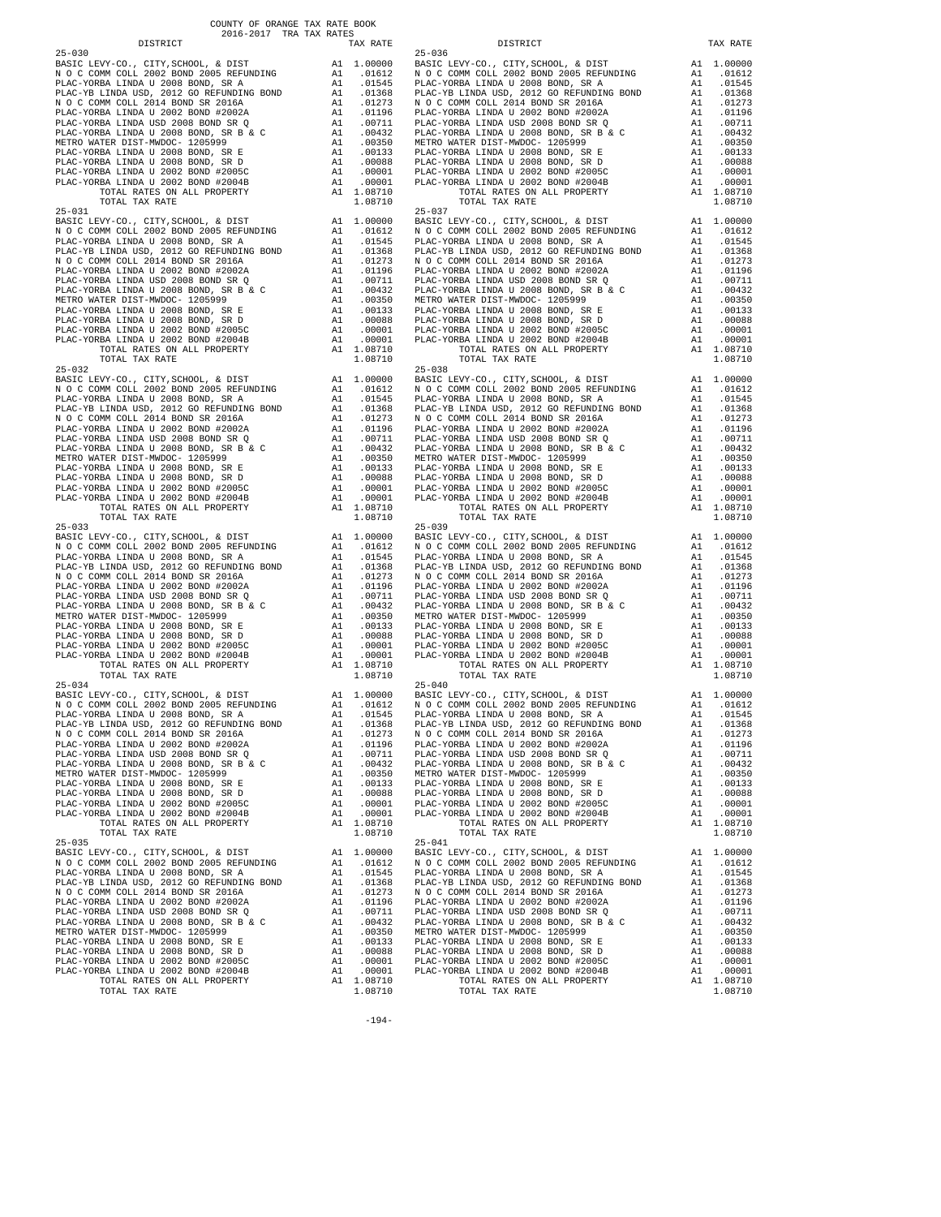COUNTY OF ORANGE TAX RATE BOOK
2016-2017 TRA TAX RATES

| DISTRICT | | TAX RATE |
|---|---|---|
| **25-030** | | |
| BASIC LEVY-CO., CITY,SCHOOL, & DIST | A1 | 1.00000 |
| N O C COMM COLL 2002 BOND 2005 REFUNDING | A1 | .01612 |
| PLAC-YORBA LINDA U 2008 BOND, SR A | A1 | .01545 |
| PLAC-YB LINDA USD, 2012 GO REFUNDING BOND | A1 | .01368 |
| N O C COMM COLL 2014 BOND SR 2016A | A1 | .01273 |
| PLAC-YORBA LINDA U 2002 BOND #2002A | A1 | .01196 |
| PLAC-YORBA LINDA USD 2008 BOND SR Q | A1 | .00711 |
| PLAC-YORBA LINDA U 2008 BOND, SR B & C | A1 | .00432 |
| METRO WATER DIST-MWDOC- 1205999 | A1 | .00350 |
| PLAC-YORBA LINDA U 2008 BOND, SR E | A1 | .00133 |
| PLAC-YORBA LINDA U 2008 BOND, SR D | A1 | .00088 |
| PLAC-YORBA LINDA U 2002 BOND #2005C | A1 | .00001 |
| PLAC-YORBA LINDA U 2002 BOND #2004B | A1 | .00001 |
| TOTAL RATES ON ALL PROPERTY | A1 | 1.08710 |
| TOTAL TAX RATE | | 1.08710 |
| **25-031** | | |
| BASIC LEVY-CO., CITY,SCHOOL, & DIST | A1 | 1.00000 |
| N O C COMM COLL 2002 BOND 2005 REFUNDING | A1 | .01612 |
| PLAC-YORBA LINDA U 2008 BOND, SR A | A1 | .01545 |
| PLAC-YB LINDA USD, 2012 GO REFUNDING BOND | A1 | .01368 |
| N O C COMM COLL 2014 BOND SR 2016A | A1 | .01273 |
| PLAC-YORBA LINDA U 2002 BOND #2002A | A1 | .01196 |
| PLAC-YORBA LINDA USD 2008 BOND SR Q | A1 | .00711 |
| PLAC-YORBA LINDA U 2008 BOND, SR B & C | A1 | .00432 |
| METRO WATER DIST-MWDOC- 1205999 | A1 | .00350 |
| PLAC-YORBA LINDA U 2008 BOND, SR E | A1 | .00133 |
| PLAC-YORBA LINDA U 2008 BOND, SR D | A1 | .00088 |
| PLAC-YORBA LINDA U 2002 BOND #2005C | A1 | .00001 |
| PLAC-YORBA LINDA U 2002 BOND #2004B | A1 | .00001 |
| TOTAL RATES ON ALL PROPERTY | A1 | 1.08710 |
| TOTAL TAX RATE | | 1.08710 |
| **25-032** | | |
| BASIC LEVY-CO., CITY,SCHOOL, & DIST | A1 | 1.00000 |
| N O C COMM COLL 2002 BOND 2005 REFUNDING | A1 | .01612 |
| PLAC-YORBA LINDA U 2008 BOND, SR A | A1 | .01545 |
| PLAC-YB LINDA USD, 2012 GO REFUNDING BOND | A1 | .01368 |
| N O C COMM COLL 2014 BOND SR 2016A | A1 | .01273 |
| PLAC-YORBA LINDA U 2002 BOND #2002A | A1 | .01196 |
| PLAC-YORBA LINDA USD 2008 BOND SR Q | A1 | .00711 |
| PLAC-YORBA LINDA U 2008 BOND, SR B & C | A1 | .00432 |
| METRO WATER DIST-MWDOC- 1205999 | A1 | .00350 |
| PLAC-YORBA LINDA U 2008 BOND, SR E | A1 | .00133 |
| PLAC-YORBA LINDA U 2008 BOND, SR D | A1 | .00088 |
| PLAC-YORBA LINDA U 2002 BOND #2005C | A1 | .00001 |
| PLAC-YORBA LINDA U 2002 BOND #2004B | A1 | .00001 |
| TOTAL RATES ON ALL PROPERTY | A1 | 1.08710 |
| TOTAL TAX RATE | | 1.08710 |
| **25-033** | | |
| BASIC LEVY-CO., CITY,SCHOOL, & DIST | A1 | 1.00000 |
| N O C COMM COLL 2002 BOND 2005 REFUNDING | A1 | .01612 |
| PLAC-YORBA LINDA U 2008 BOND, SR A | A1 | .01545 |
| PLAC-YB LINDA USD, 2012 GO REFUNDING BOND | A1 | .01368 |
| N O C COMM COLL 2014 BOND SR 2016A | A1 | .01273 |
| PLAC-YORBA LINDA U 2002 BOND #2002A | A1 | .01196 |
| PLAC-YORBA LINDA USD 2008 BOND SR Q | A1 | .00711 |
| PLAC-YORBA LINDA U 2008 BOND, SR B & C | A1 | .00432 |
| METRO WATER DIST-MWDOC- 1205999 | A1 | .00350 |
| PLAC-YORBA LINDA U 2008 BOND, SR E | A1 | .00133 |
| PLAC-YORBA LINDA U 2008 BOND, SR D | A1 | .00088 |
| PLAC-YORBA LINDA U 2002 BOND #2005C | A1 | .00001 |
| PLAC-YORBA LINDA U 2002 BOND #2004B | A1 | .00001 |
| TOTAL RATES ON ALL PROPERTY | A1 | 1.08710 |
| TOTAL TAX RATE | | 1.08710 |
| **25-034** | | |
| BASIC LEVY-CO., CITY,SCHOOL, & DIST | A1 | 1.00000 |
| N O C COMM COLL 2002 BOND 2005 REFUNDING | A1 | .01612 |
| PLAC-YORBA LINDA U 2008 BOND, SR A | A1 | .01545 |
| PLAC-YB LINDA USD, 2012 GO REFUNDING BOND | A1 | .01368 |
| N O C COMM COLL 2014 BOND SR 2016A | A1 | .01273 |
| PLAC-YORBA LINDA U 2002 BOND #2002A | A1 | .01196 |
| PLAC-YORBA LINDA USD 2008 BOND SR Q | A1 | .00711 |
| PLAC-YORBA LINDA U 2008 BOND, SR B & C | A1 | .00432 |
| METRO WATER DIST-MWDOC- 1205999 | A1 | .00350 |
| PLAC-YORBA LINDA U 2008 BOND, SR E | A1 | .00133 |
| PLAC-YORBA LINDA U 2008 BOND, SR D | A1 | .00088 |
| PLAC-YORBA LINDA U 2002 BOND #2005C | A1 | .00001 |
| PLAC-YORBA LINDA U 2002 BOND #2004B | A1 | .00001 |
| TOTAL RATES ON ALL PROPERTY | A1 | 1.08710 |
| TOTAL TAX RATE | | 1.08710 |
| **25-035** | | |
| BASIC LEVY-CO., CITY,SCHOOL, & DIST | A1 | 1.00000 |
| N O C COMM COLL 2002 BOND 2005 REFUNDING | A1 | .01612 |
| PLAC-YORBA LINDA U 2008 BOND, SR A | A1 | .01545 |
| PLAC-YB LINDA USD, 2012 GO REFUNDING BOND | A1 | .01368 |
| N O C COMM COLL 2014 BOND SR 2016A | A1 | .01273 |
| PLAC-YORBA LINDA U 2002 BOND #2002A | A1 | .01196 |
| PLAC-YORBA LINDA USD 2008 BOND SR Q | A1 | .00711 |
| PLAC-YORBA LINDA U 2008 BOND, SR B & C | A1 | .00432 |
| METRO WATER DIST-MWDOC- 1205999 | A1 | .00350 |
| PLAC-YORBA LINDA U 2008 BOND, SR E | A1 | .00133 |
| PLAC-YORBA LINDA U 2008 BOND, SR D | A1 | .00088 |
| PLAC-YORBA LINDA U 2002 BOND #2005C | A1 | .00001 |
| PLAC-YORBA LINDA U 2002 BOND #2004B | A1 | .00001 |
| TOTAL RATES ON ALL PROPERTY | A1 | 1.08710 |
| TOTAL TAX RATE | | 1.08710 |
| **25-036** | | |
| BASIC LEVY-CO., CITY,SCHOOL, & DIST | A1 | 1.00000 |
| N O C COMM COLL 2002 BOND 2005 REFUNDING | A1 | .01612 |
| PLAC-YORBA LINDA U 2008 BOND, SR A | A1 | .01545 |
| PLAC-YB LINDA USD, 2012 GO REFUNDING BOND | A1 | .01368 |
| N O C COMM COLL 2014 BOND SR 2016A | A1 | .01273 |
| PLAC-YORBA LINDA U 2002 BOND #2002A | A1 | .01196 |
| PLAC-YORBA LINDA USD 2008 BOND SR Q | A1 | .00711 |
| PLAC-YORBA LINDA U 2008 BOND, SR B & C | A1 | .00432 |
| METRO WATER DIST-MWDOC- 1205999 | A1 | .00350 |
| PLAC-YORBA LINDA U 2008 BOND, SR E | A1 | .00133 |
| PLAC-YORBA LINDA U 2008 BOND, SR D | A1 | .00088 |
| PLAC-YORBA LINDA U 2002 BOND #2005C | A1 | .00001 |
| PLAC-YORBA LINDA U 2002 BOND #2004B | A1 | .00001 |
| TOTAL RATES ON ALL PROPERTY | A1 | 1.08710 |
| TOTAL TAX RATE | | 1.08710 |
| **25-037** | | |
| BASIC LEVY-CO., CITY,SCHOOL, & DIST | A1 | 1.00000 |
| N O C COMM COLL 2002 BOND 2005 REFUNDING | A1 | .01612 |
| PLAC-YORBA LINDA U 2008 BOND, SR A | A1 | .01545 |
| PLAC-YB LINDA USD, 2012 GO REFUNDING BOND | A1 | .01368 |
| N O C COMM COLL 2014 BOND SR 2016A | A1 | .01273 |
| PLAC-YORBA LINDA U 2002 BOND #2002A | A1 | .01196 |
| PLAC-YORBA LINDA USD 2008 BOND SR Q | A1 | .00711 |
| PLAC-YORBA LINDA U 2008 BOND, SR B & C | A1 | .00432 |
| METRO WATER DIST-MWDOC- 1205999 | A1 | .00350 |
| PLAC-YORBA LINDA U 2008 BOND, SR E | A1 | .00133 |
| PLAC-YORBA LINDA U 2008 BOND, SR D | A1 | .00088 |
| PLAC-YORBA LINDA U 2002 BOND #2005C | A1 | .00001 |
| PLAC-YORBA LINDA U 2002 BOND #2004B | A1 | .00001 |
| TOTAL RATES ON ALL PROPERTY | A1 | 1.08710 |
| TOTAL TAX RATE | | 1.08710 |
| **25-038** | | |
| BASIC LEVY-CO., CITY,SCHOOL, & DIST | A1 | 1.00000 |
| N O C COMM COLL 2002 BOND 2005 REFUNDING | A1 | .01612 |
| PLAC-YORBA LINDA U 2008 BOND, SR A | A1 | .01545 |
| PLAC-YB LINDA USD, 2012 GO REFUNDING BOND | A1 | .01368 |
| N O C COMM COLL 2014 BOND SR 2016A | A1 | .01273 |
| PLAC-YORBA LINDA U 2002 BOND #2002A | A1 | .01196 |
| PLAC-YORBA LINDA USD 2008 BOND SR Q | A1 | .00711 |
| PLAC-YORBA LINDA U 2008 BOND, SR B & C | A1 | .00432 |
| METRO WATER DIST-MWDOC- 1205999 | A1 | .00350 |
| PLAC-YORBA LINDA U 2008 BOND, SR E | A1 | .00133 |
| PLAC-YORBA LINDA U 2008 BOND, SR D | A1 | .00088 |
| PLAC-YORBA LINDA U 2002 BOND #2005C | A1 | .00001 |
| PLAC-YORBA LINDA U 2002 BOND #2004B | A1 | .00001 |
| TOTAL RATES ON ALL PROPERTY | A1 | 1.08710 |
| TOTAL TAX RATE | | 1.08710 |
| **25-039** | | |
| BASIC LEVY-CO., CITY,SCHOOL, & DIST | A1 | 1.00000 |
| N O C COMM COLL 2002 BOND 2005 REFUNDING | A1 | .01612 |
| PLAC-YORBA LINDA U 2008 BOND, SR A | A1 | .01545 |
| PLAC-YB LINDA USD, 2012 GO REFUNDING BOND | A1 | .01368 |
| N O C COMM COLL 2014 BOND SR 2016A | A1 | .01273 |
| PLAC-YORBA LINDA U 2002 BOND #2002A | A1 | .01196 |
| PLAC-YORBA LINDA USD 2008 BOND SR Q | A1 | .00711 |
| PLAC-YORBA LINDA U 2008 BOND, SR B & C | A1 | .00432 |
| METRO WATER DIST-MWDOC- 1205999 | A1 | .00350 |
| PLAC-YORBA LINDA U 2008 BOND, SR E | A1 | .00133 |
| PLAC-YORBA LINDA U 2008 BOND, SR D | A1 | .00088 |
| PLAC-YORBA LINDA U 2002 BOND #2005C | A1 | .00001 |
| PLAC-YORBA LINDA U 2002 BOND #2004B | A1 | .00001 |
| TOTAL RATES ON ALL PROPERTY | A1 | 1.08710 |
| TOTAL TAX RATE | | 1.08710 |
| **25-040** | | |
| BASIC LEVY-CO., CITY,SCHOOL, & DIST | A1 | 1.00000 |
| N O C COMM COLL 2002 BOND 2005 REFUNDING | A1 | .01612 |
| PLAC-YORBA LINDA U 2008 BOND, SR A | A1 | .01545 |
| PLAC-YB LINDA USD, 2012 GO REFUNDING BOND | A1 | .01368 |
| N O C COMM COLL 2014 BOND SR 2016A | A1 | .01273 |
| PLAC-YORBA LINDA U 2002 BOND #2002A | A1 | .01196 |
| PLAC-YORBA LINDA USD 2008 BOND SR Q | A1 | .00711 |
| PLAC-YORBA LINDA U 2008 BOND, SR B & C | A1 | .00432 |
| METRO WATER DIST-MWDOC- 1205999 | A1 | .00350 |
| PLAC-YORBA LINDA U 2008 BOND, SR E | A1 | .00133 |
| PLAC-YORBA LINDA U 2008 BOND, SR D | A1 | .00088 |
| PLAC-YORBA LINDA U 2002 BOND #2005C | A1 | .00001 |
| PLAC-YORBA LINDA U 2002 BOND #2004B | A1 | .00001 |
| TOTAL RATES ON ALL PROPERTY | A1 | 1.08710 |
| TOTAL TAX RATE | | 1.08710 |
| **25-041** | | |
| BASIC LEVY-CO., CITY,SCHOOL, & DIST | A1 | 1.00000 |
| N O C COMM COLL 2002 BOND 2005 REFUNDING | A1 | .01612 |
| PLAC-YORBA LINDA U 2008 BOND, SR A | A1 | .01545 |
| PLAC-YB LINDA USD, 2012 GO REFUNDING BOND | A1 | .01368 |
| N O C COMM COLL 2014 BOND SR 2016A | A1 | .01273 |
| PLAC-YORBA LINDA U 2002 BOND #2002A | A1 | .01196 |
| PLAC-YORBA LINDA USD 2008 BOND SR Q | A1 | .00711 |
| PLAC-YORBA LINDA U 2008 BOND, SR B & C | A1 | .00432 |
| METRO WATER DIST-MWDOC- 1205999 | A1 | .00350 |
| PLAC-YORBA LINDA U 2008 BOND, SR E | A1 | .00133 |
| PLAC-YORBA LINDA U 2008 BOND, SR D | A1 | .00088 |
| PLAC-YORBA LINDA U 2002 BOND #2005C | A1 | .00001 |
| PLAC-YORBA LINDA U 2002 BOND #2004B | A1 | .00001 |
| TOTAL RATES ON ALL PROPERTY | A1 | 1.08710 |
| TOTAL TAX RATE | | 1.08710 |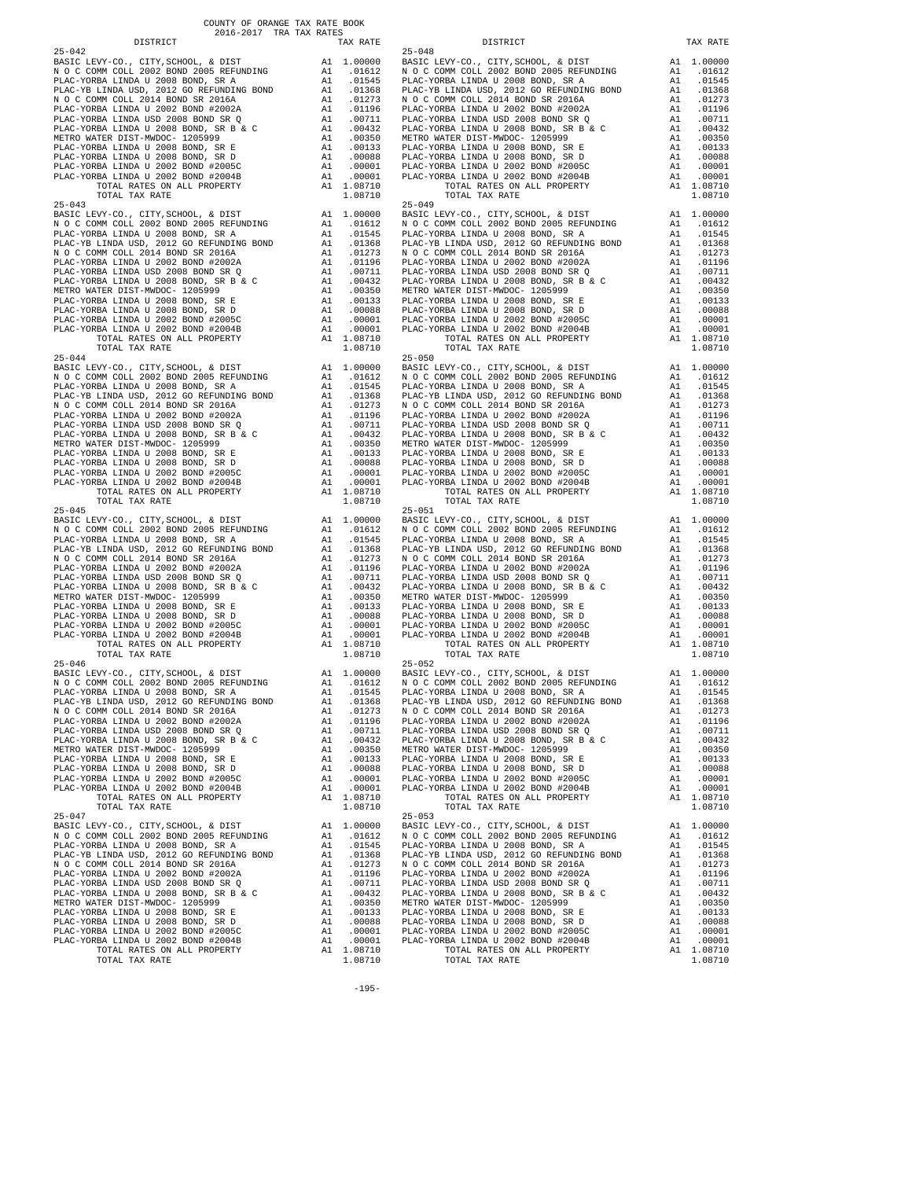COUNTY OF ORANGE TAX RATE BOOK
2016-2017 TRA TAX RATES

| DISTRICT | | TAX RATE |
|---|---|---|
| 25-042 | | |
| BASIC LEVY-CO., CITY,SCHOOL, & DIST | A1 | 1.00000 |
| N O C COMM COLL 2002 BOND 2005 REFUNDING | A1 | .01612 |
| PLAC-YORBA LINDA U 2008 BOND, SR A | A1 | .01545 |
| PLAC-YB LINDA USD, 2012 GO REFUNDING BOND | A1 | .01368 |
| N O C COMM COLL 2014 BOND SR 2016A | A1 | .01273 |
| PLAC-YORBA LINDA U 2002 BOND #2002A | A1 | .01196 |
| PLAC-YORBA LINDA USD 2008 BOND SR Q | A1 | .00711 |
| PLAC-YORBA LINDA U 2008 BOND, SR B & C | A1 | .00432 |
| METRO WATER DIST-MWDOC- 1205999 | A1 | .00350 |
| PLAC-YORBA LINDA U 2008 BOND, SR E | A1 | .00133 |
| PLAC-YORBA LINDA U 2008 BOND, SR D | A1 | .00088 |
| PLAC-YORBA LINDA U 2002 BOND #2005C | A1 | .00001 |
| PLAC-YORBA LINDA U 2002 BOND #2004B | A1 | .00001 |
| TOTAL RATES ON ALL PROPERTY | A1 | 1.08710 |
| TOTAL TAX RATE | | 1.08710 |
| 25-043 | | |
| BASIC LEVY-CO., CITY,SCHOOL, & DIST | A1 | 1.00000 |
| N O C COMM COLL 2002 BOND 2005 REFUNDING | A1 | .01612 |
| PLAC-YORBA LINDA U 2008 BOND, SR A | A1 | .01545 |
| PLAC-YB LINDA USD, 2012 GO REFUNDING BOND | A1 | .01368 |
| N O C COMM COLL 2014 BOND SR 2016A | A1 | .01273 |
| PLAC-YORBA LINDA U 2002 BOND #2002A | A1 | .01196 |
| PLAC-YORBA LINDA USD 2008 BOND SR Q | A1 | .00711 |
| PLAC-YORBA LINDA U 2008 BOND, SR B & C | A1 | .00432 |
| METRO WATER DIST-MWDOC- 1205999 | A1 | .00350 |
| PLAC-YORBA LINDA U 2008 BOND, SR E | A1 | .00133 |
| PLAC-YORBA LINDA U 2008 BOND, SR D | A1 | .00088 |
| PLAC-YORBA LINDA U 2002 BOND #2005C | A1 | .00001 |
| PLAC-YORBA LINDA U 2002 BOND #2004B | A1 | .00001 |
| TOTAL RATES ON ALL PROPERTY | A1 | 1.08710 |
| TOTAL TAX RATE | | 1.08710 |
| 25-044 | | |
| BASIC LEVY-CO., CITY,SCHOOL, & DIST | A1 | 1.00000 |
| N O C COMM COLL 2002 BOND 2005 REFUNDING | A1 | .01612 |
| PLAC-YORBA LINDA U 2008 BOND, SR A | A1 | .01545 |
| PLAC-YB LINDA USD, 2012 GO REFUNDING BOND | A1 | .01368 |
| N O C COMM COLL 2014 BOND SR 2016A | A1 | .01273 |
| PLAC-YORBA LINDA U 2002 BOND #2002A | A1 | .01196 |
| PLAC-YORBA LINDA USD 2008 BOND SR Q | A1 | .00711 |
| PLAC-YORBA LINDA U 2008 BOND, SR B & C | A1 | .00432 |
| METRO WATER DIST-MWDOC- 1205999 | A1 | .00350 |
| PLAC-YORBA LINDA U 2008 BOND, SR E | A1 | .00133 |
| PLAC-YORBA LINDA U 2008 BOND, SR D | A1 | .00088 |
| PLAC-YORBA LINDA U 2002 BOND #2005C | A1 | .00001 |
| PLAC-YORBA LINDA U 2002 BOND #2004B | A1 | .00001 |
| TOTAL RATES ON ALL PROPERTY | A1 | 1.08710 |
| TOTAL TAX RATE | | 1.08710 |
| 25-045 | | |
| BASIC LEVY-CO., CITY,SCHOOL, & DIST | A1 | 1.00000 |
| N O C COMM COLL 2002 BOND 2005 REFUNDING | A1 | .01612 |
| PLAC-YORBA LINDA U 2008 BOND, SR A | A1 | .01545 |
| PLAC-YB LINDA USD, 2012 GO REFUNDING BOND | A1 | .01368 |
| N O C COMM COLL 2014 BOND SR 2016A | A1 | .01273 |
| PLAC-YORBA LINDA U 2002 BOND #2002A | A1 | .01196 |
| PLAC-YORBA LINDA USD 2008 BOND SR Q | A1 | .00711 |
| PLAC-YORBA LINDA U 2008 BOND, SR B & C | A1 | .00432 |
| METRO WATER DIST-MWDOC- 1205999 | A1 | .00350 |
| PLAC-YORBA LINDA U 2008 BOND, SR E | A1 | .00133 |
| PLAC-YORBA LINDA U 2008 BOND, SR D | A1 | .00088 |
| PLAC-YORBA LINDA U 2002 BOND #2005C | A1 | .00001 |
| PLAC-YORBA LINDA U 2002 BOND #2004B | A1 | .00001 |
| TOTAL RATES ON ALL PROPERTY | A1 | 1.08710 |
| TOTAL TAX RATE | | 1.08710 |
| 25-046 | | |
| BASIC LEVY-CO., CITY,SCHOOL, & DIST | A1 | 1.00000 |
| N O C COMM COLL 2002 BOND 2005 REFUNDING | A1 | .01612 |
| PLAC-YORBA LINDA U 2008 BOND, SR A | A1 | .01545 |
| PLAC-YB LINDA USD, 2012 GO REFUNDING BOND | A1 | .01368 |
| N O C COMM COLL 2014 BOND SR 2016A | A1 | .01273 |
| PLAC-YORBA LINDA U 2002 BOND #2002A | A1 | .01196 |
| PLAC-YORBA LINDA USD 2008 BOND SR Q | A1 | .00711 |
| PLAC-YORBA LINDA U 2008 BOND, SR B & C | A1 | .00432 |
| METRO WATER DIST-MWDOC- 1205999 | A1 | .00350 |
| PLAC-YORBA LINDA U 2008 BOND, SR E | A1 | .00133 |
| PLAC-YORBA LINDA U 2008 BOND, SR D | A1 | .00088 |
| PLAC-YORBA LINDA U 2002 BOND #2005C | A1 | .00001 |
| PLAC-YORBA LINDA U 2002 BOND #2004B | A1 | .00001 |
| TOTAL RATES ON ALL PROPERTY | A1 | 1.08710 |
| TOTAL TAX RATE | | 1.08710 |
| 25-047 | | |
| BASIC LEVY-CO., CITY,SCHOOL, & DIST | A1 | 1.00000 |
| N O C COMM COLL 2002 BOND 2005 REFUNDING | A1 | .01612 |
| PLAC-YORBA LINDA U 2008 BOND, SR A | A1 | .01545 |
| PLAC-YB LINDA USD, 2012 GO REFUNDING BOND | A1 | .01368 |
| N O C COMM COLL 2014 BOND SR 2016A | A1 | .01273 |
| PLAC-YORBA LINDA U 2002 BOND #2002A | A1 | .01196 |
| PLAC-YORBA LINDA USD 2008 BOND SR Q | A1 | .00711 |
| PLAC-YORBA LINDA U 2008 BOND, SR B & C | A1 | .00432 |
| METRO WATER DIST-MWDOC- 1205999 | A1 | .00350 |
| PLAC-YORBA LINDA U 2008 BOND, SR E | A1 | .00133 |
| PLAC-YORBA LINDA U 2008 BOND, SR D | A1 | .00088 |
| PLAC-YORBA LINDA U 2002 BOND #2005C | A1 | .00001 |
| PLAC-YORBA LINDA U 2002 BOND #2004B | A1 | .00001 |
| TOTAL RATES ON ALL PROPERTY | A1 | 1.08710 |
| TOTAL TAX RATE | | 1.08710 |
| 25-048 | | |
| BASIC LEVY-CO., CITY,SCHOOL, & DIST | A1 | 1.00000 |
| N O C COMM COLL 2002 BOND 2005 REFUNDING | A1 | .01612 |
| PLAC-YORBA LINDA U 2008 BOND, SR A | A1 | .01545 |
| PLAC-YB LINDA USD, 2012 GO REFUNDING BOND | A1 | .01368 |
| N O C COMM COLL 2014 BOND SR 2016A | A1 | .01273 |
| PLAC-YORBA LINDA U 2002 BOND #2002A | A1 | .01196 |
| PLAC-YORBA LINDA USD 2008 BOND SR Q | A1 | .00711 |
| PLAC-YORBA LINDA U 2008 BOND, SR B & C | A1 | .00432 |
| METRO WATER DIST-MWDOC- 1205999 | A1 | .00350 |
| PLAC-YORBA LINDA U 2008 BOND, SR E | A1 | .00133 |
| PLAC-YORBA LINDA U 2008 BOND, SR D | A1 | .00088 |
| PLAC-YORBA LINDA U 2002 BOND #2005C | A1 | .00001 |
| PLAC-YORBA LINDA U 2002 BOND #2004B | A1 | .00001 |
| TOTAL RATES ON ALL PROPERTY | A1 | 1.08710 |
| TOTAL TAX RATE | | 1.08710 |
| 25-049 | | |
| BASIC LEVY-CO., CITY,SCHOOL, & DIST | A1 | 1.00000 |
| N O C COMM COLL 2002 BOND 2005 REFUNDING | A1 | .01612 |
| PLAC-YORBA LINDA U 2008 BOND, SR A | A1 | .01545 |
| PLAC-YB LINDA USD, 2012 GO REFUNDING BOND | A1 | .01368 |
| N O C COMM COLL 2014 BOND SR 2016A | A1 | .01273 |
| PLAC-YORBA LINDA U 2002 BOND #2002A | A1 | .01196 |
| PLAC-YORBA LINDA USD 2008 BOND SR Q | A1 | .00711 |
| PLAC-YORBA LINDA U 2008 BOND, SR B & C | A1 | .00432 |
| METRO WATER DIST-MWDOC- 1205999 | A1 | .00350 |
| PLAC-YORBA LINDA U 2008 BOND, SR E | A1 | .00133 |
| PLAC-YORBA LINDA U 2008 BOND, SR D | A1 | .00088 |
| PLAC-YORBA LINDA U 2002 BOND #2005C | A1 | .00001 |
| PLAC-YORBA LINDA U 2002 BOND #2004B | A1 | .00001 |
| TOTAL RATES ON ALL PROPERTY | A1 | 1.08710 |
| TOTAL TAX RATE | | 1.08710 |
| 25-050 | | |
| BASIC LEVY-CO., CITY,SCHOOL, & DIST | A1 | 1.00000 |
| N O C COMM COLL 2002 BOND 2005 REFUNDING | A1 | .01612 |
| PLAC-YORBA LINDA U 2008 BOND, SR A | A1 | .01545 |
| PLAC-YB LINDA USD, 2012 GO REFUNDING BOND | A1 | .01368 |
| N O C COMM COLL 2014 BOND SR 2016A | A1 | .01273 |
| PLAC-YORBA LINDA U 2002 BOND #2002A | A1 | .01196 |
| PLAC-YORBA LINDA USD 2008 BOND SR Q | A1 | .00711 |
| PLAC-YORBA LINDA U 2008 BOND, SR B & C | A1 | .00432 |
| METRO WATER DIST-MWDOC- 1205999 | A1 | .00350 |
| PLAC-YORBA LINDA U 2008 BOND, SR E | A1 | .00133 |
| PLAC-YORBA LINDA U 2008 BOND, SR D | A1 | .00088 |
| PLAC-YORBA LINDA U 2002 BOND #2005C | A1 | .00001 |
| PLAC-YORBA LINDA U 2002 BOND #2004B | A1 | .00001 |
| TOTAL RATES ON ALL PROPERTY | A1 | 1.08710 |
| TOTAL TAX RATE | | 1.08710 |
| 25-051 | | |
| BASIC LEVY-CO., CITY,SCHOOL, & DIST | A1 | 1.00000 |
| N O C COMM COLL 2002 BOND 2005 REFUNDING | A1 | .01612 |
| PLAC-YORBA LINDA U 2008 BOND, SR A | A1 | .01545 |
| PLAC-YB LINDA USD, 2012 GO REFUNDING BOND | A1 | .01368 |
| N O C COMM COLL 2014 BOND SR 2016A | A1 | .01273 |
| PLAC-YORBA LINDA U 2002 BOND #2002A | A1 | .01196 |
| PLAC-YORBA LINDA USD 2008 BOND SR Q | A1 | .00711 |
| PLAC-YORBA LINDA U 2008 BOND, SR B & C | A1 | .00432 |
| METRO WATER DIST-MWDOC- 1205999 | A1 | .00350 |
| PLAC-YORBA LINDA U 2008 BOND, SR E | A1 | .00133 |
| PLAC-YORBA LINDA U 2008 BOND, SR D | A1 | .00088 |
| PLAC-YORBA LINDA U 2002 BOND #2005C | A1 | .00001 |
| PLAC-YORBA LINDA U 2002 BOND #2004B | A1 | .00001 |
| TOTAL RATES ON ALL PROPERTY | A1 | 1.08710 |
| TOTAL TAX RATE | | 1.08710 |
| 25-052 | | |
| BASIC LEVY-CO., CITY,SCHOOL, & DIST | A1 | 1.00000 |
| N O C COMM COLL 2002 BOND 2005 REFUNDING | A1 | .01612 |
| PLAC-YORBA LINDA U 2008 BOND, SR A | A1 | .01545 |
| PLAC-YB LINDA USD, 2012 GO REFUNDING BOND | A1 | .01368 |
| N O C COMM COLL 2014 BOND SR 2016A | A1 | .01273 |
| PLAC-YORBA LINDA U 2002 BOND #2002A | A1 | .01196 |
| PLAC-YORBA LINDA USD 2008 BOND SR Q | A1 | .00711 |
| PLAC-YORBA LINDA U 2008 BOND, SR B & C | A1 | .00432 |
| METRO WATER DIST-MWDOC- 1205999 | A1 | .00350 |
| PLAC-YORBA LINDA U 2008 BOND, SR E | A1 | .00133 |
| PLAC-YORBA LINDA U 2008 BOND, SR D | A1 | .00088 |
| PLAC-YORBA LINDA U 2002 BOND #2005C | A1 | .00001 |
| PLAC-YORBA LINDA U 2002 BOND #2004B | A1 | .00001 |
| TOTAL RATES ON ALL PROPERTY | A1 | 1.08710 |
| TOTAL TAX RATE | | 1.08710 |
| 25-053 | | |
| BASIC LEVY-CO., CITY,SCHOOL, & DIST | A1 | 1.00000 |
| N O C COMM COLL 2002 BOND 2005 REFUNDING | A1 | .01612 |
| PLAC-YORBA LINDA U 2008 BOND, SR A | A1 | .01545 |
| PLAC-YB LINDA USD, 2012 GO REFUNDING BOND | A1 | .01368 |
| N O C COMM COLL 2014 BOND SR 2016A | A1 | .01273 |
| PLAC-YORBA LINDA U 2002 BOND #2002A | A1 | .01196 |
| PLAC-YORBA LINDA USD 2008 BOND SR Q | A1 | .00711 |
| PLAC-YORBA LINDA U 2008 BOND, SR B & C | A1 | .00432 |
| METRO WATER DIST-MWDOC- 1205999 | A1 | .00350 |
| PLAC-YORBA LINDA U 2008 BOND, SR E | A1 | .00133 |
| PLAC-YORBA LINDA U 2008 BOND, SR D | A1 | .00088 |
| PLAC-YORBA LINDA U 2002 BOND #2005C | A1 | .00001 |
| PLAC-YORBA LINDA U 2002 BOND #2004B | A1 | .00001 |
| TOTAL RATES ON ALL PROPERTY | A1 | 1.08710 |
| TOTAL TAX RATE | | 1.08710 |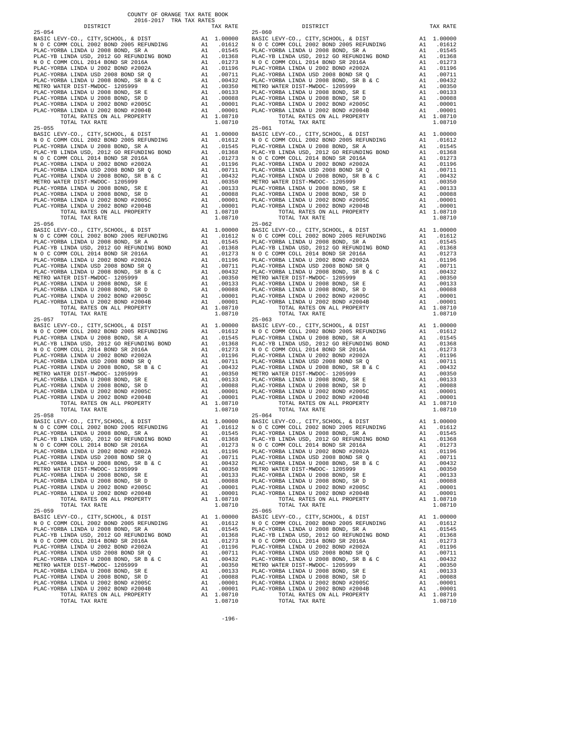COUNTY OF ORANGE TAX RATE BOOK
2016-2017 TRA TAX RATES

| DISTRICT | | TAX RATE |
|---|---|---|
| 25-054 | | |
| BASIC LEVY-CO., CITY,SCHOOL, & DIST | A1 | 1.00000 |
| N O C COMM COLL 2002 BOND 2005 REFUNDING | A1 | .01612 |
| PLAC-YORBA LINDA U 2008 BOND, SR A | A1 | .01545 |
| PLAC-YB LINDA USD, 2012 GO REFUNDING BOND | A1 | .01368 |
| N O C COMM COLL 2014 BOND SR 2016A | A1 | .01273 |
| PLAC-YORBA LINDA U 2002 BOND #2002A | A1 | .01196 |
| PLAC-YORBA LINDA USD 2008 BOND SR Q | A1 | .00711 |
| PLAC-YORBA LINDA U 2008 BOND, SR B & C | A1 | .00432 |
| METRO WATER DIST-MWDOC- 1205999 | A1 | .00350 |
| PLAC-YORBA LINDA U 2008 BOND, SR E | A1 | .00133 |
| PLAC-YORBA LINDA U 2008 BOND, SR D | A1 | .00088 |
| PLAC-YORBA LINDA U 2002 BOND #2005C | A1 | .00001 |
| PLAC-YORBA LINDA U 2002 BOND #2004B | A1 | .00001 |
| TOTAL RATES ON ALL PROPERTY | A1 | 1.08710 |
| TOTAL TAX RATE | | 1.08710 |
| 25-055 | | |
| BASIC LEVY-CO., CITY,SCHOOL, & DIST | A1 | 1.00000 |
| N O C COMM COLL 2002 BOND 2005 REFUNDING | A1 | .01612 |
| PLAC-YORBA LINDA U 2008 BOND, SR A | A1 | .01545 |
| PLAC-YB LINDA USD, 2012 GO REFUNDING BOND | A1 | .01368 |
| N O C COMM COLL 2014 BOND SR 2016A | A1 | .01273 |
| PLAC-YORBA LINDA U 2002 BOND #2002A | A1 | .01196 |
| PLAC-YORBA LINDA USD 2008 BOND SR Q | A1 | .00711 |
| PLAC-YORBA LINDA U 2008 BOND, SR B & C | A1 | .00432 |
| METRO WATER DIST-MWDOC- 1205999 | A1 | .00350 |
| PLAC-YORBA LINDA U 2008 BOND, SR E | A1 | .00133 |
| PLAC-YORBA LINDA U 2008 BOND, SR D | A1 | .00088 |
| PLAC-YORBA LINDA U 2002 BOND #2005C | A1 | .00001 |
| PLAC-YORBA LINDA U 2002 BOND #2004B | A1 | .00001 |
| TOTAL RATES ON ALL PROPERTY | A1 | 1.08710 |
| TOTAL TAX RATE | | 1.08710 |
| 25-056 | | |
| BASIC LEVY-CO., CITY,SCHOOL, & DIST | A1 | 1.00000 |
| N O C COMM COLL 2002 BOND 2005 REFUNDING | A1 | .01612 |
| PLAC-YORBA LINDA U 2008 BOND, SR A | A1 | .01545 |
| PLAC-YB LINDA USD, 2012 GO REFUNDING BOND | A1 | .01368 |
| N O C COMM COLL 2014 BOND SR 2016A | A1 | .01273 |
| PLAC-YORBA LINDA U 2002 BOND #2002A | A1 | .01196 |
| PLAC-YORBA LINDA USD 2008 BOND SR Q | A1 | .00711 |
| PLAC-YORBA LINDA U 2008 BOND, SR B & C | A1 | .00432 |
| METRO WATER DIST-MWDOC- 1205999 | A1 | .00350 |
| PLAC-YORBA LINDA U 2008 BOND, SR E | A1 | .00133 |
| PLAC-YORBA LINDA U 2008 BOND, SR D | A1 | .00088 |
| PLAC-YORBA LINDA U 2002 BOND #2005C | A1 | .00001 |
| PLAC-YORBA LINDA U 2002 BOND #2004B | A1 | .00001 |
| TOTAL RATES ON ALL PROPERTY | A1 | 1.08710 |
| TOTAL TAX RATE | | 1.08710 |
| 25-057 | | |
| BASIC LEVY-CO., CITY,SCHOOL, & DIST | A1 | 1.00000 |
| N O C COMM COLL 2002 BOND 2005 REFUNDING | A1 | .01612 |
| PLAC-YORBA LINDA U 2008 BOND, SR A | A1 | .01545 |
| PLAC-YB LINDA USD, 2012 GO REFUNDING BOND | A1 | .01368 |
| N O C COMM COLL 2014 BOND SR 2016A | A1 | .01273 |
| PLAC-YORBA LINDA U 2002 BOND #2002A | A1 | .01196 |
| PLAC-YORBA LINDA USD 2008 BOND SR Q | A1 | .00711 |
| PLAC-YORBA LINDA U 2008 BOND, SR B & C | A1 | .00432 |
| METRO WATER DIST-MWDOC- 1205999 | A1 | .00350 |
| PLAC-YORBA LINDA U 2008 BOND, SR E | A1 | .00133 |
| PLAC-YORBA LINDA U 2008 BOND, SR D | A1 | .00088 |
| PLAC-YORBA LINDA U 2002 BOND #2005C | A1 | .00001 |
| PLAC-YORBA LINDA U 2002 BOND #2004B | A1 | .00001 |
| TOTAL RATES ON ALL PROPERTY | A1 | 1.08710 |
| TOTAL TAX RATE | | 1.08710 |
| 25-058 | | |
| BASIC LEVY-CO., CITY,SCHOOL, & DIST | A1 | 1.00000 |
| N O C COMM COLL 2002 BOND 2005 REFUNDING | A1 | .01612 |
| PLAC-YORBA LINDA U 2008 BOND, SR A | A1 | .01545 |
| PLAC-YB LINDA USD, 2012 GO REFUNDING BOND | A1 | .01368 |
| N O C COMM COLL 2014 BOND SR 2016A | A1 | .01273 |
| PLAC-YORBA LINDA U 2002 BOND #2002A | A1 | .01196 |
| PLAC-YORBA LINDA USD 2008 BOND SR Q | A1 | .00711 |
| PLAC-YORBA LINDA U 2008 BOND, SR B & C | A1 | .00432 |
| METRO WATER DIST-MWDOC- 1205999 | A1 | .00350 |
| PLAC-YORBA LINDA U 2008 BOND, SR E | A1 | .00133 |
| PLAC-YORBA LINDA U 2008 BOND, SR D | A1 | .00088 |
| PLAC-YORBA LINDA U 2002 BOND #2005C | A1 | .00001 |
| PLAC-YORBA LINDA U 2002 BOND #2004B | A1 | .00001 |
| TOTAL RATES ON ALL PROPERTY | A1 | 1.08710 |
| TOTAL TAX RATE | | 1.08710 |
| 25-059 | | |
| BASIC LEVY-CO., CITY,SCHOOL, & DIST | A1 | 1.00000 |
| N O C COMM COLL 2002 BOND 2005 REFUNDING | A1 | .01612 |
| PLAC-YORBA LINDA U 2008 BOND, SR A | A1 | .01545 |
| PLAC-YB LINDA USD, 2012 GO REFUNDING BOND | A1 | .01368 |
| N O C COMM COLL 2014 BOND SR 2016A | A1 | .01273 |
| PLAC-YORBA LINDA U 2002 BOND #2002A | A1 | .01196 |
| PLAC-YORBA LINDA USD 2008 BOND SR Q | A1 | .00711 |
| PLAC-YORBA LINDA U 2008 BOND, SR B & C | A1 | .00432 |
| METRO WATER DIST-MWDOC- 1205999 | A1 | .00350 |
| PLAC-YORBA LINDA U 2008 BOND, SR E | A1 | .00133 |
| PLAC-YORBA LINDA U 2008 BOND, SR D | A1 | .00088 |
| PLAC-YORBA LINDA U 2002 BOND #2005C | A1 | .00001 |
| PLAC-YORBA LINDA U 2002 BOND #2004B | A1 | .00001 |
| TOTAL RATES ON ALL PROPERTY | A1 | 1.08710 |
| TOTAL TAX RATE | | 1.08710 |
| 25-060 | | |
| BASIC LEVY-CO., CITY,SCHOOL, & DIST | A1 | 1.00000 |
| N O C COMM COLL 2002 BOND 2005 REFUNDING | A1 | .01612 |
| PLAC-YORBA LINDA U 2008 BOND, SR A | A1 | .01545 |
| PLAC-YB LINDA USD, 2012 GO REFUNDING BOND | A1 | .01368 |
| N O C COMM COLL 2014 BOND SR 2016A | A1 | .01273 |
| PLAC-YORBA LINDA U 2002 BOND #2002A | A1 | .01196 |
| PLAC-YORBA LINDA USD 2008 BOND SR Q | A1 | .00711 |
| PLAC-YORBA LINDA U 2008 BOND, SR B & C | A1 | .00432 |
| METRO WATER DIST-MWDOC- 1205999 | A1 | .00350 |
| PLAC-YORBA LINDA U 2008 BOND, SR E | A1 | .00133 |
| PLAC-YORBA LINDA U 2008 BOND, SR D | A1 | .00088 |
| PLAC-YORBA LINDA U 2002 BOND #2005C | A1 | .00001 |
| PLAC-YORBA LINDA U 2002 BOND #2004B | A1 | .00001 |
| TOTAL RATES ON ALL PROPERTY | A1 | 1.08710 |
| TOTAL TAX RATE | | 1.08710 |
| 25-061 | | |
| BASIC LEVY-CO., CITY,SCHOOL, & DIST | A1 | 1.00000 |
| N O C COMM COLL 2002 BOND 2005 REFUNDING | A1 | .01612 |
| PLAC-YORBA LINDA U 2008 BOND, SR A | A1 | .01545 |
| PLAC-YB LINDA USD, 2012 GO REFUNDING BOND | A1 | .01368 |
| N O C COMM COLL 2014 BOND SR 2016A | A1 | .01273 |
| PLAC-YORBA LINDA U 2002 BOND #2002A | A1 | .01196 |
| PLAC-YORBA LINDA USD 2008 BOND SR Q | A1 | .00711 |
| PLAC-YORBA LINDA U 2008 BOND, SR B & C | A1 | .00432 |
| METRO WATER DIST-MWDOC- 1205999 | A1 | .00350 |
| PLAC-YORBA LINDA U 2008 BOND, SR E | A1 | .00133 |
| PLAC-YORBA LINDA U 2008 BOND, SR D | A1 | .00088 |
| PLAC-YORBA LINDA U 2002 BOND #2005C | A1 | .00001 |
| PLAC-YORBA LINDA U 2002 BOND #2004B | A1 | .00001 |
| TOTAL RATES ON ALL PROPERTY | A1 | 1.08710 |
| TOTAL TAX RATE | | 1.08710 |
| 25-062 | | |
| BASIC LEVY-CO., CITY,SCHOOL, & DIST | A1 | 1.00000 |
| N O C COMM COLL 2002 BOND 2005 REFUNDING | A1 | .01612 |
| PLAC-YORBA LINDA U 2008 BOND, SR A | A1 | .01545 |
| PLAC-YB LINDA USD, 2012 GO REFUNDING BOND | A1 | .01368 |
| N O C COMM COLL 2014 BOND SR 2016A | A1 | .01273 |
| PLAC-YORBA LINDA U 2002 BOND #2002A | A1 | .01196 |
| PLAC-YORBA LINDA USD 2008 BOND SR Q | A1 | .00711 |
| PLAC-YORBA LINDA U 2008 BOND, SR B & C | A1 | .00432 |
| METRO WATER DIST-MWDOC- 1205999 | A1 | .00350 |
| PLAC-YORBA LINDA U 2008 BOND, SR E | A1 | .00133 |
| PLAC-YORBA LINDA U 2008 BOND, SR D | A1 | .00088 |
| PLAC-YORBA LINDA U 2002 BOND #2005C | A1 | .00001 |
| PLAC-YORBA LINDA U 2002 BOND #2004B | A1 | .00001 |
| TOTAL RATES ON ALL PROPERTY | A1 | 1.08710 |
| TOTAL TAX RATE | | 1.08710 |
| 25-063 | | |
| BASIC LEVY-CO., CITY,SCHOOL, & DIST | A1 | 1.00000 |
| N O C COMM COLL 2002 BOND 2005 REFUNDING | A1 | .01612 |
| PLAC-YORBA LINDA U 2008 BOND, SR A | A1 | .01545 |
| PLAC-YB LINDA USD, 2012 GO REFUNDING BOND | A1 | .01368 |
| N O C COMM COLL 2014 BOND SR 2016A | A1 | .01273 |
| PLAC-YORBA LINDA U 2002 BOND #2002A | A1 | .01196 |
| PLAC-YORBA LINDA USD 2008 BOND SR Q | A1 | .00711 |
| PLAC-YORBA LINDA U 2008 BOND, SR B & C | A1 | .00432 |
| METRO WATER DIST-MWDOC- 1205999 | A1 | .00350 |
| PLAC-YORBA LINDA U 2008 BOND, SR E | A1 | .00133 |
| PLAC-YORBA LINDA U 2008 BOND, SR D | A1 | .00088 |
| PLAC-YORBA LINDA U 2002 BOND #2005C | A1 | .00001 |
| PLAC-YORBA LINDA U 2002 BOND #2004B | A1 | .00001 |
| TOTAL RATES ON ALL PROPERTY | A1 | 1.08710 |
| TOTAL TAX RATE | | 1.08710 |
| 25-064 | | |
| BASIC LEVY-CO., CITY,SCHOOL, & DIST | A1 | 1.00000 |
| N O C COMM COLL 2002 BOND 2005 REFUNDING | A1 | .01612 |
| PLAC-YORBA LINDA U 2008 BOND, SR A | A1 | .01545 |
| PLAC-YB LINDA USD, 2012 GO REFUNDING BOND | A1 | .01368 |
| N O C COMM COLL 2014 BOND SR 2016A | A1 | .01273 |
| PLAC-YORBA LINDA U 2002 BOND #2002A | A1 | .01196 |
| PLAC-YORBA LINDA USD 2008 BOND SR Q | A1 | .00711 |
| PLAC-YORBA LINDA U 2008 BOND, SR B & C | A1 | .00432 |
| METRO WATER DIST-MWDOC- 1205999 | A1 | .00350 |
| PLAC-YORBA LINDA U 2008 BOND, SR E | A1 | .00133 |
| PLAC-YORBA LINDA U 2008 BOND, SR D | A1 | .00088 |
| PLAC-YORBA LINDA U 2002 BOND #2005C | A1 | .00001 |
| PLAC-YORBA LINDA U 2002 BOND #2004B | A1 | .00001 |
| TOTAL RATES ON ALL PROPERTY | A1 | 1.08710 |
| TOTAL TAX RATE | | 1.08710 |
| 25-065 | | |
| BASIC LEVY-CO., CITY,SCHOOL, & DIST | A1 | 1.00000 |
| N O C COMM COLL 2002 BOND 2005 REFUNDING | A1 | .01612 |
| PLAC-YORBA LINDA U 2008 BOND, SR A | A1 | .01545 |
| PLAC-YB LINDA USD, 2012 GO REFUNDING BOND | A1 | .01368 |
| N O C COMM COLL 2014 BOND SR 2016A | A1 | .01273 |
| PLAC-YORBA LINDA U 2002 BOND #2002A | A1 | .01196 |
| PLAC-YORBA LINDA USD 2008 BOND SR Q | A1 | .00711 |
| PLAC-YORBA LINDA U 2008 BOND, SR B & C | A1 | .00432 |
| METRO WATER DIST-MWDOC- 1205999 | A1 | .00350 |
| PLAC-YORBA LINDA U 2008 BOND, SR E | A1 | .00133 |
| PLAC-YORBA LINDA U 2008 BOND, SR D | A1 | .00088 |
| PLAC-YORBA LINDA U 2002 BOND #2005C | A1 | .00001 |
| PLAC-YORBA LINDA U 2002 BOND #2004B | A1 | .00001 |
| TOTAL RATES ON ALL PROPERTY | A1 | 1.08710 |
| TOTAL TAX RATE | | 1.08710 |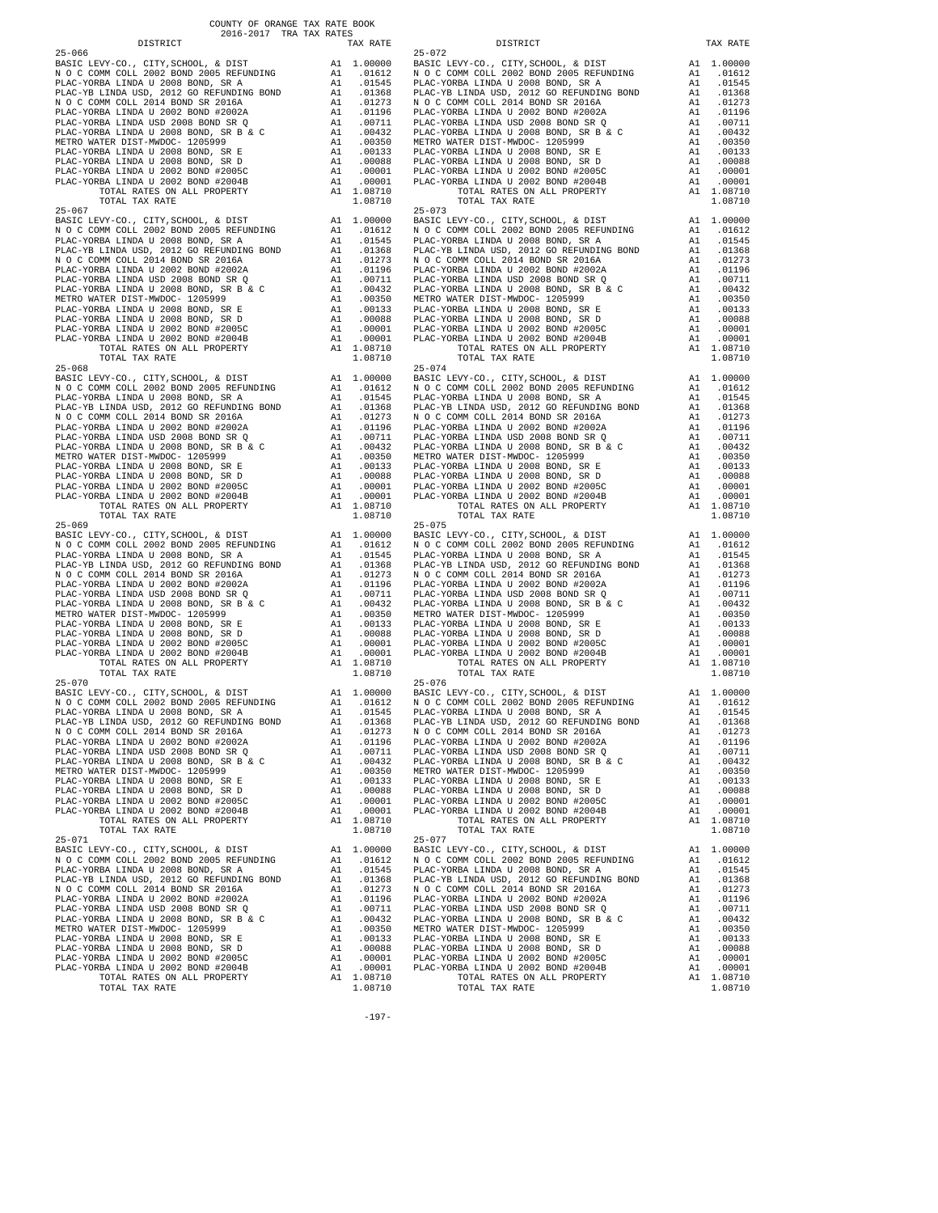COUNTY OF ORANGE TAX RATE BOOK
2016-2017 TRA TAX RATES

| DISTRICT | | TAX RATE |
|---|---|---|
| **25-066** | | |
| BASIC LEVY-CO., CITY,SCHOOL, & DIST | A1 | 1.00000 |
| N O C COMM COLL 2002 BOND 2005 REFUNDING | A1 | .01612 |
| PLAC-YORBA LINDA U 2008 BOND, SR A | A1 | .01545 |
| PLAC-YB LINDA USD, 2012 GO REFUNDING BOND | A1 | .01368 |
| N O C COMM COLL 2014 BOND SR 2016A | A1 | .01273 |
| PLAC-YORBA LINDA U 2002 BOND #2002A | A1 | .01196 |
| PLAC-YORBA LINDA USD 2008 BOND SR Q | A1 | .00711 |
| PLAC-YORBA LINDA U 2008 BOND, SR B & C | A1 | .00432 |
| METRO WATER DIST-MWDOC- 1205999 | A1 | .00350 |
| PLAC-YORBA LINDA U 2008 BOND, SR E | A1 | .00133 |
| PLAC-YORBA LINDA U 2008 BOND, SR D | A1 | .00088 |
| PLAC-YORBA LINDA U 2002 BOND #2005C | A1 | .00001 |
| PLAC-YORBA LINDA U 2002 BOND #2004B | A1 | .00001 |
| TOTAL RATES ON ALL PROPERTY | A1 | 1.08710 |
| TOTAL TAX RATE | | 1.08710 |
| **25-067** | | |
| BASIC LEVY-CO., CITY,SCHOOL, & DIST | A1 | 1.00000 |
| N O C COMM COLL 2002 BOND 2005 REFUNDING | A1 | .01612 |
| PLAC-YORBA LINDA U 2008 BOND, SR A | A1 | .01545 |
| PLAC-YB LINDA USD, 2012 GO REFUNDING BOND | A1 | .01368 |
| N O C COMM COLL 2014 BOND SR 2016A | A1 | .01273 |
| PLAC-YORBA LINDA U 2002 BOND #2002A | A1 | .01196 |
| PLAC-YORBA LINDA USD 2008 BOND SR Q | A1 | .00711 |
| PLAC-YORBA LINDA U 2008 BOND, SR B & C | A1 | .00432 |
| METRO WATER DIST-MWDOC- 1205999 | A1 | .00350 |
| PLAC-YORBA LINDA U 2008 BOND, SR E | A1 | .00133 |
| PLAC-YORBA LINDA U 2008 BOND, SR D | A1 | .00088 |
| PLAC-YORBA LINDA U 2002 BOND #2005C | A1 | .00001 |
| PLAC-YORBA LINDA U 2002 BOND #2004B | A1 | .00001 |
| TOTAL RATES ON ALL PROPERTY | A1 | 1.08710 |
| TOTAL TAX RATE | | 1.08710 |
| **25-068** | | |
| BASIC LEVY-CO., CITY,SCHOOL, & DIST | A1 | 1.00000 |
| N O C COMM COLL 2002 BOND 2005 REFUNDING | A1 | .01612 |
| PLAC-YORBA LINDA U 2008 BOND, SR A | A1 | .01545 |
| PLAC-YB LINDA USD, 2012 GO REFUNDING BOND | A1 | .01368 |
| N O C COMM COLL 2014 BOND SR 2016A | A1 | .01273 |
| PLAC-YORBA LINDA U 2002 BOND #2002A | A1 | .01196 |
| PLAC-YORBA LINDA USD 2008 BOND SR Q | A1 | .00711 |
| PLAC-YORBA LINDA U 2008 BOND, SR B & C | A1 | .00432 |
| METRO WATER DIST-MWDOC- 1205999 | A1 | .00350 |
| PLAC-YORBA LINDA U 2008 BOND, SR E | A1 | .00133 |
| PLAC-YORBA LINDA U 2008 BOND, SR D | A1 | .00088 |
| PLAC-YORBA LINDA U 2002 BOND #2005C | A1 | .00001 |
| PLAC-YORBA LINDA U 2002 BOND #2004B | A1 | .00001 |
| TOTAL RATES ON ALL PROPERTY | A1 | 1.08710 |
| TOTAL TAX RATE | | 1.08710 |
| **25-069** | | |
| BASIC LEVY-CO., CITY,SCHOOL, & DIST | A1 | 1.00000 |
| N O C COMM COLL 2002 BOND 2005 REFUNDING | A1 | .01612 |
| PLAC-YORBA LINDA U 2008 BOND, SR A | A1 | .01545 |
| PLAC-YB LINDA USD, 2012 GO REFUNDING BOND | A1 | .01368 |
| N O C COMM COLL 2014 BOND SR 2016A | A1 | .01273 |
| PLAC-YORBA LINDA U 2002 BOND #2002A | A1 | .01196 |
| PLAC-YORBA LINDA USD 2008 BOND SR Q | A1 | .00711 |
| PLAC-YORBA LINDA U 2008 BOND, SR B & C | A1 | .00432 |
| METRO WATER DIST-MWDOC- 1205999 | A1 | .00350 |
| PLAC-YORBA LINDA U 2008 BOND, SR E | A1 | .00133 |
| PLAC-YORBA LINDA U 2008 BOND, SR D | A1 | .00088 |
| PLAC-YORBA LINDA U 2002 BOND #2005C | A1 | .00001 |
| PLAC-YORBA LINDA U 2002 BOND #2004B | A1 | .00001 |
| TOTAL RATES ON ALL PROPERTY | A1 | 1.08710 |
| TOTAL TAX RATE | | 1.08710 |
| **25-070** | | |
| BASIC LEVY-CO., CITY,SCHOOL, & DIST | A1 | 1.00000 |
| N O C COMM COLL 2002 BOND 2005 REFUNDING | A1 | .01612 |
| PLAC-YORBA LINDA U 2008 BOND, SR A | A1 | .01545 |
| PLAC-YB LINDA USD, 2012 GO REFUNDING BOND | A1 | .01368 |
| N O C COMM COLL 2014 BOND SR 2016A | A1 | .01273 |
| PLAC-YORBA LINDA U 2002 BOND #2002A | A1 | .01196 |
| PLAC-YORBA LINDA USD 2008 BOND SR Q | A1 | .00711 |
| PLAC-YORBA LINDA U 2008 BOND, SR B & C | A1 | .00432 |
| METRO WATER DIST-MWDOC- 1205999 | A1 | .00350 |
| PLAC-YORBA LINDA U 2008 BOND, SR E | A1 | .00133 |
| PLAC-YORBA LINDA U 2008 BOND, SR D | A1 | .00088 |
| PLAC-YORBA LINDA U 2002 BOND #2005C | A1 | .00001 |
| PLAC-YORBA LINDA U 2002 BOND #2004B | A1 | .00001 |
| TOTAL RATES ON ALL PROPERTY | A1 | 1.08710 |
| TOTAL TAX RATE | | 1.08710 |
| **25-071** | | |
| BASIC LEVY-CO., CITY,SCHOOL, & DIST | A1 | 1.00000 |
| N O C COMM COLL 2002 BOND 2005 REFUNDING | A1 | .01612 |
| PLAC-YORBA LINDA U 2008 BOND, SR A | A1 | .01545 |
| PLAC-YB LINDA USD, 2012 GO REFUNDING BOND | A1 | .01368 |
| N O C COMM COLL 2014 BOND SR 2016A | A1 | .01273 |
| PLAC-YORBA LINDA U 2002 BOND #2002A | A1 | .01196 |
| PLAC-YORBA LINDA USD 2008 BOND SR Q | A1 | .00711 |
| PLAC-YORBA LINDA U 2008 BOND, SR B & C | A1 | .00432 |
| METRO WATER DIST-MWDOC- 1205999 | A1 | .00350 |
| PLAC-YORBA LINDA U 2008 BOND, SR E | A1 | .00133 |
| PLAC-YORBA LINDA U 2008 BOND, SR D | A1 | .00088 |
| PLAC-YORBA LINDA U 2002 BOND #2005C | A1 | .00001 |
| PLAC-YORBA LINDA U 2002 BOND #2004B | A1 | .00001 |
| TOTAL RATES ON ALL PROPERTY | A1 | 1.08710 |
| TOTAL TAX RATE | | 1.08710 |
| **25-072** | | |
| BASIC LEVY-CO., CITY,SCHOOL, & DIST | A1 | 1.00000 |
| N O C COMM COLL 2002 BOND 2005 REFUNDING | A1 | .01612 |
| PLAC-YORBA LINDA U 2008 BOND, SR A | A1 | .01545 |
| PLAC-YB LINDA USD, 2012 GO REFUNDING BOND | A1 | .01368 |
| N O C COMM COLL 2014 BOND SR 2016A | A1 | .01273 |
| PLAC-YORBA LINDA U 2002 BOND #2002A | A1 | .01196 |
| PLAC-YORBA LINDA USD 2008 BOND SR Q | A1 | .00711 |
| PLAC-YORBA LINDA U 2008 BOND, SR B & C | A1 | .00432 |
| METRO WATER DIST-MWDOC- 1205999 | A1 | .00350 |
| PLAC-YORBA LINDA U 2008 BOND, SR E | A1 | .00133 |
| PLAC-YORBA LINDA U 2008 BOND, SR D | A1 | .00088 |
| PLAC-YORBA LINDA U 2002 BOND #2005C | A1 | .00001 |
| PLAC-YORBA LINDA U 2002 BOND #2004B | A1 | .00001 |
| TOTAL RATES ON ALL PROPERTY | A1 | 1.08710 |
| TOTAL TAX RATE | | 1.08710 |
| **25-073** | | |
| BASIC LEVY-CO., CITY,SCHOOL, & DIST | A1 | 1.00000 |
| N O C COMM COLL 2002 BOND 2005 REFUNDING | A1 | .01612 |
| PLAC-YORBA LINDA U 2008 BOND, SR A | A1 | .01545 |
| PLAC-YB LINDA USD, 2012 GO REFUNDING BOND | A1 | .01368 |
| N O C COMM COLL 2014 BOND SR 2016A | A1 | .01273 |
| PLAC-YORBA LINDA U 2002 BOND #2002A | A1 | .01196 |
| PLAC-YORBA LINDA USD 2008 BOND SR Q | A1 | .00711 |
| PLAC-YORBA LINDA U 2008 BOND, SR B & C | A1 | .00432 |
| METRO WATER DIST-MWDOC- 1205999 | A1 | .00350 |
| PLAC-YORBA LINDA U 2008 BOND, SR E | A1 | .00133 |
| PLAC-YORBA LINDA U 2008 BOND, SR D | A1 | .00088 |
| PLAC-YORBA LINDA U 2002 BOND #2005C | A1 | .00001 |
| PLAC-YORBA LINDA U 2002 BOND #2004B | A1 | .00001 |
| TOTAL RATES ON ALL PROPERTY | A1 | 1.08710 |
| TOTAL TAX RATE | | 1.08710 |
| **25-074** | | |
| BASIC LEVY-CO., CITY,SCHOOL, & DIST | A1 | 1.00000 |
| N O C COMM COLL 2002 BOND 2005 REFUNDING | A1 | .01612 |
| PLAC-YORBA LINDA U 2008 BOND, SR A | A1 | .01545 |
| PLAC-YB LINDA USD, 2012 GO REFUNDING BOND | A1 | .01368 |
| N O C COMM COLL 2014 BOND SR 2016A | A1 | .01273 |
| PLAC-YORBA LINDA U 2002 BOND #2002A | A1 | .01196 |
| PLAC-YORBA LINDA USD 2008 BOND SR Q | A1 | .00711 |
| PLAC-YORBA LINDA U 2008 BOND, SR B & C | A1 | .00432 |
| METRO WATER DIST-MWDOC- 1205999 | A1 | .00350 |
| PLAC-YORBA LINDA U 2008 BOND, SR E | A1 | .00133 |
| PLAC-YORBA LINDA U 2008 BOND, SR D | A1 | .00088 |
| PLAC-YORBA LINDA U 2002 BOND #2005C | A1 | .00001 |
| PLAC-YORBA LINDA U 2002 BOND #2004B | A1 | .00001 |
| TOTAL RATES ON ALL PROPERTY | A1 | 1.08710 |
| TOTAL TAX RATE | | 1.08710 |
| **25-075** | | |
| BASIC LEVY-CO., CITY,SCHOOL, & DIST | A1 | 1.00000 |
| N O C COMM COLL 2002 BOND 2005 REFUNDING | A1 | .01612 |
| PLAC-YORBA LINDA U 2008 BOND, SR A | A1 | .01545 |
| PLAC-YB LINDA USD, 2012 GO REFUNDING BOND | A1 | .01368 |
| N O C COMM COLL 2014 BOND SR 2016A | A1 | .01273 |
| PLAC-YORBA LINDA U 2002 BOND #2002A | A1 | .01196 |
| PLAC-YORBA LINDA USD 2008 BOND SR Q | A1 | .00711 |
| PLAC-YORBA LINDA U 2008 BOND, SR B & C | A1 | .00432 |
| METRO WATER DIST-MWDOC- 1205999 | A1 | .00350 |
| PLAC-YORBA LINDA U 2008 BOND, SR E | A1 | .00133 |
| PLAC-YORBA LINDA U 2008 BOND, SR D | A1 | .00088 |
| PLAC-YORBA LINDA U 2002 BOND #2005C | A1 | .00001 |
| PLAC-YORBA LINDA U 2002 BOND #2004B | A1 | .00001 |
| TOTAL RATES ON ALL PROPERTY | A1 | 1.08710 |
| TOTAL TAX RATE | | 1.08710 |
| **25-076** | | |
| BASIC LEVY-CO., CITY,SCHOOL, & DIST | A1 | 1.00000 |
| N O C COMM COLL 2002 BOND 2005 REFUNDING | A1 | .01612 |
| PLAC-YORBA LINDA U 2008 BOND, SR A | A1 | .01545 |
| PLAC-YB LINDA USD, 2012 GO REFUNDING BOND | A1 | .01368 |
| N O C COMM COLL 2014 BOND SR 2016A | A1 | .01273 |
| PLAC-YORBA LINDA U 2002 BOND #2002A | A1 | .01196 |
| PLAC-YORBA LINDA USD 2008 BOND SR Q | A1 | .00711 |
| PLAC-YORBA LINDA U 2008 BOND, SR B & C | A1 | .00432 |
| METRO WATER DIST-MWDOC- 1205999 | A1 | .00350 |
| PLAC-YORBA LINDA U 2008 BOND, SR E | A1 | .00133 |
| PLAC-YORBA LINDA U 2008 BOND, SR D | A1 | .00088 |
| PLAC-YORBA LINDA U 2002 BOND #2005C | A1 | .00001 |
| PLAC-YORBA LINDA U 2002 BOND #2004B | A1 | .00001 |
| TOTAL RATES ON ALL PROPERTY | A1 | 1.08710 |
| TOTAL TAX RATE | | 1.08710 |
| **25-077** | | |
| BASIC LEVY-CO., CITY,SCHOOL, & DIST | A1 | 1.00000 |
| N O C COMM COLL 2002 BOND 2005 REFUNDING | A1 | .01612 |
| PLAC-YORBA LINDA U 2008 BOND, SR A | A1 | .01545 |
| PLAC-YB LINDA USD, 2012 GO REFUNDING BOND | A1 | .01368 |
| N O C COMM COLL 2014 BOND SR 2016A | A1 | .01273 |
| PLAC-YORBA LINDA U 2002 BOND #2002A | A1 | .01196 |
| PLAC-YORBA LINDA USD 2008 BOND SR Q | A1 | .00711 |
| PLAC-YORBA LINDA U 2008 BOND, SR B & C | A1 | .00432 |
| METRO WATER DIST-MWDOC- 1205999 | A1 | .00350 |
| PLAC-YORBA LINDA U 2008 BOND, SR E | A1 | .00133 |
| PLAC-YORBA LINDA U 2008 BOND, SR D | A1 | .00088 |
| PLAC-YORBA LINDA U 2002 BOND #2005C | A1 | .00001 |
| PLAC-YORBA LINDA U 2002 BOND #2004B | A1 | .00001 |
| TOTAL RATES ON ALL PROPERTY | A1 | 1.08710 |
| TOTAL TAX RATE | | 1.08710 |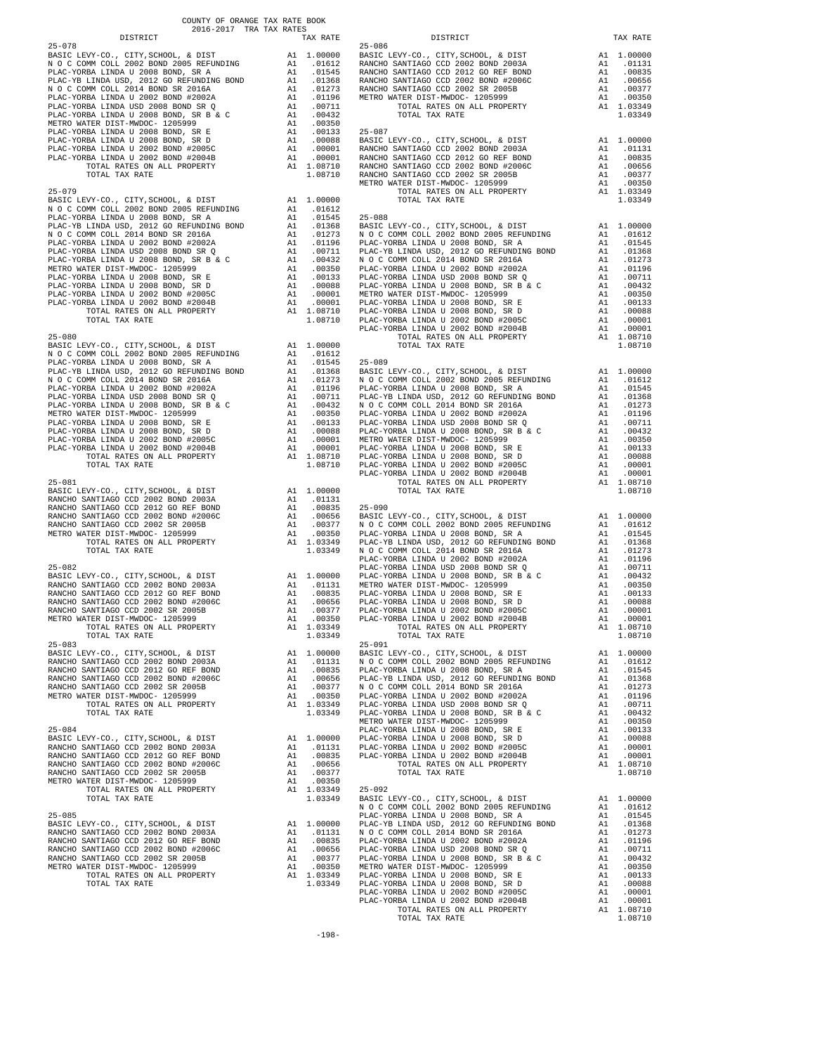COUNTY OF ORANGE TAX RATE BOOK
2016-2017 TRA TAX RATES

| DISTRICT | | TAX RATE |
|---|---|---|
| **25-078** | | |
| BASIC LEVY-CO., CITY,SCHOOL, & DIST | A1 | 1.00000 |
| N O C COMM COLL 2002 BOND 2005 REFUNDING | A1 | .01612 |
| PLAC-YORBA LINDA U 2008 BOND, SR A | A1 | .01545 |
| PLAC-YB LINDA USD, 2012 GO REFUNDING BOND | A1 | .01368 |
| N O C COMM COLL 2014 BOND SR 2016A | A1 | .01273 |
| PLAC-YORBA LINDA U 2002 BOND #2002A | A1 | .01196 |
| PLAC-YORBA LINDA USD 2008 BOND SR Q | A1 | .00711 |
| PLAC-YORBA LINDA U 2008 BOND, SR B & C | A1 | .00432 |
| METRO WATER DIST-MWDOC- 1205999 | A1 | .00350 |
| PLAC-YORBA LINDA U 2008 BOND, SR E | A1 | .00133 |
| PLAC-YORBA LINDA U 2008 BOND, SR D | A1 | .00088 |
| PLAC-YORBA LINDA U 2002 BOND #2005C | A1 | .00001 |
| PLAC-YORBA LINDA U 2002 BOND #2004B | A1 | .00001 |
| TOTAL RATES ON ALL PROPERTY | A1 | 1.08710 |
| TOTAL TAX RATE | | 1.08710 |
| **25-079** | | |
| BASIC LEVY-CO., CITY,SCHOOL, & DIST | A1 | 1.00000 |
| N O C COMM COLL 2002 BOND 2005 REFUNDING | A1 | .01612 |
| PLAC-YORBA LINDA U 2008 BOND, SR A | A1 | .01545 |
| PLAC-YB LINDA USD, 2012 GO REFUNDING BOND | A1 | .01368 |
| N O C COMM COLL 2014 BOND SR 2016A | A1 | .01273 |
| PLAC-YORBA LINDA U 2002 BOND #2002A | A1 | .01196 |
| PLAC-YORBA LINDA USD 2008 BOND SR Q | A1 | .00711 |
| PLAC-YORBA LINDA U 2008 BOND, SR B & C | A1 | .00432 |
| METRO WATER DIST-MWDOC- 1205999 | A1 | .00350 |
| PLAC-YORBA LINDA U 2008 BOND, SR E | A1 | .00133 |
| PLAC-YORBA LINDA U 2008 BOND, SR D | A1 | .00088 |
| PLAC-YORBA LINDA U 2002 BOND #2005C | A1 | .00001 |
| PLAC-YORBA LINDA U 2002 BOND #2004B | A1 | .00001 |
| TOTAL RATES ON ALL PROPERTY | A1 | 1.08710 |
| TOTAL TAX RATE | | 1.08710 |
| **25-080** | | |
| BASIC LEVY-CO., CITY,SCHOOL, & DIST | A1 | 1.00000 |
| N O C COMM COLL 2002 BOND 2005 REFUNDING | A1 | .01612 |
| PLAC-YORBA LINDA U 2008 BOND, SR A | A1 | .01545 |
| PLAC-YB LINDA USD, 2012 GO REFUNDING BOND | A1 | .01368 |
| N O C COMM COLL 2014 BOND SR 2016A | A1 | .01273 |
| PLAC-YORBA LINDA U 2002 BOND #2002A | A1 | .01196 |
| PLAC-YORBA LINDA USD 2008 BOND SR Q | A1 | .00711 |
| PLAC-YORBA LINDA U 2008 BOND, SR B & C | A1 | .00432 |
| METRO WATER DIST-MWDOC- 1205999 | A1 | .00350 |
| PLAC-YORBA LINDA U 2008 BOND, SR E | A1 | .00133 |
| PLAC-YORBA LINDA U 2008 BOND, SR D | A1 | .00088 |
| PLAC-YORBA LINDA U 2002 BOND #2005C | A1 | .00001 |
| PLAC-YORBA LINDA U 2002 BOND #2004B | A1 | .00001 |
| TOTAL RATES ON ALL PROPERTY | A1 | 1.08710 |
| TOTAL TAX RATE | | 1.08710 |
| **25-081** | | |
| BASIC LEVY-CO., CITY,SCHOOL, & DIST | A1 | 1.00000 |
| RANCHO SANTIAGO CCD 2002 BOND 2003A | A1 | .01131 |
| RANCHO SANTIAGO CCD 2012 GO REF BOND | A1 | .00835 |
| RANCHO SANTIAGO CCD 2002 BOND #2006C | A1 | .00656 |
| RANCHO SANTIAGO CCD 2002 SR 2005B | A1 | .00377 |
| METRO WATER DIST-MWDOC- 1205999 | A1 | .00350 |
| TOTAL RATES ON ALL PROPERTY | A1 | 1.03349 |
| TOTAL TAX RATE | | 1.03349 |
| **25-082** | | |
| BASIC LEVY-CO., CITY,SCHOOL, & DIST | A1 | 1.00000 |
| RANCHO SANTIAGO CCD 2002 BOND 2003A | A1 | .01131 |
| RANCHO SANTIAGO CCD 2012 GO REF BOND | A1 | .00835 |
| RANCHO SANTIAGO CCD 2002 BOND #2006C | A1 | .00656 |
| RANCHO SANTIAGO CCD 2002 SR 2005B | A1 | .00377 |
| METRO WATER DIST-MWDOC- 1205999 | A1 | .00350 |
| TOTAL RATES ON ALL PROPERTY | A1 | 1.03349 |
| TOTAL TAX RATE | | 1.03349 |
| **25-083** | | |
| BASIC LEVY-CO., CITY,SCHOOL, & DIST | A1 | 1.00000 |
| RANCHO SANTIAGO CCD 2002 BOND 2003A | A1 | .01131 |
| RANCHO SANTIAGO CCD 2012 GO REF BOND | A1 | .00835 |
| RANCHO SANTIAGO CCD 2002 BOND #2006C | A1 | .00656 |
| RANCHO SANTIAGO CCD 2002 SR 2005B | A1 | .00377 |
| METRO WATER DIST-MWDOC- 1205999 | A1 | .00350 |
| TOTAL RATES ON ALL PROPERTY | A1 | 1.03349 |
| TOTAL TAX RATE | | 1.03349 |
| **25-084** | | |
| BASIC LEVY-CO., CITY,SCHOOL, & DIST | A1 | 1.00000 |
| RANCHO SANTIAGO CCD 2002 BOND 2003A | A1 | .01131 |
| RANCHO SANTIAGO CCD 2012 GO REF BOND | A1 | .00835 |
| RANCHO SANTIAGO CCD 2002 BOND #2006C | A1 | .00656 |
| RANCHO SANTIAGO CCD 2002 SR 2005B | A1 | .00377 |
| METRO WATER DIST-MWDOC- 1205999 | A1 | .00350 |
| TOTAL RATES ON ALL PROPERTY | A1 | 1.03349 |
| TOTAL TAX RATE | | 1.03349 |
| **25-085** | | |
| BASIC LEVY-CO., CITY,SCHOOL, & DIST | A1 | 1.00000 |
| RANCHO SANTIAGO CCD 2002 BOND 2003A | A1 | .01131 |
| RANCHO SANTIAGO CCD 2012 GO REF BOND | A1 | .00835 |
| RANCHO SANTIAGO CCD 2002 BOND #2006C | A1 | .00656 |
| RANCHO SANTIAGO CCD 2002 SR 2005B | A1 | .00377 |
| METRO WATER DIST-MWDOC- 1205999 | A1 | .00350 |
| TOTAL RATES ON ALL PROPERTY | A1 | 1.03349 |
| TOTAL TAX RATE | | 1.03349 |
| **25-086** | | |
| BASIC LEVY-CO., CITY,SCHOOL, & DIST | A1 | 1.00000 |
| RANCHO SANTIAGO CCD 2002 BOND 2003A | A1 | .01131 |
| RANCHO SANTIAGO CCD 2012 GO REF BOND | A1 | .00835 |
| RANCHO SANTIAGO CCD 2002 BOND #2006C | A1 | .00656 |
| RANCHO SANTIAGO CCD 2002 SR 2005B | A1 | .00377 |
| METRO WATER DIST-MWDOC- 1205999 | A1 | .00350 |
| TOTAL RATES ON ALL PROPERTY | A1 | 1.03349 |
| TOTAL TAX RATE | | 1.03349 |
| **25-087** | | |
| BASIC LEVY-CO., CITY,SCHOOL, & DIST | A1 | 1.00000 |
| RANCHO SANTIAGO CCD 2002 BOND 2003A | A1 | .01131 |
| RANCHO SANTIAGO CCD 2012 GO REF BOND | A1 | .00835 |
| RANCHO SANTIAGO CCD 2002 BOND #2006C | A1 | .00656 |
| RANCHO SANTIAGO CCD 2002 SR 2005B | A1 | .00377 |
| METRO WATER DIST-MWDOC- 1205999 | A1 | .00350 |
| TOTAL RATES ON ALL PROPERTY | A1 | 1.03349 |
| TOTAL TAX RATE | | 1.03349 |
| **25-088** | | |
| BASIC LEVY-CO., CITY,SCHOOL, & DIST | A1 | 1.00000 |
| N O C COMM COLL 2002 BOND 2005 REFUNDING | A1 | .01612 |
| PLAC-YORBA LINDA U 2008 BOND, SR A | A1 | .01545 |
| PLAC-YB LINDA USD, 2012 GO REFUNDING BOND | A1 | .01368 |
| N O C COMM COLL 2014 BOND SR 2016A | A1 | .01273 |
| PLAC-YORBA LINDA U 2002 BOND #2002A | A1 | .01196 |
| PLAC-YORBA LINDA USD 2008 BOND SR Q | A1 | .00711 |
| PLAC-YORBA LINDA U 2008 BOND, SR B & C | A1 | .00432 |
| METRO WATER DIST-MWDOC- 1205999 | A1 | .00350 |
| PLAC-YORBA LINDA U 2008 BOND, SR E | A1 | .00133 |
| PLAC-YORBA LINDA U 2008 BOND, SR D | A1 | .00088 |
| PLAC-YORBA LINDA U 2002 BOND #2005C | A1 | .00001 |
| PLAC-YORBA LINDA U 2002 BOND #2004B | A1 | .00001 |
| TOTAL RATES ON ALL PROPERTY | A1 | 1.08710 |
| TOTAL TAX RATE | | 1.08710 |
| **25-089** | | |
| BASIC LEVY-CO., CITY,SCHOOL, & DIST | A1 | 1.00000 |
| N O C COMM COLL 2002 BOND 2005 REFUNDING | A1 | .01612 |
| PLAC-YORBA LINDA U 2008 BOND, SR A | A1 | .01545 |
| PLAC-YB LINDA USD, 2012 GO REFUNDING BOND | A1 | .01368 |
| N O C COMM COLL 2014 BOND SR 2016A | A1 | .01273 |
| PLAC-YORBA LINDA U 2002 BOND #2002A | A1 | .01196 |
| PLAC-YORBA LINDA USD 2008 BOND SR Q | A1 | .00711 |
| PLAC-YORBA LINDA U 2008 BOND, SR B & C | A1 | .00432 |
| METRO WATER DIST-MWDOC- 1205999 | A1 | .00350 |
| PLAC-YORBA LINDA U 2008 BOND, SR E | A1 | .00133 |
| PLAC-YORBA LINDA U 2008 BOND, SR D | A1 | .00088 |
| PLAC-YORBA LINDA U 2002 BOND #2005C | A1 | .00001 |
| PLAC-YORBA LINDA U 2002 BOND #2004B | A1 | .00001 |
| TOTAL RATES ON ALL PROPERTY | A1 | 1.08710 |
| TOTAL TAX RATE | | 1.08710 |
| **25-090** | | |
| BASIC LEVY-CO., CITY,SCHOOL, & DIST | A1 | 1.00000 |
| N O C COMM COLL 2002 BOND 2005 REFUNDING | A1 | .01612 |
| PLAC-YORBA LINDA U 2008 BOND, SR A | A1 | .01545 |
| PLAC-YB LINDA USD, 2012 GO REFUNDING BOND | A1 | .01368 |
| N O C COMM COLL 2014 BOND SR 2016A | A1 | .01273 |
| PLAC-YORBA LINDA U 2002 BOND #2002A | A1 | .01196 |
| PLAC-YORBA LINDA USD 2008 BOND SR Q | A1 | .00711 |
| PLAC-YORBA LINDA U 2008 BOND, SR B & C | A1 | .00432 |
| METRO WATER DIST-MWDOC- 1205999 | A1 | .00350 |
| PLAC-YORBA LINDA U 2008 BOND, SR E | A1 | .00133 |
| PLAC-YORBA LINDA U 2008 BOND, SR D | A1 | .00088 |
| PLAC-YORBA LINDA U 2002 BOND #2005C | A1 | .00001 |
| PLAC-YORBA LINDA U 2002 BOND #2004B | A1 | .00001 |
| TOTAL RATES ON ALL PROPERTY | A1 | 1.08710 |
| TOTAL TAX RATE | | 1.08710 |
| **25-091** | | |
| BASIC LEVY-CO., CITY,SCHOOL, & DIST | A1 | 1.00000 |
| N O C COMM COLL 2002 BOND 2005 REFUNDING | A1 | .01612 |
| PLAC-YORBA LINDA U 2008 BOND, SR A | A1 | .01545 |
| PLAC-YB LINDA USD, 2012 GO REFUNDING BOND | A1 | .01368 |
| N O C COMM COLL 2014 BOND SR 2016A | A1 | .01273 |
| PLAC-YORBA LINDA U 2002 BOND #2002A | A1 | .01196 |
| PLAC-YORBA LINDA USD 2008 BOND SR Q | A1 | .00711 |
| PLAC-YORBA LINDA U 2008 BOND, SR B & C | A1 | .00432 |
| METRO WATER DIST-MWDOC- 1205999 | A1 | .00350 |
| PLAC-YORBA LINDA U 2008 BOND, SR E | A1 | .00133 |
| PLAC-YORBA LINDA U 2008 BOND, SR D | A1 | .00088 |
| PLAC-YORBA LINDA U 2002 BOND #2005C | A1 | .00001 |
| PLAC-YORBA LINDA U 2002 BOND #2004B | A1 | .00001 |
| TOTAL RATES ON ALL PROPERTY | A1 | 1.08710 |
| TOTAL TAX RATE | | 1.08710 |
| **25-092** | | |
| BASIC LEVY-CO., CITY,SCHOOL, & DIST | A1 | 1.00000 |
| N O C COMM COLL 2002 BOND 2005 REFUNDING | A1 | .01612 |
| PLAC-YORBA LINDA U 2008 BOND, SR A | A1 | .01545 |
| PLAC-YB LINDA USD, 2012 GO REFUNDING BOND | A1 | .01368 |
| N O C COMM COLL 2014 BOND SR 2016A | A1 | .01273 |
| PLAC-YORBA LINDA U 2002 BOND #2002A | A1 | .01196 |
| PLAC-YORBA LINDA USD 2008 BOND SR Q | A1 | .00711 |
| PLAC-YORBA LINDA U 2008 BOND, SR B & C | A1 | .00432 |
| METRO WATER DIST-MWDOC- 1205999 | A1 | .00350 |
| PLAC-YORBA LINDA U 2008 BOND, SR E | A1 | .00133 |
| PLAC-YORBA LINDA U 2008 BOND, SR D | A1 | .00088 |
| PLAC-YORBA LINDA U 2002 BOND #2005C | A1 | .00001 |
| PLAC-YORBA LINDA U 2002 BOND #2004B | A1 | .00001 |
| TOTAL RATES ON ALL PROPERTY | A1 | 1.08710 |
| TOTAL TAX RATE | | 1.08710 |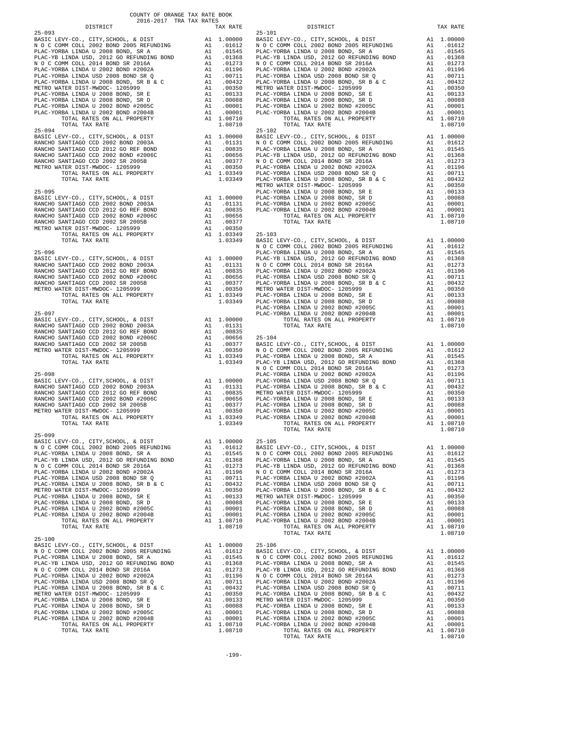COUNTY OF ORANGE TAX RATE BOOK
2016-2017 TRA TAX RATES

| DISTRICT | | TAX RATE |
|---|---|---|
| **25-093** | | |
| BASIC LEVY-CO., CITY,SCHOOL, & DIST | A1 | 1.00000 |
| N O C COMM COLL 2002 BOND 2005 REFUNDING | A1 | .01612 |
| PLAC-YORBA LINDA U 2008 BOND, SR A | A1 | .01545 |
| PLAC-YB LINDA USD, 2012 GO REFUNDING BOND | A1 | .01368 |
| N O C COMM COLL 2014 BOND SR 2016A | A1 | .01273 |
| PLAC-YORBA LINDA U 2002 BOND #2002A | A1 | .01196 |
| PLAC-YORBA LINDA USD 2008 BOND SR Q | A1 | .00711 |
| PLAC-YORBA LINDA U 2008 BOND, SR B & C | A1 | .00432 |
| METRO WATER DIST-MWDOC- 1205999 | A1 | .00350 |
| PLAC-YORBA LINDA U 2008 BOND, SR E | A1 | .00133 |
| PLAC-YORBA LINDA U 2008 BOND, SR D | A1 | .00088 |
| PLAC-YORBA LINDA U 2002 BOND #2005C | A1 | .00001 |
| PLAC-YORBA LINDA U 2002 BOND #2004B | A1 | .00001 |
| TOTAL RATES ON ALL PROPERTY | A1 | 1.08710 |
| TOTAL TAX RATE | | 1.08710 |
| **25-094** | | |
| BASIC LEVY-CO., CITY,SCHOOL, & DIST | A1 | 1.00000 |
| RANCHO SANTIAGO CCD 2002 BOND 2003A | A1 | .01131 |
| RANCHO SANTIAGO CCD 2012 GO REF BOND | A1 | .00835 |
| RANCHO SANTIAGO CCD 2002 BOND #2006C | A1 | .00656 |
| RANCHO SANTIAGO CCD 2002 SR 2005B | A1 | .00377 |
| METRO WATER DIST-MWDOC- 1205999 | A1 | .00350 |
| TOTAL RATES ON ALL PROPERTY | A1 | 1.03349 |
| TOTAL TAX RATE | | 1.03349 |
| **25-095** | | |
| BASIC LEVY-CO., CITY,SCHOOL, & DIST | A1 | 1.00000 |
| RANCHO SANTIAGO CCD 2002 BOND 2003A | A1 | .01131 |
| RANCHO SANTIAGO CCD 2012 GO REF BOND | A1 | .00835 |
| RANCHO SANTIAGO CCD 2002 BOND #2006C | A1 | .00656 |
| RANCHO SANTIAGO CCD 2002 SR 2005B | A1 | .00377 |
| METRO WATER DIST-MWDOC- 1205999 | A1 | .00350 |
| TOTAL RATES ON ALL PROPERTY | A1 | 1.03349 |
| TOTAL TAX RATE | | 1.03349 |
| **25-096** | | |
| BASIC LEVY-CO., CITY,SCHOOL, & DIST | A1 | 1.00000 |
| RANCHO SANTIAGO CCD 2002 BOND 2003A | A1 | .01131 |
| RANCHO SANTIAGO CCD 2012 GO REF BOND | A1 | .00835 |
| RANCHO SANTIAGO CCD 2002 BOND #2006C | A1 | .00656 |
| RANCHO SANTIAGO CCD 2002 SR 2005B | A1 | .00377 |
| METRO WATER DIST-MWDOC- 1205999 | A1 | .00350 |
| TOTAL RATES ON ALL PROPERTY | A1 | 1.03349 |
| TOTAL TAX RATE | | 1.03349 |
| **25-097** | | |
| BASIC LEVY-CO., CITY,SCHOOL, & DIST | A1 | 1.00000 |
| RANCHO SANTIAGO CCD 2002 BOND 2003A | A1 | .01131 |
| RANCHO SANTIAGO CCD 2012 GO REF BOND | A1 | .00835 |
| RANCHO SANTIAGO CCD 2002 BOND #2006C | A1 | .00656 |
| RANCHO SANTIAGO CCD 2002 SR 2005B | A1 | .00377 |
| METRO WATER DIST-MWDOC- 1205999 | A1 | .00350 |
| TOTAL RATES ON ALL PROPERTY | A1 | 1.03349 |
| TOTAL TAX RATE | | 1.03349 |
| **25-098** | | |
| BASIC LEVY-CO., CITY,SCHOOL, & DIST | A1 | 1.00000 |
| RANCHO SANTIAGO CCD 2002 BOND 2003A | A1 | .01131 |
| RANCHO SANTIAGO CCD 2012 GO REF BOND | A1 | .00835 |
| RANCHO SANTIAGO CCD 2002 BOND #2006C | A1 | .00656 |
| RANCHO SANTIAGO CCD 2002 SR 2005B | A1 | .00377 |
| METRO WATER DIST-MWDOC- 1205999 | A1 | .00350 |
| TOTAL RATES ON ALL PROPERTY | A1 | 1.03349 |
| TOTAL TAX RATE | | 1.03349 |
| **25-099** | | |
| BASIC LEVY-CO., CITY,SCHOOL, & DIST | A1 | 1.00000 |
| N O C COMM COLL 2002 BOND 2005 REFUNDING | A1 | .01612 |
| PLAC-YORBA LINDA U 2008 BOND, SR A | A1 | .01545 |
| PLAC-YB LINDA USD, 2012 GO REFUNDING BOND | A1 | .01368 |
| N O C COMM COLL 2014 BOND SR 2016A | A1 | .01273 |
| PLAC-YORBA LINDA U 2002 BOND #2002A | A1 | .01196 |
| PLAC-YORBA LINDA USD 2008 BOND SR Q | A1 | .00711 |
| PLAC-YORBA LINDA U 2008 BOND, SR B & C | A1 | .00432 |
| METRO WATER DIST-MWDOC- 1205999 | A1 | .00350 |
| PLAC-YORBA LINDA U 2008 BOND, SR E | A1 | .00133 |
| PLAC-YORBA LINDA U 2008 BOND, SR D | A1 | .00088 |
| PLAC-YORBA LINDA U 2002 BOND #2005C | A1 | .00001 |
| PLAC-YORBA LINDA U 2002 BOND #2004B | A1 | .00001 |
| TOTAL RATES ON ALL PROPERTY | A1 | 1.08710 |
| TOTAL TAX RATE | | 1.08710 |
| **25-100** | | |
| BASIC LEVY-CO., CITY,SCHOOL, & DIST | A1 | 1.00000 |
| N O C COMM COLL 2002 BOND 2005 REFUNDING | A1 | .01612 |
| PLAC-YORBA LINDA U 2008 BOND, SR A | A1 | .01545 |
| PLAC-YB LINDA USD, 2012 GO REFUNDING BOND | A1 | .01368 |
| N O C COMM COLL 2014 BOND SR 2016A | A1 | .01273 |
| PLAC-YORBA LINDA U 2002 BOND #2002A | A1 | .01196 |
| PLAC-YORBA LINDA USD 2008 BOND SR Q | A1 | .00711 |
| PLAC-YORBA LINDA U 2008 BOND, SR B & C | A1 | .00432 |
| METRO WATER DIST-MWDOC- 1205999 | A1 | .00350 |
| PLAC-YORBA LINDA U 2008 BOND, SR E | A1 | .00133 |
| PLAC-YORBA LINDA U 2008 BOND, SR D | A1 | .00088 |
| PLAC-YORBA LINDA U 2002 BOND #2005C | A1 | .00001 |
| PLAC-YORBA LINDA U 2002 BOND #2004B | A1 | .00001 |
| TOTAL RATES ON ALL PROPERTY | A1 | 1.08710 |
| TOTAL TAX RATE | | 1.08710 |
| **25-101** | | |
| BASIC LEVY-CO., CITY,SCHOOL, & DIST | A1 | 1.00000 |
| N O C COMM COLL 2002 BOND 2005 REFUNDING | A1 | .01612 |
| PLAC-YORBA LINDA U 2008 BOND, SR A | A1 | .01545 |
| PLAC-YB LINDA USD, 2012 GO REFUNDING BOND | A1 | .01368 |
| N O C COMM COLL 2014 BOND SR 2016A | A1 | .01273 |
| PLAC-YORBA LINDA U 2002 BOND #2002A | A1 | .01196 |
| PLAC-YORBA LINDA USD 2008 BOND SR Q | A1 | .00711 |
| PLAC-YORBA LINDA U 2008 BOND, SR B & C | A1 | .00432 |
| METRO WATER DIST-MWDOC- 1205999 | A1 | .00350 |
| PLAC-YORBA LINDA U 2008 BOND, SR E | A1 | .00133 |
| PLAC-YORBA LINDA U 2008 BOND, SR D | A1 | .00088 |
| PLAC-YORBA LINDA U 2002 BOND #2005C | A1 | .00001 |
| PLAC-YORBA LINDA U 2002 BOND #2004B | A1 | .00001 |
| TOTAL RATES ON ALL PROPERTY | A1 | 1.08710 |
| TOTAL TAX RATE | | 1.08710 |
| **25-102** | | |
| BASIC LEVY-CO., CITY,SCHOOL, & DIST | A1 | 1.00000 |
| N O C COMM COLL 2002 BOND 2005 REFUNDING | A1 | .01612 |
| PLAC-YORBA LINDA U 2008 BOND, SR A | A1 | .01545 |
| PLAC-YB LINDA USD, 2012 GO REFUNDING BOND | A1 | .01368 |
| N O C COMM COLL 2014 BOND SR 2016A | A1 | .01273 |
| PLAC-YORBA LINDA U 2002 BOND #2002A | A1 | .01196 |
| PLAC-YORBA LINDA USD 2008 BOND SR Q | A1 | .00711 |
| PLAC-YORBA LINDA U 2008 BOND, SR B & C | A1 | .00432 |
| METRO WATER DIST-MWDOC- 1205999 | A1 | .00350 |
| PLAC-YORBA LINDA U 2008 BOND, SR E | A1 | .00133 |
| PLAC-YORBA LINDA U 2008 BOND, SR D | A1 | .00088 |
| PLAC-YORBA LINDA U 2002 BOND #2005C | A1 | .00001 |
| PLAC-YORBA LINDA U 2002 BOND #2004B | A1 | .00001 |
| TOTAL RATES ON ALL PROPERTY | A1 | 1.08710 |
| TOTAL TAX RATE | | 1.08710 |
| **25-103** | | |
| BASIC LEVY-CO., CITY,SCHOOL, & DIST | A1 | 1.00000 |
| N O C COMM COLL 2002 BOND 2005 REFUNDING | A1 | .01612 |
| PLAC-YORBA LINDA U 2008 BOND, SR A | A1 | .01545 |
| PLAC-YB LINDA USD, 2012 GO REFUNDING BOND | A1 | .01368 |
| N O C COMM COLL 2014 BOND SR 2016A | A1 | .01273 |
| PLAC-YORBA LINDA U 2002 BOND #2002A | A1 | .01196 |
| PLAC-YORBA LINDA USD 2008 BOND SR Q | A1 | .00711 |
| PLAC-YORBA LINDA U 2008 BOND, SR B & C | A1 | .00432 |
| METRO WATER DIST-MWDOC- 1205999 | A1 | .00350 |
| PLAC-YORBA LINDA U 2008 BOND, SR E | A1 | .00133 |
| PLAC-YORBA LINDA U 2008 BOND, SR D | A1 | .00088 |
| PLAC-YORBA LINDA U 2002 BOND #2005C | A1 | .00001 |
| PLAC-YORBA LINDA U 2002 BOND #2004B | A1 | .00001 |
| TOTAL RATES ON ALL PROPERTY | A1 | 1.08710 |
| TOTAL TAX RATE | | 1.08710 |
| **25-104** | | |
| BASIC LEVY-CO., CITY,SCHOOL, & DIST | A1 | 1.00000 |
| N O C COMM COLL 2002 BOND 2005 REFUNDING | A1 | .01612 |
| PLAC-YORBA LINDA U 2008 BOND, SR A | A1 | .01545 |
| PLAC-YB LINDA USD, 2012 GO REFUNDING BOND | A1 | .01368 |
| N O C COMM COLL 2014 BOND SR 2016A | A1 | .01273 |
| PLAC-YORBA LINDA U 2002 BOND #2002A | A1 | .01196 |
| PLAC-YORBA LINDA USD 2008 BOND SR Q | A1 | .00711 |
| PLAC-YORBA LINDA U 2008 BOND, SR B & C | A1 | .00432 |
| METRO WATER DIST-MWDOC- 1205999 | A1 | .00350 |
| PLAC-YORBA LINDA U 2008 BOND, SR E | A1 | .00133 |
| PLAC-YORBA LINDA U 2008 BOND, SR D | A1 | .00088 |
| PLAC-YORBA LINDA U 2002 BOND #2005C | A1 | .00001 |
| PLAC-YORBA LINDA U 2002 BOND #2004B | A1 | .00001 |
| TOTAL RATES ON ALL PROPERTY | A1 | 1.08710 |
| TOTAL TAX RATE | | 1.08710 |
| **25-105** | | |
| BASIC LEVY-CO., CITY,SCHOOL, & DIST | A1 | 1.00000 |
| N O C COMM COLL 2002 BOND 2005 REFUNDING | A1 | .01612 |
| PLAC-YORBA LINDA U 2008 BOND, SR A | A1 | .01545 |
| PLAC-YB LINDA USD, 2012 GO REFUNDING BOND | A1 | .01368 |
| N O C COMM COLL 2014 BOND SR 2016A | A1 | .01273 |
| PLAC-YORBA LINDA U 2002 BOND #2002A | A1 | .01196 |
| PLAC-YORBA LINDA USD 2008 BOND SR Q | A1 | .00711 |
| PLAC-YORBA LINDA U 2008 BOND, SR B & C | A1 | .00432 |
| METRO WATER DIST-MWDOC- 1205999 | A1 | .00350 |
| PLAC-YORBA LINDA U 2008 BOND, SR E | A1 | .00133 |
| PLAC-YORBA LINDA U 2008 BOND, SR D | A1 | .00088 |
| PLAC-YORBA LINDA U 2002 BOND #2005C | A1 | .00001 |
| PLAC-YORBA LINDA U 2002 BOND #2004B | A1 | .00001 |
| TOTAL RATES ON ALL PROPERTY | A1 | 1.08710 |
| TOTAL TAX RATE | | 1.08710 |
| **25-106** | | |
| BASIC LEVY-CO., CITY,SCHOOL, & DIST | A1 | 1.00000 |
| N O C COMM COLL 2002 BOND 2005 REFUNDING | A1 | .01612 |
| PLAC-YORBA LINDA U 2008 BOND, SR A | A1 | .01545 |
| PLAC-YB LINDA USD, 2012 GO REFUNDING BOND | A1 | .01368 |
| N O C COMM COLL 2014 BOND SR 2016A | A1 | .01273 |
| PLAC-YORBA LINDA U 2002 BOND #2002A | A1 | .01196 |
| PLAC-YORBA LINDA USD 2008 BOND SR Q | A1 | .00711 |
| PLAC-YORBA LINDA U 2008 BOND, SR B & C | A1 | .00432 |
| METRO WATER DIST-MWDOC- 1205999 | A1 | .00350 |
| PLAC-YORBA LINDA U 2008 BOND, SR E | A1 | .00133 |
| PLAC-YORBA LINDA U 2008 BOND, SR D | A1 | .00088 |
| PLAC-YORBA LINDA U 2002 BOND #2005C | A1 | .00001 |
| PLAC-YORBA LINDA U 2002 BOND #2004B | A1 | .00001 |
| TOTAL RATES ON ALL PROPERTY | A1 | 1.08710 |
| TOTAL TAX RATE | | 1.08710 |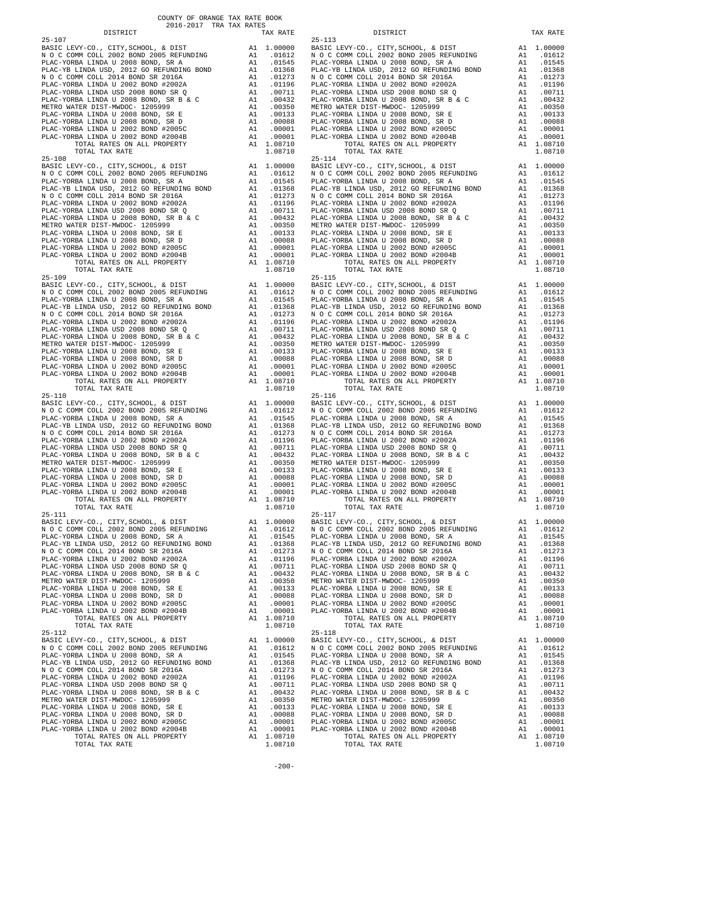COUNTY OF ORANGE TAX RATE BOOK
2016-2017 TRA TAX RATES

| DISTRICT | | TAX RATE |
|---|---|---|
| **25-107** | | |
| BASIC LEVY-CO., CITY,SCHOOL, & DIST | A1 | 1.00000 |
| N O C COMM COLL 2002 BOND 2005 REFUNDING | A1 | .01612 |
| PLAC-YORBA LINDA U 2008 BOND, SR A | A1 | .01545 |
| PLAC-YB LINDA USD, 2012 GO REFUNDING BOND | A1 | .01368 |
| N O C COMM COLL 2014 BOND SR 2016A | A1 | .01273 |
| PLAC-YORBA LINDA U 2002 BOND #2002A | A1 | .01196 |
| PLAC-YORBA LINDA USD 2008 BOND SR Q | A1 | .00711 |
| PLAC-YORBA LINDA U 2008 BOND, SR B & C | A1 | .00432 |
| METRO WATER DIST-MWDOC- 1205999 | A1 | .00350 |
| PLAC-YORBA LINDA U 2008 BOND, SR E | A1 | .00133 |
| PLAC-YORBA LINDA U 2008 BOND, SR D | A1 | .00088 |
| PLAC-YORBA LINDA U 2002 BOND #2005C | A1 | .00001 |
| PLAC-YORBA LINDA U 2002 BOND #2004B | A1 | .00001 |
| TOTAL RATES ON ALL PROPERTY | A1 | 1.08710 |
| TOTAL TAX RATE | | 1.08710 |
| **25-108** | | |
| BASIC LEVY-CO., CITY,SCHOOL, & DIST | A1 | 1.00000 |
| N O C COMM COLL 2002 BOND 2005 REFUNDING | A1 | .01612 |
| PLAC-YORBA LINDA U 2008 BOND, SR A | A1 | .01545 |
| PLAC-YB LINDA USD, 2012 GO REFUNDING BOND | A1 | .01368 |
| N O C COMM COLL 2014 BOND SR 2016A | A1 | .01273 |
| PLAC-YORBA LINDA U 2002 BOND #2002A | A1 | .01196 |
| PLAC-YORBA LINDA USD 2008 BOND SR Q | A1 | .00711 |
| PLAC-YORBA LINDA U 2008 BOND, SR B & C | A1 | .00432 |
| METRO WATER DIST-MWDOC- 1205999 | A1 | .00350 |
| PLAC-YORBA LINDA U 2008 BOND, SR E | A1 | .00133 |
| PLAC-YORBA LINDA U 2008 BOND, SR D | A1 | .00088 |
| PLAC-YORBA LINDA U 2002 BOND #2005C | A1 | .00001 |
| PLAC-YORBA LINDA U 2002 BOND #2004B | A1 | .00001 |
| TOTAL RATES ON ALL PROPERTY | A1 | 1.08710 |
| TOTAL TAX RATE | | 1.08710 |
| **25-109** | | |
| BASIC LEVY-CO., CITY,SCHOOL, & DIST | A1 | 1.00000 |
| N O C COMM COLL 2002 BOND 2005 REFUNDING | A1 | .01612 |
| PLAC-YORBA LINDA U 2008 BOND, SR A | A1 | .01545 |
| PLAC-YB LINDA USD, 2012 GO REFUNDING BOND | A1 | .01368 |
| N O C COMM COLL 2014 BOND SR 2016A | A1 | .01273 |
| PLAC-YORBA LINDA U 2002 BOND #2002A | A1 | .01196 |
| PLAC-YORBA LINDA USD 2008 BOND SR Q | A1 | .00711 |
| PLAC-YORBA LINDA U 2008 BOND, SR B & C | A1 | .00432 |
| METRO WATER DIST-MWDOC- 1205999 | A1 | .00350 |
| PLAC-YORBA LINDA U 2008 BOND, SR E | A1 | .00133 |
| PLAC-YORBA LINDA U 2008 BOND, SR D | A1 | .00088 |
| PLAC-YORBA LINDA U 2002 BOND #2005C | A1 | .00001 |
| PLAC-YORBA LINDA U 2002 BOND #2004B | A1 | .00001 |
| TOTAL RATES ON ALL PROPERTY | A1 | 1.08710 |
| TOTAL TAX RATE | | 1.08710 |
| **25-110** | | |
| BASIC LEVY-CO., CITY,SCHOOL, & DIST | A1 | 1.00000 |
| N O C COMM COLL 2002 BOND 2005 REFUNDING | A1 | .01612 |
| PLAC-YORBA LINDA U 2008 BOND, SR A | A1 | .01545 |
| PLAC-YB LINDA USD, 2012 GO REFUNDING BOND | A1 | .01368 |
| N O C COMM COLL 2014 BOND SR 2016A | A1 | .01273 |
| PLAC-YORBA LINDA U 2002 BOND #2002A | A1 | .01196 |
| PLAC-YORBA LINDA USD 2008 BOND SR Q | A1 | .00711 |
| PLAC-YORBA LINDA U 2008 BOND, SR B & C | A1 | .00432 |
| METRO WATER DIST-MWDOC- 1205999 | A1 | .00350 |
| PLAC-YORBA LINDA U 2008 BOND, SR E | A1 | .00133 |
| PLAC-YORBA LINDA U 2008 BOND, SR D | A1 | .00088 |
| PLAC-YORBA LINDA U 2002 BOND #2005C | A1 | .00001 |
| PLAC-YORBA LINDA U 2002 BOND #2004B | A1 | .00001 |
| TOTAL RATES ON ALL PROPERTY | A1 | 1.08710 |
| TOTAL TAX RATE | | 1.08710 |
| **25-111** | | |
| BASIC LEVY-CO., CITY,SCHOOL, & DIST | A1 | 1.00000 |
| N O C COMM COLL 2002 BOND 2005 REFUNDING | A1 | .01612 |
| PLAC-YORBA LINDA U 2008 BOND, SR A | A1 | .01545 |
| PLAC-YB LINDA USD, 2012 GO REFUNDING BOND | A1 | .01368 |
| N O C COMM COLL 2014 BOND SR 2016A | A1 | .01273 |
| PLAC-YORBA LINDA U 2002 BOND #2002A | A1 | .01196 |
| PLAC-YORBA LINDA USD 2008 BOND SR Q | A1 | .00711 |
| PLAC-YORBA LINDA U 2008 BOND, SR B & C | A1 | .00432 |
| METRO WATER DIST-MWDOC- 1205999 | A1 | .00350 |
| PLAC-YORBA LINDA U 2008 BOND, SR E | A1 | .00133 |
| PLAC-YORBA LINDA U 2008 BOND, SR D | A1 | .00088 |
| PLAC-YORBA LINDA U 2002 BOND #2005C | A1 | .00001 |
| PLAC-YORBA LINDA U 2002 BOND #2004B | A1 | .00001 |
| TOTAL RATES ON ALL PROPERTY | A1 | 1.08710 |
| TOTAL TAX RATE | | 1.08710 |
| **25-112** | | |
| BASIC LEVY-CO., CITY,SCHOOL, & DIST | A1 | 1.00000 |
| N O C COMM COLL 2002 BOND 2005 REFUNDING | A1 | .01612 |
| PLAC-YORBA LINDA U 2008 BOND, SR A | A1 | .01545 |
| PLAC-YB LINDA USD, 2012 GO REFUNDING BOND | A1 | .01368 |
| N O C COMM COLL 2014 BOND SR 2016A | A1 | .01273 |
| PLAC-YORBA LINDA U 2002 BOND #2002A | A1 | .01196 |
| PLAC-YORBA LINDA USD 2008 BOND SR Q | A1 | .00711 |
| PLAC-YORBA LINDA U 2008 BOND, SR B & C | A1 | .00432 |
| METRO WATER DIST-MWDOC- 1205999 | A1 | .00350 |
| PLAC-YORBA LINDA U 2008 BOND, SR E | A1 | .00133 |
| PLAC-YORBA LINDA U 2008 BOND, SR D | A1 | .00088 |
| PLAC-YORBA LINDA U 2002 BOND #2005C | A1 | .00001 |
| PLAC-YORBA LINDA U 2002 BOND #2004B | A1 | .00001 |
| TOTAL RATES ON ALL PROPERTY | A1 | 1.08710 |
| TOTAL TAX RATE | | 1.08710 |
| **25-113** | | |
| BASIC LEVY-CO., CITY,SCHOOL, & DIST | A1 | 1.00000 |
| N O C COMM COLL 2002 BOND 2005 REFUNDING | A1 | .01612 |
| PLAC-YORBA LINDA U 2008 BOND, SR A | A1 | .01545 |
| PLAC-YB LINDA USD, 2012 GO REFUNDING BOND | A1 | .01368 |
| N O C COMM COLL 2014 BOND SR 2016A | A1 | .01273 |
| PLAC-YORBA LINDA U 2002 BOND #2002A | A1 | .01196 |
| PLAC-YORBA LINDA USD 2008 BOND SR Q | A1 | .00711 |
| PLAC-YORBA LINDA U 2008 BOND, SR B & C | A1 | .00432 |
| METRO WATER DIST-MWDOC- 1205999 | A1 | .00350 |
| PLAC-YORBA LINDA U 2008 BOND, SR E | A1 | .00133 |
| PLAC-YORBA LINDA U 2008 BOND, SR D | A1 | .00088 |
| PLAC-YORBA LINDA U 2002 BOND #2005C | A1 | .00001 |
| PLAC-YORBA LINDA U 2002 BOND #2004B | A1 | .00001 |
| TOTAL RATES ON ALL PROPERTY | A1 | 1.08710 |
| TOTAL TAX RATE | | 1.08710 |
| **25-114** | | |
| BASIC LEVY-CO., CITY,SCHOOL, & DIST | A1 | 1.00000 |
| N O C COMM COLL 2002 BOND 2005 REFUNDING | A1 | .01612 |
| PLAC-YORBA LINDA U 2008 BOND, SR A | A1 | .01545 |
| PLAC-YB LINDA USD, 2012 GO REFUNDING BOND | A1 | .01368 |
| N O C COMM COLL 2014 BOND SR 2016A | A1 | .01273 |
| PLAC-YORBA LINDA U 2002 BOND #2002A | A1 | .01196 |
| PLAC-YORBA LINDA USD 2008 BOND SR Q | A1 | .00711 |
| PLAC-YORBA LINDA U 2008 BOND, SR B & C | A1 | .00432 |
| METRO WATER DIST-MWDOC- 1205999 | A1 | .00350 |
| PLAC-YORBA LINDA U 2008 BOND, SR E | A1 | .00133 |
| PLAC-YORBA LINDA U 2008 BOND, SR D | A1 | .00088 |
| PLAC-YORBA LINDA U 2002 BOND #2005C | A1 | .00001 |
| PLAC-YORBA LINDA U 2002 BOND #2004B | A1 | .00001 |
| TOTAL RATES ON ALL PROPERTY | A1 | 1.08710 |
| TOTAL TAX RATE | | 1.08710 |
| **25-115** | | |
| BASIC LEVY-CO., CITY,SCHOOL, & DIST | A1 | 1.00000 |
| N O C COMM COLL 2002 BOND 2005 REFUNDING | A1 | .01612 |
| PLAC-YORBA LINDA U 2008 BOND, SR A | A1 | .01545 |
| PLAC-YB LINDA USD, 2012 GO REFUNDING BOND | A1 | .01368 |
| N O C COMM COLL 2014 BOND SR 2016A | A1 | .01273 |
| PLAC-YORBA LINDA U 2002 BOND #2002A | A1 | .01196 |
| PLAC-YORBA LINDA USD 2008 BOND SR Q | A1 | .00711 |
| PLAC-YORBA LINDA U 2008 BOND, SR B & C | A1 | .00432 |
| METRO WATER DIST-MWDOC- 1205999 | A1 | .00350 |
| PLAC-YORBA LINDA U 2008 BOND, SR E | A1 | .00133 |
| PLAC-YORBA LINDA U 2008 BOND, SR D | A1 | .00088 |
| PLAC-YORBA LINDA U 2002 BOND #2005C | A1 | .00001 |
| PLAC-YORBA LINDA U 2002 BOND #2004B | A1 | .00001 |
| TOTAL RATES ON ALL PROPERTY | A1 | 1.08710 |
| TOTAL TAX RATE | | 1.08710 |
| **25-116** | | |
| BASIC LEVY-CO., CITY,SCHOOL, & DIST | A1 | 1.00000 |
| N O C COMM COLL 2002 BOND 2005 REFUNDING | A1 | .01612 |
| PLAC-YORBA LINDA U 2008 BOND, SR A | A1 | .01545 |
| PLAC-YB LINDA USD, 2012 GO REFUNDING BOND | A1 | .01368 |
| N O C COMM COLL 2014 BOND SR 2016A | A1 | .01273 |
| PLAC-YORBA LINDA U 2002 BOND #2002A | A1 | .01196 |
| PLAC-YORBA LINDA USD 2008 BOND SR Q | A1 | .00711 |
| PLAC-YORBA LINDA U 2008 BOND, SR B & C | A1 | .00432 |
| METRO WATER DIST-MWDOC- 1205999 | A1 | .00350 |
| PLAC-YORBA LINDA U 2008 BOND, SR E | A1 | .00133 |
| PLAC-YORBA LINDA U 2008 BOND, SR D | A1 | .00088 |
| PLAC-YORBA LINDA U 2002 BOND #2005C | A1 | .00001 |
| PLAC-YORBA LINDA U 2002 BOND #2004B | A1 | .00001 |
| TOTAL RATES ON ALL PROPERTY | A1 | 1.08710 |
| TOTAL TAX RATE | | 1.08710 |
| **25-117** | | |
| BASIC LEVY-CO., CITY,SCHOOL, & DIST | A1 | 1.00000 |
| N O C COMM COLL 2002 BOND 2005 REFUNDING | A1 | .01612 |
| PLAC-YORBA LINDA U 2008 BOND, SR A | A1 | .01545 |
| PLAC-YB LINDA USD, 2012 GO REFUNDING BOND | A1 | .01368 |
| N O C COMM COLL 2014 BOND SR 2016A | A1 | .01273 |
| PLAC-YORBA LINDA U 2002 BOND #2002A | A1 | .01196 |
| PLAC-YORBA LINDA USD 2008 BOND SR Q | A1 | .00711 |
| PLAC-YORBA LINDA U 2008 BOND, SR B & C | A1 | .00432 |
| METRO WATER DIST-MWDOC- 1205999 | A1 | .00350 |
| PLAC-YORBA LINDA U 2008 BOND, SR E | A1 | .00133 |
| PLAC-YORBA LINDA U 2008 BOND, SR D | A1 | .00088 |
| PLAC-YORBA LINDA U 2002 BOND #2005C | A1 | .00001 |
| PLAC-YORBA LINDA U 2002 BOND #2004B | A1 | .00001 |
| TOTAL RATES ON ALL PROPERTY | A1 | 1.08710 |
| TOTAL TAX RATE | | 1.08710 |
| **25-118** | | |
| BASIC LEVY-CO., CITY,SCHOOL, & DIST | A1 | 1.00000 |
| N O C COMM COLL 2002 BOND 2005 REFUNDING | A1 | .01612 |
| PLAC-YORBA LINDA U 2008 BOND, SR A | A1 | .01545 |
| PLAC-YB LINDA USD, 2012 GO REFUNDING BOND | A1 | .01368 |
| N O C COMM COLL 2014 BOND SR 2016A | A1 | .01273 |
| PLAC-YORBA LINDA U 2002 BOND #2002A | A1 | .01196 |
| PLAC-YORBA LINDA USD 2008 BOND SR Q | A1 | .00711 |
| PLAC-YORBA LINDA U 2008 BOND, SR B & C | A1 | .00432 |
| METRO WATER DIST-MWDOC- 1205999 | A1 | .00350 |
| PLAC-YORBA LINDA U 2008 BOND, SR E | A1 | .00133 |
| PLAC-YORBA LINDA U 2008 BOND, SR D | A1 | .00088 |
| PLAC-YORBA LINDA U 2002 BOND #2005C | A1 | .00001 |
| PLAC-YORBA LINDA U 2002 BOND #2004B | A1 | .00001 |
| TOTAL RATES ON ALL PROPERTY | A1 | 1.08710 |
| TOTAL TAX RATE | | 1.08710 |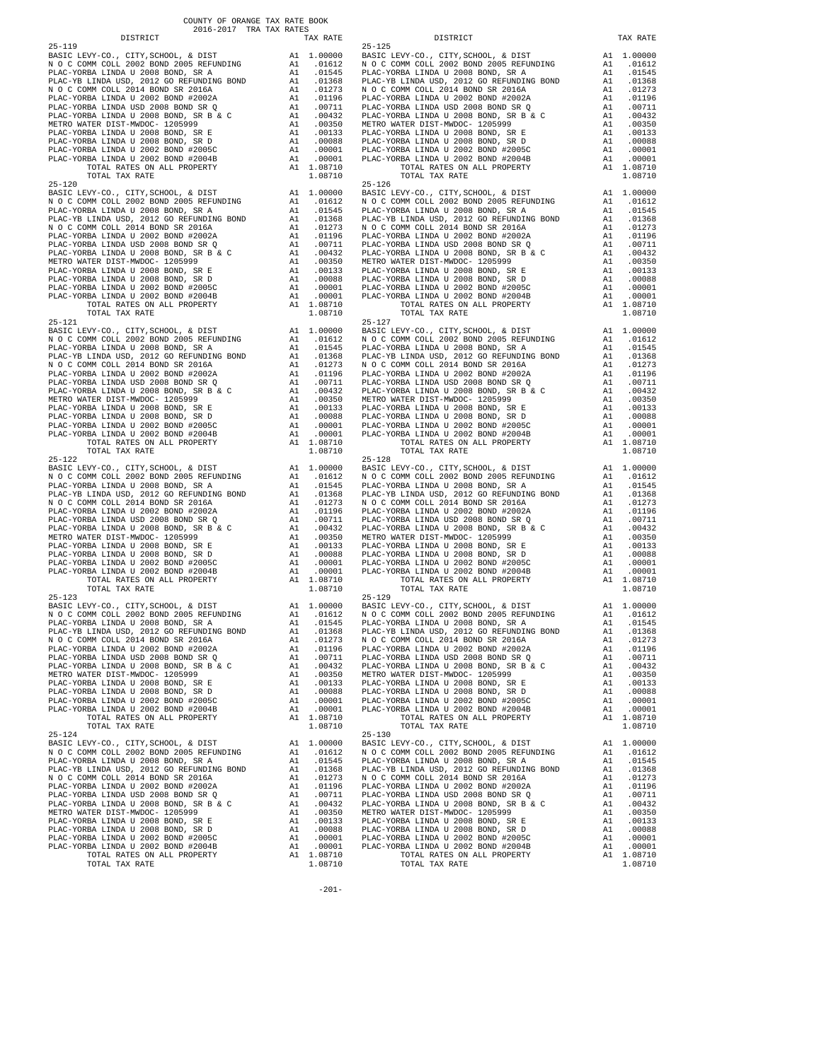COUNTY OF ORANGE TAX RATE BOOK
2016-2017 TRA TAX RATES

| DISTRICT | | TAX RATE |
|---|---|---|
| **25-119** | | |
| BASIC LEVY-CO., CITY,SCHOOL, & DIST | A1 | 1.00000 |
| N O C COMM COLL 2002 BOND 2005 REFUNDING | A1 | .01612 |
| PLAC-YORBA LINDA U 2008 BOND, SR A | A1 | .01545 |
| PLAC-YB LINDA USD, 2012 GO REFUNDING BOND | A1 | .01368 |
| N O C COMM COLL 2014 BOND SR 2016A | A1 | .01273 |
| PLAC-YORBA LINDA U 2002 BOND #2002A | A1 | .01196 |
| PLAC-YORBA LINDA USD 2008 BOND SR Q | A1 | .00711 |
| PLAC-YORBA LINDA U 2008 BOND, SR B & C | A1 | .00432 |
| METRO WATER DIST-MWDOC- 1205999 | A1 | .00350 |
| PLAC-YORBA LINDA U 2008 BOND, SR E | A1 | .00133 |
| PLAC-YORBA LINDA U 2008 BOND, SR D | A1 | .00088 |
| PLAC-YORBA LINDA U 2002 BOND #2005C | A1 | .00001 |
| PLAC-YORBA LINDA U 2002 BOND #2004B | A1 | .00001 |
| TOTAL RATES ON ALL PROPERTY | A1 | 1.08710 |
| TOTAL TAX RATE | | 1.08710 |
| **25-120** | | |
| BASIC LEVY-CO., CITY,SCHOOL, & DIST | A1 | 1.00000 |
| N O C COMM COLL 2002 BOND 2005 REFUNDING | A1 | .01612 |
| PLAC-YORBA LINDA U 2008 BOND, SR A | A1 | .01545 |
| PLAC-YB LINDA USD, 2012 GO REFUNDING BOND | A1 | .01368 |
| N O C COMM COLL 2014 BOND SR 2016A | A1 | .01273 |
| PLAC-YORBA LINDA U 2002 BOND #2002A | A1 | .01196 |
| PLAC-YORBA LINDA USD 2008 BOND SR Q | A1 | .00711 |
| PLAC-YORBA LINDA U 2008 BOND, SR B & C | A1 | .00432 |
| METRO WATER DIST-MWDOC- 1205999 | A1 | .00350 |
| PLAC-YORBA LINDA U 2008 BOND, SR E | A1 | .00133 |
| PLAC-YORBA LINDA U 2008 BOND, SR D | A1 | .00088 |
| PLAC-YORBA LINDA U 2002 BOND #2005C | A1 | .00001 |
| PLAC-YORBA LINDA U 2002 BOND #2004B | A1 | .00001 |
| TOTAL RATES ON ALL PROPERTY | A1 | 1.08710 |
| TOTAL TAX RATE | | 1.08710 |
| **25-121** | | |
| BASIC LEVY-CO., CITY,SCHOOL, & DIST | A1 | 1.00000 |
| N O C COMM COLL 2002 BOND 2005 REFUNDING | A1 | .01612 |
| PLAC-YORBA LINDA U 2008 BOND, SR A | A1 | .01545 |
| PLAC-YB LINDA USD, 2012 GO REFUNDING BOND | A1 | .01368 |
| N O C COMM COLL 2014 BOND SR 2016A | A1 | .01273 |
| PLAC-YORBA LINDA U 2002 BOND #2002A | A1 | .01196 |
| PLAC-YORBA LINDA USD 2008 BOND SR Q | A1 | .00711 |
| PLAC-YORBA LINDA U 2008 BOND, SR B & C | A1 | .00432 |
| METRO WATER DIST-MWDOC- 1205999 | A1 | .00350 |
| PLAC-YORBA LINDA U 2008 BOND, SR E | A1 | .00133 |
| PLAC-YORBA LINDA U 2008 BOND, SR D | A1 | .00088 |
| PLAC-YORBA LINDA U 2002 BOND #2005C | A1 | .00001 |
| PLAC-YORBA LINDA U 2002 BOND #2004B | A1 | .00001 |
| TOTAL RATES ON ALL PROPERTY | A1 | 1.08710 |
| TOTAL TAX RATE | | 1.08710 |
| **25-122** | | |
| BASIC LEVY-CO., CITY,SCHOOL, & DIST | A1 | 1.00000 |
| N O C COMM COLL 2002 BOND 2005 REFUNDING | A1 | .01612 |
| PLAC-YORBA LINDA U 2008 BOND, SR A | A1 | .01545 |
| PLAC-YB LINDA USD, 2012 GO REFUNDING BOND | A1 | .01368 |
| N O C COMM COLL 2014 BOND SR 2016A | A1 | .01273 |
| PLAC-YORBA LINDA U 2002 BOND #2002A | A1 | .01196 |
| PLAC-YORBA LINDA USD 2008 BOND SR Q | A1 | .00711 |
| PLAC-YORBA LINDA U 2008 BOND, SR B & C | A1 | .00432 |
| METRO WATER DIST-MWDOC- 1205999 | A1 | .00350 |
| PLAC-YORBA LINDA U 2008 BOND, SR E | A1 | .00133 |
| PLAC-YORBA LINDA U 2008 BOND, SR D | A1 | .00088 |
| PLAC-YORBA LINDA U 2002 BOND #2005C | A1 | .00001 |
| PLAC-YORBA LINDA U 2002 BOND #2004B | A1 | .00001 |
| TOTAL RATES ON ALL PROPERTY | A1 | 1.08710 |
| TOTAL TAX RATE | | 1.08710 |
| **25-123** | | |
| BASIC LEVY-CO., CITY,SCHOOL, & DIST | A1 | 1.00000 |
| N O C COMM COLL 2002 BOND 2005 REFUNDING | A1 | .01612 |
| PLAC-YORBA LINDA U 2008 BOND, SR A | A1 | .01545 |
| PLAC-YB LINDA USD, 2012 GO REFUNDING BOND | A1 | .01368 |
| N O C COMM COLL 2014 BOND SR 2016A | A1 | .01273 |
| PLAC-YORBA LINDA U 2002 BOND #2002A | A1 | .01196 |
| PLAC-YORBA LINDA USD 2008 BOND SR Q | A1 | .00711 |
| PLAC-YORBA LINDA U 2008 BOND, SR B & C | A1 | .00432 |
| METRO WATER DIST-MWDOC- 1205999 | A1 | .00350 |
| PLAC-YORBA LINDA U 2008 BOND, SR E | A1 | .00133 |
| PLAC-YORBA LINDA U 2008 BOND, SR D | A1 | .00088 |
| PLAC-YORBA LINDA U 2002 BOND #2005C | A1 | .00001 |
| PLAC-YORBA LINDA U 2002 BOND #2004B | A1 | .00001 |
| TOTAL RATES ON ALL PROPERTY | A1 | 1.08710 |
| TOTAL TAX RATE | | 1.08710 |
| **25-124** | | |
| BASIC LEVY-CO., CITY,SCHOOL, & DIST | A1 | 1.00000 |
| N O C COMM COLL 2002 BOND 2005 REFUNDING | A1 | .01612 |
| PLAC-YORBA LINDA U 2008 BOND, SR A | A1 | .01545 |
| PLAC-YB LINDA USD, 2012 GO REFUNDING BOND | A1 | .01368 |
| N O C COMM COLL 2014 BOND SR 2016A | A1 | .01273 |
| PLAC-YORBA LINDA U 2002 BOND #2002A | A1 | .01196 |
| PLAC-YORBA LINDA USD 2008 BOND SR Q | A1 | .00711 |
| PLAC-YORBA LINDA U 2008 BOND, SR B & C | A1 | .00432 |
| METRO WATER DIST-MWDOC- 1205999 | A1 | .00350 |
| PLAC-YORBA LINDA U 2008 BOND, SR E | A1 | .00133 |
| PLAC-YORBA LINDA U 2008 BOND, SR D | A1 | .00088 |
| PLAC-YORBA LINDA U 2002 BOND #2005C | A1 | .00001 |
| PLAC-YORBA LINDA U 2002 BOND #2004B | A1 | .00001 |
| TOTAL RATES ON ALL PROPERTY | A1 | 1.08710 |
| TOTAL TAX RATE | | 1.08710 |
| **25-125** | | |
| BASIC LEVY-CO., CITY,SCHOOL, & DIST | A1 | 1.00000 |
| N O C COMM COLL 2002 BOND 2005 REFUNDING | A1 | .01612 |
| PLAC-YORBA LINDA U 2008 BOND, SR A | A1 | .01545 |
| PLAC-YB LINDA USD, 2012 GO REFUNDING BOND | A1 | .01368 |
| N O C COMM COLL 2014 BOND SR 2016A | A1 | .01273 |
| PLAC-YORBA LINDA U 2002 BOND #2002A | A1 | .01196 |
| PLAC-YORBA LINDA USD 2008 BOND SR Q | A1 | .00711 |
| PLAC-YORBA LINDA U 2008 BOND, SR B & C | A1 | .00432 |
| METRO WATER DIST-MWDOC- 1205999 | A1 | .00350 |
| PLAC-YORBA LINDA U 2008 BOND, SR E | A1 | .00133 |
| PLAC-YORBA LINDA U 2008 BOND, SR D | A1 | .00088 |
| PLAC-YORBA LINDA U 2002 BOND #2005C | A1 | .00001 |
| PLAC-YORBA LINDA U 2002 BOND #2004B | A1 | .00001 |
| TOTAL RATES ON ALL PROPERTY | A1 | 1.08710 |
| TOTAL TAX RATE | | 1.08710 |
| **25-126** | | |
| BASIC LEVY-CO., CITY,SCHOOL, & DIST | A1 | 1.00000 |
| N O C COMM COLL 2002 BOND 2005 REFUNDING | A1 | .01612 |
| PLAC-YORBA LINDA U 2008 BOND, SR A | A1 | .01545 |
| PLAC-YB LINDA USD, 2012 GO REFUNDING BOND | A1 | .01368 |
| N O C COMM COLL 2014 BOND SR 2016A | A1 | .01273 |
| PLAC-YORBA LINDA U 2002 BOND #2002A | A1 | .01196 |
| PLAC-YORBA LINDA USD 2008 BOND SR Q | A1 | .00711 |
| PLAC-YORBA LINDA U 2008 BOND, SR B & C | A1 | .00432 |
| METRO WATER DIST-MWDOC- 1205999 | A1 | .00350 |
| PLAC-YORBA LINDA U 2008 BOND, SR E | A1 | .00133 |
| PLAC-YORBA LINDA U 2008 BOND, SR D | A1 | .00088 |
| PLAC-YORBA LINDA U 2002 BOND #2005C | A1 | .00001 |
| PLAC-YORBA LINDA U 2002 BOND #2004B | A1 | .00001 |
| TOTAL RATES ON ALL PROPERTY | A1 | 1.08710 |
| TOTAL TAX RATE | | 1.08710 |
| **25-127** | | |
| BASIC LEVY-CO., CITY,SCHOOL, & DIST | A1 | 1.00000 |
| N O C COMM COLL 2002 BOND 2005 REFUNDING | A1 | .01612 |
| PLAC-YORBA LINDA U 2008 BOND, SR A | A1 | .01545 |
| PLAC-YB LINDA USD, 2012 GO REFUNDING BOND | A1 | .01368 |
| N O C COMM COLL 2014 BOND SR 2016A | A1 | .01273 |
| PLAC-YORBA LINDA U 2002 BOND #2002A | A1 | .01196 |
| PLAC-YORBA LINDA USD 2008 BOND SR Q | A1 | .00711 |
| PLAC-YORBA LINDA U 2008 BOND, SR B & C | A1 | .00432 |
| METRO WATER DIST-MWDOC- 1205999 | A1 | .00350 |
| PLAC-YORBA LINDA U 2008 BOND, SR E | A1 | .00133 |
| PLAC-YORBA LINDA U 2008 BOND, SR D | A1 | .00088 |
| PLAC-YORBA LINDA U 2002 BOND #2005C | A1 | .00001 |
| PLAC-YORBA LINDA U 2002 BOND #2004B | A1 | .00001 |
| TOTAL RATES ON ALL PROPERTY | A1 | 1.08710 |
| TOTAL TAX RATE | | 1.08710 |
| **25-128** | | |
| BASIC LEVY-CO., CITY,SCHOOL, & DIST | A1 | 1.00000 |
| N O C COMM COLL 2002 BOND 2005 REFUNDING | A1 | .01612 |
| PLAC-YORBA LINDA U 2008 BOND, SR A | A1 | .01545 |
| PLAC-YB LINDA USD, 2012 GO REFUNDING BOND | A1 | .01368 |
| N O C COMM COLL 2014 BOND SR 2016A | A1 | .01273 |
| PLAC-YORBA LINDA U 2002 BOND #2002A | A1 | .01196 |
| PLAC-YORBA LINDA USD 2008 BOND SR Q | A1 | .00711 |
| PLAC-YORBA LINDA U 2008 BOND, SR B & C | A1 | .00432 |
| METRO WATER DIST-MWDOC- 1205999 | A1 | .00350 |
| PLAC-YORBA LINDA U 2008 BOND, SR E | A1 | .00133 |
| PLAC-YORBA LINDA U 2008 BOND, SR D | A1 | .00088 |
| PLAC-YORBA LINDA U 2002 BOND #2005C | A1 | .00001 |
| PLAC-YORBA LINDA U 2002 BOND #2004B | A1 | .00001 |
| TOTAL RATES ON ALL PROPERTY | A1 | 1.08710 |
| TOTAL TAX RATE | | 1.08710 |
| **25-129** | | |
| BASIC LEVY-CO., CITY,SCHOOL, & DIST | A1 | 1.00000 |
| N O C COMM COLL 2002 BOND 2005 REFUNDING | A1 | .01612 |
| PLAC-YORBA LINDA U 2008 BOND, SR A | A1 | .01545 |
| PLAC-YB LINDA USD, 2012 GO REFUNDING BOND | A1 | .01368 |
| N O C COMM COLL 2014 BOND SR 2016A | A1 | .01273 |
| PLAC-YORBA LINDA U 2002 BOND #2002A | A1 | .01196 |
| PLAC-YORBA LINDA USD 2008 BOND SR Q | A1 | .00711 |
| PLAC-YORBA LINDA U 2008 BOND, SR B & C | A1 | .00432 |
| METRO WATER DIST-MWDOC- 1205999 | A1 | .00350 |
| PLAC-YORBA LINDA U 2008 BOND, SR E | A1 | .00133 |
| PLAC-YORBA LINDA U 2008 BOND, SR D | A1 | .00088 |
| PLAC-YORBA LINDA U 2002 BOND #2005C | A1 | .00001 |
| PLAC-YORBA LINDA U 2002 BOND #2004B | A1 | .00001 |
| TOTAL RATES ON ALL PROPERTY | A1 | 1.08710 |
| TOTAL TAX RATE | | 1.08710 |
| **25-130** | | |
| BASIC LEVY-CO., CITY,SCHOOL, & DIST | A1 | 1.00000 |
| N O C COMM COLL 2002 BOND 2005 REFUNDING | A1 | .01612 |
| PLAC-YORBA LINDA U 2008 BOND, SR A | A1 | .01545 |
| PLAC-YB LINDA USD, 2012 GO REFUNDING BOND | A1 | .01368 |
| N O C COMM COLL 2014 BOND SR 2016A | A1 | .01273 |
| PLAC-YORBA LINDA U 2002 BOND #2002A | A1 | .01196 |
| PLAC-YORBA LINDA USD 2008 BOND SR Q | A1 | .00711 |
| PLAC-YORBA LINDA U 2008 BOND, SR B & C | A1 | .00432 |
| METRO WATER DIST-MWDOC- 1205999 | A1 | .00350 |
| PLAC-YORBA LINDA U 2008 BOND, SR E | A1 | .00133 |
| PLAC-YORBA LINDA U 2008 BOND, SR D | A1 | .00088 |
| PLAC-YORBA LINDA U 2002 BOND #2005C | A1 | .00001 |
| PLAC-YORBA LINDA U 2002 BOND #2004B | A1 | .00001 |
| TOTAL RATES ON ALL PROPERTY | A1 | 1.08710 |
| TOTAL TAX RATE | | 1.08710 |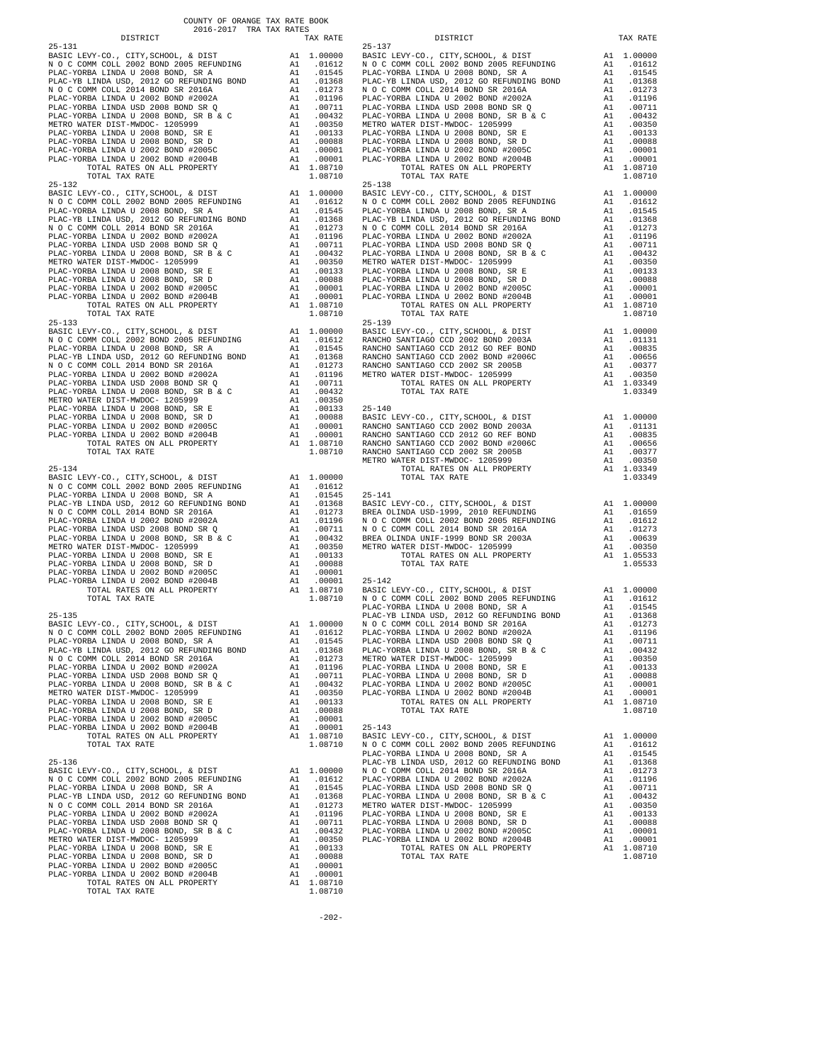COUNTY OF ORANGE TAX RATE BOOK
2016-2017 TRA TAX RATES

| DISTRICT | | TAX RATE |
|---|---|---|
| **25-131** | | |
| BASIC LEVY-CO., CITY,SCHOOL, & DIST | A1 | 1.00000 |
| N O C COMM COLL 2002 BOND 2005 REFUNDING | A1 | .01612 |
| PLAC-YORBA LINDA U 2008 BOND, SR A | A1 | .01545 |
| PLAC-YB LINDA USD, 2012 GO REFUNDING BOND | A1 | .01368 |
| N O C COMM COLL 2014 BOND SR 2016A | A1 | .01273 |
| PLAC-YORBA LINDA U 2002 BOND #2002A | A1 | .01196 |
| PLAC-YORBA LINDA USD 2008 BOND SR Q | A1 | .00711 |
| PLAC-YORBA LINDA U 2008 BOND, SR B & C | A1 | .00432 |
| METRO WATER DIST-MWDOC- 1205999 | A1 | .00350 |
| PLAC-YORBA LINDA U 2008 BOND, SR E | A1 | .00133 |
| PLAC-YORBA LINDA U 2008 BOND, SR D | A1 | .00088 |
| PLAC-YORBA LINDA U 2002 BOND #2005C | A1 | .00001 |
| PLAC-YORBA LINDA U 2002 BOND #2004B | A1 | .00001 |
| TOTAL RATES ON ALL PROPERTY | A1 | 1.08710 |
| TOTAL TAX RATE | | 1.08710 |
| **25-132** | | |
| BASIC LEVY-CO., CITY,SCHOOL, & DIST | A1 | 1.00000 |
| N O C COMM COLL 2002 BOND 2005 REFUNDING | A1 | .01612 |
| PLAC-YORBA LINDA U 2008 BOND, SR A | A1 | .01545 |
| PLAC-YB LINDA USD, 2012 GO REFUNDING BOND | A1 | .01368 |
| N O C COMM COLL 2014 BOND SR 2016A | A1 | .01273 |
| PLAC-YORBA LINDA U 2002 BOND #2002A | A1 | .01196 |
| PLAC-YORBA LINDA USD 2008 BOND SR Q | A1 | .00711 |
| PLAC-YORBA LINDA U 2008 BOND, SR B & C | A1 | .00432 |
| METRO WATER DIST-MWDOC- 1205999 | A1 | .00350 |
| PLAC-YORBA LINDA U 2008 BOND, SR E | A1 | .00133 |
| PLAC-YORBA LINDA U 2008 BOND, SR D | A1 | .00088 |
| PLAC-YORBA LINDA U 2002 BOND #2005C | A1 | .00001 |
| PLAC-YORBA LINDA U 2002 BOND #2004B | A1 | .00001 |
| TOTAL RATES ON ALL PROPERTY | A1 | 1.08710 |
| TOTAL TAX RATE | | 1.08710 |
| **25-133** | | |
| BASIC LEVY-CO., CITY,SCHOOL, & DIST | A1 | 1.00000 |
| N O C COMM COLL 2002 BOND 2005 REFUNDING | A1 | .01612 |
| PLAC-YORBA LINDA U 2008 BOND, SR A | A1 | .01545 |
| PLAC-YB LINDA USD, 2012 GO REFUNDING BOND | A1 | .01368 |
| N O C COMM COLL 2014 BOND SR 2016A | A1 | .01273 |
| PLAC-YORBA LINDA U 2002 BOND #2002A | A1 | .01196 |
| PLAC-YORBA LINDA USD 2008 BOND SR Q | A1 | .00711 |
| PLAC-YORBA LINDA U 2008 BOND, SR B & C | A1 | .00432 |
| METRO WATER DIST-MWDOC- 1205999 | A1 | .00350 |
| PLAC-YORBA LINDA U 2008 BOND, SR E | A1 | .00133 |
| PLAC-YORBA LINDA U 2008 BOND, SR D | A1 | .00088 |
| PLAC-YORBA LINDA U 2002 BOND #2005C | A1 | .00001 |
| PLAC-YORBA LINDA U 2002 BOND #2004B | A1 | .00001 |
| TOTAL RATES ON ALL PROPERTY | A1 | 1.08710 |
| TOTAL TAX RATE | | 1.08710 |
| **25-134** | | |
| BASIC LEVY-CO., CITY,SCHOOL, & DIST | A1 | 1.00000 |
| N O C COMM COLL 2002 BOND 2005 REFUNDING | A1 | .01612 |
| PLAC-YORBA LINDA U 2008 BOND, SR A | A1 | .01545 |
| PLAC-YB LINDA USD, 2012 GO REFUNDING BOND | A1 | .01368 |
| N O C COMM COLL 2014 BOND SR 2016A | A1 | .01273 |
| PLAC-YORBA LINDA U 2002 BOND #2002A | A1 | .01196 |
| PLAC-YORBA LINDA USD 2008 BOND SR Q | A1 | .00711 |
| PLAC-YORBA LINDA U 2008 BOND, SR B & C | A1 | .00432 |
| METRO WATER DIST-MWDOC- 1205999 | A1 | .00350 |
| PLAC-YORBA LINDA U 2008 BOND, SR E | A1 | .00133 |
| PLAC-YORBA LINDA U 2008 BOND, SR D | A1 | .00088 |
| PLAC-YORBA LINDA U 2002 BOND #2005C | A1 | .00001 |
| PLAC-YORBA LINDA U 2002 BOND #2004B | A1 | .00001 |
| TOTAL RATES ON ALL PROPERTY | A1 | 1.08710 |
| TOTAL TAX RATE | | 1.08710 |
| **25-135** | | |
| BASIC LEVY-CO., CITY,SCHOOL, & DIST | A1 | 1.00000 |
| N O C COMM COLL 2002 BOND 2005 REFUNDING | A1 | .01612 |
| PLAC-YORBA LINDA U 2008 BOND, SR A | A1 | .01545 |
| PLAC-YB LINDA USD, 2012 GO REFUNDING BOND | A1 | .01368 |
| N O C COMM COLL 2014 BOND SR 2016A | A1 | .01273 |
| PLAC-YORBA LINDA U 2002 BOND #2002A | A1 | .01196 |
| PLAC-YORBA LINDA USD 2008 BOND SR Q | A1 | .00711 |
| PLAC-YORBA LINDA U 2008 BOND, SR B & C | A1 | .00432 |
| METRO WATER DIST-MWDOC- 1205999 | A1 | .00350 |
| PLAC-YORBA LINDA U 2008 BOND, SR E | A1 | .00133 |
| PLAC-YORBA LINDA U 2008 BOND, SR D | A1 | .00088 |
| PLAC-YORBA LINDA U 2002 BOND #2005C | A1 | .00001 |
| PLAC-YORBA LINDA U 2002 BOND #2004B | A1 | .00001 |
| TOTAL RATES ON ALL PROPERTY | A1 | 1.08710 |
| TOTAL TAX RATE | | 1.08710 |
| **25-136** | | |
| BASIC LEVY-CO., CITY,SCHOOL, & DIST | A1 | 1.00000 |
| N O C COMM COLL 2002 BOND 2005 REFUNDING | A1 | .01612 |
| PLAC-YORBA LINDA U 2008 BOND, SR A | A1 | .01545 |
| PLAC-YB LINDA USD, 2012 GO REFUNDING BOND | A1 | .01368 |
| N O C COMM COLL 2014 BOND SR 2016A | A1 | .01273 |
| PLAC-YORBA LINDA U 2002 BOND #2002A | A1 | .01196 |
| PLAC-YORBA LINDA USD 2008 BOND SR Q | A1 | .00711 |
| PLAC-YORBA LINDA U 2008 BOND, SR B & C | A1 | .00432 |
| METRO WATER DIST-MWDOC- 1205999 | A1 | .00350 |
| PLAC-YORBA LINDA U 2008 BOND, SR E | A1 | .00133 |
| PLAC-YORBA LINDA U 2008 BOND, SR D | A1 | .00088 |
| PLAC-YORBA LINDA U 2002 BOND #2005C | A1 | .00001 |
| PLAC-YORBA LINDA U 2002 BOND #2004B | A1 | .00001 |
| TOTAL RATES ON ALL PROPERTY | A1 | 1.08710 |
| TOTAL TAX RATE | | 1.08710 |
| **25-137** | | |
| BASIC LEVY-CO., CITY,SCHOOL, & DIST | A1 | 1.00000 |
| N O C COMM COLL 2002 BOND 2005 REFUNDING | A1 | .01612 |
| PLAC-YORBA LINDA U 2008 BOND, SR A | A1 | .01545 |
| PLAC-YB LINDA USD, 2012 GO REFUNDING BOND | A1 | .01368 |
| N O C COMM COLL 2014 BOND SR 2016A | A1 | .01273 |
| PLAC-YORBA LINDA U 2002 BOND #2002A | A1 | .01196 |
| PLAC-YORBA LINDA USD 2008 BOND SR Q | A1 | .00711 |
| PLAC-YORBA LINDA U 2008 BOND, SR B & C | A1 | .00432 |
| METRO WATER DIST-MWDOC- 1205999 | A1 | .00350 |
| PLAC-YORBA LINDA U 2008 BOND, SR E | A1 | .00133 |
| PLAC-YORBA LINDA U 2008 BOND, SR D | A1 | .00088 |
| PLAC-YORBA LINDA U 2002 BOND #2005C | A1 | .00001 |
| PLAC-YORBA LINDA U 2002 BOND #2004B | A1 | .00001 |
| TOTAL RATES ON ALL PROPERTY | A1 | 1.08710 |
| TOTAL TAX RATE | | 1.08710 |
| **25-138** | | |
| BASIC LEVY-CO., CITY,SCHOOL, & DIST | A1 | 1.00000 |
| N O C COMM COLL 2002 BOND 2005 REFUNDING | A1 | .01612 |
| PLAC-YORBA LINDA U 2008 BOND, SR A | A1 | .01545 |
| PLAC-YB LINDA USD, 2012 GO REFUNDING BOND | A1 | .01368 |
| N O C COMM COLL 2014 BOND SR 2016A | A1 | .01273 |
| PLAC-YORBA LINDA U 2002 BOND #2002A | A1 | .01196 |
| PLAC-YORBA LINDA USD 2008 BOND SR Q | A1 | .00711 |
| PLAC-YORBA LINDA U 2008 BOND, SR B & C | A1 | .00432 |
| METRO WATER DIST-MWDOC- 1205999 | A1 | .00350 |
| PLAC-YORBA LINDA U 2008 BOND, SR E | A1 | .00133 |
| PLAC-YORBA LINDA U 2008 BOND, SR D | A1 | .00088 |
| PLAC-YORBA LINDA U 2002 BOND #2005C | A1 | .00001 |
| PLAC-YORBA LINDA U 2002 BOND #2004B | A1 | .00001 |
| TOTAL RATES ON ALL PROPERTY | A1 | 1.08710 |
| TOTAL TAX RATE | | 1.08710 |
| **25-139** | | |
| BASIC LEVY-CO., CITY,SCHOOL, & DIST | A1 | 1.00000 |
| RANCHO SANTIAGO CCD 2002 BOND 2003A | A1 | .01131 |
| RANCHO SANTIAGO CCD 2012 GO REF BOND | A1 | .00835 |
| RANCHO SANTIAGO CCD 2002 BOND #2006C | A1 | .00656 |
| RANCHO SANTIAGO CCD 2002 SR 2005B | A1 | .00377 |
| METRO WATER DIST-MWDOC- 1205999 | A1 | .00350 |
| TOTAL RATES ON ALL PROPERTY | A1 | 1.03349 |
| TOTAL TAX RATE | | 1.03349 |
| **25-140** | | |
| BASIC LEVY-CO., CITY,SCHOOL, & DIST | A1 | 1.00000 |
| RANCHO SANTIAGO CCD 2002 BOND 2003A | A1 | .01131 |
| RANCHO SANTIAGO CCD 2012 GO REF BOND | A1 | .00835 |
| RANCHO SANTIAGO CCD 2002 BOND #2006C | A1 | .00656 |
| RANCHO SANTIAGO CCD 2002 SR 2005B | A1 | .00377 |
| METRO WATER DIST-MWDOC- 1205999 | A1 | .00350 |
| TOTAL RATES ON ALL PROPERTY | A1 | 1.03349 |
| TOTAL TAX RATE | | 1.03349 |
| **25-141** | | |
| BASIC LEVY-CO., CITY,SCHOOL, & DIST | A1 | 1.00000 |
| BREA OLINDA USD-1999, 2010 REFUNDING | A1 | .01659 |
| N O C COMM COLL 2002 BOND 2005 REFUNDING | A1 | .01612 |
| N O C COMM COLL 2014 BOND SR 2016A | A1 | .01273 |
| BREA OLINDA UNIF-1999 BOND SR 2003A | A1 | .00639 |
| METRO WATER DIST-MWDOC- 1205999 | A1 | .00350 |
| TOTAL RATES ON ALL PROPERTY | A1 | 1.05533 |
| TOTAL TAX RATE | | 1.05533 |
| **25-142** | | |
| BASIC LEVY-CO., CITY,SCHOOL, & DIST | A1 | 1.00000 |
| N O C COMM COLL 2002 BOND 2005 REFUNDING | A1 | .01612 |
| PLAC-YORBA LINDA U 2008 BOND, SR A | A1 | .01545 |
| PLAC-YB LINDA USD, 2012 GO REFUNDING BOND | A1 | .01368 |
| N O C COMM COLL 2014 BOND SR 2016A | A1 | .01273 |
| PLAC-YORBA LINDA U 2002 BOND #2002A | A1 | .01196 |
| PLAC-YORBA LINDA USD 2008 BOND SR Q | A1 | .00711 |
| PLAC-YORBA LINDA U 2008 BOND, SR B & C | A1 | .00432 |
| METRO WATER DIST-MWDOC- 1205999 | A1 | .00350 |
| PLAC-YORBA LINDA U 2008 BOND, SR E | A1 | .00133 |
| PLAC-YORBA LINDA U 2008 BOND, SR D | A1 | .00088 |
| PLAC-YORBA LINDA U 2002 BOND #2005C | A1 | .00001 |
| PLAC-YORBA LINDA U 2002 BOND #2004B | A1 | .00001 |
| TOTAL RATES ON ALL PROPERTY | A1 | 1.08710 |
| TOTAL TAX RATE | | 1.08710 |
| **25-143** | | |
| BASIC LEVY-CO., CITY,SCHOOL, & DIST | A1 | 1.00000 |
| N O C COMM COLL 2002 BOND 2005 REFUNDING | A1 | .01612 |
| PLAC-YORBA LINDA U 2008 BOND, SR A | A1 | .01545 |
| PLAC-YB LINDA USD, 2012 GO REFUNDING BOND | A1 | .01368 |
| N O C COMM COLL 2014 BOND SR 2016A | A1 | .01273 |
| PLAC-YORBA LINDA U 2002 BOND #2002A | A1 | .01196 |
| PLAC-YORBA LINDA USD 2008 BOND SR Q | A1 | .00711 |
| PLAC-YORBA LINDA U 2008 BOND, SR B & C | A1 | .00432 |
| METRO WATER DIST-MWDOC- 1205999 | A1 | .00350 |
| PLAC-YORBA LINDA U 2008 BOND, SR E | A1 | .00133 |
| PLAC-YORBA LINDA U 2008 BOND, SR D | A1 | .00088 |
| PLAC-YORBA LINDA U 2002 BOND #2005C | A1 | .00001 |
| PLAC-YORBA LINDA U 2002 BOND #2004B | A1 | .00001 |
| TOTAL RATES ON ALL PROPERTY | A1 | 1.08710 |
| TOTAL TAX RATE | | 1.08710 |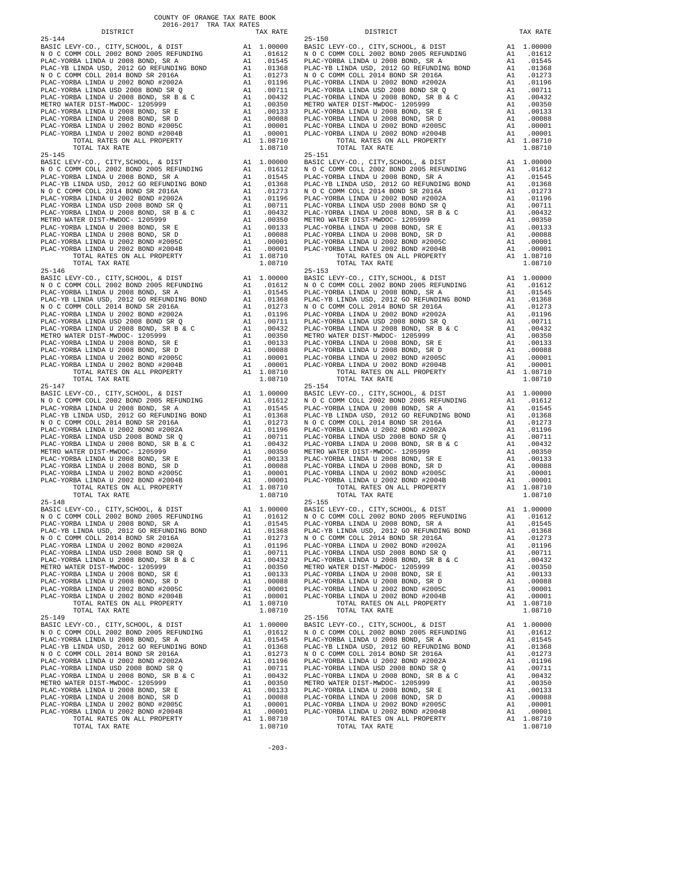COUNTY OF ORANGE TAX RATE BOOK
2016-2017 TRA TAX RATES

| DISTRICT | TAX RATE |
|---|---|
| 25-144 | |
| BASIC LEVY-CO., CITY,SCHOOL, & DIST | A1 1.00000 |
| N O C COMM COLL 2002 BOND 2005 REFUNDING | A1 .01612 |
| PLAC-YORBA LINDA U 2008 BOND, SR A | A1 .01545 |
| PLAC-YB LINDA USD, 2012 GO REFUNDING BOND | A1 .01368 |
| N O C COMM COLL 2014 BOND SR 2016A | A1 .01273 |
| PLAC-YORBA LINDA U 2002 BOND #2002A | A1 .01196 |
| PLAC-YORBA LINDA USD 2008 BOND SR Q | A1 .00711 |
| PLAC-YORBA LINDA U 2008 BOND, SR B & C | A1 .00432 |
| METRO WATER DIST-MWDOC- 1205999 | A1 .00350 |
| PLAC-YORBA LINDA U 2008 BOND, SR E | A1 .00133 |
| PLAC-YORBA LINDA U 2008 BOND, SR D | A1 .00088 |
| PLAC-YORBA LINDA U 2002 BOND #2005C | A1 .00001 |
| PLAC-YORBA LINDA U 2002 BOND #2004B | A1 .00001 |
| TOTAL RATES ON ALL PROPERTY | A1 1.08710 |
| TOTAL TAX RATE | 1.08710 |
| 25-145 | |
| BASIC LEVY-CO., CITY,SCHOOL, & DIST | A1 1.00000 |
| N O C COMM COLL 2002 BOND 2005 REFUNDING | A1 .01612 |
| PLAC-YORBA LINDA U 2008 BOND, SR A | A1 .01545 |
| PLAC-YB LINDA USD, 2012 GO REFUNDING BOND | A1 .01368 |
| N O C COMM COLL 2014 BOND SR 2016A | A1 .01273 |
| PLAC-YORBA LINDA U 2002 BOND #2002A | A1 .01196 |
| PLAC-YORBA LINDA USD 2008 BOND SR Q | A1 .00711 |
| PLAC-YORBA LINDA U 2008 BOND, SR B & C | A1 .00432 |
| METRO WATER DIST-MWDOC- 1205999 | A1 .00350 |
| PLAC-YORBA LINDA U 2008 BOND, SR E | A1 .00133 |
| PLAC-YORBA LINDA U 2008 BOND, SR D | A1 .00088 |
| PLAC-YORBA LINDA U 2002 BOND #2005C | A1 .00001 |
| PLAC-YORBA LINDA U 2002 BOND #2004B | A1 .00001 |
| TOTAL RATES ON ALL PROPERTY | A1 1.08710 |
| TOTAL TAX RATE | 1.08710 |
| 25-146 | |
| BASIC LEVY-CO., CITY,SCHOOL, & DIST | A1 1.00000 |
| N O C COMM COLL 2002 BOND 2005 REFUNDING | A1 .01612 |
| PLAC-YORBA LINDA U 2008 BOND, SR A | A1 .01545 |
| PLAC-YB LINDA USD, 2012 GO REFUNDING BOND | A1 .01368 |
| N O C COMM COLL 2014 BOND SR 2016A | A1 .01273 |
| PLAC-YORBA LINDA U 2002 BOND #2002A | A1 .01196 |
| PLAC-YORBA LINDA USD 2008 BOND SR Q | A1 .00711 |
| PLAC-YORBA LINDA U 2008 BOND, SR B & C | A1 .00432 |
| METRO WATER DIST-MWDOC- 1205999 | A1 .00350 |
| PLAC-YORBA LINDA U 2008 BOND, SR E | A1 .00133 |
| PLAC-YORBA LINDA U 2008 BOND, SR D | A1 .00088 |
| PLAC-YORBA LINDA U 2002 BOND #2005C | A1 .00001 |
| PLAC-YORBA LINDA U 2002 BOND #2004B | A1 .00001 |
| TOTAL RATES ON ALL PROPERTY | A1 1.08710 |
| TOTAL TAX RATE | 1.08710 |
| 25-147 | |
| BASIC LEVY-CO., CITY,SCHOOL, & DIST | A1 1.00000 |
| N O C COMM COLL 2002 BOND 2005 REFUNDING | A1 .01612 |
| PLAC-YORBA LINDA U 2008 BOND, SR A | A1 .01545 |
| PLAC-YB LINDA USD, 2012 GO REFUNDING BOND | A1 .01368 |
| N O C COMM COLL 2014 BOND SR 2016A | A1 .01273 |
| PLAC-YORBA LINDA U 2002 BOND #2002A | A1 .01196 |
| PLAC-YORBA LINDA USD 2008 BOND SR Q | A1 .00711 |
| PLAC-YORBA LINDA U 2008 BOND, SR B & C | A1 .00432 |
| METRO WATER DIST-MWDOC- 1205999 | A1 .00350 |
| PLAC-YORBA LINDA U 2008 BOND, SR E | A1 .00133 |
| PLAC-YORBA LINDA U 2008 BOND, SR D | A1 .00088 |
| PLAC-YORBA LINDA U 2002 BOND #2005C | A1 .00001 |
| PLAC-YORBA LINDA U 2002 BOND #2004B | A1 .00001 |
| TOTAL RATES ON ALL PROPERTY | A1 1.08710 |
| TOTAL TAX RATE | 1.08710 |
| 25-148 | |
| BASIC LEVY-CO., CITY,SCHOOL, & DIST | A1 1.00000 |
| N O C COMM COLL 2002 BOND 2005 REFUNDING | A1 .01612 |
| PLAC-YORBA LINDA U 2008 BOND, SR A | A1 .01545 |
| PLAC-YB LINDA USD, 2012 GO REFUNDING BOND | A1 .01368 |
| N O C COMM COLL 2014 BOND SR 2016A | A1 .01273 |
| PLAC-YORBA LINDA U 2002 BOND #2002A | A1 .01196 |
| PLAC-YORBA LINDA USD 2008 BOND SR Q | A1 .00711 |
| PLAC-YORBA LINDA U 2008 BOND, SR B & C | A1 .00432 |
| METRO WATER DIST-MWDOC- 1205999 | A1 .00350 |
| PLAC-YORBA LINDA U 2008 BOND, SR E | A1 .00133 |
| PLAC-YORBA LINDA U 2008 BOND, SR D | A1 .00088 |
| PLAC-YORBA LINDA U 2002 BOND #2005C | A1 .00001 |
| PLAC-YORBA LINDA U 2002 BOND #2004B | A1 .00001 |
| TOTAL RATES ON ALL PROPERTY | A1 1.08710 |
| TOTAL TAX RATE | 1.08710 |
| 25-149 | |
| BASIC LEVY-CO., CITY,SCHOOL, & DIST | A1 1.00000 |
| N O C COMM COLL 2002 BOND 2005 REFUNDING | A1 .01612 |
| PLAC-YORBA LINDA U 2008 BOND, SR A | A1 .01545 |
| PLAC-YB LINDA USD, 2012 GO REFUNDING BOND | A1 .01368 |
| N O C COMM COLL 2014 BOND SR 2016A | A1 .01273 |
| PLAC-YORBA LINDA U 2002 BOND #2002A | A1 .01196 |
| PLAC-YORBA LINDA USD 2008 BOND SR Q | A1 .00711 |
| PLAC-YORBA LINDA U 2008 BOND, SR B & C | A1 .00432 |
| METRO WATER DIST-MWDOC- 1205999 | A1 .00350 |
| PLAC-YORBA LINDA U 2008 BOND, SR E | A1 .00133 |
| PLAC-YORBA LINDA U 2008 BOND, SR D | A1 .00088 |
| PLAC-YORBA LINDA U 2002 BOND #2005C | A1 .00001 |
| PLAC-YORBA LINDA U 2002 BOND #2004B | A1 .00001 |
| TOTAL RATES ON ALL PROPERTY | A1 1.08710 |
| TOTAL TAX RATE | 1.08710 |
| 25-150 | |
| BASIC LEVY-CO., CITY,SCHOOL, & DIST | A1 1.00000 |
| N O C COMM COLL 2002 BOND 2005 REFUNDING | A1 .01612 |
| PLAC-YORBA LINDA U 2008 BOND, SR A | A1 .01545 |
| PLAC-YB LINDA USD, 2012 GO REFUNDING BOND | A1 .01368 |
| N O C COMM COLL 2014 BOND SR 2016A | A1 .01273 |
| PLAC-YORBA LINDA U 2002 BOND #2002A | A1 .01196 |
| PLAC-YORBA LINDA USD 2008 BOND SR Q | A1 .00711 |
| PLAC-YORBA LINDA U 2008 BOND, SR B & C | A1 .00432 |
| METRO WATER DIST-MWDOC- 1205999 | A1 .00350 |
| PLAC-YORBA LINDA U 2008 BOND, SR E | A1 .00133 |
| PLAC-YORBA LINDA U 2008 BOND, SR D | A1 .00088 |
| PLAC-YORBA LINDA U 2002 BOND #2005C | A1 .00001 |
| PLAC-YORBA LINDA U 2002 BOND #2004B | A1 .00001 |
| TOTAL RATES ON ALL PROPERTY | A1 1.08710 |
| TOTAL TAX RATE | 1.08710 |
| 25-151 | |
| BASIC LEVY-CO., CITY,SCHOOL, & DIST | A1 1.00000 |
| N O C COMM COLL 2002 BOND 2005 REFUNDING | A1 .01612 |
| PLAC-YORBA LINDA U 2008 BOND, SR A | A1 .01545 |
| PLAC-YB LINDA USD, 2012 GO REFUNDING BOND | A1 .01368 |
| N O C COMM COLL 2014 BOND SR 2016A | A1 .01273 |
| PLAC-YORBA LINDA U 2002 BOND #2002A | A1 .01196 |
| PLAC-YORBA LINDA USD 2008 BOND SR Q | A1 .00711 |
| PLAC-YORBA LINDA U 2008 BOND, SR B & C | A1 .00432 |
| METRO WATER DIST-MWDOC- 1205999 | A1 .00350 |
| PLAC-YORBA LINDA U 2008 BOND, SR E | A1 .00133 |
| PLAC-YORBA LINDA U 2008 BOND, SR D | A1 .00088 |
| PLAC-YORBA LINDA U 2002 BOND #2005C | A1 .00001 |
| PLAC-YORBA LINDA U 2002 BOND #2004B | A1 .00001 |
| TOTAL RATES ON ALL PROPERTY | A1 1.08710 |
| TOTAL TAX RATE | 1.08710 |
| 25-153 | |
| BASIC LEVY-CO., CITY,SCHOOL, & DIST | A1 1.00000 |
| N O C COMM COLL 2002 BOND 2005 REFUNDING | A1 .01612 |
| PLAC-YORBA LINDA U 2008 BOND, SR A | A1 .01545 |
| PLAC-YB LINDA USD, 2012 GO REFUNDING BOND | A1 .01368 |
| N O C COMM COLL 2014 BOND SR 2016A | A1 .01273 |
| PLAC-YORBA LINDA U 2002 BOND #2002A | A1 .01196 |
| PLAC-YORBA LINDA USD 2008 BOND SR Q | A1 .00711 |
| PLAC-YORBA LINDA U 2008 BOND, SR B & C | A1 .00432 |
| METRO WATER DIST-MWDOC- 1205999 | A1 .00350 |
| PLAC-YORBA LINDA U 2008 BOND, SR E | A1 .00133 |
| PLAC-YORBA LINDA U 2008 BOND, SR D | A1 .00088 |
| PLAC-YORBA LINDA U 2002 BOND #2005C | A1 .00001 |
| PLAC-YORBA LINDA U 2002 BOND #2004B | A1 .00001 |
| TOTAL RATES ON ALL PROPERTY | A1 1.08710 |
| TOTAL TAX RATE | 1.08710 |
| 25-154 | |
| BASIC LEVY-CO., CITY,SCHOOL, & DIST | A1 1.00000 |
| N O C COMM COLL 2002 BOND 2005 REFUNDING | A1 .01612 |
| PLAC-YORBA LINDA U 2008 BOND, SR A | A1 .01545 |
| PLAC-YB LINDA USD, 2012 GO REFUNDING BOND | A1 .01368 |
| N O C COMM COLL 2014 BOND SR 2016A | A1 .01273 |
| PLAC-YORBA LINDA U 2002 BOND #2002A | A1 .01196 |
| PLAC-YORBA LINDA USD 2008 BOND SR Q | A1 .00711 |
| PLAC-YORBA LINDA U 2008 BOND, SR B & C | A1 .00432 |
| METRO WATER DIST-MWDOC- 1205999 | A1 .00350 |
| PLAC-YORBA LINDA U 2008 BOND, SR E | A1 .00133 |
| PLAC-YORBA LINDA U 2008 BOND, SR D | A1 .00088 |
| PLAC-YORBA LINDA U 2002 BOND #2005C | A1 .00001 |
| PLAC-YORBA LINDA U 2002 BOND #2004B | A1 .00001 |
| TOTAL RATES ON ALL PROPERTY | A1 1.08710 |
| TOTAL TAX RATE | 1.08710 |
| 25-155 | |
| BASIC LEVY-CO., CITY,SCHOOL, & DIST | A1 1.00000 |
| N O C COMM COLL 2002 BOND 2005 REFUNDING | A1 .01612 |
| PLAC-YORBA LINDA U 2008 BOND, SR A | A1 .01545 |
| PLAC-YB LINDA USD, 2012 GO REFUNDING BOND | A1 .01368 |
| N O C COMM COLL 2014 BOND SR 2016A | A1 .01273 |
| PLAC-YORBA LINDA U 2002 BOND #2002A | A1 .01196 |
| PLAC-YORBA LINDA USD 2008 BOND SR Q | A1 .00711 |
| PLAC-YORBA LINDA U 2008 BOND, SR B & C | A1 .00432 |
| METRO WATER DIST-MWDOC- 1205999 | A1 .00350 |
| PLAC-YORBA LINDA U 2008 BOND, SR E | A1 .00133 |
| PLAC-YORBA LINDA U 2008 BOND, SR D | A1 .00088 |
| PLAC-YORBA LINDA U 2002 BOND #2005C | A1 .00001 |
| PLAC-YORBA LINDA U 2002 BOND #2004B | A1 .00001 |
| TOTAL RATES ON ALL PROPERTY | A1 1.08710 |
| TOTAL TAX RATE | 1.08710 |
| 25-156 | |
| BASIC LEVY-CO., CITY,SCHOOL, & DIST | A1 1.00000 |
| N O C COMM COLL 2002 BOND 2005 REFUNDING | A1 .01612 |
| PLAC-YORBA LINDA U 2008 BOND, SR A | A1 .01545 |
| PLAC-YB LINDA USD, 2012 GO REFUNDING BOND | A1 .01368 |
| N O C COMM COLL 2014 BOND SR 2016A | A1 .01273 |
| PLAC-YORBA LINDA U 2002 BOND #2002A | A1 .01196 |
| PLAC-YORBA LINDA USD 2008 BOND SR Q | A1 .00711 |
| PLAC-YORBA LINDA U 2008 BOND, SR B & C | A1 .00432 |
| METRO WATER DIST-MWDOC- 1205999 | A1 .00350 |
| PLAC-YORBA LINDA U 2008 BOND, SR E | A1 .00133 |
| PLAC-YORBA LINDA U 2008 BOND, SR D | A1 .00088 |
| PLAC-YORBA LINDA U 2002 BOND #2005C | A1 .00001 |
| PLAC-YORBA LINDA U 2002 BOND #2004B | A1 .00001 |
| TOTAL RATES ON ALL PROPERTY | A1 1.08710 |
| TOTAL TAX RATE | 1.08710 |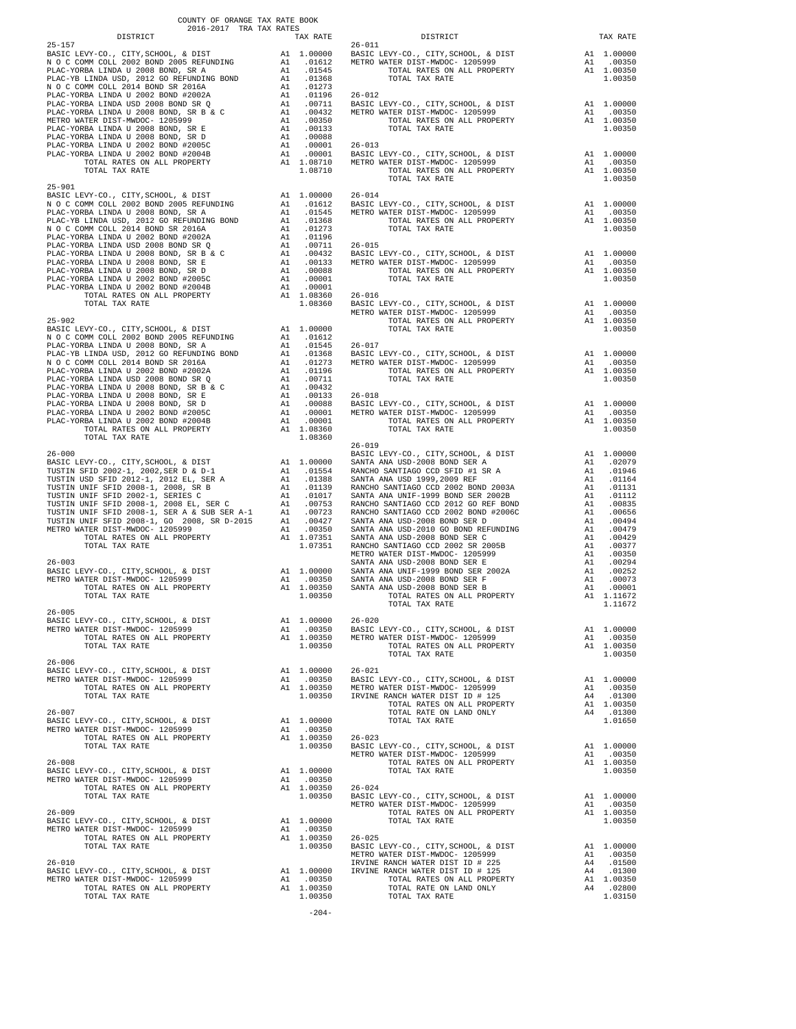COUNTY OF ORANGE TAX RATE BOOK
2016-2017 TRA TAX RATES

| DISTRICT | | TAX RATE |
|---|---|---|
| **25-157** | | |
| BASIC LEVY-CO., CITY,SCHOOL, & DIST | A1 | 1.00000 |
| N O C COMM COLL 2002 BOND 2005 REFUNDING | A1 | .01612 |
| PLAC-YORBA LINDA U 2008 BOND, SR A | A1 | .01545 |
| PLAC-YB LINDA USD, 2012 GO REFUNDING BOND | A1 | .01368 |
| N O C COMM COLL 2014 BOND SR 2016A | A1 | .01273 |
| PLAC-YORBA LINDA U 2002 BOND #2002A | A1 | .01196 |
| PLAC-YORBA LINDA USD 2008 BOND SR Q | A1 | .00711 |
| PLAC-YORBA LINDA U 2008 BOND, SR B & C | A1 | .00432 |
| METRO WATER DIST-MWDOC- 1205999 | A1 | .00350 |
| PLAC-YORBA LINDA U 2008 BOND, SR E | A1 | .00133 |
| PLAC-YORBA LINDA U 2008 BOND, SR D | A1 | .00088 |
| PLAC-YORBA LINDA U 2002 BOND #2005C | A1 | .00001 |
| PLAC-YORBA LINDA U 2002 BOND #2004B | A1 | .00001 |
| TOTAL RATES ON ALL PROPERTY | A1 | 1.08710 |
| TOTAL TAX RATE | | 1.08710 |
| **25-901** | | |
| BASIC LEVY-CO., CITY,SCHOOL, & DIST | A1 | 1.00000 |
| N O C COMM COLL 2002 BOND 2005 REFUNDING | A1 | .01612 |
| PLAC-YORBA LINDA U 2008 BOND, SR A | A1 | .01545 |
| PLAC-YB LINDA USD, 2012 GO REFUNDING BOND | A1 | .01368 |
| N O C COMM COLL 2014 BOND SR 2016A | A1 | .01273 |
| PLAC-YORBA LINDA U 2002 BOND #2002A | A1 | .01196 |
| PLAC-YORBA LINDA USD 2008 BOND SR Q | A1 | .00711 |
| PLAC-YORBA LINDA U 2008 BOND, SR B & C | A1 | .00432 |
| PLAC-YORBA LINDA U 2008 BOND, SR E | A1 | .00133 |
| PLAC-YORBA LINDA U 2008 BOND, SR D | A1 | .00088 |
| PLAC-YORBA LINDA U 2002 BOND #2005C | A1 | .00001 |
| PLAC-YORBA LINDA U 2002 BOND #2004B | A1 | .00001 |
| TOTAL RATES ON ALL PROPERTY | A1 | 1.08360 |
| TOTAL TAX RATE | | 1.08360 |
| **25-902** | | |
| BASIC LEVY-CO., CITY,SCHOOL, & DIST | A1 | 1.00000 |
| N O C COMM COLL 2002 BOND 2005 REFUNDING | A1 | .01612 |
| PLAC-YORBA LINDA U 2008 BOND, SR A | A1 | .01545 |
| PLAC-YB LINDA USD, 2012 GO REFUNDING BOND | A1 | .01368 |
| N O C COMM COLL 2014 BOND SR 2016A | A1 | .01273 |
| PLAC-YORBA LINDA U 2002 BOND #2002A | A1 | .01196 |
| PLAC-YORBA LINDA USD 2008 BOND SR Q | A1 | .00711 |
| PLAC-YORBA LINDA U 2008 BOND, SR B & C | A1 | .00432 |
| PLAC-YORBA LINDA U 2008 BOND, SR E | A1 | .00133 |
| PLAC-YORBA LINDA U 2008 BOND, SR D | A1 | .00088 |
| PLAC-YORBA LINDA U 2002 BOND #2005C | A1 | .00001 |
| PLAC-YORBA LINDA U 2002 BOND #2004B | A1 | .00001 |
| TOTAL RATES ON ALL PROPERTY | A1 | 1.08360 |
| TOTAL TAX RATE | | 1.08360 |
| **26-000** | | |
| BASIC LEVY-CO., CITY,SCHOOL, & DIST | A1 | 1.00000 |
| TUSTIN SFID 2002-1, 2002,SER D & D-1 | A1 | .01554 |
| TUSTIN USD SFID 2012-1, 2012 EL, SER A | A1 | .01388 |
| TUSTIN UNIF SFID 2008-1, 2008, SR B | A1 | .01139 |
| TUSTIN UNIF SFID 2002-1, SERIES C | A1 | .01017 |
| TUSTIN UNIF SFID 2008-1, 2008 EL, SER C | A1 | .00753 |
| TUSTIN UNIF SFID 2008-1, SER A & SUB SER A-1 | A1 | .00723 |
| TUSTIN UNIF SFID 2008-1, GO 2008, SR D-2015 | A1 | .00427 |
| METRO WATER DIST-MWDOC- 1205999 | A1 | .00350 |
| TOTAL RATES ON ALL PROPERTY | A1 | 1.07351 |
| TOTAL TAX RATE | | 1.07351 |
| **26-003** | | |
| BASIC LEVY-CO., CITY,SCHOOL, & DIST | A1 | 1.00000 |
| METRO WATER DIST-MWDOC- 1205999 | A1 | .00350 |
| TOTAL RATES ON ALL PROPERTY | A1 | 1.00350 |
| TOTAL TAX RATE | | 1.00350 |
| **26-005** | | |
| BASIC LEVY-CO., CITY,SCHOOL, & DIST | A1 | 1.00000 |
| METRO WATER DIST-MWDOC- 1205999 | A1 | .00350 |
| TOTAL RATES ON ALL PROPERTY | A1 | 1.00350 |
| TOTAL TAX RATE | | 1.00350 |
| **26-006** | | |
| BASIC LEVY-CO., CITY,SCHOOL, & DIST | A1 | 1.00000 |
| METRO WATER DIST-MWDOC- 1205999 | A1 | .00350 |
| TOTAL RATES ON ALL PROPERTY | A1 | 1.00350 |
| TOTAL TAX RATE | | 1.00350 |
| **26-007** | | |
| BASIC LEVY-CO., CITY,SCHOOL, & DIST | A1 | 1.00000 |
| METRO WATER DIST-MWDOC- 1205999 | A1 | .00350 |
| TOTAL RATES ON ALL PROPERTY | A1 | 1.00350 |
| TOTAL TAX RATE | | 1.00350 |
| **26-008** | | |
| BASIC LEVY-CO., CITY,SCHOOL, & DIST | A1 | 1.00000 |
| METRO WATER DIST-MWDOC- 1205999 | A1 | .00350 |
| TOTAL RATES ON ALL PROPERTY | A1 | 1.00350 |
| TOTAL TAX RATE | | 1.00350 |
| **26-009** | | |
| BASIC LEVY-CO., CITY,SCHOOL, & DIST | A1 | 1.00000 |
| METRO WATER DIST-MWDOC- 1205999 | A1 | .00350 |
| TOTAL RATES ON ALL PROPERTY | A1 | 1.00350 |
| TOTAL TAX RATE | | 1.00350 |
| **26-010** | | |
| BASIC LEVY-CO., CITY,SCHOOL, & DIST | A1 | 1.00000 |
| METRO WATER DIST-MWDOC- 1205999 | A1 | .00350 |
| TOTAL RATES ON ALL PROPERTY | A1 | 1.00350 |
| TOTAL TAX RATE | | 1.00350 |
| **26-011** | | |
| BASIC LEVY-CO., CITY,SCHOOL, & DIST | A1 | 1.00000 |
| METRO WATER DIST-MWDOC- 1205999 | A1 | .00350 |
| TOTAL RATES ON ALL PROPERTY | A1 | 1.00350 |
| TOTAL TAX RATE | | 1.00350 |
| **26-012** | | |
| BASIC LEVY-CO., CITY,SCHOOL, & DIST | A1 | 1.00000 |
| METRO WATER DIST-MWDOC- 1205999 | A1 | .00350 |
| TOTAL RATES ON ALL PROPERTY | A1 | 1.00350 |
| TOTAL TAX RATE | | 1.00350 |
| **26-013** | | |
| BASIC LEVY-CO., CITY,SCHOOL, & DIST | A1 | 1.00000 |
| METRO WATER DIST-MWDOC- 1205999 | A1 | .00350 |
| TOTAL RATES ON ALL PROPERTY | A1 | 1.00350 |
| TOTAL TAX RATE | | 1.00350 |
| **26-014** | | |
| BASIC LEVY-CO., CITY,SCHOOL, & DIST | A1 | 1.00000 |
| METRO WATER DIST-MWDOC- 1205999 | A1 | .00350 |
| TOTAL RATES ON ALL PROPERTY | A1 | 1.00350 |
| TOTAL TAX RATE | | 1.00350 |
| **26-015** | | |
| BASIC LEVY-CO., CITY,SCHOOL, & DIST | A1 | 1.00000 |
| METRO WATER DIST-MWDOC- 1205999 | A1 | .00350 |
| TOTAL RATES ON ALL PROPERTY | A1 | 1.00350 |
| TOTAL TAX RATE | | 1.00350 |
| **26-016** | | |
| BASIC LEVY-CO., CITY,SCHOOL, & DIST | A1 | 1.00000 |
| METRO WATER DIST-MWDOC- 1205999 | A1 | .00350 |
| TOTAL RATES ON ALL PROPERTY | A1 | 1.00350 |
| TOTAL TAX RATE | | 1.00350 |
| **26-017** | | |
| BASIC LEVY-CO., CITY,SCHOOL, & DIST | A1 | 1.00000 |
| METRO WATER DIST-MWDOC- 1205999 | A1 | .00350 |
| TOTAL RATES ON ALL PROPERTY | A1 | 1.00350 |
| TOTAL TAX RATE | | 1.00350 |
| **26-018** | | |
| BASIC LEVY-CO., CITY,SCHOOL, & DIST | A1 | 1.00000 |
| METRO WATER DIST-MWDOC- 1205999 | A1 | .00350 |
| TOTAL RATES ON ALL PROPERTY | A1 | 1.00350 |
| TOTAL TAX RATE | | 1.00350 |
| **26-019** | | |
| BASIC LEVY-CO., CITY,SCHOOL, & DIST | A1 | 1.00000 |
| SANTA ANA USD-2008 BOND SER A | A1 | .02079 |
| RANCHO SANTIAGO CCD SFID #1 SR A | A1 | .01946 |
| SANTA ANA USD 1999,2009 REF | A1 | .01164 |
| RANCHO SANTIAGO CCD 2002 BOND 2003A | A1 | .01131 |
| SANTA ANA UNIF-1999 BOND SER 2002B | A1 | .01112 |
| RANCHO SANTIAGO CCD 2012 GO REF BOND | A1 | .00835 |
| RANCHO SANTIAGO CCD 2002 BOND #2006C | A1 | .00656 |
| SANTA ANA USD-2008 BOND SER D | A1 | .00494 |
| SANTA ANA USD-2010 GO BOND REFUNDING | A1 | .00479 |
| SANTA ANA USD-2008 BOND SER C | A1 | .00429 |
| RANCHO SANTIAGO CCD 2002 SR 2005B | A1 | .00377 |
| METRO WATER DIST-MWDOC- 1205999 | A1 | .00350 |
| SANTA ANA USD-2008 BOND SER E | A1 | .00294 |
| SANTA ANA UNIF-1999 BOND SER 2002A | A1 | .00252 |
| SANTA ANA USD-2008 BOND SER F | A1 | .00073 |
| SANTA ANA USD-2008 BOND SER B | A1 | .00001 |
| TOTAL RATES ON ALL PROPERTY | A1 | 1.11672 |
| TOTAL TAX RATE | | 1.11672 |
| **26-020** | | |
| BASIC LEVY-CO., CITY,SCHOOL, & DIST | A1 | 1.00000 |
| METRO WATER DIST-MWDOC- 1205999 | A1 | .00350 |
| TOTAL RATES ON ALL PROPERTY | A1 | 1.00350 |
| TOTAL TAX RATE | | 1.00350 |
| **26-021** | | |
| BASIC LEVY-CO., CITY,SCHOOL, & DIST | A1 | 1.00000 |
| METRO WATER DIST-MWDOC- 1205999 | A1 | .00350 |
| IRVINE RANCH WATER DIST ID # 125 | A4 | .01300 |
| TOTAL RATES ON ALL PROPERTY | A1 | 1.00350 |
| TOTAL RATE ON LAND ONLY | A4 | .01300 |
| TOTAL TAX RATE | | 1.01650 |
| **26-023** | | |
| BASIC LEVY-CO., CITY,SCHOOL, & DIST | A1 | 1.00000 |
| METRO WATER DIST-MWDOC- 1205999 | A1 | .00350 |
| TOTAL RATES ON ALL PROPERTY | A1 | 1.00350 |
| TOTAL TAX RATE | | 1.00350 |
| **26-024** | | |
| BASIC LEVY-CO., CITY,SCHOOL, & DIST | A1 | 1.00000 |
| METRO WATER DIST-MWDOC- 1205999 | A1 | .00350 |
| TOTAL RATES ON ALL PROPERTY | A1 | 1.00350 |
| TOTAL TAX RATE | | 1.00350 |
| **26-025** | | |
| BASIC LEVY-CO., CITY,SCHOOL, & DIST | A1 | 1.00000 |
| METRO WATER DIST-MWDOC- 1205999 | A1 | .00350 |
| IRVINE RANCH WATER DIST ID # 225 | A4 | .01500 |
| IRVINE RANCH WATER DIST ID # 125 | A4 | .01300 |
| TOTAL RATES ON ALL PROPERTY | A1 | 1.00350 |
| TOTAL RATE ON LAND ONLY | A4 | .02800 |
| TOTAL TAX RATE | | 1.03150 |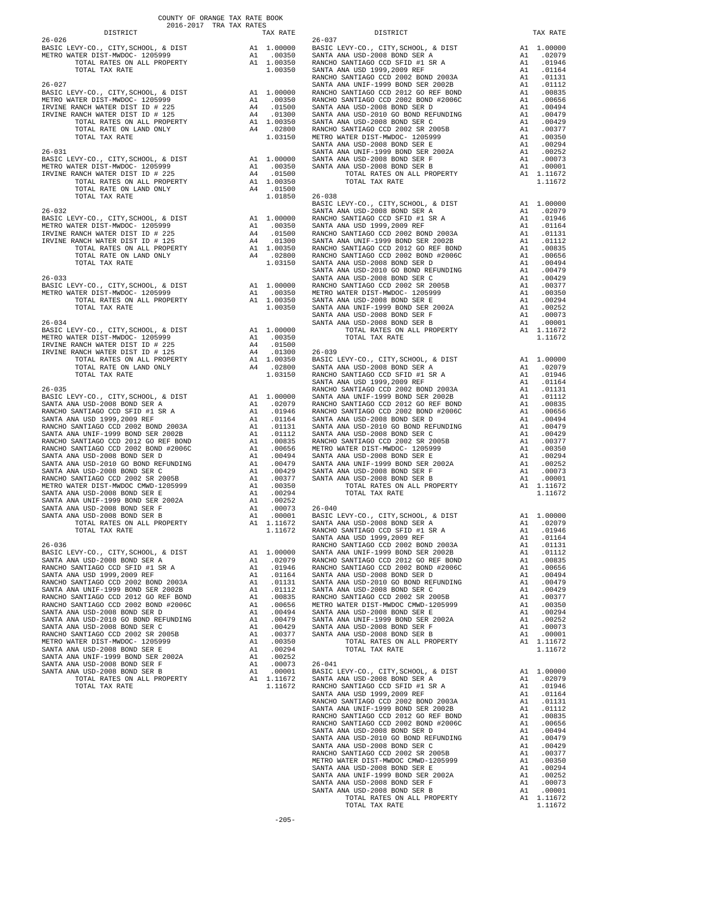COUNTY OF ORANGE TAX RATE BOOK
2016-2017 TRA TAX RATES

| DISTRICT | | TAX RATE |
|---|---|---|
| **26-026** | | |
| BASIC LEVY-CO., CITY,SCHOOL, & DIST | A1 | 1.00000 |
| METRO WATER DIST-MWDOC- 1205999 | A1 | .00350 |
| TOTAL RATES ON ALL PROPERTY | A1 | 1.00350 |
| TOTAL TAX RATE | | 1.00350 |
| **26-027** | | |
| BASIC LEVY-CO., CITY,SCHOOL, & DIST | A1 | 1.00000 |
| METRO WATER DIST-MWDOC- 1205999 | A1 | .00350 |
| IRVINE RANCH WATER DIST ID # 225 | A4 | .01500 |
| IRVINE RANCH WATER DIST ID # 125 | A4 | .01300 |
| TOTAL RATES ON ALL PROPERTY | A1 | 1.00350 |
| TOTAL RATE ON LAND ONLY | A4 | .02800 |
| TOTAL TAX RATE | | 1.03150 |
| **26-031** | | |
| BASIC LEVY-CO., CITY,SCHOOL, & DIST | A1 | 1.00000 |
| METRO WATER DIST-MWDOC- 1205999 | A1 | .00350 |
| IRVINE RANCH WATER DIST ID # 225 | A4 | .01500 |
| TOTAL RATES ON ALL PROPERTY | A1 | 1.00350 |
| TOTAL RATE ON LAND ONLY | A4 | .01500 |
| TOTAL TAX RATE | | 1.01850 |
| **26-032** | | |
| BASIC LEVY-CO., CITY,SCHOOL, & DIST | A1 | 1.00000 |
| METRO WATER DIST-MWDOC- 1205999 | A1 | .00350 |
| IRVINE RANCH WATER DIST ID # 225 | A4 | .01500 |
| IRVINE RANCH WATER DIST ID # 125 | A4 | .01300 |
| TOTAL RATES ON ALL PROPERTY | A1 | 1.00350 |
| TOTAL RATE ON LAND ONLY | A4 | .02800 |
| TOTAL TAX RATE | | 1.03150 |
| **26-033** | | |
| BASIC LEVY-CO., CITY,SCHOOL, & DIST | A1 | 1.00000 |
| METRO WATER DIST-MWDOC- 1205999 | A1 | .00350 |
| TOTAL RATES ON ALL PROPERTY | A1 | 1.00350 |
| TOTAL TAX RATE | | 1.00350 |
| **26-034** | | |
| BASIC LEVY-CO., CITY,SCHOOL, & DIST | A1 | 1.00000 |
| METRO WATER DIST-MWDOC- 1205999 | A1 | .00350 |
| IRVINE RANCH WATER DIST ID # 225 | A4 | .01500 |
| IRVINE RANCH WATER DIST ID # 125 | A4 | .01300 |
| TOTAL RATES ON ALL PROPERTY | A1 | 1.00350 |
| TOTAL RATE ON LAND ONLY | A4 | .02800 |
| TOTAL TAX RATE | | 1.03150 |
| **26-035** | | |
| BASIC LEVY-CO., CITY,SCHOOL, & DIST | A1 | 1.00000 |
| SANTA ANA USD-2008 BOND SER A | A1 | .02079 |
| RANCHO SANTIAGO CCD SFID #1 SR A | A1 | .01946 |
| SANTA ANA USD 1999,2009 REF | A1 | .01164 |
| RANCHO SANTIAGO CCD 2002 BOND 2003A | A1 | .01131 |
| SANTA ANA UNIF-1999 BOND SER 2002B | A1 | .01112 |
| RANCHO SANTIAGO CCD 2012 GO REF BOND | A1 | .00835 |
| RANCHO SANTIAGO CCD 2002 BOND #2006C | A1 | .00656 |
| SANTA ANA USD-2008 BOND SER D | A1 | .00494 |
| SANTA ANA USD-2010 GO BOND REFUNDING | A1 | .00479 |
| SANTA ANA USD-2008 BOND SER C | A1 | .00429 |
| RANCHO SANTIAGO CCD 2002 SR 2005B | A1 | .00377 |
| METRO WATER DIST-MWDOC CMWD-1205999 | A1 | .00350 |
| SANTA ANA USD-2008 BOND SER E | A1 | .00294 |
| SANTA ANA UNIF-1999 BOND SER 2002A | A1 | .00252 |
| SANTA ANA USD-2008 BOND SER F | A1 | .00073 |
| SANTA ANA USD-2008 BOND SER B | A1 | .00001 |
| TOTAL RATES ON ALL PROPERTY | A1 | 1.11672 |
| TOTAL TAX RATE | | 1.11672 |
| **26-036** | | |
| BASIC LEVY-CO., CITY,SCHOOL, & DIST | A1 | 1.00000 |
| SANTA ANA USD-2008 BOND SER A | A1 | .02079 |
| RANCHO SANTIAGO CCD SFID #1 SR A | A1 | .01946 |
| SANTA ANA USD 1999,2009 REF | A1 | .01164 |
| RANCHO SANTIAGO CCD 2002 BOND 2003A | A1 | .01131 |
| SANTA ANA UNIF-1999 BOND SER 2002B | A1 | .01112 |
| RANCHO SANTIAGO CCD 2012 GO REF BOND | A1 | .00835 |
| RANCHO SANTIAGO CCD 2002 BOND #2006C | A1 | .00656 |
| SANTA ANA USD-2008 BOND SER D | A1 | .00494 |
| SANTA ANA USD-2010 GO BOND REFUNDING | A1 | .00479 |
| SANTA ANA USD-2008 BOND SER C | A1 | .00429 |
| RANCHO SANTIAGO CCD 2002 SR 2005B | A1 | .00377 |
| METRO WATER DIST-MWDOC- 1205999 | A1 | .00350 |
| SANTA ANA USD-2008 BOND SER E | A1 | .00294 |
| SANTA ANA UNIF-1999 BOND SER 2002A | A1 | .00252 |
| SANTA ANA USD-2008 BOND SER F | A1 | .00073 |
| SANTA ANA USD-2008 BOND SER B | A1 | .00001 |
| TOTAL RATES ON ALL PROPERTY | A1 | 1.11672 |
| TOTAL TAX RATE | | 1.11672 |
| **26-037** | | |
| BASIC LEVY-CO., CITY,SCHOOL, & DIST | A1 | 1.00000 |
| SANTA ANA USD-2008 BOND SER A | A1 | .02079 |
| RANCHO SANTIAGO CCD SFID #1 SR A | A1 | .01946 |
| SANTA ANA USD 1999,2009 REF | A1 | .01164 |
| RANCHO SANTIAGO CCD 2002 BOND 2003A | A1 | .01131 |
| SANTA ANA UNIF-1999 BOND SER 2002B | A1 | .01112 |
| RANCHO SANTIAGO CCD 2012 GO REF BOND | A1 | .00835 |
| RANCHO SANTIAGO CCD 2002 BOND #2006C | A1 | .00656 |
| SANTA ANA USD-2008 BOND SER D | A1 | .00494 |
| SANTA ANA USD-2010 GO BOND REFUNDING | A1 | .00479 |
| SANTA ANA USD-2008 BOND SER C | A1 | .00429 |
| RANCHO SANTIAGO CCD 2002 SR 2005B | A1 | .00377 |
| METRO WATER DIST-MWDOC- 1205999 | A1 | .00350 |
| SANTA ANA USD-2008 BOND SER E | A1 | .00294 |
| SANTA ANA UNIF-1999 BOND SER 2002A | A1 | .00252 |
| SANTA ANA USD-2008 BOND SER F | A1 | .00073 |
| SANTA ANA USD-2008 BOND SER B | A1 | .00001 |
| TOTAL RATES ON ALL PROPERTY | A1 | 1.11672 |
| TOTAL TAX RATE | | 1.11672 |
| **26-038** | | |
| BASIC LEVY-CO., CITY,SCHOOL, & DIST | A1 | 1.00000 |
| SANTA ANA USD-2008 BOND SER A | A1 | .02079 |
| RANCHO SANTIAGO CCD SFID #1 SR A | A1 | .01946 |
| SANTA ANA USD 1999,2009 REF | A1 | .01164 |
| RANCHO SANTIAGO CCD 2002 BOND 2003A | A1 | .01131 |
| SANTA ANA UNIF-1999 BOND SER 2002B | A1 | .01112 |
| RANCHO SANTIAGO CCD 2012 GO REF BOND | A1 | .00835 |
| RANCHO SANTIAGO CCD 2002 BOND #2006C | A1 | .00656 |
| SANTA ANA USD-2008 BOND SER D | A1 | .00494 |
| SANTA ANA USD-2010 GO BOND REFUNDING | A1 | .00479 |
| SANTA ANA USD-2008 BOND SER C | A1 | .00429 |
| RANCHO SANTIAGO CCD 2002 SR 2005B | A1 | .00377 |
| METRO WATER DIST-MWDOC- 1205999 | A1 | .00350 |
| SANTA ANA USD-2008 BOND SER E | A1 | .00294 |
| SANTA ANA UNIF-1999 BOND SER 2002A | A1 | .00252 |
| SANTA ANA USD-2008 BOND SER F | A1 | .00073 |
| SANTA ANA USD-2008 BOND SER B | A1 | .00001 |
| TOTAL RATES ON ALL PROPERTY | A1 | 1.11672 |
| TOTAL TAX RATE | | 1.11672 |
| **26-039** | | |
| BASIC LEVY-CO., CITY,SCHOOL, & DIST | A1 | 1.00000 |
| SANTA ANA USD-2008 BOND SER A | A1 | .02079 |
| RANCHO SANTIAGO CCD SFID #1 SR A | A1 | .01946 |
| SANTA ANA USD 1999,2009 REF | A1 | .01164 |
| RANCHO SANTIAGO CCD 2002 BOND 2003A | A1 | .01131 |
| SANTA ANA UNIF-1999 BOND SER 2002B | A1 | .01112 |
| RANCHO SANTIAGO CCD 2012 GO REF BOND | A1 | .00835 |
| RANCHO SANTIAGO CCD 2002 BOND #2006C | A1 | .00656 |
| SANTA ANA USD-2008 BOND SER D | A1 | .00494 |
| SANTA ANA USD-2010 GO BOND REFUNDING | A1 | .00479 |
| SANTA ANA USD-2008 BOND SER C | A1 | .00429 |
| RANCHO SANTIAGO CCD 2002 SR 2005B | A1 | .00377 |
| METRO WATER DIST-MWDOC- 1205999 | A1 | .00350 |
| SANTA ANA USD-2008 BOND SER E | A1 | .00294 |
| SANTA ANA UNIF-1999 BOND SER 2002A | A1 | .00252 |
| SANTA ANA USD-2008 BOND SER F | A1 | .00073 |
| SANTA ANA USD-2008 BOND SER B | A1 | .00001 |
| TOTAL RATES ON ALL PROPERTY | A1 | 1.11672 |
| TOTAL TAX RATE | | 1.11672 |
| **26-040** | | |
| BASIC LEVY-CO., CITY,SCHOOL, & DIST | A1 | 1.00000 |
| SANTA ANA USD-2008 BOND SER A | A1 | .02079 |
| RANCHO SANTIAGO CCD SFID #1 SR A | A1 | .01946 |
| SANTA ANA USD 1999,2009 REF | A1 | .01164 |
| RANCHO SANTIAGO CCD 2002 BOND 2003A | A1 | .01131 |
| SANTA ANA UNIF-1999 BOND SER 2002B | A1 | .01112 |
| RANCHO SANTIAGO CCD 2012 GO REF BOND | A1 | .00835 |
| RANCHO SANTIAGO CCD 2002 BOND #2006C | A1 | .00656 |
| SANTA ANA USD-2008 BOND SER D | A1 | .00494 |
| SANTA ANA USD-2010 GO BOND REFUNDING | A1 | .00479 |
| SANTA ANA USD-2008 BOND SER C | A1 | .00429 |
| RANCHO SANTIAGO CCD 2002 SR 2005B | A1 | .00377 |
| METRO WATER DIST-MWDOC CMWD-1205999 | A1 | .00350 |
| SANTA ANA USD-2008 BOND SER E | A1 | .00294 |
| SANTA ANA UNIF-1999 BOND SER 2002A | A1 | .00252 |
| SANTA ANA USD-2008 BOND SER F | A1 | .00073 |
| SANTA ANA USD-2008 BOND SER B | A1 | .00001 |
| TOTAL RATES ON ALL PROPERTY | A1 | 1.11672 |
| TOTAL TAX RATE | | 1.11672 |
| **26-041** | | |
| BASIC LEVY-CO., CITY,SCHOOL, & DIST | A1 | 1.00000 |
| SANTA ANA USD-2008 BOND SER A | A1 | .02079 |
| RANCHO SANTIAGO CCD SFID #1 SR A | A1 | .01946 |
| SANTA ANA USD 1999,2009 REF | A1 | .01164 |
| RANCHO SANTIAGO CCD 2002 BOND 2003A | A1 | .01131 |
| SANTA ANA UNIF-1999 BOND SER 2002B | A1 | .01112 |
| RANCHO SANTIAGO CCD 2012 GO REF BOND | A1 | .00835 |
| RANCHO SANTIAGO CCD 2002 BOND #2006C | A1 | .00656 |
| SANTA ANA USD-2008 BOND SER D | A1 | .00494 |
| SANTA ANA USD-2010 GO BOND REFUNDING | A1 | .00479 |
| SANTA ANA USD-2008 BOND SER C | A1 | .00429 |
| RANCHO SANTIAGO CCD 2002 SR 2005B | A1 | .00377 |
| METRO WATER DIST-MWDOC CMWD-1205999 | A1 | .00350 |
| SANTA ANA USD-2008 BOND SER E | A1 | .00294 |
| SANTA ANA UNIF-1999 BOND SER 2002A | A1 | .00252 |
| SANTA ANA USD-2008 BOND SER F | A1 | .00073 |
| SANTA ANA USD-2008 BOND SER B | A1 | .00001 |
| TOTAL RATES ON ALL PROPERTY | A1 | 1.11672 |
| TOTAL TAX RATE | | 1.11672 |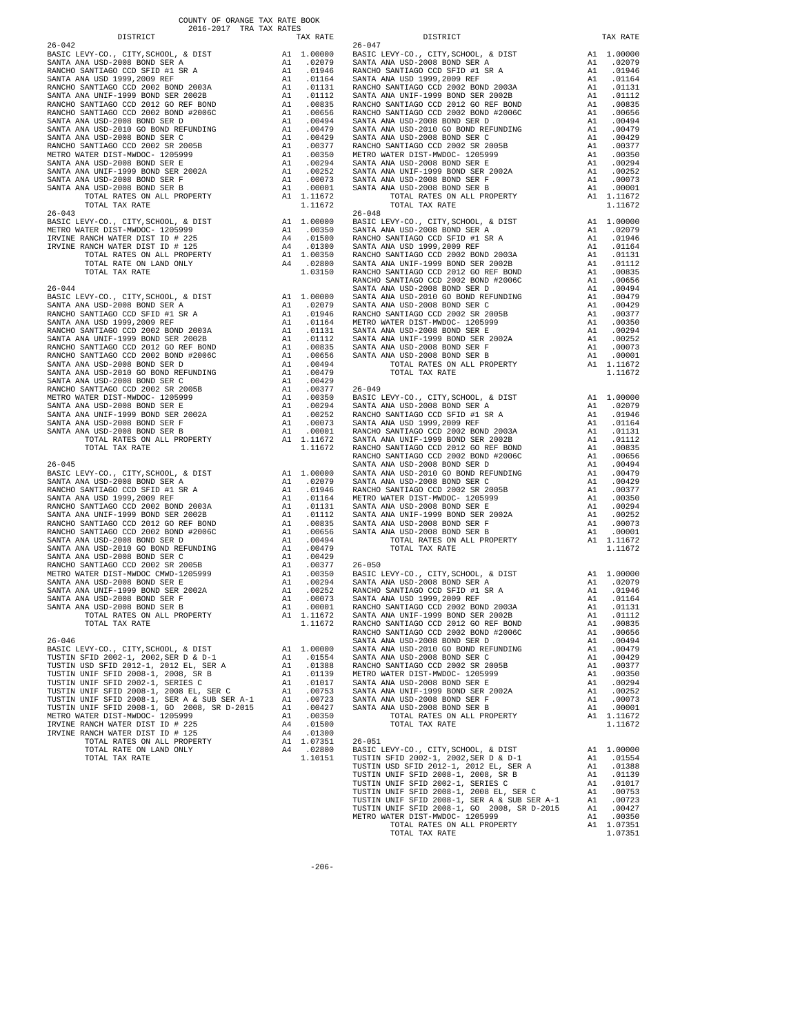COUNTY OF ORANGE TAX RATE BOOK
2016-2017 TRA TAX RATES

| DISTRICT | | TAX RATE |
|---|---|---|
| **26-042** | | |
| BASIC LEVY-CO., CITY,SCHOOL, & DIST | A1 | 1.00000 |
| SANTA ANA USD-2008 BOND SER A | A1 | .02079 |
| RANCHO SANTIAGO CCD SFID #1 SR A | A1 | .01946 |
| SANTA ANA USD 1999,2009 REF | A1 | .01164 |
| RANCHO SANTIAGO CCD 2002 BOND 2003A | A1 | .01131 |
| SANTA ANA UNIF-1999 BOND SER 2002B | A1 | .01112 |
| RANCHO SANTIAGO CCD 2012 GO REF BOND | A1 | .00835 |
| RANCHO SANTIAGO CCD 2002 BOND #2006C | A1 | .00656 |
| SANTA ANA USD-2008 BOND SER D | A1 | .00494 |
| SANTA ANA USD-2010 GO BOND REFUNDING | A1 | .00479 |
| SANTA ANA USD-2008 BOND SER C | A1 | .00429 |
| RANCHO SANTIAGO CCD 2002 SR 2005B | A1 | .00377 |
| METRO WATER DIST-MWDOC- 1205999 | A1 | .00350 |
| SANTA ANA USD-2008 BOND SER E | A1 | .00294 |
| SANTA ANA UNIF-1999 BOND SER 2002A | A1 | .00252 |
| SANTA ANA USD-2008 BOND SER F | A1 | .00073 |
| SANTA ANA USD-2008 BOND SER B | A1 | .00001 |
| TOTAL RATES ON ALL PROPERTY | A1 | 1.11672 |
| TOTAL TAX RATE | | 1.11672 |
| **26-043** | | |
| BASIC LEVY-CO., CITY,SCHOOL, & DIST | A1 | 1.00000 |
| METRO WATER DIST-MWDOC- 1205999 | A1 | .00350 |
| IRVINE RANCH WATER DIST ID # 225 | A4 | .01500 |
| IRVINE RANCH WATER DIST ID # 125 | A4 | .01300 |
| TOTAL RATES ON ALL PROPERTY | A1 | 1.00350 |
| TOTAL RATE ON LAND ONLY | A4 | .02800 |
| TOTAL TAX RATE | | 1.03150 |
| **26-044** | | |
| BASIC LEVY-CO., CITY,SCHOOL, & DIST | A1 | 1.00000 |
| SANTA ANA USD-2008 BOND SER A | A1 | .02079 |
| RANCHO SANTIAGO CCD SFID #1 SR A | A1 | .01946 |
| SANTA ANA USD 1999,2009 REF | A1 | .01164 |
| RANCHO SANTIAGO CCD 2002 BOND 2003A | A1 | .01131 |
| SANTA ANA UNIF-1999 BOND SER 2002B | A1 | .01112 |
| RANCHO SANTIAGO CCD 2012 GO REF BOND | A1 | .00835 |
| RANCHO SANTIAGO CCD 2002 BOND #2006C | A1 | .00656 |
| SANTA ANA USD-2008 BOND SER D | A1 | .00494 |
| SANTA ANA USD-2010 GO BOND REFUNDING | A1 | .00479 |
| SANTA ANA USD-2008 BOND SER C | A1 | .00429 |
| RANCHO SANTIAGO CCD 2002 SR 2005B | A1 | .00377 |
| METRO WATER DIST-MWDOC- 1205999 | A1 | .00350 |
| SANTA ANA USD-2008 BOND SER E | A1 | .00294 |
| SANTA ANA UNIF-1999 BOND SER 2002A | A1 | .00252 |
| SANTA ANA USD-2008 BOND SER F | A1 | .00073 |
| SANTA ANA USD-2008 BOND SER B | A1 | .00001 |
| TOTAL RATES ON ALL PROPERTY | A1 | 1.11672 |
| TOTAL TAX RATE | | 1.11672 |
| **26-045** | | |
| BASIC LEVY-CO., CITY,SCHOOL, & DIST | A1 | 1.00000 |
| SANTA ANA USD-2008 BOND SER A | A1 | .02079 |
| RANCHO SANTIAGO CCD SFID #1 SR A | A1 | .01946 |
| SANTA ANA USD 1999,2009 REF | A1 | .01164 |
| RANCHO SANTIAGO CCD 2002 BOND 2003A | A1 | .01131 |
| SANTA ANA UNIF-1999 BOND SER 2002B | A1 | .01112 |
| RANCHO SANTIAGO CCD 2012 GO REF BOND | A1 | .00835 |
| RANCHO SANTIAGO CCD 2002 BOND #2006C | A1 | .00656 |
| SANTA ANA USD-2008 BOND SER D | A1 | .00494 |
| SANTA ANA USD-2010 GO BOND REFUNDING | A1 | .00479 |
| SANTA ANA USD-2008 BOND SER C | A1 | .00429 |
| RANCHO SANTIAGO CCD 2002 SR 2005B | A1 | .00377 |
| METRO WATER DIST-MWDOC CMWD-1205999 | A1 | .00350 |
| SANTA ANA USD-2008 BOND SER E | A1 | .00294 |
| SANTA ANA UNIF-1999 BOND SER 2002A | A1 | .00252 |
| SANTA ANA USD-2008 BOND SER F | A1 | .00073 |
| SANTA ANA USD-2008 BOND SER B | A1 | .00001 |
| TOTAL RATES ON ALL PROPERTY | A1 | 1.11672 |
| TOTAL TAX RATE | | 1.11672 |
| **26-046** | | |
| BASIC LEVY-CO., CITY,SCHOOL, & DIST | A1 | 1.00000 |
| TUSTIN SFID 2002-1, 2002,SER D & D-1 | A1 | .01554 |
| TUSTIN USD SFID 2012-1, 2012 EL, SER A | A1 | .01388 |
| TUSTIN UNIF SFID 2008-1, 2008, SR B | A1 | .01139 |
| TUSTIN UNIF SFID 2002-1, SERIES C | A1 | .01017 |
| TUSTIN UNIF SFID 2008-1, 2008 EL, SER C | A1 | .00753 |
| TUSTIN UNIF SFID 2008-1, SER A & SUB SER A-1 | A1 | .00723 |
| TUSTIN UNIF SFID 2008-1, GO 2008, SR D-2015 | A1 | .00427 |
| METRO WATER DIST-MWDOC- 1205999 | A1 | .00350 |
| IRVINE RANCH WATER DIST ID # 225 | A4 | .01500 |
| IRVINE RANCH WATER DIST ID # 125 | A4 | .01300 |
| TOTAL RATES ON ALL PROPERTY | A1 | 1.07351 |
| TOTAL RATE ON LAND ONLY | A4 | .02800 |
| TOTAL TAX RATE | | 1.10151 |
| **26-047** | | |
| BASIC LEVY-CO., CITY,SCHOOL, & DIST | A1 | 1.00000 |
| SANTA ANA USD-2008 BOND SER A | A1 | .02079 |
| RANCHO SANTIAGO CCD SFID #1 SR A | A1 | .01946 |
| SANTA ANA USD 1999,2009 REF | A1 | .01164 |
| RANCHO SANTIAGO CCD 2002 BOND 2003A | A1 | .01131 |
| SANTA ANA UNIF-1999 BOND SER 2002B | A1 | .01112 |
| RANCHO SANTIAGO CCD 2012 GO REF BOND | A1 | .00835 |
| RANCHO SANTIAGO CCD 2002 BOND #2006C | A1 | .00656 |
| SANTA ANA USD-2008 BOND SER D | A1 | .00494 |
| SANTA ANA USD-2010 GO BOND REFUNDING | A1 | .00479 |
| SANTA ANA USD-2008 BOND SER C | A1 | .00429 |
| RANCHO SANTIAGO CCD 2002 SR 2005B | A1 | .00377 |
| METRO WATER DIST-MWDOC- 1205999 | A1 | .00350 |
| SANTA ANA USD-2008 BOND SER E | A1 | .00294 |
| SANTA ANA UNIF-1999 BOND SER 2002A | A1 | .00252 |
| SANTA ANA USD-2008 BOND SER F | A1 | .00073 |
| SANTA ANA USD-2008 BOND SER B | A1 | .00001 |
| TOTAL RATES ON ALL PROPERTY | A1 | 1.11672 |
| TOTAL TAX RATE | | 1.11672 |
| **26-048** | | |
| BASIC LEVY-CO., CITY,SCHOOL, & DIST | A1 | 1.00000 |
| SANTA ANA USD-2008 BOND SER A | A1 | .02079 |
| RANCHO SANTIAGO CCD SFID #1 SR A | A1 | .01946 |
| SANTA ANA USD 1999,2009 REF | A1 | .01164 |
| RANCHO SANTIAGO CCD 2002 BOND 2003A | A1 | .01131 |
| SANTA ANA UNIF-1999 BOND SER 2002B | A1 | .01112 |
| RANCHO SANTIAGO CCD 2012 GO REF BOND | A1 | .00835 |
| RANCHO SANTIAGO CCD 2002 BOND #2006C | A1 | .00656 |
| SANTA ANA USD-2008 BOND SER D | A1 | .00494 |
| SANTA ANA USD-2010 GO BOND REFUNDING | A1 | .00479 |
| SANTA ANA USD-2008 BOND SER C | A1 | .00429 |
| RANCHO SANTIAGO CCD 2002 SR 2005B | A1 | .00377 |
| METRO WATER DIST-MWDOC- 1205999 | A1 | .00350 |
| SANTA ANA USD-2008 BOND SER E | A1 | .00294 |
| SANTA ANA UNIF-1999 BOND SER 2002A | A1 | .00252 |
| SANTA ANA USD-2008 BOND SER F | A1 | .00073 |
| SANTA ANA USD-2008 BOND SER B | A1 | .00001 |
| TOTAL RATES ON ALL PROPERTY | A1 | 1.11672 |
| TOTAL TAX RATE | | 1.11672 |
| **26-049** | | |
| BASIC LEVY-CO., CITY,SCHOOL, & DIST | A1 | 1.00000 |
| SANTA ANA USD-2008 BOND SER A | A1 | .02079 |
| RANCHO SANTIAGO CCD SFID #1 SR A | A1 | .01946 |
| SANTA ANA USD 1999,2009 REF | A1 | .01164 |
| RANCHO SANTIAGO CCD 2002 BOND 2003A | A1 | .01131 |
| SANTA ANA UNIF-1999 BOND SER 2002B | A1 | .01112 |
| RANCHO SANTIAGO CCD 2012 GO REF BOND | A1 | .00835 |
| RANCHO SANTIAGO CCD 2002 BOND #2006C | A1 | .00656 |
| SANTA ANA USD-2008 BOND SER D | A1 | .00494 |
| SANTA ANA USD-2010 GO BOND REFUNDING | A1 | .00479 |
| SANTA ANA USD-2008 BOND SER C | A1 | .00429 |
| RANCHO SANTIAGO CCD 2002 SR 2005B | A1 | .00377 |
| METRO WATER DIST-MWDOC- 1205999 | A1 | .00350 |
| SANTA ANA USD-2008 BOND SER E | A1 | .00294 |
| SANTA ANA UNIF-1999 BOND SER 2002A | A1 | .00252 |
| SANTA ANA USD-2008 BOND SER F | A1 | .00073 |
| SANTA ANA USD-2008 BOND SER B | A1 | .00001 |
| TOTAL RATES ON ALL PROPERTY | A1 | 1.11672 |
| TOTAL TAX RATE | | 1.11672 |
| **26-050** | | |
| BASIC LEVY-CO., CITY,SCHOOL, & DIST | A1 | 1.00000 |
| SANTA ANA USD-2008 BOND SER A | A1 | .02079 |
| RANCHO SANTIAGO CCD SFID #1 SR A | A1 | .01946 |
| SANTA ANA USD 1999,2009 REF | A1 | .01164 |
| RANCHO SANTIAGO CCD 2002 BOND 2003A | A1 | .01131 |
| SANTA ANA UNIF-1999 BOND SER 2002B | A1 | .01112 |
| RANCHO SANTIAGO CCD 2012 GO REF BOND | A1 | .00835 |
| RANCHO SANTIAGO CCD 2002 BOND #2006C | A1 | .00656 |
| SANTA ANA USD-2008 BOND SER D | A1 | .00494 |
| SANTA ANA USD-2010 GO BOND REFUNDING | A1 | .00479 |
| SANTA ANA USD-2008 BOND SER C | A1 | .00429 |
| RANCHO SANTIAGO CCD 2002 SR 2005B | A1 | .00377 |
| METRO WATER DIST-MWDOC- 1205999 | A1 | .00350 |
| SANTA ANA USD-2008 BOND SER E | A1 | .00294 |
| SANTA ANA UNIF-1999 BOND SER 2002A | A1 | .00252 |
| SANTA ANA USD-2008 BOND SER F | A1 | .00073 |
| SANTA ANA USD-2008 BOND SER B | A1 | .00001 |
| TOTAL RATES ON ALL PROPERTY | A1 | 1.11672 |
| TOTAL TAX RATE | | 1.11672 |
| **26-051** | | |
| BASIC LEVY-CO., CITY,SCHOOL, & DIST | A1 | 1.00000 |
| TUSTIN SFID 2002-1, 2002,SER D & D-1 | A1 | .01554 |
| TUSTIN USD SFID 2012-1, 2012 EL, SER A | A1 | .01388 |
| TUSTIN UNIF SFID 2008-1, 2008, SR B | A1 | .01139 |
| TUSTIN UNIF SFID 2002-1, SERIES C | A1 | .01017 |
| TUSTIN UNIF SFID 2008-1, 2008 EL, SER C | A1 | .00753 |
| TUSTIN UNIF SFID 2008-1, SER A & SUB SER A-1 | A1 | .00723 |
| TUSTIN UNIF SFID 2008-1, GO 2008, SR D-2015 | A1 | .00427 |
| METRO WATER DIST-MWDOC- 1205999 | A1 | .00350 |
| TOTAL RATES ON ALL PROPERTY | A1 | 1.07351 |
| TOTAL TAX RATE | | 1.07351 |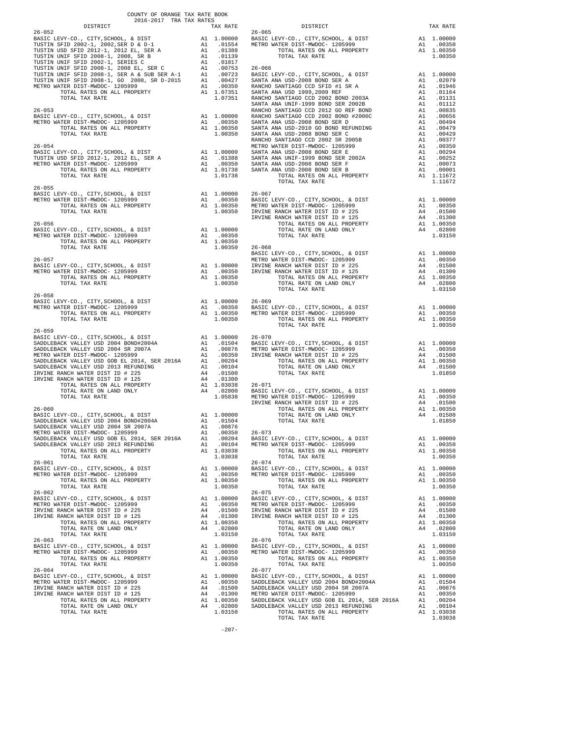COUNTY OF ORANGE TAX RATE BOOK
2016-2017 TRA TAX RATES

| DISTRICT | | TAX RATE |
|---|---|---|
| **26-052** | | |
| BASIC LEVY-CO., CITY,SCHOOL, & DIST | A1 | 1.00000 |
| TUSTIN SFID 2002-1, 2002,SER D & D-1 | A1 | .01554 |
| TUSTIN USD SFID 2012-1, 2012 EL, SER A | A1 | .01388 |
| TUSTIN UNIF SFID 2008-1, 2008, SR B | A1 | .01139 |
| TUSTIN UNIF SFID 2002-1, SERIES C | A1 | .01017 |
| TUSTIN UNIF SFID 2008-1, 2008 EL, SER C | A1 | .00753 |
| TUSTIN UNIF SFID 2008-1, SER A & SUB SER A-1 | A1 | .00723 |
| TUSTIN UNIF SFID 2008-1, GO 2008, SR D-2015 | A1 | .00427 |
| METRO WATER DIST-MWDOC- 1205999 | A1 | .00350 |
| TOTAL RATES ON ALL PROPERTY | A1 | 1.07351 |
| TOTAL TAX RATE | | 1.07351 |
| **26-053** | | |
| BASIC LEVY-CO., CITY,SCHOOL, & DIST | A1 | 1.00000 |
| METRO WATER DIST-MWDOC- 1205999 | A1 | .00350 |
| TOTAL RATES ON ALL PROPERTY | A1 | 1.00350 |
| TOTAL TAX RATE | | 1.00350 |
| **26-054** | | |
| BASIC LEVY-CO., CITY,SCHOOL, & DIST | A1 | 1.00000 |
| TUSTIN USD SFID 2012-1, 2012 EL, SER A | A1 | .01388 |
| METRO WATER DIST-MWDOC- 1205999 | A1 | .00350 |
| TOTAL RATES ON ALL PROPERTY | A1 | 1.01738 |
| TOTAL TAX RATE | | 1.01738 |
| **26-055** | | |
| BASIC LEVY-CO., CITY,SCHOOL, & DIST | A1 | 1.00000 |
| METRO WATER DIST-MWDOC- 1205999 | A1 | .00350 |
| TOTAL RATES ON ALL PROPERTY | A1 | 1.00350 |
| TOTAL TAX RATE | | 1.00350 |
| **26-056** | | |
| BASIC LEVY-CO., CITY,SCHOOL, & DIST | A1 | 1.00000 |
| METRO WATER DIST-MWDOC- 1205999 | A1 | .00350 |
| TOTAL RATES ON ALL PROPERTY | A1 | 1.00350 |
| TOTAL TAX RATE | | 1.00350 |
| **26-057** | | |
| BASIC LEVY-CO., CITY,SCHOOL, & DIST | A1 | 1.00000 |
| METRO WATER DIST-MWDOC- 1205999 | A1 | .00350 |
| TOTAL RATES ON ALL PROPERTY | A1 | 1.00350 |
| TOTAL TAX RATE | | 1.00350 |
| **26-058** | | |
| BASIC LEVY-CO., CITY,SCHOOL, & DIST | A1 | 1.00000 |
| METRO WATER DIST-MWDOC- 1205999 | A1 | .00350 |
| TOTAL RATES ON ALL PROPERTY | A1 | 1.00350 |
| TOTAL TAX RATE | | 1.00350 |
| **26-059** | | |
| BASIC LEVY-CO., CITY,SCHOOL, & DIST | A1 | 1.00000 |
| SADDLEBACK VALLEY USD 2004 BOND#2004A | A1 | .01504 |
| SADDLEBACK VALLEY USD 2004 SR 2007A | A1 | .00876 |
| METRO WATER DIST-MWDOC- 1205999 | A1 | .00350 |
| SADDLEBACK VALLEY USD GOB EL 2014, SER 2016A | A1 | .00204 |
| SADDLEBACK VALLEY USD 2013 REFUNDING | A1 | .00104 |
| IRVINE RANCH WATER DIST ID # 225 | A4 | .01500 |
| IRVINE RANCH WATER DIST ID # 125 | A4 | .01300 |
| TOTAL RATES ON ALL PROPERTY | A1 | 1.03038 |
| TOTAL RATE ON LAND ONLY | A4 | .02800 |
| TOTAL TAX RATE | | 1.05838 |
| **26-060** | | |
| BASIC LEVY-CO., CITY,SCHOOL, & DIST | A1 | 1.00000 |
| SADDLEBACK VALLEY USD 2004 BOND#2004A | A1 | .01504 |
| SADDLEBACK VALLEY USD 2004 SR 2007A | A1 | .00876 |
| METRO WATER DIST-MWDOC- 1205999 | A1 | .00350 |
| SADDLEBACK VALLEY USD GOB EL 2014, SER 2016A | A1 | .00204 |
| SADDLEBACK VALLEY USD 2013 REFUNDING | A1 | .00104 |
| TOTAL RATES ON ALL PROPERTY | A1 | 1.03038 |
| TOTAL TAX RATE | | 1.03038 |
| **26-061** | | |
| BASIC LEVY-CO., CITY,SCHOOL, & DIST | A1 | 1.00000 |
| METRO WATER DIST-MWDOC- 1205999 | A1 | .00350 |
| TOTAL RATES ON ALL PROPERTY | A1 | 1.00350 |
| TOTAL TAX RATE | | 1.00350 |
| **26-062** | | |
| BASIC LEVY-CO., CITY,SCHOOL, & DIST | A1 | 1.00000 |
| METRO WATER DIST-MWDOC- 1205999 | A1 | .00350 |
| IRVINE RANCH WATER DIST ID # 225 | A4 | .01500 |
| IRVINE RANCH WATER DIST ID # 125 | A4 | .01300 |
| TOTAL RATES ON ALL PROPERTY | A1 | 1.00350 |
| TOTAL RATE ON LAND ONLY | A4 | .02800 |
| TOTAL TAX RATE | | 1.03150 |
| **26-063** | | |
| BASIC LEVY-CO., CITY,SCHOOL, & DIST | A1 | 1.00000 |
| METRO WATER DIST-MWDOC- 1205999 | A1 | .00350 |
| TOTAL RATES ON ALL PROPERTY | A1 | 1.00350 |
| TOTAL TAX RATE | | 1.00350 |
| **26-064** | | |
| BASIC LEVY-CO., CITY,SCHOOL, & DIST | A1 | 1.00000 |
| METRO WATER DIST-MWDOC- 1205999 | A1 | .00350 |
| IRVINE RANCH WATER DIST ID # 225 | A4 | .01500 |
| IRVINE RANCH WATER DIST ID # 125 | A4 | .01300 |
| TOTAL RATES ON ALL PROPERTY | A1 | 1.00350 |
| TOTAL RATE ON LAND ONLY | A4 | .02800 |
| TOTAL TAX RATE | | 1.03150 |
| **26-065** | | |
| BASIC LEVY-CO., CITY,SCHOOL, & DIST | A1 | 1.00000 |
| METRO WATER DIST-MWDOC- 1205999 | A1 | .00350 |
| TOTAL RATES ON ALL PROPERTY | A1 | 1.00350 |
| TOTAL TAX RATE | | 1.00350 |
| **26-066** | | |
| BASIC LEVY-CO., CITY,SCHOOL, & DIST | A1 | 1.00000 |
| SANTA ANA USD-2008 BOND SER A | A1 | .02079 |
| RANCHO SANTIAGO CCD SFID #1 SR A | A1 | .01946 |
| SANTA ANA USD 1999,2009 REF | A1 | .01164 |
| RANCHO SANTIAGO CCD 2002 BOND 2003A | A1 | .01131 |
| SANTA ANA UNIF-1999 BOND SER 2002B | A1 | .01112 |
| RANCHO SANTIAGO CCD 2012 GO REF BOND | A1 | .00835 |
| RANCHO SANTIAGO CCD 2002 BOND #2006C | A1 | .00656 |
| SANTA ANA USD-2008 BOND SER D | A1 | .00494 |
| SANTA ANA USD-2010 GO BOND REFUNDING | A1 | .00479 |
| SANTA ANA USD-2008 BOND SER C | A1 | .00429 |
| RANCHO SANTIAGO CCD 2002 SR 2005B | A1 | .00377 |
| METRO WATER DIST-MWDOC- 1205999 | A1 | .00350 |
| SANTA ANA USD-2008 BOND SER E | A1 | .00294 |
| SANTA ANA UNIF-1999 BOND SER 2002A | A1 | .00252 |
| SANTA ANA USD-2008 BOND SER F | A1 | .00073 |
| SANTA ANA USD-2008 BOND SER B | A1 | .00001 |
| TOTAL RATES ON ALL PROPERTY | A1 | 1.11672 |
| TOTAL TAX RATE | | 1.11672 |
| **26-067** | | |
| BASIC LEVY-CO., CITY,SCHOOL, & DIST | A1 | 1.00000 |
| METRO WATER DIST-MWDOC- 1205999 | A1 | .00350 |
| IRVINE RANCH WATER DIST ID # 225 | A4 | .01500 |
| IRVINE RANCH WATER DIST ID # 125 | A4 | .01300 |
| TOTAL RATES ON ALL PROPERTY | A1 | 1.00350 |
| TOTAL RATE ON LAND ONLY | A4 | .02800 |
| TOTAL TAX RATE | | 1.03150 |
| **26-068** | | |
| BASIC LEVY-CO., CITY,SCHOOL, & DIST | A1 | 1.00000 |
| METRO WATER DIST-MWDOC- 1205999 | A1 | .00350 |
| IRVINE RANCH WATER DIST ID # 225 | A4 | .01500 |
| IRVINE RANCH WATER DIST ID # 125 | A4 | .01300 |
| TOTAL RATES ON ALL PROPERTY | A1 | 1.00350 |
| TOTAL RATE ON LAND ONLY | A4 | .02800 |
| TOTAL TAX RATE | | 1.03150 |
| **26-069** | | |
| BASIC LEVY-CO., CITY,SCHOOL, & DIST | A1 | 1.00000 |
| METRO WATER DIST-MWDOC- 1205999 | A1 | .00350 |
| TOTAL RATES ON ALL PROPERTY | A1 | 1.00350 |
| TOTAL TAX RATE | | 1.00350 |
| **26-070** | | |
| BASIC LEVY-CO., CITY,SCHOOL, & DIST | A1 | 1.00000 |
| METRO WATER DIST-MWDOC- 1205999 | A1 | .00350 |
| IRVINE RANCH WATER DIST ID # 225 | A4 | .01500 |
| TOTAL RATES ON ALL PROPERTY | A1 | 1.00350 |
| TOTAL RATE ON LAND ONLY | A4 | .01500 |
| TOTAL TAX RATE | | 1.01850 |
| **26-071** | | |
| BASIC LEVY-CO., CITY,SCHOOL, & DIST | A1 | 1.00000 |
| METRO WATER DIST-MWDOC- 1205999 | A1 | .00350 |
| IRVINE RANCH WATER DIST ID # 225 | A4 | .01500 |
| TOTAL RATES ON ALL PROPERTY | A1 | 1.00350 |
| TOTAL RATE ON LAND ONLY | A4 | .01500 |
| TOTAL TAX RATE | | 1.01850 |
| **26-073** | | |
| BASIC LEVY-CO., CITY,SCHOOL, & DIST | A1 | 1.00000 |
| METRO WATER DIST-MWDOC- 1205999 | A1 | .00350 |
| TOTAL RATES ON ALL PROPERTY | A1 | 1.00350 |
| TOTAL TAX RATE | | 1.00350 |
| **26-074** | | |
| BASIC LEVY-CO., CITY,SCHOOL, & DIST | A1 | 1.00000 |
| METRO WATER DIST-MWDOC- 1205999 | A1 | .00350 |
| TOTAL RATES ON ALL PROPERTY | A1 | 1.00350 |
| TOTAL TAX RATE | | 1.00350 |
| **26-075** | | |
| BASIC LEVY-CO., CITY,SCHOOL, & DIST | A1 | 1.00000 |
| METRO WATER DIST-MWDOC- 1205999 | A1 | .00350 |
| IRVINE RANCH WATER DIST ID # 225 | A4 | .01500 |
| IRVINE RANCH WATER DIST ID # 125 | A4 | .01300 |
| TOTAL RATES ON ALL PROPERTY | A1 | 1.00350 |
| TOTAL RATE ON LAND ONLY | A4 | .02800 |
| TOTAL TAX RATE | | 1.03150 |
| **26-076** | | |
| BASIC LEVY-CO., CITY,SCHOOL, & DIST | A1 | 1.00000 |
| METRO WATER DIST-MWDOC- 1205999 | A1 | .00350 |
| TOTAL RATES ON ALL PROPERTY | A1 | 1.00350 |
| TOTAL TAX RATE | | 1.00350 |
| **26-077** | | |
| BASIC LEVY-CO., CITY,SCHOOL, & DIST | A1 | 1.00000 |
| SADDLEBACK VALLEY USD 2004 BOND#2004A | A1 | .01504 |
| SADDLEBACK VALLEY USD 2004 SR 2007A | A1 | .00876 |
| METRO WATER DIST-MWDOC- 1205999 | A1 | .00350 |
| SADDLEBACK VALLEY USD GOB EL 2014, SER 2016A | A1 | .00204 |
| SADDLEBACK VALLEY USD 2013 REFUNDING | A1 | .00104 |
| TOTAL RATES ON ALL PROPERTY | A1 | 1.03038 |
| TOTAL TAX RATE | | 1.03038 |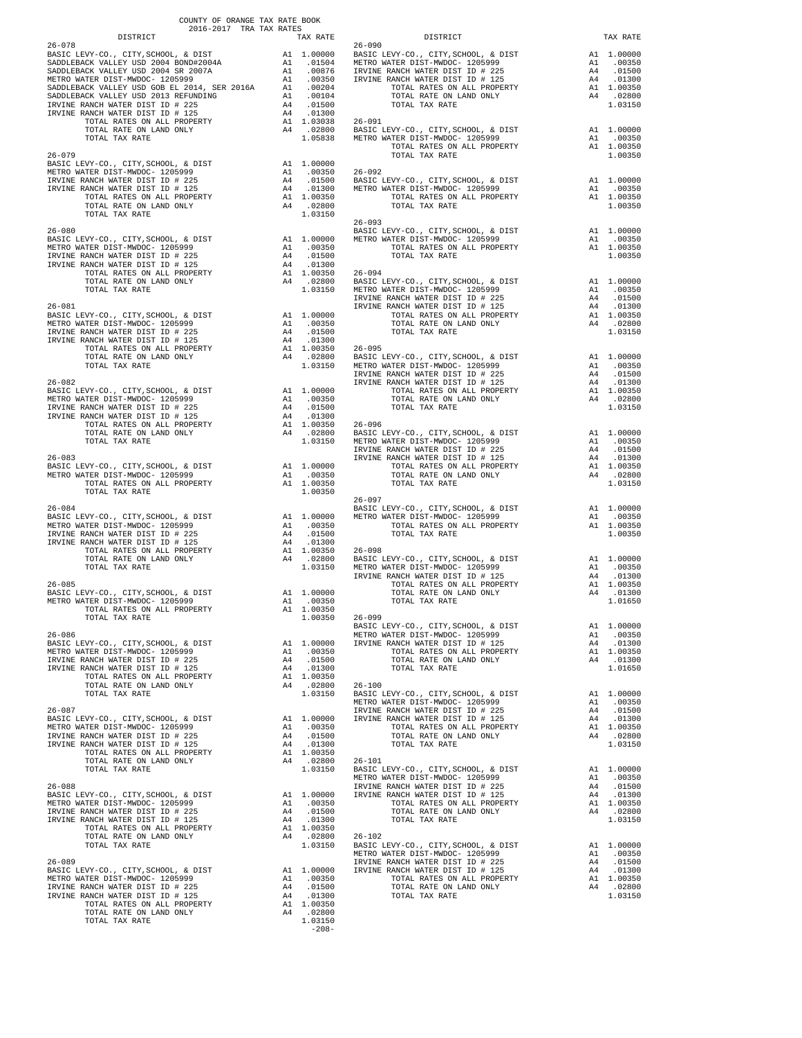COUNTY OF ORANGE TAX RATE BOOK
2016-2017 TRA TAX RATES

| DISTRICT | | TAX RATE |
|---|---|---|
| **26-078** | | |
| BASIC LEVY-CO., CITY,SCHOOL, & DIST | A1 | 1.00000 |
| SADDLEBACK VALLEY USD 2004 BOND#2004A | A1 | .01504 |
| SADDLEBACK VALLEY USD 2004 SR 2007A | A1 | .00876 |
| METRO WATER DIST-MWDOC- 1205999 | A1 | .00350 |
| SADDLEBACK VALLEY USD GOB EL 2014, SER 2016A | A1 | .00204 |
| SADDLEBACK VALLEY USD 2013 REFUNDING | A1 | .00104 |
| IRVINE RANCH WATER DIST ID # 225 | A4 | .01500 |
| IRVINE RANCH WATER DIST ID # 125 | A4 | .01300 |
| TOTAL RATES ON ALL PROPERTY | A1 | 1.03038 |
| TOTAL RATE ON LAND ONLY | A4 | .02800 |
| TOTAL TAX RATE | | 1.05838 |
| **26-079** | | |
| BASIC LEVY-CO., CITY,SCHOOL, & DIST | A1 | 1.00000 |
| METRO WATER DIST-MWDOC- 1205999 | A1 | .00350 |
| IRVINE RANCH WATER DIST ID # 225 | A4 | .01500 |
| IRVINE RANCH WATER DIST ID # 125 | A4 | .01300 |
| TOTAL RATES ON ALL PROPERTY | A1 | 1.00350 |
| TOTAL RATE ON LAND ONLY | A4 | .02800 |
| TOTAL TAX RATE | | 1.03150 |
| **26-080** | | |
| BASIC LEVY-CO., CITY,SCHOOL, & DIST | A1 | 1.00000 |
| METRO WATER DIST-MWDOC- 1205999 | A1 | .00350 |
| IRVINE RANCH WATER DIST ID # 225 | A4 | .01500 |
| IRVINE RANCH WATER DIST ID # 125 | A4 | .01300 |
| TOTAL RATES ON ALL PROPERTY | A1 | 1.00350 |
| TOTAL RATE ON LAND ONLY | A4 | .02800 |
| TOTAL TAX RATE | | 1.03150 |
| **26-081** | | |
| BASIC LEVY-CO., CITY,SCHOOL, & DIST | A1 | 1.00000 |
| METRO WATER DIST-MWDOC- 1205999 | A1 | .00350 |
| IRVINE RANCH WATER DIST ID # 225 | A4 | .01500 |
| IRVINE RANCH WATER DIST ID # 125 | A4 | .01300 |
| TOTAL RATES ON ALL PROPERTY | A1 | 1.00350 |
| TOTAL RATE ON LAND ONLY | A4 | .02800 |
| TOTAL TAX RATE | | 1.03150 |
| **26-082** | | |
| BASIC LEVY-CO., CITY,SCHOOL, & DIST | A1 | 1.00000 |
| METRO WATER DIST-MWDOC- 1205999 | A1 | .00350 |
| IRVINE RANCH WATER DIST ID # 225 | A4 | .01500 |
| IRVINE RANCH WATER DIST ID # 125 | A4 | .01300 |
| TOTAL RATES ON ALL PROPERTY | A1 | 1.00350 |
| TOTAL RATE ON LAND ONLY | A4 | .02800 |
| TOTAL TAX RATE | | 1.03150 |
| **26-083** | | |
| BASIC LEVY-CO., CITY,SCHOOL, & DIST | A1 | 1.00000 |
| METRO WATER DIST-MWDOC- 1205999 | A1 | .00350 |
| TOTAL RATES ON ALL PROPERTY | A1 | 1.00350 |
| TOTAL TAX RATE | | 1.00350 |
| **26-084** | | |
| BASIC LEVY-CO., CITY,SCHOOL, & DIST | A1 | 1.00000 |
| METRO WATER DIST-MWDOC- 1205999 | A1 | .00350 |
| IRVINE RANCH WATER DIST ID # 225 | A4 | .01500 |
| IRVINE RANCH WATER DIST ID # 125 | A4 | .01300 |
| TOTAL RATES ON ALL PROPERTY | A1 | 1.00350 |
| TOTAL RATE ON LAND ONLY | A4 | .02800 |
| TOTAL TAX RATE | | 1.03150 |
| **26-085** | | |
| BASIC LEVY-CO., CITY,SCHOOL, & DIST | A1 | 1.00000 |
| METRO WATER DIST-MWDOC- 1205999 | A1 | .00350 |
| TOTAL RATES ON ALL PROPERTY | A1 | 1.00350 |
| TOTAL TAX RATE | | 1.00350 |
| **26-086** | | |
| BASIC LEVY-CO., CITY,SCHOOL, & DIST | A1 | 1.00000 |
| METRO WATER DIST-MWDOC- 1205999 | A1 | .00350 |
| IRVINE RANCH WATER DIST ID # 225 | A4 | .01500 |
| IRVINE RANCH WATER DIST ID # 125 | A4 | .01300 |
| TOTAL RATES ON ALL PROPERTY | A1 | 1.00350 |
| TOTAL RATE ON LAND ONLY | A4 | .02800 |
| TOTAL TAX RATE | | 1.03150 |
| **26-087** | | |
| BASIC LEVY-CO., CITY,SCHOOL, & DIST | A1 | 1.00000 |
| METRO WATER DIST-MWDOC- 1205999 | A1 | .00350 |
| IRVINE RANCH WATER DIST ID # 225 | A4 | .01500 |
| IRVINE RANCH WATER DIST ID # 125 | A4 | .01300 |
| TOTAL RATES ON ALL PROPERTY | A1 | 1.00350 |
| TOTAL RATE ON LAND ONLY | A4 | .02800 |
| TOTAL TAX RATE | | 1.03150 |
| **26-088** | | |
| BASIC LEVY-CO., CITY,SCHOOL, & DIST | A1 | 1.00000 |
| METRO WATER DIST-MWDOC- 1205999 | A1 | .00350 |
| IRVINE RANCH WATER DIST ID # 225 | A4 | .01500 |
| IRVINE RANCH WATER DIST ID # 125 | A4 | .01300 |
| TOTAL RATES ON ALL PROPERTY | A1 | 1.00350 |
| TOTAL RATE ON LAND ONLY | A4 | .02800 |
| TOTAL TAX RATE | | 1.03150 |
| **26-089** | | |
| BASIC LEVY-CO., CITY,SCHOOL, & DIST | A1 | 1.00000 |
| METRO WATER DIST-MWDOC- 1205999 | A1 | .00350 |
| IRVINE RANCH WATER DIST ID # 225 | A4 | .01500 |
| IRVINE RANCH WATER DIST ID # 125 | A4 | .01300 |
| TOTAL RATES ON ALL PROPERTY | A1 | 1.00350 |
| TOTAL RATE ON LAND ONLY | A4 | .02800 |
| TOTAL TAX RATE | | 1.03150 |
| **26-090** | | |
| BASIC LEVY-CO., CITY,SCHOOL, & DIST | A1 | 1.00000 |
| METRO WATER DIST-MWDOC- 1205999 | A1 | .00350 |
| IRVINE RANCH WATER DIST ID # 225 | A4 | .01500 |
| IRVINE RANCH WATER DIST ID # 125 | A4 | .01300 |
| TOTAL RATES ON ALL PROPERTY | A1 | 1.00350 |
| TOTAL RATE ON LAND ONLY | A4 | .02800 |
| TOTAL TAX RATE | | 1.03150 |
| **26-091** | | |
| BASIC LEVY-CO., CITY,SCHOOL, & DIST | A1 | 1.00000 |
| METRO WATER DIST-MWDOC- 1205999 | A1 | .00350 |
| TOTAL RATES ON ALL PROPERTY | A1 | 1.00350 |
| TOTAL TAX RATE | | 1.00350 |
| **26-092** | | |
| BASIC LEVY-CO., CITY,SCHOOL, & DIST | A1 | 1.00000 |
| METRO WATER DIST-MWDOC- 1205999 | A1 | .00350 |
| TOTAL RATES ON ALL PROPERTY | A1 | 1.00350 |
| TOTAL TAX RATE | | 1.00350 |
| **26-093** | | |
| BASIC LEVY-CO., CITY,SCHOOL, & DIST | A1 | 1.00000 |
| METRO WATER DIST-MWDOC- 1205999 | A1 | .00350 |
| TOTAL RATES ON ALL PROPERTY | A1 | 1.00350 |
| TOTAL TAX RATE | | 1.00350 |
| **26-094** | | |
| BASIC LEVY-CO., CITY,SCHOOL, & DIST | A1 | 1.00000 |
| METRO WATER DIST-MWDOC- 1205999 | A1 | .00350 |
| IRVINE RANCH WATER DIST ID # 225 | A4 | .01500 |
| IRVINE RANCH WATER DIST ID # 125 | A4 | .01300 |
| TOTAL RATES ON ALL PROPERTY | A1 | 1.00350 |
| TOTAL RATE ON LAND ONLY | A4 | .02800 |
| TOTAL TAX RATE | | 1.03150 |
| **26-095** | | |
| BASIC LEVY-CO., CITY,SCHOOL, & DIST | A1 | 1.00000 |
| METRO WATER DIST-MWDOC- 1205999 | A1 | .00350 |
| IRVINE RANCH WATER DIST ID # 225 | A4 | .01500 |
| IRVINE RANCH WATER DIST ID # 125 | A4 | .01300 |
| TOTAL RATES ON ALL PROPERTY | A1 | 1.00350 |
| TOTAL RATE ON LAND ONLY | A4 | .02800 |
| TOTAL TAX RATE | | 1.03150 |
| **26-096** | | |
| BASIC LEVY-CO., CITY,SCHOOL, & DIST | A1 | 1.00000 |
| METRO WATER DIST-MWDOC- 1205999 | A1 | .00350 |
| IRVINE RANCH WATER DIST ID # 225 | A4 | .01500 |
| IRVINE RANCH WATER DIST ID # 125 | A4 | .01300 |
| TOTAL RATES ON ALL PROPERTY | A1 | 1.00350 |
| TOTAL RATE ON LAND ONLY | A4 | .02800 |
| TOTAL TAX RATE | | 1.03150 |
| **26-097** | | |
| BASIC LEVY-CO., CITY,SCHOOL, & DIST | A1 | 1.00000 |
| METRO WATER DIST-MWDOC- 1205999 | A1 | .00350 |
| TOTAL RATES ON ALL PROPERTY | A1 | 1.00350 |
| TOTAL TAX RATE | | 1.00350 |
| **26-098** | | |
| BASIC LEVY-CO., CITY,SCHOOL, & DIST | A1 | 1.00000 |
| METRO WATER DIST-MWDOC- 1205999 | A1 | .00350 |
| IRVINE RANCH WATER DIST ID # 125 | A4 | .01300 |
| TOTAL RATES ON ALL PROPERTY | A1 | 1.00350 |
| TOTAL RATE ON LAND ONLY | A4 | .01300 |
| TOTAL TAX RATE | | 1.01650 |
| **26-099** | | |
| BASIC LEVY-CO., CITY,SCHOOL, & DIST | A1 | 1.00000 |
| METRO WATER DIST-MWDOC- 1205999 | A1 | .00350 |
| IRVINE RANCH WATER DIST ID # 125 | A4 | .01300 |
| TOTAL RATES ON ALL PROPERTY | A1 | 1.00350 |
| TOTAL RATE ON LAND ONLY | A4 | .01300 |
| TOTAL TAX RATE | | 1.01650 |
| **26-100** | | |
| BASIC LEVY-CO., CITY,SCHOOL, & DIST | A1 | 1.00000 |
| METRO WATER DIST-MWDOC- 1205999 | A1 | .00350 |
| IRVINE RANCH WATER DIST ID # 225 | A4 | .01500 |
| IRVINE RANCH WATER DIST ID # 125 | A4 | .01300 |
| TOTAL RATES ON ALL PROPERTY | A1 | 1.00350 |
| TOTAL RATE ON LAND ONLY | A4 | .02800 |
| TOTAL TAX RATE | | 1.03150 |
| **26-101** | | |
| BASIC LEVY-CO., CITY,SCHOOL, & DIST | A1 | 1.00000 |
| METRO WATER DIST-MWDOC- 1205999 | A1 | .00350 |
| IRVINE RANCH WATER DIST ID # 225 | A4 | .01500 |
| IRVINE RANCH WATER DIST ID # 125 | A4 | .01300 |
| TOTAL RATES ON ALL PROPERTY | A1 | 1.00350 |
| TOTAL RATE ON LAND ONLY | A4 | .02800 |
| TOTAL TAX RATE | | 1.03150 |
| **26-102** | | |
| BASIC LEVY-CO., CITY,SCHOOL, & DIST | A1 | 1.00000 |
| METRO WATER DIST-MWDOC- 1205999 | A1 | .00350 |
| IRVINE RANCH WATER DIST ID # 225 | A4 | .01500 |
| IRVINE RANCH WATER DIST ID # 125 | A4 | .01300 |
| TOTAL RATES ON ALL PROPERTY | A1 | 1.00350 |
| TOTAL RATE ON LAND ONLY | A4 | .02800 |
| TOTAL TAX RATE | | 1.03150 |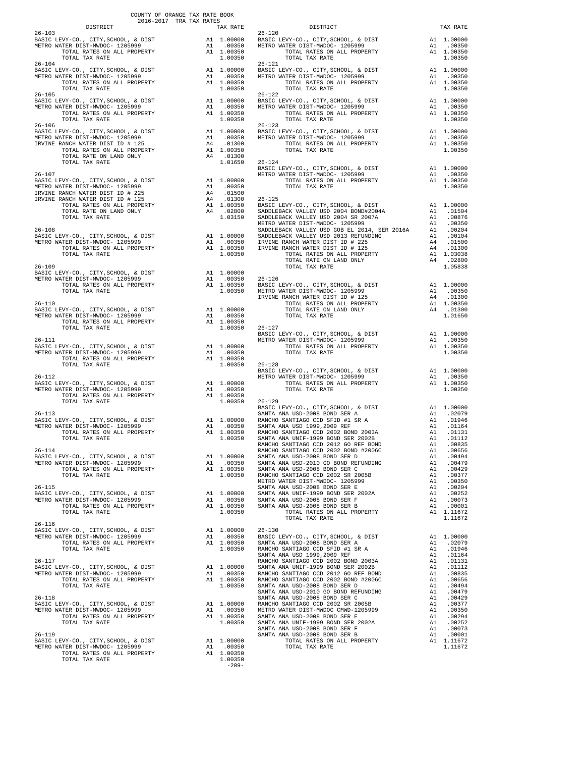COUNTY OF ORANGE TAX RATE BOOK
2016-2017 TRA TAX RATES

| DISTRICT | | TAX RATE |
|---|---|---|
| **26-103** | | |
| BASIC LEVY-CO., CITY,SCHOOL, & DIST | A1 | 1.00000 |
| METRO WATER DIST-MWDOC- 1205999 | A1 | .00350 |
| TOTAL RATES ON ALL PROPERTY | A1 | 1.00350 |
| TOTAL TAX RATE | | 1.00350 |
| **26-104** | | |
| BASIC LEVY-CO., CITY,SCHOOL, & DIST | A1 | 1.00000 |
| METRO WATER DIST-MWDOC- 1205999 | A1 | .00350 |
| TOTAL RATES ON ALL PROPERTY | A1 | 1.00350 |
| TOTAL TAX RATE | | 1.00350 |
| **26-105** | | |
| BASIC LEVY-CO., CITY,SCHOOL, & DIST | A1 | 1.00000 |
| METRO WATER DIST-MWDOC- 1205999 | A1 | .00350 |
| TOTAL RATES ON ALL PROPERTY | A1 | 1.00350 |
| TOTAL TAX RATE | | 1.00350 |
| **26-106** | | |
| BASIC LEVY-CO., CITY,SCHOOL, & DIST | A1 | 1.00000 |
| METRO WATER DIST-MWDOC- 1205999 | A1 | .00350 |
| IRVINE RANCH WATER DIST ID # 125 | A4 | .01300 |
| TOTAL RATES ON ALL PROPERTY | A1 | 1.00350 |
| TOTAL RATE ON LAND ONLY | A4 | .01300 |
| TOTAL TAX RATE | | 1.01650 |
| **26-107** | | |
| BASIC LEVY-CO., CITY,SCHOOL, & DIST | A1 | 1.00000 |
| METRO WATER DIST-MWDOC- 1205999 | A1 | .00350 |
| IRVINE RANCH WATER DIST # 225 | A4 | .01500 |
| IRVINE RANCH WATER DIST ID # 125 | A4 | .01300 |
| TOTAL RATES ON ALL PROPERTY | A1 | 1.00350 |
| TOTAL RATE ON LAND ONLY | A4 | .02800 |
| TOTAL TAX RATE | | 1.03150 |
| **26-108** | | |
| BASIC LEVY-CO., CITY,SCHOOL, & DIST | A1 | 1.00000 |
| METRO WATER DIST-MWDOC- 1205999 | A1 | .00350 |
| TOTAL RATES ON ALL PROPERTY | A1 | 1.00350 |
| TOTAL TAX RATE | | 1.00350 |
| **26-109** | | |
| BASIC LEVY-CO., CITY,SCHOOL, & DIST | A1 | 1.00000 |
| METRO WATER DIST-MWDOC- 1205999 | A1 | .00350 |
| TOTAL RATES ON ALL PROPERTY | A1 | 1.00350 |
| TOTAL TAX RATE | | 1.00350 |
| **26-110** | | |
| BASIC LEVY-CO., CITY,SCHOOL, & DIST | A1 | 1.00000 |
| METRO WATER DIST-MWDOC- 1205999 | A1 | .00350 |
| TOTAL RATES ON ALL PROPERTY | A1 | 1.00350 |
| TOTAL TAX RATE | | 1.00350 |
| **26-111** | | |
| BASIC LEVY-CO., CITY,SCHOOL, & DIST | A1 | 1.00000 |
| METRO WATER DIST-MWDOC- 1205999 | A1 | .00350 |
| TOTAL RATES ON ALL PROPERTY | A1 | 1.00350 |
| TOTAL TAX RATE | | 1.00350 |
| **26-112** | | |
| BASIC LEVY-CO., CITY,SCHOOL, & DIST | A1 | 1.00000 |
| METRO WATER DIST-MWDOC- 1205999 | A1 | .00350 |
| TOTAL RATES ON ALL PROPERTY | A1 | 1.00350 |
| TOTAL TAX RATE | | 1.00350 |
| **26-113** | | |
| BASIC LEVY-CO., CITY,SCHOOL, & DIST | A1 | 1.00000 |
| METRO WATER DIST-MWDOC- 1205999 | A1 | .00350 |
| TOTAL RATES ON ALL PROPERTY | A1 | 1.00350 |
| TOTAL TAX RATE | | 1.00350 |
| **26-114** | | |
| BASIC LEVY-CO., CITY,SCHOOL, & DIST | A1 | 1.00000 |
| METRO WATER DIST-MWDOC- 1205999 | A1 | .00350 |
| TOTAL RATES ON ALL PROPERTY | A1 | 1.00350 |
| TOTAL TAX RATE | | 1.00350 |
| **26-115** | | |
| BASIC LEVY-CO., CITY,SCHOOL, & DIST | A1 | 1.00000 |
| METRO WATER DIST-MWDOC- 1205999 | A1 | .00350 |
| TOTAL RATES ON ALL PROPERTY | A1 | 1.00350 |
| TOTAL TAX RATE | | 1.00350 |
| **26-116** | | |
| BASIC LEVY-CO., CITY,SCHOOL, & DIST | A1 | 1.00000 |
| METRO WATER DIST-MWDOC- 1205999 | A1 | .00350 |
| TOTAL RATES ON ALL PROPERTY | A1 | 1.00350 |
| TOTAL TAX RATE | | 1.00350 |
| **26-117** | | |
| BASIC LEVY-CO., CITY,SCHOOL, & DIST | A1 | 1.00000 |
| METRO WATER DIST-MWDOC- 1205999 | A1 | .00350 |
| TOTAL RATES ON ALL PROPERTY | A1 | 1.00350 |
| TOTAL TAX RATE | | 1.00350 |
| **26-118** | | |
| BASIC LEVY-CO., CITY,SCHOOL, & DIST | A1 | 1.00000 |
| METRO WATER DIST-MWDOC- 1205999 | A1 | .00350 |
| TOTAL RATES ON ALL PROPERTY | A1 | 1.00350 |
| TOTAL TAX RATE | | 1.00350 |
| **26-119** | | |
| BASIC LEVY-CO., CITY,SCHOOL, & DIST | A1 | 1.00000 |
| METRO WATER DIST-MWDOC- 1205999 | A1 | .00350 |
| TOTAL RATES ON ALL PROPERTY | A1 | 1.00350 |
| TOTAL TAX RATE | | 1.00350 |
| **26-120** | | |
| BASIC LEVY-CO., CITY,SCHOOL, & DIST | A1 | 1.00000 |
| METRO WATER DIST-MWDOC- 1205999 | A1 | .00350 |
| TOTAL RATES ON ALL PROPERTY | A1 | 1.00350 |
| TOTAL TAX RATE | | 1.00350 |
| **26-121** | | |
| BASIC LEVY-CO., CITY,SCHOOL, & DIST | A1 | 1.00000 |
| METRO WATER DIST-MWDOC- 1205999 | A1 | .00350 |
| TOTAL RATES ON ALL PROPERTY | A1 | 1.00350 |
| TOTAL TAX RATE | | 1.00350 |
| **26-122** | | |
| BASIC LEVY-CO., CITY,SCHOOL, & DIST | A1 | 1.00000 |
| METRO WATER DIST-MWDOC- 1205999 | A1 | .00350 |
| TOTAL RATES ON ALL PROPERTY | A1 | 1.00350 |
| TOTAL TAX RATE | | 1.00350 |
| **26-123** | | |
| BASIC LEVY-CO., CITY,SCHOOL, & DIST | A1 | 1.00000 |
| METRO WATER DIST-MWDOC- 1205999 | A1 | .00350 |
| TOTAL RATES ON ALL PROPERTY | A1 | 1.00350 |
| TOTAL TAX RATE | | 1.00350 |
| **26-124** | | |
| BASIC LEVY-CO., CITY,SCHOOL, & DIST | A1 | 1.00000 |
| METRO WATER DIST-MWDOC- 1205999 | A1 | .00350 |
| TOTAL RATES ON ALL PROPERTY | A1 | 1.00350 |
| TOTAL TAX RATE | | 1.00350 |
| **26-125** | | |
| BASIC LEVY-CO., CITY,SCHOOL, & DIST | A1 | 1.00000 |
| SADDLEBACK VALLEY USD 2004 BOND#2004A | A1 | .01504 |
| SADDLEBACK VALLEY USD 2004 SR 2007A | A1 | .00876 |
| METRO WATER DIST-MWDOC- 1205999 | A1 | .00350 |
| SADDLEBACK VALLEY USD GOB EL 2014, SER 2016A | A1 | .00204 |
| SADDLEBACK VALLEY USD 2013 REFUNDING | A1 | .00104 |
| IRVINE RANCH WATER DIST ID # 225 | A4 | .01500 |
| IRVINE RANCH WATER DIST ID # 125 | A4 | .01300 |
| TOTAL RATES ON ALL PROPERTY | A1 | 1.03038 |
| TOTAL RATE ON LAND ONLY | A4 | .02800 |
| TOTAL TAX RATE | | 1.05838 |
| **26-126** | | |
| BASIC LEVY-CO., CITY,SCHOOL, & DIST | A1 | 1.00000 |
| METRO WATER DIST-MWDOC- 1205999 | A1 | .00350 |
| IRVINE RANCH WATER DIST ID # 125 | A4 | .01300 |
| TOTAL RATES ON ALL PROPERTY | A1 | 1.00350 |
| TOTAL RATE ON LAND ONLY | A4 | .01300 |
| TOTAL TAX RATE | | 1.01650 |
| **26-127** | | |
| BASIC LEVY-CO., CITY,SCHOOL, & DIST | A1 | 1.00000 |
| METRO WATER DIST-MWDOC- 1205999 | A1 | .00350 |
| TOTAL RATES ON ALL PROPERTY | A1 | 1.00350 |
| TOTAL TAX RATE | | 1.00350 |
| **26-128** | | |
| BASIC LEVY-CO., CITY,SCHOOL, & DIST | A1 | 1.00000 |
| METRO WATER DIST-MWDOC- 1205999 | A1 | .00350 |
| TOTAL RATES ON ALL PROPERTY | A1 | 1.00350 |
| TOTAL TAX RATE | | 1.00350 |
| **26-129** | | |
| BASIC LEVY-CO., CITY,SCHOOL, & DIST | A1 | 1.00000 |
| SANTA ANA USD-2008 BOND SER A | A1 | .02079 |
| RANCHO SANTIAGO CCD SFID #1 SR A | A1 | .01946 |
| SANTA ANA USD 1999,2009 REF | A1 | .01164 |
| RANCHO SANTIAGO CCD 2002 BOND 2003A | A1 | .01131 |
| SANTA ANA UNIF-1999 BOND SER 2002B | A1 | .01112 |
| RANCHO SANTIAGO CCD 2012 GO REF BOND | A1 | .00835 |
| RANCHO SANTIAGO CCD 2002 BOND #2006C | A1 | .00656 |
| SANTA ANA USD-2008 BOND SER D | A1 | .00494 |
| SANTA ANA USD-2010 GO BOND REFUNDING | A1 | .00479 |
| SANTA ANA USD-2008 BOND SER C | A1 | .00429 |
| RANCHO SANTIAGO CCD 2002 SR 2005B | A1 | .00377 |
| METRO WATER DIST-MWDOC- 1205999 | A1 | .00350 |
| SANTA ANA USD-2008 BOND SER E | A1 | .00294 |
| SANTA ANA UNIF-1999 BOND SER 2002A | A1 | .00252 |
| SANTA ANA USD-2008 BOND SER F | A1 | .00073 |
| SANTA ANA USD-2008 BOND SER B | A1 | .00001 |
| TOTAL RATES ON ALL PROPERTY | A1 | 1.11672 |
| TOTAL TAX RATE | | 1.11672 |
| **26-130** | | |
| BASIC LEVY-CO., CITY,SCHOOL, & DIST | A1 | 1.00000 |
| SANTA ANA USD-2008 BOND SER A | A1 | .02079 |
| RANCHO SANTIAGO CCD SFID #1 SR A | A1 | .01946 |
| SANTA ANA USD 1999,2009 REF | A1 | .01164 |
| RANCHO SANTIAGO CCD 2002 BOND 2003A | A1 | .01131 |
| SANTA ANA UNIF-1999 BOND SER 2002B | A1 | .01112 |
| RANCHO SANTIAGO CCD 2012 GO REF BOND | A1 | .00835 |
| RANCHO SANTIAGO CCD 2002 BOND #2006C | A1 | .00656 |
| SANTA ANA USD-2008 BOND SER D | A1 | .00494 |
| SANTA ANA USD-2010 GO BOND REFUNDING | A1 | .00479 |
| SANTA ANA USD-2008 BOND SER C | A1 | .00429 |
| RANCHO SANTIAGO CCD 2002 SR 2005B | A1 | .00377 |
| METRO WATER DIST-MWDOC CMWD-1205999 | A1 | .00350 |
| SANTA ANA USD-2008 BOND SER E | A1 | .00294 |
| SANTA ANA UNIF-1999 BOND SER 2002A | A1 | .00252 |
| SANTA ANA USD-2008 BOND SER F | A1 | .00073 |
| SANTA ANA USD-2008 BOND SER B | A1 | .00001 |
| TOTAL RATES ON ALL PROPERTY | A1 | 1.11672 |
| TOTAL TAX RATE | | 1.11672 |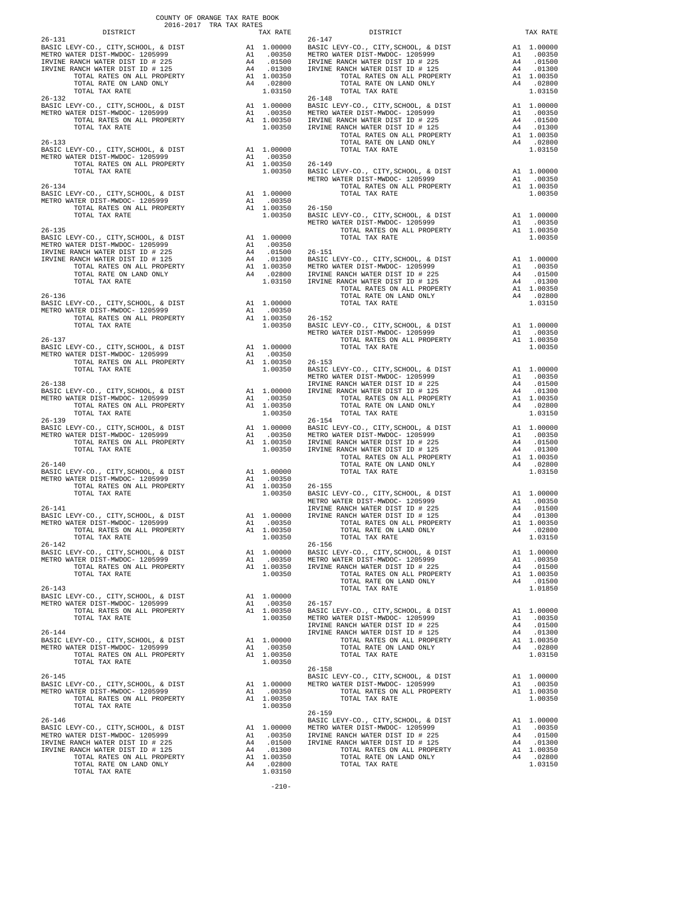COUNTY OF ORANGE TAX RATE BOOK
2016-2017 TRA TAX RATES

| DISTRICT | | TAX RATE |
|---|---|---|
| **26-131** | | |
| BASIC LEVY-CO., CITY,SCHOOL, & DIST | A1 | 1.00000 |
| METRO WATER DIST-MWDOC- 1205999 | A1 | .00350 |
| IRVINE RANCH WATER DIST ID # 225 | A4 | .01500 |
| IRVINE RANCH WATER DIST ID # 125 | A4 | .01300 |
| TOTAL RATES ON ALL PROPERTY | A1 | 1.00350 |
| TOTAL RATE ON LAND ONLY | A4 | .02800 |
| TOTAL TAX RATE | | 1.03150 |
| **26-132** | | |
| BASIC LEVY-CO., CITY,SCHOOL, & DIST | A1 | 1.00000 |
| METRO WATER DIST-MWDOC- 1205999 | A1 | .00350 |
| TOTAL RATES ON ALL PROPERTY | A1 | 1.00350 |
| TOTAL TAX RATE | | 1.00350 |
| **26-133** | | |
| BASIC LEVY-CO., CITY,SCHOOL, & DIST | A1 | 1.00000 |
| METRO WATER DIST-MWDOC- 1205999 | A1 | .00350 |
| TOTAL RATES ON ALL PROPERTY | A1 | 1.00350 |
| TOTAL TAX RATE | | 1.00350 |
| **26-134** | | |
| BASIC LEVY-CO., CITY,SCHOOL, & DIST | A1 | 1.00000 |
| METRO WATER DIST-MWDOC- 1205999 | A1 | .00350 |
| TOTAL RATES ON ALL PROPERTY | A1 | 1.00350 |
| TOTAL TAX RATE | | 1.00350 |
| **26-135** | | |
| BASIC LEVY-CO., CITY,SCHOOL, & DIST | A1 | 1.00000 |
| METRO WATER DIST-MWDOC- 1205999 | A1 | .00350 |
| IRVINE RANCH WATER DIST ID # 225 | A4 | .01500 |
| IRVINE RANCH WATER DIST ID # 125 | A4 | .01300 |
| TOTAL RATES ON ALL PROPERTY | A1 | 1.00350 |
| TOTAL RATE ON LAND ONLY | A4 | .02800 |
| TOTAL TAX RATE | | 1.03150 |
| **26-136** | | |
| BASIC LEVY-CO., CITY,SCHOOL, & DIST | A1 | 1.00000 |
| METRO WATER DIST-MWDOC- 1205999 | A1 | .00350 |
| TOTAL RATES ON ALL PROPERTY | A1 | 1.00350 |
| TOTAL TAX RATE | | 1.00350 |
| **26-137** | | |
| BASIC LEVY-CO., CITY,SCHOOL, & DIST | A1 | 1.00000 |
| METRO WATER DIST-MWDOC- 1205999 | A1 | .00350 |
| TOTAL RATES ON ALL PROPERTY | A1 | 1.00350 |
| TOTAL TAX RATE | | 1.00350 |
| **26-138** | | |
| BASIC LEVY-CO., CITY,SCHOOL, & DIST | A1 | 1.00000 |
| METRO WATER DIST-MWDOC- 1205999 | A1 | .00350 |
| TOTAL RATES ON ALL PROPERTY | A1 | 1.00350 |
| TOTAL TAX RATE | | 1.00350 |
| **26-139** | | |
| BASIC LEVY-CO., CITY,SCHOOL, & DIST | A1 | 1.00000 |
| METRO WATER DIST-MWDOC- 1205999 | A1 | .00350 |
| TOTAL RATES ON ALL PROPERTY | A1 | 1.00350 |
| TOTAL TAX RATE | | 1.00350 |
| **26-140** | | |
| BASIC LEVY-CO., CITY,SCHOOL, & DIST | A1 | 1.00000 |
| METRO WATER DIST-MWDOC- 1205999 | A1 | .00350 |
| TOTAL RATES ON ALL PROPERTY | A1 | 1.00350 |
| TOTAL TAX RATE | | 1.00350 |
| **26-141** | | |
| BASIC LEVY-CO., CITY,SCHOOL, & DIST | A1 | 1.00000 |
| METRO WATER DIST-MWDOC- 1205999 | A1 | .00350 |
| TOTAL RATES ON ALL PROPERTY | A1 | 1.00350 |
| TOTAL TAX RATE | | 1.00350 |
| **26-142** | | |
| BASIC LEVY-CO., CITY,SCHOOL, & DIST | A1 | 1.00000 |
| METRO WATER DIST-MWDOC- 1205999 | A1 | .00350 |
| TOTAL RATES ON ALL PROPERTY | A1 | 1.00350 |
| TOTAL TAX RATE | | 1.00350 |
| **26-143** | | |
| BASIC LEVY-CO., CITY,SCHOOL, & DIST | A1 | 1.00000 |
| METRO WATER DIST-MWDOC- 1205999 | A1 | .00350 |
| TOTAL RATES ON ALL PROPERTY | A1 | 1.00350 |
| TOTAL TAX RATE | | 1.00350 |
| **26-144** | | |
| BASIC LEVY-CO., CITY,SCHOOL, & DIST | A1 | 1.00000 |
| METRO WATER DIST-MWDOC- 1205999 | A1 | .00350 |
| TOTAL RATES ON ALL PROPERTY | A1 | 1.00350 |
| TOTAL TAX RATE | | 1.00350 |
| **26-145** | | |
| BASIC LEVY-CO., CITY,SCHOOL, & DIST | A1 | 1.00000 |
| METRO WATER DIST-MWDOC- 1205999 | A1 | .00350 |
| TOTAL RATES ON ALL PROPERTY | A1 | 1.00350 |
| TOTAL TAX RATE | | 1.00350 |
| **26-146** | | |
| BASIC LEVY-CO., CITY,SCHOOL, & DIST | A1 | 1.00000 |
| METRO WATER DIST-MWDOC- 1205999 | A1 | .00350 |
| IRVINE RANCH WATER DIST ID # 225 | A4 | .01500 |
| IRVINE RANCH WATER DIST ID # 125 | A4 | .01300 |
| TOTAL RATES ON ALL PROPERTY | A1 | 1.00350 |
| TOTAL RATE ON LAND ONLY | A4 | .02800 |
| TOTAL TAX RATE | | 1.03150 |
| **26-147** | | |
| BASIC LEVY-CO., CITY,SCHOOL, & DIST | A1 | 1.00000 |
| METRO WATER DIST-MWDOC- 1205999 | A1 | .00350 |
| IRVINE RANCH WATER DIST ID # 225 | A4 | .01500 |
| IRVINE RANCH WATER DIST ID # 125 | A4 | .01300 |
| TOTAL RATES ON ALL PROPERTY | A1 | 1.00350 |
| TOTAL RATE ON LAND ONLY | A4 | .02800 |
| TOTAL TAX RATE | | 1.03150 |
| **26-148** | | |
| BASIC LEVY-CO., CITY,SCHOOL, & DIST | A1 | 1.00000 |
| METRO WATER DIST-MWDOC- 1205999 | A1 | .00350 |
| IRVINE RANCH WATER DIST ID # 225 | A4 | .01500 |
| IRVINE RANCH WATER DIST ID # 125 | A4 | .01300 |
| TOTAL RATES ON ALL PROPERTY | A1 | 1.00350 |
| TOTAL RATE ON LAND ONLY | A4 | .02800 |
| TOTAL TAX RATE | | 1.03150 |
| **26-149** | | |
| BASIC LEVY-CO., CITY,SCHOOL, & DIST | A1 | 1.00000 |
| METRO WATER DIST-MWDOC- 1205999 | A1 | .00350 |
| TOTAL RATES ON ALL PROPERTY | A1 | 1.00350 |
| TOTAL TAX RATE | | 1.00350 |
| **26-150** | | |
| BASIC LEVY-CO., CITY,SCHOOL, & DIST | A1 | 1.00000 |
| METRO WATER DIST-MWDOC- 1205999 | A1 | .00350 |
| TOTAL RATES ON ALL PROPERTY | A1 | 1.00350 |
| TOTAL TAX RATE | | 1.00350 |
| **26-151** | | |
| BASIC LEVY-CO., CITY,SCHOOL, & DIST | A1 | 1.00000 |
| METRO WATER DIST-MWDOC- 1205999 | A1 | .00350 |
| IRVINE RANCH WATER DIST ID # 225 | A4 | .01500 |
| IRVINE RANCH WATER DIST ID # 125 | A4 | .01300 |
| TOTAL RATES ON ALL PROPERTY | A1 | 1.00350 |
| TOTAL RATE ON LAND ONLY | A4 | .02800 |
| TOTAL TAX RATE | | 1.03150 |
| **26-152** | | |
| BASIC LEVY-CO., CITY,SCHOOL, & DIST | A1 | 1.00000 |
| METRO WATER DIST-MWDOC- 1205999 | A1 | .00350 |
| TOTAL RATES ON ALL PROPERTY | A1 | 1.00350 |
| TOTAL TAX RATE | | 1.00350 |
| **26-153** | | |
| BASIC LEVY-CO., CITY,SCHOOL, & DIST | A1 | 1.00000 |
| METRO WATER DIST-MWDOC- 1205999 | A1 | .00350 |
| IRVINE RANCH WATER DIST ID # 225 | A4 | .01500 |
| IRVINE RANCH WATER DIST ID # 125 | A4 | .01300 |
| TOTAL RATES ON ALL PROPERTY | A1 | 1.00350 |
| TOTAL RATE ON LAND ONLY | A4 | .02800 |
| TOTAL TAX RATE | | 1.03150 |
| **26-154** | | |
| BASIC LEVY-CO., CITY,SCHOOL, & DIST | A1 | 1.00000 |
| METRO WATER DIST-MWDOC- 1205999 | A1 | .00350 |
| IRVINE RANCH WATER DIST ID # 225 | A4 | .01500 |
| IRVINE RANCH WATER DIST ID # 125 | A4 | .01300 |
| TOTAL RATES ON ALL PROPERTY | A1 | 1.00350 |
| TOTAL RATE ON LAND ONLY | A4 | .02800 |
| TOTAL TAX RATE | | 1.03150 |
| **26-155** | | |
| BASIC LEVY-CO., CITY,SCHOOL, & DIST | A1 | 1.00000 |
| METRO WATER DIST-MWDOC- 1205999 | A1 | .00350 |
| IRVINE RANCH WATER DIST ID # 225 | A4 | .01500 |
| IRVINE RANCH WATER DIST ID # 125 | A4 | .01300 |
| TOTAL RATES ON ALL PROPERTY | A1 | 1.00350 |
| TOTAL RATE ON LAND ONLY | A4 | .02800 |
| TOTAL TAX RATE | | 1.03150 |
| **26-156** | | |
| BASIC LEVY-CO., CITY,SCHOOL, & DIST | A1 | 1.00000 |
| METRO WATER DIST-MWDOC- 1205999 | A1 | .00350 |
| IRVINE RANCH WATER DIST ID # 225 | A4 | .01500 |
| TOTAL RATES ON ALL PROPERTY | A1 | 1.00350 |
| TOTAL RATE ON LAND ONLY | A4 | .01500 |
| TOTAL TAX RATE | | 1.01850 |
| **26-157** | | |
| BASIC LEVY-CO., CITY,SCHOOL, & DIST | A1 | 1.00000 |
| METRO WATER DIST-MWDOC- 1205999 | A1 | .00350 |
| IRVINE RANCH WATER DIST ID # 225 | A4 | .01500 |
| IRVINE RANCH WATER DIST ID # 125 | A4 | .01300 |
| TOTAL RATES ON ALL PROPERTY | A1 | 1.00350 |
| TOTAL RATE ON LAND ONLY | A4 | .02800 |
| TOTAL TAX RATE | | 1.03150 |
| **26-158** | | |
| BASIC LEVY-CO., CITY,SCHOOL, & DIST | A1 | 1.00000 |
| METRO WATER DIST-MWDOC- 1205999 | A1 | .00350 |
| TOTAL RATES ON ALL PROPERTY | A1 | 1.00350 |
| TOTAL TAX RATE | | 1.00350 |
| **26-159** | | |
| BASIC LEVY-CO., CITY,SCHOOL, & DIST | A1 | 1.00000 |
| METRO WATER DIST-MWDOC- 1205999 | A1 | .00350 |
| IRVINE RANCH WATER DIST ID # 225 | A4 | .01500 |
| IRVINE RANCH WATER DIST ID # 125 | A4 | .01300 |
| TOTAL RATES ON ALL PROPERTY | A1 | 1.00350 |
| TOTAL RATE ON LAND ONLY | A4 | .02800 |
| TOTAL TAX RATE | | 1.03150 |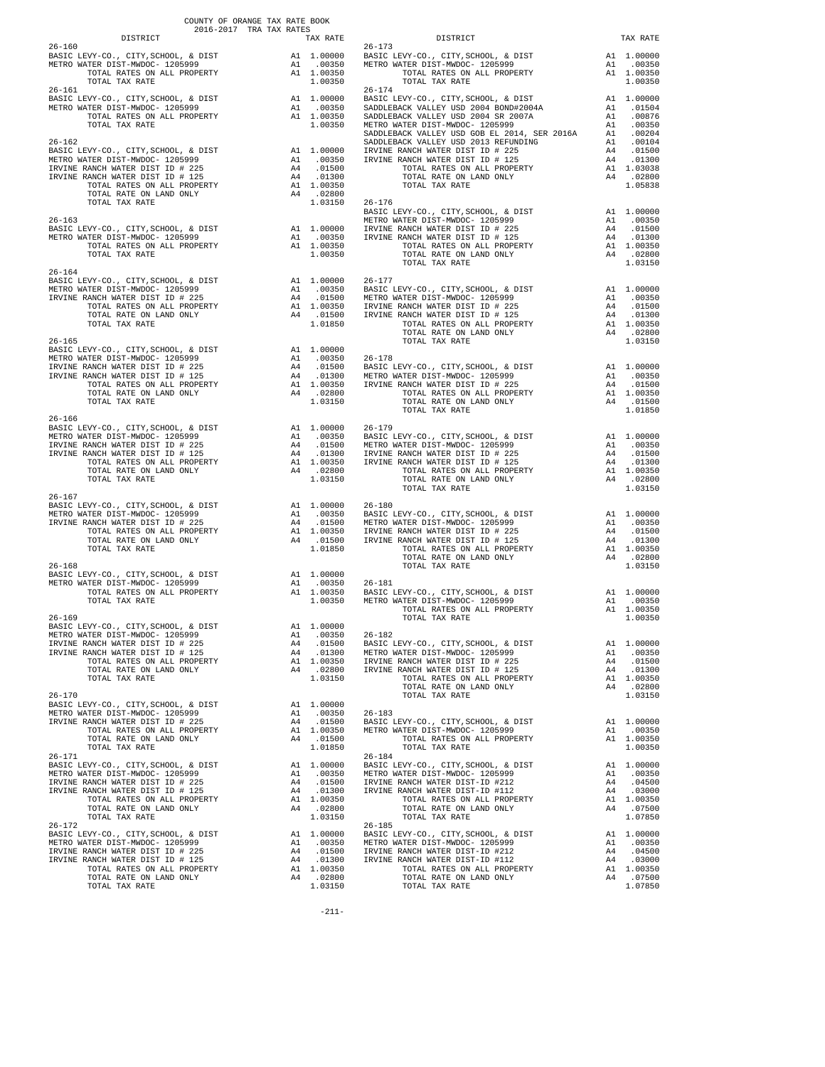COUNTY OF ORANGE TAX RATE BOOK
2016-2017 TRA TAX RATES

| DISTRICT | | TAX RATE |
|---|---|---|
| **26-160** | | |
| BASIC LEVY-CO., CITY,SCHOOL, & DIST | A1 | 1.00000 |
| METRO WATER DIST-MWDOC- 1205999 | A1 | .00350 |
| TOTAL RATES ON ALL PROPERTY | A1 | 1.00350 |
| TOTAL TAX RATE | | 1.00350 |
| **26-161** | | |
| BASIC LEVY-CO., CITY,SCHOOL, & DIST | A1 | 1.00000 |
| METRO WATER DIST-MWDOC- 1205999 | A1 | .00350 |
| TOTAL RATES ON ALL PROPERTY | A1 | 1.00350 |
| TOTAL TAX RATE | | 1.00350 |
| **26-162** | | |
| BASIC LEVY-CO., CITY,SCHOOL, & DIST | A1 | 1.00000 |
| METRO WATER DIST-MWDOC- 1205999 | A1 | .00350 |
| IRVINE RANCH WATER DIST ID # 225 | A4 | .01500 |
| IRVINE RANCH WATER DIST ID # 125 | A4 | .01300 |
| TOTAL RATES ON ALL PROPERTY | A1 | 1.00350 |
| TOTAL RATE ON LAND ONLY | A4 | .02800 |
| TOTAL TAX RATE | | 1.03150 |
| **26-163** | | |
| BASIC LEVY-CO., CITY,SCHOOL, & DIST | A1 | 1.00000 |
| METRO WATER DIST-MWDOC- 1205999 | A1 | .00350 |
| TOTAL RATES ON ALL PROPERTY | A1 | 1.00350 |
| TOTAL TAX RATE | | 1.00350 |
| **26-164** | | |
| BASIC LEVY-CO., CITY,SCHOOL, & DIST | A1 | 1.00000 |
| METRO WATER DIST-MWDOC- 1205999 | A1 | .00350 |
| IRVINE RANCH WATER DIST ID # 225 | A4 | .01500 |
| TOTAL RATES ON ALL PROPERTY | A1 | 1.00350 |
| TOTAL RATE ON LAND ONLY | A4 | .01500 |
| TOTAL TAX RATE | | 1.01850 |
| **26-165** | | |
| BASIC LEVY-CO., CITY,SCHOOL, & DIST | A1 | 1.00000 |
| METRO WATER DIST-MWDOC- 1205999 | A1 | .00350 |
| IRVINE RANCH WATER DIST ID # 225 | A4 | .01500 |
| IRVINE RANCH WATER DIST ID # 125 | A4 | .01300 |
| TOTAL RATES ON ALL PROPERTY | A1 | 1.00350 |
| TOTAL RATE ON LAND ONLY | A4 | .02800 |
| TOTAL TAX RATE | | 1.03150 |
| **26-166** | | |
| BASIC LEVY-CO., CITY,SCHOOL, & DIST | A1 | 1.00000 |
| METRO WATER DIST-MWDOC- 1205999 | A1 | .00350 |
| IRVINE RANCH WATER DIST ID # 225 | A4 | .01500 |
| IRVINE RANCH WATER DIST ID # 125 | A4 | .01300 |
| TOTAL RATES ON ALL PROPERTY | A1 | 1.00350 |
| TOTAL RATE ON LAND ONLY | A4 | .02800 |
| TOTAL TAX RATE | | 1.03150 |
| **26-167** | | |
| BASIC LEVY-CO., CITY,SCHOOL, & DIST | A1 | 1.00000 |
| METRO WATER DIST-MWDOC- 1205999 | A1 | .00350 |
| IRVINE RANCH WATER DIST ID # 225 | A4 | .01500 |
| TOTAL RATES ON ALL PROPERTY | A1 | 1.00350 |
| TOTAL RATE ON LAND ONLY | A4 | .01500 |
| TOTAL TAX RATE | | 1.01850 |
| **26-168** | | |
| BASIC LEVY-CO., CITY,SCHOOL, & DIST | A1 | 1.00000 |
| METRO WATER DIST-MWDOC- 1205999 | A1 | .00350 |
| TOTAL RATES ON ALL PROPERTY | A1 | 1.00350 |
| TOTAL TAX RATE | | 1.00350 |
| **26-169** | | |
| BASIC LEVY-CO., CITY,SCHOOL, & DIST | A1 | 1.00000 |
| METRO WATER DIST-MWDOC- 1205999 | A1 | .00350 |
| IRVINE RANCH WATER DIST ID # 225 | A4 | .01500 |
| IRVINE RANCH WATER DIST ID # 125 | A4 | .01300 |
| TOTAL RATES ON ALL PROPERTY | A1 | 1.00350 |
| TOTAL RATE ON LAND ONLY | A4 | .02800 |
| TOTAL TAX RATE | | 1.03150 |
| **26-170** | | |
| BASIC LEVY-CO., CITY,SCHOOL, & DIST | A1 | 1.00000 |
| METRO WATER DIST-MWDOC- 1205999 | A1 | .00350 |
| IRVINE RANCH WATER DIST ID # 225 | A4 | .01500 |
| TOTAL RATES ON ALL PROPERTY | A1 | 1.00350 |
| TOTAL RATE ON LAND ONLY | A4 | .01500 |
| TOTAL TAX RATE | | 1.01850 |
| **26-171** | | |
| BASIC LEVY-CO., CITY,SCHOOL, & DIST | A1 | 1.00000 |
| METRO WATER DIST-MWDOC- 1205999 | A1 | .00350 |
| IRVINE RANCH WATER DIST ID # 225 | A4 | .01500 |
| IRVINE RANCH WATER DIST ID # 125 | A4 | .01300 |
| TOTAL RATES ON ALL PROPERTY | A1 | 1.00350 |
| TOTAL RATE ON LAND ONLY | A4 | .02800 |
| TOTAL TAX RATE | | 1.03150 |
| **26-172** | | |
| BASIC LEVY-CO., CITY,SCHOOL, & DIST | A1 | 1.00000 |
| METRO WATER DIST-MWDOC- 1205999 | A1 | .00350 |
| IRVINE RANCH WATER DIST ID # 225 | A4 | .01500 |
| IRVINE RANCH WATER DIST ID # 125 | A4 | .01300 |
| TOTAL RATES ON ALL PROPERTY | A1 | 1.00350 |
| TOTAL RATE ON LAND ONLY | A4 | .02800 |
| TOTAL TAX RATE | | 1.03150 |
| **26-173** | | |
| BASIC LEVY-CO., CITY,SCHOOL, & DIST | A1 | 1.00000 |
| METRO WATER DIST-MWDOC- 1205999 | A1 | .00350 |
| TOTAL RATES ON ALL PROPERTY | A1 | 1.00350 |
| TOTAL TAX RATE | | 1.00350 |
| **26-174** | | |
| BASIC LEVY-CO., CITY,SCHOOL, & DIST | A1 | 1.00000 |
| SADDLEBACK VALLEY USD 2004 BOND#2004A | A1 | .01504 |
| SADDLEBACK VALLEY USD 2004 SR 2007A | A1 | .00876 |
| METRO WATER DIST-MWDOC- 1205999 | A1 | .00350 |
| SADDLEBACK VALLEY USD GOB EL 2014, SER 2016A | A1 | .00204 |
| SADDLEBACK VALLEY USD 2013 REFUNDING | A1 | .00104 |
| IRVINE RANCH WATER DIST ID # 225 | A4 | .01500 |
| IRVINE RANCH WATER DIST ID # 125 | A4 | .01300 |
| TOTAL RATES ON ALL PROPERTY | A1 | 1.03038 |
| TOTAL RATE ON LAND ONLY | A4 | .02800 |
| TOTAL TAX RATE | | 1.05838 |
| **26-176** | | |
| BASIC LEVY-CO., CITY,SCHOOL, & DIST | A1 | 1.00000 |
| METRO WATER DIST-MWDOC- 1205999 | A1 | .00350 |
| IRVINE RANCH WATER DIST ID # 225 | A4 | .01500 |
| IRVINE RANCH WATER DIST ID # 125 | A4 | .01300 |
| TOTAL RATES ON ALL PROPERTY | A1 | 1.00350 |
| TOTAL RATE ON LAND ONLY | A4 | .02800 |
| TOTAL TAX RATE | | 1.03150 |
| **26-177** | | |
| BASIC LEVY-CO., CITY,SCHOOL, & DIST | A1 | 1.00000 |
| METRO WATER DIST-MWDOC- 1205999 | A1 | .00350 |
| IRVINE RANCH WATER DIST ID # 225 | A4 | .01500 |
| IRVINE RANCH WATER DIST ID # 125 | A4 | .01300 |
| TOTAL RATES ON ALL PROPERTY | A1 | 1.00350 |
| TOTAL RATE ON LAND ONLY | A4 | .02800 |
| TOTAL TAX RATE | | 1.03150 |
| **26-178** | | |
| BASIC LEVY-CO., CITY,SCHOOL, & DIST | A1 | 1.00000 |
| METRO WATER DIST-MWDOC- 1205999 | A1 | .00350 |
| IRVINE RANCH WATER DIST ID # 225 | A4 | .01500 |
| TOTAL RATES ON ALL PROPERTY | A1 | 1.00350 |
| TOTAL RATE ON LAND ONLY | A4 | .01500 |
| TOTAL TAX RATE | | 1.01850 |
| **26-179** | | |
| BASIC LEVY-CO., CITY,SCHOOL, & DIST | A1 | 1.00000 |
| METRO WATER DIST-MWDOC- 1205999 | A1 | .00350 |
| IRVINE RANCH WATER DIST ID # 225 | A4 | .01500 |
| IRVINE RANCH WATER DIST ID # 125 | A4 | .01300 |
| TOTAL RATES ON ALL PROPERTY | A1 | 1.00350 |
| TOTAL RATE ON LAND ONLY | A4 | .02800 |
| TOTAL TAX RATE | | 1.03150 |
| **26-180** | | |
| BASIC LEVY-CO., CITY,SCHOOL, & DIST | A1 | 1.00000 |
| METRO WATER DIST-MWDOC- 1205999 | A1 | .00350 |
| IRVINE RANCH WATER DIST ID # 225 | A4 | .01500 |
| IRVINE RANCH WATER DIST ID # 125 | A4 | .01300 |
| TOTAL RATES ON ALL PROPERTY | A1 | 1.00350 |
| TOTAL RATE ON LAND ONLY | A4 | .02800 |
| TOTAL TAX RATE | | 1.03150 |
| **26-181** | | |
| BASIC LEVY-CO., CITY,SCHOOL, & DIST | A1 | 1.00000 |
| METRO WATER DIST-MWDOC- 1205999 | A1 | .00350 |
| TOTAL RATES ON ALL PROPERTY | A1 | 1.00350 |
| TOTAL TAX RATE | | 1.00350 |
| **26-182** | | |
| BASIC LEVY-CO., CITY,SCHOOL, & DIST | A1 | 1.00000 |
| METRO WATER DIST-MWDOC- 1205999 | A1 | .00350 |
| IRVINE RANCH WATER DIST ID # 225 | A4 | .01500 |
| IRVINE RANCH WATER DIST ID # 125 | A4 | .01300 |
| TOTAL RATES ON ALL PROPERTY | A1 | 1.00350 |
| TOTAL RATE ON LAND ONLY | A4 | .02800 |
| TOTAL TAX RATE | | 1.03150 |
| **26-183** | | |
| BASIC LEVY-CO., CITY,SCHOOL, & DIST | A1 | 1.00000 |
| METRO WATER DIST-MWDOC- 1205999 | A1 | .00350 |
| TOTAL RATES ON ALL PROPERTY | A1 | 1.00350 |
| TOTAL TAX RATE | | 1.00350 |
| **26-184** | | |
| BASIC LEVY-CO., CITY,SCHOOL, & DIST | A1 | 1.00000 |
| METRO WATER DIST-MWDOC- 1205999 | A1 | .00350 |
| IRVINE RANCH WATER DIST-ID #212 | A4 | .04500 |
| IRVINE RANCH WATER DIST-ID #112 | A4 | .03000 |
| TOTAL RATES ON ALL PROPERTY | A1 | 1.00350 |
| TOTAL RATE ON LAND ONLY | A4 | .07500 |
| TOTAL TAX RATE | | 1.07850 |
| **26-185** | | |
| BASIC LEVY-CO., CITY,SCHOOL, & DIST | A1 | 1.00000 |
| METRO WATER DIST-MWDOC- 1205999 | A1 | .00350 |
| IRVINE RANCH WATER DIST-ID #212 | A4 | .04500 |
| IRVINE RANCH WATER DIST-ID #112 | A4 | .03000 |
| TOTAL RATES ON ALL PROPERTY | A1 | 1.00350 |
| TOTAL RATE ON LAND ONLY | A4 | .07500 |
| TOTAL TAX RATE | | 1.07850 |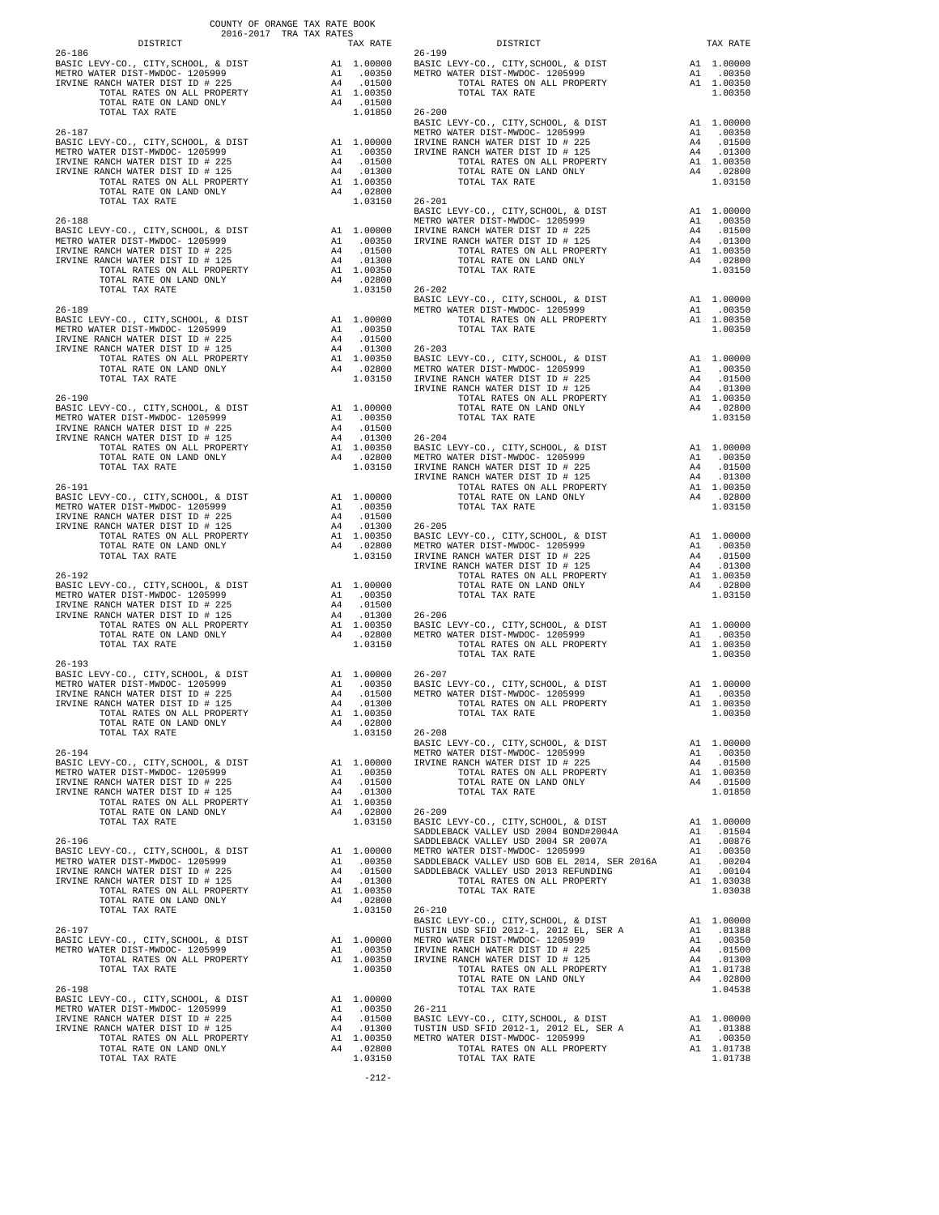COUNTY OF ORANGE TAX RATE BOOK
2016-2017 TRA TAX RATES

| DISTRICT | | TAX RATE |
|---|---|---|
| **26-186** | | |
| BASIC LEVY-CO., CITY,SCHOOL, & DIST | A1 | 1.00000 |
| METRO WATER DIST-MWDOC- 1205999 | A1 | .00350 |
| IRVINE RANCH WATER DIST # 225 | A4 | .01500 |
| TOTAL RATES ON ALL PROPERTY | A1 | 1.00350 |
| TOTAL RATE ON LAND ONLY | A4 | .01500 |
| TOTAL TAX RATE | | 1.01850 |
| **26-187** | | |
| BASIC LEVY-CO., CITY,SCHOOL, & DIST | A1 | 1.00000 |
| METRO WATER DIST-MWDOC- 1205999 | A1 | .00350 |
| IRVINE RANCH WATER DIST ID # 225 | A4 | .01500 |
| IRVINE RANCH WATER DIST ID # 125 | A4 | .01300 |
| TOTAL RATES ON ALL PROPERTY | A1 | 1.00350 |
| TOTAL RATE ON LAND ONLY | A4 | .02800 |
| TOTAL TAX RATE | | 1.03150 |
| **26-188** | | |
| BASIC LEVY-CO., CITY,SCHOOL, & DIST | A1 | 1.00000 |
| METRO WATER DIST-MWDOC- 1205999 | A1 | .00350 |
| IRVINE RANCH WATER DIST ID # 225 | A4 | .01500 |
| IRVINE RANCH WATER DIST ID # 125 | A4 | .01300 |
| TOTAL RATES ON ALL PROPERTY | A1 | 1.00350 |
| TOTAL RATE ON LAND ONLY | A4 | .02800 |
| TOTAL TAX RATE | | 1.03150 |
| **26-189** | | |
| BASIC LEVY-CO., CITY,SCHOOL, & DIST | A1 | 1.00000 |
| METRO WATER DIST-MWDOC- 1205999 | A1 | .00350 |
| IRVINE RANCH WATER DIST ID # 225 | A4 | .01500 |
| IRVINE RANCH WATER DIST ID # 125 | A4 | .01300 |
| TOTAL RATES ON ALL PROPERTY | A1 | 1.00350 |
| TOTAL RATE ON LAND ONLY | A4 | .02800 |
| TOTAL TAX RATE | | 1.03150 |
| **26-190** | | |
| BASIC LEVY-CO., CITY,SCHOOL, & DIST | A1 | 1.00000 |
| METRO WATER DIST-MWDOC- 1205999 | A1 | .00350 |
| IRVINE RANCH WATER DIST ID # 225 | A4 | .01500 |
| IRVINE RANCH WATER DIST ID # 125 | A4 | .01300 |
| TOTAL RATES ON ALL PROPERTY | A1 | 1.00350 |
| TOTAL RATE ON LAND ONLY | A4 | .02800 |
| TOTAL TAX RATE | | 1.03150 |
| **26-191** | | |
| BASIC LEVY-CO., CITY,SCHOOL, & DIST | A1 | 1.00000 |
| METRO WATER DIST-MWDOC- 1205999 | A1 | .00350 |
| IRVINE RANCH WATER DIST ID # 225 | A4 | .01500 |
| IRVINE RANCH WATER DIST ID # 125 | A4 | .01300 |
| TOTAL RATES ON ALL PROPERTY | A1 | 1.00350 |
| TOTAL RATE ON LAND ONLY | A4 | .02800 |
| TOTAL TAX RATE | | 1.03150 |
| **26-192** | | |
| BASIC LEVY-CO., CITY,SCHOOL, & DIST | A1 | 1.00000 |
| METRO WATER DIST-MWDOC- 1205999 | A1 | .00350 |
| IRVINE RANCH WATER DIST ID # 225 | A4 | .01500 |
| IRVINE RANCH WATER DIST ID # 125 | A4 | .01300 |
| TOTAL RATES ON ALL PROPERTY | A1 | 1.00350 |
| TOTAL RATE ON LAND ONLY | A4 | .02800 |
| TOTAL TAX RATE | | 1.03150 |
| **26-193** | | |
| BASIC LEVY-CO., CITY,SCHOOL, & DIST | A1 | 1.00000 |
| METRO WATER DIST-MWDOC- 1205999 | A1 | .00350 |
| IRVINE RANCH WATER DIST ID # 225 | A4 | .01500 |
| IRVINE RANCH WATER DIST ID # 125 | A4 | .01300 |
| TOTAL RATES ON ALL PROPERTY | A1 | 1.00350 |
| TOTAL RATE ON LAND ONLY | A4 | .02800 |
| TOTAL TAX RATE | | 1.03150 |
| **26-194** | | |
| BASIC LEVY-CO., CITY,SCHOOL, & DIST | A1 | 1.00000 |
| METRO WATER DIST-MWDOC- 1205999 | A1 | .00350 |
| IRVINE RANCH WATER DIST ID # 225 | A4 | .01500 |
| IRVINE RANCH WATER DIST ID # 125 | A4 | .01300 |
| TOTAL RATES ON ALL PROPERTY | A1 | 1.00350 |
| TOTAL RATE ON LAND ONLY | A4 | .02800 |
| TOTAL TAX RATE | | 1.03150 |
| **26-196** | | |
| BASIC LEVY-CO., CITY,SCHOOL, & DIST | A1 | 1.00000 |
| METRO WATER DIST-MWDOC- 1205999 | A1 | .00350 |
| IRVINE RANCH WATER DIST ID # 225 | A4 | .01500 |
| IRVINE RANCH WATER DIST ID # 125 | A4 | .01300 |
| TOTAL RATES ON ALL PROPERTY | A1 | 1.00350 |
| TOTAL RATE ON LAND ONLY | A4 | .02800 |
| TOTAL TAX RATE | | 1.03150 |
| **26-197** | | |
| BASIC LEVY-CO., CITY,SCHOOL, & DIST | A1 | 1.00000 |
| METRO WATER DIST-MWDOC- 1205999 | A1 | .00350 |
| TOTAL RATES ON ALL PROPERTY | A1 | 1.00350 |
| TOTAL TAX RATE | | 1.00350 |
| **26-198** | | |
| BASIC LEVY-CO., CITY,SCHOOL, & DIST | A1 | 1.00000 |
| METRO WATER DIST-MWDOC- 1205999 | A1 | .00350 |
| IRVINE RANCH WATER DIST ID # 225 | A4 | .01500 |
| IRVINE RANCH WATER DIST ID # 125 | A4 | .01300 |
| TOTAL RATES ON ALL PROPERTY | A1 | 1.00350 |
| TOTAL RATE ON LAND ONLY | A4 | .02800 |
| TOTAL TAX RATE | | 1.03150 |
| **26-199** | | |
| BASIC LEVY-CO., CITY,SCHOOL, & DIST | A1 | 1.00000 |
| METRO WATER DIST-MWDOC- 1205999 | A1 | .00350 |
| TOTAL RATES ON ALL PROPERTY | A1 | 1.00350 |
| TOTAL TAX RATE | | 1.00350 |
| **26-200** | | |
| BASIC LEVY-CO., CITY,SCHOOL, & DIST | A1 | 1.00000 |
| METRO WATER DIST-MWDOC- 1205999 | A1 | .00350 |
| IRVINE RANCH WATER DIST ID # 225 | A4 | .01500 |
| IRVINE RANCH WATER DIST ID # 125 | A4 | .01300 |
| TOTAL RATES ON ALL PROPERTY | A1 | 1.00350 |
| TOTAL RATE ON LAND ONLY | A4 | .02800 |
| TOTAL TAX RATE | | 1.03150 |
| **26-201** | | |
| BASIC LEVY-CO., CITY,SCHOOL, & DIST | A1 | 1.00000 |
| METRO WATER DIST-MWDOC- 1205999 | A1 | .00350 |
| IRVINE RANCH WATER DIST ID # 225 | A4 | .01500 |
| IRVINE RANCH WATER DIST ID # 125 | A4 | .01300 |
| TOTAL RATES ON ALL PROPERTY | A1 | 1.00350 |
| TOTAL RATE ON LAND ONLY | A4 | .02800 |
| TOTAL TAX RATE | | 1.03150 |
| **26-202** | | |
| BASIC LEVY-CO., CITY,SCHOOL, & DIST | A1 | 1.00000 |
| METRO WATER DIST-MWDOC- 1205999 | A1 | .00350 |
| TOTAL RATES ON ALL PROPERTY | A1 | 1.00350 |
| TOTAL TAX RATE | | 1.00350 |
| **26-203** | | |
| BASIC LEVY-CO., CITY,SCHOOL, & DIST | A1 | 1.00000 |
| METRO WATER DIST-MWDOC- 1205999 | A1 | .00350 |
| IRVINE RANCH WATER DIST ID # 225 | A4 | .01500 |
| IRVINE RANCH WATER DIST ID # 125 | A4 | .01300 |
| TOTAL RATES ON ALL PROPERTY | A1 | 1.00350 |
| TOTAL RATE ON LAND ONLY | A4 | .02800 |
| TOTAL TAX RATE | | 1.03150 |
| **26-204** | | |
| BASIC LEVY-CO., CITY,SCHOOL, & DIST | A1 | 1.00000 |
| METRO WATER DIST-MWDOC- 1205999 | A1 | .00350 |
| IRVINE RANCH WATER DIST ID # 225 | A4 | .01500 |
| IRVINE RANCH WATER DIST ID # 125 | A4 | .01300 |
| TOTAL RATES ON ALL PROPERTY | A1 | 1.00350 |
| TOTAL RATE ON LAND ONLY | A4 | .02800 |
| TOTAL TAX RATE | | 1.03150 |
| **26-205** | | |
| BASIC LEVY-CO., CITY,SCHOOL, & DIST | A1 | 1.00000 |
| METRO WATER DIST-MWDOC- 1205999 | A1 | .00350 |
| IRVINE RANCH WATER DIST ID # 225 | A4 | .01500 |
| IRVINE RANCH WATER DIST ID # 125 | A4 | .01300 |
| TOTAL RATES ON ALL PROPERTY | A1 | 1.00350 |
| TOTAL RATE ON LAND ONLY | A4 | .02800 |
| TOTAL TAX RATE | | 1.03150 |
| **26-206** | | |
| BASIC LEVY-CO., CITY,SCHOOL, & DIST | A1 | 1.00000 |
| METRO WATER DIST-MWDOC- 1205999 | A1 | .00350 |
| TOTAL RATES ON ALL PROPERTY | A1 | 1.00350 |
| TOTAL TAX RATE | | 1.00350 |
| **26-207** | | |
| BASIC LEVY-CO., CITY,SCHOOL, & DIST | A1 | 1.00000 |
| METRO WATER DIST-MWDOC- 1205999 | A1 | .00350 |
| TOTAL RATES ON ALL PROPERTY | A1 | 1.00350 |
| TOTAL TAX RATE | | 1.00350 |
| **26-208** | | |
| BASIC LEVY-CO., CITY,SCHOOL, & DIST | A1 | 1.00000 |
| METRO WATER DIST-MWDOC- 1205999 | A1 | .00350 |
| IRVINE RANCH WATER DIST ID # 225 | A4 | .01500 |
| TOTAL RATES ON ALL PROPERTY | A1 | 1.00350 |
| TOTAL RATE ON LAND ONLY | A4 | .01500 |
| TOTAL TAX RATE | | 1.01850 |
| **26-209** | | |
| BASIC LEVY-CO., CITY,SCHOOL, & DIST | A1 | 1.00000 |
| SADDLEBACK VALLEY USD 2004 BOND#2004A | A1 | .01504 |
| SADDLEBACK VALLEY USD 2004 SR 2007A | A1 | .00876 |
| METRO WATER DIST-MWDOC- 1205999 | A1 | .00350 |
| SADDLEBACK VALLEY USD GOB EL 2014, SER 2016A | A1 | .00204 |
| SADDLEBACK VALLEY USD 2013 REFUNDING | A1 | .00104 |
| TOTAL RATES ON ALL PROPERTY | A1 | 1.03038 |
| TOTAL TAX RATE | | 1.03038 |
| **26-210** | | |
| BASIC LEVY-CO., CITY,SCHOOL, & DIST | A1 | 1.00000 |
| TUSTIN USD SFID 2012-1, 2012 EL, SER A | A1 | .01388 |
| METRO WATER DIST-MWDOC- 1205999 | A1 | .00350 |
| IRVINE RANCH WATER DIST ID # 225 | A4 | .01500 |
| IRVINE RANCH WATER DIST ID # 125 | A4 | .01300 |
| TOTAL RATES ON ALL PROPERTY | A1 | 1.01738 |
| TOTAL RATE ON LAND ONLY | A4 | .02800 |
| TOTAL TAX RATE | | 1.04538 |
| **26-211** | | |
| BASIC LEVY-CO., CITY,SCHOOL, & DIST | A1 | 1.00000 |
| TUSTIN USD SFID 2012-1, 2012 EL, SER A | A1 | .01388 |
| METRO WATER DIST-MWDOC- 1205999 | A1 | .00350 |
| TOTAL RATES ON ALL PROPERTY | A1 | 1.01738 |
| TOTAL TAX RATE | | 1.01738 |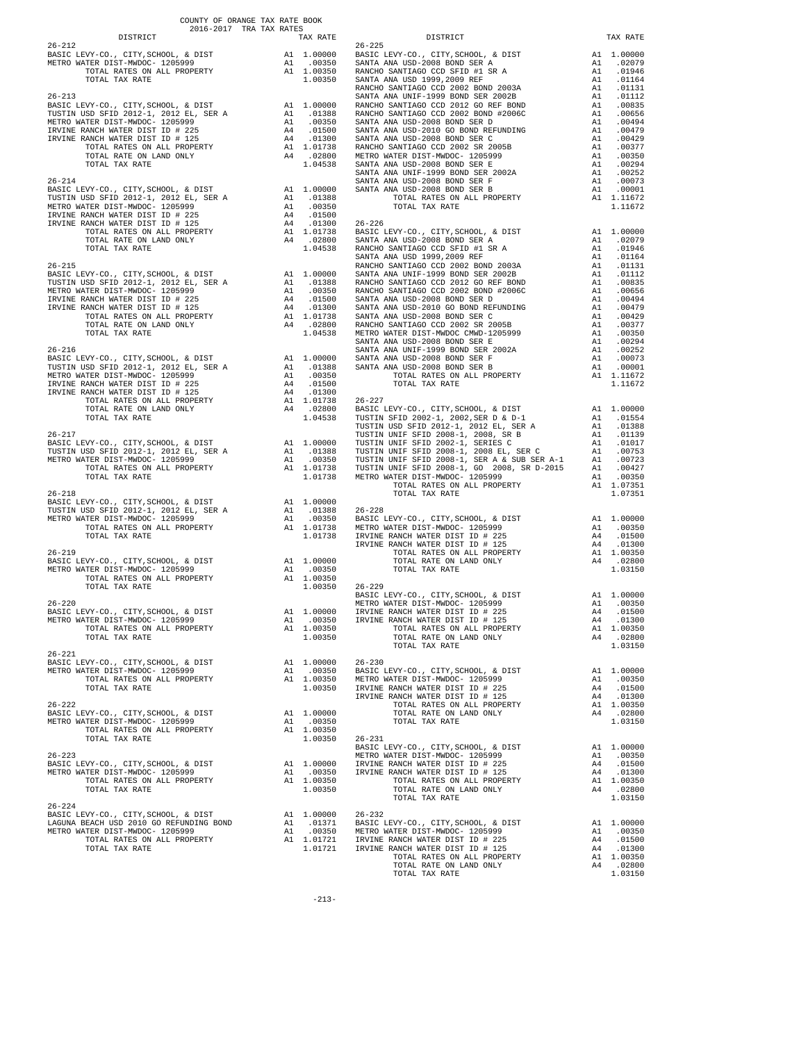COUNTY OF ORANGE TAX RATE BOOK
2016-2017 TRA TAX RATES

| DISTRICT | | TAX RATE |
|---|---|---|
| **26-212** | | |
| BASIC LEVY-CO., CITY,SCHOOL, & DIST | A1 | 1.00000 |
| METRO WATER DIST-MWDOC- 1205999 | A1 | .00350 |
| TOTAL RATES ON ALL PROPERTY | A1 | 1.00350 |
| TOTAL TAX RATE | | 1.00350 |
| **26-213** | | |
| BASIC LEVY-CO., CITY,SCHOOL, & DIST | A1 | 1.00000 |
| TUSTIN USD SFID 2012-1, 2012 EL, SER A | A1 | .01388 |
| METRO WATER DIST-MWDOC- 1205999 | A1 | .00350 |
| IRVINE RANCH WATER DIST ID # 225 | A4 | .01500 |
| IRVINE RANCH WATER DIST ID # 125 | A4 | .01300 |
| TOTAL RATES ON ALL PROPERTY | A1 | 1.01738 |
| TOTAL RATE ON LAND ONLY | A4 | .02800 |
| TOTAL TAX RATE | | 1.04538 |
| **26-214** | | |
| BASIC LEVY-CO., CITY,SCHOOL, & DIST | A1 | 1.00000 |
| TUSTIN USD SFID 2012-1, 2012 EL, SER A | A1 | .01388 |
| METRO WATER DIST-MWDOC- 1205999 | A1 | .00350 |
| IRVINE RANCH WATER DIST ID # 225 | A4 | .01500 |
| IRVINE RANCH WATER DIST ID # 125 | A4 | .01300 |
| TOTAL RATES ON ALL PROPERTY | A1 | 1.01738 |
| TOTAL RATE ON LAND ONLY | A4 | .02800 |
| TOTAL TAX RATE | | 1.04538 |
| **26-215** | | |
| BASIC LEVY-CO., CITY,SCHOOL, & DIST | A1 | 1.00000 |
| TUSTIN USD SFID 2012-1, 2012 EL, SER A | A1 | .01388 |
| METRO WATER DIST-MWDOC- 1205999 | A1 | .00350 |
| IRVINE RANCH WATER DIST ID # 225 | A4 | .01500 |
| IRVINE RANCH WATER DIST ID # 125 | A4 | .01300 |
| TOTAL RATES ON ALL PROPERTY | A1 | 1.01738 |
| TOTAL RATE ON LAND ONLY | A4 | .02800 |
| TOTAL TAX RATE | | 1.04538 |
| **26-216** | | |
| BASIC LEVY-CO., CITY,SCHOOL, & DIST | A1 | 1.00000 |
| TUSTIN USD SFID 2012-1, 2012 EL, SER A | A1 | .01388 |
| METRO WATER DIST-MWDOC- 1205999 | A1 | .00350 |
| IRVINE RANCH WATER DIST ID # 225 | A4 | .01500 |
| IRVINE RANCH WATER DIST ID # 125 | A4 | .01300 |
| TOTAL RATES ON ALL PROPERTY | A1 | 1.01738 |
| TOTAL RATE ON LAND ONLY | A4 | .02800 |
| TOTAL TAX RATE | | 1.04538 |
| **26-217** | | |
| BASIC LEVY-CO., CITY,SCHOOL, & DIST | A1 | 1.00000 |
| TUSTIN USD SFID 2012-1, 2012 EL, SER A | A1 | .01388 |
| METRO WATER DIST-MWDOC- 1205999 | A1 | .00350 |
| TOTAL RATES ON ALL PROPERTY | A1 | 1.01738 |
| TOTAL TAX RATE | | 1.01738 |
| **26-218** | | |
| BASIC LEVY-CO., CITY,SCHOOL, & DIST | A1 | 1.00000 |
| TUSTIN USD SFID 2012-1, 2012 EL, SER A | A1 | .01388 |
| METRO WATER DIST-MWDOC- 1205999 | A1 | .00350 |
| TOTAL RATES ON ALL PROPERTY | A1 | 1.01738 |
| TOTAL TAX RATE | | 1.01738 |
| **26-219** | | |
| BASIC LEVY-CO., CITY,SCHOOL, & DIST | A1 | 1.00000 |
| METRO WATER DIST-MWDOC- 1205999 | A1 | .00350 |
| TOTAL RATES ON ALL PROPERTY | A1 | 1.00350 |
| TOTAL TAX RATE | | 1.00350 |
| **26-220** | | |
| BASIC LEVY-CO., CITY,SCHOOL, & DIST | A1 | 1.00000 |
| METRO WATER DIST-MWDOC- 1205999 | A1 | .00350 |
| TOTAL RATES ON ALL PROPERTY | A1 | 1.00350 |
| TOTAL TAX RATE | | 1.00350 |
| **26-221** | | |
| BASIC LEVY-CO., CITY,SCHOOL, & DIST | A1 | 1.00000 |
| METRO WATER DIST-MWDOC- 1205999 | A1 | .00350 |
| TOTAL RATES ON ALL PROPERTY | A1 | 1.00350 |
| TOTAL TAX RATE | | 1.00350 |
| **26-222** | | |
| BASIC LEVY-CO., CITY,SCHOOL, & DIST | A1 | 1.00000 |
| METRO WATER DIST-MWDOC- 1205999 | A1 | .00350 |
| TOTAL RATES ON ALL PROPERTY | A1 | 1.00350 |
| TOTAL TAX RATE | | 1.00350 |
| **26-223** | | |
| BASIC LEVY-CO., CITY,SCHOOL, & DIST | A1 | 1.00000 |
| METRO WATER DIST-MWDOC- 1205999 | A1 | .00350 |
| TOTAL RATES ON ALL PROPERTY | A1 | 1.00350 |
| TOTAL TAX RATE | | 1.00350 |
| **26-224** | | |
| BASIC LEVY-CO., CITY,SCHOOL, & DIST | A1 | 1.00000 |
| LAGUNA BEACH USD 2010 GO REFUNDING BOND | A1 | .01371 |
| METRO WATER DIST-MWDOC- 1205999 | A1 | .00350 |
| TOTAL RATES ON ALL PROPERTY | A1 | 1.01721 |
| TOTAL TAX RATE | | 1.01721 |
| **26-225** | | |
| BASIC LEVY-CO., CITY,SCHOOL, & DIST | A1 | 1.00000 |
| SANTA ANA USD-2008 BOND SER A | A1 | .02079 |
| RANCHO SANTIAGO CCD SFID #1 SR A | A1 | .01946 |
| SANTA ANA USD 1999,2009 REF | A1 | .01164 |
| RANCHO SANTIAGO CCD 2002 BOND 2003A | A1 | .01131 |
| SANTA ANA UNIF-1999 BOND SER 2002B | A1 | .01112 |
| RANCHO SANTIAGO CCD 2012 GO REF BOND | A1 | .00835 |
| RANCHO SANTIAGO CCD 2002 BOND #2006C | A1 | .00656 |
| SANTA ANA USD-2008 BOND SER D | A1 | .00494 |
| SANTA ANA USD-2010 GO BOND REFUNDING | A1 | .00479 |
| SANTA ANA USD-2008 BOND SER C | A1 | .00429 |
| RANCHO SANTIAGO CCD 2002 SR 2005B | A1 | .00377 |
| METRO WATER DIST-MWDOC- 1205999 | A1 | .00350 |
| SANTA ANA USD-2008 BOND SER E | A1 | .00294 |
| SANTA ANA UNIF-1999 BOND SER 2002A | A1 | .00252 |
| SANTA ANA USD-2008 BOND SER F | A1 | .00073 |
| SANTA ANA USD-2008 BOND SER B | A1 | .00001 |
| TOTAL RATES ON ALL PROPERTY | A1 | 1.11672 |
| TOTAL TAX RATE | | 1.11672 |
| **26-226** | | |
| BASIC LEVY-CO., CITY,SCHOOL, & DIST | A1 | 1.00000 |
| SANTA ANA USD-2008 BOND SER A | A1 | .02079 |
| RANCHO SANTIAGO CCD SFID #1 SR A | A1 | .01946 |
| SANTA ANA USD 1999,2009 REF | A1 | .01164 |
| RANCHO SANTIAGO CCD 2002 BOND 2003A | A1 | .01131 |
| SANTA ANA UNIF-1999 BOND SER 2002B | A1 | .01112 |
| RANCHO SANTIAGO CCD 2012 GO REF BOND | A1 | .00835 |
| RANCHO SANTIAGO CCD 2002 BOND #2006C | A1 | .00656 |
| SANTA ANA USD-2008 BOND SER D | A1 | .00494 |
| SANTA ANA USD-2010 GO BOND REFUNDING | A1 | .00479 |
| SANTA ANA USD-2008 BOND SER C | A1 | .00429 |
| RANCHO SANTIAGO CCD 2002 SR 2005B | A1 | .00377 |
| METRO WATER DIST-MWDOC CMWD-1205999 | A1 | .00350 |
| SANTA ANA USD-2008 BOND SER E | A1 | .00294 |
| SANTA ANA UNIF-1999 BOND SER 2002A | A1 | .00252 |
| SANTA ANA USD-2008 BOND SER F | A1 | .00073 |
| SANTA ANA USD-2008 BOND SER B | A1 | .00001 |
| TOTAL RATES ON ALL PROPERTY | A1 | 1.11672 |
| TOTAL TAX RATE | | 1.11672 |
| **26-227** | | |
| BASIC LEVY-CO., CITY,SCHOOL, & DIST | A1 | 1.00000 |
| TUSTIN SFID 2002-1, 2002,SER D & D-1 | A1 | .01554 |
| TUSTIN USD SFID 2012-1, 2012 EL, SER A | A1 | .01388 |
| TUSTIN UNIF SFID 2008-1, 2008, SR B | A1 | .01139 |
| TUSTIN UNIF SFID 2002-1, SERIES C | A1 | .01017 |
| TUSTIN UNIF SFID 2008-1, 2008 EL, SER C | A1 | .00753 |
| TUSTIN UNIF SFID 2008-1, SER A & SUB SER A-1 | A1 | .00723 |
| TUSTIN UNIF SFID 2008-1, GO 2008, SR D-2015 | A1 | .00427 |
| METRO WATER DIST-MWDOC- 1205999 | A1 | .00350 |
| TOTAL RATES ON ALL PROPERTY | A1 | 1.07351 |
| TOTAL TAX RATE | | 1.07351 |
| **26-228** | | |
| BASIC LEVY-CO., CITY,SCHOOL, & DIST | A1 | 1.00000 |
| METRO WATER DIST-MWDOC- 1205999 | A1 | .00350 |
| IRVINE RANCH WATER DIST ID # 225 | A4 | .01500 |
| IRVINE RANCH WATER DIST ID # 125 | A4 | .01300 |
| TOTAL RATES ON ALL PROPERTY | A1 | 1.00350 |
| TOTAL RATE ON LAND ONLY | A4 | .02800 |
| TOTAL TAX RATE | | 1.03150 |
| **26-229** | | |
| BASIC LEVY-CO., CITY,SCHOOL, & DIST | A1 | 1.00000 |
| METRO WATER DIST-MWDOC- 1205999 | A1 | .00350 |
| IRVINE RANCH WATER DIST ID # 225 | A4 | .01500 |
| IRVINE RANCH WATER DIST ID # 125 | A4 | .01300 |
| TOTAL RATES ON ALL PROPERTY | A1 | 1.00350 |
| TOTAL RATE ON LAND ONLY | A4 | .02800 |
| TOTAL TAX RATE | | 1.03150 |
| **26-230** | | |
| BASIC LEVY-CO., CITY,SCHOOL, & DIST | A1 | 1.00000 |
| METRO WATER DIST-MWDOC- 1205999 | A1 | .00350 |
| IRVINE RANCH WATER DIST ID # 225 | A4 | .01500 |
| IRVINE RANCH WATER DIST ID # 125 | A4 | .01300 |
| TOTAL RATES ON ALL PROPERTY | A1 | 1.00350 |
| TOTAL RATE ON LAND ONLY | A4 | .02800 |
| TOTAL TAX RATE | | 1.03150 |
| **26-231** | | |
| BASIC LEVY-CO., CITY,SCHOOL, & DIST | A1 | 1.00000 |
| METRO WATER DIST-MWDOC- 1205999 | A1 | .00350 |
| IRVINE RANCH WATER DIST ID # 225 | A4 | .01500 |
| IRVINE RANCH WATER DIST ID # 125 | A4 | .01300 |
| TOTAL RATES ON ALL PROPERTY | A1 | 1.00350 |
| TOTAL RATE ON LAND ONLY | A4 | .02800 |
| TOTAL TAX RATE | | 1.03150 |
| **26-232** | | |
| BASIC LEVY-CO., CITY,SCHOOL, & DIST | A1 | 1.00000 |
| METRO WATER DIST-MWDOC- 1205999 | A1 | .00350 |
| IRVINE RANCH WATER DIST ID # 225 | A4 | .01500 |
| IRVINE RANCH WATER DIST ID # 125 | A4 | .01300 |
| TOTAL RATES ON ALL PROPERTY | A1 | 1.00350 |
| TOTAL RATE ON LAND ONLY | A4 | .02800 |
| TOTAL TAX RATE | | 1.03150 |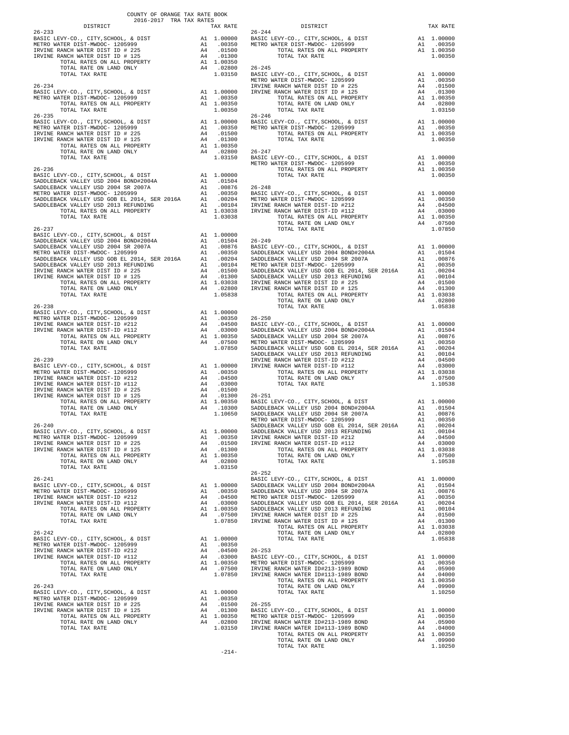COUNTY OF ORANGE TAX RATE BOOK
2016-2017 TRA TAX RATES

| DISTRICT | | TAX RATE |
|---|---|---|
| **26-233** | | |
| BASIC LEVY-CO., CITY,SCHOOL, & DIST | A1 | 1.00000 |
| METRO WATER DIST-MWDOC- 1205999 | A1 | .00350 |
| IRVINE RANCH WATER DIST ID # 225 | A4 | .01500 |
| IRVINE RANCH WATER DIST ID # 125 | A4 | .01300 |
| TOTAL RATES ON ALL PROPERTY | A1 | 1.00350 |
| TOTAL RATE ON LAND ONLY | A4 | .02800 |
| TOTAL TAX RATE | | 1.03150 |
| **26-234** | | |
| BASIC LEVY-CO., CITY,SCHOOL, & DIST | A1 | 1.00000 |
| METRO WATER DIST-MWDOC- 1205999 | A1 | .00350 |
| TOTAL RATES ON ALL PROPERTY | A1 | 1.00350 |
| TOTAL TAX RATE | | 1.00350 |
| **26-235** | | |
| BASIC LEVY-CO., CITY,SCHOOL, & DIST | A1 | 1.00000 |
| METRO WATER DIST-MWDOC- 1205999 | A1 | .00350 |
| IRVINE RANCH WATER DIST ID # 225 | A4 | .01500 |
| IRVINE RANCH WATER DIST ID # 125 | A4 | .01300 |
| TOTAL RATES ON ALL PROPERTY | A1 | 1.00350 |
| TOTAL RATE ON LAND ONLY | A4 | .02800 |
| TOTAL TAX RATE | | 1.03150 |
| **26-236** | | |
| BASIC LEVY-CO., CITY,SCHOOL, & DIST | A1 | 1.00000 |
| SADDLEBACK VALLEY USD 2004 BOND#2004A | A1 | .01504 |
| SADDLEBACK VALLEY USD 2004 SR 2007A | A1 | .00876 |
| METRO WATER DIST-MWDOC- 1205999 | A1 | .00350 |
| SADDLEBACK VALLEY USD GOB EL 2014, SER 2016A | A1 | .00204 |
| SADDLEBACK VALLEY USD 2013 REFUNDING | A1 | .00104 |
| TOTAL RATES ON ALL PROPERTY | A1 | 1.03038 |
| TOTAL TAX RATE | | 1.03038 |
| **26-237** | | |
| BASIC LEVY-CO., CITY,SCHOOL, & DIST | A1 | 1.00000 |
| SADDLEBACK VALLEY USD 2004 BOND#2004A | A1 | .01504 |
| SADDLEBACK VALLEY USD 2004 SR 2007A | A1 | .00876 |
| METRO WATER DIST-MWDOC- 1205999 | A1 | .00350 |
| SADDLEBACK VALLEY USD GOB EL 2014, SER 2016A | A1 | .00204 |
| SADDLEBACK VALLEY USD 2013 REFUNDING | A1 | .00104 |
| IRVINE RANCH WATER DIST ID # 225 | A4 | .01500 |
| IRVINE RANCH WATER DIST ID # 125 | A4 | .01300 |
| TOTAL RATES ON ALL PROPERTY | A1 | 1.03038 |
| TOTAL RATE ON LAND ONLY | A4 | .02800 |
| TOTAL TAX RATE | | 1.05838 |
| **26-238** | | |
| BASIC LEVY-CO., CITY,SCHOOL, & DIST | A1 | 1.00000 |
| METRO WATER DIST-MWDOC- 1205999 | A1 | .00350 |
| IRVINE RANCH WATER DIST-ID #212 | A4 | .04500 |
| IRVINE RANCH WATER DIST-ID #112 | A4 | .03000 |
| TOTAL RATES ON ALL PROPERTY | A1 | 1.00350 |
| TOTAL RATE ON LAND ONLY | A4 | .07500 |
| TOTAL TAX RATE | | 1.07850 |
| **26-239** | | |
| BASIC LEVY-CO., CITY,SCHOOL, & DIST | A1 | 1.00000 |
| METRO WATER DIST-MWDOC- 1205999 | A1 | .00350 |
| IRVINE RANCH WATER DIST-ID #212 | A4 | .04500 |
| IRVINE RANCH WATER DIST-ID #112 | A4 | .03000 |
| IRVINE RANCH WATER DIST ID # 225 | A4 | .01500 |
| IRVINE RANCH WATER DIST ID # 125 | A4 | .01300 |
| TOTAL RATES ON ALL PROPERTY | A1 | 1.00350 |
| TOTAL RATE ON LAND ONLY | A4 | .10300 |
| TOTAL TAX RATE | | 1.10650 |
| **26-240** | | |
| BASIC LEVY-CO., CITY,SCHOOL, & DIST | A1 | 1.00000 |
| METRO WATER DIST-MWDOC- 1205999 | A1 | .00350 |
| IRVINE RANCH WATER DIST ID # 225 | A4 | .01500 |
| IRVINE RANCH WATER DIST ID # 125 | A4 | .01300 |
| TOTAL RATES ON ALL PROPERTY | A1 | 1.00350 |
| TOTAL RATE ON LAND ONLY | A4 | .02800 |
| TOTAL TAX RATE | | 1.03150 |
| **26-241** | | |
| BASIC LEVY-CO., CITY,SCHOOL, & DIST | A1 | 1.00000 |
| METRO WATER DIST-MWDOC- 1205999 | A1 | .00350 |
| IRVINE RANCH WATER DIST-ID #212 | A4 | .04500 |
| IRVINE RANCH WATER DIST-ID #112 | A4 | .03000 |
| TOTAL RATES ON ALL PROPERTY | A1 | 1.00350 |
| TOTAL RATE ON LAND ONLY | A4 | .07500 |
| TOTAL TAX RATE | | 1.07850 |
| **26-242** | | |
| BASIC LEVY-CO., CITY,SCHOOL, & DIST | A1 | 1.00000 |
| METRO WATER DIST-MWDOC- 1205999 | A1 | .00350 |
| IRVINE RANCH WATER DIST-ID #212 | A4 | .04500 |
| IRVINE RANCH WATER DIST-ID #112 | A4 | .03000 |
| TOTAL RATES ON ALL PROPERTY | A1 | 1.00350 |
| TOTAL RATE ON LAND ONLY | A4 | .07500 |
| TOTAL TAX RATE | | 1.07850 |
| **26-243** | | |
| BASIC LEVY-CO., CITY,SCHOOL, & DIST | A1 | 1.00000 |
| METRO WATER DIST-MWDOC- 1205999 | A1 | .00350 |
| IRVINE RANCH WATER DIST ID # 225 | A4 | .01500 |
| IRVINE RANCH WATER DIST ID # 125 | A4 | .01300 |
| TOTAL RATES ON ALL PROPERTY | A1 | 1.00350 |
| TOTAL RATE ON LAND ONLY | A4 | .02800 |
| TOTAL TAX RATE | | 1.03150 |
| **26-244** | | |
| BASIC LEVY-CO., CITY,SCHOOL, & DIST | A1 | 1.00000 |
| METRO WATER DIST-MWDOC- 1205999 | A1 | .00350 |
| TOTAL RATES ON ALL PROPERTY | A1 | 1.00350 |
| TOTAL TAX RATE | | 1.00350 |
| **26-245** | | |
| BASIC LEVY-CO., CITY,SCHOOL, & DIST | A1 | 1.00000 |
| METRO WATER DIST-MWDOC- 1205999 | A1 | .00350 |
| IRVINE RANCH WATER DIST ID # 225 | A4 | .01500 |
| IRVINE RANCH WATER DIST ID # 125 | A4 | .01300 |
| TOTAL RATES ON ALL PROPERTY | A1 | 1.00350 |
| TOTAL RATE ON LAND ONLY | A4 | .02800 |
| TOTAL TAX RATE | | 1.03150 |
| **26-246** | | |
| BASIC LEVY-CO., CITY,SCHOOL, & DIST | A1 | 1.00000 |
| METRO WATER DIST-MWDOC- 1205999 | A1 | .00350 |
| TOTAL RATES ON ALL PROPERTY | A1 | 1.00350 |
| TOTAL TAX RATE | | 1.00350 |
| **26-247** | | |
| BASIC LEVY-CO., CITY,SCHOOL, & DIST | A1 | 1.00000 |
| METRO WATER DIST-MWDOC- 1205999 | A1 | .00350 |
| TOTAL RATES ON ALL PROPERTY | A1 | 1.00350 |
| TOTAL TAX RATE | | 1.00350 |
| **26-248** | | |
| BASIC LEVY-CO., CITY,SCHOOL, & DIST | A1 | 1.00000 |
| METRO WATER DIST-MWDOC- 1205999 | A1 | .00350 |
| IRVINE RANCH WATER DIST-ID #212 | A4 | .04500 |
| IRVINE RANCH WATER DIST-ID #112 | A4 | .03000 |
| TOTAL RATES ON ALL PROPERTY | A1 | 1.00350 |
| TOTAL RATE ON LAND ONLY | A4 | .07500 |
| TOTAL TAX RATE | | 1.07850 |
| **26-249** | | |
| BASIC LEVY-CO., CITY,SCHOOL, & DIST | A1 | 1.00000 |
| SADDLEBACK VALLEY USD 2004 BOND#2004A | A1 | .01504 |
| SADDLEBACK VALLEY USD 2004 SR 2007A | A1 | .00876 |
| METRO WATER DIST-MWDOC- 1205999 | A1 | .00350 |
| SADDLEBACK VALLEY USD GOB EL 2014, SER 2016A | A1 | .00204 |
| SADDLEBACK VALLEY USD 2013 REFUNDING | A1 | .00104 |
| IRVINE RANCH WATER DIST ID # 225 | A4 | .01500 |
| IRVINE RANCH WATER DIST ID # 125 | A4 | .01300 |
| TOTAL RATES ON ALL PROPERTY | A1 | 1.03038 |
| TOTAL RATE ON LAND ONLY | A4 | .02800 |
| TOTAL TAX RATE | | 1.05838 |
| **26-250** | | |
| BASIC LEVY-CO., CITY,SCHOOL, & DIST | A1 | 1.00000 |
| SADDLEBACK VALLEY USD 2004 BOND#2004A | A1 | .01504 |
| SADDLEBACK VALLEY USD 2004 SR 2007A | A1 | .00876 |
| METRO WATER DIST-MWDOC- 1205999 | A1 | .00350 |
| SADDLEBACK VALLEY USD GOB EL 2014, SER 2016A | A1 | .00204 |
| SADDLEBACK VALLEY USD 2013 REFUNDING | A1 | .00104 |
| IRVINE RANCH WATER DIST-ID #212 | A4 | .04500 |
| IRVINE RANCH WATER DIST-ID #112 | A4 | .03000 |
| TOTAL RATES ON ALL PROPERTY | A1 | 1.03038 |
| TOTAL RATE ON LAND ONLY | A4 | .07500 |
| TOTAL TAX RATE | | 1.10538 |
| **26-251** | | |
| BASIC LEVY-CO., CITY,SCHOOL, & DIST | A1 | 1.00000 |
| SADDLEBACK VALLEY USD 2004 BOND#2004A | A1 | .01504 |
| SADDLEBACK VALLEY USD 2004 SR 2007A | A1 | .00876 |
| METRO WATER DIST-MWDOC- 1205999 | A1 | .00350 |
| SADDLEBACK VALLEY USD GOB EL 2014, SER 2016A | A1 | .00204 |
| SADDLEBACK VALLEY USD 2013 REFUNDING | A1 | .00104 |
| IRVINE RANCH WATER DIST-ID #212 | A4 | .04500 |
| IRVINE RANCH WATER DIST-ID #112 | A4 | .03000 |
| TOTAL RATES ON ALL PROPERTY | A1 | 1.03038 |
| TOTAL RATE ON LAND ONLY | A4 | .07500 |
| TOTAL TAX RATE | | 1.10538 |
| **26-252** | | |
| BASIC LEVY-CO., CITY,SCHOOL, & DIST | A1 | 1.00000 |
| SADDLEBACK VALLEY USD 2004 BOND#2004A | A1 | .01504 |
| SADDLEBACK VALLEY USD 2004 SR 2007A | A1 | .00876 |
| METRO WATER DIST-MWDOC- 1205999 | A1 | .00350 |
| SADDLEBACK VALLEY USD GOB EL 2014, SER 2016A | A1 | .00204 |
| SADDLEBACK VALLEY USD 2013 REFUNDING | A1 | .00104 |
| IRVINE RANCH WATER DIST ID # 225 | A4 | .01500 |
| IRVINE RANCH WATER DIST ID # 125 | A4 | .01300 |
| TOTAL RATES ON ALL PROPERTY | A1 | 1.03038 |
| TOTAL RATE ON LAND ONLY | A4 | .02800 |
| TOTAL TAX RATE | | 1.05838 |
| **26-253** | | |
| BASIC LEVY-CO., CITY,SCHOOL, & DIST | A1 | 1.00000 |
| METRO WATER DIST-MWDOC- 1205999 | A1 | .00350 |
| IRVINE RANCH WATER ID#213-1989 BOND | A4 | .05900 |
| IRVINE RANCH WATER ID#113-1989 BOND | A4 | .04000 |
| TOTAL RATES ON ALL PROPERTY | A1 | 1.00350 |
| TOTAL RATE ON LAND ONLY | A4 | .09900 |
| TOTAL TAX RATE | | 1.10250 |
| **26-255** | | |
| BASIC LEVY-CO., CITY,SCHOOL, & DIST | A1 | 1.00000 |
| METRO WATER DIST-MWDOC- 1205999 | A1 | .00350 |
| IRVINE RANCH WATER ID#213-1989 BOND | A4 | .05900 |
| IRVINE RANCH WATER ID#113-1989 BOND | A4 | .04000 |
| TOTAL RATES ON ALL PROPERTY | A1 | 1.00350 |
| TOTAL RATE ON LAND ONLY | A4 | .09900 |
| TOTAL TAX RATE | | 1.10250 |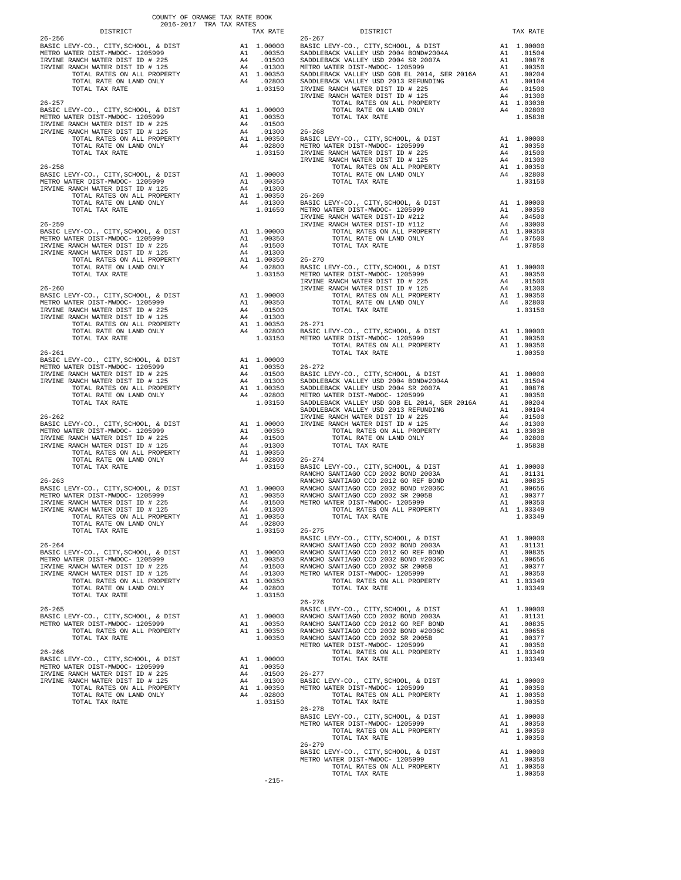COUNTY OF ORANGE TAX RATE BOOK
2016-2017 TRA TAX RATES

| DISTRICT | | TAX RATE |
|---|---|---|
| **26-256** | | |
| BASIC LEVY-CO., CITY,SCHOOL, & DIST | A1 | 1.00000 |
| METRO WATER DIST-MWDOC- 1205999 | A1 | .00350 |
| IRVINE RANCH WATER DIST ID # 225 | A4 | .01500 |
| IRVINE RANCH WATER DIST ID # 125 | A4 | .01300 |
| TOTAL RATES ON ALL PROPERTY | A1 | 1.00350 |
| TOTAL RATE ON LAND ONLY | A4 | .02800 |
| TOTAL TAX RATE | | 1.03150 |
| **26-257** | | |
| BASIC LEVY-CO., CITY,SCHOOL, & DIST | A1 | 1.00000 |
| METRO WATER DIST-MWDOC- 1205999 | A1 | .00350 |
| IRVINE RANCH WATER DIST ID # 225 | A4 | .01500 |
| IRVINE RANCH WATER DIST ID # 125 | A4 | .01300 |
| TOTAL RATES ON ALL PROPERTY | A1 | 1.00350 |
| TOTAL RATE ON LAND ONLY | A4 | .02800 |
| TOTAL TAX RATE | | 1.03150 |
| **26-258** | | |
| BASIC LEVY-CO., CITY,SCHOOL, & DIST | A1 | 1.00000 |
| METRO WATER DIST-MWDOC- 1205999 | A1 | .00350 |
| IRVINE RANCH WATER DIST ID # 125 | A4 | .01300 |
| TOTAL RATES ON ALL PROPERTY | A1 | 1.00350 |
| TOTAL RATE ON LAND ONLY | A4 | .01300 |
| TOTAL TAX RATE | | 1.01650 |
| **26-259** | | |
| BASIC LEVY-CO., CITY,SCHOOL, & DIST | A1 | 1.00000 |
| METRO WATER DIST-MWDOC- 1205999 | A1 | .00350 |
| IRVINE RANCH WATER DIST ID # 225 | A4 | .01500 |
| IRVINE RANCH WATER DIST ID # 125 | A4 | .01300 |
| TOTAL RATES ON ALL PROPERTY | A1 | 1.00350 |
| TOTAL RATE ON LAND ONLY | A4 | .02800 |
| TOTAL TAX RATE | | 1.03150 |
| **26-260** | | |
| BASIC LEVY-CO., CITY,SCHOOL, & DIST | A1 | 1.00000 |
| METRO WATER DIST-MWDOC- 1205999 | A1 | .00350 |
| IRVINE RANCH WATER DIST ID # 225 | A4 | .01500 |
| IRVINE RANCH WATER DIST ID # 125 | A4 | .01300 |
| TOTAL RATES ON ALL PROPERTY | A1 | 1.00350 |
| TOTAL RATE ON LAND ONLY | A4 | .02800 |
| TOTAL TAX RATE | | 1.03150 |
| **26-261** | | |
| BASIC LEVY-CO., CITY,SCHOOL, & DIST | A1 | 1.00000 |
| METRO WATER DIST-MWDOC- 1205999 | A1 | .00350 |
| IRVINE RANCH WATER DIST ID # 225 | A4 | .01500 |
| IRVINE RANCH WATER DIST ID # 125 | A4 | .01300 |
| TOTAL RATES ON ALL PROPERTY | A1 | 1.00350 |
| TOTAL RATE ON LAND ONLY | A4 | .02800 |
| TOTAL TAX RATE | | 1.03150 |
| **26-262** | | |
| BASIC LEVY-CO., CITY,SCHOOL, & DIST | A1 | 1.00000 |
| METRO WATER DIST-MWDOC- 1205999 | A1 | .00350 |
| IRVINE RANCH WATER DIST ID # 225 | A4 | .01500 |
| IRVINE RANCH WATER DIST ID # 125 | A4 | .01300 |
| TOTAL RATES ON ALL PROPERTY | A1 | 1.00350 |
| TOTAL RATE ON LAND ONLY | A4 | .02800 |
| TOTAL TAX RATE | | 1.03150 |
| **26-263** | | |
| BASIC LEVY-CO., CITY,SCHOOL, & DIST | A1 | 1.00000 |
| METRO WATER DIST-MWDOC- 1205999 | A1 | .00350 |
| IRVINE RANCH WATER DIST ID # 225 | A4 | .01500 |
| IRVINE RANCH WATER DIST ID # 125 | A4 | .01300 |
| TOTAL RATES ON ALL PROPERTY | A1 | 1.00350 |
| TOTAL RATE ON LAND ONLY | A4 | .02800 |
| TOTAL TAX RATE | | 1.03150 |
| **26-264** | | |
| BASIC LEVY-CO., CITY,SCHOOL, & DIST | A1 | 1.00000 |
| METRO WATER DIST-MWDOC- 1205999 | A1 | .00350 |
| IRVINE RANCH WATER DIST ID # 225 | A4 | .01500 |
| IRVINE RANCH WATER DIST ID # 125 | A4 | .01300 |
| TOTAL RATES ON ALL PROPERTY | A1 | 1.00350 |
| TOTAL RATE ON LAND ONLY | A4 | .02800 |
| TOTAL TAX RATE | | 1.03150 |
| **26-265** | | |
| BASIC LEVY-CO., CITY,SCHOOL, & DIST | A1 | 1.00000 |
| METRO WATER DIST-MWDOC- 1205999 | A1 | .00350 |
| TOTAL RATES ON ALL PROPERTY | A1 | 1.00350 |
| TOTAL TAX RATE | | 1.00350 |
| **26-266** | | |
| BASIC LEVY-CO., CITY,SCHOOL, & DIST | A1 | 1.00000 |
| METRO WATER DIST-MWDOC- 1205999 | A1 | .00350 |
| IRVINE RANCH WATER DIST ID # 225 | A4 | .01500 |
| IRVINE RANCH WATER DIST ID # 125 | A4 | .01300 |
| TOTAL RATES ON ALL PROPERTY | A1 | 1.00350 |
| TOTAL RATE ON LAND ONLY | A4 | .02800 |
| TOTAL TAX RATE | | 1.03150 |
| **26-267** | | |
| BASIC LEVY-CO., CITY,SCHOOL, & DIST | A1 | 1.00000 |
| SADDLEBACK VALLEY USD 2004 BOND#2004A | A1 | .01504 |
| SADDLEBACK VALLEY USD 2004 SR 2007A | A1 | .00876 |
| METRO WATER DIST-MWDOC- 1205999 | A1 | .00350 |
| SADDLEBACK VALLEY USD GOB EL 2014, SER 2016A | A1 | .00204 |
| SADDLEBACK VALLEY USD 2013 REFUNDING | A1 | .00104 |
| IRVINE RANCH WATER DIST ID # 225 | A4 | .01500 |
| IRVINE RANCH WATER DIST ID # 125 | A4 | .01300 |
| TOTAL RATES ON ALL PROPERTY | A1 | 1.03038 |
| TOTAL RATE ON LAND ONLY | A4 | .02800 |
| TOTAL TAX RATE | | 1.05838 |
| **26-268** | | |
| BASIC LEVY-CO., CITY,SCHOOL, & DIST | A1 | 1.00000 |
| METRO WATER DIST-MWDOC- 1205999 | A1 | .00350 |
| IRVINE RANCH WATER DIST ID # 225 | A4 | .01500 |
| IRVINE RANCH WATER DIST ID # 125 | A4 | .01300 |
| TOTAL RATES ON ALL PROPERTY | A1 | 1.00350 |
| TOTAL RATE ON LAND ONLY | A4 | .02800 |
| TOTAL TAX RATE | | 1.03150 |
| **26-269** | | |
| BASIC LEVY-CO., CITY,SCHOOL, & DIST | A1 | 1.00000 |
| METRO WATER DIST-MWDOC- 1205999 | A1 | .00350 |
| IRVINE RANCH WATER DIST-ID #212 | A4 | .04500 |
| IRVINE RANCH WATER DIST-ID #112 | A4 | .03000 |
| TOTAL RATES ON ALL PROPERTY | A1 | 1.00350 |
| TOTAL RATE ON LAND ONLY | A4 | .07500 |
| TOTAL TAX RATE | | 1.07850 |
| **26-270** | | |
| BASIC LEVY-CO., CITY,SCHOOL, & DIST | A1 | 1.00000 |
| METRO WATER DIST-MWDOC- 1205999 | A1 | .00350 |
| IRVINE RANCH WATER DIST ID # 225 | A4 | .01500 |
| IRVINE RANCH WATER DIST ID # 125 | A4 | .01300 |
| TOTAL RATES ON ALL PROPERTY | A1 | 1.00350 |
| TOTAL RATE ON LAND ONLY | A4 | .02800 |
| TOTAL TAX RATE | | 1.03150 |
| **26-271** | | |
| BASIC LEVY-CO., CITY,SCHOOL, & DIST | A1 | 1.00000 |
| METRO WATER DIST-MWDOC- 1205999 | A1 | .00350 |
| TOTAL RATES ON ALL PROPERTY | A1 | 1.00350 |
| TOTAL TAX RATE | | 1.00350 |
| **26-272** | | |
| BASIC LEVY-CO., CITY,SCHOOL, & DIST | A1 | 1.00000 |
| SADDLEBACK VALLEY USD 2004 BOND#2004A | A1 | .01504 |
| SADDLEBACK VALLEY USD 2004 SR 2007A | A1 | .00876 |
| METRO WATER DIST-MWDOC- 1205999 | A1 | .00350 |
| SADDLEBACK VALLEY USD GOB EL 2014, SER 2016A | A1 | .00204 |
| SADDLEBACK VALLEY USD 2013 REFUNDING | A1 | .00104 |
| IRVINE RANCH WATER DIST ID # 225 | A4 | .01500 |
| IRVINE RANCH WATER DIST ID # 125 | A4 | .01300 |
| TOTAL RATES ON ALL PROPERTY | A1 | 1.03038 |
| TOTAL RATE ON LAND ONLY | A4 | .02800 |
| TOTAL TAX RATE | | 1.05838 |
| **26-274** | | |
| BASIC LEVY-CO., CITY,SCHOOL, & DIST | A1 | 1.00000 |
| RANCHO SANTIAGO CCD 2002 BOND 2003A | A1 | .01131 |
| RANCHO SANTIAGO CCD 2012 GO REF BOND | A1 | .00835 |
| RANCHO SANTIAGO CCD 2002 BOND #2006C | A1 | .00656 |
| RANCHO SANTIAGO CCD 2002 SR 2005B | A1 | .00377 |
| METRO WATER DIST-MWDOC- 1205999 | A1 | .00350 |
| TOTAL RATES ON ALL PROPERTY | A1 | 1.03349 |
| TOTAL TAX RATE | | 1.03349 |
| **26-275** | | |
| BASIC LEVY-CO., CITY,SCHOOL, & DIST | A1 | 1.00000 |
| RANCHO SANTIAGO CCD 2002 BOND 2003A | A1 | .01131 |
| RANCHO SANTIAGO CCD 2012 GO REF BOND | A1 | .00835 |
| RANCHO SANTIAGO CCD 2002 BOND #2006C | A1 | .00656 |
| RANCHO SANTIAGO CCD 2002 SR 2005B | A1 | .00377 |
| METRO WATER DIST-MWDOC- 1205999 | A1 | .00350 |
| TOTAL RATES ON ALL PROPERTY | A1 | 1.03349 |
| TOTAL TAX RATE | | 1.03349 |
| **26-276** | | |
| BASIC LEVY-CO., CITY,SCHOOL, & DIST | A1 | 1.00000 |
| RANCHO SANTIAGO CCD 2002 BOND 2003A | A1 | .01131 |
| RANCHO SANTIAGO CCD 2012 GO REF BOND | A1 | .00835 |
| RANCHO SANTIAGO CCD 2002 BOND #2006C | A1 | .00656 |
| RANCHO SANTIAGO CCD 2002 SR 2005B | A1 | .00377 |
| METRO WATER DIST-MWDOC- 1205999 | A1 | .00350 |
| TOTAL RATES ON ALL PROPERTY | A1 | 1.03349 |
| TOTAL TAX RATE | | 1.03349 |
| **26-277** | | |
| BASIC LEVY-CO., CITY,SCHOOL, & DIST | A1 | 1.00000 |
| METRO WATER DIST-MWDOC- 1205999 | A1 | .00350 |
| TOTAL RATES ON ALL PROPERTY | A1 | 1.00350 |
| TOTAL TAX RATE | | 1.00350 |
| **26-278** | | |
| BASIC LEVY-CO., CITY,SCHOOL, & DIST | A1 | 1.00000 |
| METRO WATER DIST-MWDOC- 1205999 | A1 | .00350 |
| TOTAL RATES ON ALL PROPERTY | A1 | 1.00350 |
| TOTAL TAX RATE | | 1.00350 |
| **26-279** | | |
| BASIC LEVY-CO., CITY,SCHOOL, & DIST | A1 | 1.00000 |
| METRO WATER DIST-MWDOC- 1205999 | A1 | .00350 |
| TOTAL RATES ON ALL PROPERTY | A1 | 1.00350 |
| TOTAL TAX RATE | | 1.00350 |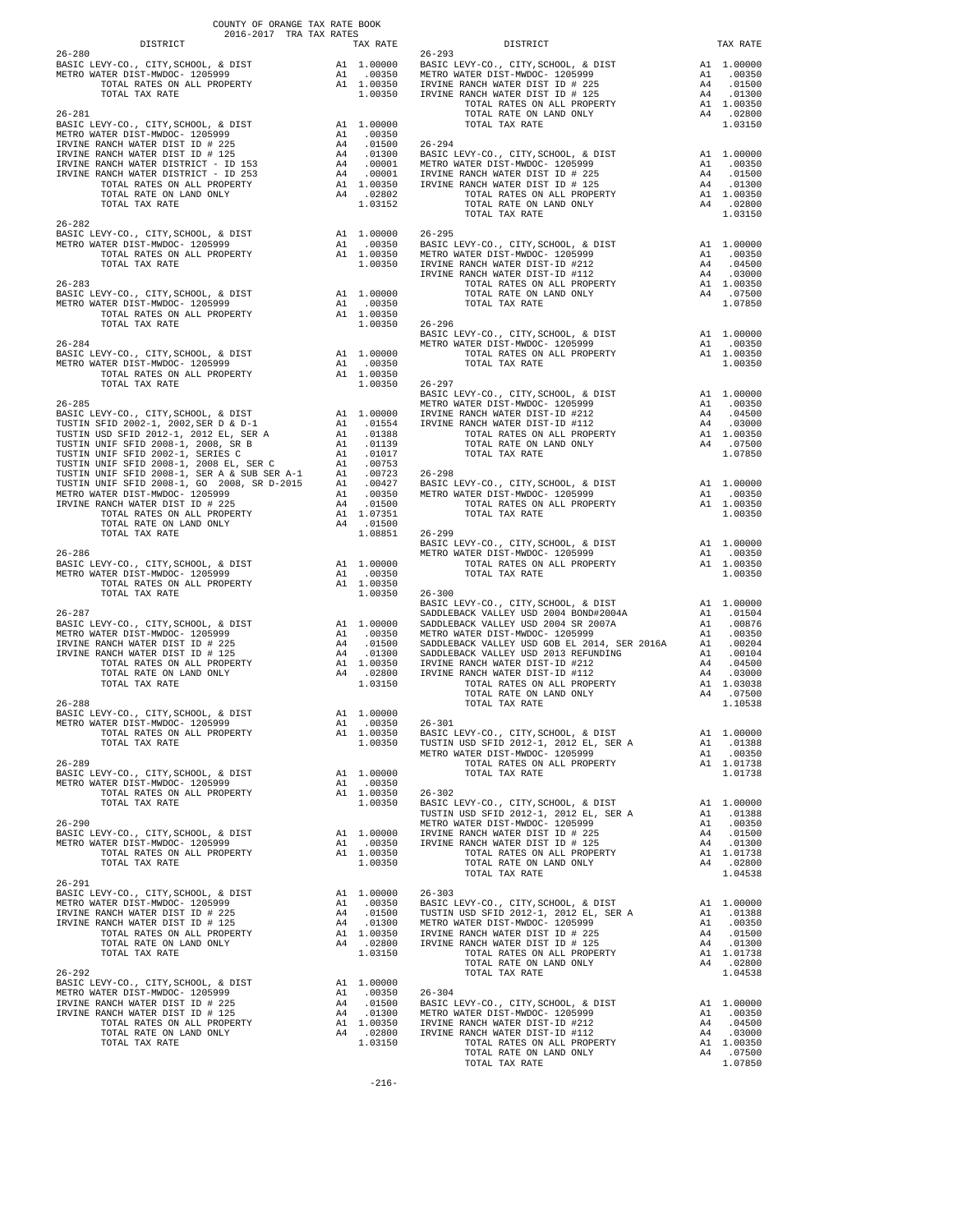COUNTY OF ORANGE TAX RATE BOOK
2016-2017 TRA TAX RATES

| DISTRICT | | TAX RATE |
|---|---|---|
| **26-280** | | |
| BASIC LEVY-CO., CITY,SCHOOL, & DIST | A1 | 1.00000 |
| METRO WATER DIST-MWDOC- 1205999 | A1 | .00350 |
| TOTAL RATES ON ALL PROPERTY | A1 | 1.00350 |
| TOTAL TAX RATE | | 1.00350 |
| **26-281** | | |
| BASIC LEVY-CO., CITY,SCHOOL, & DIST | A1 | 1.00000 |
| METRO WATER DIST-MWDOC- 1205999 | A1 | .00350 |
| IRVINE RANCH WATER DIST ID # 225 | A4 | .01500 |
| IRVINE RANCH WATER DIST ID # 125 | A4 | .01300 |
| IRVINE RANCH WATER DISTRICT - ID 153 | A4 | .00001 |
| IRVINE RANCH WATER DISTRICT - ID 253 | A4 | .00001 |
| TOTAL RATES ON ALL PROPERTY | A1 | 1.00350 |
| TOTAL RATE ON LAND ONLY | A4 | .02802 |
| TOTAL TAX RATE | | 1.03152 |
| **26-282** | | |
| BASIC LEVY-CO., CITY,SCHOOL, & DIST | A1 | 1.00000 |
| METRO WATER DIST-MWDOC- 1205999 | A1 | .00350 |
| TOTAL RATES ON ALL PROPERTY | A1 | 1.00350 |
| TOTAL TAX RATE | | 1.00350 |
| **26-283** | | |
| BASIC LEVY-CO., CITY,SCHOOL, & DIST | A1 | 1.00000 |
| METRO WATER DIST-MWDOC- 1205999 | A1 | .00350 |
| TOTAL RATES ON ALL PROPERTY | A1 | 1.00350 |
| TOTAL TAX RATE | | 1.00350 |
| **26-284** | | |
| BASIC LEVY-CO., CITY,SCHOOL, & DIST | A1 | 1.00000 |
| METRO WATER DIST-MWDOC- 1205999 | A1 | .00350 |
| TOTAL RATES ON ALL PROPERTY | A1 | 1.00350 |
| TOTAL TAX RATE | | 1.00350 |
| **26-285** | | |
| BASIC LEVY-CO., CITY,SCHOOL, & DIST | A1 | 1.00000 |
| TUSTIN SFID 2002-1, 2002,SER D & D-1 | A1 | .01554 |
| TUSTIN USD SFID 2012-1, 2012 EL, SER A | A1 | .01388 |
| TUSTIN UNIF SFID 2008-1, 2008, SR B | A1 | .01139 |
| TUSTIN UNIF SFID 2002-1, SERIES C | A1 | .01017 |
| TUSTIN UNIF SFID 2008-1, 2008 EL, SER C | A1 | .00753 |
| TUSTIN UNIF SFID 2008-1, SER A & SUB SER A-1 | A1 | .00723 |
| TUSTIN UNIF SFID 2008-1, GO 2008, SR D-2015 | A1 | .00427 |
| METRO WATER DIST-MWDOC- 1205999 | A1 | .00350 |
| IRVINE RANCH WATER DIST ID # 225 | A4 | .01500 |
| TOTAL RATES ON ALL PROPERTY | A1 | 1.07351 |
| TOTAL RATE ON LAND ONLY | A4 | .01500 |
| TOTAL TAX RATE | | 1.08851 |
| **26-286** | | |
| BASIC LEVY-CO., CITY,SCHOOL, & DIST | A1 | 1.00000 |
| METRO WATER DIST-MWDOC- 1205999 | A1 | .00350 |
| TOTAL RATES ON ALL PROPERTY | A1 | 1.00350 |
| TOTAL TAX RATE | | 1.00350 |
| **26-287** | | |
| BASIC LEVY-CO., CITY,SCHOOL, & DIST | A1 | 1.00000 |
| METRO WATER DIST-MWDOC- 1205999 | A1 | .00350 |
| IRVINE RANCH WATER DIST ID # 225 | A4 | .01500 |
| IRVINE RANCH WATER DIST ID # 125 | A4 | .01300 |
| TOTAL RATES ON ALL PROPERTY | A1 | 1.00350 |
| TOTAL RATE ON LAND ONLY | A4 | .02800 |
| TOTAL TAX RATE | | 1.03150 |
| **26-288** | | |
| BASIC LEVY-CO., CITY,SCHOOL, & DIST | A1 | 1.00000 |
| METRO WATER DIST-MWDOC- 1205999 | A1 | .00350 |
| TOTAL RATES ON ALL PROPERTY | A1 | 1.00350 |
| TOTAL TAX RATE | | 1.00350 |
| **26-289** | | |
| BASIC LEVY-CO., CITY,SCHOOL, & DIST | A1 | 1.00000 |
| METRO WATER DIST-MWDOC- 1205999 | A1 | .00350 |
| TOTAL RATES ON ALL PROPERTY | A1 | 1.00350 |
| TOTAL TAX RATE | | 1.00350 |
| **26-290** | | |
| BASIC LEVY-CO., CITY,SCHOOL, & DIST | A1 | 1.00000 |
| METRO WATER DIST-MWDOC- 1205999 | A1 | .00350 |
| TOTAL RATES ON ALL PROPERTY | A1 | 1.00350 |
| TOTAL TAX RATE | | 1.00350 |
| **26-291** | | |
| BASIC LEVY-CO., CITY,SCHOOL, & DIST | A1 | 1.00000 |
| METRO WATER DIST-MWDOC- 1205999 | A1 | .00350 |
| IRVINE RANCH WATER DIST ID # 225 | A4 | .01500 |
| IRVINE RANCH WATER DIST ID # 125 | A4 | .01300 |
| TOTAL RATES ON ALL PROPERTY | A1 | 1.00350 |
| TOTAL RATE ON LAND ONLY | A4 | .02800 |
| TOTAL TAX RATE | | 1.03150 |
| **26-292** | | |
| BASIC LEVY-CO., CITY,SCHOOL, & DIST | A1 | 1.00000 |
| METRO WATER DIST-MWDOC- 1205999 | A1 | .00350 |
| IRVINE RANCH WATER DIST ID # 225 | A4 | .01500 |
| IRVINE RANCH WATER DIST ID # 125 | A4 | .01300 |
| TOTAL RATES ON ALL PROPERTY | A1 | 1.00350 |
| TOTAL RATE ON LAND ONLY | A4 | .02800 |
| TOTAL TAX RATE | | 1.03150 |
| **26-293** | | |
| BASIC LEVY-CO., CITY,SCHOOL, & DIST | A1 | 1.00000 |
| METRO WATER DIST-MWDOC- 1205999 | A1 | .00350 |
| IRVINE RANCH WATER DIST ID # 225 | A4 | .01500 |
| IRVINE RANCH WATER DIST ID # 125 | A4 | .01300 |
| TOTAL RATES ON ALL PROPERTY | A1 | 1.00350 |
| TOTAL RATE ON LAND ONLY | A4 | .02800 |
| TOTAL TAX RATE | | 1.03150 |
| **26-294** | | |
| BASIC LEVY-CO., CITY,SCHOOL, & DIST | A1 | 1.00000 |
| METRO WATER DIST-MWDOC- 1205999 | A1 | .00350 |
| IRVINE RANCH WATER DIST ID # 225 | A4 | .01500 |
| IRVINE RANCH WATER DIST ID # 125 | A4 | .01300 |
| TOTAL RATES ON ALL PROPERTY | A1 | 1.00350 |
| TOTAL RATE ON LAND ONLY | A4 | .02800 |
| TOTAL TAX RATE | | 1.03150 |
| **26-295** | | |
| BASIC LEVY-CO., CITY,SCHOOL, & DIST | A1 | 1.00000 |
| METRO WATER DIST-MWDOC- 1205999 | A1 | .00350 |
| IRVINE RANCH WATER DIST-ID #212 | A4 | .04500 |
| IRVINE RANCH WATER DIST-ID #112 | A4 | .03000 |
| TOTAL RATES ON ALL PROPERTY | A1 | 1.00350 |
| TOTAL RATE ON LAND ONLY | A4 | .07500 |
| TOTAL TAX RATE | | 1.07850 |
| **26-296** | | |
| BASIC LEVY-CO., CITY,SCHOOL, & DIST | A1 | 1.00000 |
| METRO WATER DIST-MWDOC- 1205999 | A1 | .00350 |
| TOTAL RATES ON ALL PROPERTY | A1 | 1.00350 |
| TOTAL TAX RATE | | 1.00350 |
| **26-297** | | |
| BASIC LEVY-CO., CITY,SCHOOL, & DIST | A1 | 1.00000 |
| METRO WATER DIST-MWDOC- 1205999 | A1 | .00350 |
| IRVINE RANCH WATER DIST-ID #212 | A4 | .04500 |
| IRVINE RANCH WATER DIST-ID #112 | A4 | .03000 |
| TOTAL RATES ON ALL PROPERTY | A1 | 1.00350 |
| TOTAL RATE ON LAND ONLY | A4 | .07500 |
| TOTAL TAX RATE | | 1.07850 |
| **26-298** | | |
| BASIC LEVY-CO., CITY,SCHOOL, & DIST | A1 | 1.00000 |
| METRO WATER DIST-MWDOC- 1205999 | A1 | .00350 |
| TOTAL RATES ON ALL PROPERTY | A1 | 1.00350 |
| TOTAL TAX RATE | | 1.00350 |
| **26-299** | | |
| BASIC LEVY-CO., CITY,SCHOOL, & DIST | A1 | 1.00000 |
| METRO WATER DIST-MWDOC- 1205999 | A1 | .00350 |
| TOTAL RATES ON ALL PROPERTY | A1 | 1.00350 |
| TOTAL TAX RATE | | 1.00350 |
| **26-300** | | |
| BASIC LEVY-CO., CITY,SCHOOL, & DIST | A1 | 1.00000 |
| SADDLEBACK VALLEY USD 2004 BOND#2004A | A1 | .01504 |
| SADDLEBACK VALLEY USD 2004 SR 2007A | A1 | .00876 |
| METRO WATER DIST-MWDOC- 1205999 | A1 | .00350 |
| SADDLEBACK VALLEY USD GOB EL 2014, SER 2016A | A1 | .00204 |
| SADDLEBACK VALLEY USD 2013 REFUNDING | A1 | .00104 |
| IRVINE RANCH WATER DIST-ID #212 | A4 | .04500 |
| IRVINE RANCH WATER DIST-ID #112 | A4 | .03000 |
| TOTAL RATES ON ALL PROPERTY | A1 | 1.03038 |
| TOTAL RATE ON LAND ONLY | A4 | .07500 |
| TOTAL TAX RATE | | 1.10538 |
| **26-301** | | |
| BASIC LEVY-CO., CITY,SCHOOL, & DIST | A1 | 1.00000 |
| TUSTIN USD SFID 2012-1, 2012 EL, SER A | A1 | .01388 |
| METRO WATER DIST-MWDOC- 1205999 | A1 | .00350 |
| TOTAL RATES ON ALL PROPERTY | A1 | 1.01738 |
| TOTAL TAX RATE | | 1.01738 |
| **26-302** | | |
| BASIC LEVY-CO., CITY,SCHOOL, & DIST | A1 | 1.00000 |
| TUSTIN USD SFID 2012-1, 2012 EL, SER A | A1 | .01388 |
| METRO WATER DIST-MWDOC- 1205999 | A1 | .00350 |
| IRVINE RANCH WATER DIST ID # 225 | A4 | .01500 |
| IRVINE RANCH WATER DIST ID # 125 | A4 | .01300 |
| TOTAL RATES ON ALL PROPERTY | A1 | 1.01738 |
| TOTAL RATE ON LAND ONLY | A4 | .02800 |
| TOTAL TAX RATE | | 1.04538 |
| **26-303** | | |
| BASIC LEVY-CO., CITY,SCHOOL, & DIST | A1 | 1.00000 |
| TUSTIN USD SFID 2012-1, 2012 EL, SER A | A1 | .01388 |
| METRO WATER DIST-MWDOC- 1205999 | A1 | .00350 |
| IRVINE RANCH WATER DIST ID # 225 | A4 | .01500 |
| IRVINE RANCH WATER DIST ID # 125 | A4 | .01300 |
| TOTAL RATES ON ALL PROPERTY | A1 | 1.01738 |
| TOTAL RATE ON LAND ONLY | A4 | .02800 |
| TOTAL TAX RATE | | 1.04538 |
| **26-304** | | |
| BASIC LEVY-CO., CITY,SCHOOL, & DIST | A1 | 1.00000 |
| METRO WATER DIST-MWDOC- 1205999 | A1 | .00350 |
| IRVINE RANCH WATER DIST-ID #212 | A4 | .04500 |
| IRVINE RANCH WATER DIST-ID #112 | A4 | .03000 |
| TOTAL RATES ON ALL PROPERTY | A1 | 1.00350 |
| TOTAL RATE ON LAND ONLY | A4 | .07500 |
| TOTAL TAX RATE | | 1.07850 |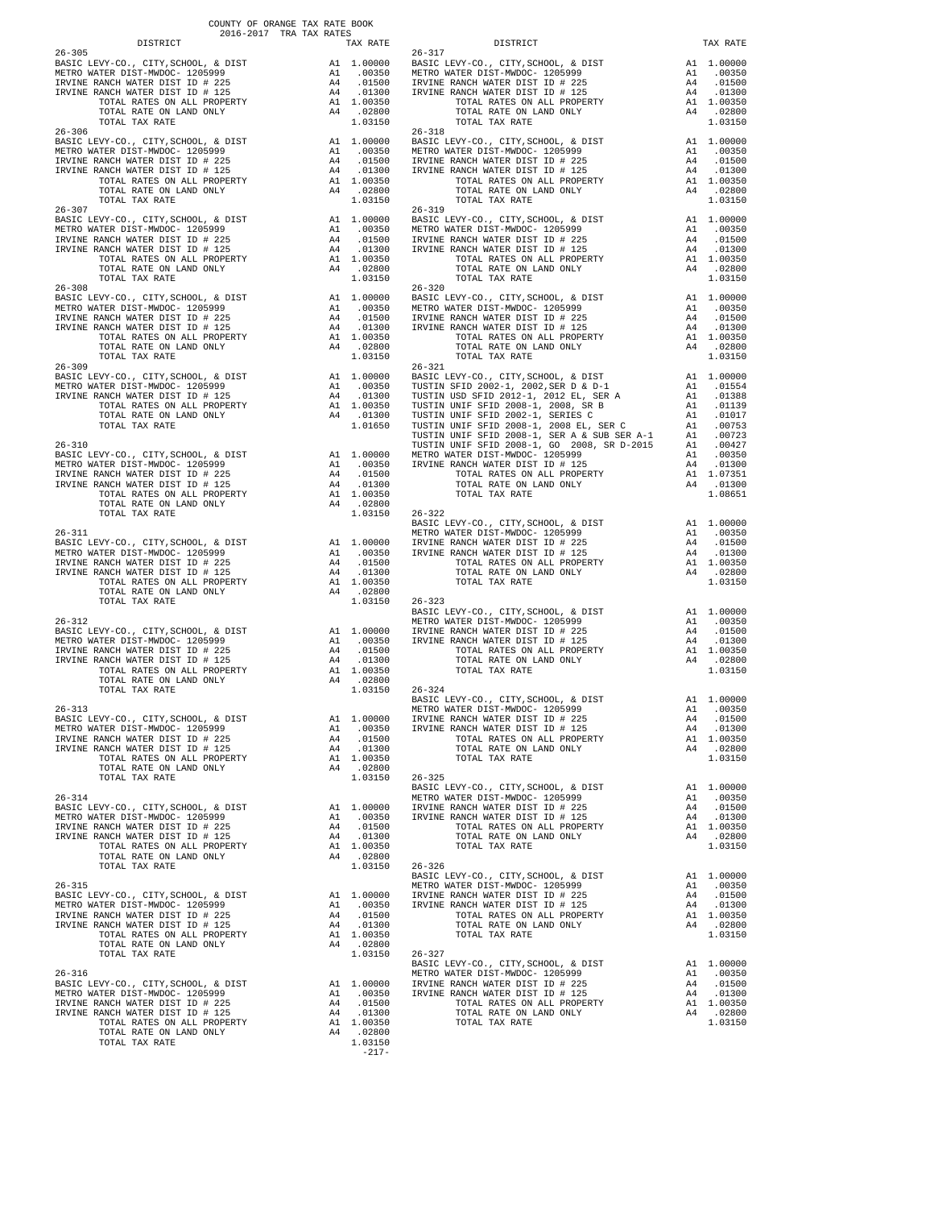COUNTY OF ORANGE TAX RATE BOOK
2016-2017 TRA TAX RATES

| DISTRICT | | TAX RATE |
|---|---|---|
| 26-305 | | |
| BASIC LEVY-CO., CITY,SCHOOL, & DIST | A1 | 1.00000 |
| METRO WATER DIST-MWDOC- 1205999 | A1 | .00350 |
| IRVINE RANCH WATER DIST ID # 225 | A4 | .01500 |
| IRVINE RANCH WATER DIST ID # 125 | A4 | .01300 |
| TOTAL RATES ON ALL PROPERTY | A1 | 1.00350 |
| TOTAL RATE ON LAND ONLY | A4 | .02800 |
| TOTAL TAX RATE | | 1.03150 |
| 26-306 | | |
| BASIC LEVY-CO., CITY,SCHOOL, & DIST | A1 | 1.00000 |
| METRO WATER DIST-MWDOC- 1205999 | A1 | .00350 |
| IRVINE RANCH WATER DIST ID # 225 | A4 | .01500 |
| IRVINE RANCH WATER DIST ID # 125 | A4 | .01300 |
| TOTAL RATES ON ALL PROPERTY | A1 | 1.00350 |
| TOTAL RATE ON LAND ONLY | A4 | .02800 |
| TOTAL TAX RATE | | 1.03150 |
| 26-307 | | |
| BASIC LEVY-CO., CITY,SCHOOL, & DIST | A1 | 1.00000 |
| METRO WATER DIST-MWDOC- 1205999 | A1 | .00350 |
| IRVINE RANCH WATER DIST ID # 225 | A4 | .01500 |
| IRVINE RANCH WATER DIST ID # 125 | A4 | .01300 |
| TOTAL RATES ON ALL PROPERTY | A1 | 1.00350 |
| TOTAL RATE ON LAND ONLY | A4 | .02800 |
| TOTAL TAX RATE | | 1.03150 |
| 26-308 | | |
| BASIC LEVY-CO., CITY,SCHOOL, & DIST | A1 | 1.00000 |
| METRO WATER DIST-MWDOC- 1205999 | A1 | .00350 |
| IRVINE RANCH WATER DIST ID # 225 | A4 | .01500 |
| IRVINE RANCH WATER DIST ID # 125 | A4 | .01300 |
| TOTAL RATES ON ALL PROPERTY | A1 | 1.00350 |
| TOTAL RATE ON LAND ONLY | A4 | .02800 |
| TOTAL TAX RATE | | 1.03150 |
| 26-309 | | |
| BASIC LEVY-CO., CITY,SCHOOL, & DIST | A1 | 1.00000 |
| METRO WATER DIST-MWDOC- 1205999 | A1 | .00350 |
| IRVINE RANCH WATER DIST ID # 125 | A4 | .01300 |
| TOTAL RATES ON ALL PROPERTY | A1 | 1.00350 |
| TOTAL RATE ON LAND ONLY | A4 | .01300 |
| TOTAL TAX RATE | | 1.01650 |
| 26-310 | | |
| BASIC LEVY-CO., CITY,SCHOOL, & DIST | A1 | 1.00000 |
| METRO WATER DIST-MWDOC- 1205999 | A1 | .00350 |
| IRVINE RANCH WATER DIST ID # 225 | A4 | .01500 |
| IRVINE RANCH WATER DIST ID # 125 | A4 | .01300 |
| TOTAL RATES ON ALL PROPERTY | A1 | 1.00350 |
| TOTAL RATE ON LAND ONLY | A4 | .02800 |
| TOTAL TAX RATE | | 1.03150 |
| 26-311 | | |
| BASIC LEVY-CO., CITY,SCHOOL, & DIST | A1 | 1.00000 |
| METRO WATER DIST-MWDOC- 1205999 | A1 | .00350 |
| IRVINE RANCH WATER DIST ID # 225 | A4 | .01500 |
| IRVINE RANCH WATER DIST ID # 125 | A4 | .01300 |
| TOTAL RATES ON ALL PROPERTY | A1 | 1.00350 |
| TOTAL RATE ON LAND ONLY | A4 | .02800 |
| TOTAL TAX RATE | | 1.03150 |
| 26-312 | | |
| BASIC LEVY-CO., CITY,SCHOOL, & DIST | A1 | 1.00000 |
| METRO WATER DIST-MWDOC- 1205999 | A1 | .00350 |
| IRVINE RANCH WATER DIST ID # 225 | A4 | .01500 |
| IRVINE RANCH WATER DIST ID # 125 | A4 | .01300 |
| TOTAL RATES ON ALL PROPERTY | A1 | 1.00350 |
| TOTAL RATE ON LAND ONLY | A4 | .02800 |
| TOTAL TAX RATE | | 1.03150 |
| 26-313 | | |
| BASIC LEVY-CO., CITY,SCHOOL, & DIST | A1 | 1.00000 |
| METRO WATER DIST-MWDOC- 1205999 | A1 | .00350 |
| IRVINE RANCH WATER DIST ID # 225 | A4 | .01500 |
| IRVINE RANCH WATER DIST ID # 125 | A4 | .01300 |
| TOTAL RATES ON ALL PROPERTY | A1 | 1.00350 |
| TOTAL RATE ON LAND ONLY | A4 | .02800 |
| TOTAL TAX RATE | | 1.03150 |
| 26-314 | | |
| BASIC LEVY-CO., CITY,SCHOOL, & DIST | A1 | 1.00000 |
| METRO WATER DIST-MWDOC- 1205999 | A1 | .00350 |
| IRVINE RANCH WATER DIST ID # 225 | A4 | .01500 |
| IRVINE RANCH WATER DIST ID # 125 | A4 | .01300 |
| TOTAL RATES ON ALL PROPERTY | A1 | 1.00350 |
| TOTAL RATE ON LAND ONLY | A4 | .02800 |
| TOTAL TAX RATE | | 1.03150 |
| 26-315 | | |
| BASIC LEVY-CO., CITY,SCHOOL, & DIST | A1 | 1.00000 |
| METRO WATER DIST-MWDOC- 1205999 | A1 | .00350 |
| IRVINE RANCH WATER DIST ID # 225 | A4 | .01500 |
| IRVINE RANCH WATER DIST ID # 125 | A4 | .01300 |
| TOTAL RATES ON ALL PROPERTY | A1 | 1.00350 |
| TOTAL RATE ON LAND ONLY | A4 | .02800 |
| TOTAL TAX RATE | | 1.03150 |
| 26-316 | | |
| BASIC LEVY-CO., CITY,SCHOOL, & DIST | A1 | 1.00000 |
| METRO WATER DIST-MWDOC- 1205999 | A1 | .00350 |
| IRVINE RANCH WATER DIST ID # 225 | A4 | .01500 |
| IRVINE RANCH WATER DIST ID # 125 | A4 | .01300 |
| TOTAL RATES ON ALL PROPERTY | A1 | 1.00350 |
| TOTAL RATE ON LAND ONLY | A4 | .02800 |
| TOTAL TAX RATE | | 1.03150 |
| 26-317 | | |
| BASIC LEVY-CO., CITY,SCHOOL, & DIST | A1 | 1.00000 |
| METRO WATER DIST-MWDOC- 1205999 | A1 | .00350 |
| IRVINE RANCH WATER DIST ID # 225 | A4 | .01500 |
| IRVINE RANCH WATER DIST ID # 125 | A4 | .01300 |
| TOTAL RATES ON ALL PROPERTY | A1 | 1.00350 |
| TOTAL RATE ON LAND ONLY | A4 | .02800 |
| TOTAL TAX RATE | | 1.03150 |
| 26-318 | | |
| BASIC LEVY-CO., CITY,SCHOOL, & DIST | A1 | 1.00000 |
| METRO WATER DIST-MWDOC- 1205999 | A1 | .00350 |
| IRVINE RANCH WATER DIST ID # 225 | A4 | .01500 |
| IRVINE RANCH WATER DIST ID # 125 | A4 | .01300 |
| TOTAL RATES ON ALL PROPERTY | A1 | 1.00350 |
| TOTAL RATE ON LAND ONLY | A4 | .02800 |
| TOTAL TAX RATE | | 1.03150 |
| 26-319 | | |
| BASIC LEVY-CO., CITY,SCHOOL, & DIST | A1 | 1.00000 |
| METRO WATER DIST-MWDOC- 1205999 | A1 | .00350 |
| IRVINE RANCH WATER DIST ID # 225 | A4 | .01500 |
| IRVINE RANCH WATER DIST ID # 125 | A4 | .01300 |
| TOTAL RATES ON ALL PROPERTY | A1 | 1.00350 |
| TOTAL RATE ON LAND ONLY | A4 | .02800 |
| TOTAL TAX RATE | | 1.03150 |
| 26-320 | | |
| BASIC LEVY-CO., CITY,SCHOOL, & DIST | A1 | 1.00000 |
| METRO WATER DIST-MWDOC- 1205999 | A1 | .00350 |
| IRVINE RANCH WATER DIST ID # 225 | A4 | .01500 |
| IRVINE RANCH WATER DIST ID # 125 | A4 | .01300 |
| TOTAL RATES ON ALL PROPERTY | A1 | 1.00350 |
| TOTAL RATE ON LAND ONLY | A4 | .02800 |
| TOTAL TAX RATE | | 1.03150 |
| 26-321 | | |
| BASIC LEVY-CO., CITY,SCHOOL, & DIST | A1 | 1.00000 |
| TUSTIN SFID 2002-1, 2002,SER D & D-1 | A1 | .01554 |
| TUSTIN USD SFID 2012-1, 2012 EL, SER A | A1 | .01388 |
| TUSTIN UNIF SFID 2008-1, 2008, SR B | A1 | .01139 |
| TUSTIN UNIF SFID 2002-1, SERIES C | A1 | .01017 |
| TUSTIN UNIF SFID 2008-1, 2008 EL, SER C | A1 | .00753 |
| TUSTIN UNIF SFID 2008-1, SER A & SUB SER A-1 | A1 | .00723 |
| TUSTIN UNIF SFID 2008-1, GO 2008, SR D-2015 | A1 | .00427 |
| METRO WATER DIST-MWDOC- 1205999 | A1 | .00350 |
| IRVINE RANCH WATER DIST ID # 125 | A4 | .01300 |
| TOTAL RATES ON ALL PROPERTY | A1 | 1.07351 |
| TOTAL RATE ON LAND ONLY | A4 | .01300 |
| TOTAL TAX RATE | | 1.08651 |
| 26-322 | | |
| BASIC LEVY-CO., CITY,SCHOOL, & DIST | A1 | 1.00000 |
| METRO WATER DIST-MWDOC- 1205999 | A1 | .00350 |
| IRVINE RANCH WATER DIST ID # 225 | A4 | .01500 |
| IRVINE RANCH WATER DIST ID # 125 | A4 | .01300 |
| TOTAL RATES ON ALL PROPERTY | A1 | 1.00350 |
| TOTAL RATE ON LAND ONLY | A4 | .02800 |
| TOTAL TAX RATE | | 1.03150 |
| 26-323 | | |
| BASIC LEVY-CO., CITY,SCHOOL, & DIST | A1 | 1.00000 |
| METRO WATER DIST-MWDOC- 1205999 | A1 | .00350 |
| IRVINE RANCH WATER DIST ID # 225 | A4 | .01500 |
| IRVINE RANCH WATER DIST ID # 125 | A4 | .01300 |
| TOTAL RATES ON ALL PROPERTY | A1 | 1.00350 |
| TOTAL RATE ON LAND ONLY | A4 | .02800 |
| TOTAL TAX RATE | | 1.03150 |
| 26-324 | | |
| BASIC LEVY-CO., CITY,SCHOOL, & DIST | A1 | 1.00000 |
| METRO WATER DIST-MWDOC- 1205999 | A1 | .00350 |
| IRVINE RANCH WATER DIST ID # 225 | A4 | .01500 |
| IRVINE RANCH WATER DIST ID # 125 | A4 | .01300 |
| TOTAL RATES ON ALL PROPERTY | A1 | 1.00350 |
| TOTAL RATE ON LAND ONLY | A4 | .02800 |
| TOTAL TAX RATE | | 1.03150 |
| 26-325 | | |
| BASIC LEVY-CO., CITY,SCHOOL, & DIST | A1 | 1.00000 |
| METRO WATER DIST-MWDOC- 1205999 | A1 | .00350 |
| IRVINE RANCH WATER DIST ID # 225 | A4 | .01500 |
| IRVINE RANCH WATER DIST ID # 125 | A4 | .01300 |
| TOTAL RATES ON ALL PROPERTY | A1 | 1.00350 |
| TOTAL RATE ON LAND ONLY | A4 | .02800 |
| TOTAL TAX RATE | | 1.03150 |
| 26-326 | | |
| BASIC LEVY-CO., CITY,SCHOOL, & DIST | A1 | 1.00000 |
| METRO WATER DIST-MWDOC- 1205999 | A1 | .00350 |
| IRVINE RANCH WATER DIST ID # 225 | A4 | .01500 |
| IRVINE RANCH WATER DIST ID # 125 | A4 | .01300 |
| TOTAL RATES ON ALL PROPERTY | A1 | 1.00350 |
| TOTAL RATE ON LAND ONLY | A4 | .02800 |
| TOTAL TAX RATE | | 1.03150 |
| 26-327 | | |
| BASIC LEVY-CO., CITY,SCHOOL, & DIST | A1 | 1.00000 |
| METRO WATER DIST-MWDOC- 1205999 | A1 | .00350 |
| IRVINE RANCH WATER DIST ID # 225 | A4 | .01500 |
| IRVINE RANCH WATER DIST ID # 125 | A4 | .01300 |
| TOTAL RATES ON ALL PROPERTY | A1 | 1.00350 |
| TOTAL RATE ON LAND ONLY | A4 | .02800 |
| TOTAL TAX RATE | | 1.03150 |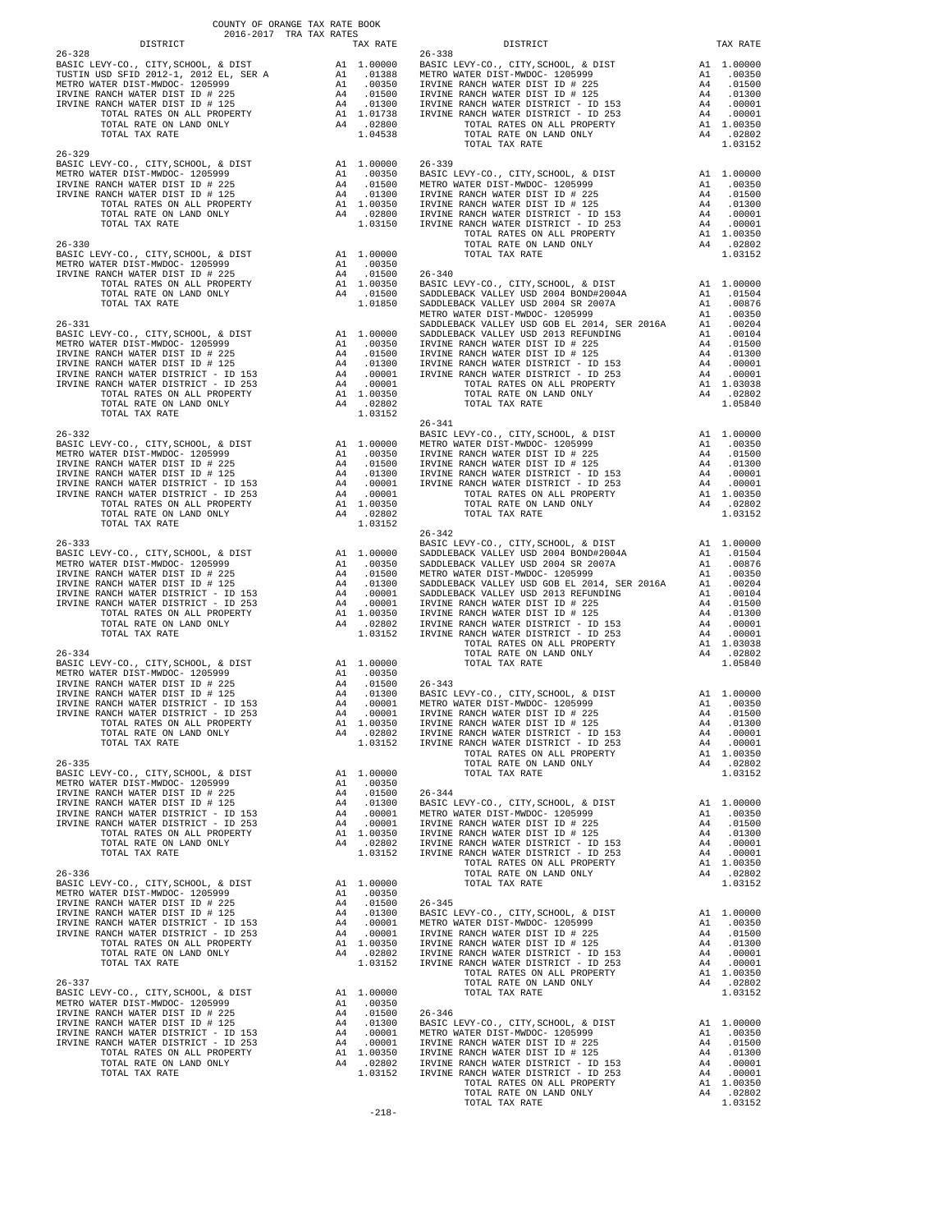COUNTY OF ORANGE TAX RATE BOOK
2016-2017 TRA TAX RATES

| DISTRICT | | TAX RATE |
|---|---|---|
| **26-328** | | |
| BASIC LEVY-CO., CITY,SCHOOL, & DIST | A1 | 1.00000 |
| TUSTIN USD SFID 2012-1, 2012 EL, SER A | A1 | .01388 |
| METRO WATER DIST-MWDOC- 1205999 | A1 | .00350 |
| IRVINE RANCH WATER DIST ID # 225 | A4 | .01500 |
| IRVINE RANCH WATER DIST ID # 125 | A4 | .01300 |
| TOTAL RATES ON ALL PROPERTY | A1 | 1.01738 |
| TOTAL RATE ON LAND ONLY | A4 | .02800 |
| TOTAL TAX RATE | | 1.04538 |
| **26-329** | | |
| BASIC LEVY-CO., CITY,SCHOOL, & DIST | A1 | 1.00000 |
| METRO WATER DIST-MWDOC- 1205999 | A1 | .00350 |
| IRVINE RANCH WATER DIST ID # 225 | A4 | .01500 |
| IRVINE RANCH WATER DIST ID # 125 | A4 | .01300 |
| TOTAL RATES ON ALL PROPERTY | A1 | 1.00350 |
| TOTAL RATE ON LAND ONLY | A4 | .02800 |
| TOTAL TAX RATE | | 1.03150 |
| **26-330** | | |
| BASIC LEVY-CO., CITY,SCHOOL, & DIST | A1 | 1.00000 |
| METRO WATER DIST-MWDOC- 1205999 | A1 | .00350 |
| IRVINE RANCH WATER DIST ID # 225 | A4 | .01500 |
| TOTAL RATES ON ALL PROPERTY | A1 | 1.00350 |
| TOTAL RATE ON LAND ONLY | A4 | .01500 |
| TOTAL TAX RATE | | 1.01850 |
| **26-331** | | |
| BASIC LEVY-CO., CITY,SCHOOL, & DIST | A1 | 1.00000 |
| METRO WATER DIST-MWDOC- 1205999 | A1 | .00350 |
| IRVINE RANCH WATER DIST ID # 225 | A4 | .01500 |
| IRVINE RANCH WATER DIST ID # 125 | A4 | .01300 |
| IRVINE RANCH WATER DISTRICT - ID 153 | A4 | .00001 |
| IRVINE RANCH WATER DISTRICT - ID 253 | A4 | .00001 |
| TOTAL RATES ON ALL PROPERTY | A1 | 1.00350 |
| TOTAL RATE ON LAND ONLY | A4 | .02802 |
| TOTAL TAX RATE | | 1.03152 |
| **26-332** | | |
| BASIC LEVY-CO., CITY,SCHOOL, & DIST | A1 | 1.00000 |
| METRO WATER DIST-MWDOC- 1205999 | A1 | .00350 |
| IRVINE RANCH WATER DIST ID # 225 | A4 | .01500 |
| IRVINE RANCH WATER DIST ID # 125 | A4 | .01300 |
| IRVINE RANCH WATER DISTRICT - ID 153 | A4 | .00001 |
| IRVINE RANCH WATER DISTRICT - ID 253 | A4 | .00001 |
| TOTAL RATES ON ALL PROPERTY | A1 | 1.00350 |
| TOTAL RATE ON LAND ONLY | A4 | .02802 |
| TOTAL TAX RATE | | 1.03152 |
| **26-333** | | |
| BASIC LEVY-CO., CITY,SCHOOL, & DIST | A1 | 1.00000 |
| METRO WATER DIST-MWDOC- 1205999 | A1 | .00350 |
| IRVINE RANCH WATER DIST ID # 225 | A4 | .01500 |
| IRVINE RANCH WATER DIST ID # 125 | A4 | .01300 |
| IRVINE RANCH WATER DISTRICT - ID 153 | A4 | .00001 |
| IRVINE RANCH WATER DISTRICT - ID 253 | A4 | .00001 |
| TOTAL RATES ON ALL PROPERTY | A1 | 1.00350 |
| TOTAL RATE ON LAND ONLY | A4 | .02802 |
| TOTAL TAX RATE | | 1.03152 |
| **26-334** | | |
| BASIC LEVY-CO., CITY,SCHOOL, & DIST | A1 | 1.00000 |
| METRO WATER DIST-MWDOC- 1205999 | A1 | .00350 |
| IRVINE RANCH WATER DIST ID # 225 | A4 | .01500 |
| IRVINE RANCH WATER DIST ID # 125 | A4 | .01300 |
| IRVINE RANCH WATER DISTRICT - ID 153 | A4 | .00001 |
| IRVINE RANCH WATER DISTRICT - ID 253 | A4 | .00001 |
| TOTAL RATES ON ALL PROPERTY | A1 | 1.00350 |
| TOTAL RATE ON LAND ONLY | A4 | .02802 |
| TOTAL TAX RATE | | 1.03152 |
| **26-335** | | |
| BASIC LEVY-CO., CITY,SCHOOL, & DIST | A1 | 1.00000 |
| METRO WATER DIST-MWDOC- 1205999 | A1 | .00350 |
| IRVINE RANCH WATER DIST ID # 225 | A4 | .01500 |
| IRVINE RANCH WATER DIST ID # 125 | A4 | .01300 |
| IRVINE RANCH WATER DISTRICT - ID 153 | A4 | .00001 |
| IRVINE RANCH WATER DISTRICT - ID 253 | A4 | .00001 |
| TOTAL RATES ON ALL PROPERTY | A1 | 1.00350 |
| TOTAL RATE ON LAND ONLY | A4 | .02802 |
| TOTAL TAX RATE | | 1.03152 |
| **26-336** | | |
| BASIC LEVY-CO., CITY,SCHOOL, & DIST | A1 | 1.00000 |
| METRO WATER DIST-MWDOC- 1205999 | A1 | .00350 |
| IRVINE RANCH WATER DIST ID # 225 | A4 | .01500 |
| IRVINE RANCH WATER DIST ID # 125 | A4 | .01300 |
| IRVINE RANCH WATER DISTRICT - ID 153 | A4 | .00001 |
| IRVINE RANCH WATER DISTRICT - ID 253 | A4 | .00001 |
| TOTAL RATES ON ALL PROPERTY | A1 | 1.00350 |
| TOTAL RATE ON LAND ONLY | A4 | .02802 |
| TOTAL TAX RATE | | 1.03152 |
| **26-337** | | |
| BASIC LEVY-CO., CITY,SCHOOL, & DIST | A1 | 1.00000 |
| METRO WATER DIST-MWDOC- 1205999 | A1 | .00350 |
| IRVINE RANCH WATER DIST ID # 225 | A4 | .01500 |
| IRVINE RANCH WATER DIST ID # 125 | A4 | .01300 |
| IRVINE RANCH WATER DISTRICT - ID 153 | A4 | .00001 |
| IRVINE RANCH WATER DISTRICT - ID 253 | A4 | .00001 |
| TOTAL RATES ON ALL PROPERTY | A1 | 1.00350 |
| TOTAL RATE ON LAND ONLY | A4 | .02802 |
| TOTAL TAX RATE | | 1.03152 |
| **26-338** | | |
| BASIC LEVY-CO., CITY,SCHOOL, & DIST | A1 | 1.00000 |
| METRO WATER DIST-MWDOC- 1205999 | A1 | .00350 |
| IRVINE RANCH WATER DIST ID # 225 | A4 | .01500 |
| IRVINE RANCH WATER DIST ID # 125 | A4 | .01300 |
| IRVINE RANCH WATER DISTRICT - ID 153 | A4 | .00001 |
| IRVINE RANCH WATER DISTRICT - ID 253 | A4 | .00001 |
| TOTAL RATES ON ALL PROPERTY | A1 | 1.00350 |
| TOTAL RATE ON LAND ONLY | A4 | .02802 |
| TOTAL TAX RATE | | 1.03152 |
| **26-339** | | |
| BASIC LEVY-CO., CITY,SCHOOL, & DIST | A1 | 1.00000 |
| METRO WATER DIST-MWDOC- 1205999 | A1 | .00350 |
| IRVINE RANCH WATER DIST ID # 225 | A4 | .01500 |
| IRVINE RANCH WATER DIST ID # 125 | A4 | .01300 |
| IRVINE RANCH WATER DISTRICT - ID 153 | A4 | .00001 |
| IRVINE RANCH WATER DISTRICT - ID 253 | A4 | .00001 |
| TOTAL RATES ON ALL PROPERTY | A1 | 1.00350 |
| TOTAL RATE ON LAND ONLY | A4 | .02802 |
| TOTAL TAX RATE | | 1.03152 |
| **26-340** | | |
| BASIC LEVY-CO., CITY,SCHOOL, & DIST | A1 | 1.00000 |
| SADDLEBACK VALLEY USD 2004 BOND#2004A | A1 | .01504 |
| SADDLEBACK VALLEY USD 2004 SR 2007A | A1 | .00876 |
| METRO WATER DIST-MWDOC- 1205999 | A1 | .00350 |
| SADDLEBACK VALLEY USD GOB EL 2014, SER 2016A | A1 | .00204 |
| SADDLEBACK VALLEY USD 2013 REFUNDING | A1 | .00104 |
| IRVINE RANCH WATER DIST ID # 225 | A4 | .01500 |
| IRVINE RANCH WATER DIST ID # 125 | A4 | .01300 |
| IRVINE RANCH WATER DISTRICT - ID 153 | A4 | .00001 |
| IRVINE RANCH WATER DISTRICT - ID 253 | A4 | .00001 |
| TOTAL RATES ON ALL PROPERTY | A1 | 1.03038 |
| TOTAL RATE ON LAND ONLY | A4 | .02802 |
| TOTAL TAX RATE | | 1.05840 |
| **26-341** | | |
| BASIC LEVY-CO., CITY,SCHOOL, & DIST | A1 | 1.00000 |
| METRO WATER DIST-MWDOC- 1205999 | A1 | .00350 |
| IRVINE RANCH WATER DIST ID # 225 | A4 | .01500 |
| IRVINE RANCH WATER DIST ID # 125 | A4 | .01300 |
| IRVINE RANCH WATER DISTRICT - ID 153 | A4 | .00001 |
| IRVINE RANCH WATER DISTRICT - ID 253 | A4 | .00001 |
| TOTAL RATES ON ALL PROPERTY | A1 | 1.00350 |
| TOTAL RATE ON LAND ONLY | A4 | .02802 |
| TOTAL TAX RATE | | 1.03152 |
| **26-342** | | |
| BASIC LEVY-CO., CITY,SCHOOL, & DIST | A1 | 1.00000 |
| SADDLEBACK VALLEY USD 2004 BOND#2004A | A1 | .01504 |
| SADDLEBACK VALLEY USD 2004 SR 2007A | A1 | .00876 |
| METRO WATER DIST-MWDOC- 1205999 | A1 | .00350 |
| SADDLEBACK VALLEY USD GOB EL 2014, SER 2016A | A1 | .00204 |
| SADDLEBACK VALLEY USD 2013 REFUNDING | A1 | .00104 |
| IRVINE RANCH WATER DIST ID # 225 | A4 | .01500 |
| IRVINE RANCH WATER DIST ID # 125 | A4 | .01300 |
| IRVINE RANCH WATER DISTRICT - ID 153 | A4 | .00001 |
| IRVINE RANCH WATER DISTRICT - ID 253 | A4 | .00001 |
| TOTAL RATES ON ALL PROPERTY | A1 | 1.03038 |
| TOTAL RATE ON LAND ONLY | A4 | .02802 |
| TOTAL TAX RATE | | 1.05840 |
| **26-343** | | |
| BASIC LEVY-CO., CITY,SCHOOL, & DIST | A1 | 1.00000 |
| METRO WATER DIST-MWDOC- 1205999 | A1 | .00350 |
| IRVINE RANCH WATER DIST ID # 225 | A4 | .01500 |
| IRVINE RANCH WATER DIST ID # 125 | A4 | .01300 |
| IRVINE RANCH WATER DISTRICT - ID 153 | A4 | .00001 |
| IRVINE RANCH WATER DISTRICT - ID 253 | A4 | .00001 |
| TOTAL RATES ON ALL PROPERTY | A1 | 1.00350 |
| TOTAL RATE ON LAND ONLY | A4 | .02802 |
| TOTAL TAX RATE | | 1.03152 |
| **26-344** | | |
| BASIC LEVY-CO., CITY,SCHOOL, & DIST | A1 | 1.00000 |
| METRO WATER DIST-MWDOC- 1205999 | A1 | .00350 |
| IRVINE RANCH WATER DIST ID # 225 | A4 | .01500 |
| IRVINE RANCH WATER DIST ID # 125 | A4 | .01300 |
| IRVINE RANCH WATER DISTRICT - ID 153 | A4 | .00001 |
| IRVINE RANCH WATER DISTRICT - ID 253 | A4 | .00001 |
| TOTAL RATES ON ALL PROPERTY | A1 | 1.00350 |
| TOTAL RATE ON LAND ONLY | A4 | .02802 |
| TOTAL TAX RATE | | 1.03152 |
| **26-345** | | |
| BASIC LEVY-CO., CITY,SCHOOL, & DIST | A1 | 1.00000 |
| METRO WATER DIST-MWDOC- 1205999 | A1 | .00350 |
| IRVINE RANCH WATER DIST ID # 225 | A4 | .01500 |
| IRVINE RANCH WATER DIST ID # 125 | A4 | .01300 |
| IRVINE RANCH WATER DISTRICT - ID 153 | A4 | .00001 |
| IRVINE RANCH WATER DISTRICT - ID 253 | A4 | .00001 |
| TOTAL RATES ON ALL PROPERTY | A1 | 1.00350 |
| TOTAL RATE ON LAND ONLY | A4 | .02802 |
| TOTAL TAX RATE | | 1.03152 |
| **26-346** | | |
| BASIC LEVY-CO., CITY,SCHOOL, & DIST | A1 | 1.00000 |
| METRO WATER DIST-MWDOC- 1205999 | A1 | .00350 |
| IRVINE RANCH WATER DIST ID # 225 | A4 | .01500 |
| IRVINE RANCH WATER DIST ID # 125 | A4 | .01300 |
| IRVINE RANCH WATER DISTRICT - ID 153 | A4 | .00001 |
| IRVINE RANCH WATER DISTRICT - ID 253 | A4 | .00001 |
| TOTAL RATES ON ALL PROPERTY | A1 | 1.00350 |
| TOTAL RATE ON LAND ONLY | A4 | .02802 |
| TOTAL TAX RATE | | 1.03152 |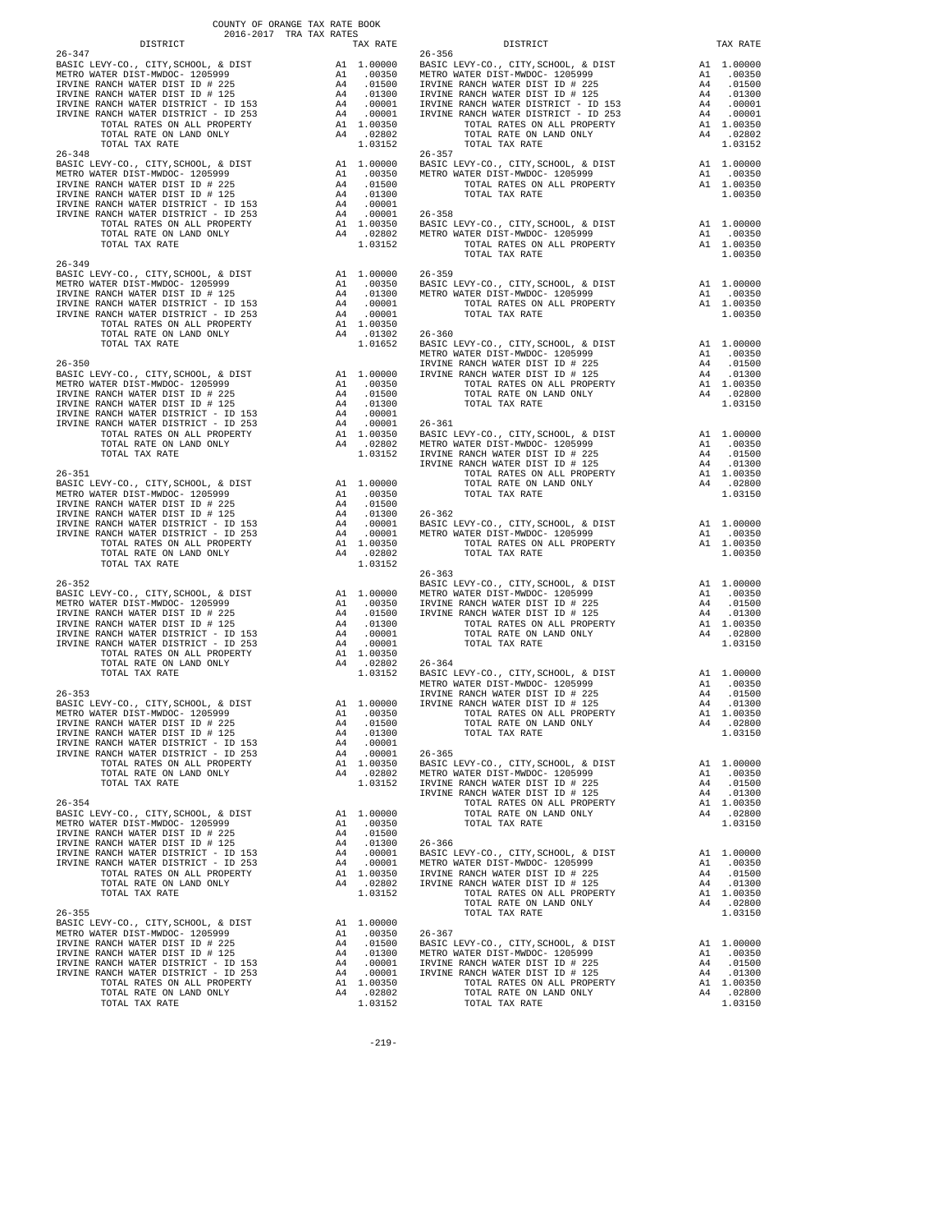COUNTY OF ORANGE TAX RATE BOOK
2016-2017 TRA TAX RATES

| DISTRICT | | TAX RATE |
|---|---|---|
| **26-347** | | |
| BASIC LEVY-CO., CITY,SCHOOL, & DIST | A1 | 1.00000 |
| METRO WATER DIST-MWDOC- 1205999 | A1 | .00350 |
| IRVINE RANCH WATER DIST ID # 225 | A4 | .01500 |
| IRVINE RANCH WATER DIST ID # 125 | A4 | .01300 |
| IRVINE RANCH WATER DISTRICT - ID 153 | A4 | .00001 |
| IRVINE RANCH WATER DISTRICT - ID 253 | A4 | .00001 |
| TOTAL RATES ON ALL PROPERTY | A1 | 1.00350 |
| TOTAL RATE ON LAND ONLY | A4 | .02802 |
| TOTAL TAX RATE | | 1.03152 |
| **26-348** | | |
| BASIC LEVY-CO., CITY,SCHOOL, & DIST | A1 | 1.00000 |
| METRO WATER DIST-MWDOC- 1205999 | A1 | .00350 |
| IRVINE RANCH WATER DIST ID # 225 | A4 | .01500 |
| IRVINE RANCH WATER DIST ID # 125 | A4 | .01300 |
| IRVINE RANCH WATER DISTRICT - ID 153 | A4 | .00001 |
| IRVINE RANCH WATER DISTRICT - ID 253 | A4 | .00001 |
| TOTAL RATES ON ALL PROPERTY | A1 | 1.00350 |
| TOTAL RATE ON LAND ONLY | A4 | .02802 |
| TOTAL TAX RATE | | 1.03152 |
| **26-349** | | |
| BASIC LEVY-CO., CITY,SCHOOL, & DIST | A1 | 1.00000 |
| METRO WATER DIST-MWDOC- 1205999 | A1 | .00350 |
| IRVINE RANCH WATER DIST ID # 125 | A4 | .01300 |
| IRVINE RANCH WATER DISTRICT - ID 153 | A4 | .00001 |
| IRVINE RANCH WATER DISTRICT - ID 253 | A4 | .00001 |
| TOTAL RATES ON ALL PROPERTY | A1 | 1.00350 |
| TOTAL RATE ON LAND ONLY | A4 | .01302 |
| TOTAL TAX RATE | | 1.01652 |
| **26-350** | | |
| BASIC LEVY-CO., CITY,SCHOOL, & DIST | A1 | 1.00000 |
| METRO WATER DIST-MWDOC- 1205999 | A1 | .00350 |
| IRVINE RANCH WATER DIST ID # 225 | A4 | .01500 |
| IRVINE RANCH WATER DIST ID # 125 | A4 | .01300 |
| IRVINE RANCH WATER DISTRICT - ID 153 | A4 | .00001 |
| IRVINE RANCH WATER DISTRICT - ID 253 | A4 | .00001 |
| TOTAL RATES ON ALL PROPERTY | A1 | 1.00350 |
| TOTAL RATE ON LAND ONLY | A4 | .02802 |
| TOTAL TAX RATE | | 1.03152 |
| **26-351** | | |
| BASIC LEVY-CO., CITY,SCHOOL, & DIST | A1 | 1.00000 |
| METRO WATER DIST-MWDOC- 1205999 | A1 | .00350 |
| IRVINE RANCH WATER DIST ID # 225 | A4 | .01500 |
| IRVINE RANCH WATER DIST ID # 125 | A4 | .01300 |
| IRVINE RANCH WATER DISTRICT - ID 153 | A4 | .00001 |
| IRVINE RANCH WATER DISTRICT - ID 253 | A4 | .00001 |
| TOTAL RATES ON ALL PROPERTY | A1 | 1.00350 |
| TOTAL RATE ON LAND ONLY | A4 | .02802 |
| TOTAL TAX RATE | | 1.03152 |
| **26-352** | | |
| BASIC LEVY-CO., CITY,SCHOOL, & DIST | A1 | 1.00000 |
| METRO WATER DIST-MWDOC- 1205999 | A1 | .00350 |
| IRVINE RANCH WATER DIST ID # 225 | A4 | .01500 |
| IRVINE RANCH WATER DIST ID # 125 | A4 | .01300 |
| IRVINE RANCH WATER DISTRICT - ID 153 | A4 | .00001 |
| IRVINE RANCH WATER DISTRICT - ID 253 | A4 | .00001 |
| TOTAL RATES ON ALL PROPERTY | A1 | 1.00350 |
| TOTAL RATE ON LAND ONLY | A4 | .02802 |
| TOTAL TAX RATE | | 1.03152 |
| **26-353** | | |
| BASIC LEVY-CO., CITY,SCHOOL, & DIST | A1 | 1.00000 |
| METRO WATER DIST-MWDOC- 1205999 | A1 | .00350 |
| IRVINE RANCH WATER DIST ID # 225 | A4 | .01500 |
| IRVINE RANCH WATER DIST ID # 125 | A4 | .01300 |
| IRVINE RANCH WATER DISTRICT - ID 153 | A4 | .00001 |
| IRVINE RANCH WATER DISTRICT - ID 253 | A4 | .00001 |
| TOTAL RATES ON ALL PROPERTY | A1 | 1.00350 |
| TOTAL RATE ON LAND ONLY | A4 | .02802 |
| TOTAL TAX RATE | | 1.03152 |
| **26-354** | | |
| BASIC LEVY-CO., CITY,SCHOOL, & DIST | A1 | 1.00000 |
| METRO WATER DIST-MWDOC- 1205999 | A1 | .00350 |
| IRVINE RANCH WATER DIST ID # 225 | A4 | .01500 |
| IRVINE RANCH WATER DIST ID # 125 | A4 | .01300 |
| IRVINE RANCH WATER DISTRICT - ID 153 | A4 | .00001 |
| IRVINE RANCH WATER DISTRICT - ID 253 | A4 | .00001 |
| TOTAL RATES ON ALL PROPERTY | A1 | 1.00350 |
| TOTAL RATE ON LAND ONLY | A4 | .02802 |
| TOTAL TAX RATE | | 1.03152 |
| **26-355** | | |
| BASIC LEVY-CO., CITY,SCHOOL, & DIST | A1 | 1.00000 |
| METRO WATER DIST-MWDOC- 1205999 | A1 | .00350 |
| IRVINE RANCH WATER DIST ID # 225 | A4 | .01500 |
| IRVINE RANCH WATER DIST ID # 125 | A4 | .01300 |
| IRVINE RANCH WATER DISTRICT - ID 153 | A4 | .00001 |
| IRVINE RANCH WATER DISTRICT - ID 253 | A4 | .00001 |
| TOTAL RATES ON ALL PROPERTY | A1 | 1.00350 |
| TOTAL RATE ON LAND ONLY | A4 | .02802 |
| TOTAL TAX RATE | | 1.03152 |
| **26-356** | | |
| BASIC LEVY-CO., CITY,SCHOOL, & DIST | A1 | 1.00000 |
| METRO WATER DIST-MWDOC- 1205999 | A1 | .00350 |
| IRVINE RANCH WATER DIST ID # 225 | A4 | .01500 |
| IRVINE RANCH WATER DIST ID # 125 | A4 | .01300 |
| IRVINE RANCH WATER DISTRICT - ID 153 | A4 | .00001 |
| IRVINE RANCH WATER DISTRICT - ID 253 | A4 | .00001 |
| TOTAL RATES ON ALL PROPERTY | A1 | 1.00350 |
| TOTAL RATE ON LAND ONLY | A4 | .02802 |
| TOTAL TAX RATE | | 1.03152 |
| **26-357** | | |
| BASIC LEVY-CO., CITY,SCHOOL, & DIST | A1 | 1.00000 |
| METRO WATER DIST-MWDOC- 1205999 | A1 | .00350 |
| TOTAL RATES ON ALL PROPERTY | A1 | 1.00350 |
| TOTAL TAX RATE | | 1.00350 |
| **26-358** | | |
| BASIC LEVY-CO., CITY,SCHOOL, & DIST | A1 | 1.00000 |
| METRO WATER DIST-MWDOC- 1205999 | A1 | .00350 |
| TOTAL RATES ON ALL PROPERTY | A1 | 1.00350 |
| TOTAL TAX RATE | | 1.00350 |
| **26-359** | | |
| BASIC LEVY-CO., CITY,SCHOOL, & DIST | A1 | 1.00000 |
| METRO WATER DIST-MWDOC- 1205999 | A1 | .00350 |
| TOTAL RATES ON ALL PROPERTY | A1 | 1.00350 |
| TOTAL TAX RATE | | 1.00350 |
| **26-360** | | |
| BASIC LEVY-CO., CITY,SCHOOL, & DIST | A1 | 1.00000 |
| METRO WATER DIST-MWDOC- 1205999 | A1 | .00350 |
| IRVINE RANCH WATER DIST ID # 225 | A4 | .01500 |
| IRVINE RANCH WATER DIST ID # 125 | A4 | .01300 |
| TOTAL RATES ON ALL PROPERTY | A1 | 1.00350 |
| TOTAL RATE ON LAND ONLY | A4 | .02800 |
| TOTAL TAX RATE | | 1.03150 |
| **26-361** | | |
| BASIC LEVY-CO., CITY,SCHOOL, & DIST | A1 | 1.00000 |
| METRO WATER DIST-MWDOC- 1205999 | A1 | .00350 |
| IRVINE RANCH WATER DIST ID # 225 | A4 | .01500 |
| IRVINE RANCH WATER DIST ID # 125 | A4 | .01300 |
| TOTAL RATES ON ALL PROPERTY | A1 | 1.00350 |
| TOTAL RATE ON LAND ONLY | A4 | .02800 |
| TOTAL TAX RATE | | 1.03150 |
| **26-362** | | |
| BASIC LEVY-CO., CITY,SCHOOL, & DIST | A1 | 1.00000 |
| METRO WATER DIST-MWDOC- 1205999 | A1 | .00350 |
| TOTAL RATES ON ALL PROPERTY | A1 | 1.00350 |
| TOTAL TAX RATE | | 1.00350 |
| **26-363** | | |
| BASIC LEVY-CO., CITY,SCHOOL, & DIST | A1 | 1.00000 |
| METRO WATER DIST-MWDOC- 1205999 | A1 | .00350 |
| IRVINE RANCH WATER DIST ID # 225 | A4 | .01500 |
| IRVINE RANCH WATER DIST ID # 125 | A4 | .01300 |
| TOTAL RATES ON ALL PROPERTY | A1 | 1.00350 |
| TOTAL RATE ON LAND ONLY | A4 | .02800 |
| TOTAL TAX RATE | | 1.03150 |
| **26-364** | | |
| BASIC LEVY-CO., CITY,SCHOOL, & DIST | A1 | 1.00000 |
| METRO WATER DIST-MWDOC- 1205999 | A1 | .00350 |
| IRVINE RANCH WATER DIST ID # 225 | A4 | .01500 |
| IRVINE RANCH WATER DIST ID # 125 | A4 | .01300 |
| TOTAL RATES ON ALL PROPERTY | A1 | 1.00350 |
| TOTAL RATE ON LAND ONLY | A4 | .02800 |
| TOTAL TAX RATE | | 1.03150 |
| **26-365** | | |
| BASIC LEVY-CO., CITY,SCHOOL, & DIST | A1 | 1.00000 |
| METRO WATER DIST-MWDOC- 1205999 | A1 | .00350 |
| IRVINE RANCH WATER DIST ID # 225 | A4 | .01500 |
| IRVINE RANCH WATER DIST ID # 125 | A4 | .01300 |
| TOTAL RATES ON ALL PROPERTY | A1 | 1.00350 |
| TOTAL RATE ON LAND ONLY | A4 | .02800 |
| TOTAL TAX RATE | | 1.03150 |
| **26-366** | | |
| BASIC LEVY-CO., CITY,SCHOOL, & DIST | A1 | 1.00000 |
| METRO WATER DIST-MWDOC- 1205999 | A1 | .00350 |
| IRVINE RANCH WATER DIST ID # 225 | A4 | .01500 |
| IRVINE RANCH WATER DIST ID # 125 | A4 | .01300 |
| TOTAL RATES ON ALL PROPERTY | A1 | 1.00350 |
| TOTAL RATE ON LAND ONLY | A4 | .02800 |
| TOTAL TAX RATE | | 1.03150 |
| **26-367** | | |
| BASIC LEVY-CO., CITY,SCHOOL, & DIST | A1 | 1.00000 |
| METRO WATER DIST-MWDOC- 1205999 | A1 | .00350 |
| IRVINE RANCH WATER DIST ID # 225 | A4 | .01500 |
| IRVINE RANCH WATER DIST ID # 125 | A4 | .01300 |
| TOTAL RATES ON ALL PROPERTY | A1 | 1.00350 |
| TOTAL RATE ON LAND ONLY | A4 | .02800 |
| TOTAL TAX RATE | | 1.03150 |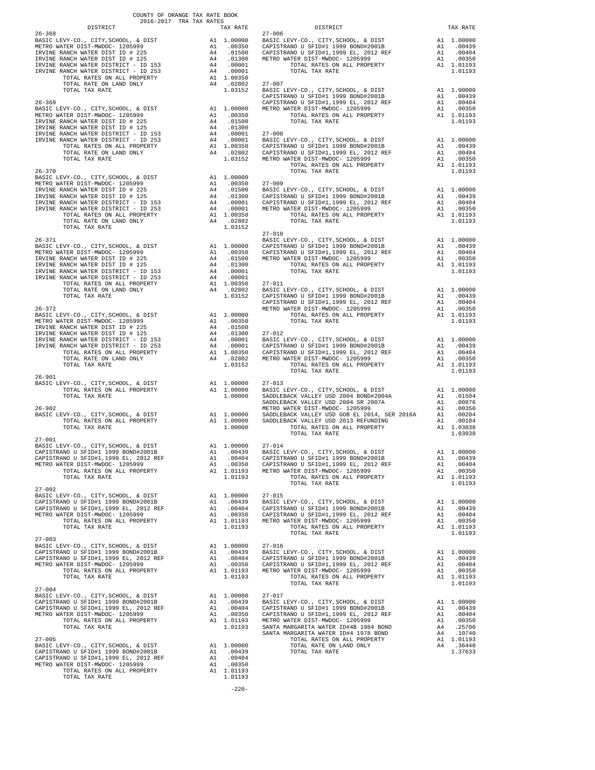COUNTY OF ORANGE TAX RATE BOOK
2016-2017 TRA TAX RATES

| DISTRICT | | TAX RATE |
|---|---|---|
| **26-368** | | |
| BASIC LEVY-CO., CITY,SCHOOL, & DIST | A1 | 1.00000 |
| METRO WATER DIST-MWDOC- 1205999 | A1 | .00350 |
| IRVINE RANCH WATER DIST ID # 225 | A4 | .01500 |
| IRVINE RANCH WATER DIST ID # 125 | A4 | .01300 |
| IRVINE RANCH WATER DISTRICT - ID 153 | A4 | .00001 |
| IRVINE RANCH WATER DISTRICT - ID 253 | A4 | .00001 |
| TOTAL RATES ON ALL PROPERTY | A1 | 1.00350 |
| TOTAL RATE ON LAND ONLY | A4 | .02802 |
| TOTAL TAX RATE | | 1.03152 |
| **26-369** | | |
| BASIC LEVY-CO., CITY,SCHOOL, & DIST | A1 | 1.00000 |
| METRO WATER DIST-MWDOC- 1205999 | A1 | .00350 |
| IRVINE RANCH WATER DIST ID # 225 | A4 | .01500 |
| IRVINE RANCH WATER DIST ID # 125 | A4 | .01300 |
| IRVINE RANCH WATER DISTRICT - ID 153 | A4 | .00001 |
| IRVINE RANCH WATER DISTRICT - ID 253 | A4 | .00001 |
| TOTAL RATES ON ALL PROPERTY | A1 | 1.00350 |
| TOTAL RATE ON LAND ONLY | A4 | .02802 |
| TOTAL TAX RATE | | 1.03152 |
| **26-370** | | |
| BASIC LEVY-CO., CITY,SCHOOL, & DIST | A1 | 1.00000 |
| METRO WATER DIST-MWDOC- 1205999 | A1 | .00350 |
| IRVINE RANCH WATER DIST ID # 225 | A4 | .01500 |
| IRVINE RANCH WATER DIST ID # 125 | A4 | .01300 |
| IRVINE RANCH WATER DISTRICT - ID 153 | A4 | .00001 |
| IRVINE RANCH WATER DISTRICT - ID 253 | A4 | .00001 |
| TOTAL RATES ON ALL PROPERTY | A1 | 1.00350 |
| TOTAL RATE ON LAND ONLY | A4 | .02802 |
| TOTAL TAX RATE | | 1.03152 |
| **26-371** | | |
| BASIC LEVY-CO., CITY,SCHOOL, & DIST | A1 | 1.00000 |
| METRO WATER DIST-MWDOC- 1205999 | A1 | .00350 |
| IRVINE RANCH WATER DIST ID # 225 | A4 | .01500 |
| IRVINE RANCH WATER DIST ID # 125 | A4 | .01300 |
| IRVINE RANCH WATER DISTRICT - ID 153 | A4 | .00001 |
| IRVINE RANCH WATER DISTRICT - ID 253 | A4 | .00001 |
| TOTAL RATES ON ALL PROPERTY | A1 | 1.00350 |
| TOTAL RATE ON LAND ONLY | A4 | .02802 |
| TOTAL TAX RATE | | 1.03152 |
| **26-372** | | |
| BASIC LEVY-CO., CITY,SCHOOL, & DIST | A1 | 1.00000 |
| METRO WATER DIST-MWDOC- 1205999 | A1 | .00350 |
| IRVINE RANCH WATER DIST ID # 225 | A4 | .01500 |
| IRVINE RANCH WATER DIST ID # 125 | A4 | .01300 |
| IRVINE RANCH WATER DISTRICT - ID 153 | A4 | .00001 |
| IRVINE RANCH WATER DISTRICT - ID 253 | A4 | .00001 |
| TOTAL RATES ON ALL PROPERTY | A1 | 1.00350 |
| TOTAL RATE ON LAND ONLY | A4 | .02802 |
| TOTAL TAX RATE | | 1.03152 |
| **26-901** | | |
| BASIC LEVY-CO., CITY,SCHOOL, & DIST | A1 | 1.00000 |
| TOTAL RATES ON ALL PROPERTY | A1 | 1.00000 |
| TOTAL TAX RATE | | 1.00000 |
| **26-902** | | |
| BASIC LEVY-CO., CITY,SCHOOL, & DIST | A1 | 1.00000 |
| TOTAL RATES ON ALL PROPERTY | A1 | 1.00000 |
| TOTAL TAX RATE | | 1.00000 |
| **27-001** | | |
| BASIC LEVY-CO., CITY,SCHOOL, & DIST | A1 | 1.00000 |
| CAPISTRANO U SFID#1 1999 BOND#2001B | A1 | .00439 |
| CAPISTRANO U SFID#1,1999 EL, 2012 REF | A1 | .00404 |
| METRO WATER DIST-MWDOC- 1205999 | A1 | .00350 |
| TOTAL RATES ON ALL PROPERTY | A1 | 1.01193 |
| TOTAL TAX RATE | | 1.01193 |
| **27-002** | | |
| BASIC LEVY-CO., CITY,SCHOOL, & DIST | A1 | 1.00000 |
| CAPISTRANO U SFID#1 1999 BOND#2001B | A1 | .00439 |
| CAPISTRANO U SFID#1,1999 EL, 2012 REF | A1 | .00404 |
| METRO WATER DIST-MWDOC- 1205999 | A1 | .00350 |
| TOTAL RATES ON ALL PROPERTY | A1 | 1.01193 |
| TOTAL TAX RATE | | 1.01193 |
| **27-003** | | |
| BASIC LEVY-CO., CITY,SCHOOL, & DIST | A1 | 1.00000 |
| CAPISTRANO U SFID#1 1999 BOND#2001B | A1 | .00439 |
| CAPISTRANO U SFID#1,1999 EL, 2012 REF | A1 | .00404 |
| METRO WATER DIST-MWDOC- 1205999 | A1 | .00350 |
| TOTAL RATES ON ALL PROPERTY | A1 | 1.01193 |
| TOTAL TAX RATE | | 1.01193 |
| **27-004** | | |
| BASIC LEVY-CO., CITY,SCHOOL, & DIST | A1 | 1.00000 |
| CAPISTRANO U SFID#1 1999 BOND#2001B | A1 | .00439 |
| CAPISTRANO U SFID#1,1999 EL, 2012 REF | A1 | .00404 |
| METRO WATER DIST-MWDOC- 1205999 | A1 | .00350 |
| TOTAL RATES ON ALL PROPERTY | A1 | 1.01193 |
| TOTAL TAX RATE | | 1.01193 |
| **27-005** | | |
| BASIC LEVY-CO., CITY,SCHOOL, & DIST | A1 | 1.00000 |
| CAPISTRANO U SFID#1 1999 BOND#2001B | A1 | .00439 |
| CAPISTRANO U SFID#1,1999 EL, 2012 REF | A1 | .00404 |
| METRO WATER DIST-MWDOC- 1205999 | A1 | .00350 |
| TOTAL RATES ON ALL PROPERTY | A1 | 1.01193 |
| TOTAL TAX RATE | | 1.01193 |
| **27-006** | | |
| BASIC LEVY-CO., CITY,SCHOOL, & DIST | A1 | 1.00000 |
| CAPISTRANO U SFID#1 1999 BOND#2001B | A1 | .00439 |
| CAPISTRANO U SFID#1,1999 EL, 2012 REF | A1 | .00404 |
| METRO WATER DIST-MWDOC- 1205999 | A1 | .00350 |
| TOTAL RATES ON ALL PROPERTY | A1 | 1.01193 |
| TOTAL TAX RATE | | 1.01193 |
| **27-007** | | |
| BASIC LEVY-CO., CITY,SCHOOL, & DIST | A1 | 1.00000 |
| CAPISTRANO U SFID#1 1999 BOND#2001B | A1 | .00439 |
| CAPISTRANO U SFID#1,1999 EL, 2012 REF | A1 | .00404 |
| METRO WATER DIST-MWDOC- 1205999 | A1 | .00350 |
| TOTAL RATES ON ALL PROPERTY | A1 | 1.01193 |
| TOTAL TAX RATE | | 1.01193 |
| **27-008** | | |
| BASIC LEVY-CO., CITY,SCHOOL, & DIST | A1 | 1.00000 |
| CAPISTRANO U SFID#1 1999 BOND#2001B | A1 | .00439 |
| CAPISTRANO U SFID#1,1999 EL, 2012 REF | A1 | .00404 |
| METRO WATER DIST-MWDOC- 1205999 | A1 | .00350 |
| TOTAL RATES ON ALL PROPERTY | A1 | 1.01193 |
| TOTAL TAX RATE | | 1.01193 |
| **27-009** | | |
| BASIC LEVY-CO., CITY,SCHOOL, & DIST | A1 | 1.00000 |
| CAPISTRANO U SFID#1 1999 BOND#2001B | A1 | .00439 |
| CAPISTRANO U SFID#1,1999 EL, 2012 REF | A1 | .00404 |
| METRO WATER DIST-MWDOC- 1205999 | A1 | .00350 |
| TOTAL RATES ON ALL PROPERTY | A1 | 1.01193 |
| TOTAL TAX RATE | | 1.01193 |
| **27-010** | | |
| BASIC LEVY-CO., CITY,SCHOOL, & DIST | A1 | 1.00000 |
| CAPISTRANO U SFID#1 1999 BOND#2001B | A1 | .00439 |
| CAPISTRANO U SFID#1,1999 EL, 2012 REF | A1 | .00404 |
| METRO WATER DIST-MWDOC- 1205999 | A1 | .00350 |
| TOTAL RATES ON ALL PROPERTY | A1 | 1.01193 |
| TOTAL TAX RATE | | 1.01193 |
| **27-011** | | |
| BASIC LEVY-CO., CITY,SCHOOL, & DIST | A1 | 1.00000 |
| CAPISTRANO U SFID#1 1999 BOND#2001B | A1 | .00439 |
| CAPISTRANO U SFID#1,1999 EL, 2012 REF | A1 | .00404 |
| METRO WATER DIST-MWDOC- 1205999 | A1 | .00350 |
| TOTAL RATES ON ALL PROPERTY | A1 | 1.01193 |
| TOTAL TAX RATE | | 1.01193 |
| **27-012** | | |
| BASIC LEVY-CO., CITY,SCHOOL, & DIST | A1 | 1.00000 |
| CAPISTRANO U SFID#1 1999 BOND#2001B | A1 | .00439 |
| CAPISTRANO U SFID#1,1999 EL, 2012 REF | A1 | .00404 |
| METRO WATER DIST-MWDOC- 1205999 | A1 | .00350 |
| TOTAL RATES ON ALL PROPERTY | A1 | 1.01193 |
| TOTAL TAX RATE | | 1.01193 |
| **27-013** | | |
| BASIC LEVY-CO., CITY,SCHOOL, & DIST | A1 | 1.00000 |
| SADDLEBACK VALLEY USD 2004 BOND#2004A | A1 | .01504 |
| SADDLEBACK VALLEY USD 2004 SR 2007A | A1 | .00876 |
| METRO WATER DIST-MWDOC- 1205999 | A1 | .00350 |
| SADDLEBACK VALLEY USD GOB EL 2014, SER 2016A | A1 | .00204 |
| SADDLEBACK VALLEY USD 2013 REFUNDING | A1 | .00104 |
| TOTAL RATES ON ALL PROPERTY | A1 | 1.03038 |
| TOTAL TAX RATE | | 1.03038 |
| **27-014** | | |
| BASIC LEVY-CO., CITY,SCHOOL, & DIST | A1 | 1.00000 |
| CAPISTRANO U SFID#1 1999 BOND#2001B | A1 | .00439 |
| CAPISTRANO U SFID#1,1999 EL, 2012 REF | A1 | .00404 |
| METRO WATER DIST-MWDOC- 1205999 | A1 | .00350 |
| TOTAL RATES ON ALL PROPERTY | A1 | 1.01193 |
| TOTAL TAX RATE | | 1.01193 |
| **27-015** | | |
| BASIC LEVY-CO., CITY,SCHOOL, & DIST | A1 | 1.00000 |
| CAPISTRANO U SFID#1 1999 BOND#2001B | A1 | .00439 |
| CAPISTRANO U SFID#1,1999 EL, 2012 REF | A1 | .00404 |
| METRO WATER DIST-MWDOC- 1205999 | A1 | .00350 |
| TOTAL RATES ON ALL PROPERTY | A1 | 1.01193 |
| TOTAL TAX RATE | | 1.01193 |
| **27-016** | | |
| BASIC LEVY-CO., CITY,SCHOOL, & DIST | A1 | 1.00000 |
| CAPISTRANO U SFID#1 1999 BOND#2001B | A1 | .00439 |
| CAPISTRANO U SFID#1,1999 EL, 2012 REF | A1 | .00404 |
| METRO WATER DIST-MWDOC- 1205999 | A1 | .00350 |
| TOTAL RATES ON ALL PROPERTY | A1 | 1.01193 |
| TOTAL TAX RATE | | 1.01193 |
| **27-017** | | |
| BASIC LEVY-CO., CITY,SCHOOL, & DIST | A1 | 1.00000 |
| CAPISTRANO U SFID#1 1999 BOND#2001B | A1 | .00439 |
| CAPISTRANO U SFID#1,1999 EL, 2012 REF | A1 | .00404 |
| METRO WATER DIST-MWDOC- 1205999 | A1 | .00350 |
| SANTA MARGARITA WATER ID#4B 1984 BOND | A4 | .25700 |
| SANTA MARGARITA WATER ID#4 1978 BOND | A4 | .10740 |
| TOTAL RATES ON ALL PROPERTY | A1 | 1.01193 |
| TOTAL RATE ON LAND ONLY | A4 | .36440 |
| TOTAL TAX RATE | | 1.37633 |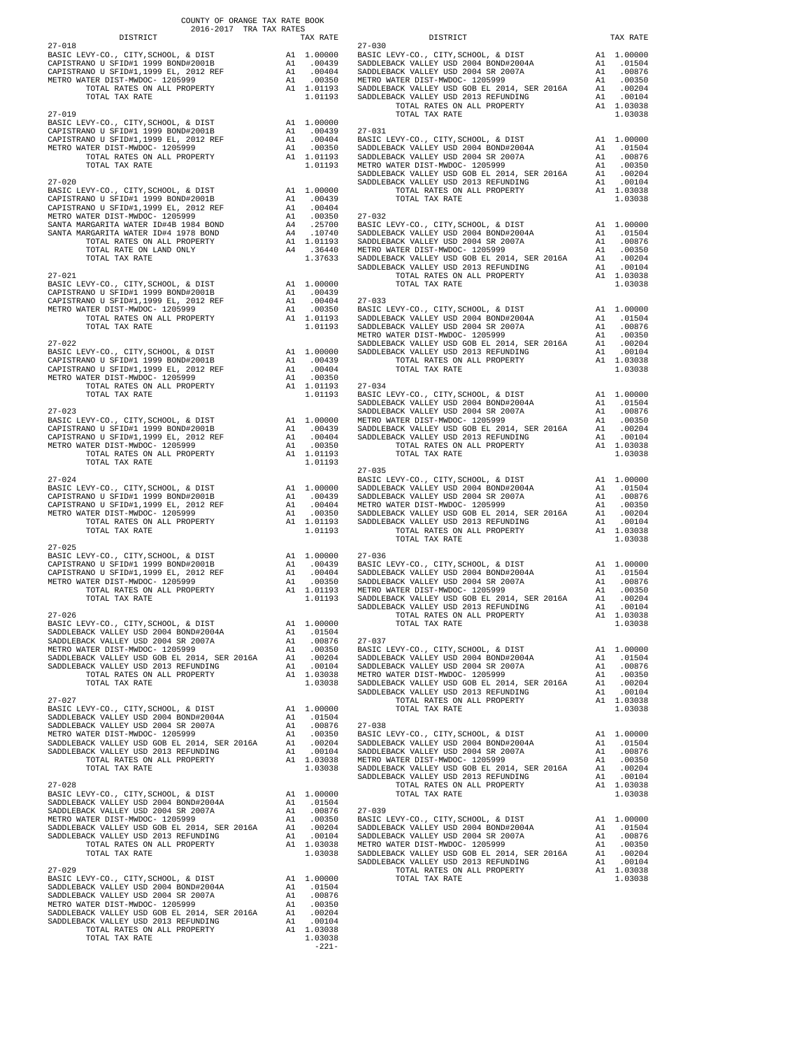COUNTY OF ORANGE TAX RATE BOOK
2016-2017 TRA TAX RATES

| DISTRICT | | TAX RATE |
|---|---|---|
| **27-018** | | |
| BASIC LEVY-CO., CITY,SCHOOL, & DIST | A1 | 1.00000 |
| CAPISTRANO U SFID#1 1999 BOND#2001B | A1 | .00439 |
| CAPISTRANO U SFID#1,1999 EL, 2012 REF | A1 | .00404 |
| METRO WATER DIST-MWDOC- 1205999 | A1 | .00350 |
| TOTAL RATES ON ALL PROPERTY | A1 | 1.01193 |
| TOTAL TAX RATE | | 1.01193 |
| **27-019** | | |
| BASIC LEVY-CO., CITY,SCHOOL, & DIST | A1 | 1.00000 |
| CAPISTRANO U SFID#1 1999 BOND#2001B | A1 | .00439 |
| CAPISTRANO U SFID#1,1999 EL, 2012 REF | A1 | .00404 |
| METRO WATER DIST-MWDOC- 1205999 | A1 | .00350 |
| TOTAL RATES ON ALL PROPERTY | A1 | 1.01193 |
| TOTAL TAX RATE | | 1.01193 |
| **27-020** | | |
| BASIC LEVY-CO., CITY,SCHOOL, & DIST | A1 | 1.00000 |
| CAPISTRANO U SFID#1 1999 BOND#2001B | A1 | .00439 |
| CAPISTRANO U SFID#1,1999 EL, 2012 REF | A1 | .00404 |
| METRO WATER DIST-MWDOC- 1205999 | A1 | .00350 |
| SANTA MARGARITA WATER ID#4B 1984 BOND | A4 | .25700 |
| SANTA MARGARITA WATER ID#4 1978 BOND | A4 | .10740 |
| TOTAL RATES ON ALL PROPERTY | A1 | 1.01193 |
| TOTAL RATE ON LAND ONLY | A4 | .36440 |
| TOTAL TAX RATE | | 1.37633 |
| **27-021** | | |
| BASIC LEVY-CO., CITY,SCHOOL, & DIST | A1 | 1.00000 |
| CAPISTRANO U SFID#1 1999 BOND#2001B | A1 | .00439 |
| CAPISTRANO U SFID#1,1999 EL, 2012 REF | A1 | .00404 |
| METRO WATER DIST-MWDOC- 1205999 | A1 | .00350 |
| TOTAL RATES ON ALL PROPERTY | A1 | 1.01193 |
| TOTAL TAX RATE | | 1.01193 |
| **27-022** | | |
| BASIC LEVY-CO., CITY,SCHOOL, & DIST | A1 | 1.00000 |
| CAPISTRANO U SFID#1 1999 BOND#2001B | A1 | .00439 |
| CAPISTRANO U SFID#1,1999 EL, 2012 REF | A1 | .00404 |
| METRO WATER DIST-MWDOC- 1205999 | A1 | .00350 |
| TOTAL RATES ON ALL PROPERTY | A1 | 1.01193 |
| TOTAL TAX RATE | | 1.01193 |
| **27-023** | | |
| BASIC LEVY-CO., CITY,SCHOOL, & DIST | A1 | 1.00000 |
| CAPISTRANO U SFID#1 1999 BOND#2001B | A1 | .00439 |
| CAPISTRANO U SFID#1,1999 EL, 2012 REF | A1 | .00404 |
| METRO WATER DIST-MWDOC- 1205999 | A1 | .00350 |
| TOTAL RATES ON ALL PROPERTY | A1 | 1.01193 |
| TOTAL TAX RATE | | 1.01193 |
| **27-024** | | |
| BASIC LEVY-CO., CITY,SCHOOL, & DIST | A1 | 1.00000 |
| CAPISTRANO U SFID#1 1999 BOND#2001B | A1 | .00439 |
| CAPISTRANO U SFID#1,1999 EL, 2012 REF | A1 | .00404 |
| METRO WATER DIST-MWDOC- 1205999 | A1 | .00350 |
| TOTAL RATES ON ALL PROPERTY | A1 | 1.01193 |
| TOTAL TAX RATE | | 1.01193 |
| **27-025** | | |
| BASIC LEVY-CO., CITY,SCHOOL, & DIST | A1 | 1.00000 |
| CAPISTRANO U SFID#1 1999 BOND#2001B | A1 | .00439 |
| CAPISTRANO U SFID#1,1999 EL, 2012 REF | A1 | .00404 |
| METRO WATER DIST-MWDOC- 1205999 | A1 | .00350 |
| TOTAL RATES ON ALL PROPERTY | A1 | 1.01193 |
| TOTAL TAX RATE | | 1.01193 |
| **27-026** | | |
| BASIC LEVY-CO., CITY,SCHOOL, & DIST | A1 | 1.00000 |
| SADDLEBACK VALLEY USD 2004 BOND#2004A | A1 | .01504 |
| SADDLEBACK VALLEY USD 2004 SR 2007A | A1 | .00876 |
| METRO WATER DIST-MWDOC- 1205999 | A1 | .00350 |
| SADDLEBACK VALLEY USD GOB EL 2014, SER 2016A | A1 | .00204 |
| SADDLEBACK VALLEY USD 2013 REFUNDING | A1 | .00104 |
| TOTAL RATES ON ALL PROPERTY | A1 | 1.03038 |
| TOTAL TAX RATE | | 1.03038 |
| **27-027** | | |
| BASIC LEVY-CO., CITY,SCHOOL, & DIST | A1 | 1.00000 |
| SADDLEBACK VALLEY USD 2004 BOND#2004A | A1 | .01504 |
| SADDLEBACK VALLEY USD 2004 SR 2007A | A1 | .00876 |
| METRO WATER DIST-MWDOC- 1205999 | A1 | .00350 |
| SADDLEBACK VALLEY USD GOB EL 2014, SER 2016A | A1 | .00204 |
| SADDLEBACK VALLEY USD 2013 REFUNDING | A1 | .00104 |
| TOTAL RATES ON ALL PROPERTY | A1 | 1.03038 |
| TOTAL TAX RATE | | 1.03038 |
| **27-028** | | |
| BASIC LEVY-CO., CITY,SCHOOL, & DIST | A1 | 1.00000 |
| SADDLEBACK VALLEY USD 2004 BOND#2004A | A1 | .01504 |
| SADDLEBACK VALLEY USD 2004 SR 2007A | A1 | .00876 |
| METRO WATER DIST-MWDOC- 1205999 | A1 | .00350 |
| SADDLEBACK VALLEY USD GOB EL 2014, SER 2016A | A1 | .00204 |
| SADDLEBACK VALLEY USD 2013 REFUNDING | A1 | .00104 |
| TOTAL RATES ON ALL PROPERTY | A1 | 1.03038 |
| TOTAL TAX RATE | | 1.03038 |
| **27-029** | | |
| BASIC LEVY-CO., CITY,SCHOOL, & DIST | A1 | 1.00000 |
| SADDLEBACK VALLEY USD 2004 BOND#2004A | A1 | .01504 |
| SADDLEBACK VALLEY USD 2004 SR 2007A | A1 | .00876 |
| METRO WATER DIST-MWDOC- 1205999 | A1 | .00350 |
| SADDLEBACK VALLEY USD GOB EL 2014, SER 2016A | A1 | .00204 |
| SADDLEBACK VALLEY USD 2013 REFUNDING | A1 | .00104 |
| TOTAL RATES ON ALL PROPERTY | A1 | 1.03038 |
| TOTAL TAX RATE | | 1.03038 |
| **27-030** | | |
| BASIC LEVY-CO., CITY,SCHOOL, & DIST | A1 | 1.00000 |
| SADDLEBACK VALLEY USD 2004 BOND#2004A | A1 | .01504 |
| SADDLEBACK VALLEY USD 2004 SR 2007A | A1 | .00876 |
| METRO WATER DIST-MWDOC- 1205999 | A1 | .00350 |
| SADDLEBACK VALLEY USD GOB EL 2014, SER 2016A | A1 | .00204 |
| SADDLEBACK VALLEY USD 2013 REFUNDING | A1 | .00104 |
| TOTAL RATES ON ALL PROPERTY | A1 | 1.03038 |
| TOTAL TAX RATE | | 1.03038 |
| **27-031** | | |
| BASIC LEVY-CO., CITY,SCHOOL, & DIST | A1 | 1.00000 |
| SADDLEBACK VALLEY USD 2004 BOND#2004A | A1 | .01504 |
| SADDLEBACK VALLEY USD 2004 SR 2007A | A1 | .00876 |
| METRO WATER DIST-MWDOC- 1205999 | A1 | .00350 |
| SADDLEBACK VALLEY USD GOB EL 2014, SER 2016A | A1 | .00204 |
| SADDLEBACK VALLEY USD 2013 REFUNDING | A1 | .00104 |
| TOTAL RATES ON ALL PROPERTY | A1 | 1.03038 |
| TOTAL TAX RATE | | 1.03038 |
| **27-032** | | |
| BASIC LEVY-CO., CITY,SCHOOL, & DIST | A1 | 1.00000 |
| SADDLEBACK VALLEY USD 2004 BOND#2004A | A1 | .01504 |
| SADDLEBACK VALLEY USD 2004 SR 2007A | A1 | .00876 |
| METRO WATER DIST-MWDOC- 1205999 | A1 | .00350 |
| SADDLEBACK VALLEY USD GOB EL 2014, SER 2016A | A1 | .00204 |
| SADDLEBACK VALLEY USD 2013 REFUNDING | A1 | .00104 |
| TOTAL RATES ON ALL PROPERTY | A1 | 1.03038 |
| TOTAL TAX RATE | | 1.03038 |
| **27-033** | | |
| BASIC LEVY-CO., CITY,SCHOOL, & DIST | A1 | 1.00000 |
| SADDLEBACK VALLEY USD 2004 BOND#2004A | A1 | .01504 |
| SADDLEBACK VALLEY USD 2004 SR 2007A | A1 | .00876 |
| METRO WATER DIST-MWDOC- 1205999 | A1 | .00350 |
| SADDLEBACK VALLEY USD GOB EL 2014, SER 2016A | A1 | .00204 |
| SADDLEBACK VALLEY USD 2013 REFUNDING | A1 | .00104 |
| TOTAL RATES ON ALL PROPERTY | A1 | 1.03038 |
| TOTAL TAX RATE | | 1.03038 |
| **27-034** | | |
| BASIC LEVY-CO., CITY,SCHOOL, & DIST | A1 | 1.00000 |
| SADDLEBACK VALLEY USD 2004 BOND#2004A | A1 | .01504 |
| SADDLEBACK VALLEY USD 2004 SR 2007A | A1 | .00876 |
| METRO WATER DIST-MWDOC- 1205999 | A1 | .00350 |
| SADDLEBACK VALLEY USD GOB EL 2014, SER 2016A | A1 | .00204 |
| SADDLEBACK VALLEY USD 2013 REFUNDING | A1 | .00104 |
| TOTAL RATES ON ALL PROPERTY | A1 | 1.03038 |
| TOTAL TAX RATE | | 1.03038 |
| **27-035** | | |
| BASIC LEVY-CO., CITY,SCHOOL, & DIST | A1 | 1.00000 |
| SADDLEBACK VALLEY USD 2004 BOND#2004A | A1 | .01504 |
| SADDLEBACK VALLEY USD 2004 SR 2007A | A1 | .00876 |
| METRO WATER DIST-MWDOC- 1205999 | A1 | .00350 |
| SADDLEBACK VALLEY USD GOB EL 2014, SER 2016A | A1 | .00204 |
| SADDLEBACK VALLEY USD 2013 REFUNDING | A1 | .00104 |
| TOTAL RATES ON ALL PROPERTY | A1 | 1.03038 |
| TOTAL TAX RATE | | 1.03038 |
| **27-036** | | |
| BASIC LEVY-CO., CITY,SCHOOL, & DIST | A1 | 1.00000 |
| SADDLEBACK VALLEY USD 2004 BOND#2004A | A1 | .01504 |
| SADDLEBACK VALLEY USD 2004 SR 2007A | A1 | .00876 |
| METRO WATER DIST-MWDOC- 1205999 | A1 | .00350 |
| SADDLEBACK VALLEY USD GOB EL 2014, SER 2016A | A1 | .00204 |
| SADDLEBACK VALLEY USD 2013 REFUNDING | A1 | .00104 |
| TOTAL RATES ON ALL PROPERTY | A1 | 1.03038 |
| TOTAL TAX RATE | | 1.03038 |
| **27-037** | | |
| BASIC LEVY-CO., CITY,SCHOOL, & DIST | A1 | 1.00000 |
| SADDLEBACK VALLEY USD 2004 BOND#2004A | A1 | .01504 |
| SADDLEBACK VALLEY USD 2004 SR 2007A | A1 | .00876 |
| METRO WATER DIST-MWDOC- 1205999 | A1 | .00350 |
| SADDLEBACK VALLEY USD GOB EL 2014, SER 2016A | A1 | .00204 |
| SADDLEBACK VALLEY USD 2013 REFUNDING | A1 | .00104 |
| TOTAL RATES ON ALL PROPERTY | A1 | 1.03038 |
| TOTAL TAX RATE | | 1.03038 |
| **27-038** | | |
| BASIC LEVY-CO., CITY,SCHOOL, & DIST | A1 | 1.00000 |
| SADDLEBACK VALLEY USD 2004 BOND#2004A | A1 | .01504 |
| SADDLEBACK VALLEY USD 2004 SR 2007A | A1 | .00876 |
| METRO WATER DIST-MWDOC- 1205999 | A1 | .00350 |
| SADDLEBACK VALLEY USD GOB EL 2014, SER 2016A | A1 | .00204 |
| SADDLEBACK VALLEY USD 2013 REFUNDING | A1 | .00104 |
| TOTAL RATES ON ALL PROPERTY | A1 | 1.03038 |
| TOTAL TAX RATE | | 1.03038 |
| **27-039** | | |
| BASIC LEVY-CO., CITY,SCHOOL, & DIST | A1 | 1.00000 |
| SADDLEBACK VALLEY USD 2004 BOND#2004A | A1 | .01504 |
| SADDLEBACK VALLEY USD 2004 SR 2007A | A1 | .00876 |
| METRO WATER DIST-MWDOC- 1205999 | A1 | .00350 |
| SADDLEBACK VALLEY USD GOB EL 2014, SER 2016A | A1 | .00204 |
| SADDLEBACK VALLEY USD 2013 REFUNDING | A1 | .00104 |
| TOTAL RATES ON ALL PROPERTY | A1 | 1.03038 |
| TOTAL TAX RATE | | 1.03038 |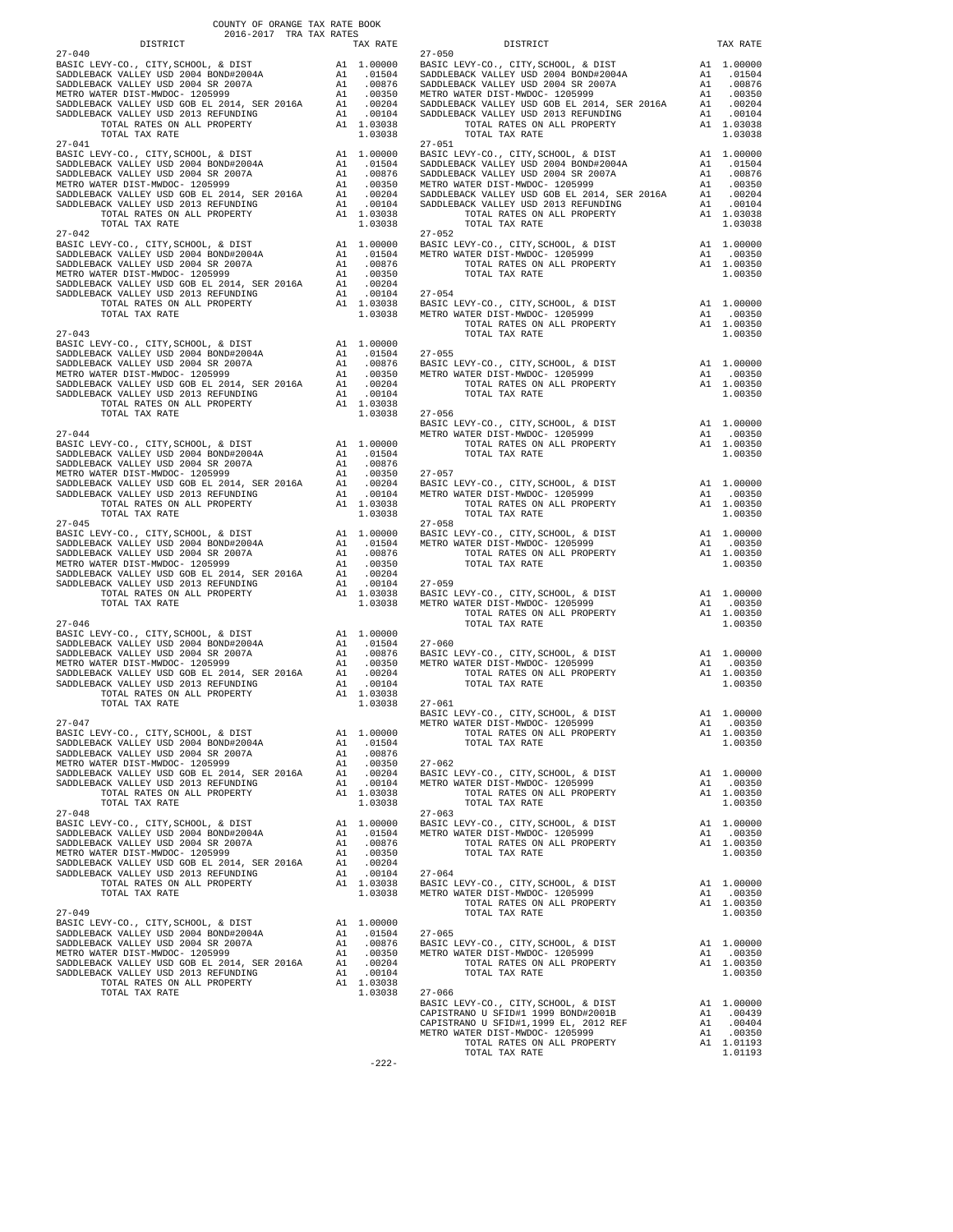COUNTY OF ORANGE TAX RATE BOOK
2016-2017 TRA TAX RATES

| DISTRICT | | TAX RATE |
|---|---|---|
| **27-040** | | |
| BASIC LEVY-CO., CITY,SCHOOL, & DIST | A1 | 1.00000 |
| SADDLEBACK VALLEY USD 2004 BOND#2004A | A1 | .01504 |
| SADDLEBACK VALLEY USD 2004 SR 2007A | A1 | .00876 |
| METRO WATER DIST-MWDOC- 1205999 | A1 | .00350 |
| SADDLEBACK VALLEY USD GOB EL 2014, SER 2016A | A1 | .00204 |
| SADDLEBACK VALLEY USD 2013 REFUNDING | A1 | .00104 |
| TOTAL RATES ON ALL PROPERTY | A1 | 1.03038 |
| TOTAL TAX RATE | | 1.03038 |
| **27-041** | | |
| BASIC LEVY-CO., CITY,SCHOOL, & DIST | A1 | 1.00000 |
| SADDLEBACK VALLEY USD 2004 BOND#2004A | A1 | .01504 |
| SADDLEBACK VALLEY USD 2004 SR 2007A | A1 | .00876 |
| METRO WATER DIST-MWDOC- 1205999 | A1 | .00350 |
| SADDLEBACK VALLEY USD GOB EL 2014, SER 2016A | A1 | .00204 |
| SADDLEBACK VALLEY USD 2013 REFUNDING | A1 | .00104 |
| TOTAL RATES ON ALL PROPERTY | A1 | 1.03038 |
| TOTAL TAX RATE | | 1.03038 |
| **27-042** | | |
| BASIC LEVY-CO., CITY,SCHOOL, & DIST | A1 | 1.00000 |
| SADDLEBACK VALLEY USD 2004 BOND#2004A | A1 | .01504 |
| SADDLEBACK VALLEY USD 2004 SR 2007A | A1 | .00876 |
| METRO WATER DIST-MWDOC- 1205999 | A1 | .00350 |
| SADDLEBACK VALLEY USD GOB EL 2014, SER 2016A | A1 | .00204 |
| SADDLEBACK VALLEY USD 2013 REFUNDING | A1 | .00104 |
| TOTAL RATES ON ALL PROPERTY | A1 | 1.03038 |
| TOTAL TAX RATE | | 1.03038 |
| **27-043** | | |
| BASIC LEVY-CO., CITY,SCHOOL, & DIST | A1 | 1.00000 |
| SADDLEBACK VALLEY USD 2004 BOND#2004A | A1 | .01504 |
| SADDLEBACK VALLEY USD 2004 SR 2007A | A1 | .00876 |
| METRO WATER DIST-MWDOC- 1205999 | A1 | .00350 |
| SADDLEBACK VALLEY USD GOB EL 2014, SER 2016A | A1 | .00204 |
| SADDLEBACK VALLEY USD 2013 REFUNDING | A1 | .00104 |
| TOTAL RATES ON ALL PROPERTY | A1 | 1.03038 |
| TOTAL TAX RATE | | 1.03038 |
| **27-044** | | |
| BASIC LEVY-CO., CITY,SCHOOL, & DIST | A1 | 1.00000 |
| SADDLEBACK VALLEY USD 2004 BOND#2004A | A1 | .01504 |
| SADDLEBACK VALLEY USD 2004 SR 2007A | A1 | .00876 |
| METRO WATER DIST-MWDOC- 1205999 | A1 | .00350 |
| SADDLEBACK VALLEY USD GOB EL 2014, SER 2016A | A1 | .00204 |
| SADDLEBACK VALLEY USD 2013 REFUNDING | A1 | .00104 |
| TOTAL RATES ON ALL PROPERTY | A1 | 1.03038 |
| TOTAL TAX RATE | | 1.03038 |
| **27-045** | | |
| BASIC LEVY-CO., CITY,SCHOOL, & DIST | A1 | 1.00000 |
| SADDLEBACK VALLEY USD 2004 BOND#2004A | A1 | .01504 |
| SADDLEBACK VALLEY USD 2004 SR 2007A | A1 | .00876 |
| METRO WATER DIST-MWDOC- 1205999 | A1 | .00350 |
| SADDLEBACK VALLEY USD GOB EL 2014, SER 2016A | A1 | .00204 |
| SADDLEBACK VALLEY USD 2013 REFUNDING | A1 | .00104 |
| TOTAL RATES ON ALL PROPERTY | A1 | 1.03038 |
| TOTAL TAX RATE | | 1.03038 |
| **27-046** | | |
| BASIC LEVY-CO., CITY,SCHOOL, & DIST | A1 | 1.00000 |
| SADDLEBACK VALLEY USD 2004 BOND#2004A | A1 | .01504 |
| SADDLEBACK VALLEY USD 2004 SR 2007A | A1 | .00876 |
| METRO WATER DIST-MWDOC- 1205999 | A1 | .00350 |
| SADDLEBACK VALLEY USD GOB EL 2014, SER 2016A | A1 | .00204 |
| SADDLEBACK VALLEY USD 2013 REFUNDING | A1 | .00104 |
| TOTAL RATES ON ALL PROPERTY | A1 | 1.03038 |
| TOTAL TAX RATE | | 1.03038 |
| **27-047** | | |
| BASIC LEVY-CO., CITY,SCHOOL, & DIST | A1 | 1.00000 |
| SADDLEBACK VALLEY USD 2004 BOND#2004A | A1 | .01504 |
| SADDLEBACK VALLEY USD 2004 SR 2007A | A1 | .00876 |
| METRO WATER DIST-MWDOC- 1205999 | A1 | .00350 |
| SADDLEBACK VALLEY USD GOB EL 2014, SER 2016A | A1 | .00204 |
| SADDLEBACK VALLEY USD 2013 REFUNDING | A1 | .00104 |
| TOTAL RATES ON ALL PROPERTY | A1 | 1.03038 |
| TOTAL TAX RATE | | 1.03038 |
| **27-048** | | |
| BASIC LEVY-CO., CITY,SCHOOL, & DIST | A1 | 1.00000 |
| SADDLEBACK VALLEY USD 2004 BOND#2004A | A1 | .01504 |
| SADDLEBACK VALLEY USD 2004 SR 2007A | A1 | .00876 |
| METRO WATER DIST-MWDOC- 1205999 | A1 | .00350 |
| SADDLEBACK VALLEY USD GOB EL 2014, SER 2016A | A1 | .00204 |
| SADDLEBACK VALLEY USD 2013 REFUNDING | A1 | .00104 |
| TOTAL RATES ON ALL PROPERTY | A1 | 1.03038 |
| TOTAL TAX RATE | | 1.03038 |
| **27-049** | | |
| BASIC LEVY-CO., CITY,SCHOOL, & DIST | A1 | 1.00000 |
| SADDLEBACK VALLEY USD 2004 BOND#2004A | A1 | .01504 |
| SADDLEBACK VALLEY USD 2004 SR 2007A | A1 | .00876 |
| METRO WATER DIST-MWDOC- 1205999 | A1 | .00350 |
| SADDLEBACK VALLEY USD GOB EL 2014, SER 2016A | A1 | .00204 |
| SADDLEBACK VALLEY USD 2013 REFUNDING | A1 | .00104 |
| TOTAL RATES ON ALL PROPERTY | A1 | 1.03038 |
| TOTAL TAX RATE | | 1.03038 |
| **27-050** | | |
| BASIC LEVY-CO., CITY,SCHOOL, & DIST | A1 | 1.00000 |
| SADDLEBACK VALLEY USD 2004 BOND#2004A | A1 | .01504 |
| SADDLEBACK VALLEY USD 2004 SR 2007A | A1 | .00876 |
| METRO WATER DIST-MWDOC- 1205999 | A1 | .00350 |
| SADDLEBACK VALLEY USD GOB EL 2014, SER 2016A | A1 | .00204 |
| SADDLEBACK VALLEY USD 2013 REFUNDING | A1 | .00104 |
| TOTAL RATES ON ALL PROPERTY | A1 | 1.03038 |
| TOTAL TAX RATE | | 1.03038 |
| **27-051** | | |
| BASIC LEVY-CO., CITY,SCHOOL, & DIST | A1 | 1.00000 |
| SADDLEBACK VALLEY USD 2004 BOND#2004A | A1 | .01504 |
| SADDLEBACK VALLEY USD 2004 SR 2007A | A1 | .00876 |
| METRO WATER DIST-MWDOC- 1205999 | A1 | .00350 |
| SADDLEBACK VALLEY USD GOB EL 2014, SER 2016A | A1 | .00204 |
| SADDLEBACK VALLEY USD 2013 REFUNDING | A1 | .00104 |
| TOTAL RATES ON ALL PROPERTY | A1 | 1.03038 |
| TOTAL TAX RATE | | 1.03038 |
| **27-052** | | |
| BASIC LEVY-CO., CITY,SCHOOL, & DIST | A1 | 1.00000 |
| METRO WATER DIST-MWDOC- 1205999 | A1 | .00350 |
| TOTAL RATES ON ALL PROPERTY | A1 | 1.00350 |
| TOTAL TAX RATE | | 1.00350 |
| **27-054** | | |
| BASIC LEVY-CO., CITY,SCHOOL, & DIST | A1 | 1.00000 |
| METRO WATER DIST-MWDOC- 1205999 | A1 | .00350 |
| TOTAL RATES ON ALL PROPERTY | A1 | 1.00350 |
| TOTAL TAX RATE | | 1.00350 |
| **27-055** | | |
| BASIC LEVY-CO., CITY,SCHOOL, & DIST | A1 | 1.00000 |
| METRO WATER DIST-MWDOC- 1205999 | A1 | .00350 |
| TOTAL RATES ON ALL PROPERTY | A1 | 1.00350 |
| TOTAL TAX RATE | | 1.00350 |
| **27-056** | | |
| BASIC LEVY-CO., CITY,SCHOOL, & DIST | A1 | 1.00000 |
| METRO WATER DIST-MWDOC- 1205999 | A1 | .00350 |
| TOTAL RATES ON ALL PROPERTY | A1 | 1.00350 |
| TOTAL TAX RATE | | 1.00350 |
| **27-057** | | |
| BASIC LEVY-CO., CITY,SCHOOL, & DIST | A1 | 1.00000 |
| METRO WATER DIST-MWDOC- 1205999 | A1 | .00350 |
| TOTAL RATES ON ALL PROPERTY | A1 | 1.00350 |
| TOTAL TAX RATE | | 1.00350 |
| **27-058** | | |
| BASIC LEVY-CO., CITY,SCHOOL, & DIST | A1 | 1.00000 |
| METRO WATER DIST-MWDOC- 1205999 | A1 | .00350 |
| TOTAL RATES ON ALL PROPERTY | A1 | 1.00350 |
| TOTAL TAX RATE | | 1.00350 |
| **27-059** | | |
| BASIC LEVY-CO., CITY,SCHOOL, & DIST | A1 | 1.00000 |
| METRO WATER DIST-MWDOC- 1205999 | A1 | .00350 |
| TOTAL RATES ON ALL PROPERTY | A1 | 1.00350 |
| TOTAL TAX RATE | | 1.00350 |
| **27-060** | | |
| BASIC LEVY-CO., CITY,SCHOOL, & DIST | A1 | 1.00000 |
| METRO WATER DIST-MWDOC- 1205999 | A1 | .00350 |
| TOTAL RATES ON ALL PROPERTY | A1 | 1.00350 |
| TOTAL TAX RATE | | 1.00350 |
| **27-061** | | |
| BASIC LEVY-CO., CITY,SCHOOL, & DIST | A1 | 1.00000 |
| METRO WATER DIST-MWDOC- 1205999 | A1 | .00350 |
| TOTAL RATES ON ALL PROPERTY | A1 | 1.00350 |
| TOTAL TAX RATE | | 1.00350 |
| **27-062** | | |
| BASIC LEVY-CO., CITY,SCHOOL, & DIST | A1 | 1.00000 |
| METRO WATER DIST-MWDOC- 1205999 | A1 | .00350 |
| TOTAL RATES ON ALL PROPERTY | A1 | 1.00350 |
| TOTAL TAX RATE | | 1.00350 |
| **27-063** | | |
| BASIC LEVY-CO., CITY,SCHOOL, & DIST | A1 | 1.00000 |
| METRO WATER DIST-MWDOC- 1205999 | A1 | .00350 |
| TOTAL RATES ON ALL PROPERTY | A1 | 1.00350 |
| TOTAL TAX RATE | | 1.00350 |
| **27-064** | | |
| BASIC LEVY-CO., CITY,SCHOOL, & DIST | A1 | 1.00000 |
| METRO WATER DIST-MWDOC- 1205999 | A1 | .00350 |
| TOTAL RATES ON ALL PROPERTY | A1 | 1.00350 |
| TOTAL TAX RATE | | 1.00350 |
| **27-065** | | |
| BASIC LEVY-CO., CITY,SCHOOL, & DIST | A1 | 1.00000 |
| METRO WATER DIST-MWDOC- 1205999 | A1 | .00350 |
| TOTAL RATES ON ALL PROPERTY | A1 | 1.00350 |
| TOTAL TAX RATE | | 1.00350 |
| **27-066** | | |
| BASIC LEVY-CO., CITY,SCHOOL, & DIST | A1 | 1.00000 |
| CAPISTRANO U SFID#1 1999 BOND#2001B | A1 | .00439 |
| CAPISTRANO U SFID#1,1999 EL, 2012 REF | A1 | .00404 |
| METRO WATER DIST-MWDOC- 1205999 | A1 | .00350 |
| TOTAL RATES ON ALL PROPERTY | A1 | 1.01193 |
| TOTAL TAX RATE | | 1.01193 |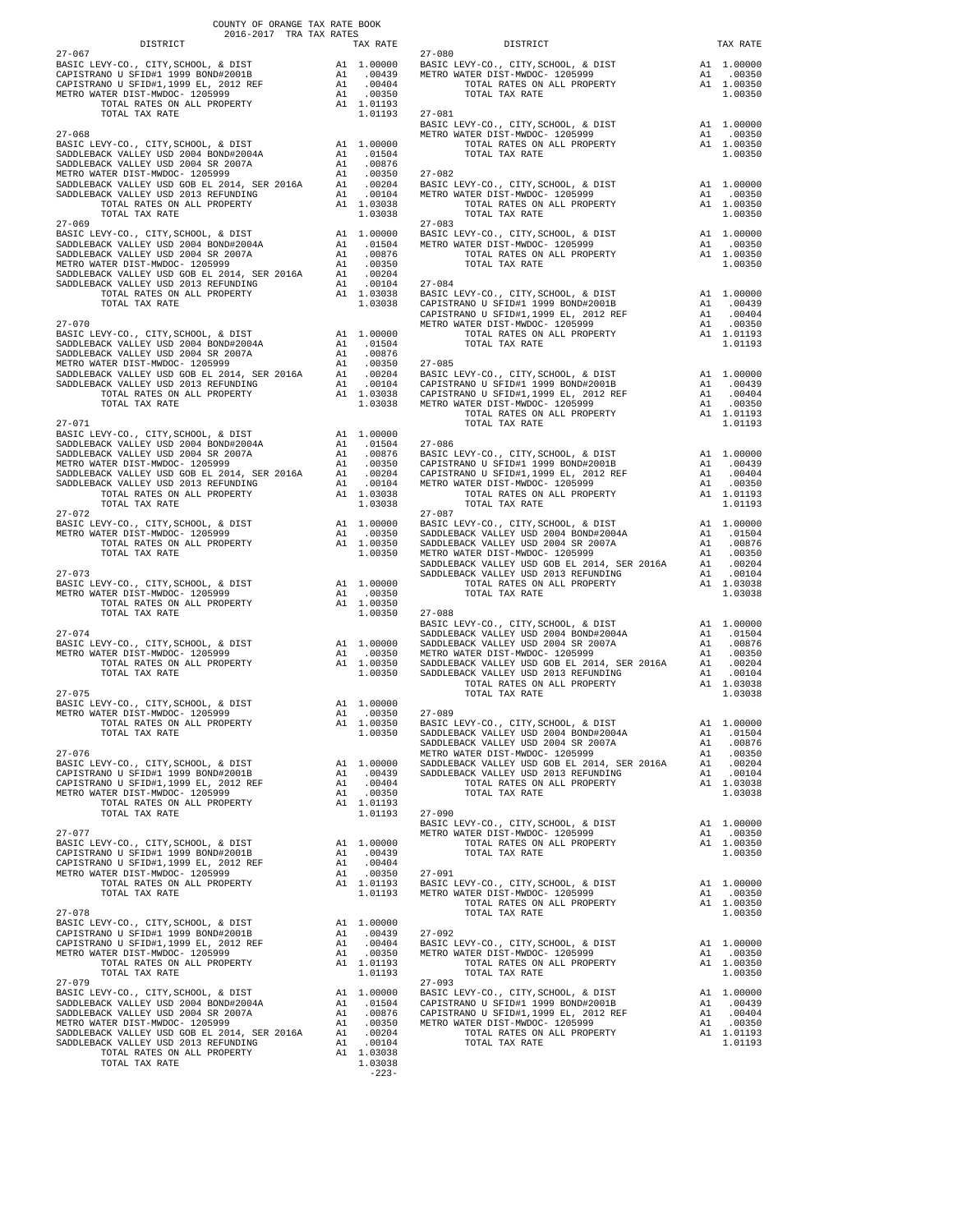COUNTY OF ORANGE TAX RATE BOOK
2016-2017 TRA TAX RATES

| DISTRICT | | TAX RATE |
|---|---|---|
| **27-067** | | |
| BASIC LEVY-CO., CITY,SCHOOL, & DIST | A1 | 1.00000 |
| CAPISTRANO U SFID#1 1999 BOND#2001B | A1 | .00439 |
| CAPISTRANO U SFID#1,1999 EL, 2012 REF | A1 | .00404 |
| METRO WATER DIST-MWDOC- 1205999 | A1 | .00350 |
| TOTAL RATES ON ALL PROPERTY | A1 | 1.01193 |
| TOTAL TAX RATE | | 1.01193 |
| **27-068** | | |
| BASIC LEVY-CO., CITY,SCHOOL, & DIST | A1 | 1.00000 |
| SADDLEBACK VALLEY USD 2004 BOND#2004A | A1 | .01504 |
| SADDLEBACK VALLEY USD 2004 SR 2007A | A1 | .00876 |
| METRO WATER DIST-MWDOC- 1205999 | A1 | .00350 |
| SADDLEBACK VALLEY USD GOB EL 2014, SER 2016A | A1 | .00204 |
| SADDLEBACK VALLEY USD 2013 REFUNDING | A1 | .00104 |
| TOTAL RATES ON ALL PROPERTY | A1 | 1.03038 |
| TOTAL TAX RATE | | 1.03038 |
| **27-069** | | |
| BASIC LEVY-CO., CITY,SCHOOL, & DIST | A1 | 1.00000 |
| SADDLEBACK VALLEY USD 2004 BOND#2004A | A1 | .01504 |
| SADDLEBACK VALLEY USD 2004 SR 2007A | A1 | .00876 |
| METRO WATER DIST-MWDOC- 1205999 | A1 | .00350 |
| SADDLEBACK VALLEY USD GOB EL 2014, SER 2016A | A1 | .00204 |
| SADDLEBACK VALLEY USD 2013 REFUNDING | A1 | .00104 |
| TOTAL RATES ON ALL PROPERTY | A1 | 1.03038 |
| TOTAL TAX RATE | | 1.03038 |
| **27-070** | | |
| BASIC LEVY-CO., CITY,SCHOOL, & DIST | A1 | 1.00000 |
| SADDLEBACK VALLEY USD 2004 BOND#2004A | A1 | .01504 |
| SADDLEBACK VALLEY USD 2004 SR 2007A | A1 | .00876 |
| METRO WATER DIST-MWDOC- 1205999 | A1 | .00350 |
| SADDLEBACK VALLEY USD GOB EL 2014, SER 2016A | A1 | .00204 |
| SADDLEBACK VALLEY USD 2013 REFUNDING | A1 | .00104 |
| TOTAL RATES ON ALL PROPERTY | A1 | 1.03038 |
| TOTAL TAX RATE | | 1.03038 |
| **27-071** | | |
| BASIC LEVY-CO., CITY,SCHOOL, & DIST | A1 | 1.00000 |
| SADDLEBACK VALLEY USD 2004 BOND#2004A | A1 | .01504 |
| SADDLEBACK VALLEY USD 2004 SR 2007A | A1 | .00876 |
| METRO WATER DIST-MWDOC- 1205999 | A1 | .00350 |
| SADDLEBACK VALLEY USD GOB EL 2014, SER 2016A | A1 | .00204 |
| SADDLEBACK VALLEY USD 2013 REFUNDING | A1 | .00104 |
| TOTAL RATES ON ALL PROPERTY | A1 | 1.03038 |
| TOTAL TAX RATE | | 1.03038 |
| **27-072** | | |
| BASIC LEVY-CO., CITY,SCHOOL, & DIST | A1 | 1.00000 |
| METRO WATER DIST-MWDOC- 1205999 | A1 | .00350 |
| TOTAL RATES ON ALL PROPERTY | A1 | 1.00350 |
| TOTAL TAX RATE | | 1.00350 |
| **27-073** | | |
| BASIC LEVY-CO., CITY,SCHOOL, & DIST | A1 | 1.00000 |
| METRO WATER DIST-MWDOC- 1205999 | A1 | .00350 |
| TOTAL RATES ON ALL PROPERTY | A1 | 1.00350 |
| TOTAL TAX RATE | | 1.00350 |
| **27-074** | | |
| BASIC LEVY-CO., CITY,SCHOOL, & DIST | A1 | 1.00000 |
| METRO WATER DIST-MWDOC- 1205999 | A1 | .00350 |
| TOTAL RATES ON ALL PROPERTY | A1 | 1.00350 |
| TOTAL TAX RATE | | 1.00350 |
| **27-075** | | |
| BASIC LEVY-CO., CITY,SCHOOL, & DIST | A1 | 1.00000 |
| METRO WATER DIST-MWDOC- 1205999 | A1 | .00350 |
| TOTAL RATES ON ALL PROPERTY | A1 | 1.00350 |
| TOTAL TAX RATE | | 1.00350 |
| **27-076** | | |
| BASIC LEVY-CO., CITY,SCHOOL, & DIST | A1 | 1.00000 |
| CAPISTRANO U SFID#1 1999 BOND#2001B | A1 | .00439 |
| CAPISTRANO U SFID#1,1999 EL, 2012 REF | A1 | .00404 |
| METRO WATER DIST-MWDOC- 1205999 | A1 | .00350 |
| TOTAL RATES ON ALL PROPERTY | A1 | 1.01193 |
| TOTAL TAX RATE | | 1.01193 |
| **27-077** | | |
| BASIC LEVY-CO., CITY,SCHOOL, & DIST | A1 | 1.00000 |
| CAPISTRANO U SFID#1 1999 BOND#2001B | A1 | .00439 |
| CAPISTRANO U SFID#1,1999 EL, 2012 REF | A1 | .00404 |
| METRO WATER DIST-MWDOC- 1205999 | A1 | .00350 |
| TOTAL RATES ON ALL PROPERTY | A1 | 1.01193 |
| TOTAL TAX RATE | | 1.01193 |
| **27-078** | | |
| BASIC LEVY-CO., CITY,SCHOOL, & DIST | A1 | 1.00000 |
| CAPISTRANO U SFID#1 1999 BOND#2001B | A1 | .00439 |
| CAPISTRANO U SFID#1,1999 EL, 2012 REF | A1 | .00404 |
| METRO WATER DIST-MWDOC- 1205999 | A1 | .00350 |
| TOTAL RATES ON ALL PROPERTY | A1 | 1.01193 |
| TOTAL TAX RATE | | 1.01193 |
| **27-079** | | |
| BASIC LEVY-CO., CITY,SCHOOL, & DIST | A1 | 1.00000 |
| SADDLEBACK VALLEY USD 2004 BOND#2004A | A1 | .01504 |
| SADDLEBACK VALLEY USD 2004 SR 2007A | A1 | .00876 |
| METRO WATER DIST-MWDOC- 1205999 | A1 | .00350 |
| SADDLEBACK VALLEY USD GOB EL 2014, SER 2016A | A1 | .00204 |
| SADDLEBACK VALLEY USD 2013 REFUNDING | A1 | .00104 |
| TOTAL RATES ON ALL PROPERTY | A1 | 1.03038 |
| TOTAL TAX RATE | | 1.03038 |
| **27-080** | | |
| BASIC LEVY-CO., CITY,SCHOOL, & DIST | A1 | 1.00000 |
| METRO WATER DIST-MWDOC- 1205999 | A1 | .00350 |
| TOTAL RATES ON ALL PROPERTY | A1 | 1.00350 |
| TOTAL TAX RATE | | 1.00350 |
| **27-081** | | |
| BASIC LEVY-CO., CITY,SCHOOL, & DIST | A1 | 1.00000 |
| METRO WATER DIST-MWDOC- 1205999 | A1 | .00350 |
| TOTAL RATES ON ALL PROPERTY | A1 | 1.00350 |
| TOTAL TAX RATE | | 1.00350 |
| **27-082** | | |
| BASIC LEVY-CO., CITY,SCHOOL, & DIST | A1 | 1.00000 |
| METRO WATER DIST-MWDOC- 1205999 | A1 | .00350 |
| TOTAL RATES ON ALL PROPERTY | A1 | 1.00350 |
| TOTAL TAX RATE | | 1.00350 |
| **27-083** | | |
| BASIC LEVY-CO., CITY,SCHOOL, & DIST | A1 | 1.00000 |
| METRO WATER DIST-MWDOC- 1205999 | A1 | .00350 |
| TOTAL RATES ON ALL PROPERTY | A1 | 1.00350 |
| TOTAL TAX RATE | | 1.00350 |
| **27-084** | | |
| BASIC LEVY-CO., CITY,SCHOOL, & DIST | A1 | 1.00000 |
| CAPISTRANO U SFID#1 1999 BOND#2001B | A1 | .00439 |
| CAPISTRANO U SFID#1,1999 EL, 2012 REF | A1 | .00404 |
| METRO WATER DIST-MWDOC- 1205999 | A1 | .00350 |
| TOTAL RATES ON ALL PROPERTY | A1 | 1.01193 |
| TOTAL TAX RATE | | 1.01193 |
| **27-085** | | |
| BASIC LEVY-CO., CITY,SCHOOL, & DIST | A1 | 1.00000 |
| CAPISTRANO U SFID#1 1999 BOND#2001B | A1 | .00439 |
| CAPISTRANO U SFID#1,1999 EL, 2012 REF | A1 | .00404 |
| METRO WATER DIST-MWDOC- 1205999 | A1 | .00350 |
| TOTAL RATES ON ALL PROPERTY | A1 | 1.01193 |
| TOTAL TAX RATE | | 1.01193 |
| **27-086** | | |
| BASIC LEVY-CO., CITY,SCHOOL, & DIST | A1 | 1.00000 |
| CAPISTRANO U SFID#1 1999 BOND#2001B | A1 | .00439 |
| CAPISTRANO U SFID#1,1999 EL, 2012 REF | A1 | .00404 |
| METRO WATER DIST-MWDOC- 1205999 | A1 | .00350 |
| TOTAL RATES ON ALL PROPERTY | A1 | 1.01193 |
| TOTAL TAX RATE | | 1.01193 |
| **27-087** | | |
| BASIC LEVY-CO., CITY,SCHOOL, & DIST | A1 | 1.00000 |
| SADDLEBACK VALLEY USD 2004 BOND#2004A | A1 | .01504 |
| SADDLEBACK VALLEY USD 2004 SR 2007A | A1 | .00876 |
| METRO WATER DIST-MWDOC- 1205999 | A1 | .00350 |
| SADDLEBACK VALLEY USD GOB EL 2014, SER 2016A | A1 | .00204 |
| SADDLEBACK VALLEY USD 2013 REFUNDING | A1 | .00104 |
| TOTAL RATES ON ALL PROPERTY | A1 | 1.03038 |
| TOTAL TAX RATE | | 1.03038 |
| **27-088** | | |
| BASIC LEVY-CO., CITY,SCHOOL, & DIST | A1 | 1.00000 |
| SADDLEBACK VALLEY USD 2004 BOND#2004A | A1 | .01504 |
| SADDLEBACK VALLEY USD 2004 SR 2007A | A1 | .00876 |
| METRO WATER DIST-MWDOC- 1205999 | A1 | .00350 |
| SADDLEBACK VALLEY USD GOB EL 2014, SER 2016A | A1 | .00204 |
| SADDLEBACK VALLEY USD 2013 REFUNDING | A1 | .00104 |
| TOTAL RATES ON ALL PROPERTY | A1 | 1.03038 |
| TOTAL TAX RATE | | 1.03038 |
| **27-089** | | |
| BASIC LEVY-CO., CITY,SCHOOL, & DIST | A1 | 1.00000 |
| SADDLEBACK VALLEY USD 2004 BOND#2004A | A1 | .01504 |
| SADDLEBACK VALLEY USD 2004 SR 2007A | A1 | .00876 |
| METRO WATER DIST-MWDOC- 1205999 | A1 | .00350 |
| SADDLEBACK VALLEY USD GOB EL 2014, SER 2016A | A1 | .00204 |
| SADDLEBACK VALLEY USD 2013 REFUNDING | A1 | .00104 |
| TOTAL RATES ON ALL PROPERTY | A1 | 1.03038 |
| TOTAL TAX RATE | | 1.03038 |
| **27-090** | | |
| BASIC LEVY-CO., CITY,SCHOOL, & DIST | A1 | 1.00000 |
| METRO WATER DIST-MWDOC- 1205999 | A1 | .00350 |
| TOTAL RATES ON ALL PROPERTY | A1 | 1.00350 |
| TOTAL TAX RATE | | 1.00350 |
| **27-091** | | |
| BASIC LEVY-CO., CITY,SCHOOL, & DIST | A1 | 1.00000 |
| METRO WATER DIST-MWDOC- 1205999 | A1 | .00350 |
| TOTAL RATES ON ALL PROPERTY | A1 | 1.00350 |
| TOTAL TAX RATE | | 1.00350 |
| **27-092** | | |
| BASIC LEVY-CO., CITY,SCHOOL, & DIST | A1 | 1.00000 |
| METRO WATER DIST-MWDOC- 1205999 | A1 | .00350 |
| TOTAL RATES ON ALL PROPERTY | A1 | 1.00350 |
| TOTAL TAX RATE | | 1.00350 |
| **27-093** | | |
| BASIC LEVY-CO., CITY,SCHOOL, & DIST | A1 | 1.00000 |
| CAPISTRANO U SFID#1 1999 BOND#2001B | A1 | .00439 |
| CAPISTRANO U SFID#1,1999 EL, 2012 REF | A1 | .00404 |
| METRO WATER DIST-MWDOC- 1205999 | A1 | .00350 |
| TOTAL RATES ON ALL PROPERTY | A1 | 1.01193 |
| TOTAL TAX RATE | | 1.01193 |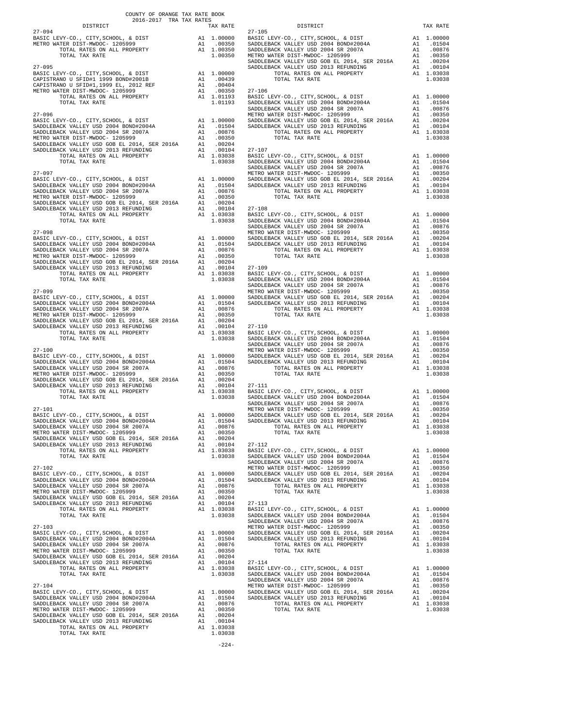COUNTY OF ORANGE TAX RATE BOOK
2016-2017 TRA TAX RATES

| DISTRICT | | TAX RATE |
|---|---|---|
| **27-094** | | |
| BASIC LEVY-CO., CITY,SCHOOL, & DIST | A1 | 1.00000 |
| METRO WATER DIST-MWDOC- 1205999 | A1 | .00350 |
| TOTAL RATES ON ALL PROPERTY | A1 | 1.00350 |
| TOTAL TAX RATE | | 1.00350 |
| **27-095** | | |
| BASIC LEVY-CO., CITY,SCHOOL, & DIST | A1 | 1.00000 |
| CAPISTRANO U SFID#1 1999 BOND#2001B | A1 | .00439 |
| CAPISTRANO U SFID#1,1999 EL, 2012 REF | A1 | .00404 |
| METRO WATER DIST-MWDOC- 1205999 | A1 | .00350 |
| TOTAL RATES ON ALL PROPERTY | A1 | 1.01193 |
| TOTAL TAX RATE | | 1.01193 |
| **27-096** | | |
| BASIC LEVY-CO., CITY,SCHOOL, & DIST | A1 | 1.00000 |
| SADDLEBACK VALLEY USD 2004 BOND#2004A | A1 | .01504 |
| SADDLEBACK VALLEY USD 2004 SR 2007A | A1 | .00876 |
| METRO WATER DIST-MWDOC- 1205999 | A1 | .00350 |
| SADDLEBACK VALLEY USD GOB EL 2014, SER 2016A | A1 | .00204 |
| SADDLEBACK VALLEY USD 2013 REFUNDING | A1 | .00104 |
| TOTAL RATES ON ALL PROPERTY | A1 | 1.03038 |
| TOTAL TAX RATE | | 1.03038 |
| **27-097** | | |
| BASIC LEVY-CO., CITY,SCHOOL, & DIST | A1 | 1.00000 |
| SADDLEBACK VALLEY USD 2004 BOND#2004A | A1 | .01504 |
| SADDLEBACK VALLEY USD 2004 SR 2007A | A1 | .00876 |
| METRO WATER DIST-MWDOC- 1205999 | A1 | .00350 |
| SADDLEBACK VALLEY USD GOB EL 2014, SER 2016A | A1 | .00204 |
| SADDLEBACK VALLEY USD 2013 REFUNDING | A1 | .00104 |
| TOTAL RATES ON ALL PROPERTY | A1 | 1.03038 |
| TOTAL TAX RATE | | 1.03038 |
| **27-098** | | |
| BASIC LEVY-CO., CITY,SCHOOL, & DIST | A1 | 1.00000 |
| SADDLEBACK VALLEY USD 2004 BOND#2004A | A1 | .01504 |
| SADDLEBACK VALLEY USD 2004 SR 2007A | A1 | .00876 |
| METRO WATER DIST-MWDOC- 1205999 | A1 | .00350 |
| SADDLEBACK VALLEY USD GOB EL 2014, SER 2016A | A1 | .00204 |
| SADDLEBACK VALLEY USD 2013 REFUNDING | A1 | .00104 |
| TOTAL RATES ON ALL PROPERTY | A1 | 1.03038 |
| TOTAL TAX RATE | | 1.03038 |
| **27-099** | | |
| BASIC LEVY-CO., CITY,SCHOOL, & DIST | A1 | 1.00000 |
| SADDLEBACK VALLEY USD 2004 BOND#2004A | A1 | .01504 |
| SADDLEBACK VALLEY USD 2004 SR 2007A | A1 | .00876 |
| METRO WATER DIST-MWDOC- 1205999 | A1 | .00350 |
| SADDLEBACK VALLEY USD GOB EL 2014, SER 2016A | A1 | .00204 |
| SADDLEBACK VALLEY USD 2013 REFUNDING | A1 | .00104 |
| TOTAL RATES ON ALL PROPERTY | A1 | 1.03038 |
| TOTAL TAX RATE | | 1.03038 |
| **27-100** | | |
| BASIC LEVY-CO., CITY,SCHOOL, & DIST | A1 | 1.00000 |
| SADDLEBACK VALLEY USD 2004 BOND#2004A | A1 | .01504 |
| SADDLEBACK VALLEY USD 2004 SR 2007A | A1 | .00876 |
| METRO WATER DIST-MWDOC- 1205999 | A1 | .00350 |
| SADDLEBACK VALLEY USD GOB EL 2014, SER 2016A | A1 | .00204 |
| SADDLEBACK VALLEY USD 2013 REFUNDING | A1 | .00104 |
| TOTAL RATES ON ALL PROPERTY | A1 | 1.03038 |
| TOTAL TAX RATE | | 1.03038 |
| **27-101** | | |
| BASIC LEVY-CO., CITY,SCHOOL, & DIST | A1 | 1.00000 |
| SADDLEBACK VALLEY USD 2004 BOND#2004A | A1 | .01504 |
| SADDLEBACK VALLEY USD 2004 SR 2007A | A1 | .00876 |
| METRO WATER DIST-MWDOC- 1205999 | A1 | .00350 |
| SADDLEBACK VALLEY USD GOB EL 2014, SER 2016A | A1 | .00204 |
| SADDLEBACK VALLEY USD 2013 REFUNDING | A1 | .00104 |
| TOTAL RATES ON ALL PROPERTY | A1 | 1.03038 |
| TOTAL TAX RATE | | 1.03038 |
| **27-102** | | |
| BASIC LEVY-CO., CITY,SCHOOL, & DIST | A1 | 1.00000 |
| SADDLEBACK VALLEY USD 2004 BOND#2004A | A1 | .01504 |
| SADDLEBACK VALLEY USD 2004 SR 2007A | A1 | .00876 |
| METRO WATER DIST-MWDOC- 1205999 | A1 | .00350 |
| SADDLEBACK VALLEY USD GOB EL 2014, SER 2016A | A1 | .00204 |
| SADDLEBACK VALLEY USD 2013 REFUNDING | A1 | .00104 |
| TOTAL RATES ON ALL PROPERTY | A1 | 1.03038 |
| TOTAL TAX RATE | | 1.03038 |
| **27-103** | | |
| BASIC LEVY-CO., CITY,SCHOOL, & DIST | A1 | 1.00000 |
| SADDLEBACK VALLEY USD 2004 BOND#2004A | A1 | .01504 |
| SADDLEBACK VALLEY USD 2004 SR 2007A | A1 | .00876 |
| METRO WATER DIST-MWDOC- 1205999 | A1 | .00350 |
| SADDLEBACK VALLEY USD GOB EL 2014, SER 2016A | A1 | .00204 |
| SADDLEBACK VALLEY USD 2013 REFUNDING | A1 | .00104 |
| TOTAL RATES ON ALL PROPERTY | A1 | 1.03038 |
| TOTAL TAX RATE | | 1.03038 |
| **27-104** | | |
| BASIC LEVY-CO., CITY,SCHOOL, & DIST | A1 | 1.00000 |
| SADDLEBACK VALLEY USD 2004 BOND#2004A | A1 | .01504 |
| SADDLEBACK VALLEY USD 2004 SR 2007A | A1 | .00876 |
| METRO WATER DIST-MWDOC- 1205999 | A1 | .00350 |
| SADDLEBACK VALLEY USD GOB EL 2014, SER 2016A | A1 | .00204 |
| SADDLEBACK VALLEY USD 2013 REFUNDING | A1 | .00104 |
| TOTAL RATES ON ALL PROPERTY | A1 | 1.03038 |
| TOTAL TAX RATE | | 1.03038 |
| **27-105** | | |
| BASIC LEVY-CO., CITY,SCHOOL, & DIST | A1 | 1.00000 |
| SADDLEBACK VALLEY USD 2004 BOND#2004A | A1 | .01504 |
| SADDLEBACK VALLEY USD 2004 SR 2007A | A1 | .00876 |
| METRO WATER DIST-MWDOC- 1205999 | A1 | .00350 |
| SADDLEBACK VALLEY USD GOB EL 2014, SER 2016A | A1 | .00204 |
| SADDLEBACK VALLEY USD 2013 REFUNDING | A1 | .00104 |
| TOTAL RATES ON ALL PROPERTY | A1 | 1.03038 |
| TOTAL TAX RATE | | 1.03038 |
| **27-106** | | |
| BASIC LEVY-CO., CITY,SCHOOL, & DIST | A1 | 1.00000 |
| SADDLEBACK VALLEY USD 2004 BOND#2004A | A1 | .01504 |
| SADDLEBACK VALLEY USD 2004 SR 2007A | A1 | .00876 |
| METRO WATER DIST-MWDOC- 1205999 | A1 | .00350 |
| SADDLEBACK VALLEY USD GOB EL 2014, SER 2016A | A1 | .00204 |
| SADDLEBACK VALLEY USD 2013 REFUNDING | A1 | .00104 |
| TOTAL RATES ON ALL PROPERTY | A1 | 1.03038 |
| TOTAL TAX RATE | | 1.03038 |
| **27-107** | | |
| BASIC LEVY-CO., CITY,SCHOOL, & DIST | A1 | 1.00000 |
| SADDLEBACK VALLEY USD 2004 BOND#2004A | A1 | .01504 |
| SADDLEBACK VALLEY USD 2004 SR 2007A | A1 | .00876 |
| METRO WATER DIST-MWDOC- 1205999 | A1 | .00350 |
| SADDLEBACK VALLEY USD GOB EL 2014, SER 2016A | A1 | .00204 |
| SADDLEBACK VALLEY USD 2013 REFUNDING | A1 | .00104 |
| TOTAL RATES ON ALL PROPERTY | A1 | 1.03038 |
| TOTAL TAX RATE | | 1.03038 |
| **27-108** | | |
| BASIC LEVY-CO., CITY,SCHOOL, & DIST | A1 | 1.00000 |
| SADDLEBACK VALLEY USD 2004 BOND#2004A | A1 | .01504 |
| SADDLEBACK VALLEY USD 2004 SR 2007A | A1 | .00876 |
| METRO WATER DIST-MWDOC- 1205999 | A1 | .00350 |
| SADDLEBACK VALLEY USD GOB EL 2014, SER 2016A | A1 | .00204 |
| SADDLEBACK VALLEY USD 2013 REFUNDING | A1 | .00104 |
| TOTAL RATES ON ALL PROPERTY | A1 | 1.03038 |
| TOTAL TAX RATE | | 1.03038 |
| **27-109** | | |
| BASIC LEVY-CO., CITY,SCHOOL, & DIST | A1 | 1.00000 |
| SADDLEBACK VALLEY USD 2004 BOND#2004A | A1 | .01504 |
| SADDLEBACK VALLEY USD 2004 SR 2007A | A1 | .00876 |
| METRO WATER DIST-MWDOC- 1205999 | A1 | .00350 |
| SADDLEBACK VALLEY USD GOB EL 2014, SER 2016A | A1 | .00204 |
| SADDLEBACK VALLEY USD 2013 REFUNDING | A1 | .00104 |
| TOTAL RATES ON ALL PROPERTY | A1 | 1.03038 |
| TOTAL TAX RATE | | 1.03038 |
| **27-110** | | |
| BASIC LEVY-CO., CITY,SCHOOL, & DIST | A1 | 1.00000 |
| SADDLEBACK VALLEY USD 2004 BOND#2004A | A1 | .01504 |
| SADDLEBACK VALLEY USD 2004 SR 2007A | A1 | .00876 |
| METRO WATER DIST-MWDOC- 1205999 | A1 | .00350 |
| SADDLEBACK VALLEY USD GOB EL 2014, SER 2016A | A1 | .00204 |
| SADDLEBACK VALLEY USD 2013 REFUNDING | A1 | .00104 |
| TOTAL RATES ON ALL PROPERTY | A1 | 1.03038 |
| TOTAL TAX RATE | | 1.03038 |
| **27-111** | | |
| BASIC LEVY-CO., CITY,SCHOOL, & DIST | A1 | 1.00000 |
| SADDLEBACK VALLEY USD 2004 BOND#2004A | A1 | .01504 |
| SADDLEBACK VALLEY USD 2004 SR 2007A | A1 | .00876 |
| METRO WATER DIST-MWDOC- 1205999 | A1 | .00350 |
| SADDLEBACK VALLEY USD GOB EL 2014, SER 2016A | A1 | .00204 |
| SADDLEBACK VALLEY USD 2013 REFUNDING | A1 | .00104 |
| TOTAL RATES ON ALL PROPERTY | A1 | 1.03038 |
| TOTAL TAX RATE | | 1.03038 |
| **27-112** | | |
| BASIC LEVY-CO., CITY,SCHOOL, & DIST | A1 | 1.00000 |
| SADDLEBACK VALLEY USD 2004 BOND#2004A | A1 | .01504 |
| SADDLEBACK VALLEY USD 2004 SR 2007A | A1 | .00876 |
| METRO WATER DIST-MWDOC- 1205999 | A1 | .00350 |
| SADDLEBACK VALLEY USD GOB EL 2014, SER 2016A | A1 | .00204 |
| SADDLEBACK VALLEY USD 2013 REFUNDING | A1 | .00104 |
| TOTAL RATES ON ALL PROPERTY | A1 | 1.03038 |
| TOTAL TAX RATE | | 1.03038 |
| **27-113** | | |
| BASIC LEVY-CO., CITY,SCHOOL, & DIST | A1 | 1.00000 |
| SADDLEBACK VALLEY USD 2004 BOND#2004A | A1 | .01504 |
| SADDLEBACK VALLEY USD 2004 SR 2007A | A1 | .00876 |
| METRO WATER DIST-MWDOC- 1205999 | A1 | .00350 |
| SADDLEBACK VALLEY USD GOB EL 2014, SER 2016A | A1 | .00204 |
| SADDLEBACK VALLEY USD 2013 REFUNDING | A1 | .00104 |
| TOTAL RATES ON ALL PROPERTY | A1 | 1.03038 |
| TOTAL TAX RATE | | 1.03038 |
| **27-114** | | |
| BASIC LEVY-CO., CITY,SCHOOL, & DIST | A1 | 1.00000 |
| SADDLEBACK VALLEY USD 2004 BOND#2004A | A1 | .01504 |
| SADDLEBACK VALLEY USD 2004 SR 2007A | A1 | .00876 |
| METRO WATER DIST-MWDOC- 1205999 | A1 | .00350 |
| SADDLEBACK VALLEY USD GOB EL 2014, SER 2016A | A1 | .00204 |
| SADDLEBACK VALLEY USD 2013 REFUNDING | A1 | .00104 |
| TOTAL RATES ON ALL PROPERTY | A1 | 1.03038 |
| TOTAL TAX RATE | | 1.03038 |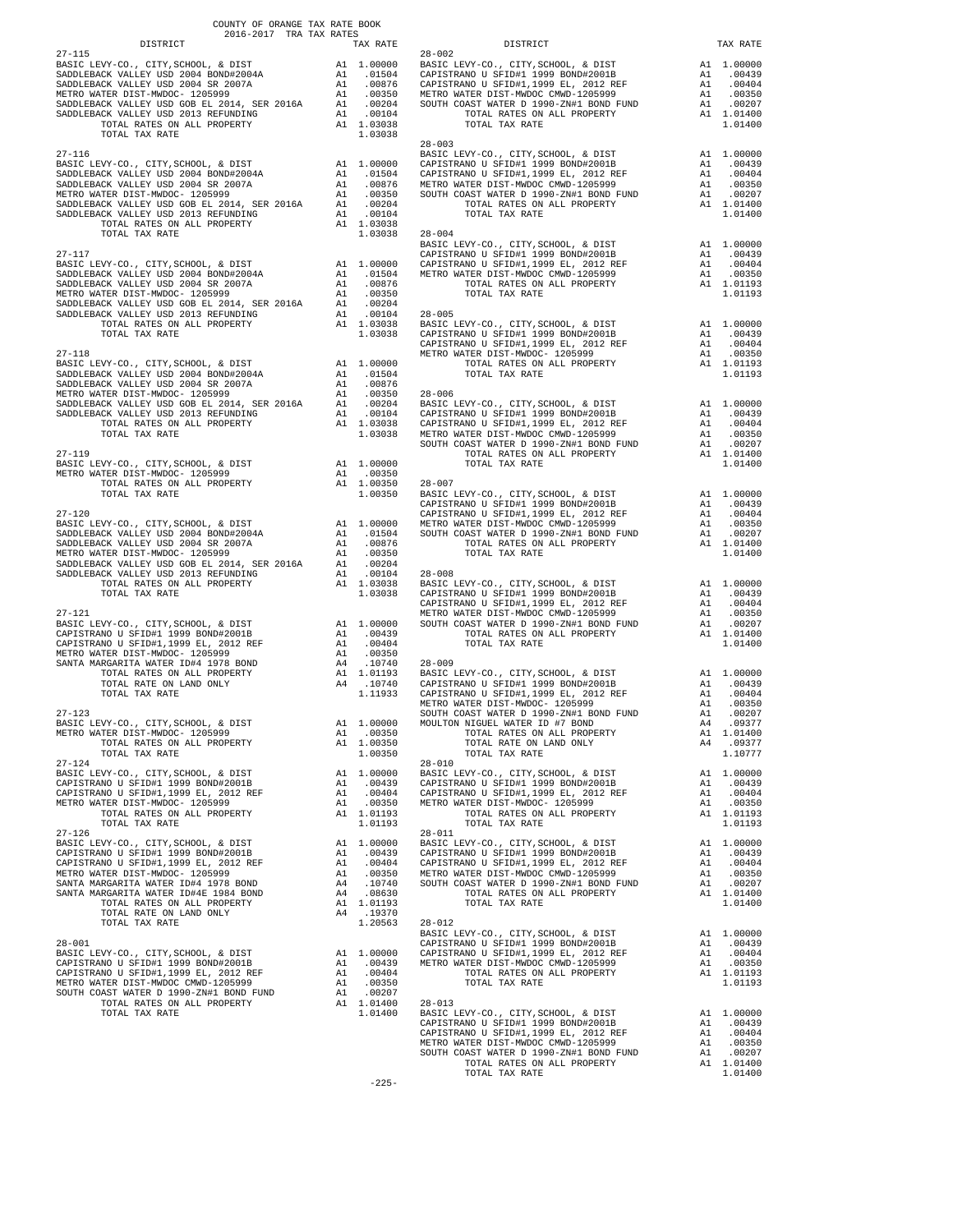COUNTY OF ORANGE TAX RATE BOOK
2016-2017 TRA TAX RATES

| DISTRICT | | TAX RATE |
|---|---|---|
| **27-115** | | |
| BASIC LEVY-CO., CITY,SCHOOL, & DIST | A1 | 1.00000 |
| SADDLEBACK VALLEY USD 2004 BOND#2004A | A1 | .01504 |
| SADDLEBACK VALLEY USD 2004 SR 2007A | A1 | .00876 |
| METRO WATER DIST-MWDOC- 1205999 | A1 | .00350 |
| SADDLEBACK VALLEY USD GOB EL 2014, SER 2016A | A1 | .00204 |
| SADDLEBACK VALLEY USD 2013 REFUNDING | A1 | .00104 |
| TOTAL RATES ON ALL PROPERTY | A1 | 1.03038 |
| TOTAL TAX RATE | | 1.03038 |
| **27-116** | | |
| BASIC LEVY-CO., CITY,SCHOOL, & DIST | A1 | 1.00000 |
| SADDLEBACK VALLEY USD 2004 BOND#2004A | A1 | .01504 |
| SADDLEBACK VALLEY USD 2004 SR 2007A | A1 | .00876 |
| METRO WATER DIST-MWDOC- 1205999 | A1 | .00350 |
| SADDLEBACK VALLEY USD GOB EL 2014, SER 2016A | A1 | .00204 |
| SADDLEBACK VALLEY USD 2013 REFUNDING | A1 | .00104 |
| TOTAL RATES ON ALL PROPERTY | A1 | 1.03038 |
| TOTAL TAX RATE | | 1.03038 |
| **27-117** | | |
| BASIC LEVY-CO., CITY,SCHOOL, & DIST | A1 | 1.00000 |
| SADDLEBACK VALLEY USD 2004 BOND#2004A | A1 | .01504 |
| SADDLEBACK VALLEY USD 2004 SR 2007A | A1 | .00876 |
| METRO WATER DIST-MWDOC- 1205999 | A1 | .00350 |
| SADDLEBACK VALLEY USD GOB EL 2014, SER 2016A | A1 | .00204 |
| SADDLEBACK VALLEY USD 2013 REFUNDING | A1 | .00104 |
| TOTAL RATES ON ALL PROPERTY | A1 | 1.03038 |
| TOTAL TAX RATE | | 1.03038 |
| **27-118** | | |
| BASIC LEVY-CO., CITY,SCHOOL, & DIST | A1 | 1.00000 |
| SADDLEBACK VALLEY USD 2004 BOND#2004A | A1 | .01504 |
| SADDLEBACK VALLEY USD 2004 SR 2007A | A1 | .00876 |
| METRO WATER DIST-MWDOC- 1205999 | A1 | .00350 |
| SADDLEBACK VALLEY USD GOB EL 2014, SER 2016A | A1 | .00204 |
| SADDLEBACK VALLEY USD 2013 REFUNDING | A1 | .00104 |
| TOTAL RATES ON ALL PROPERTY | A1 | 1.03038 |
| TOTAL TAX RATE | | 1.03038 |
| **27-119** | | |
| BASIC LEVY-CO., CITY,SCHOOL, & DIST | A1 | 1.00000 |
| METRO WATER DIST-MWDOC- 1205999 | A1 | .00350 |
| TOTAL RATES ON ALL PROPERTY | A1 | 1.00350 |
| TOTAL TAX RATE | | 1.00350 |
| **27-120** | | |
| BASIC LEVY-CO., CITY,SCHOOL, & DIST | A1 | 1.00000 |
| SADDLEBACK VALLEY USD 2004 BOND#2004A | A1 | .01504 |
| SADDLEBACK VALLEY USD 2004 SR 2007A | A1 | .00876 |
| METRO WATER DIST-MWDOC- 1205999 | A1 | .00350 |
| SADDLEBACK VALLEY USD GOB EL 2014, SER 2016A | A1 | .00204 |
| SADDLEBACK VALLEY USD 2013 REFUNDING | A1 | .00104 |
| TOTAL RATES ON ALL PROPERTY | A1 | 1.03038 |
| TOTAL TAX RATE | | 1.03038 |
| **27-121** | | |
| BASIC LEVY-CO., CITY,SCHOOL, & DIST | A1 | 1.00000 |
| CAPISTRANO U SFID#1 1999 BOND#2001B | A1 | .00439 |
| CAPISTRANO U SFID#1,1999 EL, 2012 REF | A1 | .00404 |
| METRO WATER DIST-MWDOC- 1205999 | A1 | .00350 |
| SANTA MARGARITA WATER ID#4 1978 BOND | A4 | .10740 |
| TOTAL RATES ON ALL PROPERTY | A1 | 1.01193 |
| TOTAL RATE ON LAND ONLY | A4 | .10740 |
| TOTAL TAX RATE | | 1.11933 |
| **27-123** | | |
| BASIC LEVY-CO., CITY,SCHOOL, & DIST | A1 | 1.00000 |
| METRO WATER DIST-MWDOC- 1205999 | A1 | .00350 |
| TOTAL RATES ON ALL PROPERTY | A1 | 1.00350 |
| TOTAL TAX RATE | | 1.00350 |
| **27-124** | | |
| BASIC LEVY-CO., CITY,SCHOOL, & DIST | A1 | 1.00000 |
| CAPISTRANO U SFID#1 1999 BOND#2001B | A1 | .00439 |
| CAPISTRANO U SFID#1,1999 EL, 2012 REF | A1 | .00404 |
| METRO WATER DIST-MWDOC- 1205999 | A1 | .00350 |
| TOTAL RATES ON ALL PROPERTY | A1 | 1.01193 |
| TOTAL TAX RATE | | 1.01193 |
| **27-126** | | |
| BASIC LEVY-CO., CITY,SCHOOL, & DIST | A1 | 1.00000 |
| CAPISTRANO U SFID#1 1999 BOND#2001B | A1 | .00439 |
| CAPISTRANO U SFID#1,1999 EL, 2012 REF | A1 | .00404 |
| METRO WATER DIST-MWDOC- 1205999 | A1 | .00350 |
| SANTA MARGARITA WATER ID#4 1978 BOND | A4 | .10740 |
| SANTA MARGARITA WATER ID#4E 1984 BOND | A4 | .08630 |
| TOTAL RATES ON ALL PROPERTY | A1 | 1.01193 |
| TOTAL RATE ON LAND ONLY | A4 | .19370 |
| TOTAL TAX RATE | | 1.20563 |
| **28-001** | | |
| BASIC LEVY-CO., CITY,SCHOOL, & DIST | A1 | 1.00000 |
| CAPISTRANO U SFID#1 1999 BOND#2001B | A1 | .00439 |
| CAPISTRANO U SFID#1,1999 EL, 2012 REF | A1 | .00404 |
| METRO WATER DIST-MWDOC CMWD-1205999 | A1 | .00350 |
| SOUTH COAST WATER D 1990-ZN#1 BOND FUND | A1 | .00207 |
| TOTAL RATES ON ALL PROPERTY | A1 | 1.01400 |
| TOTAL TAX RATE | | 1.01400 |
| **28-002** | | |
| BASIC LEVY-CO., CITY,SCHOOL, & DIST | A1 | 1.00000 |
| CAPISTRANO U SFID#1 1999 BOND#2001B | A1 | .00439 |
| CAPISTRANO U SFID#1,1999 EL, 2012 REF | A1 | .00404 |
| METRO WATER DIST-MWDOC CMWD-1205999 | A1 | .00350 |
| SOUTH COAST WATER D 1990-ZN#1 BOND FUND | A1 | .00207 |
| TOTAL RATES ON ALL PROPERTY | A1 | 1.01400 |
| TOTAL TAX RATE | | 1.01400 |
| **28-003** | | |
| BASIC LEVY-CO., CITY,SCHOOL, & DIST | A1 | 1.00000 |
| CAPISTRANO U SFID#1 1999 BOND#2001B | A1 | .00439 |
| CAPISTRANO U SFID#1,1999 EL, 2012 REF | A1 | .00404 |
| METRO WATER DIST-MWDOC CMWD-1205999 | A1 | .00350 |
| SOUTH COAST WATER D 1990-ZN#1 BOND FUND | A1 | .00207 |
| TOTAL RATES ON ALL PROPERTY | A1 | 1.01400 |
| TOTAL TAX RATE | | 1.01400 |
| **28-004** | | |
| BASIC LEVY-CO., CITY,SCHOOL, & DIST | A1 | 1.00000 |
| CAPISTRANO U SFID#1 1999 BOND#2001B | A1 | .00439 |
| CAPISTRANO U SFID#1,1999 EL, 2012 REF | A1 | .00404 |
| METRO WATER DIST-MWDOC CMWD-1205999 | A1 | .00350 |
| TOTAL RATES ON ALL PROPERTY | A1 | 1.01193 |
| TOTAL TAX RATE | | 1.01193 |
| **28-005** | | |
| BASIC LEVY-CO., CITY,SCHOOL, & DIST | A1 | 1.00000 |
| CAPISTRANO U SFID#1 1999 BOND#2001B | A1 | .00439 |
| CAPISTRANO U SFID#1,1999 EL, 2012 REF | A1 | .00404 |
| METRO WATER DIST-MWDOC- 1205999 | A1 | .00350 |
| TOTAL RATES ON ALL PROPERTY | A1 | 1.01193 |
| TOTAL TAX RATE | | 1.01193 |
| **28-006** | | |
| BASIC LEVY-CO., CITY,SCHOOL, & DIST | A1 | 1.00000 |
| CAPISTRANO U SFID#1 1999 BOND#2001B | A1 | .00439 |
| CAPISTRANO U SFID#1,1999 EL, 2012 REF | A1 | .00404 |
| METRO WATER DIST-MWDOC CMWD-1205999 | A1 | .00350 |
| SOUTH COAST WATER D 1990-ZN#1 BOND FUND | A1 | .00207 |
| TOTAL RATES ON ALL PROPERTY | A1 | 1.01400 |
| TOTAL TAX RATE | | 1.01400 |
| **28-007** | | |
| BASIC LEVY-CO., CITY,SCHOOL, & DIST | A1 | 1.00000 |
| CAPISTRANO U SFID#1 1999 BOND#2001B | A1 | .00439 |
| CAPISTRANO U SFID#1,1999 EL, 2012 REF | A1 | .00404 |
| METRO WATER DIST-MWDOC CMWD-1205999 | A1 | .00350 |
| SOUTH COAST WATER D 1990-ZN#1 BOND FUND | A1 | .00207 |
| TOTAL RATES ON ALL PROPERTY | A1 | 1.01400 |
| TOTAL TAX RATE | | 1.01400 |
| **28-008** | | |
| BASIC LEVY-CO., CITY,SCHOOL, & DIST | A1 | 1.00000 |
| CAPISTRANO U SFID#1 1999 BOND#2001B | A1 | .00439 |
| CAPISTRANO U SFID#1,1999 EL, 2012 REF | A1 | .00404 |
| METRO WATER DIST-MWDOC CMWD-1205999 | A1 | .00350 |
| SOUTH COAST WATER D 1990-ZN#1 BOND FUND | A1 | .00207 |
| TOTAL RATES ON ALL PROPERTY | A1 | 1.01400 |
| TOTAL TAX RATE | | 1.01400 |
| **28-009** | | |
| BASIC LEVY-CO., CITY,SCHOOL, & DIST | A1 | 1.00000 |
| CAPISTRANO U SFID#1 1999 BOND#2001B | A1 | .00439 |
| CAPISTRANO U SFID#1,1999 EL, 2012 REF | A1 | .00404 |
| METRO WATER DIST-MWDOC- 1205999 | A1 | .00350 |
| SOUTH COAST WATER D 1990-ZN#1 BOND FUND | A1 | .00207 |
| MOULTON NIGUEL WATER ID #7 BOND | A4 | .09377 |
| TOTAL RATES ON ALL PROPERTY | A1 | 1.01400 |
| TOTAL RATE ON LAND ONLY | A4 | .09377 |
| TOTAL TAX RATE | | 1.10777 |
| **28-010** | | |
| BASIC LEVY-CO., CITY,SCHOOL, & DIST | A1 | 1.00000 |
| CAPISTRANO U SFID#1 1999 BOND#2001B | A1 | .00439 |
| CAPISTRANO U SFID#1,1999 EL, 2012 REF | A1 | .00404 |
| METRO WATER DIST-MWDOC- 1205999 | A1 | .00350 |
| TOTAL RATES ON ALL PROPERTY | A1 | 1.01193 |
| TOTAL TAX RATE | | 1.01193 |
| **28-011** | | |
| BASIC LEVY-CO., CITY,SCHOOL, & DIST | A1 | 1.00000 |
| CAPISTRANO U SFID#1 1999 BOND#2001B | A1 | .00439 |
| CAPISTRANO U SFID#1,1999 EL, 2012 REF | A1 | .00404 |
| METRO WATER DIST-MWDOC CMWD-1205999 | A1 | .00350 |
| SOUTH COAST WATER D 1990-ZN#1 BOND FUND | A1 | .00207 |
| TOTAL RATES ON ALL PROPERTY | A1 | 1.01400 |
| TOTAL TAX RATE | | 1.01400 |
| **28-012** | | |
| BASIC LEVY-CO., CITY,SCHOOL, & DIST | A1 | 1.00000 |
| CAPISTRANO U SFID#1 1999 BOND#2001B | A1 | .00439 |
| CAPISTRANO U SFID#1,1999 EL, 2012 REF | A1 | .00404 |
| METRO WATER DIST-MWDOC CMWD-1205999 | A1 | .00350 |
| TOTAL RATES ON ALL PROPERTY | A1 | 1.01193 |
| TOTAL TAX RATE | | 1.01193 |
| **28-013** | | |
| BASIC LEVY-CO., CITY,SCHOOL, & DIST | A1 | 1.00000 |
| CAPISTRANO U SFID#1 1999 BOND#2001B | A1 | .00439 |
| CAPISTRANO U SFID#1,1999 EL, 2012 REF | A1 | .00404 |
| METRO WATER DIST-MWDOC CMWD-1205999 | A1 | .00350 |
| SOUTH COAST WATER D 1990-ZN#1 BOND FUND | A1 | .00207 |
| TOTAL RATES ON ALL PROPERTY | A1 | 1.01400 |
| TOTAL TAX RATE | | 1.01400 |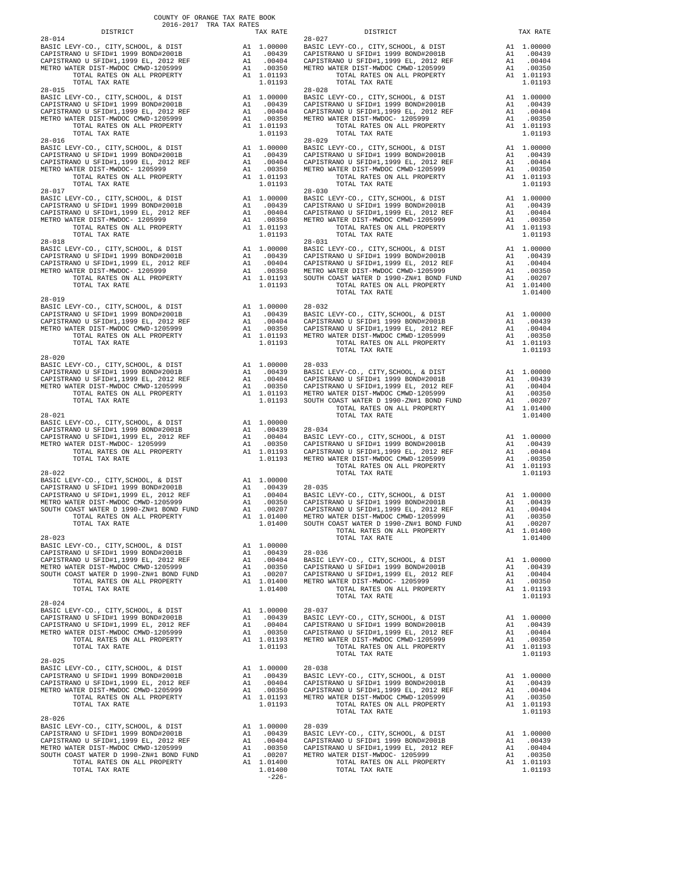COUNTY OF ORANGE TAX RATE BOOK
2016-2017 TRA TAX RATES

| DISTRICT | | TAX RATE |
|---|---|---|
| **28-014** | | |
| BASIC LEVY-CO., CITY,SCHOOL, & DIST | A1 | 1.00000 |
| CAPISTRANO U SFID#1 1999 BOND#2001B | A1 | .00439 |
| CAPISTRANO U SFID#1,1999 EL, 2012 REF | A1 | .00404 |
| METRO WATER DIST-MWDOC CMWD-1205999 | A1 | .00350 |
| TOTAL RATES ON ALL PROPERTY | A1 | 1.01193 |
| TOTAL TAX RATE | | 1.01193 |
| **28-015** | | |
| BASIC LEVY-CO., CITY,SCHOOL, & DIST | A1 | 1.00000 |
| CAPISTRANO U SFID#1 1999 BOND#2001B | A1 | .00439 |
| CAPISTRANO U SFID#1,1999 EL, 2012 REF | A1 | .00404 |
| METRO WATER DIST-MWDOC CMWD-1205999 | A1 | .00350 |
| TOTAL RATES ON ALL PROPERTY | A1 | 1.01193 |
| TOTAL TAX RATE | | 1.01193 |
| **28-016** | | |
| BASIC LEVY-CO., CITY,SCHOOL, & DIST | A1 | 1.00000 |
| CAPISTRANO U SFID#1 1999 BOND#2001B | A1 | .00439 |
| CAPISTRANO U SFID#1,1999 EL, 2012 REF | A1 | .00404 |
| METRO WATER DIST-MWDOC- 1205999 | A1 | .00350 |
| TOTAL RATES ON ALL PROPERTY | A1 | 1.01193 |
| TOTAL TAX RATE | | 1.01193 |
| **28-017** | | |
| BASIC LEVY-CO., CITY,SCHOOL, & DIST | A1 | 1.00000 |
| CAPISTRANO U SFID#1 1999 BOND#2001B | A1 | .00439 |
| CAPISTRANO U SFID#1,1999 EL, 2012 REF | A1 | .00404 |
| METRO WATER DIST-MWDOC- 1205999 | A1 | .00350 |
| TOTAL RATES ON ALL PROPERTY | A1 | 1.01193 |
| TOTAL TAX RATE | | 1.01193 |
| **28-018** | | |
| BASIC LEVY-CO., CITY,SCHOOL, & DIST | A1 | 1.00000 |
| CAPISTRANO U SFID#1 1999 BOND#2001B | A1 | .00439 |
| CAPISTRANO U SFID#1,1999 EL, 2012 REF | A1 | .00404 |
| METRO WATER DIST-MWDOC- 1205999 | A1 | .00350 |
| TOTAL RATES ON ALL PROPERTY | A1 | 1.01193 |
| TOTAL TAX RATE | | 1.01193 |
| **28-019** | | |
| BASIC LEVY-CO., CITY,SCHOOL, & DIST | A1 | 1.00000 |
| CAPISTRANO U SFID#1 1999 BOND#2001B | A1 | .00439 |
| CAPISTRANO U SFID#1,1999 EL, 2012 REF | A1 | .00404 |
| METRO WATER DIST-MWDOC CMWD-1205999 | A1 | .00350 |
| TOTAL RATES ON ALL PROPERTY | A1 | 1.01193 |
| TOTAL TAX RATE | | 1.01193 |
| **28-020** | | |
| BASIC LEVY-CO., CITY,SCHOOL, & DIST | A1 | 1.00000 |
| CAPISTRANO U SFID#1 1999 BOND#2001B | A1 | .00439 |
| CAPISTRANO U SFID#1,1999 EL, 2012 REF | A1 | .00404 |
| METRO WATER DIST-MWDOC CMWD-1205999 | A1 | .00350 |
| TOTAL RATES ON ALL PROPERTY | A1 | 1.01193 |
| TOTAL TAX RATE | | 1.01193 |
| **28-021** | | |
| BASIC LEVY-CO., CITY,SCHOOL, & DIST | A1 | 1.00000 |
| CAPISTRANO U SFID#1 1999 BOND#2001B | A1 | .00439 |
| CAPISTRANO U SFID#1,1999 EL, 2012 REF | A1 | .00404 |
| METRO WATER DIST-MWDOC- 1205999 | A1 | .00350 |
| TOTAL RATES ON ALL PROPERTY | A1 | 1.01193 |
| TOTAL TAX RATE | | 1.01193 |
| **28-022** | | |
| BASIC LEVY-CO., CITY,SCHOOL, & DIST | A1 | 1.00000 |
| CAPISTRANO U SFID#1 1999 BOND#2001B | A1 | .00439 |
| CAPISTRANO U SFID#1,1999 EL, 2012 REF | A1 | .00404 |
| METRO WATER DIST-MWDOC CMWD-1205999 | A1 | .00350 |
| SOUTH COAST WATER D 1990-ZN#1 BOND FUND | A1 | .00207 |
| TOTAL RATES ON ALL PROPERTY | A1 | 1.01400 |
| TOTAL TAX RATE | | 1.01400 |
| **28-023** | | |
| BASIC LEVY-CO., CITY,SCHOOL, & DIST | A1 | 1.00000 |
| CAPISTRANO U SFID#1 1999 BOND#2001B | A1 | .00439 |
| CAPISTRANO U SFID#1,1999 EL, 2012 REF | A1 | .00404 |
| METRO WATER DIST-MWDOC CMWD-1205999 | A1 | .00350 |
| SOUTH COAST WATER D 1990-ZN#1 BOND FUND | A1 | .00207 |
| TOTAL RATES ON ALL PROPERTY | A1 | 1.01400 |
| TOTAL TAX RATE | | 1.01400 |
| **28-024** | | |
| BASIC LEVY-CO., CITY,SCHOOL, & DIST | A1 | 1.00000 |
| CAPISTRANO U SFID#1 1999 BOND#2001B | A1 | .00439 |
| CAPISTRANO U SFID#1,1999 EL, 2012 REF | A1 | .00404 |
| METRO WATER DIST-MWDOC CMWD-1205999 | A1 | .00350 |
| TOTAL RATES ON ALL PROPERTY | A1 | 1.01193 |
| TOTAL TAX RATE | | 1.01193 |
| **28-025** | | |
| BASIC LEVY-CO., CITY,SCHOOL, & DIST | A1 | 1.00000 |
| CAPISTRANO U SFID#1 1999 BOND#2001B | A1 | .00439 |
| CAPISTRANO U SFID#1,1999 EL, 2012 REF | A1 | .00404 |
| METRO WATER DIST-MWDOC CMWD-1205999 | A1 | .00350 |
| TOTAL RATES ON ALL PROPERTY | A1 | 1.01193 |
| TOTAL TAX RATE | | 1.01193 |
| **28-026** | | |
| BASIC LEVY-CO., CITY,SCHOOL, & DIST | A1 | 1.00000 |
| CAPISTRANO U SFID#1 1999 BOND#2001B | A1 | .00439 |
| CAPISTRANO U SFID#1,1999 EL, 2012 REF | A1 | .00404 |
| METRO WATER DIST-MWDOC CMWD-1205999 | A1 | .00350 |
| SOUTH COAST WATER D 1990-ZN#1 BOND FUND | A1 | .00207 |
| TOTAL RATES ON ALL PROPERTY | A1 | 1.01400 |
| TOTAL TAX RATE | | 1.01400 |
| **28-027** | | |
| BASIC LEVY-CO., CITY,SCHOOL, & DIST | A1 | 1.00000 |
| CAPISTRANO U SFID#1 1999 BOND#2001B | A1 | .00439 |
| CAPISTRANO U SFID#1,1999 EL, 2012 REF | A1 | .00404 |
| METRO WATER DIST-MWDOC CMWD-1205999 | A1 | .00350 |
| TOTAL RATES ON ALL PROPERTY | A1 | 1.01193 |
| TOTAL TAX RATE | | 1.01193 |
| **28-028** | | |
| BASIC LEVY-CO., CITY,SCHOOL, & DIST | A1 | 1.00000 |
| CAPISTRANO U SFID#1 1999 BOND#2001B | A1 | .00439 |
| CAPISTRANO U SFID#1,1999 EL, 2012 REF | A1 | .00404 |
| METRO WATER DIST-MWDOC- 1205999 | A1 | .00350 |
| TOTAL RATES ON ALL PROPERTY | A1 | 1.01193 |
| TOTAL TAX RATE | | 1.01193 |
| **28-029** | | |
| BASIC LEVY-CO., CITY,SCHOOL, & DIST | A1 | 1.00000 |
| CAPISTRANO U SFID#1 1999 BOND#2001B | A1 | .00439 |
| CAPISTRANO U SFID#1,1999 EL, 2012 REF | A1 | .00404 |
| METRO WATER DIST-MWDOC CMWD-1205999 | A1 | .00350 |
| TOTAL RATES ON ALL PROPERTY | A1 | 1.01193 |
| TOTAL TAX RATE | | 1.01193 |
| **28-030** | | |
| BASIC LEVY-CO., CITY,SCHOOL, & DIST | A1 | 1.00000 |
| CAPISTRANO U SFID#1 1999 BOND#2001B | A1 | .00439 |
| CAPISTRANO U SFID#1,1999 EL, 2012 REF | A1 | .00404 |
| METRO WATER DIST-MWDOC CMWD-1205999 | A1 | .00350 |
| TOTAL RATES ON ALL PROPERTY | A1 | 1.01193 |
| TOTAL TAX RATE | | 1.01193 |
| **28-031** | | |
| BASIC LEVY-CO., CITY,SCHOOL, & DIST | A1 | 1.00000 |
| CAPISTRANO U SFID#1 1999 BOND#2001B | A1 | .00439 |
| CAPISTRANO U SFID#1,1999 EL, 2012 REF | A1 | .00404 |
| METRO WATER DIST-MWDOC CMWD-1205999 | A1 | .00350 |
| SOUTH COAST WATER D 1990-ZN#1 BOND FUND | A1 | .00207 |
| TOTAL RATES ON ALL PROPERTY | A1 | 1.01400 |
| TOTAL TAX RATE | | 1.01400 |
| **28-032** | | |
| BASIC LEVY-CO., CITY,SCHOOL, & DIST | A1 | 1.00000 |
| CAPISTRANO U SFID#1 1999 BOND#2001B | A1 | .00439 |
| CAPISTRANO U SFID#1,1999 EL, 2012 REF | A1 | .00404 |
| METRO WATER DIST-MWDOC CMWD-1205999 | A1 | .00350 |
| TOTAL RATES ON ALL PROPERTY | A1 | 1.01193 |
| TOTAL TAX RATE | | 1.01193 |
| **28-033** | | |
| BASIC LEVY-CO., CITY,SCHOOL, & DIST | A1 | 1.00000 |
| CAPISTRANO U SFID#1 1999 BOND#2001B | A1 | .00439 |
| CAPISTRANO U SFID#1,1999 EL, 2012 REF | A1 | .00404 |
| METRO WATER DIST-MWDOC CMWD-1205999 | A1 | .00350 |
| SOUTH COAST WATER D 1990-ZN#1 BOND FUND | A1 | .00207 |
| TOTAL RATES ON ALL PROPERTY | A1 | 1.01400 |
| TOTAL TAX RATE | | 1.01400 |
| **28-034** | | |
| BASIC LEVY-CO., CITY,SCHOOL, & DIST | A1 | 1.00000 |
| CAPISTRANO U SFID#1 1999 BOND#2001B | A1 | .00439 |
| CAPISTRANO U SFID#1,1999 EL, 2012 REF | A1 | .00404 |
| METRO WATER DIST-MWDOC CMWD-1205999 | A1 | .00350 |
| TOTAL RATES ON ALL PROPERTY | A1 | 1.01193 |
| TOTAL TAX RATE | | 1.01193 |
| **28-035** | | |
| BASIC LEVY-CO., CITY,SCHOOL, & DIST | A1 | 1.00000 |
| CAPISTRANO U SFID#1 1999 BOND#2001B | A1 | .00439 |
| CAPISTRANO U SFID#1,1999 EL, 2012 REF | A1 | .00404 |
| METRO WATER DIST-MWDOC CMWD-1205999 | A1 | .00350 |
| SOUTH COAST WATER D 1990-ZN#1 BOND FUND | A1 | .00207 |
| TOTAL RATES ON ALL PROPERTY | A1 | 1.01400 |
| TOTAL TAX RATE | | 1.01400 |
| **28-036** | | |
| BASIC LEVY-CO., CITY,SCHOOL, & DIST | A1 | 1.00000 |
| CAPISTRANO U SFID#1 1999 BOND#2001B | A1 | .00439 |
| CAPISTRANO U SFID#1,1999 EL, 2012 REF | A1 | .00404 |
| METRO WATER DIST-MWDOC- 1205999 | A1 | .00350 |
| TOTAL RATES ON ALL PROPERTY | A1 | 1.01193 |
| TOTAL TAX RATE | | 1.01193 |
| **28-037** | | |
| BASIC LEVY-CO., CITY,SCHOOL, & DIST | A1 | 1.00000 |
| CAPISTRANO U SFID#1 1999 BOND#2001B | A1 | .00439 |
| CAPISTRANO U SFID#1,1999 EL, 2012 REF | A1 | .00404 |
| METRO WATER DIST-MWDOC CMWD-1205999 | A1 | .00350 |
| TOTAL RATES ON ALL PROPERTY | A1 | 1.01193 |
| TOTAL TAX RATE | | 1.01193 |
| **28-038** | | |
| BASIC LEVY-CO., CITY,SCHOOL, & DIST | A1 | 1.00000 |
| CAPISTRANO U SFID#1 1999 BOND#2001B | A1 | .00439 |
| CAPISTRANO U SFID#1,1999 EL, 2012 REF | A1 | .00404 |
| METRO WATER DIST-MWDOC CMWD-1205999 | A1 | .00350 |
| TOTAL RATES ON ALL PROPERTY | A1 | 1.01193 |
| TOTAL TAX RATE | | 1.01193 |
| **28-039** | | |
| BASIC LEVY-CO., CITY,SCHOOL, & DIST | A1 | 1.00000 |
| CAPISTRANO U SFID#1 1999 BOND#2001B | A1 | .00439 |
| CAPISTRANO U SFID#1,1999 EL, 2012 REF | A1 | .00404 |
| METRO WATER DIST-MWDOC- 1205999 | A1 | .00350 |
| TOTAL RATES ON ALL PROPERTY | A1 | 1.01193 |
| TOTAL TAX RATE | | 1.01193 |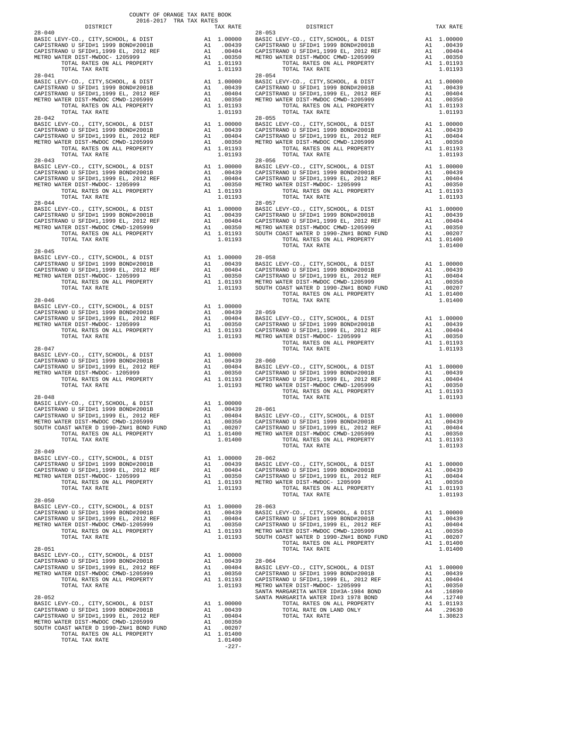COUNTY OF ORANGE TAX RATE BOOK
2016-2017 TRA TAX RATES

| DISTRICT | | TAX RATE |
|---|---|---|
| **28-040** | | |
| BASIC LEVY-CO., CITY,SCHOOL, & DIST | A1 | 1.00000 |
| CAPISTRANO U SFID#1 1999 BOND#2001B | A1 | .00439 |
| CAPISTRANO U SFID#1,1999 EL, 2012 REF | A1 | .00404 |
| METRO WATER DIST-MWDOC- 1205999 | A1 | .00350 |
| TOTAL RATES ON ALL PROPERTY | A1 | 1.01193 |
| TOTAL TAX RATE | | 1.01193 |
| **28-041** | | |
| BASIC LEVY-CO., CITY,SCHOOL, & DIST | A1 | 1.00000 |
| CAPISTRANO U SFID#1 1999 BOND#2001B | A1 | .00439 |
| CAPISTRANO U SFID#1,1999 EL, 2012 REF | A1 | .00404 |
| METRO WATER DIST-MWDOC CMWD-1205999 | A1 | .00350 |
| TOTAL RATES ON ALL PROPERTY | A1 | 1.01193 |
| TOTAL TAX RATE | | 1.01193 |
| **28-042** | | |
| BASIC LEVY-CO., CITY,SCHOOL, & DIST | A1 | 1.00000 |
| CAPISTRANO U SFID#1 1999 BOND#2001B | A1 | .00439 |
| CAPISTRANO U SFID#1,1999 EL, 2012 REF | A1 | .00404 |
| METRO WATER DIST-MWDOC CMWD-1205999 | A1 | .00350 |
| TOTAL RATES ON ALL PROPERTY | A1 | 1.01193 |
| TOTAL TAX RATE | | 1.01193 |
| **28-043** | | |
| BASIC LEVY-CO., CITY,SCHOOL, & DIST | A1 | 1.00000 |
| CAPISTRANO U SFID#1 1999 BOND#2001B | A1 | .00439 |
| CAPISTRANO U SFID#1,1999 EL, 2012 REF | A1 | .00404 |
| METRO WATER DIST-MWDOC- 1205999 | A1 | .00350 |
| TOTAL RATES ON ALL PROPERTY | A1 | 1.01193 |
| TOTAL TAX RATE | | 1.01193 |
| **28-044** | | |
| BASIC LEVY-CO., CITY,SCHOOL, & DIST | A1 | 1.00000 |
| CAPISTRANO U SFID#1 1999 BOND#2001B | A1 | .00439 |
| CAPISTRANO U SFID#1,1999 EL, 2012 REF | A1 | .00404 |
| METRO WATER DIST-MWDOC CMWD-1205999 | A1 | .00350 |
| TOTAL RATES ON ALL PROPERTY | A1 | 1.01193 |
| TOTAL TAX RATE | | 1.01193 |
| **28-045** | | |
| BASIC LEVY-CO., CITY,SCHOOL, & DIST | A1 | 1.00000 |
| CAPISTRANO U SFID#1 1999 BOND#2001B | A1 | .00439 |
| CAPISTRANO U SFID#1,1999 EL, 2012 REF | A1 | .00404 |
| METRO WATER DIST-MWDOC- 1205999 | A1 | .00350 |
| TOTAL RATES ON ALL PROPERTY | A1 | 1.01193 |
| TOTAL TAX RATE | | 1.01193 |
| **28-046** | | |
| BASIC LEVY-CO., CITY,SCHOOL, & DIST | A1 | 1.00000 |
| CAPISTRANO U SFID#1 1999 BOND#2001B | A1 | .00439 |
| CAPISTRANO U SFID#1,1999 EL, 2012 REF | A1 | .00404 |
| METRO WATER DIST-MWDOC- 1205999 | A1 | .00350 |
| TOTAL RATES ON ALL PROPERTY | A1 | 1.01193 |
| TOTAL TAX RATE | | 1.01193 |
| **28-047** | | |
| BASIC LEVY-CO., CITY,SCHOOL, & DIST | A1 | 1.00000 |
| CAPISTRANO U SFID#1 1999 BOND#2001B | A1 | .00439 |
| CAPISTRANO U SFID#1,1999 EL, 2012 REF | A1 | .00404 |
| METRO WATER DIST-MWDOC- 1205999 | A1 | .00350 |
| TOTAL RATES ON ALL PROPERTY | A1 | 1.01193 |
| TOTAL TAX RATE | | 1.01193 |
| **28-048** | | |
| BASIC LEVY-CO., CITY,SCHOOL, & DIST | A1 | 1.00000 |
| CAPISTRANO U SFID#1 1999 BOND#2001B | A1 | .00439 |
| CAPISTRANO U SFID#1,1999 EL, 2012 REF | A1 | .00404 |
| METRO WATER DIST-MWDOC CMWD-1205999 | A1 | .00350 |
| SOUTH COAST WATER D 1990-ZN#1 BOND FUND | A1 | .00207 |
| TOTAL RATES ON ALL PROPERTY | A1 | 1.01400 |
| TOTAL TAX RATE | | 1.01400 |
| **28-049** | | |
| BASIC LEVY-CO., CITY,SCHOOL, & DIST | A1 | 1.00000 |
| CAPISTRANO U SFID#1 1999 BOND#2001B | A1 | .00439 |
| CAPISTRANO U SFID#1,1999 EL, 2012 REF | A1 | .00404 |
| METRO WATER DIST-MWDOC- 1205999 | A1 | .00350 |
| TOTAL RATES ON ALL PROPERTY | A1 | 1.01193 |
| TOTAL TAX RATE | | 1.01193 |
| **28-050** | | |
| BASIC LEVY-CO., CITY,SCHOOL, & DIST | A1 | 1.00000 |
| CAPISTRANO U SFID#1 1999 BOND#2001B | A1 | .00439 |
| CAPISTRANO U SFID#1,1999 EL, 2012 REF | A1 | .00404 |
| METRO WATER DIST-MWDOC CMWD-1205999 | A1 | .00350 |
| TOTAL RATES ON ALL PROPERTY | A1 | 1.01193 |
| TOTAL TAX RATE | | 1.01193 |
| **28-051** | | |
| BASIC LEVY-CO., CITY,SCHOOL, & DIST | A1 | 1.00000 |
| CAPISTRANO U SFID#1 1999 BOND#2001B | A1 | .00439 |
| CAPISTRANO U SFID#1,1999 EL, 2012 REF | A1 | .00404 |
| METRO WATER DIST-MWDOC CMWD-1205999 | A1 | .00350 |
| TOTAL RATES ON ALL PROPERTY | A1 | 1.01193 |
| TOTAL TAX RATE | | 1.01193 |
| **28-052** | | |
| BASIC LEVY-CO., CITY,SCHOOL, & DIST | A1 | 1.00000 |
| CAPISTRANO U SFID#1 1999 BOND#2001B | A1 | .00439 |
| CAPISTRANO U SFID#1,1999 EL, 2012 REF | A1 | .00404 |
| METRO WATER DIST-MWDOC CMWD-1205999 | A1 | .00350 |
| SOUTH COAST WATER D 1990-ZN#1 BOND FUND | A1 | .00207 |
| TOTAL RATES ON ALL PROPERTY | A1 | 1.01400 |
| TOTAL TAX RATE | | 1.01400 |
| **28-053** | | |
| BASIC LEVY-CO., CITY,SCHOOL, & DIST | A1 | 1.00000 |
| CAPISTRANO U SFID#1 1999 BOND#2001B | A1 | .00439 |
| CAPISTRANO U SFID#1,1999 EL, 2012 REF | A1 | .00404 |
| METRO WATER DIST-MWDOC- 1205999 | A1 | .00350 |
| TOTAL RATES ON ALL PROPERTY | A1 | 1.01193 |
| TOTAL TAX RATE | | 1.01193 |
| **28-054** | | |
| BASIC LEVY-CO., CITY,SCHOOL, & DIST | A1 | 1.00000 |
| CAPISTRANO U SFID#1 1999 BOND#2001B | A1 | .00439 |
| CAPISTRANO U SFID#1,1999 EL, 2012 REF | A1 | .00404 |
| METRO WATER DIST-MWDOC CMWD-1205999 | A1 | .00350 |
| TOTAL RATES ON ALL PROPERTY | A1 | 1.01193 |
| TOTAL TAX RATE | | 1.01193 |
| **28-055** | | |
| BASIC LEVY-CO., CITY,SCHOOL, & DIST | A1 | 1.00000 |
| CAPISTRANO U SFID#1 1999 BOND#2001B | A1 | .00439 |
| CAPISTRANO U SFID#1,1999 EL, 2012 REF | A1 | .00404 |
| METRO WATER DIST-MWDOC CMWD-1205999 | A1 | .00350 |
| TOTAL RATES ON ALL PROPERTY | A1 | 1.01193 |
| TOTAL TAX RATE | | 1.01193 |
| **28-056** | | |
| BASIC LEVY-CO., CITY,SCHOOL, & DIST | A1 | 1.00000 |
| CAPISTRANO U SFID#1 1999 BOND#2001B | A1 | .00439 |
| CAPISTRANO U SFID#1,1999 EL, 2012 REF | A1 | .00404 |
| METRO WATER DIST-MWDOC- 1205999 | A1 | .00350 |
| TOTAL RATES ON ALL PROPERTY | A1 | 1.01193 |
| TOTAL TAX RATE | | 1.01193 |
| **28-057** | | |
| BASIC LEVY-CO., CITY,SCHOOL, & DIST | A1 | 1.00000 |
| CAPISTRANO U SFID#1 1999 BOND#2001B | A1 | .00439 |
| CAPISTRANO U SFID#1,1999 EL, 2012 REF | A1 | .00404 |
| METRO WATER DIST-MWDOC CMWD-1205999 | A1 | .00350 |
| SOUTH COAST WATER D 1990-ZN#1 BOND FUND | A1 | .00207 |
| TOTAL RATES ON ALL PROPERTY | A1 | 1.01400 |
| TOTAL TAX RATE | | 1.01400 |
| **28-058** | | |
| BASIC LEVY-CO., CITY,SCHOOL, & DIST | A1 | 1.00000 |
| CAPISTRANO U SFID#1 1999 BOND#2001B | A1 | .00439 |
| CAPISTRANO U SFID#1,1999 EL, 2012 REF | A1 | .00404 |
| METRO WATER DIST-MWDOC CMWD-1205999 | A1 | .00350 |
| SOUTH COAST WATER D 1990-ZN#1 BOND FUND | A1 | .00207 |
| TOTAL RATES ON ALL PROPERTY | A1 | 1.01400 |
| TOTAL TAX RATE | | 1.01400 |
| **28-059** | | |
| BASIC LEVY-CO., CITY,SCHOOL, & DIST | A1 | 1.00000 |
| CAPISTRANO U SFID#1 1999 BOND#2001B | A1 | .00439 |
| CAPISTRANO U SFID#1,1999 EL, 2012 REF | A1 | .00404 |
| METRO WATER DIST-MWDOC- 1205999 | A1 | .00350 |
| TOTAL RATES ON ALL PROPERTY | A1 | 1.01193 |
| TOTAL TAX RATE | | 1.01193 |
| **28-060** | | |
| BASIC LEVY-CO., CITY,SCHOOL, & DIST | A1 | 1.00000 |
| CAPISTRANO U SFID#1 1999 BOND#2001B | A1 | .00439 |
| CAPISTRANO U SFID#1,1999 EL, 2012 REF | A1 | .00404 |
| METRO WATER DIST-MWDOC CMWD-1205999 | A1 | .00350 |
| TOTAL RATES ON ALL PROPERTY | A1 | 1.01193 |
| TOTAL TAX RATE | | 1.01193 |
| **28-061** | | |
| BASIC LEVY-CO., CITY,SCHOOL, & DIST | A1 | 1.00000 |
| CAPISTRANO U SFID#1 1999 BOND#2001B | A1 | .00439 |
| CAPISTRANO U SFID#1,1999 EL, 2012 REF | A1 | .00404 |
| METRO WATER DIST-MWDOC CMWD-1205999 | A1 | .00350 |
| TOTAL RATES ON ALL PROPERTY | A1 | 1.01193 |
| TOTAL TAX RATE | | 1.01193 |
| **28-062** | | |
| BASIC LEVY-CO., CITY,SCHOOL, & DIST | A1 | 1.00000 |
| CAPISTRANO U SFID#1 1999 BOND#2001B | A1 | .00439 |
| CAPISTRANO U SFID#1,1999 EL, 2012 REF | A1 | .00404 |
| METRO WATER DIST-MWDOC- 1205999 | A1 | .00350 |
| TOTAL RATES ON ALL PROPERTY | A1 | 1.01193 |
| TOTAL TAX RATE | | 1.01193 |
| **28-063** | | |
| BASIC LEVY-CO., CITY,SCHOOL, & DIST | A1 | 1.00000 |
| CAPISTRANO U SFID#1 1999 BOND#2001B | A1 | .00439 |
| CAPISTRANO U SFID#1,1999 EL, 2012 REF | A1 | .00404 |
| METRO WATER DIST-MWDOC CMWD-1205999 | A1 | .00350 |
| SOUTH COAST WATER D 1990-ZN#1 BOND FUND | A1 | .00207 |
| TOTAL RATES ON ALL PROPERTY | A1 | 1.01400 |
| TOTAL TAX RATE | | 1.01400 |
| **28-064** | | |
| BASIC LEVY-CO., CITY,SCHOOL, & DIST | A1 | 1.00000 |
| CAPISTRANO U SFID#1 1999 BOND#2001B | A1 | .00439 |
| CAPISTRANO U SFID#1,1999 EL, 2012 REF | A1 | .00404 |
| METRO WATER DIST-MWDOC- 1205999 | A1 | .00350 |
| SANTA MARGARITA WATER ID#3A-1984 BOND | A4 | .16890 |
| SANTA MARGARITA WATER ID#3 1978 BOND | A4 | .12740 |
| TOTAL RATES ON ALL PROPERTY | A1 | 1.01193 |
| TOTAL RATE ON LAND ONLY | A4 | .29630 |
| TOTAL TAX RATE | | 1.30823 |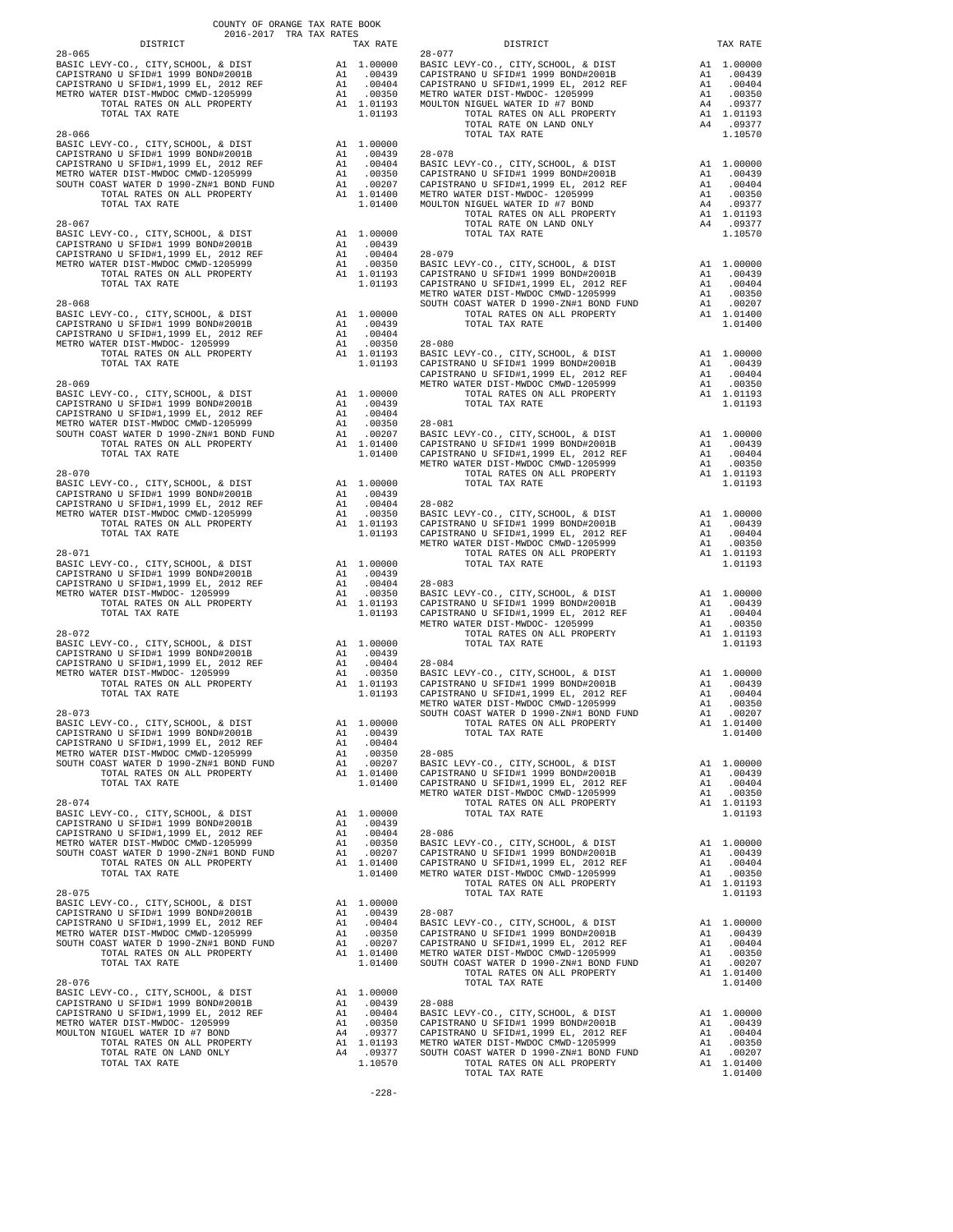COUNTY OF ORANGE TAX RATE BOOK
2016-2017 TRA TAX RATES

| DISTRICT | | TAX RATE |
|---|---|---|
| **28-065** | | |
| BASIC LEVY-CO., CITY,SCHOOL, & DIST | A1 | 1.00000 |
| CAPISTRANO U SFID#1 1999 BOND#2001B | A1 | .00439 |
| CAPISTRANO U SFID#1,1999 EL, 2012 REF | A1 | .00404 |
| METRO WATER DIST-MWDOC CMWD-1205999 | A1 | .00350 |
| TOTAL RATES ON ALL PROPERTY | A1 | 1.01193 |
| TOTAL TAX RATE | | 1.01193 |
| **28-066** | | |
| BASIC LEVY-CO., CITY,SCHOOL, & DIST | A1 | 1.00000 |
| CAPISTRANO U SFID#1 1999 BOND#2001B | A1 | .00439 |
| CAPISTRANO U SFID#1,1999 EL, 2012 REF | A1 | .00404 |
| METRO WATER DIST-MWDOC CMWD-1205999 | A1 | .00350 |
| SOUTH COAST WATER D 1990-ZN#1 BOND FUND | A1 | .00207 |
| TOTAL RATES ON ALL PROPERTY | A1 | 1.01400 |
| TOTAL TAX RATE | | 1.01400 |
| **28-067** | | |
| BASIC LEVY-CO., CITY,SCHOOL, & DIST | A1 | 1.00000 |
| CAPISTRANO U SFID#1 1999 BOND#2001B | A1 | .00439 |
| CAPISTRANO U SFID#1,1999 EL, 2012 REF | A1 | .00404 |
| METRO WATER DIST-MWDOC CMWD-1205999 | A1 | .00350 |
| TOTAL RATES ON ALL PROPERTY | A1 | 1.01193 |
| TOTAL TAX RATE | | 1.01193 |
| **28-068** | | |
| BASIC LEVY-CO., CITY,SCHOOL, & DIST | A1 | 1.00000 |
| CAPISTRANO U SFID#1 1999 BOND#2001B | A1 | .00439 |
| CAPISTRANO U SFID#1,1999 EL, 2012 REF | A1 | .00404 |
| METRO WATER DIST-MWDOC- 1205999 | A1 | .00350 |
| TOTAL RATES ON ALL PROPERTY | A1 | 1.01193 |
| TOTAL TAX RATE | | 1.01193 |
| **28-069** | | |
| BASIC LEVY-CO., CITY,SCHOOL, & DIST | A1 | 1.00000 |
| CAPISTRANO U SFID#1 1999 BOND#2001B | A1 | .00439 |
| CAPISTRANO U SFID#1,1999 EL, 2012 REF | A1 | .00404 |
| METRO WATER DIST-MWDOC CMWD-1205999 | A1 | .00350 |
| SOUTH COAST WATER D 1990-ZN#1 BOND FUND | A1 | .00207 |
| TOTAL RATES ON ALL PROPERTY | A1 | 1.01400 |
| TOTAL TAX RATE | | 1.01400 |
| **28-070** | | |
| BASIC LEVY-CO., CITY,SCHOOL, & DIST | A1 | 1.00000 |
| CAPISTRANO U SFID#1 1999 BOND#2001B | A1 | .00439 |
| CAPISTRANO U SFID#1,1999 EL, 2012 REF | A1 | .00404 |
| METRO WATER DIST-MWDOC CMWD-1205999 | A1 | .00350 |
| TOTAL RATES ON ALL PROPERTY | A1 | 1.01193 |
| TOTAL TAX RATE | | 1.01193 |
| **28-071** | | |
| BASIC LEVY-CO., CITY,SCHOOL, & DIST | A1 | 1.00000 |
| CAPISTRANO U SFID#1 1999 BOND#2001B | A1 | .00439 |
| CAPISTRANO U SFID#1,1999 EL, 2012 REF | A1 | .00404 |
| METRO WATER DIST-MWDOC- 1205999 | A1 | .00350 |
| TOTAL RATES ON ALL PROPERTY | A1 | 1.01193 |
| TOTAL TAX RATE | | 1.01193 |
| **28-072** | | |
| BASIC LEVY-CO., CITY,SCHOOL, & DIST | A1 | 1.00000 |
| CAPISTRANO U SFID#1 1999 BOND#2001B | A1 | .00439 |
| CAPISTRANO U SFID#1,1999 EL, 2012 REF | A1 | .00404 |
| METRO WATER DIST-MWDOC- 1205999 | A1 | .00350 |
| TOTAL RATES ON ALL PROPERTY | A1 | 1.01193 |
| TOTAL TAX RATE | | 1.01193 |
| **28-073** | | |
| BASIC LEVY-CO., CITY,SCHOOL, & DIST | A1 | 1.00000 |
| CAPISTRANO U SFID#1 1999 BOND#2001B | A1 | .00439 |
| CAPISTRANO U SFID#1,1999 EL, 2012 REF | A1 | .00404 |
| METRO WATER DIST-MWDOC CMWD-1205999 | A1 | .00350 |
| SOUTH COAST WATER D 1990-ZN#1 BOND FUND | A1 | .00207 |
| TOTAL RATES ON ALL PROPERTY | A1 | 1.01400 |
| TOTAL TAX RATE | | 1.01400 |
| **28-074** | | |
| BASIC LEVY-CO., CITY,SCHOOL, & DIST | A1 | 1.00000 |
| CAPISTRANO U SFID#1 1999 BOND#2001B | A1 | .00439 |
| CAPISTRANO U SFID#1,1999 EL, 2012 REF | A1 | .00404 |
| METRO WATER DIST-MWDOC CMWD-1205999 | A1 | .00350 |
| SOUTH COAST WATER D 1990-ZN#1 BOND FUND | A1 | .00207 |
| TOTAL RATES ON ALL PROPERTY | A1 | 1.01400 |
| TOTAL TAX RATE | | 1.01400 |
| **28-075** | | |
| BASIC LEVY-CO., CITY,SCHOOL, & DIST | A1 | 1.00000 |
| CAPISTRANO U SFID#1 1999 BOND#2001B | A1 | .00439 |
| CAPISTRANO U SFID#1,1999 EL, 2012 REF | A1 | .00404 |
| METRO WATER DIST-MWDOC CMWD-1205999 | A1 | .00350 |
| SOUTH COAST WATER D 1990-ZN#1 BOND FUND | A1 | .00207 |
| TOTAL RATES ON ALL PROPERTY | A1 | 1.01400 |
| TOTAL TAX RATE | | 1.01400 |
| **28-076** | | |
| BASIC LEVY-CO., CITY,SCHOOL, & DIST | A1 | 1.00000 |
| CAPISTRANO U SFID#1 1999 BOND#2001B | A1 | .00439 |
| CAPISTRANO U SFID#1,1999 EL, 2012 REF | A1 | .00404 |
| METRO WATER DIST-MWDOC- 1205999 | A1 | .00350 |
| MOULTON NIGUEL WATER ID #7 BOND | A4 | .09377 |
| TOTAL RATES ON ALL PROPERTY | A1 | 1.01193 |
| TOTAL RATE ON LAND ONLY | A4 | .09377 |
| TOTAL TAX RATE | | 1.10570 |
| **28-077** | | |
| BASIC LEVY-CO., CITY,SCHOOL, & DIST | A1 | 1.00000 |
| CAPISTRANO U SFID#1 1999 BOND#2001B | A1 | .00439 |
| CAPISTRANO U SFID#1,1999 EL, 2012 REF | A1 | .00404 |
| METRO WATER DIST-MWDOC- 1205999 | A1 | .00350 |
| MOULTON NIGUEL WATER ID #7 BOND | A4 | .09377 |
| TOTAL RATES ON ALL PROPERTY | A1 | 1.01193 |
| TOTAL RATE ON LAND ONLY | A4 | .09377 |
| TOTAL TAX RATE | | 1.10570 |
| **28-078** | | |
| BASIC LEVY-CO., CITY,SCHOOL, & DIST | A1 | 1.00000 |
| CAPISTRANO U SFID#1 1999 BOND#2001B | A1 | .00439 |
| CAPISTRANO U SFID#1,1999 EL, 2012 REF | A1 | .00404 |
| METRO WATER DIST-MWDOC- 1205999 | A1 | .00350 |
| MOULTON NIGUEL WATER ID #7 BOND | A4 | .09377 |
| TOTAL RATES ON ALL PROPERTY | A1 | 1.01193 |
| TOTAL RATE ON LAND ONLY | A4 | .09377 |
| TOTAL TAX RATE | | 1.10570 |
| **28-079** | | |
| BASIC LEVY-CO., CITY,SCHOOL, & DIST | A1 | 1.00000 |
| CAPISTRANO U SFID#1 1999 BOND#2001B | A1 | .00439 |
| CAPISTRANO U SFID#1,1999 EL, 2012 REF | A1 | .00404 |
| METRO WATER DIST-MWDOC CMWD-1205999 | A1 | .00350 |
| SOUTH COAST WATER D 1990-ZN#1 BOND FUND | A1 | .00207 |
| TOTAL RATES ON ALL PROPERTY | A1 | 1.01400 |
| TOTAL TAX RATE | | 1.01400 |
| **28-080** | | |
| BASIC LEVY-CO., CITY,SCHOOL, & DIST | A1 | 1.00000 |
| CAPISTRANO U SFID#1 1999 BOND#2001B | A1 | .00439 |
| CAPISTRANO U SFID#1,1999 EL, 2012 REF | A1 | .00404 |
| METRO WATER DIST-MWDOC CMWD-1205999 | A1 | .00350 |
| TOTAL RATES ON ALL PROPERTY | A1 | 1.01193 |
| TOTAL TAX RATE | | 1.01193 |
| **28-081** | | |
| BASIC LEVY-CO., CITY,SCHOOL, & DIST | A1 | 1.00000 |
| CAPISTRANO U SFID#1 1999 BOND#2001B | A1 | .00439 |
| CAPISTRANO U SFID#1,1999 EL, 2012 REF | A1 | .00404 |
| METRO WATER DIST-MWDOC CMWD-1205999 | A1 | .00350 |
| TOTAL RATES ON ALL PROPERTY | A1 | 1.01193 |
| TOTAL TAX RATE | | 1.01193 |
| **28-082** | | |
| BASIC LEVY-CO., CITY,SCHOOL, & DIST | A1 | 1.00000 |
| CAPISTRANO U SFID#1 1999 BOND#2001B | A1 | .00439 |
| CAPISTRANO U SFID#1,1999 EL, 2012 REF | A1 | .00404 |
| METRO WATER DIST-MWDOC CMWD-1205999 | A1 | .00350 |
| TOTAL RATES ON ALL PROPERTY | A1 | 1.01193 |
| TOTAL TAX RATE | | 1.01193 |
| **28-083** | | |
| BASIC LEVY-CO., CITY,SCHOOL, & DIST | A1 | 1.00000 |
| CAPISTRANO U SFID#1 1999 BOND#2001B | A1 | .00439 |
| CAPISTRANO U SFID#1,1999 EL, 2012 REF | A1 | .00404 |
| METRO WATER DIST-MWDOC- 1205999 | A1 | .00350 |
| TOTAL RATES ON ALL PROPERTY | A1 | 1.01193 |
| TOTAL TAX RATE | | 1.01193 |
| **28-084** | | |
| BASIC LEVY-CO., CITY,SCHOOL, & DIST | A1 | 1.00000 |
| CAPISTRANO U SFID#1 1999 BOND#2001B | A1 | .00439 |
| CAPISTRANO U SFID#1,1999 EL, 2012 REF | A1 | .00404 |
| METRO WATER DIST-MWDOC CMWD-1205999 | A1 | .00350 |
| SOUTH COAST WATER D 1990-ZN#1 BOND FUND | A1 | .00207 |
| TOTAL RATES ON ALL PROPERTY | A1 | 1.01400 |
| TOTAL TAX RATE | | 1.01400 |
| **28-085** | | |
| BASIC LEVY-CO., CITY,SCHOOL, & DIST | A1 | 1.00000 |
| CAPISTRANO U SFID#1 1999 BOND#2001B | A1 | .00439 |
| CAPISTRANO U SFID#1,1999 EL, 2012 REF | A1 | .00404 |
| METRO WATER DIST-MWDOC CMWD-1205999 | A1 | .00350 |
| TOTAL RATES ON ALL PROPERTY | A1 | 1.01193 |
| TOTAL TAX RATE | | 1.01193 |
| **28-086** | | |
| BASIC LEVY-CO., CITY,SCHOOL, & DIST | A1 | 1.00000 |
| CAPISTRANO U SFID#1 1999 BOND#2001B | A1 | .00439 |
| CAPISTRANO U SFID#1,1999 EL, 2012 REF | A1 | .00404 |
| METRO WATER DIST-MWDOC CMWD-1205999 | A1 | .00350 |
| TOTAL RATES ON ALL PROPERTY | A1 | 1.01193 |
| TOTAL TAX RATE | | 1.01193 |
| **28-087** | | |
| BASIC LEVY-CO., CITY,SCHOOL, & DIST | A1 | 1.00000 |
| CAPISTRANO U SFID#1 1999 BOND#2001B | A1 | .00439 |
| CAPISTRANO U SFID#1,1999 EL, 2012 REF | A1 | .00404 |
| METRO WATER DIST-MWDOC CMWD-1205999 | A1 | .00350 |
| SOUTH COAST WATER D 1990-ZN#1 BOND FUND | A1 | .00207 |
| TOTAL RATES ON ALL PROPERTY | A1 | 1.01400 |
| TOTAL TAX RATE | | 1.01400 |
| **28-088** | | |
| BASIC LEVY-CO., CITY,SCHOOL, & DIST | A1 | 1.00000 |
| CAPISTRANO U SFID#1 1999 BOND#2001B | A1 | .00439 |
| CAPISTRANO U SFID#1,1999 EL, 2012 REF | A1 | .00404 |
| METRO WATER DIST-MWDOC CMWD-1205999 | A1 | .00350 |
| SOUTH COAST WATER D 1990-ZN#1 BOND FUND | A1 | .00207 |
| TOTAL RATES ON ALL PROPERTY | A1 | 1.01400 |
| TOTAL TAX RATE | | 1.01400 |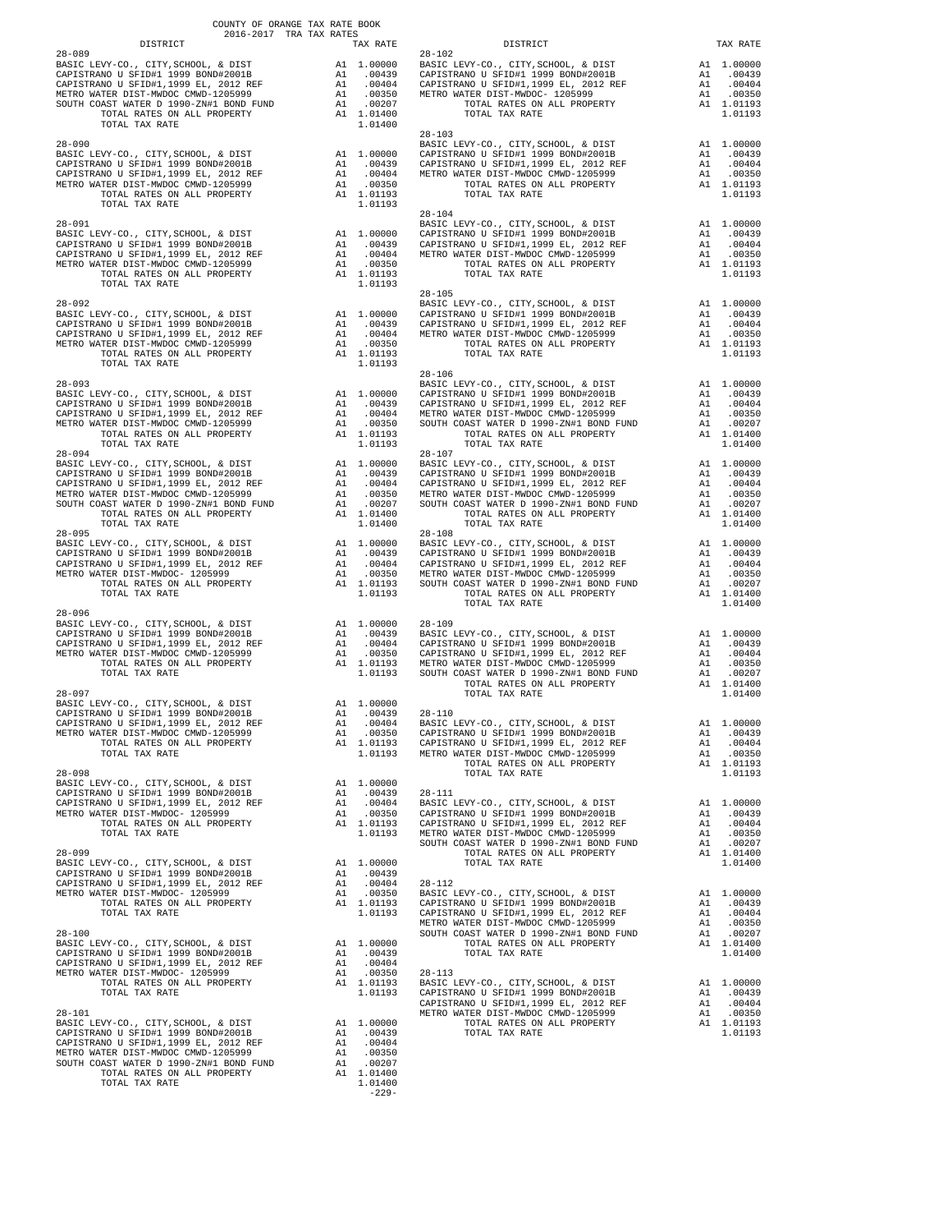COUNTY OF ORANGE TAX RATE BOOK
2016-2017 TRA TAX RATES

| DISTRICT | | TAX RATE |
|---|---|---|
| **28-089** | | |
| BASIC LEVY-CO., CITY,SCHOOL, & DIST | A1 | 1.00000 |
| CAPISTRANO U SFID#1 1999 BOND#2001B | A1 | .00439 |
| CAPISTRANO U SFID#1,1999 EL, 2012 REF | A1 | .00404 |
| METRO WATER DIST-MWDOC CMWD-1205999 | A1 | .00350 |
| SOUTH COAST WATER D 1990-ZN#1 BOND FUND | A1 | .00207 |
| TOTAL RATES ON ALL PROPERTY | A1 | 1.01400 |
| TOTAL TAX RATE | | 1.01400 |
| **28-090** | | |
| BASIC LEVY-CO., CITY,SCHOOL, & DIST | A1 | 1.00000 |
| CAPISTRANO U SFID#1 1999 BOND#2001B | A1 | .00439 |
| CAPISTRANO U SFID#1,1999 EL, 2012 REF | A1 | .00404 |
| METRO WATER DIST-MWDOC CMWD-1205999 | A1 | .00350 |
| TOTAL RATES ON ALL PROPERTY | A1 | 1.01193 |
| TOTAL TAX RATE | | 1.01193 |
| **28-091** | | |
| BASIC LEVY-CO., CITY,SCHOOL, & DIST | A1 | 1.00000 |
| CAPISTRANO U SFID#1 1999 BOND#2001B | A1 | .00439 |
| CAPISTRANO U SFID#1,1999 EL, 2012 REF | A1 | .00404 |
| METRO WATER DIST-MWDOC CMWD-1205999 | A1 | .00350 |
| TOTAL RATES ON ALL PROPERTY | A1 | 1.01193 |
| TOTAL TAX RATE | | 1.01193 |
| **28-092** | | |
| BASIC LEVY-CO., CITY,SCHOOL, & DIST | A1 | 1.00000 |
| CAPISTRANO U SFID#1 1999 BOND#2001B | A1 | .00439 |
| CAPISTRANO U SFID#1,1999 EL, 2012 REF | A1 | .00404 |
| METRO WATER DIST-MWDOC CMWD-1205999 | A1 | .00350 |
| TOTAL RATES ON ALL PROPERTY | A1 | 1.01193 |
| TOTAL TAX RATE | | 1.01193 |
| **28-093** | | |
| BASIC LEVY-CO., CITY,SCHOOL, & DIST | A1 | 1.00000 |
| CAPISTRANO U SFID#1 1999 BOND#2001B | A1 | .00439 |
| CAPISTRANO U SFID#1,1999 EL, 2012 REF | A1 | .00404 |
| METRO WATER DIST-MWDOC CMWD-1205999 | A1 | .00350 |
| TOTAL RATES ON ALL PROPERTY | A1 | 1.01193 |
| TOTAL TAX RATE | | 1.01193 |
| **28-094** | | |
| BASIC LEVY-CO., CITY,SCHOOL, & DIST | A1 | 1.00000 |
| CAPISTRANO U SFID#1 1999 BOND#2001B | A1 | .00439 |
| CAPISTRANO U SFID#1,1999 EL, 2012 REF | A1 | .00404 |
| METRO WATER DIST-MWDOC CMWD-1205999 | A1 | .00350 |
| SOUTH COAST WATER D 1990-ZN#1 BOND FUND | A1 | .00207 |
| TOTAL RATES ON ALL PROPERTY | A1 | 1.01400 |
| TOTAL TAX RATE | | 1.01400 |
| **28-095** | | |
| BASIC LEVY-CO., CITY,SCHOOL, & DIST | A1 | 1.00000 |
| CAPISTRANO U SFID#1 1999 BOND#2001B | A1 | .00439 |
| CAPISTRANO U SFID#1,1999 EL, 2012 REF | A1 | .00404 |
| METRO WATER DIST-MWDOC- 1205999 | A1 | .00350 |
| TOTAL RATES ON ALL PROPERTY | A1 | 1.01193 |
| TOTAL TAX RATE | | 1.01193 |
| **28-096** | | |
| BASIC LEVY-CO., CITY,SCHOOL, & DIST | A1 | 1.00000 |
| CAPISTRANO U SFID#1 1999 BOND#2001B | A1 | .00439 |
| CAPISTRANO U SFID#1,1999 EL, 2012 REF | A1 | .00404 |
| METRO WATER DIST-MWDOC CMWD-1205999 | A1 | .00350 |
| TOTAL RATES ON ALL PROPERTY | A1 | 1.01193 |
| TOTAL TAX RATE | | 1.01193 |
| **28-097** | | |
| BASIC LEVY-CO., CITY,SCHOOL, & DIST | A1 | 1.00000 |
| CAPISTRANO U SFID#1 1999 BOND#2001B | A1 | .00439 |
| CAPISTRANO U SFID#1,1999 EL, 2012 REF | A1 | .00404 |
| METRO WATER DIST-MWDOC CMWD-1205999 | A1 | .00350 |
| TOTAL RATES ON ALL PROPERTY | A1 | 1.01193 |
| TOTAL TAX RATE | | 1.01193 |
| **28-098** | | |
| BASIC LEVY-CO., CITY,SCHOOL, & DIST | A1 | 1.00000 |
| CAPISTRANO U SFID#1 1999 BOND#2001B | A1 | .00439 |
| CAPISTRANO U SFID#1,1999 EL, 2012 REF | A1 | .00404 |
| METRO WATER DIST-MWDOC- 1205999 | A1 | .00350 |
| TOTAL RATES ON ALL PROPERTY | A1 | 1.01193 |
| TOTAL TAX RATE | | 1.01193 |
| **28-099** | | |
| BASIC LEVY-CO., CITY,SCHOOL, & DIST | A1 | 1.00000 |
| CAPISTRANO U SFID#1 1999 BOND#2001B | A1 | .00439 |
| CAPISTRANO U SFID#1,1999 EL, 2012 REF | A1 | .00404 |
| METRO WATER DIST-MWDOC- 1205999 | A1 | .00350 |
| TOTAL RATES ON ALL PROPERTY | A1 | 1.01193 |
| TOTAL TAX RATE | | 1.01193 |
| **28-100** | | |
| BASIC LEVY-CO., CITY,SCHOOL, & DIST | A1 | 1.00000 |
| CAPISTRANO U SFID#1 1999 BOND#2001B | A1 | .00439 |
| CAPISTRANO U SFID#1,1999 EL, 2012 REF | A1 | .00404 |
| METRO WATER DIST-MWDOC- 1205999 | A1 | .00350 |
| TOTAL RATES ON ALL PROPERTY | A1 | 1.01193 |
| TOTAL TAX RATE | | 1.01193 |
| **28-101** | | |
| BASIC LEVY-CO., CITY,SCHOOL, & DIST | A1 | 1.00000 |
| CAPISTRANO U SFID#1 1999 BOND#2001B | A1 | .00439 |
| CAPISTRANO U SFID#1,1999 EL, 2012 REF | A1 | .00404 |
| METRO WATER DIST-MWDOC CMWD-1205999 | A1 | .00350 |
| SOUTH COAST WATER D 1990-ZN#1 BOND FUND | A1 | .00207 |
| TOTAL RATES ON ALL PROPERTY | A1 | 1.01400 |
| TOTAL TAX RATE | | 1.01400 |
| **28-102** | | |
| BASIC LEVY-CO., CITY,SCHOOL, & DIST | A1 | 1.00000 |
| CAPISTRANO U SFID#1 1999 BOND#2001B | A1 | .00439 |
| CAPISTRANO U SFID#1,1999 EL, 2012 REF | A1 | .00404 |
| METRO WATER DIST-MWDOC- 1205999 | A1 | .00350 |
| TOTAL RATES ON ALL PROPERTY | A1 | 1.01193 |
| TOTAL TAX RATE | | 1.01193 |
| **28-103** | | |
| BASIC LEVY-CO., CITY,SCHOOL, & DIST | A1 | 1.00000 |
| CAPISTRANO U SFID#1 1999 BOND#2001B | A1 | .00439 |
| CAPISTRANO U SFID#1,1999 EL, 2012 REF | A1 | .00404 |
| METRO WATER DIST-MWDOC CMWD-1205999 | A1 | .00350 |
| TOTAL RATES ON ALL PROPERTY | A1 | 1.01193 |
| TOTAL TAX RATE | | 1.01193 |
| **28-104** | | |
| BASIC LEVY-CO., CITY,SCHOOL, & DIST | A1 | 1.00000 |
| CAPISTRANO U SFID#1 1999 BOND#2001B | A1 | .00439 |
| CAPISTRANO U SFID#1,1999 EL, 2012 REF | A1 | .00404 |
| METRO WATER DIST-MWDOC CMWD-1205999 | A1 | .00350 |
| TOTAL RATES ON ALL PROPERTY | A1 | 1.01193 |
| TOTAL TAX RATE | | 1.01193 |
| **28-105** | | |
| BASIC LEVY-CO., CITY,SCHOOL, & DIST | A1 | 1.00000 |
| CAPISTRANO U SFID#1 1999 BOND#2001B | A1 | .00439 |
| CAPISTRANO U SFID#1,1999 EL, 2012 REF | A1 | .00404 |
| METRO WATER DIST-MWDOC CMWD-1205999 | A1 | .00350 |
| TOTAL RATES ON ALL PROPERTY | A1 | 1.01193 |
| TOTAL TAX RATE | | 1.01193 |
| **28-106** | | |
| BASIC LEVY-CO., CITY,SCHOOL, & DIST | A1 | 1.00000 |
| CAPISTRANO U SFID#1 1999 BOND#2001B | A1 | .00439 |
| CAPISTRANO U SFID#1,1999 EL, 2012 REF | A1 | .00404 |
| METRO WATER DIST-MWDOC CMWD-1205999 | A1 | .00350 |
| SOUTH COAST WATER D 1990-ZN#1 BOND FUND | A1 | .00207 |
| TOTAL RATES ON ALL PROPERTY | A1 | 1.01400 |
| TOTAL TAX RATE | | 1.01400 |
| **28-107** | | |
| BASIC LEVY-CO., CITY,SCHOOL, & DIST | A1 | 1.00000 |
| CAPISTRANO U SFID#1 1999 BOND#2001B | A1 | .00439 |
| CAPISTRANO U SFID#1,1999 EL, 2012 REF | A1 | .00404 |
| METRO WATER DIST-MWDOC CMWD-1205999 | A1 | .00350 |
| SOUTH COAST WATER D 1990-ZN#1 BOND FUND | A1 | .00207 |
| TOTAL RATES ON ALL PROPERTY | A1 | 1.01400 |
| TOTAL TAX RATE | | 1.01400 |
| **28-108** | | |
| BASIC LEVY-CO., CITY,SCHOOL, & DIST | A1 | 1.00000 |
| CAPISTRANO U SFID#1 1999 BOND#2001B | A1 | .00439 |
| CAPISTRANO U SFID#1,1999 EL, 2012 REF | A1 | .00404 |
| METRO WATER DIST-MWDOC CMWD-1205999 | A1 | .00350 |
| SOUTH COAST WATER D 1990-ZN#1 BOND FUND | A1 | .00207 |
| TOTAL RATES ON ALL PROPERTY | A1 | 1.01400 |
| TOTAL TAX RATE | | 1.01400 |
| **28-109** | | |
| BASIC LEVY-CO., CITY,SCHOOL, & DIST | A1 | 1.00000 |
| CAPISTRANO U SFID#1 1999 BOND#2001B | A1 | .00439 |
| CAPISTRANO U SFID#1,1999 EL, 2012 REF | A1 | .00404 |
| METRO WATER DIST-MWDOC CMWD-1205999 | A1 | .00350 |
| SOUTH COAST WATER D 1990-ZN#1 BOND FUND | A1 | .00207 |
| TOTAL RATES ON ALL PROPERTY | A1 | 1.01400 |
| TOTAL TAX RATE | | 1.01400 |
| **28-110** | | |
| BASIC LEVY-CO., CITY,SCHOOL, & DIST | A1 | 1.00000 |
| CAPISTRANO U SFID#1 1999 BOND#2001B | A1 | .00439 |
| CAPISTRANO U SFID#1,1999 EL, 2012 REF | A1 | .00404 |
| METRO WATER DIST-MWDOC CMWD-1205999 | A1 | .00350 |
| TOTAL RATES ON ALL PROPERTY | A1 | 1.01193 |
| TOTAL TAX RATE | | 1.01193 |
| **28-111** | | |
| BASIC LEVY-CO., CITY,SCHOOL, & DIST | A1 | 1.00000 |
| CAPISTRANO U SFID#1 1999 BOND#2001B | A1 | .00439 |
| CAPISTRANO U SFID#1,1999 EL, 2012 REF | A1 | .00404 |
| METRO WATER DIST-MWDOC CMWD-1205999 | A1 | .00350 |
| SOUTH COAST WATER D 1990-ZN#1 BOND FUND | A1 | .00207 |
| TOTAL RATES ON ALL PROPERTY | A1 | 1.01400 |
| TOTAL TAX RATE | | 1.01400 |
| **28-112** | | |
| BASIC LEVY-CO., CITY,SCHOOL, & DIST | A1 | 1.00000 |
| CAPISTRANO U SFID#1 1999 BOND#2001B | A1 | .00439 |
| CAPISTRANO U SFID#1,1999 EL, 2012 REF | A1 | .00404 |
| METRO WATER DIST-MWDOC CMWD-1205999 | A1 | .00350 |
| SOUTH COAST WATER D 1990-ZN#1 BOND FUND | A1 | .00207 |
| TOTAL RATES ON ALL PROPERTY | A1 | 1.01400 |
| TOTAL TAX RATE | | 1.01400 |
| **28-113** | | |
| BASIC LEVY-CO., CITY,SCHOOL, & DIST | A1 | 1.00000 |
| CAPISTRANO U SFID#1 1999 BOND#2001B | A1 | .00439 |
| CAPISTRANO U SFID#1,1999 EL, 2012 REF | A1 | .00404 |
| METRO WATER DIST-MWDOC CMWD-1205999 | A1 | .00350 |
| TOTAL RATES ON ALL PROPERTY | A1 | 1.01193 |
| TOTAL TAX RATE | | 1.01193 |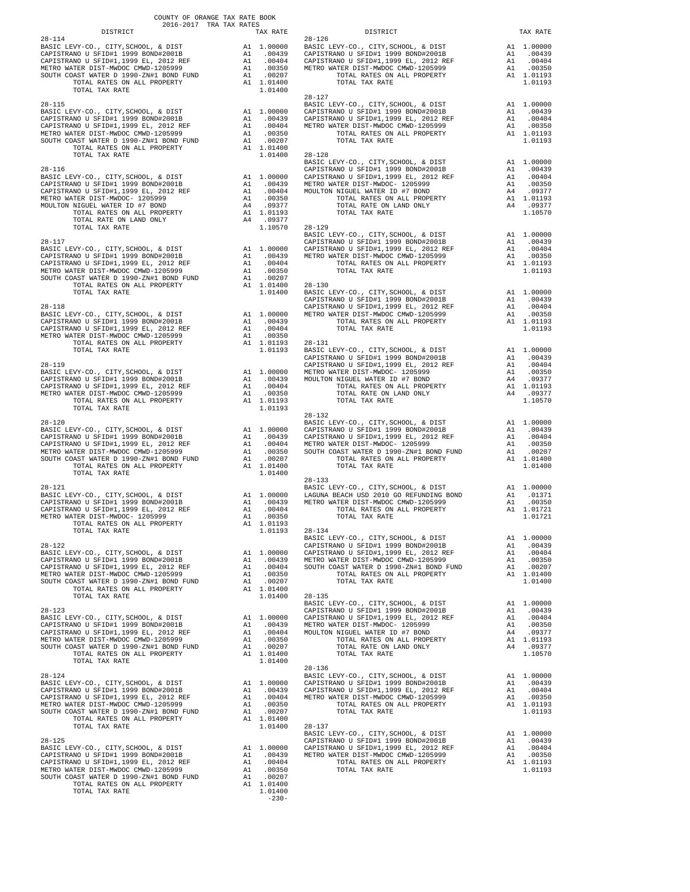COUNTY OF ORANGE TAX RATE BOOK
2016-2017 TRA TAX RATES

| DISTRICT | | TAX RATE |
|---|---|---|
| **28-114** | | |
| BASIC LEVY-CO., CITY,SCHOOL, & DIST | A1 | 1.00000 |
| CAPISTRANO U SFID#1 1999 BOND#2001B | A1 | .00439 |
| CAPISTRANO U SFID#1,1999 EL, 2012 REF | A1 | .00404 |
| METRO WATER DIST-MWDOC CMWD-1205999 | A1 | .00350 |
| SOUTH COAST WATER D 1990-ZN#1 BOND FUND | A1 | .00207 |
| TOTAL RATES ON ALL PROPERTY | A1 | 1.01400 |
| TOTAL TAX RATE | | 1.01400 |
| **28-115** | | |
| BASIC LEVY-CO., CITY,SCHOOL, & DIST | A1 | 1.00000 |
| CAPISTRANO U SFID#1 1999 BOND#2001B | A1 | .00439 |
| CAPISTRANO U SFID#1,1999 EL, 2012 REF | A1 | .00404 |
| METRO WATER DIST-MWDOC CMWD-1205999 | A1 | .00350 |
| SOUTH COAST WATER D 1990-ZN#1 BOND FUND | A1 | .00207 |
| TOTAL RATES ON ALL PROPERTY | A1 | 1.01400 |
| TOTAL TAX RATE | | 1.01400 |
| **28-116** | | |
| BASIC LEVY-CO., CITY,SCHOOL, & DIST | A1 | 1.00000 |
| CAPISTRANO U SFID#1 1999 BOND#2001B | A1 | .00439 |
| CAPISTRANO U SFID#1,1999 EL, 2012 REF | A1 | .00404 |
| METRO WATER DIST-MWDOC- 1205999 | A1 | .00350 |
| MOULTON NIGUEL WATER ID #7 BOND | A4 | .09377 |
| TOTAL RATES ON ALL PROPERTY | A1 | 1.01193 |
| TOTAL RATE ON LAND ONLY | A4 | .09377 |
| TOTAL TAX RATE | | 1.10570 |
| **28-117** | | |
| BASIC LEVY-CO., CITY,SCHOOL, & DIST | A1 | 1.00000 |
| CAPISTRANO U SFID#1 1999 BOND#2001B | A1 | .00439 |
| CAPISTRANO U SFID#1,1999 EL, 2012 REF | A1 | .00404 |
| METRO WATER DIST-MWDOC CMWD-1205999 | A1 | .00350 |
| SOUTH COAST WATER D 1990-ZN#1 BOND FUND | A1 | .00207 |
| TOTAL RATES ON ALL PROPERTY | A1 | 1.01400 |
| TOTAL TAX RATE | | 1.01400 |
| **28-118** | | |
| BASIC LEVY-CO., CITY,SCHOOL, & DIST | A1 | 1.00000 |
| CAPISTRANO U SFID#1 1999 BOND#2001B | A1 | .00439 |
| CAPISTRANO U SFID#1,1999 EL, 2012 REF | A1 | .00404 |
| METRO WATER DIST-MWDOC CMWD-1205999 | A1 | .00350 |
| TOTAL RATES ON ALL PROPERTY | A1 | 1.01193 |
| TOTAL TAX RATE | | 1.01193 |
| **28-119** | | |
| BASIC LEVY-CO., CITY,SCHOOL, & DIST | A1 | 1.00000 |
| CAPISTRANO U SFID#1 1999 BOND#2001B | A1 | .00439 |
| CAPISTRANO U SFID#1,1999 EL, 2012 REF | A1 | .00404 |
| METRO WATER DIST-MWDOC CMWD-1205999 | A1 | .00350 |
| TOTAL RATES ON ALL PROPERTY | A1 | 1.01193 |
| TOTAL TAX RATE | | 1.01193 |
| **28-120** | | |
| BASIC LEVY-CO., CITY,SCHOOL, & DIST | A1 | 1.00000 |
| CAPISTRANO U SFID#1 1999 BOND#2001B | A1 | .00439 |
| CAPISTRANO U SFID#1,1999 EL, 2012 REF | A1 | .00404 |
| METRO WATER DIST-MWDOC CMWD-1205999 | A1 | .00350 |
| SOUTH COAST WATER D 1990-ZN#1 BOND FUND | A1 | .00207 |
| TOTAL RATES ON ALL PROPERTY | A1 | 1.01400 |
| TOTAL TAX RATE | | 1.01400 |
| **28-121** | | |
| BASIC LEVY-CO., CITY,SCHOOL, & DIST | A1 | 1.00000 |
| CAPISTRANO U SFID#1 1999 BOND#2001B | A1 | .00439 |
| CAPISTRANO U SFID#1,1999 EL, 2012 REF | A1 | .00404 |
| METRO WATER DIST-MWDOC- 1205999 | A1 | .00350 |
| TOTAL RATES ON ALL PROPERTY | A1 | 1.01193 |
| TOTAL TAX RATE | | 1.01193 |
| **28-122** | | |
| BASIC LEVY-CO., CITY,SCHOOL, & DIST | A1 | 1.00000 |
| CAPISTRANO U SFID#1 1999 BOND#2001B | A1 | .00439 |
| CAPISTRANO U SFID#1,1999 EL, 2012 REF | A1 | .00404 |
| METRO WATER DIST-MWDOC CMWD-1205999 | A1 | .00350 |
| SOUTH COAST WATER D 1990-ZN#1 BOND FUND | A1 | .00207 |
| TOTAL RATES ON ALL PROPERTY | A1 | 1.01400 |
| TOTAL TAX RATE | | 1.01400 |
| **28-123** | | |
| BASIC LEVY-CO., CITY,SCHOOL, & DIST | A1 | 1.00000 |
| CAPISTRANO U SFID#1 1999 BOND#2001B | A1 | .00439 |
| CAPISTRANO U SFID#1,1999 EL, 2012 REF | A1 | .00404 |
| METRO WATER DIST-MWDOC CMWD-1205999 | A1 | .00350 |
| SOUTH COAST WATER D 1990-ZN#1 BOND FUND | A1 | .00207 |
| TOTAL RATES ON ALL PROPERTY | A1 | 1.01400 |
| TOTAL TAX RATE | | 1.01400 |
| **28-124** | | |
| BASIC LEVY-CO., CITY,SCHOOL, & DIST | A1 | 1.00000 |
| CAPISTRANO U SFID#1 1999 BOND#2001B | A1 | .00439 |
| CAPISTRANO U SFID#1,1999 EL, 2012 REF | A1 | .00404 |
| METRO WATER DIST-MWDOC CMWD-1205999 | A1 | .00350 |
| SOUTH COAST WATER D 1990-ZN#1 BOND FUND | A1 | .00207 |
| TOTAL RATES ON ALL PROPERTY | A1 | 1.01400 |
| TOTAL TAX RATE | | 1.01400 |
| **28-125** | | |
| BASIC LEVY-CO., CITY,SCHOOL, & DIST | A1 | 1.00000 |
| CAPISTRANO U SFID#1 1999 BOND#2001B | A1 | .00439 |
| CAPISTRANO U SFID#1,1999 EL, 2012 REF | A1 | .00404 |
| METRO WATER DIST-MWDOC CMWD-1205999 | A1 | .00350 |
| SOUTH COAST WATER D 1990-ZN#1 BOND FUND | A1 | .00207 |
| TOTAL RATES ON ALL PROPERTY | A1 | 1.01400 |
| TOTAL TAX RATE | | 1.01400 |
| **28-126** | | |
| BASIC LEVY-CO., CITY,SCHOOL, & DIST | A1 | 1.00000 |
| CAPISTRANO U SFID#1 1999 BOND#2001B | A1 | .00439 |
| CAPISTRANO U SFID#1,1999 EL, 2012 REF | A1 | .00404 |
| METRO WATER DIST-MWDOC CMWD-1205999 | A1 | .00350 |
| TOTAL RATES ON ALL PROPERTY | A1 | 1.01193 |
| TOTAL TAX RATE | | 1.01193 |
| **28-127** | | |
| BASIC LEVY-CO., CITY,SCHOOL, & DIST | A1 | 1.00000 |
| CAPISTRANO U SFID#1 1999 BOND#2001B | A1 | .00439 |
| CAPISTRANO U SFID#1,1999 EL, 2012 REF | A1 | .00404 |
| METRO WATER DIST-MWDOC CMWD-1205999 | A1 | .00350 |
| TOTAL RATES ON ALL PROPERTY | A1 | 1.01193 |
| TOTAL TAX RATE | | 1.01193 |
| **28-128** | | |
| BASIC LEVY-CO., CITY,SCHOOL, & DIST | A1 | 1.00000 |
| CAPISTRANO U SFID#1 1999 BOND#2001B | A1 | .00439 |
| CAPISTRANO U SFID#1,1999 EL, 2012 REF | A1 | .00404 |
| METRO WATER DIST-MWDOC- 1205999 | A1 | .00350 |
| MOULTON NIGUEL WATER ID #7 BOND | A4 | .09377 |
| TOTAL RATES ON ALL PROPERTY | A1 | 1.01193 |
| TOTAL RATE ON LAND ONLY | A4 | .09377 |
| TOTAL TAX RATE | | 1.10570 |
| **28-129** | | |
| BASIC LEVY-CO., CITY,SCHOOL, & DIST | A1 | 1.00000 |
| CAPISTRANO U SFID#1 1999 BOND#2001B | A1 | .00439 |
| CAPISTRANO U SFID#1,1999 EL, 2012 REF | A1 | .00404 |
| METRO WATER DIST-MWDOC CMWD-1205999 | A1 | .00350 |
| TOTAL RATES ON ALL PROPERTY | A1 | 1.01193 |
| TOTAL TAX RATE | | 1.01193 |
| **28-130** | | |
| BASIC LEVY-CO., CITY,SCHOOL, & DIST | A1 | 1.00000 |
| CAPISTRANO U SFID#1 1999 BOND#2001B | A1 | .00439 |
| CAPISTRANO U SFID#1,1999 EL, 2012 REF | A1 | .00404 |
| METRO WATER DIST-MWDOC CMWD-1205999 | A1 | .00350 |
| TOTAL RATES ON ALL PROPERTY | A1 | 1.01193 |
| TOTAL TAX RATE | | 1.01193 |
| **28-131** | | |
| BASIC LEVY-CO., CITY,SCHOOL, & DIST | A1 | 1.00000 |
| CAPISTRANO U SFID#1 1999 BOND#2001B | A1 | .00439 |
| CAPISTRANO U SFID#1,1999 EL, 2012 REF | A1 | .00404 |
| METRO WATER DIST-MWDOC- 1205999 | A1 | .00350 |
| MOULTON NIGUEL WATER ID #7 BOND | A4 | .09377 |
| TOTAL RATES ON ALL PROPERTY | A1 | 1.01193 |
| TOTAL RATE ON LAND ONLY | A4 | .09377 |
| TOTAL TAX RATE | | 1.10570 |
| **28-132** | | |
| BASIC LEVY-CO., CITY,SCHOOL, & DIST | A1 | 1.00000 |
| CAPISTRANO U SFID#1 1999 BOND#2001B | A1 | .00439 |
| CAPISTRANO U SFID#1,1999 EL, 2012 REF | A1 | .00404 |
| METRO WATER DIST-MWDOC- 1205999 | A1 | .00350 |
| SOUTH COAST WATER D 1990-ZN#1 BOND FUND | A1 | .00207 |
| TOTAL RATES ON ALL PROPERTY | A1 | 1.01400 |
| TOTAL TAX RATE | | 1.01400 |
| **28-133** | | |
| BASIC LEVY-CO., CITY,SCHOOL, & DIST | A1 | 1.00000 |
| LAGUNA BEACH USD 2010 GO REFUNDING BOND | A1 | .01371 |
| METRO WATER DIST-MWDOC CMWD-1205999 | A1 | .00350 |
| TOTAL RATES ON ALL PROPERTY | A1 | 1.01721 |
| TOTAL TAX RATE | | 1.01721 |
| **28-134** | | |
| BASIC LEVY-CO., CITY,SCHOOL, & DIST | A1 | 1.00000 |
| CAPISTRANO U SFID#1 1999 BOND#2001B | A1 | .00439 |
| CAPISTRANO U SFID#1,1999 EL, 2012 REF | A1 | .00404 |
| METRO WATER DIST-MWDOC CMWD-1205999 | A1 | .00350 |
| SOUTH COAST WATER D 1990-ZN#1 BOND FUND | A1 | .00207 |
| TOTAL RATES ON ALL PROPERTY | A1 | 1.01400 |
| TOTAL TAX RATE | | 1.01400 |
| **28-135** | | |
| BASIC LEVY-CO., CITY,SCHOOL, & DIST | A1 | 1.00000 |
| CAPISTRANO U SFID#1 1999 BOND#2001B | A1 | .00439 |
| CAPISTRANO U SFID#1,1999 EL, 2012 REF | A1 | .00404 |
| METRO WATER DIST-MWDOC- 1205999 | A1 | .00350 |
| MOULTON NIGUEL WATER ID #7 BOND | A4 | .09377 |
| TOTAL RATES ON ALL PROPERTY | A1 | 1.01193 |
| TOTAL RATE ON LAND ONLY | A4 | .09377 |
| TOTAL TAX RATE | | 1.10570 |
| **28-136** | | |
| BASIC LEVY-CO., CITY,SCHOOL, & DIST | A1 | 1.00000 |
| CAPISTRANO U SFID#1 1999 BOND#2001B | A1 | .00439 |
| CAPISTRANO U SFID#1,1999 EL, 2012 REF | A1 | .00404 |
| METRO WATER DIST-MWDOC CMWD-1205999 | A1 | .00350 |
| TOTAL RATES ON ALL PROPERTY | A1 | 1.01193 |
| TOTAL TAX RATE | | 1.01193 |
| **28-137** | | |
| BASIC LEVY-CO., CITY,SCHOOL, & DIST | A1 | 1.00000 |
| CAPISTRANO U SFID#1 1999 BOND#2001B | A1 | .00439 |
| CAPISTRANO U SFID#1,1999 EL, 2012 REF | A1 | .00404 |
| METRO WATER DIST-MWDOC CMWD-1205999 | A1 | .00350 |
| TOTAL RATES ON ALL PROPERTY | A1 | 1.01193 |
| TOTAL TAX RATE | | 1.01193 |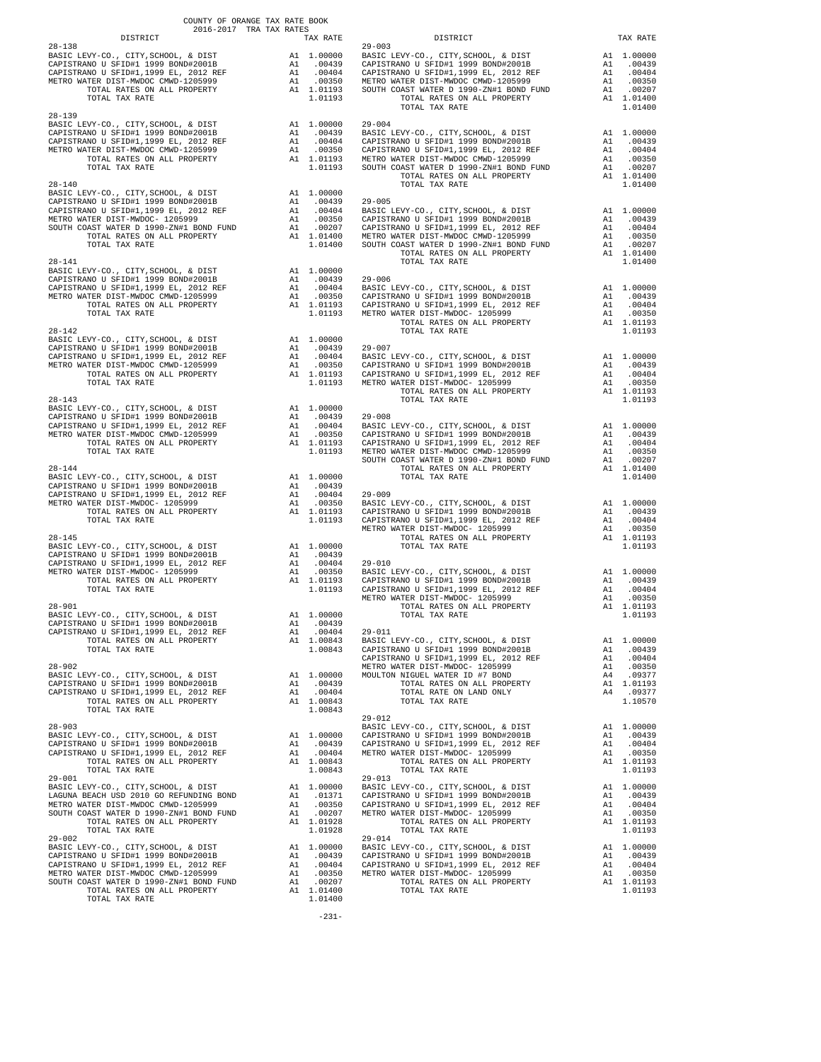COUNTY OF ORANGE TAX RATE BOOK
2016-2017 TRA TAX RATES

| DISTRICT | | TAX RATE |
|---|---|---|
| 28-138 | | |
| BASIC LEVY-CO., CITY,SCHOOL, & DIST | A1 | 1.00000 |
| CAPISTRANO U SFID#1 1999 BOND#2001B | A1 | .00439 |
| CAPISTRANO U SFID#1,1999 EL, 2012 REF | A1 | .00404 |
| METRO WATER DIST-MWDOC CMWD-1205999 | A1 | .00350 |
| TOTAL RATES ON ALL PROPERTY | A1 | 1.01193 |
| TOTAL TAX RATE | | 1.01193 |
| 28-139 | | |
| BASIC LEVY-CO., CITY,SCHOOL, & DIST | A1 | 1.00000 |
| CAPISTRANO U SFID#1 1999 BOND#2001B | A1 | .00439 |
| CAPISTRANO U SFID#1,1999 EL, 2012 REF | A1 | .00404 |
| METRO WATER DIST-MWDOC CMWD-1205999 | A1 | .00350 |
| TOTAL RATES ON ALL PROPERTY | A1 | 1.01193 |
| TOTAL TAX RATE | | 1.01193 |
| 28-140 | | |
| BASIC LEVY-CO., CITY,SCHOOL, & DIST | A1 | 1.00000 |
| CAPISTRANO U SFID#1 1999 BOND#2001B | A1 | .00439 |
| CAPISTRANO U SFID#1,1999 EL, 2012 REF | A1 | .00404 |
| METRO WATER DIST-MWDOC- 1205999 | A1 | .00350 |
| SOUTH COAST WATER D 1990-ZN#1 BOND FUND | A1 | .00207 |
| TOTAL RATES ON ALL PROPERTY | A1 | 1.01400 |
| TOTAL TAX RATE | | 1.01400 |
| 28-141 | | |
| BASIC LEVY-CO., CITY,SCHOOL, & DIST | A1 | 1.00000 |
| CAPISTRANO U SFID#1 1999 BOND#2001B | A1 | .00439 |
| CAPISTRANO U SFID#1,1999 EL, 2012 REF | A1 | .00404 |
| METRO WATER DIST-MWDOC CMWD-1205999 | A1 | .00350 |
| TOTAL RATES ON ALL PROPERTY | A1 | 1.01193 |
| TOTAL TAX RATE | | 1.01193 |
| 28-142 | | |
| BASIC LEVY-CO., CITY,SCHOOL, & DIST | A1 | 1.00000 |
| CAPISTRANO U SFID#1 1999 BOND#2001B | A1 | .00439 |
| CAPISTRANO U SFID#1,1999 EL, 2012 REF | A1 | .00404 |
| METRO WATER DIST-MWDOC CMWD-1205999 | A1 | .00350 |
| TOTAL RATES ON ALL PROPERTY | A1 | 1.01193 |
| TOTAL TAX RATE | | 1.01193 |
| 28-143 | | |
| BASIC LEVY-CO., CITY,SCHOOL, & DIST | A1 | 1.00000 |
| CAPISTRANO U SFID#1 1999 BOND#2001B | A1 | .00439 |
| CAPISTRANO U SFID#1,1999 EL, 2012 REF | A1 | .00404 |
| METRO WATER DIST-MWDOC CMWD-1205999 | A1 | .00350 |
| TOTAL RATES ON ALL PROPERTY | A1 | 1.01193 |
| TOTAL TAX RATE | | 1.01193 |
| 28-144 | | |
| BASIC LEVY-CO., CITY,SCHOOL, & DIST | A1 | 1.00000 |
| CAPISTRANO U SFID#1 1999 BOND#2001B | A1 | .00439 |
| CAPISTRANO U SFID#1,1999 EL, 2012 REF | A1 | .00404 |
| METRO WATER DIST-MWDOC- 1205999 | A1 | .00350 |
| TOTAL RATES ON ALL PROPERTY | A1 | 1.01193 |
| TOTAL TAX RATE | | 1.01193 |
| 28-145 | | |
| BASIC LEVY-CO., CITY,SCHOOL, & DIST | A1 | 1.00000 |
| CAPISTRANO U SFID#1 1999 BOND#2001B | A1 | .00439 |
| CAPISTRANO U SFID#1,1999 EL, 2012 REF | A1 | .00404 |
| METRO WATER DIST-MWDOC- 1205999 | A1 | .00350 |
| TOTAL RATES ON ALL PROPERTY | A1 | 1.01193 |
| TOTAL TAX RATE | | 1.01193 |
| 28-901 | | |
| BASIC LEVY-CO., CITY,SCHOOL, & DIST | A1 | 1.00000 |
| CAPISTRANO U SFID#1 1999 BOND#2001B | A1 | .00439 |
| CAPISTRANO U SFID#1,1999 EL, 2012 REF | A1 | .00404 |
| TOTAL RATES ON ALL PROPERTY | A1 | 1.00843 |
| TOTAL TAX RATE | | 1.00843 |
| 28-902 | | |
| BASIC LEVY-CO., CITY,SCHOOL, & DIST | A1 | 1.00000 |
| CAPISTRANO U SFID#1 1999 BOND#2001B | A1 | .00439 |
| CAPISTRANO U SFID#1,1999 EL, 2012 REF | A1 | .00404 |
| TOTAL RATES ON ALL PROPERTY | A1 | 1.00843 |
| TOTAL TAX RATE | | 1.00843 |
| 28-903 | | |
| BASIC LEVY-CO., CITY,SCHOOL, & DIST | A1 | 1.00000 |
| CAPISTRANO U SFID#1 1999 BOND#2001B | A1 | .00439 |
| CAPISTRANO U SFID#1,1999 EL, 2012 REF | A1 | .00404 |
| TOTAL RATES ON ALL PROPERTY | A1 | 1.00843 |
| TOTAL TAX RATE | | 1.00843 |
| 29-001 | | |
| BASIC LEVY-CO., CITY,SCHOOL, & DIST | A1 | 1.00000 |
| LAGUNA BEACH USD 2010 GO REFUNDING BOND | A1 | .01371 |
| METRO WATER DIST-MWDOC CMWD-1205999 | A1 | .00350 |
| SOUTH COAST WATER D 1990-ZN#1 BOND FUND | A1 | .00207 |
| TOTAL RATES ON ALL PROPERTY | A1 | 1.01928 |
| TOTAL TAX RATE | | 1.01928 |
| 29-002 | | |
| BASIC LEVY-CO., CITY,SCHOOL, & DIST | A1 | 1.00000 |
| CAPISTRANO U SFID#1 1999 BOND#2001B | A1 | .00439 |
| CAPISTRANO U SFID#1,1999 EL, 2012 REF | A1 | .00404 |
| METRO WATER DIST-MWDOC CMWD-1205999 | A1 | .00350 |
| SOUTH COAST WATER D 1990-ZN#1 BOND FUND | A1 | .00207 |
| TOTAL RATES ON ALL PROPERTY | A1 | 1.01400 |
| TOTAL TAX RATE | | 1.01400 |
| 29-003 | | |
| BASIC LEVY-CO., CITY,SCHOOL, & DIST | A1 | 1.00000 |
| CAPISTRANO U SFID#1 1999 BOND#2001B | A1 | .00439 |
| CAPISTRANO U SFID#1,1999 EL, 2012 REF | A1 | .00404 |
| METRO WATER DIST-MWDOC CMWD-1205999 | A1 | .00350 |
| SOUTH COAST WATER D 1990-ZN#1 BOND FUND | A1 | .00207 |
| TOTAL RATES ON ALL PROPERTY | A1 | 1.01400 |
| TOTAL TAX RATE | | 1.01400 |
| 29-004 | | |
| BASIC LEVY-CO., CITY,SCHOOL, & DIST | A1 | 1.00000 |
| CAPISTRANO U SFID#1 1999 BOND#2001B | A1 | .00439 |
| CAPISTRANO U SFID#1,1999 EL, 2012 REF | A1 | .00404 |
| METRO WATER DIST-MWDOC CMWD-1205999 | A1 | .00350 |
| SOUTH COAST WATER D 1990-ZN#1 BOND FUND | A1 | .00207 |
| TOTAL RATES ON ALL PROPERTY | A1 | 1.01400 |
| TOTAL TAX RATE | | 1.01400 |
| 29-005 | | |
| BASIC LEVY-CO., CITY,SCHOOL, & DIST | A1 | 1.00000 |
| CAPISTRANO U SFID#1 1999 BOND#2001B | A1 | .00439 |
| CAPISTRANO U SFID#1,1999 EL, 2012 REF | A1 | .00404 |
| METRO WATER DIST-MWDOC CMWD-1205999 | A1 | .00350 |
| SOUTH COAST WATER D 1990-ZN#1 BOND FUND | A1 | .00207 |
| TOTAL RATES ON ALL PROPERTY | A1 | 1.01400 |
| TOTAL TAX RATE | | 1.01400 |
| 29-006 | | |
| BASIC LEVY-CO., CITY,SCHOOL, & DIST | A1 | 1.00000 |
| CAPISTRANO U SFID#1 1999 BOND#2001B | A1 | .00439 |
| CAPISTRANO U SFID#1,1999 EL, 2012 REF | A1 | .00404 |
| METRO WATER DIST-MWDOC- 1205999 | A1 | .00350 |
| TOTAL RATES ON ALL PROPERTY | A1 | 1.01193 |
| TOTAL TAX RATE | | 1.01193 |
| 29-007 | | |
| BASIC LEVY-CO., CITY,SCHOOL, & DIST | A1 | 1.00000 |
| CAPISTRANO U SFID#1 1999 BOND#2001B | A1 | .00439 |
| CAPISTRANO U SFID#1,1999 EL, 2012 REF | A1 | .00404 |
| METRO WATER DIST-MWDOC- 1205999 | A1 | .00350 |
| TOTAL RATES ON ALL PROPERTY | A1 | 1.01193 |
| TOTAL TAX RATE | | 1.01193 |
| 29-008 | | |
| BASIC LEVY-CO., CITY,SCHOOL, & DIST | A1 | 1.00000 |
| CAPISTRANO U SFID#1 1999 BOND#2001B | A1 | .00439 |
| CAPISTRANO U SFID#1,1999 EL, 2012 REF | A1 | .00404 |
| METRO WATER DIST-MWDOC CMWD-1205999 | A1 | .00350 |
| SOUTH COAST WATER D 1990-ZN#1 BOND FUND | A1 | .00207 |
| TOTAL RATES ON ALL PROPERTY | A1 | 1.01400 |
| TOTAL TAX RATE | | 1.01400 |
| 29-009 | | |
| BASIC LEVY-CO., CITY,SCHOOL, & DIST | A1 | 1.00000 |
| CAPISTRANO U SFID#1 1999 BOND#2001B | A1 | .00439 |
| CAPISTRANO U SFID#1,1999 EL, 2012 REF | A1 | .00404 |
| METRO WATER DIST-MWDOC- 1205999 | A1 | .00350 |
| TOTAL RATES ON ALL PROPERTY | A1 | 1.01193 |
| TOTAL TAX RATE | | 1.01193 |
| 29-010 | | |
| BASIC LEVY-CO., CITY,SCHOOL, & DIST | A1 | 1.00000 |
| CAPISTRANO U SFID#1 1999 BOND#2001B | A1 | .00439 |
| CAPISTRANO U SFID#1,1999 EL, 2012 REF | A1 | .00404 |
| METRO WATER DIST-MWDOC- 1205999 | A1 | .00350 |
| TOTAL RATES ON ALL PROPERTY | A1 | 1.01193 |
| TOTAL TAX RATE | | 1.01193 |
| 29-011 | | |
| BASIC LEVY-CO., CITY,SCHOOL, & DIST | A1 | 1.00000 |
| CAPISTRANO U SFID#1 1999 BOND#2001B | A1 | .00439 |
| CAPISTRANO U SFID#1,1999 EL, 2012 REF | A1 | .00404 |
| METRO WATER DIST-MWDOC- 1205999 | A1 | .00350 |
| MOULTON NIGUEL WATER ID #7 BOND | A4 | .09377 |
| TOTAL RATES ON ALL PROPERTY | A1 | 1.01193 |
| TOTAL RATE ON LAND ONLY | A4 | .09377 |
| TOTAL TAX RATE | | 1.10570 |
| 29-012 | | |
| BASIC LEVY-CO., CITY,SCHOOL, & DIST | A1 | 1.00000 |
| CAPISTRANO U SFID#1 1999 BOND#2001B | A1 | .00439 |
| CAPISTRANO U SFID#1,1999 EL, 2012 REF | A1 | .00404 |
| METRO WATER DIST-MWDOC- 1205999 | A1 | .00350 |
| TOTAL RATES ON ALL PROPERTY | A1 | 1.01193 |
| TOTAL TAX RATE | | 1.01193 |
| 29-013 | | |
| BASIC LEVY-CO., CITY,SCHOOL, & DIST | A1 | 1.00000 |
| CAPISTRANO U SFID#1 1999 BOND#2001B | A1 | .00439 |
| CAPISTRANO U SFID#1,1999 EL, 2012 REF | A1 | .00404 |
| METRO WATER DIST-MWDOC- 1205999 | A1 | .00350 |
| TOTAL RATES ON ALL PROPERTY | A1 | 1.01193 |
| TOTAL TAX RATE | | 1.01193 |
| 29-014 | | |
| BASIC LEVY-CO., CITY,SCHOOL, & DIST | A1 | 1.00000 |
| CAPISTRANO U SFID#1 1999 BOND#2001B | A1 | .00439 |
| CAPISTRANO U SFID#1,1999 EL, 2012 REF | A1 | .00404 |
| METRO WATER DIST-MWDOC- 1205999 | A1 | .00350 |
| TOTAL RATES ON ALL PROPERTY | A1 | 1.01193 |
| TOTAL TAX RATE | | 1.01193 |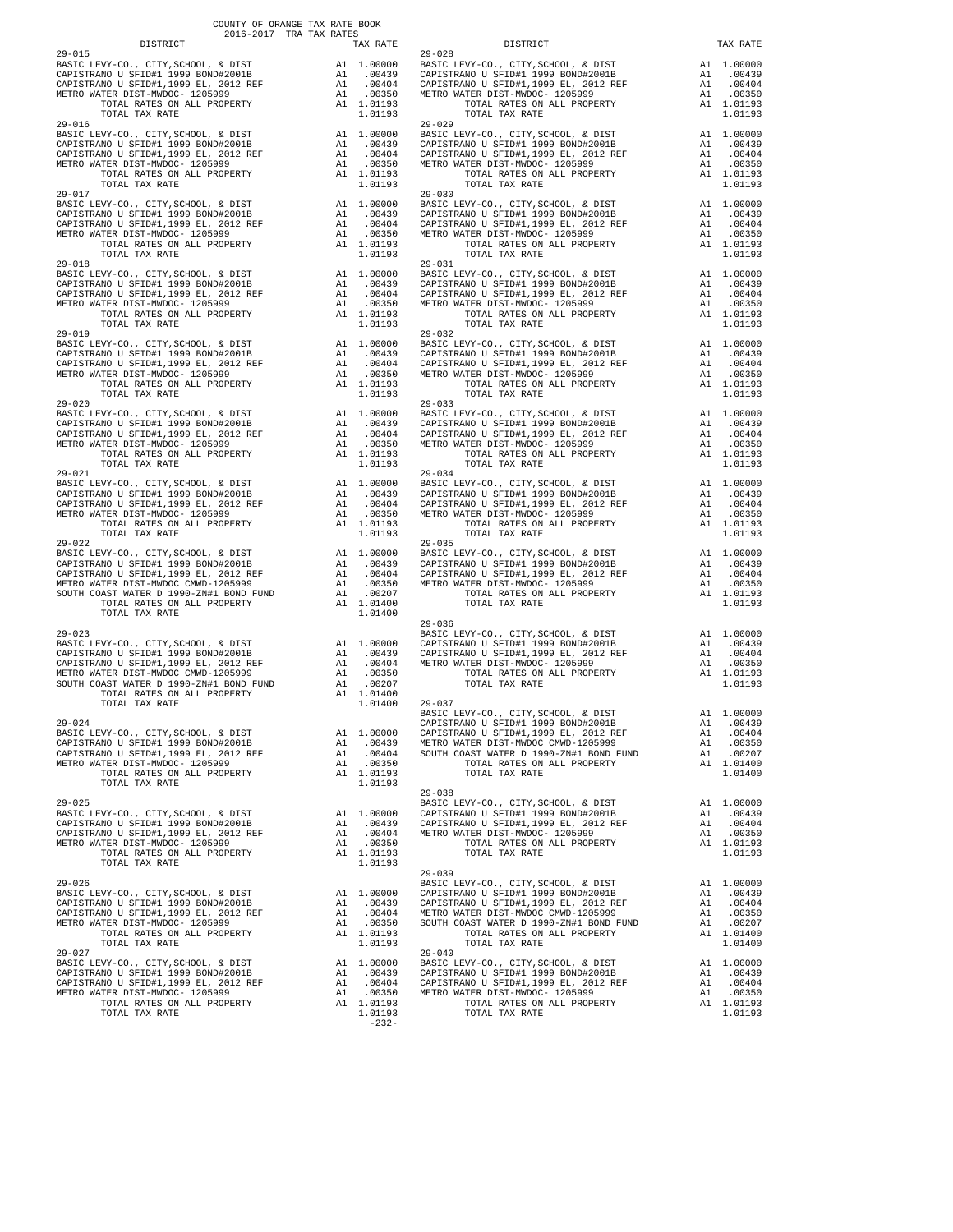COUNTY OF ORANGE TAX RATE BOOK
2016-2017 TRA TAX RATES

| DISTRICT | | TAX RATE |
|---|---|---|
| **29-015** | | |
| BASIC LEVY-CO., CITY,SCHOOL, & DIST | A1 | 1.00000 |
| CAPISTRANO U SFID#1 1999 BOND#2001B | A1 | .00439 |
| CAPISTRANO U SFID#1,1999 EL, 2012 REF | A1 | .00404 |
| METRO WATER DIST-MWDOC- 1205999 | A1 | .00350 |
| TOTAL RATES ON ALL PROPERTY | A1 | 1.01193 |
| TOTAL TAX RATE | | 1.01193 |
| **29-016** | | |
| BASIC LEVY-CO., CITY,SCHOOL, & DIST | A1 | 1.00000 |
| CAPISTRANO U SFID#1 1999 BOND#2001B | A1 | .00439 |
| CAPISTRANO U SFID#1,1999 EL, 2012 REF | A1 | .00404 |
| METRO WATER DIST-MWDOC- 1205999 | A1 | .00350 |
| TOTAL RATES ON ALL PROPERTY | A1 | 1.01193 |
| TOTAL TAX RATE | | 1.01193 |
| **29-017** | | |
| BASIC LEVY-CO., CITY,SCHOOL, & DIST | A1 | 1.00000 |
| CAPISTRANO U SFID#1 1999 BOND#2001B | A1 | .00439 |
| CAPISTRANO U SFID#1,1999 EL, 2012 REF | A1 | .00404 |
| METRO WATER DIST-MWDOC- 1205999 | A1 | .00350 |
| TOTAL RATES ON ALL PROPERTY | A1 | 1.01193 |
| TOTAL TAX RATE | | 1.01193 |
| **29-018** | | |
| BASIC LEVY-CO., CITY,SCHOOL, & DIST | A1 | 1.00000 |
| CAPISTRANO U SFID#1 1999 BOND#2001B | A1 | .00439 |
| CAPISTRANO U SFID#1,1999 EL, 2012 REF | A1 | .00404 |
| METRO WATER DIST-MWDOC- 1205999 | A1 | .00350 |
| TOTAL RATES ON ALL PROPERTY | A1 | 1.01193 |
| TOTAL TAX RATE | | 1.01193 |
| **29-019** | | |
| BASIC LEVY-CO., CITY,SCHOOL, & DIST | A1 | 1.00000 |
| CAPISTRANO U SFID#1 1999 BOND#2001B | A1 | .00439 |
| CAPISTRANO U SFID#1,1999 EL, 2012 REF | A1 | .00404 |
| METRO WATER DIST-MWDOC- 1205999 | A1 | .00350 |
| TOTAL RATES ON ALL PROPERTY | A1 | 1.01193 |
| TOTAL TAX RATE | | 1.01193 |
| **29-020** | | |
| BASIC LEVY-CO., CITY,SCHOOL, & DIST | A1 | 1.00000 |
| CAPISTRANO U SFID#1 1999 BOND#2001B | A1 | .00439 |
| CAPISTRANO U SFID#1,1999 EL, 2012 REF | A1 | .00404 |
| METRO WATER DIST-MWDOC- 1205999 | A1 | .00350 |
| TOTAL RATES ON ALL PROPERTY | A1 | 1.01193 |
| TOTAL TAX RATE | | 1.01193 |
| **29-021** | | |
| BASIC LEVY-CO., CITY,SCHOOL, & DIST | A1 | 1.00000 |
| CAPISTRANO U SFID#1 1999 BOND#2001B | A1 | .00439 |
| CAPISTRANO U SFID#1,1999 EL, 2012 REF | A1 | .00404 |
| METRO WATER DIST-MWDOC- 1205999 | A1 | .00350 |
| TOTAL RATES ON ALL PROPERTY | A1 | 1.01193 |
| TOTAL TAX RATE | | 1.01193 |
| **29-022** | | |
| BASIC LEVY-CO., CITY,SCHOOL, & DIST | A1 | 1.00000 |
| CAPISTRANO U SFID#1 1999 BOND#2001B | A1 | .00439 |
| CAPISTRANO U SFID#1,1999 EL, 2012 REF | A1 | .00404 |
| METRO WATER DIST-MWDOC CMWD-1205999 | A1 | .00350 |
| SOUTH COAST WATER D 1990-ZN#1 BOND FUND | A1 | .00207 |
| TOTAL RATES ON ALL PROPERTY | A1 | 1.01400 |
| TOTAL TAX RATE | | 1.01400 |
| **29-023** | | |
| BASIC LEVY-CO., CITY,SCHOOL, & DIST | A1 | 1.00000 |
| CAPISTRANO U SFID#1 1999 BOND#2001B | A1 | .00439 |
| CAPISTRANO U SFID#1,1999 EL, 2012 REF | A1 | .00404 |
| METRO WATER DIST-MWDOC CMWD-1205999 | A1 | .00350 |
| SOUTH COAST WATER D 1990-ZN#1 BOND FUND | A1 | .00207 |
| TOTAL RATES ON ALL PROPERTY | A1 | 1.01400 |
| TOTAL TAX RATE | | 1.01400 |
| **29-024** | | |
| BASIC LEVY-CO., CITY,SCHOOL, & DIST | A1 | 1.00000 |
| CAPISTRANO U SFID#1 1999 BOND#2001B | A1 | .00439 |
| CAPISTRANO U SFID#1,1999 EL, 2012 REF | A1 | .00404 |
| METRO WATER DIST-MWDOC- 1205999 | A1 | .00350 |
| TOTAL RATES ON ALL PROPERTY | A1 | 1.01193 |
| TOTAL TAX RATE | | 1.01193 |
| **29-025** | | |
| BASIC LEVY-CO., CITY,SCHOOL, & DIST | A1 | 1.00000 |
| CAPISTRANO U SFID#1 1999 BOND#2001B | A1 | .00439 |
| CAPISTRANO U SFID#1,1999 EL, 2012 REF | A1 | .00404 |
| METRO WATER DIST-MWDOC- 1205999 | A1 | .00350 |
| TOTAL RATES ON ALL PROPERTY | A1 | 1.01193 |
| TOTAL TAX RATE | | 1.01193 |
| **29-026** | | |
| BASIC LEVY-CO., CITY,SCHOOL, & DIST | A1 | 1.00000 |
| CAPISTRANO U SFID#1 1999 BOND#2001B | A1 | .00439 |
| CAPISTRANO U SFID#1,1999 EL, 2012 REF | A1 | .00404 |
| METRO WATER DIST-MWDOC- 1205999 | A1 | .00350 |
| TOTAL RATES ON ALL PROPERTY | A1 | 1.01193 |
| TOTAL TAX RATE | | 1.01193 |
| **29-027** | | |
| BASIC LEVY-CO., CITY,SCHOOL, & DIST | A1 | 1.00000 |
| CAPISTRANO U SFID#1 1999 BOND#2001B | A1 | .00439 |
| CAPISTRANO U SFID#1,1999 EL, 2012 REF | A1 | .00404 |
| METRO WATER DIST-MWDOC- 1205999 | A1 | .00350 |
| TOTAL RATES ON ALL PROPERTY | A1 | 1.01193 |
| TOTAL TAX RATE | | 1.01193 |
| **29-028** | | |
| BASIC LEVY-CO., CITY,SCHOOL, & DIST | A1 | 1.00000 |
| CAPISTRANO U SFID#1 1999 BOND#2001B | A1 | .00439 |
| CAPISTRANO U SFID#1,1999 EL, 2012 REF | A1 | .00404 |
| METRO WATER DIST-MWDOC- 1205999 | A1 | .00350 |
| TOTAL RATES ON ALL PROPERTY | A1 | 1.01193 |
| TOTAL TAX RATE | | 1.01193 |
| **29-029** | | |
| BASIC LEVY-CO., CITY,SCHOOL, & DIST | A1 | 1.00000 |
| CAPISTRANO U SFID#1 1999 BOND#2001B | A1 | .00439 |
| CAPISTRANO U SFID#1,1999 EL, 2012 REF | A1 | .00404 |
| METRO WATER DIST-MWDOC- 1205999 | A1 | .00350 |
| TOTAL RATES ON ALL PROPERTY | A1 | 1.01193 |
| TOTAL TAX RATE | | 1.01193 |
| **29-030** | | |
| BASIC LEVY-CO., CITY,SCHOOL, & DIST | A1 | 1.00000 |
| CAPISTRANO U SFID#1 1999 BOND#2001B | A1 | .00439 |
| CAPISTRANO U SFID#1,1999 EL, 2012 REF | A1 | .00404 |
| METRO WATER DIST-MWDOC- 1205999 | A1 | .00350 |
| TOTAL RATES ON ALL PROPERTY | A1 | 1.01193 |
| TOTAL TAX RATE | | 1.01193 |
| **29-031** | | |
| BASIC LEVY-CO., CITY,SCHOOL, & DIST | A1 | 1.00000 |
| CAPISTRANO U SFID#1 1999 BOND#2001B | A1 | .00439 |
| CAPISTRANO U SFID#1,1999 EL, 2012 REF | A1 | .00404 |
| METRO WATER DIST-MWDOC- 1205999 | A1 | .00350 |
| TOTAL RATES ON ALL PROPERTY | A1 | 1.01193 |
| TOTAL TAX RATE | | 1.01193 |
| **29-032** | | |
| BASIC LEVY-CO., CITY,SCHOOL, & DIST | A1 | 1.00000 |
| CAPISTRANO U SFID#1 1999 BOND#2001B | A1 | .00439 |
| CAPISTRANO U SFID#1,1999 EL, 2012 REF | A1 | .00404 |
| METRO WATER DIST-MWDOC- 1205999 | A1 | .00350 |
| TOTAL RATES ON ALL PROPERTY | A1 | 1.01193 |
| TOTAL TAX RATE | | 1.01193 |
| **29-033** | | |
| BASIC LEVY-CO., CITY,SCHOOL, & DIST | A1 | 1.00000 |
| CAPISTRANO U SFID#1 1999 BOND#2001B | A1 | .00439 |
| CAPISTRANO U SFID#1,1999 EL, 2012 REF | A1 | .00404 |
| METRO WATER DIST-MWDOC- 1205999 | A1 | .00350 |
| TOTAL RATES ON ALL PROPERTY | A1 | 1.01193 |
| TOTAL TAX RATE | | 1.01193 |
| **29-034** | | |
| BASIC LEVY-CO., CITY,SCHOOL, & DIST | A1 | 1.00000 |
| CAPISTRANO U SFID#1 1999 BOND#2001B | A1 | .00439 |
| CAPISTRANO U SFID#1,1999 EL, 2012 REF | A1 | .00404 |
| METRO WATER DIST-MWDOC- 1205999 | A1 | .00350 |
| TOTAL RATES ON ALL PROPERTY | A1 | 1.01193 |
| TOTAL TAX RATE | | 1.01193 |
| **29-035** | | |
| BASIC LEVY-CO., CITY,SCHOOL, & DIST | A1 | 1.00000 |
| CAPISTRANO U SFID#1 1999 BOND#2001B | A1 | .00439 |
| CAPISTRANO U SFID#1,1999 EL, 2012 REF | A1 | .00404 |
| METRO WATER DIST-MWDOC- 1205999 | A1 | .00350 |
| TOTAL RATES ON ALL PROPERTY | A1 | 1.01193 |
| TOTAL TAX RATE | | 1.01193 |
| **29-036** | | |
| BASIC LEVY-CO., CITY,SCHOOL, & DIST | A1 | 1.00000 |
| CAPISTRANO U SFID#1 1999 BOND#2001B | A1 | .00439 |
| CAPISTRANO U SFID#1,1999 EL, 2012 REF | A1 | .00404 |
| METRO WATER DIST-MWDOC- 1205999 | A1 | .00350 |
| TOTAL RATES ON ALL PROPERTY | A1 | 1.01193 |
| TOTAL TAX RATE | | 1.01193 |
| **29-037** | | |
| BASIC LEVY-CO., CITY,SCHOOL, & DIST | A1 | 1.00000 |
| CAPISTRANO U SFID#1 1999 BOND#2001B | A1 | .00439 |
| CAPISTRANO U SFID#1,1999 EL, 2012 REF | A1 | .00404 |
| METRO WATER DIST-MWDOC CMWD-1205999 | A1 | .00350 |
| SOUTH COAST WATER D 1990-ZN#1 BOND FUND | A1 | .00207 |
| TOTAL RATES ON ALL PROPERTY | A1 | 1.01400 |
| TOTAL TAX RATE | | 1.01400 |
| **29-038** | | |
| BASIC LEVY-CO., CITY,SCHOOL, & DIST | A1 | 1.00000 |
| CAPISTRANO U SFID#1 1999 BOND#2001B | A1 | .00439 |
| CAPISTRANO U SFID#1,1999 EL, 2012 REF | A1 | .00404 |
| METRO WATER DIST-MWDOC- 1205999 | A1 | .00350 |
| TOTAL RATES ON ALL PROPERTY | A1 | 1.01193 |
| TOTAL TAX RATE | | 1.01193 |
| **29-039** | | |
| BASIC LEVY-CO., CITY,SCHOOL, & DIST | A1 | 1.00000 |
| CAPISTRANO U SFID#1 1999 BOND#2001B | A1 | .00439 |
| CAPISTRANO U SFID#1,1999 EL, 2012 REF | A1 | .00404 |
| METRO WATER DIST-MWDOC CMWD-1205999 | A1 | .00350 |
| SOUTH COAST WATER D 1990-ZN#1 BOND FUND | A1 | .00207 |
| TOTAL RATES ON ALL PROPERTY | A1 | 1.01400 |
| TOTAL TAX RATE | | 1.01400 |
| **29-040** | | |
| BASIC LEVY-CO., CITY,SCHOOL, & DIST | A1 | 1.00000 |
| CAPISTRANO U SFID#1 1999 BOND#2001B | A1 | .00439 |
| CAPISTRANO U SFID#1,1999 EL, 2012 REF | A1 | .00404 |
| METRO WATER DIST-MWDOC- 1205999 | A1 | .00350 |
| TOTAL RATES ON ALL PROPERTY | A1 | 1.01193 |
| TOTAL TAX RATE | | 1.01193 |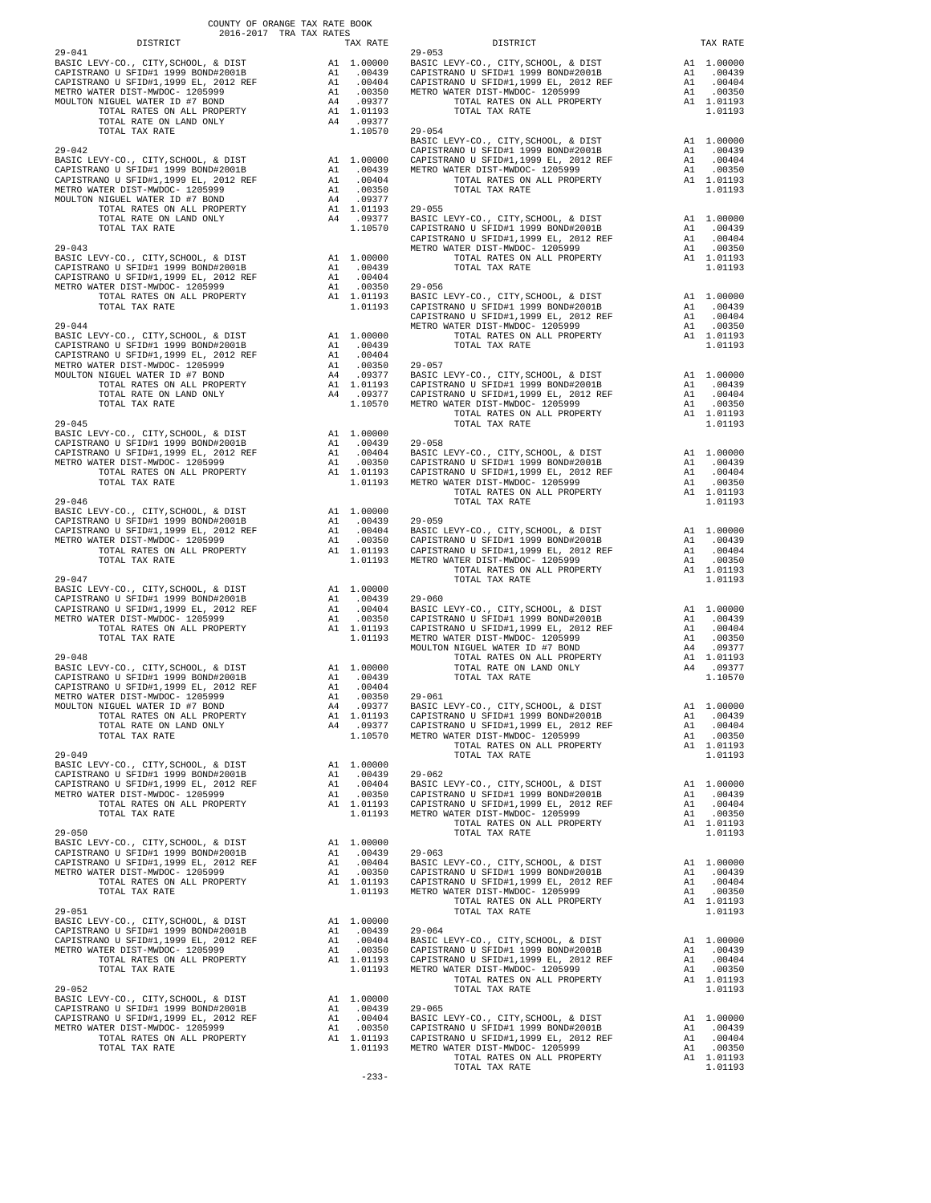COUNTY OF ORANGE TAX RATE BOOK
2016-2017 TRA TAX RATES

| DISTRICT | | TAX RATE |
|---|---|---|
| **29-041** | | |
| BASIC LEVY-CO., CITY,SCHOOL, & DIST | A1 | 1.00000 |
| CAPISTRANO U SFID#1 1999 BOND#2001B | A1 | .00439 |
| CAPISTRANO U SFID#1,1999 EL, 2012 REF | A1 | .00404 |
| METRO WATER DIST-MWDOC- 1205999 | A1 | .00350 |
| MOULTON NIGUEL WATER ID #7 BOND | A4 | .09377 |
| TOTAL RATES ON ALL PROPERTY | A1 | 1.01193 |
| TOTAL RATE ON LAND ONLY | A4 | .09377 |
| TOTAL TAX RATE | | 1.10570 |
| **29-042** | | |
| BASIC LEVY-CO., CITY,SCHOOL, & DIST | A1 | 1.00000 |
| CAPISTRANO U SFID#1 1999 BOND#2001B | A1 | .00439 |
| CAPISTRANO U SFID#1,1999 EL, 2012 REF | A1 | .00404 |
| METRO WATER DIST-MWDOC- 1205999 | A1 | .00350 |
| MOULTON NIGUEL WATER ID #7 BOND | A4 | .09377 |
| TOTAL RATES ON ALL PROPERTY | A1 | 1.01193 |
| TOTAL RATE ON LAND ONLY | A4 | .09377 |
| TOTAL TAX RATE | | 1.10570 |
| **29-043** | | |
| BASIC LEVY-CO., CITY,SCHOOL, & DIST | A1 | 1.00000 |
| CAPISTRANO U SFID#1 1999 BOND#2001B | A1 | .00439 |
| CAPISTRANO U SFID#1,1999 EL, 2012 REF | A1 | .00404 |
| METRO WATER DIST-MWDOC- 1205999 | A1 | .00350 |
| TOTAL RATES ON ALL PROPERTY | A1 | 1.01193 |
| TOTAL TAX RATE | | 1.01193 |
| **29-044** | | |
| BASIC LEVY-CO., CITY,SCHOOL, & DIST | A1 | 1.00000 |
| CAPISTRANO U SFID#1 1999 BOND#2001B | A1 | .00439 |
| CAPISTRANO U SFID#1,1999 EL, 2012 REF | A1 | .00404 |
| METRO WATER DIST-MWDOC- 1205999 | A1 | .00350 |
| MOULTON NIGUEL WATER ID #7 BOND | A4 | .09377 |
| TOTAL RATES ON ALL PROPERTY | A1 | 1.01193 |
| TOTAL RATE ON LAND ONLY | A4 | .09377 |
| TOTAL TAX RATE | | 1.10570 |
| **29-045** | | |
| BASIC LEVY-CO., CITY,SCHOOL, & DIST | A1 | 1.00000 |
| CAPISTRANO U SFID#1 1999 BOND#2001B | A1 | .00439 |
| CAPISTRANO U SFID#1,1999 EL, 2012 REF | A1 | .00404 |
| METRO WATER DIST-MWDOC- 1205999 | A1 | .00350 |
| TOTAL RATES ON ALL PROPERTY | A1 | 1.01193 |
| TOTAL TAX RATE | | 1.01193 |
| **29-046** | | |
| BASIC LEVY-CO., CITY,SCHOOL, & DIST | A1 | 1.00000 |
| CAPISTRANO U SFID#1 1999 BOND#2001B | A1 | .00439 |
| CAPISTRANO U SFID#1,1999 EL, 2012 REF | A1 | .00404 |
| METRO WATER DIST-MWDOC- 1205999 | A1 | .00350 |
| TOTAL RATES ON ALL PROPERTY | A1 | 1.01193 |
| TOTAL TAX RATE | | 1.01193 |
| **29-047** | | |
| BASIC LEVY-CO., CITY,SCHOOL, & DIST | A1 | 1.00000 |
| CAPISTRANO U SFID#1 1999 BOND#2001B | A1 | .00439 |
| CAPISTRANO U SFID#1,1999 EL, 2012 REF | A1 | .00404 |
| METRO WATER DIST-MWDOC- 1205999 | A1 | .00350 |
| TOTAL RATES ON ALL PROPERTY | A1 | 1.01193 |
| TOTAL TAX RATE | | 1.01193 |
| **29-048** | | |
| BASIC LEVY-CO., CITY,SCHOOL, & DIST | A1 | 1.00000 |
| CAPISTRANO U SFID#1 1999 BOND#2001B | A1 | .00439 |
| CAPISTRANO U SFID#1,1999 EL, 2012 REF | A1 | .00404 |
| METRO WATER DIST-MWDOC- 1205999 | A1 | .00350 |
| MOULTON NIGUEL WATER ID #7 BOND | A4 | .09377 |
| TOTAL RATES ON ALL PROPERTY | A1 | 1.01193 |
| TOTAL RATE ON LAND ONLY | A4 | .09377 |
| TOTAL TAX RATE | | 1.10570 |
| **29-049** | | |
| BASIC LEVY-CO., CITY,SCHOOL, & DIST | A1 | 1.00000 |
| CAPISTRANO U SFID#1 1999 BOND#2001B | A1 | .00439 |
| CAPISTRANO U SFID#1,1999 EL, 2012 REF | A1 | .00404 |
| METRO WATER DIST-MWDOC- 1205999 | A1 | .00350 |
| TOTAL RATES ON ALL PROPERTY | A1 | 1.01193 |
| TOTAL TAX RATE | | 1.01193 |
| **29-050** | | |
| BASIC LEVY-CO., CITY,SCHOOL, & DIST | A1 | 1.00000 |
| CAPISTRANO U SFID#1 1999 BOND#2001B | A1 | .00439 |
| CAPISTRANO U SFID#1,1999 EL, 2012 REF | A1 | .00404 |
| METRO WATER DIST-MWDOC- 1205999 | A1 | .00350 |
| TOTAL RATES ON ALL PROPERTY | A1 | 1.01193 |
| TOTAL TAX RATE | | 1.01193 |
| **29-051** | | |
| BASIC LEVY-CO., CITY,SCHOOL, & DIST | A1 | 1.00000 |
| CAPISTRANO U SFID#1 1999 BOND#2001B | A1 | .00439 |
| CAPISTRANO U SFID#1,1999 EL, 2012 REF | A1 | .00404 |
| METRO WATER DIST-MWDOC- 1205999 | A1 | .00350 |
| TOTAL RATES ON ALL PROPERTY | A1 | 1.01193 |
| TOTAL TAX RATE | | 1.01193 |
| **29-052** | | |
| BASIC LEVY-CO., CITY,SCHOOL, & DIST | A1 | 1.00000 |
| CAPISTRANO U SFID#1 1999 BOND#2001B | A1 | .00439 |
| CAPISTRANO U SFID#1,1999 EL, 2012 REF | A1 | .00404 |
| METRO WATER DIST-MWDOC- 1205999 | A1 | .00350 |
| TOTAL RATES ON ALL PROPERTY | A1 | 1.01193 |
| TOTAL TAX RATE | | 1.01193 |
| **29-053** | | |
| BASIC LEVY-CO., CITY,SCHOOL, & DIST | A1 | 1.00000 |
| CAPISTRANO U SFID#1 1999 BOND#2001B | A1 | .00439 |
| CAPISTRANO U SFID#1,1999 EL, 2012 REF | A1 | .00404 |
| METRO WATER DIST-MWDOC- 1205999 | A1 | .00350 |
| TOTAL RATES ON ALL PROPERTY | A1 | 1.01193 |
| TOTAL TAX RATE | | 1.01193 |
| **29-054** | | |
| BASIC LEVY-CO., CITY,SCHOOL, & DIST | A1 | 1.00000 |
| CAPISTRANO U SFID#1 1999 BOND#2001B | A1 | .00439 |
| CAPISTRANO U SFID#1,1999 EL, 2012 REF | A1 | .00404 |
| METRO WATER DIST-MWDOC- 1205999 | A1 | .00350 |
| TOTAL RATES ON ALL PROPERTY | A1 | 1.01193 |
| TOTAL TAX RATE | | 1.01193 |
| **29-055** | | |
| BASIC LEVY-CO., CITY,SCHOOL, & DIST | A1 | 1.00000 |
| CAPISTRANO U SFID#1 1999 BOND#2001B | A1 | .00439 |
| CAPISTRANO U SFID#1,1999 EL, 2012 REF | A1 | .00404 |
| METRO WATER DIST-MWDOC- 1205999 | A1 | .00350 |
| TOTAL RATES ON ALL PROPERTY | A1 | 1.01193 |
| TOTAL TAX RATE | | 1.01193 |
| **29-056** | | |
| BASIC LEVY-CO., CITY,SCHOOL, & DIST | A1 | 1.00000 |
| CAPISTRANO U SFID#1 1999 BOND#2001B | A1 | .00439 |
| CAPISTRANO U SFID#1,1999 EL, 2012 REF | A1 | .00404 |
| METRO WATER DIST-MWDOC- 1205999 | A1 | .00350 |
| TOTAL RATES ON ALL PROPERTY | A1 | 1.01193 |
| TOTAL TAX RATE | | 1.01193 |
| **29-057** | | |
| BASIC LEVY-CO., CITY,SCHOOL, & DIST | A1 | 1.00000 |
| CAPISTRANO U SFID#1 1999 BOND#2001B | A1 | .00439 |
| CAPISTRANO U SFID#1,1999 EL, 2012 REF | A1 | .00404 |
| METRO WATER DIST-MWDOC- 1205999 | A1 | .00350 |
| TOTAL RATES ON ALL PROPERTY | A1 | 1.01193 |
| TOTAL TAX RATE | | 1.01193 |
| **29-058** | | |
| BASIC LEVY-CO., CITY,SCHOOL, & DIST | A1 | 1.00000 |
| CAPISTRANO U SFID#1 1999 BOND#2001B | A1 | .00439 |
| CAPISTRANO U SFID#1,1999 EL, 2012 REF | A1 | .00404 |
| METRO WATER DIST-MWDOC- 1205999 | A1 | .00350 |
| TOTAL RATES ON ALL PROPERTY | A1 | 1.01193 |
| TOTAL TAX RATE | | 1.01193 |
| **29-059** | | |
| BASIC LEVY-CO., CITY,SCHOOL, & DIST | A1 | 1.00000 |
| CAPISTRANO U SFID#1 1999 BOND#2001B | A1 | .00439 |
| CAPISTRANO U SFID#1,1999 EL, 2012 REF | A1 | .00404 |
| METRO WATER DIST-MWDOC- 1205999 | A1 | .00350 |
| TOTAL RATES ON ALL PROPERTY | A1 | 1.01193 |
| TOTAL TAX RATE | | 1.01193 |
| **29-060** | | |
| BASIC LEVY-CO., CITY,SCHOOL, & DIST | A1 | 1.00000 |
| CAPISTRANO U SFID#1 1999 BOND#2001B | A1 | .00439 |
| CAPISTRANO U SFID#1,1999 EL, 2012 REF | A1 | .00404 |
| METRO WATER DIST-MWDOC- 1205999 | A1 | .00350 |
| MOULTON NIGUEL WATER ID #7 BOND | A4 | .09377 |
| TOTAL RATES ON ALL PROPERTY | A1 | 1.01193 |
| TOTAL RATE ON LAND ONLY | A4 | .09377 |
| TOTAL TAX RATE | | 1.10570 |
| **29-061** | | |
| BASIC LEVY-CO., CITY,SCHOOL, & DIST | A1 | 1.00000 |
| CAPISTRANO U SFID#1 1999 BOND#2001B | A1 | .00439 |
| CAPISTRANO U SFID#1,1999 EL, 2012 REF | A1 | .00404 |
| METRO WATER DIST-MWDOC- 1205999 | A1 | .00350 |
| TOTAL RATES ON ALL PROPERTY | A1 | 1.01193 |
| TOTAL TAX RATE | | 1.01193 |
| **29-062** | | |
| BASIC LEVY-CO., CITY,SCHOOL, & DIST | A1 | 1.00000 |
| CAPISTRANO U SFID#1 1999 BOND#2001B | A1 | .00439 |
| CAPISTRANO U SFID#1,1999 EL, 2012 REF | A1 | .00404 |
| METRO WATER DIST-MWDOC- 1205999 | A1 | .00350 |
| TOTAL RATES ON ALL PROPERTY | A1 | 1.01193 |
| TOTAL TAX RATE | | 1.01193 |
| **29-063** | | |
| BASIC LEVY-CO., CITY,SCHOOL, & DIST | A1 | 1.00000 |
| CAPISTRANO U SFID#1 1999 BOND#2001B | A1 | .00439 |
| CAPISTRANO U SFID#1,1999 EL, 2012 REF | A1 | .00404 |
| METRO WATER DIST-MWDOC- 1205999 | A1 | .00350 |
| TOTAL RATES ON ALL PROPERTY | A1 | 1.01193 |
| TOTAL TAX RATE | | 1.01193 |
| **29-064** | | |
| BASIC LEVY-CO., CITY,SCHOOL, & DIST | A1 | 1.00000 |
| CAPISTRANO U SFID#1 1999 BOND#2001B | A1 | .00439 |
| CAPISTRANO U SFID#1,1999 EL, 2012 REF | A1 | .00404 |
| METRO WATER DIST-MWDOC- 1205999 | A1 | .00350 |
| TOTAL RATES ON ALL PROPERTY | A1 | 1.01193 |
| TOTAL TAX RATE | | 1.01193 |
| **29-065** | | |
| BASIC LEVY-CO., CITY,SCHOOL, & DIST | A1 | 1.00000 |
| CAPISTRANO U SFID#1 1999 BOND#2001B | A1 | .00439 |
| CAPISTRANO U SFID#1,1999 EL, 2012 REF | A1 | .00404 |
| METRO WATER DIST-MWDOC- 1205999 | A1 | .00350 |
| TOTAL RATES ON ALL PROPERTY | A1 | 1.01193 |
| TOTAL TAX RATE | | 1.01193 |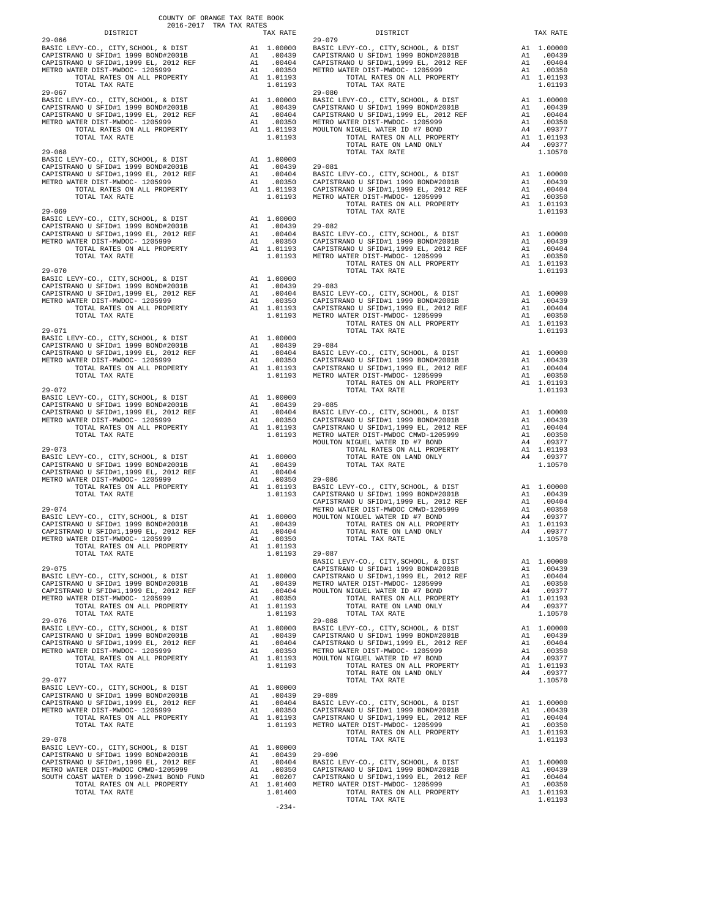COUNTY OF ORANGE TAX RATE BOOK
2016-2017 TRA TAX RATES

| DISTRICT | | TAX RATE |
|---|---|---|
| **29-066** | | |
| BASIC LEVY-CO., CITY,SCHOOL, & DIST | A1 | 1.00000 |
| CAPISTRANO U SFID#1 1999 BOND#2001B | A1 | .00439 |
| CAPISTRANO U SFID#1,1999 EL, 2012 REF | A1 | .00404 |
| METRO WATER DIST-MWDOC- 1205999 | A1 | .00350 |
| TOTAL RATES ON ALL PROPERTY | A1 | 1.01193 |
| TOTAL TAX RATE | | 1.01193 |
| **29-067** | | |
| BASIC LEVY-CO., CITY,SCHOOL, & DIST | A1 | 1.00000 |
| CAPISTRANO U SFID#1 1999 BOND#2001B | A1 | .00439 |
| CAPISTRANO U SFID#1,1999 EL, 2012 REF | A1 | .00404 |
| METRO WATER DIST-MWDOC- 1205999 | A1 | .00350 |
| TOTAL RATES ON ALL PROPERTY | A1 | 1.01193 |
| TOTAL TAX RATE | | 1.01193 |
| **29-068** | | |
| BASIC LEVY-CO., CITY,SCHOOL, & DIST | A1 | 1.00000 |
| CAPISTRANO U SFID#1 1999 BOND#2001B | A1 | .00439 |
| CAPISTRANO U SFID#1,1999 EL, 2012 REF | A1 | .00404 |
| METRO WATER DIST-MWDOC- 1205999 | A1 | .00350 |
| TOTAL RATES ON ALL PROPERTY | A1 | 1.01193 |
| TOTAL TAX RATE | | 1.01193 |
| **29-069** | | |
| BASIC LEVY-CO., CITY,SCHOOL, & DIST | A1 | 1.00000 |
| CAPISTRANO U SFID#1 1999 BOND#2001B | A1 | .00439 |
| CAPISTRANO U SFID#1,1999 EL, 2012 REF | A1 | .00404 |
| METRO WATER DIST-MWDOC- 1205999 | A1 | .00350 |
| TOTAL RATES ON ALL PROPERTY | A1 | 1.01193 |
| TOTAL TAX RATE | | 1.01193 |
| **29-070** | | |
| BASIC LEVY-CO., CITY,SCHOOL, & DIST | A1 | 1.00000 |
| CAPISTRANO U SFID#1 1999 BOND#2001B | A1 | .00439 |
| CAPISTRANO U SFID#1,1999 EL, 2012 REF | A1 | .00404 |
| METRO WATER DIST-MWDOC- 1205999 | A1 | .00350 |
| TOTAL RATES ON ALL PROPERTY | A1 | 1.01193 |
| TOTAL TAX RATE | | 1.01193 |
| **29-071** | | |
| BASIC LEVY-CO., CITY,SCHOOL, & DIST | A1 | 1.00000 |
| CAPISTRANO U SFID#1 1999 BOND#2001B | A1 | .00439 |
| CAPISTRANO U SFID#1,1999 EL, 2012 REF | A1 | .00404 |
| METRO WATER DIST-MWDOC- 1205999 | A1 | .00350 |
| TOTAL RATES ON ALL PROPERTY | A1 | 1.01193 |
| TOTAL TAX RATE | | 1.01193 |
| **29-072** | | |
| BASIC LEVY-CO., CITY,SCHOOL, & DIST | A1 | 1.00000 |
| CAPISTRANO U SFID#1 1999 BOND#2001B | A1 | .00439 |
| CAPISTRANO U SFID#1,1999 EL, 2012 REF | A1 | .00404 |
| METRO WATER DIST-MWDOC- 1205999 | A1 | .00350 |
| TOTAL RATES ON ALL PROPERTY | A1 | 1.01193 |
| TOTAL TAX RATE | | 1.01193 |
| **29-073** | | |
| BASIC LEVY-CO., CITY,SCHOOL, & DIST | A1 | 1.00000 |
| CAPISTRANO U SFID#1 1999 BOND#2001B | A1 | .00439 |
| CAPISTRANO U SFID#1,1999 EL, 2012 REF | A1 | .00404 |
| METRO WATER DIST-MWDOC- 1205999 | A1 | .00350 |
| TOTAL RATES ON ALL PROPERTY | A1 | 1.01193 |
| TOTAL TAX RATE | | 1.01193 |
| **29-074** | | |
| BASIC LEVY-CO., CITY,SCHOOL, & DIST | A1 | 1.00000 |
| CAPISTRANO U SFID#1 1999 BOND#2001B | A1 | .00439 |
| CAPISTRANO U SFID#1,1999 EL, 2012 REF | A1 | .00404 |
| METRO WATER DIST-MWDOC- 1205999 | A1 | .00350 |
| TOTAL RATES ON ALL PROPERTY | A1 | 1.01193 |
| TOTAL TAX RATE | | 1.01193 |
| **29-075** | | |
| BASIC LEVY-CO., CITY,SCHOOL, & DIST | A1 | 1.00000 |
| CAPISTRANO U SFID#1 1999 BOND#2001B | A1 | .00439 |
| CAPISTRANO U SFID#1,1999 EL, 2012 REF | A1 | .00404 |
| METRO WATER DIST-MWDOC- 1205999 | A1 | .00350 |
| TOTAL RATES ON ALL PROPERTY | A1 | 1.01193 |
| TOTAL TAX RATE | | 1.01193 |
| **29-076** | | |
| BASIC LEVY-CO., CITY,SCHOOL, & DIST | A1 | 1.00000 |
| CAPISTRANO U SFID#1 1999 BOND#2001B | A1 | .00439 |
| CAPISTRANO U SFID#1,1999 EL, 2012 REF | A1 | .00404 |
| METRO WATER DIST-MWDOC- 1205999 | A1 | .00350 |
| TOTAL RATES ON ALL PROPERTY | A1 | 1.01193 |
| TOTAL TAX RATE | | 1.01193 |
| **29-077** | | |
| BASIC LEVY-CO., CITY,SCHOOL, & DIST | A1 | 1.00000 |
| CAPISTRANO U SFID#1 1999 BOND#2001B | A1 | .00439 |
| CAPISTRANO U SFID#1,1999 EL, 2012 REF | A1 | .00404 |
| METRO WATER DIST-MWDOC- 1205999 | A1 | .00350 |
| TOTAL RATES ON ALL PROPERTY | A1 | 1.01193 |
| TOTAL TAX RATE | | 1.01193 |
| **29-078** | | |
| BASIC LEVY-CO., CITY,SCHOOL, & DIST | A1 | 1.00000 |
| CAPISTRANO U SFID#1 1999 BOND#2001B | A1 | .00439 |
| CAPISTRANO U SFID#1,1999 EL, 2012 REF | A1 | .00404 |
| METRO WATER DIST-MWDOC CMWD-1205999 | A1 | .00350 |
| SOUTH COAST WATER D 1990-ZN#1 BOND FUND | A1 | .00207 |
| TOTAL RATES ON ALL PROPERTY | A1 | 1.01400 |
| TOTAL TAX RATE | | 1.01400 |
| **29-079** | | |
| BASIC LEVY-CO., CITY,SCHOOL, & DIST | A1 | 1.00000 |
| CAPISTRANO U SFID#1 1999 BOND#2001B | A1 | .00439 |
| CAPISTRANO U SFID#1,1999 EL, 2012 REF | A1 | .00404 |
| METRO WATER DIST-MWDOC- 1205999 | A1 | .00350 |
| TOTAL RATES ON ALL PROPERTY | A1 | 1.01193 |
| TOTAL TAX RATE | | 1.01193 |
| **29-080** | | |
| BASIC LEVY-CO., CITY,SCHOOL, & DIST | A1 | 1.00000 |
| CAPISTRANO U SFID#1 1999 BOND#2001B | A1 | .00439 |
| CAPISTRANO U SFID#1,1999 EL, 2012 REF | A1 | .00404 |
| METRO WATER DIST-MWDOC- 1205999 | A1 | .00350 |
| MOULTON NIGUEL WATER ID #7 BOND | A4 | .09377 |
| TOTAL RATES ON ALL PROPERTY | A1 | 1.01193 |
| TOTAL RATE ON LAND ONLY | A4 | .09377 |
| TOTAL TAX RATE | | 1.10570 |
| **29-081** | | |
| BASIC LEVY-CO., CITY,SCHOOL, & DIST | A1 | 1.00000 |
| CAPISTRANO U SFID#1 1999 BOND#2001B | A1 | .00439 |
| CAPISTRANO U SFID#1,1999 EL, 2012 REF | A1 | .00404 |
| METRO WATER DIST-MWDOC- 1205999 | A1 | .00350 |
| TOTAL RATES ON ALL PROPERTY | A1 | 1.01193 |
| TOTAL TAX RATE | | 1.01193 |
| **29-082** | | |
| BASIC LEVY-CO., CITY,SCHOOL, & DIST | A1 | 1.00000 |
| CAPISTRANO U SFID#1 1999 BOND#2001B | A1 | .00439 |
| CAPISTRANO U SFID#1,1999 EL, 2012 REF | A1 | .00404 |
| METRO WATER DIST-MWDOC- 1205999 | A1 | .00350 |
| TOTAL RATES ON ALL PROPERTY | A1 | 1.01193 |
| TOTAL TAX RATE | | 1.01193 |
| **29-083** | | |
| BASIC LEVY-CO., CITY,SCHOOL, & DIST | A1 | 1.00000 |
| CAPISTRANO U SFID#1 1999 BOND#2001B | A1 | .00439 |
| CAPISTRANO U SFID#1,1999 EL, 2012 REF | A1 | .00404 |
| METRO WATER DIST-MWDOC- 1205999 | A1 | .00350 |
| TOTAL RATES ON ALL PROPERTY | A1 | 1.01193 |
| TOTAL TAX RATE | | 1.01193 |
| **29-084** | | |
| BASIC LEVY-CO., CITY,SCHOOL, & DIST | A1 | 1.00000 |
| CAPISTRANO U SFID#1 1999 BOND#2001B | A1 | .00439 |
| CAPISTRANO U SFID#1,1999 EL, 2012 REF | A1 | .00404 |
| METRO WATER DIST-MWDOC- 1205999 | A1 | .00350 |
| TOTAL RATES ON ALL PROPERTY | A1 | 1.01193 |
| TOTAL TAX RATE | | 1.01193 |
| **29-085** | | |
| BASIC LEVY-CO., CITY,SCHOOL, & DIST | A1 | 1.00000 |
| CAPISTRANO U SFID#1 1999 BOND#2001B | A1 | .00439 |
| CAPISTRANO U SFID#1,1999 EL, 2012 REF | A1 | .00404 |
| METRO WATER DIST-MWDOC CMWD-1205999 | A1 | .00350 |
| MOULTON NIGUEL WATER ID #7 BOND | A4 | .09377 |
| TOTAL RATES ON ALL PROPERTY | A1 | 1.01193 |
| TOTAL RATE ON LAND ONLY | A4 | .09377 |
| TOTAL TAX RATE | | 1.10570 |
| **29-086** | | |
| BASIC LEVY-CO., CITY,SCHOOL, & DIST | A1 | 1.00000 |
| CAPISTRANO U SFID#1 1999 BOND#2001B | A1 | .00439 |
| CAPISTRANO U SFID#1,1999 EL, 2012 REF | A1 | .00404 |
| METRO WATER DIST-MWDOC CMWD-1205999 | A1 | .00350 |
| MOULTON NIGUEL WATER ID #7 BOND | A4 | .09377 |
| TOTAL RATES ON ALL PROPERTY | A1 | 1.01193 |
| TOTAL RATE ON LAND ONLY | A4 | .09377 |
| TOTAL TAX RATE | | 1.10570 |
| **29-087** | | |
| BASIC LEVY-CO., CITY,SCHOOL, & DIST | A1 | 1.00000 |
| CAPISTRANO U SFID#1 1999 BOND#2001B | A1 | .00439 |
| CAPISTRANO U SFID#1,1999 EL, 2012 REF | A1 | .00404 |
| METRO WATER DIST-MWDOC- 1205999 | A1 | .00350 |
| MOULTON NIGUEL WATER ID #7 BOND | A4 | .09377 |
| TOTAL RATES ON ALL PROPERTY | A1 | 1.01193 |
| TOTAL RATE ON LAND ONLY | A4 | .09377 |
| TOTAL TAX RATE | | 1.10570 |
| **29-088** | | |
| BASIC LEVY-CO., CITY,SCHOOL, & DIST | A1 | 1.00000 |
| CAPISTRANO U SFID#1 1999 BOND#2001B | A1 | .00439 |
| CAPISTRANO U SFID#1,1999 EL, 2012 REF | A1 | .00404 |
| METRO WATER DIST-MWDOC- 1205999 | A1 | .00350 |
| MOULTON NIGUEL WATER ID #7 BOND | A4 | .09377 |
| TOTAL RATES ON ALL PROPERTY | A1 | 1.01193 |
| TOTAL RATE ON LAND ONLY | A4 | .09377 |
| TOTAL TAX RATE | | 1.10570 |
| **29-089** | | |
| BASIC LEVY-CO., CITY,SCHOOL, & DIST | A1 | 1.00000 |
| CAPISTRANO U SFID#1 1999 BOND#2001B | A1 | .00439 |
| CAPISTRANO U SFID#1,1999 EL, 2012 REF | A1 | .00404 |
| METRO WATER DIST-MWDOC- 1205999 | A1 | .00350 |
| TOTAL RATES ON ALL PROPERTY | A1 | 1.01193 |
| TOTAL TAX RATE | | 1.01193 |
| **29-090** | | |
| BASIC LEVY-CO., CITY,SCHOOL, & DIST | A1 | 1.00000 |
| CAPISTRANO U SFID#1 1999 BOND#2001B | A1 | .00439 |
| CAPISTRANO U SFID#1,1999 EL, 2012 REF | A1 | .00404 |
| METRO WATER DIST-MWDOC- 1205999 | A1 | .00350 |
| TOTAL RATES ON ALL PROPERTY | A1 | 1.01193 |
| TOTAL TAX RATE | | 1.01193 |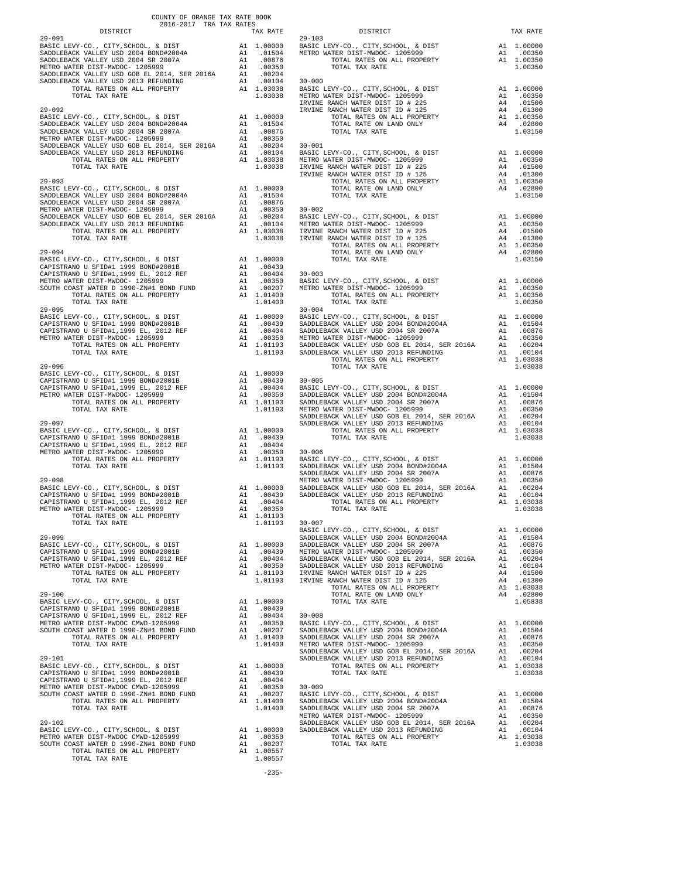COUNTY OF ORANGE TAX RATE BOOK
2016-2017 TRA TAX RATES

| DISTRICT | | TAX RATE |
|---|---|---|
| **29-091** | | |
| BASIC LEVY-CO., CITY,SCHOOL, & DIST | A1 | 1.00000 |
| SADDLEBACK VALLEY USD 2004 BOND#2004A | A1 | .01504 |
| SADDLEBACK VALLEY USD 2004 SR 2007A | A1 | .00876 |
| METRO WATER DIST-MWDOC- 1205999 | A1 | .00350 |
| SADDLEBACK VALLEY USD GOB EL 2014, SER 2016A | A1 | .00204 |
| SADDLEBACK VALLEY USD 2013 REFUNDING | A1 | .00104 |
| TOTAL RATES ON ALL PROPERTY | A1 | 1.03038 |
| TOTAL TAX RATE | | 1.03038 |
| **29-092** | | |
| BASIC LEVY-CO., CITY,SCHOOL, & DIST | A1 | 1.00000 |
| SADDLEBACK VALLEY USD 2004 BOND#2004A | A1 | .01504 |
| SADDLEBACK VALLEY USD 2004 SR 2007A | A1 | .00876 |
| METRO WATER DIST-MWDOC- 1205999 | A1 | .00350 |
| SADDLEBACK VALLEY USD GOB EL 2014, SER 2016A | A1 | .00204 |
| SADDLEBACK VALLEY USD 2013 REFUNDING | A1 | .00104 |
| TOTAL RATES ON ALL PROPERTY | A1 | 1.03038 |
| TOTAL TAX RATE | | 1.03038 |
| **29-093** | | |
| BASIC LEVY-CO., CITY,SCHOOL, & DIST | A1 | 1.00000 |
| SADDLEBACK VALLEY USD 2004 BOND#2004A | A1 | .01504 |
| SADDLEBACK VALLEY USD 2004 SR 2007A | A1 | .00876 |
| METRO WATER DIST-MWDOC- 1205999 | A1 | .00350 |
| SADDLEBACK VALLEY USD GOB EL 2014, SER 2016A | A1 | .00204 |
| SADDLEBACK VALLEY USD 2013 REFUNDING | A1 | .00104 |
| TOTAL RATES ON ALL PROPERTY | A1 | 1.03038 |
| TOTAL TAX RATE | | 1.03038 |
| **29-094** | | |
| BASIC LEVY-CO., CITY,SCHOOL, & DIST | A1 | 1.00000 |
| CAPISTRANO U SFID#1 1999 BOND#2001B | A1 | .00439 |
| CAPISTRANO U SFID#1,1999 EL, 2012 REF | A1 | .00404 |
| METRO WATER DIST-MWDOC- 1205999 | A1 | .00350 |
| SOUTH COAST WATER D 1990-ZN#1 BOND FUND | A1 | .00207 |
| TOTAL RATES ON ALL PROPERTY | A1 | 1.01400 |
| TOTAL TAX RATE | | 1.01400 |
| **29-095** | | |
| BASIC LEVY-CO., CITY,SCHOOL, & DIST | A1 | 1.00000 |
| CAPISTRANO U SFID#1 1999 BOND#2001B | A1 | .00439 |
| CAPISTRANO U SFID#1,1999 EL, 2012 REF | A1 | .00404 |
| METRO WATER DIST-MWDOC- 1205999 | A1 | .00350 |
| TOTAL RATES ON ALL PROPERTY | A1 | 1.01193 |
| TOTAL TAX RATE | | 1.01193 |
| **29-096** | | |
| BASIC LEVY-CO., CITY,SCHOOL, & DIST | A1 | 1.00000 |
| CAPISTRANO U SFID#1 1999 BOND#2001B | A1 | .00439 |
| CAPISTRANO U SFID#1,1999 EL, 2012 REF | A1 | .00404 |
| METRO WATER DIST-MWDOC- 1205999 | A1 | .00350 |
| TOTAL RATES ON ALL PROPERTY | A1 | 1.01193 |
| TOTAL TAX RATE | | 1.01193 |
| **29-097** | | |
| BASIC LEVY-CO., CITY,SCHOOL, & DIST | A1 | 1.00000 |
| CAPISTRANO U SFID#1 1999 BOND#2001B | A1 | .00439 |
| CAPISTRANO U SFID#1,1999 EL, 2012 REF | A1 | .00404 |
| METRO WATER DIST-MWDOC- 1205999 | A1 | .00350 |
| TOTAL RATES ON ALL PROPERTY | A1 | 1.01193 |
| TOTAL TAX RATE | | 1.01193 |
| **29-098** | | |
| BASIC LEVY-CO., CITY,SCHOOL, & DIST | A1 | 1.00000 |
| CAPISTRANO U SFID#1 1999 BOND#2001B | A1 | .00439 |
| CAPISTRANO U SFID#1,1999 EL, 2012 REF | A1 | .00404 |
| METRO WATER DIST-MWDOC- 1205999 | A1 | .00350 |
| TOTAL RATES ON ALL PROPERTY | A1 | 1.01193 |
| TOTAL TAX RATE | | 1.01193 |
| **29-099** | | |
| BASIC LEVY-CO., CITY,SCHOOL, & DIST | A1 | 1.00000 |
| CAPISTRANO U SFID#1 1999 BOND#2001B | A1 | .00439 |
| CAPISTRANO U SFID#1,1999 EL, 2012 REF | A1 | .00404 |
| METRO WATER DIST-MWDOC- 1205999 | A1 | .00350 |
| TOTAL RATES ON ALL PROPERTY | A1 | 1.01193 |
| TOTAL TAX RATE | | 1.01193 |
| **29-100** | | |
| BASIC LEVY-CO., CITY,SCHOOL, & DIST | A1 | 1.00000 |
| CAPISTRANO U SFID#1 1999 BOND#2001B | A1 | .00439 |
| CAPISTRANO U SFID#1,1999 EL, 2012 REF | A1 | .00404 |
| METRO WATER DIST-MWDOC CMWD-1205999 | A1 | .00350 |
| SOUTH COAST WATER D 1990-ZN#1 BOND FUND | A1 | .00207 |
| TOTAL RATES ON ALL PROPERTY | A1 | 1.01400 |
| TOTAL TAX RATE | | 1.01400 |
| **29-101** | | |
| BASIC LEVY-CO., CITY,SCHOOL, & DIST | A1 | 1.00000 |
| CAPISTRANO U SFID#1 1999 BOND#2001B | A1 | .00439 |
| CAPISTRANO U SFID#1,1999 EL, 2012 REF | A1 | .00404 |
| METRO WATER DIST-MWDOC CMWD-1205999 | A1 | .00350 |
| SOUTH COAST WATER D 1990-ZN#1 BOND FUND | A1 | .00207 |
| TOTAL RATES ON ALL PROPERTY | A1 | 1.01400 |
| TOTAL TAX RATE | | 1.01400 |
| **29-102** | | |
| BASIC LEVY-CO., CITY,SCHOOL, & DIST | A1 | 1.00000 |
| METRO WATER DIST-MWDOC CMWD-1205999 | A1 | .00350 |
| SOUTH COAST WATER D 1990-ZN#1 BOND FUND | A1 | .00207 |
| TOTAL RATES ON ALL PROPERTY | A1 | 1.00557 |
| TOTAL TAX RATE | | 1.00557 |
| **29-103** | | |
| BASIC LEVY-CO., CITY,SCHOOL, & DIST | A1 | 1.00000 |
| METRO WATER DIST-MWDOC- 1205999 | A1 | .00350 |
| TOTAL RATES ON ALL PROPERTY | A1 | 1.00350 |
| TOTAL TAX RATE | | 1.00350 |
| **30-000** | | |
| BASIC LEVY-CO., CITY,SCHOOL, & DIST | A1 | 1.00000 |
| METRO WATER DIST-MWDOC- 1205999 | A1 | .00350 |
| IRVINE RANCH WATER DIST ID # 225 | A4 | .01500 |
| IRVINE RANCH WATER DIST ID # 125 | A4 | .01300 |
| TOTAL RATES ON ALL PROPERTY | A1 | 1.00350 |
| TOTAL RATE ON LAND ONLY | A4 | .02800 |
| TOTAL TAX RATE | | 1.03150 |
| **30-001** | | |
| BASIC LEVY-CO., CITY,SCHOOL, & DIST | A1 | 1.00000 |
| METRO WATER DIST-MWDOC- 1205999 | A1 | .00350 |
| IRVINE RANCH WATER DIST ID # 225 | A4 | .01500 |
| IRVINE RANCH WATER DIST ID # 125 | A4 | .01300 |
| TOTAL RATES ON ALL PROPERTY | A1 | 1.00350 |
| TOTAL RATE ON LAND ONLY | A4 | .02800 |
| TOTAL TAX RATE | | 1.03150 |
| **30-002** | | |
| BASIC LEVY-CO., CITY,SCHOOL, & DIST | A1 | 1.00000 |
| METRO WATER DIST-MWDOC- 1205999 | A1 | .00350 |
| IRVINE RANCH WATER DIST ID # 225 | A4 | .01500 |
| IRVINE RANCH WATER DIST ID # 125 | A4 | .01300 |
| TOTAL RATES ON ALL PROPERTY | A1 | 1.00350 |
| TOTAL RATE ON LAND ONLY | A4 | .02800 |
| TOTAL TAX RATE | | 1.03150 |
| **30-003** | | |
| BASIC LEVY-CO., CITY,SCHOOL, & DIST | A1 | 1.00000 |
| METRO WATER DIST-MWDOC- 1205999 | A1 | .00350 |
| TOTAL RATES ON ALL PROPERTY | A1 | 1.00350 |
| TOTAL TAX RATE | | 1.00350 |
| **30-004** | | |
| BASIC LEVY-CO., CITY,SCHOOL, & DIST | A1 | 1.00000 |
| SADDLEBACK VALLEY USD 2004 BOND#2004A | A1 | .01504 |
| SADDLEBACK VALLEY USD 2004 SR 2007A | A1 | .00876 |
| METRO WATER DIST-MWDOC- 1205999 | A1 | .00350 |
| SADDLEBACK VALLEY USD GOB EL 2014, SER 2016A | A1 | .00204 |
| SADDLEBACK VALLEY USD 2013 REFUNDING | A1 | .00104 |
| TOTAL RATES ON ALL PROPERTY | A1 | 1.03038 |
| TOTAL TAX RATE | | 1.03038 |
| **30-005** | | |
| BASIC LEVY-CO., CITY,SCHOOL, & DIST | A1 | 1.00000 |
| SADDLEBACK VALLEY USD 2004 BOND#2004A | A1 | .01504 |
| SADDLEBACK VALLEY USD 2004 SR 2007A | A1 | .00876 |
| METRO WATER DIST-MWDOC- 1205999 | A1 | .00350 |
| SADDLEBACK VALLEY USD GOB EL 2014, SER 2016A | A1 | .00204 |
| SADDLEBACK VALLEY USD 2013 REFUNDING | A1 | .00104 |
| TOTAL RATES ON ALL PROPERTY | A1 | 1.03038 |
| TOTAL TAX RATE | | 1.03038 |
| **30-006** | | |
| BASIC LEVY-CO., CITY,SCHOOL, & DIST | A1 | 1.00000 |
| SADDLEBACK VALLEY USD 2004 BOND#2004A | A1 | .01504 |
| SADDLEBACK VALLEY USD 2004 SR 2007A | A1 | .00876 |
| METRO WATER DIST-MWDOC- 1205999 | A1 | .00350 |
| SADDLEBACK VALLEY USD GOB EL 2014, SER 2016A | A1 | .00204 |
| SADDLEBACK VALLEY USD 2013 REFUNDING | A1 | .00104 |
| TOTAL RATES ON ALL PROPERTY | A1 | 1.03038 |
| TOTAL TAX RATE | | 1.03038 |
| **30-007** | | |
| BASIC LEVY-CO., CITY,SCHOOL, & DIST | A1 | 1.00000 |
| SADDLEBACK VALLEY USD 2004 BOND#2004A | A1 | .01504 |
| SADDLEBACK VALLEY USD 2004 SR 2007A | A1 | .00876 |
| METRO WATER DIST-MWDOC- 1205999 | A1 | .00350 |
| SADDLEBACK VALLEY USD GOB EL 2014, SER 2016A | A1 | .00204 |
| SADDLEBACK VALLEY USD 2013 REFUNDING | A1 | .00104 |
| IRVINE RANCH WATER DIST ID # 225 | A4 | .01500 |
| IRVINE RANCH WATER DIST ID # 125 | A4 | .01300 |
| TOTAL RATES ON ALL PROPERTY | A1 | 1.03038 |
| TOTAL RATE ON LAND ONLY | A4 | .02800 |
| TOTAL TAX RATE | | 1.05838 |
| **30-008** | | |
| BASIC LEVY-CO., CITY,SCHOOL, & DIST | A1 | 1.00000 |
| SADDLEBACK VALLEY USD 2004 BOND#2004A | A1 | .01504 |
| SADDLEBACK VALLEY USD 2004 SR 2007A | A1 | .00876 |
| METRO WATER DIST-MWDOC- 1205999 | A1 | .00350 |
| SADDLEBACK VALLEY USD GOB EL 2014, SER 2016A | A1 | .00204 |
| SADDLEBACK VALLEY USD 2013 REFUNDING | A1 | .00104 |
| TOTAL RATES ON ALL PROPERTY | A1 | 1.03038 |
| TOTAL TAX RATE | | 1.03038 |
| **30-009** | | |
| BASIC LEVY-CO., CITY,SCHOOL, & DIST | A1 | 1.00000 |
| SADDLEBACK VALLEY USD 2004 BOND#2004A | A1 | .01504 |
| SADDLEBACK VALLEY USD 2004 SR 2007A | A1 | .00876 |
| METRO WATER DIST-MWDOC- 1205999 | A1 | .00350 |
| SADDLEBACK VALLEY USD GOB EL 2014, SER 2016A | A1 | .00204 |
| SADDLEBACK VALLEY USD 2013 REFUNDING | A1 | .00104 |
| TOTAL RATES ON ALL PROPERTY | A1 | 1.03038 |
| TOTAL TAX RATE | | 1.03038 |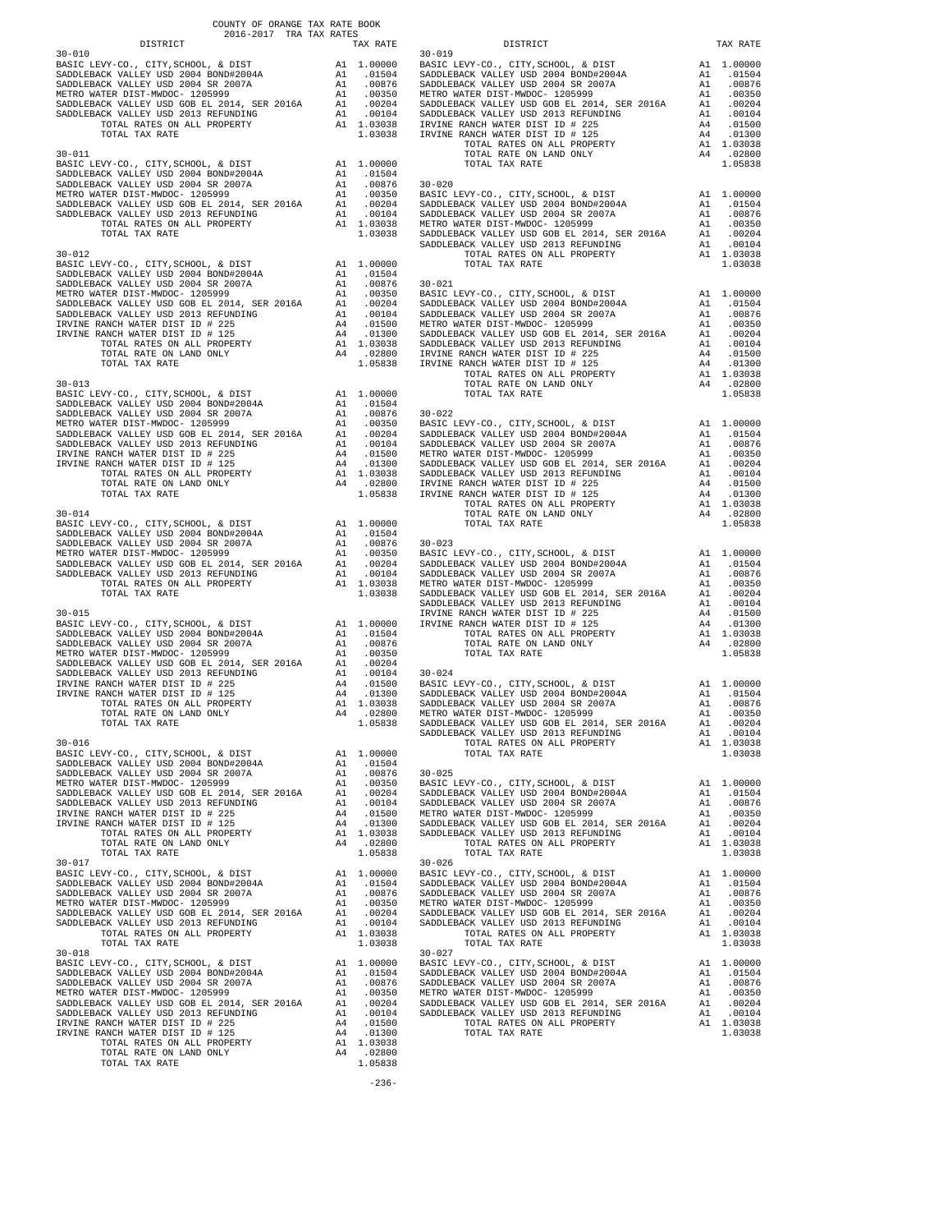COUNTY OF ORANGE TAX RATE BOOK
2016-2017 TRA TAX RATES

| DISTRICT | | TAX RATE |
|---|---|---|
| **30-010** | | |
| BASIC LEVY-CO., CITY,SCHOOL, & DIST | A1 | 1.00000 |
| SADDLEBACK VALLEY USD 2004 BOND#2004A | A1 | .01504 |
| SADDLEBACK VALLEY USD 2004 SR 2007A | A1 | .00876 |
| METRO WATER DIST-MWDOC- 1205999 | A1 | .00350 |
| SADDLEBACK VALLEY USD GOB EL 2014, SER 2016A | A1 | .00204 |
| SADDLEBACK VALLEY USD 2013 REFUNDING | A1 | .00104 |
| TOTAL RATES ON ALL PROPERTY | A1 | 1.03038 |
| TOTAL TAX RATE | | 1.03038 |
| **30-011** | | |
| BASIC LEVY-CO., CITY,SCHOOL, & DIST | A1 | 1.00000 |
| SADDLEBACK VALLEY USD 2004 BOND#2004A | A1 | .01504 |
| SADDLEBACK VALLEY USD 2004 SR 2007A | A1 | .00876 |
| METRO WATER DIST-MWDOC- 1205999 | A1 | .00350 |
| SADDLEBACK VALLEY USD GOB EL 2014, SER 2016A | A1 | .00204 |
| SADDLEBACK VALLEY USD 2013 REFUNDING | A1 | .00104 |
| TOTAL RATES ON ALL PROPERTY | A1 | 1.03038 |
| TOTAL TAX RATE | | 1.03038 |
| **30-012** | | |
| BASIC LEVY-CO., CITY,SCHOOL, & DIST | A1 | 1.00000 |
| SADDLEBACK VALLEY USD 2004 BOND#2004A | A1 | .01504 |
| SADDLEBACK VALLEY USD 2004 SR 2007A | A1 | .00876 |
| METRO WATER DIST-MWDOC- 1205999 | A1 | .00350 |
| SADDLEBACK VALLEY USD GOB EL 2014, SER 2016A | A1 | .00204 |
| SADDLEBACK VALLEY USD 2013 REFUNDING | A1 | .00104 |
| IRVINE RANCH WATER DIST ID # 225 | A4 | .01500 |
| IRVINE RANCH WATER DIST ID # 125 | A4 | .01300 |
| TOTAL RATES ON ALL PROPERTY | A1 | 1.03038 |
| TOTAL RATE ON LAND ONLY | A4 | .02800 |
| TOTAL TAX RATE | | 1.05838 |
| **30-013** | | |
| BASIC LEVY-CO., CITY,SCHOOL, & DIST | A1 | 1.00000 |
| SADDLEBACK VALLEY USD 2004 BOND#2004A | A1 | .01504 |
| SADDLEBACK VALLEY USD 2004 SR 2007A | A1 | .00876 |
| METRO WATER DIST-MWDOC- 1205999 | A1 | .00350 |
| SADDLEBACK VALLEY USD GOB EL 2014, SER 2016A | A1 | .00204 |
| SADDLEBACK VALLEY USD 2013 REFUNDING | A1 | .00104 |
| IRVINE RANCH WATER DIST ID # 225 | A4 | .01500 |
| IRVINE RANCH WATER DIST ID # 125 | A4 | .01300 |
| TOTAL RATES ON ALL PROPERTY | A1 | 1.03038 |
| TOTAL RATE ON LAND ONLY | A4 | .02800 |
| TOTAL TAX RATE | | 1.05838 |
| **30-014** | | |
| BASIC LEVY-CO., CITY,SCHOOL, & DIST | A1 | 1.00000 |
| SADDLEBACK VALLEY USD 2004 BOND#2004A | A1 | .01504 |
| SADDLEBACK VALLEY USD 2004 SR 2007A | A1 | .00876 |
| METRO WATER DIST-MWDOC- 1205999 | A1 | .00350 |
| SADDLEBACK VALLEY USD GOB EL 2014, SER 2016A | A1 | .00204 |
| SADDLEBACK VALLEY USD 2013 REFUNDING | A1 | .00104 |
| TOTAL RATES ON ALL PROPERTY | A1 | 1.03038 |
| TOTAL TAX RATE | | 1.03038 |
| **30-015** | | |
| BASIC LEVY-CO., CITY,SCHOOL, & DIST | A1 | 1.00000 |
| SADDLEBACK VALLEY USD 2004 BOND#2004A | A1 | .01504 |
| SADDLEBACK VALLEY USD 2004 SR 2007A | A1 | .00876 |
| METRO WATER DIST-MWDOC- 1205999 | A1 | .00350 |
| SADDLEBACK VALLEY USD GOB EL 2014, SER 2016A | A1 | .00204 |
| SADDLEBACK VALLEY USD 2013 REFUNDING | A1 | .00104 |
| IRVINE RANCH WATER DIST ID # 225 | A4 | .01500 |
| IRVINE RANCH WATER DIST ID # 125 | A4 | .01300 |
| TOTAL RATES ON ALL PROPERTY | A1 | 1.03038 |
| TOTAL RATE ON LAND ONLY | A4 | .02800 |
| TOTAL TAX RATE | | 1.05838 |
| **30-016** | | |
| BASIC LEVY-CO., CITY,SCHOOL, & DIST | A1 | 1.00000 |
| SADDLEBACK VALLEY USD 2004 BOND#2004A | A1 | .01504 |
| SADDLEBACK VALLEY USD 2004 SR 2007A | A1 | .00876 |
| METRO WATER DIST-MWDOC- 1205999 | A1 | .00350 |
| SADDLEBACK VALLEY USD GOB EL 2014, SER 2016A | A1 | .00204 |
| SADDLEBACK VALLEY USD 2013 REFUNDING | A1 | .00104 |
| IRVINE RANCH WATER DIST ID # 225 | A4 | .01500 |
| IRVINE RANCH WATER DIST ID # 125 | A4 | .01300 |
| TOTAL RATES ON ALL PROPERTY | A1 | 1.03038 |
| TOTAL RATE ON LAND ONLY | A4 | .02800 |
| TOTAL TAX RATE | | 1.05838 |
| **30-017** | | |
| BASIC LEVY-CO., CITY,SCHOOL, & DIST | A1 | 1.00000 |
| SADDLEBACK VALLEY USD 2004 BOND#2004A | A1 | .01504 |
| SADDLEBACK VALLEY USD 2004 SR 2007A | A1 | .00876 |
| METRO WATER DIST-MWDOC- 1205999 | A1 | .00350 |
| SADDLEBACK VALLEY USD GOB EL 2014, SER 2016A | A1 | .00204 |
| SADDLEBACK VALLEY USD 2013 REFUNDING | A1 | .00104 |
| TOTAL RATES ON ALL PROPERTY | A1 | 1.03038 |
| TOTAL TAX RATE | | 1.03038 |
| **30-018** | | |
| BASIC LEVY-CO., CITY,SCHOOL, & DIST | A1 | 1.00000 |
| SADDLEBACK VALLEY USD 2004 BOND#2004A | A1 | .01504 |
| SADDLEBACK VALLEY USD 2004 SR 2007A | A1 | .00876 |
| METRO WATER DIST-MWDOC- 1205999 | A1 | .00350 |
| SADDLEBACK VALLEY USD GOB EL 2014, SER 2016A | A1 | .00204 |
| SADDLEBACK VALLEY USD 2013 REFUNDING | A1 | .00104 |
| IRVINE RANCH WATER DIST ID # 225 | A4 | .01500 |
| IRVINE RANCH WATER DIST ID # 125 | A4 | .01300 |
| TOTAL RATES ON ALL PROPERTY | A1 | 1.03038 |
| TOTAL RATE ON LAND ONLY | A4 | .02800 |
| TOTAL TAX RATE | | 1.05838 |
| **30-019** | | |
| BASIC LEVY-CO., CITY,SCHOOL, & DIST | A1 | 1.00000 |
| SADDLEBACK VALLEY USD 2004 BOND#2004A | A1 | .01504 |
| SADDLEBACK VALLEY USD 2004 SR 2007A | A1 | .00876 |
| METRO WATER DIST-MWDOC- 1205999 | A1 | .00350 |
| SADDLEBACK VALLEY USD GOB EL 2014, SER 2016A | A1 | .00204 |
| SADDLEBACK VALLEY USD 2013 REFUNDING | A1 | .00104 |
| IRVINE RANCH WATER DIST ID # 225 | A4 | .01500 |
| IRVINE RANCH WATER DIST ID # 125 | A4 | .01300 |
| TOTAL RATES ON ALL PROPERTY | A1 | 1.03038 |
| TOTAL RATE ON LAND ONLY | A4 | .02800 |
| TOTAL TAX RATE | | 1.05838 |
| **30-020** | | |
| BASIC LEVY-CO., CITY,SCHOOL, & DIST | A1 | 1.00000 |
| SADDLEBACK VALLEY USD 2004 BOND#2004A | A1 | .01504 |
| SADDLEBACK VALLEY USD 2004 SR 2007A | A1 | .00876 |
| METRO WATER DIST-MWDOC- 1205999 | A1 | .00350 |
| SADDLEBACK VALLEY USD GOB EL 2014, SER 2016A | A1 | .00204 |
| SADDLEBACK VALLEY USD 2013 REFUNDING | A1 | .00104 |
| TOTAL RATES ON ALL PROPERTY | A1 | 1.03038 |
| TOTAL TAX RATE | | 1.03038 |
| **30-021** | | |
| BASIC LEVY-CO., CITY,SCHOOL, & DIST | A1 | 1.00000 |
| SADDLEBACK VALLEY USD 2004 BOND#2004A | A1 | .01504 |
| SADDLEBACK VALLEY USD 2004 SR 2007A | A1 | .00876 |
| METRO WATER DIST-MWDOC- 1205999 | A1 | .00350 |
| SADDLEBACK VALLEY USD GOB EL 2014, SER 2016A | A1 | .00204 |
| SADDLEBACK VALLEY USD 2013 REFUNDING | A1 | .00104 |
| IRVINE RANCH WATER DIST ID # 225 | A4 | .01500 |
| IRVINE RANCH WATER DIST ID # 125 | A4 | .01300 |
| TOTAL RATES ON ALL PROPERTY | A1 | 1.03038 |
| TOTAL RATE ON LAND ONLY | A4 | .02800 |
| TOTAL TAX RATE | | 1.05838 |
| **30-022** | | |
| BASIC LEVY-CO., CITY,SCHOOL, & DIST | A1 | 1.00000 |
| SADDLEBACK VALLEY USD 2004 BOND#2004A | A1 | .01504 |
| SADDLEBACK VALLEY USD 2004 SR 2007A | A1 | .00876 |
| METRO WATER DIST-MWDOC- 1205999 | A1 | .00350 |
| SADDLEBACK VALLEY USD GOB EL 2014, SER 2016A | A1 | .00204 |
| SADDLEBACK VALLEY USD 2013 REFUNDING | A1 | .00104 |
| IRVINE RANCH WATER DIST ID # 225 | A4 | .01500 |
| IRVINE RANCH WATER DIST ID # 125 | A4 | .01300 |
| TOTAL RATES ON ALL PROPERTY | A1 | 1.03038 |
| TOTAL RATE ON LAND ONLY | A4 | .02800 |
| TOTAL TAX RATE | | 1.05838 |
| **30-023** | | |
| BASIC LEVY-CO., CITY,SCHOOL, & DIST | A1 | 1.00000 |
| SADDLEBACK VALLEY USD 2004 BOND#2004A | A1 | .01504 |
| SADDLEBACK VALLEY USD 2004 SR 2007A | A1 | .00876 |
| METRO WATER DIST-MWDOC- 1205999 | A1 | .00350 |
| SADDLEBACK VALLEY USD GOB EL 2014, SER 2016A | A1 | .00204 |
| SADDLEBACK VALLEY USD 2013 REFUNDING | A1 | .00104 |
| IRVINE RANCH WATER DIST ID # 225 | A4 | .01500 |
| IRVINE RANCH WATER DIST ID # 125 | A4 | .01300 |
| TOTAL RATES ON ALL PROPERTY | A1 | 1.03038 |
| TOTAL RATE ON LAND ONLY | A4 | .02800 |
| TOTAL TAX RATE | | 1.05838 |
| **30-024** | | |
| BASIC LEVY-CO., CITY,SCHOOL, & DIST | A1 | 1.00000 |
| SADDLEBACK VALLEY USD 2004 BOND#2004A | A1 | .01504 |
| SADDLEBACK VALLEY USD 2004 SR 2007A | A1 | .00876 |
| METRO WATER DIST-MWDOC- 1205999 | A1 | .00350 |
| SADDLEBACK VALLEY USD GOB EL 2014, SER 2016A | A1 | .00204 |
| SADDLEBACK VALLEY USD 2013 REFUNDING | A1 | .00104 |
| TOTAL RATES ON ALL PROPERTY | A1 | 1.03038 |
| TOTAL TAX RATE | | 1.03038 |
| **30-025** | | |
| BASIC LEVY-CO., CITY,SCHOOL, & DIST | A1 | 1.00000 |
| SADDLEBACK VALLEY USD 2004 BOND#2004A | A1 | .01504 |
| SADDLEBACK VALLEY USD 2004 SR 2007A | A1 | .00876 |
| METRO WATER DIST-MWDOC- 1205999 | A1 | .00350 |
| SADDLEBACK VALLEY USD GOB EL 2014, SER 2016A | A1 | .00204 |
| SADDLEBACK VALLEY USD 2013 REFUNDING | A1 | .00104 |
| TOTAL RATES ON ALL PROPERTY | A1 | 1.03038 |
| TOTAL TAX RATE | | 1.03038 |
| **30-026** | | |
| BASIC LEVY-CO., CITY,SCHOOL, & DIST | A1 | 1.00000 |
| SADDLEBACK VALLEY USD 2004 BOND#2004A | A1 | .01504 |
| SADDLEBACK VALLEY USD 2004 SR 2007A | A1 | .00876 |
| METRO WATER DIST-MWDOC- 1205999 | A1 | .00350 |
| SADDLEBACK VALLEY USD GOB EL 2014, SER 2016A | A1 | .00204 |
| SADDLEBACK VALLEY USD 2013 REFUNDING | A1 | .00104 |
| TOTAL RATES ON ALL PROPERTY | A1 | 1.03038 |
| TOTAL TAX RATE | | 1.03038 |
| **30-027** | | |
| BASIC LEVY-CO., CITY,SCHOOL, & DIST | A1 | 1.00000 |
| SADDLEBACK VALLEY USD 2004 BOND#2004A | A1 | .01504 |
| SADDLEBACK VALLEY USD 2004 SR 2007A | A1 | .00876 |
| METRO WATER DIST-MWDOC- 1205999 | A1 | .00350 |
| SADDLEBACK VALLEY USD GOB EL 2014, SER 2016A | A1 | .00204 |
| SADDLEBACK VALLEY USD 2013 REFUNDING | A1 | .00104 |
| TOTAL RATES ON ALL PROPERTY | A1 | 1.03038 |
| TOTAL TAX RATE | | 1.03038 |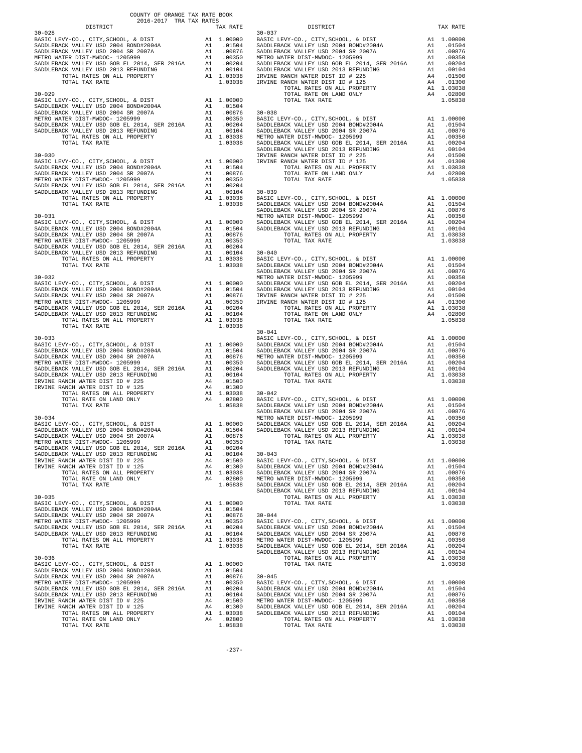COUNTY OF ORANGE TAX RATE BOOK
2016-2017 TRA TAX RATES

| DISTRICT | | TAX RATE |
|---|---|---|
| **30-028** | | |
| BASIC LEVY-CO., CITY,SCHOOL, & DIST | A1 | 1.00000 |
| SADDLEBACK VALLEY USD 2004 BOND#2004A | A1 | .01504 |
| SADDLEBACK VALLEY USD 2004 SR 2007A | A1 | .00876 |
| METRO WATER DIST-MWDOC- 1205999 | A1 | .00350 |
| SADDLEBACK VALLEY USD GOB EL 2014, SER 2016A | A1 | .00204 |
| SADDLEBACK VALLEY USD 2013 REFUNDING | A1 | .00104 |
| TOTAL RATES ON ALL PROPERTY | A1 | 1.03038 |
| TOTAL TAX RATE | | 1.03038 |
| **30-029** | | |
| BASIC LEVY-CO., CITY,SCHOOL, & DIST | A1 | 1.00000 |
| SADDLEBACK VALLEY USD 2004 BOND#2004A | A1 | .01504 |
| SADDLEBACK VALLEY USD 2004 SR 2007A | A1 | .00876 |
| METRO WATER DIST-MWDOC- 1205999 | A1 | .00350 |
| SADDLEBACK VALLEY USD GOB EL 2014, SER 2016A | A1 | .00204 |
| SADDLEBACK VALLEY USD 2013 REFUNDING | A1 | .00104 |
| TOTAL RATES ON ALL PROPERTY | A1 | 1.03038 |
| TOTAL TAX RATE | | 1.03038 |
| **30-030** | | |
| BASIC LEVY-CO., CITY,SCHOOL, & DIST | A1 | 1.00000 |
| SADDLEBACK VALLEY USD 2004 BOND#2004A | A1 | .01504 |
| SADDLEBACK VALLEY USD 2004 SR 2007A | A1 | .00876 |
| METRO WATER DIST-MWDOC- 1205999 | A1 | .00350 |
| SADDLEBACK VALLEY USD GOB EL 2014, SER 2016A | A1 | .00204 |
| SADDLEBACK VALLEY USD 2013 REFUNDING | A1 | .00104 |
| TOTAL RATES ON ALL PROPERTY | A1 | 1.03038 |
| TOTAL TAX RATE | | 1.03038 |
| **30-031** | | |
| BASIC LEVY-CO., CITY,SCHOOL, & DIST | A1 | 1.00000 |
| SADDLEBACK VALLEY USD 2004 BOND#2004A | A1 | .01504 |
| SADDLEBACK VALLEY USD 2004 SR 2007A | A1 | .00876 |
| METRO WATER DIST-MWDOC- 1205999 | A1 | .00350 |
| SADDLEBACK VALLEY USD GOB EL 2014, SER 2016A | A1 | .00204 |
| SADDLEBACK VALLEY USD 2013 REFUNDING | A1 | .00104 |
| TOTAL RATES ON ALL PROPERTY | A1 | 1.03038 |
| TOTAL TAX RATE | | 1.03038 |
| **30-032** | | |
| BASIC LEVY-CO., CITY,SCHOOL, & DIST | A1 | 1.00000 |
| SADDLEBACK VALLEY USD 2004 BOND#2004A | A1 | .01504 |
| SADDLEBACK VALLEY USD 2004 SR 2007A | A1 | .00876 |
| METRO WATER DIST-MWDOC- 1205999 | A1 | .00350 |
| SADDLEBACK VALLEY USD GOB EL 2014, SER 2016A | A1 | .00204 |
| SADDLEBACK VALLEY USD 2013 REFUNDING | A1 | .00104 |
| TOTAL RATES ON ALL PROPERTY | A1 | 1.03038 |
| TOTAL TAX RATE | | 1.03038 |
| **30-033** | | |
| BASIC LEVY-CO., CITY,SCHOOL, & DIST | A1 | 1.00000 |
| SADDLEBACK VALLEY USD 2004 BOND#2004A | A1 | .01504 |
| SADDLEBACK VALLEY USD 2004 SR 2007A | A1 | .00876 |
| METRO WATER DIST-MWDOC- 1205999 | A1 | .00350 |
| SADDLEBACK VALLEY USD GOB EL 2014, SER 2016A | A1 | .00204 |
| SADDLEBACK VALLEY USD 2013 REFUNDING | A1 | .00104 |
| IRVINE RANCH WATER DIST ID # 225 | A4 | .01500 |
| IRVINE RANCH WATER DIST ID # 125 | A4 | .01300 |
| TOTAL RATES ON ALL PROPERTY | A1 | 1.03038 |
| TOTAL RATE ON LAND ONLY | A4 | .02800 |
| TOTAL TAX RATE | | 1.05838 |
| **30-034** | | |
| BASIC LEVY-CO., CITY,SCHOOL, & DIST | A1 | 1.00000 |
| SADDLEBACK VALLEY USD 2004 BOND#2004A | A1 | .01504 |
| SADDLEBACK VALLEY USD 2004 SR 2007A | A1 | .00876 |
| METRO WATER DIST-MWDOC- 1205999 | A1 | .00350 |
| SADDLEBACK VALLEY USD GOB EL 2014, SER 2016A | A1 | .00204 |
| SADDLEBACK VALLEY USD 2013 REFUNDING | A1 | .00104 |
| IRVINE RANCH WATER DIST ID # 225 | A4 | .01500 |
| IRVINE RANCH WATER DIST ID # 125 | A4 | .01300 |
| TOTAL RATES ON ALL PROPERTY | A1 | 1.03038 |
| TOTAL RATE ON LAND ONLY | A4 | .02800 |
| TOTAL TAX RATE | | 1.05838 |
| **30-035** | | |
| BASIC LEVY-CO., CITY,SCHOOL, & DIST | A1 | 1.00000 |
| SADDLEBACK VALLEY USD 2004 BOND#2004A | A1 | .01504 |
| SADDLEBACK VALLEY USD 2004 SR 2007A | A1 | .00876 |
| METRO WATER DIST-MWDOC- 1205999 | A1 | .00350 |
| SADDLEBACK VALLEY USD GOB EL 2014, SER 2016A | A1 | .00204 |
| SADDLEBACK VALLEY USD 2013 REFUNDING | A1 | .00104 |
| TOTAL RATES ON ALL PROPERTY | A1 | 1.03038 |
| TOTAL TAX RATE | | 1.03038 |
| **30-036** | | |
| BASIC LEVY-CO., CITY,SCHOOL, & DIST | A1 | 1.00000 |
| SADDLEBACK VALLEY USD 2004 BOND#2004A | A1 | .01504 |
| SADDLEBACK VALLEY USD 2004 SR 2007A | A1 | .00876 |
| METRO WATER DIST-MWDOC- 1205999 | A1 | .00350 |
| SADDLEBACK VALLEY USD GOB EL 2014, SER 2016A | A1 | .00204 |
| SADDLEBACK VALLEY USD 2013 REFUNDING | A1 | .00104 |
| IRVINE RANCH WATER DIST ID # 225 | A4 | .01500 |
| IRVINE RANCH WATER DIST ID # 125 | A4 | .01300 |
| TOTAL RATES ON ALL PROPERTY | A1 | 1.03038 |
| TOTAL RATE ON LAND ONLY | A4 | .02800 |
| TOTAL TAX RATE | | 1.05838 |
| **30-037** | | |
| BASIC LEVY-CO., CITY,SCHOOL, & DIST | A1 | 1.00000 |
| SADDLEBACK VALLEY USD 2004 BOND#2004A | A1 | .01504 |
| SADDLEBACK VALLEY USD 2004 SR 2007A | A1 | .00876 |
| METRO WATER DIST-MWDOC- 1205999 | A1 | .00350 |
| SADDLEBACK VALLEY USD GOB EL 2014, SER 2016A | A1 | .00204 |
| SADDLEBACK VALLEY USD 2013 REFUNDING | A1 | .00104 |
| IRVINE RANCH WATER DIST ID # 225 | A4 | .01500 |
| IRVINE RANCH WATER DIST ID # 125 | A4 | .01300 |
| TOTAL RATES ON ALL PROPERTY | A1 | 1.03038 |
| TOTAL RATE ON LAND ONLY | A4 | .02800 |
| TOTAL TAX RATE | | 1.05838 |
| **30-038** | | |
| BASIC LEVY-CO., CITY,SCHOOL, & DIST | A1 | 1.00000 |
| SADDLEBACK VALLEY USD 2004 BOND#2004A | A1 | .01504 |
| SADDLEBACK VALLEY USD 2004 SR 2007A | A1 | .00876 |
| METRO WATER DIST-MWDOC- 1205999 | A1 | .00350 |
| SADDLEBACK VALLEY USD GOB EL 2014, SER 2016A | A1 | .00204 |
| SADDLEBACK VALLEY USD 2013 REFUNDING | A1 | .00104 |
| IRVINE RANCH WATER DIST ID # 225 | A4 | .01500 |
| IRVINE RANCH WATER DIST ID # 125 | A4 | .01300 |
| TOTAL RATES ON ALL PROPERTY | A1 | 1.03038 |
| TOTAL RATE ON LAND ONLY | A4 | .02800 |
| TOTAL TAX RATE | | 1.05838 |
| **30-039** | | |
| BASIC LEVY-CO., CITY,SCHOOL, & DIST | A1 | 1.00000 |
| SADDLEBACK VALLEY USD 2004 BOND#2004A | A1 | .01504 |
| SADDLEBACK VALLEY USD 2004 SR 2007A | A1 | .00876 |
| METRO WATER DIST-MWDOC- 1205999 | A1 | .00350 |
| SADDLEBACK VALLEY USD GOB EL 2014, SER 2016A | A1 | .00204 |
| SADDLEBACK VALLEY USD 2013 REFUNDING | A1 | .00104 |
| TOTAL RATES ON ALL PROPERTY | A1 | 1.03038 |
| TOTAL TAX RATE | | 1.03038 |
| **30-040** | | |
| BASIC LEVY-CO., CITY,SCHOOL, & DIST | A1 | 1.00000 |
| SADDLEBACK VALLEY USD 2004 BOND#2004A | A1 | .01504 |
| SADDLEBACK VALLEY USD 2004 SR 2007A | A1 | .00876 |
| METRO WATER DIST-MWDOC- 1205999 | A1 | .00350 |
| SADDLEBACK VALLEY USD GOB EL 2014, SER 2016A | A1 | .00204 |
| SADDLEBACK VALLEY USD 2013 REFUNDING | A1 | .00104 |
| IRVINE RANCH WATER DIST ID # 225 | A4 | .01500 |
| IRVINE RANCH WATER DIST ID # 125 | A4 | .01300 |
| TOTAL RATES ON ALL PROPERTY | A1 | 1.03038 |
| TOTAL RATE ON LAND ONLY | A4 | .02800 |
| TOTAL TAX RATE | | 1.05838 |
| **30-041** | | |
| BASIC LEVY-CO., CITY,SCHOOL, & DIST | A1 | 1.00000 |
| SADDLEBACK VALLEY USD 2004 BOND#2004A | A1 | .01504 |
| SADDLEBACK VALLEY USD 2004 SR 2007A | A1 | .00876 |
| METRO WATER DIST-MWDOC- 1205999 | A1 | .00350 |
| SADDLEBACK VALLEY USD GOB EL 2014, SER 2016A | A1 | .00204 |
| SADDLEBACK VALLEY USD 2013 REFUNDING | A1 | .00104 |
| TOTAL RATES ON ALL PROPERTY | A1 | 1.03038 |
| TOTAL TAX RATE | | 1.03038 |
| **30-042** | | |
| BASIC LEVY-CO., CITY,SCHOOL, & DIST | A1 | 1.00000 |
| SADDLEBACK VALLEY USD 2004 BOND#2004A | A1 | .01504 |
| SADDLEBACK VALLEY USD 2004 SR 2007A | A1 | .00876 |
| METRO WATER DIST-MWDOC- 1205999 | A1 | .00350 |
| SADDLEBACK VALLEY USD GOB EL 2014, SER 2016A | A1 | .00204 |
| SADDLEBACK VALLEY USD 2013 REFUNDING | A1 | .00104 |
| TOTAL RATES ON ALL PROPERTY | A1 | 1.03038 |
| TOTAL TAX RATE | | 1.03038 |
| **30-043** | | |
| BASIC LEVY-CO., CITY,SCHOOL, & DIST | A1 | 1.00000 |
| SADDLEBACK VALLEY USD 2004 BOND#2004A | A1 | .01504 |
| SADDLEBACK VALLEY USD 2004 SR 2007A | A1 | .00876 |
| METRO WATER DIST-MWDOC- 1205999 | A1 | .00350 |
| SADDLEBACK VALLEY USD GOB EL 2014, SER 2016A | A1 | .00204 |
| SADDLEBACK VALLEY USD 2013 REFUNDING | A1 | .00104 |
| TOTAL RATES ON ALL PROPERTY | A1 | 1.03038 |
| TOTAL TAX RATE | | 1.03038 |
| **30-044** | | |
| BASIC LEVY-CO., CITY,SCHOOL, & DIST | A1 | 1.00000 |
| SADDLEBACK VALLEY USD 2004 BOND#2004A | A1 | .01504 |
| SADDLEBACK VALLEY USD 2004 SR 2007A | A1 | .00876 |
| METRO WATER DIST-MWDOC- 1205999 | A1 | .00350 |
| SADDLEBACK VALLEY USD GOB EL 2014, SER 2016A | A1 | .00204 |
| SADDLEBACK VALLEY USD 2013 REFUNDING | A1 | .00104 |
| TOTAL RATES ON ALL PROPERTY | A1 | 1.03038 |
| TOTAL TAX RATE | | 1.03038 |
| **30-045** | | |
| BASIC LEVY-CO., CITY,SCHOOL, & DIST | A1 | 1.00000 |
| SADDLEBACK VALLEY USD 2004 BOND#2004A | A1 | .01504 |
| SADDLEBACK VALLEY USD 2004 SR 2007A | A1 | .00876 |
| METRO WATER DIST-MWDOC- 1205999 | A1 | .00350 |
| SADDLEBACK VALLEY USD GOB EL 2014, SER 2016A | A1 | .00204 |
| SADDLEBACK VALLEY USD 2013 REFUNDING | A1 | .00104 |
| TOTAL RATES ON ALL PROPERTY | A1 | 1.03038 |
| TOTAL TAX RATE | | 1.03038 |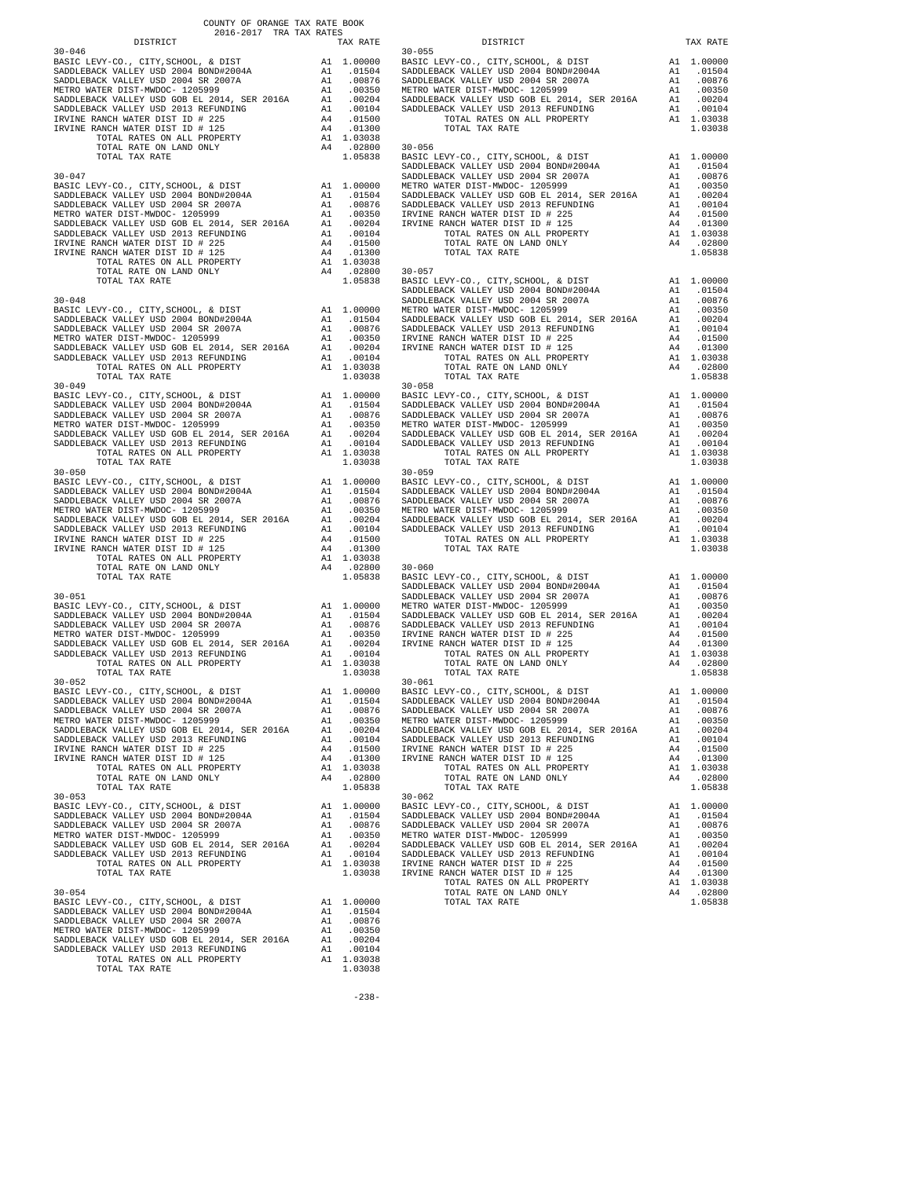COUNTY OF ORANGE TAX RATE BOOK
2016-2017 TRA TAX RATES

| DISTRICT | | TAX RATE |
|---|---|---|
| **30-046** | | |
| BASIC LEVY-CO., CITY,SCHOOL, & DIST | A1 | 1.00000 |
| SADDLEBACK VALLEY USD 2004 BOND#2004A | A1 | .01504 |
| SADDLEBACK VALLEY USD 2004 SR 2007A | A1 | .00876 |
| METRO WATER DIST-MWDOC- 1205999 | A1 | .00350 |
| SADDLEBACK VALLEY USD GOB EL 2014, SER 2016A | A1 | .00204 |
| SADDLEBACK VALLEY USD 2013 REFUNDING | A1 | .00104 |
| IRVINE RANCH WATER DIST ID # 225 | A4 | .01500 |
| IRVINE RANCH WATER DIST ID # 125 | A4 | .01300 |
| TOTAL RATES ON ALL PROPERTY | A1 | 1.03038 |
| TOTAL RATE ON LAND ONLY | A4 | .02800 |
| TOTAL TAX RATE | | 1.05838 |
| **30-047** | | |
| BASIC LEVY-CO., CITY,SCHOOL, & DIST | A1 | 1.00000 |
| SADDLEBACK VALLEY USD 2004 BOND#2004A | A1 | .01504 |
| SADDLEBACK VALLEY USD 2004 SR 2007A | A1 | .00876 |
| METRO WATER DIST-MWDOC- 1205999 | A1 | .00350 |
| SADDLEBACK VALLEY USD GOB EL 2014, SER 2016A | A1 | .00204 |
| SADDLEBACK VALLEY USD 2013 REFUNDING | A1 | .00104 |
| IRVINE RANCH WATER DIST ID # 225 | A4 | .01500 |
| IRVINE RANCH WATER DIST ID # 125 | A4 | .01300 |
| TOTAL RATES ON ALL PROPERTY | A1 | 1.03038 |
| TOTAL RATE ON LAND ONLY | A4 | .02800 |
| TOTAL TAX RATE | | 1.05838 |
| **30-048** | | |
| BASIC LEVY-CO., CITY,SCHOOL, & DIST | A1 | 1.00000 |
| SADDLEBACK VALLEY USD 2004 BOND#2004A | A1 | .01504 |
| SADDLEBACK VALLEY USD 2004 SR 2007A | A1 | .00876 |
| METRO WATER DIST-MWDOC- 1205999 | A1 | .00350 |
| SADDLEBACK VALLEY USD GOB EL 2014, SER 2016A | A1 | .00204 |
| SADDLEBACK VALLEY USD 2013 REFUNDING | A1 | .00104 |
| TOTAL RATES ON ALL PROPERTY | A1 | 1.03038 |
| TOTAL TAX RATE | | 1.03038 |
| **30-049** | | |
| BASIC LEVY-CO., CITY,SCHOOL, & DIST | A1 | 1.00000 |
| SADDLEBACK VALLEY USD 2004 BOND#2004A | A1 | .01504 |
| SADDLEBACK VALLEY USD 2004 SR 2007A | A1 | .00876 |
| METRO WATER DIST-MWDOC- 1205999 | A1 | .00350 |
| SADDLEBACK VALLEY USD GOB EL 2014, SER 2016A | A1 | .00204 |
| SADDLEBACK VALLEY USD 2013 REFUNDING | A1 | .00104 |
| TOTAL RATES ON ALL PROPERTY | A1 | 1.03038 |
| TOTAL TAX RATE | | 1.03038 |
| **30-050** | | |
| BASIC LEVY-CO., CITY,SCHOOL, & DIST | A1 | 1.00000 |
| SADDLEBACK VALLEY USD 2004 BOND#2004A | A1 | .01504 |
| SADDLEBACK VALLEY USD 2004 SR 2007A | A1 | .00876 |
| METRO WATER DIST-MWDOC- 1205999 | A1 | .00350 |
| SADDLEBACK VALLEY USD GOB EL 2014, SER 2016A | A1 | .00204 |
| SADDLEBACK VALLEY USD 2013 REFUNDING | A1 | .00104 |
| IRVINE RANCH WATER DIST ID # 225 | A4 | .01500 |
| IRVINE RANCH WATER DIST ID # 125 | A4 | .01300 |
| TOTAL RATES ON ALL PROPERTY | A1 | 1.03038 |
| TOTAL RATE ON LAND ONLY | A4 | .02800 |
| TOTAL TAX RATE | | 1.05838 |
| **30-051** | | |
| BASIC LEVY-CO., CITY,SCHOOL, & DIST | A1 | 1.00000 |
| SADDLEBACK VALLEY USD 2004 BOND#2004A | A1 | .01504 |
| SADDLEBACK VALLEY USD 2004 SR 2007A | A1 | .00876 |
| METRO WATER DIST-MWDOC- 1205999 | A1 | .00350 |
| SADDLEBACK VALLEY USD GOB EL 2014, SER 2016A | A1 | .00204 |
| SADDLEBACK VALLEY USD 2013 REFUNDING | A1 | .00104 |
| TOTAL RATES ON ALL PROPERTY | A1 | 1.03038 |
| TOTAL TAX RATE | | 1.03038 |
| **30-052** | | |
| BASIC LEVY-CO., CITY,SCHOOL, & DIST | A1 | 1.00000 |
| SADDLEBACK VALLEY USD 2004 BOND#2004A | A1 | .01504 |
| SADDLEBACK VALLEY USD 2004 SR 2007A | A1 | .00876 |
| METRO WATER DIST-MWDOC- 1205999 | A1 | .00350 |
| SADDLEBACK VALLEY USD GOB EL 2014, SER 2016A | A1 | .00204 |
| SADDLEBACK VALLEY USD 2013 REFUNDING | A1 | .00104 |
| IRVINE RANCH WATER DIST ID # 225 | A4 | .01500 |
| IRVINE RANCH WATER DIST ID # 125 | A4 | .01300 |
| TOTAL RATES ON ALL PROPERTY | A1 | 1.03038 |
| TOTAL RATE ON LAND ONLY | A4 | .02800 |
| TOTAL TAX RATE | | 1.05838 |
| **30-053** | | |
| BASIC LEVY-CO., CITY,SCHOOL, & DIST | A1 | 1.00000 |
| SADDLEBACK VALLEY USD 2004 BOND#2004A | A1 | .01504 |
| SADDLEBACK VALLEY USD 2004 SR 2007A | A1 | .00876 |
| METRO WATER DIST-MWDOC- 1205999 | A1 | .00350 |
| SADDLEBACK VALLEY USD GOB EL 2014, SER 2016A | A1 | .00204 |
| SADDLEBACK VALLEY USD 2013 REFUNDING | A1 | .00104 |
| TOTAL RATES ON ALL PROPERTY | A1 | 1.03038 |
| TOTAL TAX RATE | | 1.03038 |
| **30-054** | | |
| BASIC LEVY-CO., CITY,SCHOOL, & DIST | A1 | 1.00000 |
| SADDLEBACK VALLEY USD 2004 BOND#2004A | A1 | .01504 |
| SADDLEBACK VALLEY USD 2004 SR 2007A | A1 | .00876 |
| METRO WATER DIST-MWDOC- 1205999 | A1 | .00350 |
| SADDLEBACK VALLEY USD GOB EL 2014, SER 2016A | A1 | .00204 |
| SADDLEBACK VALLEY USD 2013 REFUNDING | A1 | .00104 |
| TOTAL RATES ON ALL PROPERTY | A1 | 1.03038 |
| TOTAL TAX RATE | | 1.03038 |
| **30-055** | | |
| BASIC LEVY-CO., CITY,SCHOOL, & DIST | A1 | 1.00000 |
| SADDLEBACK VALLEY USD 2004 BOND#2004A | A1 | .01504 |
| SADDLEBACK VALLEY USD 2004 SR 2007A | A1 | .00876 |
| METRO WATER DIST-MWDOC- 1205999 | A1 | .00350 |
| SADDLEBACK VALLEY USD GOB EL 2014, SER 2016A | A1 | .00204 |
| SADDLEBACK VALLEY USD 2013 REFUNDING | A1 | .00104 |
| TOTAL RATES ON ALL PROPERTY | A1 | 1.03038 |
| TOTAL TAX RATE | | 1.03038 |
| **30-056** | | |
| BASIC LEVY-CO., CITY,SCHOOL, & DIST | A1 | 1.00000 |
| SADDLEBACK VALLEY USD 2004 BOND#2004A | A1 | .01504 |
| SADDLEBACK VALLEY USD 2004 SR 2007A | A1 | .00876 |
| METRO WATER DIST-MWDOC- 1205999 | A1 | .00350 |
| SADDLEBACK VALLEY USD GOB EL 2014, SER 2016A | A1 | .00204 |
| SADDLEBACK VALLEY USD 2013 REFUNDING | A1 | .00104 |
| IRVINE RANCH WATER DIST ID # 225 | A4 | .01500 |
| IRVINE RANCH WATER DIST ID # 125 | A4 | .01300 |
| TOTAL RATES ON ALL PROPERTY | A1 | 1.03038 |
| TOTAL RATE ON LAND ONLY | A4 | .02800 |
| TOTAL TAX RATE | | 1.05838 |
| **30-057** | | |
| BASIC LEVY-CO., CITY,SCHOOL, & DIST | A1 | 1.00000 |
| SADDLEBACK VALLEY USD 2004 BOND#2004A | A1 | .01504 |
| SADDLEBACK VALLEY USD 2004 SR 2007A | A1 | .00876 |
| METRO WATER DIST-MWDOC- 1205999 | A1 | .00350 |
| SADDLEBACK VALLEY USD GOB EL 2014, SER 2016A | A1 | .00204 |
| SADDLEBACK VALLEY USD 2013 REFUNDING | A1 | .00104 |
| IRVINE RANCH WATER DIST ID # 225 | A4 | .01500 |
| IRVINE RANCH WATER DIST ID # 125 | A4 | .01300 |
| TOTAL RATES ON ALL PROPERTY | A1 | 1.03038 |
| TOTAL RATE ON LAND ONLY | A4 | .02800 |
| TOTAL TAX RATE | | 1.05838 |
| **30-058** | | |
| BASIC LEVY-CO., CITY,SCHOOL, & DIST | A1 | 1.00000 |
| SADDLEBACK VALLEY USD 2004 BOND#2004A | A1 | .01504 |
| SADDLEBACK VALLEY USD 2004 SR 2007A | A1 | .00876 |
| METRO WATER DIST-MWDOC- 1205999 | A1 | .00350 |
| SADDLEBACK VALLEY USD GOB EL 2014, SER 2016A | A1 | .00204 |
| SADDLEBACK VALLEY USD 2013 REFUNDING | A1 | .00104 |
| TOTAL RATES ON ALL PROPERTY | A1 | 1.03038 |
| TOTAL TAX RATE | | 1.03038 |
| **30-059** | | |
| BASIC LEVY-CO., CITY,SCHOOL, & DIST | A1 | 1.00000 |
| SADDLEBACK VALLEY USD 2004 BOND#2004A | A1 | .01504 |
| SADDLEBACK VALLEY USD 2004 SR 2007A | A1 | .00876 |
| METRO WATER DIST-MWDOC- 1205999 | A1 | .00350 |
| SADDLEBACK VALLEY USD GOB EL 2014, SER 2016A | A1 | .00204 |
| SADDLEBACK VALLEY USD 2013 REFUNDING | A1 | .00104 |
| TOTAL RATES ON ALL PROPERTY | A1 | 1.03038 |
| TOTAL TAX RATE | | 1.03038 |
| **30-060** | | |
| BASIC LEVY-CO., CITY,SCHOOL, & DIST | A1 | 1.00000 |
| SADDLEBACK VALLEY USD 2004 BOND#2004A | A1 | .01504 |
| SADDLEBACK VALLEY USD 2004 SR 2007A | A1 | .00876 |
| METRO WATER DIST-MWDOC- 1205999 | A1 | .00350 |
| SADDLEBACK VALLEY USD GOB EL 2014, SER 2016A | A1 | .00204 |
| SADDLEBACK VALLEY USD 2013 REFUNDING | A1 | .00104 |
| IRVINE RANCH WATER DIST ID # 225 | A4 | .01500 |
| IRVINE RANCH WATER DIST ID # 125 | A4 | .01300 |
| TOTAL RATES ON ALL PROPERTY | A1 | 1.03038 |
| TOTAL RATE ON LAND ONLY | A4 | .02800 |
| TOTAL TAX RATE | | 1.05838 |
| **30-061** | | |
| BASIC LEVY-CO., CITY,SCHOOL, & DIST | A1 | 1.00000 |
| SADDLEBACK VALLEY USD 2004 BOND#2004A | A1 | .01504 |
| SADDLEBACK VALLEY USD 2004 SR 2007A | A1 | .00876 |
| METRO WATER DIST-MWDOC- 1205999 | A1 | .00350 |
| SADDLEBACK VALLEY USD GOB EL 2014, SER 2016A | A1 | .00204 |
| SADDLEBACK VALLEY USD 2013 REFUNDING | A1 | .00104 |
| IRVINE RANCH WATER DIST ID # 225 | A4 | .01500 |
| IRVINE RANCH WATER DIST ID # 125 | A4 | .01300 |
| TOTAL RATES ON ALL PROPERTY | A1 | 1.03038 |
| TOTAL RATE ON LAND ONLY | A4 | .02800 |
| TOTAL TAX RATE | | 1.05838 |
| **30-062** | | |
| BASIC LEVY-CO., CITY,SCHOOL, & DIST | A1 | 1.00000 |
| SADDLEBACK VALLEY USD 2004 BOND#2004A | A1 | .01504 |
| SADDLEBACK VALLEY USD 2004 SR 2007A | A1 | .00876 |
| METRO WATER DIST-MWDOC- 1205999 | A1 | .00350 |
| SADDLEBACK VALLEY USD GOB EL 2014, SER 2016A | A1 | .00204 |
| SADDLEBACK VALLEY USD 2013 REFUNDING | A1 | .00104 |
| IRVINE RANCH WATER DIST ID # 225 | A4 | .01500 |
| IRVINE RANCH WATER DIST ID # 125 | A4 | .01300 |
| TOTAL RATES ON ALL PROPERTY | A1 | 1.03038 |
| TOTAL RATE ON LAND ONLY | A4 | .02800 |
| TOTAL TAX RATE | | 1.05838 |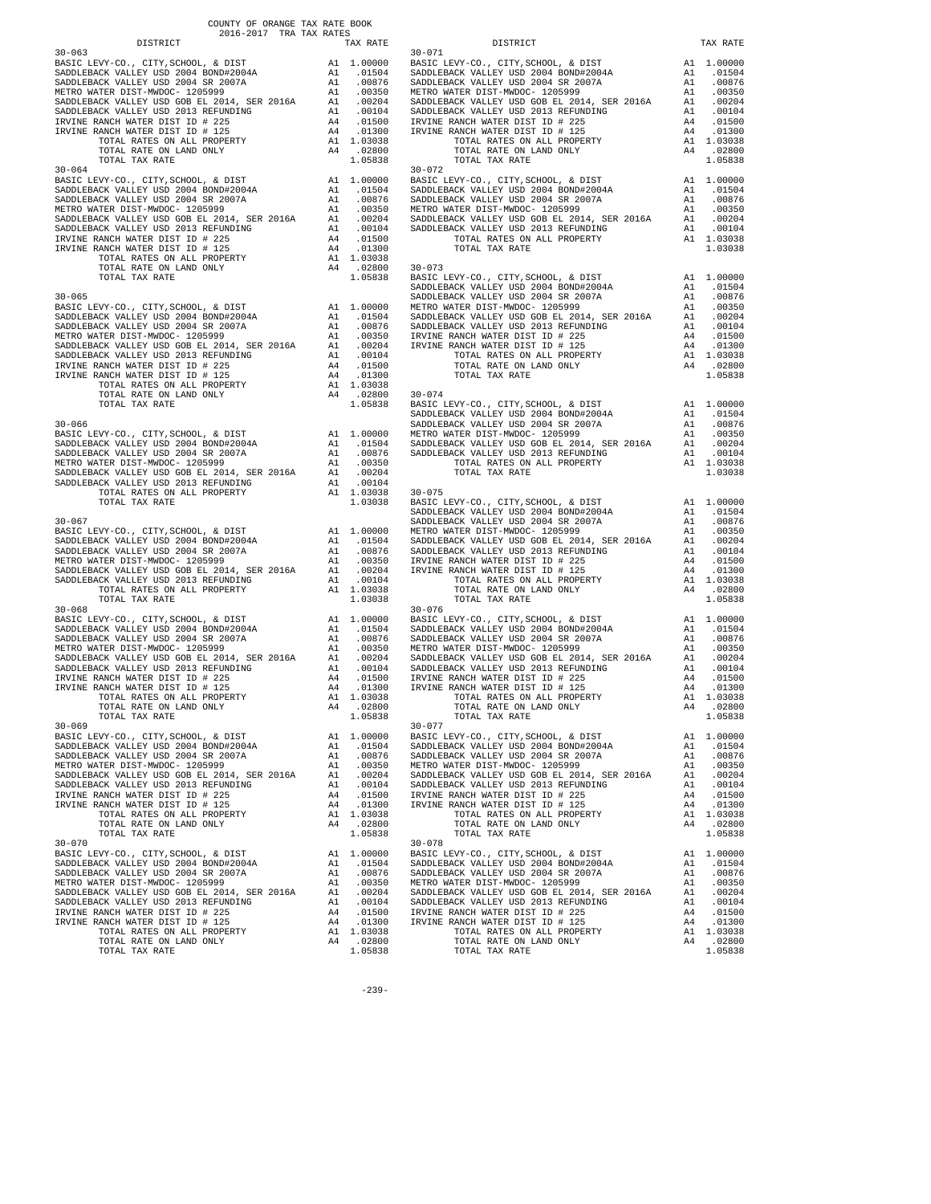COUNTY OF ORANGE TAX RATE BOOK
2016-2017 TRA TAX RATES

| DISTRICT | | TAX RATE |
|---|---|---|
| **30-063** | | |
| BASIC LEVY-CO., CITY,SCHOOL, & DIST | A1 | 1.00000 |
| SADDLEBACK VALLEY USD 2004 BOND#2004A | A1 | .01504 |
| SADDLEBACK VALLEY USD 2004 SR 2007A | A1 | .00876 |
| METRO WATER DIST-MWDOC- 1205999 | A1 | .00350 |
| SADDLEBACK VALLEY USD GOB EL 2014, SER 2016A | A1 | .00204 |
| SADDLEBACK VALLEY USD 2013 REFUNDING | A1 | .00104 |
| IRVINE RANCH WATER DIST ID # 225 | A4 | .01500 |
| IRVINE RANCH WATER DIST ID # 125 | A4 | .01300 |
| TOTAL RATES ON ALL PROPERTY | A1 | 1.03038 |
| TOTAL RATE ON LAND ONLY | A4 | .02800 |
| TOTAL TAX RATE | | 1.05838 |
| **30-064** | | |
| BASIC LEVY-CO., CITY,SCHOOL, & DIST | A1 | 1.00000 |
| SADDLEBACK VALLEY USD 2004 BOND#2004A | A1 | .01504 |
| SADDLEBACK VALLEY USD 2004 SR 2007A | A1 | .00876 |
| METRO WATER DIST-MWDOC- 1205999 | A1 | .00350 |
| SADDLEBACK VALLEY USD GOB EL 2014, SER 2016A | A1 | .00204 |
| SADDLEBACK VALLEY USD 2013 REFUNDING | A1 | .00104 |
| IRVINE RANCH WATER DIST ID # 225 | A4 | .01500 |
| IRVINE RANCH WATER DIST ID # 125 | A4 | .01300 |
| TOTAL RATES ON ALL PROPERTY | A1 | 1.03038 |
| TOTAL RATE ON LAND ONLY | A4 | .02800 |
| TOTAL TAX RATE | | 1.05838 |
| **30-065** | | |
| BASIC LEVY-CO., CITY,SCHOOL, & DIST | A1 | 1.00000 |
| SADDLEBACK VALLEY USD 2004 BOND#2004A | A1 | .01504 |
| SADDLEBACK VALLEY USD 2004 SR 2007A | A1 | .00876 |
| METRO WATER DIST-MWDOC- 1205999 | A1 | .00350 |
| SADDLEBACK VALLEY USD GOB EL 2014, SER 2016A | A1 | .00204 |
| SADDLEBACK VALLEY USD 2013 REFUNDING | A1 | .00104 |
| IRVINE RANCH WATER DIST ID # 225 | A4 | .01500 |
| IRVINE RANCH WATER DIST ID # 125 | A4 | .01300 |
| TOTAL RATES ON ALL PROPERTY | A1 | 1.03038 |
| TOTAL RATE ON LAND ONLY | A4 | .02800 |
| TOTAL TAX RATE | | 1.05838 |
| **30-066** | | |
| BASIC LEVY-CO., CITY,SCHOOL, & DIST | A1 | 1.00000 |
| SADDLEBACK VALLEY USD 2004 BOND#2004A | A1 | .01504 |
| SADDLEBACK VALLEY USD 2004 SR 2007A | A1 | .00876 |
| METRO WATER DIST-MWDOC- 1205999 | A1 | .00350 |
| SADDLEBACK VALLEY USD GOB EL 2014, SER 2016A | A1 | .00204 |
| SADDLEBACK VALLEY USD 2013 REFUNDING | A1 | .00104 |
| TOTAL RATES ON ALL PROPERTY | A1 | 1.03038 |
| TOTAL TAX RATE | | 1.03038 |
| **30-067** | | |
| BASIC LEVY-CO., CITY,SCHOOL, & DIST | A1 | 1.00000 |
| SADDLEBACK VALLEY USD 2004 BOND#2004A | A1 | .01504 |
| SADDLEBACK VALLEY USD 2004 SR 2007A | A1 | .00876 |
| METRO WATER DIST-MWDOC- 1205999 | A1 | .00350 |
| SADDLEBACK VALLEY USD GOB EL 2014, SER 2016A | A1 | .00204 |
| SADDLEBACK VALLEY USD 2013 REFUNDING | A1 | .00104 |
| TOTAL RATES ON ALL PROPERTY | A1 | 1.03038 |
| TOTAL TAX RATE | | 1.03038 |
| **30-068** | | |
| BASIC LEVY-CO., CITY,SCHOOL, & DIST | A1 | 1.00000 |
| SADDLEBACK VALLEY USD 2004 BOND#2004A | A1 | .01504 |
| SADDLEBACK VALLEY USD 2004 SR 2007A | A1 | .00876 |
| METRO WATER DIST-MWDOC- 1205999 | A1 | .00350 |
| SADDLEBACK VALLEY USD GOB EL 2014, SER 2016A | A1 | .00204 |
| SADDLEBACK VALLEY USD 2013 REFUNDING | A1 | .00104 |
| IRVINE RANCH WATER DIST ID # 225 | A4 | .01500 |
| IRVINE RANCH WATER DIST ID # 125 | A4 | .01300 |
| TOTAL RATES ON ALL PROPERTY | A1 | 1.03038 |
| TOTAL RATE ON LAND ONLY | A4 | .02800 |
| TOTAL TAX RATE | | 1.05838 |
| **30-069** | | |
| BASIC LEVY-CO., CITY,SCHOOL, & DIST | A1 | 1.00000 |
| SADDLEBACK VALLEY USD 2004 BOND#2004A | A1 | .01504 |
| SADDLEBACK VALLEY USD 2004 SR 2007A | A1 | .00876 |
| METRO WATER DIST-MWDOC- 1205999 | A1 | .00350 |
| SADDLEBACK VALLEY USD GOB EL 2014, SER 2016A | A1 | .00204 |
| SADDLEBACK VALLEY USD 2013 REFUNDING | A1 | .00104 |
| IRVINE RANCH WATER DIST ID # 225 | A4 | .01500 |
| IRVINE RANCH WATER DIST ID # 125 | A4 | .01300 |
| TOTAL RATES ON ALL PROPERTY | A1 | 1.03038 |
| TOTAL RATE ON LAND ONLY | A4 | .02800 |
| TOTAL TAX RATE | | 1.05838 |
| **30-070** | | |
| BASIC LEVY-CO., CITY,SCHOOL, & DIST | A1 | 1.00000 |
| SADDLEBACK VALLEY USD 2004 BOND#2004A | A1 | .01504 |
| SADDLEBACK VALLEY USD 2004 SR 2007A | A1 | .00876 |
| METRO WATER DIST-MWDOC- 1205999 | A1 | .00350 |
| SADDLEBACK VALLEY USD GOB EL 2014, SER 2016A | A1 | .00204 |
| SADDLEBACK VALLEY USD 2013 REFUNDING | A1 | .00104 |
| IRVINE RANCH WATER DIST ID # 225 | A4 | .01500 |
| IRVINE RANCH WATER DIST ID # 125 | A4 | .01300 |
| TOTAL RATES ON ALL PROPERTY | A1 | 1.03038 |
| TOTAL RATE ON LAND ONLY | A4 | .02800 |
| TOTAL TAX RATE | | 1.05838 |
| **30-071** | | |
| BASIC LEVY-CO., CITY,SCHOOL, & DIST | A1 | 1.00000 |
| SADDLEBACK VALLEY USD 2004 BOND#2004A | A1 | .01504 |
| SADDLEBACK VALLEY USD 2004 SR 2007A | A1 | .00876 |
| METRO WATER DIST-MWDOC- 1205999 | A1 | .00350 |
| SADDLEBACK VALLEY USD GOB EL 2014, SER 2016A | A1 | .00204 |
| SADDLEBACK VALLEY USD 2013 REFUNDING | A1 | .00104 |
| IRVINE RANCH WATER DIST ID # 225 | A4 | .01500 |
| IRVINE RANCH WATER DIST ID # 125 | A4 | .01300 |
| TOTAL RATES ON ALL PROPERTY | A1 | 1.03038 |
| TOTAL RATE ON LAND ONLY | A4 | .02800 |
| TOTAL TAX RATE | | 1.05838 |
| **30-072** | | |
| BASIC LEVY-CO., CITY,SCHOOL, & DIST | A1 | 1.00000 |
| SADDLEBACK VALLEY USD 2004 BOND#2004A | A1 | .01504 |
| SADDLEBACK VALLEY USD 2004 SR 2007A | A1 | .00876 |
| METRO WATER DIST-MWDOC- 1205999 | A1 | .00350 |
| SADDLEBACK VALLEY USD GOB EL 2014, SER 2016A | A1 | .00204 |
| SADDLEBACK VALLEY USD 2013 REFUNDING | A1 | .00104 |
| TOTAL RATES ON ALL PROPERTY | A1 | 1.03038 |
| TOTAL TAX RATE | | 1.03038 |
| **30-073** | | |
| BASIC LEVY-CO., CITY,SCHOOL, & DIST | A1 | 1.00000 |
| SADDLEBACK VALLEY USD 2004 BOND#2004A | A1 | .01504 |
| SADDLEBACK VALLEY USD 2004 SR 2007A | A1 | .00876 |
| METRO WATER DIST-MWDOC- 1205999 | A1 | .00350 |
| SADDLEBACK VALLEY USD GOB EL 2014, SER 2016A | A1 | .00204 |
| SADDLEBACK VALLEY USD 2013 REFUNDING | A1 | .00104 |
| IRVINE RANCH WATER DIST ID # 225 | A4 | .01500 |
| IRVINE RANCH WATER DIST ID # 125 | A4 | .01300 |
| TOTAL RATES ON ALL PROPERTY | A1 | 1.03038 |
| TOTAL RATE ON LAND ONLY | A4 | .02800 |
| TOTAL TAX RATE | | 1.05838 |
| **30-074** | | |
| BASIC LEVY-CO., CITY,SCHOOL, & DIST | A1 | 1.00000 |
| SADDLEBACK VALLEY USD 2004 BOND#2004A | A1 | .01504 |
| SADDLEBACK VALLEY USD 2004 SR 2007A | A1 | .00876 |
| METRO WATER DIST-MWDOC- 1205999 | A1 | .00350 |
| SADDLEBACK VALLEY USD GOB EL 2014, SER 2016A | A1 | .00204 |
| SADDLEBACK VALLEY USD 2013 REFUNDING | A1 | .00104 |
| TOTAL RATES ON ALL PROPERTY | A1 | 1.03038 |
| TOTAL TAX RATE | | 1.03038 |
| **30-075** | | |
| BASIC LEVY-CO., CITY,SCHOOL, & DIST | A1 | 1.00000 |
| SADDLEBACK VALLEY USD 2004 BOND#2004A | A1 | .01504 |
| SADDLEBACK VALLEY USD 2004 SR 2007A | A1 | .00876 |
| METRO WATER DIST-MWDOC- 1205999 | A1 | .00350 |
| SADDLEBACK VALLEY USD GOB EL 2014, SER 2016A | A1 | .00204 |
| SADDLEBACK VALLEY USD 2013 REFUNDING | A1 | .00104 |
| IRVINE RANCH WATER DIST ID # 225 | A4 | .01500 |
| IRVINE RANCH WATER DIST ID # 125 | A4 | .01300 |
| TOTAL RATES ON ALL PROPERTY | A1 | 1.03038 |
| TOTAL RATE ON LAND ONLY | A4 | .02800 |
| TOTAL TAX RATE | | 1.05838 |
| **30-076** | | |
| BASIC LEVY-CO., CITY,SCHOOL, & DIST | A1 | 1.00000 |
| SADDLEBACK VALLEY USD 2004 BOND#2004A | A1 | .01504 |
| SADDLEBACK VALLEY USD 2004 SR 2007A | A1 | .00876 |
| METRO WATER DIST-MWDOC- 1205999 | A1 | .00350 |
| SADDLEBACK VALLEY USD GOB EL 2014, SER 2016A | A1 | .00204 |
| SADDLEBACK VALLEY USD 2013 REFUNDING | A1 | .00104 |
| IRVINE RANCH WATER DIST ID # 225 | A4 | .01500 |
| IRVINE RANCH WATER DIST ID # 125 | A4 | .01300 |
| TOTAL RATES ON ALL PROPERTY | A1 | 1.03038 |
| TOTAL RATE ON LAND ONLY | A4 | .02800 |
| TOTAL TAX RATE | | 1.05838 |
| **30-077** | | |
| BASIC LEVY-CO., CITY,SCHOOL, & DIST | A1 | 1.00000 |
| SADDLEBACK VALLEY USD 2004 BOND#2004A | A1 | .01504 |
| SADDLEBACK VALLEY USD 2004 SR 2007A | A1 | .00876 |
| METRO WATER DIST-MWDOC- 1205999 | A1 | .00350 |
| SADDLEBACK VALLEY USD GOB EL 2014, SER 2016A | A1 | .00204 |
| SADDLEBACK VALLEY USD 2013 REFUNDING | A1 | .00104 |
| IRVINE RANCH WATER DIST ID # 225 | A4 | .01500 |
| IRVINE RANCH WATER DIST ID # 125 | A4 | .01300 |
| TOTAL RATES ON ALL PROPERTY | A1 | 1.03038 |
| TOTAL RATE ON LAND ONLY | A4 | .02800 |
| TOTAL TAX RATE | | 1.05838 |
| **30-078** | | |
| BASIC LEVY-CO., CITY,SCHOOL, & DIST | A1 | 1.00000 |
| SADDLEBACK VALLEY USD 2004 BOND#2004A | A1 | .01504 |
| SADDLEBACK VALLEY USD 2004 SR 2007A | A1 | .00876 |
| METRO WATER DIST-MWDOC- 1205999 | A1 | .00350 |
| SADDLEBACK VALLEY USD GOB EL 2014, SER 2016A | A1 | .00204 |
| SADDLEBACK VALLEY USD 2013 REFUNDING | A1 | .00104 |
| IRVINE RANCH WATER DIST ID # 225 | A4 | .01500 |
| IRVINE RANCH WATER DIST ID # 125 | A4 | .01300 |
| TOTAL RATES ON ALL PROPERTY | A1 | 1.03038 |
| TOTAL RATE ON LAND ONLY | A4 | .02800 |
| TOTAL TAX RATE | | 1.05838 |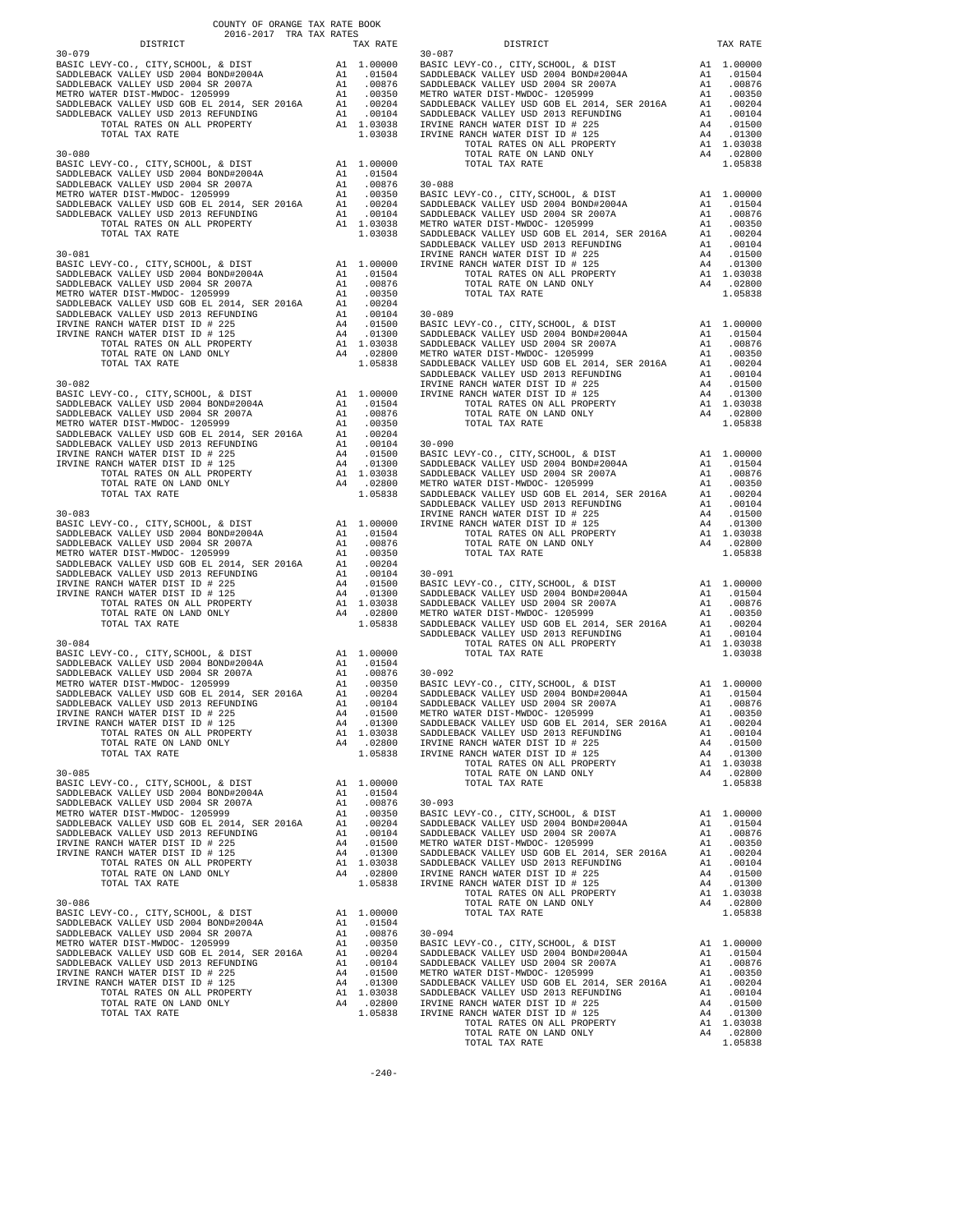COUNTY OF ORANGE TAX RATE BOOK
2016-2017 TRA TAX RATES

| DISTRICT | | TAX RATE |
|---|---|---|
| **30-079** | | |
| BASIC LEVY-CO., CITY,SCHOOL, & DIST | A1 | 1.00000 |
| SADDLEBACK VALLEY USD 2004 BOND#2004A | A1 | .01504 |
| SADDLEBACK VALLEY USD 2004 SR 2007A | A1 | .00876 |
| METRO WATER DIST-MWDOC- 1205999 | A1 | .00350 |
| SADDLEBACK VALLEY USD GOB EL 2014, SER 2016A | A1 | .00204 |
| SADDLEBACK VALLEY USD 2013 REFUNDING | A1 | .00104 |
| TOTAL RATES ON ALL PROPERTY | A1 | 1.03038 |
| TOTAL TAX RATE | | 1.03038 |
| **30-080** | | |
| BASIC LEVY-CO., CITY,SCHOOL, & DIST | A1 | 1.00000 |
| SADDLEBACK VALLEY USD 2004 BOND#2004A | A1 | .01504 |
| SADDLEBACK VALLEY USD 2004 SR 2007A | A1 | .00876 |
| METRO WATER DIST-MWDOC- 1205999 | A1 | .00350 |
| SADDLEBACK VALLEY USD GOB EL 2014, SER 2016A | A1 | .00204 |
| SADDLEBACK VALLEY USD 2013 REFUNDING | A1 | .00104 |
| TOTAL RATES ON ALL PROPERTY | A1 | 1.03038 |
| TOTAL TAX RATE | | 1.03038 |
| **30-081** | | |
| BASIC LEVY-CO., CITY,SCHOOL, & DIST | A1 | 1.00000 |
| SADDLEBACK VALLEY USD 2004 BOND#2004A | A1 | .01504 |
| SADDLEBACK VALLEY USD 2004 SR 2007A | A1 | .00876 |
| METRO WATER DIST-MWDOC- 1205999 | A1 | .00350 |
| SADDLEBACK VALLEY USD GOB EL 2014, SER 2016A | A1 | .00204 |
| SADDLEBACK VALLEY USD 2013 REFUNDING | A1 | .00104 |
| IRVINE RANCH WATER DIST ID # 225 | A4 | .01500 |
| IRVINE RANCH WATER DIST ID # 125 | A4 | .01300 |
| TOTAL RATES ON ALL PROPERTY | A1 | 1.03038 |
| TOTAL RATE ON LAND ONLY | A4 | .02800 |
| TOTAL TAX RATE | | 1.05838 |
| **30-082** | | |
| BASIC LEVY-CO., CITY,SCHOOL, & DIST | A1 | 1.00000 |
| SADDLEBACK VALLEY USD 2004 BOND#2004A | A1 | .01504 |
| SADDLEBACK VALLEY USD 2004 SR 2007A | A1 | .00876 |
| METRO WATER DIST-MWDOC- 1205999 | A1 | .00350 |
| SADDLEBACK VALLEY USD GOB EL 2014, SER 2016A | A1 | .00204 |
| SADDLEBACK VALLEY USD 2013 REFUNDING | A1 | .00104 |
| IRVINE RANCH WATER DIST ID # 225 | A4 | .01500 |
| IRVINE RANCH WATER DIST ID # 125 | A4 | .01300 |
| TOTAL RATES ON ALL PROPERTY | A1 | 1.03038 |
| TOTAL RATE ON LAND ONLY | A4 | .02800 |
| TOTAL TAX RATE | | 1.05838 |
| **30-083** | | |
| BASIC LEVY-CO., CITY,SCHOOL, & DIST | A1 | 1.00000 |
| SADDLEBACK VALLEY USD 2004 BOND#2004A | A1 | .01504 |
| SADDLEBACK VALLEY USD 2004 SR 2007A | A1 | .00876 |
| METRO WATER DIST-MWDOC- 1205999 | A1 | .00350 |
| SADDLEBACK VALLEY USD GOB EL 2014, SER 2016A | A1 | .00204 |
| SADDLEBACK VALLEY USD 2013 REFUNDING | A1 | .00104 |
| IRVINE RANCH WATER DIST ID # 225 | A4 | .01500 |
| IRVINE RANCH WATER DIST ID # 125 | A4 | .01300 |
| TOTAL RATES ON ALL PROPERTY | A1 | 1.03038 |
| TOTAL RATE ON LAND ONLY | A4 | .02800 |
| TOTAL TAX RATE | | 1.05838 |
| **30-084** | | |
| BASIC LEVY-CO., CITY,SCHOOL, & DIST | A1 | 1.00000 |
| SADDLEBACK VALLEY USD 2004 BOND#2004A | A1 | .01504 |
| SADDLEBACK VALLEY USD 2004 SR 2007A | A1 | .00876 |
| METRO WATER DIST-MWDOC- 1205999 | A1 | .00350 |
| SADDLEBACK VALLEY USD GOB EL 2014, SER 2016A | A1 | .00204 |
| SADDLEBACK VALLEY USD 2013 REFUNDING | A1 | .00104 |
| IRVINE RANCH WATER DIST ID # 225 | A4 | .01500 |
| IRVINE RANCH WATER DIST ID # 125 | A4 | .01300 |
| TOTAL RATES ON ALL PROPERTY | A1 | 1.03038 |
| TOTAL RATE ON LAND ONLY | A4 | .02800 |
| TOTAL TAX RATE | | 1.05838 |
| **30-085** | | |
| BASIC LEVY-CO., CITY,SCHOOL, & DIST | A1 | 1.00000 |
| SADDLEBACK VALLEY USD 2004 BOND#2004A | A1 | .01504 |
| SADDLEBACK VALLEY USD 2004 SR 2007A | A1 | .00876 |
| METRO WATER DIST-MWDOC- 1205999 | A1 | .00350 |
| SADDLEBACK VALLEY USD GOB EL 2014, SER 2016A | A1 | .00204 |
| SADDLEBACK VALLEY USD 2013 REFUNDING | A1 | .00104 |
| IRVINE RANCH WATER DIST ID # 225 | A4 | .01500 |
| IRVINE RANCH WATER DIST ID # 125 | A4 | .01300 |
| TOTAL RATES ON ALL PROPERTY | A1 | 1.03038 |
| TOTAL RATE ON LAND ONLY | A4 | .02800 |
| TOTAL TAX RATE | | 1.05838 |
| **30-086** | | |
| BASIC LEVY-CO., CITY,SCHOOL, & DIST | A1 | 1.00000 |
| SADDLEBACK VALLEY USD 2004 BOND#2004A | A1 | .01504 |
| SADDLEBACK VALLEY USD 2004 SR 2007A | A1 | .00876 |
| METRO WATER DIST-MWDOC- 1205999 | A1 | .00350 |
| SADDLEBACK VALLEY USD GOB EL 2014, SER 2016A | A1 | .00204 |
| SADDLEBACK VALLEY USD 2013 REFUNDING | A1 | .00104 |
| IRVINE RANCH WATER DIST ID # 225 | A4 | .01500 |
| IRVINE RANCH WATER DIST ID # 125 | A4 | .01300 |
| TOTAL RATES ON ALL PROPERTY | A1 | 1.03038 |
| TOTAL RATE ON LAND ONLY | A4 | .02800 |
| TOTAL TAX RATE | | 1.05838 |
| **30-087** | | |
| BASIC LEVY-CO., CITY,SCHOOL, & DIST | A1 | 1.00000 |
| SADDLEBACK VALLEY USD 2004 BOND#2004A | A1 | .01504 |
| SADDLEBACK VALLEY USD 2004 SR 2007A | A1 | .00876 |
| METRO WATER DIST-MWDOC- 1205999 | A1 | .00350 |
| SADDLEBACK VALLEY USD GOB EL 2014, SER 2016A | A1 | .00204 |
| SADDLEBACK VALLEY USD 2013 REFUNDING | A1 | .00104 |
| IRVINE RANCH WATER DIST ID # 225 | A4 | .01500 |
| IRVINE RANCH WATER DIST ID # 125 | A4 | .01300 |
| TOTAL RATES ON ALL PROPERTY | A1 | 1.03038 |
| TOTAL RATE ON LAND ONLY | A4 | .02800 |
| TOTAL TAX RATE | | 1.05838 |
| **30-088** | | |
| BASIC LEVY-CO., CITY,SCHOOL, & DIST | A1 | 1.00000 |
| SADDLEBACK VALLEY USD 2004 BOND#2004A | A1 | .01504 |
| SADDLEBACK VALLEY USD 2004 SR 2007A | A1 | .00876 |
| METRO WATER DIST-MWDOC- 1205999 | A1 | .00350 |
| SADDLEBACK VALLEY USD GOB EL 2014, SER 2016A | A1 | .00204 |
| SADDLEBACK VALLEY USD 2013 REFUNDING | A1 | .00104 |
| IRVINE RANCH WATER DIST ID # 225 | A4 | .01500 |
| IRVINE RANCH WATER DIST ID # 125 | A4 | .01300 |
| TOTAL RATES ON ALL PROPERTY | A1 | 1.03038 |
| TOTAL RATE ON LAND ONLY | A4 | .02800 |
| TOTAL TAX RATE | | 1.05838 |
| **30-089** | | |
| BASIC LEVY-CO., CITY,SCHOOL, & DIST | A1 | 1.00000 |
| SADDLEBACK VALLEY USD 2004 BOND#2004A | A1 | .01504 |
| SADDLEBACK VALLEY USD 2004 SR 2007A | A1 | .00876 |
| METRO WATER DIST-MWDOC- 1205999 | A1 | .00350 |
| SADDLEBACK VALLEY USD GOB EL 2014, SER 2016A | A1 | .00204 |
| SADDLEBACK VALLEY USD 2013 REFUNDING | A1 | .00104 |
| IRVINE RANCH WATER DIST ID # 225 | A4 | .01500 |
| IRVINE RANCH WATER DIST ID # 125 | A4 | .01300 |
| TOTAL RATES ON ALL PROPERTY | A1 | 1.03038 |
| TOTAL RATE ON LAND ONLY | A4 | .02800 |
| TOTAL TAX RATE | | 1.05838 |
| **30-090** | | |
| BASIC LEVY-CO., CITY,SCHOOL, & DIST | A1 | 1.00000 |
| SADDLEBACK VALLEY USD 2004 BOND#2004A | A1 | .01504 |
| SADDLEBACK VALLEY USD 2004 SR 2007A | A1 | .00876 |
| METRO WATER DIST-MWDOC- 1205999 | A1 | .00350 |
| SADDLEBACK VALLEY USD GOB EL 2014, SER 2016A | A1 | .00204 |
| SADDLEBACK VALLEY USD 2013 REFUNDING | A1 | .00104 |
| IRVINE RANCH WATER DIST ID # 225 | A4 | .01500 |
| IRVINE RANCH WATER DIST ID # 125 | A4 | .01300 |
| TOTAL RATES ON ALL PROPERTY | A1 | 1.03038 |
| TOTAL RATE ON LAND ONLY | A4 | .02800 |
| TOTAL TAX RATE | | 1.05838 |
| **30-091** | | |
| BASIC LEVY-CO., CITY,SCHOOL, & DIST | A1 | 1.00000 |
| SADDLEBACK VALLEY USD 2004 BOND#2004A | A1 | .01504 |
| SADDLEBACK VALLEY USD 2004 SR 2007A | A1 | .00876 |
| METRO WATER DIST-MWDOC- 1205999 | A1 | .00350 |
| SADDLEBACK VALLEY USD GOB EL 2014, SER 2016A | A1 | .00204 |
| SADDLEBACK VALLEY USD 2013 REFUNDING | A1 | .00104 |
| TOTAL RATES ON ALL PROPERTY | A1 | 1.03038 |
| TOTAL TAX RATE | | 1.03038 |
| **30-092** | | |
| BASIC LEVY-CO., CITY,SCHOOL, & DIST | A1 | 1.00000 |
| SADDLEBACK VALLEY USD 2004 BOND#2004A | A1 | .01504 |
| SADDLEBACK VALLEY USD 2004 SR 2007A | A1 | .00876 |
| METRO WATER DIST-MWDOC- 1205999 | A1 | .00350 |
| SADDLEBACK VALLEY USD GOB EL 2014, SER 2016A | A1 | .00204 |
| SADDLEBACK VALLEY USD 2013 REFUNDING | A1 | .00104 |
| IRVINE RANCH WATER DIST ID # 225 | A4 | .01500 |
| IRVINE RANCH WATER DIST ID # 125 | A4 | .01300 |
| TOTAL RATES ON ALL PROPERTY | A1 | 1.03038 |
| TOTAL RATE ON LAND ONLY | A4 | .02800 |
| TOTAL TAX RATE | | 1.05838 |
| **30-093** | | |
| BASIC LEVY-CO., CITY,SCHOOL, & DIST | A1 | 1.00000 |
| SADDLEBACK VALLEY USD 2004 BOND#2004A | A1 | .01504 |
| SADDLEBACK VALLEY USD 2004 SR 2007A | A1 | .00876 |
| METRO WATER DIST-MWDOC- 1205999 | A1 | .00350 |
| SADDLEBACK VALLEY USD GOB EL 2014, SER 2016A | A1 | .00204 |
| SADDLEBACK VALLEY USD 2013 REFUNDING | A1 | .00104 |
| IRVINE RANCH WATER DIST ID # 225 | A4 | .01500 |
| IRVINE RANCH WATER DIST ID # 125 | A4 | .01300 |
| TOTAL RATES ON ALL PROPERTY | A1 | 1.03038 |
| TOTAL RATE ON LAND ONLY | A4 | .02800 |
| TOTAL TAX RATE | | 1.05838 |
| **30-094** | | |
| BASIC LEVY-CO., CITY,SCHOOL, & DIST | A1 | 1.00000 |
| SADDLEBACK VALLEY USD 2004 BOND#2004A | A1 | .01504 |
| SADDLEBACK VALLEY USD 2004 SR 2007A | A1 | .00876 |
| METRO WATER DIST-MWDOC- 1205999 | A1 | .00350 |
| SADDLEBACK VALLEY USD GOB EL 2014, SER 2016A | A1 | .00204 |
| SADDLEBACK VALLEY USD 2013 REFUNDING | A1 | .00104 |
| IRVINE RANCH WATER DIST ID # 225 | A4 | .01500 |
| IRVINE RANCH WATER DIST ID # 125 | A4 | .01300 |
| TOTAL RATES ON ALL PROPERTY | A1 | 1.03038 |
| TOTAL RATE ON LAND ONLY | A4 | .02800 |
| TOTAL TAX RATE | | 1.05838 |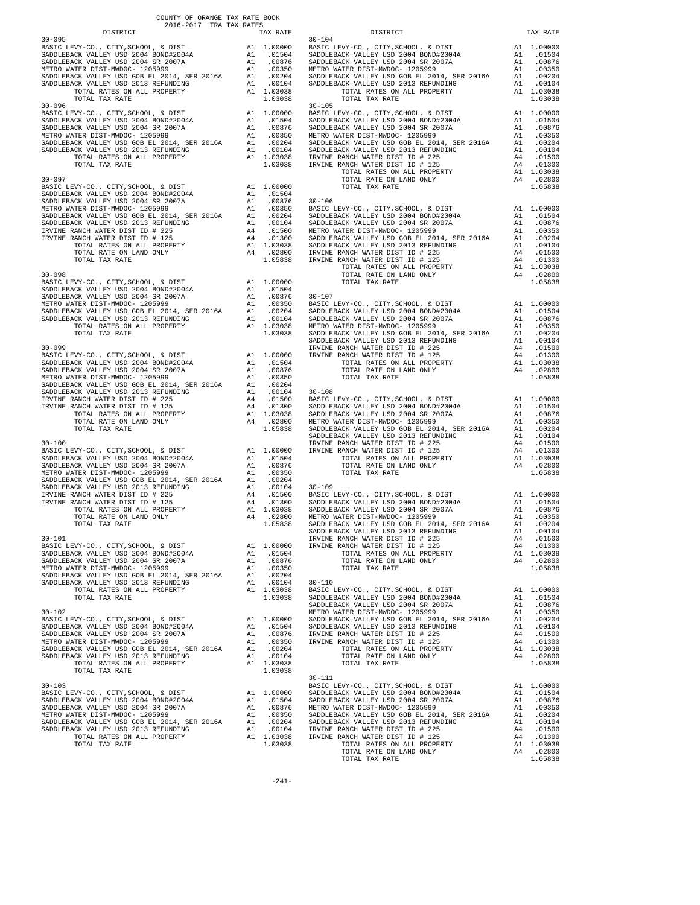COUNTY OF ORANGE TAX RATE BOOK
2016-2017 TRA TAX RATES

| DISTRICT | | TAX RATE |
|---|---|---|
| **30-095** | | |
| BASIC LEVY-CO., CITY,SCHOOL, & DIST | A1 | 1.00000 |
| SADDLEBACK VALLEY USD 2004 BOND#2004A | A1 | .01504 |
| SADDLEBACK VALLEY USD 2004 SR 2007A | A1 | .00876 |
| METRO WATER DIST-MWDOC- 1205999 | A1 | .00350 |
| SADDLEBACK VALLEY USD GOB EL 2014, SER 2016A | A1 | .00204 |
| SADDLEBACK VALLEY USD 2013 REFUNDING | A1 | .00104 |
| TOTAL RATES ON ALL PROPERTY | A1 | 1.03038 |
| TOTAL TAX RATE | | 1.03038 |
| **30-096** | | |
| BASIC LEVY-CO., CITY,SCHOOL, & DIST | A1 | 1.00000 |
| SADDLEBACK VALLEY USD 2004 BOND#2004A | A1 | .01504 |
| SADDLEBACK VALLEY USD 2004 SR 2007A | A1 | .00876 |
| METRO WATER DIST-MWDOC- 1205999 | A1 | .00350 |
| SADDLEBACK VALLEY USD GOB EL 2014, SER 2016A | A1 | .00204 |
| SADDLEBACK VALLEY USD 2013 REFUNDING | A1 | .00104 |
| TOTAL RATES ON ALL PROPERTY | A1 | 1.03038 |
| TOTAL TAX RATE | | 1.03038 |
| **30-097** | | |
| BASIC LEVY-CO., CITY,SCHOOL, & DIST | A1 | 1.00000 |
| SADDLEBACK VALLEY USD 2004 BOND#2004A | A1 | .01504 |
| SADDLEBACK VALLEY USD 2004 SR 2007A | A1 | .00876 |
| METRO WATER DIST-MWDOC- 1205999 | A1 | .00350 |
| SADDLEBACK VALLEY USD GOB EL 2014, SER 2016A | A1 | .00204 |
| SADDLEBACK VALLEY USD 2013 REFUNDING | A1 | .00104 |
| IRVINE RANCH WATER DIST ID # 225 | A4 | .01500 |
| IRVINE RANCH WATER DIST ID # 125 | A4 | .01300 |
| TOTAL RATES ON ALL PROPERTY | A1 | 1.03038 |
| TOTAL RATE ON LAND ONLY | A4 | .02800 |
| TOTAL TAX RATE | | 1.05838 |
| **30-098** | | |
| BASIC LEVY-CO., CITY,SCHOOL, & DIST | A1 | 1.00000 |
| SADDLEBACK VALLEY USD 2004 BOND#2004A | A1 | .01504 |
| SADDLEBACK VALLEY USD 2004 SR 2007A | A1 | .00876 |
| METRO WATER DIST-MWDOC- 1205999 | A1 | .00350 |
| SADDLEBACK VALLEY USD GOB EL 2014, SER 2016A | A1 | .00204 |
| SADDLEBACK VALLEY USD 2013 REFUNDING | A1 | .00104 |
| TOTAL RATES ON ALL PROPERTY | A1 | 1.03038 |
| TOTAL TAX RATE | | 1.03038 |
| **30-099** | | |
| BASIC LEVY-CO., CITY,SCHOOL, & DIST | A1 | 1.00000 |
| SADDLEBACK VALLEY USD 2004 BOND#2004A | A1 | .01504 |
| SADDLEBACK VALLEY USD 2004 SR 2007A | A1 | .00876 |
| METRO WATER DIST-MWDOC- 1205999 | A1 | .00350 |
| SADDLEBACK VALLEY USD GOB EL 2014, SER 2016A | A1 | .00204 |
| SADDLEBACK VALLEY USD 2013 REFUNDING | A1 | .00104 |
| IRVINE RANCH WATER DIST ID # 225 | A4 | .01500 |
| IRVINE RANCH WATER DIST ID # 125 | A4 | .01300 |
| TOTAL RATES ON ALL PROPERTY | A1 | 1.03038 |
| TOTAL RATE ON LAND ONLY | A4 | .02800 |
| TOTAL TAX RATE | | 1.05838 |
| **30-100** | | |
| BASIC LEVY-CO., CITY,SCHOOL, & DIST | A1 | 1.00000 |
| SADDLEBACK VALLEY USD 2004 BOND#2004A | A1 | .01504 |
| SADDLEBACK VALLEY USD 2004 SR 2007A | A1 | .00876 |
| METRO WATER DIST-MWDOC- 1205999 | A1 | .00350 |
| SADDLEBACK VALLEY USD GOB EL 2014, SER 2016A | A1 | .00204 |
| SADDLEBACK VALLEY USD 2013 REFUNDING | A1 | .00104 |
| IRVINE RANCH WATER DIST ID # 225 | A4 | .01500 |
| IRVINE RANCH WATER DIST ID # 125 | A4 | .01300 |
| TOTAL RATES ON ALL PROPERTY | A1 | 1.03038 |
| TOTAL RATE ON LAND ONLY | A4 | .02800 |
| TOTAL TAX RATE | | 1.05838 |
| **30-101** | | |
| BASIC LEVY-CO., CITY,SCHOOL, & DIST | A1 | 1.00000 |
| SADDLEBACK VALLEY USD 2004 BOND#2004A | A1 | .01504 |
| SADDLEBACK VALLEY USD 2004 SR 2007A | A1 | .00876 |
| METRO WATER DIST-MWDOC- 1205999 | A1 | .00350 |
| SADDLEBACK VALLEY USD GOB EL 2014, SER 2016A | A1 | .00204 |
| SADDLEBACK VALLEY USD 2013 REFUNDING | A1 | .00104 |
| TOTAL RATES ON ALL PROPERTY | A1 | 1.03038 |
| TOTAL TAX RATE | | 1.03038 |
| **30-102** | | |
| BASIC LEVY-CO., CITY,SCHOOL, & DIST | A1 | 1.00000 |
| SADDLEBACK VALLEY USD 2004 BOND#2004A | A1 | .01504 |
| SADDLEBACK VALLEY USD 2004 SR 2007A | A1 | .00876 |
| METRO WATER DIST-MWDOC- 1205999 | A1 | .00350 |
| SADDLEBACK VALLEY USD GOB EL 2014, SER 2016A | A1 | .00204 |
| SADDLEBACK VALLEY USD 2013 REFUNDING | A1 | .00104 |
| TOTAL RATES ON ALL PROPERTY | A1 | 1.03038 |
| TOTAL TAX RATE | | 1.03038 |
| **30-103** | | |
| BASIC LEVY-CO., CITY,SCHOOL, & DIST | A1 | 1.00000 |
| SADDLEBACK VALLEY USD 2004 BOND#2004A | A1 | .01504 |
| SADDLEBACK VALLEY USD 2004 SR 2007A | A1 | .00876 |
| METRO WATER DIST-MWDOC- 1205999 | A1 | .00350 |
| SADDLEBACK VALLEY USD GOB EL 2014, SER 2016A | A1 | .00204 |
| SADDLEBACK VALLEY USD 2013 REFUNDING | A1 | .00104 |
| TOTAL RATES ON ALL PROPERTY | A1 | 1.03038 |
| TOTAL TAX RATE | | 1.03038 |
| **30-104** | | |
| BASIC LEVY-CO., CITY,SCHOOL, & DIST | A1 | 1.00000 |
| SADDLEBACK VALLEY USD 2004 BOND#2004A | A1 | .01504 |
| SADDLEBACK VALLEY USD 2004 SR 2007A | A1 | .00876 |
| METRO WATER DIST-MWDOC- 1205999 | A1 | .00350 |
| SADDLEBACK VALLEY USD GOB EL 2014, SER 2016A | A1 | .00204 |
| SADDLEBACK VALLEY USD 2013 REFUNDING | A1 | .00104 |
| TOTAL RATES ON ALL PROPERTY | A1 | 1.03038 |
| TOTAL TAX RATE | | 1.03038 |
| **30-105** | | |
| BASIC LEVY-CO., CITY,SCHOOL, & DIST | A1 | 1.00000 |
| SADDLEBACK VALLEY USD 2004 BOND#2004A | A1 | .01504 |
| SADDLEBACK VALLEY USD 2004 SR 2007A | A1 | .00876 |
| METRO WATER DIST-MWDOC- 1205999 | A1 | .00350 |
| SADDLEBACK VALLEY USD GOB EL 2014, SER 2016A | A1 | .00204 |
| SADDLEBACK VALLEY USD 2013 REFUNDING | A1 | .00104 |
| IRVINE RANCH WATER DIST ID # 225 | A4 | .01500 |
| IRVINE RANCH WATER DIST ID # 125 | A4 | .01300 |
| TOTAL RATES ON ALL PROPERTY | A1 | 1.03038 |
| TOTAL RATE ON LAND ONLY | A4 | .02800 |
| TOTAL TAX RATE | | 1.05838 |
| **30-106** | | |
| BASIC LEVY-CO., CITY,SCHOOL, & DIST | A1 | 1.00000 |
| SADDLEBACK VALLEY USD 2004 BOND#2004A | A1 | .01504 |
| SADDLEBACK VALLEY USD 2004 SR 2007A | A1 | .00876 |
| METRO WATER DIST-MWDOC- 1205999 | A1 | .00350 |
| SADDLEBACK VALLEY USD GOB EL 2014, SER 2016A | A1 | .00204 |
| SADDLEBACK VALLEY USD 2013 REFUNDING | A1 | .00104 |
| IRVINE RANCH WATER DIST ID # 225 | A4 | .01500 |
| IRVINE RANCH WATER DIST ID # 125 | A4 | .01300 |
| TOTAL RATES ON ALL PROPERTY | A1 | 1.03038 |
| TOTAL RATE ON LAND ONLY | A4 | .02800 |
| TOTAL TAX RATE | | 1.05838 |
| **30-107** | | |
| BASIC LEVY-CO., CITY,SCHOOL, & DIST | A1 | 1.00000 |
| SADDLEBACK VALLEY USD 2004 BOND#2004A | A1 | .01504 |
| SADDLEBACK VALLEY USD 2004 SR 2007A | A1 | .00876 |
| METRO WATER DIST-MWDOC- 1205999 | A1 | .00350 |
| SADDLEBACK VALLEY USD GOB EL 2014, SER 2016A | A1 | .00204 |
| SADDLEBACK VALLEY USD 2013 REFUNDING | A1 | .00104 |
| IRVINE RANCH WATER DIST ID # 225 | A4 | .01500 |
| IRVINE RANCH WATER DIST ID # 125 | A4 | .01300 |
| TOTAL RATES ON ALL PROPERTY | A1 | 1.03038 |
| TOTAL RATE ON LAND ONLY | A4 | .02800 |
| TOTAL TAX RATE | | 1.05838 |
| **30-108** | | |
| BASIC LEVY-CO., CITY,SCHOOL, & DIST | A1 | 1.00000 |
| SADDLEBACK VALLEY USD 2004 BOND#2004A | A1 | .01504 |
| SADDLEBACK VALLEY USD 2004 SR 2007A | A1 | .00876 |
| METRO WATER DIST-MWDOC- 1205999 | A1 | .00350 |
| SADDLEBACK VALLEY USD GOB EL 2014, SER 2016A | A1 | .00204 |
| SADDLEBACK VALLEY USD 2013 REFUNDING | A1 | .00104 |
| IRVINE RANCH WATER DIST ID # 225 | A4 | .01500 |
| IRVINE RANCH WATER DIST ID # 125 | A4 | .01300 |
| TOTAL RATES ON ALL PROPERTY | A1 | 1.03038 |
| TOTAL RATE ON LAND ONLY | A4 | .02800 |
| TOTAL TAX RATE | | 1.05838 |
| **30-109** | | |
| BASIC LEVY-CO., CITY,SCHOOL, & DIST | A1 | 1.00000 |
| SADDLEBACK VALLEY USD 2004 BOND#2004A | A1 | .01504 |
| SADDLEBACK VALLEY USD 2004 SR 2007A | A1 | .00876 |
| METRO WATER DIST-MWDOC- 1205999 | A1 | .00350 |
| SADDLEBACK VALLEY USD GOB EL 2014, SER 2016A | A1 | .00204 |
| SADDLEBACK VALLEY USD 2013 REFUNDING | A1 | .00104 |
| IRVINE RANCH WATER DIST ID # 225 | A4 | .01500 |
| IRVINE RANCH WATER DIST ID # 125 | A4 | .01300 |
| TOTAL RATES ON ALL PROPERTY | A1 | 1.03038 |
| TOTAL RATE ON LAND ONLY | A4 | .02800 |
| TOTAL TAX RATE | | 1.05838 |
| **30-110** | | |
| BASIC LEVY-CO., CITY,SCHOOL, & DIST | A1 | 1.00000 |
| SADDLEBACK VALLEY USD 2004 BOND#2004A | A1 | .01504 |
| SADDLEBACK VALLEY USD 2004 SR 2007A | A1 | .00876 |
| METRO WATER DIST-MWDOC- 1205999 | A1 | .00350 |
| SADDLEBACK VALLEY USD GOB EL 2014, SER 2016A | A1 | .00204 |
| SADDLEBACK VALLEY USD 2013 REFUNDING | A1 | .00104 |
| IRVINE RANCH WATER DIST ID # 225 | A4 | .01500 |
| IRVINE RANCH WATER DIST ID # 125 | A4 | .01300 |
| TOTAL RATES ON ALL PROPERTY | A1 | 1.03038 |
| TOTAL RATE ON LAND ONLY | A4 | .02800 |
| TOTAL TAX RATE | | 1.05838 |
| **30-111** | | |
| BASIC LEVY-CO., CITY,SCHOOL, & DIST | A1 | 1.00000 |
| SADDLEBACK VALLEY USD 2004 BOND#2004A | A1 | .01504 |
| SADDLEBACK VALLEY USD 2004 SR 2007A | A1 | .00876 |
| METRO WATER DIST-MWDOC- 1205999 | A1 | .00350 |
| SADDLEBACK VALLEY USD GOB EL 2014, SER 2016A | A1 | .00204 |
| SADDLEBACK VALLEY USD 2013 REFUNDING | A1 | .00104 |
| IRVINE RANCH WATER DIST ID # 225 | A4 | .01500 |
| IRVINE RANCH WATER DIST ID # 125 | A4 | .01300 |
| TOTAL RATES ON ALL PROPERTY | A1 | 1.03038 |
| TOTAL RATE ON LAND ONLY | A4 | .02800 |
| TOTAL TAX RATE | | 1.05838 |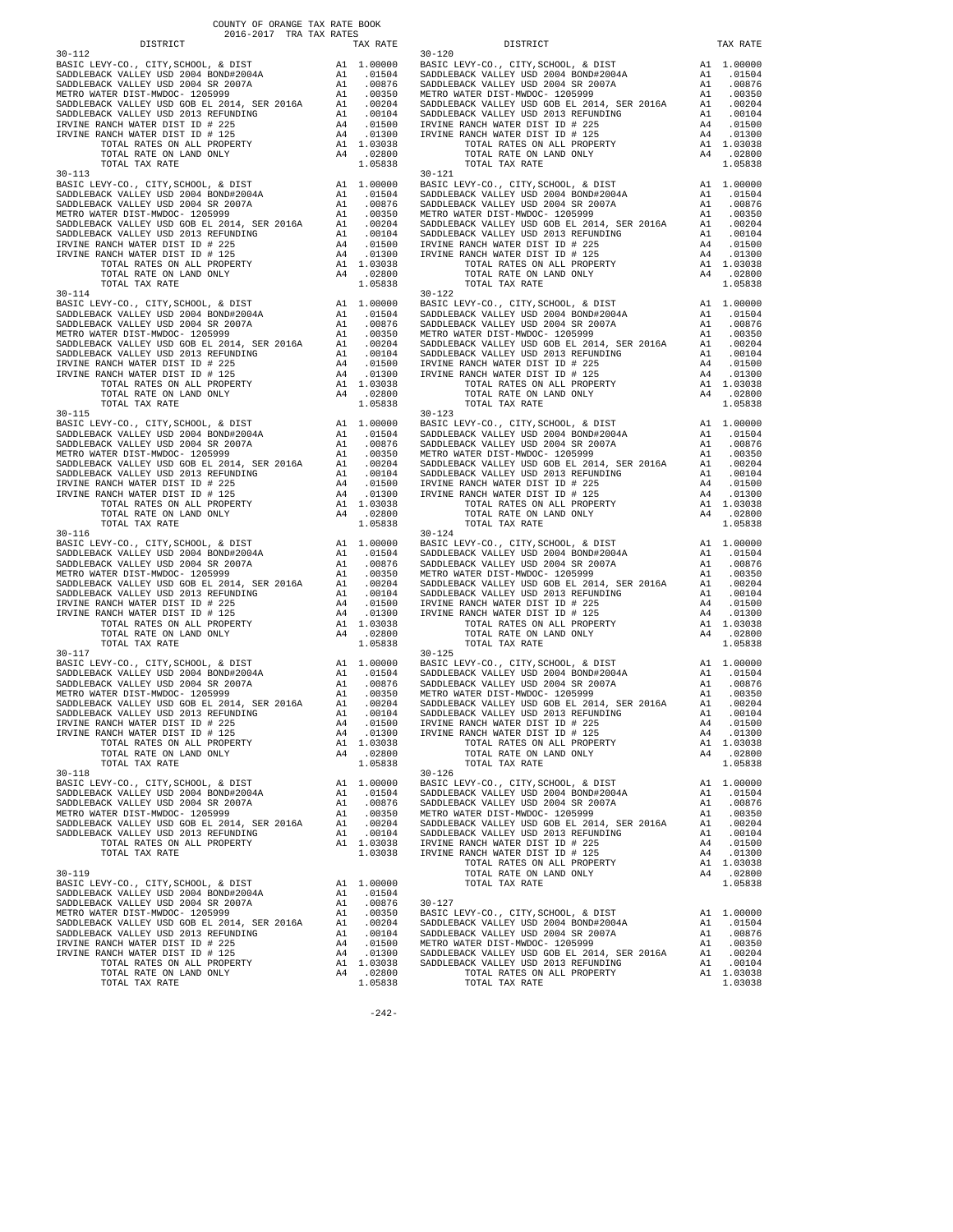COUNTY OF ORANGE TAX RATE BOOK
2016-2017 TRA TAX RATES

| DISTRICT | | TAX RATE |
|---|---|---|
| **30-112** | | |
| BASIC LEVY-CO., CITY,SCHOOL, & DIST | A1 | 1.00000 |
| SADDLEBACK VALLEY USD 2004 BOND#2004A | A1 | .01504 |
| SADDLEBACK VALLEY USD 2004 SR 2007A | A1 | .00876 |
| METRO WATER DIST-MWDOC- 1205999 | A1 | .00350 |
| SADDLEBACK VALLEY USD GOB EL 2014, SER 2016A | A1 | .00204 |
| SADDLEBACK VALLEY USD 2013 REFUNDING | A1 | .00104 |
| IRVINE RANCH WATER DIST ID # 225 | A4 | .01500 |
| IRVINE RANCH WATER DIST ID # 125 | A4 | .01300 |
| TOTAL RATES ON ALL PROPERTY | A1 | 1.03038 |
| TOTAL RATE ON LAND ONLY | A4 | .02800 |
| TOTAL TAX RATE | | 1.05838 |
| **30-113** | | |
| BASIC LEVY-CO., CITY,SCHOOL, & DIST | A1 | 1.00000 |
| SADDLEBACK VALLEY USD 2004 BOND#2004A | A1 | .01504 |
| SADDLEBACK VALLEY USD 2004 SR 2007A | A1 | .00876 |
| METRO WATER DIST-MWDOC- 1205999 | A1 | .00350 |
| SADDLEBACK VALLEY USD GOB EL 2014, SER 2016A | A1 | .00204 |
| SADDLEBACK VALLEY USD 2013 REFUNDING | A1 | .00104 |
| IRVINE RANCH WATER DIST ID # 225 | A4 | .01500 |
| IRVINE RANCH WATER DIST ID # 125 | A4 | .01300 |
| TOTAL RATES ON ALL PROPERTY | A1 | 1.03038 |
| TOTAL RATE ON LAND ONLY | A4 | .02800 |
| TOTAL TAX RATE | | 1.05838 |
| **30-114** | | |
| BASIC LEVY-CO., CITY,SCHOOL, & DIST | A1 | 1.00000 |
| SADDLEBACK VALLEY USD 2004 BOND#2004A | A1 | .01504 |
| SADDLEBACK VALLEY USD 2004 SR 2007A | A1 | .00876 |
| METRO WATER DIST-MWDOC- 1205999 | A1 | .00350 |
| SADDLEBACK VALLEY USD GOB EL 2014, SER 2016A | A1 | .00204 |
| SADDLEBACK VALLEY USD 2013 REFUNDING | A1 | .00104 |
| IRVINE RANCH WATER DIST ID # 225 | A4 | .01500 |
| IRVINE RANCH WATER DIST ID # 125 | A4 | .01300 |
| TOTAL RATES ON ALL PROPERTY | A1 | 1.03038 |
| TOTAL RATE ON LAND ONLY | A4 | .02800 |
| TOTAL TAX RATE | | 1.05838 |
| **30-115** | | |
| BASIC LEVY-CO., CITY,SCHOOL, & DIST | A1 | 1.00000 |
| SADDLEBACK VALLEY USD 2004 BOND#2004A | A1 | .01504 |
| SADDLEBACK VALLEY USD 2004 SR 2007A | A1 | .00876 |
| METRO WATER DIST-MWDOC- 1205999 | A1 | .00350 |
| SADDLEBACK VALLEY USD GOB EL 2014, SER 2016A | A1 | .00204 |
| SADDLEBACK VALLEY USD 2013 REFUNDING | A1 | .00104 |
| IRVINE RANCH WATER DIST ID # 225 | A4 | .01500 |
| IRVINE RANCH WATER DIST ID # 125 | A4 | .01300 |
| TOTAL RATES ON ALL PROPERTY | A1 | 1.03038 |
| TOTAL RATE ON LAND ONLY | A4 | .02800 |
| TOTAL TAX RATE | | 1.05838 |
| **30-116** | | |
| BASIC LEVY-CO., CITY,SCHOOL, & DIST | A1 | 1.00000 |
| SADDLEBACK VALLEY USD 2004 BOND#2004A | A1 | .01504 |
| SADDLEBACK VALLEY USD 2004 SR 2007A | A1 | .00876 |
| METRO WATER DIST-MWDOC- 1205999 | A1 | .00350 |
| SADDLEBACK VALLEY USD GOB EL 2014, SER 2016A | A1 | .00204 |
| SADDLEBACK VALLEY USD 2013 REFUNDING | A1 | .00104 |
| IRVINE RANCH WATER DIST ID # 225 | A4 | .01500 |
| IRVINE RANCH WATER DIST ID # 125 | A4 | .01300 |
| TOTAL RATES ON ALL PROPERTY | A1 | 1.03038 |
| TOTAL RATE ON LAND ONLY | A4 | .02800 |
| TOTAL TAX RATE | | 1.05838 |
| **30-117** | | |
| BASIC LEVY-CO., CITY,SCHOOL, & DIST | A1 | 1.00000 |
| SADDLEBACK VALLEY USD 2004 BOND#2004A | A1 | .01504 |
| SADDLEBACK VALLEY USD 2004 SR 2007A | A1 | .00876 |
| METRO WATER DIST-MWDOC- 1205999 | A1 | .00350 |
| SADDLEBACK VALLEY USD GOB EL 2014, SER 2016A | A1 | .00204 |
| SADDLEBACK VALLEY USD 2013 REFUNDING | A1 | .00104 |
| IRVINE RANCH WATER DIST ID # 225 | A4 | .01500 |
| IRVINE RANCH WATER DIST ID # 125 | A4 | .01300 |
| TOTAL RATES ON ALL PROPERTY | A1 | 1.03038 |
| TOTAL RATE ON LAND ONLY | A4 | .02800 |
| TOTAL TAX RATE | | 1.05838 |
| **30-118** | | |
| BASIC LEVY-CO., CITY,SCHOOL, & DIST | A1 | 1.00000 |
| SADDLEBACK VALLEY USD 2004 BOND#2004A | A1 | .01504 |
| SADDLEBACK VALLEY USD 2004 SR 2007A | A1 | .00876 |
| METRO WATER DIST-MWDOC- 1205999 | A1 | .00350 |
| SADDLEBACK VALLEY USD GOB EL 2014, SER 2016A | A1 | .00204 |
| SADDLEBACK VALLEY USD 2013 REFUNDING | A1 | .00104 |
| TOTAL RATES ON ALL PROPERTY | A1 | 1.03038 |
| TOTAL TAX RATE | | 1.03038 |
| **30-119** | | |
| BASIC LEVY-CO., CITY,SCHOOL, & DIST | A1 | 1.00000 |
| SADDLEBACK VALLEY USD 2004 BOND#2004A | A1 | .01504 |
| SADDLEBACK VALLEY USD 2004 SR 2007A | A1 | .00876 |
| METRO WATER DIST-MWDOC- 1205999 | A1 | .00350 |
| SADDLEBACK VALLEY USD GOB EL 2014, SER 2016A | A1 | .00204 |
| SADDLEBACK VALLEY USD 2013 REFUNDING | A1 | .00104 |
| IRVINE RANCH WATER DIST ID # 225 | A4 | .01500 |
| IRVINE RANCH WATER DIST ID # 125 | A4 | .01300 |
| TOTAL RATES ON ALL PROPERTY | A1 | 1.03038 |
| TOTAL RATE ON LAND ONLY | A4 | .02800 |
| TOTAL TAX RATE | | 1.05838 |
| **30-120** | | |
| BASIC LEVY-CO., CITY,SCHOOL, & DIST | A1 | 1.00000 |
| SADDLEBACK VALLEY USD 2004 BOND#2004A | A1 | .01504 |
| SADDLEBACK VALLEY USD 2004 SR 2007A | A1 | .00876 |
| METRO WATER DIST-MWDOC- 1205999 | A1 | .00350 |
| SADDLEBACK VALLEY USD GOB EL 2014, SER 2016A | A1 | .00204 |
| SADDLEBACK VALLEY USD 2013 REFUNDING | A1 | .00104 |
| IRVINE RANCH WATER DIST ID # 225 | A4 | .01500 |
| IRVINE RANCH WATER DIST ID # 125 | A4 | .01300 |
| TOTAL RATES ON ALL PROPERTY | A1 | 1.03038 |
| TOTAL RATE ON LAND ONLY | A4 | .02800 |
| TOTAL TAX RATE | | 1.05838 |
| **30-121** | | |
| BASIC LEVY-CO., CITY,SCHOOL, & DIST | A1 | 1.00000 |
| SADDLEBACK VALLEY USD 2004 BOND#2004A | A1 | .01504 |
| SADDLEBACK VALLEY USD 2004 SR 2007A | A1 | .00876 |
| METRO WATER DIST-MWDOC- 1205999 | A1 | .00350 |
| SADDLEBACK VALLEY USD GOB EL 2014, SER 2016A | A1 | .00204 |
| SADDLEBACK VALLEY USD 2013 REFUNDING | A1 | .00104 |
| IRVINE RANCH WATER DIST ID # 225 | A4 | .01500 |
| IRVINE RANCH WATER DIST ID # 125 | A4 | .01300 |
| TOTAL RATES ON ALL PROPERTY | A1 | 1.03038 |
| TOTAL RATE ON LAND ONLY | A4 | .02800 |
| TOTAL TAX RATE | | 1.05838 |
| **30-122** | | |
| BASIC LEVY-CO., CITY,SCHOOL, & DIST | A1 | 1.00000 |
| SADDLEBACK VALLEY USD 2004 BOND#2004A | A1 | .01504 |
| SADDLEBACK VALLEY USD 2004 SR 2007A | A1 | .00876 |
| METRO WATER DIST-MWDOC- 1205999 | A1 | .00350 |
| SADDLEBACK VALLEY USD GOB EL 2014, SER 2016A | A1 | .00204 |
| SADDLEBACK VALLEY USD 2013 REFUNDING | A1 | .00104 |
| IRVINE RANCH WATER DIST ID # 225 | A4 | .01500 |
| IRVINE RANCH WATER DIST ID # 125 | A4 | .01300 |
| TOTAL RATES ON ALL PROPERTY | A1 | 1.03038 |
| TOTAL RATE ON LAND ONLY | A4 | .02800 |
| TOTAL TAX RATE | | 1.05838 |
| **30-123** | | |
| BASIC LEVY-CO., CITY,SCHOOL, & DIST | A1 | 1.00000 |
| SADDLEBACK VALLEY USD 2004 BOND#2004A | A1 | .01504 |
| SADDLEBACK VALLEY USD 2004 SR 2007A | A1 | .00876 |
| METRO WATER DIST-MWDOC- 1205999 | A1 | .00350 |
| SADDLEBACK VALLEY USD GOB EL 2014, SER 2016A | A1 | .00204 |
| SADDLEBACK VALLEY USD 2013 REFUNDING | A1 | .00104 |
| IRVINE RANCH WATER DIST ID # 225 | A4 | .01500 |
| IRVINE RANCH WATER DIST ID # 125 | A4 | .01300 |
| TOTAL RATES ON ALL PROPERTY | A1 | 1.03038 |
| TOTAL RATE ON LAND ONLY | A4 | .02800 |
| TOTAL TAX RATE | | 1.05838 |
| **30-124** | | |
| BASIC LEVY-CO., CITY,SCHOOL, & DIST | A1 | 1.00000 |
| SADDLEBACK VALLEY USD 2004 BOND#2004A | A1 | .01504 |
| SADDLEBACK VALLEY USD 2004 SR 2007A | A1 | .00876 |
| METRO WATER DIST-MWDOC- 1205999 | A1 | .00350 |
| SADDLEBACK VALLEY USD GOB EL 2014, SER 2016A | A1 | .00204 |
| SADDLEBACK VALLEY USD 2013 REFUNDING | A1 | .00104 |
| IRVINE RANCH WATER DIST ID # 225 | A4 | .01500 |
| IRVINE RANCH WATER DIST ID # 125 | A4 | .01300 |
| TOTAL RATES ON ALL PROPERTY | A1 | 1.03038 |
| TOTAL RATE ON LAND ONLY | A4 | .02800 |
| TOTAL TAX RATE | | 1.05838 |
| **30-125** | | |
| BASIC LEVY-CO., CITY,SCHOOL, & DIST | A1 | 1.00000 |
| SADDLEBACK VALLEY USD 2004 BOND#2004A | A1 | .01504 |
| SADDLEBACK VALLEY USD 2004 SR 2007A | A1 | .00876 |
| METRO WATER DIST-MWDOC- 1205999 | A1 | .00350 |
| SADDLEBACK VALLEY USD GOB EL 2014, SER 2016A | A1 | .00204 |
| SADDLEBACK VALLEY USD 2013 REFUNDING | A1 | .00104 |
| IRVINE RANCH WATER DIST ID # 225 | A4 | .01500 |
| IRVINE RANCH WATER DIST ID # 125 | A4 | .01300 |
| TOTAL RATES ON ALL PROPERTY | A1 | 1.03038 |
| TOTAL RATE ON LAND ONLY | A4 | .02800 |
| TOTAL TAX RATE | | 1.05838 |
| **30-126** | | |
| BASIC LEVY-CO., CITY,SCHOOL, & DIST | A1 | 1.00000 |
| SADDLEBACK VALLEY USD 2004 BOND#2004A | A1 | .01504 |
| SADDLEBACK VALLEY USD 2004 SR 2007A | A1 | .00876 |
| METRO WATER DIST-MWDOC- 1205999 | A1 | .00350 |
| SADDLEBACK VALLEY USD GOB EL 2014, SER 2016A | A1 | .00204 |
| SADDLEBACK VALLEY USD 2013 REFUNDING | A1 | .00104 |
| IRVINE RANCH WATER DIST ID # 225 | A4 | .01500 |
| IRVINE RANCH WATER DIST ID # 125 | A4 | .01300 |
| TOTAL RATES ON ALL PROPERTY | A1 | 1.03038 |
| TOTAL RATE ON LAND ONLY | A4 | .02800 |
| TOTAL TAX RATE | | 1.05838 |
| **30-127** | | |
| BASIC LEVY-CO., CITY,SCHOOL, & DIST | A1 | 1.00000 |
| SADDLEBACK VALLEY USD 2004 BOND#2004A | A1 | .01504 |
| SADDLEBACK VALLEY USD 2004 SR 2007A | A1 | .00876 |
| METRO WATER DIST-MWDOC- 1205999 | A1 | .00350 |
| SADDLEBACK VALLEY USD GOB EL 2014, SER 2016A | A1 | .00204 |
| SADDLEBACK VALLEY USD 2013 REFUNDING | A1 | .00104 |
| TOTAL RATES ON ALL PROPERTY | A1 | 1.03038 |
| TOTAL TAX RATE | | 1.03038 |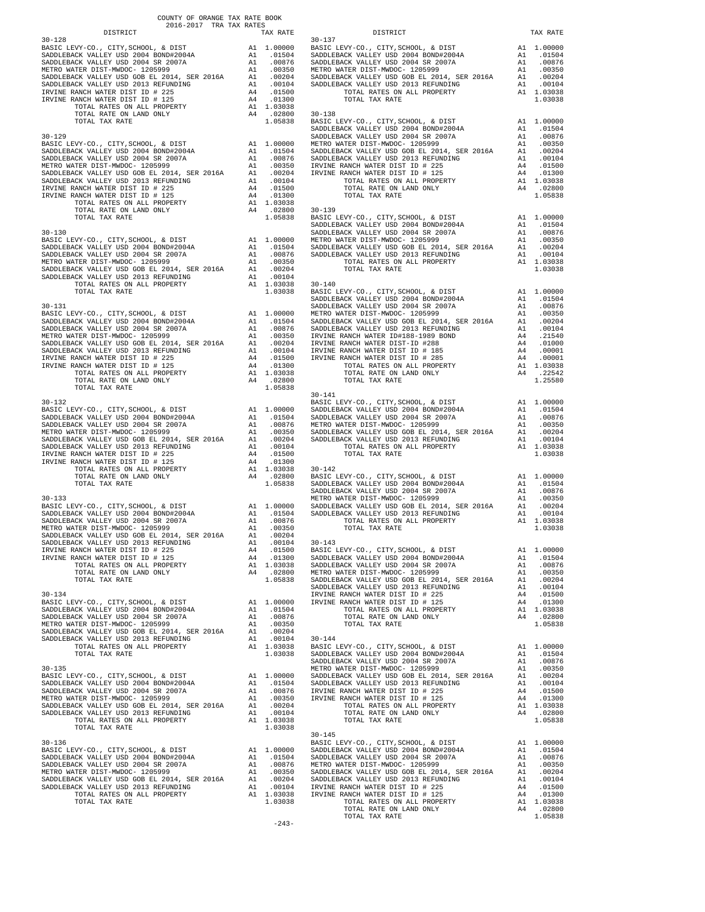COUNTY OF ORANGE TAX RATE BOOK
2016-2017 TRA TAX RATES

| DISTRICT | | TAX RATE |
|---|---|---|
| **30-128** | | |
| BASIC LEVY-CO., CITY,SCHOOL, & DIST | A1 | 1.00000 |
| SADDLEBACK VALLEY USD 2004 BOND#2004A | A1 | .01504 |
| SADDLEBACK VALLEY USD 2004 SR 2007A | A1 | .00876 |
| METRO WATER DIST-MWDOC- 1205999 | A1 | .00350 |
| SADDLEBACK VALLEY USD GOB EL 2014, SER 2016A | A1 | .00204 |
| SADDLEBACK VALLEY USD 2013 REFUNDING | A1 | .00104 |
| IRVINE RANCH WATER DIST ID # 225 | A4 | .01500 |
| IRVINE RANCH WATER DIST ID # 125 | A4 | .01300 |
| TOTAL RATES ON ALL PROPERTY | A1 | 1.03038 |
| TOTAL RATE ON LAND ONLY | A4 | .02800 |
| TOTAL TAX RATE | | 1.05838 |
| **30-129** | | |
| BASIC LEVY-CO., CITY,SCHOOL, & DIST | A1 | 1.00000 |
| SADDLEBACK VALLEY USD 2004 BOND#2004A | A1 | .01504 |
| SADDLEBACK VALLEY USD 2004 SR 2007A | A1 | .00876 |
| METRO WATER DIST-MWDOC- 1205999 | A1 | .00350 |
| SADDLEBACK VALLEY USD GOB EL 2014, SER 2016A | A1 | .00204 |
| SADDLEBACK VALLEY USD 2013 REFUNDING | A1 | .00104 |
| IRVINE RANCH WATER DIST ID # 225 | A4 | .01500 |
| IRVINE RANCH WATER DIST ID # 125 | A4 | .01300 |
| TOTAL RATES ON ALL PROPERTY | A1 | 1.03038 |
| TOTAL RATE ON LAND ONLY | A4 | .02800 |
| TOTAL TAX RATE | | 1.05838 |
| **30-130** | | |
| BASIC LEVY-CO., CITY,SCHOOL, & DIST | A1 | 1.00000 |
| SADDLEBACK VALLEY USD 2004 BOND#2004A | A1 | .01504 |
| SADDLEBACK VALLEY USD 2004 SR 2007A | A1 | .00876 |
| METRO WATER DIST-MWDOC- 1205999 | A1 | .00350 |
| SADDLEBACK VALLEY USD GOB EL 2014, SER 2016A | A1 | .00204 |
| SADDLEBACK VALLEY USD 2013 REFUNDING | A1 | .00104 |
| TOTAL RATES ON ALL PROPERTY | A1 | 1.03038 |
| TOTAL TAX RATE | | 1.03038 |
| **30-131** | | |
| BASIC LEVY-CO., CITY,SCHOOL, & DIST | A1 | 1.00000 |
| SADDLEBACK VALLEY USD 2004 BOND#2004A | A1 | .01504 |
| SADDLEBACK VALLEY USD 2004 SR 2007A | A1 | .00876 |
| METRO WATER DIST-MWDOC- 1205999 | A1 | .00350 |
| SADDLEBACK VALLEY USD GOB EL 2014, SER 2016A | A1 | .00204 |
| SADDLEBACK VALLEY USD 2013 REFUNDING | A1 | .00104 |
| IRVINE RANCH WATER DIST ID # 225 | A4 | .01500 |
| IRVINE RANCH WATER DIST ID # 125 | A4 | .01300 |
| TOTAL RATES ON ALL PROPERTY | A1 | 1.03038 |
| TOTAL RATE ON LAND ONLY | A4 | .02800 |
| TOTAL TAX RATE | | 1.05838 |
| **30-132** | | |
| BASIC LEVY-CO., CITY,SCHOOL, & DIST | A1 | 1.00000 |
| SADDLEBACK VALLEY USD 2004 BOND#2004A | A1 | .01504 |
| SADDLEBACK VALLEY USD 2004 SR 2007A | A1 | .00876 |
| METRO WATER DIST-MWDOC- 1205999 | A1 | .00350 |
| SADDLEBACK VALLEY USD GOB EL 2014, SER 2016A | A1 | .00204 |
| SADDLEBACK VALLEY USD 2013 REFUNDING | A1 | .00104 |
| IRVINE RANCH WATER DIST ID # 225 | A4 | .01500 |
| IRVINE RANCH WATER DIST ID # 125 | A4 | .01300 |
| TOTAL RATES ON ALL PROPERTY | A1 | 1.03038 |
| TOTAL RATE ON LAND ONLY | A4 | .02800 |
| TOTAL TAX RATE | | 1.05838 |
| **30-133** | | |
| BASIC LEVY-CO., CITY,SCHOOL, & DIST | A1 | 1.00000 |
| SADDLEBACK VALLEY USD 2004 BOND#2004A | A1 | .01504 |
| SADDLEBACK VALLEY USD 2004 SR 2007A | A1 | .00876 |
| METRO WATER DIST-MWDOC- 1205999 | A1 | .00350 |
| SADDLEBACK VALLEY USD GOB EL 2014, SER 2016A | A1 | .00204 |
| SADDLEBACK VALLEY USD 2013 REFUNDING | A1 | .00104 |
| IRVINE RANCH WATER DIST ID # 225 | A4 | .01500 |
| IRVINE RANCH WATER DIST ID # 125 | A4 | .01300 |
| TOTAL RATES ON ALL PROPERTY | A1 | 1.03038 |
| TOTAL RATE ON LAND ONLY | A4 | .02800 |
| TOTAL TAX RATE | | 1.05838 |
| **30-134** | | |
| BASIC LEVY-CO., CITY,SCHOOL, & DIST | A1 | 1.00000 |
| SADDLEBACK VALLEY USD 2004 BOND#2004A | A1 | .01504 |
| SADDLEBACK VALLEY USD 2004 SR 2007A | A1 | .00876 |
| METRO WATER DIST-MWDOC- 1205999 | A1 | .00350 |
| SADDLEBACK VALLEY USD GOB EL 2014, SER 2016A | A1 | .00204 |
| SADDLEBACK VALLEY USD 2013 REFUNDING | A1 | .00104 |
| TOTAL RATES ON ALL PROPERTY | A1 | 1.03038 |
| TOTAL TAX RATE | | 1.03038 |
| **30-135** | | |
| BASIC LEVY-CO., CITY,SCHOOL, & DIST | A1 | 1.00000 |
| SADDLEBACK VALLEY USD 2004 BOND#2004A | A1 | .01504 |
| SADDLEBACK VALLEY USD 2004 SR 2007A | A1 | .00876 |
| METRO WATER DIST-MWDOC- 1205999 | A1 | .00350 |
| SADDLEBACK VALLEY USD GOB EL 2014, SER 2016A | A1 | .00204 |
| SADDLEBACK VALLEY USD 2013 REFUNDING | A1 | .00104 |
| TOTAL RATES ON ALL PROPERTY | A1 | 1.03038 |
| TOTAL TAX RATE | | 1.03038 |
| **30-136** | | |
| BASIC LEVY-CO., CITY,SCHOOL, & DIST | A1 | 1.00000 |
| SADDLEBACK VALLEY USD 2004 BOND#2004A | A1 | .01504 |
| SADDLEBACK VALLEY USD 2004 SR 2007A | A1 | .00876 |
| METRO WATER DIST-MWDOC- 1205999 | A1 | .00350 |
| SADDLEBACK VALLEY USD GOB EL 2014, SER 2016A | A1 | .00204 |
| SADDLEBACK VALLEY USD 2013 REFUNDING | A1 | .00104 |
| TOTAL RATES ON ALL PROPERTY | A1 | 1.03038 |
| TOTAL TAX RATE | | 1.03038 |
| **30-137** | | |
| BASIC LEVY-CO., CITY,SCHOOL, & DIST | A1 | 1.00000 |
| SADDLEBACK VALLEY USD 2004 BOND#2004A | A1 | .01504 |
| SADDLEBACK VALLEY USD 2004 SR 2007A | A1 | .00876 |
| METRO WATER DIST-MWDOC- 1205999 | A1 | .00350 |
| SADDLEBACK VALLEY USD GOB EL 2014, SER 2016A | A1 | .00204 |
| SADDLEBACK VALLEY USD 2013 REFUNDING | A1 | .00104 |
| TOTAL RATES ON ALL PROPERTY | A1 | 1.03038 |
| TOTAL TAX RATE | | 1.03038 |
| **30-138** | | |
| BASIC LEVY-CO., CITY,SCHOOL, & DIST | A1 | 1.00000 |
| SADDLEBACK VALLEY USD 2004 BOND#2004A | A1 | .01504 |
| SADDLEBACK VALLEY USD 2004 SR 2007A | A1 | .00876 |
| METRO WATER DIST-MWDOC- 1205999 | A1 | .00350 |
| SADDLEBACK VALLEY USD GOB EL 2014, SER 2016A | A1 | .00204 |
| SADDLEBACK VALLEY USD 2013 REFUNDING | A1 | .00104 |
| IRVINE RANCH WATER DIST ID # 225 | A4 | .01500 |
| IRVINE RANCH WATER DIST ID # 125 | A4 | .01300 |
| TOTAL RATES ON ALL PROPERTY | A1 | 1.03038 |
| TOTAL RATE ON LAND ONLY | A4 | .02800 |
| TOTAL TAX RATE | | 1.05838 |
| **30-139** | | |
| BASIC LEVY-CO., CITY,SCHOOL, & DIST | A1 | 1.00000 |
| SADDLEBACK VALLEY USD 2004 BOND#2004A | A1 | .01504 |
| SADDLEBACK VALLEY USD 2004 SR 2007A | A1 | .00876 |
| METRO WATER DIST-MWDOC- 1205999 | A1 | .00350 |
| SADDLEBACK VALLEY USD GOB EL 2014, SER 2016A | A1 | .00204 |
| SADDLEBACK VALLEY USD 2013 REFUNDING | A1 | .00104 |
| TOTAL RATES ON ALL PROPERTY | A1 | 1.03038 |
| TOTAL TAX RATE | | 1.03038 |
| **30-140** | | |
| BASIC LEVY-CO., CITY,SCHOOL, & DIST | A1 | 1.00000 |
| SADDLEBACK VALLEY USD 2004 BOND#2004A | A1 | .01504 |
| SADDLEBACK VALLEY USD 2004 SR 2007A | A1 | .00876 |
| METRO WATER DIST-MWDOC- 1205999 | A1 | .00350 |
| SADDLEBACK VALLEY USD GOB EL 2014, SER 2016A | A1 | .00204 |
| SADDLEBACK VALLEY USD 2013 REFUNDING | A1 | .00104 |
| IRVINE RANCH WATER ID#188-1989 BOND | A4 | .21540 |
| IRVINE RANCH WATER DIST-ID #288 | A4 | .01000 |
| IRVINE RANCH WATER DIST ID # 185 | A4 | .00001 |
| IRVINE RANCH WATER DIST ID # 285 | A4 | .00001 |
| TOTAL RATES ON ALL PROPERTY | A1 | 1.03038 |
| TOTAL RATE ON LAND ONLY | A4 | .22542 |
| TOTAL TAX RATE | | 1.25580 |
| **30-141** | | |
| BASIC LEVY-CO., CITY,SCHOOL, & DIST | A1 | 1.00000 |
| SADDLEBACK VALLEY USD 2004 BOND#2004A | A1 | .01504 |
| SADDLEBACK VALLEY USD 2004 SR 2007A | A1 | .00876 |
| METRO WATER DIST-MWDOC- 1205999 | A1 | .00350 |
| SADDLEBACK VALLEY USD GOB EL 2014, SER 2016A | A1 | .00204 |
| SADDLEBACK VALLEY USD 2013 REFUNDING | A1 | .00104 |
| TOTAL RATES ON ALL PROPERTY | A1 | 1.03038 |
| TOTAL TAX RATE | | 1.03038 |
| **30-142** | | |
| BASIC LEVY-CO., CITY,SCHOOL, & DIST | A1 | 1.00000 |
| SADDLEBACK VALLEY USD 2004 BOND#2004A | A1 | .01504 |
| SADDLEBACK VALLEY USD 2004 SR 2007A | A1 | .00876 |
| METRO WATER DIST-MWDOC- 1205999 | A1 | .00350 |
| SADDLEBACK VALLEY USD GOB EL 2014, SER 2016A | A1 | .00204 |
| SADDLEBACK VALLEY USD 2013 REFUNDING | A1 | .00104 |
| TOTAL RATES ON ALL PROPERTY | A1 | 1.03038 |
| TOTAL TAX RATE | | 1.03038 |
| **30-143** | | |
| BASIC LEVY-CO., CITY,SCHOOL, & DIST | A1 | 1.00000 |
| SADDLEBACK VALLEY USD 2004 BOND#2004A | A1 | .01504 |
| SADDLEBACK VALLEY USD 2004 SR 2007A | A1 | .00876 |
| METRO WATER DIST-MWDOC- 1205999 | A1 | .00350 |
| SADDLEBACK VALLEY USD GOB EL 2014, SER 2016A | A1 | .00204 |
| SADDLEBACK VALLEY USD 2013 REFUNDING | A1 | .00104 |
| IRVINE RANCH WATER DIST ID # 225 | A4 | .01500 |
| IRVINE RANCH WATER DIST ID # 125 | A4 | .01300 |
| TOTAL RATES ON ALL PROPERTY | A1 | 1.03038 |
| TOTAL RATE ON LAND ONLY | A4 | .02800 |
| TOTAL TAX RATE | | 1.05838 |
| **30-144** | | |
| BASIC LEVY-CO., CITY,SCHOOL, & DIST | A1 | 1.00000 |
| SADDLEBACK VALLEY USD 2004 BOND#2004A | A1 | .01504 |
| SADDLEBACK VALLEY USD 2004 SR 2007A | A1 | .00876 |
| METRO WATER DIST-MWDOC- 1205999 | A1 | .00350 |
| SADDLEBACK VALLEY USD GOB EL 2014, SER 2016A | A1 | .00204 |
| SADDLEBACK VALLEY USD 2013 REFUNDING | A1 | .00104 |
| IRVINE RANCH WATER DIST ID # 225 | A4 | .01500 |
| IRVINE RANCH WATER DIST ID # 125 | A4 | .01300 |
| TOTAL RATES ON ALL PROPERTY | A1 | 1.03038 |
| TOTAL RATE ON LAND ONLY | A4 | .02800 |
| TOTAL TAX RATE | | 1.05838 |
| **30-145** | | |
| BASIC LEVY-CO., CITY,SCHOOL, & DIST | A1 | 1.00000 |
| SADDLEBACK VALLEY USD 2004 BOND#2004A | A1 | .01504 |
| SADDLEBACK VALLEY USD 2004 SR 2007A | A1 | .00876 |
| METRO WATER DIST-MWDOC- 1205999 | A1 | .00350 |
| SADDLEBACK VALLEY USD GOB EL 2014, SER 2016A | A1 | .00204 |
| SADDLEBACK VALLEY USD 2013 REFUNDING | A1 | .00104 |
| IRVINE RANCH WATER DIST ID # 225 | A4 | .01500 |
| IRVINE RANCH WATER DIST ID # 125 | A4 | .01300 |
| TOTAL RATES ON ALL PROPERTY | A1 | 1.03038 |
| TOTAL RATE ON LAND ONLY | A4 | .02800 |
| TOTAL TAX RATE | | 1.05838 |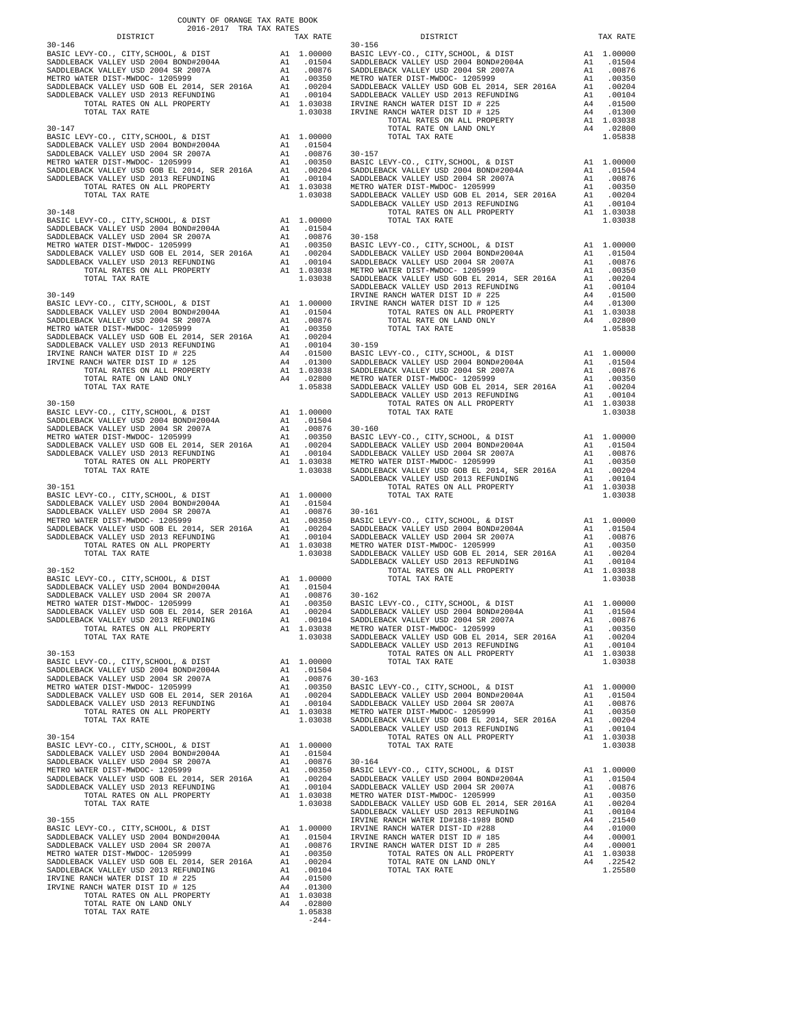COUNTY OF ORANGE TAX RATE BOOK
2016-2017 TRA TAX RATES

| DISTRICT | | TAX RATE |
|---|---|---|
| **30-146** | | |
| BASIC LEVY-CO., CITY,SCHOOL, & DIST | A1 | 1.00000 |
| SADDLEBACK VALLEY USD 2004 BOND#2004A | A1 | .01504 |
| SADDLEBACK VALLEY USD 2004 SR 2007A | A1 | .00876 |
| METRO WATER DIST-MWDOC- 1205999 | A1 | .00350 |
| SADDLEBACK VALLEY USD GOB EL 2014, SER 2016A | A1 | .00204 |
| SADDLEBACK VALLEY USD 2013 REFUNDING | A1 | .00104 |
| TOTAL RATES ON ALL PROPERTY | A1 | 1.03038 |
| TOTAL TAX RATE | | 1.03038 |
| **30-147** | | |
| BASIC LEVY-CO., CITY,SCHOOL, & DIST | A1 | 1.00000 |
| SADDLEBACK VALLEY USD 2004 BOND#2004A | A1 | .01504 |
| SADDLEBACK VALLEY USD 2004 SR 2007A | A1 | .00876 |
| METRO WATER DIST-MWDOC- 1205999 | A1 | .00350 |
| SADDLEBACK VALLEY USD GOB EL 2014, SER 2016A | A1 | .00204 |
| SADDLEBACK VALLEY USD 2013 REFUNDING | A1 | .00104 |
| TOTAL RATES ON ALL PROPERTY | A1 | 1.03038 |
| TOTAL TAX RATE | | 1.03038 |
| **30-148** | | |
| BASIC LEVY-CO., CITY,SCHOOL, & DIST | A1 | 1.00000 |
| SADDLEBACK VALLEY USD 2004 BOND#2004A | A1 | .01504 |
| SADDLEBACK VALLEY USD 2004 SR 2007A | A1 | .00876 |
| METRO WATER DIST-MWDOC- 1205999 | A1 | .00350 |
| SADDLEBACK VALLEY USD GOB EL 2014, SER 2016A | A1 | .00204 |
| SADDLEBACK VALLEY USD 2013 REFUNDING | A1 | .00104 |
| TOTAL RATES ON ALL PROPERTY | A1 | 1.03038 |
| TOTAL TAX RATE | | 1.03038 |
| **30-149** | | |
| BASIC LEVY-CO., CITY,SCHOOL, & DIST | A1 | 1.00000 |
| SADDLEBACK VALLEY USD 2004 BOND#2004A | A1 | .01504 |
| SADDLEBACK VALLEY USD 2004 SR 2007A | A1 | .00876 |
| METRO WATER DIST-MWDOC- 1205999 | A1 | .00350 |
| SADDLEBACK VALLEY USD GOB EL 2014, SER 2016A | A1 | .00204 |
| SADDLEBACK VALLEY USD 2013 REFUNDING | A1 | .00104 |
| IRVINE RANCH WATER DIST ID # 225 | A4 | .01500 |
| IRVINE RANCH WATER DIST ID # 125 | A4 | .01300 |
| TOTAL RATES ON ALL PROPERTY | A1 | 1.03038 |
| TOTAL RATE ON LAND ONLY | A4 | .02800 |
| TOTAL TAX RATE | | 1.05838 |
| **30-150** | | |
| BASIC LEVY-CO., CITY,SCHOOL, & DIST | A1 | 1.00000 |
| SADDLEBACK VALLEY USD 2004 BOND#2004A | A1 | .01504 |
| SADDLEBACK VALLEY USD 2004 SR 2007A | A1 | .00876 |
| METRO WATER DIST-MWDOC- 1205999 | A1 | .00350 |
| SADDLEBACK VALLEY USD GOB EL 2014, SER 2016A | A1 | .00204 |
| SADDLEBACK VALLEY USD 2013 REFUNDING | A1 | .00104 |
| TOTAL RATES ON ALL PROPERTY | A1 | 1.03038 |
| TOTAL TAX RATE | | 1.03038 |
| **30-151** | | |
| BASIC LEVY-CO., CITY,SCHOOL, & DIST | A1 | 1.00000 |
| SADDLEBACK VALLEY USD 2004 BOND#2004A | A1 | .01504 |
| SADDLEBACK VALLEY USD 2004 SR 2007A | A1 | .00876 |
| METRO WATER DIST-MWDOC- 1205999 | A1 | .00350 |
| SADDLEBACK VALLEY USD GOB EL 2014, SER 2016A | A1 | .00204 |
| SADDLEBACK VALLEY USD 2013 REFUNDING | A1 | .00104 |
| TOTAL RATES ON ALL PROPERTY | A1 | 1.03038 |
| TOTAL TAX RATE | | 1.03038 |
| **30-152** | | |
| BASIC LEVY-CO., CITY,SCHOOL, & DIST | A1 | 1.00000 |
| SADDLEBACK VALLEY USD 2004 BOND#2004A | A1 | .01504 |
| SADDLEBACK VALLEY USD 2004 SR 2007A | A1 | .00876 |
| METRO WATER DIST-MWDOC- 1205999 | A1 | .00350 |
| SADDLEBACK VALLEY USD GOB EL 2014, SER 2016A | A1 | .00204 |
| SADDLEBACK VALLEY USD 2013 REFUNDING | A1 | .00104 |
| TOTAL RATES ON ALL PROPERTY | A1 | 1.03038 |
| TOTAL TAX RATE | | 1.03038 |
| **30-153** | | |
| BASIC LEVY-CO., CITY,SCHOOL, & DIST | A1 | 1.00000 |
| SADDLEBACK VALLEY USD 2004 BOND#2004A | A1 | .01504 |
| SADDLEBACK VALLEY USD 2004 SR 2007A | A1 | .00876 |
| METRO WATER DIST-MWDOC- 1205999 | A1 | .00350 |
| SADDLEBACK VALLEY USD GOB EL 2014, SER 2016A | A1 | .00204 |
| SADDLEBACK VALLEY USD 2013 REFUNDING | A1 | .00104 |
| TOTAL RATES ON ALL PROPERTY | A1 | 1.03038 |
| TOTAL TAX RATE | | 1.03038 |
| **30-154** | | |
| BASIC LEVY-CO., CITY,SCHOOL, & DIST | A1 | 1.00000 |
| SADDLEBACK VALLEY USD 2004 BOND#2004A | A1 | .01504 |
| SADDLEBACK VALLEY USD 2004 SR 2007A | A1 | .00876 |
| METRO WATER DIST-MWDOC- 1205999 | A1 | .00350 |
| SADDLEBACK VALLEY USD GOB EL 2014, SER 2016A | A1 | .00204 |
| SADDLEBACK VALLEY USD 2013 REFUNDING | A1 | .00104 |
| TOTAL RATES ON ALL PROPERTY | A1 | 1.03038 |
| TOTAL TAX RATE | | 1.03038 |
| **30-155** | | |
| BASIC LEVY-CO., CITY,SCHOOL, & DIST | A1 | 1.00000 |
| SADDLEBACK VALLEY USD 2004 BOND#2004A | A1 | .01504 |
| SADDLEBACK VALLEY USD 2004 SR 2007A | A1 | .00876 |
| METRO WATER DIST-MWDOC- 1205999 | A1 | .00350 |
| SADDLEBACK VALLEY USD GOB EL 2014, SER 2016A | A1 | .00204 |
| SADDLEBACK VALLEY USD 2013 REFUNDING | A1 | .00104 |
| IRVINE RANCH WATER DIST ID # 225 | A4 | .01500 |
| IRVINE RANCH WATER DIST ID # 125 | A4 | .01300 |
| TOTAL RATES ON ALL PROPERTY | A1 | 1.03038 |
| TOTAL RATE ON LAND ONLY | A4 | .02800 |
| TOTAL TAX RATE | | 1.05838 |
| **30-156** | | |
| BASIC LEVY-CO., CITY,SCHOOL, & DIST | A1 | 1.00000 |
| SADDLEBACK VALLEY USD 2004 BOND#2004A | A1 | .01504 |
| SADDLEBACK VALLEY USD 2004 SR 2007A | A1 | .00876 |
| METRO WATER DIST-MWDOC- 1205999 | A1 | .00350 |
| SADDLEBACK VALLEY USD GOB EL 2014, SER 2016A | A1 | .00204 |
| SADDLEBACK VALLEY USD 2013 REFUNDING | A1 | .00104 |
| IRVINE RANCH WATER DIST ID # 225 | A4 | .01500 |
| IRVINE RANCH WATER DIST ID # 125 | A4 | .01300 |
| TOTAL RATES ON ALL PROPERTY | A1 | 1.03038 |
| TOTAL RATE ON LAND ONLY | A4 | .02800 |
| TOTAL TAX RATE | | 1.05838 |
| **30-157** | | |
| BASIC LEVY-CO., CITY,SCHOOL, & DIST | A1 | 1.00000 |
| SADDLEBACK VALLEY USD 2004 BOND#2004A | A1 | .01504 |
| SADDLEBACK VALLEY USD 2004 SR 2007A | A1 | .00876 |
| METRO WATER DIST-MWDOC- 1205999 | A1 | .00350 |
| SADDLEBACK VALLEY USD GOB EL 2014, SER 2016A | A1 | .00204 |
| SADDLEBACK VALLEY USD 2013 REFUNDING | A1 | .00104 |
| TOTAL RATES ON ALL PROPERTY | A1 | 1.03038 |
| TOTAL TAX RATE | | 1.03038 |
| **30-158** | | |
| BASIC LEVY-CO., CITY,SCHOOL, & DIST | A1 | 1.00000 |
| SADDLEBACK VALLEY USD 2004 BOND#2004A | A1 | .01504 |
| SADDLEBACK VALLEY USD 2004 SR 2007A | A1 | .00876 |
| METRO WATER DIST-MWDOC- 1205999 | A1 | .00350 |
| SADDLEBACK VALLEY USD GOB EL 2014, SER 2016A | A1 | .00204 |
| SADDLEBACK VALLEY USD 2013 REFUNDING | A1 | .00104 |
| IRVINE RANCH WATER DIST ID # 225 | A4 | .01500 |
| IRVINE RANCH WATER DIST ID # 125 | A4 | .01300 |
| TOTAL RATES ON ALL PROPERTY | A1 | 1.03038 |
| TOTAL RATE ON LAND ONLY | A4 | .02800 |
| TOTAL TAX RATE | | 1.05838 |
| **30-159** | | |
| BASIC LEVY-CO., CITY,SCHOOL, & DIST | A1 | 1.00000 |
| SADDLEBACK VALLEY USD 2004 BOND#2004A | A1 | .01504 |
| SADDLEBACK VALLEY USD 2004 SR 2007A | A1 | .00876 |
| METRO WATER DIST-MWDOC- 1205999 | A1 | .00350 |
| SADDLEBACK VALLEY USD GOB EL 2014, SER 2016A | A1 | .00204 |
| SADDLEBACK VALLEY USD 2013 REFUNDING | A1 | .00104 |
| TOTAL RATES ON ALL PROPERTY | A1 | 1.03038 |
| TOTAL TAX RATE | | 1.03038 |
| **30-160** | | |
| BASIC LEVY-CO., CITY,SCHOOL, & DIST | A1 | 1.00000 |
| SADDLEBACK VALLEY USD 2004 BOND#2004A | A1 | .01504 |
| SADDLEBACK VALLEY USD 2004 SR 2007A | A1 | .00876 |
| METRO WATER DIST-MWDOC- 1205999 | A1 | .00350 |
| SADDLEBACK VALLEY USD GOB EL 2014, SER 2016A | A1 | .00204 |
| SADDLEBACK VALLEY USD 2013 REFUNDING | A1 | .00104 |
| TOTAL RATES ON ALL PROPERTY | A1 | 1.03038 |
| TOTAL TAX RATE | | 1.03038 |
| **30-161** | | |
| BASIC LEVY-CO., CITY,SCHOOL, & DIST | A1 | 1.00000 |
| SADDLEBACK VALLEY USD 2004 BOND#2004A | A1 | .01504 |
| SADDLEBACK VALLEY USD 2004 SR 2007A | A1 | .00876 |
| METRO WATER DIST-MWDOC- 1205999 | A1 | .00350 |
| SADDLEBACK VALLEY USD GOB EL 2014, SER 2016A | A1 | .00204 |
| SADDLEBACK VALLEY USD 2013 REFUNDING | A1 | .00104 |
| TOTAL RATES ON ALL PROPERTY | A1 | 1.03038 |
| TOTAL TAX RATE | | 1.03038 |
| **30-162** | | |
| BASIC LEVY-CO., CITY,SCHOOL, & DIST | A1 | 1.00000 |
| SADDLEBACK VALLEY USD 2004 BOND#2004A | A1 | .01504 |
| SADDLEBACK VALLEY USD 2004 SR 2007A | A1 | .00876 |
| METRO WATER DIST-MWDOC- 1205999 | A1 | .00350 |
| SADDLEBACK VALLEY USD GOB EL 2014, SER 2016A | A1 | .00204 |
| SADDLEBACK VALLEY USD 2013 REFUNDING | A1 | .00104 |
| TOTAL RATES ON ALL PROPERTY | A1 | 1.03038 |
| TOTAL TAX RATE | | 1.03038 |
| **30-163** | | |
| BASIC LEVY-CO., CITY,SCHOOL, & DIST | A1 | 1.00000 |
| SADDLEBACK VALLEY USD 2004 BOND#2004A | A1 | .01504 |
| SADDLEBACK VALLEY USD 2004 SR 2007A | A1 | .00876 |
| METRO WATER DIST-MWDOC- 1205999 | A1 | .00350 |
| SADDLEBACK VALLEY USD GOB EL 2014, SER 2016A | A1 | .00204 |
| SADDLEBACK VALLEY USD 2013 REFUNDING | A1 | .00104 |
| TOTAL RATES ON ALL PROPERTY | A1 | 1.03038 |
| TOTAL TAX RATE | | 1.03038 |
| **30-164** | | |
| BASIC LEVY-CO., CITY,SCHOOL, & DIST | A1 | 1.00000 |
| SADDLEBACK VALLEY USD 2004 BOND#2004A | A1 | .01504 |
| SADDLEBACK VALLEY USD 2004 SR 2007A | A1 | .00876 |
| METRO WATER DIST-MWDOC- 1205999 | A1 | .00350 |
| SADDLEBACK VALLEY USD GOB EL 2014, SER 2016A | A1 | .00204 |
| SADDLEBACK VALLEY USD 2013 REFUNDING | A1 | .00104 |
| IRVINE RANCH WATER ID#188-1989 BOND | A4 | .21540 |
| IRVINE RANCH WATER DIST-ID #288 | A4 | .01000 |
| IRVINE RANCH WATER DIST ID # 185 | A4 | .00001 |
| IRVINE RANCH WATER DIST ID # 285 | A4 | .00001 |
| TOTAL RATES ON ALL PROPERTY | A1 | 1.03038 |
| TOTAL RATE ON LAND ONLY | A4 | .22542 |
| TOTAL TAX RATE | | 1.25580 |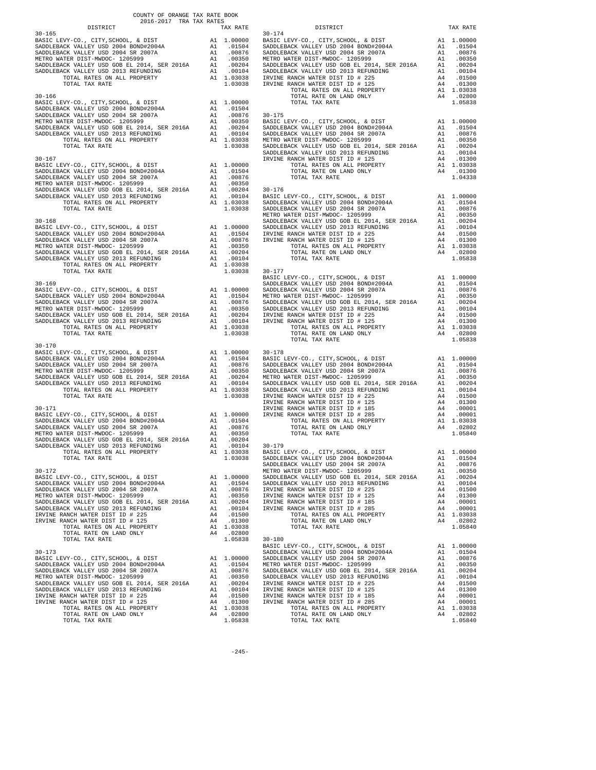COUNTY OF ORANGE TAX RATE BOOK
2016-2017 TRA TAX RATES

| DISTRICT | | TAX RATE |
|---|---|---|
| **30-165** | | |
| BASIC LEVY-CO., CITY,SCHOOL, & DIST | A1 | 1.00000 |
| SADDLEBACK VALLEY USD 2004 BOND#2004A | A1 | .01504 |
| SADDLEBACK VALLEY USD 2004 SR 2007A | A1 | .00876 |
| METRO WATER DIST-MWDOC- 1205999 | A1 | .00350 |
| SADDLEBACK VALLEY USD GOB EL 2014, SER 2016A | A1 | .00204 |
| SADDLEBACK VALLEY USD 2013 REFUNDING | A1 | .00104 |
| TOTAL RATES ON ALL PROPERTY | A1 | 1.03038 |
| TOTAL TAX RATE | | 1.03038 |
| **30-166** | | |
| BASIC LEVY-CO., CITY,SCHOOL, & DIST | A1 | 1.00000 |
| SADDLEBACK VALLEY USD 2004 BOND#2004A | A1 | .01504 |
| SADDLEBACK VALLEY USD 2004 SR 2007A | A1 | .00876 |
| METRO WATER DIST-MWDOC- 1205999 | A1 | .00350 |
| SADDLEBACK VALLEY USD GOB EL 2014, SER 2016A | A1 | .00204 |
| SADDLEBACK VALLEY USD 2013 REFUNDING | A1 | .00104 |
| TOTAL RATES ON ALL PROPERTY | A1 | 1.03038 |
| TOTAL TAX RATE | | 1.03038 |
| **30-167** | | |
| BASIC LEVY-CO., CITY,SCHOOL, & DIST | A1 | 1.00000 |
| SADDLEBACK VALLEY USD 2004 BOND#2004A | A1 | .01504 |
| SADDLEBACK VALLEY USD 2004 SR 2007A | A1 | .00876 |
| METRO WATER DIST-MWDOC- 1205999 | A1 | .00350 |
| SADDLEBACK VALLEY USD GOB EL 2014, SER 2016A | A1 | .00204 |
| SADDLEBACK VALLEY USD 2013 REFUNDING | A1 | .00104 |
| TOTAL RATES ON ALL PROPERTY | A1 | 1.03038 |
| TOTAL TAX RATE | | 1.03038 |
| **30-168** | | |
| BASIC LEVY-CO., CITY,SCHOOL, & DIST | A1 | 1.00000 |
| SADDLEBACK VALLEY USD 2004 BOND#2004A | A1 | .01504 |
| SADDLEBACK VALLEY USD 2004 SR 2007A | A1 | .00876 |
| METRO WATER DIST-MWDOC- 1205999 | A1 | .00350 |
| SADDLEBACK VALLEY USD GOB EL 2014, SER 2016A | A1 | .00204 |
| SADDLEBACK VALLEY USD 2013 REFUNDING | A1 | .00104 |
| TOTAL RATES ON ALL PROPERTY | A1 | 1.03038 |
| TOTAL TAX RATE | | 1.03038 |
| **30-169** | | |
| BASIC LEVY-CO., CITY,SCHOOL, & DIST | A1 | 1.00000 |
| SADDLEBACK VALLEY USD 2004 BOND#2004A | A1 | .01504 |
| SADDLEBACK VALLEY USD 2004 SR 2007A | A1 | .00876 |
| METRO WATER DIST-MWDOC- 1205999 | A1 | .00350 |
| SADDLEBACK VALLEY USD GOB EL 2014, SER 2016A | A1 | .00204 |
| SADDLEBACK VALLEY USD 2013 REFUNDING | A1 | .00104 |
| TOTAL RATES ON ALL PROPERTY | A1 | 1.03038 |
| TOTAL TAX RATE | | 1.03038 |
| **30-170** | | |
| BASIC LEVY-CO., CITY,SCHOOL, & DIST | A1 | 1.00000 |
| SADDLEBACK VALLEY USD 2004 BOND#2004A | A1 | .01504 |
| SADDLEBACK VALLEY USD 2004 SR 2007A | A1 | .00876 |
| METRO WATER DIST-MWDOC- 1205999 | A1 | .00350 |
| SADDLEBACK VALLEY USD GOB EL 2014, SER 2016A | A1 | .00204 |
| SADDLEBACK VALLEY USD 2013 REFUNDING | A1 | .00104 |
| TOTAL RATES ON ALL PROPERTY | A1 | 1.03038 |
| TOTAL TAX RATE | | 1.03038 |
| **30-171** | | |
| BASIC LEVY-CO., CITY,SCHOOL, & DIST | A1 | 1.00000 |
| SADDLEBACK VALLEY USD 2004 BOND#2004A | A1 | .01504 |
| SADDLEBACK VALLEY USD 2004 SR 2007A | A1 | .00876 |
| METRO WATER DIST-MWDOC- 1205999 | A1 | .00350 |
| SADDLEBACK VALLEY USD GOB EL 2014, SER 2016A | A1 | .00204 |
| SADDLEBACK VALLEY USD 2013 REFUNDING | A1 | .00104 |
| TOTAL RATES ON ALL PROPERTY | A1 | 1.03038 |
| TOTAL TAX RATE | | 1.03038 |
| **30-172** | | |
| BASIC LEVY-CO., CITY,SCHOOL, & DIST | A1 | 1.00000 |
| SADDLEBACK VALLEY USD 2004 BOND#2004A | A1 | .01504 |
| SADDLEBACK VALLEY USD 2004 SR 2007A | A1 | .00876 |
| METRO WATER DIST-MWDOC- 1205999 | A1 | .00350 |
| SADDLEBACK VALLEY USD GOB EL 2014, SER 2016A | A1 | .00204 |
| SADDLEBACK VALLEY USD 2013 REFUNDING | A1 | .00104 |
| IRVINE RANCH WATER DIST ID # 225 | A4 | .01500 |
| IRVINE RANCH WATER DIST ID # 125 | A4 | .01300 |
| TOTAL RATES ON ALL PROPERTY | A1 | 1.03038 |
| TOTAL RATE ON LAND ONLY | A4 | .02800 |
| TOTAL TAX RATE | | 1.05838 |
| **30-173** | | |
| BASIC LEVY-CO., CITY,SCHOOL, & DIST | A1 | 1.00000 |
| SADDLEBACK VALLEY USD 2004 BOND#2004A | A1 | .01504 |
| SADDLEBACK VALLEY USD 2004 SR 2007A | A1 | .00876 |
| METRO WATER DIST-MWDOC- 1205999 | A1 | .00350 |
| SADDLEBACK VALLEY USD GOB EL 2014, SER 2016A | A1 | .00204 |
| SADDLEBACK VALLEY USD 2013 REFUNDING | A1 | .00104 |
| IRVINE RANCH WATER DIST ID # 225 | A4 | .01500 |
| IRVINE RANCH WATER DIST ID # 125 | A4 | .01300 |
| TOTAL RATES ON ALL PROPERTY | A1 | 1.03038 |
| TOTAL RATE ON LAND ONLY | A4 | .02800 |
| TOTAL TAX RATE | | 1.05838 |
| **30-174** | | |
| BASIC LEVY-CO., CITY,SCHOOL, & DIST | A1 | 1.00000 |
| SADDLEBACK VALLEY USD 2004 BOND#2004A | A1 | .01504 |
| SADDLEBACK VALLEY USD 2004 SR 2007A | A1 | .00876 |
| METRO WATER DIST-MWDOC- 1205999 | A1 | .00350 |
| SADDLEBACK VALLEY USD GOB EL 2014, SER 2016A | A1 | .00204 |
| SADDLEBACK VALLEY USD 2013 REFUNDING | A1 | .00104 |
| IRVINE RANCH WATER DIST ID # 225 | A4 | .01500 |
| IRVINE RANCH WATER DIST ID # 125 | A4 | .01300 |
| TOTAL RATES ON ALL PROPERTY | A1 | 1.03038 |
| TOTAL RATE ON LAND ONLY | A4 | .02800 |
| TOTAL TAX RATE | | 1.05838 |
| **30-175** | | |
| BASIC LEVY-CO., CITY,SCHOOL, & DIST | A1 | 1.00000 |
| SADDLEBACK VALLEY USD 2004 BOND#2004A | A1 | .01504 |
| SADDLEBACK VALLEY USD 2004 SR 2007A | A1 | .00876 |
| METRO WATER DIST-MWDOC- 1205999 | A1 | .00350 |
| SADDLEBACK VALLEY USD GOB EL 2014, SER 2016A | A1 | .00204 |
| SADDLEBACK VALLEY USD 2013 REFUNDING | A1 | .00104 |
| IRVINE RANCH WATER DIST ID # 125 | A4 | .01300 |
| TOTAL RATES ON ALL PROPERTY | A1 | 1.03038 |
| TOTAL RATE ON LAND ONLY | A4 | .01300 |
| TOTAL TAX RATE | | 1.04338 |
| **30-176** | | |
| BASIC LEVY-CO., CITY,SCHOOL, & DIST | A1 | 1.00000 |
| SADDLEBACK VALLEY USD 2004 BOND#2004A | A1 | .01504 |
| SADDLEBACK VALLEY USD 2004 SR 2007A | A1 | .00876 |
| METRO WATER DIST-MWDOC- 1205999 | A1 | .00350 |
| SADDLEBACK VALLEY USD GOB EL 2014, SER 2016A | A1 | .00204 |
| SADDLEBACK VALLEY USD 2013 REFUNDING | A1 | .00104 |
| IRVINE RANCH WATER DIST ID # 225 | A4 | .01500 |
| IRVINE RANCH WATER DIST ID # 125 | A4 | .01300 |
| TOTAL RATES ON ALL PROPERTY | A1 | 1.03038 |
| TOTAL RATE ON LAND ONLY | A4 | .02800 |
| TOTAL TAX RATE | | 1.05838 |
| **30-177** | | |
| BASIC LEVY-CO., CITY,SCHOOL, & DIST | A1 | 1.00000 |
| SADDLEBACK VALLEY USD 2004 BOND#2004A | A1 | .01504 |
| SADDLEBACK VALLEY USD 2004 SR 2007A | A1 | .00876 |
| METRO WATER DIST-MWDOC- 1205999 | A1 | .00350 |
| SADDLEBACK VALLEY USD GOB EL 2014, SER 2016A | A1 | .00204 |
| SADDLEBACK VALLEY USD 2013 REFUNDING | A1 | .00104 |
| IRVINE RANCH WATER DIST ID # 225 | A4 | .01500 |
| IRVINE RANCH WATER DIST ID # 125 | A4 | .01300 |
| TOTAL RATES ON ALL PROPERTY | A1 | 1.03038 |
| TOTAL RATE ON LAND ONLY | A4 | .02800 |
| TOTAL TAX RATE | | 1.05838 |
| **30-178** | | |
| BASIC LEVY-CO., CITY,SCHOOL, & DIST | A1 | 1.00000 |
| SADDLEBACK VALLEY USD 2004 BOND#2004A | A1 | .01504 |
| SADDLEBACK VALLEY USD 2004 SR 2007A | A1 | .00876 |
| METRO WATER DIST-MWDOC- 1205999 | A1 | .00350 |
| SADDLEBACK VALLEY USD GOB EL 2014, SER 2016A | A1 | .00204 |
| SADDLEBACK VALLEY USD 2013 REFUNDING | A1 | .00104 |
| IRVINE RANCH WATER DIST ID # 225 | A4 | .01500 |
| IRVINE RANCH WATER DIST ID # 125 | A4 | .01300 |
| IRVINE RANCH WATER DIST ID # 185 | A4 | .00001 |
| IRVINE RANCH WATER DIST ID # 285 | A4 | .00001 |
| TOTAL RATES ON ALL PROPERTY | A1 | 1.03038 |
| TOTAL RATE ON LAND ONLY | A4 | .02802 |
| TOTAL TAX RATE | | 1.05840 |
| **30-179** | | |
| BASIC LEVY-CO., CITY,SCHOOL, & DIST | A1 | 1.00000 |
| SADDLEBACK VALLEY USD 2004 BOND#2004A | A1 | .01504 |
| SADDLEBACK VALLEY USD 2004 SR 2007A | A1 | .00876 |
| METRO WATER DIST-MWDOC- 1205999 | A1 | .00350 |
| SADDLEBACK VALLEY USD GOB EL 2014, SER 2016A | A1 | .00204 |
| SADDLEBACK VALLEY USD 2013 REFUNDING | A1 | .00104 |
| IRVINE RANCH WATER DIST ID # 225 | A4 | .01500 |
| IRVINE RANCH WATER DIST ID # 125 | A4 | .01300 |
| IRVINE RANCH WATER DIST ID # 185 | A4 | .00001 |
| IRVINE RANCH WATER DIST ID # 285 | A4 | .00001 |
| TOTAL RATES ON ALL PROPERTY | A1 | 1.03038 |
| TOTAL RATE ON LAND ONLY | A4 | .02802 |
| TOTAL TAX RATE | | 1.05840 |
| **30-180** | | |
| BASIC LEVY-CO., CITY,SCHOOL, & DIST | A1 | 1.00000 |
| SADDLEBACK VALLEY USD 2004 BOND#2004A | A1 | .01504 |
| SADDLEBACK VALLEY USD 2004 SR 2007A | A1 | .00876 |
| METRO WATER DIST-MWDOC- 1205999 | A1 | .00350 |
| SADDLEBACK VALLEY USD GOB EL 2014, SER 2016A | A1 | .00204 |
| SADDLEBACK VALLEY USD 2013 REFUNDING | A1 | .00104 |
| IRVINE RANCH WATER DIST ID # 225 | A4 | .01500 |
| IRVINE RANCH WATER DIST ID # 125 | A4 | .01300 |
| IRVINE RANCH WATER DIST ID # 185 | A4 | .00001 |
| IRVINE RANCH WATER DIST ID # 285 | A4 | .00001 |
| TOTAL RATES ON ALL PROPERTY | A1 | 1.03038 |
| TOTAL RATE ON LAND ONLY | A4 | .02802 |
| TOTAL TAX RATE | | 1.05840 |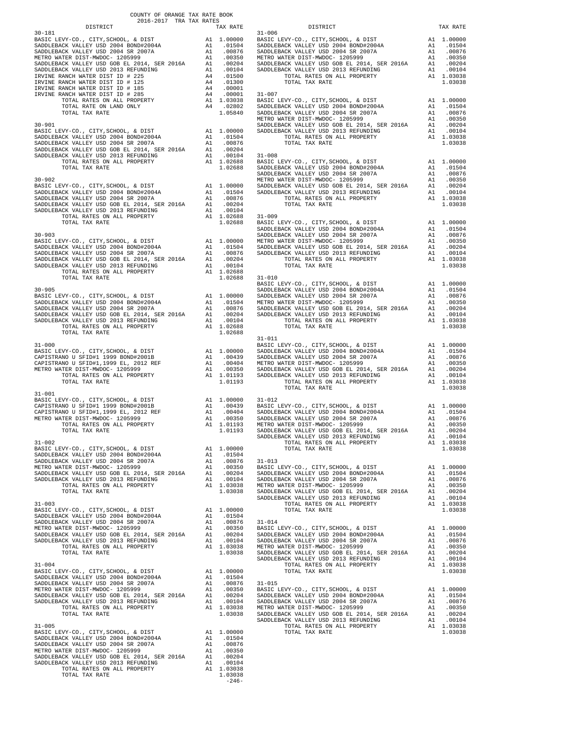COUNTY OF ORANGE TAX RATE BOOK
2016-2017 TRA TAX RATES

| DISTRICT | | TAX RATE |
|---|---|---|
| **30-181** | | |
| BASIC LEVY-CO., CITY,SCHOOL, & DIST | A1 | 1.00000 |
| SADDLEBACK VALLEY USD 2004 BOND#2004A | A1 | .01504 |
| SADDLEBACK VALLEY USD 2004 SR 2007A | A1 | .00876 |
| METRO WATER DIST-MWDOC- 1205999 | A1 | .00350 |
| SADDLEBACK VALLEY USD GOB EL 2014, SER 2016A | A1 | .00204 |
| SADDLEBACK VALLEY USD 2013 REFUNDING | A1 | .00104 |
| IRVINE RANCH WATER DIST ID # 225 | A4 | .01500 |
| IRVINE RANCH WATER DIST ID # 125 | A4 | .01300 |
| IRVINE RANCH WATER DIST ID # 185 | A4 | .00001 |
| IRVINE RANCH WATER DIST ID # 285 | A4 | .00001 |
| TOTAL RATES ON ALL PROPERTY | A1 | 1.03038 |
| TOTAL RATE ON LAND ONLY | A4 | .02802 |
| TOTAL TAX RATE | | 1.05840 |
| **30-901** | | |
| BASIC LEVY-CO., CITY,SCHOOL, & DIST | A1 | 1.00000 |
| SADDLEBACK VALLEY USD 2004 BOND#2004A | A1 | .01504 |
| SADDLEBACK VALLEY USD 2004 SR 2007A | A1 | .00876 |
| SADDLEBACK VALLEY USD GOB EL 2014, SER 2016A | A1 | .00204 |
| SADDLEBACK VALLEY USD 2013 REFUNDING | A1 | .00104 |
| TOTAL RATES ON ALL PROPERTY | A1 | 1.02688 |
| TOTAL TAX RATE | | 1.02688 |
| **30-902** | | |
| BASIC LEVY-CO., CITY,SCHOOL, & DIST | A1 | 1.00000 |
| SADDLEBACK VALLEY USD 2004 BOND#2004A | A1 | .01504 |
| SADDLEBACK VALLEY USD 2004 SR 2007A | A1 | .00876 |
| SADDLEBACK VALLEY USD GOB EL 2014, SER 2016A | A1 | .00204 |
| SADDLEBACK VALLEY USD 2013 REFUNDING | A1 | .00104 |
| TOTAL RATES ON ALL PROPERTY | A1 | 1.02688 |
| TOTAL TAX RATE | | 1.02688 |
| **30-903** | | |
| BASIC LEVY-CO., CITY,SCHOOL, & DIST | A1 | 1.00000 |
| SADDLEBACK VALLEY USD 2004 BOND#2004A | A1 | .01504 |
| SADDLEBACK VALLEY USD 2004 SR 2007A | A1 | .00876 |
| SADDLEBACK VALLEY USD GOB EL 2014, SER 2016A | A1 | .00204 |
| SADDLEBACK VALLEY USD 2013 REFUNDING | A1 | .00104 |
| TOTAL RATES ON ALL PROPERTY | A1 | 1.02688 |
| TOTAL TAX RATE | | 1.02688 |
| **30-905** | | |
| BASIC LEVY-CO., CITY,SCHOOL, & DIST | A1 | 1.00000 |
| SADDLEBACK VALLEY USD 2004 BOND#2004A | A1 | .01504 |
| SADDLEBACK VALLEY USD 2004 SR 2007A | A1 | .00876 |
| SADDLEBACK VALLEY USD GOB EL 2014, SER 2016A | A1 | .00204 |
| SADDLEBACK VALLEY USD 2013 REFUNDING | A1 | .00104 |
| TOTAL RATES ON ALL PROPERTY | A1 | 1.02688 |
| TOTAL TAX RATE | | 1.02688 |
| **31-000** | | |
| BASIC LEVY-CO., CITY,SCHOOL, & DIST | A1 | 1.00000 |
| CAPISTRANO U SFID#1 1999 BOND#2001B | A1 | .00439 |
| CAPISTRANO U SFID#1,1999 EL, 2012 REF | A1 | .00404 |
| METRO WATER DIST-MWDOC- 1205999 | A1 | .00350 |
| TOTAL RATES ON ALL PROPERTY | A1 | 1.01193 |
| TOTAL TAX RATE | | 1.01193 |
| **31-001** | | |
| BASIC LEVY-CO., CITY,SCHOOL, & DIST | A1 | 1.00000 |
| CAPISTRANO U SFID#1 1999 BOND#2001B | A1 | .00439 |
| CAPISTRANO U SFID#1,1999 EL, 2012 REF | A1 | .00404 |
| METRO WATER DIST-MWDOC- 1205999 | A1 | .00350 |
| TOTAL RATES ON ALL PROPERTY | A1 | 1.01193 |
| TOTAL TAX RATE | | 1.01193 |
| **31-002** | | |
| BASIC LEVY-CO., CITY,SCHOOL, & DIST | A1 | 1.00000 |
| SADDLEBACK VALLEY USD 2004 BOND#2004A | A1 | .01504 |
| SADDLEBACK VALLEY USD 2004 SR 2007A | A1 | .00876 |
| METRO WATER DIST-MWDOC- 1205999 | A1 | .00350 |
| SADDLEBACK VALLEY USD GOB EL 2014, SER 2016A | A1 | .00204 |
| SADDLEBACK VALLEY USD 2013 REFUNDING | A1 | .00104 |
| TOTAL RATES ON ALL PROPERTY | A1 | 1.03038 |
| TOTAL TAX RATE | | 1.03038 |
| **31-003** | | |
| BASIC LEVY-CO., CITY,SCHOOL, & DIST | A1 | 1.00000 |
| SADDLEBACK VALLEY USD 2004 BOND#2004A | A1 | .01504 |
| SADDLEBACK VALLEY USD 2004 SR 2007A | A1 | .00876 |
| METRO WATER DIST-MWDOC- 1205999 | A1 | .00350 |
| SADDLEBACK VALLEY USD GOB EL 2014, SER 2016A | A1 | .00204 |
| SADDLEBACK VALLEY USD 2013 REFUNDING | A1 | .00104 |
| TOTAL RATES ON ALL PROPERTY | A1 | 1.03038 |
| TOTAL TAX RATE | | 1.03038 |
| **31-004** | | |
| BASIC LEVY-CO., CITY,SCHOOL, & DIST | A1 | 1.00000 |
| SADDLEBACK VALLEY USD 2004 BOND#2004A | A1 | .01504 |
| SADDLEBACK VALLEY USD 2004 SR 2007A | A1 | .00876 |
| METRO WATER DIST-MWDOC- 1205999 | A1 | .00350 |
| SADDLEBACK VALLEY USD GOB EL 2014, SER 2016A | A1 | .00204 |
| SADDLEBACK VALLEY USD 2013 REFUNDING | A1 | .00104 |
| TOTAL RATES ON ALL PROPERTY | A1 | 1.03038 |
| TOTAL TAX RATE | | 1.03038 |
| **31-005** | | |
| BASIC LEVY-CO., CITY,SCHOOL, & DIST | A1 | 1.00000 |
| SADDLEBACK VALLEY USD 2004 BOND#2004A | A1 | .01504 |
| SADDLEBACK VALLEY USD 2004 SR 2007A | A1 | .00876 |
| METRO WATER DIST-MWDOC- 1205999 | A1 | .00350 |
| SADDLEBACK VALLEY USD GOB EL 2014, SER 2016A | A1 | .00204 |
| SADDLEBACK VALLEY USD 2013 REFUNDING | A1 | .00104 |
| TOTAL RATES ON ALL PROPERTY | A1 | 1.03038 |
| TOTAL TAX RATE | | 1.03038 |
| **31-006** | | |
| BASIC LEVY-CO., CITY,SCHOOL, & DIST | A1 | 1.00000 |
| SADDLEBACK VALLEY USD 2004 BOND#2004A | A1 | .01504 |
| SADDLEBACK VALLEY USD 2004 SR 2007A | A1 | .00876 |
| METRO WATER DIST-MWDOC- 1205999 | A1 | .00350 |
| SADDLEBACK VALLEY USD GOB EL 2014, SER 2016A | A1 | .00204 |
| SADDLEBACK VALLEY USD 2013 REFUNDING | A1 | .00104 |
| TOTAL RATES ON ALL PROPERTY | A1 | 1.03038 |
| TOTAL TAX RATE | | 1.03038 |
| **31-007** | | |
| BASIC LEVY-CO., CITY,SCHOOL, & DIST | A1 | 1.00000 |
| SADDLEBACK VALLEY USD 2004 BOND#2004A | A1 | .01504 |
| SADDLEBACK VALLEY USD 2004 SR 2007A | A1 | .00876 |
| METRO WATER DIST-MWDOC- 1205999 | A1 | .00350 |
| SADDLEBACK VALLEY USD GOB EL 2014, SER 2016A | A1 | .00204 |
| SADDLEBACK VALLEY USD 2013 REFUNDING | A1 | .00104 |
| TOTAL RATES ON ALL PROPERTY | A1 | 1.03038 |
| TOTAL TAX RATE | | 1.03038 |
| **31-008** | | |
| BASIC LEVY-CO., CITY,SCHOOL, & DIST | A1 | 1.00000 |
| SADDLEBACK VALLEY USD 2004 BOND#2004A | A1 | .01504 |
| SADDLEBACK VALLEY USD 2004 SR 2007A | A1 | .00876 |
| METRO WATER DIST-MWDOC- 1205999 | A1 | .00350 |
| SADDLEBACK VALLEY USD GOB EL 2014, SER 2016A | A1 | .00204 |
| SADDLEBACK VALLEY USD 2013 REFUNDING | A1 | .00104 |
| TOTAL RATES ON ALL PROPERTY | A1 | 1.03038 |
| TOTAL TAX RATE | | 1.03038 |
| **31-009** | | |
| BASIC LEVY-CO., CITY,SCHOOL, & DIST | A1 | 1.00000 |
| SADDLEBACK VALLEY USD 2004 BOND#2004A | A1 | .01504 |
| SADDLEBACK VALLEY USD 2004 SR 2007A | A1 | .00876 |
| METRO WATER DIST-MWDOC- 1205999 | A1 | .00350 |
| SADDLEBACK VALLEY USD GOB EL 2014, SER 2016A | A1 | .00204 |
| SADDLEBACK VALLEY USD 2013 REFUNDING | A1 | .00104 |
| TOTAL RATES ON ALL PROPERTY | A1 | 1.03038 |
| TOTAL TAX RATE | | 1.03038 |
| **31-010** | | |
| BASIC LEVY-CO., CITY,SCHOOL, & DIST | A1 | 1.00000 |
| SADDLEBACK VALLEY USD 2004 BOND#2004A | A1 | .01504 |
| SADDLEBACK VALLEY USD 2004 SR 2007A | A1 | .00876 |
| METRO WATER DIST-MWDOC- 1205999 | A1 | .00350 |
| SADDLEBACK VALLEY USD GOB EL 2014, SER 2016A | A1 | .00204 |
| SADDLEBACK VALLEY USD 2013 REFUNDING | A1 | .00104 |
| TOTAL RATES ON ALL PROPERTY | A1 | 1.03038 |
| TOTAL TAX RATE | | 1.03038 |
| **31-011** | | |
| BASIC LEVY-CO., CITY,SCHOOL, & DIST | A1 | 1.00000 |
| SADDLEBACK VALLEY USD 2004 BOND#2004A | A1 | .01504 |
| SADDLEBACK VALLEY USD 2004 SR 2007A | A1 | .00876 |
| METRO WATER DIST-MWDOC- 1205999 | A1 | .00350 |
| SADDLEBACK VALLEY USD GOB EL 2014, SER 2016A | A1 | .00204 |
| SADDLEBACK VALLEY USD 2013 REFUNDING | A1 | .00104 |
| TOTAL RATES ON ALL PROPERTY | A1 | 1.03038 |
| TOTAL TAX RATE | | 1.03038 |
| **31-012** | | |
| BASIC LEVY-CO., CITY,SCHOOL, & DIST | A1 | 1.00000 |
| SADDLEBACK VALLEY USD 2004 BOND#2004A | A1 | .01504 |
| SADDLEBACK VALLEY USD 2004 SR 2007A | A1 | .00876 |
| METRO WATER DIST-MWDOC- 1205999 | A1 | .00350 |
| SADDLEBACK VALLEY USD GOB EL 2014, SER 2016A | A1 | .00204 |
| SADDLEBACK VALLEY USD 2013 REFUNDING | A1 | .00104 |
| TOTAL RATES ON ALL PROPERTY | A1 | 1.03038 |
| TOTAL TAX RATE | | 1.03038 |
| **31-013** | | |
| BASIC LEVY-CO., CITY,SCHOOL, & DIST | A1 | 1.00000 |
| SADDLEBACK VALLEY USD 2004 BOND#2004A | A1 | .01504 |
| SADDLEBACK VALLEY USD 2004 SR 2007A | A1 | .00876 |
| METRO WATER DIST-MWDOC- 1205999 | A1 | .00350 |
| SADDLEBACK VALLEY USD GOB EL 2014, SER 2016A | A1 | .00204 |
| SADDLEBACK VALLEY USD 2013 REFUNDING | A1 | .00104 |
| TOTAL RATES ON ALL PROPERTY | A1 | 1.03038 |
| TOTAL TAX RATE | | 1.03038 |
| **31-014** | | |
| BASIC LEVY-CO., CITY,SCHOOL, & DIST | A1 | 1.00000 |
| SADDLEBACK VALLEY USD 2004 BOND#2004A | A1 | .01504 |
| SADDLEBACK VALLEY USD 2004 SR 2007A | A1 | .00876 |
| METRO WATER DIST-MWDOC- 1205999 | A1 | .00350 |
| SADDLEBACK VALLEY USD GOB EL 2014, SER 2016A | A1 | .00204 |
| SADDLEBACK VALLEY USD 2013 REFUNDING | A1 | .00104 |
| TOTAL RATES ON ALL PROPERTY | A1 | 1.03038 |
| TOTAL TAX RATE | | 1.03038 |
| **31-015** | | |
| BASIC LEVY-CO., CITY,SCHOOL, & DIST | A1 | 1.00000 |
| SADDLEBACK VALLEY USD 2004 BOND#2004A | A1 | .01504 |
| SADDLEBACK VALLEY USD 2004 SR 2007A | A1 | .00876 |
| METRO WATER DIST-MWDOC- 1205999 | A1 | .00350 |
| SADDLEBACK VALLEY USD GOB EL 2014, SER 2016A | A1 | .00204 |
| SADDLEBACK VALLEY USD 2013 REFUNDING | A1 | .00104 |
| TOTAL RATES ON ALL PROPERTY | A1 | 1.03038 |
| TOTAL TAX RATE | | 1.03038 |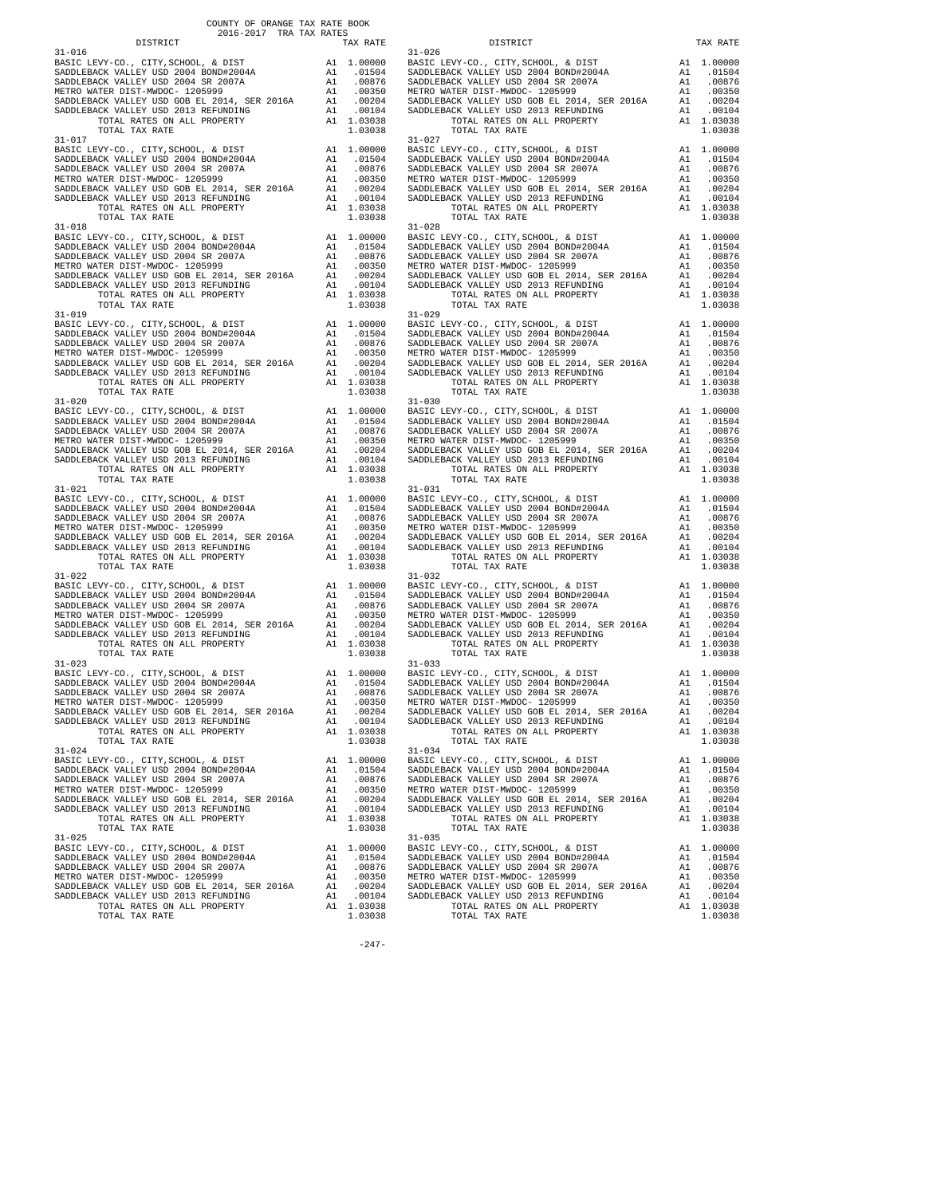COUNTY OF ORANGE TAX RATE BOOK
2016-2017 TRA TAX RATES

| DISTRICT | | TAX RATE |
|---|---|---|
| 31-016 | | |
| BASIC LEVY-CO., CITY,SCHOOL, & DIST | A1 | 1.00000 |
| SADDLEBACK VALLEY USD 2004 BOND#2004A | A1 | .01504 |
| SADDLEBACK VALLEY USD 2004 SR 2007A | A1 | .00876 |
| METRO WATER DIST-MWDOC- 1205999 | A1 | .00350 |
| SADDLEBACK VALLEY USD GOB EL 2014, SER 2016A | A1 | .00204 |
| SADDLEBACK VALLEY USD 2013 REFUNDING | A1 | .00104 |
| TOTAL RATES ON ALL PROPERTY | A1 | 1.03038 |
| TOTAL TAX RATE | | 1.03038 |
| 31-017 | | |
| BASIC LEVY-CO., CITY,SCHOOL, & DIST | A1 | 1.00000 |
| SADDLEBACK VALLEY USD 2004 BOND#2004A | A1 | .01504 |
| SADDLEBACK VALLEY USD 2004 SR 2007A | A1 | .00876 |
| METRO WATER DIST-MWDOC- 1205999 | A1 | .00350 |
| SADDLEBACK VALLEY USD GOB EL 2014, SER 2016A | A1 | .00204 |
| SADDLEBACK VALLEY USD 2013 REFUNDING | A1 | .00104 |
| TOTAL RATES ON ALL PROPERTY | A1 | 1.03038 |
| TOTAL TAX RATE | | 1.03038 |
| 31-018 | | |
| BASIC LEVY-CO., CITY,SCHOOL, & DIST | A1 | 1.00000 |
| SADDLEBACK VALLEY USD 2004 BOND#2004A | A1 | .01504 |
| SADDLEBACK VALLEY USD 2004 SR 2007A | A1 | .00876 |
| METRO WATER DIST-MWDOC- 1205999 | A1 | .00350 |
| SADDLEBACK VALLEY USD GOB EL 2014, SER 2016A | A1 | .00204 |
| SADDLEBACK VALLEY USD 2013 REFUNDING | A1 | .00104 |
| TOTAL RATES ON ALL PROPERTY | A1 | 1.03038 |
| TOTAL TAX RATE | | 1.03038 |
| 31-019 | | |
| BASIC LEVY-CO., CITY,SCHOOL, & DIST | A1 | 1.00000 |
| SADDLEBACK VALLEY USD 2004 BOND#2004A | A1 | .01504 |
| SADDLEBACK VALLEY USD 2004 SR 2007A | A1 | .00876 |
| METRO WATER DIST-MWDOC- 1205999 | A1 | .00350 |
| SADDLEBACK VALLEY USD GOB EL 2014, SER 2016A | A1 | .00204 |
| SADDLEBACK VALLEY USD 2013 REFUNDING | A1 | .00104 |
| TOTAL RATES ON ALL PROPERTY | A1 | 1.03038 |
| TOTAL TAX RATE | | 1.03038 |
| 31-020 | | |
| BASIC LEVY-CO., CITY,SCHOOL, & DIST | A1 | 1.00000 |
| SADDLEBACK VALLEY USD 2004 BOND#2004A | A1 | .01504 |
| SADDLEBACK VALLEY USD 2004 SR 2007A | A1 | .00876 |
| METRO WATER DIST-MWDOC- 1205999 | A1 | .00350 |
| SADDLEBACK VALLEY USD GOB EL 2014, SER 2016A | A1 | .00204 |
| SADDLEBACK VALLEY USD 2013 REFUNDING | A1 | .00104 |
| TOTAL RATES ON ALL PROPERTY | A1 | 1.03038 |
| TOTAL TAX RATE | | 1.03038 |
| 31-021 | | |
| BASIC LEVY-CO., CITY,SCHOOL, & DIST | A1 | 1.00000 |
| SADDLEBACK VALLEY USD 2004 BOND#2004A | A1 | .01504 |
| SADDLEBACK VALLEY USD 2004 SR 2007A | A1 | .00876 |
| METRO WATER DIST-MWDOC- 1205999 | A1 | .00350 |
| SADDLEBACK VALLEY USD GOB EL 2014, SER 2016A | A1 | .00204 |
| SADDLEBACK VALLEY USD 2013 REFUNDING | A1 | .00104 |
| TOTAL RATES ON ALL PROPERTY | A1 | 1.03038 |
| TOTAL TAX RATE | | 1.03038 |
| 31-022 | | |
| BASIC LEVY-CO., CITY,SCHOOL, & DIST | A1 | 1.00000 |
| SADDLEBACK VALLEY USD 2004 BOND#2004A | A1 | .01504 |
| SADDLEBACK VALLEY USD 2004 SR 2007A | A1 | .00876 |
| METRO WATER DIST-MWDOC- 1205999 | A1 | .00350 |
| SADDLEBACK VALLEY USD GOB EL 2014, SER 2016A | A1 | .00204 |
| SADDLEBACK VALLEY USD 2013 REFUNDING | A1 | .00104 |
| TOTAL RATES ON ALL PROPERTY | A1 | 1.03038 |
| TOTAL TAX RATE | | 1.03038 |
| 31-023 | | |
| BASIC LEVY-CO., CITY,SCHOOL, & DIST | A1 | 1.00000 |
| SADDLEBACK VALLEY USD 2004 BOND#2004A | A1 | .01504 |
| SADDLEBACK VALLEY USD 2004 SR 2007A | A1 | .00876 |
| METRO WATER DIST-MWDOC- 1205999 | A1 | .00350 |
| SADDLEBACK VALLEY USD GOB EL 2014, SER 2016A | A1 | .00204 |
| SADDLEBACK VALLEY USD 2013 REFUNDING | A1 | .00104 |
| TOTAL RATES ON ALL PROPERTY | A1 | 1.03038 |
| TOTAL TAX RATE | | 1.03038 |
| 31-024 | | |
| BASIC LEVY-CO., CITY,SCHOOL, & DIST | A1 | 1.00000 |
| SADDLEBACK VALLEY USD 2004 BOND#2004A | A1 | .01504 |
| SADDLEBACK VALLEY USD 2004 SR 2007A | A1 | .00876 |
| METRO WATER DIST-MWDOC- 1205999 | A1 | .00350 |
| SADDLEBACK VALLEY USD GOB EL 2014, SER 2016A | A1 | .00204 |
| SADDLEBACK VALLEY USD 2013 REFUNDING | A1 | .00104 |
| TOTAL RATES ON ALL PROPERTY | A1 | 1.03038 |
| TOTAL TAX RATE | | 1.03038 |
| 31-025 | | |
| BASIC LEVY-CO., CITY,SCHOOL, & DIST | A1 | 1.00000 |
| SADDLEBACK VALLEY USD 2004 BOND#2004A | A1 | .01504 |
| SADDLEBACK VALLEY USD 2004 SR 2007A | A1 | .00876 |
| METRO WATER DIST-MWDOC- 1205999 | A1 | .00350 |
| SADDLEBACK VALLEY USD GOB EL 2014, SER 2016A | A1 | .00204 |
| SADDLEBACK VALLEY USD 2013 REFUNDING | A1 | .00104 |
| TOTAL RATES ON ALL PROPERTY | A1 | 1.03038 |
| TOTAL TAX RATE | | 1.03038 |
| 31-026 | | |
| BASIC LEVY-CO., CITY,SCHOOL, & DIST | A1 | 1.00000 |
| SADDLEBACK VALLEY USD 2004 BOND#2004A | A1 | .01504 |
| SADDLEBACK VALLEY USD 2004 SR 2007A | A1 | .00876 |
| METRO WATER DIST-MWDOC- 1205999 | A1 | .00350 |
| SADDLEBACK VALLEY USD GOB EL 2014, SER 2016A | A1 | .00204 |
| SADDLEBACK VALLEY USD 2013 REFUNDING | A1 | .00104 |
| TOTAL RATES ON ALL PROPERTY | A1 | 1.03038 |
| TOTAL TAX RATE | | 1.03038 |
| 31-027 | | |
| BASIC LEVY-CO., CITY,SCHOOL, & DIST | A1 | 1.00000 |
| SADDLEBACK VALLEY USD 2004 BOND#2004A | A1 | .01504 |
| SADDLEBACK VALLEY USD 2004 SR 2007A | A1 | .00876 |
| METRO WATER DIST-MWDOC- 1205999 | A1 | .00350 |
| SADDLEBACK VALLEY USD GOB EL 2014, SER 2016A | A1 | .00204 |
| SADDLEBACK VALLEY USD 2013 REFUNDING | A1 | .00104 |
| TOTAL RATES ON ALL PROPERTY | A1 | 1.03038 |
| TOTAL TAX RATE | | 1.03038 |
| 31-028 | | |
| BASIC LEVY-CO., CITY,SCHOOL, & DIST | A1 | 1.00000 |
| SADDLEBACK VALLEY USD 2004 BOND#2004A | A1 | .01504 |
| SADDLEBACK VALLEY USD 2004 SR 2007A | A1 | .00876 |
| METRO WATER DIST-MWDOC- 1205999 | A1 | .00350 |
| SADDLEBACK VALLEY USD GOB EL 2014, SER 2016A | A1 | .00204 |
| SADDLEBACK VALLEY USD 2013 REFUNDING | A1 | .00104 |
| TOTAL RATES ON ALL PROPERTY | A1 | 1.03038 |
| TOTAL TAX RATE | | 1.03038 |
| 31-029 | | |
| BASIC LEVY-CO., CITY,SCHOOL, & DIST | A1 | 1.00000 |
| SADDLEBACK VALLEY USD 2004 BOND#2004A | A1 | .01504 |
| SADDLEBACK VALLEY USD 2004 SR 2007A | A1 | .00876 |
| METRO WATER DIST-MWDOC- 1205999 | A1 | .00350 |
| SADDLEBACK VALLEY USD GOB EL 2014, SER 2016A | A1 | .00204 |
| SADDLEBACK VALLEY USD 2013 REFUNDING | A1 | .00104 |
| TOTAL RATES ON ALL PROPERTY | A1 | 1.03038 |
| TOTAL TAX RATE | | 1.03038 |
| 31-030 | | |
| BASIC LEVY-CO., CITY,SCHOOL, & DIST | A1 | 1.00000 |
| SADDLEBACK VALLEY USD 2004 BOND#2004A | A1 | .01504 |
| SADDLEBACK VALLEY USD 2004 SR 2007A | A1 | .00876 |
| METRO WATER DIST-MWDOC- 1205999 | A1 | .00350 |
| SADDLEBACK VALLEY USD GOB EL 2014, SER 2016A | A1 | .00204 |
| SADDLEBACK VALLEY USD 2013 REFUNDING | A1 | .00104 |
| TOTAL RATES ON ALL PROPERTY | A1 | 1.03038 |
| TOTAL TAX RATE | | 1.03038 |
| 31-031 | | |
| BASIC LEVY-CO., CITY,SCHOOL, & DIST | A1 | 1.00000 |
| SADDLEBACK VALLEY USD 2004 BOND#2004A | A1 | .01504 |
| SADDLEBACK VALLEY USD 2004 SR 2007A | A1 | .00876 |
| METRO WATER DIST-MWDOC- 1205999 | A1 | .00350 |
| SADDLEBACK VALLEY USD GOB EL 2014, SER 2016A | A1 | .00204 |
| SADDLEBACK VALLEY USD 2013 REFUNDING | A1 | .00104 |
| TOTAL RATES ON ALL PROPERTY | A1 | 1.03038 |
| TOTAL TAX RATE | | 1.03038 |
| 31-032 | | |
| BASIC LEVY-CO., CITY,SCHOOL, & DIST | A1 | 1.00000 |
| SADDLEBACK VALLEY USD 2004 BOND#2004A | A1 | .01504 |
| SADDLEBACK VALLEY USD 2004 SR 2007A | A1 | .00876 |
| METRO WATER DIST-MWDOC- 1205999 | A1 | .00350 |
| SADDLEBACK VALLEY USD GOB EL 2014, SER 2016A | A1 | .00204 |
| SADDLEBACK VALLEY USD 2013 REFUNDING | A1 | .00104 |
| TOTAL RATES ON ALL PROPERTY | A1 | 1.03038 |
| TOTAL TAX RATE | | 1.03038 |
| 31-033 | | |
| BASIC LEVY-CO., CITY,SCHOOL, & DIST | A1 | 1.00000 |
| SADDLEBACK VALLEY USD 2004 BOND#2004A | A1 | .01504 |
| SADDLEBACK VALLEY USD 2004 SR 2007A | A1 | .00876 |
| METRO WATER DIST-MWDOC- 1205999 | A1 | .00350 |
| SADDLEBACK VALLEY USD GOB EL 2014, SER 2016A | A1 | .00204 |
| SADDLEBACK VALLEY USD 2013 REFUNDING | A1 | .00104 |
| TOTAL RATES ON ALL PROPERTY | A1 | 1.03038 |
| TOTAL TAX RATE | | 1.03038 |
| 31-034 | | |
| BASIC LEVY-CO., CITY,SCHOOL, & DIST | A1 | 1.00000 |
| SADDLEBACK VALLEY USD 2004 BOND#2004A | A1 | .01504 |
| SADDLEBACK VALLEY USD 2004 SR 2007A | A1 | .00876 |
| METRO WATER DIST-MWDOC- 1205999 | A1 | .00350 |
| SADDLEBACK VALLEY USD GOB EL 2014, SER 2016A | A1 | .00204 |
| SADDLEBACK VALLEY USD 2013 REFUNDING | A1 | .00104 |
| TOTAL RATES ON ALL PROPERTY | A1 | 1.03038 |
| TOTAL TAX RATE | | 1.03038 |
| 31-035 | | |
| BASIC LEVY-CO., CITY,SCHOOL, & DIST | A1 | 1.00000 |
| SADDLEBACK VALLEY USD 2004 BOND#2004A | A1 | .01504 |
| SADDLEBACK VALLEY USD 2004 SR 2007A | A1 | .00876 |
| METRO WATER DIST-MWDOC- 1205999 | A1 | .00350 |
| SADDLEBACK VALLEY USD GOB EL 2014, SER 2016A | A1 | .00204 |
| SADDLEBACK VALLEY USD 2013 REFUNDING | A1 | .00104 |
| TOTAL RATES ON ALL PROPERTY | A1 | 1.03038 |
| TOTAL TAX RATE | | 1.03038 |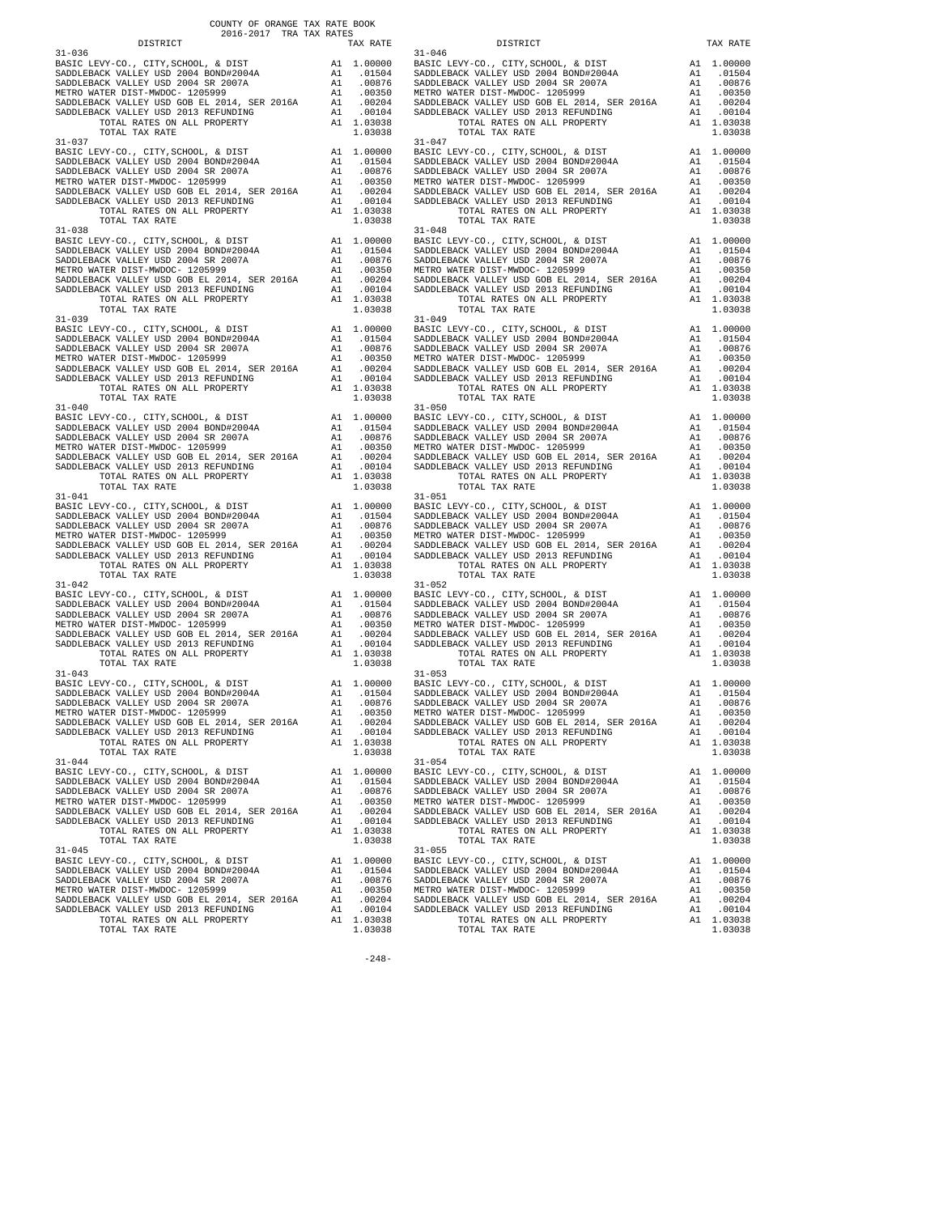COUNTY OF ORANGE TAX RATE BOOK
2016-2017 TRA TAX RATES

| DISTRICT | | TAX RATE |
|---|---|---|
| 31-036 | | |
| BASIC LEVY-CO., CITY,SCHOOL, & DIST | A1 | 1.00000 |
| SADDLEBACK VALLEY USD 2004 BOND#2004A | A1 | .01504 |
| SADDLEBACK VALLEY USD 2004 SR 2007A | A1 | .00876 |
| METRO WATER DIST-MWDOC- 1205999 | A1 | .00350 |
| SADDLEBACK VALLEY USD GOB EL 2014, SER 2016A | A1 | .00204 |
| SADDLEBACK VALLEY USD 2013 REFUNDING | A1 | .00104 |
| TOTAL RATES ON ALL PROPERTY | A1 | 1.03038 |
| TOTAL TAX RATE | | 1.03038 |
| 31-037 | | |
| BASIC LEVY-CO., CITY,SCHOOL, & DIST | A1 | 1.00000 |
| SADDLEBACK VALLEY USD 2004 BOND#2004A | A1 | .01504 |
| SADDLEBACK VALLEY USD 2004 SR 2007A | A1 | .00876 |
| METRO WATER DIST-MWDOC- 1205999 | A1 | .00350 |
| SADDLEBACK VALLEY USD GOB EL 2014, SER 2016A | A1 | .00204 |
| SADDLEBACK VALLEY USD 2013 REFUNDING | A1 | .00104 |
| TOTAL RATES ON ALL PROPERTY | A1 | 1.03038 |
| TOTAL TAX RATE | | 1.03038 |
| 31-038 | | |
| BASIC LEVY-CO., CITY,SCHOOL, & DIST | A1 | 1.00000 |
| SADDLEBACK VALLEY USD 2004 BOND#2004A | A1 | .01504 |
| SADDLEBACK VALLEY USD 2004 SR 2007A | A1 | .00876 |
| METRO WATER DIST-MWDOC- 1205999 | A1 | .00350 |
| SADDLEBACK VALLEY USD GOB EL 2014, SER 2016A | A1 | .00204 |
| SADDLEBACK VALLEY USD 2013 REFUNDING | A1 | .00104 |
| TOTAL RATES ON ALL PROPERTY | A1 | 1.03038 |
| TOTAL TAX RATE | | 1.03038 |
| 31-039 | | |
| BASIC LEVY-CO., CITY,SCHOOL, & DIST | A1 | 1.00000 |
| SADDLEBACK VALLEY USD 2004 BOND#2004A | A1 | .01504 |
| SADDLEBACK VALLEY USD 2004 SR 2007A | A1 | .00876 |
| METRO WATER DIST-MWDOC- 1205999 | A1 | .00350 |
| SADDLEBACK VALLEY USD GOB EL 2014, SER 2016A | A1 | .00204 |
| SADDLEBACK VALLEY USD 2013 REFUNDING | A1 | .00104 |
| TOTAL RATES ON ALL PROPERTY | A1 | 1.03038 |
| TOTAL TAX RATE | | 1.03038 |
| 31-040 | | |
| BASIC LEVY-CO., CITY,SCHOOL, & DIST | A1 | 1.00000 |
| SADDLEBACK VALLEY USD 2004 BOND#2004A | A1 | .01504 |
| SADDLEBACK VALLEY USD 2004 SR 2007A | A1 | .00876 |
| METRO WATER DIST-MWDOC- 1205999 | A1 | .00350 |
| SADDLEBACK VALLEY USD GOB EL 2014, SER 2016A | A1 | .00204 |
| SADDLEBACK VALLEY USD 2013 REFUNDING | A1 | .00104 |
| TOTAL RATES ON ALL PROPERTY | A1 | 1.03038 |
| TOTAL TAX RATE | | 1.03038 |
| 31-041 | | |
| BASIC LEVY-CO., CITY,SCHOOL, & DIST | A1 | 1.00000 |
| SADDLEBACK VALLEY USD 2004 BOND#2004A | A1 | .01504 |
| SADDLEBACK VALLEY USD 2004 SR 2007A | A1 | .00876 |
| METRO WATER DIST-MWDOC- 1205999 | A1 | .00350 |
| SADDLEBACK VALLEY USD GOB EL 2014, SER 2016A | A1 | .00204 |
| SADDLEBACK VALLEY USD 2013 REFUNDING | A1 | .00104 |
| TOTAL RATES ON ALL PROPERTY | A1 | 1.03038 |
| TOTAL TAX RATE | | 1.03038 |
| 31-042 | | |
| BASIC LEVY-CO., CITY,SCHOOL, & DIST | A1 | 1.00000 |
| SADDLEBACK VALLEY USD 2004 BOND#2004A | A1 | .01504 |
| SADDLEBACK VALLEY USD 2004 SR 2007A | A1 | .00876 |
| METRO WATER DIST-MWDOC- 1205999 | A1 | .00350 |
| SADDLEBACK VALLEY USD GOB EL 2014, SER 2016A | A1 | .00204 |
| SADDLEBACK VALLEY USD 2013 REFUNDING | A1 | .00104 |
| TOTAL RATES ON ALL PROPERTY | A1 | 1.03038 |
| TOTAL TAX RATE | | 1.03038 |
| 31-043 | | |
| BASIC LEVY-CO., CITY,SCHOOL, & DIST | A1 | 1.00000 |
| SADDLEBACK VALLEY USD 2004 BOND#2004A | A1 | .01504 |
| SADDLEBACK VALLEY USD 2004 SR 2007A | A1 | .00876 |
| METRO WATER DIST-MWDOC- 1205999 | A1 | .00350 |
| SADDLEBACK VALLEY USD GOB EL 2014, SER 2016A | A1 | .00204 |
| SADDLEBACK VALLEY USD 2013 REFUNDING | A1 | .00104 |
| TOTAL RATES ON ALL PROPERTY | A1 | 1.03038 |
| TOTAL TAX RATE | | 1.03038 |
| 31-044 | | |
| BASIC LEVY-CO., CITY,SCHOOL, & DIST | A1 | 1.00000 |
| SADDLEBACK VALLEY USD 2004 BOND#2004A | A1 | .01504 |
| SADDLEBACK VALLEY USD 2004 SR 2007A | A1 | .00876 |
| METRO WATER DIST-MWDOC- 1205999 | A1 | .00350 |
| SADDLEBACK VALLEY USD GOB EL 2014, SER 2016A | A1 | .00204 |
| SADDLEBACK VALLEY USD 2013 REFUNDING | A1 | .00104 |
| TOTAL RATES ON ALL PROPERTY | A1 | 1.03038 |
| TOTAL TAX RATE | | 1.03038 |
| 31-045 | | |
| BASIC LEVY-CO., CITY,SCHOOL, & DIST | A1 | 1.00000 |
| SADDLEBACK VALLEY USD 2004 BOND#2004A | A1 | .01504 |
| SADDLEBACK VALLEY USD 2004 SR 2007A | A1 | .00876 |
| METRO WATER DIST-MWDOC- 1205999 | A1 | .00350 |
| SADDLEBACK VALLEY USD GOB EL 2014, SER 2016A | A1 | .00204 |
| SADDLEBACK VALLEY USD 2013 REFUNDING | A1 | .00104 |
| TOTAL RATES ON ALL PROPERTY | A1 | 1.03038 |
| TOTAL TAX RATE | | 1.03038 |
| 31-046 | | |
| BASIC LEVY-CO., CITY,SCHOOL, & DIST | A1 | 1.00000 |
| SADDLEBACK VALLEY USD 2004 BOND#2004A | A1 | .01504 |
| SADDLEBACK VALLEY USD 2004 SR 2007A | A1 | .00876 |
| METRO WATER DIST-MWDOC- 1205999 | A1 | .00350 |
| SADDLEBACK VALLEY USD GOB EL 2014, SER 2016A | A1 | .00204 |
| SADDLEBACK VALLEY USD 2013 REFUNDING | A1 | .00104 |
| TOTAL RATES ON ALL PROPERTY | A1 | 1.03038 |
| TOTAL TAX RATE | | 1.03038 |
| 31-047 | | |
| BASIC LEVY-CO., CITY,SCHOOL, & DIST | A1 | 1.00000 |
| SADDLEBACK VALLEY USD 2004 BOND#2004A | A1 | .01504 |
| SADDLEBACK VALLEY USD 2004 SR 2007A | A1 | .00876 |
| METRO WATER DIST-MWDOC- 1205999 | A1 | .00350 |
| SADDLEBACK VALLEY USD GOB EL 2014, SER 2016A | A1 | .00204 |
| SADDLEBACK VALLEY USD 2013 REFUNDING | A1 | .00104 |
| TOTAL RATES ON ALL PROPERTY | A1 | 1.03038 |
| TOTAL TAX RATE | | 1.03038 |
| 31-048 | | |
| BASIC LEVY-CO., CITY,SCHOOL, & DIST | A1 | 1.00000 |
| SADDLEBACK VALLEY USD 2004 BOND#2004A | A1 | .01504 |
| SADDLEBACK VALLEY USD 2004 SR 2007A | A1 | .00876 |
| METRO WATER DIST-MWDOC- 1205999 | A1 | .00350 |
| SADDLEBACK VALLEY USD GOB EL 2014, SER 2016A | A1 | .00204 |
| SADDLEBACK VALLEY USD 2013 REFUNDING | A1 | .00104 |
| TOTAL RATES ON ALL PROPERTY | A1 | 1.03038 |
| TOTAL TAX RATE | | 1.03038 |
| 31-049 | | |
| BASIC LEVY-CO., CITY,SCHOOL, & DIST | A1 | 1.00000 |
| SADDLEBACK VALLEY USD 2004 BOND#2004A | A1 | .01504 |
| SADDLEBACK VALLEY USD 2004 SR 2007A | A1 | .00876 |
| METRO WATER DIST-MWDOC- 1205999 | A1 | .00350 |
| SADDLEBACK VALLEY USD GOB EL 2014, SER 2016A | A1 | .00204 |
| SADDLEBACK VALLEY USD 2013 REFUNDING | A1 | .00104 |
| TOTAL RATES ON ALL PROPERTY | A1 | 1.03038 |
| TOTAL TAX RATE | | 1.03038 |
| 31-050 | | |
| BASIC LEVY-CO., CITY,SCHOOL, & DIST | A1 | 1.00000 |
| SADDLEBACK VALLEY USD 2004 BOND#2004A | A1 | .01504 |
| SADDLEBACK VALLEY USD 2004 SR 2007A | A1 | .00876 |
| METRO WATER DIST-MWDOC- 1205999 | A1 | .00350 |
| SADDLEBACK VALLEY USD GOB EL 2014, SER 2016A | A1 | .00204 |
| SADDLEBACK VALLEY USD 2013 REFUNDING | A1 | .00104 |
| TOTAL RATES ON ALL PROPERTY | A1 | 1.03038 |
| TOTAL TAX RATE | | 1.03038 |
| 31-051 | | |
| BASIC LEVY-CO., CITY,SCHOOL, & DIST | A1 | 1.00000 |
| SADDLEBACK VALLEY USD 2004 BOND#2004A | A1 | .01504 |
| SADDLEBACK VALLEY USD 2004 SR 2007A | A1 | .00876 |
| METRO WATER DIST-MWDOC- 1205999 | A1 | .00350 |
| SADDLEBACK VALLEY USD GOB EL 2014, SER 2016A | A1 | .00204 |
| SADDLEBACK VALLEY USD 2013 REFUNDING | A1 | .00104 |
| TOTAL RATES ON ALL PROPERTY | A1 | 1.03038 |
| TOTAL TAX RATE | | 1.03038 |
| 31-052 | | |
| BASIC LEVY-CO., CITY,SCHOOL, & DIST | A1 | 1.00000 |
| SADDLEBACK VALLEY USD 2004 BOND#2004A | A1 | .01504 |
| SADDLEBACK VALLEY USD 2004 SR 2007A | A1 | .00876 |
| METRO WATER DIST-MWDOC- 1205999 | A1 | .00350 |
| SADDLEBACK VALLEY USD GOB EL 2014, SER 2016A | A1 | .00204 |
| SADDLEBACK VALLEY USD 2013 REFUNDING | A1 | .00104 |
| TOTAL RATES ON ALL PROPERTY | A1 | 1.03038 |
| TOTAL TAX RATE | | 1.03038 |
| 31-053 | | |
| BASIC LEVY-CO., CITY,SCHOOL, & DIST | A1 | 1.00000 |
| SADDLEBACK VALLEY USD 2004 BOND#2004A | A1 | .01504 |
| SADDLEBACK VALLEY USD 2004 SR 2007A | A1 | .00876 |
| METRO WATER DIST-MWDOC- 1205999 | A1 | .00350 |
| SADDLEBACK VALLEY USD GOB EL 2014, SER 2016A | A1 | .00204 |
| SADDLEBACK VALLEY USD 2013 REFUNDING | A1 | .00104 |
| TOTAL RATES ON ALL PROPERTY | A1 | 1.03038 |
| TOTAL TAX RATE | | 1.03038 |
| 31-054 | | |
| BASIC LEVY-CO., CITY,SCHOOL, & DIST | A1 | 1.00000 |
| SADDLEBACK VALLEY USD 2004 BOND#2004A | A1 | .01504 |
| SADDLEBACK VALLEY USD 2004 SR 2007A | A1 | .00876 |
| METRO WATER DIST-MWDOC- 1205999 | A1 | .00350 |
| SADDLEBACK VALLEY USD GOB EL 2014, SER 2016A | A1 | .00204 |
| SADDLEBACK VALLEY USD 2013 REFUNDING | A1 | .00104 |
| TOTAL RATES ON ALL PROPERTY | A1 | 1.03038 |
| TOTAL TAX RATE | | 1.03038 |
| 31-055 | | |
| BASIC LEVY-CO., CITY,SCHOOL, & DIST | A1 | 1.00000 |
| SADDLEBACK VALLEY USD 2004 BOND#2004A | A1 | .01504 |
| SADDLEBACK VALLEY USD 2004 SR 2007A | A1 | .00876 |
| METRO WATER DIST-MWDOC- 1205999 | A1 | .00350 |
| SADDLEBACK VALLEY USD GOB EL 2014, SER 2016A | A1 | .00204 |
| SADDLEBACK VALLEY USD 2013 REFUNDING | A1 | .00104 |
| TOTAL RATES ON ALL PROPERTY | A1 | 1.03038 |
| TOTAL TAX RATE | | 1.03038 |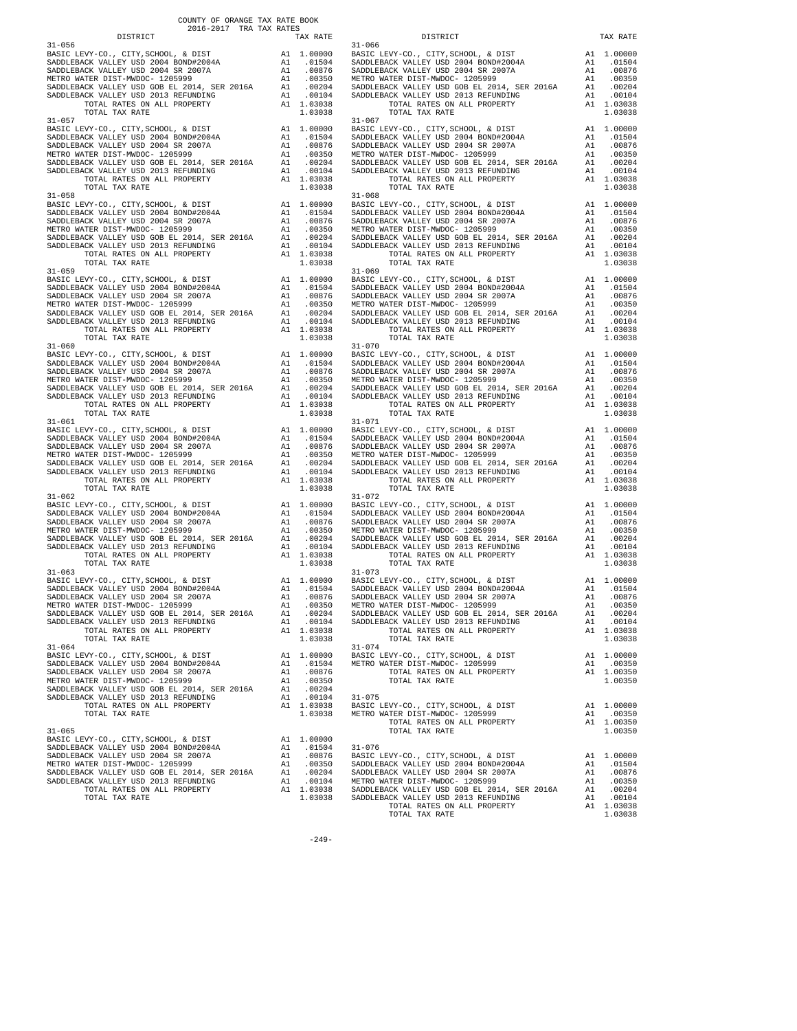COUNTY OF ORANGE TAX RATE BOOK
2016-2017 TRA TAX RATES

| DISTRICT | | TAX RATE |
|---|---|---|
| **31-056** | | |
| BASIC LEVY-CO., CITY,SCHOOL, & DIST | A1 | 1.00000 |
| SADDLEBACK VALLEY USD 2004 BOND#2004A | A1 | .01504 |
| SADDLEBACK VALLEY USD 2004 SR 2007A | A1 | .00876 |
| METRO WATER DIST-MWDOC- 1205999 | A1 | .00350 |
| SADDLEBACK VALLEY USD GOB EL 2014, SER 2016A | A1 | .00204 |
| SADDLEBACK VALLEY USD 2013 REFUNDING | A1 | .00104 |
| TOTAL RATES ON ALL PROPERTY | A1 | 1.03038 |
| TOTAL TAX RATE | | 1.03038 |
| **31-057** | | |
| BASIC LEVY-CO., CITY,SCHOOL, & DIST | A1 | 1.00000 |
| SADDLEBACK VALLEY USD 2004 BOND#2004A | A1 | .01504 |
| SADDLEBACK VALLEY USD 2004 SR 2007A | A1 | .00876 |
| METRO WATER DIST-MWDOC- 1205999 | A1 | .00350 |
| SADDLEBACK VALLEY USD GOB EL 2014, SER 2016A | A1 | .00204 |
| SADDLEBACK VALLEY USD 2013 REFUNDING | A1 | .00104 |
| TOTAL RATES ON ALL PROPERTY | A1 | 1.03038 |
| TOTAL TAX RATE | | 1.03038 |
| **31-058** | | |
| BASIC LEVY-CO., CITY,SCHOOL, & DIST | A1 | 1.00000 |
| SADDLEBACK VALLEY USD 2004 BOND#2004A | A1 | .01504 |
| SADDLEBACK VALLEY USD 2004 SR 2007A | A1 | .00876 |
| METRO WATER DIST-MWDOC- 1205999 | A1 | .00350 |
| SADDLEBACK VALLEY USD GOB EL 2014, SER 2016A | A1 | .00204 |
| SADDLEBACK VALLEY USD 2013 REFUNDING | A1 | .00104 |
| TOTAL RATES ON ALL PROPERTY | A1 | 1.03038 |
| TOTAL TAX RATE | | 1.03038 |
| **31-059** | | |
| BASIC LEVY-CO., CITY,SCHOOL, & DIST | A1 | 1.00000 |
| SADDLEBACK VALLEY USD 2004 BOND#2004A | A1 | .01504 |
| SADDLEBACK VALLEY USD 2004 SR 2007A | A1 | .00876 |
| METRO WATER DIST-MWDOC- 1205999 | A1 | .00350 |
| SADDLEBACK VALLEY USD GOB EL 2014, SER 2016A | A1 | .00204 |
| SADDLEBACK VALLEY USD 2013 REFUNDING | A1 | .00104 |
| TOTAL RATES ON ALL PROPERTY | A1 | 1.03038 |
| TOTAL TAX RATE | | 1.03038 |
| **31-060** | | |
| BASIC LEVY-CO., CITY,SCHOOL, & DIST | A1 | 1.00000 |
| SADDLEBACK VALLEY USD 2004 BOND#2004A | A1 | .01504 |
| SADDLEBACK VALLEY USD 2004 SR 2007A | A1 | .00876 |
| METRO WATER DIST-MWDOC- 1205999 | A1 | .00350 |
| SADDLEBACK VALLEY USD GOB EL 2014, SER 2016A | A1 | .00204 |
| SADDLEBACK VALLEY USD 2013 REFUNDING | A1 | .00104 |
| TOTAL RATES ON ALL PROPERTY | A1 | 1.03038 |
| TOTAL TAX RATE | | 1.03038 |
| **31-061** | | |
| BASIC LEVY-CO., CITY,SCHOOL, & DIST | A1 | 1.00000 |
| SADDLEBACK VALLEY USD 2004 BOND#2004A | A1 | .01504 |
| SADDLEBACK VALLEY USD 2004 SR 2007A | A1 | .00876 |
| METRO WATER DIST-MWDOC- 1205999 | A1 | .00350 |
| SADDLEBACK VALLEY USD GOB EL 2014, SER 2016A | A1 | .00204 |
| SADDLEBACK VALLEY USD 2013 REFUNDING | A1 | .00104 |
| TOTAL RATES ON ALL PROPERTY | A1 | 1.03038 |
| TOTAL TAX RATE | | 1.03038 |
| **31-062** | | |
| BASIC LEVY-CO., CITY,SCHOOL, & DIST | A1 | 1.00000 |
| SADDLEBACK VALLEY USD 2004 BOND#2004A | A1 | .01504 |
| SADDLEBACK VALLEY USD 2004 SR 2007A | A1 | .00876 |
| METRO WATER DIST-MWDOC- 1205999 | A1 | .00350 |
| SADDLEBACK VALLEY USD GOB EL 2014, SER 2016A | A1 | .00204 |
| SADDLEBACK VALLEY USD 2013 REFUNDING | A1 | .00104 |
| TOTAL RATES ON ALL PROPERTY | A1 | 1.03038 |
| TOTAL TAX RATE | | 1.03038 |
| **31-063** | | |
| BASIC LEVY-CO., CITY,SCHOOL, & DIST | A1 | 1.00000 |
| SADDLEBACK VALLEY USD 2004 BOND#2004A | A1 | .01504 |
| SADDLEBACK VALLEY USD 2004 SR 2007A | A1 | .00876 |
| METRO WATER DIST-MWDOC- 1205999 | A1 | .00350 |
| SADDLEBACK VALLEY USD GOB EL 2014, SER 2016A | A1 | .00204 |
| SADDLEBACK VALLEY USD 2013 REFUNDING | A1 | .00104 |
| TOTAL RATES ON ALL PROPERTY | A1 | 1.03038 |
| TOTAL TAX RATE | | 1.03038 |
| **31-064** | | |
| BASIC LEVY-CO., CITY,SCHOOL, & DIST | A1 | 1.00000 |
| SADDLEBACK VALLEY USD 2004 BOND#2004A | A1 | .01504 |
| SADDLEBACK VALLEY USD 2004 SR 2007A | A1 | .00876 |
| METRO WATER DIST-MWDOC- 1205999 | A1 | .00350 |
| SADDLEBACK VALLEY USD GOB EL 2014, SER 2016A | A1 | .00204 |
| SADDLEBACK VALLEY USD 2013 REFUNDING | A1 | .00104 |
| TOTAL RATES ON ALL PROPERTY | A1 | 1.03038 |
| TOTAL TAX RATE | | 1.03038 |
| **31-065** | | |
| BASIC LEVY-CO., CITY,SCHOOL, & DIST | A1 | 1.00000 |
| SADDLEBACK VALLEY USD 2004 BOND#2004A | A1 | .01504 |
| SADDLEBACK VALLEY USD 2004 SR 2007A | A1 | .00876 |
| METRO WATER DIST-MWDOC- 1205999 | A1 | .00350 |
| SADDLEBACK VALLEY USD GOB EL 2014, SER 2016A | A1 | .00204 |
| SADDLEBACK VALLEY USD 2013 REFUNDING | A1 | .00104 |
| TOTAL RATES ON ALL PROPERTY | A1 | 1.03038 |
| TOTAL TAX RATE | | 1.03038 |
| **31-066** | | |
| BASIC LEVY-CO., CITY,SCHOOL, & DIST | A1 | 1.00000 |
| SADDLEBACK VALLEY USD 2004 BOND#2004A | A1 | .01504 |
| SADDLEBACK VALLEY USD 2004 SR 2007A | A1 | .00876 |
| METRO WATER DIST-MWDOC- 1205999 | A1 | .00350 |
| SADDLEBACK VALLEY USD GOB EL 2014, SER 2016A | A1 | .00204 |
| SADDLEBACK VALLEY USD 2013 REFUNDING | A1 | .00104 |
| TOTAL RATES ON ALL PROPERTY | A1 | 1.03038 |
| TOTAL TAX RATE | | 1.03038 |
| **31-067** | | |
| BASIC LEVY-CO., CITY,SCHOOL, & DIST | A1 | 1.00000 |
| SADDLEBACK VALLEY USD 2004 BOND#2004A | A1 | .01504 |
| SADDLEBACK VALLEY USD 2004 SR 2007A | A1 | .00876 |
| METRO WATER DIST-MWDOC- 1205999 | A1 | .00350 |
| SADDLEBACK VALLEY USD GOB EL 2014, SER 2016A | A1 | .00204 |
| SADDLEBACK VALLEY USD 2013 REFUNDING | A1 | .00104 |
| TOTAL RATES ON ALL PROPERTY | A1 | 1.03038 |
| TOTAL TAX RATE | | 1.03038 |
| **31-068** | | |
| BASIC LEVY-CO., CITY,SCHOOL, & DIST | A1 | 1.00000 |
| SADDLEBACK VALLEY USD 2004 BOND#2004A | A1 | .01504 |
| SADDLEBACK VALLEY USD 2004 SR 2007A | A1 | .00876 |
| METRO WATER DIST-MWDOC- 1205999 | A1 | .00350 |
| SADDLEBACK VALLEY USD GOB EL 2014, SER 2016A | A1 | .00204 |
| SADDLEBACK VALLEY USD 2013 REFUNDING | A1 | .00104 |
| TOTAL RATES ON ALL PROPERTY | A1 | 1.03038 |
| TOTAL TAX RATE | | 1.03038 |
| **31-069** | | |
| BASIC LEVY-CO., CITY,SCHOOL, & DIST | A1 | 1.00000 |
| SADDLEBACK VALLEY USD 2004 BOND#2004A | A1 | .01504 |
| SADDLEBACK VALLEY USD 2004 SR 2007A | A1 | .00876 |
| METRO WATER DIST-MWDOC- 1205999 | A1 | .00350 |
| SADDLEBACK VALLEY USD GOB EL 2014, SER 2016A | A1 | .00204 |
| SADDLEBACK VALLEY USD 2013 REFUNDING | A1 | .00104 |
| TOTAL RATES ON ALL PROPERTY | A1 | 1.03038 |
| TOTAL TAX RATE | | 1.03038 |
| **31-070** | | |
| BASIC LEVY-CO., CITY,SCHOOL, & DIST | A1 | 1.00000 |
| SADDLEBACK VALLEY USD 2004 BOND#2004A | A1 | .01504 |
| SADDLEBACK VALLEY USD 2004 SR 2007A | A1 | .00876 |
| METRO WATER DIST-MWDOC- 1205999 | A1 | .00350 |
| SADDLEBACK VALLEY USD GOB EL 2014, SER 2016A | A1 | .00204 |
| SADDLEBACK VALLEY USD 2013 REFUNDING | A1 | .00104 |
| TOTAL RATES ON ALL PROPERTY | A1 | 1.03038 |
| TOTAL TAX RATE | | 1.03038 |
| **31-071** | | |
| BASIC LEVY-CO., CITY,SCHOOL, & DIST | A1 | 1.00000 |
| SADDLEBACK VALLEY USD 2004 BOND#2004A | A1 | .01504 |
| SADDLEBACK VALLEY USD 2004 SR 2007A | A1 | .00876 |
| METRO WATER DIST-MWDOC- 1205999 | A1 | .00350 |
| SADDLEBACK VALLEY USD GOB EL 2014, SER 2016A | A1 | .00204 |
| SADDLEBACK VALLEY USD 2013 REFUNDING | A1 | .00104 |
| TOTAL RATES ON ALL PROPERTY | A1 | 1.03038 |
| TOTAL TAX RATE | | 1.03038 |
| **31-072** | | |
| BASIC LEVY-CO., CITY,SCHOOL, & DIST | A1 | 1.00000 |
| SADDLEBACK VALLEY USD 2004 BOND#2004A | A1 | .01504 |
| SADDLEBACK VALLEY USD 2004 SR 2007A | A1 | .00876 |
| METRO WATER DIST-MWDOC- 1205999 | A1 | .00350 |
| SADDLEBACK VALLEY USD GOB EL 2014, SER 2016A | A1 | .00204 |
| SADDLEBACK VALLEY USD 2013 REFUNDING | A1 | .00104 |
| TOTAL RATES ON ALL PROPERTY | A1 | 1.03038 |
| TOTAL TAX RATE | | 1.03038 |
| **31-073** | | |
| BASIC LEVY-CO., CITY,SCHOOL, & DIST | A1 | 1.00000 |
| SADDLEBACK VALLEY USD 2004 BOND#2004A | A1 | .01504 |
| SADDLEBACK VALLEY USD 2004 SR 2007A | A1 | .00876 |
| METRO WATER DIST-MWDOC- 1205999 | A1 | .00350 |
| SADDLEBACK VALLEY USD GOB EL 2014, SER 2016A | A1 | .00204 |
| SADDLEBACK VALLEY USD 2013 REFUNDING | A1 | .00104 |
| TOTAL RATES ON ALL PROPERTY | A1 | 1.03038 |
| TOTAL TAX RATE | | 1.03038 |
| **31-074** | | |
| BASIC LEVY-CO., CITY,SCHOOL, & DIST | A1 | 1.00000 |
| METRO WATER DIST-MWDOC- 1205999 | A1 | .00350 |
| TOTAL RATES ON ALL PROPERTY | A1 | 1.00350 |
| TOTAL TAX RATE | | 1.00350 |
| **31-075** | | |
| BASIC LEVY-CO., CITY,SCHOOL, & DIST | A1 | 1.00000 |
| METRO WATER DIST-MWDOC- 1205999 | A1 | .00350 |
| TOTAL RATES ON ALL PROPERTY | A1 | 1.00350 |
| TOTAL TAX RATE | | 1.00350 |
| **31-076** | | |
| BASIC LEVY-CO., CITY,SCHOOL, & DIST | A1 | 1.00000 |
| SADDLEBACK VALLEY USD 2004 BOND#2004A | A1 | .01504 |
| SADDLEBACK VALLEY USD 2004 SR 2007A | A1 | .00876 |
| METRO WATER DIST-MWDOC- 1205999 | A1 | .00350 |
| SADDLEBACK VALLEY USD GOB EL 2014, SER 2016A | A1 | .00204 |
| SADDLEBACK VALLEY USD 2013 REFUNDING | A1 | .00104 |
| TOTAL RATES ON ALL PROPERTY | A1 | 1.03038 |
| TOTAL TAX RATE | | 1.03038 |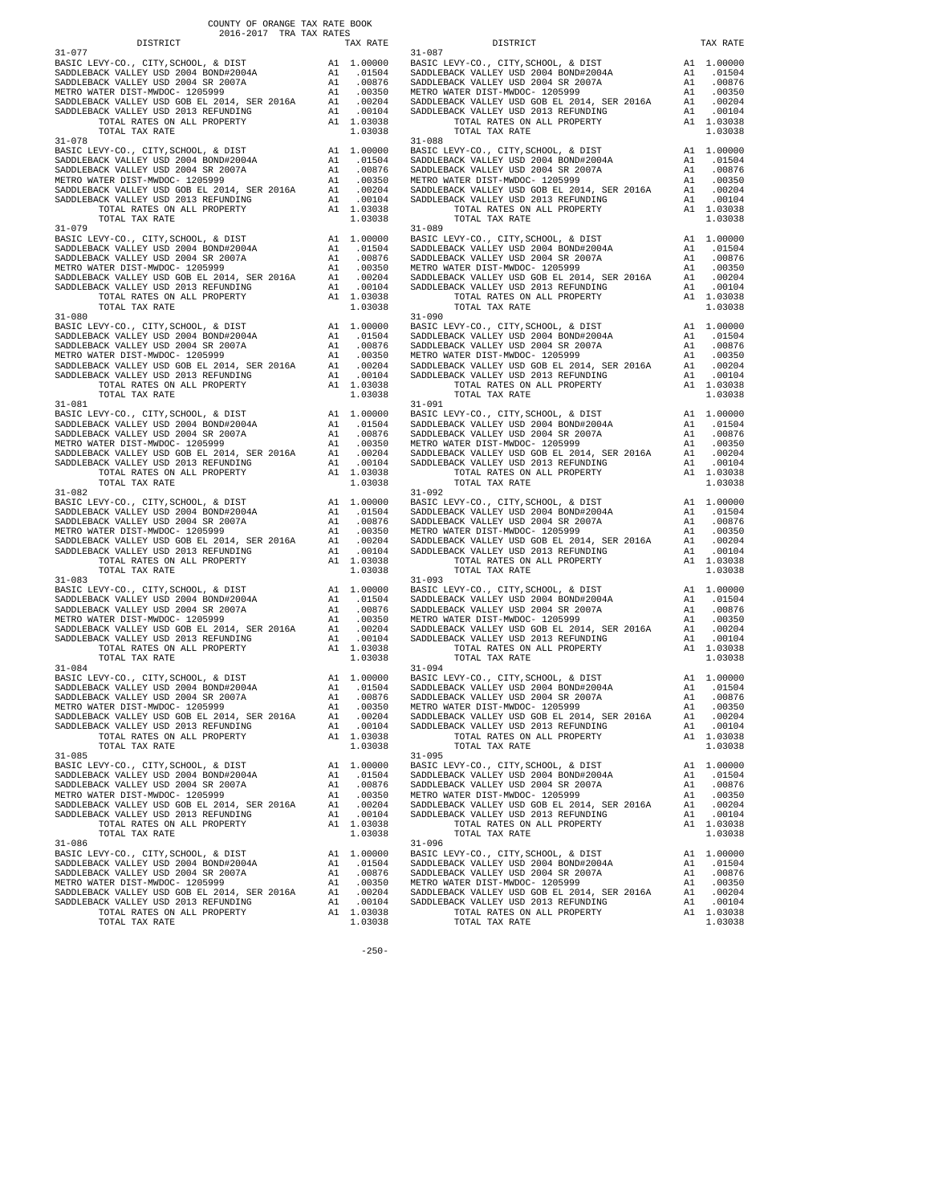COUNTY OF ORANGE TAX RATE BOOK
2016-2017 TRA TAX RATES

| DISTRICT | | TAX RATE |
|---|---|---|
| 31-077 | | |
| BASIC LEVY-CO., CITY,SCHOOL, & DIST | A1 | 1.00000 |
| SADDLEBACK VALLEY USD 2004 BOND#2004A | A1 | .01504 |
| SADDLEBACK VALLEY USD 2004 SR 2007A | A1 | .00876 |
| METRO WATER DIST-MWDOC- 1205999 | A1 | .00350 |
| SADDLEBACK VALLEY USD GOB EL 2014, SER 2016A | A1 | .00204 |
| SADDLEBACK VALLEY USD 2013 REFUNDING | A1 | .00104 |
| TOTAL RATES ON ALL PROPERTY | A1 | 1.03038 |
| TOTAL TAX RATE | | 1.03038 |
| 31-078 | | |
| BASIC LEVY-CO., CITY,SCHOOL, & DIST | A1 | 1.00000 |
| SADDLEBACK VALLEY USD 2004 BOND#2004A | A1 | .01504 |
| SADDLEBACK VALLEY USD 2004 SR 2007A | A1 | .00876 |
| METRO WATER DIST-MWDOC- 1205999 | A1 | .00350 |
| SADDLEBACK VALLEY USD GOB EL 2014, SER 2016A | A1 | .00204 |
| SADDLEBACK VALLEY USD 2013 REFUNDING | A1 | .00104 |
| TOTAL RATES ON ALL PROPERTY | A1 | 1.03038 |
| TOTAL TAX RATE | | 1.03038 |
| 31-079 | | |
| BASIC LEVY-CO., CITY,SCHOOL, & DIST | A1 | 1.00000 |
| SADDLEBACK VALLEY USD 2004 BOND#2004A | A1 | .01504 |
| SADDLEBACK VALLEY USD 2004 SR 2007A | A1 | .00876 |
| METRO WATER DIST-MWDOC- 1205999 | A1 | .00350 |
| SADDLEBACK VALLEY USD GOB EL 2014, SER 2016A | A1 | .00204 |
| SADDLEBACK VALLEY USD 2013 REFUNDING | A1 | .00104 |
| TOTAL RATES ON ALL PROPERTY | A1 | 1.03038 |
| TOTAL TAX RATE | | 1.03038 |
| 31-080 | | |
| BASIC LEVY-CO., CITY,SCHOOL, & DIST | A1 | 1.00000 |
| SADDLEBACK VALLEY USD 2004 BOND#2004A | A1 | .01504 |
| SADDLEBACK VALLEY USD 2004 SR 2007A | A1 | .00876 |
| METRO WATER DIST-MWDOC- 1205999 | A1 | .00350 |
| SADDLEBACK VALLEY USD GOB EL 2014, SER 2016A | A1 | .00204 |
| SADDLEBACK VALLEY USD 2013 REFUNDING | A1 | .00104 |
| TOTAL RATES ON ALL PROPERTY | A1 | 1.03038 |
| TOTAL TAX RATE | | 1.03038 |
| 31-081 | | |
| BASIC LEVY-CO., CITY,SCHOOL, & DIST | A1 | 1.00000 |
| SADDLEBACK VALLEY USD 2004 BOND#2004A | A1 | .01504 |
| SADDLEBACK VALLEY USD 2004 SR 2007A | A1 | .00876 |
| METRO WATER DIST-MWDOC- 1205999 | A1 | .00350 |
| SADDLEBACK VALLEY USD GOB EL 2014, SER 2016A | A1 | .00204 |
| SADDLEBACK VALLEY USD 2013 REFUNDING | A1 | .00104 |
| TOTAL RATES ON ALL PROPERTY | A1 | 1.03038 |
| TOTAL TAX RATE | | 1.03038 |
| 31-082 | | |
| BASIC LEVY-CO., CITY,SCHOOL, & DIST | A1 | 1.00000 |
| SADDLEBACK VALLEY USD 2004 BOND#2004A | A1 | .01504 |
| SADDLEBACK VALLEY USD 2004 SR 2007A | A1 | .00876 |
| METRO WATER DIST-MWDOC- 1205999 | A1 | .00350 |
| SADDLEBACK VALLEY USD GOB EL 2014, SER 2016A | A1 | .00204 |
| SADDLEBACK VALLEY USD 2013 REFUNDING | A1 | .00104 |
| TOTAL RATES ON ALL PROPERTY | A1 | 1.03038 |
| TOTAL TAX RATE | | 1.03038 |
| 31-083 | | |
| BASIC LEVY-CO., CITY,SCHOOL, & DIST | A1 | 1.00000 |
| SADDLEBACK VALLEY USD 2004 BOND#2004A | A1 | .01504 |
| SADDLEBACK VALLEY USD 2004 SR 2007A | A1 | .00876 |
| METRO WATER DIST-MWDOC- 1205999 | A1 | .00350 |
| SADDLEBACK VALLEY USD GOB EL 2014, SER 2016A | A1 | .00204 |
| SADDLEBACK VALLEY USD 2013 REFUNDING | A1 | .00104 |
| TOTAL RATES ON ALL PROPERTY | A1 | 1.03038 |
| TOTAL TAX RATE | | 1.03038 |
| 31-084 | | |
| BASIC LEVY-CO., CITY,SCHOOL, & DIST | A1 | 1.00000 |
| SADDLEBACK VALLEY USD 2004 BOND#2004A | A1 | .01504 |
| SADDLEBACK VALLEY USD 2004 SR 2007A | A1 | .00876 |
| METRO WATER DIST-MWDOC- 1205999 | A1 | .00350 |
| SADDLEBACK VALLEY USD GOB EL 2014, SER 2016A | A1 | .00204 |
| SADDLEBACK VALLEY USD 2013 REFUNDING | A1 | .00104 |
| TOTAL RATES ON ALL PROPERTY | A1 | 1.03038 |
| TOTAL TAX RATE | | 1.03038 |
| 31-085 | | |
| BASIC LEVY-CO., CITY,SCHOOL, & DIST | A1 | 1.00000 |
| SADDLEBACK VALLEY USD 2004 BOND#2004A | A1 | .01504 |
| SADDLEBACK VALLEY USD 2004 SR 2007A | A1 | .00876 |
| METRO WATER DIST-MWDOC- 1205999 | A1 | .00350 |
| SADDLEBACK VALLEY USD GOB EL 2014, SER 2016A | A1 | .00204 |
| SADDLEBACK VALLEY USD 2013 REFUNDING | A1 | .00104 |
| TOTAL RATES ON ALL PROPERTY | A1 | 1.03038 |
| TOTAL TAX RATE | | 1.03038 |
| 31-086 | | |
| BASIC LEVY-CO., CITY,SCHOOL, & DIST | A1 | 1.00000 |
| SADDLEBACK VALLEY USD 2004 BOND#2004A | A1 | .01504 |
| SADDLEBACK VALLEY USD 2004 SR 2007A | A1 | .00876 |
| METRO WATER DIST-MWDOC- 1205999 | A1 | .00350 |
| SADDLEBACK VALLEY USD GOB EL 2014, SER 2016A | A1 | .00204 |
| SADDLEBACK VALLEY USD 2013 REFUNDING | A1 | .00104 |
| TOTAL RATES ON ALL PROPERTY | A1 | 1.03038 |
| TOTAL TAX RATE | | 1.03038 |
| 31-087 | | |
| BASIC LEVY-CO., CITY,SCHOOL, & DIST | A1 | 1.00000 |
| SADDLEBACK VALLEY USD 2004 BOND#2004A | A1 | .01504 |
| SADDLEBACK VALLEY USD 2004 SR 2007A | A1 | .00876 |
| METRO WATER DIST-MWDOC- 1205999 | A1 | .00350 |
| SADDLEBACK VALLEY USD GOB EL 2014, SER 2016A | A1 | .00204 |
| SADDLEBACK VALLEY USD 2013 REFUNDING | A1 | .00104 |
| TOTAL RATES ON ALL PROPERTY | A1 | 1.03038 |
| TOTAL TAX RATE | | 1.03038 |
| 31-088 | | |
| BASIC LEVY-CO., CITY,SCHOOL, & DIST | A1 | 1.00000 |
| SADDLEBACK VALLEY USD 2004 BOND#2004A | A1 | .01504 |
| SADDLEBACK VALLEY USD 2004 SR 2007A | A1 | .00876 |
| METRO WATER DIST-MWDOC- 1205999 | A1 | .00350 |
| SADDLEBACK VALLEY USD GOB EL 2014, SER 2016A | A1 | .00204 |
| SADDLEBACK VALLEY USD 2013 REFUNDING | A1 | .00104 |
| TOTAL RATES ON ALL PROPERTY | A1 | 1.03038 |
| TOTAL TAX RATE | | 1.03038 |
| 31-089 | | |
| BASIC LEVY-CO., CITY,SCHOOL, & DIST | A1 | 1.00000 |
| SADDLEBACK VALLEY USD 2004 BOND#2004A | A1 | .01504 |
| SADDLEBACK VALLEY USD 2004 SR 2007A | A1 | .00876 |
| METRO WATER DIST-MWDOC- 1205999 | A1 | .00350 |
| SADDLEBACK VALLEY USD GOB EL 2014, SER 2016A | A1 | .00204 |
| SADDLEBACK VALLEY USD 2013 REFUNDING | A1 | .00104 |
| TOTAL RATES ON ALL PROPERTY | A1 | 1.03038 |
| TOTAL TAX RATE | | 1.03038 |
| 31-090 | | |
| BASIC LEVY-CO., CITY,SCHOOL, & DIST | A1 | 1.00000 |
| SADDLEBACK VALLEY USD 2004 BOND#2004A | A1 | .01504 |
| SADDLEBACK VALLEY USD 2004 SR 2007A | A1 | .00876 |
| METRO WATER DIST-MWDOC- 1205999 | A1 | .00350 |
| SADDLEBACK VALLEY USD GOB EL 2014, SER 2016A | A1 | .00204 |
| SADDLEBACK VALLEY USD 2013 REFUNDING | A1 | .00104 |
| TOTAL RATES ON ALL PROPERTY | A1 | 1.03038 |
| TOTAL TAX RATE | | 1.03038 |
| 31-091 | | |
| BASIC LEVY-CO., CITY,SCHOOL, & DIST | A1 | 1.00000 |
| SADDLEBACK VALLEY USD 2004 BOND#2004A | A1 | .01504 |
| SADDLEBACK VALLEY USD 2004 SR 2007A | A1 | .00876 |
| METRO WATER DIST-MWDOC- 1205999 | A1 | .00350 |
| SADDLEBACK VALLEY USD GOB EL 2014, SER 2016A | A1 | .00204 |
| SADDLEBACK VALLEY USD 2013 REFUNDING | A1 | .00104 |
| TOTAL RATES ON ALL PROPERTY | A1 | 1.03038 |
| TOTAL TAX RATE | | 1.03038 |
| 31-092 | | |
| BASIC LEVY-CO., CITY,SCHOOL, & DIST | A1 | 1.00000 |
| SADDLEBACK VALLEY USD 2004 BOND#2004A | A1 | .01504 |
| SADDLEBACK VALLEY USD 2004 SR 2007A | A1 | .00876 |
| METRO WATER DIST-MWDOC- 1205999 | A1 | .00350 |
| SADDLEBACK VALLEY USD GOB EL 2014, SER 2016A | A1 | .00204 |
| SADDLEBACK VALLEY USD 2013 REFUNDING | A1 | .00104 |
| TOTAL RATES ON ALL PROPERTY | A1 | 1.03038 |
| TOTAL TAX RATE | | 1.03038 |
| 31-093 | | |
| BASIC LEVY-CO., CITY,SCHOOL, & DIST | A1 | 1.00000 |
| SADDLEBACK VALLEY USD 2004 BOND#2004A | A1 | .01504 |
| SADDLEBACK VALLEY USD 2004 SR 2007A | A1 | .00876 |
| METRO WATER DIST-MWDOC- 1205999 | A1 | .00350 |
| SADDLEBACK VALLEY USD GOB EL 2014, SER 2016A | A1 | .00204 |
| SADDLEBACK VALLEY USD 2013 REFUNDING | A1 | .00104 |
| TOTAL RATES ON ALL PROPERTY | A1 | 1.03038 |
| TOTAL TAX RATE | | 1.03038 |
| 31-094 | | |
| BASIC LEVY-CO., CITY,SCHOOL, & DIST | A1 | 1.00000 |
| SADDLEBACK VALLEY USD 2004 BOND#2004A | A1 | .01504 |
| SADDLEBACK VALLEY USD 2004 SR 2007A | A1 | .00876 |
| METRO WATER DIST-MWDOC- 1205999 | A1 | .00350 |
| SADDLEBACK VALLEY USD GOB EL 2014, SER 2016A | A1 | .00204 |
| SADDLEBACK VALLEY USD 2013 REFUNDING | A1 | .00104 |
| TOTAL RATES ON ALL PROPERTY | A1 | 1.03038 |
| TOTAL TAX RATE | | 1.03038 |
| 31-095 | | |
| BASIC LEVY-CO., CITY,SCHOOL, & DIST | A1 | 1.00000 |
| SADDLEBACK VALLEY USD 2004 BOND#2004A | A1 | .01504 |
| SADDLEBACK VALLEY USD 2004 SR 2007A | A1 | .00876 |
| METRO WATER DIST-MWDOC- 1205999 | A1 | .00350 |
| SADDLEBACK VALLEY USD GOB EL 2014, SER 2016A | A1 | .00204 |
| SADDLEBACK VALLEY USD 2013 REFUNDING | A1 | .00104 |
| TOTAL RATES ON ALL PROPERTY | A1 | 1.03038 |
| TOTAL TAX RATE | | 1.03038 |
| 31-096 | | |
| BASIC LEVY-CO., CITY,SCHOOL, & DIST | A1 | 1.00000 |
| SADDLEBACK VALLEY USD 2004 BOND#2004A | A1 | .01504 |
| SADDLEBACK VALLEY USD 2004 SR 2007A | A1 | .00876 |
| METRO WATER DIST-MWDOC- 1205999 | A1 | .00350 |
| SADDLEBACK VALLEY USD GOB EL 2014, SER 2016A | A1 | .00204 |
| SADDLEBACK VALLEY USD 2013 REFUNDING | A1 | .00104 |
| TOTAL RATES ON ALL PROPERTY | A1 | 1.03038 |
| TOTAL TAX RATE | | 1.03038 |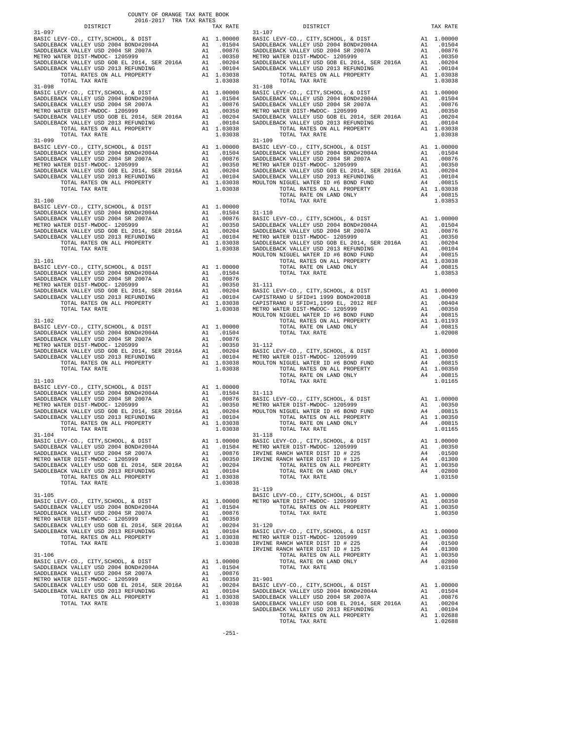COUNTY OF ORANGE TAX RATE BOOK
2016-2017 TRA TAX RATES

| DISTRICT | | TAX RATE |
|---|---|---|
| **31-097** | | |
| BASIC LEVY-CO., CITY,SCHOOL, & DIST | A1 | 1.00000 |
| SADDLEBACK VALLEY USD 2004 BOND#2004A | A1 | .01504 |
| SADDLEBACK VALLEY USD 2004 SR 2007A | A1 | .00876 |
| METRO WATER DIST-MWDOC- 1205999 | A1 | .00350 |
| SADDLEBACK VALLEY USD GOB EL 2014, SER 2016A | A1 | .00204 |
| SADDLEBACK VALLEY USD 2013 REFUNDING | A1 | .00104 |
| TOTAL RATES ON ALL PROPERTY | A1 | 1.03038 |
| TOTAL TAX RATE | | 1.03038 |
| **31-098** | | |
| BASIC LEVY-CO., CITY,SCHOOL, & DIST | A1 | 1.00000 |
| SADDLEBACK VALLEY USD 2004 BOND#2004A | A1 | .01504 |
| SADDLEBACK VALLEY USD 2004 SR 2007A | A1 | .00876 |
| METRO WATER DIST-MWDOC- 1205999 | A1 | .00350 |
| SADDLEBACK VALLEY USD GOB EL 2014, SER 2016A | A1 | .00204 |
| SADDLEBACK VALLEY USD 2013 REFUNDING | A1 | .00104 |
| TOTAL RATES ON ALL PROPERTY | A1 | 1.03038 |
| TOTAL TAX RATE | | 1.03038 |
| **31-099** | | |
| BASIC LEVY-CO., CITY,SCHOOL, & DIST | A1 | 1.00000 |
| SADDLEBACK VALLEY USD 2004 BOND#2004A | A1 | .01504 |
| SADDLEBACK VALLEY USD 2004 SR 2007A | A1 | .00876 |
| METRO WATER DIST-MWDOC- 1205999 | A1 | .00350 |
| SADDLEBACK VALLEY USD GOB EL 2014, SER 2016A | A1 | .00204 |
| SADDLEBACK VALLEY USD 2013 REFUNDING | A1 | .00104 |
| TOTAL RATES ON ALL PROPERTY | A1 | 1.03038 |
| TOTAL TAX RATE | | 1.03038 |
| **31-100** | | |
| BASIC LEVY-CO., CITY,SCHOOL, & DIST | A1 | 1.00000 |
| SADDLEBACK VALLEY USD 2004 BOND#2004A | A1 | .01504 |
| SADDLEBACK VALLEY USD 2004 SR 2007A | A1 | .00876 |
| METRO WATER DIST-MWDOC- 1205999 | A1 | .00350 |
| SADDLEBACK VALLEY USD GOB EL 2014, SER 2016A | A1 | .00204 |
| SADDLEBACK VALLEY USD 2013 REFUNDING | A1 | .00104 |
| TOTAL RATES ON ALL PROPERTY | A1 | 1.03038 |
| TOTAL TAX RATE | | 1.03038 |
| **31-101** | | |
| BASIC LEVY-CO., CITY,SCHOOL, & DIST | A1 | 1.00000 |
| SADDLEBACK VALLEY USD 2004 BOND#2004A | A1 | .01504 |
| SADDLEBACK VALLEY USD 2004 SR 2007A | A1 | .00876 |
| METRO WATER DIST-MWDOC- 1205999 | A1 | .00350 |
| SADDLEBACK VALLEY USD GOB EL 2014, SER 2016A | A1 | .00204 |
| SADDLEBACK VALLEY USD 2013 REFUNDING | A1 | .00104 |
| TOTAL RATES ON ALL PROPERTY | A1 | 1.03038 |
| TOTAL TAX RATE | | 1.03038 |
| **31-102** | | |
| BASIC LEVY-CO., CITY,SCHOOL, & DIST | A1 | 1.00000 |
| SADDLEBACK VALLEY USD 2004 BOND#2004A | A1 | .01504 |
| SADDLEBACK VALLEY USD 2004 SR 2007A | A1 | .00876 |
| METRO WATER DIST-MWDOC- 1205999 | A1 | .00350 |
| SADDLEBACK VALLEY USD GOB EL 2014, SER 2016A | A1 | .00204 |
| SADDLEBACK VALLEY USD 2013 REFUNDING | A1 | .00104 |
| TOTAL RATES ON ALL PROPERTY | A1 | 1.03038 |
| TOTAL TAX RATE | | 1.03038 |
| **31-103** | | |
| BASIC LEVY-CO., CITY,SCHOOL, & DIST | A1 | 1.00000 |
| SADDLEBACK VALLEY USD 2004 BOND#2004A | A1 | .01504 |
| SADDLEBACK VALLEY USD 2004 SR 2007A | A1 | .00876 |
| METRO WATER DIST-MWDOC- 1205999 | A1 | .00350 |
| SADDLEBACK VALLEY USD GOB EL 2014, SER 2016A | A1 | .00204 |
| SADDLEBACK VALLEY USD 2013 REFUNDING | A1 | .00104 |
| TOTAL RATES ON ALL PROPERTY | A1 | 1.03038 |
| TOTAL TAX RATE | | 1.03038 |
| **31-104** | | |
| BASIC LEVY-CO., CITY,SCHOOL, & DIST | A1 | 1.00000 |
| SADDLEBACK VALLEY USD 2004 BOND#2004A | A1 | .01504 |
| SADDLEBACK VALLEY USD 2004 SR 2007A | A1 | .00876 |
| METRO WATER DIST-MWDOC- 1205999 | A1 | .00350 |
| SADDLEBACK VALLEY USD GOB EL 2014, SER 2016A | A1 | .00204 |
| SADDLEBACK VALLEY USD 2013 REFUNDING | A1 | .00104 |
| TOTAL RATES ON ALL PROPERTY | A1 | 1.03038 |
| TOTAL TAX RATE | | 1.03038 |
| **31-105** | | |
| BASIC LEVY-CO., CITY,SCHOOL, & DIST | A1 | 1.00000 |
| SADDLEBACK VALLEY USD 2004 BOND#2004A | A1 | .01504 |
| SADDLEBACK VALLEY USD 2004 SR 2007A | A1 | .00876 |
| METRO WATER DIST-MWDOC- 1205999 | A1 | .00350 |
| SADDLEBACK VALLEY USD GOB EL 2014, SER 2016A | A1 | .00204 |
| SADDLEBACK VALLEY USD 2013 REFUNDING | A1 | .00104 |
| TOTAL RATES ON ALL PROPERTY | A1 | 1.03038 |
| TOTAL TAX RATE | | 1.03038 |
| **31-106** | | |
| BASIC LEVY-CO., CITY,SCHOOL, & DIST | A1 | 1.00000 |
| SADDLEBACK VALLEY USD 2004 BOND#2004A | A1 | .01504 |
| SADDLEBACK VALLEY USD 2004 SR 2007A | A1 | .00876 |
| METRO WATER DIST-MWDOC- 1205999 | A1 | .00350 |
| SADDLEBACK VALLEY USD GOB EL 2014, SER 2016A | A1 | .00204 |
| SADDLEBACK VALLEY USD 2013 REFUNDING | A1 | .00104 |
| TOTAL RATES ON ALL PROPERTY | A1 | 1.03038 |
| TOTAL TAX RATE | | 1.03038 |
| **31-107** | | |
| BASIC LEVY-CO., CITY,SCHOOL, & DIST | A1 | 1.00000 |
| SADDLEBACK VALLEY USD 2004 BOND#2004A | A1 | .01504 |
| SADDLEBACK VALLEY USD 2004 SR 2007A | A1 | .00876 |
| METRO WATER DIST-MWDOC- 1205999 | A1 | .00350 |
| SADDLEBACK VALLEY USD GOB EL 2014, SER 2016A | A1 | .00204 |
| SADDLEBACK VALLEY USD 2013 REFUNDING | A1 | .00104 |
| TOTAL RATES ON ALL PROPERTY | A1 | 1.03038 |
| TOTAL TAX RATE | | 1.03038 |
| **31-108** | | |
| BASIC LEVY-CO., CITY,SCHOOL, & DIST | A1 | 1.00000 |
| SADDLEBACK VALLEY USD 2004 BOND#2004A | A1 | .01504 |
| SADDLEBACK VALLEY USD 2004 SR 2007A | A1 | .00876 |
| METRO WATER DIST-MWDOC- 1205999 | A1 | .00350 |
| SADDLEBACK VALLEY USD GOB EL 2014, SER 2016A | A1 | .00204 |
| SADDLEBACK VALLEY USD 2013 REFUNDING | A1 | .00104 |
| TOTAL RATES ON ALL PROPERTY | A1 | 1.03038 |
| TOTAL TAX RATE | | 1.03038 |
| **31-109** | | |
| BASIC LEVY-CO., CITY,SCHOOL, & DIST | A1 | 1.00000 |
| SADDLEBACK VALLEY USD 2004 BOND#2004A | A1 | .01504 |
| SADDLEBACK VALLEY USD 2004 SR 2007A | A1 | .00876 |
| METRO WATER DIST-MWDOC- 1205999 | A1 | .00350 |
| SADDLEBACK VALLEY USD GOB EL 2014, SER 2016A | A1 | .00204 |
| SADDLEBACK VALLEY USD 2013 REFUNDING | A1 | .00104 |
| MOULTON NIGUEL WATER ID #6 BOND FUND | A4 | .00815 |
| TOTAL RATES ON ALL PROPERTY | A1 | 1.03038 |
| TOTAL RATE ON LAND ONLY | A4 | .00815 |
| TOTAL TAX RATE | | 1.03853 |
| **31-110** | | |
| BASIC LEVY-CO., CITY,SCHOOL, & DIST | A1 | 1.00000 |
| SADDLEBACK VALLEY USD 2004 BOND#2004A | A1 | .01504 |
| SADDLEBACK VALLEY USD 2004 SR 2007A | A1 | .00876 |
| METRO WATER DIST-MWDOC- 1205999 | A1 | .00350 |
| SADDLEBACK VALLEY USD GOB EL 2014, SER 2016A | A1 | .00204 |
| SADDLEBACK VALLEY USD 2013 REFUNDING | A1 | .00104 |
| MOULTON NIGUEL WATER ID #6 BOND FUND | A4 | .00815 |
| TOTAL RATES ON ALL PROPERTY | A1 | 1.03038 |
| TOTAL RATE ON LAND ONLY | A4 | .00815 |
| TOTAL TAX RATE | | 1.03853 |
| **31-111** | | |
| BASIC LEVY-CO., CITY,SCHOOL, & DIST | A1 | 1.00000 |
| CAPISTRANO U SFID#1 1999 BOND#2001B | A1 | .00439 |
| CAPISTRANO U SFID#1,1999 EL, 2012 REF | A1 | .00404 |
| METRO WATER DIST-MWDOC- 1205999 | A1 | .00350 |
| MOULTON NIGUEL WATER ID #6 BOND FUND | A4 | .00815 |
| TOTAL RATES ON ALL PROPERTY | A1 | 1.01193 |
| TOTAL RATE ON LAND ONLY | A4 | .00815 |
| TOTAL TAX RATE | | 1.02008 |
| **31-112** | | |
| BASIC LEVY-CO., CITY,SCHOOL, & DIST | A1 | 1.00000 |
| METRO WATER DIST-MWDOC- 1205999 | A1 | .00350 |
| MOULTON NIGUEL WATER ID #6 BOND FUND | A4 | .00815 |
| TOTAL RATES ON ALL PROPERTY | A1 | 1.00350 |
| TOTAL RATE ON LAND ONLY | A4 | .00815 |
| TOTAL TAX RATE | | 1.01165 |
| **31-113** | | |
| BASIC LEVY-CO., CITY,SCHOOL, & DIST | A1 | 1.00000 |
| METRO WATER DIST-MWDOC- 1205999 | A1 | .00350 |
| MOULTON NIGUEL WATER ID #6 BOND FUND | A4 | .00815 |
| TOTAL RATES ON ALL PROPERTY | A1 | 1.00350 |
| TOTAL RATE ON LAND ONLY | A4 | .00815 |
| TOTAL TAX RATE | | 1.01165 |
| **31-118** | | |
| BASIC LEVY-CO., CITY,SCHOOL, & DIST | A1 | 1.00000 |
| METRO WATER DIST-MWDOC- 1205999 | A1 | .00350 |
| IRVINE RANCH WATER DIST ID # 225 | A4 | .01500 |
| IRVINE RANCH WATER DIST ID # 125 | A4 | .01300 |
| TOTAL RATES ON ALL PROPERTY | A1 | 1.00350 |
| TOTAL RATE ON LAND ONLY | A4 | .02800 |
| TOTAL TAX RATE | | 1.03150 |
| **31-119** | | |
| BASIC LEVY-CO., CITY,SCHOOL, & DIST | A1 | 1.00000 |
| METRO WATER DIST-MWDOC- 1205999 | A1 | .00350 |
| TOTAL RATES ON ALL PROPERTY | A1 | 1.00350 |
| TOTAL TAX RATE | | 1.00350 |
| **31-120** | | |
| BASIC LEVY-CO., CITY,SCHOOL, & DIST | A1 | 1.00000 |
| METRO WATER DIST-MWDOC- 1205999 | A1 | .00350 |
| IRVINE RANCH WATER DIST ID # 225 | A4 | .01500 |
| IRVINE RANCH WATER DIST ID # 125 | A4 | .01300 |
| TOTAL RATES ON ALL PROPERTY | A1 | 1.00350 |
| TOTAL RATE ON LAND ONLY | A4 | .02800 |
| TOTAL TAX RATE | | 1.03150 |
| **31-901** | | |
| BASIC LEVY-CO., CITY,SCHOOL, & DIST | A1 | 1.00000 |
| SADDLEBACK VALLEY USD 2004 BOND#2004A | A1 | .01504 |
| SADDLEBACK VALLEY USD 2004 SR 2007A | A1 | .00876 |
| SADDLEBACK VALLEY USD GOB EL 2014, SER 2016A | A1 | .00204 |
| SADDLEBACK VALLEY USD 2013 REFUNDING | A1 | .00104 |
| TOTAL RATES ON ALL PROPERTY | A1 | 1.02688 |
| TOTAL TAX RATE | | 1.02688 |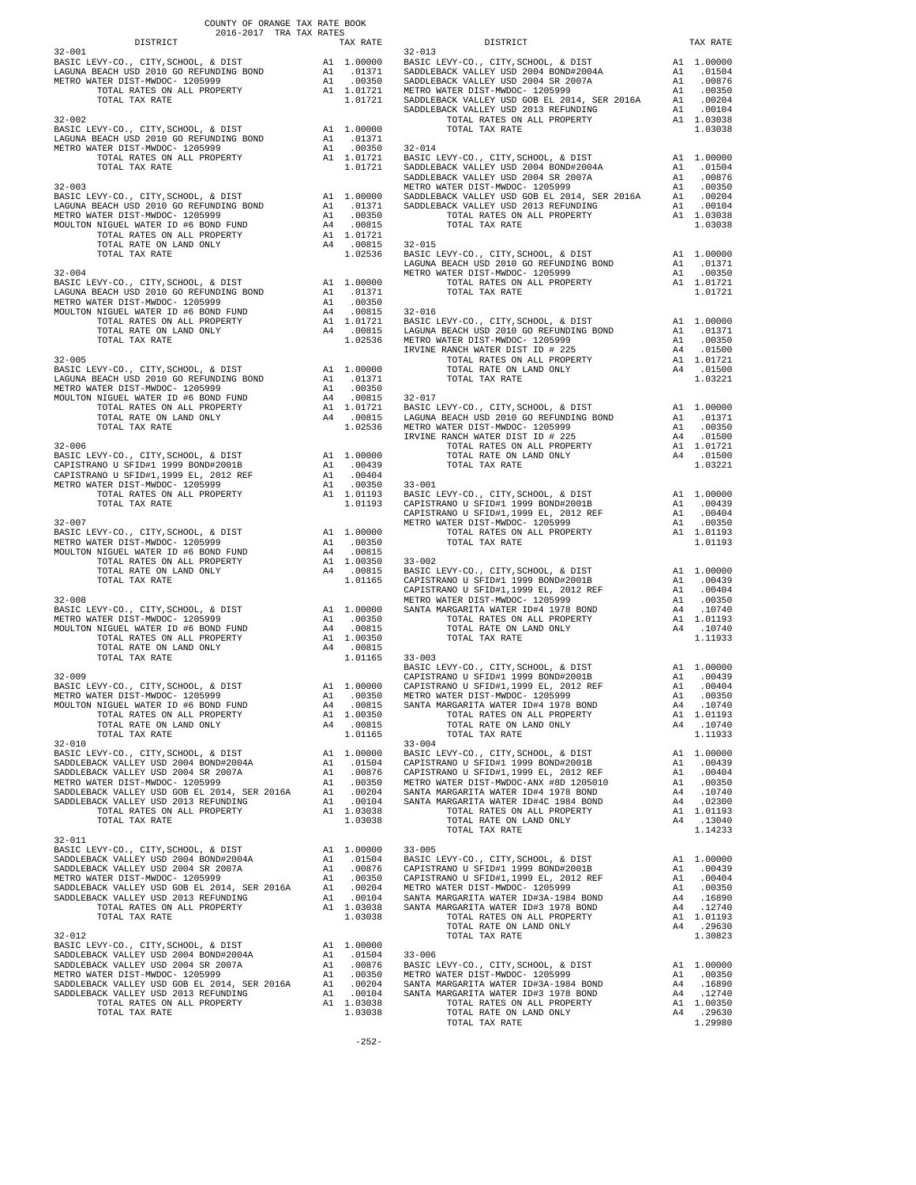COUNTY OF ORANGE TAX RATE BOOK
2016-2017 TRA TAX RATES

| DISTRICT | | TAX RATE |
|---|---|---|
| **32-001** | | |
| BASIC LEVY-CO., CITY,SCHOOL, & DIST | A1 | 1.00000 |
| LAGUNA BEACH USD 2010 GO REFUNDING BOND | A1 | .01371 |
| METRO WATER DIST-MWDOC- 1205999 | A1 | .00350 |
| TOTAL RATES ON ALL PROPERTY | A1 | 1.01721 |
| TOTAL TAX RATE | | 1.01721 |
| **32-002** | | |
| BASIC LEVY-CO., CITY,SCHOOL, & DIST | A1 | 1.00000 |
| LAGUNA BEACH USD 2010 GO REFUNDING BOND | A1 | .01371 |
| METRO WATER DIST-MWDOC- 1205999 | A1 | .00350 |
| TOTAL RATES ON ALL PROPERTY | A1 | 1.01721 |
| TOTAL TAX RATE | | 1.01721 |
| **32-003** | | |
| BASIC LEVY-CO., CITY,SCHOOL, & DIST | A1 | 1.00000 |
| LAGUNA BEACH USD 2010 GO REFUNDING BOND | A1 | .01371 |
| METRO WATER DIST-MWDOC- 1205999 | A1 | .00350 |
| MOULTON NIGUEL WATER ID #6 BOND FUND | A4 | .00815 |
| TOTAL RATES ON ALL PROPERTY | A1 | 1.01721 |
| TOTAL RATE ON LAND ONLY | A4 | .00815 |
| TOTAL TAX RATE | | 1.02536 |
| **32-004** | | |
| BASIC LEVY-CO., CITY,SCHOOL, & DIST | A1 | 1.00000 |
| LAGUNA BEACH USD 2010 GO REFUNDING BOND | A1 | .01371 |
| METRO WATER DIST-MWDOC- 1205999 | A1 | .00350 |
| MOULTON NIGUEL WATER ID #6 BOND FUND | A4 | .00815 |
| TOTAL RATES ON ALL PROPERTY | A1 | 1.01721 |
| TOTAL RATE ON LAND ONLY | A4 | .00815 |
| TOTAL TAX RATE | | 1.02536 |
| **32-005** | | |
| BASIC LEVY-CO., CITY,SCHOOL, & DIST | A1 | 1.00000 |
| LAGUNA BEACH USD 2010 GO REFUNDING BOND | A1 | .01371 |
| METRO WATER DIST-MWDOC- 1205999 | A1 | .00350 |
| MOULTON NIGUEL WATER ID #6 BOND FUND | A4 | .00815 |
| TOTAL RATES ON ALL PROPERTY | A1 | 1.01721 |
| TOTAL RATE ON LAND ONLY | A4 | .00815 |
| TOTAL TAX RATE | | 1.02536 |
| **32-006** | | |
| BASIC LEVY-CO., CITY,SCHOOL, & DIST | A1 | 1.00000 |
| CAPISTRANO U SFID#1 1999 BOND#2001B | A1 | .00439 |
| CAPISTRANO U SFID#1,1999 EL, 2012 REF | A1 | .00404 |
| METRO WATER DIST-MWDOC- 1205999 | A1 | .00350 |
| TOTAL RATES ON ALL PROPERTY | A1 | 1.01193 |
| TOTAL TAX RATE | | 1.01193 |
| **32-007** | | |
| BASIC LEVY-CO., CITY,SCHOOL, & DIST | A1 | 1.00000 |
| METRO WATER DIST-MWDOC- 1205999 | A1 | .00350 |
| MOULTON NIGUEL WATER ID #6 BOND FUND | A4 | .00815 |
| TOTAL RATES ON ALL PROPERTY | A1 | 1.00350 |
| TOTAL RATE ON LAND ONLY | A4 | .00815 |
| TOTAL TAX RATE | | 1.01165 |
| **32-008** | | |
| BASIC LEVY-CO., CITY,SCHOOL, & DIST | A1 | 1.00000 |
| METRO WATER DIST-MWDOC- 1205999 | A1 | .00350 |
| MOULTON NIGUEL WATER ID #6 BOND FUND | A4 | .00815 |
| TOTAL RATES ON ALL PROPERTY | A1 | 1.00350 |
| TOTAL RATE ON LAND ONLY | A4 | .00815 |
| TOTAL TAX RATE | | 1.01165 |
| **32-009** | | |
| BASIC LEVY-CO., CITY,SCHOOL, & DIST | A1 | 1.00000 |
| METRO WATER DIST-MWDOC- 1205999 | A1 | .00350 |
| MOULTON NIGUEL WATER ID #6 BOND FUND | A4 | .00815 |
| TOTAL RATES ON ALL PROPERTY | A1 | 1.00350 |
| TOTAL RATE ON LAND ONLY | A4 | .00815 |
| TOTAL TAX RATE | | 1.01165 |
| **32-010** | | |
| BASIC LEVY-CO., CITY,SCHOOL, & DIST | A1 | 1.00000 |
| SADDLEBACK VALLEY USD 2004 BOND#2004A | A1 | .01504 |
| SADDLEBACK VALLEY USD 2004 SR 2007A | A1 | .00876 |
| METRO WATER DIST-MWDOC- 1205999 | A1 | .00350 |
| SADDLEBACK VALLEY USD GOB EL 2014, SER 2016A | A1 | .00204 |
| SADDLEBACK VALLEY USD 2013 REFUNDING | A1 | .00104 |
| TOTAL RATES ON ALL PROPERTY | A1 | 1.03038 |
| TOTAL TAX RATE | | 1.03038 |
| **32-011** | | |
| BASIC LEVY-CO., CITY,SCHOOL, & DIST | A1 | 1.00000 |
| SADDLEBACK VALLEY USD 2004 BOND#2004A | A1 | .01504 |
| SADDLEBACK VALLEY USD 2004 SR 2007A | A1 | .00876 |
| METRO WATER DIST-MWDOC- 1205999 | A1 | .00350 |
| SADDLEBACK VALLEY USD GOB EL 2014, SER 2016A | A1 | .00204 |
| SADDLEBACK VALLEY USD 2013 REFUNDING | A1 | .00104 |
| TOTAL RATES ON ALL PROPERTY | A1 | 1.03038 |
| TOTAL TAX RATE | | 1.03038 |
| **32-012** | | |
| BASIC LEVY-CO., CITY,SCHOOL, & DIST | A1 | 1.00000 |
| SADDLEBACK VALLEY USD 2004 BOND#2004A | A1 | .01504 |
| SADDLEBACK VALLEY USD 2004 SR 2007A | A1 | .00876 |
| METRO WATER DIST-MWDOC- 1205999 | A1 | .00350 |
| SADDLEBACK VALLEY USD GOB EL 2014, SER 2016A | A1 | .00204 |
| SADDLEBACK VALLEY USD 2013 REFUNDING | A1 | .00104 |
| TOTAL RATES ON ALL PROPERTY | A1 | 1.03038 |
| TOTAL TAX RATE | | 1.03038 |
| **32-013** | | |
| BASIC LEVY-CO., CITY,SCHOOL, & DIST | A1 | 1.00000 |
| SADDLEBACK VALLEY USD 2004 BOND#2004A | A1 | .01504 |
| SADDLEBACK VALLEY USD 2004 SR 2007A | A1 | .00876 |
| METRO WATER DIST-MWDOC- 1205999 | A1 | .00350 |
| SADDLEBACK VALLEY USD GOB EL 2014, SER 2016A | A1 | .00204 |
| SADDLEBACK VALLEY USD 2013 REFUNDING | A1 | .00104 |
| TOTAL RATES ON ALL PROPERTY | A1 | 1.03038 |
| TOTAL TAX RATE | | 1.03038 |
| **32-014** | | |
| BASIC LEVY-CO., CITY,SCHOOL, & DIST | A1 | 1.00000 |
| SADDLEBACK VALLEY USD 2004 BOND#2004A | A1 | .01504 |
| SADDLEBACK VALLEY USD 2004 SR 2007A | A1 | .00876 |
| METRO WATER DIST-MWDOC- 1205999 | A1 | .00350 |
| SADDLEBACK VALLEY USD GOB EL 2014, SER 2016A | A1 | .00204 |
| SADDLEBACK VALLEY USD 2013 REFUNDING | A1 | .00104 |
| TOTAL RATES ON ALL PROPERTY | A1 | 1.03038 |
| TOTAL TAX RATE | | 1.03038 |
| **32-015** | | |
| BASIC LEVY-CO., CITY,SCHOOL, & DIST | A1 | 1.00000 |
| LAGUNA BEACH USD 2010 GO REFUNDING BOND | A1 | .01371 |
| METRO WATER DIST-MWDOC- 1205999 | A1 | .00350 |
| TOTAL RATES ON ALL PROPERTY | A1 | 1.01721 |
| TOTAL TAX RATE | | 1.01721 |
| **32-016** | | |
| BASIC LEVY-CO., CITY,SCHOOL, & DIST | A1 | 1.00000 |
| LAGUNA BEACH USD 2010 GO REFUNDING BOND | A1 | .01371 |
| METRO WATER DIST-MWDOC- 1205999 | A1 | .00350 |
| IRVINE RANCH WATER DIST ID # 225 | A4 | .01500 |
| TOTAL RATES ON ALL PROPERTY | A1 | 1.01721 |
| TOTAL RATE ON LAND ONLY | A4 | .01500 |
| TOTAL TAX RATE | | 1.03221 |
| **32-017** | | |
| BASIC LEVY-CO., CITY,SCHOOL, & DIST | A1 | 1.00000 |
| LAGUNA BEACH USD 2010 GO REFUNDING BOND | A1 | .01371 |
| METRO WATER DIST-MWDOC- 1205999 | A1 | .00350 |
| IRVINE RANCH WATER DIST ID # 225 | A4 | .01500 |
| TOTAL RATES ON ALL PROPERTY | A1 | 1.01721 |
| TOTAL RATE ON LAND ONLY | A4 | .01500 |
| TOTAL TAX RATE | | 1.03221 |
| **33-001** | | |
| BASIC LEVY-CO., CITY,SCHOOL, & DIST | A1 | 1.00000 |
| CAPISTRANO U SFID#1 1999 BOND#2001B | A1 | .00439 |
| CAPISTRANO U SFID#1,1999 EL, 2012 REF | A1 | .00404 |
| METRO WATER DIST-MWDOC- 1205999 | A1 | .00350 |
| TOTAL RATES ON ALL PROPERTY | A1 | 1.01193 |
| TOTAL TAX RATE | | 1.01193 |
| **33-002** | | |
| BASIC LEVY-CO., CITY,SCHOOL, & DIST | A1 | 1.00000 |
| CAPISTRANO U SFID#1 1999 BOND#2001B | A1 | .00439 |
| CAPISTRANO U SFID#1,1999 EL, 2012 REF | A1 | .00404 |
| METRO WATER DIST-MWDOC- 1205999 | A1 | .00350 |
| SANTA MARGARITA WATER ID#4 1978 BOND | A4 | .10740 |
| TOTAL RATES ON ALL PROPERTY | A1 | 1.01193 |
| TOTAL RATE ON LAND ONLY | A4 | .10740 |
| TOTAL TAX RATE | | 1.11933 |
| **33-003** | | |
| BASIC LEVY-CO., CITY,SCHOOL, & DIST | A1 | 1.00000 |
| CAPISTRANO U SFID#1 1999 BOND#2001B | A1 | .00439 |
| CAPISTRANO U SFID#1,1999 EL, 2012 REF | A1 | .00404 |
| METRO WATER DIST-MWDOC- 1205999 | A1 | .00350 |
| SANTA MARGARITA WATER ID#4 1978 BOND | A4 | .10740 |
| TOTAL RATES ON ALL PROPERTY | A1 | 1.01193 |
| TOTAL RATE ON LAND ONLY | A4 | .10740 |
| TOTAL TAX RATE | | 1.11933 |
| **33-004** | | |
| BASIC LEVY-CO., CITY,SCHOOL, & DIST | A1 | 1.00000 |
| CAPISTRANO U SFID#1 1999 BOND#2001B | A1 | .00439 |
| CAPISTRANO U SFID#1,1999 EL, 2012 REF | A1 | .00404 |
| METRO WATER DIST-MWDOC-ANX #8D 1205010 | A1 | .00350 |
| SANTA MARGARITA WATER ID#4 1978 BOND | A4 | .10740 |
| SANTA MARGARITA WATER ID#4C 1984 BOND | A4 | .02300 |
| TOTAL RATES ON ALL PROPERTY | A1 | 1.01193 |
| TOTAL RATE ON LAND ONLY | A4 | .13040 |
| TOTAL TAX RATE | | 1.14233 |
| **33-005** | | |
| BASIC LEVY-CO., CITY,SCHOOL, & DIST | A1 | 1.00000 |
| CAPISTRANO U SFID#1 1999 BOND#2001B | A1 | .00439 |
| CAPISTRANO U SFID#1,1999 EL, 2012 REF | A1 | .00404 |
| METRO WATER DIST-MWDOC- 1205999 | A1 | .00350 |
| SANTA MARGARITA WATER ID#3A-1984 BOND | A4 | .16890 |
| SANTA MARGARITA WATER ID#3 1978 BOND | A4 | .12740 |
| TOTAL RATES ON ALL PROPERTY | A1 | 1.01193 |
| TOTAL RATE ON LAND ONLY | A4 | .29630 |
| TOTAL TAX RATE | | 1.30823 |
| **33-006** | | |
| BASIC LEVY-CO., CITY,SCHOOL, & DIST | A1 | 1.00000 |
| METRO WATER DIST-MWDOC- 1205999 | A1 | .00350 |
| SANTA MARGARITA WATER ID#3A-1984 BOND | A4 | .16890 |
| SANTA MARGARITA WATER ID#3 1978 BOND | A4 | .12740 |
| TOTAL RATES ON ALL PROPERTY | A1 | 1.00350 |
| TOTAL RATE ON LAND ONLY | A4 | .29630 |
| TOTAL TAX RATE | | 1.29980 |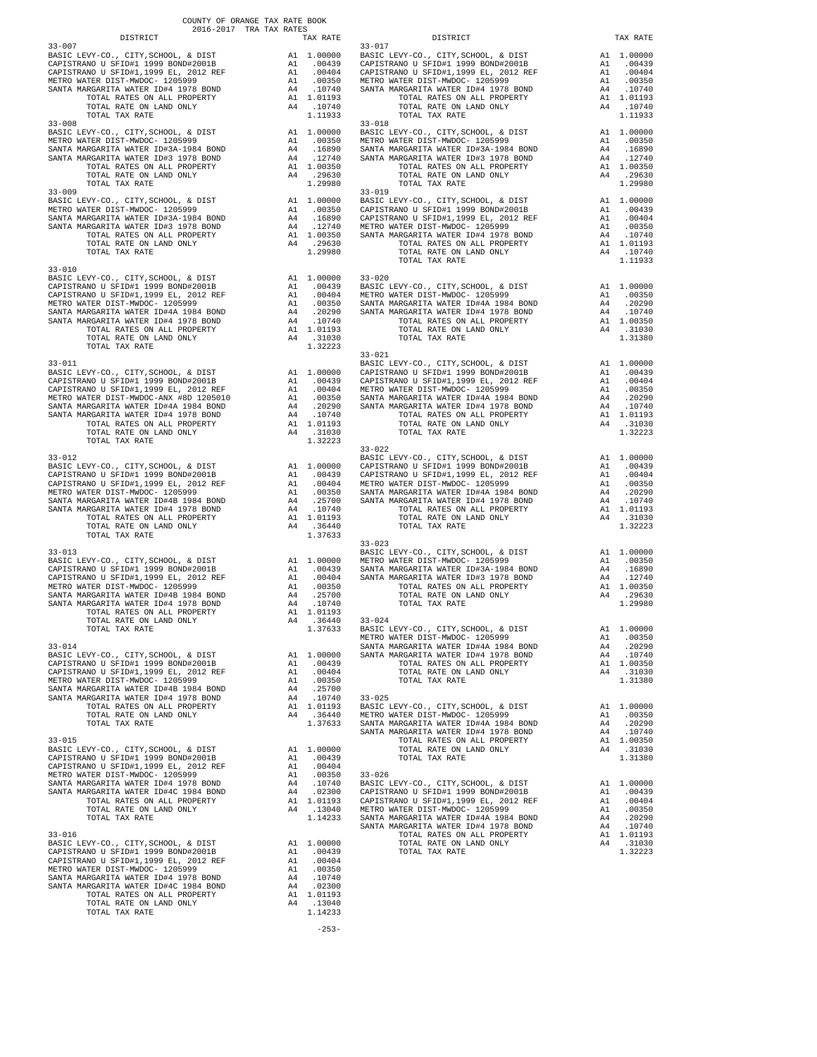COUNTY OF ORANGE TAX RATE BOOK
2016-2017 TRA TAX RATES

| DISTRICT | | TAX RATE |
|---|---|---|
| **33-007** | | |
| BASIC LEVY-CO., CITY,SCHOOL, & DIST | A1 | 1.00000 |
| CAPISTRANO U SFID#1 1999 BOND#2001B | A1 | .00439 |
| CAPISTRANO U SFID#1,1999 EL, 2012 REF | A1 | .00404 |
| METRO WATER DIST-MWDOC- 1205999 | A1 | .00350 |
| SANTA MARGARITA WATER ID#4 1978 BOND | A4 | .10740 |
| TOTAL RATES ON ALL PROPERTY | A1 | 1.01193 |
| TOTAL RATE ON LAND ONLY | A4 | .10740 |
| TOTAL TAX RATE | | 1.11933 |
| **33-008** | | |
| BASIC LEVY-CO., CITY,SCHOOL, & DIST | A1 | 1.00000 |
| METRO WATER DIST-MWDOC- 1205999 | A1 | .00350 |
| SANTA MARGARITA WATER ID#3A-1984 BOND | A4 | .16890 |
| SANTA MARGARITA WATER ID#3 1978 BOND | A4 | .12740 |
| TOTAL RATES ON ALL PROPERTY | A1 | 1.00350 |
| TOTAL RATE ON LAND ONLY | A4 | .29630 |
| TOTAL TAX RATE | | 1.29980 |
| **33-009** | | |
| BASIC LEVY-CO., CITY,SCHOOL, & DIST | A1 | 1.00000 |
| METRO WATER DIST-MWDOC- 1205999 | A1 | .00350 |
| SANTA MARGARITA WATER ID#3A-1984 BOND | A4 | .16890 |
| SANTA MARGARITA WATER ID#3 1978 BOND | A4 | .12740 |
| TOTAL RATES ON ALL PROPERTY | A1 | 1.00350 |
| TOTAL RATE ON LAND ONLY | A4 | .29630 |
| TOTAL TAX RATE | | 1.29980 |
| **33-010** | | |
| BASIC LEVY-CO., CITY,SCHOOL, & DIST | A1 | 1.00000 |
| CAPISTRANO U SFID#1 1999 BOND#2001B | A1 | .00439 |
| CAPISTRANO U SFID#1,1999 EL, 2012 REF | A1 | .00404 |
| METRO WATER DIST-MWDOC- 1205999 | A1 | .00350 |
| SANTA MARGARITA WATER ID#4A 1984 BOND | A4 | .20290 |
| SANTA MARGARITA WATER ID#4 1978 BOND | A4 | .10740 |
| TOTAL RATES ON ALL PROPERTY | A1 | 1.01193 |
| TOTAL RATE ON LAND ONLY | A4 | .31030 |
| TOTAL TAX RATE | | 1.32223 |
| **33-011** | | |
| BASIC LEVY-CO., CITY,SCHOOL, & DIST | A1 | 1.00000 |
| CAPISTRANO U SFID#1 1999 BOND#2001B | A1 | .00439 |
| CAPISTRANO U SFID#1,1999 EL, 2012 REF | A1 | .00404 |
| METRO WATER DIST-MWDOC-ANX #8D 1205010 | A1 | .00350 |
| SANTA MARGARITA WATER ID#4A 1984 BOND | A4 | .20290 |
| SANTA MARGARITA WATER ID#4 1978 BOND | A4 | .10740 |
| TOTAL RATES ON ALL PROPERTY | A1 | 1.01193 |
| TOTAL RATE ON LAND ONLY | A4 | .31030 |
| TOTAL TAX RATE | | 1.32223 |
| **33-012** | | |
| BASIC LEVY-CO., CITY,SCHOOL, & DIST | A1 | 1.00000 |
| CAPISTRANO U SFID#1 1999 BOND#2001B | A1 | .00439 |
| CAPISTRANO U SFID#1,1999 EL, 2012 REF | A1 | .00404 |
| METRO WATER DIST-MWDOC- 1205999 | A1 | .00350 |
| SANTA MARGARITA WATER ID#4B 1984 BOND | A4 | .25700 |
| SANTA MARGARITA WATER ID#4 1978 BOND | A4 | .10740 |
| TOTAL RATES ON ALL PROPERTY | A1 | 1.01193 |
| TOTAL RATE ON LAND ONLY | A4 | .36440 |
| TOTAL TAX RATE | | 1.37633 |
| **33-013** | | |
| BASIC LEVY-CO., CITY,SCHOOL, & DIST | A1 | 1.00000 |
| CAPISTRANO U SFID#1 1999 BOND#2001B | A1 | .00439 |
| CAPISTRANO U SFID#1,1999 EL, 2012 REF | A1 | .00404 |
| METRO WATER DIST-MWDOC- 1205999 | A1 | .00350 |
| SANTA MARGARITA WATER ID#4B 1984 BOND | A4 | .25700 |
| SANTA MARGARITA WATER ID#4 1978 BOND | A4 | .10740 |
| TOTAL RATES ON ALL PROPERTY | A1 | 1.01193 |
| TOTAL RATE ON LAND ONLY | A4 | .36440 |
| TOTAL TAX RATE | | 1.37633 |
| **33-014** | | |
| BASIC LEVY-CO., CITY,SCHOOL, & DIST | A1 | 1.00000 |
| CAPISTRANO U SFID#1 1999 BOND#2001B | A1 | .00439 |
| CAPISTRANO U SFID#1,1999 EL, 2012 REF | A1 | .00404 |
| METRO WATER DIST-MWDOC- 1205999 | A1 | .00350 |
| SANTA MARGARITA WATER ID#4B 1984 BOND | A4 | .25700 |
| SANTA MARGARITA WATER ID#4 1978 BOND | A4 | .10740 |
| TOTAL RATES ON ALL PROPERTY | A1 | 1.01193 |
| TOTAL RATE ON LAND ONLY | A4 | .36440 |
| TOTAL TAX RATE | | 1.37633 |
| **33-015** | | |
| BASIC LEVY-CO., CITY,SCHOOL, & DIST | A1 | 1.00000 |
| CAPISTRANO U SFID#1 1999 BOND#2001B | A1 | .00439 |
| CAPISTRANO U SFID#1,1999 EL, 2012 REF | A1 | .00404 |
| METRO WATER DIST-MWDOC- 1205999 | A1 | .00350 |
| SANTA MARGARITA WATER ID#4 1978 BOND | A4 | .10740 |
| SANTA MARGARITA WATER ID#4C 1984 BOND | A4 | .02300 |
| TOTAL RATES ON ALL PROPERTY | A1 | 1.01193 |
| TOTAL RATE ON LAND ONLY | A4 | .13040 |
| TOTAL TAX RATE | | 1.14233 |
| **33-016** | | |
| BASIC LEVY-CO., CITY,SCHOOL, & DIST | A1 | 1.00000 |
| CAPISTRANO U SFID#1 1999 BOND#2001B | A1 | .00439 |
| CAPISTRANO U SFID#1,1999 EL, 2012 REF | A1 | .00404 |
| METRO WATER DIST-MWDOC- 1205999 | A1 | .00350 |
| SANTA MARGARITA WATER ID#4 1978 BOND | A4 | .10740 |
| SANTA MARGARITA WATER ID#4C 1984 BOND | A4 | .02300 |
| TOTAL RATES ON ALL PROPERTY | A1 | 1.01193 |
| TOTAL RATE ON LAND ONLY | A4 | .13040 |
| TOTAL TAX RATE | | 1.14233 |
| **33-017** | | |
| BASIC LEVY-CO., CITY,SCHOOL, & DIST | A1 | 1.00000 |
| CAPISTRANO U SFID#1 1999 BOND#2001B | A1 | .00439 |
| CAPISTRANO U SFID#1,1999 EL, 2012 REF | A1 | .00404 |
| METRO WATER DIST-MWDOC- 1205999 | A1 | .00350 |
| SANTA MARGARITA WATER ID#4 1978 BOND | A4 | .10740 |
| TOTAL RATES ON ALL PROPERTY | A1 | 1.01193 |
| TOTAL RATE ON LAND ONLY | A4 | .10740 |
| TOTAL TAX RATE | | 1.11933 |
| **33-018** | | |
| BASIC LEVY-CO., CITY,SCHOOL, & DIST | A1 | 1.00000 |
| METRO WATER DIST-MWDOC- 1205999 | A1 | .00350 |
| SANTA MARGARITA WATER ID#3A-1984 BOND | A4 | .16890 |
| SANTA MARGARITA WATER ID#3 1978 BOND | A4 | .12740 |
| TOTAL RATES ON ALL PROPERTY | A1 | 1.00350 |
| TOTAL RATE ON LAND ONLY | A4 | .29630 |
| TOTAL TAX RATE | | 1.29980 |
| **33-019** | | |
| BASIC LEVY-CO., CITY,SCHOOL, & DIST | A1 | 1.00000 |
| CAPISTRANO U SFID#1 1999 BOND#2001B | A1 | .00439 |
| CAPISTRANO U SFID#1,1999 EL, 2012 REF | A1 | .00404 |
| METRO WATER DIST-MWDOC- 1205999 | A1 | .00350 |
| SANTA MARGARITA WATER ID#4 1978 BOND | A4 | .10740 |
| TOTAL RATES ON ALL PROPERTY | A1 | 1.01193 |
| TOTAL RATE ON LAND ONLY | A4 | .10740 |
| TOTAL TAX RATE | | 1.11933 |
| **33-020** | | |
| BASIC LEVY-CO., CITY,SCHOOL, & DIST | A1 | 1.00000 |
| METRO WATER DIST-MWDOC- 1205999 | A1 | .00350 |
| SANTA MARGARITA WATER ID#4A 1984 BOND | A4 | .20290 |
| SANTA MARGARITA WATER ID#4 1978 BOND | A4 | .10740 |
| TOTAL RATES ON ALL PROPERTY | A1 | 1.00350 |
| TOTAL RATE ON LAND ONLY | A4 | .31030 |
| TOTAL TAX RATE | | 1.31380 |
| **33-021** | | |
| BASIC LEVY-CO., CITY,SCHOOL, & DIST | A1 | 1.00000 |
| CAPISTRANO U SFID#1 1999 BOND#2001B | A1 | .00439 |
| CAPISTRANO U SFID#1,1999 EL, 2012 REF | A1 | .00404 |
| METRO WATER DIST-MWDOC- 1205999 | A1 | .00350 |
| SANTA MARGARITA WATER ID#4A 1984 BOND | A4 | .20290 |
| SANTA MARGARITA WATER ID#4 1978 BOND | A4 | .10740 |
| TOTAL RATES ON ALL PROPERTY | A1 | 1.01193 |
| TOTAL RATE ON LAND ONLY | A4 | .31030 |
| TOTAL TAX RATE | | 1.32223 |
| **33-022** | | |
| BASIC LEVY-CO., CITY,SCHOOL, & DIST | A1 | 1.00000 |
| CAPISTRANO U SFID#1 1999 BOND#2001B | A1 | .00439 |
| CAPISTRANO U SFID#1,1999 EL, 2012 REF | A1 | .00404 |
| METRO WATER DIST-MWDOC- 1205999 | A1 | .00350 |
| SANTA MARGARITA WATER ID#4A 1984 BOND | A4 | .20290 |
| SANTA MARGARITA WATER ID#4 1978 BOND | A4 | .10740 |
| TOTAL RATES ON ALL PROPERTY | A1 | 1.01193 |
| TOTAL RATE ON LAND ONLY | A4 | .31030 |
| TOTAL TAX RATE | | 1.32223 |
| **33-023** | | |
| BASIC LEVY-CO., CITY,SCHOOL, & DIST | A1 | 1.00000 |
| METRO WATER DIST-MWDOC- 1205999 | A1 | .00350 |
| SANTA MARGARITA WATER ID#3A-1984 BOND | A4 | .16890 |
| SANTA MARGARITA WATER ID#3 1978 BOND | A4 | .12740 |
| TOTAL RATES ON ALL PROPERTY | A1 | 1.00350 |
| TOTAL RATE ON LAND ONLY | A4 | .29630 |
| TOTAL TAX RATE | | 1.29980 |
| **33-024** | | |
| BASIC LEVY-CO., CITY,SCHOOL, & DIST | A1 | 1.00000 |
| METRO WATER DIST-MWDOC- 1205999 | A1 | .00350 |
| SANTA MARGARITA WATER ID#4A 1984 BOND | A4 | .20290 |
| SANTA MARGARITA WATER ID#4 1978 BOND | A4 | .10740 |
| TOTAL RATES ON ALL PROPERTY | A1 | 1.00350 |
| TOTAL RATE ON LAND ONLY | A4 | .31030 |
| TOTAL TAX RATE | | 1.31380 |
| **33-025** | | |
| BASIC LEVY-CO., CITY,SCHOOL, & DIST | A1 | 1.00000 |
| METRO WATER DIST-MWDOC- 1205999 | A1 | .00350 |
| SANTA MARGARITA WATER ID#4A 1984 BOND | A4 | .20290 |
| SANTA MARGARITA WATER ID#4 1978 BOND | A4 | .10740 |
| TOTAL RATES ON ALL PROPERTY | A1 | 1.00350 |
| TOTAL RATE ON LAND ONLY | A4 | .31030 |
| TOTAL TAX RATE | | 1.31380 |
| **33-026** | | |
| BASIC LEVY-CO., CITY,SCHOOL, & DIST | A1 | 1.00000 |
| CAPISTRANO U SFID#1 1999 BOND#2001B | A1 | .00439 |
| CAPISTRANO U SFID#1,1999 EL, 2012 REF | A1 | .00404 |
| METRO WATER DIST-MWDOC- 1205999 | A1 | .00350 |
| SANTA MARGARITA WATER ID#4A 1984 BOND | A4 | .20290 |
| SANTA MARGARITA WATER ID#4 1978 BOND | A4 | .10740 |
| TOTAL RATES ON ALL PROPERTY | A1 | 1.01193 |
| TOTAL RATE ON LAND ONLY | A4 | .31030 |
| TOTAL TAX RATE | | 1.32223 |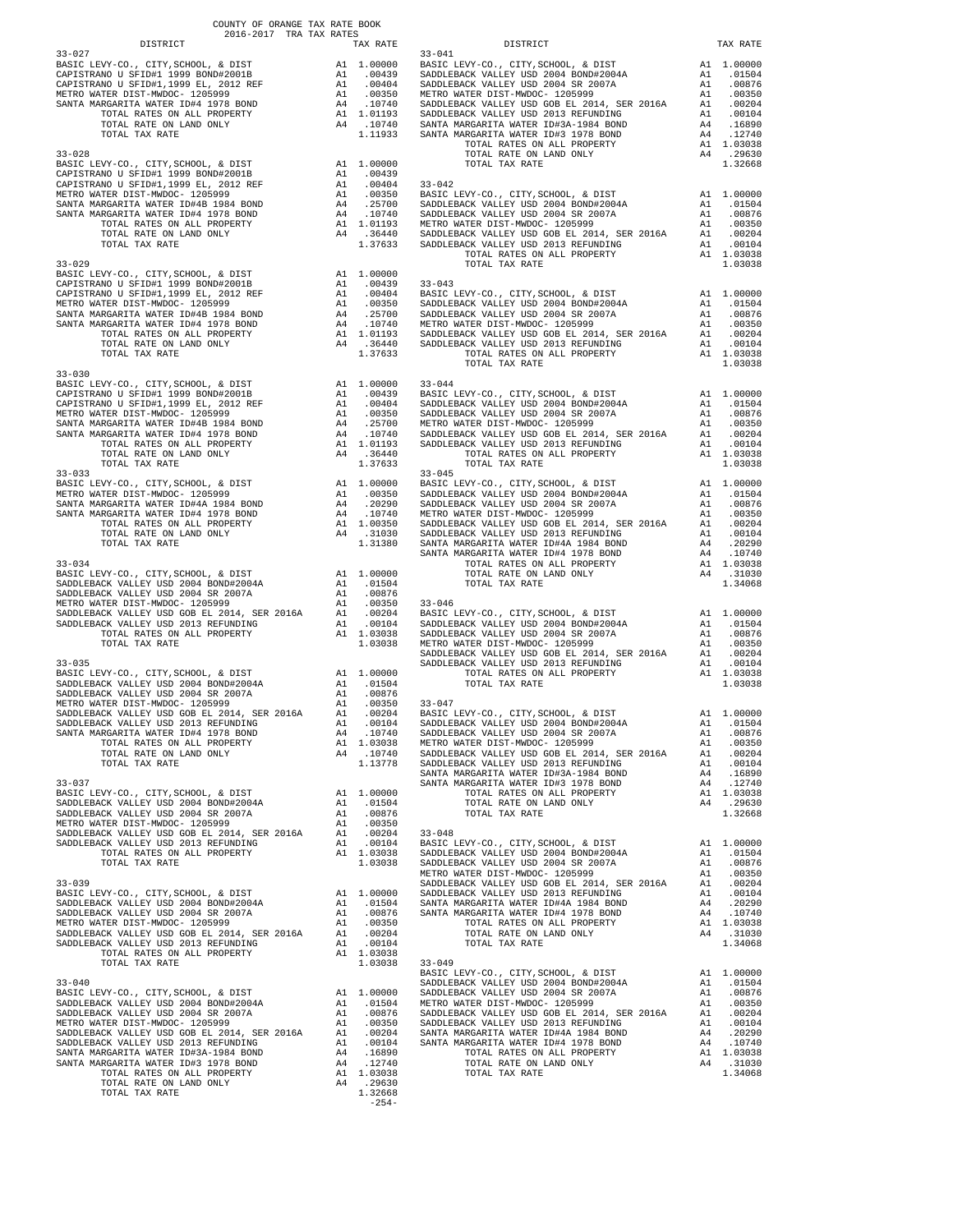COUNTY OF ORANGE TAX RATE BOOK
2016-2017 TRA TAX RATES

| DISTRICT | | TAX RATE |
|---|---|---|
| **33-027** | | |
| BASIC LEVY-CO., CITY,SCHOOL, & DIST | A1 | 1.00000 |
| CAPISTRANO U SFID#1 1999 BOND#2001B | A1 | .00439 |
| CAPISTRANO U SFID#1,1999 EL, 2012 REF | A1 | .00404 |
| METRO WATER DIST-MWDOC- 1205999 | A1 | .00350 |
| SANTA MARGARITA WATER ID#4 1978 BOND | A4 | .10740 |
| TOTAL RATES ON ALL PROPERTY | A1 | 1.01193 |
| TOTAL RATE ON LAND ONLY | A4 | .10740 |
| TOTAL TAX RATE | | 1.11933 |
| **33-028** | | |
| BASIC LEVY-CO., CITY,SCHOOL, & DIST | A1 | 1.00000 |
| CAPISTRANO U SFID#1 1999 BOND#2001B | A1 | .00439 |
| CAPISTRANO U SFID#1,1999 EL, 2012 REF | A1 | .00404 |
| METRO WATER DIST-MWDOC- 1205999 | A1 | .00350 |
| SANTA MARGARITA WATER ID#4B 1984 BOND | A4 | .25700 |
| SANTA MARGARITA WATER ID#4 1978 BOND | A4 | .10740 |
| TOTAL RATES ON ALL PROPERTY | A1 | 1.01193 |
| TOTAL RATE ON LAND ONLY | A4 | .36440 |
| TOTAL TAX RATE | | 1.37633 |
| **33-029** | | |
| BASIC LEVY-CO., CITY,SCHOOL, & DIST | A1 | 1.00000 |
| CAPISTRANO U SFID#1 1999 BOND#2001B | A1 | .00439 |
| CAPISTRANO U SFID#1,1999 EL, 2012 REF | A1 | .00404 |
| METRO WATER DIST-MWDOC- 1205999 | A1 | .00350 |
| SANTA MARGARITA WATER ID#4B 1984 BOND | A4 | .25700 |
| SANTA MARGARITA WATER ID#4 1978 BOND | A4 | .10740 |
| TOTAL RATES ON ALL PROPERTY | A1 | 1.01193 |
| TOTAL RATE ON LAND ONLY | A4 | .36440 |
| TOTAL TAX RATE | | 1.37633 |
| **33-030** | | |
| BASIC LEVY-CO., CITY,SCHOOL, & DIST | A1 | 1.00000 |
| CAPISTRANO U SFID#1 1999 BOND#2001B | A1 | .00439 |
| CAPISTRANO U SFID#1,1999 EL, 2012 REF | A1 | .00404 |
| METRO WATER DIST-MWDOC- 1205999 | A1 | .00350 |
| SANTA MARGARITA WATER ID#4B 1984 BOND | A4 | .25700 |
| SANTA MARGARITA WATER ID#4 1978 BOND | A4 | .10740 |
| TOTAL RATES ON ALL PROPERTY | A1 | 1.01193 |
| TOTAL RATE ON LAND ONLY | A4 | .36440 |
| TOTAL TAX RATE | | 1.37633 |
| **33-033** | | |
| BASIC LEVY-CO., CITY,SCHOOL, & DIST | A1 | 1.00000 |
| METRO WATER DIST-MWDOC- 1205999 | A1 | .00350 |
| SANTA MARGARITA WATER ID#4A 1984 BOND | A4 | .20290 |
| SANTA MARGARITA WATER ID#4 1978 BOND | A4 | .10740 |
| TOTAL RATES ON ALL PROPERTY | A1 | 1.00350 |
| TOTAL RATE ON LAND ONLY | A4 | .31030 |
| TOTAL TAX RATE | | 1.31380 |
| **33-034** | | |
| BASIC LEVY-CO., CITY,SCHOOL, & DIST | A1 | 1.00000 |
| SADDLEBACK VALLEY USD 2004 BOND#2004A | A1 | .01504 |
| SADDLEBACK VALLEY USD 2004 SR 2007A | A1 | .00876 |
| METRO WATER DIST-MWDOC- 1205999 | A1 | .00350 |
| SADDLEBACK VALLEY USD GOB EL 2014, SER 2016A | A1 | .00204 |
| SADDLEBACK VALLEY USD 2013 REFUNDING | A1 | .00104 |
| TOTAL RATES ON ALL PROPERTY | A1 | 1.03038 |
| TOTAL TAX RATE | | 1.03038 |
| **33-035** | | |
| BASIC LEVY-CO., CITY,SCHOOL, & DIST | A1 | 1.00000 |
| SADDLEBACK VALLEY USD 2004 BOND#2004A | A1 | .01504 |
| SADDLEBACK VALLEY USD 2004 SR 2007A | A1 | .00876 |
| METRO WATER DIST-MWDOC- 1205999 | A1 | .00350 |
| SADDLEBACK VALLEY USD GOB EL 2014, SER 2016A | A1 | .00204 |
| SADDLEBACK VALLEY USD 2013 REFUNDING | A1 | .00104 |
| SANTA MARGARITA WATER ID#4 1978 BOND | A4 | .10740 |
| TOTAL RATES ON ALL PROPERTY | A1 | 1.03038 |
| TOTAL RATE ON LAND ONLY | A4 | .10740 |
| TOTAL TAX RATE | | 1.13778 |
| **33-037** | | |
| BASIC LEVY-CO., CITY,SCHOOL, & DIST | A1 | 1.00000 |
| SADDLEBACK VALLEY USD 2004 BOND#2004A | A1 | .01504 |
| SADDLEBACK VALLEY USD 2004 SR 2007A | A1 | .00876 |
| METRO WATER DIST-MWDOC- 1205999 | A1 | .00350 |
| SADDLEBACK VALLEY USD GOB EL 2014, SER 2016A | A1 | .00204 |
| SADDLEBACK VALLEY USD 2013 REFUNDING | A1 | .00104 |
| TOTAL RATES ON ALL PROPERTY | A1 | 1.03038 |
| TOTAL TAX RATE | | 1.03038 |
| **33-039** | | |
| BASIC LEVY-CO., CITY,SCHOOL, & DIST | A1 | 1.00000 |
| SADDLEBACK VALLEY USD 2004 BOND#2004A | A1 | .01504 |
| SADDLEBACK VALLEY USD 2004 SR 2007A | A1 | .00876 |
| METRO WATER DIST-MWDOC- 1205999 | A1 | .00350 |
| SADDLEBACK VALLEY USD GOB EL 2014, SER 2016A | A1 | .00204 |
| SADDLEBACK VALLEY USD 2013 REFUNDING | A1 | .00104 |
| TOTAL RATES ON ALL PROPERTY | A1 | 1.03038 |
| TOTAL TAX RATE | | 1.03038 |
| **33-040** | | |
| BASIC LEVY-CO., CITY,SCHOOL, & DIST | A1 | 1.00000 |
| SADDLEBACK VALLEY USD 2004 BOND#2004A | A1 | .01504 |
| SADDLEBACK VALLEY USD 2004 SR 2007A | A1 | .00876 |
| METRO WATER DIST-MWDOC- 1205999 | A1 | .00350 |
| SADDLEBACK VALLEY USD GOB EL 2014, SER 2016A | A1 | .00204 |
| SADDLEBACK VALLEY USD 2013 REFUNDING | A1 | .00104 |
| SANTA MARGARITA WATER ID#3A-1984 BOND | A4 | .16890 |
| SANTA MARGARITA WATER ID#3 1978 BOND | A4 | .12740 |
| TOTAL RATES ON ALL PROPERTY | A1 | 1.03038 |
| TOTAL RATE ON LAND ONLY | A4 | .29630 |
| TOTAL TAX RATE | | 1.32668 |
| **33-041** | | |
| BASIC LEVY-CO., CITY,SCHOOL, & DIST | A1 | 1.00000 |
| SADDLEBACK VALLEY USD 2004 BOND#2004A | A1 | .01504 |
| SADDLEBACK VALLEY USD 2004 SR 2007A | A1 | .00876 |
| METRO WATER DIST-MWDOC- 1205999 | A1 | .00350 |
| SADDLEBACK VALLEY USD GOB EL 2014, SER 2016A | A1 | .00204 |
| SADDLEBACK VALLEY USD 2013 REFUNDING | A1 | .00104 |
| SANTA MARGARITA WATER ID#3A-1984 BOND | A4 | .16890 |
| SANTA MARGARITA WATER ID#3 1978 BOND | A4 | .12740 |
| TOTAL RATES ON ALL PROPERTY | A1 | 1.03038 |
| TOTAL RATE ON LAND ONLY | A4 | .29630 |
| TOTAL TAX RATE | | 1.32668 |
| **33-042** | | |
| BASIC LEVY-CO., CITY,SCHOOL, & DIST | A1 | 1.00000 |
| SADDLEBACK VALLEY USD 2004 BOND#2004A | A1 | .01504 |
| SADDLEBACK VALLEY USD 2004 SR 2007A | A1 | .00876 |
| METRO WATER DIST-MWDOC- 1205999 | A1 | .00350 |
| SADDLEBACK VALLEY USD GOB EL 2014, SER 2016A | A1 | .00204 |
| SADDLEBACK VALLEY USD 2013 REFUNDING | A1 | .00104 |
| TOTAL RATES ON ALL PROPERTY | A1 | 1.03038 |
| TOTAL TAX RATE | | 1.03038 |
| **33-043** | | |
| BASIC LEVY-CO., CITY,SCHOOL, & DIST | A1 | 1.00000 |
| SADDLEBACK VALLEY USD 2004 BOND#2004A | A1 | .01504 |
| SADDLEBACK VALLEY USD 2004 SR 2007A | A1 | .00876 |
| METRO WATER DIST-MWDOC- 1205999 | A1 | .00350 |
| SADDLEBACK VALLEY USD GOB EL 2014, SER 2016A | A1 | .00204 |
| SADDLEBACK VALLEY USD 2013 REFUNDING | A1 | .00104 |
| TOTAL RATES ON ALL PROPERTY | A1 | 1.03038 |
| TOTAL TAX RATE | | 1.03038 |
| **33-044** | | |
| BASIC LEVY-CO., CITY,SCHOOL, & DIST | A1 | 1.00000 |
| SADDLEBACK VALLEY USD 2004 BOND#2004A | A1 | .01504 |
| SADDLEBACK VALLEY USD 2004 SR 2007A | A1 | .00876 |
| METRO WATER DIST-MWDOC- 1205999 | A1 | .00350 |
| SADDLEBACK VALLEY USD GOB EL 2014, SER 2016A | A1 | .00204 |
| SADDLEBACK VALLEY USD 2013 REFUNDING | A1 | .00104 |
| TOTAL RATES ON ALL PROPERTY | A1 | 1.03038 |
| TOTAL TAX RATE | | 1.03038 |
| **33-045** | | |
| BASIC LEVY-CO., CITY,SCHOOL, & DIST | A1 | 1.00000 |
| SADDLEBACK VALLEY USD 2004 BOND#2004A | A1 | .01504 |
| SADDLEBACK VALLEY USD 2004 SR 2007A | A1 | .00876 |
| METRO WATER DIST-MWDOC- 1205999 | A1 | .00350 |
| SADDLEBACK VALLEY USD GOB EL 2014, SER 2016A | A1 | .00204 |
| SADDLEBACK VALLEY USD 2013 REFUNDING | A1 | .00104 |
| SANTA MARGARITA WATER ID#4A 1984 BOND | A4 | .20290 |
| SANTA MARGARITA WATER ID#4 1978 BOND | A4 | .10740 |
| TOTAL RATES ON ALL PROPERTY | A1 | 1.03038 |
| TOTAL RATE ON LAND ONLY | A4 | .31030 |
| TOTAL TAX RATE | | 1.34068 |
| **33-046** | | |
| BASIC LEVY-CO., CITY,SCHOOL, & DIST | A1 | 1.00000 |
| SADDLEBACK VALLEY USD 2004 BOND#2004A | A1 | .01504 |
| SADDLEBACK VALLEY USD 2004 SR 2007A | A1 | .00876 |
| METRO WATER DIST-MWDOC- 1205999 | A1 | .00350 |
| SADDLEBACK VALLEY USD GOB EL 2014, SER 2016A | A1 | .00204 |
| SADDLEBACK VALLEY USD 2013 REFUNDING | A1 | .00104 |
| TOTAL RATES ON ALL PROPERTY | A1 | 1.03038 |
| TOTAL TAX RATE | | 1.03038 |
| **33-047** | | |
| BASIC LEVY-CO., CITY,SCHOOL, & DIST | A1 | 1.00000 |
| SADDLEBACK VALLEY USD 2004 BOND#2004A | A1 | .01504 |
| SADDLEBACK VALLEY USD 2004 SR 2007A | A1 | .00876 |
| METRO WATER DIST-MWDOC- 1205999 | A1 | .00350 |
| SADDLEBACK VALLEY USD GOB EL 2014, SER 2016A | A1 | .00204 |
| SADDLEBACK VALLEY USD 2013 REFUNDING | A1 | .00104 |
| SANTA MARGARITA WATER ID#3A-1984 BOND | A4 | .16890 |
| SANTA MARGARITA WATER ID#3 1978 BOND | A4 | .12740 |
| TOTAL RATES ON ALL PROPERTY | A1 | 1.03038 |
| TOTAL RATE ON LAND ONLY | A4 | .29630 |
| TOTAL TAX RATE | | 1.32668 |
| **33-048** | | |
| BASIC LEVY-CO., CITY,SCHOOL, & DIST | A1 | 1.00000 |
| SADDLEBACK VALLEY USD 2004 BOND#2004A | A1 | .01504 |
| SADDLEBACK VALLEY USD 2004 SR 2007A | A1 | .00876 |
| METRO WATER DIST-MWDOC- 1205999 | A1 | .00350 |
| SADDLEBACK VALLEY USD GOB EL 2014, SER 2016A | A1 | .00204 |
| SADDLEBACK VALLEY USD 2013 REFUNDING | A1 | .00104 |
| SANTA MARGARITA WATER ID#4A 1984 BOND | A4 | .20290 |
| SANTA MARGARITA WATER ID#4 1978 BOND | A4 | .10740 |
| TOTAL RATES ON ALL PROPERTY | A1 | 1.03038 |
| TOTAL RATE ON LAND ONLY | A4 | .31030 |
| TOTAL TAX RATE | | 1.34068 |
| **33-049** | | |
| BASIC LEVY-CO., CITY,SCHOOL, & DIST | A1 | 1.00000 |
| SADDLEBACK VALLEY USD 2004 BOND#2004A | A1 | .01504 |
| SADDLEBACK VALLEY USD 2004 SR 2007A | A1 | .00876 |
| METRO WATER DIST-MWDOC- 1205999 | A1 | .00350 |
| SADDLEBACK VALLEY USD GOB EL 2014, SER 2016A | A1 | .00204 |
| SADDLEBACK VALLEY USD 2013 REFUNDING | A1 | .00104 |
| SANTA MARGARITA WATER ID#4A 1984 BOND | A4 | .20290 |
| SANTA MARGARITA WATER ID#4 1978 BOND | A4 | .10740 |
| TOTAL RATES ON ALL PROPERTY | A1 | 1.03038 |
| TOTAL RATE ON LAND ONLY | A4 | .31030 |
| TOTAL TAX RATE | | 1.34068 |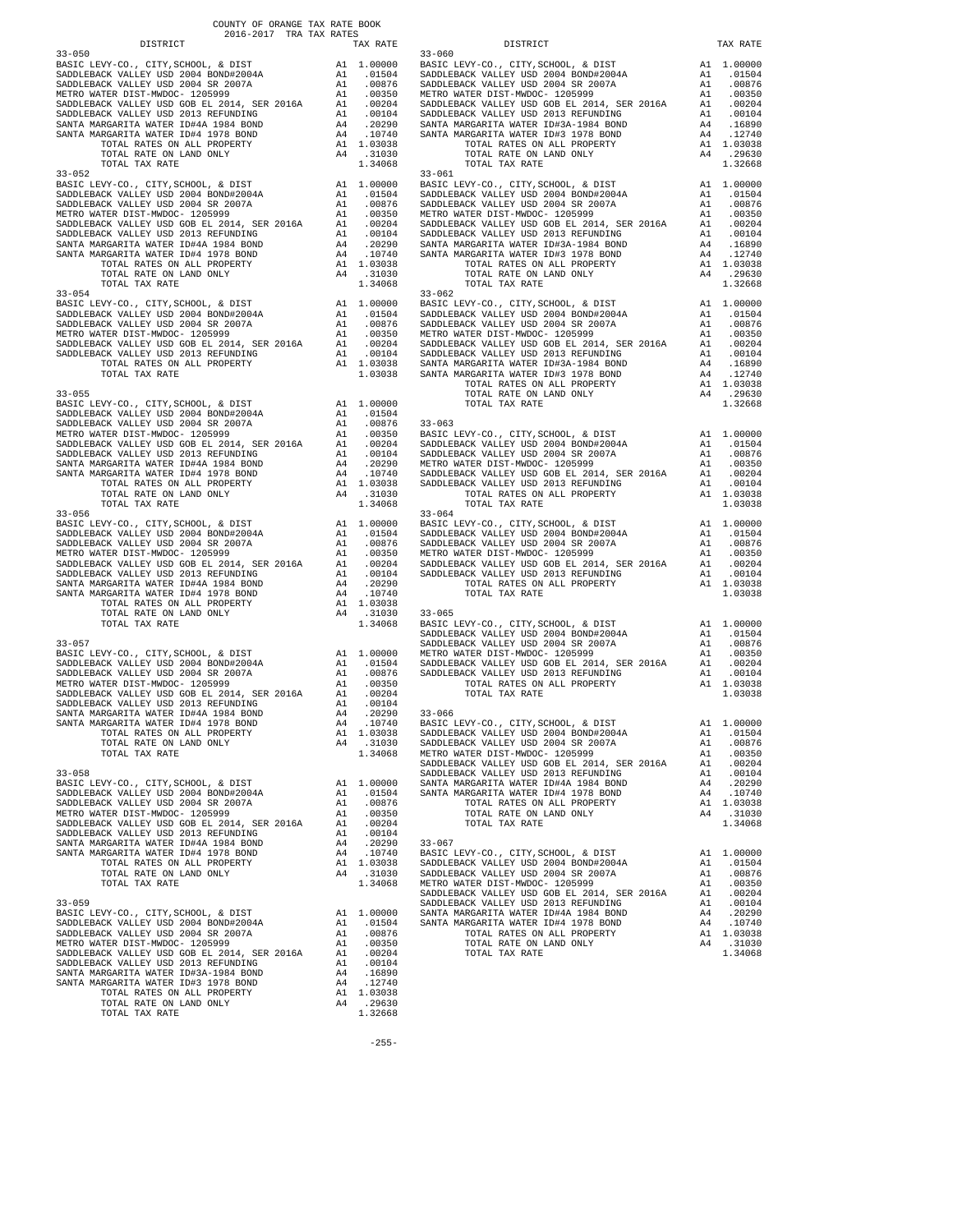COUNTY OF ORANGE TAX RATE BOOK
2016-2017 TRA TAX RATES

| DISTRICT | | TAX RATE |
|---|---|---|
| **33-050** | | |
| BASIC LEVY-CO., CITY,SCHOOL, & DIST | A1 | 1.00000 |
| SADDLEBACK VALLEY USD 2004 BOND#2004A | A1 | .01504 |
| SADDLEBACK VALLEY USD 2004 SR 2007A | A1 | .00876 |
| METRO WATER DIST-MWDOC- 1205999 | A1 | .00350 |
| SADDLEBACK VALLEY USD GOB EL 2014, SER 2016A | A1 | .00204 |
| SADDLEBACK VALLEY USD 2013 REFUNDING | A1 | .00104 |
| SANTA MARGARITA WATER ID#4A 1984 BOND | A4 | .20290 |
| SANTA MARGARITA WATER ID#4 1978 BOND | A4 | .10740 |
| TOTAL RATES ON ALL PROPERTY | A1 | 1.03038 |
| TOTAL RATE ON LAND ONLY | A4 | .31030 |
| TOTAL TAX RATE | | 1.34068 |
| **33-052** | | |
| BASIC LEVY-CO., CITY,SCHOOL, & DIST | A1 | 1.00000 |
| SADDLEBACK VALLEY USD 2004 BOND#2004A | A1 | .01504 |
| SADDLEBACK VALLEY USD 2004 SR 2007A | A1 | .00876 |
| METRO WATER DIST-MWDOC- 1205999 | A1 | .00350 |
| SADDLEBACK VALLEY USD GOB EL 2014, SER 2016A | A1 | .00204 |
| SADDLEBACK VALLEY USD 2013 REFUNDING | A1 | .00104 |
| SANTA MARGARITA WATER ID#4A 1984 BOND | A4 | .20290 |
| SANTA MARGARITA WATER ID#4 1978 BOND | A4 | .10740 |
| TOTAL RATES ON ALL PROPERTY | A1 | 1.03038 |
| TOTAL RATE ON LAND ONLY | A4 | .31030 |
| TOTAL TAX RATE | | 1.34068 |
| **33-054** | | |
| BASIC LEVY-CO., CITY,SCHOOL, & DIST | A1 | 1.00000 |
| SADDLEBACK VALLEY USD 2004 BOND#2004A | A1 | .01504 |
| SADDLEBACK VALLEY USD 2004 SR 2007A | A1 | .00876 |
| METRO WATER DIST-MWDOC- 1205999 | A1 | .00350 |
| SADDLEBACK VALLEY USD GOB EL 2014, SER 2016A | A1 | .00204 |
| SADDLEBACK VALLEY USD 2013 REFUNDING | A1 | .00104 |
| TOTAL RATES ON ALL PROPERTY | A1 | 1.03038 |
| TOTAL TAX RATE | | 1.03038 |
| **33-055** | | |
| BASIC LEVY-CO., CITY,SCHOOL, & DIST | A1 | 1.00000 |
| SADDLEBACK VALLEY USD 2004 BOND#2004A | A1 | .01504 |
| SADDLEBACK VALLEY USD 2004 SR 2007A | A1 | .00876 |
| METRO WATER DIST-MWDOC- 1205999 | A1 | .00350 |
| SADDLEBACK VALLEY USD GOB EL 2014, SER 2016A | A1 | .00204 |
| SADDLEBACK VALLEY USD 2013 REFUNDING | A1 | .00104 |
| SANTA MARGARITA WATER ID#4A 1984 BOND | A4 | .20290 |
| SANTA MARGARITA WATER ID#4 1978 BOND | A4 | .10740 |
| TOTAL RATES ON ALL PROPERTY | A1 | 1.03038 |
| TOTAL RATE ON LAND ONLY | A4 | .31030 |
| TOTAL TAX RATE | | 1.34068 |
| **33-056** | | |
| BASIC LEVY-CO., CITY,SCHOOL, & DIST | A1 | 1.00000 |
| SADDLEBACK VALLEY USD 2004 BOND#2004A | A1 | .01504 |
| SADDLEBACK VALLEY USD 2004 SR 2007A | A1 | .00876 |
| METRO WATER DIST-MWDOC- 1205999 | A1 | .00350 |
| SADDLEBACK VALLEY USD GOB EL 2014, SER 2016A | A1 | .00204 |
| SADDLEBACK VALLEY USD 2013 REFUNDING | A1 | .00104 |
| SANTA MARGARITA WATER ID#4A 1984 BOND | A4 | .20290 |
| SANTA MARGARITA WATER ID#4 1978 BOND | A4 | .10740 |
| TOTAL RATES ON ALL PROPERTY | A1 | 1.03038 |
| TOTAL RATE ON LAND ONLY | A4 | .31030 |
| TOTAL TAX RATE | | 1.34068 |
| **33-057** | | |
| BASIC LEVY-CO., CITY,SCHOOL, & DIST | A1 | 1.00000 |
| SADDLEBACK VALLEY USD 2004 BOND#2004A | A1 | .01504 |
| SADDLEBACK VALLEY USD 2004 SR 2007A | A1 | .00876 |
| METRO WATER DIST-MWDOC- 1205999 | A1 | .00350 |
| SADDLEBACK VALLEY USD GOB EL 2014, SER 2016A | A1 | .00204 |
| SADDLEBACK VALLEY USD 2013 REFUNDING | A1 | .00104 |
| SANTA MARGARITA WATER ID#4A 1984 BOND | A4 | .20290 |
| SANTA MARGARITA WATER ID#4 1978 BOND | A4 | .10740 |
| TOTAL RATES ON ALL PROPERTY | A1 | 1.03038 |
| TOTAL RATE ON LAND ONLY | A4 | .31030 |
| TOTAL TAX RATE | | 1.34068 |
| **33-058** | | |
| BASIC LEVY-CO., CITY,SCHOOL, & DIST | A1 | 1.00000 |
| SADDLEBACK VALLEY USD 2004 BOND#2004A | A1 | .01504 |
| SADDLEBACK VALLEY USD 2004 SR 2007A | A1 | .00876 |
| METRO WATER DIST-MWDOC- 1205999 | A1 | .00350 |
| SADDLEBACK VALLEY USD GOB EL 2014, SER 2016A | A1 | .00204 |
| SADDLEBACK VALLEY USD 2013 REFUNDING | A1 | .00104 |
| SANTA MARGARITA WATER ID#4A 1984 BOND | A4 | .20290 |
| SANTA MARGARITA WATER ID#4 1978 BOND | A4 | .10740 |
| TOTAL RATES ON ALL PROPERTY | A1 | 1.03038 |
| TOTAL RATE ON LAND ONLY | A4 | .31030 |
| TOTAL TAX RATE | | 1.34068 |
| **33-059** | | |
| BASIC LEVY-CO., CITY,SCHOOL, & DIST | A1 | 1.00000 |
| SADDLEBACK VALLEY USD 2004 BOND#2004A | A1 | .01504 |
| SADDLEBACK VALLEY USD 2004 SR 2007A | A1 | .00876 |
| METRO WATER DIST-MWDOC- 1205999 | A1 | .00350 |
| SADDLEBACK VALLEY USD GOB EL 2014, SER 2016A | A1 | .00204 |
| SADDLEBACK VALLEY USD 2013 REFUNDING | A1 | .00104 |
| SANTA MARGARITA WATER ID#3A-1984 BOND | A4 | .16890 |
| SANTA MARGARITA WATER ID#3 1978 BOND | A4 | .12740 |
| TOTAL RATES ON ALL PROPERTY | A1 | 1.03038 |
| TOTAL RATE ON LAND ONLY | A4 | .29630 |
| TOTAL TAX RATE | | 1.32668 |
| **33-060** | | |
| BASIC LEVY-CO., CITY,SCHOOL, & DIST | A1 | 1.00000 |
| SADDLEBACK VALLEY USD 2004 BOND#2004A | A1 | .01504 |
| SADDLEBACK VALLEY USD 2004 SR 2007A | A1 | .00876 |
| METRO WATER DIST-MWDOC- 1205999 | A1 | .00350 |
| SADDLEBACK VALLEY USD GOB EL 2014, SER 2016A | A1 | .00204 |
| SADDLEBACK VALLEY USD 2013 REFUNDING | A1 | .00104 |
| SANTA MARGARITA WATER ID#3A-1984 BOND | A4 | .16890 |
| SANTA MARGARITA WATER ID#3 1978 BOND | A4 | .12740 |
| TOTAL RATES ON ALL PROPERTY | A1 | 1.03038 |
| TOTAL RATE ON LAND ONLY | A4 | .29630 |
| TOTAL TAX RATE | | 1.32668 |
| **33-061** | | |
| BASIC LEVY-CO., CITY,SCHOOL, & DIST | A1 | 1.00000 |
| SADDLEBACK VALLEY USD 2004 BOND#2004A | A1 | .01504 |
| SADDLEBACK VALLEY USD 2004 SR 2007A | A1 | .00876 |
| METRO WATER DIST-MWDOC- 1205999 | A1 | .00350 |
| SADDLEBACK VALLEY USD GOB EL 2014, SER 2016A | A1 | .00204 |
| SADDLEBACK VALLEY USD 2013 REFUNDING | A1 | .00104 |
| SANTA MARGARITA WATER ID#3A-1984 BOND | A4 | .16890 |
| SANTA MARGARITA WATER ID#3 1978 BOND | A4 | .12740 |
| TOTAL RATES ON ALL PROPERTY | A1 | 1.03038 |
| TOTAL RATE ON LAND ONLY | A4 | .29630 |
| TOTAL TAX RATE | | 1.32668 |
| **33-062** | | |
| BASIC LEVY-CO., CITY,SCHOOL, & DIST | A1 | 1.00000 |
| SADDLEBACK VALLEY USD 2004 BOND#2004A | A1 | .01504 |
| SADDLEBACK VALLEY USD 2004 SR 2007A | A1 | .00876 |
| METRO WATER DIST-MWDOC- 1205999 | A1 | .00350 |
| SADDLEBACK VALLEY USD GOB EL 2014, SER 2016A | A1 | .00204 |
| SADDLEBACK VALLEY USD 2013 REFUNDING | A1 | .00104 |
| SANTA MARGARITA WATER ID#3A-1984 BOND | A4 | .16890 |
| SANTA MARGARITA WATER ID#3 1978 BOND | A4 | .12740 |
| TOTAL RATES ON ALL PROPERTY | A1 | 1.03038 |
| TOTAL RATE ON LAND ONLY | A4 | .29630 |
| TOTAL TAX RATE | | 1.32668 |
| **33-063** | | |
| BASIC LEVY-CO., CITY,SCHOOL, & DIST | A1 | 1.00000 |
| SADDLEBACK VALLEY USD 2004 BOND#2004A | A1 | .01504 |
| SADDLEBACK VALLEY USD 2004 SR 2007A | A1 | .00876 |
| METRO WATER DIST-MWDOC- 1205999 | A1 | .00350 |
| SADDLEBACK VALLEY USD GOB EL 2014, SER 2016A | A1 | .00204 |
| SADDLEBACK VALLEY USD 2013 REFUNDING | A1 | .00104 |
| TOTAL RATES ON ALL PROPERTY | A1 | 1.03038 |
| TOTAL TAX RATE | | 1.03038 |
| **33-064** | | |
| BASIC LEVY-CO., CITY,SCHOOL, & DIST | A1 | 1.00000 |
| SADDLEBACK VALLEY USD 2004 BOND#2004A | A1 | .01504 |
| SADDLEBACK VALLEY USD 2004 SR 2007A | A1 | .00876 |
| METRO WATER DIST-MWDOC- 1205999 | A1 | .00350 |
| SADDLEBACK VALLEY USD GOB EL 2014, SER 2016A | A1 | .00204 |
| SADDLEBACK VALLEY USD 2013 REFUNDING | A1 | .00104 |
| TOTAL RATES ON ALL PROPERTY | A1 | 1.03038 |
| TOTAL TAX RATE | | 1.03038 |
| **33-065** | | |
| BASIC LEVY-CO., CITY,SCHOOL, & DIST | A1 | 1.00000 |
| SADDLEBACK VALLEY USD 2004 BOND#2004A | A1 | .01504 |
| SADDLEBACK VALLEY USD 2004 SR 2007A | A1 | .00876 |
| METRO WATER DIST-MWDOC- 1205999 | A1 | .00350 |
| SADDLEBACK VALLEY USD GOB EL 2014, SER 2016A | A1 | .00204 |
| SADDLEBACK VALLEY USD 2013 REFUNDING | A1 | .00104 |
| TOTAL RATES ON ALL PROPERTY | A1 | 1.03038 |
| TOTAL TAX RATE | | 1.03038 |
| **33-066** | | |
| BASIC LEVY-CO., CITY,SCHOOL, & DIST | A1 | 1.00000 |
| SADDLEBACK VALLEY USD 2004 BOND#2004A | A1 | .01504 |
| SADDLEBACK VALLEY USD 2004 SR 2007A | A1 | .00876 |
| METRO WATER DIST-MWDOC- 1205999 | A1 | .00350 |
| SADDLEBACK VALLEY USD GOB EL 2014, SER 2016A | A1 | .00204 |
| SADDLEBACK VALLEY USD 2013 REFUNDING | A1 | .00104 |
| SANTA MARGARITA WATER ID#4A 1984 BOND | A4 | .20290 |
| SANTA MARGARITA WATER ID#4 1978 BOND | A4 | .10740 |
| TOTAL RATES ON ALL PROPERTY | A1 | 1.03038 |
| TOTAL RATE ON LAND ONLY | A4 | .31030 |
| TOTAL TAX RATE | | 1.34068 |
| **33-067** | | |
| BASIC LEVY-CO., CITY,SCHOOL, & DIST | A1 | 1.00000 |
| SADDLEBACK VALLEY USD 2004 BOND#2004A | A1 | .01504 |
| SADDLEBACK VALLEY USD 2004 SR 2007A | A1 | .00876 |
| METRO WATER DIST-MWDOC- 1205999 | A1 | .00350 |
| SADDLEBACK VALLEY USD GOB EL 2014, SER 2016A | A1 | .00204 |
| SADDLEBACK VALLEY USD 2013 REFUNDING | A1 | .00104 |
| SANTA MARGARITA WATER ID#4A 1984 BOND | A4 | .20290 |
| SANTA MARGARITA WATER ID#4 1978 BOND | A4 | .10740 |
| TOTAL RATES ON ALL PROPERTY | A1 | 1.03038 |
| TOTAL RATE ON LAND ONLY | A4 | .31030 |
| TOTAL TAX RATE | | 1.34068 |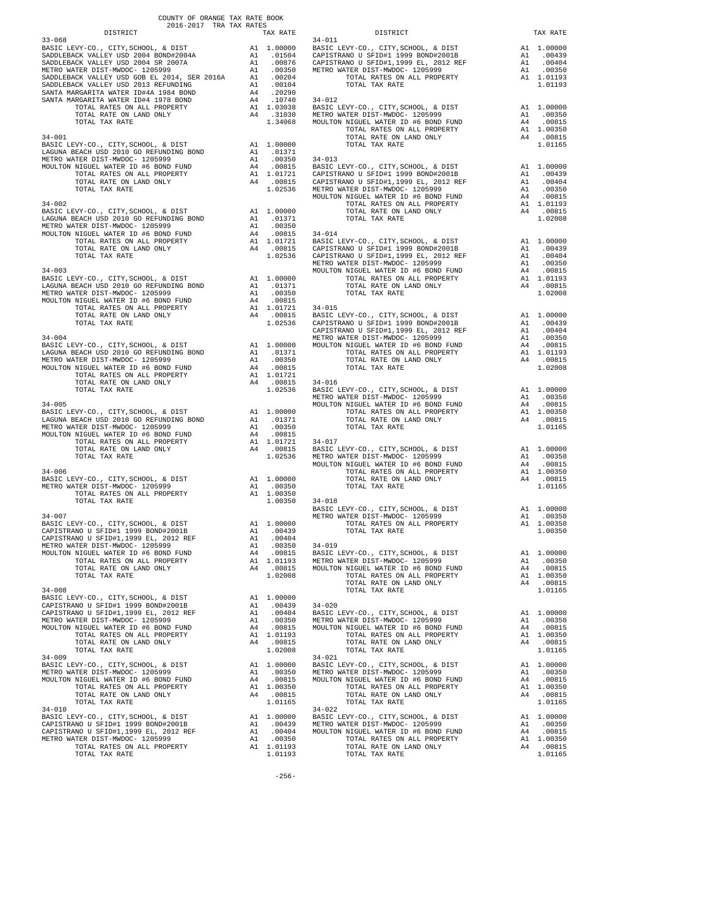COUNTY OF ORANGE TAX RATE BOOK
2016-2017 TRA TAX RATES

| DISTRICT | | TAX RATE |
|---|---|---|
| **33-068** | | |
| BASIC LEVY-CO., CITY,SCHOOL, & DIST | A1 | 1.00000 |
| SADDLEBACK VALLEY USD 2004 BOND#2004A | A1 | .01504 |
| SADDLEBACK VALLEY USD 2004 SR 2007A | A1 | .00876 |
| METRO WATER DIST-MWDOC- 1205999 | A1 | .00350 |
| SADDLEBACK VALLEY USD GOB EL 2014, SER 2016A | A1 | .00204 |
| SADDLEBACK VALLEY USD 2013 REFUNDING | A1 | .00104 |
| SANTA MARGARITA WATER ID#4A 1984 BOND | A4 | .20290 |
| SANTA MARGARITA WATER ID#4 1978 BOND | A4 | .10740 |
| TOTAL RATES ON ALL PROPERTY | A1 | 1.03038 |
| TOTAL RATE ON LAND ONLY | A4 | .31030 |
| TOTAL TAX RATE | | 1.34068 |
| **34-001** | | |
| BASIC LEVY-CO., CITY,SCHOOL, & DIST | A1 | 1.00000 |
| LAGUNA BEACH USD 2010 GO REFUNDING BOND | A1 | .01371 |
| METRO WATER DIST-MWDOC- 1205999 | A1 | .00350 |
| MOULTON NIGUEL WATER ID #6 BOND FUND | A4 | .00815 |
| TOTAL RATES ON ALL PROPERTY | A1 | 1.01721 |
| TOTAL RATE ON LAND ONLY | A4 | .00815 |
| TOTAL TAX RATE | | 1.02536 |
| **34-002** | | |
| BASIC LEVY-CO., CITY,SCHOOL, & DIST | A1 | 1.00000 |
| LAGUNA BEACH USD 2010 GO REFUNDING BOND | A1 | .01371 |
| METRO WATER DIST-MWDOC- 1205999 | A1 | .00350 |
| MOULTON NIGUEL WATER ID #6 BOND FUND | A4 | .00815 |
| TOTAL RATES ON ALL PROPERTY | A1 | 1.01721 |
| TOTAL RATE ON LAND ONLY | A4 | .00815 |
| TOTAL TAX RATE | | 1.02536 |
| **34-003** | | |
| BASIC LEVY-CO., CITY,SCHOOL, & DIST | A1 | 1.00000 |
| LAGUNA BEACH USD 2010 GO REFUNDING BOND | A1 | .01371 |
| METRO WATER DIST-MWDOC- 1205999 | A1 | .00350 |
| MOULTON NIGUEL WATER ID #6 BOND FUND | A4 | .00815 |
| TOTAL RATES ON ALL PROPERTY | A1 | 1.01721 |
| TOTAL RATE ON LAND ONLY | A4 | .00815 |
| TOTAL TAX RATE | | 1.02536 |
| **34-004** | | |
| BASIC LEVY-CO., CITY,SCHOOL, & DIST | A1 | 1.00000 |
| LAGUNA BEACH USD 2010 GO REFUNDING BOND | A1 | .01371 |
| METRO WATER DIST-MWDOC- 1205999 | A1 | .00350 |
| MOULTON NIGUEL WATER ID #6 BOND FUND | A4 | .00815 |
| TOTAL RATES ON ALL PROPERTY | A1 | 1.01721 |
| TOTAL RATE ON LAND ONLY | A4 | .00815 |
| TOTAL TAX RATE | | 1.02536 |
| **34-005** | | |
| BASIC LEVY-CO., CITY,SCHOOL, & DIST | A1 | 1.00000 |
| LAGUNA BEACH USD 2010 GO REFUNDING BOND | A1 | .01371 |
| METRO WATER DIST-MWDOC- 1205999 | A1 | .00350 |
| MOULTON NIGUEL WATER ID #6 BOND FUND | A4 | .00815 |
| TOTAL RATES ON ALL PROPERTY | A1 | 1.01721 |
| TOTAL RATE ON LAND ONLY | A4 | .00815 |
| TOTAL TAX RATE | | 1.02536 |
| **34-006** | | |
| BASIC LEVY-CO., CITY,SCHOOL, & DIST | A1 | 1.00000 |
| METRO WATER DIST-MWDOC- 1205999 | A1 | .00350 |
| TOTAL RATES ON ALL PROPERTY | A1 | 1.00350 |
| TOTAL TAX RATE | | 1.00350 |
| **34-007** | | |
| BASIC LEVY-CO., CITY,SCHOOL, & DIST | A1 | 1.00000 |
| CAPISTRANO U SFID#1 1999 BOND#2001B | A1 | .00439 |
| CAPISTRANO U SFID#1,1999 EL, 2012 REF | A1 | .00404 |
| METRO WATER DIST-MWDOC- 1205999 | A1 | .00350 |
| MOULTON NIGUEL WATER ID #6 BOND FUND | A4 | .00815 |
| TOTAL RATES ON ALL PROPERTY | A1 | 1.01193 |
| TOTAL RATE ON LAND ONLY | A4 | .00815 |
| TOTAL TAX RATE | | 1.02008 |
| **34-008** | | |
| BASIC LEVY-CO., CITY,SCHOOL, & DIST | A1 | 1.00000 |
| CAPISTRANO U SFID#1 1999 BOND#2001B | A1 | .00439 |
| CAPISTRANO U SFID#1,1999 EL, 2012 REF | A1 | .00404 |
| METRO WATER DIST-MWDOC- 1205999 | A1 | .00350 |
| MOULTON NIGUEL WATER ID #6 BOND FUND | A4 | .00815 |
| TOTAL RATES ON ALL PROPERTY | A1 | 1.01193 |
| TOTAL RATE ON LAND ONLY | A4 | .00815 |
| TOTAL TAX RATE | | 1.02008 |
| **34-009** | | |
| BASIC LEVY-CO., CITY,SCHOOL, & DIST | A1 | 1.00000 |
| METRO WATER DIST-MWDOC- 1205999 | A1 | .00350 |
| MOULTON NIGUEL WATER ID #6 BOND FUND | A4 | .00815 |
| TOTAL RATES ON ALL PROPERTY | A1 | 1.00350 |
| TOTAL RATE ON LAND ONLY | A4 | .00815 |
| TOTAL TAX RATE | | 1.01165 |
| **34-010** | | |
| BASIC LEVY-CO., CITY,SCHOOL, & DIST | A1 | 1.00000 |
| CAPISTRANO U SFID#1 1999 BOND#2001B | A1 | .00439 |
| CAPISTRANO U SFID#1,1999 EL, 2012 REF | A1 | .00404 |
| METRO WATER DIST-MWDOC- 1205999 | A1 | .00350 |
| TOTAL RATES ON ALL PROPERTY | A1 | 1.01193 |
| TOTAL TAX RATE | | 1.01193 |
| **34-011** | | |
| BASIC LEVY-CO., CITY,SCHOOL, & DIST | A1 | 1.00000 |
| CAPISTRANO U SFID#1 1999 BOND#2001B | A1 | .00439 |
| CAPISTRANO U SFID#1,1999 EL, 2012 REF | A1 | .00404 |
| METRO WATER DIST-MWDOC- 1205999 | A1 | .00350 |
| TOTAL RATES ON ALL PROPERTY | A1 | 1.01193 |
| TOTAL TAX RATE | | 1.01193 |
| **34-012** | | |
| BASIC LEVY-CO., CITY,SCHOOL, & DIST | A1 | 1.00000 |
| METRO WATER DIST-MWDOC- 1205999 | A1 | .00350 |
| MOULTON NIGUEL WATER ID #6 BOND FUND | A4 | .00815 |
| TOTAL RATES ON ALL PROPERTY | A1 | 1.00350 |
| TOTAL RATE ON LAND ONLY | A4 | .00815 |
| TOTAL TAX RATE | | 1.01165 |
| **34-013** | | |
| BASIC LEVY-CO., CITY,SCHOOL, & DIST | A1 | 1.00000 |
| CAPISTRANO U SFID#1 1999 BOND#2001B | A1 | .00439 |
| CAPISTRANO U SFID#1,1999 EL, 2012 REF | A1 | .00404 |
| METRO WATER DIST-MWDOC- 1205999 | A1 | .00350 |
| MOULTON NIGUEL WATER ID #6 BOND FUND | A4 | .00815 |
| TOTAL RATES ON ALL PROPERTY | A1 | 1.01193 |
| TOTAL RATE ON LAND ONLY | A4 | .00815 |
| TOTAL TAX RATE | | 1.02008 |
| **34-014** | | |
| BASIC LEVY-CO., CITY,SCHOOL, & DIST | A1 | 1.00000 |
| CAPISTRANO U SFID#1 1999 BOND#2001B | A1 | .00439 |
| CAPISTRANO U SFID#1,1999 EL, 2012 REF | A1 | .00404 |
| METRO WATER DIST-MWDOC- 1205999 | A1 | .00350 |
| MOULTON NIGUEL WATER ID #6 BOND FUND | A4 | .00815 |
| TOTAL RATES ON ALL PROPERTY | A1 | 1.01193 |
| TOTAL RATE ON LAND ONLY | A4 | .00815 |
| TOTAL TAX RATE | | 1.02008 |
| **34-015** | | |
| BASIC LEVY-CO., CITY,SCHOOL, & DIST | A1 | 1.00000 |
| CAPISTRANO U SFID#1 1999 BOND#2001B | A1 | .00439 |
| CAPISTRANO U SFID#1,1999 EL, 2012 REF | A1 | .00404 |
| METRO WATER DIST-MWDOC- 1205999 | A1 | .00350 |
| MOULTON NIGUEL WATER ID #6 BOND FUND | A4 | .00815 |
| TOTAL RATES ON ALL PROPERTY | A1 | 1.01193 |
| TOTAL RATE ON LAND ONLY | A4 | .00815 |
| TOTAL TAX RATE | | 1.02008 |
| **34-016** | | |
| BASIC LEVY-CO., CITY,SCHOOL, & DIST | A1 | 1.00000 |
| METRO WATER DIST-MWDOC- 1205999 | A1 | .00350 |
| MOULTON NIGUEL WATER ID #6 BOND FUND | A4 | .00815 |
| TOTAL RATES ON ALL PROPERTY | A1 | 1.00350 |
| TOTAL RATE ON LAND ONLY | A4 | .00815 |
| TOTAL TAX RATE | | 1.01165 |
| **34-017** | | |
| BASIC LEVY-CO., CITY,SCHOOL, & DIST | A1 | 1.00000 |
| METRO WATER DIST-MWDOC- 1205999 | A1 | .00350 |
| MOULTON NIGUEL WATER ID #6 BOND FUND | A4 | .00815 |
| TOTAL RATES ON ALL PROPERTY | A1 | 1.00350 |
| TOTAL RATE ON LAND ONLY | A4 | .00815 |
| TOTAL TAX RATE | | 1.01165 |
| **34-018** | | |
| BASIC LEVY-CO., CITY,SCHOOL, & DIST | A1 | 1.00000 |
| METRO WATER DIST-MWDOC- 1205999 | A1 | .00350 |
| TOTAL RATES ON ALL PROPERTY | A1 | 1.00350 |
| TOTAL TAX RATE | | 1.00350 |
| **34-019** | | |
| BASIC LEVY-CO., CITY,SCHOOL, & DIST | A1 | 1.00000 |
| METRO WATER DIST-MWDOC- 1205999 | A1 | .00350 |
| MOULTON NIGUEL WATER ID #6 BOND FUND | A4 | .00815 |
| TOTAL RATES ON ALL PROPERTY | A1 | 1.00350 |
| TOTAL RATE ON LAND ONLY | A4 | .00815 |
| TOTAL TAX RATE | | 1.01165 |
| **34-020** | | |
| BASIC LEVY-CO., CITY,SCHOOL, & DIST | A1 | 1.00000 |
| METRO WATER DIST-MWDOC- 1205999 | A1 | .00350 |
| MOULTON NIGUEL WATER ID #6 BOND FUND | A4 | .00815 |
| TOTAL RATES ON ALL PROPERTY | A1 | 1.00350 |
| TOTAL RATE ON LAND ONLY | A4 | .00815 |
| TOTAL TAX RATE | | 1.01165 |
| **34-021** | | |
| BASIC LEVY-CO., CITY,SCHOOL, & DIST | A1 | 1.00000 |
| METRO WATER DIST-MWDOC- 1205999 | A1 | .00350 |
| MOULTON NIGUEL WATER ID #6 BOND FUND | A4 | .00815 |
| TOTAL RATES ON ALL PROPERTY | A1 | 1.00350 |
| TOTAL RATE ON LAND ONLY | A4 | .00815 |
| TOTAL TAX RATE | | 1.01165 |
| **34-022** | | |
| BASIC LEVY-CO., CITY,SCHOOL, & DIST | A1 | 1.00000 |
| METRO WATER DIST-MWDOC- 1205999 | A1 | .00350 |
| MOULTON NIGUEL WATER ID #6 BOND FUND | A4 | .00815 |
| TOTAL RATES ON ALL PROPERTY | A1 | 1.00350 |
| TOTAL RATE ON LAND ONLY | A4 | .00815 |
| TOTAL TAX RATE | | 1.01165 |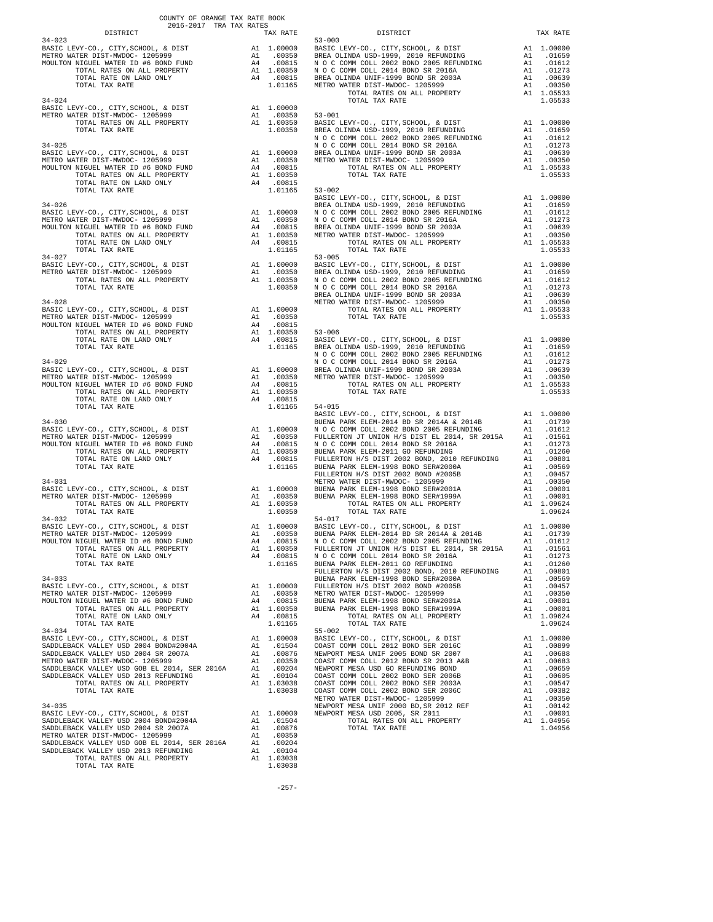COUNTY OF ORANGE TAX RATE BOOK
2016-2017 TRA TAX RATES

| DISTRICT | | TAX RATE |
|---|---|---|
| **34-023** | | |
| BASIC LEVY-CO., CITY,SCHOOL, & DIST | A1 | 1.00000 |
| METRO WATER DIST-MWDOC- 1205999 | A1 | .00350 |
| MOULTON NIGUEL WATER ID #6 BOND FUND | A4 | .00815 |
| TOTAL RATES ON ALL PROPERTY | A1 | 1.00350 |
| TOTAL RATE ON LAND ONLY | A4 | .00815 |
| TOTAL TAX RATE | | 1.01165 |
| **34-024** | | |
| BASIC LEVY-CO., CITY,SCHOOL, & DIST | A1 | 1.00000 |
| METRO WATER DIST-MWDOC- 1205999 | A1 | .00350 |
| TOTAL RATES ON ALL PROPERTY | A1 | 1.00350 |
| TOTAL TAX RATE | | 1.00350 |
| **34-025** | | |
| BASIC LEVY-CO., CITY,SCHOOL, & DIST | A1 | 1.00000 |
| METRO WATER DIST-MWDOC- 1205999 | A1 | .00350 |
| MOULTON NIGUEL WATER ID #6 BOND FUND | A4 | .00815 |
| TOTAL RATES ON ALL PROPERTY | A1 | 1.00350 |
| TOTAL RATE ON LAND ONLY | A4 | .00815 |
| TOTAL TAX RATE | | 1.01165 |
| **34-026** | | |
| BASIC LEVY-CO., CITY,SCHOOL, & DIST | A1 | 1.00000 |
| METRO WATER DIST-MWDOC- 1205999 | A1 | .00350 |
| MOULTON NIGUEL WATER ID #6 BOND FUND | A4 | .00815 |
| TOTAL RATES ON ALL PROPERTY | A1 | 1.00350 |
| TOTAL RATE ON LAND ONLY | A4 | .00815 |
| TOTAL TAX RATE | | 1.01165 |
| **34-027** | | |
| BASIC LEVY-CO., CITY,SCHOOL, & DIST | A1 | 1.00000 |
| METRO WATER DIST-MWDOC- 1205999 | A1 | .00350 |
| TOTAL RATES ON ALL PROPERTY | A1 | 1.00350 |
| TOTAL TAX RATE | | 1.00350 |
| **34-028** | | |
| BASIC LEVY-CO., CITY,SCHOOL, & DIST | A1 | 1.00000 |
| METRO WATER DIST-MWDOC- 1205999 | A1 | .00350 |
| MOULTON NIGUEL WATER ID #6 BOND FUND | A4 | .00815 |
| TOTAL RATES ON ALL PROPERTY | A1 | 1.00350 |
| TOTAL RATE ON LAND ONLY | A4 | .00815 |
| TOTAL TAX RATE | | 1.01165 |
| **34-029** | | |
| BASIC LEVY-CO., CITY,SCHOOL, & DIST | A1 | 1.00000 |
| METRO WATER DIST-MWDOC- 1205999 | A1 | .00350 |
| MOULTON NIGUEL WATER ID #6 BOND FUND | A4 | .00815 |
| TOTAL RATES ON ALL PROPERTY | A1 | 1.00350 |
| TOTAL RATE ON LAND ONLY | A4 | .00815 |
| TOTAL TAX RATE | | 1.01165 |
| **34-030** | | |
| BASIC LEVY-CO., CITY,SCHOOL, & DIST | A1 | 1.00000 |
| METRO WATER DIST-MWDOC- 1205999 | A1 | .00350 |
| MOULTON NIGUEL WATER ID #6 BOND FUND | A4 | .00815 |
| TOTAL RATES ON ALL PROPERTY | A1 | 1.00350 |
| TOTAL RATE ON LAND ONLY | A4 | .00815 |
| TOTAL TAX RATE | | 1.01165 |
| **34-031** | | |
| BASIC LEVY-CO., CITY,SCHOOL, & DIST | A1 | 1.00000 |
| METRO WATER DIST-MWDOC- 1205999 | A1 | .00350 |
| TOTAL RATES ON ALL PROPERTY | A1 | 1.00350 |
| TOTAL TAX RATE | | 1.00350 |
| **34-032** | | |
| BASIC LEVY-CO., CITY,SCHOOL, & DIST | A1 | 1.00000 |
| METRO WATER DIST-MWDOC- 1205999 | A1 | .00350 |
| MOULTON NIGUEL WATER ID #6 BOND FUND | A4 | .00815 |
| TOTAL RATES ON ALL PROPERTY | A1 | 1.00350 |
| TOTAL RATE ON LAND ONLY | A4 | .00815 |
| TOTAL TAX RATE | | 1.01165 |
| **34-033** | | |
| BASIC LEVY-CO., CITY,SCHOOL, & DIST | A1 | 1.00000 |
| METRO WATER DIST-MWDOC- 1205999 | A1 | .00350 |
| MOULTON NIGUEL WATER ID #6 BOND FUND | A4 | .00815 |
| TOTAL RATES ON ALL PROPERTY | A1 | 1.00350 |
| TOTAL RATE ON LAND ONLY | A4 | .00815 |
| TOTAL TAX RATE | | 1.01165 |
| **34-034** | | |
| BASIC LEVY-CO., CITY,SCHOOL, & DIST | A1 | 1.00000 |
| SADDLEBACK VALLEY USD 2004 BOND#2004A | A1 | .01504 |
| SADDLEBACK VALLEY USD 2004 SR 2007A | A1 | .00876 |
| METRO WATER DIST-MWDOC- 1205999 | A1 | .00350 |
| SADDLEBACK VALLEY USD GOB EL 2014, SER 2016A | A1 | .00204 |
| SADDLEBACK VALLEY USD 2013 REFUNDING | A1 | .00104 |
| TOTAL RATES ON ALL PROPERTY | A1 | 1.03038 |
| TOTAL TAX RATE | | 1.03038 |
| **34-035** | | |
| BASIC LEVY-CO., CITY,SCHOOL, & DIST | A1 | 1.00000 |
| SADDLEBACK VALLEY USD 2004 BOND#2004A | A1 | .01504 |
| SADDLEBACK VALLEY USD 2004 SR 2007A | A1 | .00876 |
| METRO WATER DIST-MWDOC- 1205999 | A1 | .00350 |
| SADDLEBACK VALLEY USD GOB EL 2014, SER 2016A | A1 | .00204 |
| SADDLEBACK VALLEY USD 2013 REFUNDING | A1 | .00104 |
| TOTAL RATES ON ALL PROPERTY | A1 | 1.03038 |
| TOTAL TAX RATE | | 1.03038 |
| **53-000** | | |
| BASIC LEVY-CO., CITY,SCHOOL, & DIST | A1 | 1.00000 |
| BREA OLINDA USD-1999, 2010 REFUNDING | A1 | .01659 |
| N O C COMM COLL 2002 BOND 2005 REFUNDING | A1 | .01612 |
| N O C COMM COLL 2014 BOND SR 2016A | A1 | .01273 |
| BREA OLINDA UNIF-1999 BOND SR 2003A | A1 | .00639 |
| METRO WATER DIST-MWDOC- 1205999 | A1 | .00350 |
| TOTAL RATES ON ALL PROPERTY | A1 | 1.05533 |
| TOTAL TAX RATE | | 1.05533 |
| **53-001** | | |
| BASIC LEVY-CO., CITY,SCHOOL, & DIST | A1 | 1.00000 |
| BREA OLINDA USD-1999, 2010 REFUNDING | A1 | .01659 |
| N O C COMM COLL 2002 BOND 2005 REFUNDING | A1 | .01612 |
| N O C COMM COLL 2014 BOND SR 2016A | A1 | .01273 |
| BREA OLINDA UNIF-1999 BOND SR 2003A | A1 | .00639 |
| METRO WATER DIST-MWDOC- 1205999 | A1 | .00350 |
| TOTAL RATES ON ALL PROPERTY | A1 | 1.05533 |
| TOTAL TAX RATE | | 1.05533 |
| **53-002** | | |
| BASIC LEVY-CO., CITY,SCHOOL, & DIST | A1 | 1.00000 |
| BREA OLINDA USD-1999, 2010 REFUNDING | A1 | .01659 |
| N O C COMM COLL 2002 BOND 2005 REFUNDING | A1 | .01612 |
| N O C COMM COLL 2014 BOND SR 2016A | A1 | .01273 |
| BREA OLINDA UNIF-1999 BOND SR 2003A | A1 | .00639 |
| METRO WATER DIST-MWDOC- 1205999 | A1 | .00350 |
| TOTAL RATES ON ALL PROPERTY | A1 | 1.05533 |
| TOTAL TAX RATE | | 1.05533 |
| **53-005** | | |
| BASIC LEVY-CO., CITY,SCHOOL, & DIST | A1 | 1.00000 |
| BREA OLINDA USD-1999, 2010 REFUNDING | A1 | .01659 |
| N O C COMM COLL 2002 BOND 2005 REFUNDING | A1 | .01612 |
| N O C COMM COLL 2014 BOND SR 2016A | A1 | .01273 |
| BREA OLINDA UNIF-1999 BOND SR 2003A | A1 | .00639 |
| METRO WATER DIST-MWDOC- 1205999 | A1 | .00350 |
| TOTAL RATES ON ALL PROPERTY | A1 | 1.05533 |
| TOTAL TAX RATE | | 1.05533 |
| **53-006** | | |
| BASIC LEVY-CO., CITY,SCHOOL, & DIST | A1 | 1.00000 |
| BREA OLINDA USD-1999, 2010 REFUNDING | A1 | .01659 |
| N O C COMM COLL 2002 BOND 2005 REFUNDING | A1 | .01612 |
| N O C COMM COLL 2014 BOND SR 2016A | A1 | .01273 |
| BREA OLINDA UNIF-1999 BOND SR 2003A | A1 | .00639 |
| METRO WATER DIST-MWDOC- 1205999 | A1 | .00350 |
| TOTAL RATES ON ALL PROPERTY | A1 | 1.05533 |
| TOTAL TAX RATE | | 1.05533 |
| **54-015** | | |
| BASIC LEVY-CO., CITY,SCHOOL, & DIST | A1 | 1.00000 |
| BUENA PARK ELEM-2014 BD SR 2014A & 2014B | A1 | .01739 |
| N O C COMM COLL 2002 BOND 2005 REFUNDING | A1 | .01612 |
| FULLERTON JT UNION H/S DIST EL 2014, SR 2015A | A1 | .01561 |
| N O C COMM COLL 2014 BOND SR 2016A | A1 | .01273 |
| BUENA PARK ELEM-2011 GO REFUNDING | A1 | .01260 |
| FULLERTON H/S DIST 2002 BOND, 2010 REFUNDING | A1 | .00801 |
| BUENA PARK ELEM-1998 BOND SER#2000A | A1 | .00569 |
| FULLERTON H/S DIST 2002 BOND #2005B | A1 | .00457 |
| METRO WATER DIST-MWDOC- 1205999 | A1 | .00350 |
| BUENA PARK ELEM-1998 BOND SER#2001A | A1 | .00001 |
| BUENA PARK ELEM-1998 BOND SER#1999A | A1 | .00001 |
| TOTAL RATES ON ALL PROPERTY | A1 | 1.09624 |
| TOTAL TAX RATE | | 1.09624 |
| **54-017** | | |
| BASIC LEVY-CO., CITY,SCHOOL, & DIST | A1 | 1.00000 |
| BUENA PARK ELEM-2014 BD SR 2014A & 2014B | A1 | .01739 |
| N O C COMM COLL 2002 BOND 2005 REFUNDING | A1 | .01612 |
| FULLERTON JT UNION H/S DIST EL 2014, SR 2015A | A1 | .01561 |
| N O C COMM COLL 2014 BOND SR 2016A | A1 | .01273 |
| BUENA PARK ELEM-2011 GO REFUNDING | A1 | .01260 |
| FULLERTON H/S DIST 2002 BOND, 2010 REFUNDING | A1 | .00801 |
| BUENA PARK ELEM-1998 BOND SER#2000A | A1 | .00569 |
| FULLERTON H/S DIST 2002 BOND #2005B | A1 | .00457 |
| METRO WATER DIST-MWDOC- 1205999 | A1 | .00350 |
| BUENA PARK ELEM-1998 BOND SER#2001A | A1 | .00001 |
| BUENA PARK ELEM-1998 BOND SER#1999A | A1 | .00001 |
| TOTAL RATES ON ALL PROPERTY | A1 | 1.09624 |
| TOTAL TAX RATE | | 1.09624 |
| **55-002** | | |
| BASIC LEVY-CO., CITY,SCHOOL, & DIST | A1 | 1.00000 |
| COAST COMM COLL 2012 BOND SER 2016C | A1 | .00899 |
| NEWPORT MESA UNIF 2005 BOND SR 2007 | A1 | .00688 |
| COAST COMM COLL 2012 BOND SR 2013 A&B | A1 | .00683 |
| NEWPORT MESA USD GO REFUNDING BOND | A1 | .00659 |
| COAST COMM COLL 2002 BOND SER 2006B | A1 | .00605 |
| COAST COMM COLL 2002 BOND SER 2003A | A1 | .00547 |
| COAST COMM COLL 2002 BOND SER 2006C | A1 | .00382 |
| METRO WATER DIST-MWDOC- 1205999 | A1 | .00350 |
| NEWPORT MESA UNIF 2000 BD,SR 2012 REF | A1 | .00142 |
| NEWPORT MESA USD 2005, SR 2011 | A1 | .00001 |
| TOTAL RATES ON ALL PROPERTY | A1 | 1.04956 |
| TOTAL TAX RATE | | 1.04956 |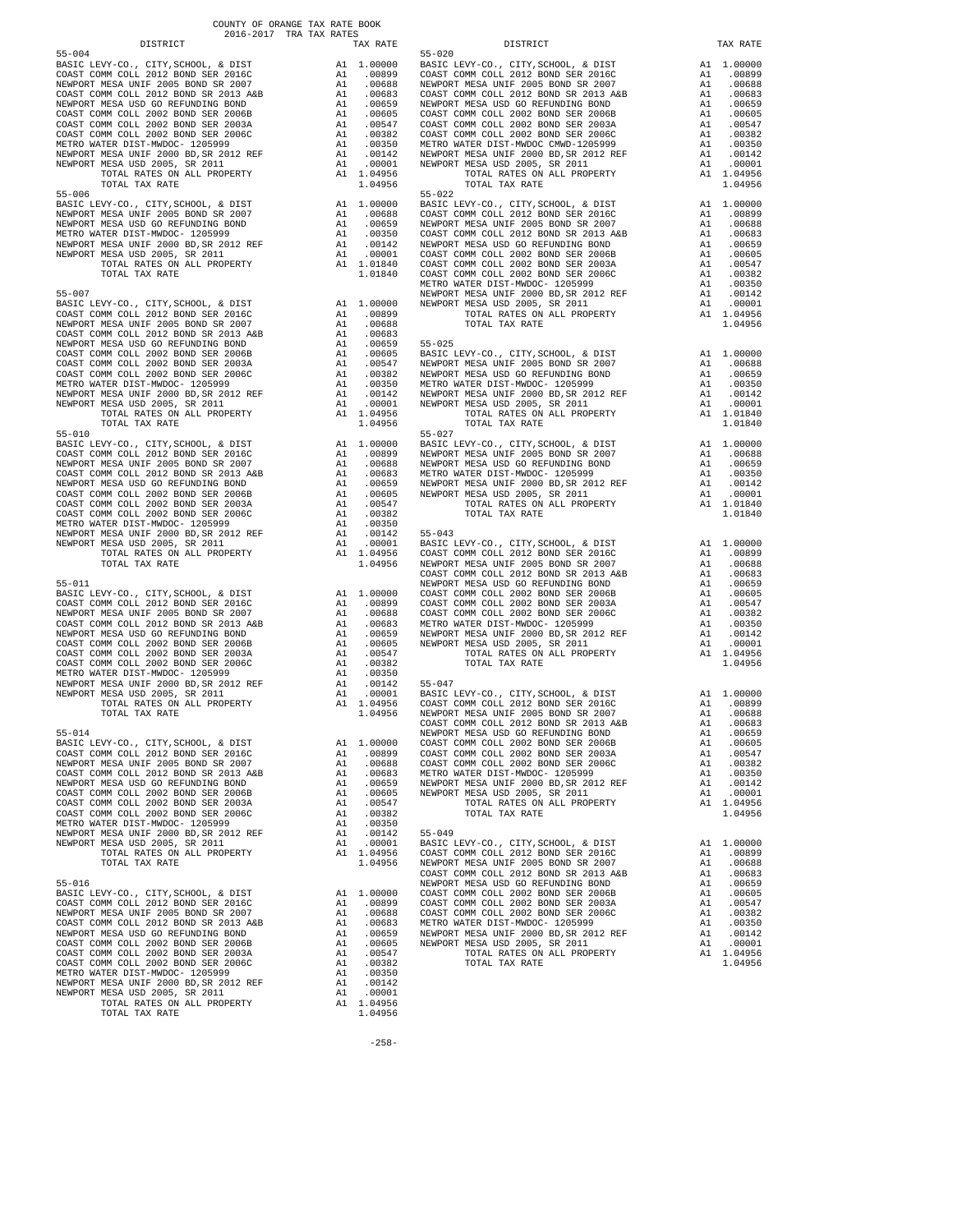COUNTY OF ORANGE TAX RATE BOOK
2016-2017 TRA TAX RATES

**55-004**

| DISTRICT | | TAX RATE |
|---|---|---|
| BASIC LEVY-CO., CITY,SCHOOL, & DIST | A1 | 1.00000 |
| COAST COMM COLL 2012 BOND SER 2016C | A1 | .00899 |
| NEWPORT MESA UNIF 2005 BOND SR 2007 | A1 | .00688 |
| COAST COMM COLL 2012 BOND SR 2013 A&B | A1 | .00683 |
| NEWPORT MESA USD GO REFUNDING BOND | A1 | .00659 |
| COAST COMM COLL 2002 BOND SER 2006B | A1 | .00605 |
| COAST COMM COLL 2002 BOND SER 2003A | A1 | .00547 |
| COAST COMM COLL 2002 BOND SER 2006C | A1 | .00382 |
| METRO WATER DIST-MWDOC- 1205999 | A1 | .00350 |
| NEWPORT MESA UNIF 2000 BD,SR 2012 REF | A1 | .00142 |
| NEWPORT MESA USD 2005, SR 2011 | A1 | .00001 |
| TOTAL RATES ON ALL PROPERTY | A1 | 1.04956 |
| TOTAL TAX RATE | | 1.04956 |

**55-006**

| DISTRICT | | TAX RATE |
|---|---|---|
| BASIC LEVY-CO., CITY,SCHOOL, & DIST | A1 | 1.00000 |
| NEWPORT MESA UNIF 2005 BOND SR 2007 | A1 | .00688 |
| NEWPORT MESA USD GO REFUNDING BOND | A1 | .00659 |
| METRO WATER DIST-MWDOC- 1205999 | A1 | .00350 |
| NEWPORT MESA UNIF 2000 BD,SR 2012 REF | A1 | .00142 |
| NEWPORT MESA USD 2005, SR 2011 | A1 | .00001 |
| TOTAL RATES ON ALL PROPERTY | A1 | 1.01840 |
| TOTAL TAX RATE | | 1.01840 |

**55-007**

| DISTRICT | | TAX RATE |
|---|---|---|
| BASIC LEVY-CO., CITY,SCHOOL, & DIST | A1 | 1.00000 |
| COAST COMM COLL 2012 BOND SER 2016C | A1 | .00899 |
| NEWPORT MESA UNIF 2005 BOND SR 2007 | A1 | .00688 |
| COAST COMM COLL 2012 BOND SR 2013 A&B | A1 | .00683 |
| NEWPORT MESA USD GO REFUNDING BOND | A1 | .00659 |
| COAST COMM COLL 2002 BOND SER 2006B | A1 | .00605 |
| COAST COMM COLL 2002 BOND SER 2003A | A1 | .00547 |
| COAST COMM COLL 2002 BOND SER 2006C | A1 | .00382 |
| METRO WATER DIST-MWDOC- 1205999 | A1 | .00350 |
| NEWPORT MESA UNIF 2000 BD,SR 2012 REF | A1 | .00142 |
| NEWPORT MESA USD 2005, SR 2011 | A1 | .00001 |
| TOTAL RATES ON ALL PROPERTY | A1 | 1.04956 |
| TOTAL TAX RATE | | 1.04956 |

**55-010**

| DISTRICT | | TAX RATE |
|---|---|---|
| BASIC LEVY-CO., CITY,SCHOOL, & DIST | A1 | 1.00000 |
| COAST COMM COLL 2012 BOND SER 2016C | A1 | .00899 |
| NEWPORT MESA UNIF 2005 BOND SR 2007 | A1 | .00688 |
| COAST COMM COLL 2012 BOND SR 2013 A&B | A1 | .00683 |
| NEWPORT MESA USD GO REFUNDING BOND | A1 | .00659 |
| COAST COMM COLL 2002 BOND SER 2006B | A1 | .00605 |
| COAST COMM COLL 2002 BOND SER 2003A | A1 | .00547 |
| COAST COMM COLL 2002 BOND SER 2006C | A1 | .00382 |
| METRO WATER DIST-MWDOC- 1205999 | A1 | .00350 |
| NEWPORT MESA UNIF 2000 BD,SR 2012 REF | A1 | .00142 |
| NEWPORT MESA USD 2005, SR 2011 | A1 | .00001 |
| TOTAL RATES ON ALL PROPERTY | A1 | 1.04956 |
| TOTAL TAX RATE | | 1.04956 |

**55-011**

| DISTRICT | | TAX RATE |
|---|---|---|
| BASIC LEVY-CO., CITY,SCHOOL, & DIST | A1 | 1.00000 |
| COAST COMM COLL 2012 BOND SER 2016C | A1 | .00899 |
| NEWPORT MESA UNIF 2005 BOND SR 2007 | A1 | .00688 |
| COAST COMM COLL 2012 BOND SR 2013 A&B | A1 | .00683 |
| NEWPORT MESA USD GO REFUNDING BOND | A1 | .00659 |
| COAST COMM COLL 2002 BOND SER 2006B | A1 | .00605 |
| COAST COMM COLL 2002 BOND SER 2003A | A1 | .00547 |
| COAST COMM COLL 2002 BOND SER 2006C | A1 | .00382 |
| METRO WATER DIST-MWDOC- 1205999 | A1 | .00350 |
| NEWPORT MESA UNIF 2000 BD,SR 2012 REF | A1 | .00142 |
| NEWPORT MESA USD 2005, SR 2011 | A1 | .00001 |
| TOTAL RATES ON ALL PROPERTY | A1 | 1.04956 |
| TOTAL TAX RATE | | 1.04956 |

**55-014**

| DISTRICT | | TAX RATE |
|---|---|---|
| BASIC LEVY-CO., CITY,SCHOOL, & DIST | A1 | 1.00000 |
| COAST COMM COLL 2012 BOND SER 2016C | A1 | .00899 |
| NEWPORT MESA UNIF 2005 BOND SR 2007 | A1 | .00688 |
| COAST COMM COLL 2012 BOND SR 2013 A&B | A1 | .00683 |
| NEWPORT MESA USD GO REFUNDING BOND | A1 | .00659 |
| COAST COMM COLL 2002 BOND SER 2006B | A1 | .00605 |
| COAST COMM COLL 2002 BOND SER 2003A | A1 | .00547 |
| COAST COMM COLL 2002 BOND SER 2006C | A1 | .00382 |
| METRO WATER DIST-MWDOC- 1205999 | A1 | .00350 |
| NEWPORT MESA UNIF 2000 BD,SR 2012 REF | A1 | .00142 |
| NEWPORT MESA USD 2005, SR 2011 | A1 | .00001 |
| TOTAL RATES ON ALL PROPERTY | A1 | 1.04956 |
| TOTAL TAX RATE | | 1.04956 |

**55-016**

| DISTRICT | | TAX RATE |
|---|---|---|
| BASIC LEVY-CO., CITY,SCHOOL, & DIST | A1 | 1.00000 |
| COAST COMM COLL 2012 BOND SER 2016C | A1 | .00899 |
| NEWPORT MESA UNIF 2005 BOND SR 2007 | A1 | .00688 |
| COAST COMM COLL 2012 BOND SR 2013 A&B | A1 | .00683 |
| NEWPORT MESA USD GO REFUNDING BOND | A1 | .00659 |
| COAST COMM COLL 2002 BOND SER 2006B | A1 | .00605 |
| COAST COMM COLL 2002 BOND SER 2003A | A1 | .00547 |
| COAST COMM COLL 2002 BOND SER 2006C | A1 | .00382 |
| METRO WATER DIST-MWDOC- 1205999 | A1 | .00350 |
| NEWPORT MESA UNIF 2000 BD,SR 2012 REF | A1 | .00142 |
| NEWPORT MESA USD 2005, SR 2011 | A1 | .00001 |
| TOTAL RATES ON ALL PROPERTY | A1 | 1.04956 |
| TOTAL TAX RATE | | 1.04956 |

**55-020**

| DISTRICT | | TAX RATE |
|---|---|---|
| BASIC LEVY-CO., CITY,SCHOOL, & DIST | A1 | 1.00000 |
| COAST COMM COLL 2012 BOND SER 2016C | A1 | .00899 |
| NEWPORT MESA UNIF 2005 BOND SR 2007 | A1 | .00688 |
| COAST COMM COLL 2012 BOND SR 2013 A&B | A1 | .00683 |
| NEWPORT MESA USD GO REFUNDING BOND | A1 | .00659 |
| COAST COMM COLL 2002 BOND SER 2006B | A1 | .00605 |
| COAST COMM COLL 2002 BOND SER 2003A | A1 | .00547 |
| COAST COMM COLL 2002 BOND SER 2006C | A1 | .00382 |
| METRO WATER DIST-MWDOC CMWD-1205999 | A1 | .00350 |
| NEWPORT MESA UNIF 2000 BD,SR 2012 REF | A1 | .00142 |
| NEWPORT MESA USD 2005, SR 2011 | A1 | .00001 |
| TOTAL RATES ON ALL PROPERTY | A1 | 1.04956 |
| TOTAL TAX RATE | | 1.04956 |

**55-022**

| DISTRICT | | TAX RATE |
|---|---|---|
| BASIC LEVY-CO., CITY,SCHOOL, & DIST | A1 | 1.00000 |
| COAST COMM COLL 2012 BOND SER 2016C | A1 | .00899 |
| NEWPORT MESA UNIF 2005 BOND SR 2007 | A1 | .00688 |
| COAST COMM COLL 2012 BOND SR 2013 A&B | A1 | .00683 |
| NEWPORT MESA USD GO REFUNDING BOND | A1 | .00659 |
| COAST COMM COLL 2002 BOND SER 2006B | A1 | .00605 |
| COAST COMM COLL 2002 BOND SER 2003A | A1 | .00547 |
| COAST COMM COLL 2002 BOND SER 2006C | A1 | .00382 |
| METRO WATER DIST-MWDOC- 1205999 | A1 | .00350 |
| NEWPORT MESA UNIF 2000 BD,SR 2012 REF | A1 | .00142 |
| NEWPORT MESA USD 2005, SR 2011 | A1 | .00001 |
| TOTAL RATES ON ALL PROPERTY | A1 | 1.04956 |
| TOTAL TAX RATE | | 1.04956 |

**55-025**

| DISTRICT | | TAX RATE |
|---|---|---|
| BASIC LEVY-CO., CITY,SCHOOL, & DIST | A1 | 1.00000 |
| NEWPORT MESA UNIF 2005 BOND SR 2007 | A1 | .00688 |
| NEWPORT MESA USD GO REFUNDING BOND | A1 | .00659 |
| METRO WATER DIST-MWDOC- 1205999 | A1 | .00350 |
| NEWPORT MESA UNIF 2000 BD,SR 2012 REF | A1 | .00142 |
| NEWPORT MESA USD 2005, SR 2011 | A1 | .00001 |
| TOTAL RATES ON ALL PROPERTY | A1 | 1.01840 |
| TOTAL TAX RATE | | 1.01840 |

**55-027**

| DISTRICT | | TAX RATE |
|---|---|---|
| BASIC LEVY-CO., CITY,SCHOOL, & DIST | A1 | 1.00000 |
| NEWPORT MESA UNIF 2005 BOND SR 2007 | A1 | .00688 |
| NEWPORT MESA USD GO REFUNDING BOND | A1 | .00659 |
| METRO WATER DIST-MWDOC- 1205999 | A1 | .00350 |
| NEWPORT MESA UNIF 2000 BD,SR 2012 REF | A1 | .00142 |
| NEWPORT MESA USD 2005, SR 2011 | A1 | .00001 |
| TOTAL RATES ON ALL PROPERTY | A1 | 1.01840 |
| TOTAL TAX RATE | | 1.01840 |

**55-043**

| DISTRICT | | TAX RATE |
|---|---|---|
| BASIC LEVY-CO., CITY,SCHOOL, & DIST | A1 | 1.00000 |
| COAST COMM COLL 2012 BOND SER 2016C | A1 | .00899 |
| NEWPORT MESA UNIF 2005 BOND SR 2007 | A1 | .00688 |
| COAST COMM COLL 2012 BOND SR 2013 A&B | A1 | .00683 |
| NEWPORT MESA USD GO REFUNDING BOND | A1 | .00659 |
| COAST COMM COLL 2002 BOND SER 2006B | A1 | .00605 |
| COAST COMM COLL 2002 BOND SER 2003A | A1 | .00547 |
| COAST COMM COLL 2002 BOND SER 2006C | A1 | .00382 |
| METRO WATER DIST-MWDOC- 1205999 | A1 | .00350 |
| NEWPORT MESA UNIF 2000 BD,SR 2012 REF | A1 | .00142 |
| NEWPORT MESA USD 2005, SR 2011 | A1 | .00001 |
| TOTAL RATES ON ALL PROPERTY | A1 | 1.04956 |
| TOTAL TAX RATE | | 1.04956 |

**55-047**

| DISTRICT | | TAX RATE |
|---|---|---|
| BASIC LEVY-CO., CITY,SCHOOL, & DIST | A1 | 1.00000 |
| COAST COMM COLL 2012 BOND SER 2016C | A1 | .00899 |
| NEWPORT MESA UNIF 2005 BOND SR 2007 | A1 | .00688 |
| COAST COMM COLL 2012 BOND SR 2013 A&B | A1 | .00683 |
| NEWPORT MESA USD GO REFUNDING BOND | A1 | .00659 |
| COAST COMM COLL 2002 BOND SER 2006B | A1 | .00605 |
| COAST COMM COLL 2002 BOND SER 2003A | A1 | .00547 |
| COAST COMM COLL 2002 BOND SER 2006C | A1 | .00382 |
| METRO WATER DIST-MWDOC- 1205999 | A1 | .00350 |
| NEWPORT MESA UNIF 2000 BD,SR 2012 REF | A1 | .00142 |
| NEWPORT MESA USD 2005, SR 2011 | A1 | .00001 |
| TOTAL RATES ON ALL PROPERTY | A1 | 1.04956 |
| TOTAL TAX RATE | | 1.04956 |

**55-049**

| DISTRICT | | TAX RATE |
|---|---|---|
| BASIC LEVY-CO., CITY,SCHOOL, & DIST | A1 | 1.00000 |
| COAST COMM COLL 2012 BOND SER 2016C | A1 | .00899 |
| NEWPORT MESA UNIF 2005 BOND SR 2007 | A1 | .00688 |
| COAST COMM COLL 2012 BOND SR 2013 A&B | A1 | .00683 |
| NEWPORT MESA USD GO REFUNDING BOND | A1 | .00659 |
| COAST COMM COLL 2002 BOND SER 2006B | A1 | .00605 |
| COAST COMM COLL 2002 BOND SER 2003A | A1 | .00547 |
| COAST COMM COLL 2002 BOND SER 2006C | A1 | .00382 |
| METRO WATER DIST-MWDOC- 1205999 | A1 | .00350 |
| NEWPORT MESA UNIF 2000 BD,SR 2012 REF | A1 | .00142 |
| NEWPORT MESA USD 2005, SR 2011 | A1 | .00001 |
| TOTAL RATES ON ALL PROPERTY | A1 | 1.04956 |
| TOTAL TAX RATE | | 1.04956 |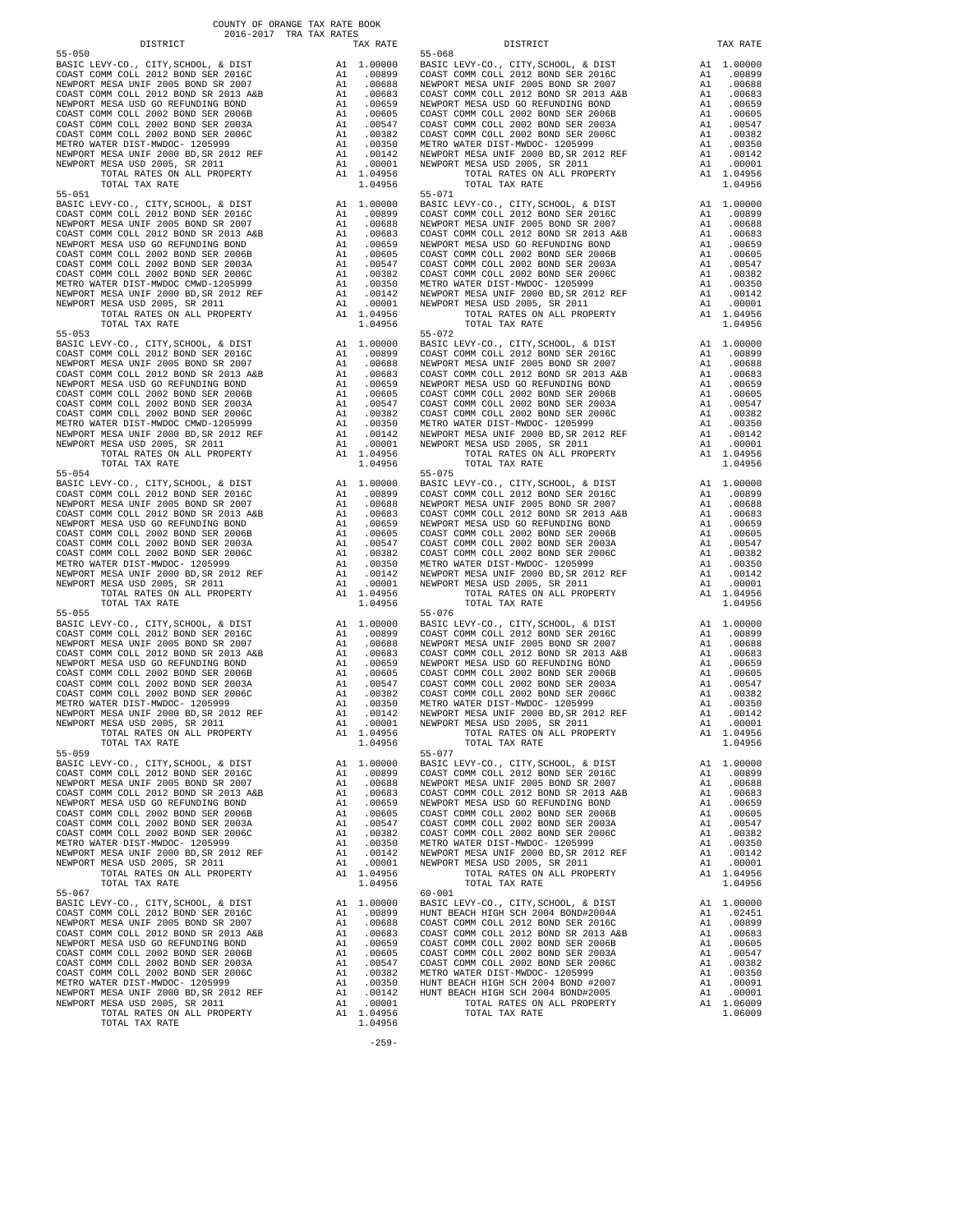COUNTY OF ORANGE TAX RATE BOOK
2016-2017 TRA TAX RATES

| DISTRICT | | TAX RATE |
|---|---|---|
| **55-050** | | |
| BASIC LEVY-CO., CITY,SCHOOL, & DIST | A1 | 1.00000 |
| COAST COMM COLL 2012 BOND SER 2016C | A1 | .00899 |
| NEWPORT MESA UNIF 2005 BOND SR 2007 | A1 | .00688 |
| COAST COMM COLL 2012 BOND SER 2013 A&B | A1 | .00683 |
| NEWPORT MESA USD GO REFUNDING BOND | A1 | .00659 |
| COAST COMM COLL 2002 BOND SER 2006B | A1 | .00605 |
| COAST COMM COLL 2002 BOND SER 2003A | A1 | .00547 |
| COAST COMM COLL 2002 BOND SER 2006C | A1 | .00382 |
| METRO WATER DIST-MWDOC- 1205999 | A1 | .00350 |
| NEWPORT MESA UNIF 2000 BD,SR 2012 REF | A1 | .00142 |
| NEWPORT MESA USD 2005, SR 2011 | A1 | .00001 |
| TOTAL RATES ON ALL PROPERTY | A1 | 1.04956 |
| TOTAL TAX RATE | | 1.04956 |
| **55-051** | | |
| BASIC LEVY-CO., CITY,SCHOOL, & DIST | A1 | 1.00000 |
| COAST COMM COLL 2012 BOND SER 2016C | A1 | .00899 |
| NEWPORT MESA UNIF 2005 BOND SR 2007 | A1 | .00688 |
| COAST COMM COLL 2012 BOND SER 2013 A&B | A1 | .00683 |
| NEWPORT MESA USD GO REFUNDING BOND | A1 | .00659 |
| COAST COMM COLL 2002 BOND SER 2006B | A1 | .00605 |
| COAST COMM COLL 2002 BOND SER 2003A | A1 | .00547 |
| COAST COMM COLL 2002 BOND SER 2006C | A1 | .00382 |
| METRO WATER DIST-MWDOC CMWD-1205999 | A1 | .00350 |
| NEWPORT MESA UNIF 2000 BD,SR 2012 REF | A1 | .00142 |
| NEWPORT MESA USD 2005, SR 2011 | A1 | .00001 |
| TOTAL RATES ON ALL PROPERTY | A1 | 1.04956 |
| TOTAL TAX RATE | | 1.04956 |
| **55-053** | | |
| BASIC LEVY-CO., CITY,SCHOOL, & DIST | A1 | 1.00000 |
| COAST COMM COLL 2012 BOND SER 2016C | A1 | .00899 |
| NEWPORT MESA UNIF 2005 BOND SR 2007 | A1 | .00688 |
| COAST COMM COLL 2012 BOND SER 2013 A&B | A1 | .00683 |
| NEWPORT MESA USD GO REFUNDING BOND | A1 | .00659 |
| COAST COMM COLL 2002 BOND SER 2006B | A1 | .00605 |
| COAST COMM COLL 2002 BOND SER 2003A | A1 | .00547 |
| COAST COMM COLL 2002 BOND SER 2006C | A1 | .00382 |
| METRO WATER DIST-MWDOC CMWD-1205999 | A1 | .00350 |
| NEWPORT MESA UNIF 2000 BD,SR 2012 REF | A1 | .00142 |
| NEWPORT MESA USD 2005, SR 2011 | A1 | .00001 |
| TOTAL RATES ON ALL PROPERTY | A1 | 1.04956 |
| TOTAL TAX RATE | | 1.04956 |
| **55-054** | | |
| BASIC LEVY-CO., CITY,SCHOOL, & DIST | A1 | 1.00000 |
| COAST COMM COLL 2012 BOND SER 2016C | A1 | .00899 |
| NEWPORT MESA UNIF 2005 BOND SR 2007 | A1 | .00688 |
| COAST COMM COLL 2012 BOND SER 2013 A&B | A1 | .00683 |
| NEWPORT MESA USD GO REFUNDING BOND | A1 | .00659 |
| COAST COMM COLL 2002 BOND SER 2006B | A1 | .00605 |
| COAST COMM COLL 2002 BOND SER 2003A | A1 | .00547 |
| COAST COMM COLL 2002 BOND SER 2006C | A1 | .00382 |
| METRO WATER DIST-MWDOC- 1205999 | A1 | .00350 |
| NEWPORT MESA UNIF 2000 BD,SR 2012 REF | A1 | .00142 |
| NEWPORT MESA USD 2005, SR 2011 | A1 | .00001 |
| TOTAL RATES ON ALL PROPERTY | A1 | 1.04956 |
| TOTAL TAX RATE | | 1.04956 |
| **55-055** | | |
| BASIC LEVY-CO., CITY,SCHOOL, & DIST | A1 | 1.00000 |
| COAST COMM COLL 2012 BOND SER 2016C | A1 | .00899 |
| NEWPORT MESA UNIF 2005 BOND SR 2007 | A1 | .00688 |
| COAST COMM COLL 2012 BOND SER 2013 A&B | A1 | .00683 |
| NEWPORT MESA USD GO REFUNDING BOND | A1 | .00659 |
| COAST COMM COLL 2002 BOND SER 2006B | A1 | .00605 |
| COAST COMM COLL 2002 BOND SER 2003A | A1 | .00547 |
| COAST COMM COLL 2002 BOND SER 2006C | A1 | .00382 |
| METRO WATER DIST-MWDOC- 1205999 | A1 | .00350 |
| NEWPORT MESA UNIF 2000 BD,SR 2012 REF | A1 | .00142 |
| NEWPORT MESA USD 2005, SR 2011 | A1 | .00001 |
| TOTAL RATES ON ALL PROPERTY | A1 | 1.04956 |
| TOTAL TAX RATE | | 1.04956 |
| **55-059** | | |
| BASIC LEVY-CO., CITY,SCHOOL, & DIST | A1 | 1.00000 |
| COAST COMM COLL 2012 BOND SER 2016C | A1 | .00899 |
| NEWPORT MESA UNIF 2005 BOND SR 2007 | A1 | .00688 |
| COAST COMM COLL 2012 BOND SER 2013 A&B | A1 | .00683 |
| NEWPORT MESA USD GO REFUNDING BOND | A1 | .00659 |
| COAST COMM COLL 2002 BOND SER 2006B | A1 | .00605 |
| COAST COMM COLL 2002 BOND SER 2003A | A1 | .00547 |
| COAST COMM COLL 2002 BOND SER 2006C | A1 | .00382 |
| METRO WATER DIST-MWDOC- 1205999 | A1 | .00350 |
| NEWPORT MESA UNIF 2000 BD,SR 2012 REF | A1 | .00142 |
| NEWPORT MESA USD 2005, SR 2011 | A1 | .00001 |
| TOTAL RATES ON ALL PROPERTY | A1 | 1.04956 |
| TOTAL TAX RATE | | 1.04956 |
| **55-067** | | |
| BASIC LEVY-CO., CITY,SCHOOL, & DIST | A1 | 1.00000 |
| COAST COMM COLL 2012 BOND SER 2016C | A1 | .00899 |
| NEWPORT MESA UNIF 2005 BOND SR 2007 | A1 | .00688 |
| COAST COMM COLL 2012 BOND SER 2013 A&B | A1 | .00683 |
| NEWPORT MESA USD GO REFUNDING BOND | A1 | .00659 |
| COAST COMM COLL 2002 BOND SER 2006B | A1 | .00605 |
| COAST COMM COLL 2002 BOND SER 2003A | A1 | .00547 |
| COAST COMM COLL 2002 BOND SER 2006C | A1 | .00382 |
| METRO WATER DIST-MWDOC- 1205999 | A1 | .00350 |
| NEWPORT MESA UNIF 2000 BD,SR 2012 REF | A1 | .00142 |
| NEWPORT MESA USD 2005, SR 2011 | A1 | .00001 |
| TOTAL RATES ON ALL PROPERTY | A1 | 1.04956 |
| TOTAL TAX RATE | | 1.04956 |
| **55-068** | | |
| BASIC LEVY-CO., CITY,SCHOOL, & DIST | A1 | 1.00000 |
| COAST COMM COLL 2012 BOND SER 2016C | A1 | .00899 |
| NEWPORT MESA UNIF 2005 BOND SR 2007 | A1 | .00688 |
| COAST COMM COLL 2012 BOND SER 2013 A&B | A1 | .00683 |
| NEWPORT MESA USD GO REFUNDING BOND | A1 | .00659 |
| COAST COMM COLL 2002 BOND SER 2006B | A1 | .00605 |
| COAST COMM COLL 2002 BOND SER 2003A | A1 | .00547 |
| COAST COMM COLL 2002 BOND SER 2006C | A1 | .00382 |
| METRO WATER DIST-MWDOC- 1205999 | A1 | .00350 |
| NEWPORT MESA UNIF 2000 BD,SR 2012 REF | A1 | .00142 |
| NEWPORT MESA USD 2005, SR 2011 | A1 | .00001 |
| TOTAL RATES ON ALL PROPERTY | A1 | 1.04956 |
| TOTAL TAX RATE | | 1.04956 |
| **55-071** | | |
| BASIC LEVY-CO., CITY,SCHOOL, & DIST | A1 | 1.00000 |
| COAST COMM COLL 2012 BOND SER 2016C | A1 | .00899 |
| NEWPORT MESA UNIF 2005 BOND SR 2007 | A1 | .00688 |
| COAST COMM COLL 2012 BOND SER 2013 A&B | A1 | .00683 |
| NEWPORT MESA USD GO REFUNDING BOND | A1 | .00659 |
| COAST COMM COLL 2002 BOND SER 2006B | A1 | .00605 |
| COAST COMM COLL 2002 BOND SER 2003A | A1 | .00547 |
| COAST COMM COLL 2002 BOND SER 2006C | A1 | .00382 |
| METRO WATER DIST-MWDOC- 1205999 | A1 | .00350 |
| NEWPORT MESA UNIF 2000 BD,SR 2012 REF | A1 | .00142 |
| NEWPORT MESA USD 2005, SR 2011 | A1 | .00001 |
| TOTAL RATES ON ALL PROPERTY | A1 | 1.04956 |
| TOTAL TAX RATE | | 1.04956 |
| **55-072** | | |
| BASIC LEVY-CO., CITY,SCHOOL, & DIST | A1 | 1.00000 |
| COAST COMM COLL 2012 BOND SER 2016C | A1 | .00899 |
| NEWPORT MESA UNIF 2005 BOND SR 2007 | A1 | .00688 |
| COAST COMM COLL 2012 BOND SER 2013 A&B | A1 | .00683 |
| NEWPORT MESA USD GO REFUNDING BOND | A1 | .00659 |
| COAST COMM COLL 2002 BOND SER 2006B | A1 | .00605 |
| COAST COMM COLL 2002 BOND SER 2003A | A1 | .00547 |
| COAST COMM COLL 2002 BOND SER 2006C | A1 | .00382 |
| METRO WATER DIST-MWDOC- 1205999 | A1 | .00350 |
| NEWPORT MESA UNIF 2000 BD,SR 2012 REF | A1 | .00142 |
| NEWPORT MESA USD 2005, SR 2011 | A1 | .00001 |
| TOTAL RATES ON ALL PROPERTY | A1 | 1.04956 |
| TOTAL TAX RATE | | 1.04956 |
| **55-075** | | |
| BASIC LEVY-CO., CITY,SCHOOL, & DIST | A1 | 1.00000 |
| COAST COMM COLL 2012 BOND SER 2016C | A1 | .00899 |
| NEWPORT MESA UNIF 2005 BOND SR 2007 | A1 | .00688 |
| COAST COMM COLL 2012 BOND SER 2013 A&B | A1 | .00683 |
| NEWPORT MESA USD GO REFUNDING BOND | A1 | .00659 |
| COAST COMM COLL 2002 BOND SER 2006B | A1 | .00605 |
| COAST COMM COLL 2002 BOND SER 2003A | A1 | .00547 |
| COAST COMM COLL 2002 BOND SER 2006C | A1 | .00382 |
| METRO WATER DIST-MWDOC- 1205999 | A1 | .00350 |
| NEWPORT MESA UNIF 2000 BD,SR 2012 REF | A1 | .00142 |
| NEWPORT MESA USD 2005, SR 2011 | A1 | .00001 |
| TOTAL RATES ON ALL PROPERTY | A1 | 1.04956 |
| TOTAL TAX RATE | | 1.04956 |
| **55-076** | | |
| BASIC LEVY-CO., CITY,SCHOOL, & DIST | A1 | 1.00000 |
| COAST COMM COLL 2012 BOND SER 2016C | A1 | .00899 |
| NEWPORT MESA UNIF 2005 BOND SR 2007 | A1 | .00688 |
| COAST COMM COLL 2012 BOND SER 2013 A&B | A1 | .00683 |
| NEWPORT MESA USD GO REFUNDING BOND | A1 | .00659 |
| COAST COMM COLL 2002 BOND SER 2006B | A1 | .00605 |
| COAST COMM COLL 2002 BOND SER 2003A | A1 | .00547 |
| COAST COMM COLL 2002 BOND SER 2006C | A1 | .00382 |
| METRO WATER DIST-MWDOC- 1205999 | A1 | .00350 |
| NEWPORT MESA UNIF 2000 BD,SR 2012 REF | A1 | .00142 |
| NEWPORT MESA USD 2005, SR 2011 | A1 | .00001 |
| TOTAL RATES ON ALL PROPERTY | A1 | 1.04956 |
| TOTAL TAX RATE | | 1.04956 |
| **55-077** | | |
| BASIC LEVY-CO., CITY,SCHOOL, & DIST | A1 | 1.00000 |
| COAST COMM COLL 2012 BOND SER 2016C | A1 | .00899 |
| NEWPORT MESA UNIF 2005 BOND SR 2007 | A1 | .00688 |
| COAST COMM COLL 2012 BOND SER 2013 A&B | A1 | .00683 |
| NEWPORT MESA USD GO REFUNDING BOND | A1 | .00659 |
| COAST COMM COLL 2002 BOND SER 2006B | A1 | .00605 |
| COAST COMM COLL 2002 BOND SER 2003A | A1 | .00547 |
| COAST COMM COLL 2002 BOND SER 2006C | A1 | .00382 |
| METRO WATER DIST-MWDOC- 1205999 | A1 | .00350 |
| NEWPORT MESA UNIF 2000 BD,SR 2012 REF | A1 | .00142 |
| NEWPORT MESA USD 2005, SR 2011 | A1 | .00001 |
| TOTAL RATES ON ALL PROPERTY | A1 | 1.04956 |
| TOTAL TAX RATE | | 1.04956 |
| **60-001** | | |
| BASIC LEVY-CO., CITY,SCHOOL, & DIST | A1 | 1.00000 |
| HUNT BEACH HIGH SCH 2004 BOND#2004A | A1 | .02451 |
| COAST COMM COLL 2012 BOND SER 2016C | A1 | .00899 |
| COAST COMM COLL 2012 BOND SER 2013 A&B | A1 | .00683 |
| COAST COMM COLL 2002 BOND SER 2006B | A1 | .00605 |
| COAST COMM COLL 2002 BOND SER 2003A | A1 | .00547 |
| COAST COMM COLL 2002 BOND SER 2006C | A1 | .00382 |
| METRO WATER DIST-MWDOC- 1205999 | A1 | .00350 |
| HUNT BEACH HIGH SCH 2004 BOND #2007 | A1 | .00091 |
| HUNT BEACH HIGH SCH 2004 BOND#2005 | A1 | .00001 |
| TOTAL RATES ON ALL PROPERTY | A1 | 1.06009 |
| TOTAL TAX RATE | | 1.06009 |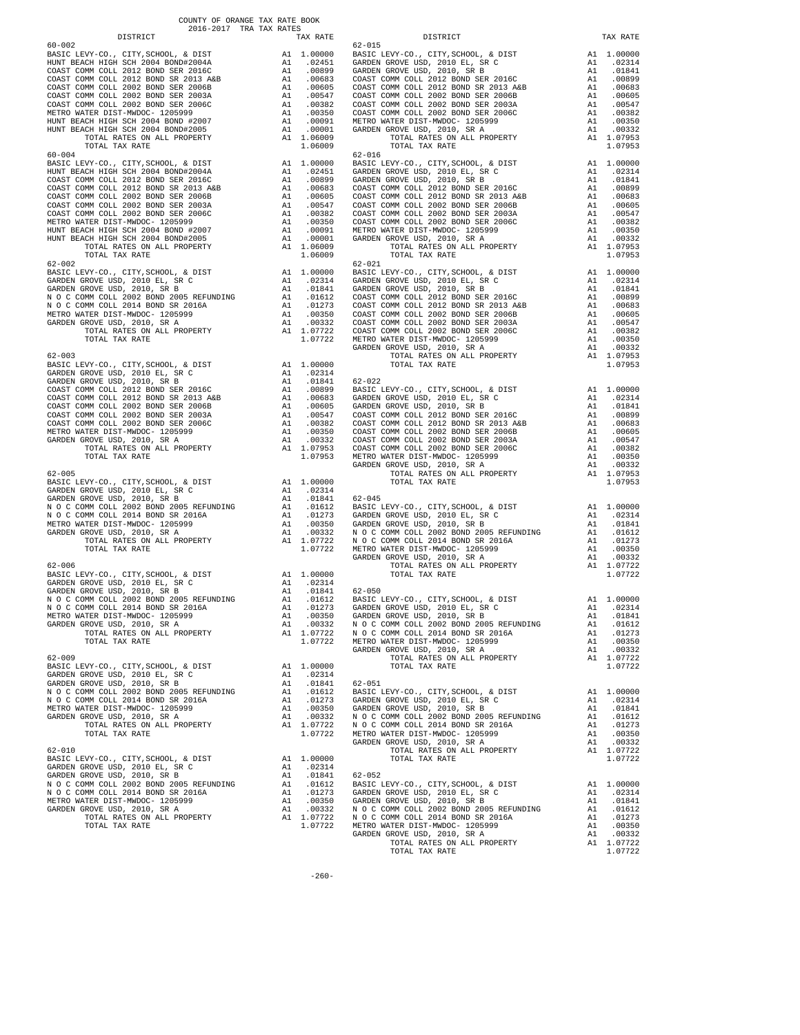COUNTY OF ORANGE TAX RATE BOOK
2016-2017 TRA TAX RATES

| DISTRICT | | TAX RATE |
|---|---|---|
| **60-002** | | |
| BASIC LEVY-CO., CITY,SCHOOL, & DIST | A1 | 1.00000 |
| HUNT BEACH HIGH SCH 2004 BOND#2004A | A1 | .02451 |
| COAST COMM COLL 2012 BOND SER 2016C | A1 | .00899 |
| COAST COMM COLL 2012 BOND SER 2013 A&B | A1 | .00683 |
| COAST COMM COLL 2002 BOND SER 2006B | A1 | .00605 |
| COAST COMM COLL 2002 BOND SER 2003A | A1 | .00547 |
| COAST COMM COLL 2002 BOND SER 2006C | A1 | .00382 |
| METRO WATER DIST-MWDOC- 1205999 | A1 | .00350 |
| HUNT BEACH HIGH SCH 2004 BOND #2007 | A1 | .00091 |
| HUNT BEACH HIGH SCH 2004 BOND#2005 | A1 | .00001 |
| TOTAL RATES ON ALL PROPERTY | A1 | 1.06009 |
| TOTAL TAX RATE | | 1.06009 |
| **60-004** | | |
| BASIC LEVY-CO., CITY,SCHOOL, & DIST | A1 | 1.00000 |
| HUNT BEACH HIGH SCH 2004 BOND#2004A | A1 | .02451 |
| COAST COMM COLL 2012 BOND SER 2016C | A1 | .00899 |
| COAST COMM COLL 2012 BOND SER 2013 A&B | A1 | .00683 |
| COAST COMM COLL 2002 BOND SER 2006B | A1 | .00605 |
| COAST COMM COLL 2002 BOND SER 2003A | A1 | .00547 |
| COAST COMM COLL 2002 BOND SER 2006C | A1 | .00382 |
| METRO WATER DIST-MWDOC- 1205999 | A1 | .00350 |
| HUNT BEACH HIGH SCH 2004 BOND #2007 | A1 | .00091 |
| HUNT BEACH HIGH SCH 2004 BOND#2005 | A1 | .00001 |
| TOTAL RATES ON ALL PROPERTY | A1 | 1.06009 |
| TOTAL TAX RATE | | 1.06009 |
| **62-002** | | |
| BASIC LEVY-CO., CITY,SCHOOL, & DIST | A1 | 1.00000 |
| GARDEN GROVE USD, 2010 EL, SR C | A1 | .02314 |
| GARDEN GROVE USD, 2010, SR B | A1 | .01841 |
| N O C COMM COLL 2002 BOND 2005 REFUNDING | A1 | .01612 |
| N O C COMM COLL 2014 BOND SR 2016A | A1 | .01273 |
| METRO WATER DIST-MWDOC- 1205999 | A1 | .00350 |
| GARDEN GROVE USD, 2010, SR A | A1 | .00332 |
| TOTAL RATES ON ALL PROPERTY | A1 | 1.07722 |
| TOTAL TAX RATE | | 1.07722 |
| **62-003** | | |
| BASIC LEVY-CO., CITY,SCHOOL, & DIST | A1 | 1.00000 |
| GARDEN GROVE USD, 2010 EL, SR C | A1 | .02314 |
| GARDEN GROVE USD, 2010, SR B | A1 | .01841 |
| COAST COMM COLL 2012 BOND SER 2016C | A1 | .00899 |
| COAST COMM COLL 2012 BOND SER 2013 A&B | A1 | .00683 |
| COAST COMM COLL 2002 BOND SER 2006B | A1 | .00605 |
| COAST COMM COLL 2002 BOND SER 2003A | A1 | .00547 |
| COAST COMM COLL 2002 BOND SER 2006C | A1 | .00382 |
| METRO WATER DIST-MWDOC- 1205999 | A1 | .00350 |
| GARDEN GROVE USD, 2010, SR A | A1 | .00332 |
| TOTAL RATES ON ALL PROPERTY | A1 | 1.07953 |
| TOTAL TAX RATE | | 1.07953 |
| **62-005** | | |
| BASIC LEVY-CO., CITY,SCHOOL, & DIST | A1 | 1.00000 |
| GARDEN GROVE USD, 2010 EL, SR C | A1 | .02314 |
| GARDEN GROVE USD, 2010, SR B | A1 | .01841 |
| N O C COMM COLL 2002 BOND 2005 REFUNDING | A1 | .01612 |
| N O C COMM COLL 2014 BOND SR 2016A | A1 | .01273 |
| METRO WATER DIST-MWDOC- 1205999 | A1 | .00350 |
| GARDEN GROVE USD, 2010, SR A | A1 | .00332 |
| TOTAL RATES ON ALL PROPERTY | A1 | 1.07722 |
| TOTAL TAX RATE | | 1.07722 |
| **62-006** | | |
| BASIC LEVY-CO., CITY,SCHOOL, & DIST | A1 | 1.00000 |
| GARDEN GROVE USD, 2010 EL, SR C | A1 | .02314 |
| GARDEN GROVE USD, 2010, SR B | A1 | .01841 |
| N O C COMM COLL 2002 BOND 2005 REFUNDING | A1 | .01612 |
| N O C COMM COLL 2014 BOND SR 2016A | A1 | .01273 |
| METRO WATER DIST-MWDOC- 1205999 | A1 | .00350 |
| GARDEN GROVE USD, 2010, SR A | A1 | .00332 |
| TOTAL RATES ON ALL PROPERTY | A1 | 1.07722 |
| TOTAL TAX RATE | | 1.07722 |
| **62-009** | | |
| BASIC LEVY-CO., CITY,SCHOOL, & DIST | A1 | 1.00000 |
| GARDEN GROVE USD, 2010 EL, SR C | A1 | .02314 |
| GARDEN GROVE USD, 2010, SR B | A1 | .01841 |
| N O C COMM COLL 2002 BOND 2005 REFUNDING | A1 | .01612 |
| N O C COMM COLL 2014 BOND SR 2016A | A1 | .01273 |
| METRO WATER DIST-MWDOC- 1205999 | A1 | .00350 |
| GARDEN GROVE USD, 2010, SR A | A1 | .00332 |
| TOTAL RATES ON ALL PROPERTY | A1 | 1.07722 |
| TOTAL TAX RATE | | 1.07722 |
| **62-010** | | |
| BASIC LEVY-CO., CITY,SCHOOL, & DIST | A1 | 1.00000 |
| GARDEN GROVE USD, 2010 EL, SR C | A1 | .02314 |
| GARDEN GROVE USD, 2010, SR B | A1 | .01841 |
| N O C COMM COLL 2002 BOND 2005 REFUNDING | A1 | .01612 |
| N O C COMM COLL 2014 BOND SR 2016A | A1 | .01273 |
| METRO WATER DIST-MWDOC- 1205999 | A1 | .00350 |
| GARDEN GROVE USD, 2010, SR A | A1 | .00332 |
| TOTAL RATES ON ALL PROPERTY | A1 | 1.07722 |
| TOTAL TAX RATE | | 1.07722 |
| **62-015** | | |
| BASIC LEVY-CO., CITY,SCHOOL, & DIST | A1 | 1.00000 |
| GARDEN GROVE USD, 2010 EL, SR C | A1 | .02314 |
| GARDEN GROVE USD, 2010, SR B | A1 | .01841 |
| COAST COMM COLL 2012 BOND SER 2016C | A1 | .00899 |
| COAST COMM COLL 2012 BOND SR 2013 A&B | A1 | .00683 |
| COAST COMM COLL 2002 BOND SER 2006B | A1 | .00605 |
| COAST COMM COLL 2002 BOND SER 2003A | A1 | .00547 |
| COAST COMM COLL 2002 BOND SER 2006C | A1 | .00382 |
| METRO WATER DIST-MWDOC- 1205999 | A1 | .00350 |
| GARDEN GROVE USD, 2010, SR A | A1 | .00332 |
| TOTAL RATES ON ALL PROPERTY | A1 | 1.07953 |
| TOTAL TAX RATE | | 1.07953 |
| **62-016** | | |
| BASIC LEVY-CO., CITY,SCHOOL, & DIST | A1 | 1.00000 |
| GARDEN GROVE USD, 2010 EL, SR C | A1 | .02314 |
| GARDEN GROVE USD, 2010, SR B | A1 | .01841 |
| COAST COMM COLL 2012 BOND SER 2016C | A1 | .00899 |
| COAST COMM COLL 2012 BOND SR 2013 A&B | A1 | .00683 |
| COAST COMM COLL 2002 BOND SER 2006B | A1 | .00605 |
| COAST COMM COLL 2002 BOND SER 2003A | A1 | .00547 |
| COAST COMM COLL 2002 BOND SER 2006C | A1 | .00382 |
| METRO WATER DIST-MWDOC- 1205999 | A1 | .00350 |
| GARDEN GROVE USD, 2010, SR A | A1 | .00332 |
| TOTAL RATES ON ALL PROPERTY | A1 | 1.07953 |
| TOTAL TAX RATE | | 1.07953 |
| **62-021** | | |
| BASIC LEVY-CO., CITY,SCHOOL, & DIST | A1 | 1.00000 |
| GARDEN GROVE USD, 2010 EL, SR C | A1 | .02314 |
| GARDEN GROVE USD, 2010, SR B | A1 | .01841 |
| COAST COMM COLL 2012 BOND SER 2016C | A1 | .00899 |
| COAST COMM COLL 2012 BOND SR 2013 A&B | A1 | .00683 |
| COAST COMM COLL 2002 BOND SER 2006B | A1 | .00605 |
| COAST COMM COLL 2002 BOND SER 2003A | A1 | .00547 |
| COAST COMM COLL 2002 BOND SER 2006C | A1 | .00382 |
| METRO WATER DIST-MWDOC- 1205999 | A1 | .00350 |
| GARDEN GROVE USD, 2010, SR A | A1 | .00332 |
| TOTAL RATES ON ALL PROPERTY | A1 | 1.07953 |
| TOTAL TAX RATE | | 1.07953 |
| **62-022** | | |
| BASIC LEVY-CO., CITY,SCHOOL, & DIST | A1 | 1.00000 |
| GARDEN GROVE USD, 2010 EL, SR C | A1 | .02314 |
| GARDEN GROVE USD, 2010, SR B | A1 | .01841 |
| COAST COMM COLL 2012 BOND SER 2016C | A1 | .00899 |
| COAST COMM COLL 2012 BOND SR 2013 A&B | A1 | .00683 |
| COAST COMM COLL 2002 BOND SER 2006B | A1 | .00605 |
| COAST COMM COLL 2002 BOND SER 2003A | A1 | .00547 |
| COAST COMM COLL 2002 BOND SER 2006C | A1 | .00382 |
| METRO WATER DIST-MWDOC- 1205999 | A1 | .00350 |
| GARDEN GROVE USD, 2010, SR A | A1 | .00332 |
| TOTAL RATES ON ALL PROPERTY | A1 | 1.07953 |
| TOTAL TAX RATE | | 1.07953 |
| **62-045** | | |
| BASIC LEVY-CO., CITY,SCHOOL, & DIST | A1 | 1.00000 |
| GARDEN GROVE USD, 2010 EL, SR C | A1 | .02314 |
| GARDEN GROVE USD, 2010, SR B | A1 | .01841 |
| N O C COMM COLL 2002 BOND 2005 REFUNDING | A1 | .01612 |
| N O C COMM COLL 2014 BOND SR 2016A | A1 | .01273 |
| METRO WATER DIST-MWDOC- 1205999 | A1 | .00350 |
| GARDEN GROVE USD, 2010, SR A | A1 | .00332 |
| TOTAL RATES ON ALL PROPERTY | A1 | 1.07722 |
| TOTAL TAX RATE | | 1.07722 |
| **62-050** | | |
| BASIC LEVY-CO., CITY,SCHOOL, & DIST | A1 | 1.00000 |
| GARDEN GROVE USD, 2010 EL, SR C | A1 | .02314 |
| GARDEN GROVE USD, 2010, SR B | A1 | .01841 |
| N O C COMM COLL 2002 BOND 2005 REFUNDING | A1 | .01612 |
| N O C COMM COLL 2014 BOND SR 2016A | A1 | .01273 |
| METRO WATER DIST-MWDOC- 1205999 | A1 | .00350 |
| GARDEN GROVE USD, 2010, SR A | A1 | .00332 |
| TOTAL RATES ON ALL PROPERTY | A1 | 1.07722 |
| TOTAL TAX RATE | | 1.07722 |
| **62-051** | | |
| BASIC LEVY-CO., CITY,SCHOOL, & DIST | A1 | 1.00000 |
| GARDEN GROVE USD, 2010 EL, SR C | A1 | .02314 |
| GARDEN GROVE USD, 2010, SR B | A1 | .01841 |
| N O C COMM COLL 2002 BOND 2005 REFUNDING | A1 | .01612 |
| N O C COMM COLL 2014 BOND SR 2016A | A1 | .01273 |
| METRO WATER DIST-MWDOC- 1205999 | A1 | .00350 |
| GARDEN GROVE USD, 2010, SR A | A1 | .00332 |
| TOTAL RATES ON ALL PROPERTY | A1 | 1.07722 |
| TOTAL TAX RATE | | 1.07722 |
| **62-052** | | |
| BASIC LEVY-CO., CITY,SCHOOL, & DIST | A1 | 1.00000 |
| GARDEN GROVE USD, 2010 EL, SR C | A1 | .02314 |
| GARDEN GROVE USD, 2010, SR B | A1 | .01841 |
| N O C COMM COLL 2002 BOND 2005 REFUNDING | A1 | .01612 |
| N O C COMM COLL 2014 BOND SR 2016A | A1 | .01273 |
| METRO WATER DIST-MWDOC- 1205999 | A1 | .00350 |
| GARDEN GROVE USD, 2010, SR A | A1 | .00332 |
| TOTAL RATES ON ALL PROPERTY | A1 | 1.07722 |
| TOTAL TAX RATE | | 1.07722 |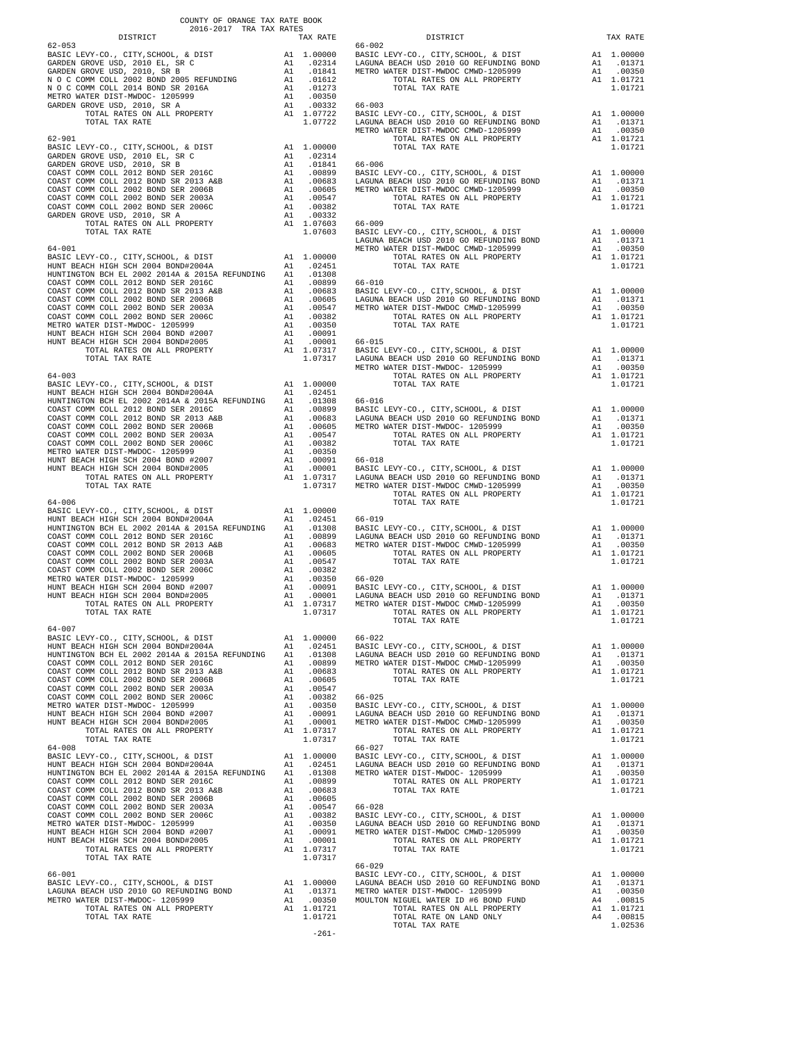COUNTY OF ORANGE TAX RATE BOOK
2016-2017 TRA TAX RATES

| DISTRICT | | TAX RATE |
|---|---|---|
| **62-053** | | |
| BASIC LEVY-CO., CITY,SCHOOL, & DIST | A1 | 1.00000 |
| GARDEN GROVE USD, 2010 EL, SR C | A1 | .02314 |
| GARDEN GROVE USD, 2010, SR B | A1 | .01841 |
| N O C COMM COLL 2002 BOND 2005 REFUNDING | A1 | .01612 |
| N O C COMM COLL 2014 BOND SR 2016A | A1 | .01273 |
| METRO WATER DIST-MWDOC- 1205999 | A1 | .00350 |
| GARDEN GROVE USD, 2010, SR A | A1 | .00332 |
| TOTAL RATES ON ALL PROPERTY | A1 | 1.07722 |
| TOTAL TAX RATE | | 1.07722 |
| **62-901** | | |
| BASIC LEVY-CO., CITY,SCHOOL, & DIST | A1 | 1.00000 |
| GARDEN GROVE USD, 2010 EL, SR C | A1 | .02314 |
| GARDEN GROVE USD, 2010, SR B | A1 | .01841 |
| COAST COMM COLL 2012 BOND SER 2016C | A1 | .00899 |
| COAST COMM COLL 2012 BOND SR 2013 A&B | A1 | .00683 |
| COAST COMM COLL 2002 BOND SER 2006B | A1 | .00605 |
| COAST COMM COLL 2002 BOND SER 2003A | A1 | .00547 |
| COAST COMM COLL 2002 BOND SER 2006C | A1 | .00382 |
| GARDEN GROVE USD, 2010, SR A | A1 | .00332 |
| TOTAL RATES ON ALL PROPERTY | A1 | 1.07603 |
| TOTAL TAX RATE | | 1.07603 |
| **64-001** | | |
| BASIC LEVY-CO., CITY,SCHOOL, & DIST | A1 | 1.00000 |
| HUNT BEACH HIGH SCH 2004 BOND#2004A | A1 | .02451 |
| HUNTINGTON BCH EL 2002 2014A & 2015A REFUNDING | A1 | .01308 |
| COAST COMM COLL 2012 BOND SER 2016C | A1 | .00899 |
| COAST COMM COLL 2012 BOND SR 2013 A&B | A1 | .00683 |
| COAST COMM COLL 2002 BOND SER 2006B | A1 | .00605 |
| COAST COMM COLL 2002 BOND SER 2003A | A1 | .00547 |
| COAST COMM COLL 2002 BOND SER 2006C | A1 | .00382 |
| METRO WATER DIST-MWDOC- 1205999 | A1 | .00350 |
| HUNT BEACH HIGH SCH 2004 BOND #2007 | A1 | .00091 |
| HUNT BEACH HIGH SCH 2004 BOND#2005 | A1 | .00001 |
| TOTAL RATES ON ALL PROPERTY | A1 | 1.07317 |
| TOTAL TAX RATE | | 1.07317 |
| **64-003** | | |
| BASIC LEVY-CO., CITY,SCHOOL, & DIST | A1 | 1.00000 |
| HUNT BEACH HIGH SCH 2004 BOND#2004A | A1 | .02451 |
| HUNTINGTON BCH EL 2002 2014A & 2015A REFUNDING | A1 | .01308 |
| COAST COMM COLL 2012 BOND SER 2016C | A1 | .00899 |
| COAST COMM COLL 2012 BOND SR 2013 A&B | A1 | .00683 |
| COAST COMM COLL 2002 BOND SER 2006B | A1 | .00605 |
| COAST COMM COLL 2002 BOND SER 2003A | A1 | .00547 |
| COAST COMM COLL 2002 BOND SER 2006C | A1 | .00382 |
| METRO WATER DIST-MWDOC- 1205999 | A1 | .00350 |
| HUNT BEACH HIGH SCH 2004 BOND #2007 | A1 | .00091 |
| HUNT BEACH HIGH SCH 2004 BOND#2005 | A1 | .00001 |
| TOTAL RATES ON ALL PROPERTY | A1 | 1.07317 |
| TOTAL TAX RATE | | 1.07317 |
| **64-006** | | |
| BASIC LEVY-CO., CITY,SCHOOL, & DIST | A1 | 1.00000 |
| HUNT BEACH HIGH SCH 2004 BOND#2004A | A1 | .02451 |
| HUNTINGTON BCH EL 2002 2014A & 2015A REFUNDING | A1 | .01308 |
| COAST COMM COLL 2012 BOND SER 2016C | A1 | .00899 |
| COAST COMM COLL 2012 BOND SR 2013 A&B | A1 | .00683 |
| COAST COMM COLL 2002 BOND SER 2006B | A1 | .00605 |
| COAST COMM COLL 2002 BOND SER 2003A | A1 | .00547 |
| COAST COMM COLL 2002 BOND SER 2006C | A1 | .00382 |
| METRO WATER DIST-MWDOC- 1205999 | A1 | .00350 |
| HUNT BEACH HIGH SCH 2004 BOND #2007 | A1 | .00091 |
| HUNT BEACH HIGH SCH 2004 BOND#2005 | A1 | .00001 |
| TOTAL RATES ON ALL PROPERTY | A1 | 1.07317 |
| TOTAL TAX RATE | | 1.07317 |
| **64-007** | | |
| BASIC LEVY-CO., CITY,SCHOOL, & DIST | A1 | 1.00000 |
| HUNT BEACH HIGH SCH 2004 BOND#2004A | A1 | .02451 |
| HUNTINGTON BCH EL 2002 2014A & 2015A REFUNDING | A1 | .01308 |
| COAST COMM COLL 2012 BOND SER 2016C | A1 | .00899 |
| COAST COMM COLL 2012 BOND SR 2013 A&B | A1 | .00683 |
| COAST COMM COLL 2002 BOND SER 2006B | A1 | .00605 |
| COAST COMM COLL 2002 BOND SER 2003A | A1 | .00547 |
| COAST COMM COLL 2002 BOND SER 2006C | A1 | .00382 |
| METRO WATER DIST-MWDOC- 1205999 | A1 | .00350 |
| HUNT BEACH HIGH SCH 2004 BOND #2007 | A1 | .00091 |
| HUNT BEACH HIGH SCH 2004 BOND#2005 | A1 | .00001 |
| TOTAL RATES ON ALL PROPERTY | A1 | 1.07317 |
| TOTAL TAX RATE | | 1.07317 |
| **64-008** | | |
| BASIC LEVY-CO., CITY,SCHOOL, & DIST | A1 | 1.00000 |
| HUNT BEACH HIGH SCH 2004 BOND#2004A | A1 | .02451 |
| HUNTINGTON BCH EL 2002 2014A & 2015A REFUNDING | A1 | .01308 |
| COAST COMM COLL 2012 BOND SER 2016C | A1 | .00899 |
| COAST COMM COLL 2012 BOND SR 2013 A&B | A1 | .00683 |
| COAST COMM COLL 2002 BOND SER 2006B | A1 | .00605 |
| COAST COMM COLL 2002 BOND SER 2003A | A1 | .00547 |
| COAST COMM COLL 2002 BOND SER 2006C | A1 | .00382 |
| METRO WATER DIST-MWDOC- 1205999 | A1 | .00350 |
| HUNT BEACH HIGH SCH 2004 BOND #2007 | A1 | .00091 |
| HUNT BEACH HIGH SCH 2004 BOND#2005 | A1 | .00001 |
| TOTAL RATES ON ALL PROPERTY | A1 | 1.07317 |
| TOTAL TAX RATE | | 1.07317 |
| **66-001** | | |
| BASIC LEVY-CO., CITY,SCHOOL, & DIST | A1 | 1.00000 |
| LAGUNA BEACH USD 2010 GO REFUNDING BOND | A1 | .01371 |
| METRO WATER DIST-MWDOC- 1205999 | A1 | .00350 |
| TOTAL RATES ON ALL PROPERTY | A1 | 1.01721 |
| TOTAL TAX RATE | | 1.01721 |
| **66-002** | | |
| BASIC LEVY-CO., CITY,SCHOOL, & DIST | A1 | 1.00000 |
| LAGUNA BEACH USD 2010 GO REFUNDING BOND | A1 | .01371 |
| METRO WATER DIST-MWDOC CMWD-1205999 | A1 | .00350 |
| TOTAL RATES ON ALL PROPERTY | A1 | 1.01721 |
| TOTAL TAX RATE | | 1.01721 |
| **66-003** | | |
| BASIC LEVY-CO., CITY,SCHOOL, & DIST | A1 | 1.00000 |
| LAGUNA BEACH USD 2010 GO REFUNDING BOND | A1 | .01371 |
| METRO WATER DIST-MWDOC CMWD-1205999 | A1 | .00350 |
| TOTAL RATES ON ALL PROPERTY | A1 | 1.01721 |
| TOTAL TAX RATE | | 1.01721 |
| **66-006** | | |
| BASIC LEVY-CO., CITY,SCHOOL, & DIST | A1 | 1.00000 |
| LAGUNA BEACH USD 2010 GO REFUNDING BOND | A1 | .01371 |
| METRO WATER DIST-MWDOC CMWD-1205999 | A1 | .00350 |
| TOTAL RATES ON ALL PROPERTY | A1 | 1.01721 |
| TOTAL TAX RATE | | 1.01721 |
| **66-009** | | |
| BASIC LEVY-CO., CITY,SCHOOL, & DIST | A1 | 1.00000 |
| LAGUNA BEACH USD 2010 GO REFUNDING BOND | A1 | .01371 |
| METRO WATER DIST-MWDOC CMWD-1205999 | A1 | .00350 |
| TOTAL RATES ON ALL PROPERTY | A1 | 1.01721 |
| TOTAL TAX RATE | | 1.01721 |
| **66-010** | | |
| BASIC LEVY-CO., CITY,SCHOOL, & DIST | A1 | 1.00000 |
| LAGUNA BEACH USD 2010 GO REFUNDING BOND | A1 | .01371 |
| METRO WATER DIST-MWDOC CMWD-1205999 | A1 | .00350 |
| TOTAL RATES ON ALL PROPERTY | A1 | 1.01721 |
| TOTAL TAX RATE | | 1.01721 |
| **66-015** | | |
| BASIC LEVY-CO., CITY,SCHOOL, & DIST | A1 | 1.00000 |
| LAGUNA BEACH USD 2010 GO REFUNDING BOND | A1 | .01371 |
| METRO WATER DIST-MWDOC- 1205999 | A1 | .00350 |
| TOTAL RATES ON ALL PROPERTY | A1 | 1.01721 |
| TOTAL TAX RATE | | 1.01721 |
| **66-016** | | |
| BASIC LEVY-CO., CITY,SCHOOL, & DIST | A1 | 1.00000 |
| LAGUNA BEACH USD 2010 GO REFUNDING BOND | A1 | .01371 |
| METRO WATER DIST-MWDOC- 1205999 | A1 | .00350 |
| TOTAL RATES ON ALL PROPERTY | A1 | 1.01721 |
| TOTAL TAX RATE | | 1.01721 |
| **66-018** | | |
| BASIC LEVY-CO., CITY,SCHOOL, & DIST | A1 | 1.00000 |
| LAGUNA BEACH USD 2010 GO REFUNDING BOND | A1 | .01371 |
| METRO WATER DIST-MWDOC CMWD-1205999 | A1 | .00350 |
| TOTAL RATES ON ALL PROPERTY | A1 | 1.01721 |
| TOTAL TAX RATE | | 1.01721 |
| **66-019** | | |
| BASIC LEVY-CO., CITY,SCHOOL, & DIST | A1 | 1.00000 |
| LAGUNA BEACH USD 2010 GO REFUNDING BOND | A1 | .01371 |
| METRO WATER DIST-MWDOC CMWD-1205999 | A1 | .00350 |
| TOTAL RATES ON ALL PROPERTY | A1 | 1.01721 |
| TOTAL TAX RATE | | 1.01721 |
| **66-020** | | |
| BASIC LEVY-CO., CITY,SCHOOL, & DIST | A1 | 1.00000 |
| LAGUNA BEACH USD 2010 GO REFUNDING BOND | A1 | .01371 |
| METRO WATER DIST-MWDOC CMWD-1205999 | A1 | .00350 |
| TOTAL RATES ON ALL PROPERTY | A1 | 1.01721 |
| TOTAL TAX RATE | | 1.01721 |
| **66-022** | | |
| BASIC LEVY-CO., CITY,SCHOOL, & DIST | A1 | 1.00000 |
| LAGUNA BEACH USD 2010 GO REFUNDING BOND | A1 | .01371 |
| METRO WATER DIST-MWDOC CMWD-1205999 | A1 | .00350 |
| TOTAL RATES ON ALL PROPERTY | A1 | 1.01721 |
| TOTAL TAX RATE | | 1.01721 |
| **66-025** | | |
| BASIC LEVY-CO., CITY,SCHOOL, & DIST | A1 | 1.00000 |
| LAGUNA BEACH USD 2010 GO REFUNDING BOND | A1 | .01371 |
| METRO WATER DIST-MWDOC CMWD-1205999 | A1 | .00350 |
| TOTAL RATES ON ALL PROPERTY | A1 | 1.01721 |
| TOTAL TAX RATE | | 1.01721 |
| **66-027** | | |
| BASIC LEVY-CO., CITY,SCHOOL, & DIST | A1 | 1.00000 |
| LAGUNA BEACH USD 2010 GO REFUNDING BOND | A1 | .01371 |
| METRO WATER DIST-MWDOC- 1205999 | A1 | .00350 |
| TOTAL RATES ON ALL PROPERTY | A1 | 1.01721 |
| TOTAL TAX RATE | | 1.01721 |
| **66-028** | | |
| BASIC LEVY-CO., CITY,SCHOOL, & DIST | A1 | 1.00000 |
| LAGUNA BEACH USD 2010 GO REFUNDING BOND | A1 | .01371 |
| METRO WATER DIST-MWDOC CMWD-1205999 | A1 | .00350 |
| TOTAL RATES ON ALL PROPERTY | A1 | 1.01721 |
| TOTAL TAX RATE | | 1.01721 |
| **66-029** | | |
| BASIC LEVY-CO., CITY,SCHOOL, & DIST | A1 | 1.00000 |
| LAGUNA BEACH USD 2010 GO REFUNDING BOND | A1 | .01371 |
| METRO WATER DIST-MWDOC- 1205999 | A1 | .00350 |
| MOULTON NIGUEL WATER ID #6 BOND FUND | A4 | .00815 |
| TOTAL RATES ON ALL PROPERTY | A1 | 1.01721 |
| TOTAL RATE ON LAND ONLY | A4 | .00815 |
| TOTAL TAX RATE | | 1.02536 |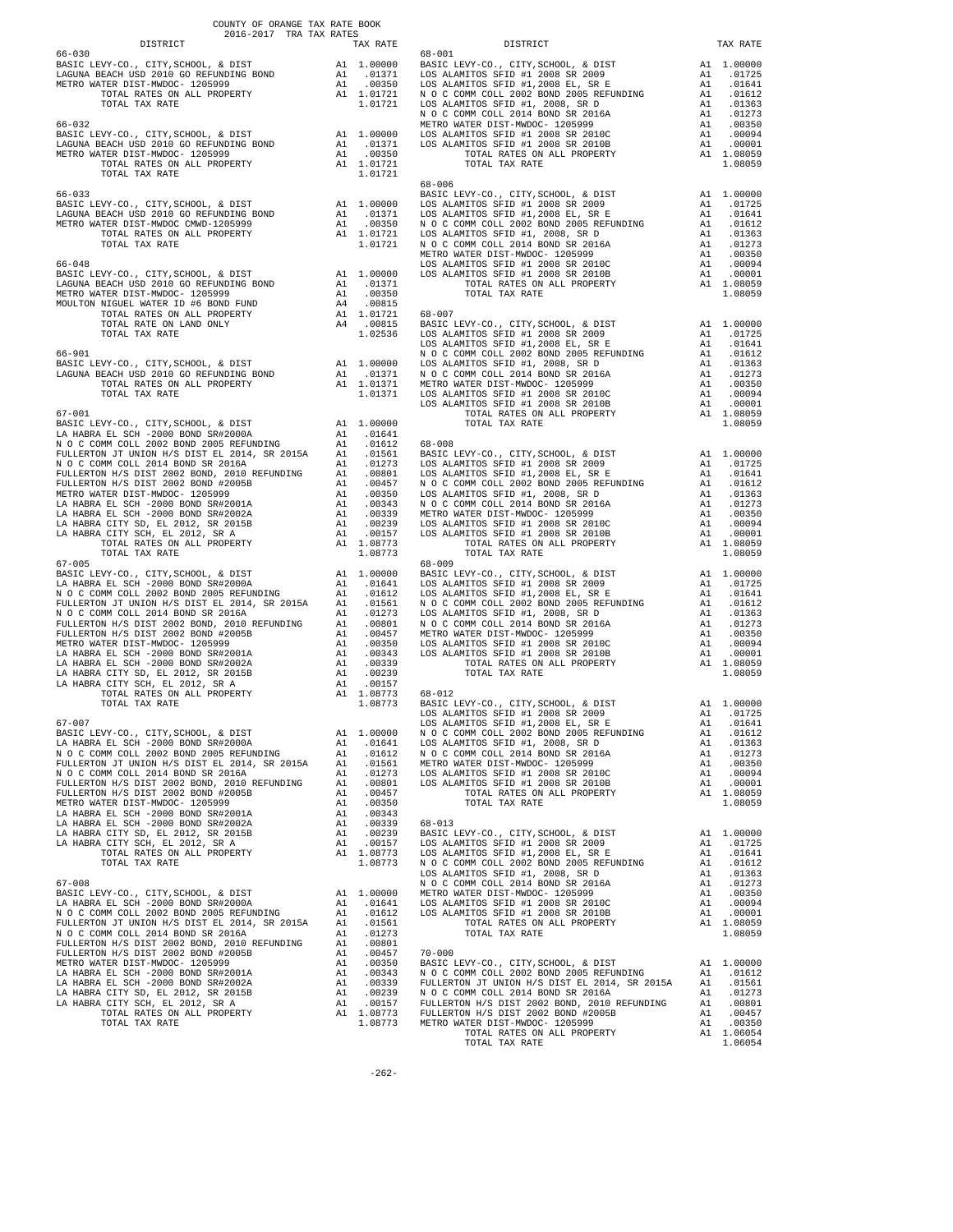COUNTY OF ORANGE TAX RATE BOOK
2016-2017 TRA TAX RATES

| DISTRICT | | TAX RATE |
|---|---|---|
| **66-030** | | |
| BASIC LEVY-CO., CITY,SCHOOL, & DIST | A1 | 1.00000 |
| LAGUNA BEACH USD 2010 GO REFUNDING BOND | A1 | .01371 |
| METRO WATER DIST-MWDOC- 1205999 | A1 | .00350 |
| TOTAL RATES ON ALL PROPERTY | A1 | 1.01721 |
| TOTAL TAX RATE | | 1.01721 |
| **66-032** | | |
| BASIC LEVY-CO., CITY,SCHOOL, & DIST | A1 | 1.00000 |
| LAGUNA BEACH USD 2010 GO REFUNDING BOND | A1 | .01371 |
| METRO WATER DIST-MWDOC- 1205999 | A1 | .00350 |
| TOTAL RATES ON ALL PROPERTY | A1 | 1.01721 |
| TOTAL TAX RATE | | 1.01721 |
| **66-033** | | |
| BASIC LEVY-CO., CITY,SCHOOL, & DIST | A1 | 1.00000 |
| LAGUNA BEACH USD 2010 GO REFUNDING BOND | A1 | .01371 |
| METRO WATER DIST-MWDOC CMWD-1205999 | A1 | .00350 |
| TOTAL RATES ON ALL PROPERTY | A1 | 1.01721 |
| TOTAL TAX RATE | | 1.01721 |
| **66-048** | | |
| BASIC LEVY-CO., CITY,SCHOOL, & DIST | A1 | 1.00000 |
| LAGUNA BEACH USD 2010 GO REFUNDING BOND | A1 | .01371 |
| METRO WATER DIST-MWDOC- 1205999 | A1 | .00350 |
| MOULTON NIGUEL WATER ID #6 BOND FUND | A4 | .00815 |
| TOTAL RATES ON ALL PROPERTY | A1 | 1.01721 |
| TOTAL RATE ON LAND ONLY | A4 | .00815 |
| TOTAL TAX RATE | | 1.02536 |
| **66-901** | | |
| BASIC LEVY-CO., CITY,SCHOOL, & DIST | A1 | 1.00000 |
| LAGUNA BEACH USD 2010 GO REFUNDING BOND | A1 | .01371 |
| TOTAL RATES ON ALL PROPERTY | A1 | 1.01371 |
| TOTAL TAX RATE | | 1.01371 |
| **67-001** | | |
| BASIC LEVY-CO., CITY,SCHOOL, & DIST | A1 | 1.00000 |
| LA HABRA EL SCH -2000 BOND SR#2000A | A1 | .01641 |
| N O C COMM COLL 2002 BOND 2005 REFUNDING | A1 | .01612 |
| FULLERTON JT UNION H/S DIST EL 2014, SR 2015A | A1 | .01561 |
| N O C COMM COLL 2014 BOND SR 2016A | A1 | .01273 |
| FULLERTON H/S DIST 2002 BOND, 2010 REFUNDING | A1 | .00801 |
| FULLERTON H/S DIST 2002 BOND #2005B | A1 | .00457 |
| METRO WATER DIST-MWDOC- 1205999 | A1 | .00350 |
| LA HABRA EL SCH -2000 BOND SR#2001A | A1 | .00343 |
| LA HABRA EL SCH -2000 BOND SR#2002A | A1 | .00339 |
| LA HABRA CITY SD, EL 2012, SR 2015B | A1 | .00239 |
| LA HABRA CITY SCH, EL 2012, SR A | A1 | .00157 |
| TOTAL RATES ON ALL PROPERTY | A1 | 1.08773 |
| TOTAL TAX RATE | | 1.08773 |
| **67-005** | | |
| BASIC LEVY-CO., CITY,SCHOOL, & DIST | A1 | 1.00000 |
| LA HABRA EL SCH -2000 BOND SR#2000A | A1 | .01641 |
| N O C COMM COLL 2002 BOND 2005 REFUNDING | A1 | .01612 |
| FULLERTON JT UNION H/S DIST EL 2014, SR 2015A | A1 | .01561 |
| N O C COMM COLL 2014 BOND SR 2016A | A1 | .01273 |
| FULLERTON H/S DIST 2002 BOND, 2010 REFUNDING | A1 | .00801 |
| FULLERTON H/S DIST 2002 BOND #2005B | A1 | .00457 |
| METRO WATER DIST-MWDOC- 1205999 | A1 | .00350 |
| LA HABRA EL SCH -2000 BOND SR#2001A | A1 | .00343 |
| LA HABRA EL SCH -2000 BOND SR#2002A | A1 | .00339 |
| LA HABRA CITY SD, EL 2012, SR 2015B | A1 | .00239 |
| LA HABRA CITY SCH, EL 2012, SR A | A1 | .00157 |
| TOTAL RATES ON ALL PROPERTY | A1 | 1.08773 |
| TOTAL TAX RATE | | 1.08773 |
| **67-007** | | |
| BASIC LEVY-CO., CITY,SCHOOL, & DIST | A1 | 1.00000 |
| LA HABRA EL SCH -2000 BOND SR#2000A | A1 | .01641 |
| N O C COMM COLL 2002 BOND 2005 REFUNDING | A1 | .01612 |
| FULLERTON JT UNION H/S DIST EL 2014, SR 2015A | A1 | .01561 |
| N O C COMM COLL 2014 BOND SR 2016A | A1 | .01273 |
| FULLERTON H/S DIST 2002 BOND, 2010 REFUNDING | A1 | .00801 |
| FULLERTON H/S DIST 2002 BOND #2005B | A1 | .00457 |
| METRO WATER DIST-MWDOC- 1205999 | A1 | .00350 |
| LA HABRA EL SCH -2000 BOND SR#2001A | A1 | .00343 |
| LA HABRA EL SCH -2000 BOND SR#2002A | A1 | .00339 |
| LA HABRA CITY SD, EL 2012, SR 2015B | A1 | .00239 |
| LA HABRA CITY SCH, EL 2012, SR A | A1 | .00157 |
| TOTAL RATES ON ALL PROPERTY | A1 | 1.08773 |
| TOTAL TAX RATE | | 1.08773 |
| **67-008** | | |
| BASIC LEVY-CO., CITY,SCHOOL, & DIST | A1 | 1.00000 |
| LA HABRA EL SCH -2000 BOND SR#2000A | A1 | .01641 |
| N O C COMM COLL 2002 BOND 2005 REFUNDING | A1 | .01612 |
| FULLERTON JT UNION H/S DIST EL 2014, SR 2015A | A1 | .01561 |
| N O C COMM COLL 2014 BOND SR 2016A | A1 | .01273 |
| FULLERTON H/S DIST 2002 BOND, 2010 REFUNDING | A1 | .00801 |
| FULLERTON H/S DIST 2002 BOND #2005B | A1 | .00457 |
| METRO WATER DIST-MWDOC- 1205999 | A1 | .00350 |
| LA HABRA EL SCH -2000 BOND SR#2001A | A1 | .00343 |
| LA HABRA EL SCH -2000 BOND SR#2002A | A1 | .00339 |
| LA HABRA CITY SD, EL 2012, SR 2015B | A1 | .00239 |
| LA HABRA CITY SCH, EL 2012, SR A | A1 | .00157 |
| TOTAL RATES ON ALL PROPERTY | A1 | 1.08773 |
| TOTAL TAX RATE | | 1.08773 |
| **68-001** | | |
| BASIC LEVY-CO., CITY,SCHOOL, & DIST | A1 | 1.00000 |
| LOS ALAMITOS SFID #1 2008 SR 2009 | A1 | .01725 |
| LOS ALAMITOS SFID #1,2008 EL, SR E | A1 | .01641 |
| N O C COMM COLL 2002 BOND 2005 REFUNDING | A1 | .01612 |
| LOS ALAMITOS SFID #1, 2008, SR D | A1 | .01363 |
| N O C COMM COLL 2014 BOND SR 2016A | A1 | .01273 |
| METRO WATER DIST-MWDOC- 1205999 | A1 | .00350 |
| LOS ALAMITOS SFID #1 2008 SR 2010C | A1 | .00094 |
| LOS ALAMITOS SFID #1 2008 SR 2010B | A1 | .00001 |
| TOTAL RATES ON ALL PROPERTY | A1 | 1.08059 |
| TOTAL TAX RATE | | 1.08059 |
| **68-006** | | |
| BASIC LEVY-CO., CITY,SCHOOL, & DIST | A1 | 1.00000 |
| LOS ALAMITOS SFID #1 2008 SR 2009 | A1 | .01725 |
| LOS ALAMITOS SFID #1,2008 EL, SR E | A1 | .01641 |
| N O C COMM COLL 2002 BOND 2005 REFUNDING | A1 | .01612 |
| LOS ALAMITOS SFID #1, 2008, SR D | A1 | .01363 |
| N O C COMM COLL 2014 BOND SR 2016A | A1 | .01273 |
| METRO WATER DIST-MWDOC- 1205999 | A1 | .00350 |
| LOS ALAMITOS SFID #1 2008 SR 2010C | A1 | .00094 |
| LOS ALAMITOS SFID #1 2008 SR 2010B | A1 | .00001 |
| TOTAL RATES ON ALL PROPERTY | A1 | 1.08059 |
| TOTAL TAX RATE | | 1.08059 |
| **68-007** | | |
| BASIC LEVY-CO., CITY,SCHOOL, & DIST | A1 | 1.00000 |
| LOS ALAMITOS SFID #1 2008 SR 2009 | A1 | .01725 |
| LOS ALAMITOS SFID #1,2008 EL, SR E | A1 | .01641 |
| N O C COMM COLL 2002 BOND 2005 REFUNDING | A1 | .01612 |
| LOS ALAMITOS SFID #1, 2008, SR D | A1 | .01363 |
| N O C COMM COLL 2014 BOND SR 2016A | A1 | .01273 |
| METRO WATER DIST-MWDOC- 1205999 | A1 | .00350 |
| LOS ALAMITOS SFID #1 2008 SR 2010C | A1 | .00094 |
| LOS ALAMITOS SFID #1 2008 SR 2010B | A1 | .00001 |
| TOTAL RATES ON ALL PROPERTY | A1 | 1.08059 |
| TOTAL TAX RATE | | 1.08059 |
| **68-008** | | |
| BASIC LEVY-CO., CITY,SCHOOL, & DIST | A1 | 1.00000 |
| LOS ALAMITOS SFID #1 2008 SR 2009 | A1 | .01725 |
| LOS ALAMITOS SFID #1,2008 EL, SR E | A1 | .01641 |
| N O C COMM COLL 2002 BOND 2005 REFUNDING | A1 | .01612 |
| LOS ALAMITOS SFID #1, 2008, SR D | A1 | .01363 |
| N O C COMM COLL 2014 BOND SR 2016A | A1 | .01273 |
| METRO WATER DIST-MWDOC- 1205999 | A1 | .00350 |
| LOS ALAMITOS SFID #1 2008 SR 2010C | A1 | .00094 |
| LOS ALAMITOS SFID #1 2008 SR 2010B | A1 | .00001 |
| TOTAL RATES ON ALL PROPERTY | A1 | 1.08059 |
| TOTAL TAX RATE | | 1.08059 |
| **68-009** | | |
| BASIC LEVY-CO., CITY,SCHOOL, & DIST | A1 | 1.00000 |
| LOS ALAMITOS SFID #1 2008 SR 2009 | A1 | .01725 |
| LOS ALAMITOS SFID #1,2008 EL, SR E | A1 | .01641 |
| N O C COMM COLL 2002 BOND 2005 REFUNDING | A1 | .01612 |
| LOS ALAMITOS SFID #1, 2008, SR D | A1 | .01363 |
| N O C COMM COLL 2014 BOND SR 2016A | A1 | .01273 |
| METRO WATER DIST-MWDOC- 1205999 | A1 | .00350 |
| LOS ALAMITOS SFID #1 2008 SR 2010C | A1 | .00094 |
| LOS ALAMITOS SFID #1 2008 SR 2010B | A1 | .00001 |
| TOTAL RATES ON ALL PROPERTY | A1 | 1.08059 |
| TOTAL TAX RATE | | 1.08059 |
| **68-012** | | |
| BASIC LEVY-CO., CITY,SCHOOL, & DIST | A1 | 1.00000 |
| LOS ALAMITOS SFID #1 2008 SR 2009 | A1 | .01725 |
| LOS ALAMITOS SFID #1,2008 EL, SR E | A1 | .01641 |
| N O C COMM COLL 2002 BOND 2005 REFUNDING | A1 | .01612 |
| LOS ALAMITOS SFID #1, 2008, SR D | A1 | .01363 |
| N O C COMM COLL 2014 BOND SR 2016A | A1 | .01273 |
| METRO WATER DIST-MWDOC- 1205999 | A1 | .00350 |
| LOS ALAMITOS SFID #1 2008 SR 2010C | A1 | .00094 |
| LOS ALAMITOS SFID #1 2008 SR 2010B | A1 | .00001 |
| TOTAL RATES ON ALL PROPERTY | A1 | 1.08059 |
| TOTAL TAX RATE | | 1.08059 |
| **68-013** | | |
| BASIC LEVY-CO., CITY,SCHOOL, & DIST | A1 | 1.00000 |
| LOS ALAMITOS SFID #1 2008 SR 2009 | A1 | .01725 |
| LOS ALAMITOS SFID #1,2008 EL, SR E | A1 | .01641 |
| N O C COMM COLL 2002 BOND 2005 REFUNDING | A1 | .01612 |
| LOS ALAMITOS SFID #1, 2008, SR D | A1 | .01363 |
| N O C COMM COLL 2014 BOND SR 2016A | A1 | .01273 |
| METRO WATER DIST-MWDOC- 1205999 | A1 | .00350 |
| LOS ALAMITOS SFID #1 2008 SR 2010C | A1 | .00094 |
| LOS ALAMITOS SFID #1 2008 SR 2010B | A1 | .00001 |
| TOTAL RATES ON ALL PROPERTY | A1 | 1.08059 |
| TOTAL TAX RATE | | 1.08059 |
| **70-000** | | |
| BASIC LEVY-CO., CITY,SCHOOL, & DIST | A1 | 1.00000 |
| N O C COMM COLL 2002 BOND 2005 REFUNDING | A1 | .01612 |
| FULLERTON JT UNION H/S DIST EL 2014, SR 2015A | A1 | .01561 |
| N O C COMM COLL 2014 BOND SR 2016A | A1 | .01273 |
| FULLERTON H/S DIST 2002 BOND, 2010 REFUNDING | A1 | .00801 |
| FULLERTON H/S DIST 2002 BOND #2005B | A1 | .00457 |
| METRO WATER DIST-MWDOC- 1205999 | A1 | .00350 |
| TOTAL RATES ON ALL PROPERTY | A1 | 1.06054 |
| TOTAL TAX RATE | | 1.06054 |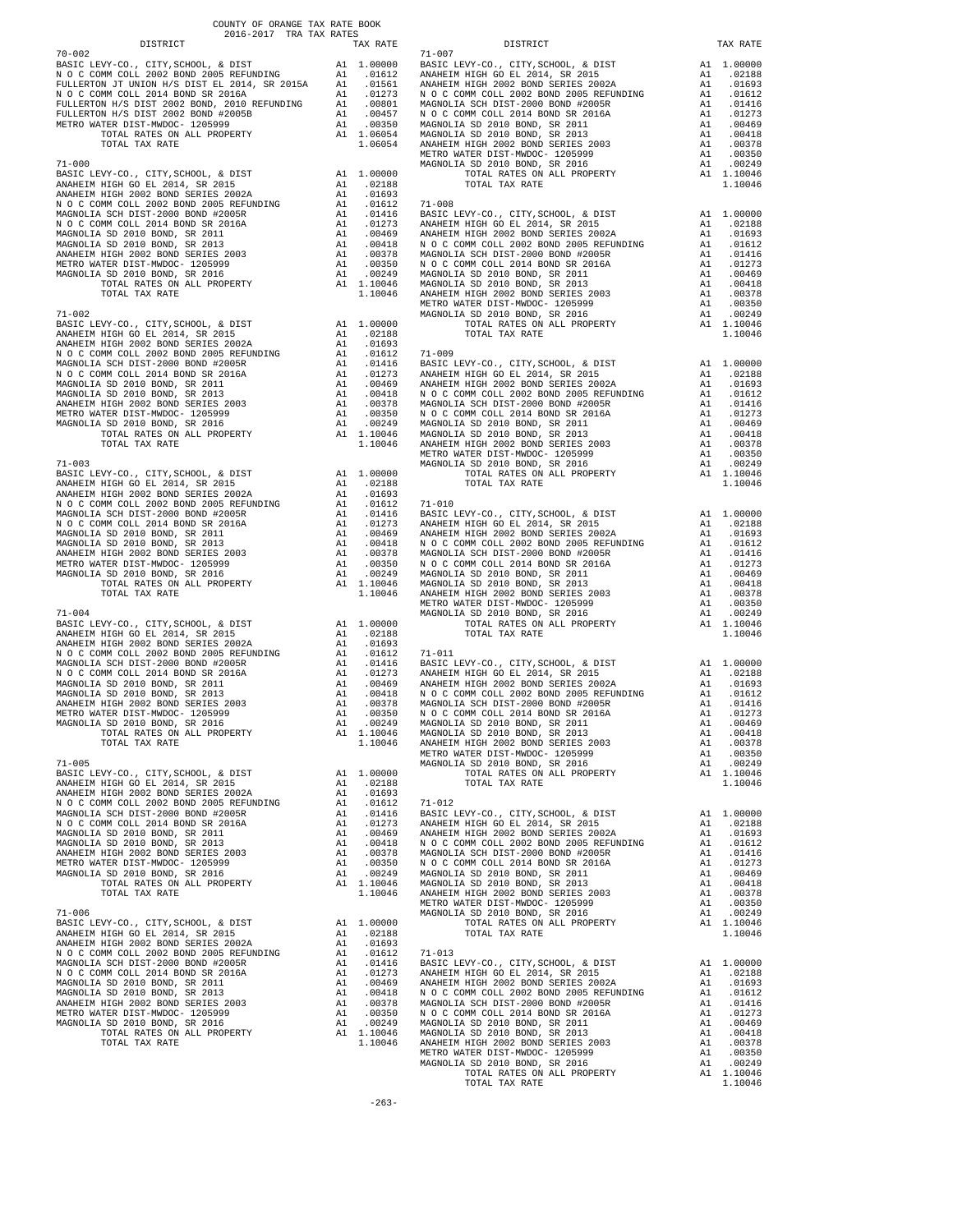COUNTY OF ORANGE TAX RATE BOOK
2016-2017 TRA TAX RATES

| DISTRICT | | TAX RATE |
|---|---|---|
| 70-002 | | |
| BASIC LEVY-CO., CITY,SCHOOL, & DIST | A1 | 1.00000 |
| N O C COMM COLL 2002 BOND 2005 REFUNDING | A1 | .01612 |
| FULLERTON JT UNION H/S DIST EL 2014, SR 2015A | A1 | .01561 |
| N O C COMM COLL 2014 BOND SR 2016A | A1 | .01273 |
| FULLERTON H/S DIST 2002 BOND, 2010 REFUNDING | A1 | .00801 |
| FULLERTON H/S DIST 2002 BOND #2005B | A1 | .00457 |
| METRO WATER DIST-MWDOC- 1205999 | A1 | .00350 |
| TOTAL RATES ON ALL PROPERTY | A1 | 1.06054 |
| TOTAL TAX RATE | | 1.06054 |
| 71-000 | | |
| BASIC LEVY-CO., CITY,SCHOOL, & DIST | A1 | 1.00000 |
| ANAHEIM HIGH GO EL 2014, SR 2015 | A1 | .02188 |
| ANAHEIM HIGH 2002 BOND SERIES 2002A | A1 | .01693 |
| N O C COMM COLL 2002 BOND 2005 REFUNDING | A1 | .01612 |
| MAGNOLIA SCH DIST-2000 BOND #2005R | A1 | .01416 |
| N O C COMM COLL 2014 BOND SR 2016A | A1 | .01273 |
| MAGNOLIA SD 2010 BOND, SR 2011 | A1 | .00469 |
| MAGNOLIA SD 2010 BOND, SR 2013 | A1 | .00418 |
| ANAHEIM HIGH 2002 BOND SERIES 2003 | A1 | .00378 |
| METRO WATER DIST-MWDOC- 1205999 | A1 | .00350 |
| MAGNOLIA SD 2010 BOND, SR 2016 | A1 | .00249 |
| TOTAL RATES ON ALL PROPERTY | A1 | 1.10046 |
| TOTAL TAX RATE | | 1.10046 |
| 71-002 | | |
| BASIC LEVY-CO., CITY,SCHOOL, & DIST | A1 | 1.00000 |
| ANAHEIM HIGH GO EL 2014, SR 2015 | A1 | .02188 |
| ANAHEIM HIGH 2002 BOND SERIES 2002A | A1 | .01693 |
| N O C COMM COLL 2002 BOND 2005 REFUNDING | A1 | .01612 |
| MAGNOLIA SCH DIST-2000 BOND #2005R | A1 | .01416 |
| N O C COMM COLL 2014 BOND SR 2016A | A1 | .01273 |
| MAGNOLIA SD 2010 BOND, SR 2011 | A1 | .00469 |
| MAGNOLIA SD 2010 BOND, SR 2013 | A1 | .00418 |
| ANAHEIM HIGH 2002 BOND SERIES 2003 | A1 | .00378 |
| METRO WATER DIST-MWDOC- 1205999 | A1 | .00350 |
| MAGNOLIA SD 2010 BOND, SR 2016 | A1 | .00249 |
| TOTAL RATES ON ALL PROPERTY | A1 | 1.10046 |
| TOTAL TAX RATE | | 1.10046 |
| 71-003 | | |
| BASIC LEVY-CO., CITY,SCHOOL, & DIST | A1 | 1.00000 |
| ANAHEIM HIGH GO EL 2014, SR 2015 | A1 | .02188 |
| ANAHEIM HIGH 2002 BOND SERIES 2002A | A1 | .01693 |
| N O C COMM COLL 2002 BOND 2005 REFUNDING | A1 | .01612 |
| MAGNOLIA SCH DIST-2000 BOND #2005R | A1 | .01416 |
| N O C COMM COLL 2014 BOND SR 2016A | A1 | .01273 |
| MAGNOLIA SD 2010 BOND, SR 2011 | A1 | .00469 |
| MAGNOLIA SD 2010 BOND, SR 2013 | A1 | .00418 |
| ANAHEIM HIGH 2002 BOND SERIES 2003 | A1 | .00378 |
| METRO WATER DIST-MWDOC- 1205999 | A1 | .00350 |
| MAGNOLIA SD 2010 BOND, SR 2016 | A1 | .00249 |
| TOTAL RATES ON ALL PROPERTY | A1 | 1.10046 |
| TOTAL TAX RATE | | 1.10046 |
| 71-004 | | |
| BASIC LEVY-CO., CITY,SCHOOL, & DIST | A1 | 1.00000 |
| ANAHEIM HIGH GO EL 2014, SR 2015 | A1 | .02188 |
| ANAHEIM HIGH 2002 BOND SERIES 2002A | A1 | .01693 |
| N O C COMM COLL 2002 BOND 2005 REFUNDING | A1 | .01612 |
| MAGNOLIA SCH DIST-2000 BOND #2005R | A1 | .01416 |
| N O C COMM COLL 2014 BOND SR 2016A | A1 | .01273 |
| MAGNOLIA SD 2010 BOND, SR 2011 | A1 | .00469 |
| MAGNOLIA SD 2010 BOND, SR 2013 | A1 | .00418 |
| ANAHEIM HIGH 2002 BOND SERIES 2003 | A1 | .00378 |
| METRO WATER DIST-MWDOC- 1205999 | A1 | .00350 |
| MAGNOLIA SD 2010 BOND, SR 2016 | A1 | .00249 |
| TOTAL RATES ON ALL PROPERTY | A1 | 1.10046 |
| TOTAL TAX RATE | | 1.10046 |
| 71-005 | | |
| BASIC LEVY-CO., CITY,SCHOOL, & DIST | A1 | 1.00000 |
| ANAHEIM HIGH GO EL 2014, SR 2015 | A1 | .02188 |
| ANAHEIM HIGH 2002 BOND SERIES 2002A | A1 | .01693 |
| N O C COMM COLL 2002 BOND 2005 REFUNDING | A1 | .01612 |
| MAGNOLIA SCH DIST-2000 BOND #2005R | A1 | .01416 |
| N O C COMM COLL 2014 BOND SR 2016A | A1 | .01273 |
| MAGNOLIA SD 2010 BOND, SR 2011 | A1 | .00469 |
| MAGNOLIA SD 2010 BOND, SR 2013 | A1 | .00418 |
| ANAHEIM HIGH 2002 BOND SERIES 2003 | A1 | .00378 |
| METRO WATER DIST-MWDOC- 1205999 | A1 | .00350 |
| MAGNOLIA SD 2010 BOND, SR 2016 | A1 | .00249 |
| TOTAL RATES ON ALL PROPERTY | A1 | 1.10046 |
| TOTAL TAX RATE | | 1.10046 |
| 71-006 | | |
| BASIC LEVY-CO., CITY,SCHOOL, & DIST | A1 | 1.00000 |
| ANAHEIM HIGH GO EL 2014, SR 2015 | A1 | .02188 |
| ANAHEIM HIGH 2002 BOND SERIES 2002A | A1 | .01693 |
| N O C COMM COLL 2002 BOND 2005 REFUNDING | A1 | .01612 |
| MAGNOLIA SCH DIST-2000 BOND #2005R | A1 | .01416 |
| N O C COMM COLL 2014 BOND SR 2016A | A1 | .01273 |
| MAGNOLIA SD 2010 BOND, SR 2011 | A1 | .00469 |
| MAGNOLIA SD 2010 BOND, SR 2013 | A1 | .00418 |
| ANAHEIM HIGH 2002 BOND SERIES 2003 | A1 | .00378 |
| METRO WATER DIST-MWDOC- 1205999 | A1 | .00350 |
| MAGNOLIA SD 2010 BOND, SR 2016 | A1 | .00249 |
| TOTAL RATES ON ALL PROPERTY | A1 | 1.10046 |
| TOTAL TAX RATE | | 1.10046 |
| 71-007 | | |
| BASIC LEVY-CO., CITY,SCHOOL, & DIST | A1 | 1.00000 |
| ANAHEIM HIGH GO EL 2014, SR 2015 | A1 | .02188 |
| ANAHEIM HIGH 2002 BOND SERIES 2002A | A1 | .01693 |
| N O C COMM COLL 2002 BOND 2005 REFUNDING | A1 | .01612 |
| MAGNOLIA SCH DIST-2000 BOND #2005R | A1 | .01416 |
| N O C COMM COLL 2014 BOND SR 2016A | A1 | .01273 |
| MAGNOLIA SD 2010 BOND, SR 2011 | A1 | .00469 |
| MAGNOLIA SD 2010 BOND, SR 2013 | A1 | .00418 |
| ANAHEIM HIGH 2002 BOND SERIES 2003 | A1 | .00378 |
| METRO WATER DIST-MWDOC- 1205999 | A1 | .00350 |
| MAGNOLIA SD 2010 BOND, SR 2016 | A1 | .00249 |
| TOTAL RATES ON ALL PROPERTY | A1 | 1.10046 |
| TOTAL TAX RATE | | 1.10046 |
| 71-008 | | |
| BASIC LEVY-CO., CITY,SCHOOL, & DIST | A1 | 1.00000 |
| ANAHEIM HIGH GO EL 2014, SR 2015 | A1 | .02188 |
| ANAHEIM HIGH 2002 BOND SERIES 2002A | A1 | .01693 |
| N O C COMM COLL 2002 BOND 2005 REFUNDING | A1 | .01612 |
| MAGNOLIA SCH DIST-2000 BOND #2005R | A1 | .01416 |
| N O C COMM COLL 2014 BOND SR 2016A | A1 | .01273 |
| MAGNOLIA SD 2010 BOND, SR 2011 | A1 | .00469 |
| MAGNOLIA SD 2010 BOND, SR 2013 | A1 | .00418 |
| ANAHEIM HIGH 2002 BOND SERIES 2003 | A1 | .00378 |
| METRO WATER DIST-MWDOC- 1205999 | A1 | .00350 |
| MAGNOLIA SD 2010 BOND, SR 2016 | A1 | .00249 |
| TOTAL RATES ON ALL PROPERTY | A1 | 1.10046 |
| TOTAL TAX RATE | | 1.10046 |
| 71-009 | | |
| BASIC LEVY-CO., CITY,SCHOOL, & DIST | A1 | 1.00000 |
| ANAHEIM HIGH GO EL 2014, SR 2015 | A1 | .02188 |
| ANAHEIM HIGH 2002 BOND SERIES 2002A | A1 | .01693 |
| N O C COMM COLL 2002 BOND 2005 REFUNDING | A1 | .01612 |
| MAGNOLIA SCH DIST-2000 BOND #2005R | A1 | .01416 |
| N O C COMM COLL 2014 BOND SR 2016A | A1 | .01273 |
| MAGNOLIA SD 2010 BOND, SR 2011 | A1 | .00469 |
| MAGNOLIA SD 2010 BOND, SR 2013 | A1 | .00418 |
| ANAHEIM HIGH 2002 BOND SERIES 2003 | A1 | .00378 |
| METRO WATER DIST-MWDOC- 1205999 | A1 | .00350 |
| MAGNOLIA SD 2010 BOND, SR 2016 | A1 | .00249 |
| TOTAL RATES ON ALL PROPERTY | A1 | 1.10046 |
| TOTAL TAX RATE | | 1.10046 |
| 71-010 | | |
| BASIC LEVY-CO., CITY,SCHOOL, & DIST | A1 | 1.00000 |
| ANAHEIM HIGH GO EL 2014, SR 2015 | A1 | .02188 |
| ANAHEIM HIGH 2002 BOND SERIES 2002A | A1 | .01693 |
| N O C COMM COLL 2002 BOND 2005 REFUNDING | A1 | .01612 |
| MAGNOLIA SCH DIST-2000 BOND #2005R | A1 | .01416 |
| N O C COMM COLL 2014 BOND SR 2016A | A1 | .01273 |
| MAGNOLIA SD 2010 BOND, SR 2011 | A1 | .00469 |
| MAGNOLIA SD 2010 BOND, SR 2013 | A1 | .00418 |
| ANAHEIM HIGH 2002 BOND SERIES 2003 | A1 | .00378 |
| METRO WATER DIST-MWDOC- 1205999 | A1 | .00350 |
| MAGNOLIA SD 2010 BOND, SR 2016 | A1 | .00249 |
| TOTAL RATES ON ALL PROPERTY | A1 | 1.10046 |
| TOTAL TAX RATE | | 1.10046 |
| 71-011 | | |
| BASIC LEVY-CO., CITY,SCHOOL, & DIST | A1 | 1.00000 |
| ANAHEIM HIGH GO EL 2014, SR 2015 | A1 | .02188 |
| ANAHEIM HIGH 2002 BOND SERIES 2002A | A1 | .01693 |
| N O C COMM COLL 2002 BOND 2005 REFUNDING | A1 | .01612 |
| MAGNOLIA SCH DIST-2000 BOND #2005R | A1 | .01416 |
| N O C COMM COLL 2014 BOND SR 2016A | A1 | .01273 |
| MAGNOLIA SD 2010 BOND, SR 2011 | A1 | .00469 |
| MAGNOLIA SD 2010 BOND, SR 2013 | A1 | .00418 |
| ANAHEIM HIGH 2002 BOND SERIES 2003 | A1 | .00378 |
| METRO WATER DIST-MWDOC- 1205999 | A1 | .00350 |
| MAGNOLIA SD 2010 BOND, SR 2016 | A1 | .00249 |
| TOTAL RATES ON ALL PROPERTY | A1 | 1.10046 |
| TOTAL TAX RATE | | 1.10046 |
| 71-012 | | |
| BASIC LEVY-CO., CITY,SCHOOL, & DIST | A1 | 1.00000 |
| ANAHEIM HIGH GO EL 2014, SR 2015 | A1 | .02188 |
| ANAHEIM HIGH 2002 BOND SERIES 2002A | A1 | .01693 |
| N O C COMM COLL 2002 BOND 2005 REFUNDING | A1 | .01612 |
| MAGNOLIA SCH DIST-2000 BOND #2005R | A1 | .01416 |
| N O C COMM COLL 2014 BOND SR 2016A | A1 | .01273 |
| MAGNOLIA SD 2010 BOND, SR 2011 | A1 | .00469 |
| MAGNOLIA SD 2010 BOND, SR 2013 | A1 | .00418 |
| ANAHEIM HIGH 2002 BOND SERIES 2003 | A1 | .00378 |
| METRO WATER DIST-MWDOC- 1205999 | A1 | .00350 |
| MAGNOLIA SD 2010 BOND, SR 2016 | A1 | .00249 |
| TOTAL RATES ON ALL PROPERTY | A1 | 1.10046 |
| TOTAL TAX RATE | | 1.10046 |
| 71-013 | | |
| BASIC LEVY-CO., CITY,SCHOOL, & DIST | A1 | 1.00000 |
| ANAHEIM HIGH GO EL 2014, SR 2015 | A1 | .02188 |
| ANAHEIM HIGH 2002 BOND SERIES 2002A | A1 | .01693 |
| N O C COMM COLL 2002 BOND 2005 REFUNDING | A1 | .01612 |
| MAGNOLIA SCH DIST-2000 BOND #2005R | A1 | .01416 |
| N O C COMM COLL 2014 BOND SR 2016A | A1 | .01273 |
| MAGNOLIA SD 2010 BOND, SR 2011 | A1 | .00469 |
| MAGNOLIA SD 2010 BOND, SR 2013 | A1 | .00418 |
| ANAHEIM HIGH 2002 BOND SERIES 2003 | A1 | .00378 |
| METRO WATER DIST-MWDOC- 1205999 | A1 | .00350 |
| MAGNOLIA SD 2010 BOND, SR 2016 | A1 | .00249 |
| TOTAL RATES ON ALL PROPERTY | A1 | 1.10046 |
| TOTAL TAX RATE | | 1.10046 |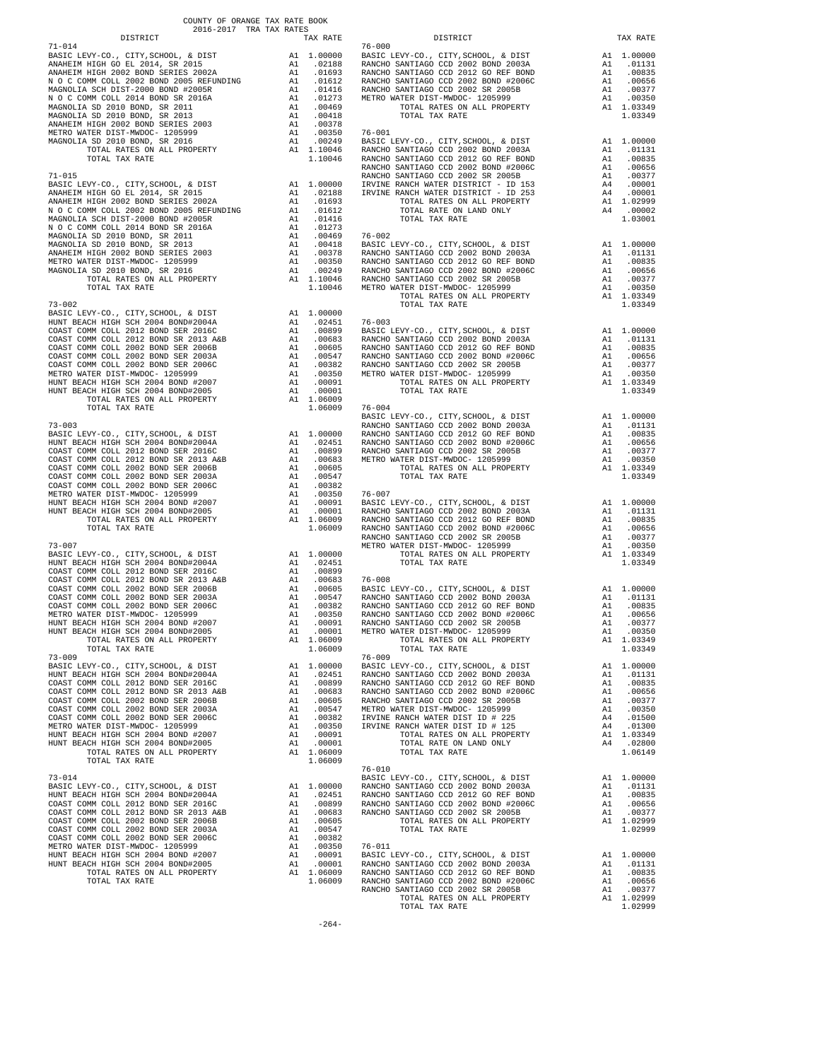COUNTY OF ORANGE TAX RATE BOOK
2016-2017 TRA TAX RATES

| DISTRICT | | TAX RATE |
|---|---|---|
| **71-014** | | |
| BASIC LEVY-CO., CITY,SCHOOL, & DIST | A1 | 1.00000 |
| ANAHEIM HIGH GO EL 2014, SR 2015 | A1 | .02188 |
| ANAHEIM HIGH 2002 BOND SERIES 2002A | A1 | .01693 |
| N O C COMM COLL 2002 BOND 2005 REFUNDING | A1 | .01612 |
| MAGNOLIA SCH DIST-2000 BOND #2005R | A1 | .01416 |
| N O C COMM COLL 2014 BOND SR 2016A | A1 | .01273 |
| MAGNOLIA SD 2010 BOND, SR 2011 | A1 | .00469 |
| MAGNOLIA SD 2010 BOND, SR 2013 | A1 | .00418 |
| ANAHEIM HIGH 2002 BOND SERIES 2003 | A1 | .00378 |
| METRO WATER DIST-MWDOC- 1205999 | A1 | .00350 |
| MAGNOLIA SD 2010 BOND, SR 2016 | A1 | .00249 |
| TOTAL RATES ON ALL PROPERTY | A1 | 1.10046 |
| TOTAL TAX RATE | | 1.10046 |
| **71-015** | | |
| BASIC LEVY-CO., CITY,SCHOOL, & DIST | A1 | 1.00000 |
| ANAHEIM HIGH GO EL 2014, SR 2015 | A1 | .02188 |
| ANAHEIM HIGH 2002 BOND SERIES 2002A | A1 | .01693 |
| N O C COMM COLL 2002 BOND 2005 REFUNDING | A1 | .01612 |
| MAGNOLIA SCH DIST-2000 BOND #2005R | A1 | .01416 |
| N O C COMM COLL 2014 BOND SR 2016A | A1 | .01273 |
| MAGNOLIA SD 2010 BOND, SR 2011 | A1 | .00469 |
| MAGNOLIA SD 2010 BOND, SR 2013 | A1 | .00418 |
| ANAHEIM HIGH 2002 BOND SERIES 2003 | A1 | .00378 |
| METRO WATER DIST-MWDOC- 1205999 | A1 | .00350 |
| MAGNOLIA SD 2010 BOND, SR 2016 | A1 | .00249 |
| TOTAL RATES ON ALL PROPERTY | A1 | 1.10046 |
| TOTAL TAX RATE | | 1.10046 |
| **73-002** | | |
| BASIC LEVY-CO., CITY,SCHOOL, & DIST | A1 | 1.00000 |
| HUNT BEACH HIGH SCH 2004 BOND#2004A | A1 | .02451 |
| COAST COMM COLL 2012 BOND SER 2016C | A1 | .00899 |
| COAST COMM COLL 2012 BOND SR 2013 A&B | A1 | .00683 |
| COAST COMM COLL 2002 BOND SER 2006B | A1 | .00605 |
| COAST COMM COLL 2002 BOND SER 2003A | A1 | .00547 |
| COAST COMM COLL 2002 BOND SER 2006C | A1 | .00382 |
| METRO WATER DIST-MWDOC- 1205999 | A1 | .00350 |
| HUNT BEACH HIGH SCH 2004 BOND #2007 | A1 | .00091 |
| HUNT BEACH HIGH SCH 2004 BOND#2005 | A1 | .00001 |
| TOTAL RATES ON ALL PROPERTY | A1 | 1.06009 |
| TOTAL TAX RATE | | 1.06009 |
| **73-003** | | |
| BASIC LEVY-CO., CITY,SCHOOL, & DIST | A1 | 1.00000 |
| HUNT BEACH HIGH SCH 2004 BOND#2004A | A1 | .02451 |
| COAST COMM COLL 2012 BOND SER 2016C | A1 | .00899 |
| COAST COMM COLL 2012 BOND SR 2013 A&B | A1 | .00683 |
| COAST COMM COLL 2002 BOND SER 2006B | A1 | .00605 |
| COAST COMM COLL 2002 BOND SER 2003A | A1 | .00547 |
| COAST COMM COLL 2002 BOND SER 2006C | A1 | .00382 |
| METRO WATER DIST-MWDOC- 1205999 | A1 | .00350 |
| HUNT BEACH HIGH SCH 2004 BOND #2007 | A1 | .00091 |
| HUNT BEACH HIGH SCH 2004 BOND#2005 | A1 | .00001 |
| TOTAL RATES ON ALL PROPERTY | A1 | 1.06009 |
| TOTAL TAX RATE | | 1.06009 |
| **73-007** | | |
| BASIC LEVY-CO., CITY,SCHOOL, & DIST | A1 | 1.00000 |
| HUNT BEACH HIGH SCH 2004 BOND#2004A | A1 | .02451 |
| COAST COMM COLL 2012 BOND SER 2016C | A1 | .00899 |
| COAST COMM COLL 2012 BOND SR 2013 A&B | A1 | .00683 |
| COAST COMM COLL 2002 BOND SER 2006B | A1 | .00605 |
| COAST COMM COLL 2002 BOND SER 2003A | A1 | .00547 |
| COAST COMM COLL 2002 BOND SER 2006C | A1 | .00382 |
| METRO WATER DIST-MWDOC- 1205999 | A1 | .00350 |
| HUNT BEACH HIGH SCH 2004 BOND #2007 | A1 | .00091 |
| HUNT BEACH HIGH SCH 2004 BOND#2005 | A1 | .00001 |
| TOTAL RATES ON ALL PROPERTY | A1 | 1.06009 |
| TOTAL TAX RATE | | 1.06009 |
| **73-009** | | |
| BASIC LEVY-CO., CITY,SCHOOL, & DIST | A1 | 1.00000 |
| HUNT BEACH HIGH SCH 2004 BOND#2004A | A1 | .02451 |
| COAST COMM COLL 2012 BOND SER 2016C | A1 | .00899 |
| COAST COMM COLL 2012 BOND SR 2013 A&B | A1 | .00683 |
| COAST COMM COLL 2002 BOND SER 2006B | A1 | .00605 |
| COAST COMM COLL 2002 BOND SER 2003A | A1 | .00547 |
| COAST COMM COLL 2002 BOND SER 2006C | A1 | .00382 |
| METRO WATER DIST-MWDOC- 1205999 | A1 | .00350 |
| HUNT BEACH HIGH SCH 2004 BOND #2007 | A1 | .00091 |
| HUNT BEACH HIGH SCH 2004 BOND#2005 | A1 | .00001 |
| TOTAL RATES ON ALL PROPERTY | A1 | 1.06009 |
| TOTAL TAX RATE | | 1.06009 |
| **73-014** | | |
| BASIC LEVY-CO., CITY,SCHOOL, & DIST | A1 | 1.00000 |
| HUNT BEACH HIGH SCH 2004 BOND#2004A | A1 | .02451 |
| COAST COMM COLL 2012 BOND SER 2016C | A1 | .00899 |
| COAST COMM COLL 2012 BOND SR 2013 A&B | A1 | .00683 |
| COAST COMM COLL 2002 BOND SER 2006B | A1 | .00605 |
| COAST COMM COLL 2002 BOND SER 2003A | A1 | .00547 |
| COAST COMM COLL 2002 BOND SER 2006C | A1 | .00382 |
| METRO WATER DIST-MWDOC- 1205999 | A1 | .00350 |
| HUNT BEACH HIGH SCH 2004 BOND #2007 | A1 | .00091 |
| HUNT BEACH HIGH SCH 2004 BOND#2005 | A1 | .00001 |
| TOTAL RATES ON ALL PROPERTY | A1 | 1.06009 |
| TOTAL TAX RATE | | 1.06009 |
| **76-000** | | |
| BASIC LEVY-CO., CITY,SCHOOL, & DIST | A1 | 1.00000 |
| RANCHO SANTIAGO CCD 2002 BOND 2003A | A1 | .01131 |
| RANCHO SANTIAGO CCD 2012 GO REF BOND | A1 | .00835 |
| RANCHO SANTIAGO CCD 2002 BOND #2006C | A1 | .00656 |
| RANCHO SANTIAGO CCD 2002 SR 2005B | A1 | .00377 |
| METRO WATER DIST-MWDOC- 1205999 | A1 | .00350 |
| TOTAL RATES ON ALL PROPERTY | A1 | 1.03349 |
| TOTAL TAX RATE | | 1.03349 |
| **76-001** | | |
| BASIC LEVY-CO., CITY,SCHOOL, & DIST | A1 | 1.00000 |
| RANCHO SANTIAGO CCD 2002 BOND 2003A | A1 | .01131 |
| RANCHO SANTIAGO CCD 2012 GO REF BOND | A1 | .00835 |
| RANCHO SANTIAGO CCD 2002 BOND #2006C | A1 | .00656 |
| RANCHO SANTIAGO CCD 2002 SR 2005B | A1 | .00377 |
| IRVINE RANCH WATER DISTRICT - ID 153 | A4 | .00001 |
| IRVINE RANCH WATER DISTRICT - ID 253 | A4 | .00001 |
| TOTAL RATES ON ALL PROPERTY | A1 | 1.02999 |
| TOTAL RATE ON LAND ONLY | A4 | .00002 |
| TOTAL TAX RATE | | 1.03001 |
| **76-002** | | |
| BASIC LEVY-CO., CITY,SCHOOL, & DIST | A1 | 1.00000 |
| RANCHO SANTIAGO CCD 2002 BOND 2003A | A1 | .01131 |
| RANCHO SANTIAGO CCD 2012 GO REF BOND | A1 | .00835 |
| RANCHO SANTIAGO CCD 2002 BOND #2006C | A1 | .00656 |
| RANCHO SANTIAGO CCD 2002 SR 2005B | A1 | .00377 |
| METRO WATER DIST-MWDOC- 1205999 | A1 | .00350 |
| TOTAL RATES ON ALL PROPERTY | A1 | 1.03349 |
| TOTAL TAX RATE | | 1.03349 |
| **76-003** | | |
| BASIC LEVY-CO., CITY,SCHOOL, & DIST | A1 | 1.00000 |
| RANCHO SANTIAGO CCD 2002 BOND 2003A | A1 | .01131 |
| RANCHO SANTIAGO CCD 2012 GO REF BOND | A1 | .00835 |
| RANCHO SANTIAGO CCD 2002 BOND #2006C | A1 | .00656 |
| RANCHO SANTIAGO CCD 2002 SR 2005B | A1 | .00377 |
| METRO WATER DIST-MWDOC- 1205999 | A1 | .00350 |
| TOTAL RATES ON ALL PROPERTY | A1 | 1.03349 |
| TOTAL TAX RATE | | 1.03349 |
| **76-004** | | |
| BASIC LEVY-CO., CITY,SCHOOL, & DIST | A1 | 1.00000 |
| RANCHO SANTIAGO CCD 2002 BOND 2003A | A1 | .01131 |
| RANCHO SANTIAGO CCD 2012 GO REF BOND | A1 | .00835 |
| RANCHO SANTIAGO CCD 2002 BOND #2006C | A1 | .00656 |
| RANCHO SANTIAGO CCD 2002 SR 2005B | A1 | .00377 |
| METRO WATER DIST-MWDOC- 1205999 | A1 | .00350 |
| TOTAL RATES ON ALL PROPERTY | A1 | 1.03349 |
| TOTAL TAX RATE | | 1.03349 |
| **76-007** | | |
| BASIC LEVY-CO., CITY,SCHOOL, & DIST | A1 | 1.00000 |
| RANCHO SANTIAGO CCD 2002 BOND 2003A | A1 | .01131 |
| RANCHO SANTIAGO CCD 2012 GO REF BOND | A1 | .00835 |
| RANCHO SANTIAGO CCD 2002 BOND #2006C | A1 | .00656 |
| RANCHO SANTIAGO CCD 2002 SR 2005B | A1 | .00377 |
| METRO WATER DIST-MWDOC- 1205999 | A1 | .00350 |
| TOTAL RATES ON ALL PROPERTY | A1 | 1.03349 |
| TOTAL TAX RATE | | 1.03349 |
| **76-008** | | |
| BASIC LEVY-CO., CITY,SCHOOL, & DIST | A1 | 1.00000 |
| RANCHO SANTIAGO CCD 2002 BOND 2003A | A1 | .01131 |
| RANCHO SANTIAGO CCD 2012 GO REF BOND | A1 | .00835 |
| RANCHO SANTIAGO CCD 2002 BOND #2006C | A1 | .00656 |
| RANCHO SANTIAGO CCD 2002 SR 2005B | A1 | .00377 |
| METRO WATER DIST-MWDOC- 1205999 | A1 | .00350 |
| TOTAL RATES ON ALL PROPERTY | A1 | 1.03349 |
| TOTAL TAX RATE | | 1.03349 |
| **76-009** | | |
| BASIC LEVY-CO., CITY,SCHOOL, & DIST | A1 | 1.00000 |
| RANCHO SANTIAGO CCD 2002 BOND 2003A | A1 | .01131 |
| RANCHO SANTIAGO CCD 2012 GO REF BOND | A1 | .00835 |
| RANCHO SANTIAGO CCD 2002 BOND #2006C | A1 | .00656 |
| RANCHO SANTIAGO CCD 2002 SR 2005B | A1 | .00377 |
| METRO WATER DIST-MWDOC- 1205999 | A1 | .00350 |
| IRVINE RANCH WATER DIST ID # 225 | A4 | .01500 |
| IRVINE RANCH WATER DIST ID # 125 | A4 | .01300 |
| TOTAL RATES ON ALL PROPERTY | A1 | 1.03349 |
| TOTAL RATE ON LAND ONLY | A4 | .02800 |
| TOTAL TAX RATE | | 1.06149 |
| **76-010** | | |
| BASIC LEVY-CO., CITY,SCHOOL, & DIST | A1 | 1.00000 |
| RANCHO SANTIAGO CCD 2002 BOND 2003A | A1 | .01131 |
| RANCHO SANTIAGO CCD 2012 GO REF BOND | A1 | .00835 |
| RANCHO SANTIAGO CCD 2002 BOND #2006C | A1 | .00656 |
| RANCHO SANTIAGO CCD 2002 SR 2005B | A1 | .00377 |
| TOTAL RATES ON ALL PROPERTY | A1 | 1.02999 |
| TOTAL TAX RATE | | 1.02999 |
| **76-011** | | |
| BASIC LEVY-CO., CITY,SCHOOL, & DIST | A1 | 1.00000 |
| RANCHO SANTIAGO CCD 2002 BOND 2003A | A1 | .01131 |
| RANCHO SANTIAGO CCD 2012 GO REF BOND | A1 | .00835 |
| RANCHO SANTIAGO CCD 2002 BOND #2006C | A1 | .00656 |
| RANCHO SANTIAGO CCD 2002 SR 2005B | A1 | .00377 |
| TOTAL RATES ON ALL PROPERTY | A1 | 1.02999 |
| TOTAL TAX RATE | | 1.02999 |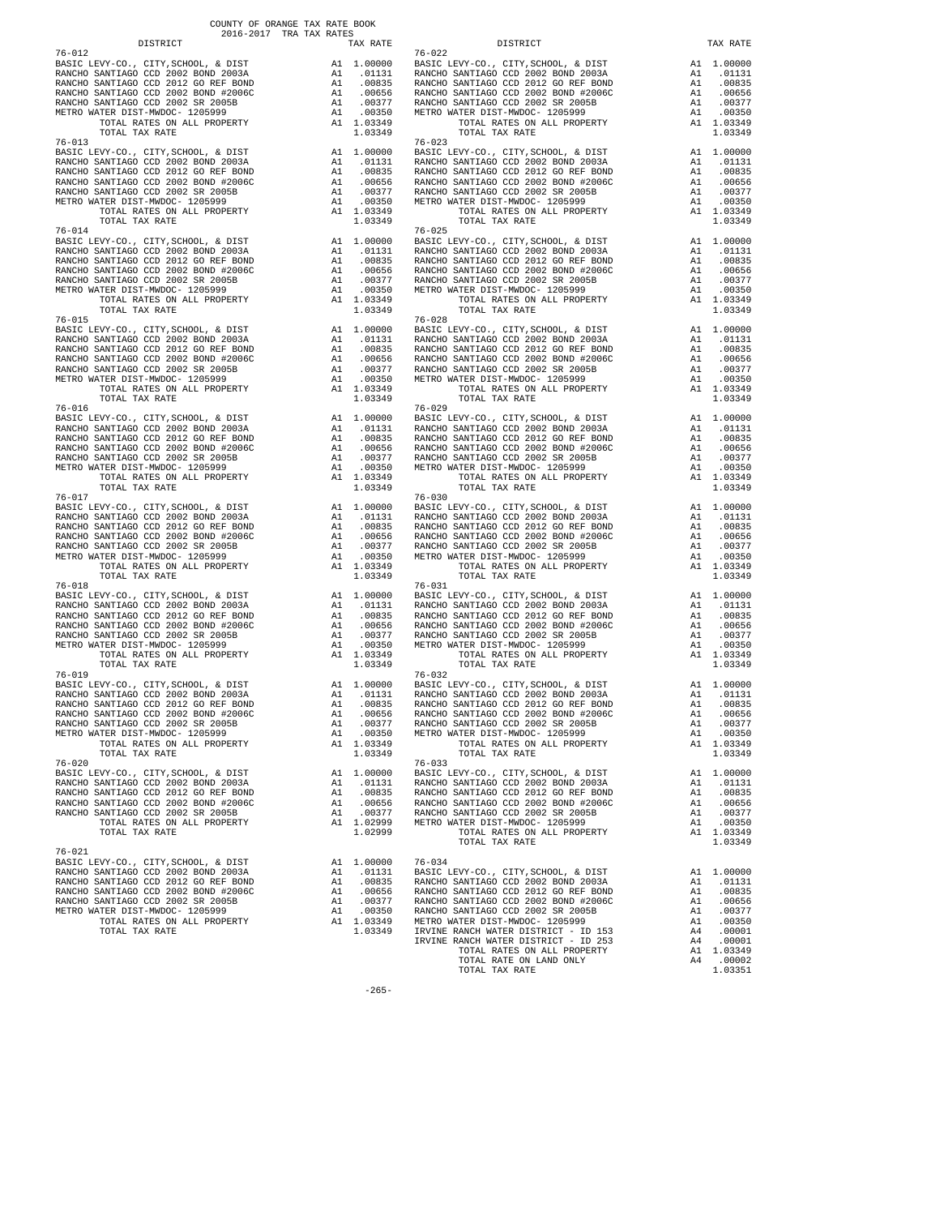COUNTY OF ORANGE TAX RATE BOOK
2016-2017 TRA TAX RATES

| DISTRICT | | TAX RATE |
|---|---|---|
| **76-012** | | |
| BASIC LEVY-CO., CITY,SCHOOL, & DIST | A1 | 1.00000 |
| RANCHO SANTIAGO CCD 2002 BOND 2003A | A1 | .01131 |
| RANCHO SANTIAGO CCD 2012 GO REF BOND | A1 | .00835 |
| RANCHO SANTIAGO CCD 2002 BOND #2006C | A1 | .00656 |
| RANCHO SANTIAGO CCD 2002 SR 2005B | A1 | .00377 |
| METRO WATER DIST-MWDOC- 1205999 | A1 | .00350 |
| TOTAL RATES ON ALL PROPERTY | A1 | 1.03349 |
| TOTAL TAX RATE | | 1.03349 |
| **76-013** | | |
| BASIC LEVY-CO., CITY,SCHOOL, & DIST | A1 | 1.00000 |
| RANCHO SANTIAGO CCD 2002 BOND 2003A | A1 | .01131 |
| RANCHO SANTIAGO CCD 2012 GO REF BOND | A1 | .00835 |
| RANCHO SANTIAGO CCD 2002 BOND #2006C | A1 | .00656 |
| RANCHO SANTIAGO CCD 2002 SR 2005B | A1 | .00377 |
| METRO WATER DIST-MWDOC- 1205999 | A1 | .00350 |
| TOTAL RATES ON ALL PROPERTY | A1 | 1.03349 |
| TOTAL TAX RATE | | 1.03349 |
| **76-014** | | |
| BASIC LEVY-CO., CITY,SCHOOL, & DIST | A1 | 1.00000 |
| RANCHO SANTIAGO CCD 2002 BOND 2003A | A1 | .01131 |
| RANCHO SANTIAGO CCD 2012 GO REF BOND | A1 | .00835 |
| RANCHO SANTIAGO CCD 2002 BOND #2006C | A1 | .00656 |
| RANCHO SANTIAGO CCD 2002 SR 2005B | A1 | .00377 |
| METRO WATER DIST-MWDOC- 1205999 | A1 | .00350 |
| TOTAL RATES ON ALL PROPERTY | A1 | 1.03349 |
| TOTAL TAX RATE | | 1.03349 |
| **76-015** | | |
| BASIC LEVY-CO., CITY,SCHOOL, & DIST | A1 | 1.00000 |
| RANCHO SANTIAGO CCD 2002 BOND 2003A | A1 | .01131 |
| RANCHO SANTIAGO CCD 2012 GO REF BOND | A1 | .00835 |
| RANCHO SANTIAGO CCD 2002 BOND #2006C | A1 | .00656 |
| RANCHO SANTIAGO CCD 2002 SR 2005B | A1 | .00377 |
| METRO WATER DIST-MWDOC- 1205999 | A1 | .00350 |
| TOTAL RATES ON ALL PROPERTY | A1 | 1.03349 |
| TOTAL TAX RATE | | 1.03349 |
| **76-016** | | |
| BASIC LEVY-CO., CITY,SCHOOL, & DIST | A1 | 1.00000 |
| RANCHO SANTIAGO CCD 2002 BOND 2003A | A1 | .01131 |
| RANCHO SANTIAGO CCD 2012 GO REF BOND | A1 | .00835 |
| RANCHO SANTIAGO CCD 2002 BOND #2006C | A1 | .00656 |
| RANCHO SANTIAGO CCD 2002 SR 2005B | A1 | .00377 |
| METRO WATER DIST-MWDOC- 1205999 | A1 | .00350 |
| TOTAL RATES ON ALL PROPERTY | A1 | 1.03349 |
| TOTAL TAX RATE | | 1.03349 |
| **76-017** | | |
| BASIC LEVY-CO., CITY,SCHOOL, & DIST | A1 | 1.00000 |
| RANCHO SANTIAGO CCD 2002 BOND 2003A | A1 | .01131 |
| RANCHO SANTIAGO CCD 2012 GO REF BOND | A1 | .00835 |
| RANCHO SANTIAGO CCD 2002 BOND #2006C | A1 | .00656 |
| RANCHO SANTIAGO CCD 2002 SR 2005B | A1 | .00377 |
| METRO WATER DIST-MWDOC- 1205999 | A1 | .00350 |
| TOTAL RATES ON ALL PROPERTY | A1 | 1.03349 |
| TOTAL TAX RATE | | 1.03349 |
| **76-018** | | |
| BASIC LEVY-CO., CITY,SCHOOL, & DIST | A1 | 1.00000 |
| RANCHO SANTIAGO CCD 2002 BOND 2003A | A1 | .01131 |
| RANCHO SANTIAGO CCD 2012 GO REF BOND | A1 | .00835 |
| RANCHO SANTIAGO CCD 2002 BOND #2006C | A1 | .00656 |
| RANCHO SANTIAGO CCD 2002 SR 2005B | A1 | .00377 |
| METRO WATER DIST-MWDOC- 1205999 | A1 | .00350 |
| TOTAL RATES ON ALL PROPERTY | A1 | 1.03349 |
| TOTAL TAX RATE | | 1.03349 |
| **76-019** | | |
| BASIC LEVY-CO., CITY,SCHOOL, & DIST | A1 | 1.00000 |
| RANCHO SANTIAGO CCD 2002 BOND 2003A | A1 | .01131 |
| RANCHO SANTIAGO CCD 2012 GO REF BOND | A1 | .00835 |
| RANCHO SANTIAGO CCD 2002 BOND #2006C | A1 | .00656 |
| RANCHO SANTIAGO CCD 2002 SR 2005B | A1 | .00377 |
| METRO WATER DIST-MWDOC- 1205999 | A1 | .00350 |
| TOTAL RATES ON ALL PROPERTY | A1 | 1.03349 |
| TOTAL TAX RATE | | 1.03349 |
| **76-020** | | |
| BASIC LEVY-CO., CITY,SCHOOL, & DIST | A1 | 1.00000 |
| RANCHO SANTIAGO CCD 2002 BOND 2003A | A1 | .01131 |
| RANCHO SANTIAGO CCD 2012 GO REF BOND | A1 | .00835 |
| RANCHO SANTIAGO CCD 2002 BOND #2006C | A1 | .00656 |
| RANCHO SANTIAGO CCD 2002 SR 2005B | A1 | .00377 |
| TOTAL RATES ON ALL PROPERTY | A1 | 1.02999 |
| TOTAL TAX RATE | | 1.02999 |
| **76-021** | | |
| BASIC LEVY-CO., CITY,SCHOOL, & DIST | A1 | 1.00000 |
| RANCHO SANTIAGO CCD 2002 BOND 2003A | A1 | .01131 |
| RANCHO SANTIAGO CCD 2012 GO REF BOND | A1 | .00835 |
| RANCHO SANTIAGO CCD 2002 BOND #2006C | A1 | .00656 |
| RANCHO SANTIAGO CCD 2002 SR 2005B | A1 | .00377 |
| METRO WATER DIST-MWDOC- 1205999 | A1 | .00350 |
| TOTAL RATES ON ALL PROPERTY | A1 | 1.03349 |
| TOTAL TAX RATE | | 1.03349 |
| **76-022** | | |
| BASIC LEVY-CO., CITY,SCHOOL, & DIST | A1 | 1.00000 |
| RANCHO SANTIAGO CCD 2002 BOND 2003A | A1 | .01131 |
| RANCHO SANTIAGO CCD 2012 GO REF BOND | A1 | .00835 |
| RANCHO SANTIAGO CCD 2002 BOND #2006C | A1 | .00656 |
| RANCHO SANTIAGO CCD 2002 SR 2005B | A1 | .00377 |
| METRO WATER DIST-MWDOC- 1205999 | A1 | .00350 |
| TOTAL RATES ON ALL PROPERTY | A1 | 1.03349 |
| TOTAL TAX RATE | | 1.03349 |
| **76-023** | | |
| BASIC LEVY-CO., CITY,SCHOOL, & DIST | A1 | 1.00000 |
| RANCHO SANTIAGO CCD 2002 BOND 2003A | A1 | .01131 |
| RANCHO SANTIAGO CCD 2012 GO REF BOND | A1 | .00835 |
| RANCHO SANTIAGO CCD 2002 BOND #2006C | A1 | .00656 |
| RANCHO SANTIAGO CCD 2002 SR 2005B | A1 | .00377 |
| METRO WATER DIST-MWDOC- 1205999 | A1 | .00350 |
| TOTAL RATES ON ALL PROPERTY | A1 | 1.03349 |
| TOTAL TAX RATE | | 1.03349 |
| **76-025** | | |
| BASIC LEVY-CO., CITY,SCHOOL, & DIST | A1 | 1.00000 |
| RANCHO SANTIAGO CCD 2002 BOND 2003A | A1 | .01131 |
| RANCHO SANTIAGO CCD 2012 GO REF BOND | A1 | .00835 |
| RANCHO SANTIAGO CCD 2002 BOND #2006C | A1 | .00656 |
| RANCHO SANTIAGO CCD 2002 SR 2005B | A1 | .00377 |
| METRO WATER DIST-MWDOC- 1205999 | A1 | .00350 |
| TOTAL RATES ON ALL PROPERTY | A1 | 1.03349 |
| TOTAL TAX RATE | | 1.03349 |
| **76-028** | | |
| BASIC LEVY-CO., CITY,SCHOOL, & DIST | A1 | 1.00000 |
| RANCHO SANTIAGO CCD 2002 BOND 2003A | A1 | .01131 |
| RANCHO SANTIAGO CCD 2012 GO REF BOND | A1 | .00835 |
| RANCHO SANTIAGO CCD 2002 BOND #2006C | A1 | .00656 |
| RANCHO SANTIAGO CCD 2002 SR 2005B | A1 | .00377 |
| METRO WATER DIST-MWDOC- 1205999 | A1 | .00350 |
| TOTAL RATES ON ALL PROPERTY | A1 | 1.03349 |
| TOTAL TAX RATE | | 1.03349 |
| **76-029** | | |
| BASIC LEVY-CO., CITY,SCHOOL, & DIST | A1 | 1.00000 |
| RANCHO SANTIAGO CCD 2002 BOND 2003A | A1 | .01131 |
| RANCHO SANTIAGO CCD 2012 GO REF BOND | A1 | .00835 |
| RANCHO SANTIAGO CCD 2002 BOND #2006C | A1 | .00656 |
| RANCHO SANTIAGO CCD 2002 SR 2005B | A1 | .00377 |
| METRO WATER DIST-MWDOC- 1205999 | A1 | .00350 |
| TOTAL RATES ON ALL PROPERTY | A1 | 1.03349 |
| TOTAL TAX RATE | | 1.03349 |
| **76-030** | | |
| BASIC LEVY-CO., CITY,SCHOOL, & DIST | A1 | 1.00000 |
| RANCHO SANTIAGO CCD 2002 BOND 2003A | A1 | .01131 |
| RANCHO SANTIAGO CCD 2012 GO REF BOND | A1 | .00835 |
| RANCHO SANTIAGO CCD 2002 BOND #2006C | A1 | .00656 |
| RANCHO SANTIAGO CCD 2002 SR 2005B | A1 | .00377 |
| METRO WATER DIST-MWDOC- 1205999 | A1 | .00350 |
| TOTAL RATES ON ALL PROPERTY | A1 | 1.03349 |
| TOTAL TAX RATE | | 1.03349 |
| **76-031** | | |
| BASIC LEVY-CO., CITY,SCHOOL, & DIST | A1 | 1.00000 |
| RANCHO SANTIAGO CCD 2002 BOND 2003A | A1 | .01131 |
| RANCHO SANTIAGO CCD 2012 GO REF BOND | A1 | .00835 |
| RANCHO SANTIAGO CCD 2002 BOND #2006C | A1 | .00656 |
| RANCHO SANTIAGO CCD 2002 SR 2005B | A1 | .00377 |
| METRO WATER DIST-MWDOC- 1205999 | A1 | .00350 |
| TOTAL RATES ON ALL PROPERTY | A1 | 1.03349 |
| TOTAL TAX RATE | | 1.03349 |
| **76-032** | | |
| BASIC LEVY-CO., CITY,SCHOOL, & DIST | A1 | 1.00000 |
| RANCHO SANTIAGO CCD 2002 BOND 2003A | A1 | .01131 |
| RANCHO SANTIAGO CCD 2012 GO REF BOND | A1 | .00835 |
| RANCHO SANTIAGO CCD 2002 BOND #2006C | A1 | .00656 |
| RANCHO SANTIAGO CCD 2002 SR 2005B | A1 | .00377 |
| METRO WATER DIST-MWDOC- 1205999 | A1 | .00350 |
| TOTAL RATES ON ALL PROPERTY | A1 | 1.03349 |
| TOTAL TAX RATE | | 1.03349 |
| **76-033** | | |
| BASIC LEVY-CO., CITY,SCHOOL, & DIST | A1 | 1.00000 |
| RANCHO SANTIAGO CCD 2002 BOND 2003A | A1 | .01131 |
| RANCHO SANTIAGO CCD 2012 GO REF BOND | A1 | .00835 |
| RANCHO SANTIAGO CCD 2002 BOND #2006C | A1 | .00656 |
| RANCHO SANTIAGO CCD 2002 SR 2005B | A1 | .00377 |
| METRO WATER DIST-MWDOC- 1205999 | A1 | .00350 |
| TOTAL RATES ON ALL PROPERTY | A1 | 1.03349 |
| TOTAL TAX RATE | | 1.03349 |
| **76-034** | | |
| BASIC LEVY-CO., CITY,SCHOOL, & DIST | A1 | 1.00000 |
| RANCHO SANTIAGO CCD 2002 BOND 2003A | A1 | .01131 |
| RANCHO SANTIAGO CCD 2012 GO REF BOND | A1 | .00835 |
| RANCHO SANTIAGO CCD 2002 BOND #2006C | A1 | .00656 |
| RANCHO SANTIAGO CCD 2002 SR 2005B | A1 | .00377 |
| METRO WATER DIST-MWDOC- 1205999 | A1 | .00350 |
| IRVINE RANCH WATER DISTRICT - ID 153 | A4 | .00001 |
| IRVINE RANCH WATER DISTRICT - ID 253 | A4 | .00001 |
| TOTAL RATES ON ALL PROPERTY | A1 | 1.03349 |
| TOTAL RATE ON LAND ONLY | A4 | .00002 |
| TOTAL TAX RATE | | 1.03351 |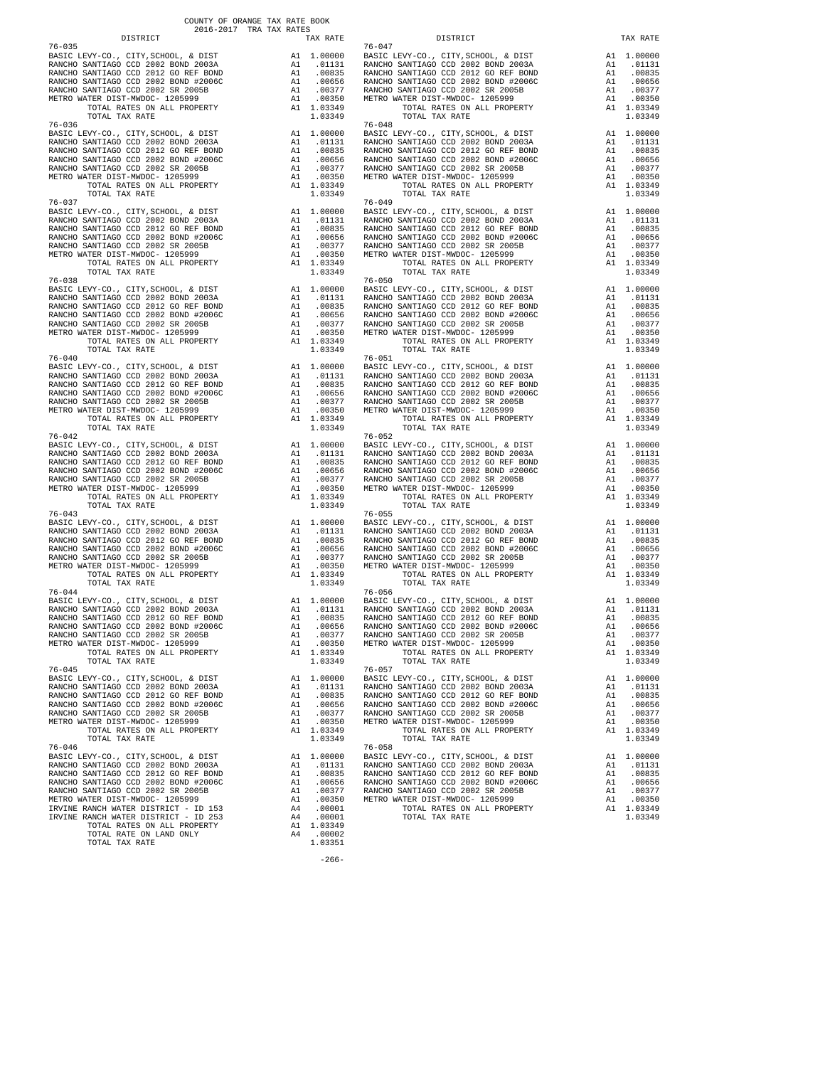COUNTY OF ORANGE TAX RATE BOOK
2016-2017 TRA TAX RATES

| DISTRICT | | TAX RATE |
|---|---|---|
| 76-035 | | |
| BASIC LEVY-CO., CITY,SCHOOL, & DIST | A1 | 1.00000 |
| RANCHO SANTIAGO CCD 2002 BOND 2003A | A1 | .01131 |
| RANCHO SANTIAGO CCD 2012 GO REF BOND | A1 | .00835 |
| RANCHO SANTIAGO CCD 2002 BOND #2006C | A1 | .00656 |
| RANCHO SANTIAGO CCD 2002 SR 2005B | A1 | .00377 |
| METRO WATER DIST-MWDOC- 1205999 | A1 | .00350 |
| TOTAL RATES ON ALL PROPERTY | A1 | 1.03349 |
| TOTAL TAX RATE | | 1.03349 |
| 76-036 | | |
| BASIC LEVY-CO., CITY,SCHOOL, & DIST | A1 | 1.00000 |
| RANCHO SANTIAGO CCD 2002 BOND 2003A | A1 | .01131 |
| RANCHO SANTIAGO CCD 2012 GO REF BOND | A1 | .00835 |
| RANCHO SANTIAGO CCD 2002 BOND #2006C | A1 | .00656 |
| RANCHO SANTIAGO CCD 2002 SR 2005B | A1 | .00377 |
| METRO WATER DIST-MWDOC- 1205999 | A1 | .00350 |
| TOTAL RATES ON ALL PROPERTY | A1 | 1.03349 |
| TOTAL TAX RATE | | 1.03349 |
| 76-037 | | |
| BASIC LEVY-CO., CITY,SCHOOL, & DIST | A1 | 1.00000 |
| RANCHO SANTIAGO CCD 2002 BOND 2003A | A1 | .01131 |
| RANCHO SANTIAGO CCD 2012 GO REF BOND | A1 | .00835 |
| RANCHO SANTIAGO CCD 2002 BOND #2006C | A1 | .00656 |
| RANCHO SANTIAGO CCD 2002 SR 2005B | A1 | .00377 |
| METRO WATER DIST-MWDOC- 1205999 | A1 | .00350 |
| TOTAL RATES ON ALL PROPERTY | A1 | 1.03349 |
| TOTAL TAX RATE | | 1.03349 |
| 76-038 | | |
| BASIC LEVY-CO., CITY,SCHOOL, & DIST | A1 | 1.00000 |
| RANCHO SANTIAGO CCD 2002 BOND 2003A | A1 | .01131 |
| RANCHO SANTIAGO CCD 2012 GO REF BOND | A1 | .00835 |
| RANCHO SANTIAGO CCD 2002 BOND #2006C | A1 | .00656 |
| RANCHO SANTIAGO CCD 2002 SR 2005B | A1 | .00377 |
| METRO WATER DIST-MWDOC- 1205999 | A1 | .00350 |
| TOTAL RATES ON ALL PROPERTY | A1 | 1.03349 |
| TOTAL TAX RATE | | 1.03349 |
| 76-040 | | |
| BASIC LEVY-CO., CITY,SCHOOL, & DIST | A1 | 1.00000 |
| RANCHO SANTIAGO CCD 2002 BOND 2003A | A1 | .01131 |
| RANCHO SANTIAGO CCD 2012 GO REF BOND | A1 | .00835 |
| RANCHO SANTIAGO CCD 2002 BOND #2006C | A1 | .00656 |
| RANCHO SANTIAGO CCD 2002 SR 2005B | A1 | .00377 |
| METRO WATER DIST-MWDOC- 1205999 | A1 | .00350 |
| TOTAL RATES ON ALL PROPERTY | A1 | 1.03349 |
| TOTAL TAX RATE | | 1.03349 |
| 76-042 | | |
| BASIC LEVY-CO., CITY,SCHOOL, & DIST | A1 | 1.00000 |
| RANCHO SANTIAGO CCD 2002 BOND 2003A | A1 | .01131 |
| RANCHO SANTIAGO CCD 2012 GO REF BOND | A1 | .00835 |
| RANCHO SANTIAGO CCD 2002 BOND #2006C | A1 | .00656 |
| RANCHO SANTIAGO CCD 2002 SR 2005B | A1 | .00377 |
| METRO WATER DIST-MWDOC- 1205999 | A1 | .00350 |
| TOTAL RATES ON ALL PROPERTY | A1 | 1.03349 |
| TOTAL TAX RATE | | 1.03349 |
| 76-043 | | |
| BASIC LEVY-CO., CITY,SCHOOL, & DIST | A1 | 1.00000 |
| RANCHO SANTIAGO CCD 2002 BOND 2003A | A1 | .01131 |
| RANCHO SANTIAGO CCD 2012 GO REF BOND | A1 | .00835 |
| RANCHO SANTIAGO CCD 2002 BOND #2006C | A1 | .00656 |
| RANCHO SANTIAGO CCD 2002 SR 2005B | A1 | .00377 |
| METRO WATER DIST-MWDOC- 1205999 | A1 | .00350 |
| TOTAL RATES ON ALL PROPERTY | A1 | 1.03349 |
| TOTAL TAX RATE | | 1.03349 |
| 76-044 | | |
| BASIC LEVY-CO., CITY,SCHOOL, & DIST | A1 | 1.00000 |
| RANCHO SANTIAGO CCD 2002 BOND 2003A | A1 | .01131 |
| RANCHO SANTIAGO CCD 2012 GO REF BOND | A1 | .00835 |
| RANCHO SANTIAGO CCD 2002 BOND #2006C | A1 | .00656 |
| RANCHO SANTIAGO CCD 2002 SR 2005B | A1 | .00377 |
| METRO WATER DIST-MWDOC- 1205999 | A1 | .00350 |
| TOTAL RATES ON ALL PROPERTY | A1 | 1.03349 |
| TOTAL TAX RATE | | 1.03349 |
| 76-045 | | |
| BASIC LEVY-CO., CITY,SCHOOL, & DIST | A1 | 1.00000 |
| RANCHO SANTIAGO CCD 2002 BOND 2003A | A1 | .01131 |
| RANCHO SANTIAGO CCD 2012 GO REF BOND | A1 | .00835 |
| RANCHO SANTIAGO CCD 2002 BOND #2006C | A1 | .00656 |
| RANCHO SANTIAGO CCD 2002 SR 2005B | A1 | .00377 |
| METRO WATER DIST-MWDOC- 1205999 | A1 | .00350 |
| TOTAL RATES ON ALL PROPERTY | A1 | 1.03349 |
| TOTAL TAX RATE | | 1.03349 |
| 76-046 | | |
| BASIC LEVY-CO., CITY,SCHOOL, & DIST | A1 | 1.00000 |
| RANCHO SANTIAGO CCD 2002 BOND 2003A | A1 | .01131 |
| RANCHO SANTIAGO CCD 2012 GO REF BOND | A1 | .00835 |
| RANCHO SANTIAGO CCD 2002 BOND #2006C | A1 | .00656 |
| RANCHO SANTIAGO CCD 2002 SR 2005B | A1 | .00377 |
| METRO WATER DIST-MWDOC- 1205999 | A1 | .00350 |
| IRVINE RANCH WATER DISTRICT - ID 153 | A4 | .00001 |
| IRVINE RANCH WATER DISTRICT - ID 253 | A4 | .00001 |
| TOTAL RATES ON ALL PROPERTY | A1 | 1.03349 |
| TOTAL RATE ON LAND ONLY | A4 | .00002 |
| TOTAL TAX RATE | | 1.03351 |
| 76-047 | | |
| BASIC LEVY-CO., CITY,SCHOOL, & DIST | A1 | 1.00000 |
| RANCHO SANTIAGO CCD 2002 BOND 2003A | A1 | .01131 |
| RANCHO SANTIAGO CCD 2012 GO REF BOND | A1 | .00835 |
| RANCHO SANTIAGO CCD 2002 BOND #2006C | A1 | .00656 |
| RANCHO SANTIAGO CCD 2002 SR 2005B | A1 | .00377 |
| METRO WATER DIST-MWDOC- 1205999 | A1 | .00350 |
| TOTAL RATES ON ALL PROPERTY | A1 | 1.03349 |
| TOTAL TAX RATE | | 1.03349 |
| 76-048 | | |
| BASIC LEVY-CO., CITY,SCHOOL, & DIST | A1 | 1.00000 |
| RANCHO SANTIAGO CCD 2002 BOND 2003A | A1 | .01131 |
| RANCHO SANTIAGO CCD 2012 GO REF BOND | A1 | .00835 |
| RANCHO SANTIAGO CCD 2002 BOND #2006C | A1 | .00656 |
| RANCHO SANTIAGO CCD 2002 SR 2005B | A1 | .00377 |
| METRO WATER DIST-MWDOC- 1205999 | A1 | .00350 |
| TOTAL RATES ON ALL PROPERTY | A1 | 1.03349 |
| TOTAL TAX RATE | | 1.03349 |
| 76-049 | | |
| BASIC LEVY-CO., CITY,SCHOOL, & DIST | A1 | 1.00000 |
| RANCHO SANTIAGO CCD 2002 BOND 2003A | A1 | .01131 |
| RANCHO SANTIAGO CCD 2012 GO REF BOND | A1 | .00835 |
| RANCHO SANTIAGO CCD 2002 BOND #2006C | A1 | .00656 |
| RANCHO SANTIAGO CCD 2002 SR 2005B | A1 | .00377 |
| METRO WATER DIST-MWDOC- 1205999 | A1 | .00350 |
| TOTAL RATES ON ALL PROPERTY | A1 | 1.03349 |
| TOTAL TAX RATE | | 1.03349 |
| 76-050 | | |
| BASIC LEVY-CO., CITY,SCHOOL, & DIST | A1 | 1.00000 |
| RANCHO SANTIAGO CCD 2002 BOND 2003A | A1 | .01131 |
| RANCHO SANTIAGO CCD 2012 GO REF BOND | A1 | .00835 |
| RANCHO SANTIAGO CCD 2002 BOND #2006C | A1 | .00656 |
| RANCHO SANTIAGO CCD 2002 SR 2005B | A1 | .00377 |
| METRO WATER DIST-MWDOC- 1205999 | A1 | .00350 |
| TOTAL RATES ON ALL PROPERTY | A1 | 1.03349 |
| TOTAL TAX RATE | | 1.03349 |
| 76-051 | | |
| BASIC LEVY-CO., CITY,SCHOOL, & DIST | A1 | 1.00000 |
| RANCHO SANTIAGO CCD 2002 BOND 2003A | A1 | .01131 |
| RANCHO SANTIAGO CCD 2012 GO REF BOND | A1 | .00835 |
| RANCHO SANTIAGO CCD 2002 BOND #2006C | A1 | .00656 |
| RANCHO SANTIAGO CCD 2002 SR 2005B | A1 | .00377 |
| METRO WATER DIST-MWDOC- 1205999 | A1 | .00350 |
| TOTAL RATES ON ALL PROPERTY | A1 | 1.03349 |
| TOTAL TAX RATE | | 1.03349 |
| 76-052 | | |
| BASIC LEVY-CO., CITY,SCHOOL, & DIST | A1 | 1.00000 |
| RANCHO SANTIAGO CCD 2002 BOND 2003A | A1 | .01131 |
| RANCHO SANTIAGO CCD 2012 GO REF BOND | A1 | .00835 |
| RANCHO SANTIAGO CCD 2002 BOND #2006C | A1 | .00656 |
| RANCHO SANTIAGO CCD 2002 SR 2005B | A1 | .00377 |
| METRO WATER DIST-MWDOC- 1205999 | A1 | .00350 |
| TOTAL RATES ON ALL PROPERTY | A1 | 1.03349 |
| TOTAL TAX RATE | | 1.03349 |
| 76-055 | | |
| BASIC LEVY-CO., CITY,SCHOOL, & DIST | A1 | 1.00000 |
| RANCHO SANTIAGO CCD 2002 BOND 2003A | A1 | .01131 |
| RANCHO SANTIAGO CCD 2012 GO REF BOND | A1 | .00835 |
| RANCHO SANTIAGO CCD 2002 BOND #2006C | A1 | .00656 |
| RANCHO SANTIAGO CCD 2002 SR 2005B | A1 | .00377 |
| METRO WATER DIST-MWDOC- 1205999 | A1 | .00350 |
| TOTAL RATES ON ALL PROPERTY | A1 | 1.03349 |
| TOTAL TAX RATE | | 1.03349 |
| 76-056 | | |
| BASIC LEVY-CO., CITY,SCHOOL, & DIST | A1 | 1.00000 |
| RANCHO SANTIAGO CCD 2002 BOND 2003A | A1 | .01131 |
| RANCHO SANTIAGO CCD 2012 GO REF BOND | A1 | .00835 |
| RANCHO SANTIAGO CCD 2002 BOND #2006C | A1 | .00656 |
| RANCHO SANTIAGO CCD 2002 SR 2005B | A1 | .00377 |
| METRO WATER DIST-MWDOC- 1205999 | A1 | .00350 |
| TOTAL RATES ON ALL PROPERTY | A1 | 1.03349 |
| TOTAL TAX RATE | | 1.03349 |
| 76-057 | | |
| BASIC LEVY-CO., CITY,SCHOOL, & DIST | A1 | 1.00000 |
| RANCHO SANTIAGO CCD 2002 BOND 2003A | A1 | .01131 |
| RANCHO SANTIAGO CCD 2012 GO REF BOND | A1 | .00835 |
| RANCHO SANTIAGO CCD 2002 BOND #2006C | A1 | .00656 |
| RANCHO SANTIAGO CCD 2002 SR 2005B | A1 | .00377 |
| METRO WATER DIST-MWDOC- 1205999 | A1 | .00350 |
| TOTAL RATES ON ALL PROPERTY | A1 | 1.03349 |
| TOTAL TAX RATE | | 1.03349 |
| 76-058 | | |
| BASIC LEVY-CO., CITY,SCHOOL, & DIST | A1 | 1.00000 |
| RANCHO SANTIAGO CCD 2002 BOND 2003A | A1 | .01131 |
| RANCHO SANTIAGO CCD 2012 GO REF BOND | A1 | .00835 |
| RANCHO SANTIAGO CCD 2002 BOND #2006C | A1 | .00656 |
| RANCHO SANTIAGO CCD 2002 SR 2005B | A1 | .00377 |
| METRO WATER DIST-MWDOC- 1205999 | A1 | .00350 |
| TOTAL RATES ON ALL PROPERTY | A1 | 1.03349 |
| TOTAL TAX RATE | | 1.03349 |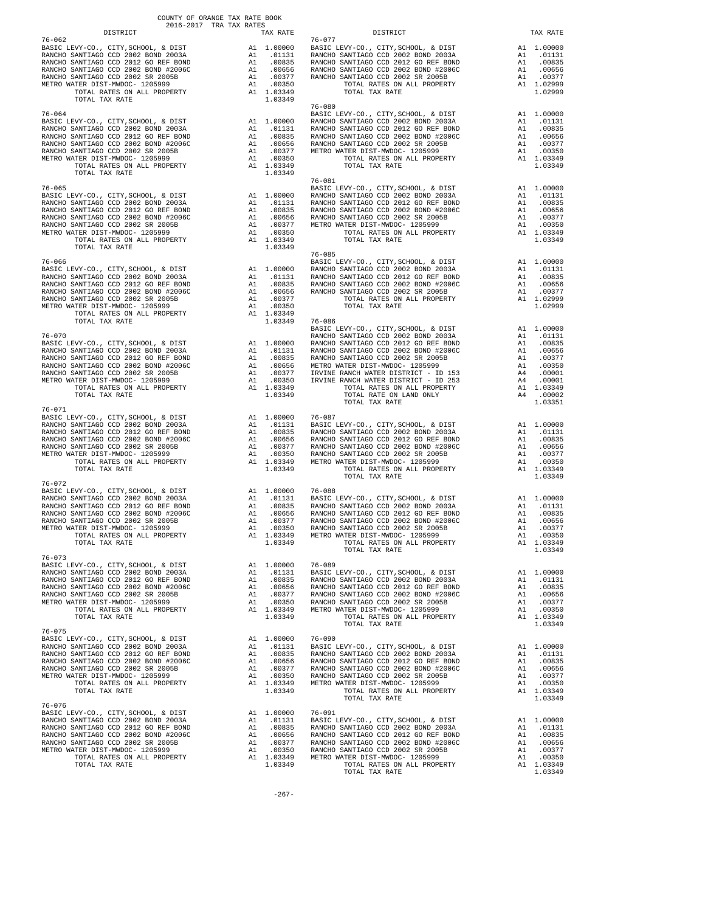COUNTY OF ORANGE TAX RATE BOOK
2016-2017 TRA TAX RATES

| DISTRICT | | TAX RATE |
|---|---|---|
| **76-062** | | |
| BASIC LEVY-CO., CITY,SCHOOL, & DIST | A1 | 1.00000 |
| RANCHO SANTIAGO CCD 2002 BOND 2003A | A1 | .01131 |
| RANCHO SANTIAGO CCD 2012 GO REF BOND | A1 | .00835 |
| RANCHO SANTIAGO CCD 2002 BOND #2006C | A1 | .00656 |
| RANCHO SANTIAGO CCD 2002 SR 2005B | A1 | .00377 |
| METRO WATER DIST-MWDOC- 1205999 | A1 | .00350 |
| TOTAL RATES ON ALL PROPERTY | A1 | 1.03349 |
| TOTAL TAX RATE | | 1.03349 |
| **76-064** | | |
| BASIC LEVY-CO., CITY,SCHOOL, & DIST | A1 | 1.00000 |
| RANCHO SANTIAGO CCD 2002 BOND 2003A | A1 | .01131 |
| RANCHO SANTIAGO CCD 2012 GO REF BOND | A1 | .00835 |
| RANCHO SANTIAGO CCD 2002 BOND #2006C | A1 | .00656 |
| RANCHO SANTIAGO CCD 2002 SR 2005B | A1 | .00377 |
| METRO WATER DIST-MWDOC- 1205999 | A1 | .00350 |
| TOTAL RATES ON ALL PROPERTY | A1 | 1.03349 |
| TOTAL TAX RATE | | 1.03349 |
| **76-065** | | |
| BASIC LEVY-CO., CITY,SCHOOL, & DIST | A1 | 1.00000 |
| RANCHO SANTIAGO CCD 2002 BOND 2003A | A1 | .01131 |
| RANCHO SANTIAGO CCD 2012 GO REF BOND | A1 | .00835 |
| RANCHO SANTIAGO CCD 2002 BOND #2006C | A1 | .00656 |
| RANCHO SANTIAGO CCD 2002 SR 2005B | A1 | .00377 |
| METRO WATER DIST-MWDOC- 1205999 | A1 | .00350 |
| TOTAL RATES ON ALL PROPERTY | A1 | 1.03349 |
| TOTAL TAX RATE | | 1.03349 |
| **76-066** | | |
| BASIC LEVY-CO., CITY,SCHOOL, & DIST | A1 | 1.00000 |
| RANCHO SANTIAGO CCD 2002 BOND 2003A | A1 | .01131 |
| RANCHO SANTIAGO CCD 2012 GO REF BOND | A1 | .00835 |
| RANCHO SANTIAGO CCD 2002 BOND #2006C | A1 | .00656 |
| RANCHO SANTIAGO CCD 2002 SR 2005B | A1 | .00377 |
| METRO WATER DIST-MWDOC- 1205999 | A1 | .00350 |
| TOTAL RATES ON ALL PROPERTY | A1 | 1.03349 |
| TOTAL TAX RATE | | 1.03349 |
| **76-070** | | |
| BASIC LEVY-CO., CITY,SCHOOL, & DIST | A1 | 1.00000 |
| RANCHO SANTIAGO CCD 2002 BOND 2003A | A1 | .01131 |
| RANCHO SANTIAGO CCD 2012 GO REF BOND | A1 | .00835 |
| RANCHO SANTIAGO CCD 2002 BOND #2006C | A1 | .00656 |
| RANCHO SANTIAGO CCD 2002 SR 2005B | A1 | .00377 |
| METRO WATER DIST-MWDOC- 1205999 | A1 | .00350 |
| TOTAL RATES ON ALL PROPERTY | A1 | 1.03349 |
| TOTAL TAX RATE | | 1.03349 |
| **76-071** | | |
| BASIC LEVY-CO., CITY,SCHOOL, & DIST | A1 | 1.00000 |
| RANCHO SANTIAGO CCD 2002 BOND 2003A | A1 | .01131 |
| RANCHO SANTIAGO CCD 2012 GO REF BOND | A1 | .00835 |
| RANCHO SANTIAGO CCD 2002 BOND #2006C | A1 | .00656 |
| RANCHO SANTIAGO CCD 2002 SR 2005B | A1 | .00377 |
| METRO WATER DIST-MWDOC- 1205999 | A1 | .00350 |
| TOTAL RATES ON ALL PROPERTY | A1 | 1.03349 |
| TOTAL TAX RATE | | 1.03349 |
| **76-072** | | |
| BASIC LEVY-CO., CITY,SCHOOL, & DIST | A1 | 1.00000 |
| RANCHO SANTIAGO CCD 2002 BOND 2003A | A1 | .01131 |
| RANCHO SANTIAGO CCD 2012 GO REF BOND | A1 | .00835 |
| RANCHO SANTIAGO CCD 2002 BOND #2006C | A1 | .00656 |
| RANCHO SANTIAGO CCD 2002 SR 2005B | A1 | .00377 |
| METRO WATER DIST-MWDOC- 1205999 | A1 | .00350 |
| TOTAL RATES ON ALL PROPERTY | A1 | 1.03349 |
| TOTAL TAX RATE | | 1.03349 |
| **76-073** | | |
| BASIC LEVY-CO., CITY,SCHOOL, & DIST | A1 | 1.00000 |
| RANCHO SANTIAGO CCD 2002 BOND 2003A | A1 | .01131 |
| RANCHO SANTIAGO CCD 2012 GO REF BOND | A1 | .00835 |
| RANCHO SANTIAGO CCD 2002 BOND #2006C | A1 | .00656 |
| RANCHO SANTIAGO CCD 2002 SR 2005B | A1 | .00377 |
| METRO WATER DIST-MWDOC- 1205999 | A1 | .00350 |
| TOTAL RATES ON ALL PROPERTY | A1 | 1.03349 |
| TOTAL TAX RATE | | 1.03349 |
| **76-075** | | |
| BASIC LEVY-CO., CITY,SCHOOL, & DIST | A1 | 1.00000 |
| RANCHO SANTIAGO CCD 2002 BOND 2003A | A1 | .01131 |
| RANCHO SANTIAGO CCD 2012 GO REF BOND | A1 | .00835 |
| RANCHO SANTIAGO CCD 2002 BOND #2006C | A1 | .00656 |
| RANCHO SANTIAGO CCD 2002 SR 2005B | A1 | .00377 |
| METRO WATER DIST-MWDOC- 1205999 | A1 | .00350 |
| TOTAL RATES ON ALL PROPERTY | A1 | 1.03349 |
| TOTAL TAX RATE | | 1.03349 |
| **76-076** | | |
| BASIC LEVY-CO., CITY,SCHOOL, & DIST | A1 | 1.00000 |
| RANCHO SANTIAGO CCD 2002 BOND 2003A | A1 | .01131 |
| RANCHO SANTIAGO CCD 2012 GO REF BOND | A1 | .00835 |
| RANCHO SANTIAGO CCD 2002 BOND #2006C | A1 | .00656 |
| RANCHO SANTIAGO CCD 2002 SR 2005B | A1 | .00377 |
| METRO WATER DIST-MWDOC- 1205999 | A1 | .00350 |
| TOTAL RATES ON ALL PROPERTY | A1 | 1.03349 |
| TOTAL TAX RATE | | 1.03349 |
| **76-077** | | |
| BASIC LEVY-CO., CITY,SCHOOL, & DIST | A1 | 1.00000 |
| RANCHO SANTIAGO CCD 2002 BOND 2003A | A1 | .01131 |
| RANCHO SANTIAGO CCD 2012 GO REF BOND | A1 | .00835 |
| RANCHO SANTIAGO CCD 2002 BOND #2006C | A1 | .00656 |
| RANCHO SANTIAGO CCD 2002 SR 2005B | A1 | .00377 |
| TOTAL RATES ON ALL PROPERTY | A1 | 1.02999 |
| TOTAL TAX RATE | | 1.02999 |
| **76-080** | | |
| BASIC LEVY-CO., CITY,SCHOOL, & DIST | A1 | 1.00000 |
| RANCHO SANTIAGO CCD 2002 BOND 2003A | A1 | .01131 |
| RANCHO SANTIAGO CCD 2012 GO REF BOND | A1 | .00835 |
| RANCHO SANTIAGO CCD 2002 BOND #2006C | A1 | .00656 |
| RANCHO SANTIAGO CCD 2002 SR 2005B | A1 | .00377 |
| METRO WATER DIST-MWDOC- 1205999 | A1 | .00350 |
| TOTAL RATES ON ALL PROPERTY | A1 | 1.03349 |
| TOTAL TAX RATE | | 1.03349 |
| **76-081** | | |
| BASIC LEVY-CO., CITY,SCHOOL, & DIST | A1 | 1.00000 |
| RANCHO SANTIAGO CCD 2002 BOND 2003A | A1 | .01131 |
| RANCHO SANTIAGO CCD 2012 GO REF BOND | A1 | .00835 |
| RANCHO SANTIAGO CCD 2002 BOND #2006C | A1 | .00656 |
| RANCHO SANTIAGO CCD 2002 SR 2005B | A1 | .00377 |
| METRO WATER DIST-MWDOC- 1205999 | A1 | .00350 |
| TOTAL RATES ON ALL PROPERTY | A1 | 1.03349 |
| TOTAL TAX RATE | | 1.03349 |
| **76-085** | | |
| BASIC LEVY-CO., CITY,SCHOOL, & DIST | A1 | 1.00000 |
| RANCHO SANTIAGO CCD 2002 BOND 2003A | A1 | .01131 |
| RANCHO SANTIAGO CCD 2012 GO REF BOND | A1 | .00835 |
| RANCHO SANTIAGO CCD 2002 BOND #2006C | A1 | .00656 |
| RANCHO SANTIAGO CCD 2002 SR 2005B | A1 | .00377 |
| TOTAL RATES ON ALL PROPERTY | A1 | 1.02999 |
| TOTAL TAX RATE | | 1.02999 |
| **76-086** | | |
| BASIC LEVY-CO., CITY,SCHOOL, & DIST | A1 | 1.00000 |
| RANCHO SANTIAGO CCD 2002 BOND 2003A | A1 | .01131 |
| RANCHO SANTIAGO CCD 2012 GO REF BOND | A1 | .00835 |
| RANCHO SANTIAGO CCD 2002 BOND #2006C | A1 | .00656 |
| RANCHO SANTIAGO CCD 2002 SR 2005B | A1 | .00377 |
| METRO WATER DIST-MWDOC- 1205999 | A1 | .00350 |
| IRVINE RANCH WATER DISTRICT - ID 153 | A4 | .00001 |
| IRVINE RANCH WATER DISTRICT - ID 253 | A4 | .00001 |
| TOTAL RATES ON ALL PROPERTY | A1 | 1.03349 |
| TOTAL RATE ON LAND ONLY | A4 | .00002 |
| TOTAL TAX RATE | | 1.03351 |
| **76-087** | | |
| BASIC LEVY-CO., CITY,SCHOOL, & DIST | A1 | 1.00000 |
| RANCHO SANTIAGO CCD 2002 BOND 2003A | A1 | .01131 |
| RANCHO SANTIAGO CCD 2012 GO REF BOND | A1 | .00835 |
| RANCHO SANTIAGO CCD 2002 BOND #2006C | A1 | .00656 |
| RANCHO SANTIAGO CCD 2002 SR 2005B | A1 | .00377 |
| METRO WATER DIST-MWDOC- 1205999 | A1 | .00350 |
| TOTAL RATES ON ALL PROPERTY | A1 | 1.03349 |
| TOTAL TAX RATE | | 1.03349 |
| **76-088** | | |
| BASIC LEVY-CO., CITY,SCHOOL, & DIST | A1 | 1.00000 |
| RANCHO SANTIAGO CCD 2002 BOND 2003A | A1 | .01131 |
| RANCHO SANTIAGO CCD 2012 GO REF BOND | A1 | .00835 |
| RANCHO SANTIAGO CCD 2002 BOND #2006C | A1 | .00656 |
| RANCHO SANTIAGO CCD 2002 SR 2005B | A1 | .00377 |
| METRO WATER DIST-MWDOC- 1205999 | A1 | .00350 |
| TOTAL RATES ON ALL PROPERTY | A1 | 1.03349 |
| TOTAL TAX RATE | | 1.03349 |
| **76-089** | | |
| BASIC LEVY-CO., CITY,SCHOOL, & DIST | A1 | 1.00000 |
| RANCHO SANTIAGO CCD 2002 BOND 2003A | A1 | .01131 |
| RANCHO SANTIAGO CCD 2012 GO REF BOND | A1 | .00835 |
| RANCHO SANTIAGO CCD 2002 BOND #2006C | A1 | .00656 |
| RANCHO SANTIAGO CCD 2002 SR 2005B | A1 | .00377 |
| METRO WATER DIST-MWDOC- 1205999 | A1 | .00350 |
| TOTAL RATES ON ALL PROPERTY | A1 | 1.03349 |
| TOTAL TAX RATE | | 1.03349 |
| **76-090** | | |
| BASIC LEVY-CO., CITY,SCHOOL, & DIST | A1 | 1.00000 |
| RANCHO SANTIAGO CCD 2002 BOND 2003A | A1 | .01131 |
| RANCHO SANTIAGO CCD 2012 GO REF BOND | A1 | .00835 |
| RANCHO SANTIAGO CCD 2002 BOND #2006C | A1 | .00656 |
| RANCHO SANTIAGO CCD 2002 SR 2005B | A1 | .00377 |
| METRO WATER DIST-MWDOC- 1205999 | A1 | .00350 |
| TOTAL RATES ON ALL PROPERTY | A1 | 1.03349 |
| TOTAL TAX RATE | | 1.03349 |
| **76-091** | | |
| BASIC LEVY-CO., CITY,SCHOOL, & DIST | A1 | 1.00000 |
| RANCHO SANTIAGO CCD 2002 BOND 2003A | A1 | .01131 |
| RANCHO SANTIAGO CCD 2012 GO REF BOND | A1 | .00835 |
| RANCHO SANTIAGO CCD 2002 BOND #2006C | A1 | .00656 |
| RANCHO SANTIAGO CCD 2002 SR 2005B | A1 | .00377 |
| METRO WATER DIST-MWDOC- 1205999 | A1 | .00350 |
| TOTAL RATES ON ALL PROPERTY | A1 | 1.03349 |
| TOTAL TAX RATE | | 1.03349 |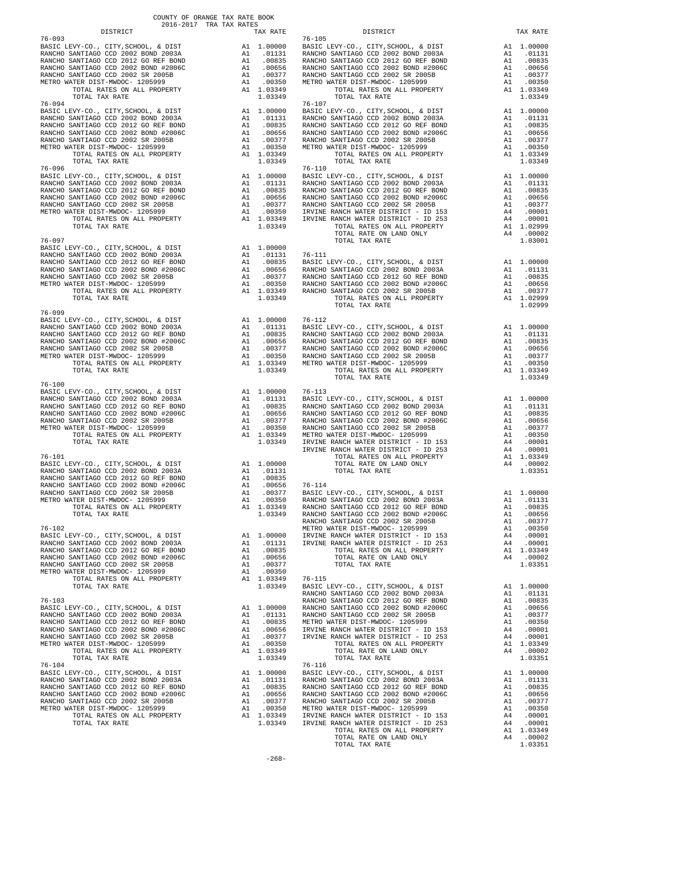COUNTY OF ORANGE TAX RATE BOOK
2016-2017 TRA TAX RATES

| DISTRICT | | TAX RATE |
|---|---|---|
| **76-093** | | |
| BASIC LEVY-CO., CITY,SCHOOL, & DIST | A1 | 1.00000 |
| RANCHO SANTIAGO CCD 2002 BOND 2003A | A1 | .01131 |
| RANCHO SANTIAGO CCD 2012 GO REF BOND | A1 | .00835 |
| RANCHO SANTIAGO CCD 2002 BOND #2006C | A1 | .00656 |
| RANCHO SANTIAGO CCD 2002 SR 2005B | A1 | .00377 |
| METRO WATER DIST-MWDOC- 1205999 | A1 | .00350 |
| TOTAL RATES ON ALL PROPERTY | A1 | 1.03349 |
| TOTAL TAX RATE | | 1.03349 |
| **76-094** | | |
| BASIC LEVY-CO., CITY,SCHOOL, & DIST | A1 | 1.00000 |
| RANCHO SANTIAGO CCD 2002 BOND 2003A | A1 | .01131 |
| RANCHO SANTIAGO CCD 2012 GO REF BOND | A1 | .00835 |
| RANCHO SANTIAGO CCD 2002 BOND #2006C | A1 | .00656 |
| RANCHO SANTIAGO CCD 2002 SR 2005B | A1 | .00377 |
| METRO WATER DIST-MWDOC- 1205999 | A1 | .00350 |
| TOTAL RATES ON ALL PROPERTY | A1 | 1.03349 |
| TOTAL TAX RATE | | 1.03349 |
| **76-096** | | |
| BASIC LEVY-CO., CITY,SCHOOL, & DIST | A1 | 1.00000 |
| RANCHO SANTIAGO CCD 2002 BOND 2003A | A1 | .01131 |
| RANCHO SANTIAGO CCD 2012 GO REF BOND | A1 | .00835 |
| RANCHO SANTIAGO CCD 2002 BOND #2006C | A1 | .00656 |
| RANCHO SANTIAGO CCD 2002 SR 2005B | A1 | .00377 |
| METRO WATER DIST-MWDOC- 1205999 | A1 | .00350 |
| TOTAL RATES ON ALL PROPERTY | A1 | 1.03349 |
| TOTAL TAX RATE | | 1.03349 |
| **76-097** | | |
| BASIC LEVY-CO., CITY,SCHOOL, & DIST | A1 | 1.00000 |
| RANCHO SANTIAGO CCD 2002 BOND 2003A | A1 | .01131 |
| RANCHO SANTIAGO CCD 2012 GO REF BOND | A1 | .00835 |
| RANCHO SANTIAGO CCD 2002 BOND #2006C | A1 | .00656 |
| RANCHO SANTIAGO CCD 2002 SR 2005B | A1 | .00377 |
| METRO WATER DIST-MWDOC- 1205999 | A1 | .00350 |
| TOTAL RATES ON ALL PROPERTY | A1 | 1.03349 |
| TOTAL TAX RATE | | 1.03349 |
| **76-099** | | |
| BASIC LEVY-CO., CITY,SCHOOL, & DIST | A1 | 1.00000 |
| RANCHO SANTIAGO CCD 2002 BOND 2003A | A1 | .01131 |
| RANCHO SANTIAGO CCD 2012 GO REF BOND | A1 | .00835 |
| RANCHO SANTIAGO CCD 2002 BOND #2006C | A1 | .00656 |
| RANCHO SANTIAGO CCD 2002 SR 2005B | A1 | .00377 |
| METRO WATER DIST-MWDOC- 1205999 | A1 | .00350 |
| TOTAL RATES ON ALL PROPERTY | A1 | 1.03349 |
| TOTAL TAX RATE | | 1.03349 |
| **76-100** | | |
| BASIC LEVY-CO., CITY,SCHOOL, & DIST | A1 | 1.00000 |
| RANCHO SANTIAGO CCD 2002 BOND 2003A | A1 | .01131 |
| RANCHO SANTIAGO CCD 2012 GO REF BOND | A1 | .00835 |
| RANCHO SANTIAGO CCD 2002 BOND #2006C | A1 | .00656 |
| RANCHO SANTIAGO CCD 2002 SR 2005B | A1 | .00377 |
| METRO WATER DIST-MWDOC- 1205999 | A1 | .00350 |
| TOTAL RATES ON ALL PROPERTY | A1 | 1.03349 |
| TOTAL TAX RATE | | 1.03349 |
| **76-101** | | |
| BASIC LEVY-CO., CITY,SCHOOL, & DIST | A1 | 1.00000 |
| RANCHO SANTIAGO CCD 2002 BOND 2003A | A1 | .01131 |
| RANCHO SANTIAGO CCD 2012 GO REF BOND | A1 | .00835 |
| RANCHO SANTIAGO CCD 2002 BOND #2006C | A1 | .00656 |
| RANCHO SANTIAGO CCD 2002 SR 2005B | A1 | .00377 |
| METRO WATER DIST-MWDOC- 1205999 | A1 | .00350 |
| TOTAL RATES ON ALL PROPERTY | A1 | 1.03349 |
| TOTAL TAX RATE | | 1.03349 |
| **76-102** | | |
| BASIC LEVY-CO., CITY,SCHOOL, & DIST | A1 | 1.00000 |
| RANCHO SANTIAGO CCD 2002 BOND 2003A | A1 | .01131 |
| RANCHO SANTIAGO CCD 2012 GO REF BOND | A1 | .00835 |
| RANCHO SANTIAGO CCD 2002 BOND #2006C | A1 | .00656 |
| RANCHO SANTIAGO CCD 2002 SR 2005B | A1 | .00377 |
| METRO WATER DIST-MWDOC- 1205999 | A1 | .00350 |
| TOTAL RATES ON ALL PROPERTY | A1 | 1.03349 |
| TOTAL TAX RATE | | 1.03349 |
| **76-103** | | |
| BASIC LEVY-CO., CITY,SCHOOL, & DIST | A1 | 1.00000 |
| RANCHO SANTIAGO CCD 2002 BOND 2003A | A1 | .01131 |
| RANCHO SANTIAGO CCD 2012 GO REF BOND | A1 | .00835 |
| RANCHO SANTIAGO CCD 2002 BOND #2006C | A1 | .00656 |
| RANCHO SANTIAGO CCD 2002 SR 2005B | A1 | .00377 |
| METRO WATER DIST-MWDOC- 1205999 | A1 | .00350 |
| TOTAL RATES ON ALL PROPERTY | A1 | 1.03349 |
| TOTAL TAX RATE | | 1.03349 |
| **76-104** | | |
| BASIC LEVY-CO., CITY,SCHOOL, & DIST | A1 | 1.00000 |
| RANCHO SANTIAGO CCD 2002 BOND 2003A | A1 | .01131 |
| RANCHO SANTIAGO CCD 2012 GO REF BOND | A1 | .00835 |
| RANCHO SANTIAGO CCD 2002 BOND #2006C | A1 | .00656 |
| RANCHO SANTIAGO CCD 2002 SR 2005B | A1 | .00377 |
| METRO WATER DIST-MWDOC- 1205999 | A1 | .00350 |
| TOTAL RATES ON ALL PROPERTY | A1 | 1.03349 |
| TOTAL TAX RATE | | 1.03349 |
| **76-105** | | |
| BASIC LEVY-CO., CITY,SCHOOL, & DIST | A1 | 1.00000 |
| RANCHO SANTIAGO CCD 2002 BOND 2003A | A1 | .01131 |
| RANCHO SANTIAGO CCD 2012 GO REF BOND | A1 | .00835 |
| RANCHO SANTIAGO CCD 2002 BOND #2006C | A1 | .00656 |
| RANCHO SANTIAGO CCD 2002 SR 2005B | A1 | .00377 |
| METRO WATER DIST-MWDOC- 1205999 | A1 | .00350 |
| TOTAL RATES ON ALL PROPERTY | A1 | 1.03349 |
| TOTAL TAX RATE | | 1.03349 |
| **76-107** | | |
| BASIC LEVY-CO., CITY,SCHOOL, & DIST | A1 | 1.00000 |
| RANCHO SANTIAGO CCD 2002 BOND 2003A | A1 | .01131 |
| RANCHO SANTIAGO CCD 2012 GO REF BOND | A1 | .00835 |
| RANCHO SANTIAGO CCD 2002 BOND #2006C | A1 | .00656 |
| RANCHO SANTIAGO CCD 2002 SR 2005B | A1 | .00377 |
| METRO WATER DIST-MWDOC- 1205999 | A1 | .00350 |
| TOTAL RATES ON ALL PROPERTY | A1 | 1.03349 |
| TOTAL TAX RATE | | 1.03349 |
| **76-110** | | |
| BASIC LEVY-CO., CITY,SCHOOL, & DIST | A1 | 1.00000 |
| RANCHO SANTIAGO CCD 2002 BOND 2003A | A1 | .01131 |
| RANCHO SANTIAGO CCD 2012 GO REF BOND | A1 | .00835 |
| RANCHO SANTIAGO CCD 2002 BOND #2006C | A1 | .00656 |
| RANCHO SANTIAGO CCD 2002 SR 2005B | A1 | .00377 |
| IRVINE RANCH WATER DISTRICT - ID 153 | A4 | .00001 |
| IRVINE RANCH WATER DISTRICT - ID 253 | A4 | .00001 |
| TOTAL RATES ON ALL PROPERTY | A1 | 1.02999 |
| TOTAL RATE ON LAND ONLY | A4 | .00002 |
| TOTAL TAX RATE | | 1.03001 |
| **76-111** | | |
| BASIC LEVY-CO., CITY,SCHOOL, & DIST | A1 | 1.00000 |
| RANCHO SANTIAGO CCD 2002 BOND 2003A | A1 | .01131 |
| RANCHO SANTIAGO CCD 2012 GO REF BOND | A1 | .00835 |
| RANCHO SANTIAGO CCD 2002 BOND #2006C | A1 | .00656 |
| RANCHO SANTIAGO CCD 2002 SR 2005B | A1 | .00377 |
| TOTAL RATES ON ALL PROPERTY | A1 | 1.02999 |
| TOTAL TAX RATE | | 1.02999 |
| **76-112** | | |
| BASIC LEVY-CO., CITY,SCHOOL, & DIST | A1 | 1.00000 |
| RANCHO SANTIAGO CCD 2002 BOND 2003A | A1 | .01131 |
| RANCHO SANTIAGO CCD 2012 GO REF BOND | A1 | .00835 |
| RANCHO SANTIAGO CCD 2002 BOND #2006C | A1 | .00656 |
| RANCHO SANTIAGO CCD 2002 SR 2005B | A1 | .00377 |
| METRO WATER DIST-MWDOC- 1205999 | A1 | .00350 |
| TOTAL RATES ON ALL PROPERTY | A1 | 1.03349 |
| TOTAL TAX RATE | | 1.03349 |
| **76-113** | | |
| BASIC LEVY-CO., CITY,SCHOOL, & DIST | A1 | 1.00000 |
| RANCHO SANTIAGO CCD 2002 BOND 2003A | A1 | .01131 |
| RANCHO SANTIAGO CCD 2012 GO REF BOND | A1 | .00835 |
| RANCHO SANTIAGO CCD 2002 BOND #2006C | A1 | .00656 |
| RANCHO SANTIAGO CCD 2002 SR 2005B | A1 | .00377 |
| METRO WATER DIST-MWDOC- 1205999 | A1 | .00350 |
| IRVINE RANCH WATER DISTRICT - ID 153 | A4 | .00001 |
| IRVINE RANCH WATER DISTRICT - ID 253 | A4 | .00001 |
| TOTAL RATES ON ALL PROPERTY | A1 | 1.03349 |
| TOTAL RATE ON LAND ONLY | A4 | .00002 |
| TOTAL TAX RATE | | 1.03351 |
| **76-114** | | |
| BASIC LEVY-CO., CITY,SCHOOL, & DIST | A1 | 1.00000 |
| RANCHO SANTIAGO CCD 2002 BOND 2003A | A1 | .01131 |
| RANCHO SANTIAGO CCD 2012 GO REF BOND | A1 | .00835 |
| RANCHO SANTIAGO CCD 2002 BOND #2006C | A1 | .00656 |
| RANCHO SANTIAGO CCD 2002 SR 2005B | A1 | .00377 |
| METRO WATER DIST-MWDOC- 1205999 | A1 | .00350 |
| IRVINE RANCH WATER DISTRICT - ID 153 | A4 | .00001 |
| IRVINE RANCH WATER DISTRICT - ID 253 | A4 | .00001 |
| TOTAL RATES ON ALL PROPERTY | A1 | 1.03349 |
| TOTAL RATE ON LAND ONLY | A4 | .00002 |
| TOTAL TAX RATE | | 1.03351 |
| **76-115** | | |
| BASIC LEVY-CO., CITY,SCHOOL, & DIST | A1 | 1.00000 |
| RANCHO SANTIAGO CCD 2002 BOND 2003A | A1 | .01131 |
| RANCHO SANTIAGO CCD 2012 GO REF BOND | A1 | .00835 |
| RANCHO SANTIAGO CCD 2002 BOND #2006C | A1 | .00656 |
| RANCHO SANTIAGO CCD 2002 SR 2005B | A1 | .00377 |
| METRO WATER DIST-MWDOC- 1205999 | A1 | .00350 |
| IRVINE RANCH WATER DISTRICT - ID 153 | A4 | .00001 |
| IRVINE RANCH WATER DISTRICT - ID 253 | A4 | .00001 |
| TOTAL RATES ON ALL PROPERTY | A1 | 1.03349 |
| TOTAL RATE ON LAND ONLY | A4 | .00002 |
| TOTAL TAX RATE | | 1.03351 |
| **76-116** | | |
| BASIC LEVY-CO., CITY,SCHOOL, & DIST | A1 | 1.00000 |
| RANCHO SANTIAGO CCD 2002 BOND 2003A | A1 | .01131 |
| RANCHO SANTIAGO CCD 2012 GO REF BOND | A1 | .00835 |
| RANCHO SANTIAGO CCD 2002 BOND #2006C | A1 | .00656 |
| RANCHO SANTIAGO CCD 2002 SR 2005B | A1 | .00377 |
| METRO WATER DIST-MWDOC- 1205999 | A1 | .00350 |
| IRVINE RANCH WATER DISTRICT - ID 153 | A4 | .00001 |
| IRVINE RANCH WATER DISTRICT - ID 253 | A4 | .00001 |
| TOTAL RATES ON ALL PROPERTY | A1 | 1.03349 |
| TOTAL RATE ON LAND ONLY | A4 | .00002 |
| TOTAL TAX RATE | | 1.03351 |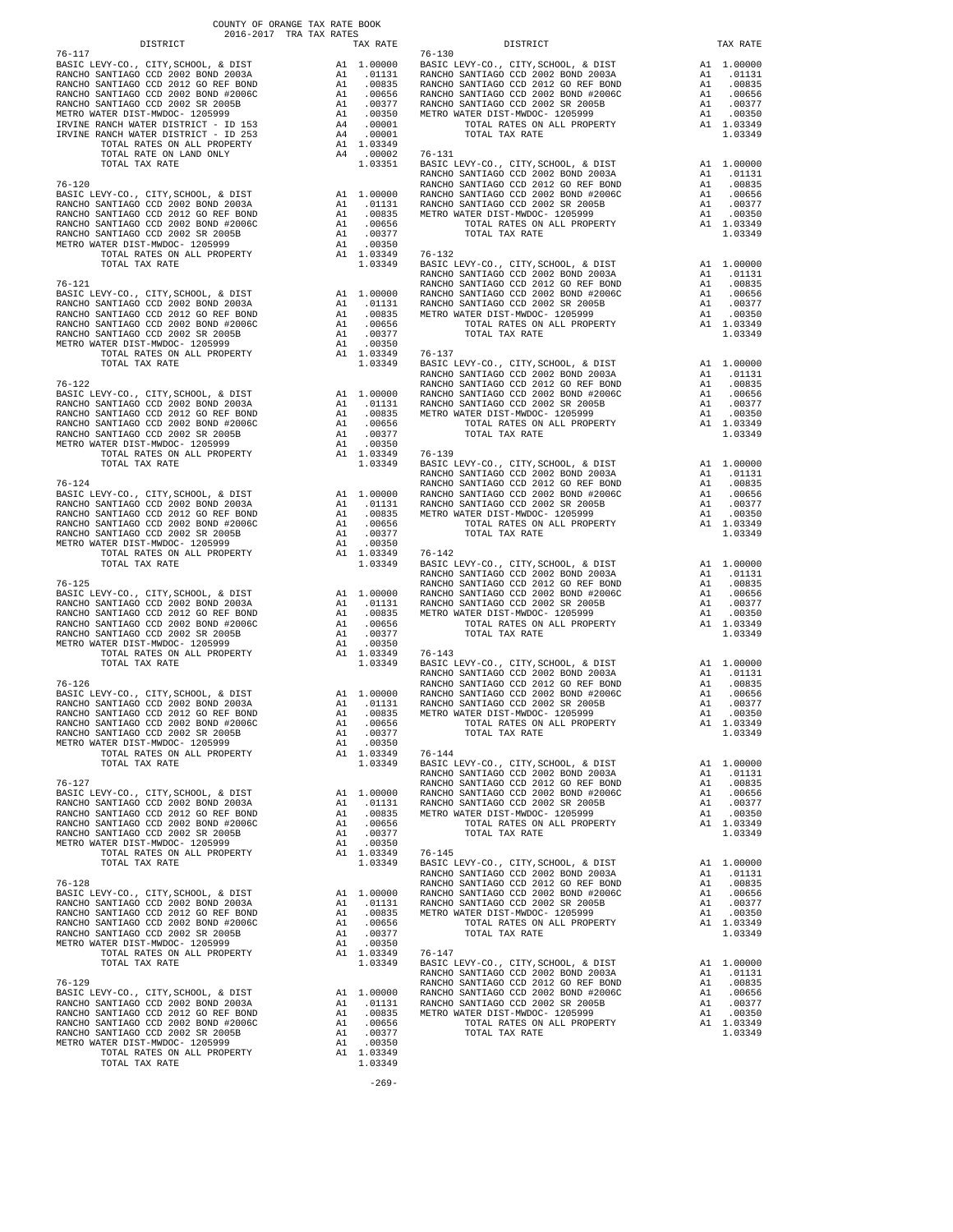COUNTY OF ORANGE TAX RATE BOOK
2016-2017 TRA TAX RATES

| DISTRICT | | TAX RATE |
|---|---|---|
| **76-117** | | |
| BASIC LEVY-CO., CITY,SCHOOL, & DIST | A1 | 1.00000 |
| RANCHO SANTIAGO CCD 2002 BOND 2003A | A1 | .01131 |
| RANCHO SANTIAGO CCD 2012 GO REF BOND | A1 | .00835 |
| RANCHO SANTIAGO CCD 2002 BOND #2006C | A1 | .00656 |
| RANCHO SANTIAGO CCD 2002 SR 2005B | A1 | .00377 |
| METRO WATER DIST-MWDOC- 1205999 | A1 | .00350 |
| IRVINE RANCH WATER DISTRICT - ID 153 | A4 | .00001 |
| IRVINE RANCH WATER DISTRICT - ID 253 | A4 | .00001 |
| TOTAL RATES ON ALL PROPERTY | A1 | 1.03349 |
| TOTAL RATE ON LAND ONLY | A4 | .00002 |
| TOTAL TAX RATE | | 1.03351 |
| **76-120** | | |
| BASIC LEVY-CO., CITY,SCHOOL, & DIST | A1 | 1.00000 |
| RANCHO SANTIAGO CCD 2002 BOND 2003A | A1 | .01131 |
| RANCHO SANTIAGO CCD 2012 GO REF BOND | A1 | .00835 |
| RANCHO SANTIAGO CCD 2002 BOND #2006C | A1 | .00656 |
| RANCHO SANTIAGO CCD 2002 SR 2005B | A1 | .00377 |
| METRO WATER DIST-MWDOC- 1205999 | A1 | .00350 |
| TOTAL RATES ON ALL PROPERTY | A1 | 1.03349 |
| TOTAL TAX RATE | | 1.03349 |
| **76-121** | | |
| BASIC LEVY-CO., CITY,SCHOOL, & DIST | A1 | 1.00000 |
| RANCHO SANTIAGO CCD 2002 BOND 2003A | A1 | .01131 |
| RANCHO SANTIAGO CCD 2012 GO REF BOND | A1 | .00835 |
| RANCHO SANTIAGO CCD 2002 BOND #2006C | A1 | .00656 |
| RANCHO SANTIAGO CCD 2002 SR 2005B | A1 | .00377 |
| METRO WATER DIST-MWDOC- 1205999 | A1 | .00350 |
| TOTAL RATES ON ALL PROPERTY | A1 | 1.03349 |
| TOTAL TAX RATE | | 1.03349 |
| **76-122** | | |
| BASIC LEVY-CO., CITY,SCHOOL, & DIST | A1 | 1.00000 |
| RANCHO SANTIAGO CCD 2002 BOND 2003A | A1 | .01131 |
| RANCHO SANTIAGO CCD 2012 GO REF BOND | A1 | .00835 |
| RANCHO SANTIAGO CCD 2002 BOND #2006C | A1 | .00656 |
| RANCHO SANTIAGO CCD 2002 SR 2005B | A1 | .00377 |
| METRO WATER DIST-MWDOC- 1205999 | A1 | .00350 |
| TOTAL RATES ON ALL PROPERTY | A1 | 1.03349 |
| TOTAL TAX RATE | | 1.03349 |
| **76-124** | | |
| BASIC LEVY-CO., CITY,SCHOOL, & DIST | A1 | 1.00000 |
| RANCHO SANTIAGO CCD 2002 BOND 2003A | A1 | .01131 |
| RANCHO SANTIAGO CCD 2012 GO REF BOND | A1 | .00835 |
| RANCHO SANTIAGO CCD 2002 BOND #2006C | A1 | .00656 |
| RANCHO SANTIAGO CCD 2002 SR 2005B | A1 | .00377 |
| METRO WATER DIST-MWDOC- 1205999 | A1 | .00350 |
| TOTAL RATES ON ALL PROPERTY | A1 | 1.03349 |
| TOTAL TAX RATE | | 1.03349 |
| **76-125** | | |
| BASIC LEVY-CO., CITY,SCHOOL, & DIST | A1 | 1.00000 |
| RANCHO SANTIAGO CCD 2002 BOND 2003A | A1 | .01131 |
| RANCHO SANTIAGO CCD 2012 GO REF BOND | A1 | .00835 |
| RANCHO SANTIAGO CCD 2002 BOND #2006C | A1 | .00656 |
| RANCHO SANTIAGO CCD 2002 SR 2005B | A1 | .00377 |
| METRO WATER DIST-MWDOC- 1205999 | A1 | .00350 |
| TOTAL RATES ON ALL PROPERTY | A1 | 1.03349 |
| TOTAL TAX RATE | | 1.03349 |
| **76-126** | | |
| BASIC LEVY-CO., CITY,SCHOOL, & DIST | A1 | 1.00000 |
| RANCHO SANTIAGO CCD 2002 BOND 2003A | A1 | .01131 |
| RANCHO SANTIAGO CCD 2012 GO REF BOND | A1 | .00835 |
| RANCHO SANTIAGO CCD 2002 BOND #2006C | A1 | .00656 |
| RANCHO SANTIAGO CCD 2002 SR 2005B | A1 | .00377 |
| METRO WATER DIST-MWDOC- 1205999 | A1 | .00350 |
| TOTAL RATES ON ALL PROPERTY | A1 | 1.03349 |
| TOTAL TAX RATE | | 1.03349 |
| **76-127** | | |
| BASIC LEVY-CO., CITY,SCHOOL, & DIST | A1 | 1.00000 |
| RANCHO SANTIAGO CCD 2002 BOND 2003A | A1 | .01131 |
| RANCHO SANTIAGO CCD 2012 GO REF BOND | A1 | .00835 |
| RANCHO SANTIAGO CCD 2002 BOND #2006C | A1 | .00656 |
| RANCHO SANTIAGO CCD 2002 SR 2005B | A1 | .00377 |
| METRO WATER DIST-MWDOC- 1205999 | A1 | .00350 |
| TOTAL RATES ON ALL PROPERTY | A1 | 1.03349 |
| TOTAL TAX RATE | | 1.03349 |
| **76-128** | | |
| BASIC LEVY-CO., CITY,SCHOOL, & DIST | A1 | 1.00000 |
| RANCHO SANTIAGO CCD 2002 BOND 2003A | A1 | .01131 |
| RANCHO SANTIAGO CCD 2012 GO REF BOND | A1 | .00835 |
| RANCHO SANTIAGO CCD 2002 BOND #2006C | A1 | .00656 |
| RANCHO SANTIAGO CCD 2002 SR 2005B | A1 | .00377 |
| METRO WATER DIST-MWDOC- 1205999 | A1 | .00350 |
| TOTAL RATES ON ALL PROPERTY | A1 | 1.03349 |
| TOTAL TAX RATE | | 1.03349 |
| **76-129** | | |
| BASIC LEVY-CO., CITY,SCHOOL, & DIST | A1 | 1.00000 |
| RANCHO SANTIAGO CCD 2002 BOND 2003A | A1 | .01131 |
| RANCHO SANTIAGO CCD 2012 GO REF BOND | A1 | .00835 |
| RANCHO SANTIAGO CCD 2002 BOND #2006C | A1 | .00656 |
| RANCHO SANTIAGO CCD 2002 SR 2005B | A1 | .00377 |
| METRO WATER DIST-MWDOC- 1205999 | A1 | .00350 |
| TOTAL RATES ON ALL PROPERTY | A1 | 1.03349 |
| TOTAL TAX RATE | | 1.03349 |
| **76-130** | | |
| BASIC LEVY-CO., CITY,SCHOOL, & DIST | A1 | 1.00000 |
| RANCHO SANTIAGO CCD 2002 BOND 2003A | A1 | .01131 |
| RANCHO SANTIAGO CCD 2012 GO REF BOND | A1 | .00835 |
| RANCHO SANTIAGO CCD 2002 BOND #2006C | A1 | .00656 |
| RANCHO SANTIAGO CCD 2002 SR 2005B | A1 | .00377 |
| METRO WATER DIST-MWDOC- 1205999 | A1 | .00350 |
| TOTAL RATES ON ALL PROPERTY | A1 | 1.03349 |
| TOTAL TAX RATE | | 1.03349 |
| **76-131** | | |
| BASIC LEVY-CO., CITY,SCHOOL, & DIST | A1 | 1.00000 |
| RANCHO SANTIAGO CCD 2002 BOND 2003A | A1 | .01131 |
| RANCHO SANTIAGO CCD 2012 GO REF BOND | A1 | .00835 |
| RANCHO SANTIAGO CCD 2002 BOND #2006C | A1 | .00656 |
| RANCHO SANTIAGO CCD 2002 SR 2005B | A1 | .00377 |
| METRO WATER DIST-MWDOC- 1205999 | A1 | .00350 |
| TOTAL RATES ON ALL PROPERTY | A1 | 1.03349 |
| TOTAL TAX RATE | | 1.03349 |
| **76-132** | | |
| BASIC LEVY-CO., CITY,SCHOOL, & DIST | A1 | 1.00000 |
| RANCHO SANTIAGO CCD 2002 BOND 2003A | A1 | .01131 |
| RANCHO SANTIAGO CCD 2012 GO REF BOND | A1 | .00835 |
| RANCHO SANTIAGO CCD 2002 BOND #2006C | A1 | .00656 |
| RANCHO SANTIAGO CCD 2002 SR 2005B | A1 | .00377 |
| METRO WATER DIST-MWDOC- 1205999 | A1 | .00350 |
| TOTAL RATES ON ALL PROPERTY | A1 | 1.03349 |
| TOTAL TAX RATE | | 1.03349 |
| **76-137** | | |
| BASIC LEVY-CO., CITY,SCHOOL, & DIST | A1 | 1.00000 |
| RANCHO SANTIAGO CCD 2002 BOND 2003A | A1 | .01131 |
| RANCHO SANTIAGO CCD 2012 GO REF BOND | A1 | .00835 |
| RANCHO SANTIAGO CCD 2002 BOND #2006C | A1 | .00656 |
| RANCHO SANTIAGO CCD 2002 SR 2005B | A1 | .00377 |
| METRO WATER DIST-MWDOC- 1205999 | A1 | .00350 |
| TOTAL RATES ON ALL PROPERTY | A1 | 1.03349 |
| TOTAL TAX RATE | | 1.03349 |
| **76-139** | | |
| BASIC LEVY-CO., CITY,SCHOOL, & DIST | A1 | 1.00000 |
| RANCHO SANTIAGO CCD 2002 BOND 2003A | A1 | .01131 |
| RANCHO SANTIAGO CCD 2012 GO REF BOND | A1 | .00835 |
| RANCHO SANTIAGO CCD 2002 BOND #2006C | A1 | .00656 |
| RANCHO SANTIAGO CCD 2002 SR 2005B | A1 | .00377 |
| METRO WATER DIST-MWDOC- 1205999 | A1 | .00350 |
| TOTAL RATES ON ALL PROPERTY | A1 | 1.03349 |
| TOTAL TAX RATE | | 1.03349 |
| **76-142** | | |
| BASIC LEVY-CO., CITY,SCHOOL, & DIST | A1 | 1.00000 |
| RANCHO SANTIAGO CCD 2002 BOND 2003A | A1 | .01131 |
| RANCHO SANTIAGO CCD 2012 GO REF BOND | A1 | .00835 |
| RANCHO SANTIAGO CCD 2002 BOND #2006C | A1 | .00656 |
| RANCHO SANTIAGO CCD 2002 SR 2005B | A1 | .00377 |
| METRO WATER DIST-MWDOC- 1205999 | A1 | .00350 |
| TOTAL RATES ON ALL PROPERTY | A1 | 1.03349 |
| TOTAL TAX RATE | | 1.03349 |
| **76-143** | | |
| BASIC LEVY-CO., CITY,SCHOOL, & DIST | A1 | 1.00000 |
| RANCHO SANTIAGO CCD 2002 BOND 2003A | A1 | .01131 |
| RANCHO SANTIAGO CCD 2012 GO REF BOND | A1 | .00835 |
| RANCHO SANTIAGO CCD 2002 BOND #2006C | A1 | .00656 |
| RANCHO SANTIAGO CCD 2002 SR 2005B | A1 | .00377 |
| METRO WATER DIST-MWDOC- 1205999 | A1 | .00350 |
| TOTAL RATES ON ALL PROPERTY | A1 | 1.03349 |
| TOTAL TAX RATE | | 1.03349 |
| **76-144** | | |
| BASIC LEVY-CO., CITY,SCHOOL, & DIST | A1 | 1.00000 |
| RANCHO SANTIAGO CCD 2002 BOND 2003A | A1 | .01131 |
| RANCHO SANTIAGO CCD 2012 GO REF BOND | A1 | .00835 |
| RANCHO SANTIAGO CCD 2002 BOND #2006C | A1 | .00656 |
| RANCHO SANTIAGO CCD 2002 SR 2005B | A1 | .00377 |
| METRO WATER DIST-MWDOC- 1205999 | A1 | .00350 |
| TOTAL RATES ON ALL PROPERTY | A1 | 1.03349 |
| TOTAL TAX RATE | | 1.03349 |
| **76-145** | | |
| BASIC LEVY-CO., CITY,SCHOOL, & DIST | A1 | 1.00000 |
| RANCHO SANTIAGO CCD 2002 BOND 2003A | A1 | .01131 |
| RANCHO SANTIAGO CCD 2012 GO REF BOND | A1 | .00835 |
| RANCHO SANTIAGO CCD 2002 BOND #2006C | A1 | .00656 |
| RANCHO SANTIAGO CCD 2002 SR 2005B | A1 | .00377 |
| METRO WATER DIST-MWDOC- 1205999 | A1 | .00350 |
| TOTAL RATES ON ALL PROPERTY | A1 | 1.03349 |
| TOTAL TAX RATE | | 1.03349 |
| **76-147** | | |
| BASIC LEVY-CO., CITY,SCHOOL, & DIST | A1 | 1.00000 |
| RANCHO SANTIAGO CCD 2002 BOND 2003A | A1 | .01131 |
| RANCHO SANTIAGO CCD 2012 GO REF BOND | A1 | .00835 |
| RANCHO SANTIAGO CCD 2002 BOND #2006C | A1 | .00656 |
| RANCHO SANTIAGO CCD 2002 SR 2005B | A1 | .00377 |
| METRO WATER DIST-MWDOC- 1205999 | A1 | .00350 |
| TOTAL RATES ON ALL PROPERTY | A1 | 1.03349 |
| TOTAL TAX RATE | | 1.03349 |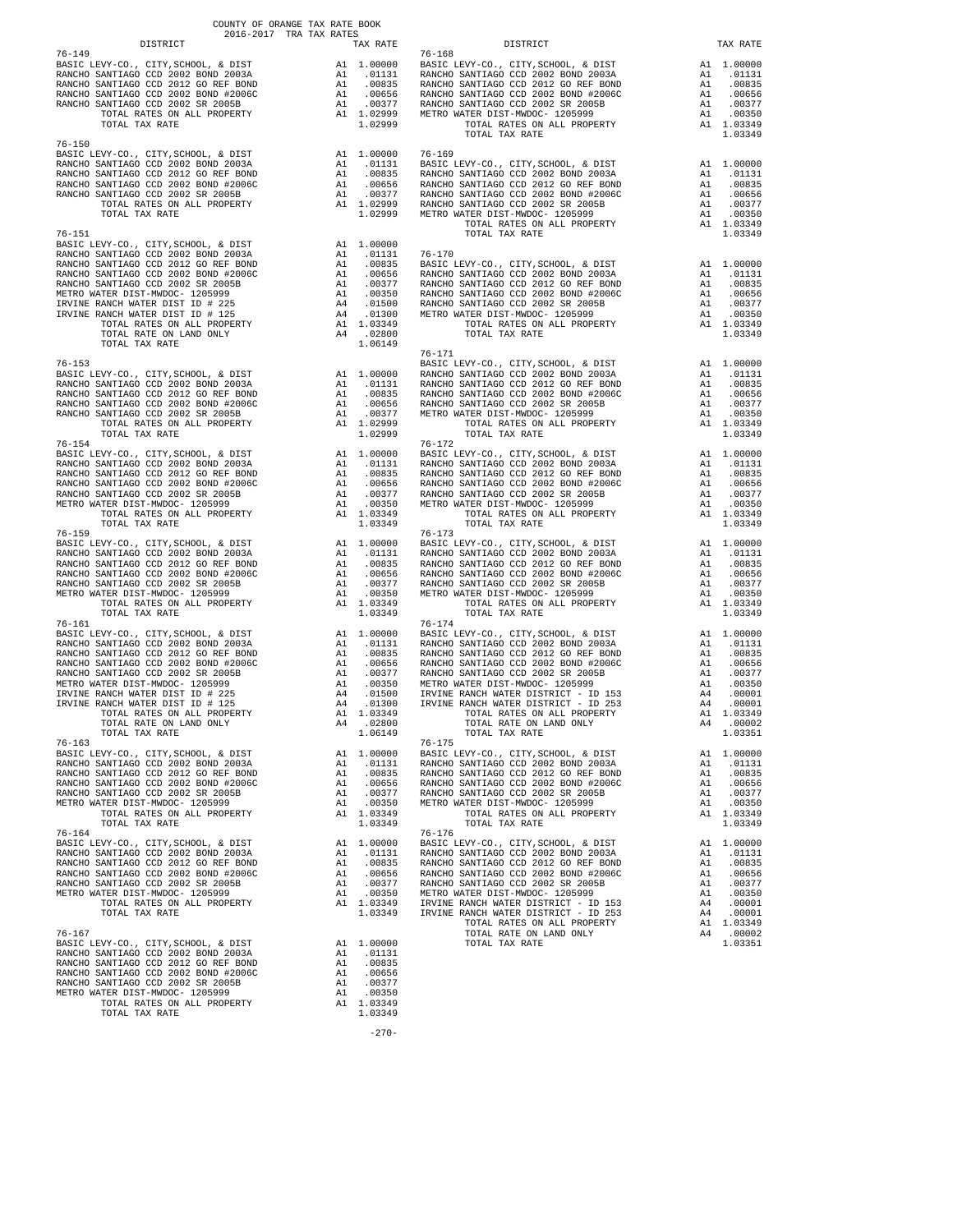COUNTY OF ORANGE TAX RATE BOOK
2016-2017 TRA TAX RATES

| DISTRICT | | TAX RATE |
|---|---|---|
| **76-149** | | |
| BASIC LEVY-CO., CITY,SCHOOL, & DIST | A1 | 1.00000 |
| RANCHO SANTIAGO CCD 2002 BOND 2003A | A1 | .01131 |
| RANCHO SANTIAGO CCD 2012 GO REF BOND | A1 | .00835 |
| RANCHO SANTIAGO CCD 2002 BOND #2006C | A1 | .00656 |
| RANCHO SANTIAGO CCD 2002 SR 2005B | A1 | .00377 |
| TOTAL RATES ON ALL PROPERTY | A1 | 1.02999 |
| TOTAL TAX RATE | | 1.02999 |
| **76-150** | | |
| BASIC LEVY-CO., CITY,SCHOOL, & DIST | A1 | 1.00000 |
| RANCHO SANTIAGO CCD 2002 BOND 2003A | A1 | .01131 |
| RANCHO SANTIAGO CCD 2012 GO REF BOND | A1 | .00835 |
| RANCHO SANTIAGO CCD 2002 BOND #2006C | A1 | .00656 |
| RANCHO SANTIAGO CCD 2002 SR 2005B | A1 | .00377 |
| TOTAL RATES ON ALL PROPERTY | A1 | 1.02999 |
| TOTAL TAX RATE | | 1.02999 |
| **76-151** | | |
| BASIC LEVY-CO., CITY,SCHOOL, & DIST | A1 | 1.00000 |
| RANCHO SANTIAGO CCD 2002 BOND 2003A | A1 | .01131 |
| RANCHO SANTIAGO CCD 2012 GO REF BOND | A1 | .00835 |
| RANCHO SANTIAGO CCD 2002 BOND #2006C | A1 | .00656 |
| RANCHO SANTIAGO CCD 2002 SR 2005B | A1 | .00377 |
| METRO WATER DIST-MWDOC- 1205999 | A1 | .00350 |
| IRVINE RANCH WATER DIST ID # 225 | A4 | .01500 |
| IRVINE RANCH WATER DIST ID # 125 | A4 | .01300 |
| TOTAL RATES ON ALL PROPERTY | A1 | 1.03349 |
| TOTAL RATE ON LAND ONLY | A4 | .02800 |
| TOTAL TAX RATE | | 1.06149 |
| **76-153** | | |
| BASIC LEVY-CO., CITY,SCHOOL, & DIST | A1 | 1.00000 |
| RANCHO SANTIAGO CCD 2002 BOND 2003A | A1 | .01131 |
| RANCHO SANTIAGO CCD 2012 GO REF BOND | A1 | .00835 |
| RANCHO SANTIAGO CCD 2002 BOND #2006C | A1 | .00656 |
| RANCHO SANTIAGO CCD 2002 SR 2005B | A1 | .00377 |
| TOTAL RATES ON ALL PROPERTY | A1 | 1.02999 |
| TOTAL TAX RATE | | 1.02999 |
| **76-154** | | |
| BASIC LEVY-CO., CITY,SCHOOL, & DIST | A1 | 1.00000 |
| RANCHO SANTIAGO CCD 2002 BOND 2003A | A1 | .01131 |
| RANCHO SANTIAGO CCD 2012 GO REF BOND | A1 | .00835 |
| RANCHO SANTIAGO CCD 2002 BOND #2006C | A1 | .00656 |
| RANCHO SANTIAGO CCD 2002 SR 2005B | A1 | .00377 |
| METRO WATER DIST-MWDOC- 1205999 | A1 | .00350 |
| TOTAL RATES ON ALL PROPERTY | A1 | 1.03349 |
| TOTAL TAX RATE | | 1.03349 |
| **76-159** | | |
| BASIC LEVY-CO., CITY,SCHOOL, & DIST | A1 | 1.00000 |
| RANCHO SANTIAGO CCD 2002 BOND 2003A | A1 | .01131 |
| RANCHO SANTIAGO CCD 2012 GO REF BOND | A1 | .00835 |
| RANCHO SANTIAGO CCD 2002 BOND #2006C | A1 | .00656 |
| RANCHO SANTIAGO CCD 2002 SR 2005B | A1 | .00377 |
| METRO WATER DIST-MWDOC- 1205999 | A1 | .00350 |
| TOTAL RATES ON ALL PROPERTY | A1 | 1.03349 |
| TOTAL TAX RATE | | 1.03349 |
| **76-161** | | |
| BASIC LEVY-CO., CITY,SCHOOL, & DIST | A1 | 1.00000 |
| RANCHO SANTIAGO CCD 2002 BOND 2003A | A1 | .01131 |
| RANCHO SANTIAGO CCD 2012 GO REF BOND | A1 | .00835 |
| RANCHO SANTIAGO CCD 2002 BOND #2006C | A1 | .00656 |
| RANCHO SANTIAGO CCD 2002 SR 2005B | A1 | .00377 |
| METRO WATER DIST-MWDOC- 1205999 | A1 | .00350 |
| IRVINE RANCH WATER DIST ID # 225 | A4 | .01500 |
| IRVINE RANCH WATER DIST ID # 125 | A4 | .01300 |
| TOTAL RATES ON ALL PROPERTY | A1 | 1.03349 |
| TOTAL RATE ON LAND ONLY | A4 | .02800 |
| TOTAL TAX RATE | | 1.06149 |
| **76-163** | | |
| BASIC LEVY-CO., CITY,SCHOOL, & DIST | A1 | 1.00000 |
| RANCHO SANTIAGO CCD 2002 BOND 2003A | A1 | .01131 |
| RANCHO SANTIAGO CCD 2012 GO REF BOND | A1 | .00835 |
| RANCHO SANTIAGO CCD 2002 BOND #2006C | A1 | .00656 |
| RANCHO SANTIAGO CCD 2002 SR 2005B | A1 | .00377 |
| METRO WATER DIST-MWDOC- 1205999 | A1 | .00350 |
| TOTAL RATES ON ALL PROPERTY | A1 | 1.03349 |
| TOTAL TAX RATE | | 1.03349 |
| **76-164** | | |
| BASIC LEVY-CO., CITY,SCHOOL, & DIST | A1 | 1.00000 |
| RANCHO SANTIAGO CCD 2002 BOND 2003A | A1 | .01131 |
| RANCHO SANTIAGO CCD 2012 GO REF BOND | A1 | .00835 |
| RANCHO SANTIAGO CCD 2002 BOND #2006C | A1 | .00656 |
| RANCHO SANTIAGO CCD 2002 SR 2005B | A1 | .00377 |
| METRO WATER DIST-MWDOC- 1205999 | A1 | .00350 |
| TOTAL RATES ON ALL PROPERTY | A1 | 1.03349 |
| TOTAL TAX RATE | | 1.03349 |
| **76-167** | | |
| BASIC LEVY-CO., CITY,SCHOOL, & DIST | A1 | 1.00000 |
| RANCHO SANTIAGO CCD 2002 BOND 2003A | A1 | .01131 |
| RANCHO SANTIAGO CCD 2012 GO REF BOND | A1 | .00835 |
| RANCHO SANTIAGO CCD 2002 BOND #2006C | A1 | .00656 |
| RANCHO SANTIAGO CCD 2002 SR 2005B | A1 | .00377 |
| METRO WATER DIST-MWDOC- 1205999 | A1 | .00350 |
| TOTAL RATES ON ALL PROPERTY | A1 | 1.03349 |
| TOTAL TAX RATE | | 1.03349 |
| **76-168** | | |
| BASIC LEVY-CO., CITY,SCHOOL, & DIST | A1 | 1.00000 |
| RANCHO SANTIAGO CCD 2002 BOND 2003A | A1 | .01131 |
| RANCHO SANTIAGO CCD 2012 GO REF BOND | A1 | .00835 |
| RANCHO SANTIAGO CCD 2002 BOND #2006C | A1 | .00656 |
| RANCHO SANTIAGO CCD 2002 SR 2005B | A1 | .00377 |
| METRO WATER DIST-MWDOC- 1205999 | A1 | .00350 |
| TOTAL RATES ON ALL PROPERTY | A1 | 1.03349 |
| TOTAL TAX RATE | | 1.03349 |
| **76-169** | | |
| BASIC LEVY-CO., CITY,SCHOOL, & DIST | A1 | 1.00000 |
| RANCHO SANTIAGO CCD 2002 BOND 2003A | A1 | .01131 |
| RANCHO SANTIAGO CCD 2012 GO REF BOND | A1 | .00835 |
| RANCHO SANTIAGO CCD 2002 BOND #2006C | A1 | .00656 |
| RANCHO SANTIAGO CCD 2002 SR 2005B | A1 | .00377 |
| METRO WATER DIST-MWDOC- 1205999 | A1 | .00350 |
| TOTAL RATES ON ALL PROPERTY | A1 | 1.03349 |
| TOTAL TAX RATE | | 1.03349 |
| **76-170** | | |
| BASIC LEVY-CO., CITY,SCHOOL, & DIST | A1 | 1.00000 |
| RANCHO SANTIAGO CCD 2002 BOND 2003A | A1 | .01131 |
| RANCHO SANTIAGO CCD 2012 GO REF BOND | A1 | .00835 |
| RANCHO SANTIAGO CCD 2002 BOND #2006C | A1 | .00656 |
| RANCHO SANTIAGO CCD 2002 SR 2005B | A1 | .00377 |
| METRO WATER DIST-MWDOC- 1205999 | A1 | .00350 |
| TOTAL RATES ON ALL PROPERTY | A1 | 1.03349 |
| TOTAL TAX RATE | | 1.03349 |
| **76-171** | | |
| BASIC LEVY-CO., CITY,SCHOOL, & DIST | A1 | 1.00000 |
| RANCHO SANTIAGO CCD 2002 BOND 2003A | A1 | .01131 |
| RANCHO SANTIAGO CCD 2012 GO REF BOND | A1 | .00835 |
| RANCHO SANTIAGO CCD 2002 BOND #2006C | A1 | .00656 |
| RANCHO SANTIAGO CCD 2002 SR 2005B | A1 | .00377 |
| METRO WATER DIST-MWDOC- 1205999 | A1 | .00350 |
| TOTAL RATES ON ALL PROPERTY | A1 | 1.03349 |
| TOTAL TAX RATE | | 1.03349 |
| **76-172** | | |
| BASIC LEVY-CO., CITY,SCHOOL, & DIST | A1 | 1.00000 |
| RANCHO SANTIAGO CCD 2002 BOND 2003A | A1 | .01131 |
| RANCHO SANTIAGO CCD 2012 GO REF BOND | A1 | .00835 |
| RANCHO SANTIAGO CCD 2002 BOND #2006C | A1 | .00656 |
| RANCHO SANTIAGO CCD 2002 SR 2005B | A1 | .00377 |
| METRO WATER DIST-MWDOC- 1205999 | A1 | .00350 |
| TOTAL RATES ON ALL PROPERTY | A1 | 1.03349 |
| TOTAL TAX RATE | | 1.03349 |
| **76-173** | | |
| BASIC LEVY-CO., CITY,SCHOOL, & DIST | A1 | 1.00000 |
| RANCHO SANTIAGO CCD 2002 BOND 2003A | A1 | .01131 |
| RANCHO SANTIAGO CCD 2012 GO REF BOND | A1 | .00835 |
| RANCHO SANTIAGO CCD 2002 BOND #2006C | A1 | .00656 |
| RANCHO SANTIAGO CCD 2002 SR 2005B | A1 | .00377 |
| METRO WATER DIST-MWDOC- 1205999 | A1 | .00350 |
| TOTAL RATES ON ALL PROPERTY | A1 | 1.03349 |
| TOTAL TAX RATE | | 1.03349 |
| **76-174** | | |
| BASIC LEVY-CO., CITY,SCHOOL, & DIST | A1 | 1.00000 |
| RANCHO SANTIAGO CCD 2002 BOND 2003A | A1 | .01131 |
| RANCHO SANTIAGO CCD 2012 GO REF BOND | A1 | .00835 |
| RANCHO SANTIAGO CCD 2002 BOND #2006C | A1 | .00656 |
| RANCHO SANTIAGO CCD 2002 SR 2005B | A1 | .00377 |
| METRO WATER DIST-MWDOC- 1205999 | A1 | .00350 |
| IRVINE RANCH WATER DISTRICT - ID 153 | A4 | .00001 |
| IRVINE RANCH WATER DISTRICT - ID 253 | A4 | .00001 |
| TOTAL RATES ON ALL PROPERTY | A1 | 1.03349 |
| TOTAL RATE ON LAND ONLY | A4 | .00002 |
| TOTAL TAX RATE | | 1.03351 |
| **76-175** | | |
| BASIC LEVY-CO., CITY,SCHOOL, & DIST | A1 | 1.00000 |
| RANCHO SANTIAGO CCD 2002 BOND 2003A | A1 | .01131 |
| RANCHO SANTIAGO CCD 2012 GO REF BOND | A1 | .00835 |
| RANCHO SANTIAGO CCD 2002 BOND #2006C | A1 | .00656 |
| RANCHO SANTIAGO CCD 2002 SR 2005B | A1 | .00377 |
| METRO WATER DIST-MWDOC- 1205999 | A1 | .00350 |
| TOTAL RATES ON ALL PROPERTY | A1 | 1.03349 |
| TOTAL TAX RATE | | 1.03349 |
| **76-176** | | |
| BASIC LEVY-CO., CITY,SCHOOL, & DIST | A1 | 1.00000 |
| RANCHO SANTIAGO CCD 2002 BOND 2003A | A1 | .01131 |
| RANCHO SANTIAGO CCD 2012 GO REF BOND | A1 | .00835 |
| RANCHO SANTIAGO CCD 2002 BOND #2006C | A1 | .00656 |
| RANCHO SANTIAGO CCD 2002 SR 2005B | A1 | .00377 |
| METRO WATER DIST-MWDOC- 1205999 | A1 | .00350 |
| IRVINE RANCH WATER DISTRICT - ID 153 | A4 | .00001 |
| IRVINE RANCH WATER DISTRICT - ID 253 | A4 | .00001 |
| TOTAL RATES ON ALL PROPERTY | A1 | 1.03349 |
| TOTAL RATE ON LAND ONLY | A4 | .00002 |
| TOTAL TAX RATE | | 1.03351 |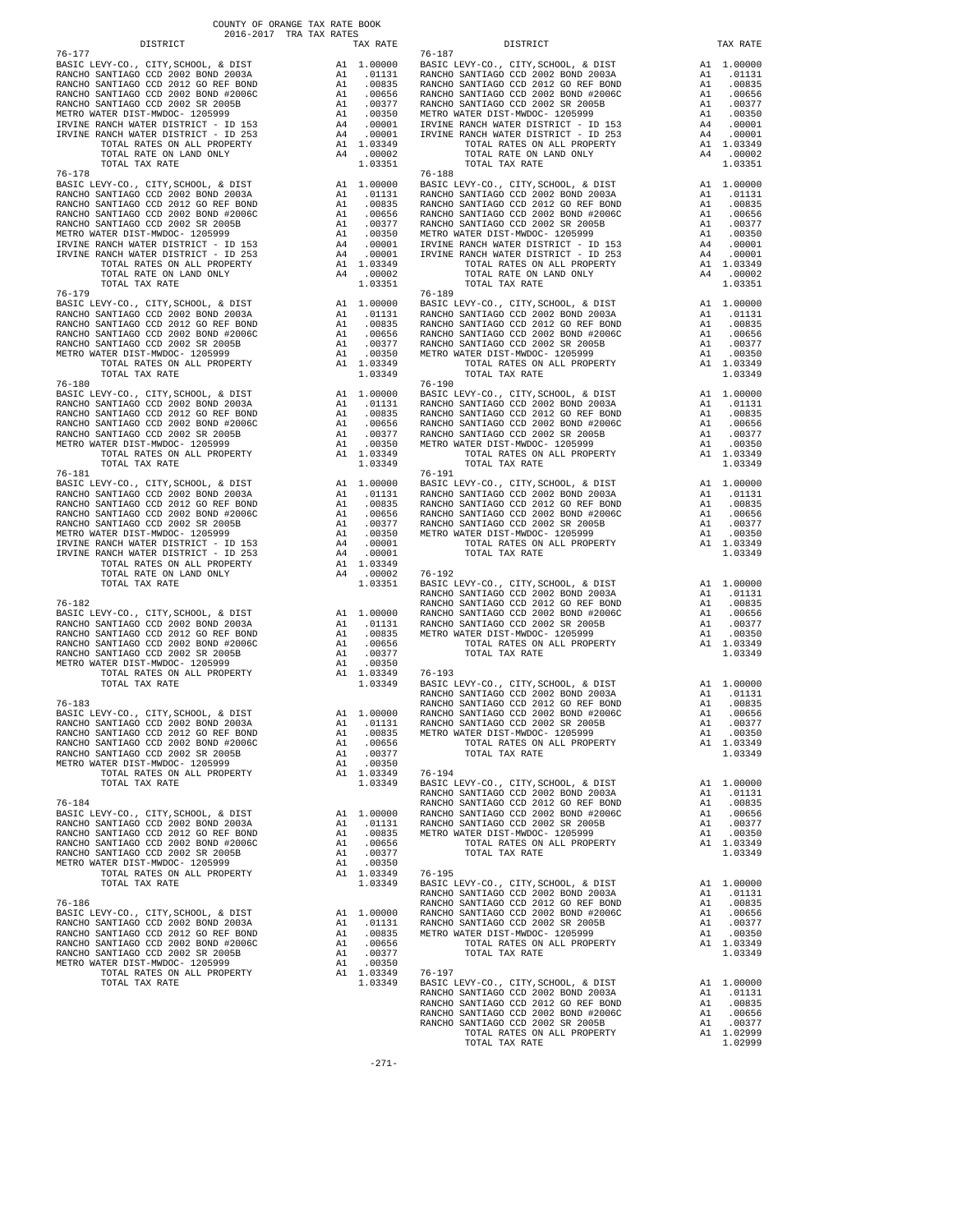COUNTY OF ORANGE TAX RATE BOOK
2016-2017 TRA TAX RATES

| DISTRICT | | TAX RATE |
|---|---|---|
| **76-177** | | |
| BASIC LEVY-CO., CITY,SCHOOL, & DIST | A1 | 1.00000 |
| RANCHO SANTIAGO CCD 2002 BOND 2003A | A1 | .01131 |
| RANCHO SANTIAGO CCD 2012 GO REF BOND | A1 | .00835 |
| RANCHO SANTIAGO CCD 2002 BOND #2006C | A1 | .00656 |
| RANCHO SANTIAGO CCD 2002 SR 2005B | A1 | .00377 |
| METRO WATER DIST-MWDOC- 1205999 | A1 | .00350 |
| IRVINE RANCH WATER DISTRICT - ID 153 | A4 | .00001 |
| IRVINE RANCH WATER DISTRICT - ID 253 | A4 | .00001 |
| TOTAL RATES ON ALL PROPERTY | A1 | 1.03349 |
| TOTAL RATE ON LAND ONLY | A4 | .00002 |
| TOTAL TAX RATE | | 1.03351 |
| **76-178** | | |
| BASIC LEVY-CO., CITY,SCHOOL, & DIST | A1 | 1.00000 |
| RANCHO SANTIAGO CCD 2002 BOND 2003A | A1 | .01131 |
| RANCHO SANTIAGO CCD 2012 GO REF BOND | A1 | .00835 |
| RANCHO SANTIAGO CCD 2002 BOND #2006C | A1 | .00656 |
| RANCHO SANTIAGO CCD 2002 SR 2005B | A1 | .00377 |
| METRO WATER DIST-MWDOC- 1205999 | A1 | .00350 |
| IRVINE RANCH WATER DISTRICT - ID 153 | A4 | .00001 |
| IRVINE RANCH WATER DISTRICT - ID 253 | A4 | .00001 |
| TOTAL RATES ON ALL PROPERTY | A1 | 1.03349 |
| TOTAL RATE ON LAND ONLY | A4 | .00002 |
| TOTAL TAX RATE | | 1.03351 |
| **76-179** | | |
| BASIC LEVY-CO., CITY,SCHOOL, & DIST | A1 | 1.00000 |
| RANCHO SANTIAGO CCD 2002 BOND 2003A | A1 | .01131 |
| RANCHO SANTIAGO CCD 2012 GO REF BOND | A1 | .00835 |
| RANCHO SANTIAGO CCD 2002 BOND #2006C | A1 | .00656 |
| RANCHO SANTIAGO CCD 2002 SR 2005B | A1 | .00377 |
| METRO WATER DIST-MWDOC- 1205999 | A1 | .00350 |
| TOTAL RATES ON ALL PROPERTY | A1 | 1.03349 |
| TOTAL TAX RATE | | 1.03349 |
| **76-180** | | |
| BASIC LEVY-CO., CITY,SCHOOL, & DIST | A1 | 1.00000 |
| RANCHO SANTIAGO CCD 2002 BOND 2003A | A1 | .01131 |
| RANCHO SANTIAGO CCD 2012 GO REF BOND | A1 | .00835 |
| RANCHO SANTIAGO CCD 2002 BOND #2006C | A1 | .00656 |
| RANCHO SANTIAGO CCD 2002 SR 2005B | A1 | .00377 |
| METRO WATER DIST-MWDOC- 1205999 | A1 | .00350 |
| TOTAL RATES ON ALL PROPERTY | A1 | 1.03349 |
| TOTAL TAX RATE | | 1.03349 |
| **76-181** | | |
| BASIC LEVY-CO., CITY,SCHOOL, & DIST | A1 | 1.00000 |
| RANCHO SANTIAGO CCD 2002 BOND 2003A | A1 | .01131 |
| RANCHO SANTIAGO CCD 2012 GO REF BOND | A1 | .00835 |
| RANCHO SANTIAGO CCD 2002 BOND #2006C | A1 | .00656 |
| RANCHO SANTIAGO CCD 2002 SR 2005B | A1 | .00377 |
| METRO WATER DIST-MWDOC- 1205999 | A1 | .00350 |
| IRVINE RANCH WATER DISTRICT - ID 153 | A4 | .00001 |
| IRVINE RANCH WATER DISTRICT - ID 253 | A4 | .00001 |
| TOTAL RATES ON ALL PROPERTY | A1 | 1.03349 |
| TOTAL RATE ON LAND ONLY | A4 | .00002 |
| TOTAL TAX RATE | | 1.03351 |
| **76-182** | | |
| BASIC LEVY-CO., CITY,SCHOOL, & DIST | A1 | 1.00000 |
| RANCHO SANTIAGO CCD 2002 BOND 2003A | A1 | .01131 |
| RANCHO SANTIAGO CCD 2012 GO REF BOND | A1 | .00835 |
| RANCHO SANTIAGO CCD 2002 BOND #2006C | A1 | .00656 |
| RANCHO SANTIAGO CCD 2002 SR 2005B | A1 | .00377 |
| METRO WATER DIST-MWDOC- 1205999 | A1 | .00350 |
| TOTAL RATES ON ALL PROPERTY | A1 | 1.03349 |
| TOTAL TAX RATE | | 1.03349 |
| **76-183** | | |
| BASIC LEVY-CO., CITY,SCHOOL, & DIST | A1 | 1.00000 |
| RANCHO SANTIAGO CCD 2002 BOND 2003A | A1 | .01131 |
| RANCHO SANTIAGO CCD 2012 GO REF BOND | A1 | .00835 |
| RANCHO SANTIAGO CCD 2002 BOND #2006C | A1 | .00656 |
| RANCHO SANTIAGO CCD 2002 SR 2005B | A1 | .00377 |
| METRO WATER DIST-MWDOC- 1205999 | A1 | .00350 |
| TOTAL RATES ON ALL PROPERTY | A1 | 1.03349 |
| TOTAL TAX RATE | | 1.03349 |
| **76-184** | | |
| BASIC LEVY-CO., CITY,SCHOOL, & DIST | A1 | 1.00000 |
| RANCHO SANTIAGO CCD 2002 BOND 2003A | A1 | .01131 |
| RANCHO SANTIAGO CCD 2012 GO REF BOND | A1 | .00835 |
| RANCHO SANTIAGO CCD 2002 BOND #2006C | A1 | .00656 |
| RANCHO SANTIAGO CCD 2002 SR 2005B | A1 | .00377 |
| METRO WATER DIST-MWDOC- 1205999 | A1 | .00350 |
| TOTAL RATES ON ALL PROPERTY | A1 | 1.03349 |
| TOTAL TAX RATE | | 1.03349 |
| **76-186** | | |
| BASIC LEVY-CO., CITY,SCHOOL, & DIST | A1 | 1.00000 |
| RANCHO SANTIAGO CCD 2002 BOND 2003A | A1 | .01131 |
| RANCHO SANTIAGO CCD 2012 GO REF BOND | A1 | .00835 |
| RANCHO SANTIAGO CCD 2002 BOND #2006C | A1 | .00656 |
| RANCHO SANTIAGO CCD 2002 SR 2005B | A1 | .00377 |
| METRO WATER DIST-MWDOC- 1205999 | A1 | .00350 |
| TOTAL RATES ON ALL PROPERTY | A1 | 1.03349 |
| TOTAL TAX RATE | | 1.03349 |
| **76-187** | | |
| BASIC LEVY-CO., CITY,SCHOOL, & DIST | A1 | 1.00000 |
| RANCHO SANTIAGO CCD 2002 BOND 2003A | A1 | .01131 |
| RANCHO SANTIAGO CCD 2012 GO REF BOND | A1 | .00835 |
| RANCHO SANTIAGO CCD 2002 BOND #2006C | A1 | .00656 |
| RANCHO SANTIAGO CCD 2002 SR 2005B | A1 | .00377 |
| METRO WATER DIST-MWDOC- 1205999 | A1 | .00350 |
| IRVINE RANCH WATER DISTRICT - ID 153 | A4 | .00001 |
| IRVINE RANCH WATER DISTRICT - ID 253 | A4 | .00001 |
| TOTAL RATES ON ALL PROPERTY | A1 | 1.03349 |
| TOTAL RATE ON LAND ONLY | A4 | .00002 |
| TOTAL TAX RATE | | 1.03351 |
| **76-188** | | |
| BASIC LEVY-CO., CITY,SCHOOL, & DIST | A1 | 1.00000 |
| RANCHO SANTIAGO CCD 2002 BOND 2003A | A1 | .01131 |
| RANCHO SANTIAGO CCD 2012 GO REF BOND | A1 | .00835 |
| RANCHO SANTIAGO CCD 2002 BOND #2006C | A1 | .00656 |
| RANCHO SANTIAGO CCD 2002 SR 2005B | A1 | .00377 |
| METRO WATER DIST-MWDOC- 1205999 | A1 | .00350 |
| IRVINE RANCH WATER DISTRICT - ID 153 | A4 | .00001 |
| IRVINE RANCH WATER DISTRICT - ID 253 | A4 | .00001 |
| TOTAL RATES ON ALL PROPERTY | A1 | 1.03349 |
| TOTAL RATE ON LAND ONLY | A4 | .00002 |
| TOTAL TAX RATE | | 1.03351 |
| **76-189** | | |
| BASIC LEVY-CO., CITY,SCHOOL, & DIST | A1 | 1.00000 |
| RANCHO SANTIAGO CCD 2002 BOND 2003A | A1 | .01131 |
| RANCHO SANTIAGO CCD 2012 GO REF BOND | A1 | .00835 |
| RANCHO SANTIAGO CCD 2002 BOND #2006C | A1 | .00656 |
| RANCHO SANTIAGO CCD 2002 SR 2005B | A1 | .00377 |
| METRO WATER DIST-MWDOC- 1205999 | A1 | .00350 |
| TOTAL RATES ON ALL PROPERTY | A1 | 1.03349 |
| TOTAL TAX RATE | | 1.03349 |
| **76-190** | | |
| BASIC LEVY-CO., CITY,SCHOOL, & DIST | A1 | 1.00000 |
| RANCHO SANTIAGO CCD 2002 BOND 2003A | A1 | .01131 |
| RANCHO SANTIAGO CCD 2012 GO REF BOND | A1 | .00835 |
| RANCHO SANTIAGO CCD 2002 BOND #2006C | A1 | .00656 |
| RANCHO SANTIAGO CCD 2002 SR 2005B | A1 | .00377 |
| METRO WATER DIST-MWDOC- 1205999 | A1 | .00350 |
| TOTAL RATES ON ALL PROPERTY | A1 | 1.03349 |
| TOTAL TAX RATE | | 1.03349 |
| **76-191** | | |
| BASIC LEVY-CO., CITY,SCHOOL, & DIST | A1 | 1.00000 |
| RANCHO SANTIAGO CCD 2002 BOND 2003A | A1 | .01131 |
| RANCHO SANTIAGO CCD 2012 GO REF BOND | A1 | .00835 |
| RANCHO SANTIAGO CCD 2002 BOND #2006C | A1 | .00656 |
| RANCHO SANTIAGO CCD 2002 SR 2005B | A1 | .00377 |
| METRO WATER DIST-MWDOC- 1205999 | A1 | .00350 |
| TOTAL RATES ON ALL PROPERTY | A1 | 1.03349 |
| TOTAL TAX RATE | | 1.03349 |
| **76-192** | | |
| BASIC LEVY-CO., CITY,SCHOOL, & DIST | A1 | 1.00000 |
| RANCHO SANTIAGO CCD 2002 BOND 2003A | A1 | .01131 |
| RANCHO SANTIAGO CCD 2012 GO REF BOND | A1 | .00835 |
| RANCHO SANTIAGO CCD 2002 BOND #2006C | A1 | .00656 |
| RANCHO SANTIAGO CCD 2002 SR 2005B | A1 | .00377 |
| METRO WATER DIST-MWDOC- 1205999 | A1 | .00350 |
| TOTAL RATES ON ALL PROPERTY | A1 | 1.03349 |
| TOTAL TAX RATE | | 1.03349 |
| **76-193** | | |
| BASIC LEVY-CO., CITY,SCHOOL, & DIST | A1 | 1.00000 |
| RANCHO SANTIAGO CCD 2002 BOND 2003A | A1 | .01131 |
| RANCHO SANTIAGO CCD 2012 GO REF BOND | A1 | .00835 |
| RANCHO SANTIAGO CCD 2002 BOND #2006C | A1 | .00656 |
| RANCHO SANTIAGO CCD 2002 SR 2005B | A1 | .00377 |
| METRO WATER DIST-MWDOC- 1205999 | A1 | .00350 |
| TOTAL RATES ON ALL PROPERTY | A1 | 1.03349 |
| TOTAL TAX RATE | | 1.03349 |
| **76-194** | | |
| BASIC LEVY-CO., CITY,SCHOOL, & DIST | A1 | 1.00000 |
| RANCHO SANTIAGO CCD 2002 BOND 2003A | A1 | .01131 |
| RANCHO SANTIAGO CCD 2012 GO REF BOND | A1 | .00835 |
| RANCHO SANTIAGO CCD 2002 BOND #2006C | A1 | .00656 |
| RANCHO SANTIAGO CCD 2002 SR 2005B | A1 | .00377 |
| METRO WATER DIST-MWDOC- 1205999 | A1 | .00350 |
| TOTAL RATES ON ALL PROPERTY | A1 | 1.03349 |
| TOTAL TAX RATE | | 1.03349 |
| **76-195** | | |
| BASIC LEVY-CO., CITY,SCHOOL, & DIST | A1 | 1.00000 |
| RANCHO SANTIAGO CCD 2002 BOND 2003A | A1 | .01131 |
| RANCHO SANTIAGO CCD 2012 GO REF BOND | A1 | .00835 |
| RANCHO SANTIAGO CCD 2002 BOND #2006C | A1 | .00656 |
| RANCHO SANTIAGO CCD 2002 SR 2005B | A1 | .00377 |
| METRO WATER DIST-MWDOC- 1205999 | A1 | .00350 |
| TOTAL RATES ON ALL PROPERTY | A1 | 1.03349 |
| TOTAL TAX RATE | | 1.03349 |
| **76-197** | | |
| BASIC LEVY-CO., CITY,SCHOOL, & DIST | A1 | 1.00000 |
| RANCHO SANTIAGO CCD 2002 BOND 2003A | A1 | .01131 |
| RANCHO SANTIAGO CCD 2012 GO REF BOND | A1 | .00835 |
| RANCHO SANTIAGO CCD 2002 BOND #2006C | A1 | .00656 |
| RANCHO SANTIAGO CCD 2002 SR 2005B | A1 | .00377 |
| TOTAL RATES ON ALL PROPERTY | A1 | 1.02999 |
| TOTAL TAX RATE | | 1.02999 |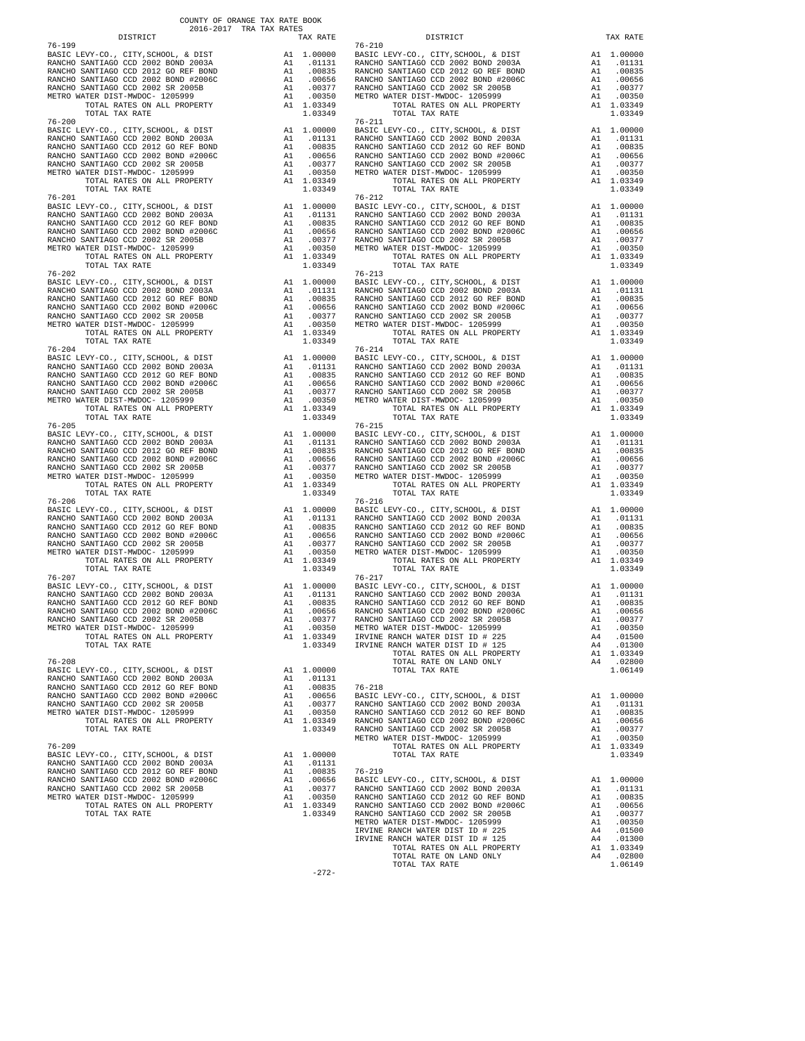COUNTY OF ORANGE TAX RATE BOOK
2016-2017 TRA TAX RATES

| DISTRICT | | TAX RATE |
|---|---|---|
| 76-199 | | |
| BASIC LEVY-CO., CITY,SCHOOL, & DIST | A1 | 1.00000 |
| RANCHO SANTIAGO CCD 2002 BOND 2003A | A1 | .01131 |
| RANCHO SANTIAGO CCD 2012 GO REF BOND | A1 | .00835 |
| RANCHO SANTIAGO CCD 2002 BOND #2006C | A1 | .00656 |
| RANCHO SANTIAGO CCD 2002 SR 2005B | A1 | .00377 |
| METRO WATER DIST-MWDOC- 1205999 | A1 | .00350 |
| TOTAL RATES ON ALL PROPERTY | A1 | 1.03349 |
| TOTAL TAX RATE | | 1.03349 |
| 76-200 | | |
| BASIC LEVY-CO., CITY,SCHOOL, & DIST | A1 | 1.00000 |
| RANCHO SANTIAGO CCD 2002 BOND 2003A | A1 | .01131 |
| RANCHO SANTIAGO CCD 2012 GO REF BOND | A1 | .00835 |
| RANCHO SANTIAGO CCD 2002 BOND #2006C | A1 | .00656 |
| RANCHO SANTIAGO CCD 2002 SR 2005B | A1 | .00377 |
| METRO WATER DIST-MWDOC- 1205999 | A1 | .00350 |
| TOTAL RATES ON ALL PROPERTY | A1 | 1.03349 |
| TOTAL TAX RATE | | 1.03349 |
| 76-201 | | |
| BASIC LEVY-CO., CITY,SCHOOL, & DIST | A1 | 1.00000 |
| RANCHO SANTIAGO CCD 2002 BOND 2003A | A1 | .01131 |
| RANCHO SANTIAGO CCD 2012 GO REF BOND | A1 | .00835 |
| RANCHO SANTIAGO CCD 2002 BOND #2006C | A1 | .00656 |
| RANCHO SANTIAGO CCD 2002 SR 2005B | A1 | .00377 |
| METRO WATER DIST-MWDOC- 1205999 | A1 | .00350 |
| TOTAL RATES ON ALL PROPERTY | A1 | 1.03349 |
| TOTAL TAX RATE | | 1.03349 |
| 76-202 | | |
| BASIC LEVY-CO., CITY,SCHOOL, & DIST | A1 | 1.00000 |
| RANCHO SANTIAGO CCD 2002 BOND 2003A | A1 | .01131 |
| RANCHO SANTIAGO CCD 2012 GO REF BOND | A1 | .00835 |
| RANCHO SANTIAGO CCD 2002 BOND #2006C | A1 | .00656 |
| RANCHO SANTIAGO CCD 2002 SR 2005B | A1 | .00377 |
| METRO WATER DIST-MWDOC- 1205999 | A1 | .00350 |
| TOTAL RATES ON ALL PROPERTY | A1 | 1.03349 |
| TOTAL TAX RATE | | 1.03349 |
| 76-204 | | |
| BASIC LEVY-CO., CITY,SCHOOL, & DIST | A1 | 1.00000 |
| RANCHO SANTIAGO CCD 2002 BOND 2003A | A1 | .01131 |
| RANCHO SANTIAGO CCD 2012 GO REF BOND | A1 | .00835 |
| RANCHO SANTIAGO CCD 2002 BOND #2006C | A1 | .00656 |
| RANCHO SANTIAGO CCD 2002 SR 2005B | A1 | .00377 |
| METRO WATER DIST-MWDOC- 1205999 | A1 | .00350 |
| TOTAL RATES ON ALL PROPERTY | A1 | 1.03349 |
| TOTAL TAX RATE | | 1.03349 |
| 76-205 | | |
| BASIC LEVY-CO., CITY,SCHOOL, & DIST | A1 | 1.00000 |
| RANCHO SANTIAGO CCD 2002 BOND 2003A | A1 | .01131 |
| RANCHO SANTIAGO CCD 2012 GO REF BOND | A1 | .00835 |
| RANCHO SANTIAGO CCD 2002 BOND #2006C | A1 | .00656 |
| RANCHO SANTIAGO CCD 2002 SR 2005B | A1 | .00377 |
| METRO WATER DIST-MWDOC- 1205999 | A1 | .00350 |
| TOTAL RATES ON ALL PROPERTY | A1 | 1.03349 |
| TOTAL TAX RATE | | 1.03349 |
| 76-206 | | |
| BASIC LEVY-CO., CITY,SCHOOL, & DIST | A1 | 1.00000 |
| RANCHO SANTIAGO CCD 2002 BOND 2003A | A1 | .01131 |
| RANCHO SANTIAGO CCD 2012 GO REF BOND | A1 | .00835 |
| RANCHO SANTIAGO CCD 2002 BOND #2006C | A1 | .00656 |
| RANCHO SANTIAGO CCD 2002 SR 2005B | A1 | .00377 |
| METRO WATER DIST-MWDOC- 1205999 | A1 | .00350 |
| TOTAL RATES ON ALL PROPERTY | A1 | 1.03349 |
| TOTAL TAX RATE | | 1.03349 |
| 76-207 | | |
| BASIC LEVY-CO., CITY,SCHOOL, & DIST | A1 | 1.00000 |
| RANCHO SANTIAGO CCD 2002 BOND 2003A | A1 | .01131 |
| RANCHO SANTIAGO CCD 2012 GO REF BOND | A1 | .00835 |
| RANCHO SANTIAGO CCD 2002 BOND #2006C | A1 | .00656 |
| RANCHO SANTIAGO CCD 2002 SR 2005B | A1 | .00377 |
| METRO WATER DIST-MWDOC- 1205999 | A1 | .00350 |
| TOTAL RATES ON ALL PROPERTY | A1 | 1.03349 |
| TOTAL TAX RATE | | 1.03349 |
| 76-208 | | |
| BASIC LEVY-CO., CITY,SCHOOL, & DIST | A1 | 1.00000 |
| RANCHO SANTIAGO CCD 2002 BOND 2003A | A1 | .01131 |
| RANCHO SANTIAGO CCD 2012 GO REF BOND | A1 | .00835 |
| RANCHO SANTIAGO CCD 2002 BOND #2006C | A1 | .00656 |
| RANCHO SANTIAGO CCD 2002 SR 2005B | A1 | .00377 |
| METRO WATER DIST-MWDOC- 1205999 | A1 | .00350 |
| TOTAL RATES ON ALL PROPERTY | A1 | 1.03349 |
| TOTAL TAX RATE | | 1.03349 |
| 76-209 | | |
| BASIC LEVY-CO., CITY,SCHOOL, & DIST | A1 | 1.00000 |
| RANCHO SANTIAGO CCD 2002 BOND 2003A | A1 | .01131 |
| RANCHO SANTIAGO CCD 2012 GO REF BOND | A1 | .00835 |
| RANCHO SANTIAGO CCD 2002 BOND #2006C | A1 | .00656 |
| RANCHO SANTIAGO CCD 2002 SR 2005B | A1 | .00377 |
| METRO WATER DIST-MWDOC- 1205999 | A1 | .00350 |
| TOTAL RATES ON ALL PROPERTY | A1 | 1.03349 |
| TOTAL TAX RATE | | 1.03349 |
| 76-210 | | |
| BASIC LEVY-CO., CITY,SCHOOL, & DIST | A1 | 1.00000 |
| RANCHO SANTIAGO CCD 2002 BOND 2003A | A1 | .01131 |
| RANCHO SANTIAGO CCD 2012 GO REF BOND | A1 | .00835 |
| RANCHO SANTIAGO CCD 2002 BOND #2006C | A1 | .00656 |
| RANCHO SANTIAGO CCD 2002 SR 2005B | A1 | .00377 |
| METRO WATER DIST-MWDOC- 1205999 | A1 | .00350 |
| TOTAL RATES ON ALL PROPERTY | A1 | 1.03349 |
| TOTAL TAX RATE | | 1.03349 |
| 76-211 | | |
| BASIC LEVY-CO., CITY,SCHOOL, & DIST | A1 | 1.00000 |
| RANCHO SANTIAGO CCD 2002 BOND 2003A | A1 | .01131 |
| RANCHO SANTIAGO CCD 2012 GO REF BOND | A1 | .00835 |
| RANCHO SANTIAGO CCD 2002 BOND #2006C | A1 | .00656 |
| RANCHO SANTIAGO CCD 2002 SR 2005B | A1 | .00377 |
| METRO WATER DIST-MWDOC- 1205999 | A1 | .00350 |
| TOTAL RATES ON ALL PROPERTY | A1 | 1.03349 |
| TOTAL TAX RATE | | 1.03349 |
| 76-212 | | |
| BASIC LEVY-CO., CITY,SCHOOL, & DIST | A1 | 1.00000 |
| RANCHO SANTIAGO CCD 2002 BOND 2003A | A1 | .01131 |
| RANCHO SANTIAGO CCD 2012 GO REF BOND | A1 | .00835 |
| RANCHO SANTIAGO CCD 2002 BOND #2006C | A1 | .00656 |
| RANCHO SANTIAGO CCD 2002 SR 2005B | A1 | .00377 |
| METRO WATER DIST-MWDOC- 1205999 | A1 | .00350 |
| TOTAL RATES ON ALL PROPERTY | A1 | 1.03349 |
| TOTAL TAX RATE | | 1.03349 |
| 76-213 | | |
| BASIC LEVY-CO., CITY,SCHOOL, & DIST | A1 | 1.00000 |
| RANCHO SANTIAGO CCD 2002 BOND 2003A | A1 | .01131 |
| RANCHO SANTIAGO CCD 2012 GO REF BOND | A1 | .00835 |
| RANCHO SANTIAGO CCD 2002 BOND #2006C | A1 | .00656 |
| RANCHO SANTIAGO CCD 2002 SR 2005B | A1 | .00377 |
| METRO WATER DIST-MWDOC- 1205999 | A1 | .00350 |
| TOTAL RATES ON ALL PROPERTY | A1 | 1.03349 |
| TOTAL TAX RATE | | 1.03349 |
| 76-214 | | |
| BASIC LEVY-CO., CITY,SCHOOL, & DIST | A1 | 1.00000 |
| RANCHO SANTIAGO CCD 2002 BOND 2003A | A1 | .01131 |
| RANCHO SANTIAGO CCD 2012 GO REF BOND | A1 | .00835 |
| RANCHO SANTIAGO CCD 2002 BOND #2006C | A1 | .00656 |
| RANCHO SANTIAGO CCD 2002 SR 2005B | A1 | .00377 |
| METRO WATER DIST-MWDOC- 1205999 | A1 | .00350 |
| TOTAL RATES ON ALL PROPERTY | A1 | 1.03349 |
| TOTAL TAX RATE | | 1.03349 |
| 76-215 | | |
| BASIC LEVY-CO., CITY,SCHOOL, & DIST | A1 | 1.00000 |
| RANCHO SANTIAGO CCD 2002 BOND 2003A | A1 | .01131 |
| RANCHO SANTIAGO CCD 2012 GO REF BOND | A1 | .00835 |
| RANCHO SANTIAGO CCD 2002 BOND #2006C | A1 | .00656 |
| RANCHO SANTIAGO CCD 2002 SR 2005B | A1 | .00377 |
| METRO WATER DIST-MWDOC- 1205999 | A1 | .00350 |
| TOTAL RATES ON ALL PROPERTY | A1 | 1.03349 |
| TOTAL TAX RATE | | 1.03349 |
| 76-216 | | |
| BASIC LEVY-CO., CITY,SCHOOL, & DIST | A1 | 1.00000 |
| RANCHO SANTIAGO CCD 2002 BOND 2003A | A1 | .01131 |
| RANCHO SANTIAGO CCD 2012 GO REF BOND | A1 | .00835 |
| RANCHO SANTIAGO CCD 2002 BOND #2006C | A1 | .00656 |
| RANCHO SANTIAGO CCD 2002 SR 2005B | A1 | .00377 |
| METRO WATER DIST-MWDOC- 1205999 | A1 | .00350 |
| TOTAL RATES ON ALL PROPERTY | A1 | 1.03349 |
| TOTAL TAX RATE | | 1.03349 |
| 76-217 | | |
| BASIC LEVY-CO., CITY,SCHOOL, & DIST | A1 | 1.00000 |
| RANCHO SANTIAGO CCD 2002 BOND 2003A | A1 | .01131 |
| RANCHO SANTIAGO CCD 2012 GO REF BOND | A1 | .00835 |
| RANCHO SANTIAGO CCD 2002 BOND #2006C | A1 | .00656 |
| RANCHO SANTIAGO CCD 2002 SR 2005B | A1 | .00377 |
| METRO WATER DIST-MWDOC- 1205999 | A1 | .00350 |
| IRVINE RANCH WATER DIST ID # 225 | A4 | .01500 |
| IRVINE RANCH WATER DIST ID # 125 | A4 | .01300 |
| TOTAL RATES ON ALL PROPERTY | A1 | 1.03349 |
| TOTAL RATE ON LAND ONLY | A4 | .02800 |
| TOTAL TAX RATE | | 1.06149 |
| 76-218 | | |
| BASIC LEVY-CO., CITY,SCHOOL, & DIST | A1 | 1.00000 |
| RANCHO SANTIAGO CCD 2002 BOND 2003A | A1 | .01131 |
| RANCHO SANTIAGO CCD 2012 GO REF BOND | A1 | .00835 |
| RANCHO SANTIAGO CCD 2002 BOND #2006C | A1 | .00656 |
| RANCHO SANTIAGO CCD 2002 SR 2005B | A1 | .00377 |
| METRO WATER DIST-MWDOC- 1205999 | A1 | .00350 |
| TOTAL RATES ON ALL PROPERTY | A1 | 1.03349 |
| TOTAL TAX RATE | | 1.03349 |
| 76-219 | | |
| BASIC LEVY-CO., CITY,SCHOOL, & DIST | A1 | 1.00000 |
| RANCHO SANTIAGO CCD 2002 BOND 2003A | A1 | .01131 |
| RANCHO SANTIAGO CCD 2012 GO REF BOND | A1 | .00835 |
| RANCHO SANTIAGO CCD 2002 BOND #2006C | A1 | .00656 |
| RANCHO SANTIAGO CCD 2002 SR 2005B | A1 | .00377 |
| METRO WATER DIST-MWDOC- 1205999 | A1 | .00350 |
| IRVINE RANCH WATER DIST ID # 225 | A4 | .01500 |
| IRVINE RANCH WATER DIST ID # 125 | A4 | .01300 |
| TOTAL RATES ON ALL PROPERTY | A1 | 1.03349 |
| TOTAL RATE ON LAND ONLY | A4 | .02800 |
| TOTAL TAX RATE | | 1.06149 |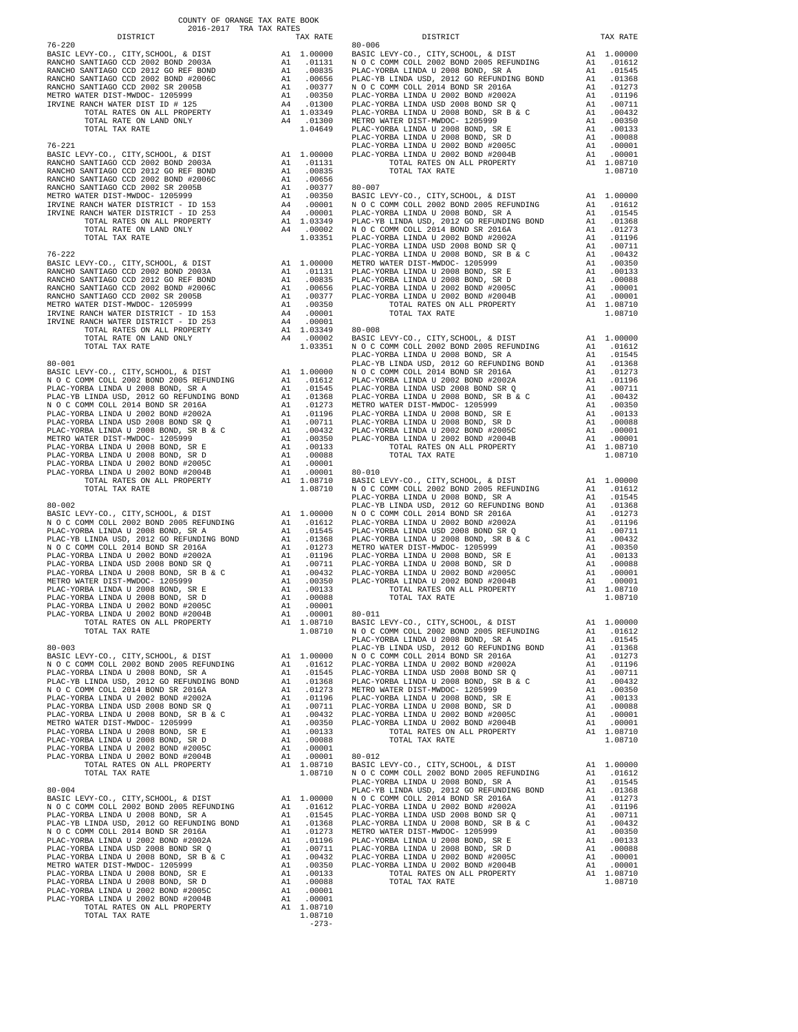COUNTY OF ORANGE TAX RATE BOOK
2016-2017 TRA TAX RATES

| DISTRICT | | TAX RATE |
|---|---|---|
| **76-220** | | |
| BASIC LEVY-CO., CITY,SCHOOL, & DIST | A1 | 1.00000 |
| RANCHO SANTIAGO CCD 2002 BOND 2003A | A1 | .01131 |
| RANCHO SANTIAGO CCD 2012 GO REF BOND | A1 | .00835 |
| RANCHO SANTIAGO CCD 2002 BOND #2006C | A1 | .00656 |
| RANCHO SANTIAGO CCD 2002 SR 2005B | A1 | .00377 |
| METRO WATER DIST-MWDOC- 1205999 | A1 | .00350 |
| IRVINE RANCH WATER DIST ID # 125 | A4 | .01300 |
| TOTAL RATES ON ALL PROPERTY | A1 | 1.03349 |
| TOTAL RATE ON LAND ONLY | A4 | .01300 |
| TOTAL TAX RATE | | 1.04649 |
| **76-221** | | |
| BASIC LEVY-CO., CITY,SCHOOL, & DIST | A1 | 1.00000 |
| RANCHO SANTIAGO CCD 2002 BOND 2003A | A1 | .01131 |
| RANCHO SANTIAGO CCD 2012 GO REF BOND | A1 | .00835 |
| RANCHO SANTIAGO CCD 2002 BOND #2006C | A1 | .00656 |
| RANCHO SANTIAGO CCD 2002 SR 2005B | A1 | .00377 |
| METRO WATER DIST-MWDOC- 1205999 | A1 | .00350 |
| IRVINE RANCH WATER DISTRICT - ID 153 | A4 | .00001 |
| IRVINE RANCH WATER DISTRICT - ID 253 | A4 | .00001 |
| TOTAL RATES ON ALL PROPERTY | A1 | 1.03349 |
| TOTAL RATE ON LAND ONLY | A4 | .00002 |
| TOTAL TAX RATE | | 1.03351 |
| **76-222** | | |
| BASIC LEVY-CO., CITY,SCHOOL, & DIST | A1 | 1.00000 |
| RANCHO SANTIAGO CCD 2002 BOND 2003A | A1 | .01131 |
| RANCHO SANTIAGO CCD 2012 GO REF BOND | A1 | .00835 |
| RANCHO SANTIAGO CCD 2002 BOND #2006C | A1 | .00656 |
| RANCHO SANTIAGO CCD 2002 SR 2005B | A1 | .00377 |
| METRO WATER DIST-MWDOC- 1205999 | A1 | .00350 |
| IRVINE RANCH WATER DISTRICT - ID 153 | A4 | .00001 |
| IRVINE RANCH WATER DISTRICT - ID 253 | A4 | .00001 |
| TOTAL RATES ON ALL PROPERTY | A1 | 1.03349 |
| TOTAL RATE ON LAND ONLY | A4 | .00002 |
| TOTAL TAX RATE | | 1.03351 |
| **80-001** | | |
| BASIC LEVY-CO., CITY,SCHOOL, & DIST | A1 | 1.00000 |
| N O C COMM COLL 2002 BOND 2005 REFUNDING | A1 | .01612 |
| PLAC-YORBA LINDA U 2008 BOND, SR A | A1 | .01545 |
| PLAC-YB LINDA USD, 2012 GO REFUNDING BOND | A1 | .01368 |
| N O C COMM COLL 2014 BOND SR 2016A | A1 | .01273 |
| PLAC-YORBA LINDA U 2002 BOND #2002A | A1 | .01196 |
| PLAC-YORBA LINDA USD 2008 BOND SR Q | A1 | .00711 |
| PLAC-YORBA LINDA U 2008 BOND, SR B & C | A1 | .00432 |
| METRO WATER DIST-MWDOC- 1205999 | A1 | .00350 |
| PLAC-YORBA LINDA U 2008 BOND, SR E | A1 | .00133 |
| PLAC-YORBA LINDA U 2008 BOND, SR D | A1 | .00088 |
| PLAC-YORBA LINDA U 2002 BOND #2005C | A1 | .00001 |
| PLAC-YORBA LINDA U 2002 BOND #2004B | A1 | .00001 |
| TOTAL RATES ON ALL PROPERTY | A1 | 1.08710 |
| TOTAL TAX RATE | | 1.08710 |
| **80-002** | | |
| BASIC LEVY-CO., CITY,SCHOOL, & DIST | A1 | 1.00000 |
| N O C COMM COLL 2002 BOND 2005 REFUNDING | A1 | .01612 |
| PLAC-YORBA LINDA U 2008 BOND, SR A | A1 | .01545 |
| PLAC-YB LINDA USD, 2012 GO REFUNDING BOND | A1 | .01368 |
| N O C COMM COLL 2014 BOND SR 2016A | A1 | .01273 |
| PLAC-YORBA LINDA U 2002 BOND #2002A | A1 | .01196 |
| PLAC-YORBA LINDA USD 2008 BOND SR Q | A1 | .00711 |
| PLAC-YORBA LINDA U 2008 BOND, SR B & C | A1 | .00432 |
| METRO WATER DIST-MWDOC- 1205999 | A1 | .00350 |
| PLAC-YORBA LINDA U 2008 BOND, SR E | A1 | .00133 |
| PLAC-YORBA LINDA U 2008 BOND, SR D | A1 | .00088 |
| PLAC-YORBA LINDA U 2002 BOND #2005C | A1 | .00001 |
| PLAC-YORBA LINDA U 2002 BOND #2004B | A1 | .00001 |
| TOTAL RATES ON ALL PROPERTY | A1 | 1.08710 |
| TOTAL TAX RATE | | 1.08710 |
| **80-003** | | |
| BASIC LEVY-CO., CITY,SCHOOL, & DIST | A1 | 1.00000 |
| N O C COMM COLL 2002 BOND 2005 REFUNDING | A1 | .01612 |
| PLAC-YORBA LINDA U 2008 BOND, SR A | A1 | .01545 |
| PLAC-YB LINDA USD, 2012 GO REFUNDING BOND | A1 | .01368 |
| N O C COMM COLL 2014 BOND SR 2016A | A1 | .01273 |
| PLAC-YORBA LINDA U 2002 BOND #2002A | A1 | .01196 |
| PLAC-YORBA LINDA USD 2008 BOND SR Q | A1 | .00711 |
| PLAC-YORBA LINDA U 2008 BOND, SR B & C | A1 | .00432 |
| METRO WATER DIST-MWDOC- 1205999 | A1 | .00350 |
| PLAC-YORBA LINDA U 2008 BOND, SR E | A1 | .00133 |
| PLAC-YORBA LINDA U 2008 BOND, SR D | A1 | .00088 |
| PLAC-YORBA LINDA U 2002 BOND #2005C | A1 | .00001 |
| PLAC-YORBA LINDA U 2002 BOND #2004B | A1 | .00001 |
| TOTAL RATES ON ALL PROPERTY | A1 | 1.08710 |
| TOTAL TAX RATE | | 1.08710 |
| **80-004** | | |
| BASIC LEVY-CO., CITY,SCHOOL, & DIST | A1 | 1.00000 |
| N O C COMM COLL 2002 BOND 2005 REFUNDING | A1 | .01612 |
| PLAC-YORBA LINDA U 2008 BOND, SR A | A1 | .01545 |
| PLAC-YB LINDA USD, 2012 GO REFUNDING BOND | A1 | .01368 |
| N O C COMM COLL 2014 BOND SR 2016A | A1 | .01273 |
| PLAC-YORBA LINDA U 2002 BOND #2002A | A1 | .01196 |
| PLAC-YORBA LINDA USD 2008 BOND SR Q | A1 | .00711 |
| PLAC-YORBA LINDA U 2008 BOND, SR B & C | A1 | .00432 |
| METRO WATER DIST-MWDOC- 1205999 | A1 | .00350 |
| PLAC-YORBA LINDA U 2008 BOND, SR E | A1 | .00133 |
| PLAC-YORBA LINDA U 2008 BOND, SR D | A1 | .00088 |
| PLAC-YORBA LINDA U 2002 BOND #2005C | A1 | .00001 |
| PLAC-YORBA LINDA U 2002 BOND #2004B | A1 | .00001 |
| TOTAL RATES ON ALL PROPERTY | A1 | 1.08710 |
| TOTAL TAX RATE | | 1.08710 |
| **80-006** | | |
| BASIC LEVY-CO., CITY,SCHOOL, & DIST | A1 | 1.00000 |
| N O C COMM COLL 2002 BOND 2005 REFUNDING | A1 | .01612 |
| PLAC-YORBA LINDA U 2008 BOND, SR A | A1 | .01545 |
| PLAC-YB LINDA USD, 2012 GO REFUNDING BOND | A1 | .01368 |
| N O C COMM COLL 2014 BOND SR 2016A | A1 | .01273 |
| PLAC-YORBA LINDA U 2002 BOND #2002A | A1 | .01196 |
| PLAC-YORBA LINDA USD 2008 BOND SR Q | A1 | .00711 |
| PLAC-YORBA LINDA U 2008 BOND, SR B & C | A1 | .00432 |
| METRO WATER DIST-MWDOC- 1205999 | A1 | .00350 |
| PLAC-YORBA LINDA U 2008 BOND, SR E | A1 | .00133 |
| PLAC-YORBA LINDA U 2008 BOND, SR D | A1 | .00088 |
| PLAC-YORBA LINDA U 2002 BOND #2005C | A1 | .00001 |
| PLAC-YORBA LINDA U 2002 BOND #2004B | A1 | .00001 |
| TOTAL RATES ON ALL PROPERTY | A1 | 1.08710 |
| TOTAL TAX RATE | | 1.08710 |
| **80-007** | | |
| BASIC LEVY-CO., CITY,SCHOOL, & DIST | A1 | 1.00000 |
| N O C COMM COLL 2002 BOND 2005 REFUNDING | A1 | .01612 |
| PLAC-YORBA LINDA U 2008 BOND, SR A | A1 | .01545 |
| PLAC-YB LINDA USD, 2012 GO REFUNDING BOND | A1 | .01368 |
| N O C COMM COLL 2014 BOND SR 2016A | A1 | .01273 |
| PLAC-YORBA LINDA U 2002 BOND #2002A | A1 | .01196 |
| PLAC-YORBA LINDA USD 2008 BOND SR Q | A1 | .00711 |
| PLAC-YORBA LINDA U 2008 BOND, SR B & C | A1 | .00432 |
| METRO WATER DIST-MWDOC- 1205999 | A1 | .00350 |
| PLAC-YORBA LINDA U 2008 BOND, SR E | A1 | .00133 |
| PLAC-YORBA LINDA U 2008 BOND, SR D | A1 | .00088 |
| PLAC-YORBA LINDA U 2002 BOND #2005C | A1 | .00001 |
| PLAC-YORBA LINDA U 2002 BOND #2004B | A1 | .00001 |
| TOTAL RATES ON ALL PROPERTY | A1 | 1.08710 |
| TOTAL TAX RATE | | 1.08710 |
| **80-008** | | |
| BASIC LEVY-CO., CITY,SCHOOL, & DIST | A1 | 1.00000 |
| N O C COMM COLL 2002 BOND 2005 REFUNDING | A1 | .01612 |
| PLAC-YORBA LINDA U 2008 BOND, SR A | A1 | .01545 |
| PLAC-YB LINDA USD, 2012 GO REFUNDING BOND | A1 | .01368 |
| N O C COMM COLL 2014 BOND SR 2016A | A1 | .01273 |
| PLAC-YORBA LINDA U 2002 BOND #2002A | A1 | .01196 |
| PLAC-YORBA LINDA USD 2008 BOND SR Q | A1 | .00711 |
| PLAC-YORBA LINDA U 2008 BOND, SR B & C | A1 | .00432 |
| METRO WATER DIST-MWDOC- 1205999 | A1 | .00350 |
| PLAC-YORBA LINDA U 2008 BOND, SR E | A1 | .00133 |
| PLAC-YORBA LINDA U 2008 BOND, SR D | A1 | .00088 |
| PLAC-YORBA LINDA U 2002 BOND #2005C | A1 | .00001 |
| PLAC-YORBA LINDA U 2002 BOND #2004B | A1 | .00001 |
| TOTAL RATES ON ALL PROPERTY | A1 | 1.08710 |
| TOTAL TAX RATE | | 1.08710 |
| **80-010** | | |
| BASIC LEVY-CO., CITY,SCHOOL, & DIST | A1 | 1.00000 |
| N O C COMM COLL 2002 BOND 2005 REFUNDING | A1 | .01612 |
| PLAC-YORBA LINDA U 2008 BOND, SR A | A1 | .01545 |
| PLAC-YB LINDA USD, 2012 GO REFUNDING BOND | A1 | .01368 |
| N O C COMM COLL 2014 BOND SR 2016A | A1 | .01273 |
| PLAC-YORBA LINDA U 2002 BOND #2002A | A1 | .01196 |
| PLAC-YORBA LINDA USD 2008 BOND SR Q | A1 | .00711 |
| PLAC-YORBA LINDA U 2008 BOND, SR B & C | A1 | .00432 |
| METRO WATER DIST-MWDOC- 1205999 | A1 | .00350 |
| PLAC-YORBA LINDA U 2008 BOND, SR E | A1 | .00133 |
| PLAC-YORBA LINDA U 2008 BOND, SR D | A1 | .00088 |
| PLAC-YORBA LINDA U 2002 BOND #2005C | A1 | .00001 |
| PLAC-YORBA LINDA U 2002 BOND #2004B | A1 | .00001 |
| TOTAL RATES ON ALL PROPERTY | A1 | 1.08710 |
| TOTAL TAX RATE | | 1.08710 |
| **80-011** | | |
| BASIC LEVY-CO., CITY,SCHOOL, & DIST | A1 | 1.00000 |
| N O C COMM COLL 2002 BOND 2005 REFUNDING | A1 | .01612 |
| PLAC-YORBA LINDA U 2008 BOND, SR A | A1 | .01545 |
| PLAC-YB LINDA USD, 2012 GO REFUNDING BOND | A1 | .01368 |
| N O C COMM COLL 2014 BOND SR 2016A | A1 | .01273 |
| PLAC-YORBA LINDA U 2002 BOND #2002A | A1 | .01196 |
| PLAC-YORBA LINDA USD 2008 BOND SR Q | A1 | .00711 |
| PLAC-YORBA LINDA U 2008 BOND, SR B & C | A1 | .00432 |
| METRO WATER DIST-MWDOC- 1205999 | A1 | .00350 |
| PLAC-YORBA LINDA U 2008 BOND, SR E | A1 | .00133 |
| PLAC-YORBA LINDA U 2008 BOND, SR D | A1 | .00088 |
| PLAC-YORBA LINDA U 2002 BOND #2005C | A1 | .00001 |
| PLAC-YORBA LINDA U 2002 BOND #2004B | A1 | .00001 |
| TOTAL RATES ON ALL PROPERTY | A1 | 1.08710 |
| TOTAL TAX RATE | | 1.08710 |
| **80-012** | | |
| BASIC LEVY-CO., CITY,SCHOOL, & DIST | A1 | 1.00000 |
| N O C COMM COLL 2002 BOND 2005 REFUNDING | A1 | .01612 |
| PLAC-YORBA LINDA U 2008 BOND, SR A | A1 | .01545 |
| PLAC-YB LINDA USD, 2012 GO REFUNDING BOND | A1 | .01368 |
| N O C COMM COLL 2014 BOND SR 2016A | A1 | .01273 |
| PLAC-YORBA LINDA U 2002 BOND #2002A | A1 | .01196 |
| PLAC-YORBA LINDA USD 2008 BOND SR Q | A1 | .00711 |
| PLAC-YORBA LINDA U 2008 BOND, SR B & C | A1 | .00432 |
| METRO WATER DIST-MWDOC- 1205999 | A1 | .00350 |
| PLAC-YORBA LINDA U 2008 BOND, SR E | A1 | .00133 |
| PLAC-YORBA LINDA U 2008 BOND, SR D | A1 | .00088 |
| PLAC-YORBA LINDA U 2002 BOND #2005C | A1 | .00001 |
| PLAC-YORBA LINDA U 2002 BOND #2004B | A1 | .00001 |
| TOTAL RATES ON ALL PROPERTY | A1 | 1.08710 |
| TOTAL TAX RATE | | 1.08710 |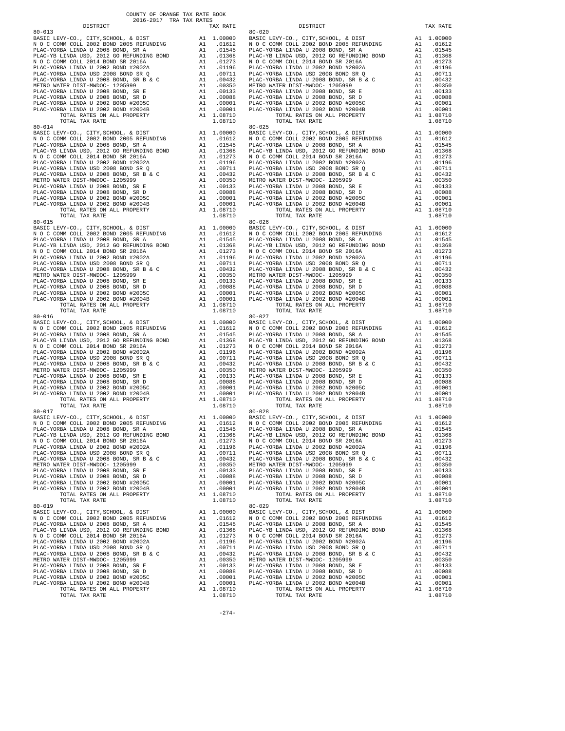COUNTY OF ORANGE TAX RATE BOOK
2016-2017 TRA TAX RATES

| DISTRICT | | TAX RATE |
|---|---|---|
| **80-013** | | |
| BASIC LEVY-CO., CITY,SCHOOL, & DIST | A1 | 1.00000 |
| N O C COMM COLL 2002 BOND 2005 REFUNDING | A1 | .01612 |
| PLAC-YORBA LINDA U 2008 BOND, SR A | A1 | .01545 |
| PLAC-YB LINDA USD, 2012 GO REFUNDING BOND | A1 | .01368 |
| N O C COMM COLL 2014 BOND SR 2016A | A1 | .01273 |
| PLAC-YORBA LINDA U 2002 BOND #2002A | A1 | .01196 |
| PLAC-YORBA LINDA USD 2008 BOND SR Q | A1 | .00711 |
| PLAC-YORBA LINDA U 2008 BOND, SR B & C | A1 | .00432 |
| METRO WATER DIST-MWDOC- 1205999 | A1 | .00350 |
| PLAC-YORBA LINDA U 2008 BOND, SR E | A1 | .00133 |
| PLAC-YORBA LINDA U 2008 BOND, SR D | A1 | .00088 |
| PLAC-YORBA LINDA U 2002 BOND #2005C | A1 | .00001 |
| PLAC-YORBA LINDA U 2002 BOND #2004B | A1 | .00001 |
| TOTAL RATES ON ALL PROPERTY | A1 | 1.08710 |
| TOTAL TAX RATE | | 1.08710 |
| **80-014** | | |
| BASIC LEVY-CO., CITY,SCHOOL, & DIST | A1 | 1.00000 |
| N O C COMM COLL 2002 BOND 2005 REFUNDING | A1 | .01612 |
| PLAC-YORBA LINDA U 2008 BOND, SR A | A1 | .01545 |
| PLAC-YB LINDA USD, 2012 GO REFUNDING BOND | A1 | .01368 |
| N O C COMM COLL 2014 BOND SR 2016A | A1 | .01273 |
| PLAC-YORBA LINDA U 2002 BOND #2002A | A1 | .01196 |
| PLAC-YORBA LINDA USD 2008 BOND SR Q | A1 | .00711 |
| PLAC-YORBA LINDA U 2008 BOND, SR B & C | A1 | .00432 |
| METRO WATER DIST-MWDOC- 1205999 | A1 | .00350 |
| PLAC-YORBA LINDA U 2008 BOND, SR E | A1 | .00133 |
| PLAC-YORBA LINDA U 2008 BOND, SR D | A1 | .00088 |
| PLAC-YORBA LINDA U 2002 BOND #2005C | A1 | .00001 |
| PLAC-YORBA LINDA U 2002 BOND #2004B | A1 | .00001 |
| TOTAL RATES ON ALL PROPERTY | A1 | 1.08710 |
| TOTAL TAX RATE | | 1.08710 |
| **80-015** | | |
| BASIC LEVY-CO., CITY,SCHOOL, & DIST | A1 | 1.00000 |
| N O C COMM COLL 2002 BOND 2005 REFUNDING | A1 | .01612 |
| PLAC-YORBA LINDA U 2008 BOND, SR A | A1 | .01545 |
| PLAC-YB LINDA USD, 2012 GO REFUNDING BOND | A1 | .01368 |
| N O C COMM COLL 2014 BOND SR 2016A | A1 | .01273 |
| PLAC-YORBA LINDA U 2002 BOND #2002A | A1 | .01196 |
| PLAC-YORBA LINDA USD 2008 BOND SR Q | A1 | .00711 |
| PLAC-YORBA LINDA U 2008 BOND, SR B & C | A1 | .00432 |
| METRO WATER DIST-MWDOC- 1205999 | A1 | .00350 |
| PLAC-YORBA LINDA U 2008 BOND, SR E | A1 | .00133 |
| PLAC-YORBA LINDA U 2008 BOND, SR D | A1 | .00088 |
| PLAC-YORBA LINDA U 2002 BOND #2005C | A1 | .00001 |
| PLAC-YORBA LINDA U 2002 BOND #2004B | A1 | .00001 |
| TOTAL RATES ON ALL PROPERTY | A1 | 1.08710 |
| TOTAL TAX RATE | | 1.08710 |
| **80-016** | | |
| BASIC LEVY-CO., CITY,SCHOOL, & DIST | A1 | 1.00000 |
| N O C COMM COLL 2002 BOND 2005 REFUNDING | A1 | .01612 |
| PLAC-YORBA LINDA U 2008 BOND, SR A | A1 | .01545 |
| PLAC-YB LINDA USD, 2012 GO REFUNDING BOND | A1 | .01368 |
| N O C COMM COLL 2014 BOND SR 2016A | A1 | .01273 |
| PLAC-YORBA LINDA U 2002 BOND #2002A | A1 | .01196 |
| PLAC-YORBA LINDA USD 2008 BOND SR Q | A1 | .00711 |
| PLAC-YORBA LINDA U 2008 BOND, SR B & C | A1 | .00432 |
| METRO WATER DIST-MWDOC- 1205999 | A1 | .00350 |
| PLAC-YORBA LINDA U 2008 BOND, SR E | A1 | .00133 |
| PLAC-YORBA LINDA U 2008 BOND, SR D | A1 | .00088 |
| PLAC-YORBA LINDA U 2002 BOND #2005C | A1 | .00001 |
| PLAC-YORBA LINDA U 2002 BOND #2004B | A1 | .00001 |
| TOTAL RATES ON ALL PROPERTY | A1 | 1.08710 |
| TOTAL TAX RATE | | 1.08710 |
| **80-017** | | |
| BASIC LEVY-CO., CITY,SCHOOL, & DIST | A1 | 1.00000 |
| N O C COMM COLL 2002 BOND 2005 REFUNDING | A1 | .01612 |
| PLAC-YORBA LINDA U 2008 BOND, SR A | A1 | .01545 |
| PLAC-YB LINDA USD, 2012 GO REFUNDING BOND | A1 | .01368 |
| N O C COMM COLL 2014 BOND SR 2016A | A1 | .01273 |
| PLAC-YORBA LINDA U 2002 BOND #2002A | A1 | .01196 |
| PLAC-YORBA LINDA USD 2008 BOND SR Q | A1 | .00711 |
| PLAC-YORBA LINDA U 2008 BOND, SR B & C | A1 | .00432 |
| METRO WATER DIST-MWDOC- 1205999 | A1 | .00350 |
| PLAC-YORBA LINDA U 2008 BOND, SR E | A1 | .00133 |
| PLAC-YORBA LINDA U 2008 BOND, SR D | A1 | .00088 |
| PLAC-YORBA LINDA U 2002 BOND #2005C | A1 | .00001 |
| PLAC-YORBA LINDA U 2002 BOND #2004B | A1 | .00001 |
| TOTAL RATES ON ALL PROPERTY | A1 | 1.08710 |
| TOTAL TAX RATE | | 1.08710 |
| **80-019** | | |
| BASIC LEVY-CO., CITY,SCHOOL, & DIST | A1 | 1.00000 |
| N O C COMM COLL 2002 BOND 2005 REFUNDING | A1 | .01612 |
| PLAC-YORBA LINDA U 2008 BOND, SR A | A1 | .01545 |
| PLAC-YB LINDA USD, 2012 GO REFUNDING BOND | A1 | .01368 |
| N O C COMM COLL 2014 BOND SR 2016A | A1 | .01273 |
| PLAC-YORBA LINDA U 2002 BOND #2002A | A1 | .01196 |
| PLAC-YORBA LINDA USD 2008 BOND SR Q | A1 | .00711 |
| PLAC-YORBA LINDA U 2008 BOND, SR B & C | A1 | .00432 |
| METRO WATER DIST-MWDOC- 1205999 | A1 | .00350 |
| PLAC-YORBA LINDA U 2008 BOND, SR E | A1 | .00133 |
| PLAC-YORBA LINDA U 2008 BOND, SR D | A1 | .00088 |
| PLAC-YORBA LINDA U 2002 BOND #2005C | A1 | .00001 |
| PLAC-YORBA LINDA U 2002 BOND #2004B | A1 | .00001 |
| TOTAL RATES ON ALL PROPERTY | A1 | 1.08710 |
| TOTAL TAX RATE | | 1.08710 |
| **80-020** | | |
| BASIC LEVY-CO., CITY,SCHOOL, & DIST | A1 | 1.00000 |
| N O C COMM COLL 2002 BOND 2005 REFUNDING | A1 | .01612 |
| PLAC-YORBA LINDA U 2008 BOND, SR A | A1 | .01545 |
| PLAC-YB LINDA USD, 2012 GO REFUNDING BOND | A1 | .01368 |
| N O C COMM COLL 2014 BOND SR 2016A | A1 | .01273 |
| PLAC-YORBA LINDA U 2002 BOND #2002A | A1 | .01196 |
| PLAC-YORBA LINDA USD 2008 BOND SR Q | A1 | .00711 |
| PLAC-YORBA LINDA U 2008 BOND, SR B & C | A1 | .00432 |
| METRO WATER DIST-MWDOC- 1205999 | A1 | .00350 |
| PLAC-YORBA LINDA U 2008 BOND, SR E | A1 | .00133 |
| PLAC-YORBA LINDA U 2008 BOND, SR D | A1 | .00088 |
| PLAC-YORBA LINDA U 2002 BOND #2005C | A1 | .00001 |
| PLAC-YORBA LINDA U 2002 BOND #2004B | A1 | .00001 |
| TOTAL RATES ON ALL PROPERTY | A1 | 1.08710 |
| TOTAL TAX RATE | | 1.08710 |
| **80-025** | | |
| BASIC LEVY-CO., CITY,SCHOOL, & DIST | A1 | 1.00000 |
| N O C COMM COLL 2002 BOND 2005 REFUNDING | A1 | .01612 |
| PLAC-YORBA LINDA U 2008 BOND, SR A | A1 | .01545 |
| PLAC-YB LINDA USD, 2012 GO REFUNDING BOND | A1 | .01368 |
| N O C COMM COLL 2014 BOND SR 2016A | A1 | .01273 |
| PLAC-YORBA LINDA U 2002 BOND #2002A | A1 | .01196 |
| PLAC-YORBA LINDA USD 2008 BOND SR Q | A1 | .00711 |
| PLAC-YORBA LINDA U 2008 BOND, SR B & C | A1 | .00432 |
| METRO WATER DIST-MWDOC- 1205999 | A1 | .00350 |
| PLAC-YORBA LINDA U 2008 BOND, SR E | A1 | .00133 |
| PLAC-YORBA LINDA U 2008 BOND, SR D | A1 | .00088 |
| PLAC-YORBA LINDA U 2002 BOND #2005C | A1 | .00001 |
| PLAC-YORBA LINDA U 2002 BOND #2004B | A1 | .00001 |
| TOTAL RATES ON ALL PROPERTY | A1 | 1.08710 |
| TOTAL TAX RATE | | 1.08710 |
| **80-026** | | |
| BASIC LEVY-CO., CITY,SCHOOL, & DIST | A1 | 1.00000 |
| N O C COMM COLL 2002 BOND 2005 REFUNDING | A1 | .01612 |
| PLAC-YORBA LINDA U 2008 BOND, SR A | A1 | .01545 |
| PLAC-YB LINDA USD, 2012 GO REFUNDING BOND | A1 | .01368 |
| N O C COMM COLL 2014 BOND SR 2016A | A1 | .01273 |
| PLAC-YORBA LINDA U 2002 BOND #2002A | A1 | .01196 |
| PLAC-YORBA LINDA USD 2008 BOND SR Q | A1 | .00711 |
| PLAC-YORBA LINDA U 2008 BOND, SR B & C | A1 | .00432 |
| METRO WATER DIST-MWDOC- 1205999 | A1 | .00350 |
| PLAC-YORBA LINDA U 2008 BOND, SR E | A1 | .00133 |
| PLAC-YORBA LINDA U 2008 BOND, SR D | A1 | .00088 |
| PLAC-YORBA LINDA U 2002 BOND #2005C | A1 | .00001 |
| PLAC-YORBA LINDA U 2002 BOND #2004B | A1 | .00001 |
| TOTAL RATES ON ALL PROPERTY | A1 | 1.08710 |
| TOTAL TAX RATE | | 1.08710 |
| **80-027** | | |
| BASIC LEVY-CO., CITY,SCHOOL, & DIST | A1 | 1.00000 |
| N O C COMM COLL 2002 BOND 2005 REFUNDING | A1 | .01612 |
| PLAC-YORBA LINDA U 2008 BOND, SR A | A1 | .01545 |
| PLAC-YB LINDA USD, 2012 GO REFUNDING BOND | A1 | .01368 |
| N O C COMM COLL 2014 BOND SR 2016A | A1 | .01273 |
| PLAC-YORBA LINDA U 2002 BOND #2002A | A1 | .01196 |
| PLAC-YORBA LINDA USD 2008 BOND SR Q | A1 | .00711 |
| PLAC-YORBA LINDA U 2008 BOND, SR B & C | A1 | .00432 |
| METRO WATER DIST-MWDOC- 1205999 | A1 | .00350 |
| PLAC-YORBA LINDA U 2008 BOND, SR E | A1 | .00133 |
| PLAC-YORBA LINDA U 2008 BOND, SR D | A1 | .00088 |
| PLAC-YORBA LINDA U 2002 BOND #2005C | A1 | .00001 |
| PLAC-YORBA LINDA U 2002 BOND #2004B | A1 | .00001 |
| TOTAL RATES ON ALL PROPERTY | A1 | 1.08710 |
| TOTAL TAX RATE | | 1.08710 |
| **80-028** | | |
| BASIC LEVY-CO., CITY,SCHOOL, & DIST | A1 | 1.00000 |
| N O C COMM COLL 2002 BOND 2005 REFUNDING | A1 | .01612 |
| PLAC-YORBA LINDA U 2008 BOND, SR A | A1 | .01545 |
| PLAC-YB LINDA USD, 2012 GO REFUNDING BOND | A1 | .01368 |
| N O C COMM COLL 2014 BOND SR 2016A | A1 | .01273 |
| PLAC-YORBA LINDA U 2002 BOND #2002A | A1 | .01196 |
| PLAC-YORBA LINDA USD 2008 BOND SR Q | A1 | .00711 |
| PLAC-YORBA LINDA U 2008 BOND, SR B & C | A1 | .00432 |
| METRO WATER DIST-MWDOC- 1205999 | A1 | .00350 |
| PLAC-YORBA LINDA U 2008 BOND, SR E | A1 | .00133 |
| PLAC-YORBA LINDA U 2008 BOND, SR D | A1 | .00088 |
| PLAC-YORBA LINDA U 2002 BOND #2005C | A1 | .00001 |
| PLAC-YORBA LINDA U 2002 BOND #2004B | A1 | .00001 |
| TOTAL RATES ON ALL PROPERTY | A1 | 1.08710 |
| TOTAL TAX RATE | | 1.08710 |
| **80-029** | | |
| BASIC LEVY-CO., CITY,SCHOOL, & DIST | A1 | 1.00000 |
| N O C COMM COLL 2002 BOND 2005 REFUNDING | A1 | .01612 |
| PLAC-YORBA LINDA U 2008 BOND, SR A | A1 | .01545 |
| PLAC-YB LINDA USD, 2012 GO REFUNDING BOND | A1 | .01368 |
| N O C COMM COLL 2014 BOND SR 2016A | A1 | .01273 |
| PLAC-YORBA LINDA U 2002 BOND #2002A | A1 | .01196 |
| PLAC-YORBA LINDA USD 2008 BOND SR Q | A1 | .00711 |
| PLAC-YORBA LINDA U 2008 BOND, SR B & C | A1 | .00432 |
| METRO WATER DIST-MWDOC- 1205999 | A1 | .00350 |
| PLAC-YORBA LINDA U 2008 BOND, SR E | A1 | .00133 |
| PLAC-YORBA LINDA U 2008 BOND, SR D | A1 | .00088 |
| PLAC-YORBA LINDA U 2002 BOND #2005C | A1 | .00001 |
| PLAC-YORBA LINDA U 2002 BOND #2004B | A1 | .00001 |
| TOTAL RATES ON ALL PROPERTY | A1 | 1.08710 |
| TOTAL TAX RATE | | 1.08710 |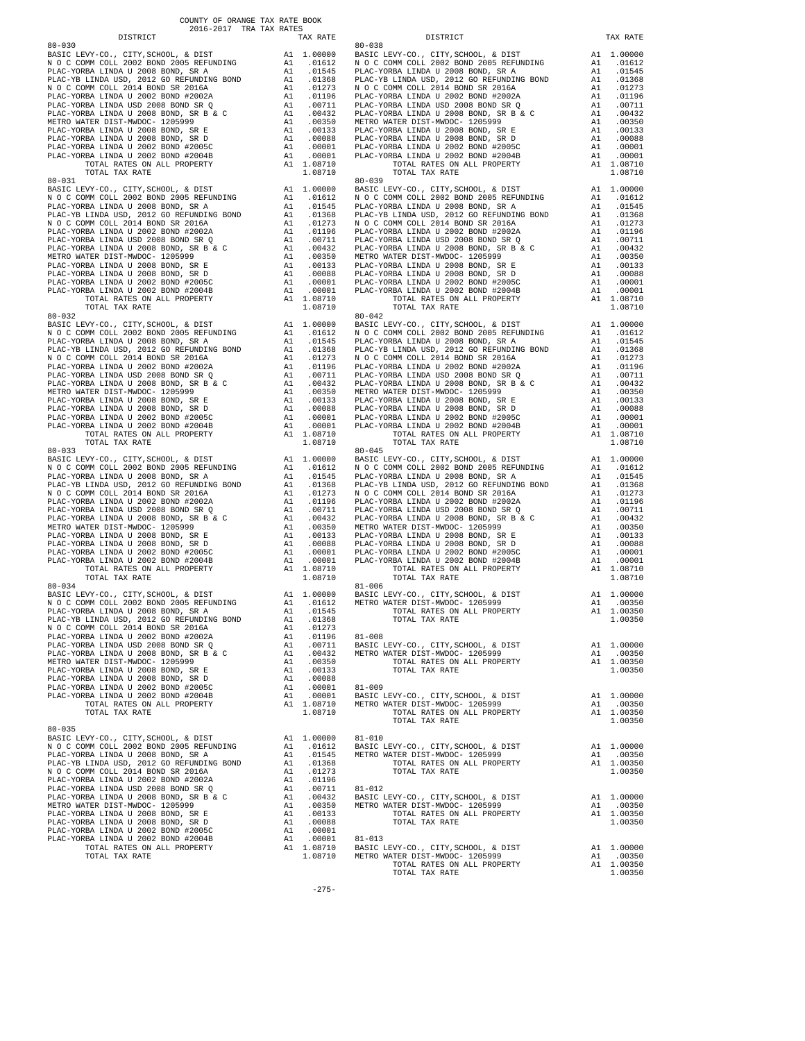COUNTY OF ORANGE TAX RATE BOOK
2016-2017 TRA TAX RATES

| DISTRICT | | TAX RATE |
|---|---|---|
| **80-030** | | |
| BASIC LEVY-CO., CITY,SCHOOL, & DIST | A1 | 1.00000 |
| N O C COMM COLL 2002 BOND 2005 REFUNDING | A1 | .01612 |
| PLAC-YORBA LINDA U 2008 BOND, SR A | A1 | .01545 |
| PLAC-YB LINDA USD, 2012 GO REFUNDING BOND | A1 | .01368 |
| N O C COMM COLL 2014 BOND SR 2016A | A1 | .01273 |
| PLAC-YORBA LINDA U 2002 BOND #2002A | A1 | .01196 |
| PLAC-YORBA LINDA USD 2008 BOND SR Q | A1 | .00711 |
| PLAC-YORBA LINDA U 2008 BOND, SR B & C | A1 | .00432 |
| METRO WATER DIST-MWDOC- 1205999 | A1 | .00350 |
| PLAC-YORBA LINDA U 2008 BOND, SR E | A1 | .00133 |
| PLAC-YORBA LINDA U 2008 BOND, SR D | A1 | .00088 |
| PLAC-YORBA LINDA U 2002 BOND #2005C | A1 | .00001 |
| PLAC-YORBA LINDA U 2002 BOND #2004B | A1 | .00001 |
| TOTAL RATES ON ALL PROPERTY | A1 | 1.08710 |
| TOTAL TAX RATE | | 1.08710 |
| **80-031** | | |
| BASIC LEVY-CO., CITY,SCHOOL, & DIST | A1 | 1.00000 |
| N O C COMM COLL 2002 BOND 2005 REFUNDING | A1 | .01612 |
| PLAC-YORBA LINDA U 2008 BOND, SR A | A1 | .01545 |
| PLAC-YB LINDA USD, 2012 GO REFUNDING BOND | A1 | .01368 |
| N O C COMM COLL 2014 BOND SR 2016A | A1 | .01273 |
| PLAC-YORBA LINDA U 2002 BOND #2002A | A1 | .01196 |
| PLAC-YORBA LINDA USD 2008 BOND SR Q | A1 | .00711 |
| PLAC-YORBA LINDA U 2008 BOND, SR B & C | A1 | .00432 |
| METRO WATER DIST-MWDOC- 1205999 | A1 | .00350 |
| PLAC-YORBA LINDA U 2008 BOND, SR E | A1 | .00133 |
| PLAC-YORBA LINDA U 2008 BOND, SR D | A1 | .00088 |
| PLAC-YORBA LINDA U 2002 BOND #2005C | A1 | .00001 |
| PLAC-YORBA LINDA U 2002 BOND #2004B | A1 | .00001 |
| TOTAL RATES ON ALL PROPERTY | A1 | 1.08710 |
| TOTAL TAX RATE | | 1.08710 |
| **80-032** | | |
| BASIC LEVY-CO., CITY,SCHOOL, & DIST | A1 | 1.00000 |
| N O C COMM COLL 2002 BOND 2005 REFUNDING | A1 | .01612 |
| PLAC-YORBA LINDA U 2008 BOND, SR A | A1 | .01545 |
| PLAC-YB LINDA USD, 2012 GO REFUNDING BOND | A1 | .01368 |
| N O C COMM COLL 2014 BOND SR 2016A | A1 | .01273 |
| PLAC-YORBA LINDA U 2002 BOND #2002A | A1 | .01196 |
| PLAC-YORBA LINDA USD 2008 BOND SR Q | A1 | .00711 |
| PLAC-YORBA LINDA U 2008 BOND, SR B & C | A1 | .00432 |
| METRO WATER DIST-MWDOC- 1205999 | A1 | .00350 |
| PLAC-YORBA LINDA U 2008 BOND, SR E | A1 | .00133 |
| PLAC-YORBA LINDA U 2008 BOND, SR D | A1 | .00088 |
| PLAC-YORBA LINDA U 2002 BOND #2005C | A1 | .00001 |
| PLAC-YORBA LINDA U 2002 BOND #2004B | A1 | .00001 |
| TOTAL RATES ON ALL PROPERTY | A1 | 1.08710 |
| TOTAL TAX RATE | | 1.08710 |
| **80-033** | | |
| BASIC LEVY-CO., CITY,SCHOOL, & DIST | A1 | 1.00000 |
| N O C COMM COLL 2002 BOND 2005 REFUNDING | A1 | .01612 |
| PLAC-YORBA LINDA U 2008 BOND, SR A | A1 | .01545 |
| PLAC-YB LINDA USD, 2012 GO REFUNDING BOND | A1 | .01368 |
| N O C COMM COLL 2014 BOND SR 2016A | A1 | .01273 |
| PLAC-YORBA LINDA U 2002 BOND #2002A | A1 | .01196 |
| PLAC-YORBA LINDA USD 2008 BOND SR Q | A1 | .00711 |
| PLAC-YORBA LINDA U 2008 BOND, SR B & C | A1 | .00432 |
| METRO WATER DIST-MWDOC- 1205999 | A1 | .00350 |
| PLAC-YORBA LINDA U 2008 BOND, SR E | A1 | .00133 |
| PLAC-YORBA LINDA U 2008 BOND, SR D | A1 | .00088 |
| PLAC-YORBA LINDA U 2002 BOND #2005C | A1 | .00001 |
| PLAC-YORBA LINDA U 2002 BOND #2004B | A1 | .00001 |
| TOTAL RATES ON ALL PROPERTY | A1 | 1.08710 |
| TOTAL TAX RATE | | 1.08710 |
| **80-034** | | |
| BASIC LEVY-CO., CITY,SCHOOL, & DIST | A1 | 1.00000 |
| N O C COMM COLL 2002 BOND 2005 REFUNDING | A1 | .01612 |
| PLAC-YORBA LINDA U 2008 BOND, SR A | A1 | .01545 |
| PLAC-YB LINDA USD, 2012 GO REFUNDING BOND | A1 | .01368 |
| N O C COMM COLL 2014 BOND SR 2016A | A1 | .01273 |
| PLAC-YORBA LINDA U 2002 BOND #2002A | A1 | .01196 |
| PLAC-YORBA LINDA USD 2008 BOND SR Q | A1 | .00711 |
| PLAC-YORBA LINDA U 2008 BOND, SR B & C | A1 | .00432 |
| METRO WATER DIST-MWDOC- 1205999 | A1 | .00350 |
| PLAC-YORBA LINDA U 2008 BOND, SR E | A1 | .00133 |
| PLAC-YORBA LINDA U 2008 BOND, SR D | A1 | .00088 |
| PLAC-YORBA LINDA U 2002 BOND #2005C | A1 | .00001 |
| PLAC-YORBA LINDA U 2002 BOND #2004B | A1 | .00001 |
| TOTAL RATES ON ALL PROPERTY | A1 | 1.08710 |
| TOTAL TAX RATE | | 1.08710 |
| **80-035** | | |
| BASIC LEVY-CO., CITY,SCHOOL, & DIST | A1 | 1.00000 |
| N O C COMM COLL 2002 BOND 2005 REFUNDING | A1 | .01612 |
| PLAC-YORBA LINDA U 2008 BOND, SR A | A1 | .01545 |
| PLAC-YB LINDA USD, 2012 GO REFUNDING BOND | A1 | .01368 |
| N O C COMM COLL 2014 BOND SR 2016A | A1 | .01273 |
| PLAC-YORBA LINDA U 2002 BOND #2002A | A1 | .01196 |
| PLAC-YORBA LINDA USD 2008 BOND SR Q | A1 | .00711 |
| PLAC-YORBA LINDA U 2008 BOND, SR B & C | A1 | .00432 |
| METRO WATER DIST-MWDOC- 1205999 | A1 | .00350 |
| PLAC-YORBA LINDA U 2008 BOND, SR E | A1 | .00133 |
| PLAC-YORBA LINDA U 2008 BOND, SR D | A1 | .00088 |
| PLAC-YORBA LINDA U 2002 BOND #2005C | A1 | .00001 |
| PLAC-YORBA LINDA U 2002 BOND #2004B | A1 | .00001 |
| TOTAL RATES ON ALL PROPERTY | A1 | 1.08710 |
| TOTAL TAX RATE | | 1.08710 |
| **80-038** | | |
| BASIC LEVY-CO., CITY,SCHOOL, & DIST | A1 | 1.00000 |
| N O C COMM COLL 2002 BOND 2005 REFUNDING | A1 | .01612 |
| PLAC-YORBA LINDA U 2008 BOND, SR A | A1 | .01545 |
| PLAC-YB LINDA USD, 2012 GO REFUNDING BOND | A1 | .01368 |
| N O C COMM COLL 2014 BOND SR 2016A | A1 | .01273 |
| PLAC-YORBA LINDA U 2002 BOND #2002A | A1 | .01196 |
| PLAC-YORBA LINDA USD 2008 BOND SR Q | A1 | .00711 |
| PLAC-YORBA LINDA U 2008 BOND, SR B & C | A1 | .00432 |
| METRO WATER DIST-MWDOC- 1205999 | A1 | .00350 |
| PLAC-YORBA LINDA U 2008 BOND, SR E | A1 | .00133 |
| PLAC-YORBA LINDA U 2008 BOND, SR D | A1 | .00088 |
| PLAC-YORBA LINDA U 2002 BOND #2005C | A1 | .00001 |
| PLAC-YORBA LINDA U 2002 BOND #2004B | A1 | .00001 |
| TOTAL RATES ON ALL PROPERTY | A1 | 1.08710 |
| TOTAL TAX RATE | | 1.08710 |
| **80-039** | | |
| BASIC LEVY-CO., CITY,SCHOOL, & DIST | A1 | 1.00000 |
| N O C COMM COLL 2002 BOND 2005 REFUNDING | A1 | .01612 |
| PLAC-YORBA LINDA U 2008 BOND, SR A | A1 | .01545 |
| PLAC-YB LINDA USD, 2012 GO REFUNDING BOND | A1 | .01368 |
| N O C COMM COLL 2014 BOND SR 2016A | A1 | .01273 |
| PLAC-YORBA LINDA U 2002 BOND #2002A | A1 | .01196 |
| PLAC-YORBA LINDA USD 2008 BOND SR Q | A1 | .00711 |
| PLAC-YORBA LINDA U 2008 BOND, SR B & C | A1 | .00432 |
| METRO WATER DIST-MWDOC- 1205999 | A1 | .00350 |
| PLAC-YORBA LINDA U 2008 BOND, SR E | A1 | .00133 |
| PLAC-YORBA LINDA U 2008 BOND, SR D | A1 | .00088 |
| PLAC-YORBA LINDA U 2002 BOND #2005C | A1 | .00001 |
| PLAC-YORBA LINDA U 2002 BOND #2004B | A1 | .00001 |
| TOTAL RATES ON ALL PROPERTY | A1 | 1.08710 |
| TOTAL TAX RATE | | 1.08710 |
| **80-042** | | |
| BASIC LEVY-CO., CITY,SCHOOL, & DIST | A1 | 1.00000 |
| N O C COMM COLL 2002 BOND 2005 REFUNDING | A1 | .01612 |
| PLAC-YORBA LINDA U 2008 BOND, SR A | A1 | .01545 |
| PLAC-YB LINDA USD, 2012 GO REFUNDING BOND | A1 | .01368 |
| N O C COMM COLL 2014 BOND SR 2016A | A1 | .01273 |
| PLAC-YORBA LINDA U 2002 BOND #2002A | A1 | .01196 |
| PLAC-YORBA LINDA USD 2008 BOND SR Q | A1 | .00711 |
| PLAC-YORBA LINDA U 2008 BOND, SR B & C | A1 | .00432 |
| METRO WATER DIST-MWDOC- 1205999 | A1 | .00350 |
| PLAC-YORBA LINDA U 2008 BOND, SR E | A1 | .00133 |
| PLAC-YORBA LINDA U 2008 BOND, SR D | A1 | .00088 |
| PLAC-YORBA LINDA U 2002 BOND #2005C | A1 | .00001 |
| PLAC-YORBA LINDA U 2002 BOND #2004B | A1 | .00001 |
| TOTAL RATES ON ALL PROPERTY | A1 | 1.08710 |
| TOTAL TAX RATE | | 1.08710 |
| **80-045** | | |
| BASIC LEVY-CO., CITY,SCHOOL, & DIST | A1 | 1.00000 |
| N O C COMM COLL 2002 BOND 2005 REFUNDING | A1 | .01612 |
| PLAC-YORBA LINDA U 2008 BOND, SR A | A1 | .01545 |
| PLAC-YB LINDA USD, 2012 GO REFUNDING BOND | A1 | .01368 |
| N O C COMM COLL 2014 BOND SR 2016A | A1 | .01273 |
| PLAC-YORBA LINDA U 2002 BOND #2002A | A1 | .01196 |
| PLAC-YORBA LINDA USD 2008 BOND SR Q | A1 | .00711 |
| PLAC-YORBA LINDA U 2008 BOND, SR B & C | A1 | .00432 |
| METRO WATER DIST-MWDOC- 1205999 | A1 | .00350 |
| PLAC-YORBA LINDA U 2008 BOND, SR E | A1 | .00133 |
| PLAC-YORBA LINDA U 2008 BOND, SR D | A1 | .00088 |
| PLAC-YORBA LINDA U 2002 BOND #2005C | A1 | .00001 |
| PLAC-YORBA LINDA U 2002 BOND #2004B | A1 | .00001 |
| TOTAL RATES ON ALL PROPERTY | A1 | 1.08710 |
| TOTAL TAX RATE | | 1.08710 |
| **81-006** | | |
| BASIC LEVY-CO., CITY,SCHOOL, & DIST | A1 | 1.00000 |
| METRO WATER DIST-MWDOC- 1205999 | A1 | .00350 |
| TOTAL RATES ON ALL PROPERTY | A1 | 1.00350 |
| TOTAL TAX RATE | | 1.00350 |
| **81-008** | | |
| BASIC LEVY-CO., CITY,SCHOOL, & DIST | A1 | 1.00000 |
| METRO WATER DIST-MWDOC- 1205999 | A1 | .00350 |
| TOTAL RATES ON ALL PROPERTY | A1 | 1.00350 |
| TOTAL TAX RATE | | 1.00350 |
| **81-009** | | |
| BASIC LEVY-CO., CITY,SCHOOL, & DIST | A1 | 1.00000 |
| METRO WATER DIST-MWDOC- 1205999 | A1 | .00350 |
| TOTAL RATES ON ALL PROPERTY | A1 | 1.00350 |
| TOTAL TAX RATE | | 1.00350 |
| **81-010** | | |
| BASIC LEVY-CO., CITY,SCHOOL, & DIST | A1 | 1.00000 |
| METRO WATER DIST-MWDOC- 1205999 | A1 | .00350 |
| TOTAL RATES ON ALL PROPERTY | A1 | 1.00350 |
| TOTAL TAX RATE | | 1.00350 |
| **81-012** | | |
| BASIC LEVY-CO., CITY,SCHOOL, & DIST | A1 | 1.00000 |
| METRO WATER DIST-MWDOC- 1205999 | A1 | .00350 |
| TOTAL RATES ON ALL PROPERTY | A1 | 1.00350 |
| TOTAL TAX RATE | | 1.00350 |
| **81-013** | | |
| BASIC LEVY-CO., CITY,SCHOOL, & DIST | A1 | 1.00000 |
| METRO WATER DIST-MWDOC- 1205999 | A1 | .00350 |
| TOTAL RATES ON ALL PROPERTY | A1 | 1.00350 |
| TOTAL TAX RATE | | 1.00350 |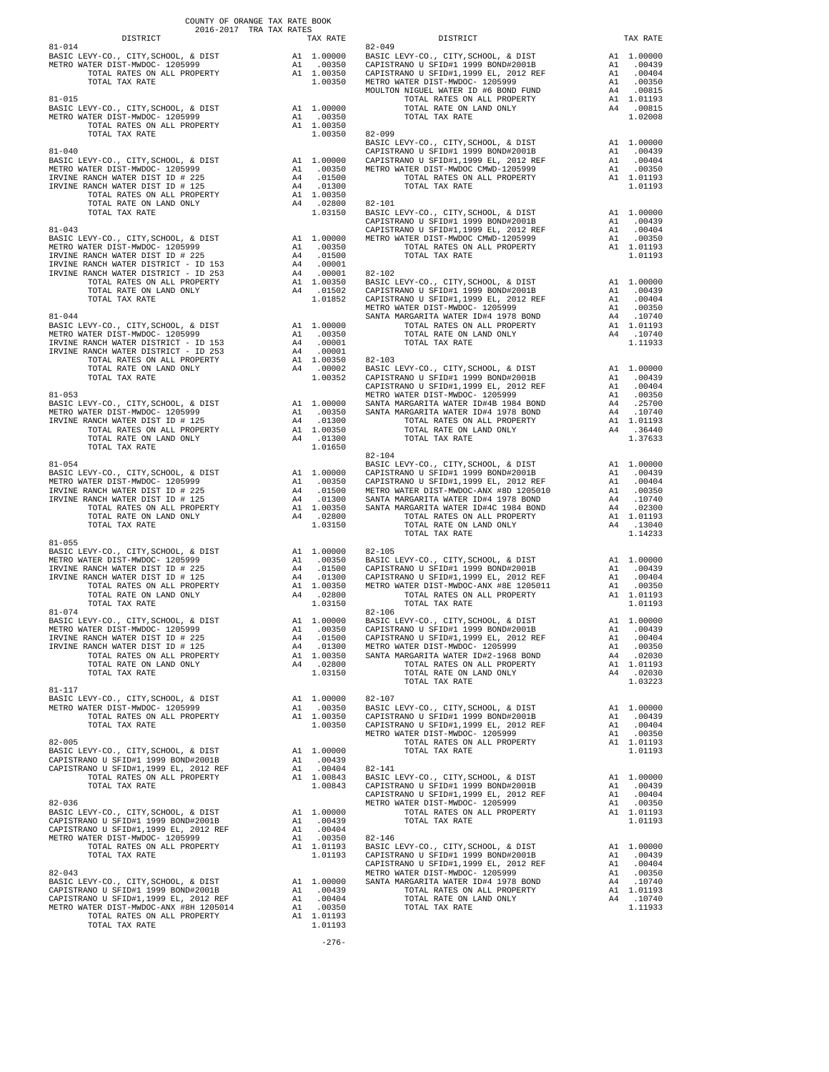COUNTY OF ORANGE TAX RATE BOOK
2016-2017 TRA TAX RATES

| DISTRICT | | TAX RATE |
|---|---|---|
| **81-014** | | |
| BASIC LEVY-CO., CITY,SCHOOL, & DIST | A1 | 1.00000 |
| METRO WATER DIST-MWDOC- 1205999 | A1 | .00350 |
| TOTAL RATES ON ALL PROPERTY | A1 | 1.00350 |
| TOTAL TAX RATE | | 1.00350 |
| **81-015** | | |
| BASIC LEVY-CO., CITY,SCHOOL, & DIST | A1 | 1.00000 |
| METRO WATER DIST-MWDOC- 1205999 | A1 | .00350 |
| TOTAL RATES ON ALL PROPERTY | A1 | 1.00350 |
| TOTAL TAX RATE | | 1.00350 |
| **81-040** | | |
| BASIC LEVY-CO., CITY,SCHOOL, & DIST | A1 | 1.00000 |
| METRO WATER DIST-MWDOC- 1205999 | A1 | .00350 |
| IRVINE RANCH WATER DIST ID # 225 | A4 | .01500 |
| IRVINE RANCH WATER DIST ID # 125 | A4 | .01300 |
| TOTAL RATES ON ALL PROPERTY | A1 | 1.00350 |
| TOTAL RATE ON LAND ONLY | A4 | .02800 |
| TOTAL TAX RATE | | 1.03150 |
| **81-043** | | |
| BASIC LEVY-CO., CITY,SCHOOL, & DIST | A1 | 1.00000 |
| METRO WATER DIST-MWDOC- 1205999 | A1 | .00350 |
| IRVINE RANCH WATER DIST ID # 225 | A4 | .01500 |
| IRVINE RANCH WATER DISTRICT - ID 153 | A4 | .00001 |
| IRVINE RANCH WATER DISTRICT - ID 253 | A4 | .00001 |
| TOTAL RATES ON ALL PROPERTY | A1 | 1.00350 |
| TOTAL RATE ON LAND ONLY | A4 | .01502 |
| TOTAL TAX RATE | | 1.01852 |
| **81-044** | | |
| BASIC LEVY-CO., CITY,SCHOOL, & DIST | A1 | 1.00000 |
| METRO WATER DIST-MWDOC- 1205999 | A1 | .00350 |
| IRVINE RANCH WATER DISTRICT - ID 153 | A4 | .00001 |
| IRVINE RANCH WATER DISTRICT - ID 253 | A4 | .00001 |
| TOTAL RATES ON ALL PROPERTY | A1 | 1.00350 |
| TOTAL RATE ON LAND ONLY | A4 | .00002 |
| TOTAL TAX RATE | | 1.00352 |
| **81-053** | | |
| BASIC LEVY-CO., CITY,SCHOOL, & DIST | A1 | 1.00000 |
| METRO WATER DIST-MWDOC- 1205999 | A1 | .00350 |
| IRVINE RANCH WATER DIST ID # 125 | A4 | .01300 |
| TOTAL RATES ON ALL PROPERTY | A1 | 1.00350 |
| TOTAL RATE ON LAND ONLY | A4 | .01300 |
| TOTAL TAX RATE | | 1.01650 |
| **81-054** | | |
| BASIC LEVY-CO., CITY,SCHOOL, & DIST | A1 | 1.00000 |
| METRO WATER DIST-MWDOC- 1205999 | A1 | .00350 |
| IRVINE RANCH WATER DIST ID # 225 | A4 | .01500 |
| IRVINE RANCH WATER DIST ID # 125 | A4 | .01300 |
| TOTAL RATES ON ALL PROPERTY | A1 | 1.00350 |
| TOTAL RATE ON LAND ONLY | A4 | .02800 |
| TOTAL TAX RATE | | 1.03150 |
| **81-055** | | |
| BASIC LEVY-CO., CITY,SCHOOL, & DIST | A1 | 1.00000 |
| METRO WATER DIST-MWDOC- 1205999 | A1 | .00350 |
| IRVINE RANCH WATER DIST ID # 225 | A4 | .01500 |
| IRVINE RANCH WATER DIST ID # 125 | A4 | .01300 |
| TOTAL RATES ON ALL PROPERTY | A1 | 1.00350 |
| TOTAL RATE ON LAND ONLY | A4 | .02800 |
| TOTAL TAX RATE | | 1.03150 |
| **81-074** | | |
| BASIC LEVY-CO., CITY,SCHOOL, & DIST | A1 | 1.00000 |
| METRO WATER DIST-MWDOC- 1205999 | A1 | .00350 |
| IRVINE RANCH WATER DIST ID # 225 | A4 | .01500 |
| IRVINE RANCH WATER DIST ID # 125 | A4 | .01300 |
| TOTAL RATES ON ALL PROPERTY | A1 | 1.00350 |
| TOTAL RATE ON LAND ONLY | A4 | .02800 |
| TOTAL TAX RATE | | 1.03150 |
| **81-117** | | |
| BASIC LEVY-CO., CITY,SCHOOL, & DIST | A1 | 1.00000 |
| METRO WATER DIST-MWDOC- 1205999 | A1 | .00350 |
| TOTAL RATES ON ALL PROPERTY | A1 | 1.00350 |
| TOTAL TAX RATE | | 1.00350 |
| **82-005** | | |
| BASIC LEVY-CO., CITY,SCHOOL, & DIST | A1 | 1.00000 |
| CAPISTRANO U SFID#1 1999 BOND#2001B | A1 | .00439 |
| CAPISTRANO U SFID#1,1999 EL, 2012 REF | A1 | .00404 |
| TOTAL RATES ON ALL PROPERTY | A1 | 1.00843 |
| TOTAL TAX RATE | | 1.00843 |
| **82-036** | | |
| BASIC LEVY-CO., CITY,SCHOOL, & DIST | A1 | 1.00000 |
| CAPISTRANO U SFID#1 1999 BOND#2001B | A1 | .00439 |
| CAPISTRANO U SFID#1,1999 EL, 2012 REF | A1 | .00404 |
| METRO WATER DIST-MWDOC- 1205999 | A1 | .00350 |
| TOTAL RATES ON ALL PROPERTY | A1 | 1.01193 |
| TOTAL TAX RATE | | 1.01193 |
| **82-043** | | |
| BASIC LEVY-CO., CITY,SCHOOL, & DIST | A1 | 1.00000 |
| CAPISTRANO U SFID#1 1999 BOND#2001B | A1 | .00439 |
| CAPISTRANO U SFID#1,1999 EL, 2012 REF | A1 | .00404 |
| METRO WATER DIST-MWDOC-ANX #8H 1205014 | A1 | .00350 |
| TOTAL RATES ON ALL PROPERTY | A1 | 1.01193 |
| TOTAL TAX RATE | | 1.01193 |
| **82-049** | | |
| BASIC LEVY-CO., CITY,SCHOOL, & DIST | A1 | 1.00000 |
| CAPISTRANO U SFID#1 1999 BOND#2001B | A1 | .00439 |
| CAPISTRANO U SFID#1,1999 EL, 2012 REF | A1 | .00404 |
| METRO WATER DIST-MWDOC- 1205999 | A1 | .00350 |
| MOULTON NIGUEL WATER ID #6 BOND FUND | A4 | .00815 |
| TOTAL RATES ON ALL PROPERTY | A1 | 1.01193 |
| TOTAL RATE ON LAND ONLY | A4 | .00815 |
| TOTAL TAX RATE | | 1.02008 |
| **82-099** | | |
| BASIC LEVY-CO., CITY,SCHOOL, & DIST | A1 | 1.00000 |
| CAPISTRANO U SFID#1 1999 BOND#2001B | A1 | .00439 |
| CAPISTRANO U SFID#1,1999 EL, 2012 REF | A1 | .00404 |
| METRO WATER DIST-MWDOC CMWD-1205999 | A1 | .00350 |
| TOTAL RATES ON ALL PROPERTY | A1 | 1.01193 |
| TOTAL TAX RATE | | 1.01193 |
| **82-101** | | |
| BASIC LEVY-CO., CITY,SCHOOL, & DIST | A1 | 1.00000 |
| CAPISTRANO U SFID#1 1999 BOND#2001B | A1 | .00439 |
| CAPISTRANO U SFID#1,1999 EL, 2012 REF | A1 | .00404 |
| METRO WATER DIST-MWDOC CMWD-1205999 | A1 | .00350 |
| TOTAL RATES ON ALL PROPERTY | A1 | 1.01193 |
| TOTAL TAX RATE | | 1.01193 |
| **82-102** | | |
| BASIC LEVY-CO., CITY,SCHOOL, & DIST | A1 | 1.00000 |
| CAPISTRANO U SFID#1 1999 BOND#2001B | A1 | .00439 |
| CAPISTRANO U SFID#1,1999 EL, 2012 REF | A1 | .00404 |
| METRO WATER DIST-MWDOC- 1205999 | A1 | .00350 |
| SANTA MARGARITA WATER ID#4 1978 BOND | A4 | .10740 |
| TOTAL RATES ON ALL PROPERTY | A1 | 1.01193 |
| TOTAL RATE ON LAND ONLY | A4 | .10740 |
| TOTAL TAX RATE | | 1.11933 |
| **82-103** | | |
| BASIC LEVY-CO., CITY,SCHOOL, & DIST | A1 | 1.00000 |
| CAPISTRANO U SFID#1 1999 BOND#2001B | A1 | .00439 |
| CAPISTRANO U SFID#1,1999 EL, 2012 REF | A1 | .00404 |
| METRO WATER DIST-MWDOC- 1205999 | A1 | .00350 |
| SANTA MARGARITA WATER ID#4B 1984 BOND | A4 | .25700 |
| SANTA MARGARITA WATER ID#4 1978 BOND | A4 | .10740 |
| TOTAL RATES ON ALL PROPERTY | A1 | 1.01193 |
| TOTAL RATE ON LAND ONLY | A4 | .36440 |
| TOTAL TAX RATE | | 1.37633 |
| **82-104** | | |
| BASIC LEVY-CO., CITY,SCHOOL, & DIST | A1 | 1.00000 |
| CAPISTRANO U SFID#1 1999 BOND#2001B | A1 | .00439 |
| CAPISTRANO U SFID#1,1999 EL, 2012 REF | A1 | .00404 |
| METRO WATER DIST-MWDOC-ANX #8D 1205010 | A1 | .00350 |
| SANTA MARGARITA WATER ID#4 1978 BOND | A4 | .10740 |
| SANTA MARGARITA WATER ID#4C 1984 BOND | A4 | .02300 |
| TOTAL RATES ON ALL PROPERTY | A1 | 1.01193 |
| TOTAL RATE ON LAND ONLY | A4 | .13040 |
| TOTAL TAX RATE | | 1.14233 |
| **82-105** | | |
| BASIC LEVY-CO., CITY,SCHOOL, & DIST | A1 | 1.00000 |
| CAPISTRANO U SFID#1 1999 BOND#2001B | A1 | .00439 |
| CAPISTRANO U SFID#1,1999 EL, 2012 REF | A1 | .00404 |
| METRO WATER DIST-MWDOC-ANX #8E 1205011 | A1 | .00350 |
| TOTAL RATES ON ALL PROPERTY | A1 | 1.01193 |
| TOTAL TAX RATE | | 1.01193 |
| **82-106** | | |
| BASIC LEVY-CO., CITY,SCHOOL, & DIST | A1 | 1.00000 |
| CAPISTRANO U SFID#1 1999 BOND#2001B | A1 | .00439 |
| CAPISTRANO U SFID#1,1999 EL, 2012 REF | A1 | .00404 |
| METRO WATER DIST-MWDOC- 1205999 | A1 | .00350 |
| SANTA MARGARITA WATER ID#2-1968 BOND | A4 | .02030 |
| TOTAL RATES ON ALL PROPERTY | A1 | 1.01193 |
| TOTAL RATE ON LAND ONLY | A4 | .02030 |
| TOTAL TAX RATE | | 1.03223 |
| **82-107** | | |
| BASIC LEVY-CO., CITY,SCHOOL, & DIST | A1 | 1.00000 |
| CAPISTRANO U SFID#1 1999 BOND#2001B | A1 | .00439 |
| CAPISTRANO U SFID#1,1999 EL, 2012 REF | A1 | .00404 |
| METRO WATER DIST-MWDOC- 1205999 | A1 | .00350 |
| TOTAL RATES ON ALL PROPERTY | A1 | 1.01193 |
| TOTAL TAX RATE | | 1.01193 |
| **82-141** | | |
| BASIC LEVY-CO., CITY,SCHOOL, & DIST | A1 | 1.00000 |
| CAPISTRANO U SFID#1 1999 BOND#2001B | A1 | .00439 |
| CAPISTRANO U SFID#1,1999 EL, 2012 REF | A1 | .00404 |
| METRO WATER DIST-MWDOC- 1205999 | A1 | .00350 |
| TOTAL RATES ON ALL PROPERTY | A1 | 1.01193 |
| TOTAL TAX RATE | | 1.01193 |
| **82-146** | | |
| BASIC LEVY-CO., CITY,SCHOOL, & DIST | A1 | 1.00000 |
| CAPISTRANO U SFID#1 1999 BOND#2001B | A1 | .00439 |
| CAPISTRANO U SFID#1,1999 EL, 2012 REF | A1 | .00404 |
| METRO WATER DIST-MWDOC- 1205999 | A1 | .00350 |
| SANTA MARGARITA WATER ID#4 1978 BOND | A4 | .10740 |
| TOTAL RATES ON ALL PROPERTY | A1 | 1.01193 |
| TOTAL RATE ON LAND ONLY | A4 | .10740 |
| TOTAL TAX RATE | | 1.11933 |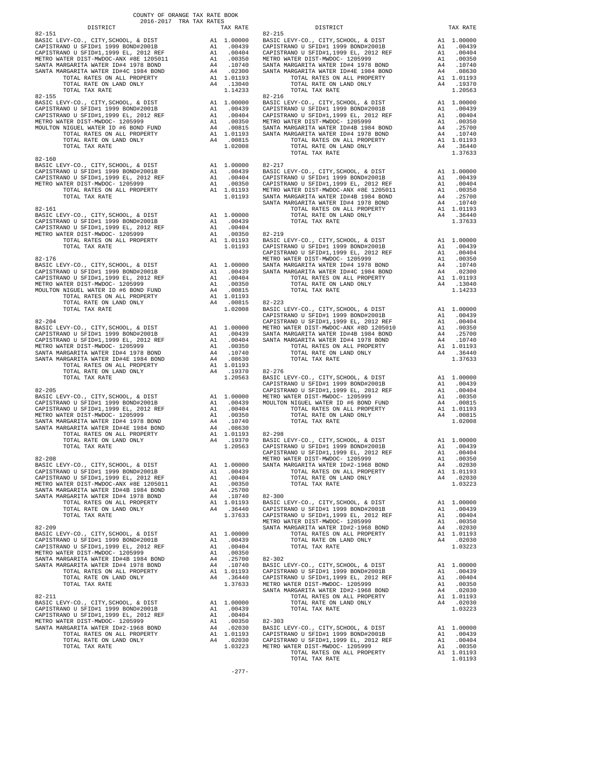COUNTY OF ORANGE TAX RATE BOOK
2016-2017 TRA TAX RATES

| DISTRICT | | TAX RATE |
|---|---|---|
| **82-151** | | |
| BASIC LEVY-CO., CITY,SCHOOL, & DIST | A1 | 1.00000 |
| CAPISTRANO U SFID#1 1999 BOND#2001B | A1 | .00439 |
| CAPISTRANO U SFID#1,1999 EL, 2012 REF | A1 | .00404 |
| METRO WATER DIST-MWDOC-ANX #8E 1205011 | A1 | .00350 |
| SANTA MARGARITA WATER ID#4 1978 BOND | A4 | .10740 |
| SANTA MARGARITA WATER ID#4C 1984 BOND | A4 | .02300 |
| TOTAL RATES ON ALL PROPERTY | A1 | 1.01193 |
| TOTAL RATE ON LAND ONLY | A4 | .13040 |
| TOTAL TAX RATE | | 1.14233 |
| **82-155** | | |
| BASIC LEVY-CO., CITY,SCHOOL, & DIST | A1 | 1.00000 |
| CAPISTRANO U SFID#1 1999 BOND#2001B | A1 | .00439 |
| CAPISTRANO U SFID#1,1999 EL, 2012 REF | A1 | .00404 |
| METRO WATER DIST-MWDOC- 1205999 | A1 | .00350 |
| MOULTON NIGUEL WATER ID #6 BOND FUND | A4 | .00815 |
| TOTAL RATES ON ALL PROPERTY | A1 | 1.01193 |
| TOTAL RATE ON LAND ONLY | A4 | .00815 |
| TOTAL TAX RATE | | 1.02008 |
| **82-160** | | |
| BASIC LEVY-CO., CITY,SCHOOL, & DIST | A1 | 1.00000 |
| CAPISTRANO U SFID#1 1999 BOND#2001B | A1 | .00439 |
| CAPISTRANO U SFID#1,1999 EL, 2012 REF | A1 | .00404 |
| METRO WATER DIST-MWDOC- 1205999 | A1 | .00350 |
| TOTAL RATES ON ALL PROPERTY | A1 | 1.01193 |
| TOTAL TAX RATE | | 1.01193 |
| **82-161** | | |
| BASIC LEVY-CO., CITY,SCHOOL, & DIST | A1 | 1.00000 |
| CAPISTRANO U SFID#1 1999 BOND#2001B | A1 | .00439 |
| CAPISTRANO U SFID#1,1999 EL, 2012 REF | A1 | .00404 |
| METRO WATER DIST-MWDOC- 1205999 | A1 | .00350 |
| TOTAL RATES ON ALL PROPERTY | A1 | 1.01193 |
| TOTAL TAX RATE | | 1.01193 |
| **82-176** | | |
| BASIC LEVY-CO., CITY,SCHOOL, & DIST | A1 | 1.00000 |
| CAPISTRANO U SFID#1 1999 BOND#2001B | A1 | .00439 |
| CAPISTRANO U SFID#1,1999 EL, 2012 REF | A1 | .00404 |
| METRO WATER DIST-MWDOC- 1205999 | A1 | .00350 |
| MOULTON NIGUEL WATER ID #6 BOND FUND | A4 | .00815 |
| TOTAL RATES ON ALL PROPERTY | A1 | 1.01193 |
| TOTAL RATE ON LAND ONLY | A4 | .00815 |
| TOTAL TAX RATE | | 1.02008 |
| **82-204** | | |
| BASIC LEVY-CO., CITY,SCHOOL, & DIST | A1 | 1.00000 |
| CAPISTRANO U SFID#1 1999 BOND#2001B | A1 | .00439 |
| CAPISTRANO U SFID#1,1999 EL, 2012 REF | A1 | .00404 |
| METRO WATER DIST-MWDOC- 1205999 | A1 | .00350 |
| SANTA MARGARITA WATER ID#4 1978 BOND | A4 | .10740 |
| SANTA MARGARITA WATER ID#4E 1984 BOND | A4 | .08630 |
| TOTAL RATES ON ALL PROPERTY | A1 | 1.01193 |
| TOTAL RATE ON LAND ONLY | A4 | .19370 |
| TOTAL TAX RATE | | 1.20563 |
| **82-205** | | |
| BASIC LEVY-CO., CITY,SCHOOL, & DIST | A1 | 1.00000 |
| CAPISTRANO U SFID#1 1999 BOND#2001B | A1 | .00439 |
| CAPISTRANO U SFID#1,1999 EL, 2012 REF | A1 | .00404 |
| METRO WATER DIST-MWDOC- 1205999 | A1 | .00350 |
| SANTA MARGARITA WATER ID#4 1978 BOND | A4 | .10740 |
| SANTA MARGARITA WATER ID#4E 1984 BOND | A4 | .08630 |
| TOTAL RATES ON ALL PROPERTY | A1 | 1.01193 |
| TOTAL RATE ON LAND ONLY | A4 | .19370 |
| TOTAL TAX RATE | | 1.20563 |
| **82-208** | | |
| BASIC LEVY-CO., CITY,SCHOOL, & DIST | A1 | 1.00000 |
| CAPISTRANO U SFID#1 1999 BOND#2001B | A1 | .00439 |
| CAPISTRANO U SFID#1,1999 EL, 2012 REF | A1 | .00404 |
| METRO WATER DIST-MWDOC-ANX #8E 1205011 | A1 | .00350 |
| SANTA MARGARITA WATER ID#4B 1984 BOND | A4 | .25700 |
| SANTA MARGARITA WATER ID#4 1978 BOND | A4 | .10740 |
| TOTAL RATES ON ALL PROPERTY | A1 | 1.01193 |
| TOTAL RATE ON LAND ONLY | A4 | .36440 |
| TOTAL TAX RATE | | 1.37633 |
| **82-209** | | |
| BASIC LEVY-CO., CITY,SCHOOL, & DIST | A1 | 1.00000 |
| CAPISTRANO U SFID#1 1999 BOND#2001B | A1 | .00439 |
| CAPISTRANO U SFID#1,1999 EL, 2012 REF | A1 | .00404 |
| METRO WATER DIST-MWDOC- 1205999 | A1 | .00350 |
| SANTA MARGARITA WATER ID#4B 1984 BOND | A4 | .25700 |
| SANTA MARGARITA WATER ID#4 1978 BOND | A4 | .10740 |
| TOTAL RATES ON ALL PROPERTY | A1 | 1.01193 |
| TOTAL RATE ON LAND ONLY | A4 | .36440 |
| TOTAL TAX RATE | | 1.37633 |
| **82-211** | | |
| BASIC LEVY-CO., CITY,SCHOOL, & DIST | A1 | 1.00000 |
| CAPISTRANO U SFID#1 1999 BOND#2001B | A1 | .00439 |
| CAPISTRANO U SFID#1,1999 EL, 2012 REF | A1 | .00404 |
| METRO WATER DIST-MWDOC- 1205999 | A1 | .00350 |
| SANTA MARGARITA WATER ID#2-1968 BOND | A4 | .02030 |
| TOTAL RATES ON ALL PROPERTY | A1 | 1.01193 |
| TOTAL RATE ON LAND ONLY | A4 | .02030 |
| TOTAL TAX RATE | | 1.03223 |
| **82-215** | | |
| BASIC LEVY-CO., CITY,SCHOOL, & DIST | A1 | 1.00000 |
| CAPISTRANO U SFID#1 1999 BOND#2001B | A1 | .00439 |
| CAPISTRANO U SFID#1,1999 EL, 2012 REF | A1 | .00404 |
| METRO WATER DIST-MWDOC- 1205999 | A1 | .00350 |
| SANTA MARGARITA WATER ID#4 1978 BOND | A4 | .10740 |
| SANTA MARGARITA WATER ID#4E 1984 BOND | A4 | .08630 |
| TOTAL RATES ON ALL PROPERTY | A1 | 1.01193 |
| TOTAL RATE ON LAND ONLY | A4 | .19370 |
| TOTAL TAX RATE | | 1.20563 |
| **82-216** | | |
| BASIC LEVY-CO., CITY,SCHOOL, & DIST | A1 | 1.00000 |
| CAPISTRANO U SFID#1 1999 BOND#2001B | A1 | .00439 |
| CAPISTRANO U SFID#1,1999 EL, 2012 REF | A1 | .00404 |
| METRO WATER DIST-MWDOC- 1205999 | A1 | .00350 |
| SANTA MARGARITA WATER ID#4B 1984 BOND | A4 | .25700 |
| SANTA MARGARITA WATER ID#4 1978 BOND | A4 | .10740 |
| TOTAL RATES ON ALL PROPERTY | A1 | 1.01193 |
| TOTAL RATE ON LAND ONLY | A4 | .36440 |
| TOTAL TAX RATE | | 1.37633 |
| **82-217** | | |
| BASIC LEVY-CO., CITY,SCHOOL, & DIST | A1 | 1.00000 |
| CAPISTRANO U SFID#1 1999 BOND#2001B | A1 | .00439 |
| CAPISTRANO U SFID#1,1999 EL, 2012 REF | A1 | .00404 |
| METRO WATER DIST-MWDOC-ANX #8E 1205011 | A1 | .00350 |
| SANTA MARGARITA WATER ID#4B 1984 BOND | A4 | .25700 |
| SANTA MARGARITA WATER ID#4 1978 BOND | A4 | .10740 |
| TOTAL RATES ON ALL PROPERTY | A1 | 1.01193 |
| TOTAL RATE ON LAND ONLY | A4 | .36440 |
| TOTAL TAX RATE | | 1.37633 |
| **82-219** | | |
| BASIC LEVY-CO., CITY,SCHOOL, & DIST | A1 | 1.00000 |
| CAPISTRANO U SFID#1 1999 BOND#2001B | A1 | .00439 |
| CAPISTRANO U SFID#1,1999 EL, 2012 REF | A1 | .00404 |
| METRO WATER DIST-MWDOC- 1205999 | A1 | .00350 |
| SANTA MARGARITA WATER ID#4 1978 BOND | A4 | .10740 |
| SANTA MARGARITA WATER ID#4C 1984 BOND | A4 | .02300 |
| TOTAL RATES ON ALL PROPERTY | A1 | 1.01193 |
| TOTAL RATE ON LAND ONLY | A4 | .13040 |
| TOTAL TAX RATE | | 1.14233 |
| **82-223** | | |
| BASIC LEVY-CO., CITY,SCHOOL, & DIST | A1 | 1.00000 |
| CAPISTRANO U SFID#1 1999 BOND#2001B | A1 | .00439 |
| CAPISTRANO U SFID#1,1999 EL, 2012 REF | A1 | .00404 |
| METRO WATER DIST-MWDOC-ANX #8D 1205010 | A1 | .00350 |
| SANTA MARGARITA WATER ID#4B 1984 BOND | A4 | .25700 |
| SANTA MARGARITA WATER ID#4 1978 BOND | A4 | .10740 |
| TOTAL RATES ON ALL PROPERTY | A1 | 1.01193 |
| TOTAL RATE ON LAND ONLY | A4 | .36440 |
| TOTAL TAX RATE | | 1.37633 |
| **82-276** | | |
| BASIC LEVY-CO., CITY,SCHOOL, & DIST | A1 | 1.00000 |
| CAPISTRANO U SFID#1 1999 BOND#2001B | A1 | .00439 |
| CAPISTRANO U SFID#1,1999 EL, 2012 REF | A1 | .00404 |
| METRO WATER DIST-MWDOC- 1205999 | A1 | .00350 |
| MOULTON NIGUEL WATER ID #6 BOND FUND | A4 | .00815 |
| TOTAL RATES ON ALL PROPERTY | A1 | 1.01193 |
| TOTAL RATE ON LAND ONLY | A4 | .00815 |
| TOTAL TAX RATE | | 1.02008 |
| **82-298** | | |
| BASIC LEVY-CO., CITY,SCHOOL, & DIST | A1 | 1.00000 |
| CAPISTRANO U SFID#1 1999 BOND#2001B | A1 | .00439 |
| CAPISTRANO U SFID#1,1999 EL, 2012 REF | A1 | .00404 |
| METRO WATER DIST-MWDOC- 1205999 | A1 | .00350 |
| SANTA MARGARITA WATER ID#2-1968 BOND | A4 | .02030 |
| TOTAL RATES ON ALL PROPERTY | A1 | 1.01193 |
| TOTAL RATE ON LAND ONLY | A4 | .02030 |
| TOTAL TAX RATE | | 1.03223 |
| **82-300** | | |
| BASIC LEVY-CO., CITY,SCHOOL, & DIST | A1 | 1.00000 |
| CAPISTRANO U SFID#1 1999 BOND#2001B | A1 | .00439 |
| CAPISTRANO U SFID#1,1999 EL, 2012 REF | A1 | .00404 |
| METRO WATER DIST-MWDOC- 1205999 | A1 | .00350 |
| SANTA MARGARITA WATER ID#2-1968 BOND | A4 | .02030 |
| TOTAL RATES ON ALL PROPERTY | A1 | 1.01193 |
| TOTAL RATE ON LAND ONLY | A4 | .02030 |
| TOTAL TAX RATE | | 1.03223 |
| **82-302** | | |
| BASIC LEVY-CO., CITY,SCHOOL, & DIST | A1 | 1.00000 |
| CAPISTRANO U SFID#1 1999 BOND#2001B | A1 | .00439 |
| CAPISTRANO U SFID#1,1999 EL, 2012 REF | A1 | .00404 |
| METRO WATER DIST-MWDOC- 1205999 | A1 | .00350 |
| SANTA MARGARITA WATER ID#2-1968 BOND | A4 | .02030 |
| TOTAL RATES ON ALL PROPERTY | A1 | 1.01193 |
| TOTAL RATE ON LAND ONLY | A4 | .02030 |
| TOTAL TAX RATE | | 1.03223 |
| **82-303** | | |
| BASIC LEVY-CO., CITY,SCHOOL, & DIST | A1 | 1.00000 |
| CAPISTRANO U SFID#1 1999 BOND#2001B | A1 | .00439 |
| CAPISTRANO U SFID#1,1999 EL, 2012 REF | A1 | .00404 |
| METRO WATER DIST-MWDOC- 1205999 | A1 | .00350 |
| TOTAL RATES ON ALL PROPERTY | A1 | 1.01193 |
| TOTAL TAX RATE | | 1.01193 |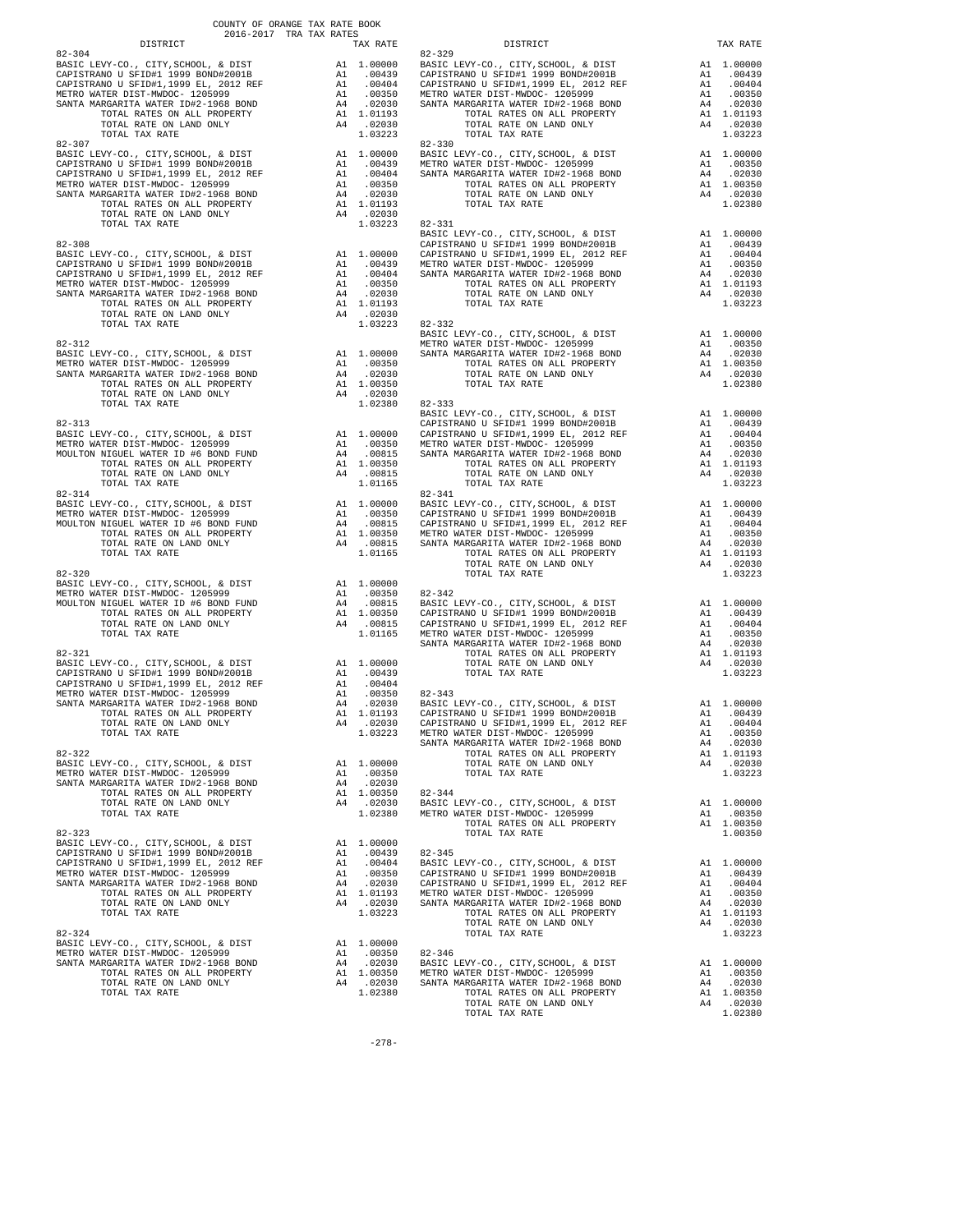COUNTY OF ORANGE TAX RATE BOOK
2016-2017 TRA TAX RATES

| DISTRICT | | TAX RATE |
|---|---|---|
| **82-304** | | |
| BASIC LEVY-CO., CITY,SCHOOL, & DIST | A1 | 1.00000 |
| CAPISTRANO U SFID#1 1999 BOND#2001B | A1 | .00439 |
| CAPISTRANO U SFID#1,1999 EL, 2012 REF | A1 | .00404 |
| METRO WATER DIST-MWDOC- 1205999 | A1 | .00350 |
| SANTA MARGARITA WATER ID#2-1968 BOND | A4 | .02030 |
| TOTAL RATES ON ALL PROPERTY | A1 | 1.01193 |
| TOTAL RATE ON LAND ONLY | A4 | .02030 |
| TOTAL TAX RATE | | 1.03223 |
| **82-307** | | |
| BASIC LEVY-CO., CITY,SCHOOL, & DIST | A1 | 1.00000 |
| CAPISTRANO U SFID#1 1999 BOND#2001B | A1 | .00439 |
| CAPISTRANO U SFID#1,1999 EL, 2012 REF | A1 | .00404 |
| METRO WATER DIST-MWDOC- 1205999 | A1 | .00350 |
| SANTA MARGARITA WATER ID#2-1968 BOND | A4 | .02030 |
| TOTAL RATES ON ALL PROPERTY | A1 | 1.01193 |
| TOTAL RATE ON LAND ONLY | A4 | .02030 |
| TOTAL TAX RATE | | 1.03223 |
| **82-308** | | |
| BASIC LEVY-CO., CITY,SCHOOL, & DIST | A1 | 1.00000 |
| CAPISTRANO U SFID#1 1999 BOND#2001B | A1 | .00439 |
| CAPISTRANO U SFID#1,1999 EL, 2012 REF | A1 | .00404 |
| METRO WATER DIST-MWDOC- 1205999 | A1 | .00350 |
| SANTA MARGARITA WATER ID#2-1968 BOND | A4 | .02030 |
| TOTAL RATES ON ALL PROPERTY | A1 | 1.01193 |
| TOTAL RATE ON LAND ONLY | A4 | .02030 |
| TOTAL TAX RATE | | 1.03223 |
| **82-312** | | |
| BASIC LEVY-CO., CITY,SCHOOL, & DIST | A1 | 1.00000 |
| METRO WATER DIST-MWDOC- 1205999 | A1 | .00350 |
| SANTA MARGARITA WATER ID#2-1968 BOND | A4 | .02030 |
| TOTAL RATES ON ALL PROPERTY | A1 | 1.00350 |
| TOTAL RATE ON LAND ONLY | A4 | .02030 |
| TOTAL TAX RATE | | 1.02380 |
| **82-313** | | |
| BASIC LEVY-CO., CITY,SCHOOL, & DIST | A1 | 1.00000 |
| METRO WATER DIST-MWDOC- 1205999 | A1 | .00350 |
| MOULTON NIGUEL WATER ID #6 BOND FUND | A4 | .00815 |
| TOTAL RATES ON ALL PROPERTY | A1 | 1.00350 |
| TOTAL RATE ON LAND ONLY | A4 | .00815 |
| TOTAL TAX RATE | | 1.01165 |
| **82-314** | | |
| BASIC LEVY-CO., CITY,SCHOOL, & DIST | A1 | 1.00000 |
| METRO WATER DIST-MWDOC- 1205999 | A1 | .00350 |
| MOULTON NIGUEL WATER ID #6 BOND FUND | A4 | .00815 |
| TOTAL RATES ON ALL PROPERTY | A1 | 1.00350 |
| TOTAL RATE ON LAND ONLY | A4 | .00815 |
| TOTAL TAX RATE | | 1.01165 |
| **82-320** | | |
| BASIC LEVY-CO., CITY,SCHOOL, & DIST | A1 | 1.00000 |
| METRO WATER DIST-MWDOC- 1205999 | A1 | .00350 |
| MOULTON NIGUEL WATER ID #6 BOND FUND | A4 | .00815 |
| TOTAL RATES ON ALL PROPERTY | A1 | 1.00350 |
| TOTAL RATE ON LAND ONLY | A4 | .00815 |
| TOTAL TAX RATE | | 1.01165 |
| **82-321** | | |
| BASIC LEVY-CO., CITY,SCHOOL, & DIST | A1 | 1.00000 |
| CAPISTRANO U SFID#1 1999 BOND#2001B | A1 | .00439 |
| CAPISTRANO U SFID#1,1999 EL, 2012 REF | A1 | .00404 |
| METRO WATER DIST-MWDOC- 1205999 | A1 | .00350 |
| SANTA MARGARITA WATER ID#2-1968 BOND | A4 | .02030 |
| TOTAL RATES ON ALL PROPERTY | A1 | 1.01193 |
| TOTAL RATE ON LAND ONLY | A4 | .02030 |
| TOTAL TAX RATE | | 1.03223 |
| **82-322** | | |
| BASIC LEVY-CO., CITY,SCHOOL, & DIST | A1 | 1.00000 |
| METRO WATER DIST-MWDOC- 1205999 | A1 | .00350 |
| SANTA MARGARITA WATER ID#2-1968 BOND | A4 | .02030 |
| TOTAL RATES ON ALL PROPERTY | A1 | 1.00350 |
| TOTAL RATE ON LAND ONLY | A4 | .02030 |
| TOTAL TAX RATE | | 1.02380 |
| **82-323** | | |
| BASIC LEVY-CO., CITY,SCHOOL, & DIST | A1 | 1.00000 |
| CAPISTRANO U SFID#1 1999 BOND#2001B | A1 | .00439 |
| CAPISTRANO U SFID#1,1999 EL, 2012 REF | A1 | .00404 |
| METRO WATER DIST-MWDOC- 1205999 | A1 | .00350 |
| SANTA MARGARITA WATER ID#2-1968 BOND | A4 | .02030 |
| TOTAL RATES ON ALL PROPERTY | A1 | 1.01193 |
| TOTAL RATE ON LAND ONLY | A4 | .02030 |
| TOTAL TAX RATE | | 1.03223 |
| **82-324** | | |
| BASIC LEVY-CO., CITY,SCHOOL, & DIST | A1 | 1.00000 |
| METRO WATER DIST-MWDOC- 1205999 | A1 | .00350 |
| SANTA MARGARITA WATER ID#2-1968 BOND | A4 | .02030 |
| TOTAL RATES ON ALL PROPERTY | A1 | 1.00350 |
| TOTAL RATE ON LAND ONLY | A4 | .02030 |
| TOTAL TAX RATE | | 1.02380 |
| **82-329** | | |
| BASIC LEVY-CO., CITY,SCHOOL, & DIST | A1 | 1.00000 |
| CAPISTRANO U SFID#1 1999 BOND#2001B | A1 | .00439 |
| CAPISTRANO U SFID#1,1999 EL, 2012 REF | A1 | .00404 |
| METRO WATER DIST-MWDOC- 1205999 | A1 | .00350 |
| SANTA MARGARITA WATER ID#2-1968 BOND | A4 | .02030 |
| TOTAL RATES ON ALL PROPERTY | A1 | 1.01193 |
| TOTAL RATE ON LAND ONLY | A4 | .02030 |
| TOTAL TAX RATE | | 1.03223 |
| **82-330** | | |
| BASIC LEVY-CO., CITY,SCHOOL, & DIST | A1 | 1.00000 |
| METRO WATER DIST-MWDOC- 1205999 | A1 | .00350 |
| SANTA MARGARITA WATER ID#2-1968 BOND | A4 | .02030 |
| TOTAL RATES ON ALL PROPERTY | A1 | 1.00350 |
| TOTAL RATE ON LAND ONLY | A4 | .02030 |
| TOTAL TAX RATE | | 1.02380 |
| **82-331** | | |
| BASIC LEVY-CO., CITY,SCHOOL, & DIST | A1 | 1.00000 |
| CAPISTRANO U SFID#1 1999 BOND#2001B | A1 | .00439 |
| CAPISTRANO U SFID#1,1999 EL, 2012 REF | A1 | .00404 |
| METRO WATER DIST-MWDOC- 1205999 | A1 | .00350 |
| SANTA MARGARITA WATER ID#2-1968 BOND | A4 | .02030 |
| TOTAL RATES ON ALL PROPERTY | A1 | 1.01193 |
| TOTAL RATE ON LAND ONLY | A4 | .02030 |
| TOTAL TAX RATE | | 1.03223 |
| **82-332** | | |
| BASIC LEVY-CO., CITY,SCHOOL, & DIST | A1 | 1.00000 |
| METRO WATER DIST-MWDOC- 1205999 | A1 | .00350 |
| SANTA MARGARITA WATER ID#2-1968 BOND | A4 | .02030 |
| TOTAL RATES ON ALL PROPERTY | A1 | 1.00350 |
| TOTAL RATE ON LAND ONLY | A4 | .02030 |
| TOTAL TAX RATE | | 1.02380 |
| **82-333** | | |
| BASIC LEVY-CO., CITY,SCHOOL, & DIST | A1 | 1.00000 |
| CAPISTRANO U SFID#1 1999 BOND#2001B | A1 | .00439 |
| CAPISTRANO U SFID#1,1999 EL, 2012 REF | A1 | .00404 |
| METRO WATER DIST-MWDOC- 1205999 | A1 | .00350 |
| SANTA MARGARITA WATER ID#2-1968 BOND | A4 | .02030 |
| TOTAL RATES ON ALL PROPERTY | A1 | 1.01193 |
| TOTAL RATE ON LAND ONLY | A4 | .02030 |
| TOTAL TAX RATE | | 1.03223 |
| **82-341** | | |
| BASIC LEVY-CO., CITY,SCHOOL, & DIST | A1 | 1.00000 |
| CAPISTRANO U SFID#1 1999 BOND#2001B | A1 | .00439 |
| CAPISTRANO U SFID#1,1999 EL, 2012 REF | A1 | .00404 |
| METRO WATER DIST-MWDOC- 1205999 | A1 | .00350 |
| SANTA MARGARITA WATER ID#2-1968 BOND | A4 | .02030 |
| TOTAL RATES ON ALL PROPERTY | A1 | 1.01193 |
| TOTAL RATE ON LAND ONLY | A4 | .02030 |
| TOTAL TAX RATE | | 1.03223 |
| **82-342** | | |
| BASIC LEVY-CO., CITY,SCHOOL, & DIST | A1 | 1.00000 |
| CAPISTRANO U SFID#1 1999 BOND#2001B | A1 | .00439 |
| CAPISTRANO U SFID#1,1999 EL, 2012 REF | A1 | .00404 |
| METRO WATER DIST-MWDOC- 1205999 | A1 | .00350 |
| SANTA MARGARITA WATER ID#2-1968 BOND | A4 | .02030 |
| TOTAL RATES ON ALL PROPERTY | A1 | 1.01193 |
| TOTAL RATE ON LAND ONLY | A4 | .02030 |
| TOTAL TAX RATE | | 1.03223 |
| **82-343** | | |
| BASIC LEVY-CO., CITY,SCHOOL, & DIST | A1 | 1.00000 |
| CAPISTRANO U SFID#1 1999 BOND#2001B | A1 | .00439 |
| CAPISTRANO U SFID#1,1999 EL, 2012 REF | A1 | .00404 |
| METRO WATER DIST-MWDOC- 1205999 | A1 | .00350 |
| SANTA MARGARITA WATER ID#2-1968 BOND | A4 | .02030 |
| TOTAL RATES ON ALL PROPERTY | A1 | 1.01193 |
| TOTAL RATE ON LAND ONLY | A4 | .02030 |
| TOTAL TAX RATE | | 1.03223 |
| **82-344** | | |
| BASIC LEVY-CO., CITY,SCHOOL, & DIST | A1 | 1.00000 |
| METRO WATER DIST-MWDOC- 1205999 | A1 | .00350 |
| TOTAL RATES ON ALL PROPERTY | A1 | 1.00350 |
| TOTAL TAX RATE | | 1.00350 |
| **82-345** | | |
| BASIC LEVY-CO., CITY,SCHOOL, & DIST | A1 | 1.00000 |
| CAPISTRANO U SFID#1 1999 BOND#2001B | A1 | .00439 |
| CAPISTRANO U SFID#1,1999 EL, 2012 REF | A1 | .00404 |
| METRO WATER DIST-MWDOC- 1205999 | A1 | .00350 |
| SANTA MARGARITA WATER ID#2-1968 BOND | A4 | .02030 |
| TOTAL RATES ON ALL PROPERTY | A1 | 1.01193 |
| TOTAL RATE ON LAND ONLY | A4 | .02030 |
| TOTAL TAX RATE | | 1.03223 |
| **82-346** | | |
| BASIC LEVY-CO., CITY,SCHOOL, & DIST | A1 | 1.00000 |
| METRO WATER DIST-MWDOC- 1205999 | A1 | .00350 |
| SANTA MARGARITA WATER ID#2-1968 BOND | A4 | .02030 |
| TOTAL RATES ON ALL PROPERTY | A1 | 1.00350 |
| TOTAL RATE ON LAND ONLY | A4 | .02030 |
| TOTAL TAX RATE | | 1.02380 |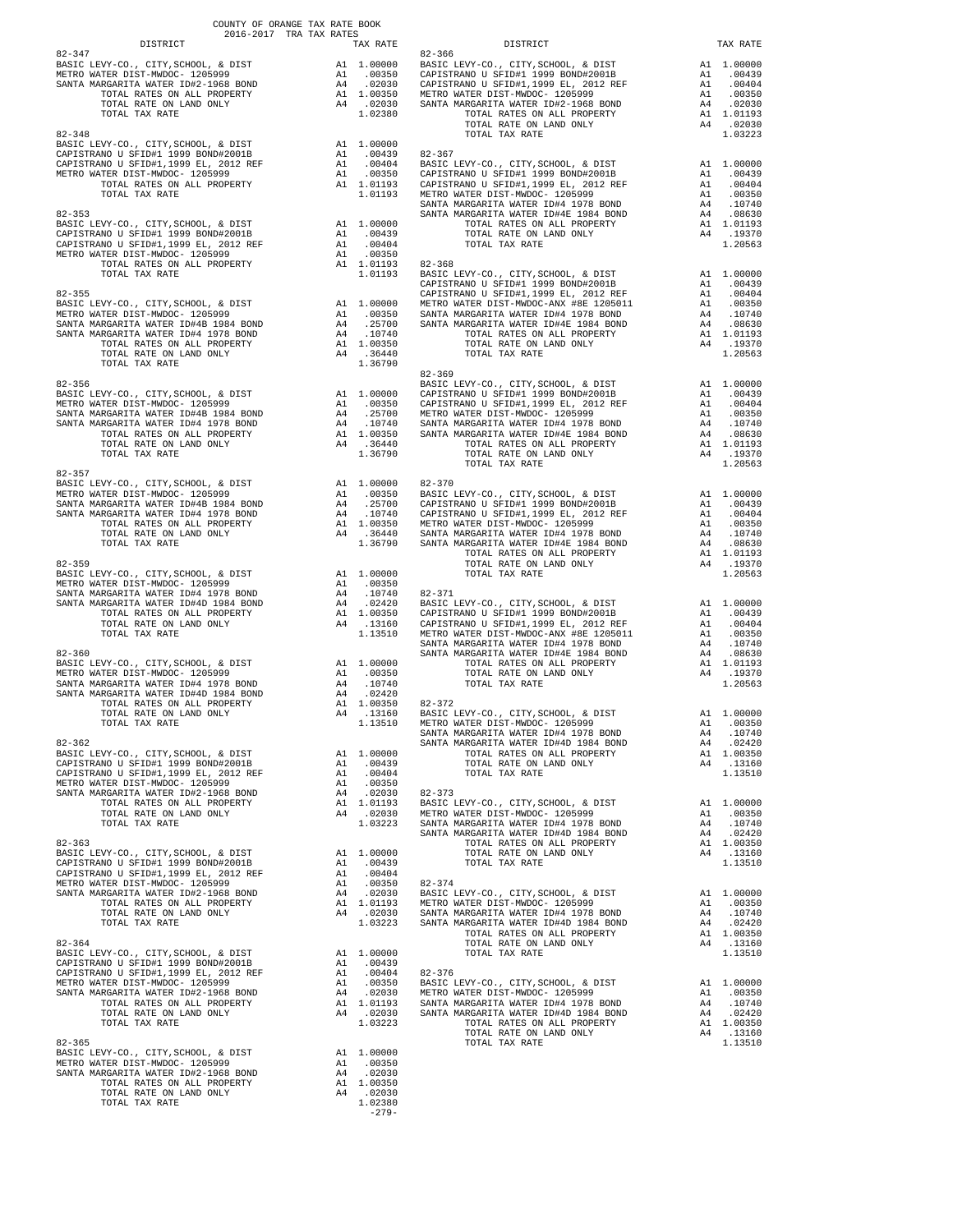COUNTY OF ORANGE TAX RATE BOOK
2016-2017 TRA TAX RATES

| DISTRICT | | TAX RATE |
|---|---|---|
| **82-347** | | |
| BASIC LEVY-CO., CITY,SCHOOL, & DIST | A1 | 1.00000 |
| METRO WATER DIST-MWDOC- 1205999 | A1 | .00350 |
| SANTA MARGARITA WATER ID#2-1968 BOND | A4 | .02030 |
| TOTAL RATES ON ALL PROPERTY | A1 | 1.00350 |
| TOTAL RATE ON LAND ONLY | A4 | .02030 |
| TOTAL TAX RATE | | 1.02380 |
| **82-348** | | |
| BASIC LEVY-CO., CITY,SCHOOL, & DIST | A1 | 1.00000 |
| CAPISTRANO U SFID#1 1999 BOND#2001B | A1 | .00439 |
| CAPISTRANO U SFID#1,1999 EL, 2012 REF | A1 | .00404 |
| METRO WATER DIST-MWDOC- 1205999 | A1 | .00350 |
| TOTAL RATES ON ALL PROPERTY | A1 | 1.01193 |
| TOTAL TAX RATE | | 1.01193 |
| **82-353** | | |
| BASIC LEVY-CO., CITY,SCHOOL, & DIST | A1 | 1.00000 |
| CAPISTRANO U SFID#1 1999 BOND#2001B | A1 | .00439 |
| CAPISTRANO U SFID#1,1999 EL, 2012 REF | A1 | .00404 |
| METRO WATER DIST-MWDOC- 1205999 | A1 | .00350 |
| TOTAL RATES ON ALL PROPERTY | A1 | 1.01193 |
| TOTAL TAX RATE | | 1.01193 |
| **82-355** | | |
| BASIC LEVY-CO., CITY,SCHOOL, & DIST | A1 | 1.00000 |
| METRO WATER DIST-MWDOC- 1205999 | A1 | .00350 |
| SANTA MARGARITA WATER ID#4B 1984 BOND | A4 | .25700 |
| SANTA MARGARITA WATER ID#4 1978 BOND | A4 | .10740 |
| TOTAL RATES ON ALL PROPERTY | A1 | 1.00350 |
| TOTAL RATE ON LAND ONLY | A4 | .36440 |
| TOTAL TAX RATE | | 1.36790 |
| **82-356** | | |
| BASIC LEVY-CO., CITY,SCHOOL, & DIST | A1 | 1.00000 |
| METRO WATER DIST-MWDOC- 1205999 | A1 | .00350 |
| SANTA MARGARITA WATER ID#4B 1984 BOND | A4 | .25700 |
| SANTA MARGARITA WATER ID#4 1978 BOND | A4 | .10740 |
| TOTAL RATES ON ALL PROPERTY | A1 | 1.00350 |
| TOTAL RATE ON LAND ONLY | A4 | .36440 |
| TOTAL TAX RATE | | 1.36790 |
| **82-357** | | |
| BASIC LEVY-CO., CITY,SCHOOL, & DIST | A1 | 1.00000 |
| METRO WATER DIST-MWDOC- 1205999 | A1 | .00350 |
| SANTA MARGARITA WATER ID#4B 1984 BOND | A4 | .25700 |
| SANTA MARGARITA WATER ID#4 1978 BOND | A4 | .10740 |
| TOTAL RATES ON ALL PROPERTY | A1 | 1.00350 |
| TOTAL RATE ON LAND ONLY | A4 | .36440 |
| TOTAL TAX RATE | | 1.36790 |
| **82-359** | | |
| BASIC LEVY-CO., CITY,SCHOOL, & DIST | A1 | 1.00000 |
| METRO WATER DIST-MWDOC- 1205999 | A1 | .00350 |
| SANTA MARGARITA WATER ID#4 1978 BOND | A4 | .10740 |
| SANTA MARGARITA WATER ID#4D 1984 BOND | A4 | .02420 |
| TOTAL RATES ON ALL PROPERTY | A1 | 1.00350 |
| TOTAL RATE ON LAND ONLY | A4 | .13160 |
| TOTAL TAX RATE | | 1.13510 |
| **82-360** | | |
| BASIC LEVY-CO., CITY,SCHOOL, & DIST | A1 | 1.00000 |
| METRO WATER DIST-MWDOC- 1205999 | A1 | .00350 |
| SANTA MARGARITA WATER ID#4 1978 BOND | A4 | .10740 |
| SANTA MARGARITA WATER ID#4D 1984 BOND | A4 | .02420 |
| TOTAL RATES ON ALL PROPERTY | A1 | 1.00350 |
| TOTAL RATE ON LAND ONLY | A4 | .13160 |
| TOTAL TAX RATE | | 1.13510 |
| **82-362** | | |
| BASIC LEVY-CO., CITY,SCHOOL, & DIST | A1 | 1.00000 |
| CAPISTRANO U SFID#1 1999 BOND#2001B | A1 | .00439 |
| CAPISTRANO U SFID#1,1999 EL, 2012 REF | A1 | .00404 |
| METRO WATER DIST-MWDOC- 1205999 | A1 | .00350 |
| SANTA MARGARITA WATER ID#2-1968 BOND | A4 | .02030 |
| TOTAL RATES ON ALL PROPERTY | A1 | 1.01193 |
| TOTAL RATE ON LAND ONLY | A4 | .02030 |
| TOTAL TAX RATE | | 1.03223 |
| **82-363** | | |
| BASIC LEVY-CO., CITY,SCHOOL, & DIST | A1 | 1.00000 |
| CAPISTRANO U SFID#1 1999 BOND#2001B | A1 | .00439 |
| CAPISTRANO U SFID#1,1999 EL, 2012 REF | A1 | .00404 |
| METRO WATER DIST-MWDOC- 1205999 | A1 | .00350 |
| SANTA MARGARITA WATER ID#2-1968 BOND | A4 | .02030 |
| TOTAL RATES ON ALL PROPERTY | A1 | 1.01193 |
| TOTAL RATE ON LAND ONLY | A4 | .02030 |
| TOTAL TAX RATE | | 1.03223 |
| **82-364** | | |
| BASIC LEVY-CO., CITY,SCHOOL, & DIST | A1 | 1.00000 |
| CAPISTRANO U SFID#1 1999 BOND#2001B | A1 | .00439 |
| CAPISTRANO U SFID#1,1999 EL, 2012 REF | A1 | .00404 |
| METRO WATER DIST-MWDOC- 1205999 | A1 | .00350 |
| SANTA MARGARITA WATER ID#2-1968 BOND | A4 | .02030 |
| TOTAL RATES ON ALL PROPERTY | A1 | 1.01193 |
| TOTAL RATE ON LAND ONLY | A4 | .02030 |
| TOTAL TAX RATE | | 1.03223 |
| **82-365** | | |
| BASIC LEVY-CO., CITY,SCHOOL, & DIST | A1 | 1.00000 |
| METRO WATER DIST-MWDOC- 1205999 | A1 | .00350 |
| SANTA MARGARITA WATER ID#2-1968 BOND | A4 | .02030 |
| TOTAL RATES ON ALL PROPERTY | A1 | 1.00350 |
| TOTAL RATE ON LAND ONLY | A4 | .02030 |
| TOTAL TAX RATE | | 1.02380 |
| **82-366** | | |
| BASIC LEVY-CO., CITY,SCHOOL, & DIST | A1 | 1.00000 |
| CAPISTRANO U SFID#1 1999 BOND#2001B | A1 | .00439 |
| CAPISTRANO U SFID#1,1999 EL, 2012 REF | A1 | .00404 |
| METRO WATER DIST-MWDOC- 1205999 | A1 | .00350 |
| SANTA MARGARITA WATER ID#2-1968 BOND | A4 | .02030 |
| TOTAL RATES ON ALL PROPERTY | A1 | 1.01193 |
| TOTAL RATE ON LAND ONLY | A4 | .02030 |
| TOTAL TAX RATE | | 1.03223 |
| **82-367** | | |
| BASIC LEVY-CO., CITY,SCHOOL, & DIST | A1 | 1.00000 |
| CAPISTRANO U SFID#1 1999 BOND#2001B | A1 | .00439 |
| CAPISTRANO U SFID#1,1999 EL, 2012 REF | A1 | .00404 |
| METRO WATER DIST-MWDOC- 1205999 | A1 | .00350 |
| SANTA MARGARITA WATER ID#4 1978 BOND | A4 | .10740 |
| SANTA MARGARITA WATER ID#4E 1984 BOND | A4 | .08630 |
| TOTAL RATES ON ALL PROPERTY | A1 | 1.01193 |
| TOTAL RATE ON LAND ONLY | A4 | .19370 |
| TOTAL TAX RATE | | 1.20563 |
| **82-368** | | |
| BASIC LEVY-CO., CITY,SCHOOL, & DIST | A1 | 1.00000 |
| CAPISTRANO U SFID#1 1999 BOND#2001B | A1 | .00439 |
| CAPISTRANO U SFID#1,1999 EL, 2012 REF | A1 | .00404 |
| METRO WATER DIST-MWDOC-ANX #8E 1205011 | A1 | .00350 |
| SANTA MARGARITA WATER ID#4 1978 BOND | A4 | .10740 |
| SANTA MARGARITA WATER ID#4E 1984 BOND | A4 | .08630 |
| TOTAL RATES ON ALL PROPERTY | A1 | 1.01193 |
| TOTAL RATE ON LAND ONLY | A4 | .19370 |
| TOTAL TAX RATE | | 1.20563 |
| **82-369** | | |
| BASIC LEVY-CO., CITY,SCHOOL, & DIST | A1 | 1.00000 |
| CAPISTRANO U SFID#1 1999 BOND#2001B | A1 | .00439 |
| CAPISTRANO U SFID#1,1999 EL, 2012 REF | A1 | .00404 |
| METRO WATER DIST-MWDOC- 1205999 | A1 | .00350 |
| SANTA MARGARITA WATER ID#4 1978 BOND | A4 | .10740 |
| SANTA MARGARITA WATER ID#4E 1984 BOND | A4 | .08630 |
| TOTAL RATES ON ALL PROPERTY | A1 | 1.01193 |
| TOTAL RATE ON LAND ONLY | A4 | .19370 |
| TOTAL TAX RATE | | 1.20563 |
| **82-370** | | |
| BASIC LEVY-CO., CITY,SCHOOL, & DIST | A1 | 1.00000 |
| CAPISTRANO U SFID#1 1999 BOND#2001B | A1 | .00439 |
| CAPISTRANO U SFID#1,1999 EL, 2012 REF | A1 | .00404 |
| METRO WATER DIST-MWDOC- 1205999 | A1 | .00350 |
| SANTA MARGARITA WATER ID#4 1978 BOND | A4 | .10740 |
| SANTA MARGARITA WATER ID#4E 1984 BOND | A4 | .08630 |
| TOTAL RATES ON ALL PROPERTY | A1 | 1.01193 |
| TOTAL RATE ON LAND ONLY | A4 | .19370 |
| TOTAL TAX RATE | | 1.20563 |
| **82-371** | | |
| BASIC LEVY-CO., CITY,SCHOOL, & DIST | A1 | 1.00000 |
| CAPISTRANO U SFID#1 1999 BOND#2001B | A1 | .00439 |
| CAPISTRANO U SFID#1,1999 EL, 2012 REF | A1 | .00404 |
| METRO WATER DIST-MWDOC-ANX #8E 1205011 | A1 | .00350 |
| SANTA MARGARITA WATER ID#4 1978 BOND | A4 | .10740 |
| SANTA MARGARITA WATER ID#4E 1984 BOND | A4 | .08630 |
| TOTAL RATES ON ALL PROPERTY | A1 | 1.01193 |
| TOTAL RATE ON LAND ONLY | A4 | .19370 |
| TOTAL TAX RATE | | 1.20563 |
| **82-372** | | |
| BASIC LEVY-CO., CITY,SCHOOL, & DIST | A1 | 1.00000 |
| METRO WATER DIST-MWDOC- 1205999 | A1 | .00350 |
| SANTA MARGARITA WATER ID#4 1978 BOND | A4 | .10740 |
| SANTA MARGARITA WATER ID#4D 1984 BOND | A4 | .02420 |
| TOTAL RATES ON ALL PROPERTY | A1 | 1.00350 |
| TOTAL RATE ON LAND ONLY | A4 | .13160 |
| TOTAL TAX RATE | | 1.13510 |
| **82-373** | | |
| BASIC LEVY-CO., CITY,SCHOOL, & DIST | A1 | 1.00000 |
| METRO WATER DIST-MWDOC- 1205999 | A1 | .00350 |
| SANTA MARGARITA WATER ID#4 1978 BOND | A4 | .10740 |
| SANTA MARGARITA WATER ID#4D 1984 BOND | A4 | .02420 |
| TOTAL RATES ON ALL PROPERTY | A1 | 1.00350 |
| TOTAL RATE ON LAND ONLY | A4 | .13160 |
| TOTAL TAX RATE | | 1.13510 |
| **82-374** | | |
| BASIC LEVY-CO., CITY,SCHOOL, & DIST | A1 | 1.00000 |
| METRO WATER DIST-MWDOC- 1205999 | A1 | .00350 |
| SANTA MARGARITA WATER ID#4 1978 BOND | A4 | .10740 |
| SANTA MARGARITA WATER ID#4D 1984 BOND | A4 | .02420 |
| TOTAL RATES ON ALL PROPERTY | A1 | 1.00350 |
| TOTAL RATE ON LAND ONLY | A4 | .13160 |
| TOTAL TAX RATE | | 1.13510 |
| **82-376** | | |
| BASIC LEVY-CO., CITY,SCHOOL, & DIST | A1 | 1.00000 |
| METRO WATER DIST-MWDOC- 1205999 | A1 | .00350 |
| SANTA MARGARITA WATER ID#4 1978 BOND | A4 | .10740 |
| SANTA MARGARITA WATER ID#4D 1984 BOND | A4 | .02420 |
| TOTAL RATES ON ALL PROPERTY | A1 | 1.00350 |
| TOTAL RATE ON LAND ONLY | A4 | .13160 |
| TOTAL TAX RATE | | 1.13510 |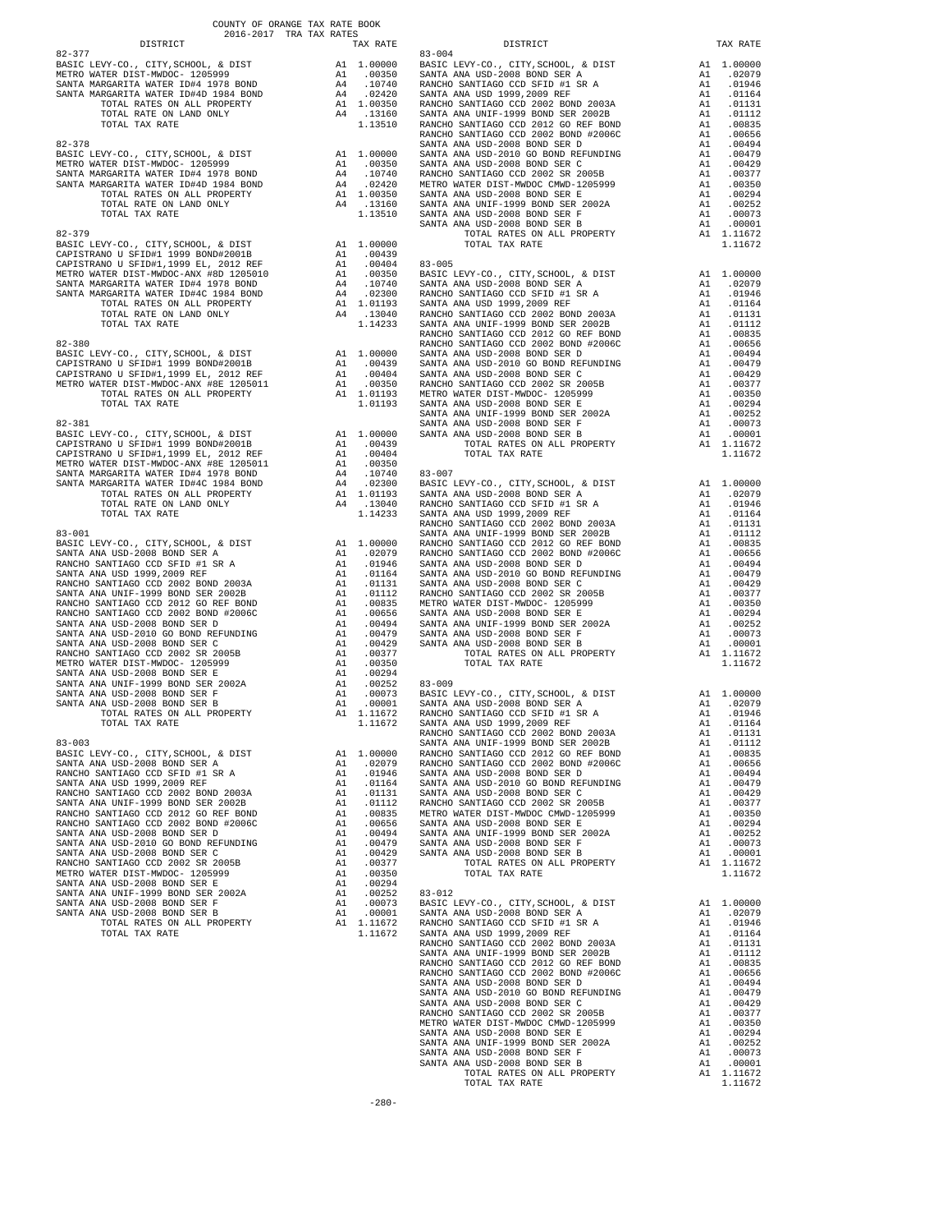COUNTY OF ORANGE TAX RATE BOOK
2016-2017 TRA TAX RATES

| DISTRICT | | TAX RATE |
|---|---|---|
| **82-377** | | |
| BASIC LEVY-CO., CITY,SCHOOL, & DIST | A1 | 1.00000 |
| METRO WATER DIST-MWDOC- 1205999 | A1 | .00350 |
| SANTA MARGARITA WATER ID#4 1978 BOND | A4 | .10740 |
| SANTA MARGARITA WATER ID#4D 1984 BOND | A4 | .02420 |
| TOTAL RATES ON ALL PROPERTY | A1 | 1.00350 |
| TOTAL RATE ON LAND ONLY | A4 | .13160 |
| TOTAL TAX RATE | | 1.13510 |
| **82-378** | | |
| BASIC LEVY-CO., CITY,SCHOOL, & DIST | A1 | 1.00000 |
| METRO WATER DIST-MWDOC- 1205999 | A1 | .00350 |
| SANTA MARGARITA WATER ID#4 1978 BOND | A4 | .10740 |
| SANTA MARGARITA WATER ID#4D 1984 BOND | A4 | .02420 |
| TOTAL RATES ON ALL PROPERTY | A1 | 1.00350 |
| TOTAL RATE ON LAND ONLY | A4 | .13160 |
| TOTAL TAX RATE | | 1.13510 |
| **82-379** | | |
| BASIC LEVY-CO., CITY,SCHOOL, & DIST | A1 | 1.00000 |
| CAPISTRANO U SFID#1 1999 BOND#2001B | A1 | .00439 |
| CAPISTRANO U SFID#1,1999 EL, 2012 REF | A1 | .00404 |
| METRO WATER DIST-MWDOC-ANX #8D 1205010 | A1 | .00350 |
| SANTA MARGARITA WATER ID#4 1978 BOND | A4 | .10740 |
| SANTA MARGARITA WATER ID#4C 1984 BOND | A4 | .02300 |
| TOTAL RATES ON ALL PROPERTY | A1 | 1.01193 |
| TOTAL RATE ON LAND ONLY | A4 | .13040 |
| TOTAL TAX RATE | | 1.14233 |
| **82-380** | | |
| BASIC LEVY-CO., CITY,SCHOOL, & DIST | A1 | 1.00000 |
| CAPISTRANO U SFID#1 1999 BOND#2001B | A1 | .00439 |
| CAPISTRANO U SFID#1,1999 EL, 2012 REF | A1 | .00404 |
| METRO WATER DIST-MWDOC-ANX #8E 1205011 | A1 | .00350 |
| TOTAL RATES ON ALL PROPERTY | A1 | 1.01193 |
| TOTAL TAX RATE | | 1.01193 |
| **82-381** | | |
| BASIC LEVY-CO., CITY,SCHOOL, & DIST | A1 | 1.00000 |
| CAPISTRANO U SFID#1 1999 BOND#2001B | A1 | .00439 |
| CAPISTRANO U SFID#1,1999 EL, 2012 REF | A1 | .00404 |
| METRO WATER DIST-MWDOC-ANX #8E 1205011 | A1 | .00350 |
| SANTA MARGARITA WATER ID#4 1978 BOND | A4 | .10740 |
| SANTA MARGARITA WATER ID#4C 1984 BOND | A4 | .02300 |
| TOTAL RATES ON ALL PROPERTY | A1 | 1.01193 |
| TOTAL RATE ON LAND ONLY | A4 | .13040 |
| TOTAL TAX RATE | | 1.14233 |
| **83-001** | | |
| BASIC LEVY-CO., CITY,SCHOOL, & DIST | A1 | 1.00000 |
| SANTA ANA USD-2008 BOND SER A | A1 | .02079 |
| RANCHO SANTIAGO CCD SFID #1 SR A | A1 | .01946 |
| SANTA ANA USD 1999,2009 REF | A1 | .01164 |
| RANCHO SANTIAGO CCD 2002 BOND 2003A | A1 | .01131 |
| SANTA ANA UNIF-1999 BOND SER 2002B | A1 | .01112 |
| RANCHO SANTIAGO CCD 2012 GO REF BOND | A1 | .00835 |
| RANCHO SANTIAGO CCD 2002 BOND #2006C | A1 | .00656 |
| SANTA ANA USD-2008 BOND SER D | A1 | .00494 |
| SANTA ANA USD-2010 GO BOND REFUNDING | A1 | .00479 |
| SANTA ANA USD-2008 BOND SER C | A1 | .00429 |
| RANCHO SANTIAGO CCD 2002 SR 2005B | A1 | .00377 |
| METRO WATER DIST-MWDOC- 1205999 | A1 | .00350 |
| SANTA ANA USD-2008 BOND SER E | A1 | .00294 |
| SANTA ANA UNIF-1999 BOND SER 2002A | A1 | .00252 |
| SANTA ANA USD-2008 BOND SER F | A1 | .00073 |
| SANTA ANA USD-2008 BOND SER B | A1 | .00001 |
| TOTAL RATES ON ALL PROPERTY | A1 | 1.11672 |
| TOTAL TAX RATE | | 1.11672 |
| **83-003** | | |
| BASIC LEVY-CO., CITY,SCHOOL, & DIST | A1 | 1.00000 |
| SANTA ANA USD-2008 BOND SER A | A1 | .02079 |
| RANCHO SANTIAGO CCD SFID #1 SR A | A1 | .01946 |
| SANTA ANA USD 1999,2009 REF | A1 | .01164 |
| RANCHO SANTIAGO CCD 2002 BOND 2003A | A1 | .01131 |
| SANTA ANA UNIF-1999 BOND SER 2002B | A1 | .01112 |
| RANCHO SANTIAGO CCD 2012 GO REF BOND | A1 | .00835 |
| RANCHO SANTIAGO CCD 2002 BOND #2006C | A1 | .00656 |
| SANTA ANA USD-2008 BOND SER D | A1 | .00494 |
| SANTA ANA USD-2010 GO BOND REFUNDING | A1 | .00479 |
| SANTA ANA USD-2008 BOND SER C | A1 | .00429 |
| RANCHO SANTIAGO CCD 2002 SR 2005B | A1 | .00377 |
| METRO WATER DIST-MWDOC- 1205999 | A1 | .00350 |
| SANTA ANA USD-2008 BOND SER E | A1 | .00294 |
| SANTA ANA UNIF-1999 BOND SER 2002A | A1 | .00252 |
| SANTA ANA USD-2008 BOND SER F | A1 | .00073 |
| SANTA ANA USD-2008 BOND SER B | A1 | .00001 |
| TOTAL RATES ON ALL PROPERTY | A1 | 1.11672 |
| TOTAL TAX RATE | | 1.11672 |
| **83-004** | | |
| BASIC LEVY-CO., CITY,SCHOOL, & DIST | A1 | 1.00000 |
| SANTA ANA USD-2008 BOND SER A | A1 | .02079 |
| RANCHO SANTIAGO CCD SFID #1 SR A | A1 | .01946 |
| SANTA ANA USD 1999,2009 REF | A1 | .01164 |
| RANCHO SANTIAGO CCD 2002 BOND 2003A | A1 | .01131 |
| SANTA ANA UNIF-1999 BOND SER 2002B | A1 | .01112 |
| RANCHO SANTIAGO CCD 2012 GO REF BOND | A1 | .00835 |
| RANCHO SANTIAGO CCD 2002 BOND #2006C | A1 | .00656 |
| SANTA ANA USD-2008 BOND SER D | A1 | .00494 |
| SANTA ANA USD-2010 GO BOND REFUNDING | A1 | .00479 |
| SANTA ANA USD-2008 BOND SER C | A1 | .00429 |
| RANCHO SANTIAGO CCD 2002 SR 2005B | A1 | .00377 |
| METRO WATER DIST-MWDOC CMWD-1205999 | A1 | .00350 |
| SANTA ANA USD-2008 BOND SER E | A1 | .00294 |
| SANTA ANA UNIF-1999 BOND SER 2002A | A1 | .00252 |
| SANTA ANA USD-2008 BOND SER F | A1 | .00073 |
| SANTA ANA USD-2008 BOND SER B | A1 | .00001 |
| TOTAL RATES ON ALL PROPERTY | A1 | 1.11672 |
| TOTAL TAX RATE | | 1.11672 |
| **83-005** | | |
| BASIC LEVY-CO., CITY,SCHOOL, & DIST | A1 | 1.00000 |
| SANTA ANA USD-2008 BOND SER A | A1 | .02079 |
| RANCHO SANTIAGO CCD SFID #1 SR A | A1 | .01946 |
| SANTA ANA USD 1999,2009 REF | A1 | .01164 |
| RANCHO SANTIAGO CCD 2002 BOND 2003A | A1 | .01131 |
| SANTA ANA UNIF-1999 BOND SER 2002B | A1 | .01112 |
| RANCHO SANTIAGO CCD 2012 GO REF BOND | A1 | .00835 |
| RANCHO SANTIAGO CCD 2002 BOND #2006C | A1 | .00656 |
| SANTA ANA USD-2008 BOND SER D | A1 | .00494 |
| SANTA ANA USD-2010 GO BOND REFUNDING | A1 | .00479 |
| SANTA ANA USD-2008 BOND SER C | A1 | .00429 |
| RANCHO SANTIAGO CCD 2002 SR 2005B | A1 | .00377 |
| METRO WATER DIST-MWDOC- 1205999 | A1 | .00350 |
| SANTA ANA USD-2008 BOND SER E | A1 | .00294 |
| SANTA ANA UNIF-1999 BOND SER 2002A | A1 | .00252 |
| SANTA ANA USD-2008 BOND SER F | A1 | .00073 |
| SANTA ANA USD-2008 BOND SER B | A1 | .00001 |
| TOTAL RATES ON ALL PROPERTY | A1 | 1.11672 |
| TOTAL TAX RATE | | 1.11672 |
| **83-007** | | |
| BASIC LEVY-CO., CITY,SCHOOL, & DIST | A1 | 1.00000 |
| SANTA ANA USD-2008 BOND SER A | A1 | .02079 |
| RANCHO SANTIAGO CCD SFID #1 SR A | A1 | .01946 |
| SANTA ANA USD 1999,2009 REF | A1 | .01164 |
| RANCHO SANTIAGO CCD 2002 BOND 2003A | A1 | .01131 |
| SANTA ANA UNIF-1999 BOND SER 2002B | A1 | .01112 |
| RANCHO SANTIAGO CCD 2012 GO REF BOND | A1 | .00835 |
| RANCHO SANTIAGO CCD 2002 BOND #2006C | A1 | .00656 |
| SANTA ANA USD-2008 BOND SER D | A1 | .00494 |
| SANTA ANA USD-2010 GO BOND REFUNDING | A1 | .00479 |
| SANTA ANA USD-2008 BOND SER C | A1 | .00429 |
| RANCHO SANTIAGO CCD 2002 SR 2005B | A1 | .00377 |
| METRO WATER DIST-MWDOC- 1205999 | A1 | .00350 |
| SANTA ANA USD-2008 BOND SER E | A1 | .00294 |
| SANTA ANA UNIF-1999 BOND SER 2002A | A1 | .00252 |
| SANTA ANA USD-2008 BOND SER F | A1 | .00073 |
| SANTA ANA USD-2008 BOND SER B | A1 | .00001 |
| TOTAL RATES ON ALL PROPERTY | A1 | 1.11672 |
| TOTAL TAX RATE | | 1.11672 |
| **83-009** | | |
| BASIC LEVY-CO., CITY,SCHOOL, & DIST | A1 | 1.00000 |
| SANTA ANA USD-2008 BOND SER A | A1 | .02079 |
| RANCHO SANTIAGO CCD SFID #1 SR A | A1 | .01946 |
| SANTA ANA USD 1999,2009 REF | A1 | .01164 |
| RANCHO SANTIAGO CCD 2002 BOND 2003A | A1 | .01131 |
| SANTA ANA UNIF-1999 BOND SER 2002B | A1 | .01112 |
| RANCHO SANTIAGO CCD 2012 GO REF BOND | A1 | .00835 |
| RANCHO SANTIAGO CCD 2002 BOND #2006C | A1 | .00656 |
| SANTA ANA USD-2008 BOND SER D | A1 | .00494 |
| SANTA ANA USD-2010 GO BOND REFUNDING | A1 | .00479 |
| SANTA ANA USD-2008 BOND SER C | A1 | .00429 |
| RANCHO SANTIAGO CCD 2002 SR 2005B | A1 | .00377 |
| METRO WATER DIST-MWDOC CMWD-1205999 | A1 | .00350 |
| SANTA ANA USD-2008 BOND SER E | A1 | .00294 |
| SANTA ANA UNIF-1999 BOND SER 2002A | A1 | .00252 |
| SANTA ANA USD-2008 BOND SER F | A1 | .00073 |
| SANTA ANA USD-2008 BOND SER B | A1 | .00001 |
| TOTAL RATES ON ALL PROPERTY | A1 | 1.11672 |
| TOTAL TAX RATE | | 1.11672 |
| **83-012** | | |
| BASIC LEVY-CO., CITY,SCHOOL, & DIST | A1 | 1.00000 |
| SANTA ANA USD-2008 BOND SER A | A1 | .02079 |
| RANCHO SANTIAGO CCD SFID #1 SR A | A1 | .01946 |
| SANTA ANA USD 1999,2009 REF | A1 | .01164 |
| RANCHO SANTIAGO CCD 2002 BOND 2003A | A1 | .01131 |
| SANTA ANA UNIF-1999 BOND SER 2002B | A1 | .01112 |
| RANCHO SANTIAGO CCD 2012 GO REF BOND | A1 | .00835 |
| RANCHO SANTIAGO CCD 2002 BOND #2006C | A1 | .00656 |
| SANTA ANA USD-2008 BOND SER D | A1 | .00494 |
| SANTA ANA USD-2010 GO BOND REFUNDING | A1 | .00479 |
| SANTA ANA USD-2008 BOND SER C | A1 | .00429 |
| RANCHO SANTIAGO CCD 2002 SR 2005B | A1 | .00377 |
| METRO WATER DIST-MWDOC CMWD-1205999 | A1 | .00350 |
| SANTA ANA USD-2008 BOND SER E | A1 | .00294 |
| SANTA ANA UNIF-1999 BOND SER 2002A | A1 | .00252 |
| SANTA ANA USD-2008 BOND SER F | A1 | .00073 |
| SANTA ANA USD-2008 BOND SER B | A1 | .00001 |
| TOTAL RATES ON ALL PROPERTY | A1 | 1.11672 |
| TOTAL TAX RATE | | 1.11672 |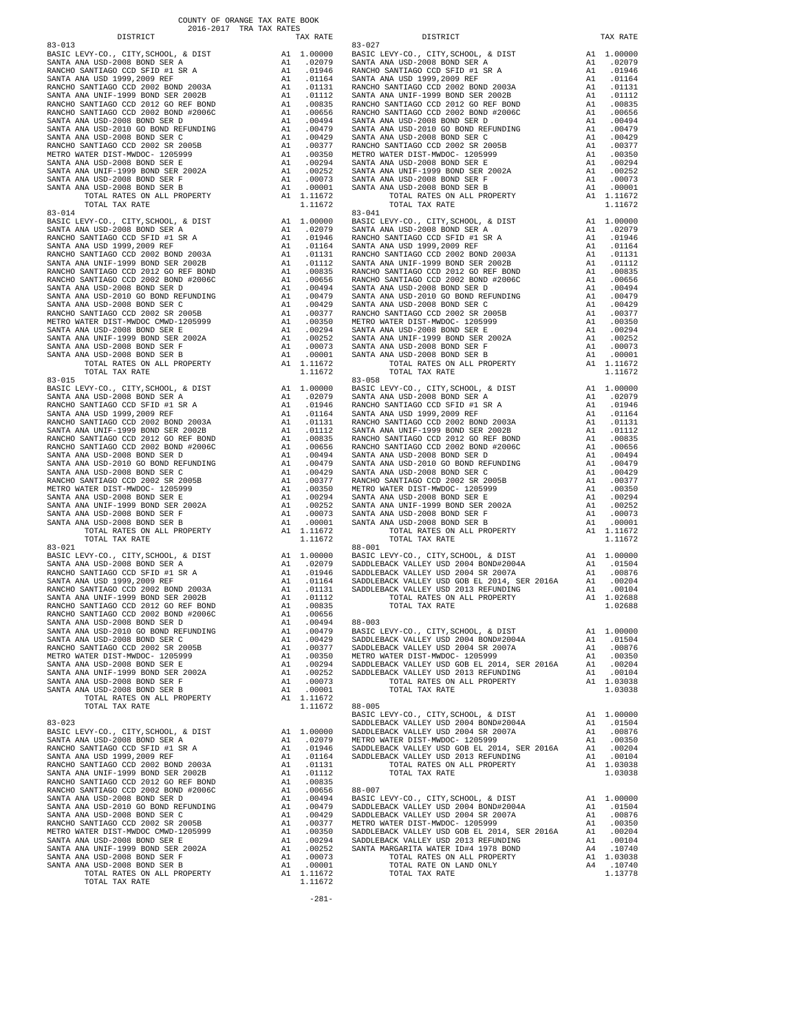COUNTY OF ORANGE TAX RATE BOOK
2016-2017 TRA TAX RATES

| DISTRICT | | TAX RATE |
|---|---|---|
| **83-013** | | |
| BASIC LEVY-CO., CITY,SCHOOL, & DIST | A1 | 1.00000 |
| SANTA ANA USD-2008 BOND SER A | A1 | .02079 |
| RANCHO SANTIAGO CCD SFID #1 SR A | A1 | .01946 |
| SANTA ANA USD 1999,2009 REF | A1 | .01164 |
| RANCHO SANTIAGO CCD 2002 BOND 2003A | A1 | .01131 |
| SANTA ANA UNIF-1999 BOND SER 2002B | A1 | .01112 |
| RANCHO SANTIAGO CCD 2012 GO REF BOND | A1 | .00835 |
| RANCHO SANTIAGO CCD 2002 BOND #2006C | A1 | .00656 |
| SANTA ANA USD-2008 BOND SER D | A1 | .00494 |
| SANTA ANA USD-2010 GO BOND REFUNDING | A1 | .00479 |
| SANTA ANA USD-2008 BOND SER C | A1 | .00429 |
| RANCHO SANTIAGO CCD 2002 SR 2005B | A1 | .00377 |
| METRO WATER DIST-MWDOC- 1205999 | A1 | .00350 |
| SANTA ANA USD-2008 BOND SER E | A1 | .00294 |
| SANTA ANA UNIF-1999 BOND SER 2002A | A1 | .00252 |
| SANTA ANA USD-2008 BOND SER F | A1 | .00073 |
| SANTA ANA USD-2008 BOND SER B | A1 | .00001 |
| TOTAL RATES ON ALL PROPERTY | A1 | 1.11672 |
| TOTAL TAX RATE | | 1.11672 |
| **83-014** | | |
| BASIC LEVY-CO., CITY,SCHOOL, & DIST | A1 | 1.00000 |
| SANTA ANA USD-2008 BOND SER A | A1 | .02079 |
| RANCHO SANTIAGO CCD SFID #1 SR A | A1 | .01946 |
| SANTA ANA USD 1999,2009 REF | A1 | .01164 |
| RANCHO SANTIAGO CCD 2002 BOND 2003A | A1 | .01131 |
| SANTA ANA UNIF-1999 BOND SER 2002B | A1 | .01112 |
| RANCHO SANTIAGO CCD 2012 GO REF BOND | A1 | .00835 |
| RANCHO SANTIAGO CCD 2002 BOND #2006C | A1 | .00656 |
| SANTA ANA USD-2008 BOND SER D | A1 | .00494 |
| SANTA ANA USD-2010 GO BOND REFUNDING | A1 | .00479 |
| SANTA ANA USD-2008 BOND SER C | A1 | .00429 |
| RANCHO SANTIAGO CCD 2002 SR 2005B | A1 | .00377 |
| METRO WATER DIST-MWDOC CMWD-1205999 | A1 | .00350 |
| SANTA ANA USD-2008 BOND SER E | A1 | .00294 |
| SANTA ANA UNIF-1999 BOND SER 2002A | A1 | .00252 |
| SANTA ANA USD-2008 BOND SER F | A1 | .00073 |
| SANTA ANA USD-2008 BOND SER B | A1 | .00001 |
| TOTAL RATES ON ALL PROPERTY | A1 | 1.11672 |
| TOTAL TAX RATE | | 1.11672 |
| **83-015** | | |
| BASIC LEVY-CO., CITY,SCHOOL, & DIST | A1 | 1.00000 |
| SANTA ANA USD-2008 BOND SER A | A1 | .02079 |
| RANCHO SANTIAGO CCD SFID #1 SR A | A1 | .01946 |
| SANTA ANA USD 1999,2009 REF | A1 | .01164 |
| RANCHO SANTIAGO CCD 2002 BOND 2003A | A1 | .01131 |
| SANTA ANA UNIF-1999 BOND SER 2002B | A1 | .01112 |
| RANCHO SANTIAGO CCD 2012 GO REF BOND | A1 | .00835 |
| RANCHO SANTIAGO CCD 2002 BOND #2006C | A1 | .00656 |
| SANTA ANA USD-2008 BOND SER D | A1 | .00494 |
| SANTA ANA USD-2010 GO BOND REFUNDING | A1 | .00479 |
| SANTA ANA USD-2008 BOND SER C | A1 | .00429 |
| RANCHO SANTIAGO CCD 2002 SR 2005B | A1 | .00377 |
| METRO WATER DIST-MWDOC- 1205999 | A1 | .00350 |
| SANTA ANA USD-2008 BOND SER E | A1 | .00294 |
| SANTA ANA UNIF-1999 BOND SER 2002A | A1 | .00252 |
| SANTA ANA USD-2008 BOND SER F | A1 | .00073 |
| SANTA ANA USD-2008 BOND SER B | A1 | .00001 |
| TOTAL RATES ON ALL PROPERTY | A1 | 1.11672 |
| TOTAL TAX RATE | | 1.11672 |
| **83-021** | | |
| BASIC LEVY-CO., CITY,SCHOOL, & DIST | A1 | 1.00000 |
| SANTA ANA USD-2008 BOND SER A | A1 | .02079 |
| RANCHO SANTIAGO CCD SFID #1 SR A | A1 | .01946 |
| SANTA ANA USD 1999,2009 REF | A1 | .01164 |
| RANCHO SANTIAGO CCD 2002 BOND 2003A | A1 | .01131 |
| SANTA ANA UNIF-1999 BOND SER 2002B | A1 | .01112 |
| RANCHO SANTIAGO CCD 2012 GO REF BOND | A1 | .00835 |
| RANCHO SANTIAGO CCD 2002 BOND #2006C | A1 | .00656 |
| SANTA ANA USD-2008 BOND SER D | A1 | .00494 |
| SANTA ANA USD-2010 GO BOND REFUNDING | A1 | .00479 |
| SANTA ANA USD-2008 BOND SER C | A1 | .00429 |
| RANCHO SANTIAGO CCD 2002 SR 2005B | A1 | .00377 |
| METRO WATER DIST-MWDOC- 1205999 | A1 | .00350 |
| SANTA ANA USD-2008 BOND SER E | A1 | .00294 |
| SANTA ANA UNIF-1999 BOND SER 2002A | A1 | .00252 |
| SANTA ANA USD-2008 BOND SER F | A1 | .00073 |
| SANTA ANA USD-2008 BOND SER B | A1 | .00001 |
| TOTAL RATES ON ALL PROPERTY | A1 | 1.11672 |
| TOTAL TAX RATE | | 1.11672 |
| **83-023** | | |
| BASIC LEVY-CO., CITY,SCHOOL, & DIST | A1 | 1.00000 |
| SANTA ANA USD-2008 BOND SER A | A1 | .02079 |
| RANCHO SANTIAGO CCD SFID #1 SR A | A1 | .01946 |
| SANTA ANA USD 1999,2009 REF | A1 | .01164 |
| RANCHO SANTIAGO CCD 2002 BOND 2003A | A1 | .01131 |
| SANTA ANA UNIF-1999 BOND SER 2002B | A1 | .01112 |
| RANCHO SANTIAGO CCD 2012 GO REF BOND | A1 | .00835 |
| RANCHO SANTIAGO CCD 2002 BOND #2006C | A1 | .00656 |
| SANTA ANA USD-2008 BOND SER D | A1 | .00494 |
| SANTA ANA USD-2010 GO BOND REFUNDING | A1 | .00479 |
| SANTA ANA USD-2008 BOND SER C | A1 | .00429 |
| RANCHO SANTIAGO CCD 2002 SR 2005B | A1 | .00377 |
| METRO WATER DIST-MWDOC CMWD-1205999 | A1 | .00350 |
| SANTA ANA USD-2008 BOND SER E | A1 | .00294 |
| SANTA ANA UNIF-1999 BOND SER 2002A | A1 | .00252 |
| SANTA ANA USD-2008 BOND SER F | A1 | .00073 |
| SANTA ANA USD-2008 BOND SER B | A1 | .00001 |
| TOTAL RATES ON ALL PROPERTY | A1 | 1.11672 |
| TOTAL TAX RATE | | 1.11672 |
| **83-027** | | |
| BASIC LEVY-CO., CITY,SCHOOL, & DIST | A1 | 1.00000 |
| SANTA ANA USD-2008 BOND SER A | A1 | .02079 |
| RANCHO SANTIAGO CCD SFID #1 SR A | A1 | .01946 |
| SANTA ANA USD 1999,2009 REF | A1 | .01164 |
| RANCHO SANTIAGO CCD 2002 BOND 2003A | A1 | .01131 |
| SANTA ANA UNIF-1999 BOND SER 2002B | A1 | .01112 |
| RANCHO SANTIAGO CCD 2012 GO REF BOND | A1 | .00835 |
| RANCHO SANTIAGO CCD 2002 BOND #2006C | A1 | .00656 |
| SANTA ANA USD-2008 BOND SER D | A1 | .00494 |
| SANTA ANA USD-2010 GO BOND REFUNDING | A1 | .00479 |
| SANTA ANA USD-2008 BOND SER C | A1 | .00429 |
| RANCHO SANTIAGO CCD 2002 SR 2005B | A1 | .00377 |
| METRO WATER DIST-MWDOC- 1205999 | A1 | .00350 |
| SANTA ANA USD-2008 BOND SER E | A1 | .00294 |
| SANTA ANA UNIF-1999 BOND SER 2002A | A1 | .00252 |
| SANTA ANA USD-2008 BOND SER F | A1 | .00073 |
| SANTA ANA USD-2008 BOND SER B | A1 | .00001 |
| TOTAL RATES ON ALL PROPERTY | A1 | 1.11672 |
| TOTAL TAX RATE | | 1.11672 |
| **83-041** | | |
| BASIC LEVY-CO., CITY,SCHOOL, & DIST | A1 | 1.00000 |
| SANTA ANA USD-2008 BOND SER A | A1 | .02079 |
| RANCHO SANTIAGO CCD SFID #1 SR A | A1 | .01946 |
| SANTA ANA USD 1999,2009 REF | A1 | .01164 |
| RANCHO SANTIAGO CCD 2002 BOND 2003A | A1 | .01131 |
| SANTA ANA UNIF-1999 BOND SER 2002B | A1 | .01112 |
| RANCHO SANTIAGO CCD 2012 GO REF BOND | A1 | .00835 |
| RANCHO SANTIAGO CCD 2002 BOND #2006C | A1 | .00656 |
| SANTA ANA USD-2008 BOND SER D | A1 | .00494 |
| SANTA ANA USD-2010 GO BOND REFUNDING | A1 | .00479 |
| SANTA ANA USD-2008 BOND SER C | A1 | .00429 |
| RANCHO SANTIAGO CCD 2002 SR 2005B | A1 | .00377 |
| METRO WATER DIST-MWDOC- 1205999 | A1 | .00350 |
| SANTA ANA USD-2008 BOND SER E | A1 | .00294 |
| SANTA ANA UNIF-1999 BOND SER 2002A | A1 | .00252 |
| SANTA ANA USD-2008 BOND SER F | A1 | .00073 |
| SANTA ANA USD-2008 BOND SER B | A1 | .00001 |
| TOTAL RATES ON ALL PROPERTY | A1 | 1.11672 |
| TOTAL TAX RATE | | 1.11672 |
| **83-058** | | |
| BASIC LEVY-CO., CITY,SCHOOL, & DIST | A1 | 1.00000 |
| SANTA ANA USD-2008 BOND SER A | A1 | .02079 |
| RANCHO SANTIAGO CCD SFID #1 SR A | A1 | .01946 |
| SANTA ANA USD 1999,2009 REF | A1 | .01164 |
| RANCHO SANTIAGO CCD 2002 BOND 2003A | A1 | .01131 |
| SANTA ANA UNIF-1999 BOND SER 2002B | A1 | .01112 |
| RANCHO SANTIAGO CCD 2012 GO REF BOND | A1 | .00835 |
| RANCHO SANTIAGO CCD 2002 BOND #2006C | A1 | .00656 |
| SANTA ANA USD-2008 BOND SER D | A1 | .00494 |
| SANTA ANA USD-2010 GO BOND REFUNDING | A1 | .00479 |
| SANTA ANA USD-2008 BOND SER C | A1 | .00429 |
| RANCHO SANTIAGO CCD 2002 SR 2005B | A1 | .00377 |
| METRO WATER DIST-MWDOC- 1205999 | A1 | .00350 |
| SANTA ANA USD-2008 BOND SER E | A1 | .00294 |
| SANTA ANA UNIF-1999 BOND SER 2002A | A1 | .00252 |
| SANTA ANA USD-2008 BOND SER F | A1 | .00073 |
| SANTA ANA USD-2008 BOND SER B | A1 | .00001 |
| TOTAL RATES ON ALL PROPERTY | A1 | 1.11672 |
| TOTAL TAX RATE | | 1.11672 |
| **88-001** | | |
| BASIC LEVY-CO., CITY,SCHOOL, & DIST | A1 | 1.00000 |
| SADDLEBACK VALLEY USD 2004 BOND#2004A | A1 | .01504 |
| SADDLEBACK VALLEY USD 2004 SR 2007A | A1 | .00876 |
| SADDLEBACK VALLEY USD GOB EL 2014, SER 2016A | A1 | .00204 |
| SADDLEBACK VALLEY USD 2013 REFUNDING | A1 | .00104 |
| TOTAL RATES ON ALL PROPERTY | A1 | 1.02688 |
| TOTAL TAX RATE | | 1.02688 |
| **88-003** | | |
| BASIC LEVY-CO., CITY,SCHOOL, & DIST | A1 | 1.00000 |
| SADDLEBACK VALLEY USD 2004 BOND#2004A | A1 | .01504 |
| SADDLEBACK VALLEY USD 2004 SR 2007A | A1 | .00876 |
| METRO WATER DIST-MWDOC- 1205999 | A1 | .00350 |
| SADDLEBACK VALLEY USD GOB EL 2014, SER 2016A | A1 | .00204 |
| SADDLEBACK VALLEY USD 2013 REFUNDING | A1 | .00104 |
| TOTAL RATES ON ALL PROPERTY | A1 | 1.03038 |
| TOTAL TAX RATE | | 1.03038 |
| **88-005** | | |
| BASIC LEVY-CO., CITY,SCHOOL, & DIST | A1 | 1.00000 |
| SADDLEBACK VALLEY USD 2004 BOND#2004A | A1 | .01504 |
| SADDLEBACK VALLEY USD 2004 SR 2007A | A1 | .00876 |
| METRO WATER DIST-MWDOC- 1205999 | A1 | .00350 |
| SADDLEBACK VALLEY USD GOB EL 2014, SER 2016A | A1 | .00204 |
| SADDLEBACK VALLEY USD 2013 REFUNDING | A1 | .00104 |
| TOTAL RATES ON ALL PROPERTY | A1 | 1.03038 |
| TOTAL TAX RATE | | 1.03038 |
| **88-007** | | |
| BASIC LEVY-CO., CITY,SCHOOL, & DIST | A1 | 1.00000 |
| SADDLEBACK VALLEY USD 2004 BOND#2004A | A1 | .01504 |
| SADDLEBACK VALLEY USD 2004 SR 2007A | A1 | .00876 |
| METRO WATER DIST-MWDOC- 1205999 | A1 | .00350 |
| SADDLEBACK VALLEY USD GOB EL 2014, SER 2016A | A1 | .00204 |
| SADDLEBACK VALLEY USD 2013 REFUNDING | A1 | .00104 |
| SANTA MARGARITA WATER ID#4 1978 BOND | A4 | .10740 |
| TOTAL RATES ON ALL PROPERTY | A1 | 1.03038 |
| TOTAL RATE ON LAND ONLY | A4 | .10740 |
| TOTAL TAX RATE | | 1.13778 |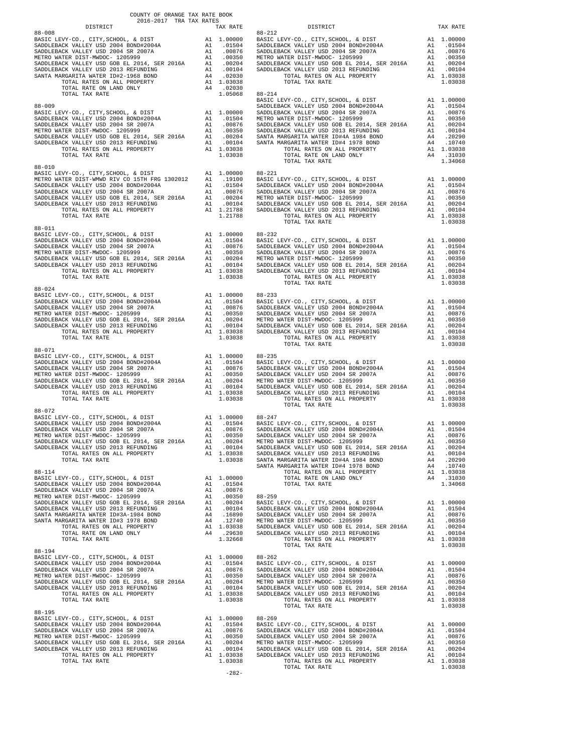COUNTY OF ORANGE TAX RATE BOOK
2016-2017 TRA TAX RATES

| DISTRICT | | TAX RATE |
|---|---|---|
| **88-008** | | |
| BASIC LEVY-CO., CITY,SCHOOL, & DIST | A1 | 1.00000 |
| SADDLEBACK VALLEY USD 2004 BOND#2004A | A1 | .01504 |
| SADDLEBACK VALLEY USD 2004 SR 2007A | A1 | .00876 |
| METRO WATER DIST-MWDOC- 1205999 | A1 | .00350 |
| SADDLEBACK VALLEY USD GOB EL 2014, SER 2016A | A1 | .00204 |
| SADDLEBACK VALLEY USD 2013 REFUNDING | A1 | .00104 |
| SANTA MARGARITA WATER ID#2-1968 BOND | A4 | .02030 |
| TOTAL RATES ON ALL PROPERTY | A1 | 1.03038 |
| TOTAL RATE ON LAND ONLY | A4 | .02030 |
| TOTAL TAX RATE | | 1.05068 |
| **88-009** | | |
| BASIC LEVY-CO., CITY,SCHOOL, & DIST | A1 | 1.00000 |
| SADDLEBACK VALLEY USD 2004 BOND#2004A | A1 | .01504 |
| SADDLEBACK VALLEY USD 2004 SR 2007A | A1 | .00876 |
| METRO WATER DIST-MWDOC- 1205999 | A1 | .00350 |
| SADDLEBACK VALLEY USD GOB EL 2014, SER 2016A | A1 | .00204 |
| SADDLEBACK VALLEY USD 2013 REFUNDING | A1 | .00104 |
| TOTAL RATES ON ALL PROPERTY | A1 | 1.03038 |
| TOTAL TAX RATE | | 1.03038 |
| **88-010** | | |
| BASIC LEVY-CO., CITY,SCHOOL, & DIST | A1 | 1.00000 |
| METRO WATER DIST-WMWD RIV CO 15TH FRG 1302012 | A1 | .19100 |
| SADDLEBACK VALLEY USD 2004 BOND#2004A | A1 | .01504 |
| SADDLEBACK VALLEY USD 2004 SR 2007A | A1 | .00876 |
| SADDLEBACK VALLEY USD GOB EL 2014, SER 2016A | A1 | .00204 |
| SADDLEBACK VALLEY USD 2013 REFUNDING | A1 | .00104 |
| TOTAL RATES ON ALL PROPERTY | A1 | 1.21788 |
| TOTAL TAX RATE | | 1.21788 |
| **88-011** | | |
| BASIC LEVY-CO., CITY,SCHOOL, & DIST | A1 | 1.00000 |
| SADDLEBACK VALLEY USD 2004 BOND#2004A | A1 | .01504 |
| SADDLEBACK VALLEY USD 2004 SR 2007A | A1 | .00876 |
| METRO WATER DIST-MWDOC- 1205999 | A1 | .00350 |
| SADDLEBACK VALLEY USD GOB EL 2014, SER 2016A | A1 | .00204 |
| SADDLEBACK VALLEY USD 2013 REFUNDING | A1 | .00104 |
| TOTAL RATES ON ALL PROPERTY | A1 | 1.03038 |
| TOTAL TAX RATE | | 1.03038 |
| **88-024** | | |
| BASIC LEVY-CO., CITY,SCHOOL, & DIST | A1 | 1.00000 |
| SADDLEBACK VALLEY USD 2004 BOND#2004A | A1 | .01504 |
| SADDLEBACK VALLEY USD 2004 SR 2007A | A1 | .00876 |
| METRO WATER DIST-MWDOC- 1205999 | A1 | .00350 |
| SADDLEBACK VALLEY USD GOB EL 2014, SER 2016A | A1 | .00204 |
| SADDLEBACK VALLEY USD 2013 REFUNDING | A1 | .00104 |
| TOTAL RATES ON ALL PROPERTY | A1 | 1.03038 |
| TOTAL TAX RATE | | 1.03038 |
| **88-071** | | |
| BASIC LEVY-CO., CITY,SCHOOL, & DIST | A1 | 1.00000 |
| SADDLEBACK VALLEY USD 2004 BOND#2004A | A1 | .01504 |
| SADDLEBACK VALLEY USD 2004 SR 2007A | A1 | .00876 |
| METRO WATER DIST-MWDOC- 1205999 | A1 | .00350 |
| SADDLEBACK VALLEY USD GOB EL 2014, SER 2016A | A1 | .00204 |
| SADDLEBACK VALLEY USD 2013 REFUNDING | A1 | .00104 |
| TOTAL RATES ON ALL PROPERTY | A1 | 1.03038 |
| TOTAL TAX RATE | | 1.03038 |
| **88-072** | | |
| BASIC LEVY-CO., CITY,SCHOOL, & DIST | A1 | 1.00000 |
| SADDLEBACK VALLEY USD 2004 BOND#2004A | A1 | .01504 |
| SADDLEBACK VALLEY USD 2004 SR 2007A | A1 | .00876 |
| METRO WATER DIST-MWDOC- 1205999 | A1 | .00350 |
| SADDLEBACK VALLEY USD GOB EL 2014, SER 2016A | A1 | .00204 |
| SADDLEBACK VALLEY USD 2013 REFUNDING | A1 | .00104 |
| TOTAL RATES ON ALL PROPERTY | A1 | 1.03038 |
| TOTAL TAX RATE | | 1.03038 |
| **88-114** | | |
| BASIC LEVY-CO., CITY,SCHOOL, & DIST | A1 | 1.00000 |
| SADDLEBACK VALLEY USD 2004 BOND#2004A | A1 | .01504 |
| SADDLEBACK VALLEY USD 2004 SR 2007A | A1 | .00876 |
| METRO WATER DIST-MWDOC- 1205999 | A1 | .00350 |
| SADDLEBACK VALLEY USD GOB EL 2014, SER 2016A | A1 | .00204 |
| SADDLEBACK VALLEY USD 2013 REFUNDING | A1 | .00104 |
| SANTA MARGARITA WATER ID#3A-1984 BOND | A4 | .16890 |
| SANTA MARGARITA WATER ID#3 1978 BOND | A4 | .12740 |
| TOTAL RATES ON ALL PROPERTY | A1 | 1.03038 |
| TOTAL RATE ON LAND ONLY | A4 | .29630 |
| TOTAL TAX RATE | | 1.32668 |
| **88-194** | | |
| BASIC LEVY-CO., CITY,SCHOOL, & DIST | A1 | 1.00000 |
| SADDLEBACK VALLEY USD 2004 BOND#2004A | A1 | .01504 |
| SADDLEBACK VALLEY USD 2004 SR 2007A | A1 | .00876 |
| METRO WATER DIST-MWDOC- 1205999 | A1 | .00350 |
| SADDLEBACK VALLEY USD GOB EL 2014, SER 2016A | A1 | .00204 |
| SADDLEBACK VALLEY USD 2013 REFUNDING | A1 | .00104 |
| TOTAL RATES ON ALL PROPERTY | A1 | 1.03038 |
| TOTAL TAX RATE | | 1.03038 |
| **88-195** | | |
| BASIC LEVY-CO., CITY,SCHOOL, & DIST | A1 | 1.00000 |
| SADDLEBACK VALLEY USD 2004 BOND#2004A | A1 | .01504 |
| SADDLEBACK VALLEY USD 2004 SR 2007A | A1 | .00876 |
| METRO WATER DIST-MWDOC- 1205999 | A1 | .00350 |
| SADDLEBACK VALLEY USD GOB EL 2014, SER 2016A | A1 | .00204 |
| SADDLEBACK VALLEY USD 2013 REFUNDING | A1 | .00104 |
| TOTAL RATES ON ALL PROPERTY | A1 | 1.03038 |
| TOTAL TAX RATE | | 1.03038 |
| **88-212** | | |
| BASIC LEVY-CO., CITY,SCHOOL, & DIST | A1 | 1.00000 |
| SADDLEBACK VALLEY USD 2004 BOND#2004A | A1 | .01504 |
| SADDLEBACK VALLEY USD 2004 SR 2007A | A1 | .00876 |
| METRO WATER DIST-MWDOC- 1205999 | A1 | .00350 |
| SADDLEBACK VALLEY USD GOB EL 2014, SER 2016A | A1 | .00204 |
| SADDLEBACK VALLEY USD 2013 REFUNDING | A1 | .00104 |
| TOTAL RATES ON ALL PROPERTY | A1 | 1.03038 |
| TOTAL TAX RATE | | 1.03038 |
| **88-214** | | |
| BASIC LEVY-CO., CITY,SCHOOL, & DIST | A1 | 1.00000 |
| SADDLEBACK VALLEY USD 2004 BOND#2004A | A1 | .01504 |
| METRO WATER DIST-MWDOC- 1205999 | A1 | .00350 |
| SADDLEBACK VALLEY USD 2004 SR 2007A | A1 | .00876 |
| SADDLEBACK VALLEY USD GOB EL 2014, SER 2016A | A1 | .00204 |
| SADDLEBACK VALLEY USD 2013 REFUNDING | A1 | .00104 |
| SANTA MARGARITA WATER ID#4A 1984 BOND | A4 | .20290 |
| SANTA MARGARITA WATER ID#4 1978 BOND | A4 | .10740 |
| TOTAL RATES ON ALL PROPERTY | A1 | 1.03038 |
| TOTAL RATE ON LAND ONLY | A4 | .31030 |
| TOTAL TAX RATE | | 1.34068 |
| **88-221** | | |
| BASIC LEVY-CO., CITY,SCHOOL, & DIST | A1 | 1.00000 |
| SADDLEBACK VALLEY USD 2004 BOND#2004A | A1 | .01504 |
| SADDLEBACK VALLEY USD 2004 SR 2007A | A1 | .00876 |
| METRO WATER DIST-MWDOC- 1205999 | A1 | .00350 |
| SADDLEBACK VALLEY USD GOB EL 2014, SER 2016A | A1 | .00204 |
| SADDLEBACK VALLEY USD 2013 REFUNDING | A1 | .00104 |
| TOTAL RATES ON ALL PROPERTY | A1 | 1.03038 |
| TOTAL TAX RATE | | 1.03038 |
| **88-232** | | |
| BASIC LEVY-CO., CITY,SCHOOL, & DIST | A1 | 1.00000 |
| SADDLEBACK VALLEY USD 2004 BOND#2004A | A1 | .01504 |
| SADDLEBACK VALLEY USD 2004 SR 2007A | A1 | .00876 |
| METRO WATER DIST-MWDOC- 1205999 | A1 | .00350 |
| SADDLEBACK VALLEY USD GOB EL 2014, SER 2016A | A1 | .00204 |
| SADDLEBACK VALLEY USD 2013 REFUNDING | A1 | .00104 |
| TOTAL RATES ON ALL PROPERTY | A1 | 1.03038 |
| TOTAL TAX RATE | | 1.03038 |
| **88-233** | | |
| BASIC LEVY-CO., CITY,SCHOOL, & DIST | A1 | 1.00000 |
| SADDLEBACK VALLEY USD 2004 BOND#2004A | A1 | .01504 |
| SADDLEBACK VALLEY USD 2004 SR 2007A | A1 | .00876 |
| METRO WATER DIST-MWDOC- 1205999 | A1 | .00350 |
| SADDLEBACK VALLEY USD GOB EL 2014, SER 2016A | A1 | .00204 |
| SADDLEBACK VALLEY USD 2013 REFUNDING | A1 | .00104 |
| TOTAL RATES ON ALL PROPERTY | A1 | 1.03038 |
| TOTAL TAX RATE | | 1.03038 |
| **88-235** | | |
| BASIC LEVY-CO., CITY,SCHOOL, & DIST | A1 | 1.00000 |
| SADDLEBACK VALLEY USD 2004 BOND#2004A | A1 | .01504 |
| SADDLEBACK VALLEY USD 2004 SR 2007A | A1 | .00876 |
| METRO WATER DIST-MWDOC- 1205999 | A1 | .00350 |
| SADDLEBACK VALLEY USD GOB EL 2014, SER 2016A | A1 | .00204 |
| SADDLEBACK VALLEY USD 2013 REFUNDING | A1 | .00104 |
| TOTAL RATES ON ALL PROPERTY | A1 | 1.03038 |
| TOTAL TAX RATE | | 1.03038 |
| **88-247** | | |
| BASIC LEVY-CO., CITY,SCHOOL, & DIST | A1 | 1.00000 |
| SADDLEBACK VALLEY USD 2004 BOND#2004A | A1 | .01504 |
| SADDLEBACK VALLEY USD 2004 SR 2007A | A1 | .00876 |
| METRO WATER DIST-MWDOC- 1205999 | A1 | .00350 |
| SADDLEBACK VALLEY USD GOB EL 2014, SER 2016A | A1 | .00204 |
| SADDLEBACK VALLEY USD 2013 REFUNDING | A1 | .00104 |
| SANTA MARGARITA WATER ID#4A 1984 BOND | A4 | .20290 |
| SANTA MARGARITA WATER ID#4 1978 BOND | A4 | .10740 |
| TOTAL RATES ON ALL PROPERTY | A1 | 1.03038 |
| TOTAL RATE ON LAND ONLY | A4 | .31030 |
| TOTAL TAX RATE | | 1.34068 |
| **88-259** | | |
| BASIC LEVY-CO., CITY,SCHOOL, & DIST | A1 | 1.00000 |
| SADDLEBACK VALLEY USD 2004 BOND#2004A | A1 | .01504 |
| SADDLEBACK VALLEY USD 2004 SR 2007A | A1 | .00876 |
| METRO WATER DIST-MWDOC- 1205999 | A1 | .00350 |
| SADDLEBACK VALLEY USD GOB EL 2014, SER 2016A | A1 | .00204 |
| SADDLEBACK VALLEY USD 2013 REFUNDING | A1 | .00104 |
| TOTAL RATES ON ALL PROPERTY | A1 | 1.03038 |
| TOTAL TAX RATE | | 1.03038 |
| **88-262** | | |
| BASIC LEVY-CO., CITY,SCHOOL, & DIST | A1 | 1.00000 |
| SADDLEBACK VALLEY USD 2004 BOND#2004A | A1 | .01504 |
| SADDLEBACK VALLEY USD 2004 SR 2007A | A1 | .00876 |
| METRO WATER DIST-MWDOC- 1205999 | A1 | .00350 |
| SADDLEBACK VALLEY USD GOB EL 2014, SER 2016A | A1 | .00204 |
| SADDLEBACK VALLEY USD 2013 REFUNDING | A1 | .00104 |
| TOTAL RATES ON ALL PROPERTY | A1 | 1.03038 |
| TOTAL TAX RATE | | 1.03038 |
| **88-269** | | |
| BASIC LEVY-CO., CITY,SCHOOL, & DIST | A1 | 1.00000 |
| SADDLEBACK VALLEY USD 2004 BOND#2004A | A1 | .01504 |
| SADDLEBACK VALLEY USD 2004 SR 2007A | A1 | .00876 |
| METRO WATER DIST-MWDOC- 1205999 | A1 | .00350 |
| SADDLEBACK VALLEY USD GOB EL 2014, SER 2016A | A1 | .00204 |
| SADDLEBACK VALLEY USD 2013 REFUNDING | A1 | .00104 |
| TOTAL RATES ON ALL PROPERTY | A1 | 1.03038 |
| TOTAL TAX RATE | | 1.03038 |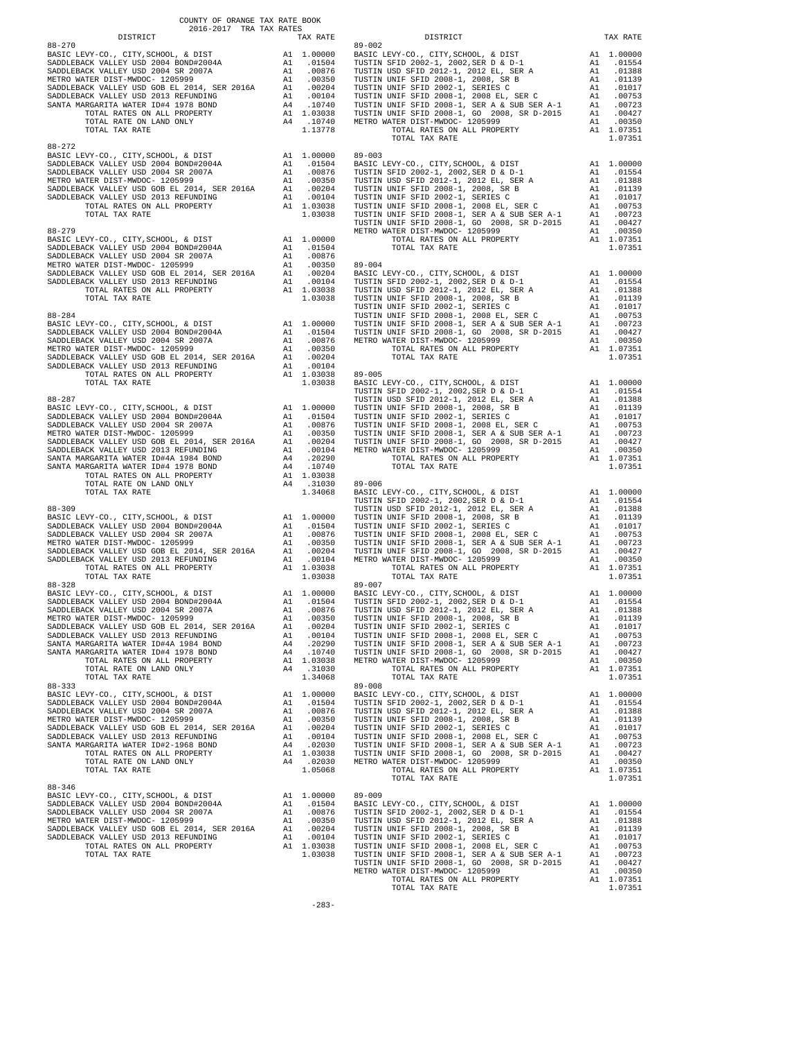COUNTY OF ORANGE TAX RATE BOOK
2016-2017 TRA TAX RATES

| DISTRICT | | TAX RATE |
|---|---|---|
| **88-270** | | |
| BASIC LEVY-CO., CITY,SCHOOL, & DIST | A1 | 1.00000 |
| SADDLEBACK VALLEY USD 2004 BOND#2004A | A1 | .01504 |
| SADDLEBACK VALLEY USD 2004 SR 2007A | A1 | .00876 |
| METRO WATER DIST-MWDOC- 1205999 | A1 | .00350 |
| SADDLEBACK VALLEY USD GOB EL 2014, SER 2016A | A1 | .00204 |
| SADDLEBACK VALLEY USD 2013 REFUNDING | A1 | .00104 |
| SANTA MARGARITA WATER ID#4 1978 BOND | A4 | .10740 |
| TOTAL RATES ON ALL PROPERTY | A1 | 1.03038 |
| TOTAL RATE ON LAND ONLY | A4 | .10740 |
| TOTAL TAX RATE | | 1.13778 |
| **88-272** | | |
| BASIC LEVY-CO., CITY,SCHOOL, & DIST | A1 | 1.00000 |
| SADDLEBACK VALLEY USD 2004 BOND#2004A | A1 | .01504 |
| SADDLEBACK VALLEY USD 2004 SR 2007A | A1 | .00876 |
| METRO WATER DIST-MWDOC- 1205999 | A1 | .00350 |
| SADDLEBACK VALLEY USD GOB EL 2014, SER 2016A | A1 | .00204 |
| SADDLEBACK VALLEY USD 2013 REFUNDING | A1 | .00104 |
| TOTAL RATES ON ALL PROPERTY | A1 | 1.03038 |
| TOTAL TAX RATE | | 1.03038 |
| **88-279** | | |
| BASIC LEVY-CO., CITY,SCHOOL, & DIST | A1 | 1.00000 |
| SADDLEBACK VALLEY USD 2004 BOND#2004A | A1 | .01504 |
| SADDLEBACK VALLEY USD 2004 SR 2007A | A1 | .00876 |
| METRO WATER DIST-MWDOC- 1205999 | A1 | .00350 |
| SADDLEBACK VALLEY USD GOB EL 2014, SER 2016A | A1 | .00204 |
| SADDLEBACK VALLEY USD 2013 REFUNDING | A1 | .00104 |
| TOTAL RATES ON ALL PROPERTY | A1 | 1.03038 |
| TOTAL TAX RATE | | 1.03038 |
| **88-284** | | |
| BASIC LEVY-CO., CITY,SCHOOL, & DIST | A1 | 1.00000 |
| SADDLEBACK VALLEY USD 2004 BOND#2004A | A1 | .01504 |
| SADDLEBACK VALLEY USD 2004 SR 2007A | A1 | .00876 |
| METRO WATER DIST-MWDOC- 1205999 | A1 | .00350 |
| SADDLEBACK VALLEY USD GOB EL 2014, SER 2016A | A1 | .00204 |
| SADDLEBACK VALLEY USD 2013 REFUNDING | A1 | .00104 |
| TOTAL RATES ON ALL PROPERTY | A1 | 1.03038 |
| TOTAL TAX RATE | | 1.03038 |
| **88-287** | | |
| BASIC LEVY-CO., CITY,SCHOOL, & DIST | A1 | 1.00000 |
| SADDLEBACK VALLEY USD 2004 BOND#2004A | A1 | .01504 |
| SADDLEBACK VALLEY USD 2004 SR 2007A | A1 | .00876 |
| METRO WATER DIST-MWDOC- 1205999 | A1 | .00350 |
| SADDLEBACK VALLEY USD GOB EL 2014, SER 2016A | A1 | .00204 |
| SADDLEBACK VALLEY USD 2013 REFUNDING | A1 | .00104 |
| SANTA MARGARITA WATER ID#4A 1984 BOND | A4 | .20290 |
| SANTA MARGARITA WATER ID#4 1978 BOND | A4 | .10740 |
| TOTAL RATES ON ALL PROPERTY | A1 | 1.03038 |
| TOTAL RATE ON LAND ONLY | A4 | .31030 |
| TOTAL TAX RATE | | 1.34068 |
| **88-309** | | |
| BASIC LEVY-CO., CITY,SCHOOL, & DIST | A1 | 1.00000 |
| SADDLEBACK VALLEY USD 2004 BOND#2004A | A1 | .01504 |
| SADDLEBACK VALLEY USD 2004 SR 2007A | A1 | .00876 |
| METRO WATER DIST-MWDOC- 1205999 | A1 | .00350 |
| SADDLEBACK VALLEY USD GOB EL 2014, SER 2016A | A1 | .00204 |
| SADDLEBACK VALLEY USD 2013 REFUNDING | A1 | .00104 |
| TOTAL RATES ON ALL PROPERTY | A1 | 1.03038 |
| TOTAL TAX RATE | | 1.03038 |
| **88-328** | | |
| BASIC LEVY-CO., CITY,SCHOOL, & DIST | A1 | 1.00000 |
| SADDLEBACK VALLEY USD 2004 BOND#2004A | A1 | .01504 |
| SADDLEBACK VALLEY USD 2004 SR 2007A | A1 | .00876 |
| METRO WATER DIST-MWDOC- 1205999 | A1 | .00350 |
| SADDLEBACK VALLEY USD GOB EL 2014, SER 2016A | A1 | .00204 |
| SADDLEBACK VALLEY USD 2013 REFUNDING | A1 | .00104 |
| SANTA MARGARITA WATER ID#4A 1984 BOND | A4 | .20290 |
| SANTA MARGARITA WATER ID#4 1978 BOND | A4 | .10740 |
| TOTAL RATES ON ALL PROPERTY | A1 | 1.03038 |
| TOTAL RATE ON LAND ONLY | A4 | .31030 |
| TOTAL TAX RATE | | 1.34068 |
| **88-333** | | |
| BASIC LEVY-CO., CITY,SCHOOL, & DIST | A1 | 1.00000 |
| SADDLEBACK VALLEY USD 2004 BOND#2004A | A1 | .01504 |
| SADDLEBACK VALLEY USD 2004 SR 2007A | A1 | .00876 |
| METRO WATER DIST-MWDOC- 1205999 | A1 | .00350 |
| SADDLEBACK VALLEY USD GOB EL 2014, SER 2016A | A1 | .00204 |
| SADDLEBACK VALLEY USD 2013 REFUNDING | A1 | .00104 |
| SANTA MARGARITA WATER ID#2-1968 BOND | A4 | .02030 |
| TOTAL RATES ON ALL PROPERTY | A1 | 1.03038 |
| TOTAL RATE ON LAND ONLY | A4 | .02030 |
| TOTAL TAX RATE | | 1.05068 |
| **88-346** | | |
| BASIC LEVY-CO., CITY,SCHOOL, & DIST | A1 | 1.00000 |
| SADDLEBACK VALLEY USD 2004 BOND#2004A | A1 | .01504 |
| SADDLEBACK VALLEY USD 2004 SR 2007A | A1 | .00876 |
| METRO WATER DIST-MWDOC- 1205999 | A1 | .00350 |
| SADDLEBACK VALLEY USD GOB EL 2014, SER 2016A | A1 | .00204 |
| SADDLEBACK VALLEY USD 2013 REFUNDING | A1 | .00104 |
| TOTAL RATES ON ALL PROPERTY | A1 | 1.03038 |
| TOTAL TAX RATE | | 1.03038 |

| DISTRICT | | TAX RATE |
|---|---|---|
| **89-002** | | |
| BASIC LEVY-CO., CITY,SCHOOL, & DIST | A1 | 1.00000 |
| TUSTIN SFID 2002-1, 2002,SER D & D-1 | A1 | .01554 |
| TUSTIN USD SFID 2012-1, 2012 EL, SER A | A1 | .01388 |
| TUSTIN UNIF SFID 2008-1, 2008, SR B | A1 | .01139 |
| TUSTIN UNIF SFID 2002-1, SERIES C | A1 | .01017 |
| TUSTIN UNIF SFID 2008-1, 2008 EL, SER C | A1 | .00753 |
| TUSTIN UNIF SFID 2008-1, SER A & SUB SER A-1 | A1 | .00723 |
| TUSTIN UNIF SFID 2008-1, GO 2008, SR D-2015 | A1 | .00427 |
| METRO WATER DIST-MWDOC- 1205999 | A1 | .00350 |
| TOTAL RATES ON ALL PROPERTY | A1 | 1.07351 |
| TOTAL TAX RATE | | 1.07351 |
| **89-003** | | |
| BASIC LEVY-CO., CITY,SCHOOL, & DIST | A1 | 1.00000 |
| TUSTIN SFID 2002-1, 2002,SER D & D-1 | A1 | .01554 |
| TUSTIN USD SFID 2012-1, 2012 EL, SER A | A1 | .01388 |
| TUSTIN UNIF SFID 2008-1, 2008, SR B | A1 | .01139 |
| TUSTIN UNIF SFID 2002-1, SERIES C | A1 | .01017 |
| TUSTIN UNIF SFID 2008-1, 2008 EL, SER C | A1 | .00753 |
| TUSTIN UNIF SFID 2008-1, SER A & SUB SER A-1 | A1 | .00723 |
| TUSTIN UNIF SFID 2008-1, GO 2008, SR D-2015 | A1 | .00427 |
| METRO WATER DIST-MWDOC- 1205999 | A1 | .00350 |
| TOTAL RATES ON ALL PROPERTY | A1 | 1.07351 |
| TOTAL TAX RATE | | 1.07351 |
| **89-004** | | |
| BASIC LEVY-CO., CITY,SCHOOL, & DIST | A1 | 1.00000 |
| TUSTIN SFID 2002-1, 2002,SER D & D-1 | A1 | .01554 |
| TUSTIN USD SFID 2012-1, 2012 EL, SER A | A1 | .01388 |
| TUSTIN UNIF SFID 2008-1, 2008, SR B | A1 | .01139 |
| TUSTIN UNIF SFID 2002-1, SERIES C | A1 | .01017 |
| TUSTIN UNIF SFID 2008-1, 2008 EL, SER C | A1 | .00753 |
| TUSTIN UNIF SFID 2008-1, SER A & SUB SER A-1 | A1 | .00723 |
| TUSTIN UNIF SFID 2008-1, GO 2008, SR D-2015 | A1 | .00427 |
| METRO WATER DIST-MWDOC- 1205999 | A1 | .00350 |
| TOTAL RATES ON ALL PROPERTY | A1 | 1.07351 |
| TOTAL TAX RATE | | 1.07351 |
| **89-005** | | |
| BASIC LEVY-CO., CITY,SCHOOL, & DIST | A1 | 1.00000 |
| TUSTIN SFID 2002-1, 2002,SER D & D-1 | A1 | .01554 |
| TUSTIN USD SFID 2012-1, 2012 EL, SER A | A1 | .01388 |
| TUSTIN UNIF SFID 2008-1, 2008, SR B | A1 | .01139 |
| TUSTIN UNIF SFID 2002-1, SERIES C | A1 | .01017 |
| TUSTIN UNIF SFID 2008-1, 2008 EL, SER C | A1 | .00753 |
| TUSTIN UNIF SFID 2008-1, SER A & SUB SER A-1 | A1 | .00723 |
| TUSTIN UNIF SFID 2008-1, GO 2008, SR D-2015 | A1 | .00427 |
| METRO WATER DIST-MWDOC- 1205999 | A1 | .00350 |
| TOTAL RATES ON ALL PROPERTY | A1 | 1.07351 |
| TOTAL TAX RATE | | 1.07351 |
| **89-006** | | |
| BASIC LEVY-CO., CITY,SCHOOL, & DIST | A1 | 1.00000 |
| TUSTIN SFID 2002-1, 2002,SER D & D-1 | A1 | .01554 |
| TUSTIN USD SFID 2012-1, 2012 EL, SER A | A1 | .01388 |
| TUSTIN UNIF SFID 2008-1, 2008, SR B | A1 | .01139 |
| TUSTIN UNIF SFID 2002-1, SERIES C | A1 | .01017 |
| TUSTIN UNIF SFID 2008-1, 2008 EL, SER C | A1 | .00753 |
| TUSTIN UNIF SFID 2008-1, SER A & SUB SER A-1 | A1 | .00723 |
| TUSTIN UNIF SFID 2008-1, GO 2008, SR D-2015 | A1 | .00427 |
| METRO WATER DIST-MWDOC- 1205999 | A1 | .00350 |
| TOTAL RATES ON ALL PROPERTY | A1 | 1.07351 |
| TOTAL TAX RATE | | 1.07351 |
| **89-007** | | |
| BASIC LEVY-CO., CITY,SCHOOL, & DIST | A1 | 1.00000 |
| TUSTIN SFID 2002-1, 2002,SER D & D-1 | A1 | .01554 |
| TUSTIN USD SFID 2012-1, 2012 EL, SER A | A1 | .01388 |
| TUSTIN UNIF SFID 2008-1, 2008, SR B | A1 | .01139 |
| TUSTIN UNIF SFID 2002-1, SERIES C | A1 | .01017 |
| TUSTIN UNIF SFID 2008-1, 2008 EL, SER C | A1 | .00753 |
| TUSTIN UNIF SFID 2008-1, SER A & SUB SER A-1 | A1 | .00723 |
| TUSTIN UNIF SFID 2008-1, GO 2008, SR D-2015 | A1 | .00427 |
| METRO WATER DIST-MWDOC- 1205999 | A1 | .00350 |
| TOTAL RATES ON ALL PROPERTY | A1 | 1.07351 |
| TOTAL TAX RATE | | 1.07351 |
| **89-008** | | |
| BASIC LEVY-CO., CITY,SCHOOL, & DIST | A1 | 1.00000 |
| TUSTIN SFID 2002-1, 2002,SER D & D-1 | A1 | .01554 |
| TUSTIN USD SFID 2012-1, 2012 EL, SER A | A1 | .01388 |
| TUSTIN UNIF SFID 2008-1, 2008, SR B | A1 | .01139 |
| TUSTIN UNIF SFID 2002-1, SERIES C | A1 | .01017 |
| TUSTIN UNIF SFID 2008-1, 2008 EL, SER C | A1 | .00753 |
| TUSTIN UNIF SFID 2008-1, SER A & SUB SER A-1 | A1 | .00723 |
| TUSTIN UNIF SFID 2008-1, GO 2008, SR D-2015 | A1 | .00427 |
| METRO WATER DIST-MWDOC- 1205999 | A1 | .00350 |
| TOTAL RATES ON ALL PROPERTY | A1 | 1.07351 |
| TOTAL TAX RATE | | 1.07351 |
| **89-009** | | |
| BASIC LEVY-CO., CITY,SCHOOL, & DIST | A1 | 1.00000 |
| TUSTIN SFID 2002-1, 2002,SER D & D-1 | A1 | .01554 |
| TUSTIN USD SFID 2012-1, 2012 EL, SER A | A1 | .01388 |
| TUSTIN UNIF SFID 2008-1, 2008, SR B | A1 | .01139 |
| TUSTIN UNIF SFID 2002-1, SERIES C | A1 | .01017 |
| TUSTIN UNIF SFID 2008-1, 2008 EL, SER C | A1 | .00753 |
| TUSTIN UNIF SFID 2008-1, SER A & SUB SER A-1 | A1 | .00723 |
| TUSTIN UNIF SFID 2008-1, GO 2008, SR D-2015 | A1 | .00427 |
| METRO WATER DIST-MWDOC- 1205999 | A1 | .00350 |
| TOTAL RATES ON ALL PROPERTY | A1 | 1.07351 |
| TOTAL TAX RATE | | 1.07351 |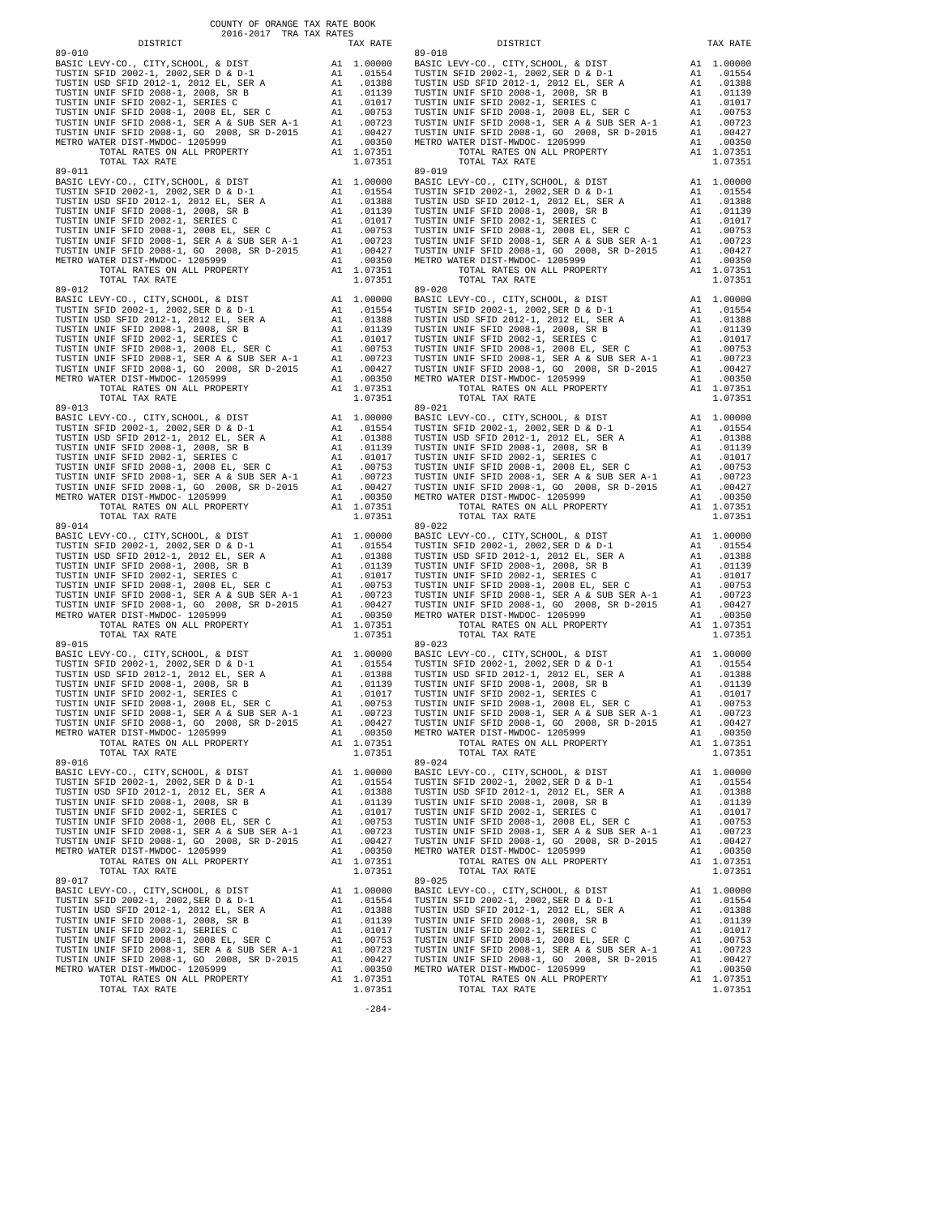COUNTY OF ORANGE TAX RATE BOOK
2016-2017 TRA TAX RATES

Each of TRAs 89-010 through 89-025 has identical rates:

| DISTRICT | | TAX RATE |
|---|---|---|
| BASIC LEVY-CO., CITY,SCHOOL, & DIST | A1 | 1.00000 |
| TUSTIN SFID 2002-1, 2002,SER D & D-1 | A1 | .01554 |
| TUSTIN USD SFID 2012-1, 2012 EL, SER A | A1 | .01388 |
| TUSTIN UNIF SFID 2008-1, 2008, SR B | A1 | .01139 |
| TUSTIN UNIF SFID 2002-1, SERIES C | A1 | .01017 |
| TUSTIN UNIF SFID 2008-1, 2008 EL, SER C | A1 | .00753 |
| TUSTIN UNIF SFID 2008-1, SER A & SUB SER A-1 | A1 | .00723 |
| TUSTIN UNIF SFID 2008-1, GO 2008, SR D-2015 | A1 | .00427 |
| METRO WATER DIST-MWDOC- 1205999 | A1 | .00350 |
| TOTAL RATES ON ALL PROPERTY | A1 | 1.07351 |
| TOTAL TAX RATE | | 1.07351 |

TRAs: 89-010, 89-011, 89-012, 89-013, 89-014, 89-015, 89-016, 89-017, 89-018, 89-019, 89-020, 89-021, 89-022, 89-023, 89-024, 89-025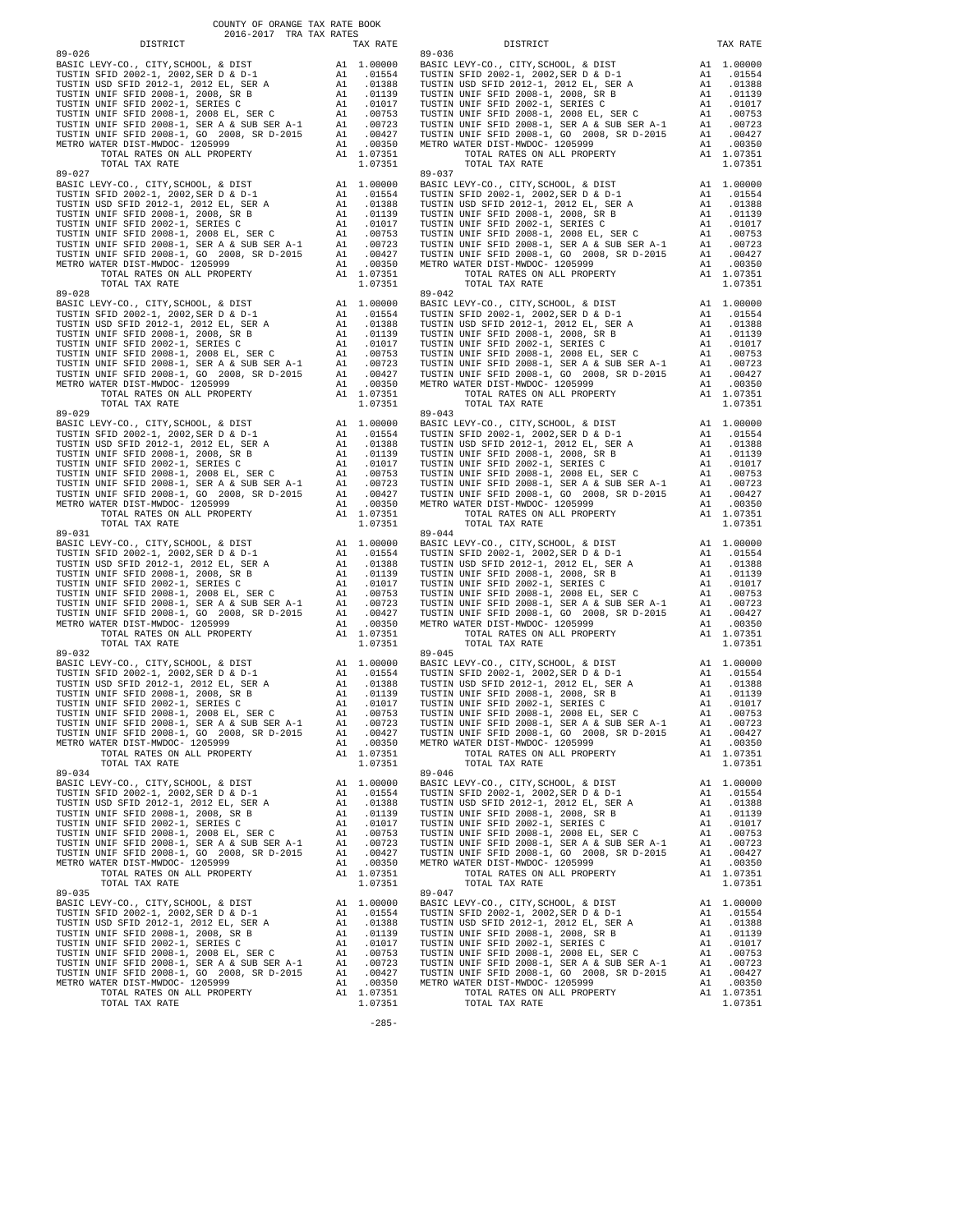COUNTY OF ORANGE TAX RATE BOOK
2016-2017 TRA TAX RATES

| DISTRICT | | TAX RATE |
|---|---|---|
| **89-026** | | |
| BASIC LEVY-CO., CITY,SCHOOL, & DIST | A1 | 1.00000 |
| TUSTIN SFID 2002-1, 2002,SER D & D-1 | A1 | .01554 |
| TUSTIN USD SFID 2012-1, 2012 EL, SER A | A1 | .01388 |
| TUSTIN UNIF SFID 2008-1, 2008, SR B | A1 | .01139 |
| TUSTIN UNIF SFID 2002-1, SERIES C | A1 | .01017 |
| TUSTIN UNIF SFID 2008-1, 2008 EL, SER C | A1 | .00753 |
| TUSTIN UNIF SFID 2008-1, SER A & SUB SER A-1 | A1 | .00723 |
| TUSTIN UNIF SFID 2008-1, GO 2008, SR D-2015 | A1 | .00427 |
| METRO WATER DIST-MWDOC- 1205999 | A1 | .00350 |
| TOTAL RATES ON ALL PROPERTY | A1 | 1.07351 |
| TOTAL TAX RATE | | 1.07351 |
| **89-027** | | |
| BASIC LEVY-CO., CITY,SCHOOL, & DIST | A1 | 1.00000 |
| TUSTIN SFID 2002-1, 2002,SER D & D-1 | A1 | .01554 |
| TUSTIN USD SFID 2012-1, 2012 EL, SER A | A1 | .01388 |
| TUSTIN UNIF SFID 2008-1, 2008, SR B | A1 | .01139 |
| TUSTIN UNIF SFID 2002-1, SERIES C | A1 | .01017 |
| TUSTIN UNIF SFID 2008-1, 2008 EL, SER C | A1 | .00753 |
| TUSTIN UNIF SFID 2008-1, SER A & SUB SER A-1 | A1 | .00723 |
| TUSTIN UNIF SFID 2008-1, GO 2008, SR D-2015 | A1 | .00427 |
| METRO WATER DIST-MWDOC- 1205999 | A1 | .00350 |
| TOTAL RATES ON ALL PROPERTY | A1 | 1.07351 |
| TOTAL TAX RATE | | 1.07351 |
| **89-028** | | |
| BASIC LEVY-CO., CITY,SCHOOL, & DIST | A1 | 1.00000 |
| TUSTIN SFID 2002-1, 2002,SER D & D-1 | A1 | .01554 |
| TUSTIN USD SFID 2012-1, 2012 EL, SER A | A1 | .01388 |
| TUSTIN UNIF SFID 2008-1, 2008, SR B | A1 | .01139 |
| TUSTIN UNIF SFID 2002-1, SERIES C | A1 | .01017 |
| TUSTIN UNIF SFID 2008-1, 2008 EL, SER C | A1 | .00753 |
| TUSTIN UNIF SFID 2008-1, SER A & SUB SER A-1 | A1 | .00723 |
| TUSTIN UNIF SFID 2008-1, GO 2008, SR D-2015 | A1 | .00427 |
| METRO WATER DIST-MWDOC- 1205999 | A1 | .00350 |
| TOTAL RATES ON ALL PROPERTY | A1 | 1.07351 |
| TOTAL TAX RATE | | 1.07351 |
| **89-029** | | |
| BASIC LEVY-CO., CITY,SCHOOL, & DIST | A1 | 1.00000 |
| TUSTIN SFID 2002-1, 2002,SER D & D-1 | A1 | .01554 |
| TUSTIN USD SFID 2012-1, 2012 EL, SER A | A1 | .01388 |
| TUSTIN UNIF SFID 2008-1, 2008, SR B | A1 | .01139 |
| TUSTIN UNIF SFID 2002-1, SERIES C | A1 | .01017 |
| TUSTIN UNIF SFID 2008-1, 2008 EL, SER C | A1 | .00753 |
| TUSTIN UNIF SFID 2008-1, SER A & SUB SER A-1 | A1 | .00723 |
| TUSTIN UNIF SFID 2008-1, GO 2008, SR D-2015 | A1 | .00427 |
| METRO WATER DIST-MWDOC- 1205999 | A1 | .00350 |
| TOTAL RATES ON ALL PROPERTY | A1 | 1.07351 |
| TOTAL TAX RATE | | 1.07351 |
| **89-031** | | |
| BASIC LEVY-CO., CITY,SCHOOL, & DIST | A1 | 1.00000 |
| TUSTIN SFID 2002-1, 2002,SER D & D-1 | A1 | .01554 |
| TUSTIN USD SFID 2012-1, 2012 EL, SER A | A1 | .01388 |
| TUSTIN UNIF SFID 2008-1, 2008, SR B | A1 | .01139 |
| TUSTIN UNIF SFID 2002-1, SERIES C | A1 | .01017 |
| TUSTIN UNIF SFID 2008-1, 2008 EL, SER C | A1 | .00753 |
| TUSTIN UNIF SFID 2008-1, SER A & SUB SER A-1 | A1 | .00723 |
| TUSTIN UNIF SFID 2008-1, GO 2008, SR D-2015 | A1 | .00427 |
| METRO WATER DIST-MWDOC- 1205999 | A1 | .00350 |
| TOTAL RATES ON ALL PROPERTY | A1 | 1.07351 |
| TOTAL TAX RATE | | 1.07351 |
| **89-032** | | |
| BASIC LEVY-CO., CITY,SCHOOL, & DIST | A1 | 1.00000 |
| TUSTIN SFID 2002-1, 2002,SER D & D-1 | A1 | .01554 |
| TUSTIN USD SFID 2012-1, 2012 EL, SER A | A1 | .01388 |
| TUSTIN UNIF SFID 2008-1, 2008, SR B | A1 | .01139 |
| TUSTIN UNIF SFID 2002-1, SERIES C | A1 | .01017 |
| TUSTIN UNIF SFID 2008-1, 2008 EL, SER C | A1 | .00753 |
| TUSTIN UNIF SFID 2008-1, SER A & SUB SER A-1 | A1 | .00723 |
| TUSTIN UNIF SFID 2008-1, GO 2008, SR D-2015 | A1 | .00427 |
| METRO WATER DIST-MWDOC- 1205999 | A1 | .00350 |
| TOTAL RATES ON ALL PROPERTY | A1 | 1.07351 |
| TOTAL TAX RATE | | 1.07351 |
| **89-034** | | |
| BASIC LEVY-CO., CITY,SCHOOL, & DIST | A1 | 1.00000 |
| TUSTIN SFID 2002-1, 2002,SER D & D-1 | A1 | .01554 |
| TUSTIN USD SFID 2012-1, 2012 EL, SER A | A1 | .01388 |
| TUSTIN UNIF SFID 2008-1, 2008, SR B | A1 | .01139 |
| TUSTIN UNIF SFID 2002-1, SERIES C | A1 | .01017 |
| TUSTIN UNIF SFID 2008-1, 2008 EL, SER C | A1 | .00753 |
| TUSTIN UNIF SFID 2008-1, SER A & SUB SER A-1 | A1 | .00723 |
| TUSTIN UNIF SFID 2008-1, GO 2008, SR D-2015 | A1 | .00427 |
| METRO WATER DIST-MWDOC- 1205999 | A1 | .00350 |
| TOTAL RATES ON ALL PROPERTY | A1 | 1.07351 |
| TOTAL TAX RATE | | 1.07351 |
| **89-035** | | |
| BASIC LEVY-CO., CITY,SCHOOL, & DIST | A1 | 1.00000 |
| TUSTIN SFID 2002-1, 2002,SER D & D-1 | A1 | .01554 |
| TUSTIN USD SFID 2012-1, 2012 EL, SER A | A1 | .01388 |
| TUSTIN UNIF SFID 2008-1, 2008, SR B | A1 | .01139 |
| TUSTIN UNIF SFID 2002-1, SERIES C | A1 | .01017 |
| TUSTIN UNIF SFID 2008-1, 2008 EL, SER C | A1 | .00753 |
| TUSTIN UNIF SFID 2008-1, SER A & SUB SER A-1 | A1 | .00723 |
| TUSTIN UNIF SFID 2008-1, GO 2008, SR D-2015 | A1 | .00427 |
| METRO WATER DIST-MWDOC- 1205999 | A1 | .00350 |
| TOTAL RATES ON ALL PROPERTY | A1 | 1.07351 |
| TOTAL TAX RATE | | 1.07351 |
| **89-036** | | |
| BASIC LEVY-CO., CITY,SCHOOL, & DIST | A1 | 1.00000 |
| TUSTIN SFID 2002-1, 2002,SER D & D-1 | A1 | .01554 |
| TUSTIN USD SFID 2012-1, 2012 EL, SER A | A1 | .01388 |
| TUSTIN UNIF SFID 2008-1, 2008, SR B | A1 | .01139 |
| TUSTIN UNIF SFID 2002-1, SERIES C | A1 | .01017 |
| TUSTIN UNIF SFID 2008-1, 2008 EL, SER C | A1 | .00753 |
| TUSTIN UNIF SFID 2008-1, SER A & SUB SER A-1 | A1 | .00723 |
| TUSTIN UNIF SFID 2008-1, GO 2008, SR D-2015 | A1 | .00427 |
| METRO WATER DIST-MWDOC- 1205999 | A1 | .00350 |
| TOTAL RATES ON ALL PROPERTY | A1 | 1.07351 |
| TOTAL TAX RATE | | 1.07351 |
| **89-037** | | |
| BASIC LEVY-CO., CITY,SCHOOL, & DIST | A1 | 1.00000 |
| TUSTIN SFID 2002-1, 2002,SER D & D-1 | A1 | .01554 |
| TUSTIN USD SFID 2012-1, 2012 EL, SER A | A1 | .01388 |
| TUSTIN UNIF SFID 2008-1, 2008, SR B | A1 | .01139 |
| TUSTIN UNIF SFID 2002-1, SERIES C | A1 | .01017 |
| TUSTIN UNIF SFID 2008-1, 2008 EL, SER C | A1 | .00753 |
| TUSTIN UNIF SFID 2008-1, SER A & SUB SER A-1 | A1 | .00723 |
| TUSTIN UNIF SFID 2008-1, GO 2008, SR D-2015 | A1 | .00427 |
| METRO WATER DIST-MWDOC- 1205999 | A1 | .00350 |
| TOTAL RATES ON ALL PROPERTY | A1 | 1.07351 |
| TOTAL TAX RATE | | 1.07351 |
| **89-042** | | |
| BASIC LEVY-CO., CITY,SCHOOL, & DIST | A1 | 1.00000 |
| TUSTIN SFID 2002-1, 2002,SER D & D-1 | A1 | .01554 |
| TUSTIN USD SFID 2012-1, 2012 EL, SER A | A1 | .01388 |
| TUSTIN UNIF SFID 2008-1, 2008, SR B | A1 | .01139 |
| TUSTIN UNIF SFID 2002-1, SERIES C | A1 | .01017 |
| TUSTIN UNIF SFID 2008-1, 2008 EL, SER C | A1 | .00753 |
| TUSTIN UNIF SFID 2008-1, SER A & SUB SER A-1 | A1 | .00723 |
| TUSTIN UNIF SFID 2008-1, GO 2008, SR D-2015 | A1 | .00427 |
| METRO WATER DIST-MWDOC- 1205999 | A1 | .00350 |
| TOTAL RATES ON ALL PROPERTY | A1 | 1.07351 |
| TOTAL TAX RATE | | 1.07351 |
| **89-043** | | |
| BASIC LEVY-CO., CITY,SCHOOL, & DIST | A1 | 1.00000 |
| TUSTIN SFID 2002-1, 2002,SER D & D-1 | A1 | .01554 |
| TUSTIN USD SFID 2012-1, 2012 EL, SER A | A1 | .01388 |
| TUSTIN UNIF SFID 2008-1, 2008, SR B | A1 | .01139 |
| TUSTIN UNIF SFID 2002-1, SERIES C | A1 | .01017 |
| TUSTIN UNIF SFID 2008-1, 2008 EL, SER C | A1 | .00753 |
| TUSTIN UNIF SFID 2008-1, SER A & SUB SER A-1 | A1 | .00723 |
| TUSTIN UNIF SFID 2008-1, GO 2008, SR D-2015 | A1 | .00427 |
| METRO WATER DIST-MWDOC- 1205999 | A1 | .00350 |
| TOTAL RATES ON ALL PROPERTY | A1 | 1.07351 |
| TOTAL TAX RATE | | 1.07351 |
| **89-044** | | |
| BASIC LEVY-CO., CITY,SCHOOL, & DIST | A1 | 1.00000 |
| TUSTIN SFID 2002-1, 2002,SER D & D-1 | A1 | .01554 |
| TUSTIN USD SFID 2012-1, 2012 EL, SER A | A1 | .01388 |
| TUSTIN UNIF SFID 2008-1, 2008, SR B | A1 | .01139 |
| TUSTIN UNIF SFID 2002-1, SERIES C | A1 | .01017 |
| TUSTIN UNIF SFID 2008-1, 2008 EL, SER C | A1 | .00753 |
| TUSTIN UNIF SFID 2008-1, SER A & SUB SER A-1 | A1 | .00723 |
| TUSTIN UNIF SFID 2008-1, GO 2008, SR D-2015 | A1 | .00427 |
| METRO WATER DIST-MWDOC- 1205999 | A1 | .00350 |
| TOTAL RATES ON ALL PROPERTY | A1 | 1.07351 |
| TOTAL TAX RATE | | 1.07351 |
| **89-045** | | |
| BASIC LEVY-CO., CITY,SCHOOL, & DIST | A1 | 1.00000 |
| TUSTIN SFID 2002-1, 2002,SER D & D-1 | A1 | .01554 |
| TUSTIN USD SFID 2012-1, 2012 EL, SER A | A1 | .01388 |
| TUSTIN UNIF SFID 2008-1, 2008, SR B | A1 | .01139 |
| TUSTIN UNIF SFID 2002-1, SERIES C | A1 | .01017 |
| TUSTIN UNIF SFID 2008-1, 2008 EL, SER C | A1 | .00753 |
| TUSTIN UNIF SFID 2008-1, SER A & SUB SER A-1 | A1 | .00723 |
| TUSTIN UNIF SFID 2008-1, GO 2008, SR D-2015 | A1 | .00427 |
| METRO WATER DIST-MWDOC- 1205999 | A1 | .00350 |
| TOTAL RATES ON ALL PROPERTY | A1 | 1.07351 |
| TOTAL TAX RATE | | 1.07351 |
| **89-046** | | |
| BASIC LEVY-CO., CITY,SCHOOL, & DIST | A1 | 1.00000 |
| TUSTIN SFID 2002-1, 2002,SER D & D-1 | A1 | .01554 |
| TUSTIN USD SFID 2012-1, 2012 EL, SER A | A1 | .01388 |
| TUSTIN UNIF SFID 2008-1, 2008, SR B | A1 | .01139 |
| TUSTIN UNIF SFID 2002-1, SERIES C | A1 | .01017 |
| TUSTIN UNIF SFID 2008-1, 2008 EL, SER C | A1 | .00753 |
| TUSTIN UNIF SFID 2008-1, SER A & SUB SER A-1 | A1 | .00723 |
| TUSTIN UNIF SFID 2008-1, GO 2008, SR D-2015 | A1 | .00427 |
| METRO WATER DIST-MWDOC- 1205999 | A1 | .00350 |
| TOTAL RATES ON ALL PROPERTY | A1 | 1.07351 |
| TOTAL TAX RATE | | 1.07351 |
| **89-047** | | |
| BASIC LEVY-CO., CITY,SCHOOL, & DIST | A1 | 1.00000 |
| TUSTIN SFID 2002-1, 2002,SER D & D-1 | A1 | .01554 |
| TUSTIN USD SFID 2012-1, 2012 EL, SER A | A1 | .01388 |
| TUSTIN UNIF SFID 2008-1, 2008, SR B | A1 | .01139 |
| TUSTIN UNIF SFID 2002-1, SERIES C | A1 | .01017 |
| TUSTIN UNIF SFID 2008-1, 2008 EL, SER C | A1 | .00753 |
| TUSTIN UNIF SFID 2008-1, SER A & SUB SER A-1 | A1 | .00723 |
| TUSTIN UNIF SFID 2008-1, GO 2008, SR D-2015 | A1 | .00427 |
| METRO WATER DIST-MWDOC- 1205999 | A1 | .00350 |
| TOTAL RATES ON ALL PROPERTY | A1 | 1.07351 |
| TOTAL TAX RATE | | 1.07351 |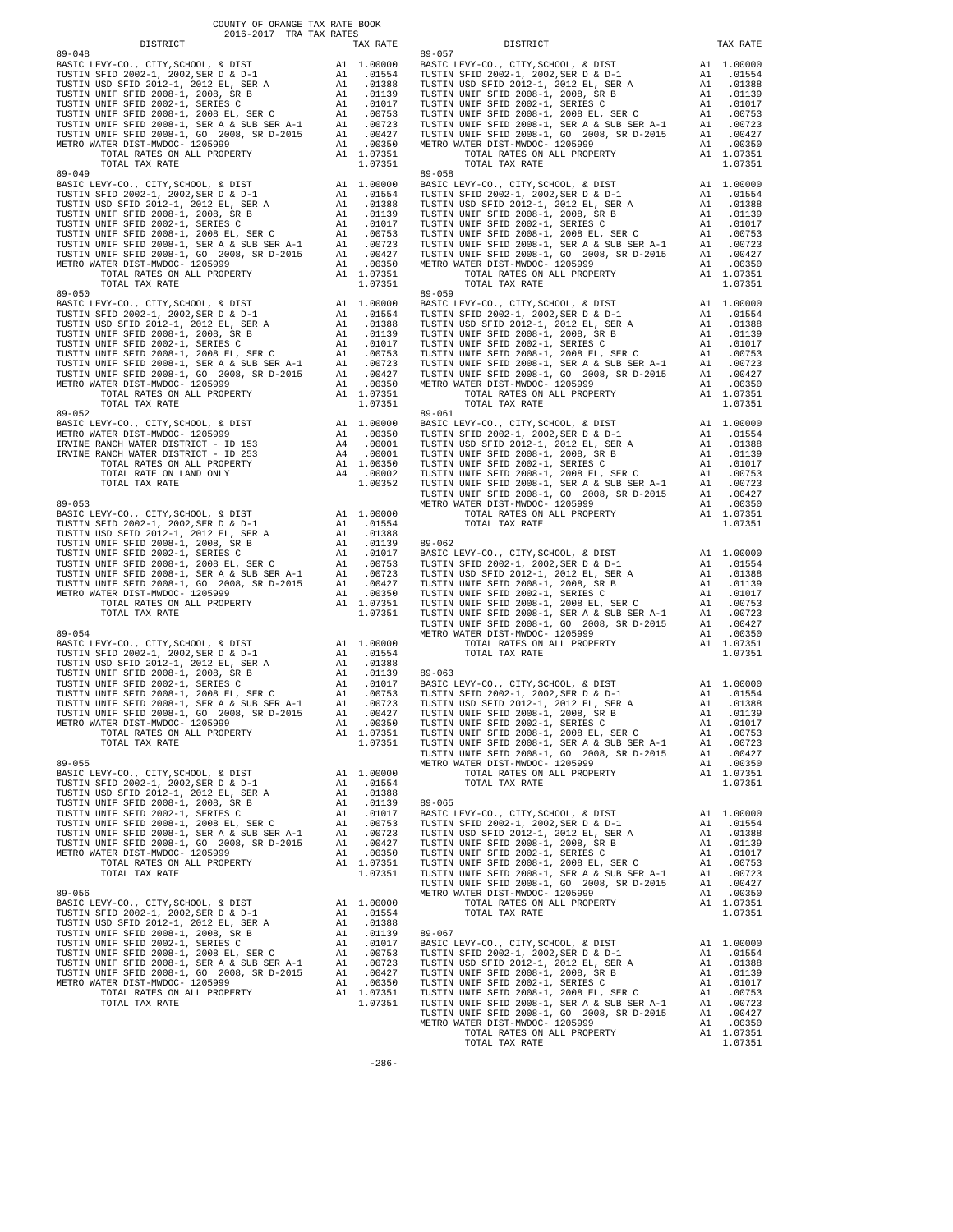COUNTY OF ORANGE TAX RATE BOOK
2016-2017 TRA TAX RATES

| DISTRICT | | TAX RATE |
|---|---|---|
| **89-048** | | |
| BASIC LEVY-CO., CITY,SCHOOL, & DIST | A1 | 1.00000 |
| TUSTIN SFID 2002-1, 2002,SER D & D-1 | A1 | .01554 |
| TUSTIN USD SFID 2012-1, 2012 EL, SER A | A1 | .01388 |
| TUSTIN UNIF SFID 2008-1, 2008, SR B | A1 | .01139 |
| TUSTIN UNIF SFID 2002-1, SERIES C | A1 | .01017 |
| TUSTIN UNIF SFID 2008-1, 2008 EL, SER C | A1 | .00753 |
| TUSTIN UNIF SFID 2008-1, SER A & SUB SER A-1 | A1 | .00723 |
| TUSTIN UNIF SFID 2008-1, GO 2008, SR D-2015 | A1 | .00427 |
| METRO WATER DIST-MWDOC- 1205999 | A1 | .00350 |
| TOTAL RATES ON ALL PROPERTY | A1 | 1.07351 |
| TOTAL TAX RATE | | 1.07351 |
| **89-049** | | |
| BASIC LEVY-CO., CITY,SCHOOL, & DIST | A1 | 1.00000 |
| TUSTIN SFID 2002-1, 2002,SER D & D-1 | A1 | .01554 |
| TUSTIN USD SFID 2012-1, 2012 EL, SER A | A1 | .01388 |
| TUSTIN UNIF SFID 2008-1, 2008, SR B | A1 | .01139 |
| TUSTIN UNIF SFID 2002-1, SERIES C | A1 | .01017 |
| TUSTIN UNIF SFID 2008-1, 2008 EL, SER C | A1 | .00753 |
| TUSTIN UNIF SFID 2008-1, SER A & SUB SER A-1 | A1 | .00723 |
| TUSTIN UNIF SFID 2008-1, GO 2008, SR D-2015 | A1 | .00427 |
| METRO WATER DIST-MWDOC- 1205999 | A1 | .00350 |
| TOTAL RATES ON ALL PROPERTY | A1 | 1.07351 |
| TOTAL TAX RATE | | 1.07351 |
| **89-050** | | |
| BASIC LEVY-CO., CITY,SCHOOL, & DIST | A1 | 1.00000 |
| TUSTIN SFID 2002-1, 2002,SER D & D-1 | A1 | .01554 |
| TUSTIN USD SFID 2012-1, 2012 EL, SER A | A1 | .01388 |
| TUSTIN UNIF SFID 2008-1, 2008, SR B | A1 | .01139 |
| TUSTIN UNIF SFID 2002-1, SERIES C | A1 | .01017 |
| TUSTIN UNIF SFID 2008-1, 2008 EL, SER C | A1 | .00753 |
| TUSTIN UNIF SFID 2008-1, SER A & SUB SER A-1 | A1 | .00723 |
| TUSTIN UNIF SFID 2008-1, GO 2008, SR D-2015 | A1 | .00427 |
| METRO WATER DIST-MWDOC- 1205999 | A1 | .00350 |
| TOTAL RATES ON ALL PROPERTY | A1 | 1.07351 |
| TOTAL TAX RATE | | 1.07351 |
| **89-052** | | |
| BASIC LEVY-CO., CITY,SCHOOL, & DIST | A1 | 1.00000 |
| METRO WATER DIST-MWDOC- 1205999 | A1 | .00350 |
| IRVINE RANCH WATER DISTRICT - ID 153 | A4 | .00001 |
| IRVINE RANCH WATER DISTRICT - ID 253 | A4 | .00001 |
| TOTAL RATES ON ALL PROPERTY | A1 | 1.00350 |
| TOTAL RATE ON LAND ONLY | A4 | .00002 |
| TOTAL TAX RATE | | 1.00352 |
| **89-053** | | |
| BASIC LEVY-CO., CITY,SCHOOL, & DIST | A1 | 1.00000 |
| TUSTIN SFID 2002-1, 2002,SER D & D-1 | A1 | .01554 |
| TUSTIN USD SFID 2012-1, 2012 EL, SER A | A1 | .01388 |
| TUSTIN UNIF SFID 2008-1, 2008, SR B | A1 | .01139 |
| TUSTIN UNIF SFID 2002-1, SERIES C | A1 | .01017 |
| TUSTIN UNIF SFID 2008-1, 2008 EL, SER C | A1 | .00753 |
| TUSTIN UNIF SFID 2008-1, SER A & SUB SER A-1 | A1 | .00723 |
| TUSTIN UNIF SFID 2008-1, GO 2008, SR D-2015 | A1 | .00427 |
| METRO WATER DIST-MWDOC- 1205999 | A1 | .00350 |
| TOTAL RATES ON ALL PROPERTY | A1 | 1.07351 |
| TOTAL TAX RATE | | 1.07351 |
| **89-054** | | |
| BASIC LEVY-CO., CITY,SCHOOL, & DIST | A1 | 1.00000 |
| TUSTIN SFID 2002-1, 2002,SER D & D-1 | A1 | .01554 |
| TUSTIN USD SFID 2012-1, 2012 EL, SER A | A1 | .01388 |
| TUSTIN UNIF SFID 2008-1, 2008, SR B | A1 | .01139 |
| TUSTIN UNIF SFID 2002-1, SERIES C | A1 | .01017 |
| TUSTIN UNIF SFID 2008-1, 2008 EL, SER C | A1 | .00753 |
| TUSTIN UNIF SFID 2008-1, SER A & SUB SER A-1 | A1 | .00723 |
| TUSTIN UNIF SFID 2008-1, GO 2008, SR D-2015 | A1 | .00427 |
| METRO WATER DIST-MWDOC- 1205999 | A1 | .00350 |
| TOTAL RATES ON ALL PROPERTY | A1 | 1.07351 |
| TOTAL TAX RATE | | 1.07351 |
| **89-055** | | |
| BASIC LEVY-CO., CITY,SCHOOL, & DIST | A1 | 1.00000 |
| TUSTIN SFID 2002-1, 2002,SER D & D-1 | A1 | .01554 |
| TUSTIN USD SFID 2012-1, 2012 EL, SER A | A1 | .01388 |
| TUSTIN UNIF SFID 2008-1, 2008, SR B | A1 | .01139 |
| TUSTIN UNIF SFID 2002-1, SERIES C | A1 | .01017 |
| TUSTIN UNIF SFID 2008-1, 2008 EL, SER C | A1 | .00753 |
| TUSTIN UNIF SFID 2008-1, SER A & SUB SER A-1 | A1 | .00723 |
| TUSTIN UNIF SFID 2008-1, GO 2008, SR D-2015 | A1 | .00427 |
| METRO WATER DIST-MWDOC- 1205999 | A1 | .00350 |
| TOTAL RATES ON ALL PROPERTY | A1 | 1.07351 |
| TOTAL TAX RATE | | 1.07351 |
| **89-056** | | |
| BASIC LEVY-CO., CITY,SCHOOL, & DIST | A1 | 1.00000 |
| TUSTIN SFID 2002-1, 2002,SER D & D-1 | A1 | .01554 |
| TUSTIN USD SFID 2012-1, 2012 EL, SER A | A1 | .01388 |
| TUSTIN UNIF SFID 2008-1, 2008, SR B | A1 | .01139 |
| TUSTIN UNIF SFID 2002-1, SERIES C | A1 | .01017 |
| TUSTIN UNIF SFID 2008-1, 2008 EL, SER C | A1 | .00753 |
| TUSTIN UNIF SFID 2008-1, SER A & SUB SER A-1 | A1 | .00723 |
| TUSTIN UNIF SFID 2008-1, GO 2008, SR D-2015 | A1 | .00427 |
| METRO WATER DIST-MWDOC- 1205999 | A1 | .00350 |
| TOTAL RATES ON ALL PROPERTY | A1 | 1.07351 |
| TOTAL TAX RATE | | 1.07351 |
| **89-057** | | |
| BASIC LEVY-CO., CITY,SCHOOL, & DIST | A1 | 1.00000 |
| TUSTIN SFID 2002-1, 2002,SER D & D-1 | A1 | .01554 |
| TUSTIN USD SFID 2012-1, 2012 EL, SER A | A1 | .01388 |
| TUSTIN UNIF SFID 2008-1, 2008, SR B | A1 | .01139 |
| TUSTIN UNIF SFID 2002-1, SERIES C | A1 | .01017 |
| TUSTIN UNIF SFID 2008-1, 2008 EL, SER C | A1 | .00753 |
| TUSTIN UNIF SFID 2008-1, SER A & SUB SER A-1 | A1 | .00723 |
| TUSTIN UNIF SFID 2008-1, GO 2008, SR D-2015 | A1 | .00427 |
| METRO WATER DIST-MWDOC- 1205999 | A1 | .00350 |
| TOTAL RATES ON ALL PROPERTY | A1 | 1.07351 |
| TOTAL TAX RATE | | 1.07351 |
| **89-058** | | |
| BASIC LEVY-CO., CITY,SCHOOL, & DIST | A1 | 1.00000 |
| TUSTIN SFID 2002-1, 2002,SER D & D-1 | A1 | .01554 |
| TUSTIN USD SFID 2012-1, 2012 EL, SER A | A1 | .01388 |
| TUSTIN UNIF SFID 2008-1, 2008, SR B | A1 | .01139 |
| TUSTIN UNIF SFID 2002-1, SERIES C | A1 | .01017 |
| TUSTIN UNIF SFID 2008-1, 2008 EL, SER C | A1 | .00753 |
| TUSTIN UNIF SFID 2008-1, SER A & SUB SER A-1 | A1 | .00723 |
| TUSTIN UNIF SFID 2008-1, GO 2008, SR D-2015 | A1 | .00427 |
| METRO WATER DIST-MWDOC- 1205999 | A1 | .00350 |
| TOTAL RATES ON ALL PROPERTY | A1 | 1.07351 |
| TOTAL TAX RATE | | 1.07351 |
| **89-059** | | |
| BASIC LEVY-CO., CITY,SCHOOL, & DIST | A1 | 1.00000 |
| TUSTIN SFID 2002-1, 2002,SER D & D-1 | A1 | .01554 |
| TUSTIN USD SFID 2012-1, 2012 EL, SER A | A1 | .01388 |
| TUSTIN UNIF SFID 2008-1, 2008, SR B | A1 | .01139 |
| TUSTIN UNIF SFID 2002-1, SERIES C | A1 | .01017 |
| TUSTIN UNIF SFID 2008-1, 2008 EL, SER C | A1 | .00753 |
| TUSTIN UNIF SFID 2008-1, SER A & SUB SER A-1 | A1 | .00723 |
| TUSTIN UNIF SFID 2008-1, GO 2008, SR D-2015 | A1 | .00427 |
| METRO WATER DIST-MWDOC- 1205999 | A1 | .00350 |
| TOTAL RATES ON ALL PROPERTY | A1 | 1.07351 |
| TOTAL TAX RATE | | 1.07351 |
| **89-061** | | |
| BASIC LEVY-CO., CITY,SCHOOL, & DIST | A1 | 1.00000 |
| TUSTIN SFID 2002-1, 2002,SER D & D-1 | A1 | .01554 |
| TUSTIN USD SFID 2012-1, 2012 EL, SER A | A1 | .01388 |
| TUSTIN UNIF SFID 2008-1, 2008, SR B | A1 | .01139 |
| TUSTIN UNIF SFID 2002-1, SERIES C | A1 | .01017 |
| TUSTIN UNIF SFID 2008-1, 2008 EL, SER C | A1 | .00753 |
| TUSTIN UNIF SFID 2008-1, SER A & SUB SER A-1 | A1 | .00723 |
| TUSTIN UNIF SFID 2008-1, GO 2008, SR D-2015 | A1 | .00427 |
| METRO WATER DIST-MWDOC- 1205999 | A1 | .00350 |
| TOTAL RATES ON ALL PROPERTY | A1 | 1.07351 |
| TOTAL TAX RATE | | 1.07351 |
| **89-062** | | |
| BASIC LEVY-CO., CITY,SCHOOL, & DIST | A1 | 1.00000 |
| TUSTIN SFID 2002-1, 2002,SER D & D-1 | A1 | .01554 |
| TUSTIN USD SFID 2012-1, 2012 EL, SER A | A1 | .01388 |
| TUSTIN UNIF SFID 2008-1, 2008, SR B | A1 | .01139 |
| TUSTIN UNIF SFID 2002-1, SERIES C | A1 | .01017 |
| TUSTIN UNIF SFID 2008-1, 2008 EL, SER C | A1 | .00753 |
| TUSTIN UNIF SFID 2008-1, SER A & SUB SER A-1 | A1 | .00723 |
| TUSTIN UNIF SFID 2008-1, GO 2008, SR D-2015 | A1 | .00427 |
| METRO WATER DIST-MWDOC- 1205999 | A1 | .00350 |
| TOTAL RATES ON ALL PROPERTY | A1 | 1.07351 |
| TOTAL TAX RATE | | 1.07351 |
| **89-063** | | |
| BASIC LEVY-CO., CITY,SCHOOL, & DIST | A1 | 1.00000 |
| TUSTIN SFID 2002-1, 2002,SER D & D-1 | A1 | .01554 |
| TUSTIN USD SFID 2012-1, 2012 EL, SER A | A1 | .01388 |
| TUSTIN UNIF SFID 2008-1, 2008, SR B | A1 | .01139 |
| TUSTIN UNIF SFID 2002-1, SERIES C | A1 | .01017 |
| TUSTIN UNIF SFID 2008-1, 2008 EL, SER C | A1 | .00753 |
| TUSTIN UNIF SFID 2008-1, SER A & SUB SER A-1 | A1 | .00723 |
| TUSTIN UNIF SFID 2008-1, GO 2008, SR D-2015 | A1 | .00427 |
| METRO WATER DIST-MWDOC- 1205999 | A1 | .00350 |
| TOTAL RATES ON ALL PROPERTY | A1 | 1.07351 |
| TOTAL TAX RATE | | 1.07351 |
| **89-065** | | |
| BASIC LEVY-CO., CITY,SCHOOL, & DIST | A1 | 1.00000 |
| TUSTIN SFID 2002-1, 2002,SER D & D-1 | A1 | .01554 |
| TUSTIN USD SFID 2012-1, 2012 EL, SER A | A1 | .01388 |
| TUSTIN UNIF SFID 2008-1, 2008, SR B | A1 | .01139 |
| TUSTIN UNIF SFID 2002-1, SERIES C | A1 | .01017 |
| TUSTIN UNIF SFID 2008-1, 2008 EL, SER C | A1 | .00753 |
| TUSTIN UNIF SFID 2008-1, SER A & SUB SER A-1 | A1 | .00723 |
| TUSTIN UNIF SFID 2008-1, GO 2008, SR D-2015 | A1 | .00427 |
| METRO WATER DIST-MWDOC- 1205999 | A1 | .00350 |
| TOTAL RATES ON ALL PROPERTY | A1 | 1.07351 |
| TOTAL TAX RATE | | 1.07351 |
| **89-067** | | |
| BASIC LEVY-CO., CITY,SCHOOL, & DIST | A1 | 1.00000 |
| TUSTIN SFID 2002-1, 2002,SER D & D-1 | A1 | .01554 |
| TUSTIN USD SFID 2012-1, 2012 EL, SER A | A1 | .01388 |
| TUSTIN UNIF SFID 2008-1, 2008, SR B | A1 | .01139 |
| TUSTIN UNIF SFID 2002-1, SERIES C | A1 | .01017 |
| TUSTIN UNIF SFID 2008-1, 2008 EL, SER C | A1 | .00753 |
| TUSTIN UNIF SFID 2008-1, SER A & SUB SER A-1 | A1 | .00723 |
| TUSTIN UNIF SFID 2008-1, GO 2008, SR D-2015 | A1 | .00427 |
| METRO WATER DIST-MWDOC- 1205999 | A1 | .00350 |
| TOTAL RATES ON ALL PROPERTY | A1 | 1.07351 |
| TOTAL TAX RATE | | 1.07351 |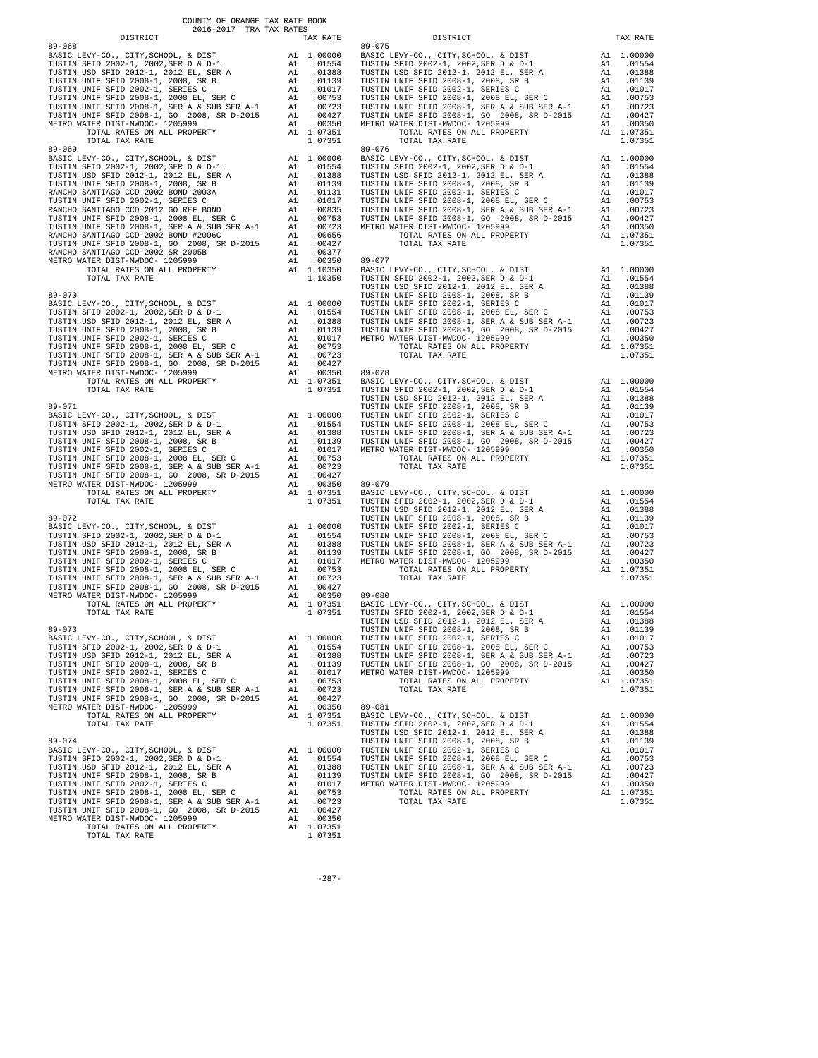COUNTY OF ORANGE TAX RATE BOOK
2016-2017 TRA TAX RATES

| DISTRICT | | TAX RATE |
|---|---|---|
| **89-068** | | |
| BASIC LEVY-CO., CITY,SCHOOL, & DIST | A1 | 1.00000 |
| TUSTIN SFID 2002-1, 2002,SER D & D-1 | A1 | .01554 |
| TUSTIN USD SFID 2012-1, 2012 EL, SER A | A1 | .01388 |
| TUSTIN UNIF SFID 2008-1, 2008, SR B | A1 | .01139 |
| TUSTIN UNIF SFID 2002-1, SERIES C | A1 | .01017 |
| TUSTIN UNIF SFID 2008-1, 2008 EL, SER C | A1 | .00753 |
| TUSTIN UNIF SFID 2008-1, SER A & SUB SER A-1 | A1 | .00723 |
| TUSTIN UNIF SFID 2008-1, GO 2008, SR D-2015 | A1 | .00427 |
| METRO WATER DIST-MWDOC- 1205999 | A1 | .00350 |
| TOTAL RATES ON ALL PROPERTY | A1 | 1.07351 |
| TOTAL TAX RATE | | 1.07351 |
| **89-069** | | |
| BASIC LEVY-CO., CITY,SCHOOL, & DIST | A1 | 1.00000 |
| TUSTIN SFID 2002-1, 2002,SER D & D-1 | A1 | .01554 |
| TUSTIN USD SFID 2012-1, 2012 EL, SER A | A1 | .01388 |
| TUSTIN UNIF SFID 2008-1, 2008, SR B | A1 | .01139 |
| RANCHO SANTIAGO CCD 2002 BOND 2003A | A1 | .01131 |
| TUSTIN UNIF SFID 2002-1, SERIES C | A1 | .01017 |
| RANCHO SANTIAGO CCD 2012 GO REF BOND | A1 | .00835 |
| TUSTIN UNIF SFID 2008-1, 2008 EL, SER C | A1 | .00753 |
| TUSTIN UNIF SFID 2008-1, SER A & SUB SER A-1 | A1 | .00723 |
| RANCHO SANTIAGO CCD 2002 BOND #2006C | A1 | .00656 |
| TUSTIN UNIF SFID 2008-1, GO 2008, SR D-2015 | A1 | .00427 |
| RANCHO SANTIAGO CCD 2002 SR 2005B | A1 | .00377 |
| METRO WATER DIST-MWDOC- 1205999 | A1 | .00350 |
| TOTAL RATES ON ALL PROPERTY | A1 | 1.10350 |
| TOTAL TAX RATE | | 1.10350 |
| **89-070** | | |
| BASIC LEVY-CO., CITY,SCHOOL, & DIST | A1 | 1.00000 |
| TUSTIN SFID 2002-1, 2002,SER D & D-1 | A1 | .01554 |
| TUSTIN USD SFID 2012-1, 2012 EL, SER A | A1 | .01388 |
| TUSTIN UNIF SFID 2008-1, 2008, SR B | A1 | .01139 |
| TUSTIN UNIF SFID 2002-1, SERIES C | A1 | .01017 |
| TUSTIN UNIF SFID 2008-1, 2008 EL, SER C | A1 | .00753 |
| TUSTIN UNIF SFID 2008-1, SER A & SUB SER A-1 | A1 | .00723 |
| TUSTIN UNIF SFID 2008-1, GO 2008, SR D-2015 | A1 | .00427 |
| METRO WATER DIST-MWDOC- 1205999 | A1 | .00350 |
| TOTAL RATES ON ALL PROPERTY | A1 | 1.07351 |
| TOTAL TAX RATE | | 1.07351 |
| **89-071** | | |
| BASIC LEVY-CO., CITY,SCHOOL, & DIST | A1 | 1.00000 |
| TUSTIN SFID 2002-1, 2002,SER D & D-1 | A1 | .01554 |
| TUSTIN USD SFID 2012-1, 2012 EL, SER A | A1 | .01388 |
| TUSTIN UNIF SFID 2008-1, 2008, SR B | A1 | .01139 |
| TUSTIN UNIF SFID 2002-1, SERIES C | A1 | .01017 |
| TUSTIN UNIF SFID 2008-1, 2008 EL, SER C | A1 | .00753 |
| TUSTIN UNIF SFID 2008-1, SER A & SUB SER A-1 | A1 | .00723 |
| TUSTIN UNIF SFID 2008-1, GO 2008, SR D-2015 | A1 | .00427 |
| METRO WATER DIST-MWDOC- 1205999 | A1 | .00350 |
| TOTAL RATES ON ALL PROPERTY | A1 | 1.07351 |
| TOTAL TAX RATE | | 1.07351 |
| **89-072** | | |
| BASIC LEVY-CO., CITY,SCHOOL, & DIST | A1 | 1.00000 |
| TUSTIN SFID 2002-1, 2002,SER D & D-1 | A1 | .01554 |
| TUSTIN USD SFID 2012-1, 2012 EL, SER A | A1 | .01388 |
| TUSTIN UNIF SFID 2008-1, 2008, SR B | A1 | .01139 |
| TUSTIN UNIF SFID 2002-1, SERIES C | A1 | .01017 |
| TUSTIN UNIF SFID 2008-1, 2008 EL, SER C | A1 | .00753 |
| TUSTIN UNIF SFID 2008-1, SER A & SUB SER A-1 | A1 | .00723 |
| TUSTIN UNIF SFID 2008-1, GO 2008, SR D-2015 | A1 | .00427 |
| METRO WATER DIST-MWDOC- 1205999 | A1 | .00350 |
| TOTAL RATES ON ALL PROPERTY | A1 | 1.07351 |
| TOTAL TAX RATE | | 1.07351 |
| **89-073** | | |
| BASIC LEVY-CO., CITY,SCHOOL, & DIST | A1 | 1.00000 |
| TUSTIN SFID 2002-1, 2002,SER D & D-1 | A1 | .01554 |
| TUSTIN USD SFID 2012-1, 2012 EL, SER A | A1 | .01388 |
| TUSTIN UNIF SFID 2008-1, 2008, SR B | A1 | .01139 |
| TUSTIN UNIF SFID 2002-1, SERIES C | A1 | .01017 |
| TUSTIN UNIF SFID 2008-1, 2008 EL, SER C | A1 | .00753 |
| TUSTIN UNIF SFID 2008-1, SER A & SUB SER A-1 | A1 | .00723 |
| TUSTIN UNIF SFID 2008-1, GO 2008, SR D-2015 | A1 | .00427 |
| METRO WATER DIST-MWDOC- 1205999 | A1 | .00350 |
| TOTAL RATES ON ALL PROPERTY | A1 | 1.07351 |
| TOTAL TAX RATE | | 1.07351 |
| **89-074** | | |
| BASIC LEVY-CO., CITY,SCHOOL, & DIST | A1 | 1.00000 |
| TUSTIN SFID 2002-1, 2002,SER D & D-1 | A1 | .01554 |
| TUSTIN USD SFID 2012-1, 2012 EL, SER A | A1 | .01388 |
| TUSTIN UNIF SFID 2008-1, 2008, SR B | A1 | .01139 |
| TUSTIN UNIF SFID 2002-1, SERIES C | A1 | .01017 |
| TUSTIN UNIF SFID 2008-1, 2008 EL, SER C | A1 | .00753 |
| TUSTIN UNIF SFID 2008-1, SER A & SUB SER A-1 | A1 | .00723 |
| TUSTIN UNIF SFID 2008-1, GO 2008, SR D-2015 | A1 | .00427 |
| METRO WATER DIST-MWDOC- 1205999 | A1 | .00350 |
| TOTAL RATES ON ALL PROPERTY | A1 | 1.07351 |
| TOTAL TAX RATE | | 1.07351 |
| **89-075** | | |
| BASIC LEVY-CO., CITY,SCHOOL, & DIST | A1 | 1.00000 |
| TUSTIN SFID 2002-1, 2002,SER D & D-1 | A1 | .01554 |
| TUSTIN USD SFID 2012-1, 2012 EL, SER A | A1 | .01388 |
| TUSTIN UNIF SFID 2008-1, 2008, SR B | A1 | .01139 |
| TUSTIN UNIF SFID 2002-1, SERIES C | A1 | .01017 |
| TUSTIN UNIF SFID 2008-1, 2008 EL, SER C | A1 | .00753 |
| TUSTIN UNIF SFID 2008-1, SER A & SUB SER A-1 | A1 | .00723 |
| TUSTIN UNIF SFID 2008-1, GO 2008, SR D-2015 | A1 | .00427 |
| METRO WATER DIST-MWDOC- 1205999 | A1 | .00350 |
| TOTAL RATES ON ALL PROPERTY | A1 | 1.07351 |
| TOTAL TAX RATE | | 1.07351 |
| **89-076** | | |
| BASIC LEVY-CO., CITY,SCHOOL, & DIST | A1 | 1.00000 |
| TUSTIN SFID 2002-1, 2002,SER D & D-1 | A1 | .01554 |
| TUSTIN USD SFID 2012-1, 2012 EL, SER A | A1 | .01388 |
| TUSTIN UNIF SFID 2008-1, 2008, SR B | A1 | .01139 |
| TUSTIN UNIF SFID 2002-1, SERIES C | A1 | .01017 |
| TUSTIN UNIF SFID 2008-1, 2008 EL, SER C | A1 | .00753 |
| TUSTIN UNIF SFID 2008-1, SER A & SUB SER A-1 | A1 | .00723 |
| TUSTIN UNIF SFID 2008-1, GO 2008, SR D-2015 | A1 | .00427 |
| METRO WATER DIST-MWDOC- 1205999 | A1 | .00350 |
| TOTAL RATES ON ALL PROPERTY | A1 | 1.07351 |
| TOTAL TAX RATE | | 1.07351 |
| **89-077** | | |
| BASIC LEVY-CO., CITY,SCHOOL, & DIST | A1 | 1.00000 |
| TUSTIN SFID 2002-1, 2002,SER D & D-1 | A1 | .01554 |
| TUSTIN USD SFID 2012-1, 2012 EL, SER A | A1 | .01388 |
| TUSTIN UNIF SFID 2008-1, 2008, SR B | A1 | .01139 |
| TUSTIN UNIF SFID 2002-1, SERIES C | A1 | .01017 |
| TUSTIN UNIF SFID 2008-1, 2008 EL, SER C | A1 | .00753 |
| TUSTIN UNIF SFID 2008-1, SER A & SUB SER A-1 | A1 | .00723 |
| TUSTIN UNIF SFID 2008-1, GO 2008, SR D-2015 | A1 | .00427 |
| METRO WATER DIST-MWDOC- 1205999 | A1 | .00350 |
| TOTAL RATES ON ALL PROPERTY | A1 | 1.07351 |
| TOTAL TAX RATE | | 1.07351 |
| **89-078** | | |
| BASIC LEVY-CO., CITY,SCHOOL, & DIST | A1 | 1.00000 |
| TUSTIN SFID 2002-1, 2002,SER D & D-1 | A1 | .01554 |
| TUSTIN USD SFID 2012-1, 2012 EL, SER A | A1 | .01388 |
| TUSTIN UNIF SFID 2008-1, 2008, SR B | A1 | .01139 |
| TUSTIN UNIF SFID 2002-1, SERIES C | A1 | .01017 |
| TUSTIN UNIF SFID 2008-1, 2008 EL, SER C | A1 | .00753 |
| TUSTIN UNIF SFID 2008-1, SER A & SUB SER A-1 | A1 | .00723 |
| TUSTIN UNIF SFID 2008-1, GO 2008, SR D-2015 | A1 | .00427 |
| METRO WATER DIST-MWDOC- 1205999 | A1 | .00350 |
| TOTAL RATES ON ALL PROPERTY | A1 | 1.07351 |
| TOTAL TAX RATE | | 1.07351 |
| **89-079** | | |
| BASIC LEVY-CO., CITY,SCHOOL, & DIST | A1 | 1.00000 |
| TUSTIN SFID 2002-1, 2002,SER D & D-1 | A1 | .01554 |
| TUSTIN USD SFID 2012-1, 2012 EL, SER A | A1 | .01388 |
| TUSTIN UNIF SFID 2008-1, 2008, SR B | A1 | .01139 |
| TUSTIN UNIF SFID 2002-1, SERIES C | A1 | .01017 |
| TUSTIN UNIF SFID 2008-1, 2008 EL, SER C | A1 | .00753 |
| TUSTIN UNIF SFID 2008-1, SER A & SUB SER A-1 | A1 | .00723 |
| TUSTIN UNIF SFID 2008-1, GO 2008, SR D-2015 | A1 | .00427 |
| METRO WATER DIST-MWDOC- 1205999 | A1 | .00350 |
| TOTAL RATES ON ALL PROPERTY | A1 | 1.07351 |
| TOTAL TAX RATE | | 1.07351 |
| **89-080** | | |
| BASIC LEVY-CO., CITY,SCHOOL, & DIST | A1 | 1.00000 |
| TUSTIN SFID 2002-1, 2002,SER D & D-1 | A1 | .01554 |
| TUSTIN USD SFID 2012-1, 2012 EL, SER A | A1 | .01388 |
| TUSTIN UNIF SFID 2008-1, 2008, SR B | A1 | .01139 |
| TUSTIN UNIF SFID 2002-1, SERIES C | A1 | .01017 |
| TUSTIN UNIF SFID 2008-1, 2008 EL, SER C | A1 | .00753 |
| TUSTIN UNIF SFID 2008-1, SER A & SUB SER A-1 | A1 | .00723 |
| TUSTIN UNIF SFID 2008-1, GO 2008, SR D-2015 | A1 | .00427 |
| METRO WATER DIST-MWDOC- 1205999 | A1 | .00350 |
| TOTAL RATES ON ALL PROPERTY | A1 | 1.07351 |
| TOTAL TAX RATE | | 1.07351 |
| **89-081** | | |
| BASIC LEVY-CO., CITY,SCHOOL, & DIST | A1 | 1.00000 |
| TUSTIN SFID 2002-1, 2002,SER D & D-1 | A1 | .01554 |
| TUSTIN USD SFID 2012-1, 2012 EL, SER A | A1 | .01388 |
| TUSTIN UNIF SFID 2008-1, 2008, SR B | A1 | .01139 |
| TUSTIN UNIF SFID 2002-1, SERIES C | A1 | .01017 |
| TUSTIN UNIF SFID 2008-1, 2008 EL, SER C | A1 | .00753 |
| TUSTIN UNIF SFID 2008-1, SER A & SUB SER A-1 | A1 | .00723 |
| TUSTIN UNIF SFID 2008-1, GO 2008, SR D-2015 | A1 | .00427 |
| METRO WATER DIST-MWDOC- 1205999 | A1 | .00350 |
| TOTAL RATES ON ALL PROPERTY | A1 | 1.07351 |
| TOTAL TAX RATE | | 1.07351 |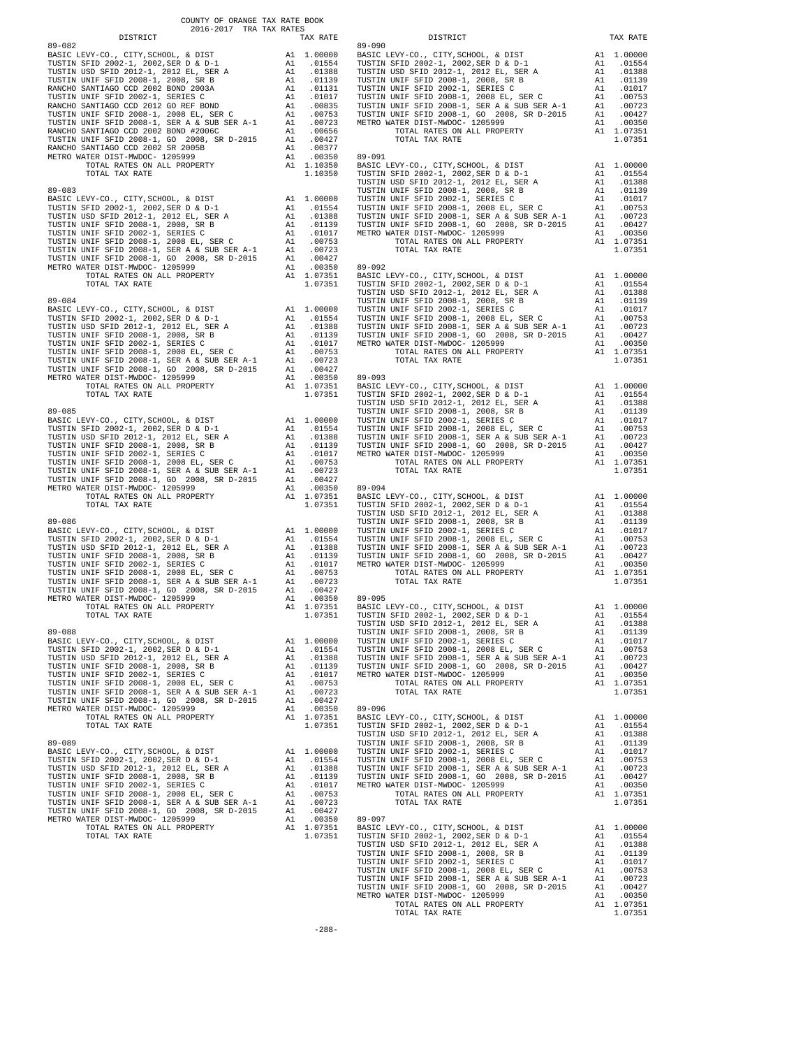COUNTY OF ORANGE TAX RATE BOOK
2016-2017 TRA TAX RATES

| DISTRICT | | TAX RATE |
|---|---|---|
| **89-082** | | |
| BASIC LEVY-CO., CITY,SCHOOL, & DIST | A1 | 1.00000 |
| TUSTIN SFID 2002-1, 2002,SER D & D-1 | A1 | .01554 |
| TUSTIN USD SFID 2012-1, 2012 EL, SER A | A1 | .01388 |
| TUSTIN UNIF SFID 2008-1, 2008, SR B | A1 | .01139 |
| RANCHO SANTIAGO CCD 2002 BOND 2003A | A1 | .01131 |
| TUSTIN UNIF SFID 2002-1, SERIES C | A1 | .01017 |
| RANCHO SANTIAGO CCD 2012 GO REF BOND | A1 | .00835 |
| TUSTIN UNIF SFID 2008-1, 2008 EL, SER C | A1 | .00753 |
| TUSTIN UNIF SFID 2008-1, SER A & SUB SER A-1 | A1 | .00723 |
| RANCHO SANTIAGO CCD 2002 BOND #2006C | A1 | .00656 |
| TUSTIN UNIF SFID 2008-1, GO 2008, SR D-2015 | A1 | .00427 |
| RANCHO SANTIAGO CCD 2002 SR 2005B | A1 | .00377 |
| METRO WATER DIST-MWDOC- 1205999 | A1 | .00350 |
| TOTAL RATES ON ALL PROPERTY | A1 | 1.10350 |
| TOTAL TAX RATE | | 1.10350 |
| **89-083** | | |
| BASIC LEVY-CO., CITY,SCHOOL, & DIST | A1 | 1.00000 |
| TUSTIN SFID 2002-1, 2002,SER D & D-1 | A1 | .01554 |
| TUSTIN USD SFID 2012-1, 2012 EL, SER A | A1 | .01388 |
| TUSTIN UNIF SFID 2008-1, 2008, SR B | A1 | .01139 |
| TUSTIN UNIF SFID 2002-1, SERIES C | A1 | .01017 |
| TUSTIN UNIF SFID 2008-1, 2008 EL, SER C | A1 | .00753 |
| TUSTIN UNIF SFID 2008-1, SER A & SUB SER A-1 | A1 | .00723 |
| TUSTIN UNIF SFID 2008-1, GO 2008, SR D-2015 | A1 | .00427 |
| METRO WATER DIST-MWDOC- 1205999 | A1 | .00350 |
| TOTAL RATES ON ALL PROPERTY | A1 | 1.07351 |
| TOTAL TAX RATE | | 1.07351 |
| **89-084** | | |
| BASIC LEVY-CO., CITY,SCHOOL, & DIST | A1 | 1.00000 |
| TUSTIN SFID 2002-1, 2002,SER D & D-1 | A1 | .01554 |
| TUSTIN USD SFID 2012-1, 2012 EL, SER A | A1 | .01388 |
| TUSTIN UNIF SFID 2008-1, 2008, SR B | A1 | .01139 |
| TUSTIN UNIF SFID 2002-1, SERIES C | A1 | .01017 |
| TUSTIN UNIF SFID 2008-1, 2008 EL, SER C | A1 | .00753 |
| TUSTIN UNIF SFID 2008-1, SER A & SUB SER A-1 | A1 | .00723 |
| TUSTIN UNIF SFID 2008-1, GO 2008, SR D-2015 | A1 | .00427 |
| METRO WATER DIST-MWDOC- 1205999 | A1 | .00350 |
| TOTAL RATES ON ALL PROPERTY | A1 | 1.07351 |
| TOTAL TAX RATE | | 1.07351 |
| **89-085** | | |
| BASIC LEVY-CO., CITY,SCHOOL, & DIST | A1 | 1.00000 |
| TUSTIN SFID 2002-1, 2002,SER D & D-1 | A1 | .01554 |
| TUSTIN USD SFID 2012-1, 2012 EL, SER A | A1 | .01388 |
| TUSTIN UNIF SFID 2008-1, 2008, SR B | A1 | .01139 |
| TUSTIN UNIF SFID 2002-1, SERIES C | A1 | .01017 |
| TUSTIN UNIF SFID 2008-1, 2008 EL, SER C | A1 | .00753 |
| TUSTIN UNIF SFID 2008-1, SER A & SUB SER A-1 | A1 | .00723 |
| TUSTIN UNIF SFID 2008-1, GO 2008, SR D-2015 | A1 | .00427 |
| METRO WATER DIST-MWDOC- 1205999 | A1 | .00350 |
| TOTAL RATES ON ALL PROPERTY | A1 | 1.07351 |
| TOTAL TAX RATE | | 1.07351 |
| **89-086** | | |
| BASIC LEVY-CO., CITY,SCHOOL, & DIST | A1 | 1.00000 |
| TUSTIN SFID 2002-1, 2002,SER D & D-1 | A1 | .01554 |
| TUSTIN USD SFID 2012-1, 2012 EL, SER A | A1 | .01388 |
| TUSTIN UNIF SFID 2008-1, 2008, SR B | A1 | .01139 |
| TUSTIN UNIF SFID 2002-1, SERIES C | A1 | .01017 |
| TUSTIN UNIF SFID 2008-1, 2008 EL, SER C | A1 | .00753 |
| TUSTIN UNIF SFID 2008-1, SER A & SUB SER A-1 | A1 | .00723 |
| TUSTIN UNIF SFID 2008-1, GO 2008, SR D-2015 | A1 | .00427 |
| METRO WATER DIST-MWDOC- 1205999 | A1 | .00350 |
| TOTAL RATES ON ALL PROPERTY | A1 | 1.07351 |
| TOTAL TAX RATE | | 1.07351 |
| **89-088** | | |
| BASIC LEVY-CO., CITY,SCHOOL, & DIST | A1 | 1.00000 |
| TUSTIN SFID 2002-1, 2002,SER D & D-1 | A1 | .01554 |
| TUSTIN USD SFID 2012-1, 2012 EL, SER A | A1 | .01388 |
| TUSTIN UNIF SFID 2008-1, 2008, SR B | A1 | .01139 |
| TUSTIN UNIF SFID 2002-1, SERIES C | A1 | .01017 |
| TUSTIN UNIF SFID 2008-1, 2008 EL, SER C | A1 | .00753 |
| TUSTIN UNIF SFID 2008-1, SER A & SUB SER A-1 | A1 | .00723 |
| TUSTIN UNIF SFID 2008-1, GO 2008, SR D-2015 | A1 | .00427 |
| METRO WATER DIST-MWDOC- 1205999 | A1 | .00350 |
| TOTAL RATES ON ALL PROPERTY | A1 | 1.07351 |
| TOTAL TAX RATE | | 1.07351 |
| **89-089** | | |
| BASIC LEVY-CO., CITY,SCHOOL, & DIST | A1 | 1.00000 |
| TUSTIN SFID 2002-1, 2002,SER D & D-1 | A1 | .01554 |
| TUSTIN USD SFID 2012-1, 2012 EL, SER A | A1 | .01388 |
| TUSTIN UNIF SFID 2008-1, 2008, SR B | A1 | .01139 |
| TUSTIN UNIF SFID 2002-1, SERIES C | A1 | .01017 |
| TUSTIN UNIF SFID 2008-1, 2008 EL, SER C | A1 | .00753 |
| TUSTIN UNIF SFID 2008-1, SER A & SUB SER A-1 | A1 | .00723 |
| TUSTIN UNIF SFID 2008-1, GO 2008, SR D-2015 | A1 | .00427 |
| METRO WATER DIST-MWDOC- 1205999 | A1 | .00350 |
| TOTAL RATES ON ALL PROPERTY | A1 | 1.07351 |
| TOTAL TAX RATE | | 1.07351 |
| **89-090** | | |
| BASIC LEVY-CO., CITY,SCHOOL, & DIST | A1 | 1.00000 |
| TUSTIN SFID 2002-1, 2002,SER D & D-1 | A1 | .01554 |
| TUSTIN USD SFID 2012-1, 2012 EL, SER A | A1 | .01388 |
| TUSTIN UNIF SFID 2008-1, 2008, SR B | A1 | .01139 |
| TUSTIN UNIF SFID 2002-1, SERIES C | A1 | .01017 |
| TUSTIN UNIF SFID 2008-1, 2008 EL, SER C | A1 | .00753 |
| TUSTIN UNIF SFID 2008-1, SER A & SUB SER A-1 | A1 | .00723 |
| TUSTIN UNIF SFID 2008-1, GO 2008, SR D-2015 | A1 | .00427 |
| METRO WATER DIST-MWDOC- 1205999 | A1 | .00350 |
| TOTAL RATES ON ALL PROPERTY | A1 | 1.07351 |
| TOTAL TAX RATE | | 1.07351 |
| **89-091** | | |
| BASIC LEVY-CO., CITY,SCHOOL, & DIST | A1 | 1.00000 |
| TUSTIN SFID 2002-1, 2002,SER D & D-1 | A1 | .01554 |
| TUSTIN USD SFID 2012-1, 2012 EL, SER A | A1 | .01388 |
| TUSTIN UNIF SFID 2008-1, 2008, SR B | A1 | .01139 |
| TUSTIN UNIF SFID 2002-1, SERIES C | A1 | .01017 |
| TUSTIN UNIF SFID 2008-1, 2008 EL, SER C | A1 | .00753 |
| TUSTIN UNIF SFID 2008-1, SER A & SUB SER A-1 | A1 | .00723 |
| TUSTIN UNIF SFID 2008-1, GO 2008, SR D-2015 | A1 | .00427 |
| METRO WATER DIST-MWDOC- 1205999 | A1 | .00350 |
| TOTAL RATES ON ALL PROPERTY | A1 | 1.07351 |
| TOTAL TAX RATE | | 1.07351 |
| **89-092** | | |
| BASIC LEVY-CO., CITY,SCHOOL, & DIST | A1 | 1.00000 |
| TUSTIN SFID 2002-1, 2002,SER D & D-1 | A1 | .01554 |
| TUSTIN USD SFID 2012-1, 2012 EL, SER A | A1 | .01388 |
| TUSTIN UNIF SFID 2008-1, 2008, SR B | A1 | .01139 |
| TUSTIN UNIF SFID 2002-1, SERIES C | A1 | .01017 |
| TUSTIN UNIF SFID 2008-1, 2008 EL, SER C | A1 | .00753 |
| TUSTIN UNIF SFID 2008-1, SER A & SUB SER A-1 | A1 | .00723 |
| TUSTIN UNIF SFID 2008-1, GO 2008, SR D-2015 | A1 | .00427 |
| METRO WATER DIST-MWDOC- 1205999 | A1 | .00350 |
| TOTAL RATES ON ALL PROPERTY | A1 | 1.07351 |
| TOTAL TAX RATE | | 1.07351 |
| **89-093** | | |
| BASIC LEVY-CO., CITY,SCHOOL, & DIST | A1 | 1.00000 |
| TUSTIN SFID 2002-1, 2002,SER D & D-1 | A1 | .01554 |
| TUSTIN USD SFID 2012-1, 2012 EL, SER A | A1 | .01388 |
| TUSTIN UNIF SFID 2008-1, 2008, SR B | A1 | .01139 |
| TUSTIN UNIF SFID 2002-1, SERIES C | A1 | .01017 |
| TUSTIN UNIF SFID 2008-1, 2008 EL, SER C | A1 | .00753 |
| TUSTIN UNIF SFID 2008-1, SER A & SUB SER A-1 | A1 | .00723 |
| TUSTIN UNIF SFID 2008-1, GO 2008, SR D-2015 | A1 | .00427 |
| METRO WATER DIST-MWDOC- 1205999 | A1 | .00350 |
| TOTAL RATES ON ALL PROPERTY | A1 | 1.07351 |
| TOTAL TAX RATE | | 1.07351 |
| **89-094** | | |
| BASIC LEVY-CO., CITY,SCHOOL, & DIST | A1 | 1.00000 |
| TUSTIN SFID 2002-1, 2002,SER D & D-1 | A1 | .01554 |
| TUSTIN USD SFID 2012-1, 2012 EL, SER A | A1 | .01388 |
| TUSTIN UNIF SFID 2008-1, 2008, SR B | A1 | .01139 |
| TUSTIN UNIF SFID 2002-1, SERIES C | A1 | .01017 |
| TUSTIN UNIF SFID 2008-1, 2008 EL, SER C | A1 | .00753 |
| TUSTIN UNIF SFID 2008-1, SER A & SUB SER A-1 | A1 | .00723 |
| TUSTIN UNIF SFID 2008-1, GO 2008, SR D-2015 | A1 | .00427 |
| METRO WATER DIST-MWDOC- 1205999 | A1 | .00350 |
| TOTAL RATES ON ALL PROPERTY | A1 | 1.07351 |
| TOTAL TAX RATE | | 1.07351 |
| **89-095** | | |
| BASIC LEVY-CO., CITY,SCHOOL, & DIST | A1 | 1.00000 |
| TUSTIN SFID 2002-1, 2002,SER D & D-1 | A1 | .01554 |
| TUSTIN USD SFID 2012-1, 2012 EL, SER A | A1 | .01388 |
| TUSTIN UNIF SFID 2008-1, 2008, SR B | A1 | .01139 |
| TUSTIN UNIF SFID 2002-1, SERIES C | A1 | .01017 |
| TUSTIN UNIF SFID 2008-1, 2008 EL, SER C | A1 | .00753 |
| TUSTIN UNIF SFID 2008-1, SER A & SUB SER A-1 | A1 | .00723 |
| TUSTIN UNIF SFID 2008-1, GO 2008, SR D-2015 | A1 | .00427 |
| METRO WATER DIST-MWDOC- 1205999 | A1 | .00350 |
| TOTAL RATES ON ALL PROPERTY | A1 | 1.07351 |
| TOTAL TAX RATE | | 1.07351 |
| **89-096** | | |
| BASIC LEVY-CO., CITY,SCHOOL, & DIST | A1 | 1.00000 |
| TUSTIN SFID 2002-1, 2002,SER D & D-1 | A1 | .01554 |
| TUSTIN USD SFID 2012-1, 2012 EL, SER A | A1 | .01388 |
| TUSTIN UNIF SFID 2008-1, 2008, SR B | A1 | .01139 |
| TUSTIN UNIF SFID 2002-1, SERIES C | A1 | .01017 |
| TUSTIN UNIF SFID 2008-1, 2008 EL, SER C | A1 | .00753 |
| TUSTIN UNIF SFID 2008-1, SER A & SUB SER A-1 | A1 | .00723 |
| TUSTIN UNIF SFID 2008-1, GO 2008, SR D-2015 | A1 | .00427 |
| METRO WATER DIST-MWDOC- 1205999 | A1 | .00350 |
| TOTAL RATES ON ALL PROPERTY | A1 | 1.07351 |
| TOTAL TAX RATE | | 1.07351 |
| **89-097** | | |
| BASIC LEVY-CO., CITY,SCHOOL, & DIST | A1 | 1.00000 |
| TUSTIN SFID 2002-1, 2002,SER D & D-1 | A1 | .01554 |
| TUSTIN USD SFID 2012-1, 2012 EL, SER A | A1 | .01388 |
| TUSTIN UNIF SFID 2008-1, 2008, SR B | A1 | .01139 |
| TUSTIN UNIF SFID 2002-1, SERIES C | A1 | .01017 |
| TUSTIN UNIF SFID 2008-1, 2008 EL, SER C | A1 | .00753 |
| TUSTIN UNIF SFID 2008-1, SER A & SUB SER A-1 | A1 | .00723 |
| TUSTIN UNIF SFID 2008-1, GO 2008, SR D-2015 | A1 | .00427 |
| METRO WATER DIST-MWDOC- 1205999 | A1 | .00350 |
| TOTAL RATES ON ALL PROPERTY | A1 | 1.07351 |
| TOTAL TAX RATE | | 1.07351 |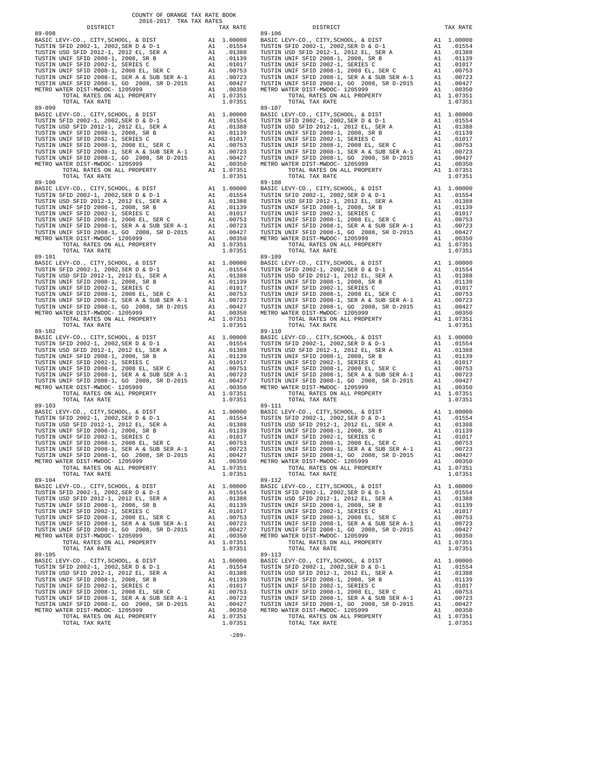COUNTY OF ORANGE TAX RATE BOOK
2016-2017 TRA TAX RATES

| DISTRICT | | TAX RATE |
|---|---|---|
| **89-098** | | |
| BASIC LEVY-CO., CITY,SCHOOL, & DIST | A1 | 1.00000 |
| TUSTIN SFID 2002-1, 2002,SER D & D-1 | A1 | .01554 |
| TUSTIN USD SFID 2012-1, 2012 EL, SER A | A1 | .01388 |
| TUSTIN UNIF SFID 2008-1, 2008, SR B | A1 | .01139 |
| TUSTIN UNIF SFID 2002-1, SERIES C | A1 | .01017 |
| TUSTIN UNIF SFID 2008-1, 2008 EL, SER C | A1 | .00753 |
| TUSTIN UNIF SFID 2008-1, SER A & SUB SER A-1 | A1 | .00723 |
| TUSTIN UNIF SFID 2008-1, GO 2008, SR D-2015 | A1 | .00427 |
| METRO WATER DIST-MWDOC- 1205999 | A1 | .00350 |
| TOTAL RATES ON ALL PROPERTY | A1 | 1.07351 |
| TOTAL TAX RATE | | 1.07351 |
| **89-099** | | |
| BASIC LEVY-CO., CITY,SCHOOL, & DIST | A1 | 1.00000 |
| TUSTIN SFID 2002-1, 2002,SER D & D-1 | A1 | .01554 |
| TUSTIN USD SFID 2012-1, 2012 EL, SER A | A1 | .01388 |
| TUSTIN UNIF SFID 2008-1, 2008, SR B | A1 | .01139 |
| TUSTIN UNIF SFID 2002-1, SERIES C | A1 | .01017 |
| TUSTIN UNIF SFID 2008-1, 2008 EL, SER C | A1 | .00753 |
| TUSTIN UNIF SFID 2008-1, SER A & SUB SER A-1 | A1 | .00723 |
| TUSTIN UNIF SFID 2008-1, GO 2008, SR D-2015 | A1 | .00427 |
| METRO WATER DIST-MWDOC- 1205999 | A1 | .00350 |
| TOTAL RATES ON ALL PROPERTY | A1 | 1.07351 |
| TOTAL TAX RATE | | 1.07351 |
| **89-100** | | |
| BASIC LEVY-CO., CITY,SCHOOL, & DIST | A1 | 1.00000 |
| TUSTIN SFID 2002-1, 2002,SER D & D-1 | A1 | .01554 |
| TUSTIN USD SFID 2012-1, 2012 EL, SER A | A1 | .01388 |
| TUSTIN UNIF SFID 2008-1, 2008, SR B | A1 | .01139 |
| TUSTIN UNIF SFID 2002-1, SERIES C | A1 | .01017 |
| TUSTIN UNIF SFID 2008-1, 2008 EL, SER C | A1 | .00753 |
| TUSTIN UNIF SFID 2008-1, SER A & SUB SER A-1 | A1 | .00723 |
| TUSTIN UNIF SFID 2008-1, GO 2008, SR D-2015 | A1 | .00427 |
| METRO WATER DIST-MWDOC- 1205999 | A1 | .00350 |
| TOTAL RATES ON ALL PROPERTY | A1 | 1.07351 |
| TOTAL TAX RATE | | 1.07351 |
| **89-101** | | |
| BASIC LEVY-CO., CITY,SCHOOL, & DIST | A1 | 1.00000 |
| TUSTIN SFID 2002-1, 2002,SER D & D-1 | A1 | .01554 |
| TUSTIN USD SFID 2012-1, 2012 EL, SER A | A1 | .01388 |
| TUSTIN UNIF SFID 2008-1, 2008, SR B | A1 | .01139 |
| TUSTIN UNIF SFID 2002-1, SERIES C | A1 | .01017 |
| TUSTIN UNIF SFID 2008-1, 2008 EL, SER C | A1 | .00753 |
| TUSTIN UNIF SFID 2008-1, SER A & SUB SER A-1 | A1 | .00723 |
| TUSTIN UNIF SFID 2008-1, GO 2008, SR D-2015 | A1 | .00427 |
| METRO WATER DIST-MWDOC- 1205999 | A1 | .00350 |
| TOTAL RATES ON ALL PROPERTY | A1 | 1.07351 |
| TOTAL TAX RATE | | 1.07351 |
| **89-102** | | |
| BASIC LEVY-CO., CITY,SCHOOL, & DIST | A1 | 1.00000 |
| TUSTIN SFID 2002-1, 2002,SER D & D-1 | A1 | .01554 |
| TUSTIN USD SFID 2012-1, 2012 EL, SER A | A1 | .01388 |
| TUSTIN UNIF SFID 2008-1, 2008, SR B | A1 | .01139 |
| TUSTIN UNIF SFID 2002-1, SERIES C | A1 | .01017 |
| TUSTIN UNIF SFID 2008-1, 2008 EL, SER C | A1 | .00753 |
| TUSTIN UNIF SFID 2008-1, SER A & SUB SER A-1 | A1 | .00723 |
| TUSTIN UNIF SFID 2008-1, GO 2008, SR D-2015 | A1 | .00427 |
| METRO WATER DIST-MWDOC- 1205999 | A1 | .00350 |
| TOTAL RATES ON ALL PROPERTY | A1 | 1.07351 |
| TOTAL TAX RATE | | 1.07351 |
| **89-103** | | |
| BASIC LEVY-CO., CITY,SCHOOL, & DIST | A1 | 1.00000 |
| TUSTIN SFID 2002-1, 2002,SER D & D-1 | A1 | .01554 |
| TUSTIN USD SFID 2012-1, 2012 EL, SER A | A1 | .01388 |
| TUSTIN UNIF SFID 2008-1, 2008, SR B | A1 | .01139 |
| TUSTIN UNIF SFID 2002-1, SERIES C | A1 | .01017 |
| TUSTIN UNIF SFID 2008-1, 2008 EL, SER C | A1 | .00753 |
| TUSTIN UNIF SFID 2008-1, SER A & SUB SER A-1 | A1 | .00723 |
| TUSTIN UNIF SFID 2008-1, GO 2008, SR D-2015 | A1 | .00427 |
| METRO WATER DIST-MWDOC- 1205999 | A1 | .00350 |
| TOTAL RATES ON ALL PROPERTY | A1 | 1.07351 |
| TOTAL TAX RATE | | 1.07351 |
| **89-104** | | |
| BASIC LEVY-CO., CITY,SCHOOL, & DIST | A1 | 1.00000 |
| TUSTIN SFID 2002-1, 2002,SER D & D-1 | A1 | .01554 |
| TUSTIN USD SFID 2012-1, 2012 EL, SER A | A1 | .01388 |
| TUSTIN UNIF SFID 2008-1, 2008, SR B | A1 | .01139 |
| TUSTIN UNIF SFID 2002-1, SERIES C | A1 | .01017 |
| TUSTIN UNIF SFID 2008-1, 2008 EL, SER C | A1 | .00753 |
| TUSTIN UNIF SFID 2008-1, SER A & SUB SER A-1 | A1 | .00723 |
| TUSTIN UNIF SFID 2008-1, GO 2008, SR D-2015 | A1 | .00427 |
| METRO WATER DIST-MWDOC- 1205999 | A1 | .00350 |
| TOTAL RATES ON ALL PROPERTY | A1 | 1.07351 |
| TOTAL TAX RATE | | 1.07351 |
| **89-105** | | |
| BASIC LEVY-CO., CITY,SCHOOL, & DIST | A1 | 1.00000 |
| TUSTIN SFID 2002-1, 2002,SER D & D-1 | A1 | .01554 |
| TUSTIN USD SFID 2012-1, 2012 EL, SER A | A1 | .01388 |
| TUSTIN UNIF SFID 2008-1, 2008, SR B | A1 | .01139 |
| TUSTIN UNIF SFID 2002-1, SERIES C | A1 | .01017 |
| TUSTIN UNIF SFID 2008-1, 2008 EL, SER C | A1 | .00753 |
| TUSTIN UNIF SFID 2008-1, SER A & SUB SER A-1 | A1 | .00723 |
| TUSTIN UNIF SFID 2008-1, GO 2008, SR D-2015 | A1 | .00427 |
| METRO WATER DIST-MWDOC- 1205999 | A1 | .00350 |
| TOTAL RATES ON ALL PROPERTY | A1 | 1.07351 |
| TOTAL TAX RATE | | 1.07351 |
| **89-106** | | |
| BASIC LEVY-CO., CITY,SCHOOL, & DIST | A1 | 1.00000 |
| TUSTIN SFID 2002-1, 2002,SER D & D-1 | A1 | .01554 |
| TUSTIN USD SFID 2012-1, 2012 EL, SER A | A1 | .01388 |
| TUSTIN UNIF SFID 2008-1, 2008, SR B | A1 | .01139 |
| TUSTIN UNIF SFID 2002-1, SERIES C | A1 | .01017 |
| TUSTIN UNIF SFID 2008-1, 2008 EL, SER C | A1 | .00753 |
| TUSTIN UNIF SFID 2008-1, SER A & SUB SER A-1 | A1 | .00723 |
| TUSTIN UNIF SFID 2008-1, GO 2008, SR D-2015 | A1 | .00427 |
| METRO WATER DIST-MWDOC- 1205999 | A1 | .00350 |
| TOTAL RATES ON ALL PROPERTY | A1 | 1.07351 |
| TOTAL TAX RATE | | 1.07351 |
| **89-107** | | |
| BASIC LEVY-CO., CITY,SCHOOL, & DIST | A1 | 1.00000 |
| TUSTIN SFID 2002-1, 2002,SER D & D-1 | A1 | .01554 |
| TUSTIN USD SFID 2012-1, 2012 EL, SER A | A1 | .01388 |
| TUSTIN UNIF SFID 2008-1, 2008, SR B | A1 | .01139 |
| TUSTIN UNIF SFID 2002-1, SERIES C | A1 | .01017 |
| TUSTIN UNIF SFID 2008-1, 2008 EL, SER C | A1 | .00753 |
| TUSTIN UNIF SFID 2008-1, SER A & SUB SER A-1 | A1 | .00723 |
| TUSTIN UNIF SFID 2008-1, GO 2008, SR D-2015 | A1 | .00427 |
| METRO WATER DIST-MWDOC- 1205999 | A1 | .00350 |
| TOTAL RATES ON ALL PROPERTY | A1 | 1.07351 |
| TOTAL TAX RATE | | 1.07351 |
| **89-108** | | |
| BASIC LEVY-CO., CITY,SCHOOL, & DIST | A1 | 1.00000 |
| TUSTIN SFID 2002-1, 2002,SER D & D-1 | A1 | .01554 |
| TUSTIN USD SFID 2012-1, 2012 EL, SER A | A1 | .01388 |
| TUSTIN UNIF SFID 2008-1, 2008, SR B | A1 | .01139 |
| TUSTIN UNIF SFID 2002-1, SERIES C | A1 | .01017 |
| TUSTIN UNIF SFID 2008-1, 2008 EL, SER C | A1 | .00753 |
| TUSTIN UNIF SFID 2008-1, SER A & SUB SER A-1 | A1 | .00723 |
| TUSTIN UNIF SFID 2008-1, GO 2008, SR D-2015 | A1 | .00427 |
| METRO WATER DIST-MWDOC- 1205999 | A1 | .00350 |
| TOTAL RATES ON ALL PROPERTY | A1 | 1.07351 |
| TOTAL TAX RATE | | 1.07351 |
| **89-109** | | |
| BASIC LEVY-CO., CITY,SCHOOL, & DIST | A1 | 1.00000 |
| TUSTIN SFID 2002-1, 2002,SER D & D-1 | A1 | .01554 |
| TUSTIN USD SFID 2012-1, 2012 EL, SER A | A1 | .01388 |
| TUSTIN UNIF SFID 2008-1, 2008, SR B | A1 | .01139 |
| TUSTIN UNIF SFID 2002-1, SERIES C | A1 | .01017 |
| TUSTIN UNIF SFID 2008-1, 2008 EL, SER C | A1 | .00753 |
| TUSTIN UNIF SFID 2008-1, SER A & SUB SER A-1 | A1 | .00723 |
| TUSTIN UNIF SFID 2008-1, GO 2008, SR D-2015 | A1 | .00427 |
| METRO WATER DIST-MWDOC- 1205999 | A1 | .00350 |
| TOTAL RATES ON ALL PROPERTY | A1 | 1.07351 |
| TOTAL TAX RATE | | 1.07351 |
| **89-110** | | |
| BASIC LEVY-CO., CITY,SCHOOL, & DIST | A1 | 1.00000 |
| TUSTIN SFID 2002-1, 2002,SER D & D-1 | A1 | .01554 |
| TUSTIN USD SFID 2012-1, 2012 EL, SER A | A1 | .01388 |
| TUSTIN UNIF SFID 2008-1, 2008, SR B | A1 | .01139 |
| TUSTIN UNIF SFID 2002-1, SERIES C | A1 | .01017 |
| TUSTIN UNIF SFID 2008-1, 2008 EL, SER C | A1 | .00753 |
| TUSTIN UNIF SFID 2008-1, SER A & SUB SER A-1 | A1 | .00723 |
| TUSTIN UNIF SFID 2008-1, GO 2008, SR D-2015 | A1 | .00427 |
| METRO WATER DIST-MWDOC- 1205999 | A1 | .00350 |
| TOTAL RATES ON ALL PROPERTY | A1 | 1.07351 |
| TOTAL TAX RATE | | 1.07351 |
| **89-111** | | |
| BASIC LEVY-CO., CITY,SCHOOL, & DIST | A1 | 1.00000 |
| TUSTIN SFID 2002-1, 2002,SER D & D-1 | A1 | .01554 |
| TUSTIN USD SFID 2012-1, 2012 EL, SER A | A1 | .01388 |
| TUSTIN UNIF SFID 2008-1, 2008, SR B | A1 | .01139 |
| TUSTIN UNIF SFID 2002-1, SERIES C | A1 | .01017 |
| TUSTIN UNIF SFID 2008-1, 2008 EL, SER C | A1 | .00753 |
| TUSTIN UNIF SFID 2008-1, SER A & SUB SER A-1 | A1 | .00723 |
| TUSTIN UNIF SFID 2008-1, GO 2008, SR D-2015 | A1 | .00427 |
| METRO WATER DIST-MWDOC- 1205999 | A1 | .00350 |
| TOTAL RATES ON ALL PROPERTY | A1 | 1.07351 |
| TOTAL TAX RATE | | 1.07351 |
| **89-112** | | |
| BASIC LEVY-CO., CITY,SCHOOL, & DIST | A1 | 1.00000 |
| TUSTIN SFID 2002-1, 2002,SER D & D-1 | A1 | .01554 |
| TUSTIN USD SFID 2012-1, 2012 EL, SER A | A1 | .01388 |
| TUSTIN UNIF SFID 2008-1, 2008, SR B | A1 | .01139 |
| TUSTIN UNIF SFID 2002-1, SERIES C | A1 | .01017 |
| TUSTIN UNIF SFID 2008-1, 2008 EL, SER C | A1 | .00753 |
| TUSTIN UNIF SFID 2008-1, SER A & SUB SER A-1 | A1 | .00723 |
| TUSTIN UNIF SFID 2008-1, GO 2008, SR D-2015 | A1 | .00427 |
| METRO WATER DIST-MWDOC- 1205999 | A1 | .00350 |
| TOTAL RATES ON ALL PROPERTY | A1 | 1.07351 |
| TOTAL TAX RATE | | 1.07351 |
| **89-113** | | |
| BASIC LEVY-CO., CITY,SCHOOL, & DIST | A1 | 1.00000 |
| TUSTIN SFID 2002-1, 2002,SER D & D-1 | A1 | .01554 |
| TUSTIN USD SFID 2012-1, 2012 EL, SER A | A1 | .01388 |
| TUSTIN UNIF SFID 2008-1, 2008, SR B | A1 | .01139 |
| TUSTIN UNIF SFID 2002-1, SERIES C | A1 | .01017 |
| TUSTIN UNIF SFID 2008-1, 2008 EL, SER C | A1 | .00753 |
| TUSTIN UNIF SFID 2008-1, SER A & SUB SER A-1 | A1 | .00723 |
| TUSTIN UNIF SFID 2008-1, GO 2008, SR D-2015 | A1 | .00427 |
| METRO WATER DIST-MWDOC- 1205999 | A1 | .00350 |
| TOTAL RATES ON ALL PROPERTY | A1 | 1.07351 |
| TOTAL TAX RATE | | 1.07351 |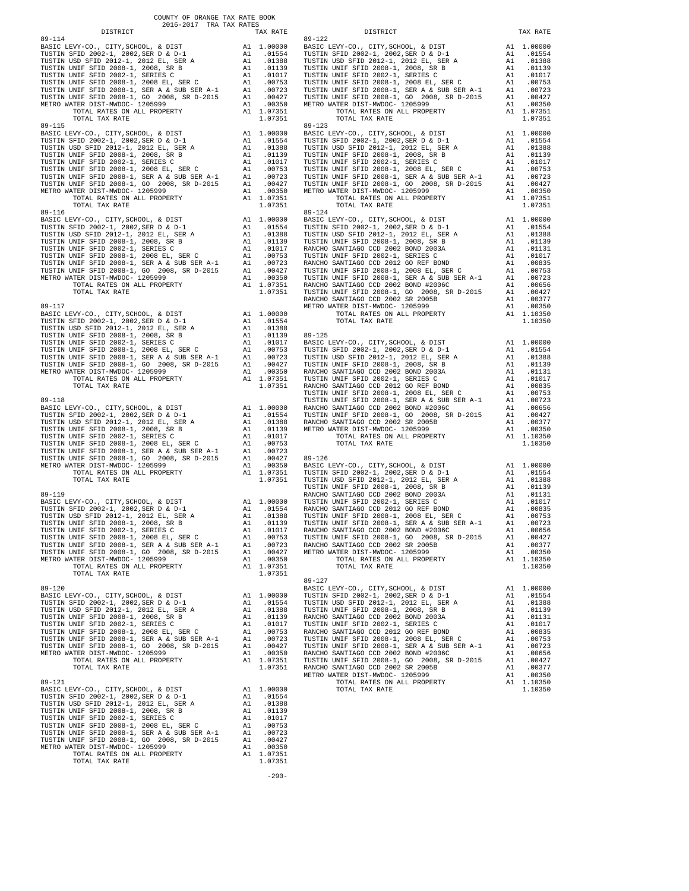COUNTY OF ORANGE TAX RATE BOOK
2016-2017 TRA TAX RATES

| DISTRICT | | TAX RATE |
|---|---|---|
| **89-114** | | |
| BASIC LEVY-CO., CITY,SCHOOL, & DIST | A1 | 1.00000 |
| TUSTIN SFID 2002-1, 2002,SER D & D-1 | A1 | .01554 |
| TUSTIN USD SFID 2012-1, 2012 EL, SER A | A1 | .01388 |
| TUSTIN UNIF SFID 2008-1, 2008, SR B | A1 | .01139 |
| TUSTIN UNIF SFID 2002-1, SERIES C | A1 | .01017 |
| TUSTIN UNIF SFID 2008-1, 2008 EL, SER C | A1 | .00753 |
| TUSTIN UNIF SFID 2008-1, SER A & SUB SER A-1 | A1 | .00723 |
| TUSTIN UNIF SFID 2008-1, GO 2008, SR D-2015 | A1 | .00427 |
| METRO WATER DIST-MWDOC- 1205999 | A1 | .00350 |
| TOTAL RATES ON ALL PROPERTY | A1 | 1.07351 |
| TOTAL TAX RATE | | 1.07351 |
| **89-115** | | |
| BASIC LEVY-CO., CITY,SCHOOL, & DIST | A1 | 1.00000 |
| TUSTIN SFID 2002-1, 2002,SER D & D-1 | A1 | .01554 |
| TUSTIN USD SFID 2012-1, 2012 EL, SER A | A1 | .01388 |
| TUSTIN UNIF SFID 2008-1, 2008, SR B | A1 | .01139 |
| TUSTIN UNIF SFID 2002-1, SERIES C | A1 | .01017 |
| TUSTIN UNIF SFID 2008-1, 2008 EL, SER C | A1 | .00753 |
| TUSTIN UNIF SFID 2008-1, SER A & SUB SER A-1 | A1 | .00723 |
| TUSTIN UNIF SFID 2008-1, GO 2008, SR D-2015 | A1 | .00427 |
| METRO WATER DIST-MWDOC- 1205999 | A1 | .00350 |
| TOTAL RATES ON ALL PROPERTY | A1 | 1.07351 |
| TOTAL TAX RATE | | 1.07351 |
| **89-116** | | |
| BASIC LEVY-CO., CITY,SCHOOL, & DIST | A1 | 1.00000 |
| TUSTIN SFID 2002-1, 2002,SER D & D-1 | A1 | .01554 |
| TUSTIN USD SFID 2012-1, 2012 EL, SER A | A1 | .01388 |
| TUSTIN UNIF SFID 2008-1, 2008, SR B | A1 | .01139 |
| TUSTIN UNIF SFID 2002-1, SERIES C | A1 | .01017 |
| TUSTIN UNIF SFID 2008-1, 2008 EL, SER C | A1 | .00753 |
| TUSTIN UNIF SFID 2008-1, SER A & SUB SER A-1 | A1 | .00723 |
| TUSTIN UNIF SFID 2008-1, GO 2008, SR D-2015 | A1 | .00427 |
| METRO WATER DIST-MWDOC- 1205999 | A1 | .00350 |
| TOTAL RATES ON ALL PROPERTY | A1 | 1.07351 |
| TOTAL TAX RATE | | 1.07351 |
| **89-117** | | |
| BASIC LEVY-CO., CITY,SCHOOL, & DIST | A1 | 1.00000 |
| TUSTIN SFID 2002-1, 2002,SER D & D-1 | A1 | .01554 |
| TUSTIN USD SFID 2012-1, 2012 EL, SER A | A1 | .01388 |
| TUSTIN UNIF SFID 2008-1, 2008, SR B | A1 | .01139 |
| TUSTIN UNIF SFID 2002-1, SERIES C | A1 | .01017 |
| TUSTIN UNIF SFID 2008-1, 2008 EL, SER C | A1 | .00753 |
| TUSTIN UNIF SFID 2008-1, SER A & SUB SER A-1 | A1 | .00723 |
| TUSTIN UNIF SFID 2008-1, GO 2008, SR D-2015 | A1 | .00427 |
| METRO WATER DIST-MWDOC- 1205999 | A1 | .00350 |
| TOTAL RATES ON ALL PROPERTY | A1 | 1.07351 |
| TOTAL TAX RATE | | 1.07351 |
| **89-118** | | |
| BASIC LEVY-CO., CITY,SCHOOL, & DIST | A1 | 1.00000 |
| TUSTIN SFID 2002-1, 2002,SER D & D-1 | A1 | .01554 |
| TUSTIN USD SFID 2012-1, 2012 EL, SER A | A1 | .01388 |
| TUSTIN UNIF SFID 2008-1, 2008, SR B | A1 | .01139 |
| TUSTIN UNIF SFID 2002-1, SERIES C | A1 | .01017 |
| TUSTIN UNIF SFID 2008-1, 2008 EL, SER C | A1 | .00753 |
| TUSTIN UNIF SFID 2008-1, SER A & SUB SER A-1 | A1 | .00723 |
| TUSTIN UNIF SFID 2008-1, GO 2008, SR D-2015 | A1 | .00427 |
| METRO WATER DIST-MWDOC- 1205999 | A1 | .00350 |
| TOTAL RATES ON ALL PROPERTY | A1 | 1.07351 |
| TOTAL TAX RATE | | 1.07351 |
| **89-119** | | |
| BASIC LEVY-CO., CITY,SCHOOL, & DIST | A1 | 1.00000 |
| TUSTIN SFID 2002-1, 2002,SER D & D-1 | A1 | .01554 |
| TUSTIN USD SFID 2012-1, 2012 EL, SER A | A1 | .01388 |
| TUSTIN UNIF SFID 2008-1, 2008, SR B | A1 | .01139 |
| TUSTIN UNIF SFID 2002-1, SERIES C | A1 | .01017 |
| TUSTIN UNIF SFID 2008-1, 2008 EL, SER C | A1 | .00753 |
| TUSTIN UNIF SFID 2008-1, SER A & SUB SER A-1 | A1 | .00723 |
| TUSTIN UNIF SFID 2008-1, GO 2008, SR D-2015 | A1 | .00427 |
| METRO WATER DIST-MWDOC- 1205999 | A1 | .00350 |
| TOTAL RATES ON ALL PROPERTY | A1 | 1.07351 |
| TOTAL TAX RATE | | 1.07351 |
| **89-120** | | |
| BASIC LEVY-CO., CITY,SCHOOL, & DIST | A1 | 1.00000 |
| TUSTIN SFID 2002-1, 2002,SER D & D-1 | A1 | .01554 |
| TUSTIN USD SFID 2012-1, 2012 EL, SER A | A1 | .01388 |
| TUSTIN UNIF SFID 2008-1, 2008, SR B | A1 | .01139 |
| TUSTIN UNIF SFID 2002-1, SERIES C | A1 | .01017 |
| TUSTIN UNIF SFID 2008-1, 2008 EL, SER C | A1 | .00753 |
| TUSTIN UNIF SFID 2008-1, SER A & SUB SER A-1 | A1 | .00723 |
| TUSTIN UNIF SFID 2008-1, GO 2008, SR D-2015 | A1 | .00427 |
| METRO WATER DIST-MWDOC- 1205999 | A1 | .00350 |
| TOTAL RATES ON ALL PROPERTY | A1 | 1.07351 |
| TOTAL TAX RATE | | 1.07351 |
| **89-121** | | |
| BASIC LEVY-CO., CITY,SCHOOL, & DIST | A1 | 1.00000 |
| TUSTIN SFID 2002-1, 2002,SER D & D-1 | A1 | .01554 |
| TUSTIN USD SFID 2012-1, 2012 EL, SER A | A1 | .01388 |
| TUSTIN UNIF SFID 2008-1, 2008, SR B | A1 | .01139 |
| TUSTIN UNIF SFID 2002-1, SERIES C | A1 | .01017 |
| TUSTIN UNIF SFID 2008-1, 2008 EL, SER C | A1 | .00753 |
| TUSTIN UNIF SFID 2008-1, SER A & SUB SER A-1 | A1 | .00723 |
| TUSTIN UNIF SFID 2008-1, GO 2008, SR D-2015 | A1 | .00427 |
| METRO WATER DIST-MWDOC- 1205999 | A1 | .00350 |
| TOTAL RATES ON ALL PROPERTY | A1 | 1.07351 |
| TOTAL TAX RATE | | 1.07351 |
| **89-122** | | |
| BASIC LEVY-CO., CITY,SCHOOL, & DIST | A1 | 1.00000 |
| TUSTIN SFID 2002-1, 2002,SER D & D-1 | A1 | .01554 |
| TUSTIN USD SFID 2012-1, 2012 EL, SER A | A1 | .01388 |
| TUSTIN UNIF SFID 2008-1, 2008, SR B | A1 | .01139 |
| TUSTIN UNIF SFID 2002-1, SERIES C | A1 | .01017 |
| TUSTIN UNIF SFID 2008-1, 2008 EL, SER C | A1 | .00753 |
| TUSTIN UNIF SFID 2008-1, SER A & SUB SER A-1 | A1 | .00723 |
| TUSTIN UNIF SFID 2008-1, GO 2008, SR D-2015 | A1 | .00427 |
| METRO WATER DIST-MWDOC- 1205999 | A1 | .00350 |
| TOTAL RATES ON ALL PROPERTY | A1 | 1.07351 |
| TOTAL TAX RATE | | 1.07351 |
| **89-123** | | |
| BASIC LEVY-CO., CITY,SCHOOL, & DIST | A1 | 1.00000 |
| TUSTIN SFID 2002-1, 2002,SER D & D-1 | A1 | .01554 |
| TUSTIN USD SFID 2012-1, 2012 EL, SER A | A1 | .01388 |
| TUSTIN UNIF SFID 2008-1, 2008, SR B | A1 | .01139 |
| TUSTIN UNIF SFID 2002-1, SERIES C | A1 | .01017 |
| TUSTIN UNIF SFID 2008-1, 2008 EL, SER C | A1 | .00753 |
| TUSTIN UNIF SFID 2008-1, SER A & SUB SER A-1 | A1 | .00723 |
| TUSTIN UNIF SFID 2008-1, GO 2008, SR D-2015 | A1 | .00427 |
| METRO WATER DIST-MWDOC- 1205999 | A1 | .00350 |
| TOTAL RATES ON ALL PROPERTY | A1 | 1.07351 |
| TOTAL TAX RATE | | 1.07351 |
| **89-124** | | |
| BASIC LEVY-CO., CITY,SCHOOL, & DIST | A1 | 1.00000 |
| TUSTIN SFID 2002-1, 2002,SER D & D-1 | A1 | .01554 |
| TUSTIN USD SFID 2012-1, 2012 EL, SER A | A1 | .01388 |
| TUSTIN UNIF SFID 2008-1, 2008, SR B | A1 | .01139 |
| RANCHO SANTIAGO CCD 2002 BOND 2003A | A1 | .01131 |
| TUSTIN UNIF SFID 2002-1, SERIES C | A1 | .01017 |
| RANCHO SANTIAGO CCD 2012 GO REF BOND | A1 | .00835 |
| TUSTIN UNIF SFID 2008-1, 2008 EL, SER C | A1 | .00753 |
| TUSTIN UNIF SFID 2008-1, SER A & SUB SER A-1 | A1 | .00723 |
| RANCHO SANTIAGO CCD 2002 BOND #2006C | A1 | .00656 |
| TUSTIN UNIF SFID 2008-1, GO 2008, SR D-2015 | A1 | .00427 |
| RANCHO SANTIAGO CCD 2002 SR 2005B | A1 | .00377 |
| METRO WATER DIST-MWDOC- 1205999 | A1 | .00350 |
| TOTAL RATES ON ALL PROPERTY | A1 | 1.10350 |
| TOTAL TAX RATE | | 1.10350 |
| **89-125** | | |
| BASIC LEVY-CO., CITY,SCHOOL, & DIST | A1 | 1.00000 |
| TUSTIN SFID 2002-1, 2002,SER D & D-1 | A1 | .01554 |
| TUSTIN USD SFID 2012-1, 2012 EL, SER A | A1 | .01388 |
| TUSTIN UNIF SFID 2008-1, 2008, SR B | A1 | .01139 |
| RANCHO SANTIAGO CCD 2002 BOND 2003A | A1 | .01131 |
| TUSTIN UNIF SFID 2002-1, SERIES C | A1 | .01017 |
| RANCHO SANTIAGO CCD 2012 GO REF BOND | A1 | .00835 |
| TUSTIN UNIF SFID 2008-1, 2008 EL, SER C | A1 | .00753 |
| TUSTIN UNIF SFID 2008-1, SER A & SUB SER A-1 | A1 | .00723 |
| RANCHO SANTIAGO CCD 2002 BOND #2006C | A1 | .00656 |
| TUSTIN UNIF SFID 2008-1, GO 2008, SR D-2015 | A1 | .00427 |
| RANCHO SANTIAGO CCD 2002 SR 2005B | A1 | .00377 |
| METRO WATER DIST-MWDOC- 1205999 | A1 | .00350 |
| TOTAL RATES ON ALL PROPERTY | A1 | 1.10350 |
| TOTAL TAX RATE | | 1.10350 |
| **89-126** | | |
| BASIC LEVY-CO., CITY,SCHOOL, & DIST | A1 | 1.00000 |
| TUSTIN SFID 2002-1, 2002,SER D & D-1 | A1 | .01554 |
| TUSTIN USD SFID 2012-1, 2012 EL, SER A | A1 | .01388 |
| TUSTIN UNIF SFID 2008-1, 2008, SR B | A1 | .01139 |
| RANCHO SANTIAGO CCD 2002 BOND 2003A | A1 | .01131 |
| TUSTIN UNIF SFID 2002-1, SERIES C | A1 | .01017 |
| RANCHO SANTIAGO CCD 2012 GO REF BOND | A1 | .00835 |
| TUSTIN UNIF SFID 2008-1, 2008 EL, SER C | A1 | .00753 |
| TUSTIN UNIF SFID 2008-1, SER A & SUB SER A-1 | A1 | .00723 |
| RANCHO SANTIAGO CCD 2002 BOND #2006C | A1 | .00656 |
| TUSTIN UNIF SFID 2008-1, GO 2008, SR D-2015 | A1 | .00427 |
| RANCHO SANTIAGO CCD 2002 SR 2005B | A1 | .00377 |
| METRO WATER DIST-MWDOC- 1205999 | A1 | .00350 |
| TOTAL RATES ON ALL PROPERTY | A1 | 1.10350 |
| TOTAL TAX RATE | | 1.10350 |
| **89-127** | | |
| BASIC LEVY-CO., CITY,SCHOOL, & DIST | A1 | 1.00000 |
| TUSTIN SFID 2002-1, 2002,SER D & D-1 | A1 | .01554 |
| TUSTIN USD SFID 2012-1, 2012 EL, SER A | A1 | .01388 |
| TUSTIN UNIF SFID 2008-1, 2008, SR B | A1 | .01139 |
| RANCHO SANTIAGO CCD 2002 BOND 2003A | A1 | .01131 |
| TUSTIN UNIF SFID 2002-1, SERIES C | A1 | .01017 |
| RANCHO SANTIAGO CCD 2012 GO REF BOND | A1 | .00835 |
| TUSTIN UNIF SFID 2008-1, 2008 EL, SER C | A1 | .00753 |
| TUSTIN UNIF SFID 2008-1, SER A & SUB SER A-1 | A1 | .00723 |
| RANCHO SANTIAGO CCD 2002 BOND #2006C | A1 | .00656 |
| TUSTIN UNIF SFID 2008-1, GO 2008, SR D-2015 | A1 | .00427 |
| RANCHO SANTIAGO CCD 2002 SR 2005B | A1 | .00377 |
| METRO WATER DIST-MWDOC- 1205999 | A1 | .00350 |
| TOTAL RATES ON ALL PROPERTY | A1 | 1.10350 |
| TOTAL TAX RATE | | 1.10350 |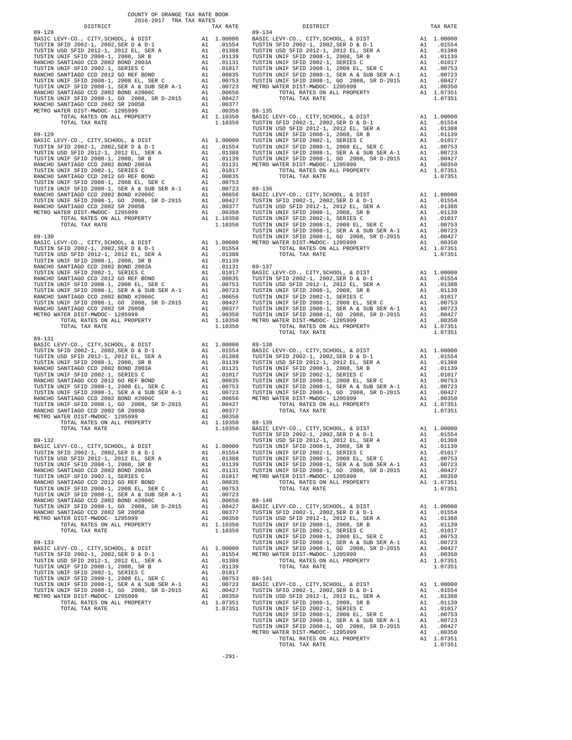COUNTY OF ORANGE TAX RATE BOOK
2016-2017 TRA TAX RATES

| DISTRICT | | TAX RATE |
|---|---|---|
| 89-128 | | |
| BASIC LEVY-CO., CITY,SCHOOL, & DIST | A1 | 1.00000 |
| TUSTIN SFID 2002-1, 2002,SER D & D-1 | A1 | .01554 |
| TUSTIN USD SFID 2012-1, 2012 EL, SER A | A1 | .01388 |
| TUSTIN UNIF SFID 2008-1, 2008, SR B | A1 | .01139 |
| RANCHO SANTIAGO CCD 2002 BOND 2003A | A1 | .01131 |
| TUSTIN UNIF SFID 2002-1, SERIES C | A1 | .01017 |
| RANCHO SANTIAGO CCD 2012 GO REF BOND | A1 | .00835 |
| TUSTIN UNIF SFID 2008-1, 2008 EL, SER C | A1 | .00753 |
| TUSTIN UNIF SFID 2008-1, SER A & SUB SER A-1 | A1 | .00723 |
| RANCHO SANTIAGO CCD 2002 BOND #2006C | A1 | .00656 |
| TUSTIN UNIF SFID 2008-1, GO 2008, SR D-2015 | A1 | .00427 |
| RANCHO SANTIAGO CCD 2002 SR 2005B | A1 | .00377 |
| METRO WATER DIST-MWDOC- 1205999 | A1 | .00350 |
| TOTAL RATES ON ALL PROPERTY | A1 | 1.10350 |
| TOTAL TAX RATE | | 1.10350 |
| 89-129 | | |
| BASIC LEVY-CO., CITY,SCHOOL, & DIST | A1 | 1.00000 |
| TUSTIN SFID 2002-1, 2002,SER D & D-1 | A1 | .01554 |
| TUSTIN USD SFID 2012-1, 2012 EL, SER A | A1 | .01388 |
| TUSTIN UNIF SFID 2008-1, 2008, SR B | A1 | .01139 |
| RANCHO SANTIAGO CCD 2002 BOND 2003A | A1 | .01131 |
| TUSTIN UNIF SFID 2002-1, SERIES C | A1 | .01017 |
| RANCHO SANTIAGO CCD 2012 GO REF BOND | A1 | .00835 |
| TUSTIN UNIF SFID 2008-1, 2008 EL, SER C | A1 | .00753 |
| TUSTIN UNIF SFID 2008-1, SER A & SUB SER A-1 | A1 | .00723 |
| RANCHO SANTIAGO CCD 2002 BOND #2006C | A1 | .00656 |
| TUSTIN UNIF SFID 2008-1, GO 2008, SR D-2015 | A1 | .00427 |
| RANCHO SANTIAGO CCD 2002 SR 2005B | A1 | .00377 |
| METRO WATER DIST-MWDOC- 1205999 | A1 | .00350 |
| TOTAL RATES ON ALL PROPERTY | A1 | 1.10350 |
| TOTAL TAX RATE | | 1.10350 |
| 89-130 | | |
| BASIC LEVY-CO., CITY,SCHOOL, & DIST | A1 | 1.00000 |
| TUSTIN SFID 2002-1, 2002,SER D & D-1 | A1 | .01554 |
| TUSTIN USD SFID 2012-1, 2012 EL, SER A | A1 | .01388 |
| TUSTIN UNIF SFID 2008-1, 2008, SR B | A1 | .01139 |
| RANCHO SANTIAGO CCD 2002 BOND 2003A | A1 | .01131 |
| TUSTIN UNIF SFID 2002-1, SERIES C | A1 | .01017 |
| RANCHO SANTIAGO CCD 2012 GO REF BOND | A1 | .00835 |
| TUSTIN UNIF SFID 2008-1, 2008 EL, SER C | A1 | .00753 |
| TUSTIN UNIF SFID 2008-1, SER A & SUB SER A-1 | A1 | .00723 |
| RANCHO SANTIAGO CCD 2002 BOND #2006C | A1 | .00656 |
| TUSTIN UNIF SFID 2008-1, GO 2008, SR D-2015 | A1 | .00427 |
| RANCHO SANTIAGO CCD 2002 SR 2005B | A1 | .00377 |
| METRO WATER DIST-MWDOC- 1205999 | A1 | .00350 |
| TOTAL RATES ON ALL PROPERTY | A1 | 1.10350 |
| TOTAL TAX RATE | | 1.10350 |
| 89-131 | | |
| BASIC LEVY-CO., CITY,SCHOOL, & DIST | A1 | 1.00000 |
| TUSTIN SFID 2002-1, 2002,SER D & D-1 | A1 | .01554 |
| TUSTIN USD SFID 2012-1, 2012 EL, SER A | A1 | .01388 |
| TUSTIN UNIF SFID 2008-1, 2008, SR B | A1 | .01139 |
| RANCHO SANTIAGO CCD 2002 BOND 2003A | A1 | .01131 |
| TUSTIN UNIF SFID 2002-1, SERIES C | A1 | .01017 |
| RANCHO SANTIAGO CCD 2012 GO REF BOND | A1 | .00835 |
| TUSTIN UNIF SFID 2008-1, 2008 EL, SER C | A1 | .00753 |
| TUSTIN UNIF SFID 2008-1, SER A & SUB SER A-1 | A1 | .00723 |
| RANCHO SANTIAGO CCD 2002 BOND #2006C | A1 | .00656 |
| TUSTIN UNIF SFID 2008-1, GO 2008, SR D-2015 | A1 | .00427 |
| RANCHO SANTIAGO CCD 2002 SR 2005B | A1 | .00377 |
| METRO WATER DIST-MWDOC- 1205999 | A1 | .00350 |
| TOTAL RATES ON ALL PROPERTY | A1 | 1.10350 |
| TOTAL TAX RATE | | 1.10350 |
| 89-132 | | |
| BASIC LEVY-CO., CITY,SCHOOL, & DIST | A1 | 1.00000 |
| TUSTIN SFID 2002-1, 2002,SER D & D-1 | A1 | .01554 |
| TUSTIN USD SFID 2012-1, 2012 EL, SER A | A1 | .01388 |
| TUSTIN UNIF SFID 2008-1, 2008, SR B | A1 | .01139 |
| RANCHO SANTIAGO CCD 2002 BOND 2003A | A1 | .01131 |
| TUSTIN UNIF SFID 2002-1, SERIES C | A1 | .01017 |
| RANCHO SANTIAGO CCD 2012 GO REF BOND | A1 | .00835 |
| TUSTIN UNIF SFID 2008-1, 2008 EL, SER C | A1 | .00753 |
| TUSTIN UNIF SFID 2008-1, SER A & SUB SER A-1 | A1 | .00723 |
| RANCHO SANTIAGO CCD 2002 BOND #2006C | A1 | .00656 |
| TUSTIN UNIF SFID 2008-1, GO 2008, SR D-2015 | A1 | .00427 |
| RANCHO SANTIAGO CCD 2002 SR 2005B | A1 | .00377 |
| METRO WATER DIST-MWDOC- 1205999 | A1 | .00350 |
| TOTAL RATES ON ALL PROPERTY | A1 | 1.10350 |
| TOTAL TAX RATE | | 1.10350 |
| 89-133 | | |
| BASIC LEVY-CO., CITY,SCHOOL, & DIST | A1 | 1.00000 |
| TUSTIN SFID 2002-1, 2002,SER D & D-1 | A1 | .01554 |
| TUSTIN USD SFID 2012-1, 2012 EL, SER A | A1 | .01388 |
| TUSTIN UNIF SFID 2008-1, 2008, SR B | A1 | .01139 |
| TUSTIN UNIF SFID 2002-1, SERIES C | A1 | .01017 |
| TUSTIN UNIF SFID 2008-1, 2008 EL, SER C | A1 | .00753 |
| TUSTIN UNIF SFID 2008-1, SER A & SUB SER A-1 | A1 | .00723 |
| TUSTIN UNIF SFID 2008-1, GO 2008, SR D-2015 | A1 | .00427 |
| METRO WATER DIST-MWDOC- 1205999 | A1 | .00350 |
| TOTAL RATES ON ALL PROPERTY | A1 | 1.07351 |
| TOTAL TAX RATE | | 1.07351 |
| 89-134 | | |
| BASIC LEVY-CO., CITY,SCHOOL, & DIST | A1 | 1.00000 |
| TUSTIN SFID 2002-1, 2002,SER D & D-1 | A1 | .01554 |
| TUSTIN USD SFID 2012-1, 2012 EL, SER A | A1 | .01388 |
| TUSTIN UNIF SFID 2008-1, 2008, SR B | A1 | .01139 |
| TUSTIN UNIF SFID 2002-1, SERIES C | A1 | .01017 |
| TUSTIN UNIF SFID 2008-1, 2008 EL, SER C | A1 | .00753 |
| TUSTIN UNIF SFID 2008-1, SER A & SUB SER A-1 | A1 | .00723 |
| TUSTIN UNIF SFID 2008-1, GO 2008, SR D-2015 | A1 | .00427 |
| METRO WATER DIST-MWDOC- 1205999 | A1 | .00350 |
| TOTAL RATES ON ALL PROPERTY | A1 | 1.07351 |
| TOTAL TAX RATE | | 1.07351 |
| 89-135 | | |
| BASIC LEVY-CO., CITY,SCHOOL, & DIST | A1 | 1.00000 |
| TUSTIN SFID 2002-1, 2002,SER D & D-1 | A1 | .01554 |
| TUSTIN USD SFID 2012-1, 2012 EL, SER A | A1 | .01388 |
| TUSTIN UNIF SFID 2008-1, 2008, SR B | A1 | .01139 |
| TUSTIN UNIF SFID 2002-1, SERIES C | A1 | .01017 |
| TUSTIN UNIF SFID 2008-1, 2008 EL, SER C | A1 | .00753 |
| TUSTIN UNIF SFID 2008-1, SER A & SUB SER A-1 | A1 | .00723 |
| TUSTIN UNIF SFID 2008-1, GO 2008, SR D-2015 | A1 | .00427 |
| METRO WATER DIST-MWDOC- 1205999 | A1 | .00350 |
| TOTAL RATES ON ALL PROPERTY | A1 | 1.07351 |
| TOTAL TAX RATE | | 1.07351 |
| 89-136 | | |
| BASIC LEVY-CO., CITY,SCHOOL, & DIST | A1 | 1.00000 |
| TUSTIN SFID 2002-1, 2002,SER D & D-1 | A1 | .01554 |
| TUSTIN USD SFID 2012-1, 2012 EL, SER A | A1 | .01388 |
| TUSTIN UNIF SFID 2008-1, 2008, SR B | A1 | .01139 |
| TUSTIN UNIF SFID 2002-1, SERIES C | A1 | .01017 |
| TUSTIN UNIF SFID 2008-1, 2008 EL, SER C | A1 | .00753 |
| TUSTIN UNIF SFID 2008-1, SER A & SUB SER A-1 | A1 | .00723 |
| TUSTIN UNIF SFID 2008-1, GO 2008, SR D-2015 | A1 | .00427 |
| METRO WATER DIST-MWDOC- 1205999 | A1 | .00350 |
| TOTAL RATES ON ALL PROPERTY | A1 | 1.07351 |
| TOTAL TAX RATE | | 1.07351 |
| 89-137 | | |
| BASIC LEVY-CO., CITY,SCHOOL, & DIST | A1 | 1.00000 |
| TUSTIN SFID 2002-1, 2002,SER D & D-1 | A1 | .01554 |
| TUSTIN USD SFID 2012-1, 2012 EL, SER A | A1 | .01388 |
| TUSTIN UNIF SFID 2008-1, 2008, SR B | A1 | .01139 |
| TUSTIN UNIF SFID 2002-1, SERIES C | A1 | .01017 |
| TUSTIN UNIF SFID 2008-1, 2008 EL, SER C | A1 | .00753 |
| TUSTIN UNIF SFID 2008-1, SER A & SUB SER A-1 | A1 | .00723 |
| TUSTIN UNIF SFID 2008-1, GO 2008, SR D-2015 | A1 | .00427 |
| METRO WATER DIST-MWDOC- 1205999 | A1 | .00350 |
| TOTAL RATES ON ALL PROPERTY | A1 | 1.07351 |
| TOTAL TAX RATE | | 1.07351 |
| 89-138 | | |
| BASIC LEVY-CO., CITY,SCHOOL, & DIST | A1 | 1.00000 |
| TUSTIN SFID 2002-1, 2002,SER D & D-1 | A1 | .01554 |
| TUSTIN USD SFID 2012-1, 2012 EL, SER A | A1 | .01388 |
| TUSTIN UNIF SFID 2008-1, 2008, SR B | A1 | .01139 |
| TUSTIN UNIF SFID 2002-1, SERIES C | A1 | .01017 |
| TUSTIN UNIF SFID 2008-1, 2008 EL, SER C | A1 | .00753 |
| TUSTIN UNIF SFID 2008-1, SER A & SUB SER A-1 | A1 | .00723 |
| TUSTIN UNIF SFID 2008-1, GO 2008, SR D-2015 | A1 | .00427 |
| METRO WATER DIST-MWDOC- 1205999 | A1 | .00350 |
| TOTAL RATES ON ALL PROPERTY | A1 | 1.07351 |
| TOTAL TAX RATE | | 1.07351 |
| 89-139 | | |
| BASIC LEVY-CO., CITY,SCHOOL, & DIST | A1 | 1.00000 |
| TUSTIN SFID 2002-1, 2002,SER D & D-1 | A1 | .01554 |
| TUSTIN USD SFID 2012-1, 2012 EL, SER A | A1 | .01388 |
| TUSTIN UNIF SFID 2008-1, 2008, SR B | A1 | .01139 |
| TUSTIN UNIF SFID 2002-1, SERIES C | A1 | .01017 |
| TUSTIN UNIF SFID 2008-1, 2008 EL, SER C | A1 | .00753 |
| TUSTIN UNIF SFID 2008-1, SER A & SUB SER A-1 | A1 | .00723 |
| TUSTIN UNIF SFID 2008-1, GO 2008, SR D-2015 | A1 | .00427 |
| METRO WATER DIST-MWDOC- 1205999 | A1 | .00350 |
| TOTAL RATES ON ALL PROPERTY | A1 | 1.07351 |
| TOTAL TAX RATE | | 1.07351 |
| 89-140 | | |
| BASIC LEVY-CO., CITY,SCHOOL, & DIST | A1 | 1.00000 |
| TUSTIN SFID 2002-1, 2002,SER D & D-1 | A1 | .01554 |
| TUSTIN USD SFID 2012-1, 2012 EL, SER A | A1 | .01388 |
| TUSTIN UNIF SFID 2008-1, 2008, SR B | A1 | .01139 |
| TUSTIN UNIF SFID 2002-1, SERIES C | A1 | .01017 |
| TUSTIN UNIF SFID 2008-1, 2008 EL, SER C | A1 | .00753 |
| TUSTIN UNIF SFID 2008-1, SER A & SUB SER A-1 | A1 | .00723 |
| TUSTIN UNIF SFID 2008-1, GO 2008, SR D-2015 | A1 | .00427 |
| METRO WATER DIST-MWDOC- 1205999 | A1 | .00350 |
| TOTAL RATES ON ALL PROPERTY | A1 | 1.07351 |
| TOTAL TAX RATE | | 1.07351 |
| 89-141 | | |
| BASIC LEVY-CO., CITY,SCHOOL, & DIST | A1 | 1.00000 |
| TUSTIN SFID 2002-1, 2002,SER D & D-1 | A1 | .01554 |
| TUSTIN USD SFID 2012-1, 2012 EL, SER A | A1 | .01388 |
| TUSTIN UNIF SFID 2008-1, 2008, SR B | A1 | .01139 |
| TUSTIN UNIF SFID 2002-1, SERIES C | A1 | .01017 |
| TUSTIN UNIF SFID 2008-1, 2008 EL, SER C | A1 | .00753 |
| TUSTIN UNIF SFID 2008-1, SER A & SUB SER A-1 | A1 | .00723 |
| TUSTIN UNIF SFID 2008-1, GO 2008, SR D-2015 | A1 | .00427 |
| METRO WATER DIST-MWDOC- 1205999 | A1 | .00350 |
| TOTAL RATES ON ALL PROPERTY | A1 | 1.07351 |
| TOTAL TAX RATE | | 1.07351 |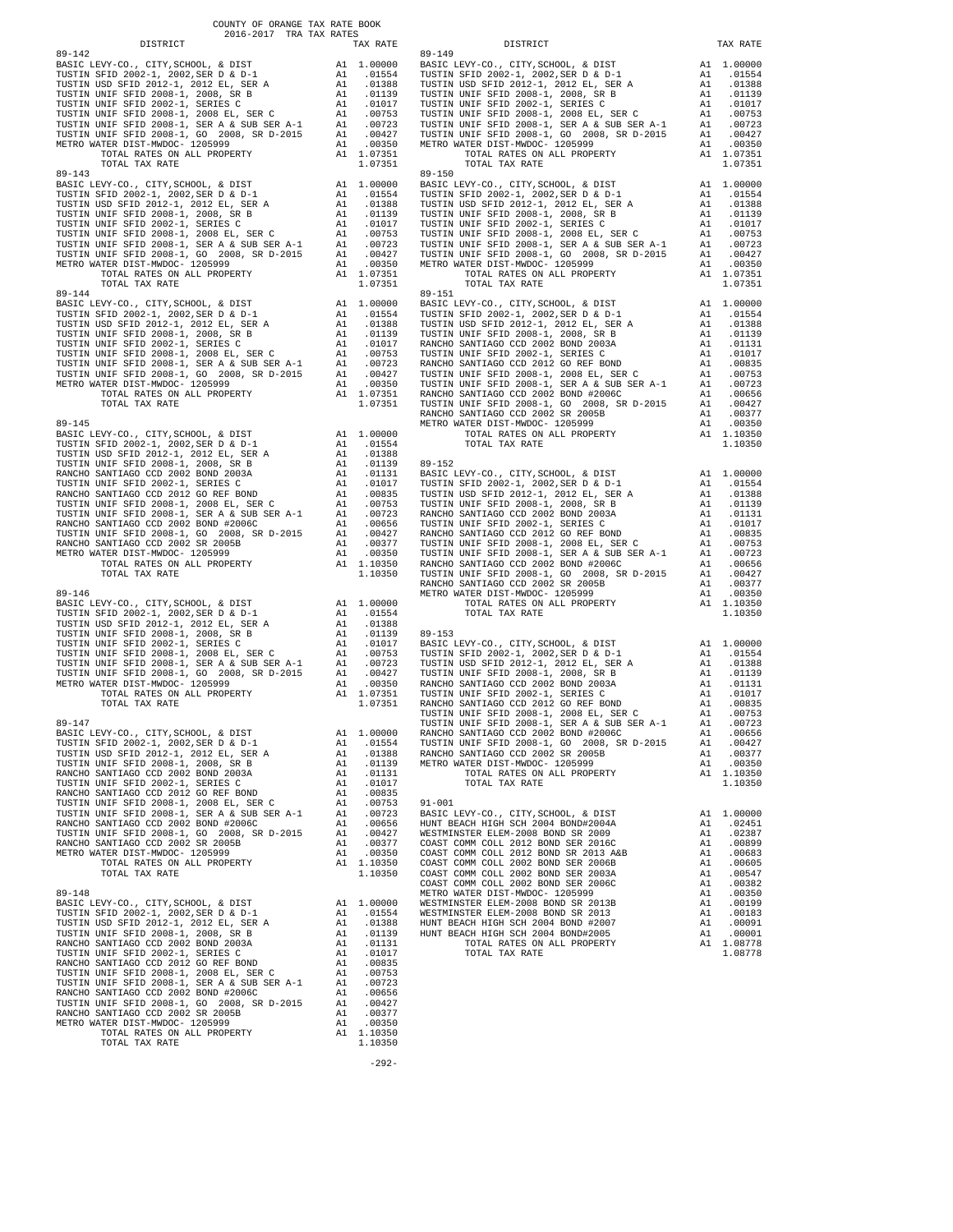COUNTY OF ORANGE TAX RATE BOOK
2016-2017 TRA TAX RATES

| DISTRICT | | TAX RATE |
|---|---|---|
| **89-142** | | |
| BASIC LEVY-CO., CITY,SCHOOL, & DIST | A1 | 1.00000 |
| TUSTIN SFID 2002-1, 2002,SER D & D-1 | A1 | .01554 |
| TUSTIN USD SFID 2012-1, 2012 EL, SER A | A1 | .01388 |
| TUSTIN UNIF SFID 2008-1, 2008, SR B | A1 | .01139 |
| TUSTIN UNIF SFID 2002-1, SERIES C | A1 | .01017 |
| TUSTIN UNIF SFID 2008-1, 2008 EL, SER C | A1 | .00753 |
| TUSTIN UNIF SFID 2008-1, SER A & SUB SER A-1 | A1 | .00723 |
| TUSTIN UNIF SFID 2008-1, GO 2008, SR D-2015 | A1 | .00427 |
| METRO WATER DIST-MWDOC- 1205999 | A1 | .00350 |
| TOTAL RATES ON ALL PROPERTY | A1 | 1.07351 |
| TOTAL TAX RATE | | 1.07351 |
| **89-143** | | |
| BASIC LEVY-CO., CITY,SCHOOL, & DIST | A1 | 1.00000 |
| TUSTIN SFID 2002-1, 2002,SER D & D-1 | A1 | .01554 |
| TUSTIN USD SFID 2012-1, 2012 EL, SER A | A1 | .01388 |
| TUSTIN UNIF SFID 2008-1, 2008, SR B | A1 | .01139 |
| TUSTIN UNIF SFID 2002-1, SERIES C | A1 | .01017 |
| TUSTIN UNIF SFID 2008-1, 2008 EL, SER C | A1 | .00753 |
| TUSTIN UNIF SFID 2008-1, SER A & SUB SER A-1 | A1 | .00723 |
| TUSTIN UNIF SFID 2008-1, GO 2008, SR D-2015 | A1 | .00427 |
| METRO WATER DIST-MWDOC- 1205999 | A1 | .00350 |
| TOTAL RATES ON ALL PROPERTY | A1 | 1.07351 |
| TOTAL TAX RATE | | 1.07351 |
| **89-144** | | |
| BASIC LEVY-CO., CITY,SCHOOL, & DIST | A1 | 1.00000 |
| TUSTIN SFID 2002-1, 2002,SER D & D-1 | A1 | .01554 |
| TUSTIN USD SFID 2012-1, 2012 EL, SER A | A1 | .01388 |
| TUSTIN UNIF SFID 2008-1, 2008, SR B | A1 | .01139 |
| TUSTIN UNIF SFID 2002-1, SERIES C | A1 | .01017 |
| TUSTIN UNIF SFID 2008-1, 2008 EL, SER C | A1 | .00753 |
| TUSTIN UNIF SFID 2008-1, SER A & SUB SER A-1 | A1 | .00723 |
| TUSTIN UNIF SFID 2008-1, GO 2008, SR D-2015 | A1 | .00427 |
| METRO WATER DIST-MWDOC- 1205999 | A1 | .00350 |
| TOTAL RATES ON ALL PROPERTY | A1 | 1.07351 |
| TOTAL TAX RATE | | 1.07351 |
| **89-145** | | |
| BASIC LEVY-CO., CITY,SCHOOL, & DIST | A1 | 1.00000 |
| TUSTIN SFID 2002-1, 2002,SER D & D-1 | A1 | .01554 |
| TUSTIN USD SFID 2012-1, 2012 EL, SER A | A1 | .01388 |
| TUSTIN UNIF SFID 2008-1, 2008, SR B | A1 | .01139 |
| RANCHO SANTIAGO CCD 2002 BOND 2003A | A1 | .01131 |
| TUSTIN UNIF SFID 2002-1, SERIES C | A1 | .01017 |
| RANCHO SANTIAGO CCD 2012 GO REF BOND | A1 | .00835 |
| TUSTIN UNIF SFID 2008-1, 2008 EL, SER C | A1 | .00753 |
| TUSTIN UNIF SFID 2008-1, SER A & SUB SER A-1 | A1 | .00723 |
| RANCHO SANTIAGO CCD 2002 BOND #2006C | A1 | .00656 |
| TUSTIN UNIF SFID 2008-1, GO 2008, SR D-2015 | A1 | .00427 |
| RANCHO SANTIAGO CCD 2002 SR 2005B | A1 | .00377 |
| METRO WATER DIST-MWDOC- 1205999 | A1 | .00350 |
| TOTAL RATES ON ALL PROPERTY | A1 | 1.10350 |
| TOTAL TAX RATE | | 1.10350 |
| **89-146** | | |
| BASIC LEVY-CO., CITY,SCHOOL, & DIST | A1 | 1.00000 |
| TUSTIN SFID 2002-1, 2002,SER D & D-1 | A1 | .01554 |
| TUSTIN USD SFID 2012-1, 2012 EL, SER A | A1 | .01388 |
| TUSTIN UNIF SFID 2008-1, 2008, SR B | A1 | .01139 |
| TUSTIN UNIF SFID 2002-1, SERIES C | A1 | .01017 |
| TUSTIN UNIF SFID 2008-1, 2008 EL, SER C | A1 | .00753 |
| TUSTIN UNIF SFID 2008-1, SER A & SUB SER A-1 | A1 | .00723 |
| TUSTIN UNIF SFID 2008-1, GO 2008, SR D-2015 | A1 | .00427 |
| METRO WATER DIST-MWDOC- 1205999 | A1 | .00350 |
| TOTAL RATES ON ALL PROPERTY | A1 | 1.07351 |
| TOTAL TAX RATE | | 1.07351 |
| **89-147** | | |
| BASIC LEVY-CO., CITY,SCHOOL, & DIST | A1 | 1.00000 |
| TUSTIN SFID 2002-1, 2002,SER D & D-1 | A1 | .01554 |
| TUSTIN USD SFID 2012-1, 2012 EL, SER A | A1 | .01388 |
| TUSTIN UNIF SFID 2008-1, 2008, SR B | A1 | .01139 |
| RANCHO SANTIAGO CCD 2002 BOND 2003A | A1 | .01131 |
| TUSTIN UNIF SFID 2002-1, SERIES C | A1 | .01017 |
| RANCHO SANTIAGO CCD 2012 GO REF BOND | A1 | .00835 |
| TUSTIN UNIF SFID 2008-1, 2008 EL, SER C | A1 | .00753 |
| TUSTIN UNIF SFID 2008-1, SER A & SUB SER A-1 | A1 | .00723 |
| RANCHO SANTIAGO CCD 2002 BOND #2006C | A1 | .00656 |
| TUSTIN UNIF SFID 2008-1, GO 2008, SR D-2015 | A1 | .00427 |
| RANCHO SANTIAGO CCD 2002 SR 2005B | A1 | .00377 |
| METRO WATER DIST-MWDOC- 1205999 | A1 | .00350 |
| TOTAL RATES ON ALL PROPERTY | A1 | 1.10350 |
| TOTAL TAX RATE | | 1.10350 |
| **89-148** | | |
| BASIC LEVY-CO., CITY,SCHOOL, & DIST | A1 | 1.00000 |
| TUSTIN SFID 2002-1, 2002,SER D & D-1 | A1 | .01554 |
| TUSTIN USD SFID 2012-1, 2012 EL, SER A | A1 | .01388 |
| TUSTIN UNIF SFID 2008-1, 2008, SR B | A1 | .01139 |
| RANCHO SANTIAGO CCD 2002 BOND 2003A | A1 | .01131 |
| TUSTIN UNIF SFID 2002-1, SERIES C | A1 | .01017 |
| RANCHO SANTIAGO CCD 2012 GO REF BOND | A1 | .00835 |
| TUSTIN UNIF SFID 2008-1, 2008 EL, SER C | A1 | .00753 |
| TUSTIN UNIF SFID 2008-1, SER A & SUB SER A-1 | A1 | .00723 |
| RANCHO SANTIAGO CCD 2002 BOND #2006C | A1 | .00656 |
| TUSTIN UNIF SFID 2008-1, GO 2008, SR D-2015 | A1 | .00427 |
| RANCHO SANTIAGO CCD 2002 SR 2005B | A1 | .00377 |
| METRO WATER DIST-MWDOC- 1205999 | A1 | .00350 |
| TOTAL RATES ON ALL PROPERTY | A1 | 1.10350 |
| TOTAL TAX RATE | | 1.10350 |
| **89-149** | | |
| BASIC LEVY-CO., CITY,SCHOOL, & DIST | A1 | 1.00000 |
| TUSTIN SFID 2002-1, 2002,SER D & D-1 | A1 | .01554 |
| TUSTIN USD SFID 2012-1, 2012 EL, SER A | A1 | .01388 |
| TUSTIN UNIF SFID 2008-1, 2008, SR B | A1 | .01139 |
| TUSTIN UNIF SFID 2002-1, SERIES C | A1 | .01017 |
| TUSTIN UNIF SFID 2008-1, 2008 EL, SER C | A1 | .00753 |
| TUSTIN UNIF SFID 2008-1, SER A & SUB SER A-1 | A1 | .00723 |
| TUSTIN UNIF SFID 2008-1, GO 2008, SR D-2015 | A1 | .00427 |
| METRO WATER DIST-MWDOC- 1205999 | A1 | .00350 |
| TOTAL RATES ON ALL PROPERTY | A1 | 1.07351 |
| TOTAL TAX RATE | | 1.07351 |
| **89-150** | | |
| BASIC LEVY-CO., CITY,SCHOOL, & DIST | A1 | 1.00000 |
| TUSTIN SFID 2002-1, 2002,SER D & D-1 | A1 | .01554 |
| TUSTIN USD SFID 2012-1, 2012 EL, SER A | A1 | .01388 |
| TUSTIN UNIF SFID 2008-1, 2008, SR B | A1 | .01139 |
| TUSTIN UNIF SFID 2002-1, SERIES C | A1 | .01017 |
| TUSTIN UNIF SFID 2008-1, 2008 EL, SER C | A1 | .00753 |
| TUSTIN UNIF SFID 2008-1, SER A & SUB SER A-1 | A1 | .00723 |
| TUSTIN UNIF SFID 2008-1, GO 2008, SR D-2015 | A1 | .00427 |
| METRO WATER DIST-MWDOC- 1205999 | A1 | .00350 |
| TOTAL RATES ON ALL PROPERTY | A1 | 1.07351 |
| TOTAL TAX RATE | | 1.07351 |
| **89-151** | | |
| BASIC LEVY-CO., CITY,SCHOOL, & DIST | A1 | 1.00000 |
| TUSTIN SFID 2002-1, 2002,SER D & D-1 | A1 | .01554 |
| TUSTIN USD SFID 2012-1, 2012 EL, SER A | A1 | .01388 |
| TUSTIN UNIF SFID 2008-1, 2008, SR B | A1 | .01139 |
| RANCHO SANTIAGO CCD 2002 BOND 2003A | A1 | .01131 |
| TUSTIN UNIF SFID 2002-1, SERIES C | A1 | .01017 |
| RANCHO SANTIAGO CCD 2012 GO REF BOND | A1 | .00835 |
| TUSTIN UNIF SFID 2008-1, 2008 EL, SER C | A1 | .00753 |
| TUSTIN UNIF SFID 2008-1, SER A & SUB SER A-1 | A1 | .00723 |
| RANCHO SANTIAGO CCD 2002 BOND #2006C | A1 | .00656 |
| TUSTIN UNIF SFID 2008-1, GO 2008, SR D-2015 | A1 | .00427 |
| RANCHO SANTIAGO CCD 2002 SR 2005B | A1 | .00377 |
| METRO WATER DIST-MWDOC- 1205999 | A1 | .00350 |
| TOTAL RATES ON ALL PROPERTY | A1 | 1.10350 |
| TOTAL TAX RATE | | 1.10350 |
| **89-152** | | |
| BASIC LEVY-CO., CITY,SCHOOL, & DIST | A1 | 1.00000 |
| TUSTIN SFID 2002-1, 2002,SER D & D-1 | A1 | .01554 |
| TUSTIN USD SFID 2012-1, 2012 EL, SER A | A1 | .01388 |
| TUSTIN UNIF SFID 2008-1, 2008, SR B | A1 | .01139 |
| RANCHO SANTIAGO CCD 2002 BOND 2003A | A1 | .01131 |
| TUSTIN UNIF SFID 2002-1, SERIES C | A1 | .01017 |
| RANCHO SANTIAGO CCD 2012 GO REF BOND | A1 | .00835 |
| TUSTIN UNIF SFID 2008-1, 2008 EL, SER C | A1 | .00753 |
| TUSTIN UNIF SFID 2008-1, SER A & SUB SER A-1 | A1 | .00723 |
| RANCHO SANTIAGO CCD 2002 BOND #2006C | A1 | .00656 |
| TUSTIN UNIF SFID 2008-1, GO 2008, SR D-2015 | A1 | .00427 |
| RANCHO SANTIAGO CCD 2002 SR 2005B | A1 | .00377 |
| METRO WATER DIST-MWDOC- 1205999 | A1 | .00350 |
| TOTAL RATES ON ALL PROPERTY | A1 | 1.10350 |
| TOTAL TAX RATE | | 1.10350 |
| **89-153** | | |
| BASIC LEVY-CO., CITY,SCHOOL, & DIST | A1 | 1.00000 |
| TUSTIN SFID 2002-1, 2002,SER D & D-1 | A1 | .01554 |
| TUSTIN USD SFID 2012-1, 2012 EL, SER A | A1 | .01388 |
| TUSTIN UNIF SFID 2008-1, 2008, SR B | A1 | .01139 |
| RANCHO SANTIAGO CCD 2002 BOND 2003A | A1 | .01131 |
| TUSTIN UNIF SFID 2002-1, SERIES C | A1 | .01017 |
| RANCHO SANTIAGO CCD 2012 GO REF BOND | A1 | .00835 |
| TUSTIN UNIF SFID 2008-1, 2008 EL, SER C | A1 | .00753 |
| TUSTIN UNIF SFID 2008-1, SER A & SUB SER A-1 | A1 | .00723 |
| RANCHO SANTIAGO CCD 2002 BOND #2006C | A1 | .00656 |
| TUSTIN UNIF SFID 2008-1, GO 2008, SR D-2015 | A1 | .00427 |
| RANCHO SANTIAGO CCD 2002 SR 2005B | A1 | .00377 |
| METRO WATER DIST-MWDOC- 1205999 | A1 | .00350 |
| TOTAL RATES ON ALL PROPERTY | A1 | 1.10350 |
| TOTAL TAX RATE | | 1.10350 |
| **91-001** | | |
| BASIC LEVY-CO., CITY,SCHOOL, & DIST | A1 | 1.00000 |
| HUNT BEACH HIGH SCH 2004 BOND#2004A | A1 | .02451 |
| WESTMINSTER ELEM-2008 BOND SER 2009 | A1 | .02387 |
| COAST COMM COLL 2012 BOND SER 2016C | A1 | .00899 |
| COAST COMM COLL 2012 BOND SR 2013 A&B | A1 | .00683 |
| COAST COMM COLL 2002 BOND SER 2006B | A1 | .00605 |
| COAST COMM COLL 2002 BOND SER 2003A | A1 | .00547 |
| COAST COMM COLL 2002 BOND SER 2006C | A1 | .00382 |
| METRO WATER DIST-MWDOC- 1205999 | A1 | .00350 |
| WESTMINSTER ELEM-2008 BOND SR 2013B | A1 | .00199 |
| WESTMINSTER ELEM-2008 BOND SR 2013 | A1 | .00183 |
| HUNT BEACH HIGH SCH 2004 BOND #2007 | A1 | .00091 |
| HUNT BEACH HIGH SCH 2004 BOND#2005 | A1 | .00001 |
| TOTAL RATES ON ALL PROPERTY | A1 | 1.08778 |
| TOTAL TAX RATE | | 1.08778 |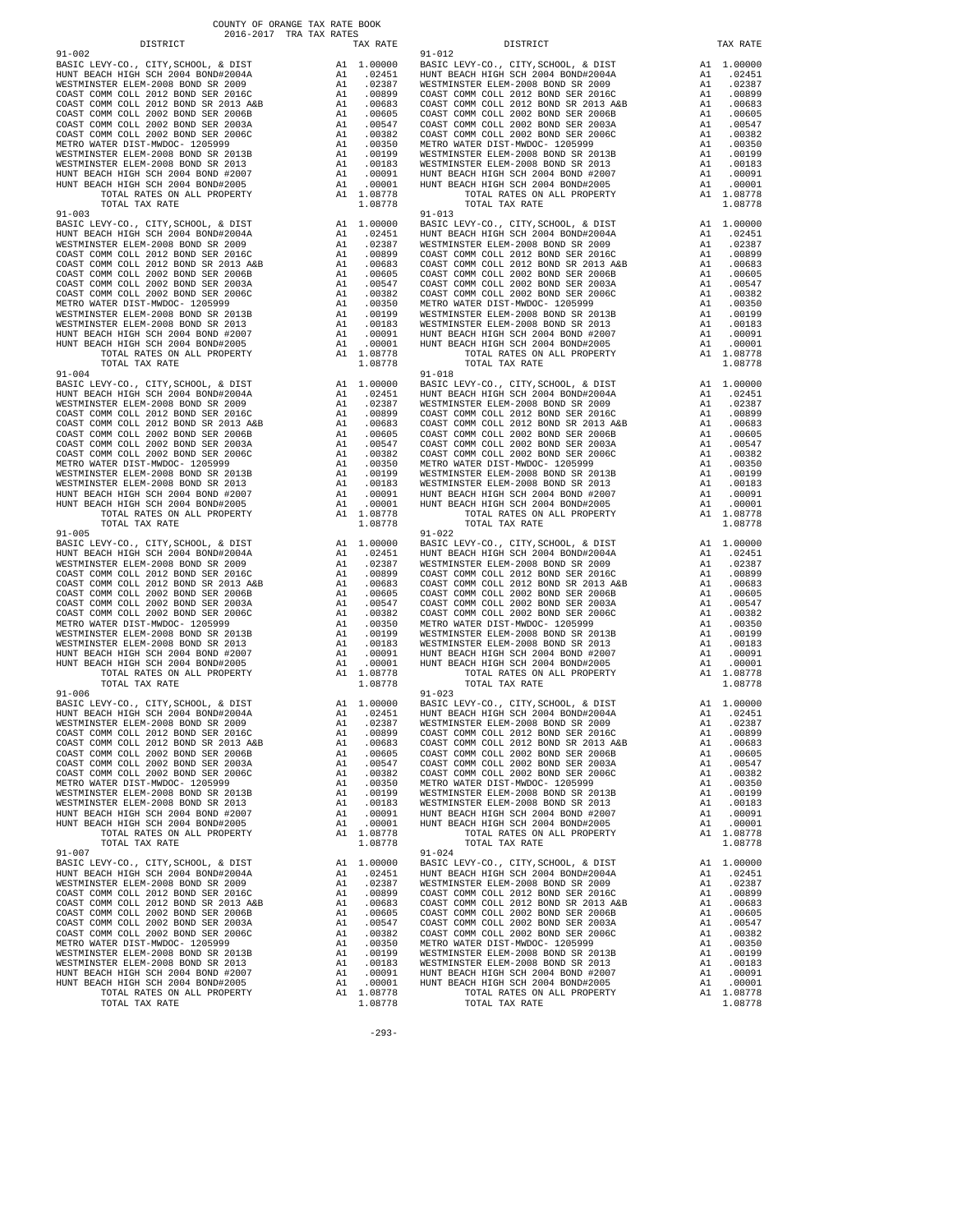COUNTY OF ORANGE TAX RATE BOOK
2016-2017 TRA TAX RATES

| DISTRICT | TAX RATE | DISTRICT | TAX RATE |
|---|---|---|---|
| 91-002 | | 91-012 | |
| BASIC LEVY-CO., CITY,SCHOOL, & DIST | A1 1.00000 | BASIC LEVY-CO., CITY,SCHOOL, & DIST | A1 1.00000 |
| HUNT BEACH HIGH SCH 2004 BOND#2004A | A1 .02451 | HUNT BEACH HIGH SCH 2004 BOND#2004A | A1 .02451 |
| WESTMINSTER ELEM-2008 BOND SR 2009 | A1 .02387 | WESTMINSTER ELEM-2008 BOND SR 2009 | A1 .02387 |
| COAST COMM COLL 2012 BOND SER 2016C | A1 .00899 | COAST COMM COLL 2012 BOND SER 2016C | A1 .00899 |
| COAST COMM COLL 2012 BOND SR 2013 A&B | A1 .00683 | COAST COMM COLL 2012 BOND SR 2013 A&B | A1 .00683 |
| COAST COMM COLL 2002 BOND SER 2006B | A1 .00605 | COAST COMM COLL 2002 BOND SER 2006B | A1 .00605 |
| COAST COMM COLL 2002 BOND SER 2003A | A1 .00547 | COAST COMM COLL 2002 BOND SER 2003A | A1 .00547 |
| COAST COMM COLL 2002 BOND SER 2006C | A1 .00382 | COAST COMM COLL 2002 BOND SER 2006C | A1 .00382 |
| METRO WATER DIST-MWDOC- 1205999 | A1 .00350 | METRO WATER DIST-MWDOC- 1205999 | A1 .00350 |
| WESTMINSTER ELEM-2008 BOND SR 2013B | A1 .00199 | WESTMINSTER ELEM-2008 BOND SR 2013B | A1 .00199 |
| WESTMINSTER ELEM-2008 BOND SR 2013 | A1 .00183 | WESTMINSTER ELEM-2008 BOND SR 2013 | A1 .00183 |
| HUNT BEACH HIGH SCH 2004 BOND #2007 | A1 .00091 | HUNT BEACH HIGH SCH 2004 BOND #2007 | A1 .00091 |
| HUNT BEACH HIGH SCH 2004 BOND#2005 | A1 .00001 | HUNT BEACH HIGH SCH 2004 BOND#2005 | A1 .00001 |
| TOTAL RATES ON ALL PROPERTY | A1 1.08778 | TOTAL RATES ON ALL PROPERTY | A1 1.08778 |
| TOTAL TAX RATE | 1.08778 | TOTAL TAX RATE | 1.08778 |
| 91-003 | | 91-013 | |
| BASIC LEVY-CO., CITY,SCHOOL, & DIST | A1 1.00000 | BASIC LEVY-CO., CITY,SCHOOL, & DIST | A1 1.00000 |
| HUNT BEACH HIGH SCH 2004 BOND#2004A | A1 .02451 | HUNT BEACH HIGH SCH 2004 BOND#2004A | A1 .02451 |
| WESTMINSTER ELEM-2008 BOND SR 2009 | A1 .02387 | WESTMINSTER ELEM-2008 BOND SR 2009 | A1 .02387 |
| COAST COMM COLL 2012 BOND SER 2016C | A1 .00899 | COAST COMM COLL 2012 BOND SER 2016C | A1 .00899 |
| COAST COMM COLL 2012 BOND SR 2013 A&B | A1 .00683 | COAST COMM COLL 2012 BOND SR 2013 A&B | A1 .00683 |
| COAST COMM COLL 2002 BOND SER 2006B | A1 .00605 | COAST COMM COLL 2002 BOND SER 2006B | A1 .00605 |
| COAST COMM COLL 2002 BOND SER 2003A | A1 .00547 | COAST COMM COLL 2002 BOND SER 2003A | A1 .00547 |
| COAST COMM COLL 2002 BOND SER 2006C | A1 .00382 | COAST COMM COLL 2002 BOND SER 2006C | A1 .00382 |
| METRO WATER DIST-MWDOC- 1205999 | A1 .00350 | METRO WATER DIST-MWDOC- 1205999 | A1 .00350 |
| WESTMINSTER ELEM-2008 BOND SR 2013B | A1 .00199 | WESTMINSTER ELEM-2008 BOND SR 2013B | A1 .00199 |
| WESTMINSTER ELEM-2008 BOND SR 2013 | A1 .00183 | WESTMINSTER ELEM-2008 BOND SR 2013 | A1 .00183 |
| HUNT BEACH HIGH SCH 2004 BOND #2007 | A1 .00091 | HUNT BEACH HIGH SCH 2004 BOND #2007 | A1 .00091 |
| HUNT BEACH HIGH SCH 2004 BOND#2005 | A1 .00001 | HUNT BEACH HIGH SCH 2004 BOND#2005 | A1 .00001 |
| TOTAL RATES ON ALL PROPERTY | A1 1.08778 | TOTAL RATES ON ALL PROPERTY | A1 1.08778 |
| TOTAL TAX RATE | 1.08778 | TOTAL TAX RATE | 1.08778 |
| 91-004 | | 91-018 | |
| BASIC LEVY-CO., CITY,SCHOOL, & DIST | A1 1.00000 | BASIC LEVY-CO., CITY,SCHOOL, & DIST | A1 1.00000 |
| HUNT BEACH HIGH SCH 2004 BOND#2004A | A1 .02451 | HUNT BEACH HIGH SCH 2004 BOND#2004A | A1 .02451 |
| WESTMINSTER ELEM-2008 BOND SR 2009 | A1 .02387 | WESTMINSTER ELEM-2008 BOND SR 2009 | A1 .02387 |
| COAST COMM COLL 2012 BOND SER 2016C | A1 .00899 | COAST COMM COLL 2012 BOND SER 2016C | A1 .00899 |
| COAST COMM COLL 2012 BOND SR 2013 A&B | A1 .00683 | COAST COMM COLL 2012 BOND SR 2013 A&B | A1 .00683 |
| COAST COMM COLL 2002 BOND SER 2006B | A1 .00605 | COAST COMM COLL 2002 BOND SER 2006B | A1 .00605 |
| COAST COMM COLL 2002 BOND SER 2003A | A1 .00547 | COAST COMM COLL 2002 BOND SER 2003A | A1 .00547 |
| COAST COMM COLL 2002 BOND SER 2006C | A1 .00382 | COAST COMM COLL 2002 BOND SER 2006C | A1 .00382 |
| METRO WATER DIST-MWDOC- 1205999 | A1 .00350 | METRO WATER DIST-MWDOC- 1205999 | A1 .00350 |
| WESTMINSTER ELEM-2008 BOND SR 2013B | A1 .00199 | WESTMINSTER ELEM-2008 BOND SR 2013B | A1 .00199 |
| WESTMINSTER ELEM-2008 BOND SR 2013 | A1 .00183 | WESTMINSTER ELEM-2008 BOND SR 2013 | A1 .00183 |
| HUNT BEACH HIGH SCH 2004 BOND #2007 | A1 .00091 | HUNT BEACH HIGH SCH 2004 BOND #2007 | A1 .00091 |
| HUNT BEACH HIGH SCH 2004 BOND#2005 | A1 .00001 | HUNT BEACH HIGH SCH 2004 BOND#2005 | A1 .00001 |
| TOTAL RATES ON ALL PROPERTY | A1 1.08778 | TOTAL RATES ON ALL PROPERTY | A1 1.08778 |
| TOTAL TAX RATE | 1.08778 | TOTAL TAX RATE | 1.08778 |
| 91-005 | | 91-022 | |
| BASIC LEVY-CO., CITY,SCHOOL, & DIST | A1 1.00000 | BASIC LEVY-CO., CITY,SCHOOL, & DIST | A1 1.00000 |
| HUNT BEACH HIGH SCH 2004 BOND#2004A | A1 .02451 | HUNT BEACH HIGH SCH 2004 BOND#2004A | A1 .02451 |
| WESTMINSTER ELEM-2008 BOND SR 2009 | A1 .02387 | WESTMINSTER ELEM-2008 BOND SR 2009 | A1 .02387 |
| COAST COMM COLL 2012 BOND SER 2016C | A1 .00899 | COAST COMM COLL 2012 BOND SER 2016C | A1 .00899 |
| COAST COMM COLL 2012 BOND SR 2013 A&B | A1 .00683 | COAST COMM COLL 2012 BOND SR 2013 A&B | A1 .00683 |
| COAST COMM COLL 2002 BOND SER 2006B | A1 .00605 | COAST COMM COLL 2002 BOND SER 2006B | A1 .00605 |
| COAST COMM COLL 2002 BOND SER 2003A | A1 .00547 | COAST COMM COLL 2002 BOND SER 2003A | A1 .00547 |
| COAST COMM COLL 2002 BOND SER 2006C | A1 .00382 | COAST COMM COLL 2002 BOND SER 2006C | A1 .00382 |
| METRO WATER DIST-MWDOC- 1205999 | A1 .00350 | METRO WATER DIST-MWDOC- 1205999 | A1 .00350 |
| WESTMINSTER ELEM-2008 BOND SR 2013B | A1 .00199 | WESTMINSTER ELEM-2008 BOND SR 2013B | A1 .00199 |
| WESTMINSTER ELEM-2008 BOND SR 2013 | A1 .00183 | WESTMINSTER ELEM-2008 BOND SR 2013 | A1 .00183 |
| HUNT BEACH HIGH SCH 2004 BOND #2007 | A1 .00091 | HUNT BEACH HIGH SCH 2004 BOND #2007 | A1 .00091 |
| HUNT BEACH HIGH SCH 2004 BOND#2005 | A1 .00001 | HUNT BEACH HIGH SCH 2004 BOND#2005 | A1 .00001 |
| TOTAL RATES ON ALL PROPERTY | A1 1.08778 | TOTAL RATES ON ALL PROPERTY | A1 1.08778 |
| TOTAL TAX RATE | 1.08778 | TOTAL TAX RATE | 1.08778 |
| 91-006 | | 91-023 | |
| BASIC LEVY-CO., CITY,SCHOOL, & DIST | A1 1.00000 | BASIC LEVY-CO., CITY,SCHOOL, & DIST | A1 1.00000 |
| HUNT BEACH HIGH SCH 2004 BOND#2004A | A1 .02451 | HUNT BEACH HIGH SCH 2004 BOND#2004A | A1 .02451 |
| WESTMINSTER ELEM-2008 BOND SR 2009 | A1 .02387 | WESTMINSTER ELEM-2008 BOND SR 2009 | A1 .02387 |
| COAST COMM COLL 2012 BOND SER 2016C | A1 .00899 | COAST COMM COLL 2012 BOND SER 2016C | A1 .00899 |
| COAST COMM COLL 2012 BOND SR 2013 A&B | A1 .00683 | COAST COMM COLL 2012 BOND SR 2013 A&B | A1 .00683 |
| COAST COMM COLL 2002 BOND SER 2006B | A1 .00605 | COAST COMM COLL 2002 BOND SER 2006B | A1 .00605 |
| COAST COMM COLL 2002 BOND SER 2003A | A1 .00547 | COAST COMM COLL 2002 BOND SER 2003A | A1 .00547 |
| COAST COMM COLL 2002 BOND SER 2006C | A1 .00382 | COAST COMM COLL 2002 BOND SER 2006C | A1 .00382 |
| METRO WATER DIST-MWDOC- 1205999 | A1 .00350 | METRO WATER DIST-MWDOC- 1205999 | A1 .00350 |
| WESTMINSTER ELEM-2008 BOND SR 2013B | A1 .00199 | WESTMINSTER ELEM-2008 BOND SR 2013B | A1 .00199 |
| WESTMINSTER ELEM-2008 BOND SR 2013 | A1 .00183 | WESTMINSTER ELEM-2008 BOND SR 2013 | A1 .00183 |
| HUNT BEACH HIGH SCH 2004 BOND #2007 | A1 .00091 | HUNT BEACH HIGH SCH 2004 BOND #2007 | A1 .00091 |
| HUNT BEACH HIGH SCH 2004 BOND#2005 | A1 .00001 | HUNT BEACH HIGH SCH 2004 BOND#2005 | A1 .00001 |
| TOTAL RATES ON ALL PROPERTY | A1 1.08778 | TOTAL RATES ON ALL PROPERTY | A1 1.08778 |
| TOTAL TAX RATE | 1.08778 | TOTAL TAX RATE | 1.08778 |
| 91-007 | | 91-024 | |
| BASIC LEVY-CO., CITY,SCHOOL, & DIST | A1 1.00000 | BASIC LEVY-CO., CITY,SCHOOL, & DIST | A1 1.00000 |
| HUNT BEACH HIGH SCH 2004 BOND#2004A | A1 .02451 | HUNT BEACH HIGH SCH 2004 BOND#2004A | A1 .02451 |
| WESTMINSTER ELEM-2008 BOND SR 2009 | A1 .02387 | WESTMINSTER ELEM-2008 BOND SR 2009 | A1 .02387 |
| COAST COMM COLL 2012 BOND SER 2016C | A1 .00899 | COAST COMM COLL 2012 BOND SER 2016C | A1 .00899 |
| COAST COMM COLL 2012 BOND SR 2013 A&B | A1 .00683 | COAST COMM COLL 2012 BOND SR 2013 A&B | A1 .00683 |
| COAST COMM COLL 2002 BOND SER 2006B | A1 .00605 | COAST COMM COLL 2002 BOND SER 2006B | A1 .00605 |
| COAST COMM COLL 2002 BOND SER 2003A | A1 .00547 | COAST COMM COLL 2002 BOND SER 2003A | A1 .00547 |
| COAST COMM COLL 2002 BOND SER 2006C | A1 .00382 | COAST COMM COLL 2002 BOND SER 2006C | A1 .00382 |
| METRO WATER DIST-MWDOC- 1205999 | A1 .00350 | METRO WATER DIST-MWDOC- 1205999 | A1 .00350 |
| WESTMINSTER ELEM-2008 BOND SR 2013B | A1 .00199 | WESTMINSTER ELEM-2008 BOND SR 2013B | A1 .00199 |
| WESTMINSTER ELEM-2008 BOND SR 2013 | A1 .00183 | WESTMINSTER ELEM-2008 BOND SR 2013 | A1 .00183 |
| HUNT BEACH HIGH SCH 2004 BOND #2007 | A1 .00091 | HUNT BEACH HIGH SCH 2004 BOND #2007 | A1 .00091 |
| HUNT BEACH HIGH SCH 2004 BOND#2005 | A1 .00001 | HUNT BEACH HIGH SCH 2004 BOND#2005 | A1 .00001 |
| TOTAL RATES ON ALL PROPERTY | A1 1.08778 | TOTAL RATES ON ALL PROPERTY | A1 1.08778 |
| TOTAL TAX RATE | 1.08778 | TOTAL TAX RATE | 1.08778 |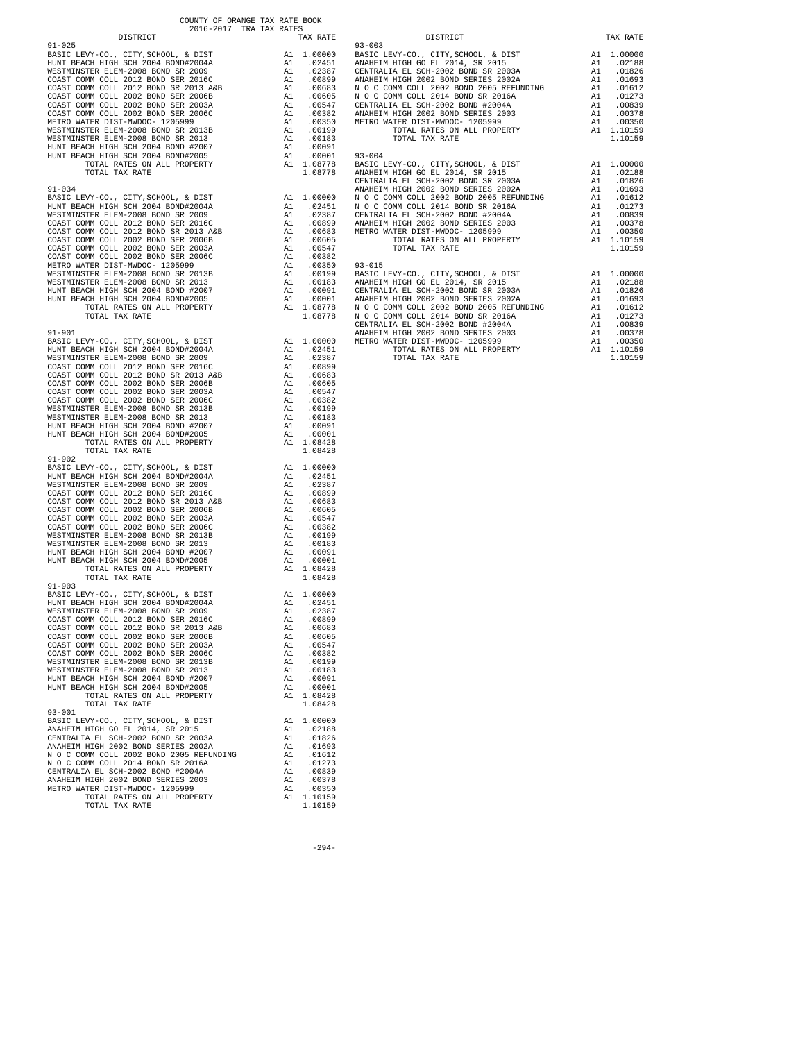COUNTY OF ORANGE TAX RATE BOOK
2016-2017 TRA TAX RATES

| DISTRICT | | TAX RATE |
|---|---|---|
| **91-025** | | |
| BASIC LEVY-CO., CITY,SCHOOL, & DIST | A1 | 1.00000 |
| HUNT BEACH HIGH SCH 2004 BOND#2004A | A1 | .02451 |
| WESTMINSTER ELEM-2008 BOND SR 2009 | A1 | .02387 |
| COAST COMM COLL 2012 BOND SER 2016C | A1 | .00899 |
| COAST COMM COLL 2012 BOND SR 2013 A&B | A1 | .00683 |
| COAST COMM COLL 2002 BOND SER 2006B | A1 | .00605 |
| COAST COMM COLL 2002 BOND SER 2003A | A1 | .00547 |
| COAST COMM COLL 2002 BOND SER 2006C | A1 | .00382 |
| METRO WATER DIST-MWDOC- 1205999 | A1 | .00350 |
| WESTMINSTER ELEM-2008 BOND SR 2013B | A1 | .00199 |
| WESTMINSTER ELEM-2008 BOND SR 2013 | A1 | .00183 |
| HUNT BEACH HIGH SCH 2004 BOND #2007 | A1 | .00091 |
| HUNT BEACH HIGH SCH 2004 BOND#2005 | A1 | .00001 |
| TOTAL RATES ON ALL PROPERTY | A1 | 1.08778 |
| TOTAL TAX RATE | | 1.08778 |
| **91-034** | | |
| BASIC LEVY-CO., CITY,SCHOOL, & DIST | A1 | 1.00000 |
| HUNT BEACH HIGH SCH 2004 BOND#2004A | A1 | .02451 |
| WESTMINSTER ELEM-2008 BOND SR 2009 | A1 | .02387 |
| COAST COMM COLL 2012 BOND SER 2016C | A1 | .00899 |
| COAST COMM COLL 2012 BOND SR 2013 A&B | A1 | .00683 |
| COAST COMM COLL 2002 BOND SER 2006B | A1 | .00605 |
| COAST COMM COLL 2002 BOND SER 2003A | A1 | .00547 |
| COAST COMM COLL 2002 BOND SER 2006C | A1 | .00382 |
| METRO WATER DIST-MWDOC- 1205999 | A1 | .00350 |
| WESTMINSTER ELEM-2008 BOND SR 2013B | A1 | .00199 |
| WESTMINSTER ELEM-2008 BOND SR 2013 | A1 | .00183 |
| HUNT BEACH HIGH SCH 2004 BOND #2007 | A1 | .00091 |
| HUNT BEACH HIGH SCH 2004 BOND#2005 | A1 | .00001 |
| TOTAL RATES ON ALL PROPERTY | A1 | 1.08778 |
| TOTAL TAX RATE | | 1.08778 |
| **91-901** | | |
| BASIC LEVY-CO., CITY,SCHOOL, & DIST | A1 | 1.00000 |
| HUNT BEACH HIGH SCH 2004 BOND#2004A | A1 | .02451 |
| WESTMINSTER ELEM-2008 BOND SR 2009 | A1 | .02387 |
| COAST COMM COLL 2012 BOND SER 2016C | A1 | .00899 |
| COAST COMM COLL 2012 BOND SR 2013 A&B | A1 | .00683 |
| COAST COMM COLL 2002 BOND SER 2006B | A1 | .00605 |
| COAST COMM COLL 2002 BOND SER 2003A | A1 | .00547 |
| COAST COMM COLL 2002 BOND SER 2006C | A1 | .00382 |
| WESTMINSTER ELEM-2008 BOND SR 2013B | A1 | .00199 |
| WESTMINSTER ELEM-2008 BOND SR 2013 | A1 | .00183 |
| HUNT BEACH HIGH SCH 2004 BOND #2007 | A1 | .00091 |
| HUNT BEACH HIGH SCH 2004 BOND#2005 | A1 | .00001 |
| TOTAL RATES ON ALL PROPERTY | A1 | 1.08428 |
| TOTAL TAX RATE | | 1.08428 |
| **91-902** | | |
| BASIC LEVY-CO., CITY,SCHOOL, & DIST | A1 | 1.00000 |
| HUNT BEACH HIGH SCH 2004 BOND#2004A | A1 | .02451 |
| WESTMINSTER ELEM-2008 BOND SR 2009 | A1 | .02387 |
| COAST COMM COLL 2012 BOND SER 2016C | A1 | .00899 |
| COAST COMM COLL 2012 BOND SR 2013 A&B | A1 | .00683 |
| COAST COMM COLL 2002 BOND SER 2006B | A1 | .00605 |
| COAST COMM COLL 2002 BOND SER 2003A | A1 | .00547 |
| COAST COMM COLL 2002 BOND SER 2006C | A1 | .00382 |
| WESTMINSTER ELEM-2008 BOND SR 2013B | A1 | .00199 |
| WESTMINSTER ELEM-2008 BOND SR 2013 | A1 | .00183 |
| HUNT BEACH HIGH SCH 2004 BOND #2007 | A1 | .00091 |
| HUNT BEACH HIGH SCH 2004 BOND#2005 | A1 | .00001 |
| TOTAL RATES ON ALL PROPERTY | A1 | 1.08428 |
| TOTAL TAX RATE | | 1.08428 |
| **91-903** | | |
| BASIC LEVY-CO., CITY,SCHOOL, & DIST | A1 | 1.00000 |
| HUNT BEACH HIGH SCH 2004 BOND#2004A | A1 | .02451 |
| WESTMINSTER ELEM-2008 BOND SR 2009 | A1 | .02387 |
| COAST COMM COLL 2012 BOND SER 2016C | A1 | .00899 |
| COAST COMM COLL 2012 BOND SR 2013 A&B | A1 | .00683 |
| COAST COMM COLL 2002 BOND SER 2006B | A1 | .00605 |
| COAST COMM COLL 2002 BOND SER 2003A | A1 | .00547 |
| COAST COMM COLL 2002 BOND SER 2006C | A1 | .00382 |
| WESTMINSTER ELEM-2008 BOND SR 2013B | A1 | .00199 |
| WESTMINSTER ELEM-2008 BOND SR 2013 | A1 | .00183 |
| HUNT BEACH HIGH SCH 2004 BOND #2007 | A1 | .00091 |
| HUNT BEACH HIGH SCH 2004 BOND#2005 | A1 | .00001 |
| TOTAL RATES ON ALL PROPERTY | A1 | 1.08428 |
| TOTAL TAX RATE | | 1.08428 |
| **93-001** | | |
| BASIC LEVY-CO., CITY,SCHOOL, & DIST | A1 | 1.00000 |
| ANAHEIM HIGH GO EL 2014, SR 2015 | A1 | .02188 |
| CENTRALIA EL SCH-2002 BOND SR 2003A | A1 | .01826 |
| ANAHEIM HIGH 2002 BOND SERIES 2002A | A1 | .01693 |
| N O C COMM COLL 2002 BOND 2005 REFUNDING | A1 | .01612 |
| N O C COMM COLL 2014 BOND SR 2016A | A1 | .01273 |
| CENTRALIA EL SCH-2002 BOND #2004A | A1 | .00839 |
| ANAHEIM HIGH 2002 BOND SERIES 2003 | A1 | .00378 |
| METRO WATER DIST-MWDOC- 1205999 | A1 | .00350 |
| TOTAL RATES ON ALL PROPERTY | A1 | 1.10159 |
| TOTAL TAX RATE | | 1.10159 |
| **93-003** | | |
| BASIC LEVY-CO., CITY,SCHOOL, & DIST | A1 | 1.00000 |
| ANAHEIM HIGH GO EL 2014, SR 2015 | A1 | .02188 |
| CENTRALIA EL SCH-2002 BOND SR 2003A | A1 | .01826 |
| ANAHEIM HIGH 2002 BOND SERIES 2002A | A1 | .01693 |
| N O C COMM COLL 2002 BOND 2005 REFUNDING | A1 | .01612 |
| N O C COMM COLL 2014 BOND SR 2016A | A1 | .01273 |
| CENTRALIA EL SCH-2002 BOND #2004A | A1 | .00839 |
| ANAHEIM HIGH 2002 BOND SERIES 2003 | A1 | .00378 |
| METRO WATER DIST-MWDOC- 1205999 | A1 | .00350 |
| TOTAL RATES ON ALL PROPERTY | A1 | 1.10159 |
| TOTAL TAX RATE | | 1.10159 |
| **93-004** | | |
| BASIC LEVY-CO., CITY,SCHOOL, & DIST | A1 | 1.00000 |
| ANAHEIM HIGH GO EL 2014, SR 2015 | A1 | .02188 |
| CENTRALIA EL SCH-2002 BOND SR 2003A | A1 | .01826 |
| ANAHEIM HIGH 2002 BOND SERIES 2002A | A1 | .01693 |
| N O C COMM COLL 2002 BOND 2005 REFUNDING | A1 | .01612 |
| N O C COMM COLL 2014 BOND SR 2016A | A1 | .01273 |
| CENTRALIA EL SCH-2002 BOND #2004A | A1 | .00839 |
| ANAHEIM HIGH 2002 BOND SERIES 2003 | A1 | .00378 |
| METRO WATER DIST-MWDOC- 1205999 | A1 | .00350 |
| TOTAL RATES ON ALL PROPERTY | A1 | 1.10159 |
| TOTAL TAX RATE | | 1.10159 |
| **93-015** | | |
| BASIC LEVY-CO., CITY,SCHOOL, & DIST | A1 | 1.00000 |
| ANAHEIM HIGH GO EL 2014, SR 2015 | A1 | .02188 |
| CENTRALIA EL SCH-2002 BOND SR 2003A | A1 | .01826 |
| ANAHEIM HIGH 2002 BOND SERIES 2002A | A1 | .01693 |
| N O C COMM COLL 2002 BOND 2005 REFUNDING | A1 | .01612 |
| N O C COMM COLL 2014 BOND SR 2016A | A1 | .01273 |
| CENTRALIA EL SCH-2002 BOND #2004A | A1 | .00839 |
| ANAHEIM HIGH 2002 BOND SERIES 2003 | A1 | .00378 |
| METRO WATER DIST-MWDOC- 1205999 | A1 | .00350 |
| TOTAL RATES ON ALL PROPERTY | A1 | 1.10159 |
| TOTAL TAX RATE | | 1.10159 |